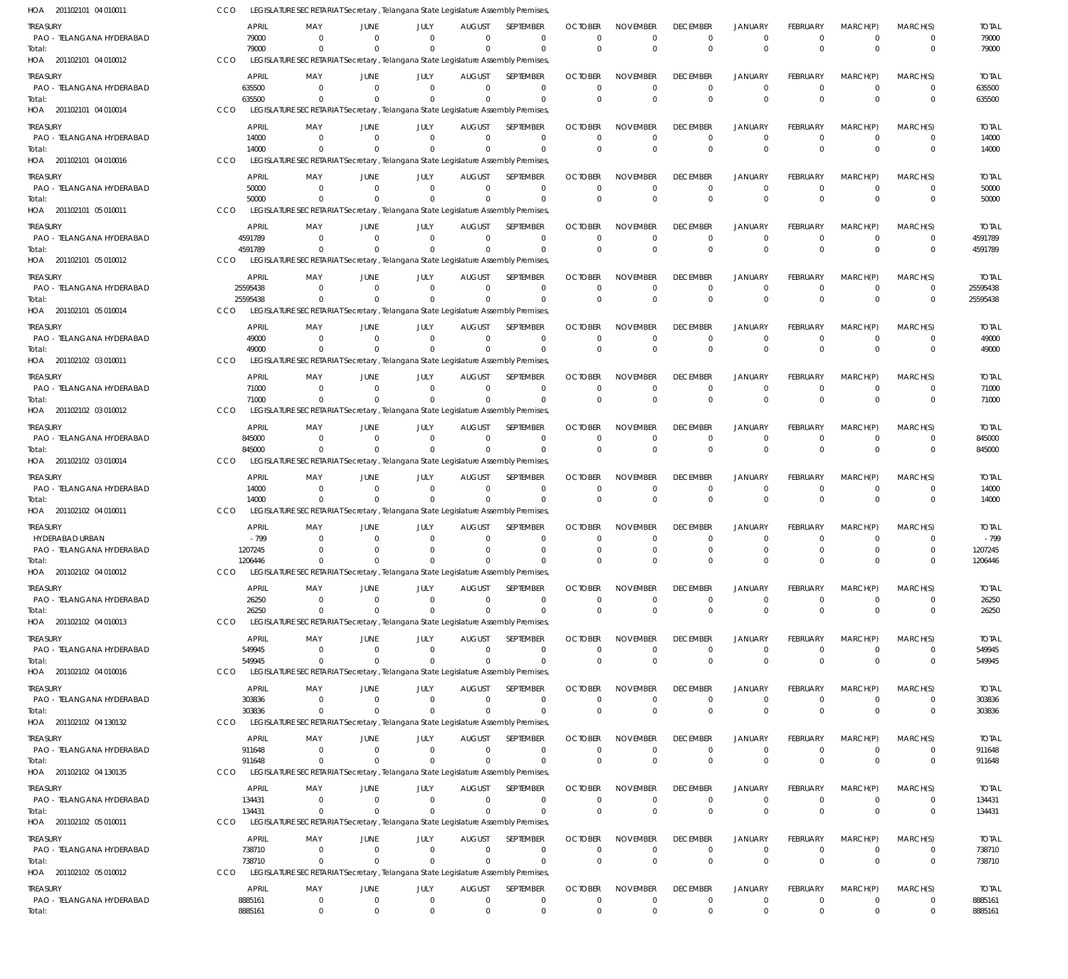HOA 201102101 04 010011 CCO LEGISLATURE SECRETARIAT Secretary , Telangana State Legislature Assembly Premises,

| TREASURY | APRIL | MAY | JUNE | JULY | AUGUST | SEPTEMBER | OCTOBER | NOVEMBER | DECEMBER | JANUARY | FEBRUARY | MARCH(P) | MARCH(S) | TOTAL |
|---|---|---|---|---|---|---|---|---|---|---|---|---|---|---|
| PAO - TELANGANA HYDERABAD | 79000 | 0 | 0 | 0 | 0 | 0 | 0 | 0 | 0 | 0 | 0 | 0 | 0 | 79000 |
| Total: | 79000 | 0 | 0 | 0 | 0 | 0 | 0 | 0 | 0 | 0 | 0 | 0 | 0 | 79000 |

HOA 201102101 04 010012 CCO LEGISLATURE SECRETARIAT Secretary , Telangana State Legislature Assembly Premises,

| TREASURY | APRIL | MAY | JUNE | JULY | AUGUST | SEPTEMBER | OCTOBER | NOVEMBER | DECEMBER | JANUARY | FEBRUARY | MARCH(P) | MARCH(S) | TOTAL |
|---|---|---|---|---|---|---|---|---|---|---|---|---|---|---|
| PAO - TELANGANA HYDERABAD | 635500 | 0 | 0 | 0 | 0 | 0 | 0 | 0 | 0 | 0 | 0 | 0 | 0 | 635500 |
| Total: | 635500 | 0 | 0 | 0 | 0 | 0 | 0 | 0 | 0 | 0 | 0 | 0 | 0 | 635500 |

HOA 201102101 04 010014 CCO LEGISLATURE SECRETARIAT Secretary , Telangana State Legislature Assembly Premises,

| TREASURY | APRIL | MAY | JUNE | JULY | AUGUST | SEPTEMBER | OCTOBER | NOVEMBER | DECEMBER | JANUARY | FEBRUARY | MARCH(P) | MARCH(S) | TOTAL |
|---|---|---|---|---|---|---|---|---|---|---|---|---|---|---|
| PAO - TELANGANA HYDERABAD | 14000 | 0 | 0 | 0 | 0 | 0 | 0 | 0 | 0 | 0 | 0 | 0 | 0 | 14000 |
| Total: | 14000 | 0 | 0 | 0 | 0 | 0 | 0 | 0 | 0 | 0 | 0 | 0 | 0 | 14000 |

HOA 201102101 04 010016 CCO LEGISLATURE SECRETARIAT Secretary , Telangana State Legislature Assembly Premises,

| TREASURY | APRIL | MAY | JUNE | JULY | AUGUST | SEPTEMBER | OCTOBER | NOVEMBER | DECEMBER | JANUARY | FEBRUARY | MARCH(P) | MARCH(S) | TOTAL |
|---|---|---|---|---|---|---|---|---|---|---|---|---|---|---|
| PAO - TELANGANA HYDERABAD | 50000 | 0 | 0 | 0 | 0 | 0 | 0 | 0 | 0 | 0 | 0 | 0 | 0 | 50000 |
| Total: | 50000 | 0 | 0 | 0 | 0 | 0 | 0 | 0 | 0 | 0 | 0 | 0 | 0 | 50000 |

HOA 201102101 05 010011 CCO LEGISLATURE SECRETARIAT Secretary , Telangana State Legislature Assembly Premises,

| TREASURY | APRIL | MAY | JUNE | JULY | AUGUST | SEPTEMBER | OCTOBER | NOVEMBER | DECEMBER | JANUARY | FEBRUARY | MARCH(P) | MARCH(S) | TOTAL |
|---|---|---|---|---|---|---|---|---|---|---|---|---|---|---|
| PAO - TELANGANA HYDERABAD | 4591789 | 0 | 0 | 0 | 0 | 0 | 0 | 0 | 0 | 0 | 0 | 0 | 0 | 4591789 |
| Total: | 4591789 | 0 | 0 | 0 | 0 | 0 | 0 | 0 | 0 | 0 | 0 | 0 | 0 | 4591789 |

HOA 201102101 05 010012 CCO LEGISLATURE SECRETARIAT Secretary , Telangana State Legislature Assembly Premises,

| TREASURY | APRIL | MAY | JUNE | JULY | AUGUST | SEPTEMBER | OCTOBER | NOVEMBER | DECEMBER | JANUARY | FEBRUARY | MARCH(P) | MARCH(S) | TOTAL |
|---|---|---|---|---|---|---|---|---|---|---|---|---|---|---|
| PAO - TELANGANA HYDERABAD | 25595438 | 0 | 0 | 0 | 0 | 0 | 0 | 0 | 0 | 0 | 0 | 0 | 0 | 25595438 |
| Total: | 25595438 | 0 | 0 | 0 | 0 | 0 | 0 | 0 | 0 | 0 | 0 | 0 | 0 | 25595438 |

HOA 201102101 05 010014 CCO LEGISLATURE SECRETARIAT Secretary , Telangana State Legislature Assembly Premises,

| TREASURY | APRIL | MAY | JUNE | JULY | AUGUST | SEPTEMBER | OCTOBER | NOVEMBER | DECEMBER | JANUARY | FEBRUARY | MARCH(P) | MARCH(S) | TOTAL |
|---|---|---|---|---|---|---|---|---|---|---|---|---|---|---|
| PAO - TELANGANA HYDERABAD | 49000 | 0 | 0 | 0 | 0 | 0 | 0 | 0 | 0 | 0 | 0 | 0 | 0 | 49000 |
| Total: | 49000 | 0 | 0 | 0 | 0 | 0 | 0 | 0 | 0 | 0 | 0 | 0 | 0 | 49000 |

HOA 201102102 03 010011 CCO LEGISLATURE SECRETARIAT Secretary , Telangana State Legislature Assembly Premises,

| TREASURY | APRIL | MAY | JUNE | JULY | AUGUST | SEPTEMBER | OCTOBER | NOVEMBER | DECEMBER | JANUARY | FEBRUARY | MARCH(P) | MARCH(S) | TOTAL |
|---|---|---|---|---|---|---|---|---|---|---|---|---|---|---|
| PAO - TELANGANA HYDERABAD | 71000 | 0 | 0 | 0 | 0 | 0 | 0 | 0 | 0 | 0 | 0 | 0 | 0 | 71000 |
| Total: | 71000 | 0 | 0 | 0 | 0 | 0 | 0 | 0 | 0 | 0 | 0 | 0 | 0 | 71000 |

HOA 201102102 03 010012 CCO LEGISLATURE SECRETARIAT Secretary , Telangana State Legislature Assembly Premises,

| TREASURY | APRIL | MAY | JUNE | JULY | AUGUST | SEPTEMBER | OCTOBER | NOVEMBER | DECEMBER | JANUARY | FEBRUARY | MARCH(P) | MARCH(S) | TOTAL |
|---|---|---|---|---|---|---|---|---|---|---|---|---|---|---|
| PAO - TELANGANA HYDERABAD | 845000 | 0 | 0 | 0 | 0 | 0 | 0 | 0 | 0 | 0 | 0 | 0 | 0 | 845000 |
| Total: | 845000 | 0 | 0 | 0 | 0 | 0 | 0 | 0 | 0 | 0 | 0 | 0 | 0 | 845000 |

HOA 201102102 03 010014 CCO LEGISLATURE SECRETARIAT Secretary , Telangana State Legislature Assembly Premises,

| TREASURY | APRIL | MAY | JUNE | JULY | AUGUST | SEPTEMBER | OCTOBER | NOVEMBER | DECEMBER | JANUARY | FEBRUARY | MARCH(P) | MARCH(S) | TOTAL |
|---|---|---|---|---|---|---|---|---|---|---|---|---|---|---|
| PAO - TELANGANA HYDERABAD | 14000 | 0 | 0 | 0 | 0 | 0 | 0 | 0 | 0 | 0 | 0 | 0 | 0 | 14000 |
| Total: | 14000 | 0 | 0 | 0 | 0 | 0 | 0 | 0 | 0 | 0 | 0 | 0 | 0 | 14000 |

HOA 201102102 04 010011 CCO LEGISLATURE SECRETARIAT Secretary , Telangana State Legislature Assembly Premises,

| TREASURY | APRIL | MAY | JUNE | JULY | AUGUST | SEPTEMBER | OCTOBER | NOVEMBER | DECEMBER | JANUARY | FEBRUARY | MARCH(P) | MARCH(S) | TOTAL |
|---|---|---|---|---|---|---|---|---|---|---|---|---|---|---|
| HYDERABAD URBAN | -799 | 0 | 0 | 0 | 0 | 0 | 0 | 0 | 0 | 0 | 0 | 0 | 0 | -799 |
| PAO - TELANGANA HYDERABAD | 1207245 | 0 | 0 | 0 | 0 | 0 | 0 | 0 | 0 | 0 | 0 | 0 | 0 | 1207245 |
| Total: | 1206446 | 0 | 0 | 0 | 0 | 0 | 0 | 0 | 0 | 0 | 0 | 0 | 0 | 1206446 |

HOA 201102102 04 010012 CCO LEGISLATURE SECRETARIAT Secretary , Telangana State Legislature Assembly Premises,

| TREASURY | APRIL | MAY | JUNE | JULY | AUGUST | SEPTEMBER | OCTOBER | NOVEMBER | DECEMBER | JANUARY | FEBRUARY | MARCH(P) | MARCH(S) | TOTAL |
|---|---|---|---|---|---|---|---|---|---|---|---|---|---|---|
| PAO - TELANGANA HYDERABAD | 26250 | 0 | 0 | 0 | 0 | 0 | 0 | 0 | 0 | 0 | 0 | 0 | 0 | 26250 |
| Total: | 26250 | 0 | 0 | 0 | 0 | 0 | 0 | 0 | 0 | 0 | 0 | 0 | 0 | 26250 |

HOA 201102102 04 010013 CCO LEGISLATURE SECRETARIAT Secretary , Telangana State Legislature Assembly Premises,

| TREASURY | APRIL | MAY | JUNE | JULY | AUGUST | SEPTEMBER | OCTOBER | NOVEMBER | DECEMBER | JANUARY | FEBRUARY | MARCH(P) | MARCH(S) | TOTAL |
|---|---|---|---|---|---|---|---|---|---|---|---|---|---|---|
| PAO - TELANGANA HYDERABAD | 549945 | 0 | 0 | 0 | 0 | 0 | 0 | 0 | 0 | 0 | 0 | 0 | 0 | 549945 |
| Total: | 549945 | 0 | 0 | 0 | 0 | 0 | 0 | 0 | 0 | 0 | 0 | 0 | 0 | 549945 |

HOA 201102102 04 010016 CCO LEGISLATURE SECRETARIAT Secretary , Telangana State Legislature Assembly Premises,

| TREASURY | APRIL | MAY | JUNE | JULY | AUGUST | SEPTEMBER | OCTOBER | NOVEMBER | DECEMBER | JANUARY | FEBRUARY | MARCH(P) | MARCH(S) | TOTAL |
|---|---|---|---|---|---|---|---|---|---|---|---|---|---|---|
| PAO - TELANGANA HYDERABAD | 303836 | 0 | 0 | 0 | 0 | 0 | 0 | 0 | 0 | 0 | 0 | 0 | 0 | 303836 |
| Total: | 303836 | 0 | 0 | 0 | 0 | 0 | 0 | 0 | 0 | 0 | 0 | 0 | 0 | 303836 |

HOA 201102102 04 130132 CCO LEGISLATURE SECRETARIAT Secretary , Telangana State Legislature Assembly Premises,

| TREASURY | APRIL | MAY | JUNE | JULY | AUGUST | SEPTEMBER | OCTOBER | NOVEMBER | DECEMBER | JANUARY | FEBRUARY | MARCH(P) | MARCH(S) | TOTAL |
|---|---|---|---|---|---|---|---|---|---|---|---|---|---|---|
| PAO - TELANGANA HYDERABAD | 911648 | 0 | 0 | 0 | 0 | 0 | 0 | 0 | 0 | 0 | 0 | 0 | 0 | 911648 |
| Total: | 911648 | 0 | 0 | 0 | 0 | 0 | 0 | 0 | 0 | 0 | 0 | 0 | 0 | 911648 |

HOA 201102102 04 130135 CCO LEGISLATURE SECRETARIAT Secretary , Telangana State Legislature Assembly Premises,

| TREASURY | APRIL | MAY | JUNE | JULY | AUGUST | SEPTEMBER | OCTOBER | NOVEMBER | DECEMBER | JANUARY | FEBRUARY | MARCH(P) | MARCH(S) | TOTAL |
|---|---|---|---|---|---|---|---|---|---|---|---|---|---|---|
| PAO - TELANGANA HYDERABAD | 134431 | 0 | 0 | 0 | 0 | 0 | 0 | 0 | 0 | 0 | 0 | 0 | 0 | 134431 |
| Total: | 134431 | 0 | 0 | 0 | 0 | 0 | 0 | 0 | 0 | 0 | 0 | 0 | 0 | 134431 |

HOA 201102102 05 010011 CCO LEGISLATURE SECRETARIAT Secretary , Telangana State Legislature Assembly Premises,

| TREASURY | APRIL | MAY | JUNE | JULY | AUGUST | SEPTEMBER | OCTOBER | NOVEMBER | DECEMBER | JANUARY | FEBRUARY | MARCH(P) | MARCH(S) | TOTAL |
|---|---|---|---|---|---|---|---|---|---|---|---|---|---|---|
| PAO - TELANGANA HYDERABAD | 738710 | 0 | 0 | 0 | 0 | 0 | 0 | 0 | 0 | 0 | 0 | 0 | 0 | 738710 |
| Total: | 738710 | 0 | 0 | 0 | 0 | 0 | 0 | 0 | 0 | 0 | 0 | 0 | 0 | 738710 |

HOA 201102102 05 010012 CCO LEGISLATURE SECRETARIAT Secretary , Telangana State Legislature Assembly Premises,

| TREASURY | APRIL | MAY | JUNE | JULY | AUGUST | SEPTEMBER | OCTOBER | NOVEMBER | DECEMBER | JANUARY | FEBRUARY | MARCH(P) | MARCH(S) | TOTAL |
|---|---|---|---|---|---|---|---|---|---|---|---|---|---|---|
| PAO - TELANGANA HYDERABAD | 8885161 | 0 | 0 | 0 | 0 | 0 | 0 | 0 | 0 | 0 | 0 | 0 | 0 | 8885161 |
| Total: | 8885161 | 0 | 0 | 0 | 0 | 0 | 0 | 0 | 0 | 0 | 0 | 0 | 0 | 8885161 |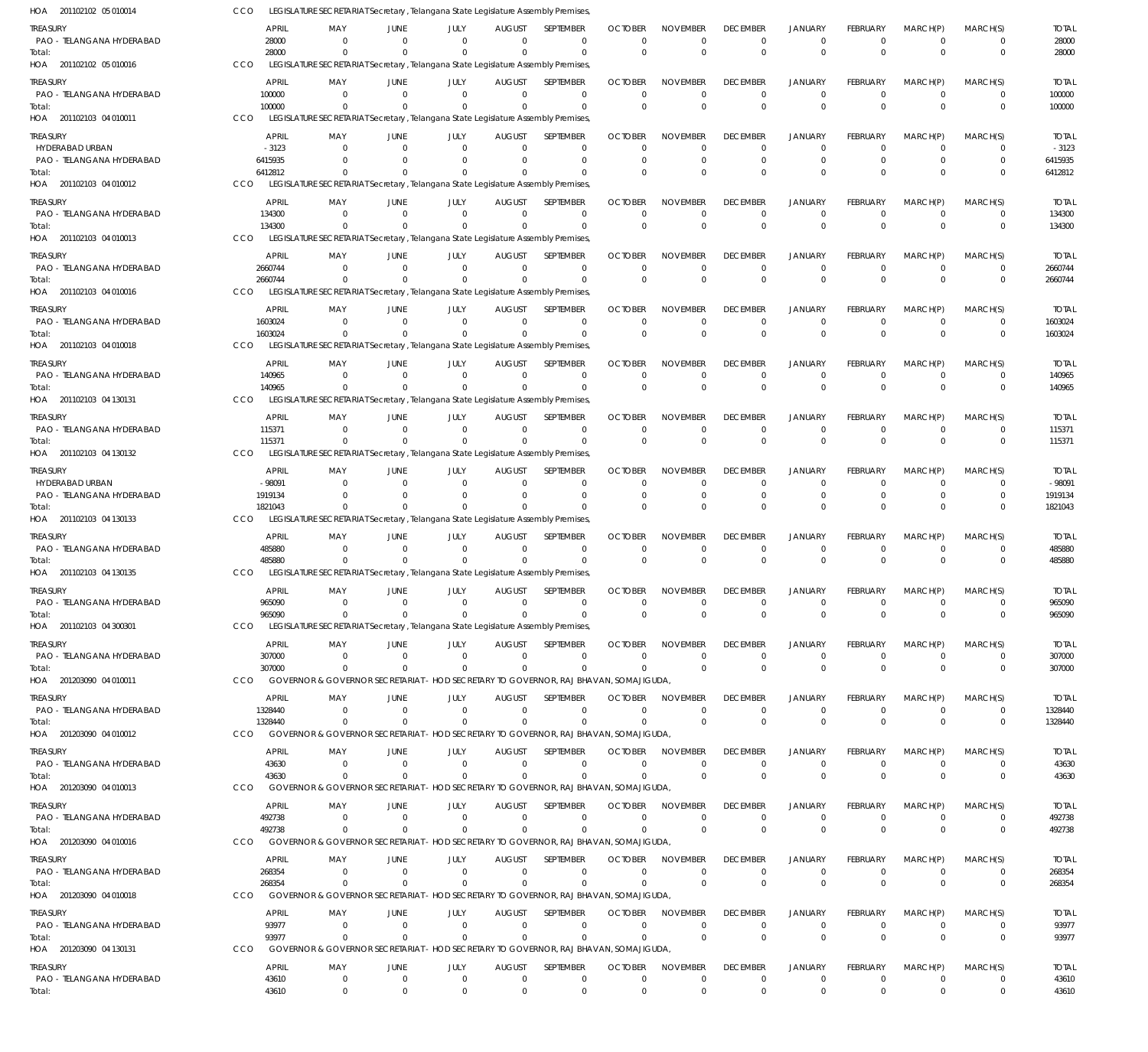HOA 201102102 05 010014 CCO LEGISLATURE SECRETARIAT Secretary, Telangana State Legislature Assembly Premises,

| TREASURY | APRIL | MAY | JUNE | JULY | AUGUST | SEPTEMBER | OCTOBER | NOVEMBER | DECEMBER | JANUARY | FEBRUARY | MARCH(P) | MARCH(S) | TOTAL |
|---|---|---|---|---|---|---|---|---|---|---|---|---|---|---|
| PAO - TELANGANA HYDERABAD | 28000 | 0 | 0 | 0 | 0 | 0 | 0 | 0 | 0 | 0 | 0 | 0 | 0 | 28000 |
| Total: | 28000 | 0 | 0 | 0 | 0 | 0 | 0 | 0 | 0 | 0 | 0 | 0 | 0 | 28000 |

HOA 201102102 05 010016 CCO LEGISLATURE SECRETARIAT Secretary, Telangana State Legislature Assembly Premises,

| TREASURY | APRIL | MAY | JUNE | JULY | AUGUST | SEPTEMBER | OCTOBER | NOVEMBER | DECEMBER | JANUARY | FEBRUARY | MARCH(P) | MARCH(S) | TOTAL |
|---|---|---|---|---|---|---|---|---|---|---|---|---|---|---|
| PAO - TELANGANA HYDERABAD | 100000 | 0 | 0 | 0 | 0 | 0 | 0 | 0 | 0 | 0 | 0 | 0 | 0 | 100000 |
| Total: | 100000 | 0 | 0 | 0 | 0 | 0 | 0 | 0 | 0 | 0 | 0 | 0 | 0 | 100000 |

HOA 201102103 04 010011 CCO LEGISLATURE SECRETARIAT Secretary, Telangana State Legislature Assembly Premises,

| TREASURY | APRIL | MAY | JUNE | JULY | AUGUST | SEPTEMBER | OCTOBER | NOVEMBER | DECEMBER | JANUARY | FEBRUARY | MARCH(P) | MARCH(S) | TOTAL |
|---|---|---|---|---|---|---|---|---|---|---|---|---|---|---|
| HYDERABAD URBAN | -3123 | 0 | 0 | 0 | 0 | 0 | 0 | 0 | 0 | 0 | 0 | 0 | 0 | -3123 |
| PAO - TELANGANA HYDERABAD | 6415935 | 0 | 0 | 0 | 0 | 0 | 0 | 0 | 0 | 0 | 0 | 0 | 0 | 6415935 |
| Total: | 6412812 | 0 | 0 | 0 | 0 | 0 | 0 | 0 | 0 | 0 | 0 | 0 | 0 | 6412812 |

HOA 201102103 04 010012 CCO LEGISLATURE SECRETARIAT Secretary, Telangana State Legislature Assembly Premises,

| TREASURY | APRIL | MAY | JUNE | JULY | AUGUST | SEPTEMBER | OCTOBER | NOVEMBER | DECEMBER | JANUARY | FEBRUARY | MARCH(P) | MARCH(S) | TOTAL |
|---|---|---|---|---|---|---|---|---|---|---|---|---|---|---|
| PAO - TELANGANA HYDERABAD | 134300 | 0 | 0 | 0 | 0 | 0 | 0 | 0 | 0 | 0 | 0 | 0 | 0 | 134300 |
| Total: | 134300 | 0 | 0 | 0 | 0 | 0 | 0 | 0 | 0 | 0 | 0 | 0 | 0 | 134300 |

HOA 201102103 04 010013 CCO LEGISLATURE SECRETARIAT Secretary, Telangana State Legislature Assembly Premises,

| TREASURY | APRIL | MAY | JUNE | JULY | AUGUST | SEPTEMBER | OCTOBER | NOVEMBER | DECEMBER | JANUARY | FEBRUARY | MARCH(P) | MARCH(S) | TOTAL |
|---|---|---|---|---|---|---|---|---|---|---|---|---|---|---|
| PAO - TELANGANA HYDERABAD | 2660744 | 0 | 0 | 0 | 0 | 0 | 0 | 0 | 0 | 0 | 0 | 0 | 0 | 2660744 |
| Total: | 2660744 | 0 | 0 | 0 | 0 | 0 | 0 | 0 | 0 | 0 | 0 | 0 | 0 | 2660744 |

HOA 201102103 04 010016 CCO LEGISLATURE SECRETARIAT Secretary, Telangana State Legislature Assembly Premises,

| TREASURY | APRIL | MAY | JUNE | JULY | AUGUST | SEPTEMBER | OCTOBER | NOVEMBER | DECEMBER | JANUARY | FEBRUARY | MARCH(P) | MARCH(S) | TOTAL |
|---|---|---|---|---|---|---|---|---|---|---|---|---|---|---|
| PAO - TELANGANA HYDERABAD | 1603024 | 0 | 0 | 0 | 0 | 0 | 0 | 0 | 0 | 0 | 0 | 0 | 0 | 1603024 |
| Total: | 1603024 | 0 | 0 | 0 | 0 | 0 | 0 | 0 | 0 | 0 | 0 | 0 | 0 | 1603024 |

HOA 201102103 04 010018 CCO LEGISLATURE SECRETARIAT Secretary, Telangana State Legislature Assembly Premises,

| TREASURY | APRIL | MAY | JUNE | JULY | AUGUST | SEPTEMBER | OCTOBER | NOVEMBER | DECEMBER | JANUARY | FEBRUARY | MARCH(P) | MARCH(S) | TOTAL |
|---|---|---|---|---|---|---|---|---|---|---|---|---|---|---|
| PAO - TELANGANA HYDERABAD | 140965 | 0 | 0 | 0 | 0 | 0 | 0 | 0 | 0 | 0 | 0 | 0 | 0 | 140965 |
| Total: | 140965 | 0 | 0 | 0 | 0 | 0 | 0 | 0 | 0 | 0 | 0 | 0 | 0 | 140965 |

HOA 201102103 04 130131 CCO LEGISLATURE SECRETARIAT Secretary, Telangana State Legislature Assembly Premises,

| TREASURY | APRIL | MAY | JUNE | JULY | AUGUST | SEPTEMBER | OCTOBER | NOVEMBER | DECEMBER | JANUARY | FEBRUARY | MARCH(P) | MARCH(S) | TOTAL |
|---|---|---|---|---|---|---|---|---|---|---|---|---|---|---|
| PAO - TELANGANA HYDERABAD | 115371 | 0 | 0 | 0 | 0 | 0 | 0 | 0 | 0 | 0 | 0 | 0 | 0 | 115371 |
| Total: | 115371 | 0 | 0 | 0 | 0 | 0 | 0 | 0 | 0 | 0 | 0 | 0 | 0 | 115371 |

HOA 201102103 04 130132 CCO LEGISLATURE SECRETARIAT Secretary, Telangana State Legislature Assembly Premises,

| TREASURY | APRIL | MAY | JUNE | JULY | AUGUST | SEPTEMBER | OCTOBER | NOVEMBER | DECEMBER | JANUARY | FEBRUARY | MARCH(P) | MARCH(S) | TOTAL |
|---|---|---|---|---|---|---|---|---|---|---|---|---|---|---|
| HYDERABAD URBAN | -98091 | 0 | 0 | 0 | 0 | 0 | 0 | 0 | 0 | 0 | 0 | 0 | 0 | -98091 |
| PAO - TELANGANA HYDERABAD | 1919134 | 0 | 0 | 0 | 0 | 0 | 0 | 0 | 0 | 0 | 0 | 0 | 0 | 1919134 |
| Total: | 1821043 | 0 | 0 | 0 | 0 | 0 | 0 | 0 | 0 | 0 | 0 | 0 | 0 | 1821043 |

HOA 201102103 04 130133 CCO LEGISLATURE SECRETARIAT Secretary, Telangana State Legislature Assembly Premises,

| TREASURY | APRIL | MAY | JUNE | JULY | AUGUST | SEPTEMBER | OCTOBER | NOVEMBER | DECEMBER | JANUARY | FEBRUARY | MARCH(P) | MARCH(S) | TOTAL |
|---|---|---|---|---|---|---|---|---|---|---|---|---|---|---|
| PAO - TELANGANA HYDERABAD | 485880 | 0 | 0 | 0 | 0 | 0 | 0 | 0 | 0 | 0 | 0 | 0 | 0 | 485880 |
| Total: | 485880 | 0 | 0 | 0 | 0 | 0 | 0 | 0 | 0 | 0 | 0 | 0 | 0 | 485880 |

HOA 201102103 04 130135 CCO LEGISLATURE SECRETARIAT Secretary, Telangana State Legislature Assembly Premises,

| TREASURY | APRIL | MAY | JUNE | JULY | AUGUST | SEPTEMBER | OCTOBER | NOVEMBER | DECEMBER | JANUARY | FEBRUARY | MARCH(P) | MARCH(S) | TOTAL |
|---|---|---|---|---|---|---|---|---|---|---|---|---|---|---|
| PAO - TELANGANA HYDERABAD | 965090 | 0 | 0 | 0 | 0 | 0 | 0 | 0 | 0 | 0 | 0 | 0 | 0 | 965090 |
| Total: | 965090 | 0 | 0 | 0 | 0 | 0 | 0 | 0 | 0 | 0 | 0 | 0 | 0 | 965090 |

HOA 201102103 04 300301 CCO LEGISLATURE SECRETARIAT Secretary, Telangana State Legislature Assembly Premises,

| TREASURY | APRIL | MAY | JUNE | JULY | AUGUST | SEPTEMBER | OCTOBER | NOVEMBER | DECEMBER | JANUARY | FEBRUARY | MARCH(P) | MARCH(S) | TOTAL |
|---|---|---|---|---|---|---|---|---|---|---|---|---|---|---|
| PAO - TELANGANA HYDERABAD | 307000 | 0 | 0 | 0 | 0 | 0 | 0 | 0 | 0 | 0 | 0 | 0 | 0 | 307000 |
| Total: | 307000 | 0 | 0 | 0 | 0 | 0 | 0 | 0 | 0 | 0 | 0 | 0 | 0 | 307000 |

HOA 201203090 04 010011 CCO GOVERNOR & GOVERNOR SECRETARIAT - HOD SECRETARY TO GOVERNOR, RAJ BHAVAN, SOMAJIGUDA,

| TREASURY | APRIL | MAY | JUNE | JULY | AUGUST | SEPTEMBER | OCTOBER | NOVEMBER | DECEMBER | JANUARY | FEBRUARY | MARCH(P) | MARCH(S) | TOTAL |
|---|---|---|---|---|---|---|---|---|---|---|---|---|---|---|
| PAO - TELANGANA HYDERABAD | 1328440 | 0 | 0 | 0 | 0 | 0 | 0 | 0 | 0 | 0 | 0 | 0 | 0 | 1328440 |
| Total: | 1328440 | 0 | 0 | 0 | 0 | 0 | 0 | 0 | 0 | 0 | 0 | 0 | 0 | 1328440 |

HOA 201203090 04 010012 CCO GOVERNOR & GOVERNOR SECRETARIAT - HOD SECRETARY TO GOVERNOR, RAJ BHAVAN, SOMAJIGUDA,

| TREASURY | APRIL | MAY | JUNE | JULY | AUGUST | SEPTEMBER | OCTOBER | NOVEMBER | DECEMBER | JANUARY | FEBRUARY | MARCH(P) | MARCH(S) | TOTAL |
|---|---|---|---|---|---|---|---|---|---|---|---|---|---|---|
| PAO - TELANGANA HYDERABAD | 43630 | 0 | 0 | 0 | 0 | 0 | 0 | 0 | 0 | 0 | 0 | 0 | 0 | 43630 |
| Total: | 43630 | 0 | 0 | 0 | 0 | 0 | 0 | 0 | 0 | 0 | 0 | 0 | 0 | 43630 |

HOA 201203090 04 010013 CCO GOVERNOR & GOVERNOR SECRETARIAT - HOD SECRETARY TO GOVERNOR, RAJ BHAVAN, SOMAJIGUDA,

| TREASURY | APRIL | MAY | JUNE | JULY | AUGUST | SEPTEMBER | OCTOBER | NOVEMBER | DECEMBER | JANUARY | FEBRUARY | MARCH(P) | MARCH(S) | TOTAL |
|---|---|---|---|---|---|---|---|---|---|---|---|---|---|---|
| PAO - TELANGANA HYDERABAD | 492738 | 0 | 0 | 0 | 0 | 0 | 0 | 0 | 0 | 0 | 0 | 0 | 0 | 492738 |
| Total: | 492738 | 0 | 0 | 0 | 0 | 0 | 0 | 0 | 0 | 0 | 0 | 0 | 0 | 492738 |

HOA 201203090 04 010016 CCO GOVERNOR & GOVERNOR SECRETARIAT - HOD SECRETARY TO GOVERNOR, RAJ BHAVAN, SOMAJIGUDA,

| TREASURY | APRIL | MAY | JUNE | JULY | AUGUST | SEPTEMBER | OCTOBER | NOVEMBER | DECEMBER | JANUARY | FEBRUARY | MARCH(P) | MARCH(S) | TOTAL |
|---|---|---|---|---|---|---|---|---|---|---|---|---|---|---|
| PAO - TELANGANA HYDERABAD | 268354 | 0 | 0 | 0 | 0 | 0 | 0 | 0 | 0 | 0 | 0 | 0 | 0 | 268354 |
| Total: | 268354 | 0 | 0 | 0 | 0 | 0 | 0 | 0 | 0 | 0 | 0 | 0 | 0 | 268354 |

HOA 201203090 04 010018 CCO GOVERNOR & GOVERNOR SECRETARIAT - HOD SECRETARY TO GOVERNOR, RAJ BHAVAN, SOMAJIGUDA,

| TREASURY | APRIL | MAY | JUNE | JULY | AUGUST | SEPTEMBER | OCTOBER | NOVEMBER | DECEMBER | JANUARY | FEBRUARY | MARCH(P) | MARCH(S) | TOTAL |
|---|---|---|---|---|---|---|---|---|---|---|---|---|---|---|
| PAO - TELANGANA HYDERABAD | 93977 | 0 | 0 | 0 | 0 | 0 | 0 | 0 | 0 | 0 | 0 | 0 | 0 | 93977 |
| Total: | 93977 | 0 | 0 | 0 | 0 | 0 | 0 | 0 | 0 | 0 | 0 | 0 | 0 | 93977 |

HOA 201203090 04 130131 CCO GOVERNOR & GOVERNOR SECRETARIAT - HOD SECRETARY TO GOVERNOR, RAJ BHAVAN, SOMAJIGUDA,

| TREASURY | APRIL | MAY | JUNE | JULY | AUGUST | SEPTEMBER | OCTOBER | NOVEMBER | DECEMBER | JANUARY | FEBRUARY | MARCH(P) | MARCH(S) | TOTAL |
|---|---|---|---|---|---|---|---|---|---|---|---|---|---|---|
| PAO - TELANGANA HYDERABAD | 43610 | 0 | 0 | 0 | 0 | 0 | 0 | 0 | 0 | 0 | 0 | 0 | 0 | 43610 |
| Total: | 43610 | 0 | 0 | 0 | 0 | 0 | 0 | 0 | 0 | 0 | 0 | 0 | 0 | 43610 |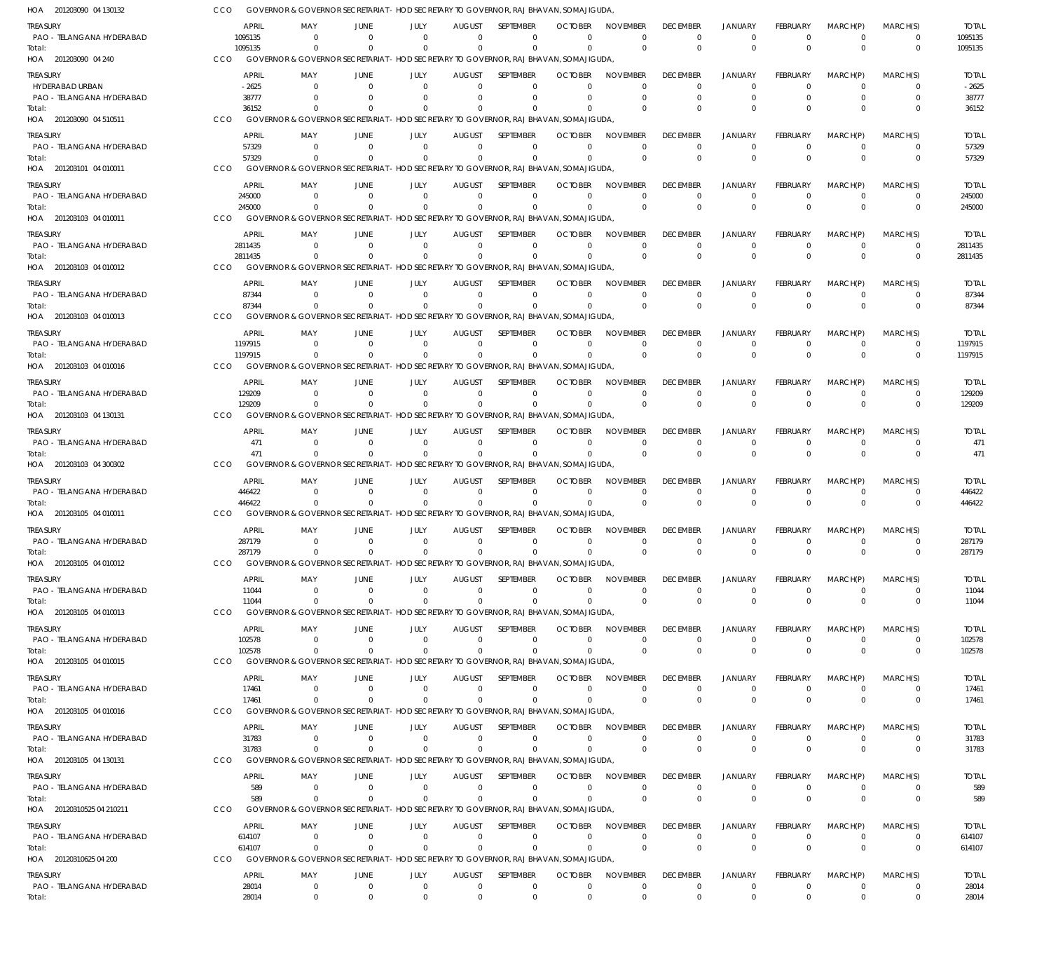HOA 201203090 04 130132 CCO GOVERNOR & GOVERNOR SECRETARIAT- HOD SECRETARY TO GOVERNOR, RAJ BHAVAN, SOMAJIGUDA,

| TREASURY | APRIL | MAY | JUNE | JULY | AUGUST | SEPTEMBER | OCTOBER | NOVEMBER | DECEMBER | JANUARY | FEBRUARY | MARCH(P) | MARCH(S) | TOTAL |
|---|---|---|---|---|---|---|---|---|---|---|---|---|---|---|
| PAO - TELANGANA HYDERABAD | 1095135 | 0 | 0 | 0 | 0 | 0 | 0 | 0 | 0 | 0 | 0 | 0 | 0 | 1095135 |
| Total: | 1095135 | 0 | 0 | 0 | 0 | 0 | 0 | 0 | 0 | 0 | 0 | 0 | 0 | 1095135 |

HOA 201203090 04 240 CCO GOVERNOR & GOVERNOR SECRETARIAT- HOD SECRETARY TO GOVERNOR, RAJ BHAVAN, SOMAJIGUDA,

| TREASURY | APRIL | MAY | JUNE | JULY | AUGUST | SEPTEMBER | OCTOBER | NOVEMBER | DECEMBER | JANUARY | FEBRUARY | MARCH(P) | MARCH(S) | TOTAL |
|---|---|---|---|---|---|---|---|---|---|---|---|---|---|---|
| HYDERABAD URBAN | -2625 | 0 | 0 | 0 | 0 | 0 | 0 | 0 | 0 | 0 | 0 | 0 | 0 | -2625 |
| PAO - TELANGANA HYDERABAD | 38777 | 0 | 0 | 0 | 0 | 0 | 0 | 0 | 0 | 0 | 0 | 0 | 0 | 38777 |
| Total: | 36152 | 0 | 0 | 0 | 0 | 0 | 0 | 0 | 0 | 0 | 0 | 0 | 0 | 36152 |

HOA 201203090 04 510511 CCO GOVERNOR & GOVERNOR SECRETARIAT- HOD SECRETARY TO GOVERNOR, RAJ BHAVAN, SOMAJIGUDA,

| TREASURY | APRIL | MAY | JUNE | JULY | AUGUST | SEPTEMBER | OCTOBER | NOVEMBER | DECEMBER | JANUARY | FEBRUARY | MARCH(P) | MARCH(S) | TOTAL |
|---|---|---|---|---|---|---|---|---|---|---|---|---|---|---|
| PAO - TELANGANA HYDERABAD | 57329 | 0 | 0 | 0 | 0 | 0 | 0 | 0 | 0 | 0 | 0 | 0 | 0 | 57329 |
| Total: | 57329 | 0 | 0 | 0 | 0 | 0 | 0 | 0 | 0 | 0 | 0 | 0 | 0 | 57329 |

HOA 201203101 04 010011 CCO GOVERNOR & GOVERNOR SECRETARIAT- HOD SECRETARY TO GOVERNOR, RAJ BHAVAN, SOMAJIGUDA,

| TREASURY | APRIL | MAY | JUNE | JULY | AUGUST | SEPTEMBER | OCTOBER | NOVEMBER | DECEMBER | JANUARY | FEBRUARY | MARCH(P) | MARCH(S) | TOTAL |
|---|---|---|---|---|---|---|---|---|---|---|---|---|---|---|
| PAO - TELANGANA HYDERABAD | 245000 | 0 | 0 | 0 | 0 | 0 | 0 | 0 | 0 | 0 | 0 | 0 | 0 | 245000 |
| Total: | 245000 | 0 | 0 | 0 | 0 | 0 | 0 | 0 | 0 | 0 | 0 | 0 | 0 | 245000 |

HOA 201203103 04 010011 CCO GOVERNOR & GOVERNOR SECRETARIAT- HOD SECRETARY TO GOVERNOR, RAJ BHAVAN, SOMAJIGUDA,

| TREASURY | APRIL | MAY | JUNE | JULY | AUGUST | SEPTEMBER | OCTOBER | NOVEMBER | DECEMBER | JANUARY | FEBRUARY | MARCH(P) | MARCH(S) | TOTAL |
|---|---|---|---|---|---|---|---|---|---|---|---|---|---|---|
| PAO - TELANGANA HYDERABAD | 2811435 | 0 | 0 | 0 | 0 | 0 | 0 | 0 | 0 | 0 | 0 | 0 | 0 | 2811435 |
| Total: | 2811435 | 0 | 0 | 0 | 0 | 0 | 0 | 0 | 0 | 0 | 0 | 0 | 0 | 2811435 |

HOA 201203103 04 010012 CCO GOVERNOR & GOVERNOR SECRETARIAT- HOD SECRETARY TO GOVERNOR, RAJ BHAVAN, SOMAJIGUDA,

| TREASURY | APRIL | MAY | JUNE | JULY | AUGUST | SEPTEMBER | OCTOBER | NOVEMBER | DECEMBER | JANUARY | FEBRUARY | MARCH(P) | MARCH(S) | TOTAL |
|---|---|---|---|---|---|---|---|---|---|---|---|---|---|---|
| PAO - TELANGANA HYDERABAD | 87344 | 0 | 0 | 0 | 0 | 0 | 0 | 0 | 0 | 0 | 0 | 0 | 0 | 87344 |
| Total: | 87344 | 0 | 0 | 0 | 0 | 0 | 0 | 0 | 0 | 0 | 0 | 0 | 0 | 87344 |

HOA 201203103 04 010013 CCO GOVERNOR & GOVERNOR SECRETARIAT- HOD SECRETARY TO GOVERNOR, RAJ BHAVAN, SOMAJIGUDA,

| TREASURY | APRIL | MAY | JUNE | JULY | AUGUST | SEPTEMBER | OCTOBER | NOVEMBER | DECEMBER | JANUARY | FEBRUARY | MARCH(P) | MARCH(S) | TOTAL |
|---|---|---|---|---|---|---|---|---|---|---|---|---|---|---|
| PAO - TELANGANA HYDERABAD | 1197915 | 0 | 0 | 0 | 0 | 0 | 0 | 0 | 0 | 0 | 0 | 0 | 0 | 1197915 |
| Total: | 1197915 | 0 | 0 | 0 | 0 | 0 | 0 | 0 | 0 | 0 | 0 | 0 | 0 | 1197915 |

HOA 201203103 04 010016 CCO GOVERNOR & GOVERNOR SECRETARIAT- HOD SECRETARY TO GOVERNOR, RAJ BHAVAN, SOMAJIGUDA,

| TREASURY | APRIL | MAY | JUNE | JULY | AUGUST | SEPTEMBER | OCTOBER | NOVEMBER | DECEMBER | JANUARY | FEBRUARY | MARCH(P) | MARCH(S) | TOTAL |
|---|---|---|---|---|---|---|---|---|---|---|---|---|---|---|
| PAO - TELANGANA HYDERABAD | 129209 | 0 | 0 | 0 | 0 | 0 | 0 | 0 | 0 | 0 | 0 | 0 | 0 | 129209 |
| Total: | 129209 | 0 | 0 | 0 | 0 | 0 | 0 | 0 | 0 | 0 | 0 | 0 | 0 | 129209 |

HOA 201203103 04 130131 CCO GOVERNOR & GOVERNOR SECRETARIAT- HOD SECRETARY TO GOVERNOR, RAJ BHAVAN, SOMAJIGUDA,

| TREASURY | APRIL | MAY | JUNE | JULY | AUGUST | SEPTEMBER | OCTOBER | NOVEMBER | DECEMBER | JANUARY | FEBRUARY | MARCH(P) | MARCH(S) | TOTAL |
|---|---|---|---|---|---|---|---|---|---|---|---|---|---|---|
| PAO - TELANGANA HYDERABAD | 471 | 0 | 0 | 0 | 0 | 0 | 0 | 0 | 0 | 0 | 0 | 0 | 0 | 471 |
| Total: | 471 | 0 | 0 | 0 | 0 | 0 | 0 | 0 | 0 | 0 | 0 | 0 | 0 | 471 |

HOA 201203103 04 300302 CCO GOVERNOR & GOVERNOR SECRETARIAT- HOD SECRETARY TO GOVERNOR, RAJ BHAVAN, SOMAJIGUDA,

| TREASURY | APRIL | MAY | JUNE | JULY | AUGUST | SEPTEMBER | OCTOBER | NOVEMBER | DECEMBER | JANUARY | FEBRUARY | MARCH(P) | MARCH(S) | TOTAL |
|---|---|---|---|---|---|---|---|---|---|---|---|---|---|---|
| PAO - TELANGANA HYDERABAD | 446422 | 0 | 0 | 0 | 0 | 0 | 0 | 0 | 0 | 0 | 0 | 0 | 0 | 446422 |
| Total: | 446422 | 0 | 0 | 0 | 0 | 0 | 0 | 0 | 0 | 0 | 0 | 0 | 0 | 446422 |

HOA 201203105 04 010011 CCO GOVERNOR & GOVERNOR SECRETARIAT- HOD SECRETARY TO GOVERNOR, RAJ BHAVAN, SOMAJIGUDA,

| TREASURY | APRIL | MAY | JUNE | JULY | AUGUST | SEPTEMBER | OCTOBER | NOVEMBER | DECEMBER | JANUARY | FEBRUARY | MARCH(P) | MARCH(S) | TOTAL |
|---|---|---|---|---|---|---|---|---|---|---|---|---|---|---|
| PAO - TELANGANA HYDERABAD | 287179 | 0 | 0 | 0 | 0 | 0 | 0 | 0 | 0 | 0 | 0 | 0 | 0 | 287179 |
| Total: | 287179 | 0 | 0 | 0 | 0 | 0 | 0 | 0 | 0 | 0 | 0 | 0 | 0 | 287179 |

HOA 201203105 04 010012 CCO GOVERNOR & GOVERNOR SECRETARIAT- HOD SECRETARY TO GOVERNOR, RAJ BHAVAN, SOMAJIGUDA,

| TREASURY | APRIL | MAY | JUNE | JULY | AUGUST | SEPTEMBER | OCTOBER | NOVEMBER | DECEMBER | JANUARY | FEBRUARY | MARCH(P) | MARCH(S) | TOTAL |
|---|---|---|---|---|---|---|---|---|---|---|---|---|---|---|
| PAO - TELANGANA HYDERABAD | 11044 | 0 | 0 | 0 | 0 | 0 | 0 | 0 | 0 | 0 | 0 | 0 | 0 | 11044 |
| Total: | 11044 | 0 | 0 | 0 | 0 | 0 | 0 | 0 | 0 | 0 | 0 | 0 | 0 | 11044 |

HOA 201203105 04 010013 CCO GOVERNOR & GOVERNOR SECRETARIAT- HOD SECRETARY TO GOVERNOR, RAJ BHAVAN, SOMAJIGUDA,

| TREASURY | APRIL | MAY | JUNE | JULY | AUGUST | SEPTEMBER | OCTOBER | NOVEMBER | DECEMBER | JANUARY | FEBRUARY | MARCH(P) | MARCH(S) | TOTAL |
|---|---|---|---|---|---|---|---|---|---|---|---|---|---|---|
| PAO - TELANGANA HYDERABAD | 102578 | 0 | 0 | 0 | 0 | 0 | 0 | 0 | 0 | 0 | 0 | 0 | 0 | 102578 |
| Total: | 102578 | 0 | 0 | 0 | 0 | 0 | 0 | 0 | 0 | 0 | 0 | 0 | 0 | 102578 |

HOA 201203105 04 010015 CCO GOVERNOR & GOVERNOR SECRETARIAT- HOD SECRETARY TO GOVERNOR, RAJ BHAVAN, SOMAJIGUDA,

| TREASURY | APRIL | MAY | JUNE | JULY | AUGUST | SEPTEMBER | OCTOBER | NOVEMBER | DECEMBER | JANUARY | FEBRUARY | MARCH(P) | MARCH(S) | TOTAL |
|---|---|---|---|---|---|---|---|---|---|---|---|---|---|---|
| PAO - TELANGANA HYDERABAD | 17461 | 0 | 0 | 0 | 0 | 0 | 0 | 0 | 0 | 0 | 0 | 0 | 0 | 17461 |
| Total: | 17461 | 0 | 0 | 0 | 0 | 0 | 0 | 0 | 0 | 0 | 0 | 0 | 0 | 17461 |

HOA 201203105 04 010016 CCO GOVERNOR & GOVERNOR SECRETARIAT- HOD SECRETARY TO GOVERNOR, RAJ BHAVAN, SOMAJIGUDA,

| TREASURY | APRIL | MAY | JUNE | JULY | AUGUST | SEPTEMBER | OCTOBER | NOVEMBER | DECEMBER | JANUARY | FEBRUARY | MARCH(P) | MARCH(S) | TOTAL |
|---|---|---|---|---|---|---|---|---|---|---|---|---|---|---|
| PAO - TELANGANA HYDERABAD | 31783 | 0 | 0 | 0 | 0 | 0 | 0 | 0 | 0 | 0 | 0 | 0 | 0 | 31783 |
| Total: | 31783 | 0 | 0 | 0 | 0 | 0 | 0 | 0 | 0 | 0 | 0 | 0 | 0 | 31783 |

HOA 201203105 04 130131 CCO GOVERNOR & GOVERNOR SECRETARIAT- HOD SECRETARY TO GOVERNOR, RAJ BHAVAN, SOMAJIGUDA,

| TREASURY | APRIL | MAY | JUNE | JULY | AUGUST | SEPTEMBER | OCTOBER | NOVEMBER | DECEMBER | JANUARY | FEBRUARY | MARCH(P) | MARCH(S) | TOTAL |
|---|---|---|---|---|---|---|---|---|---|---|---|---|---|---|
| PAO - TELANGANA HYDERABAD | 589 | 0 | 0 | 0 | 0 | 0 | 0 | 0 | 0 | 0 | 0 | 0 | 0 | 589 |
| Total: | 589 | 0 | 0 | 0 | 0 | 0 | 0 | 0 | 0 | 0 | 0 | 0 | 0 | 589 |

HOA 20120310525 04 210211 CCO GOVERNOR & GOVERNOR SECRETARIAT- HOD SECRETARY TO GOVERNOR, RAJ BHAVAN, SOMAJIGUDA,

| TREASURY | APRIL | MAY | JUNE | JULY | AUGUST | SEPTEMBER | OCTOBER | NOVEMBER | DECEMBER | JANUARY | FEBRUARY | MARCH(P) | MARCH(S) | TOTAL |
|---|---|---|---|---|---|---|---|---|---|---|---|---|---|---|
| PAO - TELANGANA HYDERABAD | 614107 | 0 | 0 | 0 | 0 | 0 | 0 | 0 | 0 | 0 | 0 | 0 | 0 | 614107 |
| Total: | 614107 | 0 | 0 | 0 | 0 | 0 | 0 | 0 | 0 | 0 | 0 | 0 | 0 | 614107 |

HOA 20120310625 04 200 CCO GOVERNOR & GOVERNOR SECRETARIAT- HOD SECRETARY TO GOVERNOR, RAJ BHAVAN, SOMAJIGUDA,

| TREASURY | APRIL | MAY | JUNE | JULY | AUGUST | SEPTEMBER | OCTOBER | NOVEMBER | DECEMBER | JANUARY | FEBRUARY | MARCH(P) | MARCH(S) | TOTAL |
|---|---|---|---|---|---|---|---|---|---|---|---|---|---|---|
| PAO - TELANGANA HYDERABAD | 28014 | 0 | 0 | 0 | 0 | 0 | 0 | 0 | 0 | 0 | 0 | 0 | 0 | 28014 |
| Total: | 28014 | 0 | 0 | 0 | 0 | 0 | 0 | 0 | 0 | 0 | 0 | 0 | 0 | 28014 |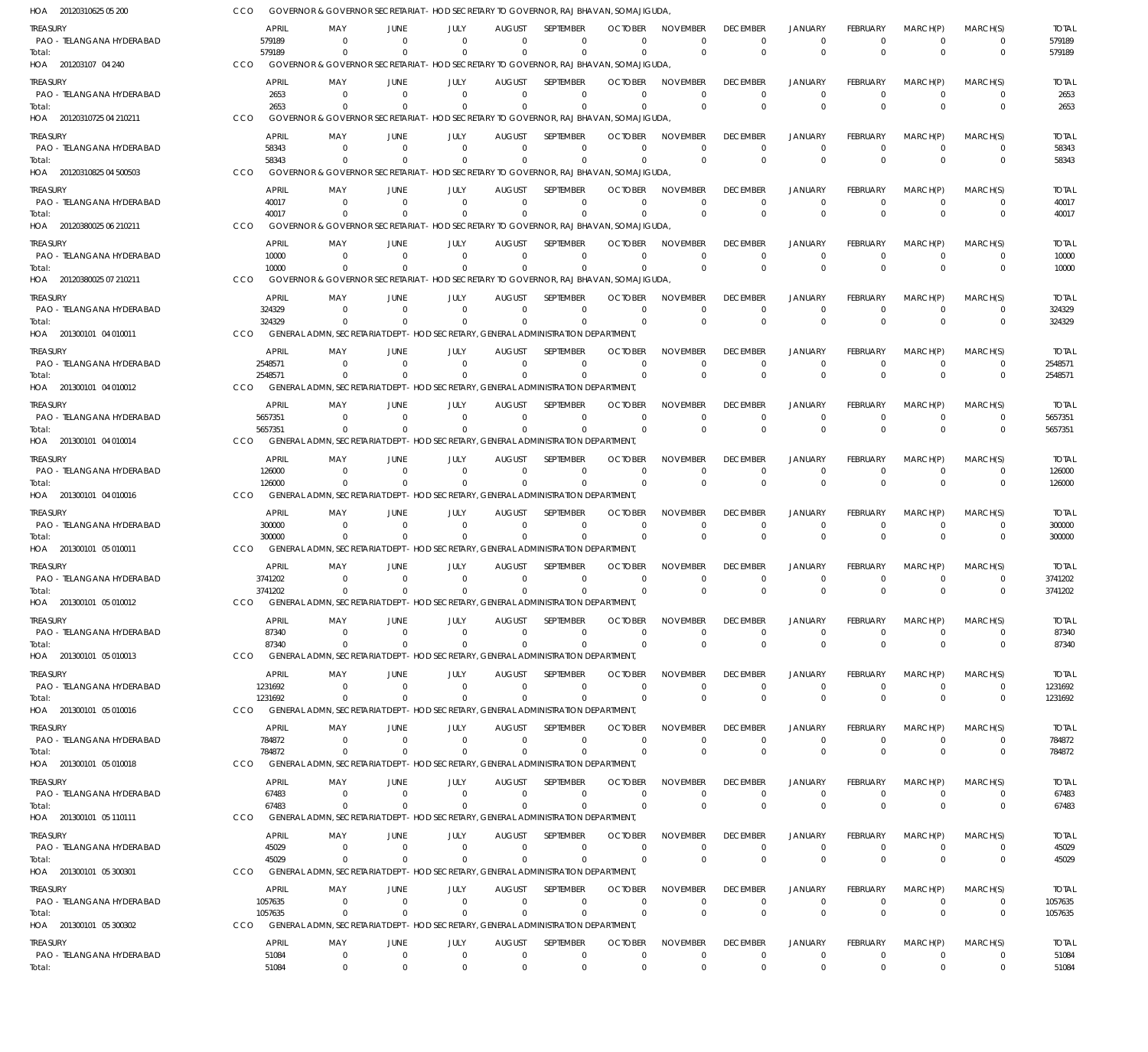HOA 20120310625 05 200 CCO GOVERNOR & GOVERNOR SECRETARIAT- HOD SECRETARY TO GOVERNOR, RAJ BHAVAN, SOMAJIGUDA,

| TREASURY | APRIL | MAY | JUNE | JULY | AUGUST | SEPTEMBER | OCTOBER | NOVEMBER | DECEMBER | JANUARY | FEBRUARY | MARCH(P) | MARCH(S) | TOTAL |
|---|---|---|---|---|---|---|---|---|---|---|---|---|---|---|
| PAO - TELANGANA HYDERABAD | 579189 | 0 | 0 | 0 | 0 | 0 | 0 | 0 | 0 | 0 | 0 | 0 | 0 | 579189 |
| Total: | 579189 | 0 | 0 | 0 | 0 | 0 | 0 | 0 | 0 | 0 | 0 | 0 | 0 | 579189 |

HOA 201203107 04 240 CCO GOVERNOR & GOVERNOR SECRETARIAT- HOD SECRETARY TO GOVERNOR, RAJ BHAVAN, SOMAJIGUDA,

| TREASURY | APRIL | MAY | JUNE | JULY | AUGUST | SEPTEMBER | OCTOBER | NOVEMBER | DECEMBER | JANUARY | FEBRUARY | MARCH(P) | MARCH(S) | TOTAL |
|---|---|---|---|---|---|---|---|---|---|---|---|---|---|---|
| PAO - TELANGANA HYDERABAD | 2653 | 0 | 0 | 0 | 0 | 0 | 0 | 0 | 0 | 0 | 0 | 0 | 0 | 2653 |
| Total: | 2653 | 0 | 0 | 0 | 0 | 0 | 0 | 0 | 0 | 0 | 0 | 0 | 0 | 2653 |

HOA 20120310725 04 210211 CCO GOVERNOR & GOVERNOR SECRETARIAT- HOD SECRETARY TO GOVERNOR, RAJ BHAVAN, SOMAJIGUDA,

| TREASURY | APRIL | MAY | JUNE | JULY | AUGUST | SEPTEMBER | OCTOBER | NOVEMBER | DECEMBER | JANUARY | FEBRUARY | MARCH(P) | MARCH(S) | TOTAL |
|---|---|---|---|---|---|---|---|---|---|---|---|---|---|---|
| PAO - TELANGANA HYDERABAD | 58343 | 0 | 0 | 0 | 0 | 0 | 0 | 0 | 0 | 0 | 0 | 0 | 0 | 58343 |
| Total: | 58343 | 0 | 0 | 0 | 0 | 0 | 0 | 0 | 0 | 0 | 0 | 0 | 0 | 58343 |

HOA 20120310825 04 500503 CCO GOVERNOR & GOVERNOR SECRETARIAT- HOD SECRETARY TO GOVERNOR, RAJ BHAVAN, SOMAJIGUDA,

| TREASURY | APRIL | MAY | JUNE | JULY | AUGUST | SEPTEMBER | OCTOBER | NOVEMBER | DECEMBER | JANUARY | FEBRUARY | MARCH(P) | MARCH(S) | TOTAL |
|---|---|---|---|---|---|---|---|---|---|---|---|---|---|---|
| PAO - TELANGANA HYDERABAD | 40017 | 0 | 0 | 0 | 0 | 0 | 0 | 0 | 0 | 0 | 0 | 0 | 0 | 40017 |
| Total: | 40017 | 0 | 0 | 0 | 0 | 0 | 0 | 0 | 0 | 0 | 0 | 0 | 0 | 40017 |

HOA 20120380025 06 210211 CCO GOVERNOR & GOVERNOR SECRETARIAT- HOD SECRETARY TO GOVERNOR, RAJ BHAVAN, SOMAJIGUDA,

| TREASURY | APRIL | MAY | JUNE | JULY | AUGUST | SEPTEMBER | OCTOBER | NOVEMBER | DECEMBER | JANUARY | FEBRUARY | MARCH(P) | MARCH(S) | TOTAL |
|---|---|---|---|---|---|---|---|---|---|---|---|---|---|---|
| PAO - TELANGANA HYDERABAD | 10000 | 0 | 0 | 0 | 0 | 0 | 0 | 0 | 0 | 0 | 0 | 0 | 0 | 10000 |
| Total: | 10000 | 0 | 0 | 0 | 0 | 0 | 0 | 0 | 0 | 0 | 0 | 0 | 0 | 10000 |

HOA 20120380025 07 210211 CCO GOVERNOR & GOVERNOR SECRETARIAT- HOD SECRETARY TO GOVERNOR, RAJ BHAVAN, SOMAJIGUDA,

| TREASURY | APRIL | MAY | JUNE | JULY | AUGUST | SEPTEMBER | OCTOBER | NOVEMBER | DECEMBER | JANUARY | FEBRUARY | MARCH(P) | MARCH(S) | TOTAL |
|---|---|---|---|---|---|---|---|---|---|---|---|---|---|---|
| PAO - TELANGANA HYDERABAD | 324329 | 0 | 0 | 0 | 0 | 0 | 0 | 0 | 0 | 0 | 0 | 0 | 0 | 324329 |
| Total: | 324329 | 0 | 0 | 0 | 0 | 0 | 0 | 0 | 0 | 0 | 0 | 0 | 0 | 324329 |

HOA 201300101 04 010011 CCO GENERAL ADMN, SECRETARIAT DEPT- HOD SECRETARY, GENERAL ADMINISTRATION DEPARTMENT,

| TREASURY | APRIL | MAY | JUNE | JULY | AUGUST | SEPTEMBER | OCTOBER | NOVEMBER | DECEMBER | JANUARY | FEBRUARY | MARCH(P) | MARCH(S) | TOTAL |
|---|---|---|---|---|---|---|---|---|---|---|---|---|---|---|
| PAO - TELANGANA HYDERABAD | 2548571 | 0 | 0 | 0 | 0 | 0 | 0 | 0 | 0 | 0 | 0 | 0 | 0 | 2548571 |
| Total: | 2548571 | 0 | 0 | 0 | 0 | 0 | 0 | 0 | 0 | 0 | 0 | 0 | 0 | 2548571 |

HOA 201300101 04 010012 CCO GENERAL ADMN, SECRETARIAT DEPT- HOD SECRETARY, GENERAL ADMINISTRATION DEPARTMENT,

| TREASURY | APRIL | MAY | JUNE | JULY | AUGUST | SEPTEMBER | OCTOBER | NOVEMBER | DECEMBER | JANUARY | FEBRUARY | MARCH(P) | MARCH(S) | TOTAL |
|---|---|---|---|---|---|---|---|---|---|---|---|---|---|---|
| PAO - TELANGANA HYDERABAD | 5657351 | 0 | 0 | 0 | 0 | 0 | 0 | 0 | 0 | 0 | 0 | 0 | 0 | 5657351 |
| Total: | 5657351 | 0 | 0 | 0 | 0 | 0 | 0 | 0 | 0 | 0 | 0 | 0 | 0 | 5657351 |

HOA 201300101 04 010014 CCO GENERAL ADMN, SECRETARIAT DEPT- HOD SECRETARY, GENERAL ADMINISTRATION DEPARTMENT,

| TREASURY | APRIL | MAY | JUNE | JULY | AUGUST | SEPTEMBER | OCTOBER | NOVEMBER | DECEMBER | JANUARY | FEBRUARY | MARCH(P) | MARCH(S) | TOTAL |
|---|---|---|---|---|---|---|---|---|---|---|---|---|---|---|
| PAO - TELANGANA HYDERABAD | 126000 | 0 | 0 | 0 | 0 | 0 | 0 | 0 | 0 | 0 | 0 | 0 | 0 | 126000 |
| Total: | 126000 | 0 | 0 | 0 | 0 | 0 | 0 | 0 | 0 | 0 | 0 | 0 | 0 | 126000 |

HOA 201300101 04 010016 CCO GENERAL ADMN, SECRETARIAT DEPT- HOD SECRETARY, GENERAL ADMINISTRATION DEPARTMENT,

| TREASURY | APRIL | MAY | JUNE | JULY | AUGUST | SEPTEMBER | OCTOBER | NOVEMBER | DECEMBER | JANUARY | FEBRUARY | MARCH(P) | MARCH(S) | TOTAL |
|---|---|---|---|---|---|---|---|---|---|---|---|---|---|---|
| PAO - TELANGANA HYDERABAD | 300000 | 0 | 0 | 0 | 0 | 0 | 0 | 0 | 0 | 0 | 0 | 0 | 0 | 300000 |
| Total: | 300000 | 0 | 0 | 0 | 0 | 0 | 0 | 0 | 0 | 0 | 0 | 0 | 0 | 300000 |

HOA 201300101 05 010011 CCO GENERAL ADMN, SECRETARIAT DEPT- HOD SECRETARY, GENERAL ADMINISTRATION DEPARTMENT,

| TREASURY | APRIL | MAY | JUNE | JULY | AUGUST | SEPTEMBER | OCTOBER | NOVEMBER | DECEMBER | JANUARY | FEBRUARY | MARCH(P) | MARCH(S) | TOTAL |
|---|---|---|---|---|---|---|---|---|---|---|---|---|---|---|
| PAO - TELANGANA HYDERABAD | 3741202 | 0 | 0 | 0 | 0 | 0 | 0 | 0 | 0 | 0 | 0 | 0 | 0 | 3741202 |
| Total: | 3741202 | 0 | 0 | 0 | 0 | 0 | 0 | 0 | 0 | 0 | 0 | 0 | 0 | 3741202 |

HOA 201300101 05 010012 CCO GENERAL ADMN, SECRETARIAT DEPT- HOD SECRETARY, GENERAL ADMINISTRATION DEPARTMENT,

| TREASURY | APRIL | MAY | JUNE | JULY | AUGUST | SEPTEMBER | OCTOBER | NOVEMBER | DECEMBER | JANUARY | FEBRUARY | MARCH(P) | MARCH(S) | TOTAL |
|---|---|---|---|---|---|---|---|---|---|---|---|---|---|---|
| PAO - TELANGANA HYDERABAD | 87340 | 0 | 0 | 0 | 0 | 0 | 0 | 0 | 0 | 0 | 0 | 0 | 0 | 87340 |
| Total: | 87340 | 0 | 0 | 0 | 0 | 0 | 0 | 0 | 0 | 0 | 0 | 0 | 0 | 87340 |

HOA 201300101 05 010013 CCO GENERAL ADMN, SECRETARIAT DEPT- HOD SECRETARY, GENERAL ADMINISTRATION DEPARTMENT,

| TREASURY | APRIL | MAY | JUNE | JULY | AUGUST | SEPTEMBER | OCTOBER | NOVEMBER | DECEMBER | JANUARY | FEBRUARY | MARCH(P) | MARCH(S) | TOTAL |
|---|---|---|---|---|---|---|---|---|---|---|---|---|---|---|
| PAO - TELANGANA HYDERABAD | 1231692 | 0 | 0 | 0 | 0 | 0 | 0 | 0 | 0 | 0 | 0 | 0 | 0 | 1231692 |
| Total: | 1231692 | 0 | 0 | 0 | 0 | 0 | 0 | 0 | 0 | 0 | 0 | 0 | 0 | 1231692 |

HOA 201300101 05 010016 CCO GENERAL ADMN, SECRETARIAT DEPT- HOD SECRETARY, GENERAL ADMINISTRATION DEPARTMENT,

| TREASURY | APRIL | MAY | JUNE | JULY | AUGUST | SEPTEMBER | OCTOBER | NOVEMBER | DECEMBER | JANUARY | FEBRUARY | MARCH(P) | MARCH(S) | TOTAL |
|---|---|---|---|---|---|---|---|---|---|---|---|---|---|---|
| PAO - TELANGANA HYDERABAD | 784872 | 0 | 0 | 0 | 0 | 0 | 0 | 0 | 0 | 0 | 0 | 0 | 0 | 784872 |
| Total: | 784872 | 0 | 0 | 0 | 0 | 0 | 0 | 0 | 0 | 0 | 0 | 0 | 0 | 784872 |

HOA 201300101 05 010018 CCO GENERAL ADMN, SECRETARIAT DEPT- HOD SECRETARY, GENERAL ADMINISTRATION DEPARTMENT,

| TREASURY | APRIL | MAY | JUNE | JULY | AUGUST | SEPTEMBER | OCTOBER | NOVEMBER | DECEMBER | JANUARY | FEBRUARY | MARCH(P) | MARCH(S) | TOTAL |
|---|---|---|---|---|---|---|---|---|---|---|---|---|---|---|
| PAO - TELANGANA HYDERABAD | 67483 | 0 | 0 | 0 | 0 | 0 | 0 | 0 | 0 | 0 | 0 | 0 | 0 | 67483 |
| Total: | 67483 | 0 | 0 | 0 | 0 | 0 | 0 | 0 | 0 | 0 | 0 | 0 | 0 | 67483 |

HOA 201300101 05 110111 CCO GENERAL ADMN, SECRETARIAT DEPT- HOD SECRETARY, GENERAL ADMINISTRATION DEPARTMENT,

| TREASURY | APRIL | MAY | JUNE | JULY | AUGUST | SEPTEMBER | OCTOBER | NOVEMBER | DECEMBER | JANUARY | FEBRUARY | MARCH(P) | MARCH(S) | TOTAL |
|---|---|---|---|---|---|---|---|---|---|---|---|---|---|---|
| PAO - TELANGANA HYDERABAD | 45029 | 0 | 0 | 0 | 0 | 0 | 0 | 0 | 0 | 0 | 0 | 0 | 0 | 45029 |
| Total: | 45029 | 0 | 0 | 0 | 0 | 0 | 0 | 0 | 0 | 0 | 0 | 0 | 0 | 45029 |

HOA 201300101 05 300301 CCO GENERAL ADMN, SECRETARIAT DEPT- HOD SECRETARY, GENERAL ADMINISTRATION DEPARTMENT,

| TREASURY | APRIL | MAY | JUNE | JULY | AUGUST | SEPTEMBER | OCTOBER | NOVEMBER | DECEMBER | JANUARY | FEBRUARY | MARCH(P) | MARCH(S) | TOTAL |
|---|---|---|---|---|---|---|---|---|---|---|---|---|---|---|
| PAO - TELANGANA HYDERABAD | 1057635 | 0 | 0 | 0 | 0 | 0 | 0 | 0 | 0 | 0 | 0 | 0 | 0 | 1057635 |
| Total: | 1057635 | 0 | 0 | 0 | 0 | 0 | 0 | 0 | 0 | 0 | 0 | 0 | 0 | 1057635 |

HOA 201300101 05 300302 CCO GENERAL ADMN, SECRETARIAT DEPT- HOD SECRETARY, GENERAL ADMINISTRATION DEPARTMENT,

| TREASURY | APRIL | MAY | JUNE | JULY | AUGUST | SEPTEMBER | OCTOBER | NOVEMBER | DECEMBER | JANUARY | FEBRUARY | MARCH(P) | MARCH(S) | TOTAL |
|---|---|---|---|---|---|---|---|---|---|---|---|---|---|---|
| PAO - TELANGANA HYDERABAD | 51084 | 0 | 0 | 0 | 0 | 0 | 0 | 0 | 0 | 0 | 0 | 0 | 0 | 51084 |
| Total: | 51084 | 0 | 0 | 0 | 0 | 0 | 0 | 0 | 0 | 0 | 0 | 0 | 0 | 51084 |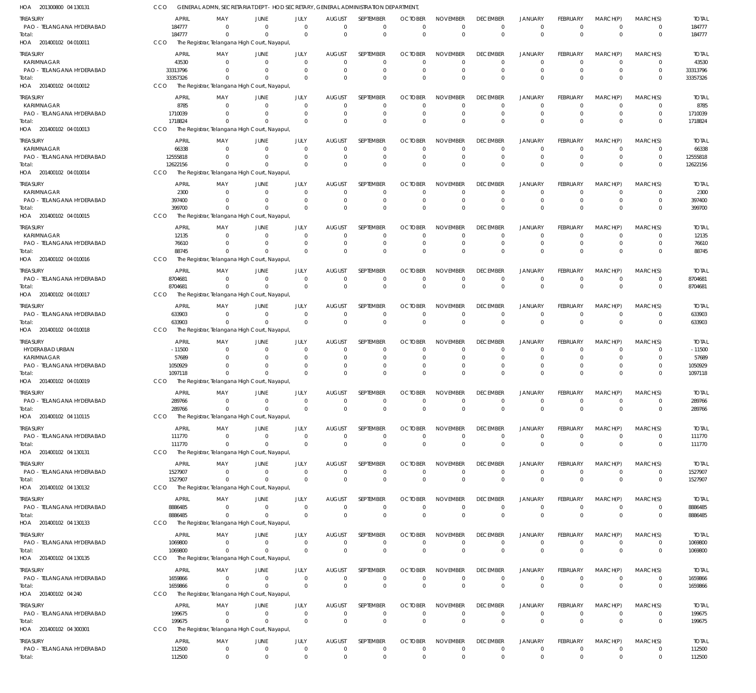HOA 201300800 04 130131 CCO GENERAL ADMN, SECRETARIAT DEPT - HOD SECRETARY, GENERAL ADMINISTRATION DEPARTMENT,

| TREASURY | APRIL | MAY | JUNE | JULY | AUGUST | SEPTEMBER | OCTOBER | NOVEMBER | DECEMBER | JANUARY | FEBRUARY | MARCH(P) | MARCH(S) | TOTAL |
|---|---|---|---|---|---|---|---|---|---|---|---|---|---|---|
| PAO - TELANGANA HYDERABAD | 184777 | 0 | 0 | 0 | 0 | 0 | 0 | 0 | 0 | 0 | 0 | 0 | 0 | 184777 |
| Total: | 184777 | 0 | 0 | 0 | 0 | 0 | 0 | 0 | 0 | 0 | 0 | 0 | 0 | 184777 |

HOA 201400102 04 010011 CCO The Registrar, Telangana High Court, Nayapul,

| TREASURY | APRIL | MAY | JUNE | JULY | AUGUST | SEPTEMBER | OCTOBER | NOVEMBER | DECEMBER | JANUARY | FEBRUARY | MARCH(P) | MARCH(S) | TOTAL |
|---|---|---|---|---|---|---|---|---|---|---|---|---|---|---|
| KARIMNAGAR | 43530 | 0 | 0 | 0 | 0 | 0 | 0 | 0 | 0 | 0 | 0 | 0 | 0 | 43530 |
| PAO - TELANGANA HYDERABAD | 33313796 | 0 | 0 | 0 | 0 | 0 | 0 | 0 | 0 | 0 | 0 | 0 | 0 | 33313796 |
| Total: | 33357326 | 0 | 0 | 0 | 0 | 0 | 0 | 0 | 0 | 0 | 0 | 0 | 0 | 33357326 |

HOA 201400102 04 010012 CCO The Registrar, Telangana High Court, Nayapul,

| TREASURY | APRIL | MAY | JUNE | JULY | AUGUST | SEPTEMBER | OCTOBER | NOVEMBER | DECEMBER | JANUARY | FEBRUARY | MARCH(P) | MARCH(S) | TOTAL |
|---|---|---|---|---|---|---|---|---|---|---|---|---|---|---|
| KARIMNAGAR | 8785 | 0 | 0 | 0 | 0 | 0 | 0 | 0 | 0 | 0 | 0 | 0 | 0 | 8785 |
| PAO - TELANGANA HYDERABAD | 1710039 | 0 | 0 | 0 | 0 | 0 | 0 | 0 | 0 | 0 | 0 | 0 | 0 | 1710039 |
| Total: | 1718824 | 0 | 0 | 0 | 0 | 0 | 0 | 0 | 0 | 0 | 0 | 0 | 0 | 1718824 |

HOA 201400102 04 010013 CCO The Registrar, Telangana High Court, Nayapul,

| TREASURY | APRIL | MAY | JUNE | JULY | AUGUST | SEPTEMBER | OCTOBER | NOVEMBER | DECEMBER | JANUARY | FEBRUARY | MARCH(P) | MARCH(S) | TOTAL |
|---|---|---|---|---|---|---|---|---|---|---|---|---|---|---|
| KARIMNAGAR | 66338 | 0 | 0 | 0 | 0 | 0 | 0 | 0 | 0 | 0 | 0 | 0 | 0 | 66338 |
| PAO - TELANGANA HYDERABAD | 12555818 | 0 | 0 | 0 | 0 | 0 | 0 | 0 | 0 | 0 | 0 | 0 | 0 | 12555818 |
| Total: | 12622156 | 0 | 0 | 0 | 0 | 0 | 0 | 0 | 0 | 0 | 0 | 0 | 0 | 12622156 |

HOA 201400102 04 010014 CCO The Registrar, Telangana High Court, Nayapul,

| TREASURY | APRIL | MAY | JUNE | JULY | AUGUST | SEPTEMBER | OCTOBER | NOVEMBER | DECEMBER | JANUARY | FEBRUARY | MARCH(P) | MARCH(S) | TOTAL |
|---|---|---|---|---|---|---|---|---|---|---|---|---|---|---|
| KARIMNAGAR | 2300 | 0 | 0 | 0 | 0 | 0 | 0 | 0 | 0 | 0 | 0 | 0 | 0 | 2300 |
| PAO - TELANGANA HYDERABAD | 397400 | 0 | 0 | 0 | 0 | 0 | 0 | 0 | 0 | 0 | 0 | 0 | 0 | 397400 |
| Total: | 399700 | 0 | 0 | 0 | 0 | 0 | 0 | 0 | 0 | 0 | 0 | 0 | 0 | 399700 |

HOA 201400102 04 010015 CCO The Registrar, Telangana High Court, Nayapul,

| TREASURY | APRIL | MAY | JUNE | JULY | AUGUST | SEPTEMBER | OCTOBER | NOVEMBER | DECEMBER | JANUARY | FEBRUARY | MARCH(P) | MARCH(S) | TOTAL |
|---|---|---|---|---|---|---|---|---|---|---|---|---|---|---|
| KARIMNAGAR | 12135 | 0 | 0 | 0 | 0 | 0 | 0 | 0 | 0 | 0 | 0 | 0 | 0 | 12135 |
| PAO - TELANGANA HYDERABAD | 76610 | 0 | 0 | 0 | 0 | 0 | 0 | 0 | 0 | 0 | 0 | 0 | 0 | 76610 |
| Total: | 88745 | 0 | 0 | 0 | 0 | 0 | 0 | 0 | 0 | 0 | 0 | 0 | 0 | 88745 |

HOA 201400102 04 010016 CCO The Registrar, Telangana High Court, Nayapul,

| TREASURY | APRIL | MAY | JUNE | JULY | AUGUST | SEPTEMBER | OCTOBER | NOVEMBER | DECEMBER | JANUARY | FEBRUARY | MARCH(P) | MARCH(S) | TOTAL |
|---|---|---|---|---|---|---|---|---|---|---|---|---|---|---|
| PAO - TELANGANA HYDERABAD | 8704681 | 0 | 0 | 0 | 0 | 0 | 0 | 0 | 0 | 0 | 0 | 0 | 0 | 8704681 |
| Total: | 8704681 | 0 | 0 | 0 | 0 | 0 | 0 | 0 | 0 | 0 | 0 | 0 | 0 | 8704681 |

HOA 201400102 04 010017 CCO The Registrar, Telangana High Court, Nayapul,

| TREASURY | APRIL | MAY | JUNE | JULY | AUGUST | SEPTEMBER | OCTOBER | NOVEMBER | DECEMBER | JANUARY | FEBRUARY | MARCH(P) | MARCH(S) | TOTAL |
|---|---|---|---|---|---|---|---|---|---|---|---|---|---|---|
| PAO - TELANGANA HYDERABAD | 633903 | 0 | 0 | 0 | 0 | 0 | 0 | 0 | 0 | 0 | 0 | 0 | 0 | 633903 |
| Total: | 633903 | 0 | 0 | 0 | 0 | 0 | 0 | 0 | 0 | 0 | 0 | 0 | 0 | 633903 |

HOA 201400102 04 010018 CCO The Registrar, Telangana High Court, Nayapul,

| TREASURY | APRIL | MAY | JUNE | JULY | AUGUST | SEPTEMBER | OCTOBER | NOVEMBER | DECEMBER | JANUARY | FEBRUARY | MARCH(P) | MARCH(S) | TOTAL |
|---|---|---|---|---|---|---|---|---|---|---|---|---|---|---|
| HYDERABAD URBAN | -11500 | 0 | 0 | 0 | 0 | 0 | 0 | 0 | 0 | 0 | 0 | 0 | 0 | -11500 |
| KARIMNAGAR | 57689 | 0 | 0 | 0 | 0 | 0 | 0 | 0 | 0 | 0 | 0 | 0 | 0 | 57689 |
| PAO - TELANGANA HYDERABAD | 1050929 | 0 | 0 | 0 | 0 | 0 | 0 | 0 | 0 | 0 | 0 | 0 | 0 | 1050929 |
| Total: | 1097118 | 0 | 0 | 0 | 0 | 0 | 0 | 0 | 0 | 0 | 0 | 0 | 0 | 1097118 |

HOA 201400102 04 010019 CCO The Registrar, Telangana High Court, Nayapul,

| TREASURY | APRIL | MAY | JUNE | JULY | AUGUST | SEPTEMBER | OCTOBER | NOVEMBER | DECEMBER | JANUARY | FEBRUARY | MARCH(P) | MARCH(S) | TOTAL |
|---|---|---|---|---|---|---|---|---|---|---|---|---|---|---|
| PAO - TELANGANA HYDERABAD | 289766 | 0 | 0 | 0 | 0 | 0 | 0 | 0 | 0 | 0 | 0 | 0 | 0 | 289766 |
| Total: | 289766 | 0 | 0 | 0 | 0 | 0 | 0 | 0 | 0 | 0 | 0 | 0 | 0 | 289766 |

HOA 201400102 04 110115 CCO The Registrar, Telangana High Court, Nayapul,

| TREASURY | APRIL | MAY | JUNE | JULY | AUGUST | SEPTEMBER | OCTOBER | NOVEMBER | DECEMBER | JANUARY | FEBRUARY | MARCH(P) | MARCH(S) | TOTAL |
|---|---|---|---|---|---|---|---|---|---|---|---|---|---|---|
| PAO - TELANGANA HYDERABAD | 111770 | 0 | 0 | 0 | 0 | 0 | 0 | 0 | 0 | 0 | 0 | 0 | 0 | 111770 |
| Total: | 111770 | 0 | 0 | 0 | 0 | 0 | 0 | 0 | 0 | 0 | 0 | 0 | 0 | 111770 |

HOA 201400102 04 130131 CCO The Registrar, Telangana High Court, Nayapul,

| TREASURY | APRIL | MAY | JUNE | JULY | AUGUST | SEPTEMBER | OCTOBER | NOVEMBER | DECEMBER | JANUARY | FEBRUARY | MARCH(P) | MARCH(S) | TOTAL |
|---|---|---|---|---|---|---|---|---|---|---|---|---|---|---|
| PAO - TELANGANA HYDERABAD | 1527907 | 0 | 0 | 0 | 0 | 0 | 0 | 0 | 0 | 0 | 0 | 0 | 0 | 1527907 |
| Total: | 1527907 | 0 | 0 | 0 | 0 | 0 | 0 | 0 | 0 | 0 | 0 | 0 | 0 | 1527907 |

HOA 201400102 04 130132 CCO The Registrar, Telangana High Court, Nayapul,

| TREASURY | APRIL | MAY | JUNE | JULY | AUGUST | SEPTEMBER | OCTOBER | NOVEMBER | DECEMBER | JANUARY | FEBRUARY | MARCH(P) | MARCH(S) | TOTAL |
|---|---|---|---|---|---|---|---|---|---|---|---|---|---|---|
| PAO - TELANGANA HYDERABAD | 8886485 | 0 | 0 | 0 | 0 | 0 | 0 | 0 | 0 | 0 | 0 | 0 | 0 | 8886485 |
| Total: | 8886485 | 0 | 0 | 0 | 0 | 0 | 0 | 0 | 0 | 0 | 0 | 0 | 0 | 8886485 |

HOA 201400102 04 130133 CCO The Registrar, Telangana High Court, Nayapul,

| TREASURY | APRIL | MAY | JUNE | JULY | AUGUST | SEPTEMBER | OCTOBER | NOVEMBER | DECEMBER | JANUARY | FEBRUARY | MARCH(P) | MARCH(S) | TOTAL |
|---|---|---|---|---|---|---|---|---|---|---|---|---|---|---|
| PAO - TELANGANA HYDERABAD | 1069800 | 0 | 0 | 0 | 0 | 0 | 0 | 0 | 0 | 0 | 0 | 0 | 0 | 1069800 |
| Total: | 1069800 | 0 | 0 | 0 | 0 | 0 | 0 | 0 | 0 | 0 | 0 | 0 | 0 | 1069800 |

HOA 201400102 04 130135 CCO The Registrar, Telangana High Court, Nayapul,

| TREASURY | APRIL | MAY | JUNE | JULY | AUGUST | SEPTEMBER | OCTOBER | NOVEMBER | DECEMBER | JANUARY | FEBRUARY | MARCH(P) | MARCH(S) | TOTAL |
|---|---|---|---|---|---|---|---|---|---|---|---|---|---|---|
| PAO - TELANGANA HYDERABAD | 1659866 | 0 | 0 | 0 | 0 | 0 | 0 | 0 | 0 | 0 | 0 | 0 | 0 | 1659866 |
| Total: | 1659866 | 0 | 0 | 0 | 0 | 0 | 0 | 0 | 0 | 0 | 0 | 0 | 0 | 1659866 |

HOA 201400102 04 240 CCO The Registrar, Telangana High Court, Nayapul,

| TREASURY | APRIL | MAY | JUNE | JULY | AUGUST | SEPTEMBER | OCTOBER | NOVEMBER | DECEMBER | JANUARY | FEBRUARY | MARCH(P) | MARCH(S) | TOTAL |
|---|---|---|---|---|---|---|---|---|---|---|---|---|---|---|
| PAO - TELANGANA HYDERABAD | 199675 | 0 | 0 | 0 | 0 | 0 | 0 | 0 | 0 | 0 | 0 | 0 | 0 | 199675 |
| Total: | 199675 | 0 | 0 | 0 | 0 | 0 | 0 | 0 | 0 | 0 | 0 | 0 | 0 | 199675 |

HOA 201400102 04 300301 CCO The Registrar, Telangana High Court, Nayapul,

| TREASURY | APRIL | MAY | JUNE | JULY | AUGUST | SEPTEMBER | OCTOBER | NOVEMBER | DECEMBER | JANUARY | FEBRUARY | MARCH(P) | MARCH(S) | TOTAL |
|---|---|---|---|---|---|---|---|---|---|---|---|---|---|---|
| PAO - TELANGANA HYDERABAD | 112500 | 0 | 0 | 0 | 0 | 0 | 0 | 0 | 0 | 0 | 0 | 0 | 0 | 112500 |
| Total: | 112500 | 0 | 0 | 0 | 0 | 0 | 0 | 0 | 0 | 0 | 0 | 0 | 0 | 112500 |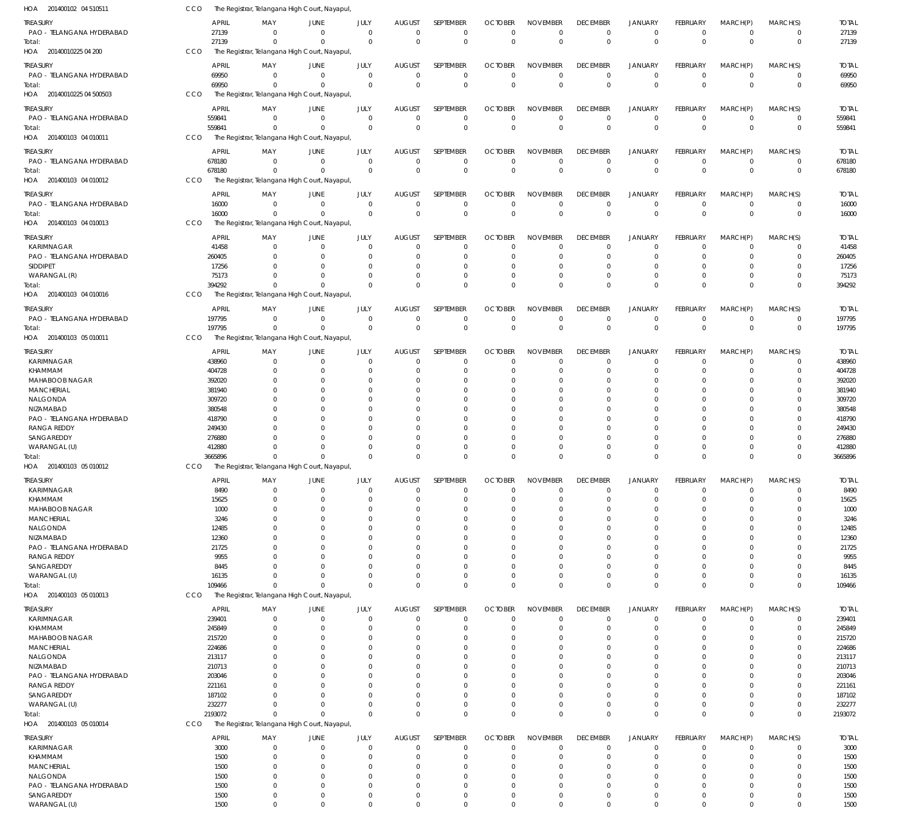HOA 201400102 04 510511 CCO The Registrar, Telangana High Court, Nayapul,

| TREASURY | APRIL | MAY | JUNE | JULY | AUGUST | SEPTEMBER | OCTOBER | NOVEMBER | DECEMBER | JANUARY | FEBRUARY | MARCH(P) | MARCH(S) | TOTAL |
|---|---|---|---|---|---|---|---|---|---|---|---|---|---|---|
| PAO - TELANGANA HYDERABAD | 27139 | 0 | 0 | 0 | 0 | 0 | 0 | 0 | 0 | 0 | 0 | 0 | 0 | 27139 |
| Total: | 27139 | 0 | 0 | 0 | 0 | 0 | 0 | 0 | 0 | 0 | 0 | 0 | 0 | 27139 |

HOA 20140010225 04 200 CCO The Registrar, Telangana High Court, Nayapul,

| TREASURY | APRIL | MAY | JUNE | JULY | AUGUST | SEPTEMBER | OCTOBER | NOVEMBER | DECEMBER | JANUARY | FEBRUARY | MARCH(P) | MARCH(S) | TOTAL |
|---|---|---|---|---|---|---|---|---|---|---|---|---|---|---|
| PAO - TELANGANA HYDERABAD | 69950 | 0 | 0 | 0 | 0 | 0 | 0 | 0 | 0 | 0 | 0 | 0 | 0 | 69950 |
| Total: | 69950 | 0 | 0 | 0 | 0 | 0 | 0 | 0 | 0 | 0 | 0 | 0 | 0 | 69950 |

HOA 20140010225 04 500503 CCO The Registrar, Telangana High Court, Nayapul,

| TREASURY | APRIL | MAY | JUNE | JULY | AUGUST | SEPTEMBER | OCTOBER | NOVEMBER | DECEMBER | JANUARY | FEBRUARY | MARCH(P) | MARCH(S) | TOTAL |
|---|---|---|---|---|---|---|---|---|---|---|---|---|---|---|
| PAO - TELANGANA HYDERABAD | 559841 | 0 | 0 | 0 | 0 | 0 | 0 | 0 | 0 | 0 | 0 | 0 | 0 | 559841 |
| Total: | 559841 | 0 | 0 | 0 | 0 | 0 | 0 | 0 | 0 | 0 | 0 | 0 | 0 | 559841 |

HOA 201400103 04 010011 CCO The Registrar, Telangana High Court, Nayapul,

| TREASURY | APRIL | MAY | JUNE | JULY | AUGUST | SEPTEMBER | OCTOBER | NOVEMBER | DECEMBER | JANUARY | FEBRUARY | MARCH(P) | MARCH(S) | TOTAL |
|---|---|---|---|---|---|---|---|---|---|---|---|---|---|---|
| PAO - TELANGANA HYDERABAD | 678180 | 0 | 0 | 0 | 0 | 0 | 0 | 0 | 0 | 0 | 0 | 0 | 0 | 678180 |
| Total: | 678180 | 0 | 0 | 0 | 0 | 0 | 0 | 0 | 0 | 0 | 0 | 0 | 0 | 678180 |

HOA 201400103 04 010012 CCO The Registrar, Telangana High Court, Nayapul,

| TREASURY | APRIL | MAY | JUNE | JULY | AUGUST | SEPTEMBER | OCTOBER | NOVEMBER | DECEMBER | JANUARY | FEBRUARY | MARCH(P) | MARCH(S) | TOTAL |
|---|---|---|---|---|---|---|---|---|---|---|---|---|---|---|
| PAO - TELANGANA HYDERABAD | 16000 | 0 | 0 | 0 | 0 | 0 | 0 | 0 | 0 | 0 | 0 | 0 | 0 | 16000 |
| Total: | 16000 | 0 | 0 | 0 | 0 | 0 | 0 | 0 | 0 | 0 | 0 | 0 | 0 | 16000 |

HOA 201400103 04 010013 CCO The Registrar, Telangana High Court, Nayapul,

| TREASURY | APRIL | MAY | JUNE | JULY | AUGUST | SEPTEMBER | OCTOBER | NOVEMBER | DECEMBER | JANUARY | FEBRUARY | MARCH(P) | MARCH(S) | TOTAL |
|---|---|---|---|---|---|---|---|---|---|---|---|---|---|---|
| KARIMNAGAR | 41458 | 0 | 0 | 0 | 0 | 0 | 0 | 0 | 0 | 0 | 0 | 0 | 0 | 41458 |
| PAO - TELANGANA HYDERABAD | 260405 | 0 | 0 | 0 | 0 | 0 | 0 | 0 | 0 | 0 | 0 | 0 | 0 | 260405 |
| SIDDIPET | 17256 | 0 | 0 | 0 | 0 | 0 | 0 | 0 | 0 | 0 | 0 | 0 | 0 | 17256 |
| WARANGAL (R) | 75173 | 0 | 0 | 0 | 0 | 0 | 0 | 0 | 0 | 0 | 0 | 0 | 0 | 75173 |
| Total: | 394292 | 0 | 0 | 0 | 0 | 0 | 0 | 0 | 0 | 0 | 0 | 0 | 0 | 394292 |

HOA 201400103 04 010016 CCO The Registrar, Telangana High Court, Nayapul,

| TREASURY | APRIL | MAY | JUNE | JULY | AUGUST | SEPTEMBER | OCTOBER | NOVEMBER | DECEMBER | JANUARY | FEBRUARY | MARCH(P) | MARCH(S) | TOTAL |
|---|---|---|---|---|---|---|---|---|---|---|---|---|---|---|
| PAO - TELANGANA HYDERABAD | 197795 | 0 | 0 | 0 | 0 | 0 | 0 | 0 | 0 | 0 | 0 | 0 | 0 | 197795 |
| Total: | 197795 | 0 | 0 | 0 | 0 | 0 | 0 | 0 | 0 | 0 | 0 | 0 | 0 | 197795 |

HOA 201400103 05 010011 CCO The Registrar, Telangana High Court, Nayapul,

| TREASURY | APRIL | MAY | JUNE | JULY | AUGUST | SEPTEMBER | OCTOBER | NOVEMBER | DECEMBER | JANUARY | FEBRUARY | MARCH(P) | MARCH(S) | TOTAL |
|---|---|---|---|---|---|---|---|---|---|---|---|---|---|---|
| KARIMNAGAR | 438960 | 0 | 0 | 0 | 0 | 0 | 0 | 0 | 0 | 0 | 0 | 0 | 0 | 438960 |
| KHAMMAM | 404728 | 0 | 0 | 0 | 0 | 0 | 0 | 0 | 0 | 0 | 0 | 0 | 0 | 404728 |
| MAHABOOB NAGAR | 392020 | 0 | 0 | 0 | 0 | 0 | 0 | 0 | 0 | 0 | 0 | 0 | 0 | 392020 |
| MANCHERIAL | 381940 | 0 | 0 | 0 | 0 | 0 | 0 | 0 | 0 | 0 | 0 | 0 | 0 | 381940 |
| NALGONDA | 309720 | 0 | 0 | 0 | 0 | 0 | 0 | 0 | 0 | 0 | 0 | 0 | 0 | 309720 |
| NIZAMABAD | 380548 | 0 | 0 | 0 | 0 | 0 | 0 | 0 | 0 | 0 | 0 | 0 | 0 | 380548 |
| PAO - TELANGANA HYDERABAD | 418790 | 0 | 0 | 0 | 0 | 0 | 0 | 0 | 0 | 0 | 0 | 0 | 0 | 418790 |
| RANGA REDDY | 249430 | 0 | 0 | 0 | 0 | 0 | 0 | 0 | 0 | 0 | 0 | 0 | 0 | 249430 |
| SANGAREDDY | 276880 | 0 | 0 | 0 | 0 | 0 | 0 | 0 | 0 | 0 | 0 | 0 | 0 | 276880 |
| WARANGAL (U) | 412880 | 0 | 0 | 0 | 0 | 0 | 0 | 0 | 0 | 0 | 0 | 0 | 0 | 412880 |
| Total: | 3665896 | 0 | 0 | 0 | 0 | 0 | 0 | 0 | 0 | 0 | 0 | 0 | 0 | 3665896 |

HOA 201400103 05 010012 CCO The Registrar, Telangana High Court, Nayapul,

| TREASURY | APRIL | MAY | JUNE | JULY | AUGUST | SEPTEMBER | OCTOBER | NOVEMBER | DECEMBER | JANUARY | FEBRUARY | MARCH(P) | MARCH(S) | TOTAL |
|---|---|---|---|---|---|---|---|---|---|---|---|---|---|---|
| KARIMNAGAR | 8490 | 0 | 0 | 0 | 0 | 0 | 0 | 0 | 0 | 0 | 0 | 0 | 0 | 8490 |
| KHAMMAM | 15625 | 0 | 0 | 0 | 0 | 0 | 0 | 0 | 0 | 0 | 0 | 0 | 0 | 15625 |
| MAHABOOB NAGAR | 1000 | 0 | 0 | 0 | 0 | 0 | 0 | 0 | 0 | 0 | 0 | 0 | 0 | 1000 |
| MANCHERIAL | 3246 | 0 | 0 | 0 | 0 | 0 | 0 | 0 | 0 | 0 | 0 | 0 | 0 | 3246 |
| NALGONDA | 12485 | 0 | 0 | 0 | 0 | 0 | 0 | 0 | 0 | 0 | 0 | 0 | 0 | 12485 |
| NIZAMABAD | 12360 | 0 | 0 | 0 | 0 | 0 | 0 | 0 | 0 | 0 | 0 | 0 | 0 | 12360 |
| PAO - TELANGANA HYDERABAD | 21725 | 0 | 0 | 0 | 0 | 0 | 0 | 0 | 0 | 0 | 0 | 0 | 0 | 21725 |
| RANGA REDDY | 9955 | 0 | 0 | 0 | 0 | 0 | 0 | 0 | 0 | 0 | 0 | 0 | 0 | 9955 |
| SANGAREDDY | 8445 | 0 | 0 | 0 | 0 | 0 | 0 | 0 | 0 | 0 | 0 | 0 | 0 | 8445 |
| WARANGAL (U) | 16135 | 0 | 0 | 0 | 0 | 0 | 0 | 0 | 0 | 0 | 0 | 0 | 0 | 16135 |
| Total: | 109466 | 0 | 0 | 0 | 0 | 0 | 0 | 0 | 0 | 0 | 0 | 0 | 0 | 109466 |

HOA 201400103 05 010013 CCO The Registrar, Telangana High Court, Nayapul,

| TREASURY | APRIL | MAY | JUNE | JULY | AUGUST | SEPTEMBER | OCTOBER | NOVEMBER | DECEMBER | JANUARY | FEBRUARY | MARCH(P) | MARCH(S) | TOTAL |
|---|---|---|---|---|---|---|---|---|---|---|---|---|---|---|
| KARIMNAGAR | 239401 | 0 | 0 | 0 | 0 | 0 | 0 | 0 | 0 | 0 | 0 | 0 | 0 | 239401 |
| KHAMMAM | 245849 | 0 | 0 | 0 | 0 | 0 | 0 | 0 | 0 | 0 | 0 | 0 | 0 | 245849 |
| MAHABOOB NAGAR | 215720 | 0 | 0 | 0 | 0 | 0 | 0 | 0 | 0 | 0 | 0 | 0 | 0 | 215720 |
| MANCHERIAL | 224686 | 0 | 0 | 0 | 0 | 0 | 0 | 0 | 0 | 0 | 0 | 0 | 0 | 224686 |
| NALGONDA | 213117 | 0 | 0 | 0 | 0 | 0 | 0 | 0 | 0 | 0 | 0 | 0 | 0 | 213117 |
| NIZAMABAD | 210713 | 0 | 0 | 0 | 0 | 0 | 0 | 0 | 0 | 0 | 0 | 0 | 0 | 210713 |
| PAO - TELANGANA HYDERABAD | 203046 | 0 | 0 | 0 | 0 | 0 | 0 | 0 | 0 | 0 | 0 | 0 | 0 | 203046 |
| RANGA REDDY | 221161 | 0 | 0 | 0 | 0 | 0 | 0 | 0 | 0 | 0 | 0 | 0 | 0 | 221161 |
| SANGAREDDY | 187102 | 0 | 0 | 0 | 0 | 0 | 0 | 0 | 0 | 0 | 0 | 0 | 0 | 187102 |
| WARANGAL (U) | 232277 | 0 | 0 | 0 | 0 | 0 | 0 | 0 | 0 | 0 | 0 | 0 | 0 | 232277 |
| Total: | 2193072 | 0 | 0 | 0 | 0 | 0 | 0 | 0 | 0 | 0 | 0 | 0 | 0 | 2193072 |

HOA 201400103 05 010014 CCO The Registrar, Telangana High Court, Nayapul,

| TREASURY | APRIL | MAY | JUNE | JULY | AUGUST | SEPTEMBER | OCTOBER | NOVEMBER | DECEMBER | JANUARY | FEBRUARY | MARCH(P) | MARCH(S) | TOTAL |
|---|---|---|---|---|---|---|---|---|---|---|---|---|---|---|
| KARIMNAGAR | 3000 | 0 | 0 | 0 | 0 | 0 | 0 | 0 | 0 | 0 | 0 | 0 | 0 | 3000 |
| KHAMMAM | 1500 | 0 | 0 | 0 | 0 | 0 | 0 | 0 | 0 | 0 | 0 | 0 | 0 | 1500 |
| MANCHERIAL | 1500 | 0 | 0 | 0 | 0 | 0 | 0 | 0 | 0 | 0 | 0 | 0 | 0 | 1500 |
| NALGONDA | 1500 | 0 | 0 | 0 | 0 | 0 | 0 | 0 | 0 | 0 | 0 | 0 | 0 | 1500 |
| PAO - TELANGANA HYDERABAD | 1500 | 0 | 0 | 0 | 0 | 0 | 0 | 0 | 0 | 0 | 0 | 0 | 0 | 1500 |
| SANGAREDDY | 1500 | 0 | 0 | 0 | 0 | 0 | 0 | 0 | 0 | 0 | 0 | 0 | 0 | 1500 |
| WARANGAL (U) | 1500 | 0 | 0 | 0 | 0 | 0 | 0 | 0 | 0 | 0 | 0 | 0 | 0 | 1500 |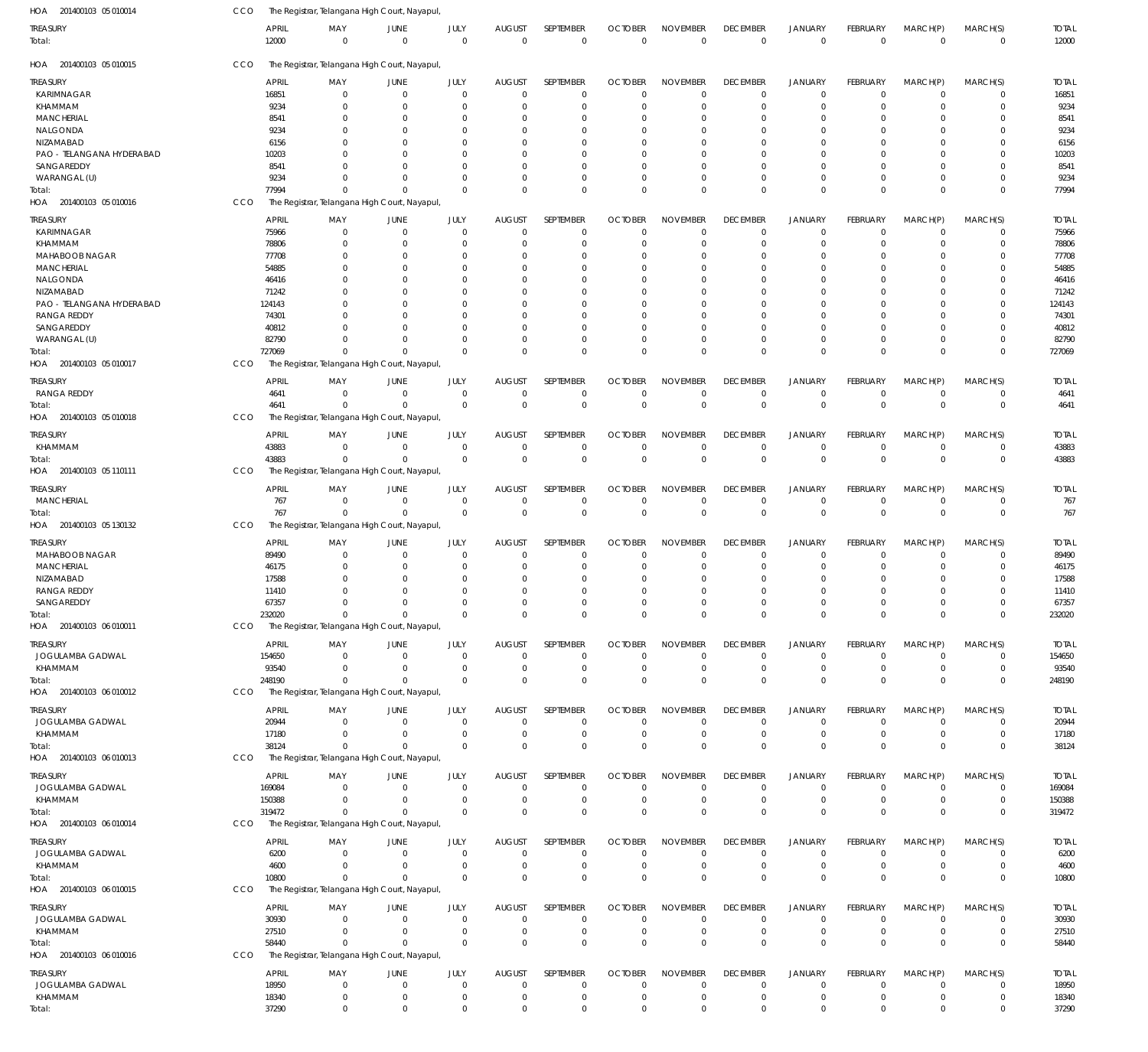HOA 201400103 05 010014 CCO The Registrar, Telangana High Court, Nayapul,

| TREASURY | APRIL | MAY | JUNE | JULY | AUGUST | SEPTEMBER | OCTOBER | NOVEMBER | DECEMBER | JANUARY | FEBRUARY | MARCH(P) | MARCH(S) | TOTAL |
|---|---|---|---|---|---|---|---|---|---|---|---|---|---|---|
| Total: | 12000 | 0 | 0 | 0 | 0 | 0 | 0 | 0 | 0 | 0 | 0 | 0 | 0 | 12000 |

HOA 201400103 05 010015 CCO The Registrar, Telangana High Court, Nayapul,

| TREASURY | APRIL | MAY | JUNE | JULY | AUGUST | SEPTEMBER | OCTOBER | NOVEMBER | DECEMBER | JANUARY | FEBRUARY | MARCH(P) | MARCH(S) | TOTAL |
|---|---|---|---|---|---|---|---|---|---|---|---|---|---|---|
| KARIMNAGAR | 16851 | 0 | 0 | 0 | 0 | 0 | 0 | 0 | 0 | 0 | 0 | 0 | 0 | 16851 |
| KHAMMAM | 9234 | 0 | 0 | 0 | 0 | 0 | 0 | 0 | 0 | 0 | 0 | 0 | 0 | 9234 |
| MANCHERIAL | 8541 | 0 | 0 | 0 | 0 | 0 | 0 | 0 | 0 | 0 | 0 | 0 | 0 | 8541 |
| NALGONDA | 9234 | 0 | 0 | 0 | 0 | 0 | 0 | 0 | 0 | 0 | 0 | 0 | 0 | 9234 |
| NIZAMABAD | 6156 | 0 | 0 | 0 | 0 | 0 | 0 | 0 | 0 | 0 | 0 | 0 | 0 | 6156 |
| PAO - TELANGANA HYDERABAD | 10203 | 0 | 0 | 0 | 0 | 0 | 0 | 0 | 0 | 0 | 0 | 0 | 0 | 10203 |
| SANGAREDDY | 8541 | 0 | 0 | 0 | 0 | 0 | 0 | 0 | 0 | 0 | 0 | 0 | 0 | 8541 |
| WARANGAL (U) | 9234 | 0 | 0 | 0 | 0 | 0 | 0 | 0 | 0 | 0 | 0 | 0 | 0 | 9234 |
| Total: | 77994 | 0 | 0 | 0 | 0 | 0 | 0 | 0 | 0 | 0 | 0 | 0 | 0 | 77994 |

HOA 201400103 05 010016 CCO The Registrar, Telangana High Court, Nayapul,

| TREASURY | APRIL | MAY | JUNE | JULY | AUGUST | SEPTEMBER | OCTOBER | NOVEMBER | DECEMBER | JANUARY | FEBRUARY | MARCH(P) | MARCH(S) | TOTAL |
|---|---|---|---|---|---|---|---|---|---|---|---|---|---|---|
| KARIMNAGAR | 75966 | 0 | 0 | 0 | 0 | 0 | 0 | 0 | 0 | 0 | 0 | 0 | 0 | 75966 |
| KHAMMAM | 78806 | 0 | 0 | 0 | 0 | 0 | 0 | 0 | 0 | 0 | 0 | 0 | 0 | 78806 |
| MAHABOOB NAGAR | 77708 | 0 | 0 | 0 | 0 | 0 | 0 | 0 | 0 | 0 | 0 | 0 | 0 | 77708 |
| MANCHERIAL | 54885 | 0 | 0 | 0 | 0 | 0 | 0 | 0 | 0 | 0 | 0 | 0 | 0 | 54885 |
| NALGONDA | 46416 | 0 | 0 | 0 | 0 | 0 | 0 | 0 | 0 | 0 | 0 | 0 | 0 | 46416 |
| NIZAMABAD | 71242 | 0 | 0 | 0 | 0 | 0 | 0 | 0 | 0 | 0 | 0 | 0 | 0 | 71242 |
| PAO - TELANGANA HYDERABAD | 124143 | 0 | 0 | 0 | 0 | 0 | 0 | 0 | 0 | 0 | 0 | 0 | 0 | 124143 |
| RANGA REDDY | 74301 | 0 | 0 | 0 | 0 | 0 | 0 | 0 | 0 | 0 | 0 | 0 | 0 | 74301 |
| SANGAREDDY | 40812 | 0 | 0 | 0 | 0 | 0 | 0 | 0 | 0 | 0 | 0 | 0 | 0 | 40812 |
| WARANGAL (U) | 82790 | 0 | 0 | 0 | 0 | 0 | 0 | 0 | 0 | 0 | 0 | 0 | 0 | 82790 |
| Total: | 727069 | 0 | 0 | 0 | 0 | 0 | 0 | 0 | 0 | 0 | 0 | 0 | 0 | 727069 |

HOA 201400103 05 010017 CCO The Registrar, Telangana High Court, Nayapul,

| TREASURY | APRIL | MAY | JUNE | JULY | AUGUST | SEPTEMBER | OCTOBER | NOVEMBER | DECEMBER | JANUARY | FEBRUARY | MARCH(P) | MARCH(S) | TOTAL |
|---|---|---|---|---|---|---|---|---|---|---|---|---|---|---|
| RANGA REDDY | 4641 | 0 | 0 | 0 | 0 | 0 | 0 | 0 | 0 | 0 | 0 | 0 | 0 | 4641 |
| Total: | 4641 | 0 | 0 | 0 | 0 | 0 | 0 | 0 | 0 | 0 | 0 | 0 | 0 | 4641 |

HOA 201400103 05 010018 CCO The Registrar, Telangana High Court, Nayapul,

| TREASURY | APRIL | MAY | JUNE | JULY | AUGUST | SEPTEMBER | OCTOBER | NOVEMBER | DECEMBER | JANUARY | FEBRUARY | MARCH(P) | MARCH(S) | TOTAL |
|---|---|---|---|---|---|---|---|---|---|---|---|---|---|---|
| KHAMMAM | 43883 | 0 | 0 | 0 | 0 | 0 | 0 | 0 | 0 | 0 | 0 | 0 | 0 | 43883 |
| Total: | 43883 | 0 | 0 | 0 | 0 | 0 | 0 | 0 | 0 | 0 | 0 | 0 | 0 | 43883 |

HOA 201400103 05 110111 CCO The Registrar, Telangana High Court, Nayapul,

| TREASURY | APRIL | MAY | JUNE | JULY | AUGUST | SEPTEMBER | OCTOBER | NOVEMBER | DECEMBER | JANUARY | FEBRUARY | MARCH(P) | MARCH(S) | TOTAL |
|---|---|---|---|---|---|---|---|---|---|---|---|---|---|---|
| MANCHERIAL | 767 | 0 | 0 | 0 | 0 | 0 | 0 | 0 | 0 | 0 | 0 | 0 | 0 | 767 |
| Total: | 767 | 0 | 0 | 0 | 0 | 0 | 0 | 0 | 0 | 0 | 0 | 0 | 0 | 767 |

HOA 201400103 05 130132 CCO The Registrar, Telangana High Court, Nayapul,

| TREASURY | APRIL | MAY | JUNE | JULY | AUGUST | SEPTEMBER | OCTOBER | NOVEMBER | DECEMBER | JANUARY | FEBRUARY | MARCH(P) | MARCH(S) | TOTAL |
|---|---|---|---|---|---|---|---|---|---|---|---|---|---|---|
| MAHABOOB NAGAR | 89490 | 0 | 0 | 0 | 0 | 0 | 0 | 0 | 0 | 0 | 0 | 0 | 0 | 89490 |
| MANCHERIAL | 46175 | 0 | 0 | 0 | 0 | 0 | 0 | 0 | 0 | 0 | 0 | 0 | 0 | 46175 |
| NIZAMABAD | 17588 | 0 | 0 | 0 | 0 | 0 | 0 | 0 | 0 | 0 | 0 | 0 | 0 | 17588 |
| RANGA REDDY | 11410 | 0 | 0 | 0 | 0 | 0 | 0 | 0 | 0 | 0 | 0 | 0 | 0 | 11410 |
| SANGAREDDY | 67357 | 0 | 0 | 0 | 0 | 0 | 0 | 0 | 0 | 0 | 0 | 0 | 0 | 67357 |
| Total: | 232020 | 0 | 0 | 0 | 0 | 0 | 0 | 0 | 0 | 0 | 0 | 0 | 0 | 232020 |

HOA 201400103 06 010011 CCO The Registrar, Telangana High Court, Nayapul,

| TREASURY | APRIL | MAY | JUNE | JULY | AUGUST | SEPTEMBER | OCTOBER | NOVEMBER | DECEMBER | JANUARY | FEBRUARY | MARCH(P) | MARCH(S) | TOTAL |
|---|---|---|---|---|---|---|---|---|---|---|---|---|---|---|
| JOGULAMBA GADWAL | 154650 | 0 | 0 | 0 | 0 | 0 | 0 | 0 | 0 | 0 | 0 | 0 | 0 | 154650 |
| KHAMMAM | 93540 | 0 | 0 | 0 | 0 | 0 | 0 | 0 | 0 | 0 | 0 | 0 | 0 | 93540 |
| Total: | 248190 | 0 | 0 | 0 | 0 | 0 | 0 | 0 | 0 | 0 | 0 | 0 | 0 | 248190 |

HOA 201400103 06 010012 CCO The Registrar, Telangana High Court, Nayapul,

| TREASURY | APRIL | MAY | JUNE | JULY | AUGUST | SEPTEMBER | OCTOBER | NOVEMBER | DECEMBER | JANUARY | FEBRUARY | MARCH(P) | MARCH(S) | TOTAL |
|---|---|---|---|---|---|---|---|---|---|---|---|---|---|---|
| JOGULAMBA GADWAL | 20944 | 0 | 0 | 0 | 0 | 0 | 0 | 0 | 0 | 0 | 0 | 0 | 0 | 20944 |
| KHAMMAM | 17180 | 0 | 0 | 0 | 0 | 0 | 0 | 0 | 0 | 0 | 0 | 0 | 0 | 17180 |
| Total: | 38124 | 0 | 0 | 0 | 0 | 0 | 0 | 0 | 0 | 0 | 0 | 0 | 0 | 38124 |

HOA 201400103 06 010013 CCO The Registrar, Telangana High Court, Nayapul,

| TREASURY | APRIL | MAY | JUNE | JULY | AUGUST | SEPTEMBER | OCTOBER | NOVEMBER | DECEMBER | JANUARY | FEBRUARY | MARCH(P) | MARCH(S) | TOTAL |
|---|---|---|---|---|---|---|---|---|---|---|---|---|---|---|
| JOGULAMBA GADWAL | 169084 | 0 | 0 | 0 | 0 | 0 | 0 | 0 | 0 | 0 | 0 | 0 | 0 | 169084 |
| KHAMMAM | 150388 | 0 | 0 | 0 | 0 | 0 | 0 | 0 | 0 | 0 | 0 | 0 | 0 | 150388 |
| Total: | 319472 | 0 | 0 | 0 | 0 | 0 | 0 | 0 | 0 | 0 | 0 | 0 | 0 | 319472 |

HOA 201400103 06 010014 CCO The Registrar, Telangana High Court, Nayapul,

| TREASURY | APRIL | MAY | JUNE | JULY | AUGUST | SEPTEMBER | OCTOBER | NOVEMBER | DECEMBER | JANUARY | FEBRUARY | MARCH(P) | MARCH(S) | TOTAL |
|---|---|---|---|---|---|---|---|---|---|---|---|---|---|---|
| JOGULAMBA GADWAL | 6200 | 0 | 0 | 0 | 0 | 0 | 0 | 0 | 0 | 0 | 0 | 0 | 0 | 6200 |
| KHAMMAM | 4600 | 0 | 0 | 0 | 0 | 0 | 0 | 0 | 0 | 0 | 0 | 0 | 0 | 4600 |
| Total: | 10800 | 0 | 0 | 0 | 0 | 0 | 0 | 0 | 0 | 0 | 0 | 0 | 0 | 10800 |

HOA 201400103 06 010015 CCO The Registrar, Telangana High Court, Nayapul,

| TREASURY | APRIL | MAY | JUNE | JULY | AUGUST | SEPTEMBER | OCTOBER | NOVEMBER | DECEMBER | JANUARY | FEBRUARY | MARCH(P) | MARCH(S) | TOTAL |
|---|---|---|---|---|---|---|---|---|---|---|---|---|---|---|
| JOGULAMBA GADWAL | 30930 | 0 | 0 | 0 | 0 | 0 | 0 | 0 | 0 | 0 | 0 | 0 | 0 | 30930 |
| KHAMMAM | 27510 | 0 | 0 | 0 | 0 | 0 | 0 | 0 | 0 | 0 | 0 | 0 | 0 | 27510 |
| Total: | 58440 | 0 | 0 | 0 | 0 | 0 | 0 | 0 | 0 | 0 | 0 | 0 | 0 | 58440 |

HOA 201400103 06 010016 CCO The Registrar, Telangana High Court, Nayapul,

| TREASURY | APRIL | MAY | JUNE | JULY | AUGUST | SEPTEMBER | OCTOBER | NOVEMBER | DECEMBER | JANUARY | FEBRUARY | MARCH(P) | MARCH(S) | TOTAL |
|---|---|---|---|---|---|---|---|---|---|---|---|---|---|---|
| JOGULAMBA GADWAL | 18950 | 0 | 0 | 0 | 0 | 0 | 0 | 0 | 0 | 0 | 0 | 0 | 0 | 18950 |
| KHAMMAM | 18340 | 0 | 0 | 0 | 0 | 0 | 0 | 0 | 0 | 0 | 0 | 0 | 0 | 18340 |
| Total: | 37290 | 0 | 0 | 0 | 0 | 0 | 0 | 0 | 0 | 0 | 0 | 0 | 0 | 37290 |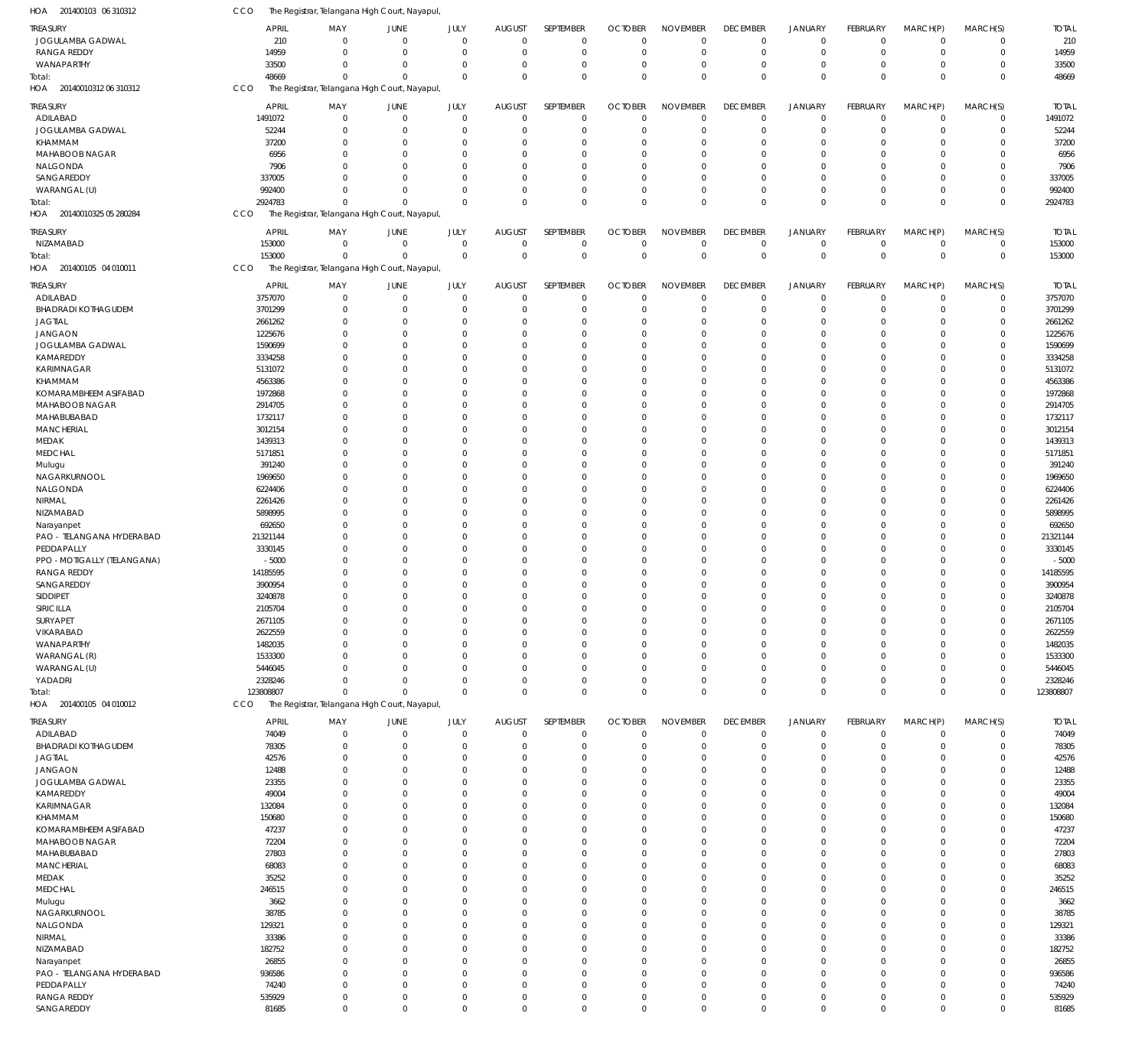HOA 201400103 06 310312 CCO The Registrar, Telangana High Court, Nayapul,

| TREASURY | APRIL | MAY | JUNE | JULY | AUGUST | SEPTEMBER | OCTOBER | NOVEMBER | DECEMBER | JANUARY | FEBRUARY | MARCH(P) | MARCH(S) | TOTAL |
|---|---|---|---|---|---|---|---|---|---|---|---|---|---|---|
| JOGULAMBA GADWAL | 210 | 0 | 0 | 0 | 0 | 0 | 0 | 0 | 0 | 0 | 0 | 0 | 0 | 210 |
| RANGA REDDY | 14959 | 0 | 0 | 0 | 0 | 0 | 0 | 0 | 0 | 0 | 0 | 0 | 0 | 14959 |
| WANAPARTHY | 33500 | 0 | 0 | 0 | 0 | 0 | 0 | 0 | 0 | 0 | 0 | 0 | 0 | 33500 |
| Total: | 48669 | 0 | 0 | 0 | 0 | 0 | 0 | 0 | 0 | 0 | 0 | 0 | 0 | 48669 |

HOA 20140010312 06 310312 CCO The Registrar, Telangana High Court, Nayapul,

| TREASURY | APRIL | MAY | JUNE | JULY | AUGUST | SEPTEMBER | OCTOBER | NOVEMBER | DECEMBER | JANUARY | FEBRUARY | MARCH(P) | MARCH(S) | TOTAL |
|---|---|---|---|---|---|---|---|---|---|---|---|---|---|---|
| ADILABAD | 1491072 | 0 | 0 | 0 | 0 | 0 | 0 | 0 | 0 | 0 | 0 | 0 | 0 | 1491072 |
| JOGULAMBA GADWAL | 52244 | 0 | 0 | 0 | 0 | 0 | 0 | 0 | 0 | 0 | 0 | 0 | 0 | 52244 |
| KHAMMAM | 37200 | 0 | 0 | 0 | 0 | 0 | 0 | 0 | 0 | 0 | 0 | 0 | 0 | 37200 |
| MAHABOOB NAGAR | 6956 | 0 | 0 | 0 | 0 | 0 | 0 | 0 | 0 | 0 | 0 | 0 | 0 | 6956 |
| NALGONDA | 7906 | 0 | 0 | 0 | 0 | 0 | 0 | 0 | 0 | 0 | 0 | 0 | 0 | 7906 |
| SANGAREDDY | 337005 | 0 | 0 | 0 | 0 | 0 | 0 | 0 | 0 | 0 | 0 | 0 | 0 | 337005 |
| WARANGAL (U) | 992400 | 0 | 0 | 0 | 0 | 0 | 0 | 0 | 0 | 0 | 0 | 0 | 0 | 992400 |
| Total: | 2924783 | 0 | 0 | 0 | 0 | 0 | 0 | 0 | 0 | 0 | 0 | 0 | 0 | 2924783 |

HOA 20140010325 05 280284 CCO The Registrar, Telangana High Court, Nayapul,

| TREASURY | APRIL | MAY | JUNE | JULY | AUGUST | SEPTEMBER | OCTOBER | NOVEMBER | DECEMBER | JANUARY | FEBRUARY | MARCH(P) | MARCH(S) | TOTAL |
|---|---|---|---|---|---|---|---|---|---|---|---|---|---|---|
| NIZAMABAD | 153000 | 0 | 0 | 0 | 0 | 0 | 0 | 0 | 0 | 0 | 0 | 0 | 0 | 153000 |
| Total: | 153000 | 0 | 0 | 0 | 0 | 0 | 0 | 0 | 0 | 0 | 0 | 0 | 0 | 153000 |

HOA 201400105 04 010011 CCO The Registrar, Telangana High Court, Nayapul,

| TREASURY | APRIL | MAY | JUNE | JULY | AUGUST | SEPTEMBER | OCTOBER | NOVEMBER | DECEMBER | JANUARY | FEBRUARY | MARCH(P) | MARCH(S) | TOTAL |
|---|---|---|---|---|---|---|---|---|---|---|---|---|---|---|
| ADILABAD | 3757070 | 0 | 0 | 0 | 0 | 0 | 0 | 0 | 0 | 0 | 0 | 0 | 0 | 3757070 |
| BHADRADI KOTHAGUDEM | 3701299 | 0 | 0 | 0 | 0 | 0 | 0 | 0 | 0 | 0 | 0 | 0 | 0 | 3701299 |
| JAGTIAL | 2661262 | 0 | 0 | 0 | 0 | 0 | 0 | 0 | 0 | 0 | 0 | 0 | 0 | 2661262 |
| JANGAON | 1225676 | 0 | 0 | 0 | 0 | 0 | 0 | 0 | 0 | 0 | 0 | 0 | 0 | 1225676 |
| JOGULAMBA GADWAL | 1590699 | 0 | 0 | 0 | 0 | 0 | 0 | 0 | 0 | 0 | 0 | 0 | 0 | 1590699 |
| KAMAREDDY | 3334258 | 0 | 0 | 0 | 0 | 0 | 0 | 0 | 0 | 0 | 0 | 0 | 0 | 3334258 |
| KARIMNAGAR | 5131072 | 0 | 0 | 0 | 0 | 0 | 0 | 0 | 0 | 0 | 0 | 0 | 0 | 5131072 |
| KHAMMAM | 4563386 | 0 | 0 | 0 | 0 | 0 | 0 | 0 | 0 | 0 | 0 | 0 | 0 | 4563386 |
| KOMARAMBHEEM ASIFABAD | 1972868 | 0 | 0 | 0 | 0 | 0 | 0 | 0 | 0 | 0 | 0 | 0 | 0 | 1972868 |
| MAHABOOB NAGAR | 2914705 | 0 | 0 | 0 | 0 | 0 | 0 | 0 | 0 | 0 | 0 | 0 | 0 | 2914705 |
| MAHABUBABAD | 1732117 | 0 | 0 | 0 | 0 | 0 | 0 | 0 | 0 | 0 | 0 | 0 | 0 | 1732117 |
| MANCHERIAL | 3012154 | 0 | 0 | 0 | 0 | 0 | 0 | 0 | 0 | 0 | 0 | 0 | 0 | 3012154 |
| MEDAK | 1439313 | 0 | 0 | 0 | 0 | 0 | 0 | 0 | 0 | 0 | 0 | 0 | 0 | 1439313 |
| MEDCHAL | 5171851 | 0 | 0 | 0 | 0 | 0 | 0 | 0 | 0 | 0 | 0 | 0 | 0 | 5171851 |
| Mulugu | 391240 | 0 | 0 | 0 | 0 | 0 | 0 | 0 | 0 | 0 | 0 | 0 | 0 | 391240 |
| NAGARKURNOOL | 1969650 | 0 | 0 | 0 | 0 | 0 | 0 | 0 | 0 | 0 | 0 | 0 | 0 | 1969650 |
| NALGONDA | 6224406 | 0 | 0 | 0 | 0 | 0 | 0 | 0 | 0 | 0 | 0 | 0 | 0 | 6224406 |
| NIRMAL | 2261426 | 0 | 0 | 0 | 0 | 0 | 0 | 0 | 0 | 0 | 0 | 0 | 0 | 2261426 |
| NIZAMABAD | 5898995 | 0 | 0 | 0 | 0 | 0 | 0 | 0 | 0 | 0 | 0 | 0 | 0 | 5898995 |
| Narayanpet | 692650 | 0 | 0 | 0 | 0 | 0 | 0 | 0 | 0 | 0 | 0 | 0 | 0 | 692650 |
| PAO - TELANGANA HYDERABAD | 21321144 | 0 | 0 | 0 | 0 | 0 | 0 | 0 | 0 | 0 | 0 | 0 | 0 | 21321144 |
| PEDDAPALLY | 3330145 | 0 | 0 | 0 | 0 | 0 | 0 | 0 | 0 | 0 | 0 | 0 | 0 | 3330145 |
| PPO - MOTIGALLY (TELANGANA) | -5000 | 0 | 0 | 0 | 0 | 0 | 0 | 0 | 0 | 0 | 0 | 0 | 0 | -5000 |
| RANGA REDDY | 14185595 | 0 | 0 | 0 | 0 | 0 | 0 | 0 | 0 | 0 | 0 | 0 | 0 | 14185595 |
| SANGAREDDY | 3900954 | 0 | 0 | 0 | 0 | 0 | 0 | 0 | 0 | 0 | 0 | 0 | 0 | 3900954 |
| SIDDIPET | 3240878 | 0 | 0 | 0 | 0 | 0 | 0 | 0 | 0 | 0 | 0 | 0 | 0 | 3240878 |
| SIRICILLA | 2105704 | 0 | 0 | 0 | 0 | 0 | 0 | 0 | 0 | 0 | 0 | 0 | 0 | 2105704 |
| SURYAPET | 2671105 | 0 | 0 | 0 | 0 | 0 | 0 | 0 | 0 | 0 | 0 | 0 | 0 | 2671105 |
| VIKARABAD | 2622559 | 0 | 0 | 0 | 0 | 0 | 0 | 0 | 0 | 0 | 0 | 0 | 0 | 2622559 |
| WANAPARTHY | 1482035 | 0 | 0 | 0 | 0 | 0 | 0 | 0 | 0 | 0 | 0 | 0 | 0 | 1482035 |
| WARANGAL (R) | 1533300 | 0 | 0 | 0 | 0 | 0 | 0 | 0 | 0 | 0 | 0 | 0 | 0 | 1533300 |
| WARANGAL (U) | 5446045 | 0 | 0 | 0 | 0 | 0 | 0 | 0 | 0 | 0 | 0 | 0 | 0 | 5446045 |
| YADADRI | 2328246 | 0 | 0 | 0 | 0 | 0 | 0 | 0 | 0 | 0 | 0 | 0 | 0 | 2328246 |
| Total: | 123808807 | 0 | 0 | 0 | 0 | 0 | 0 | 0 | 0 | 0 | 0 | 0 | 0 | 123808807 |

HOA 201400105 04 010012 CCO The Registrar, Telangana High Court, Nayapul,

| TREASURY | APRIL | MAY | JUNE | JULY | AUGUST | SEPTEMBER | OCTOBER | NOVEMBER | DECEMBER | JANUARY | FEBRUARY | MARCH(P) | MARCH(S) | TOTAL |
|---|---|---|---|---|---|---|---|---|---|---|---|---|---|---|
| ADILABAD | 74049 | 0 | 0 | 0 | 0 | 0 | 0 | 0 | 0 | 0 | 0 | 0 | 0 | 74049 |
| BHADRADI KOTHAGUDEM | 78305 | 0 | 0 | 0 | 0 | 0 | 0 | 0 | 0 | 0 | 0 | 0 | 0 | 78305 |
| JAGTIAL | 42576 | 0 | 0 | 0 | 0 | 0 | 0 | 0 | 0 | 0 | 0 | 0 | 0 | 42576 |
| JANGAON | 12488 | 0 | 0 | 0 | 0 | 0 | 0 | 0 | 0 | 0 | 0 | 0 | 0 | 12488 |
| JOGULAMBA GADWAL | 23355 | 0 | 0 | 0 | 0 | 0 | 0 | 0 | 0 | 0 | 0 | 0 | 0 | 23355 |
| KAMAREDDY | 49004 | 0 | 0 | 0 | 0 | 0 | 0 | 0 | 0 | 0 | 0 | 0 | 0 | 49004 |
| KARIMNAGAR | 132084 | 0 | 0 | 0 | 0 | 0 | 0 | 0 | 0 | 0 | 0 | 0 | 0 | 132084 |
| KHAMMAM | 150680 | 0 | 0 | 0 | 0 | 0 | 0 | 0 | 0 | 0 | 0 | 0 | 0 | 150680 |
| KOMARAMBHEEM ASIFABAD | 47237 | 0 | 0 | 0 | 0 | 0 | 0 | 0 | 0 | 0 | 0 | 0 | 0 | 47237 |
| MAHABOOB NAGAR | 72204 | 0 | 0 | 0 | 0 | 0 | 0 | 0 | 0 | 0 | 0 | 0 | 0 | 72204 |
| MAHABUBABAD | 27803 | 0 | 0 | 0 | 0 | 0 | 0 | 0 | 0 | 0 | 0 | 0 | 0 | 27803 |
| MANCHERIAL | 68083 | 0 | 0 | 0 | 0 | 0 | 0 | 0 | 0 | 0 | 0 | 0 | 0 | 68083 |
| MEDAK | 35252 | 0 | 0 | 0 | 0 | 0 | 0 | 0 | 0 | 0 | 0 | 0 | 0 | 35252 |
| MEDCHAL | 246515 | 0 | 0 | 0 | 0 | 0 | 0 | 0 | 0 | 0 | 0 | 0 | 0 | 246515 |
| Mulugu | 3662 | 0 | 0 | 0 | 0 | 0 | 0 | 0 | 0 | 0 | 0 | 0 | 0 | 3662 |
| NAGARKURNOOL | 38785 | 0 | 0 | 0 | 0 | 0 | 0 | 0 | 0 | 0 | 0 | 0 | 0 | 38785 |
| NALGONDA | 129321 | 0 | 0 | 0 | 0 | 0 | 0 | 0 | 0 | 0 | 0 | 0 | 0 | 129321 |
| NIRMAL | 33386 | 0 | 0 | 0 | 0 | 0 | 0 | 0 | 0 | 0 | 0 | 0 | 0 | 33386 |
| NIZAMABAD | 182752 | 0 | 0 | 0 | 0 | 0 | 0 | 0 | 0 | 0 | 0 | 0 | 0 | 182752 |
| Narayanpet | 26855 | 0 | 0 | 0 | 0 | 0 | 0 | 0 | 0 | 0 | 0 | 0 | 0 | 26855 |
| PAO - TELANGANA HYDERABAD | 936586 | 0 | 0 | 0 | 0 | 0 | 0 | 0 | 0 | 0 | 0 | 0 | 0 | 936586 |
| PEDDAPALLY | 74240 | 0 | 0 | 0 | 0 | 0 | 0 | 0 | 0 | 0 | 0 | 0 | 0 | 74240 |
| RANGA REDDY | 535929 | 0 | 0 | 0 | 0 | 0 | 0 | 0 | 0 | 0 | 0 | 0 | 0 | 535929 |
| SANGAREDDY | 81685 | 0 | 0 | 0 | 0 | 0 | 0 | 0 | 0 | 0 | 0 | 0 | 0 | 81685 |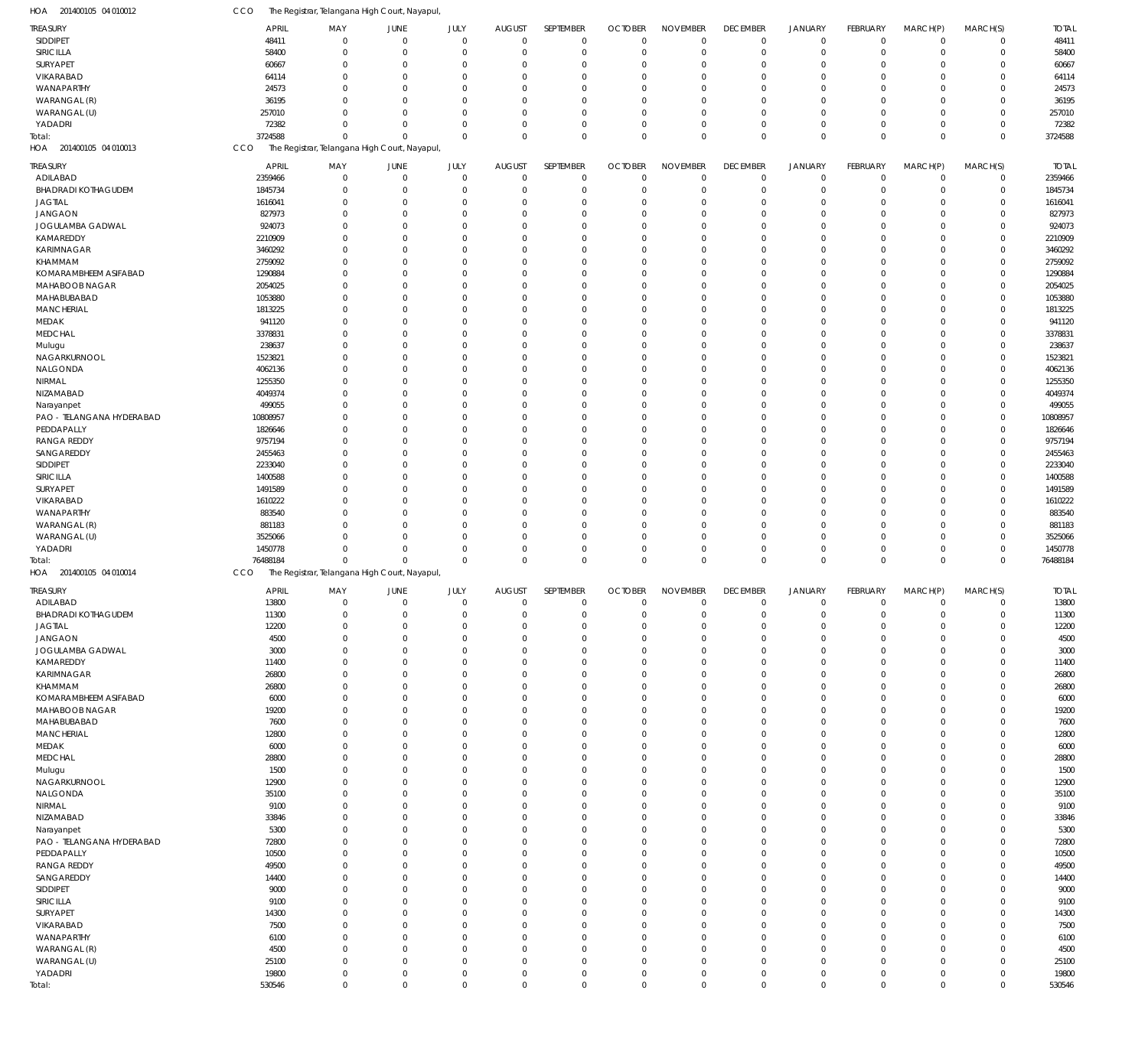HOA 201400105 04 010012 CCO The Registrar, Telangana High Court, Nayapul,

| TREASURY | APRIL | MAY | JUNE | JULY | AUGUST | SEPTEMBER | OCTOBER | NOVEMBER | DECEMBER | JANUARY | FEBRUARY | MARCH(P) | MARCH(S) | TOTAL |
|---|---|---|---|---|---|---|---|---|---|---|---|---|---|---|
| SIDDIPET | 48411 | 0 | 0 | 0 | 0 | 0 | 0 | 0 | 0 | 0 | 0 | 0 | 0 | 48411 |
| SIRICILLA | 58400 | 0 | 0 | 0 | 0 | 0 | 0 | 0 | 0 | 0 | 0 | 0 | 0 | 58400 |
| SURYAPET | 60667 | 0 | 0 | 0 | 0 | 0 | 0 | 0 | 0 | 0 | 0 | 0 | 0 | 60667 |
| VIKARABAD | 64114 | 0 | 0 | 0 | 0 | 0 | 0 | 0 | 0 | 0 | 0 | 0 | 0 | 64114 |
| WANAPARTHY | 24573 | 0 | 0 | 0 | 0 | 0 | 0 | 0 | 0 | 0 | 0 | 0 | 0 | 24573 |
| WARANGAL (R) | 36195 | 0 | 0 | 0 | 0 | 0 | 0 | 0 | 0 | 0 | 0 | 0 | 0 | 36195 |
| WARANGAL (U) | 257010 | 0 | 0 | 0 | 0 | 0 | 0 | 0 | 0 | 0 | 0 | 0 | 0 | 257010 |
| YADADRI | 72382 | 0 | 0 | 0 | 0 | 0 | 0 | 0 | 0 | 0 | 0 | 0 | 0 | 72382 |
| Total: | 3724588 | 0 | 0 | 0 | 0 | 0 | 0 | 0 | 0 | 0 | 0 | 0 | 0 | 3724588 |

HOA 201400105 04 010013 CCO The Registrar, Telangana High Court, Nayapul,

| TREASURY | APRIL | MAY | JUNE | JULY | AUGUST | SEPTEMBER | OCTOBER | NOVEMBER | DECEMBER | JANUARY | FEBRUARY | MARCH(P) | MARCH(S) | TOTAL |
|---|---|---|---|---|---|---|---|---|---|---|---|---|---|---|
| ADILABAD | 2359466 | 0 | 0 | 0 | 0 | 0 | 0 | 0 | 0 | 0 | 0 | 0 | 0 | 2359466 |
| BHADRADI KOTHAGUDEM | 1845734 | 0 | 0 | 0 | 0 | 0 | 0 | 0 | 0 | 0 | 0 | 0 | 0 | 1845734 |
| JAGTIAL | 1616041 | 0 | 0 | 0 | 0 | 0 | 0 | 0 | 0 | 0 | 0 | 0 | 0 | 1616041 |
| JANGAON | 827973 | 0 | 0 | 0 | 0 | 0 | 0 | 0 | 0 | 0 | 0 | 0 | 0 | 827973 |
| JOGULAMBA GADWAL | 924073 | 0 | 0 | 0 | 0 | 0 | 0 | 0 | 0 | 0 | 0 | 0 | 0 | 924073 |
| KAMAREDDY | 2210909 | 0 | 0 | 0 | 0 | 0 | 0 | 0 | 0 | 0 | 0 | 0 | 0 | 2210909 |
| KARIMNAGAR | 3460292 | 0 | 0 | 0 | 0 | 0 | 0 | 0 | 0 | 0 | 0 | 0 | 0 | 3460292 |
| KHAMMAM | 2759092 | 0 | 0 | 0 | 0 | 0 | 0 | 0 | 0 | 0 | 0 | 0 | 0 | 2759092 |
| KOMARAMBHEEM ASIFABAD | 1290884 | 0 | 0 | 0 | 0 | 0 | 0 | 0 | 0 | 0 | 0 | 0 | 0 | 1290884 |
| MAHABOOB NAGAR | 2054025 | 0 | 0 | 0 | 0 | 0 | 0 | 0 | 0 | 0 | 0 | 0 | 0 | 2054025 |
| MAHABUBABAD | 1053880 | 0 | 0 | 0 | 0 | 0 | 0 | 0 | 0 | 0 | 0 | 0 | 0 | 1053880 |
| MANCHERIAL | 1813225 | 0 | 0 | 0 | 0 | 0 | 0 | 0 | 0 | 0 | 0 | 0 | 0 | 1813225 |
| MEDAK | 941120 | 0 | 0 | 0 | 0 | 0 | 0 | 0 | 0 | 0 | 0 | 0 | 0 | 941120 |
| MEDCHAL | 3378831 | 0 | 0 | 0 | 0 | 0 | 0 | 0 | 0 | 0 | 0 | 0 | 0 | 3378831 |
| Mulugu | 238637 | 0 | 0 | 0 | 0 | 0 | 0 | 0 | 0 | 0 | 0 | 0 | 0 | 238637 |
| NAGARKURNOOL | 1523821 | 0 | 0 | 0 | 0 | 0 | 0 | 0 | 0 | 0 | 0 | 0 | 0 | 1523821 |
| NALGONDA | 4062136 | 0 | 0 | 0 | 0 | 0 | 0 | 0 | 0 | 0 | 0 | 0 | 0 | 4062136 |
| NIRMAL | 1255350 | 0 | 0 | 0 | 0 | 0 | 0 | 0 | 0 | 0 | 0 | 0 | 0 | 1255350 |
| NIZAMABAD | 4049374 | 0 | 0 | 0 | 0 | 0 | 0 | 0 | 0 | 0 | 0 | 0 | 0 | 4049374 |
| Narayanpet | 499055 | 0 | 0 | 0 | 0 | 0 | 0 | 0 | 0 | 0 | 0 | 0 | 0 | 499055 |
| PAO - TELANGANA HYDERABAD | 10808957 | 0 | 0 | 0 | 0 | 0 | 0 | 0 | 0 | 0 | 0 | 0 | 0 | 10808957 |
| PEDDAPALLY | 1826646 | 0 | 0 | 0 | 0 | 0 | 0 | 0 | 0 | 0 | 0 | 0 | 0 | 1826646 |
| RANGA REDDY | 9757194 | 0 | 0 | 0 | 0 | 0 | 0 | 0 | 0 | 0 | 0 | 0 | 0 | 9757194 |
| SANGAREDDY | 2455463 | 0 | 0 | 0 | 0 | 0 | 0 | 0 | 0 | 0 | 0 | 0 | 0 | 2455463 |
| SIDDIPET | 2233040 | 0 | 0 | 0 | 0 | 0 | 0 | 0 | 0 | 0 | 0 | 0 | 0 | 2233040 |
| SIRICILLA | 1400588 | 0 | 0 | 0 | 0 | 0 | 0 | 0 | 0 | 0 | 0 | 0 | 0 | 1400588 |
| SURYAPET | 1491589 | 0 | 0 | 0 | 0 | 0 | 0 | 0 | 0 | 0 | 0 | 0 | 0 | 1491589 |
| VIKARABAD | 1610222 | 0 | 0 | 0 | 0 | 0 | 0 | 0 | 0 | 0 | 0 | 0 | 0 | 1610222 |
| WANAPARTHY | 883540 | 0 | 0 | 0 | 0 | 0 | 0 | 0 | 0 | 0 | 0 | 0 | 0 | 883540 |
| WARANGAL (R) | 881183 | 0 | 0 | 0 | 0 | 0 | 0 | 0 | 0 | 0 | 0 | 0 | 0 | 881183 |
| WARANGAL (U) | 3525066 | 0 | 0 | 0 | 0 | 0 | 0 | 0 | 0 | 0 | 0 | 0 | 0 | 3525066 |
| YADADRI | 1450778 | 0 | 0 | 0 | 0 | 0 | 0 | 0 | 0 | 0 | 0 | 0 | 0 | 1450778 |
| Total: | 76488184 | 0 | 0 | 0 | 0 | 0 | 0 | 0 | 0 | 0 | 0 | 0 | 0 | 76488184 |

HOA 201400105 04 010014 CCO The Registrar, Telangana High Court, Nayapul,

| TREASURY | APRIL | MAY | JUNE | JULY | AUGUST | SEPTEMBER | OCTOBER | NOVEMBER | DECEMBER | JANUARY | FEBRUARY | MARCH(P) | MARCH(S) | TOTAL |
|---|---|---|---|---|---|---|---|---|---|---|---|---|---|---|
| ADILABAD | 13800 | 0 | 0 | 0 | 0 | 0 | 0 | 0 | 0 | 0 | 0 | 0 | 0 | 13800 |
| BHADRADI KOTHAGUDEM | 11300 | 0 | 0 | 0 | 0 | 0 | 0 | 0 | 0 | 0 | 0 | 0 | 0 | 11300 |
| JAGTIAL | 12200 | 0 | 0 | 0 | 0 | 0 | 0 | 0 | 0 | 0 | 0 | 0 | 0 | 12200 |
| JANGAON | 4500 | 0 | 0 | 0 | 0 | 0 | 0 | 0 | 0 | 0 | 0 | 0 | 0 | 4500 |
| JOGULAMBA GADWAL | 3000 | 0 | 0 | 0 | 0 | 0 | 0 | 0 | 0 | 0 | 0 | 0 | 0 | 3000 |
| KAMAREDDY | 11400 | 0 | 0 | 0 | 0 | 0 | 0 | 0 | 0 | 0 | 0 | 0 | 0 | 11400 |
| KARIMNAGAR | 26800 | 0 | 0 | 0 | 0 | 0 | 0 | 0 | 0 | 0 | 0 | 0 | 0 | 26800 |
| KHAMMAM | 26800 | 0 | 0 | 0 | 0 | 0 | 0 | 0 | 0 | 0 | 0 | 0 | 0 | 26800 |
| KOMARAMBHEEM ASIFABAD | 6000 | 0 | 0 | 0 | 0 | 0 | 0 | 0 | 0 | 0 | 0 | 0 | 0 | 6000 |
| MAHABOOB NAGAR | 19200 | 0 | 0 | 0 | 0 | 0 | 0 | 0 | 0 | 0 | 0 | 0 | 0 | 19200 |
| MAHABUBABAD | 7600 | 0 | 0 | 0 | 0 | 0 | 0 | 0 | 0 | 0 | 0 | 0 | 0 | 7600 |
| MANCHERIAL | 12800 | 0 | 0 | 0 | 0 | 0 | 0 | 0 | 0 | 0 | 0 | 0 | 0 | 12800 |
| MEDAK | 6000 | 0 | 0 | 0 | 0 | 0 | 0 | 0 | 0 | 0 | 0 | 0 | 0 | 6000 |
| MEDCHAL | 28800 | 0 | 0 | 0 | 0 | 0 | 0 | 0 | 0 | 0 | 0 | 0 | 0 | 28800 |
| Mulugu | 1500 | 0 | 0 | 0 | 0 | 0 | 0 | 0 | 0 | 0 | 0 | 0 | 0 | 1500 |
| NAGARKURNOOL | 12900 | 0 | 0 | 0 | 0 | 0 | 0 | 0 | 0 | 0 | 0 | 0 | 0 | 12900 |
| NALGONDA | 35100 | 0 | 0 | 0 | 0 | 0 | 0 | 0 | 0 | 0 | 0 | 0 | 0 | 35100 |
| NIRMAL | 9100 | 0 | 0 | 0 | 0 | 0 | 0 | 0 | 0 | 0 | 0 | 0 | 0 | 9100 |
| NIZAMABAD | 33846 | 0 | 0 | 0 | 0 | 0 | 0 | 0 | 0 | 0 | 0 | 0 | 0 | 33846 |
| Narayanpet | 5300 | 0 | 0 | 0 | 0 | 0 | 0 | 0 | 0 | 0 | 0 | 0 | 0 | 5300 |
| PAO - TELANGANA HYDERABAD | 72800 | 0 | 0 | 0 | 0 | 0 | 0 | 0 | 0 | 0 | 0 | 0 | 0 | 72800 |
| PEDDAPALLY | 10500 | 0 | 0 | 0 | 0 | 0 | 0 | 0 | 0 | 0 | 0 | 0 | 0 | 10500 |
| RANGA REDDY | 49500 | 0 | 0 | 0 | 0 | 0 | 0 | 0 | 0 | 0 | 0 | 0 | 0 | 49500 |
| SANGAREDDY | 14400 | 0 | 0 | 0 | 0 | 0 | 0 | 0 | 0 | 0 | 0 | 0 | 0 | 14400 |
| SIDDIPET | 9000 | 0 | 0 | 0 | 0 | 0 | 0 | 0 | 0 | 0 | 0 | 0 | 0 | 9000 |
| SIRICILLA | 9100 | 0 | 0 | 0 | 0 | 0 | 0 | 0 | 0 | 0 | 0 | 0 | 0 | 9100 |
| SURYAPET | 14300 | 0 | 0 | 0 | 0 | 0 | 0 | 0 | 0 | 0 | 0 | 0 | 0 | 14300 |
| VIKARABAD | 7500 | 0 | 0 | 0 | 0 | 0 | 0 | 0 | 0 | 0 | 0 | 0 | 0 | 7500 |
| WANAPARTHY | 6100 | 0 | 0 | 0 | 0 | 0 | 0 | 0 | 0 | 0 | 0 | 0 | 0 | 6100 |
| WARANGAL (R) | 4500 | 0 | 0 | 0 | 0 | 0 | 0 | 0 | 0 | 0 | 0 | 0 | 0 | 4500 |
| WARANGAL (U) | 25100 | 0 | 0 | 0 | 0 | 0 | 0 | 0 | 0 | 0 | 0 | 0 | 0 | 25100 |
| YADADRI | 19800 | 0 | 0 | 0 | 0 | 0 | 0 | 0 | 0 | 0 | 0 | 0 | 0 | 19800 |
| Total: | 530546 | 0 | 0 | 0 | 0 | 0 | 0 | 0 | 0 | 0 | 0 | 0 | 0 | 530546 |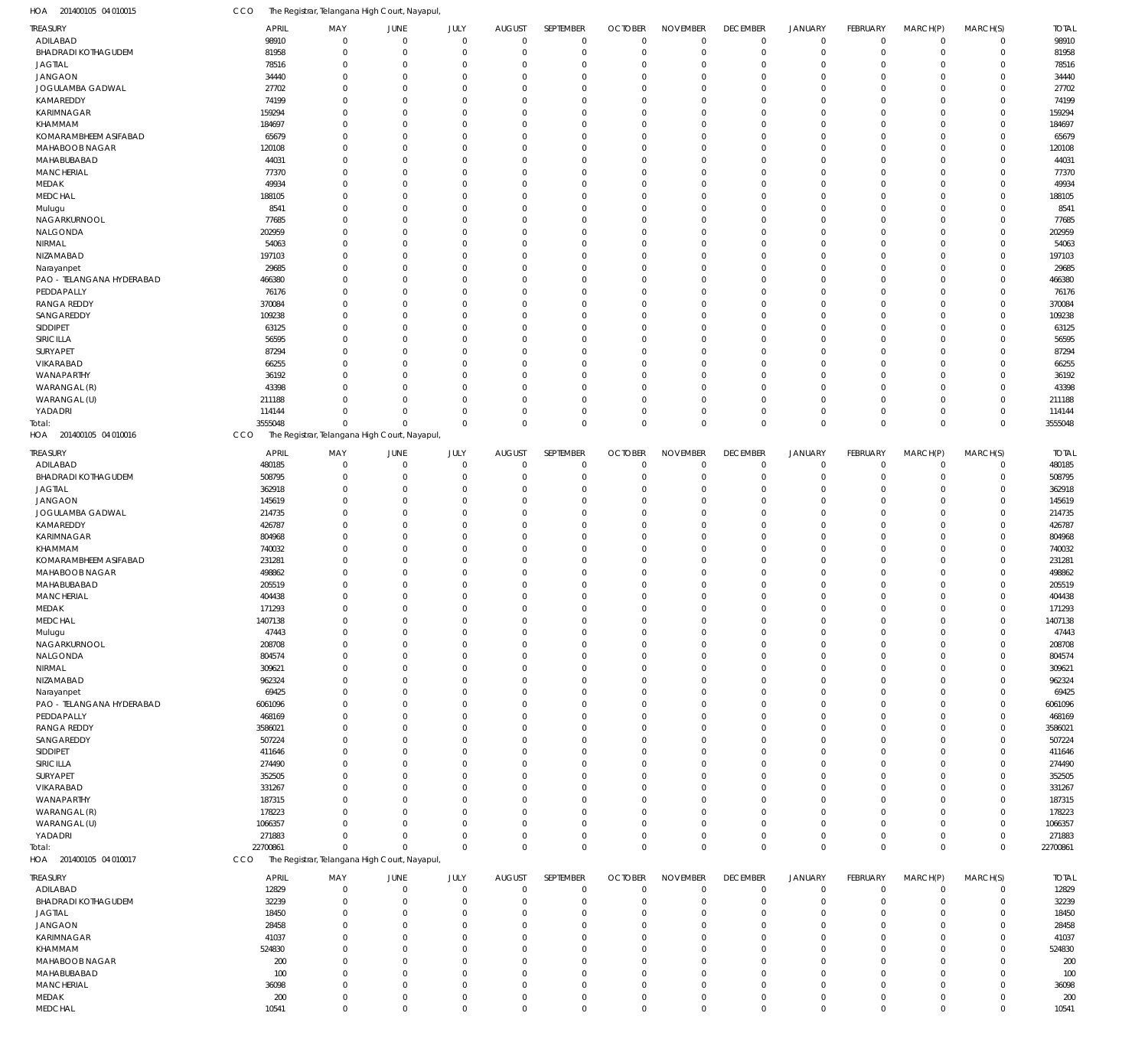HOA 201400105 04 010015 CCO The Registrar, Telangana High Court, Nayapul,

| TREASURY | APRIL | MAY | JUNE | JULY | AUGUST | SEPTEMBER | OCTOBER | NOVEMBER | DECEMBER | JANUARY | FEBRUARY | MARCH(P) | MARCH(S) | TOTAL |
|---|---|---|---|---|---|---|---|---|---|---|---|---|---|---|
| ADILABAD | 98910 | 0 | 0 | 0 | 0 | 0 | 0 | 0 | 0 | 0 | 0 | 0 | 0 | 98910 |
| BHADRADI KOTHAGUDEM | 81958 | 0 | 0 | 0 | 0 | 0 | 0 | 0 | 0 | 0 | 0 | 0 | 0 | 81958 |
| JAGTIAL | 78516 | 0 | 0 | 0 | 0 | 0 | 0 | 0 | 0 | 0 | 0 | 0 | 0 | 78516 |
| JANGAON | 34440 | 0 | 0 | 0 | 0 | 0 | 0 | 0 | 0 | 0 | 0 | 0 | 0 | 34440 |
| JOGULAMBA GADWAL | 27702 | 0 | 0 | 0 | 0 | 0 | 0 | 0 | 0 | 0 | 0 | 0 | 0 | 27702 |
| KAMAREDDY | 74199 | 0 | 0 | 0 | 0 | 0 | 0 | 0 | 0 | 0 | 0 | 0 | 0 | 74199 |
| KARIMNAGAR | 159294 | 0 | 0 | 0 | 0 | 0 | 0 | 0 | 0 | 0 | 0 | 0 | 0 | 159294 |
| KHAMMAM | 184697 | 0 | 0 | 0 | 0 | 0 | 0 | 0 | 0 | 0 | 0 | 0 | 0 | 184697 |
| KOMARAMBHEEM ASIFABAD | 65679 | 0 | 0 | 0 | 0 | 0 | 0 | 0 | 0 | 0 | 0 | 0 | 0 | 65679 |
| MAHABOOB NAGAR | 120108 | 0 | 0 | 0 | 0 | 0 | 0 | 0 | 0 | 0 | 0 | 0 | 0 | 120108 |
| MAHABUBABAD | 44031 | 0 | 0 | 0 | 0 | 0 | 0 | 0 | 0 | 0 | 0 | 0 | 0 | 44031 |
| MANCHERIAL | 77370 | 0 | 0 | 0 | 0 | 0 | 0 | 0 | 0 | 0 | 0 | 0 | 0 | 77370 |
| MEDAK | 49934 | 0 | 0 | 0 | 0 | 0 | 0 | 0 | 0 | 0 | 0 | 0 | 0 | 49934 |
| MEDCHAL | 188105 | 0 | 0 | 0 | 0 | 0 | 0 | 0 | 0 | 0 | 0 | 0 | 0 | 188105 |
| Mulugu | 8541 | 0 | 0 | 0 | 0 | 0 | 0 | 0 | 0 | 0 | 0 | 0 | 0 | 8541 |
| NAGARKURNOOL | 77685 | 0 | 0 | 0 | 0 | 0 | 0 | 0 | 0 | 0 | 0 | 0 | 0 | 77685 |
| NALGONDA | 202959 | 0 | 0 | 0 | 0 | 0 | 0 | 0 | 0 | 0 | 0 | 0 | 0 | 202959 |
| NIRMAL | 54063 | 0 | 0 | 0 | 0 | 0 | 0 | 0 | 0 | 0 | 0 | 0 | 0 | 54063 |
| NIZAMABAD | 197103 | 0 | 0 | 0 | 0 | 0 | 0 | 0 | 0 | 0 | 0 | 0 | 0 | 197103 |
| Narayanpet | 29685 | 0 | 0 | 0 | 0 | 0 | 0 | 0 | 0 | 0 | 0 | 0 | 0 | 29685 |
| PAO - TELANGANA HYDERABAD | 466380 | 0 | 0 | 0 | 0 | 0 | 0 | 0 | 0 | 0 | 0 | 0 | 0 | 466380 |
| PEDDAPALLY | 76176 | 0 | 0 | 0 | 0 | 0 | 0 | 0 | 0 | 0 | 0 | 0 | 0 | 76176 |
| RANGA REDDY | 370084 | 0 | 0 | 0 | 0 | 0 | 0 | 0 | 0 | 0 | 0 | 0 | 0 | 370084 |
| SANGAREDDY | 109238 | 0 | 0 | 0 | 0 | 0 | 0 | 0 | 0 | 0 | 0 | 0 | 0 | 109238 |
| SIDDIPET | 63125 | 0 | 0 | 0 | 0 | 0 | 0 | 0 | 0 | 0 | 0 | 0 | 0 | 63125 |
| SIRICILLA | 56595 | 0 | 0 | 0 | 0 | 0 | 0 | 0 | 0 | 0 | 0 | 0 | 0 | 56595 |
| SURYAPET | 87294 | 0 | 0 | 0 | 0 | 0 | 0 | 0 | 0 | 0 | 0 | 0 | 0 | 87294 |
| VIKARABAD | 66255 | 0 | 0 | 0 | 0 | 0 | 0 | 0 | 0 | 0 | 0 | 0 | 0 | 66255 |
| WANAPARTHY | 36192 | 0 | 0 | 0 | 0 | 0 | 0 | 0 | 0 | 0 | 0 | 0 | 0 | 36192 |
| WARANGAL (R) | 43398 | 0 | 0 | 0 | 0 | 0 | 0 | 0 | 0 | 0 | 0 | 0 | 0 | 43398 |
| WARANGAL (U) | 211188 | 0 | 0 | 0 | 0 | 0 | 0 | 0 | 0 | 0 | 0 | 0 | 0 | 211188 |
| YADADRI | 114144 | 0 | 0 | 0 | 0 | 0 | 0 | 0 | 0 | 0 | 0 | 0 | 0 | 114144 |
| Total: | 3555048 | 0 | 0 | 0 | 0 | 0 | 0 | 0 | 0 | 0 | 0 | 0 | 0 | 3555048 |

HOA 201400105 04 010016 CCO The Registrar, Telangana High Court, Nayapul,

| TREASURY | APRIL | MAY | JUNE | JULY | AUGUST | SEPTEMBER | OCTOBER | NOVEMBER | DECEMBER | JANUARY | FEBRUARY | MARCH(P) | MARCH(S) | TOTAL |
|---|---|---|---|---|---|---|---|---|---|---|---|---|---|---|
| ADILABAD | 480185 | 0 | 0 | 0 | 0 | 0 | 0 | 0 | 0 | 0 | 0 | 0 | 0 | 480185 |
| BHADRADI KOTHAGUDEM | 508795 | 0 | 0 | 0 | 0 | 0 | 0 | 0 | 0 | 0 | 0 | 0 | 0 | 508795 |
| JAGTIAL | 362918 | 0 | 0 | 0 | 0 | 0 | 0 | 0 | 0 | 0 | 0 | 0 | 0 | 362918 |
| JANGAON | 145619 | 0 | 0 | 0 | 0 | 0 | 0 | 0 | 0 | 0 | 0 | 0 | 0 | 145619 |
| JOGULAMBA GADWAL | 214735 | 0 | 0 | 0 | 0 | 0 | 0 | 0 | 0 | 0 | 0 | 0 | 0 | 214735 |
| KAMAREDDY | 426787 | 0 | 0 | 0 | 0 | 0 | 0 | 0 | 0 | 0 | 0 | 0 | 0 | 426787 |
| KARIMNAGAR | 804968 | 0 | 0 | 0 | 0 | 0 | 0 | 0 | 0 | 0 | 0 | 0 | 0 | 804968 |
| KHAMMAM | 740032 | 0 | 0 | 0 | 0 | 0 | 0 | 0 | 0 | 0 | 0 | 0 | 0 | 740032 |
| KOMARAMBHEEM ASIFABAD | 231281 | 0 | 0 | 0 | 0 | 0 | 0 | 0 | 0 | 0 | 0 | 0 | 0 | 231281 |
| MAHABOOB NAGAR | 498862 | 0 | 0 | 0 | 0 | 0 | 0 | 0 | 0 | 0 | 0 | 0 | 0 | 498862 |
| MAHABUBABAD | 205519 | 0 | 0 | 0 | 0 | 0 | 0 | 0 | 0 | 0 | 0 | 0 | 0 | 205519 |
| MANCHERIAL | 404438 | 0 | 0 | 0 | 0 | 0 | 0 | 0 | 0 | 0 | 0 | 0 | 0 | 404438 |
| MEDAK | 171293 | 0 | 0 | 0 | 0 | 0 | 0 | 0 | 0 | 0 | 0 | 0 | 0 | 171293 |
| MEDCHAL | 1407138 | 0 | 0 | 0 | 0 | 0 | 0 | 0 | 0 | 0 | 0 | 0 | 0 | 1407138 |
| Mulugu | 47443 | 0 | 0 | 0 | 0 | 0 | 0 | 0 | 0 | 0 | 0 | 0 | 0 | 47443 |
| NAGARKURNOOL | 208708 | 0 | 0 | 0 | 0 | 0 | 0 | 0 | 0 | 0 | 0 | 0 | 0 | 208708 |
| NALGONDA | 804574 | 0 | 0 | 0 | 0 | 0 | 0 | 0 | 0 | 0 | 0 | 0 | 0 | 804574 |
| NIRMAL | 309621 | 0 | 0 | 0 | 0 | 0 | 0 | 0 | 0 | 0 | 0 | 0 | 0 | 309621 |
| NIZAMABAD | 962324 | 0 | 0 | 0 | 0 | 0 | 0 | 0 | 0 | 0 | 0 | 0 | 0 | 962324 |
| Narayanpet | 69425 | 0 | 0 | 0 | 0 | 0 | 0 | 0 | 0 | 0 | 0 | 0 | 0 | 69425 |
| PAO - TELANGANA HYDERABAD | 6061096 | 0 | 0 | 0 | 0 | 0 | 0 | 0 | 0 | 0 | 0 | 0 | 0 | 6061096 |
| PEDDAPALLY | 468169 | 0 | 0 | 0 | 0 | 0 | 0 | 0 | 0 | 0 | 0 | 0 | 0 | 468169 |
| RANGA REDDY | 3586021 | 0 | 0 | 0 | 0 | 0 | 0 | 0 | 0 | 0 | 0 | 0 | 0 | 3586021 |
| SANGAREDDY | 507224 | 0 | 0 | 0 | 0 | 0 | 0 | 0 | 0 | 0 | 0 | 0 | 0 | 507224 |
| SIDDIPET | 411646 | 0 | 0 | 0 | 0 | 0 | 0 | 0 | 0 | 0 | 0 | 0 | 0 | 411646 |
| SIRICILLA | 274490 | 0 | 0 | 0 | 0 | 0 | 0 | 0 | 0 | 0 | 0 | 0 | 0 | 274490 |
| SURYAPET | 352505 | 0 | 0 | 0 | 0 | 0 | 0 | 0 | 0 | 0 | 0 | 0 | 0 | 352505 |
| VIKARABAD | 331267 | 0 | 0 | 0 | 0 | 0 | 0 | 0 | 0 | 0 | 0 | 0 | 0 | 331267 |
| WANAPARTHY | 187315 | 0 | 0 | 0 | 0 | 0 | 0 | 0 | 0 | 0 | 0 | 0 | 0 | 187315 |
| WARANGAL (R) | 178223 | 0 | 0 | 0 | 0 | 0 | 0 | 0 | 0 | 0 | 0 | 0 | 0 | 178223 |
| WARANGAL (U) | 1066357 | 0 | 0 | 0 | 0 | 0 | 0 | 0 | 0 | 0 | 0 | 0 | 0 | 1066357 |
| YADADRI | 271883 | 0 | 0 | 0 | 0 | 0 | 0 | 0 | 0 | 0 | 0 | 0 | 0 | 271883 |
| Total: | 22700861 | 0 | 0 | 0 | 0 | 0 | 0 | 0 | 0 | 0 | 0 | 0 | 0 | 22700861 |

HOA 201400105 04 010017 CCO The Registrar, Telangana High Court, Nayapul,

| TREASURY | APRIL | MAY | JUNE | JULY | AUGUST | SEPTEMBER | OCTOBER | NOVEMBER | DECEMBER | JANUARY | FEBRUARY | MARCH(P) | MARCH(S) | TOTAL |
|---|---|---|---|---|---|---|---|---|---|---|---|---|---|---|
| ADILABAD | 12829 | 0 | 0 | 0 | 0 | 0 | 0 | 0 | 0 | 0 | 0 | 0 | 0 | 12829 |
| BHADRADI KOTHAGUDEM | 32239 | 0 | 0 | 0 | 0 | 0 | 0 | 0 | 0 | 0 | 0 | 0 | 0 | 32239 |
| JAGTIAL | 18450 | 0 | 0 | 0 | 0 | 0 | 0 | 0 | 0 | 0 | 0 | 0 | 0 | 18450 |
| JANGAON | 28458 | 0 | 0 | 0 | 0 | 0 | 0 | 0 | 0 | 0 | 0 | 0 | 0 | 28458 |
| KARIMNAGAR | 41037 | 0 | 0 | 0 | 0 | 0 | 0 | 0 | 0 | 0 | 0 | 0 | 0 | 41037 |
| KHAMMAM | 524830 | 0 | 0 | 0 | 0 | 0 | 0 | 0 | 0 | 0 | 0 | 0 | 0 | 524830 |
| MAHABOOB NAGAR | 200 | 0 | 0 | 0 | 0 | 0 | 0 | 0 | 0 | 0 | 0 | 0 | 0 | 200 |
| MAHABUBABAD | 100 | 0 | 0 | 0 | 0 | 0 | 0 | 0 | 0 | 0 | 0 | 0 | 0 | 100 |
| MANCHERIAL | 36098 | 0 | 0 | 0 | 0 | 0 | 0 | 0 | 0 | 0 | 0 | 0 | 0 | 36098 |
| MEDAK | 200 | 0 | 0 | 0 | 0 | 0 | 0 | 0 | 0 | 0 | 0 | 0 | 0 | 200 |
| MEDCHAL | 10541 | 0 | 0 | 0 | 0 | 0 | 0 | 0 | 0 | 0 | 0 | 0 | 0 | 10541 |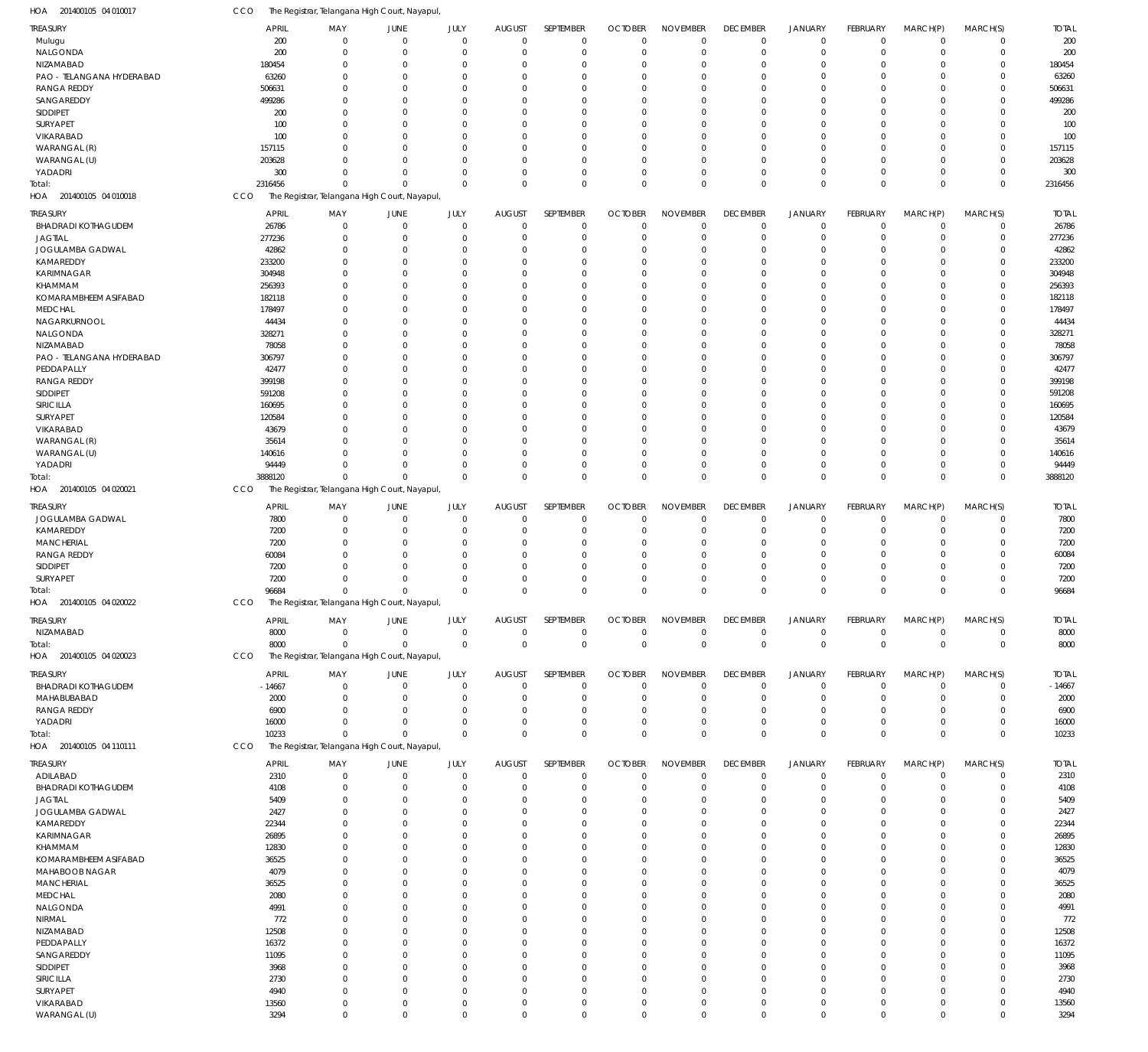HOA 201400105 04 010017 CCO The Registrar, Telangana High Court, Nayapul,

| TREASURY | APRIL | MAY | JUNE | JULY | AUGUST | SEPTEMBER | OCTOBER | NOVEMBER | DECEMBER | JANUARY | FEBRUARY | MARCH(P) | MARCH(S) | TOTAL |
|---|---|---|---|---|---|---|---|---|---|---|---|---|---|---|
| Mulugu | 200 | 0 | 0 | 0 | 0 | 0 | 0 | 0 | 0 | 0 | 0 | 0 | 0 | 200 |
| NALGONDA | 200 | 0 | 0 | 0 | 0 | 0 | 0 | 0 | 0 | 0 | 0 | 0 | 0 | 200 |
| NIZAMABAD | 180454 | 0 | 0 | 0 | 0 | 0 | 0 | 0 | 0 | 0 | 0 | 0 | 0 | 180454 |
| PAO - TELANGANA HYDERABAD | 63260 | 0 | 0 | 0 | 0 | 0 | 0 | 0 | 0 | 0 | 0 | 0 | 0 | 63260 |
| RANGA REDDY | 506631 | 0 | 0 | 0 | 0 | 0 | 0 | 0 | 0 | 0 | 0 | 0 | 0 | 506631 |
| SANGAREDDY | 499286 | 0 | 0 | 0 | 0 | 0 | 0 | 0 | 0 | 0 | 0 | 0 | 0 | 499286 |
| SIDDIPET | 200 | 0 | 0 | 0 | 0 | 0 | 0 | 0 | 0 | 0 | 0 | 0 | 0 | 200 |
| SURYAPET | 100 | 0 | 0 | 0 | 0 | 0 | 0 | 0 | 0 | 0 | 0 | 0 | 0 | 100 |
| VIKARABAD | 100 | 0 | 0 | 0 | 0 | 0 | 0 | 0 | 0 | 0 | 0 | 0 | 0 | 100 |
| WARANGAL (R) | 157115 | 0 | 0 | 0 | 0 | 0 | 0 | 0 | 0 | 0 | 0 | 0 | 0 | 157115 |
| WARANGAL (U) | 203628 | 0 | 0 | 0 | 0 | 0 | 0 | 0 | 0 | 0 | 0 | 0 | 0 | 203628 |
| YADADRI | 300 | 0 | 0 | 0 | 0 | 0 | 0 | 0 | 0 | 0 | 0 | 0 | 0 | 300 |
| Total: | 2316456 | 0 | 0 | 0 | 0 | 0 | 0 | 0 | 0 | 0 | 0 | 0 | 0 | 2316456 |

HOA 201400105 04 010018 CCO The Registrar, Telangana High Court, Nayapul,

| TREASURY | APRIL | MAY | JUNE | JULY | AUGUST | SEPTEMBER | OCTOBER | NOVEMBER | DECEMBER | JANUARY | FEBRUARY | MARCH(P) | MARCH(S) | TOTAL |
|---|---|---|---|---|---|---|---|---|---|---|---|---|---|---|
| BHADRADI KOTHAGUDEM | 26786 | 0 | 0 | 0 | 0 | 0 | 0 | 0 | 0 | 0 | 0 | 0 | 0 | 26786 |
| JAGTIAL | 277236 | 0 | 0 | 0 | 0 | 0 | 0 | 0 | 0 | 0 | 0 | 0 | 0 | 277236 |
| JOGULAMBA GADWAL | 42862 | 0 | 0 | 0 | 0 | 0 | 0 | 0 | 0 | 0 | 0 | 0 | 0 | 42862 |
| KAMAREDDY | 233200 | 0 | 0 | 0 | 0 | 0 | 0 | 0 | 0 | 0 | 0 | 0 | 0 | 233200 |
| KARIMNAGAR | 304948 | 0 | 0 | 0 | 0 | 0 | 0 | 0 | 0 | 0 | 0 | 0 | 0 | 304948 |
| KHAMMAM | 256393 | 0 | 0 | 0 | 0 | 0 | 0 | 0 | 0 | 0 | 0 | 0 | 0 | 256393 |
| KOMARAMBHEEM ASIFABAD | 182118 | 0 | 0 | 0 | 0 | 0 | 0 | 0 | 0 | 0 | 0 | 0 | 0 | 182118 |
| MEDCHAL | 178497 | 0 | 0 | 0 | 0 | 0 | 0 | 0 | 0 | 0 | 0 | 0 | 0 | 178497 |
| NAGARKURNOOL | 44434 | 0 | 0 | 0 | 0 | 0 | 0 | 0 | 0 | 0 | 0 | 0 | 0 | 44434 |
| NALGONDA | 328271 | 0 | 0 | 0 | 0 | 0 | 0 | 0 | 0 | 0 | 0 | 0 | 0 | 328271 |
| NIZAMABAD | 78058 | 0 | 0 | 0 | 0 | 0 | 0 | 0 | 0 | 0 | 0 | 0 | 0 | 78058 |
| PAO - TELANGANA HYDERABAD | 306797 | 0 | 0 | 0 | 0 | 0 | 0 | 0 | 0 | 0 | 0 | 0 | 0 | 306797 |
| PEDDAPALLY | 42477 | 0 | 0 | 0 | 0 | 0 | 0 | 0 | 0 | 0 | 0 | 0 | 0 | 42477 |
| RANGA REDDY | 399198 | 0 | 0 | 0 | 0 | 0 | 0 | 0 | 0 | 0 | 0 | 0 | 0 | 399198 |
| SIDDIPET | 591208 | 0 | 0 | 0 | 0 | 0 | 0 | 0 | 0 | 0 | 0 | 0 | 0 | 591208 |
| SIRICILLA | 160695 | 0 | 0 | 0 | 0 | 0 | 0 | 0 | 0 | 0 | 0 | 0 | 0 | 160695 |
| SURYAPET | 120584 | 0 | 0 | 0 | 0 | 0 | 0 | 0 | 0 | 0 | 0 | 0 | 0 | 120584 |
| VIKARABAD | 43679 | 0 | 0 | 0 | 0 | 0 | 0 | 0 | 0 | 0 | 0 | 0 | 0 | 43679 |
| WARANGAL (R) | 35614 | 0 | 0 | 0 | 0 | 0 | 0 | 0 | 0 | 0 | 0 | 0 | 0 | 35614 |
| WARANGAL (U) | 140616 | 0 | 0 | 0 | 0 | 0 | 0 | 0 | 0 | 0 | 0 | 0 | 0 | 140616 |
| YADADRI | 94449 | 0 | 0 | 0 | 0 | 0 | 0 | 0 | 0 | 0 | 0 | 0 | 0 | 94449 |
| Total: | 3888120 | 0 | 0 | 0 | 0 | 0 | 0 | 0 | 0 | 0 | 0 | 0 | 0 | 3888120 |

HOA 201400105 04 020021 CCO The Registrar, Telangana High Court, Nayapul,

| TREASURY | APRIL | MAY | JUNE | JULY | AUGUST | SEPTEMBER | OCTOBER | NOVEMBER | DECEMBER | JANUARY | FEBRUARY | MARCH(P) | MARCH(S) | TOTAL |
|---|---|---|---|---|---|---|---|---|---|---|---|---|---|---|
| JOGULAMBA GADWAL | 7800 | 0 | 0 | 0 | 0 | 0 | 0 | 0 | 0 | 0 | 0 | 0 | 0 | 7800 |
| KAMAREDDY | 7200 | 0 | 0 | 0 | 0 | 0 | 0 | 0 | 0 | 0 | 0 | 0 | 0 | 7200 |
| MANCHERIAL | 7200 | 0 | 0 | 0 | 0 | 0 | 0 | 0 | 0 | 0 | 0 | 0 | 0 | 7200 |
| RANGA REDDY | 60084 | 0 | 0 | 0 | 0 | 0 | 0 | 0 | 0 | 0 | 0 | 0 | 0 | 60084 |
| SIDDIPET | 7200 | 0 | 0 | 0 | 0 | 0 | 0 | 0 | 0 | 0 | 0 | 0 | 0 | 7200 |
| SURYAPET | 7200 | 0 | 0 | 0 | 0 | 0 | 0 | 0 | 0 | 0 | 0 | 0 | 0 | 7200 |
| Total: | 96684 | 0 | 0 | 0 | 0 | 0 | 0 | 0 | 0 | 0 | 0 | 0 | 0 | 96684 |

HOA 201400105 04 020022 CCO The Registrar, Telangana High Court, Nayapul,

| TREASURY | APRIL | MAY | JUNE | JULY | AUGUST | SEPTEMBER | OCTOBER | NOVEMBER | DECEMBER | JANUARY | FEBRUARY | MARCH(P) | MARCH(S) | TOTAL |
|---|---|---|---|---|---|---|---|---|---|---|---|---|---|---|
| NIZAMABAD | 8000 | 0 | 0 | 0 | 0 | 0 | 0 | 0 | 0 | 0 | 0 | 0 | 0 | 8000 |
| Total: | 8000 | 0 | 0 | 0 | 0 | 0 | 0 | 0 | 0 | 0 | 0 | 0 | 0 | 8000 |

HOA 201400105 04 020023 CCO The Registrar, Telangana High Court, Nayapul,

| TREASURY | APRIL | MAY | JUNE | JULY | AUGUST | SEPTEMBER | OCTOBER | NOVEMBER | DECEMBER | JANUARY | FEBRUARY | MARCH(P) | MARCH(S) | TOTAL |
|---|---|---|---|---|---|---|---|---|---|---|---|---|---|---|
| BHADRADI KOTHAGUDEM | -14667 | 0 | 0 | 0 | 0 | 0 | 0 | 0 | 0 | 0 | 0 | 0 | 0 | -14667 |
| MAHABUBABAD | 2000 | 0 | 0 | 0 | 0 | 0 | 0 | 0 | 0 | 0 | 0 | 0 | 0 | 2000 |
| RANGA REDDY | 6900 | 0 | 0 | 0 | 0 | 0 | 0 | 0 | 0 | 0 | 0 | 0 | 0 | 6900 |
| YADADRI | 16000 | 0 | 0 | 0 | 0 | 0 | 0 | 0 | 0 | 0 | 0 | 0 | 0 | 16000 |
| Total: | 10233 | 0 | 0 | 0 | 0 | 0 | 0 | 0 | 0 | 0 | 0 | 0 | 0 | 10233 |

HOA 201400105 04 110111 CCO The Registrar, Telangana High Court, Nayapul,

| TREASURY | APRIL | MAY | JUNE | JULY | AUGUST | SEPTEMBER | OCTOBER | NOVEMBER | DECEMBER | JANUARY | FEBRUARY | MARCH(P) | MARCH(S) | TOTAL |
|---|---|---|---|---|---|---|---|---|---|---|---|---|---|---|
| ADILABAD | 2310 | 0 | 0 | 0 | 0 | 0 | 0 | 0 | 0 | 0 | 0 | 0 | 0 | 2310 |
| BHADRADI KOTHAGUDEM | 4108 | 0 | 0 | 0 | 0 | 0 | 0 | 0 | 0 | 0 | 0 | 0 | 0 | 4108 |
| JAGTIAL | 5409 | 0 | 0 | 0 | 0 | 0 | 0 | 0 | 0 | 0 | 0 | 0 | 0 | 5409 |
| JOGULAMBA GADWAL | 2427 | 0 | 0 | 0 | 0 | 0 | 0 | 0 | 0 | 0 | 0 | 0 | 0 | 2427 |
| KAMAREDDY | 22344 | 0 | 0 | 0 | 0 | 0 | 0 | 0 | 0 | 0 | 0 | 0 | 0 | 22344 |
| KARIMNAGAR | 26895 | 0 | 0 | 0 | 0 | 0 | 0 | 0 | 0 | 0 | 0 | 0 | 0 | 26895 |
| KHAMMAM | 12830 | 0 | 0 | 0 | 0 | 0 | 0 | 0 | 0 | 0 | 0 | 0 | 0 | 12830 |
| KOMARAMBHEEM ASIFABAD | 36525 | 0 | 0 | 0 | 0 | 0 | 0 | 0 | 0 | 0 | 0 | 0 | 0 | 36525 |
| MAHABOOB NAGAR | 4079 | 0 | 0 | 0 | 0 | 0 | 0 | 0 | 0 | 0 | 0 | 0 | 0 | 4079 |
| MANCHERIAL | 36525 | 0 | 0 | 0 | 0 | 0 | 0 | 0 | 0 | 0 | 0 | 0 | 0 | 36525 |
| MEDCHAL | 2080 | 0 | 0 | 0 | 0 | 0 | 0 | 0 | 0 | 0 | 0 | 0 | 0 | 2080 |
| NALGONDA | 4991 | 0 | 0 | 0 | 0 | 0 | 0 | 0 | 0 | 0 | 0 | 0 | 0 | 4991 |
| NIRMAL | 772 | 0 | 0 | 0 | 0 | 0 | 0 | 0 | 0 | 0 | 0 | 0 | 0 | 772 |
| NIZAMABAD | 12508 | 0 | 0 | 0 | 0 | 0 | 0 | 0 | 0 | 0 | 0 | 0 | 0 | 12508 |
| PEDDAPALLY | 16372 | 0 | 0 | 0 | 0 | 0 | 0 | 0 | 0 | 0 | 0 | 0 | 0 | 16372 |
| SANGAREDDY | 11095 | 0 | 0 | 0 | 0 | 0 | 0 | 0 | 0 | 0 | 0 | 0 | 0 | 11095 |
| SIDDIPET | 3968 | 0 | 0 | 0 | 0 | 0 | 0 | 0 | 0 | 0 | 0 | 0 | 0 | 3968 |
| SIRICILLA | 2730 | 0 | 0 | 0 | 0 | 0 | 0 | 0 | 0 | 0 | 0 | 0 | 0 | 2730 |
| SURYAPET | 4940 | 0 | 0 | 0 | 0 | 0 | 0 | 0 | 0 | 0 | 0 | 0 | 0 | 4940 |
| VIKARABAD | 13560 | 0 | 0 | 0 | 0 | 0 | 0 | 0 | 0 | 0 | 0 | 0 | 0 | 13560 |
| WARANGAL (U) | 3294 | 0 | 0 | 0 | 0 | 0 | 0 | 0 | 0 | 0 | 0 | 0 | 0 | 3294 |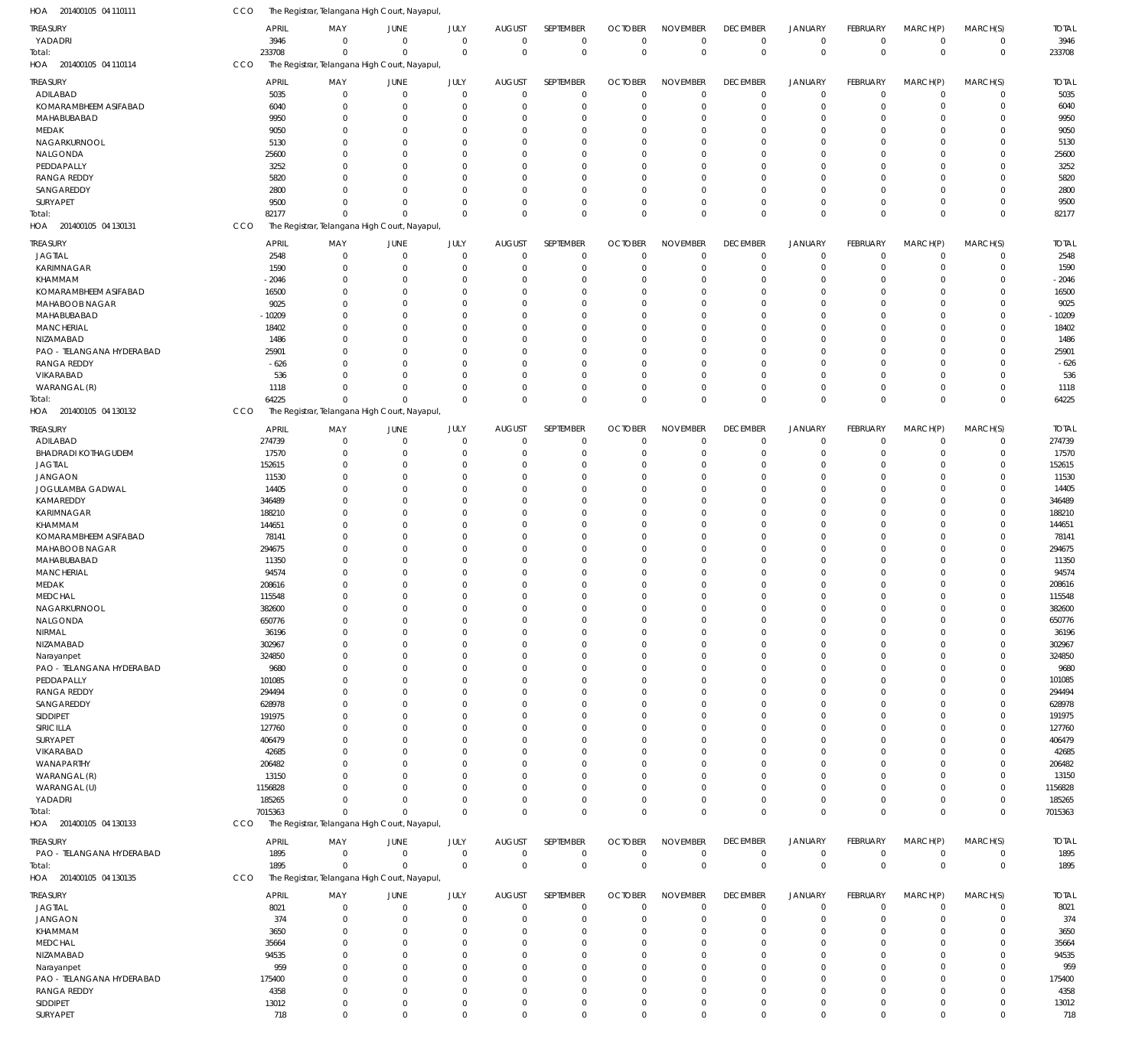HOA 201400105 04 110111 CCO The Registrar, Telangana High Court, Nayapul,

| TREASURY | APRIL | MAY | JUNE | JULY | AUGUST | SEPTEMBER | OCTOBER | NOVEMBER | DECEMBER | JANUARY | FEBRUARY | MARCH(P) | MARCH(S) | TOTAL |
|---|---|---|---|---|---|---|---|---|---|---|---|---|---|---|
| YADADRI | 3946 | 0 | 0 | 0 | 0 | 0 | 0 | 0 | 0 | 0 | 0 | 0 | 0 | 3946 |
| Total: | 233708 | 0 | 0 | 0 | 0 | 0 | 0 | 0 | 0 | 0 | 0 | 0 | 0 | 233708 |

HOA 201400105 04 110114 CCO The Registrar, Telangana High Court, Nayapul,

| TREASURY | APRIL | MAY | JUNE | JULY | AUGUST | SEPTEMBER | OCTOBER | NOVEMBER | DECEMBER | JANUARY | FEBRUARY | MARCH(P) | MARCH(S) | TOTAL |
|---|---|---|---|---|---|---|---|---|---|---|---|---|---|---|
| ADILABAD | 5035 | 0 | 0 | 0 | 0 | 0 | 0 | 0 | 0 | 0 | 0 | 0 | 0 | 5035 |
| KOMARAMBHEEM ASIFABAD | 6040 | 0 | 0 | 0 | 0 | 0 | 0 | 0 | 0 | 0 | 0 | 0 | 0 | 6040 |
| MAHABUBABAD | 9950 | 0 | 0 | 0 | 0 | 0 | 0 | 0 | 0 | 0 | 0 | 0 | 0 | 9950 |
| MEDAK | 9050 | 0 | 0 | 0 | 0 | 0 | 0 | 0 | 0 | 0 | 0 | 0 | 0 | 9050 |
| NAGARKURNOOL | 5130 | 0 | 0 | 0 | 0 | 0 | 0 | 0 | 0 | 0 | 0 | 0 | 0 | 5130 |
| NALGONDA | 25600 | 0 | 0 | 0 | 0 | 0 | 0 | 0 | 0 | 0 | 0 | 0 | 0 | 25600 |
| PEDDAPALLY | 3252 | 0 | 0 | 0 | 0 | 0 | 0 | 0 | 0 | 0 | 0 | 0 | 0 | 3252 |
| RANGA REDDY | 5820 | 0 | 0 | 0 | 0 | 0 | 0 | 0 | 0 | 0 | 0 | 0 | 0 | 5820 |
| SANGAREDDY | 2800 | 0 | 0 | 0 | 0 | 0 | 0 | 0 | 0 | 0 | 0 | 0 | 0 | 2800 |
| SURYAPET | 9500 | 0 | 0 | 0 | 0 | 0 | 0 | 0 | 0 | 0 | 0 | 0 | 0 | 9500 |
| Total: | 82177 | 0 | 0 | 0 | 0 | 0 | 0 | 0 | 0 | 0 | 0 | 0 | 0 | 82177 |

HOA 201400105 04 130131 CCO The Registrar, Telangana High Court, Nayapul,

| TREASURY | APRIL | MAY | JUNE | JULY | AUGUST | SEPTEMBER | OCTOBER | NOVEMBER | DECEMBER | JANUARY | FEBRUARY | MARCH(P) | MARCH(S) | TOTAL |
|---|---|---|---|---|---|---|---|---|---|---|---|---|---|---|
| JAGTIAL | 2548 | 0 | 0 | 0 | 0 | 0 | 0 | 0 | 0 | 0 | 0 | 0 | 0 | 2548 |
| KARIMNAGAR | 1590 | 0 | 0 | 0 | 0 | 0 | 0 | 0 | 0 | 0 | 0 | 0 | 0 | 1590 |
| KHAMMAM | -2046 | 0 | 0 | 0 | 0 | 0 | 0 | 0 | 0 | 0 | 0 | 0 | 0 | -2046 |
| KOMARAMBHEEM ASIFABAD | 16500 | 0 | 0 | 0 | 0 | 0 | 0 | 0 | 0 | 0 | 0 | 0 | 0 | 16500 |
| MAHABOOB NAGAR | 9025 | 0 | 0 | 0 | 0 | 0 | 0 | 0 | 0 | 0 | 0 | 0 | 0 | 9025 |
| MAHABUBABAD | -10209 | 0 | 0 | 0 | 0 | 0 | 0 | 0 | 0 | 0 | 0 | 0 | 0 | -10209 |
| MANCHERIAL | 18402 | 0 | 0 | 0 | 0 | 0 | 0 | 0 | 0 | 0 | 0 | 0 | 0 | 18402 |
| NIZAMABAD | 1486 | 0 | 0 | 0 | 0 | 0 | 0 | 0 | 0 | 0 | 0 | 0 | 0 | 1486 |
| PAO - TELANGANA HYDERABAD | 25901 | 0 | 0 | 0 | 0 | 0 | 0 | 0 | 0 | 0 | 0 | 0 | 0 | 25901 |
| RANGA REDDY | -626 | 0 | 0 | 0 | 0 | 0 | 0 | 0 | 0 | 0 | 0 | 0 | 0 | -626 |
| VIKARABAD | 536 | 0 | 0 | 0 | 0 | 0 | 0 | 0 | 0 | 0 | 0 | 0 | 0 | 536 |
| WARANGAL (R) | 1118 | 0 | 0 | 0 | 0 | 0 | 0 | 0 | 0 | 0 | 0 | 0 | 0 | 1118 |
| Total: | 64225 | 0 | 0 | 0 | 0 | 0 | 0 | 0 | 0 | 0 | 0 | 0 | 0 | 64225 |

HOA 201400105 04 130132 CCO The Registrar, Telangana High Court, Nayapul,

| TREASURY | APRIL | MAY | JUNE | JULY | AUGUST | SEPTEMBER | OCTOBER | NOVEMBER | DECEMBER | JANUARY | FEBRUARY | MARCH(P) | MARCH(S) | TOTAL |
|---|---|---|---|---|---|---|---|---|---|---|---|---|---|---|
| ADILABAD | 274739 | 0 | 0 | 0 | 0 | 0 | 0 | 0 | 0 | 0 | 0 | 0 | 0 | 274739 |
| BHADRADI KOTHAGUDEM | 17570 | 0 | 0 | 0 | 0 | 0 | 0 | 0 | 0 | 0 | 0 | 0 | 0 | 17570 |
| JAGTIAL | 152615 | 0 | 0 | 0 | 0 | 0 | 0 | 0 | 0 | 0 | 0 | 0 | 0 | 152615 |
| JANGAON | 11530 | 0 | 0 | 0 | 0 | 0 | 0 | 0 | 0 | 0 | 0 | 0 | 0 | 11530 |
| JOGULAMBA GADWAL | 14405 | 0 | 0 | 0 | 0 | 0 | 0 | 0 | 0 | 0 | 0 | 0 | 0 | 14405 |
| KAMAREDDY | 346489 | 0 | 0 | 0 | 0 | 0 | 0 | 0 | 0 | 0 | 0 | 0 | 0 | 346489 |
| KARIMNAGAR | 188210 | 0 | 0 | 0 | 0 | 0 | 0 | 0 | 0 | 0 | 0 | 0 | 0 | 188210 |
| KHAMMAM | 144651 | 0 | 0 | 0 | 0 | 0 | 0 | 0 | 0 | 0 | 0 | 0 | 0 | 144651 |
| KOMARAMBHEEM ASIFABAD | 78141 | 0 | 0 | 0 | 0 | 0 | 0 | 0 | 0 | 0 | 0 | 0 | 0 | 78141 |
| MAHABOOB NAGAR | 294675 | 0 | 0 | 0 | 0 | 0 | 0 | 0 | 0 | 0 | 0 | 0 | 0 | 294675 |
| MAHABUBABAD | 11350 | 0 | 0 | 0 | 0 | 0 | 0 | 0 | 0 | 0 | 0 | 0 | 0 | 11350 |
| MANCHERIAL | 94574 | 0 | 0 | 0 | 0 | 0 | 0 | 0 | 0 | 0 | 0 | 0 | 0 | 94574 |
| MEDAK | 208616 | 0 | 0 | 0 | 0 | 0 | 0 | 0 | 0 | 0 | 0 | 0 | 0 | 208616 |
| MEDCHAL | 115548 | 0 | 0 | 0 | 0 | 0 | 0 | 0 | 0 | 0 | 0 | 0 | 0 | 115548 |
| NAGARKURNOOL | 382600 | 0 | 0 | 0 | 0 | 0 | 0 | 0 | 0 | 0 | 0 | 0 | 0 | 382600 |
| NALGONDA | 650776 | 0 | 0 | 0 | 0 | 0 | 0 | 0 | 0 | 0 | 0 | 0 | 0 | 650776 |
| NIRMAL | 36196 | 0 | 0 | 0 | 0 | 0 | 0 | 0 | 0 | 0 | 0 | 0 | 0 | 36196 |
| NIZAMABAD | 302967 | 0 | 0 | 0 | 0 | 0 | 0 | 0 | 0 | 0 | 0 | 0 | 0 | 302967 |
| Narayanpet | 324850 | 0 | 0 | 0 | 0 | 0 | 0 | 0 | 0 | 0 | 0 | 0 | 0 | 324850 |
| PAO - TELANGANA HYDERABAD | 9680 | 0 | 0 | 0 | 0 | 0 | 0 | 0 | 0 | 0 | 0 | 0 | 0 | 9680 |
| PEDDAPALLY | 101085 | 0 | 0 | 0 | 0 | 0 | 0 | 0 | 0 | 0 | 0 | 0 | 0 | 101085 |
| RANGA REDDY | 294494 | 0 | 0 | 0 | 0 | 0 | 0 | 0 | 0 | 0 | 0 | 0 | 0 | 294494 |
| SANGAREDDY | 628978 | 0 | 0 | 0 | 0 | 0 | 0 | 0 | 0 | 0 | 0 | 0 | 0 | 628978 |
| SIDDIPET | 191975 | 0 | 0 | 0 | 0 | 0 | 0 | 0 | 0 | 0 | 0 | 0 | 0 | 191975 |
| SIRICILLA | 127760 | 0 | 0 | 0 | 0 | 0 | 0 | 0 | 0 | 0 | 0 | 0 | 0 | 127760 |
| SURYAPET | 406479 | 0 | 0 | 0 | 0 | 0 | 0 | 0 | 0 | 0 | 0 | 0 | 0 | 406479 |
| VIKARABAD | 42685 | 0 | 0 | 0 | 0 | 0 | 0 | 0 | 0 | 0 | 0 | 0 | 0 | 42685 |
| WANAPARTHY | 206482 | 0 | 0 | 0 | 0 | 0 | 0 | 0 | 0 | 0 | 0 | 0 | 0 | 206482 |
| WARANGAL (R) | 13150 | 0 | 0 | 0 | 0 | 0 | 0 | 0 | 0 | 0 | 0 | 0 | 0 | 13150 |
| WARANGAL (U) | 1156828 | 0 | 0 | 0 | 0 | 0 | 0 | 0 | 0 | 0 | 0 | 0 | 0 | 1156828 |
| YADADRI | 185265 | 0 | 0 | 0 | 0 | 0 | 0 | 0 | 0 | 0 | 0 | 0 | 0 | 185265 |
| Total: | 7015363 | 0 | 0 | 0 | 0 | 0 | 0 | 0 | 0 | 0 | 0 | 0 | 0 | 7015363 |

HOA 201400105 04 130133 CCO The Registrar, Telangana High Court, Nayapul,

| TREASURY | APRIL | MAY | JUNE | JULY | AUGUST | SEPTEMBER | OCTOBER | NOVEMBER | DECEMBER | JANUARY | FEBRUARY | MARCH(P) | MARCH(S) | TOTAL |
|---|---|---|---|---|---|---|---|---|---|---|---|---|---|---|
| PAO - TELANGANA HYDERABAD | 1895 | 0 | 0 | 0 | 0 | 0 | 0 | 0 | 0 | 0 | 0 | 0 | 0 | 1895 |
| Total: | 1895 | 0 | 0 | 0 | 0 | 0 | 0 | 0 | 0 | 0 | 0 | 0 | 0 | 1895 |

HOA 201400105 04 130135 CCO The Registrar, Telangana High Court, Nayapul,

| TREASURY | APRIL | MAY | JUNE | JULY | AUGUST | SEPTEMBER | OCTOBER | NOVEMBER | DECEMBER | JANUARY | FEBRUARY | MARCH(P) | MARCH(S) | TOTAL |
|---|---|---|---|---|---|---|---|---|---|---|---|---|---|---|
| JAGTIAL | 8021 | 0 | 0 | 0 | 0 | 0 | 0 | 0 | 0 | 0 | 0 | 0 | 0 | 8021 |
| JANGAON | 374 | 0 | 0 | 0 | 0 | 0 | 0 | 0 | 0 | 0 | 0 | 0 | 0 | 374 |
| KHAMMAM | 3650 | 0 | 0 | 0 | 0 | 0 | 0 | 0 | 0 | 0 | 0 | 0 | 0 | 3650 |
| MEDCHAL | 35664 | 0 | 0 | 0 | 0 | 0 | 0 | 0 | 0 | 0 | 0 | 0 | 0 | 35664 |
| NIZAMABAD | 94535 | 0 | 0 | 0 | 0 | 0 | 0 | 0 | 0 | 0 | 0 | 0 | 0 | 94535 |
| Narayanpet | 959 | 0 | 0 | 0 | 0 | 0 | 0 | 0 | 0 | 0 | 0 | 0 | 0 | 959 |
| PAO - TELANGANA HYDERABAD | 175400 | 0 | 0 | 0 | 0 | 0 | 0 | 0 | 0 | 0 | 0 | 0 | 0 | 175400 |
| RANGA REDDY | 4358 | 0 | 0 | 0 | 0 | 0 | 0 | 0 | 0 | 0 | 0 | 0 | 0 | 4358 |
| SIDDIPET | 13012 | 0 | 0 | 0 | 0 | 0 | 0 | 0 | 0 | 0 | 0 | 0 | 0 | 13012 |
| SURYAPET | 718 | 0 | 0 | 0 | 0 | 0 | 0 | 0 | 0 | 0 | 0 | 0 | 0 | 718 |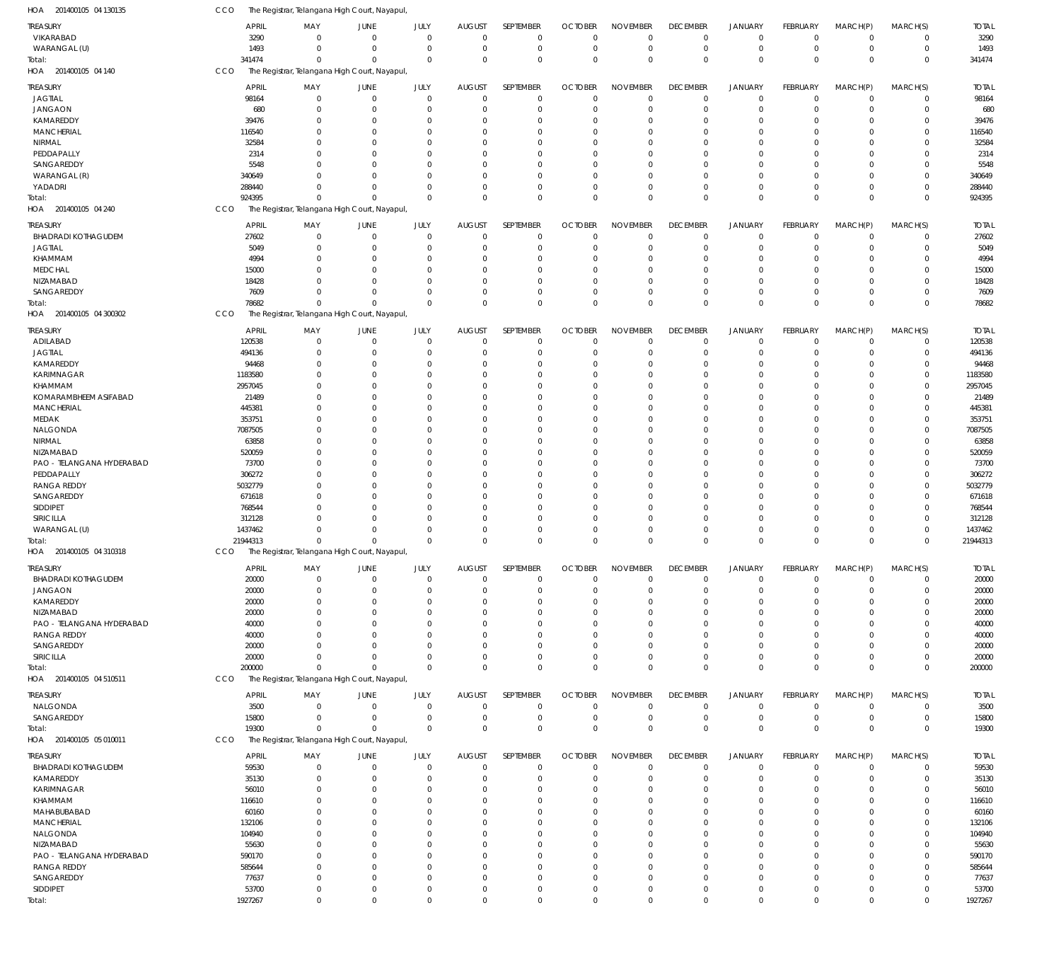HOA 201400105 04 130135 CCO The Registrar, Telangana High Court, Nayapul,

| TREASURY | APRIL | MAY | JUNE | JULY | AUGUST | SEPTEMBER | OCTOBER | NOVEMBER | DECEMBER | JANUARY | FEBRUARY | MARCH(P) | MARCH(S) | TOTAL |
|---|---|---|---|---|---|---|---|---|---|---|---|---|---|---|
| VIKARABAD | 3290 | 0 | 0 | 0 | 0 | 0 | 0 | 0 | 0 | 0 | 0 | 0 | 0 | 3290 |
| WARANGAL (U) | 1493 | 0 | 0 | 0 | 0 | 0 | 0 | 0 | 0 | 0 | 0 | 0 | 0 | 1493 |
| Total: | 341474 | 0 | 0 | 0 | 0 | 0 | 0 | 0 | 0 | 0 | 0 | 0 | 0 | 341474 |

HOA 201400105 04 140 CCO The Registrar, Telangana High Court, Nayapul,

| TREASURY | APRIL | MAY | JUNE | JULY | AUGUST | SEPTEMBER | OCTOBER | NOVEMBER | DECEMBER | JANUARY | FEBRUARY | MARCH(P) | MARCH(S) | TOTAL |
|---|---|---|---|---|---|---|---|---|---|---|---|---|---|---|
| JAGTIAL | 98164 | 0 | 0 | 0 | 0 | 0 | 0 | 0 | 0 | 0 | 0 | 0 | 0 | 98164 |
| JANGAON | 680 | 0 | 0 | 0 | 0 | 0 | 0 | 0 | 0 | 0 | 0 | 0 | 0 | 680 |
| KAMAREDDY | 39476 | 0 | 0 | 0 | 0 | 0 | 0 | 0 | 0 | 0 | 0 | 0 | 0 | 39476 |
| MANCHERIAL | 116540 | 0 | 0 | 0 | 0 | 0 | 0 | 0 | 0 | 0 | 0 | 0 | 0 | 116540 |
| NIRMAL | 32584 | 0 | 0 | 0 | 0 | 0 | 0 | 0 | 0 | 0 | 0 | 0 | 0 | 32584 |
| PEDDAPALLY | 2314 | 0 | 0 | 0 | 0 | 0 | 0 | 0 | 0 | 0 | 0 | 0 | 0 | 2314 |
| SANGAREDDY | 5548 | 0 | 0 | 0 | 0 | 0 | 0 | 0 | 0 | 0 | 0 | 0 | 0 | 5548 |
| WARANGAL (R) | 340649 | 0 | 0 | 0 | 0 | 0 | 0 | 0 | 0 | 0 | 0 | 0 | 0 | 340649 |
| YADADRI | 288440 | 0 | 0 | 0 | 0 | 0 | 0 | 0 | 0 | 0 | 0 | 0 | 0 | 288440 |
| Total: | 924395 | 0 | 0 | 0 | 0 | 0 | 0 | 0 | 0 | 0 | 0 | 0 | 0 | 924395 |

HOA 201400105 04 240 CCO The Registrar, Telangana High Court, Nayapul,

| TREASURY | APRIL | MAY | JUNE | JULY | AUGUST | SEPTEMBER | OCTOBER | NOVEMBER | DECEMBER | JANUARY | FEBRUARY | MARCH(P) | MARCH(S) | TOTAL |
|---|---|---|---|---|---|---|---|---|---|---|---|---|---|---|
| BHADRADI KOTHAGUDEM | 27602 | 0 | 0 | 0 | 0 | 0 | 0 | 0 | 0 | 0 | 0 | 0 | 0 | 27602 |
| JAGTIAL | 5049 | 0 | 0 | 0 | 0 | 0 | 0 | 0 | 0 | 0 | 0 | 0 | 0 | 5049 |
| KHAMMAM | 4994 | 0 | 0 | 0 | 0 | 0 | 0 | 0 | 0 | 0 | 0 | 0 | 0 | 4994 |
| MEDCHAL | 15000 | 0 | 0 | 0 | 0 | 0 | 0 | 0 | 0 | 0 | 0 | 0 | 0 | 15000 |
| NIZAMABAD | 18428 | 0 | 0 | 0 | 0 | 0 | 0 | 0 | 0 | 0 | 0 | 0 | 0 | 18428 |
| SANGAREDDY | 7609 | 0 | 0 | 0 | 0 | 0 | 0 | 0 | 0 | 0 | 0 | 0 | 0 | 7609 |
| Total: | 78682 | 0 | 0 | 0 | 0 | 0 | 0 | 0 | 0 | 0 | 0 | 0 | 0 | 78682 |

HOA 201400105 04 300302 CCO The Registrar, Telangana High Court, Nayapul,

| TREASURY | APRIL | MAY | JUNE | JULY | AUGUST | SEPTEMBER | OCTOBER | NOVEMBER | DECEMBER | JANUARY | FEBRUARY | MARCH(P) | MARCH(S) | TOTAL |
|---|---|---|---|---|---|---|---|---|---|---|---|---|---|---|
| ADILABAD | 120538 | 0 | 0 | 0 | 0 | 0 | 0 | 0 | 0 | 0 | 0 | 0 | 0 | 120538 |
| JAGTIAL | 494136 | 0 | 0 | 0 | 0 | 0 | 0 | 0 | 0 | 0 | 0 | 0 | 0 | 494136 |
| KAMAREDDY | 94468 | 0 | 0 | 0 | 0 | 0 | 0 | 0 | 0 | 0 | 0 | 0 | 0 | 94468 |
| KARIMNAGAR | 1183580 | 0 | 0 | 0 | 0 | 0 | 0 | 0 | 0 | 0 | 0 | 0 | 0 | 1183580 |
| KHAMMAM | 2957045 | 0 | 0 | 0 | 0 | 0 | 0 | 0 | 0 | 0 | 0 | 0 | 0 | 2957045 |
| KOMARAMBHEEM ASIFABAD | 21489 | 0 | 0 | 0 | 0 | 0 | 0 | 0 | 0 | 0 | 0 | 0 | 0 | 21489 |
| MANCHERIAL | 445381 | 0 | 0 | 0 | 0 | 0 | 0 | 0 | 0 | 0 | 0 | 0 | 0 | 445381 |
| MEDAK | 353751 | 0 | 0 | 0 | 0 | 0 | 0 | 0 | 0 | 0 | 0 | 0 | 0 | 353751 |
| NALGONDA | 7087505 | 0 | 0 | 0 | 0 | 0 | 0 | 0 | 0 | 0 | 0 | 0 | 0 | 7087505 |
| NIRMAL | 63858 | 0 | 0 | 0 | 0 | 0 | 0 | 0 | 0 | 0 | 0 | 0 | 0 | 63858 |
| NIZAMABAD | 520059 | 0 | 0 | 0 | 0 | 0 | 0 | 0 | 0 | 0 | 0 | 0 | 0 | 520059 |
| PAO - TELANGANA HYDERABAD | 73700 | 0 | 0 | 0 | 0 | 0 | 0 | 0 | 0 | 0 | 0 | 0 | 0 | 73700 |
| PEDDAPALLY | 306272 | 0 | 0 | 0 | 0 | 0 | 0 | 0 | 0 | 0 | 0 | 0 | 0 | 306272 |
| RANGA REDDY | 5032779 | 0 | 0 | 0 | 0 | 0 | 0 | 0 | 0 | 0 | 0 | 0 | 0 | 5032779 |
| SANGAREDDY | 671618 | 0 | 0 | 0 | 0 | 0 | 0 | 0 | 0 | 0 | 0 | 0 | 0 | 671618 |
| SIDDIPET | 768544 | 0 | 0 | 0 | 0 | 0 | 0 | 0 | 0 | 0 | 0 | 0 | 0 | 768544 |
| SIRICILLA | 312128 | 0 | 0 | 0 | 0 | 0 | 0 | 0 | 0 | 0 | 0 | 0 | 0 | 312128 |
| WARANGAL (U) | 1437462 | 0 | 0 | 0 | 0 | 0 | 0 | 0 | 0 | 0 | 0 | 0 | 0 | 1437462 |
| Total: | 21944313 | 0 | 0 | 0 | 0 | 0 | 0 | 0 | 0 | 0 | 0 | 0 | 0 | 21944313 |

HOA 201400105 04 310318 CCO The Registrar, Telangana High Court, Nayapul,

| TREASURY | APRIL | MAY | JUNE | JULY | AUGUST | SEPTEMBER | OCTOBER | NOVEMBER | DECEMBER | JANUARY | FEBRUARY | MARCH(P) | MARCH(S) | TOTAL |
|---|---|---|---|---|---|---|---|---|---|---|---|---|---|---|
| BHADRADI KOTHAGUDEM | 20000 | 0 | 0 | 0 | 0 | 0 | 0 | 0 | 0 | 0 | 0 | 0 | 0 | 20000 |
| JANGAON | 20000 | 0 | 0 | 0 | 0 | 0 | 0 | 0 | 0 | 0 | 0 | 0 | 0 | 20000 |
| KAMAREDDY | 20000 | 0 | 0 | 0 | 0 | 0 | 0 | 0 | 0 | 0 | 0 | 0 | 0 | 20000 |
| NIZAMABAD | 20000 | 0 | 0 | 0 | 0 | 0 | 0 | 0 | 0 | 0 | 0 | 0 | 0 | 20000 |
| PAO - TELANGANA HYDERABAD | 40000 | 0 | 0 | 0 | 0 | 0 | 0 | 0 | 0 | 0 | 0 | 0 | 0 | 40000 |
| RANGA REDDY | 40000 | 0 | 0 | 0 | 0 | 0 | 0 | 0 | 0 | 0 | 0 | 0 | 0 | 40000 |
| SANGAREDDY | 20000 | 0 | 0 | 0 | 0 | 0 | 0 | 0 | 0 | 0 | 0 | 0 | 0 | 20000 |
| SIRICILLA | 20000 | 0 | 0 | 0 | 0 | 0 | 0 | 0 | 0 | 0 | 0 | 0 | 0 | 20000 |
| Total: | 200000 | 0 | 0 | 0 | 0 | 0 | 0 | 0 | 0 | 0 | 0 | 0 | 0 | 200000 |

HOA 201400105 04 510511 CCO The Registrar, Telangana High Court, Nayapul,

| TREASURY | APRIL | MAY | JUNE | JULY | AUGUST | SEPTEMBER | OCTOBER | NOVEMBER | DECEMBER | JANUARY | FEBRUARY | MARCH(P) | MARCH(S) | TOTAL |
|---|---|---|---|---|---|---|---|---|---|---|---|---|---|---|
| NALGONDA | 3500 | 0 | 0 | 0 | 0 | 0 | 0 | 0 | 0 | 0 | 0 | 0 | 0 | 3500 |
| SANGAREDDY | 15800 | 0 | 0 | 0 | 0 | 0 | 0 | 0 | 0 | 0 | 0 | 0 | 0 | 15800 |
| Total: | 19300 | 0 | 0 | 0 | 0 | 0 | 0 | 0 | 0 | 0 | 0 | 0 | 0 | 19300 |

HOA 201400105 05 010011 CCO The Registrar, Telangana High Court, Nayapul,

| TREASURY | APRIL | MAY | JUNE | JULY | AUGUST | SEPTEMBER | OCTOBER | NOVEMBER | DECEMBER | JANUARY | FEBRUARY | MARCH(P) | MARCH(S) | TOTAL |
|---|---|---|---|---|---|---|---|---|---|---|---|---|---|---|
| BHADRADI KOTHAGUDEM | 59530 | 0 | 0 | 0 | 0 | 0 | 0 | 0 | 0 | 0 | 0 | 0 | 0 | 59530 |
| KAMAREDDY | 35130 | 0 | 0 | 0 | 0 | 0 | 0 | 0 | 0 | 0 | 0 | 0 | 0 | 35130 |
| KARIMNAGAR | 56010 | 0 | 0 | 0 | 0 | 0 | 0 | 0 | 0 | 0 | 0 | 0 | 0 | 56010 |
| KHAMMAM | 116610 | 0 | 0 | 0 | 0 | 0 | 0 | 0 | 0 | 0 | 0 | 0 | 0 | 116610 |
| MAHABUBABAD | 60160 | 0 | 0 | 0 | 0 | 0 | 0 | 0 | 0 | 0 | 0 | 0 | 0 | 60160 |
| MANCHERIAL | 132106 | 0 | 0 | 0 | 0 | 0 | 0 | 0 | 0 | 0 | 0 | 0 | 0 | 132106 |
| NALGONDA | 104940 | 0 | 0 | 0 | 0 | 0 | 0 | 0 | 0 | 0 | 0 | 0 | 0 | 104940 |
| NIZAMABAD | 55630 | 0 | 0 | 0 | 0 | 0 | 0 | 0 | 0 | 0 | 0 | 0 | 0 | 55630 |
| PAO - TELANGANA HYDERABAD | 590170 | 0 | 0 | 0 | 0 | 0 | 0 | 0 | 0 | 0 | 0 | 0 | 0 | 590170 |
| RANGA REDDY | 585644 | 0 | 0 | 0 | 0 | 0 | 0 | 0 | 0 | 0 | 0 | 0 | 0 | 585644 |
| SANGAREDDY | 77637 | 0 | 0 | 0 | 0 | 0 | 0 | 0 | 0 | 0 | 0 | 0 | 0 | 77637 |
| SIDDIPET | 53700 | 0 | 0 | 0 | 0 | 0 | 0 | 0 | 0 | 0 | 0 | 0 | 0 | 53700 |
| Total: | 1927267 | 0 | 0 | 0 | 0 | 0 | 0 | 0 | 0 | 0 | 0 | 0 | 0 | 1927267 |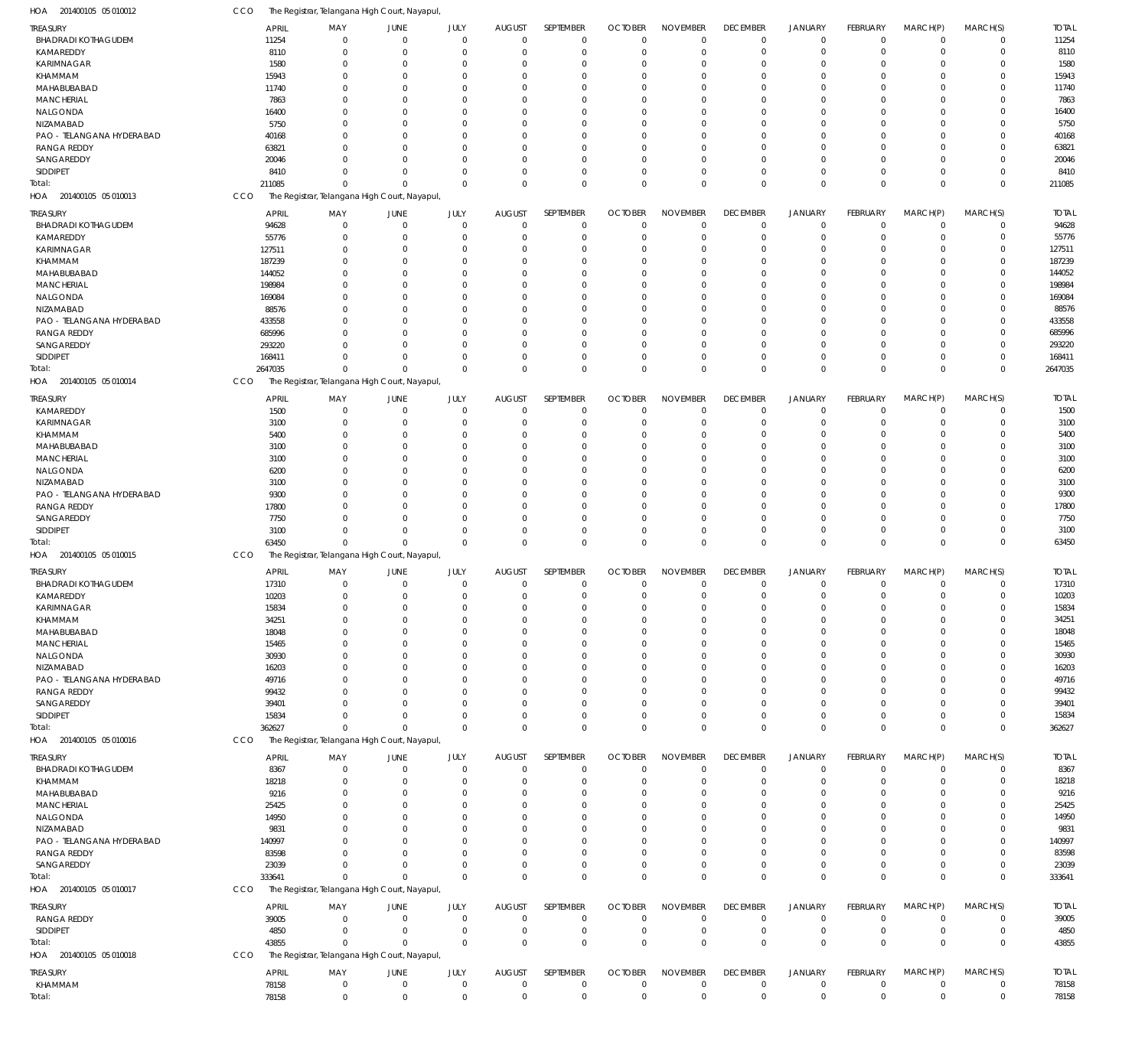HOA 201400105 05 010012 CCO The Registrar, Telangana High Court, Nayapul,

| TREASURY | APRIL | MAY | JUNE | JULY | AUGUST | SEPTEMBER | OCTOBER | NOVEMBER | DECEMBER | JANUARY | FEBRUARY | MARCH(P) | MARCH(S) | TOTAL |
|---|---|---|---|---|---|---|---|---|---|---|---|---|---|---|
| BHADRADI KOTHAGUDEM | 11254 | 0 | 0 | 0 | 0 | 0 | 0 | 0 | 0 | 0 | 0 | 0 | 0 | 11254 |
| KAMAREDDY | 8110 | 0 | 0 | 0 | 0 | 0 | 0 | 0 | 0 | 0 | 0 | 0 | 0 | 8110 |
| KARIMNAGAR | 1580 | 0 | 0 | 0 | 0 | 0 | 0 | 0 | 0 | 0 | 0 | 0 | 0 | 1580 |
| KHAMMAM | 15943 | 0 | 0 | 0 | 0 | 0 | 0 | 0 | 0 | 0 | 0 | 0 | 0 | 15943 |
| MAHABUBABAD | 11740 | 0 | 0 | 0 | 0 | 0 | 0 | 0 | 0 | 0 | 0 | 0 | 0 | 11740 |
| MANCHERIAL | 7863 | 0 | 0 | 0 | 0 | 0 | 0 | 0 | 0 | 0 | 0 | 0 | 0 | 7863 |
| NALGONDA | 16400 | 0 | 0 | 0 | 0 | 0 | 0 | 0 | 0 | 0 | 0 | 0 | 0 | 16400 |
| NIZAMABAD | 5750 | 0 | 0 | 0 | 0 | 0 | 0 | 0 | 0 | 0 | 0 | 0 | 0 | 5750 |
| PAO - TELANGANA HYDERABAD | 40168 | 0 | 0 | 0 | 0 | 0 | 0 | 0 | 0 | 0 | 0 | 0 | 0 | 40168 |
| RANGA REDDY | 63821 | 0 | 0 | 0 | 0 | 0 | 0 | 0 | 0 | 0 | 0 | 0 | 0 | 63821 |
| SANGAREDDY | 20046 | 0 | 0 | 0 | 0 | 0 | 0 | 0 | 0 | 0 | 0 | 0 | 0 | 20046 |
| SIDDIPET | 8410 | 0 | 0 | 0 | 0 | 0 | 0 | 0 | 0 | 0 | 0 | 0 | 0 | 8410 |
| Total: | 211085 | 0 | 0 | 0 | 0 | 0 | 0 | 0 | 0 | 0 | 0 | 0 | 0 | 211085 |

HOA 201400105 05 010013 CCO The Registrar, Telangana High Court, Nayapul,

| TREASURY | APRIL | MAY | JUNE | JULY | AUGUST | SEPTEMBER | OCTOBER | NOVEMBER | DECEMBER | JANUARY | FEBRUARY | MARCH(P) | MARCH(S) | TOTAL |
|---|---|---|---|---|---|---|---|---|---|---|---|---|---|---|
| BHADRADI KOTHAGUDEM | 94628 | 0 | 0 | 0 | 0 | 0 | 0 | 0 | 0 | 0 | 0 | 0 | 0 | 94628 |
| KAMAREDDY | 55776 | 0 | 0 | 0 | 0 | 0 | 0 | 0 | 0 | 0 | 0 | 0 | 0 | 55776 |
| KARIMNAGAR | 127511 | 0 | 0 | 0 | 0 | 0 | 0 | 0 | 0 | 0 | 0 | 0 | 0 | 127511 |
| KHAMMAM | 187239 | 0 | 0 | 0 | 0 | 0 | 0 | 0 | 0 | 0 | 0 | 0 | 0 | 187239 |
| MAHABUBABAD | 144052 | 0 | 0 | 0 | 0 | 0 | 0 | 0 | 0 | 0 | 0 | 0 | 0 | 144052 |
| MANCHERIAL | 198984 | 0 | 0 | 0 | 0 | 0 | 0 | 0 | 0 | 0 | 0 | 0 | 0 | 198984 |
| NALGONDA | 169084 | 0 | 0 | 0 | 0 | 0 | 0 | 0 | 0 | 0 | 0 | 0 | 0 | 169084 |
| NIZAMABAD | 88576 | 0 | 0 | 0 | 0 | 0 | 0 | 0 | 0 | 0 | 0 | 0 | 0 | 88576 |
| PAO - TELANGANA HYDERABAD | 433558 | 0 | 0 | 0 | 0 | 0 | 0 | 0 | 0 | 0 | 0 | 0 | 0 | 433558 |
| RANGA REDDY | 685996 | 0 | 0 | 0 | 0 | 0 | 0 | 0 | 0 | 0 | 0 | 0 | 0 | 685996 |
| SANGAREDDY | 293220 | 0 | 0 | 0 | 0 | 0 | 0 | 0 | 0 | 0 | 0 | 0 | 0 | 293220 |
| SIDDIPET | 168411 | 0 | 0 | 0 | 0 | 0 | 0 | 0 | 0 | 0 | 0 | 0 | 0 | 168411 |
| Total: | 2647035 | 0 | 0 | 0 | 0 | 0 | 0 | 0 | 0 | 0 | 0 | 0 | 0 | 2647035 |

HOA 201400105 05 010014 CCO The Registrar, Telangana High Court, Nayapul,

| TREASURY | APRIL | MAY | JUNE | JULY | AUGUST | SEPTEMBER | OCTOBER | NOVEMBER | DECEMBER | JANUARY | FEBRUARY | MARCH(P) | MARCH(S) | TOTAL |
|---|---|---|---|---|---|---|---|---|---|---|---|---|---|---|
| KAMAREDDY | 1500 | 0 | 0 | 0 | 0 | 0 | 0 | 0 | 0 | 0 | 0 | 0 | 0 | 1500 |
| KARIMNAGAR | 3100 | 0 | 0 | 0 | 0 | 0 | 0 | 0 | 0 | 0 | 0 | 0 | 0 | 3100 |
| KHAMMAM | 5400 | 0 | 0 | 0 | 0 | 0 | 0 | 0 | 0 | 0 | 0 | 0 | 0 | 5400 |
| MAHABUBABAD | 3100 | 0 | 0 | 0 | 0 | 0 | 0 | 0 | 0 | 0 | 0 | 0 | 0 | 3100 |
| MANCHERIAL | 3100 | 0 | 0 | 0 | 0 | 0 | 0 | 0 | 0 | 0 | 0 | 0 | 0 | 3100 |
| NALGONDA | 6200 | 0 | 0 | 0 | 0 | 0 | 0 | 0 | 0 | 0 | 0 | 0 | 0 | 6200 |
| NIZAMABAD | 3100 | 0 | 0 | 0 | 0 | 0 | 0 | 0 | 0 | 0 | 0 | 0 | 0 | 3100 |
| PAO - TELANGANA HYDERABAD | 9300 | 0 | 0 | 0 | 0 | 0 | 0 | 0 | 0 | 0 | 0 | 0 | 0 | 9300 |
| RANGA REDDY | 17800 | 0 | 0 | 0 | 0 | 0 | 0 | 0 | 0 | 0 | 0 | 0 | 0 | 17800 |
| SANGAREDDY | 7750 | 0 | 0 | 0 | 0 | 0 | 0 | 0 | 0 | 0 | 0 | 0 | 0 | 7750 |
| SIDDIPET | 3100 | 0 | 0 | 0 | 0 | 0 | 0 | 0 | 0 | 0 | 0 | 0 | 0 | 3100 |
| Total: | 63450 | 0 | 0 | 0 | 0 | 0 | 0 | 0 | 0 | 0 | 0 | 0 | 0 | 63450 |

HOA 201400105 05 010015 CCO The Registrar, Telangana High Court, Nayapul,

| TREASURY | APRIL | MAY | JUNE | JULY | AUGUST | SEPTEMBER | OCTOBER | NOVEMBER | DECEMBER | JANUARY | FEBRUARY | MARCH(P) | MARCH(S) | TOTAL |
|---|---|---|---|---|---|---|---|---|---|---|---|---|---|---|
| BHADRADI KOTHAGUDEM | 17310 | 0 | 0 | 0 | 0 | 0 | 0 | 0 | 0 | 0 | 0 | 0 | 0 | 17310 |
| KAMAREDDY | 10203 | 0 | 0 | 0 | 0 | 0 | 0 | 0 | 0 | 0 | 0 | 0 | 0 | 10203 |
| KARIMNAGAR | 15834 | 0 | 0 | 0 | 0 | 0 | 0 | 0 | 0 | 0 | 0 | 0 | 0 | 15834 |
| KHAMMAM | 34251 | 0 | 0 | 0 | 0 | 0 | 0 | 0 | 0 | 0 | 0 | 0 | 0 | 34251 |
| MAHABUBABAD | 18048 | 0 | 0 | 0 | 0 | 0 | 0 | 0 | 0 | 0 | 0 | 0 | 0 | 18048 |
| MANCHERIAL | 15465 | 0 | 0 | 0 | 0 | 0 | 0 | 0 | 0 | 0 | 0 | 0 | 0 | 15465 |
| NALGONDA | 30930 | 0 | 0 | 0 | 0 | 0 | 0 | 0 | 0 | 0 | 0 | 0 | 0 | 30930 |
| NIZAMABAD | 16203 | 0 | 0 | 0 | 0 | 0 | 0 | 0 | 0 | 0 | 0 | 0 | 0 | 16203 |
| PAO - TELANGANA HYDERABAD | 49716 | 0 | 0 | 0 | 0 | 0 | 0 | 0 | 0 | 0 | 0 | 0 | 0 | 49716 |
| RANGA REDDY | 99432 | 0 | 0 | 0 | 0 | 0 | 0 | 0 | 0 | 0 | 0 | 0 | 0 | 99432 |
| SANGAREDDY | 39401 | 0 | 0 | 0 | 0 | 0 | 0 | 0 | 0 | 0 | 0 | 0 | 0 | 39401 |
| SIDDIPET | 15834 | 0 | 0 | 0 | 0 | 0 | 0 | 0 | 0 | 0 | 0 | 0 | 0 | 15834 |
| Total: | 362627 | 0 | 0 | 0 | 0 | 0 | 0 | 0 | 0 | 0 | 0 | 0 | 0 | 362627 |

HOA 201400105 05 010016 CCO The Registrar, Telangana High Court, Nayapul,

| TREASURY | APRIL | MAY | JUNE | JULY | AUGUST | SEPTEMBER | OCTOBER | NOVEMBER | DECEMBER | JANUARY | FEBRUARY | MARCH(P) | MARCH(S) | TOTAL |
|---|---|---|---|---|---|---|---|---|---|---|---|---|---|---|
| BHADRADI KOTHAGUDEM | 8367 | 0 | 0 | 0 | 0 | 0 | 0 | 0 | 0 | 0 | 0 | 0 | 0 | 8367 |
| KHAMMAM | 18218 | 0 | 0 | 0 | 0 | 0 | 0 | 0 | 0 | 0 | 0 | 0 | 0 | 18218 |
| MAHABUBABAD | 9216 | 0 | 0 | 0 | 0 | 0 | 0 | 0 | 0 | 0 | 0 | 0 | 0 | 9216 |
| MANCHERIAL | 25425 | 0 | 0 | 0 | 0 | 0 | 0 | 0 | 0 | 0 | 0 | 0 | 0 | 25425 |
| NALGONDA | 14950 | 0 | 0 | 0 | 0 | 0 | 0 | 0 | 0 | 0 | 0 | 0 | 0 | 14950 |
| NIZAMABAD | 9831 | 0 | 0 | 0 | 0 | 0 | 0 | 0 | 0 | 0 | 0 | 0 | 0 | 9831 |
| PAO - TELANGANA HYDERABAD | 140997 | 0 | 0 | 0 | 0 | 0 | 0 | 0 | 0 | 0 | 0 | 0 | 0 | 140997 |
| RANGA REDDY | 83598 | 0 | 0 | 0 | 0 | 0 | 0 | 0 | 0 | 0 | 0 | 0 | 0 | 83598 |
| SANGAREDDY | 23039 | 0 | 0 | 0 | 0 | 0 | 0 | 0 | 0 | 0 | 0 | 0 | 0 | 23039 |
| Total: | 333641 | 0 | 0 | 0 | 0 | 0 | 0 | 0 | 0 | 0 | 0 | 0 | 0 | 333641 |

HOA 201400105 05 010017 CCO The Registrar, Telangana High Court, Nayapul,

| TREASURY | APRIL | MAY | JUNE | JULY | AUGUST | SEPTEMBER | OCTOBER | NOVEMBER | DECEMBER | JANUARY | FEBRUARY | MARCH(P) | MARCH(S) | TOTAL |
|---|---|---|---|---|---|---|---|---|---|---|---|---|---|---|
| RANGA REDDY | 39005 | 0 | 0 | 0 | 0 | 0 | 0 | 0 | 0 | 0 | 0 | 0 | 0 | 39005 |
| SIDDIPET | 4850 | 0 | 0 | 0 | 0 | 0 | 0 | 0 | 0 | 0 | 0 | 0 | 0 | 4850 |
| Total: | 43855 | 0 | 0 | 0 | 0 | 0 | 0 | 0 | 0 | 0 | 0 | 0 | 0 | 43855 |

HOA 201400105 05 010018 CCO The Registrar, Telangana High Court, Nayapul,

| TREASURY | APRIL | MAY | JUNE | JULY | AUGUST | SEPTEMBER | OCTOBER | NOVEMBER | DECEMBER | JANUARY | FEBRUARY | MARCH(P) | MARCH(S) | TOTAL |
|---|---|---|---|---|---|---|---|---|---|---|---|---|---|---|
| KHAMMAM | 78158 | 0 | 0 | 0 | 0 | 0 | 0 | 0 | 0 | 0 | 0 | 0 | 0 | 78158 |
| Total: | 78158 | 0 | 0 | 0 | 0 | 0 | 0 | 0 | 0 | 0 | 0 | 0 | 0 | 78158 |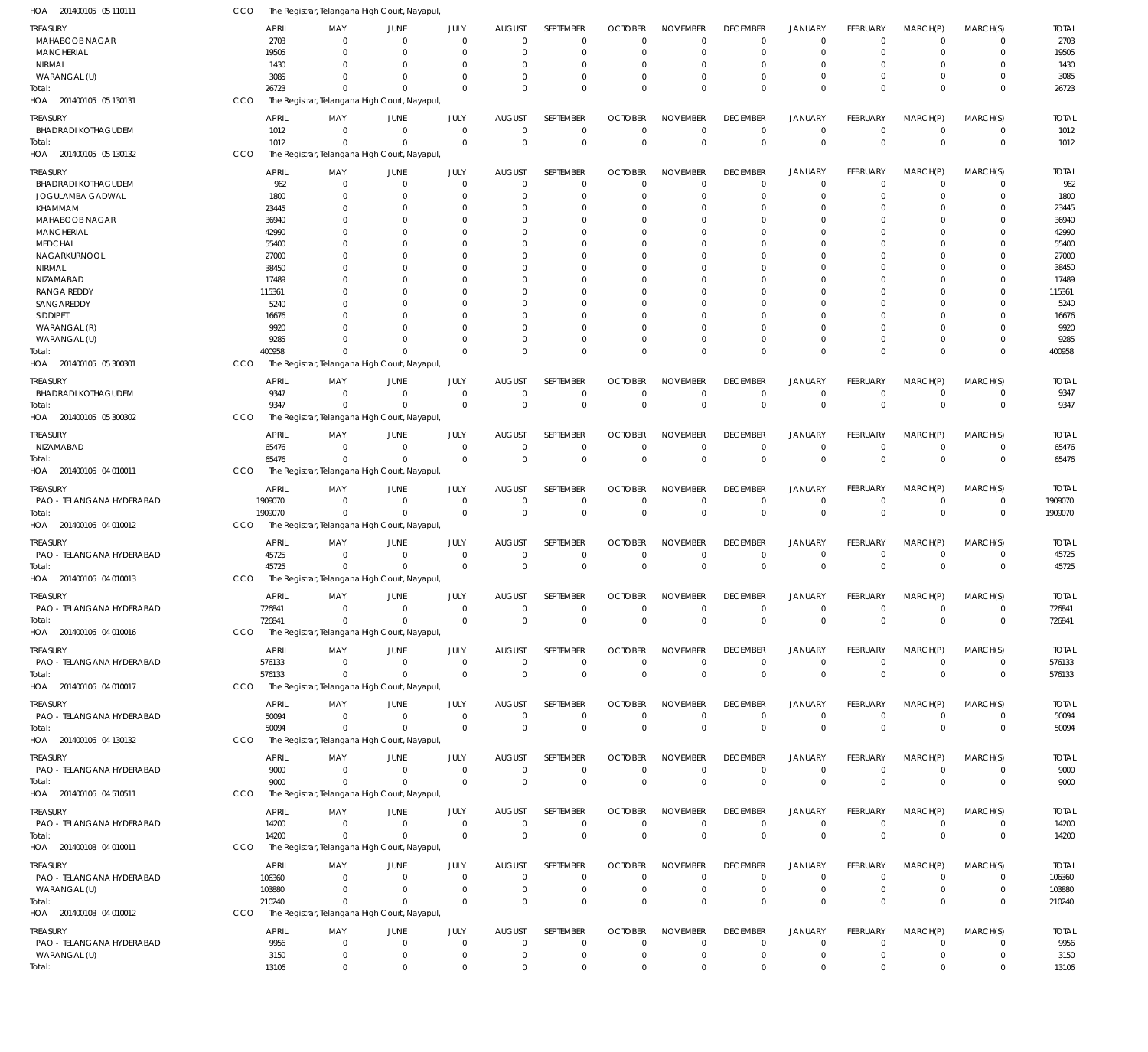HOA 201400105 05 110111 CCO The Registrar, Telangana High Court, Nayapul,

| TREASURY | APRIL | MAY | JUNE | JULY | AUGUST | SEPTEMBER | OCTOBER | NOVEMBER | DECEMBER | JANUARY | FEBRUARY | MARCH(P) | MARCH(S) | TOTAL |
|---|---|---|---|---|---|---|---|---|---|---|---|---|---|---|
| MAHABOOB NAGAR | 2703 | 0 | 0 | 0 | 0 | 0 | 0 | 0 | 0 | 0 | 0 | 0 | 0 | 2703 |
| MANCHERIAL | 19505 | 0 | 0 | 0 | 0 | 0 | 0 | 0 | 0 | 0 | 0 | 0 | 0 | 19505 |
| NIRMAL | 1430 | 0 | 0 | 0 | 0 | 0 | 0 | 0 | 0 | 0 | 0 | 0 | 0 | 1430 |
| WARANGAL (U) | 3085 | 0 | 0 | 0 | 0 | 0 | 0 | 0 | 0 | 0 | 0 | 0 | 0 | 3085 |
| Total: | 26723 | 0 | 0 | 0 | 0 | 0 | 0 | 0 | 0 | 0 | 0 | 0 | 0 | 26723 |

HOA 201400105 05 130131 CCO The Registrar, Telangana High Court, Nayapul,

| TREASURY | APRIL | MAY | JUNE | JULY | AUGUST | SEPTEMBER | OCTOBER | NOVEMBER | DECEMBER | JANUARY | FEBRUARY | MARCH(P) | MARCH(S) | TOTAL |
|---|---|---|---|---|---|---|---|---|---|---|---|---|---|---|
| BHADRADI KOTHAGUDEM | 1012 | 0 | 0 | 0 | 0 | 0 | 0 | 0 | 0 | 0 | 0 | 0 | 0 | 1012 |
| Total: | 1012 | 0 | 0 | 0 | 0 | 0 | 0 | 0 | 0 | 0 | 0 | 0 | 0 | 1012 |

HOA 201400105 05 130132 CCO The Registrar, Telangana High Court, Nayapul,

| TREASURY | APRIL | MAY | JUNE | JULY | AUGUST | SEPTEMBER | OCTOBER | NOVEMBER | DECEMBER | JANUARY | FEBRUARY | MARCH(P) | MARCH(S) | TOTAL |
|---|---|---|---|---|---|---|---|---|---|---|---|---|---|---|
| BHADRADI KOTHAGUDEM | 962 | 0 | 0 | 0 | 0 | 0 | 0 | 0 | 0 | 0 | 0 | 0 | 0 | 962 |
| JOGULAMBA GADWAL | 1800 | 0 | 0 | 0 | 0 | 0 | 0 | 0 | 0 | 0 | 0 | 0 | 0 | 1800 |
| KHAMMAM | 23445 | 0 | 0 | 0 | 0 | 0 | 0 | 0 | 0 | 0 | 0 | 0 | 0 | 23445 |
| MAHABOOB NAGAR | 36940 | 0 | 0 | 0 | 0 | 0 | 0 | 0 | 0 | 0 | 0 | 0 | 0 | 36940 |
| MANCHERIAL | 42990 | 0 | 0 | 0 | 0 | 0 | 0 | 0 | 0 | 0 | 0 | 0 | 0 | 42990 |
| MEDCHAL | 55400 | 0 | 0 | 0 | 0 | 0 | 0 | 0 | 0 | 0 | 0 | 0 | 0 | 55400 |
| NAGARKURNOOL | 27000 | 0 | 0 | 0 | 0 | 0 | 0 | 0 | 0 | 0 | 0 | 0 | 0 | 27000 |
| NIRMAL | 38450 | 0 | 0 | 0 | 0 | 0 | 0 | 0 | 0 | 0 | 0 | 0 | 0 | 38450 |
| NIZAMABAD | 17489 | 0 | 0 | 0 | 0 | 0 | 0 | 0 | 0 | 0 | 0 | 0 | 0 | 17489 |
| RANGA REDDY | 115361 | 0 | 0 | 0 | 0 | 0 | 0 | 0 | 0 | 0 | 0 | 0 | 0 | 115361 |
| SANGAREDDY | 5240 | 0 | 0 | 0 | 0 | 0 | 0 | 0 | 0 | 0 | 0 | 0 | 0 | 5240 |
| SIDDIPET | 16676 | 0 | 0 | 0 | 0 | 0 | 0 | 0 | 0 | 0 | 0 | 0 | 0 | 16676 |
| WARANGAL (R) | 9920 | 0 | 0 | 0 | 0 | 0 | 0 | 0 | 0 | 0 | 0 | 0 | 0 | 9920 |
| WARANGAL (U) | 9285 | 0 | 0 | 0 | 0 | 0 | 0 | 0 | 0 | 0 | 0 | 0 | 0 | 9285 |
| Total: | 400958 | 0 | 0 | 0 | 0 | 0 | 0 | 0 | 0 | 0 | 0 | 0 | 0 | 400958 |

HOA 201400105 05 300301 CCO The Registrar, Telangana High Court, Nayapul,

| TREASURY | APRIL | MAY | JUNE | JULY | AUGUST | SEPTEMBER | OCTOBER | NOVEMBER | DECEMBER | JANUARY | FEBRUARY | MARCH(P) | MARCH(S) | TOTAL |
|---|---|---|---|---|---|---|---|---|---|---|---|---|---|---|
| BHADRADI KOTHAGUDEM | 9347 | 0 | 0 | 0 | 0 | 0 | 0 | 0 | 0 | 0 | 0 | 0 | 0 | 9347 |
| Total: | 9347 | 0 | 0 | 0 | 0 | 0 | 0 | 0 | 0 | 0 | 0 | 0 | 0 | 9347 |

HOA 201400105 05 300302 CCO The Registrar, Telangana High Court, Nayapul,

| TREASURY | APRIL | MAY | JUNE | JULY | AUGUST | SEPTEMBER | OCTOBER | NOVEMBER | DECEMBER | JANUARY | FEBRUARY | MARCH(P) | MARCH(S) | TOTAL |
|---|---|---|---|---|---|---|---|---|---|---|---|---|---|---|
| NIZAMABAD | 65476 | 0 | 0 | 0 | 0 | 0 | 0 | 0 | 0 | 0 | 0 | 0 | 0 | 65476 |
| Total: | 65476 | 0 | 0 | 0 | 0 | 0 | 0 | 0 | 0 | 0 | 0 | 0 | 0 | 65476 |

HOA 201400106 04 010011 CCO The Registrar, Telangana High Court, Nayapul,

| TREASURY | APRIL | MAY | JUNE | JULY | AUGUST | SEPTEMBER | OCTOBER | NOVEMBER | DECEMBER | JANUARY | FEBRUARY | MARCH(P) | MARCH(S) | TOTAL |
|---|---|---|---|---|---|---|---|---|---|---|---|---|---|---|
| PAO - TELANGANA HYDERABAD | 1909070 | 0 | 0 | 0 | 0 | 0 | 0 | 0 | 0 | 0 | 0 | 0 | 0 | 1909070 |
| Total: | 1909070 | 0 | 0 | 0 | 0 | 0 | 0 | 0 | 0 | 0 | 0 | 0 | 0 | 1909070 |

HOA 201400106 04 010012 CCO The Registrar, Telangana High Court, Nayapul,

| TREASURY | APRIL | MAY | JUNE | JULY | AUGUST | SEPTEMBER | OCTOBER | NOVEMBER | DECEMBER | JANUARY | FEBRUARY | MARCH(P) | MARCH(S) | TOTAL |
|---|---|---|---|---|---|---|---|---|---|---|---|---|---|---|
| PAO - TELANGANA HYDERABAD | 45725 | 0 | 0 | 0 | 0 | 0 | 0 | 0 | 0 | 0 | 0 | 0 | 0 | 45725 |
| Total: | 45725 | 0 | 0 | 0 | 0 | 0 | 0 | 0 | 0 | 0 | 0 | 0 | 0 | 45725 |

HOA 201400106 04 010013 CCO The Registrar, Telangana High Court, Nayapul,

| TREASURY | APRIL | MAY | JUNE | JULY | AUGUST | SEPTEMBER | OCTOBER | NOVEMBER | DECEMBER | JANUARY | FEBRUARY | MARCH(P) | MARCH(S) | TOTAL |
|---|---|---|---|---|---|---|---|---|---|---|---|---|---|---|
| PAO - TELANGANA HYDERABAD | 726841 | 0 | 0 | 0 | 0 | 0 | 0 | 0 | 0 | 0 | 0 | 0 | 0 | 726841 |
| Total: | 726841 | 0 | 0 | 0 | 0 | 0 | 0 | 0 | 0 | 0 | 0 | 0 | 0 | 726841 |

HOA 201400106 04 010016 CCO The Registrar, Telangana High Court, Nayapul,

| TREASURY | APRIL | MAY | JUNE | JULY | AUGUST | SEPTEMBER | OCTOBER | NOVEMBER | DECEMBER | JANUARY | FEBRUARY | MARCH(P) | MARCH(S) | TOTAL |
|---|---|---|---|---|---|---|---|---|---|---|---|---|---|---|
| PAO - TELANGANA HYDERABAD | 576133 | 0 | 0 | 0 | 0 | 0 | 0 | 0 | 0 | 0 | 0 | 0 | 0 | 576133 |
| Total: | 576133 | 0 | 0 | 0 | 0 | 0 | 0 | 0 | 0 | 0 | 0 | 0 | 0 | 576133 |

HOA 201400106 04 010017 CCO The Registrar, Telangana High Court, Nayapul,

| TREASURY | APRIL | MAY | JUNE | JULY | AUGUST | SEPTEMBER | OCTOBER | NOVEMBER | DECEMBER | JANUARY | FEBRUARY | MARCH(P) | MARCH(S) | TOTAL |
|---|---|---|---|---|---|---|---|---|---|---|---|---|---|---|
| PAO - TELANGANA HYDERABAD | 50094 | 0 | 0 | 0 | 0 | 0 | 0 | 0 | 0 | 0 | 0 | 0 | 0 | 50094 |
| Total: | 50094 | 0 | 0 | 0 | 0 | 0 | 0 | 0 | 0 | 0 | 0 | 0 | 0 | 50094 |

HOA 201400106 04 130132 CCO The Registrar, Telangana High Court, Nayapul,

| TREASURY | APRIL | MAY | JUNE | JULY | AUGUST | SEPTEMBER | OCTOBER | NOVEMBER | DECEMBER | JANUARY | FEBRUARY | MARCH(P) | MARCH(S) | TOTAL |
|---|---|---|---|---|---|---|---|---|---|---|---|---|---|---|
| PAO - TELANGANA HYDERABAD | 9000 | 0 | 0 | 0 | 0 | 0 | 0 | 0 | 0 | 0 | 0 | 0 | 0 | 9000 |
| Total: | 9000 | 0 | 0 | 0 | 0 | 0 | 0 | 0 | 0 | 0 | 0 | 0 | 0 | 9000 |

HOA 201400106 04 510511 CCO The Registrar, Telangana High Court, Nayapul,

| TREASURY | APRIL | MAY | JUNE | JULY | AUGUST | SEPTEMBER | OCTOBER | NOVEMBER | DECEMBER | JANUARY | FEBRUARY | MARCH(P) | MARCH(S) | TOTAL |
|---|---|---|---|---|---|---|---|---|---|---|---|---|---|---|
| PAO - TELANGANA HYDERABAD | 14200 | 0 | 0 | 0 | 0 | 0 | 0 | 0 | 0 | 0 | 0 | 0 | 0 | 14200 |
| Total: | 14200 | 0 | 0 | 0 | 0 | 0 | 0 | 0 | 0 | 0 | 0 | 0 | 0 | 14200 |

HOA 201400108 04 010011 CCO The Registrar, Telangana High Court, Nayapul,

| TREASURY | APRIL | MAY | JUNE | JULY | AUGUST | SEPTEMBER | OCTOBER | NOVEMBER | DECEMBER | JANUARY | FEBRUARY | MARCH(P) | MARCH(S) | TOTAL |
|---|---|---|---|---|---|---|---|---|---|---|---|---|---|---|
| PAO - TELANGANA HYDERABAD | 106360 | 0 | 0 | 0 | 0 | 0 | 0 | 0 | 0 | 0 | 0 | 0 | 0 | 106360 |
| WARANGAL (U) | 103880 | 0 | 0 | 0 | 0 | 0 | 0 | 0 | 0 | 0 | 0 | 0 | 0 | 103880 |
| Total: | 210240 | 0 | 0 | 0 | 0 | 0 | 0 | 0 | 0 | 0 | 0 | 0 | 0 | 210240 |

HOA 201400108 04 010012 CCO The Registrar, Telangana High Court, Nayapul,

| TREASURY | APRIL | MAY | JUNE | JULY | AUGUST | SEPTEMBER | OCTOBER | NOVEMBER | DECEMBER | JANUARY | FEBRUARY | MARCH(P) | MARCH(S) | TOTAL |
|---|---|---|---|---|---|---|---|---|---|---|---|---|---|---|
| PAO - TELANGANA HYDERABAD | 9956 | 0 | 0 | 0 | 0 | 0 | 0 | 0 | 0 | 0 | 0 | 0 | 0 | 9956 |
| WARANGAL (U) | 3150 | 0 | 0 | 0 | 0 | 0 | 0 | 0 | 0 | 0 | 0 | 0 | 0 | 3150 |
| Total: | 13106 | 0 | 0 | 0 | 0 | 0 | 0 | 0 | 0 | 0 | 0 | 0 | 0 | 13106 |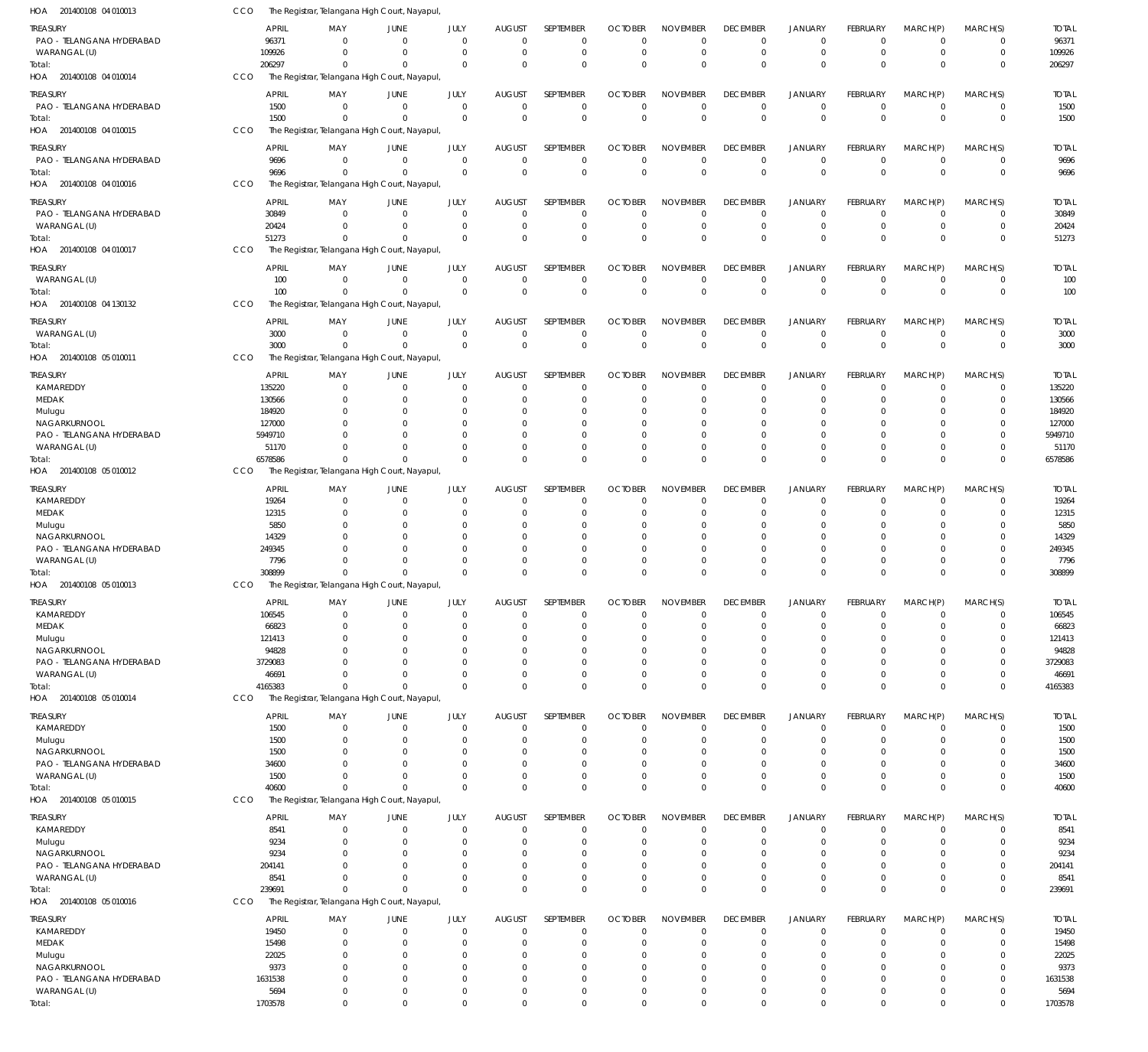HOA 201400108 04 010013 CCO The Registrar, Telangana High Court, Nayapul,

| TREASURY | APRIL | MAY | JUNE | JULY | AUGUST | SEPTEMBER | OCTOBER | NOVEMBER | DECEMBER | JANUARY | FEBRUARY | MARCH(P) | MARCH(S) | TOTAL |
|---|---|---|---|---|---|---|---|---|---|---|---|---|---|---|
| PAO - TELANGANA HYDERABAD | 96371 | 0 | 0 | 0 | 0 | 0 | 0 | 0 | 0 | 0 | 0 | 0 | 0 | 96371 |
| WARANGAL (U) | 109926 | 0 | 0 | 0 | 0 | 0 | 0 | 0 | 0 | 0 | 0 | 0 | 0 | 109926 |
| Total: | 206297 | 0 | 0 | 0 | 0 | 0 | 0 | 0 | 0 | 0 | 0 | 0 | 0 | 206297 |

HOA 201400108 04 010014 CCO The Registrar, Telangana High Court, Nayapul,

| TREASURY | APRIL | MAY | JUNE | JULY | AUGUST | SEPTEMBER | OCTOBER | NOVEMBER | DECEMBER | JANUARY | FEBRUARY | MARCH(P) | MARCH(S) | TOTAL |
|---|---|---|---|---|---|---|---|---|---|---|---|---|---|---|
| PAO - TELANGANA HYDERABAD | 1500 | 0 | 0 | 0 | 0 | 0 | 0 | 0 | 0 | 0 | 0 | 0 | 0 | 1500 |
| Total: | 1500 | 0 | 0 | 0 | 0 | 0 | 0 | 0 | 0 | 0 | 0 | 0 | 0 | 1500 |

HOA 201400108 04 010015 CCO The Registrar, Telangana High Court, Nayapul,

| TREASURY | APRIL | MAY | JUNE | JULY | AUGUST | SEPTEMBER | OCTOBER | NOVEMBER | DECEMBER | JANUARY | FEBRUARY | MARCH(P) | MARCH(S) | TOTAL |
|---|---|---|---|---|---|---|---|---|---|---|---|---|---|---|
| PAO - TELANGANA HYDERABAD | 9696 | 0 | 0 | 0 | 0 | 0 | 0 | 0 | 0 | 0 | 0 | 0 | 0 | 9696 |
| Total: | 9696 | 0 | 0 | 0 | 0 | 0 | 0 | 0 | 0 | 0 | 0 | 0 | 0 | 9696 |

HOA 201400108 04 010016 CCO The Registrar, Telangana High Court, Nayapul,

| TREASURY | APRIL | MAY | JUNE | JULY | AUGUST | SEPTEMBER | OCTOBER | NOVEMBER | DECEMBER | JANUARY | FEBRUARY | MARCH(P) | MARCH(S) | TOTAL |
|---|---|---|---|---|---|---|---|---|---|---|---|---|---|---|
| PAO - TELANGANA HYDERABAD | 30849 | 0 | 0 | 0 | 0 | 0 | 0 | 0 | 0 | 0 | 0 | 0 | 0 | 30849 |
| WARANGAL (U) | 20424 | 0 | 0 | 0 | 0 | 0 | 0 | 0 | 0 | 0 | 0 | 0 | 0 | 20424 |
| Total: | 51273 | 0 | 0 | 0 | 0 | 0 | 0 | 0 | 0 | 0 | 0 | 0 | 0 | 51273 |

HOA 201400108 04 010017 CCO The Registrar, Telangana High Court, Nayapul,

| TREASURY | APRIL | MAY | JUNE | JULY | AUGUST | SEPTEMBER | OCTOBER | NOVEMBER | DECEMBER | JANUARY | FEBRUARY | MARCH(P) | MARCH(S) | TOTAL |
|---|---|---|---|---|---|---|---|---|---|---|---|---|---|---|
| WARANGAL (U) | 100 | 0 | 0 | 0 | 0 | 0 | 0 | 0 | 0 | 0 | 0 | 0 | 0 | 100 |
| Total: | 100 | 0 | 0 | 0 | 0 | 0 | 0 | 0 | 0 | 0 | 0 | 0 | 0 | 100 |

HOA 201400108 04 130132 CCO The Registrar, Telangana High Court, Nayapul,

| TREASURY | APRIL | MAY | JUNE | JULY | AUGUST | SEPTEMBER | OCTOBER | NOVEMBER | DECEMBER | JANUARY | FEBRUARY | MARCH(P) | MARCH(S) | TOTAL |
|---|---|---|---|---|---|---|---|---|---|---|---|---|---|---|
| WARANGAL (U) | 3000 | 0 | 0 | 0 | 0 | 0 | 0 | 0 | 0 | 0 | 0 | 0 | 0 | 3000 |
| Total: | 3000 | 0 | 0 | 0 | 0 | 0 | 0 | 0 | 0 | 0 | 0 | 0 | 0 | 3000 |

HOA 201400108 05 010011 CCO The Registrar, Telangana High Court, Nayapul,

| TREASURY | APRIL | MAY | JUNE | JULY | AUGUST | SEPTEMBER | OCTOBER | NOVEMBER | DECEMBER | JANUARY | FEBRUARY | MARCH(P) | MARCH(S) | TOTAL |
|---|---|---|---|---|---|---|---|---|---|---|---|---|---|---|
| KAMAREDDY | 135220 | 0 | 0 | 0 | 0 | 0 | 0 | 0 | 0 | 0 | 0 | 0 | 0 | 135220 |
| MEDAK | 130566 | 0 | 0 | 0 | 0 | 0 | 0 | 0 | 0 | 0 | 0 | 0 | 0 | 130566 |
| Mulugu | 184920 | 0 | 0 | 0 | 0 | 0 | 0 | 0 | 0 | 0 | 0 | 0 | 0 | 184920 |
| NAGARKURNOOL | 127000 | 0 | 0 | 0 | 0 | 0 | 0 | 0 | 0 | 0 | 0 | 0 | 0 | 127000 |
| PAO - TELANGANA HYDERABAD | 5949710 | 0 | 0 | 0 | 0 | 0 | 0 | 0 | 0 | 0 | 0 | 0 | 0 | 5949710 |
| WARANGAL (U) | 51170 | 0 | 0 | 0 | 0 | 0 | 0 | 0 | 0 | 0 | 0 | 0 | 0 | 51170 |
| Total: | 6578586 | 0 | 0 | 0 | 0 | 0 | 0 | 0 | 0 | 0 | 0 | 0 | 0 | 6578586 |

HOA 201400108 05 010012 CCO The Registrar, Telangana High Court, Nayapul,

| TREASURY | APRIL | MAY | JUNE | JULY | AUGUST | SEPTEMBER | OCTOBER | NOVEMBER | DECEMBER | JANUARY | FEBRUARY | MARCH(P) | MARCH(S) | TOTAL |
|---|---|---|---|---|---|---|---|---|---|---|---|---|---|---|
| KAMAREDDY | 19264 | 0 | 0 | 0 | 0 | 0 | 0 | 0 | 0 | 0 | 0 | 0 | 0 | 19264 |
| MEDAK | 12315 | 0 | 0 | 0 | 0 | 0 | 0 | 0 | 0 | 0 | 0 | 0 | 0 | 12315 |
| Mulugu | 5850 | 0 | 0 | 0 | 0 | 0 | 0 | 0 | 0 | 0 | 0 | 0 | 0 | 5850 |
| NAGARKURNOOL | 14329 | 0 | 0 | 0 | 0 | 0 | 0 | 0 | 0 | 0 | 0 | 0 | 0 | 14329 |
| PAO - TELANGANA HYDERABAD | 249345 | 0 | 0 | 0 | 0 | 0 | 0 | 0 | 0 | 0 | 0 | 0 | 0 | 249345 |
| WARANGAL (U) | 7796 | 0 | 0 | 0 | 0 | 0 | 0 | 0 | 0 | 0 | 0 | 0 | 0 | 7796 |
| Total: | 308899 | 0 | 0 | 0 | 0 | 0 | 0 | 0 | 0 | 0 | 0 | 0 | 0 | 308899 |

HOA 201400108 05 010013 CCO The Registrar, Telangana High Court, Nayapul,

| TREASURY | APRIL | MAY | JUNE | JULY | AUGUST | SEPTEMBER | OCTOBER | NOVEMBER | DECEMBER | JANUARY | FEBRUARY | MARCH(P) | MARCH(S) | TOTAL |
|---|---|---|---|---|---|---|---|---|---|---|---|---|---|---|
| KAMAREDDY | 106545 | 0 | 0 | 0 | 0 | 0 | 0 | 0 | 0 | 0 | 0 | 0 | 0 | 106545 |
| MEDAK | 66823 | 0 | 0 | 0 | 0 | 0 | 0 | 0 | 0 | 0 | 0 | 0 | 0 | 66823 |
| Mulugu | 121413 | 0 | 0 | 0 | 0 | 0 | 0 | 0 | 0 | 0 | 0 | 0 | 0 | 121413 |
| NAGARKURNOOL | 94828 | 0 | 0 | 0 | 0 | 0 | 0 | 0 | 0 | 0 | 0 | 0 | 0 | 94828 |
| PAO - TELANGANA HYDERABAD | 3729083 | 0 | 0 | 0 | 0 | 0 | 0 | 0 | 0 | 0 | 0 | 0 | 0 | 3729083 |
| WARANGAL (U) | 46691 | 0 | 0 | 0 | 0 | 0 | 0 | 0 | 0 | 0 | 0 | 0 | 0 | 46691 |
| Total: | 4165383 | 0 | 0 | 0 | 0 | 0 | 0 | 0 | 0 | 0 | 0 | 0 | 0 | 4165383 |

HOA 201400108 05 010014 CCO The Registrar, Telangana High Court, Nayapul,

| TREASURY | APRIL | MAY | JUNE | JULY | AUGUST | SEPTEMBER | OCTOBER | NOVEMBER | DECEMBER | JANUARY | FEBRUARY | MARCH(P) | MARCH(S) | TOTAL |
|---|---|---|---|---|---|---|---|---|---|---|---|---|---|---|
| KAMAREDDY | 1500 | 0 | 0 | 0 | 0 | 0 | 0 | 0 | 0 | 0 | 0 | 0 | 0 | 1500 |
| Mulugu | 1500 | 0 | 0 | 0 | 0 | 0 | 0 | 0 | 0 | 0 | 0 | 0 | 0 | 1500 |
| NAGARKURNOOL | 1500 | 0 | 0 | 0 | 0 | 0 | 0 | 0 | 0 | 0 | 0 | 0 | 0 | 1500 |
| PAO - TELANGANA HYDERABAD | 34600 | 0 | 0 | 0 | 0 | 0 | 0 | 0 | 0 | 0 | 0 | 0 | 0 | 34600 |
| WARANGAL (U) | 1500 | 0 | 0 | 0 | 0 | 0 | 0 | 0 | 0 | 0 | 0 | 0 | 0 | 1500 |
| Total: | 40600 | 0 | 0 | 0 | 0 | 0 | 0 | 0 | 0 | 0 | 0 | 0 | 0 | 40600 |

HOA 201400108 05 010015 CCO The Registrar, Telangana High Court, Nayapul,

| TREASURY | APRIL | MAY | JUNE | JULY | AUGUST | SEPTEMBER | OCTOBER | NOVEMBER | DECEMBER | JANUARY | FEBRUARY | MARCH(P) | MARCH(S) | TOTAL |
|---|---|---|---|---|---|---|---|---|---|---|---|---|---|---|
| KAMAREDDY | 8541 | 0 | 0 | 0 | 0 | 0 | 0 | 0 | 0 | 0 | 0 | 0 | 0 | 8541 |
| Mulugu | 9234 | 0 | 0 | 0 | 0 | 0 | 0 | 0 | 0 | 0 | 0 | 0 | 0 | 9234 |
| NAGARKURNOOL | 9234 | 0 | 0 | 0 | 0 | 0 | 0 | 0 | 0 | 0 | 0 | 0 | 0 | 9234 |
| PAO - TELANGANA HYDERABAD | 204141 | 0 | 0 | 0 | 0 | 0 | 0 | 0 | 0 | 0 | 0 | 0 | 0 | 204141 |
| WARANGAL (U) | 8541 | 0 | 0 | 0 | 0 | 0 | 0 | 0 | 0 | 0 | 0 | 0 | 0 | 8541 |
| Total: | 239691 | 0 | 0 | 0 | 0 | 0 | 0 | 0 | 0 | 0 | 0 | 0 | 0 | 239691 |

HOA 201400108 05 010016 CCO The Registrar, Telangana High Court, Nayapul,

| TREASURY | APRIL | MAY | JUNE | JULY | AUGUST | SEPTEMBER | OCTOBER | NOVEMBER | DECEMBER | JANUARY | FEBRUARY | MARCH(P) | MARCH(S) | TOTAL |
|---|---|---|---|---|---|---|---|---|---|---|---|---|---|---|
| KAMAREDDY | 19450 | 0 | 0 | 0 | 0 | 0 | 0 | 0 | 0 | 0 | 0 | 0 | 0 | 19450 |
| MEDAK | 15498 | 0 | 0 | 0 | 0 | 0 | 0 | 0 | 0 | 0 | 0 | 0 | 0 | 15498 |
| Mulugu | 22025 | 0 | 0 | 0 | 0 | 0 | 0 | 0 | 0 | 0 | 0 | 0 | 0 | 22025 |
| NAGARKURNOOL | 9373 | 0 | 0 | 0 | 0 | 0 | 0 | 0 | 0 | 0 | 0 | 0 | 0 | 9373 |
| PAO - TELANGANA HYDERABAD | 1631538 | 0 | 0 | 0 | 0 | 0 | 0 | 0 | 0 | 0 | 0 | 0 | 0 | 1631538 |
| WARANGAL (U) | 5694 | 0 | 0 | 0 | 0 | 0 | 0 | 0 | 0 | 0 | 0 | 0 | 0 | 5694 |
| Total: | 1703578 | 0 | 0 | 0 | 0 | 0 | 0 | 0 | 0 | 0 | 0 | 0 | 0 | 1703578 |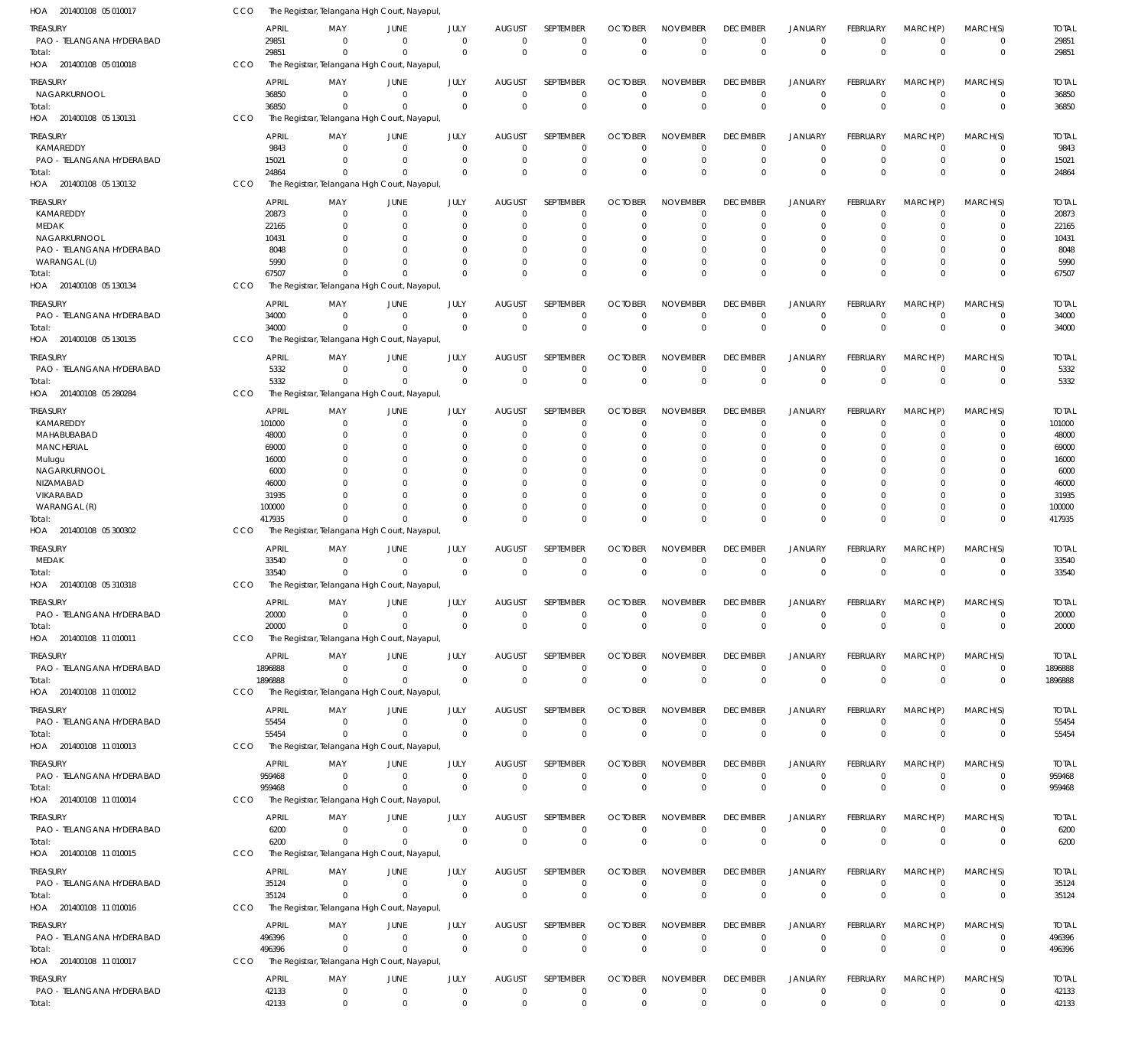HOA 201400108 05 010017 CCO The Registrar, Telangana High Court, Nayapul,

| TREASURY | APRIL | MAY | JUNE | JULY | AUGUST | SEPTEMBER | OCTOBER | NOVEMBER | DECEMBER | JANUARY | FEBRUARY | MARCH(P) | MARCH(S) | TOTAL |
|---|---|---|---|---|---|---|---|---|---|---|---|---|---|---|
| PAO - TELANGANA HYDERABAD | 29851 | 0 | 0 | 0 | 0 | 0 | 0 | 0 | 0 | 0 | 0 | 0 | 0 | 29851 |
| Total: | 29851 | 0 | 0 | 0 | 0 | 0 | 0 | 0 | 0 | 0 | 0 | 0 | 0 | 29851 |

HOA 201400108 05 010018 CCO The Registrar, Telangana High Court, Nayapul,

| TREASURY | APRIL | MAY | JUNE | JULY | AUGUST | SEPTEMBER | OCTOBER | NOVEMBER | DECEMBER | JANUARY | FEBRUARY | MARCH(P) | MARCH(S) | TOTAL |
|---|---|---|---|---|---|---|---|---|---|---|---|---|---|---|
| NAGARKURNOOL | 36850 | 0 | 0 | 0 | 0 | 0 | 0 | 0 | 0 | 0 | 0 | 0 | 0 | 36850 |
| Total: | 36850 | 0 | 0 | 0 | 0 | 0 | 0 | 0 | 0 | 0 | 0 | 0 | 0 | 36850 |

HOA 201400108 05 130131 CCO The Registrar, Telangana High Court, Nayapul,

| TREASURY | APRIL | MAY | JUNE | JULY | AUGUST | SEPTEMBER | OCTOBER | NOVEMBER | DECEMBER | JANUARY | FEBRUARY | MARCH(P) | MARCH(S) | TOTAL |
|---|---|---|---|---|---|---|---|---|---|---|---|---|---|---|
| KAMAREDDY | 9843 | 0 | 0 | 0 | 0 | 0 | 0 | 0 | 0 | 0 | 0 | 0 | 0 | 9843 |
| PAO - TELANGANA HYDERABAD | 15021 | 0 | 0 | 0 | 0 | 0 | 0 | 0 | 0 | 0 | 0 | 0 | 0 | 15021 |
| Total: | 24864 | 0 | 0 | 0 | 0 | 0 | 0 | 0 | 0 | 0 | 0 | 0 | 0 | 24864 |

HOA 201400108 05 130132 CCO The Registrar, Telangana High Court, Nayapul,

| TREASURY | APRIL | MAY | JUNE | JULY | AUGUST | SEPTEMBER | OCTOBER | NOVEMBER | DECEMBER | JANUARY | FEBRUARY | MARCH(P) | MARCH(S) | TOTAL |
|---|---|---|---|---|---|---|---|---|---|---|---|---|---|---|
| KAMAREDDY | 20873 | 0 | 0 | 0 | 0 | 0 | 0 | 0 | 0 | 0 | 0 | 0 | 0 | 20873 |
| MEDAK | 22165 | 0 | 0 | 0 | 0 | 0 | 0 | 0 | 0 | 0 | 0 | 0 | 0 | 22165 |
| NAGARKURNOOL | 10431 | 0 | 0 | 0 | 0 | 0 | 0 | 0 | 0 | 0 | 0 | 0 | 0 | 10431 |
| PAO - TELANGANA HYDERABAD | 8048 | 0 | 0 | 0 | 0 | 0 | 0 | 0 | 0 | 0 | 0 | 0 | 0 | 8048 |
| WARANGAL (U) | 5990 | 0 | 0 | 0 | 0 | 0 | 0 | 0 | 0 | 0 | 0 | 0 | 0 | 5990 |
| Total: | 67507 | 0 | 0 | 0 | 0 | 0 | 0 | 0 | 0 | 0 | 0 | 0 | 0 | 67507 |

HOA 201400108 05 130134 CCO The Registrar, Telangana High Court, Nayapul,

| TREASURY | APRIL | MAY | JUNE | JULY | AUGUST | SEPTEMBER | OCTOBER | NOVEMBER | DECEMBER | JANUARY | FEBRUARY | MARCH(P) | MARCH(S) | TOTAL |
|---|---|---|---|---|---|---|---|---|---|---|---|---|---|---|
| PAO - TELANGANA HYDERABAD | 34000 | 0 | 0 | 0 | 0 | 0 | 0 | 0 | 0 | 0 | 0 | 0 | 0 | 34000 |
| Total: | 34000 | 0 | 0 | 0 | 0 | 0 | 0 | 0 | 0 | 0 | 0 | 0 | 0 | 34000 |

HOA 201400108 05 130135 CCO The Registrar, Telangana High Court, Nayapul,

| TREASURY | APRIL | MAY | JUNE | JULY | AUGUST | SEPTEMBER | OCTOBER | NOVEMBER | DECEMBER | JANUARY | FEBRUARY | MARCH(P) | MARCH(S) | TOTAL |
|---|---|---|---|---|---|---|---|---|---|---|---|---|---|---|
| PAO - TELANGANA HYDERABAD | 5332 | 0 | 0 | 0 | 0 | 0 | 0 | 0 | 0 | 0 | 0 | 0 | 0 | 5332 |
| Total: | 5332 | 0 | 0 | 0 | 0 | 0 | 0 | 0 | 0 | 0 | 0 | 0 | 0 | 5332 |

HOA 201400108 05 280284 CCO The Registrar, Telangana High Court, Nayapul,

| TREASURY | APRIL | MAY | JUNE | JULY | AUGUST | SEPTEMBER | OCTOBER | NOVEMBER | DECEMBER | JANUARY | FEBRUARY | MARCH(P) | MARCH(S) | TOTAL |
|---|---|---|---|---|---|---|---|---|---|---|---|---|---|---|
| KAMAREDDY | 101000 | 0 | 0 | 0 | 0 | 0 | 0 | 0 | 0 | 0 | 0 | 0 | 0 | 101000 |
| MAHABUBABAD | 48000 | 0 | 0 | 0 | 0 | 0 | 0 | 0 | 0 | 0 | 0 | 0 | 0 | 48000 |
| MANCHERIAL | 69000 | 0 | 0 | 0 | 0 | 0 | 0 | 0 | 0 | 0 | 0 | 0 | 0 | 69000 |
| Mulugu | 16000 | 0 | 0 | 0 | 0 | 0 | 0 | 0 | 0 | 0 | 0 | 0 | 0 | 16000 |
| NAGARKURNOOL | 6000 | 0 | 0 | 0 | 0 | 0 | 0 | 0 | 0 | 0 | 0 | 0 | 0 | 6000 |
| NIZAMABAD | 46000 | 0 | 0 | 0 | 0 | 0 | 0 | 0 | 0 | 0 | 0 | 0 | 0 | 46000 |
| VIKARABAD | 31935 | 0 | 0 | 0 | 0 | 0 | 0 | 0 | 0 | 0 | 0 | 0 | 0 | 31935 |
| WARANGAL (R) | 100000 | 0 | 0 | 0 | 0 | 0 | 0 | 0 | 0 | 0 | 0 | 0 | 0 | 100000 |
| Total: | 417935 | 0 | 0 | 0 | 0 | 0 | 0 | 0 | 0 | 0 | 0 | 0 | 0 | 417935 |

HOA 201400108 05 300302 CCO The Registrar, Telangana High Court, Nayapul,

| TREASURY | APRIL | MAY | JUNE | JULY | AUGUST | SEPTEMBER | OCTOBER | NOVEMBER | DECEMBER | JANUARY | FEBRUARY | MARCH(P) | MARCH(S) | TOTAL |
|---|---|---|---|---|---|---|---|---|---|---|---|---|---|---|
| MEDAK | 33540 | 0 | 0 | 0 | 0 | 0 | 0 | 0 | 0 | 0 | 0 | 0 | 0 | 33540 |
| Total: | 33540 | 0 | 0 | 0 | 0 | 0 | 0 | 0 | 0 | 0 | 0 | 0 | 0 | 33540 |

HOA 201400108 05 310318 CCO The Registrar, Telangana High Court, Nayapul,

| TREASURY | APRIL | MAY | JUNE | JULY | AUGUST | SEPTEMBER | OCTOBER | NOVEMBER | DECEMBER | JANUARY | FEBRUARY | MARCH(P) | MARCH(S) | TOTAL |
|---|---|---|---|---|---|---|---|---|---|---|---|---|---|---|
| PAO - TELANGANA HYDERABAD | 20000 | 0 | 0 | 0 | 0 | 0 | 0 | 0 | 0 | 0 | 0 | 0 | 0 | 20000 |
| Total: | 20000 | 0 | 0 | 0 | 0 | 0 | 0 | 0 | 0 | 0 | 0 | 0 | 0 | 20000 |

HOA 201400108 11 010011 CCO The Registrar, Telangana High Court, Nayapul,

| TREASURY | APRIL | MAY | JUNE | JULY | AUGUST | SEPTEMBER | OCTOBER | NOVEMBER | DECEMBER | JANUARY | FEBRUARY | MARCH(P) | MARCH(S) | TOTAL |
|---|---|---|---|---|---|---|---|---|---|---|---|---|---|---|
| PAO - TELANGANA HYDERABAD | 1896888 | 0 | 0 | 0 | 0 | 0 | 0 | 0 | 0 | 0 | 0 | 0 | 0 | 1896888 |
| Total: | 1896888 | 0 | 0 | 0 | 0 | 0 | 0 | 0 | 0 | 0 | 0 | 0 | 0 | 1896888 |

HOA 201400108 11 010012 CCO The Registrar, Telangana High Court, Nayapul,

| TREASURY | APRIL | MAY | JUNE | JULY | AUGUST | SEPTEMBER | OCTOBER | NOVEMBER | DECEMBER | JANUARY | FEBRUARY | MARCH(P) | MARCH(S) | TOTAL |
|---|---|---|---|---|---|---|---|---|---|---|---|---|---|---|
| PAO - TELANGANA HYDERABAD | 55454 | 0 | 0 | 0 | 0 | 0 | 0 | 0 | 0 | 0 | 0 | 0 | 0 | 55454 |
| Total: | 55454 | 0 | 0 | 0 | 0 | 0 | 0 | 0 | 0 | 0 | 0 | 0 | 0 | 55454 |

HOA 201400108 11 010013 CCO The Registrar, Telangana High Court, Nayapul,

| TREASURY | APRIL | MAY | JUNE | JULY | AUGUST | SEPTEMBER | OCTOBER | NOVEMBER | DECEMBER | JANUARY | FEBRUARY | MARCH(P) | MARCH(S) | TOTAL |
|---|---|---|---|---|---|---|---|---|---|---|---|---|---|---|
| PAO - TELANGANA HYDERABAD | 959468 | 0 | 0 | 0 | 0 | 0 | 0 | 0 | 0 | 0 | 0 | 0 | 0 | 959468 |
| Total: | 959468 | 0 | 0 | 0 | 0 | 0 | 0 | 0 | 0 | 0 | 0 | 0 | 0 | 959468 |

HOA 201400108 11 010014 CCO The Registrar, Telangana High Court, Nayapul,

| TREASURY | APRIL | MAY | JUNE | JULY | AUGUST | SEPTEMBER | OCTOBER | NOVEMBER | DECEMBER | JANUARY | FEBRUARY | MARCH(P) | MARCH(S) | TOTAL |
|---|---|---|---|---|---|---|---|---|---|---|---|---|---|---|
| PAO - TELANGANA HYDERABAD | 6200 | 0 | 0 | 0 | 0 | 0 | 0 | 0 | 0 | 0 | 0 | 0 | 0 | 6200 |
| Total: | 6200 | 0 | 0 | 0 | 0 | 0 | 0 | 0 | 0 | 0 | 0 | 0 | 0 | 6200 |

HOA 201400108 11 010015 CCO The Registrar, Telangana High Court, Nayapul,

| TREASURY | APRIL | MAY | JUNE | JULY | AUGUST | SEPTEMBER | OCTOBER | NOVEMBER | DECEMBER | JANUARY | FEBRUARY | MARCH(P) | MARCH(S) | TOTAL |
|---|---|---|---|---|---|---|---|---|---|---|---|---|---|---|
| PAO - TELANGANA HYDERABAD | 35124 | 0 | 0 | 0 | 0 | 0 | 0 | 0 | 0 | 0 | 0 | 0 | 0 | 35124 |
| Total: | 35124 | 0 | 0 | 0 | 0 | 0 | 0 | 0 | 0 | 0 | 0 | 0 | 0 | 35124 |

HOA 201400108 11 010016 CCO The Registrar, Telangana High Court, Nayapul,

| TREASURY | APRIL | MAY | JUNE | JULY | AUGUST | SEPTEMBER | OCTOBER | NOVEMBER | DECEMBER | JANUARY | FEBRUARY | MARCH(P) | MARCH(S) | TOTAL |
|---|---|---|---|---|---|---|---|---|---|---|---|---|---|---|
| PAO - TELANGANA HYDERABAD | 496396 | 0 | 0 | 0 | 0 | 0 | 0 | 0 | 0 | 0 | 0 | 0 | 0 | 496396 |
| Total: | 496396 | 0 | 0 | 0 | 0 | 0 | 0 | 0 | 0 | 0 | 0 | 0 | 0 | 496396 |

HOA 201400108 11 010017 CCO The Registrar, Telangana High Court, Nayapul,

| TREASURY | APRIL | MAY | JUNE | JULY | AUGUST | SEPTEMBER | OCTOBER | NOVEMBER | DECEMBER | JANUARY | FEBRUARY | MARCH(P) | MARCH(S) | TOTAL |
|---|---|---|---|---|---|---|---|---|---|---|---|---|---|---|
| PAO - TELANGANA HYDERABAD | 42133 | 0 | 0 | 0 | 0 | 0 | 0 | 0 | 0 | 0 | 0 | 0 | 0 | 42133 |
| Total: | 42133 | 0 | 0 | 0 | 0 | 0 | 0 | 0 | 0 | 0 | 0 | 0 | 0 | 42133 |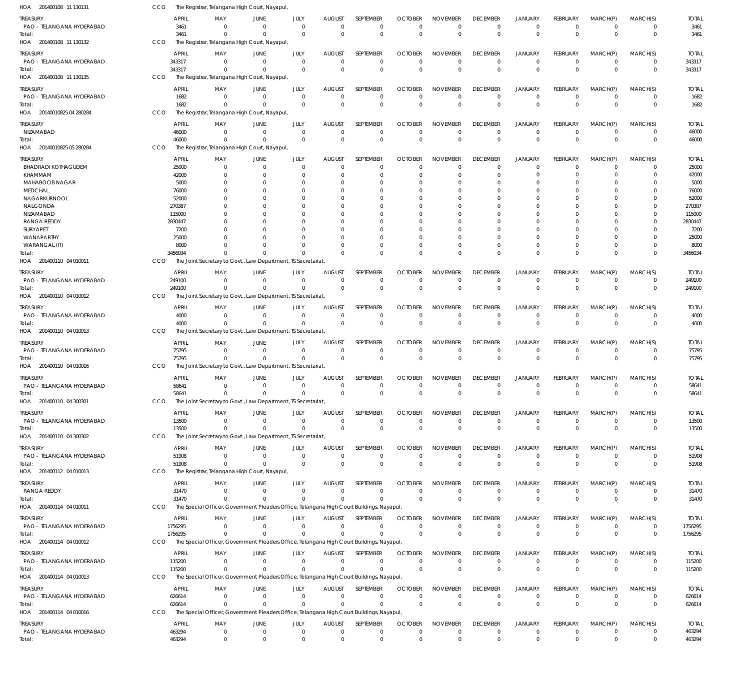HOA 201400108 11 130131 CCO The Registrar, Telangana High Court, Nayapul,

| TREASURY | APRIL | MAY | JUNE | JULY | AUGUST | SEPTEMBER | OCTOBER | NOVEMBER | DECEMBER | JANUARY | FEBRUARY | MARCH(P) | MARCH(S) | TOTAL |
|---|---|---|---|---|---|---|---|---|---|---|---|---|---|---|
| PAO - TELANGANA HYDERABAD | 3461 | 0 | 0 | 0 | 0 | 0 | 0 | 0 | 0 | 0 | 0 | 0 | 0 | 3461 |
| Total: | 3461 | 0 | 0 | 0 | 0 | 0 | 0 | 0 | 0 | 0 | 0 | 0 | 0 | 3461 |

HOA 201400108 11 130132 CCO The Registrar, Telangana High Court, Nayapul,

| TREASURY | APRIL | MAY | JUNE | JULY | AUGUST | SEPTEMBER | OCTOBER | NOVEMBER | DECEMBER | JANUARY | FEBRUARY | MARCH(P) | MARCH(S) | TOTAL |
|---|---|---|---|---|---|---|---|---|---|---|---|---|---|---|
| PAO - TELANGANA HYDERABAD | 343317 | 0 | 0 | 0 | 0 | 0 | 0 | 0 | 0 | 0 | 0 | 0 | 0 | 343317 |
| Total: | 343317 | 0 | 0 | 0 | 0 | 0 | 0 | 0 | 0 | 0 | 0 | 0 | 0 | 343317 |

HOA 201400108 11 130135 CCO The Registrar, Telangana High Court, Nayapul,

| TREASURY | APRIL | MAY | JUNE | JULY | AUGUST | SEPTEMBER | OCTOBER | NOVEMBER | DECEMBER | JANUARY | FEBRUARY | MARCH(P) | MARCH(S) | TOTAL |
|---|---|---|---|---|---|---|---|---|---|---|---|---|---|---|
| PAO - TELANGANA HYDERABAD | 1682 | 0 | 0 | 0 | 0 | 0 | 0 | 0 | 0 | 0 | 0 | 0 | 0 | 1682 |
| Total: | 1682 | 0 | 0 | 0 | 0 | 0 | 0 | 0 | 0 | 0 | 0 | 0 | 0 | 1682 |

HOA 20140010825 04 280284 CCO The Registrar, Telangana High Court, Nayapul,

| TREASURY | APRIL | MAY | JUNE | JULY | AUGUST | SEPTEMBER | OCTOBER | NOVEMBER | DECEMBER | JANUARY | FEBRUARY | MARCH(P) | MARCH(S) | TOTAL |
|---|---|---|---|---|---|---|---|---|---|---|---|---|---|---|
| NIZAMABAD | 46000 | 0 | 0 | 0 | 0 | 0 | 0 | 0 | 0 | 0 | 0 | 0 | 0 | 46000 |
| Total: | 46000 | 0 | 0 | 0 | 0 | 0 | 0 | 0 | 0 | 0 | 0 | 0 | 0 | 46000 |

HOA 20140010825 05 280284 CCO The Registrar, Telangana High Court, Nayapul,

| TREASURY | APRIL | MAY | JUNE | JULY | AUGUST | SEPTEMBER | OCTOBER | NOVEMBER | DECEMBER | JANUARY | FEBRUARY | MARCH(P) | MARCH(S) | TOTAL |
|---|---|---|---|---|---|---|---|---|---|---|---|---|---|---|
| BHADRADI KOTHAGUDEM | 25000 | 0 | 0 | 0 | 0 | 0 | 0 | 0 | 0 | 0 | 0 | 0 | 0 | 25000 |
| KHAMMAM | 42000 | 0 | 0 | 0 | 0 | 0 | 0 | 0 | 0 | 0 | 0 | 0 | 0 | 42000 |
| MAHABOOB NAGAR | 5000 | 0 | 0 | 0 | 0 | 0 | 0 | 0 | 0 | 0 | 0 | 0 | 0 | 5000 |
| MEDCHAL | 76000 | 0 | 0 | 0 | 0 | 0 | 0 | 0 | 0 | 0 | 0 | 0 | 0 | 76000 |
| NAGARKURNOOL | 52000 | 0 | 0 | 0 | 0 | 0 | 0 | 0 | 0 | 0 | 0 | 0 | 0 | 52000 |
| NALGONDA | 270387 | 0 | 0 | 0 | 0 | 0 | 0 | 0 | 0 | 0 | 0 | 0 | 0 | 270387 |
| NIZAMABAD | 115000 | 0 | 0 | 0 | 0 | 0 | 0 | 0 | 0 | 0 | 0 | 0 | 0 | 115000 |
| RANGA REDDY | 2830447 | 0 | 0 | 0 | 0 | 0 | 0 | 0 | 0 | 0 | 0 | 0 | 0 | 2830447 |
| SURYAPET | 7200 | 0 | 0 | 0 | 0 | 0 | 0 | 0 | 0 | 0 | 0 | 0 | 0 | 7200 |
| WANAPARTHY | 25000 | 0 | 0 | 0 | 0 | 0 | 0 | 0 | 0 | 0 | 0 | 0 | 0 | 25000 |
| WARANGAL (R) | 8000 | 0 | 0 | 0 | 0 | 0 | 0 | 0 | 0 | 0 | 0 | 0 | 0 | 8000 |
| Total: | 3456034 | 0 | 0 | 0 | 0 | 0 | 0 | 0 | 0 | 0 | 0 | 0 | 0 | 3456034 |

HOA 201400110 04 010011 CCO The Joint Secretary to Govt., Law Department, TS Secretariat,

| TREASURY | APRIL | MAY | JUNE | JULY | AUGUST | SEPTEMBER | OCTOBER | NOVEMBER | DECEMBER | JANUARY | FEBRUARY | MARCH(P) | MARCH(S) | TOTAL |
|---|---|---|---|---|---|---|---|---|---|---|---|---|---|---|
| PAO - TELANGANA HYDERABAD | 249100 | 0 | 0 | 0 | 0 | 0 | 0 | 0 | 0 | 0 | 0 | 0 | 0 | 249100 |
| Total: | 249100 | 0 | 0 | 0 | 0 | 0 | 0 | 0 | 0 | 0 | 0 | 0 | 0 | 249100 |

HOA 201400110 04 010012 CCO The Joint Secretary to Govt., Law Department, TS Secretariat,

| TREASURY | APRIL | MAY | JUNE | JULY | AUGUST | SEPTEMBER | OCTOBER | NOVEMBER | DECEMBER | JANUARY | FEBRUARY | MARCH(P) | MARCH(S) | TOTAL |
|---|---|---|---|---|---|---|---|---|---|---|---|---|---|---|
| PAO - TELANGANA HYDERABAD | 4000 | 0 | 0 | 0 | 0 | 0 | 0 | 0 | 0 | 0 | 0 | 0 | 0 | 4000 |
| Total: | 4000 | 0 | 0 | 0 | 0 | 0 | 0 | 0 | 0 | 0 | 0 | 0 | 0 | 4000 |

HOA 201400110 04 010013 CCO The Joint Secretary to Govt., Law Department, TS Secretariat,

| TREASURY | APRIL | MAY | JUNE | JULY | AUGUST | SEPTEMBER | OCTOBER | NOVEMBER | DECEMBER | JANUARY | FEBRUARY | MARCH(P) | MARCH(S) | TOTAL |
|---|---|---|---|---|---|---|---|---|---|---|---|---|---|---|
| PAO - TELANGANA HYDERABAD | 75795 | 0 | 0 | 0 | 0 | 0 | 0 | 0 | 0 | 0 | 0 | 0 | 0 | 75795 |
| Total: | 75795 | 0 | 0 | 0 | 0 | 0 | 0 | 0 | 0 | 0 | 0 | 0 | 0 | 75795 |

HOA 201400110 04 010016 CCO The Joint Secretary to Govt., Law Department, TS Secretariat,

| TREASURY | APRIL | MAY | JUNE | JULY | AUGUST | SEPTEMBER | OCTOBER | NOVEMBER | DECEMBER | JANUARY | FEBRUARY | MARCH(P) | MARCH(S) | TOTAL |
|---|---|---|---|---|---|---|---|---|---|---|---|---|---|---|
| PAO - TELANGANA HYDERABAD | 58641 | 0 | 0 | 0 | 0 | 0 | 0 | 0 | 0 | 0 | 0 | 0 | 0 | 58641 |
| Total: | 58641 | 0 | 0 | 0 | 0 | 0 | 0 | 0 | 0 | 0 | 0 | 0 | 0 | 58641 |

HOA 201400110 04 300301 CCO The Joint Secretary to Govt., Law Department, TS Secretariat,

| TREASURY | APRIL | MAY | JUNE | JULY | AUGUST | SEPTEMBER | OCTOBER | NOVEMBER | DECEMBER | JANUARY | FEBRUARY | MARCH(P) | MARCH(S) | TOTAL |
|---|---|---|---|---|---|---|---|---|---|---|---|---|---|---|
| PAO - TELANGANA HYDERABAD | 13500 | 0 | 0 | 0 | 0 | 0 | 0 | 0 | 0 | 0 | 0 | 0 | 0 | 13500 |
| Total: | 13500 | 0 | 0 | 0 | 0 | 0 | 0 | 0 | 0 | 0 | 0 | 0 | 0 | 13500 |

HOA 201400110 04 300302 CCO The Joint Secretary to Govt., Law Department, TS Secretariat,

| TREASURY | APRIL | MAY | JUNE | JULY | AUGUST | SEPTEMBER | OCTOBER | NOVEMBER | DECEMBER | JANUARY | FEBRUARY | MARCH(P) | MARCH(S) | TOTAL |
|---|---|---|---|---|---|---|---|---|---|---|---|---|---|---|
| PAO - TELANGANA HYDERABAD | 51908 | 0 | 0 | 0 | 0 | 0 | 0 | 0 | 0 | 0 | 0 | 0 | 0 | 51908 |
| Total: | 51908 | 0 | 0 | 0 | 0 | 0 | 0 | 0 | 0 | 0 | 0 | 0 | 0 | 51908 |

HOA 201400112 04 010013 CCO The Registrar, Telangana High Court, Nayapul,

| TREASURY | APRIL | MAY | JUNE | JULY | AUGUST | SEPTEMBER | OCTOBER | NOVEMBER | DECEMBER | JANUARY | FEBRUARY | MARCH(P) | MARCH(S) | TOTAL |
|---|---|---|---|---|---|---|---|---|---|---|---|---|---|---|
| RANGA REDDY | 31470 | 0 | 0 | 0 | 0 | 0 | 0 | 0 | 0 | 0 | 0 | 0 | 0 | 31470 |
| Total: | 31470 | 0 | 0 | 0 | 0 | 0 | 0 | 0 | 0 | 0 | 0 | 0 | 0 | 31470 |

HOA 201400114 04 010011 CCO The Special Officer, Government Pleaders Office, Telangana High Court Buildings, Nayapul,

| TREASURY | APRIL | MAY | JUNE | JULY | AUGUST | SEPTEMBER | OCTOBER | NOVEMBER | DECEMBER | JANUARY | FEBRUARY | MARCH(P) | MARCH(S) | TOTAL |
|---|---|---|---|---|---|---|---|---|---|---|---|---|---|---|
| PAO - TELANGANA HYDERABAD | 1756295 | 0 | 0 | 0 | 0 | 0 | 0 | 0 | 0 | 0 | 0 | 0 | 0 | 1756295 |
| Total: | 1756295 | 0 | 0 | 0 | 0 | 0 | 0 | 0 | 0 | 0 | 0 | 0 | 0 | 1756295 |

HOA 201400114 04 010012 CCO The Special Officer, Government Pleaders Office, Telangana High Court Buildings, Nayapul,

| TREASURY | APRIL | MAY | JUNE | JULY | AUGUST | SEPTEMBER | OCTOBER | NOVEMBER | DECEMBER | JANUARY | FEBRUARY | MARCH(P) | MARCH(S) | TOTAL |
|---|---|---|---|---|---|---|---|---|---|---|---|---|---|---|
| PAO - TELANGANA HYDERABAD | 115200 | 0 | 0 | 0 | 0 | 0 | 0 | 0 | 0 | 0 | 0 | 0 | 0 | 115200 |
| Total: | 115200 | 0 | 0 | 0 | 0 | 0 | 0 | 0 | 0 | 0 | 0 | 0 | 0 | 115200 |

HOA 201400114 04 010013 CCO The Special Officer, Government Pleaders Office, Telangana High Court Buildings, Nayapul,

| TREASURY | APRIL | MAY | JUNE | JULY | AUGUST | SEPTEMBER | OCTOBER | NOVEMBER | DECEMBER | JANUARY | FEBRUARY | MARCH(P) | MARCH(S) | TOTAL |
|---|---|---|---|---|---|---|---|---|---|---|---|---|---|---|
| PAO - TELANGANA HYDERABAD | 626614 | 0 | 0 | 0 | 0 | 0 | 0 | 0 | 0 | 0 | 0 | 0 | 0 | 626614 |
| Total: | 626614 | 0 | 0 | 0 | 0 | 0 | 0 | 0 | 0 | 0 | 0 | 0 | 0 | 626614 |

HOA 201400114 04 010016 CCO The Special Officer, Government Pleaders Office, Telangana High Court Buildings, Nayapul,

| TREASURY | APRIL | MAY | JUNE | JULY | AUGUST | SEPTEMBER | OCTOBER | NOVEMBER | DECEMBER | JANUARY | FEBRUARY | MARCH(P) | MARCH(S) | TOTAL |
|---|---|---|---|---|---|---|---|---|---|---|---|---|---|---|
| PAO - TELANGANA HYDERABAD | 463294 | 0 | 0 | 0 | 0 | 0 | 0 | 0 | 0 | 0 | 0 | 0 | 0 | 463294 |
| Total: | 463294 | 0 | 0 | 0 | 0 | 0 | 0 | 0 | 0 | 0 | 0 | 0 | 0 | 463294 |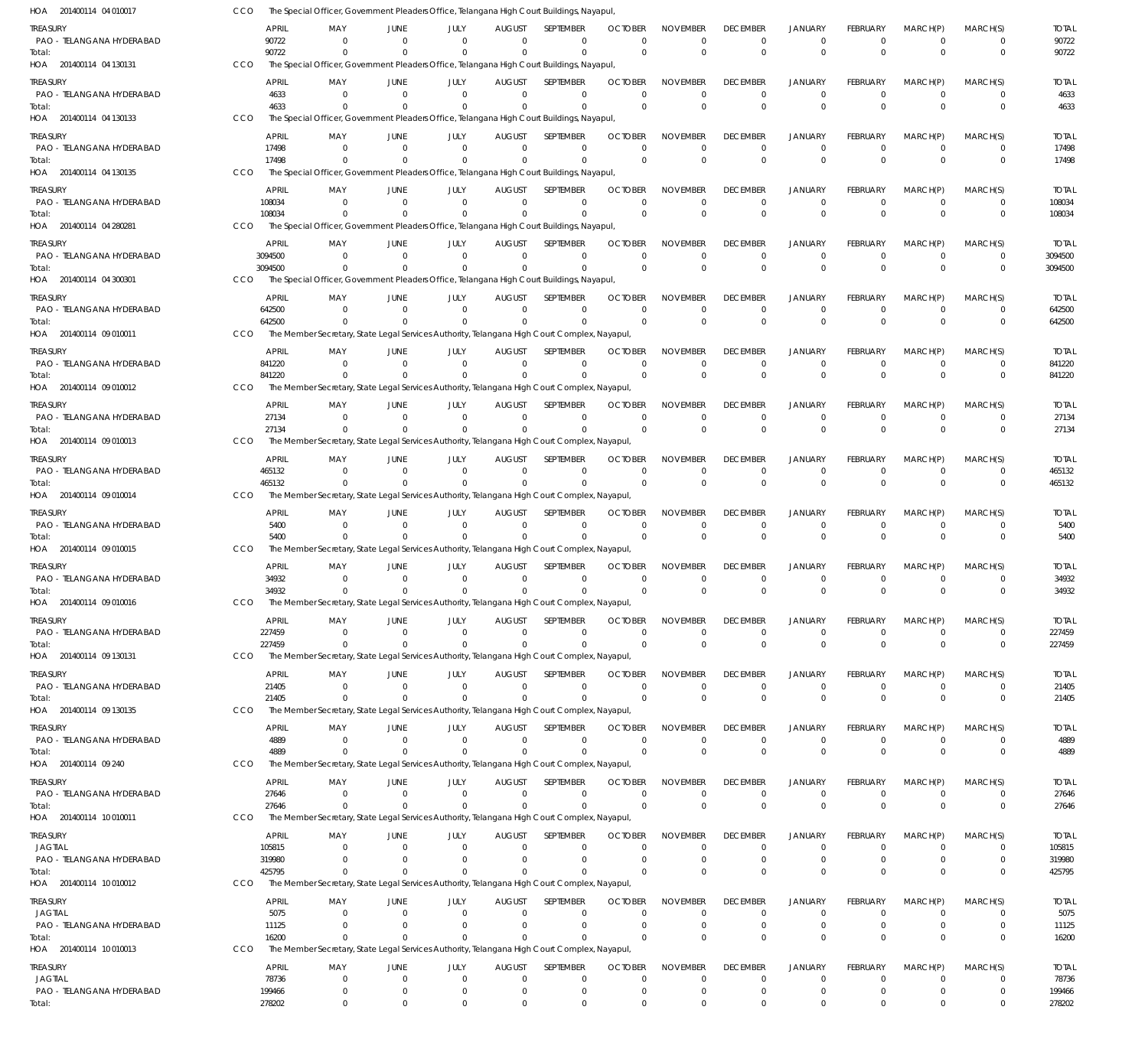HOA 201400114 04 010017 CCO The Special Officer, Government Pleaders Office, Telangana High Court Buildings, Nayapul,

| TREASURY | APRIL | MAY | JUNE | JULY | AUGUST | SEPTEMBER | OCTOBER | NOVEMBER | DECEMBER | JANUARY | FEBRUARY | MARCH(P) | MARCH(S) | TOTAL |
|---|---|---|---|---|---|---|---|---|---|---|---|---|---|---|
| PAO - TELANGANA HYDERABAD | 90722 | 0 | 0 | 0 | 0 | 0 | 0 | 0 | 0 | 0 | 0 | 0 | 0 | 90722 |
| Total: | 90722 | 0 | 0 | 0 | 0 | 0 | 0 | 0 | 0 | 0 | 0 | 0 | 0 | 90722 |

HOA 201400114 04 130131 CCO The Special Officer, Government Pleaders Office, Telangana High Court Buildings, Nayapul,

| TREASURY | APRIL | MAY | JUNE | JULY | AUGUST | SEPTEMBER | OCTOBER | NOVEMBER | DECEMBER | JANUARY | FEBRUARY | MARCH(P) | MARCH(S) | TOTAL |
|---|---|---|---|---|---|---|---|---|---|---|---|---|---|---|
| PAO - TELANGANA HYDERABAD | 4633 | 0 | 0 | 0 | 0 | 0 | 0 | 0 | 0 | 0 | 0 | 0 | 0 | 4633 |
| Total: | 4633 | 0 | 0 | 0 | 0 | 0 | 0 | 0 | 0 | 0 | 0 | 0 | 0 | 4633 |

HOA 201400114 04 130133 CCO The Special Officer, Government Pleaders Office, Telangana High Court Buildings, Nayapul,

| TREASURY | APRIL | MAY | JUNE | JULY | AUGUST | SEPTEMBER | OCTOBER | NOVEMBER | DECEMBER | JANUARY | FEBRUARY | MARCH(P) | MARCH(S) | TOTAL |
|---|---|---|---|---|---|---|---|---|---|---|---|---|---|---|
| PAO - TELANGANA HYDERABAD | 17498 | 0 | 0 | 0 | 0 | 0 | 0 | 0 | 0 | 0 | 0 | 0 | 0 | 17498 |
| Total: | 17498 | 0 | 0 | 0 | 0 | 0 | 0 | 0 | 0 | 0 | 0 | 0 | 0 | 17498 |

HOA 201400114 04 130135 CCO The Special Officer, Government Pleaders Office, Telangana High Court Buildings, Nayapul,

| TREASURY | APRIL | MAY | JUNE | JULY | AUGUST | SEPTEMBER | OCTOBER | NOVEMBER | DECEMBER | JANUARY | FEBRUARY | MARCH(P) | MARCH(S) | TOTAL |
|---|---|---|---|---|---|---|---|---|---|---|---|---|---|---|
| PAO - TELANGANA HYDERABAD | 108034 | 0 | 0 | 0 | 0 | 0 | 0 | 0 | 0 | 0 | 0 | 0 | 0 | 108034 |
| Total: | 108034 | 0 | 0 | 0 | 0 | 0 | 0 | 0 | 0 | 0 | 0 | 0 | 0 | 108034 |

HOA 201400114 04 280281 CCO The Special Officer, Government Pleaders Office, Telangana High Court Buildings, Nayapul,

| TREASURY | APRIL | MAY | JUNE | JULY | AUGUST | SEPTEMBER | OCTOBER | NOVEMBER | DECEMBER | JANUARY | FEBRUARY | MARCH(P) | MARCH(S) | TOTAL |
|---|---|---|---|---|---|---|---|---|---|---|---|---|---|---|
| PAO - TELANGANA HYDERABAD | 3094500 | 0 | 0 | 0 | 0 | 0 | 0 | 0 | 0 | 0 | 0 | 0 | 0 | 3094500 |
| Total: | 3094500 | 0 | 0 | 0 | 0 | 0 | 0 | 0 | 0 | 0 | 0 | 0 | 0 | 3094500 |

HOA 201400114 04 300301 CCO The Special Officer, Government Pleaders Office, Telangana High Court Buildings, Nayapul,

| TREASURY | APRIL | MAY | JUNE | JULY | AUGUST | SEPTEMBER | OCTOBER | NOVEMBER | DECEMBER | JANUARY | FEBRUARY | MARCH(P) | MARCH(S) | TOTAL |
|---|---|---|---|---|---|---|---|---|---|---|---|---|---|---|
| PAO - TELANGANA HYDERABAD | 642500 | 0 | 0 | 0 | 0 | 0 | 0 | 0 | 0 | 0 | 0 | 0 | 0 | 642500 |
| Total: | 642500 | 0 | 0 | 0 | 0 | 0 | 0 | 0 | 0 | 0 | 0 | 0 | 0 | 642500 |

HOA 201400114 09 010011 CCO The Member Secretary, State Legal Services Authority, Telangana High Court Complex, Nayapul,

| TREASURY | APRIL | MAY | JUNE | JULY | AUGUST | SEPTEMBER | OCTOBER | NOVEMBER | DECEMBER | JANUARY | FEBRUARY | MARCH(P) | MARCH(S) | TOTAL |
|---|---|---|---|---|---|---|---|---|---|---|---|---|---|---|
| PAO - TELANGANA HYDERABAD | 841220 | 0 | 0 | 0 | 0 | 0 | 0 | 0 | 0 | 0 | 0 | 0 | 0 | 841220 |
| Total: | 841220 | 0 | 0 | 0 | 0 | 0 | 0 | 0 | 0 | 0 | 0 | 0 | 0 | 841220 |

HOA 201400114 09 010012 CCO The Member Secretary, State Legal Services Authority, Telangana High Court Complex, Nayapul,

| TREASURY | APRIL | MAY | JUNE | JULY | AUGUST | SEPTEMBER | OCTOBER | NOVEMBER | DECEMBER | JANUARY | FEBRUARY | MARCH(P) | MARCH(S) | TOTAL |
|---|---|---|---|---|---|---|---|---|---|---|---|---|---|---|
| PAO - TELANGANA HYDERABAD | 27134 | 0 | 0 | 0 | 0 | 0 | 0 | 0 | 0 | 0 | 0 | 0 | 0 | 27134 |
| Total: | 27134 | 0 | 0 | 0 | 0 | 0 | 0 | 0 | 0 | 0 | 0 | 0 | 0 | 27134 |

HOA 201400114 09 010013 CCO The Member Secretary, State Legal Services Authority, Telangana High Court Complex, Nayapul,

| TREASURY | APRIL | MAY | JUNE | JULY | AUGUST | SEPTEMBER | OCTOBER | NOVEMBER | DECEMBER | JANUARY | FEBRUARY | MARCH(P) | MARCH(S) | TOTAL |
|---|---|---|---|---|---|---|---|---|---|---|---|---|---|---|
| PAO - TELANGANA HYDERABAD | 465132 | 0 | 0 | 0 | 0 | 0 | 0 | 0 | 0 | 0 | 0 | 0 | 0 | 465132 |
| Total: | 465132 | 0 | 0 | 0 | 0 | 0 | 0 | 0 | 0 | 0 | 0 | 0 | 0 | 465132 |

HOA 201400114 09 010014 CCO The Member Secretary, State Legal Services Authority, Telangana High Court Complex, Nayapul,

| TREASURY | APRIL | MAY | JUNE | JULY | AUGUST | SEPTEMBER | OCTOBER | NOVEMBER | DECEMBER | JANUARY | FEBRUARY | MARCH(P) | MARCH(S) | TOTAL |
|---|---|---|---|---|---|---|---|---|---|---|---|---|---|---|
| PAO - TELANGANA HYDERABAD | 5400 | 0 | 0 | 0 | 0 | 0 | 0 | 0 | 0 | 0 | 0 | 0 | 0 | 5400 |
| Total: | 5400 | 0 | 0 | 0 | 0 | 0 | 0 | 0 | 0 | 0 | 0 | 0 | 0 | 5400 |

HOA 201400114 09 010015 CCO The Member Secretary, State Legal Services Authority, Telangana High Court Complex, Nayapul,

| TREASURY | APRIL | MAY | JUNE | JULY | AUGUST | SEPTEMBER | OCTOBER | NOVEMBER | DECEMBER | JANUARY | FEBRUARY | MARCH(P) | MARCH(S) | TOTAL |
|---|---|---|---|---|---|---|---|---|---|---|---|---|---|---|
| PAO - TELANGANA HYDERABAD | 34932 | 0 | 0 | 0 | 0 | 0 | 0 | 0 | 0 | 0 | 0 | 0 | 0 | 34932 |
| Total: | 34932 | 0 | 0 | 0 | 0 | 0 | 0 | 0 | 0 | 0 | 0 | 0 | 0 | 34932 |

HOA 201400114 09 010016 CCO The Member Secretary, State Legal Services Authority, Telangana High Court Complex, Nayapul,

| TREASURY | APRIL | MAY | JUNE | JULY | AUGUST | SEPTEMBER | OCTOBER | NOVEMBER | DECEMBER | JANUARY | FEBRUARY | MARCH(P) | MARCH(S) | TOTAL |
|---|---|---|---|---|---|---|---|---|---|---|---|---|---|---|
| PAO - TELANGANA HYDERABAD | 227459 | 0 | 0 | 0 | 0 | 0 | 0 | 0 | 0 | 0 | 0 | 0 | 0 | 227459 |
| Total: | 227459 | 0 | 0 | 0 | 0 | 0 | 0 | 0 | 0 | 0 | 0 | 0 | 0 | 227459 |

HOA 201400114 09 130131 CCO The Member Secretary, State Legal Services Authority, Telangana High Court Complex, Nayapul,

| TREASURY | APRIL | MAY | JUNE | JULY | AUGUST | SEPTEMBER | OCTOBER | NOVEMBER | DECEMBER | JANUARY | FEBRUARY | MARCH(P) | MARCH(S) | TOTAL |
|---|---|---|---|---|---|---|---|---|---|---|---|---|---|---|
| PAO - TELANGANA HYDERABAD | 21405 | 0 | 0 | 0 | 0 | 0 | 0 | 0 | 0 | 0 | 0 | 0 | 0 | 21405 |
| Total: | 21405 | 0 | 0 | 0 | 0 | 0 | 0 | 0 | 0 | 0 | 0 | 0 | 0 | 21405 |

HOA 201400114 09 130135 CCO The Member Secretary, State Legal Services Authority, Telangana High Court Complex, Nayapul,

| TREASURY | APRIL | MAY | JUNE | JULY | AUGUST | SEPTEMBER | OCTOBER | NOVEMBER | DECEMBER | JANUARY | FEBRUARY | MARCH(P) | MARCH(S) | TOTAL |
|---|---|---|---|---|---|---|---|---|---|---|---|---|---|---|
| PAO - TELANGANA HYDERABAD | 4889 | 0 | 0 | 0 | 0 | 0 | 0 | 0 | 0 | 0 | 0 | 0 | 0 | 4889 |
| Total: | 4889 | 0 | 0 | 0 | 0 | 0 | 0 | 0 | 0 | 0 | 0 | 0 | 0 | 4889 |

HOA 201400114 09 240 CCO The Member Secretary, State Legal Services Authority, Telangana High Court Complex, Nayapul,

| TREASURY | APRIL | MAY | JUNE | JULY | AUGUST | SEPTEMBER | OCTOBER | NOVEMBER | DECEMBER | JANUARY | FEBRUARY | MARCH(P) | MARCH(S) | TOTAL |
|---|---|---|---|---|---|---|---|---|---|---|---|---|---|---|
| PAO - TELANGANA HYDERABAD | 27646 | 0 | 0 | 0 | 0 | 0 | 0 | 0 | 0 | 0 | 0 | 0 | 0 | 27646 |
| Total: | 27646 | 0 | 0 | 0 | 0 | 0 | 0 | 0 | 0 | 0 | 0 | 0 | 0 | 27646 |

HOA 201400114 10 010011 CCO The Member Secretary, State Legal Services Authority, Telangana High Court Complex, Nayapul,

| TREASURY | APRIL | MAY | JUNE | JULY | AUGUST | SEPTEMBER | OCTOBER | NOVEMBER | DECEMBER | JANUARY | FEBRUARY | MARCH(P) | MARCH(S) | TOTAL |
|---|---|---|---|---|---|---|---|---|---|---|---|---|---|---|
| JAGTIAL | 105815 | 0 | 0 | 0 | 0 | 0 | 0 | 0 | 0 | 0 | 0 | 0 | 0 | 105815 |
| PAO - TELANGANA HYDERABAD | 319980 | 0 | 0 | 0 | 0 | 0 | 0 | 0 | 0 | 0 | 0 | 0 | 0 | 319980 |
| Total: | 425795 | 0 | 0 | 0 | 0 | 0 | 0 | 0 | 0 | 0 | 0 | 0 | 0 | 425795 |

HOA 201400114 10 010012 CCO The Member Secretary, State Legal Services Authority, Telangana High Court Complex, Nayapul,

| TREASURY | APRIL | MAY | JUNE | JULY | AUGUST | SEPTEMBER | OCTOBER | NOVEMBER | DECEMBER | JANUARY | FEBRUARY | MARCH(P) | MARCH(S) | TOTAL |
|---|---|---|---|---|---|---|---|---|---|---|---|---|---|---|
| JAGTIAL | 5075 | 0 | 0 | 0 | 0 | 0 | 0 | 0 | 0 | 0 | 0 | 0 | 0 | 5075 |
| PAO - TELANGANA HYDERABAD | 11125 | 0 | 0 | 0 | 0 | 0 | 0 | 0 | 0 | 0 | 0 | 0 | 0 | 11125 |
| Total: | 16200 | 0 | 0 | 0 | 0 | 0 | 0 | 0 | 0 | 0 | 0 | 0 | 0 | 16200 |

HOA 201400114 10 010013 CCO The Member Secretary, State Legal Services Authority, Telangana High Court Complex, Nayapul,

| TREASURY | APRIL | MAY | JUNE | JULY | AUGUST | SEPTEMBER | OCTOBER | NOVEMBER | DECEMBER | JANUARY | FEBRUARY | MARCH(P) | MARCH(S) | TOTAL |
|---|---|---|---|---|---|---|---|---|---|---|---|---|---|---|
| JAGTIAL | 78736 | 0 | 0 | 0 | 0 | 0 | 0 | 0 | 0 | 0 | 0 | 0 | 0 | 78736 |
| PAO - TELANGANA HYDERABAD | 199466 | 0 | 0 | 0 | 0 | 0 | 0 | 0 | 0 | 0 | 0 | 0 | 0 | 199466 |
| Total: | 278202 | 0 | 0 | 0 | 0 | 0 | 0 | 0 | 0 | 0 | 0 | 0 | 0 | 278202 |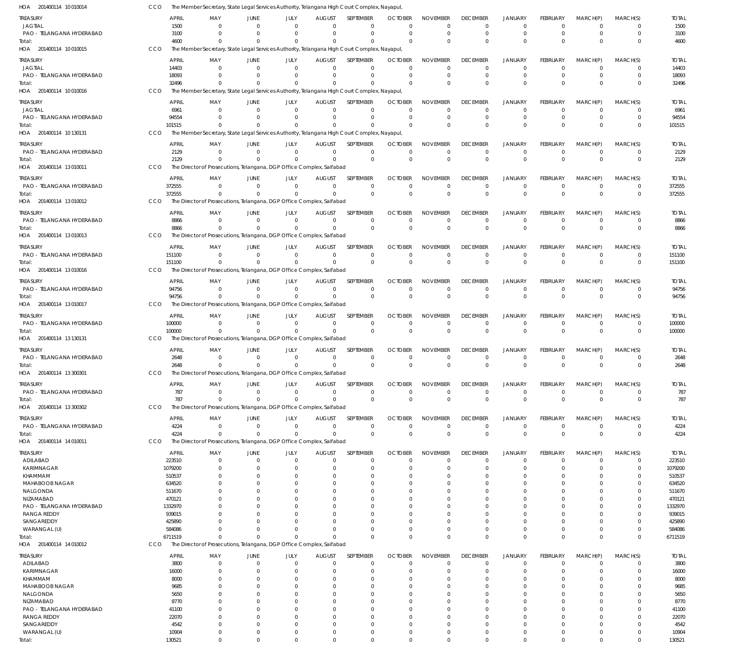HOA 201400114 10 010014 CCO The Member Secretary, State Legal Services Authority, Telangana High Court Complex, Nayapul,

| TREASURY | APRIL | MAY | JUNE | JULY | AUGUST | SEPTEMBER | OCTOBER | NOVEMBER | DECEMBER | JANUARY | FEBRUARY | MARCH(P) | MARCH(S) | TOTAL |
|---|---|---|---|---|---|---|---|---|---|---|---|---|---|---|
| JAGTIAL | 1500 | 0 | 0 | 0 | 0 | 0 | 0 | 0 | 0 | 0 | 0 | 0 | 0 | 1500 |
| PAO - TELANGANA HYDERABAD | 3100 | 0 | 0 | 0 | 0 | 0 | 0 | 0 | 0 | 0 | 0 | 0 | 0 | 3100 |
| Total: | 4600 | 0 | 0 | 0 | 0 | 0 | 0 | 0 | 0 | 0 | 0 | 0 | 0 | 4600 |

HOA 201400114 10 010015 CCO The Member Secretary, State Legal Services Authority, Telangana High Court Complex, Nayapul,

| TREASURY | APRIL | MAY | JUNE | JULY | AUGUST | SEPTEMBER | OCTOBER | NOVEMBER | DECEMBER | JANUARY | FEBRUARY | MARCH(P) | MARCH(S) | TOTAL |
|---|---|---|---|---|---|---|---|---|---|---|---|---|---|---|
| JAGTIAL | 14403 | 0 | 0 | 0 | 0 | 0 | 0 | 0 | 0 | 0 | 0 | 0 | 0 | 14403 |
| PAO - TELANGANA HYDERABAD | 18093 | 0 | 0 | 0 | 0 | 0 | 0 | 0 | 0 | 0 | 0 | 0 | 0 | 18093 |
| Total: | 32496 | 0 | 0 | 0 | 0 | 0 | 0 | 0 | 0 | 0 | 0 | 0 | 0 | 32496 |

HOA 201400114 10 010016 CCO The Member Secretary, State Legal Services Authority, Telangana High Court Complex, Nayapul,

| TREASURY | APRIL | MAY | JUNE | JULY | AUGUST | SEPTEMBER | OCTOBER | NOVEMBER | DECEMBER | JANUARY | FEBRUARY | MARCH(P) | MARCH(S) | TOTAL |
|---|---|---|---|---|---|---|---|---|---|---|---|---|---|---|
| JAGTIAL | 6961 | 0 | 0 | 0 | 0 | 0 | 0 | 0 | 0 | 0 | 0 | 0 | 0 | 6961 |
| PAO - TELANGANA HYDERABAD | 94554 | 0 | 0 | 0 | 0 | 0 | 0 | 0 | 0 | 0 | 0 | 0 | 0 | 94554 |
| Total: | 101515 | 0 | 0 | 0 | 0 | 0 | 0 | 0 | 0 | 0 | 0 | 0 | 0 | 101515 |

HOA 201400114 10 130131 CCO The Member Secretary, State Legal Services Authority, Telangana High Court Complex, Nayapul,

| TREASURY | APRIL | MAY | JUNE | JULY | AUGUST | SEPTEMBER | OCTOBER | NOVEMBER | DECEMBER | JANUARY | FEBRUARY | MARCH(P) | MARCH(S) | TOTAL |
|---|---|---|---|---|---|---|---|---|---|---|---|---|---|---|
| PAO - TELANGANA HYDERABAD | 2129 | 0 | 0 | 0 | 0 | 0 | 0 | 0 | 0 | 0 | 0 | 0 | 0 | 2129 |
| Total: | 2129 | 0 | 0 | 0 | 0 | 0 | 0 | 0 | 0 | 0 | 0 | 0 | 0 | 2129 |

HOA 201400114 13 010011 CCO The Director of Prosecutions, Telangana, DGP Office Complex, Saifabad

| TREASURY | APRIL | MAY | JUNE | JULY | AUGUST | SEPTEMBER | OCTOBER | NOVEMBER | DECEMBER | JANUARY | FEBRUARY | MARCH(P) | MARCH(S) | TOTAL |
|---|---|---|---|---|---|---|---|---|---|---|---|---|---|---|
| PAO - TELANGANA HYDERABAD | 372555 | 0 | 0 | 0 | 0 | 0 | 0 | 0 | 0 | 0 | 0 | 0 | 0 | 372555 |
| Total: | 372555 | 0 | 0 | 0 | 0 | 0 | 0 | 0 | 0 | 0 | 0 | 0 | 0 | 372555 |

HOA 201400114 13 010012 CCO The Director of Prosecutions, Telangana, DGP Office Complex, Saifabad

| TREASURY | APRIL | MAY | JUNE | JULY | AUGUST | SEPTEMBER | OCTOBER | NOVEMBER | DECEMBER | JANUARY | FEBRUARY | MARCH(P) | MARCH(S) | TOTAL |
|---|---|---|---|---|---|---|---|---|---|---|---|---|---|---|
| PAO - TELANGANA HYDERABAD | 8866 | 0 | 0 | 0 | 0 | 0 | 0 | 0 | 0 | 0 | 0 | 0 | 0 | 8866 |
| Total: | 8866 | 0 | 0 | 0 | 0 | 0 | 0 | 0 | 0 | 0 | 0 | 0 | 0 | 8866 |

HOA 201400114 13 010013 CCO The Director of Prosecutions, Telangana, DGP Office Complex, Saifabad

| TREASURY | APRIL | MAY | JUNE | JULY | AUGUST | SEPTEMBER | OCTOBER | NOVEMBER | DECEMBER | JANUARY | FEBRUARY | MARCH(P) | MARCH(S) | TOTAL |
|---|---|---|---|---|---|---|---|---|---|---|---|---|---|---|
| PAO - TELANGANA HYDERABAD | 151100 | 0 | 0 | 0 | 0 | 0 | 0 | 0 | 0 | 0 | 0 | 0 | 0 | 151100 |
| Total: | 151100 | 0 | 0 | 0 | 0 | 0 | 0 | 0 | 0 | 0 | 0 | 0 | 0 | 151100 |

HOA 201400114 13 010016 CCO The Director of Prosecutions, Telangana, DGP Office Complex, Saifabad

| TREASURY | APRIL | MAY | JUNE | JULY | AUGUST | SEPTEMBER | OCTOBER | NOVEMBER | DECEMBER | JANUARY | FEBRUARY | MARCH(P) | MARCH(S) | TOTAL |
|---|---|---|---|---|---|---|---|---|---|---|---|---|---|---|
| PAO - TELANGANA HYDERABAD | 94756 | 0 | 0 | 0 | 0 | 0 | 0 | 0 | 0 | 0 | 0 | 0 | 0 | 94756 |
| Total: | 94756 | 0 | 0 | 0 | 0 | 0 | 0 | 0 | 0 | 0 | 0 | 0 | 0 | 94756 |

HOA 201400114 13 010017 CCO The Director of Prosecutions, Telangana, DGP Office Complex, Saifabad

| TREASURY | APRIL | MAY | JUNE | JULY | AUGUST | SEPTEMBER | OCTOBER | NOVEMBER | DECEMBER | JANUARY | FEBRUARY | MARCH(P) | MARCH(S) | TOTAL |
|---|---|---|---|---|---|---|---|---|---|---|---|---|---|---|
| PAO - TELANGANA HYDERABAD | 100000 | 0 | 0 | 0 | 0 | 0 | 0 | 0 | 0 | 0 | 0 | 0 | 0 | 100000 |
| Total: | 100000 | 0 | 0 | 0 | 0 | 0 | 0 | 0 | 0 | 0 | 0 | 0 | 0 | 100000 |

HOA 201400114 13 130131 CCO The Director of Prosecutions, Telangana, DGP Office Complex, Saifabad

| TREASURY | APRIL | MAY | JUNE | JULY | AUGUST | SEPTEMBER | OCTOBER | NOVEMBER | DECEMBER | JANUARY | FEBRUARY | MARCH(P) | MARCH(S) | TOTAL |
|---|---|---|---|---|---|---|---|---|---|---|---|---|---|---|
| PAO - TELANGANA HYDERABAD | 2648 | 0 | 0 | 0 | 0 | 0 | 0 | 0 | 0 | 0 | 0 | 0 | 0 | 2648 |
| Total: | 2648 | 0 | 0 | 0 | 0 | 0 | 0 | 0 | 0 | 0 | 0 | 0 | 0 | 2648 |

HOA 201400114 13 300301 CCO The Director of Prosecutions, Telangana, DGP Office Complex, Saifabad

| TREASURY | APRIL | MAY | JUNE | JULY | AUGUST | SEPTEMBER | OCTOBER | NOVEMBER | DECEMBER | JANUARY | FEBRUARY | MARCH(P) | MARCH(S) | TOTAL |
|---|---|---|---|---|---|---|---|---|---|---|---|---|---|---|
| PAO - TELANGANA HYDERABAD | 787 | 0 | 0 | 0 | 0 | 0 | 0 | 0 | 0 | 0 | 0 | 0 | 0 | 787 |
| Total: | 787 | 0 | 0 | 0 | 0 | 0 | 0 | 0 | 0 | 0 | 0 | 0 | 0 | 787 |

HOA 201400114 13 300302 CCO The Director of Prosecutions, Telangana, DGP Office Complex, Saifabad

| TREASURY | APRIL | MAY | JUNE | JULY | AUGUST | SEPTEMBER | OCTOBER | NOVEMBER | DECEMBER | JANUARY | FEBRUARY | MARCH(P) | MARCH(S) | TOTAL |
|---|---|---|---|---|---|---|---|---|---|---|---|---|---|---|
| PAO - TELANGANA HYDERABAD | 4224 | 0 | 0 | 0 | 0 | 0 | 0 | 0 | 0 | 0 | 0 | 0 | 0 | 4224 |
| Total: | 4224 | 0 | 0 | 0 | 0 | 0 | 0 | 0 | 0 | 0 | 0 | 0 | 0 | 4224 |

HOA 201400114 14 010011 CCO The Director of Prosecutions, Telangana, DGP Office Complex, Saifabad

| TREASURY | APRIL | MAY | JUNE | JULY | AUGUST | SEPTEMBER | OCTOBER | NOVEMBER | DECEMBER | JANUARY | FEBRUARY | MARCH(P) | MARCH(S) | TOTAL |
|---|---|---|---|---|---|---|---|---|---|---|---|---|---|---|
| ADILABAD | 223510 | 0 | 0 | 0 | 0 | 0 | 0 | 0 | 0 | 0 | 0 | 0 | 0 | 223510 |
| KARIMNAGAR | 1079200 | 0 | 0 | 0 | 0 | 0 | 0 | 0 | 0 | 0 | 0 | 0 | 0 | 1079200 |
| KHAMMAM | 510537 | 0 | 0 | 0 | 0 | 0 | 0 | 0 | 0 | 0 | 0 | 0 | 0 | 510537 |
| MAHABOOB NAGAR | 634520 | 0 | 0 | 0 | 0 | 0 | 0 | 0 | 0 | 0 | 0 | 0 | 0 | 634520 |
| NALGONDA | 511670 | 0 | 0 | 0 | 0 | 0 | 0 | 0 | 0 | 0 | 0 | 0 | 0 | 511670 |
| NIZAMABAD | 470121 | 0 | 0 | 0 | 0 | 0 | 0 | 0 | 0 | 0 | 0 | 0 | 0 | 470121 |
| PAO - TELANGANA HYDERABAD | 1332970 | 0 | 0 | 0 | 0 | 0 | 0 | 0 | 0 | 0 | 0 | 0 | 0 | 1332970 |
| RANGA REDDY | 939015 | 0 | 0 | 0 | 0 | 0 | 0 | 0 | 0 | 0 | 0 | 0 | 0 | 939015 |
| SANGAREDDY | 425890 | 0 | 0 | 0 | 0 | 0 | 0 | 0 | 0 | 0 | 0 | 0 | 0 | 425890 |
| WARANGAL (U) | 584086 | 0 | 0 | 0 | 0 | 0 | 0 | 0 | 0 | 0 | 0 | 0 | 0 | 584086 |
| Total: | 6711519 | 0 | 0 | 0 | 0 | 0 | 0 | 0 | 0 | 0 | 0 | 0 | 0 | 6711519 |

HOA 201400114 14 010012 CCO The Director of Prosecutions, Telangana, DGP Office Complex, Saifabad

| TREASURY | APRIL | MAY | JUNE | JULY | AUGUST | SEPTEMBER | OCTOBER | NOVEMBER | DECEMBER | JANUARY | FEBRUARY | MARCH(P) | MARCH(S) | TOTAL |
|---|---|---|---|---|---|---|---|---|---|---|---|---|---|---|
| ADILABAD | 3800 | 0 | 0 | 0 | 0 | 0 | 0 | 0 | 0 | 0 | 0 | 0 | 0 | 3800 |
| KARIMNAGAR | 16000 | 0 | 0 | 0 | 0 | 0 | 0 | 0 | 0 | 0 | 0 | 0 | 0 | 16000 |
| KHAMMAM | 8000 | 0 | 0 | 0 | 0 | 0 | 0 | 0 | 0 | 0 | 0 | 0 | 0 | 8000 |
| MAHABOOB NAGAR | 9685 | 0 | 0 | 0 | 0 | 0 | 0 | 0 | 0 | 0 | 0 | 0 | 0 | 9685 |
| NALGONDA | 5650 | 0 | 0 | 0 | 0 | 0 | 0 | 0 | 0 | 0 | 0 | 0 | 0 | 5650 |
| NIZAMABAD | 8770 | 0 | 0 | 0 | 0 | 0 | 0 | 0 | 0 | 0 | 0 | 0 | 0 | 8770 |
| PAO - TELANGANA HYDERABAD | 41100 | 0 | 0 | 0 | 0 | 0 | 0 | 0 | 0 | 0 | 0 | 0 | 0 | 41100 |
| RANGA REDDY | 22070 | 0 | 0 | 0 | 0 | 0 | 0 | 0 | 0 | 0 | 0 | 0 | 0 | 22070 |
| SANGAREDDY | 4542 | 0 | 0 | 0 | 0 | 0 | 0 | 0 | 0 | 0 | 0 | 0 | 0 | 4542 |
| WARANGAL (U) | 10904 | 0 | 0 | 0 | 0 | 0 | 0 | 0 | 0 | 0 | 0 | 0 | 0 | 10904 |
| Total: | 130521 | 0 | 0 | 0 | 0 | 0 | 0 | 0 | 0 | 0 | 0 | 0 | 0 | 130521 |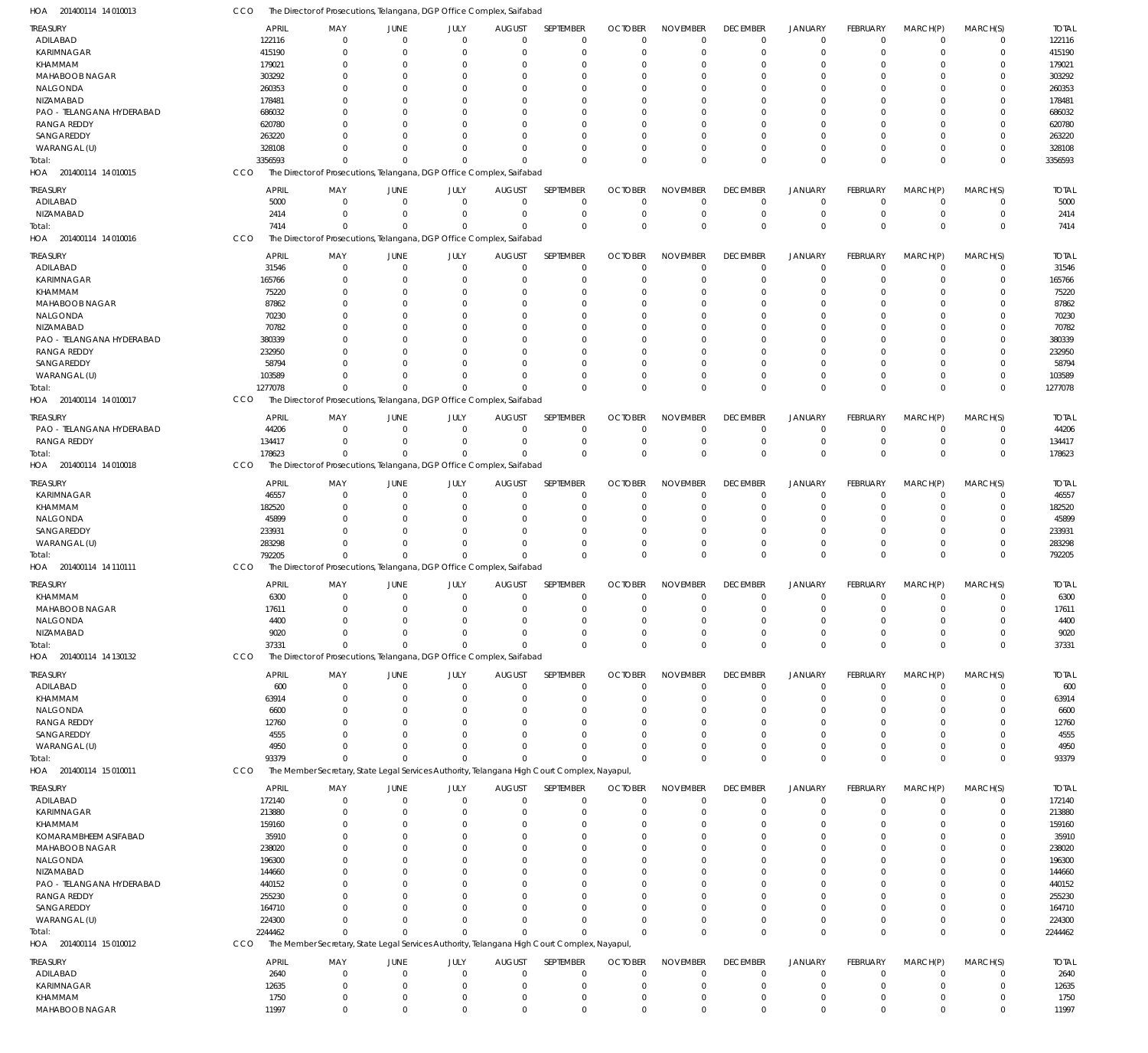HOA 201400114 14 010013 CCO The Director of Prosecutions, Telangana, DGP Office Complex, Saifabad

| TREASURY | APRIL | MAY | JUNE | JULY | AUGUST | SEPTEMBER | OCTOBER | NOVEMBER | DECEMBER | JANUARY | FEBRUARY | MARCH(P) | MARCH(S) | TOTAL |
|---|---|---|---|---|---|---|---|---|---|---|---|---|---|---|
| ADILABAD | 122116 | 0 | 0 | 0 | 0 | 0 | 0 | 0 | 0 | 0 | 0 | 0 | 0 | 122116 |
| KARIMNAGAR | 415190 | 0 | 0 | 0 | 0 | 0 | 0 | 0 | 0 | 0 | 0 | 0 | 0 | 415190 |
| KHAMMAM | 179021 | 0 | 0 | 0 | 0 | 0 | 0 | 0 | 0 | 0 | 0 | 0 | 0 | 179021 |
| MAHABOOB NAGAR | 303292 | 0 | 0 | 0 | 0 | 0 | 0 | 0 | 0 | 0 | 0 | 0 | 0 | 303292 |
| NALGONDA | 260353 | 0 | 0 | 0 | 0 | 0 | 0 | 0 | 0 | 0 | 0 | 0 | 0 | 260353 |
| NIZAMABAD | 178481 | 0 | 0 | 0 | 0 | 0 | 0 | 0 | 0 | 0 | 0 | 0 | 0 | 178481 |
| PAO - TELANGANA HYDERABAD | 686032 | 0 | 0 | 0 | 0 | 0 | 0 | 0 | 0 | 0 | 0 | 0 | 0 | 686032 |
| RANGA REDDY | 620780 | 0 | 0 | 0 | 0 | 0 | 0 | 0 | 0 | 0 | 0 | 0 | 0 | 620780 |
| SANGAREDDY | 263220 | 0 | 0 | 0 | 0 | 0 | 0 | 0 | 0 | 0 | 0 | 0 | 0 | 263220 |
| WARANGAL (U) | 328108 | 0 | 0 | 0 | 0 | 0 | 0 | 0 | 0 | 0 | 0 | 0 | 0 | 328108 |
| Total: | 3356593 | 0 | 0 | 0 | 0 | 0 | 0 | 0 | 0 | 0 | 0 | 0 | 0 | 3356593 |

HOA 201400114 14 010015 CCO The Director of Prosecutions, Telangana, DGP Office Complex, Saifabad

| TREASURY | APRIL | MAY | JUNE | JULY | AUGUST | SEPTEMBER | OCTOBER | NOVEMBER | DECEMBER | JANUARY | FEBRUARY | MARCH(P) | MARCH(S) | TOTAL |
|---|---|---|---|---|---|---|---|---|---|---|---|---|---|---|
| ADILABAD | 5000 | 0 | 0 | 0 | 0 | 0 | 0 | 0 | 0 | 0 | 0 | 0 | 0 | 5000 |
| NIZAMABAD | 2414 | 0 | 0 | 0 | 0 | 0 | 0 | 0 | 0 | 0 | 0 | 0 | 0 | 2414 |
| Total: | 7414 | 0 | 0 | 0 | 0 | 0 | 0 | 0 | 0 | 0 | 0 | 0 | 0 | 7414 |

HOA 201400114 14 010016 CCO The Director of Prosecutions, Telangana, DGP Office Complex, Saifabad

| TREASURY | APRIL | MAY | JUNE | JULY | AUGUST | SEPTEMBER | OCTOBER | NOVEMBER | DECEMBER | JANUARY | FEBRUARY | MARCH(P) | MARCH(S) | TOTAL |
|---|---|---|---|---|---|---|---|---|---|---|---|---|---|---|
| ADILABAD | 31546 | 0 | 0 | 0 | 0 | 0 | 0 | 0 | 0 | 0 | 0 | 0 | 0 | 31546 |
| KARIMNAGAR | 165766 | 0 | 0 | 0 | 0 | 0 | 0 | 0 | 0 | 0 | 0 | 0 | 0 | 165766 |
| KHAMMAM | 75220 | 0 | 0 | 0 | 0 | 0 | 0 | 0 | 0 | 0 | 0 | 0 | 0 | 75220 |
| MAHABOOB NAGAR | 87862 | 0 | 0 | 0 | 0 | 0 | 0 | 0 | 0 | 0 | 0 | 0 | 0 | 87862 |
| NALGONDA | 70230 | 0 | 0 | 0 | 0 | 0 | 0 | 0 | 0 | 0 | 0 | 0 | 0 | 70230 |
| NIZAMABAD | 70782 | 0 | 0 | 0 | 0 | 0 | 0 | 0 | 0 | 0 | 0 | 0 | 0 | 70782 |
| PAO - TELANGANA HYDERABAD | 380339 | 0 | 0 | 0 | 0 | 0 | 0 | 0 | 0 | 0 | 0 | 0 | 0 | 380339 |
| RANGA REDDY | 232950 | 0 | 0 | 0 | 0 | 0 | 0 | 0 | 0 | 0 | 0 | 0 | 0 | 232950 |
| SANGAREDDY | 58794 | 0 | 0 | 0 | 0 | 0 | 0 | 0 | 0 | 0 | 0 | 0 | 0 | 58794 |
| WARANGAL (U) | 103589 | 0 | 0 | 0 | 0 | 0 | 0 | 0 | 0 | 0 | 0 | 0 | 0 | 103589 |
| Total: | 1277078 | 0 | 0 | 0 | 0 | 0 | 0 | 0 | 0 | 0 | 0 | 0 | 0 | 1277078 |

HOA 201400114 14 010017 CCO The Director of Prosecutions, Telangana, DGP Office Complex, Saifabad

| TREASURY | APRIL | MAY | JUNE | JULY | AUGUST | SEPTEMBER | OCTOBER | NOVEMBER | DECEMBER | JANUARY | FEBRUARY | MARCH(P) | MARCH(S) | TOTAL |
|---|---|---|---|---|---|---|---|---|---|---|---|---|---|---|
| PAO - TELANGANA HYDERABAD | 44206 | 0 | 0 | 0 | 0 | 0 | 0 | 0 | 0 | 0 | 0 | 0 | 0 | 44206 |
| RANGA REDDY | 134417 | 0 | 0 | 0 | 0 | 0 | 0 | 0 | 0 | 0 | 0 | 0 | 0 | 134417 |
| Total: | 178623 | 0 | 0 | 0 | 0 | 0 | 0 | 0 | 0 | 0 | 0 | 0 | 0 | 178623 |

HOA 201400114 14 010018 CCO The Director of Prosecutions, Telangana, DGP Office Complex, Saifabad

| TREASURY | APRIL | MAY | JUNE | JULY | AUGUST | SEPTEMBER | OCTOBER | NOVEMBER | DECEMBER | JANUARY | FEBRUARY | MARCH(P) | MARCH(S) | TOTAL |
|---|---|---|---|---|---|---|---|---|---|---|---|---|---|---|
| KARIMNAGAR | 46557 | 0 | 0 | 0 | 0 | 0 | 0 | 0 | 0 | 0 | 0 | 0 | 0 | 46557 |
| KHAMMAM | 182520 | 0 | 0 | 0 | 0 | 0 | 0 | 0 | 0 | 0 | 0 | 0 | 0 | 182520 |
| NALGONDA | 45899 | 0 | 0 | 0 | 0 | 0 | 0 | 0 | 0 | 0 | 0 | 0 | 0 | 45899 |
| SANGAREDDY | 233931 | 0 | 0 | 0 | 0 | 0 | 0 | 0 | 0 | 0 | 0 | 0 | 0 | 233931 |
| WARANGAL (U) | 283298 | 0 | 0 | 0 | 0 | 0 | 0 | 0 | 0 | 0 | 0 | 0 | 0 | 283298 |
| Total: | 792205 | 0 | 0 | 0 | 0 | 0 | 0 | 0 | 0 | 0 | 0 | 0 | 0 | 792205 |

HOA 201400114 14 110111 CCO The Director of Prosecutions, Telangana, DGP Office Complex, Saifabad

| TREASURY | APRIL | MAY | JUNE | JULY | AUGUST | SEPTEMBER | OCTOBER | NOVEMBER | DECEMBER | JANUARY | FEBRUARY | MARCH(P) | MARCH(S) | TOTAL |
|---|---|---|---|---|---|---|---|---|---|---|---|---|---|---|
| KHAMMAM | 6300 | 0 | 0 | 0 | 0 | 0 | 0 | 0 | 0 | 0 | 0 | 0 | 0 | 6300 |
| MAHABOOB NAGAR | 17611 | 0 | 0 | 0 | 0 | 0 | 0 | 0 | 0 | 0 | 0 | 0 | 0 | 17611 |
| NALGONDA | 4400 | 0 | 0 | 0 | 0 | 0 | 0 | 0 | 0 | 0 | 0 | 0 | 0 | 4400 |
| NIZAMABAD | 9020 | 0 | 0 | 0 | 0 | 0 | 0 | 0 | 0 | 0 | 0 | 0 | 0 | 9020 |
| Total: | 37331 | 0 | 0 | 0 | 0 | 0 | 0 | 0 | 0 | 0 | 0 | 0 | 0 | 37331 |

HOA 201400114 14 130132 CCO The Director of Prosecutions, Telangana, DGP Office Complex, Saifabad

| TREASURY | APRIL | MAY | JUNE | JULY | AUGUST | SEPTEMBER | OCTOBER | NOVEMBER | DECEMBER | JANUARY | FEBRUARY | MARCH(P) | MARCH(S) | TOTAL |
|---|---|---|---|---|---|---|---|---|---|---|---|---|---|---|
| ADILABAD | 600 | 0 | 0 | 0 | 0 | 0 | 0 | 0 | 0 | 0 | 0 | 0 | 0 | 600 |
| KHAMMAM | 63914 | 0 | 0 | 0 | 0 | 0 | 0 | 0 | 0 | 0 | 0 | 0 | 0 | 63914 |
| NALGONDA | 6600 | 0 | 0 | 0 | 0 | 0 | 0 | 0 | 0 | 0 | 0 | 0 | 0 | 6600 |
| RANGA REDDY | 12760 | 0 | 0 | 0 | 0 | 0 | 0 | 0 | 0 | 0 | 0 | 0 | 0 | 12760 |
| SANGAREDDY | 4555 | 0 | 0 | 0 | 0 | 0 | 0 | 0 | 0 | 0 | 0 | 0 | 0 | 4555 |
| WARANGAL (U) | 4950 | 0 | 0 | 0 | 0 | 0 | 0 | 0 | 0 | 0 | 0 | 0 | 0 | 4950 |
| Total: | 93379 | 0 | 0 | 0 | 0 | 0 | 0 | 0 | 0 | 0 | 0 | 0 | 0 | 93379 |

HOA 201400114 15 010011 CCO The Member Secretary, State Legal Services Authority, Telangana High Court Complex, Nayapul,

| TREASURY | APRIL | MAY | JUNE | JULY | AUGUST | SEPTEMBER | OCTOBER | NOVEMBER | DECEMBER | JANUARY | FEBRUARY | MARCH(P) | MARCH(S) | TOTAL |
|---|---|---|---|---|---|---|---|---|---|---|---|---|---|---|
| ADILABAD | 172140 | 0 | 0 | 0 | 0 | 0 | 0 | 0 | 0 | 0 | 0 | 0 | 0 | 172140 |
| KARIMNAGAR | 213880 | 0 | 0 | 0 | 0 | 0 | 0 | 0 | 0 | 0 | 0 | 0 | 0 | 213880 |
| KHAMMAM | 159160 | 0 | 0 | 0 | 0 | 0 | 0 | 0 | 0 | 0 | 0 | 0 | 0 | 159160 |
| KOMARAMBHEEM ASIFABAD | 35910 | 0 | 0 | 0 | 0 | 0 | 0 | 0 | 0 | 0 | 0 | 0 | 0 | 35910 |
| MAHABOOB NAGAR | 238020 | 0 | 0 | 0 | 0 | 0 | 0 | 0 | 0 | 0 | 0 | 0 | 0 | 238020 |
| NALGONDA | 196300 | 0 | 0 | 0 | 0 | 0 | 0 | 0 | 0 | 0 | 0 | 0 | 0 | 196300 |
| NIZAMABAD | 144660 | 0 | 0 | 0 | 0 | 0 | 0 | 0 | 0 | 0 | 0 | 0 | 0 | 144660 |
| PAO - TELANGANA HYDERABAD | 440152 | 0 | 0 | 0 | 0 | 0 | 0 | 0 | 0 | 0 | 0 | 0 | 0 | 440152 |
| RANGA REDDY | 255230 | 0 | 0 | 0 | 0 | 0 | 0 | 0 | 0 | 0 | 0 | 0 | 0 | 255230 |
| SANGAREDDY | 164710 | 0 | 0 | 0 | 0 | 0 | 0 | 0 | 0 | 0 | 0 | 0 | 0 | 164710 |
| WARANGAL (U) | 224300 | 0 | 0 | 0 | 0 | 0 | 0 | 0 | 0 | 0 | 0 | 0 | 0 | 224300 |
| Total: | 2244462 | 0 | 0 | 0 | 0 | 0 | 0 | 0 | 0 | 0 | 0 | 0 | 0 | 2244462 |

HOA 201400114 15 010012 CCO The Member Secretary, State Legal Services Authority, Telangana High Court Complex, Nayapul,

| TREASURY | APRIL | MAY | JUNE | JULY | AUGUST | SEPTEMBER | OCTOBER | NOVEMBER | DECEMBER | JANUARY | FEBRUARY | MARCH(P) | MARCH(S) | TOTAL |
|---|---|---|---|---|---|---|---|---|---|---|---|---|---|---|
| ADILABAD | 2640 | 0 | 0 | 0 | 0 | 0 | 0 | 0 | 0 | 0 | 0 | 0 | 0 | 2640 |
| KARIMNAGAR | 12635 | 0 | 0 | 0 | 0 | 0 | 0 | 0 | 0 | 0 | 0 | 0 | 0 | 12635 |
| KHAMMAM | 1750 | 0 | 0 | 0 | 0 | 0 | 0 | 0 | 0 | 0 | 0 | 0 | 0 | 1750 |
| MAHABOOB NAGAR | 11997 | 0 | 0 | 0 | 0 | 0 | 0 | 0 | 0 | 0 | 0 | 0 | 0 | 11997 |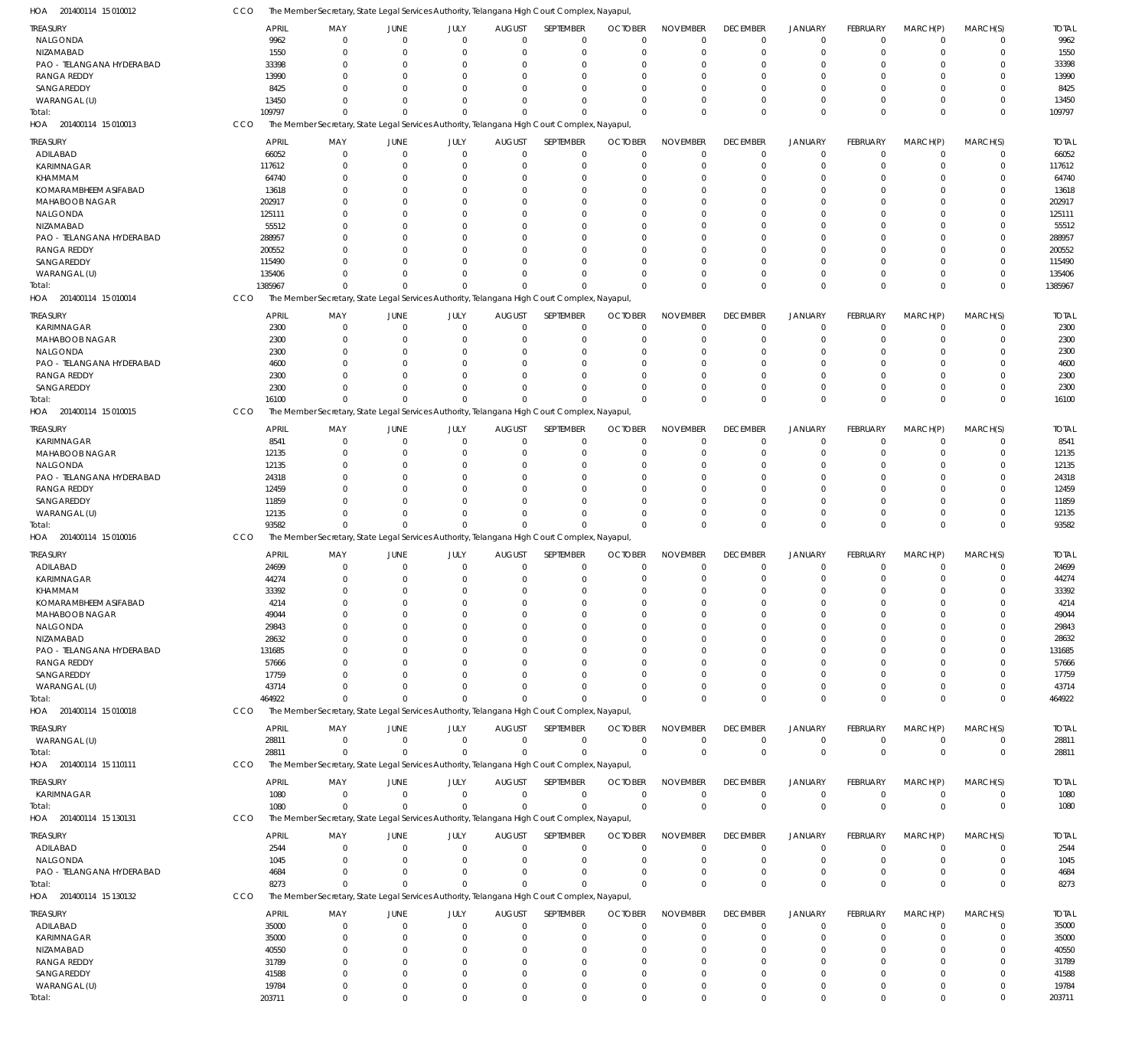HOA 201400114 15 010012 CCO The Member Secretary, State Legal Services Authority, Telangana High Court Complex, Nayapul,

| TREASURY | APRIL | MAY | JUNE | JULY | AUGUST | SEPTEMBER | OCTOBER | NOVEMBER | DECEMBER | JANUARY | FEBRUARY | MARCH(P) | MARCH(S) | TOTAL |
|---|---|---|---|---|---|---|---|---|---|---|---|---|---|---|
| NALGONDA | 9962 | 0 | 0 | 0 | 0 | 0 | 0 | 0 | 0 | 0 | 0 | 0 | 0 | 9962 |
| NIZAMABAD | 1550 | 0 | 0 | 0 | 0 | 0 | 0 | 0 | 0 | 0 | 0 | 0 | 0 | 1550 |
| PAO - TELANGANA HYDERABAD | 33398 | 0 | 0 | 0 | 0 | 0 | 0 | 0 | 0 | 0 | 0 | 0 | 0 | 33398 |
| RANGA REDDY | 13990 | 0 | 0 | 0 | 0 | 0 | 0 | 0 | 0 | 0 | 0 | 0 | 0 | 13990 |
| SANGAREDDY | 8425 | 0 | 0 | 0 | 0 | 0 | 0 | 0 | 0 | 0 | 0 | 0 | 0 | 8425 |
| WARANGAL (U) | 13450 | 0 | 0 | 0 | 0 | 0 | 0 | 0 | 0 | 0 | 0 | 0 | 0 | 13450 |
| Total: | 109797 | 0 | 0 | 0 | 0 | 0 | 0 | 0 | 0 | 0 | 0 | 0 | 0 | 109797 |

HOA 201400114 15 010013 CCO The Member Secretary, State Legal Services Authority, Telangana High Court Complex, Nayapul,

| TREASURY | APRIL | MAY | JUNE | JULY | AUGUST | SEPTEMBER | OCTOBER | NOVEMBER | DECEMBER | JANUARY | FEBRUARY | MARCH(P) | MARCH(S) | TOTAL |
|---|---|---|---|---|---|---|---|---|---|---|---|---|---|---|
| ADILABAD | 66052 | 0 | 0 | 0 | 0 | 0 | 0 | 0 | 0 | 0 | 0 | 0 | 0 | 66052 |
| KARIMNAGAR | 117612 | 0 | 0 | 0 | 0 | 0 | 0 | 0 | 0 | 0 | 0 | 0 | 0 | 117612 |
| KHAMMAM | 64740 | 0 | 0 | 0 | 0 | 0 | 0 | 0 | 0 | 0 | 0 | 0 | 0 | 64740 |
| KOMARAMBHEEM ASIFABAD | 13618 | 0 | 0 | 0 | 0 | 0 | 0 | 0 | 0 | 0 | 0 | 0 | 0 | 13618 |
| MAHABOOB NAGAR | 202917 | 0 | 0 | 0 | 0 | 0 | 0 | 0 | 0 | 0 | 0 | 0 | 0 | 202917 |
| NALGONDA | 125111 | 0 | 0 | 0 | 0 | 0 | 0 | 0 | 0 | 0 | 0 | 0 | 0 | 125111 |
| NIZAMABAD | 55512 | 0 | 0 | 0 | 0 | 0 | 0 | 0 | 0 | 0 | 0 | 0 | 0 | 55512 |
| PAO - TELANGANA HYDERABAD | 288957 | 0 | 0 | 0 | 0 | 0 | 0 | 0 | 0 | 0 | 0 | 0 | 0 | 288957 |
| RANGA REDDY | 200552 | 0 | 0 | 0 | 0 | 0 | 0 | 0 | 0 | 0 | 0 | 0 | 0 | 200552 |
| SANGAREDDY | 115490 | 0 | 0 | 0 | 0 | 0 | 0 | 0 | 0 | 0 | 0 | 0 | 0 | 115490 |
| WARANGAL (U) | 135406 | 0 | 0 | 0 | 0 | 0 | 0 | 0 | 0 | 0 | 0 | 0 | 0 | 135406 |
| Total: | 1385967 | 0 | 0 | 0 | 0 | 0 | 0 | 0 | 0 | 0 | 0 | 0 | 0 | 1385967 |

HOA 201400114 15 010014 CCO The Member Secretary, State Legal Services Authority, Telangana High Court Complex, Nayapul,

| TREASURY | APRIL | MAY | JUNE | JULY | AUGUST | SEPTEMBER | OCTOBER | NOVEMBER | DECEMBER | JANUARY | FEBRUARY | MARCH(P) | MARCH(S) | TOTAL |
|---|---|---|---|---|---|---|---|---|---|---|---|---|---|---|
| KARIMNAGAR | 2300 | 0 | 0 | 0 | 0 | 0 | 0 | 0 | 0 | 0 | 0 | 0 | 0 | 2300 |
| MAHABOOB NAGAR | 2300 | 0 | 0 | 0 | 0 | 0 | 0 | 0 | 0 | 0 | 0 | 0 | 0 | 2300 |
| NALGONDA | 2300 | 0 | 0 | 0 | 0 | 0 | 0 | 0 | 0 | 0 | 0 | 0 | 0 | 2300 |
| PAO - TELANGANA HYDERABAD | 4600 | 0 | 0 | 0 | 0 | 0 | 0 | 0 | 0 | 0 | 0 | 0 | 0 | 4600 |
| RANGA REDDY | 2300 | 0 | 0 | 0 | 0 | 0 | 0 | 0 | 0 | 0 | 0 | 0 | 0 | 2300 |
| SANGAREDDY | 2300 | 0 | 0 | 0 | 0 | 0 | 0 | 0 | 0 | 0 | 0 | 0 | 0 | 2300 |
| Total: | 16100 | 0 | 0 | 0 | 0 | 0 | 0 | 0 | 0 | 0 | 0 | 0 | 0 | 16100 |

HOA 201400114 15 010015 CCO The Member Secretary, State Legal Services Authority, Telangana High Court Complex, Nayapul,

| TREASURY | APRIL | MAY | JUNE | JULY | AUGUST | SEPTEMBER | OCTOBER | NOVEMBER | DECEMBER | JANUARY | FEBRUARY | MARCH(P) | MARCH(S) | TOTAL |
|---|---|---|---|---|---|---|---|---|---|---|---|---|---|---|
| KARIMNAGAR | 8541 | 0 | 0 | 0 | 0 | 0 | 0 | 0 | 0 | 0 | 0 | 0 | 0 | 8541 |
| MAHABOOB NAGAR | 12135 | 0 | 0 | 0 | 0 | 0 | 0 | 0 | 0 | 0 | 0 | 0 | 0 | 12135 |
| NALGONDA | 12135 | 0 | 0 | 0 | 0 | 0 | 0 | 0 | 0 | 0 | 0 | 0 | 0 | 12135 |
| PAO - TELANGANA HYDERABAD | 24318 | 0 | 0 | 0 | 0 | 0 | 0 | 0 | 0 | 0 | 0 | 0 | 0 | 24318 |
| RANGA REDDY | 12459 | 0 | 0 | 0 | 0 | 0 | 0 | 0 | 0 | 0 | 0 | 0 | 0 | 12459 |
| SANGAREDDY | 11859 | 0 | 0 | 0 | 0 | 0 | 0 | 0 | 0 | 0 | 0 | 0 | 0 | 11859 |
| WARANGAL (U) | 12135 | 0 | 0 | 0 | 0 | 0 | 0 | 0 | 0 | 0 | 0 | 0 | 0 | 12135 |
| Total: | 93582 | 0 | 0 | 0 | 0 | 0 | 0 | 0 | 0 | 0 | 0 | 0 | 0 | 93582 |

HOA 201400114 15 010016 CCO The Member Secretary, State Legal Services Authority, Telangana High Court Complex, Nayapul,

| TREASURY | APRIL | MAY | JUNE | JULY | AUGUST | SEPTEMBER | OCTOBER | NOVEMBER | DECEMBER | JANUARY | FEBRUARY | MARCH(P) | MARCH(S) | TOTAL |
|---|---|---|---|---|---|---|---|---|---|---|---|---|---|---|
| ADILABAD | 24699 | 0 | 0 | 0 | 0 | 0 | 0 | 0 | 0 | 0 | 0 | 0 | 0 | 24699 |
| KARIMNAGAR | 44274 | 0 | 0 | 0 | 0 | 0 | 0 | 0 | 0 | 0 | 0 | 0 | 0 | 44274 |
| KHAMMAM | 33392 | 0 | 0 | 0 | 0 | 0 | 0 | 0 | 0 | 0 | 0 | 0 | 0 | 33392 |
| KOMARAMBHEEM ASIFABAD | 4214 | 0 | 0 | 0 | 0 | 0 | 0 | 0 | 0 | 0 | 0 | 0 | 0 | 4214 |
| MAHABOOB NAGAR | 49044 | 0 | 0 | 0 | 0 | 0 | 0 | 0 | 0 | 0 | 0 | 0 | 0 | 49044 |
| NALGONDA | 29843 | 0 | 0 | 0 | 0 | 0 | 0 | 0 | 0 | 0 | 0 | 0 | 0 | 29843 |
| NIZAMABAD | 28632 | 0 | 0 | 0 | 0 | 0 | 0 | 0 | 0 | 0 | 0 | 0 | 0 | 28632 |
| PAO - TELANGANA HYDERABAD | 131685 | 0 | 0 | 0 | 0 | 0 | 0 | 0 | 0 | 0 | 0 | 0 | 0 | 131685 |
| RANGA REDDY | 57666 | 0 | 0 | 0 | 0 | 0 | 0 | 0 | 0 | 0 | 0 | 0 | 0 | 57666 |
| SANGAREDDY | 17759 | 0 | 0 | 0 | 0 | 0 | 0 | 0 | 0 | 0 | 0 | 0 | 0 | 17759 |
| WARANGAL (U) | 43714 | 0 | 0 | 0 | 0 | 0 | 0 | 0 | 0 | 0 | 0 | 0 | 0 | 43714 |
| Total: | 464922 | 0 | 0 | 0 | 0 | 0 | 0 | 0 | 0 | 0 | 0 | 0 | 0 | 464922 |

HOA 201400114 15 010018 CCO The Member Secretary, State Legal Services Authority, Telangana High Court Complex, Nayapul,

| TREASURY | APRIL | MAY | JUNE | JULY | AUGUST | SEPTEMBER | OCTOBER | NOVEMBER | DECEMBER | JANUARY | FEBRUARY | MARCH(P) | MARCH(S) | TOTAL |
|---|---|---|---|---|---|---|---|---|---|---|---|---|---|---|
| WARANGAL (U) | 28811 | 0 | 0 | 0 | 0 | 0 | 0 | 0 | 0 | 0 | 0 | 0 | 0 | 28811 |
| Total: | 28811 | 0 | 0 | 0 | 0 | 0 | 0 | 0 | 0 | 0 | 0 | 0 | 0 | 28811 |

HOA 201400114 15 110111 CCO The Member Secretary, State Legal Services Authority, Telangana High Court Complex, Nayapul,

| TREASURY | APRIL | MAY | JUNE | JULY | AUGUST | SEPTEMBER | OCTOBER | NOVEMBER | DECEMBER | JANUARY | FEBRUARY | MARCH(P) | MARCH(S) | TOTAL |
|---|---|---|---|---|---|---|---|---|---|---|---|---|---|---|
| KARIMNAGAR | 1080 | 0 | 0 | 0 | 0 | 0 | 0 | 0 | 0 | 0 | 0 | 0 | 0 | 1080 |
| Total: | 1080 | 0 | 0 | 0 | 0 | 0 | 0 | 0 | 0 | 0 | 0 | 0 | 0 | 1080 |

HOA 201400114 15 130131 CCO The Member Secretary, State Legal Services Authority, Telangana High Court Complex, Nayapul,

| TREASURY | APRIL | MAY | JUNE | JULY | AUGUST | SEPTEMBER | OCTOBER | NOVEMBER | DECEMBER | JANUARY | FEBRUARY | MARCH(P) | MARCH(S) | TOTAL |
|---|---|---|---|---|---|---|---|---|---|---|---|---|---|---|
| ADILABAD | 2544 | 0 | 0 | 0 | 0 | 0 | 0 | 0 | 0 | 0 | 0 | 0 | 0 | 2544 |
| NALGONDA | 1045 | 0 | 0 | 0 | 0 | 0 | 0 | 0 | 0 | 0 | 0 | 0 | 0 | 1045 |
| PAO - TELANGANA HYDERABAD | 4684 | 0 | 0 | 0 | 0 | 0 | 0 | 0 | 0 | 0 | 0 | 0 | 0 | 4684 |
| Total: | 8273 | 0 | 0 | 0 | 0 | 0 | 0 | 0 | 0 | 0 | 0 | 0 | 0 | 8273 |

HOA 201400114 15 130132 CCO The Member Secretary, State Legal Services Authority, Telangana High Court Complex, Nayapul,

| TREASURY | APRIL | MAY | JUNE | JULY | AUGUST | SEPTEMBER | OCTOBER | NOVEMBER | DECEMBER | JANUARY | FEBRUARY | MARCH(P) | MARCH(S) | TOTAL |
|---|---|---|---|---|---|---|---|---|---|---|---|---|---|---|
| ADILABAD | 35000 | 0 | 0 | 0 | 0 | 0 | 0 | 0 | 0 | 0 | 0 | 0 | 0 | 35000 |
| KARIMNAGAR | 35000 | 0 | 0 | 0 | 0 | 0 | 0 | 0 | 0 | 0 | 0 | 0 | 0 | 35000 |
| NIZAMABAD | 40550 | 0 | 0 | 0 | 0 | 0 | 0 | 0 | 0 | 0 | 0 | 0 | 0 | 40550 |
| RANGA REDDY | 31789 | 0 | 0 | 0 | 0 | 0 | 0 | 0 | 0 | 0 | 0 | 0 | 0 | 31789 |
| SANGAREDDY | 41588 | 0 | 0 | 0 | 0 | 0 | 0 | 0 | 0 | 0 | 0 | 0 | 0 | 41588 |
| WARANGAL (U) | 19784 | 0 | 0 | 0 | 0 | 0 | 0 | 0 | 0 | 0 | 0 | 0 | 0 | 19784 |
| Total: | 203711 | 0 | 0 | 0 | 0 | 0 | 0 | 0 | 0 | 0 | 0 | 0 | 0 | 203711 |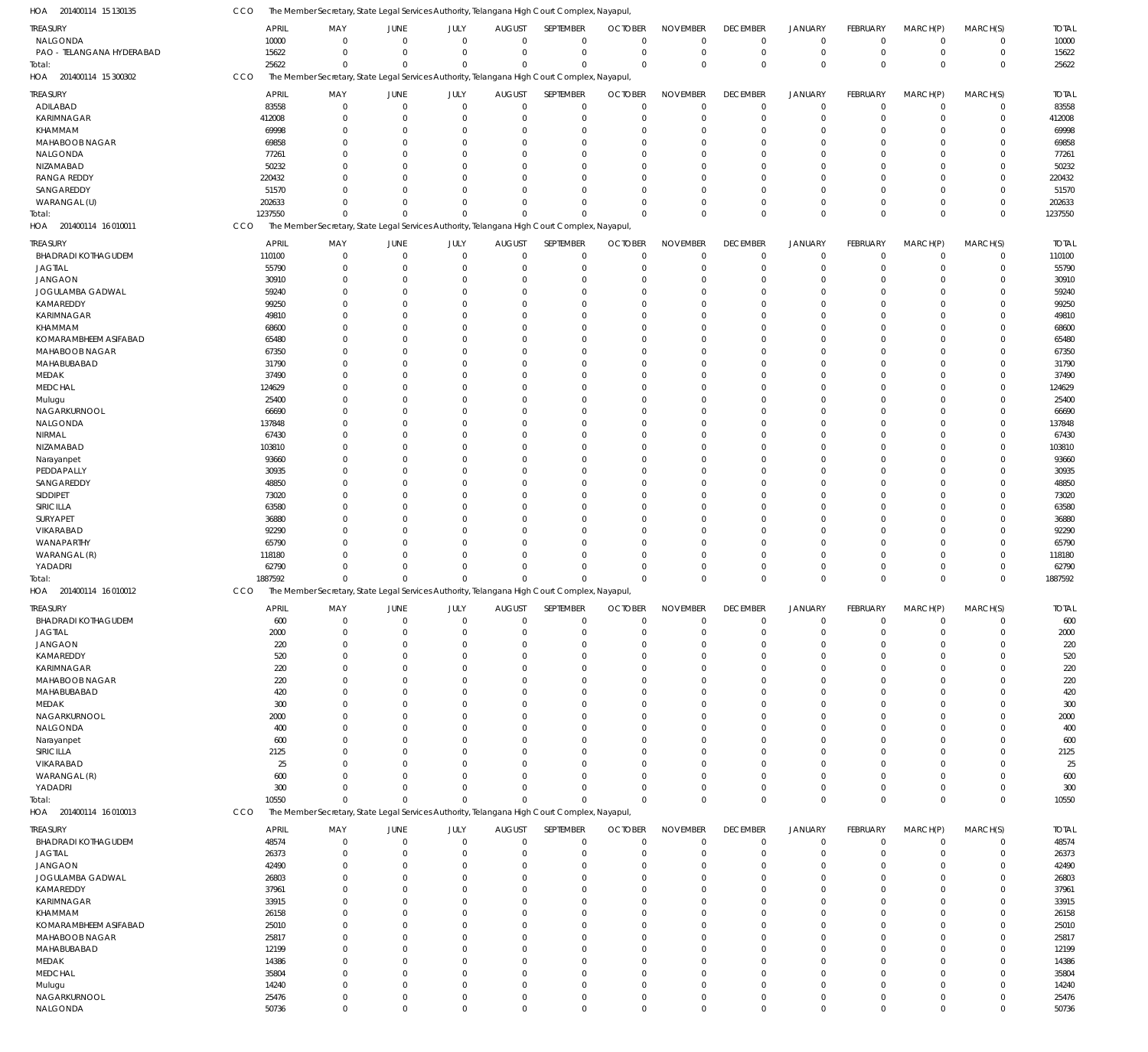HOA 201400114 15 130135 CCO The Member Secretary, State Legal Services Authority, Telangana High Court Complex, Nayapul,

| TREASURY | APRIL | MAY | JUNE | JULY | AUGUST | SEPTEMBER | OCTOBER | NOVEMBER | DECEMBER | JANUARY | FEBRUARY | MARCH(P) | MARCH(S) | TOTAL |
|---|---|---|---|---|---|---|---|---|---|---|---|---|---|---|
| NALGONDA | 10000 | 0 | 0 | 0 | 0 | 0 | 0 | 0 | 0 | 0 | 0 | 0 | 0 | 10000 |
| PAO - TELANGANA HYDERABAD | 15622 | 0 | 0 | 0 | 0 | 0 | 0 | 0 | 0 | 0 | 0 | 0 | 0 | 15622 |
| Total: | 25622 | 0 | 0 | 0 | 0 | 0 | 0 | 0 | 0 | 0 | 0 | 0 | 0 | 25622 |

HOA 201400114 15 300302 CCO The Member Secretary, State Legal Services Authority, Telangana High Court Complex, Nayapul,

| TREASURY | APRIL | MAY | JUNE | JULY | AUGUST | SEPTEMBER | OCTOBER | NOVEMBER | DECEMBER | JANUARY | FEBRUARY | MARCH(P) | MARCH(S) | TOTAL |
|---|---|---|---|---|---|---|---|---|---|---|---|---|---|---|
| ADILABAD | 83558 | 0 | 0 | 0 | 0 | 0 | 0 | 0 | 0 | 0 | 0 | 0 | 0 | 83558 |
| KARIMNAGAR | 412008 | 0 | 0 | 0 | 0 | 0 | 0 | 0 | 0 | 0 | 0 | 0 | 0 | 412008 |
| KHAMMAM | 69998 | 0 | 0 | 0 | 0 | 0 | 0 | 0 | 0 | 0 | 0 | 0 | 0 | 69998 |
| MAHABOOB NAGAR | 69858 | 0 | 0 | 0 | 0 | 0 | 0 | 0 | 0 | 0 | 0 | 0 | 0 | 69858 |
| NALGONDA | 77261 | 0 | 0 | 0 | 0 | 0 | 0 | 0 | 0 | 0 | 0 | 0 | 0 | 77261 |
| NIZAMABAD | 50232 | 0 | 0 | 0 | 0 | 0 | 0 | 0 | 0 | 0 | 0 | 0 | 0 | 50232 |
| RANGA REDDY | 220432 | 0 | 0 | 0 | 0 | 0 | 0 | 0 | 0 | 0 | 0 | 0 | 0 | 220432 |
| SANGAREDDY | 51570 | 0 | 0 | 0 | 0 | 0 | 0 | 0 | 0 | 0 | 0 | 0 | 0 | 51570 |
| WARANGAL (U) | 202633 | 0 | 0 | 0 | 0 | 0 | 0 | 0 | 0 | 0 | 0 | 0 | 0 | 202633 |
| Total: | 1237550 | 0 | 0 | 0 | 0 | 0 | 0 | 0 | 0 | 0 | 0 | 0 | 0 | 1237550 |

HOA 201400114 16 010011 CCO The Member Secretary, State Legal Services Authority, Telangana High Court Complex, Nayapul,

| TREASURY | APRIL | MAY | JUNE | JULY | AUGUST | SEPTEMBER | OCTOBER | NOVEMBER | DECEMBER | JANUARY | FEBRUARY | MARCH(P) | MARCH(S) | TOTAL |
|---|---|---|---|---|---|---|---|---|---|---|---|---|---|---|
| BHADRADI KOTHAGUDEM | 110100 | 0 | 0 | 0 | 0 | 0 | 0 | 0 | 0 | 0 | 0 | 0 | 0 | 110100 |
| JAGTIAL | 55790 | 0 | 0 | 0 | 0 | 0 | 0 | 0 | 0 | 0 | 0 | 0 | 0 | 55790 |
| JANGAON | 30910 | 0 | 0 | 0 | 0 | 0 | 0 | 0 | 0 | 0 | 0 | 0 | 0 | 30910 |
| JOGULAMBA GADWAL | 59240 | 0 | 0 | 0 | 0 | 0 | 0 | 0 | 0 | 0 | 0 | 0 | 0 | 59240 |
| KAMAREDDY | 99250 | 0 | 0 | 0 | 0 | 0 | 0 | 0 | 0 | 0 | 0 | 0 | 0 | 99250 |
| KARIMNAGAR | 49810 | 0 | 0 | 0 | 0 | 0 | 0 | 0 | 0 | 0 | 0 | 0 | 0 | 49810 |
| KHAMMAM | 68600 | 0 | 0 | 0 | 0 | 0 | 0 | 0 | 0 | 0 | 0 | 0 | 0 | 68600 |
| KOMARAMBHEEM ASIFABAD | 65480 | 0 | 0 | 0 | 0 | 0 | 0 | 0 | 0 | 0 | 0 | 0 | 0 | 65480 |
| MAHABOOB NAGAR | 67350 | 0 | 0 | 0 | 0 | 0 | 0 | 0 | 0 | 0 | 0 | 0 | 0 | 67350 |
| MAHABUBABAD | 31790 | 0 | 0 | 0 | 0 | 0 | 0 | 0 | 0 | 0 | 0 | 0 | 0 | 31790 |
| MEDAK | 37490 | 0 | 0 | 0 | 0 | 0 | 0 | 0 | 0 | 0 | 0 | 0 | 0 | 37490 |
| MEDCHAL | 124629 | 0 | 0 | 0 | 0 | 0 | 0 | 0 | 0 | 0 | 0 | 0 | 0 | 124629 |
| Mulugu | 25400 | 0 | 0 | 0 | 0 | 0 | 0 | 0 | 0 | 0 | 0 | 0 | 0 | 25400 |
| NAGARKURNOOL | 66690 | 0 | 0 | 0 | 0 | 0 | 0 | 0 | 0 | 0 | 0 | 0 | 0 | 66690 |
| NALGONDA | 137848 | 0 | 0 | 0 | 0 | 0 | 0 | 0 | 0 | 0 | 0 | 0 | 0 | 137848 |
| NIRMAL | 67430 | 0 | 0 | 0 | 0 | 0 | 0 | 0 | 0 | 0 | 0 | 0 | 0 | 67430 |
| NIZAMABAD | 103810 | 0 | 0 | 0 | 0 | 0 | 0 | 0 | 0 | 0 | 0 | 0 | 0 | 103810 |
| Narayanpet | 93660 | 0 | 0 | 0 | 0 | 0 | 0 | 0 | 0 | 0 | 0 | 0 | 0 | 93660 |
| PEDDAPALLY | 30935 | 0 | 0 | 0 | 0 | 0 | 0 | 0 | 0 | 0 | 0 | 0 | 0 | 30935 |
| SANGAREDDY | 48850 | 0 | 0 | 0 | 0 | 0 | 0 | 0 | 0 | 0 | 0 | 0 | 0 | 48850 |
| SIDDIPET | 73020 | 0 | 0 | 0 | 0 | 0 | 0 | 0 | 0 | 0 | 0 | 0 | 0 | 73020 |
| SIRICILLA | 63580 | 0 | 0 | 0 | 0 | 0 | 0 | 0 | 0 | 0 | 0 | 0 | 0 | 63580 |
| SURYAPET | 36880 | 0 | 0 | 0 | 0 | 0 | 0 | 0 | 0 | 0 | 0 | 0 | 0 | 36880 |
| VIKARABAD | 92290 | 0 | 0 | 0 | 0 | 0 | 0 | 0 | 0 | 0 | 0 | 0 | 0 | 92290 |
| WANAPARTHY | 65790 | 0 | 0 | 0 | 0 | 0 | 0 | 0 | 0 | 0 | 0 | 0 | 0 | 65790 |
| WARANGAL (R) | 118180 | 0 | 0 | 0 | 0 | 0 | 0 | 0 | 0 | 0 | 0 | 0 | 0 | 118180 |
| YADADRI | 62790 | 0 | 0 | 0 | 0 | 0 | 0 | 0 | 0 | 0 | 0 | 0 | 0 | 62790 |
| Total: | 1887592 | 0 | 0 | 0 | 0 | 0 | 0 | 0 | 0 | 0 | 0 | 0 | 0 | 1887592 |

HOA 201400114 16 010012 CCO The Member Secretary, State Legal Services Authority, Telangana High Court Complex, Nayapul,

| TREASURY | APRIL | MAY | JUNE | JULY | AUGUST | SEPTEMBER | OCTOBER | NOVEMBER | DECEMBER | JANUARY | FEBRUARY | MARCH(P) | MARCH(S) | TOTAL |
|---|---|---|---|---|---|---|---|---|---|---|---|---|---|---|
| BHADRADI KOTHAGUDEM | 600 | 0 | 0 | 0 | 0 | 0 | 0 | 0 | 0 | 0 | 0 | 0 | 0 | 600 |
| JAGTIAL | 2000 | 0 | 0 | 0 | 0 | 0 | 0 | 0 | 0 | 0 | 0 | 0 | 0 | 2000 |
| JANGAON | 220 | 0 | 0 | 0 | 0 | 0 | 0 | 0 | 0 | 0 | 0 | 0 | 0 | 220 |
| KAMAREDDY | 520 | 0 | 0 | 0 | 0 | 0 | 0 | 0 | 0 | 0 | 0 | 0 | 0 | 520 |
| KARIMNAGAR | 220 | 0 | 0 | 0 | 0 | 0 | 0 | 0 | 0 | 0 | 0 | 0 | 0 | 220 |
| MAHABOOB NAGAR | 220 | 0 | 0 | 0 | 0 | 0 | 0 | 0 | 0 | 0 | 0 | 0 | 0 | 220 |
| MAHABUBABAD | 420 | 0 | 0 | 0 | 0 | 0 | 0 | 0 | 0 | 0 | 0 | 0 | 0 | 420 |
| MEDAK | 300 | 0 | 0 | 0 | 0 | 0 | 0 | 0 | 0 | 0 | 0 | 0 | 0 | 300 |
| NAGARKURNOOL | 2000 | 0 | 0 | 0 | 0 | 0 | 0 | 0 | 0 | 0 | 0 | 0 | 0 | 2000 |
| NALGONDA | 400 | 0 | 0 | 0 | 0 | 0 | 0 | 0 | 0 | 0 | 0 | 0 | 0 | 400 |
| Narayanpet | 600 | 0 | 0 | 0 | 0 | 0 | 0 | 0 | 0 | 0 | 0 | 0 | 0 | 600 |
| SIRICILLA | 2125 | 0 | 0 | 0 | 0 | 0 | 0 | 0 | 0 | 0 | 0 | 0 | 0 | 2125 |
| VIKARABAD | 25 | 0 | 0 | 0 | 0 | 0 | 0 | 0 | 0 | 0 | 0 | 0 | 0 | 25 |
| WARANGAL (R) | 600 | 0 | 0 | 0 | 0 | 0 | 0 | 0 | 0 | 0 | 0 | 0 | 0 | 600 |
| YADADRI | 300 | 0 | 0 | 0 | 0 | 0 | 0 | 0 | 0 | 0 | 0 | 0 | 0 | 300 |
| Total: | 10550 | 0 | 0 | 0 | 0 | 0 | 0 | 0 | 0 | 0 | 0 | 0 | 0 | 10550 |

HOA 201400114 16 010013 CCO The Member Secretary, State Legal Services Authority, Telangana High Court Complex, Nayapul,

| TREASURY | APRIL | MAY | JUNE | JULY | AUGUST | SEPTEMBER | OCTOBER | NOVEMBER | DECEMBER | JANUARY | FEBRUARY | MARCH(P) | MARCH(S) | TOTAL |
|---|---|---|---|---|---|---|---|---|---|---|---|---|---|---|
| BHADRADI KOTHAGUDEM | 48574 | 0 | 0 | 0 | 0 | 0 | 0 | 0 | 0 | 0 | 0 | 0 | 0 | 48574 |
| JAGTIAL | 26373 | 0 | 0 | 0 | 0 | 0 | 0 | 0 | 0 | 0 | 0 | 0 | 0 | 26373 |
| JANGAON | 42490 | 0 | 0 | 0 | 0 | 0 | 0 | 0 | 0 | 0 | 0 | 0 | 0 | 42490 |
| JOGULAMBA GADWAL | 26803 | 0 | 0 | 0 | 0 | 0 | 0 | 0 | 0 | 0 | 0 | 0 | 0 | 26803 |
| KAMAREDDY | 37961 | 0 | 0 | 0 | 0 | 0 | 0 | 0 | 0 | 0 | 0 | 0 | 0 | 37961 |
| KARIMNAGAR | 33915 | 0 | 0 | 0 | 0 | 0 | 0 | 0 | 0 | 0 | 0 | 0 | 0 | 33915 |
| KHAMMAM | 26158 | 0 | 0 | 0 | 0 | 0 | 0 | 0 | 0 | 0 | 0 | 0 | 0 | 26158 |
| KOMARAMBHEEM ASIFABAD | 25010 | 0 | 0 | 0 | 0 | 0 | 0 | 0 | 0 | 0 | 0 | 0 | 0 | 25010 |
| MAHABOOB NAGAR | 25817 | 0 | 0 | 0 | 0 | 0 | 0 | 0 | 0 | 0 | 0 | 0 | 0 | 25817 |
| MAHABUBABAD | 12199 | 0 | 0 | 0 | 0 | 0 | 0 | 0 | 0 | 0 | 0 | 0 | 0 | 12199 |
| MEDAK | 14386 | 0 | 0 | 0 | 0 | 0 | 0 | 0 | 0 | 0 | 0 | 0 | 0 | 14386 |
| MEDCHAL | 35804 | 0 | 0 | 0 | 0 | 0 | 0 | 0 | 0 | 0 | 0 | 0 | 0 | 35804 |
| Mulugu | 14240 | 0 | 0 | 0 | 0 | 0 | 0 | 0 | 0 | 0 | 0 | 0 | 0 | 14240 |
| NAGARKURNOOL | 25476 | 0 | 0 | 0 | 0 | 0 | 0 | 0 | 0 | 0 | 0 | 0 | 0 | 25476 |
| NALGONDA | 50736 | 0 | 0 | 0 | 0 | 0 | 0 | 0 | 0 | 0 | 0 | 0 | 0 | 50736 |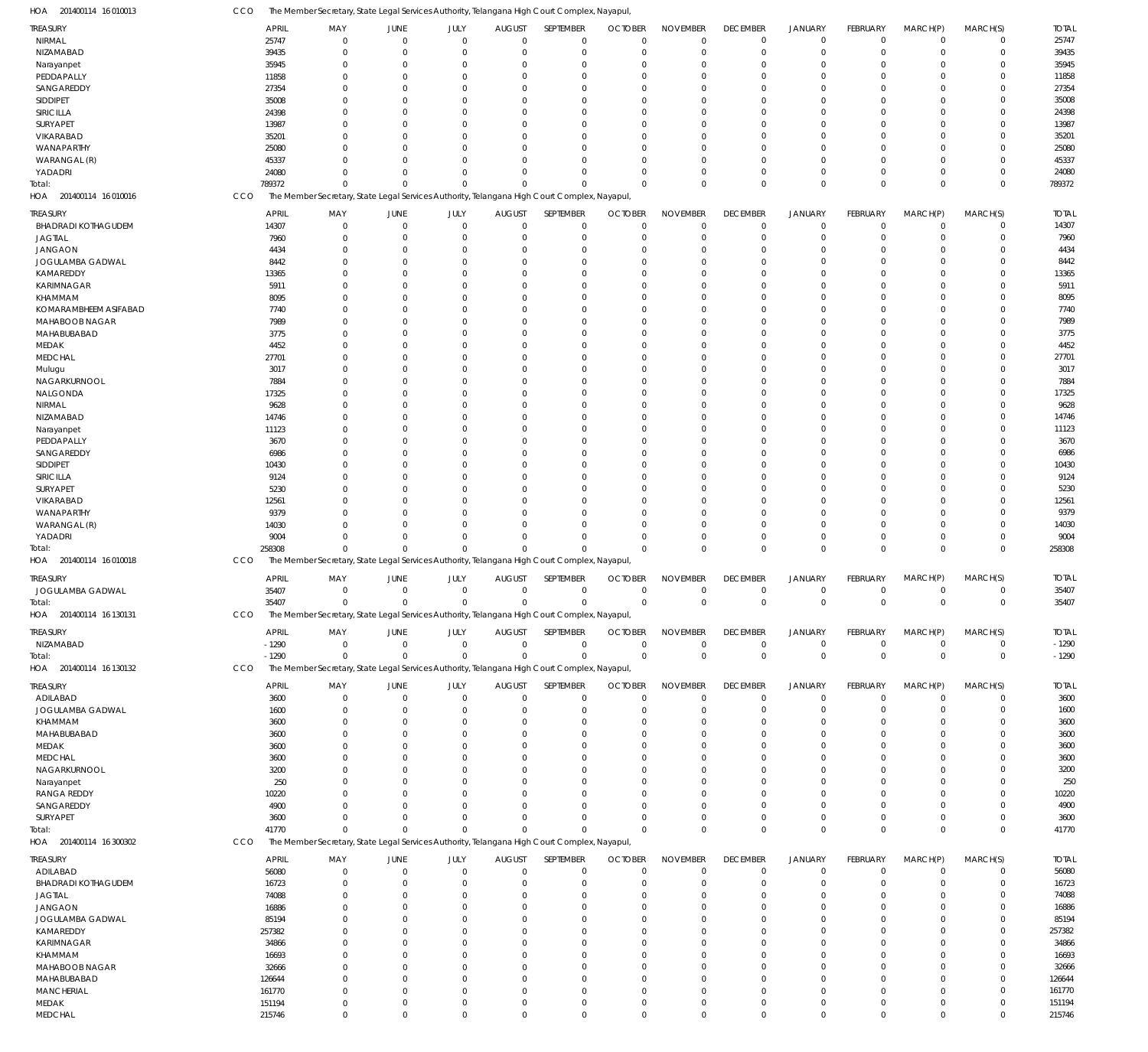HOA 201400114 16 010013 CCO The Member Secretary, State Legal Services Authority, Telangana High Court Complex, Nayapul,

| TREASURY | APRIL | MAY | JUNE | JULY | AUGUST | SEPTEMBER | OCTOBER | NOVEMBER | DECEMBER | JANUARY | FEBRUARY | MARCH(P) | MARCH(S) | TOTAL |
|---|---|---|---|---|---|---|---|---|---|---|---|---|---|---|
| NIRMAL | 25747 | 0 | 0 | 0 | 0 | 0 | 0 | 0 | 0 | 0 | 0 | 0 | 0 | 25747 |
| NIZAMABAD | 39435 | 0 | 0 | 0 | 0 | 0 | 0 | 0 | 0 | 0 | 0 | 0 | 0 | 39435 |
| Narayanpet | 35945 | 0 | 0 | 0 | 0 | 0 | 0 | 0 | 0 | 0 | 0 | 0 | 0 | 35945 |
| PEDDAPALLY | 11858 | 0 | 0 | 0 | 0 | 0 | 0 | 0 | 0 | 0 | 0 | 0 | 0 | 11858 |
| SANGAREDDY | 27354 | 0 | 0 | 0 | 0 | 0 | 0 | 0 | 0 | 0 | 0 | 0 | 0 | 27354 |
| SIDDIPET | 35008 | 0 | 0 | 0 | 0 | 0 | 0 | 0 | 0 | 0 | 0 | 0 | 0 | 35008 |
| SIRICILLA | 24398 | 0 | 0 | 0 | 0 | 0 | 0 | 0 | 0 | 0 | 0 | 0 | 0 | 24398 |
| SURYAPET | 13987 | 0 | 0 | 0 | 0 | 0 | 0 | 0 | 0 | 0 | 0 | 0 | 0 | 13987 |
| VIKARABAD | 35201 | 0 | 0 | 0 | 0 | 0 | 0 | 0 | 0 | 0 | 0 | 0 | 0 | 35201 |
| WANAPARTHY | 25080 | 0 | 0 | 0 | 0 | 0 | 0 | 0 | 0 | 0 | 0 | 0 | 0 | 25080 |
| WARANGAL (R) | 45337 | 0 | 0 | 0 | 0 | 0 | 0 | 0 | 0 | 0 | 0 | 0 | 0 | 45337 |
| YADADRI | 24080 | 0 | 0 | 0 | 0 | 0 | 0 | 0 | 0 | 0 | 0 | 0 | 0 | 24080 |
| Total: | 789372 | 0 | 0 | 0 | 0 | 0 | 0 | 0 | 0 | 0 | 0 | 0 | 0 | 789372 |

HOA 201400114 16 010016 CCO The Member Secretary, State Legal Services Authority, Telangana High Court Complex, Nayapul,

| TREASURY | APRIL | MAY | JUNE | JULY | AUGUST | SEPTEMBER | OCTOBER | NOVEMBER | DECEMBER | JANUARY | FEBRUARY | MARCH(P) | MARCH(S) | TOTAL |
|---|---|---|---|---|---|---|---|---|---|---|---|---|---|---|
| BHADRADI KOTHAGUDEM | 14307 | 0 | 0 | 0 | 0 | 0 | 0 | 0 | 0 | 0 | 0 | 0 | 0 | 14307 |
| JAGTIAL | 7960 | 0 | 0 | 0 | 0 | 0 | 0 | 0 | 0 | 0 | 0 | 0 | 0 | 7960 |
| JANGAON | 4434 | 0 | 0 | 0 | 0 | 0 | 0 | 0 | 0 | 0 | 0 | 0 | 0 | 4434 |
| JOGULAMBA GADWAL | 8442 | 0 | 0 | 0 | 0 | 0 | 0 | 0 | 0 | 0 | 0 | 0 | 0 | 8442 |
| KAMAREDDY | 13365 | 0 | 0 | 0 | 0 | 0 | 0 | 0 | 0 | 0 | 0 | 0 | 0 | 13365 |
| KARIMNAGAR | 5911 | 0 | 0 | 0 | 0 | 0 | 0 | 0 | 0 | 0 | 0 | 0 | 0 | 5911 |
| KHAMMAM | 8095 | 0 | 0 | 0 | 0 | 0 | 0 | 0 | 0 | 0 | 0 | 0 | 0 | 8095 |
| KOMARAMBHEEM ASIFABAD | 7740 | 0 | 0 | 0 | 0 | 0 | 0 | 0 | 0 | 0 | 0 | 0 | 0 | 7740 |
| MAHABOOB NAGAR | 7989 | 0 | 0 | 0 | 0 | 0 | 0 | 0 | 0 | 0 | 0 | 0 | 0 | 7989 |
| MAHABUBABAD | 3775 | 0 | 0 | 0 | 0 | 0 | 0 | 0 | 0 | 0 | 0 | 0 | 0 | 3775 |
| MEDAK | 4452 | 0 | 0 | 0 | 0 | 0 | 0 | 0 | 0 | 0 | 0 | 0 | 0 | 4452 |
| MEDCHAL | 27701 | 0 | 0 | 0 | 0 | 0 | 0 | 0 | 0 | 0 | 0 | 0 | 0 | 27701 |
| Mulugu | 3017 | 0 | 0 | 0 | 0 | 0 | 0 | 0 | 0 | 0 | 0 | 0 | 0 | 3017 |
| NAGARKURNOOL | 7884 | 0 | 0 | 0 | 0 | 0 | 0 | 0 | 0 | 0 | 0 | 0 | 0 | 7884 |
| NALGONDA | 17325 | 0 | 0 | 0 | 0 | 0 | 0 | 0 | 0 | 0 | 0 | 0 | 0 | 17325 |
| NIRMAL | 9628 | 0 | 0 | 0 | 0 | 0 | 0 | 0 | 0 | 0 | 0 | 0 | 0 | 9628 |
| NIZAMABAD | 14746 | 0 | 0 | 0 | 0 | 0 | 0 | 0 | 0 | 0 | 0 | 0 | 0 | 14746 |
| Narayanpet | 11123 | 0 | 0 | 0 | 0 | 0 | 0 | 0 | 0 | 0 | 0 | 0 | 0 | 11123 |
| PEDDAPALLY | 3670 | 0 | 0 | 0 | 0 | 0 | 0 | 0 | 0 | 0 | 0 | 0 | 0 | 3670 |
| SANGAREDDY | 6986 | 0 | 0 | 0 | 0 | 0 | 0 | 0 | 0 | 0 | 0 | 0 | 0 | 6986 |
| SIDDIPET | 10430 | 0 | 0 | 0 | 0 | 0 | 0 | 0 | 0 | 0 | 0 | 0 | 0 | 10430 |
| SIRICILLA | 9124 | 0 | 0 | 0 | 0 | 0 | 0 | 0 | 0 | 0 | 0 | 0 | 0 | 9124 |
| SURYAPET | 5230 | 0 | 0 | 0 | 0 | 0 | 0 | 0 | 0 | 0 | 0 | 0 | 0 | 5230 |
| VIKARABAD | 12561 | 0 | 0 | 0 | 0 | 0 | 0 | 0 | 0 | 0 | 0 | 0 | 0 | 12561 |
| WANAPARTHY | 9379 | 0 | 0 | 0 | 0 | 0 | 0 | 0 | 0 | 0 | 0 | 0 | 0 | 9379 |
| WARANGAL (R) | 14030 | 0 | 0 | 0 | 0 | 0 | 0 | 0 | 0 | 0 | 0 | 0 | 0 | 14030 |
| YADADRI | 9004 | 0 | 0 | 0 | 0 | 0 | 0 | 0 | 0 | 0 | 0 | 0 | 0 | 9004 |
| Total: | 258308 | 0 | 0 | 0 | 0 | 0 | 0 | 0 | 0 | 0 | 0 | 0 | 0 | 258308 |

HOA 201400114 16 010018 CCO The Member Secretary, State Legal Services Authority, Telangana High Court Complex, Nayapul,

| TREASURY | APRIL | MAY | JUNE | JULY | AUGUST | SEPTEMBER | OCTOBER | NOVEMBER | DECEMBER | JANUARY | FEBRUARY | MARCH(P) | MARCH(S) | TOTAL |
|---|---|---|---|---|---|---|---|---|---|---|---|---|---|---|
| JOGULAMBA GADWAL | 35407 | 0 | 0 | 0 | 0 | 0 | 0 | 0 | 0 | 0 | 0 | 0 | 0 | 35407 |
| Total: | 35407 | 0 | 0 | 0 | 0 | 0 | 0 | 0 | 0 | 0 | 0 | 0 | 0 | 35407 |

HOA 201400114 16 130131 CCO The Member Secretary, State Legal Services Authority, Telangana High Court Complex, Nayapul,

| TREASURY | APRIL | MAY | JUNE | JULY | AUGUST | SEPTEMBER | OCTOBER | NOVEMBER | DECEMBER | JANUARY | FEBRUARY | MARCH(P) | MARCH(S) | TOTAL |
|---|---|---|---|---|---|---|---|---|---|---|---|---|---|---|
| NIZAMABAD | -1290 | 0 | 0 | 0 | 0 | 0 | 0 | 0 | 0 | 0 | 0 | 0 | 0 | -1290 |
| Total: | -1290 | 0 | 0 | 0 | 0 | 0 | 0 | 0 | 0 | 0 | 0 | 0 | 0 | -1290 |

HOA 201400114 16 130132 CCO The Member Secretary, State Legal Services Authority, Telangana High Court Complex, Nayapul,

| TREASURY | APRIL | MAY | JUNE | JULY | AUGUST | SEPTEMBER | OCTOBER | NOVEMBER | DECEMBER | JANUARY | FEBRUARY | MARCH(P) | MARCH(S) | TOTAL |
|---|---|---|---|---|---|---|---|---|---|---|---|---|---|---|
| ADILABAD | 3600 | 0 | 0 | 0 | 0 | 0 | 0 | 0 | 0 | 0 | 0 | 0 | 0 | 3600 |
| JOGULAMBA GADWAL | 1600 | 0 | 0 | 0 | 0 | 0 | 0 | 0 | 0 | 0 | 0 | 0 | 0 | 1600 |
| KHAMMAM | 3600 | 0 | 0 | 0 | 0 | 0 | 0 | 0 | 0 | 0 | 0 | 0 | 0 | 3600 |
| MAHABUBABAD | 3600 | 0 | 0 | 0 | 0 | 0 | 0 | 0 | 0 | 0 | 0 | 0 | 0 | 3600 |
| MEDAK | 3600 | 0 | 0 | 0 | 0 | 0 | 0 | 0 | 0 | 0 | 0 | 0 | 0 | 3600 |
| MEDCHAL | 3600 | 0 | 0 | 0 | 0 | 0 | 0 | 0 | 0 | 0 | 0 | 0 | 0 | 3600 |
| NAGARKURNOOL | 3200 | 0 | 0 | 0 | 0 | 0 | 0 | 0 | 0 | 0 | 0 | 0 | 0 | 3200 |
| Narayanpet | 250 | 0 | 0 | 0 | 0 | 0 | 0 | 0 | 0 | 0 | 0 | 0 | 0 | 250 |
| RANGA REDDY | 10220 | 0 | 0 | 0 | 0 | 0 | 0 | 0 | 0 | 0 | 0 | 0 | 0 | 10220 |
| SANGAREDDY | 4900 | 0 | 0 | 0 | 0 | 0 | 0 | 0 | 0 | 0 | 0 | 0 | 0 | 4900 |
| SURYAPET | 3600 | 0 | 0 | 0 | 0 | 0 | 0 | 0 | 0 | 0 | 0 | 0 | 0 | 3600 |
| Total: | 41770 | 0 | 0 | 0 | 0 | 0 | 0 | 0 | 0 | 0 | 0 | 0 | 0 | 41770 |

HOA 201400114 16 300302 CCO The Member Secretary, State Legal Services Authority, Telangana High Court Complex, Nayapul,

| TREASURY | APRIL | MAY | JUNE | JULY | AUGUST | SEPTEMBER | OCTOBER | NOVEMBER | DECEMBER | JANUARY | FEBRUARY | MARCH(P) | MARCH(S) | TOTAL |
|---|---|---|---|---|---|---|---|---|---|---|---|---|---|---|
| ADILABAD | 56080 | 0 | 0 | 0 | 0 | 0 | 0 | 0 | 0 | 0 | 0 | 0 | 0 | 56080 |
| BHADRADI KOTHAGUDEM | 16723 | 0 | 0 | 0 | 0 | 0 | 0 | 0 | 0 | 0 | 0 | 0 | 0 | 16723 |
| JAGTIAL | 74088 | 0 | 0 | 0 | 0 | 0 | 0 | 0 | 0 | 0 | 0 | 0 | 0 | 74088 |
| JANGAON | 16886 | 0 | 0 | 0 | 0 | 0 | 0 | 0 | 0 | 0 | 0 | 0 | 0 | 16886 |
| JOGULAMBA GADWAL | 85194 | 0 | 0 | 0 | 0 | 0 | 0 | 0 | 0 | 0 | 0 | 0 | 0 | 85194 |
| KAMAREDDY | 257382 | 0 | 0 | 0 | 0 | 0 | 0 | 0 | 0 | 0 | 0 | 0 | 0 | 257382 |
| KARIMNAGAR | 34866 | 0 | 0 | 0 | 0 | 0 | 0 | 0 | 0 | 0 | 0 | 0 | 0 | 34866 |
| KHAMMAM | 16693 | 0 | 0 | 0 | 0 | 0 | 0 | 0 | 0 | 0 | 0 | 0 | 0 | 16693 |
| MAHABOOB NAGAR | 32666 | 0 | 0 | 0 | 0 | 0 | 0 | 0 | 0 | 0 | 0 | 0 | 0 | 32666 |
| MAHABUBABAD | 126644 | 0 | 0 | 0 | 0 | 0 | 0 | 0 | 0 | 0 | 0 | 0 | 0 | 126644 |
| MANCHERIAL | 161770 | 0 | 0 | 0 | 0 | 0 | 0 | 0 | 0 | 0 | 0 | 0 | 0 | 161770 |
| MEDAK | 151194 | 0 | 0 | 0 | 0 | 0 | 0 | 0 | 0 | 0 | 0 | 0 | 0 | 151194 |
| MEDCHAL | 215746 | 0 | 0 | 0 | 0 | 0 | 0 | 0 | 0 | 0 | 0 | 0 | 0 | 215746 |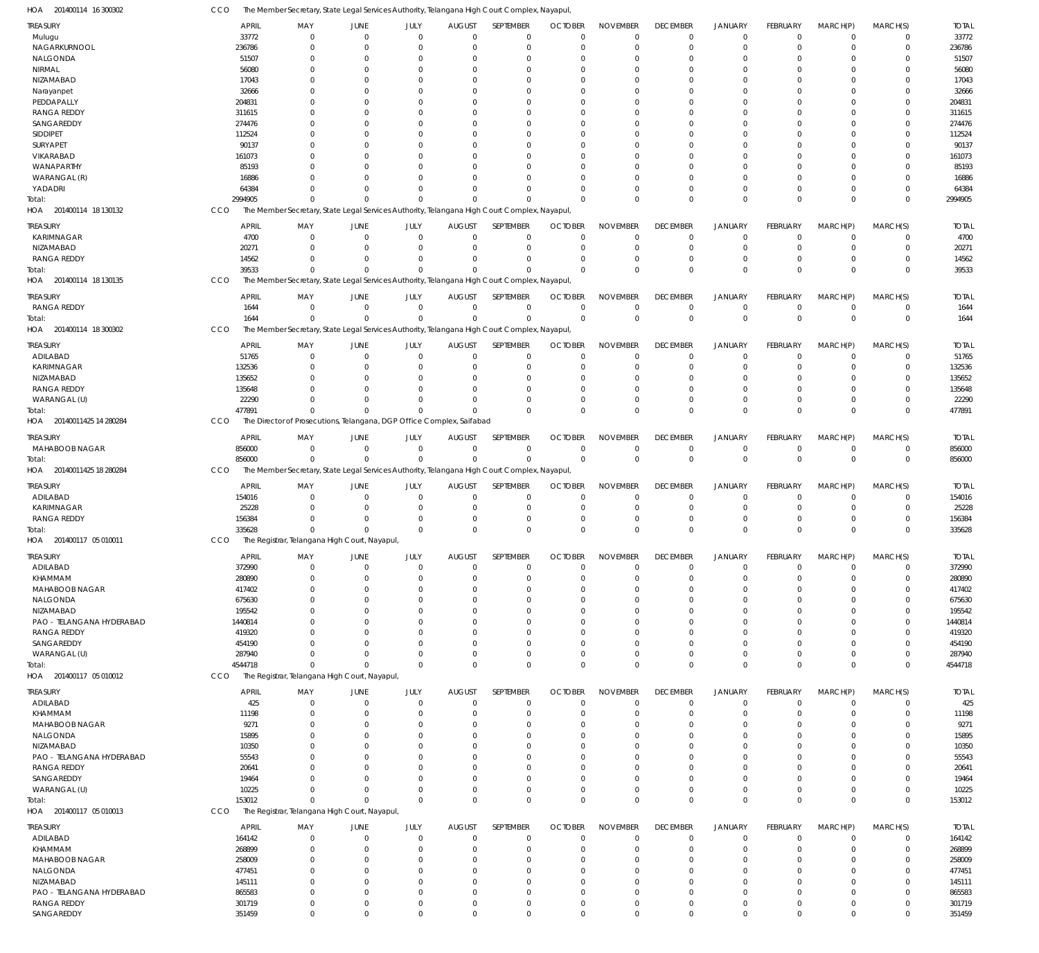HOA 201400114 16 300302 CCO The Member Secretary, State Legal Services Authority, Telangana High Court Complex, Nayapul,

| TREASURY | APRIL | MAY | JUNE | JULY | AUGUST | SEPTEMBER | OCTOBER | NOVEMBER | DECEMBER | JANUARY | FEBRUARY | MARCH(P) | MARCH(S) | TOTAL |
|---|---|---|---|---|---|---|---|---|---|---|---|---|---|---|
| Mulugu | 33772 | 0 | 0 | 0 | 0 | 0 | 0 | 0 | 0 | 0 | 0 | 0 | 0 | 33772 |
| NAGARKURNOOL | 236786 | 0 | 0 | 0 | 0 | 0 | 0 | 0 | 0 | 0 | 0 | 0 | 0 | 236786 |
| NALGONDA | 51507 | 0 | 0 | 0 | 0 | 0 | 0 | 0 | 0 | 0 | 0 | 0 | 0 | 51507 |
| NIRMAL | 56080 | 0 | 0 | 0 | 0 | 0 | 0 | 0 | 0 | 0 | 0 | 0 | 0 | 56080 |
| NIZAMABAD | 17043 | 0 | 0 | 0 | 0 | 0 | 0 | 0 | 0 | 0 | 0 | 0 | 0 | 17043 |
| Narayanpet | 32666 | 0 | 0 | 0 | 0 | 0 | 0 | 0 | 0 | 0 | 0 | 0 | 0 | 32666 |
| PEDDAPALLY | 204831 | 0 | 0 | 0 | 0 | 0 | 0 | 0 | 0 | 0 | 0 | 0 | 0 | 204831 |
| RANGA REDDY | 311615 | 0 | 0 | 0 | 0 | 0 | 0 | 0 | 0 | 0 | 0 | 0 | 0 | 311615 |
| SANGAREDDY | 274476 | 0 | 0 | 0 | 0 | 0 | 0 | 0 | 0 | 0 | 0 | 0 | 0 | 274476 |
| SIDDIPET | 112524 | 0 | 0 | 0 | 0 | 0 | 0 | 0 | 0 | 0 | 0 | 0 | 0 | 112524 |
| SURYAPET | 90137 | 0 | 0 | 0 | 0 | 0 | 0 | 0 | 0 | 0 | 0 | 0 | 0 | 90137 |
| VIKARABAD | 161073 | 0 | 0 | 0 | 0 | 0 | 0 | 0 | 0 | 0 | 0 | 0 | 0 | 161073 |
| WANAPARTHY | 85193 | 0 | 0 | 0 | 0 | 0 | 0 | 0 | 0 | 0 | 0 | 0 | 0 | 85193 |
| WARANGAL (R) | 16886 | 0 | 0 | 0 | 0 | 0 | 0 | 0 | 0 | 0 | 0 | 0 | 0 | 16886 |
| YADADRI | 64384 | 0 | 0 | 0 | 0 | 0 | 0 | 0 | 0 | 0 | 0 | 0 | 0 | 64384 |
| Total: | 2994905 | 0 | 0 | 0 | 0 | 0 | 0 | 0 | 0 | 0 | 0 | 0 | 0 | 2994905 |

HOA 201400114 18 130132 CCO The Member Secretary, State Legal Services Authority, Telangana High Court Complex, Nayapul,

| TREASURY | APRIL | MAY | JUNE | JULY | AUGUST | SEPTEMBER | OCTOBER | NOVEMBER | DECEMBER | JANUARY | FEBRUARY | MARCH(P) | MARCH(S) | TOTAL |
|---|---|---|---|---|---|---|---|---|---|---|---|---|---|---|
| KARIMNAGAR | 4700 | 0 | 0 | 0 | 0 | 0 | 0 | 0 | 0 | 0 | 0 | 0 | 0 | 4700 |
| NIZAMABAD | 20271 | 0 | 0 | 0 | 0 | 0 | 0 | 0 | 0 | 0 | 0 | 0 | 0 | 20271 |
| RANGA REDDY | 14562 | 0 | 0 | 0 | 0 | 0 | 0 | 0 | 0 | 0 | 0 | 0 | 0 | 14562 |
| Total: | 39533 | 0 | 0 | 0 | 0 | 0 | 0 | 0 | 0 | 0 | 0 | 0 | 0 | 39533 |

HOA 201400114 18 130135 CCO The Member Secretary, State Legal Services Authority, Telangana High Court Complex, Nayapul,

| TREASURY | APRIL | MAY | JUNE | JULY | AUGUST | SEPTEMBER | OCTOBER | NOVEMBER | DECEMBER | JANUARY | FEBRUARY | MARCH(P) | MARCH(S) | TOTAL |
|---|---|---|---|---|---|---|---|---|---|---|---|---|---|---|
| RANGA REDDY | 1644 | 0 | 0 | 0 | 0 | 0 | 0 | 0 | 0 | 0 | 0 | 0 | 0 | 1644 |
| Total: | 1644 | 0 | 0 | 0 | 0 | 0 | 0 | 0 | 0 | 0 | 0 | 0 | 0 | 1644 |

HOA 201400114 18 300302 CCO The Member Secretary, State Legal Services Authority, Telangana High Court Complex, Nayapul,

| TREASURY | APRIL | MAY | JUNE | JULY | AUGUST | SEPTEMBER | OCTOBER | NOVEMBER | DECEMBER | JANUARY | FEBRUARY | MARCH(P) | MARCH(S) | TOTAL |
|---|---|---|---|---|---|---|---|---|---|---|---|---|---|---|
| ADILABAD | 51765 | 0 | 0 | 0 | 0 | 0 | 0 | 0 | 0 | 0 | 0 | 0 | 0 | 51765 |
| KARIMNAGAR | 132536 | 0 | 0 | 0 | 0 | 0 | 0 | 0 | 0 | 0 | 0 | 0 | 0 | 132536 |
| NIZAMABAD | 135652 | 0 | 0 | 0 | 0 | 0 | 0 | 0 | 0 | 0 | 0 | 0 | 0 | 135652 |
| RANGA REDDY | 135648 | 0 | 0 | 0 | 0 | 0 | 0 | 0 | 0 | 0 | 0 | 0 | 0 | 135648 |
| WARANGAL (U) | 22290 | 0 | 0 | 0 | 0 | 0 | 0 | 0 | 0 | 0 | 0 | 0 | 0 | 22290 |
| Total: | 477891 | 0 | 0 | 0 | 0 | 0 | 0 | 0 | 0 | 0 | 0 | 0 | 0 | 477891 |

HOA 20140011425 14 280284 CCO The Director of Prosecutions, Telangana, DGP Office Complex, Saifabad

| TREASURY | APRIL | MAY | JUNE | JULY | AUGUST | SEPTEMBER | OCTOBER | NOVEMBER | DECEMBER | JANUARY | FEBRUARY | MARCH(P) | MARCH(S) | TOTAL |
|---|---|---|---|---|---|---|---|---|---|---|---|---|---|---|
| MAHABOOB NAGAR | 856000 | 0 | 0 | 0 | 0 | 0 | 0 | 0 | 0 | 0 | 0 | 0 | 0 | 856000 |
| Total: | 856000 | 0 | 0 | 0 | 0 | 0 | 0 | 0 | 0 | 0 | 0 | 0 | 0 | 856000 |

HOA 20140011425 18 280284 CCO The Member Secretary, State Legal Services Authority, Telangana High Court Complex, Nayapul,

| TREASURY | APRIL | MAY | JUNE | JULY | AUGUST | SEPTEMBER | OCTOBER | NOVEMBER | DECEMBER | JANUARY | FEBRUARY | MARCH(P) | MARCH(S) | TOTAL |
|---|---|---|---|---|---|---|---|---|---|---|---|---|---|---|
| ADILABAD | 154016 | 0 | 0 | 0 | 0 | 0 | 0 | 0 | 0 | 0 | 0 | 0 | 0 | 154016 |
| KARIMNAGAR | 25228 | 0 | 0 | 0 | 0 | 0 | 0 | 0 | 0 | 0 | 0 | 0 | 0 | 25228 |
| RANGA REDDY | 156384 | 0 | 0 | 0 | 0 | 0 | 0 | 0 | 0 | 0 | 0 | 0 | 0 | 156384 |
| Total: | 335628 | 0 | 0 | 0 | 0 | 0 | 0 | 0 | 0 | 0 | 0 | 0 | 0 | 335628 |

HOA 201400117 05 010011 CCO The Registrar, Telangana High Court, Nayapul,

| TREASURY | APRIL | MAY | JUNE | JULY | AUGUST | SEPTEMBER | OCTOBER | NOVEMBER | DECEMBER | JANUARY | FEBRUARY | MARCH(P) | MARCH(S) | TOTAL |
|---|---|---|---|---|---|---|---|---|---|---|---|---|---|---|
| ADILABAD | 372990 | 0 | 0 | 0 | 0 | 0 | 0 | 0 | 0 | 0 | 0 | 0 | 0 | 372990 |
| KHAMMAM | 280890 | 0 | 0 | 0 | 0 | 0 | 0 | 0 | 0 | 0 | 0 | 0 | 0 | 280890 |
| MAHABOOB NAGAR | 417402 | 0 | 0 | 0 | 0 | 0 | 0 | 0 | 0 | 0 | 0 | 0 | 0 | 417402 |
| NALGONDA | 675630 | 0 | 0 | 0 | 0 | 0 | 0 | 0 | 0 | 0 | 0 | 0 | 0 | 675630 |
| NIZAMABAD | 195542 | 0 | 0 | 0 | 0 | 0 | 0 | 0 | 0 | 0 | 0 | 0 | 0 | 195542 |
| PAO - TELANGANA HYDERABAD | 1440814 | 0 | 0 | 0 | 0 | 0 | 0 | 0 | 0 | 0 | 0 | 0 | 0 | 1440814 |
| RANGA REDDY | 419320 | 0 | 0 | 0 | 0 | 0 | 0 | 0 | 0 | 0 | 0 | 0 | 0 | 419320 |
| SANGAREDDY | 454190 | 0 | 0 | 0 | 0 | 0 | 0 | 0 | 0 | 0 | 0 | 0 | 0 | 454190 |
| WARANGAL (U) | 287940 | 0 | 0 | 0 | 0 | 0 | 0 | 0 | 0 | 0 | 0 | 0 | 0 | 287940 |
| Total: | 4544718 | 0 | 0 | 0 | 0 | 0 | 0 | 0 | 0 | 0 | 0 | 0 | 0 | 4544718 |

HOA 201400117 05 010012 CCO The Registrar, Telangana High Court, Nayapul,

| TREASURY | APRIL | MAY | JUNE | JULY | AUGUST | SEPTEMBER | OCTOBER | NOVEMBER | DECEMBER | JANUARY | FEBRUARY | MARCH(P) | MARCH(S) | TOTAL |
|---|---|---|---|---|---|---|---|---|---|---|---|---|---|---|
| ADILABAD | 425 | 0 | 0 | 0 | 0 | 0 | 0 | 0 | 0 | 0 | 0 | 0 | 0 | 425 |
| KHAMMAM | 11198 | 0 | 0 | 0 | 0 | 0 | 0 | 0 | 0 | 0 | 0 | 0 | 0 | 11198 |
| MAHABOOB NAGAR | 9271 | 0 | 0 | 0 | 0 | 0 | 0 | 0 | 0 | 0 | 0 | 0 | 0 | 9271 |
| NALGONDA | 15895 | 0 | 0 | 0 | 0 | 0 | 0 | 0 | 0 | 0 | 0 | 0 | 0 | 15895 |
| NIZAMABAD | 10350 | 0 | 0 | 0 | 0 | 0 | 0 | 0 | 0 | 0 | 0 | 0 | 0 | 10350 |
| PAO - TELANGANA HYDERABAD | 55543 | 0 | 0 | 0 | 0 | 0 | 0 | 0 | 0 | 0 | 0 | 0 | 0 | 55543 |
| RANGA REDDY | 20641 | 0 | 0 | 0 | 0 | 0 | 0 | 0 | 0 | 0 | 0 | 0 | 0 | 20641 |
| SANGAREDDY | 19464 | 0 | 0 | 0 | 0 | 0 | 0 | 0 | 0 | 0 | 0 | 0 | 0 | 19464 |
| WARANGAL (U) | 10225 | 0 | 0 | 0 | 0 | 0 | 0 | 0 | 0 | 0 | 0 | 0 | 0 | 10225 |
| Total: | 153012 | 0 | 0 | 0 | 0 | 0 | 0 | 0 | 0 | 0 | 0 | 0 | 0 | 153012 |

HOA 201400117 05 010013 CCO The Registrar, Telangana High Court, Nayapul,

| TREASURY | APRIL | MAY | JUNE | JULY | AUGUST | SEPTEMBER | OCTOBER | NOVEMBER | DECEMBER | JANUARY | FEBRUARY | MARCH(P) | MARCH(S) | TOTAL |
|---|---|---|---|---|---|---|---|---|---|---|---|---|---|---|
| ADILABAD | 164142 | 0 | 0 | 0 | 0 | 0 | 0 | 0 | 0 | 0 | 0 | 0 | 0 | 164142 |
| KHAMMAM | 268899 | 0 | 0 | 0 | 0 | 0 | 0 | 0 | 0 | 0 | 0 | 0 | 0 | 268899 |
| MAHABOOB NAGAR | 258009 | 0 | 0 | 0 | 0 | 0 | 0 | 0 | 0 | 0 | 0 | 0 | 0 | 258009 |
| NALGONDA | 477451 | 0 | 0 | 0 | 0 | 0 | 0 | 0 | 0 | 0 | 0 | 0 | 0 | 477451 |
| NIZAMABAD | 145111 | 0 | 0 | 0 | 0 | 0 | 0 | 0 | 0 | 0 | 0 | 0 | 0 | 145111 |
| PAO - TELANGANA HYDERABAD | 865583 | 0 | 0 | 0 | 0 | 0 | 0 | 0 | 0 | 0 | 0 | 0 | 0 | 865583 |
| RANGA REDDY | 301719 | 0 | 0 | 0 | 0 | 0 | 0 | 0 | 0 | 0 | 0 | 0 | 0 | 301719 |
| SANGAREDDY | 351459 | 0 | 0 | 0 | 0 | 0 | 0 | 0 | 0 | 0 | 0 | 0 | 0 | 351459 |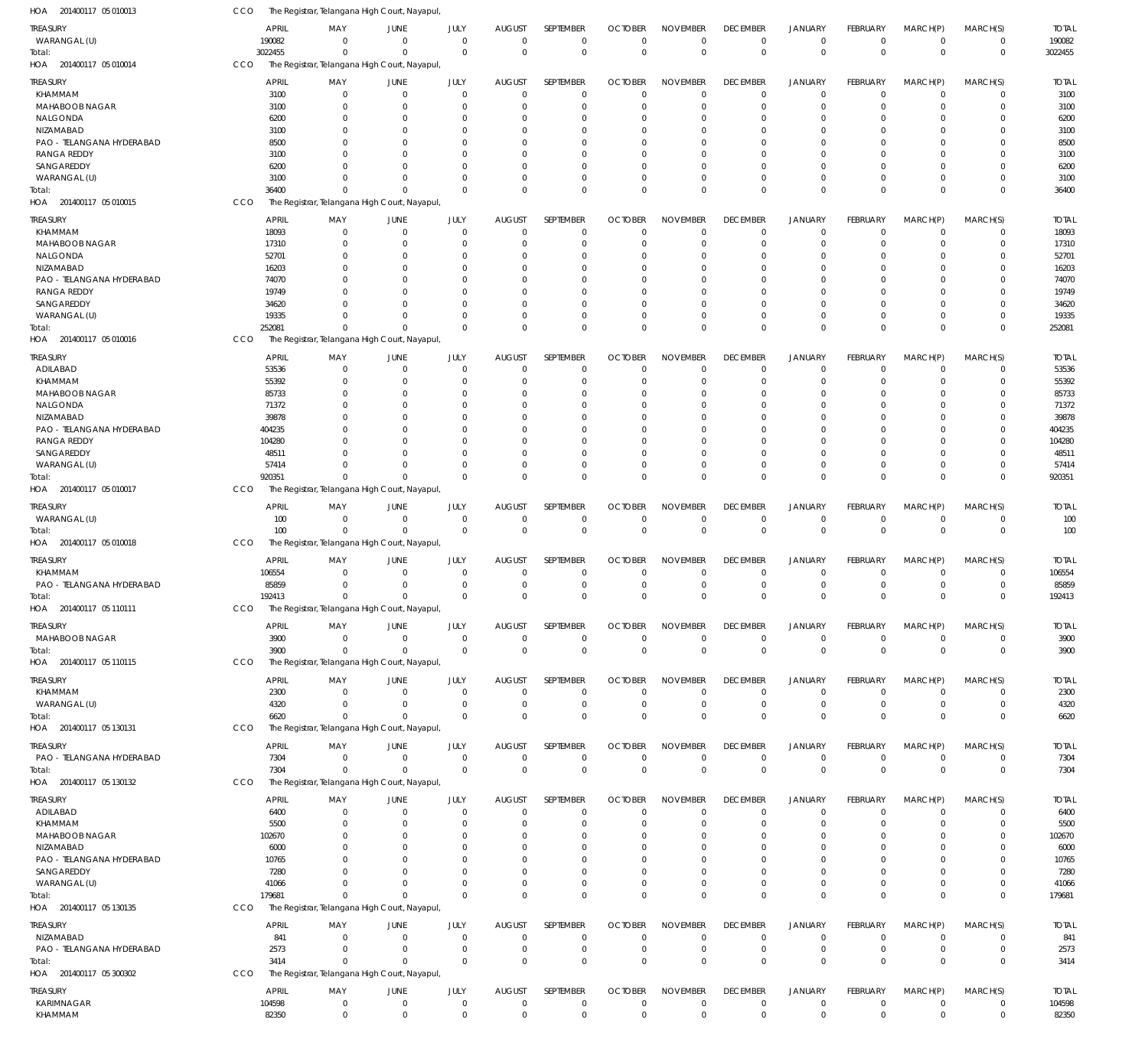HOA 201400117 05 010013 CCO The Registrar, Telangana High Court, Nayapul,

| TREASURY | APRIL | MAY | JUNE | JULY | AUGUST | SEPTEMBER | OCTOBER | NOVEMBER | DECEMBER | JANUARY | FEBRUARY | MARCH(P) | MARCH(S) | TOTAL |
|---|---|---|---|---|---|---|---|---|---|---|---|---|---|---|
| WARANGAL (U) | 190082 | 0 | 0 | 0 | 0 | 0 | 0 | 0 | 0 | 0 | 0 | 0 | 0 | 190082 |
| Total: | 3022455 | 0 | 0 | 0 | 0 | 0 | 0 | 0 | 0 | 0 | 0 | 0 | 0 | 3022455 |

HOA 201400117 05 010014 CCO The Registrar, Telangana High Court, Nayapul,

| TREASURY | APRIL | MAY | JUNE | JULY | AUGUST | SEPTEMBER | OCTOBER | NOVEMBER | DECEMBER | JANUARY | FEBRUARY | MARCH(P) | MARCH(S) | TOTAL |
|---|---|---|---|---|---|---|---|---|---|---|---|---|---|---|
| KHAMMAM | 3100 | 0 | 0 | 0 | 0 | 0 | 0 | 0 | 0 | 0 | 0 | 0 | 0 | 3100 |
| MAHABOOB NAGAR | 3100 | 0 | 0 | 0 | 0 | 0 | 0 | 0 | 0 | 0 | 0 | 0 | 0 | 3100 |
| NALGONDA | 6200 | 0 | 0 | 0 | 0 | 0 | 0 | 0 | 0 | 0 | 0 | 0 | 0 | 6200 |
| NIZAMABAD | 3100 | 0 | 0 | 0 | 0 | 0 | 0 | 0 | 0 | 0 | 0 | 0 | 0 | 3100 |
| PAO - TELANGANA HYDERABAD | 8500 | 0 | 0 | 0 | 0 | 0 | 0 | 0 | 0 | 0 | 0 | 0 | 0 | 8500 |
| RANGA REDDY | 3100 | 0 | 0 | 0 | 0 | 0 | 0 | 0 | 0 | 0 | 0 | 0 | 0 | 3100 |
| SANGAREDDY | 6200 | 0 | 0 | 0 | 0 | 0 | 0 | 0 | 0 | 0 | 0 | 0 | 0 | 6200 |
| WARANGAL (U) | 3100 | 0 | 0 | 0 | 0 | 0 | 0 | 0 | 0 | 0 | 0 | 0 | 0 | 3100 |
| Total: | 36400 | 0 | 0 | 0 | 0 | 0 | 0 | 0 | 0 | 0 | 0 | 0 | 0 | 36400 |

HOA 201400117 05 010015 CCO The Registrar, Telangana High Court, Nayapul,

| TREASURY | APRIL | MAY | JUNE | JULY | AUGUST | SEPTEMBER | OCTOBER | NOVEMBER | DECEMBER | JANUARY | FEBRUARY | MARCH(P) | MARCH(S) | TOTAL |
|---|---|---|---|---|---|---|---|---|---|---|---|---|---|---|
| KHAMMAM | 18093 | 0 | 0 | 0 | 0 | 0 | 0 | 0 | 0 | 0 | 0 | 0 | 0 | 18093 |
| MAHABOOB NAGAR | 17310 | 0 | 0 | 0 | 0 | 0 | 0 | 0 | 0 | 0 | 0 | 0 | 0 | 17310 |
| NALGONDA | 52701 | 0 | 0 | 0 | 0 | 0 | 0 | 0 | 0 | 0 | 0 | 0 | 0 | 52701 |
| NIZAMABAD | 16203 | 0 | 0 | 0 | 0 | 0 | 0 | 0 | 0 | 0 | 0 | 0 | 0 | 16203 |
| PAO - TELANGANA HYDERABAD | 74070 | 0 | 0 | 0 | 0 | 0 | 0 | 0 | 0 | 0 | 0 | 0 | 0 | 74070 |
| RANGA REDDY | 19749 | 0 | 0 | 0 | 0 | 0 | 0 | 0 | 0 | 0 | 0 | 0 | 0 | 19749 |
| SANGAREDDY | 34620 | 0 | 0 | 0 | 0 | 0 | 0 | 0 | 0 | 0 | 0 | 0 | 0 | 34620 |
| WARANGAL (U) | 19335 | 0 | 0 | 0 | 0 | 0 | 0 | 0 | 0 | 0 | 0 | 0 | 0 | 19335 |
| Total: | 252081 | 0 | 0 | 0 | 0 | 0 | 0 | 0 | 0 | 0 | 0 | 0 | 0 | 252081 |

HOA 201400117 05 010016 CCO The Registrar, Telangana High Court, Nayapul,

| TREASURY | APRIL | MAY | JUNE | JULY | AUGUST | SEPTEMBER | OCTOBER | NOVEMBER | DECEMBER | JANUARY | FEBRUARY | MARCH(P) | MARCH(S) | TOTAL |
|---|---|---|---|---|---|---|---|---|---|---|---|---|---|---|
| ADILABAD | 53536 | 0 | 0 | 0 | 0 | 0 | 0 | 0 | 0 | 0 | 0 | 0 | 0 | 53536 |
| KHAMMAM | 55392 | 0 | 0 | 0 | 0 | 0 | 0 | 0 | 0 | 0 | 0 | 0 | 0 | 55392 |
| MAHABOOB NAGAR | 85733 | 0 | 0 | 0 | 0 | 0 | 0 | 0 | 0 | 0 | 0 | 0 | 0 | 85733 |
| NALGONDA | 71372 | 0 | 0 | 0 | 0 | 0 | 0 | 0 | 0 | 0 | 0 | 0 | 0 | 71372 |
| NIZAMABAD | 39878 | 0 | 0 | 0 | 0 | 0 | 0 | 0 | 0 | 0 | 0 | 0 | 0 | 39878 |
| PAO - TELANGANA HYDERABAD | 404235 | 0 | 0 | 0 | 0 | 0 | 0 | 0 | 0 | 0 | 0 | 0 | 0 | 404235 |
| RANGA REDDY | 104280 | 0 | 0 | 0 | 0 | 0 | 0 | 0 | 0 | 0 | 0 | 0 | 0 | 104280 |
| SANGAREDDY | 48511 | 0 | 0 | 0 | 0 | 0 | 0 | 0 | 0 | 0 | 0 | 0 | 0 | 48511 |
| WARANGAL (U) | 57414 | 0 | 0 | 0 | 0 | 0 | 0 | 0 | 0 | 0 | 0 | 0 | 0 | 57414 |
| Total: | 920351 | 0 | 0 | 0 | 0 | 0 | 0 | 0 | 0 | 0 | 0 | 0 | 0 | 920351 |

HOA 201400117 05 010017 CCO The Registrar, Telangana High Court, Nayapul,

| TREASURY | APRIL | MAY | JUNE | JULY | AUGUST | SEPTEMBER | OCTOBER | NOVEMBER | DECEMBER | JANUARY | FEBRUARY | MARCH(P) | MARCH(S) | TOTAL |
|---|---|---|---|---|---|---|---|---|---|---|---|---|---|---|
| WARANGAL (U) | 100 | 0 | 0 | 0 | 0 | 0 | 0 | 0 | 0 | 0 | 0 | 0 | 0 | 100 |
| Total: | 100 | 0 | 0 | 0 | 0 | 0 | 0 | 0 | 0 | 0 | 0 | 0 | 0 | 100 |

HOA 201400117 05 010018 CCO The Registrar, Telangana High Court, Nayapul,

| TREASURY | APRIL | MAY | JUNE | JULY | AUGUST | SEPTEMBER | OCTOBER | NOVEMBER | DECEMBER | JANUARY | FEBRUARY | MARCH(P) | MARCH(S) | TOTAL |
|---|---|---|---|---|---|---|---|---|---|---|---|---|---|---|
| KHAMMAM | 106554 | 0 | 0 | 0 | 0 | 0 | 0 | 0 | 0 | 0 | 0 | 0 | 0 | 106554 |
| PAO - TELANGANA HYDERABAD | 85859 | 0 | 0 | 0 | 0 | 0 | 0 | 0 | 0 | 0 | 0 | 0 | 0 | 85859 |
| Total: | 192413 | 0 | 0 | 0 | 0 | 0 | 0 | 0 | 0 | 0 | 0 | 0 | 0 | 192413 |

HOA 201400117 05 110111 CCO The Registrar, Telangana High Court, Nayapul,

| TREASURY | APRIL | MAY | JUNE | JULY | AUGUST | SEPTEMBER | OCTOBER | NOVEMBER | DECEMBER | JANUARY | FEBRUARY | MARCH(P) | MARCH(S) | TOTAL |
|---|---|---|---|---|---|---|---|---|---|---|---|---|---|---|
| MAHABOOB NAGAR | 3900 | 0 | 0 | 0 | 0 | 0 | 0 | 0 | 0 | 0 | 0 | 0 | 0 | 3900 |
| Total: | 3900 | 0 | 0 | 0 | 0 | 0 | 0 | 0 | 0 | 0 | 0 | 0 | 0 | 3900 |

HOA 201400117 05 110115 CCO The Registrar, Telangana High Court, Nayapul,

| TREASURY | APRIL | MAY | JUNE | JULY | AUGUST | SEPTEMBER | OCTOBER | NOVEMBER | DECEMBER | JANUARY | FEBRUARY | MARCH(P) | MARCH(S) | TOTAL |
|---|---|---|---|---|---|---|---|---|---|---|---|---|---|---|
| KHAMMAM | 2300 | 0 | 0 | 0 | 0 | 0 | 0 | 0 | 0 | 0 | 0 | 0 | 0 | 2300 |
| WARANGAL (U) | 4320 | 0 | 0 | 0 | 0 | 0 | 0 | 0 | 0 | 0 | 0 | 0 | 0 | 4320 |
| Total: | 6620 | 0 | 0 | 0 | 0 | 0 | 0 | 0 | 0 | 0 | 0 | 0 | 0 | 6620 |

HOA 201400117 05 130131 CCO The Registrar, Telangana High Court, Nayapul,

| TREASURY | APRIL | MAY | JUNE | JULY | AUGUST | SEPTEMBER | OCTOBER | NOVEMBER | DECEMBER | JANUARY | FEBRUARY | MARCH(P) | MARCH(S) | TOTAL |
|---|---|---|---|---|---|---|---|---|---|---|---|---|---|---|
| PAO - TELANGANA HYDERABAD | 7304 | 0 | 0 | 0 | 0 | 0 | 0 | 0 | 0 | 0 | 0 | 0 | 0 | 7304 |
| Total: | 7304 | 0 | 0 | 0 | 0 | 0 | 0 | 0 | 0 | 0 | 0 | 0 | 0 | 7304 |

HOA 201400117 05 130132 CCO The Registrar, Telangana High Court, Nayapul,

| TREASURY | APRIL | MAY | JUNE | JULY | AUGUST | SEPTEMBER | OCTOBER | NOVEMBER | DECEMBER | JANUARY | FEBRUARY | MARCH(P) | MARCH(S) | TOTAL |
|---|---|---|---|---|---|---|---|---|---|---|---|---|---|---|
| ADILABAD | 6400 | 0 | 0 | 0 | 0 | 0 | 0 | 0 | 0 | 0 | 0 | 0 | 0 | 6400 |
| KHAMMAM | 5500 | 0 | 0 | 0 | 0 | 0 | 0 | 0 | 0 | 0 | 0 | 0 | 0 | 5500 |
| MAHABOOB NAGAR | 102670 | 0 | 0 | 0 | 0 | 0 | 0 | 0 | 0 | 0 | 0 | 0 | 0 | 102670 |
| NIZAMABAD | 6000 | 0 | 0 | 0 | 0 | 0 | 0 | 0 | 0 | 0 | 0 | 0 | 0 | 6000 |
| PAO - TELANGANA HYDERABAD | 10765 | 0 | 0 | 0 | 0 | 0 | 0 | 0 | 0 | 0 | 0 | 0 | 0 | 10765 |
| SANGAREDDY | 7280 | 0 | 0 | 0 | 0 | 0 | 0 | 0 | 0 | 0 | 0 | 0 | 0 | 7280 |
| WARANGAL (U) | 41066 | 0 | 0 | 0 | 0 | 0 | 0 | 0 | 0 | 0 | 0 | 0 | 0 | 41066 |
| Total: | 179681 | 0 | 0 | 0 | 0 | 0 | 0 | 0 | 0 | 0 | 0 | 0 | 0 | 179681 |

HOA 201400117 05 130135 CCO The Registrar, Telangana High Court, Nayapul,

| TREASURY | APRIL | MAY | JUNE | JULY | AUGUST | SEPTEMBER | OCTOBER | NOVEMBER | DECEMBER | JANUARY | FEBRUARY | MARCH(P) | MARCH(S) | TOTAL |
|---|---|---|---|---|---|---|---|---|---|---|---|---|---|---|
| NIZAMABAD | 841 | 0 | 0 | 0 | 0 | 0 | 0 | 0 | 0 | 0 | 0 | 0 | 0 | 841 |
| PAO - TELANGANA HYDERABAD | 2573 | 0 | 0 | 0 | 0 | 0 | 0 | 0 | 0 | 0 | 0 | 0 | 0 | 2573 |
| Total: | 3414 | 0 | 0 | 0 | 0 | 0 | 0 | 0 | 0 | 0 | 0 | 0 | 0 | 3414 |

HOA 201400117 05 300302 CCO The Registrar, Telangana High Court, Nayapul,

| TREASURY | APRIL | MAY | JUNE | JULY | AUGUST | SEPTEMBER | OCTOBER | NOVEMBER | DECEMBER | JANUARY | FEBRUARY | MARCH(P) | MARCH(S) | TOTAL |
|---|---|---|---|---|---|---|---|---|---|---|---|---|---|---|
| KARIMNAGAR | 104598 | 0 | 0 | 0 | 0 | 0 | 0 | 0 | 0 | 0 | 0 | 0 | 0 | 104598 |
| KHAMMAM | 82350 | 0 | 0 | 0 | 0 | 0 | 0 | 0 | 0 | 0 | 0 | 0 | 0 | 82350 |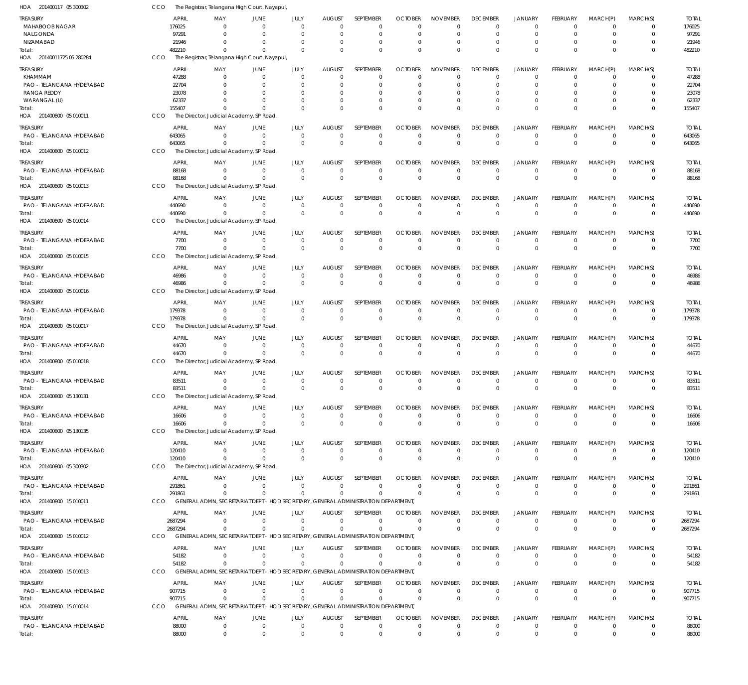HOA 201400117 05 300302 CCO The Registrar, Telangana High Court, Nayapul,

| TREASURY | APRIL | MAY | JUNE | JULY | AUGUST | SEPTEMBER | OCTOBER | NOVEMBER | DECEMBER | JANUARY | FEBRUARY | MARCH(P) | MARCH(S) | TOTAL |
|---|---|---|---|---|---|---|---|---|---|---|---|---|---|---|
| MAHABOOB NAGAR | 176025 | 0 | 0 | 0 | 0 | 0 | 0 | 0 | 0 | 0 | 0 | 0 | 0 | 176025 |
| NALGONDA | 97291 | 0 | 0 | 0 | 0 | 0 | 0 | 0 | 0 | 0 | 0 | 0 | 0 | 97291 |
| NIZAMABAD | 21946 | 0 | 0 | 0 | 0 | 0 | 0 | 0 | 0 | 0 | 0 | 0 | 0 | 21946 |
| Total: | 482210 | 0 | 0 | 0 | 0 | 0 | 0 | 0 | 0 | 0 | 0 | 0 | 0 | 482210 |

HOA 20140011725 05 280284 CCO The Registrar, Telangana High Court, Nayapul,

| TREASURY | APRIL | MAY | JUNE | JULY | AUGUST | SEPTEMBER | OCTOBER | NOVEMBER | DECEMBER | JANUARY | FEBRUARY | MARCH(P) | MARCH(S) | TOTAL |
|---|---|---|---|---|---|---|---|---|---|---|---|---|---|---|
| KHAMMAM | 47288 | 0 | 0 | 0 | 0 | 0 | 0 | 0 | 0 | 0 | 0 | 0 | 0 | 47288 |
| PAO - TELANGANA HYDERABAD | 22704 | 0 | 0 | 0 | 0 | 0 | 0 | 0 | 0 | 0 | 0 | 0 | 0 | 22704 |
| RANGA REDDY | 23078 | 0 | 0 | 0 | 0 | 0 | 0 | 0 | 0 | 0 | 0 | 0 | 0 | 23078 |
| WARANGAL (U) | 62337 | 0 | 0 | 0 | 0 | 0 | 0 | 0 | 0 | 0 | 0 | 0 | 0 | 62337 |
| Total: | 155407 | 0 | 0 | 0 | 0 | 0 | 0 | 0 | 0 | 0 | 0 | 0 | 0 | 155407 |

HOA 201400800 05 010011 CCO The Director, Judicial Academy, SP Road,

| TREASURY | APRIL | MAY | JUNE | JULY | AUGUST | SEPTEMBER | OCTOBER | NOVEMBER | DECEMBER | JANUARY | FEBRUARY | MARCH(P) | MARCH(S) | TOTAL |
|---|---|---|---|---|---|---|---|---|---|---|---|---|---|---|
| PAO - TELANGANA HYDERABAD | 643065 | 0 | 0 | 0 | 0 | 0 | 0 | 0 | 0 | 0 | 0 | 0 | 0 | 643065 |
| Total: | 643065 | 0 | 0 | 0 | 0 | 0 | 0 | 0 | 0 | 0 | 0 | 0 | 0 | 643065 |

HOA 201400800 05 010012 CCO The Director, Judicial Academy, SP Road,

| TREASURY | APRIL | MAY | JUNE | JULY | AUGUST | SEPTEMBER | OCTOBER | NOVEMBER | DECEMBER | JANUARY | FEBRUARY | MARCH(P) | MARCH(S) | TOTAL |
|---|---|---|---|---|---|---|---|---|---|---|---|---|---|---|
| PAO - TELANGANA HYDERABAD | 88168 | 0 | 0 | 0 | 0 | 0 | 0 | 0 | 0 | 0 | 0 | 0 | 0 | 88168 |
| Total: | 88168 | 0 | 0 | 0 | 0 | 0 | 0 | 0 | 0 | 0 | 0 | 0 | 0 | 88168 |

HOA 201400800 05 010013 CCO The Director, Judicial Academy, SP Road,

| TREASURY | APRIL | MAY | JUNE | JULY | AUGUST | SEPTEMBER | OCTOBER | NOVEMBER | DECEMBER | JANUARY | FEBRUARY | MARCH(P) | MARCH(S) | TOTAL |
|---|---|---|---|---|---|---|---|---|---|---|---|---|---|---|
| PAO - TELANGANA HYDERABAD | 440690 | 0 | 0 | 0 | 0 | 0 | 0 | 0 | 0 | 0 | 0 | 0 | 0 | 440690 |
| Total: | 440690 | 0 | 0 | 0 | 0 | 0 | 0 | 0 | 0 | 0 | 0 | 0 | 0 | 440690 |

HOA 201400800 05 010014 CCO The Director, Judicial Academy, SP Road,

| TREASURY | APRIL | MAY | JUNE | JULY | AUGUST | SEPTEMBER | OCTOBER | NOVEMBER | DECEMBER | JANUARY | FEBRUARY | MARCH(P) | MARCH(S) | TOTAL |
|---|---|---|---|---|---|---|---|---|---|---|---|---|---|---|
| PAO - TELANGANA HYDERABAD | 7700 | 0 | 0 | 0 | 0 | 0 | 0 | 0 | 0 | 0 | 0 | 0 | 0 | 7700 |
| Total: | 7700 | 0 | 0 | 0 | 0 | 0 | 0 | 0 | 0 | 0 | 0 | 0 | 0 | 7700 |

HOA 201400800 05 010015 CCO The Director, Judicial Academy, SP Road,

| TREASURY | APRIL | MAY | JUNE | JULY | AUGUST | SEPTEMBER | OCTOBER | NOVEMBER | DECEMBER | JANUARY | FEBRUARY | MARCH(P) | MARCH(S) | TOTAL |
|---|---|---|---|---|---|---|---|---|---|---|---|---|---|---|
| PAO - TELANGANA HYDERABAD | 46986 | 0 | 0 | 0 | 0 | 0 | 0 | 0 | 0 | 0 | 0 | 0 | 0 | 46986 |
| Total: | 46986 | 0 | 0 | 0 | 0 | 0 | 0 | 0 | 0 | 0 | 0 | 0 | 0 | 46986 |

HOA 201400800 05 010016 CCO The Director, Judicial Academy, SP Road,

| TREASURY | APRIL | MAY | JUNE | JULY | AUGUST | SEPTEMBER | OCTOBER | NOVEMBER | DECEMBER | JANUARY | FEBRUARY | MARCH(P) | MARCH(S) | TOTAL |
|---|---|---|---|---|---|---|---|---|---|---|---|---|---|---|
| PAO - TELANGANA HYDERABAD | 179378 | 0 | 0 | 0 | 0 | 0 | 0 | 0 | 0 | 0 | 0 | 0 | 0 | 179378 |
| Total: | 179378 | 0 | 0 | 0 | 0 | 0 | 0 | 0 | 0 | 0 | 0 | 0 | 0 | 179378 |

HOA 201400800 05 010017 CCO The Director, Judicial Academy, SP Road,

| TREASURY | APRIL | MAY | JUNE | JULY | AUGUST | SEPTEMBER | OCTOBER | NOVEMBER | DECEMBER | JANUARY | FEBRUARY | MARCH(P) | MARCH(S) | TOTAL |
|---|---|---|---|---|---|---|---|---|---|---|---|---|---|---|
| PAO - TELANGANA HYDERABAD | 44670 | 0 | 0 | 0 | 0 | 0 | 0 | 0 | 0 | 0 | 0 | 0 | 0 | 44670 |
| Total: | 44670 | 0 | 0 | 0 | 0 | 0 | 0 | 0 | 0 | 0 | 0 | 0 | 0 | 44670 |

HOA 201400800 05 010018 CCO The Director, Judicial Academy, SP Road,

| TREASURY | APRIL | MAY | JUNE | JULY | AUGUST | SEPTEMBER | OCTOBER | NOVEMBER | DECEMBER | JANUARY | FEBRUARY | MARCH(P) | MARCH(S) | TOTAL |
|---|---|---|---|---|---|---|---|---|---|---|---|---|---|---|
| PAO - TELANGANA HYDERABAD | 83511 | 0 | 0 | 0 | 0 | 0 | 0 | 0 | 0 | 0 | 0 | 0 | 0 | 83511 |
| Total: | 83511 | 0 | 0 | 0 | 0 | 0 | 0 | 0 | 0 | 0 | 0 | 0 | 0 | 83511 |

HOA 201400800 05 130131 CCO The Director, Judicial Academy, SP Road,

| TREASURY | APRIL | MAY | JUNE | JULY | AUGUST | SEPTEMBER | OCTOBER | NOVEMBER | DECEMBER | JANUARY | FEBRUARY | MARCH(P) | MARCH(S) | TOTAL |
|---|---|---|---|---|---|---|---|---|---|---|---|---|---|---|
| PAO - TELANGANA HYDERABAD | 16606 | 0 | 0 | 0 | 0 | 0 | 0 | 0 | 0 | 0 | 0 | 0 | 0 | 16606 |
| Total: | 16606 | 0 | 0 | 0 | 0 | 0 | 0 | 0 | 0 | 0 | 0 | 0 | 0 | 16606 |

HOA 201400800 05 130135 CCO The Director, Judicial Academy, SP Road,

| TREASURY | APRIL | MAY | JUNE | JULY | AUGUST | SEPTEMBER | OCTOBER | NOVEMBER | DECEMBER | JANUARY | FEBRUARY | MARCH(P) | MARCH(S) | TOTAL |
|---|---|---|---|---|---|---|---|---|---|---|---|---|---|---|
| PAO - TELANGANA HYDERABAD | 120410 | 0 | 0 | 0 | 0 | 0 | 0 | 0 | 0 | 0 | 0 | 0 | 0 | 120410 |
| Total: | 120410 | 0 | 0 | 0 | 0 | 0 | 0 | 0 | 0 | 0 | 0 | 0 | 0 | 120410 |

HOA 201400800 05 300302 CCO The Director, Judicial Academy, SP Road,

| TREASURY | APRIL | MAY | JUNE | JULY | AUGUST | SEPTEMBER | OCTOBER | NOVEMBER | DECEMBER | JANUARY | FEBRUARY | MARCH(P) | MARCH(S) | TOTAL |
|---|---|---|---|---|---|---|---|---|---|---|---|---|---|---|
| PAO - TELANGANA HYDERABAD | 291861 | 0 | 0 | 0 | 0 | 0 | 0 | 0 | 0 | 0 | 0 | 0 | 0 | 291861 |
| Total: | 291861 | 0 | 0 | 0 | 0 | 0 | 0 | 0 | 0 | 0 | 0 | 0 | 0 | 291861 |

HOA 201400800 15 010011 CCO GENERAL ADMN, SECRETARIAT DEPT - HOD SECRETARY, GENERAL ADMINISTRATION DEPARTMENT,

| TREASURY | APRIL | MAY | JUNE | JULY | AUGUST | SEPTEMBER | OCTOBER | NOVEMBER | DECEMBER | JANUARY | FEBRUARY | MARCH(P) | MARCH(S) | TOTAL |
|---|---|---|---|---|---|---|---|---|---|---|---|---|---|---|
| PAO - TELANGANA HYDERABAD | 2687294 | 0 | 0 | 0 | 0 | 0 | 0 | 0 | 0 | 0 | 0 | 0 | 0 | 2687294 |
| Total: | 2687294 | 0 | 0 | 0 | 0 | 0 | 0 | 0 | 0 | 0 | 0 | 0 | 0 | 2687294 |

HOA 201400800 15 010012 CCO GENERAL ADMN, SECRETARIAT DEPT - HOD SECRETARY, GENERAL ADMINISTRATION DEPARTMENT,

| TREASURY | APRIL | MAY | JUNE | JULY | AUGUST | SEPTEMBER | OCTOBER | NOVEMBER | DECEMBER | JANUARY | FEBRUARY | MARCH(P) | MARCH(S) | TOTAL |
|---|---|---|---|---|---|---|---|---|---|---|---|---|---|---|
| PAO - TELANGANA HYDERABAD | 54182 | 0 | 0 | 0 | 0 | 0 | 0 | 0 | 0 | 0 | 0 | 0 | 0 | 54182 |
| Total: | 54182 | 0 | 0 | 0 | 0 | 0 | 0 | 0 | 0 | 0 | 0 | 0 | 0 | 54182 |

HOA 201400800 15 010013 CCO GENERAL ADMN, SECRETARIAT DEPT - HOD SECRETARY, GENERAL ADMINISTRATION DEPARTMENT,

| TREASURY | APRIL | MAY | JUNE | JULY | AUGUST | SEPTEMBER | OCTOBER | NOVEMBER | DECEMBER | JANUARY | FEBRUARY | MARCH(P) | MARCH(S) | TOTAL |
|---|---|---|---|---|---|---|---|---|---|---|---|---|---|---|
| PAO - TELANGANA HYDERABAD | 907715 | 0 | 0 | 0 | 0 | 0 | 0 | 0 | 0 | 0 | 0 | 0 | 0 | 907715 |
| Total: | 907715 | 0 | 0 | 0 | 0 | 0 | 0 | 0 | 0 | 0 | 0 | 0 | 0 | 907715 |

HOA 201400800 15 010014 CCO GENERAL ADMN, SECRETARIAT DEPT - HOD SECRETARY, GENERAL ADMINISTRATION DEPARTMENT,

| TREASURY | APRIL | MAY | JUNE | JULY | AUGUST | SEPTEMBER | OCTOBER | NOVEMBER | DECEMBER | JANUARY | FEBRUARY | MARCH(P) | MARCH(S) | TOTAL |
|---|---|---|---|---|---|---|---|---|---|---|---|---|---|---|
| PAO - TELANGANA HYDERABAD | 88000 | 0 | 0 | 0 | 0 | 0 | 0 | 0 | 0 | 0 | 0 | 0 | 0 | 88000 |
| Total: | 88000 | 0 | 0 | 0 | 0 | 0 | 0 | 0 | 0 | 0 | 0 | 0 | 0 | 88000 |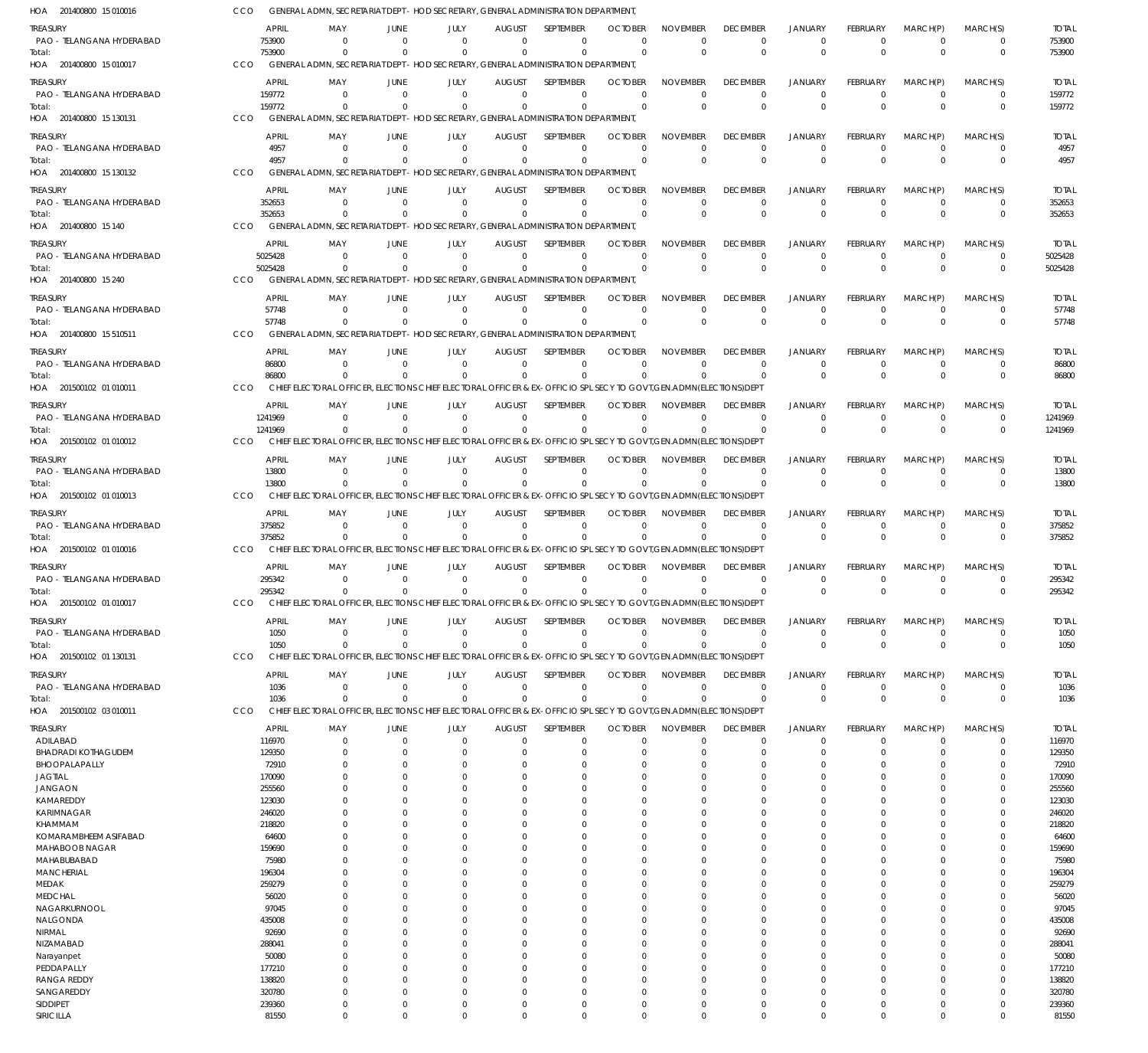HOA 201400800 15 010016 CCO GENERAL ADMN, SECRETARIAT DEPT - HOD SECRETARY, GENERAL ADMINISTRATION DEPARTMENT,

| TREASURY | APRIL | MAY | JUNE | JULY | AUGUST | SEPTEMBER | OCTOBER | NOVEMBER | DECEMBER | JANUARY | FEBRUARY | MARCH(P) | MARCH(S) | TOTAL |
|---|---|---|---|---|---|---|---|---|---|---|---|---|---|---|
| PAO - TELANGANA HYDERABAD | 753900 | 0 | 0 | 0 | 0 | 0 | 0 | 0 | 0 | 0 | 0 | 0 | 0 | 753900 |
| Total: | 753900 | 0 | 0 | 0 | 0 | 0 | 0 | 0 | 0 | 0 | 0 | 0 | 0 | 753900 |

HOA 201400800 15 010017 CCO GENERAL ADMN, SECRETARIAT DEPT - HOD SECRETARY, GENERAL ADMINISTRATION DEPARTMENT,

| TREASURY | APRIL | MAY | JUNE | JULY | AUGUST | SEPTEMBER | OCTOBER | NOVEMBER | DECEMBER | JANUARY | FEBRUARY | MARCH(P) | MARCH(S) | TOTAL |
|---|---|---|---|---|---|---|---|---|---|---|---|---|---|---|
| PAO - TELANGANA HYDERABAD | 159772 | 0 | 0 | 0 | 0 | 0 | 0 | 0 | 0 | 0 | 0 | 0 | 0 | 159772 |
| Total: | 159772 | 0 | 0 | 0 | 0 | 0 | 0 | 0 | 0 | 0 | 0 | 0 | 0 | 159772 |

HOA 201400800 15 130131 CCO GENERAL ADMN, SECRETARIAT DEPT - HOD SECRETARY, GENERAL ADMINISTRATION DEPARTMENT,

| TREASURY | APRIL | MAY | JUNE | JULY | AUGUST | SEPTEMBER | OCTOBER | NOVEMBER | DECEMBER | JANUARY | FEBRUARY | MARCH(P) | MARCH(S) | TOTAL |
|---|---|---|---|---|---|---|---|---|---|---|---|---|---|---|
| PAO - TELANGANA HYDERABAD | 4957 | 0 | 0 | 0 | 0 | 0 | 0 | 0 | 0 | 0 | 0 | 0 | 0 | 4957 |
| Total: | 4957 | 0 | 0 | 0 | 0 | 0 | 0 | 0 | 0 | 0 | 0 | 0 | 0 | 4957 |

HOA 201400800 15 130132 CCO GENERAL ADMN, SECRETARIAT DEPT - HOD SECRETARY, GENERAL ADMINISTRATION DEPARTMENT,

| TREASURY | APRIL | MAY | JUNE | JULY | AUGUST | SEPTEMBER | OCTOBER | NOVEMBER | DECEMBER | JANUARY | FEBRUARY | MARCH(P) | MARCH(S) | TOTAL |
|---|---|---|---|---|---|---|---|---|---|---|---|---|---|---|
| PAO - TELANGANA HYDERABAD | 352653 | 0 | 0 | 0 | 0 | 0 | 0 | 0 | 0 | 0 | 0 | 0 | 0 | 352653 |
| Total: | 352653 | 0 | 0 | 0 | 0 | 0 | 0 | 0 | 0 | 0 | 0 | 0 | 0 | 352653 |

HOA 201400800 15 140 CCO GENERAL ADMN, SECRETARIAT DEPT - HOD SECRETARY, GENERAL ADMINISTRATION DEPARTMENT,

| TREASURY | APRIL | MAY | JUNE | JULY | AUGUST | SEPTEMBER | OCTOBER | NOVEMBER | DECEMBER | JANUARY | FEBRUARY | MARCH(P) | MARCH(S) | TOTAL |
|---|---|---|---|---|---|---|---|---|---|---|---|---|---|---|
| PAO - TELANGANA HYDERABAD | 5025428 | 0 | 0 | 0 | 0 | 0 | 0 | 0 | 0 | 0 | 0 | 0 | 0 | 5025428 |
| Total: | 5025428 | 0 | 0 | 0 | 0 | 0 | 0 | 0 | 0 | 0 | 0 | 0 | 0 | 5025428 |

HOA 201400800 15 240 CCO GENERAL ADMN, SECRETARIAT DEPT - HOD SECRETARY, GENERAL ADMINISTRATION DEPARTMENT,

| TREASURY | APRIL | MAY | JUNE | JULY | AUGUST | SEPTEMBER | OCTOBER | NOVEMBER | DECEMBER | JANUARY | FEBRUARY | MARCH(P) | MARCH(S) | TOTAL |
|---|---|---|---|---|---|---|---|---|---|---|---|---|---|---|
| PAO - TELANGANA HYDERABAD | 57748 | 0 | 0 | 0 | 0 | 0 | 0 | 0 | 0 | 0 | 0 | 0 | 0 | 57748 |
| Total: | 57748 | 0 | 0 | 0 | 0 | 0 | 0 | 0 | 0 | 0 | 0 | 0 | 0 | 57748 |

HOA 201400800 15 510511 CCO GENERAL ADMN, SECRETARIAT DEPT - HOD SECRETARY, GENERAL ADMINISTRATION DEPARTMENT,

| TREASURY | APRIL | MAY | JUNE | JULY | AUGUST | SEPTEMBER | OCTOBER | NOVEMBER | DECEMBER | JANUARY | FEBRUARY | MARCH(P) | MARCH(S) | TOTAL |
|---|---|---|---|---|---|---|---|---|---|---|---|---|---|---|
| PAO - TELANGANA HYDERABAD | 86800 | 0 | 0 | 0 | 0 | 0 | 0 | 0 | 0 | 0 | 0 | 0 | 0 | 86800 |
| Total: | 86800 | 0 | 0 | 0 | 0 | 0 | 0 | 0 | 0 | 0 | 0 | 0 | 0 | 86800 |

HOA 201500102 01 010011 CCO CHIEF ELECTORAL OFFICER, ELECTIONS CHIEF ELECTORAL OFFICER & EX-OFFICIO SPL SECY TO GOVT,GEN.ADMN(ELECTIONS)DEPT

| TREASURY | APRIL | MAY | JUNE | JULY | AUGUST | SEPTEMBER | OCTOBER | NOVEMBER | DECEMBER | JANUARY | FEBRUARY | MARCH(P) | MARCH(S) | TOTAL |
|---|---|---|---|---|---|---|---|---|---|---|---|---|---|---|
| PAO - TELANGANA HYDERABAD | 1241969 | 0 | 0 | 0 | 0 | 0 | 0 | 0 | 0 | 0 | 0 | 0 | 0 | 1241969 |
| Total: | 1241969 | 0 | 0 | 0 | 0 | 0 | 0 | 0 | 0 | 0 | 0 | 0 | 0 | 1241969 |

HOA 201500102 01 010012 CCO CHIEF ELECTORAL OFFICER, ELECTIONS CHIEF ELECTORAL OFFICER & EX-OFFICIO SPL SECY TO GOVT,GEN.ADMN(ELECTIONS)DEPT

| TREASURY | APRIL | MAY | JUNE | JULY | AUGUST | SEPTEMBER | OCTOBER | NOVEMBER | DECEMBER | JANUARY | FEBRUARY | MARCH(P) | MARCH(S) | TOTAL |
|---|---|---|---|---|---|---|---|---|---|---|---|---|---|---|
| PAO - TELANGANA HYDERABAD | 13800 | 0 | 0 | 0 | 0 | 0 | 0 | 0 | 0 | 0 | 0 | 0 | 0 | 13800 |
| Total: | 13800 | 0 | 0 | 0 | 0 | 0 | 0 | 0 | 0 | 0 | 0 | 0 | 0 | 13800 |

HOA 201500102 01 010013 CCO CHIEF ELECTORAL OFFICER, ELECTIONS CHIEF ELECTORAL OFFICER & EX-OFFICIO SPL SECY TO GOVT,GEN.ADMN(ELECTIONS)DEPT

| TREASURY | APRIL | MAY | JUNE | JULY | AUGUST | SEPTEMBER | OCTOBER | NOVEMBER | DECEMBER | JANUARY | FEBRUARY | MARCH(P) | MARCH(S) | TOTAL |
|---|---|---|---|---|---|---|---|---|---|---|---|---|---|---|
| PAO - TELANGANA HYDERABAD | 375852 | 0 | 0 | 0 | 0 | 0 | 0 | 0 | 0 | 0 | 0 | 0 | 0 | 375852 |
| Total: | 375852 | 0 | 0 | 0 | 0 | 0 | 0 | 0 | 0 | 0 | 0 | 0 | 0 | 375852 |

HOA 201500102 01 010016 CCO CHIEF ELECTORAL OFFICER, ELECTIONS CHIEF ELECTORAL OFFICER & EX-OFFICIO SPL SECY TO GOVT,GEN.ADMN(ELECTIONS)DEPT

| TREASURY | APRIL | MAY | JUNE | JULY | AUGUST | SEPTEMBER | OCTOBER | NOVEMBER | DECEMBER | JANUARY | FEBRUARY | MARCH(P) | MARCH(S) | TOTAL |
|---|---|---|---|---|---|---|---|---|---|---|---|---|---|---|
| PAO - TELANGANA HYDERABAD | 295342 | 0 | 0 | 0 | 0 | 0 | 0 | 0 | 0 | 0 | 0 | 0 | 0 | 295342 |
| Total: | 295342 | 0 | 0 | 0 | 0 | 0 | 0 | 0 | 0 | 0 | 0 | 0 | 0 | 295342 |

HOA 201500102 01 010017 CCO CHIEF ELECTORAL OFFICER, ELECTIONS CHIEF ELECTORAL OFFICER & EX-OFFICIO SPL SECY TO GOVT,GEN.ADMN(ELECTIONS)DEPT

| TREASURY | APRIL | MAY | JUNE | JULY | AUGUST | SEPTEMBER | OCTOBER | NOVEMBER | DECEMBER | JANUARY | FEBRUARY | MARCH(P) | MARCH(S) | TOTAL |
|---|---|---|---|---|---|---|---|---|---|---|---|---|---|---|
| PAO - TELANGANA HYDERABAD | 1050 | 0 | 0 | 0 | 0 | 0 | 0 | 0 | 0 | 0 | 0 | 0 | 0 | 1050 |
| Total: | 1050 | 0 | 0 | 0 | 0 | 0 | 0 | 0 | 0 | 0 | 0 | 0 | 0 | 1050 |

HOA 201500102 01 130131 CCO CHIEF ELECTORAL OFFICER, ELECTIONS CHIEF ELECTORAL OFFICER & EX-OFFICIO SPL SECY TO GOVT,GEN.ADMN(ELECTIONS)DEPT

| TREASURY | APRIL | MAY | JUNE | JULY | AUGUST | SEPTEMBER | OCTOBER | NOVEMBER | DECEMBER | JANUARY | FEBRUARY | MARCH(P) | MARCH(S) | TOTAL |
|---|---|---|---|---|---|---|---|---|---|---|---|---|---|---|
| PAO - TELANGANA HYDERABAD | 1036 | 0 | 0 | 0 | 0 | 0 | 0 | 0 | 0 | 0 | 0 | 0 | 0 | 1036 |
| Total: | 1036 | 0 | 0 | 0 | 0 | 0 | 0 | 0 | 0 | 0 | 0 | 0 | 0 | 1036 |

HOA 201500102 03 010011 CCO CHIEF ELECTORAL OFFICER, ELECTIONS CHIEF ELECTORAL OFFICER & EX-OFFICIO SPL SECY TO GOVT,GEN.ADMN(ELECTIONS)DEPT

| TREASURY | APRIL | MAY | JUNE | JULY | AUGUST | SEPTEMBER | OCTOBER | NOVEMBER | DECEMBER | JANUARY | FEBRUARY | MARCH(P) | MARCH(S) | TOTAL |
|---|---|---|---|---|---|---|---|---|---|---|---|---|---|---|
| ADILABAD | 116970 | 0 | 0 | 0 | 0 | 0 | 0 | 0 | 0 | 0 | 0 | 0 | 0 | 116970 |
| BHADRADI KOTHAGUDEM | 129350 | 0 | 0 | 0 | 0 | 0 | 0 | 0 | 0 | 0 | 0 | 0 | 0 | 129350 |
| BHOOPALAPALLY | 72910 | 0 | 0 | 0 | 0 | 0 | 0 | 0 | 0 | 0 | 0 | 0 | 0 | 72910 |
| JAGTIAL | 170090 | 0 | 0 | 0 | 0 | 0 | 0 | 0 | 0 | 0 | 0 | 0 | 0 | 170090 |
| JANGAON | 255560 | 0 | 0 | 0 | 0 | 0 | 0 | 0 | 0 | 0 | 0 | 0 | 0 | 255560 |
| KAMAREDDY | 123030 | 0 | 0 | 0 | 0 | 0 | 0 | 0 | 0 | 0 | 0 | 0 | 0 | 123030 |
| KARIMNAGAR | 246020 | 0 | 0 | 0 | 0 | 0 | 0 | 0 | 0 | 0 | 0 | 0 | 0 | 246020 |
| KHAMMAM | 218820 | 0 | 0 | 0 | 0 | 0 | 0 | 0 | 0 | 0 | 0 | 0 | 0 | 218820 |
| KOMARAMBHEEM ASIFABAD | 64600 | 0 | 0 | 0 | 0 | 0 | 0 | 0 | 0 | 0 | 0 | 0 | 0 | 64600 |
| MAHABOOB NAGAR | 159690 | 0 | 0 | 0 | 0 | 0 | 0 | 0 | 0 | 0 | 0 | 0 | 0 | 159690 |
| MAHABUBABAD | 75980 | 0 | 0 | 0 | 0 | 0 | 0 | 0 | 0 | 0 | 0 | 0 | 0 | 75980 |
| MANCHERIAL | 196304 | 0 | 0 | 0 | 0 | 0 | 0 | 0 | 0 | 0 | 0 | 0 | 0 | 196304 |
| MEDAK | 259279 | 0 | 0 | 0 | 0 | 0 | 0 | 0 | 0 | 0 | 0 | 0 | 0 | 259279 |
| MEDCHAL | 56020 | 0 | 0 | 0 | 0 | 0 | 0 | 0 | 0 | 0 | 0 | 0 | 0 | 56020 |
| NAGARKURNOOL | 97045 | 0 | 0 | 0 | 0 | 0 | 0 | 0 | 0 | 0 | 0 | 0 | 0 | 97045 |
| NALGONDA | 435008 | 0 | 0 | 0 | 0 | 0 | 0 | 0 | 0 | 0 | 0 | 0 | 0 | 435008 |
| NIRMAL | 92690 | 0 | 0 | 0 | 0 | 0 | 0 | 0 | 0 | 0 | 0 | 0 | 0 | 92690 |
| NIZAMABAD | 288041 | 0 | 0 | 0 | 0 | 0 | 0 | 0 | 0 | 0 | 0 | 0 | 0 | 288041 |
| Narayanpet | 50080 | 0 | 0 | 0 | 0 | 0 | 0 | 0 | 0 | 0 | 0 | 0 | 0 | 50080 |
| PEDDAPALLY | 177210 | 0 | 0 | 0 | 0 | 0 | 0 | 0 | 0 | 0 | 0 | 0 | 0 | 177210 |
| RANGA REDDY | 138820 | 0 | 0 | 0 | 0 | 0 | 0 | 0 | 0 | 0 | 0 | 0 | 0 | 138820 |
| SANGAREDDY | 320780 | 0 | 0 | 0 | 0 | 0 | 0 | 0 | 0 | 0 | 0 | 0 | 0 | 320780 |
| SIDDIPET | 239360 | 0 | 0 | 0 | 0 | 0 | 0 | 0 | 0 | 0 | 0 | 0 | 0 | 239360 |
| SIRICILLA | 81550 | 0 | 0 | 0 | 0 | 0 | 0 | 0 | 0 | 0 | 0 | 0 | 0 | 81550 |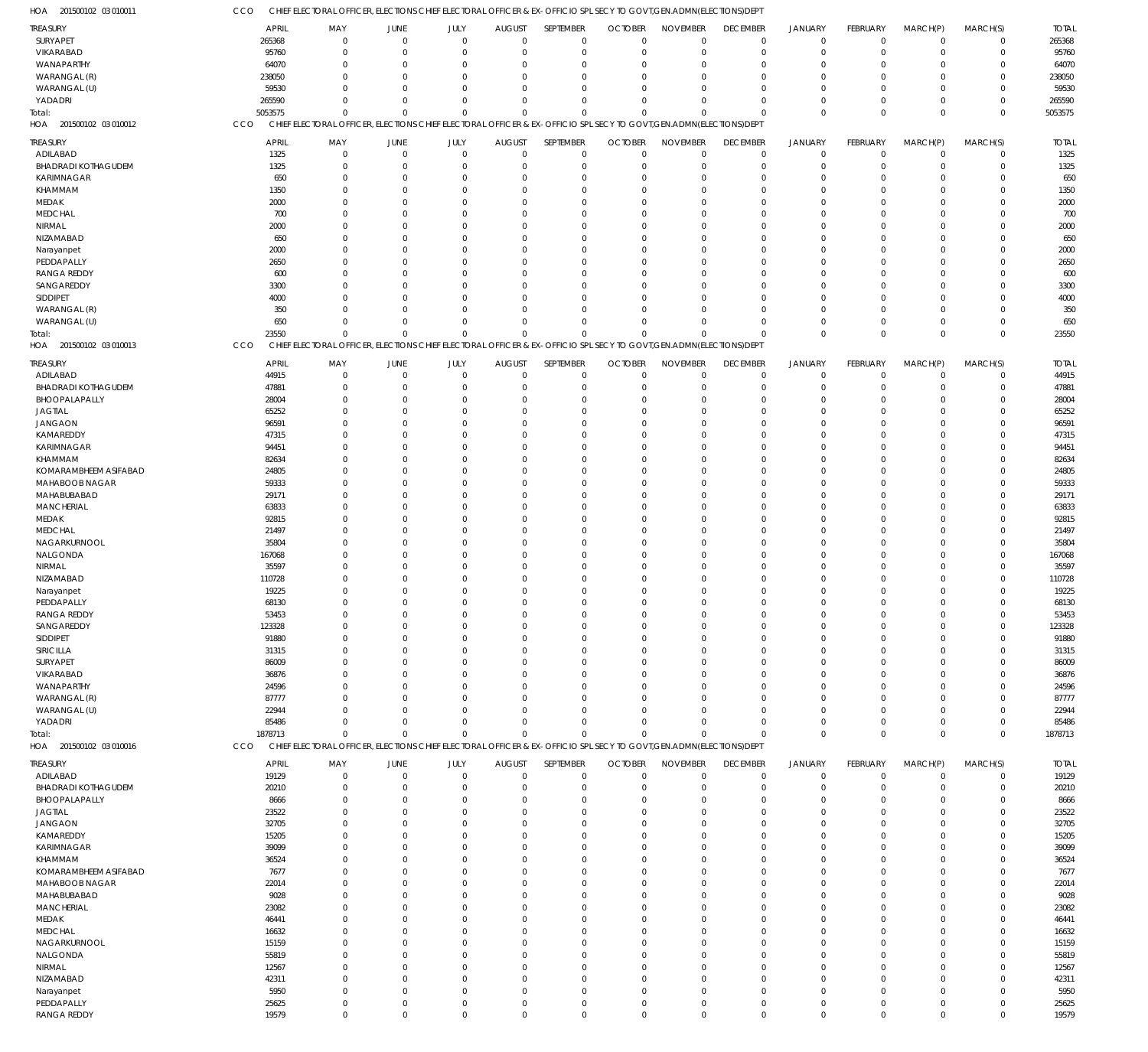HOA 201500102 03 010011 CCO CHIEF ELECTORAL OFFICER, ELECTIONS CHIEF ELECTORAL OFFICER & EX-OFFICIO SPL SECY TO GOVT,GEN.ADMN(ELECTIONS)DEPT

| TREASURY | APRIL | MAY | JUNE | JULY | AUGUST | SEPTEMBER | OCTOBER | NOVEMBER | DECEMBER | JANUARY | FEBRUARY | MARCH(P) | MARCH(S) | TOTAL |
|---|---|---|---|---|---|---|---|---|---|---|---|---|---|---|
| SURYAPET | 265368 | 0 | 0 | 0 | 0 | 0 | 0 | 0 | 0 | 0 | 0 | 0 | 0 | 265368 |
| VIKARABAD | 95760 | 0 | 0 | 0 | 0 | 0 | 0 | 0 | 0 | 0 | 0 | 0 | 0 | 95760 |
| WANAPARTHY | 64070 | 0 | 0 | 0 | 0 | 0 | 0 | 0 | 0 | 0 | 0 | 0 | 0 | 64070 |
| WARANGAL (R) | 238050 | 0 | 0 | 0 | 0 | 0 | 0 | 0 | 0 | 0 | 0 | 0 | 0 | 238050 |
| WARANGAL (U) | 59530 | 0 | 0 | 0 | 0 | 0 | 0 | 0 | 0 | 0 | 0 | 0 | 0 | 59530 |
| YADADRI | 265590 | 0 | 0 | 0 | 0 | 0 | 0 | 0 | 0 | 0 | 0 | 0 | 0 | 265590 |
| Total: | 5053575 | 0 | 0 | 0 | 0 | 0 | 0 | 0 | 0 | 0 | 0 | 0 | 0 | 5053575 |

HOA 201500102 03 010012 CCO CHIEF ELECTORAL OFFICER, ELECTIONS CHIEF ELECTORAL OFFICER & EX-OFFICIO SPL SECY TO GOVT,GEN.ADMN(ELECTIONS)DEPT

| TREASURY | APRIL | MAY | JUNE | JULY | AUGUST | SEPTEMBER | OCTOBER | NOVEMBER | DECEMBER | JANUARY | FEBRUARY | MARCH(P) | MARCH(S) | TOTAL |
|---|---|---|---|---|---|---|---|---|---|---|---|---|---|---|
| ADILABAD | 1325 | 0 | 0 | 0 | 0 | 0 | 0 | 0 | 0 | 0 | 0 | 0 | 0 | 1325 |
| BHADRADI KOTHAGUDEM | 1325 | 0 | 0 | 0 | 0 | 0 | 0 | 0 | 0 | 0 | 0 | 0 | 0 | 1325 |
| KARIMNAGAR | 650 | 0 | 0 | 0 | 0 | 0 | 0 | 0 | 0 | 0 | 0 | 0 | 0 | 650 |
| KHAMMAM | 1350 | 0 | 0 | 0 | 0 | 0 | 0 | 0 | 0 | 0 | 0 | 0 | 0 | 1350 |
| MEDAK | 2000 | 0 | 0 | 0 | 0 | 0 | 0 | 0 | 0 | 0 | 0 | 0 | 0 | 2000 |
| MEDCHAL | 700 | 0 | 0 | 0 | 0 | 0 | 0 | 0 | 0 | 0 | 0 | 0 | 0 | 700 |
| NIRMAL | 2000 | 0 | 0 | 0 | 0 | 0 | 0 | 0 | 0 | 0 | 0 | 0 | 0 | 2000 |
| NIZAMABAD | 650 | 0 | 0 | 0 | 0 | 0 | 0 | 0 | 0 | 0 | 0 | 0 | 0 | 650 |
| Narayanpet | 2000 | 0 | 0 | 0 | 0 | 0 | 0 | 0 | 0 | 0 | 0 | 0 | 0 | 2000 |
| PEDDAPALLY | 2650 | 0 | 0 | 0 | 0 | 0 | 0 | 0 | 0 | 0 | 0 | 0 | 0 | 2650 |
| RANGA REDDY | 600 | 0 | 0 | 0 | 0 | 0 | 0 | 0 | 0 | 0 | 0 | 0 | 0 | 600 |
| SANGAREDDY | 3300 | 0 | 0 | 0 | 0 | 0 | 0 | 0 | 0 | 0 | 0 | 0 | 0 | 3300 |
| SIDDIPET | 4000 | 0 | 0 | 0 | 0 | 0 | 0 | 0 | 0 | 0 | 0 | 0 | 0 | 4000 |
| WARANGAL (R) | 350 | 0 | 0 | 0 | 0 | 0 | 0 | 0 | 0 | 0 | 0 | 0 | 0 | 350 |
| WARANGAL (U) | 650 | 0 | 0 | 0 | 0 | 0 | 0 | 0 | 0 | 0 | 0 | 0 | 0 | 650 |
| Total: | 23550 | 0 | 0 | 0 | 0 | 0 | 0 | 0 | 0 | 0 | 0 | 0 | 0 | 23550 |

HOA 201500102 03 010013 CCO CHIEF ELECTORAL OFFICER, ELECTIONS CHIEF ELECTORAL OFFICER & EX-OFFICIO SPL SECY TO GOVT,GEN.ADMN(ELECTIONS)DEPT

| TREASURY | APRIL | MAY | JUNE | JULY | AUGUST | SEPTEMBER | OCTOBER | NOVEMBER | DECEMBER | JANUARY | FEBRUARY | MARCH(P) | MARCH(S) | TOTAL |
|---|---|---|---|---|---|---|---|---|---|---|---|---|---|---|
| ADILABAD | 44915 | 0 | 0 | 0 | 0 | 0 | 0 | 0 | 0 | 0 | 0 | 0 | 0 | 44915 |
| BHADRADI KOTHAGUDEM | 47881 | 0 | 0 | 0 | 0 | 0 | 0 | 0 | 0 | 0 | 0 | 0 | 0 | 47881 |
| BHOOPALAPALLY | 28004 | 0 | 0 | 0 | 0 | 0 | 0 | 0 | 0 | 0 | 0 | 0 | 0 | 28004 |
| JAGTIAL | 65252 | 0 | 0 | 0 | 0 | 0 | 0 | 0 | 0 | 0 | 0 | 0 | 0 | 65252 |
| JANGAON | 96591 | 0 | 0 | 0 | 0 | 0 | 0 | 0 | 0 | 0 | 0 | 0 | 0 | 96591 |
| KAMAREDDY | 47315 | 0 | 0 | 0 | 0 | 0 | 0 | 0 | 0 | 0 | 0 | 0 | 0 | 47315 |
| KARIMNAGAR | 94451 | 0 | 0 | 0 | 0 | 0 | 0 | 0 | 0 | 0 | 0 | 0 | 0 | 94451 |
| KHAMMAM | 82634 | 0 | 0 | 0 | 0 | 0 | 0 | 0 | 0 | 0 | 0 | 0 | 0 | 82634 |
| KOMARAMBHEEM ASIFABAD | 24805 | 0 | 0 | 0 | 0 | 0 | 0 | 0 | 0 | 0 | 0 | 0 | 0 | 24805 |
| MAHABOOB NAGAR | 59333 | 0 | 0 | 0 | 0 | 0 | 0 | 0 | 0 | 0 | 0 | 0 | 0 | 59333 |
| MAHABUBABAD | 29171 | 0 | 0 | 0 | 0 | 0 | 0 | 0 | 0 | 0 | 0 | 0 | 0 | 29171 |
| MANCHERIAL | 63833 | 0 | 0 | 0 | 0 | 0 | 0 | 0 | 0 | 0 | 0 | 0 | 0 | 63833 |
| MEDAK | 92815 | 0 | 0 | 0 | 0 | 0 | 0 | 0 | 0 | 0 | 0 | 0 | 0 | 92815 |
| MEDCHAL | 21497 | 0 | 0 | 0 | 0 | 0 | 0 | 0 | 0 | 0 | 0 | 0 | 0 | 21497 |
| NAGARKURNOOL | 35804 | 0 | 0 | 0 | 0 | 0 | 0 | 0 | 0 | 0 | 0 | 0 | 0 | 35804 |
| NALGONDA | 167068 | 0 | 0 | 0 | 0 | 0 | 0 | 0 | 0 | 0 | 0 | 0 | 0 | 167068 |
| NIRMAL | 35597 | 0 | 0 | 0 | 0 | 0 | 0 | 0 | 0 | 0 | 0 | 0 | 0 | 35597 |
| NIZAMABAD | 110728 | 0 | 0 | 0 | 0 | 0 | 0 | 0 | 0 | 0 | 0 | 0 | 0 | 110728 |
| Narayanpet | 19225 | 0 | 0 | 0 | 0 | 0 | 0 | 0 | 0 | 0 | 0 | 0 | 0 | 19225 |
| PEDDAPALLY | 68130 | 0 | 0 | 0 | 0 | 0 | 0 | 0 | 0 | 0 | 0 | 0 | 0 | 68130 |
| RANGA REDDY | 53453 | 0 | 0 | 0 | 0 | 0 | 0 | 0 | 0 | 0 | 0 | 0 | 0 | 53453 |
| SANGAREDDY | 123328 | 0 | 0 | 0 | 0 | 0 | 0 | 0 | 0 | 0 | 0 | 0 | 0 | 123328 |
| SIDDIPET | 91880 | 0 | 0 | 0 | 0 | 0 | 0 | 0 | 0 | 0 | 0 | 0 | 0 | 91880 |
| SIRICILLA | 31315 | 0 | 0 | 0 | 0 | 0 | 0 | 0 | 0 | 0 | 0 | 0 | 0 | 31315 |
| SURYAPET | 86009 | 0 | 0 | 0 | 0 | 0 | 0 | 0 | 0 | 0 | 0 | 0 | 0 | 86009 |
| VIKARABAD | 36876 | 0 | 0 | 0 | 0 | 0 | 0 | 0 | 0 | 0 | 0 | 0 | 0 | 36876 |
| WANAPARTHY | 24596 | 0 | 0 | 0 | 0 | 0 | 0 | 0 | 0 | 0 | 0 | 0 | 0 | 24596 |
| WARANGAL (R) | 87777 | 0 | 0 | 0 | 0 | 0 | 0 | 0 | 0 | 0 | 0 | 0 | 0 | 87777 |
| WARANGAL (U) | 22944 | 0 | 0 | 0 | 0 | 0 | 0 | 0 | 0 | 0 | 0 | 0 | 0 | 22944 |
| YADADRI | 85486 | 0 | 0 | 0 | 0 | 0 | 0 | 0 | 0 | 0 | 0 | 0 | 0 | 85486 |
| Total: | 1878713 | 0 | 0 | 0 | 0 | 0 | 0 | 0 | 0 | 0 | 0 | 0 | 0 | 1878713 |

HOA 201500102 03 010016 CCO CHIEF ELECTORAL OFFICER, ELECTIONS CHIEF ELECTORAL OFFICER & EX-OFFICIO SPL SECY TO GOVT,GEN.ADMN(ELECTIONS)DEPT

| TREASURY | APRIL | MAY | JUNE | JULY | AUGUST | SEPTEMBER | OCTOBER | NOVEMBER | DECEMBER | JANUARY | FEBRUARY | MARCH(P) | MARCH(S) | TOTAL |
|---|---|---|---|---|---|---|---|---|---|---|---|---|---|---|
| ADILABAD | 19129 | 0 | 0 | 0 | 0 | 0 | 0 | 0 | 0 | 0 | 0 | 0 | 0 | 19129 |
| BHADRADI KOTHAGUDEM | 20210 | 0 | 0 | 0 | 0 | 0 | 0 | 0 | 0 | 0 | 0 | 0 | 0 | 20210 |
| BHOOPALAPALLY | 8666 | 0 | 0 | 0 | 0 | 0 | 0 | 0 | 0 | 0 | 0 | 0 | 0 | 8666 |
| JAGTIAL | 23522 | 0 | 0 | 0 | 0 | 0 | 0 | 0 | 0 | 0 | 0 | 0 | 0 | 23522 |
| JANGAON | 32705 | 0 | 0 | 0 | 0 | 0 | 0 | 0 | 0 | 0 | 0 | 0 | 0 | 32705 |
| KAMAREDDY | 15205 | 0 | 0 | 0 | 0 | 0 | 0 | 0 | 0 | 0 | 0 | 0 | 0 | 15205 |
| KARIMNAGAR | 39099 | 0 | 0 | 0 | 0 | 0 | 0 | 0 | 0 | 0 | 0 | 0 | 0 | 39099 |
| KHAMMAM | 36524 | 0 | 0 | 0 | 0 | 0 | 0 | 0 | 0 | 0 | 0 | 0 | 0 | 36524 |
| KOMARAMBHEEM ASIFABAD | 7677 | 0 | 0 | 0 | 0 | 0 | 0 | 0 | 0 | 0 | 0 | 0 | 0 | 7677 |
| MAHABOOB NAGAR | 22014 | 0 | 0 | 0 | 0 | 0 | 0 | 0 | 0 | 0 | 0 | 0 | 0 | 22014 |
| MAHABUBABAD | 9028 | 0 | 0 | 0 | 0 | 0 | 0 | 0 | 0 | 0 | 0 | 0 | 0 | 9028 |
| MANCHERIAL | 23082 | 0 | 0 | 0 | 0 | 0 | 0 | 0 | 0 | 0 | 0 | 0 | 0 | 23082 |
| MEDAK | 46441 | 0 | 0 | 0 | 0 | 0 | 0 | 0 | 0 | 0 | 0 | 0 | 0 | 46441 |
| MEDCHAL | 16632 | 0 | 0 | 0 | 0 | 0 | 0 | 0 | 0 | 0 | 0 | 0 | 0 | 16632 |
| NAGARKURNOOL | 15159 | 0 | 0 | 0 | 0 | 0 | 0 | 0 | 0 | 0 | 0 | 0 | 0 | 15159 |
| NALGONDA | 55819 | 0 | 0 | 0 | 0 | 0 | 0 | 0 | 0 | 0 | 0 | 0 | 0 | 55819 |
| NIRMAL | 12567 | 0 | 0 | 0 | 0 | 0 | 0 | 0 | 0 | 0 | 0 | 0 | 0 | 12567 |
| NIZAMABAD | 42311 | 0 | 0 | 0 | 0 | 0 | 0 | 0 | 0 | 0 | 0 | 0 | 0 | 42311 |
| Narayanpet | 5950 | 0 | 0 | 0 | 0 | 0 | 0 | 0 | 0 | 0 | 0 | 0 | 0 | 5950 |
| PEDDAPALLY | 25625 | 0 | 0 | 0 | 0 | 0 | 0 | 0 | 0 | 0 | 0 | 0 | 0 | 25625 |
| RANGA REDDY | 19579 | 0 | 0 | 0 | 0 | 0 | 0 | 0 | 0 | 0 | 0 | 0 | 0 | 19579 |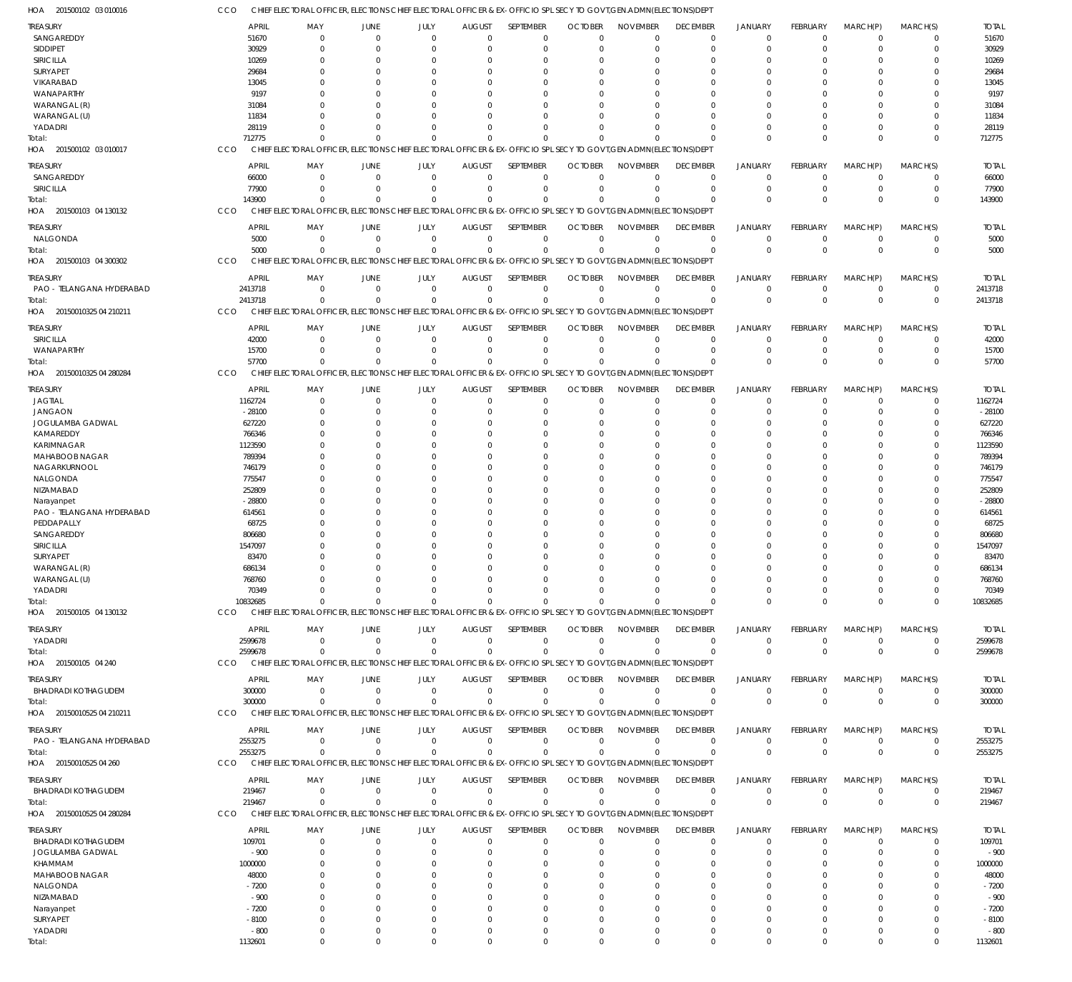HOA 201500102 03 010016 CCO CHIEF ELECTORAL OFFICER, ELECTIONS CHIEF ELECTORAL OFFICER & EX-OFFICIO SPL SECY TO GOVT,GEN.ADMN(ELECTIONS)DEPT

| TREASURY | APRIL | MAY | JUNE | JULY | AUGUST | SEPTEMBER | OCTOBER | NOVEMBER | DECEMBER | JANUARY | FEBRUARY | MARCH(P) | MARCH(S) | TOTAL |
|---|---|---|---|---|---|---|---|---|---|---|---|---|---|---|
| SANGAREDDY | 51670 | 0 | 0 | 0 | 0 | 0 | 0 | 0 | 0 | 0 | 0 | 0 | 0 | 51670 |
| SIDDIPET | 30929 | 0 | 0 | 0 | 0 | 0 | 0 | 0 | 0 | 0 | 0 | 0 | 0 | 30929 |
| SIRICILLA | 10269 | 0 | 0 | 0 | 0 | 0 | 0 | 0 | 0 | 0 | 0 | 0 | 0 | 10269 |
| SURYAPET | 29684 | 0 | 0 | 0 | 0 | 0 | 0 | 0 | 0 | 0 | 0 | 0 | 0 | 29684 |
| VIKARABAD | 13045 | 0 | 0 | 0 | 0 | 0 | 0 | 0 | 0 | 0 | 0 | 0 | 0 | 13045 |
| WANAPARTHY | 9197 | 0 | 0 | 0 | 0 | 0 | 0 | 0 | 0 | 0 | 0 | 0 | 0 | 9197 |
| WARANGAL (R) | 31084 | 0 | 0 | 0 | 0 | 0 | 0 | 0 | 0 | 0 | 0 | 0 | 0 | 31084 |
| WARANGAL (U) | 11834 | 0 | 0 | 0 | 0 | 0 | 0 | 0 | 0 | 0 | 0 | 0 | 0 | 11834 |
| YADADRI | 28119 | 0 | 0 | 0 | 0 | 0 | 0 | 0 | 0 | 0 | 0 | 0 | 0 | 28119 |
| Total: | 712775 | 0 | 0 | 0 | 0 | 0 | 0 | 0 | 0 | 0 | 0 | 0 | 0 | 712775 |

HOA 201500102 03 010017 CCO CHIEF ELECTORAL OFFICER, ELECTIONS CHIEF ELECTORAL OFFICER & EX-OFFICIO SPL SECY TO GOVT,GEN.ADMN(ELECTIONS)DEPT

| TREASURY | APRIL | MAY | JUNE | JULY | AUGUST | SEPTEMBER | OCTOBER | NOVEMBER | DECEMBER | JANUARY | FEBRUARY | MARCH(P) | MARCH(S) | TOTAL |
|---|---|---|---|---|---|---|---|---|---|---|---|---|---|---|
| SANGAREDDY | 66000 | 0 | 0 | 0 | 0 | 0 | 0 | 0 | 0 | 0 | 0 | 0 | 0 | 66000 |
| SIRICILLA | 77900 | 0 | 0 | 0 | 0 | 0 | 0 | 0 | 0 | 0 | 0 | 0 | 0 | 77900 |
| Total: | 143900 | 0 | 0 | 0 | 0 | 0 | 0 | 0 | 0 | 0 | 0 | 0 | 0 | 143900 |

HOA 201500103 04 130132 CCO CHIEF ELECTORAL OFFICER, ELECTIONS CHIEF ELECTORAL OFFICER & EX-OFFICIO SPL SECY TO GOVT,GEN.ADMN(ELECTIONS)DEPT

| TREASURY | APRIL | MAY | JUNE | JULY | AUGUST | SEPTEMBER | OCTOBER | NOVEMBER | DECEMBER | JANUARY | FEBRUARY | MARCH(P) | MARCH(S) | TOTAL |
|---|---|---|---|---|---|---|---|---|---|---|---|---|---|---|
| NALGONDA | 5000 | 0 | 0 | 0 | 0 | 0 | 0 | 0 | 0 | 0 | 0 | 0 | 0 | 5000 |
| Total: | 5000 | 0 | 0 | 0 | 0 | 0 | 0 | 0 | 0 | 0 | 0 | 0 | 0 | 5000 |

HOA 201500103 04 300302 CCO CHIEF ELECTORAL OFFICER, ELECTIONS CHIEF ELECTORAL OFFICER & EX-OFFICIO SPL SECY TO GOVT,GEN.ADMN(ELECTIONS)DEPT

| TREASURY | APRIL | MAY | JUNE | JULY | AUGUST | SEPTEMBER | OCTOBER | NOVEMBER | DECEMBER | JANUARY | FEBRUARY | MARCH(P) | MARCH(S) | TOTAL |
|---|---|---|---|---|---|---|---|---|---|---|---|---|---|---|
| PAO - TELANGANA HYDERABAD | 2413718 | 0 | 0 | 0 | 0 | 0 | 0 | 0 | 0 | 0 | 0 | 0 | 0 | 2413718 |
| Total: | 2413718 | 0 | 0 | 0 | 0 | 0 | 0 | 0 | 0 | 0 | 0 | 0 | 0 | 2413718 |

HOA 20150010325 04 210211 CCO CHIEF ELECTORAL OFFICER, ELECTIONS CHIEF ELECTORAL OFFICER & EX-OFFICIO SPL SECY TO GOVT,GEN.ADMN(ELECTIONS)DEPT

| TREASURY | APRIL | MAY | JUNE | JULY | AUGUST | SEPTEMBER | OCTOBER | NOVEMBER | DECEMBER | JANUARY | FEBRUARY | MARCH(P) | MARCH(S) | TOTAL |
|---|---|---|---|---|---|---|---|---|---|---|---|---|---|---|
| SIRICILLA | 42000 | 0 | 0 | 0 | 0 | 0 | 0 | 0 | 0 | 0 | 0 | 0 | 0 | 42000 |
| WANAPARTHY | 15700 | 0 | 0 | 0 | 0 | 0 | 0 | 0 | 0 | 0 | 0 | 0 | 0 | 15700 |
| Total: | 57700 | 0 | 0 | 0 | 0 | 0 | 0 | 0 | 0 | 0 | 0 | 0 | 0 | 57700 |

HOA 20150010325 04 280284 CCO CHIEF ELECTORAL OFFICER, ELECTIONS CHIEF ELECTORAL OFFICER & EX-OFFICIO SPL SECY TO GOVT,GEN.ADMN(ELECTIONS)DEPT

| TREASURY | APRIL | MAY | JUNE | JULY | AUGUST | SEPTEMBER | OCTOBER | NOVEMBER | DECEMBER | JANUARY | FEBRUARY | MARCH(P) | MARCH(S) | TOTAL |
|---|---|---|---|---|---|---|---|---|---|---|---|---|---|---|
| JAGTIAL | 1162724 | 0 | 0 | 0 | 0 | 0 | 0 | 0 | 0 | 0 | 0 | 0 | 0 | 1162724 |
| JANGAON | -28100 | 0 | 0 | 0 | 0 | 0 | 0 | 0 | 0 | 0 | 0 | 0 | 0 | -28100 |
| JOGULAMBA GADWAL | 627220 | 0 | 0 | 0 | 0 | 0 | 0 | 0 | 0 | 0 | 0 | 0 | 0 | 627220 |
| KAMAREDDY | 766346 | 0 | 0 | 0 | 0 | 0 | 0 | 0 | 0 | 0 | 0 | 0 | 0 | 766346 |
| KARIMNAGAR | 1123590 | 0 | 0 | 0 | 0 | 0 | 0 | 0 | 0 | 0 | 0 | 0 | 0 | 1123590 |
| MAHABOOB NAGAR | 789394 | 0 | 0 | 0 | 0 | 0 | 0 | 0 | 0 | 0 | 0 | 0 | 0 | 789394 |
| NAGARKURNOOL | 746179 | 0 | 0 | 0 | 0 | 0 | 0 | 0 | 0 | 0 | 0 | 0 | 0 | 746179 |
| NALGONDA | 775547 | 0 | 0 | 0 | 0 | 0 | 0 | 0 | 0 | 0 | 0 | 0 | 0 | 775547 |
| NIZAMABAD | 252809 | 0 | 0 | 0 | 0 | 0 | 0 | 0 | 0 | 0 | 0 | 0 | 0 | 252809 |
| Narayanpet | -28800 | 0 | 0 | 0 | 0 | 0 | 0 | 0 | 0 | 0 | 0 | 0 | 0 | -28800 |
| PAO - TELANGANA HYDERABAD | 614561 | 0 | 0 | 0 | 0 | 0 | 0 | 0 | 0 | 0 | 0 | 0 | 0 | 614561 |
| PEDDAPALLY | 68725 | 0 | 0 | 0 | 0 | 0 | 0 | 0 | 0 | 0 | 0 | 0 | 0 | 68725 |
| SANGAREDDY | 806680 | 0 | 0 | 0 | 0 | 0 | 0 | 0 | 0 | 0 | 0 | 0 | 0 | 806680 |
| SIRICILLA | 1547097 | 0 | 0 | 0 | 0 | 0 | 0 | 0 | 0 | 0 | 0 | 0 | 0 | 1547097 |
| SURYAPET | 83470 | 0 | 0 | 0 | 0 | 0 | 0 | 0 | 0 | 0 | 0 | 0 | 0 | 83470 |
| WARANGAL (R) | 686134 | 0 | 0 | 0 | 0 | 0 | 0 | 0 | 0 | 0 | 0 | 0 | 0 | 686134 |
| WARANGAL (U) | 768760 | 0 | 0 | 0 | 0 | 0 | 0 | 0 | 0 | 0 | 0 | 0 | 0 | 768760 |
| YADADRI | 70349 | 0 | 0 | 0 | 0 | 0 | 0 | 0 | 0 | 0 | 0 | 0 | 0 | 70349 |
| Total: | 10832685 | 0 | 0 | 0 | 0 | 0 | 0 | 0 | 0 | 0 | 0 | 0 | 0 | 10832685 |

HOA 201500105 04 130132 CCO CHIEF ELECTORAL OFFICER, ELECTIONS CHIEF ELECTORAL OFFICER & EX-OFFICIO SPL SECY TO GOVT,GEN.ADMN(ELECTIONS)DEPT

| TREASURY | APRIL | MAY | JUNE | JULY | AUGUST | SEPTEMBER | OCTOBER | NOVEMBER | DECEMBER | JANUARY | FEBRUARY | MARCH(P) | MARCH(S) | TOTAL |
|---|---|---|---|---|---|---|---|---|---|---|---|---|---|---|
| YADADRI | 2599678 | 0 | 0 | 0 | 0 | 0 | 0 | 0 | 0 | 0 | 0 | 0 | 0 | 2599678 |
| Total: | 2599678 | 0 | 0 | 0 | 0 | 0 | 0 | 0 | 0 | 0 | 0 | 0 | 0 | 2599678 |

HOA 201500105 04 240 CCO CHIEF ELECTORAL OFFICER, ELECTIONS CHIEF ELECTORAL OFFICER & EX-OFFICIO SPL SECY TO GOVT,GEN.ADMN(ELECTIONS)DEPT

| TREASURY | APRIL | MAY | JUNE | JULY | AUGUST | SEPTEMBER | OCTOBER | NOVEMBER | DECEMBER | JANUARY | FEBRUARY | MARCH(P) | MARCH(S) | TOTAL |
|---|---|---|---|---|---|---|---|---|---|---|---|---|---|---|
| BHADRADI KOTHAGUDEM | 300000 | 0 | 0 | 0 | 0 | 0 | 0 | 0 | 0 | 0 | 0 | 0 | 0 | 300000 |
| Total: | 300000 | 0 | 0 | 0 | 0 | 0 | 0 | 0 | 0 | 0 | 0 | 0 | 0 | 300000 |

HOA 20150010525 04 210211 CCO CHIEF ELECTORAL OFFICER, ELECTIONS CHIEF ELECTORAL OFFICER & EX-OFFICIO SPL SECY TO GOVT,GEN.ADMN(ELECTIONS)DEPT

| TREASURY | APRIL | MAY | JUNE | JULY | AUGUST | SEPTEMBER | OCTOBER | NOVEMBER | DECEMBER | JANUARY | FEBRUARY | MARCH(P) | MARCH(S) | TOTAL |
|---|---|---|---|---|---|---|---|---|---|---|---|---|---|---|
| PAO - TELANGANA HYDERABAD | 2553275 | 0 | 0 | 0 | 0 | 0 | 0 | 0 | 0 | 0 | 0 | 0 | 0 | 2553275 |
| Total: | 2553275 | 0 | 0 | 0 | 0 | 0 | 0 | 0 | 0 | 0 | 0 | 0 | 0 | 2553275 |

HOA 20150010525 04 260 CCO CHIEF ELECTORAL OFFICER, ELECTIONS CHIEF ELECTORAL OFFICER & EX-OFFICIO SPL SECY TO GOVT,GEN.ADMN(ELECTIONS)DEPT

| TREASURY | APRIL | MAY | JUNE | JULY | AUGUST | SEPTEMBER | OCTOBER | NOVEMBER | DECEMBER | JANUARY | FEBRUARY | MARCH(P) | MARCH(S) | TOTAL |
|---|---|---|---|---|---|---|---|---|---|---|---|---|---|---|
| BHADRADI KOTHAGUDEM | 219467 | 0 | 0 | 0 | 0 | 0 | 0 | 0 | 0 | 0 | 0 | 0 | 0 | 219467 |
| Total: | 219467 | 0 | 0 | 0 | 0 | 0 | 0 | 0 | 0 | 0 | 0 | 0 | 0 | 219467 |

HOA 20150010525 04 280284 CCO CHIEF ELECTORAL OFFICER, ELECTIONS CHIEF ELECTORAL OFFICER & EX-OFFICIO SPL SECY TO GOVT,GEN.ADMN(ELECTIONS)DEPT

| TREASURY | APRIL | MAY | JUNE | JULY | AUGUST | SEPTEMBER | OCTOBER | NOVEMBER | DECEMBER | JANUARY | FEBRUARY | MARCH(P) | MARCH(S) | TOTAL |
|---|---|---|---|---|---|---|---|---|---|---|---|---|---|---|
| BHADRADI KOTHAGUDEM | 109701 | 0 | 0 | 0 | 0 | 0 | 0 | 0 | 0 | 0 | 0 | 0 | 0 | 109701 |
| JOGULAMBA GADWAL | -900 | 0 | 0 | 0 | 0 | 0 | 0 | 0 | 0 | 0 | 0 | 0 | 0 | -900 |
| KHAMMAM | 1000000 | 0 | 0 | 0 | 0 | 0 | 0 | 0 | 0 | 0 | 0 | 0 | 0 | 1000000 |
| MAHABOOB NAGAR | 48000 | 0 | 0 | 0 | 0 | 0 | 0 | 0 | 0 | 0 | 0 | 0 | 0 | 48000 |
| NALGONDA | -7200 | 0 | 0 | 0 | 0 | 0 | 0 | 0 | 0 | 0 | 0 | 0 | 0 | -7200 |
| NIZAMABAD | -900 | 0 | 0 | 0 | 0 | 0 | 0 | 0 | 0 | 0 | 0 | 0 | 0 | -900 |
| Narayanpet | -7200 | 0 | 0 | 0 | 0 | 0 | 0 | 0 | 0 | 0 | 0 | 0 | 0 | -7200 |
| SURYAPET | -8100 | 0 | 0 | 0 | 0 | 0 | 0 | 0 | 0 | 0 | 0 | 0 | 0 | -8100 |
| YADADRI | -800 | 0 | 0 | 0 | 0 | 0 | 0 | 0 | 0 | 0 | 0 | 0 | 0 | -800 |
| Total: | 1132601 | 0 | 0 | 0 | 0 | 0 | 0 | 0 | 0 | 0 | 0 | 0 | 0 | 1132601 |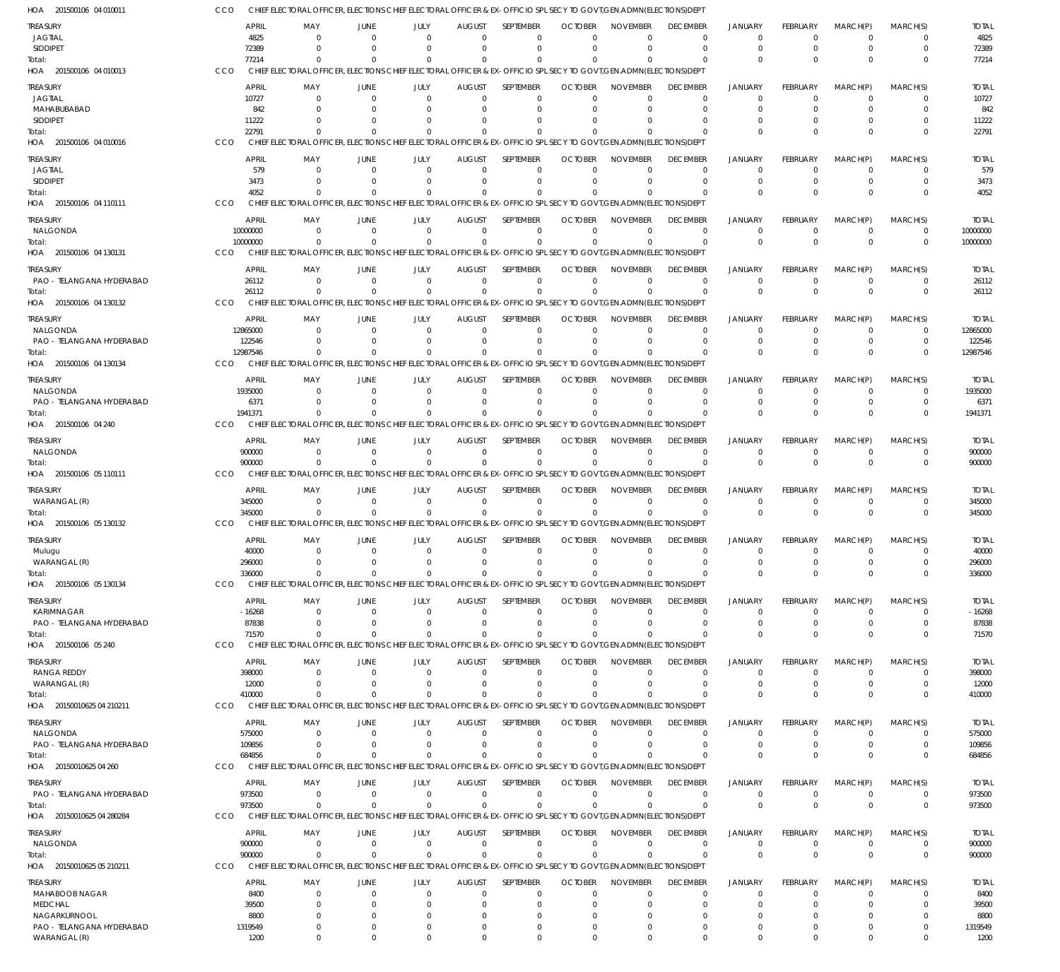HOA 201500106 04 010011 CCO CHIEF ELECTORAL OFFICER, ELECTIONS CHIEF ELECTORAL OFFICER & EX-OFFICIO SPL SECY TO GOVT,GEN.ADMN(ELECTIONS)DEPT

| TREASURY | APRIL | MAY | JUNE | JULY | AUGUST | SEPTEMBER | OCTOBER | NOVEMBER | DECEMBER | JANUARY | FEBRUARY | MARCH(P) | MARCH(S) | TOTAL |
|---|---|---|---|---|---|---|---|---|---|---|---|---|---|---|
| JAGTIAL | 4825 | 0 | 0 | 0 | 0 | 0 | 0 | 0 | 0 | 0 | 0 | 0 | 0 | 4825 |
| SIDDIPET | 72389 | 0 | 0 | 0 | 0 | 0 | 0 | 0 | 0 | 0 | 0 | 0 | 0 | 72389 |
| Total: | 77214 | 0 | 0 | 0 | 0 | 0 | 0 | 0 | 0 | 0 | 0 | 0 | 0 | 77214 |

HOA 201500106 04 010013 CCO CHIEF ELECTORAL OFFICER, ELECTIONS CHIEF ELECTORAL OFFICER & EX-OFFICIO SPL SECY TO GOVT,GEN.ADMN(ELECTIONS)DEPT

| TREASURY | APRIL | MAY | JUNE | JULY | AUGUST | SEPTEMBER | OCTOBER | NOVEMBER | DECEMBER | JANUARY | FEBRUARY | MARCH(P) | MARCH(S) | TOTAL |
|---|---|---|---|---|---|---|---|---|---|---|---|---|---|---|
| JAGTIAL | 10727 | 0 | 0 | 0 | 0 | 0 | 0 | 0 | 0 | 0 | 0 | 0 | 0 | 10727 |
| MAHABUBABAD | 842 | 0 | 0 | 0 | 0 | 0 | 0 | 0 | 0 | 0 | 0 | 0 | 0 | 842 |
| SIDDIPET | 11222 | 0 | 0 | 0 | 0 | 0 | 0 | 0 | 0 | 0 | 0 | 0 | 0 | 11222 |
| Total: | 22791 | 0 | 0 | 0 | 0 | 0 | 0 | 0 | 0 | 0 | 0 | 0 | 0 | 22791 |

HOA 201500106 04 010016 CCO CHIEF ELECTORAL OFFICER, ELECTIONS CHIEF ELECTORAL OFFICER & EX-OFFICIO SPL SECY TO GOVT,GEN.ADMN(ELECTIONS)DEPT

| TREASURY | APRIL | MAY | JUNE | JULY | AUGUST | SEPTEMBER | OCTOBER | NOVEMBER | DECEMBER | JANUARY | FEBRUARY | MARCH(P) | MARCH(S) | TOTAL |
|---|---|---|---|---|---|---|---|---|---|---|---|---|---|---|
| JAGTIAL | 579 | 0 | 0 | 0 | 0 | 0 | 0 | 0 | 0 | 0 | 0 | 0 | 0 | 579 |
| SIDDIPET | 3473 | 0 | 0 | 0 | 0 | 0 | 0 | 0 | 0 | 0 | 0 | 0 | 0 | 3473 |
| Total: | 4052 | 0 | 0 | 0 | 0 | 0 | 0 | 0 | 0 | 0 | 0 | 0 | 0 | 4052 |

HOA 201500106 04 110111 CCO CHIEF ELECTORAL OFFICER, ELECTIONS CHIEF ELECTORAL OFFICER & EX-OFFICIO SPL SECY TO GOVT,GEN.ADMN(ELECTIONS)DEPT

| TREASURY | APRIL | MAY | JUNE | JULY | AUGUST | SEPTEMBER | OCTOBER | NOVEMBER | DECEMBER | JANUARY | FEBRUARY | MARCH(P) | MARCH(S) | TOTAL |
|---|---|---|---|---|---|---|---|---|---|---|---|---|---|---|
| NALGONDA | 10000000 | 0 | 0 | 0 | 0 | 0 | 0 | 0 | 0 | 0 | 0 | 0 | 0 | 10000000 |
| Total: | 10000000 | 0 | 0 | 0 | 0 | 0 | 0 | 0 | 0 | 0 | 0 | 0 | 0 | 10000000 |

HOA 201500106 04 130131 CCO CHIEF ELECTORAL OFFICER, ELECTIONS CHIEF ELECTORAL OFFICER & EX-OFFICIO SPL SECY TO GOVT,GEN.ADMN(ELECTIONS)DEPT

| TREASURY | APRIL | MAY | JUNE | JULY | AUGUST | SEPTEMBER | OCTOBER | NOVEMBER | DECEMBER | JANUARY | FEBRUARY | MARCH(P) | MARCH(S) | TOTAL |
|---|---|---|---|---|---|---|---|---|---|---|---|---|---|---|
| PAO - TELANGANA HYDERABAD | 26112 | 0 | 0 | 0 | 0 | 0 | 0 | 0 | 0 | 0 | 0 | 0 | 0 | 26112 |
| Total: | 26112 | 0 | 0 | 0 | 0 | 0 | 0 | 0 | 0 | 0 | 0 | 0 | 0 | 26112 |

HOA 201500106 04 130132 CCO CHIEF ELECTORAL OFFICER, ELECTIONS CHIEF ELECTORAL OFFICER & EX-OFFICIO SPL SECY TO GOVT,GEN.ADMN(ELECTIONS)DEPT

| TREASURY | APRIL | MAY | JUNE | JULY | AUGUST | SEPTEMBER | OCTOBER | NOVEMBER | DECEMBER | JANUARY | FEBRUARY | MARCH(P) | MARCH(S) | TOTAL |
|---|---|---|---|---|---|---|---|---|---|---|---|---|---|---|
| NALGONDA | 12865000 | 0 | 0 | 0 | 0 | 0 | 0 | 0 | 0 | 0 | 0 | 0 | 0 | 12865000 |
| PAO - TELANGANA HYDERABAD | 122546 | 0 | 0 | 0 | 0 | 0 | 0 | 0 | 0 | 0 | 0 | 0 | 0 | 122546 |
| Total: | 12987546 | 0 | 0 | 0 | 0 | 0 | 0 | 0 | 0 | 0 | 0 | 0 | 0 | 12987546 |

HOA 201500106 04 130134 CCO CHIEF ELECTORAL OFFICER, ELECTIONS CHIEF ELECTORAL OFFICER & EX-OFFICIO SPL SECY TO GOVT,GEN.ADMN(ELECTIONS)DEPT

| TREASURY | APRIL | MAY | JUNE | JULY | AUGUST | SEPTEMBER | OCTOBER | NOVEMBER | DECEMBER | JANUARY | FEBRUARY | MARCH(P) | MARCH(S) | TOTAL |
|---|---|---|---|---|---|---|---|---|---|---|---|---|---|---|
| NALGONDA | 1935000 | 0 | 0 | 0 | 0 | 0 | 0 | 0 | 0 | 0 | 0 | 0 | 0 | 1935000 |
| PAO - TELANGANA HYDERABAD | 6371 | 0 | 0 | 0 | 0 | 0 | 0 | 0 | 0 | 0 | 0 | 0 | 0 | 6371 |
| Total: | 1941371 | 0 | 0 | 0 | 0 | 0 | 0 | 0 | 0 | 0 | 0 | 0 | 0 | 1941371 |

HOA 201500106 04 240 CCO CHIEF ELECTORAL OFFICER, ELECTIONS CHIEF ELECTORAL OFFICER & EX-OFFICIO SPL SECY TO GOVT,GEN.ADMN(ELECTIONS)DEPT

| TREASURY | APRIL | MAY | JUNE | JULY | AUGUST | SEPTEMBER | OCTOBER | NOVEMBER | DECEMBER | JANUARY | FEBRUARY | MARCH(P) | MARCH(S) | TOTAL |
|---|---|---|---|---|---|---|---|---|---|---|---|---|---|---|
| NALGONDA | 900000 | 0 | 0 | 0 | 0 | 0 | 0 | 0 | 0 | 0 | 0 | 0 | 0 | 900000 |
| Total: | 900000 | 0 | 0 | 0 | 0 | 0 | 0 | 0 | 0 | 0 | 0 | 0 | 0 | 900000 |

HOA 201500106 05 110111 CCO CHIEF ELECTORAL OFFICER, ELECTIONS CHIEF ELECTORAL OFFICER & EX-OFFICIO SPL SECY TO GOVT,GEN.ADMN(ELECTIONS)DEPT

| TREASURY | APRIL | MAY | JUNE | JULY | AUGUST | SEPTEMBER | OCTOBER | NOVEMBER | DECEMBER | JANUARY | FEBRUARY | MARCH(P) | MARCH(S) | TOTAL |
|---|---|---|---|---|---|---|---|---|---|---|---|---|---|---|
| WARANGAL (R) | 345000 | 0 | 0 | 0 | 0 | 0 | 0 | 0 | 0 | 0 | 0 | 0 | 0 | 345000 |
| Total: | 345000 | 0 | 0 | 0 | 0 | 0 | 0 | 0 | 0 | 0 | 0 | 0 | 0 | 345000 |

HOA 201500106 05 130132 CCO CHIEF ELECTORAL OFFICER, ELECTIONS CHIEF ELECTORAL OFFICER & EX-OFFICIO SPL SECY TO GOVT,GEN.ADMN(ELECTIONS)DEPT

| TREASURY | APRIL | MAY | JUNE | JULY | AUGUST | SEPTEMBER | OCTOBER | NOVEMBER | DECEMBER | JANUARY | FEBRUARY | MARCH(P) | MARCH(S) | TOTAL |
|---|---|---|---|---|---|---|---|---|---|---|---|---|---|---|
| Mulugu | 40000 | 0 | 0 | 0 | 0 | 0 | 0 | 0 | 0 | 0 | 0 | 0 | 0 | 40000 |
| WARANGAL (R) | 296000 | 0 | 0 | 0 | 0 | 0 | 0 | 0 | 0 | 0 | 0 | 0 | 0 | 296000 |
| Total: | 336000 | 0 | 0 | 0 | 0 | 0 | 0 | 0 | 0 | 0 | 0 | 0 | 0 | 336000 |

HOA 201500106 05 130134 CCO CHIEF ELECTORAL OFFICER, ELECTIONS CHIEF ELECTORAL OFFICER & EX-OFFICIO SPL SECY TO GOVT,GEN.ADMN(ELECTIONS)DEPT

| TREASURY | APRIL | MAY | JUNE | JULY | AUGUST | SEPTEMBER | OCTOBER | NOVEMBER | DECEMBER | JANUARY | FEBRUARY | MARCH(P) | MARCH(S) | TOTAL |
|---|---|---|---|---|---|---|---|---|---|---|---|---|---|---|
| KARIMNAGAR | -16268 | 0 | 0 | 0 | 0 | 0 | 0 | 0 | 0 | 0 | 0 | 0 | 0 | -16268 |
| PAO - TELANGANA HYDERABAD | 87838 | 0 | 0 | 0 | 0 | 0 | 0 | 0 | 0 | 0 | 0 | 0 | 0 | 87838 |
| Total: | 71570 | 0 | 0 | 0 | 0 | 0 | 0 | 0 | 0 | 0 | 0 | 0 | 0 | 71570 |

HOA 201500106 05 240 CCO CHIEF ELECTORAL OFFICER, ELECTIONS CHIEF ELECTORAL OFFICER & EX-OFFICIO SPL SECY TO GOVT,GEN.ADMN(ELECTIONS)DEPT

| TREASURY | APRIL | MAY | JUNE | JULY | AUGUST | SEPTEMBER | OCTOBER | NOVEMBER | DECEMBER | JANUARY | FEBRUARY | MARCH(P) | MARCH(S) | TOTAL |
|---|---|---|---|---|---|---|---|---|---|---|---|---|---|---|
| RANGA REDDY | 398000 | 0 | 0 | 0 | 0 | 0 | 0 | 0 | 0 | 0 | 0 | 0 | 0 | 398000 |
| WARANGAL (R) | 12000 | 0 | 0 | 0 | 0 | 0 | 0 | 0 | 0 | 0 | 0 | 0 | 0 | 12000 |
| Total: | 410000 | 0 | 0 | 0 | 0 | 0 | 0 | 0 | 0 | 0 | 0 | 0 | 0 | 410000 |

HOA 20150010625 04 210211 CCO CHIEF ELECTORAL OFFICER, ELECTIONS CHIEF ELECTORAL OFFICER & EX-OFFICIO SPL SECY TO GOVT,GEN.ADMN(ELECTIONS)DEPT

| TREASURY | APRIL | MAY | JUNE | JULY | AUGUST | SEPTEMBER | OCTOBER | NOVEMBER | DECEMBER | JANUARY | FEBRUARY | MARCH(P) | MARCH(S) | TOTAL |
|---|---|---|---|---|---|---|---|---|---|---|---|---|---|---|
| NALGONDA | 575000 | 0 | 0 | 0 | 0 | 0 | 0 | 0 | 0 | 0 | 0 | 0 | 0 | 575000 |
| PAO - TELANGANA HYDERABAD | 109856 | 0 | 0 | 0 | 0 | 0 | 0 | 0 | 0 | 0 | 0 | 0 | 0 | 109856 |
| Total: | 684856 | 0 | 0 | 0 | 0 | 0 | 0 | 0 | 0 | 0 | 0 | 0 | 0 | 684856 |

HOA 20150010625 04 260 CCO CHIEF ELECTORAL OFFICER, ELECTIONS CHIEF ELECTORAL OFFICER & EX-OFFICIO SPL SECY TO GOVT,GEN.ADMN(ELECTIONS)DEPT

| TREASURY | APRIL | MAY | JUNE | JULY | AUGUST | SEPTEMBER | OCTOBER | NOVEMBER | DECEMBER | JANUARY | FEBRUARY | MARCH(P) | MARCH(S) | TOTAL |
|---|---|---|---|---|---|---|---|---|---|---|---|---|---|---|
| PAO - TELANGANA HYDERABAD | 973500 | 0 | 0 | 0 | 0 | 0 | 0 | 0 | 0 | 0 | 0 | 0 | 0 | 973500 |
| Total: | 973500 | 0 | 0 | 0 | 0 | 0 | 0 | 0 | 0 | 0 | 0 | 0 | 0 | 973500 |

HOA 20150010625 04 280284 CCO CHIEF ELECTORAL OFFICER, ELECTIONS CHIEF ELECTORAL OFFICER & EX-OFFICIO SPL SECY TO GOVT,GEN.ADMN(ELECTIONS)DEPT

| TREASURY | APRIL | MAY | JUNE | JULY | AUGUST | SEPTEMBER | OCTOBER | NOVEMBER | DECEMBER | JANUARY | FEBRUARY | MARCH(P) | MARCH(S) | TOTAL |
|---|---|---|---|---|---|---|---|---|---|---|---|---|---|---|
| NALGONDA | 900000 | 0 | 0 | 0 | 0 | 0 | 0 | 0 | 0 | 0 | 0 | 0 | 0 | 900000 |
| Total: | 900000 | 0 | 0 | 0 | 0 | 0 | 0 | 0 | 0 | 0 | 0 | 0 | 0 | 900000 |

HOA 20150010625 05 210211 CCO CHIEF ELECTORAL OFFICER, ELECTIONS CHIEF ELECTORAL OFFICER & EX-OFFICIO SPL SECY TO GOVT,GEN.ADMN(ELECTIONS)DEPT

| TREASURY | APRIL | MAY | JUNE | JULY | AUGUST | SEPTEMBER | OCTOBER | NOVEMBER | DECEMBER | JANUARY | FEBRUARY | MARCH(P) | MARCH(S) | TOTAL |
|---|---|---|---|---|---|---|---|---|---|---|---|---|---|---|
| MAHABOOB NAGAR | 8400 | 0 | 0 | 0 | 0 | 0 | 0 | 0 | 0 | 0 | 0 | 0 | 0 | 8400 |
| MEDCHAL | 39500 | 0 | 0 | 0 | 0 | 0 | 0 | 0 | 0 | 0 | 0 | 0 | 0 | 39500 |
| NAGARKURNOOL | 8800 | 0 | 0 | 0 | 0 | 0 | 0 | 0 | 0 | 0 | 0 | 0 | 0 | 8800 |
| PAO - TELANGANA HYDERABAD | 1319549 | 0 | 0 | 0 | 0 | 0 | 0 | 0 | 0 | 0 | 0 | 0 | 0 | 1319549 |
| WARANGAL (R) | 1200 | 0 | 0 | 0 | 0 | 0 | 0 | 0 | 0 | 0 | 0 | 0 | 0 | 1200 |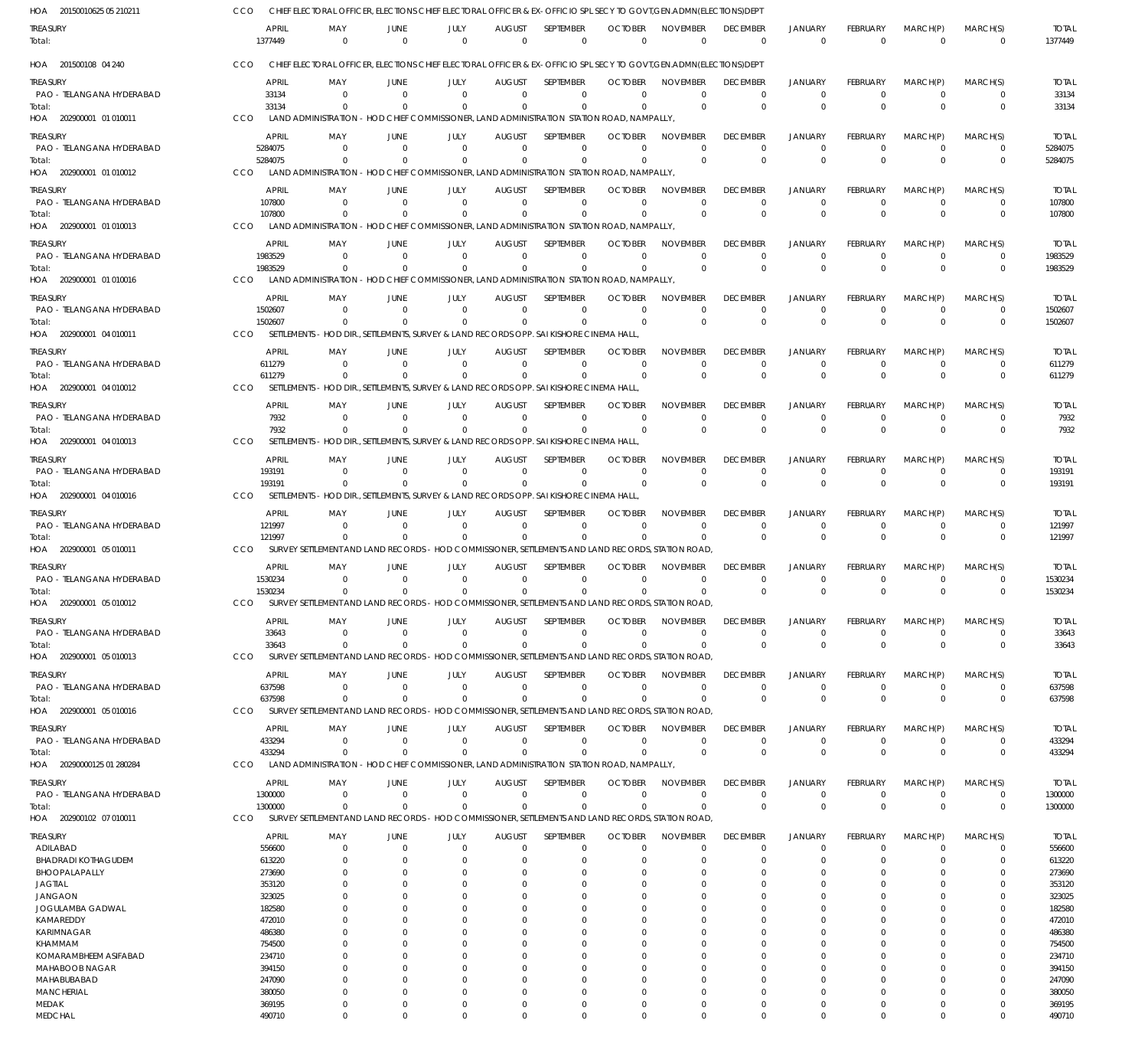HOA 20150010625 05 210211 CCO CHIEF ELECTORAL OFFICER, ELECTIONS CHIEF ELECTORAL OFFICER & EX-OFFICIO SPL SECY TO GOVT,GEN.ADMN(ELECTIONS)DEPT

| TREASURY | APRIL | MAY | JUNE | JULY | AUGUST | SEPTEMBER | OCTOBER | NOVEMBER | DECEMBER | JANUARY | FEBRUARY | MARCH(P) | MARCH(S) | TOTAL |
|---|---|---|---|---|---|---|---|---|---|---|---|---|---|---|
| Total: | 1377449 | 0 | 0 | 0 | 0 | 0 | 0 | 0 | 0 | 0 | 0 | 0 | 0 | 1377449 |

HOA 201500108 04 240 CCO CHIEF ELECTORAL OFFICER, ELECTIONS CHIEF ELECTORAL OFFICER & EX-OFFICIO SPL SECY TO GOVT,GEN.ADMN(ELECTIONS)DEPT

| TREASURY | APRIL | MAY | JUNE | JULY | AUGUST | SEPTEMBER | OCTOBER | NOVEMBER | DECEMBER | JANUARY | FEBRUARY | MARCH(P) | MARCH(S) | TOTAL |
|---|---|---|---|---|---|---|---|---|---|---|---|---|---|---|
| PAO - TELANGANA HYDERABAD | 33134 | 0 | 0 | 0 | 0 | 0 | 0 | 0 | 0 | 0 | 0 | 0 | 0 | 33134 |
| Total: | 33134 | 0 | 0 | 0 | 0 | 0 | 0 | 0 | 0 | 0 | 0 | 0 | 0 | 33134 |

HOA 202900001 01 010011 CCO LAND ADMINISTRATION - HOD CHIEF COMMISSIONER, LAND ADMINISTRATION STATION ROAD, NAMPALLY,

| TREASURY | APRIL | MAY | JUNE | JULY | AUGUST | SEPTEMBER | OCTOBER | NOVEMBER | DECEMBER | JANUARY | FEBRUARY | MARCH(P) | MARCH(S) | TOTAL |
|---|---|---|---|---|---|---|---|---|---|---|---|---|---|---|
| PAO - TELANGANA HYDERABAD | 5284075 | 0 | 0 | 0 | 0 | 0 | 0 | 0 | 0 | 0 | 0 | 0 | 0 | 5284075 |
| Total: | 5284075 | 0 | 0 | 0 | 0 | 0 | 0 | 0 | 0 | 0 | 0 | 0 | 0 | 5284075 |

HOA 202900001 01 010012 CCO LAND ADMINISTRATION - HOD CHIEF COMMISSIONER, LAND ADMINISTRATION STATION ROAD, NAMPALLY,

| TREASURY | APRIL | MAY | JUNE | JULY | AUGUST | SEPTEMBER | OCTOBER | NOVEMBER | DECEMBER | JANUARY | FEBRUARY | MARCH(P) | MARCH(S) | TOTAL |
|---|---|---|---|---|---|---|---|---|---|---|---|---|---|---|
| PAO - TELANGANA HYDERABAD | 107800 | 0 | 0 | 0 | 0 | 0 | 0 | 0 | 0 | 0 | 0 | 0 | 0 | 107800 |
| Total: | 107800 | 0 | 0 | 0 | 0 | 0 | 0 | 0 | 0 | 0 | 0 | 0 | 0 | 107800 |

HOA 202900001 01 010013 CCO LAND ADMINISTRATION - HOD CHIEF COMMISSIONER, LAND ADMINISTRATION STATION ROAD, NAMPALLY,

| TREASURY | APRIL | MAY | JUNE | JULY | AUGUST | SEPTEMBER | OCTOBER | NOVEMBER | DECEMBER | JANUARY | FEBRUARY | MARCH(P) | MARCH(S) | TOTAL |
|---|---|---|---|---|---|---|---|---|---|---|---|---|---|---|
| PAO - TELANGANA HYDERABAD | 1983529 | 0 | 0 | 0 | 0 | 0 | 0 | 0 | 0 | 0 | 0 | 0 | 0 | 1983529 |
| Total: | 1983529 | 0 | 0 | 0 | 0 | 0 | 0 | 0 | 0 | 0 | 0 | 0 | 0 | 1983529 |

HOA 202900001 01 010016 CCO LAND ADMINISTRATION - HOD CHIEF COMMISSIONER, LAND ADMINISTRATION STATION ROAD, NAMPALLY,

| TREASURY | APRIL | MAY | JUNE | JULY | AUGUST | SEPTEMBER | OCTOBER | NOVEMBER | DECEMBER | JANUARY | FEBRUARY | MARCH(P) | MARCH(S) | TOTAL |
|---|---|---|---|---|---|---|---|---|---|---|---|---|---|---|
| PAO - TELANGANA HYDERABAD | 1502607 | 0 | 0 | 0 | 0 | 0 | 0 | 0 | 0 | 0 | 0 | 0 | 0 | 1502607 |
| Total: | 1502607 | 0 | 0 | 0 | 0 | 0 | 0 | 0 | 0 | 0 | 0 | 0 | 0 | 1502607 |

HOA 202900001 04 010011 CCO SETTLEMENTS - HOD DIR., SETTLEMENTS, SURVEY & LAND RECORDS OPP. SAI KISHORE CINEMA HALL,

| TREASURY | APRIL | MAY | JUNE | JULY | AUGUST | SEPTEMBER | OCTOBER | NOVEMBER | DECEMBER | JANUARY | FEBRUARY | MARCH(P) | MARCH(S) | TOTAL |
|---|---|---|---|---|---|---|---|---|---|---|---|---|---|---|
| PAO - TELANGANA HYDERABAD | 611279 | 0 | 0 | 0 | 0 | 0 | 0 | 0 | 0 | 0 | 0 | 0 | 0 | 611279 |
| Total: | 611279 | 0 | 0 | 0 | 0 | 0 | 0 | 0 | 0 | 0 | 0 | 0 | 0 | 611279 |

HOA 202900001 04 010012 CCO SETTLEMENTS - HOD DIR., SETTLEMENTS, SURVEY & LAND RECORDS OPP. SAI KISHORE CINEMA HALL,

| TREASURY | APRIL | MAY | JUNE | JULY | AUGUST | SEPTEMBER | OCTOBER | NOVEMBER | DECEMBER | JANUARY | FEBRUARY | MARCH(P) | MARCH(S) | TOTAL |
|---|---|---|---|---|---|---|---|---|---|---|---|---|---|---|
| PAO - TELANGANA HYDERABAD | 7932 | 0 | 0 | 0 | 0 | 0 | 0 | 0 | 0 | 0 | 0 | 0 | 0 | 7932 |
| Total: | 7932 | 0 | 0 | 0 | 0 | 0 | 0 | 0 | 0 | 0 | 0 | 0 | 0 | 7932 |

HOA 202900001 04 010013 CCO SETTLEMENTS - HOD DIR., SETTLEMENTS, SURVEY & LAND RECORDS OPP. SAI KISHORE CINEMA HALL,

| TREASURY | APRIL | MAY | JUNE | JULY | AUGUST | SEPTEMBER | OCTOBER | NOVEMBER | DECEMBER | JANUARY | FEBRUARY | MARCH(P) | MARCH(S) | TOTAL |
|---|---|---|---|---|---|---|---|---|---|---|---|---|---|---|
| PAO - TELANGANA HYDERABAD | 193191 | 0 | 0 | 0 | 0 | 0 | 0 | 0 | 0 | 0 | 0 | 0 | 0 | 193191 |
| Total: | 193191 | 0 | 0 | 0 | 0 | 0 | 0 | 0 | 0 | 0 | 0 | 0 | 0 | 193191 |

HOA 202900001 04 010016 CCO SETTLEMENTS - HOD DIR., SETTLEMENTS, SURVEY & LAND RECORDS OPP. SAI KISHORE CINEMA HALL,

| TREASURY | APRIL | MAY | JUNE | JULY | AUGUST | SEPTEMBER | OCTOBER | NOVEMBER | DECEMBER | JANUARY | FEBRUARY | MARCH(P) | MARCH(S) | TOTAL |
|---|---|---|---|---|---|---|---|---|---|---|---|---|---|---|
| PAO - TELANGANA HYDERABAD | 121997 | 0 | 0 | 0 | 0 | 0 | 0 | 0 | 0 | 0 | 0 | 0 | 0 | 121997 |
| Total: | 121997 | 0 | 0 | 0 | 0 | 0 | 0 | 0 | 0 | 0 | 0 | 0 | 0 | 121997 |

HOA 202900001 05 010011 CCO SURVEY SETTLEMENT AND LAND RECORDS - HOD COMMISSIONER, SETTLEMENTS AND LAND RECORDS, STATION ROAD,

| TREASURY | APRIL | MAY | JUNE | JULY | AUGUST | SEPTEMBER | OCTOBER | NOVEMBER | DECEMBER | JANUARY | FEBRUARY | MARCH(P) | MARCH(S) | TOTAL |
|---|---|---|---|---|---|---|---|---|---|---|---|---|---|---|
| PAO - TELANGANA HYDERABAD | 1530234 | 0 | 0 | 0 | 0 | 0 | 0 | 0 | 0 | 0 | 0 | 0 | 0 | 1530234 |
| Total: | 1530234 | 0 | 0 | 0 | 0 | 0 | 0 | 0 | 0 | 0 | 0 | 0 | 0 | 1530234 |

HOA 202900001 05 010012 CCO SURVEY SETTLEMENT AND LAND RECORDS - HOD COMMISSIONER, SETTLEMENTS AND LAND RECORDS, STATION ROAD,

| TREASURY | APRIL | MAY | JUNE | JULY | AUGUST | SEPTEMBER | OCTOBER | NOVEMBER | DECEMBER | JANUARY | FEBRUARY | MARCH(P) | MARCH(S) | TOTAL |
|---|---|---|---|---|---|---|---|---|---|---|---|---|---|---|
| PAO - TELANGANA HYDERABAD | 33643 | 0 | 0 | 0 | 0 | 0 | 0 | 0 | 0 | 0 | 0 | 0 | 0 | 33643 |
| Total: | 33643 | 0 | 0 | 0 | 0 | 0 | 0 | 0 | 0 | 0 | 0 | 0 | 0 | 33643 |

HOA 202900001 05 010013 CCO SURVEY SETTLEMENT AND LAND RECORDS - HOD COMMISSIONER, SETTLEMENTS AND LAND RECORDS, STATION ROAD,

| TREASURY | APRIL | MAY | JUNE | JULY | AUGUST | SEPTEMBER | OCTOBER | NOVEMBER | DECEMBER | JANUARY | FEBRUARY | MARCH(P) | MARCH(S) | TOTAL |
|---|---|---|---|---|---|---|---|---|---|---|---|---|---|---|
| PAO - TELANGANA HYDERABAD | 637598 | 0 | 0 | 0 | 0 | 0 | 0 | 0 | 0 | 0 | 0 | 0 | 0 | 637598 |
| Total: | 637598 | 0 | 0 | 0 | 0 | 0 | 0 | 0 | 0 | 0 | 0 | 0 | 0 | 637598 |

HOA 202900001 05 010016 CCO SURVEY SETTLEMENT AND LAND RECORDS - HOD COMMISSIONER, SETTLEMENTS AND LAND RECORDS, STATION ROAD,

| TREASURY | APRIL | MAY | JUNE | JULY | AUGUST | SEPTEMBER | OCTOBER | NOVEMBER | DECEMBER | JANUARY | FEBRUARY | MARCH(P) | MARCH(S) | TOTAL |
|---|---|---|---|---|---|---|---|---|---|---|---|---|---|---|
| PAO - TELANGANA HYDERABAD | 433294 | 0 | 0 | 0 | 0 | 0 | 0 | 0 | 0 | 0 | 0 | 0 | 0 | 433294 |
| Total: | 433294 | 0 | 0 | 0 | 0 | 0 | 0 | 0 | 0 | 0 | 0 | 0 | 0 | 433294 |

HOA 20290000125 01 280284 CCO LAND ADMINISTRATION - HOD CHIEF COMMISSIONER, LAND ADMINISTRATION STATION ROAD, NAMPALLY,

| TREASURY | APRIL | MAY | JUNE | JULY | AUGUST | SEPTEMBER | OCTOBER | NOVEMBER | DECEMBER | JANUARY | FEBRUARY | MARCH(P) | MARCH(S) | TOTAL |
|---|---|---|---|---|---|---|---|---|---|---|---|---|---|---|
| PAO - TELANGANA HYDERABAD | 1300000 | 0 | 0 | 0 | 0 | 0 | 0 | 0 | 0 | 0 | 0 | 0 | 0 | 1300000 |
| Total: | 1300000 | 0 | 0 | 0 | 0 | 0 | 0 | 0 | 0 | 0 | 0 | 0 | 0 | 1300000 |

HOA 202900102 07 010011 CCO SURVEY SETTLEMENT AND LAND RECORDS - HOD COMMISSIONER, SETTLEMENTS AND LAND RECORDS, STATION ROAD,

| TREASURY | APRIL | MAY | JUNE | JULY | AUGUST | SEPTEMBER | OCTOBER | NOVEMBER | DECEMBER | JANUARY | FEBRUARY | MARCH(P) | MARCH(S) | TOTAL |
|---|---|---|---|---|---|---|---|---|---|---|---|---|---|---|
| ADILABAD | 556600 | 0 | 0 | 0 | 0 | 0 | 0 | 0 | 0 | 0 | 0 | 0 | 0 | 556600 |
| BHADRADI KOTHAGUDEM | 613220 | 0 | 0 | 0 | 0 | 0 | 0 | 0 | 0 | 0 | 0 | 0 | 0 | 613220 |
| BHOOPALAPALLY | 273690 | 0 | 0 | 0 | 0 | 0 | 0 | 0 | 0 | 0 | 0 | 0 | 0 | 273690 |
| JAGTIAL | 353120 | 0 | 0 | 0 | 0 | 0 | 0 | 0 | 0 | 0 | 0 | 0 | 0 | 353120 |
| JANGAON | 323025 | 0 | 0 | 0 | 0 | 0 | 0 | 0 | 0 | 0 | 0 | 0 | 0 | 323025 |
| JOGULAMBA GADWAL | 182580 | 0 | 0 | 0 | 0 | 0 | 0 | 0 | 0 | 0 | 0 | 0 | 0 | 182580 |
| KAMAREDDY | 472010 | 0 | 0 | 0 | 0 | 0 | 0 | 0 | 0 | 0 | 0 | 0 | 0 | 472010 |
| KARIMNAGAR | 486380 | 0 | 0 | 0 | 0 | 0 | 0 | 0 | 0 | 0 | 0 | 0 | 0 | 486380 |
| KHAMMAM | 754500 | 0 | 0 | 0 | 0 | 0 | 0 | 0 | 0 | 0 | 0 | 0 | 0 | 754500 |
| KOMARAMBHEEM ASIFABAD | 234710 | 0 | 0 | 0 | 0 | 0 | 0 | 0 | 0 | 0 | 0 | 0 | 0 | 234710 |
| MAHABOOB NAGAR | 394150 | 0 | 0 | 0 | 0 | 0 | 0 | 0 | 0 | 0 | 0 | 0 | 0 | 394150 |
| MAHABUBABAD | 247090 | 0 | 0 | 0 | 0 | 0 | 0 | 0 | 0 | 0 | 0 | 0 | 0 | 247090 |
| MANCHERIAL | 380050 | 0 | 0 | 0 | 0 | 0 | 0 | 0 | 0 | 0 | 0 | 0 | 0 | 380050 |
| MEDAK | 369195 | 0 | 0 | 0 | 0 | 0 | 0 | 0 | 0 | 0 | 0 | 0 | 0 | 369195 |
| MEDCHAL | 490710 | 0 | 0 | 0 | 0 | 0 | 0 | 0 | 0 | 0 | 0 | 0 | 0 | 490710 |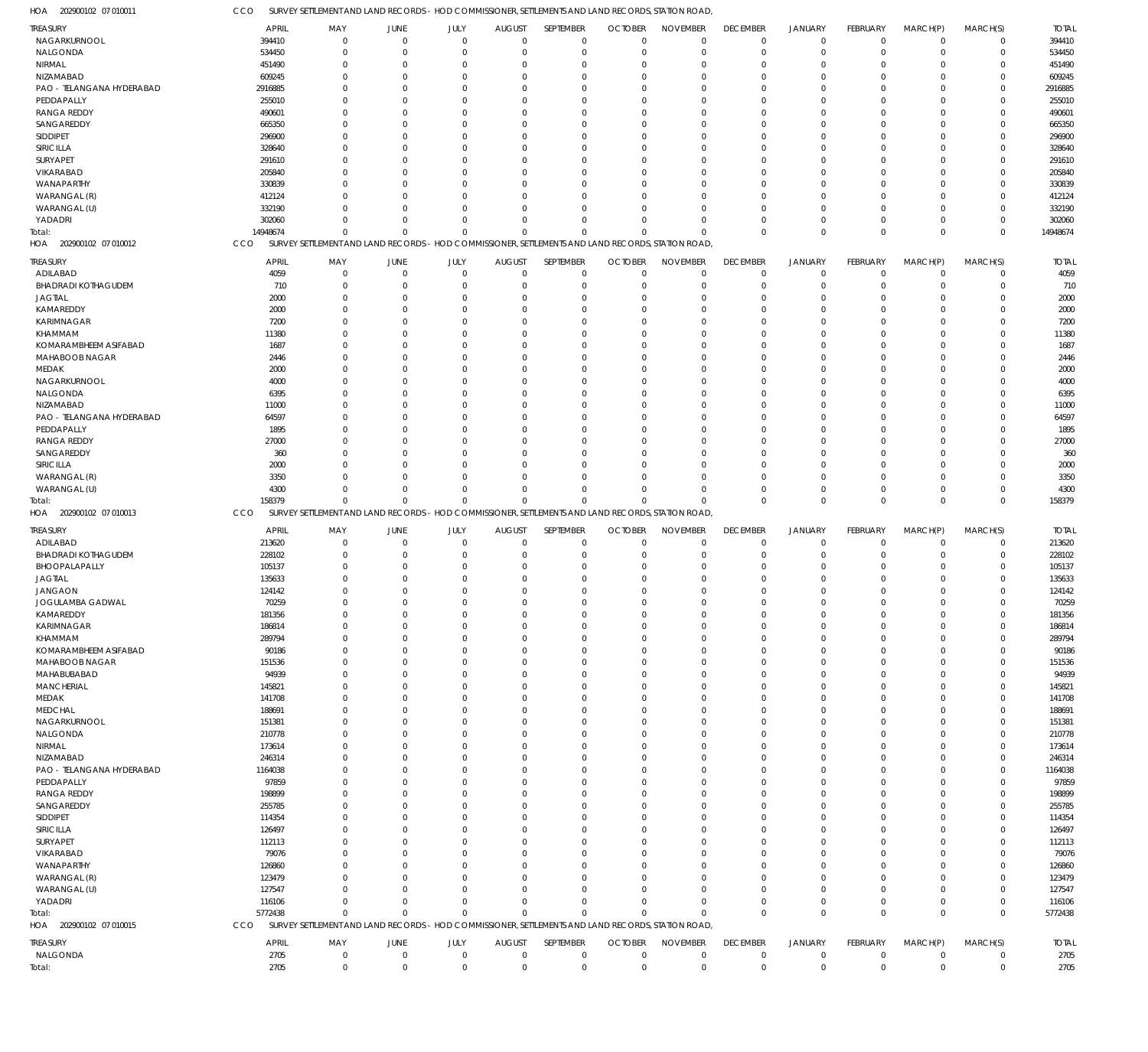HOA 202900102 07 010011 CCO SURVEY SETTLEMENT AND LAND RECORDS - HOD COMMISSIONER, SETTLEMENTS AND LAND RECORDS, STATION ROAD,

| TREASURY | APRIL | MAY | JUNE | JULY | AUGUST | SEPTEMBER | OCTOBER | NOVEMBER | DECEMBER | JANUARY | FEBRUARY | MARCH(P) | MARCH(S) | TOTAL |
|---|---|---|---|---|---|---|---|---|---|---|---|---|---|---|
| NAGARKURNOOL | 394410 | 0 | 0 | 0 | 0 | 0 | 0 | 0 | 0 | 0 | 0 | 0 | 0 | 394410 |
| NALGONDA | 534450 | 0 | 0 | 0 | 0 | 0 | 0 | 0 | 0 | 0 | 0 | 0 | 0 | 534450 |
| NIRMAL | 451490 | 0 | 0 | 0 | 0 | 0 | 0 | 0 | 0 | 0 | 0 | 0 | 0 | 451490 |
| NIZAMABAD | 609245 | 0 | 0 | 0 | 0 | 0 | 0 | 0 | 0 | 0 | 0 | 0 | 0 | 609245 |
| PAO - TELANGANA HYDERABAD | 2916885 | 0 | 0 | 0 | 0 | 0 | 0 | 0 | 0 | 0 | 0 | 0 | 0 | 2916885 |
| PEDDAPALLY | 255010 | 0 | 0 | 0 | 0 | 0 | 0 | 0 | 0 | 0 | 0 | 0 | 0 | 255010 |
| RANGA REDDY | 490601 | 0 | 0 | 0 | 0 | 0 | 0 | 0 | 0 | 0 | 0 | 0 | 0 | 490601 |
| SANGAREDDY | 665350 | 0 | 0 | 0 | 0 | 0 | 0 | 0 | 0 | 0 | 0 | 0 | 0 | 665350 |
| SIDDIPET | 296900 | 0 | 0 | 0 | 0 | 0 | 0 | 0 | 0 | 0 | 0 | 0 | 0 | 296900 |
| SIRICILLA | 328640 | 0 | 0 | 0 | 0 | 0 | 0 | 0 | 0 | 0 | 0 | 0 | 0 | 328640 |
| SURYAPET | 291610 | 0 | 0 | 0 | 0 | 0 | 0 | 0 | 0 | 0 | 0 | 0 | 0 | 291610 |
| VIKARABAD | 205840 | 0 | 0 | 0 | 0 | 0 | 0 | 0 | 0 | 0 | 0 | 0 | 0 | 205840 |
| WANAPARTHY | 330839 | 0 | 0 | 0 | 0 | 0 | 0 | 0 | 0 | 0 | 0 | 0 | 0 | 330839 |
| WARANGAL (R) | 412124 | 0 | 0 | 0 | 0 | 0 | 0 | 0 | 0 | 0 | 0 | 0 | 0 | 412124 |
| WARANGAL (U) | 332190 | 0 | 0 | 0 | 0 | 0 | 0 | 0 | 0 | 0 | 0 | 0 | 0 | 332190 |
| YADADRI | 302060 | 0 | 0 | 0 | 0 | 0 | 0 | 0 | 0 | 0 | 0 | 0 | 0 | 302060 |
| Total: | 14948674 | 0 | 0 | 0 | 0 | 0 | 0 | 0 | 0 | 0 | 0 | 0 | 0 | 14948674 |

HOA 202900102 07 010012 CCO SURVEY SETTLEMENT AND LAND RECORDS - HOD COMMISSIONER, SETTLEMENTS AND LAND RECORDS, STATION ROAD,

| TREASURY | APRIL | MAY | JUNE | JULY | AUGUST | SEPTEMBER | OCTOBER | NOVEMBER | DECEMBER | JANUARY | FEBRUARY | MARCH(P) | MARCH(S) | TOTAL |
|---|---|---|---|---|---|---|---|---|---|---|---|---|---|---|
| ADILABAD | 4059 | 0 | 0 | 0 | 0 | 0 | 0 | 0 | 0 | 0 | 0 | 0 | 0 | 4059 |
| BHADRADI KOTHAGUDEM | 710 | 0 | 0 | 0 | 0 | 0 | 0 | 0 | 0 | 0 | 0 | 0 | 0 | 710 |
| JAGTIAL | 2000 | 0 | 0 | 0 | 0 | 0 | 0 | 0 | 0 | 0 | 0 | 0 | 0 | 2000 |
| KAMAREDDY | 2000 | 0 | 0 | 0 | 0 | 0 | 0 | 0 | 0 | 0 | 0 | 0 | 0 | 2000 |
| KARIMNAGAR | 7200 | 0 | 0 | 0 | 0 | 0 | 0 | 0 | 0 | 0 | 0 | 0 | 0 | 7200 |
| KHAMMAM | 11380 | 0 | 0 | 0 | 0 | 0 | 0 | 0 | 0 | 0 | 0 | 0 | 0 | 11380 |
| KOMARAMBHEEM ASIFABAD | 1687 | 0 | 0 | 0 | 0 | 0 | 0 | 0 | 0 | 0 | 0 | 0 | 0 | 1687 |
| MAHABOOB NAGAR | 2446 | 0 | 0 | 0 | 0 | 0 | 0 | 0 | 0 | 0 | 0 | 0 | 0 | 2446 |
| MEDAK | 2000 | 0 | 0 | 0 | 0 | 0 | 0 | 0 | 0 | 0 | 0 | 0 | 0 | 2000 |
| NAGARKURNOOL | 4000 | 0 | 0 | 0 | 0 | 0 | 0 | 0 | 0 | 0 | 0 | 0 | 0 | 4000 |
| NALGONDA | 6395 | 0 | 0 | 0 | 0 | 0 | 0 | 0 | 0 | 0 | 0 | 0 | 0 | 6395 |
| NIZAMABAD | 11000 | 0 | 0 | 0 | 0 | 0 | 0 | 0 | 0 | 0 | 0 | 0 | 0 | 11000 |
| PAO - TELANGANA HYDERABAD | 64597 | 0 | 0 | 0 | 0 | 0 | 0 | 0 | 0 | 0 | 0 | 0 | 0 | 64597 |
| PEDDAPALLY | 1895 | 0 | 0 | 0 | 0 | 0 | 0 | 0 | 0 | 0 | 0 | 0 | 0 | 1895 |
| RANGA REDDY | 27000 | 0 | 0 | 0 | 0 | 0 | 0 | 0 | 0 | 0 | 0 | 0 | 0 | 27000 |
| SANGAREDDY | 360 | 0 | 0 | 0 | 0 | 0 | 0 | 0 | 0 | 0 | 0 | 0 | 0 | 360 |
| SIRICILLA | 2000 | 0 | 0 | 0 | 0 | 0 | 0 | 0 | 0 | 0 | 0 | 0 | 0 | 2000 |
| WARANGAL (R) | 3350 | 0 | 0 | 0 | 0 | 0 | 0 | 0 | 0 | 0 | 0 | 0 | 0 | 3350 |
| WARANGAL (U) | 4300 | 0 | 0 | 0 | 0 | 0 | 0 | 0 | 0 | 0 | 0 | 0 | 0 | 4300 |
| Total: | 158379 | 0 | 0 | 0 | 0 | 0 | 0 | 0 | 0 | 0 | 0 | 0 | 0 | 158379 |

HOA 202900102 07 010013 CCO SURVEY SETTLEMENT AND LAND RECORDS - HOD COMMISSIONER, SETTLEMENTS AND LAND RECORDS, STATION ROAD,

| TREASURY | APRIL | MAY | JUNE | JULY | AUGUST | SEPTEMBER | OCTOBER | NOVEMBER | DECEMBER | JANUARY | FEBRUARY | MARCH(P) | MARCH(S) | TOTAL |
|---|---|---|---|---|---|---|---|---|---|---|---|---|---|---|
| ADILABAD | 213620 | 0 | 0 | 0 | 0 | 0 | 0 | 0 | 0 | 0 | 0 | 0 | 0 | 213620 |
| BHADRADI KOTHAGUDEM | 228102 | 0 | 0 | 0 | 0 | 0 | 0 | 0 | 0 | 0 | 0 | 0 | 0 | 228102 |
| BHOOPALAPALLY | 105137 | 0 | 0 | 0 | 0 | 0 | 0 | 0 | 0 | 0 | 0 | 0 | 0 | 105137 |
| JAGTIAL | 135633 | 0 | 0 | 0 | 0 | 0 | 0 | 0 | 0 | 0 | 0 | 0 | 0 | 135633 |
| JANGAON | 124142 | 0 | 0 | 0 | 0 | 0 | 0 | 0 | 0 | 0 | 0 | 0 | 0 | 124142 |
| JOGULAMBA GADWAL | 70259 | 0 | 0 | 0 | 0 | 0 | 0 | 0 | 0 | 0 | 0 | 0 | 0 | 70259 |
| KAMAREDDY | 181356 | 0 | 0 | 0 | 0 | 0 | 0 | 0 | 0 | 0 | 0 | 0 | 0 | 181356 |
| KARIMNAGAR | 186814 | 0 | 0 | 0 | 0 | 0 | 0 | 0 | 0 | 0 | 0 | 0 | 0 | 186814 |
| KHAMMAM | 289794 | 0 | 0 | 0 | 0 | 0 | 0 | 0 | 0 | 0 | 0 | 0 | 0 | 289794 |
| KOMARAMBHEEM ASIFABAD | 90186 | 0 | 0 | 0 | 0 | 0 | 0 | 0 | 0 | 0 | 0 | 0 | 0 | 90186 |
| MAHABOOB NAGAR | 151536 | 0 | 0 | 0 | 0 | 0 | 0 | 0 | 0 | 0 | 0 | 0 | 0 | 151536 |
| MAHABUBABAD | 94939 | 0 | 0 | 0 | 0 | 0 | 0 | 0 | 0 | 0 | 0 | 0 | 0 | 94939 |
| MANCHERIAL | 145821 | 0 | 0 | 0 | 0 | 0 | 0 | 0 | 0 | 0 | 0 | 0 | 0 | 145821 |
| MEDAK | 141708 | 0 | 0 | 0 | 0 | 0 | 0 | 0 | 0 | 0 | 0 | 0 | 0 | 141708 |
| MEDCHAL | 188691 | 0 | 0 | 0 | 0 | 0 | 0 | 0 | 0 | 0 | 0 | 0 | 0 | 188691 |
| NAGARKURNOOL | 151381 | 0 | 0 | 0 | 0 | 0 | 0 | 0 | 0 | 0 | 0 | 0 | 0 | 151381 |
| NALGONDA | 210778 | 0 | 0 | 0 | 0 | 0 | 0 | 0 | 0 | 0 | 0 | 0 | 0 | 210778 |
| NIRMAL | 173614 | 0 | 0 | 0 | 0 | 0 | 0 | 0 | 0 | 0 | 0 | 0 | 0 | 173614 |
| NIZAMABAD | 246314 | 0 | 0 | 0 | 0 | 0 | 0 | 0 | 0 | 0 | 0 | 0 | 0 | 246314 |
| PAO - TELANGANA HYDERABAD | 1164038 | 0 | 0 | 0 | 0 | 0 | 0 | 0 | 0 | 0 | 0 | 0 | 0 | 1164038 |
| PEDDAPALLY | 97859 | 0 | 0 | 0 | 0 | 0 | 0 | 0 | 0 | 0 | 0 | 0 | 0 | 97859 |
| RANGA REDDY | 198899 | 0 | 0 | 0 | 0 | 0 | 0 | 0 | 0 | 0 | 0 | 0 | 0 | 198899 |
| SANGAREDDY | 255785 | 0 | 0 | 0 | 0 | 0 | 0 | 0 | 0 | 0 | 0 | 0 | 0 | 255785 |
| SIDDIPET | 114354 | 0 | 0 | 0 | 0 | 0 | 0 | 0 | 0 | 0 | 0 | 0 | 0 | 114354 |
| SIRICILLA | 126497 | 0 | 0 | 0 | 0 | 0 | 0 | 0 | 0 | 0 | 0 | 0 | 0 | 126497 |
| SURYAPET | 112113 | 0 | 0 | 0 | 0 | 0 | 0 | 0 | 0 | 0 | 0 | 0 | 0 | 112113 |
| VIKARABAD | 79076 | 0 | 0 | 0 | 0 | 0 | 0 | 0 | 0 | 0 | 0 | 0 | 0 | 79076 |
| WANAPARTHY | 126860 | 0 | 0 | 0 | 0 | 0 | 0 | 0 | 0 | 0 | 0 | 0 | 0 | 126860 |
| WARANGAL (R) | 123479 | 0 | 0 | 0 | 0 | 0 | 0 | 0 | 0 | 0 | 0 | 0 | 0 | 123479 |
| WARANGAL (U) | 127547 | 0 | 0 | 0 | 0 | 0 | 0 | 0 | 0 | 0 | 0 | 0 | 0 | 127547 |
| YADADRI | 116106 | 0 | 0 | 0 | 0 | 0 | 0 | 0 | 0 | 0 | 0 | 0 | 0 | 116106 |
| Total: | 5772438 | 0 | 0 | 0 | 0 | 0 | 0 | 0 | 0 | 0 | 0 | 0 | 0 | 5772438 |

HOA 202900102 07 010015 CCO SURVEY SETTLEMENT AND LAND RECORDS - HOD COMMISSIONER, SETTLEMENTS AND LAND RECORDS, STATION ROAD,

| TREASURY | APRIL | MAY | JUNE | JULY | AUGUST | SEPTEMBER | OCTOBER | NOVEMBER | DECEMBER | JANUARY | FEBRUARY | MARCH(P) | MARCH(S) | TOTAL |
|---|---|---|---|---|---|---|---|---|---|---|---|---|---|---|
| NALGONDA | 2705 | 0 | 0 | 0 | 0 | 0 | 0 | 0 | 0 | 0 | 0 | 0 | 0 | 2705 |
| Total: | 2705 | 0 | 0 | 0 | 0 | 0 | 0 | 0 | 0 | 0 | 0 | 0 | 0 | 2705 |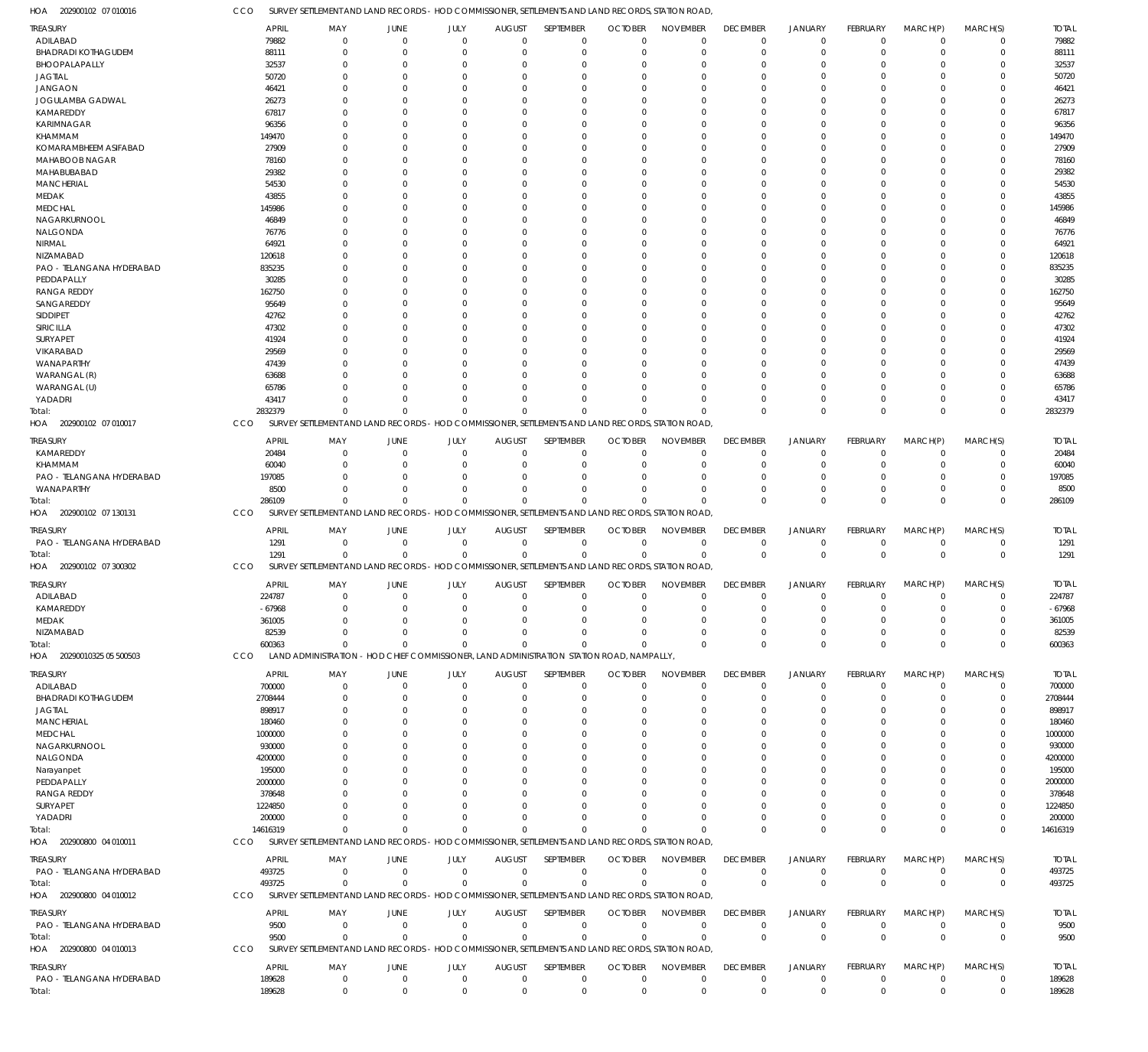HOA 202900102 07 010016 CCO SURVEY SETTLEMENT AND LAND RECORDS - HOD COMMISSIONER, SETTLEMENTS AND LAND RECORDS, STATION ROAD,

| TREASURY | APRIL | MAY | JUNE | JULY | AUGUST | SEPTEMBER | OCTOBER | NOVEMBER | DECEMBER | JANUARY | FEBRUARY | MARCH(P) | MARCH(S) | TOTAL |
|---|---|---|---|---|---|---|---|---|---|---|---|---|---|---|
| ADILABAD | 79882 | 0 | 0 | 0 | 0 | 0 | 0 | 0 | 0 | 0 | 0 | 0 | 0 | 79882 |
| BHADRADI KOTHAGUDEM | 88111 | 0 | 0 | 0 | 0 | 0 | 0 | 0 | 0 | 0 | 0 | 0 | 0 | 88111 |
| BHOOPALAPALLY | 32537 | 0 | 0 | 0 | 0 | 0 | 0 | 0 | 0 | 0 | 0 | 0 | 0 | 32537 |
| JAGTIAL | 50720 | 0 | 0 | 0 | 0 | 0 | 0 | 0 | 0 | 0 | 0 | 0 | 0 | 50720 |
| JANGAON | 46421 | 0 | 0 | 0 | 0 | 0 | 0 | 0 | 0 | 0 | 0 | 0 | 0 | 46421 |
| JOGULAMBA GADWAL | 26273 | 0 | 0 | 0 | 0 | 0 | 0 | 0 | 0 | 0 | 0 | 0 | 0 | 26273 |
| KAMAREDDY | 67817 | 0 | 0 | 0 | 0 | 0 | 0 | 0 | 0 | 0 | 0 | 0 | 0 | 67817 |
| KARIMNAGAR | 96356 | 0 | 0 | 0 | 0 | 0 | 0 | 0 | 0 | 0 | 0 | 0 | 0 | 96356 |
| KHAMMAM | 149470 | 0 | 0 | 0 | 0 | 0 | 0 | 0 | 0 | 0 | 0 | 0 | 0 | 149470 |
| KOMARAMBHEEM ASIFABAD | 27909 | 0 | 0 | 0 | 0 | 0 | 0 | 0 | 0 | 0 | 0 | 0 | 0 | 27909 |
| MAHABOOB NAGAR | 78160 | 0 | 0 | 0 | 0 | 0 | 0 | 0 | 0 | 0 | 0 | 0 | 0 | 78160 |
| MAHABUBABAD | 29382 | 0 | 0 | 0 | 0 | 0 | 0 | 0 | 0 | 0 | 0 | 0 | 0 | 29382 |
| MANCHERIAL | 54530 | 0 | 0 | 0 | 0 | 0 | 0 | 0 | 0 | 0 | 0 | 0 | 0 | 54530 |
| MEDAK | 43855 | 0 | 0 | 0 | 0 | 0 | 0 | 0 | 0 | 0 | 0 | 0 | 0 | 43855 |
| MEDCHAL | 145986 | 0 | 0 | 0 | 0 | 0 | 0 | 0 | 0 | 0 | 0 | 0 | 0 | 145986 |
| NAGARKURNOOL | 46849 | 0 | 0 | 0 | 0 | 0 | 0 | 0 | 0 | 0 | 0 | 0 | 0 | 46849 |
| NALGONDA | 76776 | 0 | 0 | 0 | 0 | 0 | 0 | 0 | 0 | 0 | 0 | 0 | 0 | 76776 |
| NIRMAL | 64921 | 0 | 0 | 0 | 0 | 0 | 0 | 0 | 0 | 0 | 0 | 0 | 0 | 64921 |
| NIZAMABAD | 120618 | 0 | 0 | 0 | 0 | 0 | 0 | 0 | 0 | 0 | 0 | 0 | 0 | 120618 |
| PAO - TELANGANA HYDERABAD | 835235 | 0 | 0 | 0 | 0 | 0 | 0 | 0 | 0 | 0 | 0 | 0 | 0 | 835235 |
| PEDDAPALLY | 30285 | 0 | 0 | 0 | 0 | 0 | 0 | 0 | 0 | 0 | 0 | 0 | 0 | 30285 |
| RANGA REDDY | 162750 | 0 | 0 | 0 | 0 | 0 | 0 | 0 | 0 | 0 | 0 | 0 | 0 | 162750 |
| SANGAREDDY | 95649 | 0 | 0 | 0 | 0 | 0 | 0 | 0 | 0 | 0 | 0 | 0 | 0 | 95649 |
| SIDDIPET | 42762 | 0 | 0 | 0 | 0 | 0 | 0 | 0 | 0 | 0 | 0 | 0 | 0 | 42762 |
| SIRICILLA | 47302 | 0 | 0 | 0 | 0 | 0 | 0 | 0 | 0 | 0 | 0 | 0 | 0 | 47302 |
| SURYAPET | 41924 | 0 | 0 | 0 | 0 | 0 | 0 | 0 | 0 | 0 | 0 | 0 | 0 | 41924 |
| VIKARABAD | 29569 | 0 | 0 | 0 | 0 | 0 | 0 | 0 | 0 | 0 | 0 | 0 | 0 | 29569 |
| WANAPARTHY | 47439 | 0 | 0 | 0 | 0 | 0 | 0 | 0 | 0 | 0 | 0 | 0 | 0 | 47439 |
| WARANGAL (R) | 63688 | 0 | 0 | 0 | 0 | 0 | 0 | 0 | 0 | 0 | 0 | 0 | 0 | 63688 |
| WARANGAL (U) | 65786 | 0 | 0 | 0 | 0 | 0 | 0 | 0 | 0 | 0 | 0 | 0 | 0 | 65786 |
| YADADRI | 43417 | 0 | 0 | 0 | 0 | 0 | 0 | 0 | 0 | 0 | 0 | 0 | 0 | 43417 |
| Total: | 2832379 | 0 | 0 | 0 | 0 | 0 | 0 | 0 | 0 | 0 | 0 | 0 | 0 | 2832379 |

HOA 202900102 07 010017 CCO SURVEY SETTLEMENT AND LAND RECORDS - HOD COMMISSIONER, SETTLEMENTS AND LAND RECORDS, STATION ROAD,

| TREASURY | APRIL | MAY | JUNE | JULY | AUGUST | SEPTEMBER | OCTOBER | NOVEMBER | DECEMBER | JANUARY | FEBRUARY | MARCH(P) | MARCH(S) | TOTAL |
|---|---|---|---|---|---|---|---|---|---|---|---|---|---|---|
| KAMAREDDY | 20484 | 0 | 0 | 0 | 0 | 0 | 0 | 0 | 0 | 0 | 0 | 0 | 0 | 20484 |
| KHAMMAM | 60040 | 0 | 0 | 0 | 0 | 0 | 0 | 0 | 0 | 0 | 0 | 0 | 0 | 60040 |
| PAO - TELANGANA HYDERABAD | 197085 | 0 | 0 | 0 | 0 | 0 | 0 | 0 | 0 | 0 | 0 | 0 | 0 | 197085 |
| WANAPARTHY | 8500 | 0 | 0 | 0 | 0 | 0 | 0 | 0 | 0 | 0 | 0 | 0 | 0 | 8500 |
| Total: | 286109 | 0 | 0 | 0 | 0 | 0 | 0 | 0 | 0 | 0 | 0 | 0 | 0 | 286109 |

HOA 202900102 07 130131 CCO SURVEY SETTLEMENT AND LAND RECORDS - HOD COMMISSIONER, SETTLEMENTS AND LAND RECORDS, STATION ROAD,

| TREASURY | APRIL | MAY | JUNE | JULY | AUGUST | SEPTEMBER | OCTOBER | NOVEMBER | DECEMBER | JANUARY | FEBRUARY | MARCH(P) | MARCH(S) | TOTAL |
|---|---|---|---|---|---|---|---|---|---|---|---|---|---|---|
| PAO - TELANGANA HYDERABAD | 1291 | 0 | 0 | 0 | 0 | 0 | 0 | 0 | 0 | 0 | 0 | 0 | 0 | 1291 |
| Total: | 1291 | 0 | 0 | 0 | 0 | 0 | 0 | 0 | 0 | 0 | 0 | 0 | 0 | 1291 |

HOA 202900102 07 300302 CCO SURVEY SETTLEMENT AND LAND RECORDS - HOD COMMISSIONER, SETTLEMENTS AND LAND RECORDS, STATION ROAD,

| TREASURY | APRIL | MAY | JUNE | JULY | AUGUST | SEPTEMBER | OCTOBER | NOVEMBER | DECEMBER | JANUARY | FEBRUARY | MARCH(P) | MARCH(S) | TOTAL |
|---|---|---|---|---|---|---|---|---|---|---|---|---|---|---|
| ADILABAD | 224787 | 0 | 0 | 0 | 0 | 0 | 0 | 0 | 0 | 0 | 0 | 0 | 0 | 224787 |
| KAMAREDDY | -67968 | 0 | 0 | 0 | 0 | 0 | 0 | 0 | 0 | 0 | 0 | 0 | 0 | -67968 |
| MEDAK | 361005 | 0 | 0 | 0 | 0 | 0 | 0 | 0 | 0 | 0 | 0 | 0 | 0 | 361005 |
| NIZAMABAD | 82539 | 0 | 0 | 0 | 0 | 0 | 0 | 0 | 0 | 0 | 0 | 0 | 0 | 82539 |
| Total: | 600363 | 0 | 0 | 0 | 0 | 0 | 0 | 0 | 0 | 0 | 0 | 0 | 0 | 600363 |

HOA 20290010325 05 500503 CCO LAND ADMINISTRATION - HOD CHIEF COMMISSIONER, LAND ADMINISTRATION STATION ROAD, NAMPALLY,

| TREASURY | APRIL | MAY | JUNE | JULY | AUGUST | SEPTEMBER | OCTOBER | NOVEMBER | DECEMBER | JANUARY | FEBRUARY | MARCH(P) | MARCH(S) | TOTAL |
|---|---|---|---|---|---|---|---|---|---|---|---|---|---|---|
| ADILABAD | 700000 | 0 | 0 | 0 | 0 | 0 | 0 | 0 | 0 | 0 | 0 | 0 | 0 | 700000 |
| BHADRADI KOTHAGUDEM | 2708444 | 0 | 0 | 0 | 0 | 0 | 0 | 0 | 0 | 0 | 0 | 0 | 0 | 2708444 |
| JAGTIAL | 898917 | 0 | 0 | 0 | 0 | 0 | 0 | 0 | 0 | 0 | 0 | 0 | 0 | 898917 |
| MANCHERIAL | 180460 | 0 | 0 | 0 | 0 | 0 | 0 | 0 | 0 | 0 | 0 | 0 | 0 | 180460 |
| MEDCHAL | 1000000 | 0 | 0 | 0 | 0 | 0 | 0 | 0 | 0 | 0 | 0 | 0 | 0 | 1000000 |
| NAGARKURNOOL | 930000 | 0 | 0 | 0 | 0 | 0 | 0 | 0 | 0 | 0 | 0 | 0 | 0 | 930000 |
| NALGONDA | 4200000 | 0 | 0 | 0 | 0 | 0 | 0 | 0 | 0 | 0 | 0 | 0 | 0 | 4200000 |
| Narayanpet | 195000 | 0 | 0 | 0 | 0 | 0 | 0 | 0 | 0 | 0 | 0 | 0 | 0 | 195000 |
| PEDDAPALLY | 2000000 | 0 | 0 | 0 | 0 | 0 | 0 | 0 | 0 | 0 | 0 | 0 | 0 | 2000000 |
| RANGA REDDY | 378648 | 0 | 0 | 0 | 0 | 0 | 0 | 0 | 0 | 0 | 0 | 0 | 0 | 378648 |
| SURYAPET | 1224850 | 0 | 0 | 0 | 0 | 0 | 0 | 0 | 0 | 0 | 0 | 0 | 0 | 1224850 |
| YADADRI | 200000 | 0 | 0 | 0 | 0 | 0 | 0 | 0 | 0 | 0 | 0 | 0 | 0 | 200000 |
| Total: | 14616319 | 0 | 0 | 0 | 0 | 0 | 0 | 0 | 0 | 0 | 0 | 0 | 0 | 14616319 |

HOA 202900800 04 010011 CCO SURVEY SETTLEMENT AND LAND RECORDS - HOD COMMISSIONER, SETTLEMENTS AND LAND RECORDS, STATION ROAD,

| TREASURY | APRIL | MAY | JUNE | JULY | AUGUST | SEPTEMBER | OCTOBER | NOVEMBER | DECEMBER | JANUARY | FEBRUARY | MARCH(P) | MARCH(S) | TOTAL |
|---|---|---|---|---|---|---|---|---|---|---|---|---|---|---|
| PAO - TELANGANA HYDERABAD | 493725 | 0 | 0 | 0 | 0 | 0 | 0 | 0 | 0 | 0 | 0 | 0 | 0 | 493725 |
| Total: | 493725 | 0 | 0 | 0 | 0 | 0 | 0 | 0 | 0 | 0 | 0 | 0 | 0 | 493725 |

HOA 202900800 04 010012 CCO SURVEY SETTLEMENT AND LAND RECORDS - HOD COMMISSIONER, SETTLEMENTS AND LAND RECORDS, STATION ROAD,

| TREASURY | APRIL | MAY | JUNE | JULY | AUGUST | SEPTEMBER | OCTOBER | NOVEMBER | DECEMBER | JANUARY | FEBRUARY | MARCH(P) | MARCH(S) | TOTAL |
|---|---|---|---|---|---|---|---|---|---|---|---|---|---|---|
| PAO - TELANGANA HYDERABAD | 9500 | 0 | 0 | 0 | 0 | 0 | 0 | 0 | 0 | 0 | 0 | 0 | 0 | 9500 |
| Total: | 9500 | 0 | 0 | 0 | 0 | 0 | 0 | 0 | 0 | 0 | 0 | 0 | 0 | 9500 |

HOA 202900800 04 010013 CCO SURVEY SETTLEMENT AND LAND RECORDS - HOD COMMISSIONER, SETTLEMENTS AND LAND RECORDS, STATION ROAD,

| TREASURY | APRIL | MAY | JUNE | JULY | AUGUST | SEPTEMBER | OCTOBER | NOVEMBER | DECEMBER | JANUARY | FEBRUARY | MARCH(P) | MARCH(S) | TOTAL |
|---|---|---|---|---|---|---|---|---|---|---|---|---|---|---|
| PAO - TELANGANA HYDERABAD | 189628 | 0 | 0 | 0 | 0 | 0 | 0 | 0 | 0 | 0 | 0 | 0 | 0 | 189628 |
| Total: | 189628 | 0 | 0 | 0 | 0 | 0 | 0 | 0 | 0 | 0 | 0 | 0 | 0 | 189628 |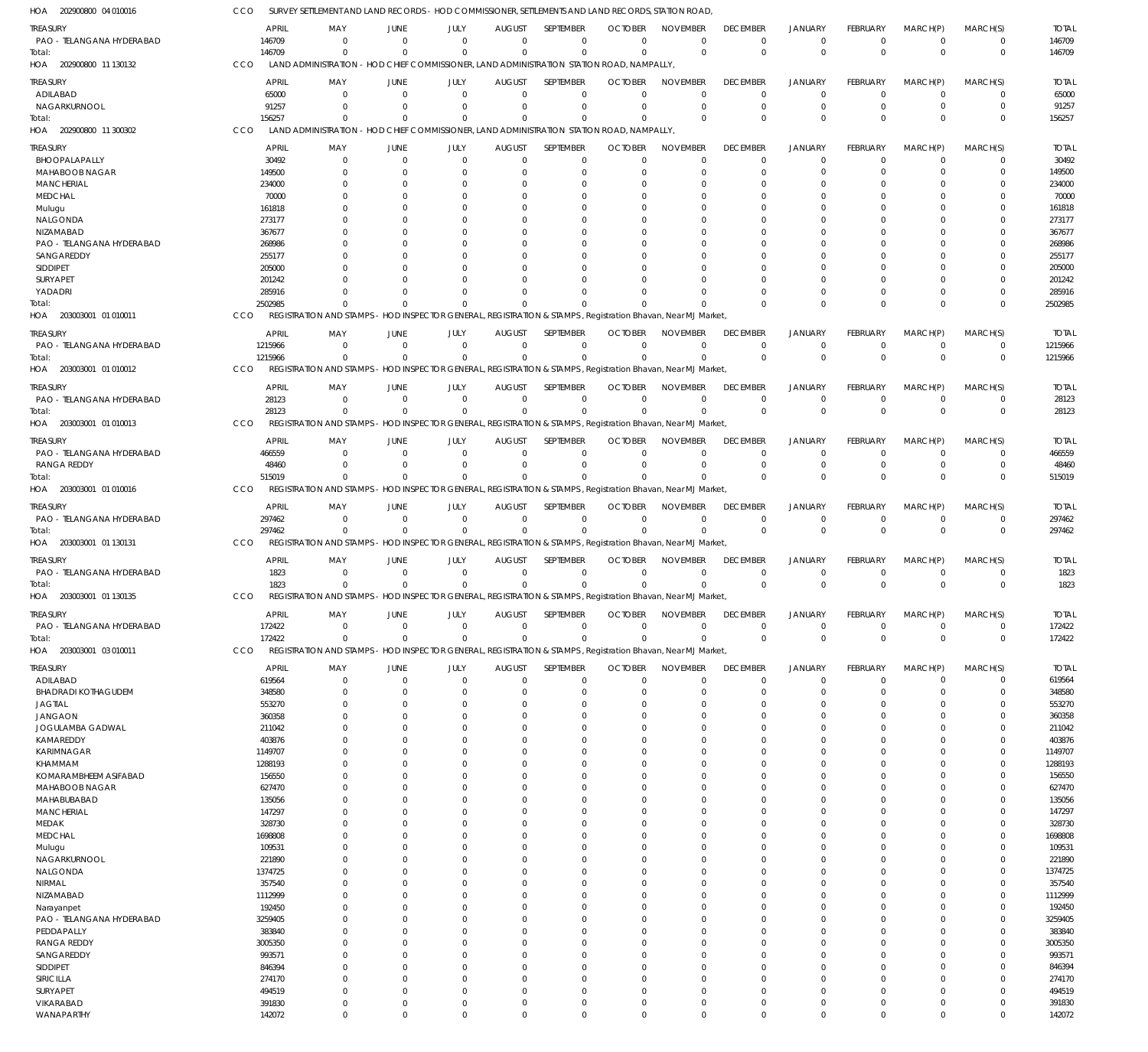HOA 202900800 04 010016 CCO SURVEY SETTLEMENT AND LAND RECORDS - HOD COMMISSIONER, SETTLEMENTS AND LAND RECORDS, STATION ROAD,

| TREASURY | APRIL | MAY | JUNE | JULY | AUGUST | SEPTEMBER | OCTOBER | NOVEMBER | DECEMBER | JANUARY | FEBRUARY | MARCH(P) | MARCH(S) | TOTAL |
|---|---|---|---|---|---|---|---|---|---|---|---|---|---|---|
| PAO - TELANGANA HYDERABAD | 146709 | 0 | 0 | 0 | 0 | 0 | 0 | 0 | 0 | 0 | 0 | 0 | 0 | 146709 |
| Total: | 146709 | 0 | 0 | 0 | 0 | 0 | 0 | 0 | 0 | 0 | 0 | 0 | 0 | 146709 |

HOA 202900800 11 130132 CCO LAND ADMINISTRATION - HOD CHIEF COMMISSIONER, LAND ADMINISTRATION STATION ROAD, NAMPALLY,

| TREASURY | APRIL | MAY | JUNE | JULY | AUGUST | SEPTEMBER | OCTOBER | NOVEMBER | DECEMBER | JANUARY | FEBRUARY | MARCH(P) | MARCH(S) | TOTAL |
|---|---|---|---|---|---|---|---|---|---|---|---|---|---|---|
| ADILABAD | 65000 | 0 | 0 | 0 | 0 | 0 | 0 | 0 | 0 | 0 | 0 | 0 | 0 | 65000 |
| NAGARKURNOOL | 91257 | 0 | 0 | 0 | 0 | 0 | 0 | 0 | 0 | 0 | 0 | 0 | 0 | 91257 |
| Total: | 156257 | 0 | 0 | 0 | 0 | 0 | 0 | 0 | 0 | 0 | 0 | 0 | 0 | 156257 |

HOA 202900800 11 300302 CCO LAND ADMINISTRATION - HOD CHIEF COMMISSIONER, LAND ADMINISTRATION STATION ROAD, NAMPALLY,

| TREASURY | APRIL | MAY | JUNE | JULY | AUGUST | SEPTEMBER | OCTOBER | NOVEMBER | DECEMBER | JANUARY | FEBRUARY | MARCH(P) | MARCH(S) | TOTAL |
|---|---|---|---|---|---|---|---|---|---|---|---|---|---|---|
| BHOOPALAPALLY | 30492 | 0 | 0 | 0 | 0 | 0 | 0 | 0 | 0 | 0 | 0 | 0 | 0 | 30492 |
| MAHABOOB NAGAR | 149500 | 0 | 0 | 0 | 0 | 0 | 0 | 0 | 0 | 0 | 0 | 0 | 0 | 149500 |
| MANCHERIAL | 234000 | 0 | 0 | 0 | 0 | 0 | 0 | 0 | 0 | 0 | 0 | 0 | 0 | 234000 |
| MEDCHAL | 70000 | 0 | 0 | 0 | 0 | 0 | 0 | 0 | 0 | 0 | 0 | 0 | 0 | 70000 |
| Mulugu | 161818 | 0 | 0 | 0 | 0 | 0 | 0 | 0 | 0 | 0 | 0 | 0 | 0 | 161818 |
| NALGONDA | 273177 | 0 | 0 | 0 | 0 | 0 | 0 | 0 | 0 | 0 | 0 | 0 | 0 | 273177 |
| NIZAMABAD | 367677 | 0 | 0 | 0 | 0 | 0 | 0 | 0 | 0 | 0 | 0 | 0 | 0 | 367677 |
| PAO - TELANGANA HYDERABAD | 268986 | 0 | 0 | 0 | 0 | 0 | 0 | 0 | 0 | 0 | 0 | 0 | 0 | 268986 |
| SANGAREDDY | 255177 | 0 | 0 | 0 | 0 | 0 | 0 | 0 | 0 | 0 | 0 | 0 | 0 | 255177 |
| SIDDIPET | 205000 | 0 | 0 | 0 | 0 | 0 | 0 | 0 | 0 | 0 | 0 | 0 | 0 | 205000 |
| SURYAPET | 201242 | 0 | 0 | 0 | 0 | 0 | 0 | 0 | 0 | 0 | 0 | 0 | 0 | 201242 |
| YADADRI | 285916 | 0 | 0 | 0 | 0 | 0 | 0 | 0 | 0 | 0 | 0 | 0 | 0 | 285916 |
| Total: | 2502985 | 0 | 0 | 0 | 0 | 0 | 0 | 0 | 0 | 0 | 0 | 0 | 0 | 2502985 |

HOA 203003001 01 010011 CCO REGISTRATION AND STAMPS - HOD INSPECTOR GENERAL, REGISTRATION & STAMPS, Registration Bhavan, Near MJ Market,

| TREASURY | APRIL | MAY | JUNE | JULY | AUGUST | SEPTEMBER | OCTOBER | NOVEMBER | DECEMBER | JANUARY | FEBRUARY | MARCH(P) | MARCH(S) | TOTAL |
|---|---|---|---|---|---|---|---|---|---|---|---|---|---|---|
| PAO - TELANGANA HYDERABAD | 1215966 | 0 | 0 | 0 | 0 | 0 | 0 | 0 | 0 | 0 | 0 | 0 | 0 | 1215966 |
| Total: | 1215966 | 0 | 0 | 0 | 0 | 0 | 0 | 0 | 0 | 0 | 0 | 0 | 0 | 1215966 |

HOA 203003001 01 010012 CCO REGISTRATION AND STAMPS - HOD INSPECTOR GENERAL, REGISTRATION & STAMPS, Registration Bhavan, Near MJ Market,

| TREASURY | APRIL | MAY | JUNE | JULY | AUGUST | SEPTEMBER | OCTOBER | NOVEMBER | DECEMBER | JANUARY | FEBRUARY | MARCH(P) | MARCH(S) | TOTAL |
|---|---|---|---|---|---|---|---|---|---|---|---|---|---|---|
| PAO - TELANGANA HYDERABAD | 28123 | 0 | 0 | 0 | 0 | 0 | 0 | 0 | 0 | 0 | 0 | 0 | 0 | 28123 |
| Total: | 28123 | 0 | 0 | 0 | 0 | 0 | 0 | 0 | 0 | 0 | 0 | 0 | 0 | 28123 |

HOA 203003001 01 010013 CCO REGISTRATION AND STAMPS - HOD INSPECTOR GENERAL, REGISTRATION & STAMPS, Registration Bhavan, Near MJ Market,

| TREASURY | APRIL | MAY | JUNE | JULY | AUGUST | SEPTEMBER | OCTOBER | NOVEMBER | DECEMBER | JANUARY | FEBRUARY | MARCH(P) | MARCH(S) | TOTAL |
|---|---|---|---|---|---|---|---|---|---|---|---|---|---|---|
| PAO - TELANGANA HYDERABAD | 466559 | 0 | 0 | 0 | 0 | 0 | 0 | 0 | 0 | 0 | 0 | 0 | 0 | 466559 |
| RANGA REDDY | 48460 | 0 | 0 | 0 | 0 | 0 | 0 | 0 | 0 | 0 | 0 | 0 | 0 | 48460 |
| Total: | 515019 | 0 | 0 | 0 | 0 | 0 | 0 | 0 | 0 | 0 | 0 | 0 | 0 | 515019 |

HOA 203003001 01 010016 CCO REGISTRATION AND STAMPS - HOD INSPECTOR GENERAL, REGISTRATION & STAMPS, Registration Bhavan, Near MJ Market,

| TREASURY | APRIL | MAY | JUNE | JULY | AUGUST | SEPTEMBER | OCTOBER | NOVEMBER | DECEMBER | JANUARY | FEBRUARY | MARCH(P) | MARCH(S) | TOTAL |
|---|---|---|---|---|---|---|---|---|---|---|---|---|---|---|
| PAO - TELANGANA HYDERABAD | 297462 | 0 | 0 | 0 | 0 | 0 | 0 | 0 | 0 | 0 | 0 | 0 | 0 | 297462 |
| Total: | 297462 | 0 | 0 | 0 | 0 | 0 | 0 | 0 | 0 | 0 | 0 | 0 | 0 | 297462 |

HOA 203003001 01 130131 CCO REGISTRATION AND STAMPS - HOD INSPECTOR GENERAL, REGISTRATION & STAMPS, Registration Bhavan, Near MJ Market,

| TREASURY | APRIL | MAY | JUNE | JULY | AUGUST | SEPTEMBER | OCTOBER | NOVEMBER | DECEMBER | JANUARY | FEBRUARY | MARCH(P) | MARCH(S) | TOTAL |
|---|---|---|---|---|---|---|---|---|---|---|---|---|---|---|
| PAO - TELANGANA HYDERABAD | 1823 | 0 | 0 | 0 | 0 | 0 | 0 | 0 | 0 | 0 | 0 | 0 | 0 | 1823 |
| Total: | 1823 | 0 | 0 | 0 | 0 | 0 | 0 | 0 | 0 | 0 | 0 | 0 | 0 | 1823 |

HOA 203003001 01 130135 CCO REGISTRATION AND STAMPS - HOD INSPECTOR GENERAL, REGISTRATION & STAMPS, Registration Bhavan, Near MJ Market,

| TREASURY | APRIL | MAY | JUNE | JULY | AUGUST | SEPTEMBER | OCTOBER | NOVEMBER | DECEMBER | JANUARY | FEBRUARY | MARCH(P) | MARCH(S) | TOTAL |
|---|---|---|---|---|---|---|---|---|---|---|---|---|---|---|
| PAO - TELANGANA HYDERABAD | 172422 | 0 | 0 | 0 | 0 | 0 | 0 | 0 | 0 | 0 | 0 | 0 | 0 | 172422 |
| Total: | 172422 | 0 | 0 | 0 | 0 | 0 | 0 | 0 | 0 | 0 | 0 | 0 | 0 | 172422 |

HOA 203003001 03 010011 CCO REGISTRATION AND STAMPS - HOD INSPECTOR GENERAL, REGISTRATION & STAMPS, Registration Bhavan, Near MJ Market,

| TREASURY | APRIL | MAY | JUNE | JULY | AUGUST | SEPTEMBER | OCTOBER | NOVEMBER | DECEMBER | JANUARY | FEBRUARY | MARCH(P) | MARCH(S) | TOTAL |
|---|---|---|---|---|---|---|---|---|---|---|---|---|---|---|
| ADILABAD | 619564 | 0 | 0 | 0 | 0 | 0 | 0 | 0 | 0 | 0 | 0 | 0 | 0 | 619564 |
| BHADRADI KOTHAGUDEM | 348580 | 0 | 0 | 0 | 0 | 0 | 0 | 0 | 0 | 0 | 0 | 0 | 0 | 348580 |
| JAGTIAL | 553270 | 0 | 0 | 0 | 0 | 0 | 0 | 0 | 0 | 0 | 0 | 0 | 0 | 553270 |
| JANGAON | 360358 | 0 | 0 | 0 | 0 | 0 | 0 | 0 | 0 | 0 | 0 | 0 | 0 | 360358 |
| JOGULAMBA GADWAL | 211042 | 0 | 0 | 0 | 0 | 0 | 0 | 0 | 0 | 0 | 0 | 0 | 0 | 211042 |
| KAMAREDDY | 403876 | 0 | 0 | 0 | 0 | 0 | 0 | 0 | 0 | 0 | 0 | 0 | 0 | 403876 |
| KARIMNAGAR | 1149707 | 0 | 0 | 0 | 0 | 0 | 0 | 0 | 0 | 0 | 0 | 0 | 0 | 1149707 |
| KHAMMAM | 1288193 | 0 | 0 | 0 | 0 | 0 | 0 | 0 | 0 | 0 | 0 | 0 | 0 | 1288193 |
| KOMARAMBHEEM ASIFABAD | 156550 | 0 | 0 | 0 | 0 | 0 | 0 | 0 | 0 | 0 | 0 | 0 | 0 | 156550 |
| MAHABOOB NAGAR | 627470 | 0 | 0 | 0 | 0 | 0 | 0 | 0 | 0 | 0 | 0 | 0 | 0 | 627470 |
| MAHABUBABAD | 135056 | 0 | 0 | 0 | 0 | 0 | 0 | 0 | 0 | 0 | 0 | 0 | 0 | 135056 |
| MANCHERIAL | 147297 | 0 | 0 | 0 | 0 | 0 | 0 | 0 | 0 | 0 | 0 | 0 | 0 | 147297 |
| MEDAK | 328730 | 0 | 0 | 0 | 0 | 0 | 0 | 0 | 0 | 0 | 0 | 0 | 0 | 328730 |
| MEDCHAL | 1698808 | 0 | 0 | 0 | 0 | 0 | 0 | 0 | 0 | 0 | 0 | 0 | 0 | 1698808 |
| Mulugu | 109531 | 0 | 0 | 0 | 0 | 0 | 0 | 0 | 0 | 0 | 0 | 0 | 0 | 109531 |
| NAGARKURNOOL | 221890 | 0 | 0 | 0 | 0 | 0 | 0 | 0 | 0 | 0 | 0 | 0 | 0 | 221890 |
| NALGONDA | 1374725 | 0 | 0 | 0 | 0 | 0 | 0 | 0 | 0 | 0 | 0 | 0 | 0 | 1374725 |
| NIRMAL | 357540 | 0 | 0 | 0 | 0 | 0 | 0 | 0 | 0 | 0 | 0 | 0 | 0 | 357540 |
| NIZAMABAD | 1112999 | 0 | 0 | 0 | 0 | 0 | 0 | 0 | 0 | 0 | 0 | 0 | 0 | 1112999 |
| Narayanpet | 192450 | 0 | 0 | 0 | 0 | 0 | 0 | 0 | 0 | 0 | 0 | 0 | 0 | 192450 |
| PAO - TELANGANA HYDERABAD | 3259405 | 0 | 0 | 0 | 0 | 0 | 0 | 0 | 0 | 0 | 0 | 0 | 0 | 3259405 |
| PEDDAPALLY | 383840 | 0 | 0 | 0 | 0 | 0 | 0 | 0 | 0 | 0 | 0 | 0 | 0 | 383840 |
| RANGA REDDY | 3005350 | 0 | 0 | 0 | 0 | 0 | 0 | 0 | 0 | 0 | 0 | 0 | 0 | 3005350 |
| SANGAREDDY | 993571 | 0 | 0 | 0 | 0 | 0 | 0 | 0 | 0 | 0 | 0 | 0 | 0 | 993571 |
| SIDDIPET | 846394 | 0 | 0 | 0 | 0 | 0 | 0 | 0 | 0 | 0 | 0 | 0 | 0 | 846394 |
| SIRICILLA | 274170 | 0 | 0 | 0 | 0 | 0 | 0 | 0 | 0 | 0 | 0 | 0 | 0 | 274170 |
| SURYAPET | 494519 | 0 | 0 | 0 | 0 | 0 | 0 | 0 | 0 | 0 | 0 | 0 | 0 | 494519 |
| VIKARABAD | 391830 | 0 | 0 | 0 | 0 | 0 | 0 | 0 | 0 | 0 | 0 | 0 | 0 | 391830 |
| WANAPARTHY | 142072 | 0 | 0 | 0 | 0 | 0 | 0 | 0 | 0 | 0 | 0 | 0 | 0 | 142072 |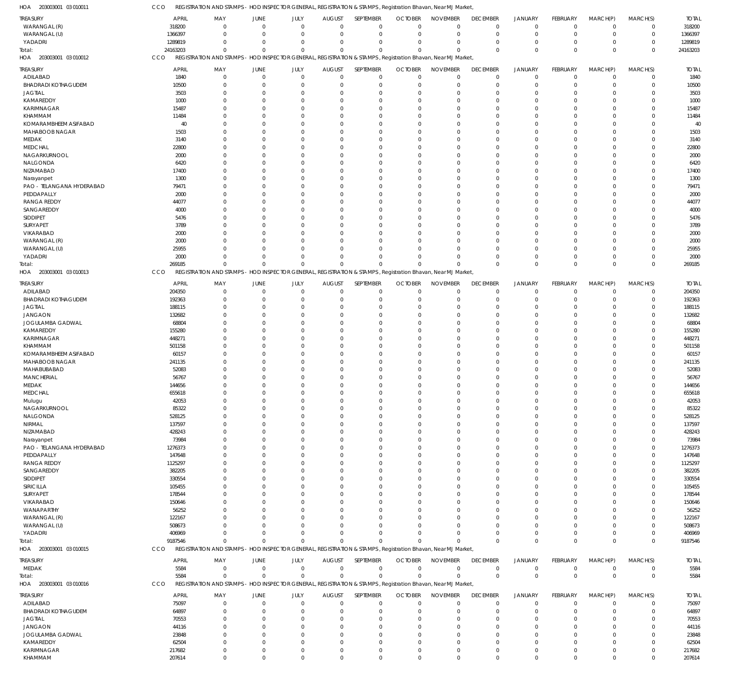HOA 203003001 03 010011 CCO REGISTRATION AND STAMPS - HOD INSPECTOR GENERAL, REGISTRATION & STAMPS, Registration Bhavan, Near MJ Market,

| TREASURY | APRIL | MAY | JUNE | JULY | AUGUST | SEPTEMBER | OCTOBER | NOVEMBER | DECEMBER | JANUARY | FEBRUARY | MARCH(P) | MARCH(S) | TOTAL |
|---|---|---|---|---|---|---|---|---|---|---|---|---|---|---|
| WARANGAL (R) | 318200 | 0 | 0 | 0 | 0 | 0 | 0 | 0 | 0 | 0 | 0 | 0 | 0 | 318200 |
| WARANGAL (U) | 1366397 | 0 | 0 | 0 | 0 | 0 | 0 | 0 | 0 | 0 | 0 | 0 | 0 | 1366397 |
| YADADRI | 1289819 | 0 | 0 | 0 | 0 | 0 | 0 | 0 | 0 | 0 | 0 | 0 | 0 | 1289819 |
| Total: | 24163203 | 0 | 0 | 0 | 0 | 0 | 0 | 0 | 0 | 0 | 0 | 0 | 0 | 24163203 |

HOA 203003001 03 010012 CCO REGISTRATION AND STAMPS - HOD INSPECTOR GENERAL, REGISTRATION & STAMPS, Registration Bhavan, Near MJ Market,

| TREASURY | APRIL | MAY | JUNE | JULY | AUGUST | SEPTEMBER | OCTOBER | NOVEMBER | DECEMBER | JANUARY | FEBRUARY | MARCH(P) | MARCH(S) | TOTAL |
|---|---|---|---|---|---|---|---|---|---|---|---|---|---|---|
| ADILABAD | 1840 | 0 | 0 | 0 | 0 | 0 | 0 | 0 | 0 | 0 | 0 | 0 | 0 | 1840 |
| BHADRADI KOTHAGUDEM | 10500 | 0 | 0 | 0 | 0 | 0 | 0 | 0 | 0 | 0 | 0 | 0 | 0 | 10500 |
| JAGTIAL | 3503 | 0 | 0 | 0 | 0 | 0 | 0 | 0 | 0 | 0 | 0 | 0 | 0 | 3503 |
| KAMAREDDY | 1000 | 0 | 0 | 0 | 0 | 0 | 0 | 0 | 0 | 0 | 0 | 0 | 0 | 1000 |
| KARIMNAGAR | 15487 | 0 | 0 | 0 | 0 | 0 | 0 | 0 | 0 | 0 | 0 | 0 | 0 | 15487 |
| KHAMMAM | 11484 | 0 | 0 | 0 | 0 | 0 | 0 | 0 | 0 | 0 | 0 | 0 | 0 | 11484 |
| KOMARAMBHEEM ASIFABAD | 40 | 0 | 0 | 0 | 0 | 0 | 0 | 0 | 0 | 0 | 0 | 0 | 0 | 40 |
| MAHABOOB NAGAR | 1503 | 0 | 0 | 0 | 0 | 0 | 0 | 0 | 0 | 0 | 0 | 0 | 0 | 1503 |
| MEDAK | 3140 | 0 | 0 | 0 | 0 | 0 | 0 | 0 | 0 | 0 | 0 | 0 | 0 | 3140 |
| MEDCHAL | 22800 | 0 | 0 | 0 | 0 | 0 | 0 | 0 | 0 | 0 | 0 | 0 | 0 | 22800 |
| NAGARKURNOOL | 2000 | 0 | 0 | 0 | 0 | 0 | 0 | 0 | 0 | 0 | 0 | 0 | 0 | 2000 |
| NALGONDA | 6420 | 0 | 0 | 0 | 0 | 0 | 0 | 0 | 0 | 0 | 0 | 0 | 0 | 6420 |
| NIZAMABAD | 17400 | 0 | 0 | 0 | 0 | 0 | 0 | 0 | 0 | 0 | 0 | 0 | 0 | 17400 |
| Narayanpet | 1300 | 0 | 0 | 0 | 0 | 0 | 0 | 0 | 0 | 0 | 0 | 0 | 0 | 1300 |
| PAO - TELANGANA HYDERABAD | 79471 | 0 | 0 | 0 | 0 | 0 | 0 | 0 | 0 | 0 | 0 | 0 | 0 | 79471 |
| PEDDAPALLY | 2000 | 0 | 0 | 0 | 0 | 0 | 0 | 0 | 0 | 0 | 0 | 0 | 0 | 2000 |
| RANGA REDDY | 44077 | 0 | 0 | 0 | 0 | 0 | 0 | 0 | 0 | 0 | 0 | 0 | 0 | 44077 |
| SANGAREDDY | 4000 | 0 | 0 | 0 | 0 | 0 | 0 | 0 | 0 | 0 | 0 | 0 | 0 | 4000 |
| SIDDIPET | 5476 | 0 | 0 | 0 | 0 | 0 | 0 | 0 | 0 | 0 | 0 | 0 | 0 | 5476 |
| SURYAPET | 3789 | 0 | 0 | 0 | 0 | 0 | 0 | 0 | 0 | 0 | 0 | 0 | 0 | 3789 |
| VIKARABAD | 2000 | 0 | 0 | 0 | 0 | 0 | 0 | 0 | 0 | 0 | 0 | 0 | 0 | 2000 |
| WARANGAL (R) | 2000 | 0 | 0 | 0 | 0 | 0 | 0 | 0 | 0 | 0 | 0 | 0 | 0 | 2000 |
| WARANGAL (U) | 25955 | 0 | 0 | 0 | 0 | 0 | 0 | 0 | 0 | 0 | 0 | 0 | 0 | 25955 |
| YADADRI | 2000 | 0 | 0 | 0 | 0 | 0 | 0 | 0 | 0 | 0 | 0 | 0 | 0 | 2000 |
| Total: | 269185 | 0 | 0 | 0 | 0 | 0 | 0 | 0 | 0 | 0 | 0 | 0 | 0 | 269185 |

HOA 203003001 03 010013 CCO REGISTRATION AND STAMPS - HOD INSPECTOR GENERAL, REGISTRATION & STAMPS, Registration Bhavan, Near MJ Market,

| TREASURY | APRIL | MAY | JUNE | JULY | AUGUST | SEPTEMBER | OCTOBER | NOVEMBER | DECEMBER | JANUARY | FEBRUARY | MARCH(P) | MARCH(S) | TOTAL |
|---|---|---|---|---|---|---|---|---|---|---|---|---|---|---|
| ADILABAD | 204350 | 0 | 0 | 0 | 0 | 0 | 0 | 0 | 0 | 0 | 0 | 0 | 0 | 204350 |
| BHADRADI KOTHAGUDEM | 192363 | 0 | 0 | 0 | 0 | 0 | 0 | 0 | 0 | 0 | 0 | 0 | 0 | 192363 |
| JAGTIAL | 188115 | 0 | 0 | 0 | 0 | 0 | 0 | 0 | 0 | 0 | 0 | 0 | 0 | 188115 |
| JANGAON | 132682 | 0 | 0 | 0 | 0 | 0 | 0 | 0 | 0 | 0 | 0 | 0 | 0 | 132682 |
| JOGULAMBA GADWAL | 68804 | 0 | 0 | 0 | 0 | 0 | 0 | 0 | 0 | 0 | 0 | 0 | 0 | 68804 |
| KAMAREDDY | 155280 | 0 | 0 | 0 | 0 | 0 | 0 | 0 | 0 | 0 | 0 | 0 | 0 | 155280 |
| KARIMNAGAR | 448271 | 0 | 0 | 0 | 0 | 0 | 0 | 0 | 0 | 0 | 0 | 0 | 0 | 448271 |
| KHAMMAM | 501158 | 0 | 0 | 0 | 0 | 0 | 0 | 0 | 0 | 0 | 0 | 0 | 0 | 501158 |
| KOMARAMBHEEM ASIFABAD | 60157 | 0 | 0 | 0 | 0 | 0 | 0 | 0 | 0 | 0 | 0 | 0 | 0 | 60157 |
| MAHABOOB NAGAR | 241135 | 0 | 0 | 0 | 0 | 0 | 0 | 0 | 0 | 0 | 0 | 0 | 0 | 241135 |
| MAHABUBABAD | 52083 | 0 | 0 | 0 | 0 | 0 | 0 | 0 | 0 | 0 | 0 | 0 | 0 | 52083 |
| MANCHERIAL | 56767 | 0 | 0 | 0 | 0 | 0 | 0 | 0 | 0 | 0 | 0 | 0 | 0 | 56767 |
| MEDAK | 144656 | 0 | 0 | 0 | 0 | 0 | 0 | 0 | 0 | 0 | 0 | 0 | 0 | 144656 |
| MEDCHAL | 655618 | 0 | 0 | 0 | 0 | 0 | 0 | 0 | 0 | 0 | 0 | 0 | 0 | 655618 |
| Mulugu | 42053 | 0 | 0 | 0 | 0 | 0 | 0 | 0 | 0 | 0 | 0 | 0 | 0 | 42053 |
| NAGARKURNOOL | 85322 | 0 | 0 | 0 | 0 | 0 | 0 | 0 | 0 | 0 | 0 | 0 | 0 | 85322 |
| NALGONDA | 528125 | 0 | 0 | 0 | 0 | 0 | 0 | 0 | 0 | 0 | 0 | 0 | 0 | 528125 |
| NIRMAL | 137597 | 0 | 0 | 0 | 0 | 0 | 0 | 0 | 0 | 0 | 0 | 0 | 0 | 137597 |
| NIZAMABAD | 428243 | 0 | 0 | 0 | 0 | 0 | 0 | 0 | 0 | 0 | 0 | 0 | 0 | 428243 |
| Narayanpet | 73984 | 0 | 0 | 0 | 0 | 0 | 0 | 0 | 0 | 0 | 0 | 0 | 0 | 73984 |
| PAO - TELANGANA HYDERABAD | 1276373 | 0 | 0 | 0 | 0 | 0 | 0 | 0 | 0 | 0 | 0 | 0 | 0 | 1276373 |
| PEDDAPALLY | 147648 | 0 | 0 | 0 | 0 | 0 | 0 | 0 | 0 | 0 | 0 | 0 | 0 | 147648 |
| RANGA REDDY | 1125297 | 0 | 0 | 0 | 0 | 0 | 0 | 0 | 0 | 0 | 0 | 0 | 0 | 1125297 |
| SANGAREDDY | 382205 | 0 | 0 | 0 | 0 | 0 | 0 | 0 | 0 | 0 | 0 | 0 | 0 | 382205 |
| SIDDIPET | 330554 | 0 | 0 | 0 | 0 | 0 | 0 | 0 | 0 | 0 | 0 | 0 | 0 | 330554 |
| SIRICILLA | 105455 | 0 | 0 | 0 | 0 | 0 | 0 | 0 | 0 | 0 | 0 | 0 | 0 | 105455 |
| SURYAPET | 178544 | 0 | 0 | 0 | 0 | 0 | 0 | 0 | 0 | 0 | 0 | 0 | 0 | 178544 |
| VIKARABAD | 150646 | 0 | 0 | 0 | 0 | 0 | 0 | 0 | 0 | 0 | 0 | 0 | 0 | 150646 |
| WANAPARTHY | 56252 | 0 | 0 | 0 | 0 | 0 | 0 | 0 | 0 | 0 | 0 | 0 | 0 | 56252 |
| WARANGAL (R) | 122167 | 0 | 0 | 0 | 0 | 0 | 0 | 0 | 0 | 0 | 0 | 0 | 0 | 122167 |
| WARANGAL (U) | 508673 | 0 | 0 | 0 | 0 | 0 | 0 | 0 | 0 | 0 | 0 | 0 | 0 | 508673 |
| YADADRI | 406969 | 0 | 0 | 0 | 0 | 0 | 0 | 0 | 0 | 0 | 0 | 0 | 0 | 406969 |
| Total: | 9187546 | 0 | 0 | 0 | 0 | 0 | 0 | 0 | 0 | 0 | 0 | 0 | 0 | 9187546 |

HOA 203003001 03 010015 CCO REGISTRATION AND STAMPS - HOD INSPECTOR GENERAL, REGISTRATION & STAMPS, Registration Bhavan, Near MJ Market,

| TREASURY | APRIL | MAY | JUNE | JULY | AUGUST | SEPTEMBER | OCTOBER | NOVEMBER | DECEMBER | JANUARY | FEBRUARY | MARCH(P) | MARCH(S) | TOTAL |
|---|---|---|---|---|---|---|---|---|---|---|---|---|---|---|
| MEDAK | 5584 | 0 | 0 | 0 | 0 | 0 | 0 | 0 | 0 | 0 | 0 | 0 | 0 | 5584 |
| Total: | 5584 | 0 | 0 | 0 | 0 | 0 | 0 | 0 | 0 | 0 | 0 | 0 | 0 | 5584 |

HOA 203003001 03 010016 CCO REGISTRATION AND STAMPS - HOD INSPECTOR GENERAL, REGISTRATION & STAMPS, Registration Bhavan, Near MJ Market,

| TREASURY | APRIL | MAY | JUNE | JULY | AUGUST | SEPTEMBER | OCTOBER | NOVEMBER | DECEMBER | JANUARY | FEBRUARY | MARCH(P) | MARCH(S) | TOTAL |
|---|---|---|---|---|---|---|---|---|---|---|---|---|---|---|
| ADILABAD | 75097 | 0 | 0 | 0 | 0 | 0 | 0 | 0 | 0 | 0 | 0 | 0 | 0 | 75097 |
| BHADRADI KOTHAGUDEM | 64897 | 0 | 0 | 0 | 0 | 0 | 0 | 0 | 0 | 0 | 0 | 0 | 0 | 64897 |
| JAGTIAL | 70553 | 0 | 0 | 0 | 0 | 0 | 0 | 0 | 0 | 0 | 0 | 0 | 0 | 70553 |
| JANGAON | 44116 | 0 | 0 | 0 | 0 | 0 | 0 | 0 | 0 | 0 | 0 | 0 | 0 | 44116 |
| JOGULAMBA GADWAL | 23848 | 0 | 0 | 0 | 0 | 0 | 0 | 0 | 0 | 0 | 0 | 0 | 0 | 23848 |
| KAMAREDDY | 62504 | 0 | 0 | 0 | 0 | 0 | 0 | 0 | 0 | 0 | 0 | 0 | 0 | 62504 |
| KARIMNAGAR | 217682 | 0 | 0 | 0 | 0 | 0 | 0 | 0 | 0 | 0 | 0 | 0 | 0 | 217682 |
| KHAMMAM | 207614 | 0 | 0 | 0 | 0 | 0 | 0 | 0 | 0 | 0 | 0 | 0 | 0 | 207614 |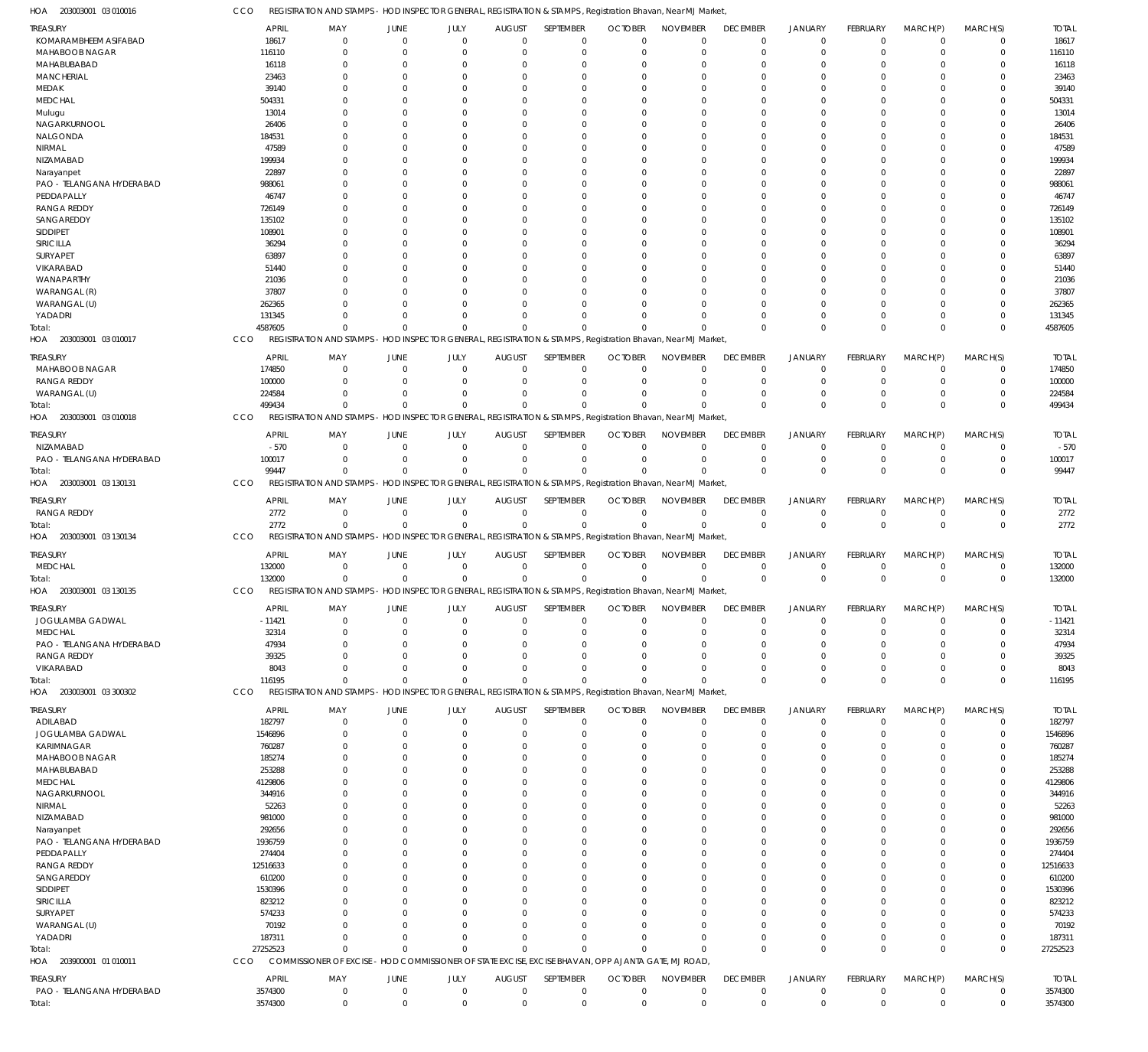HOA 203003001 03 010016 CCO REGISTRATION AND STAMPS - HOD INSPECTOR GENERAL, REGISTRATION & STAMPS, Registration Bhavan, Near MJ Market,

| TREASURY | APRIL | MAY | JUNE | JULY | AUGUST | SEPTEMBER | OCTOBER | NOVEMBER | DECEMBER | JANUARY | FEBRUARY | MARCH(P) | MARCH(S) | TOTAL |
|---|---|---|---|---|---|---|---|---|---|---|---|---|---|---|
| KOMARAMBHEEM ASIFABAD | 18617 | 0 | 0 | 0 | 0 | 0 | 0 | 0 | 0 | 0 | 0 | 0 | 0 | 18617 |
| MAHABOOB NAGAR | 116110 | 0 | 0 | 0 | 0 | 0 | 0 | 0 | 0 | 0 | 0 | 0 | 0 | 116110 |
| MAHABUBABAD | 16118 | 0 | 0 | 0 | 0 | 0 | 0 | 0 | 0 | 0 | 0 | 0 | 0 | 16118 |
| MANCHERIAL | 23463 | 0 | 0 | 0 | 0 | 0 | 0 | 0 | 0 | 0 | 0 | 0 | 0 | 23463 |
| MEDAK | 39140 | 0 | 0 | 0 | 0 | 0 | 0 | 0 | 0 | 0 | 0 | 0 | 0 | 39140 |
| MEDCHAL | 504331 | 0 | 0 | 0 | 0 | 0 | 0 | 0 | 0 | 0 | 0 | 0 | 0 | 504331 |
| Mulugu | 13014 | 0 | 0 | 0 | 0 | 0 | 0 | 0 | 0 | 0 | 0 | 0 | 0 | 13014 |
| NAGARKURNOOL | 26406 | 0 | 0 | 0 | 0 | 0 | 0 | 0 | 0 | 0 | 0 | 0 | 0 | 26406 |
| NALGONDA | 184531 | 0 | 0 | 0 | 0 | 0 | 0 | 0 | 0 | 0 | 0 | 0 | 0 | 184531 |
| NIRMAL | 47589 | 0 | 0 | 0 | 0 | 0 | 0 | 0 | 0 | 0 | 0 | 0 | 0 | 47589 |
| NIZAMABAD | 199934 | 0 | 0 | 0 | 0 | 0 | 0 | 0 | 0 | 0 | 0 | 0 | 0 | 199934 |
| Narayanpet | 22897 | 0 | 0 | 0 | 0 | 0 | 0 | 0 | 0 | 0 | 0 | 0 | 0 | 22897 |
| PAO - TELANGANA HYDERABAD | 988061 | 0 | 0 | 0 | 0 | 0 | 0 | 0 | 0 | 0 | 0 | 0 | 0 | 988061 |
| PEDDAPALLY | 46747 | 0 | 0 | 0 | 0 | 0 | 0 | 0 | 0 | 0 | 0 | 0 | 0 | 46747 |
| RANGA REDDY | 726149 | 0 | 0 | 0 | 0 | 0 | 0 | 0 | 0 | 0 | 0 | 0 | 0 | 726149 |
| SANGAREDDY | 135102 | 0 | 0 | 0 | 0 | 0 | 0 | 0 | 0 | 0 | 0 | 0 | 0 | 135102 |
| SIDDIPET | 108901 | 0 | 0 | 0 | 0 | 0 | 0 | 0 | 0 | 0 | 0 | 0 | 0 | 108901 |
| SIRICILLA | 36294 | 0 | 0 | 0 | 0 | 0 | 0 | 0 | 0 | 0 | 0 | 0 | 0 | 36294 |
| SURYAPET | 63897 | 0 | 0 | 0 | 0 | 0 | 0 | 0 | 0 | 0 | 0 | 0 | 0 | 63897 |
| VIKARABAD | 51440 | 0 | 0 | 0 | 0 | 0 | 0 | 0 | 0 | 0 | 0 | 0 | 0 | 51440 |
| WANAPARTHY | 21036 | 0 | 0 | 0 | 0 | 0 | 0 | 0 | 0 | 0 | 0 | 0 | 0 | 21036 |
| WARANGAL (R) | 37807 | 0 | 0 | 0 | 0 | 0 | 0 | 0 | 0 | 0 | 0 | 0 | 0 | 37807 |
| WARANGAL (U) | 262365 | 0 | 0 | 0 | 0 | 0 | 0 | 0 | 0 | 0 | 0 | 0 | 0 | 262365 |
| YADADRI | 131345 | 0 | 0 | 0 | 0 | 0 | 0 | 0 | 0 | 0 | 0 | 0 | 0 | 131345 |
| Total: | 4587605 | 0 | 0 | 0 | 0 | 0 | 0 | 0 | 0 | 0 | 0 | 0 | 0 | 4587605 |

HOA 203003001 03 010017 CCO REGISTRATION AND STAMPS - HOD INSPECTOR GENERAL, REGISTRATION & STAMPS, Registration Bhavan, Near MJ Market,

| TREASURY | APRIL | MAY | JUNE | JULY | AUGUST | SEPTEMBER | OCTOBER | NOVEMBER | DECEMBER | JANUARY | FEBRUARY | MARCH(P) | MARCH(S) | TOTAL |
|---|---|---|---|---|---|---|---|---|---|---|---|---|---|---|
| MAHABOOB NAGAR | 174850 | 0 | 0 | 0 | 0 | 0 | 0 | 0 | 0 | 0 | 0 | 0 | 0 | 174850 |
| RANGA REDDY | 100000 | 0 | 0 | 0 | 0 | 0 | 0 | 0 | 0 | 0 | 0 | 0 | 0 | 100000 |
| WARANGAL (U) | 224584 | 0 | 0 | 0 | 0 | 0 | 0 | 0 | 0 | 0 | 0 | 0 | 0 | 224584 |
| Total: | 499434 | 0 | 0 | 0 | 0 | 0 | 0 | 0 | 0 | 0 | 0 | 0 | 0 | 499434 |

HOA 203003001 03 010018 CCO REGISTRATION AND STAMPS - HOD INSPECTOR GENERAL, REGISTRATION & STAMPS, Registration Bhavan, Near MJ Market,

| TREASURY | APRIL | MAY | JUNE | JULY | AUGUST | SEPTEMBER | OCTOBER | NOVEMBER | DECEMBER | JANUARY | FEBRUARY | MARCH(P) | MARCH(S) | TOTAL |
|---|---|---|---|---|---|---|---|---|---|---|---|---|---|---|
| NIZAMABAD | -570 | 0 | 0 | 0 | 0 | 0 | 0 | 0 | 0 | 0 | 0 | 0 | 0 | -570 |
| PAO - TELANGANA HYDERABAD | 100017 | 0 | 0 | 0 | 0 | 0 | 0 | 0 | 0 | 0 | 0 | 0 | 0 | 100017 |
| Total: | 99447 | 0 | 0 | 0 | 0 | 0 | 0 | 0 | 0 | 0 | 0 | 0 | 0 | 99447 |

HOA 203003001 03 130131 CCO REGISTRATION AND STAMPS - HOD INSPECTOR GENERAL, REGISTRATION & STAMPS, Registration Bhavan, Near MJ Market,

| TREASURY | APRIL | MAY | JUNE | JULY | AUGUST | SEPTEMBER | OCTOBER | NOVEMBER | DECEMBER | JANUARY | FEBRUARY | MARCH(P) | MARCH(S) | TOTAL |
|---|---|---|---|---|---|---|---|---|---|---|---|---|---|---|
| RANGA REDDY | 2772 | 0 | 0 | 0 | 0 | 0 | 0 | 0 | 0 | 0 | 0 | 0 | 0 | 2772 |
| Total: | 2772 | 0 | 0 | 0 | 0 | 0 | 0 | 0 | 0 | 0 | 0 | 0 | 0 | 2772 |

HOA 203003001 03 130134 CCO REGISTRATION AND STAMPS - HOD INSPECTOR GENERAL, REGISTRATION & STAMPS, Registration Bhavan, Near MJ Market,

| TREASURY | APRIL | MAY | JUNE | JULY | AUGUST | SEPTEMBER | OCTOBER | NOVEMBER | DECEMBER | JANUARY | FEBRUARY | MARCH(P) | MARCH(S) | TOTAL |
|---|---|---|---|---|---|---|---|---|---|---|---|---|---|---|
| MEDCHAL | 132000 | 0 | 0 | 0 | 0 | 0 | 0 | 0 | 0 | 0 | 0 | 0 | 0 | 132000 |
| Total: | 132000 | 0 | 0 | 0 | 0 | 0 | 0 | 0 | 0 | 0 | 0 | 0 | 0 | 132000 |

HOA 203003001 03 130135 CCO REGISTRATION AND STAMPS - HOD INSPECTOR GENERAL, REGISTRATION & STAMPS, Registration Bhavan, Near MJ Market,

| TREASURY | APRIL | MAY | JUNE | JULY | AUGUST | SEPTEMBER | OCTOBER | NOVEMBER | DECEMBER | JANUARY | FEBRUARY | MARCH(P) | MARCH(S) | TOTAL |
|---|---|---|---|---|---|---|---|---|---|---|---|---|---|---|
| JOGULAMBA GADWAL | -11421 | 0 | 0 | 0 | 0 | 0 | 0 | 0 | 0 | 0 | 0 | 0 | 0 | -11421 |
| MEDCHAL | 32314 | 0 | 0 | 0 | 0 | 0 | 0 | 0 | 0 | 0 | 0 | 0 | 0 | 32314 |
| PAO - TELANGANA HYDERABAD | 47934 | 0 | 0 | 0 | 0 | 0 | 0 | 0 | 0 | 0 | 0 | 0 | 0 | 47934 |
| RANGA REDDY | 39325 | 0 | 0 | 0 | 0 | 0 | 0 | 0 | 0 | 0 | 0 | 0 | 0 | 39325 |
| VIKARABAD | 8043 | 0 | 0 | 0 | 0 | 0 | 0 | 0 | 0 | 0 | 0 | 0 | 0 | 8043 |
| Total: | 116195 | 0 | 0 | 0 | 0 | 0 | 0 | 0 | 0 | 0 | 0 | 0 | 0 | 116195 |

HOA 203003001 03 300302 CCO REGISTRATION AND STAMPS - HOD INSPECTOR GENERAL, REGISTRATION & STAMPS, Registration Bhavan, Near MJ Market,

| TREASURY | APRIL | MAY | JUNE | JULY | AUGUST | SEPTEMBER | OCTOBER | NOVEMBER | DECEMBER | JANUARY | FEBRUARY | MARCH(P) | MARCH(S) | TOTAL |
|---|---|---|---|---|---|---|---|---|---|---|---|---|---|---|
| ADILABAD | 182797 | 0 | 0 | 0 | 0 | 0 | 0 | 0 | 0 | 0 | 0 | 0 | 0 | 182797 |
| JOGULAMBA GADWAL | 1546896 | 0 | 0 | 0 | 0 | 0 | 0 | 0 | 0 | 0 | 0 | 0 | 0 | 1546896 |
| KARIMNAGAR | 760287 | 0 | 0 | 0 | 0 | 0 | 0 | 0 | 0 | 0 | 0 | 0 | 0 | 760287 |
| MAHABOOB NAGAR | 185274 | 0 | 0 | 0 | 0 | 0 | 0 | 0 | 0 | 0 | 0 | 0 | 0 | 185274 |
| MAHABUBABAD | 253288 | 0 | 0 | 0 | 0 | 0 | 0 | 0 | 0 | 0 | 0 | 0 | 0 | 253288 |
| MEDCHAL | 4129806 | 0 | 0 | 0 | 0 | 0 | 0 | 0 | 0 | 0 | 0 | 0 | 0 | 4129806 |
| NAGARKURNOOL | 344916 | 0 | 0 | 0 | 0 | 0 | 0 | 0 | 0 | 0 | 0 | 0 | 0 | 344916 |
| NIRMAL | 52263 | 0 | 0 | 0 | 0 | 0 | 0 | 0 | 0 | 0 | 0 | 0 | 0 | 52263 |
| NIZAMABAD | 981000 | 0 | 0 | 0 | 0 | 0 | 0 | 0 | 0 | 0 | 0 | 0 | 0 | 981000 |
| Narayanpet | 292656 | 0 | 0 | 0 | 0 | 0 | 0 | 0 | 0 | 0 | 0 | 0 | 0 | 292656 |
| PAO - TELANGANA HYDERABAD | 1936759 | 0 | 0 | 0 | 0 | 0 | 0 | 0 | 0 | 0 | 0 | 0 | 0 | 1936759 |
| PEDDAPALLY | 274404 | 0 | 0 | 0 | 0 | 0 | 0 | 0 | 0 | 0 | 0 | 0 | 0 | 274404 |
| RANGA REDDY | 12516633 | 0 | 0 | 0 | 0 | 0 | 0 | 0 | 0 | 0 | 0 | 0 | 0 | 12516633 |
| SANGAREDDY | 610200 | 0 | 0 | 0 | 0 | 0 | 0 | 0 | 0 | 0 | 0 | 0 | 0 | 610200 |
| SIDDIPET | 1530396 | 0 | 0 | 0 | 0 | 0 | 0 | 0 | 0 | 0 | 0 | 0 | 0 | 1530396 |
| SIRICILLA | 823212 | 0 | 0 | 0 | 0 | 0 | 0 | 0 | 0 | 0 | 0 | 0 | 0 | 823212 |
| SURYAPET | 574233 | 0 | 0 | 0 | 0 | 0 | 0 | 0 | 0 | 0 | 0 | 0 | 0 | 574233 |
| WARANGAL (U) | 70192 | 0 | 0 | 0 | 0 | 0 | 0 | 0 | 0 | 0 | 0 | 0 | 0 | 70192 |
| YADADRI | 187311 | 0 | 0 | 0 | 0 | 0 | 0 | 0 | 0 | 0 | 0 | 0 | 0 | 187311 |
| Total: | 27252523 | 0 | 0 | 0 | 0 | 0 | 0 | 0 | 0 | 0 | 0 | 0 | 0 | 27252523 |

HOA 203900001 01 010011 CCO COMMISSIONER OF EXCISE - HOD COMMISSIONER OF STATE EXCISE, EXCISE BHAVAN, OPP AJANTA GATE, MJ ROAD,

| TREASURY | APRIL | MAY | JUNE | JULY | AUGUST | SEPTEMBER | OCTOBER | NOVEMBER | DECEMBER | JANUARY | FEBRUARY | MARCH(P) | MARCH(S) | TOTAL |
|---|---|---|---|---|---|---|---|---|---|---|---|---|---|---|
| PAO - TELANGANA HYDERABAD | 3574300 | 0 | 0 | 0 | 0 | 0 | 0 | 0 | 0 | 0 | 0 | 0 | 0 | 3574300 |
| Total: | 3574300 | 0 | 0 | 0 | 0 | 0 | 0 | 0 | 0 | 0 | 0 | 0 | 0 | 3574300 |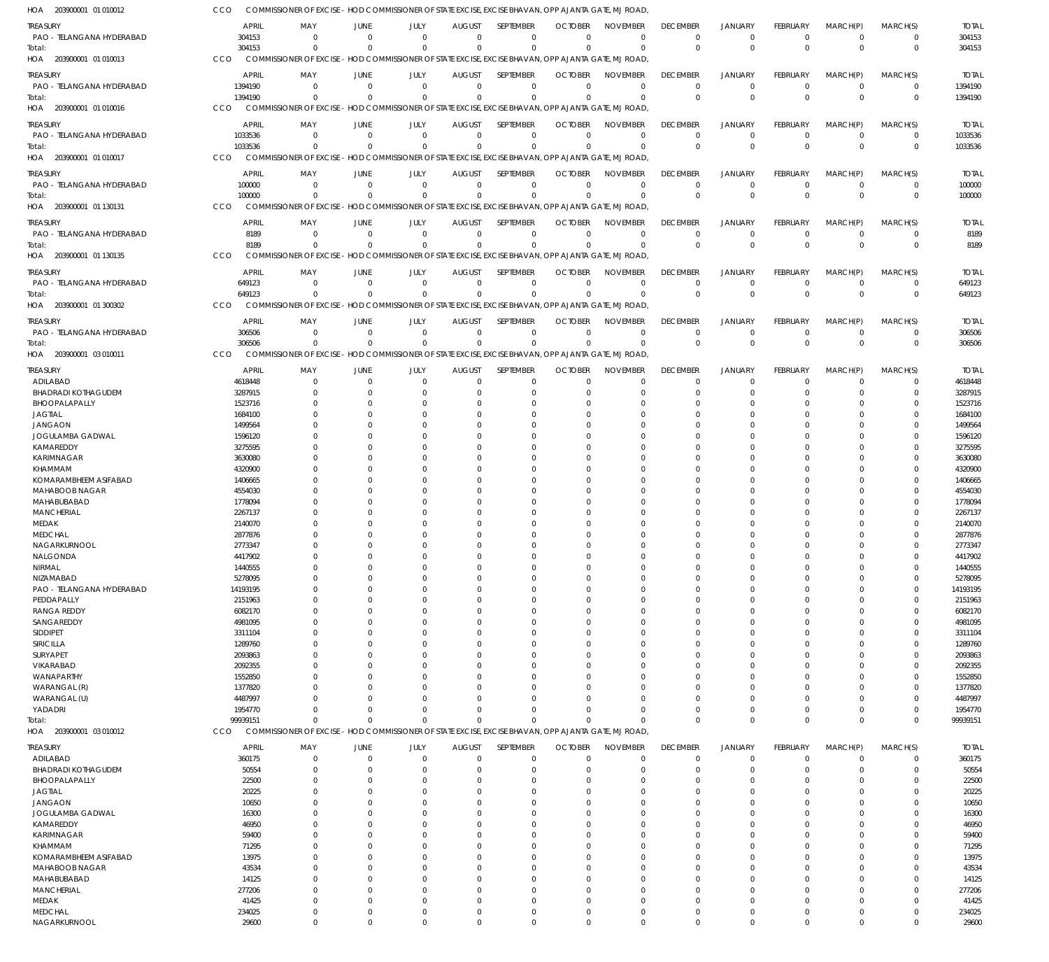HOA 203900001 01 010012 CCO COMMISSIONER OF EXCISE - HOD COMMISSIONER OF STATE EXCISE, EXCISE BHAVAN, OPP AJANTA GATE, MJ ROAD,

| TREASURY | APRIL | MAY | JUNE | JULY | AUGUST | SEPTEMBER | OCTOBER | NOVEMBER | DECEMBER | JANUARY | FEBRUARY | MARCH(P) | MARCH(S) | TOTAL |
|---|---|---|---|---|---|---|---|---|---|---|---|---|---|---|
| PAO - TELANGANA HYDERABAD | 304153 | 0 | 0 | 0 | 0 | 0 | 0 | 0 | 0 | 0 | 0 | 0 | 0 | 304153 |
| Total: | 304153 | 0 | 0 | 0 | 0 | 0 | 0 | 0 | 0 | 0 | 0 | 0 | 0 | 304153 |

HOA 203900001 01 010013 CCO COMMISSIONER OF EXCISE - HOD COMMISSIONER OF STATE EXCISE, EXCISE BHAVAN, OPP AJANTA GATE, MJ ROAD,

| TREASURY | APRIL | MAY | JUNE | JULY | AUGUST | SEPTEMBER | OCTOBER | NOVEMBER | DECEMBER | JANUARY | FEBRUARY | MARCH(P) | MARCH(S) | TOTAL |
|---|---|---|---|---|---|---|---|---|---|---|---|---|---|---|
| PAO - TELANGANA HYDERABAD | 1394190 | 0 | 0 | 0 | 0 | 0 | 0 | 0 | 0 | 0 | 0 | 0 | 0 | 1394190 |
| Total: | 1394190 | 0 | 0 | 0 | 0 | 0 | 0 | 0 | 0 | 0 | 0 | 0 | 0 | 1394190 |

HOA 203900001 01 010016 CCO COMMISSIONER OF EXCISE - HOD COMMISSIONER OF STATE EXCISE, EXCISE BHAVAN, OPP AJANTA GATE, MJ ROAD,

| TREASURY | APRIL | MAY | JUNE | JULY | AUGUST | SEPTEMBER | OCTOBER | NOVEMBER | DECEMBER | JANUARY | FEBRUARY | MARCH(P) | MARCH(S) | TOTAL |
|---|---|---|---|---|---|---|---|---|---|---|---|---|---|---|
| PAO - TELANGANA HYDERABAD | 1033536 | 0 | 0 | 0 | 0 | 0 | 0 | 0 | 0 | 0 | 0 | 0 | 0 | 1033536 |
| Total: | 1033536 | 0 | 0 | 0 | 0 | 0 | 0 | 0 | 0 | 0 | 0 | 0 | 0 | 1033536 |

HOA 203900001 01 010017 CCO COMMISSIONER OF EXCISE - HOD COMMISSIONER OF STATE EXCISE, EXCISE BHAVAN, OPP AJANTA GATE, MJ ROAD,

| TREASURY | APRIL | MAY | JUNE | JULY | AUGUST | SEPTEMBER | OCTOBER | NOVEMBER | DECEMBER | JANUARY | FEBRUARY | MARCH(P) | MARCH(S) | TOTAL |
|---|---|---|---|---|---|---|---|---|---|---|---|---|---|---|
| PAO - TELANGANA HYDERABAD | 100000 | 0 | 0 | 0 | 0 | 0 | 0 | 0 | 0 | 0 | 0 | 0 | 0 | 100000 |
| Total: | 100000 | 0 | 0 | 0 | 0 | 0 | 0 | 0 | 0 | 0 | 0 | 0 | 0 | 100000 |

HOA 203900001 01 130131 CCO COMMISSIONER OF EXCISE - HOD COMMISSIONER OF STATE EXCISE, EXCISE BHAVAN, OPP AJANTA GATE, MJ ROAD,

| TREASURY | APRIL | MAY | JUNE | JULY | AUGUST | SEPTEMBER | OCTOBER | NOVEMBER | DECEMBER | JANUARY | FEBRUARY | MARCH(P) | MARCH(S) | TOTAL |
|---|---|---|---|---|---|---|---|---|---|---|---|---|---|---|
| PAO - TELANGANA HYDERABAD | 8189 | 0 | 0 | 0 | 0 | 0 | 0 | 0 | 0 | 0 | 0 | 0 | 0 | 8189 |
| Total: | 8189 | 0 | 0 | 0 | 0 | 0 | 0 | 0 | 0 | 0 | 0 | 0 | 0 | 8189 |

HOA 203900001 01 130135 CCO COMMISSIONER OF EXCISE - HOD COMMISSIONER OF STATE EXCISE, EXCISE BHAVAN, OPP AJANTA GATE, MJ ROAD,

| TREASURY | APRIL | MAY | JUNE | JULY | AUGUST | SEPTEMBER | OCTOBER | NOVEMBER | DECEMBER | JANUARY | FEBRUARY | MARCH(P) | MARCH(S) | TOTAL |
|---|---|---|---|---|---|---|---|---|---|---|---|---|---|---|
| PAO - TELANGANA HYDERABAD | 649123 | 0 | 0 | 0 | 0 | 0 | 0 | 0 | 0 | 0 | 0 | 0 | 0 | 649123 |
| Total: | 649123 | 0 | 0 | 0 | 0 | 0 | 0 | 0 | 0 | 0 | 0 | 0 | 0 | 649123 |

HOA 203900001 01 300302 CCO COMMISSIONER OF EXCISE - HOD COMMISSIONER OF STATE EXCISE, EXCISE BHAVAN, OPP AJANTA GATE, MJ ROAD,

| TREASURY | APRIL | MAY | JUNE | JULY | AUGUST | SEPTEMBER | OCTOBER | NOVEMBER | DECEMBER | JANUARY | FEBRUARY | MARCH(P) | MARCH(S) | TOTAL |
|---|---|---|---|---|---|---|---|---|---|---|---|---|---|---|
| PAO - TELANGANA HYDERABAD | 306506 | 0 | 0 | 0 | 0 | 0 | 0 | 0 | 0 | 0 | 0 | 0 | 0 | 306506 |
| Total: | 306506 | 0 | 0 | 0 | 0 | 0 | 0 | 0 | 0 | 0 | 0 | 0 | 0 | 306506 |

HOA 203900001 03 010011 CCO COMMISSIONER OF EXCISE - HOD COMMISSIONER OF STATE EXCISE, EXCISE BHAVAN, OPP AJANTA GATE, MJ ROAD,

| TREASURY | APRIL | MAY | JUNE | JULY | AUGUST | SEPTEMBER | OCTOBER | NOVEMBER | DECEMBER | JANUARY | FEBRUARY | MARCH(P) | MARCH(S) | TOTAL |
|---|---|---|---|---|---|---|---|---|---|---|---|---|---|---|
| ADILABAD | 4618448 | 0 | 0 | 0 | 0 | 0 | 0 | 0 | 0 | 0 | 0 | 0 | 0 | 4618448 |
| BHADRADI KOTHAGUDEM | 3287915 | 0 | 0 | 0 | 0 | 0 | 0 | 0 | 0 | 0 | 0 | 0 | 0 | 3287915 |
| BHOOPALAPALLY | 1523716 | 0 | 0 | 0 | 0 | 0 | 0 | 0 | 0 | 0 | 0 | 0 | 0 | 1523716 |
| JAGTIAL | 1684100 | 0 | 0 | 0 | 0 | 0 | 0 | 0 | 0 | 0 | 0 | 0 | 0 | 1684100 |
| JANGAON | 1499564 | 0 | 0 | 0 | 0 | 0 | 0 | 0 | 0 | 0 | 0 | 0 | 0 | 1499564 |
| JOGULAMBA GADWAL | 1596120 | 0 | 0 | 0 | 0 | 0 | 0 | 0 | 0 | 0 | 0 | 0 | 0 | 1596120 |
| KAMAREDDY | 3275595 | 0 | 0 | 0 | 0 | 0 | 0 | 0 | 0 | 0 | 0 | 0 | 0 | 3275595 |
| KARIMNAGAR | 3630080 | 0 | 0 | 0 | 0 | 0 | 0 | 0 | 0 | 0 | 0 | 0 | 0 | 3630080 |
| KHAMMAM | 4320900 | 0 | 0 | 0 | 0 | 0 | 0 | 0 | 0 | 0 | 0 | 0 | 0 | 4320900 |
| KOMARAMBHEEM ASIFABAD | 1406665 | 0 | 0 | 0 | 0 | 0 | 0 | 0 | 0 | 0 | 0 | 0 | 0 | 1406665 |
| MAHABOOB NAGAR | 4554030 | 0 | 0 | 0 | 0 | 0 | 0 | 0 | 0 | 0 | 0 | 0 | 0 | 4554030 |
| MAHABUBABAD | 1778094 | 0 | 0 | 0 | 0 | 0 | 0 | 0 | 0 | 0 | 0 | 0 | 0 | 1778094 |
| MANCHERIAL | 2267137 | 0 | 0 | 0 | 0 | 0 | 0 | 0 | 0 | 0 | 0 | 0 | 0 | 2267137 |
| MEDAK | 2140070 | 0 | 0 | 0 | 0 | 0 | 0 | 0 | 0 | 0 | 0 | 0 | 0 | 2140070 |
| MEDCHAL | 2877876 | 0 | 0 | 0 | 0 | 0 | 0 | 0 | 0 | 0 | 0 | 0 | 0 | 2877876 |
| NAGARKURNOOL | 2773347 | 0 | 0 | 0 | 0 | 0 | 0 | 0 | 0 | 0 | 0 | 0 | 0 | 2773347 |
| NALGONDA | 4417902 | 0 | 0 | 0 | 0 | 0 | 0 | 0 | 0 | 0 | 0 | 0 | 0 | 4417902 |
| NIRMAL | 1440555 | 0 | 0 | 0 | 0 | 0 | 0 | 0 | 0 | 0 | 0 | 0 | 0 | 1440555 |
| NIZAMABAD | 5278095 | 0 | 0 | 0 | 0 | 0 | 0 | 0 | 0 | 0 | 0 | 0 | 0 | 5278095 |
| PAO - TELANGANA HYDERABAD | 14193195 | 0 | 0 | 0 | 0 | 0 | 0 | 0 | 0 | 0 | 0 | 0 | 0 | 14193195 |
| PEDDAPALLY | 2151963 | 0 | 0 | 0 | 0 | 0 | 0 | 0 | 0 | 0 | 0 | 0 | 0 | 2151963 |
| RANGA REDDY | 6082170 | 0 | 0 | 0 | 0 | 0 | 0 | 0 | 0 | 0 | 0 | 0 | 0 | 6082170 |
| SANGAREDDY | 4981095 | 0 | 0 | 0 | 0 | 0 | 0 | 0 | 0 | 0 | 0 | 0 | 0 | 4981095 |
| SIDDIPET | 3311104 | 0 | 0 | 0 | 0 | 0 | 0 | 0 | 0 | 0 | 0 | 0 | 0 | 3311104 |
| SIRICILLA | 1289760 | 0 | 0 | 0 | 0 | 0 | 0 | 0 | 0 | 0 | 0 | 0 | 0 | 1289760 |
| SURYAPET | 2093863 | 0 | 0 | 0 | 0 | 0 | 0 | 0 | 0 | 0 | 0 | 0 | 0 | 2093863 |
| VIKARABAD | 2092355 | 0 | 0 | 0 | 0 | 0 | 0 | 0 | 0 | 0 | 0 | 0 | 0 | 2092355 |
| WANAPARTHY | 1552850 | 0 | 0 | 0 | 0 | 0 | 0 | 0 | 0 | 0 | 0 | 0 | 0 | 1552850 |
| WARANGAL (R) | 1377820 | 0 | 0 | 0 | 0 | 0 | 0 | 0 | 0 | 0 | 0 | 0 | 0 | 1377820 |
| WARANGAL (U) | 4487997 | 0 | 0 | 0 | 0 | 0 | 0 | 0 | 0 | 0 | 0 | 0 | 0 | 4487997 |
| YADADRI | 1954770 | 0 | 0 | 0 | 0 | 0 | 0 | 0 | 0 | 0 | 0 | 0 | 0 | 1954770 |
| Total: | 99939151 | 0 | 0 | 0 | 0 | 0 | 0 | 0 | 0 | 0 | 0 | 0 | 0 | 99939151 |

HOA 203900001 03 010012 CCO COMMISSIONER OF EXCISE - HOD COMMISSIONER OF STATE EXCISE, EXCISE BHAVAN, OPP AJANTA GATE, MJ ROAD,

| TREASURY | APRIL | MAY | JUNE | JULY | AUGUST | SEPTEMBER | OCTOBER | NOVEMBER | DECEMBER | JANUARY | FEBRUARY | MARCH(P) | MARCH(S) | TOTAL |
|---|---|---|---|---|---|---|---|---|---|---|---|---|---|---|
| ADILABAD | 360175 | 0 | 0 | 0 | 0 | 0 | 0 | 0 | 0 | 0 | 0 | 0 | 0 | 360175 |
| BHADRADI KOTHAGUDEM | 50554 | 0 | 0 | 0 | 0 | 0 | 0 | 0 | 0 | 0 | 0 | 0 | 0 | 50554 |
| BHOOPALAPALLY | 22500 | 0 | 0 | 0 | 0 | 0 | 0 | 0 | 0 | 0 | 0 | 0 | 0 | 22500 |
| JAGTIAL | 20225 | 0 | 0 | 0 | 0 | 0 | 0 | 0 | 0 | 0 | 0 | 0 | 0 | 20225 |
| JANGAON | 10650 | 0 | 0 | 0 | 0 | 0 | 0 | 0 | 0 | 0 | 0 | 0 | 0 | 10650 |
| JOGULAMBA GADWAL | 16300 | 0 | 0 | 0 | 0 | 0 | 0 | 0 | 0 | 0 | 0 | 0 | 0 | 16300 |
| KAMAREDDY | 46950 | 0 | 0 | 0 | 0 | 0 | 0 | 0 | 0 | 0 | 0 | 0 | 0 | 46950 |
| KARIMNAGAR | 59400 | 0 | 0 | 0 | 0 | 0 | 0 | 0 | 0 | 0 | 0 | 0 | 0 | 59400 |
| KHAMMAM | 71295 | 0 | 0 | 0 | 0 | 0 | 0 | 0 | 0 | 0 | 0 | 0 | 0 | 71295 |
| KOMARAMBHEEM ASIFABAD | 13975 | 0 | 0 | 0 | 0 | 0 | 0 | 0 | 0 | 0 | 0 | 0 | 0 | 13975 |
| MAHABOOB NAGAR | 43534 | 0 | 0 | 0 | 0 | 0 | 0 | 0 | 0 | 0 | 0 | 0 | 0 | 43534 |
| MAHABUBABAD | 14125 | 0 | 0 | 0 | 0 | 0 | 0 | 0 | 0 | 0 | 0 | 0 | 0 | 14125 |
| MANCHERIAL | 277206 | 0 | 0 | 0 | 0 | 0 | 0 | 0 | 0 | 0 | 0 | 0 | 0 | 277206 |
| MEDAK | 41425 | 0 | 0 | 0 | 0 | 0 | 0 | 0 | 0 | 0 | 0 | 0 | 0 | 41425 |
| MEDCHAL | 234025 | 0 | 0 | 0 | 0 | 0 | 0 | 0 | 0 | 0 | 0 | 0 | 0 | 234025 |
| NAGARKURNOOL | 29600 | 0 | 0 | 0 | 0 | 0 | 0 | 0 | 0 | 0 | 0 | 0 | 0 | 29600 |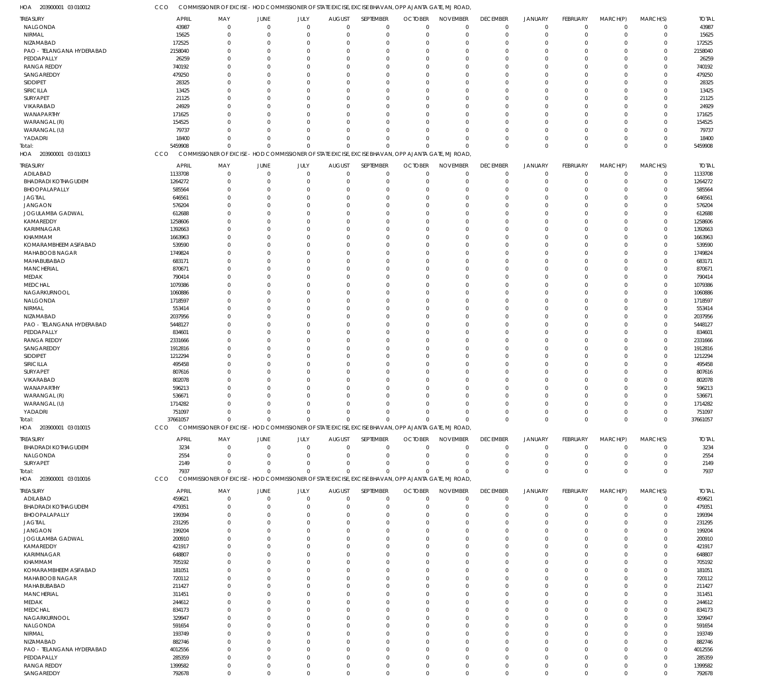HOA 203900001 03 010012 CCO COMMISSIONER OF EXCISE - HOD COMMISSIONER OF STATE EXCISE, EXCISE BHAVAN, OPP AJANTA GATE, MJ ROAD,

| TREASURY | APRIL | MAY | JUNE | JULY | AUGUST | SEPTEMBER | OCTOBER | NOVEMBER | DECEMBER | JANUARY | FEBRUARY | MARCH(P) | MARCH(S) | TOTAL |
|---|---|---|---|---|---|---|---|---|---|---|---|---|---|---|
| NALGONDA | 43987 | 0 | 0 | 0 | 0 | 0 | 0 | 0 | 0 | 0 | 0 | 0 | 0 | 43987 |
| NIRMAL | 15625 | 0 | 0 | 0 | 0 | 0 | 0 | 0 | 0 | 0 | 0 | 0 | 0 | 15625 |
| NIZAMABAD | 172525 | 0 | 0 | 0 | 0 | 0 | 0 | 0 | 0 | 0 | 0 | 0 | 0 | 172525 |
| PAO - TELANGANA HYDERABAD | 2158040 | 0 | 0 | 0 | 0 | 0 | 0 | 0 | 0 | 0 | 0 | 0 | 0 | 2158040 |
| PEDDAPALLY | 26259 | 0 | 0 | 0 | 0 | 0 | 0 | 0 | 0 | 0 | 0 | 0 | 0 | 26259 |
| RANGA REDDY | 740192 | 0 | 0 | 0 | 0 | 0 | 0 | 0 | 0 | 0 | 0 | 0 | 0 | 740192 |
| SANGAREDDY | 479250 | 0 | 0 | 0 | 0 | 0 | 0 | 0 | 0 | 0 | 0 | 0 | 0 | 479250 |
| SIDDIPET | 28325 | 0 | 0 | 0 | 0 | 0 | 0 | 0 | 0 | 0 | 0 | 0 | 0 | 28325 |
| SIRICILLA | 13425 | 0 | 0 | 0 | 0 | 0 | 0 | 0 | 0 | 0 | 0 | 0 | 0 | 13425 |
| SURYAPET | 21125 | 0 | 0 | 0 | 0 | 0 | 0 | 0 | 0 | 0 | 0 | 0 | 0 | 21125 |
| VIKARABAD | 24929 | 0 | 0 | 0 | 0 | 0 | 0 | 0 | 0 | 0 | 0 | 0 | 0 | 24929 |
| WANAPARTHY | 171625 | 0 | 0 | 0 | 0 | 0 | 0 | 0 | 0 | 0 | 0 | 0 | 0 | 171625 |
| WARANGAL (R) | 154525 | 0 | 0 | 0 | 0 | 0 | 0 | 0 | 0 | 0 | 0 | 0 | 0 | 154525 |
| WARANGAL (U) | 79737 | 0 | 0 | 0 | 0 | 0 | 0 | 0 | 0 | 0 | 0 | 0 | 0 | 79737 |
| YADADRI | 18400 | 0 | 0 | 0 | 0 | 0 | 0 | 0 | 0 | 0 | 0 | 0 | 0 | 18400 |
| Total: | 5459908 | 0 | 0 | 0 | 0 | 0 | 0 | 0 | 0 | 0 | 0 | 0 | 0 | 5459908 |

HOA 203900001 03 010013 CCO COMMISSIONER OF EXCISE - HOD COMMISSIONER OF STATE EXCISE, EXCISE BHAVAN, OPP AJANTA GATE, MJ ROAD,

| TREASURY | APRIL | MAY | JUNE | JULY | AUGUST | SEPTEMBER | OCTOBER | NOVEMBER | DECEMBER | JANUARY | FEBRUARY | MARCH(P) | MARCH(S) | TOTAL |
|---|---|---|---|---|---|---|---|---|---|---|---|---|---|---|
| ADILABAD | 1133708 | 0 | 0 | 0 | 0 | 0 | 0 | 0 | 0 | 0 | 0 | 0 | 0 | 1133708 |
| BHADRADI KOTHAGUDEM | 1264272 | 0 | 0 | 0 | 0 | 0 | 0 | 0 | 0 | 0 | 0 | 0 | 0 | 1264272 |
| BHOOPALAPALLY | 585564 | 0 | 0 | 0 | 0 | 0 | 0 | 0 | 0 | 0 | 0 | 0 | 0 | 585564 |
| JAGTIAL | 646561 | 0 | 0 | 0 | 0 | 0 | 0 | 0 | 0 | 0 | 0 | 0 | 0 | 646561 |
| JANGAON | 576204 | 0 | 0 | 0 | 0 | 0 | 0 | 0 | 0 | 0 | 0 | 0 | 0 | 576204 |
| JOGULAMBA GADWAL | 612688 | 0 | 0 | 0 | 0 | 0 | 0 | 0 | 0 | 0 | 0 | 0 | 0 | 612688 |
| KAMAREDDY | 1258606 | 0 | 0 | 0 | 0 | 0 | 0 | 0 | 0 | 0 | 0 | 0 | 0 | 1258606 |
| KARIMNAGAR | 1392663 | 0 | 0 | 0 | 0 | 0 | 0 | 0 | 0 | 0 | 0 | 0 | 0 | 1392663 |
| KHAMMAM | 1663963 | 0 | 0 | 0 | 0 | 0 | 0 | 0 | 0 | 0 | 0 | 0 | 0 | 1663963 |
| KOMARAMBHEEM ASIFABAD | 539590 | 0 | 0 | 0 | 0 | 0 | 0 | 0 | 0 | 0 | 0 | 0 | 0 | 539590 |
| MAHABOOB NAGAR | 1749824 | 0 | 0 | 0 | 0 | 0 | 0 | 0 | 0 | 0 | 0 | 0 | 0 | 1749824 |
| MAHABUBABAD | 683171 | 0 | 0 | 0 | 0 | 0 | 0 | 0 | 0 | 0 | 0 | 0 | 0 | 683171 |
| MANCHERIAL | 870671 | 0 | 0 | 0 | 0 | 0 | 0 | 0 | 0 | 0 | 0 | 0 | 0 | 870671 |
| MEDAK | 790414 | 0 | 0 | 0 | 0 | 0 | 0 | 0 | 0 | 0 | 0 | 0 | 0 | 790414 |
| MEDCHAL | 1079386 | 0 | 0 | 0 | 0 | 0 | 0 | 0 | 0 | 0 | 0 | 0 | 0 | 1079386 |
| NAGARKURNOOL | 1060886 | 0 | 0 | 0 | 0 | 0 | 0 | 0 | 0 | 0 | 0 | 0 | 0 | 1060886 |
| NALGONDA | 1718597 | 0 | 0 | 0 | 0 | 0 | 0 | 0 | 0 | 0 | 0 | 0 | 0 | 1718597 |
| NIRMAL | 553414 | 0 | 0 | 0 | 0 | 0 | 0 | 0 | 0 | 0 | 0 | 0 | 0 | 553414 |
| NIZAMABAD | 2037956 | 0 | 0 | 0 | 0 | 0 | 0 | 0 | 0 | 0 | 0 | 0 | 0 | 2037956 |
| PAO - TELANGANA HYDERABAD | 5448127 | 0 | 0 | 0 | 0 | 0 | 0 | 0 | 0 | 0 | 0 | 0 | 0 | 5448127 |
| PEDDAPALLY | 834601 | 0 | 0 | 0 | 0 | 0 | 0 | 0 | 0 | 0 | 0 | 0 | 0 | 834601 |
| RANGA REDDY | 2331666 | 0 | 0 | 0 | 0 | 0 | 0 | 0 | 0 | 0 | 0 | 0 | 0 | 2331666 |
| SANGAREDDY | 1912816 | 0 | 0 | 0 | 0 | 0 | 0 | 0 | 0 | 0 | 0 | 0 | 0 | 1912816 |
| SIDDIPET | 1212294 | 0 | 0 | 0 | 0 | 0 | 0 | 0 | 0 | 0 | 0 | 0 | 0 | 1212294 |
| SIRICILLA | 495458 | 0 | 0 | 0 | 0 | 0 | 0 | 0 | 0 | 0 | 0 | 0 | 0 | 495458 |
| SURYAPET | 807616 | 0 | 0 | 0 | 0 | 0 | 0 | 0 | 0 | 0 | 0 | 0 | 0 | 807616 |
| VIKARABAD | 802078 | 0 | 0 | 0 | 0 | 0 | 0 | 0 | 0 | 0 | 0 | 0 | 0 | 802078 |
| WANAPARTHY | 596213 | 0 | 0 | 0 | 0 | 0 | 0 | 0 | 0 | 0 | 0 | 0 | 0 | 596213 |
| WARANGAL (R) | 536671 | 0 | 0 | 0 | 0 | 0 | 0 | 0 | 0 | 0 | 0 | 0 | 0 | 536671 |
| WARANGAL (U) | 1714282 | 0 | 0 | 0 | 0 | 0 | 0 | 0 | 0 | 0 | 0 | 0 | 0 | 1714282 |
| YADADRI | 751097 | 0 | 0 | 0 | 0 | 0 | 0 | 0 | 0 | 0 | 0 | 0 | 0 | 751097 |
| Total: | 37661057 | 0 | 0 | 0 | 0 | 0 | 0 | 0 | 0 | 0 | 0 | 0 | 0 | 37661057 |

HOA 203900001 03 010015 CCO COMMISSIONER OF EXCISE - HOD COMMISSIONER OF STATE EXCISE, EXCISE BHAVAN, OPP AJANTA GATE, MJ ROAD,

| TREASURY | APRIL | MAY | JUNE | JULY | AUGUST | SEPTEMBER | OCTOBER | NOVEMBER | DECEMBER | JANUARY | FEBRUARY | MARCH(P) | MARCH(S) | TOTAL |
|---|---|---|---|---|---|---|---|---|---|---|---|---|---|---|
| BHADRADI KOTHAGUDEM | 3234 | 0 | 0 | 0 | 0 | 0 | 0 | 0 | 0 | 0 | 0 | 0 | 0 | 3234 |
| NALGONDA | 2554 | 0 | 0 | 0 | 0 | 0 | 0 | 0 | 0 | 0 | 0 | 0 | 0 | 2554 |
| SURYAPET | 2149 | 0 | 0 | 0 | 0 | 0 | 0 | 0 | 0 | 0 | 0 | 0 | 0 | 2149 |
| Total: | 7937 | 0 | 0 | 0 | 0 | 0 | 0 | 0 | 0 | 0 | 0 | 0 | 0 | 7937 |

HOA 203900001 03 010016 CCO COMMISSIONER OF EXCISE - HOD COMMISSIONER OF STATE EXCISE, EXCISE BHAVAN, OPP AJANTA GATE, MJ ROAD,

| TREASURY | APRIL | MAY | JUNE | JULY | AUGUST | SEPTEMBER | OCTOBER | NOVEMBER | DECEMBER | JANUARY | FEBRUARY | MARCH(P) | MARCH(S) | TOTAL |
|---|---|---|---|---|---|---|---|---|---|---|---|---|---|---|
| ADILABAD | 459621 | 0 | 0 | 0 | 0 | 0 | 0 | 0 | 0 | 0 | 0 | 0 | 0 | 459621 |
| BHADRADI KOTHAGUDEM | 479351 | 0 | 0 | 0 | 0 | 0 | 0 | 0 | 0 | 0 | 0 | 0 | 0 | 479351 |
| BHOOPALAPALLY | 199394 | 0 | 0 | 0 | 0 | 0 | 0 | 0 | 0 | 0 | 0 | 0 | 0 | 199394 |
| JAGTIAL | 231295 | 0 | 0 | 0 | 0 | 0 | 0 | 0 | 0 | 0 | 0 | 0 | 0 | 231295 |
| JANGAON | 199204 | 0 | 0 | 0 | 0 | 0 | 0 | 0 | 0 | 0 | 0 | 0 | 0 | 199204 |
| JOGULAMBA GADWAL | 200910 | 0 | 0 | 0 | 0 | 0 | 0 | 0 | 0 | 0 | 0 | 0 | 0 | 200910 |
| KAMAREDDY | 421917 | 0 | 0 | 0 | 0 | 0 | 0 | 0 | 0 | 0 | 0 | 0 | 0 | 421917 |
| KARIMNAGAR | 648807 | 0 | 0 | 0 | 0 | 0 | 0 | 0 | 0 | 0 | 0 | 0 | 0 | 648807 |
| KHAMMAM | 705192 | 0 | 0 | 0 | 0 | 0 | 0 | 0 | 0 | 0 | 0 | 0 | 0 | 705192 |
| KOMARAMBHEEM ASIFABAD | 181051 | 0 | 0 | 0 | 0 | 0 | 0 | 0 | 0 | 0 | 0 | 0 | 0 | 181051 |
| MAHABOOB NAGAR | 720112 | 0 | 0 | 0 | 0 | 0 | 0 | 0 | 0 | 0 | 0 | 0 | 0 | 720112 |
| MAHABUBABAD | 211427 | 0 | 0 | 0 | 0 | 0 | 0 | 0 | 0 | 0 | 0 | 0 | 0 | 211427 |
| MANCHERIAL | 311451 | 0 | 0 | 0 | 0 | 0 | 0 | 0 | 0 | 0 | 0 | 0 | 0 | 311451 |
| MEDAK | 244612 | 0 | 0 | 0 | 0 | 0 | 0 | 0 | 0 | 0 | 0 | 0 | 0 | 244612 |
| MEDCHAL | 834173 | 0 | 0 | 0 | 0 | 0 | 0 | 0 | 0 | 0 | 0 | 0 | 0 | 834173 |
| NAGARKURNOOL | 329947 | 0 | 0 | 0 | 0 | 0 | 0 | 0 | 0 | 0 | 0 | 0 | 0 | 329947 |
| NALGONDA | 591654 | 0 | 0 | 0 | 0 | 0 | 0 | 0 | 0 | 0 | 0 | 0 | 0 | 591654 |
| NIRMAL | 193749 | 0 | 0 | 0 | 0 | 0 | 0 | 0 | 0 | 0 | 0 | 0 | 0 | 193749 |
| NIZAMABAD | 882746 | 0 | 0 | 0 | 0 | 0 | 0 | 0 | 0 | 0 | 0 | 0 | 0 | 882746 |
| PAO - TELANGANA HYDERABAD | 4012556 | 0 | 0 | 0 | 0 | 0 | 0 | 0 | 0 | 0 | 0 | 0 | 0 | 4012556 |
| PEDDAPALLY | 285359 | 0 | 0 | 0 | 0 | 0 | 0 | 0 | 0 | 0 | 0 | 0 | 0 | 285359 |
| RANGA REDDY | 1399582 | 0 | 0 | 0 | 0 | 0 | 0 | 0 | 0 | 0 | 0 | 0 | 0 | 1399582 |
| SANGAREDDY | 792678 | 0 | 0 | 0 | 0 | 0 | 0 | 0 | 0 | 0 | 0 | 0 | 0 | 792678 |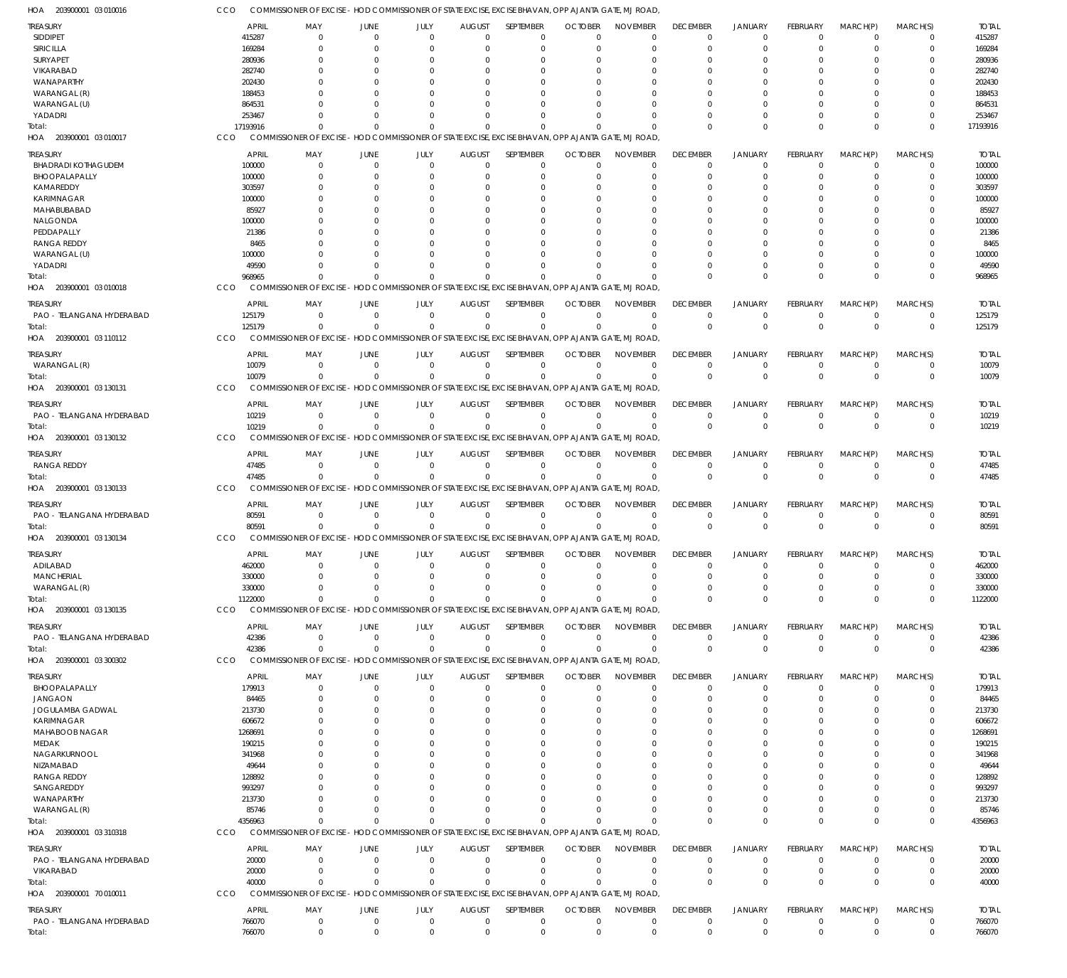HOA 203900001 03 010016 CCO COMMISSIONER OF EXCISE - HOD COMMISSIONER OF STATE EXCISE, EXCISE BHAVAN, OPP AJANTA GATE, MJ ROAD,

| TREASURY | APRIL | MAY | JUNE | JULY | AUGUST | SEPTEMBER | OCTOBER | NOVEMBER | DECEMBER | JANUARY | FEBRUARY | MARCH(P) | MARCH(S) | TOTAL |
|---|---|---|---|---|---|---|---|---|---|---|---|---|---|---|
| SIDDIPET | 415287 | 0 | 0 | 0 | 0 | 0 | 0 | 0 | 0 | 0 | 0 | 0 | 0 | 415287 |
| SIRICILLA | 169284 | 0 | 0 | 0 | 0 | 0 | 0 | 0 | 0 | 0 | 0 | 0 | 0 | 169284 |
| SURYAPET | 280936 | 0 | 0 | 0 | 0 | 0 | 0 | 0 | 0 | 0 | 0 | 0 | 0 | 280936 |
| VIKARABAD | 282740 | 0 | 0 | 0 | 0 | 0 | 0 | 0 | 0 | 0 | 0 | 0 | 0 | 282740 |
| WANAPARTHY | 202430 | 0 | 0 | 0 | 0 | 0 | 0 | 0 | 0 | 0 | 0 | 0 | 0 | 202430 |
| WARANGAL (R) | 188453 | 0 | 0 | 0 | 0 | 0 | 0 | 0 | 0 | 0 | 0 | 0 | 0 | 188453 |
| WARANGAL (U) | 864531 | 0 | 0 | 0 | 0 | 0 | 0 | 0 | 0 | 0 | 0 | 0 | 0 | 864531 |
| YADADRI | 253467 | 0 | 0 | 0 | 0 | 0 | 0 | 0 | 0 | 0 | 0 | 0 | 0 | 253467 |
| Total: | 17193916 | 0 | 0 | 0 | 0 | 0 | 0 | 0 | 0 | 0 | 0 | 0 | 0 | 17193916 |

HOA 203900001 03 010017 CCO COMMISSIONER OF EXCISE - HOD COMMISSIONER OF STATE EXCISE, EXCISE BHAVAN, OPP AJANTA GATE, MJ ROAD,

| TREASURY | APRIL | MAY | JUNE | JULY | AUGUST | SEPTEMBER | OCTOBER | NOVEMBER | DECEMBER | JANUARY | FEBRUARY | MARCH(P) | MARCH(S) | TOTAL |
|---|---|---|---|---|---|---|---|---|---|---|---|---|---|---|
| BHADRADI KOTHAGUDEM | 100000 | 0 | 0 | 0 | 0 | 0 | 0 | 0 | 0 | 0 | 0 | 0 | 0 | 100000 |
| BHOOPALAPALLY | 100000 | 0 | 0 | 0 | 0 | 0 | 0 | 0 | 0 | 0 | 0 | 0 | 0 | 100000 |
| KAMAREDDY | 303597 | 0 | 0 | 0 | 0 | 0 | 0 | 0 | 0 | 0 | 0 | 0 | 0 | 303597 |
| KARIMNAGAR | 100000 | 0 | 0 | 0 | 0 | 0 | 0 | 0 | 0 | 0 | 0 | 0 | 0 | 100000 |
| MAHABUBABAD | 85927 | 0 | 0 | 0 | 0 | 0 | 0 | 0 | 0 | 0 | 0 | 0 | 0 | 85927 |
| NALGONDA | 100000 | 0 | 0 | 0 | 0 | 0 | 0 | 0 | 0 | 0 | 0 | 0 | 0 | 100000 |
| PEDDAPALLY | 21386 | 0 | 0 | 0 | 0 | 0 | 0 | 0 | 0 | 0 | 0 | 0 | 0 | 21386 |
| RANGA REDDY | 8465 | 0 | 0 | 0 | 0 | 0 | 0 | 0 | 0 | 0 | 0 | 0 | 0 | 8465 |
| WARANGAL (U) | 100000 | 0 | 0 | 0 | 0 | 0 | 0 | 0 | 0 | 0 | 0 | 0 | 0 | 100000 |
| YADADRI | 49590 | 0 | 0 | 0 | 0 | 0 | 0 | 0 | 0 | 0 | 0 | 0 | 0 | 49590 |
| Total: | 968965 | 0 | 0 | 0 | 0 | 0 | 0 | 0 | 0 | 0 | 0 | 0 | 0 | 968965 |

HOA 203900001 03 010018 CCO COMMISSIONER OF EXCISE - HOD COMMISSIONER OF STATE EXCISE, EXCISE BHAVAN, OPP AJANTA GATE, MJ ROAD,

| TREASURY | APRIL | MAY | JUNE | JULY | AUGUST | SEPTEMBER | OCTOBER | NOVEMBER | DECEMBER | JANUARY | FEBRUARY | MARCH(P) | MARCH(S) | TOTAL |
|---|---|---|---|---|---|---|---|---|---|---|---|---|---|---|
| PAO - TELANGANA HYDERABAD | 125179 | 0 | 0 | 0 | 0 | 0 | 0 | 0 | 0 | 0 | 0 | 0 | 0 | 125179 |
| Total: | 125179 | 0 | 0 | 0 | 0 | 0 | 0 | 0 | 0 | 0 | 0 | 0 | 0 | 125179 |

HOA 203900001 03 110112 CCO COMMISSIONER OF EXCISE - HOD COMMISSIONER OF STATE EXCISE, EXCISE BHAVAN, OPP AJANTA GATE, MJ ROAD,

| TREASURY | APRIL | MAY | JUNE | JULY | AUGUST | SEPTEMBER | OCTOBER | NOVEMBER | DECEMBER | JANUARY | FEBRUARY | MARCH(P) | MARCH(S) | TOTAL |
|---|---|---|---|---|---|---|---|---|---|---|---|---|---|---|
| WARANGAL (R) | 10079 | 0 | 0 | 0 | 0 | 0 | 0 | 0 | 0 | 0 | 0 | 0 | 0 | 10079 |
| Total: | 10079 | 0 | 0 | 0 | 0 | 0 | 0 | 0 | 0 | 0 | 0 | 0 | 0 | 10079 |

HOA 203900001 03 130131 CCO COMMISSIONER OF EXCISE - HOD COMMISSIONER OF STATE EXCISE, EXCISE BHAVAN, OPP AJANTA GATE, MJ ROAD,

| TREASURY | APRIL | MAY | JUNE | JULY | AUGUST | SEPTEMBER | OCTOBER | NOVEMBER | DECEMBER | JANUARY | FEBRUARY | MARCH(P) | MARCH(S) | TOTAL |
|---|---|---|---|---|---|---|---|---|---|---|---|---|---|---|
| PAO - TELANGANA HYDERABAD | 10219 | 0 | 0 | 0 | 0 | 0 | 0 | 0 | 0 | 0 | 0 | 0 | 0 | 10219 |
| Total: | 10219 | 0 | 0 | 0 | 0 | 0 | 0 | 0 | 0 | 0 | 0 | 0 | 0 | 10219 |

HOA 203900001 03 130132 CCO COMMISSIONER OF EXCISE - HOD COMMISSIONER OF STATE EXCISE, EXCISE BHAVAN, OPP AJANTA GATE, MJ ROAD,

| TREASURY | APRIL | MAY | JUNE | JULY | AUGUST | SEPTEMBER | OCTOBER | NOVEMBER | DECEMBER | JANUARY | FEBRUARY | MARCH(P) | MARCH(S) | TOTAL |
|---|---|---|---|---|---|---|---|---|---|---|---|---|---|---|
| RANGA REDDY | 47485 | 0 | 0 | 0 | 0 | 0 | 0 | 0 | 0 | 0 | 0 | 0 | 0 | 47485 |
| Total: | 47485 | 0 | 0 | 0 | 0 | 0 | 0 | 0 | 0 | 0 | 0 | 0 | 0 | 47485 |

HOA 203900001 03 130133 CCO COMMISSIONER OF EXCISE - HOD COMMISSIONER OF STATE EXCISE, EXCISE BHAVAN, OPP AJANTA GATE, MJ ROAD,

| TREASURY | APRIL | MAY | JUNE | JULY | AUGUST | SEPTEMBER | OCTOBER | NOVEMBER | DECEMBER | JANUARY | FEBRUARY | MARCH(P) | MARCH(S) | TOTAL |
|---|---|---|---|---|---|---|---|---|---|---|---|---|---|---|
| PAO - TELANGANA HYDERABAD | 80591 | 0 | 0 | 0 | 0 | 0 | 0 | 0 | 0 | 0 | 0 | 0 | 0 | 80591 |
| Total: | 80591 | 0 | 0 | 0 | 0 | 0 | 0 | 0 | 0 | 0 | 0 | 0 | 0 | 80591 |

HOA 203900001 03 130134 CCO COMMISSIONER OF EXCISE - HOD COMMISSIONER OF STATE EXCISE, EXCISE BHAVAN, OPP AJANTA GATE, MJ ROAD,

| TREASURY | APRIL | MAY | JUNE | JULY | AUGUST | SEPTEMBER | OCTOBER | NOVEMBER | DECEMBER | JANUARY | FEBRUARY | MARCH(P) | MARCH(S) | TOTAL |
|---|---|---|---|---|---|---|---|---|---|---|---|---|---|---|
| ADILABAD | 462000 | 0 | 0 | 0 | 0 | 0 | 0 | 0 | 0 | 0 | 0 | 0 | 0 | 462000 |
| MANCHERIAL | 330000 | 0 | 0 | 0 | 0 | 0 | 0 | 0 | 0 | 0 | 0 | 0 | 0 | 330000 |
| WARANGAL (R) | 330000 | 0 | 0 | 0 | 0 | 0 | 0 | 0 | 0 | 0 | 0 | 0 | 0 | 330000 |
| Total: | 1122000 | 0 | 0 | 0 | 0 | 0 | 0 | 0 | 0 | 0 | 0 | 0 | 0 | 1122000 |

HOA 203900001 03 130135 CCO COMMISSIONER OF EXCISE - HOD COMMISSIONER OF STATE EXCISE, EXCISE BHAVAN, OPP AJANTA GATE, MJ ROAD,

| TREASURY | APRIL | MAY | JUNE | JULY | AUGUST | SEPTEMBER | OCTOBER | NOVEMBER | DECEMBER | JANUARY | FEBRUARY | MARCH(P) | MARCH(S) | TOTAL |
|---|---|---|---|---|---|---|---|---|---|---|---|---|---|---|
| PAO - TELANGANA HYDERABAD | 42386 | 0 | 0 | 0 | 0 | 0 | 0 | 0 | 0 | 0 | 0 | 0 | 0 | 42386 |
| Total: | 42386 | 0 | 0 | 0 | 0 | 0 | 0 | 0 | 0 | 0 | 0 | 0 | 0 | 42386 |

HOA 203900001 03 300302 CCO COMMISSIONER OF EXCISE - HOD COMMISSIONER OF STATE EXCISE, EXCISE BHAVAN, OPP AJANTA GATE, MJ ROAD,

| TREASURY | APRIL | MAY | JUNE | JULY | AUGUST | SEPTEMBER | OCTOBER | NOVEMBER | DECEMBER | JANUARY | FEBRUARY | MARCH(P) | MARCH(S) | TOTAL |
|---|---|---|---|---|---|---|---|---|---|---|---|---|---|---|
| BHOOPALAPALLY | 179913 | 0 | 0 | 0 | 0 | 0 | 0 | 0 | 0 | 0 | 0 | 0 | 0 | 179913 |
| JANGAON | 84465 | 0 | 0 | 0 | 0 | 0 | 0 | 0 | 0 | 0 | 0 | 0 | 0 | 84465 |
| JOGULAMBA GADWAL | 213730 | 0 | 0 | 0 | 0 | 0 | 0 | 0 | 0 | 0 | 0 | 0 | 0 | 213730 |
| KARIMNAGAR | 606672 | 0 | 0 | 0 | 0 | 0 | 0 | 0 | 0 | 0 | 0 | 0 | 0 | 606672 |
| MAHABOOB NAGAR | 1268691 | 0 | 0 | 0 | 0 | 0 | 0 | 0 | 0 | 0 | 0 | 0 | 0 | 1268691 |
| MEDAK | 190215 | 0 | 0 | 0 | 0 | 0 | 0 | 0 | 0 | 0 | 0 | 0 | 0 | 190215 |
| NAGARKURNOOL | 341968 | 0 | 0 | 0 | 0 | 0 | 0 | 0 | 0 | 0 | 0 | 0 | 0 | 341968 |
| NIZAMABAD | 49644 | 0 | 0 | 0 | 0 | 0 | 0 | 0 | 0 | 0 | 0 | 0 | 0 | 49644 |
| RANGA REDDY | 128892 | 0 | 0 | 0 | 0 | 0 | 0 | 0 | 0 | 0 | 0 | 0 | 0 | 128892 |
| SANGAREDDY | 993297 | 0 | 0 | 0 | 0 | 0 | 0 | 0 | 0 | 0 | 0 | 0 | 0 | 993297 |
| WANAPARTHY | 213730 | 0 | 0 | 0 | 0 | 0 | 0 | 0 | 0 | 0 | 0 | 0 | 0 | 213730 |
| WARANGAL (R) | 85746 | 0 | 0 | 0 | 0 | 0 | 0 | 0 | 0 | 0 | 0 | 0 | 0 | 85746 |
| Total: | 4356963 | 0 | 0 | 0 | 0 | 0 | 0 | 0 | 0 | 0 | 0 | 0 | 0 | 4356963 |

HOA 203900001 03 310318 CCO COMMISSIONER OF EXCISE - HOD COMMISSIONER OF STATE EXCISE, EXCISE BHAVAN, OPP AJANTA GATE, MJ ROAD,

| TREASURY | APRIL | MAY | JUNE | JULY | AUGUST | SEPTEMBER | OCTOBER | NOVEMBER | DECEMBER | JANUARY | FEBRUARY | MARCH(P) | MARCH(S) | TOTAL |
|---|---|---|---|---|---|---|---|---|---|---|---|---|---|---|
| PAO - TELANGANA HYDERABAD | 20000 | 0 | 0 | 0 | 0 | 0 | 0 | 0 | 0 | 0 | 0 | 0 | 0 | 20000 |
| VIKARABAD | 20000 | 0 | 0 | 0 | 0 | 0 | 0 | 0 | 0 | 0 | 0 | 0 | 0 | 20000 |
| Total: | 40000 | 0 | 0 | 0 | 0 | 0 | 0 | 0 | 0 | 0 | 0 | 0 | 0 | 40000 |

HOA 203900001 70 010011 CCO COMMISSIONER OF EXCISE - HOD COMMISSIONER OF STATE EXCISE, EXCISE BHAVAN, OPP AJANTA GATE, MJ ROAD,

| TREASURY | APRIL | MAY | JUNE | JULY | AUGUST | SEPTEMBER | OCTOBER | NOVEMBER | DECEMBER | JANUARY | FEBRUARY | MARCH(P) | MARCH(S) | TOTAL |
|---|---|---|---|---|---|---|---|---|---|---|---|---|---|---|
| PAO - TELANGANA HYDERABAD | 766070 | 0 | 0 | 0 | 0 | 0 | 0 | 0 | 0 | 0 | 0 | 0 | 0 | 766070 |
| Total: | 766070 | 0 | 0 | 0 | 0 | 0 | 0 | 0 | 0 | 0 | 0 | 0 | 0 | 766070 |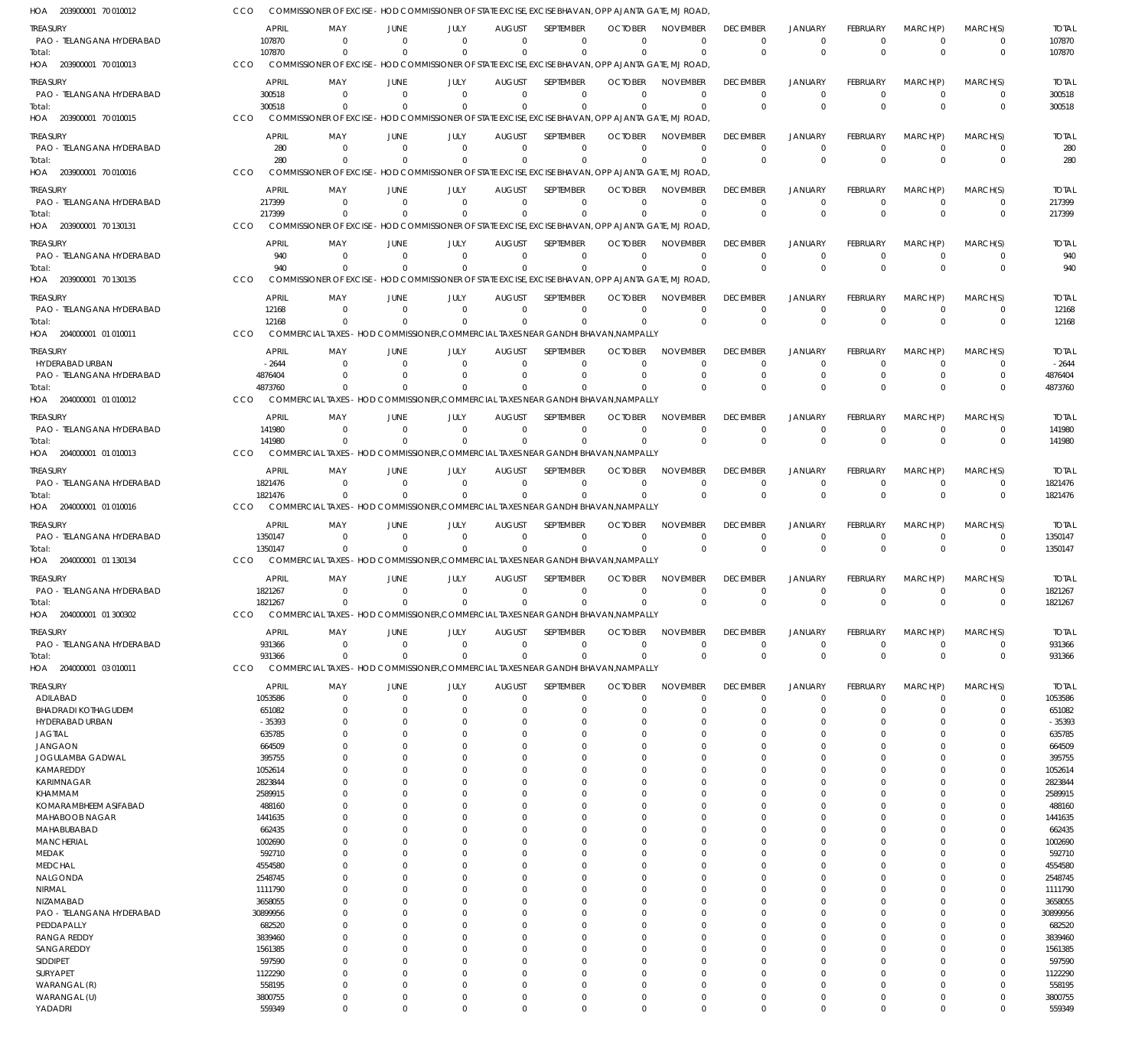HOA 203900001 70 010012 CCO COMMISSIONER OF EXCISE - HOD COMMISSIONER OF STATE EXCISE, EXCISE BHAVAN, OPP AJANTA GATE, MJ ROAD,

| TREASURY | APRIL | MAY | JUNE | JULY | AUGUST | SEPTEMBER | OCTOBER | NOVEMBER | DECEMBER | JANUARY | FEBRUARY | MARCH(P) | MARCH(S) | TOTAL |
|---|---|---|---|---|---|---|---|---|---|---|---|---|---|---|
| PAO - TELANGANA HYDERABAD | 107870 | 0 | 0 | 0 | 0 | 0 | 0 | 0 | 0 | 0 | 0 | 0 | 0 | 107870 |
| Total: | 107870 | 0 | 0 | 0 | 0 | 0 | 0 | 0 | 0 | 0 | 0 | 0 | 0 | 107870 |

HOA 203900001 70 010013 CCO COMMISSIONER OF EXCISE - HOD COMMISSIONER OF STATE EXCISE, EXCISE BHAVAN, OPP AJANTA GATE, MJ ROAD,

| TREASURY | APRIL | MAY | JUNE | JULY | AUGUST | SEPTEMBER | OCTOBER | NOVEMBER | DECEMBER | JANUARY | FEBRUARY | MARCH(P) | MARCH(S) | TOTAL |
|---|---|---|---|---|---|---|---|---|---|---|---|---|---|---|
| PAO - TELANGANA HYDERABAD | 300518 | 0 | 0 | 0 | 0 | 0 | 0 | 0 | 0 | 0 | 0 | 0 | 0 | 300518 |
| Total: | 300518 | 0 | 0 | 0 | 0 | 0 | 0 | 0 | 0 | 0 | 0 | 0 | 0 | 300518 |

HOA 203900001 70 010015 CCO COMMISSIONER OF EXCISE - HOD COMMISSIONER OF STATE EXCISE, EXCISE BHAVAN, OPP AJANTA GATE, MJ ROAD,

| TREASURY | APRIL | MAY | JUNE | JULY | AUGUST | SEPTEMBER | OCTOBER | NOVEMBER | DECEMBER | JANUARY | FEBRUARY | MARCH(P) | MARCH(S) | TOTAL |
|---|---|---|---|---|---|---|---|---|---|---|---|---|---|---|
| PAO - TELANGANA HYDERABAD | 280 | 0 | 0 | 0 | 0 | 0 | 0 | 0 | 0 | 0 | 0 | 0 | 0 | 280 |
| Total: | 280 | 0 | 0 | 0 | 0 | 0 | 0 | 0 | 0 | 0 | 0 | 0 | 0 | 280 |

HOA 203900001 70 010016 CCO COMMISSIONER OF EXCISE - HOD COMMISSIONER OF STATE EXCISE, EXCISE BHAVAN, OPP AJANTA GATE, MJ ROAD,

| TREASURY | APRIL | MAY | JUNE | JULY | AUGUST | SEPTEMBER | OCTOBER | NOVEMBER | DECEMBER | JANUARY | FEBRUARY | MARCH(P) | MARCH(S) | TOTAL |
|---|---|---|---|---|---|---|---|---|---|---|---|---|---|---|
| PAO - TELANGANA HYDERABAD | 217399 | 0 | 0 | 0 | 0 | 0 | 0 | 0 | 0 | 0 | 0 | 0 | 0 | 217399 |
| Total: | 217399 | 0 | 0 | 0 | 0 | 0 | 0 | 0 | 0 | 0 | 0 | 0 | 0 | 217399 |

HOA 203900001 70 130131 CCO COMMISSIONER OF EXCISE - HOD COMMISSIONER OF STATE EXCISE, EXCISE BHAVAN, OPP AJANTA GATE, MJ ROAD,

| TREASURY | APRIL | MAY | JUNE | JULY | AUGUST | SEPTEMBER | OCTOBER | NOVEMBER | DECEMBER | JANUARY | FEBRUARY | MARCH(P) | MARCH(S) | TOTAL |
|---|---|---|---|---|---|---|---|---|---|---|---|---|---|---|
| PAO - TELANGANA HYDERABAD | 940 | 0 | 0 | 0 | 0 | 0 | 0 | 0 | 0 | 0 | 0 | 0 | 0 | 940 |
| Total: | 940 | 0 | 0 | 0 | 0 | 0 | 0 | 0 | 0 | 0 | 0 | 0 | 0 | 940 |

HOA 203900001 70 130135 CCO COMMISSIONER OF EXCISE - HOD COMMISSIONER OF STATE EXCISE, EXCISE BHAVAN, OPP AJANTA GATE, MJ ROAD,

| TREASURY | APRIL | MAY | JUNE | JULY | AUGUST | SEPTEMBER | OCTOBER | NOVEMBER | DECEMBER | JANUARY | FEBRUARY | MARCH(P) | MARCH(S) | TOTAL |
|---|---|---|---|---|---|---|---|---|---|---|---|---|---|---|
| PAO - TELANGANA HYDERABAD | 12168 | 0 | 0 | 0 | 0 | 0 | 0 | 0 | 0 | 0 | 0 | 0 | 0 | 12168 |
| Total: | 12168 | 0 | 0 | 0 | 0 | 0 | 0 | 0 | 0 | 0 | 0 | 0 | 0 | 12168 |

HOA 204000001 01 010011 CCO COMMERCIAL TAXES - HOD COMMISSIONER,COMMERCIAL TAXES NEAR GANDHI BHAVAN,NAMPALLY

| TREASURY | APRIL | MAY | JUNE | JULY | AUGUST | SEPTEMBER | OCTOBER | NOVEMBER | DECEMBER | JANUARY | FEBRUARY | MARCH(P) | MARCH(S) | TOTAL |
|---|---|---|---|---|---|---|---|---|---|---|---|---|---|---|
| HYDERABAD URBAN | -2644 | 0 | 0 | 0 | 0 | 0 | 0 | 0 | 0 | 0 | 0 | 0 | 0 | -2644 |
| PAO - TELANGANA HYDERABAD | 4876404 | 0 | 0 | 0 | 0 | 0 | 0 | 0 | 0 | 0 | 0 | 0 | 0 | 4876404 |
| Total: | 4873760 | 0 | 0 | 0 | 0 | 0 | 0 | 0 | 0 | 0 | 0 | 0 | 0 | 4873760 |

HOA 204000001 01 010012 CCO COMMERCIAL TAXES - HOD COMMISSIONER,COMMERCIAL TAXES NEAR GANDHI BHAVAN,NAMPALLY

| TREASURY | APRIL | MAY | JUNE | JULY | AUGUST | SEPTEMBER | OCTOBER | NOVEMBER | DECEMBER | JANUARY | FEBRUARY | MARCH(P) | MARCH(S) | TOTAL |
|---|---|---|---|---|---|---|---|---|---|---|---|---|---|---|
| PAO - TELANGANA HYDERABAD | 141980 | 0 | 0 | 0 | 0 | 0 | 0 | 0 | 0 | 0 | 0 | 0 | 0 | 141980 |
| Total: | 141980 | 0 | 0 | 0 | 0 | 0 | 0 | 0 | 0 | 0 | 0 | 0 | 0 | 141980 |

HOA 204000001 01 010013 CCO COMMERCIAL TAXES - HOD COMMISSIONER,COMMERCIAL TAXES NEAR GANDHI BHAVAN,NAMPALLY

| TREASURY | APRIL | MAY | JUNE | JULY | AUGUST | SEPTEMBER | OCTOBER | NOVEMBER | DECEMBER | JANUARY | FEBRUARY | MARCH(P) | MARCH(S) | TOTAL |
|---|---|---|---|---|---|---|---|---|---|---|---|---|---|---|
| PAO - TELANGANA HYDERABAD | 1821476 | 0 | 0 | 0 | 0 | 0 | 0 | 0 | 0 | 0 | 0 | 0 | 0 | 1821476 |
| Total: | 1821476 | 0 | 0 | 0 | 0 | 0 | 0 | 0 | 0 | 0 | 0 | 0 | 0 | 1821476 |

HOA 204000001 01 010016 CCO COMMERCIAL TAXES - HOD COMMISSIONER,COMMERCIAL TAXES NEAR GANDHI BHAVAN,NAMPALLY

| TREASURY | APRIL | MAY | JUNE | JULY | AUGUST | SEPTEMBER | OCTOBER | NOVEMBER | DECEMBER | JANUARY | FEBRUARY | MARCH(P) | MARCH(S) | TOTAL |
|---|---|---|---|---|---|---|---|---|---|---|---|---|---|---|
| PAO - TELANGANA HYDERABAD | 1350147 | 0 | 0 | 0 | 0 | 0 | 0 | 0 | 0 | 0 | 0 | 0 | 0 | 1350147 |
| Total: | 1350147 | 0 | 0 | 0 | 0 | 0 | 0 | 0 | 0 | 0 | 0 | 0 | 0 | 1350147 |

HOA 204000001 01 130134 CCO COMMERCIAL TAXES - HOD COMMISSIONER,COMMERCIAL TAXES NEAR GANDHI BHAVAN,NAMPALLY

| TREASURY | APRIL | MAY | JUNE | JULY | AUGUST | SEPTEMBER | OCTOBER | NOVEMBER | DECEMBER | JANUARY | FEBRUARY | MARCH(P) | MARCH(S) | TOTAL |
|---|---|---|---|---|---|---|---|---|---|---|---|---|---|---|
| PAO - TELANGANA HYDERABAD | 1821267 | 0 | 0 | 0 | 0 | 0 | 0 | 0 | 0 | 0 | 0 | 0 | 0 | 1821267 |
| Total: | 1821267 | 0 | 0 | 0 | 0 | 0 | 0 | 0 | 0 | 0 | 0 | 0 | 0 | 1821267 |

HOA 204000001 01 300302 CCO COMMERCIAL TAXES - HOD COMMISSIONER,COMMERCIAL TAXES NEAR GANDHI BHAVAN,NAMPALLY

| TREASURY | APRIL | MAY | JUNE | JULY | AUGUST | SEPTEMBER | OCTOBER | NOVEMBER | DECEMBER | JANUARY | FEBRUARY | MARCH(P) | MARCH(S) | TOTAL |
|---|---|---|---|---|---|---|---|---|---|---|---|---|---|---|
| PAO - TELANGANA HYDERABAD | 931366 | 0 | 0 | 0 | 0 | 0 | 0 | 0 | 0 | 0 | 0 | 0 | 0 | 931366 |
| Total: | 931366 | 0 | 0 | 0 | 0 | 0 | 0 | 0 | 0 | 0 | 0 | 0 | 0 | 931366 |

HOA 204000001 03 010011 CCO COMMERCIAL TAXES - HOD COMMISSIONER,COMMERCIAL TAXES NEAR GANDHI BHAVAN,NAMPALLY

| TREASURY | APRIL | MAY | JUNE | JULY | AUGUST | SEPTEMBER | OCTOBER | NOVEMBER | DECEMBER | JANUARY | FEBRUARY | MARCH(P) | MARCH(S) | TOTAL |
|---|---|---|---|---|---|---|---|---|---|---|---|---|---|---|
| ADILABAD | 1053586 | 0 | 0 | 0 | 0 | 0 | 0 | 0 | 0 | 0 | 0 | 0 | 0 | 1053586 |
| BHADRADI KOTHAGUDEM | 651082 | 0 | 0 | 0 | 0 | 0 | 0 | 0 | 0 | 0 | 0 | 0 | 0 | 651082 |
| HYDERABAD URBAN | -35393 | 0 | 0 | 0 | 0 | 0 | 0 | 0 | 0 | 0 | 0 | 0 | 0 | -35393 |
| JAGTIAL | 635785 | 0 | 0 | 0 | 0 | 0 | 0 | 0 | 0 | 0 | 0 | 0 | 0 | 635785 |
| JANGAON | 664509 | 0 | 0 | 0 | 0 | 0 | 0 | 0 | 0 | 0 | 0 | 0 | 0 | 664509 |
| JOGULAMBA GADWAL | 395755 | 0 | 0 | 0 | 0 | 0 | 0 | 0 | 0 | 0 | 0 | 0 | 0 | 395755 |
| KAMAREDDY | 1052614 | 0 | 0 | 0 | 0 | 0 | 0 | 0 | 0 | 0 | 0 | 0 | 0 | 1052614 |
| KARIMNAGAR | 2823844 | 0 | 0 | 0 | 0 | 0 | 0 | 0 | 0 | 0 | 0 | 0 | 0 | 2823844 |
| KHAMMAM | 2589915 | 0 | 0 | 0 | 0 | 0 | 0 | 0 | 0 | 0 | 0 | 0 | 0 | 2589915 |
| KOMARAMBHEEM ASIFABAD | 488160 | 0 | 0 | 0 | 0 | 0 | 0 | 0 | 0 | 0 | 0 | 0 | 0 | 488160 |
| MAHABOOB NAGAR | 1441635 | 0 | 0 | 0 | 0 | 0 | 0 | 0 | 0 | 0 | 0 | 0 | 0 | 1441635 |
| MAHABUBABAD | 662435 | 0 | 0 | 0 | 0 | 0 | 0 | 0 | 0 | 0 | 0 | 0 | 0 | 662435 |
| MANCHERIAL | 1002690 | 0 | 0 | 0 | 0 | 0 | 0 | 0 | 0 | 0 | 0 | 0 | 0 | 1002690 |
| MEDAK | 592710 | 0 | 0 | 0 | 0 | 0 | 0 | 0 | 0 | 0 | 0 | 0 | 0 | 592710 |
| MEDCHAL | 4554580 | 0 | 0 | 0 | 0 | 0 | 0 | 0 | 0 | 0 | 0 | 0 | 0 | 4554580 |
| NALGONDA | 2548745 | 0 | 0 | 0 | 0 | 0 | 0 | 0 | 0 | 0 | 0 | 0 | 0 | 2548745 |
| NIRMAL | 1111790 | 0 | 0 | 0 | 0 | 0 | 0 | 0 | 0 | 0 | 0 | 0 | 0 | 1111790 |
| NIZAMABAD | 3658055 | 0 | 0 | 0 | 0 | 0 | 0 | 0 | 0 | 0 | 0 | 0 | 0 | 3658055 |
| PAO - TELANGANA HYDERABAD | 30899956 | 0 | 0 | 0 | 0 | 0 | 0 | 0 | 0 | 0 | 0 | 0 | 0 | 30899956 |
| PEDDAPALLY | 682520 | 0 | 0 | 0 | 0 | 0 | 0 | 0 | 0 | 0 | 0 | 0 | 0 | 682520 |
| RANGA REDDY | 3839460 | 0 | 0 | 0 | 0 | 0 | 0 | 0 | 0 | 0 | 0 | 0 | 0 | 3839460 |
| SANGAREDDY | 1561385 | 0 | 0 | 0 | 0 | 0 | 0 | 0 | 0 | 0 | 0 | 0 | 0 | 1561385 |
| SIDDIPET | 597590 | 0 | 0 | 0 | 0 | 0 | 0 | 0 | 0 | 0 | 0 | 0 | 0 | 597590 |
| SURYAPET | 1122290 | 0 | 0 | 0 | 0 | 0 | 0 | 0 | 0 | 0 | 0 | 0 | 0 | 1122290 |
| WARANGAL (R) | 558195 | 0 | 0 | 0 | 0 | 0 | 0 | 0 | 0 | 0 | 0 | 0 | 0 | 558195 |
| WARANGAL (U) | 3800755 | 0 | 0 | 0 | 0 | 0 | 0 | 0 | 0 | 0 | 0 | 0 | 0 | 3800755 |
| YADADRI | 559349 | 0 | 0 | 0 | 0 | 0 | 0 | 0 | 0 | 0 | 0 | 0 | 0 | 559349 |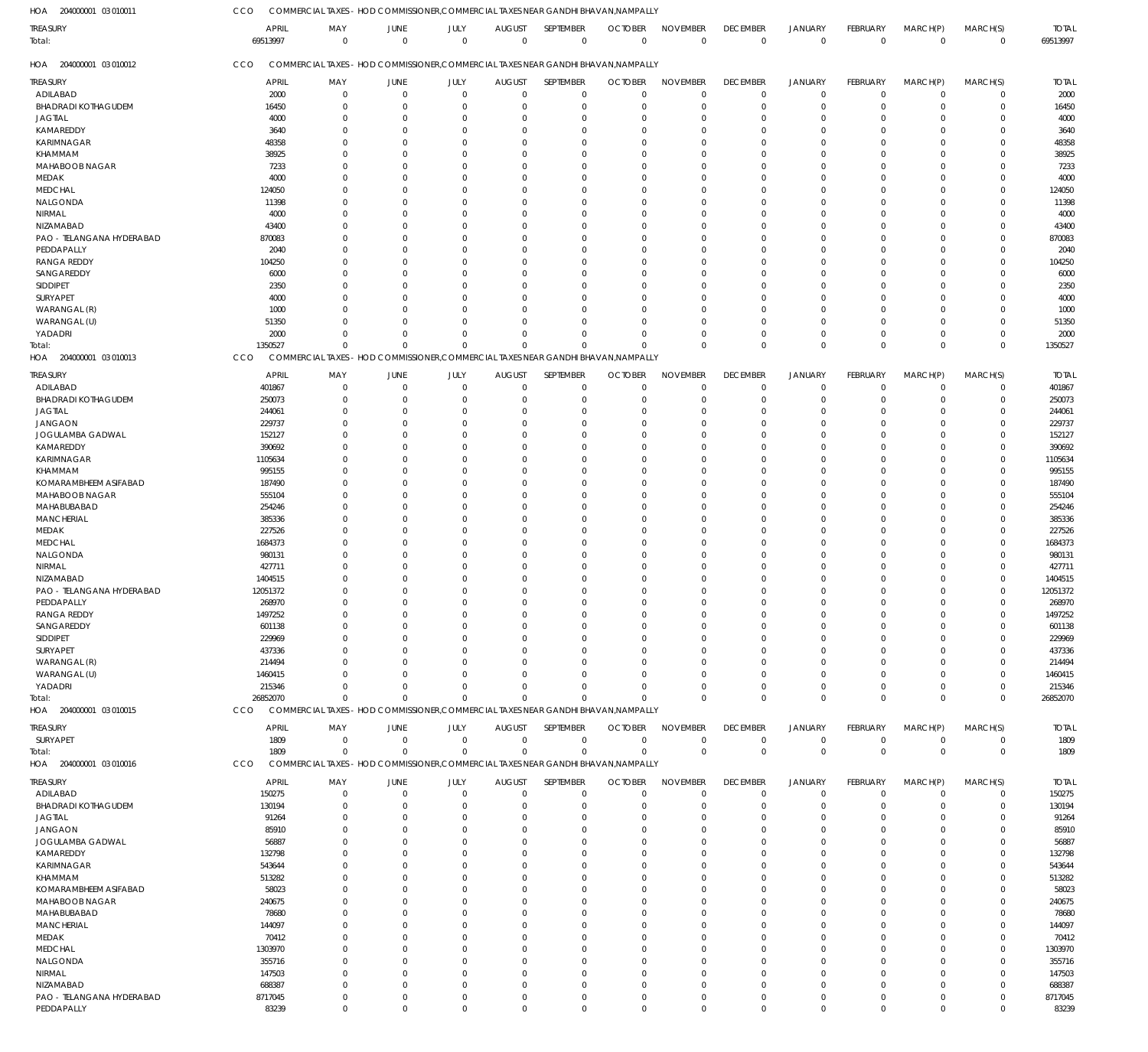HOA 204000001 03 010011 CCO COMMERCIAL TAXES - HOD COMMISSIONER,COMMERCIAL TAXES NEAR GANDHI BHAVAN,NAMPALLY

| TREASURY | APRIL | MAY | JUNE | JULY | AUGUST | SEPTEMBER | OCTOBER | NOVEMBER | DECEMBER | JANUARY | FEBRUARY | MARCH(P) | MARCH(S) | TOTAL |
|---|---|---|---|---|---|---|---|---|---|---|---|---|---|---|
| Total: | 69513997 | 0 | 0 | 0 | 0 | 0 | 0 | 0 | 0 | 0 | 0 | 0 | 0 | 69513997 |

HOA 204000001 03 010012 CCO COMMERCIAL TAXES - HOD COMMISSIONER,COMMERCIAL TAXES NEAR GANDHI BHAVAN,NAMPALLY

| TREASURY | APRIL | MAY | JUNE | JULY | AUGUST | SEPTEMBER | OCTOBER | NOVEMBER | DECEMBER | JANUARY | FEBRUARY | MARCH(P) | MARCH(S) | TOTAL |
|---|---|---|---|---|---|---|---|---|---|---|---|---|---|---|
| ADILABAD | 2000 | 0 | 0 | 0 | 0 | 0 | 0 | 0 | 0 | 0 | 0 | 0 | 0 | 2000 |
| BHADRADI KOTHAGUDEM | 16450 | 0 | 0 | 0 | 0 | 0 | 0 | 0 | 0 | 0 | 0 | 0 | 0 | 16450 |
| JAGTIAL | 4000 | 0 | 0 | 0 | 0 | 0 | 0 | 0 | 0 | 0 | 0 | 0 | 0 | 4000 |
| KAMAREDDY | 3640 | 0 | 0 | 0 | 0 | 0 | 0 | 0 | 0 | 0 | 0 | 0 | 0 | 3640 |
| KARIMNAGAR | 48358 | 0 | 0 | 0 | 0 | 0 | 0 | 0 | 0 | 0 | 0 | 0 | 0 | 48358 |
| KHAMMAM | 38925 | 0 | 0 | 0 | 0 | 0 | 0 | 0 | 0 | 0 | 0 | 0 | 0 | 38925 |
| MAHABOOB NAGAR | 7233 | 0 | 0 | 0 | 0 | 0 | 0 | 0 | 0 | 0 | 0 | 0 | 0 | 7233 |
| MEDAK | 4000 | 0 | 0 | 0 | 0 | 0 | 0 | 0 | 0 | 0 | 0 | 0 | 0 | 4000 |
| MEDCHAL | 124050 | 0 | 0 | 0 | 0 | 0 | 0 | 0 | 0 | 0 | 0 | 0 | 0 | 124050 |
| NALGONDA | 11398 | 0 | 0 | 0 | 0 | 0 | 0 | 0 | 0 | 0 | 0 | 0 | 0 | 11398 |
| NIRMAL | 4000 | 0 | 0 | 0 | 0 | 0 | 0 | 0 | 0 | 0 | 0 | 0 | 0 | 4000 |
| NIZAMABAD | 43400 | 0 | 0 | 0 | 0 | 0 | 0 | 0 | 0 | 0 | 0 | 0 | 0 | 43400 |
| PAO - TELANGANA HYDERABAD | 870083 | 0 | 0 | 0 | 0 | 0 | 0 | 0 | 0 | 0 | 0 | 0 | 0 | 870083 |
| PEDDAPALLY | 2040 | 0 | 0 | 0 | 0 | 0 | 0 | 0 | 0 | 0 | 0 | 0 | 0 | 2040 |
| RANGA REDDY | 104250 | 0 | 0 | 0 | 0 | 0 | 0 | 0 | 0 | 0 | 0 | 0 | 0 | 104250 |
| SANGAREDDY | 6000 | 0 | 0 | 0 | 0 | 0 | 0 | 0 | 0 | 0 | 0 | 0 | 0 | 6000 |
| SIDDIPET | 2350 | 0 | 0 | 0 | 0 | 0 | 0 | 0 | 0 | 0 | 0 | 0 | 0 | 2350 |
| SURYAPET | 4000 | 0 | 0 | 0 | 0 | 0 | 0 | 0 | 0 | 0 | 0 | 0 | 0 | 4000 |
| WARANGAL (R) | 1000 | 0 | 0 | 0 | 0 | 0 | 0 | 0 | 0 | 0 | 0 | 0 | 0 | 1000 |
| WARANGAL (U) | 51350 | 0 | 0 | 0 | 0 | 0 | 0 | 0 | 0 | 0 | 0 | 0 | 0 | 51350 |
| YADADRI | 2000 | 0 | 0 | 0 | 0 | 0 | 0 | 0 | 0 | 0 | 0 | 0 | 0 | 2000 |
| Total: | 1350527 | 0 | 0 | 0 | 0 | 0 | 0 | 0 | 0 | 0 | 0 | 0 | 0 | 1350527 |

HOA 204000001 03 010013 CCO COMMERCIAL TAXES - HOD COMMISSIONER,COMMERCIAL TAXES NEAR GANDHI BHAVAN,NAMPALLY

| TREASURY | APRIL | MAY | JUNE | JULY | AUGUST | SEPTEMBER | OCTOBER | NOVEMBER | DECEMBER | JANUARY | FEBRUARY | MARCH(P) | MARCH(S) | TOTAL |
|---|---|---|---|---|---|---|---|---|---|---|---|---|---|---|
| ADILABAD | 401867 | 0 | 0 | 0 | 0 | 0 | 0 | 0 | 0 | 0 | 0 | 0 | 0 | 401867 |
| BHADRADI KOTHAGUDEM | 250073 | 0 | 0 | 0 | 0 | 0 | 0 | 0 | 0 | 0 | 0 | 0 | 0 | 250073 |
| JAGTIAL | 244061 | 0 | 0 | 0 | 0 | 0 | 0 | 0 | 0 | 0 | 0 | 0 | 0 | 244061 |
| JANGAON | 229737 | 0 | 0 | 0 | 0 | 0 | 0 | 0 | 0 | 0 | 0 | 0 | 0 | 229737 |
| JOGULAMBA GADWAL | 152127 | 0 | 0 | 0 | 0 | 0 | 0 | 0 | 0 | 0 | 0 | 0 | 0 | 152127 |
| KAMAREDDY | 390692 | 0 | 0 | 0 | 0 | 0 | 0 | 0 | 0 | 0 | 0 | 0 | 0 | 390692 |
| KARIMNAGAR | 1105634 | 0 | 0 | 0 | 0 | 0 | 0 | 0 | 0 | 0 | 0 | 0 | 0 | 1105634 |
| KHAMMAM | 995155 | 0 | 0 | 0 | 0 | 0 | 0 | 0 | 0 | 0 | 0 | 0 | 0 | 995155 |
| KOMARAMBHEEM ASIFABAD | 187490 | 0 | 0 | 0 | 0 | 0 | 0 | 0 | 0 | 0 | 0 | 0 | 0 | 187490 |
| MAHABOOB NAGAR | 555104 | 0 | 0 | 0 | 0 | 0 | 0 | 0 | 0 | 0 | 0 | 0 | 0 | 555104 |
| MAHABUBABAD | 254246 | 0 | 0 | 0 | 0 | 0 | 0 | 0 | 0 | 0 | 0 | 0 | 0 | 254246 |
| MANCHERIAL | 385336 | 0 | 0 | 0 | 0 | 0 | 0 | 0 | 0 | 0 | 0 | 0 | 0 | 385336 |
| MEDAK | 227526 | 0 | 0 | 0 | 0 | 0 | 0 | 0 | 0 | 0 | 0 | 0 | 0 | 227526 |
| MEDCHAL | 1684373 | 0 | 0 | 0 | 0 | 0 | 0 | 0 | 0 | 0 | 0 | 0 | 0 | 1684373 |
| NALGONDA | 980131 | 0 | 0 | 0 | 0 | 0 | 0 | 0 | 0 | 0 | 0 | 0 | 0 | 980131 |
| NIRMAL | 427711 | 0 | 0 | 0 | 0 | 0 | 0 | 0 | 0 | 0 | 0 | 0 | 0 | 427711 |
| NIZAMABAD | 1404515 | 0 | 0 | 0 | 0 | 0 | 0 | 0 | 0 | 0 | 0 | 0 | 0 | 1404515 |
| PAO - TELANGANA HYDERABAD | 12051372 | 0 | 0 | 0 | 0 | 0 | 0 | 0 | 0 | 0 | 0 | 0 | 0 | 12051372 |
| PEDDAPALLY | 268970 | 0 | 0 | 0 | 0 | 0 | 0 | 0 | 0 | 0 | 0 | 0 | 0 | 268970 |
| RANGA REDDY | 1497252 | 0 | 0 | 0 | 0 | 0 | 0 | 0 | 0 | 0 | 0 | 0 | 0 | 1497252 |
| SANGAREDDY | 601138 | 0 | 0 | 0 | 0 | 0 | 0 | 0 | 0 | 0 | 0 | 0 | 0 | 601138 |
| SIDDIPET | 229969 | 0 | 0 | 0 | 0 | 0 | 0 | 0 | 0 | 0 | 0 | 0 | 0 | 229969 |
| SURYAPET | 437336 | 0 | 0 | 0 | 0 | 0 | 0 | 0 | 0 | 0 | 0 | 0 | 0 | 437336 |
| WARANGAL (R) | 214494 | 0 | 0 | 0 | 0 | 0 | 0 | 0 | 0 | 0 | 0 | 0 | 0 | 214494 |
| WARANGAL (U) | 1460415 | 0 | 0 | 0 | 0 | 0 | 0 | 0 | 0 | 0 | 0 | 0 | 0 | 1460415 |
| YADADRI | 215346 | 0 | 0 | 0 | 0 | 0 | 0 | 0 | 0 | 0 | 0 | 0 | 0 | 215346 |
| Total: | 26852070 | 0 | 0 | 0 | 0 | 0 | 0 | 0 | 0 | 0 | 0 | 0 | 0 | 26852070 |

HOA 204000001 03 010015 CCO COMMERCIAL TAXES - HOD COMMISSIONER,COMMERCIAL TAXES NEAR GANDHI BHAVAN,NAMPALLY

| TREASURY | APRIL | MAY | JUNE | JULY | AUGUST | SEPTEMBER | OCTOBER | NOVEMBER | DECEMBER | JANUARY | FEBRUARY | MARCH(P) | MARCH(S) | TOTAL |
|---|---|---|---|---|---|---|---|---|---|---|---|---|---|---|
| SURYAPET | 1809 | 0 | 0 | 0 | 0 | 0 | 0 | 0 | 0 | 0 | 0 | 0 | 0 | 1809 |
| Total: | 1809 | 0 | 0 | 0 | 0 | 0 | 0 | 0 | 0 | 0 | 0 | 0 | 0 | 1809 |

HOA 204000001 03 010016 CCO COMMERCIAL TAXES - HOD COMMISSIONER,COMMERCIAL TAXES NEAR GANDHI BHAVAN,NAMPALLY

| TREASURY | APRIL | MAY | JUNE | JULY | AUGUST | SEPTEMBER | OCTOBER | NOVEMBER | DECEMBER | JANUARY | FEBRUARY | MARCH(P) | MARCH(S) | TOTAL |
|---|---|---|---|---|---|---|---|---|---|---|---|---|---|---|
| ADILABAD | 150275 | 0 | 0 | 0 | 0 | 0 | 0 | 0 | 0 | 0 | 0 | 0 | 0 | 150275 |
| BHADRADI KOTHAGUDEM | 130194 | 0 | 0 | 0 | 0 | 0 | 0 | 0 | 0 | 0 | 0 | 0 | 0 | 130194 |
| JAGTIAL | 91264 | 0 | 0 | 0 | 0 | 0 | 0 | 0 | 0 | 0 | 0 | 0 | 0 | 91264 |
| JANGAON | 85910 | 0 | 0 | 0 | 0 | 0 | 0 | 0 | 0 | 0 | 0 | 0 | 0 | 85910 |
| JOGULAMBA GADWAL | 56887 | 0 | 0 | 0 | 0 | 0 | 0 | 0 | 0 | 0 | 0 | 0 | 0 | 56887 |
| KAMAREDDY | 132798 | 0 | 0 | 0 | 0 | 0 | 0 | 0 | 0 | 0 | 0 | 0 | 0 | 132798 |
| KARIMNAGAR | 543644 | 0 | 0 | 0 | 0 | 0 | 0 | 0 | 0 | 0 | 0 | 0 | 0 | 543644 |
| KHAMMAM | 513282 | 0 | 0 | 0 | 0 | 0 | 0 | 0 | 0 | 0 | 0 | 0 | 0 | 513282 |
| KOMARAMBHEEM ASIFABAD | 58023 | 0 | 0 | 0 | 0 | 0 | 0 | 0 | 0 | 0 | 0 | 0 | 0 | 58023 |
| MAHABOOB NAGAR | 240675 | 0 | 0 | 0 | 0 | 0 | 0 | 0 | 0 | 0 | 0 | 0 | 0 | 240675 |
| MAHABUBABAD | 78680 | 0 | 0 | 0 | 0 | 0 | 0 | 0 | 0 | 0 | 0 | 0 | 0 | 78680 |
| MANCHERIAL | 144097 | 0 | 0 | 0 | 0 | 0 | 0 | 0 | 0 | 0 | 0 | 0 | 0 | 144097 |
| MEDAK | 70412 | 0 | 0 | 0 | 0 | 0 | 0 | 0 | 0 | 0 | 0 | 0 | 0 | 70412 |
| MEDCHAL | 1303970 | 0 | 0 | 0 | 0 | 0 | 0 | 0 | 0 | 0 | 0 | 0 | 0 | 1303970 |
| NALGONDA | 355716 | 0 | 0 | 0 | 0 | 0 | 0 | 0 | 0 | 0 | 0 | 0 | 0 | 355716 |
| NIRMAL | 147503 | 0 | 0 | 0 | 0 | 0 | 0 | 0 | 0 | 0 | 0 | 0 | 0 | 147503 |
| NIZAMABAD | 688387 | 0 | 0 | 0 | 0 | 0 | 0 | 0 | 0 | 0 | 0 | 0 | 0 | 688387 |
| PAO - TELANGANA HYDERABAD | 8717045 | 0 | 0 | 0 | 0 | 0 | 0 | 0 | 0 | 0 | 0 | 0 | 0 | 8717045 |
| PEDDAPALLY | 83239 | 0 | 0 | 0 | 0 | 0 | 0 | 0 | 0 | 0 | 0 | 0 | 0 | 83239 |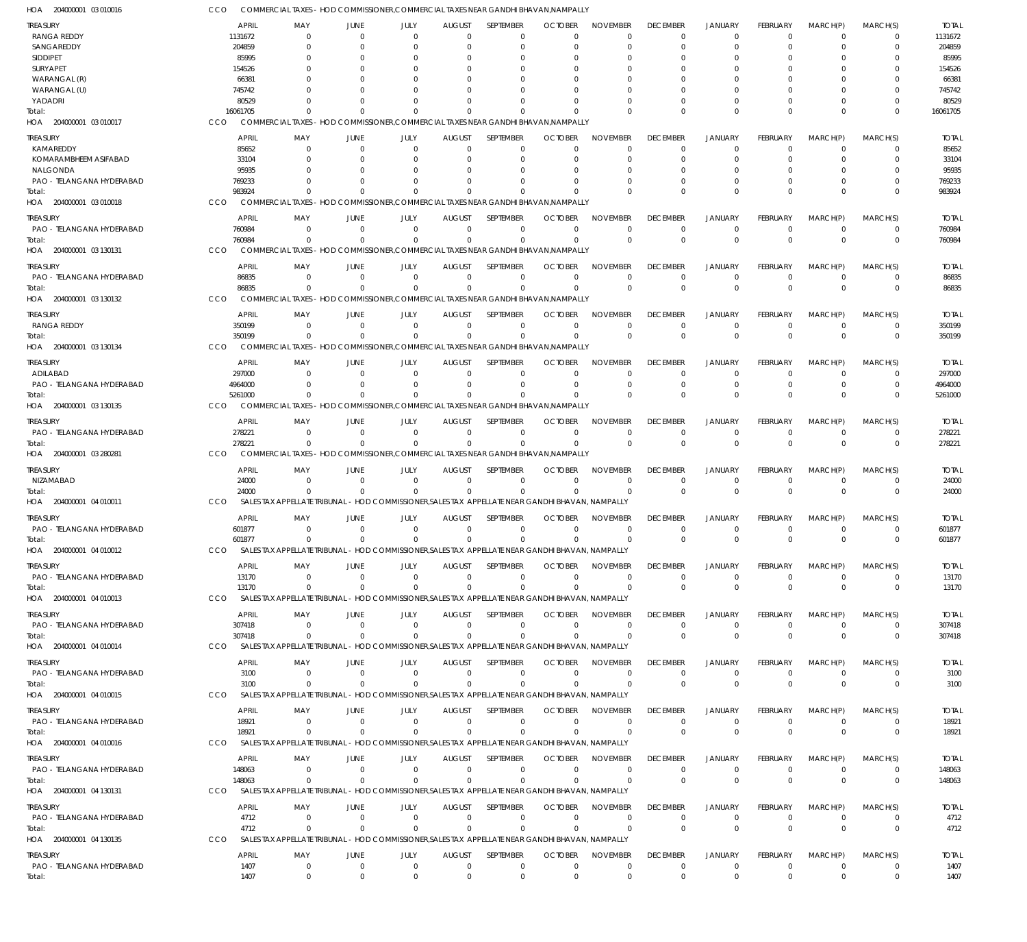HOA 204000001 03 010016 CCO COMMERCIAL TAXES - HOD COMMISSIONER,COMMERCIAL TAXES NEAR GANDHI BHAVAN,NAMPALLY

| TREASURY | APRIL | MAY | JUNE | JULY | AUGUST | SEPTEMBER | OCTOBER | NOVEMBER | DECEMBER | JANUARY | FEBRUARY | MARCH(P) | MARCH(S) | TOTAL |
|---|---|---|---|---|---|---|---|---|---|---|---|---|---|---|
| RANGA REDDY | 1131672 | 0 | 0 | 0 | 0 | 0 | 0 | 0 | 0 | 0 | 0 | 0 | 0 | 1131672 |
| SANGAREDDY | 204859 | 0 | 0 | 0 | 0 | 0 | 0 | 0 | 0 | 0 | 0 | 0 | 0 | 204859 |
| SIDDIPET | 85995 | 0 | 0 | 0 | 0 | 0 | 0 | 0 | 0 | 0 | 0 | 0 | 0 | 85995 |
| SURYAPET | 154526 | 0 | 0 | 0 | 0 | 0 | 0 | 0 | 0 | 0 | 0 | 0 | 0 | 154526 |
| WARANGAL (R) | 66381 | 0 | 0 | 0 | 0 | 0 | 0 | 0 | 0 | 0 | 0 | 0 | 0 | 66381 |
| WARANGAL (U) | 745742 | 0 | 0 | 0 | 0 | 0 | 0 | 0 | 0 | 0 | 0 | 0 | 0 | 745742 |
| YADADRI | 80529 | 0 | 0 | 0 | 0 | 0 | 0 | 0 | 0 | 0 | 0 | 0 | 0 | 80529 |
| Total: | 16061705 | 0 | 0 | 0 | 0 | 0 | 0 | 0 | 0 | 0 | 0 | 0 | 0 | 16061705 |

HOA 204000001 03 010017 CCO COMMERCIAL TAXES - HOD COMMISSIONER,COMMERCIAL TAXES NEAR GANDHI BHAVAN,NAMPALLY

| TREASURY | APRIL | MAY | JUNE | JULY | AUGUST | SEPTEMBER | OCTOBER | NOVEMBER | DECEMBER | JANUARY | FEBRUARY | MARCH(P) | MARCH(S) | TOTAL |
|---|---|---|---|---|---|---|---|---|---|---|---|---|---|---|
| KAMAREDDY | 85652 | 0 | 0 | 0 | 0 | 0 | 0 | 0 | 0 | 0 | 0 | 0 | 0 | 85652 |
| KOMARAMBHEEM ASIFABAD | 33104 | 0 | 0 | 0 | 0 | 0 | 0 | 0 | 0 | 0 | 0 | 0 | 0 | 33104 |
| NALGONDA | 95935 | 0 | 0 | 0 | 0 | 0 | 0 | 0 | 0 | 0 | 0 | 0 | 0 | 95935 |
| PAO - TELANGANA HYDERABAD | 769233 | 0 | 0 | 0 | 0 | 0 | 0 | 0 | 0 | 0 | 0 | 0 | 0 | 769233 |
| Total: | 983924 | 0 | 0 | 0 | 0 | 0 | 0 | 0 | 0 | 0 | 0 | 0 | 0 | 983924 |

HOA 204000001 03 010018 CCO COMMERCIAL TAXES - HOD COMMISSIONER,COMMERCIAL TAXES NEAR GANDHI BHAVAN,NAMPALLY

| TREASURY | APRIL | MAY | JUNE | JULY | AUGUST | SEPTEMBER | OCTOBER | NOVEMBER | DECEMBER | JANUARY | FEBRUARY | MARCH(P) | MARCH(S) | TOTAL |
|---|---|---|---|---|---|---|---|---|---|---|---|---|---|---|
| PAO - TELANGANA HYDERABAD | 760984 | 0 | 0 | 0 | 0 | 0 | 0 | 0 | 0 | 0 | 0 | 0 | 0 | 760984 |
| Total: | 760984 | 0 | 0 | 0 | 0 | 0 | 0 | 0 | 0 | 0 | 0 | 0 | 0 | 760984 |

HOA 204000001 03 130131 CCO COMMERCIAL TAXES - HOD COMMISSIONER,COMMERCIAL TAXES NEAR GANDHI BHAVAN,NAMPALLY

| TREASURY | APRIL | MAY | JUNE | JULY | AUGUST | SEPTEMBER | OCTOBER | NOVEMBER | DECEMBER | JANUARY | FEBRUARY | MARCH(P) | MARCH(S) | TOTAL |
|---|---|---|---|---|---|---|---|---|---|---|---|---|---|---|
| PAO - TELANGANA HYDERABAD | 86835 | 0 | 0 | 0 | 0 | 0 | 0 | 0 | 0 | 0 | 0 | 0 | 0 | 86835 |
| Total: | 86835 | 0 | 0 | 0 | 0 | 0 | 0 | 0 | 0 | 0 | 0 | 0 | 0 | 86835 |

HOA 204000001 03 130132 CCO COMMERCIAL TAXES - HOD COMMISSIONER,COMMERCIAL TAXES NEAR GANDHI BHAVAN,NAMPALLY

| TREASURY | APRIL | MAY | JUNE | JULY | AUGUST | SEPTEMBER | OCTOBER | NOVEMBER | DECEMBER | JANUARY | FEBRUARY | MARCH(P) | MARCH(S) | TOTAL |
|---|---|---|---|---|---|---|---|---|---|---|---|---|---|---|
| RANGA REDDY | 350199 | 0 | 0 | 0 | 0 | 0 | 0 | 0 | 0 | 0 | 0 | 0 | 0 | 350199 |
| Total: | 350199 | 0 | 0 | 0 | 0 | 0 | 0 | 0 | 0 | 0 | 0 | 0 | 0 | 350199 |

HOA 204000001 03 130134 CCO COMMERCIAL TAXES - HOD COMMISSIONER,COMMERCIAL TAXES NEAR GANDHI BHAVAN,NAMPALLY

| TREASURY | APRIL | MAY | JUNE | JULY | AUGUST | SEPTEMBER | OCTOBER | NOVEMBER | DECEMBER | JANUARY | FEBRUARY | MARCH(P) | MARCH(S) | TOTAL |
|---|---|---|---|---|---|---|---|---|---|---|---|---|---|---|
| ADILABAD | 297000 | 0 | 0 | 0 | 0 | 0 | 0 | 0 | 0 | 0 | 0 | 0 | 0 | 297000 |
| PAO - TELANGANA HYDERABAD | 4964000 | 0 | 0 | 0 | 0 | 0 | 0 | 0 | 0 | 0 | 0 | 0 | 0 | 4964000 |
| Total: | 5261000 | 0 | 0 | 0 | 0 | 0 | 0 | 0 | 0 | 0 | 0 | 0 | 0 | 5261000 |

HOA 204000001 03 130135 CCO COMMERCIAL TAXES - HOD COMMISSIONER,COMMERCIAL TAXES NEAR GANDHI BHAVAN,NAMPALLY

| TREASURY | APRIL | MAY | JUNE | JULY | AUGUST | SEPTEMBER | OCTOBER | NOVEMBER | DECEMBER | JANUARY | FEBRUARY | MARCH(P) | MARCH(S) | TOTAL |
|---|---|---|---|---|---|---|---|---|---|---|---|---|---|---|
| PAO - TELANGANA HYDERABAD | 278221 | 0 | 0 | 0 | 0 | 0 | 0 | 0 | 0 | 0 | 0 | 0 | 0 | 278221 |
| Total: | 278221 | 0 | 0 | 0 | 0 | 0 | 0 | 0 | 0 | 0 | 0 | 0 | 0 | 278221 |

HOA 204000001 03 280281 CCO COMMERCIAL TAXES - HOD COMMISSIONER,COMMERCIAL TAXES NEAR GANDHI BHAVAN,NAMPALLY

| TREASURY | APRIL | MAY | JUNE | JULY | AUGUST | SEPTEMBER | OCTOBER | NOVEMBER | DECEMBER | JANUARY | FEBRUARY | MARCH(P) | MARCH(S) | TOTAL |
|---|---|---|---|---|---|---|---|---|---|---|---|---|---|---|
| NIZAMABAD | 24000 | 0 | 0 | 0 | 0 | 0 | 0 | 0 | 0 | 0 | 0 | 0 | 0 | 24000 |
| Total: | 24000 | 0 | 0 | 0 | 0 | 0 | 0 | 0 | 0 | 0 | 0 | 0 | 0 | 24000 |

HOA 204000001 04 010011 CCO SALES TAX APPELLATE TRIBUNAL - HOD COMMISSIONER,SALES TAX APPELLATE NEAR GANDHI BHAVAN, NAMPALLY

| TREASURY | APRIL | MAY | JUNE | JULY | AUGUST | SEPTEMBER | OCTOBER | NOVEMBER | DECEMBER | JANUARY | FEBRUARY | MARCH(P) | MARCH(S) | TOTAL |
|---|---|---|---|---|---|---|---|---|---|---|---|---|---|---|
| PAO - TELANGANA HYDERABAD | 601877 | 0 | 0 | 0 | 0 | 0 | 0 | 0 | 0 | 0 | 0 | 0 | 0 | 601877 |
| Total: | 601877 | 0 | 0 | 0 | 0 | 0 | 0 | 0 | 0 | 0 | 0 | 0 | 0 | 601877 |

HOA 204000001 04 010012 CCO SALES TAX APPELLATE TRIBUNAL - HOD COMMISSIONER,SALES TAX APPELLATE NEAR GANDHI BHAVAN, NAMPALLY

| TREASURY | APRIL | MAY | JUNE | JULY | AUGUST | SEPTEMBER | OCTOBER | NOVEMBER | DECEMBER | JANUARY | FEBRUARY | MARCH(P) | MARCH(S) | TOTAL |
|---|---|---|---|---|---|---|---|---|---|---|---|---|---|---|
| PAO - TELANGANA HYDERABAD | 13170 | 0 | 0 | 0 | 0 | 0 | 0 | 0 | 0 | 0 | 0 | 0 | 0 | 13170 |
| Total: | 13170 | 0 | 0 | 0 | 0 | 0 | 0 | 0 | 0 | 0 | 0 | 0 | 0 | 13170 |

HOA 204000001 04 010013 CCO SALES TAX APPELLATE TRIBUNAL - HOD COMMISSIONER,SALES TAX APPELLATE NEAR GANDHI BHAVAN, NAMPALLY

| TREASURY | APRIL | MAY | JUNE | JULY | AUGUST | SEPTEMBER | OCTOBER | NOVEMBER | DECEMBER | JANUARY | FEBRUARY | MARCH(P) | MARCH(S) | TOTAL |
|---|---|---|---|---|---|---|---|---|---|---|---|---|---|---|
| PAO - TELANGANA HYDERABAD | 307418 | 0 | 0 | 0 | 0 | 0 | 0 | 0 | 0 | 0 | 0 | 0 | 0 | 307418 |
| Total: | 307418 | 0 | 0 | 0 | 0 | 0 | 0 | 0 | 0 | 0 | 0 | 0 | 0 | 307418 |

HOA 204000001 04 010014 CCO SALES TAX APPELLATE TRIBUNAL - HOD COMMISSIONER,SALES TAX APPELLATE NEAR GANDHI BHAVAN, NAMPALLY

| TREASURY | APRIL | MAY | JUNE | JULY | AUGUST | SEPTEMBER | OCTOBER | NOVEMBER | DECEMBER | JANUARY | FEBRUARY | MARCH(P) | MARCH(S) | TOTAL |
|---|---|---|---|---|---|---|---|---|---|---|---|---|---|---|
| PAO - TELANGANA HYDERABAD | 3100 | 0 | 0 | 0 | 0 | 0 | 0 | 0 | 0 | 0 | 0 | 0 | 0 | 3100 |
| Total: | 3100 | 0 | 0 | 0 | 0 | 0 | 0 | 0 | 0 | 0 | 0 | 0 | 0 | 3100 |

HOA 204000001 04 010015 CCO SALES TAX APPELLATE TRIBUNAL - HOD COMMISSIONER,SALES TAX APPELLATE NEAR GANDHI BHAVAN, NAMPALLY

| TREASURY | APRIL | MAY | JUNE | JULY | AUGUST | SEPTEMBER | OCTOBER | NOVEMBER | DECEMBER | JANUARY | FEBRUARY | MARCH(P) | MARCH(S) | TOTAL |
|---|---|---|---|---|---|---|---|---|---|---|---|---|---|---|
| PAO - TELANGANA HYDERABAD | 18921 | 0 | 0 | 0 | 0 | 0 | 0 | 0 | 0 | 0 | 0 | 0 | 0 | 18921 |
| Total: | 18921 | 0 | 0 | 0 | 0 | 0 | 0 | 0 | 0 | 0 | 0 | 0 | 0 | 18921 |

HOA 204000001 04 010016 CCO SALES TAX APPELLATE TRIBUNAL - HOD COMMISSIONER,SALES TAX APPELLATE NEAR GANDHI BHAVAN, NAMPALLY

| TREASURY | APRIL | MAY | JUNE | JULY | AUGUST | SEPTEMBER | OCTOBER | NOVEMBER | DECEMBER | JANUARY | FEBRUARY | MARCH(P) | MARCH(S) | TOTAL |
|---|---|---|---|---|---|---|---|---|---|---|---|---|---|---|
| PAO - TELANGANA HYDERABAD | 148063 | 0 | 0 | 0 | 0 | 0 | 0 | 0 | 0 | 0 | 0 | 0 | 0 | 148063 |
| Total: | 148063 | 0 | 0 | 0 | 0 | 0 | 0 | 0 | 0 | 0 | 0 | 0 | 0 | 148063 |

HOA 204000001 04 130131 CCO SALES TAX APPELLATE TRIBUNAL - HOD COMMISSIONER,SALES TAX APPELLATE NEAR GANDHI BHAVAN, NAMPALLY

| TREASURY | APRIL | MAY | JUNE | JULY | AUGUST | SEPTEMBER | OCTOBER | NOVEMBER | DECEMBER | JANUARY | FEBRUARY | MARCH(P) | MARCH(S) | TOTAL |
|---|---|---|---|---|---|---|---|---|---|---|---|---|---|---|
| PAO - TELANGANA HYDERABAD | 4712 | 0 | 0 | 0 | 0 | 0 | 0 | 0 | 0 | 0 | 0 | 0 | 0 | 4712 |
| Total: | 4712 | 0 | 0 | 0 | 0 | 0 | 0 | 0 | 0 | 0 | 0 | 0 | 0 | 4712 |

HOA 204000001 04 130135 CCO SALES TAX APPELLATE TRIBUNAL - HOD COMMISSIONER,SALES TAX APPELLATE NEAR GANDHI BHAVAN, NAMPALLY

| TREASURY | APRIL | MAY | JUNE | JULY | AUGUST | SEPTEMBER | OCTOBER | NOVEMBER | DECEMBER | JANUARY | FEBRUARY | MARCH(P) | MARCH(S) | TOTAL |
|---|---|---|---|---|---|---|---|---|---|---|---|---|---|---|
| PAO - TELANGANA HYDERABAD | 1407 | 0 | 0 | 0 | 0 | 0 | 0 | 0 | 0 | 0 | 0 | 0 | 0 | 1407 |
| Total: | 1407 | 0 | 0 | 0 | 0 | 0 | 0 | 0 | 0 | 0 | 0 | 0 | 0 | 1407 |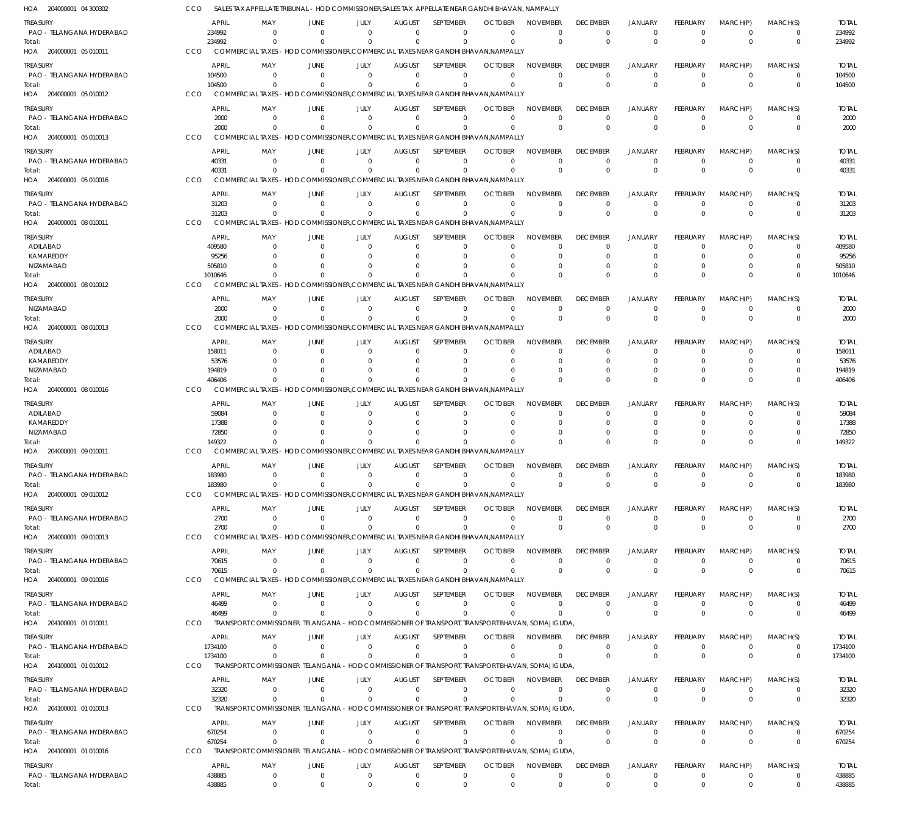HOA 204000001 04 300302 CCO SALES TAX APPELLATE TRIBUNAL - HOD COMMISSIONER,SALES TAX APPELLATE NEAR GANDHI BHAVAN, NAMPALLY

| TREASURY | APRIL | MAY | JUNE | JULY | AUGUST | SEPTEMBER | OCTOBER | NOVEMBER | DECEMBER | JANUARY | FEBRUARY | MARCH(P) | MARCH(S) | TOTAL |
|---|---|---|---|---|---|---|---|---|---|---|---|---|---|---|
| PAO - TELANGANA HYDERABAD | 234992 | 0 | 0 | 0 | 0 | 0 | 0 | 0 | 0 | 0 | 0 | 0 | 0 | 234992 |
| Total: | 234992 | 0 | 0 | 0 | 0 | 0 | 0 | 0 | 0 | 0 | 0 | 0 | 0 | 234992 |

HOA 204000001 05 010011 CCO COMMERCIAL TAXES - HOD COMMISSIONER,COMMERCIAL TAXES NEAR GANDHI BHAVAN,NAMPALLY

| TREASURY | APRIL | MAY | JUNE | JULY | AUGUST | SEPTEMBER | OCTOBER | NOVEMBER | DECEMBER | JANUARY | FEBRUARY | MARCH(P) | MARCH(S) | TOTAL |
|---|---|---|---|---|---|---|---|---|---|---|---|---|---|---|
| PAO - TELANGANA HYDERABAD | 104500 | 0 | 0 | 0 | 0 | 0 | 0 | 0 | 0 | 0 | 0 | 0 | 0 | 104500 |
| Total: | 104500 | 0 | 0 | 0 | 0 | 0 | 0 | 0 | 0 | 0 | 0 | 0 | 0 | 104500 |

HOA 204000001 05 010012 CCO COMMERCIAL TAXES - HOD COMMISSIONER,COMMERCIAL TAXES NEAR GANDHI BHAVAN,NAMPALLY

| TREASURY | APRIL | MAY | JUNE | JULY | AUGUST | SEPTEMBER | OCTOBER | NOVEMBER | DECEMBER | JANUARY | FEBRUARY | MARCH(P) | MARCH(S) | TOTAL |
|---|---|---|---|---|---|---|---|---|---|---|---|---|---|---|
| PAO - TELANGANA HYDERABAD | 2000 | 0 | 0 | 0 | 0 | 0 | 0 | 0 | 0 | 0 | 0 | 0 | 0 | 2000 |
| Total: | 2000 | 0 | 0 | 0 | 0 | 0 | 0 | 0 | 0 | 0 | 0 | 0 | 0 | 2000 |

HOA 204000001 05 010013 CCO COMMERCIAL TAXES - HOD COMMISSIONER,COMMERCIAL TAXES NEAR GANDHI BHAVAN,NAMPALLY

| TREASURY | APRIL | MAY | JUNE | JULY | AUGUST | SEPTEMBER | OCTOBER | NOVEMBER | DECEMBER | JANUARY | FEBRUARY | MARCH(P) | MARCH(S) | TOTAL |
|---|---|---|---|---|---|---|---|---|---|---|---|---|---|---|
| PAO - TELANGANA HYDERABAD | 40331 | 0 | 0 | 0 | 0 | 0 | 0 | 0 | 0 | 0 | 0 | 0 | 0 | 40331 |
| Total: | 40331 | 0 | 0 | 0 | 0 | 0 | 0 | 0 | 0 | 0 | 0 | 0 | 0 | 40331 |

HOA 204000001 05 010016 CCO COMMERCIAL TAXES - HOD COMMISSIONER,COMMERCIAL TAXES NEAR GANDHI BHAVAN,NAMPALLY

| TREASURY | APRIL | MAY | JUNE | JULY | AUGUST | SEPTEMBER | OCTOBER | NOVEMBER | DECEMBER | JANUARY | FEBRUARY | MARCH(P) | MARCH(S) | TOTAL |
|---|---|---|---|---|---|---|---|---|---|---|---|---|---|---|
| PAO - TELANGANA HYDERABAD | 31203 | 0 | 0 | 0 | 0 | 0 | 0 | 0 | 0 | 0 | 0 | 0 | 0 | 31203 |
| Total: | 31203 | 0 | 0 | 0 | 0 | 0 | 0 | 0 | 0 | 0 | 0 | 0 | 0 | 31203 |

HOA 204000001 08 010011 CCO COMMERCIAL TAXES - HOD COMMISSIONER,COMMERCIAL TAXES NEAR GANDHI BHAVAN,NAMPALLY

| TREASURY | APRIL | MAY | JUNE | JULY | AUGUST | SEPTEMBER | OCTOBER | NOVEMBER | DECEMBER | JANUARY | FEBRUARY | MARCH(P) | MARCH(S) | TOTAL |
|---|---|---|---|---|---|---|---|---|---|---|---|---|---|---|
| ADILABAD | 409580 | 0 | 0 | 0 | 0 | 0 | 0 | 0 | 0 | 0 | 0 | 0 | 0 | 409580 |
| KAMAREDDY | 95256 | 0 | 0 | 0 | 0 | 0 | 0 | 0 | 0 | 0 | 0 | 0 | 0 | 95256 |
| NIZAMABAD | 505810 | 0 | 0 | 0 | 0 | 0 | 0 | 0 | 0 | 0 | 0 | 0 | 0 | 505810 |
| Total: | 1010646 | 0 | 0 | 0 | 0 | 0 | 0 | 0 | 0 | 0 | 0 | 0 | 0 | 1010646 |

HOA 204000001 08 010012 CCO COMMERCIAL TAXES - HOD COMMISSIONER,COMMERCIAL TAXES NEAR GANDHI BHAVAN,NAMPALLY

| TREASURY | APRIL | MAY | JUNE | JULY | AUGUST | SEPTEMBER | OCTOBER | NOVEMBER | DECEMBER | JANUARY | FEBRUARY | MARCH(P) | MARCH(S) | TOTAL |
|---|---|---|---|---|---|---|---|---|---|---|---|---|---|---|
| NIZAMABAD | 2000 | 0 | 0 | 0 | 0 | 0 | 0 | 0 | 0 | 0 | 0 | 0 | 0 | 2000 |
| Total: | 2000 | 0 | 0 | 0 | 0 | 0 | 0 | 0 | 0 | 0 | 0 | 0 | 0 | 2000 |

HOA 204000001 08 010013 CCO COMMERCIAL TAXES - HOD COMMISSIONER,COMMERCIAL TAXES NEAR GANDHI BHAVAN,NAMPALLY

| TREASURY | APRIL | MAY | JUNE | JULY | AUGUST | SEPTEMBER | OCTOBER | NOVEMBER | DECEMBER | JANUARY | FEBRUARY | MARCH(P) | MARCH(S) | TOTAL |
|---|---|---|---|---|---|---|---|---|---|---|---|---|---|---|
| ADILABAD | 158011 | 0 | 0 | 0 | 0 | 0 | 0 | 0 | 0 | 0 | 0 | 0 | 0 | 158011 |
| KAMAREDDY | 53576 | 0 | 0 | 0 | 0 | 0 | 0 | 0 | 0 | 0 | 0 | 0 | 0 | 53576 |
| NIZAMABAD | 194819 | 0 | 0 | 0 | 0 | 0 | 0 | 0 | 0 | 0 | 0 | 0 | 0 | 194819 |
| Total: | 406406 | 0 | 0 | 0 | 0 | 0 | 0 | 0 | 0 | 0 | 0 | 0 | 0 | 406406 |

HOA 204000001 08 010016 CCO COMMERCIAL TAXES - HOD COMMISSIONER,COMMERCIAL TAXES NEAR GANDHI BHAVAN,NAMPALLY

| TREASURY | APRIL | MAY | JUNE | JULY | AUGUST | SEPTEMBER | OCTOBER | NOVEMBER | DECEMBER | JANUARY | FEBRUARY | MARCH(P) | MARCH(S) | TOTAL |
|---|---|---|---|---|---|---|---|---|---|---|---|---|---|---|
| ADILABAD | 59084 | 0 | 0 | 0 | 0 | 0 | 0 | 0 | 0 | 0 | 0 | 0 | 0 | 59084 |
| KAMAREDDY | 17388 | 0 | 0 | 0 | 0 | 0 | 0 | 0 | 0 | 0 | 0 | 0 | 0 | 17388 |
| NIZAMABAD | 72850 | 0 | 0 | 0 | 0 | 0 | 0 | 0 | 0 | 0 | 0 | 0 | 0 | 72850 |
| Total: | 149322 | 0 | 0 | 0 | 0 | 0 | 0 | 0 | 0 | 0 | 0 | 0 | 0 | 149322 |

HOA 204000001 09 010011 CCO COMMERCIAL TAXES - HOD COMMISSIONER,COMMERCIAL TAXES NEAR GANDHI BHAVAN,NAMPALLY

| TREASURY | APRIL | MAY | JUNE | JULY | AUGUST | SEPTEMBER | OCTOBER | NOVEMBER | DECEMBER | JANUARY | FEBRUARY | MARCH(P) | MARCH(S) | TOTAL |
|---|---|---|---|---|---|---|---|---|---|---|---|---|---|---|
| PAO - TELANGANA HYDERABAD | 183980 | 0 | 0 | 0 | 0 | 0 | 0 | 0 | 0 | 0 | 0 | 0 | 0 | 183980 |
| Total: | 183980 | 0 | 0 | 0 | 0 | 0 | 0 | 0 | 0 | 0 | 0 | 0 | 0 | 183980 |

HOA 204000001 09 010012 CCO COMMERCIAL TAXES - HOD COMMISSIONER,COMMERCIAL TAXES NEAR GANDHI BHAVAN,NAMPALLY

| TREASURY | APRIL | MAY | JUNE | JULY | AUGUST | SEPTEMBER | OCTOBER | NOVEMBER | DECEMBER | JANUARY | FEBRUARY | MARCH(P) | MARCH(S) | TOTAL |
|---|---|---|---|---|---|---|---|---|---|---|---|---|---|---|
| PAO - TELANGANA HYDERABAD | 2700 | 0 | 0 | 0 | 0 | 0 | 0 | 0 | 0 | 0 | 0 | 0 | 0 | 2700 |
| Total: | 2700 | 0 | 0 | 0 | 0 | 0 | 0 | 0 | 0 | 0 | 0 | 0 | 0 | 2700 |

HOA 204000001 09 010013 CCO COMMERCIAL TAXES - HOD COMMISSIONER,COMMERCIAL TAXES NEAR GANDHI BHAVAN,NAMPALLY

| TREASURY | APRIL | MAY | JUNE | JULY | AUGUST | SEPTEMBER | OCTOBER | NOVEMBER | DECEMBER | JANUARY | FEBRUARY | MARCH(P) | MARCH(S) | TOTAL |
|---|---|---|---|---|---|---|---|---|---|---|---|---|---|---|
| PAO - TELANGANA HYDERABAD | 70615 | 0 | 0 | 0 | 0 | 0 | 0 | 0 | 0 | 0 | 0 | 0 | 0 | 70615 |
| Total: | 70615 | 0 | 0 | 0 | 0 | 0 | 0 | 0 | 0 | 0 | 0 | 0 | 0 | 70615 |

HOA 204000001 09 010016 CCO COMMERCIAL TAXES - HOD COMMISSIONER,COMMERCIAL TAXES NEAR GANDHI BHAVAN,NAMPALLY

| TREASURY | APRIL | MAY | JUNE | JULY | AUGUST | SEPTEMBER | OCTOBER | NOVEMBER | DECEMBER | JANUARY | FEBRUARY | MARCH(P) | MARCH(S) | TOTAL |
|---|---|---|---|---|---|---|---|---|---|---|---|---|---|---|
| PAO - TELANGANA HYDERABAD | 46499 | 0 | 0 | 0 | 0 | 0 | 0 | 0 | 0 | 0 | 0 | 0 | 0 | 46499 |
| Total: | 46499 | 0 | 0 | 0 | 0 | 0 | 0 | 0 | 0 | 0 | 0 | 0 | 0 | 46499 |

HOA 204100001 01 010011 CCO TRANSPORT COMMISSIONER TELANGANA - HOD COMMISSIONER OF TRANSPORT, TRANSPORT BHAVAN, SOMAJIGUDA,

| TREASURY | APRIL | MAY | JUNE | JULY | AUGUST | SEPTEMBER | OCTOBER | NOVEMBER | DECEMBER | JANUARY | FEBRUARY | MARCH(P) | MARCH(S) | TOTAL |
|---|---|---|---|---|---|---|---|---|---|---|---|---|---|---|
| PAO - TELANGANA HYDERABAD | 1734100 | 0 | 0 | 0 | 0 | 0 | 0 | 0 | 0 | 0 | 0 | 0 | 0 | 1734100 |
| Total: | 1734100 | 0 | 0 | 0 | 0 | 0 | 0 | 0 | 0 | 0 | 0 | 0 | 0 | 1734100 |

HOA 204100001 01 010012 CCO TRANSPORT COMMISSIONER TELANGANA - HOD COMMISSIONER OF TRANSPORT, TRANSPORT BHAVAN, SOMAJIGUDA,

| TREASURY | APRIL | MAY | JUNE | JULY | AUGUST | SEPTEMBER | OCTOBER | NOVEMBER | DECEMBER | JANUARY | FEBRUARY | MARCH(P) | MARCH(S) | TOTAL |
|---|---|---|---|---|---|---|---|---|---|---|---|---|---|---|
| PAO - TELANGANA HYDERABAD | 32320 | 0 | 0 | 0 | 0 | 0 | 0 | 0 | 0 | 0 | 0 | 0 | 0 | 32320 |
| Total: | 32320 | 0 | 0 | 0 | 0 | 0 | 0 | 0 | 0 | 0 | 0 | 0 | 0 | 32320 |

HOA 204100001 01 010013 CCO TRANSPORT COMMISSIONER TELANGANA - HOD COMMISSIONER OF TRANSPORT, TRANSPORT BHAVAN, SOMAJIGUDA,

| TREASURY | APRIL | MAY | JUNE | JULY | AUGUST | SEPTEMBER | OCTOBER | NOVEMBER | DECEMBER | JANUARY | FEBRUARY | MARCH(P) | MARCH(S) | TOTAL |
|---|---|---|---|---|---|---|---|---|---|---|---|---|---|---|
| PAO - TELANGANA HYDERABAD | 670254 | 0 | 0 | 0 | 0 | 0 | 0 | 0 | 0 | 0 | 0 | 0 | 0 | 670254 |
| Total: | 670254 | 0 | 0 | 0 | 0 | 0 | 0 | 0 | 0 | 0 | 0 | 0 | 0 | 670254 |

HOA 204100001 01 010016 CCO TRANSPORT COMMISSIONER TELANGANA - HOD COMMISSIONER OF TRANSPORT, TRANSPORT BHAVAN, SOMAJIGUDA,

| TREASURY | APRIL | MAY | JUNE | JULY | AUGUST | SEPTEMBER | OCTOBER | NOVEMBER | DECEMBER | JANUARY | FEBRUARY | MARCH(P) | MARCH(S) | TOTAL |
|---|---|---|---|---|---|---|---|---|---|---|---|---|---|---|
| PAO - TELANGANA HYDERABAD | 438885 | 0 | 0 | 0 | 0 | 0 | 0 | 0 | 0 | 0 | 0 | 0 | 0 | 438885 |
| Total: | 438885 | 0 | 0 | 0 | 0 | 0 | 0 | 0 | 0 | 0 | 0 | 0 | 0 | 438885 |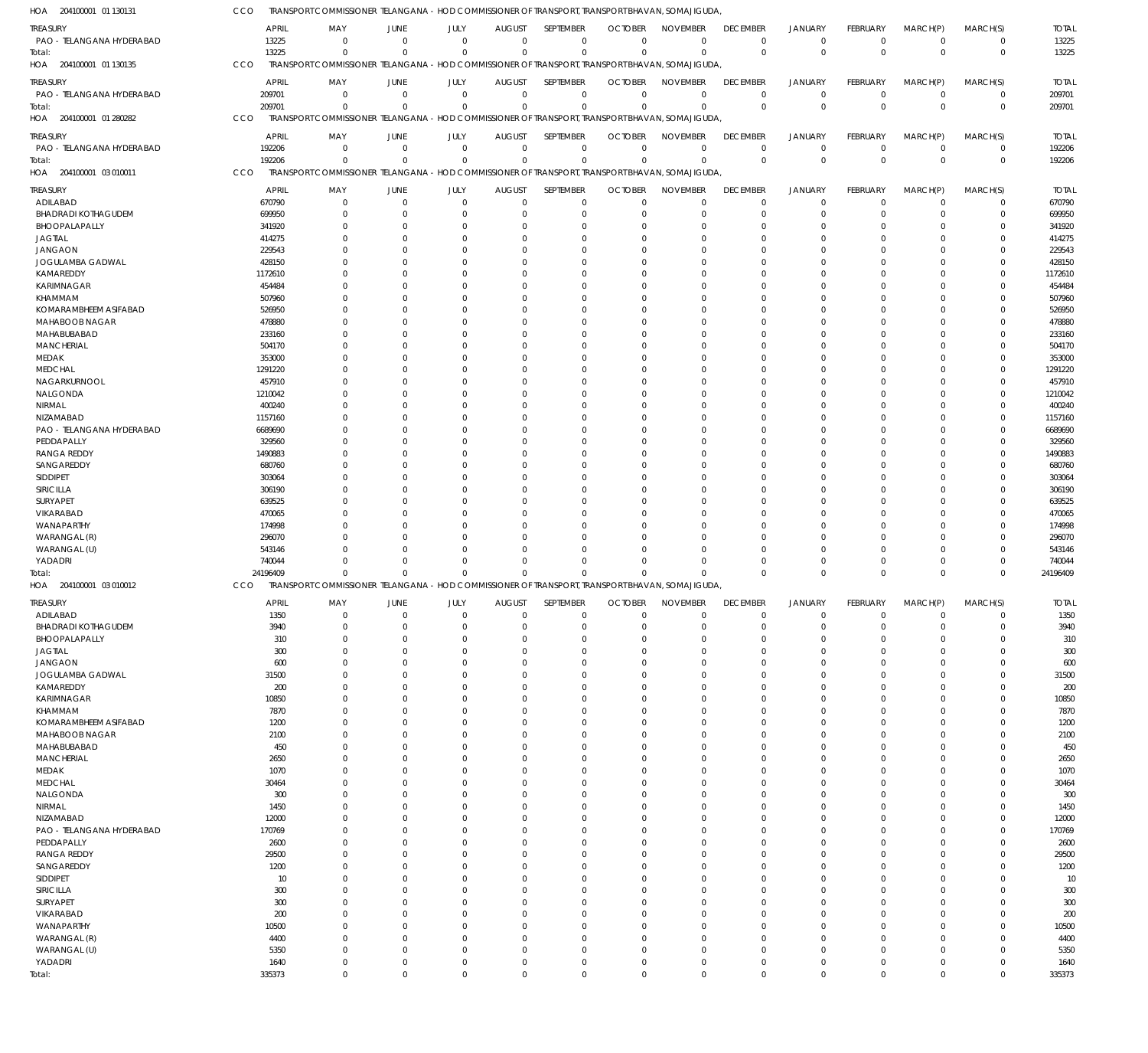HOA 204100001 01 130131 CCO TRANSPORT COMMISSIONER TELANGANA - HOD COMMISSIONER OF TRANSPORT, TRANSPORT BHAVAN, SOMAJIGUDA,

| TREASURY | APRIL | MAY | JUNE | JULY | AUGUST | SEPTEMBER | OCTOBER | NOVEMBER | DECEMBER | JANUARY | FEBRUARY | MARCH(P) | MARCH(S) | TOTAL |
|---|---|---|---|---|---|---|---|---|---|---|---|---|---|---|
| PAO - TELANGANA HYDERABAD | 13225 | 0 | 0 | 0 | 0 | 0 | 0 | 0 | 0 | 0 | 0 | 0 | 0 | 13225 |
| Total: | 13225 | 0 | 0 | 0 | 0 | 0 | 0 | 0 | 0 | 0 | 0 | 0 | 0 | 13225 |

HOA 204100001 01 130135 CCO TRANSPORT COMMISSIONER TELANGANA - HOD COMMISSIONER OF TRANSPORT, TRANSPORT BHAVAN, SOMAJIGUDA,

| TREASURY | APRIL | MAY | JUNE | JULY | AUGUST | SEPTEMBER | OCTOBER | NOVEMBER | DECEMBER | JANUARY | FEBRUARY | MARCH(P) | MARCH(S) | TOTAL |
|---|---|---|---|---|---|---|---|---|---|---|---|---|---|---|
| PAO - TELANGANA HYDERABAD | 209701 | 0 | 0 | 0 | 0 | 0 | 0 | 0 | 0 | 0 | 0 | 0 | 0 | 209701 |
| Total: | 209701 | 0 | 0 | 0 | 0 | 0 | 0 | 0 | 0 | 0 | 0 | 0 | 0 | 209701 |

HOA 204100001 01 280282 CCO TRANSPORT COMMISSIONER TELANGANA - HOD COMMISSIONER OF TRANSPORT, TRANSPORT BHAVAN, SOMAJIGUDA,

| TREASURY | APRIL | MAY | JUNE | JULY | AUGUST | SEPTEMBER | OCTOBER | NOVEMBER | DECEMBER | JANUARY | FEBRUARY | MARCH(P) | MARCH(S) | TOTAL |
|---|---|---|---|---|---|---|---|---|---|---|---|---|---|---|
| PAO - TELANGANA HYDERABAD | 192206 | 0 | 0 | 0 | 0 | 0 | 0 | 0 | 0 | 0 | 0 | 0 | 0 | 192206 |
| Total: | 192206 | 0 | 0 | 0 | 0 | 0 | 0 | 0 | 0 | 0 | 0 | 0 | 0 | 192206 |

HOA 204100001 03 010011 CCO TRANSPORT COMMISSIONER TELANGANA - HOD COMMISSIONER OF TRANSPORT, TRANSPORT BHAVAN, SOMAJIGUDA,

| TREASURY | APRIL | MAY | JUNE | JULY | AUGUST | SEPTEMBER | OCTOBER | NOVEMBER | DECEMBER | JANUARY | FEBRUARY | MARCH(P) | MARCH(S) | TOTAL |
|---|---|---|---|---|---|---|---|---|---|---|---|---|---|---|
| ADILABAD | 670790 | 0 | 0 | 0 | 0 | 0 | 0 | 0 | 0 | 0 | 0 | 0 | 0 | 670790 |
| BHADRADI KOTHAGUDEM | 699950 | 0 | 0 | 0 | 0 | 0 | 0 | 0 | 0 | 0 | 0 | 0 | 0 | 699950 |
| BHOOPALAPALLY | 341920 | 0 | 0 | 0 | 0 | 0 | 0 | 0 | 0 | 0 | 0 | 0 | 0 | 341920 |
| JAGTIAL | 414275 | 0 | 0 | 0 | 0 | 0 | 0 | 0 | 0 | 0 | 0 | 0 | 0 | 414275 |
| JANGAON | 229543 | 0 | 0 | 0 | 0 | 0 | 0 | 0 | 0 | 0 | 0 | 0 | 0 | 229543 |
| JOGULAMBA GADWAL | 428150 | 0 | 0 | 0 | 0 | 0 | 0 | 0 | 0 | 0 | 0 | 0 | 0 | 428150 |
| KAMAREDDY | 1172610 | 0 | 0 | 0 | 0 | 0 | 0 | 0 | 0 | 0 | 0 | 0 | 0 | 1172610 |
| KARIMNAGAR | 454484 | 0 | 0 | 0 | 0 | 0 | 0 | 0 | 0 | 0 | 0 | 0 | 0 | 454484 |
| KHAMMAM | 507960 | 0 | 0 | 0 | 0 | 0 | 0 | 0 | 0 | 0 | 0 | 0 | 0 | 507960 |
| KOMARAMBHEEM ASIFABAD | 526950 | 0 | 0 | 0 | 0 | 0 | 0 | 0 | 0 | 0 | 0 | 0 | 0 | 526950 |
| MAHABOOB NAGAR | 478880 | 0 | 0 | 0 | 0 | 0 | 0 | 0 | 0 | 0 | 0 | 0 | 0 | 478880 |
| MAHABUBABAD | 233160 | 0 | 0 | 0 | 0 | 0 | 0 | 0 | 0 | 0 | 0 | 0 | 0 | 233160 |
| MANCHERIAL | 504170 | 0 | 0 | 0 | 0 | 0 | 0 | 0 | 0 | 0 | 0 | 0 | 0 | 504170 |
| MEDAK | 353000 | 0 | 0 | 0 | 0 | 0 | 0 | 0 | 0 | 0 | 0 | 0 | 0 | 353000 |
| MEDCHAL | 1291220 | 0 | 0 | 0 | 0 | 0 | 0 | 0 | 0 | 0 | 0 | 0 | 0 | 1291220 |
| NAGARKURNOOL | 457910 | 0 | 0 | 0 | 0 | 0 | 0 | 0 | 0 | 0 | 0 | 0 | 0 | 457910 |
| NALGONDA | 1210042 | 0 | 0 | 0 | 0 | 0 | 0 | 0 | 0 | 0 | 0 | 0 | 0 | 1210042 |
| NIRMAL | 400240 | 0 | 0 | 0 | 0 | 0 | 0 | 0 | 0 | 0 | 0 | 0 | 0 | 400240 |
| NIZAMABAD | 1157160 | 0 | 0 | 0 | 0 | 0 | 0 | 0 | 0 | 0 | 0 | 0 | 0 | 1157160 |
| PAO - TELANGANA HYDERABAD | 6689690 | 0 | 0 | 0 | 0 | 0 | 0 | 0 | 0 | 0 | 0 | 0 | 0 | 6689690 |
| PEDDAPALLY | 329560 | 0 | 0 | 0 | 0 | 0 | 0 | 0 | 0 | 0 | 0 | 0 | 0 | 329560 |
| RANGA REDDY | 1490883 | 0 | 0 | 0 | 0 | 0 | 0 | 0 | 0 | 0 | 0 | 0 | 0 | 1490883 |
| SANGAREDDY | 680760 | 0 | 0 | 0 | 0 | 0 | 0 | 0 | 0 | 0 | 0 | 0 | 0 | 680760 |
| SIDDIPET | 303064 | 0 | 0 | 0 | 0 | 0 | 0 | 0 | 0 | 0 | 0 | 0 | 0 | 303064 |
| SIRICILLA | 306190 | 0 | 0 | 0 | 0 | 0 | 0 | 0 | 0 | 0 | 0 | 0 | 0 | 306190 |
| SURYAPET | 639525 | 0 | 0 | 0 | 0 | 0 | 0 | 0 | 0 | 0 | 0 | 0 | 0 | 639525 |
| VIKARABAD | 470065 | 0 | 0 | 0 | 0 | 0 | 0 | 0 | 0 | 0 | 0 | 0 | 0 | 470065 |
| WANAPARTHY | 174998 | 0 | 0 | 0 | 0 | 0 | 0 | 0 | 0 | 0 | 0 | 0 | 0 | 174998 |
| WARANGAL (R) | 296070 | 0 | 0 | 0 | 0 | 0 | 0 | 0 | 0 | 0 | 0 | 0 | 0 | 296070 |
| WARANGAL (U) | 543146 | 0 | 0 | 0 | 0 | 0 | 0 | 0 | 0 | 0 | 0 | 0 | 0 | 543146 |
| YADADRI | 740044 | 0 | 0 | 0 | 0 | 0 | 0 | 0 | 0 | 0 | 0 | 0 | 0 | 740044 |
| Total: | 24196409 | 0 | 0 | 0 | 0 | 0 | 0 | 0 | 0 | 0 | 0 | 0 | 0 | 24196409 |

HOA 204100001 03 010012 CCO TRANSPORT COMMISSIONER TELANGANA - HOD COMMISSIONER OF TRANSPORT, TRANSPORT BHAVAN, SOMAJIGUDA,

| TREASURY | APRIL | MAY | JUNE | JULY | AUGUST | SEPTEMBER | OCTOBER | NOVEMBER | DECEMBER | JANUARY | FEBRUARY | MARCH(P) | MARCH(S) | TOTAL |
|---|---|---|---|---|---|---|---|---|---|---|---|---|---|---|
| ADILABAD | 1350 | 0 | 0 | 0 | 0 | 0 | 0 | 0 | 0 | 0 | 0 | 0 | 0 | 1350 |
| BHADRADI KOTHAGUDEM | 3940 | 0 | 0 | 0 | 0 | 0 | 0 | 0 | 0 | 0 | 0 | 0 | 0 | 3940 |
| BHOOPALAPALLY | 310 | 0 | 0 | 0 | 0 | 0 | 0 | 0 | 0 | 0 | 0 | 0 | 0 | 310 |
| JAGTIAL | 300 | 0 | 0 | 0 | 0 | 0 | 0 | 0 | 0 | 0 | 0 | 0 | 0 | 300 |
| JANGAON | 600 | 0 | 0 | 0 | 0 | 0 | 0 | 0 | 0 | 0 | 0 | 0 | 0 | 600 |
| JOGULAMBA GADWAL | 31500 | 0 | 0 | 0 | 0 | 0 | 0 | 0 | 0 | 0 | 0 | 0 | 0 | 31500 |
| KAMAREDDY | 200 | 0 | 0 | 0 | 0 | 0 | 0 | 0 | 0 | 0 | 0 | 0 | 0 | 200 |
| KARIMNAGAR | 10850 | 0 | 0 | 0 | 0 | 0 | 0 | 0 | 0 | 0 | 0 | 0 | 0 | 10850 |
| KHAMMAM | 7870 | 0 | 0 | 0 | 0 | 0 | 0 | 0 | 0 | 0 | 0 | 0 | 0 | 7870 |
| KOMARAMBHEEM ASIFABAD | 1200 | 0 | 0 | 0 | 0 | 0 | 0 | 0 | 0 | 0 | 0 | 0 | 0 | 1200 |
| MAHABOOB NAGAR | 2100 | 0 | 0 | 0 | 0 | 0 | 0 | 0 | 0 | 0 | 0 | 0 | 0 | 2100 |
| MAHABUBABAD | 450 | 0 | 0 | 0 | 0 | 0 | 0 | 0 | 0 | 0 | 0 | 0 | 0 | 450 |
| MANCHERIAL | 2650 | 0 | 0 | 0 | 0 | 0 | 0 | 0 | 0 | 0 | 0 | 0 | 0 | 2650 |
| MEDAK | 1070 | 0 | 0 | 0 | 0 | 0 | 0 | 0 | 0 | 0 | 0 | 0 | 0 | 1070 |
| MEDCHAL | 30464 | 0 | 0 | 0 | 0 | 0 | 0 | 0 | 0 | 0 | 0 | 0 | 0 | 30464 |
| NALGONDA | 300 | 0 | 0 | 0 | 0 | 0 | 0 | 0 | 0 | 0 | 0 | 0 | 0 | 300 |
| NIRMAL | 1450 | 0 | 0 | 0 | 0 | 0 | 0 | 0 | 0 | 0 | 0 | 0 | 0 | 1450 |
| NIZAMABAD | 12000 | 0 | 0 | 0 | 0 | 0 | 0 | 0 | 0 | 0 | 0 | 0 | 0 | 12000 |
| PAO - TELANGANA HYDERABAD | 170769 | 0 | 0 | 0 | 0 | 0 | 0 | 0 | 0 | 0 | 0 | 0 | 0 | 170769 |
| PEDDAPALLY | 2600 | 0 | 0 | 0 | 0 | 0 | 0 | 0 | 0 | 0 | 0 | 0 | 0 | 2600 |
| RANGA REDDY | 29500 | 0 | 0 | 0 | 0 | 0 | 0 | 0 | 0 | 0 | 0 | 0 | 0 | 29500 |
| SANGAREDDY | 1200 | 0 | 0 | 0 | 0 | 0 | 0 | 0 | 0 | 0 | 0 | 0 | 0 | 1200 |
| SIDDIPET | 10 | 0 | 0 | 0 | 0 | 0 | 0 | 0 | 0 | 0 | 0 | 0 | 0 | 10 |
| SIRICILLA | 300 | 0 | 0 | 0 | 0 | 0 | 0 | 0 | 0 | 0 | 0 | 0 | 0 | 300 |
| SURYAPET | 300 | 0 | 0 | 0 | 0 | 0 | 0 | 0 | 0 | 0 | 0 | 0 | 0 | 300 |
| VIKARABAD | 200 | 0 | 0 | 0 | 0 | 0 | 0 | 0 | 0 | 0 | 0 | 0 | 0 | 200 |
| WANAPARTHY | 10500 | 0 | 0 | 0 | 0 | 0 | 0 | 0 | 0 | 0 | 0 | 0 | 0 | 10500 |
| WARANGAL (R) | 4400 | 0 | 0 | 0 | 0 | 0 | 0 | 0 | 0 | 0 | 0 | 0 | 0 | 4400 |
| WARANGAL (U) | 5350 | 0 | 0 | 0 | 0 | 0 | 0 | 0 | 0 | 0 | 0 | 0 | 0 | 5350 |
| YADADRI | 1640 | 0 | 0 | 0 | 0 | 0 | 0 | 0 | 0 | 0 | 0 | 0 | 0 | 1640 |
| Total: | 335373 | 0 | 0 | 0 | 0 | 0 | 0 | 0 | 0 | 0 | 0 | 0 | 0 | 335373 |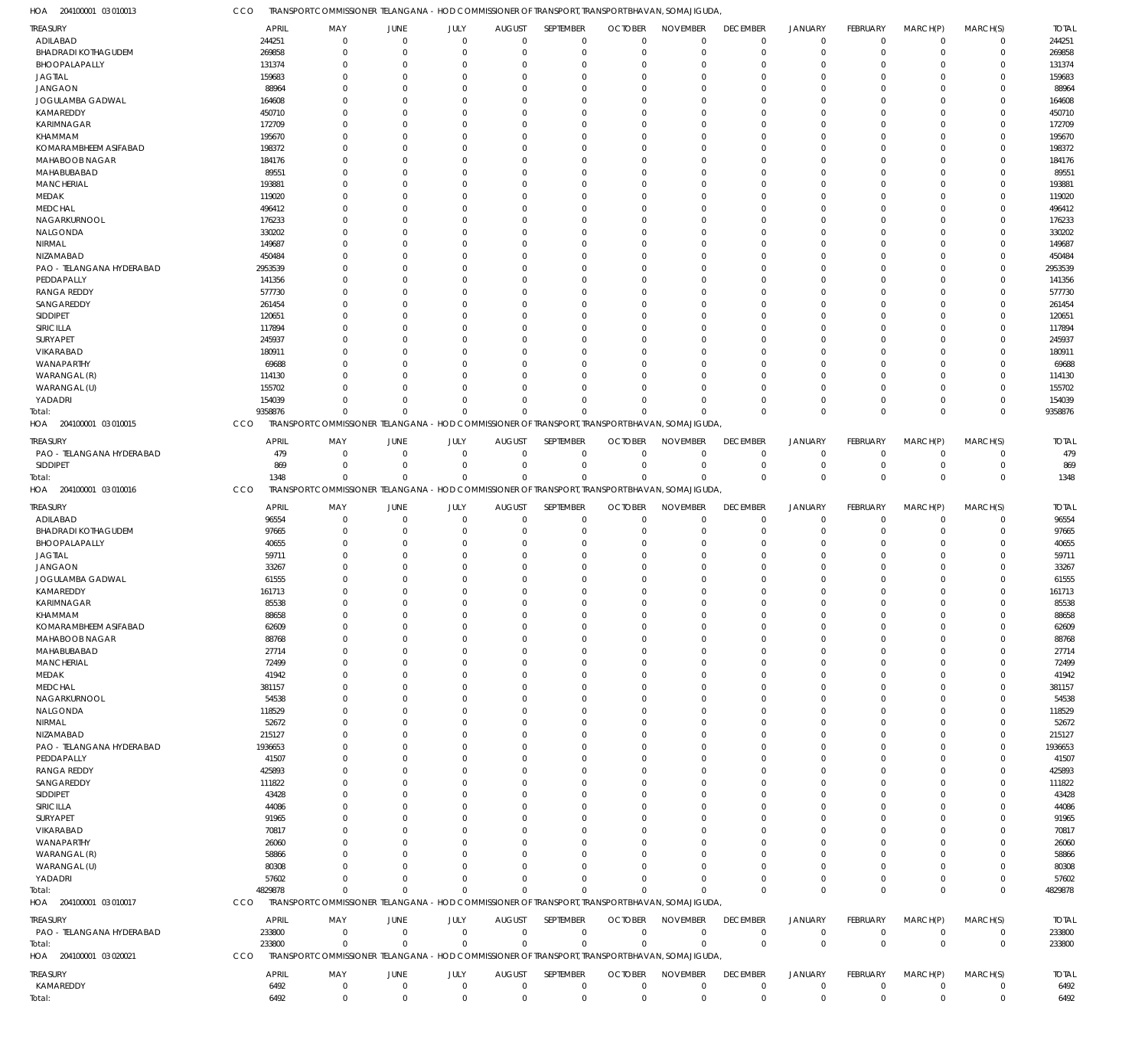HOA 204100001 03 010013 CCO TRANSPORT COMMISSIONER TELANGANA - HOD COMMISSIONER OF TRANSPORT, TRANSPORT BHAVAN, SOMAJIGUDA,

| TREASURY | APRIL | MAY | JUNE | JULY | AUGUST | SEPTEMBER | OCTOBER | NOVEMBER | DECEMBER | JANUARY | FEBRUARY | MARCH(P) | MARCH(S) | TOTAL |
|---|---|---|---|---|---|---|---|---|---|---|---|---|---|---|
| ADILABAD | 244251 | 0 | 0 | 0 | 0 | 0 | 0 | 0 | 0 | 0 | 0 | 0 | 0 | 244251 |
| BHADRADI KOTHAGUDEM | 269858 | 0 | 0 | 0 | 0 | 0 | 0 | 0 | 0 | 0 | 0 | 0 | 0 | 269858 |
| BHOOPALAPALLY | 131374 | 0 | 0 | 0 | 0 | 0 | 0 | 0 | 0 | 0 | 0 | 0 | 0 | 131374 |
| JAGTIAL | 159683 | 0 | 0 | 0 | 0 | 0 | 0 | 0 | 0 | 0 | 0 | 0 | 0 | 159683 |
| JANGAON | 88964 | 0 | 0 | 0 | 0 | 0 | 0 | 0 | 0 | 0 | 0 | 0 | 0 | 88964 |
| JOGULAMBA GADWAL | 164608 | 0 | 0 | 0 | 0 | 0 | 0 | 0 | 0 | 0 | 0 | 0 | 0 | 164608 |
| KAMAREDDY | 450710 | 0 | 0 | 0 | 0 | 0 | 0 | 0 | 0 | 0 | 0 | 0 | 0 | 450710 |
| KARIMNAGAR | 172709 | 0 | 0 | 0 | 0 | 0 | 0 | 0 | 0 | 0 | 0 | 0 | 0 | 172709 |
| KHAMMAM | 195670 | 0 | 0 | 0 | 0 | 0 | 0 | 0 | 0 | 0 | 0 | 0 | 0 | 195670 |
| KOMARAMBHEEM ASIFABAD | 198372 | 0 | 0 | 0 | 0 | 0 | 0 | 0 | 0 | 0 | 0 | 0 | 0 | 198372 |
| MAHABOOB NAGAR | 184176 | 0 | 0 | 0 | 0 | 0 | 0 | 0 | 0 | 0 | 0 | 0 | 0 | 184176 |
| MAHABUBABAD | 89551 | 0 | 0 | 0 | 0 | 0 | 0 | 0 | 0 | 0 | 0 | 0 | 0 | 89551 |
| MANCHERIAL | 193881 | 0 | 0 | 0 | 0 | 0 | 0 | 0 | 0 | 0 | 0 | 0 | 0 | 193881 |
| MEDAK | 119020 | 0 | 0 | 0 | 0 | 0 | 0 | 0 | 0 | 0 | 0 | 0 | 0 | 119020 |
| MEDCHAL | 496412 | 0 | 0 | 0 | 0 | 0 | 0 | 0 | 0 | 0 | 0 | 0 | 0 | 496412 |
| NAGARKURNOOL | 176233 | 0 | 0 | 0 | 0 | 0 | 0 | 0 | 0 | 0 | 0 | 0 | 0 | 176233 |
| NALGONDA | 330202 | 0 | 0 | 0 | 0 | 0 | 0 | 0 | 0 | 0 | 0 | 0 | 0 | 330202 |
| NIRMAL | 149687 | 0 | 0 | 0 | 0 | 0 | 0 | 0 | 0 | 0 | 0 | 0 | 0 | 149687 |
| NIZAMABAD | 450484 | 0 | 0 | 0 | 0 | 0 | 0 | 0 | 0 | 0 | 0 | 0 | 0 | 450484 |
| PAO - TELANGANA HYDERABAD | 2953539 | 0 | 0 | 0 | 0 | 0 | 0 | 0 | 0 | 0 | 0 | 0 | 0 | 2953539 |
| PEDDAPALLY | 141356 | 0 | 0 | 0 | 0 | 0 | 0 | 0 | 0 | 0 | 0 | 0 | 0 | 141356 |
| RANGA REDDY | 577730 | 0 | 0 | 0 | 0 | 0 | 0 | 0 | 0 | 0 | 0 | 0 | 0 | 577730 |
| SANGAREDDY | 261454 | 0 | 0 | 0 | 0 | 0 | 0 | 0 | 0 | 0 | 0 | 0 | 0 | 261454 |
| SIDDIPET | 120651 | 0 | 0 | 0 | 0 | 0 | 0 | 0 | 0 | 0 | 0 | 0 | 0 | 120651 |
| SIRICILLA | 117894 | 0 | 0 | 0 | 0 | 0 | 0 | 0 | 0 | 0 | 0 | 0 | 0 | 117894 |
| SURYAPET | 245937 | 0 | 0 | 0 | 0 | 0 | 0 | 0 | 0 | 0 | 0 | 0 | 0 | 245937 |
| VIKARABAD | 180911 | 0 | 0 | 0 | 0 | 0 | 0 | 0 | 0 | 0 | 0 | 0 | 0 | 180911 |
| WANAPARTHY | 69688 | 0 | 0 | 0 | 0 | 0 | 0 | 0 | 0 | 0 | 0 | 0 | 0 | 69688 |
| WARANGAL (R) | 114130 | 0 | 0 | 0 | 0 | 0 | 0 | 0 | 0 | 0 | 0 | 0 | 0 | 114130 |
| WARANGAL (U) | 155702 | 0 | 0 | 0 | 0 | 0 | 0 | 0 | 0 | 0 | 0 | 0 | 0 | 155702 |
| YADADRI | 154039 | 0 | 0 | 0 | 0 | 0 | 0 | 0 | 0 | 0 | 0 | 0 | 0 | 154039 |
| Total: | 9358876 | 0 | 0 | 0 | 0 | 0 | 0 | 0 | 0 | 0 | 0 | 0 | 0 | 9358876 |

HOA 204100001 03 010015 CCO TRANSPORT COMMISSIONER TELANGANA - HOD COMMISSIONER OF TRANSPORT, TRANSPORT BHAVAN, SOMAJIGUDA,

| TREASURY | APRIL | MAY | JUNE | JULY | AUGUST | SEPTEMBER | OCTOBER | NOVEMBER | DECEMBER | JANUARY | FEBRUARY | MARCH(P) | MARCH(S) | TOTAL |
|---|---|---|---|---|---|---|---|---|---|---|---|---|---|---|
| PAO - TELANGANA HYDERABAD | 479 | 0 | 0 | 0 | 0 | 0 | 0 | 0 | 0 | 0 | 0 | 0 | 0 | 479 |
| SIDDIPET | 869 | 0 | 0 | 0 | 0 | 0 | 0 | 0 | 0 | 0 | 0 | 0 | 0 | 869 |
| Total: | 1348 | 0 | 0 | 0 | 0 | 0 | 0 | 0 | 0 | 0 | 0 | 0 | 0 | 1348 |

HOA 204100001 03 010016 CCO TRANSPORT COMMISSIONER TELANGANA - HOD COMMISSIONER OF TRANSPORT, TRANSPORT BHAVAN, SOMAJIGUDA,

| TREASURY | APRIL | MAY | JUNE | JULY | AUGUST | SEPTEMBER | OCTOBER | NOVEMBER | DECEMBER | JANUARY | FEBRUARY | MARCH(P) | MARCH(S) | TOTAL |
|---|---|---|---|---|---|---|---|---|---|---|---|---|---|---|
| ADILABAD | 96554 | 0 | 0 | 0 | 0 | 0 | 0 | 0 | 0 | 0 | 0 | 0 | 0 | 96554 |
| BHADRADI KOTHAGUDEM | 97665 | 0 | 0 | 0 | 0 | 0 | 0 | 0 | 0 | 0 | 0 | 0 | 0 | 97665 |
| BHOOPALAPALLY | 40655 | 0 | 0 | 0 | 0 | 0 | 0 | 0 | 0 | 0 | 0 | 0 | 0 | 40655 |
| JAGTIAL | 59711 | 0 | 0 | 0 | 0 | 0 | 0 | 0 | 0 | 0 | 0 | 0 | 0 | 59711 |
| JANGAON | 33267 | 0 | 0 | 0 | 0 | 0 | 0 | 0 | 0 | 0 | 0 | 0 | 0 | 33267 |
| JOGULAMBA GADWAL | 61555 | 0 | 0 | 0 | 0 | 0 | 0 | 0 | 0 | 0 | 0 | 0 | 0 | 61555 |
| KAMAREDDY | 161713 | 0 | 0 | 0 | 0 | 0 | 0 | 0 | 0 | 0 | 0 | 0 | 0 | 161713 |
| KARIMNAGAR | 85538 | 0 | 0 | 0 | 0 | 0 | 0 | 0 | 0 | 0 | 0 | 0 | 0 | 85538 |
| KHAMMAM | 88658 | 0 | 0 | 0 | 0 | 0 | 0 | 0 | 0 | 0 | 0 | 0 | 0 | 88658 |
| KOMARAMBHEEM ASIFABAD | 62609 | 0 | 0 | 0 | 0 | 0 | 0 | 0 | 0 | 0 | 0 | 0 | 0 | 62609 |
| MAHABOOB NAGAR | 88768 | 0 | 0 | 0 | 0 | 0 | 0 | 0 | 0 | 0 | 0 | 0 | 0 | 88768 |
| MAHABUBABAD | 27714 | 0 | 0 | 0 | 0 | 0 | 0 | 0 | 0 | 0 | 0 | 0 | 0 | 27714 |
| MANCHERIAL | 72499 | 0 | 0 | 0 | 0 | 0 | 0 | 0 | 0 | 0 | 0 | 0 | 0 | 72499 |
| MEDAK | 41942 | 0 | 0 | 0 | 0 | 0 | 0 | 0 | 0 | 0 | 0 | 0 | 0 | 41942 |
| MEDCHAL | 381157 | 0 | 0 | 0 | 0 | 0 | 0 | 0 | 0 | 0 | 0 | 0 | 0 | 381157 |
| NAGARKURNOOL | 54538 | 0 | 0 | 0 | 0 | 0 | 0 | 0 | 0 | 0 | 0 | 0 | 0 | 54538 |
| NALGONDA | 118529 | 0 | 0 | 0 | 0 | 0 | 0 | 0 | 0 | 0 | 0 | 0 | 0 | 118529 |
| NIRMAL | 52672 | 0 | 0 | 0 | 0 | 0 | 0 | 0 | 0 | 0 | 0 | 0 | 0 | 52672 |
| NIZAMABAD | 215127 | 0 | 0 | 0 | 0 | 0 | 0 | 0 | 0 | 0 | 0 | 0 | 0 | 215127 |
| PAO - TELANGANA HYDERABAD | 1936653 | 0 | 0 | 0 | 0 | 0 | 0 | 0 | 0 | 0 | 0 | 0 | 0 | 1936653 |
| PEDDAPALLY | 41507 | 0 | 0 | 0 | 0 | 0 | 0 | 0 | 0 | 0 | 0 | 0 | 0 | 41507 |
| RANGA REDDY | 425893 | 0 | 0 | 0 | 0 | 0 | 0 | 0 | 0 | 0 | 0 | 0 | 0 | 425893 |
| SANGAREDDY | 111822 | 0 | 0 | 0 | 0 | 0 | 0 | 0 | 0 | 0 | 0 | 0 | 0 | 111822 |
| SIDDIPET | 43428 | 0 | 0 | 0 | 0 | 0 | 0 | 0 | 0 | 0 | 0 | 0 | 0 | 43428 |
| SIRICILLA | 44086 | 0 | 0 | 0 | 0 | 0 | 0 | 0 | 0 | 0 | 0 | 0 | 0 | 44086 |
| SURYAPET | 91965 | 0 | 0 | 0 | 0 | 0 | 0 | 0 | 0 | 0 | 0 | 0 | 0 | 91965 |
| VIKARABAD | 70817 | 0 | 0 | 0 | 0 | 0 | 0 | 0 | 0 | 0 | 0 | 0 | 0 | 70817 |
| WANAPARTHY | 26060 | 0 | 0 | 0 | 0 | 0 | 0 | 0 | 0 | 0 | 0 | 0 | 0 | 26060 |
| WARANGAL (R) | 58866 | 0 | 0 | 0 | 0 | 0 | 0 | 0 | 0 | 0 | 0 | 0 | 0 | 58866 |
| WARANGAL (U) | 80308 | 0 | 0 | 0 | 0 | 0 | 0 | 0 | 0 | 0 | 0 | 0 | 0 | 80308 |
| YADADRI | 57602 | 0 | 0 | 0 | 0 | 0 | 0 | 0 | 0 | 0 | 0 | 0 | 0 | 57602 |
| Total: | 4829878 | 0 | 0 | 0 | 0 | 0 | 0 | 0 | 0 | 0 | 0 | 0 | 0 | 4829878 |

HOA 204100001 03 010017 CCO TRANSPORT COMMISSIONER TELANGANA - HOD COMMISSIONER OF TRANSPORT, TRANSPORT BHAVAN, SOMAJIGUDA,

| TREASURY | APRIL | MAY | JUNE | JULY | AUGUST | SEPTEMBER | OCTOBER | NOVEMBER | DECEMBER | JANUARY | FEBRUARY | MARCH(P) | MARCH(S) | TOTAL |
|---|---|---|---|---|---|---|---|---|---|---|---|---|---|---|
| PAO - TELANGANA HYDERABAD | 233800 | 0 | 0 | 0 | 0 | 0 | 0 | 0 | 0 | 0 | 0 | 0 | 0 | 233800 |
| Total: | 233800 | 0 | 0 | 0 | 0 | 0 | 0 | 0 | 0 | 0 | 0 | 0 | 0 | 233800 |

HOA 204100001 03 020021 CCO TRANSPORT COMMISSIONER TELANGANA - HOD COMMISSIONER OF TRANSPORT, TRANSPORT BHAVAN, SOMAJIGUDA,

| TREASURY | APRIL | MAY | JUNE | JULY | AUGUST | SEPTEMBER | OCTOBER | NOVEMBER | DECEMBER | JANUARY | FEBRUARY | MARCH(P) | MARCH(S) | TOTAL |
|---|---|---|---|---|---|---|---|---|---|---|---|---|---|---|
| KAMAREDDY | 6492 | 0 | 0 | 0 | 0 | 0 | 0 | 0 | 0 | 0 | 0 | 0 | 0 | 6492 |
| Total: | 6492 | 0 | 0 | 0 | 0 | 0 | 0 | 0 | 0 | 0 | 0 | 0 | 0 | 6492 |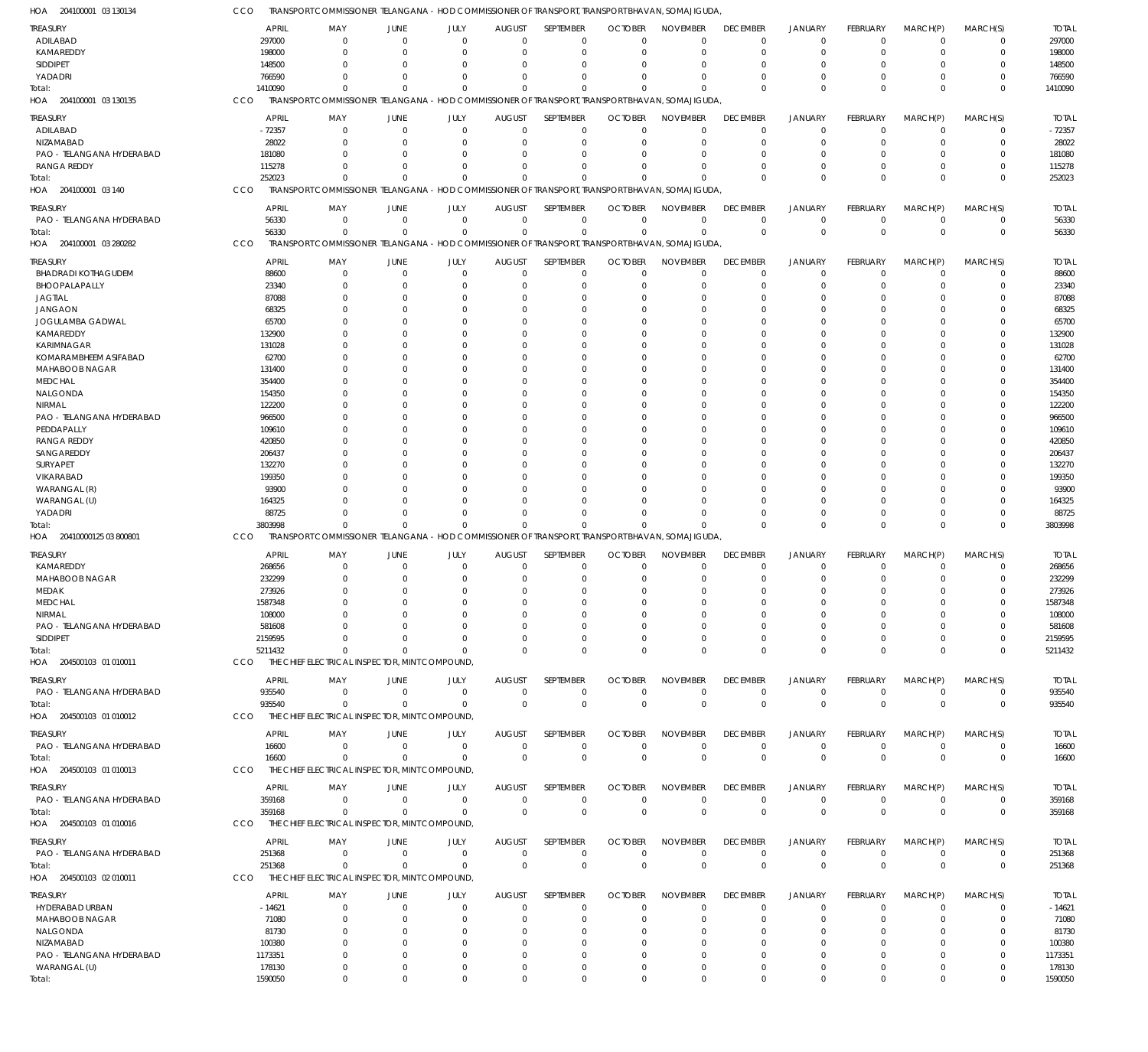HOA 204100001 03 130134 CCO TRANSPORT COMMISSIONER TELANGANA - HOD COMMISSIONER OF TRANSPORT, TRANSPORT BHAVAN, SOMAJIGUDA,

| TREASURY | APRIL | MAY | JUNE | JULY | AUGUST | SEPTEMBER | OCTOBER | NOVEMBER | DECEMBER | JANUARY | FEBRUARY | MARCH(P) | MARCH(S) | TOTAL |
|---|---|---|---|---|---|---|---|---|---|---|---|---|---|---|
| ADILABAD | 297000 | 0 | 0 | 0 | 0 | 0 | 0 | 0 | 0 | 0 | 0 | 0 | 0 | 297000 |
| KAMAREDDY | 198000 | 0 | 0 | 0 | 0 | 0 | 0 | 0 | 0 | 0 | 0 | 0 | 0 | 198000 |
| SIDDIPET | 148500 | 0 | 0 | 0 | 0 | 0 | 0 | 0 | 0 | 0 | 0 | 0 | 0 | 148500 |
| YADADRI | 766590 | 0 | 0 | 0 | 0 | 0 | 0 | 0 | 0 | 0 | 0 | 0 | 0 | 766590 |
| Total: | 1410090 | 0 | 0 | 0 | 0 | 0 | 0 | 0 | 0 | 0 | 0 | 0 | 0 | 1410090 |

HOA 204100001 03 130135 CCO TRANSPORT COMMISSIONER TELANGANA - HOD COMMISSIONER OF TRANSPORT, TRANSPORT BHAVAN, SOMAJIGUDA,

| TREASURY | APRIL | MAY | JUNE | JULY | AUGUST | SEPTEMBER | OCTOBER | NOVEMBER | DECEMBER | JANUARY | FEBRUARY | MARCH(P) | MARCH(S) | TOTAL |
|---|---|---|---|---|---|---|---|---|---|---|---|---|---|---|
| ADILABAD | -72357 | 0 | 0 | 0 | 0 | 0 | 0 | 0 | 0 | 0 | 0 | 0 | 0 | -72357 |
| NIZAMABAD | 28022 | 0 | 0 | 0 | 0 | 0 | 0 | 0 | 0 | 0 | 0 | 0 | 0 | 28022 |
| PAO - TELANGANA HYDERABAD | 181080 | 0 | 0 | 0 | 0 | 0 | 0 | 0 | 0 | 0 | 0 | 0 | 0 | 181080 |
| RANGA REDDY | 115278 | 0 | 0 | 0 | 0 | 0 | 0 | 0 | 0 | 0 | 0 | 0 | 0 | 115278 |
| Total: | 252023 | 0 | 0 | 0 | 0 | 0 | 0 | 0 | 0 | 0 | 0 | 0 | 0 | 252023 |

HOA 204100001 03 140 CCO TRANSPORT COMMISSIONER TELANGANA - HOD COMMISSIONER OF TRANSPORT, TRANSPORT BHAVAN, SOMAJIGUDA,

| TREASURY | APRIL | MAY | JUNE | JULY | AUGUST | SEPTEMBER | OCTOBER | NOVEMBER | DECEMBER | JANUARY | FEBRUARY | MARCH(P) | MARCH(S) | TOTAL |
|---|---|---|---|---|---|---|---|---|---|---|---|---|---|---|
| PAO - TELANGANA HYDERABAD | 56330 | 0 | 0 | 0 | 0 | 0 | 0 | 0 | 0 | 0 | 0 | 0 | 0 | 56330 |
| Total: | 56330 | 0 | 0 | 0 | 0 | 0 | 0 | 0 | 0 | 0 | 0 | 0 | 0 | 56330 |

HOA 204100001 03 280282 CCO TRANSPORT COMMISSIONER TELANGANA - HOD COMMISSIONER OF TRANSPORT, TRANSPORT BHAVAN, SOMAJIGUDA,

| TREASURY | APRIL | MAY | JUNE | JULY | AUGUST | SEPTEMBER | OCTOBER | NOVEMBER | DECEMBER | JANUARY | FEBRUARY | MARCH(P) | MARCH(S) | TOTAL |
|---|---|---|---|---|---|---|---|---|---|---|---|---|---|---|
| BHADRADI KOTHAGUDEM | 88600 | 0 | 0 | 0 | 0 | 0 | 0 | 0 | 0 | 0 | 0 | 0 | 0 | 88600 |
| BHOOPALAPALLY | 23340 | 0 | 0 | 0 | 0 | 0 | 0 | 0 | 0 | 0 | 0 | 0 | 0 | 23340 |
| JAGTIAL | 87088 | 0 | 0 | 0 | 0 | 0 | 0 | 0 | 0 | 0 | 0 | 0 | 0 | 87088 |
| JANGAON | 68325 | 0 | 0 | 0 | 0 | 0 | 0 | 0 | 0 | 0 | 0 | 0 | 0 | 68325 |
| JOGULAMBA GADWAL | 65700 | 0 | 0 | 0 | 0 | 0 | 0 | 0 | 0 | 0 | 0 | 0 | 0 | 65700 |
| KAMAREDDY | 132900 | 0 | 0 | 0 | 0 | 0 | 0 | 0 | 0 | 0 | 0 | 0 | 0 | 132900 |
| KARIMNAGAR | 131028 | 0 | 0 | 0 | 0 | 0 | 0 | 0 | 0 | 0 | 0 | 0 | 0 | 131028 |
| KOMARAMBHEEM ASIFABAD | 62700 | 0 | 0 | 0 | 0 | 0 | 0 | 0 | 0 | 0 | 0 | 0 | 0 | 62700 |
| MAHABOOB NAGAR | 131400 | 0 | 0 | 0 | 0 | 0 | 0 | 0 | 0 | 0 | 0 | 0 | 0 | 131400 |
| MEDCHAL | 354400 | 0 | 0 | 0 | 0 | 0 | 0 | 0 | 0 | 0 | 0 | 0 | 0 | 354400 |
| NALGONDA | 154350 | 0 | 0 | 0 | 0 | 0 | 0 | 0 | 0 | 0 | 0 | 0 | 0 | 154350 |
| NIRMAL | 122200 | 0 | 0 | 0 | 0 | 0 | 0 | 0 | 0 | 0 | 0 | 0 | 0 | 122200 |
| PAO - TELANGANA HYDERABAD | 966500 | 0 | 0 | 0 | 0 | 0 | 0 | 0 | 0 | 0 | 0 | 0 | 0 | 966500 |
| PEDDAPALLY | 109610 | 0 | 0 | 0 | 0 | 0 | 0 | 0 | 0 | 0 | 0 | 0 | 0 | 109610 |
| RANGA REDDY | 420850 | 0 | 0 | 0 | 0 | 0 | 0 | 0 | 0 | 0 | 0 | 0 | 0 | 420850 |
| SANGAREDDY | 206437 | 0 | 0 | 0 | 0 | 0 | 0 | 0 | 0 | 0 | 0 | 0 | 0 | 206437 |
| SURYAPET | 132270 | 0 | 0 | 0 | 0 | 0 | 0 | 0 | 0 | 0 | 0 | 0 | 0 | 132270 |
| VIKARABAD | 199350 | 0 | 0 | 0 | 0 | 0 | 0 | 0 | 0 | 0 | 0 | 0 | 0 | 199350 |
| WARANGAL (R) | 93900 | 0 | 0 | 0 | 0 | 0 | 0 | 0 | 0 | 0 | 0 | 0 | 0 | 93900 |
| WARANGAL (U) | 164325 | 0 | 0 | 0 | 0 | 0 | 0 | 0 | 0 | 0 | 0 | 0 | 0 | 164325 |
| YADADRI | 88725 | 0 | 0 | 0 | 0 | 0 | 0 | 0 | 0 | 0 | 0 | 0 | 0 | 88725 |
| Total: | 3803998 | 0 | 0 | 0 | 0 | 0 | 0 | 0 | 0 | 0 | 0 | 0 | 0 | 3803998 |

HOA 20410000125 03 800801 CCO TRANSPORT COMMISSIONER TELANGANA - HOD COMMISSIONER OF TRANSPORT, TRANSPORT BHAVAN, SOMAJIGUDA,

| TREASURY | APRIL | MAY | JUNE | JULY | AUGUST | SEPTEMBER | OCTOBER | NOVEMBER | DECEMBER | JANUARY | FEBRUARY | MARCH(P) | MARCH(S) | TOTAL |
|---|---|---|---|---|---|---|---|---|---|---|---|---|---|---|
| KAMAREDDY | 268656 | 0 | 0 | 0 | 0 | 0 | 0 | 0 | 0 | 0 | 0 | 0 | 0 | 268656 |
| MAHABOOB NAGAR | 232299 | 0 | 0 | 0 | 0 | 0 | 0 | 0 | 0 | 0 | 0 | 0 | 0 | 232299 |
| MEDAK | 273926 | 0 | 0 | 0 | 0 | 0 | 0 | 0 | 0 | 0 | 0 | 0 | 0 | 273926 |
| MEDCHAL | 1587348 | 0 | 0 | 0 | 0 | 0 | 0 | 0 | 0 | 0 | 0 | 0 | 0 | 1587348 |
| NIRMAL | 108000 | 0 | 0 | 0 | 0 | 0 | 0 | 0 | 0 | 0 | 0 | 0 | 0 | 108000 |
| PAO - TELANGANA HYDERABAD | 581608 | 0 | 0 | 0 | 0 | 0 | 0 | 0 | 0 | 0 | 0 | 0 | 0 | 581608 |
| SIDDIPET | 2159595 | 0 | 0 | 0 | 0 | 0 | 0 | 0 | 0 | 0 | 0 | 0 | 0 | 2159595 |
| Total: | 5211432 | 0 | 0 | 0 | 0 | 0 | 0 | 0 | 0 | 0 | 0 | 0 | 0 | 5211432 |

HOA 204500103 01 010011 CCO THE CHIEF ELECTRICAL INSPECTOR, MINT COMPOUND,

| TREASURY | APRIL | MAY | JUNE | JULY | AUGUST | SEPTEMBER | OCTOBER | NOVEMBER | DECEMBER | JANUARY | FEBRUARY | MARCH(P) | MARCH(S) | TOTAL |
|---|---|---|---|---|---|---|---|---|---|---|---|---|---|---|
| PAO - TELANGANA HYDERABAD | 935540 | 0 | 0 | 0 | 0 | 0 | 0 | 0 | 0 | 0 | 0 | 0 | 0 | 935540 |
| Total: | 935540 | 0 | 0 | 0 | 0 | 0 | 0 | 0 | 0 | 0 | 0 | 0 | 0 | 935540 |

HOA 204500103 01 010012 CCO THE CHIEF ELECTRICAL INSPECTOR, MINT COMPOUND,

| TREASURY | APRIL | MAY | JUNE | JULY | AUGUST | SEPTEMBER | OCTOBER | NOVEMBER | DECEMBER | JANUARY | FEBRUARY | MARCH(P) | MARCH(S) | TOTAL |
|---|---|---|---|---|---|---|---|---|---|---|---|---|---|---|
| PAO - TELANGANA HYDERABAD | 16600 | 0 | 0 | 0 | 0 | 0 | 0 | 0 | 0 | 0 | 0 | 0 | 0 | 16600 |
| Total: | 16600 | 0 | 0 | 0 | 0 | 0 | 0 | 0 | 0 | 0 | 0 | 0 | 0 | 16600 |

HOA 204500103 01 010013 CCO THE CHIEF ELECTRICAL INSPECTOR, MINT COMPOUND,

| TREASURY | APRIL | MAY | JUNE | JULY | AUGUST | SEPTEMBER | OCTOBER | NOVEMBER | DECEMBER | JANUARY | FEBRUARY | MARCH(P) | MARCH(S) | TOTAL |
|---|---|---|---|---|---|---|---|---|---|---|---|---|---|---|
| PAO - TELANGANA HYDERABAD | 359168 | 0 | 0 | 0 | 0 | 0 | 0 | 0 | 0 | 0 | 0 | 0 | 0 | 359168 |
| Total: | 359168 | 0 | 0 | 0 | 0 | 0 | 0 | 0 | 0 | 0 | 0 | 0 | 0 | 359168 |

HOA 204500103 01 010016 CCO THE CHIEF ELECTRICAL INSPECTOR, MINT COMPOUND,

| TREASURY | APRIL | MAY | JUNE | JULY | AUGUST | SEPTEMBER | OCTOBER | NOVEMBER | DECEMBER | JANUARY | FEBRUARY | MARCH(P) | MARCH(S) | TOTAL |
|---|---|---|---|---|---|---|---|---|---|---|---|---|---|---|
| PAO - TELANGANA HYDERABAD | 251368 | 0 | 0 | 0 | 0 | 0 | 0 | 0 | 0 | 0 | 0 | 0 | 0 | 251368 |
| Total: | 251368 | 0 | 0 | 0 | 0 | 0 | 0 | 0 | 0 | 0 | 0 | 0 | 0 | 251368 |

HOA 204500103 02 010011 CCO THE CHIEF ELECTRICAL INSPECTOR, MINT COMPOUND,

| TREASURY | APRIL | MAY | JUNE | JULY | AUGUST | SEPTEMBER | OCTOBER | NOVEMBER | DECEMBER | JANUARY | FEBRUARY | MARCH(P) | MARCH(S) | TOTAL |
|---|---|---|---|---|---|---|---|---|---|---|---|---|---|---|
| HYDERABAD URBAN | -14621 | 0 | 0 | 0 | 0 | 0 | 0 | 0 | 0 | 0 | 0 | 0 | 0 | -14621 |
| MAHABOOB NAGAR | 71080 | 0 | 0 | 0 | 0 | 0 | 0 | 0 | 0 | 0 | 0 | 0 | 0 | 71080 |
| NALGONDA | 81730 | 0 | 0 | 0 | 0 | 0 | 0 | 0 | 0 | 0 | 0 | 0 | 0 | 81730 |
| NIZAMABAD | 100380 | 0 | 0 | 0 | 0 | 0 | 0 | 0 | 0 | 0 | 0 | 0 | 0 | 100380 |
| PAO - TELANGANA HYDERABAD | 1173351 | 0 | 0 | 0 | 0 | 0 | 0 | 0 | 0 | 0 | 0 | 0 | 0 | 1173351 |
| WARANGAL (U) | 178130 | 0 | 0 | 0 | 0 | 0 | 0 | 0 | 0 | 0 | 0 | 0 | 0 | 178130 |
| Total: | 1590050 | 0 | 0 | 0 | 0 | 0 | 0 | 0 | 0 | 0 | 0 | 0 | 0 | 1590050 |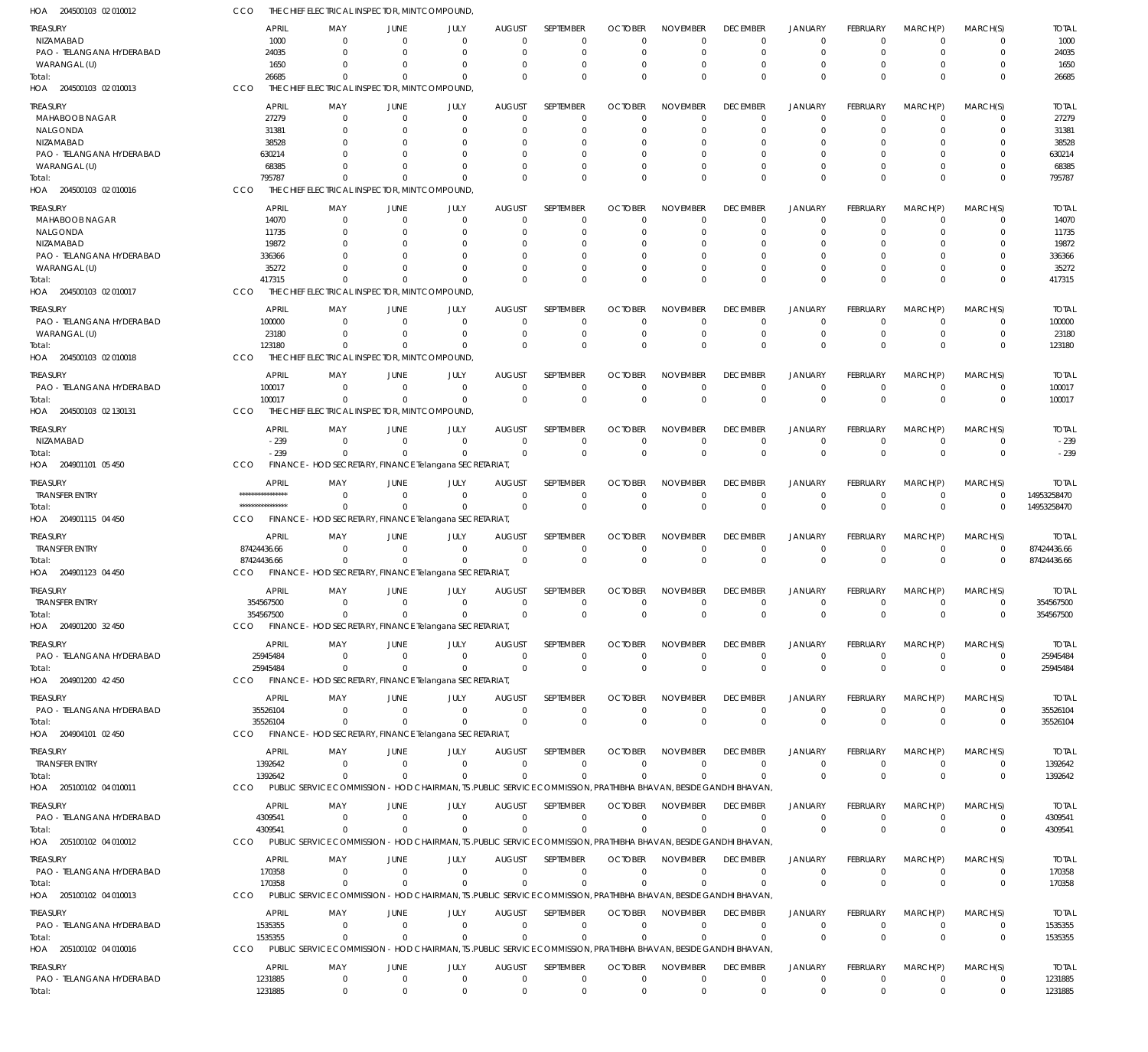HOA 204500103 02 010012 CCO THE CHIEF ELECTRICAL INSPECTOR, MINT COMPOUND,

| TREASURY | APRIL | MAY | JUNE | JULY | AUGUST | SEPTEMBER | OCTOBER | NOVEMBER | DECEMBER | JANUARY | FEBRUARY | MARCH(P) | MARCH(S) | TOTAL |
|---|---|---|---|---|---|---|---|---|---|---|---|---|---|---|
| NIZAMABAD | 1000 | 0 | 0 | 0 | 0 | 0 | 0 | 0 | 0 | 0 | 0 | 0 | 0 | 1000 |
| PAO - TELANGANA HYDERABAD | 24035 | 0 | 0 | 0 | 0 | 0 | 0 | 0 | 0 | 0 | 0 | 0 | 0 | 24035 |
| WARANGAL (U) | 1650 | 0 | 0 | 0 | 0 | 0 | 0 | 0 | 0 | 0 | 0 | 0 | 0 | 1650 |
| Total: | 26685 | 0 | 0 | 0 | 0 | 0 | 0 | 0 | 0 | 0 | 0 | 0 | 0 | 26685 |

HOA 204500103 02 010013 CCO THE CHIEF ELECTRICAL INSPECTOR, MINT COMPOUND,

| TREASURY | APRIL | MAY | JUNE | JULY | AUGUST | SEPTEMBER | OCTOBER | NOVEMBER | DECEMBER | JANUARY | FEBRUARY | MARCH(P) | MARCH(S) | TOTAL |
|---|---|---|---|---|---|---|---|---|---|---|---|---|---|---|
| MAHABOOB NAGAR | 27279 | 0 | 0 | 0 | 0 | 0 | 0 | 0 | 0 | 0 | 0 | 0 | 0 | 27279 |
| NALGONDA | 31381 | 0 | 0 | 0 | 0 | 0 | 0 | 0 | 0 | 0 | 0 | 0 | 0 | 31381 |
| NIZAMABAD | 38528 | 0 | 0 | 0 | 0 | 0 | 0 | 0 | 0 | 0 | 0 | 0 | 0 | 38528 |
| PAO - TELANGANA HYDERABAD | 630214 | 0 | 0 | 0 | 0 | 0 | 0 | 0 | 0 | 0 | 0 | 0 | 0 | 630214 |
| WARANGAL (U) | 68385 | 0 | 0 | 0 | 0 | 0 | 0 | 0 | 0 | 0 | 0 | 0 | 0 | 68385 |
| Total: | 795787 | 0 | 0 | 0 | 0 | 0 | 0 | 0 | 0 | 0 | 0 | 0 | 0 | 795787 |

HOA 204500103 02 010016 CCO THE CHIEF ELECTRICAL INSPECTOR, MINT COMPOUND,

| TREASURY | APRIL | MAY | JUNE | JULY | AUGUST | SEPTEMBER | OCTOBER | NOVEMBER | DECEMBER | JANUARY | FEBRUARY | MARCH(P) | MARCH(S) | TOTAL |
|---|---|---|---|---|---|---|---|---|---|---|---|---|---|---|
| MAHABOOB NAGAR | 14070 | 0 | 0 | 0 | 0 | 0 | 0 | 0 | 0 | 0 | 0 | 0 | 0 | 14070 |
| NALGONDA | 11735 | 0 | 0 | 0 | 0 | 0 | 0 | 0 | 0 | 0 | 0 | 0 | 0 | 11735 |
| NIZAMABAD | 19872 | 0 | 0 | 0 | 0 | 0 | 0 | 0 | 0 | 0 | 0 | 0 | 0 | 19872 |
| PAO - TELANGANA HYDERABAD | 336366 | 0 | 0 | 0 | 0 | 0 | 0 | 0 | 0 | 0 | 0 | 0 | 0 | 336366 |
| WARANGAL (U) | 35272 | 0 | 0 | 0 | 0 | 0 | 0 | 0 | 0 | 0 | 0 | 0 | 0 | 35272 |
| Total: | 417315 | 0 | 0 | 0 | 0 | 0 | 0 | 0 | 0 | 0 | 0 | 0 | 0 | 417315 |

HOA 204500103 02 010017 CCO THE CHIEF ELECTRICAL INSPECTOR, MINT COMPOUND,

| TREASURY | APRIL | MAY | JUNE | JULY | AUGUST | SEPTEMBER | OCTOBER | NOVEMBER | DECEMBER | JANUARY | FEBRUARY | MARCH(P) | MARCH(S) | TOTAL |
|---|---|---|---|---|---|---|---|---|---|---|---|---|---|---|
| PAO - TELANGANA HYDERABAD | 100000 | 0 | 0 | 0 | 0 | 0 | 0 | 0 | 0 | 0 | 0 | 0 | 0 | 100000 |
| WARANGAL (U) | 23180 | 0 | 0 | 0 | 0 | 0 | 0 | 0 | 0 | 0 | 0 | 0 | 0 | 23180 |
| Total: | 123180 | 0 | 0 | 0 | 0 | 0 | 0 | 0 | 0 | 0 | 0 | 0 | 0 | 123180 |

HOA 204500103 02 010018 CCO THE CHIEF ELECTRICAL INSPECTOR, MINT COMPOUND,

| TREASURY | APRIL | MAY | JUNE | JULY | AUGUST | SEPTEMBER | OCTOBER | NOVEMBER | DECEMBER | JANUARY | FEBRUARY | MARCH(P) | MARCH(S) | TOTAL |
|---|---|---|---|---|---|---|---|---|---|---|---|---|---|---|
| PAO - TELANGANA HYDERABAD | 100017 | 0 | 0 | 0 | 0 | 0 | 0 | 0 | 0 | 0 | 0 | 0 | 0 | 100017 |
| Total: | 100017 | 0 | 0 | 0 | 0 | 0 | 0 | 0 | 0 | 0 | 0 | 0 | 0 | 100017 |

HOA 204500103 02 130131 CCO THE CHIEF ELECTRICAL INSPECTOR, MINT COMPOUND,

| TREASURY | APRIL | MAY | JUNE | JULY | AUGUST | SEPTEMBER | OCTOBER | NOVEMBER | DECEMBER | JANUARY | FEBRUARY | MARCH(P) | MARCH(S) | TOTAL |
|---|---|---|---|---|---|---|---|---|---|---|---|---|---|---|
| NIZAMABAD | -239 | 0 | 0 | 0 | 0 | 0 | 0 | 0 | 0 | 0 | 0 | 0 | 0 | -239 |
| Total: | -239 | 0 | 0 | 0 | 0 | 0 | 0 | 0 | 0 | 0 | 0 | 0 | 0 | -239 |

HOA 204901101 05 450 CCO FINANCE - HOD SECRETARY, FINANCE Telangana SECRETARIAT,

| TREASURY | APRIL | MAY | JUNE | JULY | AUGUST | SEPTEMBER | OCTOBER | NOVEMBER | DECEMBER | JANUARY | FEBRUARY | MARCH(P) | MARCH(S) | TOTAL |
|---|---|---|---|---|---|---|---|---|---|---|---|---|---|---|
| TRANSFER ENTRY | **************** | 0 | 0 | 0 | 0 | 0 | 0 | 0 | 0 | 0 | 0 | 0 | 0 | 14953258470 |
| Total: | **************** | 0 | 0 | 0 | 0 | 0 | 0 | 0 | 0 | 0 | 0 | 0 | 0 | 14953258470 |

HOA 204901115 04 450 CCO FINANCE - HOD SECRETARY, FINANCE Telangana SECRETARIAT,

| TREASURY | APRIL | MAY | JUNE | JULY | AUGUST | SEPTEMBER | OCTOBER | NOVEMBER | DECEMBER | JANUARY | FEBRUARY | MARCH(P) | MARCH(S) | TOTAL |
|---|---|---|---|---|---|---|---|---|---|---|---|---|---|---|
| TRANSFER ENTRY | 87424436.66 | 0 | 0 | 0 | 0 | 0 | 0 | 0 | 0 | 0 | 0 | 0 | 0 | 87424436.66 |
| Total: | 87424436.66 | 0 | 0 | 0 | 0 | 0 | 0 | 0 | 0 | 0 | 0 | 0 | 0 | 87424436.66 |

HOA 204901123 04 450 CCO FINANCE - HOD SECRETARY, FINANCE Telangana SECRETARIAT,

| TREASURY | APRIL | MAY | JUNE | JULY | AUGUST | SEPTEMBER | OCTOBER | NOVEMBER | DECEMBER | JANUARY | FEBRUARY | MARCH(P) | MARCH(S) | TOTAL |
|---|---|---|---|---|---|---|---|---|---|---|---|---|---|---|
| TRANSFER ENTRY | 354567500 | 0 | 0 | 0 | 0 | 0 | 0 | 0 | 0 | 0 | 0 | 0 | 0 | 354567500 |
| Total: | 354567500 | 0 | 0 | 0 | 0 | 0 | 0 | 0 | 0 | 0 | 0 | 0 | 0 | 354567500 |

HOA 204901200 32 450 CCO FINANCE - HOD SECRETARY, FINANCE Telangana SECRETARIAT,

| TREASURY | APRIL | MAY | JUNE | JULY | AUGUST | SEPTEMBER | OCTOBER | NOVEMBER | DECEMBER | JANUARY | FEBRUARY | MARCH(P) | MARCH(S) | TOTAL |
|---|---|---|---|---|---|---|---|---|---|---|---|---|---|---|
| PAO - TELANGANA HYDERABAD | 25945484 | 0 | 0 | 0 | 0 | 0 | 0 | 0 | 0 | 0 | 0 | 0 | 0 | 25945484 |
| Total: | 25945484 | 0 | 0 | 0 | 0 | 0 | 0 | 0 | 0 | 0 | 0 | 0 | 0 | 25945484 |

HOA 204901200 42 450 CCO FINANCE - HOD SECRETARY, FINANCE Telangana SECRETARIAT,

| TREASURY | APRIL | MAY | JUNE | JULY | AUGUST | SEPTEMBER | OCTOBER | NOVEMBER | DECEMBER | JANUARY | FEBRUARY | MARCH(P) | MARCH(S) | TOTAL |
|---|---|---|---|---|---|---|---|---|---|---|---|---|---|---|
| PAO - TELANGANA HYDERABAD | 35526104 | 0 | 0 | 0 | 0 | 0 | 0 | 0 | 0 | 0 | 0 | 0 | 0 | 35526104 |
| Total: | 35526104 | 0 | 0 | 0 | 0 | 0 | 0 | 0 | 0 | 0 | 0 | 0 | 0 | 35526104 |

HOA 204904101 02 450 CCO FINANCE - HOD SECRETARY, FINANCE Telangana SECRETARIAT,

| TREASURY | APRIL | MAY | JUNE | JULY | AUGUST | SEPTEMBER | OCTOBER | NOVEMBER | DECEMBER | JANUARY | FEBRUARY | MARCH(P) | MARCH(S) | TOTAL |
|---|---|---|---|---|---|---|---|---|---|---|---|---|---|---|
| TRANSFER ENTRY | 1392642 | 0 | 0 | 0 | 0 | 0 | 0 | 0 | 0 | 0 | 0 | 0 | 0 | 1392642 |
| Total: | 1392642 | 0 | 0 | 0 | 0 | 0 | 0 | 0 | 0 | 0 | 0 | 0 | 0 | 1392642 |

HOA 205100102 04 010011 CCO PUBLIC SERVICE COMMISSION - HOD CHAIRMAN, TS.PUBLIC SERVICE COMMISSION, PRATHIBHA BHAVAN, BESIDE GANDHI BHAVAN,

| TREASURY | APRIL | MAY | JUNE | JULY | AUGUST | SEPTEMBER | OCTOBER | NOVEMBER | DECEMBER | JANUARY | FEBRUARY | MARCH(P) | MARCH(S) | TOTAL |
|---|---|---|---|---|---|---|---|---|---|---|---|---|---|---|
| PAO - TELANGANA HYDERABAD | 4309541 | 0 | 0 | 0 | 0 | 0 | 0 | 0 | 0 | 0 | 0 | 0 | 0 | 4309541 |
| Total: | 4309541 | 0 | 0 | 0 | 0 | 0 | 0 | 0 | 0 | 0 | 0 | 0 | 0 | 4309541 |

HOA 205100102 04 010012 CCO PUBLIC SERVICE COMMISSION - HOD CHAIRMAN, TS.PUBLIC SERVICE COMMISSION, PRATHIBHA BHAVAN, BESIDE GANDHI BHAVAN,

| TREASURY | APRIL | MAY | JUNE | JULY | AUGUST | SEPTEMBER | OCTOBER | NOVEMBER | DECEMBER | JANUARY | FEBRUARY | MARCH(P) | MARCH(S) | TOTAL |
|---|---|---|---|---|---|---|---|---|---|---|---|---|---|---|
| PAO - TELANGANA HYDERABAD | 170358 | 0 | 0 | 0 | 0 | 0 | 0 | 0 | 0 | 0 | 0 | 0 | 0 | 170358 |
| Total: | 170358 | 0 | 0 | 0 | 0 | 0 | 0 | 0 | 0 | 0 | 0 | 0 | 0 | 170358 |

HOA 205100102 04 010013 CCO PUBLIC SERVICE COMMISSION - HOD CHAIRMAN, TS.PUBLIC SERVICE COMMISSION, PRATHIBHA BHAVAN, BESIDE GANDHI BHAVAN,

| TREASURY | APRIL | MAY | JUNE | JULY | AUGUST | SEPTEMBER | OCTOBER | NOVEMBER | DECEMBER | JANUARY | FEBRUARY | MARCH(P) | MARCH(S) | TOTAL |
|---|---|---|---|---|---|---|---|---|---|---|---|---|---|---|
| PAO - TELANGANA HYDERABAD | 1535355 | 0 | 0 | 0 | 0 | 0 | 0 | 0 | 0 | 0 | 0 | 0 | 0 | 1535355 |
| Total: | 1535355 | 0 | 0 | 0 | 0 | 0 | 0 | 0 | 0 | 0 | 0 | 0 | 0 | 1535355 |

HOA 205100102 04 010016 CCO PUBLIC SERVICE COMMISSION - HOD CHAIRMAN, TS.PUBLIC SERVICE COMMISSION, PRATHIBHA BHAVAN, BESIDE GANDHI BHAVAN,

| TREASURY | APRIL | MAY | JUNE | JULY | AUGUST | SEPTEMBER | OCTOBER | NOVEMBER | DECEMBER | JANUARY | FEBRUARY | MARCH(P) | MARCH(S) | TOTAL |
|---|---|---|---|---|---|---|---|---|---|---|---|---|---|---|
| PAO - TELANGANA HYDERABAD | 1231885 | 0 | 0 | 0 | 0 | 0 | 0 | 0 | 0 | 0 | 0 | 0 | 0 | 1231885 |
| Total: | 1231885 | 0 | 0 | 0 | 0 | 0 | 0 | 0 | 0 | 0 | 0 | 0 | 0 | 1231885 |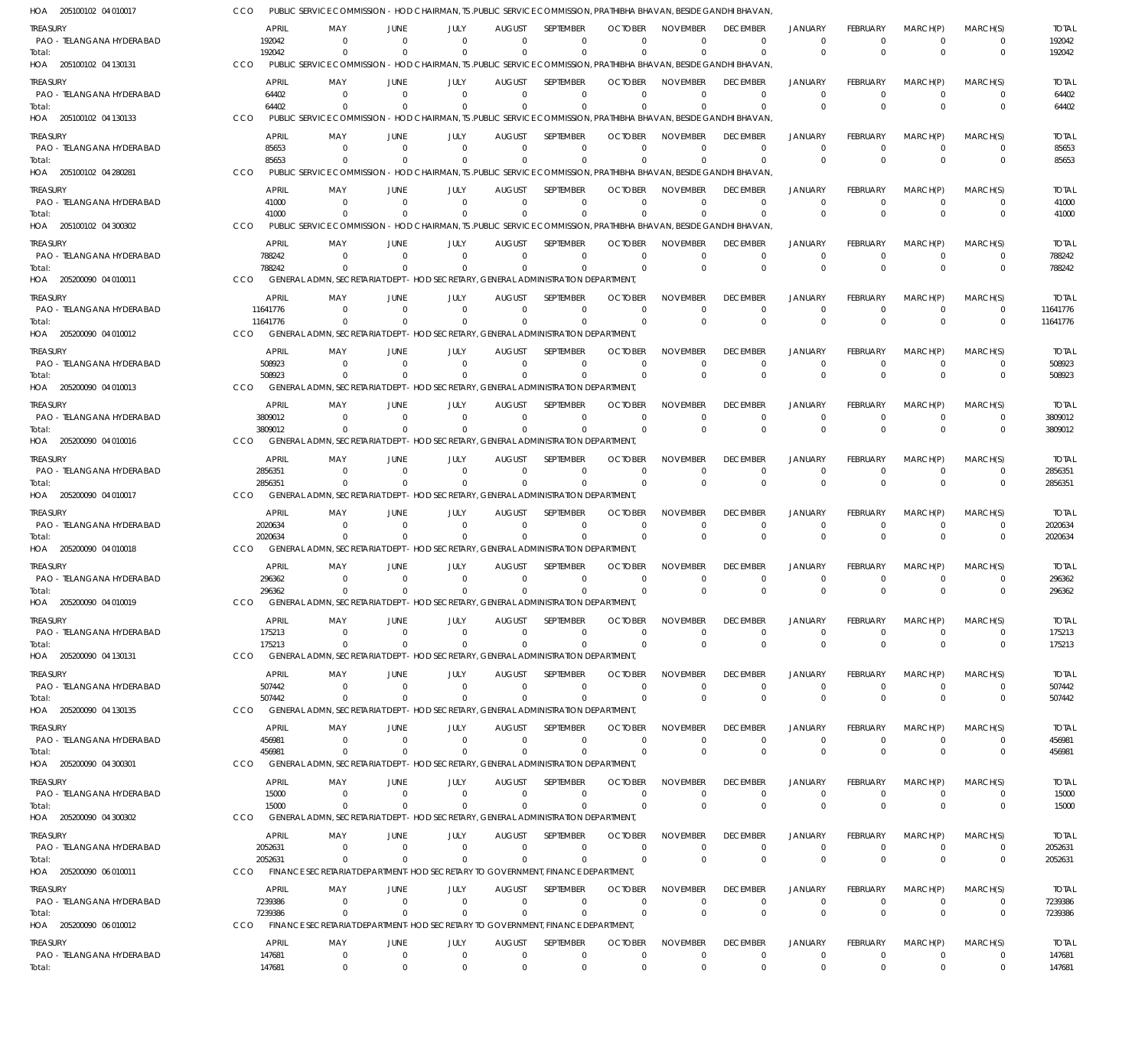HOA 205100102 04 010017 CCO PUBLIC SERVICE COMMISSION - HOD CHAIRMAN, TS.PUBLIC SERVICE COMMISSION, PRATHIBHA BHAVAN, BESIDE GANDHI BHAVAN,

| TREASURY | APRIL | MAY | JUNE | JULY | AUGUST | SEPTEMBER | OCTOBER | NOVEMBER | DECEMBER | JANUARY | FEBRUARY | MARCH(P) | MARCH(S) | TOTAL |
|---|---|---|---|---|---|---|---|---|---|---|---|---|---|---|
| PAO - TELANGANA HYDERABAD | 192042 | 0 | 0 | 0 | 0 | 0 | 0 | 0 | 0 | 0 | 0 | 0 | 0 | 192042 |
| Total: | 192042 | 0 | 0 | 0 | 0 | 0 | 0 | 0 | 0 | 0 | 0 | 0 | 0 | 192042 |

HOA 205100102 04 130131 CCO PUBLIC SERVICE COMMISSION - HOD CHAIRMAN, TS.PUBLIC SERVICE COMMISSION, PRATHIBHA BHAVAN, BESIDE GANDHI BHAVAN,

| TREASURY | APRIL | MAY | JUNE | JULY | AUGUST | SEPTEMBER | OCTOBER | NOVEMBER | DECEMBER | JANUARY | FEBRUARY | MARCH(P) | MARCH(S) | TOTAL |
|---|---|---|---|---|---|---|---|---|---|---|---|---|---|---|
| PAO - TELANGANA HYDERABAD | 64402 | 0 | 0 | 0 | 0 | 0 | 0 | 0 | 0 | 0 | 0 | 0 | 0 | 64402 |
| Total: | 64402 | 0 | 0 | 0 | 0 | 0 | 0 | 0 | 0 | 0 | 0 | 0 | 0 | 64402 |

HOA 205100102 04 130133 CCO PUBLIC SERVICE COMMISSION - HOD CHAIRMAN, TS.PUBLIC SERVICE COMMISSION, PRATHIBHA BHAVAN, BESIDE GANDHI BHAVAN,

| TREASURY | APRIL | MAY | JUNE | JULY | AUGUST | SEPTEMBER | OCTOBER | NOVEMBER | DECEMBER | JANUARY | FEBRUARY | MARCH(P) | MARCH(S) | TOTAL |
|---|---|---|---|---|---|---|---|---|---|---|---|---|---|---|
| PAO - TELANGANA HYDERABAD | 85653 | 0 | 0 | 0 | 0 | 0 | 0 | 0 | 0 | 0 | 0 | 0 | 0 | 85653 |
| Total: | 85653 | 0 | 0 | 0 | 0 | 0 | 0 | 0 | 0 | 0 | 0 | 0 | 0 | 85653 |

HOA 205100102 04 280281 CCO PUBLIC SERVICE COMMISSION - HOD CHAIRMAN, TS.PUBLIC SERVICE COMMISSION, PRATHIBHA BHAVAN, BESIDE GANDHI BHAVAN,

| TREASURY | APRIL | MAY | JUNE | JULY | AUGUST | SEPTEMBER | OCTOBER | NOVEMBER | DECEMBER | JANUARY | FEBRUARY | MARCH(P) | MARCH(S) | TOTAL |
|---|---|---|---|---|---|---|---|---|---|---|---|---|---|---|
| PAO - TELANGANA HYDERABAD | 41000 | 0 | 0 | 0 | 0 | 0 | 0 | 0 | 0 | 0 | 0 | 0 | 0 | 41000 |
| Total: | 41000 | 0 | 0 | 0 | 0 | 0 | 0 | 0 | 0 | 0 | 0 | 0 | 0 | 41000 |

HOA 205100102 04 300302 CCO PUBLIC SERVICE COMMISSION - HOD CHAIRMAN, TS.PUBLIC SERVICE COMMISSION, PRATHIBHA BHAVAN, BESIDE GANDHI BHAVAN,

| TREASURY | APRIL | MAY | JUNE | JULY | AUGUST | SEPTEMBER | OCTOBER | NOVEMBER | DECEMBER | JANUARY | FEBRUARY | MARCH(P) | MARCH(S) | TOTAL |
|---|---|---|---|---|---|---|---|---|---|---|---|---|---|---|
| PAO - TELANGANA HYDERABAD | 788242 | 0 | 0 | 0 | 0 | 0 | 0 | 0 | 0 | 0 | 0 | 0 | 0 | 788242 |
| Total: | 788242 | 0 | 0 | 0 | 0 | 0 | 0 | 0 | 0 | 0 | 0 | 0 | 0 | 788242 |

HOA 205200090 04 010011 CCO GENERAL ADMN, SECRETARIAT DEPT - HOD SECRETARY, GENERAL ADMINISTRATION DEPARTMENT,

| TREASURY | APRIL | MAY | JUNE | JULY | AUGUST | SEPTEMBER | OCTOBER | NOVEMBER | DECEMBER | JANUARY | FEBRUARY | MARCH(P) | MARCH(S) | TOTAL |
|---|---|---|---|---|---|---|---|---|---|---|---|---|---|---|
| PAO - TELANGANA HYDERABAD | 11641776 | 0 | 0 | 0 | 0 | 0 | 0 | 0 | 0 | 0 | 0 | 0 | 0 | 11641776 |
| Total: | 11641776 | 0 | 0 | 0 | 0 | 0 | 0 | 0 | 0 | 0 | 0 | 0 | 0 | 11641776 |

HOA 205200090 04 010012 CCO GENERAL ADMN, SECRETARIAT DEPT - HOD SECRETARY, GENERAL ADMINISTRATION DEPARTMENT,

| TREASURY | APRIL | MAY | JUNE | JULY | AUGUST | SEPTEMBER | OCTOBER | NOVEMBER | DECEMBER | JANUARY | FEBRUARY | MARCH(P) | MARCH(S) | TOTAL |
|---|---|---|---|---|---|---|---|---|---|---|---|---|---|---|
| PAO - TELANGANA HYDERABAD | 508923 | 0 | 0 | 0 | 0 | 0 | 0 | 0 | 0 | 0 | 0 | 0 | 0 | 508923 |
| Total: | 508923 | 0 | 0 | 0 | 0 | 0 | 0 | 0 | 0 | 0 | 0 | 0 | 0 | 508923 |

HOA 205200090 04 010013 CCO GENERAL ADMN, SECRETARIAT DEPT - HOD SECRETARY, GENERAL ADMINISTRATION DEPARTMENT,

| TREASURY | APRIL | MAY | JUNE | JULY | AUGUST | SEPTEMBER | OCTOBER | NOVEMBER | DECEMBER | JANUARY | FEBRUARY | MARCH(P) | MARCH(S) | TOTAL |
|---|---|---|---|---|---|---|---|---|---|---|---|---|---|---|
| PAO - TELANGANA HYDERABAD | 3809012 | 0 | 0 | 0 | 0 | 0 | 0 | 0 | 0 | 0 | 0 | 0 | 0 | 3809012 |
| Total: | 3809012 | 0 | 0 | 0 | 0 | 0 | 0 | 0 | 0 | 0 | 0 | 0 | 0 | 3809012 |

HOA 205200090 04 010016 CCO GENERAL ADMN, SECRETARIAT DEPT - HOD SECRETARY, GENERAL ADMINISTRATION DEPARTMENT,

| TREASURY | APRIL | MAY | JUNE | JULY | AUGUST | SEPTEMBER | OCTOBER | NOVEMBER | DECEMBER | JANUARY | FEBRUARY | MARCH(P) | MARCH(S) | TOTAL |
|---|---|---|---|---|---|---|---|---|---|---|---|---|---|---|
| PAO - TELANGANA HYDERABAD | 2856351 | 0 | 0 | 0 | 0 | 0 | 0 | 0 | 0 | 0 | 0 | 0 | 0 | 2856351 |
| Total: | 2856351 | 0 | 0 | 0 | 0 | 0 | 0 | 0 | 0 | 0 | 0 | 0 | 0 | 2856351 |

HOA 205200090 04 010017 CCO GENERAL ADMN, SECRETARIAT DEPT - HOD SECRETARY, GENERAL ADMINISTRATION DEPARTMENT,

| TREASURY | APRIL | MAY | JUNE | JULY | AUGUST | SEPTEMBER | OCTOBER | NOVEMBER | DECEMBER | JANUARY | FEBRUARY | MARCH(P) | MARCH(S) | TOTAL |
|---|---|---|---|---|---|---|---|---|---|---|---|---|---|---|
| PAO - TELANGANA HYDERABAD | 2020634 | 0 | 0 | 0 | 0 | 0 | 0 | 0 | 0 | 0 | 0 | 0 | 0 | 2020634 |
| Total: | 2020634 | 0 | 0 | 0 | 0 | 0 | 0 | 0 | 0 | 0 | 0 | 0 | 0 | 2020634 |

HOA 205200090 04 010018 CCO GENERAL ADMN, SECRETARIAT DEPT - HOD SECRETARY, GENERAL ADMINISTRATION DEPARTMENT,

| TREASURY | APRIL | MAY | JUNE | JULY | AUGUST | SEPTEMBER | OCTOBER | NOVEMBER | DECEMBER | JANUARY | FEBRUARY | MARCH(P) | MARCH(S) | TOTAL |
|---|---|---|---|---|---|---|---|---|---|---|---|---|---|---|
| PAO - TELANGANA HYDERABAD | 296362 | 0 | 0 | 0 | 0 | 0 | 0 | 0 | 0 | 0 | 0 | 0 | 0 | 296362 |
| Total: | 296362 | 0 | 0 | 0 | 0 | 0 | 0 | 0 | 0 | 0 | 0 | 0 | 0 | 296362 |

HOA 205200090 04 010019 CCO GENERAL ADMN, SECRETARIAT DEPT - HOD SECRETARY, GENERAL ADMINISTRATION DEPARTMENT,

| TREASURY | APRIL | MAY | JUNE | JULY | AUGUST | SEPTEMBER | OCTOBER | NOVEMBER | DECEMBER | JANUARY | FEBRUARY | MARCH(P) | MARCH(S) | TOTAL |
|---|---|---|---|---|---|---|---|---|---|---|---|---|---|---|
| PAO - TELANGANA HYDERABAD | 175213 | 0 | 0 | 0 | 0 | 0 | 0 | 0 | 0 | 0 | 0 | 0 | 0 | 175213 |
| Total: | 175213 | 0 | 0 | 0 | 0 | 0 | 0 | 0 | 0 | 0 | 0 | 0 | 0 | 175213 |

HOA 205200090 04 130131 CCO GENERAL ADMN, SECRETARIAT DEPT - HOD SECRETARY, GENERAL ADMINISTRATION DEPARTMENT,

| TREASURY | APRIL | MAY | JUNE | JULY | AUGUST | SEPTEMBER | OCTOBER | NOVEMBER | DECEMBER | JANUARY | FEBRUARY | MARCH(P) | MARCH(S) | TOTAL |
|---|---|---|---|---|---|---|---|---|---|---|---|---|---|---|
| PAO - TELANGANA HYDERABAD | 507442 | 0 | 0 | 0 | 0 | 0 | 0 | 0 | 0 | 0 | 0 | 0 | 0 | 507442 |
| Total: | 507442 | 0 | 0 | 0 | 0 | 0 | 0 | 0 | 0 | 0 | 0 | 0 | 0 | 507442 |

HOA 205200090 04 130135 CCO GENERAL ADMN, SECRETARIAT DEPT - HOD SECRETARY, GENERAL ADMINISTRATION DEPARTMENT,

| TREASURY | APRIL | MAY | JUNE | JULY | AUGUST | SEPTEMBER | OCTOBER | NOVEMBER | DECEMBER | JANUARY | FEBRUARY | MARCH(P) | MARCH(S) | TOTAL |
|---|---|---|---|---|---|---|---|---|---|---|---|---|---|---|
| PAO - TELANGANA HYDERABAD | 456981 | 0 | 0 | 0 | 0 | 0 | 0 | 0 | 0 | 0 | 0 | 0 | 0 | 456981 |
| Total: | 456981 | 0 | 0 | 0 | 0 | 0 | 0 | 0 | 0 | 0 | 0 | 0 | 0 | 456981 |

HOA 205200090 04 300301 CCO GENERAL ADMN, SECRETARIAT DEPT - HOD SECRETARY, GENERAL ADMINISTRATION DEPARTMENT,

| TREASURY | APRIL | MAY | JUNE | JULY | AUGUST | SEPTEMBER | OCTOBER | NOVEMBER | DECEMBER | JANUARY | FEBRUARY | MARCH(P) | MARCH(S) | TOTAL |
|---|---|---|---|---|---|---|---|---|---|---|---|---|---|---|
| PAO - TELANGANA HYDERABAD | 15000 | 0 | 0 | 0 | 0 | 0 | 0 | 0 | 0 | 0 | 0 | 0 | 0 | 15000 |
| Total: | 15000 | 0 | 0 | 0 | 0 | 0 | 0 | 0 | 0 | 0 | 0 | 0 | 0 | 15000 |

HOA 205200090 04 300302 CCO GENERAL ADMN, SECRETARIAT DEPT - HOD SECRETARY, GENERAL ADMINISTRATION DEPARTMENT,

| TREASURY | APRIL | MAY | JUNE | JULY | AUGUST | SEPTEMBER | OCTOBER | NOVEMBER | DECEMBER | JANUARY | FEBRUARY | MARCH(P) | MARCH(S) | TOTAL |
|---|---|---|---|---|---|---|---|---|---|---|---|---|---|---|
| PAO - TELANGANA HYDERABAD | 2052631 | 0 | 0 | 0 | 0 | 0 | 0 | 0 | 0 | 0 | 0 | 0 | 0 | 2052631 |
| Total: | 2052631 | 0 | 0 | 0 | 0 | 0 | 0 | 0 | 0 | 0 | 0 | 0 | 0 | 2052631 |

HOA 205200090 06 010011 CCO FINANCE SECRETARIAT DEPARTMENT- HOD SECRETARY TO GOVERNMENT, FINANCE DEPARTMENT,

| TREASURY | APRIL | MAY | JUNE | JULY | AUGUST | SEPTEMBER | OCTOBER | NOVEMBER | DECEMBER | JANUARY | FEBRUARY | MARCH(P) | MARCH(S) | TOTAL |
|---|---|---|---|---|---|---|---|---|---|---|---|---|---|---|
| PAO - TELANGANA HYDERABAD | 7239386 | 0 | 0 | 0 | 0 | 0 | 0 | 0 | 0 | 0 | 0 | 0 | 0 | 7239386 |
| Total: | 7239386 | 0 | 0 | 0 | 0 | 0 | 0 | 0 | 0 | 0 | 0 | 0 | 0 | 7239386 |

HOA 205200090 06 010012 CCO FINANCE SECRETARIAT DEPARTMENT- HOD SECRETARY TO GOVERNMENT, FINANCE DEPARTMENT,

| TREASURY | APRIL | MAY | JUNE | JULY | AUGUST | SEPTEMBER | OCTOBER | NOVEMBER | DECEMBER | JANUARY | FEBRUARY | MARCH(P) | MARCH(S) | TOTAL |
|---|---|---|---|---|---|---|---|---|---|---|---|---|---|---|
| PAO - TELANGANA HYDERABAD | 147681 | 0 | 0 | 0 | 0 | 0 | 0 | 0 | 0 | 0 | 0 | 0 | 0 | 147681 |
| Total: | 147681 | 0 | 0 | 0 | 0 | 0 | 0 | 0 | 0 | 0 | 0 | 0 | 0 | 147681 |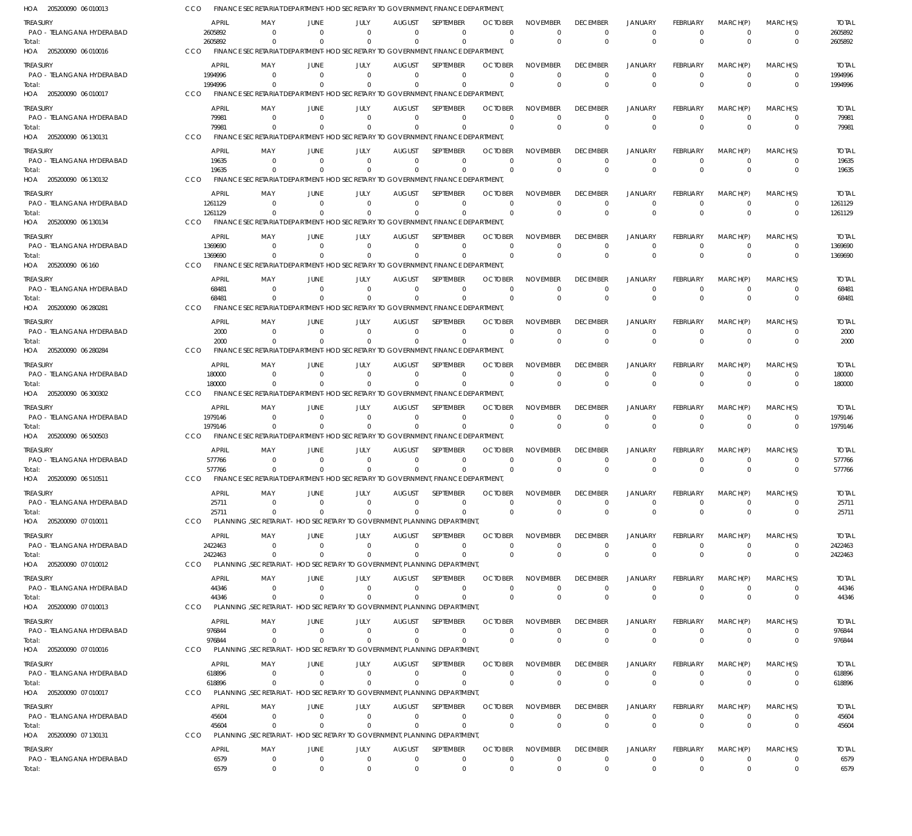HOA 205200090 06 010013 CCO FINANCE SECRETARIAT DEPARTMENT- HOD SECRETARY TO GOVERNMENT, FINANCE DEPARTMENT,

| TREASURY | APRIL | MAY | JUNE | JULY | AUGUST | SEPTEMBER | OCTOBER | NOVEMBER | DECEMBER | JANUARY | FEBRUARY | MARCH(P) | MARCH(S) | TOTAL |
|---|---|---|---|---|---|---|---|---|---|---|---|---|---|---|
| PAO - TELANGANA HYDERABAD | 2605892 | 0 | 0 | 0 | 0 | 0 | 0 | 0 | 0 | 0 | 0 | 0 | 0 | 2605892 |
| Total: | 2605892 | 0 | 0 | 0 | 0 | 0 | 0 | 0 | 0 | 0 | 0 | 0 | 0 | 2605892 |

HOA 205200090 06 010016 CCO FINANCE SECRETARIAT DEPARTMENT- HOD SECRETARY TO GOVERNMENT, FINANCE DEPARTMENT,

| TREASURY | APRIL | MAY | JUNE | JULY | AUGUST | SEPTEMBER | OCTOBER | NOVEMBER | DECEMBER | JANUARY | FEBRUARY | MARCH(P) | MARCH(S) | TOTAL |
|---|---|---|---|---|---|---|---|---|---|---|---|---|---|---|
| PAO - TELANGANA HYDERABAD | 1994996 | 0 | 0 | 0 | 0 | 0 | 0 | 0 | 0 | 0 | 0 | 0 | 0 | 1994996 |
| Total: | 1994996 | 0 | 0 | 0 | 0 | 0 | 0 | 0 | 0 | 0 | 0 | 0 | 0 | 1994996 |

HOA 205200090 06 010017 CCO FINANCE SECRETARIAT DEPARTMENT- HOD SECRETARY TO GOVERNMENT, FINANCE DEPARTMENT,

| TREASURY | APRIL | MAY | JUNE | JULY | AUGUST | SEPTEMBER | OCTOBER | NOVEMBER | DECEMBER | JANUARY | FEBRUARY | MARCH(P) | MARCH(S) | TOTAL |
|---|---|---|---|---|---|---|---|---|---|---|---|---|---|---|
| PAO - TELANGANA HYDERABAD | 79981 | 0 | 0 | 0 | 0 | 0 | 0 | 0 | 0 | 0 | 0 | 0 | 0 | 79981 |
| Total: | 79981 | 0 | 0 | 0 | 0 | 0 | 0 | 0 | 0 | 0 | 0 | 0 | 0 | 79981 |

HOA 205200090 06 130131 CCO FINANCE SECRETARIAT DEPARTMENT- HOD SECRETARY TO GOVERNMENT, FINANCE DEPARTMENT,

| TREASURY | APRIL | MAY | JUNE | JULY | AUGUST | SEPTEMBER | OCTOBER | NOVEMBER | DECEMBER | JANUARY | FEBRUARY | MARCH(P) | MARCH(S) | TOTAL |
|---|---|---|---|---|---|---|---|---|---|---|---|---|---|---|
| PAO - TELANGANA HYDERABAD | 19635 | 0 | 0 | 0 | 0 | 0 | 0 | 0 | 0 | 0 | 0 | 0 | 0 | 19635 |
| Total: | 19635 | 0 | 0 | 0 | 0 | 0 | 0 | 0 | 0 | 0 | 0 | 0 | 0 | 19635 |

HOA 205200090 06 130132 CCO FINANCE SECRETARIAT DEPARTMENT- HOD SECRETARY TO GOVERNMENT, FINANCE DEPARTMENT,

| TREASURY | APRIL | MAY | JUNE | JULY | AUGUST | SEPTEMBER | OCTOBER | NOVEMBER | DECEMBER | JANUARY | FEBRUARY | MARCH(P) | MARCH(S) | TOTAL |
|---|---|---|---|---|---|---|---|---|---|---|---|---|---|---|
| PAO - TELANGANA HYDERABAD | 1261129 | 0 | 0 | 0 | 0 | 0 | 0 | 0 | 0 | 0 | 0 | 0 | 0 | 1261129 |
| Total: | 1261129 | 0 | 0 | 0 | 0 | 0 | 0 | 0 | 0 | 0 | 0 | 0 | 0 | 1261129 |

HOA 205200090 06 130134 CCO FINANCE SECRETARIAT DEPARTMENT- HOD SECRETARY TO GOVERNMENT, FINANCE DEPARTMENT,

| TREASURY | APRIL | MAY | JUNE | JULY | AUGUST | SEPTEMBER | OCTOBER | NOVEMBER | DECEMBER | JANUARY | FEBRUARY | MARCH(P) | MARCH(S) | TOTAL |
|---|---|---|---|---|---|---|---|---|---|---|---|---|---|---|
| PAO - TELANGANA HYDERABAD | 1369690 | 0 | 0 | 0 | 0 | 0 | 0 | 0 | 0 | 0 | 0 | 0 | 0 | 1369690 |
| Total: | 1369690 | 0 | 0 | 0 | 0 | 0 | 0 | 0 | 0 | 0 | 0 | 0 | 0 | 1369690 |

HOA 205200090 06 160 CCO FINANCE SECRETARIAT DEPARTMENT- HOD SECRETARY TO GOVERNMENT, FINANCE DEPARTMENT,

| TREASURY | APRIL | MAY | JUNE | JULY | AUGUST | SEPTEMBER | OCTOBER | NOVEMBER | DECEMBER | JANUARY | FEBRUARY | MARCH(P) | MARCH(S) | TOTAL |
|---|---|---|---|---|---|---|---|---|---|---|---|---|---|---|
| PAO - TELANGANA HYDERABAD | 68481 | 0 | 0 | 0 | 0 | 0 | 0 | 0 | 0 | 0 | 0 | 0 | 0 | 68481 |
| Total: | 68481 | 0 | 0 | 0 | 0 | 0 | 0 | 0 | 0 | 0 | 0 | 0 | 0 | 68481 |

HOA 205200090 06 280281 CCO FINANCE SECRETARIAT DEPARTMENT- HOD SECRETARY TO GOVERNMENT, FINANCE DEPARTMENT,

| TREASURY | APRIL | MAY | JUNE | JULY | AUGUST | SEPTEMBER | OCTOBER | NOVEMBER | DECEMBER | JANUARY | FEBRUARY | MARCH(P) | MARCH(S) | TOTAL |
|---|---|---|---|---|---|---|---|---|---|---|---|---|---|---|
| PAO - TELANGANA HYDERABAD | 2000 | 0 | 0 | 0 | 0 | 0 | 0 | 0 | 0 | 0 | 0 | 0 | 0 | 2000 |
| Total: | 2000 | 0 | 0 | 0 | 0 | 0 | 0 | 0 | 0 | 0 | 0 | 0 | 0 | 2000 |

HOA 205200090 06 280284 CCO FINANCE SECRETARIAT DEPARTMENT- HOD SECRETARY TO GOVERNMENT, FINANCE DEPARTMENT,

| TREASURY | APRIL | MAY | JUNE | JULY | AUGUST | SEPTEMBER | OCTOBER | NOVEMBER | DECEMBER | JANUARY | FEBRUARY | MARCH(P) | MARCH(S) | TOTAL |
|---|---|---|---|---|---|---|---|---|---|---|---|---|---|---|
| PAO - TELANGANA HYDERABAD | 180000 | 0 | 0 | 0 | 0 | 0 | 0 | 0 | 0 | 0 | 0 | 0 | 0 | 180000 |
| Total: | 180000 | 0 | 0 | 0 | 0 | 0 | 0 | 0 | 0 | 0 | 0 | 0 | 0 | 180000 |

HOA 205200090 06 300302 CCO FINANCE SECRETARIAT DEPARTMENT- HOD SECRETARY TO GOVERNMENT, FINANCE DEPARTMENT,

| TREASURY | APRIL | MAY | JUNE | JULY | AUGUST | SEPTEMBER | OCTOBER | NOVEMBER | DECEMBER | JANUARY | FEBRUARY | MARCH(P) | MARCH(S) | TOTAL |
|---|---|---|---|---|---|---|---|---|---|---|---|---|---|---|
| PAO - TELANGANA HYDERABAD | 1979146 | 0 | 0 | 0 | 0 | 0 | 0 | 0 | 0 | 0 | 0 | 0 | 0 | 1979146 |
| Total: | 1979146 | 0 | 0 | 0 | 0 | 0 | 0 | 0 | 0 | 0 | 0 | 0 | 0 | 1979146 |

HOA 205200090 06 500503 CCO FINANCE SECRETARIAT DEPARTMENT- HOD SECRETARY TO GOVERNMENT, FINANCE DEPARTMENT,

| TREASURY | APRIL | MAY | JUNE | JULY | AUGUST | SEPTEMBER | OCTOBER | NOVEMBER | DECEMBER | JANUARY | FEBRUARY | MARCH(P) | MARCH(S) | TOTAL |
|---|---|---|---|---|---|---|---|---|---|---|---|---|---|---|
| PAO - TELANGANA HYDERABAD | 577766 | 0 | 0 | 0 | 0 | 0 | 0 | 0 | 0 | 0 | 0 | 0 | 0 | 577766 |
| Total: | 577766 | 0 | 0 | 0 | 0 | 0 | 0 | 0 | 0 | 0 | 0 | 0 | 0 | 577766 |

HOA 205200090 06 510511 CCO FINANCE SECRETARIAT DEPARTMENT- HOD SECRETARY TO GOVERNMENT, FINANCE DEPARTMENT,

| TREASURY | APRIL | MAY | JUNE | JULY | AUGUST | SEPTEMBER | OCTOBER | NOVEMBER | DECEMBER | JANUARY | FEBRUARY | MARCH(P) | MARCH(S) | TOTAL |
|---|---|---|---|---|---|---|---|---|---|---|---|---|---|---|
| PAO - TELANGANA HYDERABAD | 25711 | 0 | 0 | 0 | 0 | 0 | 0 | 0 | 0 | 0 | 0 | 0 | 0 | 25711 |
| Total: | 25711 | 0 | 0 | 0 | 0 | 0 | 0 | 0 | 0 | 0 | 0 | 0 | 0 | 25711 |

HOA 205200090 07 010011 CCO PLANNING ,SECRETARIAT- HOD SECRETARY TO GOVERNMENT, PLANNING DEPARTMENT,

| TREASURY | APRIL | MAY | JUNE | JULY | AUGUST | SEPTEMBER | OCTOBER | NOVEMBER | DECEMBER | JANUARY | FEBRUARY | MARCH(P) | MARCH(S) | TOTAL |
|---|---|---|---|---|---|---|---|---|---|---|---|---|---|---|
| PAO - TELANGANA HYDERABAD | 2422463 | 0 | 0 | 0 | 0 | 0 | 0 | 0 | 0 | 0 | 0 | 0 | 0 | 2422463 |
| Total: | 2422463 | 0 | 0 | 0 | 0 | 0 | 0 | 0 | 0 | 0 | 0 | 0 | 0 | 2422463 |

HOA 205200090 07 010012 CCO PLANNING ,SECRETARIAT- HOD SECRETARY TO GOVERNMENT, PLANNING DEPARTMENT,

| TREASURY | APRIL | MAY | JUNE | JULY | AUGUST | SEPTEMBER | OCTOBER | NOVEMBER | DECEMBER | JANUARY | FEBRUARY | MARCH(P) | MARCH(S) | TOTAL |
|---|---|---|---|---|---|---|---|---|---|---|---|---|---|---|
| PAO - TELANGANA HYDERABAD | 44346 | 0 | 0 | 0 | 0 | 0 | 0 | 0 | 0 | 0 | 0 | 0 | 0 | 44346 |
| Total: | 44346 | 0 | 0 | 0 | 0 | 0 | 0 | 0 | 0 | 0 | 0 | 0 | 0 | 44346 |

HOA 205200090 07 010013 CCO PLANNING ,SECRETARIAT- HOD SECRETARY TO GOVERNMENT, PLANNING DEPARTMENT,

| TREASURY | APRIL | MAY | JUNE | JULY | AUGUST | SEPTEMBER | OCTOBER | NOVEMBER | DECEMBER | JANUARY | FEBRUARY | MARCH(P) | MARCH(S) | TOTAL |
|---|---|---|---|---|---|---|---|---|---|---|---|---|---|---|
| PAO - TELANGANA HYDERABAD | 976844 | 0 | 0 | 0 | 0 | 0 | 0 | 0 | 0 | 0 | 0 | 0 | 0 | 976844 |
| Total: | 976844 | 0 | 0 | 0 | 0 | 0 | 0 | 0 | 0 | 0 | 0 | 0 | 0 | 976844 |

HOA 205200090 07 010016 CCO PLANNING ,SECRETARIAT- HOD SECRETARY TO GOVERNMENT, PLANNING DEPARTMENT,

| TREASURY | APRIL | MAY | JUNE | JULY | AUGUST | SEPTEMBER | OCTOBER | NOVEMBER | DECEMBER | JANUARY | FEBRUARY | MARCH(P) | MARCH(S) | TOTAL |
|---|---|---|---|---|---|---|---|---|---|---|---|---|---|---|
| PAO - TELANGANA HYDERABAD | 618896 | 0 | 0 | 0 | 0 | 0 | 0 | 0 | 0 | 0 | 0 | 0 | 0 | 618896 |
| Total: | 618896 | 0 | 0 | 0 | 0 | 0 | 0 | 0 | 0 | 0 | 0 | 0 | 0 | 618896 |

HOA 205200090 07 010017 CCO PLANNING ,SECRETARIAT- HOD SECRETARY TO GOVERNMENT, PLANNING DEPARTMENT,

| TREASURY | APRIL | MAY | JUNE | JULY | AUGUST | SEPTEMBER | OCTOBER | NOVEMBER | DECEMBER | JANUARY | FEBRUARY | MARCH(P) | MARCH(S) | TOTAL |
|---|---|---|---|---|---|---|---|---|---|---|---|---|---|---|
| PAO - TELANGANA HYDERABAD | 45604 | 0 | 0 | 0 | 0 | 0 | 0 | 0 | 0 | 0 | 0 | 0 | 0 | 45604 |
| Total: | 45604 | 0 | 0 | 0 | 0 | 0 | 0 | 0 | 0 | 0 | 0 | 0 | 0 | 45604 |

HOA 205200090 07 130131 CCO PLANNING ,SECRETARIAT- HOD SECRETARY TO GOVERNMENT, PLANNING DEPARTMENT,

| TREASURY | APRIL | MAY | JUNE | JULY | AUGUST | SEPTEMBER | OCTOBER | NOVEMBER | DECEMBER | JANUARY | FEBRUARY | MARCH(P) | MARCH(S) | TOTAL |
|---|---|---|---|---|---|---|---|---|---|---|---|---|---|---|
| PAO - TELANGANA HYDERABAD | 6579 | 0 | 0 | 0 | 0 | 0 | 0 | 0 | 0 | 0 | 0 | 0 | 0 | 6579 |
| Total: | 6579 | 0 | 0 | 0 | 0 | 0 | 0 | 0 | 0 | 0 | 0 | 0 | 0 | 6579 |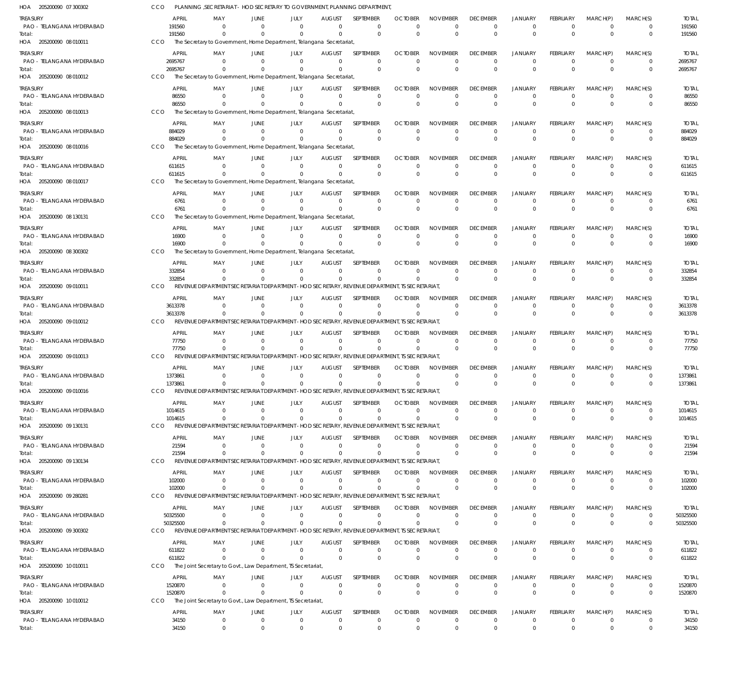HOA 205200090 07 300302 CCO PLANNING ,SECRETARIAT- HOD SECRETARY TO GOVERNMENT, PLANNING DEPARTMENT,

| TREASURY | APRIL | MAY | JUNE | JULY | AUGUST | SEPTEMBER | OCTOBER | NOVEMBER | DECEMBER | JANUARY | FEBRUARY | MARCH(P) | MARCH(S) | TOTAL |
|---|---|---|---|---|---|---|---|---|---|---|---|---|---|---|
| PAO - TELANGANA HYDERABAD | 191560 | 0 | 0 | 0 | 0 | 0 | 0 | 0 | 0 | 0 | 0 | 0 | 0 | 191560 |
| Total: | 191560 | 0 | 0 | 0 | 0 | 0 | 0 | 0 | 0 | 0 | 0 | 0 | 0 | 191560 |

HOA 205200090 08 010011 CCO The Secretary to Government, Home Department, Telangana Secretariat,

| TREASURY | APRIL | MAY | JUNE | JULY | AUGUST | SEPTEMBER | OCTOBER | NOVEMBER | DECEMBER | JANUARY | FEBRUARY | MARCH(P) | MARCH(S) | TOTAL |
|---|---|---|---|---|---|---|---|---|---|---|---|---|---|---|
| PAO - TELANGANA HYDERABAD | 2695767 | 0 | 0 | 0 | 0 | 0 | 0 | 0 | 0 | 0 | 0 | 0 | 0 | 2695767 |
| Total: | 2695767 | 0 | 0 | 0 | 0 | 0 | 0 | 0 | 0 | 0 | 0 | 0 | 0 | 2695767 |

HOA 205200090 08 010012 CCO The Secretary to Government, Home Department, Telangana Secretariat,

| TREASURY | APRIL | MAY | JUNE | JULY | AUGUST | SEPTEMBER | OCTOBER | NOVEMBER | DECEMBER | JANUARY | FEBRUARY | MARCH(P) | MARCH(S) | TOTAL |
|---|---|---|---|---|---|---|---|---|---|---|---|---|---|---|
| PAO - TELANGANA HYDERABAD | 86550 | 0 | 0 | 0 | 0 | 0 | 0 | 0 | 0 | 0 | 0 | 0 | 0 | 86550 |
| Total: | 86550 | 0 | 0 | 0 | 0 | 0 | 0 | 0 | 0 | 0 | 0 | 0 | 0 | 86550 |

HOA 205200090 08 010013 CCO The Secretary to Government, Home Department, Telangana Secretariat,

| TREASURY | APRIL | MAY | JUNE | JULY | AUGUST | SEPTEMBER | OCTOBER | NOVEMBER | DECEMBER | JANUARY | FEBRUARY | MARCH(P) | MARCH(S) | TOTAL |
|---|---|---|---|---|---|---|---|---|---|---|---|---|---|---|
| PAO - TELANGANA HYDERABAD | 884029 | 0 | 0 | 0 | 0 | 0 | 0 | 0 | 0 | 0 | 0 | 0 | 0 | 884029 |
| Total: | 884029 | 0 | 0 | 0 | 0 | 0 | 0 | 0 | 0 | 0 | 0 | 0 | 0 | 884029 |

HOA 205200090 08 010016 CCO The Secretary to Government, Home Department, Telangana Secretariat,

| TREASURY | APRIL | MAY | JUNE | JULY | AUGUST | SEPTEMBER | OCTOBER | NOVEMBER | DECEMBER | JANUARY | FEBRUARY | MARCH(P) | MARCH(S) | TOTAL |
|---|---|---|---|---|---|---|---|---|---|---|---|---|---|---|
| PAO - TELANGANA HYDERABAD | 611615 | 0 | 0 | 0 | 0 | 0 | 0 | 0 | 0 | 0 | 0 | 0 | 0 | 611615 |
| Total: | 611615 | 0 | 0 | 0 | 0 | 0 | 0 | 0 | 0 | 0 | 0 | 0 | 0 | 611615 |

HOA 205200090 08 010017 CCO The Secretary to Government, Home Department, Telangana Secretariat,

| TREASURY | APRIL | MAY | JUNE | JULY | AUGUST | SEPTEMBER | OCTOBER | NOVEMBER | DECEMBER | JANUARY | FEBRUARY | MARCH(P) | MARCH(S) | TOTAL |
|---|---|---|---|---|---|---|---|---|---|---|---|---|---|---|
| PAO - TELANGANA HYDERABAD | 6761 | 0 | 0 | 0 | 0 | 0 | 0 | 0 | 0 | 0 | 0 | 0 | 0 | 6761 |
| Total: | 6761 | 0 | 0 | 0 | 0 | 0 | 0 | 0 | 0 | 0 | 0 | 0 | 0 | 6761 |

HOA 205200090 08 130131 CCO The Secretary to Government, Home Department, Telangana Secretariat,

| TREASURY | APRIL | MAY | JUNE | JULY | AUGUST | SEPTEMBER | OCTOBER | NOVEMBER | DECEMBER | JANUARY | FEBRUARY | MARCH(P) | MARCH(S) | TOTAL |
|---|---|---|---|---|---|---|---|---|---|---|---|---|---|---|
| PAO - TELANGANA HYDERABAD | 16900 | 0 | 0 | 0 | 0 | 0 | 0 | 0 | 0 | 0 | 0 | 0 | 0 | 16900 |
| Total: | 16900 | 0 | 0 | 0 | 0 | 0 | 0 | 0 | 0 | 0 | 0 | 0 | 0 | 16900 |

HOA 205200090 08 300302 CCO The Secretary to Government, Home Department, Telangana Secretariat,

| TREASURY | APRIL | MAY | JUNE | JULY | AUGUST | SEPTEMBER | OCTOBER | NOVEMBER | DECEMBER | JANUARY | FEBRUARY | MARCH(P) | MARCH(S) | TOTAL |
|---|---|---|---|---|---|---|---|---|---|---|---|---|---|---|
| PAO - TELANGANA HYDERABAD | 332854 | 0 | 0 | 0 | 0 | 0 | 0 | 0 | 0 | 0 | 0 | 0 | 0 | 332854 |
| Total: | 332854 | 0 | 0 | 0 | 0 | 0 | 0 | 0 | 0 | 0 | 0 | 0 | 0 | 332854 |

HOA 205200090 09 010011 CCO REVENUE DEPARTMENT SECRETARIAT DEPARTMENT- HOD SECRETARY, REVENUE DEPARTMENT, TS SECRETARIAT,

| TREASURY | APRIL | MAY | JUNE | JULY | AUGUST | SEPTEMBER | OCTOBER | NOVEMBER | DECEMBER | JANUARY | FEBRUARY | MARCH(P) | MARCH(S) | TOTAL |
|---|---|---|---|---|---|---|---|---|---|---|---|---|---|---|
| PAO - TELANGANA HYDERABAD | 3613378 | 0 | 0 | 0 | 0 | 0 | 0 | 0 | 0 | 0 | 0 | 0 | 0 | 3613378 |
| Total: | 3613378 | 0 | 0 | 0 | 0 | 0 | 0 | 0 | 0 | 0 | 0 | 0 | 0 | 3613378 |

HOA 205200090 09 010012 CCO REVENUE DEPARTMENT SECRETARIAT DEPARTMENT- HOD SECRETARY, REVENUE DEPARTMENT, TS SECRETARIAT,

| TREASURY | APRIL | MAY | JUNE | JULY | AUGUST | SEPTEMBER | OCTOBER | NOVEMBER | DECEMBER | JANUARY | FEBRUARY | MARCH(P) | MARCH(S) | TOTAL |
|---|---|---|---|---|---|---|---|---|---|---|---|---|---|---|
| PAO - TELANGANA HYDERABAD | 77750 | 0 | 0 | 0 | 0 | 0 | 0 | 0 | 0 | 0 | 0 | 0 | 0 | 77750 |
| Total: | 77750 | 0 | 0 | 0 | 0 | 0 | 0 | 0 | 0 | 0 | 0 | 0 | 0 | 77750 |

HOA 205200090 09 010013 CCO REVENUE DEPARTMENT SECRETARIAT DEPARTMENT- HOD SECRETARY, REVENUE DEPARTMENT, TS SECRETARIAT,

| TREASURY | APRIL | MAY | JUNE | JULY | AUGUST | SEPTEMBER | OCTOBER | NOVEMBER | DECEMBER | JANUARY | FEBRUARY | MARCH(P) | MARCH(S) | TOTAL |
|---|---|---|---|---|---|---|---|---|---|---|---|---|---|---|
| PAO - TELANGANA HYDERABAD | 1373861 | 0 | 0 | 0 | 0 | 0 | 0 | 0 | 0 | 0 | 0 | 0 | 0 | 1373861 |
| Total: | 1373861 | 0 | 0 | 0 | 0 | 0 | 0 | 0 | 0 | 0 | 0 | 0 | 0 | 1373861 |

HOA 205200090 09 010016 CCO REVENUE DEPARTMENT SECRETARIAT DEPARTMENT- HOD SECRETARY, REVENUE DEPARTMENT, TS SECRETARIAT,

| TREASURY | APRIL | MAY | JUNE | JULY | AUGUST | SEPTEMBER | OCTOBER | NOVEMBER | DECEMBER | JANUARY | FEBRUARY | MARCH(P) | MARCH(S) | TOTAL |
|---|---|---|---|---|---|---|---|---|---|---|---|---|---|---|
| PAO - TELANGANA HYDERABAD | 1014615 | 0 | 0 | 0 | 0 | 0 | 0 | 0 | 0 | 0 | 0 | 0 | 0 | 1014615 |
| Total: | 1014615 | 0 | 0 | 0 | 0 | 0 | 0 | 0 | 0 | 0 | 0 | 0 | 0 | 1014615 |

HOA 205200090 09 130131 CCO REVENUE DEPARTMENT SECRETARIAT DEPARTMENT- HOD SECRETARY, REVENUE DEPARTMENT, TS SECRETARIAT,

| TREASURY | APRIL | MAY | JUNE | JULY | AUGUST | SEPTEMBER | OCTOBER | NOVEMBER | DECEMBER | JANUARY | FEBRUARY | MARCH(P) | MARCH(S) | TOTAL |
|---|---|---|---|---|---|---|---|---|---|---|---|---|---|---|
| PAO - TELANGANA HYDERABAD | 21594 | 0 | 0 | 0 | 0 | 0 | 0 | 0 | 0 | 0 | 0 | 0 | 0 | 21594 |
| Total: | 21594 | 0 | 0 | 0 | 0 | 0 | 0 | 0 | 0 | 0 | 0 | 0 | 0 | 21594 |

HOA 205200090 09 130134 CCO REVENUE DEPARTMENT SECRETARIAT DEPARTMENT- HOD SECRETARY, REVENUE DEPARTMENT, TS SECRETARIAT,

| TREASURY | APRIL | MAY | JUNE | JULY | AUGUST | SEPTEMBER | OCTOBER | NOVEMBER | DECEMBER | JANUARY | FEBRUARY | MARCH(P) | MARCH(S) | TOTAL |
|---|---|---|---|---|---|---|---|---|---|---|---|---|---|---|
| PAO - TELANGANA HYDERABAD | 102000 | 0 | 0 | 0 | 0 | 0 | 0 | 0 | 0 | 0 | 0 | 0 | 0 | 102000 |
| Total: | 102000 | 0 | 0 | 0 | 0 | 0 | 0 | 0 | 0 | 0 | 0 | 0 | 0 | 102000 |

HOA 205200090 09 280281 CCO REVENUE DEPARTMENT SECRETARIAT DEPARTMENT- HOD SECRETARY, REVENUE DEPARTMENT, TS SECRETARIAT,

| TREASURY | APRIL | MAY | JUNE | JULY | AUGUST | SEPTEMBER | OCTOBER | NOVEMBER | DECEMBER | JANUARY | FEBRUARY | MARCH(P) | MARCH(S) | TOTAL |
|---|---|---|---|---|---|---|---|---|---|---|---|---|---|---|
| PAO - TELANGANA HYDERABAD | 50325500 | 0 | 0 | 0 | 0 | 0 | 0 | 0 | 0 | 0 | 0 | 0 | 0 | 50325500 |
| Total: | 50325500 | 0 | 0 | 0 | 0 | 0 | 0 | 0 | 0 | 0 | 0 | 0 | 0 | 50325500 |

HOA 205200090 09 300302 CCO REVENUE DEPARTMENT SECRETARIAT DEPARTMENT- HOD SECRETARY, REVENUE DEPARTMENT, TS SECRETARIAT,

| TREASURY | APRIL | MAY | JUNE | JULY | AUGUST | SEPTEMBER | OCTOBER | NOVEMBER | DECEMBER | JANUARY | FEBRUARY | MARCH(P) | MARCH(S) | TOTAL |
|---|---|---|---|---|---|---|---|---|---|---|---|---|---|---|
| PAO - TELANGANA HYDERABAD | 611822 | 0 | 0 | 0 | 0 | 0 | 0 | 0 | 0 | 0 | 0 | 0 | 0 | 611822 |
| Total: | 611822 | 0 | 0 | 0 | 0 | 0 | 0 | 0 | 0 | 0 | 0 | 0 | 0 | 611822 |

HOA 205200090 10 010011 CCO The Joint Secretary to Govt., Law Department, TS Secretariat,

| TREASURY | APRIL | MAY | JUNE | JULY | AUGUST | SEPTEMBER | OCTOBER | NOVEMBER | DECEMBER | JANUARY | FEBRUARY | MARCH(P) | MARCH(S) | TOTAL |
|---|---|---|---|---|---|---|---|---|---|---|---|---|---|---|
| PAO - TELANGANA HYDERABAD | 1520870 | 0 | 0 | 0 | 0 | 0 | 0 | 0 | 0 | 0 | 0 | 0 | 0 | 1520870 |
| Total: | 1520870 | 0 | 0 | 0 | 0 | 0 | 0 | 0 | 0 | 0 | 0 | 0 | 0 | 1520870 |

HOA 205200090 10 010012 CCO The Joint Secretary to Govt., Law Department, TS Secretariat,

| TREASURY | APRIL | MAY | JUNE | JULY | AUGUST | SEPTEMBER | OCTOBER | NOVEMBER | DECEMBER | JANUARY | FEBRUARY | MARCH(P) | MARCH(S) | TOTAL |
|---|---|---|---|---|---|---|---|---|---|---|---|---|---|---|
| PAO - TELANGANA HYDERABAD | 34150 | 0 | 0 | 0 | 0 | 0 | 0 | 0 | 0 | 0 | 0 | 0 | 0 | 34150 |
| Total: | 34150 | 0 | 0 | 0 | 0 | 0 | 0 | 0 | 0 | 0 | 0 | 0 | 0 | 34150 |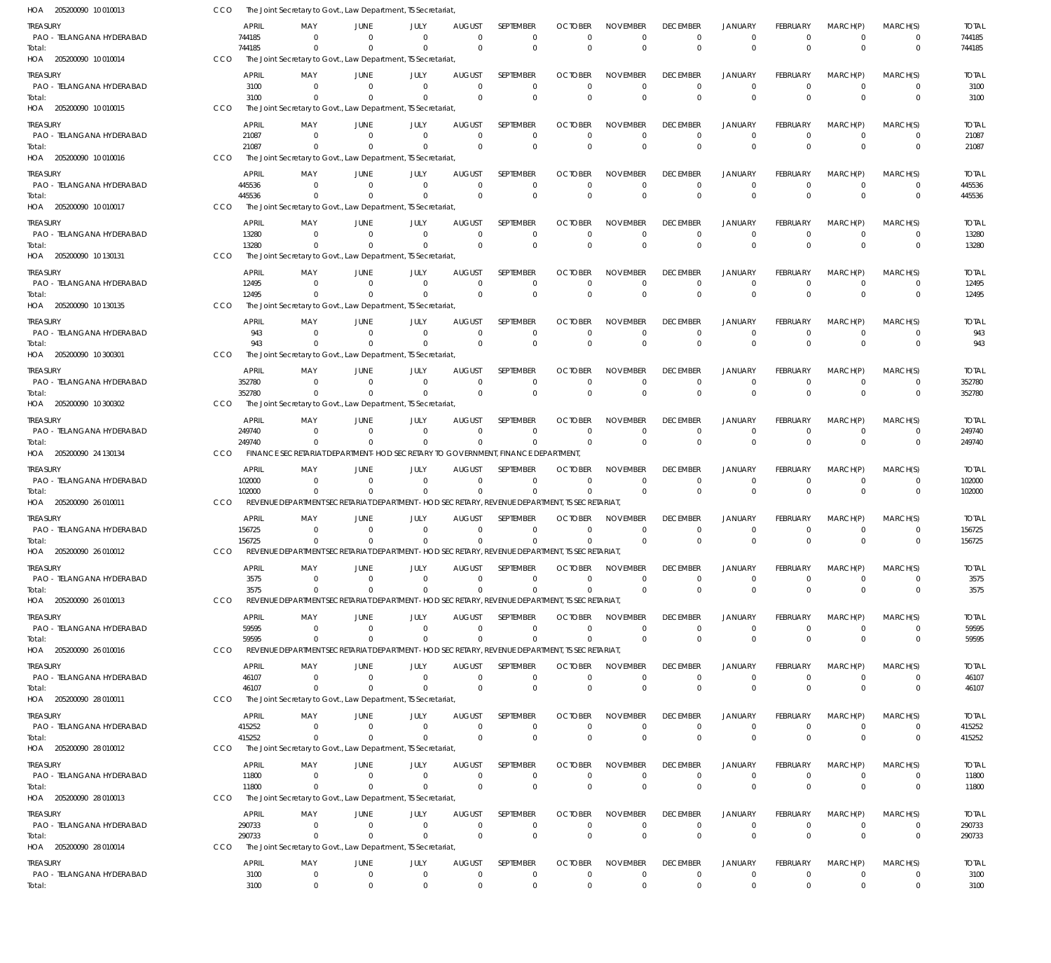HOA 205200090 10 010013 CCO The Joint Secretary to Govt., Law Department, TS Secretariat,

| TREASURY | APRIL | MAY | JUNE | JULY | AUGUST | SEPTEMBER | OCTOBER | NOVEMBER | DECEMBER | JANUARY | FEBRUARY | MARCH(P) | MARCH(S) | TOTAL |
|---|---|---|---|---|---|---|---|---|---|---|---|---|---|---|
| PAO - TELANGANA HYDERABAD | 744185 | 0 | 0 | 0 | 0 | 0 | 0 | 0 | 0 | 0 | 0 | 0 | 0 | 744185 |
| Total: | 744185 | 0 | 0 | 0 | 0 | 0 | 0 | 0 | 0 | 0 | 0 | 0 | 0 | 744185 |

HOA 205200090 10 010014 CCO The Joint Secretary to Govt., Law Department, TS Secretariat,

| TREASURY | APRIL | MAY | JUNE | JULY | AUGUST | SEPTEMBER | OCTOBER | NOVEMBER | DECEMBER | JANUARY | FEBRUARY | MARCH(P) | MARCH(S) | TOTAL |
|---|---|---|---|---|---|---|---|---|---|---|---|---|---|---|
| PAO - TELANGANA HYDERABAD | 3100 | 0 | 0 | 0 | 0 | 0 | 0 | 0 | 0 | 0 | 0 | 0 | 0 | 3100 |
| Total: | 3100 | 0 | 0 | 0 | 0 | 0 | 0 | 0 | 0 | 0 | 0 | 0 | 0 | 3100 |

HOA 205200090 10 010015 CCO The Joint Secretary to Govt., Law Department, TS Secretariat,

| TREASURY | APRIL | MAY | JUNE | JULY | AUGUST | SEPTEMBER | OCTOBER | NOVEMBER | DECEMBER | JANUARY | FEBRUARY | MARCH(P) | MARCH(S) | TOTAL |
|---|---|---|---|---|---|---|---|---|---|---|---|---|---|---|
| PAO - TELANGANA HYDERABAD | 21087 | 0 | 0 | 0 | 0 | 0 | 0 | 0 | 0 | 0 | 0 | 0 | 0 | 21087 |
| Total: | 21087 | 0 | 0 | 0 | 0 | 0 | 0 | 0 | 0 | 0 | 0 | 0 | 0 | 21087 |

HOA 205200090 10 010016 CCO The Joint Secretary to Govt., Law Department, TS Secretariat,

| TREASURY | APRIL | MAY | JUNE | JULY | AUGUST | SEPTEMBER | OCTOBER | NOVEMBER | DECEMBER | JANUARY | FEBRUARY | MARCH(P) | MARCH(S) | TOTAL |
|---|---|---|---|---|---|---|---|---|---|---|---|---|---|---|
| PAO - TELANGANA HYDERABAD | 445536 | 0 | 0 | 0 | 0 | 0 | 0 | 0 | 0 | 0 | 0 | 0 | 0 | 445536 |
| Total: | 445536 | 0 | 0 | 0 | 0 | 0 | 0 | 0 | 0 | 0 | 0 | 0 | 0 | 445536 |

HOA 205200090 10 010017 CCO The Joint Secretary to Govt., Law Department, TS Secretariat,

| TREASURY | APRIL | MAY | JUNE | JULY | AUGUST | SEPTEMBER | OCTOBER | NOVEMBER | DECEMBER | JANUARY | FEBRUARY | MARCH(P) | MARCH(S) | TOTAL |
|---|---|---|---|---|---|---|---|---|---|---|---|---|---|---|
| PAO - TELANGANA HYDERABAD | 13280 | 0 | 0 | 0 | 0 | 0 | 0 | 0 | 0 | 0 | 0 | 0 | 0 | 13280 |
| Total: | 13280 | 0 | 0 | 0 | 0 | 0 | 0 | 0 | 0 | 0 | 0 | 0 | 0 | 13280 |

HOA 205200090 10 130131 CCO The Joint Secretary to Govt., Law Department, TS Secretariat,

| TREASURY | APRIL | MAY | JUNE | JULY | AUGUST | SEPTEMBER | OCTOBER | NOVEMBER | DECEMBER | JANUARY | FEBRUARY | MARCH(P) | MARCH(S) | TOTAL |
|---|---|---|---|---|---|---|---|---|---|---|---|---|---|---|
| PAO - TELANGANA HYDERABAD | 12495 | 0 | 0 | 0 | 0 | 0 | 0 | 0 | 0 | 0 | 0 | 0 | 0 | 12495 |
| Total: | 12495 | 0 | 0 | 0 | 0 | 0 | 0 | 0 | 0 | 0 | 0 | 0 | 0 | 12495 |

HOA 205200090 10 130135 CCO The Joint Secretary to Govt., Law Department, TS Secretariat,

| TREASURY | APRIL | MAY | JUNE | JULY | AUGUST | SEPTEMBER | OCTOBER | NOVEMBER | DECEMBER | JANUARY | FEBRUARY | MARCH(P) | MARCH(S) | TOTAL |
|---|---|---|---|---|---|---|---|---|---|---|---|---|---|---|
| PAO - TELANGANA HYDERABAD | 943 | 0 | 0 | 0 | 0 | 0 | 0 | 0 | 0 | 0 | 0 | 0 | 0 | 943 |
| Total: | 943 | 0 | 0 | 0 | 0 | 0 | 0 | 0 | 0 | 0 | 0 | 0 | 0 | 943 |

HOA 205200090 10 300301 CCO The Joint Secretary to Govt., Law Department, TS Secretariat,

| TREASURY | APRIL | MAY | JUNE | JULY | AUGUST | SEPTEMBER | OCTOBER | NOVEMBER | DECEMBER | JANUARY | FEBRUARY | MARCH(P) | MARCH(S) | TOTAL |
|---|---|---|---|---|---|---|---|---|---|---|---|---|---|---|
| PAO - TELANGANA HYDERABAD | 352780 | 0 | 0 | 0 | 0 | 0 | 0 | 0 | 0 | 0 | 0 | 0 | 0 | 352780 |
| Total: | 352780 | 0 | 0 | 0 | 0 | 0 | 0 | 0 | 0 | 0 | 0 | 0 | 0 | 352780 |

HOA 205200090 10 300302 CCO The Joint Secretary to Govt., Law Department, TS Secretariat,

| TREASURY | APRIL | MAY | JUNE | JULY | AUGUST | SEPTEMBER | OCTOBER | NOVEMBER | DECEMBER | JANUARY | FEBRUARY | MARCH(P) | MARCH(S) | TOTAL |
|---|---|---|---|---|---|---|---|---|---|---|---|---|---|---|
| PAO - TELANGANA HYDERABAD | 249740 | 0 | 0 | 0 | 0 | 0 | 0 | 0 | 0 | 0 | 0 | 0 | 0 | 249740 |
| Total: | 249740 | 0 | 0 | 0 | 0 | 0 | 0 | 0 | 0 | 0 | 0 | 0 | 0 | 249740 |

HOA 205200090 24 130134 CCO FINANCE SECRETARIAT DEPARTMENT - HOD SECRETARY TO GOVERNMENT, FINANCE DEPARTMENT,

| TREASURY | APRIL | MAY | JUNE | JULY | AUGUST | SEPTEMBER | OCTOBER | NOVEMBER | DECEMBER | JANUARY | FEBRUARY | MARCH(P) | MARCH(S) | TOTAL |
|---|---|---|---|---|---|---|---|---|---|---|---|---|---|---|
| PAO - TELANGANA HYDERABAD | 102000 | 0 | 0 | 0 | 0 | 0 | 0 | 0 | 0 | 0 | 0 | 0 | 0 | 102000 |
| Total: | 102000 | 0 | 0 | 0 | 0 | 0 | 0 | 0 | 0 | 0 | 0 | 0 | 0 | 102000 |

HOA 205200090 26 010011 CCO REVENUE DEPARTMENT SECRETARIAT DEPARTMENT - HOD SECRETARY, REVENUE DEPARTMENT, TS SECRETARIAT,

| TREASURY | APRIL | MAY | JUNE | JULY | AUGUST | SEPTEMBER | OCTOBER | NOVEMBER | DECEMBER | JANUARY | FEBRUARY | MARCH(P) | MARCH(S) | TOTAL |
|---|---|---|---|---|---|---|---|---|---|---|---|---|---|---|
| PAO - TELANGANA HYDERABAD | 156725 | 0 | 0 | 0 | 0 | 0 | 0 | 0 | 0 | 0 | 0 | 0 | 0 | 156725 |
| Total: | 156725 | 0 | 0 | 0 | 0 | 0 | 0 | 0 | 0 | 0 | 0 | 0 | 0 | 156725 |

HOA 205200090 26 010012 CCO REVENUE DEPARTMENT SECRETARIAT DEPARTMENT - HOD SECRETARY, REVENUE DEPARTMENT, TS SECRETARIAT,

| TREASURY | APRIL | MAY | JUNE | JULY | AUGUST | SEPTEMBER | OCTOBER | NOVEMBER | DECEMBER | JANUARY | FEBRUARY | MARCH(P) | MARCH(S) | TOTAL |
|---|---|---|---|---|---|---|---|---|---|---|---|---|---|---|
| PAO - TELANGANA HYDERABAD | 3575 | 0 | 0 | 0 | 0 | 0 | 0 | 0 | 0 | 0 | 0 | 0 | 0 | 3575 |
| Total: | 3575 | 0 | 0 | 0 | 0 | 0 | 0 | 0 | 0 | 0 | 0 | 0 | 0 | 3575 |

HOA 205200090 26 010013 CCO REVENUE DEPARTMENT SECRETARIAT DEPARTMENT - HOD SECRETARY, REVENUE DEPARTMENT, TS SECRETARIAT,

| TREASURY | APRIL | MAY | JUNE | JULY | AUGUST | SEPTEMBER | OCTOBER | NOVEMBER | DECEMBER | JANUARY | FEBRUARY | MARCH(P) | MARCH(S) | TOTAL |
|---|---|---|---|---|---|---|---|---|---|---|---|---|---|---|
| PAO - TELANGANA HYDERABAD | 59595 | 0 | 0 | 0 | 0 | 0 | 0 | 0 | 0 | 0 | 0 | 0 | 0 | 59595 |
| Total: | 59595 | 0 | 0 | 0 | 0 | 0 | 0 | 0 | 0 | 0 | 0 | 0 | 0 | 59595 |

HOA 205200090 26 010016 CCO REVENUE DEPARTMENT SECRETARIAT DEPARTMENT - HOD SECRETARY, REVENUE DEPARTMENT, TS SECRETARIAT,

| TREASURY | APRIL | MAY | JUNE | JULY | AUGUST | SEPTEMBER | OCTOBER | NOVEMBER | DECEMBER | JANUARY | FEBRUARY | MARCH(P) | MARCH(S) | TOTAL |
|---|---|---|---|---|---|---|---|---|---|---|---|---|---|---|
| PAO - TELANGANA HYDERABAD | 46107 | 0 | 0 | 0 | 0 | 0 | 0 | 0 | 0 | 0 | 0 | 0 | 0 | 46107 |
| Total: | 46107 | 0 | 0 | 0 | 0 | 0 | 0 | 0 | 0 | 0 | 0 | 0 | 0 | 46107 |

HOA 205200090 28 010011 CCO The Joint Secretary to Govt., Law Department, TS Secretariat,

| TREASURY | APRIL | MAY | JUNE | JULY | AUGUST | SEPTEMBER | OCTOBER | NOVEMBER | DECEMBER | JANUARY | FEBRUARY | MARCH(P) | MARCH(S) | TOTAL |
|---|---|---|---|---|---|---|---|---|---|---|---|---|---|---|
| PAO - TELANGANA HYDERABAD | 415252 | 0 | 0 | 0 | 0 | 0 | 0 | 0 | 0 | 0 | 0 | 0 | 0 | 415252 |
| Total: | 415252 | 0 | 0 | 0 | 0 | 0 | 0 | 0 | 0 | 0 | 0 | 0 | 0 | 415252 |

HOA 205200090 28 010012 CCO The Joint Secretary to Govt., Law Department, TS Secretariat,

| TREASURY | APRIL | MAY | JUNE | JULY | AUGUST | SEPTEMBER | OCTOBER | NOVEMBER | DECEMBER | JANUARY | FEBRUARY | MARCH(P) | MARCH(S) | TOTAL |
|---|---|---|---|---|---|---|---|---|---|---|---|---|---|---|
| PAO - TELANGANA HYDERABAD | 11800 | 0 | 0 | 0 | 0 | 0 | 0 | 0 | 0 | 0 | 0 | 0 | 0 | 11800 |
| Total: | 11800 | 0 | 0 | 0 | 0 | 0 | 0 | 0 | 0 | 0 | 0 | 0 | 0 | 11800 |

HOA 205200090 28 010013 CCO The Joint Secretary to Govt., Law Department, TS Secretariat,

| TREASURY | APRIL | MAY | JUNE | JULY | AUGUST | SEPTEMBER | OCTOBER | NOVEMBER | DECEMBER | JANUARY | FEBRUARY | MARCH(P) | MARCH(S) | TOTAL |
|---|---|---|---|---|---|---|---|---|---|---|---|---|---|---|
| PAO - TELANGANA HYDERABAD | 290733 | 0 | 0 | 0 | 0 | 0 | 0 | 0 | 0 | 0 | 0 | 0 | 0 | 290733 |
| Total: | 290733 | 0 | 0 | 0 | 0 | 0 | 0 | 0 | 0 | 0 | 0 | 0 | 0 | 290733 |

HOA 205200090 28 010014 CCO The Joint Secretary to Govt., Law Department, TS Secretariat,

| TREASURY | APRIL | MAY | JUNE | JULY | AUGUST | SEPTEMBER | OCTOBER | NOVEMBER | DECEMBER | JANUARY | FEBRUARY | MARCH(P) | MARCH(S) | TOTAL |
|---|---|---|---|---|---|---|---|---|---|---|---|---|---|---|
| PAO - TELANGANA HYDERABAD | 3100 | 0 | 0 | 0 | 0 | 0 | 0 | 0 | 0 | 0 | 0 | 0 | 0 | 3100 |
| Total: | 3100 | 0 | 0 | 0 | 0 | 0 | 0 | 0 | 0 | 0 | 0 | 0 | 0 | 3100 |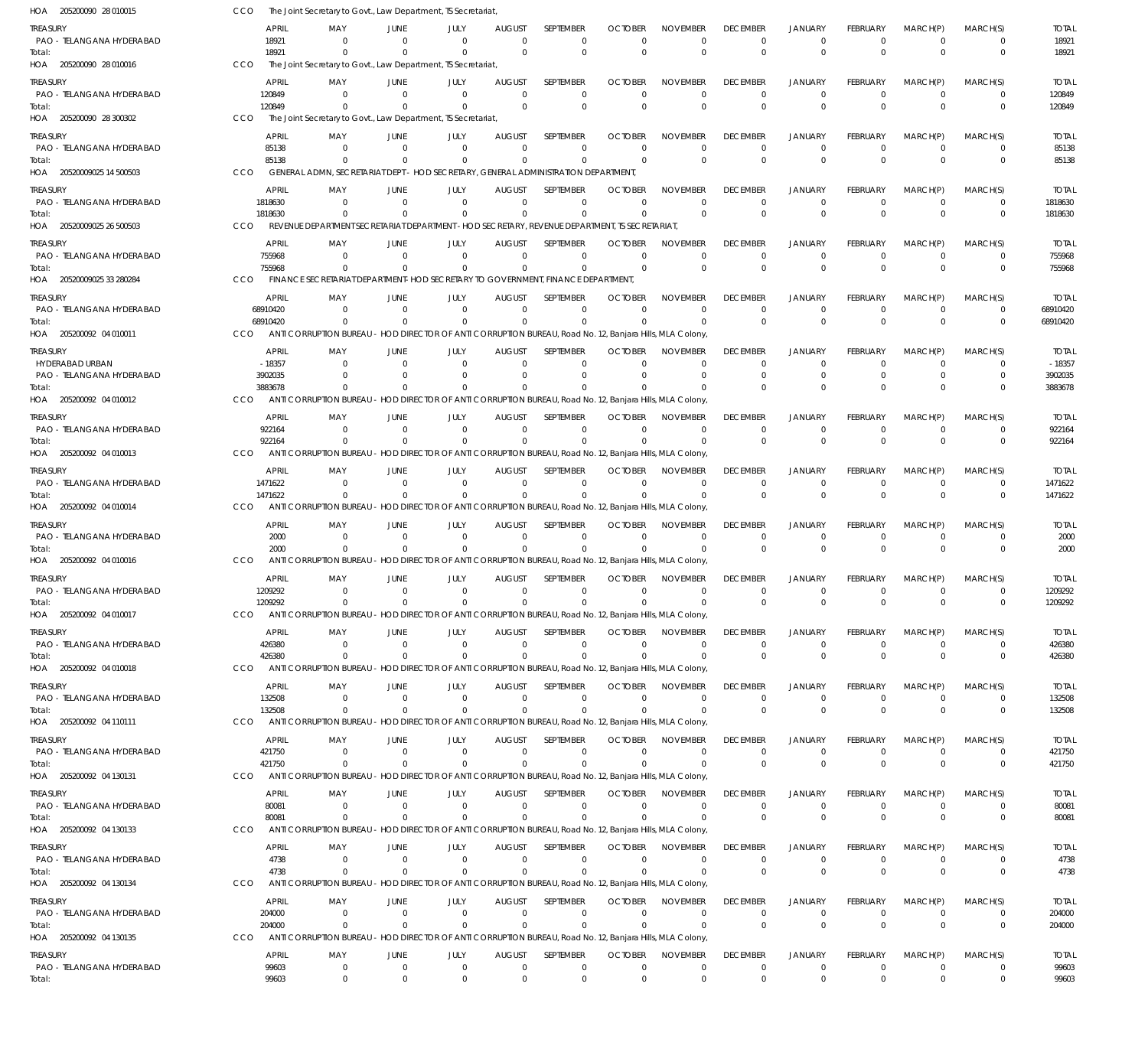HOA 205200090 28 010015 CCO The Joint Secretary to Govt., Law Department, TS Secretariat,

| TREASURY | APRIL | MAY | JUNE | JULY | AUGUST | SEPTEMBER | OCTOBER | NOVEMBER | DECEMBER | JANUARY | FEBRUARY | MARCH(P) | MARCH(S) | TOTAL |
|---|---|---|---|---|---|---|---|---|---|---|---|---|---|---|
| PAO - TELANGANA HYDERABAD | 18921 | 0 | 0 | 0 | 0 | 0 | 0 | 0 | 0 | 0 | 0 | 0 | 0 | 18921 |
| Total: | 18921 | 0 | 0 | 0 | 0 | 0 | 0 | 0 | 0 | 0 | 0 | 0 | 0 | 18921 |

HOA 205200090 28 010016 CCO The Joint Secretary to Govt., Law Department, TS Secretariat,

| TREASURY | APRIL | MAY | JUNE | JULY | AUGUST | SEPTEMBER | OCTOBER | NOVEMBER | DECEMBER | JANUARY | FEBRUARY | MARCH(P) | MARCH(S) | TOTAL |
|---|---|---|---|---|---|---|---|---|---|---|---|---|---|---|
| PAO - TELANGANA HYDERABAD | 120849 | 0 | 0 | 0 | 0 | 0 | 0 | 0 | 0 | 0 | 0 | 0 | 0 | 120849 |
| Total: | 120849 | 0 | 0 | 0 | 0 | 0 | 0 | 0 | 0 | 0 | 0 | 0 | 0 | 120849 |

HOA 205200090 28 300302 CCO The Joint Secretary to Govt., Law Department, TS Secretariat,

| TREASURY | APRIL | MAY | JUNE | JULY | AUGUST | SEPTEMBER | OCTOBER | NOVEMBER | DECEMBER | JANUARY | FEBRUARY | MARCH(P) | MARCH(S) | TOTAL |
|---|---|---|---|---|---|---|---|---|---|---|---|---|---|---|
| PAO - TELANGANA HYDERABAD | 85138 | 0 | 0 | 0 | 0 | 0 | 0 | 0 | 0 | 0 | 0 | 0 | 0 | 85138 |
| Total: | 85138 | 0 | 0 | 0 | 0 | 0 | 0 | 0 | 0 | 0 | 0 | 0 | 0 | 85138 |

HOA 20520009025 14 500503 CCO GENERAL ADMN, SECRETARIAT DEPT - HOD SECRETARY, GENERAL ADMINISTRATION DEPARTMENT,

| TREASURY | APRIL | MAY | JUNE | JULY | AUGUST | SEPTEMBER | OCTOBER | NOVEMBER | DECEMBER | JANUARY | FEBRUARY | MARCH(P) | MARCH(S) | TOTAL |
|---|---|---|---|---|---|---|---|---|---|---|---|---|---|---|
| PAO - TELANGANA HYDERABAD | 1818630 | 0 | 0 | 0 | 0 | 0 | 0 | 0 | 0 | 0 | 0 | 0 | 0 | 1818630 |
| Total: | 1818630 | 0 | 0 | 0 | 0 | 0 | 0 | 0 | 0 | 0 | 0 | 0 | 0 | 1818630 |

HOA 20520009025 26 500503 CCO REVENUE DEPARTMENT SECRETARIAT DEPARTMENT - HOD SECRETARY, REVENUE DEPARTMENT, TS SECRETARIAT,

| TREASURY | APRIL | MAY | JUNE | JULY | AUGUST | SEPTEMBER | OCTOBER | NOVEMBER | DECEMBER | JANUARY | FEBRUARY | MARCH(P) | MARCH(S) | TOTAL |
|---|---|---|---|---|---|---|---|---|---|---|---|---|---|---|
| PAO - TELANGANA HYDERABAD | 755968 | 0 | 0 | 0 | 0 | 0 | 0 | 0 | 0 | 0 | 0 | 0 | 0 | 755968 |
| Total: | 755968 | 0 | 0 | 0 | 0 | 0 | 0 | 0 | 0 | 0 | 0 | 0 | 0 | 755968 |

HOA 20520009025 33 280284 CCO FINANCE SECRETARIAT DEPARTMENT- HOD SECRETARY TO GOVERNMENT, FINANCE DEPARTMENT,

| TREASURY | APRIL | MAY | JUNE | JULY | AUGUST | SEPTEMBER | OCTOBER | NOVEMBER | DECEMBER | JANUARY | FEBRUARY | MARCH(P) | MARCH(S) | TOTAL |
|---|---|---|---|---|---|---|---|---|---|---|---|---|---|---|
| PAO - TELANGANA HYDERABAD | 68910420 | 0 | 0 | 0 | 0 | 0 | 0 | 0 | 0 | 0 | 0 | 0 | 0 | 68910420 |
| Total: | 68910420 | 0 | 0 | 0 | 0 | 0 | 0 | 0 | 0 | 0 | 0 | 0 | 0 | 68910420 |

HOA 205200092 04 010011 CCO ANTI CORRUPTION BUREAU - HOD DIRECTOR OF ANTI CORRUPTION BUREAU, Road No. 12, Banjara Hills, MLA Colony,

| TREASURY | APRIL | MAY | JUNE | JULY | AUGUST | SEPTEMBER | OCTOBER | NOVEMBER | DECEMBER | JANUARY | FEBRUARY | MARCH(P) | MARCH(S) | TOTAL |
|---|---|---|---|---|---|---|---|---|---|---|---|---|---|---|
| HYDERABAD URBAN | -18357 | 0 | 0 | 0 | 0 | 0 | 0 | 0 | 0 | 0 | 0 | 0 | 0 | -18357 |
| PAO - TELANGANA HYDERABAD | 3902035 | 0 | 0 | 0 | 0 | 0 | 0 | 0 | 0 | 0 | 0 | 0 | 0 | 3902035 |
| Total: | 3883678 | 0 | 0 | 0 | 0 | 0 | 0 | 0 | 0 | 0 | 0 | 0 | 0 | 3883678 |

HOA 205200092 04 010012 CCO ANTI CORRUPTION BUREAU - HOD DIRECTOR OF ANTI CORRUPTION BUREAU, Road No. 12, Banjara Hills, MLA Colony,

| TREASURY | APRIL | MAY | JUNE | JULY | AUGUST | SEPTEMBER | OCTOBER | NOVEMBER | DECEMBER | JANUARY | FEBRUARY | MARCH(P) | MARCH(S) | TOTAL |
|---|---|---|---|---|---|---|---|---|---|---|---|---|---|---|
| PAO - TELANGANA HYDERABAD | 922164 | 0 | 0 | 0 | 0 | 0 | 0 | 0 | 0 | 0 | 0 | 0 | 0 | 922164 |
| Total: | 922164 | 0 | 0 | 0 | 0 | 0 | 0 | 0 | 0 | 0 | 0 | 0 | 0 | 922164 |

HOA 205200092 04 010013 CCO ANTI CORRUPTION BUREAU - HOD DIRECTOR OF ANTI CORRUPTION BUREAU, Road No. 12, Banjara Hills, MLA Colony,

| TREASURY | APRIL | MAY | JUNE | JULY | AUGUST | SEPTEMBER | OCTOBER | NOVEMBER | DECEMBER | JANUARY | FEBRUARY | MARCH(P) | MARCH(S) | TOTAL |
|---|---|---|---|---|---|---|---|---|---|---|---|---|---|---|
| PAO - TELANGANA HYDERABAD | 1471622 | 0 | 0 | 0 | 0 | 0 | 0 | 0 | 0 | 0 | 0 | 0 | 0 | 1471622 |
| Total: | 1471622 | 0 | 0 | 0 | 0 | 0 | 0 | 0 | 0 | 0 | 0 | 0 | 0 | 1471622 |

HOA 205200092 04 010014 CCO ANTI CORRUPTION BUREAU - HOD DIRECTOR OF ANTI CORRUPTION BUREAU, Road No. 12, Banjara Hills, MLA Colony,

| TREASURY | APRIL | MAY | JUNE | JULY | AUGUST | SEPTEMBER | OCTOBER | NOVEMBER | DECEMBER | JANUARY | FEBRUARY | MARCH(P) | MARCH(S) | TOTAL |
|---|---|---|---|---|---|---|---|---|---|---|---|---|---|---|
| PAO - TELANGANA HYDERABAD | 2000 | 0 | 0 | 0 | 0 | 0 | 0 | 0 | 0 | 0 | 0 | 0 | 0 | 2000 |
| Total: | 2000 | 0 | 0 | 0 | 0 | 0 | 0 | 0 | 0 | 0 | 0 | 0 | 0 | 2000 |

HOA 205200092 04 010016 CCO ANTI CORRUPTION BUREAU - HOD DIRECTOR OF ANTI CORRUPTION BUREAU, Road No. 12, Banjara Hills, MLA Colony,

| TREASURY | APRIL | MAY | JUNE | JULY | AUGUST | SEPTEMBER | OCTOBER | NOVEMBER | DECEMBER | JANUARY | FEBRUARY | MARCH(P) | MARCH(S) | TOTAL |
|---|---|---|---|---|---|---|---|---|---|---|---|---|---|---|
| PAO - TELANGANA HYDERABAD | 1209292 | 0 | 0 | 0 | 0 | 0 | 0 | 0 | 0 | 0 | 0 | 0 | 0 | 1209292 |
| Total: | 1209292 | 0 | 0 | 0 | 0 | 0 | 0 | 0 | 0 | 0 | 0 | 0 | 0 | 1209292 |

HOA 205200092 04 010017 CCO ANTI CORRUPTION BUREAU - HOD DIRECTOR OF ANTI CORRUPTION BUREAU, Road No. 12, Banjara Hills, MLA Colony,

| TREASURY | APRIL | MAY | JUNE | JULY | AUGUST | SEPTEMBER | OCTOBER | NOVEMBER | DECEMBER | JANUARY | FEBRUARY | MARCH(P) | MARCH(S) | TOTAL |
|---|---|---|---|---|---|---|---|---|---|---|---|---|---|---|
| PAO - TELANGANA HYDERABAD | 426380 | 0 | 0 | 0 | 0 | 0 | 0 | 0 | 0 | 0 | 0 | 0 | 0 | 426380 |
| Total: | 426380 | 0 | 0 | 0 | 0 | 0 | 0 | 0 | 0 | 0 | 0 | 0 | 0 | 426380 |

HOA 205200092 04 010018 CCO ANTI CORRUPTION BUREAU - HOD DIRECTOR OF ANTI CORRUPTION BUREAU, Road No. 12, Banjara Hills, MLA Colony,

| TREASURY | APRIL | MAY | JUNE | JULY | AUGUST | SEPTEMBER | OCTOBER | NOVEMBER | DECEMBER | JANUARY | FEBRUARY | MARCH(P) | MARCH(S) | TOTAL |
|---|---|---|---|---|---|---|---|---|---|---|---|---|---|---|
| PAO - TELANGANA HYDERABAD | 132508 | 0 | 0 | 0 | 0 | 0 | 0 | 0 | 0 | 0 | 0 | 0 | 0 | 132508 |
| Total: | 132508 | 0 | 0 | 0 | 0 | 0 | 0 | 0 | 0 | 0 | 0 | 0 | 0 | 132508 |

HOA 205200092 04 110111 CCO ANTI CORRUPTION BUREAU - HOD DIRECTOR OF ANTI CORRUPTION BUREAU, Road No. 12, Banjara Hills, MLA Colony,

| TREASURY | APRIL | MAY | JUNE | JULY | AUGUST | SEPTEMBER | OCTOBER | NOVEMBER | DECEMBER | JANUARY | FEBRUARY | MARCH(P) | MARCH(S) | TOTAL |
|---|---|---|---|---|---|---|---|---|---|---|---|---|---|---|
| PAO - TELANGANA HYDERABAD | 421750 | 0 | 0 | 0 | 0 | 0 | 0 | 0 | 0 | 0 | 0 | 0 | 0 | 421750 |
| Total: | 421750 | 0 | 0 | 0 | 0 | 0 | 0 | 0 | 0 | 0 | 0 | 0 | 0 | 421750 |

HOA 205200092 04 130131 CCO ANTI CORRUPTION BUREAU - HOD DIRECTOR OF ANTI CORRUPTION BUREAU, Road No. 12, Banjara Hills, MLA Colony,

| TREASURY | APRIL | MAY | JUNE | JULY | AUGUST | SEPTEMBER | OCTOBER | NOVEMBER | DECEMBER | JANUARY | FEBRUARY | MARCH(P) | MARCH(S) | TOTAL |
|---|---|---|---|---|---|---|---|---|---|---|---|---|---|---|
| PAO - TELANGANA HYDERABAD | 80081 | 0 | 0 | 0 | 0 | 0 | 0 | 0 | 0 | 0 | 0 | 0 | 0 | 80081 |
| Total: | 80081 | 0 | 0 | 0 | 0 | 0 | 0 | 0 | 0 | 0 | 0 | 0 | 0 | 80081 |

HOA 205200092 04 130133 CCO ANTI CORRUPTION BUREAU - HOD DIRECTOR OF ANTI CORRUPTION BUREAU, Road No. 12, Banjara Hills, MLA Colony,

| TREASURY | APRIL | MAY | JUNE | JULY | AUGUST | SEPTEMBER | OCTOBER | NOVEMBER | DECEMBER | JANUARY | FEBRUARY | MARCH(P) | MARCH(S) | TOTAL |
|---|---|---|---|---|---|---|---|---|---|---|---|---|---|---|
| PAO - TELANGANA HYDERABAD | 4738 | 0 | 0 | 0 | 0 | 0 | 0 | 0 | 0 | 0 | 0 | 0 | 0 | 4738 |
| Total: | 4738 | 0 | 0 | 0 | 0 | 0 | 0 | 0 | 0 | 0 | 0 | 0 | 0 | 4738 |

HOA 205200092 04 130134 CCO ANTI CORRUPTION BUREAU - HOD DIRECTOR OF ANTI CORRUPTION BUREAU, Road No. 12, Banjara Hills, MLA Colony,

| TREASURY | APRIL | MAY | JUNE | JULY | AUGUST | SEPTEMBER | OCTOBER | NOVEMBER | DECEMBER | JANUARY | FEBRUARY | MARCH(P) | MARCH(S) | TOTAL |
|---|---|---|---|---|---|---|---|---|---|---|---|---|---|---|
| PAO - TELANGANA HYDERABAD | 204000 | 0 | 0 | 0 | 0 | 0 | 0 | 0 | 0 | 0 | 0 | 0 | 0 | 204000 |
| Total: | 204000 | 0 | 0 | 0 | 0 | 0 | 0 | 0 | 0 | 0 | 0 | 0 | 0 | 204000 |

HOA 205200092 04 130135 CCO ANTI CORRUPTION BUREAU - HOD DIRECTOR OF ANTI CORRUPTION BUREAU, Road No. 12, Banjara Hills, MLA Colony,

| TREASURY | APRIL | MAY | JUNE | JULY | AUGUST | SEPTEMBER | OCTOBER | NOVEMBER | DECEMBER | JANUARY | FEBRUARY | MARCH(P) | MARCH(S) | TOTAL |
|---|---|---|---|---|---|---|---|---|---|---|---|---|---|---|
| PAO - TELANGANA HYDERABAD | 99603 | 0 | 0 | 0 | 0 | 0 | 0 | 0 | 0 | 0 | 0 | 0 | 0 | 99603 |
| Total: | 99603 | 0 | 0 | 0 | 0 | 0 | 0 | 0 | 0 | 0 | 0 | 0 | 0 | 99603 |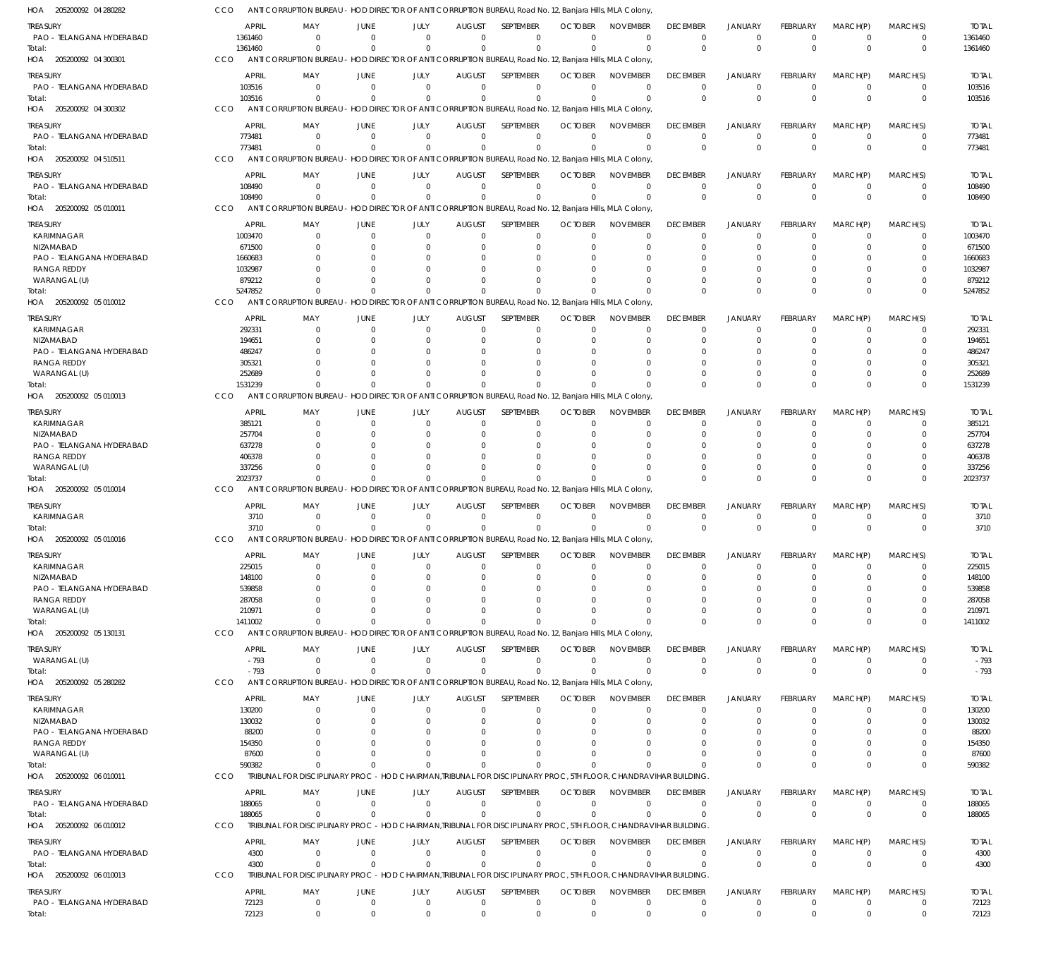HOA 205200092 04 280282 CCO ANTI CORRUPTION BUREAU - HOD DIRECTOR OF ANTI CORRUPTION BUREAU, Road No. 12, Banjara Hills, MLA Colony,

| TREASURY | APRIL | MAY | JUNE | JULY | AUGUST | SEPTEMBER | OCTOBER | NOVEMBER | DECEMBER | JANUARY | FEBRUARY | MARCH(P) | MARCH(S) | TOTAL |
|---|---|---|---|---|---|---|---|---|---|---|---|---|---|---|
| PAO - TELANGANA HYDERABAD | 1361460 | 0 | 0 | 0 | 0 | 0 | 0 | 0 | 0 | 0 | 0 | 0 | 0 | 1361460 |
| Total: | 1361460 | 0 | 0 | 0 | 0 | 0 | 0 | 0 | 0 | 0 | 0 | 0 | 0 | 1361460 |

HOA 205200092 04 300301 CCO ANTI CORRUPTION BUREAU - HOD DIRECTOR OF ANTI CORRUPTION BUREAU, Road No. 12, Banjara Hills, MLA Colony,

| TREASURY | APRIL | MAY | JUNE | JULY | AUGUST | SEPTEMBER | OCTOBER | NOVEMBER | DECEMBER | JANUARY | FEBRUARY | MARCH(P) | MARCH(S) | TOTAL |
|---|---|---|---|---|---|---|---|---|---|---|---|---|---|---|
| PAO - TELANGANA HYDERABAD | 103516 | 0 | 0 | 0 | 0 | 0 | 0 | 0 | 0 | 0 | 0 | 0 | 0 | 103516 |
| Total: | 103516 | 0 | 0 | 0 | 0 | 0 | 0 | 0 | 0 | 0 | 0 | 0 | 0 | 103516 |

HOA 205200092 04 300302 CCO ANTI CORRUPTION BUREAU - HOD DIRECTOR OF ANTI CORRUPTION BUREAU, Road No. 12, Banjara Hills, MLA Colony,

| TREASURY | APRIL | MAY | JUNE | JULY | AUGUST | SEPTEMBER | OCTOBER | NOVEMBER | DECEMBER | JANUARY | FEBRUARY | MARCH(P) | MARCH(S) | TOTAL |
|---|---|---|---|---|---|---|---|---|---|---|---|---|---|---|
| PAO - TELANGANA HYDERABAD | 773481 | 0 | 0 | 0 | 0 | 0 | 0 | 0 | 0 | 0 | 0 | 0 | 0 | 773481 |
| Total: | 773481 | 0 | 0 | 0 | 0 | 0 | 0 | 0 | 0 | 0 | 0 | 0 | 0 | 773481 |

HOA 205200092 04 510511 CCO ANTI CORRUPTION BUREAU - HOD DIRECTOR OF ANTI CORRUPTION BUREAU, Road No. 12, Banjara Hills, MLA Colony,

| TREASURY | APRIL | MAY | JUNE | JULY | AUGUST | SEPTEMBER | OCTOBER | NOVEMBER | DECEMBER | JANUARY | FEBRUARY | MARCH(P) | MARCH(S) | TOTAL |
|---|---|---|---|---|---|---|---|---|---|---|---|---|---|---|
| PAO - TELANGANA HYDERABAD | 108490 | 0 | 0 | 0 | 0 | 0 | 0 | 0 | 0 | 0 | 0 | 0 | 0 | 108490 |
| Total: | 108490 | 0 | 0 | 0 | 0 | 0 | 0 | 0 | 0 | 0 | 0 | 0 | 0 | 108490 |

HOA 205200092 05 010011 CCO ANTI CORRUPTION BUREAU - HOD DIRECTOR OF ANTI CORRUPTION BUREAU, Road No. 12, Banjara Hills, MLA Colony,

| TREASURY | APRIL | MAY | JUNE | JULY | AUGUST | SEPTEMBER | OCTOBER | NOVEMBER | DECEMBER | JANUARY | FEBRUARY | MARCH(P) | MARCH(S) | TOTAL |
|---|---|---|---|---|---|---|---|---|---|---|---|---|---|---|
| KARIMNAGAR | 1003470 | 0 | 0 | 0 | 0 | 0 | 0 | 0 | 0 | 0 | 0 | 0 | 0 | 1003470 |
| NIZAMABAD | 671500 | 0 | 0 | 0 | 0 | 0 | 0 | 0 | 0 | 0 | 0 | 0 | 0 | 671500 |
| PAO - TELANGANA HYDERABAD | 1660683 | 0 | 0 | 0 | 0 | 0 | 0 | 0 | 0 | 0 | 0 | 0 | 0 | 1660683 |
| RANGA REDDY | 1032987 | 0 | 0 | 0 | 0 | 0 | 0 | 0 | 0 | 0 | 0 | 0 | 0 | 1032987 |
| WARANGAL (U) | 879212 | 0 | 0 | 0 | 0 | 0 | 0 | 0 | 0 | 0 | 0 | 0 | 0 | 879212 |
| Total: | 5247852 | 0 | 0 | 0 | 0 | 0 | 0 | 0 | 0 | 0 | 0 | 0 | 0 | 5247852 |

HOA 205200092 05 010012 CCO ANTI CORRUPTION BUREAU - HOD DIRECTOR OF ANTI CORRUPTION BUREAU, Road No. 12, Banjara Hills, MLA Colony,

| TREASURY | APRIL | MAY | JUNE | JULY | AUGUST | SEPTEMBER | OCTOBER | NOVEMBER | DECEMBER | JANUARY | FEBRUARY | MARCH(P) | MARCH(S) | TOTAL |
|---|---|---|---|---|---|---|---|---|---|---|---|---|---|---|
| KARIMNAGAR | 292331 | 0 | 0 | 0 | 0 | 0 | 0 | 0 | 0 | 0 | 0 | 0 | 0 | 292331 |
| NIZAMABAD | 194651 | 0 | 0 | 0 | 0 | 0 | 0 | 0 | 0 | 0 | 0 | 0 | 0 | 194651 |
| PAO - TELANGANA HYDERABAD | 486247 | 0 | 0 | 0 | 0 | 0 | 0 | 0 | 0 | 0 | 0 | 0 | 0 | 486247 |
| RANGA REDDY | 305321 | 0 | 0 | 0 | 0 | 0 | 0 | 0 | 0 | 0 | 0 | 0 | 0 | 305321 |
| WARANGAL (U) | 252689 | 0 | 0 | 0 | 0 | 0 | 0 | 0 | 0 | 0 | 0 | 0 | 0 | 252689 |
| Total: | 1531239 | 0 | 0 | 0 | 0 | 0 | 0 | 0 | 0 | 0 | 0 | 0 | 0 | 1531239 |

HOA 205200092 05 010013 CCO ANTI CORRUPTION BUREAU - HOD DIRECTOR OF ANTI CORRUPTION BUREAU, Road No. 12, Banjara Hills, MLA Colony,

| TREASURY | APRIL | MAY | JUNE | JULY | AUGUST | SEPTEMBER | OCTOBER | NOVEMBER | DECEMBER | JANUARY | FEBRUARY | MARCH(P) | MARCH(S) | TOTAL |
|---|---|---|---|---|---|---|---|---|---|---|---|---|---|---|
| KARIMNAGAR | 385121 | 0 | 0 | 0 | 0 | 0 | 0 | 0 | 0 | 0 | 0 | 0 | 0 | 385121 |
| NIZAMABAD | 257704 | 0 | 0 | 0 | 0 | 0 | 0 | 0 | 0 | 0 | 0 | 0 | 0 | 257704 |
| PAO - TELANGANA HYDERABAD | 637278 | 0 | 0 | 0 | 0 | 0 | 0 | 0 | 0 | 0 | 0 | 0 | 0 | 637278 |
| RANGA REDDY | 406378 | 0 | 0 | 0 | 0 | 0 | 0 | 0 | 0 | 0 | 0 | 0 | 0 | 406378 |
| WARANGAL (U) | 337256 | 0 | 0 | 0 | 0 | 0 | 0 | 0 | 0 | 0 | 0 | 0 | 0 | 337256 |
| Total: | 2023737 | 0 | 0 | 0 | 0 | 0 | 0 | 0 | 0 | 0 | 0 | 0 | 0 | 2023737 |

HOA 205200092 05 010014 CCO ANTI CORRUPTION BUREAU - HOD DIRECTOR OF ANTI CORRUPTION BUREAU, Road No. 12, Banjara Hills, MLA Colony,

| TREASURY | APRIL | MAY | JUNE | JULY | AUGUST | SEPTEMBER | OCTOBER | NOVEMBER | DECEMBER | JANUARY | FEBRUARY | MARCH(P) | MARCH(S) | TOTAL |
|---|---|---|---|---|---|---|---|---|---|---|---|---|---|---|
| KARIMNAGAR | 3710 | 0 | 0 | 0 | 0 | 0 | 0 | 0 | 0 | 0 | 0 | 0 | 0 | 3710 |
| Total: | 3710 | 0 | 0 | 0 | 0 | 0 | 0 | 0 | 0 | 0 | 0 | 0 | 0 | 3710 |

HOA 205200092 05 010016 CCO ANTI CORRUPTION BUREAU - HOD DIRECTOR OF ANTI CORRUPTION BUREAU, Road No. 12, Banjara Hills, MLA Colony,

| TREASURY | APRIL | MAY | JUNE | JULY | AUGUST | SEPTEMBER | OCTOBER | NOVEMBER | DECEMBER | JANUARY | FEBRUARY | MARCH(P) | MARCH(S) | TOTAL |
|---|---|---|---|---|---|---|---|---|---|---|---|---|---|---|
| KARIMNAGAR | 225015 | 0 | 0 | 0 | 0 | 0 | 0 | 0 | 0 | 0 | 0 | 0 | 0 | 225015 |
| NIZAMABAD | 148100 | 0 | 0 | 0 | 0 | 0 | 0 | 0 | 0 | 0 | 0 | 0 | 0 | 148100 |
| PAO - TELANGANA HYDERABAD | 539858 | 0 | 0 | 0 | 0 | 0 | 0 | 0 | 0 | 0 | 0 | 0 | 0 | 539858 |
| RANGA REDDY | 287058 | 0 | 0 | 0 | 0 | 0 | 0 | 0 | 0 | 0 | 0 | 0 | 0 | 287058 |
| WARANGAL (U) | 210971 | 0 | 0 | 0 | 0 | 0 | 0 | 0 | 0 | 0 | 0 | 0 | 0 | 210971 |
| Total: | 1411002 | 0 | 0 | 0 | 0 | 0 | 0 | 0 | 0 | 0 | 0 | 0 | 0 | 1411002 |

HOA 205200092 05 130131 CCO ANTI CORRUPTION BUREAU - HOD DIRECTOR OF ANTI CORRUPTION BUREAU, Road No. 12, Banjara Hills, MLA Colony,

| TREASURY | APRIL | MAY | JUNE | JULY | AUGUST | SEPTEMBER | OCTOBER | NOVEMBER | DECEMBER | JANUARY | FEBRUARY | MARCH(P) | MARCH(S) | TOTAL |
|---|---|---|---|---|---|---|---|---|---|---|---|---|---|---|
| WARANGAL (U) | -793 | 0 | 0 | 0 | 0 | 0 | 0 | 0 | 0 | 0 | 0 | 0 | 0 | -793 |
| Total: | -793 | 0 | 0 | 0 | 0 | 0 | 0 | 0 | 0 | 0 | 0 | 0 | 0 | -793 |

HOA 205200092 05 280282 CCO ANTI CORRUPTION BUREAU - HOD DIRECTOR OF ANTI CORRUPTION BUREAU, Road No. 12, Banjara Hills, MLA Colony,

| TREASURY | APRIL | MAY | JUNE | JULY | AUGUST | SEPTEMBER | OCTOBER | NOVEMBER | DECEMBER | JANUARY | FEBRUARY | MARCH(P) | MARCH(S) | TOTAL |
|---|---|---|---|---|---|---|---|---|---|---|---|---|---|---|
| KARIMNAGAR | 130200 | 0 | 0 | 0 | 0 | 0 | 0 | 0 | 0 | 0 | 0 | 0 | 0 | 130200 |
| NIZAMABAD | 130032 | 0 | 0 | 0 | 0 | 0 | 0 | 0 | 0 | 0 | 0 | 0 | 0 | 130032 |
| PAO - TELANGANA HYDERABAD | 88200 | 0 | 0 | 0 | 0 | 0 | 0 | 0 | 0 | 0 | 0 | 0 | 0 | 88200 |
| RANGA REDDY | 154350 | 0 | 0 | 0 | 0 | 0 | 0 | 0 | 0 | 0 | 0 | 0 | 0 | 154350 |
| WARANGAL (U) | 87600 | 0 | 0 | 0 | 0 | 0 | 0 | 0 | 0 | 0 | 0 | 0 | 0 | 87600 |
| Total: | 590382 | 0 | 0 | 0 | 0 | 0 | 0 | 0 | 0 | 0 | 0 | 0 | 0 | 590382 |

HOA 205200092 06 010011 CCO TRIBUNAL FOR DISCIPLINARY PROC - HOD CHAIRMAN,TRIBUNAL FOR DISCIPLINARY PROC, 5TH FLOOR, CHANDRAVIHAR BUILDING.

| TREASURY | APRIL | MAY | JUNE | JULY | AUGUST | SEPTEMBER | OCTOBER | NOVEMBER | DECEMBER | JANUARY | FEBRUARY | MARCH(P) | MARCH(S) | TOTAL |
|---|---|---|---|---|---|---|---|---|---|---|---|---|---|---|
| PAO - TELANGANA HYDERABAD | 188065 | 0 | 0 | 0 | 0 | 0 | 0 | 0 | 0 | 0 | 0 | 0 | 0 | 188065 |
| Total: | 188065 | 0 | 0 | 0 | 0 | 0 | 0 | 0 | 0 | 0 | 0 | 0 | 0 | 188065 |

HOA 205200092 06 010012 CCO TRIBUNAL FOR DISCIPLINARY PROC - HOD CHAIRMAN,TRIBUNAL FOR DISCIPLINARY PROC, 5TH FLOOR, CHANDRAVIHAR BUILDING.

| TREASURY | APRIL | MAY | JUNE | JULY | AUGUST | SEPTEMBER | OCTOBER | NOVEMBER | DECEMBER | JANUARY | FEBRUARY | MARCH(P) | MARCH(S) | TOTAL |
|---|---|---|---|---|---|---|---|---|---|---|---|---|---|---|
| PAO - TELANGANA HYDERABAD | 4300 | 0 | 0 | 0 | 0 | 0 | 0 | 0 | 0 | 0 | 0 | 0 | 0 | 4300 |
| Total: | 4300 | 0 | 0 | 0 | 0 | 0 | 0 | 0 | 0 | 0 | 0 | 0 | 0 | 4300 |

HOA 205200092 06 010013 CCO TRIBUNAL FOR DISCIPLINARY PROC - HOD CHAIRMAN,TRIBUNAL FOR DISCIPLINARY PROC, 5TH FLOOR, CHANDRAVIHAR BUILDING.

| TREASURY | APRIL | MAY | JUNE | JULY | AUGUST | SEPTEMBER | OCTOBER | NOVEMBER | DECEMBER | JANUARY | FEBRUARY | MARCH(P) | MARCH(S) | TOTAL |
|---|---|---|---|---|---|---|---|---|---|---|---|---|---|---|
| PAO - TELANGANA HYDERABAD | 72123 | 0 | 0 | 0 | 0 | 0 | 0 | 0 | 0 | 0 | 0 | 0 | 0 | 72123 |
| Total: | 72123 | 0 | 0 | 0 | 0 | 0 | 0 | 0 | 0 | 0 | 0 | 0 | 0 | 72123 |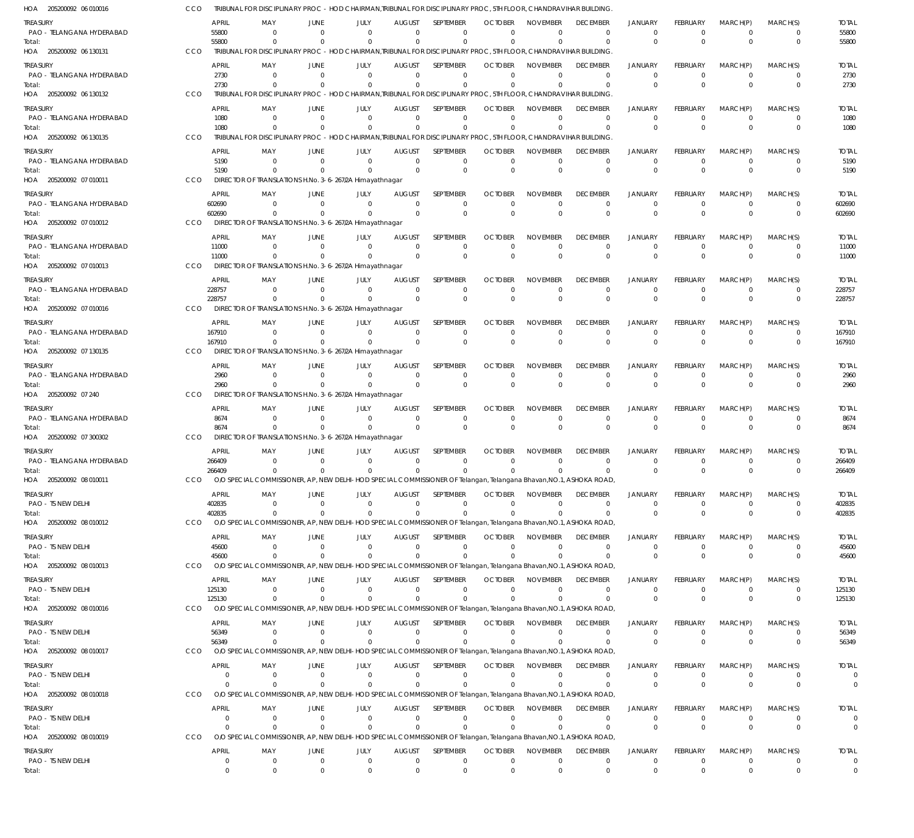HOA 205200092 06 010016 CCO TRIBUNAL FOR DISCIPLINARY PROC - HOD CHAIRMAN,TRIBUNAL FOR DISCIPLINARY PROC, 5TH FLOOR, CHANDRAVIHAR BUILDING.

| TREASURY | APRIL | MAY | JUNE | JULY | AUGUST | SEPTEMBER | OCTOBER | NOVEMBER | DECEMBER | JANUARY | FEBRUARY | MARCH(P) | MARCH(S) | TOTAL |
|---|---|---|---|---|---|---|---|---|---|---|---|---|---|---|
| PAO - TELANGANA HYDERABAD | 55800 | 0 | 0 | 0 | 0 | 0 | 0 | 0 | 0 | 0 | 0 | 0 | 0 | 55800 |
| Total: | 55800 | 0 | 0 | 0 | 0 | 0 | 0 | 0 | 0 | 0 | 0 | 0 | 0 | 55800 |

HOA 205200092 06 130131 CCO TRIBUNAL FOR DISCIPLINARY PROC - HOD CHAIRMAN,TRIBUNAL FOR DISCIPLINARY PROC, 5TH FLOOR, CHANDRAVIHAR BUILDING.

| TREASURY | APRIL | MAY | JUNE | JULY | AUGUST | SEPTEMBER | OCTOBER | NOVEMBER | DECEMBER | JANUARY | FEBRUARY | MARCH(P) | MARCH(S) | TOTAL |
|---|---|---|---|---|---|---|---|---|---|---|---|---|---|---|
| PAO - TELANGANA HYDERABAD | 2730 | 0 | 0 | 0 | 0 | 0 | 0 | 0 | 0 | 0 | 0 | 0 | 0 | 2730 |
| Total: | 2730 | 0 | 0 | 0 | 0 | 0 | 0 | 0 | 0 | 0 | 0 | 0 | 0 | 2730 |

HOA 205200092 06 130132 CCO TRIBUNAL FOR DISCIPLINARY PROC - HOD CHAIRMAN,TRIBUNAL FOR DISCIPLINARY PROC, 5TH FLOOR, CHANDRAVIHAR BUILDING.

| TREASURY | APRIL | MAY | JUNE | JULY | AUGUST | SEPTEMBER | OCTOBER | NOVEMBER | DECEMBER | JANUARY | FEBRUARY | MARCH(P) | MARCH(S) | TOTAL |
|---|---|---|---|---|---|---|---|---|---|---|---|---|---|---|
| PAO - TELANGANA HYDERABAD | 1080 | 0 | 0 | 0 | 0 | 0 | 0 | 0 | 0 | 0 | 0 | 0 | 0 | 1080 |
| Total: | 1080 | 0 | 0 | 0 | 0 | 0 | 0 | 0 | 0 | 0 | 0 | 0 | 0 | 1080 |

HOA 205200092 06 130135 CCO TRIBUNAL FOR DISCIPLINARY PROC - HOD CHAIRMAN,TRIBUNAL FOR DISCIPLINARY PROC, 5TH FLOOR, CHANDRAVIHAR BUILDING.

| TREASURY | APRIL | MAY | JUNE | JULY | AUGUST | SEPTEMBER | OCTOBER | NOVEMBER | DECEMBER | JANUARY | FEBRUARY | MARCH(P) | MARCH(S) | TOTAL |
|---|---|---|---|---|---|---|---|---|---|---|---|---|---|---|
| PAO - TELANGANA HYDERABAD | 5190 | 0 | 0 | 0 | 0 | 0 | 0 | 0 | 0 | 0 | 0 | 0 | 0 | 5190 |
| Total: | 5190 | 0 | 0 | 0 | 0 | 0 | 0 | 0 | 0 | 0 | 0 | 0 | 0 | 5190 |

HOA 205200092 07 010011 CCO DIRECTOR OF TRANSLATIONS H.No. 3-6-267/2A Himayathnagar

| TREASURY | APRIL | MAY | JUNE | JULY | AUGUST | SEPTEMBER | OCTOBER | NOVEMBER | DECEMBER | JANUARY | FEBRUARY | MARCH(P) | MARCH(S) | TOTAL |
|---|---|---|---|---|---|---|---|---|---|---|---|---|---|---|
| PAO - TELANGANA HYDERABAD | 602690 | 0 | 0 | 0 | 0 | 0 | 0 | 0 | 0 | 0 | 0 | 0 | 0 | 602690 |
| Total: | 602690 | 0 | 0 | 0 | 0 | 0 | 0 | 0 | 0 | 0 | 0 | 0 | 0 | 602690 |

HOA 205200092 07 010012 CCO DIRECTOR OF TRANSLATIONS H.No. 3-6-267/2A Himayathnagar

| TREASURY | APRIL | MAY | JUNE | JULY | AUGUST | SEPTEMBER | OCTOBER | NOVEMBER | DECEMBER | JANUARY | FEBRUARY | MARCH(P) | MARCH(S) | TOTAL |
|---|---|---|---|---|---|---|---|---|---|---|---|---|---|---|
| PAO - TELANGANA HYDERABAD | 11000 | 0 | 0 | 0 | 0 | 0 | 0 | 0 | 0 | 0 | 0 | 0 | 0 | 11000 |
| Total: | 11000 | 0 | 0 | 0 | 0 | 0 | 0 | 0 | 0 | 0 | 0 | 0 | 0 | 11000 |

HOA 205200092 07 010013 CCO DIRECTOR OF TRANSLATIONS H.No. 3-6-267/2A Himayathnagar

| TREASURY | APRIL | MAY | JUNE | JULY | AUGUST | SEPTEMBER | OCTOBER | NOVEMBER | DECEMBER | JANUARY | FEBRUARY | MARCH(P) | MARCH(S) | TOTAL |
|---|---|---|---|---|---|---|---|---|---|---|---|---|---|---|
| PAO - TELANGANA HYDERABAD | 228757 | 0 | 0 | 0 | 0 | 0 | 0 | 0 | 0 | 0 | 0 | 0 | 0 | 228757 |
| Total: | 228757 | 0 | 0 | 0 | 0 | 0 | 0 | 0 | 0 | 0 | 0 | 0 | 0 | 228757 |

HOA 205200092 07 010016 CCO DIRECTOR OF TRANSLATIONS H.No. 3-6-267/2A Himayathnagar

| TREASURY | APRIL | MAY | JUNE | JULY | AUGUST | SEPTEMBER | OCTOBER | NOVEMBER | DECEMBER | JANUARY | FEBRUARY | MARCH(P) | MARCH(S) | TOTAL |
|---|---|---|---|---|---|---|---|---|---|---|---|---|---|---|
| PAO - TELANGANA HYDERABAD | 167910 | 0 | 0 | 0 | 0 | 0 | 0 | 0 | 0 | 0 | 0 | 0 | 0 | 167910 |
| Total: | 167910 | 0 | 0 | 0 | 0 | 0 | 0 | 0 | 0 | 0 | 0 | 0 | 0 | 167910 |

HOA 205200092 07 130135 CCO DIRECTOR OF TRANSLATIONS H.No. 3-6-267/2A Himayathnagar

| TREASURY | APRIL | MAY | JUNE | JULY | AUGUST | SEPTEMBER | OCTOBER | NOVEMBER | DECEMBER | JANUARY | FEBRUARY | MARCH(P) | MARCH(S) | TOTAL |
|---|---|---|---|---|---|---|---|---|---|---|---|---|---|---|
| PAO - TELANGANA HYDERABAD | 2960 | 0 | 0 | 0 | 0 | 0 | 0 | 0 | 0 | 0 | 0 | 0 | 0 | 2960 |
| Total: | 2960 | 0 | 0 | 0 | 0 | 0 | 0 | 0 | 0 | 0 | 0 | 0 | 0 | 2960 |

HOA 205200092 07 240 CCO DIRECTOR OF TRANSLATIONS H.No. 3-6-267/2A Himayathnagar

| TREASURY | APRIL | MAY | JUNE | JULY | AUGUST | SEPTEMBER | OCTOBER | NOVEMBER | DECEMBER | JANUARY | FEBRUARY | MARCH(P) | MARCH(S) | TOTAL |
|---|---|---|---|---|---|---|---|---|---|---|---|---|---|---|
| PAO - TELANGANA HYDERABAD | 8674 | 0 | 0 | 0 | 0 | 0 | 0 | 0 | 0 | 0 | 0 | 0 | 0 | 8674 |
| Total: | 8674 | 0 | 0 | 0 | 0 | 0 | 0 | 0 | 0 | 0 | 0 | 0 | 0 | 8674 |

HOA 205200092 07 300302 CCO DIRECTOR OF TRANSLATIONS H.No. 3-6-267/2A Himayathnagar

| TREASURY | APRIL | MAY | JUNE | JULY | AUGUST | SEPTEMBER | OCTOBER | NOVEMBER | DECEMBER | JANUARY | FEBRUARY | MARCH(P) | MARCH(S) | TOTAL |
|---|---|---|---|---|---|---|---|---|---|---|---|---|---|---|
| PAO - TELANGANA HYDERABAD | 266409 | 0 | 0 | 0 | 0 | 0 | 0 | 0 | 0 | 0 | 0 | 0 | 0 | 266409 |
| Total: | 266409 | 0 | 0 | 0 | 0 | 0 | 0 | 0 | 0 | 0 | 0 | 0 | 0 | 266409 |

HOA 205200092 08 010011 CCO O/O SPECIAL COMMISSIONER, AP, NEW DELHI- HOD SPECIAL COMMISSIONER OF Telangan, Telangana Bhavan,NO.1, ASHOKA ROAD,

| TREASURY | APRIL | MAY | JUNE | JULY | AUGUST | SEPTEMBER | OCTOBER | NOVEMBER | DECEMBER | JANUARY | FEBRUARY | MARCH(P) | MARCH(S) | TOTAL |
|---|---|---|---|---|---|---|---|---|---|---|---|---|---|---|
| PAO - TS NEW DELHI | 402835 | 0 | 0 | 0 | 0 | 0 | 0 | 0 | 0 | 0 | 0 | 0 | 0 | 402835 |
| Total: | 402835 | 0 | 0 | 0 | 0 | 0 | 0 | 0 | 0 | 0 | 0 | 0 | 0 | 402835 |

HOA 205200092 08 010012 CCO O/O SPECIAL COMMISSIONER, AP, NEW DELHI- HOD SPECIAL COMMISSIONER OF Telangan, Telangana Bhavan,NO.1, ASHOKA ROAD,

| TREASURY | APRIL | MAY | JUNE | JULY | AUGUST | SEPTEMBER | OCTOBER | NOVEMBER | DECEMBER | JANUARY | FEBRUARY | MARCH(P) | MARCH(S) | TOTAL |
|---|---|---|---|---|---|---|---|---|---|---|---|---|---|---|
| PAO - TS NEW DELHI | 45600 | 0 | 0 | 0 | 0 | 0 | 0 | 0 | 0 | 0 | 0 | 0 | 0 | 45600 |
| Total: | 45600 | 0 | 0 | 0 | 0 | 0 | 0 | 0 | 0 | 0 | 0 | 0 | 0 | 45600 |

HOA 205200092 08 010013 CCO O/O SPECIAL COMMISSIONER, AP, NEW DELHI- HOD SPECIAL COMMISSIONER OF Telangan, Telangana Bhavan,NO.1, ASHOKA ROAD,

| TREASURY | APRIL | MAY | JUNE | JULY | AUGUST | SEPTEMBER | OCTOBER | NOVEMBER | DECEMBER | JANUARY | FEBRUARY | MARCH(P) | MARCH(S) | TOTAL |
|---|---|---|---|---|---|---|---|---|---|---|---|---|---|---|
| PAO - TS NEW DELHI | 125130 | 0 | 0 | 0 | 0 | 0 | 0 | 0 | 0 | 0 | 0 | 0 | 0 | 125130 |
| Total: | 125130 | 0 | 0 | 0 | 0 | 0 | 0 | 0 | 0 | 0 | 0 | 0 | 0 | 125130 |

HOA 205200092 08 010016 CCO O/O SPECIAL COMMISSIONER, AP, NEW DELHI- HOD SPECIAL COMMISSIONER OF Telangan, Telangana Bhavan,NO.1, ASHOKA ROAD,

| TREASURY | APRIL | MAY | JUNE | JULY | AUGUST | SEPTEMBER | OCTOBER | NOVEMBER | DECEMBER | JANUARY | FEBRUARY | MARCH(P) | MARCH(S) | TOTAL |
|---|---|---|---|---|---|---|---|---|---|---|---|---|---|---|
| PAO - TS NEW DELHI | 56349 | 0 | 0 | 0 | 0 | 0 | 0 | 0 | 0 | 0 | 0 | 0 | 0 | 56349 |
| Total: | 56349 | 0 | 0 | 0 | 0 | 0 | 0 | 0 | 0 | 0 | 0 | 0 | 0 | 56349 |

HOA 205200092 08 010017 CCO O/O SPECIAL COMMISSIONER, AP, NEW DELHI- HOD SPECIAL COMMISSIONER OF Telangan, Telangana Bhavan,NO.1, ASHOKA ROAD,

| TREASURY | APRIL | MAY | JUNE | JULY | AUGUST | SEPTEMBER | OCTOBER | NOVEMBER | DECEMBER | JANUARY | FEBRUARY | MARCH(P) | MARCH(S) | TOTAL |
|---|---|---|---|---|---|---|---|---|---|---|---|---|---|---|
| PAO - TS NEW DELHI | 0 | 0 | 0 | 0 | 0 | 0 | 0 | 0 | 0 | 0 | 0 | 0 | 0 | 0 |
| Total: | 0 | 0 | 0 | 0 | 0 | 0 | 0 | 0 | 0 | 0 | 0 | 0 | 0 | 0 |

HOA 205200092 08 010018 CCO O/O SPECIAL COMMISSIONER, AP, NEW DELHI- HOD SPECIAL COMMISSIONER OF Telangan, Telangana Bhavan,NO.1, ASHOKA ROAD,

| TREASURY | APRIL | MAY | JUNE | JULY | AUGUST | SEPTEMBER | OCTOBER | NOVEMBER | DECEMBER | JANUARY | FEBRUARY | MARCH(P) | MARCH(S) | TOTAL |
|---|---|---|---|---|---|---|---|---|---|---|---|---|---|---|
| PAO - TS NEW DELHI | 0 | 0 | 0 | 0 | 0 | 0 | 0 | 0 | 0 | 0 | 0 | 0 | 0 | 0 |
| Total: | 0 | 0 | 0 | 0 | 0 | 0 | 0 | 0 | 0 | 0 | 0 | 0 | 0 | 0 |

HOA 205200092 08 010019 CCO O/O SPECIAL COMMISSIONER, AP, NEW DELHI- HOD SPECIAL COMMISSIONER OF Telangan, Telangana Bhavan,NO.1, ASHOKA ROAD,

| TREASURY | APRIL | MAY | JUNE | JULY | AUGUST | SEPTEMBER | OCTOBER | NOVEMBER | DECEMBER | JANUARY | FEBRUARY | MARCH(P) | MARCH(S) | TOTAL |
|---|---|---|---|---|---|---|---|---|---|---|---|---|---|---|
| PAO - TS NEW DELHI | 0 | 0 | 0 | 0 | 0 | 0 | 0 | 0 | 0 | 0 | 0 | 0 | 0 | 0 |
| Total: | 0 | 0 | 0 | 0 | 0 | 0 | 0 | 0 | 0 | 0 | 0 | 0 | 0 | 0 |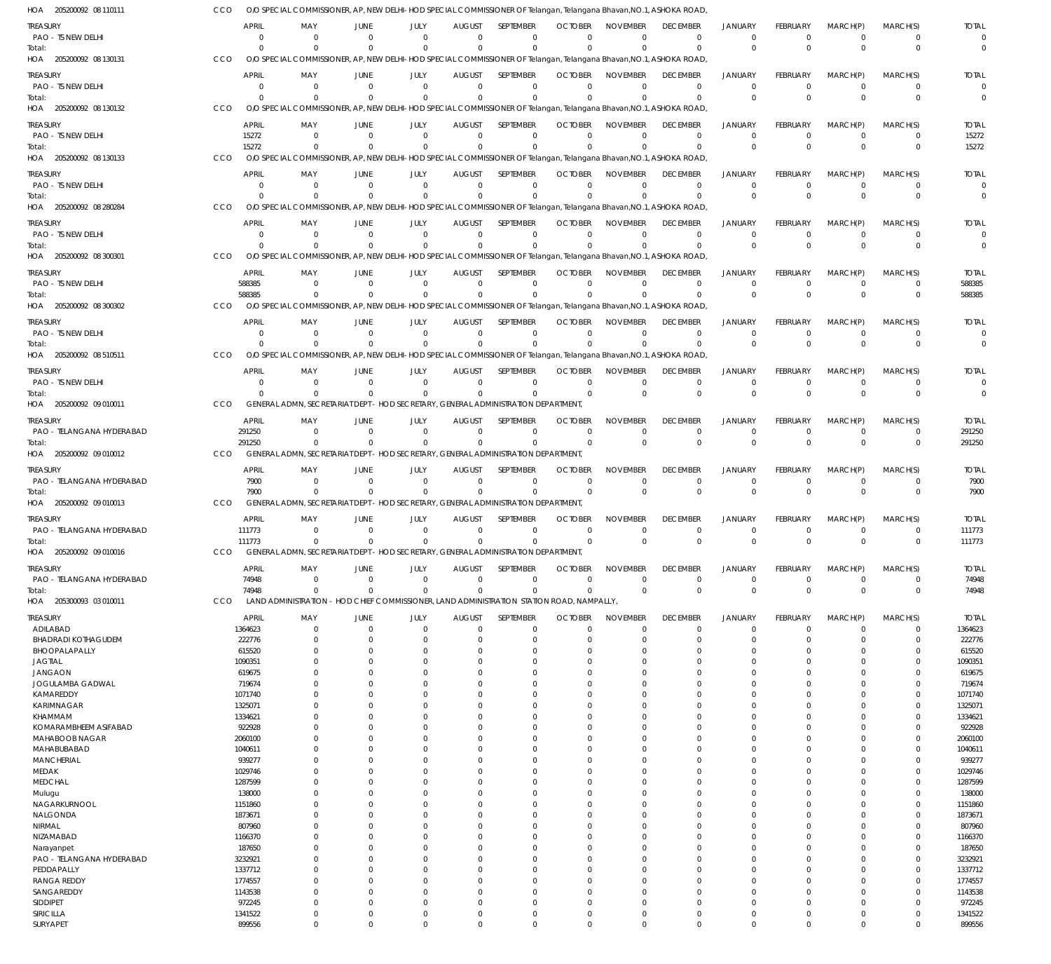HOA 205200092 08 110111 CCO O/O SPECIAL COMMISSIONER, AP, NEW DELHI- HOD SPECIAL COMMISSIONER OF Telangan, Telangana Bhavan,NO.1, ASHOKA ROAD,

| TREASURY | APRIL | MAY | JUNE | JULY | AUGUST | SEPTEMBER | OCTOBER | NOVEMBER | DECEMBER | JANUARY | FEBRUARY | MARCH(P) | MARCH(S) | TOTAL |
|---|---|---|---|---|---|---|---|---|---|---|---|---|---|---|
| PAO - TS NEW DELHI | 0 | 0 | 0 | 0 | 0 | 0 | 0 | 0 | 0 | 0 | 0 | 0 | 0 | 0 |
| Total: | 0 | 0 | 0 | 0 | 0 | 0 | 0 | 0 | 0 | 0 | 0 | 0 | 0 | 0 |

HOA 205200092 08 130131 CCO O/O SPECIAL COMMISSIONER, AP, NEW DELHI- HOD SPECIAL COMMISSIONER OF Telangan, Telangana Bhavan,NO.1, ASHOKA ROAD,

| TREASURY | APRIL | MAY | JUNE | JULY | AUGUST | SEPTEMBER | OCTOBER | NOVEMBER | DECEMBER | JANUARY | FEBRUARY | MARCH(P) | MARCH(S) | TOTAL |
|---|---|---|---|---|---|---|---|---|---|---|---|---|---|---|
| PAO - TS NEW DELHI | 0 | 0 | 0 | 0 | 0 | 0 | 0 | 0 | 0 | 0 | 0 | 0 | 0 | 0 |
| Total: | 0 | 0 | 0 | 0 | 0 | 0 | 0 | 0 | 0 | 0 | 0 | 0 | 0 | 0 |

HOA 205200092 08 130132 CCO O/O SPECIAL COMMISSIONER, AP, NEW DELHI- HOD SPECIAL COMMISSIONER OF Telangan, Telangana Bhavan,NO.1, ASHOKA ROAD,

| TREASURY | APRIL | MAY | JUNE | JULY | AUGUST | SEPTEMBER | OCTOBER | NOVEMBER | DECEMBER | JANUARY | FEBRUARY | MARCH(P) | MARCH(S) | TOTAL |
|---|---|---|---|---|---|---|---|---|---|---|---|---|---|---|
| PAO - TS NEW DELHI | 15272 | 0 | 0 | 0 | 0 | 0 | 0 | 0 | 0 | 0 | 0 | 0 | 0 | 15272 |
| Total: | 15272 | 0 | 0 | 0 | 0 | 0 | 0 | 0 | 0 | 0 | 0 | 0 | 0 | 15272 |

HOA 205200092 08 130133 CCO O/O SPECIAL COMMISSIONER, AP, NEW DELHI- HOD SPECIAL COMMISSIONER OF Telangan, Telangana Bhavan,NO.1, ASHOKA ROAD,

| TREASURY | APRIL | MAY | JUNE | JULY | AUGUST | SEPTEMBER | OCTOBER | NOVEMBER | DECEMBER | JANUARY | FEBRUARY | MARCH(P) | MARCH(S) | TOTAL |
|---|---|---|---|---|---|---|---|---|---|---|---|---|---|---|
| PAO - TS NEW DELHI | 0 | 0 | 0 | 0 | 0 | 0 | 0 | 0 | 0 | 0 | 0 | 0 | 0 | 0 |
| Total: | 0 | 0 | 0 | 0 | 0 | 0 | 0 | 0 | 0 | 0 | 0 | 0 | 0 | 0 |

HOA 205200092 08 280284 CCO O/O SPECIAL COMMISSIONER, AP, NEW DELHI- HOD SPECIAL COMMISSIONER OF Telangan, Telangana Bhavan,NO.1, ASHOKA ROAD,

| TREASURY | APRIL | MAY | JUNE | JULY | AUGUST | SEPTEMBER | OCTOBER | NOVEMBER | DECEMBER | JANUARY | FEBRUARY | MARCH(P) | MARCH(S) | TOTAL |
|---|---|---|---|---|---|---|---|---|---|---|---|---|---|---|
| PAO - TS NEW DELHI | 0 | 0 | 0 | 0 | 0 | 0 | 0 | 0 | 0 | 0 | 0 | 0 | 0 | 0 |
| Total: | 0 | 0 | 0 | 0 | 0 | 0 | 0 | 0 | 0 | 0 | 0 | 0 | 0 | 0 |

HOA 205200092 08 300301 CCO O/O SPECIAL COMMISSIONER, AP, NEW DELHI- HOD SPECIAL COMMISSIONER OF Telangan, Telangana Bhavan,NO.1, ASHOKA ROAD,

| TREASURY | APRIL | MAY | JUNE | JULY | AUGUST | SEPTEMBER | OCTOBER | NOVEMBER | DECEMBER | JANUARY | FEBRUARY | MARCH(P) | MARCH(S) | TOTAL |
|---|---|---|---|---|---|---|---|---|---|---|---|---|---|---|
| PAO - TS NEW DELHI | 588385 | 0 | 0 | 0 | 0 | 0 | 0 | 0 | 0 | 0 | 0 | 0 | 0 | 588385 |
| Total: | 588385 | 0 | 0 | 0 | 0 | 0 | 0 | 0 | 0 | 0 | 0 | 0 | 0 | 588385 |

HOA 205200092 08 300302 CCO O/O SPECIAL COMMISSIONER, AP, NEW DELHI- HOD SPECIAL COMMISSIONER OF Telangan, Telangana Bhavan,NO.1, ASHOKA ROAD,

| TREASURY | APRIL | MAY | JUNE | JULY | AUGUST | SEPTEMBER | OCTOBER | NOVEMBER | DECEMBER | JANUARY | FEBRUARY | MARCH(P) | MARCH(S) | TOTAL |
|---|---|---|---|---|---|---|---|---|---|---|---|---|---|---|
| PAO - TS NEW DELHI | 0 | 0 | 0 | 0 | 0 | 0 | 0 | 0 | 0 | 0 | 0 | 0 | 0 | 0 |
| Total: | 0 | 0 | 0 | 0 | 0 | 0 | 0 | 0 | 0 | 0 | 0 | 0 | 0 | 0 |

HOA 205200092 08 510511 CCO O/O SPECIAL COMMISSIONER, AP, NEW DELHI- HOD SPECIAL COMMISSIONER OF Telangan, Telangana Bhavan,NO.1, ASHOKA ROAD,

| TREASURY | APRIL | MAY | JUNE | JULY | AUGUST | SEPTEMBER | OCTOBER | NOVEMBER | DECEMBER | JANUARY | FEBRUARY | MARCH(P) | MARCH(S) | TOTAL |
|---|---|---|---|---|---|---|---|---|---|---|---|---|---|---|
| PAO - TS NEW DELHI | 0 | 0 | 0 | 0 | 0 | 0 | 0 | 0 | 0 | 0 | 0 | 0 | 0 | 0 |
| Total: | 0 | 0 | 0 | 0 | 0 | 0 | 0 | 0 | 0 | 0 | 0 | 0 | 0 | 0 |

HOA 205200092 09 010011 CCO GENERAL ADMN, SECRETARIAT DEPT - HOD SECRETARY, GENERAL ADMINISTRATION DEPARTMENT,

| TREASURY | APRIL | MAY | JUNE | JULY | AUGUST | SEPTEMBER | OCTOBER | NOVEMBER | DECEMBER | JANUARY | FEBRUARY | MARCH(P) | MARCH(S) | TOTAL |
|---|---|---|---|---|---|---|---|---|---|---|---|---|---|---|
| PAO - TELANGANA HYDERABAD | 291250 | 0 | 0 | 0 | 0 | 0 | 0 | 0 | 0 | 0 | 0 | 0 | 0 | 291250 |
| Total: | 291250 | 0 | 0 | 0 | 0 | 0 | 0 | 0 | 0 | 0 | 0 | 0 | 0 | 291250 |

HOA 205200092 09 010012 CCO GENERAL ADMN, SECRETARIAT DEPT - HOD SECRETARY, GENERAL ADMINISTRATION DEPARTMENT,

| TREASURY | APRIL | MAY | JUNE | JULY | AUGUST | SEPTEMBER | OCTOBER | NOVEMBER | DECEMBER | JANUARY | FEBRUARY | MARCH(P) | MARCH(S) | TOTAL |
|---|---|---|---|---|---|---|---|---|---|---|---|---|---|---|
| PAO - TELANGANA HYDERABAD | 7900 | 0 | 0 | 0 | 0 | 0 | 0 | 0 | 0 | 0 | 0 | 0 | 0 | 7900 |
| Total: | 7900 | 0 | 0 | 0 | 0 | 0 | 0 | 0 | 0 | 0 | 0 | 0 | 0 | 7900 |

HOA 205200092 09 010013 CCO GENERAL ADMN, SECRETARIAT DEPT - HOD SECRETARY, GENERAL ADMINISTRATION DEPARTMENT,

| TREASURY | APRIL | MAY | JUNE | JULY | AUGUST | SEPTEMBER | OCTOBER | NOVEMBER | DECEMBER | JANUARY | FEBRUARY | MARCH(P) | MARCH(S) | TOTAL |
|---|---|---|---|---|---|---|---|---|---|---|---|---|---|---|
| PAO - TELANGANA HYDERABAD | 111773 | 0 | 0 | 0 | 0 | 0 | 0 | 0 | 0 | 0 | 0 | 0 | 0 | 111773 |
| Total: | 111773 | 0 | 0 | 0 | 0 | 0 | 0 | 0 | 0 | 0 | 0 | 0 | 0 | 111773 |

HOA 205200092 09 010016 CCO GENERAL ADMN, SECRETARIAT DEPT - HOD SECRETARY, GENERAL ADMINISTRATION DEPARTMENT,

| TREASURY | APRIL | MAY | JUNE | JULY | AUGUST | SEPTEMBER | OCTOBER | NOVEMBER | DECEMBER | JANUARY | FEBRUARY | MARCH(P) | MARCH(S) | TOTAL |
|---|---|---|---|---|---|---|---|---|---|---|---|---|---|---|
| PAO - TELANGANA HYDERABAD | 74948 | 0 | 0 | 0 | 0 | 0 | 0 | 0 | 0 | 0 | 0 | 0 | 0 | 74948 |
| Total: | 74948 | 0 | 0 | 0 | 0 | 0 | 0 | 0 | 0 | 0 | 0 | 0 | 0 | 74948 |

HOA 205300093 03 010011 CCO LAND ADMINISTRATION - HOD CHIEF COMMISSIONER, LAND ADMINISTRATION STATION ROAD, NAMPALLY,

| TREASURY | APRIL | MAY | JUNE | JULY | AUGUST | SEPTEMBER | OCTOBER | NOVEMBER | DECEMBER | JANUARY | FEBRUARY | MARCH(P) | MARCH(S) | TOTAL |
|---|---|---|---|---|---|---|---|---|---|---|---|---|---|---|
| ADILABAD | 1364623 | 0 | 0 | 0 | 0 | 0 | 0 | 0 | 0 | 0 | 0 | 0 | 0 | 1364623 |
| BHADRADI KOTHAGUDEM | 222776 | 0 | 0 | 0 | 0 | 0 | 0 | 0 | 0 | 0 | 0 | 0 | 0 | 222776 |
| BHOOPALAPALLY | 615520 | 0 | 0 | 0 | 0 | 0 | 0 | 0 | 0 | 0 | 0 | 0 | 0 | 615520 |
| JAGTIAL | 1090351 | 0 | 0 | 0 | 0 | 0 | 0 | 0 | 0 | 0 | 0 | 0 | 0 | 1090351 |
| JANGAON | 619675 | 0 | 0 | 0 | 0 | 0 | 0 | 0 | 0 | 0 | 0 | 0 | 0 | 619675 |
| JOGULAMBA GADWAL | 719674 | 0 | 0 | 0 | 0 | 0 | 0 | 0 | 0 | 0 | 0 | 0 | 0 | 719674 |
| KAMAREDDY | 1071740 | 0 | 0 | 0 | 0 | 0 | 0 | 0 | 0 | 0 | 0 | 0 | 0 | 1071740 |
| KARIMNAGAR | 1325071 | 0 | 0 | 0 | 0 | 0 | 0 | 0 | 0 | 0 | 0 | 0 | 0 | 1325071 |
| KHAMMAM | 1334621 | 0 | 0 | 0 | 0 | 0 | 0 | 0 | 0 | 0 | 0 | 0 | 0 | 1334621 |
| KOMARAMBHEEM ASIFABAD | 922928 | 0 | 0 | 0 | 0 | 0 | 0 | 0 | 0 | 0 | 0 | 0 | 0 | 922928 |
| MAHABOOB NAGAR | 2060100 | 0 | 0 | 0 | 0 | 0 | 0 | 0 | 0 | 0 | 0 | 0 | 0 | 2060100 |
| MAHABUBABAD | 1040611 | 0 | 0 | 0 | 0 | 0 | 0 | 0 | 0 | 0 | 0 | 0 | 0 | 1040611 |
| MANCHERIAL | 939277 | 0 | 0 | 0 | 0 | 0 | 0 | 0 | 0 | 0 | 0 | 0 | 0 | 939277 |
| MEDAK | 1029746 | 0 | 0 | 0 | 0 | 0 | 0 | 0 | 0 | 0 | 0 | 0 | 0 | 1029746 |
| MEDCHAL | 1287599 | 0 | 0 | 0 | 0 | 0 | 0 | 0 | 0 | 0 | 0 | 0 | 0 | 1287599 |
| Mulugu | 138000 | 0 | 0 | 0 | 0 | 0 | 0 | 0 | 0 | 0 | 0 | 0 | 0 | 138000 |
| NAGARKURNOOL | 1151860 | 0 | 0 | 0 | 0 | 0 | 0 | 0 | 0 | 0 | 0 | 0 | 0 | 1151860 |
| NALGONDA | 1873671 | 0 | 0 | 0 | 0 | 0 | 0 | 0 | 0 | 0 | 0 | 0 | 0 | 1873671 |
| NIRMAL | 807960 | 0 | 0 | 0 | 0 | 0 | 0 | 0 | 0 | 0 | 0 | 0 | 0 | 807960 |
| NIZAMABAD | 1166370 | 0 | 0 | 0 | 0 | 0 | 0 | 0 | 0 | 0 | 0 | 0 | 0 | 1166370 |
| Narayanpet | 187650 | 0 | 0 | 0 | 0 | 0 | 0 | 0 | 0 | 0 | 0 | 0 | 0 | 187650 |
| PAO - TELANGANA HYDERABAD | 3232921 | 0 | 0 | 0 | 0 | 0 | 0 | 0 | 0 | 0 | 0 | 0 | 0 | 3232921 |
| PEDDAPALLY | 1337712 | 0 | 0 | 0 | 0 | 0 | 0 | 0 | 0 | 0 | 0 | 0 | 0 | 1337712 |
| RANGA REDDY | 1774557 | 0 | 0 | 0 | 0 | 0 | 0 | 0 | 0 | 0 | 0 | 0 | 0 | 1774557 |
| SANGAREDDY | 1143538 | 0 | 0 | 0 | 0 | 0 | 0 | 0 | 0 | 0 | 0 | 0 | 0 | 1143538 |
| SIDDIPET | 972245 | 0 | 0 | 0 | 0 | 0 | 0 | 0 | 0 | 0 | 0 | 0 | 0 | 972245 |
| SIRICILLA | 1341522 | 0 | 0 | 0 | 0 | 0 | 0 | 0 | 0 | 0 | 0 | 0 | 0 | 1341522 |
| SURYAPET | 899556 | 0 | 0 | 0 | 0 | 0 | 0 | 0 | 0 | 0 | 0 | 0 | 0 | 899556 |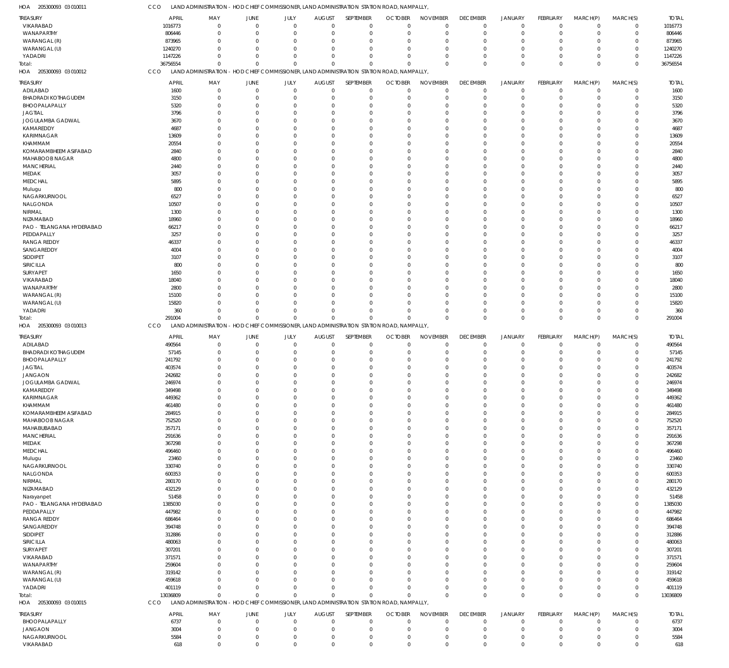HOA 205300093 03 010011 CCO LAND ADMINISTRATION - HOD CHIEF COMMISSIONER, LAND ADMINISTRATION STATION ROAD, NAMPALLY,

| TREASURY | APRIL | MAY | JUNE | JULY | AUGUST | SEPTEMBER | OCTOBER | NOVEMBER | DECEMBER | JANUARY | FEBRUARY | MARCH(P) | MARCH(S) | TOTAL |
|---|---|---|---|---|---|---|---|---|---|---|---|---|---|---|
| VIKARABAD | 1016773 | 0 | 0 | 0 | 0 | 0 | 0 | 0 | 0 | 0 | 0 | 0 | 0 | 1016773 |
| WANAPARTHY | 806446 | 0 | 0 | 0 | 0 | 0 | 0 | 0 | 0 | 0 | 0 | 0 | 0 | 806446 |
| WARANGAL (R) | 873965 | 0 | 0 | 0 | 0 | 0 | 0 | 0 | 0 | 0 | 0 | 0 | 0 | 873965 |
| WARANGAL (U) | 1240270 | 0 | 0 | 0 | 0 | 0 | 0 | 0 | 0 | 0 | 0 | 0 | 0 | 1240270 |
| YADADRI | 1147226 | 0 | 0 | 0 | 0 | 0 | 0 | 0 | 0 | 0 | 0 | 0 | 0 | 1147226 |
| Total: | 36756554 | 0 | 0 | 0 | 0 | 0 | 0 | 0 | 0 | 0 | 0 | 0 | 0 | 36756554 |

HOA 205300093 03 010012 CCO LAND ADMINISTRATION - HOD CHIEF COMMISSIONER, LAND ADMINISTRATION STATION ROAD, NAMPALLY,

| TREASURY | APRIL | MAY | JUNE | JULY | AUGUST | SEPTEMBER | OCTOBER | NOVEMBER | DECEMBER | JANUARY | FEBRUARY | MARCH(P) | MARCH(S) | TOTAL |
|---|---|---|---|---|---|---|---|---|---|---|---|---|---|---|
| ADILABAD | 1600 | 0 | 0 | 0 | 0 | 0 | 0 | 0 | 0 | 0 | 0 | 0 | 0 | 1600 |
| BHADRADI KOTHAGUDEM | 3150 | 0 | 0 | 0 | 0 | 0 | 0 | 0 | 0 | 0 | 0 | 0 | 0 | 3150 |
| BHOOPALAPALLY | 5320 | 0 | 0 | 0 | 0 | 0 | 0 | 0 | 0 | 0 | 0 | 0 | 0 | 5320 |
| JAGTIAL | 3796 | 0 | 0 | 0 | 0 | 0 | 0 | 0 | 0 | 0 | 0 | 0 | 0 | 3796 |
| JOGULAMBA GADWAL | 3670 | 0 | 0 | 0 | 0 | 0 | 0 | 0 | 0 | 0 | 0 | 0 | 0 | 3670 |
| KAMAREDDY | 4687 | 0 | 0 | 0 | 0 | 0 | 0 | 0 | 0 | 0 | 0 | 0 | 0 | 4687 |
| KARIMNAGAR | 13609 | 0 | 0 | 0 | 0 | 0 | 0 | 0 | 0 | 0 | 0 | 0 | 0 | 13609 |
| KHAMMAM | 20554 | 0 | 0 | 0 | 0 | 0 | 0 | 0 | 0 | 0 | 0 | 0 | 0 | 20554 |
| KOMARAMBHEEM ASIFABAD | 2840 | 0 | 0 | 0 | 0 | 0 | 0 | 0 | 0 | 0 | 0 | 0 | 0 | 2840 |
| MAHABOOB NAGAR | 4800 | 0 | 0 | 0 | 0 | 0 | 0 | 0 | 0 | 0 | 0 | 0 | 0 | 4800 |
| MANCHERIAL | 2440 | 0 | 0 | 0 | 0 | 0 | 0 | 0 | 0 | 0 | 0 | 0 | 0 | 2440 |
| MEDAK | 3057 | 0 | 0 | 0 | 0 | 0 | 0 | 0 | 0 | 0 | 0 | 0 | 0 | 3057 |
| MEDCHAL | 5895 | 0 | 0 | 0 | 0 | 0 | 0 | 0 | 0 | 0 | 0 | 0 | 0 | 5895 |
| Mulugu | 800 | 0 | 0 | 0 | 0 | 0 | 0 | 0 | 0 | 0 | 0 | 0 | 0 | 800 |
| NAGARKURNOOL | 6527 | 0 | 0 | 0 | 0 | 0 | 0 | 0 | 0 | 0 | 0 | 0 | 0 | 6527 |
| NALGONDA | 10507 | 0 | 0 | 0 | 0 | 0 | 0 | 0 | 0 | 0 | 0 | 0 | 0 | 10507 |
| NIRMAL | 1300 | 0 | 0 | 0 | 0 | 0 | 0 | 0 | 0 | 0 | 0 | 0 | 0 | 1300 |
| NIZAMABAD | 18960 | 0 | 0 | 0 | 0 | 0 | 0 | 0 | 0 | 0 | 0 | 0 | 0 | 18960 |
| PAO - TELANGANA HYDERABAD | 66217 | 0 | 0 | 0 | 0 | 0 | 0 | 0 | 0 | 0 | 0 | 0 | 0 | 66217 |
| PEDDAPALLY | 3257 | 0 | 0 | 0 | 0 | 0 | 0 | 0 | 0 | 0 | 0 | 0 | 0 | 3257 |
| RANGA REDDY | 46337 | 0 | 0 | 0 | 0 | 0 | 0 | 0 | 0 | 0 | 0 | 0 | 0 | 46337 |
| SANGAREDDY | 4004 | 0 | 0 | 0 | 0 | 0 | 0 | 0 | 0 | 0 | 0 | 0 | 0 | 4004 |
| SIDDIPET | 3107 | 0 | 0 | 0 | 0 | 0 | 0 | 0 | 0 | 0 | 0 | 0 | 0 | 3107 |
| SIRICILLA | 800 | 0 | 0 | 0 | 0 | 0 | 0 | 0 | 0 | 0 | 0 | 0 | 0 | 800 |
| SURYAPET | 1650 | 0 | 0 | 0 | 0 | 0 | 0 | 0 | 0 | 0 | 0 | 0 | 0 | 1650 |
| VIKARABAD | 18040 | 0 | 0 | 0 | 0 | 0 | 0 | 0 | 0 | 0 | 0 | 0 | 0 | 18040 |
| WANAPARTHY | 2800 | 0 | 0 | 0 | 0 | 0 | 0 | 0 | 0 | 0 | 0 | 0 | 0 | 2800 |
| WARANGAL (R) | 15100 | 0 | 0 | 0 | 0 | 0 | 0 | 0 | 0 | 0 | 0 | 0 | 0 | 15100 |
| WARANGAL (U) | 15820 | 0 | 0 | 0 | 0 | 0 | 0 | 0 | 0 | 0 | 0 | 0 | 0 | 15820 |
| YADADRI | 360 | 0 | 0 | 0 | 0 | 0 | 0 | 0 | 0 | 0 | 0 | 0 | 0 | 360 |
| Total: | 291004 | 0 | 0 | 0 | 0 | 0 | 0 | 0 | 0 | 0 | 0 | 0 | 0 | 291004 |

HOA 205300093 03 010013 CCO LAND ADMINISTRATION - HOD CHIEF COMMISSIONER, LAND ADMINISTRATION STATION ROAD, NAMPALLY,

| TREASURY | APRIL | MAY | JUNE | JULY | AUGUST | SEPTEMBER | OCTOBER | NOVEMBER | DECEMBER | JANUARY | FEBRUARY | MARCH(P) | MARCH(S) | TOTAL |
|---|---|---|---|---|---|---|---|---|---|---|---|---|---|---|
| ADILABAD | 490564 | 0 | 0 | 0 | 0 | 0 | 0 | 0 | 0 | 0 | 0 | 0 | 0 | 490564 |
| BHADRADI KOTHAGUDEM | 57145 | 0 | 0 | 0 | 0 | 0 | 0 | 0 | 0 | 0 | 0 | 0 | 0 | 57145 |
| BHOOPALAPALLY | 241792 | 0 | 0 | 0 | 0 | 0 | 0 | 0 | 0 | 0 | 0 | 0 | 0 | 241792 |
| JAGTIAL | 403574 | 0 | 0 | 0 | 0 | 0 | 0 | 0 | 0 | 0 | 0 | 0 | 0 | 403574 |
| JANGAON | 242682 | 0 | 0 | 0 | 0 | 0 | 0 | 0 | 0 | 0 | 0 | 0 | 0 | 242682 |
| JOGULAMBA GADWAL | 246974 | 0 | 0 | 0 | 0 | 0 | 0 | 0 | 0 | 0 | 0 | 0 | 0 | 246974 |
| KAMAREDDY | 349498 | 0 | 0 | 0 | 0 | 0 | 0 | 0 | 0 | 0 | 0 | 0 | 0 | 349498 |
| KARIMNAGAR | 449362 | 0 | 0 | 0 | 0 | 0 | 0 | 0 | 0 | 0 | 0 | 0 | 0 | 449362 |
| KHAMMAM | 461480 | 0 | 0 | 0 | 0 | 0 | 0 | 0 | 0 | 0 | 0 | 0 | 0 | 461480 |
| KOMARAMBHEEM ASIFABAD | 284915 | 0 | 0 | 0 | 0 | 0 | 0 | 0 | 0 | 0 | 0 | 0 | 0 | 284915 |
| MAHABOOB NAGAR | 752520 | 0 | 0 | 0 | 0 | 0 | 0 | 0 | 0 | 0 | 0 | 0 | 0 | 752520 |
| MAHABUBABAD | 357171 | 0 | 0 | 0 | 0 | 0 | 0 | 0 | 0 | 0 | 0 | 0 | 0 | 357171 |
| MANCHERIAL | 291636 | 0 | 0 | 0 | 0 | 0 | 0 | 0 | 0 | 0 | 0 | 0 | 0 | 291636 |
| MEDAK | 367298 | 0 | 0 | 0 | 0 | 0 | 0 | 0 | 0 | 0 | 0 | 0 | 0 | 367298 |
| MEDCHAL | 496460 | 0 | 0 | 0 | 0 | 0 | 0 | 0 | 0 | 0 | 0 | 0 | 0 | 496460 |
| Mulugu | 23460 | 0 | 0 | 0 | 0 | 0 | 0 | 0 | 0 | 0 | 0 | 0 | 0 | 23460 |
| NAGARKURNOOL | 330740 | 0 | 0 | 0 | 0 | 0 | 0 | 0 | 0 | 0 | 0 | 0 | 0 | 330740 |
| NALGONDA | 600353 | 0 | 0 | 0 | 0 | 0 | 0 | 0 | 0 | 0 | 0 | 0 | 0 | 600353 |
| NIRMAL | 280170 | 0 | 0 | 0 | 0 | 0 | 0 | 0 | 0 | 0 | 0 | 0 | 0 | 280170 |
| NIZAMABAD | 432129 | 0 | 0 | 0 | 0 | 0 | 0 | 0 | 0 | 0 | 0 | 0 | 0 | 432129 |
| Narayanpet | 51458 | 0 | 0 | 0 | 0 | 0 | 0 | 0 | 0 | 0 | 0 | 0 | 0 | 51458 |
| PAO - TELANGANA HYDERABAD | 1385030 | 0 | 0 | 0 | 0 | 0 | 0 | 0 | 0 | 0 | 0 | 0 | 0 | 1385030 |
| PEDDAPALLY | 447982 | 0 | 0 | 0 | 0 | 0 | 0 | 0 | 0 | 0 | 0 | 0 | 0 | 447982 |
| RANGA REDDY | 686464 | 0 | 0 | 0 | 0 | 0 | 0 | 0 | 0 | 0 | 0 | 0 | 0 | 686464 |
| SANGAREDDY | 394748 | 0 | 0 | 0 | 0 | 0 | 0 | 0 | 0 | 0 | 0 | 0 | 0 | 394748 |
| SIDDIPET | 312886 | 0 | 0 | 0 | 0 | 0 | 0 | 0 | 0 | 0 | 0 | 0 | 0 | 312886 |
| SIRICILLA | 480063 | 0 | 0 | 0 | 0 | 0 | 0 | 0 | 0 | 0 | 0 | 0 | 0 | 480063 |
| SURYAPET | 307201 | 0 | 0 | 0 | 0 | 0 | 0 | 0 | 0 | 0 | 0 | 0 | 0 | 307201 |
| VIKARABAD | 371571 | 0 | 0 | 0 | 0 | 0 | 0 | 0 | 0 | 0 | 0 | 0 | 0 | 371571 |
| WANAPARTHY | 259604 | 0 | 0 | 0 | 0 | 0 | 0 | 0 | 0 | 0 | 0 | 0 | 0 | 259604 |
| WARANGAL (R) | 319142 | 0 | 0 | 0 | 0 | 0 | 0 | 0 | 0 | 0 | 0 | 0 | 0 | 319142 |
| WARANGAL (U) | 459618 | 0 | 0 | 0 | 0 | 0 | 0 | 0 | 0 | 0 | 0 | 0 | 0 | 459618 |
| YADADRI | 401119 | 0 | 0 | 0 | 0 | 0 | 0 | 0 | 0 | 0 | 0 | 0 | 0 | 401119 |
| Total: | 13036809 | 0 | 0 | 0 | 0 | 0 | 0 | 0 | 0 | 0 | 0 | 0 | 0 | 13036809 |

HOA 205300093 03 010015 CCO LAND ADMINISTRATION - HOD CHIEF COMMISSIONER, LAND ADMINISTRATION STATION ROAD, NAMPALLY,

| TREASURY | APRIL | MAY | JUNE | JULY | AUGUST | SEPTEMBER | OCTOBER | NOVEMBER | DECEMBER | JANUARY | FEBRUARY | MARCH(P) | MARCH(S) | TOTAL |
|---|---|---|---|---|---|---|---|---|---|---|---|---|---|---|
| BHOOPALAPALLY | 6737 | 0 | 0 | 0 | 0 | 0 | 0 | 0 | 0 | 0 | 0 | 0 | 0 | 6737 |
| JANGAON | 3004 | 0 | 0 | 0 | 0 | 0 | 0 | 0 | 0 | 0 | 0 | 0 | 0 | 3004 |
| NAGARKURNOOL | 5584 | 0 | 0 | 0 | 0 | 0 | 0 | 0 | 0 | 0 | 0 | 0 | 0 | 5584 |
| VIKARABAD | 618 | 0 | 0 | 0 | 0 | 0 | 0 | 0 | 0 | 0 | 0 | 0 | 0 | 618 |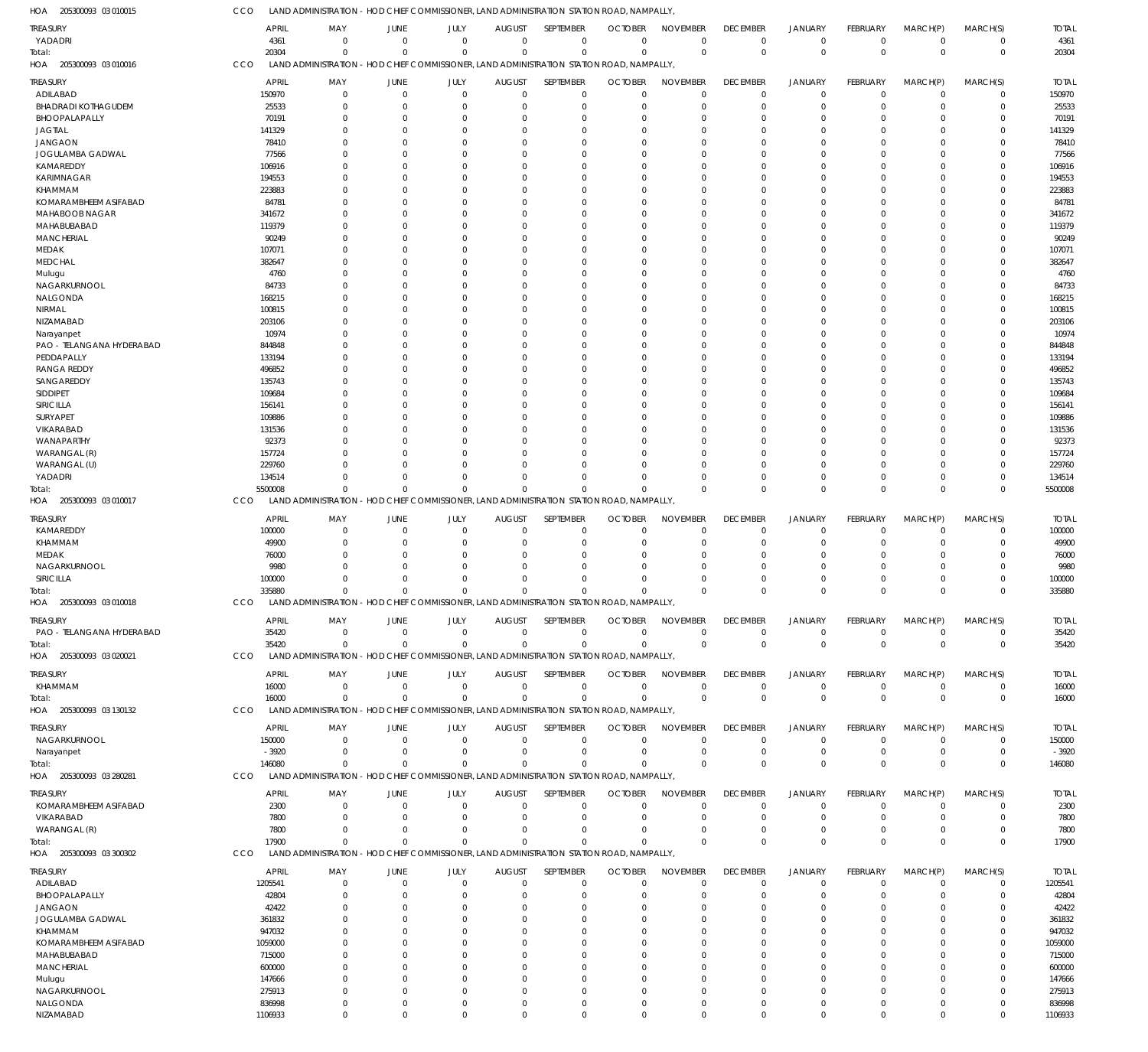HOA 205300093 03 010015 CCO LAND ADMINISTRATION - HOD CHIEF COMMISSIONER, LAND ADMINISTRATION STATION ROAD, NAMPALLY,

| TREASURY | APRIL | MAY | JUNE | JULY | AUGUST | SEPTEMBER | OCTOBER | NOVEMBER | DECEMBER | JANUARY | FEBRUARY | MARCH(P) | MARCH(S) | TOTAL |
|---|---|---|---|---|---|---|---|---|---|---|---|---|---|---|
| YADADRI | 4361 | 0 | 0 | 0 | 0 | 0 | 0 | 0 | 0 | 0 | 0 | 0 | 0 | 4361 |
| Total: | 20304 | 0 | 0 | 0 | 0 | 0 | 0 | 0 | 0 | 0 | 0 | 0 | 0 | 20304 |

HOA 205300093 03 010016 CCO LAND ADMINISTRATION - HOD CHIEF COMMISSIONER, LAND ADMINISTRATION STATION ROAD, NAMPALLY,

| TREASURY | APRIL | MAY | JUNE | JULY | AUGUST | SEPTEMBER | OCTOBER | NOVEMBER | DECEMBER | JANUARY | FEBRUARY | MARCH(P) | MARCH(S) | TOTAL |
|---|---|---|---|---|---|---|---|---|---|---|---|---|---|---|
| ADILABAD | 150970 | 0 | 0 | 0 | 0 | 0 | 0 | 0 | 0 | 0 | 0 | 0 | 0 | 150970 |
| BHADRADI KOTHAGUDEM | 25533 | 0 | 0 | 0 | 0 | 0 | 0 | 0 | 0 | 0 | 0 | 0 | 0 | 25533 |
| BHOOPALAPALLY | 70191 | 0 | 0 | 0 | 0 | 0 | 0 | 0 | 0 | 0 | 0 | 0 | 0 | 70191 |
| JAGTIAL | 141329 | 0 | 0 | 0 | 0 | 0 | 0 | 0 | 0 | 0 | 0 | 0 | 0 | 141329 |
| JANGAON | 78410 | 0 | 0 | 0 | 0 | 0 | 0 | 0 | 0 | 0 | 0 | 0 | 0 | 78410 |
| JOGULAMBA GADWAL | 77566 | 0 | 0 | 0 | 0 | 0 | 0 | 0 | 0 | 0 | 0 | 0 | 0 | 77566 |
| KAMAREDDY | 106916 | 0 | 0 | 0 | 0 | 0 | 0 | 0 | 0 | 0 | 0 | 0 | 0 | 106916 |
| KARIMNAGAR | 194553 | 0 | 0 | 0 | 0 | 0 | 0 | 0 | 0 | 0 | 0 | 0 | 0 | 194553 |
| KHAMMAM | 223883 | 0 | 0 | 0 | 0 | 0 | 0 | 0 | 0 | 0 | 0 | 0 | 0 | 223883 |
| KOMARAMBHEEM ASIFABAD | 84781 | 0 | 0 | 0 | 0 | 0 | 0 | 0 | 0 | 0 | 0 | 0 | 0 | 84781 |
| MAHABOOB NAGAR | 341672 | 0 | 0 | 0 | 0 | 0 | 0 | 0 | 0 | 0 | 0 | 0 | 0 | 341672 |
| MAHABUBABAD | 119379 | 0 | 0 | 0 | 0 | 0 | 0 | 0 | 0 | 0 | 0 | 0 | 0 | 119379 |
| MANCHERIAL | 90249 | 0 | 0 | 0 | 0 | 0 | 0 | 0 | 0 | 0 | 0 | 0 | 0 | 90249 |
| MEDAK | 107071 | 0 | 0 | 0 | 0 | 0 | 0 | 0 | 0 | 0 | 0 | 0 | 0 | 107071 |
| MEDCHAL | 382647 | 0 | 0 | 0 | 0 | 0 | 0 | 0 | 0 | 0 | 0 | 0 | 0 | 382647 |
| Mulugu | 4760 | 0 | 0 | 0 | 0 | 0 | 0 | 0 | 0 | 0 | 0 | 0 | 0 | 4760 |
| NAGARKURNOOL | 84733 | 0 | 0 | 0 | 0 | 0 | 0 | 0 | 0 | 0 | 0 | 0 | 0 | 84733 |
| NALGONDA | 168215 | 0 | 0 | 0 | 0 | 0 | 0 | 0 | 0 | 0 | 0 | 0 | 0 | 168215 |
| NIRMAL | 100815 | 0 | 0 | 0 | 0 | 0 | 0 | 0 | 0 | 0 | 0 | 0 | 0 | 100815 |
| NIZAMABAD | 203106 | 0 | 0 | 0 | 0 | 0 | 0 | 0 | 0 | 0 | 0 | 0 | 0 | 203106 |
| Narayanpet | 10974 | 0 | 0 | 0 | 0 | 0 | 0 | 0 | 0 | 0 | 0 | 0 | 0 | 10974 |
| PAO - TELANGANA HYDERABAD | 844848 | 0 | 0 | 0 | 0 | 0 | 0 | 0 | 0 | 0 | 0 | 0 | 0 | 844848 |
| PEDDAPALLY | 133194 | 0 | 0 | 0 | 0 | 0 | 0 | 0 | 0 | 0 | 0 | 0 | 0 | 133194 |
| RANGA REDDY | 496852 | 0 | 0 | 0 | 0 | 0 | 0 | 0 | 0 | 0 | 0 | 0 | 0 | 496852 |
| SANGAREDDY | 135743 | 0 | 0 | 0 | 0 | 0 | 0 | 0 | 0 | 0 | 0 | 0 | 0 | 135743 |
| SIDDIPET | 109684 | 0 | 0 | 0 | 0 | 0 | 0 | 0 | 0 | 0 | 0 | 0 | 0 | 109684 |
| SIRICILLA | 156141 | 0 | 0 | 0 | 0 | 0 | 0 | 0 | 0 | 0 | 0 | 0 | 0 | 156141 |
| SURYAPET | 109886 | 0 | 0 | 0 | 0 | 0 | 0 | 0 | 0 | 0 | 0 | 0 | 0 | 109886 |
| VIKARABAD | 131536 | 0 | 0 | 0 | 0 | 0 | 0 | 0 | 0 | 0 | 0 | 0 | 0 | 131536 |
| WANAPARTHY | 92373 | 0 | 0 | 0 | 0 | 0 | 0 | 0 | 0 | 0 | 0 | 0 | 0 | 92373 |
| WARANGAL (R) | 157724 | 0 | 0 | 0 | 0 | 0 | 0 | 0 | 0 | 0 | 0 | 0 | 0 | 157724 |
| WARANGAL (U) | 229760 | 0 | 0 | 0 | 0 | 0 | 0 | 0 | 0 | 0 | 0 | 0 | 0 | 229760 |
| YADADRI | 134514 | 0 | 0 | 0 | 0 | 0 | 0 | 0 | 0 | 0 | 0 | 0 | 0 | 134514 |
| Total: | 5500008 | 0 | 0 | 0 | 0 | 0 | 0 | 0 | 0 | 0 | 0 | 0 | 0 | 5500008 |

HOA 205300093 03 010017 CCO LAND ADMINISTRATION - HOD CHIEF COMMISSIONER, LAND ADMINISTRATION STATION ROAD, NAMPALLY,

| TREASURY | APRIL | MAY | JUNE | JULY | AUGUST | SEPTEMBER | OCTOBER | NOVEMBER | DECEMBER | JANUARY | FEBRUARY | MARCH(P) | MARCH(S) | TOTAL |
|---|---|---|---|---|---|---|---|---|---|---|---|---|---|---|
| KAMAREDDY | 100000 | 0 | 0 | 0 | 0 | 0 | 0 | 0 | 0 | 0 | 0 | 0 | 0 | 100000 |
| KHAMMAM | 49900 | 0 | 0 | 0 | 0 | 0 | 0 | 0 | 0 | 0 | 0 | 0 | 0 | 49900 |
| MEDAK | 76000 | 0 | 0 | 0 | 0 | 0 | 0 | 0 | 0 | 0 | 0 | 0 | 0 | 76000 |
| NAGARKURNOOL | 9980 | 0 | 0 | 0 | 0 | 0 | 0 | 0 | 0 | 0 | 0 | 0 | 0 | 9980 |
| SIRICILLA | 100000 | 0 | 0 | 0 | 0 | 0 | 0 | 0 | 0 | 0 | 0 | 0 | 0 | 100000 |
| Total: | 335880 | 0 | 0 | 0 | 0 | 0 | 0 | 0 | 0 | 0 | 0 | 0 | 0 | 335880 |

HOA 205300093 03 010018 CCO LAND ADMINISTRATION - HOD CHIEF COMMISSIONER, LAND ADMINISTRATION STATION ROAD, NAMPALLY,

| TREASURY | APRIL | MAY | JUNE | JULY | AUGUST | SEPTEMBER | OCTOBER | NOVEMBER | DECEMBER | JANUARY | FEBRUARY | MARCH(P) | MARCH(S) | TOTAL |
|---|---|---|---|---|---|---|---|---|---|---|---|---|---|---|
| PAO - TELANGANA HYDERABAD | 35420 | 0 | 0 | 0 | 0 | 0 | 0 | 0 | 0 | 0 | 0 | 0 | 0 | 35420 |
| Total: | 35420 | 0 | 0 | 0 | 0 | 0 | 0 | 0 | 0 | 0 | 0 | 0 | 0 | 35420 |

HOA 205300093 03 020021 CCO LAND ADMINISTRATION - HOD CHIEF COMMISSIONER, LAND ADMINISTRATION STATION ROAD, NAMPALLY,

| TREASURY | APRIL | MAY | JUNE | JULY | AUGUST | SEPTEMBER | OCTOBER | NOVEMBER | DECEMBER | JANUARY | FEBRUARY | MARCH(P) | MARCH(S) | TOTAL |
|---|---|---|---|---|---|---|---|---|---|---|---|---|---|---|
| KHAMMAM | 16000 | 0 | 0 | 0 | 0 | 0 | 0 | 0 | 0 | 0 | 0 | 0 | 0 | 16000 |
| Total: | 16000 | 0 | 0 | 0 | 0 | 0 | 0 | 0 | 0 | 0 | 0 | 0 | 0 | 16000 |

HOA 205300093 03 130132 CCO LAND ADMINISTRATION - HOD CHIEF COMMISSIONER, LAND ADMINISTRATION STATION ROAD, NAMPALLY,

| TREASURY | APRIL | MAY | JUNE | JULY | AUGUST | SEPTEMBER | OCTOBER | NOVEMBER | DECEMBER | JANUARY | FEBRUARY | MARCH(P) | MARCH(S) | TOTAL |
|---|---|---|---|---|---|---|---|---|---|---|---|---|---|---|
| NAGARKURNOOL | 150000 | 0 | 0 | 0 | 0 | 0 | 0 | 0 | 0 | 0 | 0 | 0 | 0 | 150000 |
| Narayanpet | -3920 | 0 | 0 | 0 | 0 | 0 | 0 | 0 | 0 | 0 | 0 | 0 | 0 | -3920 |
| Total: | 146080 | 0 | 0 | 0 | 0 | 0 | 0 | 0 | 0 | 0 | 0 | 0 | 0 | 146080 |

HOA 205300093 03 280281 CCO LAND ADMINISTRATION - HOD CHIEF COMMISSIONER, LAND ADMINISTRATION STATION ROAD, NAMPALLY,

| TREASURY | APRIL | MAY | JUNE | JULY | AUGUST | SEPTEMBER | OCTOBER | NOVEMBER | DECEMBER | JANUARY | FEBRUARY | MARCH(P) | MARCH(S) | TOTAL |
|---|---|---|---|---|---|---|---|---|---|---|---|---|---|---|
| KOMARAMBHEEM ASIFABAD | 2300 | 0 | 0 | 0 | 0 | 0 | 0 | 0 | 0 | 0 | 0 | 0 | 0 | 2300 |
| VIKARABAD | 7800 | 0 | 0 | 0 | 0 | 0 | 0 | 0 | 0 | 0 | 0 | 0 | 0 | 7800 |
| WARANGAL (R) | 7800 | 0 | 0 | 0 | 0 | 0 | 0 | 0 | 0 | 0 | 0 | 0 | 0 | 7800 |
| Total: | 17900 | 0 | 0 | 0 | 0 | 0 | 0 | 0 | 0 | 0 | 0 | 0 | 0 | 17900 |

HOA 205300093 03 300302 CCO LAND ADMINISTRATION - HOD CHIEF COMMISSIONER, LAND ADMINISTRATION STATION ROAD, NAMPALLY,

| TREASURY | APRIL | MAY | JUNE | JULY | AUGUST | SEPTEMBER | OCTOBER | NOVEMBER | DECEMBER | JANUARY | FEBRUARY | MARCH(P) | MARCH(S) | TOTAL |
|---|---|---|---|---|---|---|---|---|---|---|---|---|---|---|
| ADILABAD | 1205541 | 0 | 0 | 0 | 0 | 0 | 0 | 0 | 0 | 0 | 0 | 0 | 0 | 1205541 |
| BHOOPALAPALLY | 42804 | 0 | 0 | 0 | 0 | 0 | 0 | 0 | 0 | 0 | 0 | 0 | 0 | 42804 |
| JANGAON | 42422 | 0 | 0 | 0 | 0 | 0 | 0 | 0 | 0 | 0 | 0 | 0 | 0 | 42422 |
| JOGULAMBA GADWAL | 361832 | 0 | 0 | 0 | 0 | 0 | 0 | 0 | 0 | 0 | 0 | 0 | 0 | 361832 |
| KHAMMAM | 947032 | 0 | 0 | 0 | 0 | 0 | 0 | 0 | 0 | 0 | 0 | 0 | 0 | 947032 |
| KOMARAMBHEEM ASIFABAD | 1059000 | 0 | 0 | 0 | 0 | 0 | 0 | 0 | 0 | 0 | 0 | 0 | 0 | 1059000 |
| MAHABUBABAD | 715000 | 0 | 0 | 0 | 0 | 0 | 0 | 0 | 0 | 0 | 0 | 0 | 0 | 715000 |
| MANCHERIAL | 600000 | 0 | 0 | 0 | 0 | 0 | 0 | 0 | 0 | 0 | 0 | 0 | 0 | 600000 |
| Mulugu | 147666 | 0 | 0 | 0 | 0 | 0 | 0 | 0 | 0 | 0 | 0 | 0 | 0 | 147666 |
| NAGARKURNOOL | 275913 | 0 | 0 | 0 | 0 | 0 | 0 | 0 | 0 | 0 | 0 | 0 | 0 | 275913 |
| NALGONDA | 836998 | 0 | 0 | 0 | 0 | 0 | 0 | 0 | 0 | 0 | 0 | 0 | 0 | 836998 |
| NIZAMABAD | 1106933 | 0 | 0 | 0 | 0 | 0 | 0 | 0 | 0 | 0 | 0 | 0 | 0 | 1106933 |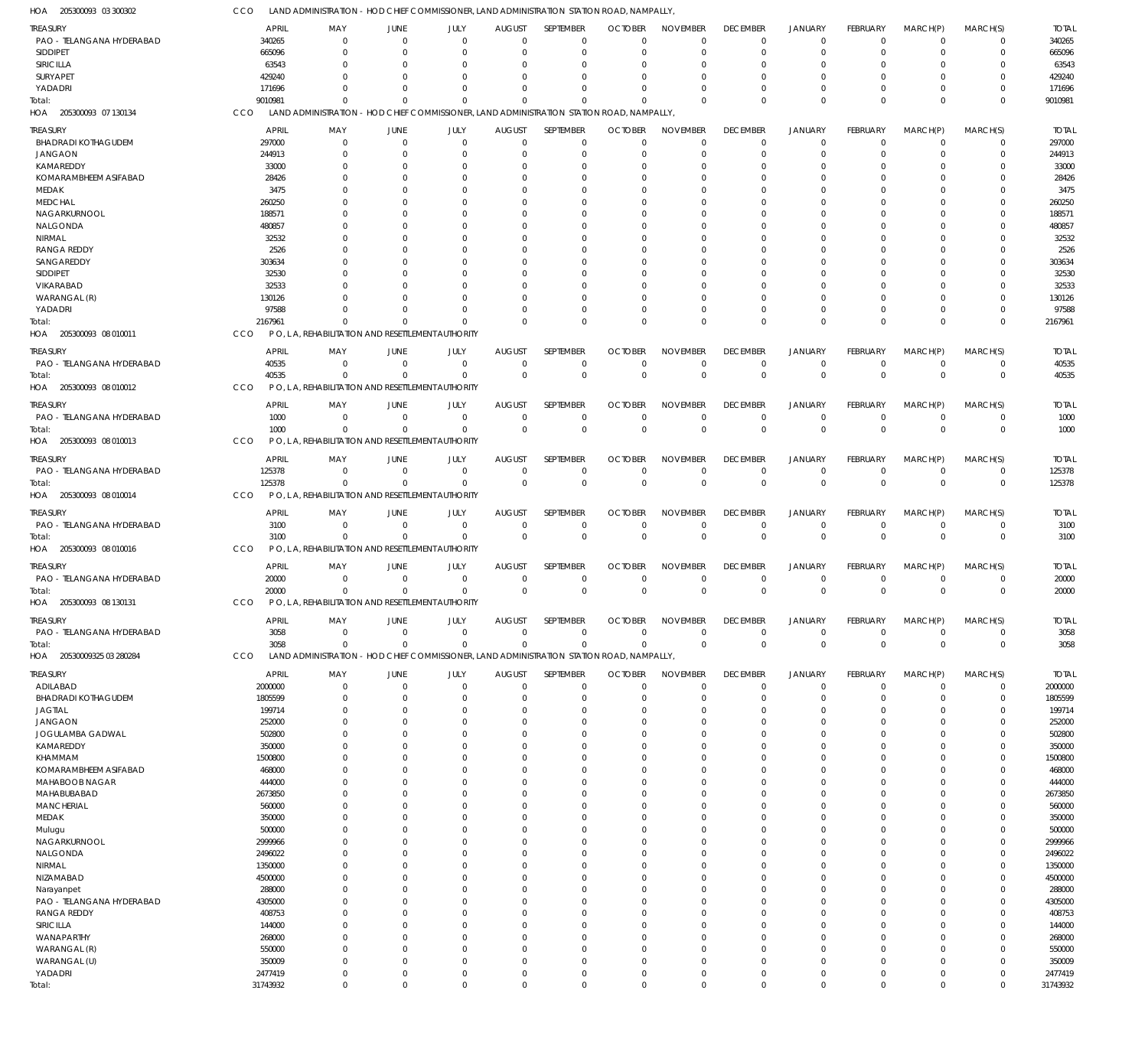HOA 205300093 03 300302 CCO LAND ADMINISTRATION - HOD CHIEF COMMISSIONER, LAND ADMINISTRATION STATION ROAD, NAMPALLY,

| TREASURY | APRIL | MAY | JUNE | JULY | AUGUST | SEPTEMBER | OCTOBER | NOVEMBER | DECEMBER | JANUARY | FEBRUARY | MARCH(P) | MARCH(S) | TOTAL |
|---|---|---|---|---|---|---|---|---|---|---|---|---|---|---|
| PAO - TELANGANA HYDERABAD | 340265 | 0 | 0 | 0 | 0 | 0 | 0 | 0 | 0 | 0 | 0 | 0 | 0 | 340265 |
| SIDDIPET | 665096 | 0 | 0 | 0 | 0 | 0 | 0 | 0 | 0 | 0 | 0 | 0 | 0 | 665096 |
| SIRICILLA | 63543 | 0 | 0 | 0 | 0 | 0 | 0 | 0 | 0 | 0 | 0 | 0 | 0 | 63543 |
| SURYAPET | 429240 | 0 | 0 | 0 | 0 | 0 | 0 | 0 | 0 | 0 | 0 | 0 | 0 | 429240 |
| YADADRI | 171696 | 0 | 0 | 0 | 0 | 0 | 0 | 0 | 0 | 0 | 0 | 0 | 0 | 171696 |
| Total: | 9010981 | 0 | 0 | 0 | 0 | 0 | 0 | 0 | 0 | 0 | 0 | 0 | 0 | 9010981 |

HOA 205300093 07 130134 CCO LAND ADMINISTRATION - HOD CHIEF COMMISSIONER, LAND ADMINISTRATION STATION ROAD, NAMPALLY,

| TREASURY | APRIL | MAY | JUNE | JULY | AUGUST | SEPTEMBER | OCTOBER | NOVEMBER | DECEMBER | JANUARY | FEBRUARY | MARCH(P) | MARCH(S) | TOTAL |
|---|---|---|---|---|---|---|---|---|---|---|---|---|---|---|
| BHADRADI KOTHAGUDEM | 297000 | 0 | 0 | 0 | 0 | 0 | 0 | 0 | 0 | 0 | 0 | 0 | 0 | 297000 |
| JANGAON | 244913 | 0 | 0 | 0 | 0 | 0 | 0 | 0 | 0 | 0 | 0 | 0 | 0 | 244913 |
| KAMAREDDY | 33000 | 0 | 0 | 0 | 0 | 0 | 0 | 0 | 0 | 0 | 0 | 0 | 0 | 33000 |
| KOMARAMBHEEM ASIFABAD | 28426 | 0 | 0 | 0 | 0 | 0 | 0 | 0 | 0 | 0 | 0 | 0 | 0 | 28426 |
| MEDAK | 3475 | 0 | 0 | 0 | 0 | 0 | 0 | 0 | 0 | 0 | 0 | 0 | 0 | 3475 |
| MEDCHAL | 260250 | 0 | 0 | 0 | 0 | 0 | 0 | 0 | 0 | 0 | 0 | 0 | 0 | 260250 |
| NAGARKURNOOL | 188571 | 0 | 0 | 0 | 0 | 0 | 0 | 0 | 0 | 0 | 0 | 0 | 0 | 188571 |
| NALGONDA | 480857 | 0 | 0 | 0 | 0 | 0 | 0 | 0 | 0 | 0 | 0 | 0 | 0 | 480857 |
| NIRMAL | 32532 | 0 | 0 | 0 | 0 | 0 | 0 | 0 | 0 | 0 | 0 | 0 | 0 | 32532 |
| RANGA REDDY | 2526 | 0 | 0 | 0 | 0 | 0 | 0 | 0 | 0 | 0 | 0 | 0 | 0 | 2526 |
| SANGAREDDY | 303634 | 0 | 0 | 0 | 0 | 0 | 0 | 0 | 0 | 0 | 0 | 0 | 0 | 303634 |
| SIDDIPET | 32530 | 0 | 0 | 0 | 0 | 0 | 0 | 0 | 0 | 0 | 0 | 0 | 0 | 32530 |
| VIKARABAD | 32533 | 0 | 0 | 0 | 0 | 0 | 0 | 0 | 0 | 0 | 0 | 0 | 0 | 32533 |
| WARANGAL (R) | 130126 | 0 | 0 | 0 | 0 | 0 | 0 | 0 | 0 | 0 | 0 | 0 | 0 | 130126 |
| YADADRI | 97588 | 0 | 0 | 0 | 0 | 0 | 0 | 0 | 0 | 0 | 0 | 0 | 0 | 97588 |
| Total: | 2167961 | 0 | 0 | 0 | 0 | 0 | 0 | 0 | 0 | 0 | 0 | 0 | 0 | 2167961 |

HOA 205300093 08 010011 CCO P O, L A, REHABILITATION AND RESETTLEMENT AUTHORITY

| TREASURY | APRIL | MAY | JUNE | JULY | AUGUST | SEPTEMBER | OCTOBER | NOVEMBER | DECEMBER | JANUARY | FEBRUARY | MARCH(P) | MARCH(S) | TOTAL |
|---|---|---|---|---|---|---|---|---|---|---|---|---|---|---|
| PAO - TELANGANA HYDERABAD | 40535 | 0 | 0 | 0 | 0 | 0 | 0 | 0 | 0 | 0 | 0 | 0 | 0 | 40535 |
| Total: | 40535 | 0 | 0 | 0 | 0 | 0 | 0 | 0 | 0 | 0 | 0 | 0 | 0 | 40535 |

HOA 205300093 08 010012 CCO P O, L A, REHABILITATION AND RESETTLEMENT AUTHORITY

| TREASURY | APRIL | MAY | JUNE | JULY | AUGUST | SEPTEMBER | OCTOBER | NOVEMBER | DECEMBER | JANUARY | FEBRUARY | MARCH(P) | MARCH(S) | TOTAL |
|---|---|---|---|---|---|---|---|---|---|---|---|---|---|---|
| PAO - TELANGANA HYDERABAD | 1000 | 0 | 0 | 0 | 0 | 0 | 0 | 0 | 0 | 0 | 0 | 0 | 0 | 1000 |
| Total: | 1000 | 0 | 0 | 0 | 0 | 0 | 0 | 0 | 0 | 0 | 0 | 0 | 0 | 1000 |

HOA 205300093 08 010013 CCO P O, L A, REHABILITATION AND RESETTLEMENT AUTHORITY

| TREASURY | APRIL | MAY | JUNE | JULY | AUGUST | SEPTEMBER | OCTOBER | NOVEMBER | DECEMBER | JANUARY | FEBRUARY | MARCH(P) | MARCH(S) | TOTAL |
|---|---|---|---|---|---|---|---|---|---|---|---|---|---|---|
| PAO - TELANGANA HYDERABAD | 125378 | 0 | 0 | 0 | 0 | 0 | 0 | 0 | 0 | 0 | 0 | 0 | 0 | 125378 |
| Total: | 125378 | 0 | 0 | 0 | 0 | 0 | 0 | 0 | 0 | 0 | 0 | 0 | 0 | 125378 |

HOA 205300093 08 010014 CCO P O, L A, REHABILITATION AND RESETTLEMENT AUTHORITY

| TREASURY | APRIL | MAY | JUNE | JULY | AUGUST | SEPTEMBER | OCTOBER | NOVEMBER | DECEMBER | JANUARY | FEBRUARY | MARCH(P) | MARCH(S) | TOTAL |
|---|---|---|---|---|---|---|---|---|---|---|---|---|---|---|
| PAO - TELANGANA HYDERABAD | 3100 | 0 | 0 | 0 | 0 | 0 | 0 | 0 | 0 | 0 | 0 | 0 | 0 | 3100 |
| Total: | 3100 | 0 | 0 | 0 | 0 | 0 | 0 | 0 | 0 | 0 | 0 | 0 | 0 | 3100 |

HOA 205300093 08 010016 CCO P O, L A, REHABILITATION AND RESETTLEMENT AUTHORITY

| TREASURY | APRIL | MAY | JUNE | JULY | AUGUST | SEPTEMBER | OCTOBER | NOVEMBER | DECEMBER | JANUARY | FEBRUARY | MARCH(P) | MARCH(S) | TOTAL |
|---|---|---|---|---|---|---|---|---|---|---|---|---|---|---|
| PAO - TELANGANA HYDERABAD | 20000 | 0 | 0 | 0 | 0 | 0 | 0 | 0 | 0 | 0 | 0 | 0 | 0 | 20000 |
| Total: | 20000 | 0 | 0 | 0 | 0 | 0 | 0 | 0 | 0 | 0 | 0 | 0 | 0 | 20000 |

HOA 205300093 08 130131 CCO P O, L A, REHABILITATION AND RESETTLEMENT AUTHORITY

| TREASURY | APRIL | MAY | JUNE | JULY | AUGUST | SEPTEMBER | OCTOBER | NOVEMBER | DECEMBER | JANUARY | FEBRUARY | MARCH(P) | MARCH(S) | TOTAL |
|---|---|---|---|---|---|---|---|---|---|---|---|---|---|---|
| PAO - TELANGANA HYDERABAD | 3058 | 0 | 0 | 0 | 0 | 0 | 0 | 0 | 0 | 0 | 0 | 0 | 0 | 3058 |
| Total: | 3058 | 0 | 0 | 0 | 0 | 0 | 0 | 0 | 0 | 0 | 0 | 0 | 0 | 3058 |

HOA 20530009325 03 280284 CCO LAND ADMINISTRATION - HOD CHIEF COMMISSIONER, LAND ADMINISTRATION STATION ROAD, NAMPALLY,

| TREASURY | APRIL | MAY | JUNE | JULY | AUGUST | SEPTEMBER | OCTOBER | NOVEMBER | DECEMBER | JANUARY | FEBRUARY | MARCH(P) | MARCH(S) | TOTAL |
|---|---|---|---|---|---|---|---|---|---|---|---|---|---|---|
| ADILABAD | 2000000 | 0 | 0 | 0 | 0 | 0 | 0 | 0 | 0 | 0 | 0 | 0 | 0 | 2000000 |
| BHADRADI KOTHAGUDEM | 1805599 | 0 | 0 | 0 | 0 | 0 | 0 | 0 | 0 | 0 | 0 | 0 | 0 | 1805599 |
| JAGTIAL | 199714 | 0 | 0 | 0 | 0 | 0 | 0 | 0 | 0 | 0 | 0 | 0 | 0 | 199714 |
| JANGAON | 252000 | 0 | 0 | 0 | 0 | 0 | 0 | 0 | 0 | 0 | 0 | 0 | 0 | 252000 |
| JOGULAMBA GADWAL | 502800 | 0 | 0 | 0 | 0 | 0 | 0 | 0 | 0 | 0 | 0 | 0 | 0 | 502800 |
| KAMAREDDY | 350000 | 0 | 0 | 0 | 0 | 0 | 0 | 0 | 0 | 0 | 0 | 0 | 0 | 350000 |
| KHAMMAM | 1500800 | 0 | 0 | 0 | 0 | 0 | 0 | 0 | 0 | 0 | 0 | 0 | 0 | 1500800 |
| KOMARAMBHEEM ASIFABAD | 468000 | 0 | 0 | 0 | 0 | 0 | 0 | 0 | 0 | 0 | 0 | 0 | 0 | 468000 |
| MAHABOOB NAGAR | 444000 | 0 | 0 | 0 | 0 | 0 | 0 | 0 | 0 | 0 | 0 | 0 | 0 | 444000 |
| MAHABUBABAD | 2673850 | 0 | 0 | 0 | 0 | 0 | 0 | 0 | 0 | 0 | 0 | 0 | 0 | 2673850 |
| MANCHERIAL | 560000 | 0 | 0 | 0 | 0 | 0 | 0 | 0 | 0 | 0 | 0 | 0 | 0 | 560000 |
| MEDAK | 350000 | 0 | 0 | 0 | 0 | 0 | 0 | 0 | 0 | 0 | 0 | 0 | 0 | 350000 |
| Mulugu | 500000 | 0 | 0 | 0 | 0 | 0 | 0 | 0 | 0 | 0 | 0 | 0 | 0 | 500000 |
| NAGARKURNOOL | 2999966 | 0 | 0 | 0 | 0 | 0 | 0 | 0 | 0 | 0 | 0 | 0 | 0 | 2999966 |
| NALGONDA | 2496022 | 0 | 0 | 0 | 0 | 0 | 0 | 0 | 0 | 0 | 0 | 0 | 0 | 2496022 |
| NIRMAL | 1350000 | 0 | 0 | 0 | 0 | 0 | 0 | 0 | 0 | 0 | 0 | 0 | 0 | 1350000 |
| NIZAMABAD | 4500000 | 0 | 0 | 0 | 0 | 0 | 0 | 0 | 0 | 0 | 0 | 0 | 0 | 4500000 |
| Narayanpet | 288000 | 0 | 0 | 0 | 0 | 0 | 0 | 0 | 0 | 0 | 0 | 0 | 0 | 288000 |
| PAO - TELANGANA HYDERABAD | 4305000 | 0 | 0 | 0 | 0 | 0 | 0 | 0 | 0 | 0 | 0 | 0 | 0 | 4305000 |
| RANGA REDDY | 408753 | 0 | 0 | 0 | 0 | 0 | 0 | 0 | 0 | 0 | 0 | 0 | 0 | 408753 |
| SIRICILLA | 144000 | 0 | 0 | 0 | 0 | 0 | 0 | 0 | 0 | 0 | 0 | 0 | 0 | 144000 |
| WANAPARTHY | 268000 | 0 | 0 | 0 | 0 | 0 | 0 | 0 | 0 | 0 | 0 | 0 | 0 | 268000 |
| WARANGAL (R) | 550000 | 0 | 0 | 0 | 0 | 0 | 0 | 0 | 0 | 0 | 0 | 0 | 0 | 550000 |
| WARANGAL (U) | 350009 | 0 | 0 | 0 | 0 | 0 | 0 | 0 | 0 | 0 | 0 | 0 | 0 | 350009 |
| YADADRI | 2477419 | 0 | 0 | 0 | 0 | 0 | 0 | 0 | 0 | 0 | 0 | 0 | 0 | 2477419 |
| Total: | 31743932 | 0 | 0 | 0 | 0 | 0 | 0 | 0 | 0 | 0 | 0 | 0 | 0 | 31743932 |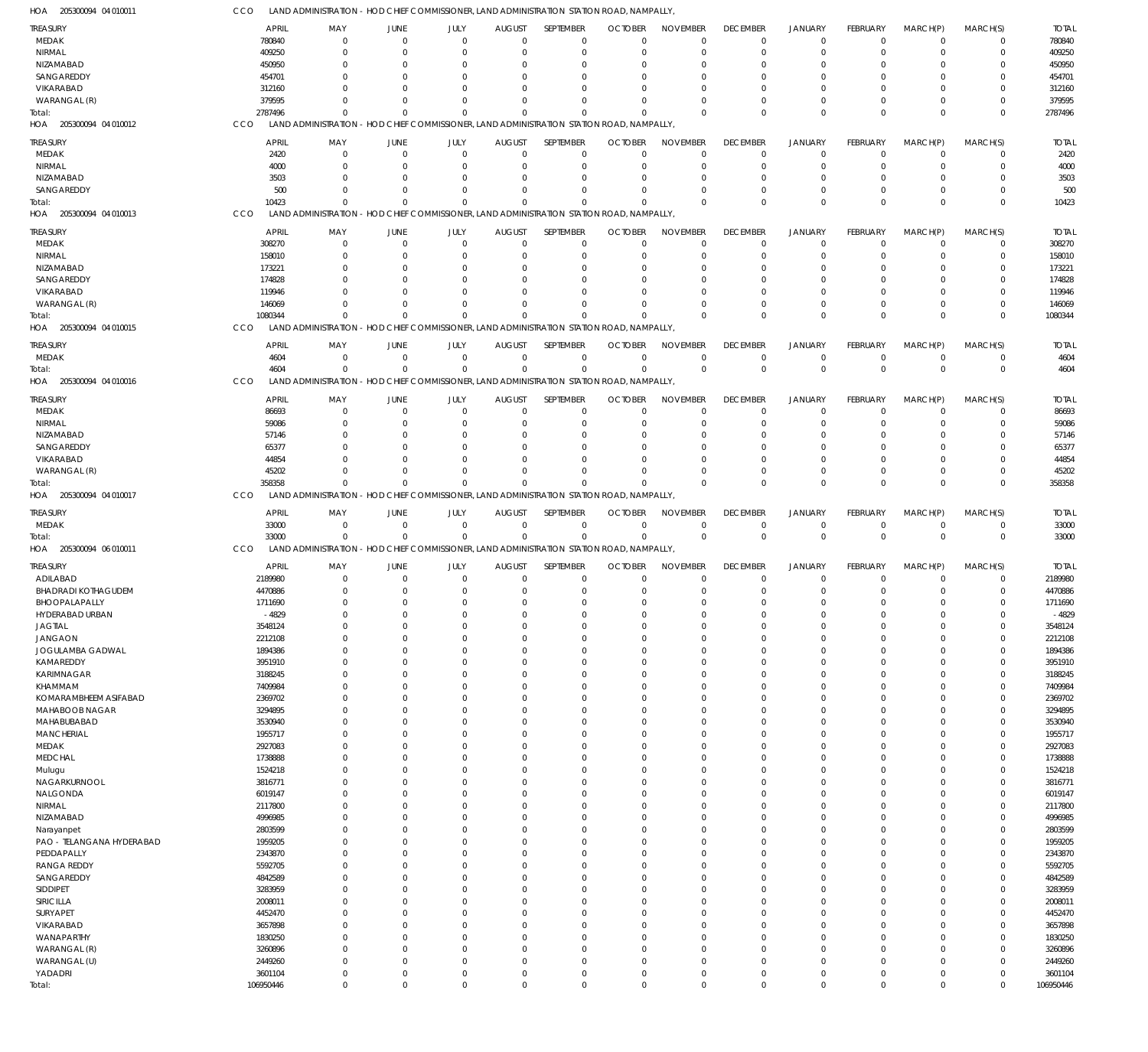HOA 205300094 04 010011 CCO LAND ADMINISTRATION - HOD CHIEF COMMISSIONER, LAND ADMINISTRATION STATION ROAD, NAMPALLY,

| TREASURY | APRIL | MAY | JUNE | JULY | AUGUST | SEPTEMBER | OCTOBER | NOVEMBER | DECEMBER | JANUARY | FEBRUARY | MARCH(P) | MARCH(S) | TOTAL |
|---|---|---|---|---|---|---|---|---|---|---|---|---|---|---|
| MEDAK | 780840 | 0 | 0 | 0 | 0 | 0 | 0 | 0 | 0 | 0 | 0 | 0 | 0 | 780840 |
| NIRMAL | 409250 | 0 | 0 | 0 | 0 | 0 | 0 | 0 | 0 | 0 | 0 | 0 | 0 | 409250 |
| NIZAMABAD | 450950 | 0 | 0 | 0 | 0 | 0 | 0 | 0 | 0 | 0 | 0 | 0 | 0 | 450950 |
| SANGAREDDY | 454701 | 0 | 0 | 0 | 0 | 0 | 0 | 0 | 0 | 0 | 0 | 0 | 0 | 454701 |
| VIKARABAD | 312160 | 0 | 0 | 0 | 0 | 0 | 0 | 0 | 0 | 0 | 0 | 0 | 0 | 312160 |
| WARANGAL (R) | 379595 | 0 | 0 | 0 | 0 | 0 | 0 | 0 | 0 | 0 | 0 | 0 | 0 | 379595 |
| Total: | 2787496 | 0 | 0 | 0 | 0 | 0 | 0 | 0 | 0 | 0 | 0 | 0 | 0 | 2787496 |

HOA 205300094 04 010012 CCO LAND ADMINISTRATION - HOD CHIEF COMMISSIONER, LAND ADMINISTRATION STATION ROAD, NAMPALLY,

| TREASURY | APRIL | MAY | JUNE | JULY | AUGUST | SEPTEMBER | OCTOBER | NOVEMBER | DECEMBER | JANUARY | FEBRUARY | MARCH(P) | MARCH(S) | TOTAL |
|---|---|---|---|---|---|---|---|---|---|---|---|---|---|---|
| MEDAK | 2420 | 0 | 0 | 0 | 0 | 0 | 0 | 0 | 0 | 0 | 0 | 0 | 0 | 2420 |
| NIRMAL | 4000 | 0 | 0 | 0 | 0 | 0 | 0 | 0 | 0 | 0 | 0 | 0 | 0 | 4000 |
| NIZAMABAD | 3503 | 0 | 0 | 0 | 0 | 0 | 0 | 0 | 0 | 0 | 0 | 0 | 0 | 3503 |
| SANGAREDDY | 500 | 0 | 0 | 0 | 0 | 0 | 0 | 0 | 0 | 0 | 0 | 0 | 0 | 500 |
| Total: | 10423 | 0 | 0 | 0 | 0 | 0 | 0 | 0 | 0 | 0 | 0 | 0 | 0 | 10423 |

HOA 205300094 04 010013 CCO LAND ADMINISTRATION - HOD CHIEF COMMISSIONER, LAND ADMINISTRATION STATION ROAD, NAMPALLY,

| TREASURY | APRIL | MAY | JUNE | JULY | AUGUST | SEPTEMBER | OCTOBER | NOVEMBER | DECEMBER | JANUARY | FEBRUARY | MARCH(P) | MARCH(S) | TOTAL |
|---|---|---|---|---|---|---|---|---|---|---|---|---|---|---|
| MEDAK | 308270 | 0 | 0 | 0 | 0 | 0 | 0 | 0 | 0 | 0 | 0 | 0 | 0 | 308270 |
| NIRMAL | 158010 | 0 | 0 | 0 | 0 | 0 | 0 | 0 | 0 | 0 | 0 | 0 | 0 | 158010 |
| NIZAMABAD | 173221 | 0 | 0 | 0 | 0 | 0 | 0 | 0 | 0 | 0 | 0 | 0 | 0 | 173221 |
| SANGAREDDY | 174828 | 0 | 0 | 0 | 0 | 0 | 0 | 0 | 0 | 0 | 0 | 0 | 0 | 174828 |
| VIKARABAD | 119946 | 0 | 0 | 0 | 0 | 0 | 0 | 0 | 0 | 0 | 0 | 0 | 0 | 119946 |
| WARANGAL (R) | 146069 | 0 | 0 | 0 | 0 | 0 | 0 | 0 | 0 | 0 | 0 | 0 | 0 | 146069 |
| Total: | 1080344 | 0 | 0 | 0 | 0 | 0 | 0 | 0 | 0 | 0 | 0 | 0 | 0 | 1080344 |

HOA 205300094 04 010015 CCO LAND ADMINISTRATION - HOD CHIEF COMMISSIONER, LAND ADMINISTRATION STATION ROAD, NAMPALLY,

| TREASURY | APRIL | MAY | JUNE | JULY | AUGUST | SEPTEMBER | OCTOBER | NOVEMBER | DECEMBER | JANUARY | FEBRUARY | MARCH(P) | MARCH(S) | TOTAL |
|---|---|---|---|---|---|---|---|---|---|---|---|---|---|---|
| MEDAK | 4604 | 0 | 0 | 0 | 0 | 0 | 0 | 0 | 0 | 0 | 0 | 0 | 0 | 4604 |
| Total: | 4604 | 0 | 0 | 0 | 0 | 0 | 0 | 0 | 0 | 0 | 0 | 0 | 0 | 4604 |

HOA 205300094 04 010016 CCO LAND ADMINISTRATION - HOD CHIEF COMMISSIONER, LAND ADMINISTRATION STATION ROAD, NAMPALLY,

| TREASURY | APRIL | MAY | JUNE | JULY | AUGUST | SEPTEMBER | OCTOBER | NOVEMBER | DECEMBER | JANUARY | FEBRUARY | MARCH(P) | MARCH(S) | TOTAL |
|---|---|---|---|---|---|---|---|---|---|---|---|---|---|---|
| MEDAK | 86693 | 0 | 0 | 0 | 0 | 0 | 0 | 0 | 0 | 0 | 0 | 0 | 0 | 86693 |
| NIRMAL | 59086 | 0 | 0 | 0 | 0 | 0 | 0 | 0 | 0 | 0 | 0 | 0 | 0 | 59086 |
| NIZAMABAD | 57146 | 0 | 0 | 0 | 0 | 0 | 0 | 0 | 0 | 0 | 0 | 0 | 0 | 57146 |
| SANGAREDDY | 65377 | 0 | 0 | 0 | 0 | 0 | 0 | 0 | 0 | 0 | 0 | 0 | 0 | 65377 |
| VIKARABAD | 44854 | 0 | 0 | 0 | 0 | 0 | 0 | 0 | 0 | 0 | 0 | 0 | 0 | 44854 |
| WARANGAL (R) | 45202 | 0 | 0 | 0 | 0 | 0 | 0 | 0 | 0 | 0 | 0 | 0 | 0 | 45202 |
| Total: | 358358 | 0 | 0 | 0 | 0 | 0 | 0 | 0 | 0 | 0 | 0 | 0 | 0 | 358358 |

HOA 205300094 04 010017 CCO LAND ADMINISTRATION - HOD CHIEF COMMISSIONER, LAND ADMINISTRATION STATION ROAD, NAMPALLY,

| TREASURY | APRIL | MAY | JUNE | JULY | AUGUST | SEPTEMBER | OCTOBER | NOVEMBER | DECEMBER | JANUARY | FEBRUARY | MARCH(P) | MARCH(S) | TOTAL |
|---|---|---|---|---|---|---|---|---|---|---|---|---|---|---|
| MEDAK | 33000 | 0 | 0 | 0 | 0 | 0 | 0 | 0 | 0 | 0 | 0 | 0 | 0 | 33000 |
| Total: | 33000 | 0 | 0 | 0 | 0 | 0 | 0 | 0 | 0 | 0 | 0 | 0 | 0 | 33000 |

HOA 205300094 06 010011 CCO LAND ADMINISTRATION - HOD CHIEF COMMISSIONER, LAND ADMINISTRATION STATION ROAD, NAMPALLY,

| TREASURY | APRIL | MAY | JUNE | JULY | AUGUST | SEPTEMBER | OCTOBER | NOVEMBER | DECEMBER | JANUARY | FEBRUARY | MARCH(P) | MARCH(S) | TOTAL |
|---|---|---|---|---|---|---|---|---|---|---|---|---|---|---|
| ADILABAD | 2189980 | 0 | 0 | 0 | 0 | 0 | 0 | 0 | 0 | 0 | 0 | 0 | 0 | 2189980 |
| BHADRADI KOTHAGUDEM | 4470886 | 0 | 0 | 0 | 0 | 0 | 0 | 0 | 0 | 0 | 0 | 0 | 0 | 4470886 |
| BHOOPALAPALLY | 1711690 | 0 | 0 | 0 | 0 | 0 | 0 | 0 | 0 | 0 | 0 | 0 | 0 | 1711690 |
| HYDERABAD URBAN | -4829 | 0 | 0 | 0 | 0 | 0 | 0 | 0 | 0 | 0 | 0 | 0 | 0 | -4829 |
| JAGTIAL | 3548124 | 0 | 0 | 0 | 0 | 0 | 0 | 0 | 0 | 0 | 0 | 0 | 0 | 3548124 |
| JANGAON | 2212108 | 0 | 0 | 0 | 0 | 0 | 0 | 0 | 0 | 0 | 0 | 0 | 0 | 2212108 |
| JOGULAMBA GADWAL | 1894386 | 0 | 0 | 0 | 0 | 0 | 0 | 0 | 0 | 0 | 0 | 0 | 0 | 1894386 |
| KAMAREDDY | 3951910 | 0 | 0 | 0 | 0 | 0 | 0 | 0 | 0 | 0 | 0 | 0 | 0 | 3951910 |
| KARIMNAGAR | 3188245 | 0 | 0 | 0 | 0 | 0 | 0 | 0 | 0 | 0 | 0 | 0 | 0 | 3188245 |
| KHAMMAM | 7409984 | 0 | 0 | 0 | 0 | 0 | 0 | 0 | 0 | 0 | 0 | 0 | 0 | 7409984 |
| KOMARAMBHEEM ASIFABAD | 2369702 | 0 | 0 | 0 | 0 | 0 | 0 | 0 | 0 | 0 | 0 | 0 | 0 | 2369702 |
| MAHABOOB NAGAR | 3294895 | 0 | 0 | 0 | 0 | 0 | 0 | 0 | 0 | 0 | 0 | 0 | 0 | 3294895 |
| MAHABUBABAD | 3530940 | 0 | 0 | 0 | 0 | 0 | 0 | 0 | 0 | 0 | 0 | 0 | 0 | 3530940 |
| MANCHERIAL | 1955717 | 0 | 0 | 0 | 0 | 0 | 0 | 0 | 0 | 0 | 0 | 0 | 0 | 1955717 |
| MEDAK | 2927083 | 0 | 0 | 0 | 0 | 0 | 0 | 0 | 0 | 0 | 0 | 0 | 0 | 2927083 |
| MEDCHAL | 1738888 | 0 | 0 | 0 | 0 | 0 | 0 | 0 | 0 | 0 | 0 | 0 | 0 | 1738888 |
| Mulugu | 1524218 | 0 | 0 | 0 | 0 | 0 | 0 | 0 | 0 | 0 | 0 | 0 | 0 | 1524218 |
| NAGARKURNOOL | 3816771 | 0 | 0 | 0 | 0 | 0 | 0 | 0 | 0 | 0 | 0 | 0 | 0 | 3816771 |
| NALGONDA | 6019147 | 0 | 0 | 0 | 0 | 0 | 0 | 0 | 0 | 0 | 0 | 0 | 0 | 6019147 |
| NIRMAL | 2117800 | 0 | 0 | 0 | 0 | 0 | 0 | 0 | 0 | 0 | 0 | 0 | 0 | 2117800 |
| NIZAMABAD | 4996985 | 0 | 0 | 0 | 0 | 0 | 0 | 0 | 0 | 0 | 0 | 0 | 0 | 4996985 |
| Narayanpet | 2803599 | 0 | 0 | 0 | 0 | 0 | 0 | 0 | 0 | 0 | 0 | 0 | 0 | 2803599 |
| PAO - TELANGANA HYDERABAD | 1959205 | 0 | 0 | 0 | 0 | 0 | 0 | 0 | 0 | 0 | 0 | 0 | 0 | 1959205 |
| PEDDAPALLY | 2343870 | 0 | 0 | 0 | 0 | 0 | 0 | 0 | 0 | 0 | 0 | 0 | 0 | 2343870 |
| RANGA REDDY | 5592705 | 0 | 0 | 0 | 0 | 0 | 0 | 0 | 0 | 0 | 0 | 0 | 0 | 5592705 |
| SANGAREDDY | 4842589 | 0 | 0 | 0 | 0 | 0 | 0 | 0 | 0 | 0 | 0 | 0 | 0 | 4842589 |
| SIDDIPET | 3283959 | 0 | 0 | 0 | 0 | 0 | 0 | 0 | 0 | 0 | 0 | 0 | 0 | 3283959 |
| SIRICILLA | 2008011 | 0 | 0 | 0 | 0 | 0 | 0 | 0 | 0 | 0 | 0 | 0 | 0 | 2008011 |
| SURYAPET | 4452470 | 0 | 0 | 0 | 0 | 0 | 0 | 0 | 0 | 0 | 0 | 0 | 0 | 4452470 |
| VIKARABAD | 3657898 | 0 | 0 | 0 | 0 | 0 | 0 | 0 | 0 | 0 | 0 | 0 | 0 | 3657898 |
| WANAPARTHY | 1830250 | 0 | 0 | 0 | 0 | 0 | 0 | 0 | 0 | 0 | 0 | 0 | 0 | 1830250 |
| WARANGAL (R) | 3260896 | 0 | 0 | 0 | 0 | 0 | 0 | 0 | 0 | 0 | 0 | 0 | 0 | 3260896 |
| WARANGAL (U) | 2449260 | 0 | 0 | 0 | 0 | 0 | 0 | 0 | 0 | 0 | 0 | 0 | 0 | 2449260 |
| YADADRI | 3601104 | 0 | 0 | 0 | 0 | 0 | 0 | 0 | 0 | 0 | 0 | 0 | 0 | 3601104 |
| Total: | 106950446 | 0 | 0 | 0 | 0 | 0 | 0 | 0 | 0 | 0 | 0 | 0 | 0 | 106950446 |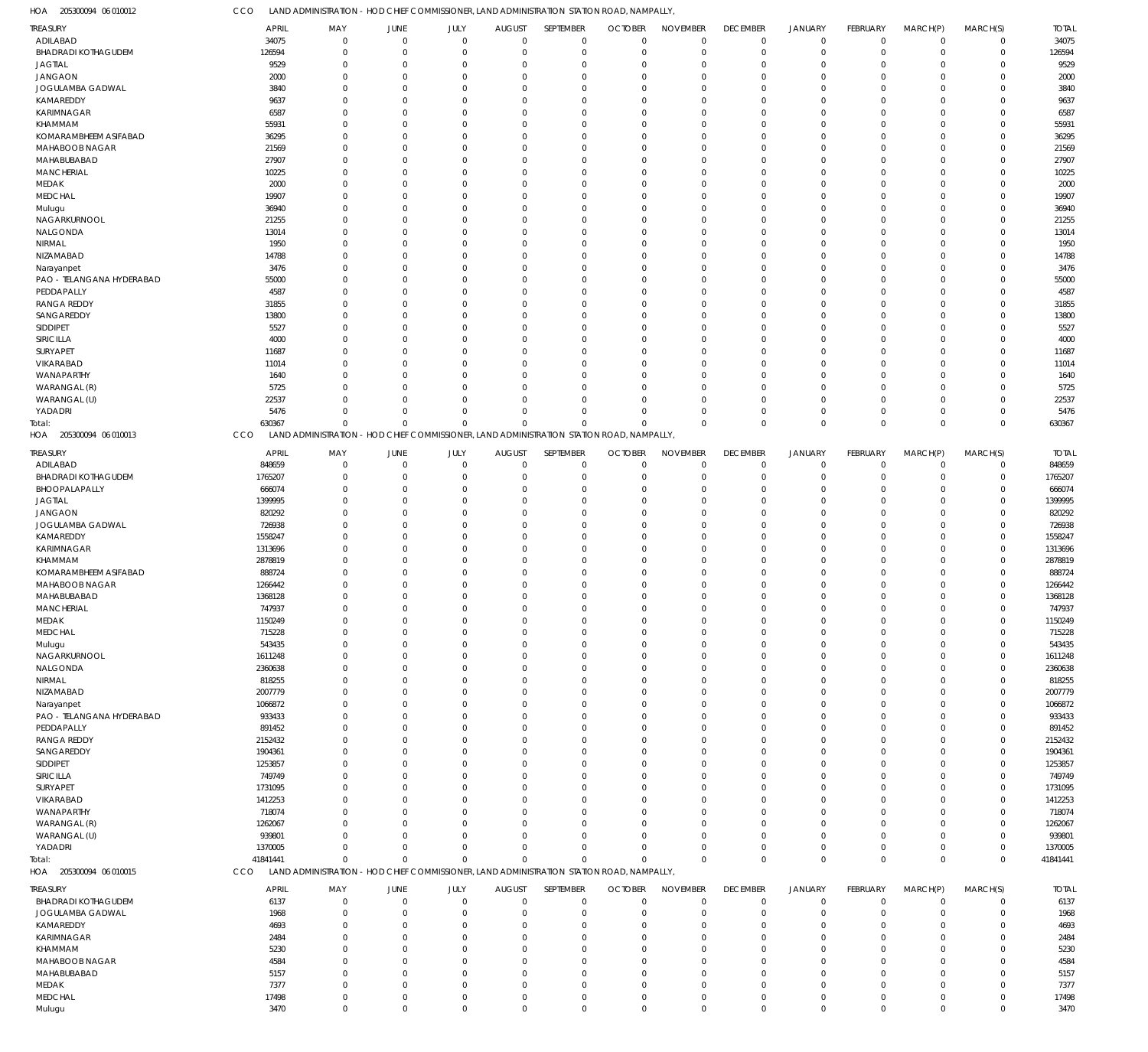HOA 205300094 06 010012 CCO LAND ADMINISTRATION - HOD CHIEF COMMISSIONER, LAND ADMINISTRATION STATION ROAD, NAMPALLY,

| TREASURY | APRIL | MAY | JUNE | JULY | AUGUST | SEPTEMBER | OCTOBER | NOVEMBER | DECEMBER | JANUARY | FEBRUARY | MARCH(P) | MARCH(S) | TOTAL |
|---|---|---|---|---|---|---|---|---|---|---|---|---|---|---|
| ADILABAD | 34075 | 0 | 0 | 0 | 0 | 0 | 0 | 0 | 0 | 0 | 0 | 0 | 0 | 34075 |
| BHADRADI KOTHAGUDEM | 126594 | 0 | 0 | 0 | 0 | 0 | 0 | 0 | 0 | 0 | 0 | 0 | 0 | 126594 |
| JAGTIAL | 9529 | 0 | 0 | 0 | 0 | 0 | 0 | 0 | 0 | 0 | 0 | 0 | 0 | 9529 |
| JANGAON | 2000 | 0 | 0 | 0 | 0 | 0 | 0 | 0 | 0 | 0 | 0 | 0 | 0 | 2000 |
| JOGULAMBA GADWAL | 3840 | 0 | 0 | 0 | 0 | 0 | 0 | 0 | 0 | 0 | 0 | 0 | 0 | 3840 |
| KAMAREDDY | 9637 | 0 | 0 | 0 | 0 | 0 | 0 | 0 | 0 | 0 | 0 | 0 | 0 | 9637 |
| KARIMNAGAR | 6587 | 0 | 0 | 0 | 0 | 0 | 0 | 0 | 0 | 0 | 0 | 0 | 0 | 6587 |
| KHAMMAM | 55931 | 0 | 0 | 0 | 0 | 0 | 0 | 0 | 0 | 0 | 0 | 0 | 0 | 55931 |
| KOMARAMBHEEM ASIFABAD | 36295 | 0 | 0 | 0 | 0 | 0 | 0 | 0 | 0 | 0 | 0 | 0 | 0 | 36295 |
| MAHABOOB NAGAR | 21569 | 0 | 0 | 0 | 0 | 0 | 0 | 0 | 0 | 0 | 0 | 0 | 0 | 21569 |
| MAHABUBABAD | 27907 | 0 | 0 | 0 | 0 | 0 | 0 | 0 | 0 | 0 | 0 | 0 | 0 | 27907 |
| MANCHERIAL | 10225 | 0 | 0 | 0 | 0 | 0 | 0 | 0 | 0 | 0 | 0 | 0 | 0 | 10225 |
| MEDAK | 2000 | 0 | 0 | 0 | 0 | 0 | 0 | 0 | 0 | 0 | 0 | 0 | 0 | 2000 |
| MEDCHAL | 19907 | 0 | 0 | 0 | 0 | 0 | 0 | 0 | 0 | 0 | 0 | 0 | 0 | 19907 |
| Mulugu | 36940 | 0 | 0 | 0 | 0 | 0 | 0 | 0 | 0 | 0 | 0 | 0 | 0 | 36940 |
| NAGARKURNOOL | 21255 | 0 | 0 | 0 | 0 | 0 | 0 | 0 | 0 | 0 | 0 | 0 | 0 | 21255 |
| NALGONDA | 13014 | 0 | 0 | 0 | 0 | 0 | 0 | 0 | 0 | 0 | 0 | 0 | 0 | 13014 |
| NIRMAL | 1950 | 0 | 0 | 0 | 0 | 0 | 0 | 0 | 0 | 0 | 0 | 0 | 0 | 1950 |
| NIZAMABAD | 14788 | 0 | 0 | 0 | 0 | 0 | 0 | 0 | 0 | 0 | 0 | 0 | 0 | 14788 |
| Narayanpet | 3476 | 0 | 0 | 0 | 0 | 0 | 0 | 0 | 0 | 0 | 0 | 0 | 0 | 3476 |
| PAO - TELANGANA HYDERABAD | 55000 | 0 | 0 | 0 | 0 | 0 | 0 | 0 | 0 | 0 | 0 | 0 | 0 | 55000 |
| PEDDAPALLY | 4587 | 0 | 0 | 0 | 0 | 0 | 0 | 0 | 0 | 0 | 0 | 0 | 0 | 4587 |
| RANGA REDDY | 31855 | 0 | 0 | 0 | 0 | 0 | 0 | 0 | 0 | 0 | 0 | 0 | 0 | 31855 |
| SANGAREDDY | 13800 | 0 | 0 | 0 | 0 | 0 | 0 | 0 | 0 | 0 | 0 | 0 | 0 | 13800 |
| SIDDIPET | 5527 | 0 | 0 | 0 | 0 | 0 | 0 | 0 | 0 | 0 | 0 | 0 | 0 | 5527 |
| SIRICILLA | 4000 | 0 | 0 | 0 | 0 | 0 | 0 | 0 | 0 | 0 | 0 | 0 | 0 | 4000 |
| SURYAPET | 11687 | 0 | 0 | 0 | 0 | 0 | 0 | 0 | 0 | 0 | 0 | 0 | 0 | 11687 |
| VIKARABAD | 11014 | 0 | 0 | 0 | 0 | 0 | 0 | 0 | 0 | 0 | 0 | 0 | 0 | 11014 |
| WANAPARTHY | 1640 | 0 | 0 | 0 | 0 | 0 | 0 | 0 | 0 | 0 | 0 | 0 | 0 | 1640 |
| WARANGAL (R) | 5725 | 0 | 0 | 0 | 0 | 0 | 0 | 0 | 0 | 0 | 0 | 0 | 0 | 5725 |
| WARANGAL (U) | 22537 | 0 | 0 | 0 | 0 | 0 | 0 | 0 | 0 | 0 | 0 | 0 | 0 | 22537 |
| YADADRI | 5476 | 0 | 0 | 0 | 0 | 0 | 0 | 0 | 0 | 0 | 0 | 0 | 0 | 5476 |
| Total: | 630367 | 0 | 0 | 0 | 0 | 0 | 0 | 0 | 0 | 0 | 0 | 0 | 0 | 630367 |

HOA 205300094 06 010013 CCO LAND ADMINISTRATION - HOD CHIEF COMMISSIONER, LAND ADMINISTRATION STATION ROAD, NAMPALLY,

| TREASURY | APRIL | MAY | JUNE | JULY | AUGUST | SEPTEMBER | OCTOBER | NOVEMBER | DECEMBER | JANUARY | FEBRUARY | MARCH(P) | MARCH(S) | TOTAL |
|---|---|---|---|---|---|---|---|---|---|---|---|---|---|---|
| ADILABAD | 848659 | 0 | 0 | 0 | 0 | 0 | 0 | 0 | 0 | 0 | 0 | 0 | 0 | 848659 |
| BHADRADI KOTHAGUDEM | 1765207 | 0 | 0 | 0 | 0 | 0 | 0 | 0 | 0 | 0 | 0 | 0 | 0 | 1765207 |
| BHOOPALAPALLY | 666074 | 0 | 0 | 0 | 0 | 0 | 0 | 0 | 0 | 0 | 0 | 0 | 0 | 666074 |
| JAGTIAL | 1399995 | 0 | 0 | 0 | 0 | 0 | 0 | 0 | 0 | 0 | 0 | 0 | 0 | 1399995 |
| JANGAON | 820292 | 0 | 0 | 0 | 0 | 0 | 0 | 0 | 0 | 0 | 0 | 0 | 0 | 820292 |
| JOGULAMBA GADWAL | 726938 | 0 | 0 | 0 | 0 | 0 | 0 | 0 | 0 | 0 | 0 | 0 | 0 | 726938 |
| KAMAREDDY | 1558247 | 0 | 0 | 0 | 0 | 0 | 0 | 0 | 0 | 0 | 0 | 0 | 0 | 1558247 |
| KARIMNAGAR | 1313696 | 0 | 0 | 0 | 0 | 0 | 0 | 0 | 0 | 0 | 0 | 0 | 0 | 1313696 |
| KHAMMAM | 2878819 | 0 | 0 | 0 | 0 | 0 | 0 | 0 | 0 | 0 | 0 | 0 | 0 | 2878819 |
| KOMARAMBHEEM ASIFABAD | 888724 | 0 | 0 | 0 | 0 | 0 | 0 | 0 | 0 | 0 | 0 | 0 | 0 | 888724 |
| MAHABOOB NAGAR | 1266442 | 0 | 0 | 0 | 0 | 0 | 0 | 0 | 0 | 0 | 0 | 0 | 0 | 1266442 |
| MAHABUBABAD | 1368128 | 0 | 0 | 0 | 0 | 0 | 0 | 0 | 0 | 0 | 0 | 0 | 0 | 1368128 |
| MANCHERIAL | 747937 | 0 | 0 | 0 | 0 | 0 | 0 | 0 | 0 | 0 | 0 | 0 | 0 | 747937 |
| MEDAK | 1150249 | 0 | 0 | 0 | 0 | 0 | 0 | 0 | 0 | 0 | 0 | 0 | 0 | 1150249 |
| MEDCHAL | 715228 | 0 | 0 | 0 | 0 | 0 | 0 | 0 | 0 | 0 | 0 | 0 | 0 | 715228 |
| Mulugu | 543435 | 0 | 0 | 0 | 0 | 0 | 0 | 0 | 0 | 0 | 0 | 0 | 0 | 543435 |
| NAGARKURNOOL | 1611248 | 0 | 0 | 0 | 0 | 0 | 0 | 0 | 0 | 0 | 0 | 0 | 0 | 1611248 |
| NALGONDA | 2360638 | 0 | 0 | 0 | 0 | 0 | 0 | 0 | 0 | 0 | 0 | 0 | 0 | 2360638 |
| NIRMAL | 818255 | 0 | 0 | 0 | 0 | 0 | 0 | 0 | 0 | 0 | 0 | 0 | 0 | 818255 |
| NIZAMABAD | 2007779 | 0 | 0 | 0 | 0 | 0 | 0 | 0 | 0 | 0 | 0 | 0 | 0 | 2007779 |
| Narayanpet | 1066872 | 0 | 0 | 0 | 0 | 0 | 0 | 0 | 0 | 0 | 0 | 0 | 0 | 1066872 |
| PAO - TELANGANA HYDERABAD | 933433 | 0 | 0 | 0 | 0 | 0 | 0 | 0 | 0 | 0 | 0 | 0 | 0 | 933433 |
| PEDDAPALLY | 891452 | 0 | 0 | 0 | 0 | 0 | 0 | 0 | 0 | 0 | 0 | 0 | 0 | 891452 |
| RANGA REDDY | 2152432 | 0 | 0 | 0 | 0 | 0 | 0 | 0 | 0 | 0 | 0 | 0 | 0 | 2152432 |
| SANGAREDDY | 1904361 | 0 | 0 | 0 | 0 | 0 | 0 | 0 | 0 | 0 | 0 | 0 | 0 | 1904361 |
| SIDDIPET | 1253857 | 0 | 0 | 0 | 0 | 0 | 0 | 0 | 0 | 0 | 0 | 0 | 0 | 1253857 |
| SIRICILLA | 749749 | 0 | 0 | 0 | 0 | 0 | 0 | 0 | 0 | 0 | 0 | 0 | 0 | 749749 |
| SURYAPET | 1731095 | 0 | 0 | 0 | 0 | 0 | 0 | 0 | 0 | 0 | 0 | 0 | 0 | 1731095 |
| VIKARABAD | 1412253 | 0 | 0 | 0 | 0 | 0 | 0 | 0 | 0 | 0 | 0 | 0 | 0 | 1412253 |
| WANAPARTHY | 718074 | 0 | 0 | 0 | 0 | 0 | 0 | 0 | 0 | 0 | 0 | 0 | 0 | 718074 |
| WARANGAL (R) | 1262067 | 0 | 0 | 0 | 0 | 0 | 0 | 0 | 0 | 0 | 0 | 0 | 0 | 1262067 |
| WARANGAL (U) | 939801 | 0 | 0 | 0 | 0 | 0 | 0 | 0 | 0 | 0 | 0 | 0 | 0 | 939801 |
| YADADRI | 1370005 | 0 | 0 | 0 | 0 | 0 | 0 | 0 | 0 | 0 | 0 | 0 | 0 | 1370005 |
| Total: | 41841441 | 0 | 0 | 0 | 0 | 0 | 0 | 0 | 0 | 0 | 0 | 0 | 0 | 41841441 |

HOA 205300094 06 010015 CCO LAND ADMINISTRATION - HOD CHIEF COMMISSIONER, LAND ADMINISTRATION STATION ROAD, NAMPALLY,

| TREASURY | APRIL | MAY | JUNE | JULY | AUGUST | SEPTEMBER | OCTOBER | NOVEMBER | DECEMBER | JANUARY | FEBRUARY | MARCH(P) | MARCH(S) | TOTAL |
|---|---|---|---|---|---|---|---|---|---|---|---|---|---|---|
| BHADRADI KOTHAGUDEM | 6137 | 0 | 0 | 0 | 0 | 0 | 0 | 0 | 0 | 0 | 0 | 0 | 0 | 6137 |
| JOGULAMBA GADWAL | 1968 | 0 | 0 | 0 | 0 | 0 | 0 | 0 | 0 | 0 | 0 | 0 | 0 | 1968 |
| KAMAREDDY | 4693 | 0 | 0 | 0 | 0 | 0 | 0 | 0 | 0 | 0 | 0 | 0 | 0 | 4693 |
| KARIMNAGAR | 2484 | 0 | 0 | 0 | 0 | 0 | 0 | 0 | 0 | 0 | 0 | 0 | 0 | 2484 |
| KHAMMAM | 5230 | 0 | 0 | 0 | 0 | 0 | 0 | 0 | 0 | 0 | 0 | 0 | 0 | 5230 |
| MAHABOOB NAGAR | 4584 | 0 | 0 | 0 | 0 | 0 | 0 | 0 | 0 | 0 | 0 | 0 | 0 | 4584 |
| MAHABUBABAD | 5157 | 0 | 0 | 0 | 0 | 0 | 0 | 0 | 0 | 0 | 0 | 0 | 0 | 5157 |
| MEDAK | 7377 | 0 | 0 | 0 | 0 | 0 | 0 | 0 | 0 | 0 | 0 | 0 | 0 | 7377 |
| MEDCHAL | 17498 | 0 | 0 | 0 | 0 | 0 | 0 | 0 | 0 | 0 | 0 | 0 | 0 | 17498 |
| Mulugu | 3470 | 0 | 0 | 0 | 0 | 0 | 0 | 0 | 0 | 0 | 0 | 0 | 0 | 3470 |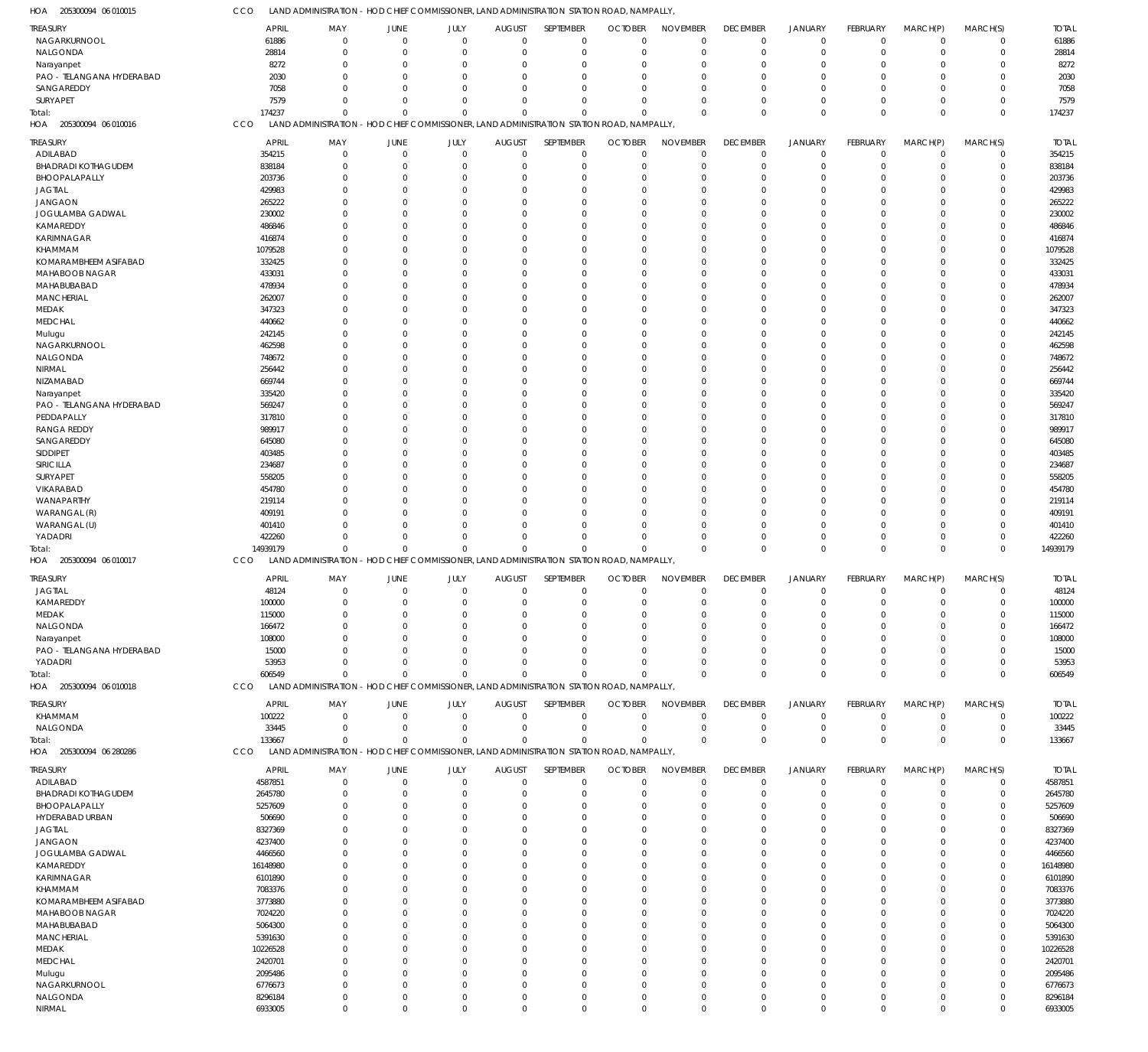HOA 205300094 06 010015 CCO LAND ADMINISTRATION - HOD CHIEF COMMISSIONER, LAND ADMINISTRATION STATION ROAD, NAMPALLY,

| TREASURY | APRIL | MAY | JUNE | JULY | AUGUST | SEPTEMBER | OCTOBER | NOVEMBER | DECEMBER | JANUARY | FEBRUARY | MARCH(P) | MARCH(S) | TOTAL |
|---|---|---|---|---|---|---|---|---|---|---|---|---|---|---|
| NAGARKURNOOL | 61886 | 0 | 0 | 0 | 0 | 0 | 0 | 0 | 0 | 0 | 0 | 0 | 0 | 61886 |
| NALGONDA | 28814 | 0 | 0 | 0 | 0 | 0 | 0 | 0 | 0 | 0 | 0 | 0 | 0 | 28814 |
| Narayanpet | 8272 | 0 | 0 | 0 | 0 | 0 | 0 | 0 | 0 | 0 | 0 | 0 | 0 | 8272 |
| PAO - TELANGANA HYDERABAD | 2030 | 0 | 0 | 0 | 0 | 0 | 0 | 0 | 0 | 0 | 0 | 0 | 0 | 2030 |
| SANGAREDDY | 7058 | 0 | 0 | 0 | 0 | 0 | 0 | 0 | 0 | 0 | 0 | 0 | 0 | 7058 |
| SURYAPET | 7579 | 0 | 0 | 0 | 0 | 0 | 0 | 0 | 0 | 0 | 0 | 0 | 0 | 7579 |
| Total: | 174237 | 0 | 0 | 0 | 0 | 0 | 0 | 0 | 0 | 0 | 0 | 0 | 0 | 174237 |

HOA 205300094 06 010016 CCO LAND ADMINISTRATION - HOD CHIEF COMMISSIONER, LAND ADMINISTRATION STATION ROAD, NAMPALLY,

| TREASURY | APRIL | MAY | JUNE | JULY | AUGUST | SEPTEMBER | OCTOBER | NOVEMBER | DECEMBER | JANUARY | FEBRUARY | MARCH(P) | MARCH(S) | TOTAL |
|---|---|---|---|---|---|---|---|---|---|---|---|---|---|---|
| ADILABAD | 354215 | 0 | 0 | 0 | 0 | 0 | 0 | 0 | 0 | 0 | 0 | 0 | 0 | 354215 |
| BHADRADI KOTHAGUDEM | 838184 | 0 | 0 | 0 | 0 | 0 | 0 | 0 | 0 | 0 | 0 | 0 | 0 | 838184 |
| BHOOPALAPALLY | 203736 | 0 | 0 | 0 | 0 | 0 | 0 | 0 | 0 | 0 | 0 | 0 | 0 | 203736 |
| JAGTIAL | 429983 | 0 | 0 | 0 | 0 | 0 | 0 | 0 | 0 | 0 | 0 | 0 | 0 | 429983 |
| JANGAON | 265222 | 0 | 0 | 0 | 0 | 0 | 0 | 0 | 0 | 0 | 0 | 0 | 0 | 265222 |
| JOGULAMBA GADWAL | 230002 | 0 | 0 | 0 | 0 | 0 | 0 | 0 | 0 | 0 | 0 | 0 | 0 | 230002 |
| KAMAREDDY | 486846 | 0 | 0 | 0 | 0 | 0 | 0 | 0 | 0 | 0 | 0 | 0 | 0 | 486846 |
| KARIMNAGAR | 416874 | 0 | 0 | 0 | 0 | 0 | 0 | 0 | 0 | 0 | 0 | 0 | 0 | 416874 |
| KHAMMAM | 1079528 | 0 | 0 | 0 | 0 | 0 | 0 | 0 | 0 | 0 | 0 | 0 | 0 | 1079528 |
| KOMARAMBHEEM ASIFABAD | 332425 | 0 | 0 | 0 | 0 | 0 | 0 | 0 | 0 | 0 | 0 | 0 | 0 | 332425 |
| MAHABOOB NAGAR | 433031 | 0 | 0 | 0 | 0 | 0 | 0 | 0 | 0 | 0 | 0 | 0 | 0 | 433031 |
| MAHABUBABAD | 478934 | 0 | 0 | 0 | 0 | 0 | 0 | 0 | 0 | 0 | 0 | 0 | 0 | 478934 |
| MANCHERIAL | 262007 | 0 | 0 | 0 | 0 | 0 | 0 | 0 | 0 | 0 | 0 | 0 | 0 | 262007 |
| MEDAK | 347323 | 0 | 0 | 0 | 0 | 0 | 0 | 0 | 0 | 0 | 0 | 0 | 0 | 347323 |
| MEDCHAL | 440662 | 0 | 0 | 0 | 0 | 0 | 0 | 0 | 0 | 0 | 0 | 0 | 0 | 440662 |
| Mulugu | 242145 | 0 | 0 | 0 | 0 | 0 | 0 | 0 | 0 | 0 | 0 | 0 | 0 | 242145 |
| NAGARKURNOOL | 462598 | 0 | 0 | 0 | 0 | 0 | 0 | 0 | 0 | 0 | 0 | 0 | 0 | 462598 |
| NALGONDA | 748672 | 0 | 0 | 0 | 0 | 0 | 0 | 0 | 0 | 0 | 0 | 0 | 0 | 748672 |
| NIRMAL | 256442 | 0 | 0 | 0 | 0 | 0 | 0 | 0 | 0 | 0 | 0 | 0 | 0 | 256442 |
| NIZAMABAD | 669744 | 0 | 0 | 0 | 0 | 0 | 0 | 0 | 0 | 0 | 0 | 0 | 0 | 669744 |
| Narayanpet | 335420 | 0 | 0 | 0 | 0 | 0 | 0 | 0 | 0 | 0 | 0 | 0 | 0 | 335420 |
| PAO - TELANGANA HYDERABAD | 569247 | 0 | 0 | 0 | 0 | 0 | 0 | 0 | 0 | 0 | 0 | 0 | 0 | 569247 |
| PEDDAPALLY | 317810 | 0 | 0 | 0 | 0 | 0 | 0 | 0 | 0 | 0 | 0 | 0 | 0 | 317810 |
| RANGA REDDY | 989917 | 0 | 0 | 0 | 0 | 0 | 0 | 0 | 0 | 0 | 0 | 0 | 0 | 989917 |
| SANGAREDDY | 645080 | 0 | 0 | 0 | 0 | 0 | 0 | 0 | 0 | 0 | 0 | 0 | 0 | 645080 |
| SIDDIPET | 403485 | 0 | 0 | 0 | 0 | 0 | 0 | 0 | 0 | 0 | 0 | 0 | 0 | 403485 |
| SIRICILLA | 234687 | 0 | 0 | 0 | 0 | 0 | 0 | 0 | 0 | 0 | 0 | 0 | 0 | 234687 |
| SURYAPET | 558205 | 0 | 0 | 0 | 0 | 0 | 0 | 0 | 0 | 0 | 0 | 0 | 0 | 558205 |
| VIKARABAD | 454780 | 0 | 0 | 0 | 0 | 0 | 0 | 0 | 0 | 0 | 0 | 0 | 0 | 454780 |
| WANAPARTHY | 219114 | 0 | 0 | 0 | 0 | 0 | 0 | 0 | 0 | 0 | 0 | 0 | 0 | 219114 |
| WARANGAL (R) | 409191 | 0 | 0 | 0 | 0 | 0 | 0 | 0 | 0 | 0 | 0 | 0 | 0 | 409191 |
| WARANGAL (U) | 401410 | 0 | 0 | 0 | 0 | 0 | 0 | 0 | 0 | 0 | 0 | 0 | 0 | 401410 |
| YADADRI | 422260 | 0 | 0 | 0 | 0 | 0 | 0 | 0 | 0 | 0 | 0 | 0 | 0 | 422260 |
| Total: | 14939179 | 0 | 0 | 0 | 0 | 0 | 0 | 0 | 0 | 0 | 0 | 0 | 0 | 14939179 |

HOA 205300094 06 010017 CCO LAND ADMINISTRATION - HOD CHIEF COMMISSIONER, LAND ADMINISTRATION STATION ROAD, NAMPALLY,

| TREASURY | APRIL | MAY | JUNE | JULY | AUGUST | SEPTEMBER | OCTOBER | NOVEMBER | DECEMBER | JANUARY | FEBRUARY | MARCH(P) | MARCH(S) | TOTAL |
|---|---|---|---|---|---|---|---|---|---|---|---|---|---|---|
| JAGTIAL | 48124 | 0 | 0 | 0 | 0 | 0 | 0 | 0 | 0 | 0 | 0 | 0 | 0 | 48124 |
| KAMAREDDY | 100000 | 0 | 0 | 0 | 0 | 0 | 0 | 0 | 0 | 0 | 0 | 0 | 0 | 100000 |
| MEDAK | 115000 | 0 | 0 | 0 | 0 | 0 | 0 | 0 | 0 | 0 | 0 | 0 | 0 | 115000 |
| NALGONDA | 166472 | 0 | 0 | 0 | 0 | 0 | 0 | 0 | 0 | 0 | 0 | 0 | 0 | 166472 |
| Narayanpet | 108000 | 0 | 0 | 0 | 0 | 0 | 0 | 0 | 0 | 0 | 0 | 0 | 0 | 108000 |
| PAO - TELANGANA HYDERABAD | 15000 | 0 | 0 | 0 | 0 | 0 | 0 | 0 | 0 | 0 | 0 | 0 | 0 | 15000 |
| YADADRI | 53953 | 0 | 0 | 0 | 0 | 0 | 0 | 0 | 0 | 0 | 0 | 0 | 0 | 53953 |
| Total: | 606549 | 0 | 0 | 0 | 0 | 0 | 0 | 0 | 0 | 0 | 0 | 0 | 0 | 606549 |

HOA 205300094 06 010018 CCO LAND ADMINISTRATION - HOD CHIEF COMMISSIONER, LAND ADMINISTRATION STATION ROAD, NAMPALLY,

| TREASURY | APRIL | MAY | JUNE | JULY | AUGUST | SEPTEMBER | OCTOBER | NOVEMBER | DECEMBER | JANUARY | FEBRUARY | MARCH(P) | MARCH(S) | TOTAL |
|---|---|---|---|---|---|---|---|---|---|---|---|---|---|---|
| KHAMMAM | 100222 | 0 | 0 | 0 | 0 | 0 | 0 | 0 | 0 | 0 | 0 | 0 | 0 | 100222 |
| NALGONDA | 33445 | 0 | 0 | 0 | 0 | 0 | 0 | 0 | 0 | 0 | 0 | 0 | 0 | 33445 |
| Total: | 133667 | 0 | 0 | 0 | 0 | 0 | 0 | 0 | 0 | 0 | 0 | 0 | 0 | 133667 |

HOA 205300094 06 280286 CCO LAND ADMINISTRATION - HOD CHIEF COMMISSIONER, LAND ADMINISTRATION STATION ROAD, NAMPALLY,

| TREASURY | APRIL | MAY | JUNE | JULY | AUGUST | SEPTEMBER | OCTOBER | NOVEMBER | DECEMBER | JANUARY | FEBRUARY | MARCH(P) | MARCH(S) | TOTAL |
|---|---|---|---|---|---|---|---|---|---|---|---|---|---|---|
| ADILABAD | 4587851 | 0 | 0 | 0 | 0 | 0 | 0 | 0 | 0 | 0 | 0 | 0 | 0 | 4587851 |
| BHADRADI KOTHAGUDEM | 2645780 | 0 | 0 | 0 | 0 | 0 | 0 | 0 | 0 | 0 | 0 | 0 | 0 | 2645780 |
| BHOOPALAPALLY | 5257609 | 0 | 0 | 0 | 0 | 0 | 0 | 0 | 0 | 0 | 0 | 0 | 0 | 5257609 |
| HYDERABAD URBAN | 506690 | 0 | 0 | 0 | 0 | 0 | 0 | 0 | 0 | 0 | 0 | 0 | 0 | 506690 |
| JAGTIAL | 8327369 | 0 | 0 | 0 | 0 | 0 | 0 | 0 | 0 | 0 | 0 | 0 | 0 | 8327369 |
| JANGAON | 4237400 | 0 | 0 | 0 | 0 | 0 | 0 | 0 | 0 | 0 | 0 | 0 | 0 | 4237400 |
| JOGULAMBA GADWAL | 4466560 | 0 | 0 | 0 | 0 | 0 | 0 | 0 | 0 | 0 | 0 | 0 | 0 | 4466560 |
| KAMAREDDY | 16148980 | 0 | 0 | 0 | 0 | 0 | 0 | 0 | 0 | 0 | 0 | 0 | 0 | 16148980 |
| KARIMNAGAR | 6101890 | 0 | 0 | 0 | 0 | 0 | 0 | 0 | 0 | 0 | 0 | 0 | 0 | 6101890 |
| KHAMMAM | 7083376 | 0 | 0 | 0 | 0 | 0 | 0 | 0 | 0 | 0 | 0 | 0 | 0 | 7083376 |
| KOMARAMBHEEM ASIFABAD | 3773880 | 0 | 0 | 0 | 0 | 0 | 0 | 0 | 0 | 0 | 0 | 0 | 0 | 3773880 |
| MAHABOOB NAGAR | 7024220 | 0 | 0 | 0 | 0 | 0 | 0 | 0 | 0 | 0 | 0 | 0 | 0 | 7024220 |
| MAHABUBABAD | 5064300 | 0 | 0 | 0 | 0 | 0 | 0 | 0 | 0 | 0 | 0 | 0 | 0 | 5064300 |
| MANCHERIAL | 5391630 | 0 | 0 | 0 | 0 | 0 | 0 | 0 | 0 | 0 | 0 | 0 | 0 | 5391630 |
| MEDAK | 10226528 | 0 | 0 | 0 | 0 | 0 | 0 | 0 | 0 | 0 | 0 | 0 | 0 | 10226528 |
| MEDCHAL | 2420701 | 0 | 0 | 0 | 0 | 0 | 0 | 0 | 0 | 0 | 0 | 0 | 0 | 2420701 |
| Mulugu | 2095486 | 0 | 0 | 0 | 0 | 0 | 0 | 0 | 0 | 0 | 0 | 0 | 0 | 2095486 |
| NAGARKURNOOL | 6776673 | 0 | 0 | 0 | 0 | 0 | 0 | 0 | 0 | 0 | 0 | 0 | 0 | 6776673 |
| NALGONDA | 8296184 | 0 | 0 | 0 | 0 | 0 | 0 | 0 | 0 | 0 | 0 | 0 | 0 | 8296184 |
| NIRMAL | 6933005 | 0 | 0 | 0 | 0 | 0 | 0 | 0 | 0 | 0 | 0 | 0 | 0 | 6933005 |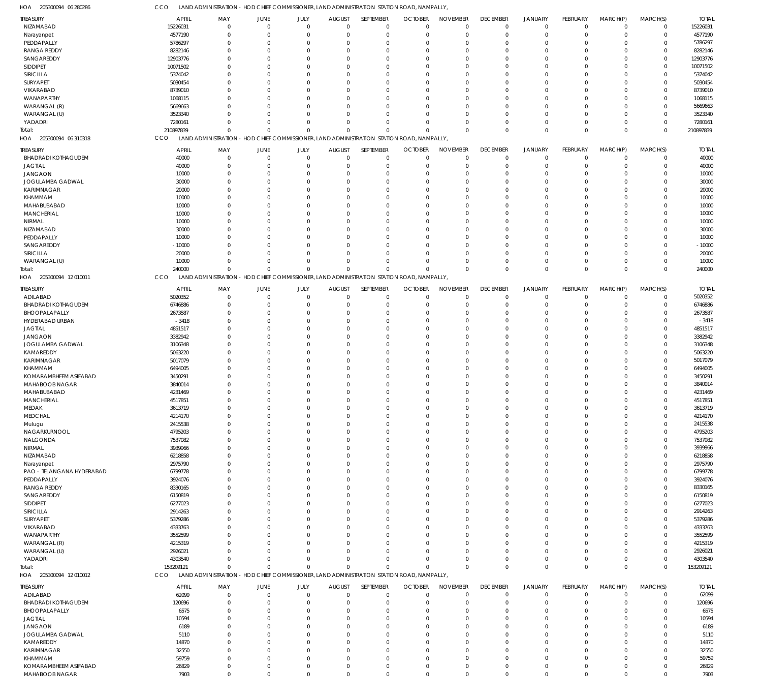HOA 205300094 06 280286 CCO LAND ADMINISTRATION - HOD CHIEF COMMISSIONER, LAND ADMINISTRATION STATION ROAD, NAMPALLY,

| TREASURY | APRIL | MAY | JUNE | JULY | AUGUST | SEPTEMBER | OCTOBER | NOVEMBER | DECEMBER | JANUARY | FEBRUARY | MARCH(P) | MARCH(S) | TOTAL |
|---|---|---|---|---|---|---|---|---|---|---|---|---|---|---|
| NIZAMABAD | 15226031 | 0 | 0 | 0 | 0 | 0 | 0 | 0 | 0 | 0 | 0 | 0 | 0 | 15226031 |
| Narayanpet | 4577190 | 0 | 0 | 0 | 0 | 0 | 0 | 0 | 0 | 0 | 0 | 0 | 0 | 4577190 |
| PEDDAPALLY | 5786297 | 0 | 0 | 0 | 0 | 0 | 0 | 0 | 0 | 0 | 0 | 0 | 0 | 5786297 |
| RANGA REDDY | 8282146 | 0 | 0 | 0 | 0 | 0 | 0 | 0 | 0 | 0 | 0 | 0 | 0 | 8282146 |
| SANGAREDDY | 12903776 | 0 | 0 | 0 | 0 | 0 | 0 | 0 | 0 | 0 | 0 | 0 | 0 | 12903776 |
| SIDDIPET | 10071502 | 0 | 0 | 0 | 0 | 0 | 0 | 0 | 0 | 0 | 0 | 0 | 0 | 10071502 |
| SIRICILLA | 5374042 | 0 | 0 | 0 | 0 | 0 | 0 | 0 | 0 | 0 | 0 | 0 | 0 | 5374042 |
| SURYAPET | 5030454 | 0 | 0 | 0 | 0 | 0 | 0 | 0 | 0 | 0 | 0 | 0 | 0 | 5030454 |
| VIKARABAD | 8739010 | 0 | 0 | 0 | 0 | 0 | 0 | 0 | 0 | 0 | 0 | 0 | 0 | 8739010 |
| WANAPARTHY | 1068115 | 0 | 0 | 0 | 0 | 0 | 0 | 0 | 0 | 0 | 0 | 0 | 0 | 1068115 |
| WARANGAL (R) | 5669663 | 0 | 0 | 0 | 0 | 0 | 0 | 0 | 0 | 0 | 0 | 0 | 0 | 5669663 |
| WARANGAL (U) | 3523340 | 0 | 0 | 0 | 0 | 0 | 0 | 0 | 0 | 0 | 0 | 0 | 0 | 3523340 |
| YADADRI | 7280161 | 0 | 0 | 0 | 0 | 0 | 0 | 0 | 0 | 0 | 0 | 0 | 0 | 7280161 |
| Total: | 210897839 | 0 | 0 | 0 | 0 | 0 | 0 | 0 | 0 | 0 | 0 | 0 | 0 | 210897839 |

HOA 205300094 06 310318 CCO LAND ADMINISTRATION - HOD CHIEF COMMISSIONER, LAND ADMINISTRATION STATION ROAD, NAMPALLY,

| TREASURY | APRIL | MAY | JUNE | JULY | AUGUST | SEPTEMBER | OCTOBER | NOVEMBER | DECEMBER | JANUARY | FEBRUARY | MARCH(P) | MARCH(S) | TOTAL |
|---|---|---|---|---|---|---|---|---|---|---|---|---|---|---|
| BHADRADI KOTHAGUDEM | 40000 | 0 | 0 | 0 | 0 | 0 | 0 | 0 | 0 | 0 | 0 | 0 | 0 | 40000 |
| JAGTIAL | 40000 | 0 | 0 | 0 | 0 | 0 | 0 | 0 | 0 | 0 | 0 | 0 | 0 | 40000 |
| JANGAON | 10000 | 0 | 0 | 0 | 0 | 0 | 0 | 0 | 0 | 0 | 0 | 0 | 0 | 10000 |
| JOGULAMBA GADWAL | 30000 | 0 | 0 | 0 | 0 | 0 | 0 | 0 | 0 | 0 | 0 | 0 | 0 | 30000 |
| KARIMNAGAR | 20000 | 0 | 0 | 0 | 0 | 0 | 0 | 0 | 0 | 0 | 0 | 0 | 0 | 20000 |
| KHAMMAM | 10000 | 0 | 0 | 0 | 0 | 0 | 0 | 0 | 0 | 0 | 0 | 0 | 0 | 10000 |
| MAHABUBABAD | 10000 | 0 | 0 | 0 | 0 | 0 | 0 | 0 | 0 | 0 | 0 | 0 | 0 | 10000 |
| MANCHERIAL | 10000 | 0 | 0 | 0 | 0 | 0 | 0 | 0 | 0 | 0 | 0 | 0 | 0 | 10000 |
| NIRMAL | 10000 | 0 | 0 | 0 | 0 | 0 | 0 | 0 | 0 | 0 | 0 | 0 | 0 | 10000 |
| NIZAMABAD | 30000 | 0 | 0 | 0 | 0 | 0 | 0 | 0 | 0 | 0 | 0 | 0 | 0 | 30000 |
| PEDDAPALLY | 10000 | 0 | 0 | 0 | 0 | 0 | 0 | 0 | 0 | 0 | 0 | 0 | 0 | 10000 |
| SANGAREDDY | -10000 | 0 | 0 | 0 | 0 | 0 | 0 | 0 | 0 | 0 | 0 | 0 | 0 | -10000 |
| SIRICILLA | 20000 | 0 | 0 | 0 | 0 | 0 | 0 | 0 | 0 | 0 | 0 | 0 | 0 | 20000 |
| WARANGAL (U) | 10000 | 0 | 0 | 0 | 0 | 0 | 0 | 0 | 0 | 0 | 0 | 0 | 0 | 10000 |
| Total: | 240000 | 0 | 0 | 0 | 0 | 0 | 0 | 0 | 0 | 0 | 0 | 0 | 0 | 240000 |

HOA 205300094 12 010011 CCO LAND ADMINISTRATION - HOD CHIEF COMMISSIONER, LAND ADMINISTRATION STATION ROAD, NAMPALLY,

| TREASURY | APRIL | MAY | JUNE | JULY | AUGUST | SEPTEMBER | OCTOBER | NOVEMBER | DECEMBER | JANUARY | FEBRUARY | MARCH(P) | MARCH(S) | TOTAL |
|---|---|---|---|---|---|---|---|---|---|---|---|---|---|---|
| ADILABAD | 5020352 | 0 | 0 | 0 | 0 | 0 | 0 | 0 | 0 | 0 | 0 | 0 | 0 | 5020352 |
| BHADRADI KOTHAGUDEM | 6746886 | 0 | 0 | 0 | 0 | 0 | 0 | 0 | 0 | 0 | 0 | 0 | 0 | 6746886 |
| BHOOPALAPALLY | 2673587 | 0 | 0 | 0 | 0 | 0 | 0 | 0 | 0 | 0 | 0 | 0 | 0 | 2673587 |
| HYDERABAD URBAN | -3418 | 0 | 0 | 0 | 0 | 0 | 0 | 0 | 0 | 0 | 0 | 0 | 0 | -3418 |
| JAGTIAL | 4851517 | 0 | 0 | 0 | 0 | 0 | 0 | 0 | 0 | 0 | 0 | 0 | 0 | 4851517 |
| JANGAON | 3382942 | 0 | 0 | 0 | 0 | 0 | 0 | 0 | 0 | 0 | 0 | 0 | 0 | 3382942 |
| JOGULAMBA GADWAL | 3106348 | 0 | 0 | 0 | 0 | 0 | 0 | 0 | 0 | 0 | 0 | 0 | 0 | 3106348 |
| KAMAREDDY | 5063220 | 0 | 0 | 0 | 0 | 0 | 0 | 0 | 0 | 0 | 0 | 0 | 0 | 5063220 |
| KARIMNAGAR | 5017079 | 0 | 0 | 0 | 0 | 0 | 0 | 0 | 0 | 0 | 0 | 0 | 0 | 5017079 |
| KHAMMAM | 6494005 | 0 | 0 | 0 | 0 | 0 | 0 | 0 | 0 | 0 | 0 | 0 | 0 | 6494005 |
| KOMARAMBHEEM ASIFABAD | 3450291 | 0 | 0 | 0 | 0 | 0 | 0 | 0 | 0 | 0 | 0 | 0 | 0 | 3450291 |
| MAHABOOB NAGAR | 3840014 | 0 | 0 | 0 | 0 | 0 | 0 | 0 | 0 | 0 | 0 | 0 | 0 | 3840014 |
| MAHABUBABAD | 4231469 | 0 | 0 | 0 | 0 | 0 | 0 | 0 | 0 | 0 | 0 | 0 | 0 | 4231469 |
| MANCHERIAL | 4517851 | 0 | 0 | 0 | 0 | 0 | 0 | 0 | 0 | 0 | 0 | 0 | 0 | 4517851 |
| MEDAK | 3613719 | 0 | 0 | 0 | 0 | 0 | 0 | 0 | 0 | 0 | 0 | 0 | 0 | 3613719 |
| MEDCHAL | 4214170 | 0 | 0 | 0 | 0 | 0 | 0 | 0 | 0 | 0 | 0 | 0 | 0 | 4214170 |
| Mulugu | 2415538 | 0 | 0 | 0 | 0 | 0 | 0 | 0 | 0 | 0 | 0 | 0 | 0 | 2415538 |
| NAGARKURNOOL | 4795203 | 0 | 0 | 0 | 0 | 0 | 0 | 0 | 0 | 0 | 0 | 0 | 0 | 4795203 |
| NALGONDA | 7537082 | 0 | 0 | 0 | 0 | 0 | 0 | 0 | 0 | 0 | 0 | 0 | 0 | 7537082 |
| NIRMAL | 3939966 | 0 | 0 | 0 | 0 | 0 | 0 | 0 | 0 | 0 | 0 | 0 | 0 | 3939966 |
| NIZAMABAD | 6218858 | 0 | 0 | 0 | 0 | 0 | 0 | 0 | 0 | 0 | 0 | 0 | 0 | 6218858 |
| Narayanpet | 2975790 | 0 | 0 | 0 | 0 | 0 | 0 | 0 | 0 | 0 | 0 | 0 | 0 | 2975790 |
| PAO - TELANGANA HYDERABAD | 6799778 | 0 | 0 | 0 | 0 | 0 | 0 | 0 | 0 | 0 | 0 | 0 | 0 | 6799778 |
| PEDDAPALLY | 3924076 | 0 | 0 | 0 | 0 | 0 | 0 | 0 | 0 | 0 | 0 | 0 | 0 | 3924076 |
| RANGA REDDY | 8330165 | 0 | 0 | 0 | 0 | 0 | 0 | 0 | 0 | 0 | 0 | 0 | 0 | 8330165 |
| SANGAREDDY | 6150819 | 0 | 0 | 0 | 0 | 0 | 0 | 0 | 0 | 0 | 0 | 0 | 0 | 6150819 |
| SIDDIPET | 6277023 | 0 | 0 | 0 | 0 | 0 | 0 | 0 | 0 | 0 | 0 | 0 | 0 | 6277023 |
| SIRICILLA | 2914263 | 0 | 0 | 0 | 0 | 0 | 0 | 0 | 0 | 0 | 0 | 0 | 0 | 2914263 |
| SURYAPET | 5379286 | 0 | 0 | 0 | 0 | 0 | 0 | 0 | 0 | 0 | 0 | 0 | 0 | 5379286 |
| VIKARABAD | 4333763 | 0 | 0 | 0 | 0 | 0 | 0 | 0 | 0 | 0 | 0 | 0 | 0 | 4333763 |
| WANAPARTHY | 3552599 | 0 | 0 | 0 | 0 | 0 | 0 | 0 | 0 | 0 | 0 | 0 | 0 | 3552599 |
| WARANGAL (R) | 4215319 | 0 | 0 | 0 | 0 | 0 | 0 | 0 | 0 | 0 | 0 | 0 | 0 | 4215319 |
| WARANGAL (U) | 2926021 | 0 | 0 | 0 | 0 | 0 | 0 | 0 | 0 | 0 | 0 | 0 | 0 | 2926021 |
| YADADRI | 4303540 | 0 | 0 | 0 | 0 | 0 | 0 | 0 | 0 | 0 | 0 | 0 | 0 | 4303540 |
| Total: | 153209121 | 0 | 0 | 0 | 0 | 0 | 0 | 0 | 0 | 0 | 0 | 0 | 0 | 153209121 |

HOA 205300094 12 010012 CCO LAND ADMINISTRATION - HOD CHIEF COMMISSIONER, LAND ADMINISTRATION STATION ROAD, NAMPALLY,

| TREASURY | APRIL | MAY | JUNE | JULY | AUGUST | SEPTEMBER | OCTOBER | NOVEMBER | DECEMBER | JANUARY | FEBRUARY | MARCH(P) | MARCH(S) | TOTAL |
|---|---|---|---|---|---|---|---|---|---|---|---|---|---|---|
| ADILABAD | 62099 | 0 | 0 | 0 | 0 | 0 | 0 | 0 | 0 | 0 | 0 | 0 | 0 | 62099 |
| BHADRADI KOTHAGUDEM | 120696 | 0 | 0 | 0 | 0 | 0 | 0 | 0 | 0 | 0 | 0 | 0 | 0 | 120696 |
| BHOOPALAPALLY | 6575 | 0 | 0 | 0 | 0 | 0 | 0 | 0 | 0 | 0 | 0 | 0 | 0 | 6575 |
| JAGTIAL | 10594 | 0 | 0 | 0 | 0 | 0 | 0 | 0 | 0 | 0 | 0 | 0 | 0 | 10594 |
| JANGAON | 6189 | 0 | 0 | 0 | 0 | 0 | 0 | 0 | 0 | 0 | 0 | 0 | 0 | 6189 |
| JOGULAMBA GADWAL | 5110 | 0 | 0 | 0 | 0 | 0 | 0 | 0 | 0 | 0 | 0 | 0 | 0 | 5110 |
| KAMAREDDY | 14870 | 0 | 0 | 0 | 0 | 0 | 0 | 0 | 0 | 0 | 0 | 0 | 0 | 14870 |
| KARIMNAGAR | 32550 | 0 | 0 | 0 | 0 | 0 | 0 | 0 | 0 | 0 | 0 | 0 | 0 | 32550 |
| KHAMMAM | 59759 | 0 | 0 | 0 | 0 | 0 | 0 | 0 | 0 | 0 | 0 | 0 | 0 | 59759 |
| KOMARAMBHEEM ASIFABAD | 26829 | 0 | 0 | 0 | 0 | 0 | 0 | 0 | 0 | 0 | 0 | 0 | 0 | 26829 |
| MAHABOOB NAGAR | 7903 | 0 | 0 | 0 | 0 | 0 | 0 | 0 | 0 | 0 | 0 | 0 | 0 | 7903 |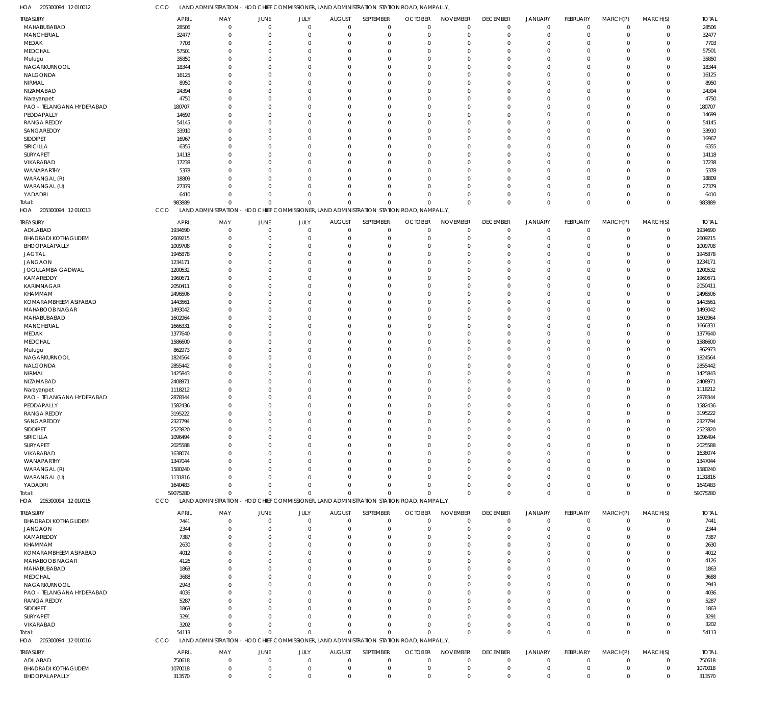HOA 205300094 12 010012 CCO LAND ADMINISTRATION - HOD CHIEF COMMISSIONER, LAND ADMINISTRATION STATION ROAD, NAMPALLY,

| TREASURY | APRIL | MAY | JUNE | JULY | AUGUST | SEPTEMBER | OCTOBER | NOVEMBER | DECEMBER | JANUARY | FEBRUARY | MARCH(P) | MARCH(S) | TOTAL |
|---|---|---|---|---|---|---|---|---|---|---|---|---|---|---|
| MAHABUBABAD | 28506 | 0 | 0 | 0 | 0 | 0 | 0 | 0 | 0 | 0 | 0 | 0 | 0 | 28506 |
| MANCHERIAL | 32477 | 0 | 0 | 0 | 0 | 0 | 0 | 0 | 0 | 0 | 0 | 0 | 0 | 32477 |
| MEDAK | 7703 | 0 | 0 | 0 | 0 | 0 | 0 | 0 | 0 | 0 | 0 | 0 | 0 | 7703 |
| MEDCHAL | 57501 | 0 | 0 | 0 | 0 | 0 | 0 | 0 | 0 | 0 | 0 | 0 | 0 | 57501 |
| Mulugu | 35850 | 0 | 0 | 0 | 0 | 0 | 0 | 0 | 0 | 0 | 0 | 0 | 0 | 35850 |
| NAGARKURNOOL | 18344 | 0 | 0 | 0 | 0 | 0 | 0 | 0 | 0 | 0 | 0 | 0 | 0 | 18344 |
| NALGONDA | 16125 | 0 | 0 | 0 | 0 | 0 | 0 | 0 | 0 | 0 | 0 | 0 | 0 | 16125 |
| NIRMAL | 8950 | 0 | 0 | 0 | 0 | 0 | 0 | 0 | 0 | 0 | 0 | 0 | 0 | 8950 |
| NIZAMABAD | 24394 | 0 | 0 | 0 | 0 | 0 | 0 | 0 | 0 | 0 | 0 | 0 | 0 | 24394 |
| Narayanpet | 4750 | 0 | 0 | 0 | 0 | 0 | 0 | 0 | 0 | 0 | 0 | 0 | 0 | 4750 |
| PAO - TELANGANA HYDERABAD | 180707 | 0 | 0 | 0 | 0 | 0 | 0 | 0 | 0 | 0 | 0 | 0 | 0 | 180707 |
| PEDDAPALLY | 14699 | 0 | 0 | 0 | 0 | 0 | 0 | 0 | 0 | 0 | 0 | 0 | 0 | 14699 |
| RANGA REDDY | 54145 | 0 | 0 | 0 | 0 | 0 | 0 | 0 | 0 | 0 | 0 | 0 | 0 | 54145 |
| SANGAREDDY | 33910 | 0 | 0 | 0 | 0 | 0 | 0 | 0 | 0 | 0 | 0 | 0 | 0 | 33910 |
| SIDDIPET | 16967 | 0 | 0 | 0 | 0 | 0 | 0 | 0 | 0 | 0 | 0 | 0 | 0 | 16967 |
| SIRICILLA | 6355 | 0 | 0 | 0 | 0 | 0 | 0 | 0 | 0 | 0 | 0 | 0 | 0 | 6355 |
| SURYAPET | 14118 | 0 | 0 | 0 | 0 | 0 | 0 | 0 | 0 | 0 | 0 | 0 | 0 | 14118 |
| VIKARABAD | 17238 | 0 | 0 | 0 | 0 | 0 | 0 | 0 | 0 | 0 | 0 | 0 | 0 | 17238 |
| WANAPARTHY | 5378 | 0 | 0 | 0 | 0 | 0 | 0 | 0 | 0 | 0 | 0 | 0 | 0 | 5378 |
| WARANGAL (R) | 18809 | 0 | 0 | 0 | 0 | 0 | 0 | 0 | 0 | 0 | 0 | 0 | 0 | 18809 |
| WARANGAL (U) | 27379 | 0 | 0 | 0 | 0 | 0 | 0 | 0 | 0 | 0 | 0 | 0 | 0 | 27379 |
| YADADRI | 6410 | 0 | 0 | 0 | 0 | 0 | 0 | 0 | 0 | 0 | 0 | 0 | 0 | 6410 |
| Total: | 983889 | 0 | 0 | 0 | 0 | 0 | 0 | 0 | 0 | 0 | 0 | 0 | 0 | 983889 |

HOA 205300094 12 010013 CCO LAND ADMINISTRATION - HOD CHIEF COMMISSIONER, LAND ADMINISTRATION STATION ROAD, NAMPALLY,

| TREASURY | APRIL | MAY | JUNE | JULY | AUGUST | SEPTEMBER | OCTOBER | NOVEMBER | DECEMBER | JANUARY | FEBRUARY | MARCH(P) | MARCH(S) | TOTAL |
|---|---|---|---|---|---|---|---|---|---|---|---|---|---|---|
| ADILABAD | 1934690 | 0 | 0 | 0 | 0 | 0 | 0 | 0 | 0 | 0 | 0 | 0 | 0 | 1934690 |
| BHADRADI KOTHAGUDEM | 2609215 | 0 | 0 | 0 | 0 | 0 | 0 | 0 | 0 | 0 | 0 | 0 | 0 | 2609215 |
| BHOOPALAPALLY | 1009708 | 0 | 0 | 0 | 0 | 0 | 0 | 0 | 0 | 0 | 0 | 0 | 0 | 1009708 |
| JAGTIAL | 1945878 | 0 | 0 | 0 | 0 | 0 | 0 | 0 | 0 | 0 | 0 | 0 | 0 | 1945878 |
| JANGAON | 1234171 | 0 | 0 | 0 | 0 | 0 | 0 | 0 | 0 | 0 | 0 | 0 | 0 | 1234171 |
| JOGULAMBA GADWAL | 1200532 | 0 | 0 | 0 | 0 | 0 | 0 | 0 | 0 | 0 | 0 | 0 | 0 | 1200532 |
| KAMAREDDY | 1960671 | 0 | 0 | 0 | 0 | 0 | 0 | 0 | 0 | 0 | 0 | 0 | 0 | 1960671 |
| KARIMNAGAR | 2050411 | 0 | 0 | 0 | 0 | 0 | 0 | 0 | 0 | 0 | 0 | 0 | 0 | 2050411 |
| KHAMMAM | 2496506 | 0 | 0 | 0 | 0 | 0 | 0 | 0 | 0 | 0 | 0 | 0 | 0 | 2496506 |
| KOMARAMBHEEM ASIFABAD | 1443561 | 0 | 0 | 0 | 0 | 0 | 0 | 0 | 0 | 0 | 0 | 0 | 0 | 1443561 |
| MAHABOOB NAGAR | 1493042 | 0 | 0 | 0 | 0 | 0 | 0 | 0 | 0 | 0 | 0 | 0 | 0 | 1493042 |
| MAHABUBABAD | 1602964 | 0 | 0 | 0 | 0 | 0 | 0 | 0 | 0 | 0 | 0 | 0 | 0 | 1602964 |
| MANCHERIAL | 1666331 | 0 | 0 | 0 | 0 | 0 | 0 | 0 | 0 | 0 | 0 | 0 | 0 | 1666331 |
| MEDAK | 1377640 | 0 | 0 | 0 | 0 | 0 | 0 | 0 | 0 | 0 | 0 | 0 | 0 | 1377640 |
| MEDCHAL | 1586600 | 0 | 0 | 0 | 0 | 0 | 0 | 0 | 0 | 0 | 0 | 0 | 0 | 1586600 |
| Mulugu | 862973 | 0 | 0 | 0 | 0 | 0 | 0 | 0 | 0 | 0 | 0 | 0 | 0 | 862973 |
| NAGARKURNOOL | 1824564 | 0 | 0 | 0 | 0 | 0 | 0 | 0 | 0 | 0 | 0 | 0 | 0 | 1824564 |
| NALGONDA | 2855442 | 0 | 0 | 0 | 0 | 0 | 0 | 0 | 0 | 0 | 0 | 0 | 0 | 2855442 |
| NIRMAL | 1425843 | 0 | 0 | 0 | 0 | 0 | 0 | 0 | 0 | 0 | 0 | 0 | 0 | 1425843 |
| NIZAMABAD | 2408971 | 0 | 0 | 0 | 0 | 0 | 0 | 0 | 0 | 0 | 0 | 0 | 0 | 2408971 |
| Narayanpet | 1118212 | 0 | 0 | 0 | 0 | 0 | 0 | 0 | 0 | 0 | 0 | 0 | 0 | 1118212 |
| PAO - TELANGANA HYDERABAD | 2878344 | 0 | 0 | 0 | 0 | 0 | 0 | 0 | 0 | 0 | 0 | 0 | 0 | 2878344 |
| PEDDAPALLY | 1582436 | 0 | 0 | 0 | 0 | 0 | 0 | 0 | 0 | 0 | 0 | 0 | 0 | 1582436 |
| RANGA REDDY | 3195222 | 0 | 0 | 0 | 0 | 0 | 0 | 0 | 0 | 0 | 0 | 0 | 0 | 3195222 |
| SANGAREDDY | 2327794 | 0 | 0 | 0 | 0 | 0 | 0 | 0 | 0 | 0 | 0 | 0 | 0 | 2327794 |
| SIDDIPET | 2523820 | 0 | 0 | 0 | 0 | 0 | 0 | 0 | 0 | 0 | 0 | 0 | 0 | 2523820 |
| SIRICILLA | 1096494 | 0 | 0 | 0 | 0 | 0 | 0 | 0 | 0 | 0 | 0 | 0 | 0 | 1096494 |
| SURYAPET | 2025588 | 0 | 0 | 0 | 0 | 0 | 0 | 0 | 0 | 0 | 0 | 0 | 0 | 2025588 |
| VIKARABAD | 1638074 | 0 | 0 | 0 | 0 | 0 | 0 | 0 | 0 | 0 | 0 | 0 | 0 | 1638074 |
| WANAPARTHY | 1347044 | 0 | 0 | 0 | 0 | 0 | 0 | 0 | 0 | 0 | 0 | 0 | 0 | 1347044 |
| WARANGAL (R) | 1580240 | 0 | 0 | 0 | 0 | 0 | 0 | 0 | 0 | 0 | 0 | 0 | 0 | 1580240 |
| WARANGAL (U) | 1131816 | 0 | 0 | 0 | 0 | 0 | 0 | 0 | 0 | 0 | 0 | 0 | 0 | 1131816 |
| YADADRI | 1640483 | 0 | 0 | 0 | 0 | 0 | 0 | 0 | 0 | 0 | 0 | 0 | 0 | 1640483 |
| Total: | 59075280 | 0 | 0 | 0 | 0 | 0 | 0 | 0 | 0 | 0 | 0 | 0 | 0 | 59075280 |

HOA 205300094 12 010015 CCO LAND ADMINISTRATION - HOD CHIEF COMMISSIONER, LAND ADMINISTRATION STATION ROAD, NAMPALLY,

| TREASURY | APRIL | MAY | JUNE | JULY | AUGUST | SEPTEMBER | OCTOBER | NOVEMBER | DECEMBER | JANUARY | FEBRUARY | MARCH(P) | MARCH(S) | TOTAL |
|---|---|---|---|---|---|---|---|---|---|---|---|---|---|---|
| BHADRADI KOTHAGUDEM | 7441 | 0 | 0 | 0 | 0 | 0 | 0 | 0 | 0 | 0 | 0 | 0 | 0 | 7441 |
| JANGAON | 2344 | 0 | 0 | 0 | 0 | 0 | 0 | 0 | 0 | 0 | 0 | 0 | 0 | 2344 |
| KAMAREDDY | 7387 | 0 | 0 | 0 | 0 | 0 | 0 | 0 | 0 | 0 | 0 | 0 | 0 | 7387 |
| KHAMMAM | 2630 | 0 | 0 | 0 | 0 | 0 | 0 | 0 | 0 | 0 | 0 | 0 | 0 | 2630 |
| KOMARAMBHEEM ASIFABAD | 4012 | 0 | 0 | 0 | 0 | 0 | 0 | 0 | 0 | 0 | 0 | 0 | 0 | 4012 |
| MAHABOOB NAGAR | 4126 | 0 | 0 | 0 | 0 | 0 | 0 | 0 | 0 | 0 | 0 | 0 | 0 | 4126 |
| MAHABUBABAD | 1863 | 0 | 0 | 0 | 0 | 0 | 0 | 0 | 0 | 0 | 0 | 0 | 0 | 1863 |
| MEDCHAL | 3688 | 0 | 0 | 0 | 0 | 0 | 0 | 0 | 0 | 0 | 0 | 0 | 0 | 3688 |
| NAGARKURNOOL | 2943 | 0 | 0 | 0 | 0 | 0 | 0 | 0 | 0 | 0 | 0 | 0 | 0 | 2943 |
| PAO - TELANGANA HYDERABAD | 4036 | 0 | 0 | 0 | 0 | 0 | 0 | 0 | 0 | 0 | 0 | 0 | 0 | 4036 |
| RANGA REDDY | 5287 | 0 | 0 | 0 | 0 | 0 | 0 | 0 | 0 | 0 | 0 | 0 | 0 | 5287 |
| SIDDIPET | 1863 | 0 | 0 | 0 | 0 | 0 | 0 | 0 | 0 | 0 | 0 | 0 | 0 | 1863 |
| SURYAPET | 3291 | 0 | 0 | 0 | 0 | 0 | 0 | 0 | 0 | 0 | 0 | 0 | 0 | 3291 |
| VIKARABAD | 3202 | 0 | 0 | 0 | 0 | 0 | 0 | 0 | 0 | 0 | 0 | 0 | 0 | 3202 |
| Total: | 54113 | 0 | 0 | 0 | 0 | 0 | 0 | 0 | 0 | 0 | 0 | 0 | 0 | 54113 |

HOA 205300094 12 010016 CCO LAND ADMINISTRATION - HOD CHIEF COMMISSIONER, LAND ADMINISTRATION STATION ROAD, NAMPALLY,

| TREASURY | APRIL | MAY | JUNE | JULY | AUGUST | SEPTEMBER | OCTOBER | NOVEMBER | DECEMBER | JANUARY | FEBRUARY | MARCH(P) | MARCH(S) | TOTAL |
|---|---|---|---|---|---|---|---|---|---|---|---|---|---|---|
| ADILABAD | 750618 | 0 | 0 | 0 | 0 | 0 | 0 | 0 | 0 | 0 | 0 | 0 | 0 | 750618 |
| BHADRADI KOTHAGUDEM | 1070018 | 0 | 0 | 0 | 0 | 0 | 0 | 0 | 0 | 0 | 0 | 0 | 0 | 1070018 |
| BHOOPALAPALLY | 313570 | 0 | 0 | 0 | 0 | 0 | 0 | 0 | 0 | 0 | 0 | 0 | 0 | 313570 |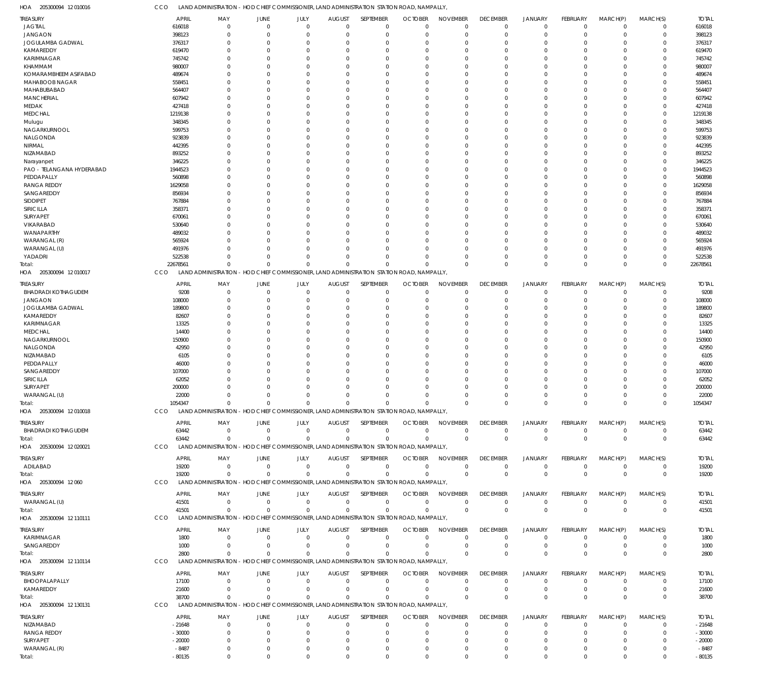HOA 205300094 12 010016 CCO LAND ADMINISTRATION - HOD CHIEF COMMISSIONER, LAND ADMINISTRATION STATION ROAD, NAMPALLY,

| TREASURY | APRIL | MAY | JUNE | JULY | AUGUST | SEPTEMBER | OCTOBER | NOVEMBER | DECEMBER | JANUARY | FEBRUARY | MARCH(P) | MARCH(S) | TOTAL |
|---|---|---|---|---|---|---|---|---|---|---|---|---|---|---|
| JAGTIAL | 616018 | 0 | 0 | 0 | 0 | 0 | 0 | 0 | 0 | 0 | 0 | 0 | 0 | 616018 |
| JANGAON | 398123 | 0 | 0 | 0 | 0 | 0 | 0 | 0 | 0 | 0 | 0 | 0 | 0 | 398123 |
| JOGULAMBA GADWAL | 376317 | 0 | 0 | 0 | 0 | 0 | 0 | 0 | 0 | 0 | 0 | 0 | 0 | 376317 |
| KAMAREDDY | 619470 | 0 | 0 | 0 | 0 | 0 | 0 | 0 | 0 | 0 | 0 | 0 | 0 | 619470 |
| KARIMNAGAR | 745742 | 0 | 0 | 0 | 0 | 0 | 0 | 0 | 0 | 0 | 0 | 0 | 0 | 745742 |
| KHAMMAM | 980007 | 0 | 0 | 0 | 0 | 0 | 0 | 0 | 0 | 0 | 0 | 0 | 0 | 980007 |
| KOMARAMBHEEM ASIFABAD | 489674 | 0 | 0 | 0 | 0 | 0 | 0 | 0 | 0 | 0 | 0 | 0 | 0 | 489674 |
| MAHABOOB NAGAR | 558451 | 0 | 0 | 0 | 0 | 0 | 0 | 0 | 0 | 0 | 0 | 0 | 0 | 558451 |
| MAHABUBABAD | 564407 | 0 | 0 | 0 | 0 | 0 | 0 | 0 | 0 | 0 | 0 | 0 | 0 | 564407 |
| MANCHERIAL | 607942 | 0 | 0 | 0 | 0 | 0 | 0 | 0 | 0 | 0 | 0 | 0 | 0 | 607942 |
| MEDAK | 427418 | 0 | 0 | 0 | 0 | 0 | 0 | 0 | 0 | 0 | 0 | 0 | 0 | 427418 |
| MEDCHAL | 1219138 | 0 | 0 | 0 | 0 | 0 | 0 | 0 | 0 | 0 | 0 | 0 | 0 | 1219138 |
| Mulugu | 348345 | 0 | 0 | 0 | 0 | 0 | 0 | 0 | 0 | 0 | 0 | 0 | 0 | 348345 |
| NAGARKURNOOL | 599753 | 0 | 0 | 0 | 0 | 0 | 0 | 0 | 0 | 0 | 0 | 0 | 0 | 599753 |
| NALGONDA | 923839 | 0 | 0 | 0 | 0 | 0 | 0 | 0 | 0 | 0 | 0 | 0 | 0 | 923839 |
| NIRMAL | 442395 | 0 | 0 | 0 | 0 | 0 | 0 | 0 | 0 | 0 | 0 | 0 | 0 | 442395 |
| NIZAMABAD | 893252 | 0 | 0 | 0 | 0 | 0 | 0 | 0 | 0 | 0 | 0 | 0 | 0 | 893252 |
| Narayanpet | 346225 | 0 | 0 | 0 | 0 | 0 | 0 | 0 | 0 | 0 | 0 | 0 | 0 | 346225 |
| PAO - TELANGANA HYDERABAD | 1944523 | 0 | 0 | 0 | 0 | 0 | 0 | 0 | 0 | 0 | 0 | 0 | 0 | 1944523 |
| PEDDAPALLY | 560898 | 0 | 0 | 0 | 0 | 0 | 0 | 0 | 0 | 0 | 0 | 0 | 0 | 560898 |
| RANGA REDDY | 1629058 | 0 | 0 | 0 | 0 | 0 | 0 | 0 | 0 | 0 | 0 | 0 | 0 | 1629058 |
| SANGAREDDY | 856934 | 0 | 0 | 0 | 0 | 0 | 0 | 0 | 0 | 0 | 0 | 0 | 0 | 856934 |
| SIDDIPET | 767884 | 0 | 0 | 0 | 0 | 0 | 0 | 0 | 0 | 0 | 0 | 0 | 0 | 767884 |
| SIRICILLA | 358371 | 0 | 0 | 0 | 0 | 0 | 0 | 0 | 0 | 0 | 0 | 0 | 0 | 358371 |
| SURYAPET | 670061 | 0 | 0 | 0 | 0 | 0 | 0 | 0 | 0 | 0 | 0 | 0 | 0 | 670061 |
| VIKARABAD | 530640 | 0 | 0 | 0 | 0 | 0 | 0 | 0 | 0 | 0 | 0 | 0 | 0 | 530640 |
| WANAPARTHY | 489032 | 0 | 0 | 0 | 0 | 0 | 0 | 0 | 0 | 0 | 0 | 0 | 0 | 489032 |
| WARANGAL (R) | 565924 | 0 | 0 | 0 | 0 | 0 | 0 | 0 | 0 | 0 | 0 | 0 | 0 | 565924 |
| WARANGAL (U) | 491976 | 0 | 0 | 0 | 0 | 0 | 0 | 0 | 0 | 0 | 0 | 0 | 0 | 491976 |
| YADADRI | 522538 | 0 | 0 | 0 | 0 | 0 | 0 | 0 | 0 | 0 | 0 | 0 | 0 | 522538 |
| Total: | 22678561 | 0 | 0 | 0 | 0 | 0 | 0 | 0 | 0 | 0 | 0 | 0 | 0 | 22678561 |

HOA 205300094 12 010017 CCO LAND ADMINISTRATION - HOD CHIEF COMMISSIONER, LAND ADMINISTRATION STATION ROAD, NAMPALLY,

| TREASURY | APRIL | MAY | JUNE | JULY | AUGUST | SEPTEMBER | OCTOBER | NOVEMBER | DECEMBER | JANUARY | FEBRUARY | MARCH(P) | MARCH(S) | TOTAL |
|---|---|---|---|---|---|---|---|---|---|---|---|---|---|---|
| BHADRADI KOTHAGUDEM | 9208 | 0 | 0 | 0 | 0 | 0 | 0 | 0 | 0 | 0 | 0 | 0 | 0 | 9208 |
| JANGAON | 108000 | 0 | 0 | 0 | 0 | 0 | 0 | 0 | 0 | 0 | 0 | 0 | 0 | 108000 |
| JOGULAMBA GADWAL | 189800 | 0 | 0 | 0 | 0 | 0 | 0 | 0 | 0 | 0 | 0 | 0 | 0 | 189800 |
| KAMAREDDY | 82607 | 0 | 0 | 0 | 0 | 0 | 0 | 0 | 0 | 0 | 0 | 0 | 0 | 82607 |
| KARIMNAGAR | 13325 | 0 | 0 | 0 | 0 | 0 | 0 | 0 | 0 | 0 | 0 | 0 | 0 | 13325 |
| MEDCHAL | 14400 | 0 | 0 | 0 | 0 | 0 | 0 | 0 | 0 | 0 | 0 | 0 | 0 | 14400 |
| NAGARKURNOOL | 150900 | 0 | 0 | 0 | 0 | 0 | 0 | 0 | 0 | 0 | 0 | 0 | 0 | 150900 |
| NALGONDA | 42950 | 0 | 0 | 0 | 0 | 0 | 0 | 0 | 0 | 0 | 0 | 0 | 0 | 42950 |
| NIZAMABAD | 6105 | 0 | 0 | 0 | 0 | 0 | 0 | 0 | 0 | 0 | 0 | 0 | 0 | 6105 |
| PEDDAPALLY | 46000 | 0 | 0 | 0 | 0 | 0 | 0 | 0 | 0 | 0 | 0 | 0 | 0 | 46000 |
| SANGAREDDY | 107000 | 0 | 0 | 0 | 0 | 0 | 0 | 0 | 0 | 0 | 0 | 0 | 0 | 107000 |
| SIRICILLA | 62052 | 0 | 0 | 0 | 0 | 0 | 0 | 0 | 0 | 0 | 0 | 0 | 0 | 62052 |
| SURYAPET | 200000 | 0 | 0 | 0 | 0 | 0 | 0 | 0 | 0 | 0 | 0 | 0 | 0 | 200000 |
| WARANGAL (U) | 22000 | 0 | 0 | 0 | 0 | 0 | 0 | 0 | 0 | 0 | 0 | 0 | 0 | 22000 |
| Total: | 1054347 | 0 | 0 | 0 | 0 | 0 | 0 | 0 | 0 | 0 | 0 | 0 | 0 | 1054347 |

HOA 205300094 12 010018 CCO LAND ADMINISTRATION - HOD CHIEF COMMISSIONER, LAND ADMINISTRATION STATION ROAD, NAMPALLY,

| TREASURY | APRIL | MAY | JUNE | JULY | AUGUST | SEPTEMBER | OCTOBER | NOVEMBER | DECEMBER | JANUARY | FEBRUARY | MARCH(P) | MARCH(S) | TOTAL |
|---|---|---|---|---|---|---|---|---|---|---|---|---|---|---|
| BHADRADI KOTHAGUDEM | 63442 | 0 | 0 | 0 | 0 | 0 | 0 | 0 | 0 | 0 | 0 | 0 | 0 | 63442 |
| Total: | 63442 | 0 | 0 | 0 | 0 | 0 | 0 | 0 | 0 | 0 | 0 | 0 | 0 | 63442 |

HOA 205300094 12 020021 CCO LAND ADMINISTRATION - HOD CHIEF COMMISSIONER, LAND ADMINISTRATION STATION ROAD, NAMPALLY,

| TREASURY | APRIL | MAY | JUNE | JULY | AUGUST | SEPTEMBER | OCTOBER | NOVEMBER | DECEMBER | JANUARY | FEBRUARY | MARCH(P) | MARCH(S) | TOTAL |
|---|---|---|---|---|---|---|---|---|---|---|---|---|---|---|
| ADILABAD | 19200 | 0 | 0 | 0 | 0 | 0 | 0 | 0 | 0 | 0 | 0 | 0 | 0 | 19200 |
| Total: | 19200 | 0 | 0 | 0 | 0 | 0 | 0 | 0 | 0 | 0 | 0 | 0 | 0 | 19200 |

HOA 205300094 12 060 CCO LAND ADMINISTRATION - HOD CHIEF COMMISSIONER, LAND ADMINISTRATION STATION ROAD, NAMPALLY,

| TREASURY | APRIL | MAY | JUNE | JULY | AUGUST | SEPTEMBER | OCTOBER | NOVEMBER | DECEMBER | JANUARY | FEBRUARY | MARCH(P) | MARCH(S) | TOTAL |
|---|---|---|---|---|---|---|---|---|---|---|---|---|---|---|
| WARANGAL (U) | 41501 | 0 | 0 | 0 | 0 | 0 | 0 | 0 | 0 | 0 | 0 | 0 | 0 | 41501 |
| Total: | 41501 | 0 | 0 | 0 | 0 | 0 | 0 | 0 | 0 | 0 | 0 | 0 | 0 | 41501 |

HOA 205300094 12 110111 CCO LAND ADMINISTRATION - HOD CHIEF COMMISSIONER, LAND ADMINISTRATION STATION ROAD, NAMPALLY,

| TREASURY | APRIL | MAY | JUNE | JULY | AUGUST | SEPTEMBER | OCTOBER | NOVEMBER | DECEMBER | JANUARY | FEBRUARY | MARCH(P) | MARCH(S) | TOTAL |
|---|---|---|---|---|---|---|---|---|---|---|---|---|---|---|
| KARIMNAGAR | 1800 | 0 | 0 | 0 | 0 | 0 | 0 | 0 | 0 | 0 | 0 | 0 | 0 | 1800 |
| SANGAREDDY | 1000 | 0 | 0 | 0 | 0 | 0 | 0 | 0 | 0 | 0 | 0 | 0 | 0 | 1000 |
| Total: | 2800 | 0 | 0 | 0 | 0 | 0 | 0 | 0 | 0 | 0 | 0 | 0 | 0 | 2800 |

HOA 205300094 12 110114 CCO LAND ADMINISTRATION - HOD CHIEF COMMISSIONER, LAND ADMINISTRATION STATION ROAD, NAMPALLY,

| TREASURY | APRIL | MAY | JUNE | JULY | AUGUST | SEPTEMBER | OCTOBER | NOVEMBER | DECEMBER | JANUARY | FEBRUARY | MARCH(P) | MARCH(S) | TOTAL |
|---|---|---|---|---|---|---|---|---|---|---|---|---|---|---|
| BHOOPALAPALLY | 17100 | 0 | 0 | 0 | 0 | 0 | 0 | 0 | 0 | 0 | 0 | 0 | 0 | 17100 |
| KAMAREDDY | 21600 | 0 | 0 | 0 | 0 | 0 | 0 | 0 | 0 | 0 | 0 | 0 | 0 | 21600 |
| Total: | 38700 | 0 | 0 | 0 | 0 | 0 | 0 | 0 | 0 | 0 | 0 | 0 | 0 | 38700 |

HOA 205300094 12 130131 CCO LAND ADMINISTRATION - HOD CHIEF COMMISSIONER, LAND ADMINISTRATION STATION ROAD, NAMPALLY,

| TREASURY | APRIL | MAY | JUNE | JULY | AUGUST | SEPTEMBER | OCTOBER | NOVEMBER | DECEMBER | JANUARY | FEBRUARY | MARCH(P) | MARCH(S) | TOTAL |
|---|---|---|---|---|---|---|---|---|---|---|---|---|---|---|
| NIZAMABAD | -21648 | 0 | 0 | 0 | 0 | 0 | 0 | 0 | 0 | 0 | 0 | 0 | 0 | -21648 |
| RANGA REDDY | -30000 | 0 | 0 | 0 | 0 | 0 | 0 | 0 | 0 | 0 | 0 | 0 | 0 | -30000 |
| SURYAPET | -20000 | 0 | 0 | 0 | 0 | 0 | 0 | 0 | 0 | 0 | 0 | 0 | 0 | -20000 |
| WARANGAL (R) | -8487 | 0 | 0 | 0 | 0 | 0 | 0 | 0 | 0 | 0 | 0 | 0 | 0 | -8487 |
| Total: | -80135 | 0 | 0 | 0 | 0 | 0 | 0 | 0 | 0 | 0 | 0 | 0 | 0 | -80135 |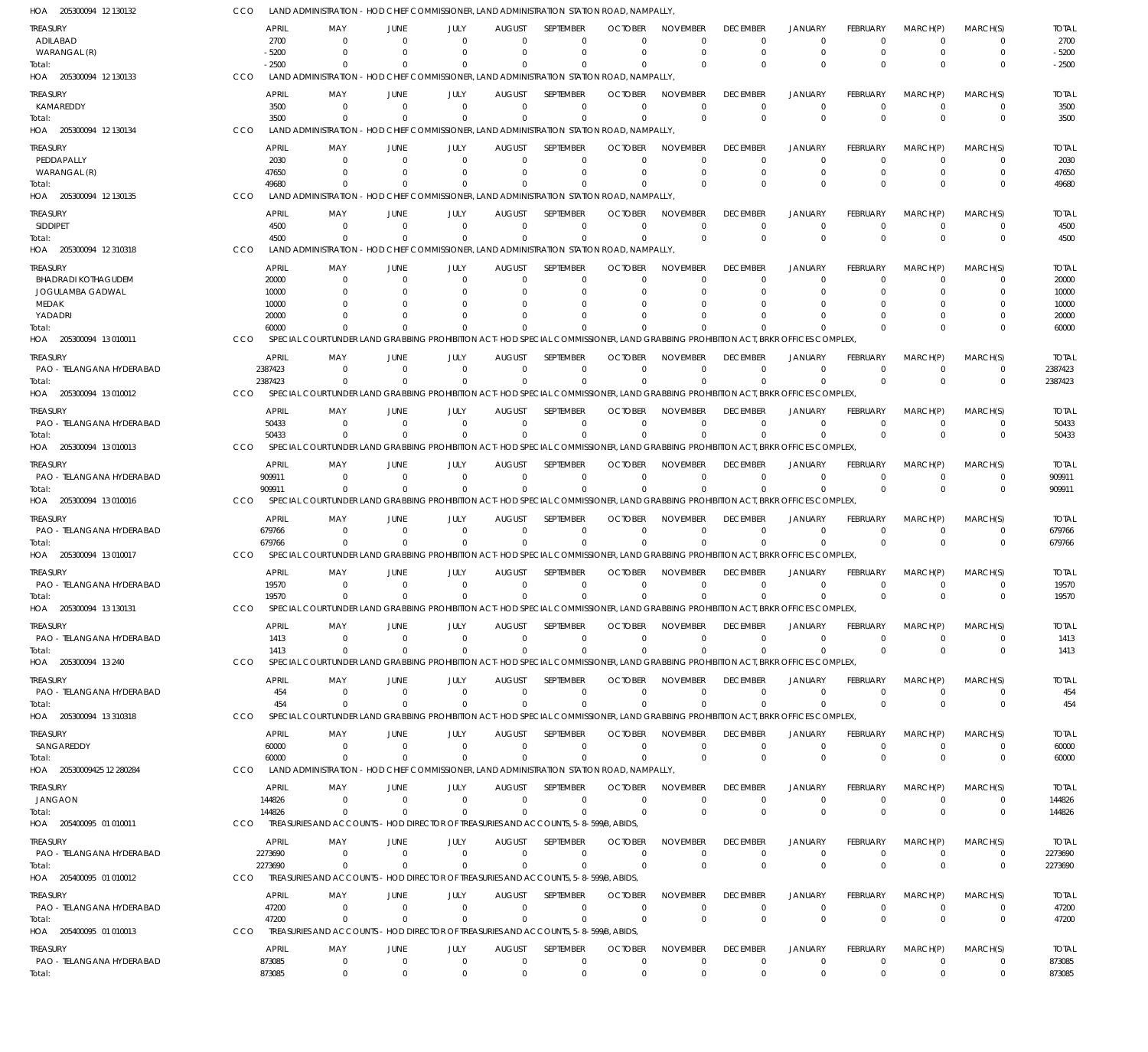HOA 205300094 12 130132 CCO LAND ADMINISTRATION - HOD CHIEF COMMISSIONER, LAND ADMINISTRATION STATION ROAD, NAMPALLY,

| TREASURY | APRIL | MAY | JUNE | JULY | AUGUST | SEPTEMBER | OCTOBER | NOVEMBER | DECEMBER | JANUARY | FEBRUARY | MARCH(P) | MARCH(S) | TOTAL |
|---|---|---|---|---|---|---|---|---|---|---|---|---|---|---|
| ADILABAD | 2700 | 0 | 0 | 0 | 0 | 0 | 0 | 0 | 0 | 0 | 0 | 0 | 0 | 2700 |
| WARANGAL (R) | -5200 | 0 | 0 | 0 | 0 | 0 | 0 | 0 | 0 | 0 | 0 | 0 | 0 | -5200 |
| Total: | -2500 | 0 | 0 | 0 | 0 | 0 | 0 | 0 | 0 | 0 | 0 | 0 | 0 | -2500 |

HOA 205300094 12 130133 CCO LAND ADMINISTRATION - HOD CHIEF COMMISSIONER, LAND ADMINISTRATION STATION ROAD, NAMPALLY,

| TREASURY | APRIL | MAY | JUNE | JULY | AUGUST | SEPTEMBER | OCTOBER | NOVEMBER | DECEMBER | JANUARY | FEBRUARY | MARCH(P) | MARCH(S) | TOTAL |
|---|---|---|---|---|---|---|---|---|---|---|---|---|---|---|
| KAMAREDDY | 3500 | 0 | 0 | 0 | 0 | 0 | 0 | 0 | 0 | 0 | 0 | 0 | 0 | 3500 |
| Total: | 3500 | 0 | 0 | 0 | 0 | 0 | 0 | 0 | 0 | 0 | 0 | 0 | 0 | 3500 |

HOA 205300094 12 130134 CCO LAND ADMINISTRATION - HOD CHIEF COMMISSIONER, LAND ADMINISTRATION STATION ROAD, NAMPALLY,

| TREASURY | APRIL | MAY | JUNE | JULY | AUGUST | SEPTEMBER | OCTOBER | NOVEMBER | DECEMBER | JANUARY | FEBRUARY | MARCH(P) | MARCH(S) | TOTAL |
|---|---|---|---|---|---|---|---|---|---|---|---|---|---|---|
| PEDDAPALLY | 2030 | 0 | 0 | 0 | 0 | 0 | 0 | 0 | 0 | 0 | 0 | 0 | 0 | 2030 |
| WARANGAL (R) | 47650 | 0 | 0 | 0 | 0 | 0 | 0 | 0 | 0 | 0 | 0 | 0 | 0 | 47650 |
| Total: | 49680 | 0 | 0 | 0 | 0 | 0 | 0 | 0 | 0 | 0 | 0 | 0 | 0 | 49680 |

HOA 205300094 12 130135 CCO LAND ADMINISTRATION - HOD CHIEF COMMISSIONER, LAND ADMINISTRATION STATION ROAD, NAMPALLY,

| TREASURY | APRIL | MAY | JUNE | JULY | AUGUST | SEPTEMBER | OCTOBER | NOVEMBER | DECEMBER | JANUARY | FEBRUARY | MARCH(P) | MARCH(S) | TOTAL |
|---|---|---|---|---|---|---|---|---|---|---|---|---|---|---|
| SIDDIPET | 4500 | 0 | 0 | 0 | 0 | 0 | 0 | 0 | 0 | 0 | 0 | 0 | 0 | 4500 |
| Total: | 4500 | 0 | 0 | 0 | 0 | 0 | 0 | 0 | 0 | 0 | 0 | 0 | 0 | 4500 |

HOA 205300094 12 310318 CCO LAND ADMINISTRATION - HOD CHIEF COMMISSIONER, LAND ADMINISTRATION STATION ROAD, NAMPALLY,

| TREASURY | APRIL | MAY | JUNE | JULY | AUGUST | SEPTEMBER | OCTOBER | NOVEMBER | DECEMBER | JANUARY | FEBRUARY | MARCH(P) | MARCH(S) | TOTAL |
|---|---|---|---|---|---|---|---|---|---|---|---|---|---|---|
| BHADRADI KOTHAGUDEM | 20000 | 0 | 0 | 0 | 0 | 0 | 0 | 0 | 0 | 0 | 0 | 0 | 0 | 20000 |
| JOGULAMBA GADWAL | 10000 | 0 | 0 | 0 | 0 | 0 | 0 | 0 | 0 | 0 | 0 | 0 | 0 | 10000 |
| MEDAK | 10000 | 0 | 0 | 0 | 0 | 0 | 0 | 0 | 0 | 0 | 0 | 0 | 0 | 10000 |
| YADADRI | 20000 | 0 | 0 | 0 | 0 | 0 | 0 | 0 | 0 | 0 | 0 | 0 | 0 | 20000 |
| Total: | 60000 | 0 | 0 | 0 | 0 | 0 | 0 | 0 | 0 | 0 | 0 | 0 | 0 | 60000 |

HOA 205300094 13 010011 CCO SPECIAL COURT UNDER LAND GRABBING PROHIBITION ACT- HOD SPECIAL COMMISSIONER, LAND GRABBING PROHIBITION ACT, BRKR OFFICES COMPLEX,

| TREASURY | APRIL | MAY | JUNE | JULY | AUGUST | SEPTEMBER | OCTOBER | NOVEMBER | DECEMBER | JANUARY | FEBRUARY | MARCH(P) | MARCH(S) | TOTAL |
|---|---|---|---|---|---|---|---|---|---|---|---|---|---|---|
| PAO - TELANGANA HYDERABAD | 2387423 | 0 | 0 | 0 | 0 | 0 | 0 | 0 | 0 | 0 | 0 | 0 | 0 | 2387423 |
| Total: | 2387423 | 0 | 0 | 0 | 0 | 0 | 0 | 0 | 0 | 0 | 0 | 0 | 0 | 2387423 |

HOA 205300094 13 010012 CCO SPECIAL COURT UNDER LAND GRABBING PROHIBITION ACT- HOD SPECIAL COMMISSIONER, LAND GRABBING PROHIBITION ACT, BRKR OFFICES COMPLEX,

| TREASURY | APRIL | MAY | JUNE | JULY | AUGUST | SEPTEMBER | OCTOBER | NOVEMBER | DECEMBER | JANUARY | FEBRUARY | MARCH(P) | MARCH(S) | TOTAL |
|---|---|---|---|---|---|---|---|---|---|---|---|---|---|---|
| PAO - TELANGANA HYDERABAD | 50433 | 0 | 0 | 0 | 0 | 0 | 0 | 0 | 0 | 0 | 0 | 0 | 0 | 50433 |
| Total: | 50433 | 0 | 0 | 0 | 0 | 0 | 0 | 0 | 0 | 0 | 0 | 0 | 0 | 50433 |

HOA 205300094 13 010013 CCO SPECIAL COURT UNDER LAND GRABBING PROHIBITION ACT- HOD SPECIAL COMMISSIONER, LAND GRABBING PROHIBITION ACT, BRKR OFFICES COMPLEX,

| TREASURY | APRIL | MAY | JUNE | JULY | AUGUST | SEPTEMBER | OCTOBER | NOVEMBER | DECEMBER | JANUARY | FEBRUARY | MARCH(P) | MARCH(S) | TOTAL |
|---|---|---|---|---|---|---|---|---|---|---|---|---|---|---|
| PAO - TELANGANA HYDERABAD | 909911 | 0 | 0 | 0 | 0 | 0 | 0 | 0 | 0 | 0 | 0 | 0 | 0 | 909911 |
| Total: | 909911 | 0 | 0 | 0 | 0 | 0 | 0 | 0 | 0 | 0 | 0 | 0 | 0 | 909911 |

HOA 205300094 13 010016 CCO SPECIAL COURT UNDER LAND GRABBING PROHIBITION ACT- HOD SPECIAL COMMISSIONER, LAND GRABBING PROHIBITION ACT, BRKR OFFICES COMPLEX,

| TREASURY | APRIL | MAY | JUNE | JULY | AUGUST | SEPTEMBER | OCTOBER | NOVEMBER | DECEMBER | JANUARY | FEBRUARY | MARCH(P) | MARCH(S) | TOTAL |
|---|---|---|---|---|---|---|---|---|---|---|---|---|---|---|
| PAO - TELANGANA HYDERABAD | 679766 | 0 | 0 | 0 | 0 | 0 | 0 | 0 | 0 | 0 | 0 | 0 | 0 | 679766 |
| Total: | 679766 | 0 | 0 | 0 | 0 | 0 | 0 | 0 | 0 | 0 | 0 | 0 | 0 | 679766 |

HOA 205300094 13 010017 CCO SPECIAL COURT UNDER LAND GRABBING PROHIBITION ACT- HOD SPECIAL COMMISSIONER, LAND GRABBING PROHIBITION ACT, BRKR OFFICES COMPLEX,

| TREASURY | APRIL | MAY | JUNE | JULY | AUGUST | SEPTEMBER | OCTOBER | NOVEMBER | DECEMBER | JANUARY | FEBRUARY | MARCH(P) | MARCH(S) | TOTAL |
|---|---|---|---|---|---|---|---|---|---|---|---|---|---|---|
| PAO - TELANGANA HYDERABAD | 19570 | 0 | 0 | 0 | 0 | 0 | 0 | 0 | 0 | 0 | 0 | 0 | 0 | 19570 |
| Total: | 19570 | 0 | 0 | 0 | 0 | 0 | 0 | 0 | 0 | 0 | 0 | 0 | 0 | 19570 |

HOA 205300094 13 130131 CCO SPECIAL COURT UNDER LAND GRABBING PROHIBITION ACT- HOD SPECIAL COMMISSIONER, LAND GRABBING PROHIBITION ACT, BRKR OFFICES COMPLEX,

| TREASURY | APRIL | MAY | JUNE | JULY | AUGUST | SEPTEMBER | OCTOBER | NOVEMBER | DECEMBER | JANUARY | FEBRUARY | MARCH(P) | MARCH(S) | TOTAL |
|---|---|---|---|---|---|---|---|---|---|---|---|---|---|---|
| PAO - TELANGANA HYDERABAD | 1413 | 0 | 0 | 0 | 0 | 0 | 0 | 0 | 0 | 0 | 0 | 0 | 0 | 1413 |
| Total: | 1413 | 0 | 0 | 0 | 0 | 0 | 0 | 0 | 0 | 0 | 0 | 0 | 0 | 1413 |

HOA 205300094 13 240 CCO SPECIAL COURT UNDER LAND GRABBING PROHIBITION ACT- HOD SPECIAL COMMISSIONER, LAND GRABBING PROHIBITION ACT, BRKR OFFICES COMPLEX,

| TREASURY | APRIL | MAY | JUNE | JULY | AUGUST | SEPTEMBER | OCTOBER | NOVEMBER | DECEMBER | JANUARY | FEBRUARY | MARCH(P) | MARCH(S) | TOTAL |
|---|---|---|---|---|---|---|---|---|---|---|---|---|---|---|
| PAO - TELANGANA HYDERABAD | 454 | 0 | 0 | 0 | 0 | 0 | 0 | 0 | 0 | 0 | 0 | 0 | 0 | 454 |
| Total: | 454 | 0 | 0 | 0 | 0 | 0 | 0 | 0 | 0 | 0 | 0 | 0 | 0 | 454 |

HOA 205300094 13 310318 CCO SPECIAL COURT UNDER LAND GRABBING PROHIBITION ACT- HOD SPECIAL COMMISSIONER, LAND GRABBING PROHIBITION ACT, BRKR OFFICES COMPLEX,

| TREASURY | APRIL | MAY | JUNE | JULY | AUGUST | SEPTEMBER | OCTOBER | NOVEMBER | DECEMBER | JANUARY | FEBRUARY | MARCH(P) | MARCH(S) | TOTAL |
|---|---|---|---|---|---|---|---|---|---|---|---|---|---|---|
| SANGAREDDY | 60000 | 0 | 0 | 0 | 0 | 0 | 0 | 0 | 0 | 0 | 0 | 0 | 0 | 60000 |
| Total: | 60000 | 0 | 0 | 0 | 0 | 0 | 0 | 0 | 0 | 0 | 0 | 0 | 0 | 60000 |

HOA 20530009425 12 280284 CCO LAND ADMINISTRATION - HOD CHIEF COMMISSIONER, LAND ADMINISTRATION STATION ROAD, NAMPALLY,

| TREASURY | APRIL | MAY | JUNE | JULY | AUGUST | SEPTEMBER | OCTOBER | NOVEMBER | DECEMBER | JANUARY | FEBRUARY | MARCH(P) | MARCH(S) | TOTAL |
|---|---|---|---|---|---|---|---|---|---|---|---|---|---|---|
| JANGAON | 144826 | 0 | 0 | 0 | 0 | 0 | 0 | 0 | 0 | 0 | 0 | 0 | 0 | 144826 |
| Total: | 144826 | 0 | 0 | 0 | 0 | 0 | 0 | 0 | 0 | 0 | 0 | 0 | 0 | 144826 |

HOA 205400095 01 010011 CCO TREASURIES AND ACCOUNTS - HOD DIRECTOR OF TREASURIES AND ACCOUNTS, 5-8-599/B, ABIDS,

| TREASURY | APRIL | MAY | JUNE | JULY | AUGUST | SEPTEMBER | OCTOBER | NOVEMBER | DECEMBER | JANUARY | FEBRUARY | MARCH(P) | MARCH(S) | TOTAL |
|---|---|---|---|---|---|---|---|---|---|---|---|---|---|---|
| PAO - TELANGANA HYDERABAD | 2273690 | 0 | 0 | 0 | 0 | 0 | 0 | 0 | 0 | 0 | 0 | 0 | 0 | 2273690 |
| Total: | 2273690 | 0 | 0 | 0 | 0 | 0 | 0 | 0 | 0 | 0 | 0 | 0 | 0 | 2273690 |

HOA 205400095 01 010012 CCO TREASURIES AND ACCOUNTS - HOD DIRECTOR OF TREASURIES AND ACCOUNTS, 5-8-599/B, ABIDS,

| TREASURY | APRIL | MAY | JUNE | JULY | AUGUST | SEPTEMBER | OCTOBER | NOVEMBER | DECEMBER | JANUARY | FEBRUARY | MARCH(P) | MARCH(S) | TOTAL |
|---|---|---|---|---|---|---|---|---|---|---|---|---|---|---|
| PAO - TELANGANA HYDERABAD | 47200 | 0 | 0 | 0 | 0 | 0 | 0 | 0 | 0 | 0 | 0 | 0 | 0 | 47200 |
| Total: | 47200 | 0 | 0 | 0 | 0 | 0 | 0 | 0 | 0 | 0 | 0 | 0 | 0 | 47200 |

HOA 205400095 01 010013 CCO TREASURIES AND ACCOUNTS - HOD DIRECTOR OF TREASURIES AND ACCOUNTS, 5-8-599/B, ABIDS,

| TREASURY | APRIL | MAY | JUNE | JULY | AUGUST | SEPTEMBER | OCTOBER | NOVEMBER | DECEMBER | JANUARY | FEBRUARY | MARCH(P) | MARCH(S) | TOTAL |
|---|---|---|---|---|---|---|---|---|---|---|---|---|---|---|
| PAO - TELANGANA HYDERABAD | 873085 | 0 | 0 | 0 | 0 | 0 | 0 | 0 | 0 | 0 | 0 | 0 | 0 | 873085 |
| Total: | 873085 | 0 | 0 | 0 | 0 | 0 | 0 | 0 | 0 | 0 | 0 | 0 | 0 | 873085 |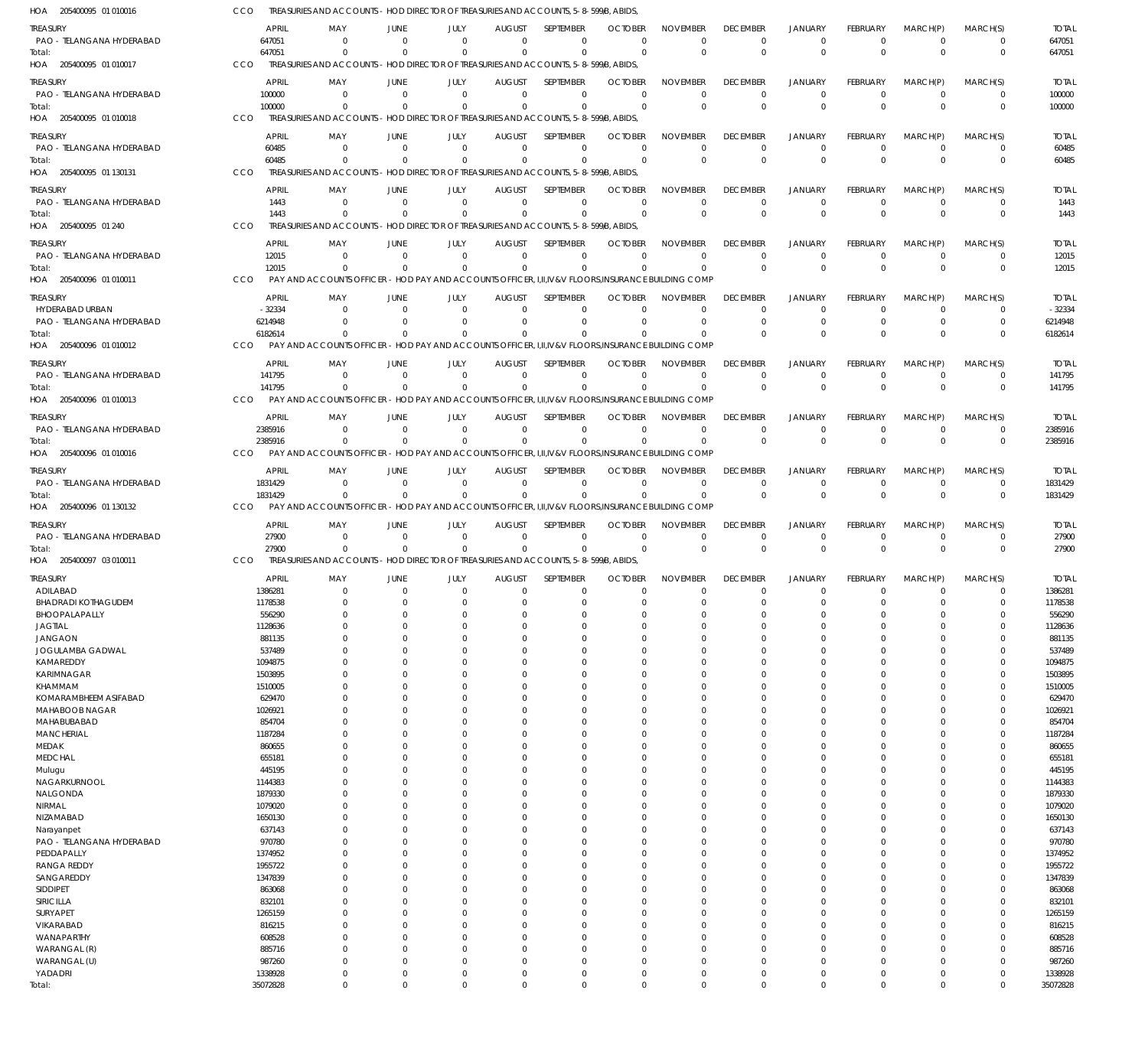HOA 205400095 01 010016 CCO TREASURIES AND ACCOUNTS - HOD DIRECTOR OF TREASURIES AND ACCOUNTS, 5-8-599/B, ABIDS,

| TREASURY | APRIL | MAY | JUNE | JULY | AUGUST | SEPTEMBER | OCTOBER | NOVEMBER | DECEMBER | JANUARY | FEBRUARY | MARCH(P) | MARCH(S) | TOTAL |
|---|---|---|---|---|---|---|---|---|---|---|---|---|---|---|
| PAO - TELANGANA HYDERABAD | 647051 | 0 | 0 | 0 | 0 | 0 | 0 | 0 | 0 | 0 | 0 | 0 | 0 | 647051 |
| Total: | 647051 | 0 | 0 | 0 | 0 | 0 | 0 | 0 | 0 | 0 | 0 | 0 | 0 | 647051 |

HOA 205400095 01 010017 CCO TREASURIES AND ACCOUNTS - HOD DIRECTOR OF TREASURIES AND ACCOUNTS, 5-8-599/B, ABIDS,

| TREASURY | APRIL | MAY | JUNE | JULY | AUGUST | SEPTEMBER | OCTOBER | NOVEMBER | DECEMBER | JANUARY | FEBRUARY | MARCH(P) | MARCH(S) | TOTAL |
|---|---|---|---|---|---|---|---|---|---|---|---|---|---|---|
| PAO - TELANGANA HYDERABAD | 100000 | 0 | 0 | 0 | 0 | 0 | 0 | 0 | 0 | 0 | 0 | 0 | 0 | 100000 |
| Total: | 100000 | 0 | 0 | 0 | 0 | 0 | 0 | 0 | 0 | 0 | 0 | 0 | 0 | 100000 |

HOA 205400095 01 010018 CCO TREASURIES AND ACCOUNTS - HOD DIRECTOR OF TREASURIES AND ACCOUNTS, 5-8-599/B, ABIDS,

| TREASURY | APRIL | MAY | JUNE | JULY | AUGUST | SEPTEMBER | OCTOBER | NOVEMBER | DECEMBER | JANUARY | FEBRUARY | MARCH(P) | MARCH(S) | TOTAL |
|---|---|---|---|---|---|---|---|---|---|---|---|---|---|---|
| PAO - TELANGANA HYDERABAD | 60485 | 0 | 0 | 0 | 0 | 0 | 0 | 0 | 0 | 0 | 0 | 0 | 0 | 60485 |
| Total: | 60485 | 0 | 0 | 0 | 0 | 0 | 0 | 0 | 0 | 0 | 0 | 0 | 0 | 60485 |

HOA 205400095 01 130131 CCO TREASURIES AND ACCOUNTS - HOD DIRECTOR OF TREASURIES AND ACCOUNTS, 5-8-599/B, ABIDS,

| TREASURY | APRIL | MAY | JUNE | JULY | AUGUST | SEPTEMBER | OCTOBER | NOVEMBER | DECEMBER | JANUARY | FEBRUARY | MARCH(P) | MARCH(S) | TOTAL |
|---|---|---|---|---|---|---|---|---|---|---|---|---|---|---|
| PAO - TELANGANA HYDERABAD | 1443 | 0 | 0 | 0 | 0 | 0 | 0 | 0 | 0 | 0 | 0 | 0 | 0 | 1443 |
| Total: | 1443 | 0 | 0 | 0 | 0 | 0 | 0 | 0 | 0 | 0 | 0 | 0 | 0 | 1443 |

HOA 205400095 01 240 CCO TREASURIES AND ACCOUNTS - HOD DIRECTOR OF TREASURIES AND ACCOUNTS, 5-8-599/B, ABIDS,

| TREASURY | APRIL | MAY | JUNE | JULY | AUGUST | SEPTEMBER | OCTOBER | NOVEMBER | DECEMBER | JANUARY | FEBRUARY | MARCH(P) | MARCH(S) | TOTAL |
|---|---|---|---|---|---|---|---|---|---|---|---|---|---|---|
| PAO - TELANGANA HYDERABAD | 12015 | 0 | 0 | 0 | 0 | 0 | 0 | 0 | 0 | 0 | 0 | 0 | 0 | 12015 |
| Total: | 12015 | 0 | 0 | 0 | 0 | 0 | 0 | 0 | 0 | 0 | 0 | 0 | 0 | 12015 |

HOA 205400096 01 010011 CCO PAY AND ACCOUNTS OFFICER - HOD PAY AND ACCOUNTS OFFICER, I,II,IV&V FLOORS,INSURANCE BUILDING COMP

| TREASURY | APRIL | MAY | JUNE | JULY | AUGUST | SEPTEMBER | OCTOBER | NOVEMBER | DECEMBER | JANUARY | FEBRUARY | MARCH(P) | MARCH(S) | TOTAL |
|---|---|---|---|---|---|---|---|---|---|---|---|---|---|---|
| HYDERABAD URBAN | -32334 | 0 | 0 | 0 | 0 | 0 | 0 | 0 | 0 | 0 | 0 | 0 | 0 | -32334 |
| PAO - TELANGANA HYDERABAD | 6214948 | 0 | 0 | 0 | 0 | 0 | 0 | 0 | 0 | 0 | 0 | 0 | 0 | 6214948 |
| Total: | 6182614 | 0 | 0 | 0 | 0 | 0 | 0 | 0 | 0 | 0 | 0 | 0 | 0 | 6182614 |

HOA 205400096 01 010012 CCO PAY AND ACCOUNTS OFFICER - HOD PAY AND ACCOUNTS OFFICER, I,II,IV&V FLOORS,INSURANCE BUILDING COMP

| TREASURY | APRIL | MAY | JUNE | JULY | AUGUST | SEPTEMBER | OCTOBER | NOVEMBER | DECEMBER | JANUARY | FEBRUARY | MARCH(P) | MARCH(S) | TOTAL |
|---|---|---|---|---|---|---|---|---|---|---|---|---|---|---|
| PAO - TELANGANA HYDERABAD | 141795 | 0 | 0 | 0 | 0 | 0 | 0 | 0 | 0 | 0 | 0 | 0 | 0 | 141795 |
| Total: | 141795 | 0 | 0 | 0 | 0 | 0 | 0 | 0 | 0 | 0 | 0 | 0 | 0 | 141795 |

HOA 205400096 01 010013 CCO PAY AND ACCOUNTS OFFICER - HOD PAY AND ACCOUNTS OFFICER, I,II,IV&V FLOORS,INSURANCE BUILDING COMP

| TREASURY | APRIL | MAY | JUNE | JULY | AUGUST | SEPTEMBER | OCTOBER | NOVEMBER | DECEMBER | JANUARY | FEBRUARY | MARCH(P) | MARCH(S) | TOTAL |
|---|---|---|---|---|---|---|---|---|---|---|---|---|---|---|
| PAO - TELANGANA HYDERABAD | 2385916 | 0 | 0 | 0 | 0 | 0 | 0 | 0 | 0 | 0 | 0 | 0 | 0 | 2385916 |
| Total: | 2385916 | 0 | 0 | 0 | 0 | 0 | 0 | 0 | 0 | 0 | 0 | 0 | 0 | 2385916 |

HOA 205400096 01 010016 CCO PAY AND ACCOUNTS OFFICER - HOD PAY AND ACCOUNTS OFFICER, I,II,IV&V FLOORS,INSURANCE BUILDING COMP

| TREASURY | APRIL | MAY | JUNE | JULY | AUGUST | SEPTEMBER | OCTOBER | NOVEMBER | DECEMBER | JANUARY | FEBRUARY | MARCH(P) | MARCH(S) | TOTAL |
|---|---|---|---|---|---|---|---|---|---|---|---|---|---|---|
| PAO - TELANGANA HYDERABAD | 1831429 | 0 | 0 | 0 | 0 | 0 | 0 | 0 | 0 | 0 | 0 | 0 | 0 | 1831429 |
| Total: | 1831429 | 0 | 0 | 0 | 0 | 0 | 0 | 0 | 0 | 0 | 0 | 0 | 0 | 1831429 |

HOA 205400096 01 130132 CCO PAY AND ACCOUNTS OFFICER - HOD PAY AND ACCOUNTS OFFICER, I,II,IV&V FLOORS,INSURANCE BUILDING COMP

| TREASURY | APRIL | MAY | JUNE | JULY | AUGUST | SEPTEMBER | OCTOBER | NOVEMBER | DECEMBER | JANUARY | FEBRUARY | MARCH(P) | MARCH(S) | TOTAL |
|---|---|---|---|---|---|---|---|---|---|---|---|---|---|---|
| PAO - TELANGANA HYDERABAD | 27900 | 0 | 0 | 0 | 0 | 0 | 0 | 0 | 0 | 0 | 0 | 0 | 0 | 27900 |
| Total: | 27900 | 0 | 0 | 0 | 0 | 0 | 0 | 0 | 0 | 0 | 0 | 0 | 0 | 27900 |

HOA 205400097 03 010011 CCO TREASURIES AND ACCOUNTS - HOD DIRECTOR OF TREASURIES AND ACCOUNTS, 5-8-599/B, ABIDS,

| TREASURY | APRIL | MAY | JUNE | JULY | AUGUST | SEPTEMBER | OCTOBER | NOVEMBER | DECEMBER | JANUARY | FEBRUARY | MARCH(P) | MARCH(S) | TOTAL |
|---|---|---|---|---|---|---|---|---|---|---|---|---|---|---|
| ADILABAD | 1386281 | 0 | 0 | 0 | 0 | 0 | 0 | 0 | 0 | 0 | 0 | 0 | 0 | 1386281 |
| BHADRADI KOTHAGUDEM | 1178538 | 0 | 0 | 0 | 0 | 0 | 0 | 0 | 0 | 0 | 0 | 0 | 0 | 1178538 |
| BHOOPALAPALLY | 556290 | 0 | 0 | 0 | 0 | 0 | 0 | 0 | 0 | 0 | 0 | 0 | 0 | 556290 |
| JAGTIAL | 1128636 | 0 | 0 | 0 | 0 | 0 | 0 | 0 | 0 | 0 | 0 | 0 | 0 | 1128636 |
| JANGAON | 881135 | 0 | 0 | 0 | 0 | 0 | 0 | 0 | 0 | 0 | 0 | 0 | 0 | 881135 |
| JOGULAMBA GADWAL | 537489 | 0 | 0 | 0 | 0 | 0 | 0 | 0 | 0 | 0 | 0 | 0 | 0 | 537489 |
| KAMAREDDY | 1094875 | 0 | 0 | 0 | 0 | 0 | 0 | 0 | 0 | 0 | 0 | 0 | 0 | 1094875 |
| KARIMNAGAR | 1503895 | 0 | 0 | 0 | 0 | 0 | 0 | 0 | 0 | 0 | 0 | 0 | 0 | 1503895 |
| KHAMMAM | 1510005 | 0 | 0 | 0 | 0 | 0 | 0 | 0 | 0 | 0 | 0 | 0 | 0 | 1510005 |
| KOMARAMBHEEM ASIFABAD | 629470 | 0 | 0 | 0 | 0 | 0 | 0 | 0 | 0 | 0 | 0 | 0 | 0 | 629470 |
| MAHABOOB NAGAR | 1026921 | 0 | 0 | 0 | 0 | 0 | 0 | 0 | 0 | 0 | 0 | 0 | 0 | 1026921 |
| MAHABUBABAD | 854704 | 0 | 0 | 0 | 0 | 0 | 0 | 0 | 0 | 0 | 0 | 0 | 0 | 854704 |
| MANCHERIAL | 1187284 | 0 | 0 | 0 | 0 | 0 | 0 | 0 | 0 | 0 | 0 | 0 | 0 | 1187284 |
| MEDAK | 860655 | 0 | 0 | 0 | 0 | 0 | 0 | 0 | 0 | 0 | 0 | 0 | 0 | 860655 |
| MEDCHAL | 655181 | 0 | 0 | 0 | 0 | 0 | 0 | 0 | 0 | 0 | 0 | 0 | 0 | 655181 |
| Mulugu | 445195 | 0 | 0 | 0 | 0 | 0 | 0 | 0 | 0 | 0 | 0 | 0 | 0 | 445195 |
| NAGARKURNOOL | 1144383 | 0 | 0 | 0 | 0 | 0 | 0 | 0 | 0 | 0 | 0 | 0 | 0 | 1144383 |
| NALGONDA | 1879330 | 0 | 0 | 0 | 0 | 0 | 0 | 0 | 0 | 0 | 0 | 0 | 0 | 1879330 |
| NIRMAL | 1079020 | 0 | 0 | 0 | 0 | 0 | 0 | 0 | 0 | 0 | 0 | 0 | 0 | 1079020 |
| NIZAMABAD | 1650130 | 0 | 0 | 0 | 0 | 0 | 0 | 0 | 0 | 0 | 0 | 0 | 0 | 1650130 |
| Narayanpet | 637143 | 0 | 0 | 0 | 0 | 0 | 0 | 0 | 0 | 0 | 0 | 0 | 0 | 637143 |
| PAO - TELANGANA HYDERABAD | 970780 | 0 | 0 | 0 | 0 | 0 | 0 | 0 | 0 | 0 | 0 | 0 | 0 | 970780 |
| PEDDAPALLY | 1374952 | 0 | 0 | 0 | 0 | 0 | 0 | 0 | 0 | 0 | 0 | 0 | 0 | 1374952 |
| RANGA REDDY | 1955722 | 0 | 0 | 0 | 0 | 0 | 0 | 0 | 0 | 0 | 0 | 0 | 0 | 1955722 |
| SANGAREDDY | 1347839 | 0 | 0 | 0 | 0 | 0 | 0 | 0 | 0 | 0 | 0 | 0 | 0 | 1347839 |
| SIDDIPET | 863068 | 0 | 0 | 0 | 0 | 0 | 0 | 0 | 0 | 0 | 0 | 0 | 0 | 863068 |
| SIRICILLA | 832101 | 0 | 0 | 0 | 0 | 0 | 0 | 0 | 0 | 0 | 0 | 0 | 0 | 832101 |
| SURYAPET | 1265159 | 0 | 0 | 0 | 0 | 0 | 0 | 0 | 0 | 0 | 0 | 0 | 0 | 1265159 |
| VIKARABAD | 816215 | 0 | 0 | 0 | 0 | 0 | 0 | 0 | 0 | 0 | 0 | 0 | 0 | 816215 |
| WANAPARTHY | 608528 | 0 | 0 | 0 | 0 | 0 | 0 | 0 | 0 | 0 | 0 | 0 | 0 | 608528 |
| WARANGAL (R) | 885716 | 0 | 0 | 0 | 0 | 0 | 0 | 0 | 0 | 0 | 0 | 0 | 0 | 885716 |
| WARANGAL (U) | 987260 | 0 | 0 | 0 | 0 | 0 | 0 | 0 | 0 | 0 | 0 | 0 | 0 | 987260 |
| YADADRI | 1338928 | 0 | 0 | 0 | 0 | 0 | 0 | 0 | 0 | 0 | 0 | 0 | 0 | 1338928 |
| Total: | 35072828 | 0 | 0 | 0 | 0 | 0 | 0 | 0 | 0 | 0 | 0 | 0 | 0 | 35072828 |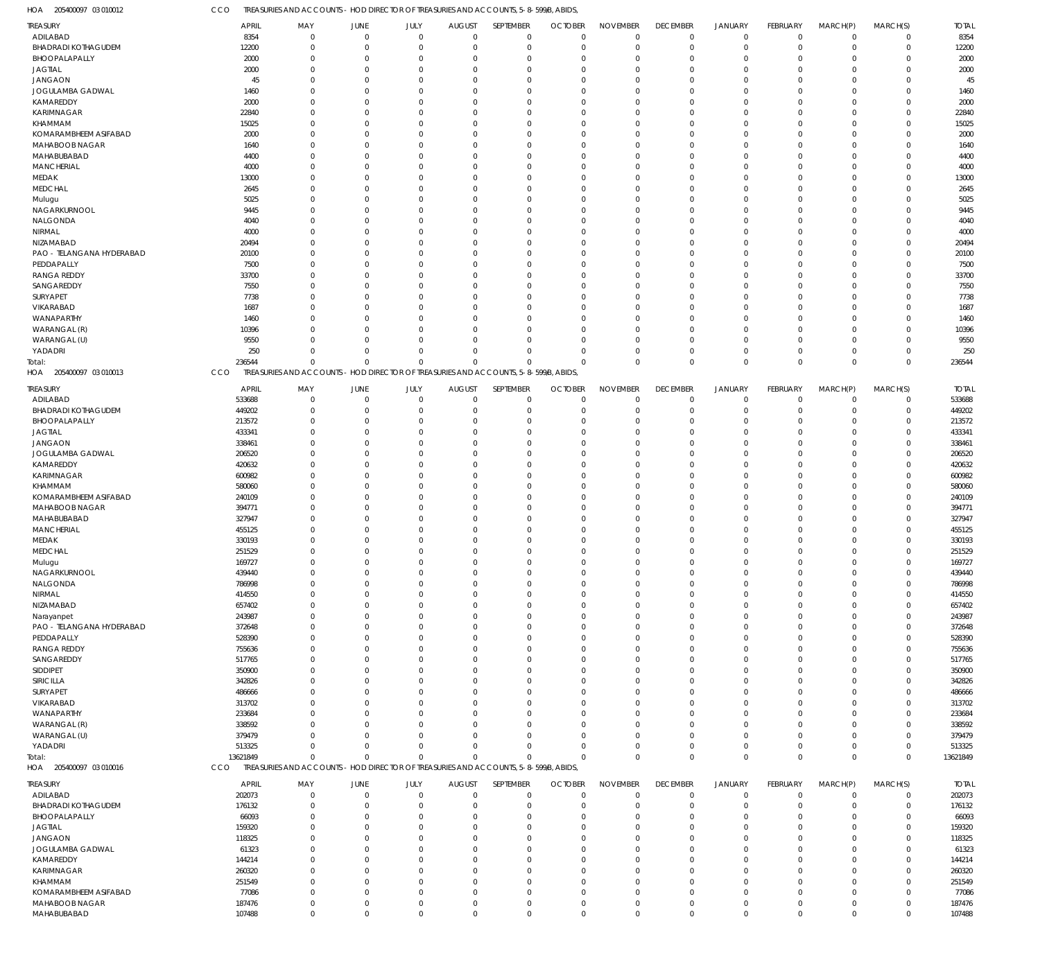HOA 205400097 03 010012 CCO TREASURIES AND ACCOUNTS - HOD DIRECTOR OF TREASURIES AND ACCOUNTS, 5-8-599/B, ABIDS,

| TREASURY | APRIL | MAY | JUNE | JULY | AUGUST | SEPTEMBER | OCTOBER | NOVEMBER | DECEMBER | JANUARY | FEBRUARY | MARCH(P) | MARCH(S) | TOTAL |
|---|---|---|---|---|---|---|---|---|---|---|---|---|---|---|
| ADILABAD | 8354 | 0 | 0 | 0 | 0 | 0 | 0 | 0 | 0 | 0 | 0 | 0 | 0 | 8354 |
| BHADRADI KOTHAGUDEM | 12200 | 0 | 0 | 0 | 0 | 0 | 0 | 0 | 0 | 0 | 0 | 0 | 0 | 12200 |
| BHOOPALAPALLY | 2000 | 0 | 0 | 0 | 0 | 0 | 0 | 0 | 0 | 0 | 0 | 0 | 0 | 2000 |
| JAGTIAL | 2000 | 0 | 0 | 0 | 0 | 0 | 0 | 0 | 0 | 0 | 0 | 0 | 0 | 2000 |
| JANGAON | 45 | 0 | 0 | 0 | 0 | 0 | 0 | 0 | 0 | 0 | 0 | 0 | 0 | 45 |
| JOGULAMBA GADWAL | 1460 | 0 | 0 | 0 | 0 | 0 | 0 | 0 | 0 | 0 | 0 | 0 | 0 | 1460 |
| KAMAREDDY | 2000 | 0 | 0 | 0 | 0 | 0 | 0 | 0 | 0 | 0 | 0 | 0 | 0 | 2000 |
| KARIMNAGAR | 22840 | 0 | 0 | 0 | 0 | 0 | 0 | 0 | 0 | 0 | 0 | 0 | 0 | 22840 |
| KHAMMAM | 15025 | 0 | 0 | 0 | 0 | 0 | 0 | 0 | 0 | 0 | 0 | 0 | 0 | 15025 |
| KOMARAMBHEEM ASIFABAD | 2000 | 0 | 0 | 0 | 0 | 0 | 0 | 0 | 0 | 0 | 0 | 0 | 0 | 2000 |
| MAHABOOB NAGAR | 1640 | 0 | 0 | 0 | 0 | 0 | 0 | 0 | 0 | 0 | 0 | 0 | 0 | 1640 |
| MAHABUBABAD | 4400 | 0 | 0 | 0 | 0 | 0 | 0 | 0 | 0 | 0 | 0 | 0 | 0 | 4400 |
| MANCHERIAL | 4000 | 0 | 0 | 0 | 0 | 0 | 0 | 0 | 0 | 0 | 0 | 0 | 0 | 4000 |
| MEDAK | 13000 | 0 | 0 | 0 | 0 | 0 | 0 | 0 | 0 | 0 | 0 | 0 | 0 | 13000 |
| MEDCHAL | 2645 | 0 | 0 | 0 | 0 | 0 | 0 | 0 | 0 | 0 | 0 | 0 | 0 | 2645 |
| Mulugu | 5025 | 0 | 0 | 0 | 0 | 0 | 0 | 0 | 0 | 0 | 0 | 0 | 0 | 5025 |
| NAGARKURNOOL | 9445 | 0 | 0 | 0 | 0 | 0 | 0 | 0 | 0 | 0 | 0 | 0 | 0 | 9445 |
| NALGONDA | 4040 | 0 | 0 | 0 | 0 | 0 | 0 | 0 | 0 | 0 | 0 | 0 | 0 | 4040 |
| NIRMAL | 4000 | 0 | 0 | 0 | 0 | 0 | 0 | 0 | 0 | 0 | 0 | 0 | 0 | 4000 |
| NIZAMABAD | 20494 | 0 | 0 | 0 | 0 | 0 | 0 | 0 | 0 | 0 | 0 | 0 | 0 | 20494 |
| PAO - TELANGANA HYDERABAD | 20100 | 0 | 0 | 0 | 0 | 0 | 0 | 0 | 0 | 0 | 0 | 0 | 0 | 20100 |
| PEDDAPALLY | 7500 | 0 | 0 | 0 | 0 | 0 | 0 | 0 | 0 | 0 | 0 | 0 | 0 | 7500 |
| RANGA REDDY | 33700 | 0 | 0 | 0 | 0 | 0 | 0 | 0 | 0 | 0 | 0 | 0 | 0 | 33700 |
| SANGAREDDY | 7550 | 0 | 0 | 0 | 0 | 0 | 0 | 0 | 0 | 0 | 0 | 0 | 0 | 7550 |
| SURYAPET | 7738 | 0 | 0 | 0 | 0 | 0 | 0 | 0 | 0 | 0 | 0 | 0 | 0 | 7738 |
| VIKARABAD | 1687 | 0 | 0 | 0 | 0 | 0 | 0 | 0 | 0 | 0 | 0 | 0 | 0 | 1687 |
| WANAPARTHY | 1460 | 0 | 0 | 0 | 0 | 0 | 0 | 0 | 0 | 0 | 0 | 0 | 0 | 1460 |
| WARANGAL (R) | 10396 | 0 | 0 | 0 | 0 | 0 | 0 | 0 | 0 | 0 | 0 | 0 | 0 | 10396 |
| WARANGAL (U) | 9550 | 0 | 0 | 0 | 0 | 0 | 0 | 0 | 0 | 0 | 0 | 0 | 0 | 9550 |
| YADADRI | 250 | 0 | 0 | 0 | 0 | 0 | 0 | 0 | 0 | 0 | 0 | 0 | 0 | 250 |
| Total: | 236544 | 0 | 0 | 0 | 0 | 0 | 0 | 0 | 0 | 0 | 0 | 0 | 0 | 236544 |

HOA 205400097 03 010013 CCO TREASURIES AND ACCOUNTS - HOD DIRECTOR OF TREASURIES AND ACCOUNTS, 5-8-599/B, ABIDS,

| TREASURY | APRIL | MAY | JUNE | JULY | AUGUST | SEPTEMBER | OCTOBER | NOVEMBER | DECEMBER | JANUARY | FEBRUARY | MARCH(P) | MARCH(S) | TOTAL |
|---|---|---|---|---|---|---|---|---|---|---|---|---|---|---|
| ADILABAD | 533688 | 0 | 0 | 0 | 0 | 0 | 0 | 0 | 0 | 0 | 0 | 0 | 0 | 533688 |
| BHADRADI KOTHAGUDEM | 449202 | 0 | 0 | 0 | 0 | 0 | 0 | 0 | 0 | 0 | 0 | 0 | 0 | 449202 |
| BHOOPALAPALLY | 213572 | 0 | 0 | 0 | 0 | 0 | 0 | 0 | 0 | 0 | 0 | 0 | 0 | 213572 |
| JAGTIAL | 433341 | 0 | 0 | 0 | 0 | 0 | 0 | 0 | 0 | 0 | 0 | 0 | 0 | 433341 |
| JANGAON | 338461 | 0 | 0 | 0 | 0 | 0 | 0 | 0 | 0 | 0 | 0 | 0 | 0 | 338461 |
| JOGULAMBA GADWAL | 206520 | 0 | 0 | 0 | 0 | 0 | 0 | 0 | 0 | 0 | 0 | 0 | 0 | 206520 |
| KAMAREDDY | 420632 | 0 | 0 | 0 | 0 | 0 | 0 | 0 | 0 | 0 | 0 | 0 | 0 | 420632 |
| KARIMNAGAR | 600982 | 0 | 0 | 0 | 0 | 0 | 0 | 0 | 0 | 0 | 0 | 0 | 0 | 600982 |
| KHAMMAM | 580060 | 0 | 0 | 0 | 0 | 0 | 0 | 0 | 0 | 0 | 0 | 0 | 0 | 580060 |
| KOMARAMBHEEM ASIFABAD | 240109 | 0 | 0 | 0 | 0 | 0 | 0 | 0 | 0 | 0 | 0 | 0 | 0 | 240109 |
| MAHABOOB NAGAR | 394771 | 0 | 0 | 0 | 0 | 0 | 0 | 0 | 0 | 0 | 0 | 0 | 0 | 394771 |
| MAHABUBABAD | 327947 | 0 | 0 | 0 | 0 | 0 | 0 | 0 | 0 | 0 | 0 | 0 | 0 | 327947 |
| MANCHERIAL | 455125 | 0 | 0 | 0 | 0 | 0 | 0 | 0 | 0 | 0 | 0 | 0 | 0 | 455125 |
| MEDAK | 330193 | 0 | 0 | 0 | 0 | 0 | 0 | 0 | 0 | 0 | 0 | 0 | 0 | 330193 |
| MEDCHAL | 251529 | 0 | 0 | 0 | 0 | 0 | 0 | 0 | 0 | 0 | 0 | 0 | 0 | 251529 |
| Mulugu | 169727 | 0 | 0 | 0 | 0 | 0 | 0 | 0 | 0 | 0 | 0 | 0 | 0 | 169727 |
| NAGARKURNOOL | 439440 | 0 | 0 | 0 | 0 | 0 | 0 | 0 | 0 | 0 | 0 | 0 | 0 | 439440 |
| NALGONDA | 786998 | 0 | 0 | 0 | 0 | 0 | 0 | 0 | 0 | 0 | 0 | 0 | 0 | 786998 |
| NIRMAL | 414550 | 0 | 0 | 0 | 0 | 0 | 0 | 0 | 0 | 0 | 0 | 0 | 0 | 414550 |
| NIZAMABAD | 657402 | 0 | 0 | 0 | 0 | 0 | 0 | 0 | 0 | 0 | 0 | 0 | 0 | 657402 |
| Narayanpet | 243987 | 0 | 0 | 0 | 0 | 0 | 0 | 0 | 0 | 0 | 0 | 0 | 0 | 243987 |
| PAO - TELANGANA HYDERABAD | 372648 | 0 | 0 | 0 | 0 | 0 | 0 | 0 | 0 | 0 | 0 | 0 | 0 | 372648 |
| PEDDAPALLY | 528390 | 0 | 0 | 0 | 0 | 0 | 0 | 0 | 0 | 0 | 0 | 0 | 0 | 528390 |
| RANGA REDDY | 755636 | 0 | 0 | 0 | 0 | 0 | 0 | 0 | 0 | 0 | 0 | 0 | 0 | 755636 |
| SANGAREDDY | 517765 | 0 | 0 | 0 | 0 | 0 | 0 | 0 | 0 | 0 | 0 | 0 | 0 | 517765 |
| SIDDIPET | 350900 | 0 | 0 | 0 | 0 | 0 | 0 | 0 | 0 | 0 | 0 | 0 | 0 | 350900 |
| SIRICILLA | 342826 | 0 | 0 | 0 | 0 | 0 | 0 | 0 | 0 | 0 | 0 | 0 | 0 | 342826 |
| SURYAPET | 486666 | 0 | 0 | 0 | 0 | 0 | 0 | 0 | 0 | 0 | 0 | 0 | 0 | 486666 |
| VIKARABAD | 313702 | 0 | 0 | 0 | 0 | 0 | 0 | 0 | 0 | 0 | 0 | 0 | 0 | 313702 |
| WANAPARTHY | 233684 | 0 | 0 | 0 | 0 | 0 | 0 | 0 | 0 | 0 | 0 | 0 | 0 | 233684 |
| WARANGAL (R) | 338592 | 0 | 0 | 0 | 0 | 0 | 0 | 0 | 0 | 0 | 0 | 0 | 0 | 338592 |
| WARANGAL (U) | 379479 | 0 | 0 | 0 | 0 | 0 | 0 | 0 | 0 | 0 | 0 | 0 | 0 | 379479 |
| YADADRI | 513325 | 0 | 0 | 0 | 0 | 0 | 0 | 0 | 0 | 0 | 0 | 0 | 0 | 513325 |
| Total: | 13621849 | 0 | 0 | 0 | 0 | 0 | 0 | 0 | 0 | 0 | 0 | 0 | 0 | 13621849 |

HOA 205400097 03 010016 CCO TREASURIES AND ACCOUNTS - HOD DIRECTOR OF TREASURIES AND ACCOUNTS, 5-8-599/B, ABIDS,

| TREASURY | APRIL | MAY | JUNE | JULY | AUGUST | SEPTEMBER | OCTOBER | NOVEMBER | DECEMBER | JANUARY | FEBRUARY | MARCH(P) | MARCH(S) | TOTAL |
|---|---|---|---|---|---|---|---|---|---|---|---|---|---|---|
| ADILABAD | 202073 | 0 | 0 | 0 | 0 | 0 | 0 | 0 | 0 | 0 | 0 | 0 | 0 | 202073 |
| BHADRADI KOTHAGUDEM | 176132 | 0 | 0 | 0 | 0 | 0 | 0 | 0 | 0 | 0 | 0 | 0 | 0 | 176132 |
| BHOOPALAPALLY | 66093 | 0 | 0 | 0 | 0 | 0 | 0 | 0 | 0 | 0 | 0 | 0 | 0 | 66093 |
| JAGTIAL | 159320 | 0 | 0 | 0 | 0 | 0 | 0 | 0 | 0 | 0 | 0 | 0 | 0 | 159320 |
| JANGAON | 118325 | 0 | 0 | 0 | 0 | 0 | 0 | 0 | 0 | 0 | 0 | 0 | 0 | 118325 |
| JOGULAMBA GADWAL | 61323 | 0 | 0 | 0 | 0 | 0 | 0 | 0 | 0 | 0 | 0 | 0 | 0 | 61323 |
| KAMAREDDY | 144214 | 0 | 0 | 0 | 0 | 0 | 0 | 0 | 0 | 0 | 0 | 0 | 0 | 144214 |
| KARIMNAGAR | 260320 | 0 | 0 | 0 | 0 | 0 | 0 | 0 | 0 | 0 | 0 | 0 | 0 | 260320 |
| KHAMMAM | 251549 | 0 | 0 | 0 | 0 | 0 | 0 | 0 | 0 | 0 | 0 | 0 | 0 | 251549 |
| KOMARAMBHEEM ASIFABAD | 77086 | 0 | 0 | 0 | 0 | 0 | 0 | 0 | 0 | 0 | 0 | 0 | 0 | 77086 |
| MAHABOOB NAGAR | 187476 | 0 | 0 | 0 | 0 | 0 | 0 | 0 | 0 | 0 | 0 | 0 | 0 | 187476 |
| MAHABUBABAD | 107488 | 0 | 0 | 0 | 0 | 0 | 0 | 0 | 0 | 0 | 0 | 0 | 0 | 107488 |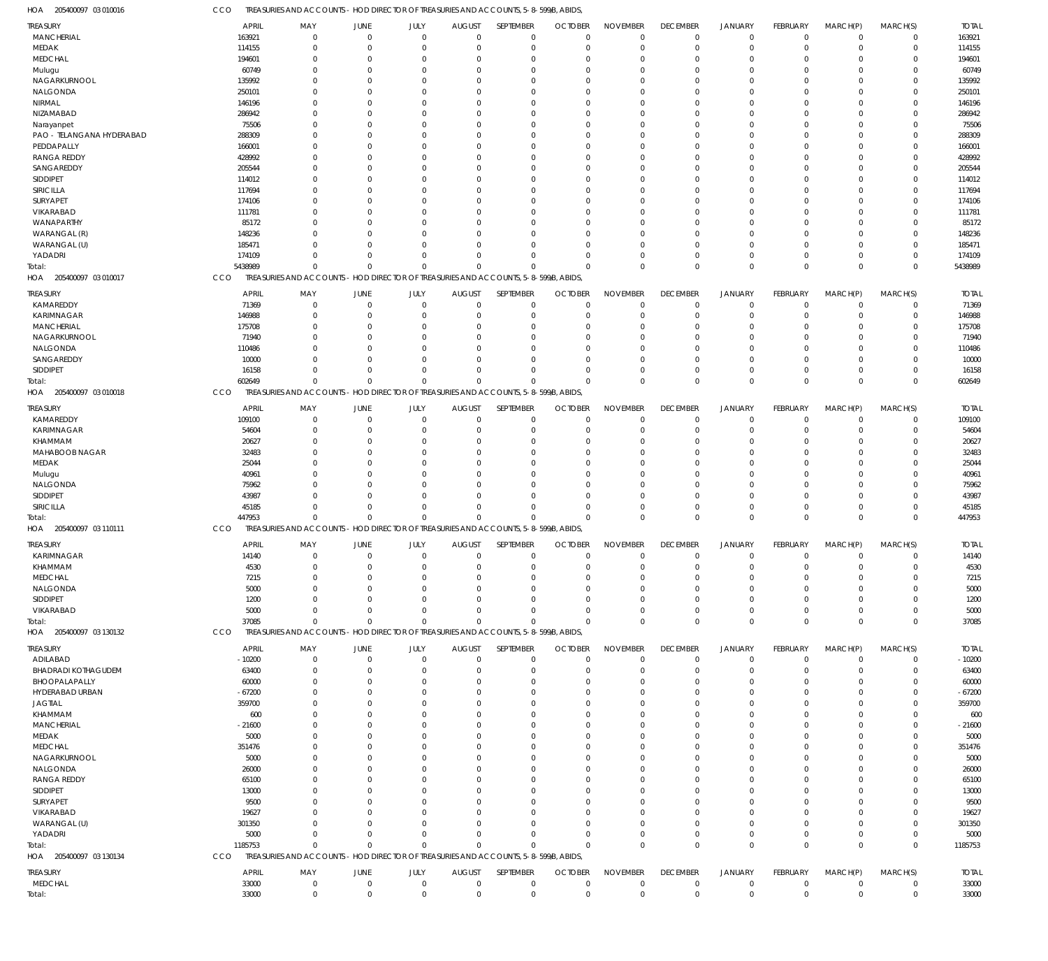HOA 205400097 03 010016 CCO TREASURIES AND ACCOUNTS - HOD DIRECTOR OF TREASURIES AND ACCOUNTS, 5-8-599/B, ABIDS,

| TREASURY | APRIL | MAY | JUNE | JULY | AUGUST | SEPTEMBER | OCTOBER | NOVEMBER | DECEMBER | JANUARY | FEBRUARY | MARCH(P) | MARCH(S) | TOTAL |
|---|---|---|---|---|---|---|---|---|---|---|---|---|---|---|
| MANCHERIAL | 163921 | 0 | 0 | 0 | 0 | 0 | 0 | 0 | 0 | 0 | 0 | 0 | 0 | 163921 |
| MEDAK | 114155 | 0 | 0 | 0 | 0 | 0 | 0 | 0 | 0 | 0 | 0 | 0 | 0 | 114155 |
| MEDCHAL | 194601 | 0 | 0 | 0 | 0 | 0 | 0 | 0 | 0 | 0 | 0 | 0 | 0 | 194601 |
| Mulugu | 60749 | 0 | 0 | 0 | 0 | 0 | 0 | 0 | 0 | 0 | 0 | 0 | 0 | 60749 |
| NAGARKURNOOL | 135992 | 0 | 0 | 0 | 0 | 0 | 0 | 0 | 0 | 0 | 0 | 0 | 0 | 135992 |
| NALGONDA | 250101 | 0 | 0 | 0 | 0 | 0 | 0 | 0 | 0 | 0 | 0 | 0 | 0 | 250101 |
| NIRMAL | 146196 | 0 | 0 | 0 | 0 | 0 | 0 | 0 | 0 | 0 | 0 | 0 | 0 | 146196 |
| NIZAMABAD | 286942 | 0 | 0 | 0 | 0 | 0 | 0 | 0 | 0 | 0 | 0 | 0 | 0 | 286942 |
| Narayanpet | 75506 | 0 | 0 | 0 | 0 | 0 | 0 | 0 | 0 | 0 | 0 | 0 | 0 | 75506 |
| PAO - TELANGANA HYDERABAD | 288309 | 0 | 0 | 0 | 0 | 0 | 0 | 0 | 0 | 0 | 0 | 0 | 0 | 288309 |
| PEDDAPALLY | 166001 | 0 | 0 | 0 | 0 | 0 | 0 | 0 | 0 | 0 | 0 | 0 | 0 | 166001 |
| RANGA REDDY | 428992 | 0 | 0 | 0 | 0 | 0 | 0 | 0 | 0 | 0 | 0 | 0 | 0 | 428992 |
| SANGAREDDY | 205544 | 0 | 0 | 0 | 0 | 0 | 0 | 0 | 0 | 0 | 0 | 0 | 0 | 205544 |
| SIDDIPET | 114012 | 0 | 0 | 0 | 0 | 0 | 0 | 0 | 0 | 0 | 0 | 0 | 0 | 114012 |
| SIRICILLA | 117694 | 0 | 0 | 0 | 0 | 0 | 0 | 0 | 0 | 0 | 0 | 0 | 0 | 117694 |
| SURYAPET | 174106 | 0 | 0 | 0 | 0 | 0 | 0 | 0 | 0 | 0 | 0 | 0 | 0 | 174106 |
| VIKARABAD | 111781 | 0 | 0 | 0 | 0 | 0 | 0 | 0 | 0 | 0 | 0 | 0 | 0 | 111781 |
| WANAPARTHY | 85172 | 0 | 0 | 0 | 0 | 0 | 0 | 0 | 0 | 0 | 0 | 0 | 0 | 85172 |
| WARANGAL (R) | 148236 | 0 | 0 | 0 | 0 | 0 | 0 | 0 | 0 | 0 | 0 | 0 | 0 | 148236 |
| WARANGAL (U) | 185471 | 0 | 0 | 0 | 0 | 0 | 0 | 0 | 0 | 0 | 0 | 0 | 0 | 185471 |
| YADADRI | 174109 | 0 | 0 | 0 | 0 | 0 | 0 | 0 | 0 | 0 | 0 | 0 | 0 | 174109 |
| Total: | 5438989 | 0 | 0 | 0 | 0 | 0 | 0 | 0 | 0 | 0 | 0 | 0 | 0 | 5438989 |

HOA 205400097 03 010017 CCO TREASURIES AND ACCOUNTS - HOD DIRECTOR OF TREASURIES AND ACCOUNTS, 5-8-599/B, ABIDS,

| TREASURY | APRIL | MAY | JUNE | JULY | AUGUST | SEPTEMBER | OCTOBER | NOVEMBER | DECEMBER | JANUARY | FEBRUARY | MARCH(P) | MARCH(S) | TOTAL |
|---|---|---|---|---|---|---|---|---|---|---|---|---|---|---|
| KAMAREDDY | 71369 | 0 | 0 | 0 | 0 | 0 | 0 | 0 | 0 | 0 | 0 | 0 | 0 | 71369 |
| KARIMNAGAR | 146988 | 0 | 0 | 0 | 0 | 0 | 0 | 0 | 0 | 0 | 0 | 0 | 0 | 146988 |
| MANCHERIAL | 175708 | 0 | 0 | 0 | 0 | 0 | 0 | 0 | 0 | 0 | 0 | 0 | 0 | 175708 |
| NAGARKURNOOL | 71940 | 0 | 0 | 0 | 0 | 0 | 0 | 0 | 0 | 0 | 0 | 0 | 0 | 71940 |
| NALGONDA | 110486 | 0 | 0 | 0 | 0 | 0 | 0 | 0 | 0 | 0 | 0 | 0 | 0 | 110486 |
| SANGAREDDY | 10000 | 0 | 0 | 0 | 0 | 0 | 0 | 0 | 0 | 0 | 0 | 0 | 0 | 10000 |
| SIDDIPET | 16158 | 0 | 0 | 0 | 0 | 0 | 0 | 0 | 0 | 0 | 0 | 0 | 0 | 16158 |
| Total: | 602649 | 0 | 0 | 0 | 0 | 0 | 0 | 0 | 0 | 0 | 0 | 0 | 0 | 602649 |

HOA 205400097 03 010018 CCO TREASURIES AND ACCOUNTS - HOD DIRECTOR OF TREASURIES AND ACCOUNTS, 5-8-599/B, ABIDS,

| TREASURY | APRIL | MAY | JUNE | JULY | AUGUST | SEPTEMBER | OCTOBER | NOVEMBER | DECEMBER | JANUARY | FEBRUARY | MARCH(P) | MARCH(S) | TOTAL |
|---|---|---|---|---|---|---|---|---|---|---|---|---|---|---|
| KAMAREDDY | 109100 | 0 | 0 | 0 | 0 | 0 | 0 | 0 | 0 | 0 | 0 | 0 | 0 | 109100 |
| KARIMNAGAR | 54604 | 0 | 0 | 0 | 0 | 0 | 0 | 0 | 0 | 0 | 0 | 0 | 0 | 54604 |
| KHAMMAM | 20627 | 0 | 0 | 0 | 0 | 0 | 0 | 0 | 0 | 0 | 0 | 0 | 0 | 20627 |
| MAHABOOB NAGAR | 32483 | 0 | 0 | 0 | 0 | 0 | 0 | 0 | 0 | 0 | 0 | 0 | 0 | 32483 |
| MEDAK | 25044 | 0 | 0 | 0 | 0 | 0 | 0 | 0 | 0 | 0 | 0 | 0 | 0 | 25044 |
| Mulugu | 40961 | 0 | 0 | 0 | 0 | 0 | 0 | 0 | 0 | 0 | 0 | 0 | 0 | 40961 |
| NALGONDA | 75962 | 0 | 0 | 0 | 0 | 0 | 0 | 0 | 0 | 0 | 0 | 0 | 0 | 75962 |
| SIDDIPET | 43987 | 0 | 0 | 0 | 0 | 0 | 0 | 0 | 0 | 0 | 0 | 0 | 0 | 43987 |
| SIRICILLA | 45185 | 0 | 0 | 0 | 0 | 0 | 0 | 0 | 0 | 0 | 0 | 0 | 0 | 45185 |
| Total: | 447953 | 0 | 0 | 0 | 0 | 0 | 0 | 0 | 0 | 0 | 0 | 0 | 0 | 447953 |

HOA 205400097 03 110111 CCO TREASURIES AND ACCOUNTS - HOD DIRECTOR OF TREASURIES AND ACCOUNTS, 5-8-599/B, ABIDS,

| TREASURY | APRIL | MAY | JUNE | JULY | AUGUST | SEPTEMBER | OCTOBER | NOVEMBER | DECEMBER | JANUARY | FEBRUARY | MARCH(P) | MARCH(S) | TOTAL |
|---|---|---|---|---|---|---|---|---|---|---|---|---|---|---|
| KARIMNAGAR | 14140 | 0 | 0 | 0 | 0 | 0 | 0 | 0 | 0 | 0 | 0 | 0 | 0 | 14140 |
| KHAMMAM | 4530 | 0 | 0 | 0 | 0 | 0 | 0 | 0 | 0 | 0 | 0 | 0 | 0 | 4530 |
| MEDCHAL | 7215 | 0 | 0 | 0 | 0 | 0 | 0 | 0 | 0 | 0 | 0 | 0 | 0 | 7215 |
| NALGONDA | 5000 | 0 | 0 | 0 | 0 | 0 | 0 | 0 | 0 | 0 | 0 | 0 | 0 | 5000 |
| SIDDIPET | 1200 | 0 | 0 | 0 | 0 | 0 | 0 | 0 | 0 | 0 | 0 | 0 | 0 | 1200 |
| VIKARABAD | 5000 | 0 | 0 | 0 | 0 | 0 | 0 | 0 | 0 | 0 | 0 | 0 | 0 | 5000 |
| Total: | 37085 | 0 | 0 | 0 | 0 | 0 | 0 | 0 | 0 | 0 | 0 | 0 | 0 | 37085 |

HOA 205400097 03 130132 CCO TREASURIES AND ACCOUNTS - HOD DIRECTOR OF TREASURIES AND ACCOUNTS, 5-8-599/B, ABIDS,

| TREASURY | APRIL | MAY | JUNE | JULY | AUGUST | SEPTEMBER | OCTOBER | NOVEMBER | DECEMBER | JANUARY | FEBRUARY | MARCH(P) | MARCH(S) | TOTAL |
|---|---|---|---|---|---|---|---|---|---|---|---|---|---|---|
| ADILABAD | -10200 | 0 | 0 | 0 | 0 | 0 | 0 | 0 | 0 | 0 | 0 | 0 | 0 | -10200 |
| BHADRADI KOTHAGUDEM | 63400 | 0 | 0 | 0 | 0 | 0 | 0 | 0 | 0 | 0 | 0 | 0 | 0 | 63400 |
| BHOOPALAPALLY | 60000 | 0 | 0 | 0 | 0 | 0 | 0 | 0 | 0 | 0 | 0 | 0 | 0 | 60000 |
| HYDERABAD URBAN | -67200 | 0 | 0 | 0 | 0 | 0 | 0 | 0 | 0 | 0 | 0 | 0 | 0 | -67200 |
| JAGTIAL | 359700 | 0 | 0 | 0 | 0 | 0 | 0 | 0 | 0 | 0 | 0 | 0 | 0 | 359700 |
| KHAMMAM | 600 | 0 | 0 | 0 | 0 | 0 | 0 | 0 | 0 | 0 | 0 | 0 | 0 | 600 |
| MANCHERIAL | -21600 | 0 | 0 | 0 | 0 | 0 | 0 | 0 | 0 | 0 | 0 | 0 | 0 | -21600 |
| MEDAK | 5000 | 0 | 0 | 0 | 0 | 0 | 0 | 0 | 0 | 0 | 0 | 0 | 0 | 5000 |
| MEDCHAL | 351476 | 0 | 0 | 0 | 0 | 0 | 0 | 0 | 0 | 0 | 0 | 0 | 0 | 351476 |
| NAGARKURNOOL | 5000 | 0 | 0 | 0 | 0 | 0 | 0 | 0 | 0 | 0 | 0 | 0 | 0 | 5000 |
| NALGONDA | 26000 | 0 | 0 | 0 | 0 | 0 | 0 | 0 | 0 | 0 | 0 | 0 | 0 | 26000 |
| RANGA REDDY | 65100 | 0 | 0 | 0 | 0 | 0 | 0 | 0 | 0 | 0 | 0 | 0 | 0 | 65100 |
| SIDDIPET | 13000 | 0 | 0 | 0 | 0 | 0 | 0 | 0 | 0 | 0 | 0 | 0 | 0 | 13000 |
| SURYAPET | 9500 | 0 | 0 | 0 | 0 | 0 | 0 | 0 | 0 | 0 | 0 | 0 | 0 | 9500 |
| VIKARABAD | 19627 | 0 | 0 | 0 | 0 | 0 | 0 | 0 | 0 | 0 | 0 | 0 | 0 | 19627 |
| WARANGAL (U) | 301350 | 0 | 0 | 0 | 0 | 0 | 0 | 0 | 0 | 0 | 0 | 0 | 0 | 301350 |
| YADADRI | 5000 | 0 | 0 | 0 | 0 | 0 | 0 | 0 | 0 | 0 | 0 | 0 | 0 | 5000 |
| Total: | 1185753 | 0 | 0 | 0 | 0 | 0 | 0 | 0 | 0 | 0 | 0 | 0 | 0 | 1185753 |

HOA 205400097 03 130134 CCO TREASURIES AND ACCOUNTS - HOD DIRECTOR OF TREASURIES AND ACCOUNTS, 5-8-599/B, ABIDS,

| TREASURY | APRIL | MAY | JUNE | JULY | AUGUST | SEPTEMBER | OCTOBER | NOVEMBER | DECEMBER | JANUARY | FEBRUARY | MARCH(P) | MARCH(S) | TOTAL |
|---|---|---|---|---|---|---|---|---|---|---|---|---|---|---|
| MEDCHAL | 33000 | 0 | 0 | 0 | 0 | 0 | 0 | 0 | 0 | 0 | 0 | 0 | 0 | 33000 |
| Total: | 33000 | 0 | 0 | 0 | 0 | 0 | 0 | 0 | 0 | 0 | 0 | 0 | 0 | 33000 |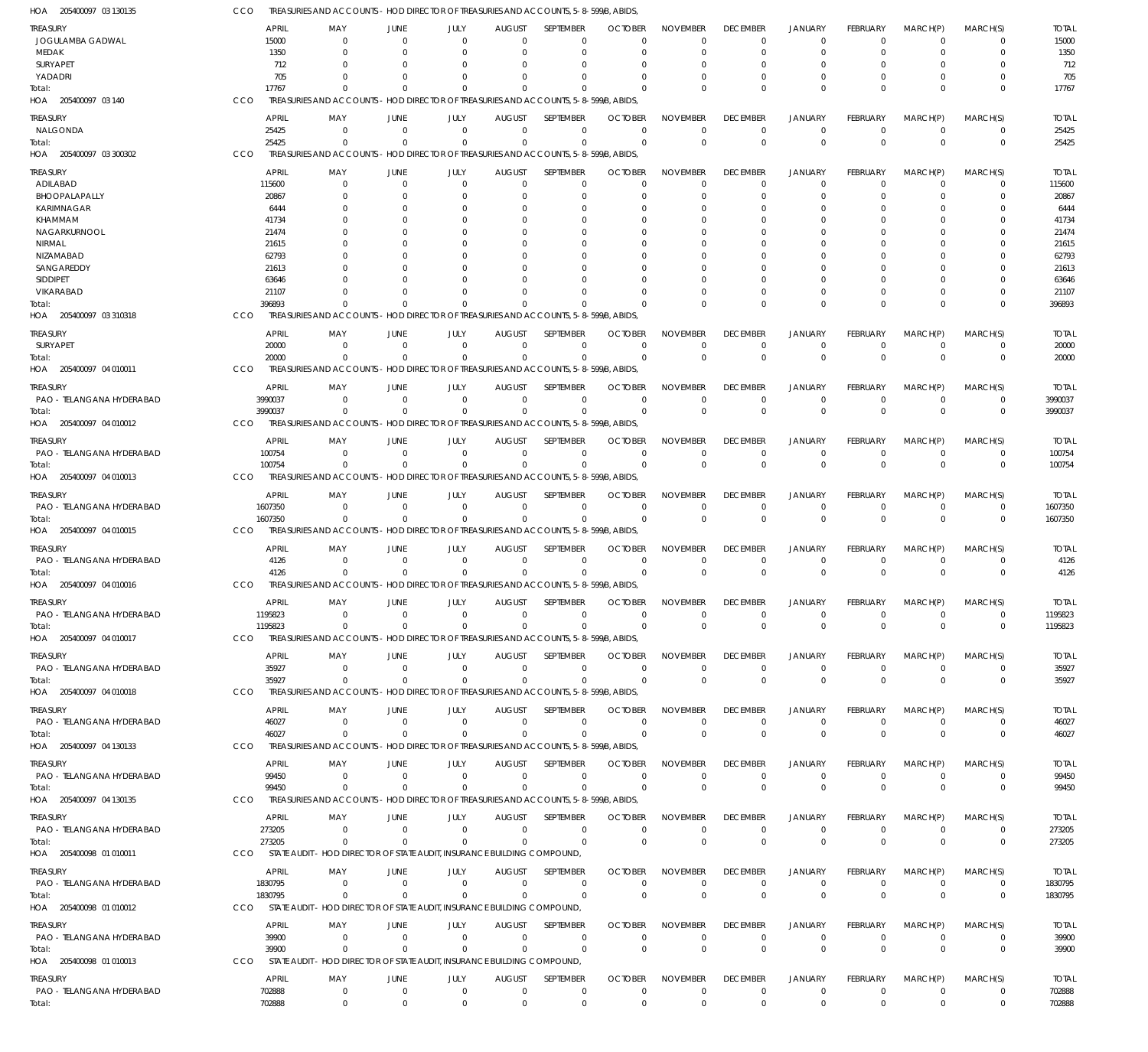HOA 205400097 03 130135 CCO TREASURIES AND ACCOUNTS - HOD DIRECTOR OF TREASURIES AND ACCOUNTS, 5-8-599/B, ABIDS,

| TREASURY | APRIL | MAY | JUNE | JULY | AUGUST | SEPTEMBER | OCTOBER | NOVEMBER | DECEMBER | JANUARY | FEBRUARY | MARCH(P) | MARCH(S) | TOTAL |
|---|---|---|---|---|---|---|---|---|---|---|---|---|---|---|
| JOGULAMBA GADWAL | 15000 | 0 | 0 | 0 | 0 | 0 | 0 | 0 | 0 | 0 | 0 | 0 | 0 | 15000 |
| MEDAK | 1350 | 0 | 0 | 0 | 0 | 0 | 0 | 0 | 0 | 0 | 0 | 0 | 0 | 1350 |
| SURYAPET | 712 | 0 | 0 | 0 | 0 | 0 | 0 | 0 | 0 | 0 | 0 | 0 | 0 | 712 |
| YADADRI | 705 | 0 | 0 | 0 | 0 | 0 | 0 | 0 | 0 | 0 | 0 | 0 | 0 | 705 |
| Total: | 17767 | 0 | 0 | 0 | 0 | 0 | 0 | 0 | 0 | 0 | 0 | 0 | 0 | 17767 |

HOA 205400097 03 140 CCO TREASURIES AND ACCOUNTS - HOD DIRECTOR OF TREASURIES AND ACCOUNTS, 5-8-599/B, ABIDS,

| TREASURY | APRIL | MAY | JUNE | JULY | AUGUST | SEPTEMBER | OCTOBER | NOVEMBER | DECEMBER | JANUARY | FEBRUARY | MARCH(P) | MARCH(S) | TOTAL |
|---|---|---|---|---|---|---|---|---|---|---|---|---|---|---|
| NALGONDA | 25425 | 0 | 0 | 0 | 0 | 0 | 0 | 0 | 0 | 0 | 0 | 0 | 0 | 25425 |
| Total: | 25425 | 0 | 0 | 0 | 0 | 0 | 0 | 0 | 0 | 0 | 0 | 0 | 0 | 25425 |

HOA 205400097 03 300302 CCO TREASURIES AND ACCOUNTS - HOD DIRECTOR OF TREASURIES AND ACCOUNTS, 5-8-599/B, ABIDS,

| TREASURY | APRIL | MAY | JUNE | JULY | AUGUST | SEPTEMBER | OCTOBER | NOVEMBER | DECEMBER | JANUARY | FEBRUARY | MARCH(P) | MARCH(S) | TOTAL |
|---|---|---|---|---|---|---|---|---|---|---|---|---|---|---|
| ADILABAD | 115600 | 0 | 0 | 0 | 0 | 0 | 0 | 0 | 0 | 0 | 0 | 0 | 0 | 115600 |
| BHOOPALAPALLY | 20867 | 0 | 0 | 0 | 0 | 0 | 0 | 0 | 0 | 0 | 0 | 0 | 0 | 20867 |
| KARIMNAGAR | 6444 | 0 | 0 | 0 | 0 | 0 | 0 | 0 | 0 | 0 | 0 | 0 | 0 | 6444 |
| KHAMMAM | 41734 | 0 | 0 | 0 | 0 | 0 | 0 | 0 | 0 | 0 | 0 | 0 | 0 | 41734 |
| NAGARKURNOOL | 21474 | 0 | 0 | 0 | 0 | 0 | 0 | 0 | 0 | 0 | 0 | 0 | 0 | 21474 |
| NIRMAL | 21615 | 0 | 0 | 0 | 0 | 0 | 0 | 0 | 0 | 0 | 0 | 0 | 0 | 21615 |
| NIZAMABAD | 62793 | 0 | 0 | 0 | 0 | 0 | 0 | 0 | 0 | 0 | 0 | 0 | 0 | 62793 |
| SANGAREDDY | 21613 | 0 | 0 | 0 | 0 | 0 | 0 | 0 | 0 | 0 | 0 | 0 | 0 | 21613 |
| SIDDIPET | 63646 | 0 | 0 | 0 | 0 | 0 | 0 | 0 | 0 | 0 | 0 | 0 | 0 | 63646 |
| VIKARABAD | 21107 | 0 | 0 | 0 | 0 | 0 | 0 | 0 | 0 | 0 | 0 | 0 | 0 | 21107 |
| Total: | 396893 | 0 | 0 | 0 | 0 | 0 | 0 | 0 | 0 | 0 | 0 | 0 | 0 | 396893 |

HOA 205400097 03 310318 CCO TREASURIES AND ACCOUNTS - HOD DIRECTOR OF TREASURIES AND ACCOUNTS, 5-8-599/B, ABIDS,

| TREASURY | APRIL | MAY | JUNE | JULY | AUGUST | SEPTEMBER | OCTOBER | NOVEMBER | DECEMBER | JANUARY | FEBRUARY | MARCH(P) | MARCH(S) | TOTAL |
|---|---|---|---|---|---|---|---|---|---|---|---|---|---|---|
| SURYAPET | 20000 | 0 | 0 | 0 | 0 | 0 | 0 | 0 | 0 | 0 | 0 | 0 | 0 | 20000 |
| Total: | 20000 | 0 | 0 | 0 | 0 | 0 | 0 | 0 | 0 | 0 | 0 | 0 | 0 | 20000 |

HOA 205400097 04 010011 CCO TREASURIES AND ACCOUNTS - HOD DIRECTOR OF TREASURIES AND ACCOUNTS, 5-8-599/B, ABIDS,

| TREASURY | APRIL | MAY | JUNE | JULY | AUGUST | SEPTEMBER | OCTOBER | NOVEMBER | DECEMBER | JANUARY | FEBRUARY | MARCH(P) | MARCH(S) | TOTAL |
|---|---|---|---|---|---|---|---|---|---|---|---|---|---|---|
| PAO - TELANGANA HYDERABAD | 3990037 | 0 | 0 | 0 | 0 | 0 | 0 | 0 | 0 | 0 | 0 | 0 | 0 | 3990037 |
| Total: | 3990037 | 0 | 0 | 0 | 0 | 0 | 0 | 0 | 0 | 0 | 0 | 0 | 0 | 3990037 |

HOA 205400097 04 010012 CCO TREASURIES AND ACCOUNTS - HOD DIRECTOR OF TREASURIES AND ACCOUNTS, 5-8-599/B, ABIDS,

| TREASURY | APRIL | MAY | JUNE | JULY | AUGUST | SEPTEMBER | OCTOBER | NOVEMBER | DECEMBER | JANUARY | FEBRUARY | MARCH(P) | MARCH(S) | TOTAL |
|---|---|---|---|---|---|---|---|---|---|---|---|---|---|---|
| PAO - TELANGANA HYDERABAD | 100754 | 0 | 0 | 0 | 0 | 0 | 0 | 0 | 0 | 0 | 0 | 0 | 0 | 100754 |
| Total: | 100754 | 0 | 0 | 0 | 0 | 0 | 0 | 0 | 0 | 0 | 0 | 0 | 0 | 100754 |

HOA 205400097 04 010013 CCO TREASURIES AND ACCOUNTS - HOD DIRECTOR OF TREASURIES AND ACCOUNTS, 5-8-599/B, ABIDS,

| TREASURY | APRIL | MAY | JUNE | JULY | AUGUST | SEPTEMBER | OCTOBER | NOVEMBER | DECEMBER | JANUARY | FEBRUARY | MARCH(P) | MARCH(S) | TOTAL |
|---|---|---|---|---|---|---|---|---|---|---|---|---|---|---|
| PAO - TELANGANA HYDERABAD | 1607350 | 0 | 0 | 0 | 0 | 0 | 0 | 0 | 0 | 0 | 0 | 0 | 0 | 1607350 |
| Total: | 1607350 | 0 | 0 | 0 | 0 | 0 | 0 | 0 | 0 | 0 | 0 | 0 | 0 | 1607350 |

HOA 205400097 04 010015 CCO TREASURIES AND ACCOUNTS - HOD DIRECTOR OF TREASURIES AND ACCOUNTS, 5-8-599/B, ABIDS,

| TREASURY | APRIL | MAY | JUNE | JULY | AUGUST | SEPTEMBER | OCTOBER | NOVEMBER | DECEMBER | JANUARY | FEBRUARY | MARCH(P) | MARCH(S) | TOTAL |
|---|---|---|---|---|---|---|---|---|---|---|---|---|---|---|
| PAO - TELANGANA HYDERABAD | 4126 | 0 | 0 | 0 | 0 | 0 | 0 | 0 | 0 | 0 | 0 | 0 | 0 | 4126 |
| Total: | 4126 | 0 | 0 | 0 | 0 | 0 | 0 | 0 | 0 | 0 | 0 | 0 | 0 | 4126 |

HOA 205400097 04 010016 CCO TREASURIES AND ACCOUNTS - HOD DIRECTOR OF TREASURIES AND ACCOUNTS, 5-8-599/B, ABIDS,

| TREASURY | APRIL | MAY | JUNE | JULY | AUGUST | SEPTEMBER | OCTOBER | NOVEMBER | DECEMBER | JANUARY | FEBRUARY | MARCH(P) | MARCH(S) | TOTAL |
|---|---|---|---|---|---|---|---|---|---|---|---|---|---|---|
| PAO - TELANGANA HYDERABAD | 1195823 | 0 | 0 | 0 | 0 | 0 | 0 | 0 | 0 | 0 | 0 | 0 | 0 | 1195823 |
| Total: | 1195823 | 0 | 0 | 0 | 0 | 0 | 0 | 0 | 0 | 0 | 0 | 0 | 0 | 1195823 |

HOA 205400097 04 010017 CCO TREASURIES AND ACCOUNTS - HOD DIRECTOR OF TREASURIES AND ACCOUNTS, 5-8-599/B, ABIDS,

| TREASURY | APRIL | MAY | JUNE | JULY | AUGUST | SEPTEMBER | OCTOBER | NOVEMBER | DECEMBER | JANUARY | FEBRUARY | MARCH(P) | MARCH(S) | TOTAL |
|---|---|---|---|---|---|---|---|---|---|---|---|---|---|---|
| PAO - TELANGANA HYDERABAD | 35927 | 0 | 0 | 0 | 0 | 0 | 0 | 0 | 0 | 0 | 0 | 0 | 0 | 35927 |
| Total: | 35927 | 0 | 0 | 0 | 0 | 0 | 0 | 0 | 0 | 0 | 0 | 0 | 0 | 35927 |

HOA 205400097 04 010018 CCO TREASURIES AND ACCOUNTS - HOD DIRECTOR OF TREASURIES AND ACCOUNTS, 5-8-599/B, ABIDS,

| TREASURY | APRIL | MAY | JUNE | JULY | AUGUST | SEPTEMBER | OCTOBER | NOVEMBER | DECEMBER | JANUARY | FEBRUARY | MARCH(P) | MARCH(S) | TOTAL |
|---|---|---|---|---|---|---|---|---|---|---|---|---|---|---|
| PAO - TELANGANA HYDERABAD | 46027 | 0 | 0 | 0 | 0 | 0 | 0 | 0 | 0 | 0 | 0 | 0 | 0 | 46027 |
| Total: | 46027 | 0 | 0 | 0 | 0 | 0 | 0 | 0 | 0 | 0 | 0 | 0 | 0 | 46027 |

HOA 205400097 04 130133 CCO TREASURIES AND ACCOUNTS - HOD DIRECTOR OF TREASURIES AND ACCOUNTS, 5-8-599/B, ABIDS,

| TREASURY | APRIL | MAY | JUNE | JULY | AUGUST | SEPTEMBER | OCTOBER | NOVEMBER | DECEMBER | JANUARY | FEBRUARY | MARCH(P) | MARCH(S) | TOTAL |
|---|---|---|---|---|---|---|---|---|---|---|---|---|---|---|
| PAO - TELANGANA HYDERABAD | 99450 | 0 | 0 | 0 | 0 | 0 | 0 | 0 | 0 | 0 | 0 | 0 | 0 | 99450 |
| Total: | 99450 | 0 | 0 | 0 | 0 | 0 | 0 | 0 | 0 | 0 | 0 | 0 | 0 | 99450 |

HOA 205400097 04 130135 CCO TREASURIES AND ACCOUNTS - HOD DIRECTOR OF TREASURIES AND ACCOUNTS, 5-8-599/B, ABIDS,

| TREASURY | APRIL | MAY | JUNE | JULY | AUGUST | SEPTEMBER | OCTOBER | NOVEMBER | DECEMBER | JANUARY | FEBRUARY | MARCH(P) | MARCH(S) | TOTAL |
|---|---|---|---|---|---|---|---|---|---|---|---|---|---|---|
| PAO - TELANGANA HYDERABAD | 273205 | 0 | 0 | 0 | 0 | 0 | 0 | 0 | 0 | 0 | 0 | 0 | 0 | 273205 |
| Total: | 273205 | 0 | 0 | 0 | 0 | 0 | 0 | 0 | 0 | 0 | 0 | 0 | 0 | 273205 |

HOA 205400098 01 010011 CCO STATE AUDIT - HOD DIRECTOR OF STATE AUDIT, INSURANCE BUILDING COMPOUND,

| TREASURY | APRIL | MAY | JUNE | JULY | AUGUST | SEPTEMBER | OCTOBER | NOVEMBER | DECEMBER | JANUARY | FEBRUARY | MARCH(P) | MARCH(S) | TOTAL |
|---|---|---|---|---|---|---|---|---|---|---|---|---|---|---|
| PAO - TELANGANA HYDERABAD | 1830795 | 0 | 0 | 0 | 0 | 0 | 0 | 0 | 0 | 0 | 0 | 0 | 0 | 1830795 |
| Total: | 1830795 | 0 | 0 | 0 | 0 | 0 | 0 | 0 | 0 | 0 | 0 | 0 | 0 | 1830795 |

HOA 205400098 01 010012 CCO STATE AUDIT - HOD DIRECTOR OF STATE AUDIT, INSURANCE BUILDING COMPOUND,

| TREASURY | APRIL | MAY | JUNE | JULY | AUGUST | SEPTEMBER | OCTOBER | NOVEMBER | DECEMBER | JANUARY | FEBRUARY | MARCH(P) | MARCH(S) | TOTAL |
|---|---|---|---|---|---|---|---|---|---|---|---|---|---|---|
| PAO - TELANGANA HYDERABAD | 39900 | 0 | 0 | 0 | 0 | 0 | 0 | 0 | 0 | 0 | 0 | 0 | 0 | 39900 |
| Total: | 39900 | 0 | 0 | 0 | 0 | 0 | 0 | 0 | 0 | 0 | 0 | 0 | 0 | 39900 |

HOA 205400098 01 010013 CCO STATE AUDIT - HOD DIRECTOR OF STATE AUDIT, INSURANCE BUILDING COMPOUND,

| TREASURY | APRIL | MAY | JUNE | JULY | AUGUST | SEPTEMBER | OCTOBER | NOVEMBER | DECEMBER | JANUARY | FEBRUARY | MARCH(P) | MARCH(S) | TOTAL |
|---|---|---|---|---|---|---|---|---|---|---|---|---|---|---|
| PAO - TELANGANA HYDERABAD | 702888 | 0 | 0 | 0 | 0 | 0 | 0 | 0 | 0 | 0 | 0 | 0 | 0 | 702888 |
| Total: | 702888 | 0 | 0 | 0 | 0 | 0 | 0 | 0 | 0 | 0 | 0 | 0 | 0 | 702888 |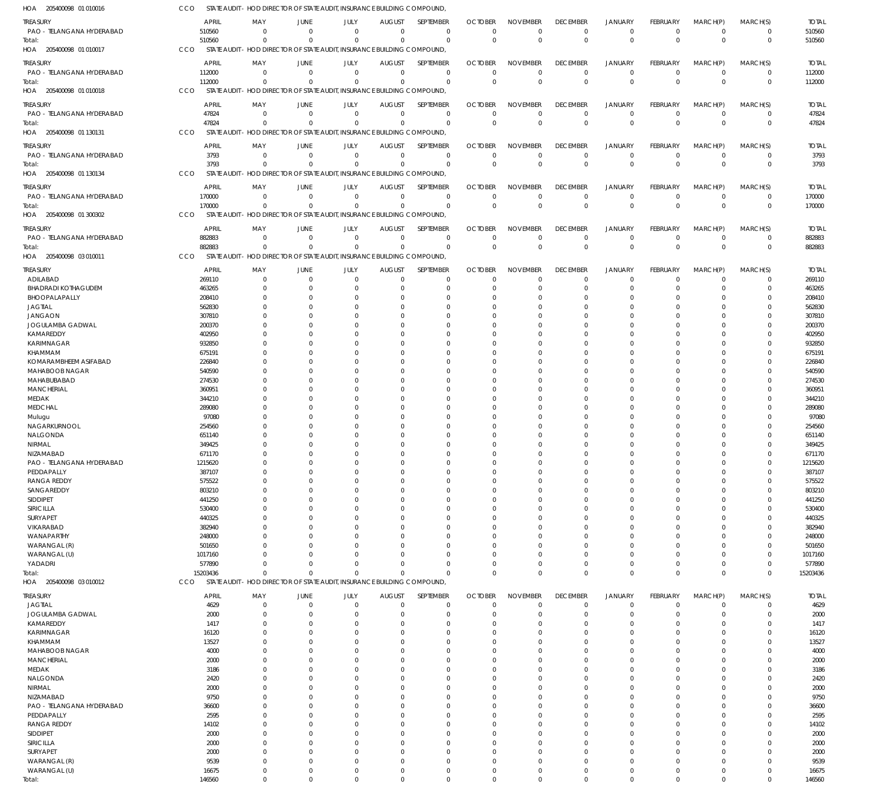HOA 205400098 01 010016 CCO STATE AUDIT - HOD DIRECTOR OF STATE AUDIT, INSURANCE BUILDING COMPOUND,

| TREASURY | APRIL | MAY | JUNE | JULY | AUGUST | SEPTEMBER | OCTOBER | NOVEMBER | DECEMBER | JANUARY | FEBRUARY | MARCH(P) | MARCH(S) | TOTAL |
|---|---|---|---|---|---|---|---|---|---|---|---|---|---|---|
| PAO - TELANGANA HYDERABAD | 510560 | 0 | 0 | 0 | 0 | 0 | 0 | 0 | 0 | 0 | 0 | 0 | 0 | 510560 |
| Total: | 510560 | 0 | 0 | 0 | 0 | 0 | 0 | 0 | 0 | 0 | 0 | 0 | 0 | 510560 |

HOA 205400098 01 010017 CCO STATE AUDIT - HOD DIRECTOR OF STATE AUDIT, INSURANCE BUILDING COMPOUND,

| TREASURY | APRIL | MAY | JUNE | JULY | AUGUST | SEPTEMBER | OCTOBER | NOVEMBER | DECEMBER | JANUARY | FEBRUARY | MARCH(P) | MARCH(S) | TOTAL |
|---|---|---|---|---|---|---|---|---|---|---|---|---|---|---|
| PAO - TELANGANA HYDERABAD | 112000 | 0 | 0 | 0 | 0 | 0 | 0 | 0 | 0 | 0 | 0 | 0 | 0 | 112000 |
| Total: | 112000 | 0 | 0 | 0 | 0 | 0 | 0 | 0 | 0 | 0 | 0 | 0 | 0 | 112000 |

HOA 205400098 01 010018 CCO STATE AUDIT - HOD DIRECTOR OF STATE AUDIT, INSURANCE BUILDING COMPOUND,

| TREASURY | APRIL | MAY | JUNE | JULY | AUGUST | SEPTEMBER | OCTOBER | NOVEMBER | DECEMBER | JANUARY | FEBRUARY | MARCH(P) | MARCH(S) | TOTAL |
|---|---|---|---|---|---|---|---|---|---|---|---|---|---|---|
| PAO - TELANGANA HYDERABAD | 47824 | 0 | 0 | 0 | 0 | 0 | 0 | 0 | 0 | 0 | 0 | 0 | 0 | 47824 |
| Total: | 47824 | 0 | 0 | 0 | 0 | 0 | 0 | 0 | 0 | 0 | 0 | 0 | 0 | 47824 |

HOA 205400098 01 130131 CCO STATE AUDIT - HOD DIRECTOR OF STATE AUDIT, INSURANCE BUILDING COMPOUND,

| TREASURY | APRIL | MAY | JUNE | JULY | AUGUST | SEPTEMBER | OCTOBER | NOVEMBER | DECEMBER | JANUARY | FEBRUARY | MARCH(P) | MARCH(S) | TOTAL |
|---|---|---|---|---|---|---|---|---|---|---|---|---|---|---|
| PAO - TELANGANA HYDERABAD | 3793 | 0 | 0 | 0 | 0 | 0 | 0 | 0 | 0 | 0 | 0 | 0 | 0 | 3793 |
| Total: | 3793 | 0 | 0 | 0 | 0 | 0 | 0 | 0 | 0 | 0 | 0 | 0 | 0 | 3793 |

HOA 205400098 01 130134 CCO STATE AUDIT - HOD DIRECTOR OF STATE AUDIT, INSURANCE BUILDING COMPOUND,

| TREASURY | APRIL | MAY | JUNE | JULY | AUGUST | SEPTEMBER | OCTOBER | NOVEMBER | DECEMBER | JANUARY | FEBRUARY | MARCH(P) | MARCH(S) | TOTAL |
|---|---|---|---|---|---|---|---|---|---|---|---|---|---|---|
| PAO - TELANGANA HYDERABAD | 170000 | 0 | 0 | 0 | 0 | 0 | 0 | 0 | 0 | 0 | 0 | 0 | 0 | 170000 |
| Total: | 170000 | 0 | 0 | 0 | 0 | 0 | 0 | 0 | 0 | 0 | 0 | 0 | 0 | 170000 |

HOA 205400098 01 300302 CCO STATE AUDIT - HOD DIRECTOR OF STATE AUDIT, INSURANCE BUILDING COMPOUND,

| TREASURY | APRIL | MAY | JUNE | JULY | AUGUST | SEPTEMBER | OCTOBER | NOVEMBER | DECEMBER | JANUARY | FEBRUARY | MARCH(P) | MARCH(S) | TOTAL |
|---|---|---|---|---|---|---|---|---|---|---|---|---|---|---|
| PAO - TELANGANA HYDERABAD | 882883 | 0 | 0 | 0 | 0 | 0 | 0 | 0 | 0 | 0 | 0 | 0 | 0 | 882883 |
| Total: | 882883 | 0 | 0 | 0 | 0 | 0 | 0 | 0 | 0 | 0 | 0 | 0 | 0 | 882883 |

HOA 205400098 03 010011 CCO STATE AUDIT - HOD DIRECTOR OF STATE AUDIT, INSURANCE BUILDING COMPOUND,

| TREASURY | APRIL | MAY | JUNE | JULY | AUGUST | SEPTEMBER | OCTOBER | NOVEMBER | DECEMBER | JANUARY | FEBRUARY | MARCH(P) | MARCH(S) | TOTAL |
|---|---|---|---|---|---|---|---|---|---|---|---|---|---|---|
| ADILABAD | 269110 | 0 | 0 | 0 | 0 | 0 | 0 | 0 | 0 | 0 | 0 | 0 | 0 | 269110 |
| BHADRADI KOTHAGUDEM | 463265 | 0 | 0 | 0 | 0 | 0 | 0 | 0 | 0 | 0 | 0 | 0 | 0 | 463265 |
| BHOOPALAPALLY | 208410 | 0 | 0 | 0 | 0 | 0 | 0 | 0 | 0 | 0 | 0 | 0 | 0 | 208410 |
| JAGTIAL | 562830 | 0 | 0 | 0 | 0 | 0 | 0 | 0 | 0 | 0 | 0 | 0 | 0 | 562830 |
| JANGAON | 307810 | 0 | 0 | 0 | 0 | 0 | 0 | 0 | 0 | 0 | 0 | 0 | 0 | 307810 |
| JOGULAMBA GADWAL | 200370 | 0 | 0 | 0 | 0 | 0 | 0 | 0 | 0 | 0 | 0 | 0 | 0 | 200370 |
| KAMAREDDY | 402950 | 0 | 0 | 0 | 0 | 0 | 0 | 0 | 0 | 0 | 0 | 0 | 0 | 402950 |
| KARIMNAGAR | 932850 | 0 | 0 | 0 | 0 | 0 | 0 | 0 | 0 | 0 | 0 | 0 | 0 | 932850 |
| KHAMMAM | 675191 | 0 | 0 | 0 | 0 | 0 | 0 | 0 | 0 | 0 | 0 | 0 | 0 | 675191 |
| KOMARAMBHEEM ASIFABAD | 226840 | 0 | 0 | 0 | 0 | 0 | 0 | 0 | 0 | 0 | 0 | 0 | 0 | 226840 |
| MAHABOOB NAGAR | 540590 | 0 | 0 | 0 | 0 | 0 | 0 | 0 | 0 | 0 | 0 | 0 | 0 | 540590 |
| MAHABUBABAD | 274530 | 0 | 0 | 0 | 0 | 0 | 0 | 0 | 0 | 0 | 0 | 0 | 0 | 274530 |
| MANCHERIAL | 360951 | 0 | 0 | 0 | 0 | 0 | 0 | 0 | 0 | 0 | 0 | 0 | 0 | 360951 |
| MEDAK | 344210 | 0 | 0 | 0 | 0 | 0 | 0 | 0 | 0 | 0 | 0 | 0 | 0 | 344210 |
| MEDCHAL | 289080 | 0 | 0 | 0 | 0 | 0 | 0 | 0 | 0 | 0 | 0 | 0 | 0 | 289080 |
| Mulugu | 97080 | 0 | 0 | 0 | 0 | 0 | 0 | 0 | 0 | 0 | 0 | 0 | 0 | 97080 |
| NAGARKURNOOL | 254560 | 0 | 0 | 0 | 0 | 0 | 0 | 0 | 0 | 0 | 0 | 0 | 0 | 254560 |
| NALGONDA | 651140 | 0 | 0 | 0 | 0 | 0 | 0 | 0 | 0 | 0 | 0 | 0 | 0 | 651140 |
| NIRMAL | 349425 | 0 | 0 | 0 | 0 | 0 | 0 | 0 | 0 | 0 | 0 | 0 | 0 | 349425 |
| NIZAMABAD | 671170 | 0 | 0 | 0 | 0 | 0 | 0 | 0 | 0 | 0 | 0 | 0 | 0 | 671170 |
| PAO - TELANGANA HYDERABAD | 1215620 | 0 | 0 | 0 | 0 | 0 | 0 | 0 | 0 | 0 | 0 | 0 | 0 | 1215620 |
| PEDDAPALLY | 387107 | 0 | 0 | 0 | 0 | 0 | 0 | 0 | 0 | 0 | 0 | 0 | 0 | 387107 |
| RANGA REDDY | 575522 | 0 | 0 | 0 | 0 | 0 | 0 | 0 | 0 | 0 | 0 | 0 | 0 | 575522 |
| SANGAREDDY | 803210 | 0 | 0 | 0 | 0 | 0 | 0 | 0 | 0 | 0 | 0 | 0 | 0 | 803210 |
| SIDDIPET | 441250 | 0 | 0 | 0 | 0 | 0 | 0 | 0 | 0 | 0 | 0 | 0 | 0 | 441250 |
| SIRICILLA | 530400 | 0 | 0 | 0 | 0 | 0 | 0 | 0 | 0 | 0 | 0 | 0 | 0 | 530400 |
| SURYAPET | 440325 | 0 | 0 | 0 | 0 | 0 | 0 | 0 | 0 | 0 | 0 | 0 | 0 | 440325 |
| VIKARABAD | 382940 | 0 | 0 | 0 | 0 | 0 | 0 | 0 | 0 | 0 | 0 | 0 | 0 | 382940 |
| WANAPARTHY | 248000 | 0 | 0 | 0 | 0 | 0 | 0 | 0 | 0 | 0 | 0 | 0 | 0 | 248000 |
| WARANGAL (R) | 501650 | 0 | 0 | 0 | 0 | 0 | 0 | 0 | 0 | 0 | 0 | 0 | 0 | 501650 |
| WARANGAL (U) | 1017160 | 0 | 0 | 0 | 0 | 0 | 0 | 0 | 0 | 0 | 0 | 0 | 0 | 1017160 |
| YADADRI | 577890 | 0 | 0 | 0 | 0 | 0 | 0 | 0 | 0 | 0 | 0 | 0 | 0 | 577890 |
| Total: | 15203436 | 0 | 0 | 0 | 0 | 0 | 0 | 0 | 0 | 0 | 0 | 0 | 0 | 15203436 |

HOA 205400098 03 010012 CCO STATE AUDIT - HOD DIRECTOR OF STATE AUDIT, INSURANCE BUILDING COMPOUND,

| TREASURY | APRIL | MAY | JUNE | JULY | AUGUST | SEPTEMBER | OCTOBER | NOVEMBER | DECEMBER | JANUARY | FEBRUARY | MARCH(P) | MARCH(S) | TOTAL |
|---|---|---|---|---|---|---|---|---|---|---|---|---|---|---|
| JAGTIAL | 4629 | 0 | 0 | 0 | 0 | 0 | 0 | 0 | 0 | 0 | 0 | 0 | 0 | 4629 |
| JOGULAMBA GADWAL | 2000 | 0 | 0 | 0 | 0 | 0 | 0 | 0 | 0 | 0 | 0 | 0 | 0 | 2000 |
| KAMAREDDY | 1417 | 0 | 0 | 0 | 0 | 0 | 0 | 0 | 0 | 0 | 0 | 0 | 0 | 1417 |
| KARIMNAGAR | 16120 | 0 | 0 | 0 | 0 | 0 | 0 | 0 | 0 | 0 | 0 | 0 | 0 | 16120 |
| KHAMMAM | 13527 | 0 | 0 | 0 | 0 | 0 | 0 | 0 | 0 | 0 | 0 | 0 | 0 | 13527 |
| MAHABOOB NAGAR | 4000 | 0 | 0 | 0 | 0 | 0 | 0 | 0 | 0 | 0 | 0 | 0 | 0 | 4000 |
| MANCHERIAL | 2000 | 0 | 0 | 0 | 0 | 0 | 0 | 0 | 0 | 0 | 0 | 0 | 0 | 2000 |
| MEDAK | 3186 | 0 | 0 | 0 | 0 | 0 | 0 | 0 | 0 | 0 | 0 | 0 | 0 | 3186 |
| NALGONDA | 2420 | 0 | 0 | 0 | 0 | 0 | 0 | 0 | 0 | 0 | 0 | 0 | 0 | 2420 |
| NIRMAL | 2000 | 0 | 0 | 0 | 0 | 0 | 0 | 0 | 0 | 0 | 0 | 0 | 0 | 2000 |
| NIZAMABAD | 9750 | 0 | 0 | 0 | 0 | 0 | 0 | 0 | 0 | 0 | 0 | 0 | 0 | 9750 |
| PAO - TELANGANA HYDERABAD | 36600 | 0 | 0 | 0 | 0 | 0 | 0 | 0 | 0 | 0 | 0 | 0 | 0 | 36600 |
| PEDDAPALLY | 2595 | 0 | 0 | 0 | 0 | 0 | 0 | 0 | 0 | 0 | 0 | 0 | 0 | 2595 |
| RANGA REDDY | 14102 | 0 | 0 | 0 | 0 | 0 | 0 | 0 | 0 | 0 | 0 | 0 | 0 | 14102 |
| SIDDIPET | 2000 | 0 | 0 | 0 | 0 | 0 | 0 | 0 | 0 | 0 | 0 | 0 | 0 | 2000 |
| SIRICILLA | 2000 | 0 | 0 | 0 | 0 | 0 | 0 | 0 | 0 | 0 | 0 | 0 | 0 | 2000 |
| SURYAPET | 2000 | 0 | 0 | 0 | 0 | 0 | 0 | 0 | 0 | 0 | 0 | 0 | 0 | 2000 |
| WARANGAL (R) | 9539 | 0 | 0 | 0 | 0 | 0 | 0 | 0 | 0 | 0 | 0 | 0 | 0 | 9539 |
| WARANGAL (U) | 16675 | 0 | 0 | 0 | 0 | 0 | 0 | 0 | 0 | 0 | 0 | 0 | 0 | 16675 |
| Total: | 146560 | 0 | 0 | 0 | 0 | 0 | 0 | 0 | 0 | 0 | 0 | 0 | 0 | 146560 |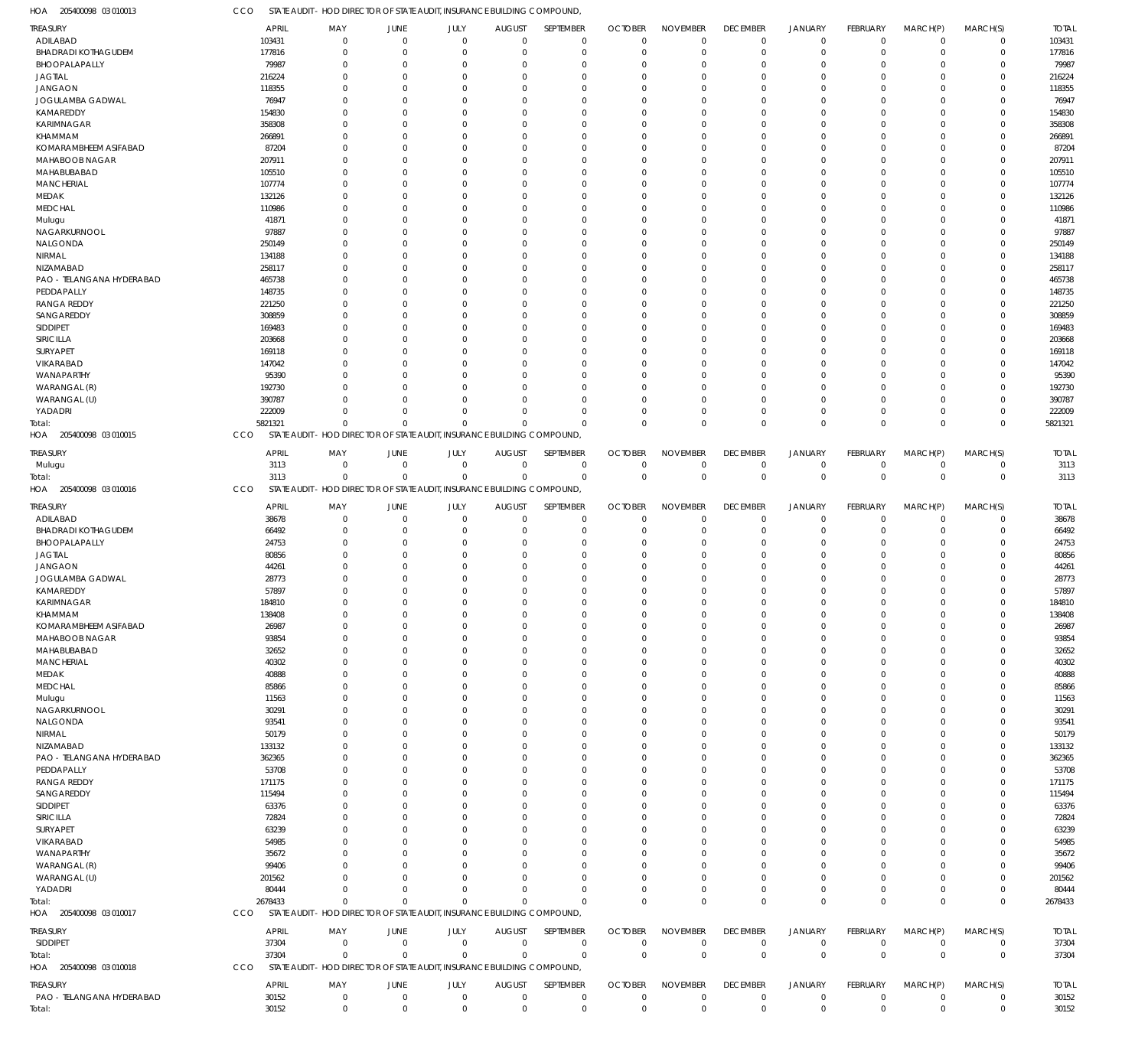HOA 205400098 03 010013 CCO STATE AUDIT - HOD DIRECTOR OF STATE AUDIT, INSURANCE BUILDING COMPOUND,

| TREASURY | APRIL | MAY | JUNE | JULY | AUGUST | SEPTEMBER | OCTOBER | NOVEMBER | DECEMBER | JANUARY | FEBRUARY | MARCH(P) | MARCH(S) | TOTAL |
|---|---|---|---|---|---|---|---|---|---|---|---|---|---|---|
| ADILABAD | 103431 | 0 | 0 | 0 | 0 | 0 | 0 | 0 | 0 | 0 | 0 | 0 | 0 | 103431 |
| BHADRADI KOTHAGUDEM | 177816 | 0 | 0 | 0 | 0 | 0 | 0 | 0 | 0 | 0 | 0 | 0 | 0 | 177816 |
| BHOOPALAPALLY | 79987 | 0 | 0 | 0 | 0 | 0 | 0 | 0 | 0 | 0 | 0 | 0 | 0 | 79987 |
| JAGTIAL | 216224 | 0 | 0 | 0 | 0 | 0 | 0 | 0 | 0 | 0 | 0 | 0 | 0 | 216224 |
| JANGAON | 118355 | 0 | 0 | 0 | 0 | 0 | 0 | 0 | 0 | 0 | 0 | 0 | 0 | 118355 |
| JOGULAMBA GADWAL | 76947 | 0 | 0 | 0 | 0 | 0 | 0 | 0 | 0 | 0 | 0 | 0 | 0 | 76947 |
| KAMAREDDY | 154830 | 0 | 0 | 0 | 0 | 0 | 0 | 0 | 0 | 0 | 0 | 0 | 0 | 154830 |
| KARIMNAGAR | 358308 | 0 | 0 | 0 | 0 | 0 | 0 | 0 | 0 | 0 | 0 | 0 | 0 | 358308 |
| KHAMMAM | 266891 | 0 | 0 | 0 | 0 | 0 | 0 | 0 | 0 | 0 | 0 | 0 | 0 | 266891 |
| KOMARAMBHEEM ASIFABAD | 87204 | 0 | 0 | 0 | 0 | 0 | 0 | 0 | 0 | 0 | 0 | 0 | 0 | 87204 |
| MAHABOOB NAGAR | 207911 | 0 | 0 | 0 | 0 | 0 | 0 | 0 | 0 | 0 | 0 | 0 | 0 | 207911 |
| MAHABUBABAD | 105510 | 0 | 0 | 0 | 0 | 0 | 0 | 0 | 0 | 0 | 0 | 0 | 0 | 105510 |
| MANCHERIAL | 107774 | 0 | 0 | 0 | 0 | 0 | 0 | 0 | 0 | 0 | 0 | 0 | 0 | 107774 |
| MEDAK | 132126 | 0 | 0 | 0 | 0 | 0 | 0 | 0 | 0 | 0 | 0 | 0 | 0 | 132126 |
| MEDCHAL | 110986 | 0 | 0 | 0 | 0 | 0 | 0 | 0 | 0 | 0 | 0 | 0 | 0 | 110986 |
| Mulugu | 41871 | 0 | 0 | 0 | 0 | 0 | 0 | 0 | 0 | 0 | 0 | 0 | 0 | 41871 |
| NAGARKURNOOL | 97887 | 0 | 0 | 0 | 0 | 0 | 0 | 0 | 0 | 0 | 0 | 0 | 0 | 97887 |
| NALGONDA | 250149 | 0 | 0 | 0 | 0 | 0 | 0 | 0 | 0 | 0 | 0 | 0 | 0 | 250149 |
| NIRMAL | 134188 | 0 | 0 | 0 | 0 | 0 | 0 | 0 | 0 | 0 | 0 | 0 | 0 | 134188 |
| NIZAMABAD | 258117 | 0 | 0 | 0 | 0 | 0 | 0 | 0 | 0 | 0 | 0 | 0 | 0 | 258117 |
| PAO - TELANGANA HYDERABAD | 465738 | 0 | 0 | 0 | 0 | 0 | 0 | 0 | 0 | 0 | 0 | 0 | 0 | 465738 |
| PEDDAPALLY | 148735 | 0 | 0 | 0 | 0 | 0 | 0 | 0 | 0 | 0 | 0 | 0 | 0 | 148735 |
| RANGA REDDY | 221250 | 0 | 0 | 0 | 0 | 0 | 0 | 0 | 0 | 0 | 0 | 0 | 0 | 221250 |
| SANGAREDDY | 308859 | 0 | 0 | 0 | 0 | 0 | 0 | 0 | 0 | 0 | 0 | 0 | 0 | 308859 |
| SIDDIPET | 169483 | 0 | 0 | 0 | 0 | 0 | 0 | 0 | 0 | 0 | 0 | 0 | 0 | 169483 |
| SIRICILLA | 203668 | 0 | 0 | 0 | 0 | 0 | 0 | 0 | 0 | 0 | 0 | 0 | 0 | 203668 |
| SURYAPET | 169118 | 0 | 0 | 0 | 0 | 0 | 0 | 0 | 0 | 0 | 0 | 0 | 0 | 169118 |
| VIKARABAD | 147042 | 0 | 0 | 0 | 0 | 0 | 0 | 0 | 0 | 0 | 0 | 0 | 0 | 147042 |
| WANAPARTHY | 95390 | 0 | 0 | 0 | 0 | 0 | 0 | 0 | 0 | 0 | 0 | 0 | 0 | 95390 |
| WARANGAL (R) | 192730 | 0 | 0 | 0 | 0 | 0 | 0 | 0 | 0 | 0 | 0 | 0 | 0 | 192730 |
| WARANGAL (U) | 390787 | 0 | 0 | 0 | 0 | 0 | 0 | 0 | 0 | 0 | 0 | 0 | 0 | 390787 |
| YADADRI | 222009 | 0 | 0 | 0 | 0 | 0 | 0 | 0 | 0 | 0 | 0 | 0 | 0 | 222009 |
| Total: | 5821321 | 0 | 0 | 0 | 0 | 0 | 0 | 0 | 0 | 0 | 0 | 0 | 0 | 5821321 |

HOA 205400098 03 010015 CCO STATE AUDIT - HOD DIRECTOR OF STATE AUDIT, INSURANCE BUILDING COMPOUND,

| TREASURY | APRIL | MAY | JUNE | JULY | AUGUST | SEPTEMBER | OCTOBER | NOVEMBER | DECEMBER | JANUARY | FEBRUARY | MARCH(P) | MARCH(S) | TOTAL |
|---|---|---|---|---|---|---|---|---|---|---|---|---|---|---|
| Mulugu | 3113 | 0 | 0 | 0 | 0 | 0 | 0 | 0 | 0 | 0 | 0 | 0 | 0 | 3113 |
| Total: | 3113 | 0 | 0 | 0 | 0 | 0 | 0 | 0 | 0 | 0 | 0 | 0 | 0 | 3113 |

HOA 205400098 03 010016 CCO STATE AUDIT - HOD DIRECTOR OF STATE AUDIT, INSURANCE BUILDING COMPOUND,

| TREASURY | APRIL | MAY | JUNE | JULY | AUGUST | SEPTEMBER | OCTOBER | NOVEMBER | DECEMBER | JANUARY | FEBRUARY | MARCH(P) | MARCH(S) | TOTAL |
|---|---|---|---|---|---|---|---|---|---|---|---|---|---|---|
| ADILABAD | 38678 | 0 | 0 | 0 | 0 | 0 | 0 | 0 | 0 | 0 | 0 | 0 | 0 | 38678 |
| BHADRADI KOTHAGUDEM | 66492 | 0 | 0 | 0 | 0 | 0 | 0 | 0 | 0 | 0 | 0 | 0 | 0 | 66492 |
| BHOOPALAPALLY | 24753 | 0 | 0 | 0 | 0 | 0 | 0 | 0 | 0 | 0 | 0 | 0 | 0 | 24753 |
| JAGTIAL | 80856 | 0 | 0 | 0 | 0 | 0 | 0 | 0 | 0 | 0 | 0 | 0 | 0 | 80856 |
| JANGAON | 44261 | 0 | 0 | 0 | 0 | 0 | 0 | 0 | 0 | 0 | 0 | 0 | 0 | 44261 |
| JOGULAMBA GADWAL | 28773 | 0 | 0 | 0 | 0 | 0 | 0 | 0 | 0 | 0 | 0 | 0 | 0 | 28773 |
| KAMAREDDY | 57897 | 0 | 0 | 0 | 0 | 0 | 0 | 0 | 0 | 0 | 0 | 0 | 0 | 57897 |
| KARIMNAGAR | 184810 | 0 | 0 | 0 | 0 | 0 | 0 | 0 | 0 | 0 | 0 | 0 | 0 | 184810 |
| KHAMMAM | 138408 | 0 | 0 | 0 | 0 | 0 | 0 | 0 | 0 | 0 | 0 | 0 | 0 | 138408 |
| KOMARAMBHEEM ASIFABAD | 26987 | 0 | 0 | 0 | 0 | 0 | 0 | 0 | 0 | 0 | 0 | 0 | 0 | 26987 |
| MAHABOOB NAGAR | 93854 | 0 | 0 | 0 | 0 | 0 | 0 | 0 | 0 | 0 | 0 | 0 | 0 | 93854 |
| MAHABUBABAD | 32652 | 0 | 0 | 0 | 0 | 0 | 0 | 0 | 0 | 0 | 0 | 0 | 0 | 32652 |
| MANCHERIAL | 40302 | 0 | 0 | 0 | 0 | 0 | 0 | 0 | 0 | 0 | 0 | 0 | 0 | 40302 |
| MEDAK | 40888 | 0 | 0 | 0 | 0 | 0 | 0 | 0 | 0 | 0 | 0 | 0 | 0 | 40888 |
| MEDCHAL | 85866 | 0 | 0 | 0 | 0 | 0 | 0 | 0 | 0 | 0 | 0 | 0 | 0 | 85866 |
| Mulugu | 11563 | 0 | 0 | 0 | 0 | 0 | 0 | 0 | 0 | 0 | 0 | 0 | 0 | 11563 |
| NAGARKURNOOL | 30291 | 0 | 0 | 0 | 0 | 0 | 0 | 0 | 0 | 0 | 0 | 0 | 0 | 30291 |
| NALGONDA | 93541 | 0 | 0 | 0 | 0 | 0 | 0 | 0 | 0 | 0 | 0 | 0 | 0 | 93541 |
| NIRMAL | 50179 | 0 | 0 | 0 | 0 | 0 | 0 | 0 | 0 | 0 | 0 | 0 | 0 | 50179 |
| NIZAMABAD | 133132 | 0 | 0 | 0 | 0 | 0 | 0 | 0 | 0 | 0 | 0 | 0 | 0 | 133132 |
| PAO - TELANGANA HYDERABAD | 362365 | 0 | 0 | 0 | 0 | 0 | 0 | 0 | 0 | 0 | 0 | 0 | 0 | 362365 |
| PEDDAPALLY | 53708 | 0 | 0 | 0 | 0 | 0 | 0 | 0 | 0 | 0 | 0 | 0 | 0 | 53708 |
| RANGA REDDY | 171175 | 0 | 0 | 0 | 0 | 0 | 0 | 0 | 0 | 0 | 0 | 0 | 0 | 171175 |
| SANGAREDDY | 115494 | 0 | 0 | 0 | 0 | 0 | 0 | 0 | 0 | 0 | 0 | 0 | 0 | 115494 |
| SIDDIPET | 63376 | 0 | 0 | 0 | 0 | 0 | 0 | 0 | 0 | 0 | 0 | 0 | 0 | 63376 |
| SIRICILLA | 72824 | 0 | 0 | 0 | 0 | 0 | 0 | 0 | 0 | 0 | 0 | 0 | 0 | 72824 |
| SURYAPET | 63239 | 0 | 0 | 0 | 0 | 0 | 0 | 0 | 0 | 0 | 0 | 0 | 0 | 63239 |
| VIKARABAD | 54985 | 0 | 0 | 0 | 0 | 0 | 0 | 0 | 0 | 0 | 0 | 0 | 0 | 54985 |
| WANAPARTHY | 35672 | 0 | 0 | 0 | 0 | 0 | 0 | 0 | 0 | 0 | 0 | 0 | 0 | 35672 |
| WARANGAL (R) | 99406 | 0 | 0 | 0 | 0 | 0 | 0 | 0 | 0 | 0 | 0 | 0 | 0 | 99406 |
| WARANGAL (U) | 201562 | 0 | 0 | 0 | 0 | 0 | 0 | 0 | 0 | 0 | 0 | 0 | 0 | 201562 |
| YADADRI | 80444 | 0 | 0 | 0 | 0 | 0 | 0 | 0 | 0 | 0 | 0 | 0 | 0 | 80444 |
| Total: | 2678433 | 0 | 0 | 0 | 0 | 0 | 0 | 0 | 0 | 0 | 0 | 0 | 0 | 2678433 |

HOA 205400098 03 010017 CCO STATE AUDIT - HOD DIRECTOR OF STATE AUDIT, INSURANCE BUILDING COMPOUND,

| TREASURY | APRIL | MAY | JUNE | JULY | AUGUST | SEPTEMBER | OCTOBER | NOVEMBER | DECEMBER | JANUARY | FEBRUARY | MARCH(P) | MARCH(S) | TOTAL |
|---|---|---|---|---|---|---|---|---|---|---|---|---|---|---|
| SIDDIPET | 37304 | 0 | 0 | 0 | 0 | 0 | 0 | 0 | 0 | 0 | 0 | 0 | 0 | 37304 |
| Total: | 37304 | 0 | 0 | 0 | 0 | 0 | 0 | 0 | 0 | 0 | 0 | 0 | 0 | 37304 |

HOA 205400098 03 010018 CCO STATE AUDIT - HOD DIRECTOR OF STATE AUDIT, INSURANCE BUILDING COMPOUND,

| TREASURY | APRIL | MAY | JUNE | JULY | AUGUST | SEPTEMBER | OCTOBER | NOVEMBER | DECEMBER | JANUARY | FEBRUARY | MARCH(P) | MARCH(S) | TOTAL |
|---|---|---|---|---|---|---|---|---|---|---|---|---|---|---|
| PAO - TELANGANA HYDERABAD | 30152 | 0 | 0 | 0 | 0 | 0 | 0 | 0 | 0 | 0 | 0 | 0 | 0 | 30152 |
| Total: | 30152 | 0 | 0 | 0 | 0 | 0 | 0 | 0 | 0 | 0 | 0 | 0 | 0 | 30152 |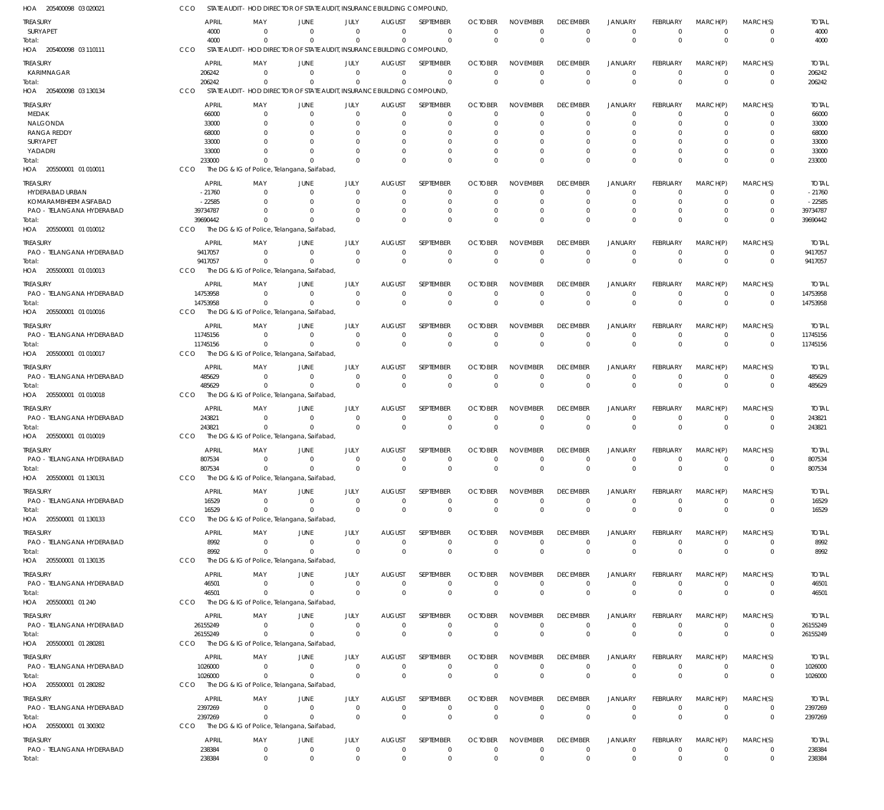HOA 205400098 03 020021 CCO STATE AUDIT - HOD DIRECTOR OF STATE AUDIT, INSURANCE BUILDING COMPOUND,

| TREASURY | APRIL | MAY | JUNE | JULY | AUGUST | SEPTEMBER | OCTOBER | NOVEMBER | DECEMBER | JANUARY | FEBRUARY | MARCH(P) | MARCH(S) | TOTAL |
|---|---|---|---|---|---|---|---|---|---|---|---|---|---|---|
| SURYAPET | 4000 | 0 | 0 | 0 | 0 | 0 | 0 | 0 | 0 | 0 | 0 | 0 | 0 | 4000 |
| Total: | 4000 | 0 | 0 | 0 | 0 | 0 | 0 | 0 | 0 | 0 | 0 | 0 | 0 | 4000 |

HOA 205400098 03 110111 CCO STATE AUDIT - HOD DIRECTOR OF STATE AUDIT, INSURANCE BUILDING COMPOUND,

| TREASURY | APRIL | MAY | JUNE | JULY | AUGUST | SEPTEMBER | OCTOBER | NOVEMBER | DECEMBER | JANUARY | FEBRUARY | MARCH(P) | MARCH(S) | TOTAL |
|---|---|---|---|---|---|---|---|---|---|---|---|---|---|---|
| KARIMNAGAR | 206242 | 0 | 0 | 0 | 0 | 0 | 0 | 0 | 0 | 0 | 0 | 0 | 0 | 206242 |
| Total: | 206242 | 0 | 0 | 0 | 0 | 0 | 0 | 0 | 0 | 0 | 0 | 0 | 0 | 206242 |

HOA 205400098 03 130134 CCO STATE AUDIT - HOD DIRECTOR OF STATE AUDIT, INSURANCE BUILDING COMPOUND,

| TREASURY | APRIL | MAY | JUNE | JULY | AUGUST | SEPTEMBER | OCTOBER | NOVEMBER | DECEMBER | JANUARY | FEBRUARY | MARCH(P) | MARCH(S) | TOTAL |
|---|---|---|---|---|---|---|---|---|---|---|---|---|---|---|
| MEDAK | 66000 | 0 | 0 | 0 | 0 | 0 | 0 | 0 | 0 | 0 | 0 | 0 | 0 | 66000 |
| NALGONDA | 33000 | 0 | 0 | 0 | 0 | 0 | 0 | 0 | 0 | 0 | 0 | 0 | 0 | 33000 |
| RANGA REDDY | 68000 | 0 | 0 | 0 | 0 | 0 | 0 | 0 | 0 | 0 | 0 | 0 | 0 | 68000 |
| SURYAPET | 33000 | 0 | 0 | 0 | 0 | 0 | 0 | 0 | 0 | 0 | 0 | 0 | 0 | 33000 |
| YADADRI | 33000 | 0 | 0 | 0 | 0 | 0 | 0 | 0 | 0 | 0 | 0 | 0 | 0 | 33000 |
| Total: | 233000 | 0 | 0 | 0 | 0 | 0 | 0 | 0 | 0 | 0 | 0 | 0 | 0 | 233000 |

HOA 205500001 01 010011 CCO The DG & IG of Police, Telangana, Saifabad,

| TREASURY | APRIL | MAY | JUNE | JULY | AUGUST | SEPTEMBER | OCTOBER | NOVEMBER | DECEMBER | JANUARY | FEBRUARY | MARCH(P) | MARCH(S) | TOTAL |
|---|---|---|---|---|---|---|---|---|---|---|---|---|---|---|
| HYDERABAD URBAN | -21760 | 0 | 0 | 0 | 0 | 0 | 0 | 0 | 0 | 0 | 0 | 0 | 0 | -21760 |
| KOMARAMBHEEM ASIFABAD | -22585 | 0 | 0 | 0 | 0 | 0 | 0 | 0 | 0 | 0 | 0 | 0 | 0 | -22585 |
| PAO - TELANGANA HYDERABAD | 39734787 | 0 | 0 | 0 | 0 | 0 | 0 | 0 | 0 | 0 | 0 | 0 | 0 | 39734787 |
| Total: | 39690442 | 0 | 0 | 0 | 0 | 0 | 0 | 0 | 0 | 0 | 0 | 0 | 0 | 39690442 |

HOA 205500001 01 010012 CCO The DG & IG of Police, Telangana, Saifabad,

| TREASURY | APRIL | MAY | JUNE | JULY | AUGUST | SEPTEMBER | OCTOBER | NOVEMBER | DECEMBER | JANUARY | FEBRUARY | MARCH(P) | MARCH(S) | TOTAL |
|---|---|---|---|---|---|---|---|---|---|---|---|---|---|---|
| PAO - TELANGANA HYDERABAD | 9417057 | 0 | 0 | 0 | 0 | 0 | 0 | 0 | 0 | 0 | 0 | 0 | 0 | 9417057 |
| Total: | 9417057 | 0 | 0 | 0 | 0 | 0 | 0 | 0 | 0 | 0 | 0 | 0 | 0 | 9417057 |

HOA 205500001 01 010013 CCO The DG & IG of Police, Telangana, Saifabad,

| TREASURY | APRIL | MAY | JUNE | JULY | AUGUST | SEPTEMBER | OCTOBER | NOVEMBER | DECEMBER | JANUARY | FEBRUARY | MARCH(P) | MARCH(S) | TOTAL |
|---|---|---|---|---|---|---|---|---|---|---|---|---|---|---|
| PAO - TELANGANA HYDERABAD | 14753958 | 0 | 0 | 0 | 0 | 0 | 0 | 0 | 0 | 0 | 0 | 0 | 0 | 14753958 |
| Total: | 14753958 | 0 | 0 | 0 | 0 | 0 | 0 | 0 | 0 | 0 | 0 | 0 | 0 | 14753958 |

HOA 205500001 01 010016 CCO The DG & IG of Police, Telangana, Saifabad,

| TREASURY | APRIL | MAY | JUNE | JULY | AUGUST | SEPTEMBER | OCTOBER | NOVEMBER | DECEMBER | JANUARY | FEBRUARY | MARCH(P) | MARCH(S) | TOTAL |
|---|---|---|---|---|---|---|---|---|---|---|---|---|---|---|
| PAO - TELANGANA HYDERABAD | 11745156 | 0 | 0 | 0 | 0 | 0 | 0 | 0 | 0 | 0 | 0 | 0 | 0 | 11745156 |
| Total: | 11745156 | 0 | 0 | 0 | 0 | 0 | 0 | 0 | 0 | 0 | 0 | 0 | 0 | 11745156 |

HOA 205500001 01 010017 CCO The DG & IG of Police, Telangana, Saifabad,

| TREASURY | APRIL | MAY | JUNE | JULY | AUGUST | SEPTEMBER | OCTOBER | NOVEMBER | DECEMBER | JANUARY | FEBRUARY | MARCH(P) | MARCH(S) | TOTAL |
|---|---|---|---|---|---|---|---|---|---|---|---|---|---|---|
| PAO - TELANGANA HYDERABAD | 485629 | 0 | 0 | 0 | 0 | 0 | 0 | 0 | 0 | 0 | 0 | 0 | 0 | 485629 |
| Total: | 485629 | 0 | 0 | 0 | 0 | 0 | 0 | 0 | 0 | 0 | 0 | 0 | 0 | 485629 |

HOA 205500001 01 010018 CCO The DG & IG of Police, Telangana, Saifabad,

| TREASURY | APRIL | MAY | JUNE | JULY | AUGUST | SEPTEMBER | OCTOBER | NOVEMBER | DECEMBER | JANUARY | FEBRUARY | MARCH(P) | MARCH(S) | TOTAL |
|---|---|---|---|---|---|---|---|---|---|---|---|---|---|---|
| PAO - TELANGANA HYDERABAD | 243821 | 0 | 0 | 0 | 0 | 0 | 0 | 0 | 0 | 0 | 0 | 0 | 0 | 243821 |
| Total: | 243821 | 0 | 0 | 0 | 0 | 0 | 0 | 0 | 0 | 0 | 0 | 0 | 0 | 243821 |

HOA 205500001 01 010019 CCO The DG & IG of Police, Telangana, Saifabad,

| TREASURY | APRIL | MAY | JUNE | JULY | AUGUST | SEPTEMBER | OCTOBER | NOVEMBER | DECEMBER | JANUARY | FEBRUARY | MARCH(P) | MARCH(S) | TOTAL |
|---|---|---|---|---|---|---|---|---|---|---|---|---|---|---|
| PAO - TELANGANA HYDERABAD | 807534 | 0 | 0 | 0 | 0 | 0 | 0 | 0 | 0 | 0 | 0 | 0 | 0 | 807534 |
| Total: | 807534 | 0 | 0 | 0 | 0 | 0 | 0 | 0 | 0 | 0 | 0 | 0 | 0 | 807534 |

HOA 205500001 01 130131 CCO The DG & IG of Police, Telangana, Saifabad,

| TREASURY | APRIL | MAY | JUNE | JULY | AUGUST | SEPTEMBER | OCTOBER | NOVEMBER | DECEMBER | JANUARY | FEBRUARY | MARCH(P) | MARCH(S) | TOTAL |
|---|---|---|---|---|---|---|---|---|---|---|---|---|---|---|
| PAO - TELANGANA HYDERABAD | 16529 | 0 | 0 | 0 | 0 | 0 | 0 | 0 | 0 | 0 | 0 | 0 | 0 | 16529 |
| Total: | 16529 | 0 | 0 | 0 | 0 | 0 | 0 | 0 | 0 | 0 | 0 | 0 | 0 | 16529 |

HOA 205500001 01 130133 CCO The DG & IG of Police, Telangana, Saifabad,

| TREASURY | APRIL | MAY | JUNE | JULY | AUGUST | SEPTEMBER | OCTOBER | NOVEMBER | DECEMBER | JANUARY | FEBRUARY | MARCH(P) | MARCH(S) | TOTAL |
|---|---|---|---|---|---|---|---|---|---|---|---|---|---|---|
| PAO - TELANGANA HYDERABAD | 8992 | 0 | 0 | 0 | 0 | 0 | 0 | 0 | 0 | 0 | 0 | 0 | 0 | 8992 |
| Total: | 8992 | 0 | 0 | 0 | 0 | 0 | 0 | 0 | 0 | 0 | 0 | 0 | 0 | 8992 |

HOA 205500001 01 130135 CCO The DG & IG of Police, Telangana, Saifabad,

| TREASURY | APRIL | MAY | JUNE | JULY | AUGUST | SEPTEMBER | OCTOBER | NOVEMBER | DECEMBER | JANUARY | FEBRUARY | MARCH(P) | MARCH(S) | TOTAL |
|---|---|---|---|---|---|---|---|---|---|---|---|---|---|---|
| PAO - TELANGANA HYDERABAD | 46501 | 0 | 0 | 0 | 0 | 0 | 0 | 0 | 0 | 0 | 0 | 0 | 0 | 46501 |
| Total: | 46501 | 0 | 0 | 0 | 0 | 0 | 0 | 0 | 0 | 0 | 0 | 0 | 0 | 46501 |

HOA 205500001 01 240 CCO The DG & IG of Police, Telangana, Saifabad,

| TREASURY | APRIL | MAY | JUNE | JULY | AUGUST | SEPTEMBER | OCTOBER | NOVEMBER | DECEMBER | JANUARY | FEBRUARY | MARCH(P) | MARCH(S) | TOTAL |
|---|---|---|---|---|---|---|---|---|---|---|---|---|---|---|
| PAO - TELANGANA HYDERABAD | 26155249 | 0 | 0 | 0 | 0 | 0 | 0 | 0 | 0 | 0 | 0 | 0 | 0 | 26155249 |
| Total: | 26155249 | 0 | 0 | 0 | 0 | 0 | 0 | 0 | 0 | 0 | 0 | 0 | 0 | 26155249 |

HOA 205500001 01 280281 CCO The DG & IG of Police, Telangana, Saifabad,

| TREASURY | APRIL | MAY | JUNE | JULY | AUGUST | SEPTEMBER | OCTOBER | NOVEMBER | DECEMBER | JANUARY | FEBRUARY | MARCH(P) | MARCH(S) | TOTAL |
|---|---|---|---|---|---|---|---|---|---|---|---|---|---|---|
| PAO - TELANGANA HYDERABAD | 1026000 | 0 | 0 | 0 | 0 | 0 | 0 | 0 | 0 | 0 | 0 | 0 | 0 | 1026000 |
| Total: | 1026000 | 0 | 0 | 0 | 0 | 0 | 0 | 0 | 0 | 0 | 0 | 0 | 0 | 1026000 |

HOA 205500001 01 280282 CCO The DG & IG of Police, Telangana, Saifabad,

| TREASURY | APRIL | MAY | JUNE | JULY | AUGUST | SEPTEMBER | OCTOBER | NOVEMBER | DECEMBER | JANUARY | FEBRUARY | MARCH(P) | MARCH(S) | TOTAL |
|---|---|---|---|---|---|---|---|---|---|---|---|---|---|---|
| PAO - TELANGANA HYDERABAD | 2397269 | 0 | 0 | 0 | 0 | 0 | 0 | 0 | 0 | 0 | 0 | 0 | 0 | 2397269 |
| Total: | 2397269 | 0 | 0 | 0 | 0 | 0 | 0 | 0 | 0 | 0 | 0 | 0 | 0 | 2397269 |

HOA 205500001 01 300302 CCO The DG & IG of Police, Telangana, Saifabad,

| TREASURY | APRIL | MAY | JUNE | JULY | AUGUST | SEPTEMBER | OCTOBER | NOVEMBER | DECEMBER | JANUARY | FEBRUARY | MARCH(P) | MARCH(S) | TOTAL |
|---|---|---|---|---|---|---|---|---|---|---|---|---|---|---|
| PAO - TELANGANA HYDERABAD | 238384 | 0 | 0 | 0 | 0 | 0 | 0 | 0 | 0 | 0 | 0 | 0 | 0 | 238384 |
| Total: | 238384 | 0 | 0 | 0 | 0 | 0 | 0 | 0 | 0 | 0 | 0 | 0 | 0 | 238384 |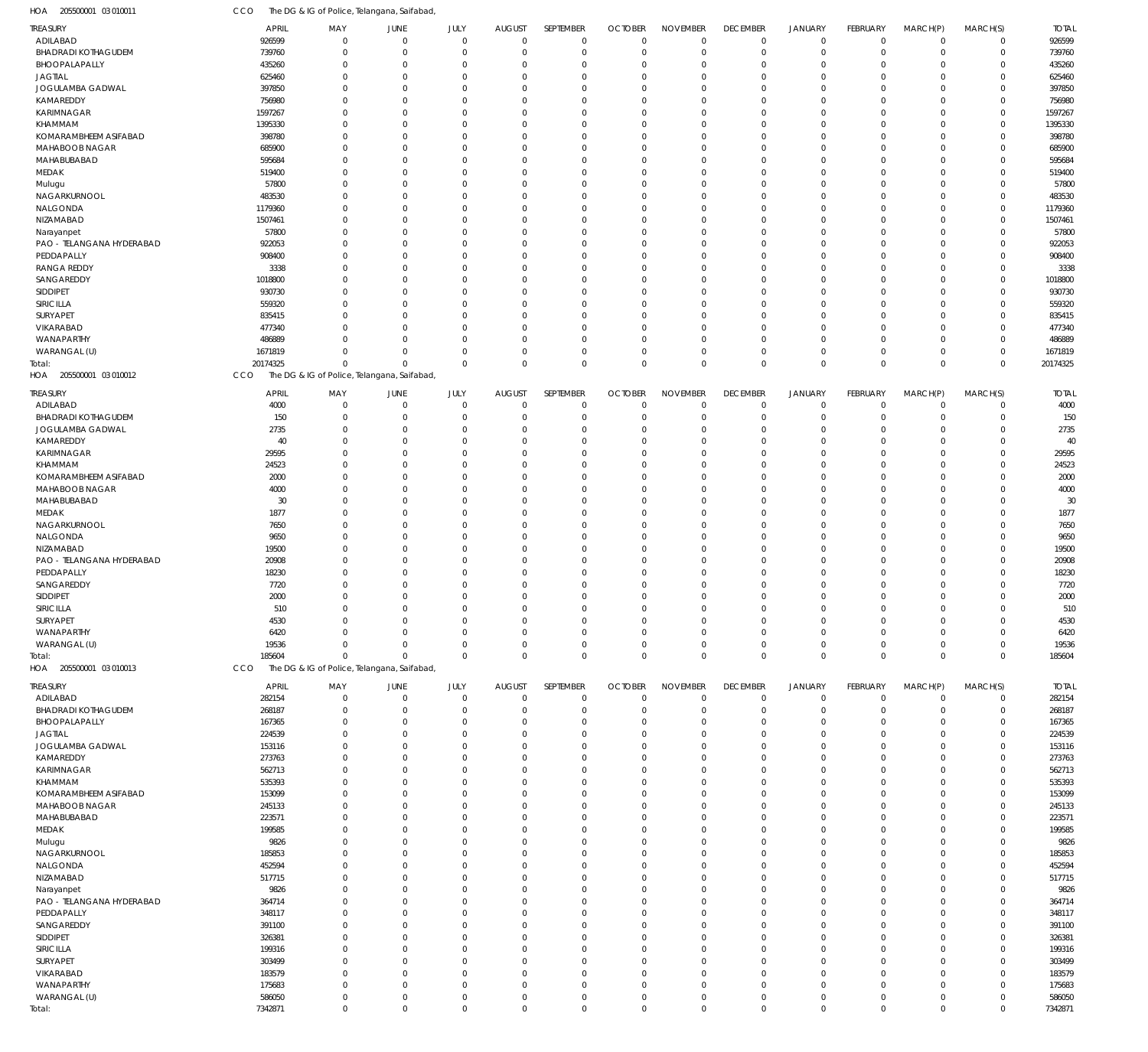HOA 205500001 03 010011 CCO The DG & IG of Police, Telangana, Saifabad,

| TREASURY | APRIL | MAY | JUNE | JULY | AUGUST | SEPTEMBER | OCTOBER | NOVEMBER | DECEMBER | JANUARY | FEBRUARY | MARCH(P) | MARCH(S) | TOTAL |
|---|---|---|---|---|---|---|---|---|---|---|---|---|---|---|
| ADILABAD | 926599 | 0 | 0 | 0 | 0 | 0 | 0 | 0 | 0 | 0 | 0 | 0 | 0 | 926599 |
| BHADRADI KOTHAGUDEM | 739760 | 0 | 0 | 0 | 0 | 0 | 0 | 0 | 0 | 0 | 0 | 0 | 0 | 739760 |
| BHOOPALAPALLY | 435260 | 0 | 0 | 0 | 0 | 0 | 0 | 0 | 0 | 0 | 0 | 0 | 0 | 435260 |
| JAGTIAL | 625460 | 0 | 0 | 0 | 0 | 0 | 0 | 0 | 0 | 0 | 0 | 0 | 0 | 625460 |
| JOGULAMBA GADWAL | 397850 | 0 | 0 | 0 | 0 | 0 | 0 | 0 | 0 | 0 | 0 | 0 | 0 | 397850 |
| KAMAREDDY | 756980 | 0 | 0 | 0 | 0 | 0 | 0 | 0 | 0 | 0 | 0 | 0 | 0 | 756980 |
| KARIMNAGAR | 1597267 | 0 | 0 | 0 | 0 | 0 | 0 | 0 | 0 | 0 | 0 | 0 | 0 | 1597267 |
| KHAMMAM | 1395330 | 0 | 0 | 0 | 0 | 0 | 0 | 0 | 0 | 0 | 0 | 0 | 0 | 1395330 |
| KOMARAMBHEEM ASIFABAD | 398780 | 0 | 0 | 0 | 0 | 0 | 0 | 0 | 0 | 0 | 0 | 0 | 0 | 398780 |
| MAHABOOB NAGAR | 685900 | 0 | 0 | 0 | 0 | 0 | 0 | 0 | 0 | 0 | 0 | 0 | 0 | 685900 |
| MAHABUBABAD | 595684 | 0 | 0 | 0 | 0 | 0 | 0 | 0 | 0 | 0 | 0 | 0 | 0 | 595684 |
| MEDAK | 519400 | 0 | 0 | 0 | 0 | 0 | 0 | 0 | 0 | 0 | 0 | 0 | 0 | 519400 |
| Mulugu | 57800 | 0 | 0 | 0 | 0 | 0 | 0 | 0 | 0 | 0 | 0 | 0 | 0 | 57800 |
| NAGARKURNOOL | 483530 | 0 | 0 | 0 | 0 | 0 | 0 | 0 | 0 | 0 | 0 | 0 | 0 | 483530 |
| NALGONDA | 1179360 | 0 | 0 | 0 | 0 | 0 | 0 | 0 | 0 | 0 | 0 | 0 | 0 | 1179360 |
| NIZAMABAD | 1507461 | 0 | 0 | 0 | 0 | 0 | 0 | 0 | 0 | 0 | 0 | 0 | 0 | 1507461 |
| Narayanpet | 57800 | 0 | 0 | 0 | 0 | 0 | 0 | 0 | 0 | 0 | 0 | 0 | 0 | 57800 |
| PAO - TELANGANA HYDERABAD | 922053 | 0 | 0 | 0 | 0 | 0 | 0 | 0 | 0 | 0 | 0 | 0 | 0 | 922053 |
| PEDDAPALLY | 908400 | 0 | 0 | 0 | 0 | 0 | 0 | 0 | 0 | 0 | 0 | 0 | 0 | 908400 |
| RANGA REDDY | 3338 | 0 | 0 | 0 | 0 | 0 | 0 | 0 | 0 | 0 | 0 | 0 | 0 | 3338 |
| SANGAREDDY | 1018800 | 0 | 0 | 0 | 0 | 0 | 0 | 0 | 0 | 0 | 0 | 0 | 0 | 1018800 |
| SIDDIPET | 930730 | 0 | 0 | 0 | 0 | 0 | 0 | 0 | 0 | 0 | 0 | 0 | 0 | 930730 |
| SIRICILLA | 559320 | 0 | 0 | 0 | 0 | 0 | 0 | 0 | 0 | 0 | 0 | 0 | 0 | 559320 |
| SURYAPET | 835415 | 0 | 0 | 0 | 0 | 0 | 0 | 0 | 0 | 0 | 0 | 0 | 0 | 835415 |
| VIKARABAD | 477340 | 0 | 0 | 0 | 0 | 0 | 0 | 0 | 0 | 0 | 0 | 0 | 0 | 477340 |
| WANAPARTHY | 486889 | 0 | 0 | 0 | 0 | 0 | 0 | 0 | 0 | 0 | 0 | 0 | 0 | 486889 |
| WARANGAL (U) | 1671819 | 0 | 0 | 0 | 0 | 0 | 0 | 0 | 0 | 0 | 0 | 0 | 0 | 1671819 |
| Total: | 20174325 | 0 | 0 | 0 | 0 | 0 | 0 | 0 | 0 | 0 | 0 | 0 | 0 | 20174325 |

HOA 205500001 03 010012 CCO The DG & IG of Police, Telangana, Saifabad,

| TREASURY | APRIL | MAY | JUNE | JULY | AUGUST | SEPTEMBER | OCTOBER | NOVEMBER | DECEMBER | JANUARY | FEBRUARY | MARCH(P) | MARCH(S) | TOTAL |
|---|---|---|---|---|---|---|---|---|---|---|---|---|---|---|
| ADILABAD | 4000 | 0 | 0 | 0 | 0 | 0 | 0 | 0 | 0 | 0 | 0 | 0 | 0 | 4000 |
| BHADRADI KOTHAGUDEM | 150 | 0 | 0 | 0 | 0 | 0 | 0 | 0 | 0 | 0 | 0 | 0 | 0 | 150 |
| JOGULAMBA GADWAL | 2735 | 0 | 0 | 0 | 0 | 0 | 0 | 0 | 0 | 0 | 0 | 0 | 0 | 2735 |
| KAMAREDDY | 40 | 0 | 0 | 0 | 0 | 0 | 0 | 0 | 0 | 0 | 0 | 0 | 0 | 40 |
| KARIMNAGAR | 29595 | 0 | 0 | 0 | 0 | 0 | 0 | 0 | 0 | 0 | 0 | 0 | 0 | 29595 |
| KHAMMAM | 24523 | 0 | 0 | 0 | 0 | 0 | 0 | 0 | 0 | 0 | 0 | 0 | 0 | 24523 |
| KOMARAMBHEEM ASIFABAD | 2000 | 0 | 0 | 0 | 0 | 0 | 0 | 0 | 0 | 0 | 0 | 0 | 0 | 2000 |
| MAHABOOB NAGAR | 4000 | 0 | 0 | 0 | 0 | 0 | 0 | 0 | 0 | 0 | 0 | 0 | 0 | 4000 |
| MAHABUBABAD | 30 | 0 | 0 | 0 | 0 | 0 | 0 | 0 | 0 | 0 | 0 | 0 | 0 | 30 |
| MEDAK | 1877 | 0 | 0 | 0 | 0 | 0 | 0 | 0 | 0 | 0 | 0 | 0 | 0 | 1877 |
| NAGARKURNOOL | 7650 | 0 | 0 | 0 | 0 | 0 | 0 | 0 | 0 | 0 | 0 | 0 | 0 | 7650 |
| NALGONDA | 9650 | 0 | 0 | 0 | 0 | 0 | 0 | 0 | 0 | 0 | 0 | 0 | 0 | 9650 |
| NIZAMABAD | 19500 | 0 | 0 | 0 | 0 | 0 | 0 | 0 | 0 | 0 | 0 | 0 | 0 | 19500 |
| PAO - TELANGANA HYDERABAD | 20908 | 0 | 0 | 0 | 0 | 0 | 0 | 0 | 0 | 0 | 0 | 0 | 0 | 20908 |
| PEDDAPALLY | 18230 | 0 | 0 | 0 | 0 | 0 | 0 | 0 | 0 | 0 | 0 | 0 | 0 | 18230 |
| SANGAREDDY | 7720 | 0 | 0 | 0 | 0 | 0 | 0 | 0 | 0 | 0 | 0 | 0 | 0 | 7720 |
| SIDDIPET | 2000 | 0 | 0 | 0 | 0 | 0 | 0 | 0 | 0 | 0 | 0 | 0 | 0 | 2000 |
| SIRICILLA | 510 | 0 | 0 | 0 | 0 | 0 | 0 | 0 | 0 | 0 | 0 | 0 | 0 | 510 |
| SURYAPET | 4530 | 0 | 0 | 0 | 0 | 0 | 0 | 0 | 0 | 0 | 0 | 0 | 0 | 4530 |
| WANAPARTHY | 6420 | 0 | 0 | 0 | 0 | 0 | 0 | 0 | 0 | 0 | 0 | 0 | 0 | 6420 |
| WARANGAL (U) | 19536 | 0 | 0 | 0 | 0 | 0 | 0 | 0 | 0 | 0 | 0 | 0 | 0 | 19536 |
| Total: | 185604 | 0 | 0 | 0 | 0 | 0 | 0 | 0 | 0 | 0 | 0 | 0 | 0 | 185604 |

HOA 205500001 03 010013 CCO The DG & IG of Police, Telangana, Saifabad,

| TREASURY | APRIL | MAY | JUNE | JULY | AUGUST | SEPTEMBER | OCTOBER | NOVEMBER | DECEMBER | JANUARY | FEBRUARY | MARCH(P) | MARCH(S) | TOTAL |
|---|---|---|---|---|---|---|---|---|---|---|---|---|---|---|
| ADILABAD | 282154 | 0 | 0 | 0 | 0 | 0 | 0 | 0 | 0 | 0 | 0 | 0 | 0 | 282154 |
| BHADRADI KOTHAGUDEM | 268187 | 0 | 0 | 0 | 0 | 0 | 0 | 0 | 0 | 0 | 0 | 0 | 0 | 268187 |
| BHOOPALAPALLY | 167365 | 0 | 0 | 0 | 0 | 0 | 0 | 0 | 0 | 0 | 0 | 0 | 0 | 167365 |
| JAGTIAL | 224539 | 0 | 0 | 0 | 0 | 0 | 0 | 0 | 0 | 0 | 0 | 0 | 0 | 224539 |
| JOGULAMBA GADWAL | 153116 | 0 | 0 | 0 | 0 | 0 | 0 | 0 | 0 | 0 | 0 | 0 | 0 | 153116 |
| KAMAREDDY | 273763 | 0 | 0 | 0 | 0 | 0 | 0 | 0 | 0 | 0 | 0 | 0 | 0 | 273763 |
| KARIMNAGAR | 562713 | 0 | 0 | 0 | 0 | 0 | 0 | 0 | 0 | 0 | 0 | 0 | 0 | 562713 |
| KHAMMAM | 535393 | 0 | 0 | 0 | 0 | 0 | 0 | 0 | 0 | 0 | 0 | 0 | 0 | 535393 |
| KOMARAMBHEEM ASIFABAD | 153099 | 0 | 0 | 0 | 0 | 0 | 0 | 0 | 0 | 0 | 0 | 0 | 0 | 153099 |
| MAHABOOB NAGAR | 245133 | 0 | 0 | 0 | 0 | 0 | 0 | 0 | 0 | 0 | 0 | 0 | 0 | 245133 |
| MAHABUBABAD | 223571 | 0 | 0 | 0 | 0 | 0 | 0 | 0 | 0 | 0 | 0 | 0 | 0 | 223571 |
| MEDAK | 199585 | 0 | 0 | 0 | 0 | 0 | 0 | 0 | 0 | 0 | 0 | 0 | 0 | 199585 |
| Mulugu | 9826 | 0 | 0 | 0 | 0 | 0 | 0 | 0 | 0 | 0 | 0 | 0 | 0 | 9826 |
| NAGARKURNOOL | 185853 | 0 | 0 | 0 | 0 | 0 | 0 | 0 | 0 | 0 | 0 | 0 | 0 | 185853 |
| NALGONDA | 452594 | 0 | 0 | 0 | 0 | 0 | 0 | 0 | 0 | 0 | 0 | 0 | 0 | 452594 |
| NIZAMABAD | 517715 | 0 | 0 | 0 | 0 | 0 | 0 | 0 | 0 | 0 | 0 | 0 | 0 | 517715 |
| Narayanpet | 9826 | 0 | 0 | 0 | 0 | 0 | 0 | 0 | 0 | 0 | 0 | 0 | 0 | 9826 |
| PAO - TELANGANA HYDERABAD | 364714 | 0 | 0 | 0 | 0 | 0 | 0 | 0 | 0 | 0 | 0 | 0 | 0 | 364714 |
| PEDDAPALLY | 348117 | 0 | 0 | 0 | 0 | 0 | 0 | 0 | 0 | 0 | 0 | 0 | 0 | 348117 |
| SANGAREDDY | 391100 | 0 | 0 | 0 | 0 | 0 | 0 | 0 | 0 | 0 | 0 | 0 | 0 | 391100 |
| SIDDIPET | 326381 | 0 | 0 | 0 | 0 | 0 | 0 | 0 | 0 | 0 | 0 | 0 | 0 | 326381 |
| SIRICILLA | 199316 | 0 | 0 | 0 | 0 | 0 | 0 | 0 | 0 | 0 | 0 | 0 | 0 | 199316 |
| SURYAPET | 303499 | 0 | 0 | 0 | 0 | 0 | 0 | 0 | 0 | 0 | 0 | 0 | 0 | 303499 |
| VIKARABAD | 183579 | 0 | 0 | 0 | 0 | 0 | 0 | 0 | 0 | 0 | 0 | 0 | 0 | 183579 |
| WANAPARTHY | 175683 | 0 | 0 | 0 | 0 | 0 | 0 | 0 | 0 | 0 | 0 | 0 | 0 | 175683 |
| WARANGAL (U) | 586050 | 0 | 0 | 0 | 0 | 0 | 0 | 0 | 0 | 0 | 0 | 0 | 0 | 586050 |
| Total: | 7342871 | 0 | 0 | 0 | 0 | 0 | 0 | 0 | 0 | 0 | 0 | 0 | 0 | 7342871 |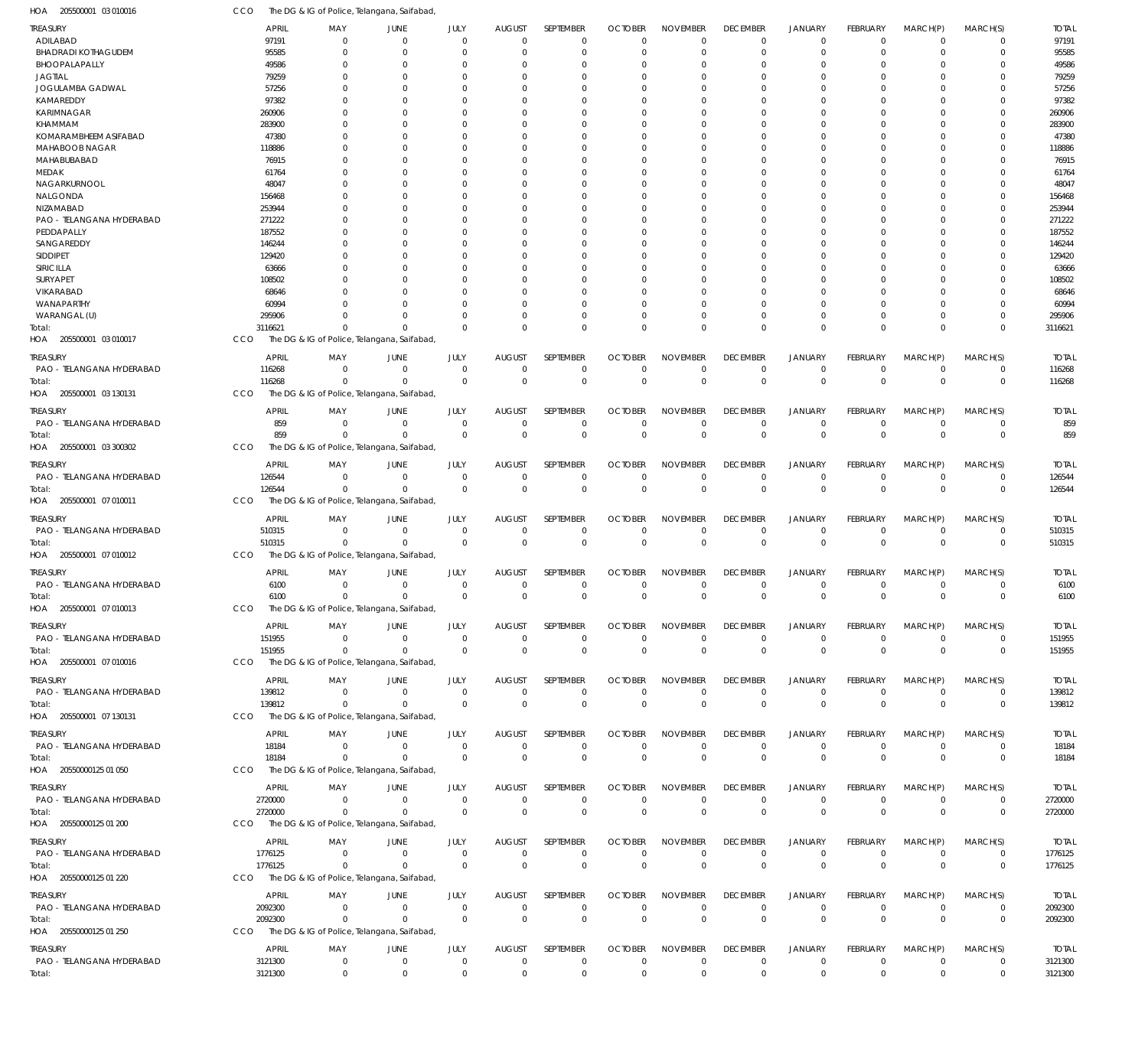HOA 205500001 03 010016 CCO The DG & IG of Police, Telangana, Saifabad,

| TREASURY | APRIL | MAY | JUNE | JULY | AUGUST | SEPTEMBER | OCTOBER | NOVEMBER | DECEMBER | JANUARY | FEBRUARY | MARCH(P) | MARCH(S) | TOTAL |
|---|---|---|---|---|---|---|---|---|---|---|---|---|---|---|
| ADILABAD | 97191 | 0 | 0 | 0 | 0 | 0 | 0 | 0 | 0 | 0 | 0 | 0 | 0 | 97191 |
| BHADRADI KOTHAGUDEM | 95585 | 0 | 0 | 0 | 0 | 0 | 0 | 0 | 0 | 0 | 0 | 0 | 0 | 95585 |
| BHOOPALAPALLY | 49586 | 0 | 0 | 0 | 0 | 0 | 0 | 0 | 0 | 0 | 0 | 0 | 0 | 49586 |
| JAGTIAL | 79259 | 0 | 0 | 0 | 0 | 0 | 0 | 0 | 0 | 0 | 0 | 0 | 0 | 79259 |
| JOGULAMBA GADWAL | 57256 | 0 | 0 | 0 | 0 | 0 | 0 | 0 | 0 | 0 | 0 | 0 | 0 | 57256 |
| KAMAREDDY | 97382 | 0 | 0 | 0 | 0 | 0 | 0 | 0 | 0 | 0 | 0 | 0 | 0 | 97382 |
| KARIMNAGAR | 260906 | 0 | 0 | 0 | 0 | 0 | 0 | 0 | 0 | 0 | 0 | 0 | 0 | 260906 |
| KHAMMAM | 283900 | 0 | 0 | 0 | 0 | 0 | 0 | 0 | 0 | 0 | 0 | 0 | 0 | 283900 |
| KOMARAMBHEEM ASIFABAD | 47380 | 0 | 0 | 0 | 0 | 0 | 0 | 0 | 0 | 0 | 0 | 0 | 0 | 47380 |
| MAHABOOB NAGAR | 118886 | 0 | 0 | 0 | 0 | 0 | 0 | 0 | 0 | 0 | 0 | 0 | 0 | 118886 |
| MAHABUBABAD | 76915 | 0 | 0 | 0 | 0 | 0 | 0 | 0 | 0 | 0 | 0 | 0 | 0 | 76915 |
| MEDAK | 61764 | 0 | 0 | 0 | 0 | 0 | 0 | 0 | 0 | 0 | 0 | 0 | 0 | 61764 |
| NAGARKURNOOL | 48047 | 0 | 0 | 0 | 0 | 0 | 0 | 0 | 0 | 0 | 0 | 0 | 0 | 48047 |
| NALGONDA | 156468 | 0 | 0 | 0 | 0 | 0 | 0 | 0 | 0 | 0 | 0 | 0 | 0 | 156468 |
| NIZAMABAD | 253944 | 0 | 0 | 0 | 0 | 0 | 0 | 0 | 0 | 0 | 0 | 0 | 0 | 253944 |
| PAO - TELANGANA HYDERABAD | 271222 | 0 | 0 | 0 | 0 | 0 | 0 | 0 | 0 | 0 | 0 | 0 | 0 | 271222 |
| PEDDAPALLY | 187552 | 0 | 0 | 0 | 0 | 0 | 0 | 0 | 0 | 0 | 0 | 0 | 0 | 187552 |
| SANGAREDDY | 146244 | 0 | 0 | 0 | 0 | 0 | 0 | 0 | 0 | 0 | 0 | 0 | 0 | 146244 |
| SIDDIPET | 129420 | 0 | 0 | 0 | 0 | 0 | 0 | 0 | 0 | 0 | 0 | 0 | 0 | 129420 |
| SIRICILLA | 63666 | 0 | 0 | 0 | 0 | 0 | 0 | 0 | 0 | 0 | 0 | 0 | 0 | 63666 |
| SURYAPET | 108502 | 0 | 0 | 0 | 0 | 0 | 0 | 0 | 0 | 0 | 0 | 0 | 0 | 108502 |
| VIKARABAD | 68646 | 0 | 0 | 0 | 0 | 0 | 0 | 0 | 0 | 0 | 0 | 0 | 0 | 68646 |
| WANAPARTHY | 60994 | 0 | 0 | 0 | 0 | 0 | 0 | 0 | 0 | 0 | 0 | 0 | 0 | 60994 |
| WARANGAL (U) | 295906 | 0 | 0 | 0 | 0 | 0 | 0 | 0 | 0 | 0 | 0 | 0 | 0 | 295906 |
| Total: | 3116621 | 0 | 0 | 0 | 0 | 0 | 0 | 0 | 0 | 0 | 0 | 0 | 0 | 3116621 |

HOA 205500001 03 010017 CCO The DG & IG of Police, Telangana, Saifabad,

| TREASURY | APRIL | MAY | JUNE | JULY | AUGUST | SEPTEMBER | OCTOBER | NOVEMBER | DECEMBER | JANUARY | FEBRUARY | MARCH(P) | MARCH(S) | TOTAL |
|---|---|---|---|---|---|---|---|---|---|---|---|---|---|---|
| PAO - TELANGANA HYDERABAD | 116268 | 0 | 0 | 0 | 0 | 0 | 0 | 0 | 0 | 0 | 0 | 0 | 0 | 116268 |
| Total: | 116268 | 0 | 0 | 0 | 0 | 0 | 0 | 0 | 0 | 0 | 0 | 0 | 0 | 116268 |

HOA 205500001 03 130131 CCO The DG & IG of Police, Telangana, Saifabad,

| TREASURY | APRIL | MAY | JUNE | JULY | AUGUST | SEPTEMBER | OCTOBER | NOVEMBER | DECEMBER | JANUARY | FEBRUARY | MARCH(P) | MARCH(S) | TOTAL |
|---|---|---|---|---|---|---|---|---|---|---|---|---|---|---|
| PAO - TELANGANA HYDERABAD | 859 | 0 | 0 | 0 | 0 | 0 | 0 | 0 | 0 | 0 | 0 | 0 | 0 | 859 |
| Total: | 859 | 0 | 0 | 0 | 0 | 0 | 0 | 0 | 0 | 0 | 0 | 0 | 0 | 859 |

HOA 205500001 03 300302 CCO The DG & IG of Police, Telangana, Saifabad,

| TREASURY | APRIL | MAY | JUNE | JULY | AUGUST | SEPTEMBER | OCTOBER | NOVEMBER | DECEMBER | JANUARY | FEBRUARY | MARCH(P) | MARCH(S) | TOTAL |
|---|---|---|---|---|---|---|---|---|---|---|---|---|---|---|
| PAO - TELANGANA HYDERABAD | 126544 | 0 | 0 | 0 | 0 | 0 | 0 | 0 | 0 | 0 | 0 | 0 | 0 | 126544 |
| Total: | 126544 | 0 | 0 | 0 | 0 | 0 | 0 | 0 | 0 | 0 | 0 | 0 | 0 | 126544 |

HOA 205500001 07 010011 CCO The DG & IG of Police, Telangana, Saifabad,

| TREASURY | APRIL | MAY | JUNE | JULY | AUGUST | SEPTEMBER | OCTOBER | NOVEMBER | DECEMBER | JANUARY | FEBRUARY | MARCH(P) | MARCH(S) | TOTAL |
|---|---|---|---|---|---|---|---|---|---|---|---|---|---|---|
| PAO - TELANGANA HYDERABAD | 510315 | 0 | 0 | 0 | 0 | 0 | 0 | 0 | 0 | 0 | 0 | 0 | 0 | 510315 |
| Total: | 510315 | 0 | 0 | 0 | 0 | 0 | 0 | 0 | 0 | 0 | 0 | 0 | 0 | 510315 |

HOA 205500001 07 010012 CCO The DG & IG of Police, Telangana, Saifabad,

| TREASURY | APRIL | MAY | JUNE | JULY | AUGUST | SEPTEMBER | OCTOBER | NOVEMBER | DECEMBER | JANUARY | FEBRUARY | MARCH(P) | MARCH(S) | TOTAL |
|---|---|---|---|---|---|---|---|---|---|---|---|---|---|---|
| PAO - TELANGANA HYDERABAD | 6100 | 0 | 0 | 0 | 0 | 0 | 0 | 0 | 0 | 0 | 0 | 0 | 0 | 6100 |
| Total: | 6100 | 0 | 0 | 0 | 0 | 0 | 0 | 0 | 0 | 0 | 0 | 0 | 0 | 6100 |

HOA 205500001 07 010013 CCO The DG & IG of Police, Telangana, Saifabad,

| TREASURY | APRIL | MAY | JUNE | JULY | AUGUST | SEPTEMBER | OCTOBER | NOVEMBER | DECEMBER | JANUARY | FEBRUARY | MARCH(P) | MARCH(S) | TOTAL |
|---|---|---|---|---|---|---|---|---|---|---|---|---|---|---|
| PAO - TELANGANA HYDERABAD | 151955 | 0 | 0 | 0 | 0 | 0 | 0 | 0 | 0 | 0 | 0 | 0 | 0 | 151955 |
| Total: | 151955 | 0 | 0 | 0 | 0 | 0 | 0 | 0 | 0 | 0 | 0 | 0 | 0 | 151955 |

HOA 205500001 07 010016 CCO The DG & IG of Police, Telangana, Saifabad,

| TREASURY | APRIL | MAY | JUNE | JULY | AUGUST | SEPTEMBER | OCTOBER | NOVEMBER | DECEMBER | JANUARY | FEBRUARY | MARCH(P) | MARCH(S) | TOTAL |
|---|---|---|---|---|---|---|---|---|---|---|---|---|---|---|
| PAO - TELANGANA HYDERABAD | 139812 | 0 | 0 | 0 | 0 | 0 | 0 | 0 | 0 | 0 | 0 | 0 | 0 | 139812 |
| Total: | 139812 | 0 | 0 | 0 | 0 | 0 | 0 | 0 | 0 | 0 | 0 | 0 | 0 | 139812 |

HOA 205500001 07 130131 CCO The DG & IG of Police, Telangana, Saifabad,

| TREASURY | APRIL | MAY | JUNE | JULY | AUGUST | SEPTEMBER | OCTOBER | NOVEMBER | DECEMBER | JANUARY | FEBRUARY | MARCH(P) | MARCH(S) | TOTAL |
|---|---|---|---|---|---|---|---|---|---|---|---|---|---|---|
| PAO - TELANGANA HYDERABAD | 18184 | 0 | 0 | 0 | 0 | 0 | 0 | 0 | 0 | 0 | 0 | 0 | 0 | 18184 |
| Total: | 18184 | 0 | 0 | 0 | 0 | 0 | 0 | 0 | 0 | 0 | 0 | 0 | 0 | 18184 |

HOA 20550000125 01 050 CCO The DG & IG of Police, Telangana, Saifabad,

| TREASURY | APRIL | MAY | JUNE | JULY | AUGUST | SEPTEMBER | OCTOBER | NOVEMBER | DECEMBER | JANUARY | FEBRUARY | MARCH(P) | MARCH(S) | TOTAL |
|---|---|---|---|---|---|---|---|---|---|---|---|---|---|---|
| PAO - TELANGANA HYDERABAD | 2720000 | 0 | 0 | 0 | 0 | 0 | 0 | 0 | 0 | 0 | 0 | 0 | 0 | 2720000 |
| Total: | 2720000 | 0 | 0 | 0 | 0 | 0 | 0 | 0 | 0 | 0 | 0 | 0 | 0 | 2720000 |

HOA 20550000125 01 200 CCO The DG & IG of Police, Telangana, Saifabad,

| TREASURY | APRIL | MAY | JUNE | JULY | AUGUST | SEPTEMBER | OCTOBER | NOVEMBER | DECEMBER | JANUARY | FEBRUARY | MARCH(P) | MARCH(S) | TOTAL |
|---|---|---|---|---|---|---|---|---|---|---|---|---|---|---|
| PAO - TELANGANA HYDERABAD | 1776125 | 0 | 0 | 0 | 0 | 0 | 0 | 0 | 0 | 0 | 0 | 0 | 0 | 1776125 |
| Total: | 1776125 | 0 | 0 | 0 | 0 | 0 | 0 | 0 | 0 | 0 | 0 | 0 | 0 | 1776125 |

HOA 20550000125 01 220 CCO The DG & IG of Police, Telangana, Saifabad,

| TREASURY | APRIL | MAY | JUNE | JULY | AUGUST | SEPTEMBER | OCTOBER | NOVEMBER | DECEMBER | JANUARY | FEBRUARY | MARCH(P) | MARCH(S) | TOTAL |
|---|---|---|---|---|---|---|---|---|---|---|---|---|---|---|
| PAO - TELANGANA HYDERABAD | 2092300 | 0 | 0 | 0 | 0 | 0 | 0 | 0 | 0 | 0 | 0 | 0 | 0 | 2092300 |
| Total: | 2092300 | 0 | 0 | 0 | 0 | 0 | 0 | 0 | 0 | 0 | 0 | 0 | 0 | 2092300 |

HOA 20550000125 01 250 CCO The DG & IG of Police, Telangana, Saifabad,

| TREASURY | APRIL | MAY | JUNE | JULY | AUGUST | SEPTEMBER | OCTOBER | NOVEMBER | DECEMBER | JANUARY | FEBRUARY | MARCH(P) | MARCH(S) | TOTAL |
|---|---|---|---|---|---|---|---|---|---|---|---|---|---|---|
| PAO - TELANGANA HYDERABAD | 3121300 | 0 | 0 | 0 | 0 | 0 | 0 | 0 | 0 | 0 | 0 | 0 | 0 | 3121300 |
| Total: | 3121300 | 0 | 0 | 0 | 0 | 0 | 0 | 0 | 0 | 0 | 0 | 0 | 0 | 3121300 |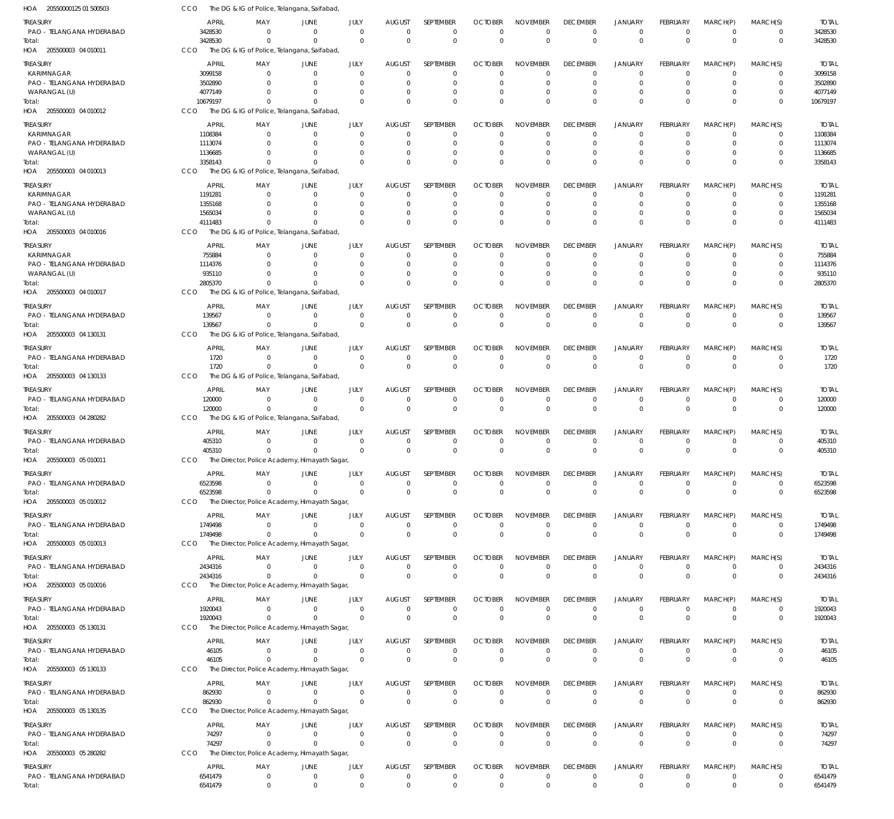HOA 205500001250 1500503 CCO The DG & IG of Police, Telangana, Saifabad,

| TREASURY | APRIL | MAY | JUNE | JULY | AUGUST | SEPTEMBER | OCTOBER | NOVEMBER | DECEMBER | JANUARY | FEBRUARY | MARCH(P) | MARCH(S) | TOTAL |
|---|---|---|---|---|---|---|---|---|---|---|---|---|---|---|
| PAO - TELANGANA HYDERABAD | 3428530 | 0 | 0 | 0 | 0 | 0 | 0 | 0 | 0 | 0 | 0 | 0 | 0 | 3428530 |
| Total: | 3428530 | 0 | 0 | 0 | 0 | 0 | 0 | 0 | 0 | 0 | 0 | 0 | 0 | 3428530 |

HOA 205500003 04 010011 CCO The DG & IG of Police, Telangana, Saifabad,

| TREASURY | APRIL | MAY | JUNE | JULY | AUGUST | SEPTEMBER | OCTOBER | NOVEMBER | DECEMBER | JANUARY | FEBRUARY | MARCH(P) | MARCH(S) | TOTAL |
|---|---|---|---|---|---|---|---|---|---|---|---|---|---|---|
| KARIMNAGAR | 3099158 | 0 | 0 | 0 | 0 | 0 | 0 | 0 | 0 | 0 | 0 | 0 | 0 | 3099158 |
| PAO - TELANGANA HYDERABAD | 3502890 | 0 | 0 | 0 | 0 | 0 | 0 | 0 | 0 | 0 | 0 | 0 | 0 | 3502890 |
| WARANGAL (U) | 4077149 | 0 | 0 | 0 | 0 | 0 | 0 | 0 | 0 | 0 | 0 | 0 | 0 | 4077149 |
| Total: | 10679197 | 0 | 0 | 0 | 0 | 0 | 0 | 0 | 0 | 0 | 0 | 0 | 0 | 10679197 |

HOA 205500003 04 010012 CCO The DG & IG of Police, Telangana, Saifabad,

| TREASURY | APRIL | MAY | JUNE | JULY | AUGUST | SEPTEMBER | OCTOBER | NOVEMBER | DECEMBER | JANUARY | FEBRUARY | MARCH(P) | MARCH(S) | TOTAL |
|---|---|---|---|---|---|---|---|---|---|---|---|---|---|---|
| KARIMNAGAR | 1108384 | 0 | 0 | 0 | 0 | 0 | 0 | 0 | 0 | 0 | 0 | 0 | 0 | 1108384 |
| PAO - TELANGANA HYDERABAD | 1113074 | 0 | 0 | 0 | 0 | 0 | 0 | 0 | 0 | 0 | 0 | 0 | 0 | 1113074 |
| WARANGAL (U) | 1136685 | 0 | 0 | 0 | 0 | 0 | 0 | 0 | 0 | 0 | 0 | 0 | 0 | 1136685 |
| Total: | 3358143 | 0 | 0 | 0 | 0 | 0 | 0 | 0 | 0 | 0 | 0 | 0 | 0 | 3358143 |

HOA 205500003 04 010013 CCO The DG & IG of Police, Telangana, Saifabad,

| TREASURY | APRIL | MAY | JUNE | JULY | AUGUST | SEPTEMBER | OCTOBER | NOVEMBER | DECEMBER | JANUARY | FEBRUARY | MARCH(P) | MARCH(S) | TOTAL |
|---|---|---|---|---|---|---|---|---|---|---|---|---|---|---|
| KARIMNAGAR | 1191281 | 0 | 0 | 0 | 0 | 0 | 0 | 0 | 0 | 0 | 0 | 0 | 0 | 1191281 |
| PAO - TELANGANA HYDERABAD | 1355168 | 0 | 0 | 0 | 0 | 0 | 0 | 0 | 0 | 0 | 0 | 0 | 0 | 1355168 |
| WARANGAL (U) | 1565034 | 0 | 0 | 0 | 0 | 0 | 0 | 0 | 0 | 0 | 0 | 0 | 0 | 1565034 |
| Total: | 4111483 | 0 | 0 | 0 | 0 | 0 | 0 | 0 | 0 | 0 | 0 | 0 | 0 | 4111483 |

HOA 205500003 04 010016 CCO The DG & IG of Police, Telangana, Saifabad,

| TREASURY | APRIL | MAY | JUNE | JULY | AUGUST | SEPTEMBER | OCTOBER | NOVEMBER | DECEMBER | JANUARY | FEBRUARY | MARCH(P) | MARCH(S) | TOTAL |
|---|---|---|---|---|---|---|---|---|---|---|---|---|---|---|
| KARIMNAGAR | 755884 | 0 | 0 | 0 | 0 | 0 | 0 | 0 | 0 | 0 | 0 | 0 | 0 | 755884 |
| PAO - TELANGANA HYDERABAD | 1114376 | 0 | 0 | 0 | 0 | 0 | 0 | 0 | 0 | 0 | 0 | 0 | 0 | 1114376 |
| WARANGAL (U) | 935110 | 0 | 0 | 0 | 0 | 0 | 0 | 0 | 0 | 0 | 0 | 0 | 0 | 935110 |
| Total: | 2805370 | 0 | 0 | 0 | 0 | 0 | 0 | 0 | 0 | 0 | 0 | 0 | 0 | 2805370 |

HOA 205500003 04 010017 CCO The DG & IG of Police, Telangana, Saifabad,

| TREASURY | APRIL | MAY | JUNE | JULY | AUGUST | SEPTEMBER | OCTOBER | NOVEMBER | DECEMBER | JANUARY | FEBRUARY | MARCH(P) | MARCH(S) | TOTAL |
|---|---|---|---|---|---|---|---|---|---|---|---|---|---|---|
| PAO - TELANGANA HYDERABAD | 139567 | 0 | 0 | 0 | 0 | 0 | 0 | 0 | 0 | 0 | 0 | 0 | 0 | 139567 |
| Total: | 139567 | 0 | 0 | 0 | 0 | 0 | 0 | 0 | 0 | 0 | 0 | 0 | 0 | 139567 |

HOA 205500003 04 130131 CCO The DG & IG of Police, Telangana, Saifabad,

| TREASURY | APRIL | MAY | JUNE | JULY | AUGUST | SEPTEMBER | OCTOBER | NOVEMBER | DECEMBER | JANUARY | FEBRUARY | MARCH(P) | MARCH(S) | TOTAL |
|---|---|---|---|---|---|---|---|---|---|---|---|---|---|---|
| PAO - TELANGANA HYDERABAD | 1720 | 0 | 0 | 0 | 0 | 0 | 0 | 0 | 0 | 0 | 0 | 0 | 0 | 1720 |
| Total: | 1720 | 0 | 0 | 0 | 0 | 0 | 0 | 0 | 0 | 0 | 0 | 0 | 0 | 1720 |

HOA 205500003 04 130133 CCO The DG & IG of Police, Telangana, Saifabad,

| TREASURY | APRIL | MAY | JUNE | JULY | AUGUST | SEPTEMBER | OCTOBER | NOVEMBER | DECEMBER | JANUARY | FEBRUARY | MARCH(P) | MARCH(S) | TOTAL |
|---|---|---|---|---|---|---|---|---|---|---|---|---|---|---|
| PAO - TELANGANA HYDERABAD | 120000 | 0 | 0 | 0 | 0 | 0 | 0 | 0 | 0 | 0 | 0 | 0 | 0 | 120000 |
| Total: | 120000 | 0 | 0 | 0 | 0 | 0 | 0 | 0 | 0 | 0 | 0 | 0 | 0 | 120000 |

HOA 205500003 04 280282 CCO The DG & IG of Police, Telangana, Saifabad,

| TREASURY | APRIL | MAY | JUNE | JULY | AUGUST | SEPTEMBER | OCTOBER | NOVEMBER | DECEMBER | JANUARY | FEBRUARY | MARCH(P) | MARCH(S) | TOTAL |
|---|---|---|---|---|---|---|---|---|---|---|---|---|---|---|
| PAO - TELANGANA HYDERABAD | 405310 | 0 | 0 | 0 | 0 | 0 | 0 | 0 | 0 | 0 | 0 | 0 | 0 | 405310 |
| Total: | 405310 | 0 | 0 | 0 | 0 | 0 | 0 | 0 | 0 | 0 | 0 | 0 | 0 | 405310 |

HOA 205500003 05 010011 CCO The Director, Police Academy, Himayath Sagar,

| TREASURY | APRIL | MAY | JUNE | JULY | AUGUST | SEPTEMBER | OCTOBER | NOVEMBER | DECEMBER | JANUARY | FEBRUARY | MARCH(P) | MARCH(S) | TOTAL |
|---|---|---|---|---|---|---|---|---|---|---|---|---|---|---|
| PAO - TELANGANA HYDERABAD | 6523598 | 0 | 0 | 0 | 0 | 0 | 0 | 0 | 0 | 0 | 0 | 0 | 0 | 6523598 |
| Total: | 6523598 | 0 | 0 | 0 | 0 | 0 | 0 | 0 | 0 | 0 | 0 | 0 | 0 | 6523598 |

HOA 205500003 05 010012 CCO The Director, Police Academy, Himayath Sagar,

| TREASURY | APRIL | MAY | JUNE | JULY | AUGUST | SEPTEMBER | OCTOBER | NOVEMBER | DECEMBER | JANUARY | FEBRUARY | MARCH(P) | MARCH(S) | TOTAL |
|---|---|---|---|---|---|---|---|---|---|---|---|---|---|---|
| PAO - TELANGANA HYDERABAD | 1749498 | 0 | 0 | 0 | 0 | 0 | 0 | 0 | 0 | 0 | 0 | 0 | 0 | 1749498 |
| Total: | 1749498 | 0 | 0 | 0 | 0 | 0 | 0 | 0 | 0 | 0 | 0 | 0 | 0 | 1749498 |

HOA 205500003 05 010013 CCO The Director, Police Academy, Himayath Sagar,

| TREASURY | APRIL | MAY | JUNE | JULY | AUGUST | SEPTEMBER | OCTOBER | NOVEMBER | DECEMBER | JANUARY | FEBRUARY | MARCH(P) | MARCH(S) | TOTAL |
|---|---|---|---|---|---|---|---|---|---|---|---|---|---|---|
| PAO - TELANGANA HYDERABAD | 2434316 | 0 | 0 | 0 | 0 | 0 | 0 | 0 | 0 | 0 | 0 | 0 | 0 | 2434316 |
| Total: | 2434316 | 0 | 0 | 0 | 0 | 0 | 0 | 0 | 0 | 0 | 0 | 0 | 0 | 2434316 |

HOA 205500003 05 010016 CCO The Director, Police Academy, Himayath Sagar,

| TREASURY | APRIL | MAY | JUNE | JULY | AUGUST | SEPTEMBER | OCTOBER | NOVEMBER | DECEMBER | JANUARY | FEBRUARY | MARCH(P) | MARCH(S) | TOTAL |
|---|---|---|---|---|---|---|---|---|---|---|---|---|---|---|
| PAO - TELANGANA HYDERABAD | 1920043 | 0 | 0 | 0 | 0 | 0 | 0 | 0 | 0 | 0 | 0 | 0 | 0 | 1920043 |
| Total: | 1920043 | 0 | 0 | 0 | 0 | 0 | 0 | 0 | 0 | 0 | 0 | 0 | 0 | 1920043 |

HOA 205500003 05 130131 CCO The Director, Police Academy, Himayath Sagar,

| TREASURY | APRIL | MAY | JUNE | JULY | AUGUST | SEPTEMBER | OCTOBER | NOVEMBER | DECEMBER | JANUARY | FEBRUARY | MARCH(P) | MARCH(S) | TOTAL |
|---|---|---|---|---|---|---|---|---|---|---|---|---|---|---|
| PAO - TELANGANA HYDERABAD | 46105 | 0 | 0 | 0 | 0 | 0 | 0 | 0 | 0 | 0 | 0 | 0 | 0 | 46105 |
| Total: | 46105 | 0 | 0 | 0 | 0 | 0 | 0 | 0 | 0 | 0 | 0 | 0 | 0 | 46105 |

HOA 205500003 05 130133 CCO The Director, Police Academy, Himayath Sagar,

| TREASURY | APRIL | MAY | JUNE | JULY | AUGUST | SEPTEMBER | OCTOBER | NOVEMBER | DECEMBER | JANUARY | FEBRUARY | MARCH(P) | MARCH(S) | TOTAL |
|---|---|---|---|---|---|---|---|---|---|---|---|---|---|---|
| PAO - TELANGANA HYDERABAD | 862930 | 0 | 0 | 0 | 0 | 0 | 0 | 0 | 0 | 0 | 0 | 0 | 0 | 862930 |
| Total: | 862930 | 0 | 0 | 0 | 0 | 0 | 0 | 0 | 0 | 0 | 0 | 0 | 0 | 862930 |

HOA 205500003 05 130135 CCO The Director, Police Academy, Himayath Sagar,

| TREASURY | APRIL | MAY | JUNE | JULY | AUGUST | SEPTEMBER | OCTOBER | NOVEMBER | DECEMBER | JANUARY | FEBRUARY | MARCH(P) | MARCH(S) | TOTAL |
|---|---|---|---|---|---|---|---|---|---|---|---|---|---|---|
| PAO - TELANGANA HYDERABAD | 74297 | 0 | 0 | 0 | 0 | 0 | 0 | 0 | 0 | 0 | 0 | 0 | 0 | 74297 |
| Total: | 74297 | 0 | 0 | 0 | 0 | 0 | 0 | 0 | 0 | 0 | 0 | 0 | 0 | 74297 |

HOA 205500003 05 280282 CCO The Director, Police Academy, Himayath Sagar,

| TREASURY | APRIL | MAY | JUNE | JULY | AUGUST | SEPTEMBER | OCTOBER | NOVEMBER | DECEMBER | JANUARY | FEBRUARY | MARCH(P) | MARCH(S) | TOTAL |
|---|---|---|---|---|---|---|---|---|---|---|---|---|---|---|
| PAO - TELANGANA HYDERABAD | 6541479 | 0 | 0 | 0 | 0 | 0 | 0 | 0 | 0 | 0 | 0 | 0 | 0 | 6541479 |
| Total: | 6541479 | 0 | 0 | 0 | 0 | 0 | 0 | 0 | 0 | 0 | 0 | 0 | 0 | 6541479 |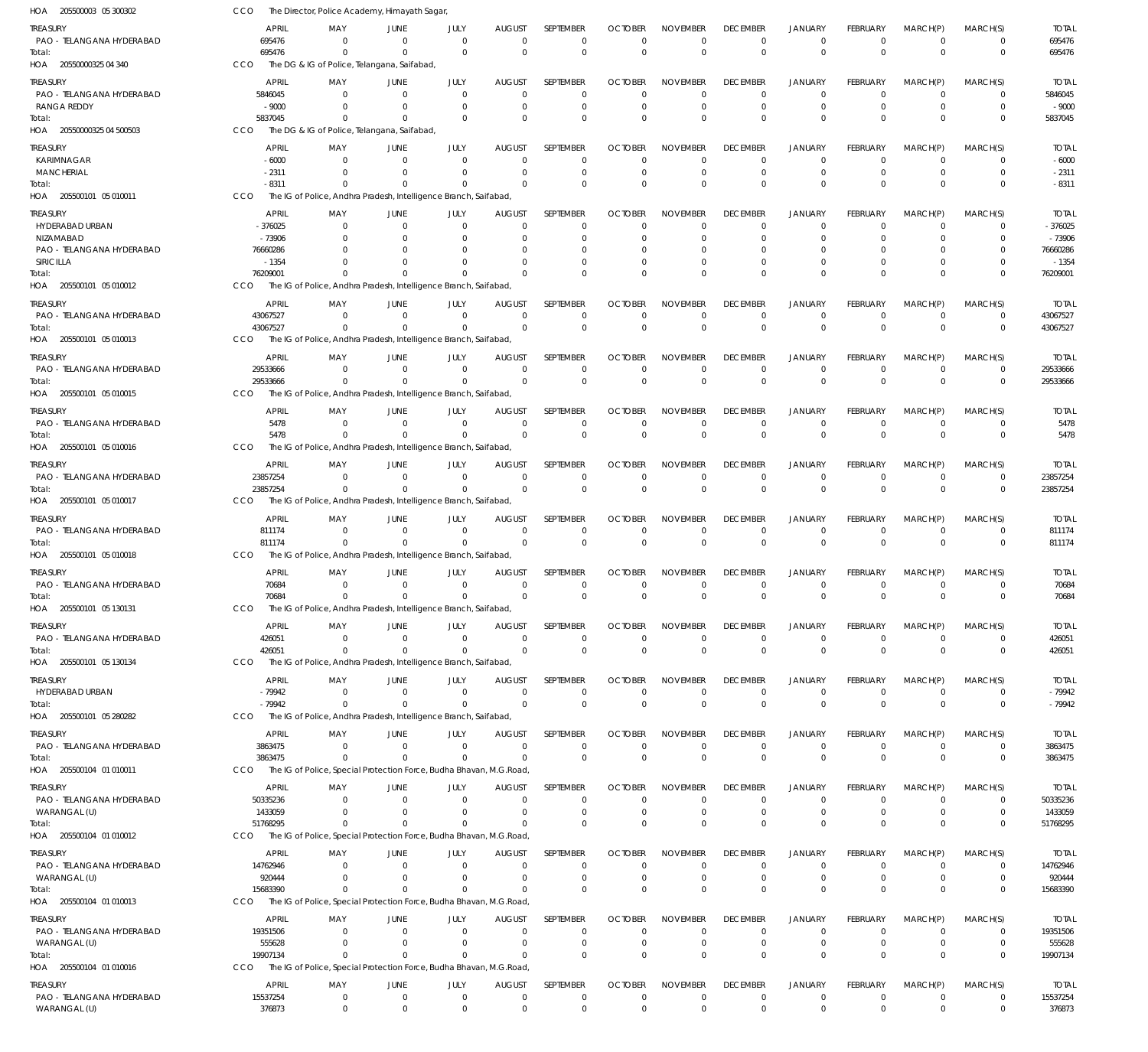HOA 205500003 05 300302 CCO The Director, Police Academy, Himayath Sagar,

| TREASURY | APRIL | MAY | JUNE | JULY | AUGUST | SEPTEMBER | OCTOBER | NOVEMBER | DECEMBER | JANUARY | FEBRUARY | MARCH(P) | MARCH(S) | TOTAL |
|---|---|---|---|---|---|---|---|---|---|---|---|---|---|---|
| PAO - TELANGANA HYDERABAD | 695476 | 0 | 0 | 0 | 0 | 0 | 0 | 0 | 0 | 0 | 0 | 0 | 0 | 695476 |
| Total: | 695476 | 0 | 0 | 0 | 0 | 0 | 0 | 0 | 0 | 0 | 0 | 0 | 0 | 695476 |

HOA 20550000325 04 340 CCO The DG & IG of Police, Telangana, Saifabad,

| TREASURY | APRIL | MAY | JUNE | JULY | AUGUST | SEPTEMBER | OCTOBER | NOVEMBER | DECEMBER | JANUARY | FEBRUARY | MARCH(P) | MARCH(S) | TOTAL |
|---|---|---|---|---|---|---|---|---|---|---|---|---|---|---|
| PAO - TELANGANA HYDERABAD | 5846045 | 0 | 0 | 0 | 0 | 0 | 0 | 0 | 0 | 0 | 0 | 0 | 0 | 5846045 |
| RANGA REDDY | - 9000 | 0 | 0 | 0 | 0 | 0 | 0 | 0 | 0 | 0 | 0 | 0 | 0 | - 9000 |
| Total: | 5837045 | 0 | 0 | 0 | 0 | 0 | 0 | 0 | 0 | 0 | 0 | 0 | 0 | 5837045 |

HOA 20550000325 04 500503 CCO The DG & IG of Police, Telangana, Saifabad,

| TREASURY | APRIL | MAY | JUNE | JULY | AUGUST | SEPTEMBER | OCTOBER | NOVEMBER | DECEMBER | JANUARY | FEBRUARY | MARCH(P) | MARCH(S) | TOTAL |
|---|---|---|---|---|---|---|---|---|---|---|---|---|---|---|
| KARIMNAGAR | - 6000 | 0 | 0 | 0 | 0 | 0 | 0 | 0 | 0 | 0 | 0 | 0 | 0 | - 6000 |
| MANCHERIAL | - 2311 | 0 | 0 | 0 | 0 | 0 | 0 | 0 | 0 | 0 | 0 | 0 | 0 | - 2311 |
| Total: | - 8311 | 0 | 0 | 0 | 0 | 0 | 0 | 0 | 0 | 0 | 0 | 0 | 0 | - 8311 |

HOA 205500101 05 010011 CCO The IG of Police, Andhra Pradesh, Intelligence Branch, Saifabad,

| TREASURY | APRIL | MAY | JUNE | JULY | AUGUST | SEPTEMBER | OCTOBER | NOVEMBER | DECEMBER | JANUARY | FEBRUARY | MARCH(P) | MARCH(S) | TOTAL |
|---|---|---|---|---|---|---|---|---|---|---|---|---|---|---|
| HYDERABAD URBAN | - 376025 | 0 | 0 | 0 | 0 | 0 | 0 | 0 | 0 | 0 | 0 | 0 | 0 | - 376025 |
| NIZAMABAD | - 73906 | 0 | 0 | 0 | 0 | 0 | 0 | 0 | 0 | 0 | 0 | 0 | 0 | - 73906 |
| PAO - TELANGANA HYDERABAD | 76660286 | 0 | 0 | 0 | 0 | 0 | 0 | 0 | 0 | 0 | 0 | 0 | 0 | 76660286 |
| SIRICILLA | - 1354 | 0 | 0 | 0 | 0 | 0 | 0 | 0 | 0 | 0 | 0 | 0 | 0 | - 1354 |
| Total: | 76209001 | 0 | 0 | 0 | 0 | 0 | 0 | 0 | 0 | 0 | 0 | 0 | 0 | 76209001 |

HOA 205500101 05 010012 CCO The IG of Police, Andhra Pradesh, Intelligence Branch, Saifabad,

| TREASURY | APRIL | MAY | JUNE | JULY | AUGUST | SEPTEMBER | OCTOBER | NOVEMBER | DECEMBER | JANUARY | FEBRUARY | MARCH(P) | MARCH(S) | TOTAL |
|---|---|---|---|---|---|---|---|---|---|---|---|---|---|---|
| PAO - TELANGANA HYDERABAD | 43067527 | 0 | 0 | 0 | 0 | 0 | 0 | 0 | 0 | 0 | 0 | 0 | 0 | 43067527 |
| Total: | 43067527 | 0 | 0 | 0 | 0 | 0 | 0 | 0 | 0 | 0 | 0 | 0 | 0 | 43067527 |

HOA 205500101 05 010013 CCO The IG of Police, Andhra Pradesh, Intelligence Branch, Saifabad,

| TREASURY | APRIL | MAY | JUNE | JULY | AUGUST | SEPTEMBER | OCTOBER | NOVEMBER | DECEMBER | JANUARY | FEBRUARY | MARCH(P) | MARCH(S) | TOTAL |
|---|---|---|---|---|---|---|---|---|---|---|---|---|---|---|
| PAO - TELANGANA HYDERABAD | 29533666 | 0 | 0 | 0 | 0 | 0 | 0 | 0 | 0 | 0 | 0 | 0 | 0 | 29533666 |
| Total: | 29533666 | 0 | 0 | 0 | 0 | 0 | 0 | 0 | 0 | 0 | 0 | 0 | 0 | 29533666 |

HOA 205500101 05 010015 CCO The IG of Police, Andhra Pradesh, Intelligence Branch, Saifabad,

| TREASURY | APRIL | MAY | JUNE | JULY | AUGUST | SEPTEMBER | OCTOBER | NOVEMBER | DECEMBER | JANUARY | FEBRUARY | MARCH(P) | MARCH(S) | TOTAL |
|---|---|---|---|---|---|---|---|---|---|---|---|---|---|---|
| PAO - TELANGANA HYDERABAD | 5478 | 0 | 0 | 0 | 0 | 0 | 0 | 0 | 0 | 0 | 0 | 0 | 0 | 5478 |
| Total: | 5478 | 0 | 0 | 0 | 0 | 0 | 0 | 0 | 0 | 0 | 0 | 0 | 0 | 5478 |

HOA 205500101 05 010016 CCO The IG of Police, Andhra Pradesh, Intelligence Branch, Saifabad,

| TREASURY | APRIL | MAY | JUNE | JULY | AUGUST | SEPTEMBER | OCTOBER | NOVEMBER | DECEMBER | JANUARY | FEBRUARY | MARCH(P) | MARCH(S) | TOTAL |
|---|---|---|---|---|---|---|---|---|---|---|---|---|---|---|
| PAO - TELANGANA HYDERABAD | 23857254 | 0 | 0 | 0 | 0 | 0 | 0 | 0 | 0 | 0 | 0 | 0 | 0 | 23857254 |
| Total: | 23857254 | 0 | 0 | 0 | 0 | 0 | 0 | 0 | 0 | 0 | 0 | 0 | 0 | 23857254 |

HOA 205500101 05 010017 CCO The IG of Police, Andhra Pradesh, Intelligence Branch, Saifabad,

| TREASURY | APRIL | MAY | JUNE | JULY | AUGUST | SEPTEMBER | OCTOBER | NOVEMBER | DECEMBER | JANUARY | FEBRUARY | MARCH(P) | MARCH(S) | TOTAL |
|---|---|---|---|---|---|---|---|---|---|---|---|---|---|---|
| PAO - TELANGANA HYDERABAD | 811174 | 0 | 0 | 0 | 0 | 0 | 0 | 0 | 0 | 0 | 0 | 0 | 0 | 811174 |
| Total: | 811174 | 0 | 0 | 0 | 0 | 0 | 0 | 0 | 0 | 0 | 0 | 0 | 0 | 811174 |

HOA 205500101 05 010018 CCO The IG of Police, Andhra Pradesh, Intelligence Branch, Saifabad,

| TREASURY | APRIL | MAY | JUNE | JULY | AUGUST | SEPTEMBER | OCTOBER | NOVEMBER | DECEMBER | JANUARY | FEBRUARY | MARCH(P) | MARCH(S) | TOTAL |
|---|---|---|---|---|---|---|---|---|---|---|---|---|---|---|
| PAO - TELANGANA HYDERABAD | 70684 | 0 | 0 | 0 | 0 | 0 | 0 | 0 | 0 | 0 | 0 | 0 | 0 | 70684 |
| Total: | 70684 | 0 | 0 | 0 | 0 | 0 | 0 | 0 | 0 | 0 | 0 | 0 | 0 | 70684 |

HOA 205500101 05 130131 CCO The IG of Police, Andhra Pradesh, Intelligence Branch, Saifabad,

| TREASURY | APRIL | MAY | JUNE | JULY | AUGUST | SEPTEMBER | OCTOBER | NOVEMBER | DECEMBER | JANUARY | FEBRUARY | MARCH(P) | MARCH(S) | TOTAL |
|---|---|---|---|---|---|---|---|---|---|---|---|---|---|---|
| PAO - TELANGANA HYDERABAD | 426051 | 0 | 0 | 0 | 0 | 0 | 0 | 0 | 0 | 0 | 0 | 0 | 0 | 426051 |
| Total: | 426051 | 0 | 0 | 0 | 0 | 0 | 0 | 0 | 0 | 0 | 0 | 0 | 0 | 426051 |

HOA 205500101 05 130134 CCO The IG of Police, Andhra Pradesh, Intelligence Branch, Saifabad,

| TREASURY | APRIL | MAY | JUNE | JULY | AUGUST | SEPTEMBER | OCTOBER | NOVEMBER | DECEMBER | JANUARY | FEBRUARY | MARCH(P) | MARCH(S) | TOTAL |
|---|---|---|---|---|---|---|---|---|---|---|---|---|---|---|
| HYDERABAD URBAN | - 79942 | 0 | 0 | 0 | 0 | 0 | 0 | 0 | 0 | 0 | 0 | 0 | 0 | - 79942 |
| Total: | - 79942 | 0 | 0 | 0 | 0 | 0 | 0 | 0 | 0 | 0 | 0 | 0 | 0 | - 79942 |

HOA 205500101 05 280282 CCO The IG of Police, Andhra Pradesh, Intelligence Branch, Saifabad,

| TREASURY | APRIL | MAY | JUNE | JULY | AUGUST | SEPTEMBER | OCTOBER | NOVEMBER | DECEMBER | JANUARY | FEBRUARY | MARCH(P) | MARCH(S) | TOTAL |
|---|---|---|---|---|---|---|---|---|---|---|---|---|---|---|
| PAO - TELANGANA HYDERABAD | 3863475 | 0 | 0 | 0 | 0 | 0 | 0 | 0 | 0 | 0 | 0 | 0 | 0 | 3863475 |
| Total: | 3863475 | 0 | 0 | 0 | 0 | 0 | 0 | 0 | 0 | 0 | 0 | 0 | 0 | 3863475 |

HOA 205500104 01 010011 CCO The IG of Police, Special Protection Force, Budha Bhavan, M.G.Road,

| TREASURY | APRIL | MAY | JUNE | JULY | AUGUST | SEPTEMBER | OCTOBER | NOVEMBER | DECEMBER | JANUARY | FEBRUARY | MARCH(P) | MARCH(S) | TOTAL |
|---|---|---|---|---|---|---|---|---|---|---|---|---|---|---|
| PAO - TELANGANA HYDERABAD | 50335236 | 0 | 0 | 0 | 0 | 0 | 0 | 0 | 0 | 0 | 0 | 0 | 0 | 50335236 |
| WARANGAL (U) | 1433059 | 0 | 0 | 0 | 0 | 0 | 0 | 0 | 0 | 0 | 0 | 0 | 0 | 1433059 |
| Total: | 51768295 | 0 | 0 | 0 | 0 | 0 | 0 | 0 | 0 | 0 | 0 | 0 | 0 | 51768295 |

HOA 205500104 01 010012 CCO The IG of Police, Special Protection Force, Budha Bhavan, M.G.Road,

| TREASURY | APRIL | MAY | JUNE | JULY | AUGUST | SEPTEMBER | OCTOBER | NOVEMBER | DECEMBER | JANUARY | FEBRUARY | MARCH(P) | MARCH(S) | TOTAL |
|---|---|---|---|---|---|---|---|---|---|---|---|---|---|---|
| PAO - TELANGANA HYDERABAD | 14762946 | 0 | 0 | 0 | 0 | 0 | 0 | 0 | 0 | 0 | 0 | 0 | 0 | 14762946 |
| WARANGAL (U) | 920444 | 0 | 0 | 0 | 0 | 0 | 0 | 0 | 0 | 0 | 0 | 0 | 0 | 920444 |
| Total: | 15683390 | 0 | 0 | 0 | 0 | 0 | 0 | 0 | 0 | 0 | 0 | 0 | 0 | 15683390 |

HOA 205500104 01 010013 CCO The IG of Police, Special Protection Force, Budha Bhavan, M.G.Road,

| TREASURY | APRIL | MAY | JUNE | JULY | AUGUST | SEPTEMBER | OCTOBER | NOVEMBER | DECEMBER | JANUARY | FEBRUARY | MARCH(P) | MARCH(S) | TOTAL |
|---|---|---|---|---|---|---|---|---|---|---|---|---|---|---|
| PAO - TELANGANA HYDERABAD | 19351506 | 0 | 0 | 0 | 0 | 0 | 0 | 0 | 0 | 0 | 0 | 0 | 0 | 19351506 |
| WARANGAL (U) | 555628 | 0 | 0 | 0 | 0 | 0 | 0 | 0 | 0 | 0 | 0 | 0 | 0 | 555628 |
| Total: | 19907134 | 0 | 0 | 0 | 0 | 0 | 0 | 0 | 0 | 0 | 0 | 0 | 0 | 19907134 |

HOA 205500104 01 010016 CCO The IG of Police, Special Protection Force, Budha Bhavan, M.G.Road,

| TREASURY | APRIL | MAY | JUNE | JULY | AUGUST | SEPTEMBER | OCTOBER | NOVEMBER | DECEMBER | JANUARY | FEBRUARY | MARCH(P) | MARCH(S) | TOTAL |
|---|---|---|---|---|---|---|---|---|---|---|---|---|---|---|
| PAO - TELANGANA HYDERABAD | 15537254 | 0 | 0 | 0 | 0 | 0 | 0 | 0 | 0 | 0 | 0 | 0 | 0 | 15537254 |
| WARANGAL (U) | 376873 | 0 | 0 | 0 | 0 | 0 | 0 | 0 | 0 | 0 | 0 | 0 | 0 | 376873 |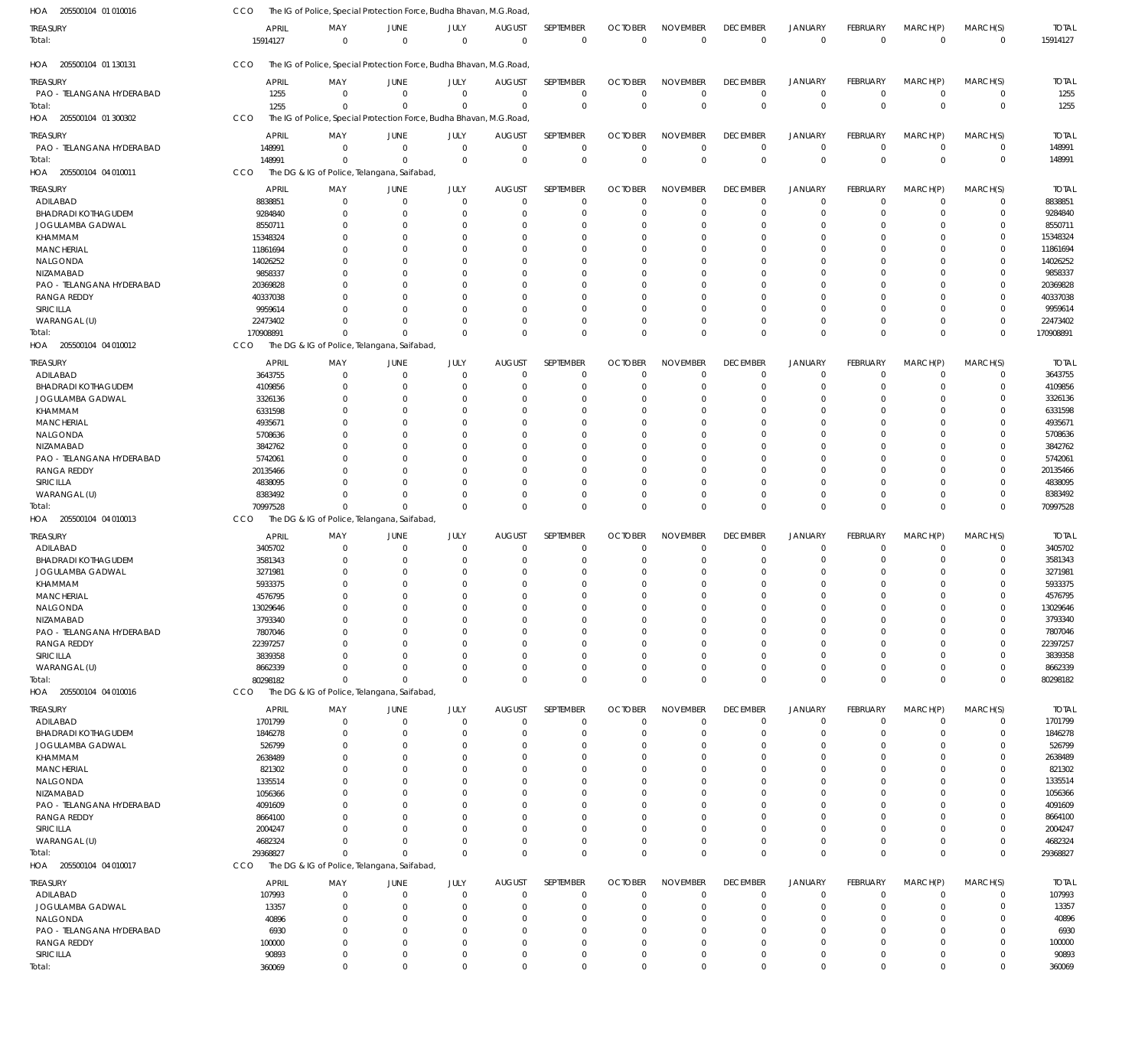HOA 205500104 01 010016 CCO The IG of Police, Special Protection Force, Budha Bhavan, M.G.Road,

| TREASURY | APRIL | MAY | JUNE | JULY | AUGUST | SEPTEMBER | OCTOBER | NOVEMBER | DECEMBER | JANUARY | FEBRUARY | MARCH(P) | MARCH(S) | TOTAL |
|---|---|---|---|---|---|---|---|---|---|---|---|---|---|---|
| Total: | 15914127 | 0 | 0 | 0 | 0 | 0 | 0 | 0 | 0 | 0 | 0 | 0 | 0 | 15914127 |

HOA 205500104 01 130131 CCO The IG of Police, Special Protection Force, Budha Bhavan, M.G.Road,

| TREASURY | APRIL | MAY | JUNE | JULY | AUGUST | SEPTEMBER | OCTOBER | NOVEMBER | DECEMBER | JANUARY | FEBRUARY | MARCH(P) | MARCH(S) | TOTAL |
|---|---|---|---|---|---|---|---|---|---|---|---|---|---|---|
| PAO - TELANGANA HYDERABAD | 1255 | 0 | 0 | 0 | 0 | 0 | 0 | 0 | 0 | 0 | 0 | 0 | 0 | 1255 |
| Total: | 1255 | 0 | 0 | 0 | 0 | 0 | 0 | 0 | 0 | 0 | 0 | 0 | 0 | 1255 |

HOA 205500104 01 300302 CCO The IG of Police, Special Protection Force, Budha Bhavan, M.G.Road,

| TREASURY | APRIL | MAY | JUNE | JULY | AUGUST | SEPTEMBER | OCTOBER | NOVEMBER | DECEMBER | JANUARY | FEBRUARY | MARCH(P) | MARCH(S) | TOTAL |
|---|---|---|---|---|---|---|---|---|---|---|---|---|---|---|
| PAO - TELANGANA HYDERABAD | 148991 | 0 | 0 | 0 | 0 | 0 | 0 | 0 | 0 | 0 | 0 | 0 | 0 | 148991 |
| Total: | 148991 | 0 | 0 | 0 | 0 | 0 | 0 | 0 | 0 | 0 | 0 | 0 | 0 | 148991 |

HOA 205500104 04 010011 CCO The DG & IG of Police, Telangana, Saifabad,

| TREASURY | APRIL | MAY | JUNE | JULY | AUGUST | SEPTEMBER | OCTOBER | NOVEMBER | DECEMBER | JANUARY | FEBRUARY | MARCH(P) | MARCH(S) | TOTAL |
|---|---|---|---|---|---|---|---|---|---|---|---|---|---|---|
| ADILABAD | 8838851 | 0 | 0 | 0 | 0 | 0 | 0 | 0 | 0 | 0 | 0 | 0 | 0 | 8838851 |
| BHADRADI KOTHAGUDEM | 9284840 | 0 | 0 | 0 | 0 | 0 | 0 | 0 | 0 | 0 | 0 | 0 | 0 | 9284840 |
| JOGULAMBA GADWAL | 8550711 | 0 | 0 | 0 | 0 | 0 | 0 | 0 | 0 | 0 | 0 | 0 | 0 | 8550711 |
| KHAMMAM | 15348324 | 0 | 0 | 0 | 0 | 0 | 0 | 0 | 0 | 0 | 0 | 0 | 0 | 15348324 |
| MANCHERIAL | 11861694 | 0 | 0 | 0 | 0 | 0 | 0 | 0 | 0 | 0 | 0 | 0 | 0 | 11861694 |
| NALGONDA | 14026252 | 0 | 0 | 0 | 0 | 0 | 0 | 0 | 0 | 0 | 0 | 0 | 0 | 14026252 |
| NIZAMABAD | 9858337 | 0 | 0 | 0 | 0 | 0 | 0 | 0 | 0 | 0 | 0 | 0 | 0 | 9858337 |
| PAO - TELANGANA HYDERABAD | 20369828 | 0 | 0 | 0 | 0 | 0 | 0 | 0 | 0 | 0 | 0 | 0 | 0 | 20369828 |
| RANGA REDDY | 40337038 | 0 | 0 | 0 | 0 | 0 | 0 | 0 | 0 | 0 | 0 | 0 | 0 | 40337038 |
| SIRICILLA | 9959614 | 0 | 0 | 0 | 0 | 0 | 0 | 0 | 0 | 0 | 0 | 0 | 0 | 9959614 |
| WARANGAL (U) | 22473402 | 0 | 0 | 0 | 0 | 0 | 0 | 0 | 0 | 0 | 0 | 0 | 0 | 22473402 |
| Total: | 170908891 | 0 | 0 | 0 | 0 | 0 | 0 | 0 | 0 | 0 | 0 | 0 | 0 | 170908891 |

HOA 205500104 04 010012 CCO The DG & IG of Police, Telangana, Saifabad,

| TREASURY | APRIL | MAY | JUNE | JULY | AUGUST | SEPTEMBER | OCTOBER | NOVEMBER | DECEMBER | JANUARY | FEBRUARY | MARCH(P) | MARCH(S) | TOTAL |
|---|---|---|---|---|---|---|---|---|---|---|---|---|---|---|
| ADILABAD | 3643755 | 0 | 0 | 0 | 0 | 0 | 0 | 0 | 0 | 0 | 0 | 0 | 0 | 3643755 |
| BHADRADI KOTHAGUDEM | 4109856 | 0 | 0 | 0 | 0 | 0 | 0 | 0 | 0 | 0 | 0 | 0 | 0 | 4109856 |
| JOGULAMBA GADWAL | 3326136 | 0 | 0 | 0 | 0 | 0 | 0 | 0 | 0 | 0 | 0 | 0 | 0 | 3326136 |
| KHAMMAM | 6331598 | 0 | 0 | 0 | 0 | 0 | 0 | 0 | 0 | 0 | 0 | 0 | 0 | 6331598 |
| MANCHERIAL | 4935671 | 0 | 0 | 0 | 0 | 0 | 0 | 0 | 0 | 0 | 0 | 0 | 0 | 4935671 |
| NALGONDA | 5708636 | 0 | 0 | 0 | 0 | 0 | 0 | 0 | 0 | 0 | 0 | 0 | 0 | 5708636 |
| NIZAMABAD | 3842762 | 0 | 0 | 0 | 0 | 0 | 0 | 0 | 0 | 0 | 0 | 0 | 0 | 3842762 |
| PAO - TELANGANA HYDERABAD | 5742061 | 0 | 0 | 0 | 0 | 0 | 0 | 0 | 0 | 0 | 0 | 0 | 0 | 5742061 |
| RANGA REDDY | 20135466 | 0 | 0 | 0 | 0 | 0 | 0 | 0 | 0 | 0 | 0 | 0 | 0 | 20135466 |
| SIRICILLA | 4838095 | 0 | 0 | 0 | 0 | 0 | 0 | 0 | 0 | 0 | 0 | 0 | 0 | 4838095 |
| WARANGAL (U) | 8383492 | 0 | 0 | 0 | 0 | 0 | 0 | 0 | 0 | 0 | 0 | 0 | 0 | 8383492 |
| Total: | 70997528 | 0 | 0 | 0 | 0 | 0 | 0 | 0 | 0 | 0 | 0 | 0 | 0 | 70997528 |

HOA 205500104 04 010013 CCO The DG & IG of Police, Telangana, Saifabad,

| TREASURY | APRIL | MAY | JUNE | JULY | AUGUST | SEPTEMBER | OCTOBER | NOVEMBER | DECEMBER | JANUARY | FEBRUARY | MARCH(P) | MARCH(S) | TOTAL |
|---|---|---|---|---|---|---|---|---|---|---|---|---|---|---|
| ADILABAD | 3405702 | 0 | 0 | 0 | 0 | 0 | 0 | 0 | 0 | 0 | 0 | 0 | 0 | 3405702 |
| BHADRADI KOTHAGUDEM | 3581343 | 0 | 0 | 0 | 0 | 0 | 0 | 0 | 0 | 0 | 0 | 0 | 0 | 3581343 |
| JOGULAMBA GADWAL | 3271981 | 0 | 0 | 0 | 0 | 0 | 0 | 0 | 0 | 0 | 0 | 0 | 0 | 3271981 |
| KHAMMAM | 5933375 | 0 | 0 | 0 | 0 | 0 | 0 | 0 | 0 | 0 | 0 | 0 | 0 | 5933375 |
| MANCHERIAL | 4576795 | 0 | 0 | 0 | 0 | 0 | 0 | 0 | 0 | 0 | 0 | 0 | 0 | 4576795 |
| NALGONDA | 13029646 | 0 | 0 | 0 | 0 | 0 | 0 | 0 | 0 | 0 | 0 | 0 | 0 | 13029646 |
| NIZAMABAD | 3793340 | 0 | 0 | 0 | 0 | 0 | 0 | 0 | 0 | 0 | 0 | 0 | 0 | 3793340 |
| PAO - TELANGANA HYDERABAD | 7807046 | 0 | 0 | 0 | 0 | 0 | 0 | 0 | 0 | 0 | 0 | 0 | 0 | 7807046 |
| RANGA REDDY | 22397257 | 0 | 0 | 0 | 0 | 0 | 0 | 0 | 0 | 0 | 0 | 0 | 0 | 22397257 |
| SIRICILLA | 3839358 | 0 | 0 | 0 | 0 | 0 | 0 | 0 | 0 | 0 | 0 | 0 | 0 | 3839358 |
| WARANGAL (U) | 8662339 | 0 | 0 | 0 | 0 | 0 | 0 | 0 | 0 | 0 | 0 | 0 | 0 | 8662339 |
| Total: | 80298182 | 0 | 0 | 0 | 0 | 0 | 0 | 0 | 0 | 0 | 0 | 0 | 0 | 80298182 |

HOA 205500104 04 010016 CCO The DG & IG of Police, Telangana, Saifabad,

| TREASURY | APRIL | MAY | JUNE | JULY | AUGUST | SEPTEMBER | OCTOBER | NOVEMBER | DECEMBER | JANUARY | FEBRUARY | MARCH(P) | MARCH(S) | TOTAL |
|---|---|---|---|---|---|---|---|---|---|---|---|---|---|---|
| ADILABAD | 1701799 | 0 | 0 | 0 | 0 | 0 | 0 | 0 | 0 | 0 | 0 | 0 | 0 | 1701799 |
| BHADRADI KOTHAGUDEM | 1846278 | 0 | 0 | 0 | 0 | 0 | 0 | 0 | 0 | 0 | 0 | 0 | 0 | 1846278 |
| JOGULAMBA GADWAL | 526799 | 0 | 0 | 0 | 0 | 0 | 0 | 0 | 0 | 0 | 0 | 0 | 0 | 526799 |
| KHAMMAM | 2638489 | 0 | 0 | 0 | 0 | 0 | 0 | 0 | 0 | 0 | 0 | 0 | 0 | 2638489 |
| MANCHERIAL | 821302 | 0 | 0 | 0 | 0 | 0 | 0 | 0 | 0 | 0 | 0 | 0 | 0 | 821302 |
| NALGONDA | 1335514 | 0 | 0 | 0 | 0 | 0 | 0 | 0 | 0 | 0 | 0 | 0 | 0 | 1335514 |
| NIZAMABAD | 1056366 | 0 | 0 | 0 | 0 | 0 | 0 | 0 | 0 | 0 | 0 | 0 | 0 | 1056366 |
| PAO - TELANGANA HYDERABAD | 4091609 | 0 | 0 | 0 | 0 | 0 | 0 | 0 | 0 | 0 | 0 | 0 | 0 | 4091609 |
| RANGA REDDY | 8664100 | 0 | 0 | 0 | 0 | 0 | 0 | 0 | 0 | 0 | 0 | 0 | 0 | 8664100 |
| SIRICILLA | 2004247 | 0 | 0 | 0 | 0 | 0 | 0 | 0 | 0 | 0 | 0 | 0 | 0 | 2004247 |
| WARANGAL (U) | 4682324 | 0 | 0 | 0 | 0 | 0 | 0 | 0 | 0 | 0 | 0 | 0 | 0 | 4682324 |
| Total: | 29368827 | 0 | 0 | 0 | 0 | 0 | 0 | 0 | 0 | 0 | 0 | 0 | 0 | 29368827 |

HOA 205500104 04 010017 CCO The DG & IG of Police, Telangana, Saifabad,

| TREASURY | APRIL | MAY | JUNE | JULY | AUGUST | SEPTEMBER | OCTOBER | NOVEMBER | DECEMBER | JANUARY | FEBRUARY | MARCH(P) | MARCH(S) | TOTAL |
|---|---|---|---|---|---|---|---|---|---|---|---|---|---|---|
| ADILABAD | 107993 | 0 | 0 | 0 | 0 | 0 | 0 | 0 | 0 | 0 | 0 | 0 | 0 | 107993 |
| JOGULAMBA GADWAL | 13357 | 0 | 0 | 0 | 0 | 0 | 0 | 0 | 0 | 0 | 0 | 0 | 0 | 13357 |
| NALGONDA | 40896 | 0 | 0 | 0 | 0 | 0 | 0 | 0 | 0 | 0 | 0 | 0 | 0 | 40896 |
| PAO - TELANGANA HYDERABAD | 6930 | 0 | 0 | 0 | 0 | 0 | 0 | 0 | 0 | 0 | 0 | 0 | 0 | 6930 |
| RANGA REDDY | 100000 | 0 | 0 | 0 | 0 | 0 | 0 | 0 | 0 | 0 | 0 | 0 | 0 | 100000 |
| SIRICILLA | 90893 | 0 | 0 | 0 | 0 | 0 | 0 | 0 | 0 | 0 | 0 | 0 | 0 | 90893 |
| Total: | 360069 | 0 | 0 | 0 | 0 | 0 | 0 | 0 | 0 | 0 | 0 | 0 | 0 | 360069 |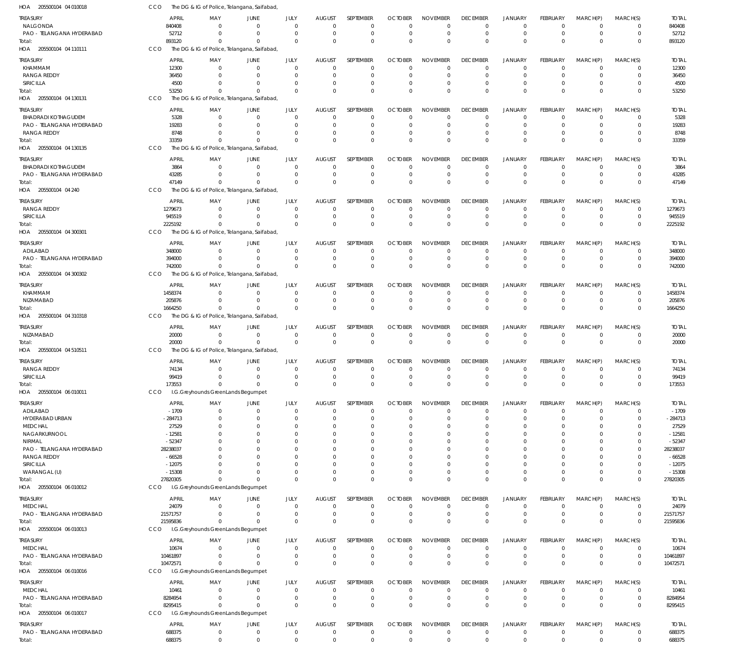HOA 205500104 04 010018 CCO The DG & IG of Police, Telangana, Saifabad,

| TREASURY | APRIL | MAY | JUNE | JULY | AUGUST | SEPTEMBER | OCTOBER | NOVEMBER | DECEMBER | JANUARY | FEBRUARY | MARCH(P) | MARCH(S) | TOTAL |
|---|---|---|---|---|---|---|---|---|---|---|---|---|---|---|
| NALGONDA | 840408 | 0 | 0 | 0 | 0 | 0 | 0 | 0 | 0 | 0 | 0 | 0 | 0 | 840408 |
| PAO - TELANGANA HYDERABAD | 52712 | 0 | 0 | 0 | 0 | 0 | 0 | 0 | 0 | 0 | 0 | 0 | 0 | 52712 |
| Total: | 893120 | 0 | 0 | 0 | 0 | 0 | 0 | 0 | 0 | 0 | 0 | 0 | 0 | 893120 |

HOA 205500104 04 110111 CCO The DG & IG of Police, Telangana, Saifabad,

| TREASURY | APRIL | MAY | JUNE | JULY | AUGUST | SEPTEMBER | OCTOBER | NOVEMBER | DECEMBER | JANUARY | FEBRUARY | MARCH(P) | MARCH(S) | TOTAL |
|---|---|---|---|---|---|---|---|---|---|---|---|---|---|---|
| KHAMMAM | 12300 | 0 | 0 | 0 | 0 | 0 | 0 | 0 | 0 | 0 | 0 | 0 | 0 | 12300 |
| RANGA REDDY | 36450 | 0 | 0 | 0 | 0 | 0 | 0 | 0 | 0 | 0 | 0 | 0 | 0 | 36450 |
| SIRICILLA | 4500 | 0 | 0 | 0 | 0 | 0 | 0 | 0 | 0 | 0 | 0 | 0 | 0 | 4500 |
| Total: | 53250 | 0 | 0 | 0 | 0 | 0 | 0 | 0 | 0 | 0 | 0 | 0 | 0 | 53250 |

HOA 205500104 04 130131 CCO The DG & IG of Police, Telangana, Saifabad,

| TREASURY | APRIL | MAY | JUNE | JULY | AUGUST | SEPTEMBER | OCTOBER | NOVEMBER | DECEMBER | JANUARY | FEBRUARY | MARCH(P) | MARCH(S) | TOTAL |
|---|---|---|---|---|---|---|---|---|---|---|---|---|---|---|
| BHADRADI KOTHAGUDEM | 5328 | 0 | 0 | 0 | 0 | 0 | 0 | 0 | 0 | 0 | 0 | 0 | 0 | 5328 |
| PAO - TELANGANA HYDERABAD | 19283 | 0 | 0 | 0 | 0 | 0 | 0 | 0 | 0 | 0 | 0 | 0 | 0 | 19283 |
| RANGA REDDY | 8748 | 0 | 0 | 0 | 0 | 0 | 0 | 0 | 0 | 0 | 0 | 0 | 0 | 8748 |
| Total: | 33359 | 0 | 0 | 0 | 0 | 0 | 0 | 0 | 0 | 0 | 0 | 0 | 0 | 33359 |

HOA 205500104 04 130135 CCO The DG & IG of Police, Telangana, Saifabad,

| TREASURY | APRIL | MAY | JUNE | JULY | AUGUST | SEPTEMBER | OCTOBER | NOVEMBER | DECEMBER | JANUARY | FEBRUARY | MARCH(P) | MARCH(S) | TOTAL |
|---|---|---|---|---|---|---|---|---|---|---|---|---|---|---|
| BHADRADI KOTHAGUDEM | 3864 | 0 | 0 | 0 | 0 | 0 | 0 | 0 | 0 | 0 | 0 | 0 | 0 | 3864 |
| PAO - TELANGANA HYDERABAD | 43285 | 0 | 0 | 0 | 0 | 0 | 0 | 0 | 0 | 0 | 0 | 0 | 0 | 43285 |
| Total: | 47149 | 0 | 0 | 0 | 0 | 0 | 0 | 0 | 0 | 0 | 0 | 0 | 0 | 47149 |

HOA 205500104 04 240 CCO The DG & IG of Police, Telangana, Saifabad,

| TREASURY | APRIL | MAY | JUNE | JULY | AUGUST | SEPTEMBER | OCTOBER | NOVEMBER | DECEMBER | JANUARY | FEBRUARY | MARCH(P) | MARCH(S) | TOTAL |
|---|---|---|---|---|---|---|---|---|---|---|---|---|---|---|
| RANGA REDDY | 1279673 | 0 | 0 | 0 | 0 | 0 | 0 | 0 | 0 | 0 | 0 | 0 | 0 | 1279673 |
| SIRICILLA | 945519 | 0 | 0 | 0 | 0 | 0 | 0 | 0 | 0 | 0 | 0 | 0 | 0 | 945519 |
| Total: | 2225192 | 0 | 0 | 0 | 0 | 0 | 0 | 0 | 0 | 0 | 0 | 0 | 0 | 2225192 |

HOA 205500104 04 300301 CCO The DG & IG of Police, Telangana, Saifabad,

| TREASURY | APRIL | MAY | JUNE | JULY | AUGUST | SEPTEMBER | OCTOBER | NOVEMBER | DECEMBER | JANUARY | FEBRUARY | MARCH(P) | MARCH(S) | TOTAL |
|---|---|---|---|---|---|---|---|---|---|---|---|---|---|---|
| ADILABAD | 348000 | 0 | 0 | 0 | 0 | 0 | 0 | 0 | 0 | 0 | 0 | 0 | 0 | 348000 |
| PAO - TELANGANA HYDERABAD | 394000 | 0 | 0 | 0 | 0 | 0 | 0 | 0 | 0 | 0 | 0 | 0 | 0 | 394000 |
| Total: | 742000 | 0 | 0 | 0 | 0 | 0 | 0 | 0 | 0 | 0 | 0 | 0 | 0 | 742000 |

HOA 205500104 04 300302 CCO The DG & IG of Police, Telangana, Saifabad,

| TREASURY | APRIL | MAY | JUNE | JULY | AUGUST | SEPTEMBER | OCTOBER | NOVEMBER | DECEMBER | JANUARY | FEBRUARY | MARCH(P) | MARCH(S) | TOTAL |
|---|---|---|---|---|---|---|---|---|---|---|---|---|---|---|
| KHAMMAM | 1458374 | 0 | 0 | 0 | 0 | 0 | 0 | 0 | 0 | 0 | 0 | 0 | 0 | 1458374 |
| NIZAMABAD | 205876 | 0 | 0 | 0 | 0 | 0 | 0 | 0 | 0 | 0 | 0 | 0 | 0 | 205876 |
| Total: | 1664250 | 0 | 0 | 0 | 0 | 0 | 0 | 0 | 0 | 0 | 0 | 0 | 0 | 1664250 |

HOA 205500104 04 310318 CCO The DG & IG of Police, Telangana, Saifabad,

| TREASURY | APRIL | MAY | JUNE | JULY | AUGUST | SEPTEMBER | OCTOBER | NOVEMBER | DECEMBER | JANUARY | FEBRUARY | MARCH(P) | MARCH(S) | TOTAL |
|---|---|---|---|---|---|---|---|---|---|---|---|---|---|---|
| NIZAMABAD | 20000 | 0 | 0 | 0 | 0 | 0 | 0 | 0 | 0 | 0 | 0 | 0 | 0 | 20000 |
| Total: | 20000 | 0 | 0 | 0 | 0 | 0 | 0 | 0 | 0 | 0 | 0 | 0 | 0 | 20000 |

HOA 205500104 04 510511 CCO The DG & IG of Police, Telangana, Saifabad,

| TREASURY | APRIL | MAY | JUNE | JULY | AUGUST | SEPTEMBER | OCTOBER | NOVEMBER | DECEMBER | JANUARY | FEBRUARY | MARCH(P) | MARCH(S) | TOTAL |
|---|---|---|---|---|---|---|---|---|---|---|---|---|---|---|
| RANGA REDDY | 74134 | 0 | 0 | 0 | 0 | 0 | 0 | 0 | 0 | 0 | 0 | 0 | 0 | 74134 |
| SIRICILLA | 99419 | 0 | 0 | 0 | 0 | 0 | 0 | 0 | 0 | 0 | 0 | 0 | 0 | 99419 |
| Total: | 173553 | 0 | 0 | 0 | 0 | 0 | 0 | 0 | 0 | 0 | 0 | 0 | 0 | 173553 |

HOA 205500104 06 010011 CCO I.G.Greyhounds GreenLands Begumpet

| TREASURY | APRIL | MAY | JUNE | JULY | AUGUST | SEPTEMBER | OCTOBER | NOVEMBER | DECEMBER | JANUARY | FEBRUARY | MARCH(P) | MARCH(S) | TOTAL |
|---|---|---|---|---|---|---|---|---|---|---|---|---|---|---|
| ADILABAD | -1709 | 0 | 0 | 0 | 0 | 0 | 0 | 0 | 0 | 0 | 0 | 0 | 0 | -1709 |
| HYDERABAD URBAN | -284713 | 0 | 0 | 0 | 0 | 0 | 0 | 0 | 0 | 0 | 0 | 0 | 0 | -284713 |
| MEDCHAL | 27529 | 0 | 0 | 0 | 0 | 0 | 0 | 0 | 0 | 0 | 0 | 0 | 0 | 27529 |
| NAGARKURNOOL | -12581 | 0 | 0 | 0 | 0 | 0 | 0 | 0 | 0 | 0 | 0 | 0 | 0 | -12581 |
| NIRMAL | -52347 | 0 | 0 | 0 | 0 | 0 | 0 | 0 | 0 | 0 | 0 | 0 | 0 | -52347 |
| PAO - TELANGANA HYDERABAD | 28238037 | 0 | 0 | 0 | 0 | 0 | 0 | 0 | 0 | 0 | 0 | 0 | 0 | 28238037 |
| RANGA REDDY | -66528 | 0 | 0 | 0 | 0 | 0 | 0 | 0 | 0 | 0 | 0 | 0 | 0 | -66528 |
| SIRICILLA | -12075 | 0 | 0 | 0 | 0 | 0 | 0 | 0 | 0 | 0 | 0 | 0 | 0 | -12075 |
| WARANGAL (U) | -15308 | 0 | 0 | 0 | 0 | 0 | 0 | 0 | 0 | 0 | 0 | 0 | 0 | -15308 |
| Total: | 27820305 | 0 | 0 | 0 | 0 | 0 | 0 | 0 | 0 | 0 | 0 | 0 | 0 | 27820305 |

HOA 205500104 06 010012 CCO I.G.Greyhounds GreenLands Begumpet

| TREASURY | APRIL | MAY | JUNE | JULY | AUGUST | SEPTEMBER | OCTOBER | NOVEMBER | DECEMBER | JANUARY | FEBRUARY | MARCH(P) | MARCH(S) | TOTAL |
|---|---|---|---|---|---|---|---|---|---|---|---|---|---|---|
| MEDCHAL | 24079 | 0 | 0 | 0 | 0 | 0 | 0 | 0 | 0 | 0 | 0 | 0 | 0 | 24079 |
| PAO - TELANGANA HYDERABAD | 21571757 | 0 | 0 | 0 | 0 | 0 | 0 | 0 | 0 | 0 | 0 | 0 | 0 | 21571757 |
| Total: | 21595836 | 0 | 0 | 0 | 0 | 0 | 0 | 0 | 0 | 0 | 0 | 0 | 0 | 21595836 |

HOA 205500104 06 010013 CCO I.G.Greyhounds GreenLands Begumpet

| TREASURY | APRIL | MAY | JUNE | JULY | AUGUST | SEPTEMBER | OCTOBER | NOVEMBER | DECEMBER | JANUARY | FEBRUARY | MARCH(P) | MARCH(S) | TOTAL |
|---|---|---|---|---|---|---|---|---|---|---|---|---|---|---|
| MEDCHAL | 10674 | 0 | 0 | 0 | 0 | 0 | 0 | 0 | 0 | 0 | 0 | 0 | 0 | 10674 |
| PAO - TELANGANA HYDERABAD | 10461897 | 0 | 0 | 0 | 0 | 0 | 0 | 0 | 0 | 0 | 0 | 0 | 0 | 10461897 |
| Total: | 10472571 | 0 | 0 | 0 | 0 | 0 | 0 | 0 | 0 | 0 | 0 | 0 | 0 | 10472571 |

HOA 205500104 06 010016 CCO I.G.Greyhounds GreenLands Begumpet

| TREASURY | APRIL | MAY | JUNE | JULY | AUGUST | SEPTEMBER | OCTOBER | NOVEMBER | DECEMBER | JANUARY | FEBRUARY | MARCH(P) | MARCH(S) | TOTAL |
|---|---|---|---|---|---|---|---|---|---|---|---|---|---|---|
| MEDCHAL | 10461 | 0 | 0 | 0 | 0 | 0 | 0 | 0 | 0 | 0 | 0 | 0 | 0 | 10461 |
| PAO - TELANGANA HYDERABAD | 8284954 | 0 | 0 | 0 | 0 | 0 | 0 | 0 | 0 | 0 | 0 | 0 | 0 | 8284954 |
| Total: | 8295415 | 0 | 0 | 0 | 0 | 0 | 0 | 0 | 0 | 0 | 0 | 0 | 0 | 8295415 |

HOA 205500104 06 010017 CCO I.G.Greyhounds GreenLands Begumpet

| TREASURY | APRIL | MAY | JUNE | JULY | AUGUST | SEPTEMBER | OCTOBER | NOVEMBER | DECEMBER | JANUARY | FEBRUARY | MARCH(P) | MARCH(S) | TOTAL |
|---|---|---|---|---|---|---|---|---|---|---|---|---|---|---|
| PAO - TELANGANA HYDERABAD | 688375 | 0 | 0 | 0 | 0 | 0 | 0 | 0 | 0 | 0 | 0 | 0 | 0 | 688375 |
| Total: | 688375 | 0 | 0 | 0 | 0 | 0 | 0 | 0 | 0 | 0 | 0 | 0 | 0 | 688375 |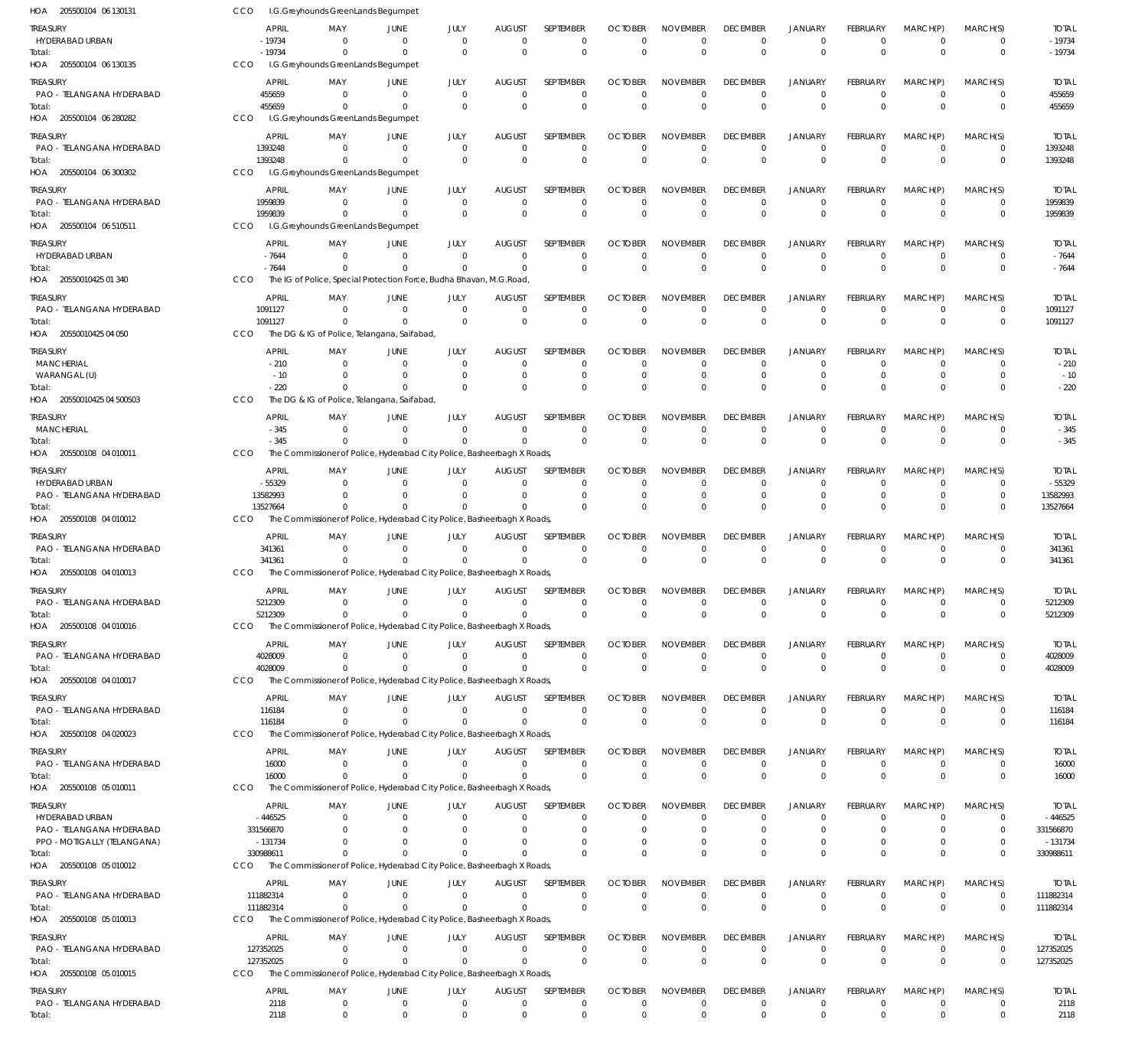HOA 205500104 06 130131 CCO I.G.Greyhounds GreenLands Begumpet

| TREASURY | APRIL | MAY | JUNE | JULY | AUGUST | SEPTEMBER | OCTOBER | NOVEMBER | DECEMBER | JANUARY | FEBRUARY | MARCH(P) | MARCH(S) | TOTAL |
|---|---|---|---|---|---|---|---|---|---|---|---|---|---|---|
| HYDERABAD URBAN | -19734 | 0 | 0 | 0 | 0 | 0 | 0 | 0 | 0 | 0 | 0 | 0 | 0 | -19734 |
| Total: | -19734 | 0 | 0 | 0 | 0 | 0 | 0 | 0 | 0 | 0 | 0 | 0 | 0 | -19734 |

HOA 205500104 06 130135 CCO I.G.Greyhounds GreenLands Begumpet

| TREASURY | APRIL | MAY | JUNE | JULY | AUGUST | SEPTEMBER | OCTOBER | NOVEMBER | DECEMBER | JANUARY | FEBRUARY | MARCH(P) | MARCH(S) | TOTAL |
|---|---|---|---|---|---|---|---|---|---|---|---|---|---|---|
| PAO - TELANGANA HYDERABAD | 455659 | 0 | 0 | 0 | 0 | 0 | 0 | 0 | 0 | 0 | 0 | 0 | 0 | 455659 |
| Total: | 455659 | 0 | 0 | 0 | 0 | 0 | 0 | 0 | 0 | 0 | 0 | 0 | 0 | 455659 |

HOA 205500104 06 280282 CCO I.G.Greyhounds GreenLands Begumpet

| TREASURY | APRIL | MAY | JUNE | JULY | AUGUST | SEPTEMBER | OCTOBER | NOVEMBER | DECEMBER | JANUARY | FEBRUARY | MARCH(P) | MARCH(S) | TOTAL |
|---|---|---|---|---|---|---|---|---|---|---|---|---|---|---|
| PAO - TELANGANA HYDERABAD | 1393248 | 0 | 0 | 0 | 0 | 0 | 0 | 0 | 0 | 0 | 0 | 0 | 0 | 1393248 |
| Total: | 1393248 | 0 | 0 | 0 | 0 | 0 | 0 | 0 | 0 | 0 | 0 | 0 | 0 | 1393248 |

HOA 205500104 06 300302 CCO I.G.Greyhounds GreenLands Begumpet

| TREASURY | APRIL | MAY | JUNE | JULY | AUGUST | SEPTEMBER | OCTOBER | NOVEMBER | DECEMBER | JANUARY | FEBRUARY | MARCH(P) | MARCH(S) | TOTAL |
|---|---|---|---|---|---|---|---|---|---|---|---|---|---|---|
| PAO - TELANGANA HYDERABAD | 1959839 | 0 | 0 | 0 | 0 | 0 | 0 | 0 | 0 | 0 | 0 | 0 | 0 | 1959839 |
| Total: | 1959839 | 0 | 0 | 0 | 0 | 0 | 0 | 0 | 0 | 0 | 0 | 0 | 0 | 1959839 |

HOA 205500104 06 510511 CCO I.G.Greyhounds GreenLands Begumpet

| TREASURY | APRIL | MAY | JUNE | JULY | AUGUST | SEPTEMBER | OCTOBER | NOVEMBER | DECEMBER | JANUARY | FEBRUARY | MARCH(P) | MARCH(S) | TOTAL |
|---|---|---|---|---|---|---|---|---|---|---|---|---|---|---|
| HYDERABAD URBAN | -7644 | 0 | 0 | 0 | 0 | 0 | 0 | 0 | 0 | 0 | 0 | 0 | 0 | -7644 |
| Total: | -7644 | 0 | 0 | 0 | 0 | 0 | 0 | 0 | 0 | 0 | 0 | 0 | 0 | -7644 |

HOA 20550010425 01 340 CCO The IG of Police, Special Protection Force, Budha Bhavan, M.G.Road,

| TREASURY | APRIL | MAY | JUNE | JULY | AUGUST | SEPTEMBER | OCTOBER | NOVEMBER | DECEMBER | JANUARY | FEBRUARY | MARCH(P) | MARCH(S) | TOTAL |
|---|---|---|---|---|---|---|---|---|---|---|---|---|---|---|
| PAO - TELANGANA HYDERABAD | 1091127 | 0 | 0 | 0 | 0 | 0 | 0 | 0 | 0 | 0 | 0 | 0 | 0 | 1091127 |
| Total: | 1091127 | 0 | 0 | 0 | 0 | 0 | 0 | 0 | 0 | 0 | 0 | 0 | 0 | 1091127 |

HOA 20550010425 04 050 CCO The DG & IG of Police, Telangana, Saifabad,

| TREASURY | APRIL | MAY | JUNE | JULY | AUGUST | SEPTEMBER | OCTOBER | NOVEMBER | DECEMBER | JANUARY | FEBRUARY | MARCH(P) | MARCH(S) | TOTAL |
|---|---|---|---|---|---|---|---|---|---|---|---|---|---|---|
| MANCHERIAL | -210 | 0 | 0 | 0 | 0 | 0 | 0 | 0 | 0 | 0 | 0 | 0 | 0 | -210 |
| WARANGAL (U) | -10 | 0 | 0 | 0 | 0 | 0 | 0 | 0 | 0 | 0 | 0 | 0 | 0 | -10 |
| Total: | -220 | 0 | 0 | 0 | 0 | 0 | 0 | 0 | 0 | 0 | 0 | 0 | 0 | -220 |

HOA 20550010425 04 500503 CCO The DG & IG of Police, Telangana, Saifabad,

| TREASURY | APRIL | MAY | JUNE | JULY | AUGUST | SEPTEMBER | OCTOBER | NOVEMBER | DECEMBER | JANUARY | FEBRUARY | MARCH(P) | MARCH(S) | TOTAL |
|---|---|---|---|---|---|---|---|---|---|---|---|---|---|---|
| MANCHERIAL | -345 | 0 | 0 | 0 | 0 | 0 | 0 | 0 | 0 | 0 | 0 | 0 | 0 | -345 |
| Total: | -345 | 0 | 0 | 0 | 0 | 0 | 0 | 0 | 0 | 0 | 0 | 0 | 0 | -345 |

HOA 205500108 04 010011 CCO The Commissioner of Police, Hyderabad City Police, Basheerbagh X Roads,

| TREASURY | APRIL | MAY | JUNE | JULY | AUGUST | SEPTEMBER | OCTOBER | NOVEMBER | DECEMBER | JANUARY | FEBRUARY | MARCH(P) | MARCH(S) | TOTAL |
|---|---|---|---|---|---|---|---|---|---|---|---|---|---|---|
| HYDERABAD URBAN | -55329 | 0 | 0 | 0 | 0 | 0 | 0 | 0 | 0 | 0 | 0 | 0 | 0 | -55329 |
| PAO - TELANGANA HYDERABAD | 13582993 | 0 | 0 | 0 | 0 | 0 | 0 | 0 | 0 | 0 | 0 | 0 | 0 | 13582993 |
| Total: | 13527664 | 0 | 0 | 0 | 0 | 0 | 0 | 0 | 0 | 0 | 0 | 0 | 0 | 13527664 |

HOA 205500108 04 010012 CCO The Commissioner of Police, Hyderabad City Police, Basheerbagh X Roads,

| TREASURY | APRIL | MAY | JUNE | JULY | AUGUST | SEPTEMBER | OCTOBER | NOVEMBER | DECEMBER | JANUARY | FEBRUARY | MARCH(P) | MARCH(S) | TOTAL |
|---|---|---|---|---|---|---|---|---|---|---|---|---|---|---|
| PAO - TELANGANA HYDERABAD | 341361 | 0 | 0 | 0 | 0 | 0 | 0 | 0 | 0 | 0 | 0 | 0 | 0 | 341361 |
| Total: | 341361 | 0 | 0 | 0 | 0 | 0 | 0 | 0 | 0 | 0 | 0 | 0 | 0 | 341361 |

HOA 205500108 04 010013 CCO The Commissioner of Police, Hyderabad City Police, Basheerbagh X Roads,

| TREASURY | APRIL | MAY | JUNE | JULY | AUGUST | SEPTEMBER | OCTOBER | NOVEMBER | DECEMBER | JANUARY | FEBRUARY | MARCH(P) | MARCH(S) | TOTAL |
|---|---|---|---|---|---|---|---|---|---|---|---|---|---|---|
| PAO - TELANGANA HYDERABAD | 5212309 | 0 | 0 | 0 | 0 | 0 | 0 | 0 | 0 | 0 | 0 | 0 | 0 | 5212309 |
| Total: | 5212309 | 0 | 0 | 0 | 0 | 0 | 0 | 0 | 0 | 0 | 0 | 0 | 0 | 5212309 |

HOA 205500108 04 010016 CCO The Commissioner of Police, Hyderabad City Police, Basheerbagh X Roads,

| TREASURY | APRIL | MAY | JUNE | JULY | AUGUST | SEPTEMBER | OCTOBER | NOVEMBER | DECEMBER | JANUARY | FEBRUARY | MARCH(P) | MARCH(S) | TOTAL |
|---|---|---|---|---|---|---|---|---|---|---|---|---|---|---|
| PAO - TELANGANA HYDERABAD | 4028009 | 0 | 0 | 0 | 0 | 0 | 0 | 0 | 0 | 0 | 0 | 0 | 0 | 4028009 |
| Total: | 4028009 | 0 | 0 | 0 | 0 | 0 | 0 | 0 | 0 | 0 | 0 | 0 | 0 | 4028009 |

HOA 205500108 04 010017 CCO The Commissioner of Police, Hyderabad City Police, Basheerbagh X Roads,

| TREASURY | APRIL | MAY | JUNE | JULY | AUGUST | SEPTEMBER | OCTOBER | NOVEMBER | DECEMBER | JANUARY | FEBRUARY | MARCH(P) | MARCH(S) | TOTAL |
|---|---|---|---|---|---|---|---|---|---|---|---|---|---|---|
| PAO - TELANGANA HYDERABAD | 116184 | 0 | 0 | 0 | 0 | 0 | 0 | 0 | 0 | 0 | 0 | 0 | 0 | 116184 |
| Total: | 116184 | 0 | 0 | 0 | 0 | 0 | 0 | 0 | 0 | 0 | 0 | 0 | 0 | 116184 |

HOA 205500108 04 020023 CCO The Commissioner of Police, Hyderabad City Police, Basheerbagh X Roads,

| TREASURY | APRIL | MAY | JUNE | JULY | AUGUST | SEPTEMBER | OCTOBER | NOVEMBER | DECEMBER | JANUARY | FEBRUARY | MARCH(P) | MARCH(S) | TOTAL |
|---|---|---|---|---|---|---|---|---|---|---|---|---|---|---|
| PAO - TELANGANA HYDERABAD | 16000 | 0 | 0 | 0 | 0 | 0 | 0 | 0 | 0 | 0 | 0 | 0 | 0 | 16000 |
| Total: | 16000 | 0 | 0 | 0 | 0 | 0 | 0 | 0 | 0 | 0 | 0 | 0 | 0 | 16000 |

HOA 205500108 05 010011 CCO The Commissioner of Police, Hyderabad City Police, Basheerbagh X Roads,

| TREASURY | APRIL | MAY | JUNE | JULY | AUGUST | SEPTEMBER | OCTOBER | NOVEMBER | DECEMBER | JANUARY | FEBRUARY | MARCH(P) | MARCH(S) | TOTAL |
|---|---|---|---|---|---|---|---|---|---|---|---|---|---|---|
| HYDERABAD URBAN | -446525 | 0 | 0 | 0 | 0 | 0 | 0 | 0 | 0 | 0 | 0 | 0 | 0 | -446525 |
| PAO - TELANGANA HYDERABAD | 331566870 | 0 | 0 | 0 | 0 | 0 | 0 | 0 | 0 | 0 | 0 | 0 | 0 | 331566870 |
| PPO - MOTIGALLY (TELANGANA) | -131734 | 0 | 0 | 0 | 0 | 0 | 0 | 0 | 0 | 0 | 0 | 0 | 0 | -131734 |
| Total: | 330988611 | 0 | 0 | 0 | 0 | 0 | 0 | 0 | 0 | 0 | 0 | 0 | 0 | 330988611 |

HOA 205500108 05 010012 CCO The Commissioner of Police, Hyderabad City Police, Basheerbagh X Roads,

| TREASURY | APRIL | MAY | JUNE | JULY | AUGUST | SEPTEMBER | OCTOBER | NOVEMBER | DECEMBER | JANUARY | FEBRUARY | MARCH(P) | MARCH(S) | TOTAL |
|---|---|---|---|---|---|---|---|---|---|---|---|---|---|---|
| PAO - TELANGANA HYDERABAD | 111882314 | 0 | 0 | 0 | 0 | 0 | 0 | 0 | 0 | 0 | 0 | 0 | 0 | 111882314 |
| Total: | 111882314 | 0 | 0 | 0 | 0 | 0 | 0 | 0 | 0 | 0 | 0 | 0 | 0 | 111882314 |

HOA 205500108 05 010013 CCO The Commissioner of Police, Hyderabad City Police, Basheerbagh X Roads,

| TREASURY | APRIL | MAY | JUNE | JULY | AUGUST | SEPTEMBER | OCTOBER | NOVEMBER | DECEMBER | JANUARY | FEBRUARY | MARCH(P) | MARCH(S) | TOTAL |
|---|---|---|---|---|---|---|---|---|---|---|---|---|---|---|
| PAO - TELANGANA HYDERABAD | 127352025 | 0 | 0 | 0 | 0 | 0 | 0 | 0 | 0 | 0 | 0 | 0 | 0 | 127352025 |
| Total: | 127352025 | 0 | 0 | 0 | 0 | 0 | 0 | 0 | 0 | 0 | 0 | 0 | 0 | 127352025 |

HOA 205500108 05 010015 CCO The Commissioner of Police, Hyderabad City Police, Basheerbagh X Roads,

| TREASURY | APRIL | MAY | JUNE | JULY | AUGUST | SEPTEMBER | OCTOBER | NOVEMBER | DECEMBER | JANUARY | FEBRUARY | MARCH(P) | MARCH(S) | TOTAL |
|---|---|---|---|---|---|---|---|---|---|---|---|---|---|---|
| PAO - TELANGANA HYDERABAD | 2118 | 0 | 0 | 0 | 0 | 0 | 0 | 0 | 0 | 0 | 0 | 0 | 0 | 2118 |
| Total: | 2118 | 0 | 0 | 0 | 0 | 0 | 0 | 0 | 0 | 0 | 0 | 0 | 0 | 2118 |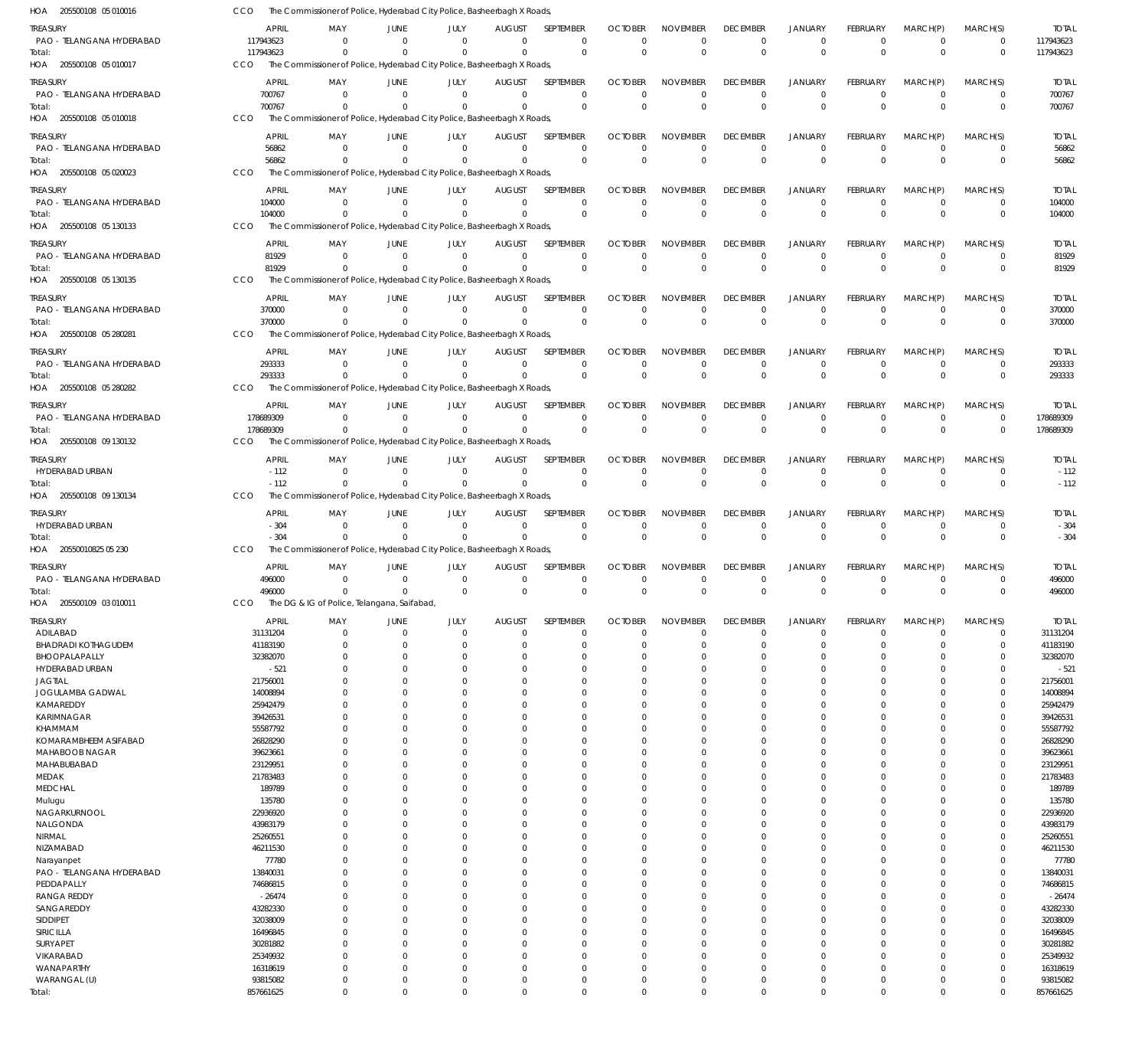HOA 205500108 05 010016 CCO The Commissioner of Police, Hyderabad City Police, Basheerbagh X Roads,

| TREASURY | APRIL | MAY | JUNE | JULY | AUGUST | SEPTEMBER | OCTOBER | NOVEMBER | DECEMBER | JANUARY | FEBRUARY | MARCH(P) | MARCH(S) | TOTAL |
|---|---|---|---|---|---|---|---|---|---|---|---|---|---|---|
| PAO - TELANGANA HYDERABAD | 117943623 | 0 | 0 | 0 | 0 | 0 | 0 | 0 | 0 | 0 | 0 | 0 | 0 | 117943623 |
| Total: | 117943623 | 0 | 0 | 0 | 0 | 0 | 0 | 0 | 0 | 0 | 0 | 0 | 0 | 117943623 |

HOA 205500108 05 010017 CCO The Commissioner of Police, Hyderabad City Police, Basheerbagh X Roads,

| TREASURY | APRIL | MAY | JUNE | JULY | AUGUST | SEPTEMBER | OCTOBER | NOVEMBER | DECEMBER | JANUARY | FEBRUARY | MARCH(P) | MARCH(S) | TOTAL |
|---|---|---|---|---|---|---|---|---|---|---|---|---|---|---|
| PAO - TELANGANA HYDERABAD | 700767 | 0 | 0 | 0 | 0 | 0 | 0 | 0 | 0 | 0 | 0 | 0 | 0 | 700767 |
| Total: | 700767 | 0 | 0 | 0 | 0 | 0 | 0 | 0 | 0 | 0 | 0 | 0 | 0 | 700767 |

HOA 205500108 05 010018 CCO The Commissioner of Police, Hyderabad City Police, Basheerbagh X Roads,

| TREASURY | APRIL | MAY | JUNE | JULY | AUGUST | SEPTEMBER | OCTOBER | NOVEMBER | DECEMBER | JANUARY | FEBRUARY | MARCH(P) | MARCH(S) | TOTAL |
|---|---|---|---|---|---|---|---|---|---|---|---|---|---|---|
| PAO - TELANGANA HYDERABAD | 56862 | 0 | 0 | 0 | 0 | 0 | 0 | 0 | 0 | 0 | 0 | 0 | 0 | 56862 |
| Total: | 56862 | 0 | 0 | 0 | 0 | 0 | 0 | 0 | 0 | 0 | 0 | 0 | 0 | 56862 |

HOA 205500108 05 020023 CCO The Commissioner of Police, Hyderabad City Police, Basheerbagh X Roads,

| TREASURY | APRIL | MAY | JUNE | JULY | AUGUST | SEPTEMBER | OCTOBER | NOVEMBER | DECEMBER | JANUARY | FEBRUARY | MARCH(P) | MARCH(S) | TOTAL |
|---|---|---|---|---|---|---|---|---|---|---|---|---|---|---|
| PAO - TELANGANA HYDERABAD | 104000 | 0 | 0 | 0 | 0 | 0 | 0 | 0 | 0 | 0 | 0 | 0 | 0 | 104000 |
| Total: | 104000 | 0 | 0 | 0 | 0 | 0 | 0 | 0 | 0 | 0 | 0 | 0 | 0 | 104000 |

HOA 205500108 05 130133 CCO The Commissioner of Police, Hyderabad City Police, Basheerbagh X Roads,

| TREASURY | APRIL | MAY | JUNE | JULY | AUGUST | SEPTEMBER | OCTOBER | NOVEMBER | DECEMBER | JANUARY | FEBRUARY | MARCH(P) | MARCH(S) | TOTAL |
|---|---|---|---|---|---|---|---|---|---|---|---|---|---|---|
| PAO - TELANGANA HYDERABAD | 81929 | 0 | 0 | 0 | 0 | 0 | 0 | 0 | 0 | 0 | 0 | 0 | 0 | 81929 |
| Total: | 81929 | 0 | 0 | 0 | 0 | 0 | 0 | 0 | 0 | 0 | 0 | 0 | 0 | 81929 |

HOA 205500108 05 130135 CCO The Commissioner of Police, Hyderabad City Police, Basheerbagh X Roads,

| TREASURY | APRIL | MAY | JUNE | JULY | AUGUST | SEPTEMBER | OCTOBER | NOVEMBER | DECEMBER | JANUARY | FEBRUARY | MARCH(P) | MARCH(S) | TOTAL |
|---|---|---|---|---|---|---|---|---|---|---|---|---|---|---|
| PAO - TELANGANA HYDERABAD | 370000 | 0 | 0 | 0 | 0 | 0 | 0 | 0 | 0 | 0 | 0 | 0 | 0 | 370000 |
| Total: | 370000 | 0 | 0 | 0 | 0 | 0 | 0 | 0 | 0 | 0 | 0 | 0 | 0 | 370000 |

HOA 205500108 05 280281 CCO The Commissioner of Police, Hyderabad City Police, Basheerbagh X Roads,

| TREASURY | APRIL | MAY | JUNE | JULY | AUGUST | SEPTEMBER | OCTOBER | NOVEMBER | DECEMBER | JANUARY | FEBRUARY | MARCH(P) | MARCH(S) | TOTAL |
|---|---|---|---|---|---|---|---|---|---|---|---|---|---|---|
| PAO - TELANGANA HYDERABAD | 293333 | 0 | 0 | 0 | 0 | 0 | 0 | 0 | 0 | 0 | 0 | 0 | 0 | 293333 |
| Total: | 293333 | 0 | 0 | 0 | 0 | 0 | 0 | 0 | 0 | 0 | 0 | 0 | 0 | 293333 |

HOA 205500108 05 280282 CCO The Commissioner of Police, Hyderabad City Police, Basheerbagh X Roads,

| TREASURY | APRIL | MAY | JUNE | JULY | AUGUST | SEPTEMBER | OCTOBER | NOVEMBER | DECEMBER | JANUARY | FEBRUARY | MARCH(P) | MARCH(S) | TOTAL |
|---|---|---|---|---|---|---|---|---|---|---|---|---|---|---|
| PAO - TELANGANA HYDERABAD | 178689309 | 0 | 0 | 0 | 0 | 0 | 0 | 0 | 0 | 0 | 0 | 0 | 0 | 178689309 |
| Total: | 178689309 | 0 | 0 | 0 | 0 | 0 | 0 | 0 | 0 | 0 | 0 | 0 | 0 | 178689309 |

HOA 205500108 09 130132 CCO The Commissioner of Police, Hyderabad City Police, Basheerbagh X Roads,

| TREASURY | APRIL | MAY | JUNE | JULY | AUGUST | SEPTEMBER | OCTOBER | NOVEMBER | DECEMBER | JANUARY | FEBRUARY | MARCH(P) | MARCH(S) | TOTAL |
|---|---|---|---|---|---|---|---|---|---|---|---|---|---|---|
| HYDERABAD URBAN | - 112 | 0 | 0 | 0 | 0 | 0 | 0 | 0 | 0 | 0 | 0 | 0 | 0 | - 112 |
| Total: | - 112 | 0 | 0 | 0 | 0 | 0 | 0 | 0 | 0 | 0 | 0 | 0 | 0 | - 112 |

HOA 205500108 09 130134 CCO The Commissioner of Police, Hyderabad City Police, Basheerbagh X Roads,

| TREASURY | APRIL | MAY | JUNE | JULY | AUGUST | SEPTEMBER | OCTOBER | NOVEMBER | DECEMBER | JANUARY | FEBRUARY | MARCH(P) | MARCH(S) | TOTAL |
|---|---|---|---|---|---|---|---|---|---|---|---|---|---|---|
| HYDERABAD URBAN | - 304 | 0 | 0 | 0 | 0 | 0 | 0 | 0 | 0 | 0 | 0 | 0 | 0 | - 304 |
| Total: | - 304 | 0 | 0 | 0 | 0 | 0 | 0 | 0 | 0 | 0 | 0 | 0 | 0 | - 304 |

HOA 20550010825 05 230 CCO The Commissioner of Police, Hyderabad City Police, Basheerbagh X Roads,

| TREASURY | APRIL | MAY | JUNE | JULY | AUGUST | SEPTEMBER | OCTOBER | NOVEMBER | DECEMBER | JANUARY | FEBRUARY | MARCH(P) | MARCH(S) | TOTAL |
|---|---|---|---|---|---|---|---|---|---|---|---|---|---|---|
| PAO - TELANGANA HYDERABAD | 496000 | 0 | 0 | 0 | 0 | 0 | 0 | 0 | 0 | 0 | 0 | 0 | 0 | 496000 |
| Total: | 496000 | 0 | 0 | 0 | 0 | 0 | 0 | 0 | 0 | 0 | 0 | 0 | 0 | 496000 |

HOA 205500109 03 010011 CCO The DG & IG of Police, Telangana, Saifabad,

| TREASURY | APRIL | MAY | JUNE | JULY | AUGUST | SEPTEMBER | OCTOBER | NOVEMBER | DECEMBER | JANUARY | FEBRUARY | MARCH(P) | MARCH(S) | TOTAL |
|---|---|---|---|---|---|---|---|---|---|---|---|---|---|---|
| ADILABAD | 31131204 | 0 | 0 | 0 | 0 | 0 | 0 | 0 | 0 | 0 | 0 | 0 | 0 | 31131204 |
| BHADRADI KOTHAGUDEM | 41183190 | 0 | 0 | 0 | 0 | 0 | 0 | 0 | 0 | 0 | 0 | 0 | 0 | 41183190 |
| BHOOPALAPALLY | 32382070 | 0 | 0 | 0 | 0 | 0 | 0 | 0 | 0 | 0 | 0 | 0 | 0 | 32382070 |
| HYDERABAD URBAN | - 521 | 0 | 0 | 0 | 0 | 0 | 0 | 0 | 0 | 0 | 0 | 0 | 0 | - 521 |
| JAGTIAL | 21756001 | 0 | 0 | 0 | 0 | 0 | 0 | 0 | 0 | 0 | 0 | 0 | 0 | 21756001 |
| JOGULAMBA GADWAL | 14008894 | 0 | 0 | 0 | 0 | 0 | 0 | 0 | 0 | 0 | 0 | 0 | 0 | 14008894 |
| KAMAREDDY | 25942479 | 0 | 0 | 0 | 0 | 0 | 0 | 0 | 0 | 0 | 0 | 0 | 0 | 25942479 |
| KARIMNAGAR | 39426531 | 0 | 0 | 0 | 0 | 0 | 0 | 0 | 0 | 0 | 0 | 0 | 0 | 39426531 |
| KHAMMAM | 55587792 | 0 | 0 | 0 | 0 | 0 | 0 | 0 | 0 | 0 | 0 | 0 | 0 | 55587792 |
| KOMARAMBHEEM ASIFABAD | 26828290 | 0 | 0 | 0 | 0 | 0 | 0 | 0 | 0 | 0 | 0 | 0 | 0 | 26828290 |
| MAHABOOB NAGAR | 39623661 | 0 | 0 | 0 | 0 | 0 | 0 | 0 | 0 | 0 | 0 | 0 | 0 | 39623661 |
| MAHABUBABAD | 23129951 | 0 | 0 | 0 | 0 | 0 | 0 | 0 | 0 | 0 | 0 | 0 | 0 | 23129951 |
| MEDAK | 21783483 | 0 | 0 | 0 | 0 | 0 | 0 | 0 | 0 | 0 | 0 | 0 | 0 | 21783483 |
| MEDCHAL | 189789 | 0 | 0 | 0 | 0 | 0 | 0 | 0 | 0 | 0 | 0 | 0 | 0 | 189789 |
| Mulugu | 135780 | 0 | 0 | 0 | 0 | 0 | 0 | 0 | 0 | 0 | 0 | 0 | 0 | 135780 |
| NAGARKURNOOL | 22936920 | 0 | 0 | 0 | 0 | 0 | 0 | 0 | 0 | 0 | 0 | 0 | 0 | 22936920 |
| NALGONDA | 43983179 | 0 | 0 | 0 | 0 | 0 | 0 | 0 | 0 | 0 | 0 | 0 | 0 | 43983179 |
| NIRMAL | 25260551 | 0 | 0 | 0 | 0 | 0 | 0 | 0 | 0 | 0 | 0 | 0 | 0 | 25260551 |
| NIZAMABAD | 46211530 | 0 | 0 | 0 | 0 | 0 | 0 | 0 | 0 | 0 | 0 | 0 | 0 | 46211530 |
| Narayanpet | 77780 | 0 | 0 | 0 | 0 | 0 | 0 | 0 | 0 | 0 | 0 | 0 | 0 | 77780 |
| PAO - TELANGANA HYDERABAD | 13840031 | 0 | 0 | 0 | 0 | 0 | 0 | 0 | 0 | 0 | 0 | 0 | 0 | 13840031 |
| PEDDAPALLY | 74686815 | 0 | 0 | 0 | 0 | 0 | 0 | 0 | 0 | 0 | 0 | 0 | 0 | 74686815 |
| RANGA REDDY | - 26474 | 0 | 0 | 0 | 0 | 0 | 0 | 0 | 0 | 0 | 0 | 0 | 0 | - 26474 |
| SANGAREDDY | 43282330 | 0 | 0 | 0 | 0 | 0 | 0 | 0 | 0 | 0 | 0 | 0 | 0 | 43282330 |
| SIDDIPET | 32038009 | 0 | 0 | 0 | 0 | 0 | 0 | 0 | 0 | 0 | 0 | 0 | 0 | 32038009 |
| SIRICILLA | 16496845 | 0 | 0 | 0 | 0 | 0 | 0 | 0 | 0 | 0 | 0 | 0 | 0 | 16496845 |
| SURYAPET | 30281882 | 0 | 0 | 0 | 0 | 0 | 0 | 0 | 0 | 0 | 0 | 0 | 0 | 30281882 |
| VIKARABAD | 25349932 | 0 | 0 | 0 | 0 | 0 | 0 | 0 | 0 | 0 | 0 | 0 | 0 | 25349932 |
| WANAPARTHY | 16318619 | 0 | 0 | 0 | 0 | 0 | 0 | 0 | 0 | 0 | 0 | 0 | 0 | 16318619 |
| WARANGAL (U) | 93815082 | 0 | 0 | 0 | 0 | 0 | 0 | 0 | 0 | 0 | 0 | 0 | 0 | 93815082 |
| Total: | 857661625 | 0 | 0 | 0 | 0 | 0 | 0 | 0 | 0 | 0 | 0 | 0 | 0 | 857661625 |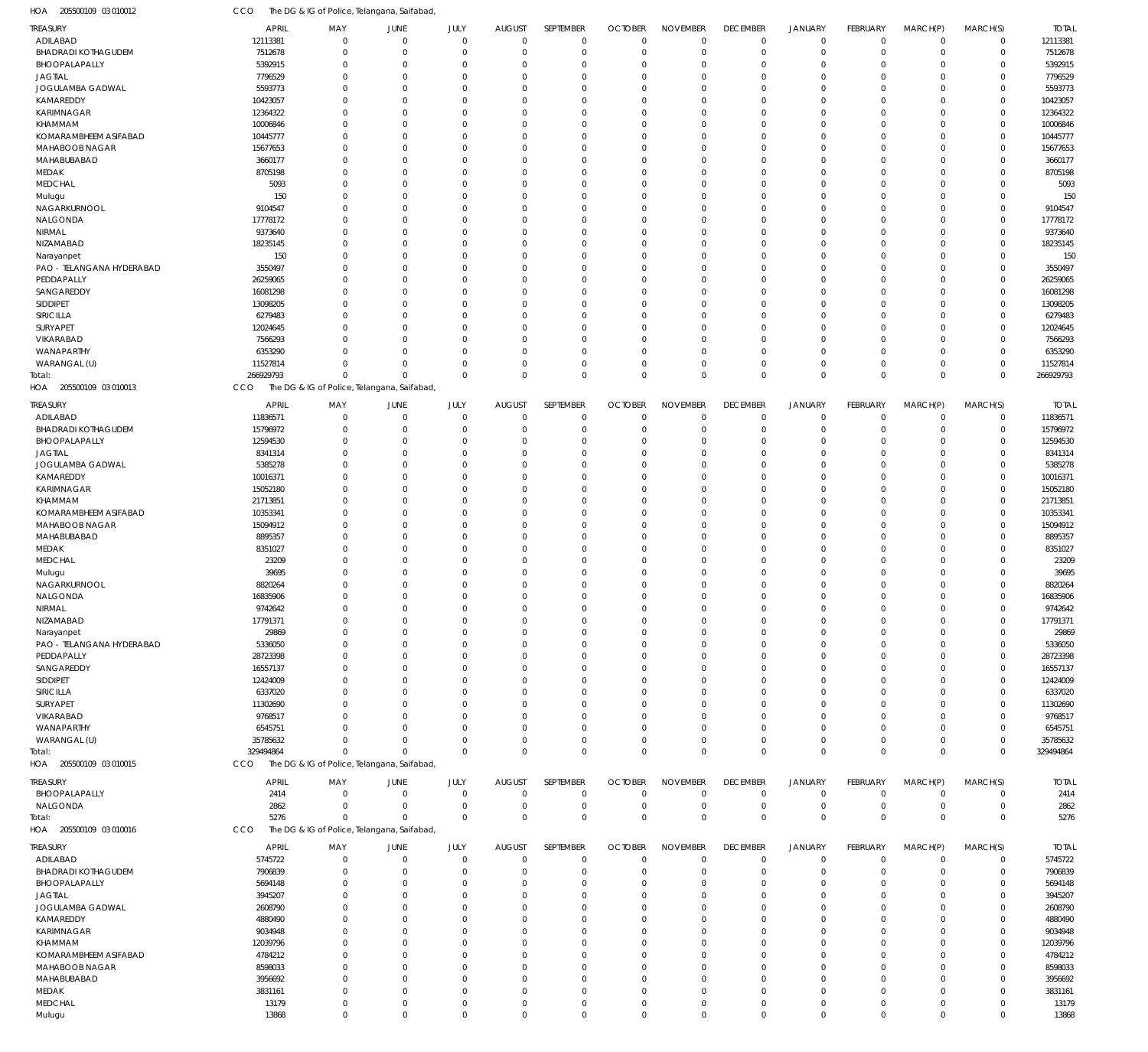HOA 205500109 03 010012 CCO The DG & IG of Police, Telangana, Saifabad,

| TREASURY | APRIL | MAY | JUNE | JULY | AUGUST | SEPTEMBER | OCTOBER | NOVEMBER | DECEMBER | JANUARY | FEBRUARY | MARCH(P) | MARCH(S) | TOTAL |
|---|---|---|---|---|---|---|---|---|---|---|---|---|---|---|
| ADILABAD | 12113381 | 0 | 0 | 0 | 0 | 0 | 0 | 0 | 0 | 0 | 0 | 0 | 0 | 12113381 |
| BHADRADI KOTHAGUDEM | 7512678 | 0 | 0 | 0 | 0 | 0 | 0 | 0 | 0 | 0 | 0 | 0 | 0 | 7512678 |
| BHOOPALAPALLY | 5392915 | 0 | 0 | 0 | 0 | 0 | 0 | 0 | 0 | 0 | 0 | 0 | 0 | 5392915 |
| JAGTIAL | 7796529 | 0 | 0 | 0 | 0 | 0 | 0 | 0 | 0 | 0 | 0 | 0 | 0 | 7796529 |
| JOGULAMBA GADWAL | 5593773 | 0 | 0 | 0 | 0 | 0 | 0 | 0 | 0 | 0 | 0 | 0 | 0 | 5593773 |
| KAMAREDDY | 10423057 | 0 | 0 | 0 | 0 | 0 | 0 | 0 | 0 | 0 | 0 | 0 | 0 | 10423057 |
| KARIMNAGAR | 12364322 | 0 | 0 | 0 | 0 | 0 | 0 | 0 | 0 | 0 | 0 | 0 | 0 | 12364322 |
| KHAMMAM | 10006846 | 0 | 0 | 0 | 0 | 0 | 0 | 0 | 0 | 0 | 0 | 0 | 0 | 10006846 |
| KOMARAMBHEEM ASIFABAD | 10445777 | 0 | 0 | 0 | 0 | 0 | 0 | 0 | 0 | 0 | 0 | 0 | 0 | 10445777 |
| MAHABOOB NAGAR | 15677653 | 0 | 0 | 0 | 0 | 0 | 0 | 0 | 0 | 0 | 0 | 0 | 0 | 15677653 |
| MAHABUBABAD | 3660177 | 0 | 0 | 0 | 0 | 0 | 0 | 0 | 0 | 0 | 0 | 0 | 0 | 3660177 |
| MEDAK | 8705198 | 0 | 0 | 0 | 0 | 0 | 0 | 0 | 0 | 0 | 0 | 0 | 0 | 8705198 |
| MEDCHAL | 5093 | 0 | 0 | 0 | 0 | 0 | 0 | 0 | 0 | 0 | 0 | 0 | 0 | 5093 |
| Mulugu | 150 | 0 | 0 | 0 | 0 | 0 | 0 | 0 | 0 | 0 | 0 | 0 | 0 | 150 |
| NAGARKURNOOL | 9104547 | 0 | 0 | 0 | 0 | 0 | 0 | 0 | 0 | 0 | 0 | 0 | 0 | 9104547 |
| NALGONDA | 17778172 | 0 | 0 | 0 | 0 | 0 | 0 | 0 | 0 | 0 | 0 | 0 | 0 | 17778172 |
| NIRMAL | 9373640 | 0 | 0 | 0 | 0 | 0 | 0 | 0 | 0 | 0 | 0 | 0 | 0 | 9373640 |
| NIZAMABAD | 18235145 | 0 | 0 | 0 | 0 | 0 | 0 | 0 | 0 | 0 | 0 | 0 | 0 | 18235145 |
| Narayanpet | 150 | 0 | 0 | 0 | 0 | 0 | 0 | 0 | 0 | 0 | 0 | 0 | 0 | 150 |
| PAO - TELANGANA HYDERABAD | 3550497 | 0 | 0 | 0 | 0 | 0 | 0 | 0 | 0 | 0 | 0 | 0 | 0 | 3550497 |
| PEDDAPALLY | 26259065 | 0 | 0 | 0 | 0 | 0 | 0 | 0 | 0 | 0 | 0 | 0 | 0 | 26259065 |
| SANGAREDDY | 16081298 | 0 | 0 | 0 | 0 | 0 | 0 | 0 | 0 | 0 | 0 | 0 | 0 | 16081298 |
| SIDDIPET | 13098205 | 0 | 0 | 0 | 0 | 0 | 0 | 0 | 0 | 0 | 0 | 0 | 0 | 13098205 |
| SIRICILLA | 6279483 | 0 | 0 | 0 | 0 | 0 | 0 | 0 | 0 | 0 | 0 | 0 | 0 | 6279483 |
| SURYAPET | 12024645 | 0 | 0 | 0 | 0 | 0 | 0 | 0 | 0 | 0 | 0 | 0 | 0 | 12024645 |
| VIKARABAD | 7566293 | 0 | 0 | 0 | 0 | 0 | 0 | 0 | 0 | 0 | 0 | 0 | 0 | 7566293 |
| WANAPARTHY | 6353290 | 0 | 0 | 0 | 0 | 0 | 0 | 0 | 0 | 0 | 0 | 0 | 0 | 6353290 |
| WARANGAL (U) | 11527814 | 0 | 0 | 0 | 0 | 0 | 0 | 0 | 0 | 0 | 0 | 0 | 0 | 11527814 |
| Total: | 266929793 | 0 | 0 | 0 | 0 | 0 | 0 | 0 | 0 | 0 | 0 | 0 | 0 | 266929793 |

HOA 205500109 03 010013 CCO The DG & IG of Police, Telangana, Saifabad,

| TREASURY | APRIL | MAY | JUNE | JULY | AUGUST | SEPTEMBER | OCTOBER | NOVEMBER | DECEMBER | JANUARY | FEBRUARY | MARCH(P) | MARCH(S) | TOTAL |
|---|---|---|---|---|---|---|---|---|---|---|---|---|---|---|
| ADILABAD | 11836571 | 0 | 0 | 0 | 0 | 0 | 0 | 0 | 0 | 0 | 0 | 0 | 0 | 11836571 |
| BHADRADI KOTHAGUDEM | 15796972 | 0 | 0 | 0 | 0 | 0 | 0 | 0 | 0 | 0 | 0 | 0 | 0 | 15796972 |
| BHOOPALAPALLY | 12594530 | 0 | 0 | 0 | 0 | 0 | 0 | 0 | 0 | 0 | 0 | 0 | 0 | 12594530 |
| JAGTIAL | 8341314 | 0 | 0 | 0 | 0 | 0 | 0 | 0 | 0 | 0 | 0 | 0 | 0 | 8341314 |
| JOGULAMBA GADWAL | 5385278 | 0 | 0 | 0 | 0 | 0 | 0 | 0 | 0 | 0 | 0 | 0 | 0 | 5385278 |
| KAMAREDDY | 10016371 | 0 | 0 | 0 | 0 | 0 | 0 | 0 | 0 | 0 | 0 | 0 | 0 | 10016371 |
| KARIMNAGAR | 15052180 | 0 | 0 | 0 | 0 | 0 | 0 | 0 | 0 | 0 | 0 | 0 | 0 | 15052180 |
| KHAMMAM | 21713851 | 0 | 0 | 0 | 0 | 0 | 0 | 0 | 0 | 0 | 0 | 0 | 0 | 21713851 |
| KOMARAMBHEEM ASIFABAD | 10353341 | 0 | 0 | 0 | 0 | 0 | 0 | 0 | 0 | 0 | 0 | 0 | 0 | 10353341 |
| MAHABOOB NAGAR | 15094912 | 0 | 0 | 0 | 0 | 0 | 0 | 0 | 0 | 0 | 0 | 0 | 0 | 15094912 |
| MAHABUBABAD | 8895357 | 0 | 0 | 0 | 0 | 0 | 0 | 0 | 0 | 0 | 0 | 0 | 0 | 8895357 |
| MEDAK | 8351027 | 0 | 0 | 0 | 0 | 0 | 0 | 0 | 0 | 0 | 0 | 0 | 0 | 8351027 |
| MEDCHAL | 23209 | 0 | 0 | 0 | 0 | 0 | 0 | 0 | 0 | 0 | 0 | 0 | 0 | 23209 |
| Mulugu | 39695 | 0 | 0 | 0 | 0 | 0 | 0 | 0 | 0 | 0 | 0 | 0 | 0 | 39695 |
| NAGARKURNOOL | 8820264 | 0 | 0 | 0 | 0 | 0 | 0 | 0 | 0 | 0 | 0 | 0 | 0 | 8820264 |
| NALGONDA | 16835906 | 0 | 0 | 0 | 0 | 0 | 0 | 0 | 0 | 0 | 0 | 0 | 0 | 16835906 |
| NIRMAL | 9742642 | 0 | 0 | 0 | 0 | 0 | 0 | 0 | 0 | 0 | 0 | 0 | 0 | 9742642 |
| NIZAMABAD | 17791371 | 0 | 0 | 0 | 0 | 0 | 0 | 0 | 0 | 0 | 0 | 0 | 0 | 17791371 |
| Narayanpet | 29869 | 0 | 0 | 0 | 0 | 0 | 0 | 0 | 0 | 0 | 0 | 0 | 0 | 29869 |
| PAO - TELANGANA HYDERABAD | 5336050 | 0 | 0 | 0 | 0 | 0 | 0 | 0 | 0 | 0 | 0 | 0 | 0 | 5336050 |
| PEDDAPALLY | 28723398 | 0 | 0 | 0 | 0 | 0 | 0 | 0 | 0 | 0 | 0 | 0 | 0 | 28723398 |
| SANGAREDDY | 16557137 | 0 | 0 | 0 | 0 | 0 | 0 | 0 | 0 | 0 | 0 | 0 | 0 | 16557137 |
| SIDDIPET | 12424009 | 0 | 0 | 0 | 0 | 0 | 0 | 0 | 0 | 0 | 0 | 0 | 0 | 12424009 |
| SIRICILLA | 6337020 | 0 | 0 | 0 | 0 | 0 | 0 | 0 | 0 | 0 | 0 | 0 | 0 | 6337020 |
| SURYAPET | 11302690 | 0 | 0 | 0 | 0 | 0 | 0 | 0 | 0 | 0 | 0 | 0 | 0 | 11302690 |
| VIKARABAD | 9768517 | 0 | 0 | 0 | 0 | 0 | 0 | 0 | 0 | 0 | 0 | 0 | 0 | 9768517 |
| WANAPARTHY | 6545751 | 0 | 0 | 0 | 0 | 0 | 0 | 0 | 0 | 0 | 0 | 0 | 0 | 6545751 |
| WARANGAL (U) | 35785632 | 0 | 0 | 0 | 0 | 0 | 0 | 0 | 0 | 0 | 0 | 0 | 0 | 35785632 |
| Total: | 329494864 | 0 | 0 | 0 | 0 | 0 | 0 | 0 | 0 | 0 | 0 | 0 | 0 | 329494864 |

HOA 205500109 03 010015 CCO The DG & IG of Police, Telangana, Saifabad,

| TREASURY | APRIL | MAY | JUNE | JULY | AUGUST | SEPTEMBER | OCTOBER | NOVEMBER | DECEMBER | JANUARY | FEBRUARY | MARCH(P) | MARCH(S) | TOTAL |
|---|---|---|---|---|---|---|---|---|---|---|---|---|---|---|
| BHOOPALAPALLY | 2414 | 0 | 0 | 0 | 0 | 0 | 0 | 0 | 0 | 0 | 0 | 0 | 0 | 2414 |
| NALGONDA | 2862 | 0 | 0 | 0 | 0 | 0 | 0 | 0 | 0 | 0 | 0 | 0 | 0 | 2862 |
| Total: | 5276 | 0 | 0 | 0 | 0 | 0 | 0 | 0 | 0 | 0 | 0 | 0 | 0 | 5276 |

HOA 205500109 03 010016 CCO The DG & IG of Police, Telangana, Saifabad,

| TREASURY | APRIL | MAY | JUNE | JULY | AUGUST | SEPTEMBER | OCTOBER | NOVEMBER | DECEMBER | JANUARY | FEBRUARY | MARCH(P) | MARCH(S) | TOTAL |
|---|---|---|---|---|---|---|---|---|---|---|---|---|---|---|
| ADILABAD | 5745722 | 0 | 0 | 0 | 0 | 0 | 0 | 0 | 0 | 0 | 0 | 0 | 0 | 5745722 |
| BHADRADI KOTHAGUDEM | 7906839 | 0 | 0 | 0 | 0 | 0 | 0 | 0 | 0 | 0 | 0 | 0 | 0 | 7906839 |
| BHOOPALAPALLY | 5694148 | 0 | 0 | 0 | 0 | 0 | 0 | 0 | 0 | 0 | 0 | 0 | 0 | 5694148 |
| JAGTIAL | 3945207 | 0 | 0 | 0 | 0 | 0 | 0 | 0 | 0 | 0 | 0 | 0 | 0 | 3945207 |
| JOGULAMBA GADWAL | 2608790 | 0 | 0 | 0 | 0 | 0 | 0 | 0 | 0 | 0 | 0 | 0 | 0 | 2608790 |
| KAMAREDDY | 4880490 | 0 | 0 | 0 | 0 | 0 | 0 | 0 | 0 | 0 | 0 | 0 | 0 | 4880490 |
| KARIMNAGAR | 9034948 | 0 | 0 | 0 | 0 | 0 | 0 | 0 | 0 | 0 | 0 | 0 | 0 | 9034948 |
| KHAMMAM | 12039796 | 0 | 0 | 0 | 0 | 0 | 0 | 0 | 0 | 0 | 0 | 0 | 0 | 12039796 |
| KOMARAMBHEEM ASIFABAD | 4784212 | 0 | 0 | 0 | 0 | 0 | 0 | 0 | 0 | 0 | 0 | 0 | 0 | 4784212 |
| MAHABOOB NAGAR | 8598033 | 0 | 0 | 0 | 0 | 0 | 0 | 0 | 0 | 0 | 0 | 0 | 0 | 8598033 |
| MAHABUBABAD | 3956692 | 0 | 0 | 0 | 0 | 0 | 0 | 0 | 0 | 0 | 0 | 0 | 0 | 3956692 |
| MEDAK | 3831161 | 0 | 0 | 0 | 0 | 0 | 0 | 0 | 0 | 0 | 0 | 0 | 0 | 3831161 |
| MEDCHAL | 13179 | 0 | 0 | 0 | 0 | 0 | 0 | 0 | 0 | 0 | 0 | 0 | 0 | 13179 |
| Mulugu | 13868 | 0 | 0 | 0 | 0 | 0 | 0 | 0 | 0 | 0 | 0 | 0 | 0 | 13868 |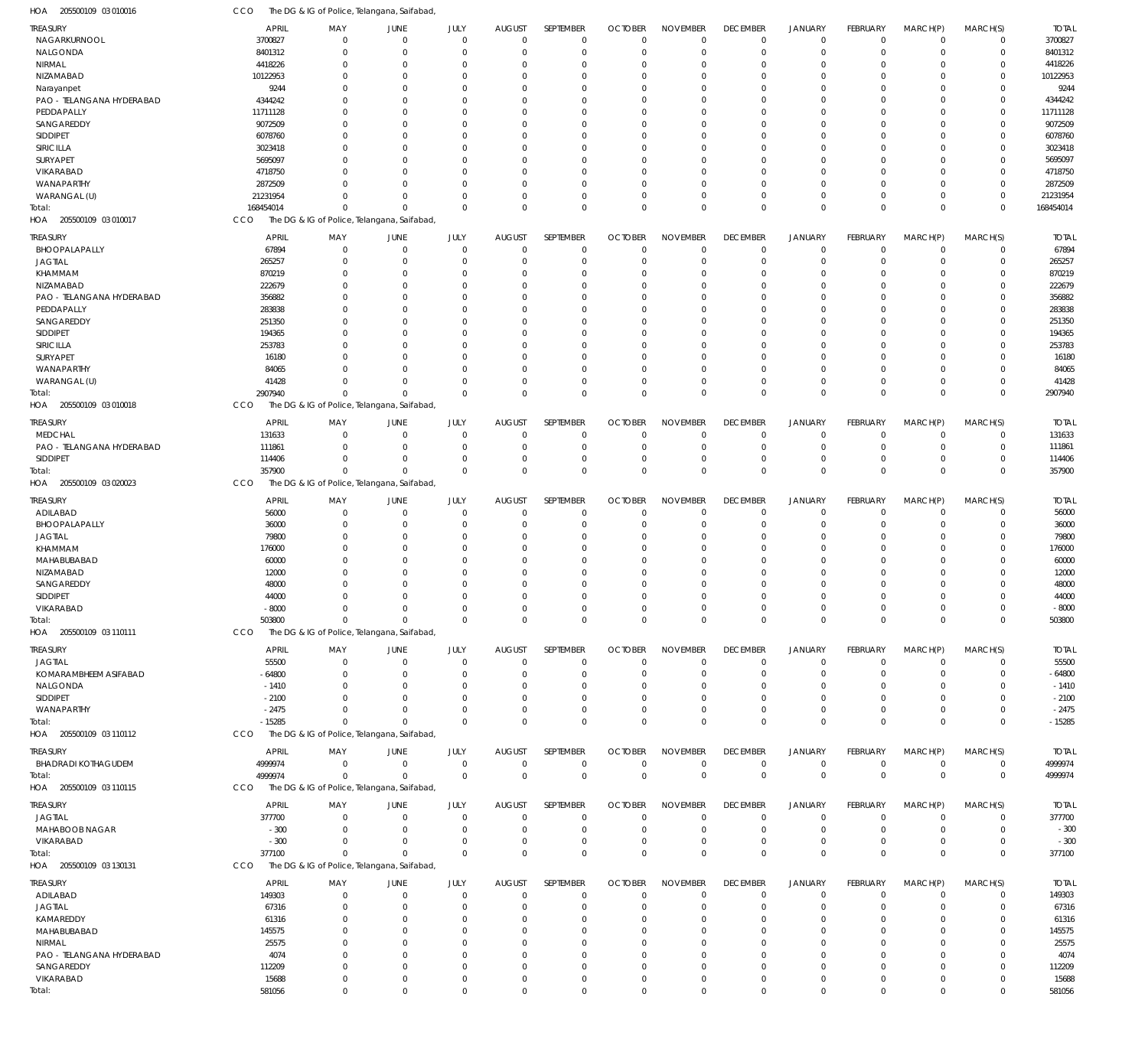HOA 205500109 03 010016 CCO The DG & IG of Police, Telangana, Saifabad,

| TREASURY | APRIL | MAY | JUNE | JULY | AUGUST | SEPTEMBER | OCTOBER | NOVEMBER | DECEMBER | JANUARY | FEBRUARY | MARCH(P) | MARCH(S) | TOTAL |
|---|---|---|---|---|---|---|---|---|---|---|---|---|---|---|
| NAGARKURNOOL | 3700827 | 0 | 0 | 0 | 0 | 0 | 0 | 0 | 0 | 0 | 0 | 0 | 0 | 3700827 |
| NALGONDA | 8401312 | 0 | 0 | 0 | 0 | 0 | 0 | 0 | 0 | 0 | 0 | 0 | 0 | 8401312 |
| NIRMAL | 4418226 | 0 | 0 | 0 | 0 | 0 | 0 | 0 | 0 | 0 | 0 | 0 | 0 | 4418226 |
| NIZAMABAD | 10122953 | 0 | 0 | 0 | 0 | 0 | 0 | 0 | 0 | 0 | 0 | 0 | 0 | 10122953 |
| Narayanpet | 9244 | 0 | 0 | 0 | 0 | 0 | 0 | 0 | 0 | 0 | 0 | 0 | 0 | 9244 |
| PAO - TELANGANA HYDERABAD | 4344242 | 0 | 0 | 0 | 0 | 0 | 0 | 0 | 0 | 0 | 0 | 0 | 0 | 4344242 |
| PEDDAPALLY | 11711128 | 0 | 0 | 0 | 0 | 0 | 0 | 0 | 0 | 0 | 0 | 0 | 0 | 11711128 |
| SANGAREDDY | 9072509 | 0 | 0 | 0 | 0 | 0 | 0 | 0 | 0 | 0 | 0 | 0 | 0 | 9072509 |
| SIDDIPET | 6078760 | 0 | 0 | 0 | 0 | 0 | 0 | 0 | 0 | 0 | 0 | 0 | 0 | 6078760 |
| SIRICILLA | 3023418 | 0 | 0 | 0 | 0 | 0 | 0 | 0 | 0 | 0 | 0 | 0 | 0 | 3023418 |
| SURYAPET | 5695097 | 0 | 0 | 0 | 0 | 0 | 0 | 0 | 0 | 0 | 0 | 0 | 0 | 5695097 |
| VIKARABAD | 4718750 | 0 | 0 | 0 | 0 | 0 | 0 | 0 | 0 | 0 | 0 | 0 | 0 | 4718750 |
| WANAPARTHY | 2872509 | 0 | 0 | 0 | 0 | 0 | 0 | 0 | 0 | 0 | 0 | 0 | 0 | 2872509 |
| WARANGAL (U) | 21231954 | 0 | 0 | 0 | 0 | 0 | 0 | 0 | 0 | 0 | 0 | 0 | 0 | 21231954 |
| Total: | 168454014 | 0 | 0 | 0 | 0 | 0 | 0 | 0 | 0 | 0 | 0 | 0 | 0 | 168454014 |

HOA 205500109 03 010017 CCO The DG & IG of Police, Telangana, Saifabad,

| TREASURY | APRIL | MAY | JUNE | JULY | AUGUST | SEPTEMBER | OCTOBER | NOVEMBER | DECEMBER | JANUARY | FEBRUARY | MARCH(P) | MARCH(S) | TOTAL |
|---|---|---|---|---|---|---|---|---|---|---|---|---|---|---|
| BHOOPALAPALLY | 67894 | 0 | 0 | 0 | 0 | 0 | 0 | 0 | 0 | 0 | 0 | 0 | 0 | 67894 |
| JAGTIAL | 265257 | 0 | 0 | 0 | 0 | 0 | 0 | 0 | 0 | 0 | 0 | 0 | 0 | 265257 |
| KHAMMAM | 870219 | 0 | 0 | 0 | 0 | 0 | 0 | 0 | 0 | 0 | 0 | 0 | 0 | 870219 |
| NIZAMABAD | 222679 | 0 | 0 | 0 | 0 | 0 | 0 | 0 | 0 | 0 | 0 | 0 | 0 | 222679 |
| PAO - TELANGANA HYDERABAD | 356882 | 0 | 0 | 0 | 0 | 0 | 0 | 0 | 0 | 0 | 0 | 0 | 0 | 356882 |
| PEDDAPALLY | 283838 | 0 | 0 | 0 | 0 | 0 | 0 | 0 | 0 | 0 | 0 | 0 | 0 | 283838 |
| SANGAREDDY | 251350 | 0 | 0 | 0 | 0 | 0 | 0 | 0 | 0 | 0 | 0 | 0 | 0 | 251350 |
| SIDDIPET | 194365 | 0 | 0 | 0 | 0 | 0 | 0 | 0 | 0 | 0 | 0 | 0 | 0 | 194365 |
| SIRICILLA | 253783 | 0 | 0 | 0 | 0 | 0 | 0 | 0 | 0 | 0 | 0 | 0 | 0 | 253783 |
| SURYAPET | 16180 | 0 | 0 | 0 | 0 | 0 | 0 | 0 | 0 | 0 | 0 | 0 | 0 | 16180 |
| WANAPARTHY | 84065 | 0 | 0 | 0 | 0 | 0 | 0 | 0 | 0 | 0 | 0 | 0 | 0 | 84065 |
| WARANGAL (U) | 41428 | 0 | 0 | 0 | 0 | 0 | 0 | 0 | 0 | 0 | 0 | 0 | 0 | 41428 |
| Total: | 2907940 | 0 | 0 | 0 | 0 | 0 | 0 | 0 | 0 | 0 | 0 | 0 | 0 | 2907940 |

HOA 205500109 03 010018 CCO The DG & IG of Police, Telangana, Saifabad,

| TREASURY | APRIL | MAY | JUNE | JULY | AUGUST | SEPTEMBER | OCTOBER | NOVEMBER | DECEMBER | JANUARY | FEBRUARY | MARCH(P) | MARCH(S) | TOTAL |
|---|---|---|---|---|---|---|---|---|---|---|---|---|---|---|
| MEDCHAL | 131633 | 0 | 0 | 0 | 0 | 0 | 0 | 0 | 0 | 0 | 0 | 0 | 0 | 131633 |
| PAO - TELANGANA HYDERABAD | 111861 | 0 | 0 | 0 | 0 | 0 | 0 | 0 | 0 | 0 | 0 | 0 | 0 | 111861 |
| SIDDIPET | 114406 | 0 | 0 | 0 | 0 | 0 | 0 | 0 | 0 | 0 | 0 | 0 | 0 | 114406 |
| Total: | 357900 | 0 | 0 | 0 | 0 | 0 | 0 | 0 | 0 | 0 | 0 | 0 | 0 | 357900 |

HOA 205500109 03 020023 CCO The DG & IG of Police, Telangana, Saifabad,

| TREASURY | APRIL | MAY | JUNE | JULY | AUGUST | SEPTEMBER | OCTOBER | NOVEMBER | DECEMBER | JANUARY | FEBRUARY | MARCH(P) | MARCH(S) | TOTAL |
|---|---|---|---|---|---|---|---|---|---|---|---|---|---|---|
| ADILABAD | 56000 | 0 | 0 | 0 | 0 | 0 | 0 | 0 | 0 | 0 | 0 | 0 | 0 | 56000 |
| BHOOPALAPALLY | 36000 | 0 | 0 | 0 | 0 | 0 | 0 | 0 | 0 | 0 | 0 | 0 | 0 | 36000 |
| JAGTIAL | 79800 | 0 | 0 | 0 | 0 | 0 | 0 | 0 | 0 | 0 | 0 | 0 | 0 | 79800 |
| KHAMMAM | 176000 | 0 | 0 | 0 | 0 | 0 | 0 | 0 | 0 | 0 | 0 | 0 | 0 | 176000 |
| MAHABUBABAD | 60000 | 0 | 0 | 0 | 0 | 0 | 0 | 0 | 0 | 0 | 0 | 0 | 0 | 60000 |
| NIZAMABAD | 12000 | 0 | 0 | 0 | 0 | 0 | 0 | 0 | 0 | 0 | 0 | 0 | 0 | 12000 |
| SANGAREDDY | 48000 | 0 | 0 | 0 | 0 | 0 | 0 | 0 | 0 | 0 | 0 | 0 | 0 | 48000 |
| SIDDIPET | 44000 | 0 | 0 | 0 | 0 | 0 | 0 | 0 | 0 | 0 | 0 | 0 | 0 | 44000 |
| VIKARABAD | -8000 | 0 | 0 | 0 | 0 | 0 | 0 | 0 | 0 | 0 | 0 | 0 | 0 | -8000 |
| Total: | 503800 | 0 | 0 | 0 | 0 | 0 | 0 | 0 | 0 | 0 | 0 | 0 | 0 | 503800 |

HOA 205500109 03 110111 CCO The DG & IG of Police, Telangana, Saifabad,

| TREASURY | APRIL | MAY | JUNE | JULY | AUGUST | SEPTEMBER | OCTOBER | NOVEMBER | DECEMBER | JANUARY | FEBRUARY | MARCH(P) | MARCH(S) | TOTAL |
|---|---|---|---|---|---|---|---|---|---|---|---|---|---|---|
| JAGTIAL | 55500 | 0 | 0 | 0 | 0 | 0 | 0 | 0 | 0 | 0 | 0 | 0 | 0 | 55500 |
| KOMARAMBHEEM ASIFABAD | -64800 | 0 | 0 | 0 | 0 | 0 | 0 | 0 | 0 | 0 | 0 | 0 | 0 | -64800 |
| NALGONDA | -1410 | 0 | 0 | 0 | 0 | 0 | 0 | 0 | 0 | 0 | 0 | 0 | 0 | -1410 |
| SIDDIPET | -2100 | 0 | 0 | 0 | 0 | 0 | 0 | 0 | 0 | 0 | 0 | 0 | 0 | -2100 |
| WANAPARTHY | -2475 | 0 | 0 | 0 | 0 | 0 | 0 | 0 | 0 | 0 | 0 | 0 | 0 | -2475 |
| Total: | -15285 | 0 | 0 | 0 | 0 | 0 | 0 | 0 | 0 | 0 | 0 | 0 | 0 | -15285 |

HOA 205500109 03 110112 CCO The DG & IG of Police, Telangana, Saifabad,

| TREASURY | APRIL | MAY | JUNE | JULY | AUGUST | SEPTEMBER | OCTOBER | NOVEMBER | DECEMBER | JANUARY | FEBRUARY | MARCH(P) | MARCH(S) | TOTAL |
|---|---|---|---|---|---|---|---|---|---|---|---|---|---|---|
| BHADRADI KOTHAGUDEM | 4999974 | 0 | 0 | 0 | 0 | 0 | 0 | 0 | 0 | 0 | 0 | 0 | 0 | 4999974 |
| Total: | 4999974 | 0 | 0 | 0 | 0 | 0 | 0 | 0 | 0 | 0 | 0 | 0 | 0 | 4999974 |

HOA 205500109 03 110115 CCO The DG & IG of Police, Telangana, Saifabad,

| TREASURY | APRIL | MAY | JUNE | JULY | AUGUST | SEPTEMBER | OCTOBER | NOVEMBER | DECEMBER | JANUARY | FEBRUARY | MARCH(P) | MARCH(S) | TOTAL |
|---|---|---|---|---|---|---|---|---|---|---|---|---|---|---|
| JAGTIAL | 377700 | 0 | 0 | 0 | 0 | 0 | 0 | 0 | 0 | 0 | 0 | 0 | 0 | 377700 |
| MAHABOOB NAGAR | -300 | 0 | 0 | 0 | 0 | 0 | 0 | 0 | 0 | 0 | 0 | 0 | 0 | -300 |
| VIKARABAD | -300 | 0 | 0 | 0 | 0 | 0 | 0 | 0 | 0 | 0 | 0 | 0 | 0 | -300 |
| Total: | 377100 | 0 | 0 | 0 | 0 | 0 | 0 | 0 | 0 | 0 | 0 | 0 | 0 | 377100 |

HOA 205500109 03 130131 CCO The DG & IG of Police, Telangana, Saifabad,

| TREASURY | APRIL | MAY | JUNE | JULY | AUGUST | SEPTEMBER | OCTOBER | NOVEMBER | DECEMBER | JANUARY | FEBRUARY | MARCH(P) | MARCH(S) | TOTAL |
|---|---|---|---|---|---|---|---|---|---|---|---|---|---|---|
| ADILABAD | 149303 | 0 | 0 | 0 | 0 | 0 | 0 | 0 | 0 | 0 | 0 | 0 | 0 | 149303 |
| JAGTIAL | 67316 | 0 | 0 | 0 | 0 | 0 | 0 | 0 | 0 | 0 | 0 | 0 | 0 | 67316 |
| KAMAREDDY | 61316 | 0 | 0 | 0 | 0 | 0 | 0 | 0 | 0 | 0 | 0 | 0 | 0 | 61316 |
| MAHABUBABAD | 145575 | 0 | 0 | 0 | 0 | 0 | 0 | 0 | 0 | 0 | 0 | 0 | 0 | 145575 |
| NIRMAL | 25575 | 0 | 0 | 0 | 0 | 0 | 0 | 0 | 0 | 0 | 0 | 0 | 0 | 25575 |
| PAO - TELANGANA HYDERABAD | 4074 | 0 | 0 | 0 | 0 | 0 | 0 | 0 | 0 | 0 | 0 | 0 | 0 | 4074 |
| SANGAREDDY | 112209 | 0 | 0 | 0 | 0 | 0 | 0 | 0 | 0 | 0 | 0 | 0 | 0 | 112209 |
| VIKARABAD | 15688 | 0 | 0 | 0 | 0 | 0 | 0 | 0 | 0 | 0 | 0 | 0 | 0 | 15688 |
| Total: | 581056 | 0 | 0 | 0 | 0 | 0 | 0 | 0 | 0 | 0 | 0 | 0 | 0 | 581056 |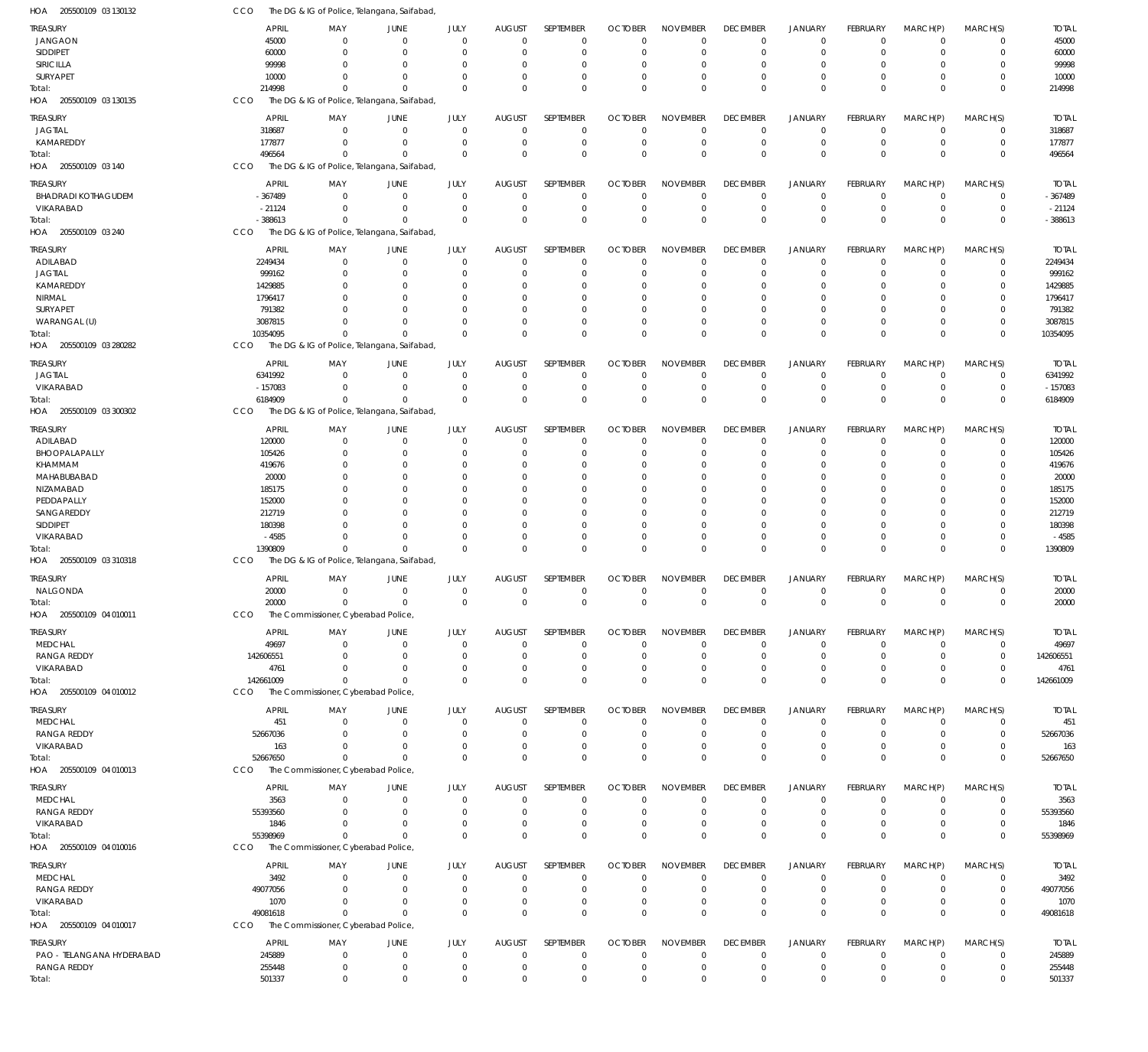HOA 205500109 03 130132 CCO The DG & IG of Police, Telangana, Saifabad,

| TREASURY | APRIL | MAY | JUNE | JULY | AUGUST | SEPTEMBER | OCTOBER | NOVEMBER | DECEMBER | JANUARY | FEBRUARY | MARCH(P) | MARCH(S) | TOTAL |
|---|---|---|---|---|---|---|---|---|---|---|---|---|---|---|
| JANGAON | 45000 | 0 | 0 | 0 | 0 | 0 | 0 | 0 | 0 | 0 | 0 | 0 | 0 | 45000 |
| SIDDIPET | 60000 | 0 | 0 | 0 | 0 | 0 | 0 | 0 | 0 | 0 | 0 | 0 | 0 | 60000 |
| SIRICILLA | 99998 | 0 | 0 | 0 | 0 | 0 | 0 | 0 | 0 | 0 | 0 | 0 | 0 | 99998 |
| SURYAPET | 10000 | 0 | 0 | 0 | 0 | 0 | 0 | 0 | 0 | 0 | 0 | 0 | 0 | 10000 |
| Total: | 214998 | 0 | 0 | 0 | 0 | 0 | 0 | 0 | 0 | 0 | 0 | 0 | 0 | 214998 |

HOA 205500109 03 130135 CCO The DG & IG of Police, Telangana, Saifabad,

| TREASURY | APRIL | MAY | JUNE | JULY | AUGUST | SEPTEMBER | OCTOBER | NOVEMBER | DECEMBER | JANUARY | FEBRUARY | MARCH(P) | MARCH(S) | TOTAL |
|---|---|---|---|---|---|---|---|---|---|---|---|---|---|---|
| JAGTIAL | 318687 | 0 | 0 | 0 | 0 | 0 | 0 | 0 | 0 | 0 | 0 | 0 | 0 | 318687 |
| KAMAREDDY | 177877 | 0 | 0 | 0 | 0 | 0 | 0 | 0 | 0 | 0 | 0 | 0 | 0 | 177877 |
| Total: | 496564 | 0 | 0 | 0 | 0 | 0 | 0 | 0 | 0 | 0 | 0 | 0 | 0 | 496564 |

HOA 205500109 03 140 CCO The DG & IG of Police, Telangana, Saifabad,

| TREASURY | APRIL | MAY | JUNE | JULY | AUGUST | SEPTEMBER | OCTOBER | NOVEMBER | DECEMBER | JANUARY | FEBRUARY | MARCH(P) | MARCH(S) | TOTAL |
|---|---|---|---|---|---|---|---|---|---|---|---|---|---|---|
| BHADRADI KOTHAGUDEM | -367489 | 0 | 0 | 0 | 0 | 0 | 0 | 0 | 0 | 0 | 0 | 0 | 0 | -367489 |
| VIKARABAD | -21124 | 0 | 0 | 0 | 0 | 0 | 0 | 0 | 0 | 0 | 0 | 0 | 0 | -21124 |
| Total: | -388613 | 0 | 0 | 0 | 0 | 0 | 0 | 0 | 0 | 0 | 0 | 0 | 0 | -388613 |

HOA 205500109 03 240 CCO The DG & IG of Police, Telangana, Saifabad,

| TREASURY | APRIL | MAY | JUNE | JULY | AUGUST | SEPTEMBER | OCTOBER | NOVEMBER | DECEMBER | JANUARY | FEBRUARY | MARCH(P) | MARCH(S) | TOTAL |
|---|---|---|---|---|---|---|---|---|---|---|---|---|---|---|
| ADILABAD | 2249434 | 0 | 0 | 0 | 0 | 0 | 0 | 0 | 0 | 0 | 0 | 0 | 0 | 2249434 |
| JAGTIAL | 999162 | 0 | 0 | 0 | 0 | 0 | 0 | 0 | 0 | 0 | 0 | 0 | 0 | 999162 |
| KAMAREDDY | 1429885 | 0 | 0 | 0 | 0 | 0 | 0 | 0 | 0 | 0 | 0 | 0 | 0 | 1429885 |
| NIRMAL | 1796417 | 0 | 0 | 0 | 0 | 0 | 0 | 0 | 0 | 0 | 0 | 0 | 0 | 1796417 |
| SURYAPET | 791382 | 0 | 0 | 0 | 0 | 0 | 0 | 0 | 0 | 0 | 0 | 0 | 0 | 791382 |
| WARANGAL (U) | 3087815 | 0 | 0 | 0 | 0 | 0 | 0 | 0 | 0 | 0 | 0 | 0 | 0 | 3087815 |
| Total: | 10354095 | 0 | 0 | 0 | 0 | 0 | 0 | 0 | 0 | 0 | 0 | 0 | 0 | 10354095 |

HOA 205500109 03 280282 CCO The DG & IG of Police, Telangana, Saifabad,

| TREASURY | APRIL | MAY | JUNE | JULY | AUGUST | SEPTEMBER | OCTOBER | NOVEMBER | DECEMBER | JANUARY | FEBRUARY | MARCH(P) | MARCH(S) | TOTAL |
|---|---|---|---|---|---|---|---|---|---|---|---|---|---|---|
| JAGTIAL | 6341992 | 0 | 0 | 0 | 0 | 0 | 0 | 0 | 0 | 0 | 0 | 0 | 0 | 6341992 |
| VIKARABAD | -157083 | 0 | 0 | 0 | 0 | 0 | 0 | 0 | 0 | 0 | 0 | 0 | 0 | -157083 |
| Total: | 6184909 | 0 | 0 | 0 | 0 | 0 | 0 | 0 | 0 | 0 | 0 | 0 | 0 | 6184909 |

HOA 205500109 03 300302 CCO The DG & IG of Police, Telangana, Saifabad,

| TREASURY | APRIL | MAY | JUNE | JULY | AUGUST | SEPTEMBER | OCTOBER | NOVEMBER | DECEMBER | JANUARY | FEBRUARY | MARCH(P) | MARCH(S) | TOTAL |
|---|---|---|---|---|---|---|---|---|---|---|---|---|---|---|
| ADILABAD | 120000 | 0 | 0 | 0 | 0 | 0 | 0 | 0 | 0 | 0 | 0 | 0 | 0 | 120000 |
| BHOOPALAPALLY | 105426 | 0 | 0 | 0 | 0 | 0 | 0 | 0 | 0 | 0 | 0 | 0 | 0 | 105426 |
| KHAMMAM | 419676 | 0 | 0 | 0 | 0 | 0 | 0 | 0 | 0 | 0 | 0 | 0 | 0 | 419676 |
| MAHABUBABAD | 20000 | 0 | 0 | 0 | 0 | 0 | 0 | 0 | 0 | 0 | 0 | 0 | 0 | 20000 |
| NIZAMABAD | 185175 | 0 | 0 | 0 | 0 | 0 | 0 | 0 | 0 | 0 | 0 | 0 | 0 | 185175 |
| PEDDAPALLY | 152000 | 0 | 0 | 0 | 0 | 0 | 0 | 0 | 0 | 0 | 0 | 0 | 0 | 152000 |
| SANGAREDDY | 212719 | 0 | 0 | 0 | 0 | 0 | 0 | 0 | 0 | 0 | 0 | 0 | 0 | 212719 |
| SIDDIPET | 180398 | 0 | 0 | 0 | 0 | 0 | 0 | 0 | 0 | 0 | 0 | 0 | 0 | 180398 |
| VIKARABAD | -4585 | 0 | 0 | 0 | 0 | 0 | 0 | 0 | 0 | 0 | 0 | 0 | 0 | -4585 |
| Total: | 1390809 | 0 | 0 | 0 | 0 | 0 | 0 | 0 | 0 | 0 | 0 | 0 | 0 | 1390809 |

HOA 205500109 03 310318 CCO The DG & IG of Police, Telangana, Saifabad,

| TREASURY | APRIL | MAY | JUNE | JULY | AUGUST | SEPTEMBER | OCTOBER | NOVEMBER | DECEMBER | JANUARY | FEBRUARY | MARCH(P) | MARCH(S) | TOTAL |
|---|---|---|---|---|---|---|---|---|---|---|---|---|---|---|
| NALGONDA | 20000 | 0 | 0 | 0 | 0 | 0 | 0 | 0 | 0 | 0 | 0 | 0 | 0 | 20000 |
| Total: | 20000 | 0 | 0 | 0 | 0 | 0 | 0 | 0 | 0 | 0 | 0 | 0 | 0 | 20000 |

HOA 205500109 04 010011 CCO The Commissioner, Cyberabad Police,

| TREASURY | APRIL | MAY | JUNE | JULY | AUGUST | SEPTEMBER | OCTOBER | NOVEMBER | DECEMBER | JANUARY | FEBRUARY | MARCH(P) | MARCH(S) | TOTAL |
|---|---|---|---|---|---|---|---|---|---|---|---|---|---|---|
| MEDCHAL | 49697 | 0 | 0 | 0 | 0 | 0 | 0 | 0 | 0 | 0 | 0 | 0 | 0 | 49697 |
| RANGA REDDY | 142606551 | 0 | 0 | 0 | 0 | 0 | 0 | 0 | 0 | 0 | 0 | 0 | 0 | 142606551 |
| VIKARABAD | 4761 | 0 | 0 | 0 | 0 | 0 | 0 | 0 | 0 | 0 | 0 | 0 | 0 | 4761 |
| Total: | 142661009 | 0 | 0 | 0 | 0 | 0 | 0 | 0 | 0 | 0 | 0 | 0 | 0 | 142661009 |

HOA 205500109 04 010012 CCO The Commissioner, Cyberabad Police,

| TREASURY | APRIL | MAY | JUNE | JULY | AUGUST | SEPTEMBER | OCTOBER | NOVEMBER | DECEMBER | JANUARY | FEBRUARY | MARCH(P) | MARCH(S) | TOTAL |
|---|---|---|---|---|---|---|---|---|---|---|---|---|---|---|
| MEDCHAL | 451 | 0 | 0 | 0 | 0 | 0 | 0 | 0 | 0 | 0 | 0 | 0 | 0 | 451 |
| RANGA REDDY | 52667036 | 0 | 0 | 0 | 0 | 0 | 0 | 0 | 0 | 0 | 0 | 0 | 0 | 52667036 |
| VIKARABAD | 163 | 0 | 0 | 0 | 0 | 0 | 0 | 0 | 0 | 0 | 0 | 0 | 0 | 163 |
| Total: | 52667650 | 0 | 0 | 0 | 0 | 0 | 0 | 0 | 0 | 0 | 0 | 0 | 0 | 52667650 |

HOA 205500109 04 010013 CCO The Commissioner, Cyberabad Police,

| TREASURY | APRIL | MAY | JUNE | JULY | AUGUST | SEPTEMBER | OCTOBER | NOVEMBER | DECEMBER | JANUARY | FEBRUARY | MARCH(P) | MARCH(S) | TOTAL |
|---|---|---|---|---|---|---|---|---|---|---|---|---|---|---|
| MEDCHAL | 3563 | 0 | 0 | 0 | 0 | 0 | 0 | 0 | 0 | 0 | 0 | 0 | 0 | 3563 |
| RANGA REDDY | 55393560 | 0 | 0 | 0 | 0 | 0 | 0 | 0 | 0 | 0 | 0 | 0 | 0 | 55393560 |
| VIKARABAD | 1846 | 0 | 0 | 0 | 0 | 0 | 0 | 0 | 0 | 0 | 0 | 0 | 0 | 1846 |
| Total: | 55398969 | 0 | 0 | 0 | 0 | 0 | 0 | 0 | 0 | 0 | 0 | 0 | 0 | 55398969 |

HOA 205500109 04 010016 CCO The Commissioner, Cyberabad Police,

| TREASURY | APRIL | MAY | JUNE | JULY | AUGUST | SEPTEMBER | OCTOBER | NOVEMBER | DECEMBER | JANUARY | FEBRUARY | MARCH(P) | MARCH(S) | TOTAL |
|---|---|---|---|---|---|---|---|---|---|---|---|---|---|---|
| MEDCHAL | 3492 | 0 | 0 | 0 | 0 | 0 | 0 | 0 | 0 | 0 | 0 | 0 | 0 | 3492 |
| RANGA REDDY | 49077056 | 0 | 0 | 0 | 0 | 0 | 0 | 0 | 0 | 0 | 0 | 0 | 0 | 49077056 |
| VIKARABAD | 1070 | 0 | 0 | 0 | 0 | 0 | 0 | 0 | 0 | 0 | 0 | 0 | 0 | 1070 |
| Total: | 49081618 | 0 | 0 | 0 | 0 | 0 | 0 | 0 | 0 | 0 | 0 | 0 | 0 | 49081618 |

HOA 205500109 04 010017 CCO The Commissioner, Cyberabad Police,

| TREASURY | APRIL | MAY | JUNE | JULY | AUGUST | SEPTEMBER | OCTOBER | NOVEMBER | DECEMBER | JANUARY | FEBRUARY | MARCH(P) | MARCH(S) | TOTAL |
|---|---|---|---|---|---|---|---|---|---|---|---|---|---|---|
| PAO - TELANGANA HYDERABAD | 245889 | 0 | 0 | 0 | 0 | 0 | 0 | 0 | 0 | 0 | 0 | 0 | 0 | 245889 |
| RANGA REDDY | 255448 | 0 | 0 | 0 | 0 | 0 | 0 | 0 | 0 | 0 | 0 | 0 | 0 | 255448 |
| Total: | 501337 | 0 | 0 | 0 | 0 | 0 | 0 | 0 | 0 | 0 | 0 | 0 | 0 | 501337 |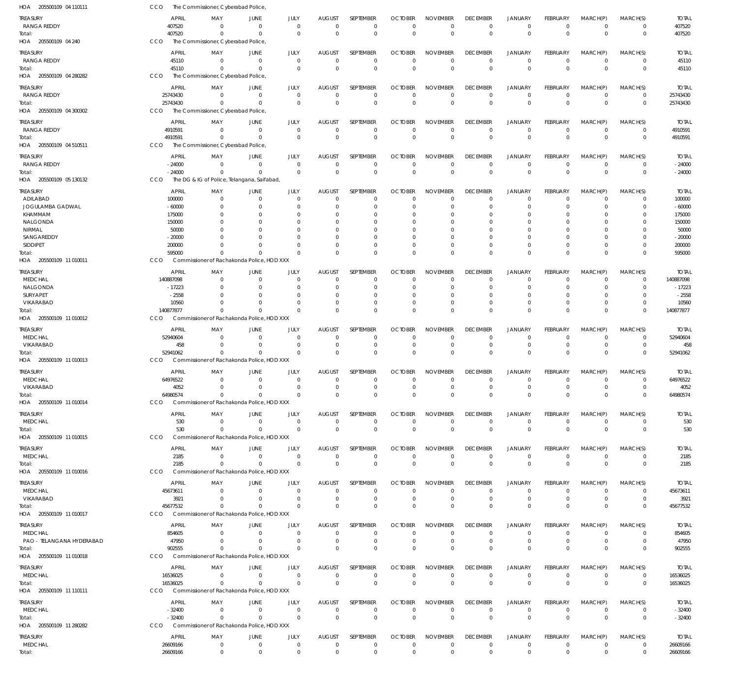HOA 205500109 04 110111 CCO The Commissioner, Cyberabad Police,

| TREASURY | APRIL | MAY | JUNE | JULY | AUGUST | SEPTEMBER | OCTOBER | NOVEMBER | DECEMBER | JANUARY | FEBRUARY | MARCH(P) | MARCH(S) | TOTAL |
|---|---|---|---|---|---|---|---|---|---|---|---|---|---|---|
| RANGA REDDY | 407520 | 0 | 0 | 0 | 0 | 0 | 0 | 0 | 0 | 0 | 0 | 0 | 0 | 407520 |
| Total: | 407520 | 0 | 0 | 0 | 0 | 0 | 0 | 0 | 0 | 0 | 0 | 0 | 0 | 407520 |

HOA 205500109 04 240 CCO The Commissioner, Cyberabad Police,

| TREASURY | APRIL | MAY | JUNE | JULY | AUGUST | SEPTEMBER | OCTOBER | NOVEMBER | DECEMBER | JANUARY | FEBRUARY | MARCH(P) | MARCH(S) | TOTAL |
|---|---|---|---|---|---|---|---|---|---|---|---|---|---|---|
| RANGA REDDY | 45110 | 0 | 0 | 0 | 0 | 0 | 0 | 0 | 0 | 0 | 0 | 0 | 0 | 45110 |
| Total: | 45110 | 0 | 0 | 0 | 0 | 0 | 0 | 0 | 0 | 0 | 0 | 0 | 0 | 45110 |

HOA 205500109 04 280282 CCO The Commissioner, Cyberabad Police,

| TREASURY | APRIL | MAY | JUNE | JULY | AUGUST | SEPTEMBER | OCTOBER | NOVEMBER | DECEMBER | JANUARY | FEBRUARY | MARCH(P) | MARCH(S) | TOTAL |
|---|---|---|---|---|---|---|---|---|---|---|---|---|---|---|
| RANGA REDDY | 25743430 | 0 | 0 | 0 | 0 | 0 | 0 | 0 | 0 | 0 | 0 | 0 | 0 | 25743430 |
| Total: | 25743430 | 0 | 0 | 0 | 0 | 0 | 0 | 0 | 0 | 0 | 0 | 0 | 0 | 25743430 |

HOA 205500109 04 300302 CCO The Commissioner, Cyberabad Police,

| TREASURY | APRIL | MAY | JUNE | JULY | AUGUST | SEPTEMBER | OCTOBER | NOVEMBER | DECEMBER | JANUARY | FEBRUARY | MARCH(P) | MARCH(S) | TOTAL |
|---|---|---|---|---|---|---|---|---|---|---|---|---|---|---|
| RANGA REDDY | 4910591 | 0 | 0 | 0 | 0 | 0 | 0 | 0 | 0 | 0 | 0 | 0 | 0 | 4910591 |
| Total: | 4910591 | 0 | 0 | 0 | 0 | 0 | 0 | 0 | 0 | 0 | 0 | 0 | 0 | 4910591 |

HOA 205500109 04 510511 CCO The Commissioner, Cyberabad Police,

| TREASURY | APRIL | MAY | JUNE | JULY | AUGUST | SEPTEMBER | OCTOBER | NOVEMBER | DECEMBER | JANUARY | FEBRUARY | MARCH(P) | MARCH(S) | TOTAL |
|---|---|---|---|---|---|---|---|---|---|---|---|---|---|---|
| RANGA REDDY | -24000 | 0 | 0 | 0 | 0 | 0 | 0 | 0 | 0 | 0 | 0 | 0 | 0 | -24000 |
| Total: | -24000 | 0 | 0 | 0 | 0 | 0 | 0 | 0 | 0 | 0 | 0 | 0 | 0 | -24000 |

HOA 205500109 05 130132 CCO The DG & IG of Police, Telangana, Saifabad,

| TREASURY | APRIL | MAY | JUNE | JULY | AUGUST | SEPTEMBER | OCTOBER | NOVEMBER | DECEMBER | JANUARY | FEBRUARY | MARCH(P) | MARCH(S) | TOTAL |
|---|---|---|---|---|---|---|---|---|---|---|---|---|---|---|
| ADILABAD | 100000 | 0 | 0 | 0 | 0 | 0 | 0 | 0 | 0 | 0 | 0 | 0 | 0 | 100000 |
| JOGULAMBA GADWAL | -60000 | 0 | 0 | 0 | 0 | 0 | 0 | 0 | 0 | 0 | 0 | 0 | 0 | -60000 |
| KHAMMAM | 175000 | 0 | 0 | 0 | 0 | 0 | 0 | 0 | 0 | 0 | 0 | 0 | 0 | 175000 |
| NALGONDA | 150000 | 0 | 0 | 0 | 0 | 0 | 0 | 0 | 0 | 0 | 0 | 0 | 0 | 150000 |
| NIRMAL | 50000 | 0 | 0 | 0 | 0 | 0 | 0 | 0 | 0 | 0 | 0 | 0 | 0 | 50000 |
| SANGAREDDY | -20000 | 0 | 0 | 0 | 0 | 0 | 0 | 0 | 0 | 0 | 0 | 0 | 0 | -20000 |
| SIDDIPET | 200000 | 0 | 0 | 0 | 0 | 0 | 0 | 0 | 0 | 0 | 0 | 0 | 0 | 200000 |
| Total: | 595000 | 0 | 0 | 0 | 0 | 0 | 0 | 0 | 0 | 0 | 0 | 0 | 0 | 595000 |

HOA 205500109 11 010011 CCO Commissioner of Rachakonda Police, HOD XXX

| TREASURY | APRIL | MAY | JUNE | JULY | AUGUST | SEPTEMBER | OCTOBER | NOVEMBER | DECEMBER | JANUARY | FEBRUARY | MARCH(P) | MARCH(S) | TOTAL |
|---|---|---|---|---|---|---|---|---|---|---|---|---|---|---|
| MEDCHAL | 140887098 | 0 | 0 | 0 | 0 | 0 | 0 | 0 | 0 | 0 | 0 | 0 | 0 | 140887098 |
| NALGONDA | -17223 | 0 | 0 | 0 | 0 | 0 | 0 | 0 | 0 | 0 | 0 | 0 | 0 | -17223 |
| SURYAPET | -2558 | 0 | 0 | 0 | 0 | 0 | 0 | 0 | 0 | 0 | 0 | 0 | 0 | -2558 |
| VIKARABAD | 10560 | 0 | 0 | 0 | 0 | 0 | 0 | 0 | 0 | 0 | 0 | 0 | 0 | 10560 |
| Total: | 140877877 | 0 | 0 | 0 | 0 | 0 | 0 | 0 | 0 | 0 | 0 | 0 | 0 | 140877877 |

HOA 205500109 11 010012 CCO Commissioner of Rachakonda Police, HOD XXX

| TREASURY | APRIL | MAY | JUNE | JULY | AUGUST | SEPTEMBER | OCTOBER | NOVEMBER | DECEMBER | JANUARY | FEBRUARY | MARCH(P) | MARCH(S) | TOTAL |
|---|---|---|---|---|---|---|---|---|---|---|---|---|---|---|
| MEDCHAL | 52940604 | 0 | 0 | 0 | 0 | 0 | 0 | 0 | 0 | 0 | 0 | 0 | 0 | 52940604 |
| VIKARABAD | 458 | 0 | 0 | 0 | 0 | 0 | 0 | 0 | 0 | 0 | 0 | 0 | 0 | 458 |
| Total: | 52941062 | 0 | 0 | 0 | 0 | 0 | 0 | 0 | 0 | 0 | 0 | 0 | 0 | 52941062 |

HOA 205500109 11 010013 CCO Commissioner of Rachakonda Police, HOD XXX

| TREASURY | APRIL | MAY | JUNE | JULY | AUGUST | SEPTEMBER | OCTOBER | NOVEMBER | DECEMBER | JANUARY | FEBRUARY | MARCH(P) | MARCH(S) | TOTAL |
|---|---|---|---|---|---|---|---|---|---|---|---|---|---|---|
| MEDCHAL | 64976522 | 0 | 0 | 0 | 0 | 0 | 0 | 0 | 0 | 0 | 0 | 0 | 0 | 64976522 |
| VIKARABAD | 4052 | 0 | 0 | 0 | 0 | 0 | 0 | 0 | 0 | 0 | 0 | 0 | 0 | 4052 |
| Total: | 64980574 | 0 | 0 | 0 | 0 | 0 | 0 | 0 | 0 | 0 | 0 | 0 | 0 | 64980574 |

HOA 205500109 11 010014 CCO Commissioner of Rachakonda Police, HOD XXX

| TREASURY | APRIL | MAY | JUNE | JULY | AUGUST | SEPTEMBER | OCTOBER | NOVEMBER | DECEMBER | JANUARY | FEBRUARY | MARCH(P) | MARCH(S) | TOTAL |
|---|---|---|---|---|---|---|---|---|---|---|---|---|---|---|
| MEDCHAL | 530 | 0 | 0 | 0 | 0 | 0 | 0 | 0 | 0 | 0 | 0 | 0 | 0 | 530 |
| Total: | 530 | 0 | 0 | 0 | 0 | 0 | 0 | 0 | 0 | 0 | 0 | 0 | 0 | 530 |

HOA 205500109 11 010015 CCO Commissioner of Rachakonda Police, HOD XXX

| TREASURY | APRIL | MAY | JUNE | JULY | AUGUST | SEPTEMBER | OCTOBER | NOVEMBER | DECEMBER | JANUARY | FEBRUARY | MARCH(P) | MARCH(S) | TOTAL |
|---|---|---|---|---|---|---|---|---|---|---|---|---|---|---|
| MEDCHAL | 2185 | 0 | 0 | 0 | 0 | 0 | 0 | 0 | 0 | 0 | 0 | 0 | 0 | 2185 |
| Total: | 2185 | 0 | 0 | 0 | 0 | 0 | 0 | 0 | 0 | 0 | 0 | 0 | 0 | 2185 |

HOA 205500109 11 010016 CCO Commissioner of Rachakonda Police, HOD XXX

| TREASURY | APRIL | MAY | JUNE | JULY | AUGUST | SEPTEMBER | OCTOBER | NOVEMBER | DECEMBER | JANUARY | FEBRUARY | MARCH(P) | MARCH(S) | TOTAL |
|---|---|---|---|---|---|---|---|---|---|---|---|---|---|---|
| MEDCHAL | 45673611 | 0 | 0 | 0 | 0 | 0 | 0 | 0 | 0 | 0 | 0 | 0 | 0 | 45673611 |
| VIKARABAD | 3921 | 0 | 0 | 0 | 0 | 0 | 0 | 0 | 0 | 0 | 0 | 0 | 0 | 3921 |
| Total: | 45677532 | 0 | 0 | 0 | 0 | 0 | 0 | 0 | 0 | 0 | 0 | 0 | 0 | 45677532 |

HOA 205500109 11 010017 CCO Commissioner of Rachakonda Police, HOD XXX

| TREASURY | APRIL | MAY | JUNE | JULY | AUGUST | SEPTEMBER | OCTOBER | NOVEMBER | DECEMBER | JANUARY | FEBRUARY | MARCH(P) | MARCH(S) | TOTAL |
|---|---|---|---|---|---|---|---|---|---|---|---|---|---|---|
| MEDCHAL | 854605 | 0 | 0 | 0 | 0 | 0 | 0 | 0 | 0 | 0 | 0 | 0 | 0 | 854605 |
| PAO - TELANGANA HYDERABAD | 47950 | 0 | 0 | 0 | 0 | 0 | 0 | 0 | 0 | 0 | 0 | 0 | 0 | 47950 |
| Total: | 902555 | 0 | 0 | 0 | 0 | 0 | 0 | 0 | 0 | 0 | 0 | 0 | 0 | 902555 |

HOA 205500109 11 010018 CCO Commissioner of Rachakonda Police, HOD XXX

| TREASURY | APRIL | MAY | JUNE | JULY | AUGUST | SEPTEMBER | OCTOBER | NOVEMBER | DECEMBER | JANUARY | FEBRUARY | MARCH(P) | MARCH(S) | TOTAL |
|---|---|---|---|---|---|---|---|---|---|---|---|---|---|---|
| MEDCHAL | 16536025 | 0 | 0 | 0 | 0 | 0 | 0 | 0 | 0 | 0 | 0 | 0 | 0 | 16536025 |
| Total: | 16536025 | 0 | 0 | 0 | 0 | 0 | 0 | 0 | 0 | 0 | 0 | 0 | 0 | 16536025 |

HOA 205500109 11 110111 CCO Commissioner of Rachakonda Police, HOD XXX

| TREASURY | APRIL | MAY | JUNE | JULY | AUGUST | SEPTEMBER | OCTOBER | NOVEMBER | DECEMBER | JANUARY | FEBRUARY | MARCH(P) | MARCH(S) | TOTAL |
|---|---|---|---|---|---|---|---|---|---|---|---|---|---|---|
| MEDCHAL | -32400 | 0 | 0 | 0 | 0 | 0 | 0 | 0 | 0 | 0 | 0 | 0 | 0 | -32400 |
| Total: | -32400 | 0 | 0 | 0 | 0 | 0 | 0 | 0 | 0 | 0 | 0 | 0 | 0 | -32400 |

HOA 205500109 11 280282 CCO Commissioner of Rachakonda Police, HOD XXX

| TREASURY | APRIL | MAY | JUNE | JULY | AUGUST | SEPTEMBER | OCTOBER | NOVEMBER | DECEMBER | JANUARY | FEBRUARY | MARCH(P) | MARCH(S) | TOTAL |
|---|---|---|---|---|---|---|---|---|---|---|---|---|---|---|
| MEDCHAL | 26609166 | 0 | 0 | 0 | 0 | 0 | 0 | 0 | 0 | 0 | 0 | 0 | 0 | 26609166 |
| Total: | 26609166 | 0 | 0 | 0 | 0 | 0 | 0 | 0 | 0 | 0 | 0 | 0 | 0 | 26609166 |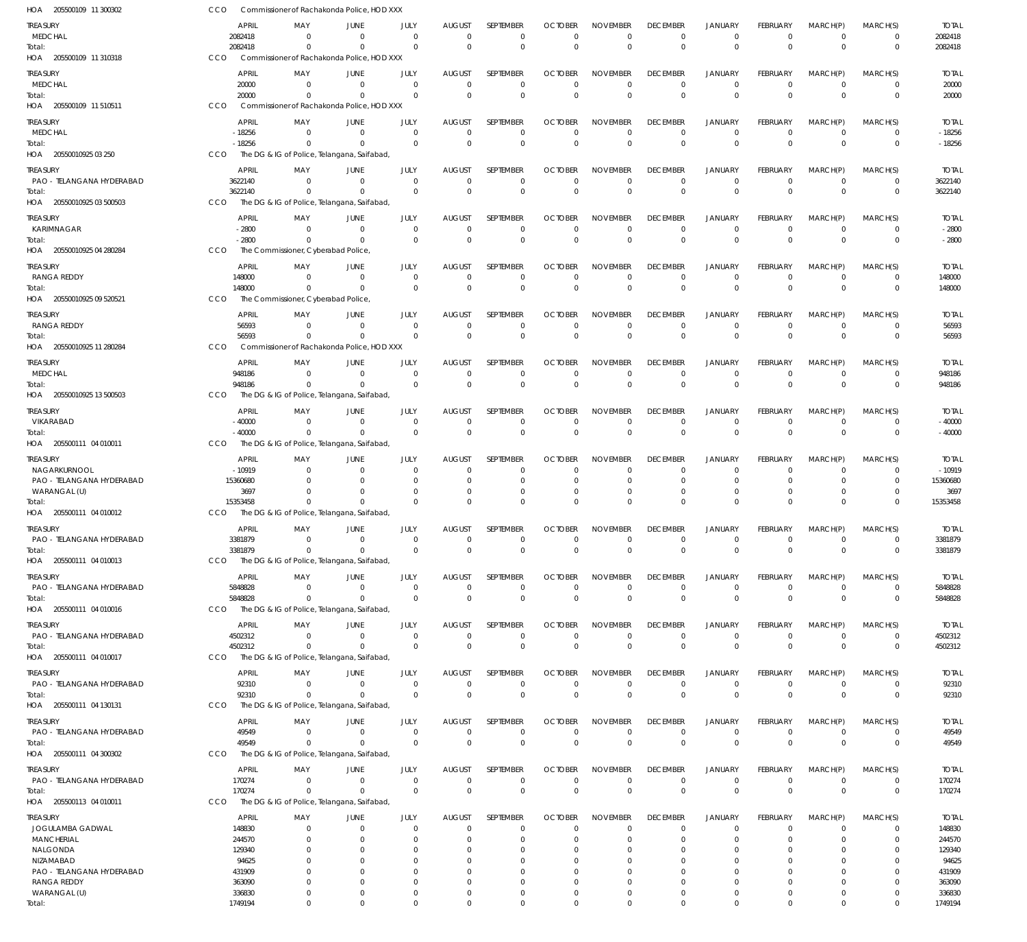HOA 205500109 11 300302 CCO Commissioner of Rachakonda Police, HOD XXX

| TREASURY | APRIL | MAY | JUNE | JULY | AUGUST | SEPTEMBER | OCTOBER | NOVEMBER | DECEMBER | JANUARY | FEBRUARY | MARCH(P) | MARCH(S) | TOTAL |
|---|---|---|---|---|---|---|---|---|---|---|---|---|---|---|
| MEDCHAL | 2082418 | 0 | 0 | 0 | 0 | 0 | 0 | 0 | 0 | 0 | 0 | 0 | 0 | 2082418 |
| Total: | 2082418 | 0 | 0 | 0 | 0 | 0 | 0 | 0 | 0 | 0 | 0 | 0 | 0 | 2082418 |

HOA 205500109 11 310318 CCO Commissioner of Rachakonda Police, HOD XXX

| TREASURY | APRIL | MAY | JUNE | JULY | AUGUST | SEPTEMBER | OCTOBER | NOVEMBER | DECEMBER | JANUARY | FEBRUARY | MARCH(P) | MARCH(S) | TOTAL |
|---|---|---|---|---|---|---|---|---|---|---|---|---|---|---|
| MEDCHAL | 20000 | 0 | 0 | 0 | 0 | 0 | 0 | 0 | 0 | 0 | 0 | 0 | 0 | 20000 |
| Total: | 20000 | 0 | 0 | 0 | 0 | 0 | 0 | 0 | 0 | 0 | 0 | 0 | 0 | 20000 |

HOA 205500109 11 510511 CCO Commissioner of Rachakonda Police, HOD XXX

| TREASURY | APRIL | MAY | JUNE | JULY | AUGUST | SEPTEMBER | OCTOBER | NOVEMBER | DECEMBER | JANUARY | FEBRUARY | MARCH(P) | MARCH(S) | TOTAL |
|---|---|---|---|---|---|---|---|---|---|---|---|---|---|---|
| MEDCHAL | -18256 | 0 | 0 | 0 | 0 | 0 | 0 | 0 | 0 | 0 | 0 | 0 | 0 | -18256 |
| Total: | -18256 | 0 | 0 | 0 | 0 | 0 | 0 | 0 | 0 | 0 | 0 | 0 | 0 | -18256 |

HOA 20550010925 03 250 CCO The DG & IG of Police, Telangana, Saifabad,

| TREASURY | APRIL | MAY | JUNE | JULY | AUGUST | SEPTEMBER | OCTOBER | NOVEMBER | DECEMBER | JANUARY | FEBRUARY | MARCH(P) | MARCH(S) | TOTAL |
|---|---|---|---|---|---|---|---|---|---|---|---|---|---|---|
| PAO - TELANGANA HYDERABAD | 3622140 | 0 | 0 | 0 | 0 | 0 | 0 | 0 | 0 | 0 | 0 | 0 | 0 | 3622140 |
| Total: | 3622140 | 0 | 0 | 0 | 0 | 0 | 0 | 0 | 0 | 0 | 0 | 0 | 0 | 3622140 |

HOA 20550010925 03 500503 CCO The DG & IG of Police, Telangana, Saifabad,

| TREASURY | APRIL | MAY | JUNE | JULY | AUGUST | SEPTEMBER | OCTOBER | NOVEMBER | DECEMBER | JANUARY | FEBRUARY | MARCH(P) | MARCH(S) | TOTAL |
|---|---|---|---|---|---|---|---|---|---|---|---|---|---|---|
| KARIMNAGAR | -2800 | 0 | 0 | 0 | 0 | 0 | 0 | 0 | 0 | 0 | 0 | 0 | 0 | -2800 |
| Total: | -2800 | 0 | 0 | 0 | 0 | 0 | 0 | 0 | 0 | 0 | 0 | 0 | 0 | -2800 |

HOA 20550010925 04 280284 CCO The Commissioner, Cyberabad Police,

| TREASURY | APRIL | MAY | JUNE | JULY | AUGUST | SEPTEMBER | OCTOBER | NOVEMBER | DECEMBER | JANUARY | FEBRUARY | MARCH(P) | MARCH(S) | TOTAL |
|---|---|---|---|---|---|---|---|---|---|---|---|---|---|---|
| RANGA REDDY | 148000 | 0 | 0 | 0 | 0 | 0 | 0 | 0 | 0 | 0 | 0 | 0 | 0 | 148000 |
| Total: | 148000 | 0 | 0 | 0 | 0 | 0 | 0 | 0 | 0 | 0 | 0 | 0 | 0 | 148000 |

HOA 20550010925 09 520521 CCO The Commissioner, Cyberabad Police,

| TREASURY | APRIL | MAY | JUNE | JULY | AUGUST | SEPTEMBER | OCTOBER | NOVEMBER | DECEMBER | JANUARY | FEBRUARY | MARCH(P) | MARCH(S) | TOTAL |
|---|---|---|---|---|---|---|---|---|---|---|---|---|---|---|
| RANGA REDDY | 56593 | 0 | 0 | 0 | 0 | 0 | 0 | 0 | 0 | 0 | 0 | 0 | 0 | 56593 |
| Total: | 56593 | 0 | 0 | 0 | 0 | 0 | 0 | 0 | 0 | 0 | 0 | 0 | 0 | 56593 |

HOA 20550010925 11 280284 CCO Commissioner of Rachakonda Police, HOD XXX

| TREASURY | APRIL | MAY | JUNE | JULY | AUGUST | SEPTEMBER | OCTOBER | NOVEMBER | DECEMBER | JANUARY | FEBRUARY | MARCH(P) | MARCH(S) | TOTAL |
|---|---|---|---|---|---|---|---|---|---|---|---|---|---|---|
| MEDCHAL | 948186 | 0 | 0 | 0 | 0 | 0 | 0 | 0 | 0 | 0 | 0 | 0 | 0 | 948186 |
| Total: | 948186 | 0 | 0 | 0 | 0 | 0 | 0 | 0 | 0 | 0 | 0 | 0 | 0 | 948186 |

HOA 20550010925 13 500503 CCO The DG & IG of Police, Telangana, Saifabad,

| TREASURY | APRIL | MAY | JUNE | JULY | AUGUST | SEPTEMBER | OCTOBER | NOVEMBER | DECEMBER | JANUARY | FEBRUARY | MARCH(P) | MARCH(S) | TOTAL |
|---|---|---|---|---|---|---|---|---|---|---|---|---|---|---|
| VIKARABAD | -40000 | 0 | 0 | 0 | 0 | 0 | 0 | 0 | 0 | 0 | 0 | 0 | 0 | -40000 |
| Total: | -40000 | 0 | 0 | 0 | 0 | 0 | 0 | 0 | 0 | 0 | 0 | 0 | 0 | -40000 |

HOA 205500111 04 010011 CCO The DG & IG of Police, Telangana, Saifabad,

| TREASURY | APRIL | MAY | JUNE | JULY | AUGUST | SEPTEMBER | OCTOBER | NOVEMBER | DECEMBER | JANUARY | FEBRUARY | MARCH(P) | MARCH(S) | TOTAL |
|---|---|---|---|---|---|---|---|---|---|---|---|---|---|---|
| NAGARKURNOOL | -10919 | 0 | 0 | 0 | 0 | 0 | 0 | 0 | 0 | 0 | 0 | 0 | 0 | -10919 |
| PAO - TELANGANA HYDERABAD | 15360680 | 0 | 0 | 0 | 0 | 0 | 0 | 0 | 0 | 0 | 0 | 0 | 0 | 15360680 |
| WARANGAL (U) | 3697 | 0 | 0 | 0 | 0 | 0 | 0 | 0 | 0 | 0 | 0 | 0 | 0 | 3697 |
| Total: | 15353458 | 0 | 0 | 0 | 0 | 0 | 0 | 0 | 0 | 0 | 0 | 0 | 0 | 15353458 |

HOA 205500111 04 010012 CCO The DG & IG of Police, Telangana, Saifabad,

| TREASURY | APRIL | MAY | JUNE | JULY | AUGUST | SEPTEMBER | OCTOBER | NOVEMBER | DECEMBER | JANUARY | FEBRUARY | MARCH(P) | MARCH(S) | TOTAL |
|---|---|---|---|---|---|---|---|---|---|---|---|---|---|---|
| PAO - TELANGANA HYDERABAD | 3381879 | 0 | 0 | 0 | 0 | 0 | 0 | 0 | 0 | 0 | 0 | 0 | 0 | 3381879 |
| Total: | 3381879 | 0 | 0 | 0 | 0 | 0 | 0 | 0 | 0 | 0 | 0 | 0 | 0 | 3381879 |

HOA 205500111 04 010013 CCO The DG & IG of Police, Telangana, Saifabad,

| TREASURY | APRIL | MAY | JUNE | JULY | AUGUST | SEPTEMBER | OCTOBER | NOVEMBER | DECEMBER | JANUARY | FEBRUARY | MARCH(P) | MARCH(S) | TOTAL |
|---|---|---|---|---|---|---|---|---|---|---|---|---|---|---|
| PAO - TELANGANA HYDERABAD | 5848828 | 0 | 0 | 0 | 0 | 0 | 0 | 0 | 0 | 0 | 0 | 0 | 0 | 5848828 |
| Total: | 5848828 | 0 | 0 | 0 | 0 | 0 | 0 | 0 | 0 | 0 | 0 | 0 | 0 | 5848828 |

HOA 205500111 04 010016 CCO The DG & IG of Police, Telangana, Saifabad,

| TREASURY | APRIL | MAY | JUNE | JULY | AUGUST | SEPTEMBER | OCTOBER | NOVEMBER | DECEMBER | JANUARY | FEBRUARY | MARCH(P) | MARCH(S) | TOTAL |
|---|---|---|---|---|---|---|---|---|---|---|---|---|---|---|
| PAO - TELANGANA HYDERABAD | 4502312 | 0 | 0 | 0 | 0 | 0 | 0 | 0 | 0 | 0 | 0 | 0 | 0 | 4502312 |
| Total: | 4502312 | 0 | 0 | 0 | 0 | 0 | 0 | 0 | 0 | 0 | 0 | 0 | 0 | 4502312 |

HOA 205500111 04 010017 CCO The DG & IG of Police, Telangana, Saifabad,

| TREASURY | APRIL | MAY | JUNE | JULY | AUGUST | SEPTEMBER | OCTOBER | NOVEMBER | DECEMBER | JANUARY | FEBRUARY | MARCH(P) | MARCH(S) | TOTAL |
|---|---|---|---|---|---|---|---|---|---|---|---|---|---|---|
| PAO - TELANGANA HYDERABAD | 92310 | 0 | 0 | 0 | 0 | 0 | 0 | 0 | 0 | 0 | 0 | 0 | 0 | 92310 |
| Total: | 92310 | 0 | 0 | 0 | 0 | 0 | 0 | 0 | 0 | 0 | 0 | 0 | 0 | 92310 |

HOA 205500111 04 130131 CCO The DG & IG of Police, Telangana, Saifabad,

| TREASURY | APRIL | MAY | JUNE | JULY | AUGUST | SEPTEMBER | OCTOBER | NOVEMBER | DECEMBER | JANUARY | FEBRUARY | MARCH(P) | MARCH(S) | TOTAL |
|---|---|---|---|---|---|---|---|---|---|---|---|---|---|---|
| PAO - TELANGANA HYDERABAD | 49549 | 0 | 0 | 0 | 0 | 0 | 0 | 0 | 0 | 0 | 0 | 0 | 0 | 49549 |
| Total: | 49549 | 0 | 0 | 0 | 0 | 0 | 0 | 0 | 0 | 0 | 0 | 0 | 0 | 49549 |

HOA 205500111 04 300302 CCO The DG & IG of Police, Telangana, Saifabad,

| TREASURY | APRIL | MAY | JUNE | JULY | AUGUST | SEPTEMBER | OCTOBER | NOVEMBER | DECEMBER | JANUARY | FEBRUARY | MARCH(P) | MARCH(S) | TOTAL |
|---|---|---|---|---|---|---|---|---|---|---|---|---|---|---|
| PAO - TELANGANA HYDERABAD | 170274 | 0 | 0 | 0 | 0 | 0 | 0 | 0 | 0 | 0 | 0 | 0 | 0 | 170274 |
| Total: | 170274 | 0 | 0 | 0 | 0 | 0 | 0 | 0 | 0 | 0 | 0 | 0 | 0 | 170274 |

HOA 205500113 04 010011 CCO The DG & IG of Police, Telangana, Saifabad,

| TREASURY | APRIL | MAY | JUNE | JULY | AUGUST | SEPTEMBER | OCTOBER | NOVEMBER | DECEMBER | JANUARY | FEBRUARY | MARCH(P) | MARCH(S) | TOTAL |
|---|---|---|---|---|---|---|---|---|---|---|---|---|---|---|
| JOGULAMBA GADWAL | 148830 | 0 | 0 | 0 | 0 | 0 | 0 | 0 | 0 | 0 | 0 | 0 | 0 | 148830 |
| MANCHERIAL | 244570 | 0 | 0 | 0 | 0 | 0 | 0 | 0 | 0 | 0 | 0 | 0 | 0 | 244570 |
| NALGONDA | 129340 | 0 | 0 | 0 | 0 | 0 | 0 | 0 | 0 | 0 | 0 | 0 | 0 | 129340 |
| NIZAMABAD | 94625 | 0 | 0 | 0 | 0 | 0 | 0 | 0 | 0 | 0 | 0 | 0 | 0 | 94625 |
| PAO - TELANGANA HYDERABAD | 431909 | 0 | 0 | 0 | 0 | 0 | 0 | 0 | 0 | 0 | 0 | 0 | 0 | 431909 |
| RANGA REDDY | 363090 | 0 | 0 | 0 | 0 | 0 | 0 | 0 | 0 | 0 | 0 | 0 | 0 | 363090 |
| WARANGAL (U) | 336830 | 0 | 0 | 0 | 0 | 0 | 0 | 0 | 0 | 0 | 0 | 0 | 0 | 336830 |
| Total: | 1749194 | 0 | 0 | 0 | 0 | 0 | 0 | 0 | 0 | 0 | 0 | 0 | 0 | 1749194 |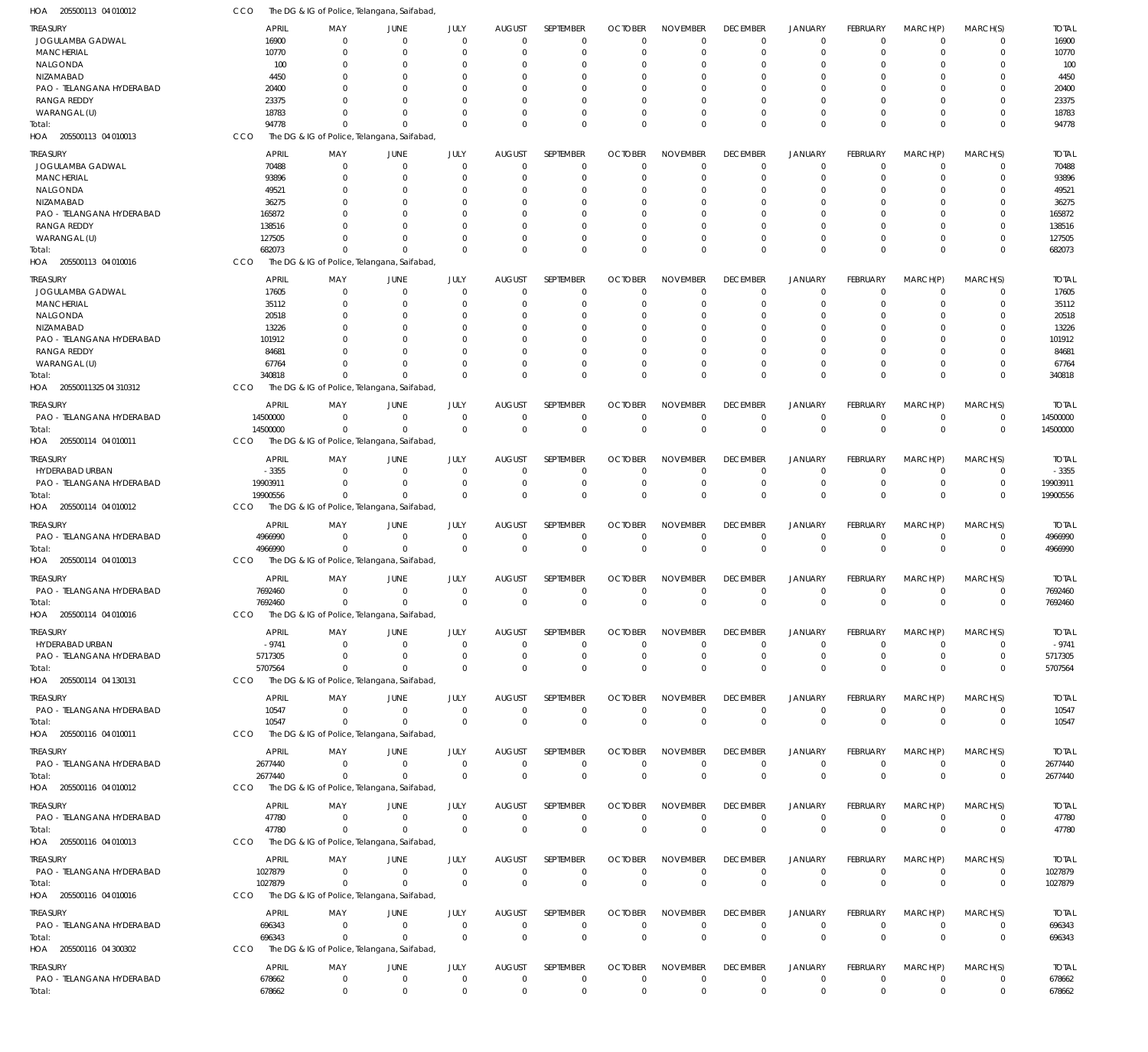HOA 205500113 04 010012 CCO The DG & IG of Police, Telangana, Saifabad,

| TREASURY | APRIL | MAY | JUNE | JULY | AUGUST | SEPTEMBER | OCTOBER | NOVEMBER | DECEMBER | JANUARY | FEBRUARY | MARCH(P) | MARCH(S) | TOTAL |
|---|---|---|---|---|---|---|---|---|---|---|---|---|---|---|
| JOGULAMBA GADWAL | 16900 | 0 | 0 | 0 | 0 | 0 | 0 | 0 | 0 | 0 | 0 | 0 | 0 | 16900 |
| MANCHERIAL | 10770 | 0 | 0 | 0 | 0 | 0 | 0 | 0 | 0 | 0 | 0 | 0 | 0 | 10770 |
| NALGONDA | 100 | 0 | 0 | 0 | 0 | 0 | 0 | 0 | 0 | 0 | 0 | 0 | 0 | 100 |
| NIZAMABAD | 4450 | 0 | 0 | 0 | 0 | 0 | 0 | 0 | 0 | 0 | 0 | 0 | 0 | 4450 |
| PAO - TELANGANA HYDERABAD | 20400 | 0 | 0 | 0 | 0 | 0 | 0 | 0 | 0 | 0 | 0 | 0 | 0 | 20400 |
| RANGA REDDY | 23375 | 0 | 0 | 0 | 0 | 0 | 0 | 0 | 0 | 0 | 0 | 0 | 0 | 23375 |
| WARANGAL (U) | 18783 | 0 | 0 | 0 | 0 | 0 | 0 | 0 | 0 | 0 | 0 | 0 | 0 | 18783 |
| Total: | 94778 | 0 | 0 | 0 | 0 | 0 | 0 | 0 | 0 | 0 | 0 | 0 | 0 | 94778 |

HOA 205500113 04 010013 CCO The DG & IG of Police, Telangana, Saifabad,

| TREASURY | APRIL | MAY | JUNE | JULY | AUGUST | SEPTEMBER | OCTOBER | NOVEMBER | DECEMBER | JANUARY | FEBRUARY | MARCH(P) | MARCH(S) | TOTAL |
|---|---|---|---|---|---|---|---|---|---|---|---|---|---|---|
| JOGULAMBA GADWAL | 70488 | 0 | 0 | 0 | 0 | 0 | 0 | 0 | 0 | 0 | 0 | 0 | 0 | 70488 |
| MANCHERIAL | 93896 | 0 | 0 | 0 | 0 | 0 | 0 | 0 | 0 | 0 | 0 | 0 | 0 | 93896 |
| NALGONDA | 49521 | 0 | 0 | 0 | 0 | 0 | 0 | 0 | 0 | 0 | 0 | 0 | 0 | 49521 |
| NIZAMABAD | 36275 | 0 | 0 | 0 | 0 | 0 | 0 | 0 | 0 | 0 | 0 | 0 | 0 | 36275 |
| PAO - TELANGANA HYDERABAD | 165872 | 0 | 0 | 0 | 0 | 0 | 0 | 0 | 0 | 0 | 0 | 0 | 0 | 165872 |
| RANGA REDDY | 138516 | 0 | 0 | 0 | 0 | 0 | 0 | 0 | 0 | 0 | 0 | 0 | 0 | 138516 |
| WARANGAL (U) | 127505 | 0 | 0 | 0 | 0 | 0 | 0 | 0 | 0 | 0 | 0 | 0 | 0 | 127505 |
| Total: | 682073 | 0 | 0 | 0 | 0 | 0 | 0 | 0 | 0 | 0 | 0 | 0 | 0 | 682073 |

HOA 205500113 04 010016 CCO The DG & IG of Police, Telangana, Saifabad,

| TREASURY | APRIL | MAY | JUNE | JULY | AUGUST | SEPTEMBER | OCTOBER | NOVEMBER | DECEMBER | JANUARY | FEBRUARY | MARCH(P) | MARCH(S) | TOTAL |
|---|---|---|---|---|---|---|---|---|---|---|---|---|---|---|
| JOGULAMBA GADWAL | 17605 | 0 | 0 | 0 | 0 | 0 | 0 | 0 | 0 | 0 | 0 | 0 | 0 | 17605 |
| MANCHERIAL | 35112 | 0 | 0 | 0 | 0 | 0 | 0 | 0 | 0 | 0 | 0 | 0 | 0 | 35112 |
| NALGONDA | 20518 | 0 | 0 | 0 | 0 | 0 | 0 | 0 | 0 | 0 | 0 | 0 | 0 | 20518 |
| NIZAMABAD | 13226 | 0 | 0 | 0 | 0 | 0 | 0 | 0 | 0 | 0 | 0 | 0 | 0 | 13226 |
| PAO - TELANGANA HYDERABAD | 101912 | 0 | 0 | 0 | 0 | 0 | 0 | 0 | 0 | 0 | 0 | 0 | 0 | 101912 |
| RANGA REDDY | 84681 | 0 | 0 | 0 | 0 | 0 | 0 | 0 | 0 | 0 | 0 | 0 | 0 | 84681 |
| WARANGAL (U) | 67764 | 0 | 0 | 0 | 0 | 0 | 0 | 0 | 0 | 0 | 0 | 0 | 0 | 67764 |
| Total: | 340818 | 0 | 0 | 0 | 0 | 0 | 0 | 0 | 0 | 0 | 0 | 0 | 0 | 340818 |

HOA 20550011325 04 310312 CCO The DG & IG of Police, Telangana, Saifabad,

| TREASURY | APRIL | MAY | JUNE | JULY | AUGUST | SEPTEMBER | OCTOBER | NOVEMBER | DECEMBER | JANUARY | FEBRUARY | MARCH(P) | MARCH(S) | TOTAL |
|---|---|---|---|---|---|---|---|---|---|---|---|---|---|---|
| PAO - TELANGANA HYDERABAD | 14500000 | 0 | 0 | 0 | 0 | 0 | 0 | 0 | 0 | 0 | 0 | 0 | 0 | 14500000 |
| Total: | 14500000 | 0 | 0 | 0 | 0 | 0 | 0 | 0 | 0 | 0 | 0 | 0 | 0 | 14500000 |

HOA 205500114 04 010011 CCO The DG & IG of Police, Telangana, Saifabad,

| TREASURY | APRIL | MAY | JUNE | JULY | AUGUST | SEPTEMBER | OCTOBER | NOVEMBER | DECEMBER | JANUARY | FEBRUARY | MARCH(P) | MARCH(S) | TOTAL |
|---|---|---|---|---|---|---|---|---|---|---|---|---|---|---|
| HYDERABAD URBAN | -3355 | 0 | 0 | 0 | 0 | 0 | 0 | 0 | 0 | 0 | 0 | 0 | 0 | -3355 |
| PAO - TELANGANA HYDERABAD | 19903911 | 0 | 0 | 0 | 0 | 0 | 0 | 0 | 0 | 0 | 0 | 0 | 0 | 19903911 |
| Total: | 19900556 | 0 | 0 | 0 | 0 | 0 | 0 | 0 | 0 | 0 | 0 | 0 | 0 | 19900556 |

HOA 205500114 04 010012 CCO The DG & IG of Police, Telangana, Saifabad,

| TREASURY | APRIL | MAY | JUNE | JULY | AUGUST | SEPTEMBER | OCTOBER | NOVEMBER | DECEMBER | JANUARY | FEBRUARY | MARCH(P) | MARCH(S) | TOTAL |
|---|---|---|---|---|---|---|---|---|---|---|---|---|---|---|
| PAO - TELANGANA HYDERABAD | 4966990 | 0 | 0 | 0 | 0 | 0 | 0 | 0 | 0 | 0 | 0 | 0 | 0 | 4966990 |
| Total: | 4966990 | 0 | 0 | 0 | 0 | 0 | 0 | 0 | 0 | 0 | 0 | 0 | 0 | 4966990 |

HOA 205500114 04 010013 CCO The DG & IG of Police, Telangana, Saifabad,

| TREASURY | APRIL | MAY | JUNE | JULY | AUGUST | SEPTEMBER | OCTOBER | NOVEMBER | DECEMBER | JANUARY | FEBRUARY | MARCH(P) | MARCH(S) | TOTAL |
|---|---|---|---|---|---|---|---|---|---|---|---|---|---|---|
| PAO - TELANGANA HYDERABAD | 7692460 | 0 | 0 | 0 | 0 | 0 | 0 | 0 | 0 | 0 | 0 | 0 | 0 | 7692460 |
| Total: | 7692460 | 0 | 0 | 0 | 0 | 0 | 0 | 0 | 0 | 0 | 0 | 0 | 0 | 7692460 |

HOA 205500114 04 010016 CCO The DG & IG of Police, Telangana, Saifabad,

| TREASURY | APRIL | MAY | JUNE | JULY | AUGUST | SEPTEMBER | OCTOBER | NOVEMBER | DECEMBER | JANUARY | FEBRUARY | MARCH(P) | MARCH(S) | TOTAL |
|---|---|---|---|---|---|---|---|---|---|---|---|---|---|---|
| HYDERABAD URBAN | -9741 | 0 | 0 | 0 | 0 | 0 | 0 | 0 | 0 | 0 | 0 | 0 | 0 | -9741 |
| PAO - TELANGANA HYDERABAD | 5717305 | 0 | 0 | 0 | 0 | 0 | 0 | 0 | 0 | 0 | 0 | 0 | 0 | 5717305 |
| Total: | 5707564 | 0 | 0 | 0 | 0 | 0 | 0 | 0 | 0 | 0 | 0 | 0 | 0 | 5707564 |

HOA 205500114 04 130131 CCO The DG & IG of Police, Telangana, Saifabad,

| TREASURY | APRIL | MAY | JUNE | JULY | AUGUST | SEPTEMBER | OCTOBER | NOVEMBER | DECEMBER | JANUARY | FEBRUARY | MARCH(P) | MARCH(S) | TOTAL |
|---|---|---|---|---|---|---|---|---|---|---|---|---|---|---|
| PAO - TELANGANA HYDERABAD | 10547 | 0 | 0 | 0 | 0 | 0 | 0 | 0 | 0 | 0 | 0 | 0 | 0 | 10547 |
| Total: | 10547 | 0 | 0 | 0 | 0 | 0 | 0 | 0 | 0 | 0 | 0 | 0 | 0 | 10547 |

HOA 205500116 04 010011 CCO The DG & IG of Police, Telangana, Saifabad,

| TREASURY | APRIL | MAY | JUNE | JULY | AUGUST | SEPTEMBER | OCTOBER | NOVEMBER | DECEMBER | JANUARY | FEBRUARY | MARCH(P) | MARCH(S) | TOTAL |
|---|---|---|---|---|---|---|---|---|---|---|---|---|---|---|
| PAO - TELANGANA HYDERABAD | 2677440 | 0 | 0 | 0 | 0 | 0 | 0 | 0 | 0 | 0 | 0 | 0 | 0 | 2677440 |
| Total: | 2677440 | 0 | 0 | 0 | 0 | 0 | 0 | 0 | 0 | 0 | 0 | 0 | 0 | 2677440 |

HOA 205500116 04 010012 CCO The DG & IG of Police, Telangana, Saifabad,

| TREASURY | APRIL | MAY | JUNE | JULY | AUGUST | SEPTEMBER | OCTOBER | NOVEMBER | DECEMBER | JANUARY | FEBRUARY | MARCH(P) | MARCH(S) | TOTAL |
|---|---|---|---|---|---|---|---|---|---|---|---|---|---|---|
| PAO - TELANGANA HYDERABAD | 47780 | 0 | 0 | 0 | 0 | 0 | 0 | 0 | 0 | 0 | 0 | 0 | 0 | 47780 |
| Total: | 47780 | 0 | 0 | 0 | 0 | 0 | 0 | 0 | 0 | 0 | 0 | 0 | 0 | 47780 |

HOA 205500116 04 010013 CCO The DG & IG of Police, Telangana, Saifabad,

| TREASURY | APRIL | MAY | JUNE | JULY | AUGUST | SEPTEMBER | OCTOBER | NOVEMBER | DECEMBER | JANUARY | FEBRUARY | MARCH(P) | MARCH(S) | TOTAL |
|---|---|---|---|---|---|---|---|---|---|---|---|---|---|---|
| PAO - TELANGANA HYDERABAD | 1027879 | 0 | 0 | 0 | 0 | 0 | 0 | 0 | 0 | 0 | 0 | 0 | 0 | 1027879 |
| Total: | 1027879 | 0 | 0 | 0 | 0 | 0 | 0 | 0 | 0 | 0 | 0 | 0 | 0 | 1027879 |

HOA 205500116 04 010016 CCO The DG & IG of Police, Telangana, Saifabad,

| TREASURY | APRIL | MAY | JUNE | JULY | AUGUST | SEPTEMBER | OCTOBER | NOVEMBER | DECEMBER | JANUARY | FEBRUARY | MARCH(P) | MARCH(S) | TOTAL |
|---|---|---|---|---|---|---|---|---|---|---|---|---|---|---|
| PAO - TELANGANA HYDERABAD | 696343 | 0 | 0 | 0 | 0 | 0 | 0 | 0 | 0 | 0 | 0 | 0 | 0 | 696343 |
| Total: | 696343 | 0 | 0 | 0 | 0 | 0 | 0 | 0 | 0 | 0 | 0 | 0 | 0 | 696343 |

HOA 205500116 04 300302 CCO The DG & IG of Police, Telangana, Saifabad,

| TREASURY | APRIL | MAY | JUNE | JULY | AUGUST | SEPTEMBER | OCTOBER | NOVEMBER | DECEMBER | JANUARY | FEBRUARY | MARCH(P) | MARCH(S) | TOTAL |
|---|---|---|---|---|---|---|---|---|---|---|---|---|---|---|
| PAO - TELANGANA HYDERABAD | 678662 | 0 | 0 | 0 | 0 | 0 | 0 | 0 | 0 | 0 | 0 | 0 | 0 | 678662 |
| Total: | 678662 | 0 | 0 | 0 | 0 | 0 | 0 | 0 | 0 | 0 | 0 | 0 | 0 | 678662 |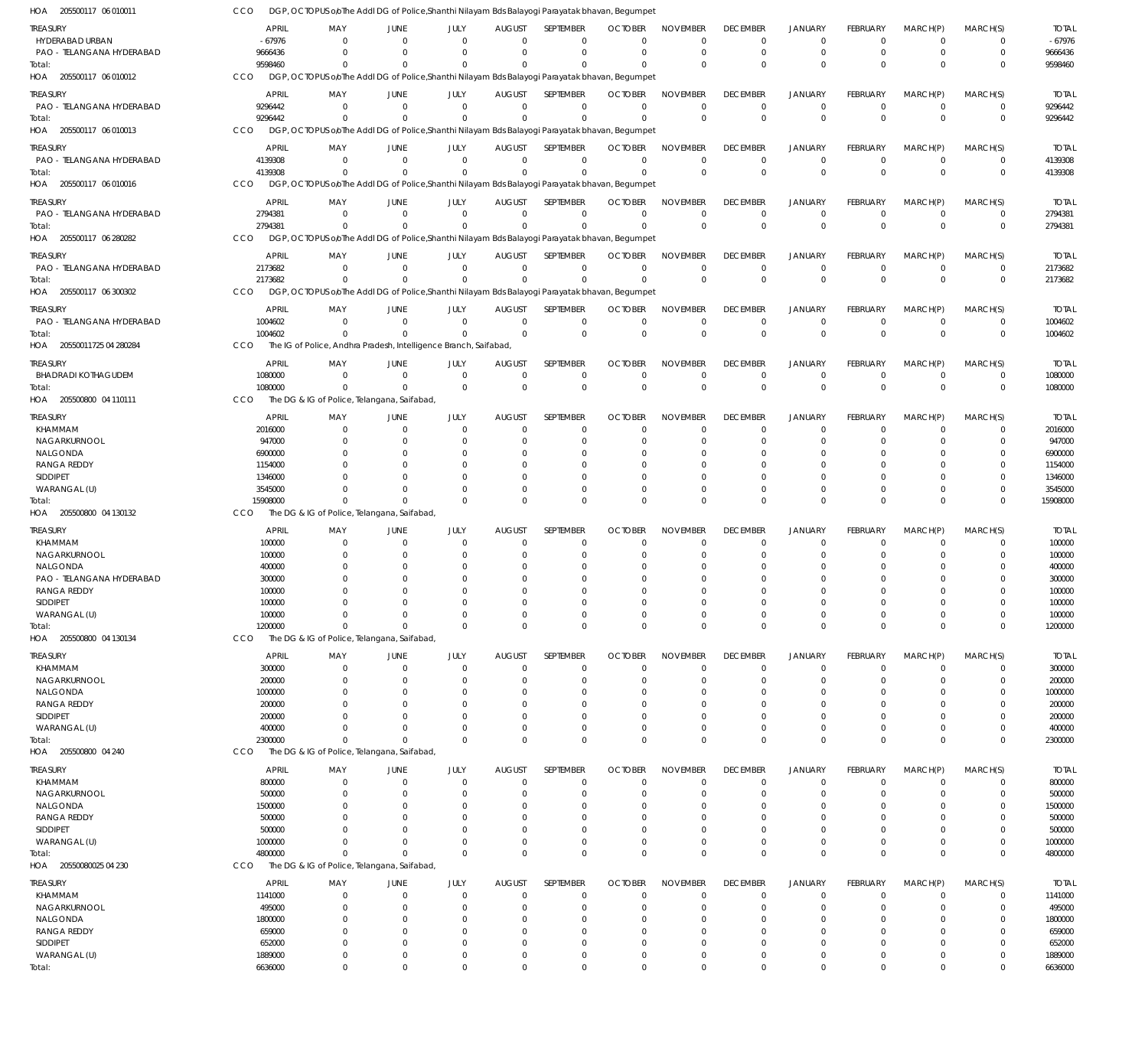HOA 205500117 06 010011 CCO DGP, OCTOPUS o/o The Addl DG of Police,Shanthi Nilayam Bds Balayogi Parayatak bhavan, Begumpet

| TREASURY | APRIL | MAY | JUNE | JULY | AUGUST | SEPTEMBER | OCTOBER | NOVEMBER | DECEMBER | JANUARY | FEBRUARY | MARCH(P) | MARCH(S) | TOTAL |
|---|---|---|---|---|---|---|---|---|---|---|---|---|---|---|
| HYDERABAD URBAN | -67976 | 0 | 0 | 0 | 0 | 0 | 0 | 0 | 0 | 0 | 0 | 0 | 0 | -67976 |
| PAO - TELANGANA HYDERABAD | 9666436 | 0 | 0 | 0 | 0 | 0 | 0 | 0 | 0 | 0 | 0 | 0 | 0 | 9666436 |
| Total: | 9598460 | 0 | 0 | 0 | 0 | 0 | 0 | 0 | 0 | 0 | 0 | 0 | 0 | 9598460 |

HOA 205500117 06 010012 CCO DGP, OCTOPUS o/o The Addl DG of Police,Shanthi Nilayam Bds Balayogi Parayatak bhavan, Begumpet

| TREASURY | APRIL | MAY | JUNE | JULY | AUGUST | SEPTEMBER | OCTOBER | NOVEMBER | DECEMBER | JANUARY | FEBRUARY | MARCH(P) | MARCH(S) | TOTAL |
|---|---|---|---|---|---|---|---|---|---|---|---|---|---|---|
| PAO - TELANGANA HYDERABAD | 9296442 | 0 | 0 | 0 | 0 | 0 | 0 | 0 | 0 | 0 | 0 | 0 | 0 | 9296442 |
| Total: | 9296442 | 0 | 0 | 0 | 0 | 0 | 0 | 0 | 0 | 0 | 0 | 0 | 0 | 9296442 |

HOA 205500117 06 010013 CCO DGP, OCTOPUS o/o The Addl DG of Police,Shanthi Nilayam Bds Balayogi Parayatak bhavan, Begumpet

| TREASURY | APRIL | MAY | JUNE | JULY | AUGUST | SEPTEMBER | OCTOBER | NOVEMBER | DECEMBER | JANUARY | FEBRUARY | MARCH(P) | MARCH(S) | TOTAL |
|---|---|---|---|---|---|---|---|---|---|---|---|---|---|---|
| PAO - TELANGANA HYDERABAD | 4139308 | 0 | 0 | 0 | 0 | 0 | 0 | 0 | 0 | 0 | 0 | 0 | 0 | 4139308 |
| Total: | 4139308 | 0 | 0 | 0 | 0 | 0 | 0 | 0 | 0 | 0 | 0 | 0 | 0 | 4139308 |

HOA 205500117 06 010016 CCO DGP, OCTOPUS o/o The Addl DG of Police,Shanthi Nilayam Bds Balayogi Parayatak bhavan, Begumpet

| TREASURY | APRIL | MAY | JUNE | JULY | AUGUST | SEPTEMBER | OCTOBER | NOVEMBER | DECEMBER | JANUARY | FEBRUARY | MARCH(P) | MARCH(S) | TOTAL |
|---|---|---|---|---|---|---|---|---|---|---|---|---|---|---|
| PAO - TELANGANA HYDERABAD | 2794381 | 0 | 0 | 0 | 0 | 0 | 0 | 0 | 0 | 0 | 0 | 0 | 0 | 2794381 |
| Total: | 2794381 | 0 | 0 | 0 | 0 | 0 | 0 | 0 | 0 | 0 | 0 | 0 | 0 | 2794381 |

HOA 205500117 06 280282 CCO DGP, OCTOPUS o/o The Addl DG of Police,Shanthi Nilayam Bds Balayogi Parayatak bhavan, Begumpet

| TREASURY | APRIL | MAY | JUNE | JULY | AUGUST | SEPTEMBER | OCTOBER | NOVEMBER | DECEMBER | JANUARY | FEBRUARY | MARCH(P) | MARCH(S) | TOTAL |
|---|---|---|---|---|---|---|---|---|---|---|---|---|---|---|
| PAO - TELANGANA HYDERABAD | 2173682 | 0 | 0 | 0 | 0 | 0 | 0 | 0 | 0 | 0 | 0 | 0 | 0 | 2173682 |
| Total: | 2173682 | 0 | 0 | 0 | 0 | 0 | 0 | 0 | 0 | 0 | 0 | 0 | 0 | 2173682 |

HOA 205500117 06 300302 CCO DGP, OCTOPUS o/o The Addl DG of Police,Shanthi Nilayam Bds Balayogi Parayatak bhavan, Begumpet

| TREASURY | APRIL | MAY | JUNE | JULY | AUGUST | SEPTEMBER | OCTOBER | NOVEMBER | DECEMBER | JANUARY | FEBRUARY | MARCH(P) | MARCH(S) | TOTAL |
|---|---|---|---|---|---|---|---|---|---|---|---|---|---|---|
| PAO - TELANGANA HYDERABAD | 1004602 | 0 | 0 | 0 | 0 | 0 | 0 | 0 | 0 | 0 | 0 | 0 | 0 | 1004602 |
| Total: | 1004602 | 0 | 0 | 0 | 0 | 0 | 0 | 0 | 0 | 0 | 0 | 0 | 0 | 1004602 |

HOA 20550011725 04 280284 CCO The IG of Police, Andhra Pradesh, Intelligence Branch, Saifabad,

| TREASURY | APRIL | MAY | JUNE | JULY | AUGUST | SEPTEMBER | OCTOBER | NOVEMBER | DECEMBER | JANUARY | FEBRUARY | MARCH(P) | MARCH(S) | TOTAL |
|---|---|---|---|---|---|---|---|---|---|---|---|---|---|---|
| BHADRADI KOTHAGUDEM | 1080000 | 0 | 0 | 0 | 0 | 0 | 0 | 0 | 0 | 0 | 0 | 0 | 0 | 1080000 |
| Total: | 1080000 | 0 | 0 | 0 | 0 | 0 | 0 | 0 | 0 | 0 | 0 | 0 | 0 | 1080000 |

HOA 205500800 04 110111 CCO The DG & IG of Police, Telangana, Saifabad,

| TREASURY | APRIL | MAY | JUNE | JULY | AUGUST | SEPTEMBER | OCTOBER | NOVEMBER | DECEMBER | JANUARY | FEBRUARY | MARCH(P) | MARCH(S) | TOTAL |
|---|---|---|---|---|---|---|---|---|---|---|---|---|---|---|
| KHAMMAM | 2016000 | 0 | 0 | 0 | 0 | 0 | 0 | 0 | 0 | 0 | 0 | 0 | 0 | 2016000 |
| NAGARKURNOOL | 947000 | 0 | 0 | 0 | 0 | 0 | 0 | 0 | 0 | 0 | 0 | 0 | 0 | 947000 |
| NALGONDA | 6900000 | 0 | 0 | 0 | 0 | 0 | 0 | 0 | 0 | 0 | 0 | 0 | 0 | 6900000 |
| RANGA REDDY | 1154000 | 0 | 0 | 0 | 0 | 0 | 0 | 0 | 0 | 0 | 0 | 0 | 0 | 1154000 |
| SIDDIPET | 1346000 | 0 | 0 | 0 | 0 | 0 | 0 | 0 | 0 | 0 | 0 | 0 | 0 | 1346000 |
| WARANGAL (U) | 3545000 | 0 | 0 | 0 | 0 | 0 | 0 | 0 | 0 | 0 | 0 | 0 | 0 | 3545000 |
| Total: | 15908000 | 0 | 0 | 0 | 0 | 0 | 0 | 0 | 0 | 0 | 0 | 0 | 0 | 15908000 |

HOA 205500800 04 130132 CCO The DG & IG of Police, Telangana, Saifabad,

| TREASURY | APRIL | MAY | JUNE | JULY | AUGUST | SEPTEMBER | OCTOBER | NOVEMBER | DECEMBER | JANUARY | FEBRUARY | MARCH(P) | MARCH(S) | TOTAL |
|---|---|---|---|---|---|---|---|---|---|---|---|---|---|---|
| KHAMMAM | 100000 | 0 | 0 | 0 | 0 | 0 | 0 | 0 | 0 | 0 | 0 | 0 | 0 | 100000 |
| NAGARKURNOOL | 100000 | 0 | 0 | 0 | 0 | 0 | 0 | 0 | 0 | 0 | 0 | 0 | 0 | 100000 |
| NALGONDA | 400000 | 0 | 0 | 0 | 0 | 0 | 0 | 0 | 0 | 0 | 0 | 0 | 0 | 400000 |
| PAO - TELANGANA HYDERABAD | 300000 | 0 | 0 | 0 | 0 | 0 | 0 | 0 | 0 | 0 | 0 | 0 | 0 | 300000 |
| RANGA REDDY | 100000 | 0 | 0 | 0 | 0 | 0 | 0 | 0 | 0 | 0 | 0 | 0 | 0 | 100000 |
| SIDDIPET | 100000 | 0 | 0 | 0 | 0 | 0 | 0 | 0 | 0 | 0 | 0 | 0 | 0 | 100000 |
| WARANGAL (U) | 100000 | 0 | 0 | 0 | 0 | 0 | 0 | 0 | 0 | 0 | 0 | 0 | 0 | 100000 |
| Total: | 1200000 | 0 | 0 | 0 | 0 | 0 | 0 | 0 | 0 | 0 | 0 | 0 | 0 | 1200000 |

HOA 205500800 04 130134 CCO The DG & IG of Police, Telangana, Saifabad,

| TREASURY | APRIL | MAY | JUNE | JULY | AUGUST | SEPTEMBER | OCTOBER | NOVEMBER | DECEMBER | JANUARY | FEBRUARY | MARCH(P) | MARCH(S) | TOTAL |
|---|---|---|---|---|---|---|---|---|---|---|---|---|---|---|
| KHAMMAM | 300000 | 0 | 0 | 0 | 0 | 0 | 0 | 0 | 0 | 0 | 0 | 0 | 0 | 300000 |
| NAGARKURNOOL | 200000 | 0 | 0 | 0 | 0 | 0 | 0 | 0 | 0 | 0 | 0 | 0 | 0 | 200000 |
| NALGONDA | 1000000 | 0 | 0 | 0 | 0 | 0 | 0 | 0 | 0 | 0 | 0 | 0 | 0 | 1000000 |
| RANGA REDDY | 200000 | 0 | 0 | 0 | 0 | 0 | 0 | 0 | 0 | 0 | 0 | 0 | 0 | 200000 |
| SIDDIPET | 200000 | 0 | 0 | 0 | 0 | 0 | 0 | 0 | 0 | 0 | 0 | 0 | 0 | 200000 |
| WARANGAL (U) | 400000 | 0 | 0 | 0 | 0 | 0 | 0 | 0 | 0 | 0 | 0 | 0 | 0 | 400000 |
| Total: | 2300000 | 0 | 0 | 0 | 0 | 0 | 0 | 0 | 0 | 0 | 0 | 0 | 0 | 2300000 |

HOA 205500800 04 240 CCO The DG & IG of Police, Telangana, Saifabad,

| TREASURY | APRIL | MAY | JUNE | JULY | AUGUST | SEPTEMBER | OCTOBER | NOVEMBER | DECEMBER | JANUARY | FEBRUARY | MARCH(P) | MARCH(S) | TOTAL |
|---|---|---|---|---|---|---|---|---|---|---|---|---|---|---|
| KHAMMAM | 800000 | 0 | 0 | 0 | 0 | 0 | 0 | 0 | 0 | 0 | 0 | 0 | 0 | 800000 |
| NAGARKURNOOL | 500000 | 0 | 0 | 0 | 0 | 0 | 0 | 0 | 0 | 0 | 0 | 0 | 0 | 500000 |
| NALGONDA | 1500000 | 0 | 0 | 0 | 0 | 0 | 0 | 0 | 0 | 0 | 0 | 0 | 0 | 1500000 |
| RANGA REDDY | 500000 | 0 | 0 | 0 | 0 | 0 | 0 | 0 | 0 | 0 | 0 | 0 | 0 | 500000 |
| SIDDIPET | 500000 | 0 | 0 | 0 | 0 | 0 | 0 | 0 | 0 | 0 | 0 | 0 | 0 | 500000 |
| WARANGAL (U) | 1000000 | 0 | 0 | 0 | 0 | 0 | 0 | 0 | 0 | 0 | 0 | 0 | 0 | 1000000 |
| Total: | 4800000 | 0 | 0 | 0 | 0 | 0 | 0 | 0 | 0 | 0 | 0 | 0 | 0 | 4800000 |

HOA 20550080025 04 230 CCO The DG & IG of Police, Telangana, Saifabad,

| TREASURY | APRIL | MAY | JUNE | JULY | AUGUST | SEPTEMBER | OCTOBER | NOVEMBER | DECEMBER | JANUARY | FEBRUARY | MARCH(P) | MARCH(S) | TOTAL |
|---|---|---|---|---|---|---|---|---|---|---|---|---|---|---|
| KHAMMAM | 1141000 | 0 | 0 | 0 | 0 | 0 | 0 | 0 | 0 | 0 | 0 | 0 | 0 | 1141000 |
| NAGARKURNOOL | 495000 | 0 | 0 | 0 | 0 | 0 | 0 | 0 | 0 | 0 | 0 | 0 | 0 | 495000 |
| NALGONDA | 1800000 | 0 | 0 | 0 | 0 | 0 | 0 | 0 | 0 | 0 | 0 | 0 | 0 | 1800000 |
| RANGA REDDY | 659000 | 0 | 0 | 0 | 0 | 0 | 0 | 0 | 0 | 0 | 0 | 0 | 0 | 659000 |
| SIDDIPET | 652000 | 0 | 0 | 0 | 0 | 0 | 0 | 0 | 0 | 0 | 0 | 0 | 0 | 652000 |
| WARANGAL (U) | 1889000 | 0 | 0 | 0 | 0 | 0 | 0 | 0 | 0 | 0 | 0 | 0 | 0 | 1889000 |
| Total: | 6636000 | 0 | 0 | 0 | 0 | 0 | 0 | 0 | 0 | 0 | 0 | 0 | 0 | 6636000 |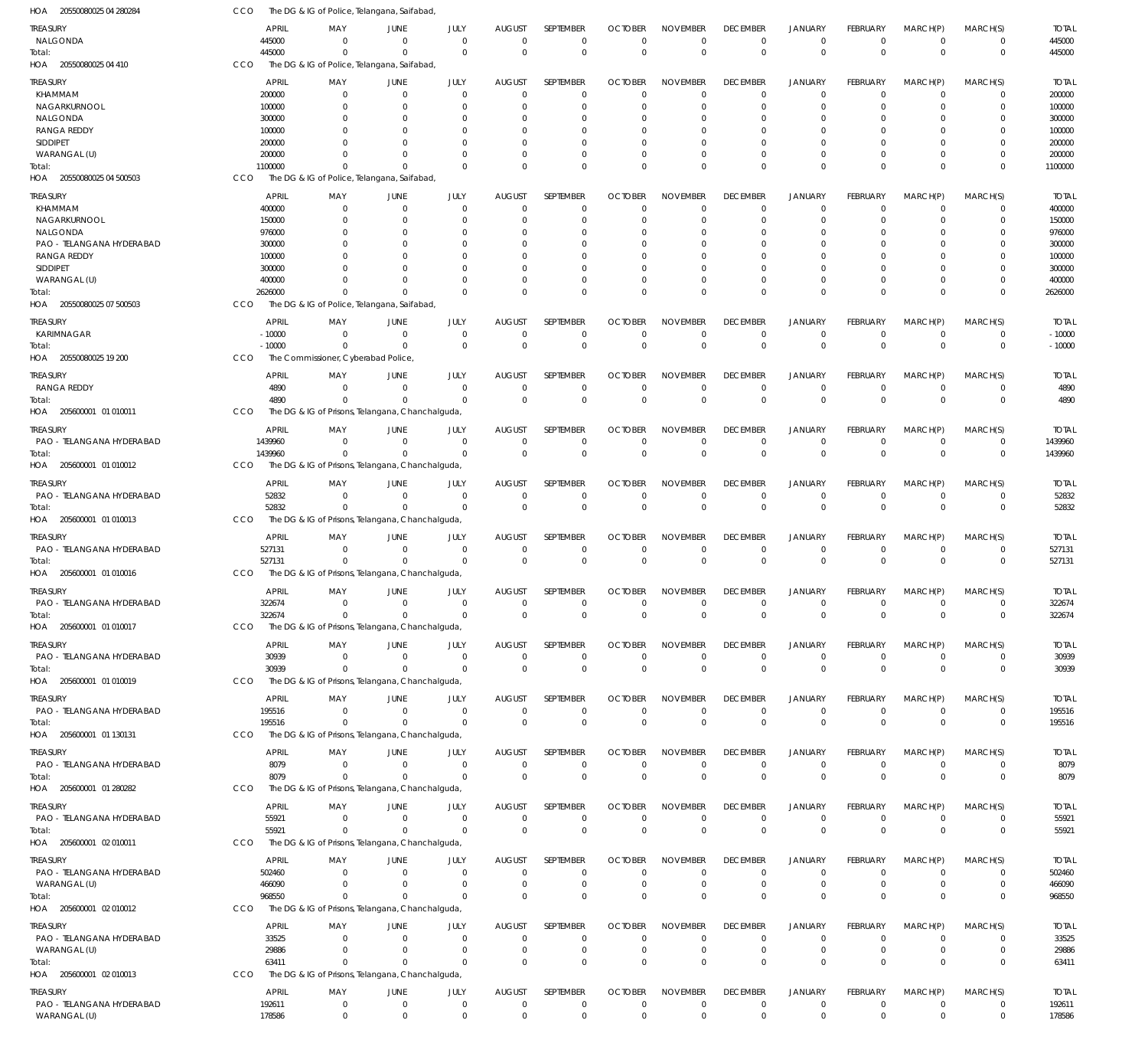HOA 20550080025 04 280284 CCO The DG & IG of Police, Telangana, Saifabad,

| TREASURY | APRIL | MAY | JUNE | JULY | AUGUST | SEPTEMBER | OCTOBER | NOVEMBER | DECEMBER | JANUARY | FEBRUARY | MARCH(P) | MARCH(S) | TOTAL |
|---|---|---|---|---|---|---|---|---|---|---|---|---|---|---|
| NALGONDA | 445000 | 0 | 0 | 0 | 0 | 0 | 0 | 0 | 0 | 0 | 0 | 0 | 0 | 445000 |
| Total: | 445000 | 0 | 0 | 0 | 0 | 0 | 0 | 0 | 0 | 0 | 0 | 0 | 0 | 445000 |

HOA 20550080025 04 410 CCO The DG & IG of Police, Telangana, Saifabad,

| TREASURY | APRIL | MAY | JUNE | JULY | AUGUST | SEPTEMBER | OCTOBER | NOVEMBER | DECEMBER | JANUARY | FEBRUARY | MARCH(P) | MARCH(S) | TOTAL |
|---|---|---|---|---|---|---|---|---|---|---|---|---|---|---|
| KHAMMAM | 200000 | 0 | 0 | 0 | 0 | 0 | 0 | 0 | 0 | 0 | 0 | 0 | 0 | 200000 |
| NAGARKURNOOL | 100000 | 0 | 0 | 0 | 0 | 0 | 0 | 0 | 0 | 0 | 0 | 0 | 0 | 100000 |
| NALGONDA | 300000 | 0 | 0 | 0 | 0 | 0 | 0 | 0 | 0 | 0 | 0 | 0 | 0 | 300000 |
| RANGA REDDY | 100000 | 0 | 0 | 0 | 0 | 0 | 0 | 0 | 0 | 0 | 0 | 0 | 0 | 100000 |
| SIDDIPET | 200000 | 0 | 0 | 0 | 0 | 0 | 0 | 0 | 0 | 0 | 0 | 0 | 0 | 200000 |
| WARANGAL (U) | 200000 | 0 | 0 | 0 | 0 | 0 | 0 | 0 | 0 | 0 | 0 | 0 | 0 | 200000 |
| Total: | 1100000 | 0 | 0 | 0 | 0 | 0 | 0 | 0 | 0 | 0 | 0 | 0 | 0 | 1100000 |

HOA 20550080025 04 500503 CCO The DG & IG of Police, Telangana, Saifabad,

| TREASURY | APRIL | MAY | JUNE | JULY | AUGUST | SEPTEMBER | OCTOBER | NOVEMBER | DECEMBER | JANUARY | FEBRUARY | MARCH(P) | MARCH(S) | TOTAL |
|---|---|---|---|---|---|---|---|---|---|---|---|---|---|---|
| KHAMMAM | 400000 | 0 | 0 | 0 | 0 | 0 | 0 | 0 | 0 | 0 | 0 | 0 | 0 | 400000 |
| NAGARKURNOOL | 150000 | 0 | 0 | 0 | 0 | 0 | 0 | 0 | 0 | 0 | 0 | 0 | 0 | 150000 |
| NALGONDA | 976000 | 0 | 0 | 0 | 0 | 0 | 0 | 0 | 0 | 0 | 0 | 0 | 0 | 976000 |
| PAO - TELANGANA HYDERABAD | 300000 | 0 | 0 | 0 | 0 | 0 | 0 | 0 | 0 | 0 | 0 | 0 | 0 | 300000 |
| RANGA REDDY | 100000 | 0 | 0 | 0 | 0 | 0 | 0 | 0 | 0 | 0 | 0 | 0 | 0 | 100000 |
| SIDDIPET | 300000 | 0 | 0 | 0 | 0 | 0 | 0 | 0 | 0 | 0 | 0 | 0 | 0 | 300000 |
| WARANGAL (U) | 400000 | 0 | 0 | 0 | 0 | 0 | 0 | 0 | 0 | 0 | 0 | 0 | 0 | 400000 |
| Total: | 2626000 | 0 | 0 | 0 | 0 | 0 | 0 | 0 | 0 | 0 | 0 | 0 | 0 | 2626000 |

HOA 20550080025 07 500503 CCO The DG & IG of Police, Telangana, Saifabad,

| TREASURY | APRIL | MAY | JUNE | JULY | AUGUST | SEPTEMBER | OCTOBER | NOVEMBER | DECEMBER | JANUARY | FEBRUARY | MARCH(P) | MARCH(S) | TOTAL |
|---|---|---|---|---|---|---|---|---|---|---|---|---|---|---|
| KARIMNAGAR | -10000 | 0 | 0 | 0 | 0 | 0 | 0 | 0 | 0 | 0 | 0 | 0 | 0 | -10000 |
| Total: | -10000 | 0 | 0 | 0 | 0 | 0 | 0 | 0 | 0 | 0 | 0 | 0 | 0 | -10000 |

HOA 20550080025 19 200 CCO The Commissioner, Cyberabad Police,

| TREASURY | APRIL | MAY | JUNE | JULY | AUGUST | SEPTEMBER | OCTOBER | NOVEMBER | DECEMBER | JANUARY | FEBRUARY | MARCH(P) | MARCH(S) | TOTAL |
|---|---|---|---|---|---|---|---|---|---|---|---|---|---|---|
| RANGA REDDY | 4890 | 0 | 0 | 0 | 0 | 0 | 0 | 0 | 0 | 0 | 0 | 0 | 0 | 4890 |
| Total: | 4890 | 0 | 0 | 0 | 0 | 0 | 0 | 0 | 0 | 0 | 0 | 0 | 0 | 4890 |

HOA 205600001 01 010011 CCO The DG & IG of Prisons, Telangana, Chanchalguda,

| TREASURY | APRIL | MAY | JUNE | JULY | AUGUST | SEPTEMBER | OCTOBER | NOVEMBER | DECEMBER | JANUARY | FEBRUARY | MARCH(P) | MARCH(S) | TOTAL |
|---|---|---|---|---|---|---|---|---|---|---|---|---|---|---|
| PAO - TELANGANA HYDERABAD | 1439960 | 0 | 0 | 0 | 0 | 0 | 0 | 0 | 0 | 0 | 0 | 0 | 0 | 1439960 |
| Total: | 1439960 | 0 | 0 | 0 | 0 | 0 | 0 | 0 | 0 | 0 | 0 | 0 | 0 | 1439960 |

HOA 205600001 01 010012 CCO The DG & IG of Prisons, Telangana, Chanchalguda,

| TREASURY | APRIL | MAY | JUNE | JULY | AUGUST | SEPTEMBER | OCTOBER | NOVEMBER | DECEMBER | JANUARY | FEBRUARY | MARCH(P) | MARCH(S) | TOTAL |
|---|---|---|---|---|---|---|---|---|---|---|---|---|---|---|
| PAO - TELANGANA HYDERABAD | 52832 | 0 | 0 | 0 | 0 | 0 | 0 | 0 | 0 | 0 | 0 | 0 | 0 | 52832 |
| Total: | 52832 | 0 | 0 | 0 | 0 | 0 | 0 | 0 | 0 | 0 | 0 | 0 | 0 | 52832 |

HOA 205600001 01 010013 CCO The DG & IG of Prisons, Telangana, Chanchalguda,

| TREASURY | APRIL | MAY | JUNE | JULY | AUGUST | SEPTEMBER | OCTOBER | NOVEMBER | DECEMBER | JANUARY | FEBRUARY | MARCH(P) | MARCH(S) | TOTAL |
|---|---|---|---|---|---|---|---|---|---|---|---|---|---|---|
| PAO - TELANGANA HYDERABAD | 527131 | 0 | 0 | 0 | 0 | 0 | 0 | 0 | 0 | 0 | 0 | 0 | 0 | 527131 |
| Total: | 527131 | 0 | 0 | 0 | 0 | 0 | 0 | 0 | 0 | 0 | 0 | 0 | 0 | 527131 |

HOA 205600001 01 010016 CCO The DG & IG of Prisons, Telangana, Chanchalguda,

| TREASURY | APRIL | MAY | JUNE | JULY | AUGUST | SEPTEMBER | OCTOBER | NOVEMBER | DECEMBER | JANUARY | FEBRUARY | MARCH(P) | MARCH(S) | TOTAL |
|---|---|---|---|---|---|---|---|---|---|---|---|---|---|---|
| PAO - TELANGANA HYDERABAD | 322674 | 0 | 0 | 0 | 0 | 0 | 0 | 0 | 0 | 0 | 0 | 0 | 0 | 322674 |
| Total: | 322674 | 0 | 0 | 0 | 0 | 0 | 0 | 0 | 0 | 0 | 0 | 0 | 0 | 322674 |

HOA 205600001 01 010017 CCO The DG & IG of Prisons, Telangana, Chanchalguda,

| TREASURY | APRIL | MAY | JUNE | JULY | AUGUST | SEPTEMBER | OCTOBER | NOVEMBER | DECEMBER | JANUARY | FEBRUARY | MARCH(P) | MARCH(S) | TOTAL |
|---|---|---|---|---|---|---|---|---|---|---|---|---|---|---|
| PAO - TELANGANA HYDERABAD | 30939 | 0 | 0 | 0 | 0 | 0 | 0 | 0 | 0 | 0 | 0 | 0 | 0 | 30939 |
| Total: | 30939 | 0 | 0 | 0 | 0 | 0 | 0 | 0 | 0 | 0 | 0 | 0 | 0 | 30939 |

HOA 205600001 01 010019 CCO The DG & IG of Prisons, Telangana, Chanchalguda,

| TREASURY | APRIL | MAY | JUNE | JULY | AUGUST | SEPTEMBER | OCTOBER | NOVEMBER | DECEMBER | JANUARY | FEBRUARY | MARCH(P) | MARCH(S) | TOTAL |
|---|---|---|---|---|---|---|---|---|---|---|---|---|---|---|
| PAO - TELANGANA HYDERABAD | 195516 | 0 | 0 | 0 | 0 | 0 | 0 | 0 | 0 | 0 | 0 | 0 | 0 | 195516 |
| Total: | 195516 | 0 | 0 | 0 | 0 | 0 | 0 | 0 | 0 | 0 | 0 | 0 | 0 | 195516 |

HOA 205600001 01 130131 CCO The DG & IG of Prisons, Telangana, Chanchalguda,

| TREASURY | APRIL | MAY | JUNE | JULY | AUGUST | SEPTEMBER | OCTOBER | NOVEMBER | DECEMBER | JANUARY | FEBRUARY | MARCH(P) | MARCH(S) | TOTAL |
|---|---|---|---|---|---|---|---|---|---|---|---|---|---|---|
| PAO - TELANGANA HYDERABAD | 8079 | 0 | 0 | 0 | 0 | 0 | 0 | 0 | 0 | 0 | 0 | 0 | 0 | 8079 |
| Total: | 8079 | 0 | 0 | 0 | 0 | 0 | 0 | 0 | 0 | 0 | 0 | 0 | 0 | 8079 |

HOA 205600001 01 280282 CCO The DG & IG of Prisons, Telangana, Chanchalguda,

| TREASURY | APRIL | MAY | JUNE | JULY | AUGUST | SEPTEMBER | OCTOBER | NOVEMBER | DECEMBER | JANUARY | FEBRUARY | MARCH(P) | MARCH(S) | TOTAL |
|---|---|---|---|---|---|---|---|---|---|---|---|---|---|---|
| PAO - TELANGANA HYDERABAD | 55921 | 0 | 0 | 0 | 0 | 0 | 0 | 0 | 0 | 0 | 0 | 0 | 0 | 55921 |
| Total: | 55921 | 0 | 0 | 0 | 0 | 0 | 0 | 0 | 0 | 0 | 0 | 0 | 0 | 55921 |

HOA 205600001 02 010011 CCO The DG & IG of Prisons, Telangana, Chanchalguda,

| TREASURY | APRIL | MAY | JUNE | JULY | AUGUST | SEPTEMBER | OCTOBER | NOVEMBER | DECEMBER | JANUARY | FEBRUARY | MARCH(P) | MARCH(S) | TOTAL |
|---|---|---|---|---|---|---|---|---|---|---|---|---|---|---|
| PAO - TELANGANA HYDERABAD | 502460 | 0 | 0 | 0 | 0 | 0 | 0 | 0 | 0 | 0 | 0 | 0 | 0 | 502460 |
| WARANGAL (U) | 466090 | 0 | 0 | 0 | 0 | 0 | 0 | 0 | 0 | 0 | 0 | 0 | 0 | 466090 |
| Total: | 968550 | 0 | 0 | 0 | 0 | 0 | 0 | 0 | 0 | 0 | 0 | 0 | 0 | 968550 |

HOA 205600001 02 010012 CCO The DG & IG of Prisons, Telangana, Chanchalguda,

| TREASURY | APRIL | MAY | JUNE | JULY | AUGUST | SEPTEMBER | OCTOBER | NOVEMBER | DECEMBER | JANUARY | FEBRUARY | MARCH(P) | MARCH(S) | TOTAL |
|---|---|---|---|---|---|---|---|---|---|---|---|---|---|---|
| PAO - TELANGANA HYDERABAD | 33525 | 0 | 0 | 0 | 0 | 0 | 0 | 0 | 0 | 0 | 0 | 0 | 0 | 33525 |
| WARANGAL (U) | 29886 | 0 | 0 | 0 | 0 | 0 | 0 | 0 | 0 | 0 | 0 | 0 | 0 | 29886 |
| Total: | 63411 | 0 | 0 | 0 | 0 | 0 | 0 | 0 | 0 | 0 | 0 | 0 | 0 | 63411 |

HOA 205600001 02 010013 CCO The DG & IG of Prisons, Telangana, Chanchalguda,

| TREASURY | APRIL | MAY | JUNE | JULY | AUGUST | SEPTEMBER | OCTOBER | NOVEMBER | DECEMBER | JANUARY | FEBRUARY | MARCH(P) | MARCH(S) | TOTAL |
|---|---|---|---|---|---|---|---|---|---|---|---|---|---|---|
| PAO - TELANGANA HYDERABAD | 192611 | 0 | 0 | 0 | 0 | 0 | 0 | 0 | 0 | 0 | 0 | 0 | 0 | 192611 |
| WARANGAL (U) | 178586 | 0 | 0 | 0 | 0 | 0 | 0 | 0 | 0 | 0 | 0 | 0 | 0 | 178586 |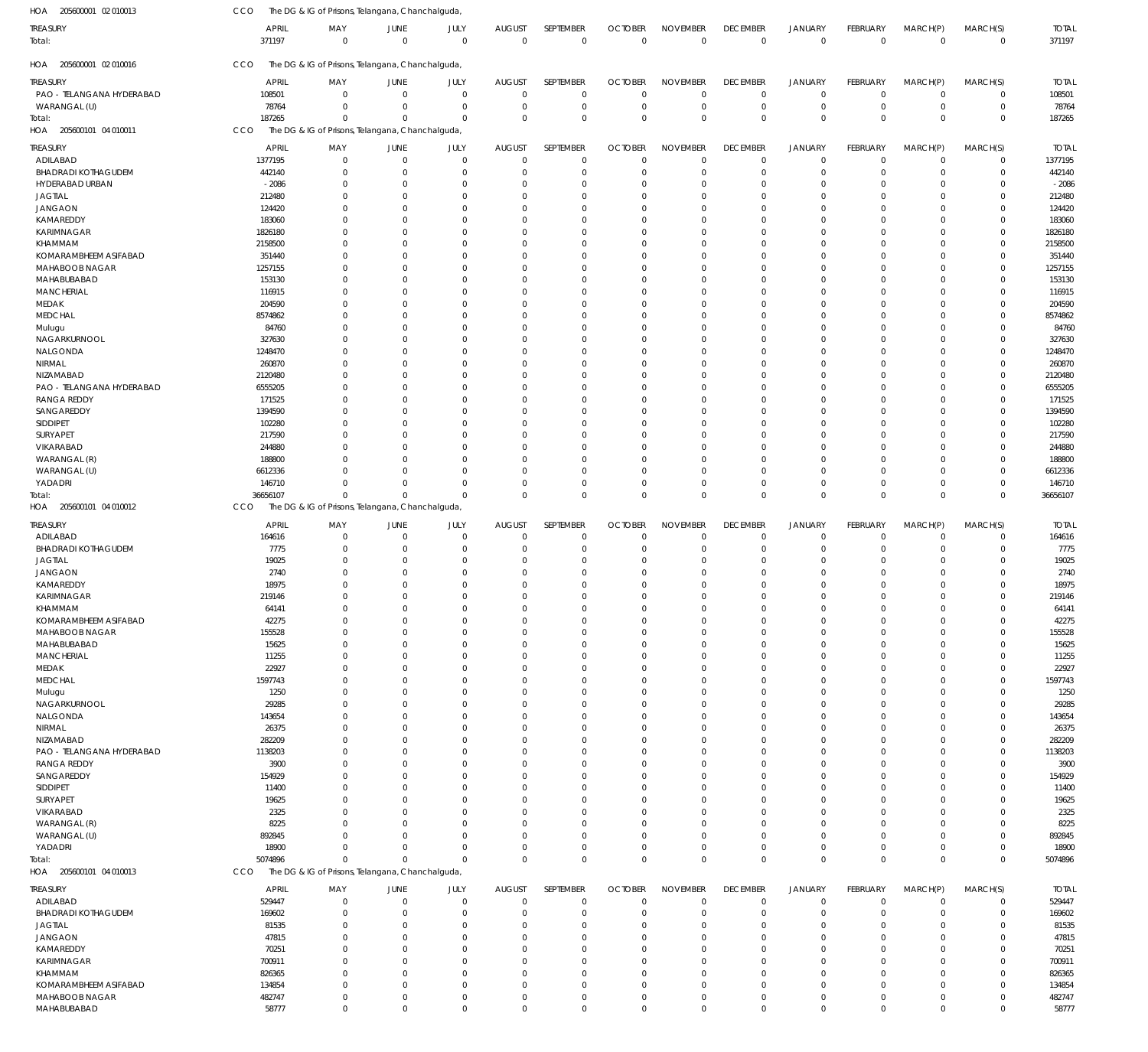HOA 205600001 02 010013 CCO The DG & IG of Prisons, Telangana, Chanchalguda,

| TREASURY | APRIL | MAY | JUNE | JULY | AUGUST | SEPTEMBER | OCTOBER | NOVEMBER | DECEMBER | JANUARY | FEBRUARY | MARCH(P) | MARCH(S) | TOTAL |
|---|---|---|---|---|---|---|---|---|---|---|---|---|---|---|
| Total: | 371197 | 0 | 0 | 0 | 0 | 0 | 0 | 0 | 0 | 0 | 0 | 0 | 0 | 371197 |

HOA 205600001 02 010016 CCO The DG & IG of Prisons, Telangana, Chanchalguda,

| TREASURY | APRIL | MAY | JUNE | JULY | AUGUST | SEPTEMBER | OCTOBER | NOVEMBER | DECEMBER | JANUARY | FEBRUARY | MARCH(P) | MARCH(S) | TOTAL |
|---|---|---|---|---|---|---|---|---|---|---|---|---|---|---|
| PAO - TELANGANA HYDERABAD | 108501 | 0 | 0 | 0 | 0 | 0 | 0 | 0 | 0 | 0 | 0 | 0 | 0 | 108501 |
| WARANGAL (U) | 78764 | 0 | 0 | 0 | 0 | 0 | 0 | 0 | 0 | 0 | 0 | 0 | 0 | 78764 |
| Total: | 187265 | 0 | 0 | 0 | 0 | 0 | 0 | 0 | 0 | 0 | 0 | 0 | 0 | 187265 |

HOA 205600101 04 010011 CCO The DG & IG of Prisons, Telangana, Chanchalguda,

| TREASURY | APRIL | MAY | JUNE | JULY | AUGUST | SEPTEMBER | OCTOBER | NOVEMBER | DECEMBER | JANUARY | FEBRUARY | MARCH(P) | MARCH(S) | TOTAL |
|---|---|---|---|---|---|---|---|---|---|---|---|---|---|---|
| ADILABAD | 1377195 | 0 | 0 | 0 | 0 | 0 | 0 | 0 | 0 | 0 | 0 | 0 | 0 | 1377195 |
| BHADRADI KOTHAGUDEM | 442140 | 0 | 0 | 0 | 0 | 0 | 0 | 0 | 0 | 0 | 0 | 0 | 0 | 442140 |
| HYDERABAD URBAN | -2086 | 0 | 0 | 0 | 0 | 0 | 0 | 0 | 0 | 0 | 0 | 0 | 0 | -2086 |
| JAGTIAL | 212480 | 0 | 0 | 0 | 0 | 0 | 0 | 0 | 0 | 0 | 0 | 0 | 0 | 212480 |
| JANGAON | 124420 | 0 | 0 | 0 | 0 | 0 | 0 | 0 | 0 | 0 | 0 | 0 | 0 | 124420 |
| KAMAREDDY | 183060 | 0 | 0 | 0 | 0 | 0 | 0 | 0 | 0 | 0 | 0 | 0 | 0 | 183060 |
| KARIMNAGAR | 1826180 | 0 | 0 | 0 | 0 | 0 | 0 | 0 | 0 | 0 | 0 | 0 | 0 | 1826180 |
| KHAMMAM | 2158500 | 0 | 0 | 0 | 0 | 0 | 0 | 0 | 0 | 0 | 0 | 0 | 0 | 2158500 |
| KOMARAMBHEEM ASIFABAD | 351440 | 0 | 0 | 0 | 0 | 0 | 0 | 0 | 0 | 0 | 0 | 0 | 0 | 351440 |
| MAHABOOB NAGAR | 1257155 | 0 | 0 | 0 | 0 | 0 | 0 | 0 | 0 | 0 | 0 | 0 | 0 | 1257155 |
| MAHABUBABAD | 153130 | 0 | 0 | 0 | 0 | 0 | 0 | 0 | 0 | 0 | 0 | 0 | 0 | 153130 |
| MANCHERIAL | 116915 | 0 | 0 | 0 | 0 | 0 | 0 | 0 | 0 | 0 | 0 | 0 | 0 | 116915 |
| MEDAK | 204590 | 0 | 0 | 0 | 0 | 0 | 0 | 0 | 0 | 0 | 0 | 0 | 0 | 204590 |
| MEDCHAL | 8574862 | 0 | 0 | 0 | 0 | 0 | 0 | 0 | 0 | 0 | 0 | 0 | 0 | 8574862 |
| Mulugu | 84760 | 0 | 0 | 0 | 0 | 0 | 0 | 0 | 0 | 0 | 0 | 0 | 0 | 84760 |
| NAGARKURNOOL | 327630 | 0 | 0 | 0 | 0 | 0 | 0 | 0 | 0 | 0 | 0 | 0 | 0 | 327630 |
| NALGONDA | 1248470 | 0 | 0 | 0 | 0 | 0 | 0 | 0 | 0 | 0 | 0 | 0 | 0 | 1248470 |
| NIRMAL | 260870 | 0 | 0 | 0 | 0 | 0 | 0 | 0 | 0 | 0 | 0 | 0 | 0 | 260870 |
| NIZAMABAD | 2120480 | 0 | 0 | 0 | 0 | 0 | 0 | 0 | 0 | 0 | 0 | 0 | 0 | 2120480 |
| PAO - TELANGANA HYDERABAD | 6555205 | 0 | 0 | 0 | 0 | 0 | 0 | 0 | 0 | 0 | 0 | 0 | 0 | 6555205 |
| RANGA REDDY | 171525 | 0 | 0 | 0 | 0 | 0 | 0 | 0 | 0 | 0 | 0 | 0 | 0 | 171525 |
| SANGAREDDY | 1394590 | 0 | 0 | 0 | 0 | 0 | 0 | 0 | 0 | 0 | 0 | 0 | 0 | 1394590 |
| SIDDIPET | 102280 | 0 | 0 | 0 | 0 | 0 | 0 | 0 | 0 | 0 | 0 | 0 | 0 | 102280 |
| SURYAPET | 217590 | 0 | 0 | 0 | 0 | 0 | 0 | 0 | 0 | 0 | 0 | 0 | 0 | 217590 |
| VIKARABAD | 244880 | 0 | 0 | 0 | 0 | 0 | 0 | 0 | 0 | 0 | 0 | 0 | 0 | 244880 |
| WARANGAL (R) | 188800 | 0 | 0 | 0 | 0 | 0 | 0 | 0 | 0 | 0 | 0 | 0 | 0 | 188800 |
| WARANGAL (U) | 6612336 | 0 | 0 | 0 | 0 | 0 | 0 | 0 | 0 | 0 | 0 | 0 | 0 | 6612336 |
| YADADRI | 146710 | 0 | 0 | 0 | 0 | 0 | 0 | 0 | 0 | 0 | 0 | 0 | 0 | 146710 |
| Total: | 36656107 | 0 | 0 | 0 | 0 | 0 | 0 | 0 | 0 | 0 | 0 | 0 | 0 | 36656107 |

HOA 205600101 04 010012 CCO The DG & IG of Prisons, Telangana, Chanchalguda,

| TREASURY | APRIL | MAY | JUNE | JULY | AUGUST | SEPTEMBER | OCTOBER | NOVEMBER | DECEMBER | JANUARY | FEBRUARY | MARCH(P) | MARCH(S) | TOTAL |
|---|---|---|---|---|---|---|---|---|---|---|---|---|---|---|
| ADILABAD | 164616 | 0 | 0 | 0 | 0 | 0 | 0 | 0 | 0 | 0 | 0 | 0 | 0 | 164616 |
| BHADRADI KOTHAGUDEM | 7775 | 0 | 0 | 0 | 0 | 0 | 0 | 0 | 0 | 0 | 0 | 0 | 0 | 7775 |
| JAGTIAL | 19025 | 0 | 0 | 0 | 0 | 0 | 0 | 0 | 0 | 0 | 0 | 0 | 0 | 19025 |
| JANGAON | 2740 | 0 | 0 | 0 | 0 | 0 | 0 | 0 | 0 | 0 | 0 | 0 | 0 | 2740 |
| KAMAREDDY | 18975 | 0 | 0 | 0 | 0 | 0 | 0 | 0 | 0 | 0 | 0 | 0 | 0 | 18975 |
| KARIMNAGAR | 219146 | 0 | 0 | 0 | 0 | 0 | 0 | 0 | 0 | 0 | 0 | 0 | 0 | 219146 |
| KHAMMAM | 64141 | 0 | 0 | 0 | 0 | 0 | 0 | 0 | 0 | 0 | 0 | 0 | 0 | 64141 |
| KOMARAMBHEEM ASIFABAD | 42275 | 0 | 0 | 0 | 0 | 0 | 0 | 0 | 0 | 0 | 0 | 0 | 0 | 42275 |
| MAHABOOB NAGAR | 155528 | 0 | 0 | 0 | 0 | 0 | 0 | 0 | 0 | 0 | 0 | 0 | 0 | 155528 |
| MAHABUBABAD | 15625 | 0 | 0 | 0 | 0 | 0 | 0 | 0 | 0 | 0 | 0 | 0 | 0 | 15625 |
| MANCHERIAL | 11255 | 0 | 0 | 0 | 0 | 0 | 0 | 0 | 0 | 0 | 0 | 0 | 0 | 11255 |
| MEDAK | 22927 | 0 | 0 | 0 | 0 | 0 | 0 | 0 | 0 | 0 | 0 | 0 | 0 | 22927 |
| MEDCHAL | 1597743 | 0 | 0 | 0 | 0 | 0 | 0 | 0 | 0 | 0 | 0 | 0 | 0 | 1597743 |
| Mulugu | 1250 | 0 | 0 | 0 | 0 | 0 | 0 | 0 | 0 | 0 | 0 | 0 | 0 | 1250 |
| NAGARKURNOOL | 29285 | 0 | 0 | 0 | 0 | 0 | 0 | 0 | 0 | 0 | 0 | 0 | 0 | 29285 |
| NALGONDA | 143654 | 0 | 0 | 0 | 0 | 0 | 0 | 0 | 0 | 0 | 0 | 0 | 0 | 143654 |
| NIRMAL | 26375 | 0 | 0 | 0 | 0 | 0 | 0 | 0 | 0 | 0 | 0 | 0 | 0 | 26375 |
| NIZAMABAD | 282209 | 0 | 0 | 0 | 0 | 0 | 0 | 0 | 0 | 0 | 0 | 0 | 0 | 282209 |
| PAO - TELANGANA HYDERABAD | 1138203 | 0 | 0 | 0 | 0 | 0 | 0 | 0 | 0 | 0 | 0 | 0 | 0 | 1138203 |
| RANGA REDDY | 3900 | 0 | 0 | 0 | 0 | 0 | 0 | 0 | 0 | 0 | 0 | 0 | 0 | 3900 |
| SANGAREDDY | 154929 | 0 | 0 | 0 | 0 | 0 | 0 | 0 | 0 | 0 | 0 | 0 | 0 | 154929 |
| SIDDIPET | 11400 | 0 | 0 | 0 | 0 | 0 | 0 | 0 | 0 | 0 | 0 | 0 | 0 | 11400 |
| SURYAPET | 19625 | 0 | 0 | 0 | 0 | 0 | 0 | 0 | 0 | 0 | 0 | 0 | 0 | 19625 |
| VIKARABAD | 2325 | 0 | 0 | 0 | 0 | 0 | 0 | 0 | 0 | 0 | 0 | 0 | 0 | 2325 |
| WARANGAL (R) | 8225 | 0 | 0 | 0 | 0 | 0 | 0 | 0 | 0 | 0 | 0 | 0 | 0 | 8225 |
| WARANGAL (U) | 892845 | 0 | 0 | 0 | 0 | 0 | 0 | 0 | 0 | 0 | 0 | 0 | 0 | 892845 |
| YADADRI | 18900 | 0 | 0 | 0 | 0 | 0 | 0 | 0 | 0 | 0 | 0 | 0 | 0 | 18900 |
| Total: | 5074896 | 0 | 0 | 0 | 0 | 0 | 0 | 0 | 0 | 0 | 0 | 0 | 0 | 5074896 |

HOA 205600101 04 010013 CCO The DG & IG of Prisons, Telangana, Chanchalguda,

| TREASURY | APRIL | MAY | JUNE | JULY | AUGUST | SEPTEMBER | OCTOBER | NOVEMBER | DECEMBER | JANUARY | FEBRUARY | MARCH(P) | MARCH(S) | TOTAL |
|---|---|---|---|---|---|---|---|---|---|---|---|---|---|---|
| ADILABAD | 529447 | 0 | 0 | 0 | 0 | 0 | 0 | 0 | 0 | 0 | 0 | 0 | 0 | 529447 |
| BHADRADI KOTHAGUDEM | 169602 | 0 | 0 | 0 | 0 | 0 | 0 | 0 | 0 | 0 | 0 | 0 | 0 | 169602 |
| JAGTIAL | 81535 | 0 | 0 | 0 | 0 | 0 | 0 | 0 | 0 | 0 | 0 | 0 | 0 | 81535 |
| JANGAON | 47815 | 0 | 0 | 0 | 0 | 0 | 0 | 0 | 0 | 0 | 0 | 0 | 0 | 47815 |
| KAMAREDDY | 70251 | 0 | 0 | 0 | 0 | 0 | 0 | 0 | 0 | 0 | 0 | 0 | 0 | 70251 |
| KARIMNAGAR | 700911 | 0 | 0 | 0 | 0 | 0 | 0 | 0 | 0 | 0 | 0 | 0 | 0 | 700911 |
| KHAMMAM | 826365 | 0 | 0 | 0 | 0 | 0 | 0 | 0 | 0 | 0 | 0 | 0 | 0 | 826365 |
| KOMARAMBHEEM ASIFABAD | 134854 | 0 | 0 | 0 | 0 | 0 | 0 | 0 | 0 | 0 | 0 | 0 | 0 | 134854 |
| MAHABOOB NAGAR | 482747 | 0 | 0 | 0 | 0 | 0 | 0 | 0 | 0 | 0 | 0 | 0 | 0 | 482747 |
| MAHABUBABAD | 58777 | 0 | 0 | 0 | 0 | 0 | 0 | 0 | 0 | 0 | 0 | 0 | 0 | 58777 |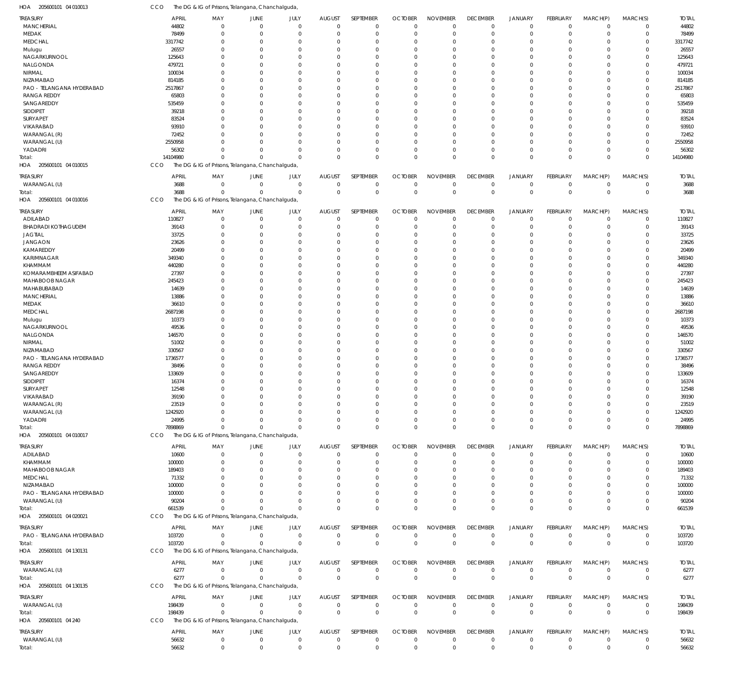HOA 205600101 04 010013 CCO The DG & IG of Prisons, Telangana, Chanchalguda,

| TREASURY | APRIL | MAY | JUNE | JULY | AUGUST | SEPTEMBER | OCTOBER | NOVEMBER | DECEMBER | JANUARY | FEBRUARY | MARCH(P) | MARCH(S) | TOTAL |
|---|---|---|---|---|---|---|---|---|---|---|---|---|---|---|
| MANCHERIAL | 44802 | 0 | 0 | 0 | 0 | 0 | 0 | 0 | 0 | 0 | 0 | 0 | 0 | 44802 |
| MEDAK | 78499 | 0 | 0 | 0 | 0 | 0 | 0 | 0 | 0 | 0 | 0 | 0 | 0 | 78499 |
| MEDCHAL | 3317742 | 0 | 0 | 0 | 0 | 0 | 0 | 0 | 0 | 0 | 0 | 0 | 0 | 3317742 |
| Mulugu | 26557 | 0 | 0 | 0 | 0 | 0 | 0 | 0 | 0 | 0 | 0 | 0 | 0 | 26557 |
| NAGARKURNOOL | 125643 | 0 | 0 | 0 | 0 | 0 | 0 | 0 | 0 | 0 | 0 | 0 | 0 | 125643 |
| NALGONDA | 479721 | 0 | 0 | 0 | 0 | 0 | 0 | 0 | 0 | 0 | 0 | 0 | 0 | 479721 |
| NIRMAL | 100034 | 0 | 0 | 0 | 0 | 0 | 0 | 0 | 0 | 0 | 0 | 0 | 0 | 100034 |
| NIZAMABAD | 814185 | 0 | 0 | 0 | 0 | 0 | 0 | 0 | 0 | 0 | 0 | 0 | 0 | 814185 |
| PAO - TELANGANA HYDERABAD | 2517867 | 0 | 0 | 0 | 0 | 0 | 0 | 0 | 0 | 0 | 0 | 0 | 0 | 2517867 |
| RANGA REDDY | 65803 | 0 | 0 | 0 | 0 | 0 | 0 | 0 | 0 | 0 | 0 | 0 | 0 | 65803 |
| SANGAREDDY | 535459 | 0 | 0 | 0 | 0 | 0 | 0 | 0 | 0 | 0 | 0 | 0 | 0 | 535459 |
| SIDDIPET | 39218 | 0 | 0 | 0 | 0 | 0 | 0 | 0 | 0 | 0 | 0 | 0 | 0 | 39218 |
| SURYAPET | 83524 | 0 | 0 | 0 | 0 | 0 | 0 | 0 | 0 | 0 | 0 | 0 | 0 | 83524 |
| VIKARABAD | 93910 | 0 | 0 | 0 | 0 | 0 | 0 | 0 | 0 | 0 | 0 | 0 | 0 | 93910 |
| WARANGAL (R) | 72452 | 0 | 0 | 0 | 0 | 0 | 0 | 0 | 0 | 0 | 0 | 0 | 0 | 72452 |
| WARANGAL (U) | 2550958 | 0 | 0 | 0 | 0 | 0 | 0 | 0 | 0 | 0 | 0 | 0 | 0 | 2550958 |
| YADADRI | 56302 | 0 | 0 | 0 | 0 | 0 | 0 | 0 | 0 | 0 | 0 | 0 | 0 | 56302 |
| Total: | 14104980 | 0 | 0 | 0 | 0 | 0 | 0 | 0 | 0 | 0 | 0 | 0 | 0 | 14104980 |

HOA 205600101 04 010015 CCO The DG & IG of Prisons, Telangana, Chanchalguda,

| TREASURY | APRIL | MAY | JUNE | JULY | AUGUST | SEPTEMBER | OCTOBER | NOVEMBER | DECEMBER | JANUARY | FEBRUARY | MARCH(P) | MARCH(S) | TOTAL |
|---|---|---|---|---|---|---|---|---|---|---|---|---|---|---|
| WARANGAL (U) | 3688 | 0 | 0 | 0 | 0 | 0 | 0 | 0 | 0 | 0 | 0 | 0 | 0 | 3688 |
| Total: | 3688 | 0 | 0 | 0 | 0 | 0 | 0 | 0 | 0 | 0 | 0 | 0 | 0 | 3688 |

HOA 205600101 04 010016 CCO The DG & IG of Prisons, Telangana, Chanchalguda,

| TREASURY | APRIL | MAY | JUNE | JULY | AUGUST | SEPTEMBER | OCTOBER | NOVEMBER | DECEMBER | JANUARY | FEBRUARY | MARCH(P) | MARCH(S) | TOTAL |
|---|---|---|---|---|---|---|---|---|---|---|---|---|---|---|
| ADILABAD | 110827 | 0 | 0 | 0 | 0 | 0 | 0 | 0 | 0 | 0 | 0 | 0 | 0 | 110827 |
| BHADRADI KOTHAGUDEM | 39143 | 0 | 0 | 0 | 0 | 0 | 0 | 0 | 0 | 0 | 0 | 0 | 0 | 39143 |
| JAGTIAL | 33725 | 0 | 0 | 0 | 0 | 0 | 0 | 0 | 0 | 0 | 0 | 0 | 0 | 33725 |
| JANGAON | 23626 | 0 | 0 | 0 | 0 | 0 | 0 | 0 | 0 | 0 | 0 | 0 | 0 | 23626 |
| KAMAREDDY | 20499 | 0 | 0 | 0 | 0 | 0 | 0 | 0 | 0 | 0 | 0 | 0 | 0 | 20499 |
| KARIMNAGAR | 349340 | 0 | 0 | 0 | 0 | 0 | 0 | 0 | 0 | 0 | 0 | 0 | 0 | 349340 |
| KHAMMAM | 440280 | 0 | 0 | 0 | 0 | 0 | 0 | 0 | 0 | 0 | 0 | 0 | 0 | 440280 |
| KOMARAMBHEEM ASIFABAD | 27397 | 0 | 0 | 0 | 0 | 0 | 0 | 0 | 0 | 0 | 0 | 0 | 0 | 27397 |
| MAHABOOB NAGAR | 245423 | 0 | 0 | 0 | 0 | 0 | 0 | 0 | 0 | 0 | 0 | 0 | 0 | 245423 |
| MAHABUBABAD | 14639 | 0 | 0 | 0 | 0 | 0 | 0 | 0 | 0 | 0 | 0 | 0 | 0 | 14639 |
| MANCHERIAL | 13886 | 0 | 0 | 0 | 0 | 0 | 0 | 0 | 0 | 0 | 0 | 0 | 0 | 13886 |
| MEDAK | 36610 | 0 | 0 | 0 | 0 | 0 | 0 | 0 | 0 | 0 | 0 | 0 | 0 | 36610 |
| MEDCHAL | 2687198 | 0 | 0 | 0 | 0 | 0 | 0 | 0 | 0 | 0 | 0 | 0 | 0 | 2687198 |
| Mulugu | 10373 | 0 | 0 | 0 | 0 | 0 | 0 | 0 | 0 | 0 | 0 | 0 | 0 | 10373 |
| NAGARKURNOOL | 49536 | 0 | 0 | 0 | 0 | 0 | 0 | 0 | 0 | 0 | 0 | 0 | 0 | 49536 |
| NALGONDA | 146570 | 0 | 0 | 0 | 0 | 0 | 0 | 0 | 0 | 0 | 0 | 0 | 0 | 146570 |
| NIRMAL | 51002 | 0 | 0 | 0 | 0 | 0 | 0 | 0 | 0 | 0 | 0 | 0 | 0 | 51002 |
| NIZAMABAD | 330567 | 0 | 0 | 0 | 0 | 0 | 0 | 0 | 0 | 0 | 0 | 0 | 0 | 330567 |
| PAO - TELANGANA HYDERABAD | 1736577 | 0 | 0 | 0 | 0 | 0 | 0 | 0 | 0 | 0 | 0 | 0 | 0 | 1736577 |
| RANGA REDDY | 38496 | 0 | 0 | 0 | 0 | 0 | 0 | 0 | 0 | 0 | 0 | 0 | 0 | 38496 |
| SANGAREDDY | 133609 | 0 | 0 | 0 | 0 | 0 | 0 | 0 | 0 | 0 | 0 | 0 | 0 | 133609 |
| SIDDIPET | 16374 | 0 | 0 | 0 | 0 | 0 | 0 | 0 | 0 | 0 | 0 | 0 | 0 | 16374 |
| SURYAPET | 12548 | 0 | 0 | 0 | 0 | 0 | 0 | 0 | 0 | 0 | 0 | 0 | 0 | 12548 |
| VIKARABAD | 39190 | 0 | 0 | 0 | 0 | 0 | 0 | 0 | 0 | 0 | 0 | 0 | 0 | 39190 |
| WARANGAL (R) | 23519 | 0 | 0 | 0 | 0 | 0 | 0 | 0 | 0 | 0 | 0 | 0 | 0 | 23519 |
| WARANGAL (U) | 1242920 | 0 | 0 | 0 | 0 | 0 | 0 | 0 | 0 | 0 | 0 | 0 | 0 | 1242920 |
| YADADRI | 24995 | 0 | 0 | 0 | 0 | 0 | 0 | 0 | 0 | 0 | 0 | 0 | 0 | 24995 |
| Total: | 7898869 | 0 | 0 | 0 | 0 | 0 | 0 | 0 | 0 | 0 | 0 | 0 | 0 | 7898869 |

HOA 205600101 04 010017 CCO The DG & IG of Prisons, Telangana, Chanchalguda,

| TREASURY | APRIL | MAY | JUNE | JULY | AUGUST | SEPTEMBER | OCTOBER | NOVEMBER | DECEMBER | JANUARY | FEBRUARY | MARCH(P) | MARCH(S) | TOTAL |
|---|---|---|---|---|---|---|---|---|---|---|---|---|---|---|
| ADILABAD | 10600 | 0 | 0 | 0 | 0 | 0 | 0 | 0 | 0 | 0 | 0 | 0 | 0 | 10600 |
| KHAMMAM | 100000 | 0 | 0 | 0 | 0 | 0 | 0 | 0 | 0 | 0 | 0 | 0 | 0 | 100000 |
| MAHABOOB NAGAR | 189403 | 0 | 0 | 0 | 0 | 0 | 0 | 0 | 0 | 0 | 0 | 0 | 0 | 189403 |
| MEDCHAL | 71332 | 0 | 0 | 0 | 0 | 0 | 0 | 0 | 0 | 0 | 0 | 0 | 0 | 71332 |
| NIZAMABAD | 100000 | 0 | 0 | 0 | 0 | 0 | 0 | 0 | 0 | 0 | 0 | 0 | 0 | 100000 |
| PAO - TELANGANA HYDERABAD | 100000 | 0 | 0 | 0 | 0 | 0 | 0 | 0 | 0 | 0 | 0 | 0 | 0 | 100000 |
| WARANGAL (U) | 90204 | 0 | 0 | 0 | 0 | 0 | 0 | 0 | 0 | 0 | 0 | 0 | 0 | 90204 |
| Total: | 661539 | 0 | 0 | 0 | 0 | 0 | 0 | 0 | 0 | 0 | 0 | 0 | 0 | 661539 |

HOA 205600101 04 020021 CCO The DG & IG of Prisons, Telangana, Chanchalguda,

| TREASURY | APRIL | MAY | JUNE | JULY | AUGUST | SEPTEMBER | OCTOBER | NOVEMBER | DECEMBER | JANUARY | FEBRUARY | MARCH(P) | MARCH(S) | TOTAL |
|---|---|---|---|---|---|---|---|---|---|---|---|---|---|---|
| PAO - TELANGANA HYDERABAD | 103720 | 0 | 0 | 0 | 0 | 0 | 0 | 0 | 0 | 0 | 0 | 0 | 0 | 103720 |
| Total: | 103720 | 0 | 0 | 0 | 0 | 0 | 0 | 0 | 0 | 0 | 0 | 0 | 0 | 103720 |

HOA 205600101 04 130131 CCO The DG & IG of Prisons, Telangana, Chanchalguda,

| TREASURY | APRIL | MAY | JUNE | JULY | AUGUST | SEPTEMBER | OCTOBER | NOVEMBER | DECEMBER | JANUARY | FEBRUARY | MARCH(P) | MARCH(S) | TOTAL |
|---|---|---|---|---|---|---|---|---|---|---|---|---|---|---|
| WARANGAL (U) | 6277 | 0 | 0 | 0 | 0 | 0 | 0 | 0 | 0 | 0 | 0 | 0 | 0 | 6277 |
| Total: | 6277 | 0 | 0 | 0 | 0 | 0 | 0 | 0 | 0 | 0 | 0 | 0 | 0 | 6277 |

HOA 205600101 04 130135 CCO The DG & IG of Prisons, Telangana, Chanchalguda,

| TREASURY | APRIL | MAY | JUNE | JULY | AUGUST | SEPTEMBER | OCTOBER | NOVEMBER | DECEMBER | JANUARY | FEBRUARY | MARCH(P) | MARCH(S) | TOTAL |
|---|---|---|---|---|---|---|---|---|---|---|---|---|---|---|
| WARANGAL (U) | 198439 | 0 | 0 | 0 | 0 | 0 | 0 | 0 | 0 | 0 | 0 | 0 | 0 | 198439 |
| Total: | 198439 | 0 | 0 | 0 | 0 | 0 | 0 | 0 | 0 | 0 | 0 | 0 | 0 | 198439 |

HOA 205600101 04 240 CCO The DG & IG of Prisons, Telangana, Chanchalguda,

| TREASURY | APRIL | MAY | JUNE | JULY | AUGUST | SEPTEMBER | OCTOBER | NOVEMBER | DECEMBER | JANUARY | FEBRUARY | MARCH(P) | MARCH(S) | TOTAL |
|---|---|---|---|---|---|---|---|---|---|---|---|---|---|---|
| WARANGAL (U) | 56632 | 0 | 0 | 0 | 0 | 0 | 0 | 0 | 0 | 0 | 0 | 0 | 0 | 56632 |
| Total: | 56632 | 0 | 0 | 0 | 0 | 0 | 0 | 0 | 0 | 0 | 0 | 0 | 0 | 56632 |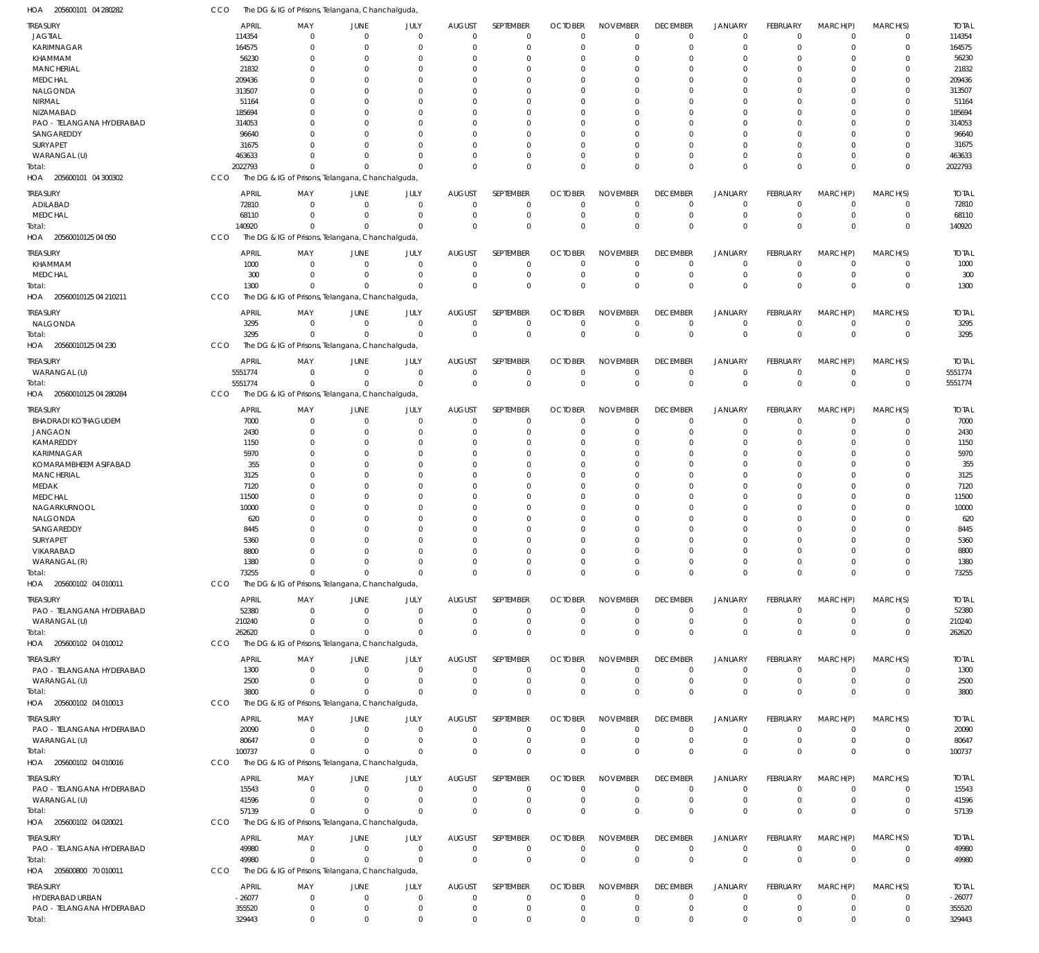HOA 205600101 04 280282 CCO The DG & IG of Prisons, Telangana, Chanchalguda,

| TREASURY | APRIL | MAY | JUNE | JULY | AUGUST | SEPTEMBER | OCTOBER | NOVEMBER | DECEMBER | JANUARY | FEBRUARY | MARCH(P) | MARCH(S) | TOTAL |
|---|---|---|---|---|---|---|---|---|---|---|---|---|---|---|
| JAGTIAL | 114354 | 0 | 0 | 0 | 0 | 0 | 0 | 0 | 0 | 0 | 0 | 0 | 0 | 114354 |
| KARIMNAGAR | 164575 | 0 | 0 | 0 | 0 | 0 | 0 | 0 | 0 | 0 | 0 | 0 | 0 | 164575 |
| KHAMMAM | 56230 | 0 | 0 | 0 | 0 | 0 | 0 | 0 | 0 | 0 | 0 | 0 | 0 | 56230 |
| MANCHERIAL | 21832 | 0 | 0 | 0 | 0 | 0 | 0 | 0 | 0 | 0 | 0 | 0 | 0 | 21832 |
| MEDCHAL | 209436 | 0 | 0 | 0 | 0 | 0 | 0 | 0 | 0 | 0 | 0 | 0 | 0 | 209436 |
| NALGONDA | 313507 | 0 | 0 | 0 | 0 | 0 | 0 | 0 | 0 | 0 | 0 | 0 | 0 | 313507 |
| NIRMAL | 51164 | 0 | 0 | 0 | 0 | 0 | 0 | 0 | 0 | 0 | 0 | 0 | 0 | 51164 |
| NIZAMABAD | 185694 | 0 | 0 | 0 | 0 | 0 | 0 | 0 | 0 | 0 | 0 | 0 | 0 | 185694 |
| PAO - TELANGANA HYDERABAD | 314053 | 0 | 0 | 0 | 0 | 0 | 0 | 0 | 0 | 0 | 0 | 0 | 0 | 314053 |
| SANGAREDDY | 96640 | 0 | 0 | 0 | 0 | 0 | 0 | 0 | 0 | 0 | 0 | 0 | 0 | 96640 |
| SURYAPET | 31675 | 0 | 0 | 0 | 0 | 0 | 0 | 0 | 0 | 0 | 0 | 0 | 0 | 31675 |
| WARANGAL (U) | 463633 | 0 | 0 | 0 | 0 | 0 | 0 | 0 | 0 | 0 | 0 | 0 | 0 | 463633 |
| Total: | 2022793 | 0 | 0 | 0 | 0 | 0 | 0 | 0 | 0 | 0 | 0 | 0 | 0 | 2022793 |

HOA 205600101 04 300302 CCO The DG & IG of Prisons, Telangana, Chanchalguda,

| TREASURY | APRIL | MAY | JUNE | JULY | AUGUST | SEPTEMBER | OCTOBER | NOVEMBER | DECEMBER | JANUARY | FEBRUARY | MARCH(P) | MARCH(S) | TOTAL |
|---|---|---|---|---|---|---|---|---|---|---|---|---|---|---|
| ADILABAD | 72810 | 0 | 0 | 0 | 0 | 0 | 0 | 0 | 0 | 0 | 0 | 0 | 0 | 72810 |
| MEDCHAL | 68110 | 0 | 0 | 0 | 0 | 0 | 0 | 0 | 0 | 0 | 0 | 0 | 0 | 68110 |
| Total: | 140920 | 0 | 0 | 0 | 0 | 0 | 0 | 0 | 0 | 0 | 0 | 0 | 0 | 140920 |

HOA 20560010125 04 050 CCO The DG & IG of Prisons, Telangana, Chanchalguda,

| TREASURY | APRIL | MAY | JUNE | JULY | AUGUST | SEPTEMBER | OCTOBER | NOVEMBER | DECEMBER | JANUARY | FEBRUARY | MARCH(P) | MARCH(S) | TOTAL |
|---|---|---|---|---|---|---|---|---|---|---|---|---|---|---|
| KHAMMAM | 1000 | 0 | 0 | 0 | 0 | 0 | 0 | 0 | 0 | 0 | 0 | 0 | 0 | 1000 |
| MEDCHAL | 300 | 0 | 0 | 0 | 0 | 0 | 0 | 0 | 0 | 0 | 0 | 0 | 0 | 300 |
| Total: | 1300 | 0 | 0 | 0 | 0 | 0 | 0 | 0 | 0 | 0 | 0 | 0 | 0 | 1300 |

HOA 20560010125 04 210211 CCO The DG & IG of Prisons, Telangana, Chanchalguda,

| TREASURY | APRIL | MAY | JUNE | JULY | AUGUST | SEPTEMBER | OCTOBER | NOVEMBER | DECEMBER | JANUARY | FEBRUARY | MARCH(P) | MARCH(S) | TOTAL |
|---|---|---|---|---|---|---|---|---|---|---|---|---|---|---|
| NALGONDA | 3295 | 0 | 0 | 0 | 0 | 0 | 0 | 0 | 0 | 0 | 0 | 0 | 0 | 3295 |
| Total: | 3295 | 0 | 0 | 0 | 0 | 0 | 0 | 0 | 0 | 0 | 0 | 0 | 0 | 3295 |

HOA 20560010125 04 230 CCO The DG & IG of Prisons, Telangana, Chanchalguda,

| TREASURY | APRIL | MAY | JUNE | JULY | AUGUST | SEPTEMBER | OCTOBER | NOVEMBER | DECEMBER | JANUARY | FEBRUARY | MARCH(P) | MARCH(S) | TOTAL |
|---|---|---|---|---|---|---|---|---|---|---|---|---|---|---|
| WARANGAL (U) | 5551774 | 0 | 0 | 0 | 0 | 0 | 0 | 0 | 0 | 0 | 0 | 0 | 0 | 5551774 |
| Total: | 5551774 | 0 | 0 | 0 | 0 | 0 | 0 | 0 | 0 | 0 | 0 | 0 | 0 | 5551774 |

HOA 20560010125 04 280284 CCO The DG & IG of Prisons, Telangana, Chanchalguda,

| TREASURY | APRIL | MAY | JUNE | JULY | AUGUST | SEPTEMBER | OCTOBER | NOVEMBER | DECEMBER | JANUARY | FEBRUARY | MARCH(P) | MARCH(S) | TOTAL |
|---|---|---|---|---|---|---|---|---|---|---|---|---|---|---|
| BHADRADI KOTHAGUDEM | 7000 | 0 | 0 | 0 | 0 | 0 | 0 | 0 | 0 | 0 | 0 | 0 | 0 | 7000 |
| JANGAON | 2430 | 0 | 0 | 0 | 0 | 0 | 0 | 0 | 0 | 0 | 0 | 0 | 0 | 2430 |
| KAMAREDDY | 1150 | 0 | 0 | 0 | 0 | 0 | 0 | 0 | 0 | 0 | 0 | 0 | 0 | 1150 |
| KARIMNAGAR | 5970 | 0 | 0 | 0 | 0 | 0 | 0 | 0 | 0 | 0 | 0 | 0 | 0 | 5970 |
| KOMARAMBHEEM ASIFABAD | 355 | 0 | 0 | 0 | 0 | 0 | 0 | 0 | 0 | 0 | 0 | 0 | 0 | 355 |
| MANCHERIAL | 3125 | 0 | 0 | 0 | 0 | 0 | 0 | 0 | 0 | 0 | 0 | 0 | 0 | 3125 |
| MEDAK | 7120 | 0 | 0 | 0 | 0 | 0 | 0 | 0 | 0 | 0 | 0 | 0 | 0 | 7120 |
| MEDCHAL | 11500 | 0 | 0 | 0 | 0 | 0 | 0 | 0 | 0 | 0 | 0 | 0 | 0 | 11500 |
| NAGARKURNOOL | 10000 | 0 | 0 | 0 | 0 | 0 | 0 | 0 | 0 | 0 | 0 | 0 | 0 | 10000 |
| NALGONDA | 620 | 0 | 0 | 0 | 0 | 0 | 0 | 0 | 0 | 0 | 0 | 0 | 0 | 620 |
| SANGAREDDY | 8445 | 0 | 0 | 0 | 0 | 0 | 0 | 0 | 0 | 0 | 0 | 0 | 0 | 8445 |
| SURYAPET | 5360 | 0 | 0 | 0 | 0 | 0 | 0 | 0 | 0 | 0 | 0 | 0 | 0 | 5360 |
| VIKARABAD | 8800 | 0 | 0 | 0 | 0 | 0 | 0 | 0 | 0 | 0 | 0 | 0 | 0 | 8800 |
| WARANGAL (R) | 1380 | 0 | 0 | 0 | 0 | 0 | 0 | 0 | 0 | 0 | 0 | 0 | 0 | 1380 |
| Total: | 73255 | 0 | 0 | 0 | 0 | 0 | 0 | 0 | 0 | 0 | 0 | 0 | 0 | 73255 |

HOA 205600102 04 010011 CCO The DG & IG of Prisons, Telangana, Chanchalguda,

| TREASURY | APRIL | MAY | JUNE | JULY | AUGUST | SEPTEMBER | OCTOBER | NOVEMBER | DECEMBER | JANUARY | FEBRUARY | MARCH(P) | MARCH(S) | TOTAL |
|---|---|---|---|---|---|---|---|---|---|---|---|---|---|---|
| PAO - TELANGANA HYDERABAD | 52380 | 0 | 0 | 0 | 0 | 0 | 0 | 0 | 0 | 0 | 0 | 0 | 0 | 52380 |
| WARANGAL (U) | 210240 | 0 | 0 | 0 | 0 | 0 | 0 | 0 | 0 | 0 | 0 | 0 | 0 | 210240 |
| Total: | 262620 | 0 | 0 | 0 | 0 | 0 | 0 | 0 | 0 | 0 | 0 | 0 | 0 | 262620 |

HOA 205600102 04 010012 CCO The DG & IG of Prisons, Telangana, Chanchalguda,

| TREASURY | APRIL | MAY | JUNE | JULY | AUGUST | SEPTEMBER | OCTOBER | NOVEMBER | DECEMBER | JANUARY | FEBRUARY | MARCH(P) | MARCH(S) | TOTAL |
|---|---|---|---|---|---|---|---|---|---|---|---|---|---|---|
| PAO - TELANGANA HYDERABAD | 1300 | 0 | 0 | 0 | 0 | 0 | 0 | 0 | 0 | 0 | 0 | 0 | 0 | 1300 |
| WARANGAL (U) | 2500 | 0 | 0 | 0 | 0 | 0 | 0 | 0 | 0 | 0 | 0 | 0 | 0 | 2500 |
| Total: | 3800 | 0 | 0 | 0 | 0 | 0 | 0 | 0 | 0 | 0 | 0 | 0 | 0 | 3800 |

HOA 205600102 04 010013 CCO The DG & IG of Prisons, Telangana, Chanchalguda,

| TREASURY | APRIL | MAY | JUNE | JULY | AUGUST | SEPTEMBER | OCTOBER | NOVEMBER | DECEMBER | JANUARY | FEBRUARY | MARCH(P) | MARCH(S) | TOTAL |
|---|---|---|---|---|---|---|---|---|---|---|---|---|---|---|
| PAO - TELANGANA HYDERABAD | 20090 | 0 | 0 | 0 | 0 | 0 | 0 | 0 | 0 | 0 | 0 | 0 | 0 | 20090 |
| WARANGAL (U) | 80647 | 0 | 0 | 0 | 0 | 0 | 0 | 0 | 0 | 0 | 0 | 0 | 0 | 80647 |
| Total: | 100737 | 0 | 0 | 0 | 0 | 0 | 0 | 0 | 0 | 0 | 0 | 0 | 0 | 100737 |

HOA 205600102 04 010016 CCO The DG & IG of Prisons, Telangana, Chanchalguda,

| TREASURY | APRIL | MAY | JUNE | JULY | AUGUST | SEPTEMBER | OCTOBER | NOVEMBER | DECEMBER | JANUARY | FEBRUARY | MARCH(P) | MARCH(S) | TOTAL |
|---|---|---|---|---|---|---|---|---|---|---|---|---|---|---|
| PAO - TELANGANA HYDERABAD | 15543 | 0 | 0 | 0 | 0 | 0 | 0 | 0 | 0 | 0 | 0 | 0 | 0 | 15543 |
| WARANGAL (U) | 41596 | 0 | 0 | 0 | 0 | 0 | 0 | 0 | 0 | 0 | 0 | 0 | 0 | 41596 |
| Total: | 57139 | 0 | 0 | 0 | 0 | 0 | 0 | 0 | 0 | 0 | 0 | 0 | 0 | 57139 |

HOA 205600102 04 020021 CCO The DG & IG of Prisons, Telangana, Chanchalguda,

| TREASURY | APRIL | MAY | JUNE | JULY | AUGUST | SEPTEMBER | OCTOBER | NOVEMBER | DECEMBER | JANUARY | FEBRUARY | MARCH(P) | MARCH(S) | TOTAL |
|---|---|---|---|---|---|---|---|---|---|---|---|---|---|---|
| PAO - TELANGANA HYDERABAD | 49980 | 0 | 0 | 0 | 0 | 0 | 0 | 0 | 0 | 0 | 0 | 0 | 0 | 49980 |
| Total: | 49980 | 0 | 0 | 0 | 0 | 0 | 0 | 0 | 0 | 0 | 0 | 0 | 0 | 49980 |

HOA 205600800 70 010011 CCO The DG & IG of Prisons, Telangana, Chanchalguda,

| TREASURY | APRIL | MAY | JUNE | JULY | AUGUST | SEPTEMBER | OCTOBER | NOVEMBER | DECEMBER | JANUARY | FEBRUARY | MARCH(P) | MARCH(S) | TOTAL |
|---|---|---|---|---|---|---|---|---|---|---|---|---|---|---|
| HYDERABAD URBAN | -26077 | 0 | 0 | 0 | 0 | 0 | 0 | 0 | 0 | 0 | 0 | 0 | 0 | -26077 |
| PAO - TELANGANA HYDERABAD | 355520 | 0 | 0 | 0 | 0 | 0 | 0 | 0 | 0 | 0 | 0 | 0 | 0 | 355520 |
| Total: | 329443 | 0 | 0 | 0 | 0 | 0 | 0 | 0 | 0 | 0 | 0 | 0 | 0 | 329443 |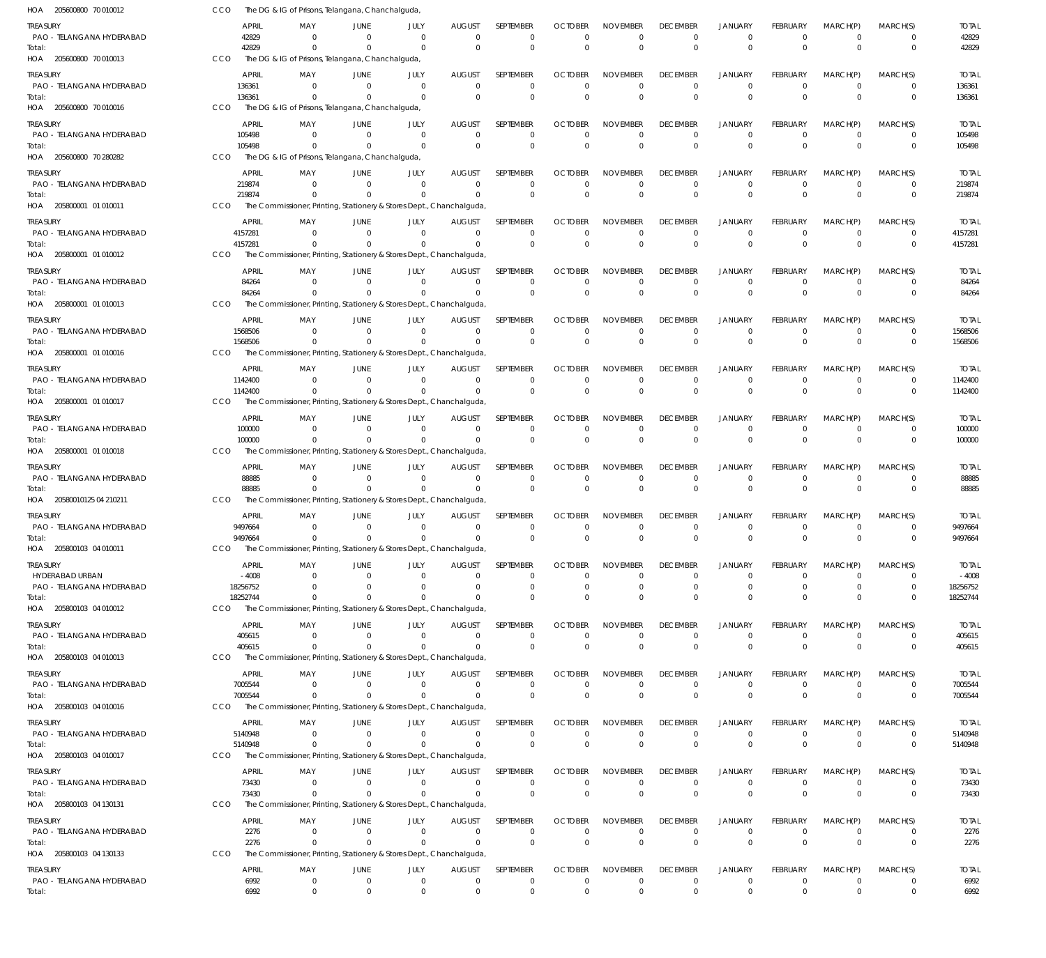HOA 205600800 70 010012 CCO The DG & IG of Prisons, Telangana, Chanchalguda,

| TREASURY | APRIL | MAY | JUNE | JULY | AUGUST | SEPTEMBER | OCTOBER | NOVEMBER | DECEMBER | JANUARY | FEBRUARY | MARCH(P) | MARCH(S) | TOTAL |
|---|---|---|---|---|---|---|---|---|---|---|---|---|---|---|
| PAO - TELANGANA HYDERABAD | 42829 | 0 | 0 | 0 | 0 | 0 | 0 | 0 | 0 | 0 | 0 | 0 | 0 | 42829 |
| Total: | 42829 | 0 | 0 | 0 | 0 | 0 | 0 | 0 | 0 | 0 | 0 | 0 | 0 | 42829 |

HOA 205600800 70 010013 CCO The DG & IG of Prisons, Telangana, Chanchalguda,

| TREASURY | APRIL | MAY | JUNE | JULY | AUGUST | SEPTEMBER | OCTOBER | NOVEMBER | DECEMBER | JANUARY | FEBRUARY | MARCH(P) | MARCH(S) | TOTAL |
|---|---|---|---|---|---|---|---|---|---|---|---|---|---|---|
| PAO - TELANGANA HYDERABAD | 136361 | 0 | 0 | 0 | 0 | 0 | 0 | 0 | 0 | 0 | 0 | 0 | 0 | 136361 |
| Total: | 136361 | 0 | 0 | 0 | 0 | 0 | 0 | 0 | 0 | 0 | 0 | 0 | 0 | 136361 |

HOA 205600800 70 010016 CCO The DG & IG of Prisons, Telangana, Chanchalguda,

| TREASURY | APRIL | MAY | JUNE | JULY | AUGUST | SEPTEMBER | OCTOBER | NOVEMBER | DECEMBER | JANUARY | FEBRUARY | MARCH(P) | MARCH(S) | TOTAL |
|---|---|---|---|---|---|---|---|---|---|---|---|---|---|---|
| PAO - TELANGANA HYDERABAD | 105498 | 0 | 0 | 0 | 0 | 0 | 0 | 0 | 0 | 0 | 0 | 0 | 0 | 105498 |
| Total: | 105498 | 0 | 0 | 0 | 0 | 0 | 0 | 0 | 0 | 0 | 0 | 0 | 0 | 105498 |

HOA 205600800 70 280282 CCO The DG & IG of Prisons, Telangana, Chanchalguda,

| TREASURY | APRIL | MAY | JUNE | JULY | AUGUST | SEPTEMBER | OCTOBER | NOVEMBER | DECEMBER | JANUARY | FEBRUARY | MARCH(P) | MARCH(S) | TOTAL |
|---|---|---|---|---|---|---|---|---|---|---|---|---|---|---|
| PAO - TELANGANA HYDERABAD | 219874 | 0 | 0 | 0 | 0 | 0 | 0 | 0 | 0 | 0 | 0 | 0 | 0 | 219874 |
| Total: | 219874 | 0 | 0 | 0 | 0 | 0 | 0 | 0 | 0 | 0 | 0 | 0 | 0 | 219874 |

HOA 205800001 01 010011 CCO The Commissioner, Printing, Stationery & Stores Dept., Chanchalguda,

| TREASURY | APRIL | MAY | JUNE | JULY | AUGUST | SEPTEMBER | OCTOBER | NOVEMBER | DECEMBER | JANUARY | FEBRUARY | MARCH(P) | MARCH(S) | TOTAL |
|---|---|---|---|---|---|---|---|---|---|---|---|---|---|---|
| PAO - TELANGANA HYDERABAD | 4157281 | 0 | 0 | 0 | 0 | 0 | 0 | 0 | 0 | 0 | 0 | 0 | 0 | 4157281 |
| Total: | 4157281 | 0 | 0 | 0 | 0 | 0 | 0 | 0 | 0 | 0 | 0 | 0 | 0 | 4157281 |

HOA 205800001 01 010012 CCO The Commissioner, Printing, Stationery & Stores Dept., Chanchalguda,

| TREASURY | APRIL | MAY | JUNE | JULY | AUGUST | SEPTEMBER | OCTOBER | NOVEMBER | DECEMBER | JANUARY | FEBRUARY | MARCH(P) | MARCH(S) | TOTAL |
|---|---|---|---|---|---|---|---|---|---|---|---|---|---|---|
| PAO - TELANGANA HYDERABAD | 84264 | 0 | 0 | 0 | 0 | 0 | 0 | 0 | 0 | 0 | 0 | 0 | 0 | 84264 |
| Total: | 84264 | 0 | 0 | 0 | 0 | 0 | 0 | 0 | 0 | 0 | 0 | 0 | 0 | 84264 |

HOA 205800001 01 010013 CCO The Commissioner, Printing, Stationery & Stores Dept., Chanchalguda,

| TREASURY | APRIL | MAY | JUNE | JULY | AUGUST | SEPTEMBER | OCTOBER | NOVEMBER | DECEMBER | JANUARY | FEBRUARY | MARCH(P) | MARCH(S) | TOTAL |
|---|---|---|---|---|---|---|---|---|---|---|---|---|---|---|
| PAO - TELANGANA HYDERABAD | 1568506 | 0 | 0 | 0 | 0 | 0 | 0 | 0 | 0 | 0 | 0 | 0 | 0 | 1568506 |
| Total: | 1568506 | 0 | 0 | 0 | 0 | 0 | 0 | 0 | 0 | 0 | 0 | 0 | 0 | 1568506 |

HOA 205800001 01 010016 CCO The Commissioner, Printing, Stationery & Stores Dept., Chanchalguda,

| TREASURY | APRIL | MAY | JUNE | JULY | AUGUST | SEPTEMBER | OCTOBER | NOVEMBER | DECEMBER | JANUARY | FEBRUARY | MARCH(P) | MARCH(S) | TOTAL |
|---|---|---|---|---|---|---|---|---|---|---|---|---|---|---|
| PAO - TELANGANA HYDERABAD | 1142400 | 0 | 0 | 0 | 0 | 0 | 0 | 0 | 0 | 0 | 0 | 0 | 0 | 1142400 |
| Total: | 1142400 | 0 | 0 | 0 | 0 | 0 | 0 | 0 | 0 | 0 | 0 | 0 | 0 | 1142400 |

HOA 205800001 01 010017 CCO The Commissioner, Printing, Stationery & Stores Dept., Chanchalguda,

| TREASURY | APRIL | MAY | JUNE | JULY | AUGUST | SEPTEMBER | OCTOBER | NOVEMBER | DECEMBER | JANUARY | FEBRUARY | MARCH(P) | MARCH(S) | TOTAL |
|---|---|---|---|---|---|---|---|---|---|---|---|---|---|---|
| PAO - TELANGANA HYDERABAD | 100000 | 0 | 0 | 0 | 0 | 0 | 0 | 0 | 0 | 0 | 0 | 0 | 0 | 100000 |
| Total: | 100000 | 0 | 0 | 0 | 0 | 0 | 0 | 0 | 0 | 0 | 0 | 0 | 0 | 100000 |

HOA 205800001 01 010018 CCO The Commissioner, Printing, Stationery & Stores Dept., Chanchalguda,

| TREASURY | APRIL | MAY | JUNE | JULY | AUGUST | SEPTEMBER | OCTOBER | NOVEMBER | DECEMBER | JANUARY | FEBRUARY | MARCH(P) | MARCH(S) | TOTAL |
|---|---|---|---|---|---|---|---|---|---|---|---|---|---|---|
| PAO - TELANGANA HYDERABAD | 88885 | 0 | 0 | 0 | 0 | 0 | 0 | 0 | 0 | 0 | 0 | 0 | 0 | 88885 |
| Total: | 88885 | 0 | 0 | 0 | 0 | 0 | 0 | 0 | 0 | 0 | 0 | 0 | 0 | 88885 |

HOA 20580010125 04 210211 CCO The Commissioner, Printing, Stationery & Stores Dept., Chanchalguda,

| TREASURY | APRIL | MAY | JUNE | JULY | AUGUST | SEPTEMBER | OCTOBER | NOVEMBER | DECEMBER | JANUARY | FEBRUARY | MARCH(P) | MARCH(S) | TOTAL |
|---|---|---|---|---|---|---|---|---|---|---|---|---|---|---|
| PAO - TELANGANA HYDERABAD | 9497664 | 0 | 0 | 0 | 0 | 0 | 0 | 0 | 0 | 0 | 0 | 0 | 0 | 9497664 |
| Total: | 9497664 | 0 | 0 | 0 | 0 | 0 | 0 | 0 | 0 | 0 | 0 | 0 | 0 | 9497664 |

HOA 205800103 04 010011 CCO The Commissioner, Printing, Stationery & Stores Dept., Chanchalguda,

| TREASURY | APRIL | MAY | JUNE | JULY | AUGUST | SEPTEMBER | OCTOBER | NOVEMBER | DECEMBER | JANUARY | FEBRUARY | MARCH(P) | MARCH(S) | TOTAL |
|---|---|---|---|---|---|---|---|---|---|---|---|---|---|---|
| HYDERABAD URBAN | -4008 | 0 | 0 | 0 | 0 | 0 | 0 | 0 | 0 | 0 | 0 | 0 | 0 | -4008 |
| PAO - TELANGANA HYDERABAD | 18256752 | 0 | 0 | 0 | 0 | 0 | 0 | 0 | 0 | 0 | 0 | 0 | 0 | 18256752 |
| Total: | 18252744 | 0 | 0 | 0 | 0 | 0 | 0 | 0 | 0 | 0 | 0 | 0 | 0 | 18252744 |

HOA 205800103 04 010012 CCO The Commissioner, Printing, Stationery & Stores Dept., Chanchalguda,

| TREASURY | APRIL | MAY | JUNE | JULY | AUGUST | SEPTEMBER | OCTOBER | NOVEMBER | DECEMBER | JANUARY | FEBRUARY | MARCH(P) | MARCH(S) | TOTAL |
|---|---|---|---|---|---|---|---|---|---|---|---|---|---|---|
| PAO - TELANGANA HYDERABAD | 405615 | 0 | 0 | 0 | 0 | 0 | 0 | 0 | 0 | 0 | 0 | 0 | 0 | 405615 |
| Total: | 405615 | 0 | 0 | 0 | 0 | 0 | 0 | 0 | 0 | 0 | 0 | 0 | 0 | 405615 |

HOA 205800103 04 010013 CCO The Commissioner, Printing, Stationery & Stores Dept., Chanchalguda,

| TREASURY | APRIL | MAY | JUNE | JULY | AUGUST | SEPTEMBER | OCTOBER | NOVEMBER | DECEMBER | JANUARY | FEBRUARY | MARCH(P) | MARCH(S) | TOTAL |
|---|---|---|---|---|---|---|---|---|---|---|---|---|---|---|
| PAO - TELANGANA HYDERABAD | 7005544 | 0 | 0 | 0 | 0 | 0 | 0 | 0 | 0 | 0 | 0 | 0 | 0 | 7005544 |
| Total: | 7005544 | 0 | 0 | 0 | 0 | 0 | 0 | 0 | 0 | 0 | 0 | 0 | 0 | 7005544 |

HOA 205800103 04 010016 CCO The Commissioner, Printing, Stationery & Stores Dept., Chanchalguda,

| TREASURY | APRIL | MAY | JUNE | JULY | AUGUST | SEPTEMBER | OCTOBER | NOVEMBER | DECEMBER | JANUARY | FEBRUARY | MARCH(P) | MARCH(S) | TOTAL |
|---|---|---|---|---|---|---|---|---|---|---|---|---|---|---|
| PAO - TELANGANA HYDERABAD | 5140948 | 0 | 0 | 0 | 0 | 0 | 0 | 0 | 0 | 0 | 0 | 0 | 0 | 5140948 |
| Total: | 5140948 | 0 | 0 | 0 | 0 | 0 | 0 | 0 | 0 | 0 | 0 | 0 | 0 | 5140948 |

HOA 205800103 04 010017 CCO The Commissioner, Printing, Stationery & Stores Dept., Chanchalguda,

| TREASURY | APRIL | MAY | JUNE | JULY | AUGUST | SEPTEMBER | OCTOBER | NOVEMBER | DECEMBER | JANUARY | FEBRUARY | MARCH(P) | MARCH(S) | TOTAL |
|---|---|---|---|---|---|---|---|---|---|---|---|---|---|---|
| PAO - TELANGANA HYDERABAD | 73430 | 0 | 0 | 0 | 0 | 0 | 0 | 0 | 0 | 0 | 0 | 0 | 0 | 73430 |
| Total: | 73430 | 0 | 0 | 0 | 0 | 0 | 0 | 0 | 0 | 0 | 0 | 0 | 0 | 73430 |

HOA 205800103 04 130131 CCO The Commissioner, Printing, Stationery & Stores Dept., Chanchalguda,

| TREASURY | APRIL | MAY | JUNE | JULY | AUGUST | SEPTEMBER | OCTOBER | NOVEMBER | DECEMBER | JANUARY | FEBRUARY | MARCH(P) | MARCH(S) | TOTAL |
|---|---|---|---|---|---|---|---|---|---|---|---|---|---|---|
| PAO - TELANGANA HYDERABAD | 2276 | 0 | 0 | 0 | 0 | 0 | 0 | 0 | 0 | 0 | 0 | 0 | 0 | 2276 |
| Total: | 2276 | 0 | 0 | 0 | 0 | 0 | 0 | 0 | 0 | 0 | 0 | 0 | 0 | 2276 |

HOA 205800103 04 130133 CCO The Commissioner, Printing, Stationery & Stores Dept., Chanchalguda,

| TREASURY | APRIL | MAY | JUNE | JULY | AUGUST | SEPTEMBER | OCTOBER | NOVEMBER | DECEMBER | JANUARY | FEBRUARY | MARCH(P) | MARCH(S) | TOTAL |
|---|---|---|---|---|---|---|---|---|---|---|---|---|---|---|
| PAO - TELANGANA HYDERABAD | 6992 | 0 | 0 | 0 | 0 | 0 | 0 | 0 | 0 | 0 | 0 | 0 | 0 | 6992 |
| Total: | 6992 | 0 | 0 | 0 | 0 | 0 | 0 | 0 | 0 | 0 | 0 | 0 | 0 | 6992 |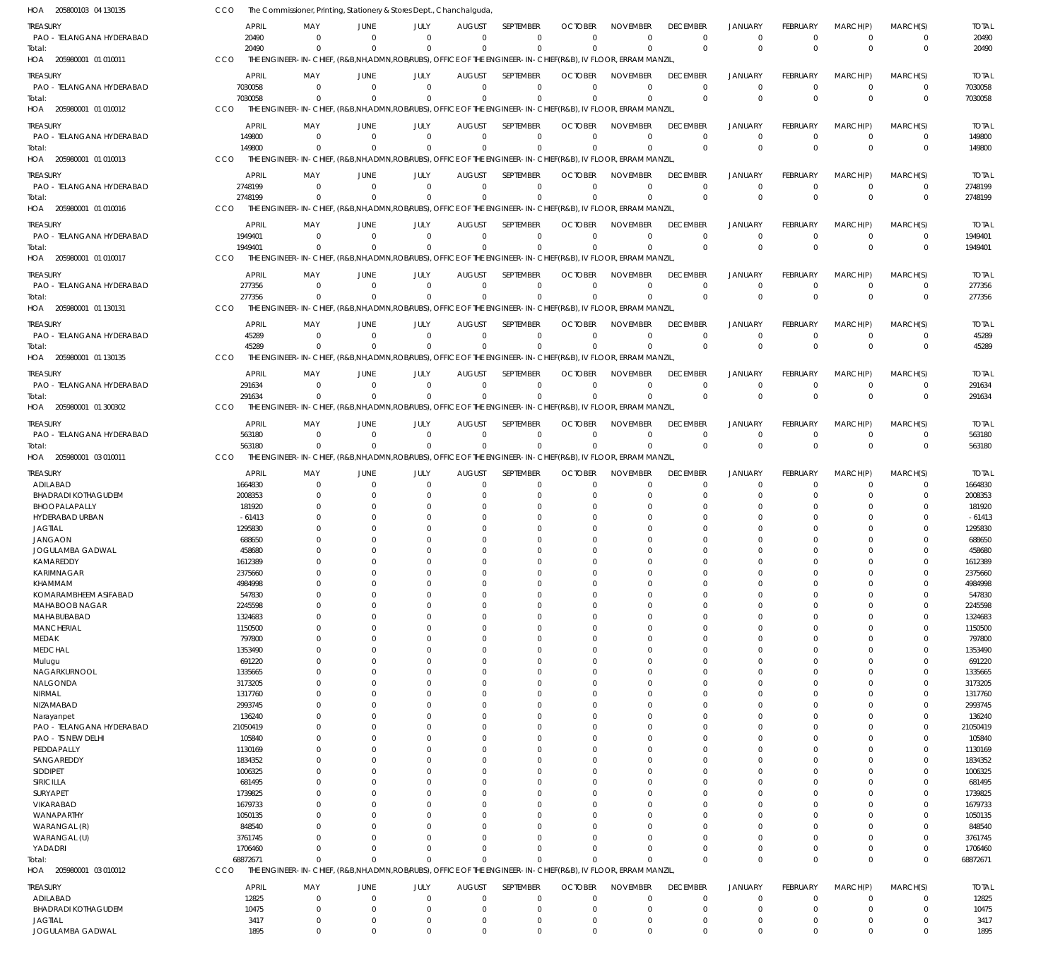HOA 205800103 04 130135 CCO The Commissioner, Printing, Stationery & Stores Dept., Chanchalguda,

| TREASURY | APRIL | MAY | JUNE | JULY | AUGUST | SEPTEMBER | OCTOBER | NOVEMBER | DECEMBER | JANUARY | FEBRUARY | MARCH(P) | MARCH(S) | TOTAL |
|---|---|---|---|---|---|---|---|---|---|---|---|---|---|---|
| PAO - TELANGANA HYDERABAD | 20490 | 0 | 0 | 0 | 0 | 0 | 0 | 0 | 0 | 0 | 0 | 0 | 0 | 20490 |
| Total: | 20490 | 0 | 0 | 0 | 0 | 0 | 0 | 0 | 0 | 0 | 0 | 0 | 0 | 20490 |

HOA 205980001 01 010011 CCO THE ENGINEER-IN-CHIEF, (R&B,NH,ADMN,ROB/RUBS), OFFICE OF THE ENGINEER-IN-CHIEF(R&B), IV FLOOR, ERRAM MANZIL,

| TREASURY | APRIL | MAY | JUNE | JULY | AUGUST | SEPTEMBER | OCTOBER | NOVEMBER | DECEMBER | JANUARY | FEBRUARY | MARCH(P) | MARCH(S) | TOTAL |
|---|---|---|---|---|---|---|---|---|---|---|---|---|---|---|
| PAO - TELANGANA HYDERABAD | 7030058 | 0 | 0 | 0 | 0 | 0 | 0 | 0 | 0 | 0 | 0 | 0 | 0 | 7030058 |
| Total: | 7030058 | 0 | 0 | 0 | 0 | 0 | 0 | 0 | 0 | 0 | 0 | 0 | 0 | 7030058 |

HOA 205980001 01 010012 CCO THE ENGINEER-IN-CHIEF, (R&B,NH,ADMN,ROB/RUBS), OFFICE OF THE ENGINEER-IN-CHIEF(R&B), IV FLOOR, ERRAM MANZIL,

| TREASURY | APRIL | MAY | JUNE | JULY | AUGUST | SEPTEMBER | OCTOBER | NOVEMBER | DECEMBER | JANUARY | FEBRUARY | MARCH(P) | MARCH(S) | TOTAL |
|---|---|---|---|---|---|---|---|---|---|---|---|---|---|---|
| PAO - TELANGANA HYDERABAD | 149800 | 0 | 0 | 0 | 0 | 0 | 0 | 0 | 0 | 0 | 0 | 0 | 0 | 149800 |
| Total: | 149800 | 0 | 0 | 0 | 0 | 0 | 0 | 0 | 0 | 0 | 0 | 0 | 0 | 149800 |

HOA 205980001 01 010013 CCO THE ENGINEER-IN-CHIEF, (R&B,NH,ADMN,ROB/RUBS), OFFICE OF THE ENGINEER-IN-CHIEF(R&B), IV FLOOR, ERRAM MANZIL,

| TREASURY | APRIL | MAY | JUNE | JULY | AUGUST | SEPTEMBER | OCTOBER | NOVEMBER | DECEMBER | JANUARY | FEBRUARY | MARCH(P) | MARCH(S) | TOTAL |
|---|---|---|---|---|---|---|---|---|---|---|---|---|---|---|
| PAO - TELANGANA HYDERABAD | 2748199 | 0 | 0 | 0 | 0 | 0 | 0 | 0 | 0 | 0 | 0 | 0 | 0 | 2748199 |
| Total: | 2748199 | 0 | 0 | 0 | 0 | 0 | 0 | 0 | 0 | 0 | 0 | 0 | 0 | 2748199 |

HOA 205980001 01 010016 CCO THE ENGINEER-IN-CHIEF, (R&B,NH,ADMN,ROB/RUBS), OFFICE OF THE ENGINEER-IN-CHIEF(R&B), IV FLOOR, ERRAM MANZIL,

| TREASURY | APRIL | MAY | JUNE | JULY | AUGUST | SEPTEMBER | OCTOBER | NOVEMBER | DECEMBER | JANUARY | FEBRUARY | MARCH(P) | MARCH(S) | TOTAL |
|---|---|---|---|---|---|---|---|---|---|---|---|---|---|---|
| PAO - TELANGANA HYDERABAD | 1949401 | 0 | 0 | 0 | 0 | 0 | 0 | 0 | 0 | 0 | 0 | 0 | 0 | 1949401 |
| Total: | 1949401 | 0 | 0 | 0 | 0 | 0 | 0 | 0 | 0 | 0 | 0 | 0 | 0 | 1949401 |

HOA 205980001 01 010017 CCO THE ENGINEER-IN-CHIEF, (R&B,NH,ADMN,ROB/RUBS), OFFICE OF THE ENGINEER-IN-CHIEF(R&B), IV FLOOR, ERRAM MANZIL,

| TREASURY | APRIL | MAY | JUNE | JULY | AUGUST | SEPTEMBER | OCTOBER | NOVEMBER | DECEMBER | JANUARY | FEBRUARY | MARCH(P) | MARCH(S) | TOTAL |
|---|---|---|---|---|---|---|---|---|---|---|---|---|---|---|
| PAO - TELANGANA HYDERABAD | 277356 | 0 | 0 | 0 | 0 | 0 | 0 | 0 | 0 | 0 | 0 | 0 | 0 | 277356 |
| Total: | 277356 | 0 | 0 | 0 | 0 | 0 | 0 | 0 | 0 | 0 | 0 | 0 | 0 | 277356 |

HOA 205980001 01 130131 CCO THE ENGINEER-IN-CHIEF, (R&B,NH,ADMN,ROB/RUBS), OFFICE OF THE ENGINEER-IN-CHIEF(R&B), IV FLOOR, ERRAM MANZIL,

| TREASURY | APRIL | MAY | JUNE | JULY | AUGUST | SEPTEMBER | OCTOBER | NOVEMBER | DECEMBER | JANUARY | FEBRUARY | MARCH(P) | MARCH(S) | TOTAL |
|---|---|---|---|---|---|---|---|---|---|---|---|---|---|---|
| PAO - TELANGANA HYDERABAD | 45289 | 0 | 0 | 0 | 0 | 0 | 0 | 0 | 0 | 0 | 0 | 0 | 0 | 45289 |
| Total: | 45289 | 0 | 0 | 0 | 0 | 0 | 0 | 0 | 0 | 0 | 0 | 0 | 0 | 45289 |

HOA 205980001 01 130135 CCO THE ENGINEER-IN-CHIEF, (R&B,NH,ADMN,ROB/RUBS), OFFICE OF THE ENGINEER-IN-CHIEF(R&B), IV FLOOR, ERRAM MANZIL,

| TREASURY | APRIL | MAY | JUNE | JULY | AUGUST | SEPTEMBER | OCTOBER | NOVEMBER | DECEMBER | JANUARY | FEBRUARY | MARCH(P) | MARCH(S) | TOTAL |
|---|---|---|---|---|---|---|---|---|---|---|---|---|---|---|
| PAO - TELANGANA HYDERABAD | 291634 | 0 | 0 | 0 | 0 | 0 | 0 | 0 | 0 | 0 | 0 | 0 | 0 | 291634 |
| Total: | 291634 | 0 | 0 | 0 | 0 | 0 | 0 | 0 | 0 | 0 | 0 | 0 | 0 | 291634 |

HOA 205980001 01 300302 CCO THE ENGINEER-IN-CHIEF, (R&B,NH,ADMN,ROB/RUBS), OFFICE OF THE ENGINEER-IN-CHIEF(R&B), IV FLOOR, ERRAM MANZIL,

| TREASURY | APRIL | MAY | JUNE | JULY | AUGUST | SEPTEMBER | OCTOBER | NOVEMBER | DECEMBER | JANUARY | FEBRUARY | MARCH(P) | MARCH(S) | TOTAL |
|---|---|---|---|---|---|---|---|---|---|---|---|---|---|---|
| PAO - TELANGANA HYDERABAD | 563180 | 0 | 0 | 0 | 0 | 0 | 0 | 0 | 0 | 0 | 0 | 0 | 0 | 563180 |
| Total: | 563180 | 0 | 0 | 0 | 0 | 0 | 0 | 0 | 0 | 0 | 0 | 0 | 0 | 563180 |

HOA 205980001 03 010011 CCO THE ENGINEER-IN-CHIEF, (R&B,NH,ADMN,ROB/RUBS), OFFICE OF THE ENGINEER-IN-CHIEF(R&B), IV FLOOR, ERRAM MANZIL,

| TREASURY | APRIL | MAY | JUNE | JULY | AUGUST | SEPTEMBER | OCTOBER | NOVEMBER | DECEMBER | JANUARY | FEBRUARY | MARCH(P) | MARCH(S) | TOTAL |
|---|---|---|---|---|---|---|---|---|---|---|---|---|---|---|
| ADILABAD | 1664830 | 0 | 0 | 0 | 0 | 0 | 0 | 0 | 0 | 0 | 0 | 0 | 0 | 1664830 |
| BHADRADI KOTHAGUDEM | 2008353 | 0 | 0 | 0 | 0 | 0 | 0 | 0 | 0 | 0 | 0 | 0 | 0 | 2008353 |
| BHOOPALAPALLY | 181920 | 0 | 0 | 0 | 0 | 0 | 0 | 0 | 0 | 0 | 0 | 0 | 0 | 181920 |
| HYDERABAD URBAN | -61413 | 0 | 0 | 0 | 0 | 0 | 0 | 0 | 0 | 0 | 0 | 0 | 0 | -61413 |
| JAGTIAL | 1295830 | 0 | 0 | 0 | 0 | 0 | 0 | 0 | 0 | 0 | 0 | 0 | 0 | 1295830 |
| JANGAON | 688650 | 0 | 0 | 0 | 0 | 0 | 0 | 0 | 0 | 0 | 0 | 0 | 0 | 688650 |
| JOGULAMBA GADWAL | 458680 | 0 | 0 | 0 | 0 | 0 | 0 | 0 | 0 | 0 | 0 | 0 | 0 | 458680 |
| KAMAREDDY | 1612389 | 0 | 0 | 0 | 0 | 0 | 0 | 0 | 0 | 0 | 0 | 0 | 0 | 1612389 |
| KARIMNAGAR | 2375660 | 0 | 0 | 0 | 0 | 0 | 0 | 0 | 0 | 0 | 0 | 0 | 0 | 2375660 |
| KHAMMAM | 4984998 | 0 | 0 | 0 | 0 | 0 | 0 | 0 | 0 | 0 | 0 | 0 | 0 | 4984998 |
| KOMARAMBHEEM ASIFABAD | 547830 | 0 | 0 | 0 | 0 | 0 | 0 | 0 | 0 | 0 | 0 | 0 | 0 | 547830 |
| MAHABOOB NAGAR | 2245598 | 0 | 0 | 0 | 0 | 0 | 0 | 0 | 0 | 0 | 0 | 0 | 0 | 2245598 |
| MAHABUBABAD | 1324683 | 0 | 0 | 0 | 0 | 0 | 0 | 0 | 0 | 0 | 0 | 0 | 0 | 1324683 |
| MANCHERIAL | 1150500 | 0 | 0 | 0 | 0 | 0 | 0 | 0 | 0 | 0 | 0 | 0 | 0 | 1150500 |
| MEDAK | 797800 | 0 | 0 | 0 | 0 | 0 | 0 | 0 | 0 | 0 | 0 | 0 | 0 | 797800 |
| MEDCHAL | 1353490 | 0 | 0 | 0 | 0 | 0 | 0 | 0 | 0 | 0 | 0 | 0 | 0 | 1353490 |
| Mulugu | 691220 | 0 | 0 | 0 | 0 | 0 | 0 | 0 | 0 | 0 | 0 | 0 | 0 | 691220 |
| NAGARKURNOOL | 1335665 | 0 | 0 | 0 | 0 | 0 | 0 | 0 | 0 | 0 | 0 | 0 | 0 | 1335665 |
| NALGONDA | 3173205 | 0 | 0 | 0 | 0 | 0 | 0 | 0 | 0 | 0 | 0 | 0 | 0 | 3173205 |
| NIRMAL | 1317760 | 0 | 0 | 0 | 0 | 0 | 0 | 0 | 0 | 0 | 0 | 0 | 0 | 1317760 |
| NIZAMABAD | 2993745 | 0 | 0 | 0 | 0 | 0 | 0 | 0 | 0 | 0 | 0 | 0 | 0 | 2993745 |
| Narayanpet | 136240 | 0 | 0 | 0 | 0 | 0 | 0 | 0 | 0 | 0 | 0 | 0 | 0 | 136240 |
| PAO - TELANGANA HYDERABAD | 21050419 | 0 | 0 | 0 | 0 | 0 | 0 | 0 | 0 | 0 | 0 | 0 | 0 | 21050419 |
| PAO - TS NEW DELHI | 105840 | 0 | 0 | 0 | 0 | 0 | 0 | 0 | 0 | 0 | 0 | 0 | 0 | 105840 |
| PEDDAPALLY | 1130169 | 0 | 0 | 0 | 0 | 0 | 0 | 0 | 0 | 0 | 0 | 0 | 0 | 1130169 |
| SANGAREDDY | 1834352 | 0 | 0 | 0 | 0 | 0 | 0 | 0 | 0 | 0 | 0 | 0 | 0 | 1834352 |
| SIDDIPET | 1006325 | 0 | 0 | 0 | 0 | 0 | 0 | 0 | 0 | 0 | 0 | 0 | 0 | 1006325 |
| SIRICILLA | 681495 | 0 | 0 | 0 | 0 | 0 | 0 | 0 | 0 | 0 | 0 | 0 | 0 | 681495 |
| SURYAPET | 1739825 | 0 | 0 | 0 | 0 | 0 | 0 | 0 | 0 | 0 | 0 | 0 | 0 | 1739825 |
| VIKARABAD | 1679733 | 0 | 0 | 0 | 0 | 0 | 0 | 0 | 0 | 0 | 0 | 0 | 0 | 1679733 |
| WANAPARTHY | 1050135 | 0 | 0 | 0 | 0 | 0 | 0 | 0 | 0 | 0 | 0 | 0 | 0 | 1050135 |
| WARANGAL (R) | 848540 | 0 | 0 | 0 | 0 | 0 | 0 | 0 | 0 | 0 | 0 | 0 | 0 | 848540 |
| WARANGAL (U) | 3761745 | 0 | 0 | 0 | 0 | 0 | 0 | 0 | 0 | 0 | 0 | 0 | 0 | 3761745 |
| YADADRI | 1706460 | 0 | 0 | 0 | 0 | 0 | 0 | 0 | 0 | 0 | 0 | 0 | 0 | 1706460 |
| Total: | 68872671 | 0 | 0 | 0 | 0 | 0 | 0 | 0 | 0 | 0 | 0 | 0 | 0 | 68872671 |

HOA 205980001 03 010012 CCO THE ENGINEER-IN-CHIEF, (R&B,NH,ADMN,ROB/RUBS), OFFICE OF THE ENGINEER-IN-CHIEF(R&B), IV FLOOR, ERRAM MANZIL,

| TREASURY | APRIL | MAY | JUNE | JULY | AUGUST | SEPTEMBER | OCTOBER | NOVEMBER | DECEMBER | JANUARY | FEBRUARY | MARCH(P) | MARCH(S) | TOTAL |
|---|---|---|---|---|---|---|---|---|---|---|---|---|---|---|
| ADILABAD | 12825 | 0 | 0 | 0 | 0 | 0 | 0 | 0 | 0 | 0 | 0 | 0 | 0 | 12825 |
| BHADRADI KOTHAGUDEM | 10475 | 0 | 0 | 0 | 0 | 0 | 0 | 0 | 0 | 0 | 0 | 0 | 0 | 10475 |
| JAGTIAL | 3417 | 0 | 0 | 0 | 0 | 0 | 0 | 0 | 0 | 0 | 0 | 0 | 0 | 3417 |
| JOGULAMBA GADWAL | 1895 | 0 | 0 | 0 | 0 | 0 | 0 | 0 | 0 | 0 | 0 | 0 | 0 | 1895 |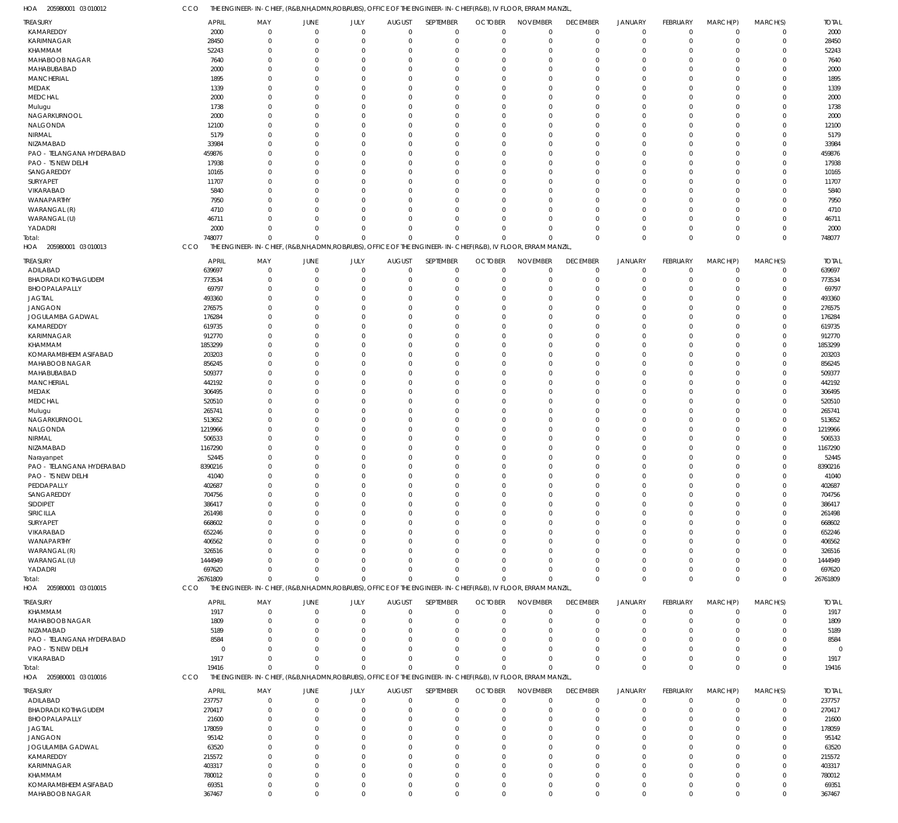HOA 205980001 03 010012 CCO THE ENGINEER-IN-CHIEF, (R&B,NH,ADMN,ROB/RUBS), OFFICE OF THE ENGINEER-IN-CHIEF(R&B), IV FLOOR, ERRAM MANZIL,

| TREASURY | APRIL | MAY | JUNE | JULY | AUGUST | SEPTEMBER | OCTOBER | NOVEMBER | DECEMBER | JANUARY | FEBRUARY | MARCH(P) | MARCH(S) | TOTAL |
|---|---|---|---|---|---|---|---|---|---|---|---|---|---|---|
| KAMAREDDY | 2000 | 0 | 0 | 0 | 0 | 0 | 0 | 0 | 0 | 0 | 0 | 0 | 0 | 2000 |
| KARIMNAGAR | 28450 | 0 | 0 | 0 | 0 | 0 | 0 | 0 | 0 | 0 | 0 | 0 | 0 | 28450 |
| KHAMMAM | 52243 | 0 | 0 | 0 | 0 | 0 | 0 | 0 | 0 | 0 | 0 | 0 | 0 | 52243 |
| MAHABOOB NAGAR | 7640 | 0 | 0 | 0 | 0 | 0 | 0 | 0 | 0 | 0 | 0 | 0 | 0 | 7640 |
| MAHABUBABAD | 2000 | 0 | 0 | 0 | 0 | 0 | 0 | 0 | 0 | 0 | 0 | 0 | 0 | 2000 |
| MANCHERIAL | 1895 | 0 | 0 | 0 | 0 | 0 | 0 | 0 | 0 | 0 | 0 | 0 | 0 | 1895 |
| MEDAK | 1339 | 0 | 0 | 0 | 0 | 0 | 0 | 0 | 0 | 0 | 0 | 0 | 0 | 1339 |
| MEDCHAL | 2000 | 0 | 0 | 0 | 0 | 0 | 0 | 0 | 0 | 0 | 0 | 0 | 0 | 2000 |
| Mulugu | 1738 | 0 | 0 | 0 | 0 | 0 | 0 | 0 | 0 | 0 | 0 | 0 | 0 | 1738 |
| NAGARKURNOOL | 2000 | 0 | 0 | 0 | 0 | 0 | 0 | 0 | 0 | 0 | 0 | 0 | 0 | 2000 |
| NALGONDA | 12100 | 0 | 0 | 0 | 0 | 0 | 0 | 0 | 0 | 0 | 0 | 0 | 0 | 12100 |
| NIRMAL | 5179 | 0 | 0 | 0 | 0 | 0 | 0 | 0 | 0 | 0 | 0 | 0 | 0 | 5179 |
| NIZAMABAD | 33984 | 0 | 0 | 0 | 0 | 0 | 0 | 0 | 0 | 0 | 0 | 0 | 0 | 33984 |
| PAO - TELANGANA HYDERABAD | 459876 | 0 | 0 | 0 | 0 | 0 | 0 | 0 | 0 | 0 | 0 | 0 | 0 | 459876 |
| PAO - TS NEW DELHI | 17938 | 0 | 0 | 0 | 0 | 0 | 0 | 0 | 0 | 0 | 0 | 0 | 0 | 17938 |
| SANGAREDDY | 10165 | 0 | 0 | 0 | 0 | 0 | 0 | 0 | 0 | 0 | 0 | 0 | 0 | 10165 |
| SURYAPET | 11707 | 0 | 0 | 0 | 0 | 0 | 0 | 0 | 0 | 0 | 0 | 0 | 0 | 11707 |
| VIKARABAD | 5840 | 0 | 0 | 0 | 0 | 0 | 0 | 0 | 0 | 0 | 0 | 0 | 0 | 5840 |
| WANAPARTHY | 7950 | 0 | 0 | 0 | 0 | 0 | 0 | 0 | 0 | 0 | 0 | 0 | 0 | 7950 |
| WARANGAL (R) | 4710 | 0 | 0 | 0 | 0 | 0 | 0 | 0 | 0 | 0 | 0 | 0 | 0 | 4710 |
| WARANGAL (U) | 46711 | 0 | 0 | 0 | 0 | 0 | 0 | 0 | 0 | 0 | 0 | 0 | 0 | 46711 |
| YADADRI | 2000 | 0 | 0 | 0 | 0 | 0 | 0 | 0 | 0 | 0 | 0 | 0 | 0 | 2000 |
| Total: | 748077 | 0 | 0 | 0 | 0 | 0 | 0 | 0 | 0 | 0 | 0 | 0 | 0 | 748077 |

HOA 205980001 03 010013 CCO THE ENGINEER-IN-CHIEF, (R&B,NH,ADMN,ROB/RUBS), OFFICE OF THE ENGINEER-IN-CHIEF(R&B), IV FLOOR, ERRAM MANZIL,

| TREASURY | APRIL | MAY | JUNE | JULY | AUGUST | SEPTEMBER | OCTOBER | NOVEMBER | DECEMBER | JANUARY | FEBRUARY | MARCH(P) | MARCH(S) | TOTAL |
|---|---|---|---|---|---|---|---|---|---|---|---|---|---|---|
| ADILABAD | 639697 | 0 | 0 | 0 | 0 | 0 | 0 | 0 | 0 | 0 | 0 | 0 | 0 | 639697 |
| BHADRADI KOTHAGUDEM | 773534 | 0 | 0 | 0 | 0 | 0 | 0 | 0 | 0 | 0 | 0 | 0 | 0 | 773534 |
| BHOOPALAPALLY | 69797 | 0 | 0 | 0 | 0 | 0 | 0 | 0 | 0 | 0 | 0 | 0 | 0 | 69797 |
| JAGTIAL | 493360 | 0 | 0 | 0 | 0 | 0 | 0 | 0 | 0 | 0 | 0 | 0 | 0 | 493360 |
| JANGAON | 276575 | 0 | 0 | 0 | 0 | 0 | 0 | 0 | 0 | 0 | 0 | 0 | 0 | 276575 |
| JOGULAMBA GADWAL | 176284 | 0 | 0 | 0 | 0 | 0 | 0 | 0 | 0 | 0 | 0 | 0 | 0 | 176284 |
| KAMAREDDY | 619735 | 0 | 0 | 0 | 0 | 0 | 0 | 0 | 0 | 0 | 0 | 0 | 0 | 619735 |
| KARIMNAGAR | 912770 | 0 | 0 | 0 | 0 | 0 | 0 | 0 | 0 | 0 | 0 | 0 | 0 | 912770 |
| KHAMMAM | 1853299 | 0 | 0 | 0 | 0 | 0 | 0 | 0 | 0 | 0 | 0 | 0 | 0 | 1853299 |
| KOMARAMBHEEM ASIFABAD | 203203 | 0 | 0 | 0 | 0 | 0 | 0 | 0 | 0 | 0 | 0 | 0 | 0 | 203203 |
| MAHABOOB NAGAR | 856245 | 0 | 0 | 0 | 0 | 0 | 0 | 0 | 0 | 0 | 0 | 0 | 0 | 856245 |
| MAHABUBABAD | 509377 | 0 | 0 | 0 | 0 | 0 | 0 | 0 | 0 | 0 | 0 | 0 | 0 | 509377 |
| MANCHERIAL | 442192 | 0 | 0 | 0 | 0 | 0 | 0 | 0 | 0 | 0 | 0 | 0 | 0 | 442192 |
| MEDAK | 306495 | 0 | 0 | 0 | 0 | 0 | 0 | 0 | 0 | 0 | 0 | 0 | 0 | 306495 |
| MEDCHAL | 520510 | 0 | 0 | 0 | 0 | 0 | 0 | 0 | 0 | 0 | 0 | 0 | 0 | 520510 |
| Mulugu | 265741 | 0 | 0 | 0 | 0 | 0 | 0 | 0 | 0 | 0 | 0 | 0 | 0 | 265741 |
| NAGARKURNOOL | 513652 | 0 | 0 | 0 | 0 | 0 | 0 | 0 | 0 | 0 | 0 | 0 | 0 | 513652 |
| NALGONDA | 1219966 | 0 | 0 | 0 | 0 | 0 | 0 | 0 | 0 | 0 | 0 | 0 | 0 | 1219966 |
| NIRMAL | 506533 | 0 | 0 | 0 | 0 | 0 | 0 | 0 | 0 | 0 | 0 | 0 | 0 | 506533 |
| NIZAMABAD | 1167290 | 0 | 0 | 0 | 0 | 0 | 0 | 0 | 0 | 0 | 0 | 0 | 0 | 1167290 |
| Narayanpet | 52445 | 0 | 0 | 0 | 0 | 0 | 0 | 0 | 0 | 0 | 0 | 0 | 0 | 52445 |
| PAO - TELANGANA HYDERABAD | 8390216 | 0 | 0 | 0 | 0 | 0 | 0 | 0 | 0 | 0 | 0 | 0 | 0 | 8390216 |
| PAO - TS NEW DELHI | 41040 | 0 | 0 | 0 | 0 | 0 | 0 | 0 | 0 | 0 | 0 | 0 | 0 | 41040 |
| PEDDAPALLY | 402687 | 0 | 0 | 0 | 0 | 0 | 0 | 0 | 0 | 0 | 0 | 0 | 0 | 402687 |
| SANGAREDDY | 704756 | 0 | 0 | 0 | 0 | 0 | 0 | 0 | 0 | 0 | 0 | 0 | 0 | 704756 |
| SIDDIPET | 386417 | 0 | 0 | 0 | 0 | 0 | 0 | 0 | 0 | 0 | 0 | 0 | 0 | 386417 |
| SIRICILLA | 261498 | 0 | 0 | 0 | 0 | 0 | 0 | 0 | 0 | 0 | 0 | 0 | 0 | 261498 |
| SURYAPET | 668602 | 0 | 0 | 0 | 0 | 0 | 0 | 0 | 0 | 0 | 0 | 0 | 0 | 668602 |
| VIKARABAD | 652246 | 0 | 0 | 0 | 0 | 0 | 0 | 0 | 0 | 0 | 0 | 0 | 0 | 652246 |
| WANAPARTHY | 406562 | 0 | 0 | 0 | 0 | 0 | 0 | 0 | 0 | 0 | 0 | 0 | 0 | 406562 |
| WARANGAL (R) | 326516 | 0 | 0 | 0 | 0 | 0 | 0 | 0 | 0 | 0 | 0 | 0 | 0 | 326516 |
| WARANGAL (U) | 1444949 | 0 | 0 | 0 | 0 | 0 | 0 | 0 | 0 | 0 | 0 | 0 | 0 | 1444949 |
| YADADRI | 697620 | 0 | 0 | 0 | 0 | 0 | 0 | 0 | 0 | 0 | 0 | 0 | 0 | 697620 |
| Total: | 26761809 | 0 | 0 | 0 | 0 | 0 | 0 | 0 | 0 | 0 | 0 | 0 | 0 | 26761809 |

HOA 205980001 03 010015 CCO THE ENGINEER-IN-CHIEF, (R&B,NH,ADMN,ROB/RUBS), OFFICE OF THE ENGINEER-IN-CHIEF(R&B), IV FLOOR, ERRAM MANZIL,

| TREASURY | APRIL | MAY | JUNE | JULY | AUGUST | SEPTEMBER | OCTOBER | NOVEMBER | DECEMBER | JANUARY | FEBRUARY | MARCH(P) | MARCH(S) | TOTAL |
|---|---|---|---|---|---|---|---|---|---|---|---|---|---|---|
| KHAMMAM | 1917 | 0 | 0 | 0 | 0 | 0 | 0 | 0 | 0 | 0 | 0 | 0 | 0 | 1917 |
| MAHABOOB NAGAR | 1809 | 0 | 0 | 0 | 0 | 0 | 0 | 0 | 0 | 0 | 0 | 0 | 0 | 1809 |
| NIZAMABAD | 5189 | 0 | 0 | 0 | 0 | 0 | 0 | 0 | 0 | 0 | 0 | 0 | 0 | 5189 |
| PAO - TELANGANA HYDERABAD | 8584 | 0 | 0 | 0 | 0 | 0 | 0 | 0 | 0 | 0 | 0 | 0 | 0 | 8584 |
| PAO - TS NEW DELHI | 0 | 0 | 0 | 0 | 0 | 0 | 0 | 0 | 0 | 0 | 0 | 0 | 0 | 0 |
| VIKARABAD | 1917 | 0 | 0 | 0 | 0 | 0 | 0 | 0 | 0 | 0 | 0 | 0 | 0 | 1917 |
| Total: | 19416 | 0 | 0 | 0 | 0 | 0 | 0 | 0 | 0 | 0 | 0 | 0 | 0 | 19416 |

HOA 205980001 03 010016 CCO THE ENGINEER-IN-CHIEF, (R&B,NH,ADMN,ROB/RUBS), OFFICE OF THE ENGINEER-IN-CHIEF(R&B), IV FLOOR, ERRAM MANZIL,

| TREASURY | APRIL | MAY | JUNE | JULY | AUGUST | SEPTEMBER | OCTOBER | NOVEMBER | DECEMBER | JANUARY | FEBRUARY | MARCH(P) | MARCH(S) | TOTAL |
|---|---|---|---|---|---|---|---|---|---|---|---|---|---|---|
| ADILABAD | 237757 | 0 | 0 | 0 | 0 | 0 | 0 | 0 | 0 | 0 | 0 | 0 | 0 | 237757 |
| BHADRADI KOTHAGUDEM | 270417 | 0 | 0 | 0 | 0 | 0 | 0 | 0 | 0 | 0 | 0 | 0 | 0 | 270417 |
| BHOOPALAPALLY | 21600 | 0 | 0 | 0 | 0 | 0 | 0 | 0 | 0 | 0 | 0 | 0 | 0 | 21600 |
| JAGTIAL | 178059 | 0 | 0 | 0 | 0 | 0 | 0 | 0 | 0 | 0 | 0 | 0 | 0 | 178059 |
| JANGAON | 95142 | 0 | 0 | 0 | 0 | 0 | 0 | 0 | 0 | 0 | 0 | 0 | 0 | 95142 |
| JOGULAMBA GADWAL | 63520 | 0 | 0 | 0 | 0 | 0 | 0 | 0 | 0 | 0 | 0 | 0 | 0 | 63520 |
| KAMAREDDY | 215572 | 0 | 0 | 0 | 0 | 0 | 0 | 0 | 0 | 0 | 0 | 0 | 0 | 215572 |
| KARIMNAGAR | 403317 | 0 | 0 | 0 | 0 | 0 | 0 | 0 | 0 | 0 | 0 | 0 | 0 | 403317 |
| KHAMMAM | 780012 | 0 | 0 | 0 | 0 | 0 | 0 | 0 | 0 | 0 | 0 | 0 | 0 | 780012 |
| KOMARAMBHEEM ASIFABAD | 69351 | 0 | 0 | 0 | 0 | 0 | 0 | 0 | 0 | 0 | 0 | 0 | 0 | 69351 |
| MAHABOOB NAGAR | 367467 | 0 | 0 | 0 | 0 | 0 | 0 | 0 | 0 | 0 | 0 | 0 | 0 | 367467 |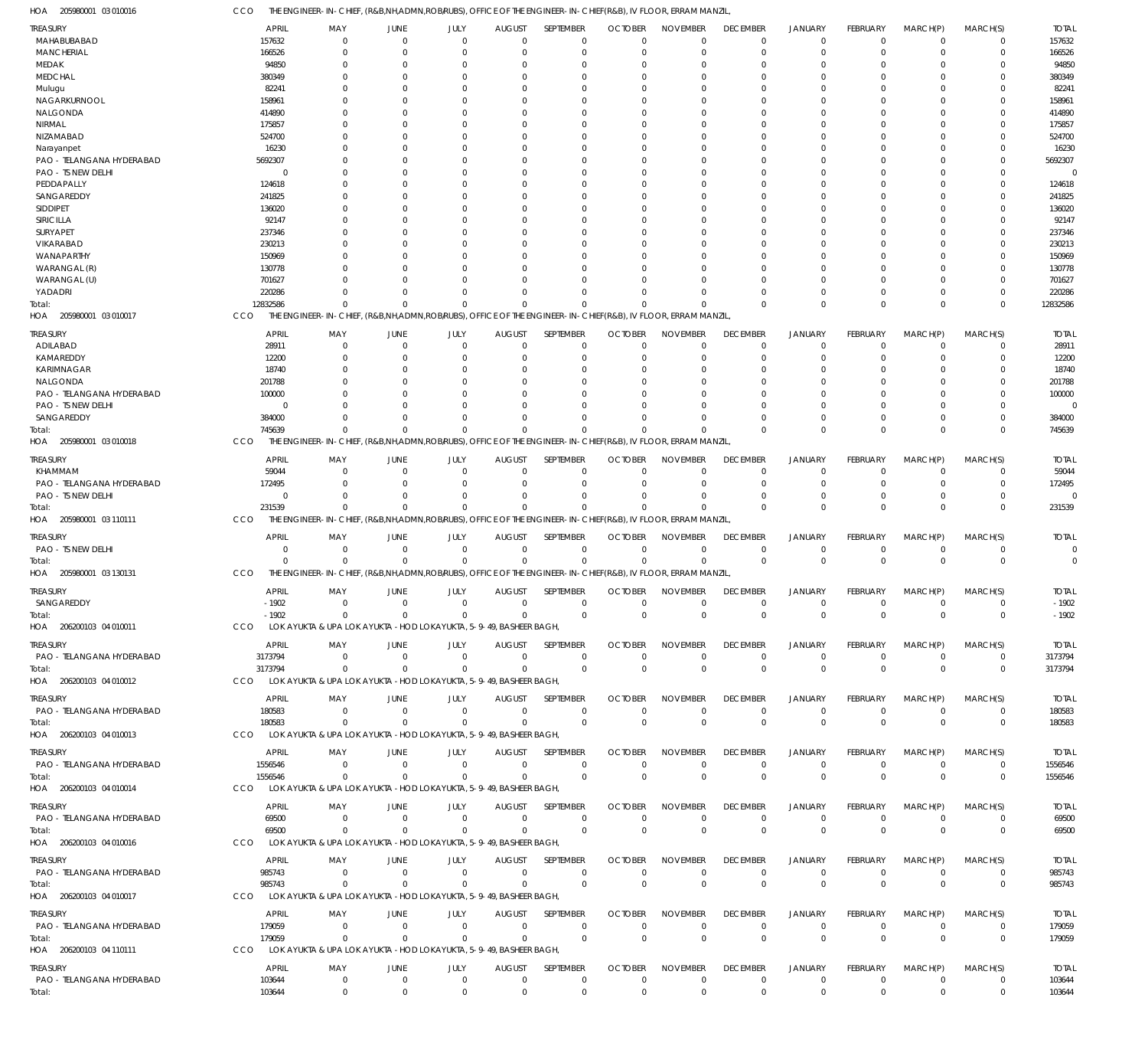HOA 205980001 03 010016 CCO THE ENGINEER-IN-CHIEF, (R&B,NH,ADMN,ROB/RUBS), OFFICE OF THE ENGINEER-IN-CHIEF(R&B), IV FLOOR, ERRAM MANZIL,

| TREASURY | APRIL | MAY | JUNE | JULY | AUGUST | SEPTEMBER | OCTOBER | NOVEMBER | DECEMBER | JANUARY | FEBRUARY | MARCH(P) | MARCH(S) | TOTAL |
|---|---|---|---|---|---|---|---|---|---|---|---|---|---|---|
| MAHABUBABAD | 157632 | 0 | 0 | 0 | 0 | 0 | 0 | 0 | 0 | 0 | 0 | 0 | 0 | 157632 |
| MANCHERIAL | 166526 | 0 | 0 | 0 | 0 | 0 | 0 | 0 | 0 | 0 | 0 | 0 | 0 | 166526 |
| MEDAK | 94850 | 0 | 0 | 0 | 0 | 0 | 0 | 0 | 0 | 0 | 0 | 0 | 0 | 94850 |
| MEDCHAL | 380349 | 0 | 0 | 0 | 0 | 0 | 0 | 0 | 0 | 0 | 0 | 0 | 0 | 380349 |
| Mulugu | 82241 | 0 | 0 | 0 | 0 | 0 | 0 | 0 | 0 | 0 | 0 | 0 | 0 | 82241 |
| NAGARKURNOOL | 158961 | 0 | 0 | 0 | 0 | 0 | 0 | 0 | 0 | 0 | 0 | 0 | 0 | 158961 |
| NALGONDA | 414890 | 0 | 0 | 0 | 0 | 0 | 0 | 0 | 0 | 0 | 0 | 0 | 0 | 414890 |
| NIRMAL | 175857 | 0 | 0 | 0 | 0 | 0 | 0 | 0 | 0 | 0 | 0 | 0 | 0 | 175857 |
| NIZAMABAD | 524700 | 0 | 0 | 0 | 0 | 0 | 0 | 0 | 0 | 0 | 0 | 0 | 0 | 524700 |
| Narayanpet | 16230 | 0 | 0 | 0 | 0 | 0 | 0 | 0 | 0 | 0 | 0 | 0 | 0 | 16230 |
| PAO - TELANGANA HYDERABAD | 5692307 | 0 | 0 | 0 | 0 | 0 | 0 | 0 | 0 | 0 | 0 | 0 | 0 | 5692307 |
| PAO - TS NEW DELHI | 0 | 0 | 0 | 0 | 0 | 0 | 0 | 0 | 0 | 0 | 0 | 0 | 0 | 0 |
| PEDDAPALLY | 124618 | 0 | 0 | 0 | 0 | 0 | 0 | 0 | 0 | 0 | 0 | 0 | 0 | 124618 |
| SANGAREDDY | 241825 | 0 | 0 | 0 | 0 | 0 | 0 | 0 | 0 | 0 | 0 | 0 | 0 | 241825 |
| SIDDIPET | 136020 | 0 | 0 | 0 | 0 | 0 | 0 | 0 | 0 | 0 | 0 | 0 | 0 | 136020 |
| SIRICILLA | 92147 | 0 | 0 | 0 | 0 | 0 | 0 | 0 | 0 | 0 | 0 | 0 | 0 | 92147 |
| SURYAPET | 237346 | 0 | 0 | 0 | 0 | 0 | 0 | 0 | 0 | 0 | 0 | 0 | 0 | 237346 |
| VIKARABAD | 230213 | 0 | 0 | 0 | 0 | 0 | 0 | 0 | 0 | 0 | 0 | 0 | 0 | 230213 |
| WANAPARTHY | 150969 | 0 | 0 | 0 | 0 | 0 | 0 | 0 | 0 | 0 | 0 | 0 | 0 | 150969 |
| WARANGAL (R) | 130778 | 0 | 0 | 0 | 0 | 0 | 0 | 0 | 0 | 0 | 0 | 0 | 0 | 130778 |
| WARANGAL (U) | 701627 | 0 | 0 | 0 | 0 | 0 | 0 | 0 | 0 | 0 | 0 | 0 | 0 | 701627 |
| YADADRI | 220286 | 0 | 0 | 0 | 0 | 0 | 0 | 0 | 0 | 0 | 0 | 0 | 0 | 220286 |
| Total: | 12832586 | 0 | 0 | 0 | 0 | 0 | 0 | 0 | 0 | 0 | 0 | 0 | 0 | 12832586 |

HOA 205980001 03 010017 CCO THE ENGINEER-IN-CHIEF, (R&B,NH,ADMN,ROB/RUBS), OFFICE OF THE ENGINEER-IN-CHIEF(R&B), IV FLOOR, ERRAM MANZIL,

| TREASURY | APRIL | MAY | JUNE | JULY | AUGUST | SEPTEMBER | OCTOBER | NOVEMBER | DECEMBER | JANUARY | FEBRUARY | MARCH(P) | MARCH(S) | TOTAL |
|---|---|---|---|---|---|---|---|---|---|---|---|---|---|---|
| ADILABAD | 28911 | 0 | 0 | 0 | 0 | 0 | 0 | 0 | 0 | 0 | 0 | 0 | 0 | 28911 |
| KAMAREDDY | 12200 | 0 | 0 | 0 | 0 | 0 | 0 | 0 | 0 | 0 | 0 | 0 | 0 | 12200 |
| KARIMNAGAR | 18740 | 0 | 0 | 0 | 0 | 0 | 0 | 0 | 0 | 0 | 0 | 0 | 0 | 18740 |
| NALGONDA | 201788 | 0 | 0 | 0 | 0 | 0 | 0 | 0 | 0 | 0 | 0 | 0 | 0 | 201788 |
| PAO - TELANGANA HYDERABAD | 100000 | 0 | 0 | 0 | 0 | 0 | 0 | 0 | 0 | 0 | 0 | 0 | 0 | 100000 |
| PAO - TS NEW DELHI | 0 | 0 | 0 | 0 | 0 | 0 | 0 | 0 | 0 | 0 | 0 | 0 | 0 | 0 |
| SANGAREDDY | 384000 | 0 | 0 | 0 | 0 | 0 | 0 | 0 | 0 | 0 | 0 | 0 | 0 | 384000 |
| Total: | 745639 | 0 | 0 | 0 | 0 | 0 | 0 | 0 | 0 | 0 | 0 | 0 | 0 | 745639 |

HOA 205980001 03 010018 CCO THE ENGINEER-IN-CHIEF, (R&B,NH,ADMN,ROB/RUBS), OFFICE OF THE ENGINEER-IN-CHIEF(R&B), IV FLOOR, ERRAM MANZIL,

| TREASURY | APRIL | MAY | JUNE | JULY | AUGUST | SEPTEMBER | OCTOBER | NOVEMBER | DECEMBER | JANUARY | FEBRUARY | MARCH(P) | MARCH(S) | TOTAL |
|---|---|---|---|---|---|---|---|---|---|---|---|---|---|---|
| KHAMMAM | 59044 | 0 | 0 | 0 | 0 | 0 | 0 | 0 | 0 | 0 | 0 | 0 | 0 | 59044 |
| PAO - TELANGANA HYDERABAD | 172495 | 0 | 0 | 0 | 0 | 0 | 0 | 0 | 0 | 0 | 0 | 0 | 0 | 172495 |
| PAO - TS NEW DELHI | 0 | 0 | 0 | 0 | 0 | 0 | 0 | 0 | 0 | 0 | 0 | 0 | 0 | 0 |
| Total: | 231539 | 0 | 0 | 0 | 0 | 0 | 0 | 0 | 0 | 0 | 0 | 0 | 0 | 231539 |

HOA 205980001 03 110111 CCO THE ENGINEER-IN-CHIEF, (R&B,NH,ADMN,ROB/RUBS), OFFICE OF THE ENGINEER-IN-CHIEF(R&B), IV FLOOR, ERRAM MANZIL,

| TREASURY | APRIL | MAY | JUNE | JULY | AUGUST | SEPTEMBER | OCTOBER | NOVEMBER | DECEMBER | JANUARY | FEBRUARY | MARCH(P) | MARCH(S) | TOTAL |
|---|---|---|---|---|---|---|---|---|---|---|---|---|---|---|
| PAO - TS NEW DELHI | 0 | 0 | 0 | 0 | 0 | 0 | 0 | 0 | 0 | 0 | 0 | 0 | 0 | 0 |
| Total: | 0 | 0 | 0 | 0 | 0 | 0 | 0 | 0 | 0 | 0 | 0 | 0 | 0 | 0 |

HOA 205980001 03 130131 CCO THE ENGINEER-IN-CHIEF, (R&B,NH,ADMN,ROB/RUBS), OFFICE OF THE ENGINEER-IN-CHIEF(R&B), IV FLOOR, ERRAM MANZIL,

| TREASURY | APRIL | MAY | JUNE | JULY | AUGUST | SEPTEMBER | OCTOBER | NOVEMBER | DECEMBER | JANUARY | FEBRUARY | MARCH(P) | MARCH(S) | TOTAL |
|---|---|---|---|---|---|---|---|---|---|---|---|---|---|---|
| SANGAREDDY | -1902 | 0 | 0 | 0 | 0 | 0 | 0 | 0 | 0 | 0 | 0 | 0 | 0 | -1902 |
| Total: | -1902 | 0 | 0 | 0 | 0 | 0 | 0 | 0 | 0 | 0 | 0 | 0 | 0 | -1902 |

HOA 206200103 04 010011 CCO LOKAYUKTA & UPA LOKAYUKTA - HOD LOKAYUKTA, 5-9-49, BASHEER BAGH,

| TREASURY | APRIL | MAY | JUNE | JULY | AUGUST | SEPTEMBER | OCTOBER | NOVEMBER | DECEMBER | JANUARY | FEBRUARY | MARCH(P) | MARCH(S) | TOTAL |
|---|---|---|---|---|---|---|---|---|---|---|---|---|---|---|
| PAO - TELANGANA HYDERABAD | 3173794 | 0 | 0 | 0 | 0 | 0 | 0 | 0 | 0 | 0 | 0 | 0 | 0 | 3173794 |
| Total: | 3173794 | 0 | 0 | 0 | 0 | 0 | 0 | 0 | 0 | 0 | 0 | 0 | 0 | 3173794 |

HOA 206200103 04 010012 CCO LOKAYUKTA & UPA LOKAYUKTA - HOD LOKAYUKTA, 5-9-49, BASHEER BAGH,

| TREASURY | APRIL | MAY | JUNE | JULY | AUGUST | SEPTEMBER | OCTOBER | NOVEMBER | DECEMBER | JANUARY | FEBRUARY | MARCH(P) | MARCH(S) | TOTAL |
|---|---|---|---|---|---|---|---|---|---|---|---|---|---|---|
| PAO - TELANGANA HYDERABAD | 180583 | 0 | 0 | 0 | 0 | 0 | 0 | 0 | 0 | 0 | 0 | 0 | 0 | 180583 |
| Total: | 180583 | 0 | 0 | 0 | 0 | 0 | 0 | 0 | 0 | 0 | 0 | 0 | 0 | 180583 |

HOA 206200103 04 010013 CCO LOKAYUKTA & UPA LOKAYUKTA - HOD LOKAYUKTA, 5-9-49, BASHEER BAGH,

| TREASURY | APRIL | MAY | JUNE | JULY | AUGUST | SEPTEMBER | OCTOBER | NOVEMBER | DECEMBER | JANUARY | FEBRUARY | MARCH(P) | MARCH(S) | TOTAL |
|---|---|---|---|---|---|---|---|---|---|---|---|---|---|---|
| PAO - TELANGANA HYDERABAD | 1556546 | 0 | 0 | 0 | 0 | 0 | 0 | 0 | 0 | 0 | 0 | 0 | 0 | 1556546 |
| Total: | 1556546 | 0 | 0 | 0 | 0 | 0 | 0 | 0 | 0 | 0 | 0 | 0 | 0 | 1556546 |

HOA 206200103 04 010014 CCO LOKAYUKTA & UPA LOKAYUKTA - HOD LOKAYUKTA, 5-9-49, BASHEER BAGH,

| TREASURY | APRIL | MAY | JUNE | JULY | AUGUST | SEPTEMBER | OCTOBER | NOVEMBER | DECEMBER | JANUARY | FEBRUARY | MARCH(P) | MARCH(S) | TOTAL |
|---|---|---|---|---|---|---|---|---|---|---|---|---|---|---|
| PAO - TELANGANA HYDERABAD | 69500 | 0 | 0 | 0 | 0 | 0 | 0 | 0 | 0 | 0 | 0 | 0 | 0 | 69500 |
| Total: | 69500 | 0 | 0 | 0 | 0 | 0 | 0 | 0 | 0 | 0 | 0 | 0 | 0 | 69500 |

HOA 206200103 04 010016 CCO LOKAYUKTA & UPA LOKAYUKTA - HOD LOKAYUKTA, 5-9-49, BASHEER BAGH,

| TREASURY | APRIL | MAY | JUNE | JULY | AUGUST | SEPTEMBER | OCTOBER | NOVEMBER | DECEMBER | JANUARY | FEBRUARY | MARCH(P) | MARCH(S) | TOTAL |
|---|---|---|---|---|---|---|---|---|---|---|---|---|---|---|
| PAO - TELANGANA HYDERABAD | 985743 | 0 | 0 | 0 | 0 | 0 | 0 | 0 | 0 | 0 | 0 | 0 | 0 | 985743 |
| Total: | 985743 | 0 | 0 | 0 | 0 | 0 | 0 | 0 | 0 | 0 | 0 | 0 | 0 | 985743 |

HOA 206200103 04 010017 CCO LOKAYUKTA & UPA LOKAYUKTA - HOD LOKAYUKTA, 5-9-49, BASHEER BAGH,

| TREASURY | APRIL | MAY | JUNE | JULY | AUGUST | SEPTEMBER | OCTOBER | NOVEMBER | DECEMBER | JANUARY | FEBRUARY | MARCH(P) | MARCH(S) | TOTAL |
|---|---|---|---|---|---|---|---|---|---|---|---|---|---|---|
| PAO - TELANGANA HYDERABAD | 179059 | 0 | 0 | 0 | 0 | 0 | 0 | 0 | 0 | 0 | 0 | 0 | 0 | 179059 |
| Total: | 179059 | 0 | 0 | 0 | 0 | 0 | 0 | 0 | 0 | 0 | 0 | 0 | 0 | 179059 |

HOA 206200103 04 110111 CCO LOKAYUKTA & UPA LOKAYUKTA - HOD LOKAYUKTA, 5-9-49, BASHEER BAGH,

| TREASURY | APRIL | MAY | JUNE | JULY | AUGUST | SEPTEMBER | OCTOBER | NOVEMBER | DECEMBER | JANUARY | FEBRUARY | MARCH(P) | MARCH(S) | TOTAL |
|---|---|---|---|---|---|---|---|---|---|---|---|---|---|---|
| PAO - TELANGANA HYDERABAD | 103644 | 0 | 0 | 0 | 0 | 0 | 0 | 0 | 0 | 0 | 0 | 0 | 0 | 103644 |
| Total: | 103644 | 0 | 0 | 0 | 0 | 0 | 0 | 0 | 0 | 0 | 0 | 0 | 0 | 103644 |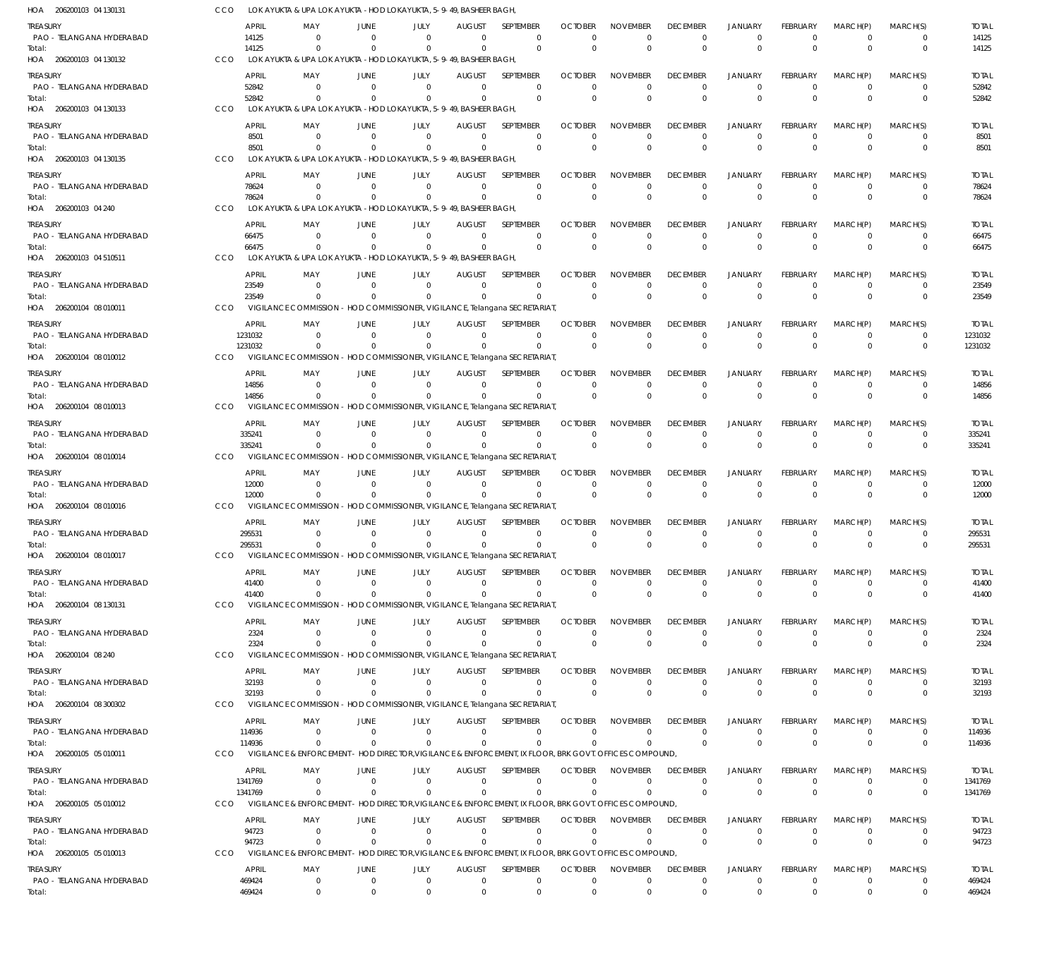HOA 206200103 04 130131 CCO LOKAYUKTA & UPA LOKAYUKTA - HOD LOKAYUKTA, 5-9-49, BASHEER BAGH,

| TREASURY | APRIL | MAY | JUNE | JULY | AUGUST | SEPTEMBER | OCTOBER | NOVEMBER | DECEMBER | JANUARY | FEBRUARY | MARCH(P) | MARCH(S) | TOTAL |
|---|---|---|---|---|---|---|---|---|---|---|---|---|---|---|
| PAO - TELANGANA HYDERABAD | 14125 | 0 | 0 | 0 | 0 | 0 | 0 | 0 | 0 | 0 | 0 | 0 | 0 | 14125 |
| Total: | 14125 | 0 | 0 | 0 | 0 | 0 | 0 | 0 | 0 | 0 | 0 | 0 | 0 | 14125 |

HOA 206200103 04 130132 CCO LOKAYUKTA & UPA LOKAYUKTA - HOD LOKAYUKTA, 5-9-49, BASHEER BAGH,

| TREASURY | APRIL | MAY | JUNE | JULY | AUGUST | SEPTEMBER | OCTOBER | NOVEMBER | DECEMBER | JANUARY | FEBRUARY | MARCH(P) | MARCH(S) | TOTAL |
|---|---|---|---|---|---|---|---|---|---|---|---|---|---|---|
| PAO - TELANGANA HYDERABAD | 52842 | 0 | 0 | 0 | 0 | 0 | 0 | 0 | 0 | 0 | 0 | 0 | 0 | 52842 |
| Total: | 52842 | 0 | 0 | 0 | 0 | 0 | 0 | 0 | 0 | 0 | 0 | 0 | 0 | 52842 |

HOA 206200103 04 130133 CCO LOKAYUKTA & UPA LOKAYUKTA - HOD LOKAYUKTA, 5-9-49, BASHEER BAGH,

| TREASURY | APRIL | MAY | JUNE | JULY | AUGUST | SEPTEMBER | OCTOBER | NOVEMBER | DECEMBER | JANUARY | FEBRUARY | MARCH(P) | MARCH(S) | TOTAL |
|---|---|---|---|---|---|---|---|---|---|---|---|---|---|---|
| PAO - TELANGANA HYDERABAD | 8501 | 0 | 0 | 0 | 0 | 0 | 0 | 0 | 0 | 0 | 0 | 0 | 0 | 8501 |
| Total: | 8501 | 0 | 0 | 0 | 0 | 0 | 0 | 0 | 0 | 0 | 0 | 0 | 0 | 8501 |

HOA 206200103 04 130135 CCO LOKAYUKTA & UPA LOKAYUKTA - HOD LOKAYUKTA, 5-9-49, BASHEER BAGH,

| TREASURY | APRIL | MAY | JUNE | JULY | AUGUST | SEPTEMBER | OCTOBER | NOVEMBER | DECEMBER | JANUARY | FEBRUARY | MARCH(P) | MARCH(S) | TOTAL |
|---|---|---|---|---|---|---|---|---|---|---|---|---|---|---|
| PAO - TELANGANA HYDERABAD | 78624 | 0 | 0 | 0 | 0 | 0 | 0 | 0 | 0 | 0 | 0 | 0 | 0 | 78624 |
| Total: | 78624 | 0 | 0 | 0 | 0 | 0 | 0 | 0 | 0 | 0 | 0 | 0 | 0 | 78624 |

HOA 206200103 04 240 CCO LOKAYUKTA & UPA LOKAYUKTA - HOD LOKAYUKTA, 5-9-49, BASHEER BAGH,

| TREASURY | APRIL | MAY | JUNE | JULY | AUGUST | SEPTEMBER | OCTOBER | NOVEMBER | DECEMBER | JANUARY | FEBRUARY | MARCH(P) | MARCH(S) | TOTAL |
|---|---|---|---|---|---|---|---|---|---|---|---|---|---|---|
| PAO - TELANGANA HYDERABAD | 66475 | 0 | 0 | 0 | 0 | 0 | 0 | 0 | 0 | 0 | 0 | 0 | 0 | 66475 |
| Total: | 66475 | 0 | 0 | 0 | 0 | 0 | 0 | 0 | 0 | 0 | 0 | 0 | 0 | 66475 |

HOA 206200103 04 510511 CCO LOKAYUKTA & UPA LOKAYUKTA - HOD LOKAYUKTA, 5-9-49, BASHEER BAGH,

| TREASURY | APRIL | MAY | JUNE | JULY | AUGUST | SEPTEMBER | OCTOBER | NOVEMBER | DECEMBER | JANUARY | FEBRUARY | MARCH(P) | MARCH(S) | TOTAL |
|---|---|---|---|---|---|---|---|---|---|---|---|---|---|---|
| PAO - TELANGANA HYDERABAD | 23549 | 0 | 0 | 0 | 0 | 0 | 0 | 0 | 0 | 0 | 0 | 0 | 0 | 23549 |
| Total: | 23549 | 0 | 0 | 0 | 0 | 0 | 0 | 0 | 0 | 0 | 0 | 0 | 0 | 23549 |

HOA 206200104 08 010011 CCO VIGILANCE COMMISSION - HOD COMMISSIONER, VIGILANCE, Telangana SECRETARIAT,

| TREASURY | APRIL | MAY | JUNE | JULY | AUGUST | SEPTEMBER | OCTOBER | NOVEMBER | DECEMBER | JANUARY | FEBRUARY | MARCH(P) | MARCH(S) | TOTAL |
|---|---|---|---|---|---|---|---|---|---|---|---|---|---|---|
| PAO - TELANGANA HYDERABAD | 1231032 | 0 | 0 | 0 | 0 | 0 | 0 | 0 | 0 | 0 | 0 | 0 | 0 | 1231032 |
| Total: | 1231032 | 0 | 0 | 0 | 0 | 0 | 0 | 0 | 0 | 0 | 0 | 0 | 0 | 1231032 |

HOA 206200104 08 010012 CCO VIGILANCE COMMISSION - HOD COMMISSIONER, VIGILANCE, Telangana SECRETARIAT,

| TREASURY | APRIL | MAY | JUNE | JULY | AUGUST | SEPTEMBER | OCTOBER | NOVEMBER | DECEMBER | JANUARY | FEBRUARY | MARCH(P) | MARCH(S) | TOTAL |
|---|---|---|---|---|---|---|---|---|---|---|---|---|---|---|
| PAO - TELANGANA HYDERABAD | 14856 | 0 | 0 | 0 | 0 | 0 | 0 | 0 | 0 | 0 | 0 | 0 | 0 | 14856 |
| Total: | 14856 | 0 | 0 | 0 | 0 | 0 | 0 | 0 | 0 | 0 | 0 | 0 | 0 | 14856 |

HOA 206200104 08 010013 CCO VIGILANCE COMMISSION - HOD COMMISSIONER, VIGILANCE, Telangana SECRETARIAT,

| TREASURY | APRIL | MAY | JUNE | JULY | AUGUST | SEPTEMBER | OCTOBER | NOVEMBER | DECEMBER | JANUARY | FEBRUARY | MARCH(P) | MARCH(S) | TOTAL |
|---|---|---|---|---|---|---|---|---|---|---|---|---|---|---|
| PAO - TELANGANA HYDERABAD | 335241 | 0 | 0 | 0 | 0 | 0 | 0 | 0 | 0 | 0 | 0 | 0 | 0 | 335241 |
| Total: | 335241 | 0 | 0 | 0 | 0 | 0 | 0 | 0 | 0 | 0 | 0 | 0 | 0 | 335241 |

HOA 206200104 08 010014 CCO VIGILANCE COMMISSION - HOD COMMISSIONER, VIGILANCE, Telangana SECRETARIAT,

| TREASURY | APRIL | MAY | JUNE | JULY | AUGUST | SEPTEMBER | OCTOBER | NOVEMBER | DECEMBER | JANUARY | FEBRUARY | MARCH(P) | MARCH(S) | TOTAL |
|---|---|---|---|---|---|---|---|---|---|---|---|---|---|---|
| PAO - TELANGANA HYDERABAD | 12000 | 0 | 0 | 0 | 0 | 0 | 0 | 0 | 0 | 0 | 0 | 0 | 0 | 12000 |
| Total: | 12000 | 0 | 0 | 0 | 0 | 0 | 0 | 0 | 0 | 0 | 0 | 0 | 0 | 12000 |

HOA 206200104 08 010016 CCO VIGILANCE COMMISSION - HOD COMMISSIONER, VIGILANCE, Telangana SECRETARIAT,

| TREASURY | APRIL | MAY | JUNE | JULY | AUGUST | SEPTEMBER | OCTOBER | NOVEMBER | DECEMBER | JANUARY | FEBRUARY | MARCH(P) | MARCH(S) | TOTAL |
|---|---|---|---|---|---|---|---|---|---|---|---|---|---|---|
| PAO - TELANGANA HYDERABAD | 295531 | 0 | 0 | 0 | 0 | 0 | 0 | 0 | 0 | 0 | 0 | 0 | 0 | 295531 |
| Total: | 295531 | 0 | 0 | 0 | 0 | 0 | 0 | 0 | 0 | 0 | 0 | 0 | 0 | 295531 |

HOA 206200104 08 010017 CCO VIGILANCE COMMISSION - HOD COMMISSIONER, VIGILANCE, Telangana SECRETARIAT,

| TREASURY | APRIL | MAY | JUNE | JULY | AUGUST | SEPTEMBER | OCTOBER | NOVEMBER | DECEMBER | JANUARY | FEBRUARY | MARCH(P) | MARCH(S) | TOTAL |
|---|---|---|---|---|---|---|---|---|---|---|---|---|---|---|
| PAO - TELANGANA HYDERABAD | 41400 | 0 | 0 | 0 | 0 | 0 | 0 | 0 | 0 | 0 | 0 | 0 | 0 | 41400 |
| Total: | 41400 | 0 | 0 | 0 | 0 | 0 | 0 | 0 | 0 | 0 | 0 | 0 | 0 | 41400 |

HOA 206200104 08 130131 CCO VIGILANCE COMMISSION - HOD COMMISSIONER, VIGILANCE, Telangana SECRETARIAT,

| TREASURY | APRIL | MAY | JUNE | JULY | AUGUST | SEPTEMBER | OCTOBER | NOVEMBER | DECEMBER | JANUARY | FEBRUARY | MARCH(P) | MARCH(S) | TOTAL |
|---|---|---|---|---|---|---|---|---|---|---|---|---|---|---|
| PAO - TELANGANA HYDERABAD | 2324 | 0 | 0 | 0 | 0 | 0 | 0 | 0 | 0 | 0 | 0 | 0 | 0 | 2324 |
| Total: | 2324 | 0 | 0 | 0 | 0 | 0 | 0 | 0 | 0 | 0 | 0 | 0 | 0 | 2324 |

HOA 206200104 08 240 CCO VIGILANCE COMMISSION - HOD COMMISSIONER, VIGILANCE, Telangana SECRETARIAT,

| TREASURY | APRIL | MAY | JUNE | JULY | AUGUST | SEPTEMBER | OCTOBER | NOVEMBER | DECEMBER | JANUARY | FEBRUARY | MARCH(P) | MARCH(S) | TOTAL |
|---|---|---|---|---|---|---|---|---|---|---|---|---|---|---|
| PAO - TELANGANA HYDERABAD | 32193 | 0 | 0 | 0 | 0 | 0 | 0 | 0 | 0 | 0 | 0 | 0 | 0 | 32193 |
| Total: | 32193 | 0 | 0 | 0 | 0 | 0 | 0 | 0 | 0 | 0 | 0 | 0 | 0 | 32193 |

HOA 206200104 08 300302 CCO VIGILANCE COMMISSION - HOD COMMISSIONER, VIGILANCE, Telangana SECRETARIAT,

| TREASURY | APRIL | MAY | JUNE | JULY | AUGUST | SEPTEMBER | OCTOBER | NOVEMBER | DECEMBER | JANUARY | FEBRUARY | MARCH(P) | MARCH(S) | TOTAL |
|---|---|---|---|---|---|---|---|---|---|---|---|---|---|---|
| PAO - TELANGANA HYDERABAD | 114936 | 0 | 0 | 0 | 0 | 0 | 0 | 0 | 0 | 0 | 0 | 0 | 0 | 114936 |
| Total: | 114936 | 0 | 0 | 0 | 0 | 0 | 0 | 0 | 0 | 0 | 0 | 0 | 0 | 114936 |

HOA 206200105 05 010011 CCO VIGILANCE & ENFORCEMENT - HOD DIRECTOR,VIGILANCE & ENFORCEMENT, IX FLOOR, BRK GOVT.OFFICES COMPOUND,

| TREASURY | APRIL | MAY | JUNE | JULY | AUGUST | SEPTEMBER | OCTOBER | NOVEMBER | DECEMBER | JANUARY | FEBRUARY | MARCH(P) | MARCH(S) | TOTAL |
|---|---|---|---|---|---|---|---|---|---|---|---|---|---|---|
| PAO - TELANGANA HYDERABAD | 1341769 | 0 | 0 | 0 | 0 | 0 | 0 | 0 | 0 | 0 | 0 | 0 | 0 | 1341769 |
| Total: | 1341769 | 0 | 0 | 0 | 0 | 0 | 0 | 0 | 0 | 0 | 0 | 0 | 0 | 1341769 |

HOA 206200105 05 010012 CCO VIGILANCE & ENFORCEMENT - HOD DIRECTOR,VIGILANCE & ENFORCEMENT, IX FLOOR, BRK GOVT.OFFICES COMPOUND,

| TREASURY | APRIL | MAY | JUNE | JULY | AUGUST | SEPTEMBER | OCTOBER | NOVEMBER | DECEMBER | JANUARY | FEBRUARY | MARCH(P) | MARCH(S) | TOTAL |
|---|---|---|---|---|---|---|---|---|---|---|---|---|---|---|
| PAO - TELANGANA HYDERABAD | 94723 | 0 | 0 | 0 | 0 | 0 | 0 | 0 | 0 | 0 | 0 | 0 | 0 | 94723 |
| Total: | 94723 | 0 | 0 | 0 | 0 | 0 | 0 | 0 | 0 | 0 | 0 | 0 | 0 | 94723 |

HOA 206200105 05 010013 CCO VIGILANCE & ENFORCEMENT - HOD DIRECTOR,VIGILANCE & ENFORCEMENT, IX FLOOR, BRK GOVT.OFFICES COMPOUND,

| TREASURY | APRIL | MAY | JUNE | JULY | AUGUST | SEPTEMBER | OCTOBER | NOVEMBER | DECEMBER | JANUARY | FEBRUARY | MARCH(P) | MARCH(S) | TOTAL |
|---|---|---|---|---|---|---|---|---|---|---|---|---|---|---|
| PAO - TELANGANA HYDERABAD | 469424 | 0 | 0 | 0 | 0 | 0 | 0 | 0 | 0 | 0 | 0 | 0 | 0 | 469424 |
| Total: | 469424 | 0 | 0 | 0 | 0 | 0 | 0 | 0 | 0 | 0 | 0 | 0 | 0 | 469424 |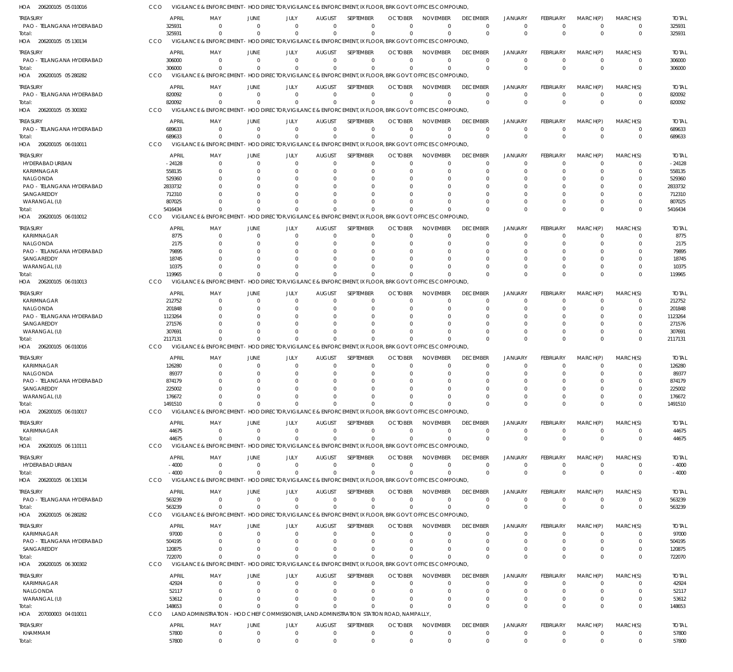HOA 206200105 05 010016 CCO VIGILANCE & ENFORCEMENT - HOD DIRECTOR,VIGILANCE & ENFORCEMENT, IX FLOOR, BRK GOVT. OFFICES COMPOUND,

| TREASURY | APRIL | MAY | JUNE | JULY | AUGUST | SEPTEMBER | OCTOBER | NOVEMBER | DECEMBER | JANUARY | FEBRUARY | MARCH(P) | MARCH(S) | TOTAL |
|---|---|---|---|---|---|---|---|---|---|---|---|---|---|---|
| PAO - TELANGANA HYDERABAD | 325931 | 0 | 0 | 0 | 0 | 0 | 0 | 0 | 0 | 0 | 0 | 0 | 0 | 325931 |
| Total: | 325931 | 0 | 0 | 0 | 0 | 0 | 0 | 0 | 0 | 0 | 0 | 0 | 0 | 325931 |

HOA 206200105 05 130134 CCO VIGILANCE & ENFORCEMENT - HOD DIRECTOR,VIGILANCE & ENFORCEMENT, IX FLOOR, BRK GOVT. OFFICES COMPOUND,

| TREASURY | APRIL | MAY | JUNE | JULY | AUGUST | SEPTEMBER | OCTOBER | NOVEMBER | DECEMBER | JANUARY | FEBRUARY | MARCH(P) | MARCH(S) | TOTAL |
|---|---|---|---|---|---|---|---|---|---|---|---|---|---|---|
| PAO - TELANGANA HYDERABAD | 306000 | 0 | 0 | 0 | 0 | 0 | 0 | 0 | 0 | 0 | 0 | 0 | 0 | 306000 |
| Total: | 306000 | 0 | 0 | 0 | 0 | 0 | 0 | 0 | 0 | 0 | 0 | 0 | 0 | 306000 |

HOA 206200105 05 280282 CCO VIGILANCE & ENFORCEMENT - HOD DIRECTOR,VIGILANCE & ENFORCEMENT, IX FLOOR, BRK GOVT. OFFICES COMPOUND,

| TREASURY | APRIL | MAY | JUNE | JULY | AUGUST | SEPTEMBER | OCTOBER | NOVEMBER | DECEMBER | JANUARY | FEBRUARY | MARCH(P) | MARCH(S) | TOTAL |
|---|---|---|---|---|---|---|---|---|---|---|---|---|---|---|
| PAO - TELANGANA HYDERABAD | 820092 | 0 | 0 | 0 | 0 | 0 | 0 | 0 | 0 | 0 | 0 | 0 | 0 | 820092 |
| Total: | 820092 | 0 | 0 | 0 | 0 | 0 | 0 | 0 | 0 | 0 | 0 | 0 | 0 | 820092 |

HOA 206200105 05 300302 CCO VIGILANCE & ENFORCEMENT - HOD DIRECTOR,VIGILANCE & ENFORCEMENT, IX FLOOR, BRK GOVT. OFFICES COMPOUND,

| TREASURY | APRIL | MAY | JUNE | JULY | AUGUST | SEPTEMBER | OCTOBER | NOVEMBER | DECEMBER | JANUARY | FEBRUARY | MARCH(P) | MARCH(S) | TOTAL |
|---|---|---|---|---|---|---|---|---|---|---|---|---|---|---|
| PAO - TELANGANA HYDERABAD | 689633 | 0 | 0 | 0 | 0 | 0 | 0 | 0 | 0 | 0 | 0 | 0 | 0 | 689633 |
| Total: | 689633 | 0 | 0 | 0 | 0 | 0 | 0 | 0 | 0 | 0 | 0 | 0 | 0 | 689633 |

HOA 206200105 06 010011 CCO VIGILANCE & ENFORCEMENT - HOD DIRECTOR,VIGILANCE & ENFORCEMENT, IX FLOOR, BRK GOVT. OFFICES COMPOUND,

| TREASURY | APRIL | MAY | JUNE | JULY | AUGUST | SEPTEMBER | OCTOBER | NOVEMBER | DECEMBER | JANUARY | FEBRUARY | MARCH(P) | MARCH(S) | TOTAL |
|---|---|---|---|---|---|---|---|---|---|---|---|---|---|---|
| HYDERABAD URBAN | -24128 | 0 | 0 | 0 | 0 | 0 | 0 | 0 | 0 | 0 | 0 | 0 | 0 | -24128 |
| KARIMNAGAR | 558135 | 0 | 0 | 0 | 0 | 0 | 0 | 0 | 0 | 0 | 0 | 0 | 0 | 558135 |
| NALGONDA | 529360 | 0 | 0 | 0 | 0 | 0 | 0 | 0 | 0 | 0 | 0 | 0 | 0 | 529360 |
| PAO - TELANGANA HYDERABAD | 2833732 | 0 | 0 | 0 | 0 | 0 | 0 | 0 | 0 | 0 | 0 | 0 | 0 | 2833732 |
| SANGAREDDY | 712310 | 0 | 0 | 0 | 0 | 0 | 0 | 0 | 0 | 0 | 0 | 0 | 0 | 712310 |
| WARANGAL (U) | 807025 | 0 | 0 | 0 | 0 | 0 | 0 | 0 | 0 | 0 | 0 | 0 | 0 | 807025 |
| Total: | 5416434 | 0 | 0 | 0 | 0 | 0 | 0 | 0 | 0 | 0 | 0 | 0 | 0 | 5416434 |

HOA 206200105 06 010012 CCO VIGILANCE & ENFORCEMENT - HOD DIRECTOR,VIGILANCE & ENFORCEMENT, IX FLOOR, BRK GOVT. OFFICES COMPOUND,

| TREASURY | APRIL | MAY | JUNE | JULY | AUGUST | SEPTEMBER | OCTOBER | NOVEMBER | DECEMBER | JANUARY | FEBRUARY | MARCH(P) | MARCH(S) | TOTAL |
|---|---|---|---|---|---|---|---|---|---|---|---|---|---|---|
| KARIMNAGAR | 8775 | 0 | 0 | 0 | 0 | 0 | 0 | 0 | 0 | 0 | 0 | 0 | 0 | 8775 |
| NALGONDA | 2175 | 0 | 0 | 0 | 0 | 0 | 0 | 0 | 0 | 0 | 0 | 0 | 0 | 2175 |
| PAO - TELANGANA HYDERABAD | 79895 | 0 | 0 | 0 | 0 | 0 | 0 | 0 | 0 | 0 | 0 | 0 | 0 | 79895 |
| SANGAREDDY | 18745 | 0 | 0 | 0 | 0 | 0 | 0 | 0 | 0 | 0 | 0 | 0 | 0 | 18745 |
| WARANGAL (U) | 10375 | 0 | 0 | 0 | 0 | 0 | 0 | 0 | 0 | 0 | 0 | 0 | 0 | 10375 |
| Total: | 119965 | 0 | 0 | 0 | 0 | 0 | 0 | 0 | 0 | 0 | 0 | 0 | 0 | 119965 |

HOA 206200105 06 010013 CCO VIGILANCE & ENFORCEMENT - HOD DIRECTOR,VIGILANCE & ENFORCEMENT, IX FLOOR, BRK GOVT. OFFICES COMPOUND,

| TREASURY | APRIL | MAY | JUNE | JULY | AUGUST | SEPTEMBER | OCTOBER | NOVEMBER | DECEMBER | JANUARY | FEBRUARY | MARCH(P) | MARCH(S) | TOTAL |
|---|---|---|---|---|---|---|---|---|---|---|---|---|---|---|
| KARIMNAGAR | 212752 | 0 | 0 | 0 | 0 | 0 | 0 | 0 | 0 | 0 | 0 | 0 | 0 | 212752 |
| NALGONDA | 201848 | 0 | 0 | 0 | 0 | 0 | 0 | 0 | 0 | 0 | 0 | 0 | 0 | 201848 |
| PAO - TELANGANA HYDERABAD | 1123264 | 0 | 0 | 0 | 0 | 0 | 0 | 0 | 0 | 0 | 0 | 0 | 0 | 1123264 |
| SANGAREDDY | 271576 | 0 | 0 | 0 | 0 | 0 | 0 | 0 | 0 | 0 | 0 | 0 | 0 | 271576 |
| WARANGAL (U) | 307691 | 0 | 0 | 0 | 0 | 0 | 0 | 0 | 0 | 0 | 0 | 0 | 0 | 307691 |
| Total: | 2117131 | 0 | 0 | 0 | 0 | 0 | 0 | 0 | 0 | 0 | 0 | 0 | 0 | 2117131 |

HOA 206200105 06 010016 CCO VIGILANCE & ENFORCEMENT - HOD DIRECTOR,VIGILANCE & ENFORCEMENT, IX FLOOR, BRK GOVT. OFFICES COMPOUND,

| TREASURY | APRIL | MAY | JUNE | JULY | AUGUST | SEPTEMBER | OCTOBER | NOVEMBER | DECEMBER | JANUARY | FEBRUARY | MARCH(P) | MARCH(S) | TOTAL |
|---|---|---|---|---|---|---|---|---|---|---|---|---|---|---|
| KARIMNAGAR | 126280 | 0 | 0 | 0 | 0 | 0 | 0 | 0 | 0 | 0 | 0 | 0 | 0 | 126280 |
| NALGONDA | 89377 | 0 | 0 | 0 | 0 | 0 | 0 | 0 | 0 | 0 | 0 | 0 | 0 | 89377 |
| PAO - TELANGANA HYDERABAD | 874179 | 0 | 0 | 0 | 0 | 0 | 0 | 0 | 0 | 0 | 0 | 0 | 0 | 874179 |
| SANGAREDDY | 225002 | 0 | 0 | 0 | 0 | 0 | 0 | 0 | 0 | 0 | 0 | 0 | 0 | 225002 |
| WARANGAL (U) | 176672 | 0 | 0 | 0 | 0 | 0 | 0 | 0 | 0 | 0 | 0 | 0 | 0 | 176672 |
| Total: | 1491510 | 0 | 0 | 0 | 0 | 0 | 0 | 0 | 0 | 0 | 0 | 0 | 0 | 1491510 |

HOA 206200105 06 010017 CCO VIGILANCE & ENFORCEMENT - HOD DIRECTOR,VIGILANCE & ENFORCEMENT, IX FLOOR, BRK GOVT. OFFICES COMPOUND,

| TREASURY | APRIL | MAY | JUNE | JULY | AUGUST | SEPTEMBER | OCTOBER | NOVEMBER | DECEMBER | JANUARY | FEBRUARY | MARCH(P) | MARCH(S) | TOTAL |
|---|---|---|---|---|---|---|---|---|---|---|---|---|---|---|
| KARIMNAGAR | 44675 | 0 | 0 | 0 | 0 | 0 | 0 | 0 | 0 | 0 | 0 | 0 | 0 | 44675 |
| Total: | 44675 | 0 | 0 | 0 | 0 | 0 | 0 | 0 | 0 | 0 | 0 | 0 | 0 | 44675 |

HOA 206200105 06 110111 CCO VIGILANCE & ENFORCEMENT - HOD DIRECTOR,VIGILANCE & ENFORCEMENT, IX FLOOR, BRK GOVT. OFFICES COMPOUND,

| TREASURY | APRIL | MAY | JUNE | JULY | AUGUST | SEPTEMBER | OCTOBER | NOVEMBER | DECEMBER | JANUARY | FEBRUARY | MARCH(P) | MARCH(S) | TOTAL |
|---|---|---|---|---|---|---|---|---|---|---|---|---|---|---|
| HYDERABAD URBAN | -4000 | 0 | 0 | 0 | 0 | 0 | 0 | 0 | 0 | 0 | 0 | 0 | 0 | -4000 |
| Total: | -4000 | 0 | 0 | 0 | 0 | 0 | 0 | 0 | 0 | 0 | 0 | 0 | 0 | -4000 |

HOA 206200105 06 130134 CCO VIGILANCE & ENFORCEMENT - HOD DIRECTOR,VIGILANCE & ENFORCEMENT, IX FLOOR, BRK GOVT. OFFICES COMPOUND,

| TREASURY | APRIL | MAY | JUNE | JULY | AUGUST | SEPTEMBER | OCTOBER | NOVEMBER | DECEMBER | JANUARY | FEBRUARY | MARCH(P) | MARCH(S) | TOTAL |
|---|---|---|---|---|---|---|---|---|---|---|---|---|---|---|
| PAO - TELANGANA HYDERABAD | 563239 | 0 | 0 | 0 | 0 | 0 | 0 | 0 | 0 | 0 | 0 | 0 | 0 | 563239 |
| Total: | 563239 | 0 | 0 | 0 | 0 | 0 | 0 | 0 | 0 | 0 | 0 | 0 | 0 | 563239 |

HOA 206200105 06 280282 CCO VIGILANCE & ENFORCEMENT - HOD DIRECTOR,VIGILANCE & ENFORCEMENT, IX FLOOR, BRK GOVT. OFFICES COMPOUND,

| TREASURY | APRIL | MAY | JUNE | JULY | AUGUST | SEPTEMBER | OCTOBER | NOVEMBER | DECEMBER | JANUARY | FEBRUARY | MARCH(P) | MARCH(S) | TOTAL |
|---|---|---|---|---|---|---|---|---|---|---|---|---|---|---|
| KARIMNAGAR | 97000 | 0 | 0 | 0 | 0 | 0 | 0 | 0 | 0 | 0 | 0 | 0 | 0 | 97000 |
| PAO - TELANGANA HYDERABAD | 504195 | 0 | 0 | 0 | 0 | 0 | 0 | 0 | 0 | 0 | 0 | 0 | 0 | 504195 |
| SANGAREDDY | 120875 | 0 | 0 | 0 | 0 | 0 | 0 | 0 | 0 | 0 | 0 | 0 | 0 | 120875 |
| Total: | 722070 | 0 | 0 | 0 | 0 | 0 | 0 | 0 | 0 | 0 | 0 | 0 | 0 | 722070 |

HOA 206200105 06 300302 CCO VIGILANCE & ENFORCEMENT - HOD DIRECTOR,VIGILANCE & ENFORCEMENT, IX FLOOR, BRK GOVT. OFFICES COMPOUND,

| TREASURY | APRIL | MAY | JUNE | JULY | AUGUST | SEPTEMBER | OCTOBER | NOVEMBER | DECEMBER | JANUARY | FEBRUARY | MARCH(P) | MARCH(S) | TOTAL |
|---|---|---|---|---|---|---|---|---|---|---|---|---|---|---|
| KARIMNAGAR | 42924 | 0 | 0 | 0 | 0 | 0 | 0 | 0 | 0 | 0 | 0 | 0 | 0 | 42924 |
| NALGONDA | 52117 | 0 | 0 | 0 | 0 | 0 | 0 | 0 | 0 | 0 | 0 | 0 | 0 | 52117 |
| WARANGAL (U) | 53612 | 0 | 0 | 0 | 0 | 0 | 0 | 0 | 0 | 0 | 0 | 0 | 0 | 53612 |
| Total: | 148653 | 0 | 0 | 0 | 0 | 0 | 0 | 0 | 0 | 0 | 0 | 0 | 0 | 148653 |

HOA 207000003 04 010011 CCO LAND ADMINISTRATION - HOD CHIEF COMMISSIONER, LAND ADMINISTRATION STATION ROAD, NAMPALLY,

| TREASURY | APRIL | MAY | JUNE | JULY | AUGUST | SEPTEMBER | OCTOBER | NOVEMBER | DECEMBER | JANUARY | FEBRUARY | MARCH(P) | MARCH(S) | TOTAL |
|---|---|---|---|---|---|---|---|---|---|---|---|---|---|---|
| KHAMMAM | 57800 | 0 | 0 | 0 | 0 | 0 | 0 | 0 | 0 | 0 | 0 | 0 | 0 | 57800 |
| Total: | 57800 | 0 | 0 | 0 | 0 | 0 | 0 | 0 | 0 | 0 | 0 | 0 | 0 | 57800 |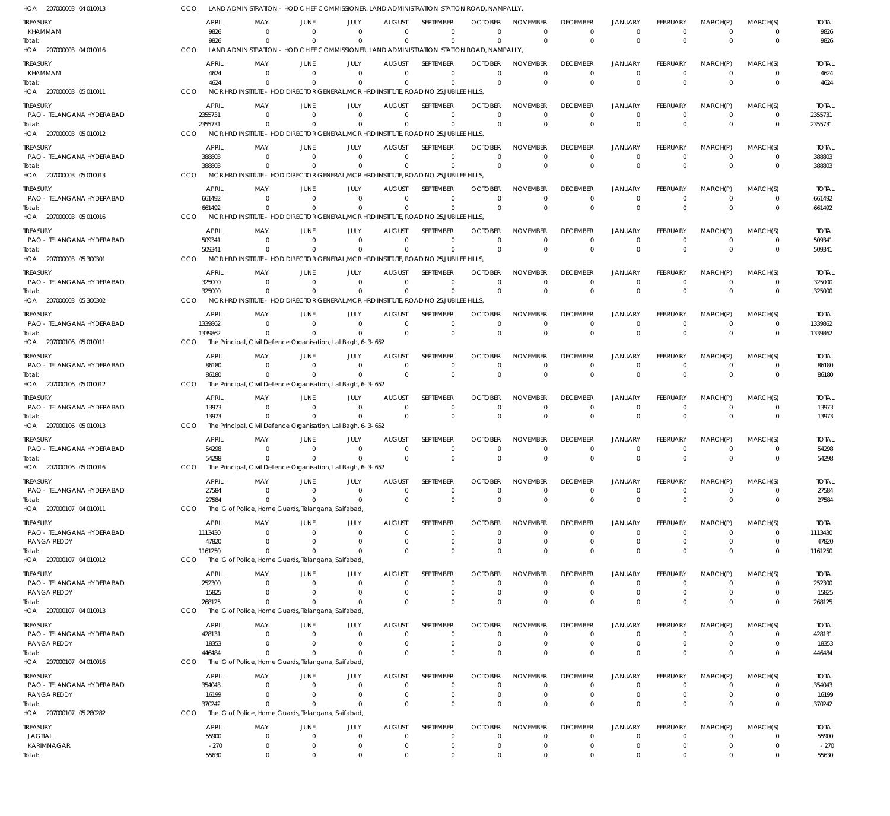HOA 207000003 04 010013 CCO LAND ADMINISTRATION - HOD CHIEF COMMISSIONER, LAND ADMINISTRATION STATION ROAD, NAMPALLY,

| TREASURY | APRIL | MAY | JUNE | JULY | AUGUST | SEPTEMBER | OCTOBER | NOVEMBER | DECEMBER | JANUARY | FEBRUARY | MARCH(P) | MARCH(S) | TOTAL |
|---|---|---|---|---|---|---|---|---|---|---|---|---|---|---|
| KHAMMAM | 9826 | 0 | 0 | 0 | 0 | 0 | 0 | 0 | 0 | 0 | 0 | 0 | 0 | 9826 |
| Total: | 9826 | 0 | 0 | 0 | 0 | 0 | 0 | 0 | 0 | 0 | 0 | 0 | 0 | 9826 |

HOA 207000003 04 010016 CCO LAND ADMINISTRATION - HOD CHIEF COMMISSIONER, LAND ADMINISTRATION STATION ROAD, NAMPALLY,

| TREASURY | APRIL | MAY | JUNE | JULY | AUGUST | SEPTEMBER | OCTOBER | NOVEMBER | DECEMBER | JANUARY | FEBRUARY | MARCH(P) | MARCH(S) | TOTAL |
|---|---|---|---|---|---|---|---|---|---|---|---|---|---|---|
| KHAMMAM | 4624 | 0 | 0 | 0 | 0 | 0 | 0 | 0 | 0 | 0 | 0 | 0 | 0 | 4624 |
| Total: | 4624 | 0 | 0 | 0 | 0 | 0 | 0 | 0 | 0 | 0 | 0 | 0 | 0 | 4624 |

HOA 207000003 05 010011 CCO MCR HRD INSTITUTE - HOD DIRECTOR GENERAL,MCR HRD INSTITUTE, ROAD NO.25,JUBILEE HILLS,

| TREASURY | APRIL | MAY | JUNE | JULY | AUGUST | SEPTEMBER | OCTOBER | NOVEMBER | DECEMBER | JANUARY | FEBRUARY | MARCH(P) | MARCH(S) | TOTAL |
|---|---|---|---|---|---|---|---|---|---|---|---|---|---|---|
| PAO - TELANGANA HYDERABAD | 2355731 | 0 | 0 | 0 | 0 | 0 | 0 | 0 | 0 | 0 | 0 | 0 | 0 | 2355731 |
| Total: | 2355731 | 0 | 0 | 0 | 0 | 0 | 0 | 0 | 0 | 0 | 0 | 0 | 0 | 2355731 |

HOA 207000003 05 010012 CCO MCR HRD INSTITUTE - HOD DIRECTOR GENERAL,MCR HRD INSTITUTE, ROAD NO.25,JUBILEE HILLS,

| TREASURY | APRIL | MAY | JUNE | JULY | AUGUST | SEPTEMBER | OCTOBER | NOVEMBER | DECEMBER | JANUARY | FEBRUARY | MARCH(P) | MARCH(S) | TOTAL |
|---|---|---|---|---|---|---|---|---|---|---|---|---|---|---|
| PAO - TELANGANA HYDERABAD | 388803 | 0 | 0 | 0 | 0 | 0 | 0 | 0 | 0 | 0 | 0 | 0 | 0 | 388803 |
| Total: | 388803 | 0 | 0 | 0 | 0 | 0 | 0 | 0 | 0 | 0 | 0 | 0 | 0 | 388803 |

HOA 207000003 05 010013 CCO MCR HRD INSTITUTE - HOD DIRECTOR GENERAL,MCR HRD INSTITUTE, ROAD NO.25,JUBILEE HILLS,

| TREASURY | APRIL | MAY | JUNE | JULY | AUGUST | SEPTEMBER | OCTOBER | NOVEMBER | DECEMBER | JANUARY | FEBRUARY | MARCH(P) | MARCH(S) | TOTAL |
|---|---|---|---|---|---|---|---|---|---|---|---|---|---|---|
| PAO - TELANGANA HYDERABAD | 661492 | 0 | 0 | 0 | 0 | 0 | 0 | 0 | 0 | 0 | 0 | 0 | 0 | 661492 |
| Total: | 661492 | 0 | 0 | 0 | 0 | 0 | 0 | 0 | 0 | 0 | 0 | 0 | 0 | 661492 |

HOA 207000003 05 010016 CCO MCR HRD INSTITUTE - HOD DIRECTOR GENERAL,MCR HRD INSTITUTE, ROAD NO.25,JUBILEE HILLS,

| TREASURY | APRIL | MAY | JUNE | JULY | AUGUST | SEPTEMBER | OCTOBER | NOVEMBER | DECEMBER | JANUARY | FEBRUARY | MARCH(P) | MARCH(S) | TOTAL |
|---|---|---|---|---|---|---|---|---|---|---|---|---|---|---|
| PAO - TELANGANA HYDERABAD | 509341 | 0 | 0 | 0 | 0 | 0 | 0 | 0 | 0 | 0 | 0 | 0 | 0 | 509341 |
| Total: | 509341 | 0 | 0 | 0 | 0 | 0 | 0 | 0 | 0 | 0 | 0 | 0 | 0 | 509341 |

HOA 207000003 05 300301 CCO MCR HRD INSTITUTE - HOD DIRECTOR GENERAL,MCR HRD INSTITUTE, ROAD NO.25,JUBILEE HILLS,

| TREASURY | APRIL | MAY | JUNE | JULY | AUGUST | SEPTEMBER | OCTOBER | NOVEMBER | DECEMBER | JANUARY | FEBRUARY | MARCH(P) | MARCH(S) | TOTAL |
|---|---|---|---|---|---|---|---|---|---|---|---|---|---|---|
| PAO - TELANGANA HYDERABAD | 325000 | 0 | 0 | 0 | 0 | 0 | 0 | 0 | 0 | 0 | 0 | 0 | 0 | 325000 |
| Total: | 325000 | 0 | 0 | 0 | 0 | 0 | 0 | 0 | 0 | 0 | 0 | 0 | 0 | 325000 |

HOA 207000003 05 300302 CCO MCR HRD INSTITUTE - HOD DIRECTOR GENERAL,MCR HRD INSTITUTE, ROAD NO.25,JUBILEE HILLS,

| TREASURY | APRIL | MAY | JUNE | JULY | AUGUST | SEPTEMBER | OCTOBER | NOVEMBER | DECEMBER | JANUARY | FEBRUARY | MARCH(P) | MARCH(S) | TOTAL |
|---|---|---|---|---|---|---|---|---|---|---|---|---|---|---|
| PAO - TELANGANA HYDERABAD | 1339862 | 0 | 0 | 0 | 0 | 0 | 0 | 0 | 0 | 0 | 0 | 0 | 0 | 1339862 |
| Total: | 1339862 | 0 | 0 | 0 | 0 | 0 | 0 | 0 | 0 | 0 | 0 | 0 | 0 | 1339862 |

HOA 207000106 05 010011 CCO The Principal, Civil Defence Organisation, Lal Bagh, 6-3-652

| TREASURY | APRIL | MAY | JUNE | JULY | AUGUST | SEPTEMBER | OCTOBER | NOVEMBER | DECEMBER | JANUARY | FEBRUARY | MARCH(P) | MARCH(S) | TOTAL |
|---|---|---|---|---|---|---|---|---|---|---|---|---|---|---|
| PAO - TELANGANA HYDERABAD | 86180 | 0 | 0 | 0 | 0 | 0 | 0 | 0 | 0 | 0 | 0 | 0 | 0 | 86180 |
| Total: | 86180 | 0 | 0 | 0 | 0 | 0 | 0 | 0 | 0 | 0 | 0 | 0 | 0 | 86180 |

HOA 207000106 05 010012 CCO The Principal, Civil Defence Organisation, Lal Bagh, 6-3-652

| TREASURY | APRIL | MAY | JUNE | JULY | AUGUST | SEPTEMBER | OCTOBER | NOVEMBER | DECEMBER | JANUARY | FEBRUARY | MARCH(P) | MARCH(S) | TOTAL |
|---|---|---|---|---|---|---|---|---|---|---|---|---|---|---|
| PAO - TELANGANA HYDERABAD | 13973 | 0 | 0 | 0 | 0 | 0 | 0 | 0 | 0 | 0 | 0 | 0 | 0 | 13973 |
| Total: | 13973 | 0 | 0 | 0 | 0 | 0 | 0 | 0 | 0 | 0 | 0 | 0 | 0 | 13973 |

HOA 207000106 05 010013 CCO The Principal, Civil Defence Organisation, Lal Bagh, 6-3-652

| TREASURY | APRIL | MAY | JUNE | JULY | AUGUST | SEPTEMBER | OCTOBER | NOVEMBER | DECEMBER | JANUARY | FEBRUARY | MARCH(P) | MARCH(S) | TOTAL |
|---|---|---|---|---|---|---|---|---|---|---|---|---|---|---|
| PAO - TELANGANA HYDERABAD | 54298 | 0 | 0 | 0 | 0 | 0 | 0 | 0 | 0 | 0 | 0 | 0 | 0 | 54298 |
| Total: | 54298 | 0 | 0 | 0 | 0 | 0 | 0 | 0 | 0 | 0 | 0 | 0 | 0 | 54298 |

HOA 207000106 05 010016 CCO The Principal, Civil Defence Organisation, Lal Bagh, 6-3-652

| TREASURY | APRIL | MAY | JUNE | JULY | AUGUST | SEPTEMBER | OCTOBER | NOVEMBER | DECEMBER | JANUARY | FEBRUARY | MARCH(P) | MARCH(S) | TOTAL |
|---|---|---|---|---|---|---|---|---|---|---|---|---|---|---|
| PAO - TELANGANA HYDERABAD | 27584 | 0 | 0 | 0 | 0 | 0 | 0 | 0 | 0 | 0 | 0 | 0 | 0 | 27584 |
| Total: | 27584 | 0 | 0 | 0 | 0 | 0 | 0 | 0 | 0 | 0 | 0 | 0 | 0 | 27584 |

HOA 207000107 04 010011 CCO The IG of Police, Home Guards, Telangana, Saifabad,

| TREASURY | APRIL | MAY | JUNE | JULY | AUGUST | SEPTEMBER | OCTOBER | NOVEMBER | DECEMBER | JANUARY | FEBRUARY | MARCH(P) | MARCH(S) | TOTAL |
|---|---|---|---|---|---|---|---|---|---|---|---|---|---|---|
| PAO - TELANGANA HYDERABAD | 1113430 | 0 | 0 | 0 | 0 | 0 | 0 | 0 | 0 | 0 | 0 | 0 | 0 | 1113430 |
| RANGA REDDY | 47820 | 0 | 0 | 0 | 0 | 0 | 0 | 0 | 0 | 0 | 0 | 0 | 0 | 47820 |
| Total: | 1161250 | 0 | 0 | 0 | 0 | 0 | 0 | 0 | 0 | 0 | 0 | 0 | 0 | 1161250 |

HOA 207000107 04 010012 CCO The IG of Police, Home Guards, Telangana, Saifabad,

| TREASURY | APRIL | MAY | JUNE | JULY | AUGUST | SEPTEMBER | OCTOBER | NOVEMBER | DECEMBER | JANUARY | FEBRUARY | MARCH(P) | MARCH(S) | TOTAL |
|---|---|---|---|---|---|---|---|---|---|---|---|---|---|---|
| PAO - TELANGANA HYDERABAD | 252300 | 0 | 0 | 0 | 0 | 0 | 0 | 0 | 0 | 0 | 0 | 0 | 0 | 252300 |
| RANGA REDDY | 15825 | 0 | 0 | 0 | 0 | 0 | 0 | 0 | 0 | 0 | 0 | 0 | 0 | 15825 |
| Total: | 268125 | 0 | 0 | 0 | 0 | 0 | 0 | 0 | 0 | 0 | 0 | 0 | 0 | 268125 |

HOA 207000107 04 010013 CCO The IG of Police, Home Guards, Telangana, Saifabad,

| TREASURY | APRIL | MAY | JUNE | JULY | AUGUST | SEPTEMBER | OCTOBER | NOVEMBER | DECEMBER | JANUARY | FEBRUARY | MARCH(P) | MARCH(S) | TOTAL |
|---|---|---|---|---|---|---|---|---|---|---|---|---|---|---|
| PAO - TELANGANA HYDERABAD | 428131 | 0 | 0 | 0 | 0 | 0 | 0 | 0 | 0 | 0 | 0 | 0 | 0 | 428131 |
| RANGA REDDY | 18353 | 0 | 0 | 0 | 0 | 0 | 0 | 0 | 0 | 0 | 0 | 0 | 0 | 18353 |
| Total: | 446484 | 0 | 0 | 0 | 0 | 0 | 0 | 0 | 0 | 0 | 0 | 0 | 0 | 446484 |

HOA 207000107 04 010016 CCO The IG of Police, Home Guards, Telangana, Saifabad,

| TREASURY | APRIL | MAY | JUNE | JULY | AUGUST | SEPTEMBER | OCTOBER | NOVEMBER | DECEMBER | JANUARY | FEBRUARY | MARCH(P) | MARCH(S) | TOTAL |
|---|---|---|---|---|---|---|---|---|---|---|---|---|---|---|
| PAO - TELANGANA HYDERABAD | 354043 | 0 | 0 | 0 | 0 | 0 | 0 | 0 | 0 | 0 | 0 | 0 | 0 | 354043 |
| RANGA REDDY | 16199 | 0 | 0 | 0 | 0 | 0 | 0 | 0 | 0 | 0 | 0 | 0 | 0 | 16199 |
| Total: | 370242 | 0 | 0 | 0 | 0 | 0 | 0 | 0 | 0 | 0 | 0 | 0 | 0 | 370242 |

HOA 207000107 05 280282 CCO The IG of Police, Home Guards, Telangana, Saifabad,

| TREASURY | APRIL | MAY | JUNE | JULY | AUGUST | SEPTEMBER | OCTOBER | NOVEMBER | DECEMBER | JANUARY | FEBRUARY | MARCH(P) | MARCH(S) | TOTAL |
|---|---|---|---|---|---|---|---|---|---|---|---|---|---|---|
| JAGTIAL | 55900 | 0 | 0 | 0 | 0 | 0 | 0 | 0 | 0 | 0 | 0 | 0 | 0 | 55900 |
| KARIMNAGAR | -270 | 0 | 0 | 0 | 0 | 0 | 0 | 0 | 0 | 0 | 0 | 0 | 0 | -270 |
| Total: | 55630 | 0 | 0 | 0 | 0 | 0 | 0 | 0 | 0 | 0 | 0 | 0 | 0 | 55630 |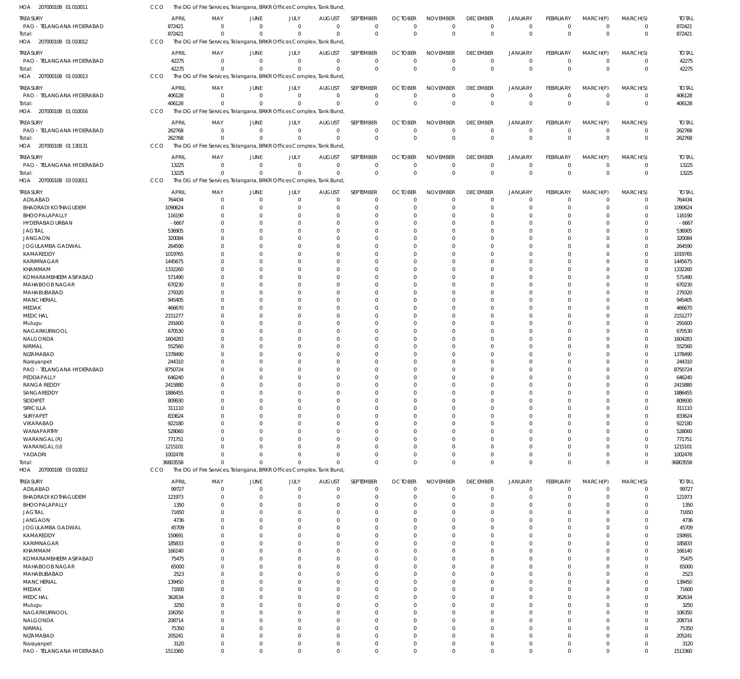HOA 207000108 01 010011 CCO The DG of Fire Services, Telangana, BRKR Offices Complex, Tank Bund,

| TREASURY | APRIL | MAY | JUNE | JULY | AUGUST | SEPTEMBER | OCTOBER | NOVEMBER | DECEMBER | JANUARY | FEBRUARY | MARCH(P) | MARCH(S) | TOTAL |
|---|---|---|---|---|---|---|---|---|---|---|---|---|---|---|
| PAO - TELANGANA HYDERABAD | 872421 | 0 | 0 | 0 | 0 | 0 | 0 | 0 | 0 | 0 | 0 | 0 | 0 | 872421 |
| Total: | 872421 | 0 | 0 | 0 | 0 | 0 | 0 | 0 | 0 | 0 | 0 | 0 | 0 | 872421 |

HOA 207000108 01 010012 CCO The DG of Fire Services, Telangana, BRKR Offices Complex, Tank Bund,

| TREASURY | APRIL | MAY | JUNE | JULY | AUGUST | SEPTEMBER | OCTOBER | NOVEMBER | DECEMBER | JANUARY | FEBRUARY | MARCH(P) | MARCH(S) | TOTAL |
|---|---|---|---|---|---|---|---|---|---|---|---|---|---|---|
| PAO - TELANGANA HYDERABAD | 42275 | 0 | 0 | 0 | 0 | 0 | 0 | 0 | 0 | 0 | 0 | 0 | 0 | 42275 |
| Total: | 42275 | 0 | 0 | 0 | 0 | 0 | 0 | 0 | 0 | 0 | 0 | 0 | 0 | 42275 |

HOA 207000108 01 010013 CCO The DG of Fire Services, Telangana, BRKR Offices Complex, Tank Bund,

| TREASURY | APRIL | MAY | JUNE | JULY | AUGUST | SEPTEMBER | OCTOBER | NOVEMBER | DECEMBER | JANUARY | FEBRUARY | MARCH(P) | MARCH(S) | TOTAL |
|---|---|---|---|---|---|---|---|---|---|---|---|---|---|---|
| PAO - TELANGANA HYDERABAD | 406128 | 0 | 0 | 0 | 0 | 0 | 0 | 0 | 0 | 0 | 0 | 0 | 0 | 406128 |
| Total: | 406128 | 0 | 0 | 0 | 0 | 0 | 0 | 0 | 0 | 0 | 0 | 0 | 0 | 406128 |

HOA 207000108 01 010016 CCO The DG of Fire Services, Telangana, BRKR Offices Complex, Tank Bund,

| TREASURY | APRIL | MAY | JUNE | JULY | AUGUST | SEPTEMBER | OCTOBER | NOVEMBER | DECEMBER | JANUARY | FEBRUARY | MARCH(P) | MARCH(S) | TOTAL |
|---|---|---|---|---|---|---|---|---|---|---|---|---|---|---|
| PAO - TELANGANA HYDERABAD | 262768 | 0 | 0 | 0 | 0 | 0 | 0 | 0 | 0 | 0 | 0 | 0 | 0 | 262768 |
| Total: | 262768 | 0 | 0 | 0 | 0 | 0 | 0 | 0 | 0 | 0 | 0 | 0 | 0 | 262768 |

HOA 207000108 01 130131 CCO The DG of Fire Services, Telangana, BRKR Offices Complex, Tank Bund,

| TREASURY | APRIL | MAY | JUNE | JULY | AUGUST | SEPTEMBER | OCTOBER | NOVEMBER | DECEMBER | JANUARY | FEBRUARY | MARCH(P) | MARCH(S) | TOTAL |
|---|---|---|---|---|---|---|---|---|---|---|---|---|---|---|
| PAO - TELANGANA HYDERABAD | 13225 | 0 | 0 | 0 | 0 | 0 | 0 | 0 | 0 | 0 | 0 | 0 | 0 | 13225 |
| Total: | 13225 | 0 | 0 | 0 | 0 | 0 | 0 | 0 | 0 | 0 | 0 | 0 | 0 | 13225 |

HOA 207000108 03 010011 CCO The DG of Fire Services, Telangana, BRKR Offices Complex, Tank Bund,

| TREASURY | APRIL | MAY | JUNE | JULY | AUGUST | SEPTEMBER | OCTOBER | NOVEMBER | DECEMBER | JANUARY | FEBRUARY | MARCH(P) | MARCH(S) | TOTAL |
|---|---|---|---|---|---|---|---|---|---|---|---|---|---|---|
| ADILABAD | 764434 | 0 | 0 | 0 | 0 | 0 | 0 | 0 | 0 | 0 | 0 | 0 | 0 | 764434 |
| BHADRADI KOTHAGUDEM | 1090624 | 0 | 0 | 0 | 0 | 0 | 0 | 0 | 0 | 0 | 0 | 0 | 0 | 1090624 |
| BHOOPALAPALLY | 116190 | 0 | 0 | 0 | 0 | 0 | 0 | 0 | 0 | 0 | 0 | 0 | 0 | 116190 |
| HYDERABAD URBAN | -6667 | 0 | 0 | 0 | 0 | 0 | 0 | 0 | 0 | 0 | 0 | 0 | 0 | -6667 |
| JAGTIAL | 536905 | 0 | 0 | 0 | 0 | 0 | 0 | 0 | 0 | 0 | 0 | 0 | 0 | 536905 |
| JANGAON | 320084 | 0 | 0 | 0 | 0 | 0 | 0 | 0 | 0 | 0 | 0 | 0 | 0 | 320084 |
| JOGULAMBA GADWAL | 264590 | 0 | 0 | 0 | 0 | 0 | 0 | 0 | 0 | 0 | 0 | 0 | 0 | 264590 |
| KAMAREDDY | 1019765 | 0 | 0 | 0 | 0 | 0 | 0 | 0 | 0 | 0 | 0 | 0 | 0 | 1019765 |
| KARIMNAGAR | 1445675 | 0 | 0 | 0 | 0 | 0 | 0 | 0 | 0 | 0 | 0 | 0 | 0 | 1445675 |
| KHAMMAM | 1332260 | 0 | 0 | 0 | 0 | 0 | 0 | 0 | 0 | 0 | 0 | 0 | 0 | 1332260 |
| KOMARAMBHEEM ASIFABAD | 571490 | 0 | 0 | 0 | 0 | 0 | 0 | 0 | 0 | 0 | 0 | 0 | 0 | 571490 |
| MAHABOOB NAGAR | 670230 | 0 | 0 | 0 | 0 | 0 | 0 | 0 | 0 | 0 | 0 | 0 | 0 | 670230 |
| MAHABUBABAD | 279320 | 0 | 0 | 0 | 0 | 0 | 0 | 0 | 0 | 0 | 0 | 0 | 0 | 279320 |
| MANCHERIAL | 945405 | 0 | 0 | 0 | 0 | 0 | 0 | 0 | 0 | 0 | 0 | 0 | 0 | 945405 |
| MEDAK | 466670 | 0 | 0 | 0 | 0 | 0 | 0 | 0 | 0 | 0 | 0 | 0 | 0 | 466670 |
| MEDCHAL | 2151277 | 0 | 0 | 0 | 0 | 0 | 0 | 0 | 0 | 0 | 0 | 0 | 0 | 2151277 |
| Mulugu | 291600 | 0 | 0 | 0 | 0 | 0 | 0 | 0 | 0 | 0 | 0 | 0 | 0 | 291600 |
| NAGARKURNOOL | 670530 | 0 | 0 | 0 | 0 | 0 | 0 | 0 | 0 | 0 | 0 | 0 | 0 | 670530 |
| NALGONDA | 1604283 | 0 | 0 | 0 | 0 | 0 | 0 | 0 | 0 | 0 | 0 | 0 | 0 | 1604283 |
| NIRMAL | 552560 | 0 | 0 | 0 | 0 | 0 | 0 | 0 | 0 | 0 | 0 | 0 | 0 | 552560 |
| NIZAMABAD | 1378490 | 0 | 0 | 0 | 0 | 0 | 0 | 0 | 0 | 0 | 0 | 0 | 0 | 1378490 |
| Narayanpet | 244310 | 0 | 0 | 0 | 0 | 0 | 0 | 0 | 0 | 0 | 0 | 0 | 0 | 244310 |
| PAO - TELANGANA HYDERABAD | 8750724 | 0 | 0 | 0 | 0 | 0 | 0 | 0 | 0 | 0 | 0 | 0 | 0 | 8750724 |
| PEDDAPALLY | 646240 | 0 | 0 | 0 | 0 | 0 | 0 | 0 | 0 | 0 | 0 | 0 | 0 | 646240 |
| RANGA REDDY | 2415880 | 0 | 0 | 0 | 0 | 0 | 0 | 0 | 0 | 0 | 0 | 0 | 0 | 2415880 |
| SANGAREDDY | 1886455 | 0 | 0 | 0 | 0 | 0 | 0 | 0 | 0 | 0 | 0 | 0 | 0 | 1886455 |
| SIDDIPET | 809930 | 0 | 0 | 0 | 0 | 0 | 0 | 0 | 0 | 0 | 0 | 0 | 0 | 809930 |
| SIRICILLA | 311110 | 0 | 0 | 0 | 0 | 0 | 0 | 0 | 0 | 0 | 0 | 0 | 0 | 311110 |
| SURYAPET | 833624 | 0 | 0 | 0 | 0 | 0 | 0 | 0 | 0 | 0 | 0 | 0 | 0 | 833624 |
| VIKARABAD | 922180 | 0 | 0 | 0 | 0 | 0 | 0 | 0 | 0 | 0 | 0 | 0 | 0 | 922180 |
| WANAPARTHY | 528060 | 0 | 0 | 0 | 0 | 0 | 0 | 0 | 0 | 0 | 0 | 0 | 0 | 528060 |
| WARANGAL (R) | 771751 | 0 | 0 | 0 | 0 | 0 | 0 | 0 | 0 | 0 | 0 | 0 | 0 | 771751 |
| WARANGAL (U) | 1215101 | 0 | 0 | 0 | 0 | 0 | 0 | 0 | 0 | 0 | 0 | 0 | 0 | 1215101 |
| YADADRI | 1002478 | 0 | 0 | 0 | 0 | 0 | 0 | 0 | 0 | 0 | 0 | 0 | 0 | 1002478 |
| Total: | 36803558 | 0 | 0 | 0 | 0 | 0 | 0 | 0 | 0 | 0 | 0 | 0 | 0 | 36803558 |

HOA 207000108 03 010012 CCO The DG of Fire Services, Telangana, BRKR Offices Complex, Tank Bund,

| TREASURY | APRIL | MAY | JUNE | JULY | AUGUST | SEPTEMBER | OCTOBER | NOVEMBER | DECEMBER | JANUARY | FEBRUARY | MARCH(P) | MARCH(S) | TOTAL |
|---|---|---|---|---|---|---|---|---|---|---|---|---|---|---|
| ADILABAD | 99727 | 0 | 0 | 0 | 0 | 0 | 0 | 0 | 0 | 0 | 0 | 0 | 0 | 99727 |
| BHADRADI KOTHAGUDEM | 121973 | 0 | 0 | 0 | 0 | 0 | 0 | 0 | 0 | 0 | 0 | 0 | 0 | 121973 |
| BHOOPALAPALLY | 1350 | 0 | 0 | 0 | 0 | 0 | 0 | 0 | 0 | 0 | 0 | 0 | 0 | 1350 |
| JAGTIAL | 71650 | 0 | 0 | 0 | 0 | 0 | 0 | 0 | 0 | 0 | 0 | 0 | 0 | 71650 |
| JANGAON | 4736 | 0 | 0 | 0 | 0 | 0 | 0 | 0 | 0 | 0 | 0 | 0 | 0 | 4736 |
| JOGULAMBA GADWAL | 45709 | 0 | 0 | 0 | 0 | 0 | 0 | 0 | 0 | 0 | 0 | 0 | 0 | 45709 |
| KAMAREDDY | 150691 | 0 | 0 | 0 | 0 | 0 | 0 | 0 | 0 | 0 | 0 | 0 | 0 | 150691 |
| KARIMNAGAR | 185833 | 0 | 0 | 0 | 0 | 0 | 0 | 0 | 0 | 0 | 0 | 0 | 0 | 185833 |
| KHAMMAM | 166140 | 0 | 0 | 0 | 0 | 0 | 0 | 0 | 0 | 0 | 0 | 0 | 0 | 166140 |
| KOMARAMBHEEM ASIFABAD | 75475 | 0 | 0 | 0 | 0 | 0 | 0 | 0 | 0 | 0 | 0 | 0 | 0 | 75475 |
| MAHABOOB NAGAR | 65000 | 0 | 0 | 0 | 0 | 0 | 0 | 0 | 0 | 0 | 0 | 0 | 0 | 65000 |
| MAHABUBABAD | 2523 | 0 | 0 | 0 | 0 | 0 | 0 | 0 | 0 | 0 | 0 | 0 | 0 | 2523 |
| MANCHERIAL | 139450 | 0 | 0 | 0 | 0 | 0 | 0 | 0 | 0 | 0 | 0 | 0 | 0 | 139450 |
| MEDAK | 71600 | 0 | 0 | 0 | 0 | 0 | 0 | 0 | 0 | 0 | 0 | 0 | 0 | 71600 |
| MEDCHAL | 362634 | 0 | 0 | 0 | 0 | 0 | 0 | 0 | 0 | 0 | 0 | 0 | 0 | 362634 |
| Mulugu | 3250 | 0 | 0 | 0 | 0 | 0 | 0 | 0 | 0 | 0 | 0 | 0 | 0 | 3250 |
| NAGARKURNOOL | 106350 | 0 | 0 | 0 | 0 | 0 | 0 | 0 | 0 | 0 | 0 | 0 | 0 | 106350 |
| NALGONDA | 208714 | 0 | 0 | 0 | 0 | 0 | 0 | 0 | 0 | 0 | 0 | 0 | 0 | 208714 |
| NIRMAL | 75350 | 0 | 0 | 0 | 0 | 0 | 0 | 0 | 0 | 0 | 0 | 0 | 0 | 75350 |
| NIZAMABAD | 205241 | 0 | 0 | 0 | 0 | 0 | 0 | 0 | 0 | 0 | 0 | 0 | 0 | 205241 |
| Narayanpet | 3120 | 0 | 0 | 0 | 0 | 0 | 0 | 0 | 0 | 0 | 0 | 0 | 0 | 3120 |
| PAO - TELANGANA HYDERABAD | 1513360 | 0 | 0 | 0 | 0 | 0 | 0 | 0 | 0 | 0 | 0 | 0 | 0 | 1513360 |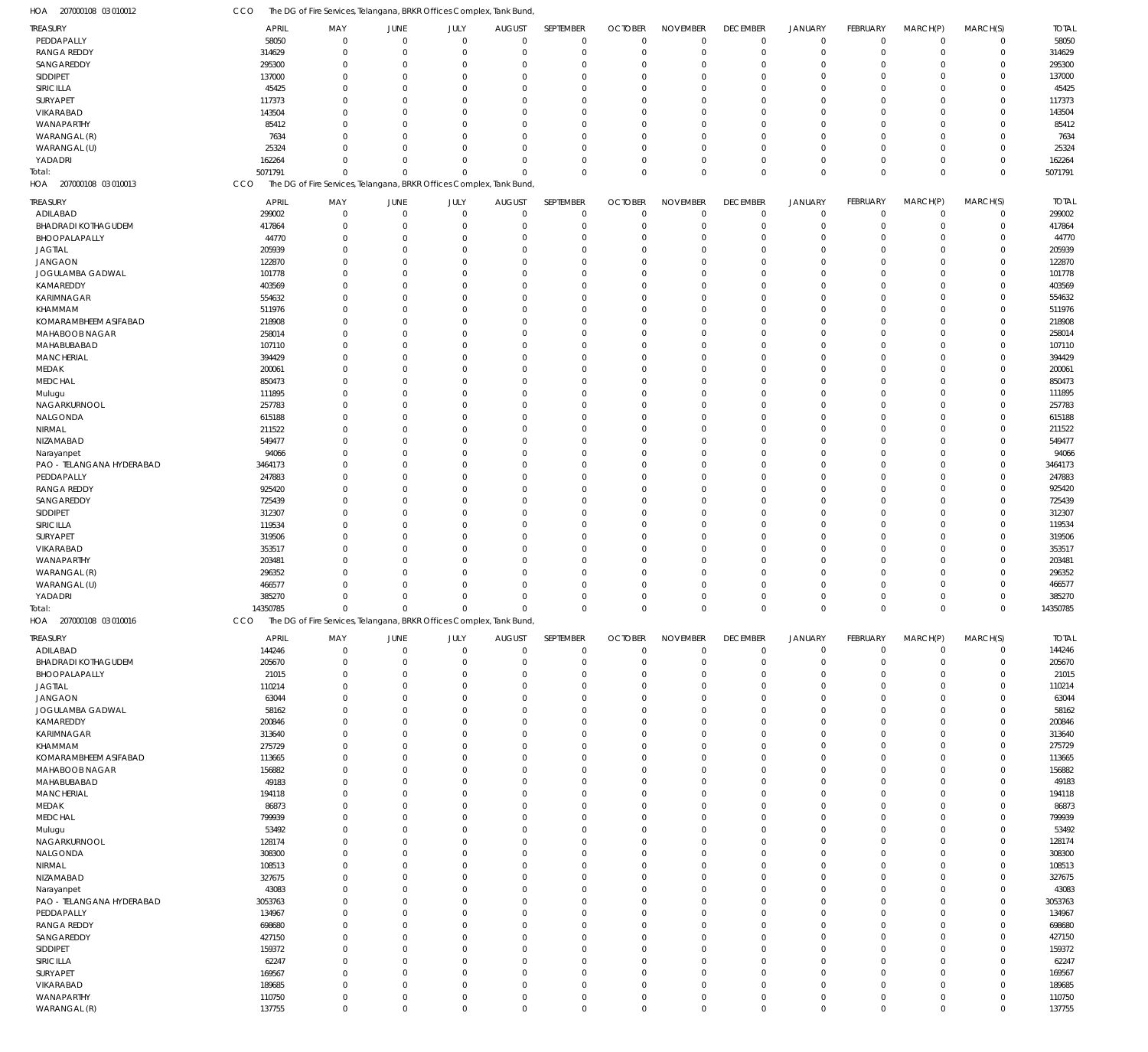HOA 207000108 03 010012 CCO The DG of Fire Services, Telangana, BRKR Offices Complex, Tank Bund,

| TREASURY | APRIL | MAY | JUNE | JULY | AUGUST | SEPTEMBER | OCTOBER | NOVEMBER | DECEMBER | JANUARY | FEBRUARY | MARCH(P) | MARCH(S) | TOTAL |
|---|---|---|---|---|---|---|---|---|---|---|---|---|---|---|
| PEDDAPALLY | 58050 | 0 | 0 | 0 | 0 | 0 | 0 | 0 | 0 | 0 | 0 | 0 | 0 | 58050 |
| RANGA REDDY | 314629 | 0 | 0 | 0 | 0 | 0 | 0 | 0 | 0 | 0 | 0 | 0 | 0 | 314629 |
| SANGAREDDY | 295300 | 0 | 0 | 0 | 0 | 0 | 0 | 0 | 0 | 0 | 0 | 0 | 0 | 295300 |
| SIDDIPET | 137000 | 0 | 0 | 0 | 0 | 0 | 0 | 0 | 0 | 0 | 0 | 0 | 0 | 137000 |
| SIRICILLA | 45425 | 0 | 0 | 0 | 0 | 0 | 0 | 0 | 0 | 0 | 0 | 0 | 0 | 45425 |
| SURYAPET | 117373 | 0 | 0 | 0 | 0 | 0 | 0 | 0 | 0 | 0 | 0 | 0 | 0 | 117373 |
| VIKARABAD | 143504 | 0 | 0 | 0 | 0 | 0 | 0 | 0 | 0 | 0 | 0 | 0 | 0 | 143504 |
| WANAPARTHY | 85412 | 0 | 0 | 0 | 0 | 0 | 0 | 0 | 0 | 0 | 0 | 0 | 0 | 85412 |
| WARANGAL (R) | 7634 | 0 | 0 | 0 | 0 | 0 | 0 | 0 | 0 | 0 | 0 | 0 | 0 | 7634 |
| WARANGAL (U) | 25324 | 0 | 0 | 0 | 0 | 0 | 0 | 0 | 0 | 0 | 0 | 0 | 0 | 25324 |
| YADADRI | 162264 | 0 | 0 | 0 | 0 | 0 | 0 | 0 | 0 | 0 | 0 | 0 | 0 | 162264 |
| Total: | 5071791 | 0 | 0 | 0 | 0 | 0 | 0 | 0 | 0 | 0 | 0 | 0 | 0 | 5071791 |

HOA 207000108 03 010013 CCO The DG of Fire Services, Telangana, BRKR Offices Complex, Tank Bund,

| TREASURY | APRIL | MAY | JUNE | JULY | AUGUST | SEPTEMBER | OCTOBER | NOVEMBER | DECEMBER | JANUARY | FEBRUARY | MARCH(P) | MARCH(S) | TOTAL |
|---|---|---|---|---|---|---|---|---|---|---|---|---|---|---|
| ADILABAD | 299002 | 0 | 0 | 0 | 0 | 0 | 0 | 0 | 0 | 0 | 0 | 0 | 0 | 299002 |
| BHADRADI KOTHAGUDEM | 417864 | 0 | 0 | 0 | 0 | 0 | 0 | 0 | 0 | 0 | 0 | 0 | 0 | 417864 |
| BHOOPALAPALLY | 44770 | 0 | 0 | 0 | 0 | 0 | 0 | 0 | 0 | 0 | 0 | 0 | 0 | 44770 |
| JAGTIAL | 205939 | 0 | 0 | 0 | 0 | 0 | 0 | 0 | 0 | 0 | 0 | 0 | 0 | 205939 |
| JANGAON | 122870 | 0 | 0 | 0 | 0 | 0 | 0 | 0 | 0 | 0 | 0 | 0 | 0 | 122870 |
| JOGULAMBA GADWAL | 101778 | 0 | 0 | 0 | 0 | 0 | 0 | 0 | 0 | 0 | 0 | 0 | 0 | 101778 |
| KAMAREDDY | 403569 | 0 | 0 | 0 | 0 | 0 | 0 | 0 | 0 | 0 | 0 | 0 | 0 | 403569 |
| KARIMNAGAR | 554632 | 0 | 0 | 0 | 0 | 0 | 0 | 0 | 0 | 0 | 0 | 0 | 0 | 554632 |
| KHAMMAM | 511976 | 0 | 0 | 0 | 0 | 0 | 0 | 0 | 0 | 0 | 0 | 0 | 0 | 511976 |
| KOMARAMBHEEM ASIFABAD | 218908 | 0 | 0 | 0 | 0 | 0 | 0 | 0 | 0 | 0 | 0 | 0 | 0 | 218908 |
| MAHABOOB NAGAR | 258014 | 0 | 0 | 0 | 0 | 0 | 0 | 0 | 0 | 0 | 0 | 0 | 0 | 258014 |
| MAHABUBABAD | 107110 | 0 | 0 | 0 | 0 | 0 | 0 | 0 | 0 | 0 | 0 | 0 | 0 | 107110 |
| MANCHERIAL | 394429 | 0 | 0 | 0 | 0 | 0 | 0 | 0 | 0 | 0 | 0 | 0 | 0 | 394429 |
| MEDAK | 200061 | 0 | 0 | 0 | 0 | 0 | 0 | 0 | 0 | 0 | 0 | 0 | 0 | 200061 |
| MEDCHAL | 850473 | 0 | 0 | 0 | 0 | 0 | 0 | 0 | 0 | 0 | 0 | 0 | 0 | 850473 |
| Mulugu | 111895 | 0 | 0 | 0 | 0 | 0 | 0 | 0 | 0 | 0 | 0 | 0 | 0 | 111895 |
| NAGARKURNOOL | 257783 | 0 | 0 | 0 | 0 | 0 | 0 | 0 | 0 | 0 | 0 | 0 | 0 | 257783 |
| NALGONDA | 615188 | 0 | 0 | 0 | 0 | 0 | 0 | 0 | 0 | 0 | 0 | 0 | 0 | 615188 |
| NIRMAL | 211522 | 0 | 0 | 0 | 0 | 0 | 0 | 0 | 0 | 0 | 0 | 0 | 0 | 211522 |
| NIZAMABAD | 549477 | 0 | 0 | 0 | 0 | 0 | 0 | 0 | 0 | 0 | 0 | 0 | 0 | 549477 |
| Narayanpet | 94066 | 0 | 0 | 0 | 0 | 0 | 0 | 0 | 0 | 0 | 0 | 0 | 0 | 94066 |
| PAO - TELANGANA HYDERABAD | 3464173 | 0 | 0 | 0 | 0 | 0 | 0 | 0 | 0 | 0 | 0 | 0 | 0 | 3464173 |
| PEDDAPALLY | 247883 | 0 | 0 | 0 | 0 | 0 | 0 | 0 | 0 | 0 | 0 | 0 | 0 | 247883 |
| RANGA REDDY | 925420 | 0 | 0 | 0 | 0 | 0 | 0 | 0 | 0 | 0 | 0 | 0 | 0 | 925420 |
| SANGAREDDY | 725439 | 0 | 0 | 0 | 0 | 0 | 0 | 0 | 0 | 0 | 0 | 0 | 0 | 725439 |
| SIDDIPET | 312307 | 0 | 0 | 0 | 0 | 0 | 0 | 0 | 0 | 0 | 0 | 0 | 0 | 312307 |
| SIRICILLA | 119534 | 0 | 0 | 0 | 0 | 0 | 0 | 0 | 0 | 0 | 0 | 0 | 0 | 119534 |
| SURYAPET | 319506 | 0 | 0 | 0 | 0 | 0 | 0 | 0 | 0 | 0 | 0 | 0 | 0 | 319506 |
| VIKARABAD | 353517 | 0 | 0 | 0 | 0 | 0 | 0 | 0 | 0 | 0 | 0 | 0 | 0 | 353517 |
| WANAPARTHY | 203481 | 0 | 0 | 0 | 0 | 0 | 0 | 0 | 0 | 0 | 0 | 0 | 0 | 203481 |
| WARANGAL (R) | 296352 | 0 | 0 | 0 | 0 | 0 | 0 | 0 | 0 | 0 | 0 | 0 | 0 | 296352 |
| WARANGAL (U) | 466577 | 0 | 0 | 0 | 0 | 0 | 0 | 0 | 0 | 0 | 0 | 0 | 0 | 466577 |
| YADADRI | 385270 | 0 | 0 | 0 | 0 | 0 | 0 | 0 | 0 | 0 | 0 | 0 | 0 | 385270 |
| Total: | 14350785 | 0 | 0 | 0 | 0 | 0 | 0 | 0 | 0 | 0 | 0 | 0 | 0 | 14350785 |

HOA 207000108 03 010016 CCO The DG of Fire Services, Telangana, BRKR Offices Complex, Tank Bund,

| TREASURY | APRIL | MAY | JUNE | JULY | AUGUST | SEPTEMBER | OCTOBER | NOVEMBER | DECEMBER | JANUARY | FEBRUARY | MARCH(P) | MARCH(S) | TOTAL |
|---|---|---|---|---|---|---|---|---|---|---|---|---|---|---|
| ADILABAD | 144246 | 0 | 0 | 0 | 0 | 0 | 0 | 0 | 0 | 0 | 0 | 0 | 0 | 144246 |
| BHADRADI KOTHAGUDEM | 205670 | 0 | 0 | 0 | 0 | 0 | 0 | 0 | 0 | 0 | 0 | 0 | 0 | 205670 |
| BHOOPALAPALLY | 21015 | 0 | 0 | 0 | 0 | 0 | 0 | 0 | 0 | 0 | 0 | 0 | 0 | 21015 |
| JAGTIAL | 110214 | 0 | 0 | 0 | 0 | 0 | 0 | 0 | 0 | 0 | 0 | 0 | 0 | 110214 |
| JANGAON | 63044 | 0 | 0 | 0 | 0 | 0 | 0 | 0 | 0 | 0 | 0 | 0 | 0 | 63044 |
| JOGULAMBA GADWAL | 58162 | 0 | 0 | 0 | 0 | 0 | 0 | 0 | 0 | 0 | 0 | 0 | 0 | 58162 |
| KAMAREDDY | 200846 | 0 | 0 | 0 | 0 | 0 | 0 | 0 | 0 | 0 | 0 | 0 | 0 | 200846 |
| KARIMNAGAR | 313640 | 0 | 0 | 0 | 0 | 0 | 0 | 0 | 0 | 0 | 0 | 0 | 0 | 313640 |
| KHAMMAM | 275729 | 0 | 0 | 0 | 0 | 0 | 0 | 0 | 0 | 0 | 0 | 0 | 0 | 275729 |
| KOMARAMBHEEM ASIFABAD | 113665 | 0 | 0 | 0 | 0 | 0 | 0 | 0 | 0 | 0 | 0 | 0 | 0 | 113665 |
| MAHABOOB NAGAR | 156882 | 0 | 0 | 0 | 0 | 0 | 0 | 0 | 0 | 0 | 0 | 0 | 0 | 156882 |
| MAHABUBABAD | 49183 | 0 | 0 | 0 | 0 | 0 | 0 | 0 | 0 | 0 | 0 | 0 | 0 | 49183 |
| MANCHERIAL | 194118 | 0 | 0 | 0 | 0 | 0 | 0 | 0 | 0 | 0 | 0 | 0 | 0 | 194118 |
| MEDAK | 86873 | 0 | 0 | 0 | 0 | 0 | 0 | 0 | 0 | 0 | 0 | 0 | 0 | 86873 |
| MEDCHAL | 799939 | 0 | 0 | 0 | 0 | 0 | 0 | 0 | 0 | 0 | 0 | 0 | 0 | 799939 |
| Mulugu | 53492 | 0 | 0 | 0 | 0 | 0 | 0 | 0 | 0 | 0 | 0 | 0 | 0 | 53492 |
| NAGARKURNOOL | 128174 | 0 | 0 | 0 | 0 | 0 | 0 | 0 | 0 | 0 | 0 | 0 | 0 | 128174 |
| NALGONDA | 308300 | 0 | 0 | 0 | 0 | 0 | 0 | 0 | 0 | 0 | 0 | 0 | 0 | 308300 |
| NIRMAL | 108513 | 0 | 0 | 0 | 0 | 0 | 0 | 0 | 0 | 0 | 0 | 0 | 0 | 108513 |
| NIZAMABAD | 327675 | 0 | 0 | 0 | 0 | 0 | 0 | 0 | 0 | 0 | 0 | 0 | 0 | 327675 |
| Narayanpet | 43083 | 0 | 0 | 0 | 0 | 0 | 0 | 0 | 0 | 0 | 0 | 0 | 0 | 43083 |
| PAO - TELANGANA HYDERABAD | 3053763 | 0 | 0 | 0 | 0 | 0 | 0 | 0 | 0 | 0 | 0 | 0 | 0 | 3053763 |
| PEDDAPALLY | 134967 | 0 | 0 | 0 | 0 | 0 | 0 | 0 | 0 | 0 | 0 | 0 | 0 | 134967 |
| RANGA REDDY | 698680 | 0 | 0 | 0 | 0 | 0 | 0 | 0 | 0 | 0 | 0 | 0 | 0 | 698680 |
| SANGAREDDY | 427150 | 0 | 0 | 0 | 0 | 0 | 0 | 0 | 0 | 0 | 0 | 0 | 0 | 427150 |
| SIDDIPET | 159372 | 0 | 0 | 0 | 0 | 0 | 0 | 0 | 0 | 0 | 0 | 0 | 0 | 159372 |
| SIRICILLA | 62247 | 0 | 0 | 0 | 0 | 0 | 0 | 0 | 0 | 0 | 0 | 0 | 0 | 62247 |
| SURYAPET | 169567 | 0 | 0 | 0 | 0 | 0 | 0 | 0 | 0 | 0 | 0 | 0 | 0 | 169567 |
| VIKARABAD | 189685 | 0 | 0 | 0 | 0 | 0 | 0 | 0 | 0 | 0 | 0 | 0 | 0 | 189685 |
| WANAPARTHY | 110750 | 0 | 0 | 0 | 0 | 0 | 0 | 0 | 0 | 0 | 0 | 0 | 0 | 110750 |
| WARANGAL (R) | 137755 | 0 | 0 | 0 | 0 | 0 | 0 | 0 | 0 | 0 | 0 | 0 | 0 | 137755 |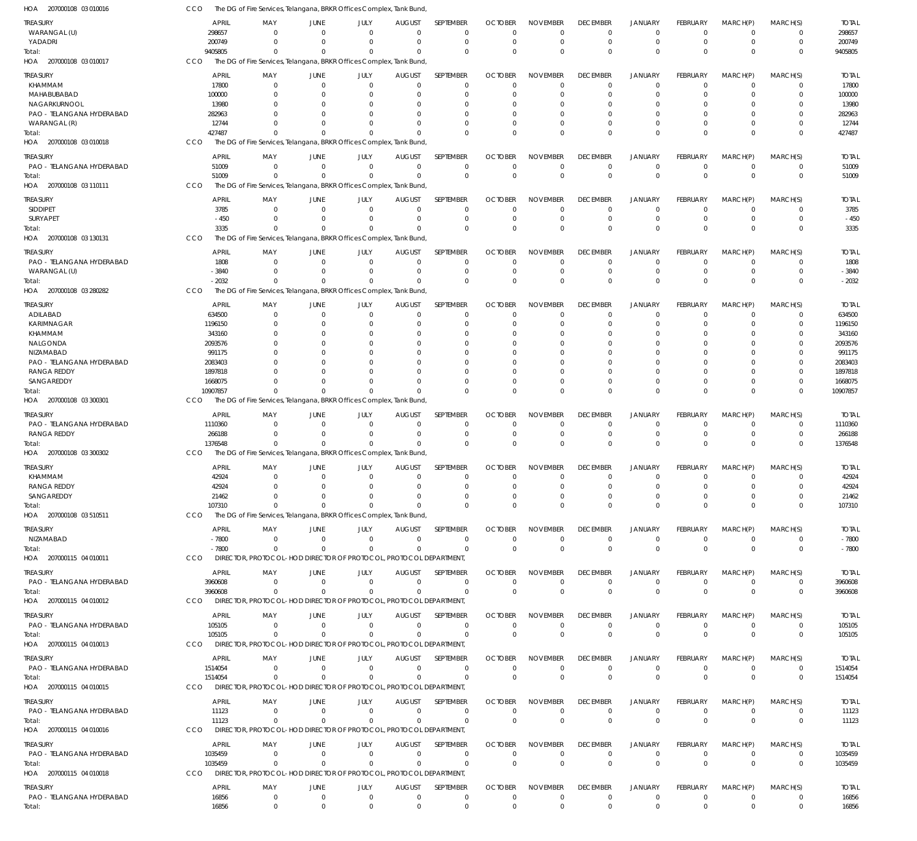HOA 207000108 03 010016 CCO The DG of Fire Services, Telangana, BRKR Offices Complex, Tank Bund,

| TREASURY | APRIL | MAY | JUNE | JULY | AUGUST | SEPTEMBER | OCTOBER | NOVEMBER | DECEMBER | JANUARY | FEBRUARY | MARCH(P) | MARCH(S) | TOTAL |
|---|---|---|---|---|---|---|---|---|---|---|---|---|---|---|
| WARANGAL (U) | 298657 | 0 | 0 | 0 | 0 | 0 | 0 | 0 | 0 | 0 | 0 | 0 | 0 | 298657 |
| YADADRI | 200749 | 0 | 0 | 0 | 0 | 0 | 0 | 0 | 0 | 0 | 0 | 0 | 0 | 200749 |
| Total: | 9405805 | 0 | 0 | 0 | 0 | 0 | 0 | 0 | 0 | 0 | 0 | 0 | 0 | 9405805 |

HOA 207000108 03 010017 CCO The DG of Fire Services, Telangana, BRKR Offices Complex, Tank Bund,

| TREASURY | APRIL | MAY | JUNE | JULY | AUGUST | SEPTEMBER | OCTOBER | NOVEMBER | DECEMBER | JANUARY | FEBRUARY | MARCH(P) | MARCH(S) | TOTAL |
|---|---|---|---|---|---|---|---|---|---|---|---|---|---|---|
| KHAMMAM | 17800 | 0 | 0 | 0 | 0 | 0 | 0 | 0 | 0 | 0 | 0 | 0 | 0 | 17800 |
| MAHABUBABAD | 100000 | 0 | 0 | 0 | 0 | 0 | 0 | 0 | 0 | 0 | 0 | 0 | 0 | 100000 |
| NAGARKURNOOL | 13980 | 0 | 0 | 0 | 0 | 0 | 0 | 0 | 0 | 0 | 0 | 0 | 0 | 13980 |
| PAO - TELANGANA HYDERABAD | 282963 | 0 | 0 | 0 | 0 | 0 | 0 | 0 | 0 | 0 | 0 | 0 | 0 | 282963 |
| WARANGAL (R) | 12744 | 0 | 0 | 0 | 0 | 0 | 0 | 0 | 0 | 0 | 0 | 0 | 0 | 12744 |
| Total: | 427487 | 0 | 0 | 0 | 0 | 0 | 0 | 0 | 0 | 0 | 0 | 0 | 0 | 427487 |

HOA 207000108 03 010018 CCO The DG of Fire Services, Telangana, BRKR Offices Complex, Tank Bund,

| TREASURY | APRIL | MAY | JUNE | JULY | AUGUST | SEPTEMBER | OCTOBER | NOVEMBER | DECEMBER | JANUARY | FEBRUARY | MARCH(P) | MARCH(S) | TOTAL |
|---|---|---|---|---|---|---|---|---|---|---|---|---|---|---|
| PAO - TELANGANA HYDERABAD | 51009 | 0 | 0 | 0 | 0 | 0 | 0 | 0 | 0 | 0 | 0 | 0 | 0 | 51009 |
| Total: | 51009 | 0 | 0 | 0 | 0 | 0 | 0 | 0 | 0 | 0 | 0 | 0 | 0 | 51009 |

HOA 207000108 03 110111 CCO The DG of Fire Services, Telangana, BRKR Offices Complex, Tank Bund,

| TREASURY | APRIL | MAY | JUNE | JULY | AUGUST | SEPTEMBER | OCTOBER | NOVEMBER | DECEMBER | JANUARY | FEBRUARY | MARCH(P) | MARCH(S) | TOTAL |
|---|---|---|---|---|---|---|---|---|---|---|---|---|---|---|
| SIDDIPET | 3785 | 0 | 0 | 0 | 0 | 0 | 0 | 0 | 0 | 0 | 0 | 0 | 0 | 3785 |
| SURYAPET | - 450 | 0 | 0 | 0 | 0 | 0 | 0 | 0 | 0 | 0 | 0 | 0 | 0 | - 450 |
| Total: | 3335 | 0 | 0 | 0 | 0 | 0 | 0 | 0 | 0 | 0 | 0 | 0 | 0 | 3335 |

HOA 207000108 03 130131 CCO The DG of Fire Services, Telangana, BRKR Offices Complex, Tank Bund,

| TREASURY | APRIL | MAY | JUNE | JULY | AUGUST | SEPTEMBER | OCTOBER | NOVEMBER | DECEMBER | JANUARY | FEBRUARY | MARCH(P) | MARCH(S) | TOTAL |
|---|---|---|---|---|---|---|---|---|---|---|---|---|---|---|
| PAO - TELANGANA HYDERABAD | 1808 | 0 | 0 | 0 | 0 | 0 | 0 | 0 | 0 | 0 | 0 | 0 | 0 | 1808 |
| WARANGAL (U) | - 3840 | 0 | 0 | 0 | 0 | 0 | 0 | 0 | 0 | 0 | 0 | 0 | 0 | - 3840 |
| Total: | - 2032 | 0 | 0 | 0 | 0 | 0 | 0 | 0 | 0 | 0 | 0 | 0 | 0 | - 2032 |

HOA 207000108 03 280282 CCO The DG of Fire Services, Telangana, BRKR Offices Complex, Tank Bund,

| TREASURY | APRIL | MAY | JUNE | JULY | AUGUST | SEPTEMBER | OCTOBER | NOVEMBER | DECEMBER | JANUARY | FEBRUARY | MARCH(P) | MARCH(S) | TOTAL |
|---|---|---|---|---|---|---|---|---|---|---|---|---|---|---|
| ADILABAD | 634500 | 0 | 0 | 0 | 0 | 0 | 0 | 0 | 0 | 0 | 0 | 0 | 0 | 634500 |
| KARIMNAGAR | 1196150 | 0 | 0 | 0 | 0 | 0 | 0 | 0 | 0 | 0 | 0 | 0 | 0 | 1196150 |
| KHAMMAM | 343160 | 0 | 0 | 0 | 0 | 0 | 0 | 0 | 0 | 0 | 0 | 0 | 0 | 343160 |
| NALGONDA | 2093576 | 0 | 0 | 0 | 0 | 0 | 0 | 0 | 0 | 0 | 0 | 0 | 0 | 2093576 |
| NIZAMABAD | 991175 | 0 | 0 | 0 | 0 | 0 | 0 | 0 | 0 | 0 | 0 | 0 | 0 | 991175 |
| PAO - TELANGANA HYDERABAD | 2083403 | 0 | 0 | 0 | 0 | 0 | 0 | 0 | 0 | 0 | 0 | 0 | 0 | 2083403 |
| RANGA REDDY | 1897818 | 0 | 0 | 0 | 0 | 0 | 0 | 0 | 0 | 0 | 0 | 0 | 0 | 1897818 |
| SANGAREDDY | 1668075 | 0 | 0 | 0 | 0 | 0 | 0 | 0 | 0 | 0 | 0 | 0 | 0 | 1668075 |
| Total: | 10907857 | 0 | 0 | 0 | 0 | 0 | 0 | 0 | 0 | 0 | 0 | 0 | 0 | 10907857 |

HOA 207000108 03 300301 CCO The DG of Fire Services, Telangana, BRKR Offices Complex, Tank Bund,

| TREASURY | APRIL | MAY | JUNE | JULY | AUGUST | SEPTEMBER | OCTOBER | NOVEMBER | DECEMBER | JANUARY | FEBRUARY | MARCH(P) | MARCH(S) | TOTAL |
|---|---|---|---|---|---|---|---|---|---|---|---|---|---|---|
| PAO - TELANGANA HYDERABAD | 1110360 | 0 | 0 | 0 | 0 | 0 | 0 | 0 | 0 | 0 | 0 | 0 | 0 | 1110360 |
| RANGA REDDY | 266188 | 0 | 0 | 0 | 0 | 0 | 0 | 0 | 0 | 0 | 0 | 0 | 0 | 266188 |
| Total: | 1376548 | 0 | 0 | 0 | 0 | 0 | 0 | 0 | 0 | 0 | 0 | 0 | 0 | 1376548 |

HOA 207000108 03 300302 CCO The DG of Fire Services, Telangana, BRKR Offices Complex, Tank Bund,

| TREASURY | APRIL | MAY | JUNE | JULY | AUGUST | SEPTEMBER | OCTOBER | NOVEMBER | DECEMBER | JANUARY | FEBRUARY | MARCH(P) | MARCH(S) | TOTAL |
|---|---|---|---|---|---|---|---|---|---|---|---|---|---|---|
| KHAMMAM | 42924 | 0 | 0 | 0 | 0 | 0 | 0 | 0 | 0 | 0 | 0 | 0 | 0 | 42924 |
| RANGA REDDY | 42924 | 0 | 0 | 0 | 0 | 0 | 0 | 0 | 0 | 0 | 0 | 0 | 0 | 42924 |
| SANGAREDDY | 21462 | 0 | 0 | 0 | 0 | 0 | 0 | 0 | 0 | 0 | 0 | 0 | 0 | 21462 |
| Total: | 107310 | 0 | 0 | 0 | 0 | 0 | 0 | 0 | 0 | 0 | 0 | 0 | 0 | 107310 |

HOA 207000108 03 510511 CCO The DG of Fire Services, Telangana, BRKR Offices Complex, Tank Bund,

| TREASURY | APRIL | MAY | JUNE | JULY | AUGUST | SEPTEMBER | OCTOBER | NOVEMBER | DECEMBER | JANUARY | FEBRUARY | MARCH(P) | MARCH(S) | TOTAL |
|---|---|---|---|---|---|---|---|---|---|---|---|---|---|---|
| NIZAMABAD | - 7800 | 0 | 0 | 0 | 0 | 0 | 0 | 0 | 0 | 0 | 0 | 0 | 0 | - 7800 |
| Total: | - 7800 | 0 | 0 | 0 | 0 | 0 | 0 | 0 | 0 | 0 | 0 | 0 | 0 | - 7800 |

HOA 207000115 04 010011 CCO DIRECTOR, PROTOCOL- HOD DIRECTOR OF PROTOCOL, PROTOCOL DEPARTMENT,

| TREASURY | APRIL | MAY | JUNE | JULY | AUGUST | SEPTEMBER | OCTOBER | NOVEMBER | DECEMBER | JANUARY | FEBRUARY | MARCH(P) | MARCH(S) | TOTAL |
|---|---|---|---|---|---|---|---|---|---|---|---|---|---|---|
| PAO - TELANGANA HYDERABAD | 3960608 | 0 | 0 | 0 | 0 | 0 | 0 | 0 | 0 | 0 | 0 | 0 | 0 | 3960608 |
| Total: | 3960608 | 0 | 0 | 0 | 0 | 0 | 0 | 0 | 0 | 0 | 0 | 0 | 0 | 3960608 |

HOA 207000115 04 010012 CCO DIRECTOR, PROTOCOL- HOD DIRECTOR OF PROTOCOL, PROTOCOL DEPARTMENT,

| TREASURY | APRIL | MAY | JUNE | JULY | AUGUST | SEPTEMBER | OCTOBER | NOVEMBER | DECEMBER | JANUARY | FEBRUARY | MARCH(P) | MARCH(S) | TOTAL |
|---|---|---|---|---|---|---|---|---|---|---|---|---|---|---|
| PAO - TELANGANA HYDERABAD | 105105 | 0 | 0 | 0 | 0 | 0 | 0 | 0 | 0 | 0 | 0 | 0 | 0 | 105105 |
| Total: | 105105 | 0 | 0 | 0 | 0 | 0 | 0 | 0 | 0 | 0 | 0 | 0 | 0 | 105105 |

HOA 207000115 04 010013 CCO DIRECTOR, PROTOCOL- HOD DIRECTOR OF PROTOCOL, PROTOCOL DEPARTMENT,

| TREASURY | APRIL | MAY | JUNE | JULY | AUGUST | SEPTEMBER | OCTOBER | NOVEMBER | DECEMBER | JANUARY | FEBRUARY | MARCH(P) | MARCH(S) | TOTAL |
|---|---|---|---|---|---|---|---|---|---|---|---|---|---|---|
| PAO - TELANGANA HYDERABAD | 1514054 | 0 | 0 | 0 | 0 | 0 | 0 | 0 | 0 | 0 | 0 | 0 | 0 | 1514054 |
| Total: | 1514054 | 0 | 0 | 0 | 0 | 0 | 0 | 0 | 0 | 0 | 0 | 0 | 0 | 1514054 |

HOA 207000115 04 010015 CCO DIRECTOR, PROTOCOL- HOD DIRECTOR OF PROTOCOL, PROTOCOL DEPARTMENT,

| TREASURY | APRIL | MAY | JUNE | JULY | AUGUST | SEPTEMBER | OCTOBER | NOVEMBER | DECEMBER | JANUARY | FEBRUARY | MARCH(P) | MARCH(S) | TOTAL |
|---|---|---|---|---|---|---|---|---|---|---|---|---|---|---|
| PAO - TELANGANA HYDERABAD | 11123 | 0 | 0 | 0 | 0 | 0 | 0 | 0 | 0 | 0 | 0 | 0 | 0 | 11123 |
| Total: | 11123 | 0 | 0 | 0 | 0 | 0 | 0 | 0 | 0 | 0 | 0 | 0 | 0 | 11123 |

HOA 207000115 04 010016 CCO DIRECTOR, PROTOCOL- HOD DIRECTOR OF PROTOCOL, PROTOCOL DEPARTMENT,

| TREASURY | APRIL | MAY | JUNE | JULY | AUGUST | SEPTEMBER | OCTOBER | NOVEMBER | DECEMBER | JANUARY | FEBRUARY | MARCH(P) | MARCH(S) | TOTAL |
|---|---|---|---|---|---|---|---|---|---|---|---|---|---|---|
| PAO - TELANGANA HYDERABAD | 1035459 | 0 | 0 | 0 | 0 | 0 | 0 | 0 | 0 | 0 | 0 | 0 | 0 | 1035459 |
| Total: | 1035459 | 0 | 0 | 0 | 0 | 0 | 0 | 0 | 0 | 0 | 0 | 0 | 0 | 1035459 |

HOA 207000115 04 010018 CCO DIRECTOR, PROTOCOL- HOD DIRECTOR OF PROTOCOL, PROTOCOL DEPARTMENT,

| TREASURY | APRIL | MAY | JUNE | JULY | AUGUST | SEPTEMBER | OCTOBER | NOVEMBER | DECEMBER | JANUARY | FEBRUARY | MARCH(P) | MARCH(S) | TOTAL |
|---|---|---|---|---|---|---|---|---|---|---|---|---|---|---|
| PAO - TELANGANA HYDERABAD | 16856 | 0 | 0 | 0 | 0 | 0 | 0 | 0 | 0 | 0 | 0 | 0 | 0 | 16856 |
| Total: | 16856 | 0 | 0 | 0 | 0 | 0 | 0 | 0 | 0 | 0 | 0 | 0 | 0 | 16856 |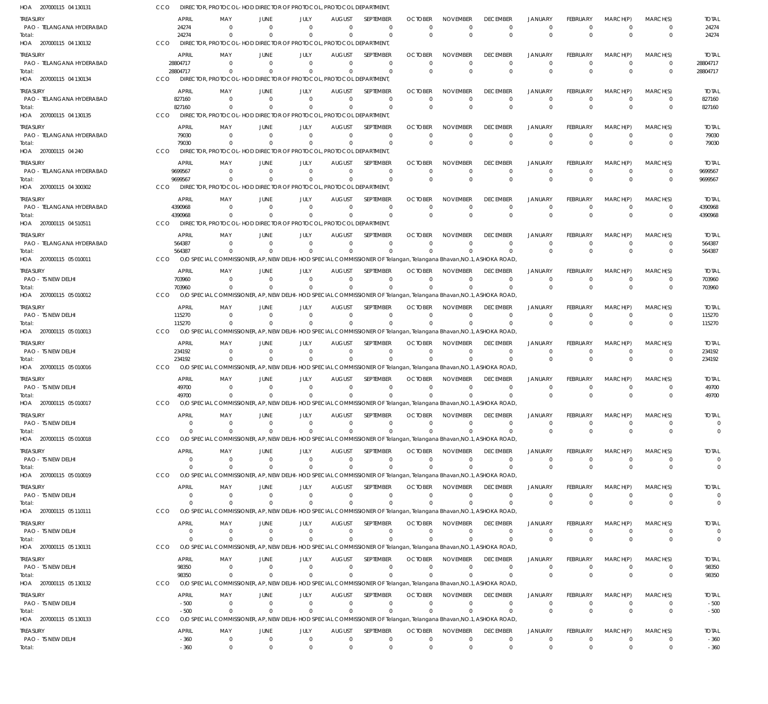HOA 207000115 04 130131 CCO DIRECTOR, PROTOCOL- HOD DIRECTOR OF PROTOCOL, PROTOCOL DEPARTMENT,

| TREASURY | APRIL | MAY | JUNE | JULY | AUGUST | SEPTEMBER | OCTOBER | NOVEMBER | DECEMBER | JANUARY | FEBRUARY | MARCH(P) | MARCH(S) | TOTAL |
|---|---|---|---|---|---|---|---|---|---|---|---|---|---|---|
| PAO - TELANGANA HYDERABAD | 24274 | 0 | 0 | 0 | 0 | 0 | 0 | 0 | 0 | 0 | 0 | 0 | 0 | 24274 |
| Total: | 24274 | 0 | 0 | 0 | 0 | 0 | 0 | 0 | 0 | 0 | 0 | 0 | 0 | 24274 |

HOA 207000115 04 130132 CCO DIRECTOR, PROTOCOL- HOD DIRECTOR OF PROTOCOL, PROTOCOL DEPARTMENT,

| TREASURY | APRIL | MAY | JUNE | JULY | AUGUST | SEPTEMBER | OCTOBER | NOVEMBER | DECEMBER | JANUARY | FEBRUARY | MARCH(P) | MARCH(S) | TOTAL |
|---|---|---|---|---|---|---|---|---|---|---|---|---|---|---|
| PAO - TELANGANA HYDERABAD | 28804717 | 0 | 0 | 0 | 0 | 0 | 0 | 0 | 0 | 0 | 0 | 0 | 0 | 28804717 |
| Total: | 28804717 | 0 | 0 | 0 | 0 | 0 | 0 | 0 | 0 | 0 | 0 | 0 | 0 | 28804717 |

HOA 207000115 04 130134 CCO DIRECTOR, PROTOCOL- HOD DIRECTOR OF PROTOCOL, PROTOCOL DEPARTMENT,

| TREASURY | APRIL | MAY | JUNE | JULY | AUGUST | SEPTEMBER | OCTOBER | NOVEMBER | DECEMBER | JANUARY | FEBRUARY | MARCH(P) | MARCH(S) | TOTAL |
|---|---|---|---|---|---|---|---|---|---|---|---|---|---|---|
| PAO - TELANGANA HYDERABAD | 827160 | 0 | 0 | 0 | 0 | 0 | 0 | 0 | 0 | 0 | 0 | 0 | 0 | 827160 |
| Total: | 827160 | 0 | 0 | 0 | 0 | 0 | 0 | 0 | 0 | 0 | 0 | 0 | 0 | 827160 |

HOA 207000115 04 130135 CCO DIRECTOR, PROTOCOL- HOD DIRECTOR OF PROTOCOL, PROTOCOL DEPARTMENT,

| TREASURY | APRIL | MAY | JUNE | JULY | AUGUST | SEPTEMBER | OCTOBER | NOVEMBER | DECEMBER | JANUARY | FEBRUARY | MARCH(P) | MARCH(S) | TOTAL |
|---|---|---|---|---|---|---|---|---|---|---|---|---|---|---|
| PAO - TELANGANA HYDERABAD | 79030 | 0 | 0 | 0 | 0 | 0 | 0 | 0 | 0 | 0 | 0 | 0 | 0 | 79030 |
| Total: | 79030 | 0 | 0 | 0 | 0 | 0 | 0 | 0 | 0 | 0 | 0 | 0 | 0 | 79030 |

HOA 207000115 04 240 CCO DIRECTOR, PROTOCOL- HOD DIRECTOR OF PROTOCOL, PROTOCOL DEPARTMENT,

| TREASURY | APRIL | MAY | JUNE | JULY | AUGUST | SEPTEMBER | OCTOBER | NOVEMBER | DECEMBER | JANUARY | FEBRUARY | MARCH(P) | MARCH(S) | TOTAL |
|---|---|---|---|---|---|---|---|---|---|---|---|---|---|---|
| PAO - TELANGANA HYDERABAD | 9699567 | 0 | 0 | 0 | 0 | 0 | 0 | 0 | 0 | 0 | 0 | 0 | 0 | 9699567 |
| Total: | 9699567 | 0 | 0 | 0 | 0 | 0 | 0 | 0 | 0 | 0 | 0 | 0 | 0 | 9699567 |

HOA 207000115 04 300302 CCO DIRECTOR, PROTOCOL- HOD DIRECTOR OF PROTOCOL, PROTOCOL DEPARTMENT,

| TREASURY | APRIL | MAY | JUNE | JULY | AUGUST | SEPTEMBER | OCTOBER | NOVEMBER | DECEMBER | JANUARY | FEBRUARY | MARCH(P) | MARCH(S) | TOTAL |
|---|---|---|---|---|---|---|---|---|---|---|---|---|---|---|
| PAO - TELANGANA HYDERABAD | 4390968 | 0 | 0 | 0 | 0 | 0 | 0 | 0 | 0 | 0 | 0 | 0 | 0 | 4390968 |
| Total: | 4390968 | 0 | 0 | 0 | 0 | 0 | 0 | 0 | 0 | 0 | 0 | 0 | 0 | 4390968 |

HOA 207000115 04 510511 CCO DIRECTOR, PROTOCOL- HOD DIRECTOR OF PROTOCOL, PROTOCOL DEPARTMENT,

| TREASURY | APRIL | MAY | JUNE | JULY | AUGUST | SEPTEMBER | OCTOBER | NOVEMBER | DECEMBER | JANUARY | FEBRUARY | MARCH(P) | MARCH(S) | TOTAL |
|---|---|---|---|---|---|---|---|---|---|---|---|---|---|---|
| PAO - TELANGANA HYDERABAD | 564387 | 0 | 0 | 0 | 0 | 0 | 0 | 0 | 0 | 0 | 0 | 0 | 0 | 564387 |
| Total: | 564387 | 0 | 0 | 0 | 0 | 0 | 0 | 0 | 0 | 0 | 0 | 0 | 0 | 564387 |

HOA 207000115 05 010011 CCO O/O SPECIAL COMMISSIONER, AP, NEW DELHI- HOD SPECIAL COMMISSIONER OF Telangan, Telangana Bhavan,NO.1, ASHOKA ROAD,

| TREASURY | APRIL | MAY | JUNE | JULY | AUGUST | SEPTEMBER | OCTOBER | NOVEMBER | DECEMBER | JANUARY | FEBRUARY | MARCH(P) | MARCH(S) | TOTAL |
|---|---|---|---|---|---|---|---|---|---|---|---|---|---|---|
| PAO - TS NEW DELHI | 703960 | 0 | 0 | 0 | 0 | 0 | 0 | 0 | 0 | 0 | 0 | 0 | 0 | 703960 |
| Total: | 703960 | 0 | 0 | 0 | 0 | 0 | 0 | 0 | 0 | 0 | 0 | 0 | 0 | 703960 |

HOA 207000115 05 010012 CCO O/O SPECIAL COMMISSIONER, AP, NEW DELHI- HOD SPECIAL COMMISSIONER OF Telangan, Telangana Bhavan,NO.1, ASHOKA ROAD,

| TREASURY | APRIL | MAY | JUNE | JULY | AUGUST | SEPTEMBER | OCTOBER | NOVEMBER | DECEMBER | JANUARY | FEBRUARY | MARCH(P) | MARCH(S) | TOTAL |
|---|---|---|---|---|---|---|---|---|---|---|---|---|---|---|
| PAO - TS NEW DELHI | 115270 | 0 | 0 | 0 | 0 | 0 | 0 | 0 | 0 | 0 | 0 | 0 | 0 | 115270 |
| Total: | 115270 | 0 | 0 | 0 | 0 | 0 | 0 | 0 | 0 | 0 | 0 | 0 | 0 | 115270 |

HOA 207000115 05 010013 CCO O/O SPECIAL COMMISSIONER, AP, NEW DELHI- HOD SPECIAL COMMISSIONER OF Telangan, Telangana Bhavan,NO.1, ASHOKA ROAD,

| TREASURY | APRIL | MAY | JUNE | JULY | AUGUST | SEPTEMBER | OCTOBER | NOVEMBER | DECEMBER | JANUARY | FEBRUARY | MARCH(P) | MARCH(S) | TOTAL |
|---|---|---|---|---|---|---|---|---|---|---|---|---|---|---|
| PAO - TS NEW DELHI | 234192 | 0 | 0 | 0 | 0 | 0 | 0 | 0 | 0 | 0 | 0 | 0 | 0 | 234192 |
| Total: | 234192 | 0 | 0 | 0 | 0 | 0 | 0 | 0 | 0 | 0 | 0 | 0 | 0 | 234192 |

HOA 207000115 05 010016 CCO O/O SPECIAL COMMISSIONER, AP, NEW DELHI- HOD SPECIAL COMMISSIONER OF Telangan, Telangana Bhavan,NO.1, ASHOKA ROAD,

| TREASURY | APRIL | MAY | JUNE | JULY | AUGUST | SEPTEMBER | OCTOBER | NOVEMBER | DECEMBER | JANUARY | FEBRUARY | MARCH(P) | MARCH(S) | TOTAL |
|---|---|---|---|---|---|---|---|---|---|---|---|---|---|---|
| PAO - TS NEW DELHI | 49700 | 0 | 0 | 0 | 0 | 0 | 0 | 0 | 0 | 0 | 0 | 0 | 0 | 49700 |
| Total: | 49700 | 0 | 0 | 0 | 0 | 0 | 0 | 0 | 0 | 0 | 0 | 0 | 0 | 49700 |

HOA 207000115 05 010017 CCO O/O SPECIAL COMMISSIONER, AP, NEW DELHI- HOD SPECIAL COMMISSIONER OF Telangan, Telangana Bhavan,NO.1, ASHOKA ROAD,

| TREASURY | APRIL | MAY | JUNE | JULY | AUGUST | SEPTEMBER | OCTOBER | NOVEMBER | DECEMBER | JANUARY | FEBRUARY | MARCH(P) | MARCH(S) | TOTAL |
|---|---|---|---|---|---|---|---|---|---|---|---|---|---|---|
| PAO - TS NEW DELHI | 0 | 0 | 0 | 0 | 0 | 0 | 0 | 0 | 0 | 0 | 0 | 0 | 0 | 0 |
| Total: | 0 | 0 | 0 | 0 | 0 | 0 | 0 | 0 | 0 | 0 | 0 | 0 | 0 | 0 |

HOA 207000115 05 010018 CCO O/O SPECIAL COMMISSIONER, AP, NEW DELHI- HOD SPECIAL COMMISSIONER OF Telangan, Telangana Bhavan,NO.1, ASHOKA ROAD,

| TREASURY | APRIL | MAY | JUNE | JULY | AUGUST | SEPTEMBER | OCTOBER | NOVEMBER | DECEMBER | JANUARY | FEBRUARY | MARCH(P) | MARCH(S) | TOTAL |
|---|---|---|---|---|---|---|---|---|---|---|---|---|---|---|
| PAO - TS NEW DELHI | 0 | 0 | 0 | 0 | 0 | 0 | 0 | 0 | 0 | 0 | 0 | 0 | 0 | 0 |
| Total: | 0 | 0 | 0 | 0 | 0 | 0 | 0 | 0 | 0 | 0 | 0 | 0 | 0 | 0 |

HOA 207000115 05 010019 CCO O/O SPECIAL COMMISSIONER, AP, NEW DELHI- HOD SPECIAL COMMISSIONER OF Telangan, Telangana Bhavan,NO.1, ASHOKA ROAD,

| TREASURY | APRIL | MAY | JUNE | JULY | AUGUST | SEPTEMBER | OCTOBER | NOVEMBER | DECEMBER | JANUARY | FEBRUARY | MARCH(P) | MARCH(S) | TOTAL |
|---|---|---|---|---|---|---|---|---|---|---|---|---|---|---|
| PAO - TS NEW DELHI | 0 | 0 | 0 | 0 | 0 | 0 | 0 | 0 | 0 | 0 | 0 | 0 | 0 | 0 |
| Total: | 0 | 0 | 0 | 0 | 0 | 0 | 0 | 0 | 0 | 0 | 0 | 0 | 0 | 0 |

HOA 207000115 05 110111 CCO O/O SPECIAL COMMISSIONER, AP, NEW DELHI- HOD SPECIAL COMMISSIONER OF Telangan, Telangana Bhavan,NO.1, ASHOKA ROAD,

| TREASURY | APRIL | MAY | JUNE | JULY | AUGUST | SEPTEMBER | OCTOBER | NOVEMBER | DECEMBER | JANUARY | FEBRUARY | MARCH(P) | MARCH(S) | TOTAL |
|---|---|---|---|---|---|---|---|---|---|---|---|---|---|---|
| PAO - TS NEW DELHI | 0 | 0 | 0 | 0 | 0 | 0 | 0 | 0 | 0 | 0 | 0 | 0 | 0 | 0 |
| Total: | 0 | 0 | 0 | 0 | 0 | 0 | 0 | 0 | 0 | 0 | 0 | 0 | 0 | 0 |

HOA 207000115 05 130131 CCO O/O SPECIAL COMMISSIONER, AP, NEW DELHI- HOD SPECIAL COMMISSIONER OF Telangan, Telangana Bhavan,NO.1, ASHOKA ROAD,

| TREASURY | APRIL | MAY | JUNE | JULY | AUGUST | SEPTEMBER | OCTOBER | NOVEMBER | DECEMBER | JANUARY | FEBRUARY | MARCH(P) | MARCH(S) | TOTAL |
|---|---|---|---|---|---|---|---|---|---|---|---|---|---|---|
| PAO - TS NEW DELHI | 98350 | 0 | 0 | 0 | 0 | 0 | 0 | 0 | 0 | 0 | 0 | 0 | 0 | 98350 |
| Total: | 98350 | 0 | 0 | 0 | 0 | 0 | 0 | 0 | 0 | 0 | 0 | 0 | 0 | 98350 |

HOA 207000115 05 130132 CCO O/O SPECIAL COMMISSIONER, AP, NEW DELHI- HOD SPECIAL COMMISSIONER OF Telangan, Telangana Bhavan,NO.1, ASHOKA ROAD,

| TREASURY | APRIL | MAY | JUNE | JULY | AUGUST | SEPTEMBER | OCTOBER | NOVEMBER | DECEMBER | JANUARY | FEBRUARY | MARCH(P) | MARCH(S) | TOTAL |
|---|---|---|---|---|---|---|---|---|---|---|---|---|---|---|
| PAO - TS NEW DELHI | -500 | 0 | 0 | 0 | 0 | 0 | 0 | 0 | 0 | 0 | 0 | 0 | 0 | -500 |
| Total: | -500 | 0 | 0 | 0 | 0 | 0 | 0 | 0 | 0 | 0 | 0 | 0 | 0 | -500 |

HOA 207000115 05 130133 CCO O/O SPECIAL COMMISSIONER, AP, NEW DELHI- HOD SPECIAL COMMISSIONER OF Telangan, Telangana Bhavan,NO.1, ASHOKA ROAD,

| TREASURY | APRIL | MAY | JUNE | JULY | AUGUST | SEPTEMBER | OCTOBER | NOVEMBER | DECEMBER | JANUARY | FEBRUARY | MARCH(P) | MARCH(S) | TOTAL |
|---|---|---|---|---|---|---|---|---|---|---|---|---|---|---|
| PAO - TS NEW DELHI | -360 | 0 | 0 | 0 | 0 | 0 | 0 | 0 | 0 | 0 | 0 | 0 | 0 | -360 |
| Total: | -360 | 0 | 0 | 0 | 0 | 0 | 0 | 0 | 0 | 0 | 0 | 0 | 0 | -360 |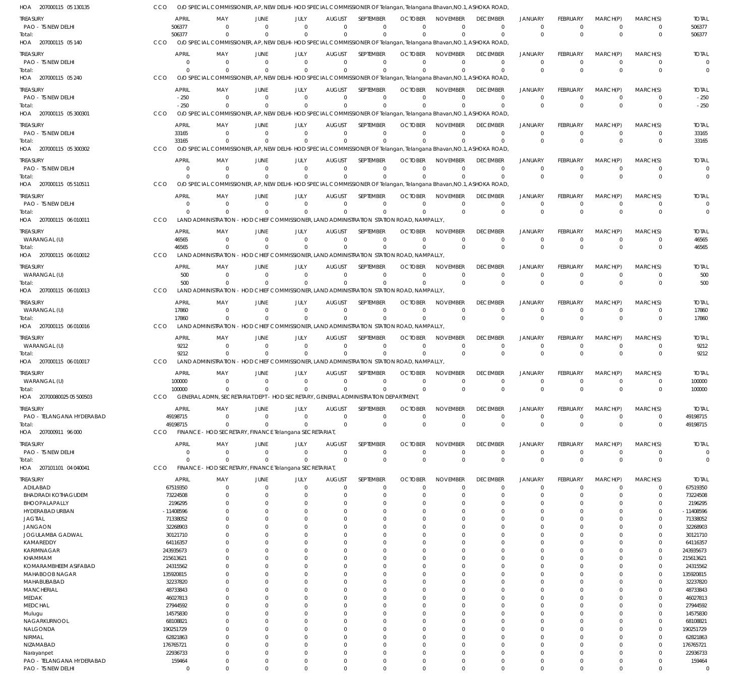HOA 207000115 05 130135 CCO O/O SPECIAL COMMISSIONER, AP, NEW DELHI - HOD SPECIAL COMMISSIONER OF Telangan, Telangana Bhavan,NO.1, ASHOKA ROAD,

| TREASURY | APRIL | MAY | JUNE | JULY | AUGUST | SEPTEMBER | OCTOBER | NOVEMBER | DECEMBER | JANUARY | FEBRUARY | MARCH(P) | MARCH(S) | TOTAL |
|---|---|---|---|---|---|---|---|---|---|---|---|---|---|---|
| PAO - TS NEW DELHI | 506377 | 0 | 0 | 0 | 0 | 0 | 0 | 0 | 0 | 0 | 0 | 0 | 0 | 506377 |
| Total: | 506377 | 0 | 0 | 0 | 0 | 0 | 0 | 0 | 0 | 0 | 0 | 0 | 0 | 506377 |

HOA 207000115 05 140 CCO O/O SPECIAL COMMISSIONER, AP, NEW DELHI - HOD SPECIAL COMMISSIONER OF Telangan, Telangana Bhavan,NO.1, ASHOKA ROAD,

| TREASURY | APRIL | MAY | JUNE | JULY | AUGUST | SEPTEMBER | OCTOBER | NOVEMBER | DECEMBER | JANUARY | FEBRUARY | MARCH(P) | MARCH(S) | TOTAL |
|---|---|---|---|---|---|---|---|---|---|---|---|---|---|---|
| PAO - TS NEW DELHI | 0 | 0 | 0 | 0 | 0 | 0 | 0 | 0 | 0 | 0 | 0 | 0 | 0 | 0 |
| Total: | 0 | 0 | 0 | 0 | 0 | 0 | 0 | 0 | 0 | 0 | 0 | 0 | 0 | 0 |

HOA 207000115 05 240 CCO O/O SPECIAL COMMISSIONER, AP, NEW DELHI - HOD SPECIAL COMMISSIONER OF Telangan, Telangana Bhavan,NO.1, ASHOKA ROAD,

| TREASURY | APRIL | MAY | JUNE | JULY | AUGUST | SEPTEMBER | OCTOBER | NOVEMBER | DECEMBER | JANUARY | FEBRUARY | MARCH(P) | MARCH(S) | TOTAL |
|---|---|---|---|---|---|---|---|---|---|---|---|---|---|---|
| PAO - TS NEW DELHI | -250 | 0 | 0 | 0 | 0 | 0 | 0 | 0 | 0 | 0 | 0 | 0 | 0 | -250 |
| Total: | -250 | 0 | 0 | 0 | 0 | 0 | 0 | 0 | 0 | 0 | 0 | 0 | 0 | -250 |

HOA 207000115 05 300301 CCO O/O SPECIAL COMMISSIONER, AP, NEW DELHI - HOD SPECIAL COMMISSIONER OF Telangan, Telangana Bhavan,NO.1, ASHOKA ROAD,

| TREASURY | APRIL | MAY | JUNE | JULY | AUGUST | SEPTEMBER | OCTOBER | NOVEMBER | DECEMBER | JANUARY | FEBRUARY | MARCH(P) | MARCH(S) | TOTAL |
|---|---|---|---|---|---|---|---|---|---|---|---|---|---|---|
| PAO - TS NEW DELHI | 33165 | 0 | 0 | 0 | 0 | 0 | 0 | 0 | 0 | 0 | 0 | 0 | 0 | 33165 |
| Total: | 33165 | 0 | 0 | 0 | 0 | 0 | 0 | 0 | 0 | 0 | 0 | 0 | 0 | 33165 |

HOA 207000115 05 300302 CCO O/O SPECIAL COMMISSIONER, AP, NEW DELHI - HOD SPECIAL COMMISSIONER OF Telangan, Telangana Bhavan,NO.1, ASHOKA ROAD,

| TREASURY | APRIL | MAY | JUNE | JULY | AUGUST | SEPTEMBER | OCTOBER | NOVEMBER | DECEMBER | JANUARY | FEBRUARY | MARCH(P) | MARCH(S) | TOTAL |
|---|---|---|---|---|---|---|---|---|---|---|---|---|---|---|
| PAO - TS NEW DELHI | 0 | 0 | 0 | 0 | 0 | 0 | 0 | 0 | 0 | 0 | 0 | 0 | 0 | 0 |
| Total: | 0 | 0 | 0 | 0 | 0 | 0 | 0 | 0 | 0 | 0 | 0 | 0 | 0 | 0 |

HOA 207000115 05 510511 CCO O/O SPECIAL COMMISSIONER, AP, NEW DELHI - HOD SPECIAL COMMISSIONER OF Telangan, Telangana Bhavan,NO.1, ASHOKA ROAD,

| TREASURY | APRIL | MAY | JUNE | JULY | AUGUST | SEPTEMBER | OCTOBER | NOVEMBER | DECEMBER | JANUARY | FEBRUARY | MARCH(P) | MARCH(S) | TOTAL |
|---|---|---|---|---|---|---|---|---|---|---|---|---|---|---|
| PAO - TS NEW DELHI | 0 | 0 | 0 | 0 | 0 | 0 | 0 | 0 | 0 | 0 | 0 | 0 | 0 | 0 |
| Total: | 0 | 0 | 0 | 0 | 0 | 0 | 0 | 0 | 0 | 0 | 0 | 0 | 0 | 0 |

HOA 207000115 06 010011 CCO LAND ADMINISTRATION - HOD CHIEF COMMISSIONER, LAND ADMINISTRATION STATION ROAD, NAMPALLY,

| TREASURY | APRIL | MAY | JUNE | JULY | AUGUST | SEPTEMBER | OCTOBER | NOVEMBER | DECEMBER | JANUARY | FEBRUARY | MARCH(P) | MARCH(S) | TOTAL |
|---|---|---|---|---|---|---|---|---|---|---|---|---|---|---|
| WARANGAL (U) | 46565 | 0 | 0 | 0 | 0 | 0 | 0 | 0 | 0 | 0 | 0 | 0 | 0 | 46565 |
| Total: | 46565 | 0 | 0 | 0 | 0 | 0 | 0 | 0 | 0 | 0 | 0 | 0 | 0 | 46565 |

HOA 207000115 06 010012 CCO LAND ADMINISTRATION - HOD CHIEF COMMISSIONER, LAND ADMINISTRATION STATION ROAD, NAMPALLY,

| TREASURY | APRIL | MAY | JUNE | JULY | AUGUST | SEPTEMBER | OCTOBER | NOVEMBER | DECEMBER | JANUARY | FEBRUARY | MARCH(P) | MARCH(S) | TOTAL |
|---|---|---|---|---|---|---|---|---|---|---|---|---|---|---|
| WARANGAL (U) | 500 | 0 | 0 | 0 | 0 | 0 | 0 | 0 | 0 | 0 | 0 | 0 | 0 | 500 |
| Total: | 500 | 0 | 0 | 0 | 0 | 0 | 0 | 0 | 0 | 0 | 0 | 0 | 0 | 500 |

HOA 207000115 06 010013 CCO LAND ADMINISTRATION - HOD CHIEF COMMISSIONER, LAND ADMINISTRATION STATION ROAD, NAMPALLY,

| TREASURY | APRIL | MAY | JUNE | JULY | AUGUST | SEPTEMBER | OCTOBER | NOVEMBER | DECEMBER | JANUARY | FEBRUARY | MARCH(P) | MARCH(S) | TOTAL |
|---|---|---|---|---|---|---|---|---|---|---|---|---|---|---|
| WARANGAL (U) | 17860 | 0 | 0 | 0 | 0 | 0 | 0 | 0 | 0 | 0 | 0 | 0 | 0 | 17860 |
| Total: | 17860 | 0 | 0 | 0 | 0 | 0 | 0 | 0 | 0 | 0 | 0 | 0 | 0 | 17860 |

HOA 207000115 06 010016 CCO LAND ADMINISTRATION - HOD CHIEF COMMISSIONER, LAND ADMINISTRATION STATION ROAD, NAMPALLY,

| TREASURY | APRIL | MAY | JUNE | JULY | AUGUST | SEPTEMBER | OCTOBER | NOVEMBER | DECEMBER | JANUARY | FEBRUARY | MARCH(P) | MARCH(S) | TOTAL |
|---|---|---|---|---|---|---|---|---|---|---|---|---|---|---|
| WARANGAL (U) | 9212 | 0 | 0 | 0 | 0 | 0 | 0 | 0 | 0 | 0 | 0 | 0 | 0 | 9212 |
| Total: | 9212 | 0 | 0 | 0 | 0 | 0 | 0 | 0 | 0 | 0 | 0 | 0 | 0 | 9212 |

HOA 207000115 06 010017 CCO LAND ADMINISTRATION - HOD CHIEF COMMISSIONER, LAND ADMINISTRATION STATION ROAD, NAMPALLY,

| TREASURY | APRIL | MAY | JUNE | JULY | AUGUST | SEPTEMBER | OCTOBER | NOVEMBER | DECEMBER | JANUARY | FEBRUARY | MARCH(P) | MARCH(S) | TOTAL |
|---|---|---|---|---|---|---|---|---|---|---|---|---|---|---|
| WARANGAL (U) | 100000 | 0 | 0 | 0 | 0 | 0 | 0 | 0 | 0 | 0 | 0 | 0 | 0 | 100000 |
| Total: | 100000 | 0 | 0 | 0 | 0 | 0 | 0 | 0 | 0 | 0 | 0 | 0 | 0 | 100000 |

HOA 20700080025 05 500503 CCO GENERAL ADMN, SECRETARIAT DEPT - HOD SECRETARY, GENERAL ADMINISTRATION DEPARTMENT,

| TREASURY | APRIL | MAY | JUNE | JULY | AUGUST | SEPTEMBER | OCTOBER | NOVEMBER | DECEMBER | JANUARY | FEBRUARY | MARCH(P) | MARCH(S) | TOTAL |
|---|---|---|---|---|---|---|---|---|---|---|---|---|---|---|
| PAO - TELANGANA HYDERABAD | 49198715 | 0 | 0 | 0 | 0 | 0 | 0 | 0 | 0 | 0 | 0 | 0 | 0 | 49198715 |
| Total: | 49198715 | 0 | 0 | 0 | 0 | 0 | 0 | 0 | 0 | 0 | 0 | 0 | 0 | 49198715 |

HOA 207000911 96 000 CCO FINANCE - HOD SECRETARY, FINANCE Telangana SECRETARIAT,

| TREASURY | APRIL | MAY | JUNE | JULY | AUGUST | SEPTEMBER | OCTOBER | NOVEMBER | DECEMBER | JANUARY | FEBRUARY | MARCH(P) | MARCH(S) | TOTAL |
|---|---|---|---|---|---|---|---|---|---|---|---|---|---|---|
| PAO - TS NEW DELHI | 0 | 0 | 0 | 0 | 0 | 0 | 0 | 0 | 0 | 0 | 0 | 0 | 0 | 0 |
| Total: | 0 | 0 | 0 | 0 | 0 | 0 | 0 | 0 | 0 | 0 | 0 | 0 | 0 | 0 |

HOA 207101101 04 040041 CCO FINANCE - HOD SECRETARY, FINANCE Telangana SECRETARIAT,

| TREASURY | APRIL | MAY | JUNE | JULY | AUGUST | SEPTEMBER | OCTOBER | NOVEMBER | DECEMBER | JANUARY | FEBRUARY | MARCH(P) | MARCH(S) | TOTAL |
|---|---|---|---|---|---|---|---|---|---|---|---|---|---|---|
| ADILABAD | 67519350 | 0 | 0 | 0 | 0 | 0 | 0 | 0 | 0 | 0 | 0 | 0 | 0 | 67519350 |
| BHADRADI KOTHAGUDEM | 73224508 | 0 | 0 | 0 | 0 | 0 | 0 | 0 | 0 | 0 | 0 | 0 | 0 | 73224508 |
| BHOOPALAPALLY | 2196295 | 0 | 0 | 0 | 0 | 0 | 0 | 0 | 0 | 0 | 0 | 0 | 0 | 2196295 |
| HYDERABAD URBAN | -11408596 | 0 | 0 | 0 | 0 | 0 | 0 | 0 | 0 | 0 | 0 | 0 | 0 | -11408596 |
| JAGTIAL | 71338052 | 0 | 0 | 0 | 0 | 0 | 0 | 0 | 0 | 0 | 0 | 0 | 0 | 71338052 |
| JANGAON | 32268903 | 0 | 0 | 0 | 0 | 0 | 0 | 0 | 0 | 0 | 0 | 0 | 0 | 32268903 |
| JOGULAMBA GADWAL | 30121710 | 0 | 0 | 0 | 0 | 0 | 0 | 0 | 0 | 0 | 0 | 0 | 0 | 30121710 |
| KAMAREDDY | 64116357 | 0 | 0 | 0 | 0 | 0 | 0 | 0 | 0 | 0 | 0 | 0 | 0 | 64116357 |
| KARIMNAGAR | 243935673 | 0 | 0 | 0 | 0 | 0 | 0 | 0 | 0 | 0 | 0 | 0 | 0 | 243935673 |
| KHAMMAM | 215613621 | 0 | 0 | 0 | 0 | 0 | 0 | 0 | 0 | 0 | 0 | 0 | 0 | 215613621 |
| KOMARAMBHEEM ASIFABAD | 24315562 | 0 | 0 | 0 | 0 | 0 | 0 | 0 | 0 | 0 | 0 | 0 | 0 | 24315562 |
| MAHABOOB NAGAR | 135920815 | 0 | 0 | 0 | 0 | 0 | 0 | 0 | 0 | 0 | 0 | 0 | 0 | 135920815 |
| MAHABUBABAD | 32237820 | 0 | 0 | 0 | 0 | 0 | 0 | 0 | 0 | 0 | 0 | 0 | 0 | 32237820 |
| MANCHERIAL | 48733843 | 0 | 0 | 0 | 0 | 0 | 0 | 0 | 0 | 0 | 0 | 0 | 0 | 48733843 |
| MEDAK | 46027813 | 0 | 0 | 0 | 0 | 0 | 0 | 0 | 0 | 0 | 0 | 0 | 0 | 46027813 |
| MEDCHAL | 27944592 | 0 | 0 | 0 | 0 | 0 | 0 | 0 | 0 | 0 | 0 | 0 | 0 | 27944592 |
| Mulugu | 14575830 | 0 | 0 | 0 | 0 | 0 | 0 | 0 | 0 | 0 | 0 | 0 | 0 | 14575830 |
| NAGARKURNOOL | 68108821 | 0 | 0 | 0 | 0 | 0 | 0 | 0 | 0 | 0 | 0 | 0 | 0 | 68108821 |
| NALGONDA | 190251729 | 0 | 0 | 0 | 0 | 0 | 0 | 0 | 0 | 0 | 0 | 0 | 0 | 190251729 |
| NIRMAL | 62821863 | 0 | 0 | 0 | 0 | 0 | 0 | 0 | 0 | 0 | 0 | 0 | 0 | 62821863 |
| NIZAMABAD | 176765721 | 0 | 0 | 0 | 0 | 0 | 0 | 0 | 0 | 0 | 0 | 0 | 0 | 176765721 |
| Narayanpet | 22936733 | 0 | 0 | 0 | 0 | 0 | 0 | 0 | 0 | 0 | 0 | 0 | 0 | 22936733 |
| PAO - TELANGANA HYDERABAD | 159464 | 0 | 0 | 0 | 0 | 0 | 0 | 0 | 0 | 0 | 0 | 0 | 0 | 159464 |
| PAO - TS NEW DELHI | 0 | 0 | 0 | 0 | 0 | 0 | 0 | 0 | 0 | 0 | 0 | 0 | 0 | 0 |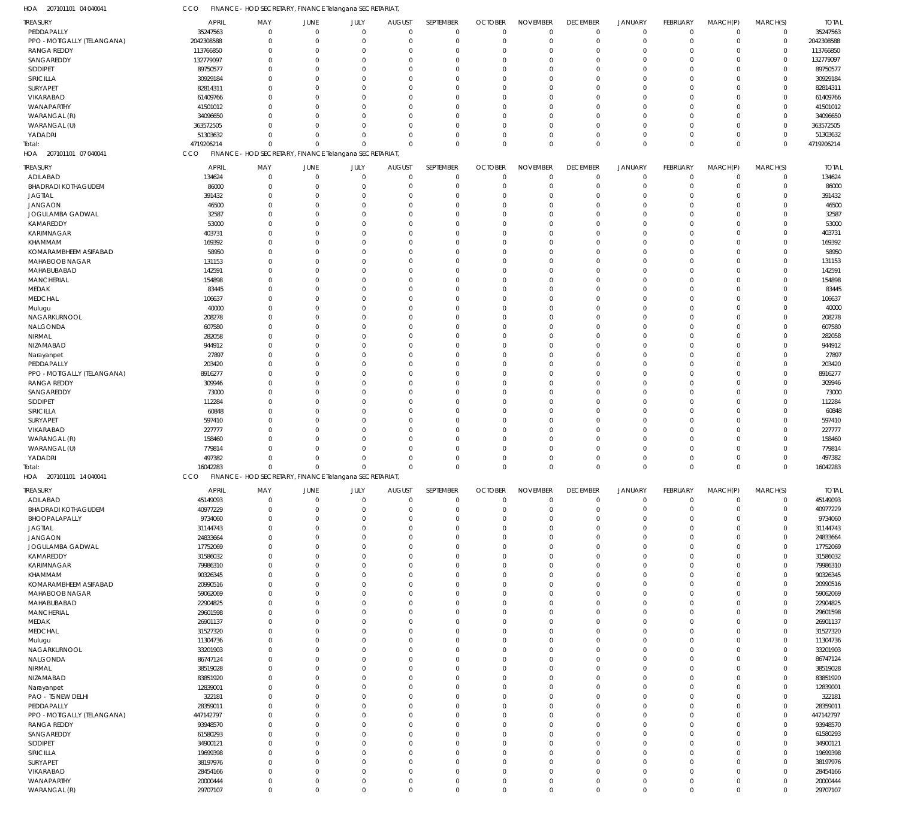HOA 207101101 04 040041 CCO FINANCE - HOD SECRETARY, FINANCE Telangana SECRETARIAT,

| TREASURY | APRIL | MAY | JUNE | JULY | AUGUST | SEPTEMBER | OCTOBER | NOVEMBER | DECEMBER | JANUARY | FEBRUARY | MARCH(P) | MARCH(S) | TOTAL |
|---|---|---|---|---|---|---|---|---|---|---|---|---|---|---|
| PEDDAPALLY | 35247563 | 0 | 0 | 0 | 0 | 0 | 0 | 0 | 0 | 0 | 0 | 0 | 0 | 35247563 |
| PPO - MOTIGALLY (TELANGANA) | 2042308588 | 0 | 0 | 0 | 0 | 0 | 0 | 0 | 0 | 0 | 0 | 0 | 0 | 2042308588 |
| RANGA REDDY | 113766850 | 0 | 0 | 0 | 0 | 0 | 0 | 0 | 0 | 0 | 0 | 0 | 0 | 113766850 |
| SANGAREDDY | 132779097 | 0 | 0 | 0 | 0 | 0 | 0 | 0 | 0 | 0 | 0 | 0 | 0 | 132779097 |
| SIDDIPET | 89750577 | 0 | 0 | 0 | 0 | 0 | 0 | 0 | 0 | 0 | 0 | 0 | 0 | 89750577 |
| SIRICILLA | 30929184 | 0 | 0 | 0 | 0 | 0 | 0 | 0 | 0 | 0 | 0 | 0 | 0 | 30929184 |
| SURYAPET | 82814311 | 0 | 0 | 0 | 0 | 0 | 0 | 0 | 0 | 0 | 0 | 0 | 0 | 82814311 |
| VIKARABAD | 61409766 | 0 | 0 | 0 | 0 | 0 | 0 | 0 | 0 | 0 | 0 | 0 | 0 | 61409766 |
| WANAPARTHY | 41501012 | 0 | 0 | 0 | 0 | 0 | 0 | 0 | 0 | 0 | 0 | 0 | 0 | 41501012 |
| WARANGAL (R) | 34096650 | 0 | 0 | 0 | 0 | 0 | 0 | 0 | 0 | 0 | 0 | 0 | 0 | 34096650 |
| WARANGAL (U) | 363572505 | 0 | 0 | 0 | 0 | 0 | 0 | 0 | 0 | 0 | 0 | 0 | 0 | 363572505 |
| YADADRI | 51303632 | 0 | 0 | 0 | 0 | 0 | 0 | 0 | 0 | 0 | 0 | 0 | 0 | 51303632 |
| Total: | 4719206214 | 0 | 0 | 0 | 0 | 0 | 0 | 0 | 0 | 0 | 0 | 0 | 0 | 4719206214 |

HOA 207101101 07 040041 CCO FINANCE - HOD SECRETARY, FINANCE Telangana SECRETARIAT,

| TREASURY | APRIL | MAY | JUNE | JULY | AUGUST | SEPTEMBER | OCTOBER | NOVEMBER | DECEMBER | JANUARY | FEBRUARY | MARCH(P) | MARCH(S) | TOTAL |
|---|---|---|---|---|---|---|---|---|---|---|---|---|---|---|
| ADILABAD | 134624 | 0 | 0 | 0 | 0 | 0 | 0 | 0 | 0 | 0 | 0 | 0 | 0 | 134624 |
| BHADRADI KOTHAGUDEM | 86000 | 0 | 0 | 0 | 0 | 0 | 0 | 0 | 0 | 0 | 0 | 0 | 0 | 86000 |
| JAGTIAL | 391432 | 0 | 0 | 0 | 0 | 0 | 0 | 0 | 0 | 0 | 0 | 0 | 0 | 391432 |
| JANGAON | 46500 | 0 | 0 | 0 | 0 | 0 | 0 | 0 | 0 | 0 | 0 | 0 | 0 | 46500 |
| JOGULAMBA GADWAL | 32587 | 0 | 0 | 0 | 0 | 0 | 0 | 0 | 0 | 0 | 0 | 0 | 0 | 32587 |
| KAMAREDDY | 53000 | 0 | 0 | 0 | 0 | 0 | 0 | 0 | 0 | 0 | 0 | 0 | 0 | 53000 |
| KARIMNAGAR | 403731 | 0 | 0 | 0 | 0 | 0 | 0 | 0 | 0 | 0 | 0 | 0 | 0 | 403731 |
| KHAMMAM | 169392 | 0 | 0 | 0 | 0 | 0 | 0 | 0 | 0 | 0 | 0 | 0 | 0 | 169392 |
| KOMARAMBHEEM ASIFABAD | 58950 | 0 | 0 | 0 | 0 | 0 | 0 | 0 | 0 | 0 | 0 | 0 | 0 | 58950 |
| MAHABOOB NAGAR | 131153 | 0 | 0 | 0 | 0 | 0 | 0 | 0 | 0 | 0 | 0 | 0 | 0 | 131153 |
| MAHABUBABAD | 142591 | 0 | 0 | 0 | 0 | 0 | 0 | 0 | 0 | 0 | 0 | 0 | 0 | 142591 |
| MANCHERIAL | 154898 | 0 | 0 | 0 | 0 | 0 | 0 | 0 | 0 | 0 | 0 | 0 | 0 | 154898 |
| MEDAK | 83445 | 0 | 0 | 0 | 0 | 0 | 0 | 0 | 0 | 0 | 0 | 0 | 0 | 83445 |
| MEDCHAL | 106637 | 0 | 0 | 0 | 0 | 0 | 0 | 0 | 0 | 0 | 0 | 0 | 0 | 106637 |
| Mulugu | 40000 | 0 | 0 | 0 | 0 | 0 | 0 | 0 | 0 | 0 | 0 | 0 | 0 | 40000 |
| NAGARKURNOOL | 208278 | 0 | 0 | 0 | 0 | 0 | 0 | 0 | 0 | 0 | 0 | 0 | 0 | 208278 |
| NALGONDA | 607580 | 0 | 0 | 0 | 0 | 0 | 0 | 0 | 0 | 0 | 0 | 0 | 0 | 607580 |
| NIRMAL | 282058 | 0 | 0 | 0 | 0 | 0 | 0 | 0 | 0 | 0 | 0 | 0 | 0 | 282058 |
| NIZAMABAD | 944912 | 0 | 0 | 0 | 0 | 0 | 0 | 0 | 0 | 0 | 0 | 0 | 0 | 944912 |
| Narayanpet | 27897 | 0 | 0 | 0 | 0 | 0 | 0 | 0 | 0 | 0 | 0 | 0 | 0 | 27897 |
| PEDDAPALLY | 203420 | 0 | 0 | 0 | 0 | 0 | 0 | 0 | 0 | 0 | 0 | 0 | 0 | 203420 |
| PPO - MOTIGALLY (TELANGANA) | 8916277 | 0 | 0 | 0 | 0 | 0 | 0 | 0 | 0 | 0 | 0 | 0 | 0 | 8916277 |
| RANGA REDDY | 309946 | 0 | 0 | 0 | 0 | 0 | 0 | 0 | 0 | 0 | 0 | 0 | 0 | 309946 |
| SANGAREDDY | 73000 | 0 | 0 | 0 | 0 | 0 | 0 | 0 | 0 | 0 | 0 | 0 | 0 | 73000 |
| SIDDIPET | 112284 | 0 | 0 | 0 | 0 | 0 | 0 | 0 | 0 | 0 | 0 | 0 | 0 | 112284 |
| SIRICILLA | 60848 | 0 | 0 | 0 | 0 | 0 | 0 | 0 | 0 | 0 | 0 | 0 | 0 | 60848 |
| SURYAPET | 597410 | 0 | 0 | 0 | 0 | 0 | 0 | 0 | 0 | 0 | 0 | 0 | 0 | 597410 |
| VIKARABAD | 227777 | 0 | 0 | 0 | 0 | 0 | 0 | 0 | 0 | 0 | 0 | 0 | 0 | 227777 |
| WARANGAL (R) | 158460 | 0 | 0 | 0 | 0 | 0 | 0 | 0 | 0 | 0 | 0 | 0 | 0 | 158460 |
| WARANGAL (U) | 779814 | 0 | 0 | 0 | 0 | 0 | 0 | 0 | 0 | 0 | 0 | 0 | 0 | 779814 |
| YADADRI | 497382 | 0 | 0 | 0 | 0 | 0 | 0 | 0 | 0 | 0 | 0 | 0 | 0 | 497382 |
| Total: | 16042283 | 0 | 0 | 0 | 0 | 0 | 0 | 0 | 0 | 0 | 0 | 0 | 0 | 16042283 |

HOA 207101101 14 040041 CCO FINANCE - HOD SECRETARY, FINANCE Telangana SECRETARIAT,

| TREASURY | APRIL | MAY | JUNE | JULY | AUGUST | SEPTEMBER | OCTOBER | NOVEMBER | DECEMBER | JANUARY | FEBRUARY | MARCH(P) | MARCH(S) | TOTAL |
|---|---|---|---|---|---|---|---|---|---|---|---|---|---|---|
| ADILABAD | 45149093 | 0 | 0 | 0 | 0 | 0 | 0 | 0 | 0 | 0 | 0 | 0 | 0 | 45149093 |
| BHADRADI KOTHAGUDEM | 40977229 | 0 | 0 | 0 | 0 | 0 | 0 | 0 | 0 | 0 | 0 | 0 | 0 | 40977229 |
| BHOOPALAPALLY | 9734060 | 0 | 0 | 0 | 0 | 0 | 0 | 0 | 0 | 0 | 0 | 0 | 0 | 9734060 |
| JAGTIAL | 31144743 | 0 | 0 | 0 | 0 | 0 | 0 | 0 | 0 | 0 | 0 | 0 | 0 | 31144743 |
| JANGAON | 24833664 | 0 | 0 | 0 | 0 | 0 | 0 | 0 | 0 | 0 | 0 | 0 | 0 | 24833664 |
| JOGULAMBA GADWAL | 17752069 | 0 | 0 | 0 | 0 | 0 | 0 | 0 | 0 | 0 | 0 | 0 | 0 | 17752069 |
| KAMAREDDY | 31586032 | 0 | 0 | 0 | 0 | 0 | 0 | 0 | 0 | 0 | 0 | 0 | 0 | 31586032 |
| KARIMNAGAR | 79986310 | 0 | 0 | 0 | 0 | 0 | 0 | 0 | 0 | 0 | 0 | 0 | 0 | 79986310 |
| KHAMMAM | 90326345 | 0 | 0 | 0 | 0 | 0 | 0 | 0 | 0 | 0 | 0 | 0 | 0 | 90326345 |
| KOMARAMBHEEM ASIFABAD | 20990516 | 0 | 0 | 0 | 0 | 0 | 0 | 0 | 0 | 0 | 0 | 0 | 0 | 20990516 |
| MAHABOOB NAGAR | 59062069 | 0 | 0 | 0 | 0 | 0 | 0 | 0 | 0 | 0 | 0 | 0 | 0 | 59062069 |
| MAHABUBABAD | 22904825 | 0 | 0 | 0 | 0 | 0 | 0 | 0 | 0 | 0 | 0 | 0 | 0 | 22904825 |
| MANCHERIAL | 29601598 | 0 | 0 | 0 | 0 | 0 | 0 | 0 | 0 | 0 | 0 | 0 | 0 | 29601598 |
| MEDAK | 26901137 | 0 | 0 | 0 | 0 | 0 | 0 | 0 | 0 | 0 | 0 | 0 | 0 | 26901137 |
| MEDCHAL | 31527320 | 0 | 0 | 0 | 0 | 0 | 0 | 0 | 0 | 0 | 0 | 0 | 0 | 31527320 |
| Mulugu | 11304736 | 0 | 0 | 0 | 0 | 0 | 0 | 0 | 0 | 0 | 0 | 0 | 0 | 11304736 |
| NAGARKURNOOL | 33201903 | 0 | 0 | 0 | 0 | 0 | 0 | 0 | 0 | 0 | 0 | 0 | 0 | 33201903 |
| NALGONDA | 86747124 | 0 | 0 | 0 | 0 | 0 | 0 | 0 | 0 | 0 | 0 | 0 | 0 | 86747124 |
| NIRMAL | 38519028 | 0 | 0 | 0 | 0 | 0 | 0 | 0 | 0 | 0 | 0 | 0 | 0 | 38519028 |
| NIZAMABAD | 83851920 | 0 | 0 | 0 | 0 | 0 | 0 | 0 | 0 | 0 | 0 | 0 | 0 | 83851920 |
| Narayanpet | 12839001 | 0 | 0 | 0 | 0 | 0 | 0 | 0 | 0 | 0 | 0 | 0 | 0 | 12839001 |
| PAO - TS NEW DELHI | 322181 | 0 | 0 | 0 | 0 | 0 | 0 | 0 | 0 | 0 | 0 | 0 | 0 | 322181 |
| PEDDAPALLY | 28359011 | 0 | 0 | 0 | 0 | 0 | 0 | 0 | 0 | 0 | 0 | 0 | 0 | 28359011 |
| PPO - MOTIGALLY (TELANGANA) | 447142797 | 0 | 0 | 0 | 0 | 0 | 0 | 0 | 0 | 0 | 0 | 0 | 0 | 447142797 |
| RANGA REDDY | 93948570 | 0 | 0 | 0 | 0 | 0 | 0 | 0 | 0 | 0 | 0 | 0 | 0 | 93948570 |
| SANGAREDDY | 61580293 | 0 | 0 | 0 | 0 | 0 | 0 | 0 | 0 | 0 | 0 | 0 | 0 | 61580293 |
| SIDDIPET | 34900121 | 0 | 0 | 0 | 0 | 0 | 0 | 0 | 0 | 0 | 0 | 0 | 0 | 34900121 |
| SIRICILLA | 19699398 | 0 | 0 | 0 | 0 | 0 | 0 | 0 | 0 | 0 | 0 | 0 | 0 | 19699398 |
| SURYAPET | 38197976 | 0 | 0 | 0 | 0 | 0 | 0 | 0 | 0 | 0 | 0 | 0 | 0 | 38197976 |
| VIKARABAD | 28454166 | 0 | 0 | 0 | 0 | 0 | 0 | 0 | 0 | 0 | 0 | 0 | 0 | 28454166 |
| WANAPARTHY | 20000444 | 0 | 0 | 0 | 0 | 0 | 0 | 0 | 0 | 0 | 0 | 0 | 0 | 20000444 |
| WARANGAL (R) | 29707107 | 0 | 0 | 0 | 0 | 0 | 0 | 0 | 0 | 0 | 0 | 0 | 0 | 29707107 |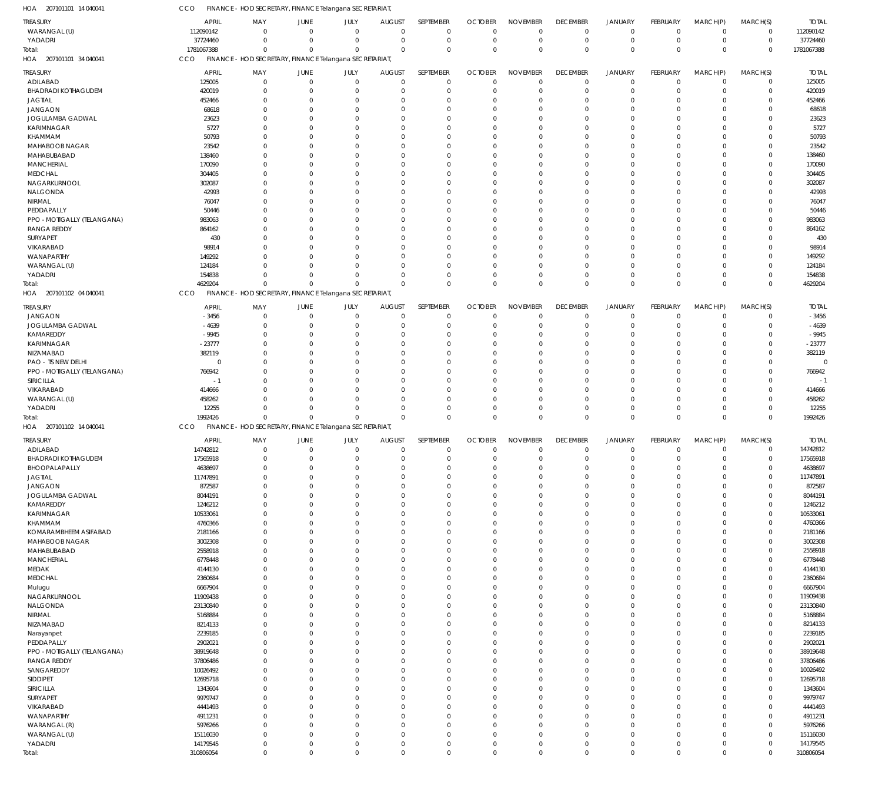HOA 207101101 14 040041 CCO FINANCE - HOD SECRETARY, FINANCE Telangana SECRETARIAT,

| TREASURY | APRIL | MAY | JUNE | JULY | AUGUST | SEPTEMBER | OCTOBER | NOVEMBER | DECEMBER | JANUARY | FEBRUARY | MARCH(P) | MARCH(S) | TOTAL |
|---|---|---|---|---|---|---|---|---|---|---|---|---|---|---|
| WARANGAL (U) | 112090142 | 0 | 0 | 0 | 0 | 0 | 0 | 0 | 0 | 0 | 0 | 0 | 0 | 112090142 |
| YADADRI | 37724460 | 0 | 0 | 0 | 0 | 0 | 0 | 0 | 0 | 0 | 0 | 0 | 0 | 37724460 |
| Total: | 1781067388 | 0 | 0 | 0 | 0 | 0 | 0 | 0 | 0 | 0 | 0 | 0 | 0 | 1781067388 |

HOA 207101101 34 040041 CCO FINANCE - HOD SECRETARY, FINANCE Telangana SECRETARIAT,

| TREASURY | APRIL | MAY | JUNE | JULY | AUGUST | SEPTEMBER | OCTOBER | NOVEMBER | DECEMBER | JANUARY | FEBRUARY | MARCH(P) | MARCH(S) | TOTAL |
|---|---|---|---|---|---|---|---|---|---|---|---|---|---|---|
| ADILABAD | 125005 | 0 | 0 | 0 | 0 | 0 | 0 | 0 | 0 | 0 | 0 | 0 | 0 | 125005 |
| BHADRADI KOTHAGUDEM | 420019 | 0 | 0 | 0 | 0 | 0 | 0 | 0 | 0 | 0 | 0 | 0 | 0 | 420019 |
| JAGTIAL | 452466 | 0 | 0 | 0 | 0 | 0 | 0 | 0 | 0 | 0 | 0 | 0 | 0 | 452466 |
| JANGAON | 68618 | 0 | 0 | 0 | 0 | 0 | 0 | 0 | 0 | 0 | 0 | 0 | 0 | 68618 |
| JOGULAMBA GADWAL | 23623 | 0 | 0 | 0 | 0 | 0 | 0 | 0 | 0 | 0 | 0 | 0 | 0 | 23623 |
| KARIMNAGAR | 5727 | 0 | 0 | 0 | 0 | 0 | 0 | 0 | 0 | 0 | 0 | 0 | 0 | 5727 |
| KHAMMAM | 50793 | 0 | 0 | 0 | 0 | 0 | 0 | 0 | 0 | 0 | 0 | 0 | 0 | 50793 |
| MAHABOOB NAGAR | 23542 | 0 | 0 | 0 | 0 | 0 | 0 | 0 | 0 | 0 | 0 | 0 | 0 | 23542 |
| MAHABUBABAD | 138460 | 0 | 0 | 0 | 0 | 0 | 0 | 0 | 0 | 0 | 0 | 0 | 0 | 138460 |
| MANCHERIAL | 170090 | 0 | 0 | 0 | 0 | 0 | 0 | 0 | 0 | 0 | 0 | 0 | 0 | 170090 |
| MEDCHAL | 304405 | 0 | 0 | 0 | 0 | 0 | 0 | 0 | 0 | 0 | 0 | 0 | 0 | 304405 |
| NAGARKURNOOL | 302087 | 0 | 0 | 0 | 0 | 0 | 0 | 0 | 0 | 0 | 0 | 0 | 0 | 302087 |
| NALGONDA | 42993 | 0 | 0 | 0 | 0 | 0 | 0 | 0 | 0 | 0 | 0 | 0 | 0 | 42993 |
| NIRMAL | 76047 | 0 | 0 | 0 | 0 | 0 | 0 | 0 | 0 | 0 | 0 | 0 | 0 | 76047 |
| PEDDAPALLY | 50446 | 0 | 0 | 0 | 0 | 0 | 0 | 0 | 0 | 0 | 0 | 0 | 0 | 50446 |
| PPO - MOTIGALLY (TELANGANA) | 983063 | 0 | 0 | 0 | 0 | 0 | 0 | 0 | 0 | 0 | 0 | 0 | 0 | 983063 |
| RANGA REDDY | 864162 | 0 | 0 | 0 | 0 | 0 | 0 | 0 | 0 | 0 | 0 | 0 | 0 | 864162 |
| SURYAPET | 430 | 0 | 0 | 0 | 0 | 0 | 0 | 0 | 0 | 0 | 0 | 0 | 0 | 430 |
| VIKARABAD | 98914 | 0 | 0 | 0 | 0 | 0 | 0 | 0 | 0 | 0 | 0 | 0 | 0 | 98914 |
| WANAPARTHY | 149292 | 0 | 0 | 0 | 0 | 0 | 0 | 0 | 0 | 0 | 0 | 0 | 0 | 149292 |
| WARANGAL (U) | 124184 | 0 | 0 | 0 | 0 | 0 | 0 | 0 | 0 | 0 | 0 | 0 | 0 | 124184 |
| YADADRI | 154838 | 0 | 0 | 0 | 0 | 0 | 0 | 0 | 0 | 0 | 0 | 0 | 0 | 154838 |
| Total: | 4629204 | 0 | 0 | 0 | 0 | 0 | 0 | 0 | 0 | 0 | 0 | 0 | 0 | 4629204 |

HOA 207101102 04 040041 CCO FINANCE - HOD SECRETARY, FINANCE Telangana SECRETARIAT,

| TREASURY | APRIL | MAY | JUNE | JULY | AUGUST | SEPTEMBER | OCTOBER | NOVEMBER | DECEMBER | JANUARY | FEBRUARY | MARCH(P) | MARCH(S) | TOTAL |
|---|---|---|---|---|---|---|---|---|---|---|---|---|---|---|
| JANGAON | -3456 | 0 | 0 | 0 | 0 | 0 | 0 | 0 | 0 | 0 | 0 | 0 | 0 | -3456 |
| JOGULAMBA GADWAL | -4639 | 0 | 0 | 0 | 0 | 0 | 0 | 0 | 0 | 0 | 0 | 0 | 0 | -4639 |
| KAMAREDDY | -9945 | 0 | 0 | 0 | 0 | 0 | 0 | 0 | 0 | 0 | 0 | 0 | 0 | -9945 |
| KARIMNAGAR | -23777 | 0 | 0 | 0 | 0 | 0 | 0 | 0 | 0 | 0 | 0 | 0 | 0 | -23777 |
| NIZAMABAD | 382119 | 0 | 0 | 0 | 0 | 0 | 0 | 0 | 0 | 0 | 0 | 0 | 0 | 382119 |
| PAO - TS NEW DELHI | 0 | 0 | 0 | 0 | 0 | 0 | 0 | 0 | 0 | 0 | 0 | 0 | 0 | 0 |
| PPO - MOTIGALLY (TELANGANA) | 766942 | 0 | 0 | 0 | 0 | 0 | 0 | 0 | 0 | 0 | 0 | 0 | 0 | 766942 |
| SIRICILLA | -1 | 0 | 0 | 0 | 0 | 0 | 0 | 0 | 0 | 0 | 0 | 0 | 0 | -1 |
| VIKARABAD | 414666 | 0 | 0 | 0 | 0 | 0 | 0 | 0 | 0 | 0 | 0 | 0 | 0 | 414666 |
| WARANGAL (U) | 458262 | 0 | 0 | 0 | 0 | 0 | 0 | 0 | 0 | 0 | 0 | 0 | 0 | 458262 |
| YADADRI | 12255 | 0 | 0 | 0 | 0 | 0 | 0 | 0 | 0 | 0 | 0 | 0 | 0 | 12255 |
| Total: | 1992426 | 0 | 0 | 0 | 0 | 0 | 0 | 0 | 0 | 0 | 0 | 0 | 0 | 1992426 |

HOA 207101102 14 040041 CCO FINANCE - HOD SECRETARY, FINANCE Telangana SECRETARIAT,

| TREASURY | APRIL | MAY | JUNE | JULY | AUGUST | SEPTEMBER | OCTOBER | NOVEMBER | DECEMBER | JANUARY | FEBRUARY | MARCH(P) | MARCH(S) | TOTAL |
|---|---|---|---|---|---|---|---|---|---|---|---|---|---|---|
| ADILABAD | 14742812 | 0 | 0 | 0 | 0 | 0 | 0 | 0 | 0 | 0 | 0 | 0 | 0 | 14742812 |
| BHADRADI KOTHAGUDEM | 17565918 | 0 | 0 | 0 | 0 | 0 | 0 | 0 | 0 | 0 | 0 | 0 | 0 | 17565918 |
| BHOOPALAPALLY | 4638697 | 0 | 0 | 0 | 0 | 0 | 0 | 0 | 0 | 0 | 0 | 0 | 0 | 4638697 |
| JAGTIAL | 11747891 | 0 | 0 | 0 | 0 | 0 | 0 | 0 | 0 | 0 | 0 | 0 | 0 | 11747891 |
| JANGAON | 872587 | 0 | 0 | 0 | 0 | 0 | 0 | 0 | 0 | 0 | 0 | 0 | 0 | 872587 |
| JOGULAMBA GADWAL | 8044191 | 0 | 0 | 0 | 0 | 0 | 0 | 0 | 0 | 0 | 0 | 0 | 0 | 8044191 |
| KAMAREDDY | 1246212 | 0 | 0 | 0 | 0 | 0 | 0 | 0 | 0 | 0 | 0 | 0 | 0 | 1246212 |
| KARIMNAGAR | 10533061 | 0 | 0 | 0 | 0 | 0 | 0 | 0 | 0 | 0 | 0 | 0 | 0 | 10533061 |
| KHAMMAM | 4760366 | 0 | 0 | 0 | 0 | 0 | 0 | 0 | 0 | 0 | 0 | 0 | 0 | 4760366 |
| KOMARAMBHEEM ASIFABAD | 2181166 | 0 | 0 | 0 | 0 | 0 | 0 | 0 | 0 | 0 | 0 | 0 | 0 | 2181166 |
| MAHABOOB NAGAR | 3002308 | 0 | 0 | 0 | 0 | 0 | 0 | 0 | 0 | 0 | 0 | 0 | 0 | 3002308 |
| MAHABUBABAD | 2558918 | 0 | 0 | 0 | 0 | 0 | 0 | 0 | 0 | 0 | 0 | 0 | 0 | 2558918 |
| MANCHERIAL | 6778448 | 0 | 0 | 0 | 0 | 0 | 0 | 0 | 0 | 0 | 0 | 0 | 0 | 6778448 |
| MEDAK | 4144130 | 0 | 0 | 0 | 0 | 0 | 0 | 0 | 0 | 0 | 0 | 0 | 0 | 4144130 |
| MEDCHAL | 2360684 | 0 | 0 | 0 | 0 | 0 | 0 | 0 | 0 | 0 | 0 | 0 | 0 | 2360684 |
| Mulugu | 6667904 | 0 | 0 | 0 | 0 | 0 | 0 | 0 | 0 | 0 | 0 | 0 | 0 | 6667904 |
| NAGARKURNOOL | 11909438 | 0 | 0 | 0 | 0 | 0 | 0 | 0 | 0 | 0 | 0 | 0 | 0 | 11909438 |
| NALGONDA | 23130840 | 0 | 0 | 0 | 0 | 0 | 0 | 0 | 0 | 0 | 0 | 0 | 0 | 23130840 |
| NIRMAL | 5168884 | 0 | 0 | 0 | 0 | 0 | 0 | 0 | 0 | 0 | 0 | 0 | 0 | 5168884 |
| NIZAMABAD | 8214133 | 0 | 0 | 0 | 0 | 0 | 0 | 0 | 0 | 0 | 0 | 0 | 0 | 8214133 |
| Narayanpet | 2239185 | 0 | 0 | 0 | 0 | 0 | 0 | 0 | 0 | 0 | 0 | 0 | 0 | 2239185 |
| PEDDAPALLY | 2902021 | 0 | 0 | 0 | 0 | 0 | 0 | 0 | 0 | 0 | 0 | 0 | 0 | 2902021 |
| PPO - MOTIGALLY (TELANGANA) | 38919648 | 0 | 0 | 0 | 0 | 0 | 0 | 0 | 0 | 0 | 0 | 0 | 0 | 38919648 |
| RANGA REDDY | 37806486 | 0 | 0 | 0 | 0 | 0 | 0 | 0 | 0 | 0 | 0 | 0 | 0 | 37806486 |
| SANGAREDDY | 10026492 | 0 | 0 | 0 | 0 | 0 | 0 | 0 | 0 | 0 | 0 | 0 | 0 | 10026492 |
| SIDDIPET | 12695718 | 0 | 0 | 0 | 0 | 0 | 0 | 0 | 0 | 0 | 0 | 0 | 0 | 12695718 |
| SIRICILLA | 1343604 | 0 | 0 | 0 | 0 | 0 | 0 | 0 | 0 | 0 | 0 | 0 | 0 | 1343604 |
| SURYAPET | 9979747 | 0 | 0 | 0 | 0 | 0 | 0 | 0 | 0 | 0 | 0 | 0 | 0 | 9979747 |
| VIKARABAD | 4441493 | 0 | 0 | 0 | 0 | 0 | 0 | 0 | 0 | 0 | 0 | 0 | 0 | 4441493 |
| WANAPARTHY | 4911231 | 0 | 0 | 0 | 0 | 0 | 0 | 0 | 0 | 0 | 0 | 0 | 0 | 4911231 |
| WARANGAL (R) | 5976266 | 0 | 0 | 0 | 0 | 0 | 0 | 0 | 0 | 0 | 0 | 0 | 0 | 5976266 |
| WARANGAL (U) | 15116030 | 0 | 0 | 0 | 0 | 0 | 0 | 0 | 0 | 0 | 0 | 0 | 0 | 15116030 |
| YADADRI | 14179545 | 0 | 0 | 0 | 0 | 0 | 0 | 0 | 0 | 0 | 0 | 0 | 0 | 14179545 |
| Total: | 310806054 | 0 | 0 | 0 | 0 | 0 | 0 | 0 | 0 | 0 | 0 | 0 | 0 | 310806054 |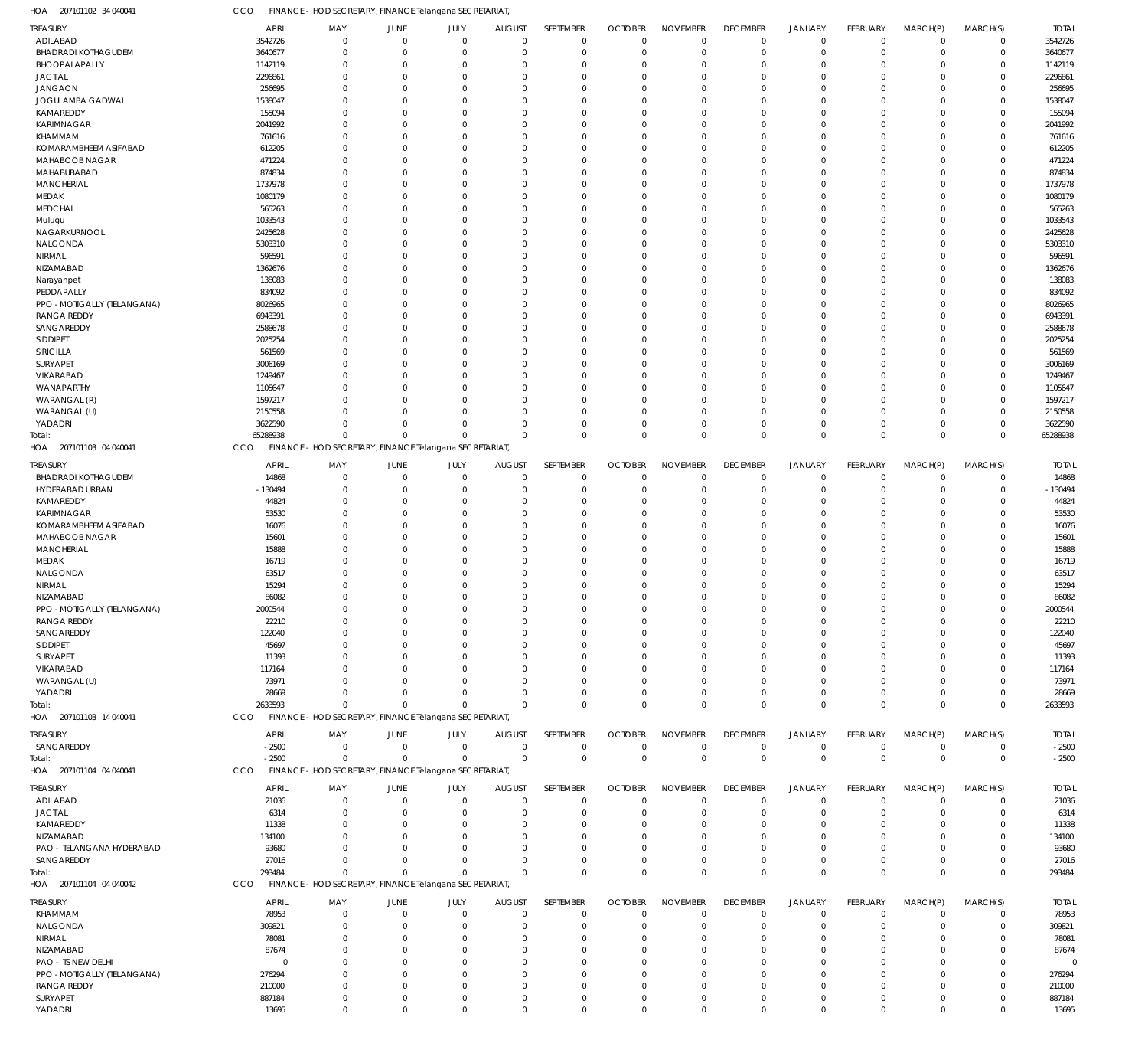HOA 207101102 34 040041 CCO FINANCE - HOD SECRETARY, FINANCE Telangana SECRETARIAT,

| TREASURY | APRIL | MAY | JUNE | JULY | AUGUST | SEPTEMBER | OCTOBER | NOVEMBER | DECEMBER | JANUARY | FEBRUARY | MARCH(P) | MARCH(S) | TOTAL |
|---|---|---|---|---|---|---|---|---|---|---|---|---|---|---|
| ADILABAD | 3542726 | 0 | 0 | 0 | 0 | 0 | 0 | 0 | 0 | 0 | 0 | 0 | 0 | 3542726 |
| BHADRADI KOTHAGUDEM | 3640677 | 0 | 0 | 0 | 0 | 0 | 0 | 0 | 0 | 0 | 0 | 0 | 0 | 3640677 |
| BHOOPALAPALLY | 1142119 | 0 | 0 | 0 | 0 | 0 | 0 | 0 | 0 | 0 | 0 | 0 | 0 | 1142119 |
| JAGTIAL | 2296861 | 0 | 0 | 0 | 0 | 0 | 0 | 0 | 0 | 0 | 0 | 0 | 0 | 2296861 |
| JANGAON | 256695 | 0 | 0 | 0 | 0 | 0 | 0 | 0 | 0 | 0 | 0 | 0 | 0 | 256695 |
| JOGULAMBA GADWAL | 1538047 | 0 | 0 | 0 | 0 | 0 | 0 | 0 | 0 | 0 | 0 | 0 | 0 | 1538047 |
| KAMAREDDY | 155094 | 0 | 0 | 0 | 0 | 0 | 0 | 0 | 0 | 0 | 0 | 0 | 0 | 155094 |
| KARIMNAGAR | 2041992 | 0 | 0 | 0 | 0 | 0 | 0 | 0 | 0 | 0 | 0 | 0 | 0 | 2041992 |
| KHAMMAM | 761616 | 0 | 0 | 0 | 0 | 0 | 0 | 0 | 0 | 0 | 0 | 0 | 0 | 761616 |
| KOMARAMBHEEM ASIFABAD | 612205 | 0 | 0 | 0 | 0 | 0 | 0 | 0 | 0 | 0 | 0 | 0 | 0 | 612205 |
| MAHABOOB NAGAR | 471224 | 0 | 0 | 0 | 0 | 0 | 0 | 0 | 0 | 0 | 0 | 0 | 0 | 471224 |
| MAHABUBABAD | 874834 | 0 | 0 | 0 | 0 | 0 | 0 | 0 | 0 | 0 | 0 | 0 | 0 | 874834 |
| MANCHERIAL | 1737978 | 0 | 0 | 0 | 0 | 0 | 0 | 0 | 0 | 0 | 0 | 0 | 0 | 1737978 |
| MEDAK | 1080179 | 0 | 0 | 0 | 0 | 0 | 0 | 0 | 0 | 0 | 0 | 0 | 0 | 1080179 |
| MEDCHAL | 565263 | 0 | 0 | 0 | 0 | 0 | 0 | 0 | 0 | 0 | 0 | 0 | 0 | 565263 |
| Mulugu | 1033543 | 0 | 0 | 0 | 0 | 0 | 0 | 0 | 0 | 0 | 0 | 0 | 0 | 1033543 |
| NAGARKURNOOL | 2425628 | 0 | 0 | 0 | 0 | 0 | 0 | 0 | 0 | 0 | 0 | 0 | 0 | 2425628 |
| NALGONDA | 5303310 | 0 | 0 | 0 | 0 | 0 | 0 | 0 | 0 | 0 | 0 | 0 | 0 | 5303310 |
| NIRMAL | 596591 | 0 | 0 | 0 | 0 | 0 | 0 | 0 | 0 | 0 | 0 | 0 | 0 | 596591 |
| NIZAMABAD | 1362676 | 0 | 0 | 0 | 0 | 0 | 0 | 0 | 0 | 0 | 0 | 0 | 0 | 1362676 |
| Narayanpet | 138083 | 0 | 0 | 0 | 0 | 0 | 0 | 0 | 0 | 0 | 0 | 0 | 0 | 138083 |
| PEDDAPALLY | 834092 | 0 | 0 | 0 | 0 | 0 | 0 | 0 | 0 | 0 | 0 | 0 | 0 | 834092 |
| PPO - MOTIGALLY (TELANGANA) | 8026965 | 0 | 0 | 0 | 0 | 0 | 0 | 0 | 0 | 0 | 0 | 0 | 0 | 8026965 |
| RANGA REDDY | 6943391 | 0 | 0 | 0 | 0 | 0 | 0 | 0 | 0 | 0 | 0 | 0 | 0 | 6943391 |
| SANGAREDDY | 2588678 | 0 | 0 | 0 | 0 | 0 | 0 | 0 | 0 | 0 | 0 | 0 | 0 | 2588678 |
| SIDDIPET | 2025254 | 0 | 0 | 0 | 0 | 0 | 0 | 0 | 0 | 0 | 0 | 0 | 0 | 2025254 |
| SIRICILLA | 561569 | 0 | 0 | 0 | 0 | 0 | 0 | 0 | 0 | 0 | 0 | 0 | 0 | 561569 |
| SURYAPET | 3006169 | 0 | 0 | 0 | 0 | 0 | 0 | 0 | 0 | 0 | 0 | 0 | 0 | 3006169 |
| VIKARABAD | 1249467 | 0 | 0 | 0 | 0 | 0 | 0 | 0 | 0 | 0 | 0 | 0 | 0 | 1249467 |
| WANAPARTHY | 1105647 | 0 | 0 | 0 | 0 | 0 | 0 | 0 | 0 | 0 | 0 | 0 | 0 | 1105647 |
| WARANGAL (R) | 1597217 | 0 | 0 | 0 | 0 | 0 | 0 | 0 | 0 | 0 | 0 | 0 | 0 | 1597217 |
| WARANGAL (U) | 2150558 | 0 | 0 | 0 | 0 | 0 | 0 | 0 | 0 | 0 | 0 | 0 | 0 | 2150558 |
| YADADRI | 3622590 | 0 | 0 | 0 | 0 | 0 | 0 | 0 | 0 | 0 | 0 | 0 | 0 | 3622590 |
| Total: | 65288938 | 0 | 0 | 0 | 0 | 0 | 0 | 0 | 0 | 0 | 0 | 0 | 0 | 65288938 |

HOA 207101103 04 040041 CCO FINANCE - HOD SECRETARY, FINANCE Telangana SECRETARIAT,

| TREASURY | APRIL | MAY | JUNE | JULY | AUGUST | SEPTEMBER | OCTOBER | NOVEMBER | DECEMBER | JANUARY | FEBRUARY | MARCH(P) | MARCH(S) | TOTAL |
|---|---|---|---|---|---|---|---|---|---|---|---|---|---|---|
| BHADRADI KOTHAGUDEM | 14868 | 0 | 0 | 0 | 0 | 0 | 0 | 0 | 0 | 0 | 0 | 0 | 0 | 14868 |
| HYDERABAD URBAN | -130494 | 0 | 0 | 0 | 0 | 0 | 0 | 0 | 0 | 0 | 0 | 0 | 0 | -130494 |
| KAMAREDDY | 44824 | 0 | 0 | 0 | 0 | 0 | 0 | 0 | 0 | 0 | 0 | 0 | 0 | 44824 |
| KARIMNAGAR | 53530 | 0 | 0 | 0 | 0 | 0 | 0 | 0 | 0 | 0 | 0 | 0 | 0 | 53530 |
| KOMARAMBHEEM ASIFABAD | 16076 | 0 | 0 | 0 | 0 | 0 | 0 | 0 | 0 | 0 | 0 | 0 | 0 | 16076 |
| MAHABOOB NAGAR | 15601 | 0 | 0 | 0 | 0 | 0 | 0 | 0 | 0 | 0 | 0 | 0 | 0 | 15601 |
| MANCHERIAL | 15888 | 0 | 0 | 0 | 0 | 0 | 0 | 0 | 0 | 0 | 0 | 0 | 0 | 15888 |
| MEDAK | 16719 | 0 | 0 | 0 | 0 | 0 | 0 | 0 | 0 | 0 | 0 | 0 | 0 | 16719 |
| NALGONDA | 63517 | 0 | 0 | 0 | 0 | 0 | 0 | 0 | 0 | 0 | 0 | 0 | 0 | 63517 |
| NIRMAL | 15294 | 0 | 0 | 0 | 0 | 0 | 0 | 0 | 0 | 0 | 0 | 0 | 0 | 15294 |
| NIZAMABAD | 86082 | 0 | 0 | 0 | 0 | 0 | 0 | 0 | 0 | 0 | 0 | 0 | 0 | 86082 |
| PPO - MOTIGALLY (TELANGANA) | 2000544 | 0 | 0 | 0 | 0 | 0 | 0 | 0 | 0 | 0 | 0 | 0 | 0 | 2000544 |
| RANGA REDDY | 22210 | 0 | 0 | 0 | 0 | 0 | 0 | 0 | 0 | 0 | 0 | 0 | 0 | 22210 |
| SANGAREDDY | 122040 | 0 | 0 | 0 | 0 | 0 | 0 | 0 | 0 | 0 | 0 | 0 | 0 | 122040 |
| SIDDIPET | 45697 | 0 | 0 | 0 | 0 | 0 | 0 | 0 | 0 | 0 | 0 | 0 | 0 | 45697 |
| SURYAPET | 11393 | 0 | 0 | 0 | 0 | 0 | 0 | 0 | 0 | 0 | 0 | 0 | 0 | 11393 |
| VIKARABAD | 117164 | 0 | 0 | 0 | 0 | 0 | 0 | 0 | 0 | 0 | 0 | 0 | 0 | 117164 |
| WARANGAL (U) | 73971 | 0 | 0 | 0 | 0 | 0 | 0 | 0 | 0 | 0 | 0 | 0 | 0 | 73971 |
| YADADRI | 28669 | 0 | 0 | 0 | 0 | 0 | 0 | 0 | 0 | 0 | 0 | 0 | 0 | 28669 |
| Total: | 2633593 | 0 | 0 | 0 | 0 | 0 | 0 | 0 | 0 | 0 | 0 | 0 | 0 | 2633593 |

HOA 207101103 14 040041 CCO FINANCE - HOD SECRETARY, FINANCE Telangana SECRETARIAT,

| TREASURY | APRIL | MAY | JUNE | JULY | AUGUST | SEPTEMBER | OCTOBER | NOVEMBER | DECEMBER | JANUARY | FEBRUARY | MARCH(P) | MARCH(S) | TOTAL |
|---|---|---|---|---|---|---|---|---|---|---|---|---|---|---|
| SANGAREDDY | -2500 | 0 | 0 | 0 | 0 | 0 | 0 | 0 | 0 | 0 | 0 | 0 | 0 | -2500 |
| Total: | -2500 | 0 | 0 | 0 | 0 | 0 | 0 | 0 | 0 | 0 | 0 | 0 | 0 | -2500 |

HOA 207101104 04 040041 CCO FINANCE - HOD SECRETARY, FINANCE Telangana SECRETARIAT,

| TREASURY | APRIL | MAY | JUNE | JULY | AUGUST | SEPTEMBER | OCTOBER | NOVEMBER | DECEMBER | JANUARY | FEBRUARY | MARCH(P) | MARCH(S) | TOTAL |
|---|---|---|---|---|---|---|---|---|---|---|---|---|---|---|
| ADILABAD | 21036 | 0 | 0 | 0 | 0 | 0 | 0 | 0 | 0 | 0 | 0 | 0 | 0 | 21036 |
| JAGTIAL | 6314 | 0 | 0 | 0 | 0 | 0 | 0 | 0 | 0 | 0 | 0 | 0 | 0 | 6314 |
| KAMAREDDY | 11338 | 0 | 0 | 0 | 0 | 0 | 0 | 0 | 0 | 0 | 0 | 0 | 0 | 11338 |
| NIZAMABAD | 134100 | 0 | 0 | 0 | 0 | 0 | 0 | 0 | 0 | 0 | 0 | 0 | 0 | 134100 |
| PAO - TELANGANA HYDERABAD | 93680 | 0 | 0 | 0 | 0 | 0 | 0 | 0 | 0 | 0 | 0 | 0 | 0 | 93680 |
| SANGAREDDY | 27016 | 0 | 0 | 0 | 0 | 0 | 0 | 0 | 0 | 0 | 0 | 0 | 0 | 27016 |
| Total: | 293484 | 0 | 0 | 0 | 0 | 0 | 0 | 0 | 0 | 0 | 0 | 0 | 0 | 293484 |

HOA 207101104 04 040042 CCO FINANCE - HOD SECRETARY, FINANCE Telangana SECRETARIAT,

| TREASURY | APRIL | MAY | JUNE | JULY | AUGUST | SEPTEMBER | OCTOBER | NOVEMBER | DECEMBER | JANUARY | FEBRUARY | MARCH(P) | MARCH(S) | TOTAL |
|---|---|---|---|---|---|---|---|---|---|---|---|---|---|---|
| KHAMMAM | 78953 | 0 | 0 | 0 | 0 | 0 | 0 | 0 | 0 | 0 | 0 | 0 | 0 | 78953 |
| NALGONDA | 309821 | 0 | 0 | 0 | 0 | 0 | 0 | 0 | 0 | 0 | 0 | 0 | 0 | 309821 |
| NIRMAL | 78081 | 0 | 0 | 0 | 0 | 0 | 0 | 0 | 0 | 0 | 0 | 0 | 0 | 78081 |
| NIZAMABAD | 87674 | 0 | 0 | 0 | 0 | 0 | 0 | 0 | 0 | 0 | 0 | 0 | 0 | 87674 |
| PAO - TS NEW DELHI | 0 | 0 | 0 | 0 | 0 | 0 | 0 | 0 | 0 | 0 | 0 | 0 | 0 | 0 |
| PPO - MOTIGALLY (TELANGANA) | 276294 | 0 | 0 | 0 | 0 | 0 | 0 | 0 | 0 | 0 | 0 | 0 | 0 | 276294 |
| RANGA REDDY | 210000 | 0 | 0 | 0 | 0 | 0 | 0 | 0 | 0 | 0 | 0 | 0 | 0 | 210000 |
| SURYAPET | 887184 | 0 | 0 | 0 | 0 | 0 | 0 | 0 | 0 | 0 | 0 | 0 | 0 | 887184 |
| YADADRI | 13695 | 0 | 0 | 0 | 0 | 0 | 0 | 0 | 0 | 0 | 0 | 0 | 0 | 13695 |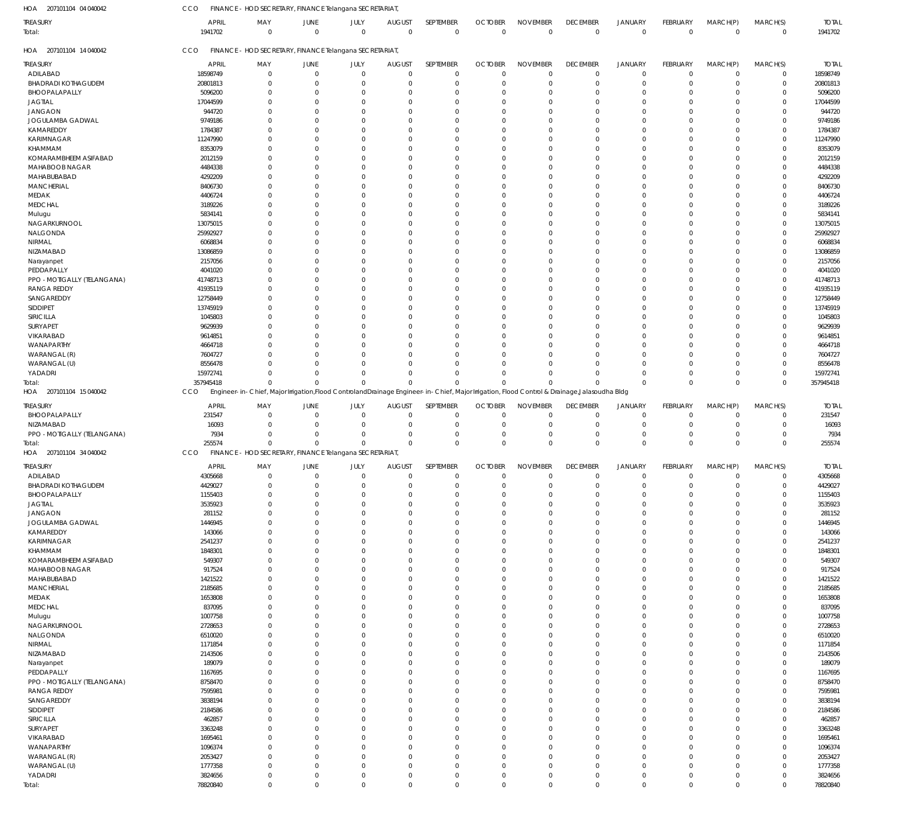HOA 207101104 04 040042 CCO FINANCE - HOD SECRETARY, FINANCE Telangana SECRETARIAT,

| TREASURY | APRIL | MAY | JUNE | JULY | AUGUST | SEPTEMBER | OCTOBER | NOVEMBER | DECEMBER | JANUARY | FEBRUARY | MARCH(P) | MARCH(S) | TOTAL |
|---|---|---|---|---|---|---|---|---|---|---|---|---|---|---|
| Total: | 1941702 | 0 | 0 | 0 | 0 | 0 | 0 | 0 | 0 | 0 | 0 | 0 | 0 | 1941702 |

HOA 207101104 14 040042 CCO FINANCE - HOD SECRETARY, FINANCE Telangana SECRETARIAT,

| TREASURY | APRIL | MAY | JUNE | JULY | AUGUST | SEPTEMBER | OCTOBER | NOVEMBER | DECEMBER | JANUARY | FEBRUARY | MARCH(P) | MARCH(S) | TOTAL |
|---|---|---|---|---|---|---|---|---|---|---|---|---|---|---|
| ADILABAD | 18598749 | 0 | 0 | 0 | 0 | 0 | 0 | 0 | 0 | 0 | 0 | 0 | 0 | 18598749 |
| BHADRADI KOTHAGUDEM | 20801813 | 0 | 0 | 0 | 0 | 0 | 0 | 0 | 0 | 0 | 0 | 0 | 0 | 20801813 |
| BHOOPALAPALLY | 5096200 | 0 | 0 | 0 | 0 | 0 | 0 | 0 | 0 | 0 | 0 | 0 | 0 | 5096200 |
| JAGTIAL | 17044599 | 0 | 0 | 0 | 0 | 0 | 0 | 0 | 0 | 0 | 0 | 0 | 0 | 17044599 |
| JANGAON | 944720 | 0 | 0 | 0 | 0 | 0 | 0 | 0 | 0 | 0 | 0 | 0 | 0 | 944720 |
| JOGULAMBA GADWAL | 9749186 | 0 | 0 | 0 | 0 | 0 | 0 | 0 | 0 | 0 | 0 | 0 | 0 | 9749186 |
| KAMAREDDY | 1784387 | 0 | 0 | 0 | 0 | 0 | 0 | 0 | 0 | 0 | 0 | 0 | 0 | 1784387 |
| KARIMNAGAR | 11247990 | 0 | 0 | 0 | 0 | 0 | 0 | 0 | 0 | 0 | 0 | 0 | 0 | 11247990 |
| KHAMMAM | 8353079 | 0 | 0 | 0 | 0 | 0 | 0 | 0 | 0 | 0 | 0 | 0 | 0 | 8353079 |
| KOMARAMBHEEM ASIFABAD | 2012159 | 0 | 0 | 0 | 0 | 0 | 0 | 0 | 0 | 0 | 0 | 0 | 0 | 2012159 |
| MAHABOOB NAGAR | 4484338 | 0 | 0 | 0 | 0 | 0 | 0 | 0 | 0 | 0 | 0 | 0 | 0 | 4484338 |
| MAHABUBABAD | 4292209 | 0 | 0 | 0 | 0 | 0 | 0 | 0 | 0 | 0 | 0 | 0 | 0 | 4292209 |
| MANCHERIAL | 8406730 | 0 | 0 | 0 | 0 | 0 | 0 | 0 | 0 | 0 | 0 | 0 | 0 | 8406730 |
| MEDAK | 4406724 | 0 | 0 | 0 | 0 | 0 | 0 | 0 | 0 | 0 | 0 | 0 | 0 | 4406724 |
| MEDCHAL | 3189226 | 0 | 0 | 0 | 0 | 0 | 0 | 0 | 0 | 0 | 0 | 0 | 0 | 3189226 |
| Mulugu | 5834141 | 0 | 0 | 0 | 0 | 0 | 0 | 0 | 0 | 0 | 0 | 0 | 0 | 5834141 |
| NAGARKURNOOL | 13075015 | 0 | 0 | 0 | 0 | 0 | 0 | 0 | 0 | 0 | 0 | 0 | 0 | 13075015 |
| NALGONDA | 25992927 | 0 | 0 | 0 | 0 | 0 | 0 | 0 | 0 | 0 | 0 | 0 | 0 | 25992927 |
| NIRMAL | 6068834 | 0 | 0 | 0 | 0 | 0 | 0 | 0 | 0 | 0 | 0 | 0 | 0 | 6068834 |
| NIZAMABAD | 13086859 | 0 | 0 | 0 | 0 | 0 | 0 | 0 | 0 | 0 | 0 | 0 | 0 | 13086859 |
| Narayanpet | 2157056 | 0 | 0 | 0 | 0 | 0 | 0 | 0 | 0 | 0 | 0 | 0 | 0 | 2157056 |
| PEDDAPALLY | 4041020 | 0 | 0 | 0 | 0 | 0 | 0 | 0 | 0 | 0 | 0 | 0 | 0 | 4041020 |
| PPO - MOTIGALLY (TELANGANA) | 41748713 | 0 | 0 | 0 | 0 | 0 | 0 | 0 | 0 | 0 | 0 | 0 | 0 | 41748713 |
| RANGA REDDY | 41935119 | 0 | 0 | 0 | 0 | 0 | 0 | 0 | 0 | 0 | 0 | 0 | 0 | 41935119 |
| SANGAREDDY | 12758449 | 0 | 0 | 0 | 0 | 0 | 0 | 0 | 0 | 0 | 0 | 0 | 0 | 12758449 |
| SIDDIPET | 13745919 | 0 | 0 | 0 | 0 | 0 | 0 | 0 | 0 | 0 | 0 | 0 | 0 | 13745919 |
| SIRICILLA | 1045803 | 0 | 0 | 0 | 0 | 0 | 0 | 0 | 0 | 0 | 0 | 0 | 0 | 1045803 |
| SURYAPET | 9629939 | 0 | 0 | 0 | 0 | 0 | 0 | 0 | 0 | 0 | 0 | 0 | 0 | 9629939 |
| VIKARABAD | 9614851 | 0 | 0 | 0 | 0 | 0 | 0 | 0 | 0 | 0 | 0 | 0 | 0 | 9614851 |
| WANAPARTHY | 4664718 | 0 | 0 | 0 | 0 | 0 | 0 | 0 | 0 | 0 | 0 | 0 | 0 | 4664718 |
| WARANGAL (R) | 7604727 | 0 | 0 | 0 | 0 | 0 | 0 | 0 | 0 | 0 | 0 | 0 | 0 | 7604727 |
| WARANGAL (U) | 8556478 | 0 | 0 | 0 | 0 | 0 | 0 | 0 | 0 | 0 | 0 | 0 | 0 | 8556478 |
| YADADRI | 15972741 | 0 | 0 | 0 | 0 | 0 | 0 | 0 | 0 | 0 | 0 | 0 | 0 | 15972741 |
| Total: | 357945418 | 0 | 0 | 0 | 0 | 0 | 0 | 0 | 0 | 0 | 0 | 0 | 0 | 357945418 |

HOA 207101104 15 040042 CCO Engineer-in-Chief, Major Irrigation,Flood ControlandDrainage Engineer-in-Chief, Major Irrigation, Flood Control & Drainage,Jalasoudha Bldg

| TREASURY | APRIL | MAY | JUNE | JULY | AUGUST | SEPTEMBER | OCTOBER | NOVEMBER | DECEMBER | JANUARY | FEBRUARY | MARCH(P) | MARCH(S) | TOTAL |
|---|---|---|---|---|---|---|---|---|---|---|---|---|---|---|
| BHOOPALAPALLY | 231547 | 0 | 0 | 0 | 0 | 0 | 0 | 0 | 0 | 0 | 0 | 0 | 0 | 231547 |
| NIZAMABAD | 16093 | 0 | 0 | 0 | 0 | 0 | 0 | 0 | 0 | 0 | 0 | 0 | 0 | 16093 |
| PPO - MOTIGALLY (TELANGANA) | 7934 | 0 | 0 | 0 | 0 | 0 | 0 | 0 | 0 | 0 | 0 | 0 | 0 | 7934 |
| Total: | 255574 | 0 | 0 | 0 | 0 | 0 | 0 | 0 | 0 | 0 | 0 | 0 | 0 | 255574 |

HOA 207101104 34 040042 CCO FINANCE - HOD SECRETARY, FINANCE Telangana SECRETARIAT,

| TREASURY | APRIL | MAY | JUNE | JULY | AUGUST | SEPTEMBER | OCTOBER | NOVEMBER | DECEMBER | JANUARY | FEBRUARY | MARCH(P) | MARCH(S) | TOTAL |
|---|---|---|---|---|---|---|---|---|---|---|---|---|---|---|
| ADILABAD | 4305668 | 0 | 0 | 0 | 0 | 0 | 0 | 0 | 0 | 0 | 0 | 0 | 0 | 4305668 |
| BHADRADI KOTHAGUDEM | 4429027 | 0 | 0 | 0 | 0 | 0 | 0 | 0 | 0 | 0 | 0 | 0 | 0 | 4429027 |
| BHOOPALAPALLY | 1155403 | 0 | 0 | 0 | 0 | 0 | 0 | 0 | 0 | 0 | 0 | 0 | 0 | 1155403 |
| JAGTIAL | 3535923 | 0 | 0 | 0 | 0 | 0 | 0 | 0 | 0 | 0 | 0 | 0 | 0 | 3535923 |
| JANGAON | 281152 | 0 | 0 | 0 | 0 | 0 | 0 | 0 | 0 | 0 | 0 | 0 | 0 | 281152 |
| JOGULAMBA GADWAL | 1446945 | 0 | 0 | 0 | 0 | 0 | 0 | 0 | 0 | 0 | 0 | 0 | 0 | 1446945 |
| KAMAREDDY | 143066 | 0 | 0 | 0 | 0 | 0 | 0 | 0 | 0 | 0 | 0 | 0 | 0 | 143066 |
| KARIMNAGAR | 2541237 | 0 | 0 | 0 | 0 | 0 | 0 | 0 | 0 | 0 | 0 | 0 | 0 | 2541237 |
| KHAMMAM | 1848301 | 0 | 0 | 0 | 0 | 0 | 0 | 0 | 0 | 0 | 0 | 0 | 0 | 1848301 |
| KOMARAMBHEEM ASIFABAD | 549307 | 0 | 0 | 0 | 0 | 0 | 0 | 0 | 0 | 0 | 0 | 0 | 0 | 549307 |
| MAHABOOB NAGAR | 917524 | 0 | 0 | 0 | 0 | 0 | 0 | 0 | 0 | 0 | 0 | 0 | 0 | 917524 |
| MAHABUBABAD | 1421522 | 0 | 0 | 0 | 0 | 0 | 0 | 0 | 0 | 0 | 0 | 0 | 0 | 1421522 |
| MANCHERIAL | 2185685 | 0 | 0 | 0 | 0 | 0 | 0 | 0 | 0 | 0 | 0 | 0 | 0 | 2185685 |
| MEDAK | 1653808 | 0 | 0 | 0 | 0 | 0 | 0 | 0 | 0 | 0 | 0 | 0 | 0 | 1653808 |
| MEDCHAL | 837095 | 0 | 0 | 0 | 0 | 0 | 0 | 0 | 0 | 0 | 0 | 0 | 0 | 837095 |
| Mulugu | 1007758 | 0 | 0 | 0 | 0 | 0 | 0 | 0 | 0 | 0 | 0 | 0 | 0 | 1007758 |
| NAGARKURNOOL | 2728653 | 0 | 0 | 0 | 0 | 0 | 0 | 0 | 0 | 0 | 0 | 0 | 0 | 2728653 |
| NALGONDA | 6510020 | 0 | 0 | 0 | 0 | 0 | 0 | 0 | 0 | 0 | 0 | 0 | 0 | 6510020 |
| NIRMAL | 1171854 | 0 | 0 | 0 | 0 | 0 | 0 | 0 | 0 | 0 | 0 | 0 | 0 | 1171854 |
| NIZAMABAD | 2143506 | 0 | 0 | 0 | 0 | 0 | 0 | 0 | 0 | 0 | 0 | 0 | 0 | 2143506 |
| Narayanpet | 189079 | 0 | 0 | 0 | 0 | 0 | 0 | 0 | 0 | 0 | 0 | 0 | 0 | 189079 |
| PEDDAPALLY | 1167695 | 0 | 0 | 0 | 0 | 0 | 0 | 0 | 0 | 0 | 0 | 0 | 0 | 1167695 |
| PPO - MOTIGALLY (TELANGANA) | 8758470 | 0 | 0 | 0 | 0 | 0 | 0 | 0 | 0 | 0 | 0 | 0 | 0 | 8758470 |
| RANGA REDDY | 7595981 | 0 | 0 | 0 | 0 | 0 | 0 | 0 | 0 | 0 | 0 | 0 | 0 | 7595981 |
| SANGAREDDY | 3838194 | 0 | 0 | 0 | 0 | 0 | 0 | 0 | 0 | 0 | 0 | 0 | 0 | 3838194 |
| SIDDIPET | 2184586 | 0 | 0 | 0 | 0 | 0 | 0 | 0 | 0 | 0 | 0 | 0 | 0 | 2184586 |
| SIRICILLA | 462857 | 0 | 0 | 0 | 0 | 0 | 0 | 0 | 0 | 0 | 0 | 0 | 0 | 462857 |
| SURYAPET | 3363248 | 0 | 0 | 0 | 0 | 0 | 0 | 0 | 0 | 0 | 0 | 0 | 0 | 3363248 |
| VIKARABAD | 1695461 | 0 | 0 | 0 | 0 | 0 | 0 | 0 | 0 | 0 | 0 | 0 | 0 | 1695461 |
| WANAPARTHY | 1096374 | 0 | 0 | 0 | 0 | 0 | 0 | 0 | 0 | 0 | 0 | 0 | 0 | 1096374 |
| WARANGAL (R) | 2053427 | 0 | 0 | 0 | 0 | 0 | 0 | 0 | 0 | 0 | 0 | 0 | 0 | 2053427 |
| WARANGAL (U) | 1777358 | 0 | 0 | 0 | 0 | 0 | 0 | 0 | 0 | 0 | 0 | 0 | 0 | 1777358 |
| YADADRI | 3824656 | 0 | 0 | 0 | 0 | 0 | 0 | 0 | 0 | 0 | 0 | 0 | 0 | 3824656 |
| Total: | 78820840 | 0 | 0 | 0 | 0 | 0 | 0 | 0 | 0 | 0 | 0 | 0 | 0 | 78820840 |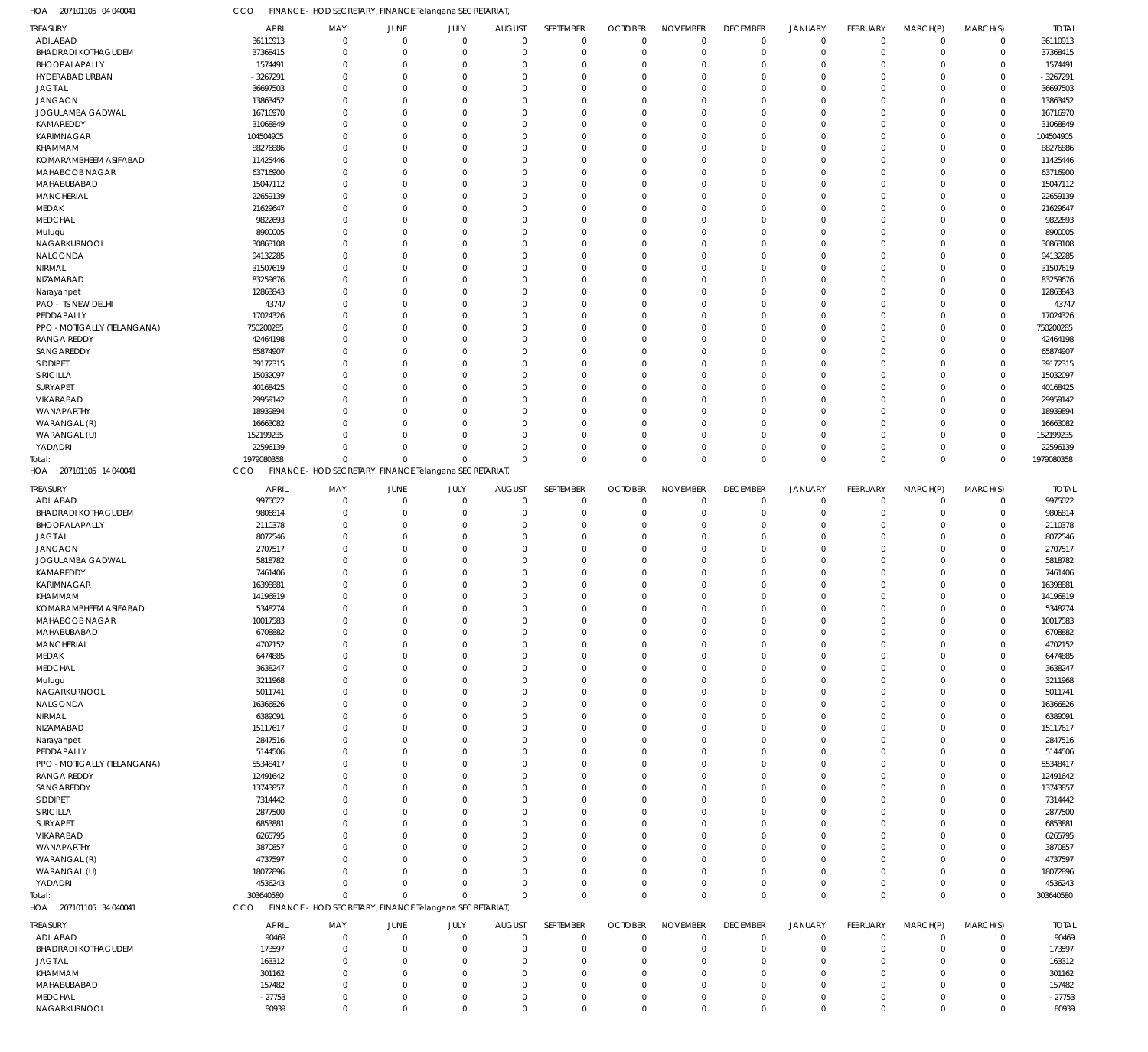HOA 207101105 04 040041 CCO FINANCE - HOD SECRETARY, FINANCE Telangana SECRETARIAT,

| TREASURY | APRIL | MAY | JUNE | JULY | AUGUST | SEPTEMBER | OCTOBER | NOVEMBER | DECEMBER | JANUARY | FEBRUARY | MARCH(P) | MARCH(S) | TOTAL |
|---|---|---|---|---|---|---|---|---|---|---|---|---|---|---|
| ADILABAD | 36110913 | 0 | 0 | 0 | 0 | 0 | 0 | 0 | 0 | 0 | 0 | 0 | 0 | 36110913 |
| BHADRADI KOTHAGUDEM | 37368415 | 0 | 0 | 0 | 0 | 0 | 0 | 0 | 0 | 0 | 0 | 0 | 0 | 37368415 |
| BHOOPALAPALLY | 1574491 | 0 | 0 | 0 | 0 | 0 | 0 | 0 | 0 | 0 | 0 | 0 | 0 | 1574491 |
| HYDERABAD URBAN | -3267291 | 0 | 0 | 0 | 0 | 0 | 0 | 0 | 0 | 0 | 0 | 0 | 0 | -3267291 |
| JAGTIAL | 36697503 | 0 | 0 | 0 | 0 | 0 | 0 | 0 | 0 | 0 | 0 | 0 | 0 | 36697503 |
| JANGAON | 13863452 | 0 | 0 | 0 | 0 | 0 | 0 | 0 | 0 | 0 | 0 | 0 | 0 | 13863452 |
| JOGULAMBA GADWAL | 16716970 | 0 | 0 | 0 | 0 | 0 | 0 | 0 | 0 | 0 | 0 | 0 | 0 | 16716970 |
| KAMAREDDY | 31068849 | 0 | 0 | 0 | 0 | 0 | 0 | 0 | 0 | 0 | 0 | 0 | 0 | 31068849 |
| KARIMNAGAR | 104504905 | 0 | 0 | 0 | 0 | 0 | 0 | 0 | 0 | 0 | 0 | 0 | 0 | 104504905 |
| KHAMMAM | 88276886 | 0 | 0 | 0 | 0 | 0 | 0 | 0 | 0 | 0 | 0 | 0 | 0 | 88276886 |
| KOMARAMBHEEM ASIFABAD | 11425446 | 0 | 0 | 0 | 0 | 0 | 0 | 0 | 0 | 0 | 0 | 0 | 0 | 11425446 |
| MAHABOOB NAGAR | 63716900 | 0 | 0 | 0 | 0 | 0 | 0 | 0 | 0 | 0 | 0 | 0 | 0 | 63716900 |
| MAHABUBABAD | 15047112 | 0 | 0 | 0 | 0 | 0 | 0 | 0 | 0 | 0 | 0 | 0 | 0 | 15047112 |
| MANCHERIAL | 22659139 | 0 | 0 | 0 | 0 | 0 | 0 | 0 | 0 | 0 | 0 | 0 | 0 | 22659139 |
| MEDAK | 21629647 | 0 | 0 | 0 | 0 | 0 | 0 | 0 | 0 | 0 | 0 | 0 | 0 | 21629647 |
| MEDCHAL | 9822693 | 0 | 0 | 0 | 0 | 0 | 0 | 0 | 0 | 0 | 0 | 0 | 0 | 9822693 |
| Mulugu | 8900005 | 0 | 0 | 0 | 0 | 0 | 0 | 0 | 0 | 0 | 0 | 0 | 0 | 8900005 |
| NAGARKURNOOL | 30863108 | 0 | 0 | 0 | 0 | 0 | 0 | 0 | 0 | 0 | 0 | 0 | 0 | 30863108 |
| NALGONDA | 94132285 | 0 | 0 | 0 | 0 | 0 | 0 | 0 | 0 | 0 | 0 | 0 | 0 | 94132285 |
| NIRMAL | 31507619 | 0 | 0 | 0 | 0 | 0 | 0 | 0 | 0 | 0 | 0 | 0 | 0 | 31507619 |
| NIZAMABAD | 83259676 | 0 | 0 | 0 | 0 | 0 | 0 | 0 | 0 | 0 | 0 | 0 | 0 | 83259676 |
| Narayanpet | 12863843 | 0 | 0 | 0 | 0 | 0 | 0 | 0 | 0 | 0 | 0 | 0 | 0 | 12863843 |
| PAO - TS NEW DELHI | 43747 | 0 | 0 | 0 | 0 | 0 | 0 | 0 | 0 | 0 | 0 | 0 | 0 | 43747 |
| PEDDAPALLY | 17024326 | 0 | 0 | 0 | 0 | 0 | 0 | 0 | 0 | 0 | 0 | 0 | 0 | 17024326 |
| PPO - MOTIGALLY (TELANGANA) | 750200285 | 0 | 0 | 0 | 0 | 0 | 0 | 0 | 0 | 0 | 0 | 0 | 0 | 750200285 |
| RANGA REDDY | 42464198 | 0 | 0 | 0 | 0 | 0 | 0 | 0 | 0 | 0 | 0 | 0 | 0 | 42464198 |
| SANGAREDDY | 65874907 | 0 | 0 | 0 | 0 | 0 | 0 | 0 | 0 | 0 | 0 | 0 | 0 | 65874907 |
| SIDDIPET | 39172315 | 0 | 0 | 0 | 0 | 0 | 0 | 0 | 0 | 0 | 0 | 0 | 0 | 39172315 |
| SIRICILLA | 15032097 | 0 | 0 | 0 | 0 | 0 | 0 | 0 | 0 | 0 | 0 | 0 | 0 | 15032097 |
| SURYAPET | 40168425 | 0 | 0 | 0 | 0 | 0 | 0 | 0 | 0 | 0 | 0 | 0 | 0 | 40168425 |
| VIKARABAD | 29959142 | 0 | 0 | 0 | 0 | 0 | 0 | 0 | 0 | 0 | 0 | 0 | 0 | 29959142 |
| WANAPARTHY | 18939894 | 0 | 0 | 0 | 0 | 0 | 0 | 0 | 0 | 0 | 0 | 0 | 0 | 18939894 |
| WARANGAL (R) | 16663082 | 0 | 0 | 0 | 0 | 0 | 0 | 0 | 0 | 0 | 0 | 0 | 0 | 16663082 |
| WARANGAL (U) | 152199235 | 0 | 0 | 0 | 0 | 0 | 0 | 0 | 0 | 0 | 0 | 0 | 0 | 152199235 |
| YADADRI | 22596139 | 0 | 0 | 0 | 0 | 0 | 0 | 0 | 0 | 0 | 0 | 0 | 0 | 22596139 |
| Total: | 1979080358 | 0 | 0 | 0 | 0 | 0 | 0 | 0 | 0 | 0 | 0 | 0 | 0 | 1979080358 |

HOA 207101105 14 040041 CCO FINANCE - HOD SECRETARY, FINANCE Telangana SECRETARIAT,

| TREASURY | APRIL | MAY | JUNE | JULY | AUGUST | SEPTEMBER | OCTOBER | NOVEMBER | DECEMBER | JANUARY | FEBRUARY | MARCH(P) | MARCH(S) | TOTAL |
|---|---|---|---|---|---|---|---|---|---|---|---|---|---|---|
| ADILABAD | 9975022 | 0 | 0 | 0 | 0 | 0 | 0 | 0 | 0 | 0 | 0 | 0 | 0 | 9975022 |
| BHADRADI KOTHAGUDEM | 9806814 | 0 | 0 | 0 | 0 | 0 | 0 | 0 | 0 | 0 | 0 | 0 | 0 | 9806814 |
| BHOOPALAPALLY | 2110378 | 0 | 0 | 0 | 0 | 0 | 0 | 0 | 0 | 0 | 0 | 0 | 0 | 2110378 |
| JAGTIAL | 8072546 | 0 | 0 | 0 | 0 | 0 | 0 | 0 | 0 | 0 | 0 | 0 | 0 | 8072546 |
| JANGAON | 2707517 | 0 | 0 | 0 | 0 | 0 | 0 | 0 | 0 | 0 | 0 | 0 | 0 | 2707517 |
| JOGULAMBA GADWAL | 5818782 | 0 | 0 | 0 | 0 | 0 | 0 | 0 | 0 | 0 | 0 | 0 | 0 | 5818782 |
| KAMAREDDY | 7461406 | 0 | 0 | 0 | 0 | 0 | 0 | 0 | 0 | 0 | 0 | 0 | 0 | 7461406 |
| KARIMNAGAR | 16398881 | 0 | 0 | 0 | 0 | 0 | 0 | 0 | 0 | 0 | 0 | 0 | 0 | 16398881 |
| KHAMMAM | 14196819 | 0 | 0 | 0 | 0 | 0 | 0 | 0 | 0 | 0 | 0 | 0 | 0 | 14196819 |
| KOMARAMBHEEM ASIFABAD | 5348274 | 0 | 0 | 0 | 0 | 0 | 0 | 0 | 0 | 0 | 0 | 0 | 0 | 5348274 |
| MAHABOOB NAGAR | 10017583 | 0 | 0 | 0 | 0 | 0 | 0 | 0 | 0 | 0 | 0 | 0 | 0 | 10017583 |
| MAHABUBABAD | 6708882 | 0 | 0 | 0 | 0 | 0 | 0 | 0 | 0 | 0 | 0 | 0 | 0 | 6708882 |
| MANCHERIAL | 4702152 | 0 | 0 | 0 | 0 | 0 | 0 | 0 | 0 | 0 | 0 | 0 | 0 | 4702152 |
| MEDAK | 6474885 | 0 | 0 | 0 | 0 | 0 | 0 | 0 | 0 | 0 | 0 | 0 | 0 | 6474885 |
| MEDCHAL | 3638247 | 0 | 0 | 0 | 0 | 0 | 0 | 0 | 0 | 0 | 0 | 0 | 0 | 3638247 |
| Mulugu | 3211968 | 0 | 0 | 0 | 0 | 0 | 0 | 0 | 0 | 0 | 0 | 0 | 0 | 3211968 |
| NAGARKURNOOL | 5011741 | 0 | 0 | 0 | 0 | 0 | 0 | 0 | 0 | 0 | 0 | 0 | 0 | 5011741 |
| NALGONDA | 16366826 | 0 | 0 | 0 | 0 | 0 | 0 | 0 | 0 | 0 | 0 | 0 | 0 | 16366826 |
| NIRMAL | 6389091 | 0 | 0 | 0 | 0 | 0 | 0 | 0 | 0 | 0 | 0 | 0 | 0 | 6389091 |
| NIZAMABAD | 15117617 | 0 | 0 | 0 | 0 | 0 | 0 | 0 | 0 | 0 | 0 | 0 | 0 | 15117617 |
| Narayanpet | 2847516 | 0 | 0 | 0 | 0 | 0 | 0 | 0 | 0 | 0 | 0 | 0 | 0 | 2847516 |
| PEDDAPALLY | 5144506 | 0 | 0 | 0 | 0 | 0 | 0 | 0 | 0 | 0 | 0 | 0 | 0 | 5144506 |
| PPO - MOTIGALLY (TELANGANA) | 55348417 | 0 | 0 | 0 | 0 | 0 | 0 | 0 | 0 | 0 | 0 | 0 | 0 | 55348417 |
| RANGA REDDY | 12491642 | 0 | 0 | 0 | 0 | 0 | 0 | 0 | 0 | 0 | 0 | 0 | 0 | 12491642 |
| SANGAREDDY | 13743857 | 0 | 0 | 0 | 0 | 0 | 0 | 0 | 0 | 0 | 0 | 0 | 0 | 13743857 |
| SIDDIPET | 7314442 | 0 | 0 | 0 | 0 | 0 | 0 | 0 | 0 | 0 | 0 | 0 | 0 | 7314442 |
| SIRICILLA | 2877500 | 0 | 0 | 0 | 0 | 0 | 0 | 0 | 0 | 0 | 0 | 0 | 0 | 2877500 |
| SURYAPET | 6853881 | 0 | 0 | 0 | 0 | 0 | 0 | 0 | 0 | 0 | 0 | 0 | 0 | 6853881 |
| VIKARABAD | 6265795 | 0 | 0 | 0 | 0 | 0 | 0 | 0 | 0 | 0 | 0 | 0 | 0 | 6265795 |
| WANAPARTHY | 3870857 | 0 | 0 | 0 | 0 | 0 | 0 | 0 | 0 | 0 | 0 | 0 | 0 | 3870857 |
| WARANGAL (R) | 4737597 | 0 | 0 | 0 | 0 | 0 | 0 | 0 | 0 | 0 | 0 | 0 | 0 | 4737597 |
| WARANGAL (U) | 18072896 | 0 | 0 | 0 | 0 | 0 | 0 | 0 | 0 | 0 | 0 | 0 | 0 | 18072896 |
| YADADRI | 4536243 | 0 | 0 | 0 | 0 | 0 | 0 | 0 | 0 | 0 | 0 | 0 | 0 | 4536243 |
| Total: | 303640580 | 0 | 0 | 0 | 0 | 0 | 0 | 0 | 0 | 0 | 0 | 0 | 0 | 303640580 |

HOA 207101105 34 040041 CCO FINANCE - HOD SECRETARY, FINANCE Telangana SECRETARIAT,

| TREASURY | APRIL | MAY | JUNE | JULY | AUGUST | SEPTEMBER | OCTOBER | NOVEMBER | DECEMBER | JANUARY | FEBRUARY | MARCH(P) | MARCH(S) | TOTAL |
|---|---|---|---|---|---|---|---|---|---|---|---|---|---|---|
| ADILABAD | 90469 | 0 | 0 | 0 | 0 | 0 | 0 | 0 | 0 | 0 | 0 | 0 | 0 | 90469 |
| BHADRADI KOTHAGUDEM | 173597 | 0 | 0 | 0 | 0 | 0 | 0 | 0 | 0 | 0 | 0 | 0 | 0 | 173597 |
| JAGTIAL | 163312 | 0 | 0 | 0 | 0 | 0 | 0 | 0 | 0 | 0 | 0 | 0 | 0 | 163312 |
| KHAMMAM | 301162 | 0 | 0 | 0 | 0 | 0 | 0 | 0 | 0 | 0 | 0 | 0 | 0 | 301162 |
| MAHABUBABAD | 157482 | 0 | 0 | 0 | 0 | 0 | 0 | 0 | 0 | 0 | 0 | 0 | 0 | 157482 |
| MEDCHAL | -27753 | 0 | 0 | 0 | 0 | 0 | 0 | 0 | 0 | 0 | 0 | 0 | 0 | -27753 |
| NAGARKURNOOL | 80939 | 0 | 0 | 0 | 0 | 0 | 0 | 0 | 0 | 0 | 0 | 0 | 0 | 80939 |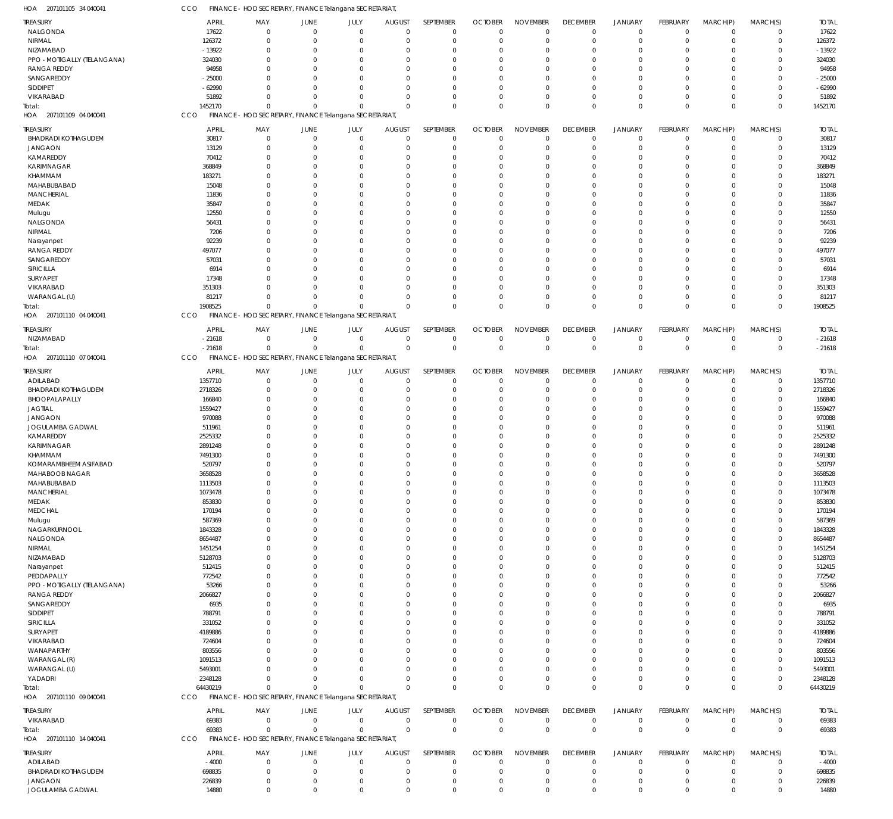HOA 207101105 34 040041 CCO FINANCE - HOD SECRETARY, FINANCE Telangana SECRETARIAT,

| TREASURY | APRIL | MAY | JUNE | JULY | AUGUST | SEPTEMBER | OCTOBER | NOVEMBER | DECEMBER | JANUARY | FEBRUARY | MARCH(P) | MARCH(S) | TOTAL |
|---|---|---|---|---|---|---|---|---|---|---|---|---|---|---|
| NALGONDA | 17622 | 0 | 0 | 0 | 0 | 0 | 0 | 0 | 0 | 0 | 0 | 0 | 0 | 17622 |
| NIRMAL | 126372 | 0 | 0 | 0 | 0 | 0 | 0 | 0 | 0 | 0 | 0 | 0 | 0 | 126372 |
| NIZAMABAD | -13922 | 0 | 0 | 0 | 0 | 0 | 0 | 0 | 0 | 0 | 0 | 0 | 0 | -13922 |
| PPO - MOTIGALLY (TELANGANA) | 324030 | 0 | 0 | 0 | 0 | 0 | 0 | 0 | 0 | 0 | 0 | 0 | 0 | 324030 |
| RANGA REDDY | 94958 | 0 | 0 | 0 | 0 | 0 | 0 | 0 | 0 | 0 | 0 | 0 | 0 | 94958 |
| SANGAREDDY | -25000 | 0 | 0 | 0 | 0 | 0 | 0 | 0 | 0 | 0 | 0 | 0 | 0 | -25000 |
| SIDDIPET | -62990 | 0 | 0 | 0 | 0 | 0 | 0 | 0 | 0 | 0 | 0 | 0 | 0 | -62990 |
| VIKARABAD | 51892 | 0 | 0 | 0 | 0 | 0 | 0 | 0 | 0 | 0 | 0 | 0 | 0 | 51892 |
| Total: | 1452170 | 0 | 0 | 0 | 0 | 0 | 0 | 0 | 0 | 0 | 0 | 0 | 0 | 1452170 |

HOA 207101109 04 040041 CCO FINANCE - HOD SECRETARY, FINANCE Telangana SECRETARIAT,

| TREASURY | APRIL | MAY | JUNE | JULY | AUGUST | SEPTEMBER | OCTOBER | NOVEMBER | DECEMBER | JANUARY | FEBRUARY | MARCH(P) | MARCH(S) | TOTAL |
|---|---|---|---|---|---|---|---|---|---|---|---|---|---|---|
| BHADRADI KOTHAGUDEM | 30817 | 0 | 0 | 0 | 0 | 0 | 0 | 0 | 0 | 0 | 0 | 0 | 0 | 30817 |
| JANGAON | 13129 | 0 | 0 | 0 | 0 | 0 | 0 | 0 | 0 | 0 | 0 | 0 | 0 | 13129 |
| KAMAREDDY | 70412 | 0 | 0 | 0 | 0 | 0 | 0 | 0 | 0 | 0 | 0 | 0 | 0 | 70412 |
| KARIMNAGAR | 368849 | 0 | 0 | 0 | 0 | 0 | 0 | 0 | 0 | 0 | 0 | 0 | 0 | 368849 |
| KHAMMAM | 183271 | 0 | 0 | 0 | 0 | 0 | 0 | 0 | 0 | 0 | 0 | 0 | 0 | 183271 |
| MAHABUBABAD | 15048 | 0 | 0 | 0 | 0 | 0 | 0 | 0 | 0 | 0 | 0 | 0 | 0 | 15048 |
| MANCHERIAL | 11836 | 0 | 0 | 0 | 0 | 0 | 0 | 0 | 0 | 0 | 0 | 0 | 0 | 11836 |
| MEDAK | 35847 | 0 | 0 | 0 | 0 | 0 | 0 | 0 | 0 | 0 | 0 | 0 | 0 | 35847 |
| Mulugu | 12550 | 0 | 0 | 0 | 0 | 0 | 0 | 0 | 0 | 0 | 0 | 0 | 0 | 12550 |
| NALGONDA | 56431 | 0 | 0 | 0 | 0 | 0 | 0 | 0 | 0 | 0 | 0 | 0 | 0 | 56431 |
| NIRMAL | 7206 | 0 | 0 | 0 | 0 | 0 | 0 | 0 | 0 | 0 | 0 | 0 | 0 | 7206 |
| Narayanpet | 92239 | 0 | 0 | 0 | 0 | 0 | 0 | 0 | 0 | 0 | 0 | 0 | 0 | 92239 |
| RANGA REDDY | 497077 | 0 | 0 | 0 | 0 | 0 | 0 | 0 | 0 | 0 | 0 | 0 | 0 | 497077 |
| SANGAREDDY | 57031 | 0 | 0 | 0 | 0 | 0 | 0 | 0 | 0 | 0 | 0 | 0 | 0 | 57031 |
| SIRICILLA | 6914 | 0 | 0 | 0 | 0 | 0 | 0 | 0 | 0 | 0 | 0 | 0 | 0 | 6914 |
| SURYAPET | 17348 | 0 | 0 | 0 | 0 | 0 | 0 | 0 | 0 | 0 | 0 | 0 | 0 | 17348 |
| VIKARABAD | 351303 | 0 | 0 | 0 | 0 | 0 | 0 | 0 | 0 | 0 | 0 | 0 | 0 | 351303 |
| WARANGAL (U) | 81217 | 0 | 0 | 0 | 0 | 0 | 0 | 0 | 0 | 0 | 0 | 0 | 0 | 81217 |
| Total: | 1908525 | 0 | 0 | 0 | 0 | 0 | 0 | 0 | 0 | 0 | 0 | 0 | 0 | 1908525 |

HOA 207101110 04 040041 CCO FINANCE - HOD SECRETARY, FINANCE Telangana SECRETARIAT,

| TREASURY | APRIL | MAY | JUNE | JULY | AUGUST | SEPTEMBER | OCTOBER | NOVEMBER | DECEMBER | JANUARY | FEBRUARY | MARCH(P) | MARCH(S) | TOTAL |
|---|---|---|---|---|---|---|---|---|---|---|---|---|---|---|
| NIZAMABAD | -21618 | 0 | 0 | 0 | 0 | 0 | 0 | 0 | 0 | 0 | 0 | 0 | 0 | -21618 |
| Total: | -21618 | 0 | 0 | 0 | 0 | 0 | 0 | 0 | 0 | 0 | 0 | 0 | 0 | -21618 |

HOA 207101110 07 040041 CCO FINANCE - HOD SECRETARY, FINANCE Telangana SECRETARIAT,

| TREASURY | APRIL | MAY | JUNE | JULY | AUGUST | SEPTEMBER | OCTOBER | NOVEMBER | DECEMBER | JANUARY | FEBRUARY | MARCH(P) | MARCH(S) | TOTAL |
|---|---|---|---|---|---|---|---|---|---|---|---|---|---|---|
| ADILABAD | 1357710 | 0 | 0 | 0 | 0 | 0 | 0 | 0 | 0 | 0 | 0 | 0 | 0 | 1357710 |
| BHADRADI KOTHAGUDEM | 2718326 | 0 | 0 | 0 | 0 | 0 | 0 | 0 | 0 | 0 | 0 | 0 | 0 | 2718326 |
| BHOOPALAPALLY | 166840 | 0 | 0 | 0 | 0 | 0 | 0 | 0 | 0 | 0 | 0 | 0 | 0 | 166840 |
| JAGTIAL | 1559427 | 0 | 0 | 0 | 0 | 0 | 0 | 0 | 0 | 0 | 0 | 0 | 0 | 1559427 |
| JANGAON | 970088 | 0 | 0 | 0 | 0 | 0 | 0 | 0 | 0 | 0 | 0 | 0 | 0 | 970088 |
| JOGULAMBA GADWAL | 511961 | 0 | 0 | 0 | 0 | 0 | 0 | 0 | 0 | 0 | 0 | 0 | 0 | 511961 |
| KAMAREDDY | 2525332 | 0 | 0 | 0 | 0 | 0 | 0 | 0 | 0 | 0 | 0 | 0 | 0 | 2525332 |
| KARIMNAGAR | 2891248 | 0 | 0 | 0 | 0 | 0 | 0 | 0 | 0 | 0 | 0 | 0 | 0 | 2891248 |
| KHAMMAM | 7491300 | 0 | 0 | 0 | 0 | 0 | 0 | 0 | 0 | 0 | 0 | 0 | 0 | 7491300 |
| KOMARAMBHEEM ASIFABAD | 520797 | 0 | 0 | 0 | 0 | 0 | 0 | 0 | 0 | 0 | 0 | 0 | 0 | 520797 |
| MAHABOOB NAGAR | 3658528 | 0 | 0 | 0 | 0 | 0 | 0 | 0 | 0 | 0 | 0 | 0 | 0 | 3658528 |
| MAHABUBABAD | 1113503 | 0 | 0 | 0 | 0 | 0 | 0 | 0 | 0 | 0 | 0 | 0 | 0 | 1113503 |
| MANCHERIAL | 1073478 | 0 | 0 | 0 | 0 | 0 | 0 | 0 | 0 | 0 | 0 | 0 | 0 | 1073478 |
| MEDAK | 853830 | 0 | 0 | 0 | 0 | 0 | 0 | 0 | 0 | 0 | 0 | 0 | 0 | 853830 |
| MEDCHAL | 170194 | 0 | 0 | 0 | 0 | 0 | 0 | 0 | 0 | 0 | 0 | 0 | 0 | 170194 |
| Mulugu | 587369 | 0 | 0 | 0 | 0 | 0 | 0 | 0 | 0 | 0 | 0 | 0 | 0 | 587369 |
| NAGARKURNOOL | 1843328 | 0 | 0 | 0 | 0 | 0 | 0 | 0 | 0 | 0 | 0 | 0 | 0 | 1843328 |
| NALGONDA | 8654487 | 0 | 0 | 0 | 0 | 0 | 0 | 0 | 0 | 0 | 0 | 0 | 0 | 8654487 |
| NIRMAL | 1451254 | 0 | 0 | 0 | 0 | 0 | 0 | 0 | 0 | 0 | 0 | 0 | 0 | 1451254 |
| NIZAMABAD | 5128703 | 0 | 0 | 0 | 0 | 0 | 0 | 0 | 0 | 0 | 0 | 0 | 0 | 5128703 |
| Narayanpet | 512415 | 0 | 0 | 0 | 0 | 0 | 0 | 0 | 0 | 0 | 0 | 0 | 0 | 512415 |
| PEDDAPALLY | 772542 | 0 | 0 | 0 | 0 | 0 | 0 | 0 | 0 | 0 | 0 | 0 | 0 | 772542 |
| PPO - MOTIGALLY (TELANGANA) | 53266 | 0 | 0 | 0 | 0 | 0 | 0 | 0 | 0 | 0 | 0 | 0 | 0 | 53266 |
| RANGA REDDY | 2066827 | 0 | 0 | 0 | 0 | 0 | 0 | 0 | 0 | 0 | 0 | 0 | 0 | 2066827 |
| SANGAREDDY | 6935 | 0 | 0 | 0 | 0 | 0 | 0 | 0 | 0 | 0 | 0 | 0 | 0 | 6935 |
| SIDDIPET | 788791 | 0 | 0 | 0 | 0 | 0 | 0 | 0 | 0 | 0 | 0 | 0 | 0 | 788791 |
| SIRICILLA | 331052 | 0 | 0 | 0 | 0 | 0 | 0 | 0 | 0 | 0 | 0 | 0 | 0 | 331052 |
| SURYAPET | 4189886 | 0 | 0 | 0 | 0 | 0 | 0 | 0 | 0 | 0 | 0 | 0 | 0 | 4189886 |
| VIKARABAD | 724604 | 0 | 0 | 0 | 0 | 0 | 0 | 0 | 0 | 0 | 0 | 0 | 0 | 724604 |
| WANAPARTHY | 803556 | 0 | 0 | 0 | 0 | 0 | 0 | 0 | 0 | 0 | 0 | 0 | 0 | 803556 |
| WARANGAL (R) | 1091513 | 0 | 0 | 0 | 0 | 0 | 0 | 0 | 0 | 0 | 0 | 0 | 0 | 1091513 |
| WARANGAL (U) | 5493001 | 0 | 0 | 0 | 0 | 0 | 0 | 0 | 0 | 0 | 0 | 0 | 0 | 5493001 |
| YADADRI | 2348128 | 0 | 0 | 0 | 0 | 0 | 0 | 0 | 0 | 0 | 0 | 0 | 0 | 2348128 |
| Total: | 64430219 | 0 | 0 | 0 | 0 | 0 | 0 | 0 | 0 | 0 | 0 | 0 | 0 | 64430219 |

HOA 207101110 09 040041 CCO FINANCE - HOD SECRETARY, FINANCE Telangana SECRETARIAT,

| TREASURY | APRIL | MAY | JUNE | JULY | AUGUST | SEPTEMBER | OCTOBER | NOVEMBER | DECEMBER | JANUARY | FEBRUARY | MARCH(P) | MARCH(S) | TOTAL |
|---|---|---|---|---|---|---|---|---|---|---|---|---|---|---|
| VIKARABAD | 69383 | 0 | 0 | 0 | 0 | 0 | 0 | 0 | 0 | 0 | 0 | 0 | 0 | 69383 |
| Total: | 69383 | 0 | 0 | 0 | 0 | 0 | 0 | 0 | 0 | 0 | 0 | 0 | 0 | 69383 |

HOA 207101110 14 040041 CCO FINANCE - HOD SECRETARY, FINANCE Telangana SECRETARIAT,

| TREASURY | APRIL | MAY | JUNE | JULY | AUGUST | SEPTEMBER | OCTOBER | NOVEMBER | DECEMBER | JANUARY | FEBRUARY | MARCH(P) | MARCH(S) | TOTAL |
|---|---|---|---|---|---|---|---|---|---|---|---|---|---|---|
| ADILABAD | -4000 | 0 | 0 | 0 | 0 | 0 | 0 | 0 | 0 | 0 | 0 | 0 | 0 | -4000 |
| BHADRADI KOTHAGUDEM | 698835 | 0 | 0 | 0 | 0 | 0 | 0 | 0 | 0 | 0 | 0 | 0 | 0 | 698835 |
| JANGAON | 226839 | 0 | 0 | 0 | 0 | 0 | 0 | 0 | 0 | 0 | 0 | 0 | 0 | 226839 |
| JOGULAMBA GADWAL | 14880 | 0 | 0 | 0 | 0 | 0 | 0 | 0 | 0 | 0 | 0 | 0 | 0 | 14880 |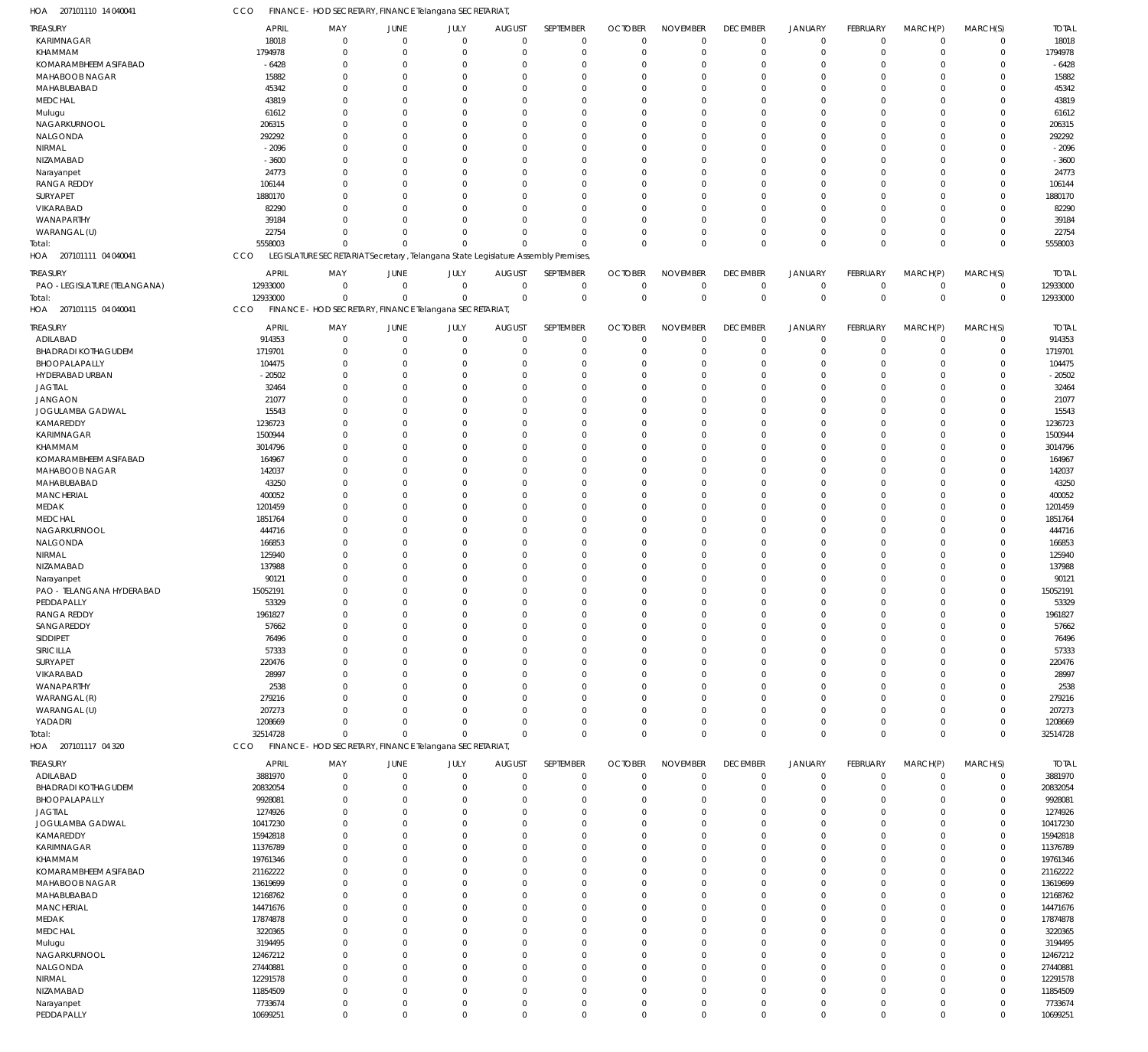HOA 207101110 14 040041 CCO FINANCE - HOD SECRETARY, FINANCE Telangana SECRETARIAT,

| TREASURY | APRIL | MAY | JUNE | JULY | AUGUST | SEPTEMBER | OCTOBER | NOVEMBER | DECEMBER | JANUARY | FEBRUARY | MARCH(P) | MARCH(S) | TOTAL |
|---|---|---|---|---|---|---|---|---|---|---|---|---|---|---|
| KARIMNAGAR | 18018 | 0 | 0 | 0 | 0 | 0 | 0 | 0 | 0 | 0 | 0 | 0 | 0 | 18018 |
| KHAMMAM | 1794978 | 0 | 0 | 0 | 0 | 0 | 0 | 0 | 0 | 0 | 0 | 0 | 0 | 1794978 |
| KOMARAMBHEEM ASIFABAD | -6428 | 0 | 0 | 0 | 0 | 0 | 0 | 0 | 0 | 0 | 0 | 0 | 0 | -6428 |
| MAHABOOB NAGAR | 15882 | 0 | 0 | 0 | 0 | 0 | 0 | 0 | 0 | 0 | 0 | 0 | 0 | 15882 |
| MAHABUBABAD | 45342 | 0 | 0 | 0 | 0 | 0 | 0 | 0 | 0 | 0 | 0 | 0 | 0 | 45342 |
| MEDCHAL | 43819 | 0 | 0 | 0 | 0 | 0 | 0 | 0 | 0 | 0 | 0 | 0 | 0 | 43819 |
| Mulugu | 61612 | 0 | 0 | 0 | 0 | 0 | 0 | 0 | 0 | 0 | 0 | 0 | 0 | 61612 |
| NAGARKURNOOL | 206315 | 0 | 0 | 0 | 0 | 0 | 0 | 0 | 0 | 0 | 0 | 0 | 0 | 206315 |
| NALGONDA | 292292 | 0 | 0 | 0 | 0 | 0 | 0 | 0 | 0 | 0 | 0 | 0 | 0 | 292292 |
| NIRMAL | -2096 | 0 | 0 | 0 | 0 | 0 | 0 | 0 | 0 | 0 | 0 | 0 | 0 | -2096 |
| NIZAMABAD | -3600 | 0 | 0 | 0 | 0 | 0 | 0 | 0 | 0 | 0 | 0 | 0 | 0 | -3600 |
| Narayanpet | 24773 | 0 | 0 | 0 | 0 | 0 | 0 | 0 | 0 | 0 | 0 | 0 | 0 | 24773 |
| RANGA REDDY | 106144 | 0 | 0 | 0 | 0 | 0 | 0 | 0 | 0 | 0 | 0 | 0 | 0 | 106144 |
| SURYAPET | 1880170 | 0 | 0 | 0 | 0 | 0 | 0 | 0 | 0 | 0 | 0 | 0 | 0 | 1880170 |
| VIKARABAD | 82290 | 0 | 0 | 0 | 0 | 0 | 0 | 0 | 0 | 0 | 0 | 0 | 0 | 82290 |
| WANAPARTHY | 39184 | 0 | 0 | 0 | 0 | 0 | 0 | 0 | 0 | 0 | 0 | 0 | 0 | 39184 |
| WARANGAL (U) | 22754 | 0 | 0 | 0 | 0 | 0 | 0 | 0 | 0 | 0 | 0 | 0 | 0 | 22754 |
| Total: | 5558003 | 0 | 0 | 0 | 0 | 0 | 0 | 0 | 0 | 0 | 0 | 0 | 0 | 5558003 |

HOA 207101111 04 040041 CCO LEGISLATURE SECRETARIAT Secretary , Telangana State Legislature Assembly Premises,

| TREASURY | APRIL | MAY | JUNE | JULY | AUGUST | SEPTEMBER | OCTOBER | NOVEMBER | DECEMBER | JANUARY | FEBRUARY | MARCH(P) | MARCH(S) | TOTAL |
|---|---|---|---|---|---|---|---|---|---|---|---|---|---|---|
| PAO - LEGISLATURE (TELANGANA) | 12933000 | 0 | 0 | 0 | 0 | 0 | 0 | 0 | 0 | 0 | 0 | 0 | 0 | 12933000 |
| Total: | 12933000 | 0 | 0 | 0 | 0 | 0 | 0 | 0 | 0 | 0 | 0 | 0 | 0 | 12933000 |

HOA 207101115 04 040041 CCO FINANCE - HOD SECRETARY, FINANCE Telangana SECRETARIAT,

| TREASURY | APRIL | MAY | JUNE | JULY | AUGUST | SEPTEMBER | OCTOBER | NOVEMBER | DECEMBER | JANUARY | FEBRUARY | MARCH(P) | MARCH(S) | TOTAL |
|---|---|---|---|---|---|---|---|---|---|---|---|---|---|---|
| ADILABAD | 914353 | 0 | 0 | 0 | 0 | 0 | 0 | 0 | 0 | 0 | 0 | 0 | 0 | 914353 |
| BHADRADI KOTHAGUDEM | 1719701 | 0 | 0 | 0 | 0 | 0 | 0 | 0 | 0 | 0 | 0 | 0 | 0 | 1719701 |
| BHOOPALAPALLY | 104475 | 0 | 0 | 0 | 0 | 0 | 0 | 0 | 0 | 0 | 0 | 0 | 0 | 104475 |
| HYDERABAD URBAN | -20502 | 0 | 0 | 0 | 0 | 0 | 0 | 0 | 0 | 0 | 0 | 0 | 0 | -20502 |
| JAGTIAL | 32464 | 0 | 0 | 0 | 0 | 0 | 0 | 0 | 0 | 0 | 0 | 0 | 0 | 32464 |
| JANGAON | 21077 | 0 | 0 | 0 | 0 | 0 | 0 | 0 | 0 | 0 | 0 | 0 | 0 | 21077 |
| JOGULAMBA GADWAL | 15543 | 0 | 0 | 0 | 0 | 0 | 0 | 0 | 0 | 0 | 0 | 0 | 0 | 15543 |
| KAMAREDDY | 1236723 | 0 | 0 | 0 | 0 | 0 | 0 | 0 | 0 | 0 | 0 | 0 | 0 | 1236723 |
| KARIMNAGAR | 1500944 | 0 | 0 | 0 | 0 | 0 | 0 | 0 | 0 | 0 | 0 | 0 | 0 | 1500944 |
| KHAMMAM | 3014796 | 0 | 0 | 0 | 0 | 0 | 0 | 0 | 0 | 0 | 0 | 0 | 0 | 3014796 |
| KOMARAMBHEEM ASIFABAD | 164967 | 0 | 0 | 0 | 0 | 0 | 0 | 0 | 0 | 0 | 0 | 0 | 0 | 164967 |
| MAHABOOB NAGAR | 142037 | 0 | 0 | 0 | 0 | 0 | 0 | 0 | 0 | 0 | 0 | 0 | 0 | 142037 |
| MAHABUBABAD | 43250 | 0 | 0 | 0 | 0 | 0 | 0 | 0 | 0 | 0 | 0 | 0 | 0 | 43250 |
| MANCHERIAL | 400052 | 0 | 0 | 0 | 0 | 0 | 0 | 0 | 0 | 0 | 0 | 0 | 0 | 400052 |
| MEDAK | 1201459 | 0 | 0 | 0 | 0 | 0 | 0 | 0 | 0 | 0 | 0 | 0 | 0 | 1201459 |
| MEDCHAL | 1851764 | 0 | 0 | 0 | 0 | 0 | 0 | 0 | 0 | 0 | 0 | 0 | 0 | 1851764 |
| NAGARKURNOOL | 444716 | 0 | 0 | 0 | 0 | 0 | 0 | 0 | 0 | 0 | 0 | 0 | 0 | 444716 |
| NALGONDA | 166853 | 0 | 0 | 0 | 0 | 0 | 0 | 0 | 0 | 0 | 0 | 0 | 0 | 166853 |
| NIRMAL | 125940 | 0 | 0 | 0 | 0 | 0 | 0 | 0 | 0 | 0 | 0 | 0 | 0 | 125940 |
| NIZAMABAD | 137988 | 0 | 0 | 0 | 0 | 0 | 0 | 0 | 0 | 0 | 0 | 0 | 0 | 137988 |
| Narayanpet | 90121 | 0 | 0 | 0 | 0 | 0 | 0 | 0 | 0 | 0 | 0 | 0 | 0 | 90121 |
| PAO - TELANGANA HYDERABAD | 15052191 | 0 | 0 | 0 | 0 | 0 | 0 | 0 | 0 | 0 | 0 | 0 | 0 | 15052191 |
| PEDDAPALLY | 53329 | 0 | 0 | 0 | 0 | 0 | 0 | 0 | 0 | 0 | 0 | 0 | 0 | 53329 |
| RANGA REDDY | 1961827 | 0 | 0 | 0 | 0 | 0 | 0 | 0 | 0 | 0 | 0 | 0 | 0 | 1961827 |
| SANGAREDDY | 57662 | 0 | 0 | 0 | 0 | 0 | 0 | 0 | 0 | 0 | 0 | 0 | 0 | 57662 |
| SIDDIPET | 76496 | 0 | 0 | 0 | 0 | 0 | 0 | 0 | 0 | 0 | 0 | 0 | 0 | 76496 |
| SIRICILLA | 57333 | 0 | 0 | 0 | 0 | 0 | 0 | 0 | 0 | 0 | 0 | 0 | 0 | 57333 |
| SURYAPET | 220476 | 0 | 0 | 0 | 0 | 0 | 0 | 0 | 0 | 0 | 0 | 0 | 0 | 220476 |
| VIKARABAD | 28997 | 0 | 0 | 0 | 0 | 0 | 0 | 0 | 0 | 0 | 0 | 0 | 0 | 28997 |
| WANAPARTHY | 2538 | 0 | 0 | 0 | 0 | 0 | 0 | 0 | 0 | 0 | 0 | 0 | 0 | 2538 |
| WARANGAL (R) | 279216 | 0 | 0 | 0 | 0 | 0 | 0 | 0 | 0 | 0 | 0 | 0 | 0 | 279216 |
| WARANGAL (U) | 207273 | 0 | 0 | 0 | 0 | 0 | 0 | 0 | 0 | 0 | 0 | 0 | 0 | 207273 |
| YADADRI | 1208669 | 0 | 0 | 0 | 0 | 0 | 0 | 0 | 0 | 0 | 0 | 0 | 0 | 1208669 |
| Total: | 32514728 | 0 | 0 | 0 | 0 | 0 | 0 | 0 | 0 | 0 | 0 | 0 | 0 | 32514728 |

HOA 207101117 04 320 CCO FINANCE - HOD SECRETARY, FINANCE Telangana SECRETARIAT,

| TREASURY | APRIL | MAY | JUNE | JULY | AUGUST | SEPTEMBER | OCTOBER | NOVEMBER | DECEMBER | JANUARY | FEBRUARY | MARCH(P) | MARCH(S) | TOTAL |
|---|---|---|---|---|---|---|---|---|---|---|---|---|---|---|
| ADILABAD | 3881970 | 0 | 0 | 0 | 0 | 0 | 0 | 0 | 0 | 0 | 0 | 0 | 0 | 3881970 |
| BHADRADI KOTHAGUDEM | 20832054 | 0 | 0 | 0 | 0 | 0 | 0 | 0 | 0 | 0 | 0 | 0 | 0 | 20832054 |
| BHOOPALAPALLY | 9928081 | 0 | 0 | 0 | 0 | 0 | 0 | 0 | 0 | 0 | 0 | 0 | 0 | 9928081 |
| JAGTIAL | 1274926 | 0 | 0 | 0 | 0 | 0 | 0 | 0 | 0 | 0 | 0 | 0 | 0 | 1274926 |
| JOGULAMBA GADWAL | 10417230 | 0 | 0 | 0 | 0 | 0 | 0 | 0 | 0 | 0 | 0 | 0 | 0 | 10417230 |
| KAMAREDDY | 15942818 | 0 | 0 | 0 | 0 | 0 | 0 | 0 | 0 | 0 | 0 | 0 | 0 | 15942818 |
| KARIMNAGAR | 11376789 | 0 | 0 | 0 | 0 | 0 | 0 | 0 | 0 | 0 | 0 | 0 | 0 | 11376789 |
| KHAMMAM | 19761346 | 0 | 0 | 0 | 0 | 0 | 0 | 0 | 0 | 0 | 0 | 0 | 0 | 19761346 |
| KOMARAMBHEEM ASIFABAD | 21162222 | 0 | 0 | 0 | 0 | 0 | 0 | 0 | 0 | 0 | 0 | 0 | 0 | 21162222 |
| MAHABOOB NAGAR | 13619699 | 0 | 0 | 0 | 0 | 0 | 0 | 0 | 0 | 0 | 0 | 0 | 0 | 13619699 |
| MAHABUBABAD | 12168762 | 0 | 0 | 0 | 0 | 0 | 0 | 0 | 0 | 0 | 0 | 0 | 0 | 12168762 |
| MANCHERIAL | 14471676 | 0 | 0 | 0 | 0 | 0 | 0 | 0 | 0 | 0 | 0 | 0 | 0 | 14471676 |
| MEDAK | 17874878 | 0 | 0 | 0 | 0 | 0 | 0 | 0 | 0 | 0 | 0 | 0 | 0 | 17874878 |
| MEDCHAL | 3220365 | 0 | 0 | 0 | 0 | 0 | 0 | 0 | 0 | 0 | 0 | 0 | 0 | 3220365 |
| Mulugu | 3194495 | 0 | 0 | 0 | 0 | 0 | 0 | 0 | 0 | 0 | 0 | 0 | 0 | 3194495 |
| NAGARKURNOOL | 12467212 | 0 | 0 | 0 | 0 | 0 | 0 | 0 | 0 | 0 | 0 | 0 | 0 | 12467212 |
| NALGONDA | 27440881 | 0 | 0 | 0 | 0 | 0 | 0 | 0 | 0 | 0 | 0 | 0 | 0 | 27440881 |
| NIRMAL | 12291578 | 0 | 0 | 0 | 0 | 0 | 0 | 0 | 0 | 0 | 0 | 0 | 0 | 12291578 |
| NIZAMABAD | 11854509 | 0 | 0 | 0 | 0 | 0 | 0 | 0 | 0 | 0 | 0 | 0 | 0 | 11854509 |
| Narayanpet | 7733674 | 0 | 0 | 0 | 0 | 0 | 0 | 0 | 0 | 0 | 0 | 0 | 0 | 7733674 |
| PEDDAPALLY | 10699251 | 0 | 0 | 0 | 0 | 0 | 0 | 0 | 0 | 0 | 0 | 0 | 0 | 10699251 |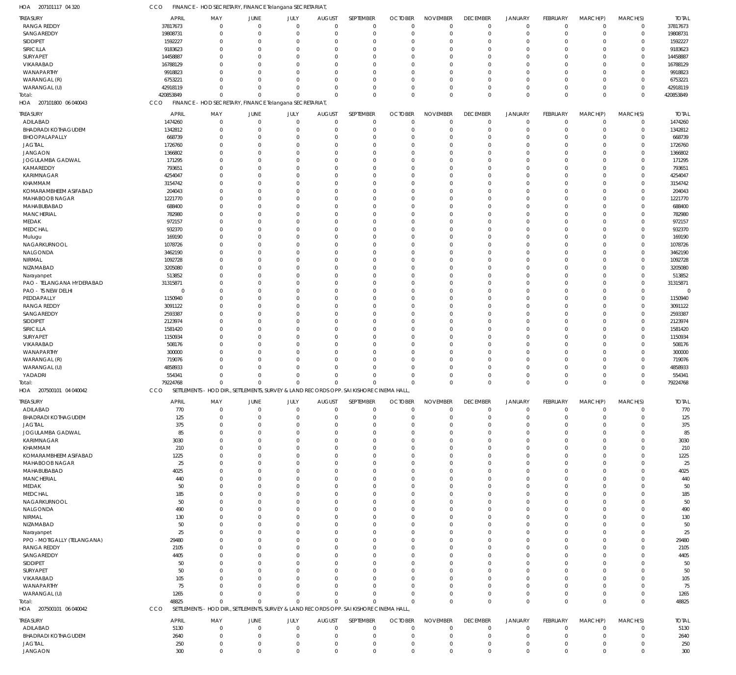HOA 207101117 04 320 CCO FINANCE - HOD SECRETARY, FINANCE Telangana SECRETARIAT,

| TREASURY | APRIL | MAY | JUNE | JULY | AUGUST | SEPTEMBER | OCTOBER | NOVEMBER | DECEMBER | JANUARY | FEBRUARY | MARCH(P) | MARCH(S) | TOTAL |
|---|---|---|---|---|---|---|---|---|---|---|---|---|---|---|
| RANGA REDDY | 37817673 | 0 | 0 | 0 | 0 | 0 | 0 | 0 | 0 | 0 | 0 | 0 | 0 | 37817673 |
| SANGAREDDY | 19808731 | 0 | 0 | 0 | 0 | 0 | 0 | 0 | 0 | 0 | 0 | 0 | 0 | 19808731 |
| SIDDIPET | 1592227 | 0 | 0 | 0 | 0 | 0 | 0 | 0 | 0 | 0 | 0 | 0 | 0 | 1592227 |
| SIRICILLA | 9183623 | 0 | 0 | 0 | 0 | 0 | 0 | 0 | 0 | 0 | 0 | 0 | 0 | 9183623 |
| SURYAPET | 14458887 | 0 | 0 | 0 | 0 | 0 | 0 | 0 | 0 | 0 | 0 | 0 | 0 | 14458887 |
| VIKARABAD | 16788129 | 0 | 0 | 0 | 0 | 0 | 0 | 0 | 0 | 0 | 0 | 0 | 0 | 16788129 |
| WANAPARTHY | 9918823 | 0 | 0 | 0 | 0 | 0 | 0 | 0 | 0 | 0 | 0 | 0 | 0 | 9918823 |
| WARANGAL (R) | 6753221 | 0 | 0 | 0 | 0 | 0 | 0 | 0 | 0 | 0 | 0 | 0 | 0 | 6753221 |
| WARANGAL (U) | 42918119 | 0 | 0 | 0 | 0 | 0 | 0 | 0 | 0 | 0 | 0 | 0 | 0 | 42918119 |
| Total: | 420853849 | 0 | 0 | 0 | 0 | 0 | 0 | 0 | 0 | 0 | 0 | 0 | 0 | 420853849 |

HOA 207101800 06 040043 CCO FINANCE - HOD SECRETARY, FINANCE Telangana SECRETARIAT,

| TREASURY | APRIL | MAY | JUNE | JULY | AUGUST | SEPTEMBER | OCTOBER | NOVEMBER | DECEMBER | JANUARY | FEBRUARY | MARCH(P) | MARCH(S) | TOTAL |
|---|---|---|---|---|---|---|---|---|---|---|---|---|---|---|
| ADILABAD | 1474260 | 0 | 0 | 0 | 0 | 0 | 0 | 0 | 0 | 0 | 0 | 0 | 0 | 1474260 |
| BHADRADI KOTHAGUDEM | 1342812 | 0 | 0 | 0 | 0 | 0 | 0 | 0 | 0 | 0 | 0 | 0 | 0 | 1342812 |
| BHOOPALAPALLY | 668739 | 0 | 0 | 0 | 0 | 0 | 0 | 0 | 0 | 0 | 0 | 0 | 0 | 668739 |
| JAGTIAL | 1726760 | 0 | 0 | 0 | 0 | 0 | 0 | 0 | 0 | 0 | 0 | 0 | 0 | 1726760 |
| JANGAON | 1366802 | 0 | 0 | 0 | 0 | 0 | 0 | 0 | 0 | 0 | 0 | 0 | 0 | 1366802 |
| JOGULAMBA GADWAL | 171295 | 0 | 0 | 0 | 0 | 0 | 0 | 0 | 0 | 0 | 0 | 0 | 0 | 171295 |
| KAMAREDDY | 793651 | 0 | 0 | 0 | 0 | 0 | 0 | 0 | 0 | 0 | 0 | 0 | 0 | 793651 |
| KARIMNAGAR | 4254047 | 0 | 0 | 0 | 0 | 0 | 0 | 0 | 0 | 0 | 0 | 0 | 0 | 4254047 |
| KHAMMAM | 3154742 | 0 | 0 | 0 | 0 | 0 | 0 | 0 | 0 | 0 | 0 | 0 | 0 | 3154742 |
| KOMARAMBHEEM ASIFABAD | 204043 | 0 | 0 | 0 | 0 | 0 | 0 | 0 | 0 | 0 | 0 | 0 | 0 | 204043 |
| MAHABOOB NAGAR | 1221770 | 0 | 0 | 0 | 0 | 0 | 0 | 0 | 0 | 0 | 0 | 0 | 0 | 1221770 |
| MAHABUBABAD | 688400 | 0 | 0 | 0 | 0 | 0 | 0 | 0 | 0 | 0 | 0 | 0 | 0 | 688400 |
| MANCHERIAL | 782980 | 0 | 0 | 0 | 0 | 0 | 0 | 0 | 0 | 0 | 0 | 0 | 0 | 782980 |
| MEDAK | 972157 | 0 | 0 | 0 | 0 | 0 | 0 | 0 | 0 | 0 | 0 | 0 | 0 | 972157 |
| MEDCHAL | 932370 | 0 | 0 | 0 | 0 | 0 | 0 | 0 | 0 | 0 | 0 | 0 | 0 | 932370 |
| Mulugu | 169190 | 0 | 0 | 0 | 0 | 0 | 0 | 0 | 0 | 0 | 0 | 0 | 0 | 169190 |
| NAGARKURNOOL | 1078726 | 0 | 0 | 0 | 0 | 0 | 0 | 0 | 0 | 0 | 0 | 0 | 0 | 1078726 |
| NALGONDA | 3462190 | 0 | 0 | 0 | 0 | 0 | 0 | 0 | 0 | 0 | 0 | 0 | 0 | 3462190 |
| NIRMAL | 1092728 | 0 | 0 | 0 | 0 | 0 | 0 | 0 | 0 | 0 | 0 | 0 | 0 | 1092728 |
| NIZAMABAD | 3205080 | 0 | 0 | 0 | 0 | 0 | 0 | 0 | 0 | 0 | 0 | 0 | 0 | 3205080 |
| Narayanpet | 513852 | 0 | 0 | 0 | 0 | 0 | 0 | 0 | 0 | 0 | 0 | 0 | 0 | 513852 |
| PAO - TELANGANA HYDERABAD | 31315871 | 0 | 0 | 0 | 0 | 0 | 0 | 0 | 0 | 0 | 0 | 0 | 0 | 31315871 |
| PAO - TS NEW DELHI | 0 | 0 | 0 | 0 | 0 | 0 | 0 | 0 | 0 | 0 | 0 | 0 | 0 | 0 |
| PEDDAPALLY | 1150940 | 0 | 0 | 0 | 0 | 0 | 0 | 0 | 0 | 0 | 0 | 0 | 0 | 1150940 |
| RANGA REDDY | 3091122 | 0 | 0 | 0 | 0 | 0 | 0 | 0 | 0 | 0 | 0 | 0 | 0 | 3091122 |
| SANGAREDDY | 2593387 | 0 | 0 | 0 | 0 | 0 | 0 | 0 | 0 | 0 | 0 | 0 | 0 | 2593387 |
| SIDDIPET | 2123974 | 0 | 0 | 0 | 0 | 0 | 0 | 0 | 0 | 0 | 0 | 0 | 0 | 2123974 |
| SIRICILLA | 1581420 | 0 | 0 | 0 | 0 | 0 | 0 | 0 | 0 | 0 | 0 | 0 | 0 | 1581420 |
| SURYAPET | 1150934 | 0 | 0 | 0 | 0 | 0 | 0 | 0 | 0 | 0 | 0 | 0 | 0 | 1150934 |
| VIKARABAD | 508176 | 0 | 0 | 0 | 0 | 0 | 0 | 0 | 0 | 0 | 0 | 0 | 0 | 508176 |
| WANAPARTHY | 300000 | 0 | 0 | 0 | 0 | 0 | 0 | 0 | 0 | 0 | 0 | 0 | 0 | 300000 |
| WARANGAL (R) | 719076 | 0 | 0 | 0 | 0 | 0 | 0 | 0 | 0 | 0 | 0 | 0 | 0 | 719076 |
| WARANGAL (U) | 4858933 | 0 | 0 | 0 | 0 | 0 | 0 | 0 | 0 | 0 | 0 | 0 | 0 | 4858933 |
| YADADRI | 554341 | 0 | 0 | 0 | 0 | 0 | 0 | 0 | 0 | 0 | 0 | 0 | 0 | 554341 |
| Total: | 79224768 | 0 | 0 | 0 | 0 | 0 | 0 | 0 | 0 | 0 | 0 | 0 | 0 | 79224768 |

HOA 207500101 04 040042 CCO SETTLEMENTS - HOD DIR., SETTLEMENTS, SURVEY & LAND RECORDS OPP. SAI KISHORE CINEMA HALL,

| TREASURY | APRIL | MAY | JUNE | JULY | AUGUST | SEPTEMBER | OCTOBER | NOVEMBER | DECEMBER | JANUARY | FEBRUARY | MARCH(P) | MARCH(S) | TOTAL |
|---|---|---|---|---|---|---|---|---|---|---|---|---|---|---|
| ADILABAD | 770 | 0 | 0 | 0 | 0 | 0 | 0 | 0 | 0 | 0 | 0 | 0 | 0 | 770 |
| BHADRADI KOTHAGUDEM | 125 | 0 | 0 | 0 | 0 | 0 | 0 | 0 | 0 | 0 | 0 | 0 | 0 | 125 |
| JAGTIAL | 375 | 0 | 0 | 0 | 0 | 0 | 0 | 0 | 0 | 0 | 0 | 0 | 0 | 375 |
| JOGULAMBA GADWAL | 85 | 0 | 0 | 0 | 0 | 0 | 0 | 0 | 0 | 0 | 0 | 0 | 0 | 85 |
| KARIMNAGAR | 3030 | 0 | 0 | 0 | 0 | 0 | 0 | 0 | 0 | 0 | 0 | 0 | 0 | 3030 |
| KHAMMAM | 210 | 0 | 0 | 0 | 0 | 0 | 0 | 0 | 0 | 0 | 0 | 0 | 0 | 210 |
| KOMARAMBHEEM ASIFABAD | 1225 | 0 | 0 | 0 | 0 | 0 | 0 | 0 | 0 | 0 | 0 | 0 | 0 | 1225 |
| MAHABOOB NAGAR | 25 | 0 | 0 | 0 | 0 | 0 | 0 | 0 | 0 | 0 | 0 | 0 | 0 | 25 |
| MAHABUBABAD | 4025 | 0 | 0 | 0 | 0 | 0 | 0 | 0 | 0 | 0 | 0 | 0 | 0 | 4025 |
| MANCHERIAL | 440 | 0 | 0 | 0 | 0 | 0 | 0 | 0 | 0 | 0 | 0 | 0 | 0 | 440 |
| MEDAK | 50 | 0 | 0 | 0 | 0 | 0 | 0 | 0 | 0 | 0 | 0 | 0 | 0 | 50 |
| MEDCHAL | 185 | 0 | 0 | 0 | 0 | 0 | 0 | 0 | 0 | 0 | 0 | 0 | 0 | 185 |
| NAGARKURNOOL | 50 | 0 | 0 | 0 | 0 | 0 | 0 | 0 | 0 | 0 | 0 | 0 | 0 | 50 |
| NALGONDA | 490 | 0 | 0 | 0 | 0 | 0 | 0 | 0 | 0 | 0 | 0 | 0 | 0 | 490 |
| NIRMAL | 130 | 0 | 0 | 0 | 0 | 0 | 0 | 0 | 0 | 0 | 0 | 0 | 0 | 130 |
| NIZAMABAD | 50 | 0 | 0 | 0 | 0 | 0 | 0 | 0 | 0 | 0 | 0 | 0 | 0 | 50 |
| Narayanpet | 25 | 0 | 0 | 0 | 0 | 0 | 0 | 0 | 0 | 0 | 0 | 0 | 0 | 25 |
| PPO - MOTIGALLY (TELANGANA) | 29480 | 0 | 0 | 0 | 0 | 0 | 0 | 0 | 0 | 0 | 0 | 0 | 0 | 29480 |
| RANGA REDDY | 2105 | 0 | 0 | 0 | 0 | 0 | 0 | 0 | 0 | 0 | 0 | 0 | 0 | 2105 |
| SANGAREDDY | 4405 | 0 | 0 | 0 | 0 | 0 | 0 | 0 | 0 | 0 | 0 | 0 | 0 | 4405 |
| SIDDIPET | 50 | 0 | 0 | 0 | 0 | 0 | 0 | 0 | 0 | 0 | 0 | 0 | 0 | 50 |
| SURYAPET | 50 | 0 | 0 | 0 | 0 | 0 | 0 | 0 | 0 | 0 | 0 | 0 | 0 | 50 |
| VIKARABAD | 105 | 0 | 0 | 0 | 0 | 0 | 0 | 0 | 0 | 0 | 0 | 0 | 0 | 105 |
| WANAPARTHY | 75 | 0 | 0 | 0 | 0 | 0 | 0 | 0 | 0 | 0 | 0 | 0 | 0 | 75 |
| WARANGAL (U) | 1265 | 0 | 0 | 0 | 0 | 0 | 0 | 0 | 0 | 0 | 0 | 0 | 0 | 1265 |
| Total: | 48825 | 0 | 0 | 0 | 0 | 0 | 0 | 0 | 0 | 0 | 0 | 0 | 0 | 48825 |

HOA 207500101 06 040042 CCO SETTLEMENTS - HOD DIR., SETTLEMENTS, SURVEY & LAND RECORDS OPP. SAI KISHORE CINEMA HALL,

| TREASURY | APRIL | MAY | JUNE | JULY | AUGUST | SEPTEMBER | OCTOBER | NOVEMBER | DECEMBER | JANUARY | FEBRUARY | MARCH(P) | MARCH(S) | TOTAL |
|---|---|---|---|---|---|---|---|---|---|---|---|---|---|---|
| ADILABAD | 5130 | 0 | 0 | 0 | 0 | 0 | 0 | 0 | 0 | 0 | 0 | 0 | 0 | 5130 |
| BHADRADI KOTHAGUDEM | 2640 | 0 | 0 | 0 | 0 | 0 | 0 | 0 | 0 | 0 | 0 | 0 | 0 | 2640 |
| JAGTIAL | 250 | 0 | 0 | 0 | 0 | 0 | 0 | 0 | 0 | 0 | 0 | 0 | 0 | 250 |
| JANGAON | 300 | 0 | 0 | 0 | 0 | 0 | 0 | 0 | 0 | 0 | 0 | 0 | 0 | 300 |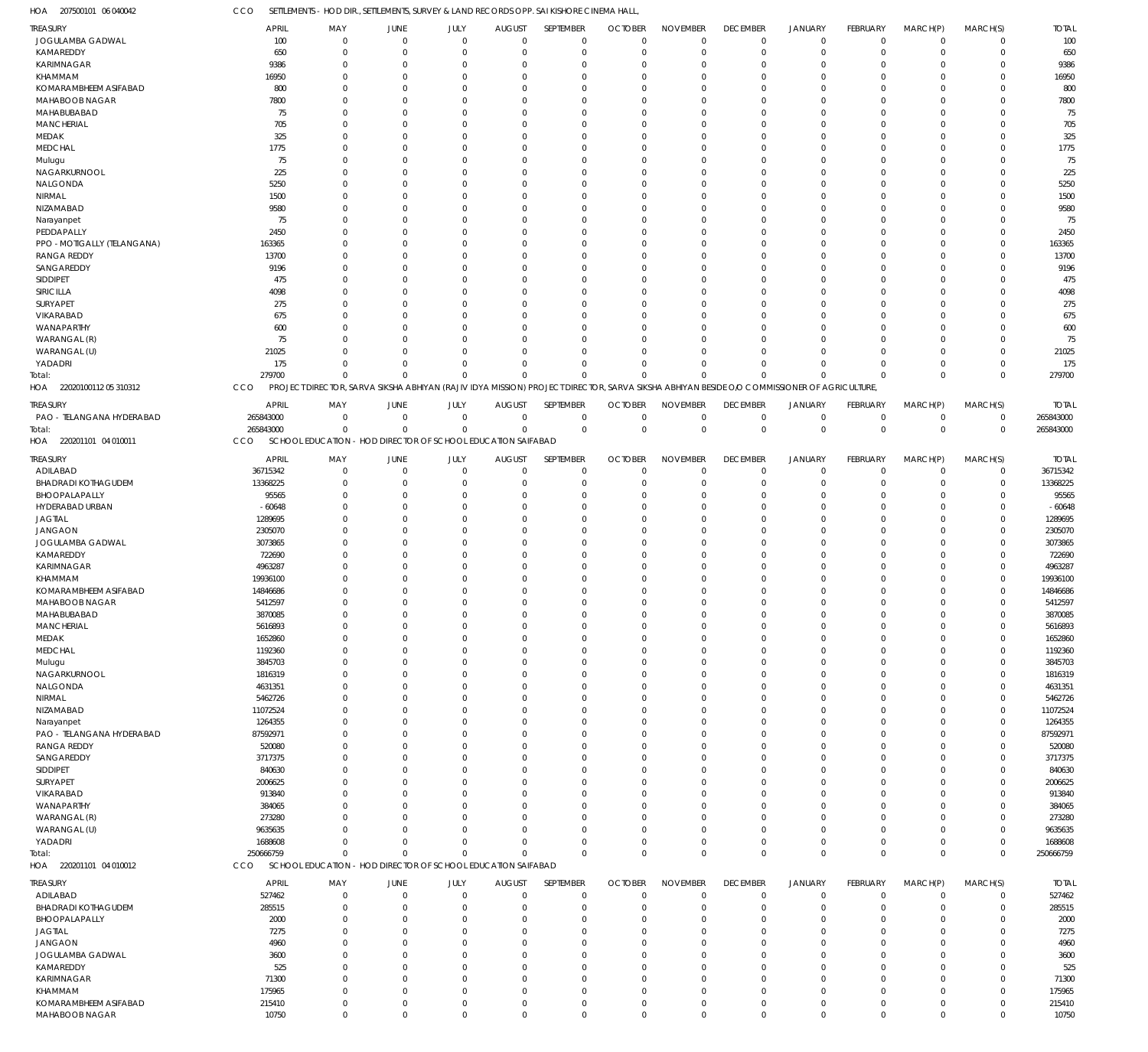HOA 207500101 06 040042 CCO SETTLEMENTS - HOD DIR., SETTLEMENTS, SURVEY & LAND RECORDS OPP. SAI KISHORE CINEMA HALL,

| TREASURY | APRIL | MAY | JUNE | JULY | AUGUST | SEPTEMBER | OCTOBER | NOVEMBER | DECEMBER | JANUARY | FEBRUARY | MARCH(P) | MARCH(S) | TOTAL |
|---|---|---|---|---|---|---|---|---|---|---|---|---|---|---|
| JOGULAMBA GADWAL | 100 | 0 | 0 | 0 | 0 | 0 | 0 | 0 | 0 | 0 | 0 | 0 | 0 | 100 |
| KAMAREDDY | 650 | 0 | 0 | 0 | 0 | 0 | 0 | 0 | 0 | 0 | 0 | 0 | 0 | 650 |
| KARIMNAGAR | 9386 | 0 | 0 | 0 | 0 | 0 | 0 | 0 | 0 | 0 | 0 | 0 | 0 | 9386 |
| KHAMMAM | 16950 | 0 | 0 | 0 | 0 | 0 | 0 | 0 | 0 | 0 | 0 | 0 | 0 | 16950 |
| KOMARAMBHEEM ASIFABAD | 800 | 0 | 0 | 0 | 0 | 0 | 0 | 0 | 0 | 0 | 0 | 0 | 0 | 800 |
| MAHABOOB NAGAR | 7800 | 0 | 0 | 0 | 0 | 0 | 0 | 0 | 0 | 0 | 0 | 0 | 0 | 7800 |
| MAHABUBABAD | 75 | 0 | 0 | 0 | 0 | 0 | 0 | 0 | 0 | 0 | 0 | 0 | 0 | 75 |
| MANCHERIAL | 705 | 0 | 0 | 0 | 0 | 0 | 0 | 0 | 0 | 0 | 0 | 0 | 0 | 705 |
| MEDAK | 325 | 0 | 0 | 0 | 0 | 0 | 0 | 0 | 0 | 0 | 0 | 0 | 0 | 325 |
| MEDCHAL | 1775 | 0 | 0 | 0 | 0 | 0 | 0 | 0 | 0 | 0 | 0 | 0 | 0 | 1775 |
| Mulugu | 75 | 0 | 0 | 0 | 0 | 0 | 0 | 0 | 0 | 0 | 0 | 0 | 0 | 75 |
| NAGARKURNOOL | 225 | 0 | 0 | 0 | 0 | 0 | 0 | 0 | 0 | 0 | 0 | 0 | 0 | 225 |
| NALGONDA | 5250 | 0 | 0 | 0 | 0 | 0 | 0 | 0 | 0 | 0 | 0 | 0 | 0 | 5250 |
| NIRMAL | 1500 | 0 | 0 | 0 | 0 | 0 | 0 | 0 | 0 | 0 | 0 | 0 | 0 | 1500 |
| NIZAMABAD | 9580 | 0 | 0 | 0 | 0 | 0 | 0 | 0 | 0 | 0 | 0 | 0 | 0 | 9580 |
| Narayanpet | 75 | 0 | 0 | 0 | 0 | 0 | 0 | 0 | 0 | 0 | 0 | 0 | 0 | 75 |
| PEDDAPALLY | 2450 | 0 | 0 | 0 | 0 | 0 | 0 | 0 | 0 | 0 | 0 | 0 | 0 | 2450 |
| PPO - MOTIGALLY (TELANGANA) | 163365 | 0 | 0 | 0 | 0 | 0 | 0 | 0 | 0 | 0 | 0 | 0 | 0 | 163365 |
| RANGA REDDY | 13700 | 0 | 0 | 0 | 0 | 0 | 0 | 0 | 0 | 0 | 0 | 0 | 0 | 13700 |
| SANGAREDDY | 9196 | 0 | 0 | 0 | 0 | 0 | 0 | 0 | 0 | 0 | 0 | 0 | 0 | 9196 |
| SIDDIPET | 475 | 0 | 0 | 0 | 0 | 0 | 0 | 0 | 0 | 0 | 0 | 0 | 0 | 475 |
| SIRICILLA | 4098 | 0 | 0 | 0 | 0 | 0 | 0 | 0 | 0 | 0 | 0 | 0 | 0 | 4098 |
| SURYAPET | 275 | 0 | 0 | 0 | 0 | 0 | 0 | 0 | 0 | 0 | 0 | 0 | 0 | 275 |
| VIKARABAD | 675 | 0 | 0 | 0 | 0 | 0 | 0 | 0 | 0 | 0 | 0 | 0 | 0 | 675 |
| WANAPARTHY | 600 | 0 | 0 | 0 | 0 | 0 | 0 | 0 | 0 | 0 | 0 | 0 | 0 | 600 |
| WARANGAL (R) | 75 | 0 | 0 | 0 | 0 | 0 | 0 | 0 | 0 | 0 | 0 | 0 | 0 | 75 |
| WARANGAL (U) | 21025 | 0 | 0 | 0 | 0 | 0 | 0 | 0 | 0 | 0 | 0 | 0 | 0 | 21025 |
| YADADRI | 175 | 0 | 0 | 0 | 0 | 0 | 0 | 0 | 0 | 0 | 0 | 0 | 0 | 175 |
| Total: | 279700 | 0 | 0 | 0 | 0 | 0 | 0 | 0 | 0 | 0 | 0 | 0 | 0 | 279700 |

HOA 22020100112 05 310312 CCO PROJECT DIRECTOR, SARVA SIKSHA ABHIYAN (RAJIV IDYA MISSION) PROJECT DIRECTOR, SARVA SIKSHA ABHIYAN BESIDE O/O COMMISSIONER OF AGRICULTURE,

| TREASURY | APRIL | MAY | JUNE | JULY | AUGUST | SEPTEMBER | OCTOBER | NOVEMBER | DECEMBER | JANUARY | FEBRUARY | MARCH(P) | MARCH(S) | TOTAL |
|---|---|---|---|---|---|---|---|---|---|---|---|---|---|---|
| PAO - TELANGANA HYDERABAD | 265843000 | 0 | 0 | 0 | 0 | 0 | 0 | 0 | 0 | 0 | 0 | 0 | 0 | 265843000 |
| Total: | 265843000 | 0 | 0 | 0 | 0 | 0 | 0 | 0 | 0 | 0 | 0 | 0 | 0 | 265843000 |

HOA 220201101 04 010011 CCO SCHOOL EDUCATION - HOD DIRECTOR OF SCHOOL EDUCATION SAIFABAD

| TREASURY | APRIL | MAY | JUNE | JULY | AUGUST | SEPTEMBER | OCTOBER | NOVEMBER | DECEMBER | JANUARY | FEBRUARY | MARCH(P) | MARCH(S) | TOTAL |
|---|---|---|---|---|---|---|---|---|---|---|---|---|---|---|
| ADILABAD | 36715342 | 0 | 0 | 0 | 0 | 0 | 0 | 0 | 0 | 0 | 0 | 0 | 0 | 36715342 |
| BHADRADI KOTHAGUDEM | 13368225 | 0 | 0 | 0 | 0 | 0 | 0 | 0 | 0 | 0 | 0 | 0 | 0 | 13368225 |
| BHOOPALAPALLY | 95565 | 0 | 0 | 0 | 0 | 0 | 0 | 0 | 0 | 0 | 0 | 0 | 0 | 95565 |
| HYDERABAD URBAN | -60648 | 0 | 0 | 0 | 0 | 0 | 0 | 0 | 0 | 0 | 0 | 0 | 0 | -60648 |
| JAGTIAL | 1289695 | 0 | 0 | 0 | 0 | 0 | 0 | 0 | 0 | 0 | 0 | 0 | 0 | 1289695 |
| JANGAON | 2305070 | 0 | 0 | 0 | 0 | 0 | 0 | 0 | 0 | 0 | 0 | 0 | 0 | 2305070 |
| JOGULAMBA GADWAL | 3073865 | 0 | 0 | 0 | 0 | 0 | 0 | 0 | 0 | 0 | 0 | 0 | 0 | 3073865 |
| KAMAREDDY | 722690 | 0 | 0 | 0 | 0 | 0 | 0 | 0 | 0 | 0 | 0 | 0 | 0 | 722690 |
| KARIMNAGAR | 4963287 | 0 | 0 | 0 | 0 | 0 | 0 | 0 | 0 | 0 | 0 | 0 | 0 | 4963287 |
| KHAMMAM | 19936100 | 0 | 0 | 0 | 0 | 0 | 0 | 0 | 0 | 0 | 0 | 0 | 0 | 19936100 |
| KOMARAMBHEEM ASIFABAD | 14846686 | 0 | 0 | 0 | 0 | 0 | 0 | 0 | 0 | 0 | 0 | 0 | 0 | 14846686 |
| MAHABOOB NAGAR | 5412597 | 0 | 0 | 0 | 0 | 0 | 0 | 0 | 0 | 0 | 0 | 0 | 0 | 5412597 |
| MAHABUBABAD | 3870085 | 0 | 0 | 0 | 0 | 0 | 0 | 0 | 0 | 0 | 0 | 0 | 0 | 3870085 |
| MANCHERIAL | 5616893 | 0 | 0 | 0 | 0 | 0 | 0 | 0 | 0 | 0 | 0 | 0 | 0 | 5616893 |
| MEDAK | 1652860 | 0 | 0 | 0 | 0 | 0 | 0 | 0 | 0 | 0 | 0 | 0 | 0 | 1652860 |
| MEDCHAL | 1192360 | 0 | 0 | 0 | 0 | 0 | 0 | 0 | 0 | 0 | 0 | 0 | 0 | 1192360 |
| Mulugu | 3845703 | 0 | 0 | 0 | 0 | 0 | 0 | 0 | 0 | 0 | 0 | 0 | 0 | 3845703 |
| NAGARKURNOOL | 1816319 | 0 | 0 | 0 | 0 | 0 | 0 | 0 | 0 | 0 | 0 | 0 | 0 | 1816319 |
| NALGONDA | 4631351 | 0 | 0 | 0 | 0 | 0 | 0 | 0 | 0 | 0 | 0 | 0 | 0 | 4631351 |
| NIRMAL | 5462726 | 0 | 0 | 0 | 0 | 0 | 0 | 0 | 0 | 0 | 0 | 0 | 0 | 5462726 |
| NIZAMABAD | 11072524 | 0 | 0 | 0 | 0 | 0 | 0 | 0 | 0 | 0 | 0 | 0 | 0 | 11072524 |
| Narayanpet | 1264355 | 0 | 0 | 0 | 0 | 0 | 0 | 0 | 0 | 0 | 0 | 0 | 0 | 1264355 |
| PAO - TELANGANA HYDERABAD | 87592971 | 0 | 0 | 0 | 0 | 0 | 0 | 0 | 0 | 0 | 0 | 0 | 0 | 87592971 |
| RANGA REDDY | 520080 | 0 | 0 | 0 | 0 | 0 | 0 | 0 | 0 | 0 | 0 | 0 | 0 | 520080 |
| SANGAREDDY | 3717375 | 0 | 0 | 0 | 0 | 0 | 0 | 0 | 0 | 0 | 0 | 0 | 0 | 3717375 |
| SIDDIPET | 840630 | 0 | 0 | 0 | 0 | 0 | 0 | 0 | 0 | 0 | 0 | 0 | 0 | 840630 |
| SURYAPET | 2006625 | 0 | 0 | 0 | 0 | 0 | 0 | 0 | 0 | 0 | 0 | 0 | 0 | 2006625 |
| VIKARABAD | 913840 | 0 | 0 | 0 | 0 | 0 | 0 | 0 | 0 | 0 | 0 | 0 | 0 | 913840 |
| WANAPARTHY | 384065 | 0 | 0 | 0 | 0 | 0 | 0 | 0 | 0 | 0 | 0 | 0 | 0 | 384065 |
| WARANGAL (R) | 273280 | 0 | 0 | 0 | 0 | 0 | 0 | 0 | 0 | 0 | 0 | 0 | 0 | 273280 |
| WARANGAL (U) | 9635635 | 0 | 0 | 0 | 0 | 0 | 0 | 0 | 0 | 0 | 0 | 0 | 0 | 9635635 |
| YADADRI | 1688608 | 0 | 0 | 0 | 0 | 0 | 0 | 0 | 0 | 0 | 0 | 0 | 0 | 1688608 |
| Total: | 250666759 | 0 | 0 | 0 | 0 | 0 | 0 | 0 | 0 | 0 | 0 | 0 | 0 | 250666759 |

HOA 220201101 04 010012 CCO SCHOOL EDUCATION - HOD DIRECTOR OF SCHOOL EDUCATION SAIFABAD

| TREASURY | APRIL | MAY | JUNE | JULY | AUGUST | SEPTEMBER | OCTOBER | NOVEMBER | DECEMBER | JANUARY | FEBRUARY | MARCH(P) | MARCH(S) | TOTAL |
|---|---|---|---|---|---|---|---|---|---|---|---|---|---|---|
| ADILABAD | 527462 | 0 | 0 | 0 | 0 | 0 | 0 | 0 | 0 | 0 | 0 | 0 | 0 | 527462 |
| BHADRADI KOTHAGUDEM | 285515 | 0 | 0 | 0 | 0 | 0 | 0 | 0 | 0 | 0 | 0 | 0 | 0 | 285515 |
| BHOOPALAPALLY | 2000 | 0 | 0 | 0 | 0 | 0 | 0 | 0 | 0 | 0 | 0 | 0 | 0 | 2000 |
| JAGTIAL | 7275 | 0 | 0 | 0 | 0 | 0 | 0 | 0 | 0 | 0 | 0 | 0 | 0 | 7275 |
| JANGAON | 4960 | 0 | 0 | 0 | 0 | 0 | 0 | 0 | 0 | 0 | 0 | 0 | 0 | 4960 |
| JOGULAMBA GADWAL | 3600 | 0 | 0 | 0 | 0 | 0 | 0 | 0 | 0 | 0 | 0 | 0 | 0 | 3600 |
| KAMAREDDY | 525 | 0 | 0 | 0 | 0 | 0 | 0 | 0 | 0 | 0 | 0 | 0 | 0 | 525 |
| KARIMNAGAR | 71300 | 0 | 0 | 0 | 0 | 0 | 0 | 0 | 0 | 0 | 0 | 0 | 0 | 71300 |
| KHAMMAM | 175965 | 0 | 0 | 0 | 0 | 0 | 0 | 0 | 0 | 0 | 0 | 0 | 0 | 175965 |
| KOMARAMBHEEM ASIFABAD | 215410 | 0 | 0 | 0 | 0 | 0 | 0 | 0 | 0 | 0 | 0 | 0 | 0 | 215410 |
| MAHABOOB NAGAR | 10750 | 0 | 0 | 0 | 0 | 0 | 0 | 0 | 0 | 0 | 0 | 0 | 0 | 10750 |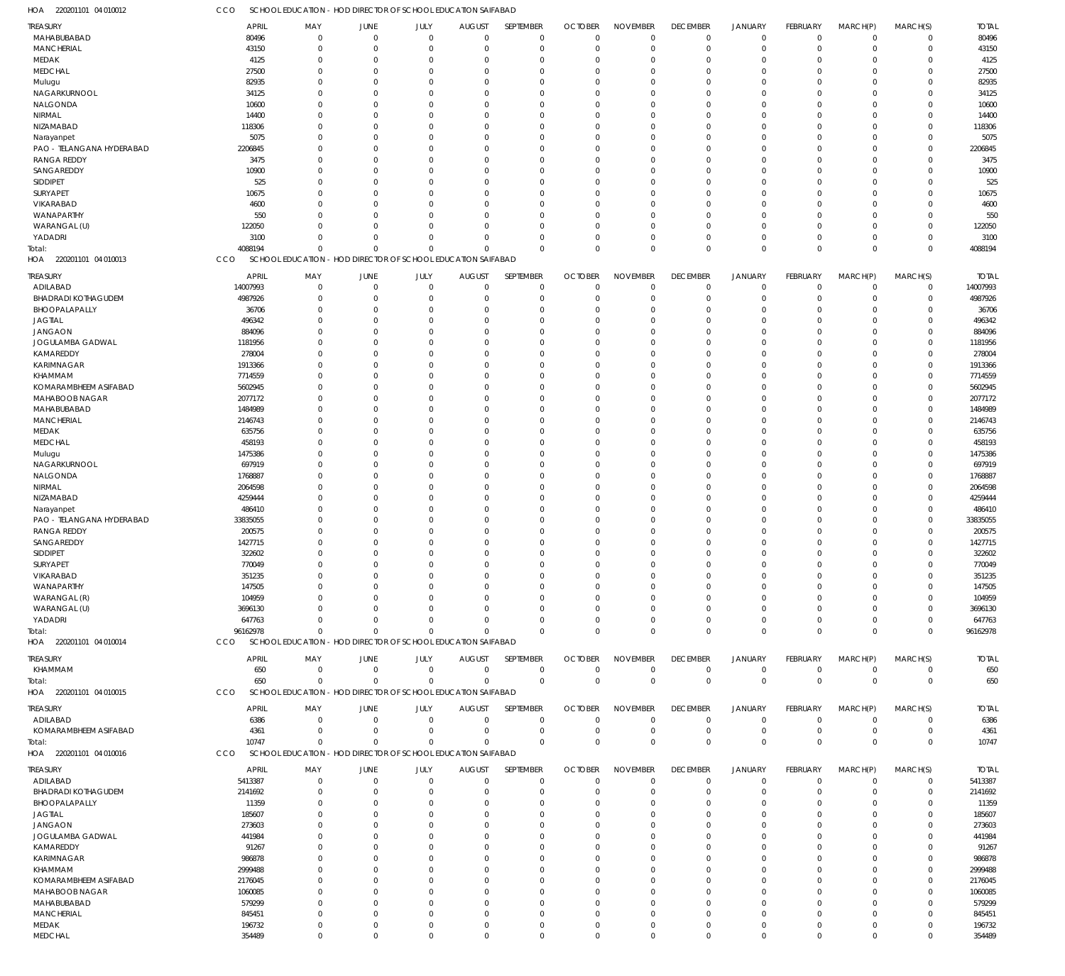HOA 220201101 04 010012 CCO SCHOOL EDUCATION - HOD DIRECTOR OF SCHOOL EDUCATION SAIFABAD

| TREASURY | APRIL | MAY | JUNE | JULY | AUGUST | SEPTEMBER | OCTOBER | NOVEMBER | DECEMBER | JANUARY | FEBRUARY | MARCH(P) | MARCH(S) | TOTAL |
|---|---|---|---|---|---|---|---|---|---|---|---|---|---|---|
| MAHABUBABAD | 80496 | 0 | 0 | 0 | 0 | 0 | 0 | 0 | 0 | 0 | 0 | 0 | 0 | 80496 |
| MANCHERIAL | 43150 | 0 | 0 | 0 | 0 | 0 | 0 | 0 | 0 | 0 | 0 | 0 | 0 | 43150 |
| MEDAK | 4125 | 0 | 0 | 0 | 0 | 0 | 0 | 0 | 0 | 0 | 0 | 0 | 0 | 4125 |
| MEDCHAL | 27500 | 0 | 0 | 0 | 0 | 0 | 0 | 0 | 0 | 0 | 0 | 0 | 0 | 27500 |
| Mulugu | 82935 | 0 | 0 | 0 | 0 | 0 | 0 | 0 | 0 | 0 | 0 | 0 | 0 | 82935 |
| NAGARKURNOOL | 34125 | 0 | 0 | 0 | 0 | 0 | 0 | 0 | 0 | 0 | 0 | 0 | 0 | 34125 |
| NALGONDA | 10600 | 0 | 0 | 0 | 0 | 0 | 0 | 0 | 0 | 0 | 0 | 0 | 0 | 10600 |
| NIRMAL | 14400 | 0 | 0 | 0 | 0 | 0 | 0 | 0 | 0 | 0 | 0 | 0 | 0 | 14400 |
| NIZAMABAD | 118306 | 0 | 0 | 0 | 0 | 0 | 0 | 0 | 0 | 0 | 0 | 0 | 0 | 118306 |
| Narayanpet | 5075 | 0 | 0 | 0 | 0 | 0 | 0 | 0 | 0 | 0 | 0 | 0 | 0 | 5075 |
| PAO - TELANGANA HYDERABAD | 2206845 | 0 | 0 | 0 | 0 | 0 | 0 | 0 | 0 | 0 | 0 | 0 | 0 | 2206845 |
| RANGA REDDY | 3475 | 0 | 0 | 0 | 0 | 0 | 0 | 0 | 0 | 0 | 0 | 0 | 0 | 3475 |
| SANGAREDDY | 10900 | 0 | 0 | 0 | 0 | 0 | 0 | 0 | 0 | 0 | 0 | 0 | 0 | 10900 |
| SIDDIPET | 525 | 0 | 0 | 0 | 0 | 0 | 0 | 0 | 0 | 0 | 0 | 0 | 0 | 525 |
| SURYAPET | 10675 | 0 | 0 | 0 | 0 | 0 | 0 | 0 | 0 | 0 | 0 | 0 | 0 | 10675 |
| VIKARABAD | 4600 | 0 | 0 | 0 | 0 | 0 | 0 | 0 | 0 | 0 | 0 | 0 | 0 | 4600 |
| WANAPARTHY | 550 | 0 | 0 | 0 | 0 | 0 | 0 | 0 | 0 | 0 | 0 | 0 | 0 | 550 |
| WARANGAL (U) | 122050 | 0 | 0 | 0 | 0 | 0 | 0 | 0 | 0 | 0 | 0 | 0 | 0 | 122050 |
| YADADRI | 3100 | 0 | 0 | 0 | 0 | 0 | 0 | 0 | 0 | 0 | 0 | 0 | 0 | 3100 |
| Total: | 4088194 | 0 | 0 | 0 | 0 | 0 | 0 | 0 | 0 | 0 | 0 | 0 | 0 | 4088194 |

HOA 220201101 04 010013 CCO SCHOOL EDUCATION - HOD DIRECTOR OF SCHOOL EDUCATION SAIFABAD

| TREASURY | APRIL | MAY | JUNE | JULY | AUGUST | SEPTEMBER | OCTOBER | NOVEMBER | DECEMBER | JANUARY | FEBRUARY | MARCH(P) | MARCH(S) | TOTAL |
|---|---|---|---|---|---|---|---|---|---|---|---|---|---|---|
| ADILABAD | 14007993 | 0 | 0 | 0 | 0 | 0 | 0 | 0 | 0 | 0 | 0 | 0 | 0 | 14007993 |
| BHADRADI KOTHAGUDEM | 4987926 | 0 | 0 | 0 | 0 | 0 | 0 | 0 | 0 | 0 | 0 | 0 | 0 | 4987926 |
| BHOOPALAPALLY | 36706 | 0 | 0 | 0 | 0 | 0 | 0 | 0 | 0 | 0 | 0 | 0 | 0 | 36706 |
| JAGTIAL | 496342 | 0 | 0 | 0 | 0 | 0 | 0 | 0 | 0 | 0 | 0 | 0 | 0 | 496342 |
| JANGAON | 884096 | 0 | 0 | 0 | 0 | 0 | 0 | 0 | 0 | 0 | 0 | 0 | 0 | 884096 |
| JOGULAMBA GADWAL | 1181956 | 0 | 0 | 0 | 0 | 0 | 0 | 0 | 0 | 0 | 0 | 0 | 0 | 1181956 |
| KAMAREDDY | 278004 | 0 | 0 | 0 | 0 | 0 | 0 | 0 | 0 | 0 | 0 | 0 | 0 | 278004 |
| KARIMNAGAR | 1913366 | 0 | 0 | 0 | 0 | 0 | 0 | 0 | 0 | 0 | 0 | 0 | 0 | 1913366 |
| KHAMMAM | 7714559 | 0 | 0 | 0 | 0 | 0 | 0 | 0 | 0 | 0 | 0 | 0 | 0 | 7714559 |
| KOMARAMBHEEM ASIFABAD | 5602945 | 0 | 0 | 0 | 0 | 0 | 0 | 0 | 0 | 0 | 0 | 0 | 0 | 5602945 |
| MAHABOOB NAGAR | 2077172 | 0 | 0 | 0 | 0 | 0 | 0 | 0 | 0 | 0 | 0 | 0 | 0 | 2077172 |
| MAHABUBABAD | 1484989 | 0 | 0 | 0 | 0 | 0 | 0 | 0 | 0 | 0 | 0 | 0 | 0 | 1484989 |
| MANCHERIAL | 2146743 | 0 | 0 | 0 | 0 | 0 | 0 | 0 | 0 | 0 | 0 | 0 | 0 | 2146743 |
| MEDAK | 635756 | 0 | 0 | 0 | 0 | 0 | 0 | 0 | 0 | 0 | 0 | 0 | 0 | 635756 |
| MEDCHAL | 458193 | 0 | 0 | 0 | 0 | 0 | 0 | 0 | 0 | 0 | 0 | 0 | 0 | 458193 |
| Mulugu | 1475386 | 0 | 0 | 0 | 0 | 0 | 0 | 0 | 0 | 0 | 0 | 0 | 0 | 1475386 |
| NAGARKURNOOL | 697919 | 0 | 0 | 0 | 0 | 0 | 0 | 0 | 0 | 0 | 0 | 0 | 0 | 697919 |
| NALGONDA | 1768887 | 0 | 0 | 0 | 0 | 0 | 0 | 0 | 0 | 0 | 0 | 0 | 0 | 1768887 |
| NIRMAL | 2064598 | 0 | 0 | 0 | 0 | 0 | 0 | 0 | 0 | 0 | 0 | 0 | 0 | 2064598 |
| NIZAMABAD | 4259444 | 0 | 0 | 0 | 0 | 0 | 0 | 0 | 0 | 0 | 0 | 0 | 0 | 4259444 |
| Narayanpet | 486410 | 0 | 0 | 0 | 0 | 0 | 0 | 0 | 0 | 0 | 0 | 0 | 0 | 486410 |
| PAO - TELANGANA HYDERABAD | 33835055 | 0 | 0 | 0 | 0 | 0 | 0 | 0 | 0 | 0 | 0 | 0 | 0 | 33835055 |
| RANGA REDDY | 200575 | 0 | 0 | 0 | 0 | 0 | 0 | 0 | 0 | 0 | 0 | 0 | 0 | 200575 |
| SANGAREDDY | 1427715 | 0 | 0 | 0 | 0 | 0 | 0 | 0 | 0 | 0 | 0 | 0 | 0 | 1427715 |
| SIDDIPET | 322602 | 0 | 0 | 0 | 0 | 0 | 0 | 0 | 0 | 0 | 0 | 0 | 0 | 322602 |
| SURYAPET | 770049 | 0 | 0 | 0 | 0 | 0 | 0 | 0 | 0 | 0 | 0 | 0 | 0 | 770049 |
| VIKARABAD | 351235 | 0 | 0 | 0 | 0 | 0 | 0 | 0 | 0 | 0 | 0 | 0 | 0 | 351235 |
| WANAPARTHY | 147505 | 0 | 0 | 0 | 0 | 0 | 0 | 0 | 0 | 0 | 0 | 0 | 0 | 147505 |
| WARANGAL (R) | 104959 | 0 | 0 | 0 | 0 | 0 | 0 | 0 | 0 | 0 | 0 | 0 | 0 | 104959 |
| WARANGAL (U) | 3696130 | 0 | 0 | 0 | 0 | 0 | 0 | 0 | 0 | 0 | 0 | 0 | 0 | 3696130 |
| YADADRI | 647763 | 0 | 0 | 0 | 0 | 0 | 0 | 0 | 0 | 0 | 0 | 0 | 0 | 647763 |
| Total: | 96162978 | 0 | 0 | 0 | 0 | 0 | 0 | 0 | 0 | 0 | 0 | 0 | 0 | 96162978 |

HOA 220201101 04 010014 CCO SCHOOL EDUCATION - HOD DIRECTOR OF SCHOOL EDUCATION SAIFABAD

| TREASURY | APRIL | MAY | JUNE | JULY | AUGUST | SEPTEMBER | OCTOBER | NOVEMBER | DECEMBER | JANUARY | FEBRUARY | MARCH(P) | MARCH(S) | TOTAL |
|---|---|---|---|---|---|---|---|---|---|---|---|---|---|---|
| KHAMMAM | 650 | 0 | 0 | 0 | 0 | 0 | 0 | 0 | 0 | 0 | 0 | 0 | 0 | 650 |
| Total: | 650 | 0 | 0 | 0 | 0 | 0 | 0 | 0 | 0 | 0 | 0 | 0 | 0 | 650 |

HOA 220201101 04 010015 CCO SCHOOL EDUCATION - HOD DIRECTOR OF SCHOOL EDUCATION SAIFABAD

| TREASURY | APRIL | MAY | JUNE | JULY | AUGUST | SEPTEMBER | OCTOBER | NOVEMBER | DECEMBER | JANUARY | FEBRUARY | MARCH(P) | MARCH(S) | TOTAL |
|---|---|---|---|---|---|---|---|---|---|---|---|---|---|---|
| ADILABAD | 6386 | 0 | 0 | 0 | 0 | 0 | 0 | 0 | 0 | 0 | 0 | 0 | 0 | 6386 |
| KOMARAMBHEEM ASIFABAD | 4361 | 0 | 0 | 0 | 0 | 0 | 0 | 0 | 0 | 0 | 0 | 0 | 0 | 4361 |
| Total: | 10747 | 0 | 0 | 0 | 0 | 0 | 0 | 0 | 0 | 0 | 0 | 0 | 0 | 10747 |

HOA 220201101 04 010016 CCO SCHOOL EDUCATION - HOD DIRECTOR OF SCHOOL EDUCATION SAIFABAD

| TREASURY | APRIL | MAY | JUNE | JULY | AUGUST | SEPTEMBER | OCTOBER | NOVEMBER | DECEMBER | JANUARY | FEBRUARY | MARCH(P) | MARCH(S) | TOTAL |
|---|---|---|---|---|---|---|---|---|---|---|---|---|---|---|
| ADILABAD | 5413387 | 0 | 0 | 0 | 0 | 0 | 0 | 0 | 0 | 0 | 0 | 0 | 0 | 5413387 |
| BHADRADI KOTHAGUDEM | 2141692 | 0 | 0 | 0 | 0 | 0 | 0 | 0 | 0 | 0 | 0 | 0 | 0 | 2141692 |
| BHOOPALAPALLY | 11359 | 0 | 0 | 0 | 0 | 0 | 0 | 0 | 0 | 0 | 0 | 0 | 0 | 11359 |
| JAGTIAL | 185607 | 0 | 0 | 0 | 0 | 0 | 0 | 0 | 0 | 0 | 0 | 0 | 0 | 185607 |
| JANGAON | 273603 | 0 | 0 | 0 | 0 | 0 | 0 | 0 | 0 | 0 | 0 | 0 | 0 | 273603 |
| JOGULAMBA GADWAL | 441984 | 0 | 0 | 0 | 0 | 0 | 0 | 0 | 0 | 0 | 0 | 0 | 0 | 441984 |
| KAMAREDDY | 91267 | 0 | 0 | 0 | 0 | 0 | 0 | 0 | 0 | 0 | 0 | 0 | 0 | 91267 |
| KARIMNAGAR | 986878 | 0 | 0 | 0 | 0 | 0 | 0 | 0 | 0 | 0 | 0 | 0 | 0 | 986878 |
| KHAMMAM | 2999488 | 0 | 0 | 0 | 0 | 0 | 0 | 0 | 0 | 0 | 0 | 0 | 0 | 2999488 |
| KOMARAMBHEEM ASIFABAD | 2176045 | 0 | 0 | 0 | 0 | 0 | 0 | 0 | 0 | 0 | 0 | 0 | 0 | 2176045 |
| MAHABOOB NAGAR | 1060085 | 0 | 0 | 0 | 0 | 0 | 0 | 0 | 0 | 0 | 0 | 0 | 0 | 1060085 |
| MAHABUBABAD | 579299 | 0 | 0 | 0 | 0 | 0 | 0 | 0 | 0 | 0 | 0 | 0 | 0 | 579299 |
| MANCHERIAL | 845451 | 0 | 0 | 0 | 0 | 0 | 0 | 0 | 0 | 0 | 0 | 0 | 0 | 845451 |
| MEDAK | 196732 | 0 | 0 | 0 | 0 | 0 | 0 | 0 | 0 | 0 | 0 | 0 | 0 | 196732 |
| MEDCHAL | 354489 | 0 | 0 | 0 | 0 | 0 | 0 | 0 | 0 | 0 | 0 | 0 | 0 | 354489 |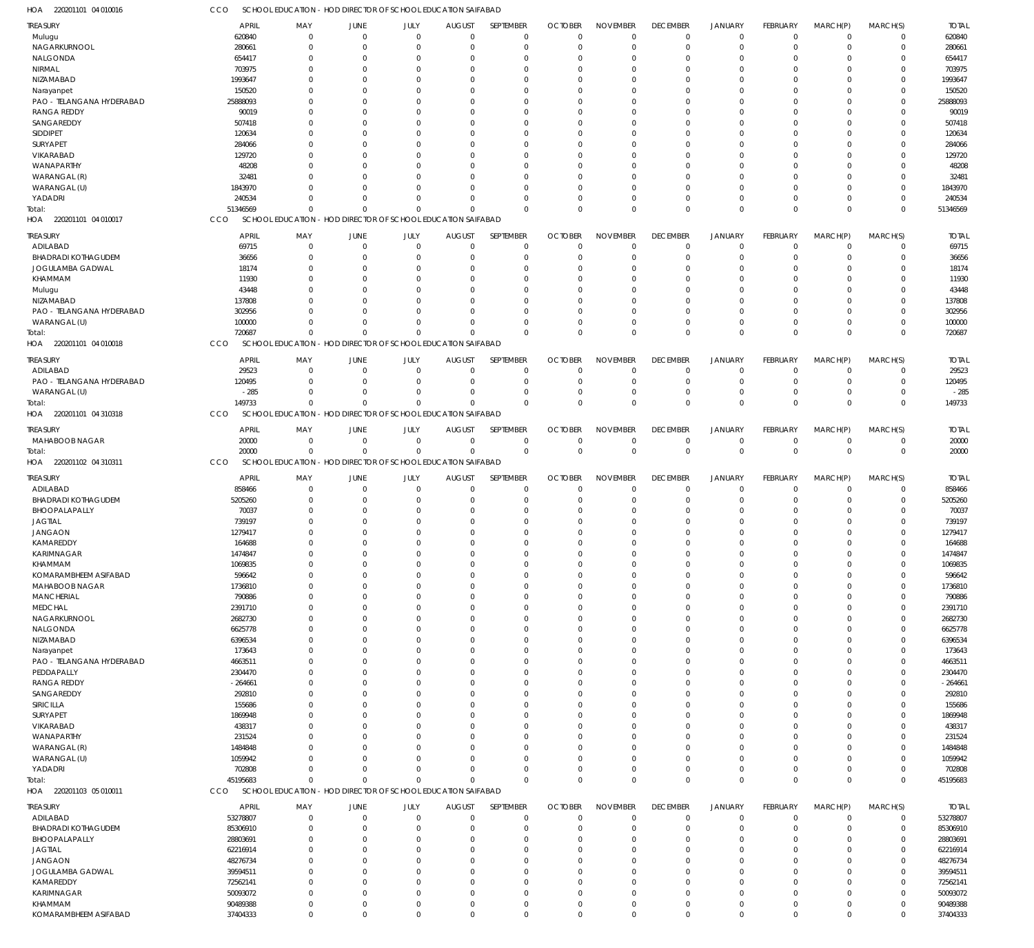HOA 220201101 04 010016 CCO SCHOOL EDUCATION - HOD DIRECTOR OF SCHOOL EDUCATION SAIFABAD

| TREASURY | APRIL | MAY | JUNE | JULY | AUGUST | SEPTEMBER | OCTOBER | NOVEMBER | DECEMBER | JANUARY | FEBRUARY | MARCH(P) | MARCH(S) | TOTAL |
|---|---|---|---|---|---|---|---|---|---|---|---|---|---|---|
| Mulugu | 620840 | 0 | 0 | 0 | 0 | 0 | 0 | 0 | 0 | 0 | 0 | 0 | 0 | 620840 |
| NAGARKURNOOL | 280661 | 0 | 0 | 0 | 0 | 0 | 0 | 0 | 0 | 0 | 0 | 0 | 0 | 280661 |
| NALGONDA | 654417 | 0 | 0 | 0 | 0 | 0 | 0 | 0 | 0 | 0 | 0 | 0 | 0 | 654417 |
| NIRMAL | 703975 | 0 | 0 | 0 | 0 | 0 | 0 | 0 | 0 | 0 | 0 | 0 | 0 | 703975 |
| NIZAMABAD | 1993647 | 0 | 0 | 0 | 0 | 0 | 0 | 0 | 0 | 0 | 0 | 0 | 0 | 1993647 |
| Narayanpet | 150520 | 0 | 0 | 0 | 0 | 0 | 0 | 0 | 0 | 0 | 0 | 0 | 0 | 150520 |
| PAO - TELANGANA HYDERABAD | 25888093 | 0 | 0 | 0 | 0 | 0 | 0 | 0 | 0 | 0 | 0 | 0 | 0 | 25888093 |
| RANGA REDDY | 90019 | 0 | 0 | 0 | 0 | 0 | 0 | 0 | 0 | 0 | 0 | 0 | 0 | 90019 |
| SANGAREDDY | 507418 | 0 | 0 | 0 | 0 | 0 | 0 | 0 | 0 | 0 | 0 | 0 | 0 | 507418 |
| SIDDIPET | 120634 | 0 | 0 | 0 | 0 | 0 | 0 | 0 | 0 | 0 | 0 | 0 | 0 | 120634 |
| SURYAPET | 284066 | 0 | 0 | 0 | 0 | 0 | 0 | 0 | 0 | 0 | 0 | 0 | 0 | 284066 |
| VIKARABAD | 129720 | 0 | 0 | 0 | 0 | 0 | 0 | 0 | 0 | 0 | 0 | 0 | 0 | 129720 |
| WANAPARTHY | 48208 | 0 | 0 | 0 | 0 | 0 | 0 | 0 | 0 | 0 | 0 | 0 | 0 | 48208 |
| WARANGAL (R) | 32481 | 0 | 0 | 0 | 0 | 0 | 0 | 0 | 0 | 0 | 0 | 0 | 0 | 32481 |
| WARANGAL (U) | 1843970 | 0 | 0 | 0 | 0 | 0 | 0 | 0 | 0 | 0 | 0 | 0 | 0 | 1843970 |
| YADADRI | 240534 | 0 | 0 | 0 | 0 | 0 | 0 | 0 | 0 | 0 | 0 | 0 | 0 | 240534 |
| Total: | 51346569 | 0 | 0 | 0 | 0 | 0 | 0 | 0 | 0 | 0 | 0 | 0 | 0 | 51346569 |

HOA 220201101 04 010017 CCO SCHOOL EDUCATION - HOD DIRECTOR OF SCHOOL EDUCATION SAIFABAD

| TREASURY | APRIL | MAY | JUNE | JULY | AUGUST | SEPTEMBER | OCTOBER | NOVEMBER | DECEMBER | JANUARY | FEBRUARY | MARCH(P) | MARCH(S) | TOTAL |
|---|---|---|---|---|---|---|---|---|---|---|---|---|---|---|
| ADILABAD | 69715 | 0 | 0 | 0 | 0 | 0 | 0 | 0 | 0 | 0 | 0 | 0 | 0 | 69715 |
| BHADRADI KOTHAGUDEM | 36656 | 0 | 0 | 0 | 0 | 0 | 0 | 0 | 0 | 0 | 0 | 0 | 0 | 36656 |
| JOGULAMBA GADWAL | 18174 | 0 | 0 | 0 | 0 | 0 | 0 | 0 | 0 | 0 | 0 | 0 | 0 | 18174 |
| KHAMMAM | 11930 | 0 | 0 | 0 | 0 | 0 | 0 | 0 | 0 | 0 | 0 | 0 | 0 | 11930 |
| Mulugu | 43448 | 0 | 0 | 0 | 0 | 0 | 0 | 0 | 0 | 0 | 0 | 0 | 0 | 43448 |
| NIZAMABAD | 137808 | 0 | 0 | 0 | 0 | 0 | 0 | 0 | 0 | 0 | 0 | 0 | 0 | 137808 |
| PAO - TELANGANA HYDERABAD | 302956 | 0 | 0 | 0 | 0 | 0 | 0 | 0 | 0 | 0 | 0 | 0 | 0 | 302956 |
| WARANGAL (U) | 100000 | 0 | 0 | 0 | 0 | 0 | 0 | 0 | 0 | 0 | 0 | 0 | 0 | 100000 |
| Total: | 720687 | 0 | 0 | 0 | 0 | 0 | 0 | 0 | 0 | 0 | 0 | 0 | 0 | 720687 |

HOA 220201101 04 010018 CCO SCHOOL EDUCATION - HOD DIRECTOR OF SCHOOL EDUCATION SAIFABAD

| TREASURY | APRIL | MAY | JUNE | JULY | AUGUST | SEPTEMBER | OCTOBER | NOVEMBER | DECEMBER | JANUARY | FEBRUARY | MARCH(P) | MARCH(S) | TOTAL |
|---|---|---|---|---|---|---|---|---|---|---|---|---|---|---|
| ADILABAD | 29523 | 0 | 0 | 0 | 0 | 0 | 0 | 0 | 0 | 0 | 0 | 0 | 0 | 29523 |
| PAO - TELANGANA HYDERABAD | 120495 | 0 | 0 | 0 | 0 | 0 | 0 | 0 | 0 | 0 | 0 | 0 | 0 | 120495 |
| WARANGAL (U) | -285 | 0 | 0 | 0 | 0 | 0 | 0 | 0 | 0 | 0 | 0 | 0 | 0 | -285 |
| Total: | 149733 | 0 | 0 | 0 | 0 | 0 | 0 | 0 | 0 | 0 | 0 | 0 | 0 | 149733 |

HOA 220201101 04 310318 CCO SCHOOL EDUCATION - HOD DIRECTOR OF SCHOOL EDUCATION SAIFABAD

| TREASURY | APRIL | MAY | JUNE | JULY | AUGUST | SEPTEMBER | OCTOBER | NOVEMBER | DECEMBER | JANUARY | FEBRUARY | MARCH(P) | MARCH(S) | TOTAL |
|---|---|---|---|---|---|---|---|---|---|---|---|---|---|---|
| MAHABOOB NAGAR | 20000 | 0 | 0 | 0 | 0 | 0 | 0 | 0 | 0 | 0 | 0 | 0 | 0 | 20000 |
| Total: | 20000 | 0 | 0 | 0 | 0 | 0 | 0 | 0 | 0 | 0 | 0 | 0 | 0 | 20000 |

HOA 220201102 04 310311 CCO SCHOOL EDUCATION - HOD DIRECTOR OF SCHOOL EDUCATION SAIFABAD

| TREASURY | APRIL | MAY | JUNE | JULY | AUGUST | SEPTEMBER | OCTOBER | NOVEMBER | DECEMBER | JANUARY | FEBRUARY | MARCH(P) | MARCH(S) | TOTAL |
|---|---|---|---|---|---|---|---|---|---|---|---|---|---|---|
| ADILABAD | 858466 | 0 | 0 | 0 | 0 | 0 | 0 | 0 | 0 | 0 | 0 | 0 | 0 | 858466 |
| BHADRADI KOTHAGUDEM | 5205260 | 0 | 0 | 0 | 0 | 0 | 0 | 0 | 0 | 0 | 0 | 0 | 0 | 5205260 |
| BHOOPALAPALLY | 70037 | 0 | 0 | 0 | 0 | 0 | 0 | 0 | 0 | 0 | 0 | 0 | 0 | 70037 |
| JAGTIAL | 739197 | 0 | 0 | 0 | 0 | 0 | 0 | 0 | 0 | 0 | 0 | 0 | 0 | 739197 |
| JANGAON | 1279417 | 0 | 0 | 0 | 0 | 0 | 0 | 0 | 0 | 0 | 0 | 0 | 0 | 1279417 |
| KAMAREDDY | 164688 | 0 | 0 | 0 | 0 | 0 | 0 | 0 | 0 | 0 | 0 | 0 | 0 | 164688 |
| KARIMNAGAR | 1474847 | 0 | 0 | 0 | 0 | 0 | 0 | 0 | 0 | 0 | 0 | 0 | 0 | 1474847 |
| KHAMMAM | 1069835 | 0 | 0 | 0 | 0 | 0 | 0 | 0 | 0 | 0 | 0 | 0 | 0 | 1069835 |
| KOMARAMBHEEM ASIFABAD | 596642 | 0 | 0 | 0 | 0 | 0 | 0 | 0 | 0 | 0 | 0 | 0 | 0 | 596642 |
| MAHABOOB NAGAR | 1736810 | 0 | 0 | 0 | 0 | 0 | 0 | 0 | 0 | 0 | 0 | 0 | 0 | 1736810 |
| MANCHERIAL | 790886 | 0 | 0 | 0 | 0 | 0 | 0 | 0 | 0 | 0 | 0 | 0 | 0 | 790886 |
| MEDCHAL | 2391710 | 0 | 0 | 0 | 0 | 0 | 0 | 0 | 0 | 0 | 0 | 0 | 0 | 2391710 |
| NAGARKURNOOL | 2682730 | 0 | 0 | 0 | 0 | 0 | 0 | 0 | 0 | 0 | 0 | 0 | 0 | 2682730 |
| NALGONDA | 6625778 | 0 | 0 | 0 | 0 | 0 | 0 | 0 | 0 | 0 | 0 | 0 | 0 | 6625778 |
| NIZAMABAD | 6396534 | 0 | 0 | 0 | 0 | 0 | 0 | 0 | 0 | 0 | 0 | 0 | 0 | 6396534 |
| Narayanpet | 173643 | 0 | 0 | 0 | 0 | 0 | 0 | 0 | 0 | 0 | 0 | 0 | 0 | 173643 |
| PAO - TELANGANA HYDERABAD | 4663511 | 0 | 0 | 0 | 0 | 0 | 0 | 0 | 0 | 0 | 0 | 0 | 0 | 4663511 |
| PEDDAPALLY | 2304470 | 0 | 0 | 0 | 0 | 0 | 0 | 0 | 0 | 0 | 0 | 0 | 0 | 2304470 |
| RANGA REDDY | -264661 | 0 | 0 | 0 | 0 | 0 | 0 | 0 | 0 | 0 | 0 | 0 | 0 | -264661 |
| SANGAREDDY | 292810 | 0 | 0 | 0 | 0 | 0 | 0 | 0 | 0 | 0 | 0 | 0 | 0 | 292810 |
| SIRICILLA | 155686 | 0 | 0 | 0 | 0 | 0 | 0 | 0 | 0 | 0 | 0 | 0 | 0 | 155686 |
| SURYAPET | 1869948 | 0 | 0 | 0 | 0 | 0 | 0 | 0 | 0 | 0 | 0 | 0 | 0 | 1869948 |
| VIKARABAD | 438317 | 0 | 0 | 0 | 0 | 0 | 0 | 0 | 0 | 0 | 0 | 0 | 0 | 438317 |
| WANAPARTHY | 231524 | 0 | 0 | 0 | 0 | 0 | 0 | 0 | 0 | 0 | 0 | 0 | 0 | 231524 |
| WARANGAL (R) | 1484848 | 0 | 0 | 0 | 0 | 0 | 0 | 0 | 0 | 0 | 0 | 0 | 0 | 1484848 |
| WARANGAL (U) | 1059942 | 0 | 0 | 0 | 0 | 0 | 0 | 0 | 0 | 0 | 0 | 0 | 0 | 1059942 |
| YADADRI | 702808 | 0 | 0 | 0 | 0 | 0 | 0 | 0 | 0 | 0 | 0 | 0 | 0 | 702808 |
| Total: | 45195683 | 0 | 0 | 0 | 0 | 0 | 0 | 0 | 0 | 0 | 0 | 0 | 0 | 45195683 |

HOA 220201103 05 010011 CCO SCHOOL EDUCATION - HOD DIRECTOR OF SCHOOL EDUCATION SAIFABAD

| TREASURY | APRIL | MAY | JUNE | JULY | AUGUST | SEPTEMBER | OCTOBER | NOVEMBER | DECEMBER | JANUARY | FEBRUARY | MARCH(P) | MARCH(S) | TOTAL |
|---|---|---|---|---|---|---|---|---|---|---|---|---|---|---|
| ADILABAD | 53278807 | 0 | 0 | 0 | 0 | 0 | 0 | 0 | 0 | 0 | 0 | 0 | 0 | 53278807 |
| BHADRADI KOTHAGUDEM | 85306910 | 0 | 0 | 0 | 0 | 0 | 0 | 0 | 0 | 0 | 0 | 0 | 0 | 85306910 |
| BHOOPALAPALLY | 28803691 | 0 | 0 | 0 | 0 | 0 | 0 | 0 | 0 | 0 | 0 | 0 | 0 | 28803691 |
| JAGTIAL | 62216914 | 0 | 0 | 0 | 0 | 0 | 0 | 0 | 0 | 0 | 0 | 0 | 0 | 62216914 |
| JANGAON | 48276734 | 0 | 0 | 0 | 0 | 0 | 0 | 0 | 0 | 0 | 0 | 0 | 0 | 48276734 |
| JOGULAMBA GADWAL | 39594511 | 0 | 0 | 0 | 0 | 0 | 0 | 0 | 0 | 0 | 0 | 0 | 0 | 39594511 |
| KAMAREDDY | 72562141 | 0 | 0 | 0 | 0 | 0 | 0 | 0 | 0 | 0 | 0 | 0 | 0 | 72562141 |
| KARIMNAGAR | 50093072 | 0 | 0 | 0 | 0 | 0 | 0 | 0 | 0 | 0 | 0 | 0 | 0 | 50093072 |
| KHAMMAM | 90489388 | 0 | 0 | 0 | 0 | 0 | 0 | 0 | 0 | 0 | 0 | 0 | 0 | 90489388 |
| KOMARAMBHEEM ASIFABAD | 37404333 | 0 | 0 | 0 | 0 | 0 | 0 | 0 | 0 | 0 | 0 | 0 | 0 | 37404333 |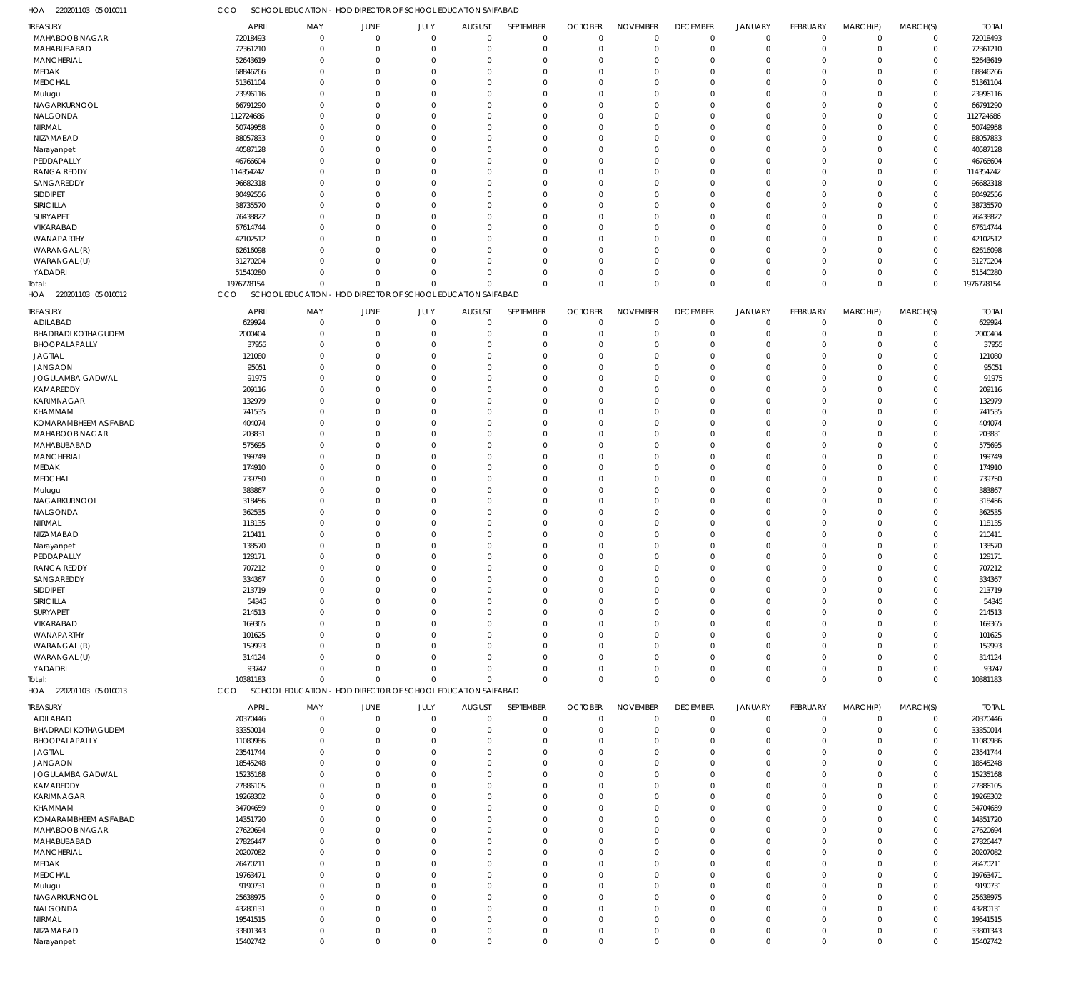HOA 220201103 05 010011 CCO SCHOOL EDUCATION - HOD DIRECTOR OF SCHOOL EDUCATION SAIFABAD

| TREASURY | APRIL | MAY | JUNE | JULY | AUGUST | SEPTEMBER | OCTOBER | NOVEMBER | DECEMBER | JANUARY | FEBRUARY | MARCH(P) | MARCH(S) | TOTAL |
|---|---|---|---|---|---|---|---|---|---|---|---|---|---|---|
| MAHABOOB NAGAR | 72018493 | 0 | 0 | 0 | 0 | 0 | 0 | 0 | 0 | 0 | 0 | 0 | 0 | 72018493 |
| MAHABUBABAD | 72361210 | 0 | 0 | 0 | 0 | 0 | 0 | 0 | 0 | 0 | 0 | 0 | 0 | 72361210 |
| MANCHERIAL | 52643619 | 0 | 0 | 0 | 0 | 0 | 0 | 0 | 0 | 0 | 0 | 0 | 0 | 52643619 |
| MEDAK | 68846266 | 0 | 0 | 0 | 0 | 0 | 0 | 0 | 0 | 0 | 0 | 0 | 0 | 68846266 |
| MEDCHAL | 51361104 | 0 | 0 | 0 | 0 | 0 | 0 | 0 | 0 | 0 | 0 | 0 | 0 | 51361104 |
| Mulugu | 23996116 | 0 | 0 | 0 | 0 | 0 | 0 | 0 | 0 | 0 | 0 | 0 | 0 | 23996116 |
| NAGARKURNOOL | 66791290 | 0 | 0 | 0 | 0 | 0 | 0 | 0 | 0 | 0 | 0 | 0 | 0 | 66791290 |
| NALGONDA | 112724686 | 0 | 0 | 0 | 0 | 0 | 0 | 0 | 0 | 0 | 0 | 0 | 0 | 112724686 |
| NIRMAL | 50749958 | 0 | 0 | 0 | 0 | 0 | 0 | 0 | 0 | 0 | 0 | 0 | 0 | 50749958 |
| NIZAMABAD | 88057833 | 0 | 0 | 0 | 0 | 0 | 0 | 0 | 0 | 0 | 0 | 0 | 0 | 88057833 |
| Narayanpet | 40587128 | 0 | 0 | 0 | 0 | 0 | 0 | 0 | 0 | 0 | 0 | 0 | 0 | 40587128 |
| PEDDAPALLY | 46766604 | 0 | 0 | 0 | 0 | 0 | 0 | 0 | 0 | 0 | 0 | 0 | 0 | 46766604 |
| RANGA REDDY | 114354242 | 0 | 0 | 0 | 0 | 0 | 0 | 0 | 0 | 0 | 0 | 0 | 0 | 114354242 |
| SANGAREDDY | 96682318 | 0 | 0 | 0 | 0 | 0 | 0 | 0 | 0 | 0 | 0 | 0 | 0 | 96682318 |
| SIDDIPET | 80492556 | 0 | 0 | 0 | 0 | 0 | 0 | 0 | 0 | 0 | 0 | 0 | 0 | 80492556 |
| SIRICILLA | 38735570 | 0 | 0 | 0 | 0 | 0 | 0 | 0 | 0 | 0 | 0 | 0 | 0 | 38735570 |
| SURYAPET | 76438822 | 0 | 0 | 0 | 0 | 0 | 0 | 0 | 0 | 0 | 0 | 0 | 0 | 76438822 |
| VIKARABAD | 67614744 | 0 | 0 | 0 | 0 | 0 | 0 | 0 | 0 | 0 | 0 | 0 | 0 | 67614744 |
| WANAPARTHY | 42102512 | 0 | 0 | 0 | 0 | 0 | 0 | 0 | 0 | 0 | 0 | 0 | 0 | 42102512 |
| WARANGAL (R) | 62616098 | 0 | 0 | 0 | 0 | 0 | 0 | 0 | 0 | 0 | 0 | 0 | 0 | 62616098 |
| WARANGAL (U) | 31270204 | 0 | 0 | 0 | 0 | 0 | 0 | 0 | 0 | 0 | 0 | 0 | 0 | 31270204 |
| YADADRI | 51540280 | 0 | 0 | 0 | 0 | 0 | 0 | 0 | 0 | 0 | 0 | 0 | 0 | 51540280 |
| Total: | 1976778154 | 0 | 0 | 0 | 0 | 0 | 0 | 0 | 0 | 0 | 0 | 0 | 0 | 1976778154 |

HOA 220201103 05 010012 CCO SCHOOL EDUCATION - HOD DIRECTOR OF SCHOOL EDUCATION SAIFABAD

| TREASURY | APRIL | MAY | JUNE | JULY | AUGUST | SEPTEMBER | OCTOBER | NOVEMBER | DECEMBER | JANUARY | FEBRUARY | MARCH(P) | MARCH(S) | TOTAL |
|---|---|---|---|---|---|---|---|---|---|---|---|---|---|---|
| ADILABAD | 629924 | 0 | 0 | 0 | 0 | 0 | 0 | 0 | 0 | 0 | 0 | 0 | 0 | 629924 |
| BHADRADI KOTHAGUDEM | 2000404 | 0 | 0 | 0 | 0 | 0 | 0 | 0 | 0 | 0 | 0 | 0 | 0 | 2000404 |
| BHOOPALAPALLY | 37955 | 0 | 0 | 0 | 0 | 0 | 0 | 0 | 0 | 0 | 0 | 0 | 0 | 37955 |
| JAGTIAL | 121080 | 0 | 0 | 0 | 0 | 0 | 0 | 0 | 0 | 0 | 0 | 0 | 0 | 121080 |
| JANGAON | 95051 | 0 | 0 | 0 | 0 | 0 | 0 | 0 | 0 | 0 | 0 | 0 | 0 | 95051 |
| JOGULAMBA GADWAL | 91975 | 0 | 0 | 0 | 0 | 0 | 0 | 0 | 0 | 0 | 0 | 0 | 0 | 91975 |
| KAMAREDDY | 209116 | 0 | 0 | 0 | 0 | 0 | 0 | 0 | 0 | 0 | 0 | 0 | 0 | 209116 |
| KARIMNAGAR | 132979 | 0 | 0 | 0 | 0 | 0 | 0 | 0 | 0 | 0 | 0 | 0 | 0 | 132979 |
| KHAMMAM | 741535 | 0 | 0 | 0 | 0 | 0 | 0 | 0 | 0 | 0 | 0 | 0 | 0 | 741535 |
| KOMARAMBHEEM ASIFABAD | 404074 | 0 | 0 | 0 | 0 | 0 | 0 | 0 | 0 | 0 | 0 | 0 | 0 | 404074 |
| MAHABOOB NAGAR | 203831 | 0 | 0 | 0 | 0 | 0 | 0 | 0 | 0 | 0 | 0 | 0 | 0 | 203831 |
| MAHABUBABAD | 575695 | 0 | 0 | 0 | 0 | 0 | 0 | 0 | 0 | 0 | 0 | 0 | 0 | 575695 |
| MANCHERIAL | 199749 | 0 | 0 | 0 | 0 | 0 | 0 | 0 | 0 | 0 | 0 | 0 | 0 | 199749 |
| MEDAK | 174910 | 0 | 0 | 0 | 0 | 0 | 0 | 0 | 0 | 0 | 0 | 0 | 0 | 174910 |
| MEDCHAL | 739750 | 0 | 0 | 0 | 0 | 0 | 0 | 0 | 0 | 0 | 0 | 0 | 0 | 739750 |
| Mulugu | 383867 | 0 | 0 | 0 | 0 | 0 | 0 | 0 | 0 | 0 | 0 | 0 | 0 | 383867 |
| NAGARKURNOOL | 318456 | 0 | 0 | 0 | 0 | 0 | 0 | 0 | 0 | 0 | 0 | 0 | 0 | 318456 |
| NALGONDA | 362535 | 0 | 0 | 0 | 0 | 0 | 0 | 0 | 0 | 0 | 0 | 0 | 0 | 362535 |
| NIRMAL | 118135 | 0 | 0 | 0 | 0 | 0 | 0 | 0 | 0 | 0 | 0 | 0 | 0 | 118135 |
| NIZAMABAD | 210411 | 0 | 0 | 0 | 0 | 0 | 0 | 0 | 0 | 0 | 0 | 0 | 0 | 210411 |
| Narayanpet | 138570 | 0 | 0 | 0 | 0 | 0 | 0 | 0 | 0 | 0 | 0 | 0 | 0 | 138570 |
| PEDDAPALLY | 128171 | 0 | 0 | 0 | 0 | 0 | 0 | 0 | 0 | 0 | 0 | 0 | 0 | 128171 |
| RANGA REDDY | 707212 | 0 | 0 | 0 | 0 | 0 | 0 | 0 | 0 | 0 | 0 | 0 | 0 | 707212 |
| SANGAREDDY | 334367 | 0 | 0 | 0 | 0 | 0 | 0 | 0 | 0 | 0 | 0 | 0 | 0 | 334367 |
| SIDDIPET | 213719 | 0 | 0 | 0 | 0 | 0 | 0 | 0 | 0 | 0 | 0 | 0 | 0 | 213719 |
| SIRICILLA | 54345 | 0 | 0 | 0 | 0 | 0 | 0 | 0 | 0 | 0 | 0 | 0 | 0 | 54345 |
| SURYAPET | 214513 | 0 | 0 | 0 | 0 | 0 | 0 | 0 | 0 | 0 | 0 | 0 | 0 | 214513 |
| VIKARABAD | 169365 | 0 | 0 | 0 | 0 | 0 | 0 | 0 | 0 | 0 | 0 | 0 | 0 | 169365 |
| WANAPARTHY | 101625 | 0 | 0 | 0 | 0 | 0 | 0 | 0 | 0 | 0 | 0 | 0 | 0 | 101625 |
| WARANGAL (R) | 159993 | 0 | 0 | 0 | 0 | 0 | 0 | 0 | 0 | 0 | 0 | 0 | 0 | 159993 |
| WARANGAL (U) | 314124 | 0 | 0 | 0 | 0 | 0 | 0 | 0 | 0 | 0 | 0 | 0 | 0 | 314124 |
| YADADRI | 93747 | 0 | 0 | 0 | 0 | 0 | 0 | 0 | 0 | 0 | 0 | 0 | 0 | 93747 |
| Total: | 10381183 | 0 | 0 | 0 | 0 | 0 | 0 | 0 | 0 | 0 | 0 | 0 | 0 | 10381183 |

HOA 220201103 05 010013 CCO SCHOOL EDUCATION - HOD DIRECTOR OF SCHOOL EDUCATION SAIFABAD

| TREASURY | APRIL | MAY | JUNE | JULY | AUGUST | SEPTEMBER | OCTOBER | NOVEMBER | DECEMBER | JANUARY | FEBRUARY | MARCH(P) | MARCH(S) | TOTAL |
|---|---|---|---|---|---|---|---|---|---|---|---|---|---|---|
| ADILABAD | 20370446 | 0 | 0 | 0 | 0 | 0 | 0 | 0 | 0 | 0 | 0 | 0 | 0 | 20370446 |
| BHADRADI KOTHAGUDEM | 33350014 | 0 | 0 | 0 | 0 | 0 | 0 | 0 | 0 | 0 | 0 | 0 | 0 | 33350014 |
| BHOOPALAPALLY | 11080986 | 0 | 0 | 0 | 0 | 0 | 0 | 0 | 0 | 0 | 0 | 0 | 0 | 11080986 |
| JAGTIAL | 23541744 | 0 | 0 | 0 | 0 | 0 | 0 | 0 | 0 | 0 | 0 | 0 | 0 | 23541744 |
| JANGAON | 18545248 | 0 | 0 | 0 | 0 | 0 | 0 | 0 | 0 | 0 | 0 | 0 | 0 | 18545248 |
| JOGULAMBA GADWAL | 15235168 | 0 | 0 | 0 | 0 | 0 | 0 | 0 | 0 | 0 | 0 | 0 | 0 | 15235168 |
| KAMAREDDY | 27886105 | 0 | 0 | 0 | 0 | 0 | 0 | 0 | 0 | 0 | 0 | 0 | 0 | 27886105 |
| KARIMNAGAR | 19268302 | 0 | 0 | 0 | 0 | 0 | 0 | 0 | 0 | 0 | 0 | 0 | 0 | 19268302 |
| KHAMMAM | 34704659 | 0 | 0 | 0 | 0 | 0 | 0 | 0 | 0 | 0 | 0 | 0 | 0 | 34704659 |
| KOMARAMBHEEM ASIFABAD | 14351720 | 0 | 0 | 0 | 0 | 0 | 0 | 0 | 0 | 0 | 0 | 0 | 0 | 14351720 |
| MAHABOOB NAGAR | 27620694 | 0 | 0 | 0 | 0 | 0 | 0 | 0 | 0 | 0 | 0 | 0 | 0 | 27620694 |
| MAHABUBABAD | 27826447 | 0 | 0 | 0 | 0 | 0 | 0 | 0 | 0 | 0 | 0 | 0 | 0 | 27826447 |
| MANCHERIAL | 20207082 | 0 | 0 | 0 | 0 | 0 | 0 | 0 | 0 | 0 | 0 | 0 | 0 | 20207082 |
| MEDAK | 26470211 | 0 | 0 | 0 | 0 | 0 | 0 | 0 | 0 | 0 | 0 | 0 | 0 | 26470211 |
| MEDCHAL | 19763471 | 0 | 0 | 0 | 0 | 0 | 0 | 0 | 0 | 0 | 0 | 0 | 0 | 19763471 |
| Mulugu | 9190731 | 0 | 0 | 0 | 0 | 0 | 0 | 0 | 0 | 0 | 0 | 0 | 0 | 9190731 |
| NAGARKURNOOL | 25638975 | 0 | 0 | 0 | 0 | 0 | 0 | 0 | 0 | 0 | 0 | 0 | 0 | 25638975 |
| NALGONDA | 43280131 | 0 | 0 | 0 | 0 | 0 | 0 | 0 | 0 | 0 | 0 | 0 | 0 | 43280131 |
| NIRMAL | 19541515 | 0 | 0 | 0 | 0 | 0 | 0 | 0 | 0 | 0 | 0 | 0 | 0 | 19541515 |
| NIZAMABAD | 33801343 | 0 | 0 | 0 | 0 | 0 | 0 | 0 | 0 | 0 | 0 | 0 | 0 | 33801343 |
| Narayanpet | 15402742 | 0 | 0 | 0 | 0 | 0 | 0 | 0 | 0 | 0 | 0 | 0 | 0 | 15402742 |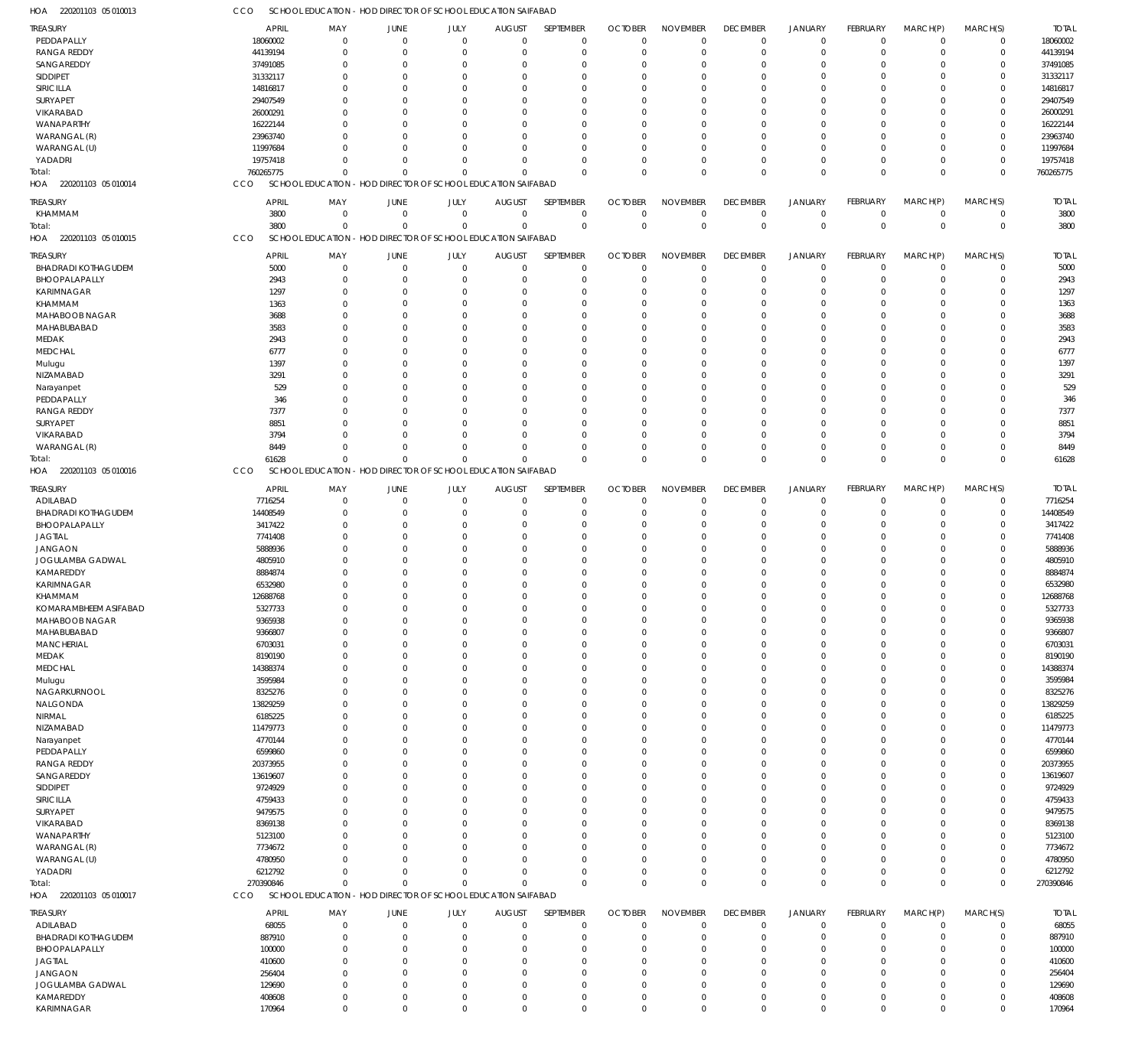HOA 220201103 05 010013 CCO SCHOOL EDUCATION - HOD DIRECTOR OF SCHOOL EDUCATION SAIFABAD

| TREASURY | APRIL | MAY | JUNE | JULY | AUGUST | SEPTEMBER | OCTOBER | NOVEMBER | DECEMBER | JANUARY | FEBRUARY | MARCH(P) | MARCH(S) | TOTAL |
|---|---|---|---|---|---|---|---|---|---|---|---|---|---|---|
| PEDDAPALLY | 18060002 | 0 | 0 | 0 | 0 | 0 | 0 | 0 | 0 | 0 | 0 | 0 | 0 | 18060002 |
| RANGA REDDY | 44139194 | 0 | 0 | 0 | 0 | 0 | 0 | 0 | 0 | 0 | 0 | 0 | 0 | 44139194 |
| SANGAREDDY | 37491085 | 0 | 0 | 0 | 0 | 0 | 0 | 0 | 0 | 0 | 0 | 0 | 0 | 37491085 |
| SIDDIPET | 31332117 | 0 | 0 | 0 | 0 | 0 | 0 | 0 | 0 | 0 | 0 | 0 | 0 | 31332117 |
| SIRICILLA | 14816817 | 0 | 0 | 0 | 0 | 0 | 0 | 0 | 0 | 0 | 0 | 0 | 0 | 14816817 |
| SURYAPET | 29407549 | 0 | 0 | 0 | 0 | 0 | 0 | 0 | 0 | 0 | 0 | 0 | 0 | 29407549 |
| VIKARABAD | 26000291 | 0 | 0 | 0 | 0 | 0 | 0 | 0 | 0 | 0 | 0 | 0 | 0 | 26000291 |
| WANAPARTHY | 16222144 | 0 | 0 | 0 | 0 | 0 | 0 | 0 | 0 | 0 | 0 | 0 | 0 | 16222144 |
| WARANGAL (R) | 23963740 | 0 | 0 | 0 | 0 | 0 | 0 | 0 | 0 | 0 | 0 | 0 | 0 | 23963740 |
| WARANGAL (U) | 11997684 | 0 | 0 | 0 | 0 | 0 | 0 | 0 | 0 | 0 | 0 | 0 | 0 | 11997684 |
| YADADRI | 19757418 | 0 | 0 | 0 | 0 | 0 | 0 | 0 | 0 | 0 | 0 | 0 | 0 | 19757418 |
| Total: | 760265775 | 0 | 0 | 0 | 0 | 0 | 0 | 0 | 0 | 0 | 0 | 0 | 0 | 760265775 |

HOA 220201103 05 010014 CCO SCHOOL EDUCATION - HOD DIRECTOR OF SCHOOL EDUCATION SAIFABAD

| TREASURY | APRIL | MAY | JUNE | JULY | AUGUST | SEPTEMBER | OCTOBER | NOVEMBER | DECEMBER | JANUARY | FEBRUARY | MARCH(P) | MARCH(S) | TOTAL |
|---|---|---|---|---|---|---|---|---|---|---|---|---|---|---|
| KHAMMAM | 3800 | 0 | 0 | 0 | 0 | 0 | 0 | 0 | 0 | 0 | 0 | 0 | 0 | 3800 |
| Total: | 3800 | 0 | 0 | 0 | 0 | 0 | 0 | 0 | 0 | 0 | 0 | 0 | 0 | 3800 |

HOA 220201103 05 010015 CCO SCHOOL EDUCATION - HOD DIRECTOR OF SCHOOL EDUCATION SAIFABAD

| TREASURY | APRIL | MAY | JUNE | JULY | AUGUST | SEPTEMBER | OCTOBER | NOVEMBER | DECEMBER | JANUARY | FEBRUARY | MARCH(P) | MARCH(S) | TOTAL |
|---|---|---|---|---|---|---|---|---|---|---|---|---|---|---|
| BHADRADI KOTHAGUDEM | 5000 | 0 | 0 | 0 | 0 | 0 | 0 | 0 | 0 | 0 | 0 | 0 | 0 | 5000 |
| BHOOPALAPALLY | 2943 | 0 | 0 | 0 | 0 | 0 | 0 | 0 | 0 | 0 | 0 | 0 | 0 | 2943 |
| KARIMNAGAR | 1297 | 0 | 0 | 0 | 0 | 0 | 0 | 0 | 0 | 0 | 0 | 0 | 0 | 1297 |
| KHAMMAM | 1363 | 0 | 0 | 0 | 0 | 0 | 0 | 0 | 0 | 0 | 0 | 0 | 0 | 1363 |
| MAHABOOB NAGAR | 3688 | 0 | 0 | 0 | 0 | 0 | 0 | 0 | 0 | 0 | 0 | 0 | 0 | 3688 |
| MAHABUBABAD | 3583 | 0 | 0 | 0 | 0 | 0 | 0 | 0 | 0 | 0 | 0 | 0 | 0 | 3583 |
| MEDAK | 2943 | 0 | 0 | 0 | 0 | 0 | 0 | 0 | 0 | 0 | 0 | 0 | 0 | 2943 |
| MEDCHAL | 6777 | 0 | 0 | 0 | 0 | 0 | 0 | 0 | 0 | 0 | 0 | 0 | 0 | 6777 |
| Mulugu | 1397 | 0 | 0 | 0 | 0 | 0 | 0 | 0 | 0 | 0 | 0 | 0 | 0 | 1397 |
| NIZAMABAD | 3291 | 0 | 0 | 0 | 0 | 0 | 0 | 0 | 0 | 0 | 0 | 0 | 0 | 3291 |
| Narayanpet | 529 | 0 | 0 | 0 | 0 | 0 | 0 | 0 | 0 | 0 | 0 | 0 | 0 | 529 |
| PEDDAPALLY | 346 | 0 | 0 | 0 | 0 | 0 | 0 | 0 | 0 | 0 | 0 | 0 | 0 | 346 |
| RANGA REDDY | 7377 | 0 | 0 | 0 | 0 | 0 | 0 | 0 | 0 | 0 | 0 | 0 | 0 | 7377 |
| SURYAPET | 8851 | 0 | 0 | 0 | 0 | 0 | 0 | 0 | 0 | 0 | 0 | 0 | 0 | 8851 |
| VIKARABAD | 3794 | 0 | 0 | 0 | 0 | 0 | 0 | 0 | 0 | 0 | 0 | 0 | 0 | 3794 |
| WARANGAL (R) | 8449 | 0 | 0 | 0 | 0 | 0 | 0 | 0 | 0 | 0 | 0 | 0 | 0 | 8449 |
| Total: | 61628 | 0 | 0 | 0 | 0 | 0 | 0 | 0 | 0 | 0 | 0 | 0 | 0 | 61628 |

HOA 220201103 05 010016 CCO SCHOOL EDUCATION - HOD DIRECTOR OF SCHOOL EDUCATION SAIFABAD

| TREASURY | APRIL | MAY | JUNE | JULY | AUGUST | SEPTEMBER | OCTOBER | NOVEMBER | DECEMBER | JANUARY | FEBRUARY | MARCH(P) | MARCH(S) | TOTAL |
|---|---|---|---|---|---|---|---|---|---|---|---|---|---|---|
| ADILABAD | 7716254 | 0 | 0 | 0 | 0 | 0 | 0 | 0 | 0 | 0 | 0 | 0 | 0 | 7716254 |
| BHADRADI KOTHAGUDEM | 14408549 | 0 | 0 | 0 | 0 | 0 | 0 | 0 | 0 | 0 | 0 | 0 | 0 | 14408549 |
| BHOOPALAPALLY | 3417422 | 0 | 0 | 0 | 0 | 0 | 0 | 0 | 0 | 0 | 0 | 0 | 0 | 3417422 |
| JAGTIAL | 7741408 | 0 | 0 | 0 | 0 | 0 | 0 | 0 | 0 | 0 | 0 | 0 | 0 | 7741408 |
| JANGAON | 5888936 | 0 | 0 | 0 | 0 | 0 | 0 | 0 | 0 | 0 | 0 | 0 | 0 | 5888936 |
| JOGULAMBA GADWAL | 4805910 | 0 | 0 | 0 | 0 | 0 | 0 | 0 | 0 | 0 | 0 | 0 | 0 | 4805910 |
| KAMAREDDY | 8884874 | 0 | 0 | 0 | 0 | 0 | 0 | 0 | 0 | 0 | 0 | 0 | 0 | 8884874 |
| KARIMNAGAR | 6532980 | 0 | 0 | 0 | 0 | 0 | 0 | 0 | 0 | 0 | 0 | 0 | 0 | 6532980 |
| KHAMMAM | 12688768 | 0 | 0 | 0 | 0 | 0 | 0 | 0 | 0 | 0 | 0 | 0 | 0 | 12688768 |
| KOMARAMBHEEM ASIFABAD | 5327733 | 0 | 0 | 0 | 0 | 0 | 0 | 0 | 0 | 0 | 0 | 0 | 0 | 5327733 |
| MAHABOOB NAGAR | 9365938 | 0 | 0 | 0 | 0 | 0 | 0 | 0 | 0 | 0 | 0 | 0 | 0 | 9365938 |
| MAHABUBABAD | 9366807 | 0 | 0 | 0 | 0 | 0 | 0 | 0 | 0 | 0 | 0 | 0 | 0 | 9366807 |
| MANCHERIAL | 6703031 | 0 | 0 | 0 | 0 | 0 | 0 | 0 | 0 | 0 | 0 | 0 | 0 | 6703031 |
| MEDAK | 8190190 | 0 | 0 | 0 | 0 | 0 | 0 | 0 | 0 | 0 | 0 | 0 | 0 | 8190190 |
| MEDCHAL | 14388374 | 0 | 0 | 0 | 0 | 0 | 0 | 0 | 0 | 0 | 0 | 0 | 0 | 14388374 |
| Mulugu | 3595984 | 0 | 0 | 0 | 0 | 0 | 0 | 0 | 0 | 0 | 0 | 0 | 0 | 3595984 |
| NAGARKURNOOL | 8325276 | 0 | 0 | 0 | 0 | 0 | 0 | 0 | 0 | 0 | 0 | 0 | 0 | 8325276 |
| NALGONDA | 13829259 | 0 | 0 | 0 | 0 | 0 | 0 | 0 | 0 | 0 | 0 | 0 | 0 | 13829259 |
| NIRMAL | 6185225 | 0 | 0 | 0 | 0 | 0 | 0 | 0 | 0 | 0 | 0 | 0 | 0 | 6185225 |
| NIZAMABAD | 11479773 | 0 | 0 | 0 | 0 | 0 | 0 | 0 | 0 | 0 | 0 | 0 | 0 | 11479773 |
| Narayanpet | 4770144 | 0 | 0 | 0 | 0 | 0 | 0 | 0 | 0 | 0 | 0 | 0 | 0 | 4770144 |
| PEDDAPALLY | 6599860 | 0 | 0 | 0 | 0 | 0 | 0 | 0 | 0 | 0 | 0 | 0 | 0 | 6599860 |
| RANGA REDDY | 20373955 | 0 | 0 | 0 | 0 | 0 | 0 | 0 | 0 | 0 | 0 | 0 | 0 | 20373955 |
| SANGAREDDY | 13619607 | 0 | 0 | 0 | 0 | 0 | 0 | 0 | 0 | 0 | 0 | 0 | 0 | 13619607 |
| SIDDIPET | 9724929 | 0 | 0 | 0 | 0 | 0 | 0 | 0 | 0 | 0 | 0 | 0 | 0 | 9724929 |
| SIRICILLA | 4759433 | 0 | 0 | 0 | 0 | 0 | 0 | 0 | 0 | 0 | 0 | 0 | 0 | 4759433 |
| SURYAPET | 9479575 | 0 | 0 | 0 | 0 | 0 | 0 | 0 | 0 | 0 | 0 | 0 | 0 | 9479575 |
| VIKARABAD | 8369138 | 0 | 0 | 0 | 0 | 0 | 0 | 0 | 0 | 0 | 0 | 0 | 0 | 8369138 |
| WANAPARTHY | 5123100 | 0 | 0 | 0 | 0 | 0 | 0 | 0 | 0 | 0 | 0 | 0 | 0 | 5123100 |
| WARANGAL (R) | 7734672 | 0 | 0 | 0 | 0 | 0 | 0 | 0 | 0 | 0 | 0 | 0 | 0 | 7734672 |
| WARANGAL (U) | 4780950 | 0 | 0 | 0 | 0 | 0 | 0 | 0 | 0 | 0 | 0 | 0 | 0 | 4780950 |
| YADADRI | 6212792 | 0 | 0 | 0 | 0 | 0 | 0 | 0 | 0 | 0 | 0 | 0 | 0 | 6212792 |
| Total: | 270390846 | 0 | 0 | 0 | 0 | 0 | 0 | 0 | 0 | 0 | 0 | 0 | 0 | 270390846 |

HOA 220201103 05 010017 CCO SCHOOL EDUCATION - HOD DIRECTOR OF SCHOOL EDUCATION SAIFABAD

| TREASURY | APRIL | MAY | JUNE | JULY | AUGUST | SEPTEMBER | OCTOBER | NOVEMBER | DECEMBER | JANUARY | FEBRUARY | MARCH(P) | MARCH(S) | TOTAL |
|---|---|---|---|---|---|---|---|---|---|---|---|---|---|---|
| ADILABAD | 68055 | 0 | 0 | 0 | 0 | 0 | 0 | 0 | 0 | 0 | 0 | 0 | 0 | 68055 |
| BHADRADI KOTHAGUDEM | 887910 | 0 | 0 | 0 | 0 | 0 | 0 | 0 | 0 | 0 | 0 | 0 | 0 | 887910 |
| BHOOPALAPALLY | 100000 | 0 | 0 | 0 | 0 | 0 | 0 | 0 | 0 | 0 | 0 | 0 | 0 | 100000 |
| JAGTIAL | 410600 | 0 | 0 | 0 | 0 | 0 | 0 | 0 | 0 | 0 | 0 | 0 | 0 | 410600 |
| JANGAON | 256404 | 0 | 0 | 0 | 0 | 0 | 0 | 0 | 0 | 0 | 0 | 0 | 0 | 256404 |
| JOGULAMBA GADWAL | 129690 | 0 | 0 | 0 | 0 | 0 | 0 | 0 | 0 | 0 | 0 | 0 | 0 | 129690 |
| KAMAREDDY | 408608 | 0 | 0 | 0 | 0 | 0 | 0 | 0 | 0 | 0 | 0 | 0 | 0 | 408608 |
| KARIMNAGAR | 170964 | 0 | 0 | 0 | 0 | 0 | 0 | 0 | 0 | 0 | 0 | 0 | 0 | 170964 |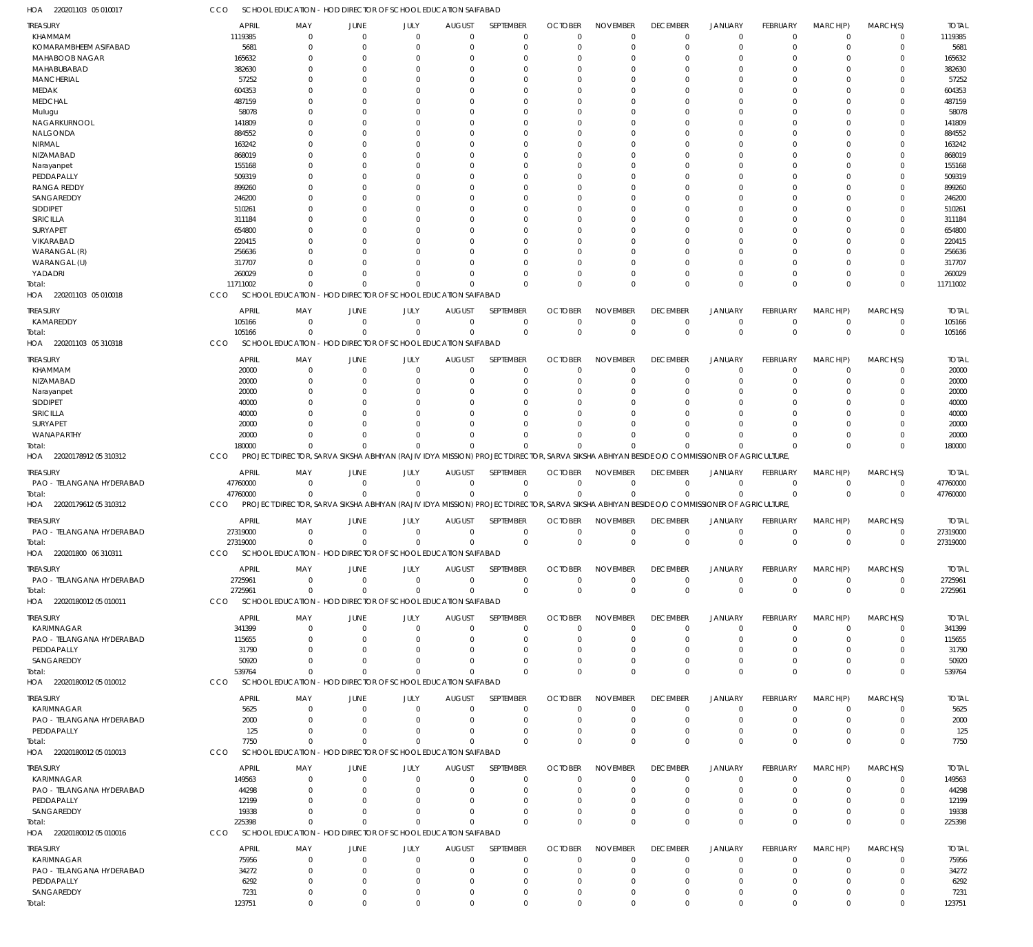HOA 220201103 05 010017 CCO SCHOOL EDUCATION - HOD DIRECTOR OF SCHOOL EDUCATION SAIFABAD

| TREASURY | APRIL | MAY | JUNE | JULY | AUGUST | SEPTEMBER | OCTOBER | NOVEMBER | DECEMBER | JANUARY | FEBRUARY | MARCH(P) | MARCH(S) | TOTAL |
|---|---|---|---|---|---|---|---|---|---|---|---|---|---|---|
| KHAMMAM | 1119385 | 0 | 0 | 0 | 0 | 0 | 0 | 0 | 0 | 0 | 0 | 0 | 0 | 1119385 |
| KOMARAMBHEEM ASIFABAD | 5681 | 0 | 0 | 0 | 0 | 0 | 0 | 0 | 0 | 0 | 0 | 0 | 0 | 5681 |
| MAHABOOB NAGAR | 165632 | 0 | 0 | 0 | 0 | 0 | 0 | 0 | 0 | 0 | 0 | 0 | 0 | 165632 |
| MAHABUBABAD | 382630 | 0 | 0 | 0 | 0 | 0 | 0 | 0 | 0 | 0 | 0 | 0 | 0 | 382630 |
| MANCHERIAL | 57252 | 0 | 0 | 0 | 0 | 0 | 0 | 0 | 0 | 0 | 0 | 0 | 0 | 57252 |
| MEDAK | 604353 | 0 | 0 | 0 | 0 | 0 | 0 | 0 | 0 | 0 | 0 | 0 | 0 | 604353 |
| MEDCHAL | 487159 | 0 | 0 | 0 | 0 | 0 | 0 | 0 | 0 | 0 | 0 | 0 | 0 | 487159 |
| Mulugu | 58078 | 0 | 0 | 0 | 0 | 0 | 0 | 0 | 0 | 0 | 0 | 0 | 0 | 58078 |
| NAGARKURNOOL | 141809 | 0 | 0 | 0 | 0 | 0 | 0 | 0 | 0 | 0 | 0 | 0 | 0 | 141809 |
| NALGONDA | 884552 | 0 | 0 | 0 | 0 | 0 | 0 | 0 | 0 | 0 | 0 | 0 | 0 | 884552 |
| NIRMAL | 163242 | 0 | 0 | 0 | 0 | 0 | 0 | 0 | 0 | 0 | 0 | 0 | 0 | 163242 |
| NIZAMABAD | 868019 | 0 | 0 | 0 | 0 | 0 | 0 | 0 | 0 | 0 | 0 | 0 | 0 | 868019 |
| Narayanpet | 155168 | 0 | 0 | 0 | 0 | 0 | 0 | 0 | 0 | 0 | 0 | 0 | 0 | 155168 |
| PEDDAPALLY | 509319 | 0 | 0 | 0 | 0 | 0 | 0 | 0 | 0 | 0 | 0 | 0 | 0 | 509319 |
| RANGA REDDY | 899260 | 0 | 0 | 0 | 0 | 0 | 0 | 0 | 0 | 0 | 0 | 0 | 0 | 899260 |
| SANGAREDDY | 246200 | 0 | 0 | 0 | 0 | 0 | 0 | 0 | 0 | 0 | 0 | 0 | 0 | 246200 |
| SIDDIPET | 510261 | 0 | 0 | 0 | 0 | 0 | 0 | 0 | 0 | 0 | 0 | 0 | 0 | 510261 |
| SIRICILLA | 311184 | 0 | 0 | 0 | 0 | 0 | 0 | 0 | 0 | 0 | 0 | 0 | 0 | 311184 |
| SURYAPET | 654800 | 0 | 0 | 0 | 0 | 0 | 0 | 0 | 0 | 0 | 0 | 0 | 0 | 654800 |
| VIKARABAD | 220415 | 0 | 0 | 0 | 0 | 0 | 0 | 0 | 0 | 0 | 0 | 0 | 0 | 220415 |
| WARANGAL (R) | 256636 | 0 | 0 | 0 | 0 | 0 | 0 | 0 | 0 | 0 | 0 | 0 | 0 | 256636 |
| WARANGAL (U) | 317707 | 0 | 0 | 0 | 0 | 0 | 0 | 0 | 0 | 0 | 0 | 0 | 0 | 317707 |
| YADADRI | 260029 | 0 | 0 | 0 | 0 | 0 | 0 | 0 | 0 | 0 | 0 | 0 | 0 | 260029 |
| Total: | 11711002 | 0 | 0 | 0 | 0 | 0 | 0 | 0 | 0 | 0 | 0 | 0 | 0 | 11711002 |

HOA 220201103 05 010018 CCO SCHOOL EDUCATION - HOD DIRECTOR OF SCHOOL EDUCATION SAIFABAD

| TREASURY | APRIL | MAY | JUNE | JULY | AUGUST | SEPTEMBER | OCTOBER | NOVEMBER | DECEMBER | JANUARY | FEBRUARY | MARCH(P) | MARCH(S) | TOTAL |
|---|---|---|---|---|---|---|---|---|---|---|---|---|---|---|
| KAMAREDDY | 105166 | 0 | 0 | 0 | 0 | 0 | 0 | 0 | 0 | 0 | 0 | 0 | 0 | 105166 |
| Total: | 105166 | 0 | 0 | 0 | 0 | 0 | 0 | 0 | 0 | 0 | 0 | 0 | 0 | 105166 |

HOA 220201103 05 310318 CCO SCHOOL EDUCATION - HOD DIRECTOR OF SCHOOL EDUCATION SAIFABAD

| TREASURY | APRIL | MAY | JUNE | JULY | AUGUST | SEPTEMBER | OCTOBER | NOVEMBER | DECEMBER | JANUARY | FEBRUARY | MARCH(P) | MARCH(S) | TOTAL |
|---|---|---|---|---|---|---|---|---|---|---|---|---|---|---|
| KHAMMAM | 20000 | 0 | 0 | 0 | 0 | 0 | 0 | 0 | 0 | 0 | 0 | 0 | 0 | 20000 |
| NIZAMABAD | 20000 | 0 | 0 | 0 | 0 | 0 | 0 | 0 | 0 | 0 | 0 | 0 | 0 | 20000 |
| Narayanpet | 20000 | 0 | 0 | 0 | 0 | 0 | 0 | 0 | 0 | 0 | 0 | 0 | 0 | 20000 |
| SIDDIPET | 40000 | 0 | 0 | 0 | 0 | 0 | 0 | 0 | 0 | 0 | 0 | 0 | 0 | 40000 |
| SIRICILLA | 40000 | 0 | 0 | 0 | 0 | 0 | 0 | 0 | 0 | 0 | 0 | 0 | 0 | 40000 |
| SURYAPET | 20000 | 0 | 0 | 0 | 0 | 0 | 0 | 0 | 0 | 0 | 0 | 0 | 0 | 20000 |
| WANAPARTHY | 20000 | 0 | 0 | 0 | 0 | 0 | 0 | 0 | 0 | 0 | 0 | 0 | 0 | 20000 |
| Total: | 180000 | 0 | 0 | 0 | 0 | 0 | 0 | 0 | 0 | 0 | 0 | 0 | 0 | 180000 |

HOA 22020178912 05 310312 CCO PROJECT DIRECTOR, SARVA SIKSHA ABHIYAN (RAJIV IDYA MISSION) PROJECT DIRECTOR, SARVA SIKSHA ABHIYAN BESIDE O/O COMMISSIONER OF AGRICULTURE,

| TREASURY | APRIL | MAY | JUNE | JULY | AUGUST | SEPTEMBER | OCTOBER | NOVEMBER | DECEMBER | JANUARY | FEBRUARY | MARCH(P) | MARCH(S) | TOTAL |
|---|---|---|---|---|---|---|---|---|---|---|---|---|---|---|
| PAO - TELANGANA HYDERABAD | 47760000 | 0 | 0 | 0 | 0 | 0 | 0 | 0 | 0 | 0 | 0 | 0 | 0 | 47760000 |
| Total: | 47760000 | 0 | 0 | 0 | 0 | 0 | 0 | 0 | 0 | 0 | 0 | 0 | 0 | 47760000 |

HOA 22020179612 05 310312 CCO PROJECT DIRECTOR, SARVA SIKSHA ABHIYAN (RAJIV IDYA MISSION) PROJECT DIRECTOR, SARVA SIKSHA ABHIYAN BESIDE O/O COMMISSIONER OF AGRICULTURE,

| TREASURY | APRIL | MAY | JUNE | JULY | AUGUST | SEPTEMBER | OCTOBER | NOVEMBER | DECEMBER | JANUARY | FEBRUARY | MARCH(P) | MARCH(S) | TOTAL |
|---|---|---|---|---|---|---|---|---|---|---|---|---|---|---|
| PAO - TELANGANA HYDERABAD | 27319000 | 0 | 0 | 0 | 0 | 0 | 0 | 0 | 0 | 0 | 0 | 0 | 0 | 27319000 |
| Total: | 27319000 | 0 | 0 | 0 | 0 | 0 | 0 | 0 | 0 | 0 | 0 | 0 | 0 | 27319000 |

HOA 220201800 06 310311 CCO SCHOOL EDUCATION - HOD DIRECTOR OF SCHOOL EDUCATION SAIFABAD

| TREASURY | APRIL | MAY | JUNE | JULY | AUGUST | SEPTEMBER | OCTOBER | NOVEMBER | DECEMBER | JANUARY | FEBRUARY | MARCH(P) | MARCH(S) | TOTAL |
|---|---|---|---|---|---|---|---|---|---|---|---|---|---|---|
| PAO - TELANGANA HYDERABAD | 2725961 | 0 | 0 | 0 | 0 | 0 | 0 | 0 | 0 | 0 | 0 | 0 | 0 | 2725961 |
| Total: | 2725961 | 0 | 0 | 0 | 0 | 0 | 0 | 0 | 0 | 0 | 0 | 0 | 0 | 2725961 |

HOA 22020180012 05 010011 CCO SCHOOL EDUCATION - HOD DIRECTOR OF SCHOOL EDUCATION SAIFABAD

| TREASURY | APRIL | MAY | JUNE | JULY | AUGUST | SEPTEMBER | OCTOBER | NOVEMBER | DECEMBER | JANUARY | FEBRUARY | MARCH(P) | MARCH(S) | TOTAL |
|---|---|---|---|---|---|---|---|---|---|---|---|---|---|---|
| KARIMNAGAR | 341399 | 0 | 0 | 0 | 0 | 0 | 0 | 0 | 0 | 0 | 0 | 0 | 0 | 341399 |
| PAO - TELANGANA HYDERABAD | 115655 | 0 | 0 | 0 | 0 | 0 | 0 | 0 | 0 | 0 | 0 | 0 | 0 | 115655 |
| PEDDAPALLY | 31790 | 0 | 0 | 0 | 0 | 0 | 0 | 0 | 0 | 0 | 0 | 0 | 0 | 31790 |
| SANGAREDDY | 50920 | 0 | 0 | 0 | 0 | 0 | 0 | 0 | 0 | 0 | 0 | 0 | 0 | 50920 |
| Total: | 539764 | 0 | 0 | 0 | 0 | 0 | 0 | 0 | 0 | 0 | 0 | 0 | 0 | 539764 |

HOA 22020180012 05 010012 CCO SCHOOL EDUCATION - HOD DIRECTOR OF SCHOOL EDUCATION SAIFABAD

| TREASURY | APRIL | MAY | JUNE | JULY | AUGUST | SEPTEMBER | OCTOBER | NOVEMBER | DECEMBER | JANUARY | FEBRUARY | MARCH(P) | MARCH(S) | TOTAL |
|---|---|---|---|---|---|---|---|---|---|---|---|---|---|---|
| KARIMNAGAR | 5625 | 0 | 0 | 0 | 0 | 0 | 0 | 0 | 0 | 0 | 0 | 0 | 0 | 5625 |
| PAO - TELANGANA HYDERABAD | 2000 | 0 | 0 | 0 | 0 | 0 | 0 | 0 | 0 | 0 | 0 | 0 | 0 | 2000 |
| PEDDAPALLY | 125 | 0 | 0 | 0 | 0 | 0 | 0 | 0 | 0 | 0 | 0 | 0 | 0 | 125 |
| Total: | 7750 | 0 | 0 | 0 | 0 | 0 | 0 | 0 | 0 | 0 | 0 | 0 | 0 | 7750 |

HOA 22020180012 05 010013 CCO SCHOOL EDUCATION - HOD DIRECTOR OF SCHOOL EDUCATION SAIFABAD

| TREASURY | APRIL | MAY | JUNE | JULY | AUGUST | SEPTEMBER | OCTOBER | NOVEMBER | DECEMBER | JANUARY | FEBRUARY | MARCH(P) | MARCH(S) | TOTAL |
|---|---|---|---|---|---|---|---|---|---|---|---|---|---|---|
| KARIMNAGAR | 149563 | 0 | 0 | 0 | 0 | 0 | 0 | 0 | 0 | 0 | 0 | 0 | 0 | 149563 |
| PAO - TELANGANA HYDERABAD | 44298 | 0 | 0 | 0 | 0 | 0 | 0 | 0 | 0 | 0 | 0 | 0 | 0 | 44298 |
| PEDDAPALLY | 12199 | 0 | 0 | 0 | 0 | 0 | 0 | 0 | 0 | 0 | 0 | 0 | 0 | 12199 |
| SANGAREDDY | 19338 | 0 | 0 | 0 | 0 | 0 | 0 | 0 | 0 | 0 | 0 | 0 | 0 | 19338 |
| Total: | 225398 | 0 | 0 | 0 | 0 | 0 | 0 | 0 | 0 | 0 | 0 | 0 | 0 | 225398 |

HOA 22020180012 05 010016 CCO SCHOOL EDUCATION - HOD DIRECTOR OF SCHOOL EDUCATION SAIFABAD

| TREASURY | APRIL | MAY | JUNE | JULY | AUGUST | SEPTEMBER | OCTOBER | NOVEMBER | DECEMBER | JANUARY | FEBRUARY | MARCH(P) | MARCH(S) | TOTAL |
|---|---|---|---|---|---|---|---|---|---|---|---|---|---|---|
| KARIMNAGAR | 75956 | 0 | 0 | 0 | 0 | 0 | 0 | 0 | 0 | 0 | 0 | 0 | 0 | 75956 |
| PAO - TELANGANA HYDERABAD | 34272 | 0 | 0 | 0 | 0 | 0 | 0 | 0 | 0 | 0 | 0 | 0 | 0 | 34272 |
| PEDDAPALLY | 6292 | 0 | 0 | 0 | 0 | 0 | 0 | 0 | 0 | 0 | 0 | 0 | 0 | 6292 |
| SANGAREDDY | 7231 | 0 | 0 | 0 | 0 | 0 | 0 | 0 | 0 | 0 | 0 | 0 | 0 | 7231 |
| Total: | 123751 | 0 | 0 | 0 | 0 | 0 | 0 | 0 | 0 | 0 | 0 | 0 | 0 | 123751 |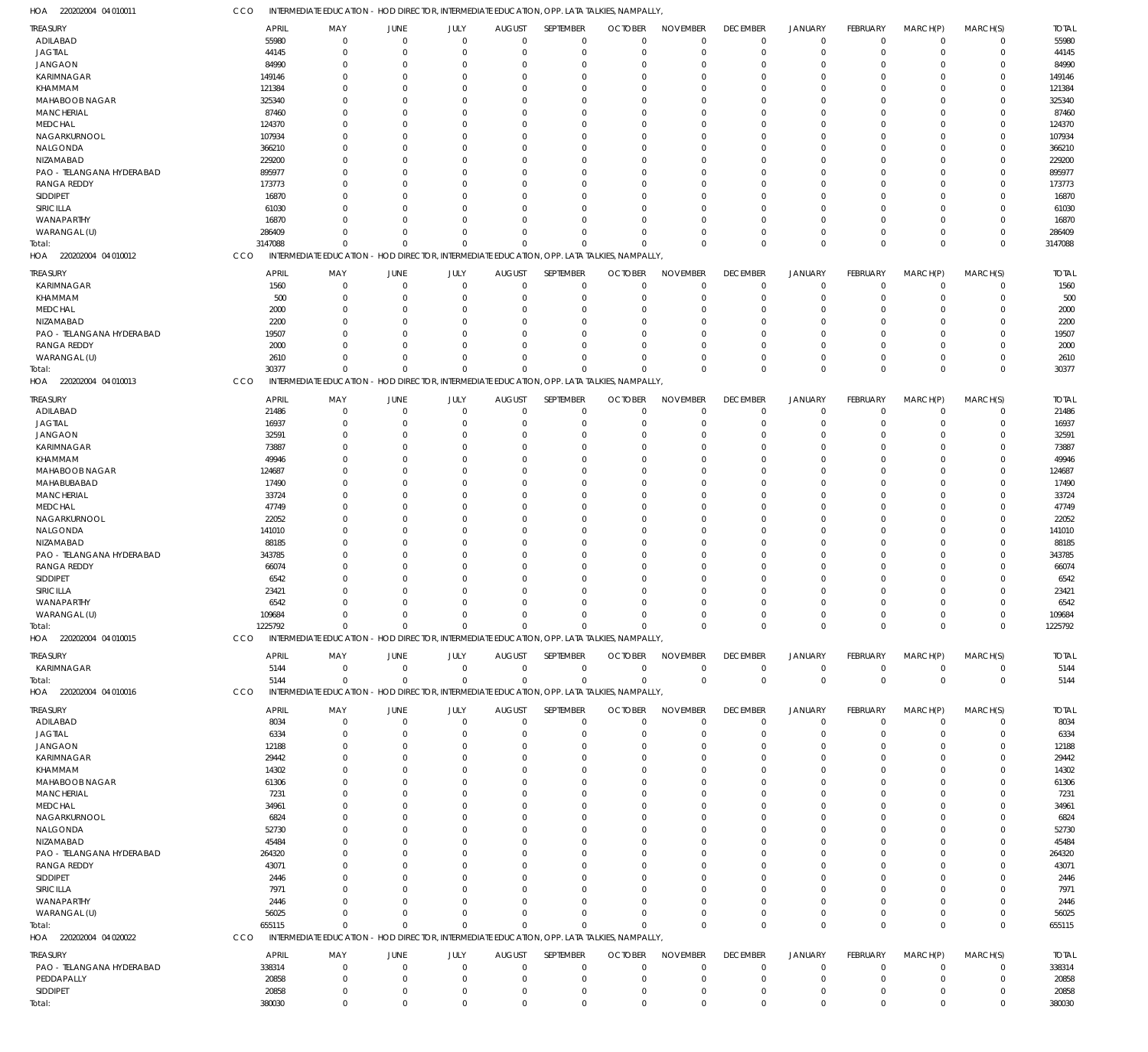HOA 220202004 04 010011 CCO INTERMEDIATE EDUCATION - HOD DIRECTOR, INTERMEDIATE EDUCATION, OPP. LATA TALKIES, NAMPALLY,

| TREASURY | APRIL | MAY | JUNE | JULY | AUGUST | SEPTEMBER | OCTOBER | NOVEMBER | DECEMBER | JANUARY | FEBRUARY | MARCH(P) | MARCH(S) | TOTAL |
|---|---|---|---|---|---|---|---|---|---|---|---|---|---|---|
| ADILABAD | 55980 | 0 | 0 | 0 | 0 | 0 | 0 | 0 | 0 | 0 | 0 | 0 | 0 | 55980 |
| JAGTIAL | 44145 | 0 | 0 | 0 | 0 | 0 | 0 | 0 | 0 | 0 | 0 | 0 | 0 | 44145 |
| JANGAON | 84990 | 0 | 0 | 0 | 0 | 0 | 0 | 0 | 0 | 0 | 0 | 0 | 0 | 84990 |
| KARIMNAGAR | 149146 | 0 | 0 | 0 | 0 | 0 | 0 | 0 | 0 | 0 | 0 | 0 | 0 | 149146 |
| KHAMMAM | 121384 | 0 | 0 | 0 | 0 | 0 | 0 | 0 | 0 | 0 | 0 | 0 | 0 | 121384 |
| MAHABOOB NAGAR | 325340 | 0 | 0 | 0 | 0 | 0 | 0 | 0 | 0 | 0 | 0 | 0 | 0 | 325340 |
| MANCHERIAL | 87460 | 0 | 0 | 0 | 0 | 0 | 0 | 0 | 0 | 0 | 0 | 0 | 0 | 87460 |
| MEDCHAL | 124370 | 0 | 0 | 0 | 0 | 0 | 0 | 0 | 0 | 0 | 0 | 0 | 0 | 124370 |
| NAGARKURNOOL | 107934 | 0 | 0 | 0 | 0 | 0 | 0 | 0 | 0 | 0 | 0 | 0 | 0 | 107934 |
| NALGONDA | 366210 | 0 | 0 | 0 | 0 | 0 | 0 | 0 | 0 | 0 | 0 | 0 | 0 | 366210 |
| NIZAMABAD | 229200 | 0 | 0 | 0 | 0 | 0 | 0 | 0 | 0 | 0 | 0 | 0 | 0 | 229200 |
| PAO - TELANGANA HYDERABAD | 895977 | 0 | 0 | 0 | 0 | 0 | 0 | 0 | 0 | 0 | 0 | 0 | 0 | 895977 |
| RANGA REDDY | 173773 | 0 | 0 | 0 | 0 | 0 | 0 | 0 | 0 | 0 | 0 | 0 | 0 | 173773 |
| SIDDIPET | 16870 | 0 | 0 | 0 | 0 | 0 | 0 | 0 | 0 | 0 | 0 | 0 | 0 | 16870 |
| SIRICILLA | 61030 | 0 | 0 | 0 | 0 | 0 | 0 | 0 | 0 | 0 | 0 | 0 | 0 | 61030 |
| WANAPARTHY | 16870 | 0 | 0 | 0 | 0 | 0 | 0 | 0 | 0 | 0 | 0 | 0 | 0 | 16870 |
| WARANGAL (U) | 286409 | 0 | 0 | 0 | 0 | 0 | 0 | 0 | 0 | 0 | 0 | 0 | 0 | 286409 |
| Total: | 3147088 | 0 | 0 | 0 | 0 | 0 | 0 | 0 | 0 | 0 | 0 | 0 | 0 | 3147088 |

HOA 220202004 04 010012 CCO INTERMEDIATE EDUCATION - HOD DIRECTOR, INTERMEDIATE EDUCATION, OPP. LATA TALKIES, NAMPALLY,

| TREASURY | APRIL | MAY | JUNE | JULY | AUGUST | SEPTEMBER | OCTOBER | NOVEMBER | DECEMBER | JANUARY | FEBRUARY | MARCH(P) | MARCH(S) | TOTAL |
|---|---|---|---|---|---|---|---|---|---|---|---|---|---|---|
| KARIMNAGAR | 1560 | 0 | 0 | 0 | 0 | 0 | 0 | 0 | 0 | 0 | 0 | 0 | 0 | 1560 |
| KHAMMAM | 500 | 0 | 0 | 0 | 0 | 0 | 0 | 0 | 0 | 0 | 0 | 0 | 0 | 500 |
| MEDCHAL | 2000 | 0 | 0 | 0 | 0 | 0 | 0 | 0 | 0 | 0 | 0 | 0 | 0 | 2000 |
| NIZAMABAD | 2200 | 0 | 0 | 0 | 0 | 0 | 0 | 0 | 0 | 0 | 0 | 0 | 0 | 2200 |
| PAO - TELANGANA HYDERABAD | 19507 | 0 | 0 | 0 | 0 | 0 | 0 | 0 | 0 | 0 | 0 | 0 | 0 | 19507 |
| RANGA REDDY | 2000 | 0 | 0 | 0 | 0 | 0 | 0 | 0 | 0 | 0 | 0 | 0 | 0 | 2000 |
| WARANGAL (U) | 2610 | 0 | 0 | 0 | 0 | 0 | 0 | 0 | 0 | 0 | 0 | 0 | 0 | 2610 |
| Total: | 30377 | 0 | 0 | 0 | 0 | 0 | 0 | 0 | 0 | 0 | 0 | 0 | 0 | 30377 |

HOA 220202004 04 010013 CCO INTERMEDIATE EDUCATION - HOD DIRECTOR, INTERMEDIATE EDUCATION, OPP. LATA TALKIES, NAMPALLY,

| TREASURY | APRIL | MAY | JUNE | JULY | AUGUST | SEPTEMBER | OCTOBER | NOVEMBER | DECEMBER | JANUARY | FEBRUARY | MARCH(P) | MARCH(S) | TOTAL |
|---|---|---|---|---|---|---|---|---|---|---|---|---|---|---|
| ADILABAD | 21486 | 0 | 0 | 0 | 0 | 0 | 0 | 0 | 0 | 0 | 0 | 0 | 0 | 21486 |
| JAGTIAL | 16937 | 0 | 0 | 0 | 0 | 0 | 0 | 0 | 0 | 0 | 0 | 0 | 0 | 16937 |
| JANGAON | 32591 | 0 | 0 | 0 | 0 | 0 | 0 | 0 | 0 | 0 | 0 | 0 | 0 | 32591 |
| KARIMNAGAR | 73887 | 0 | 0 | 0 | 0 | 0 | 0 | 0 | 0 | 0 | 0 | 0 | 0 | 73887 |
| KHAMMAM | 49946 | 0 | 0 | 0 | 0 | 0 | 0 | 0 | 0 | 0 | 0 | 0 | 0 | 49946 |
| MAHABOOB NAGAR | 124687 | 0 | 0 | 0 | 0 | 0 | 0 | 0 | 0 | 0 | 0 | 0 | 0 | 124687 |
| MAHABUBABAD | 17490 | 0 | 0 | 0 | 0 | 0 | 0 | 0 | 0 | 0 | 0 | 0 | 0 | 17490 |
| MANCHERIAL | 33724 | 0 | 0 | 0 | 0 | 0 | 0 | 0 | 0 | 0 | 0 | 0 | 0 | 33724 |
| MEDCHAL | 47749 | 0 | 0 | 0 | 0 | 0 | 0 | 0 | 0 | 0 | 0 | 0 | 0 | 47749 |
| NAGARKURNOOL | 22052 | 0 | 0 | 0 | 0 | 0 | 0 | 0 | 0 | 0 | 0 | 0 | 0 | 22052 |
| NALGONDA | 141010 | 0 | 0 | 0 | 0 | 0 | 0 | 0 | 0 | 0 | 0 | 0 | 0 | 141010 |
| NIZAMABAD | 88185 | 0 | 0 | 0 | 0 | 0 | 0 | 0 | 0 | 0 | 0 | 0 | 0 | 88185 |
| PAO - TELANGANA HYDERABAD | 343785 | 0 | 0 | 0 | 0 | 0 | 0 | 0 | 0 | 0 | 0 | 0 | 0 | 343785 |
| RANGA REDDY | 66074 | 0 | 0 | 0 | 0 | 0 | 0 | 0 | 0 | 0 | 0 | 0 | 0 | 66074 |
| SIDDIPET | 6542 | 0 | 0 | 0 | 0 | 0 | 0 | 0 | 0 | 0 | 0 | 0 | 0 | 6542 |
| SIRICILLA | 23421 | 0 | 0 | 0 | 0 | 0 | 0 | 0 | 0 | 0 | 0 | 0 | 0 | 23421 |
| WANAPARTHY | 6542 | 0 | 0 | 0 | 0 | 0 | 0 | 0 | 0 | 0 | 0 | 0 | 0 | 6542 |
| WARANGAL (U) | 109684 | 0 | 0 | 0 | 0 | 0 | 0 | 0 | 0 | 0 | 0 | 0 | 0 | 109684 |
| Total: | 1225792 | 0 | 0 | 0 | 0 | 0 | 0 | 0 | 0 | 0 | 0 | 0 | 0 | 1225792 |

HOA 220202004 04 010015 CCO INTERMEDIATE EDUCATION - HOD DIRECTOR, INTERMEDIATE EDUCATION, OPP. LATA TALKIES, NAMPALLY,

| TREASURY | APRIL | MAY | JUNE | JULY | AUGUST | SEPTEMBER | OCTOBER | NOVEMBER | DECEMBER | JANUARY | FEBRUARY | MARCH(P) | MARCH(S) | TOTAL |
|---|---|---|---|---|---|---|---|---|---|---|---|---|---|---|
| KARIMNAGAR | 5144 | 0 | 0 | 0 | 0 | 0 | 0 | 0 | 0 | 0 | 0 | 0 | 0 | 5144 |
| Total: | 5144 | 0 | 0 | 0 | 0 | 0 | 0 | 0 | 0 | 0 | 0 | 0 | 0 | 5144 |

HOA 220202004 04 010016 CCO INTERMEDIATE EDUCATION - HOD DIRECTOR, INTERMEDIATE EDUCATION, OPP. LATA TALKIES, NAMPALLY,

| TREASURY | APRIL | MAY | JUNE | JULY | AUGUST | SEPTEMBER | OCTOBER | NOVEMBER | DECEMBER | JANUARY | FEBRUARY | MARCH(P) | MARCH(S) | TOTAL |
|---|---|---|---|---|---|---|---|---|---|---|---|---|---|---|
| ADILABAD | 8034 | 0 | 0 | 0 | 0 | 0 | 0 | 0 | 0 | 0 | 0 | 0 | 0 | 8034 |
| JAGTIAL | 6334 | 0 | 0 | 0 | 0 | 0 | 0 | 0 | 0 | 0 | 0 | 0 | 0 | 6334 |
| JANGAON | 12188 | 0 | 0 | 0 | 0 | 0 | 0 | 0 | 0 | 0 | 0 | 0 | 0 | 12188 |
| KARIMNAGAR | 29442 | 0 | 0 | 0 | 0 | 0 | 0 | 0 | 0 | 0 | 0 | 0 | 0 | 29442 |
| KHAMMAM | 14302 | 0 | 0 | 0 | 0 | 0 | 0 | 0 | 0 | 0 | 0 | 0 | 0 | 14302 |
| MAHABOOB NAGAR | 61306 | 0 | 0 | 0 | 0 | 0 | 0 | 0 | 0 | 0 | 0 | 0 | 0 | 61306 |
| MANCHERIAL | 7231 | 0 | 0 | 0 | 0 | 0 | 0 | 0 | 0 | 0 | 0 | 0 | 0 | 7231 |
| MEDCHAL | 34961 | 0 | 0 | 0 | 0 | 0 | 0 | 0 | 0 | 0 | 0 | 0 | 0 | 34961 |
| NAGARKURNOOL | 6824 | 0 | 0 | 0 | 0 | 0 | 0 | 0 | 0 | 0 | 0 | 0 | 0 | 6824 |
| NALGONDA | 52730 | 0 | 0 | 0 | 0 | 0 | 0 | 0 | 0 | 0 | 0 | 0 | 0 | 52730 |
| NIZAMABAD | 45484 | 0 | 0 | 0 | 0 | 0 | 0 | 0 | 0 | 0 | 0 | 0 | 0 | 45484 |
| PAO - TELANGANA HYDERABAD | 264320 | 0 | 0 | 0 | 0 | 0 | 0 | 0 | 0 | 0 | 0 | 0 | 0 | 264320 |
| RANGA REDDY | 43071 | 0 | 0 | 0 | 0 | 0 | 0 | 0 | 0 | 0 | 0 | 0 | 0 | 43071 |
| SIDDIPET | 2446 | 0 | 0 | 0 | 0 | 0 | 0 | 0 | 0 | 0 | 0 | 0 | 0 | 2446 |
| SIRICILLA | 7971 | 0 | 0 | 0 | 0 | 0 | 0 | 0 | 0 | 0 | 0 | 0 | 0 | 7971 |
| WANAPARTHY | 2446 | 0 | 0 | 0 | 0 | 0 | 0 | 0 | 0 | 0 | 0 | 0 | 0 | 2446 |
| WARANGAL (U) | 56025 | 0 | 0 | 0 | 0 | 0 | 0 | 0 | 0 | 0 | 0 | 0 | 0 | 56025 |
| Total: | 655115 | 0 | 0 | 0 | 0 | 0 | 0 | 0 | 0 | 0 | 0 | 0 | 0 | 655115 |

HOA 220202004 04 020022 CCO INTERMEDIATE EDUCATION - HOD DIRECTOR, INTERMEDIATE EDUCATION, OPP. LATA TALKIES, NAMPALLY,

| TREASURY | APRIL | MAY | JUNE | JULY | AUGUST | SEPTEMBER | OCTOBER | NOVEMBER | DECEMBER | JANUARY | FEBRUARY | MARCH(P) | MARCH(S) | TOTAL |
|---|---|---|---|---|---|---|---|---|---|---|---|---|---|---|
| PAO - TELANGANA HYDERABAD | 338314 | 0 | 0 | 0 | 0 | 0 | 0 | 0 | 0 | 0 | 0 | 0 | 0 | 338314 |
| PEDDAPALLY | 20858 | 0 | 0 | 0 | 0 | 0 | 0 | 0 | 0 | 0 | 0 | 0 | 0 | 20858 |
| SIDDIPET | 20858 | 0 | 0 | 0 | 0 | 0 | 0 | 0 | 0 | 0 | 0 | 0 | 0 | 20858 |
| Total: | 380030 | 0 | 0 | 0 | 0 | 0 | 0 | 0 | 0 | 0 | 0 | 0 | 0 | 380030 |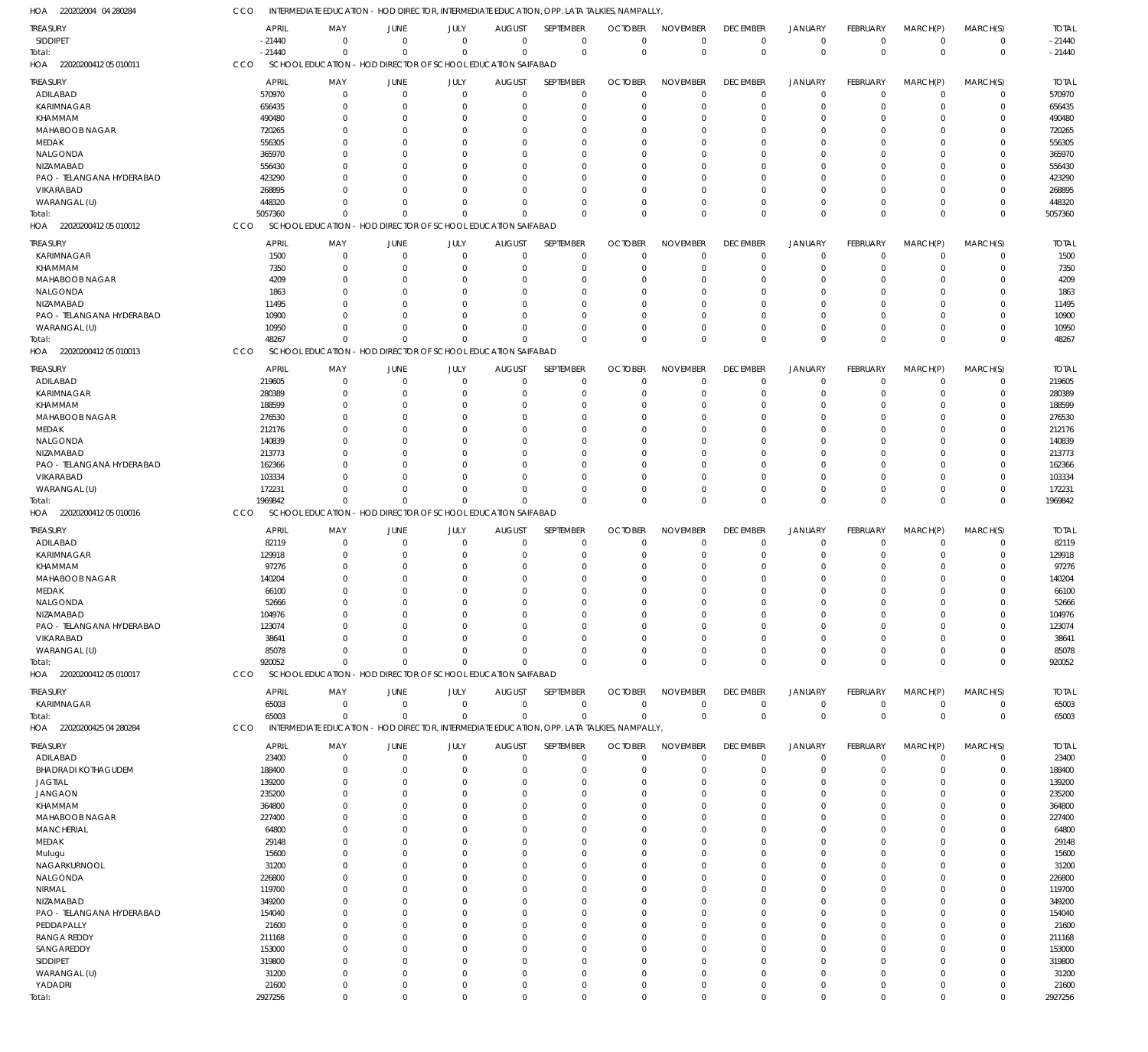HOA 220202004 04 280284 CCO INTERMEDIATE EDUCATION - HOD DIRECTOR, INTERMEDIATE EDUCATION, OPP. LATA TALKIES, NAMPALLY,

| TREASURY | APRIL | MAY | JUNE | JULY | AUGUST | SEPTEMBER | OCTOBER | NOVEMBER | DECEMBER | JANUARY | FEBRUARY | MARCH(P) | MARCH(S) | TOTAL |
|---|---|---|---|---|---|---|---|---|---|---|---|---|---|---|
| SIDDIPET | -21440 | 0 | 0 | 0 | 0 | 0 | 0 | 0 | 0 | 0 | 0 | 0 | 0 | -21440 |
| Total: | -21440 | 0 | 0 | 0 | 0 | 0 | 0 | 0 | 0 | 0 | 0 | 0 | 0 | -21440 |

HOA 22020200412 05 010011 CCO SCHOOL EDUCATION - HOD DIRECTOR OF SCHOOL EDUCATION SAIFABAD

| TREASURY | APRIL | MAY | JUNE | JULY | AUGUST | SEPTEMBER | OCTOBER | NOVEMBER | DECEMBER | JANUARY | FEBRUARY | MARCH(P) | MARCH(S) | TOTAL |
|---|---|---|---|---|---|---|---|---|---|---|---|---|---|---|
| ADILABAD | 570970 | 0 | 0 | 0 | 0 | 0 | 0 | 0 | 0 | 0 | 0 | 0 | 0 | 570970 |
| KARIMNAGAR | 656435 | 0 | 0 | 0 | 0 | 0 | 0 | 0 | 0 | 0 | 0 | 0 | 0 | 656435 |
| KHAMMAM | 490480 | 0 | 0 | 0 | 0 | 0 | 0 | 0 | 0 | 0 | 0 | 0 | 0 | 490480 |
| MAHABOOB NAGAR | 720265 | 0 | 0 | 0 | 0 | 0 | 0 | 0 | 0 | 0 | 0 | 0 | 0 | 720265 |
| MEDAK | 556305 | 0 | 0 | 0 | 0 | 0 | 0 | 0 | 0 | 0 | 0 | 0 | 0 | 556305 |
| NALGONDA | 365970 | 0 | 0 | 0 | 0 | 0 | 0 | 0 | 0 | 0 | 0 | 0 | 0 | 365970 |
| NIZAMABAD | 556430 | 0 | 0 | 0 | 0 | 0 | 0 | 0 | 0 | 0 | 0 | 0 | 0 | 556430 |
| PAO - TELANGANA HYDERABAD | 423290 | 0 | 0 | 0 | 0 | 0 | 0 | 0 | 0 | 0 | 0 | 0 | 0 | 423290 |
| VIKARABAD | 268895 | 0 | 0 | 0 | 0 | 0 | 0 | 0 | 0 | 0 | 0 | 0 | 0 | 268895 |
| WARANGAL (U) | 448320 | 0 | 0 | 0 | 0 | 0 | 0 | 0 | 0 | 0 | 0 | 0 | 0 | 448320 |
| Total: | 5057360 | 0 | 0 | 0 | 0 | 0 | 0 | 0 | 0 | 0 | 0 | 0 | 0 | 5057360 |

HOA 22020200412 05 010012 CCO SCHOOL EDUCATION - HOD DIRECTOR OF SCHOOL EDUCATION SAIFABAD

| TREASURY | APRIL | MAY | JUNE | JULY | AUGUST | SEPTEMBER | OCTOBER | NOVEMBER | DECEMBER | JANUARY | FEBRUARY | MARCH(P) | MARCH(S) | TOTAL |
|---|---|---|---|---|---|---|---|---|---|---|---|---|---|---|
| KARIMNAGAR | 1500 | 0 | 0 | 0 | 0 | 0 | 0 | 0 | 0 | 0 | 0 | 0 | 0 | 1500 |
| KHAMMAM | 7350 | 0 | 0 | 0 | 0 | 0 | 0 | 0 | 0 | 0 | 0 | 0 | 0 | 7350 |
| MAHABOOB NAGAR | 4209 | 0 | 0 | 0 | 0 | 0 | 0 | 0 | 0 | 0 | 0 | 0 | 0 | 4209 |
| NALGONDA | 1863 | 0 | 0 | 0 | 0 | 0 | 0 | 0 | 0 | 0 | 0 | 0 | 0 | 1863 |
| NIZAMABAD | 11495 | 0 | 0 | 0 | 0 | 0 | 0 | 0 | 0 | 0 | 0 | 0 | 0 | 11495 |
| PAO - TELANGANA HYDERABAD | 10900 | 0 | 0 | 0 | 0 | 0 | 0 | 0 | 0 | 0 | 0 | 0 | 0 | 10900 |
| WARANGAL (U) | 10950 | 0 | 0 | 0 | 0 | 0 | 0 | 0 | 0 | 0 | 0 | 0 | 0 | 10950 |
| Total: | 48267 | 0 | 0 | 0 | 0 | 0 | 0 | 0 | 0 | 0 | 0 | 0 | 0 | 48267 |

HOA 22020200412 05 010013 CCO SCHOOL EDUCATION - HOD DIRECTOR OF SCHOOL EDUCATION SAIFABAD

| TREASURY | APRIL | MAY | JUNE | JULY | AUGUST | SEPTEMBER | OCTOBER | NOVEMBER | DECEMBER | JANUARY | FEBRUARY | MARCH(P) | MARCH(S) | TOTAL |
|---|---|---|---|---|---|---|---|---|---|---|---|---|---|---|
| ADILABAD | 219605 | 0 | 0 | 0 | 0 | 0 | 0 | 0 | 0 | 0 | 0 | 0 | 0 | 219605 |
| KARIMNAGAR | 280389 | 0 | 0 | 0 | 0 | 0 | 0 | 0 | 0 | 0 | 0 | 0 | 0 | 280389 |
| KHAMMAM | 188599 | 0 | 0 | 0 | 0 | 0 | 0 | 0 | 0 | 0 | 0 | 0 | 0 | 188599 |
| MAHABOOB NAGAR | 276530 | 0 | 0 | 0 | 0 | 0 | 0 | 0 | 0 | 0 | 0 | 0 | 0 | 276530 |
| MEDAK | 212176 | 0 | 0 | 0 | 0 | 0 | 0 | 0 | 0 | 0 | 0 | 0 | 0 | 212176 |
| NALGONDA | 140839 | 0 | 0 | 0 | 0 | 0 | 0 | 0 | 0 | 0 | 0 | 0 | 0 | 140839 |
| NIZAMABAD | 213773 | 0 | 0 | 0 | 0 | 0 | 0 | 0 | 0 | 0 | 0 | 0 | 0 | 213773 |
| PAO - TELANGANA HYDERABAD | 162366 | 0 | 0 | 0 | 0 | 0 | 0 | 0 | 0 | 0 | 0 | 0 | 0 | 162366 |
| VIKARABAD | 103334 | 0 | 0 | 0 | 0 | 0 | 0 | 0 | 0 | 0 | 0 | 0 | 0 | 103334 |
| WARANGAL (U) | 172231 | 0 | 0 | 0 | 0 | 0 | 0 | 0 | 0 | 0 | 0 | 0 | 0 | 172231 |
| Total: | 1969842 | 0 | 0 | 0 | 0 | 0 | 0 | 0 | 0 | 0 | 0 | 0 | 0 | 1969842 |

HOA 22020200412 05 010016 CCO SCHOOL EDUCATION - HOD DIRECTOR OF SCHOOL EDUCATION SAIFABAD

| TREASURY | APRIL | MAY | JUNE | JULY | AUGUST | SEPTEMBER | OCTOBER | NOVEMBER | DECEMBER | JANUARY | FEBRUARY | MARCH(P) | MARCH(S) | TOTAL |
|---|---|---|---|---|---|---|---|---|---|---|---|---|---|---|
| ADILABAD | 82119 | 0 | 0 | 0 | 0 | 0 | 0 | 0 | 0 | 0 | 0 | 0 | 0 | 82119 |
| KARIMNAGAR | 129918 | 0 | 0 | 0 | 0 | 0 | 0 | 0 | 0 | 0 | 0 | 0 | 0 | 129918 |
| KHAMMAM | 97276 | 0 | 0 | 0 | 0 | 0 | 0 | 0 | 0 | 0 | 0 | 0 | 0 | 97276 |
| MAHABOOB NAGAR | 140204 | 0 | 0 | 0 | 0 | 0 | 0 | 0 | 0 | 0 | 0 | 0 | 0 | 140204 |
| MEDAK | 66100 | 0 | 0 | 0 | 0 | 0 | 0 | 0 | 0 | 0 | 0 | 0 | 0 | 66100 |
| NALGONDA | 52666 | 0 | 0 | 0 | 0 | 0 | 0 | 0 | 0 | 0 | 0 | 0 | 0 | 52666 |
| NIZAMABAD | 104976 | 0 | 0 | 0 | 0 | 0 | 0 | 0 | 0 | 0 | 0 | 0 | 0 | 104976 |
| PAO - TELANGANA HYDERABAD | 123074 | 0 | 0 | 0 | 0 | 0 | 0 | 0 | 0 | 0 | 0 | 0 | 0 | 123074 |
| VIKARABAD | 38641 | 0 | 0 | 0 | 0 | 0 | 0 | 0 | 0 | 0 | 0 | 0 | 0 | 38641 |
| WARANGAL (U) | 85078 | 0 | 0 | 0 | 0 | 0 | 0 | 0 | 0 | 0 | 0 | 0 | 0 | 85078 |
| Total: | 920052 | 0 | 0 | 0 | 0 | 0 | 0 | 0 | 0 | 0 | 0 | 0 | 0 | 920052 |

HOA 22020200412 05 010017 CCO SCHOOL EDUCATION - HOD DIRECTOR OF SCHOOL EDUCATION SAIFABAD

| TREASURY | APRIL | MAY | JUNE | JULY | AUGUST | SEPTEMBER | OCTOBER | NOVEMBER | DECEMBER | JANUARY | FEBRUARY | MARCH(P) | MARCH(S) | TOTAL |
|---|---|---|---|---|---|---|---|---|---|---|---|---|---|---|
| KARIMNAGAR | 65003 | 0 | 0 | 0 | 0 | 0 | 0 | 0 | 0 | 0 | 0 | 0 | 0 | 65003 |
| Total: | 65003 | 0 | 0 | 0 | 0 | 0 | 0 | 0 | 0 | 0 | 0 | 0 | 0 | 65003 |

HOA 22020200425 04 280284 CCO INTERMEDIATE EDUCATION - HOD DIRECTOR, INTERMEDIATE EDUCATION, OPP. LATA TALKIES, NAMPALLY,

| TREASURY | APRIL | MAY | JUNE | JULY | AUGUST | SEPTEMBER | OCTOBER | NOVEMBER | DECEMBER | JANUARY | FEBRUARY | MARCH(P) | MARCH(S) | TOTAL |
|---|---|---|---|---|---|---|---|---|---|---|---|---|---|---|
| ADILABAD | 23400 | 0 | 0 | 0 | 0 | 0 | 0 | 0 | 0 | 0 | 0 | 0 | 0 | 23400 |
| BHADRADI KOTHAGUDEM | 188400 | 0 | 0 | 0 | 0 | 0 | 0 | 0 | 0 | 0 | 0 | 0 | 0 | 188400 |
| JAGTIAL | 139200 | 0 | 0 | 0 | 0 | 0 | 0 | 0 | 0 | 0 | 0 | 0 | 0 | 139200 |
| JANGAON | 235200 | 0 | 0 | 0 | 0 | 0 | 0 | 0 | 0 | 0 | 0 | 0 | 0 | 235200 |
| KHAMMAM | 364800 | 0 | 0 | 0 | 0 | 0 | 0 | 0 | 0 | 0 | 0 | 0 | 0 | 364800 |
| MAHABOOB NAGAR | 227400 | 0 | 0 | 0 | 0 | 0 | 0 | 0 | 0 | 0 | 0 | 0 | 0 | 227400 |
| MANCHERIAL | 64800 | 0 | 0 | 0 | 0 | 0 | 0 | 0 | 0 | 0 | 0 | 0 | 0 | 64800 |
| MEDAK | 29148 | 0 | 0 | 0 | 0 | 0 | 0 | 0 | 0 | 0 | 0 | 0 | 0 | 29148 |
| Mulugu | 15600 | 0 | 0 | 0 | 0 | 0 | 0 | 0 | 0 | 0 | 0 | 0 | 0 | 15600 |
| NAGARKURNOOL | 31200 | 0 | 0 | 0 | 0 | 0 | 0 | 0 | 0 | 0 | 0 | 0 | 0 | 31200 |
| NALGONDA | 226800 | 0 | 0 | 0 | 0 | 0 | 0 | 0 | 0 | 0 | 0 | 0 | 0 | 226800 |
| NIRMAL | 119700 | 0 | 0 | 0 | 0 | 0 | 0 | 0 | 0 | 0 | 0 | 0 | 0 | 119700 |
| NIZAMABAD | 349200 | 0 | 0 | 0 | 0 | 0 | 0 | 0 | 0 | 0 | 0 | 0 | 0 | 349200 |
| PAO - TELANGANA HYDERABAD | 154040 | 0 | 0 | 0 | 0 | 0 | 0 | 0 | 0 | 0 | 0 | 0 | 0 | 154040 |
| PEDDAPALLY | 21600 | 0 | 0 | 0 | 0 | 0 | 0 | 0 | 0 | 0 | 0 | 0 | 0 | 21600 |
| RANGA REDDY | 211168 | 0 | 0 | 0 | 0 | 0 | 0 | 0 | 0 | 0 | 0 | 0 | 0 | 211168 |
| SANGAREDDY | 153000 | 0 | 0 | 0 | 0 | 0 | 0 | 0 | 0 | 0 | 0 | 0 | 0 | 153000 |
| SIDDIPET | 319800 | 0 | 0 | 0 | 0 | 0 | 0 | 0 | 0 | 0 | 0 | 0 | 0 | 319800 |
| WARANGAL (U) | 31200 | 0 | 0 | 0 | 0 | 0 | 0 | 0 | 0 | 0 | 0 | 0 | 0 | 31200 |
| YADADRI | 21600 | 0 | 0 | 0 | 0 | 0 | 0 | 0 | 0 | 0 | 0 | 0 | 0 | 21600 |
| Total: | 2927256 | 0 | 0 | 0 | 0 | 0 | 0 | 0 | 0 | 0 | 0 | 0 | 0 | 2927256 |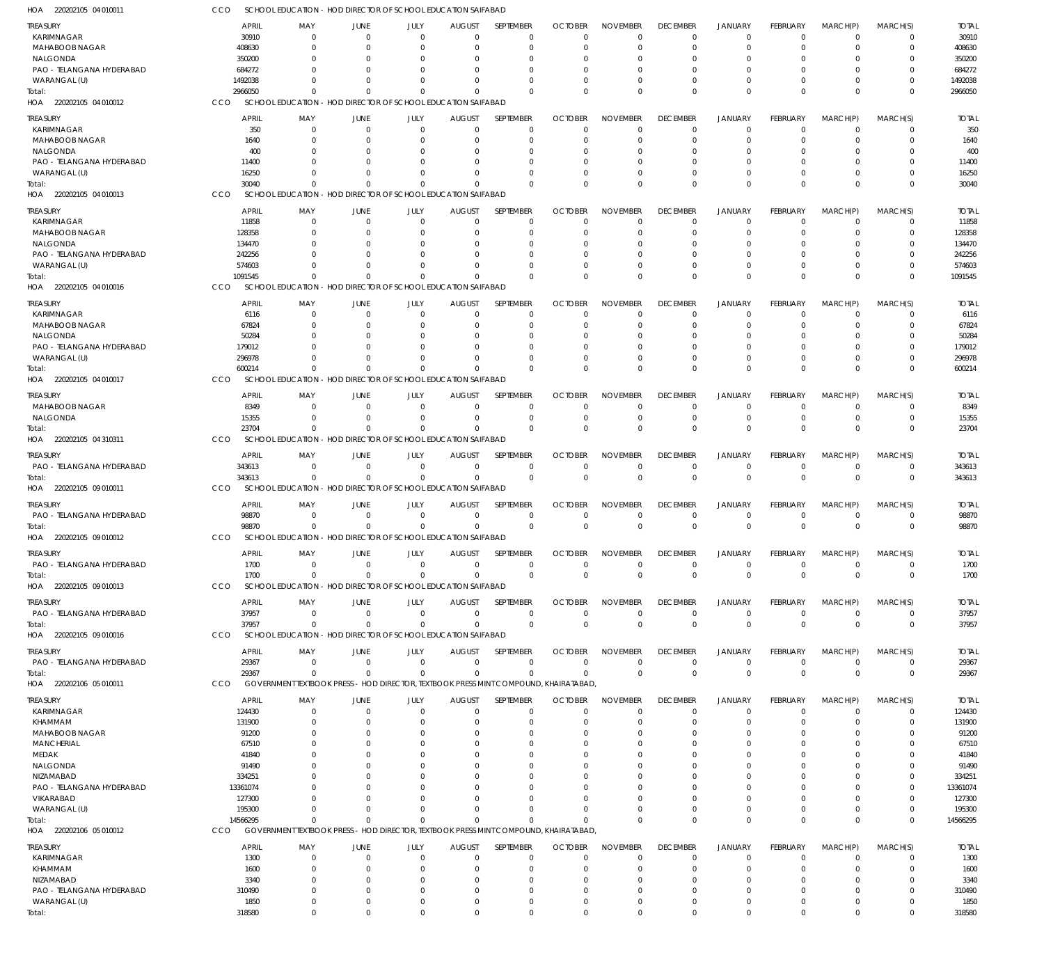HOA 220202105 04 010011 CCO SCHOOL EDUCATION - HOD DIRECTOR OF SCHOOL EDUCATION SAIFABAD

| TREASURY | APRIL | MAY | JUNE | JULY | AUGUST | SEPTEMBER | OCTOBER | NOVEMBER | DECEMBER | JANUARY | FEBRUARY | MARCH(P) | MARCH(S) | TOTAL |
|---|---|---|---|---|---|---|---|---|---|---|---|---|---|---|
| KARIMNAGAR | 30910 | 0 | 0 | 0 | 0 | 0 | 0 | 0 | 0 | 0 | 0 | 0 | 0 | 30910 |
| MAHABOOB NAGAR | 408630 | 0 | 0 | 0 | 0 | 0 | 0 | 0 | 0 | 0 | 0 | 0 | 0 | 408630 |
| NALGONDA | 350200 | 0 | 0 | 0 | 0 | 0 | 0 | 0 | 0 | 0 | 0 | 0 | 0 | 350200 |
| PAO - TELANGANA HYDERABAD | 684272 | 0 | 0 | 0 | 0 | 0 | 0 | 0 | 0 | 0 | 0 | 0 | 0 | 684272 |
| WARANGAL (U) | 1492038 | 0 | 0 | 0 | 0 | 0 | 0 | 0 | 0 | 0 | 0 | 0 | 0 | 1492038 |
| Total: | 2966050 | 0 | 0 | 0 | 0 | 0 | 0 | 0 | 0 | 0 | 0 | 0 | 0 | 2966050 |

HOA 220202105 04 010012 CCO SCHOOL EDUCATION - HOD DIRECTOR OF SCHOOL EDUCATION SAIFABAD

| TREASURY | APRIL | MAY | JUNE | JULY | AUGUST | SEPTEMBER | OCTOBER | NOVEMBER | DECEMBER | JANUARY | FEBRUARY | MARCH(P) | MARCH(S) | TOTAL |
|---|---|---|---|---|---|---|---|---|---|---|---|---|---|---|
| KARIMNAGAR | 350 | 0 | 0 | 0 | 0 | 0 | 0 | 0 | 0 | 0 | 0 | 0 | 0 | 350 |
| MAHABOOB NAGAR | 1640 | 0 | 0 | 0 | 0 | 0 | 0 | 0 | 0 | 0 | 0 | 0 | 0 | 1640 |
| NALGONDA | 400 | 0 | 0 | 0 | 0 | 0 | 0 | 0 | 0 | 0 | 0 | 0 | 0 | 400 |
| PAO - TELANGANA HYDERABAD | 11400 | 0 | 0 | 0 | 0 | 0 | 0 | 0 | 0 | 0 | 0 | 0 | 0 | 11400 |
| WARANGAL (U) | 16250 | 0 | 0 | 0 | 0 | 0 | 0 | 0 | 0 | 0 | 0 | 0 | 0 | 16250 |
| Total: | 30040 | 0 | 0 | 0 | 0 | 0 | 0 | 0 | 0 | 0 | 0 | 0 | 0 | 30040 |

HOA 220202105 04 010013 CCO SCHOOL EDUCATION - HOD DIRECTOR OF SCHOOL EDUCATION SAIFABAD

| TREASURY | APRIL | MAY | JUNE | JULY | AUGUST | SEPTEMBER | OCTOBER | NOVEMBER | DECEMBER | JANUARY | FEBRUARY | MARCH(P) | MARCH(S) | TOTAL |
|---|---|---|---|---|---|---|---|---|---|---|---|---|---|---|
| KARIMNAGAR | 11858 | 0 | 0 | 0 | 0 | 0 | 0 | 0 | 0 | 0 | 0 | 0 | 0 | 11858 |
| MAHABOOB NAGAR | 128358 | 0 | 0 | 0 | 0 | 0 | 0 | 0 | 0 | 0 | 0 | 0 | 0 | 128358 |
| NALGONDA | 134470 | 0 | 0 | 0 | 0 | 0 | 0 | 0 | 0 | 0 | 0 | 0 | 0 | 134470 |
| PAO - TELANGANA HYDERABAD | 242256 | 0 | 0 | 0 | 0 | 0 | 0 | 0 | 0 | 0 | 0 | 0 | 0 | 242256 |
| WARANGAL (U) | 574603 | 0 | 0 | 0 | 0 | 0 | 0 | 0 | 0 | 0 | 0 | 0 | 0 | 574603 |
| Total: | 1091545 | 0 | 0 | 0 | 0 | 0 | 0 | 0 | 0 | 0 | 0 | 0 | 0 | 1091545 |

HOA 220202105 04 010016 CCO SCHOOL EDUCATION - HOD DIRECTOR OF SCHOOL EDUCATION SAIFABAD

| TREASURY | APRIL | MAY | JUNE | JULY | AUGUST | SEPTEMBER | OCTOBER | NOVEMBER | DECEMBER | JANUARY | FEBRUARY | MARCH(P) | MARCH(S) | TOTAL |
|---|---|---|---|---|---|---|---|---|---|---|---|---|---|---|
| KARIMNAGAR | 6116 | 0 | 0 | 0 | 0 | 0 | 0 | 0 | 0 | 0 | 0 | 0 | 0 | 6116 |
| MAHABOOB NAGAR | 67824 | 0 | 0 | 0 | 0 | 0 | 0 | 0 | 0 | 0 | 0 | 0 | 0 | 67824 |
| NALGONDA | 50284 | 0 | 0 | 0 | 0 | 0 | 0 | 0 | 0 | 0 | 0 | 0 | 0 | 50284 |
| PAO - TELANGANA HYDERABAD | 179012 | 0 | 0 | 0 | 0 | 0 | 0 | 0 | 0 | 0 | 0 | 0 | 0 | 179012 |
| WARANGAL (U) | 296978 | 0 | 0 | 0 | 0 | 0 | 0 | 0 | 0 | 0 | 0 | 0 | 0 | 296978 |
| Total: | 600214 | 0 | 0 | 0 | 0 | 0 | 0 | 0 | 0 | 0 | 0 | 0 | 0 | 600214 |

HOA 220202105 04 010017 CCO SCHOOL EDUCATION - HOD DIRECTOR OF SCHOOL EDUCATION SAIFABAD

| TREASURY | APRIL | MAY | JUNE | JULY | AUGUST | SEPTEMBER | OCTOBER | NOVEMBER | DECEMBER | JANUARY | FEBRUARY | MARCH(P) | MARCH(S) | TOTAL |
|---|---|---|---|---|---|---|---|---|---|---|---|---|---|---|
| MAHABOOB NAGAR | 8349 | 0 | 0 | 0 | 0 | 0 | 0 | 0 | 0 | 0 | 0 | 0 | 0 | 8349 |
| NALGONDA | 15355 | 0 | 0 | 0 | 0 | 0 | 0 | 0 | 0 | 0 | 0 | 0 | 0 | 15355 |
| Total: | 23704 | 0 | 0 | 0 | 0 | 0 | 0 | 0 | 0 | 0 | 0 | 0 | 0 | 23704 |

HOA 220202105 04 310311 CCO SCHOOL EDUCATION - HOD DIRECTOR OF SCHOOL EDUCATION SAIFABAD

| TREASURY | APRIL | MAY | JUNE | JULY | AUGUST | SEPTEMBER | OCTOBER | NOVEMBER | DECEMBER | JANUARY | FEBRUARY | MARCH(P) | MARCH(S) | TOTAL |
|---|---|---|---|---|---|---|---|---|---|---|---|---|---|---|
| PAO - TELANGANA HYDERABAD | 343613 | 0 | 0 | 0 | 0 | 0 | 0 | 0 | 0 | 0 | 0 | 0 | 0 | 343613 |
| Total: | 343613 | 0 | 0 | 0 | 0 | 0 | 0 | 0 | 0 | 0 | 0 | 0 | 0 | 343613 |

HOA 220202105 09 010011 CCO SCHOOL EDUCATION - HOD DIRECTOR OF SCHOOL EDUCATION SAIFABAD

| TREASURY | APRIL | MAY | JUNE | JULY | AUGUST | SEPTEMBER | OCTOBER | NOVEMBER | DECEMBER | JANUARY | FEBRUARY | MARCH(P) | MARCH(S) | TOTAL |
|---|---|---|---|---|---|---|---|---|---|---|---|---|---|---|
| PAO - TELANGANA HYDERABAD | 98870 | 0 | 0 | 0 | 0 | 0 | 0 | 0 | 0 | 0 | 0 | 0 | 0 | 98870 |
| Total: | 98870 | 0 | 0 | 0 | 0 | 0 | 0 | 0 | 0 | 0 | 0 | 0 | 0 | 98870 |

HOA 220202105 09 010012 CCO SCHOOL EDUCATION - HOD DIRECTOR OF SCHOOL EDUCATION SAIFABAD

| TREASURY | APRIL | MAY | JUNE | JULY | AUGUST | SEPTEMBER | OCTOBER | NOVEMBER | DECEMBER | JANUARY | FEBRUARY | MARCH(P) | MARCH(S) | TOTAL |
|---|---|---|---|---|---|---|---|---|---|---|---|---|---|---|
| PAO - TELANGANA HYDERABAD | 1700 | 0 | 0 | 0 | 0 | 0 | 0 | 0 | 0 | 0 | 0 | 0 | 0 | 1700 |
| Total: | 1700 | 0 | 0 | 0 | 0 | 0 | 0 | 0 | 0 | 0 | 0 | 0 | 0 | 1700 |

HOA 220202105 09 010013 CCO SCHOOL EDUCATION - HOD DIRECTOR OF SCHOOL EDUCATION SAIFABAD

| TREASURY | APRIL | MAY | JUNE | JULY | AUGUST | SEPTEMBER | OCTOBER | NOVEMBER | DECEMBER | JANUARY | FEBRUARY | MARCH(P) | MARCH(S) | TOTAL |
|---|---|---|---|---|---|---|---|---|---|---|---|---|---|---|
| PAO - TELANGANA HYDERABAD | 37957 | 0 | 0 | 0 | 0 | 0 | 0 | 0 | 0 | 0 | 0 | 0 | 0 | 37957 |
| Total: | 37957 | 0 | 0 | 0 | 0 | 0 | 0 | 0 | 0 | 0 | 0 | 0 | 0 | 37957 |

HOA 220202105 09 010016 CCO SCHOOL EDUCATION - HOD DIRECTOR OF SCHOOL EDUCATION SAIFABAD

| TREASURY | APRIL | MAY | JUNE | JULY | AUGUST | SEPTEMBER | OCTOBER | NOVEMBER | DECEMBER | JANUARY | FEBRUARY | MARCH(P) | MARCH(S) | TOTAL |
|---|---|---|---|---|---|---|---|---|---|---|---|---|---|---|
| PAO - TELANGANA HYDERABAD | 29367 | 0 | 0 | 0 | 0 | 0 | 0 | 0 | 0 | 0 | 0 | 0 | 0 | 29367 |
| Total: | 29367 | 0 | 0 | 0 | 0 | 0 | 0 | 0 | 0 | 0 | 0 | 0 | 0 | 29367 |

HOA 220202106 05 010011 CCO GOVERNMENT TEXTBOOK PRESS - HOD DIRECTOR, TEXTBOOK PRESS MINT COMPOUND, KHAIRATABAD,

| TREASURY | APRIL | MAY | JUNE | JULY | AUGUST | SEPTEMBER | OCTOBER | NOVEMBER | DECEMBER | JANUARY | FEBRUARY | MARCH(P) | MARCH(S) | TOTAL |
|---|---|---|---|---|---|---|---|---|---|---|---|---|---|---|
| KARIMNAGAR | 124430 | 0 | 0 | 0 | 0 | 0 | 0 | 0 | 0 | 0 | 0 | 0 | 0 | 124430 |
| KHAMMAM | 131900 | 0 | 0 | 0 | 0 | 0 | 0 | 0 | 0 | 0 | 0 | 0 | 0 | 131900 |
| MAHABOOB NAGAR | 91200 | 0 | 0 | 0 | 0 | 0 | 0 | 0 | 0 | 0 | 0 | 0 | 0 | 91200 |
| MANCHERIAL | 67510 | 0 | 0 | 0 | 0 | 0 | 0 | 0 | 0 | 0 | 0 | 0 | 0 | 67510 |
| MEDAK | 41840 | 0 | 0 | 0 | 0 | 0 | 0 | 0 | 0 | 0 | 0 | 0 | 0 | 41840 |
| NALGONDA | 91490 | 0 | 0 | 0 | 0 | 0 | 0 | 0 | 0 | 0 | 0 | 0 | 0 | 91490 |
| NIZAMABAD | 334251 | 0 | 0 | 0 | 0 | 0 | 0 | 0 | 0 | 0 | 0 | 0 | 0 | 334251 |
| PAO - TELANGANA HYDERABAD | 13361074 | 0 | 0 | 0 | 0 | 0 | 0 | 0 | 0 | 0 | 0 | 0 | 0 | 13361074 |
| VIKARABAD | 127300 | 0 | 0 | 0 | 0 | 0 | 0 | 0 | 0 | 0 | 0 | 0 | 0 | 127300 |
| WARANGAL (U) | 195300 | 0 | 0 | 0 | 0 | 0 | 0 | 0 | 0 | 0 | 0 | 0 | 0 | 195300 |
| Total: | 14566295 | 0 | 0 | 0 | 0 | 0 | 0 | 0 | 0 | 0 | 0 | 0 | 0 | 14566295 |

HOA 220202106 05 010012 CCO GOVERNMENT TEXTBOOK PRESS - HOD DIRECTOR, TEXTBOOK PRESS MINT COMPOUND, KHAIRATABAD,

| TREASURY | APRIL | MAY | JUNE | JULY | AUGUST | SEPTEMBER | OCTOBER | NOVEMBER | DECEMBER | JANUARY | FEBRUARY | MARCH(P) | MARCH(S) | TOTAL |
|---|---|---|---|---|---|---|---|---|---|---|---|---|---|---|
| KARIMNAGAR | 1300 | 0 | 0 | 0 | 0 | 0 | 0 | 0 | 0 | 0 | 0 | 0 | 0 | 1300 |
| KHAMMAM | 1600 | 0 | 0 | 0 | 0 | 0 | 0 | 0 | 0 | 0 | 0 | 0 | 0 | 1600 |
| NIZAMABAD | 3340 | 0 | 0 | 0 | 0 | 0 | 0 | 0 | 0 | 0 | 0 | 0 | 0 | 3340 |
| PAO - TELANGANA HYDERABAD | 310490 | 0 | 0 | 0 | 0 | 0 | 0 | 0 | 0 | 0 | 0 | 0 | 0 | 310490 |
| WARANGAL (U) | 1850 | 0 | 0 | 0 | 0 | 0 | 0 | 0 | 0 | 0 | 0 | 0 | 0 | 1850 |
| Total: | 318580 | 0 | 0 | 0 | 0 | 0 | 0 | 0 | 0 | 0 | 0 | 0 | 0 | 318580 |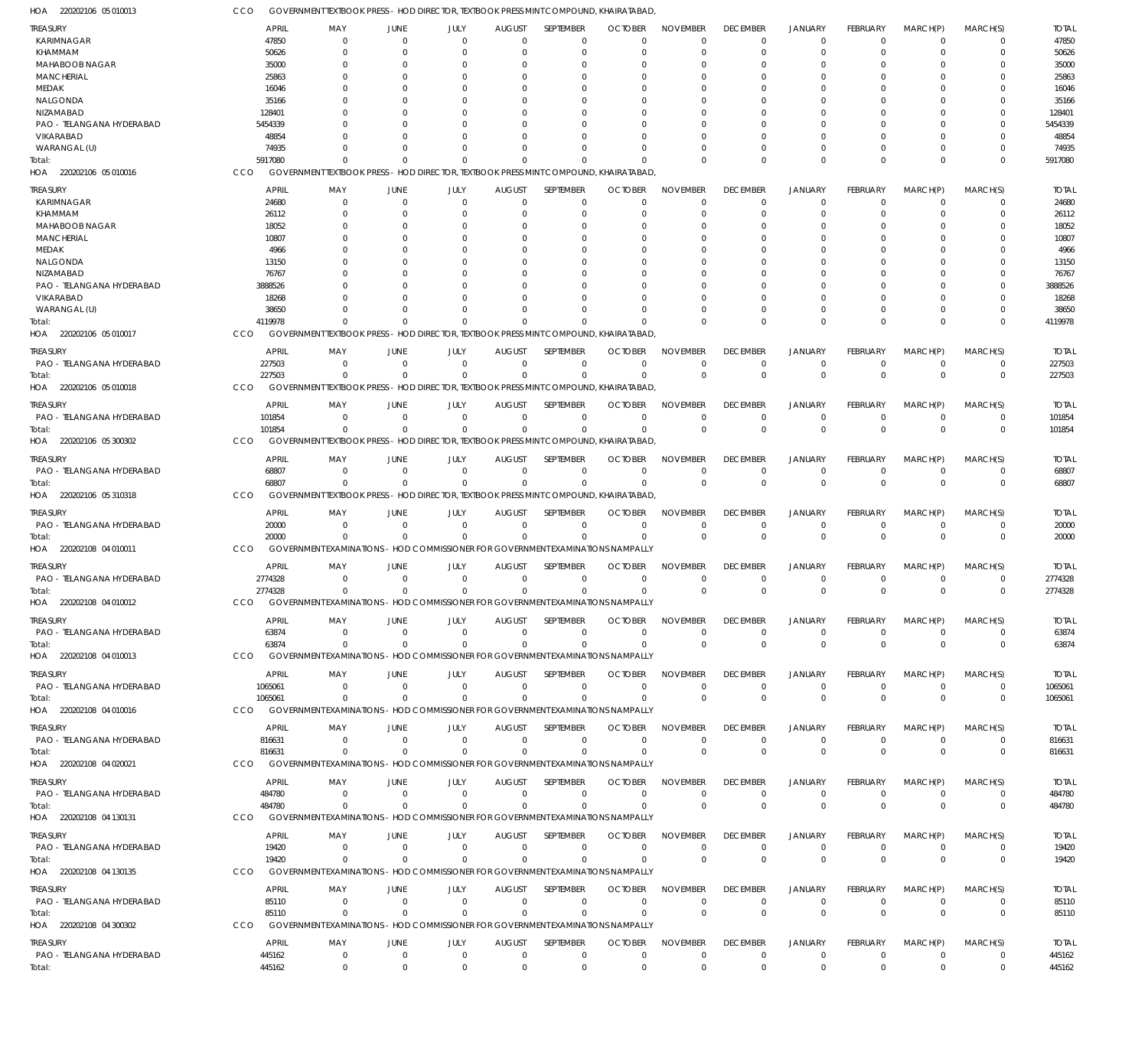HOA 220202106 05 010013 CCO GOVERNMENT TEXTBOOK PRESS - HOD DIRECTOR, TEXTBOOK PRESS MINT COMPOUND, KHAIRATABAD,

| TREASURY | APRIL | MAY | JUNE | JULY | AUGUST | SEPTEMBER | OCTOBER | NOVEMBER | DECEMBER | JANUARY | FEBRUARY | MARCH(P) | MARCH(S) | TOTAL |
|---|---|---|---|---|---|---|---|---|---|---|---|---|---|---|
| KARIMNAGAR | 47850 | 0 | 0 | 0 | 0 | 0 | 0 | 0 | 0 | 0 | 0 | 0 | 0 | 47850 |
| KHAMMAM | 50626 | 0 | 0 | 0 | 0 | 0 | 0 | 0 | 0 | 0 | 0 | 0 | 0 | 50626 |
| MAHABOOB NAGAR | 35000 | 0 | 0 | 0 | 0 | 0 | 0 | 0 | 0 | 0 | 0 | 0 | 0 | 35000 |
| MANCHERIAL | 25863 | 0 | 0 | 0 | 0 | 0 | 0 | 0 | 0 | 0 | 0 | 0 | 0 | 25863 |
| MEDAK | 16046 | 0 | 0 | 0 | 0 | 0 | 0 | 0 | 0 | 0 | 0 | 0 | 0 | 16046 |
| NALGONDA | 35166 | 0 | 0 | 0 | 0 | 0 | 0 | 0 | 0 | 0 | 0 | 0 | 0 | 35166 |
| NIZAMABAD | 128401 | 0 | 0 | 0 | 0 | 0 | 0 | 0 | 0 | 0 | 0 | 0 | 0 | 128401 |
| PAO - TELANGANA HYDERABAD | 5454339 | 0 | 0 | 0 | 0 | 0 | 0 | 0 | 0 | 0 | 0 | 0 | 0 | 5454339 |
| VIKARABAD | 48854 | 0 | 0 | 0 | 0 | 0 | 0 | 0 | 0 | 0 | 0 | 0 | 0 | 48854 |
| WARANGAL (U) | 74935 | 0 | 0 | 0 | 0 | 0 | 0 | 0 | 0 | 0 | 0 | 0 | 0 | 74935 |
| Total: | 5917080 | 0 | 0 | 0 | 0 | 0 | 0 | 0 | 0 | 0 | 0 | 0 | 0 | 5917080 |

HOA 220202106 05 010016 CCO GOVERNMENT TEXTBOOK PRESS - HOD DIRECTOR, TEXTBOOK PRESS MINT COMPOUND, KHAIRATABAD,

| TREASURY | APRIL | MAY | JUNE | JULY | AUGUST | SEPTEMBER | OCTOBER | NOVEMBER | DECEMBER | JANUARY | FEBRUARY | MARCH(P) | MARCH(S) | TOTAL |
|---|---|---|---|---|---|---|---|---|---|---|---|---|---|---|
| KARIMNAGAR | 24680 | 0 | 0 | 0 | 0 | 0 | 0 | 0 | 0 | 0 | 0 | 0 | 0 | 24680 |
| KHAMMAM | 26112 | 0 | 0 | 0 | 0 | 0 | 0 | 0 | 0 | 0 | 0 | 0 | 0 | 26112 |
| MAHABOOB NAGAR | 18052 | 0 | 0 | 0 | 0 | 0 | 0 | 0 | 0 | 0 | 0 | 0 | 0 | 18052 |
| MANCHERIAL | 10807 | 0 | 0 | 0 | 0 | 0 | 0 | 0 | 0 | 0 | 0 | 0 | 0 | 10807 |
| MEDAK | 4966 | 0 | 0 | 0 | 0 | 0 | 0 | 0 | 0 | 0 | 0 | 0 | 0 | 4966 |
| NALGONDA | 13150 | 0 | 0 | 0 | 0 | 0 | 0 | 0 | 0 | 0 | 0 | 0 | 0 | 13150 |
| NIZAMABAD | 76767 | 0 | 0 | 0 | 0 | 0 | 0 | 0 | 0 | 0 | 0 | 0 | 0 | 76767 |
| PAO - TELANGANA HYDERABAD | 3888526 | 0 | 0 | 0 | 0 | 0 | 0 | 0 | 0 | 0 | 0 | 0 | 0 | 3888526 |
| VIKARABAD | 18268 | 0 | 0 | 0 | 0 | 0 | 0 | 0 | 0 | 0 | 0 | 0 | 0 | 18268 |
| WARANGAL (U) | 38650 | 0 | 0 | 0 | 0 | 0 | 0 | 0 | 0 | 0 | 0 | 0 | 0 | 38650 |
| Total: | 4119978 | 0 | 0 | 0 | 0 | 0 | 0 | 0 | 0 | 0 | 0 | 0 | 0 | 4119978 |

HOA 220202106 05 010017 CCO GOVERNMENT TEXTBOOK PRESS - HOD DIRECTOR, TEXTBOOK PRESS MINT COMPOUND, KHAIRATABAD,

| TREASURY | APRIL | MAY | JUNE | JULY | AUGUST | SEPTEMBER | OCTOBER | NOVEMBER | DECEMBER | JANUARY | FEBRUARY | MARCH(P) | MARCH(S) | TOTAL |
|---|---|---|---|---|---|---|---|---|---|---|---|---|---|---|
| PAO - TELANGANA HYDERABAD | 227503 | 0 | 0 | 0 | 0 | 0 | 0 | 0 | 0 | 0 | 0 | 0 | 0 | 227503 |
| Total: | 227503 | 0 | 0 | 0 | 0 | 0 | 0 | 0 | 0 | 0 | 0 | 0 | 0 | 227503 |

HOA 220202106 05 010018 CCO GOVERNMENT TEXTBOOK PRESS - HOD DIRECTOR, TEXTBOOK PRESS MINT COMPOUND, KHAIRATABAD,

| TREASURY | APRIL | MAY | JUNE | JULY | AUGUST | SEPTEMBER | OCTOBER | NOVEMBER | DECEMBER | JANUARY | FEBRUARY | MARCH(P) | MARCH(S) | TOTAL |
|---|---|---|---|---|---|---|---|---|---|---|---|---|---|---|
| PAO - TELANGANA HYDERABAD | 101854 | 0 | 0 | 0 | 0 | 0 | 0 | 0 | 0 | 0 | 0 | 0 | 0 | 101854 |
| Total: | 101854 | 0 | 0 | 0 | 0 | 0 | 0 | 0 | 0 | 0 | 0 | 0 | 0 | 101854 |

HOA 220202106 05 300302 CCO GOVERNMENT TEXTBOOK PRESS - HOD DIRECTOR, TEXTBOOK PRESS MINT COMPOUND, KHAIRATABAD,

| TREASURY | APRIL | MAY | JUNE | JULY | AUGUST | SEPTEMBER | OCTOBER | NOVEMBER | DECEMBER | JANUARY | FEBRUARY | MARCH(P) | MARCH(S) | TOTAL |
|---|---|---|---|---|---|---|---|---|---|---|---|---|---|---|
| PAO - TELANGANA HYDERABAD | 68807 | 0 | 0 | 0 | 0 | 0 | 0 | 0 | 0 | 0 | 0 | 0 | 0 | 68807 |
| Total: | 68807 | 0 | 0 | 0 | 0 | 0 | 0 | 0 | 0 | 0 | 0 | 0 | 0 | 68807 |

HOA 220202106 05 310318 CCO GOVERNMENT TEXTBOOK PRESS - HOD DIRECTOR, TEXTBOOK PRESS MINT COMPOUND, KHAIRATABAD,

| TREASURY | APRIL | MAY | JUNE | JULY | AUGUST | SEPTEMBER | OCTOBER | NOVEMBER | DECEMBER | JANUARY | FEBRUARY | MARCH(P) | MARCH(S) | TOTAL |
|---|---|---|---|---|---|---|---|---|---|---|---|---|---|---|
| PAO - TELANGANA HYDERABAD | 20000 | 0 | 0 | 0 | 0 | 0 | 0 | 0 | 0 | 0 | 0 | 0 | 0 | 20000 |
| Total: | 20000 | 0 | 0 | 0 | 0 | 0 | 0 | 0 | 0 | 0 | 0 | 0 | 0 | 20000 |

HOA 220202108 04 010011 CCO GOVERNMENT EXAMINATIONS - HOD COMMISSIONER FOR GOVERNMENT EXAMINATIONS NAMPALLY

| TREASURY | APRIL | MAY | JUNE | JULY | AUGUST | SEPTEMBER | OCTOBER | NOVEMBER | DECEMBER | JANUARY | FEBRUARY | MARCH(P) | MARCH(S) | TOTAL |
|---|---|---|---|---|---|---|---|---|---|---|---|---|---|---|
| PAO - TELANGANA HYDERABAD | 2774328 | 0 | 0 | 0 | 0 | 0 | 0 | 0 | 0 | 0 | 0 | 0 | 0 | 2774328 |
| Total: | 2774328 | 0 | 0 | 0 | 0 | 0 | 0 | 0 | 0 | 0 | 0 | 0 | 0 | 2774328 |

HOA 220202108 04 010012 CCO GOVERNMENT EXAMINATIONS - HOD COMMISSIONER FOR GOVERNMENT EXAMINATIONS NAMPALLY

| TREASURY | APRIL | MAY | JUNE | JULY | AUGUST | SEPTEMBER | OCTOBER | NOVEMBER | DECEMBER | JANUARY | FEBRUARY | MARCH(P) | MARCH(S) | TOTAL |
|---|---|---|---|---|---|---|---|---|---|---|---|---|---|---|
| PAO - TELANGANA HYDERABAD | 63874 | 0 | 0 | 0 | 0 | 0 | 0 | 0 | 0 | 0 | 0 | 0 | 0 | 63874 |
| Total: | 63874 | 0 | 0 | 0 | 0 | 0 | 0 | 0 | 0 | 0 | 0 | 0 | 0 | 63874 |

HOA 220202108 04 010013 CCO GOVERNMENT EXAMINATIONS - HOD COMMISSIONER FOR GOVERNMENT EXAMINATIONS NAMPALLY

| TREASURY | APRIL | MAY | JUNE | JULY | AUGUST | SEPTEMBER | OCTOBER | NOVEMBER | DECEMBER | JANUARY | FEBRUARY | MARCH(P) | MARCH(S) | TOTAL |
|---|---|---|---|---|---|---|---|---|---|---|---|---|---|---|
| PAO - TELANGANA HYDERABAD | 1065061 | 0 | 0 | 0 | 0 | 0 | 0 | 0 | 0 | 0 | 0 | 0 | 0 | 1065061 |
| Total: | 1065061 | 0 | 0 | 0 | 0 | 0 | 0 | 0 | 0 | 0 | 0 | 0 | 0 | 1065061 |

HOA 220202108 04 010016 CCO GOVERNMENT EXAMINATIONS - HOD COMMISSIONER FOR GOVERNMENT EXAMINATIONS NAMPALLY

| TREASURY | APRIL | MAY | JUNE | JULY | AUGUST | SEPTEMBER | OCTOBER | NOVEMBER | DECEMBER | JANUARY | FEBRUARY | MARCH(P) | MARCH(S) | TOTAL |
|---|---|---|---|---|---|---|---|---|---|---|---|---|---|---|
| PAO - TELANGANA HYDERABAD | 816631 | 0 | 0 | 0 | 0 | 0 | 0 | 0 | 0 | 0 | 0 | 0 | 0 | 816631 |
| Total: | 816631 | 0 | 0 | 0 | 0 | 0 | 0 | 0 | 0 | 0 | 0 | 0 | 0 | 816631 |

HOA 220202108 04 020021 CCO GOVERNMENT EXAMINATIONS - HOD COMMISSIONER FOR GOVERNMENT EXAMINATIONS NAMPALLY

| TREASURY | APRIL | MAY | JUNE | JULY | AUGUST | SEPTEMBER | OCTOBER | NOVEMBER | DECEMBER | JANUARY | FEBRUARY | MARCH(P) | MARCH(S) | TOTAL |
|---|---|---|---|---|---|---|---|---|---|---|---|---|---|---|
| PAO - TELANGANA HYDERABAD | 484780 | 0 | 0 | 0 | 0 | 0 | 0 | 0 | 0 | 0 | 0 | 0 | 0 | 484780 |
| Total: | 484780 | 0 | 0 | 0 | 0 | 0 | 0 | 0 | 0 | 0 | 0 | 0 | 0 | 484780 |

HOA 220202108 04 130131 CCO GOVERNMENT EXAMINATIONS - HOD COMMISSIONER FOR GOVERNMENT EXAMINATIONS NAMPALLY

| TREASURY | APRIL | MAY | JUNE | JULY | AUGUST | SEPTEMBER | OCTOBER | NOVEMBER | DECEMBER | JANUARY | FEBRUARY | MARCH(P) | MARCH(S) | TOTAL |
|---|---|---|---|---|---|---|---|---|---|---|---|---|---|---|
| PAO - TELANGANA HYDERABAD | 19420 | 0 | 0 | 0 | 0 | 0 | 0 | 0 | 0 | 0 | 0 | 0 | 0 | 19420 |
| Total: | 19420 | 0 | 0 | 0 | 0 | 0 | 0 | 0 | 0 | 0 | 0 | 0 | 0 | 19420 |

HOA 220202108 04 130135 CCO GOVERNMENT EXAMINATIONS - HOD COMMISSIONER FOR GOVERNMENT EXAMINATIONS NAMPALLY

| TREASURY | APRIL | MAY | JUNE | JULY | AUGUST | SEPTEMBER | OCTOBER | NOVEMBER | DECEMBER | JANUARY | FEBRUARY | MARCH(P) | MARCH(S) | TOTAL |
|---|---|---|---|---|---|---|---|---|---|---|---|---|---|---|
| PAO - TELANGANA HYDERABAD | 85110 | 0 | 0 | 0 | 0 | 0 | 0 | 0 | 0 | 0 | 0 | 0 | 0 | 85110 |
| Total: | 85110 | 0 | 0 | 0 | 0 | 0 | 0 | 0 | 0 | 0 | 0 | 0 | 0 | 85110 |

HOA 220202108 04 300302 CCO GOVERNMENT EXAMINATIONS - HOD COMMISSIONER FOR GOVERNMENT EXAMINATIONS NAMPALLY

| TREASURY | APRIL | MAY | JUNE | JULY | AUGUST | SEPTEMBER | OCTOBER | NOVEMBER | DECEMBER | JANUARY | FEBRUARY | MARCH(P) | MARCH(S) | TOTAL |
|---|---|---|---|---|---|---|---|---|---|---|---|---|---|---|
| PAO - TELANGANA HYDERABAD | 445162 | 0 | 0 | 0 | 0 | 0 | 0 | 0 | 0 | 0 | 0 | 0 | 0 | 445162 |
| Total: | 445162 | 0 | 0 | 0 | 0 | 0 | 0 | 0 | 0 | 0 | 0 | 0 | 0 | 445162 |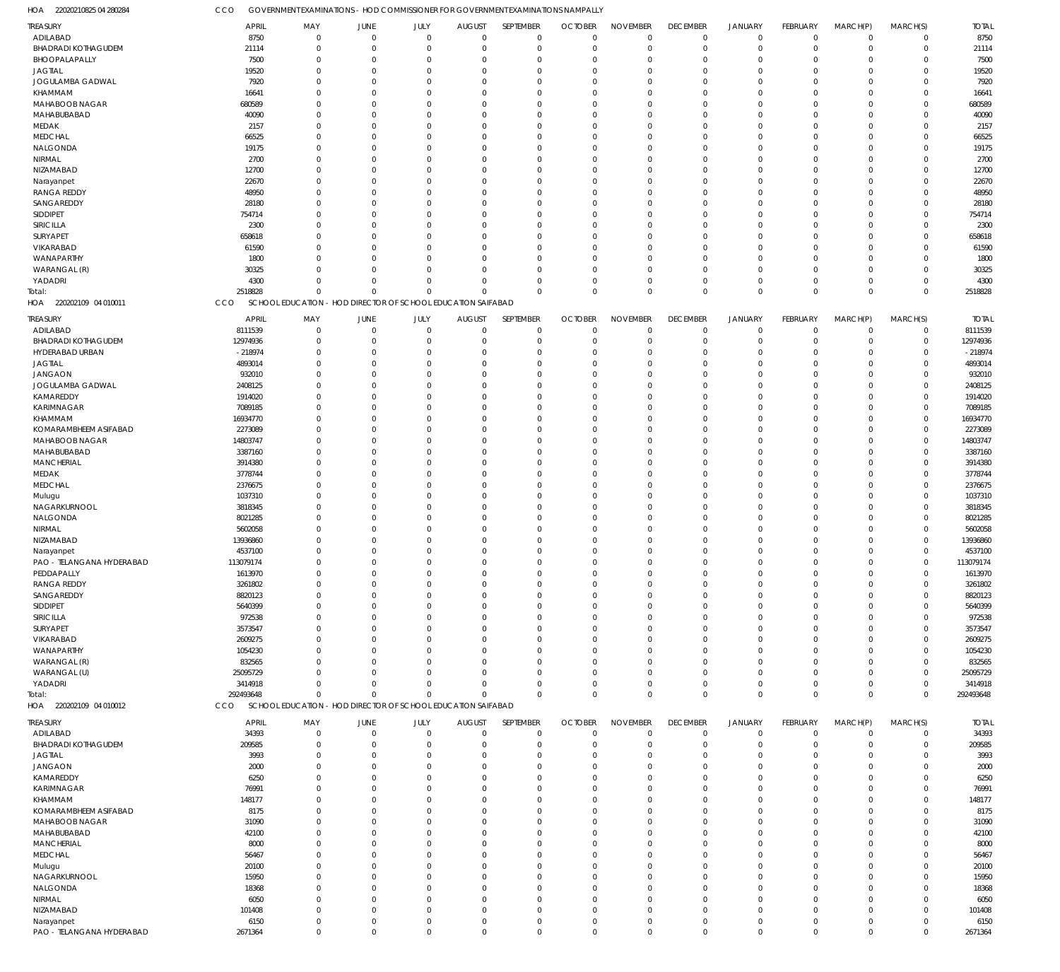HOA 22020210825 04 280284 | CCO | GOVERNMENTEXAMINATIONS - HOD COMMISSIONER FOR GOVERNMENTEXAMINATIONS NAMPALLY

| TREASURY | APRIL | MAY | JUNE | JULY | AUGUST | SEPTEMBER | OCTOBER | NOVEMBER | DECEMBER | JANUARY | FEBRUARY | MARCH(P) | MARCH(S) | TOTAL |
|---|---|---|---|---|---|---|---|---|---|---|---|---|---|---|
| ADILABAD | 8750 | 0 | 0 | 0 | 0 | 0 | 0 | 0 | 0 | 0 | 0 | 0 | 0 | 8750 |
| BHADRADI KOTHAGUDEM | 21114 | 0 | 0 | 0 | 0 | 0 | 0 | 0 | 0 | 0 | 0 | 0 | 0 | 21114 |
| BHOOPALAPALLY | 7500 | 0 | 0 | 0 | 0 | 0 | 0 | 0 | 0 | 0 | 0 | 0 | 0 | 7500 |
| JAGTIAL | 19520 | 0 | 0 | 0 | 0 | 0 | 0 | 0 | 0 | 0 | 0 | 0 | 0 | 19520 |
| JOGULAMBA GADWAL | 7920 | 0 | 0 | 0 | 0 | 0 | 0 | 0 | 0 | 0 | 0 | 0 | 0 | 7920 |
| KHAMMAM | 16641 | 0 | 0 | 0 | 0 | 0 | 0 | 0 | 0 | 0 | 0 | 0 | 0 | 16641 |
| MAHABOOB NAGAR | 680589 | 0 | 0 | 0 | 0 | 0 | 0 | 0 | 0 | 0 | 0 | 0 | 0 | 680589 |
| MAHABUBABAD | 40090 | 0 | 0 | 0 | 0 | 0 | 0 | 0 | 0 | 0 | 0 | 0 | 0 | 40090 |
| MEDAK | 2157 | 0 | 0 | 0 | 0 | 0 | 0 | 0 | 0 | 0 | 0 | 0 | 0 | 2157 |
| MEDCHAL | 66525 | 0 | 0 | 0 | 0 | 0 | 0 | 0 | 0 | 0 | 0 | 0 | 0 | 66525 |
| NALGONDA | 19175 | 0 | 0 | 0 | 0 | 0 | 0 | 0 | 0 | 0 | 0 | 0 | 0 | 19175 |
| NIRMAL | 2700 | 0 | 0 | 0 | 0 | 0 | 0 | 0 | 0 | 0 | 0 | 0 | 0 | 2700 |
| NIZAMABAD | 12700 | 0 | 0 | 0 | 0 | 0 | 0 | 0 | 0 | 0 | 0 | 0 | 0 | 12700 |
| Narayanpet | 22670 | 0 | 0 | 0 | 0 | 0 | 0 | 0 | 0 | 0 | 0 | 0 | 0 | 22670 |
| RANGA REDDY | 48950 | 0 | 0 | 0 | 0 | 0 | 0 | 0 | 0 | 0 | 0 | 0 | 0 | 48950 |
| SANGAREDDY | 28180 | 0 | 0 | 0 | 0 | 0 | 0 | 0 | 0 | 0 | 0 | 0 | 0 | 28180 |
| SIDDIPET | 754714 | 0 | 0 | 0 | 0 | 0 | 0 | 0 | 0 | 0 | 0 | 0 | 0 | 754714 |
| SIRICILLA | 2300 | 0 | 0 | 0 | 0 | 0 | 0 | 0 | 0 | 0 | 0 | 0 | 0 | 2300 |
| SURYAPET | 658618 | 0 | 0 | 0 | 0 | 0 | 0 | 0 | 0 | 0 | 0 | 0 | 0 | 658618 |
| VIKARABAD | 61590 | 0 | 0 | 0 | 0 | 0 | 0 | 0 | 0 | 0 | 0 | 0 | 0 | 61590 |
| WANAPARTHY | 1800 | 0 | 0 | 0 | 0 | 0 | 0 | 0 | 0 | 0 | 0 | 0 | 0 | 1800 |
| WARANGAL (R) | 30325 | 0 | 0 | 0 | 0 | 0 | 0 | 0 | 0 | 0 | 0 | 0 | 0 | 30325 |
| YADADRI | 4300 | 0 | 0 | 0 | 0 | 0 | 0 | 0 | 0 | 0 | 0 | 0 | 0 | 4300 |
| Total: | 2518828 | 0 | 0 | 0 | 0 | 0 | 0 | 0 | 0 | 0 | 0 | 0 | 0 | 2518828 |

HOA 220202109 04 010011 | CCO | SCHOOL EDUCATION - HOD DIRECTOR OF SCHOOL EDUCATION SAIFABAD

| TREASURY | APRIL | MAY | JUNE | JULY | AUGUST | SEPTEMBER | OCTOBER | NOVEMBER | DECEMBER | JANUARY | FEBRUARY | MARCH(P) | MARCH(S) | TOTAL |
|---|---|---|---|---|---|---|---|---|---|---|---|---|---|---|
| ADILABAD | 8111539 | 0 | 0 | 0 | 0 | 0 | 0 | 0 | 0 | 0 | 0 | 0 | 0 | 8111539 |
| BHADRADI KOTHAGUDEM | 12974936 | 0 | 0 | 0 | 0 | 0 | 0 | 0 | 0 | 0 | 0 | 0 | 0 | 12974936 |
| HYDERABAD URBAN | -218974 | 0 | 0 | 0 | 0 | 0 | 0 | 0 | 0 | 0 | 0 | 0 | 0 | -218974 |
| JAGTIAL | 4893014 | 0 | 0 | 0 | 0 | 0 | 0 | 0 | 0 | 0 | 0 | 0 | 0 | 4893014 |
| JANGAON | 932010 | 0 | 0 | 0 | 0 | 0 | 0 | 0 | 0 | 0 | 0 | 0 | 0 | 932010 |
| JOGULAMBA GADWAL | 2408125 | 0 | 0 | 0 | 0 | 0 | 0 | 0 | 0 | 0 | 0 | 0 | 0 | 2408125 |
| KAMAREDDY | 1914020 | 0 | 0 | 0 | 0 | 0 | 0 | 0 | 0 | 0 | 0 | 0 | 0 | 1914020 |
| KARIMNAGAR | 7089185 | 0 | 0 | 0 | 0 | 0 | 0 | 0 | 0 | 0 | 0 | 0 | 0 | 7089185 |
| KHAMMAM | 16934770 | 0 | 0 | 0 | 0 | 0 | 0 | 0 | 0 | 0 | 0 | 0 | 0 | 16934770 |
| KOMARAMBHEEM ASIFABAD | 2273089 | 0 | 0 | 0 | 0 | 0 | 0 | 0 | 0 | 0 | 0 | 0 | 0 | 2273089 |
| MAHABOOB NAGAR | 14803747 | 0 | 0 | 0 | 0 | 0 | 0 | 0 | 0 | 0 | 0 | 0 | 0 | 14803747 |
| MAHABUBABAD | 3387160 | 0 | 0 | 0 | 0 | 0 | 0 | 0 | 0 | 0 | 0 | 0 | 0 | 3387160 |
| MANCHERIAL | 3914380 | 0 | 0 | 0 | 0 | 0 | 0 | 0 | 0 | 0 | 0 | 0 | 0 | 3914380 |
| MEDAK | 3778744 | 0 | 0 | 0 | 0 | 0 | 0 | 0 | 0 | 0 | 0 | 0 | 0 | 3778744 |
| MEDCHAL | 2376675 | 0 | 0 | 0 | 0 | 0 | 0 | 0 | 0 | 0 | 0 | 0 | 0 | 2376675 |
| Mulugu | 1037310 | 0 | 0 | 0 | 0 | 0 | 0 | 0 | 0 | 0 | 0 | 0 | 0 | 1037310 |
| NAGARKURNOOL | 3818345 | 0 | 0 | 0 | 0 | 0 | 0 | 0 | 0 | 0 | 0 | 0 | 0 | 3818345 |
| NALGONDA | 8021285 | 0 | 0 | 0 | 0 | 0 | 0 | 0 | 0 | 0 | 0 | 0 | 0 | 8021285 |
| NIRMAL | 5602058 | 0 | 0 | 0 | 0 | 0 | 0 | 0 | 0 | 0 | 0 | 0 | 0 | 5602058 |
| NIZAMABAD | 13936860 | 0 | 0 | 0 | 0 | 0 | 0 | 0 | 0 | 0 | 0 | 0 | 0 | 13936860 |
| Narayanpet | 4537100 | 0 | 0 | 0 | 0 | 0 | 0 | 0 | 0 | 0 | 0 | 0 | 0 | 4537100 |
| PAO - TELANGANA HYDERABAD | 113079174 | 0 | 0 | 0 | 0 | 0 | 0 | 0 | 0 | 0 | 0 | 0 | 0 | 113079174 |
| PEDDAPALLY | 1613970 | 0 | 0 | 0 | 0 | 0 | 0 | 0 | 0 | 0 | 0 | 0 | 0 | 1613970 |
| RANGA REDDY | 3261802 | 0 | 0 | 0 | 0 | 0 | 0 | 0 | 0 | 0 | 0 | 0 | 0 | 3261802 |
| SANGAREDDY | 8820123 | 0 | 0 | 0 | 0 | 0 | 0 | 0 | 0 | 0 | 0 | 0 | 0 | 8820123 |
| SIDDIPET | 5640399 | 0 | 0 | 0 | 0 | 0 | 0 | 0 | 0 | 0 | 0 | 0 | 0 | 5640399 |
| SIRICILLA | 972538 | 0 | 0 | 0 | 0 | 0 | 0 | 0 | 0 | 0 | 0 | 0 | 0 | 972538 |
| SURYAPET | 3573547 | 0 | 0 | 0 | 0 | 0 | 0 | 0 | 0 | 0 | 0 | 0 | 0 | 3573547 |
| VIKARABAD | 2609275 | 0 | 0 | 0 | 0 | 0 | 0 | 0 | 0 | 0 | 0 | 0 | 0 | 2609275 |
| WANAPARTHY | 1054230 | 0 | 0 | 0 | 0 | 0 | 0 | 0 | 0 | 0 | 0 | 0 | 0 | 1054230 |
| WARANGAL (R) | 832565 | 0 | 0 | 0 | 0 | 0 | 0 | 0 | 0 | 0 | 0 | 0 | 0 | 832565 |
| WARANGAL (U) | 25095729 | 0 | 0 | 0 | 0 | 0 | 0 | 0 | 0 | 0 | 0 | 0 | 0 | 25095729 |
| YADADRI | 3414918 | 0 | 0 | 0 | 0 | 0 | 0 | 0 | 0 | 0 | 0 | 0 | 0 | 3414918 |
| Total: | 292493648 | 0 | 0 | 0 | 0 | 0 | 0 | 0 | 0 | 0 | 0 | 0 | 0 | 292493648 |

HOA 220202109 04 010012 | CCO | SCHOOL EDUCATION - HOD DIRECTOR OF SCHOOL EDUCATION SAIFABAD

| TREASURY | APRIL | MAY | JUNE | JULY | AUGUST | SEPTEMBER | OCTOBER | NOVEMBER | DECEMBER | JANUARY | FEBRUARY | MARCH(P) | MARCH(S) | TOTAL |
|---|---|---|---|---|---|---|---|---|---|---|---|---|---|---|
| ADILABAD | 34393 | 0 | 0 | 0 | 0 | 0 | 0 | 0 | 0 | 0 | 0 | 0 | 0 | 34393 |
| BHADRADI KOTHAGUDEM | 209585 | 0 | 0 | 0 | 0 | 0 | 0 | 0 | 0 | 0 | 0 | 0 | 0 | 209585 |
| JAGTIAL | 3993 | 0 | 0 | 0 | 0 | 0 | 0 | 0 | 0 | 0 | 0 | 0 | 0 | 3993 |
| JANGAON | 2000 | 0 | 0 | 0 | 0 | 0 | 0 | 0 | 0 | 0 | 0 | 0 | 0 | 2000 |
| KAMAREDDY | 6250 | 0 | 0 | 0 | 0 | 0 | 0 | 0 | 0 | 0 | 0 | 0 | 0 | 6250 |
| KARIMNAGAR | 76991 | 0 | 0 | 0 | 0 | 0 | 0 | 0 | 0 | 0 | 0 | 0 | 0 | 76991 |
| KHAMMAM | 148177 | 0 | 0 | 0 | 0 | 0 | 0 | 0 | 0 | 0 | 0 | 0 | 0 | 148177 |
| KOMARAMBHEEM ASIFABAD | 8175 | 0 | 0 | 0 | 0 | 0 | 0 | 0 | 0 | 0 | 0 | 0 | 0 | 8175 |
| MAHABOOB NAGAR | 31090 | 0 | 0 | 0 | 0 | 0 | 0 | 0 | 0 | 0 | 0 | 0 | 0 | 31090 |
| MAHABUBABAD | 42100 | 0 | 0 | 0 | 0 | 0 | 0 | 0 | 0 | 0 | 0 | 0 | 0 | 42100 |
| MANCHERIAL | 8000 | 0 | 0 | 0 | 0 | 0 | 0 | 0 | 0 | 0 | 0 | 0 | 0 | 8000 |
| MEDCHAL | 56467 | 0 | 0 | 0 | 0 | 0 | 0 | 0 | 0 | 0 | 0 | 0 | 0 | 56467 |
| Mulugu | 20100 | 0 | 0 | 0 | 0 | 0 | 0 | 0 | 0 | 0 | 0 | 0 | 0 | 20100 |
| NAGARKURNOOL | 15950 | 0 | 0 | 0 | 0 | 0 | 0 | 0 | 0 | 0 | 0 | 0 | 0 | 15950 |
| NALGONDA | 18368 | 0 | 0 | 0 | 0 | 0 | 0 | 0 | 0 | 0 | 0 | 0 | 0 | 18368 |
| NIRMAL | 6050 | 0 | 0 | 0 | 0 | 0 | 0 | 0 | 0 | 0 | 0 | 0 | 0 | 6050 |
| NIZAMABAD | 101408 | 0 | 0 | 0 | 0 | 0 | 0 | 0 | 0 | 0 | 0 | 0 | 0 | 101408 |
| Narayanpet | 6150 | 0 | 0 | 0 | 0 | 0 | 0 | 0 | 0 | 0 | 0 | 0 | 0 | 6150 |
| PAO - TELANGANA HYDERABAD | 2671364 | 0 | 0 | 0 | 0 | 0 | 0 | 0 | 0 | 0 | 0 | 0 | 0 | 2671364 |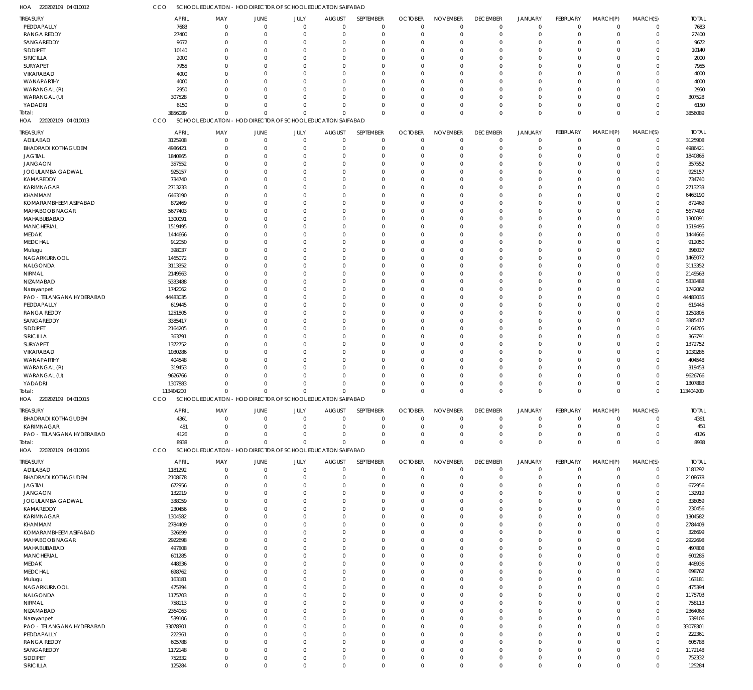HOA 220202109 04 010012 CCO SCHOOL EDUCATION - HOD DIRECTOR OF SCHOOL EDUCATION SAIFABAD

| TREASURY | APRIL | MAY | JUNE | JULY | AUGUST | SEPTEMBER | OCTOBER | NOVEMBER | DECEMBER | JANUARY | FEBRUARY | MARCH(P) | MARCH(S) | TOTAL |
|---|---|---|---|---|---|---|---|---|---|---|---|---|---|---|
| PEDDAPALLY | 7683 | 0 | 0 | 0 | 0 | 0 | 0 | 0 | 0 | 0 | 0 | 0 | 0 | 7683 |
| RANGA REDDY | 27400 | 0 | 0 | 0 | 0 | 0 | 0 | 0 | 0 | 0 | 0 | 0 | 0 | 27400 |
| SANGAREDDY | 9672 | 0 | 0 | 0 | 0 | 0 | 0 | 0 | 0 | 0 | 0 | 0 | 0 | 9672 |
| SIDDIPET | 10140 | 0 | 0 | 0 | 0 | 0 | 0 | 0 | 0 | 0 | 0 | 0 | 0 | 10140 |
| SIRICILLA | 2000 | 0 | 0 | 0 | 0 | 0 | 0 | 0 | 0 | 0 | 0 | 0 | 0 | 2000 |
| SURYAPET | 7955 | 0 | 0 | 0 | 0 | 0 | 0 | 0 | 0 | 0 | 0 | 0 | 0 | 7955 |
| VIKARABAD | 4000 | 0 | 0 | 0 | 0 | 0 | 0 | 0 | 0 | 0 | 0 | 0 | 0 | 4000 |
| WANAPARTHY | 4000 | 0 | 0 | 0 | 0 | 0 | 0 | 0 | 0 | 0 | 0 | 0 | 0 | 4000 |
| WARANGAL (R) | 2950 | 0 | 0 | 0 | 0 | 0 | 0 | 0 | 0 | 0 | 0 | 0 | 0 | 2950 |
| WARANGAL (U) | 307528 | 0 | 0 | 0 | 0 | 0 | 0 | 0 | 0 | 0 | 0 | 0 | 0 | 307528 |
| YADADRI | 6150 | 0 | 0 | 0 | 0 | 0 | 0 | 0 | 0 | 0 | 0 | 0 | 0 | 6150 |
| Total: | 3856089 | 0 | 0 | 0 | 0 | 0 | 0 | 0 | 0 | 0 | 0 | 0 | 0 | 3856089 |

HOA 220202109 04 010013 CCO SCHOOL EDUCATION - HOD DIRECTOR OF SCHOOL EDUCATION SAIFABAD

| TREASURY | APRIL | MAY | JUNE | JULY | AUGUST | SEPTEMBER | OCTOBER | NOVEMBER | DECEMBER | JANUARY | FEBRUARY | MARCH(P) | MARCH(S) | TOTAL |
|---|---|---|---|---|---|---|---|---|---|---|---|---|---|---|
| ADILABAD | 3125908 | 0 | 0 | 0 | 0 | 0 | 0 | 0 | 0 | 0 | 0 | 0 | 0 | 3125908 |
| BHADRADI KOTHAGUDEM | 4986421 | 0 | 0 | 0 | 0 | 0 | 0 | 0 | 0 | 0 | 0 | 0 | 0 | 4986421 |
| JAGTIAL | 1840865 | 0 | 0 | 0 | 0 | 0 | 0 | 0 | 0 | 0 | 0 | 0 | 0 | 1840865 |
| JANGAON | 357552 | 0 | 0 | 0 | 0 | 0 | 0 | 0 | 0 | 0 | 0 | 0 | 0 | 357552 |
| JOGULAMBA GADWAL | 925157 | 0 | 0 | 0 | 0 | 0 | 0 | 0 | 0 | 0 | 0 | 0 | 0 | 925157 |
| KAMAREDDY | 734740 | 0 | 0 | 0 | 0 | 0 | 0 | 0 | 0 | 0 | 0 | 0 | 0 | 734740 |
| KARIMNAGAR | 2713233 | 0 | 0 | 0 | 0 | 0 | 0 | 0 | 0 | 0 | 0 | 0 | 0 | 2713233 |
| KHAMMAM | 6463190 | 0 | 0 | 0 | 0 | 0 | 0 | 0 | 0 | 0 | 0 | 0 | 0 | 6463190 |
| KOMARAMBHEEM ASIFABAD | 872469 | 0 | 0 | 0 | 0 | 0 | 0 | 0 | 0 | 0 | 0 | 0 | 0 | 872469 |
| MAHABOOB NAGAR | 5677403 | 0 | 0 | 0 | 0 | 0 | 0 | 0 | 0 | 0 | 0 | 0 | 0 | 5677403 |
| MAHABUBABAD | 1300091 | 0 | 0 | 0 | 0 | 0 | 0 | 0 | 0 | 0 | 0 | 0 | 0 | 1300091 |
| MANCHERIAL | 1519495 | 0 | 0 | 0 | 0 | 0 | 0 | 0 | 0 | 0 | 0 | 0 | 0 | 1519495 |
| MEDAK | 1444666 | 0 | 0 | 0 | 0 | 0 | 0 | 0 | 0 | 0 | 0 | 0 | 0 | 1444666 |
| MEDCHAL | 912050 | 0 | 0 | 0 | 0 | 0 | 0 | 0 | 0 | 0 | 0 | 0 | 0 | 912050 |
| Mulugu | 398037 | 0 | 0 | 0 | 0 | 0 | 0 | 0 | 0 | 0 | 0 | 0 | 0 | 398037 |
| NAGARKURNOOL | 1465072 | 0 | 0 | 0 | 0 | 0 | 0 | 0 | 0 | 0 | 0 | 0 | 0 | 1465072 |
| NALGONDA | 3113352 | 0 | 0 | 0 | 0 | 0 | 0 | 0 | 0 | 0 | 0 | 0 | 0 | 3113352 |
| NIRMAL | 2149563 | 0 | 0 | 0 | 0 | 0 | 0 | 0 | 0 | 0 | 0 | 0 | 0 | 2149563 |
| NIZAMABAD | 5333488 | 0 | 0 | 0 | 0 | 0 | 0 | 0 | 0 | 0 | 0 | 0 | 0 | 5333488 |
| Narayanpet | 1742062 | 0 | 0 | 0 | 0 | 0 | 0 | 0 | 0 | 0 | 0 | 0 | 0 | 1742062 |
| PAO - TELANGANA HYDERABAD | 44483035 | 0 | 0 | 0 | 0 | 0 | 0 | 0 | 0 | 0 | 0 | 0 | 0 | 44483035 |
| PEDDAPALLY | 619445 | 0 | 0 | 0 | 0 | 0 | 0 | 0 | 0 | 0 | 0 | 0 | 0 | 619445 |
| RANGA REDDY | 1251805 | 0 | 0 | 0 | 0 | 0 | 0 | 0 | 0 | 0 | 0 | 0 | 0 | 1251805 |
| SANGAREDDY | 3385417 | 0 | 0 | 0 | 0 | 0 | 0 | 0 | 0 | 0 | 0 | 0 | 0 | 3385417 |
| SIDDIPET | 2164205 | 0 | 0 | 0 | 0 | 0 | 0 | 0 | 0 | 0 | 0 | 0 | 0 | 2164205 |
| SIRICILLA | 363791 | 0 | 0 | 0 | 0 | 0 | 0 | 0 | 0 | 0 | 0 | 0 | 0 | 363791 |
| SURYAPET | 1372752 | 0 | 0 | 0 | 0 | 0 | 0 | 0 | 0 | 0 | 0 | 0 | 0 | 1372752 |
| VIKARABAD | 1030286 | 0 | 0 | 0 | 0 | 0 | 0 | 0 | 0 | 0 | 0 | 0 | 0 | 1030286 |
| WANAPARTHY | 404548 | 0 | 0 | 0 | 0 | 0 | 0 | 0 | 0 | 0 | 0 | 0 | 0 | 404548 |
| WARANGAL (R) | 319453 | 0 | 0 | 0 | 0 | 0 | 0 | 0 | 0 | 0 | 0 | 0 | 0 | 319453 |
| WARANGAL (U) | 9626766 | 0 | 0 | 0 | 0 | 0 | 0 | 0 | 0 | 0 | 0 | 0 | 0 | 9626766 |
| YADADRI | 1307883 | 0 | 0 | 0 | 0 | 0 | 0 | 0 | 0 | 0 | 0 | 0 | 0 | 1307883 |
| Total: | 113404200 | 0 | 0 | 0 | 0 | 0 | 0 | 0 | 0 | 0 | 0 | 0 | 0 | 113404200 |

HOA 220202109 04 010015 CCO SCHOOL EDUCATION - HOD DIRECTOR OF SCHOOL EDUCATION SAIFABAD

| TREASURY | APRIL | MAY | JUNE | JULY | AUGUST | SEPTEMBER | OCTOBER | NOVEMBER | DECEMBER | JANUARY | FEBRUARY | MARCH(P) | MARCH(S) | TOTAL |
|---|---|---|---|---|---|---|---|---|---|---|---|---|---|---|
| BHADRADI KOTHAGUDEM | 4361 | 0 | 0 | 0 | 0 | 0 | 0 | 0 | 0 | 0 | 0 | 0 | 0 | 4361 |
| KARIMNAGAR | 451 | 0 | 0 | 0 | 0 | 0 | 0 | 0 | 0 | 0 | 0 | 0 | 0 | 451 |
| PAO - TELANGANA HYDERABAD | 4126 | 0 | 0 | 0 | 0 | 0 | 0 | 0 | 0 | 0 | 0 | 0 | 0 | 4126 |
| Total: | 8938 | 0 | 0 | 0 | 0 | 0 | 0 | 0 | 0 | 0 | 0 | 0 | 0 | 8938 |

HOA 220202109 04 010016 CCO SCHOOL EDUCATION - HOD DIRECTOR OF SCHOOL EDUCATION SAIFABAD

| TREASURY | APRIL | MAY | JUNE | JULY | AUGUST | SEPTEMBER | OCTOBER | NOVEMBER | DECEMBER | JANUARY | FEBRUARY | MARCH(P) | MARCH(S) | TOTAL |
|---|---|---|---|---|---|---|---|---|---|---|---|---|---|---|
| ADILABAD | 1181292 | 0 | 0 | 0 | 0 | 0 | 0 | 0 | 0 | 0 | 0 | 0 | 0 | 1181292 |
| BHADRADI KOTHAGUDEM | 2108678 | 0 | 0 | 0 | 0 | 0 | 0 | 0 | 0 | 0 | 0 | 0 | 0 | 2108678 |
| JAGTIAL | 672956 | 0 | 0 | 0 | 0 | 0 | 0 | 0 | 0 | 0 | 0 | 0 | 0 | 672956 |
| JANGAON | 132919 | 0 | 0 | 0 | 0 | 0 | 0 | 0 | 0 | 0 | 0 | 0 | 0 | 132919 |
| JOGULAMBA GADWAL | 338059 | 0 | 0 | 0 | 0 | 0 | 0 | 0 | 0 | 0 | 0 | 0 | 0 | 338059 |
| KAMAREDDY | 230456 | 0 | 0 | 0 | 0 | 0 | 0 | 0 | 0 | 0 | 0 | 0 | 0 | 230456 |
| KARIMNAGAR | 1304582 | 0 | 0 | 0 | 0 | 0 | 0 | 0 | 0 | 0 | 0 | 0 | 0 | 1304582 |
| KHAMMAM | 2784409 | 0 | 0 | 0 | 0 | 0 | 0 | 0 | 0 | 0 | 0 | 0 | 0 | 2784409 |
| KOMARAMBHEEM ASIFABAD | 326699 | 0 | 0 | 0 | 0 | 0 | 0 | 0 | 0 | 0 | 0 | 0 | 0 | 326699 |
| MAHABOOB NAGAR | 2922698 | 0 | 0 | 0 | 0 | 0 | 0 | 0 | 0 | 0 | 0 | 0 | 0 | 2922698 |
| MAHABUBABAD | 497808 | 0 | 0 | 0 | 0 | 0 | 0 | 0 | 0 | 0 | 0 | 0 | 0 | 497808 |
| MANCHERIAL | 601285 | 0 | 0 | 0 | 0 | 0 | 0 | 0 | 0 | 0 | 0 | 0 | 0 | 601285 |
| MEDAK | 448936 | 0 | 0 | 0 | 0 | 0 | 0 | 0 | 0 | 0 | 0 | 0 | 0 | 448936 |
| MEDCHAL | 698762 | 0 | 0 | 0 | 0 | 0 | 0 | 0 | 0 | 0 | 0 | 0 | 0 | 698762 |
| Mulugu | 163181 | 0 | 0 | 0 | 0 | 0 | 0 | 0 | 0 | 0 | 0 | 0 | 0 | 163181 |
| NAGARKURNOOL | 475394 | 0 | 0 | 0 | 0 | 0 | 0 | 0 | 0 | 0 | 0 | 0 | 0 | 475394 |
| NALGONDA | 1175703 | 0 | 0 | 0 | 0 | 0 | 0 | 0 | 0 | 0 | 0 | 0 | 0 | 1175703 |
| NIRMAL | 758113 | 0 | 0 | 0 | 0 | 0 | 0 | 0 | 0 | 0 | 0 | 0 | 0 | 758113 |
| NIZAMABAD | 2364063 | 0 | 0 | 0 | 0 | 0 | 0 | 0 | 0 | 0 | 0 | 0 | 0 | 2364063 |
| Narayanpet | 539106 | 0 | 0 | 0 | 0 | 0 | 0 | 0 | 0 | 0 | 0 | 0 | 0 | 539106 |
| PAO - TELANGANA HYDERABAD | 33078301 | 0 | 0 | 0 | 0 | 0 | 0 | 0 | 0 | 0 | 0 | 0 | 0 | 33078301 |
| PEDDAPALLY | 222361 | 0 | 0 | 0 | 0 | 0 | 0 | 0 | 0 | 0 | 0 | 0 | 0 | 222361 |
| RANGA REDDY | 605788 | 0 | 0 | 0 | 0 | 0 | 0 | 0 | 0 | 0 | 0 | 0 | 0 | 605788 |
| SANGAREDDY | 1172148 | 0 | 0 | 0 | 0 | 0 | 0 | 0 | 0 | 0 | 0 | 0 | 0 | 1172148 |
| SIDDIPET | 752332 | 0 | 0 | 0 | 0 | 0 | 0 | 0 | 0 | 0 | 0 | 0 | 0 | 752332 |
| SIRICILLA | 125284 | 0 | 0 | 0 | 0 | 0 | 0 | 0 | 0 | 0 | 0 | 0 | 0 | 125284 |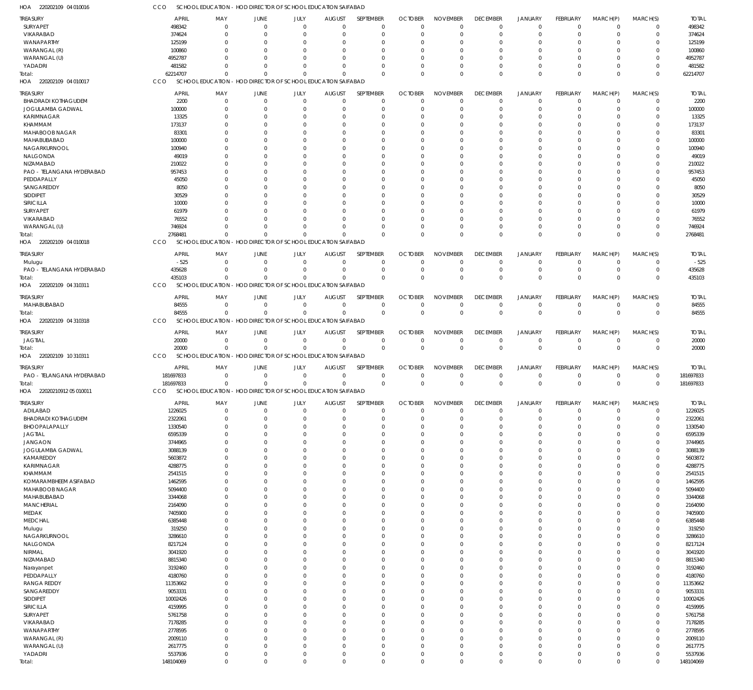HOA 220202109 04 010016 CCO SCHOOL EDUCATION - HOD DIRECTOR OF SCHOOL EDUCATION SAIFABAD

| TREASURY | APRIL | MAY | JUNE | JULY | AUGUST | SEPTEMBER | OCTOBER | NOVEMBER | DECEMBER | JANUARY | FEBRUARY | MARCH(P) | MARCH(S) | TOTAL |
|---|---|---|---|---|---|---|---|---|---|---|---|---|---|---|
| SURYAPET | 498342 | 0 | 0 | 0 | 0 | 0 | 0 | 0 | 0 | 0 | 0 | 0 | 0 | 498342 |
| VIKARABAD | 374624 | 0 | 0 | 0 | 0 | 0 | 0 | 0 | 0 | 0 | 0 | 0 | 0 | 374624 |
| WANAPARTHY | 125199 | 0 | 0 | 0 | 0 | 0 | 0 | 0 | 0 | 0 | 0 | 0 | 0 | 125199 |
| WARANGAL (R) | 100860 | 0 | 0 | 0 | 0 | 0 | 0 | 0 | 0 | 0 | 0 | 0 | 0 | 100860 |
| WARANGAL (U) | 4952787 | 0 | 0 | 0 | 0 | 0 | 0 | 0 | 0 | 0 | 0 | 0 | 0 | 4952787 |
| YADADRI | 481582 | 0 | 0 | 0 | 0 | 0 | 0 | 0 | 0 | 0 | 0 | 0 | 0 | 481582 |
| Total: | 62214707 | 0 | 0 | 0 | 0 | 0 | 0 | 0 | 0 | 0 | 0 | 0 | 0 | 62214707 |

HOA 220202109 04 010017 CCO SCHOOL EDUCATION - HOD DIRECTOR OF SCHOOL EDUCATION SAIFABAD

| TREASURY | APRIL | MAY | JUNE | JULY | AUGUST | SEPTEMBER | OCTOBER | NOVEMBER | DECEMBER | JANUARY | FEBRUARY | MARCH(P) | MARCH(S) | TOTAL |
|---|---|---|---|---|---|---|---|---|---|---|---|---|---|---|
| BHADRADI KOTHAGUDEM | 2200 | 0 | 0 | 0 | 0 | 0 | 0 | 0 | 0 | 0 | 0 | 0 | 0 | 2200 |
| JOGULAMBA GADWAL | 100000 | 0 | 0 | 0 | 0 | 0 | 0 | 0 | 0 | 0 | 0 | 0 | 0 | 100000 |
| KARIMNAGAR | 13325 | 0 | 0 | 0 | 0 | 0 | 0 | 0 | 0 | 0 | 0 | 0 | 0 | 13325 |
| KHAMMAM | 173137 | 0 | 0 | 0 | 0 | 0 | 0 | 0 | 0 | 0 | 0 | 0 | 0 | 173137 |
| MAHABOOB NAGAR | 83301 | 0 | 0 | 0 | 0 | 0 | 0 | 0 | 0 | 0 | 0 | 0 | 0 | 83301 |
| MAHABUBABAD | 100000 | 0 | 0 | 0 | 0 | 0 | 0 | 0 | 0 | 0 | 0 | 0 | 0 | 100000 |
| NAGARKURNOOL | 100940 | 0 | 0 | 0 | 0 | 0 | 0 | 0 | 0 | 0 | 0 | 0 | 0 | 100940 |
| NALGONDA | 49019 | 0 | 0 | 0 | 0 | 0 | 0 | 0 | 0 | 0 | 0 | 0 | 0 | 49019 |
| NIZAMABAD | 210022 | 0 | 0 | 0 | 0 | 0 | 0 | 0 | 0 | 0 | 0 | 0 | 0 | 210022 |
| PAO - TELANGANA HYDERABAD | 957453 | 0 | 0 | 0 | 0 | 0 | 0 | 0 | 0 | 0 | 0 | 0 | 0 | 957453 |
| PEDDAPALLY | 45050 | 0 | 0 | 0 | 0 | 0 | 0 | 0 | 0 | 0 | 0 | 0 | 0 | 45050 |
| SANGAREDDY | 8050 | 0 | 0 | 0 | 0 | 0 | 0 | 0 | 0 | 0 | 0 | 0 | 0 | 8050 |
| SIDDIPET | 30529 | 0 | 0 | 0 | 0 | 0 | 0 | 0 | 0 | 0 | 0 | 0 | 0 | 30529 |
| SIRICILLA | 10000 | 0 | 0 | 0 | 0 | 0 | 0 | 0 | 0 | 0 | 0 | 0 | 0 | 10000 |
| SURYAPET | 61979 | 0 | 0 | 0 | 0 | 0 | 0 | 0 | 0 | 0 | 0 | 0 | 0 | 61979 |
| VIKARABAD | 76552 | 0 | 0 | 0 | 0 | 0 | 0 | 0 | 0 | 0 | 0 | 0 | 0 | 76552 |
| WARANGAL (U) | 746924 | 0 | 0 | 0 | 0 | 0 | 0 | 0 | 0 | 0 | 0 | 0 | 0 | 746924 |
| Total: | 2768481 | 0 | 0 | 0 | 0 | 0 | 0 | 0 | 0 | 0 | 0 | 0 | 0 | 2768481 |

HOA 220202109 04 010018 CCO SCHOOL EDUCATION - HOD DIRECTOR OF SCHOOL EDUCATION SAIFABAD

| TREASURY | APRIL | MAY | JUNE | JULY | AUGUST | SEPTEMBER | OCTOBER | NOVEMBER | DECEMBER | JANUARY | FEBRUARY | MARCH(P) | MARCH(S) | TOTAL |
|---|---|---|---|---|---|---|---|---|---|---|---|---|---|---|
| Mulugu | -525 | 0 | 0 | 0 | 0 | 0 | 0 | 0 | 0 | 0 | 0 | 0 | 0 | -525 |
| PAO - TELANGANA HYDERABAD | 435628 | 0 | 0 | 0 | 0 | 0 | 0 | 0 | 0 | 0 | 0 | 0 | 0 | 435628 |
| Total: | 435103 | 0 | 0 | 0 | 0 | 0 | 0 | 0 | 0 | 0 | 0 | 0 | 0 | 435103 |

HOA 220202109 04 310311 CCO SCHOOL EDUCATION - HOD DIRECTOR OF SCHOOL EDUCATION SAIFABAD

| TREASURY | APRIL | MAY | JUNE | JULY | AUGUST | SEPTEMBER | OCTOBER | NOVEMBER | DECEMBER | JANUARY | FEBRUARY | MARCH(P) | MARCH(S) | TOTAL |
|---|---|---|---|---|---|---|---|---|---|---|---|---|---|---|
| MAHABUBABAD | 84555 | 0 | 0 | 0 | 0 | 0 | 0 | 0 | 0 | 0 | 0 | 0 | 0 | 84555 |
| Total: | 84555 | 0 | 0 | 0 | 0 | 0 | 0 | 0 | 0 | 0 | 0 | 0 | 0 | 84555 |

HOA 220202109 04 310318 CCO SCHOOL EDUCATION - HOD DIRECTOR OF SCHOOL EDUCATION SAIFABAD

| TREASURY | APRIL | MAY | JUNE | JULY | AUGUST | SEPTEMBER | OCTOBER | NOVEMBER | DECEMBER | JANUARY | FEBRUARY | MARCH(P) | MARCH(S) | TOTAL |
|---|---|---|---|---|---|---|---|---|---|---|---|---|---|---|
| JAGTIAL | 20000 | 0 | 0 | 0 | 0 | 0 | 0 | 0 | 0 | 0 | 0 | 0 | 0 | 20000 |
| Total: | 20000 | 0 | 0 | 0 | 0 | 0 | 0 | 0 | 0 | 0 | 0 | 0 | 0 | 20000 |

HOA 220202109 10 310311 CCO SCHOOL EDUCATION - HOD DIRECTOR OF SCHOOL EDUCATION SAIFABAD

| TREASURY | APRIL | MAY | JUNE | JULY | AUGUST | SEPTEMBER | OCTOBER | NOVEMBER | DECEMBER | JANUARY | FEBRUARY | MARCH(P) | MARCH(S) | TOTAL |
|---|---|---|---|---|---|---|---|---|---|---|---|---|---|---|
| PAO - TELANGANA HYDERABAD | 181697833 | 0 | 0 | 0 | 0 | 0 | 0 | 0 | 0 | 0 | 0 | 0 | 0 | 181697833 |
| Total: | 181697833 | 0 | 0 | 0 | 0 | 0 | 0 | 0 | 0 | 0 | 0 | 0 | 0 | 181697833 |

HOA 22020210912 05 010011 CCO SCHOOL EDUCATION - HOD DIRECTOR OF SCHOOL EDUCATION SAIFABAD

| TREASURY | APRIL | MAY | JUNE | JULY | AUGUST | SEPTEMBER | OCTOBER | NOVEMBER | DECEMBER | JANUARY | FEBRUARY | MARCH(P) | MARCH(S) | TOTAL |
|---|---|---|---|---|---|---|---|---|---|---|---|---|---|---|
| ADILABAD | 1226025 | 0 | 0 | 0 | 0 | 0 | 0 | 0 | 0 | 0 | 0 | 0 | 0 | 1226025 |
| BHADRADI KOTHAGUDEM | 2322061 | 0 | 0 | 0 | 0 | 0 | 0 | 0 | 0 | 0 | 0 | 0 | 0 | 2322061 |
| BHOOPALAPALLY | 1330540 | 0 | 0 | 0 | 0 | 0 | 0 | 0 | 0 | 0 | 0 | 0 | 0 | 1330540 |
| JAGTIAL | 6595339 | 0 | 0 | 0 | 0 | 0 | 0 | 0 | 0 | 0 | 0 | 0 | 0 | 6595339 |
| JANGAON | 3744965 | 0 | 0 | 0 | 0 | 0 | 0 | 0 | 0 | 0 | 0 | 0 | 0 | 3744965 |
| JOGULAMBA GADWAL | 3088139 | 0 | 0 | 0 | 0 | 0 | 0 | 0 | 0 | 0 | 0 | 0 | 0 | 3088139 |
| KAMAREDDY | 5603872 | 0 | 0 | 0 | 0 | 0 | 0 | 0 | 0 | 0 | 0 | 0 | 0 | 5603872 |
| KARIMNAGAR | 4288775 | 0 | 0 | 0 | 0 | 0 | 0 | 0 | 0 | 0 | 0 | 0 | 0 | 4288775 |
| KHAMMAM | 2541515 | 0 | 0 | 0 | 0 | 0 | 0 | 0 | 0 | 0 | 0 | 0 | 0 | 2541515 |
| KOMARAMBHEEM ASIFABAD | 1462595 | 0 | 0 | 0 | 0 | 0 | 0 | 0 | 0 | 0 | 0 | 0 | 0 | 1462595 |
| MAHABOOB NAGAR | 5094400 | 0 | 0 | 0 | 0 | 0 | 0 | 0 | 0 | 0 | 0 | 0 | 0 | 5094400 |
| MAHABUBABAD | 3344068 | 0 | 0 | 0 | 0 | 0 | 0 | 0 | 0 | 0 | 0 | 0 | 0 | 3344068 |
| MANCHERIAL | 2164090 | 0 | 0 | 0 | 0 | 0 | 0 | 0 | 0 | 0 | 0 | 0 | 0 | 2164090 |
| MEDAK | 7405900 | 0 | 0 | 0 | 0 | 0 | 0 | 0 | 0 | 0 | 0 | 0 | 0 | 7405900 |
| MEDCHAL | 6385448 | 0 | 0 | 0 | 0 | 0 | 0 | 0 | 0 | 0 | 0 | 0 | 0 | 6385448 |
| Mulugu | 319250 | 0 | 0 | 0 | 0 | 0 | 0 | 0 | 0 | 0 | 0 | 0 | 0 | 319250 |
| NAGARKURNOOL | 3286610 | 0 | 0 | 0 | 0 | 0 | 0 | 0 | 0 | 0 | 0 | 0 | 0 | 3286610 |
| NALGONDA | 8217124 | 0 | 0 | 0 | 0 | 0 | 0 | 0 | 0 | 0 | 0 | 0 | 0 | 8217124 |
| NIRMAL | 3041920 | 0 | 0 | 0 | 0 | 0 | 0 | 0 | 0 | 0 | 0 | 0 | 0 | 3041920 |
| NIZAMABAD | 8815340 | 0 | 0 | 0 | 0 | 0 | 0 | 0 | 0 | 0 | 0 | 0 | 0 | 8815340 |
| Narayanpet | 3192460 | 0 | 0 | 0 | 0 | 0 | 0 | 0 | 0 | 0 | 0 | 0 | 0 | 3192460 |
| PEDDAPALLY | 4180760 | 0 | 0 | 0 | 0 | 0 | 0 | 0 | 0 | 0 | 0 | 0 | 0 | 4180760 |
| RANGA REDDY | 11353662 | 0 | 0 | 0 | 0 | 0 | 0 | 0 | 0 | 0 | 0 | 0 | 0 | 11353662 |
| SANGAREDDY | 9053331 | 0 | 0 | 0 | 0 | 0 | 0 | 0 | 0 | 0 | 0 | 0 | 0 | 9053331 |
| SIDDIPET | 10002426 | 0 | 0 | 0 | 0 | 0 | 0 | 0 | 0 | 0 | 0 | 0 | 0 | 10002426 |
| SIRICILLA | 4159995 | 0 | 0 | 0 | 0 | 0 | 0 | 0 | 0 | 0 | 0 | 0 | 0 | 4159995 |
| SURYAPET | 5761758 | 0 | 0 | 0 | 0 | 0 | 0 | 0 | 0 | 0 | 0 | 0 | 0 | 5761758 |
| VIKARABAD | 7178285 | 0 | 0 | 0 | 0 | 0 | 0 | 0 | 0 | 0 | 0 | 0 | 0 | 7178285 |
| WANAPARTHY | 2778595 | 0 | 0 | 0 | 0 | 0 | 0 | 0 | 0 | 0 | 0 | 0 | 0 | 2778595 |
| WARANGAL (R) | 2009110 | 0 | 0 | 0 | 0 | 0 | 0 | 0 | 0 | 0 | 0 | 0 | 0 | 2009110 |
| WARANGAL (U) | 2617775 | 0 | 0 | 0 | 0 | 0 | 0 | 0 | 0 | 0 | 0 | 0 | 0 | 2617775 |
| YADADRI | 5537936 | 0 | 0 | 0 | 0 | 0 | 0 | 0 | 0 | 0 | 0 | 0 | 0 | 5537936 |
| Total: | 148104069 | 0 | 0 | 0 | 0 | 0 | 0 | 0 | 0 | 0 | 0 | 0 | 0 | 148104069 |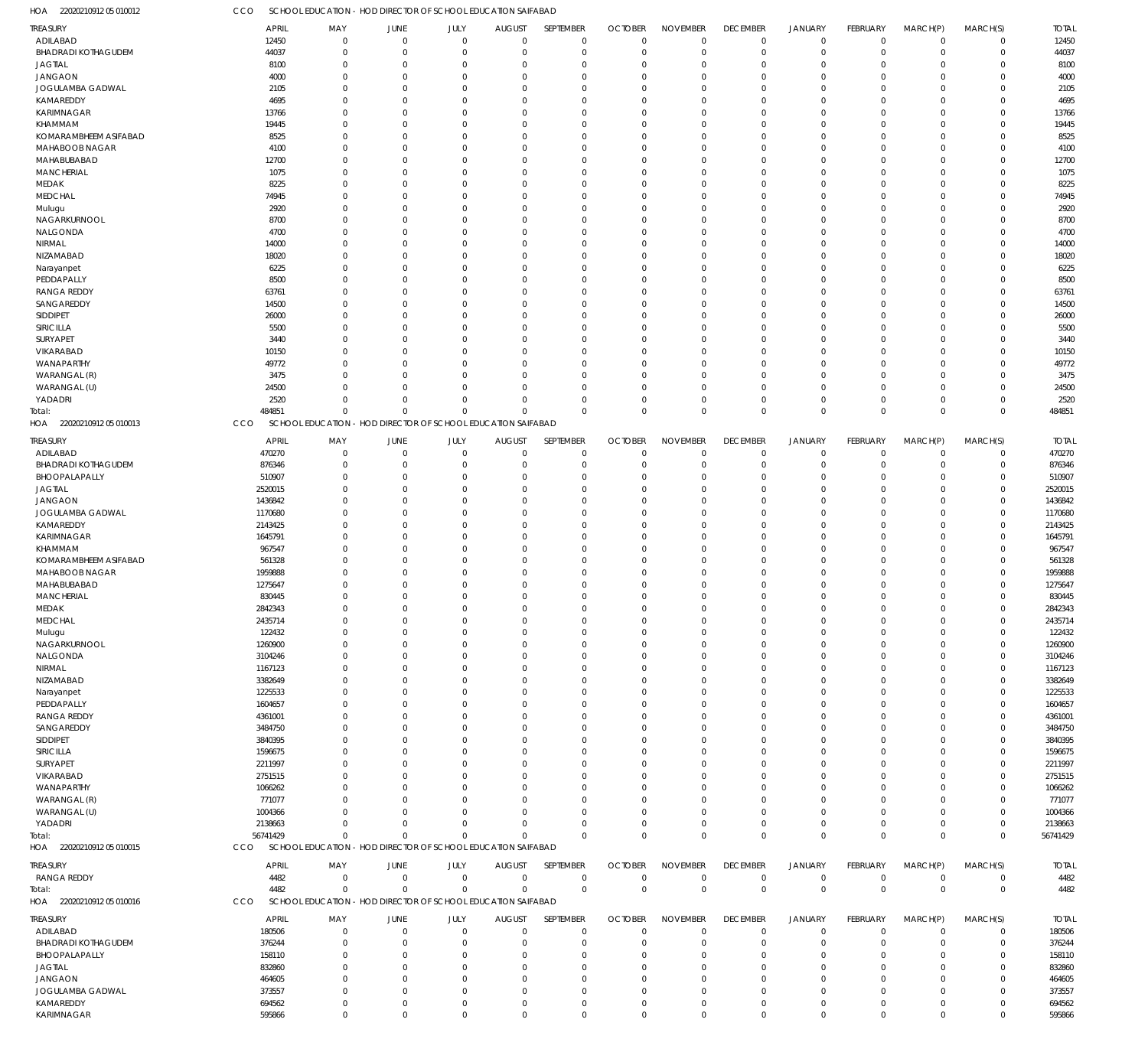HOA 22020210912 05 010012 CCO SCHOOL EDUCATION - HOD DIRECTOR OF SCHOOL EDUCATION SAIFABAD

| TREASURY | APRIL | MAY | JUNE | JULY | AUGUST | SEPTEMBER | OCTOBER | NOVEMBER | DECEMBER | JANUARY | FEBRUARY | MARCH(P) | MARCH(S) | TOTAL |
|---|---|---|---|---|---|---|---|---|---|---|---|---|---|---|
| ADILABAD | 12450 | 0 | 0 | 0 | 0 | 0 | 0 | 0 | 0 | 0 | 0 | 0 | 0 | 12450 |
| BHADRADI KOTHAGUDEM | 44037 | 0 | 0 | 0 | 0 | 0 | 0 | 0 | 0 | 0 | 0 | 0 | 0 | 44037 |
| JAGTIAL | 8100 | 0 | 0 | 0 | 0 | 0 | 0 | 0 | 0 | 0 | 0 | 0 | 0 | 8100 |
| JANGAON | 4000 | 0 | 0 | 0 | 0 | 0 | 0 | 0 | 0 | 0 | 0 | 0 | 0 | 4000 |
| JOGULAMBA GADWAL | 2105 | 0 | 0 | 0 | 0 | 0 | 0 | 0 | 0 | 0 | 0 | 0 | 0 | 2105 |
| KAMAREDDY | 4695 | 0 | 0 | 0 | 0 | 0 | 0 | 0 | 0 | 0 | 0 | 0 | 0 | 4695 |
| KARIMNAGAR | 13766 | 0 | 0 | 0 | 0 | 0 | 0 | 0 | 0 | 0 | 0 | 0 | 0 | 13766 |
| KHAMMAM | 19445 | 0 | 0 | 0 | 0 | 0 | 0 | 0 | 0 | 0 | 0 | 0 | 0 | 19445 |
| KOMARAMBHEEM ASIFABAD | 8525 | 0 | 0 | 0 | 0 | 0 | 0 | 0 | 0 | 0 | 0 | 0 | 0 | 8525 |
| MAHABOOB NAGAR | 4100 | 0 | 0 | 0 | 0 | 0 | 0 | 0 | 0 | 0 | 0 | 0 | 0 | 4100 |
| MAHABUBABAD | 12700 | 0 | 0 | 0 | 0 | 0 | 0 | 0 | 0 | 0 | 0 | 0 | 0 | 12700 |
| MANCHERIAL | 1075 | 0 | 0 | 0 | 0 | 0 | 0 | 0 | 0 | 0 | 0 | 0 | 0 | 1075 |
| MEDAK | 8225 | 0 | 0 | 0 | 0 | 0 | 0 | 0 | 0 | 0 | 0 | 0 | 0 | 8225 |
| MEDCHAL | 74945 | 0 | 0 | 0 | 0 | 0 | 0 | 0 | 0 | 0 | 0 | 0 | 0 | 74945 |
| Mulugu | 2920 | 0 | 0 | 0 | 0 | 0 | 0 | 0 | 0 | 0 | 0 | 0 | 0 | 2920 |
| NAGARKURNOOL | 8700 | 0 | 0 | 0 | 0 | 0 | 0 | 0 | 0 | 0 | 0 | 0 | 0 | 8700 |
| NALGONDA | 4700 | 0 | 0 | 0 | 0 | 0 | 0 | 0 | 0 | 0 | 0 | 0 | 0 | 4700 |
| NIRMAL | 14000 | 0 | 0 | 0 | 0 | 0 | 0 | 0 | 0 | 0 | 0 | 0 | 0 | 14000 |
| NIZAMABAD | 18020 | 0 | 0 | 0 | 0 | 0 | 0 | 0 | 0 | 0 | 0 | 0 | 0 | 18020 |
| Narayanpet | 6225 | 0 | 0 | 0 | 0 | 0 | 0 | 0 | 0 | 0 | 0 | 0 | 0 | 6225 |
| PEDDAPALLY | 8500 | 0 | 0 | 0 | 0 | 0 | 0 | 0 | 0 | 0 | 0 | 0 | 0 | 8500 |
| RANGA REDDY | 63761 | 0 | 0 | 0 | 0 | 0 | 0 | 0 | 0 | 0 | 0 | 0 | 0 | 63761 |
| SANGAREDDY | 14500 | 0 | 0 | 0 | 0 | 0 | 0 | 0 | 0 | 0 | 0 | 0 | 0 | 14500 |
| SIDDIPET | 26000 | 0 | 0 | 0 | 0 | 0 | 0 | 0 | 0 | 0 | 0 | 0 | 0 | 26000 |
| SIRICILLA | 5500 | 0 | 0 | 0 | 0 | 0 | 0 | 0 | 0 | 0 | 0 | 0 | 0 | 5500 |
| SURYAPET | 3440 | 0 | 0 | 0 | 0 | 0 | 0 | 0 | 0 | 0 | 0 | 0 | 0 | 3440 |
| VIKARABAD | 10150 | 0 | 0 | 0 | 0 | 0 | 0 | 0 | 0 | 0 | 0 | 0 | 0 | 10150 |
| WANAPARTHY | 49772 | 0 | 0 | 0 | 0 | 0 | 0 | 0 | 0 | 0 | 0 | 0 | 0 | 49772 |
| WARANGAL (R) | 3475 | 0 | 0 | 0 | 0 | 0 | 0 | 0 | 0 | 0 | 0 | 0 | 0 | 3475 |
| WARANGAL (U) | 24500 | 0 | 0 | 0 | 0 | 0 | 0 | 0 | 0 | 0 | 0 | 0 | 0 | 24500 |
| YADADRI | 2520 | 0 | 0 | 0 | 0 | 0 | 0 | 0 | 0 | 0 | 0 | 0 | 0 | 2520 |
| Total: | 484851 | 0 | 0 | 0 | 0 | 0 | 0 | 0 | 0 | 0 | 0 | 0 | 0 | 484851 |

HOA 22020210912 05 010013 CCO SCHOOL EDUCATION - HOD DIRECTOR OF SCHOOL EDUCATION SAIFABAD

| TREASURY | APRIL | MAY | JUNE | JULY | AUGUST | SEPTEMBER | OCTOBER | NOVEMBER | DECEMBER | JANUARY | FEBRUARY | MARCH(P) | MARCH(S) | TOTAL |
|---|---|---|---|---|---|---|---|---|---|---|---|---|---|---|
| ADILABAD | 470270 | 0 | 0 | 0 | 0 | 0 | 0 | 0 | 0 | 0 | 0 | 0 | 0 | 470270 |
| BHADRADI KOTHAGUDEM | 876346 | 0 | 0 | 0 | 0 | 0 | 0 | 0 | 0 | 0 | 0 | 0 | 0 | 876346 |
| BHOOPALAPALLY | 510907 | 0 | 0 | 0 | 0 | 0 | 0 | 0 | 0 | 0 | 0 | 0 | 0 | 510907 |
| JAGTIAL | 2520015 | 0 | 0 | 0 | 0 | 0 | 0 | 0 | 0 | 0 | 0 | 0 | 0 | 2520015 |
| JANGAON | 1436842 | 0 | 0 | 0 | 0 | 0 | 0 | 0 | 0 | 0 | 0 | 0 | 0 | 1436842 |
| JOGULAMBA GADWAL | 1170680 | 0 | 0 | 0 | 0 | 0 | 0 | 0 | 0 | 0 | 0 | 0 | 0 | 1170680 |
| KAMAREDDY | 2143425 | 0 | 0 | 0 | 0 | 0 | 0 | 0 | 0 | 0 | 0 | 0 | 0 | 2143425 |
| KARIMNAGAR | 1645791 | 0 | 0 | 0 | 0 | 0 | 0 | 0 | 0 | 0 | 0 | 0 | 0 | 1645791 |
| KHAMMAM | 967547 | 0 | 0 | 0 | 0 | 0 | 0 | 0 | 0 | 0 | 0 | 0 | 0 | 967547 |
| KOMARAMBHEEM ASIFABAD | 561328 | 0 | 0 | 0 | 0 | 0 | 0 | 0 | 0 | 0 | 0 | 0 | 0 | 561328 |
| MAHABOOB NAGAR | 1959888 | 0 | 0 | 0 | 0 | 0 | 0 | 0 | 0 | 0 | 0 | 0 | 0 | 1959888 |
| MAHABUBABAD | 1275647 | 0 | 0 | 0 | 0 | 0 | 0 | 0 | 0 | 0 | 0 | 0 | 0 | 1275647 |
| MANCHERIAL | 830445 | 0 | 0 | 0 | 0 | 0 | 0 | 0 | 0 | 0 | 0 | 0 | 0 | 830445 |
| MEDAK | 2842343 | 0 | 0 | 0 | 0 | 0 | 0 | 0 | 0 | 0 | 0 | 0 | 0 | 2842343 |
| MEDCHAL | 2435714 | 0 | 0 | 0 | 0 | 0 | 0 | 0 | 0 | 0 | 0 | 0 | 0 | 2435714 |
| Mulugu | 122432 | 0 | 0 | 0 | 0 | 0 | 0 | 0 | 0 | 0 | 0 | 0 | 0 | 122432 |
| NAGARKURNOOL | 1260900 | 0 | 0 | 0 | 0 | 0 | 0 | 0 | 0 | 0 | 0 | 0 | 0 | 1260900 |
| NALGONDA | 3104246 | 0 | 0 | 0 | 0 | 0 | 0 | 0 | 0 | 0 | 0 | 0 | 0 | 3104246 |
| NIRMAL | 1167123 | 0 | 0 | 0 | 0 | 0 | 0 | 0 | 0 | 0 | 0 | 0 | 0 | 1167123 |
| NIZAMABAD | 3382649 | 0 | 0 | 0 | 0 | 0 | 0 | 0 | 0 | 0 | 0 | 0 | 0 | 3382649 |
| Narayanpet | 1225533 | 0 | 0 | 0 | 0 | 0 | 0 | 0 | 0 | 0 | 0 | 0 | 0 | 1225533 |
| PEDDAPALLY | 1604657 | 0 | 0 | 0 | 0 | 0 | 0 | 0 | 0 | 0 | 0 | 0 | 0 | 1604657 |
| RANGA REDDY | 4361001 | 0 | 0 | 0 | 0 | 0 | 0 | 0 | 0 | 0 | 0 | 0 | 0 | 4361001 |
| SANGAREDDY | 3484750 | 0 | 0 | 0 | 0 | 0 | 0 | 0 | 0 | 0 | 0 | 0 | 0 | 3484750 |
| SIDDIPET | 3840395 | 0 | 0 | 0 | 0 | 0 | 0 | 0 | 0 | 0 | 0 | 0 | 0 | 3840395 |
| SIRICILLA | 1596675 | 0 | 0 | 0 | 0 | 0 | 0 | 0 | 0 | 0 | 0 | 0 | 0 | 1596675 |
| SURYAPET | 2211997 | 0 | 0 | 0 | 0 | 0 | 0 | 0 | 0 | 0 | 0 | 0 | 0 | 2211997 |
| VIKARABAD | 2751515 | 0 | 0 | 0 | 0 | 0 | 0 | 0 | 0 | 0 | 0 | 0 | 0 | 2751515 |
| WANAPARTHY | 1066262 | 0 | 0 | 0 | 0 | 0 | 0 | 0 | 0 | 0 | 0 | 0 | 0 | 1066262 |
| WARANGAL (R) | 771077 | 0 | 0 | 0 | 0 | 0 | 0 | 0 | 0 | 0 | 0 | 0 | 0 | 771077 |
| WARANGAL (U) | 1004366 | 0 | 0 | 0 | 0 | 0 | 0 | 0 | 0 | 0 | 0 | 0 | 0 | 1004366 |
| YADADRI | 2138663 | 0 | 0 | 0 | 0 | 0 | 0 | 0 | 0 | 0 | 0 | 0 | 0 | 2138663 |
| Total: | 56741429 | 0 | 0 | 0 | 0 | 0 | 0 | 0 | 0 | 0 | 0 | 0 | 0 | 56741429 |

HOA 22020210912 05 010015 CCO SCHOOL EDUCATION - HOD DIRECTOR OF SCHOOL EDUCATION SAIFABAD

| TREASURY | APRIL | MAY | JUNE | JULY | AUGUST | SEPTEMBER | OCTOBER | NOVEMBER | DECEMBER | JANUARY | FEBRUARY | MARCH(P) | MARCH(S) | TOTAL |
|---|---|---|---|---|---|---|---|---|---|---|---|---|---|---|
| RANGA REDDY | 4482 | 0 | 0 | 0 | 0 | 0 | 0 | 0 | 0 | 0 | 0 | 0 | 0 | 4482 |
| Total: | 4482 | 0 | 0 | 0 | 0 | 0 | 0 | 0 | 0 | 0 | 0 | 0 | 0 | 4482 |

HOA 22020210912 05 010016 CCO SCHOOL EDUCATION - HOD DIRECTOR OF SCHOOL EDUCATION SAIFABAD

| TREASURY | APRIL | MAY | JUNE | JULY | AUGUST | SEPTEMBER | OCTOBER | NOVEMBER | DECEMBER | JANUARY | FEBRUARY | MARCH(P) | MARCH(S) | TOTAL |
|---|---|---|---|---|---|---|---|---|---|---|---|---|---|---|
| ADILABAD | 180506 | 0 | 0 | 0 | 0 | 0 | 0 | 0 | 0 | 0 | 0 | 0 | 0 | 180506 |
| BHADRADI KOTHAGUDEM | 376244 | 0 | 0 | 0 | 0 | 0 | 0 | 0 | 0 | 0 | 0 | 0 | 0 | 376244 |
| BHOOPALAPALLY | 158110 | 0 | 0 | 0 | 0 | 0 | 0 | 0 | 0 | 0 | 0 | 0 | 0 | 158110 |
| JAGTIAL | 832860 | 0 | 0 | 0 | 0 | 0 | 0 | 0 | 0 | 0 | 0 | 0 | 0 | 832860 |
| JANGAON | 464605 | 0 | 0 | 0 | 0 | 0 | 0 | 0 | 0 | 0 | 0 | 0 | 0 | 464605 |
| JOGULAMBA GADWAL | 373557 | 0 | 0 | 0 | 0 | 0 | 0 | 0 | 0 | 0 | 0 | 0 | 0 | 373557 |
| KAMAREDDY | 694562 | 0 | 0 | 0 | 0 | 0 | 0 | 0 | 0 | 0 | 0 | 0 | 0 | 694562 |
| KARIMNAGAR | 595866 | 0 | 0 | 0 | 0 | 0 | 0 | 0 | 0 | 0 | 0 | 0 | 0 | 595866 |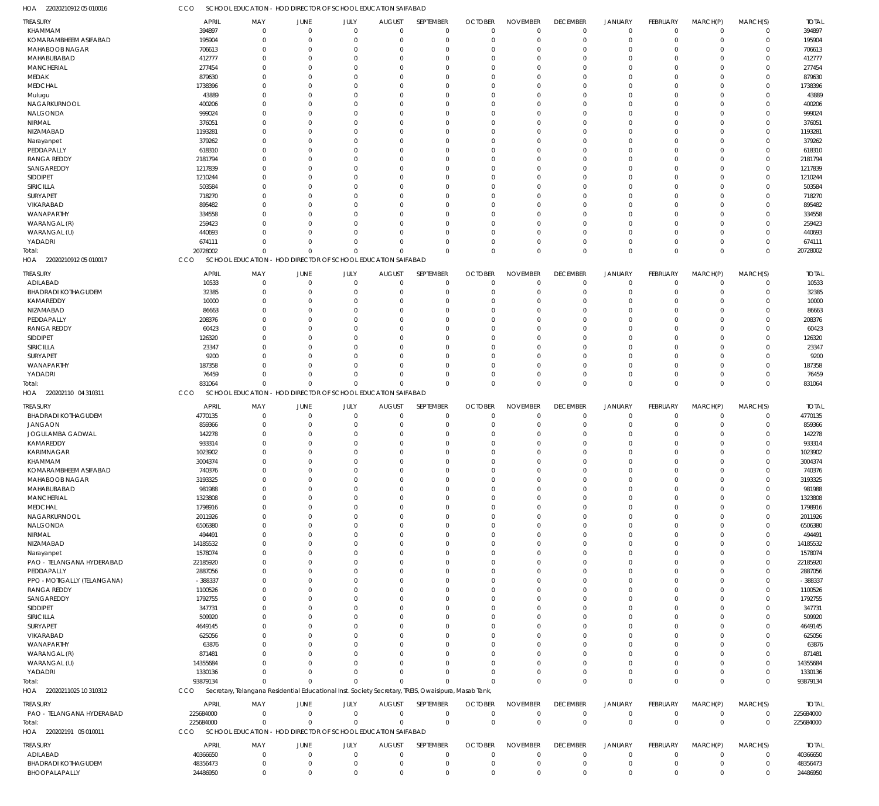HOA 22020210912 05 010016 CCO SCHOOL EDUCATION - HOD DIRECTOR OF SCHOOL EDUCATION SAIFABAD

| TREASURY | APRIL | MAY | JUNE | JULY | AUGUST | SEPTEMBER | OCTOBER | NOVEMBER | DECEMBER | JANUARY | FEBRUARY | MARCH(P) | MARCH(S) | TOTAL |
|---|---|---|---|---|---|---|---|---|---|---|---|---|---|---|
| KHAMMAM | 394897 | 0 | 0 | 0 | 0 | 0 | 0 | 0 | 0 | 0 | 0 | 0 | 0 | 394897 |
| KOMARAMBHEEM ASIFABAD | 195904 | 0 | 0 | 0 | 0 | 0 | 0 | 0 | 0 | 0 | 0 | 0 | 0 | 195904 |
| MAHABOOB NAGAR | 706613 | 0 | 0 | 0 | 0 | 0 | 0 | 0 | 0 | 0 | 0 | 0 | 0 | 706613 |
| MAHABUBABAD | 412777 | 0 | 0 | 0 | 0 | 0 | 0 | 0 | 0 | 0 | 0 | 0 | 0 | 412777 |
| MANCHERIAL | 277454 | 0 | 0 | 0 | 0 | 0 | 0 | 0 | 0 | 0 | 0 | 0 | 0 | 277454 |
| MEDAK | 879630 | 0 | 0 | 0 | 0 | 0 | 0 | 0 | 0 | 0 | 0 | 0 | 0 | 879630 |
| MEDCHAL | 1738396 | 0 | 0 | 0 | 0 | 0 | 0 | 0 | 0 | 0 | 0 | 0 | 0 | 1738396 |
| Mulugu | 43889 | 0 | 0 | 0 | 0 | 0 | 0 | 0 | 0 | 0 | 0 | 0 | 0 | 43889 |
| NAGARKURNOOL | 400206 | 0 | 0 | 0 | 0 | 0 | 0 | 0 | 0 | 0 | 0 | 0 | 0 | 400206 |
| NALGONDA | 999024 | 0 | 0 | 0 | 0 | 0 | 0 | 0 | 0 | 0 | 0 | 0 | 0 | 999024 |
| NIRMAL | 376051 | 0 | 0 | 0 | 0 | 0 | 0 | 0 | 0 | 0 | 0 | 0 | 0 | 376051 |
| NIZAMABAD | 1193281 | 0 | 0 | 0 | 0 | 0 | 0 | 0 | 0 | 0 | 0 | 0 | 0 | 1193281 |
| Narayanpet | 379262 | 0 | 0 | 0 | 0 | 0 | 0 | 0 | 0 | 0 | 0 | 0 | 0 | 379262 |
| PEDDAPALLY | 618310 | 0 | 0 | 0 | 0 | 0 | 0 | 0 | 0 | 0 | 0 | 0 | 0 | 618310 |
| RANGA REDDY | 2181794 | 0 | 0 | 0 | 0 | 0 | 0 | 0 | 0 | 0 | 0 | 0 | 0 | 2181794 |
| SANGAREDDY | 1217839 | 0 | 0 | 0 | 0 | 0 | 0 | 0 | 0 | 0 | 0 | 0 | 0 | 1217839 |
| SIDDIPET | 1210244 | 0 | 0 | 0 | 0 | 0 | 0 | 0 | 0 | 0 | 0 | 0 | 0 | 1210244 |
| SIRICILLA | 503584 | 0 | 0 | 0 | 0 | 0 | 0 | 0 | 0 | 0 | 0 | 0 | 0 | 503584 |
| SURYAPET | 718270 | 0 | 0 | 0 | 0 | 0 | 0 | 0 | 0 | 0 | 0 | 0 | 0 | 718270 |
| VIKARABAD | 895482 | 0 | 0 | 0 | 0 | 0 | 0 | 0 | 0 | 0 | 0 | 0 | 0 | 895482 |
| WANAPARTHY | 334558 | 0 | 0 | 0 | 0 | 0 | 0 | 0 | 0 | 0 | 0 | 0 | 0 | 334558 |
| WARANGAL (R) | 259423 | 0 | 0 | 0 | 0 | 0 | 0 | 0 | 0 | 0 | 0 | 0 | 0 | 259423 |
| WARANGAL (U) | 440693 | 0 | 0 | 0 | 0 | 0 | 0 | 0 | 0 | 0 | 0 | 0 | 0 | 440693 |
| YADADRI | 674111 | 0 | 0 | 0 | 0 | 0 | 0 | 0 | 0 | 0 | 0 | 0 | 0 | 674111 |
| Total: | 20728002 | 0 | 0 | 0 | 0 | 0 | 0 | 0 | 0 | 0 | 0 | 0 | 0 | 20728002 |

HOA 22020210912 05 010017 CCO SCHOOL EDUCATION - HOD DIRECTOR OF SCHOOL EDUCATION SAIFABAD

| TREASURY | APRIL | MAY | JUNE | JULY | AUGUST | SEPTEMBER | OCTOBER | NOVEMBER | DECEMBER | JANUARY | FEBRUARY | MARCH(P) | MARCH(S) | TOTAL |
|---|---|---|---|---|---|---|---|---|---|---|---|---|---|---|
| ADILABAD | 10533 | 0 | 0 | 0 | 0 | 0 | 0 | 0 | 0 | 0 | 0 | 0 | 0 | 10533 |
| BHADRADI KOTHAGUDEM | 32385 | 0 | 0 | 0 | 0 | 0 | 0 | 0 | 0 | 0 | 0 | 0 | 0 | 32385 |
| KAMAREDDY | 10000 | 0 | 0 | 0 | 0 | 0 | 0 | 0 | 0 | 0 | 0 | 0 | 0 | 10000 |
| NIZAMABAD | 86663 | 0 | 0 | 0 | 0 | 0 | 0 | 0 | 0 | 0 | 0 | 0 | 0 | 86663 |
| PEDDAPALLY | 208376 | 0 | 0 | 0 | 0 | 0 | 0 | 0 | 0 | 0 | 0 | 0 | 0 | 208376 |
| RANGA REDDY | 60423 | 0 | 0 | 0 | 0 | 0 | 0 | 0 | 0 | 0 | 0 | 0 | 0 | 60423 |
| SIDDIPET | 126320 | 0 | 0 | 0 | 0 | 0 | 0 | 0 | 0 | 0 | 0 | 0 | 0 | 126320 |
| SIRICILLA | 23347 | 0 | 0 | 0 | 0 | 0 | 0 | 0 | 0 | 0 | 0 | 0 | 0 | 23347 |
| SURYAPET | 9200 | 0 | 0 | 0 | 0 | 0 | 0 | 0 | 0 | 0 | 0 | 0 | 0 | 9200 |
| WANAPARTHY | 187358 | 0 | 0 | 0 | 0 | 0 | 0 | 0 | 0 | 0 | 0 | 0 | 0 | 187358 |
| YADADRI | 76459 | 0 | 0 | 0 | 0 | 0 | 0 | 0 | 0 | 0 | 0 | 0 | 0 | 76459 |
| Total: | 831064 | 0 | 0 | 0 | 0 | 0 | 0 | 0 | 0 | 0 | 0 | 0 | 0 | 831064 |

HOA 220202110 04 310311 CCO SCHOOL EDUCATION - HOD DIRECTOR OF SCHOOL EDUCATION SAIFABAD

| TREASURY | APRIL | MAY | JUNE | JULY | AUGUST | SEPTEMBER | OCTOBER | NOVEMBER | DECEMBER | JANUARY | FEBRUARY | MARCH(P) | MARCH(S) | TOTAL |
|---|---|---|---|---|---|---|---|---|---|---|---|---|---|---|
| BHADRADI KOTHAGUDEM | 4770135 | 0 | 0 | 0 | 0 | 0 | 0 | 0 | 0 | 0 | 0 | 0 | 0 | 4770135 |
| JANGAON | 859366 | 0 | 0 | 0 | 0 | 0 | 0 | 0 | 0 | 0 | 0 | 0 | 0 | 859366 |
| JOGULAMBA GADWAL | 142278 | 0 | 0 | 0 | 0 | 0 | 0 | 0 | 0 | 0 | 0 | 0 | 0 | 142278 |
| KAMAREDDY | 933314 | 0 | 0 | 0 | 0 | 0 | 0 | 0 | 0 | 0 | 0 | 0 | 0 | 933314 |
| KARIMNAGAR | 1023902 | 0 | 0 | 0 | 0 | 0 | 0 | 0 | 0 | 0 | 0 | 0 | 0 | 1023902 |
| KHAMMAM | 3004374 | 0 | 0 | 0 | 0 | 0 | 0 | 0 | 0 | 0 | 0 | 0 | 0 | 3004374 |
| KOMARAMBHEEM ASIFABAD | 740376 | 0 | 0 | 0 | 0 | 0 | 0 | 0 | 0 | 0 | 0 | 0 | 0 | 740376 |
| MAHABOOB NAGAR | 3193325 | 0 | 0 | 0 | 0 | 0 | 0 | 0 | 0 | 0 | 0 | 0 | 0 | 3193325 |
| MAHABUBABAD | 981988 | 0 | 0 | 0 | 0 | 0 | 0 | 0 | 0 | 0 | 0 | 0 | 0 | 981988 |
| MANCHERIAL | 1323808 | 0 | 0 | 0 | 0 | 0 | 0 | 0 | 0 | 0 | 0 | 0 | 0 | 1323808 |
| MEDCHAL | 1798916 | 0 | 0 | 0 | 0 | 0 | 0 | 0 | 0 | 0 | 0 | 0 | 0 | 1798916 |
| NAGARKURNOOL | 2011926 | 0 | 0 | 0 | 0 | 0 | 0 | 0 | 0 | 0 | 0 | 0 | 0 | 2011926 |
| NALGONDA | 6506380 | 0 | 0 | 0 | 0 | 0 | 0 | 0 | 0 | 0 | 0 | 0 | 0 | 6506380 |
| NIRMAL | 494491 | 0 | 0 | 0 | 0 | 0 | 0 | 0 | 0 | 0 | 0 | 0 | 0 | 494491 |
| NIZAMABAD | 14185532 | 0 | 0 | 0 | 0 | 0 | 0 | 0 | 0 | 0 | 0 | 0 | 0 | 14185532 |
| Narayanpet | 1578074 | 0 | 0 | 0 | 0 | 0 | 0 | 0 | 0 | 0 | 0 | 0 | 0 | 1578074 |
| PAO - TELANGANA HYDERABAD | 22185920 | 0 | 0 | 0 | 0 | 0 | 0 | 0 | 0 | 0 | 0 | 0 | 0 | 22185920 |
| PEDDAPALLY | 2887056 | 0 | 0 | 0 | 0 | 0 | 0 | 0 | 0 | 0 | 0 | 0 | 0 | 2887056 |
| PPO - MOTIGALLY (TELANGANA) | -388337 | 0 | 0 | 0 | 0 | 0 | 0 | 0 | 0 | 0 | 0 | 0 | 0 | -388337 |
| RANGA REDDY | 1100526 | 0 | 0 | 0 | 0 | 0 | 0 | 0 | 0 | 0 | 0 | 0 | 0 | 1100526 |
| SANGAREDDY | 1792755 | 0 | 0 | 0 | 0 | 0 | 0 | 0 | 0 | 0 | 0 | 0 | 0 | 1792755 |
| SIDDIPET | 347731 | 0 | 0 | 0 | 0 | 0 | 0 | 0 | 0 | 0 | 0 | 0 | 0 | 347731 |
| SIRICILLA | 509920 | 0 | 0 | 0 | 0 | 0 | 0 | 0 | 0 | 0 | 0 | 0 | 0 | 509920 |
| SURYAPET | 4649145 | 0 | 0 | 0 | 0 | 0 | 0 | 0 | 0 | 0 | 0 | 0 | 0 | 4649145 |
| VIKARABAD | 625056 | 0 | 0 | 0 | 0 | 0 | 0 | 0 | 0 | 0 | 0 | 0 | 0 | 625056 |
| WANAPARTHY | 63876 | 0 | 0 | 0 | 0 | 0 | 0 | 0 | 0 | 0 | 0 | 0 | 0 | 63876 |
| WARANGAL (R) | 871481 | 0 | 0 | 0 | 0 | 0 | 0 | 0 | 0 | 0 | 0 | 0 | 0 | 871481 |
| WARANGAL (U) | 14355684 | 0 | 0 | 0 | 0 | 0 | 0 | 0 | 0 | 0 | 0 | 0 | 0 | 14355684 |
| YADADRI | 1330136 | 0 | 0 | 0 | 0 | 0 | 0 | 0 | 0 | 0 | 0 | 0 | 0 | 1330136 |
| Total: | 93879134 | 0 | 0 | 0 | 0 | 0 | 0 | 0 | 0 | 0 | 0 | 0 | 0 | 93879134 |

HOA 22020211025 10 310312 CCO Secretary, Telangana Residential Educational Inst. Society Secretary, TREIS, Owaisipura, Masab Tank,

| TREASURY | APRIL | MAY | JUNE | JULY | AUGUST | SEPTEMBER | OCTOBER | NOVEMBER | DECEMBER | JANUARY | FEBRUARY | MARCH(P) | MARCH(S) | TOTAL |
|---|---|---|---|---|---|---|---|---|---|---|---|---|---|---|
| PAO - TELANGANA HYDERABAD | 225684000 | 0 | 0 | 0 | 0 | 0 | 0 | 0 | 0 | 0 | 0 | 0 | 0 | 225684000 |
| Total: | 225684000 | 0 | 0 | 0 | 0 | 0 | 0 | 0 | 0 | 0 | 0 | 0 | 0 | 225684000 |

HOA 220202191 05 010011 CCO SCHOOL EDUCATION - HOD DIRECTOR OF SCHOOL EDUCATION SAIFABAD

| TREASURY | APRIL | MAY | JUNE | JULY | AUGUST | SEPTEMBER | OCTOBER | NOVEMBER | DECEMBER | JANUARY | FEBRUARY | MARCH(P) | MARCH(S) | TOTAL |
|---|---|---|---|---|---|---|---|---|---|---|---|---|---|---|
| ADILABAD | 40366650 | 0 | 0 | 0 | 0 | 0 | 0 | 0 | 0 | 0 | 0 | 0 | 0 | 40366650 |
| BHADRADI KOTHAGUDEM | 48356473 | 0 | 0 | 0 | 0 | 0 | 0 | 0 | 0 | 0 | 0 | 0 | 0 | 48356473 |
| BHOOPALAPALLY | 24486950 | 0 | 0 | 0 | 0 | 0 | 0 | 0 | 0 | 0 | 0 | 0 | 0 | 24486950 |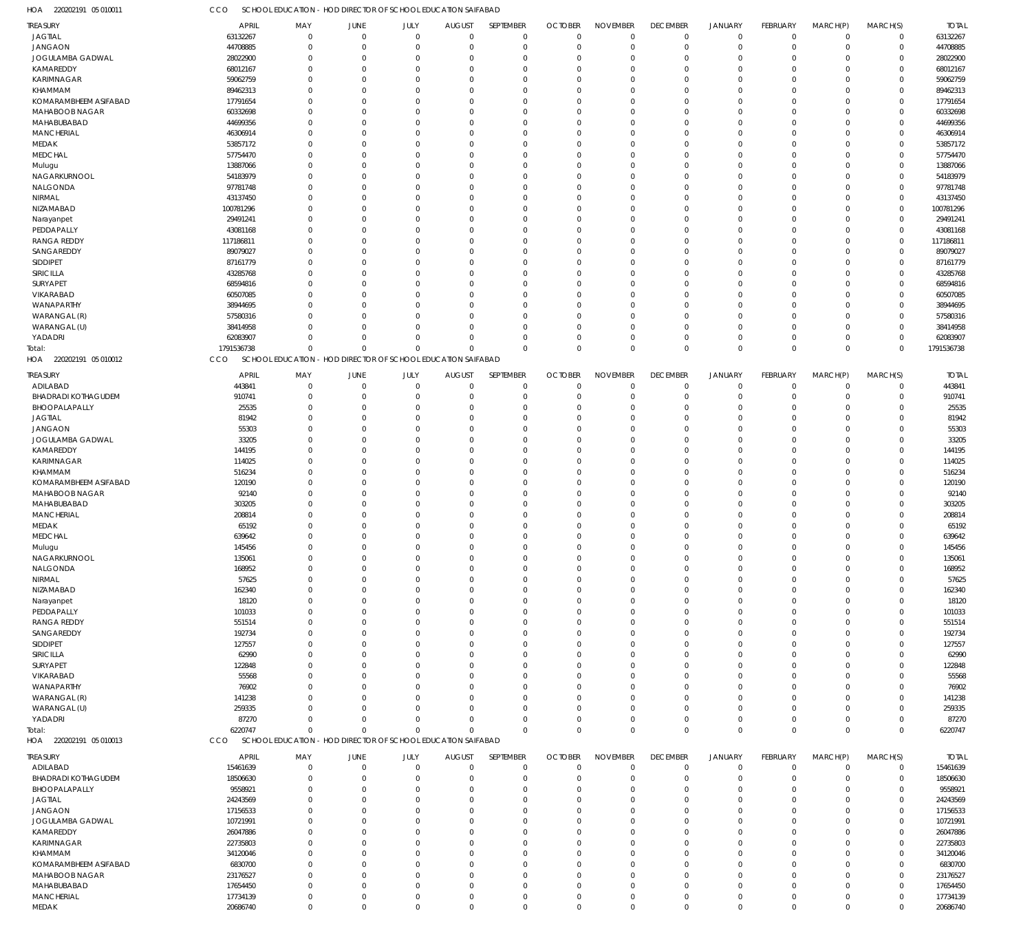HOA 220202191 05 010011 CCO SCHOOL EDUCATION - HOD DIRECTOR OF SCHOOL EDUCATION SAIFABAD

| TREASURY | APRIL | MAY | JUNE | JULY | AUGUST | SEPTEMBER | OCTOBER | NOVEMBER | DECEMBER | JANUARY | FEBRUARY | MARCH(P) | MARCH(S) | TOTAL |
|---|---|---|---|---|---|---|---|---|---|---|---|---|---|---|
| JAGTIAL | 63132267 | 0 | 0 | 0 | 0 | 0 | 0 | 0 | 0 | 0 | 0 | 0 | 0 | 63132267 |
| JANGAON | 44708885 | 0 | 0 | 0 | 0 | 0 | 0 | 0 | 0 | 0 | 0 | 0 | 0 | 44708885 |
| JOGULAMBA GADWAL | 28022900 | 0 | 0 | 0 | 0 | 0 | 0 | 0 | 0 | 0 | 0 | 0 | 0 | 28022900 |
| KAMAREDDY | 68012167 | 0 | 0 | 0 | 0 | 0 | 0 | 0 | 0 | 0 | 0 | 0 | 0 | 68012167 |
| KARIMNAGAR | 59062759 | 0 | 0 | 0 | 0 | 0 | 0 | 0 | 0 | 0 | 0 | 0 | 0 | 59062759 |
| KHAMMAM | 89462313 | 0 | 0 | 0 | 0 | 0 | 0 | 0 | 0 | 0 | 0 | 0 | 0 | 89462313 |
| KOMARAMBHEEM ASIFABAD | 17791654 | 0 | 0 | 0 | 0 | 0 | 0 | 0 | 0 | 0 | 0 | 0 | 0 | 17791654 |
| MAHABOOB NAGAR | 60332698 | 0 | 0 | 0 | 0 | 0 | 0 | 0 | 0 | 0 | 0 | 0 | 0 | 60332698 |
| MAHABUBABAD | 44699356 | 0 | 0 | 0 | 0 | 0 | 0 | 0 | 0 | 0 | 0 | 0 | 0 | 44699356 |
| MANCHERIAL | 46306914 | 0 | 0 | 0 | 0 | 0 | 0 | 0 | 0 | 0 | 0 | 0 | 0 | 46306914 |
| MEDAK | 53857172 | 0 | 0 | 0 | 0 | 0 | 0 | 0 | 0 | 0 | 0 | 0 | 0 | 53857172 |
| MEDCHAL | 57754470 | 0 | 0 | 0 | 0 | 0 | 0 | 0 | 0 | 0 | 0 | 0 | 0 | 57754470 |
| Mulugu | 13887066 | 0 | 0 | 0 | 0 | 0 | 0 | 0 | 0 | 0 | 0 | 0 | 0 | 13887066 |
| NAGARKURNOOL | 54183979 | 0 | 0 | 0 | 0 | 0 | 0 | 0 | 0 | 0 | 0 | 0 | 0 | 54183979 |
| NALGONDA | 97781748 | 0 | 0 | 0 | 0 | 0 | 0 | 0 | 0 | 0 | 0 | 0 | 0 | 97781748 |
| NIRMAL | 43137450 | 0 | 0 | 0 | 0 | 0 | 0 | 0 | 0 | 0 | 0 | 0 | 0 | 43137450 |
| NIZAMABAD | 100781296 | 0 | 0 | 0 | 0 | 0 | 0 | 0 | 0 | 0 | 0 | 0 | 0 | 100781296 |
| Narayanpet | 29491241 | 0 | 0 | 0 | 0 | 0 | 0 | 0 | 0 | 0 | 0 | 0 | 0 | 29491241 |
| PEDDAPALLY | 43081168 | 0 | 0 | 0 | 0 | 0 | 0 | 0 | 0 | 0 | 0 | 0 | 0 | 43081168 |
| RANGA REDDY | 117186811 | 0 | 0 | 0 | 0 | 0 | 0 | 0 | 0 | 0 | 0 | 0 | 0 | 117186811 |
| SANGAREDDY | 89079027 | 0 | 0 | 0 | 0 | 0 | 0 | 0 | 0 | 0 | 0 | 0 | 0 | 89079027 |
| SIDDIPET | 87161779 | 0 | 0 | 0 | 0 | 0 | 0 | 0 | 0 | 0 | 0 | 0 | 0 | 87161779 |
| SIRICILLA | 43285768 | 0 | 0 | 0 | 0 | 0 | 0 | 0 | 0 | 0 | 0 | 0 | 0 | 43285768 |
| SURYAPET | 68594816 | 0 | 0 | 0 | 0 | 0 | 0 | 0 | 0 | 0 | 0 | 0 | 0 | 68594816 |
| VIKARABAD | 60507085 | 0 | 0 | 0 | 0 | 0 | 0 | 0 | 0 | 0 | 0 | 0 | 0 | 60507085 |
| WANAPARTHY | 38944695 | 0 | 0 | 0 | 0 | 0 | 0 | 0 | 0 | 0 | 0 | 0 | 0 | 38944695 |
| WARANGAL (R) | 57580316 | 0 | 0 | 0 | 0 | 0 | 0 | 0 | 0 | 0 | 0 | 0 | 0 | 57580316 |
| WARANGAL (U) | 38414958 | 0 | 0 | 0 | 0 | 0 | 0 | 0 | 0 | 0 | 0 | 0 | 0 | 38414958 |
| YADADRI | 62083907 | 0 | 0 | 0 | 0 | 0 | 0 | 0 | 0 | 0 | 0 | 0 | 0 | 62083907 |
| Total: | 1791536738 | 0 | 0 | 0 | 0 | 0 | 0 | 0 | 0 | 0 | 0 | 0 | 0 | 1791536738 |

HOA 220202191 05 010012 CCO SCHOOL EDUCATION - HOD DIRECTOR OF SCHOOL EDUCATION SAIFABAD

| TREASURY | APRIL | MAY | JUNE | JULY | AUGUST | SEPTEMBER | OCTOBER | NOVEMBER | DECEMBER | JANUARY | FEBRUARY | MARCH(P) | MARCH(S) | TOTAL |
|---|---|---|---|---|---|---|---|---|---|---|---|---|---|---|
| ADILABAD | 443841 | 0 | 0 | 0 | 0 | 0 | 0 | 0 | 0 | 0 | 0 | 0 | 0 | 443841 |
| BHADRADI KOTHAGUDEM | 910741 | 0 | 0 | 0 | 0 | 0 | 0 | 0 | 0 | 0 | 0 | 0 | 0 | 910741 |
| BHOOPALAPALLY | 25535 | 0 | 0 | 0 | 0 | 0 | 0 | 0 | 0 | 0 | 0 | 0 | 0 | 25535 |
| JAGTIAL | 81942 | 0 | 0 | 0 | 0 | 0 | 0 | 0 | 0 | 0 | 0 | 0 | 0 | 81942 |
| JANGAON | 55303 | 0 | 0 | 0 | 0 | 0 | 0 | 0 | 0 | 0 | 0 | 0 | 0 | 55303 |
| JOGULAMBA GADWAL | 33205 | 0 | 0 | 0 | 0 | 0 | 0 | 0 | 0 | 0 | 0 | 0 | 0 | 33205 |
| KAMAREDDY | 144195 | 0 | 0 | 0 | 0 | 0 | 0 | 0 | 0 | 0 | 0 | 0 | 0 | 144195 |
| KARIMNAGAR | 114025 | 0 | 0 | 0 | 0 | 0 | 0 | 0 | 0 | 0 | 0 | 0 | 0 | 114025 |
| KHAMMAM | 516234 | 0 | 0 | 0 | 0 | 0 | 0 | 0 | 0 | 0 | 0 | 0 | 0 | 516234 |
| KOMARAMBHEEM ASIFABAD | 120190 | 0 | 0 | 0 | 0 | 0 | 0 | 0 | 0 | 0 | 0 | 0 | 0 | 120190 |
| MAHABOOB NAGAR | 92140 | 0 | 0 | 0 | 0 | 0 | 0 | 0 | 0 | 0 | 0 | 0 | 0 | 92140 |
| MAHABUBABAD | 303205 | 0 | 0 | 0 | 0 | 0 | 0 | 0 | 0 | 0 | 0 | 0 | 0 | 303205 |
| MANCHERIAL | 208814 | 0 | 0 | 0 | 0 | 0 | 0 | 0 | 0 | 0 | 0 | 0 | 0 | 208814 |
| MEDAK | 65192 | 0 | 0 | 0 | 0 | 0 | 0 | 0 | 0 | 0 | 0 | 0 | 0 | 65192 |
| MEDCHAL | 639642 | 0 | 0 | 0 | 0 | 0 | 0 | 0 | 0 | 0 | 0 | 0 | 0 | 639642 |
| Mulugu | 145456 | 0 | 0 | 0 | 0 | 0 | 0 | 0 | 0 | 0 | 0 | 0 | 0 | 145456 |
| NAGARKURNOOL | 135061 | 0 | 0 | 0 | 0 | 0 | 0 | 0 | 0 | 0 | 0 | 0 | 0 | 135061 |
| NALGONDA | 168952 | 0 | 0 | 0 | 0 | 0 | 0 | 0 | 0 | 0 | 0 | 0 | 0 | 168952 |
| NIRMAL | 57625 | 0 | 0 | 0 | 0 | 0 | 0 | 0 | 0 | 0 | 0 | 0 | 0 | 57625 |
| NIZAMABAD | 162340 | 0 | 0 | 0 | 0 | 0 | 0 | 0 | 0 | 0 | 0 | 0 | 0 | 162340 |
| Narayanpet | 18120 | 0 | 0 | 0 | 0 | 0 | 0 | 0 | 0 | 0 | 0 | 0 | 0 | 18120 |
| PEDDAPALLY | 101033 | 0 | 0 | 0 | 0 | 0 | 0 | 0 | 0 | 0 | 0 | 0 | 0 | 101033 |
| RANGA REDDY | 551514 | 0 | 0 | 0 | 0 | 0 | 0 | 0 | 0 | 0 | 0 | 0 | 0 | 551514 |
| SANGAREDDY | 192734 | 0 | 0 | 0 | 0 | 0 | 0 | 0 | 0 | 0 | 0 | 0 | 0 | 192734 |
| SIDDIPET | 127557 | 0 | 0 | 0 | 0 | 0 | 0 | 0 | 0 | 0 | 0 | 0 | 0 | 127557 |
| SIRICILLA | 62990 | 0 | 0 | 0 | 0 | 0 | 0 | 0 | 0 | 0 | 0 | 0 | 0 | 62990 |
| SURYAPET | 122848 | 0 | 0 | 0 | 0 | 0 | 0 | 0 | 0 | 0 | 0 | 0 | 0 | 122848 |
| VIKARABAD | 55568 | 0 | 0 | 0 | 0 | 0 | 0 | 0 | 0 | 0 | 0 | 0 | 0 | 55568 |
| WANAPARTHY | 76902 | 0 | 0 | 0 | 0 | 0 | 0 | 0 | 0 | 0 | 0 | 0 | 0 | 76902 |
| WARANGAL (R) | 141238 | 0 | 0 | 0 | 0 | 0 | 0 | 0 | 0 | 0 | 0 | 0 | 0 | 141238 |
| WARANGAL (U) | 259335 | 0 | 0 | 0 | 0 | 0 | 0 | 0 | 0 | 0 | 0 | 0 | 0 | 259335 |
| YADADRI | 87270 | 0 | 0 | 0 | 0 | 0 | 0 | 0 | 0 | 0 | 0 | 0 | 0 | 87270 |
| Total: | 6220747 | 0 | 0 | 0 | 0 | 0 | 0 | 0 | 0 | 0 | 0 | 0 | 0 | 6220747 |

HOA 220202191 05 010013 CCO SCHOOL EDUCATION - HOD DIRECTOR OF SCHOOL EDUCATION SAIFABAD

| TREASURY | APRIL | MAY | JUNE | JULY | AUGUST | SEPTEMBER | OCTOBER | NOVEMBER | DECEMBER | JANUARY | FEBRUARY | MARCH(P) | MARCH(S) | TOTAL |
|---|---|---|---|---|---|---|---|---|---|---|---|---|---|---|
| ADILABAD | 15461639 | 0 | 0 | 0 | 0 | 0 | 0 | 0 | 0 | 0 | 0 | 0 | 0 | 15461639 |
| BHADRADI KOTHAGUDEM | 18506630 | 0 | 0 | 0 | 0 | 0 | 0 | 0 | 0 | 0 | 0 | 0 | 0 | 18506630 |
| BHOOPALAPALLY | 9558921 | 0 | 0 | 0 | 0 | 0 | 0 | 0 | 0 | 0 | 0 | 0 | 0 | 9558921 |
| JAGTIAL | 24243569 | 0 | 0 | 0 | 0 | 0 | 0 | 0 | 0 | 0 | 0 | 0 | 0 | 24243569 |
| JANGAON | 17156533 | 0 | 0 | 0 | 0 | 0 | 0 | 0 | 0 | 0 | 0 | 0 | 0 | 17156533 |
| JOGULAMBA GADWAL | 10721991 | 0 | 0 | 0 | 0 | 0 | 0 | 0 | 0 | 0 | 0 | 0 | 0 | 10721991 |
| KAMAREDDY | 26047886 | 0 | 0 | 0 | 0 | 0 | 0 | 0 | 0 | 0 | 0 | 0 | 0 | 26047886 |
| KARIMNAGAR | 22735803 | 0 | 0 | 0 | 0 | 0 | 0 | 0 | 0 | 0 | 0 | 0 | 0 | 22735803 |
| KHAMMAM | 34120046 | 0 | 0 | 0 | 0 | 0 | 0 | 0 | 0 | 0 | 0 | 0 | 0 | 34120046 |
| KOMARAMBHEEM ASIFABAD | 6830700 | 0 | 0 | 0 | 0 | 0 | 0 | 0 | 0 | 0 | 0 | 0 | 0 | 6830700 |
| MAHABOOB NAGAR | 23176527 | 0 | 0 | 0 | 0 | 0 | 0 | 0 | 0 | 0 | 0 | 0 | 0 | 23176527 |
| MAHABUBABAD | 17654450 | 0 | 0 | 0 | 0 | 0 | 0 | 0 | 0 | 0 | 0 | 0 | 0 | 17654450 |
| MANCHERIAL | 17734139 | 0 | 0 | 0 | 0 | 0 | 0 | 0 | 0 | 0 | 0 | 0 | 0 | 17734139 |
| MEDAK | 20686740 | 0 | 0 | 0 | 0 | 0 | 0 | 0 | 0 | 0 | 0 | 0 | 0 | 20686740 |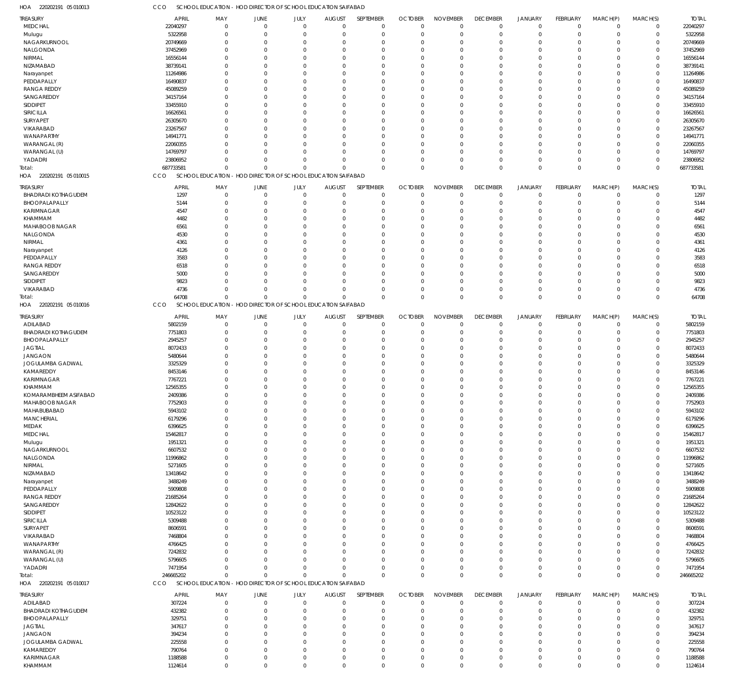HOA 220202191 05 010013 CCO SCHOOL EDUCATION - HOD DIRECTOR OF SCHOOL EDUCATION SAIFABAD

| TREASURY | APRIL | MAY | JUNE | JULY | AUGUST | SEPTEMBER | OCTOBER | NOVEMBER | DECEMBER | JANUARY | FEBRUARY | MARCH(P) | MARCH(S) | TOTAL |
|---|---|---|---|---|---|---|---|---|---|---|---|---|---|---|
| MEDCHAL | 22040297 | 0 | 0 | 0 | 0 | 0 | 0 | 0 | 0 | 0 | 0 | 0 | 0 | 22040297 |
| Mulugu | 5322958 | 0 | 0 | 0 | 0 | 0 | 0 | 0 | 0 | 0 | 0 | 0 | 0 | 5322958 |
| NAGARKURNOOL | 20749669 | 0 | 0 | 0 | 0 | 0 | 0 | 0 | 0 | 0 | 0 | 0 | 0 | 20749669 |
| NALGONDA | 37452969 | 0 | 0 | 0 | 0 | 0 | 0 | 0 | 0 | 0 | 0 | 0 | 0 | 37452969 |
| NIRMAL | 16556144 | 0 | 0 | 0 | 0 | 0 | 0 | 0 | 0 | 0 | 0 | 0 | 0 | 16556144 |
| NIZAMABAD | 38739141 | 0 | 0 | 0 | 0 | 0 | 0 | 0 | 0 | 0 | 0 | 0 | 0 | 38739141 |
| Narayanpet | 11264986 | 0 | 0 | 0 | 0 | 0 | 0 | 0 | 0 | 0 | 0 | 0 | 0 | 11264986 |
| PEDDAPALLY | 16490837 | 0 | 0 | 0 | 0 | 0 | 0 | 0 | 0 | 0 | 0 | 0 | 0 | 16490837 |
| RANGA REDDY | 45089259 | 0 | 0 | 0 | 0 | 0 | 0 | 0 | 0 | 0 | 0 | 0 | 0 | 45089259 |
| SANGAREDDY | 34157164 | 0 | 0 | 0 | 0 | 0 | 0 | 0 | 0 | 0 | 0 | 0 | 0 | 34157164 |
| SIDDIPET | 33455910 | 0 | 0 | 0 | 0 | 0 | 0 | 0 | 0 | 0 | 0 | 0 | 0 | 33455910 |
| SIRICILLA | 16626561 | 0 | 0 | 0 | 0 | 0 | 0 | 0 | 0 | 0 | 0 | 0 | 0 | 16626561 |
| SURYAPET | 26305670 | 0 | 0 | 0 | 0 | 0 | 0 | 0 | 0 | 0 | 0 | 0 | 0 | 26305670 |
| VIKARABAD | 23267567 | 0 | 0 | 0 | 0 | 0 | 0 | 0 | 0 | 0 | 0 | 0 | 0 | 23267567 |
| WANAPARTHY | 14941771 | 0 | 0 | 0 | 0 | 0 | 0 | 0 | 0 | 0 | 0 | 0 | 0 | 14941771 |
| WARANGAL (R) | 22060355 | 0 | 0 | 0 | 0 | 0 | 0 | 0 | 0 | 0 | 0 | 0 | 0 | 22060355 |
| WARANGAL (U) | 14769797 | 0 | 0 | 0 | 0 | 0 | 0 | 0 | 0 | 0 | 0 | 0 | 0 | 14769797 |
| YADADRI | 23806952 | 0 | 0 | 0 | 0 | 0 | 0 | 0 | 0 | 0 | 0 | 0 | 0 | 23806952 |
| Total: | 687733581 | 0 | 0 | 0 | 0 | 0 | 0 | 0 | 0 | 0 | 0 | 0 | 0 | 687733581 |

HOA 220202191 05 010015 CCO SCHOOL EDUCATION - HOD DIRECTOR OF SCHOOL EDUCATION SAIFABAD

| TREASURY | APRIL | MAY | JUNE | JULY | AUGUST | SEPTEMBER | OCTOBER | NOVEMBER | DECEMBER | JANUARY | FEBRUARY | MARCH(P) | MARCH(S) | TOTAL |
|---|---|---|---|---|---|---|---|---|---|---|---|---|---|---|
| BHADRADI KOTHAGUDEM | 1297 | 0 | 0 | 0 | 0 | 0 | 0 | 0 | 0 | 0 | 0 | 0 | 0 | 1297 |
| BHOOPALAPALLY | 5144 | 0 | 0 | 0 | 0 | 0 | 0 | 0 | 0 | 0 | 0 | 0 | 0 | 5144 |
| KARIMNAGAR | 4547 | 0 | 0 | 0 | 0 | 0 | 0 | 0 | 0 | 0 | 0 | 0 | 0 | 4547 |
| KHAMMAM | 4482 | 0 | 0 | 0 | 0 | 0 | 0 | 0 | 0 | 0 | 0 | 0 | 0 | 4482 |
| MAHABOOB NAGAR | 6561 | 0 | 0 | 0 | 0 | 0 | 0 | 0 | 0 | 0 | 0 | 0 | 0 | 6561 |
| NALGONDA | 4530 | 0 | 0 | 0 | 0 | 0 | 0 | 0 | 0 | 0 | 0 | 0 | 0 | 4530 |
| NIRMAL | 4361 | 0 | 0 | 0 | 0 | 0 | 0 | 0 | 0 | 0 | 0 | 0 | 0 | 4361 |
| Narayanpet | 4126 | 0 | 0 | 0 | 0 | 0 | 0 | 0 | 0 | 0 | 0 | 0 | 0 | 4126 |
| PEDDAPALLY | 3583 | 0 | 0 | 0 | 0 | 0 | 0 | 0 | 0 | 0 | 0 | 0 | 0 | 3583 |
| RANGA REDDY | 6518 | 0 | 0 | 0 | 0 | 0 | 0 | 0 | 0 | 0 | 0 | 0 | 0 | 6518 |
| SANGAREDDY | 5000 | 0 | 0 | 0 | 0 | 0 | 0 | 0 | 0 | 0 | 0 | 0 | 0 | 5000 |
| SIDDIPET | 9823 | 0 | 0 | 0 | 0 | 0 | 0 | 0 | 0 | 0 | 0 | 0 | 0 | 9823 |
| VIKARABAD | 4736 | 0 | 0 | 0 | 0 | 0 | 0 | 0 | 0 | 0 | 0 | 0 | 0 | 4736 |
| Total: | 64708 | 0 | 0 | 0 | 0 | 0 | 0 | 0 | 0 | 0 | 0 | 0 | 0 | 64708 |

HOA 220202191 05 010016 CCO SCHOOL EDUCATION - HOD DIRECTOR OF SCHOOL EDUCATION SAIFABAD

| TREASURY | APRIL | MAY | JUNE | JULY | AUGUST | SEPTEMBER | OCTOBER | NOVEMBER | DECEMBER | JANUARY | FEBRUARY | MARCH(P) | MARCH(S) | TOTAL |
|---|---|---|---|---|---|---|---|---|---|---|---|---|---|---|
| ADILABAD | 5802159 | 0 | 0 | 0 | 0 | 0 | 0 | 0 | 0 | 0 | 0 | 0 | 0 | 5802159 |
| BHADRADI KOTHAGUDEM | 7751803 | 0 | 0 | 0 | 0 | 0 | 0 | 0 | 0 | 0 | 0 | 0 | 0 | 7751803 |
| BHOOPALAPALLY | 2945257 | 0 | 0 | 0 | 0 | 0 | 0 | 0 | 0 | 0 | 0 | 0 | 0 | 2945257 |
| JAGTIAL | 8072433 | 0 | 0 | 0 | 0 | 0 | 0 | 0 | 0 | 0 | 0 | 0 | 0 | 8072433 |
| JANGAON | 5480644 | 0 | 0 | 0 | 0 | 0 | 0 | 0 | 0 | 0 | 0 | 0 | 0 | 5480644 |
| JOGULAMBA GADWAL | 3325329 | 0 | 0 | 0 | 0 | 0 | 0 | 0 | 0 | 0 | 0 | 0 | 0 | 3325329 |
| KAMAREDDY | 8453146 | 0 | 0 | 0 | 0 | 0 | 0 | 0 | 0 | 0 | 0 | 0 | 0 | 8453146 |
| KARIMNAGAR | 7767221 | 0 | 0 | 0 | 0 | 0 | 0 | 0 | 0 | 0 | 0 | 0 | 0 | 7767221 |
| KHAMMAM | 12565355 | 0 | 0 | 0 | 0 | 0 | 0 | 0 | 0 | 0 | 0 | 0 | 0 | 12565355 |
| KOMARAMBHEEM ASIFABAD | 2409386 | 0 | 0 | 0 | 0 | 0 | 0 | 0 | 0 | 0 | 0 | 0 | 0 | 2409386 |
| MAHABOOB NAGAR | 7752903 | 0 | 0 | 0 | 0 | 0 | 0 | 0 | 0 | 0 | 0 | 0 | 0 | 7752903 |
| MAHABUBABAD | 5943102 | 0 | 0 | 0 | 0 | 0 | 0 | 0 | 0 | 0 | 0 | 0 | 0 | 5943102 |
| MANCHERIAL | 6179296 | 0 | 0 | 0 | 0 | 0 | 0 | 0 | 0 | 0 | 0 | 0 | 0 | 6179296 |
| MEDAK | 6396625 | 0 | 0 | 0 | 0 | 0 | 0 | 0 | 0 | 0 | 0 | 0 | 0 | 6396625 |
| MEDCHAL | 15462817 | 0 | 0 | 0 | 0 | 0 | 0 | 0 | 0 | 0 | 0 | 0 | 0 | 15462817 |
| Mulugu | 1951321 | 0 | 0 | 0 | 0 | 0 | 0 | 0 | 0 | 0 | 0 | 0 | 0 | 1951321 |
| NAGARKURNOOL | 6607532 | 0 | 0 | 0 | 0 | 0 | 0 | 0 | 0 | 0 | 0 | 0 | 0 | 6607532 |
| NALGONDA | 11996862 | 0 | 0 | 0 | 0 | 0 | 0 | 0 | 0 | 0 | 0 | 0 | 0 | 11996862 |
| NIRMAL | 5271605 | 0 | 0 | 0 | 0 | 0 | 0 | 0 | 0 | 0 | 0 | 0 | 0 | 5271605 |
| NIZAMABAD | 13418642 | 0 | 0 | 0 | 0 | 0 | 0 | 0 | 0 | 0 | 0 | 0 | 0 | 13418642 |
| Narayanpet | 3488249 | 0 | 0 | 0 | 0 | 0 | 0 | 0 | 0 | 0 | 0 | 0 | 0 | 3488249 |
| PEDDAPALLY | 5909808 | 0 | 0 | 0 | 0 | 0 | 0 | 0 | 0 | 0 | 0 | 0 | 0 | 5909808 |
| RANGA REDDY | 21685264 | 0 | 0 | 0 | 0 | 0 | 0 | 0 | 0 | 0 | 0 | 0 | 0 | 21685264 |
| SANGAREDDY | 12842622 | 0 | 0 | 0 | 0 | 0 | 0 | 0 | 0 | 0 | 0 | 0 | 0 | 12842622 |
| SIDDIPET | 10523122 | 0 | 0 | 0 | 0 | 0 | 0 | 0 | 0 | 0 | 0 | 0 | 0 | 10523122 |
| SIRICILLA | 5309488 | 0 | 0 | 0 | 0 | 0 | 0 | 0 | 0 | 0 | 0 | 0 | 0 | 5309488 |
| SURYAPET | 8606591 | 0 | 0 | 0 | 0 | 0 | 0 | 0 | 0 | 0 | 0 | 0 | 0 | 8606591 |
| VIKARABAD | 7468804 | 0 | 0 | 0 | 0 | 0 | 0 | 0 | 0 | 0 | 0 | 0 | 0 | 7468804 |
| WANAPARTHY | 4766425 | 0 | 0 | 0 | 0 | 0 | 0 | 0 | 0 | 0 | 0 | 0 | 0 | 4766425 |
| WARANGAL (R) | 7242832 | 0 | 0 | 0 | 0 | 0 | 0 | 0 | 0 | 0 | 0 | 0 | 0 | 7242832 |
| WARANGAL (U) | 5796605 | 0 | 0 | 0 | 0 | 0 | 0 | 0 | 0 | 0 | 0 | 0 | 0 | 5796605 |
| YADADRI | 7471954 | 0 | 0 | 0 | 0 | 0 | 0 | 0 | 0 | 0 | 0 | 0 | 0 | 7471954 |
| Total: | 246665202 | 0 | 0 | 0 | 0 | 0 | 0 | 0 | 0 | 0 | 0 | 0 | 0 | 246665202 |

HOA 220202191 05 010017 CCO SCHOOL EDUCATION - HOD DIRECTOR OF SCHOOL EDUCATION SAIFABAD

| TREASURY | APRIL | MAY | JUNE | JULY | AUGUST | SEPTEMBER | OCTOBER | NOVEMBER | DECEMBER | JANUARY | FEBRUARY | MARCH(P) | MARCH(S) | TOTAL |
|---|---|---|---|---|---|---|---|---|---|---|---|---|---|---|
| ADILABAD | 307224 | 0 | 0 | 0 | 0 | 0 | 0 | 0 | 0 | 0 | 0 | 0 | 0 | 307224 |
| BHADRADI KOTHAGUDEM | 432382 | 0 | 0 | 0 | 0 | 0 | 0 | 0 | 0 | 0 | 0 | 0 | 0 | 432382 |
| BHOOPALAPALLY | 329751 | 0 | 0 | 0 | 0 | 0 | 0 | 0 | 0 | 0 | 0 | 0 | 0 | 329751 |
| JAGTIAL | 347617 | 0 | 0 | 0 | 0 | 0 | 0 | 0 | 0 | 0 | 0 | 0 | 0 | 347617 |
| JANGAON | 394234 | 0 | 0 | 0 | 0 | 0 | 0 | 0 | 0 | 0 | 0 | 0 | 0 | 394234 |
| JOGULAMBA GADWAL | 225558 | 0 | 0 | 0 | 0 | 0 | 0 | 0 | 0 | 0 | 0 | 0 | 0 | 225558 |
| KAMAREDDY | 790764 | 0 | 0 | 0 | 0 | 0 | 0 | 0 | 0 | 0 | 0 | 0 | 0 | 790764 |
| KARIMNAGAR | 1188588 | 0 | 0 | 0 | 0 | 0 | 0 | 0 | 0 | 0 | 0 | 0 | 0 | 1188588 |
| KHAMMAM | 1124614 | 0 | 0 | 0 | 0 | 0 | 0 | 0 | 0 | 0 | 0 | 0 | 0 | 1124614 |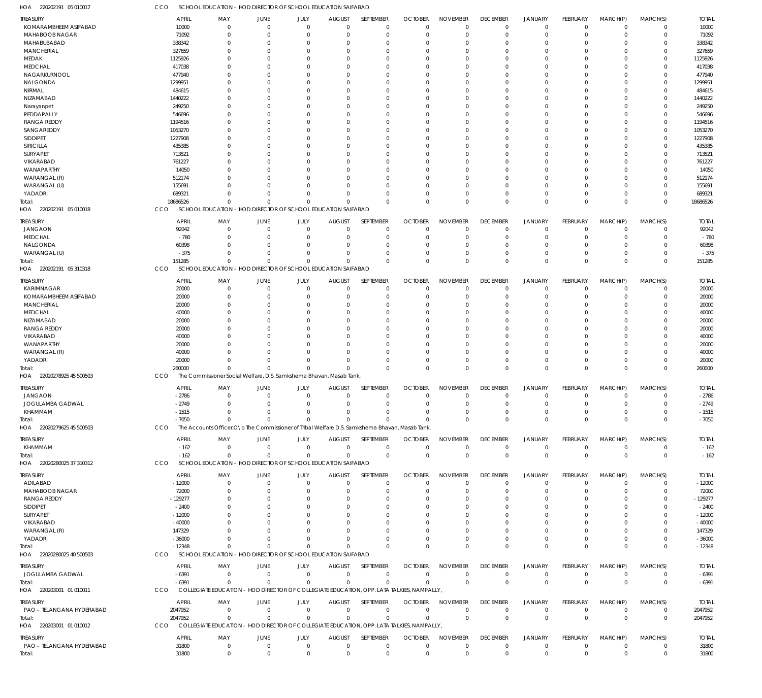HOA 220202191 05 010017 CCO SCHOOL EDUCATION - HOD DIRECTOR OF SCHOOL EDUCATION SAIFABAD

| TREASURY | APRIL | MAY | JUNE | JULY | AUGUST | SEPTEMBER | OCTOBER | NOVEMBER | DECEMBER | JANUARY | FEBRUARY | MARCH(P) | MARCH(S) | TOTAL |
|---|---|---|---|---|---|---|---|---|---|---|---|---|---|---|
| KOMARAMBHEEM ASIFABAD | 10000 | 0 | 0 | 0 | 0 | 0 | 0 | 0 | 0 | 0 | 0 | 0 | 0 | 10000 |
| MAHABOOB NAGAR | 71092 | 0 | 0 | 0 | 0 | 0 | 0 | 0 | 0 | 0 | 0 | 0 | 0 | 71092 |
| MAHABUBABAD | 338342 | 0 | 0 | 0 | 0 | 0 | 0 | 0 | 0 | 0 | 0 | 0 | 0 | 338342 |
| MANCHERIAL | 327659 | 0 | 0 | 0 | 0 | 0 | 0 | 0 | 0 | 0 | 0 | 0 | 0 | 327659 |
| MEDAK | 1125926 | 0 | 0 | 0 | 0 | 0 | 0 | 0 | 0 | 0 | 0 | 0 | 0 | 1125926 |
| MEDCHAL | 417038 | 0 | 0 | 0 | 0 | 0 | 0 | 0 | 0 | 0 | 0 | 0 | 0 | 417038 |
| NAGARKURNOOL | 477940 | 0 | 0 | 0 | 0 | 0 | 0 | 0 | 0 | 0 | 0 | 0 | 0 | 477940 |
| NALGONDA | 1299951 | 0 | 0 | 0 | 0 | 0 | 0 | 0 | 0 | 0 | 0 | 0 | 0 | 1299951 |
| NIRMAL | 484615 | 0 | 0 | 0 | 0 | 0 | 0 | 0 | 0 | 0 | 0 | 0 | 0 | 484615 |
| NIZAMABAD | 1440222 | 0 | 0 | 0 | 0 | 0 | 0 | 0 | 0 | 0 | 0 | 0 | 0 | 1440222 |
| Narayanpet | 249250 | 0 | 0 | 0 | 0 | 0 | 0 | 0 | 0 | 0 | 0 | 0 | 0 | 249250 |
| PEDDAPALLY | 546696 | 0 | 0 | 0 | 0 | 0 | 0 | 0 | 0 | 0 | 0 | 0 | 0 | 546696 |
| RANGA REDDY | 1194516 | 0 | 0 | 0 | 0 | 0 | 0 | 0 | 0 | 0 | 0 | 0 | 0 | 1194516 |
| SANGAREDDY | 1053270 | 0 | 0 | 0 | 0 | 0 | 0 | 0 | 0 | 0 | 0 | 0 | 0 | 1053270 |
| SIDDIPET | 1227908 | 0 | 0 | 0 | 0 | 0 | 0 | 0 | 0 | 0 | 0 | 0 | 0 | 1227908 |
| SIRICILLA | 435385 | 0 | 0 | 0 | 0 | 0 | 0 | 0 | 0 | 0 | 0 | 0 | 0 | 435385 |
| SURYAPET | 713521 | 0 | 0 | 0 | 0 | 0 | 0 | 0 | 0 | 0 | 0 | 0 | 0 | 713521 |
| VIKARABAD | 761227 | 0 | 0 | 0 | 0 | 0 | 0 | 0 | 0 | 0 | 0 | 0 | 0 | 761227 |
| WANAPARTHY | 14050 | 0 | 0 | 0 | 0 | 0 | 0 | 0 | 0 | 0 | 0 | 0 | 0 | 14050 |
| WARANGAL (R) | 512174 | 0 | 0 | 0 | 0 | 0 | 0 | 0 | 0 | 0 | 0 | 0 | 0 | 512174 |
| WARANGAL (U) | 155691 | 0 | 0 | 0 | 0 | 0 | 0 | 0 | 0 | 0 | 0 | 0 | 0 | 155691 |
| YADADRI | 689321 | 0 | 0 | 0 | 0 | 0 | 0 | 0 | 0 | 0 | 0 | 0 | 0 | 689321 |
| Total: | 18686526 | 0 | 0 | 0 | 0 | 0 | 0 | 0 | 0 | 0 | 0 | 0 | 0 | 18686526 |

HOA 220202191 05 010018 CCO SCHOOL EDUCATION - HOD DIRECTOR OF SCHOOL EDUCATION SAIFABAD

| TREASURY | APRIL | MAY | JUNE | JULY | AUGUST | SEPTEMBER | OCTOBER | NOVEMBER | DECEMBER | JANUARY | FEBRUARY | MARCH(P) | MARCH(S) | TOTAL |
|---|---|---|---|---|---|---|---|---|---|---|---|---|---|---|
| JANGAON | 92042 | 0 | 0 | 0 | 0 | 0 | 0 | 0 | 0 | 0 | 0 | 0 | 0 | 92042 |
| MEDCHAL | -780 | 0 | 0 | 0 | 0 | 0 | 0 | 0 | 0 | 0 | 0 | 0 | 0 | -780 |
| NALGONDA | 60398 | 0 | 0 | 0 | 0 | 0 | 0 | 0 | 0 | 0 | 0 | 0 | 0 | 60398 |
| WARANGAL (U) | -375 | 0 | 0 | 0 | 0 | 0 | 0 | 0 | 0 | 0 | 0 | 0 | 0 | -375 |
| Total: | 151285 | 0 | 0 | 0 | 0 | 0 | 0 | 0 | 0 | 0 | 0 | 0 | 0 | 151285 |

HOA 220202191 05 310318 CCO SCHOOL EDUCATION - HOD DIRECTOR OF SCHOOL EDUCATION SAIFABAD

| TREASURY | APRIL | MAY | JUNE | JULY | AUGUST | SEPTEMBER | OCTOBER | NOVEMBER | DECEMBER | JANUARY | FEBRUARY | MARCH(P) | MARCH(S) | TOTAL |
|---|---|---|---|---|---|---|---|---|---|---|---|---|---|---|
| KARIMNAGAR | 20000 | 0 | 0 | 0 | 0 | 0 | 0 | 0 | 0 | 0 | 0 | 0 | 0 | 20000 |
| KOMARAMBHEEM ASIFABAD | 20000 | 0 | 0 | 0 | 0 | 0 | 0 | 0 | 0 | 0 | 0 | 0 | 0 | 20000 |
| MANCHERIAL | 20000 | 0 | 0 | 0 | 0 | 0 | 0 | 0 | 0 | 0 | 0 | 0 | 0 | 20000 |
| MEDCHAL | 40000 | 0 | 0 | 0 | 0 | 0 | 0 | 0 | 0 | 0 | 0 | 0 | 0 | 40000 |
| NIZAMABAD | 20000 | 0 | 0 | 0 | 0 | 0 | 0 | 0 | 0 | 0 | 0 | 0 | 0 | 20000 |
| RANGA REDDY | 20000 | 0 | 0 | 0 | 0 | 0 | 0 | 0 | 0 | 0 | 0 | 0 | 0 | 20000 |
| VIKARABAD | 40000 | 0 | 0 | 0 | 0 | 0 | 0 | 0 | 0 | 0 | 0 | 0 | 0 | 40000 |
| WANAPARTHY | 20000 | 0 | 0 | 0 | 0 | 0 | 0 | 0 | 0 | 0 | 0 | 0 | 0 | 20000 |
| WARANGAL (R) | 40000 | 0 | 0 | 0 | 0 | 0 | 0 | 0 | 0 | 0 | 0 | 0 | 0 | 40000 |
| YADADRI | 20000 | 0 | 0 | 0 | 0 | 0 | 0 | 0 | 0 | 0 | 0 | 0 | 0 | 20000 |
| Total: | 260000 | 0 | 0 | 0 | 0 | 0 | 0 | 0 | 0 | 0 | 0 | 0 | 0 | 260000 |

HOA 22020278925 45 500503 CCO The Commissioner Social Welfare, D.S. Samkshema Bhavan, Masab Tank,

| TREASURY | APRIL | MAY | JUNE | JULY | AUGUST | SEPTEMBER | OCTOBER | NOVEMBER | DECEMBER | JANUARY | FEBRUARY | MARCH(P) | MARCH(S) | TOTAL |
|---|---|---|---|---|---|---|---|---|---|---|---|---|---|---|
| JANGAON | -2786 | 0 | 0 | 0 | 0 | 0 | 0 | 0 | 0 | 0 | 0 | 0 | 0 | -2786 |
| JOGULAMBA GADWAL | -2749 | 0 | 0 | 0 | 0 | 0 | 0 | 0 | 0 | 0 | 0 | 0 | 0 | -2749 |
| KHAMMAM | -1515 | 0 | 0 | 0 | 0 | 0 | 0 | 0 | 0 | 0 | 0 | 0 | 0 | -1515 |
| Total: | -7050 | 0 | 0 | 0 | 0 | 0 | 0 | 0 | 0 | 0 | 0 | 0 | 0 | -7050 |

HOA 22020279625 45 500503 CCO The Accounts Officer,O\o The Commissioner of Tribal Welfare D.S. Samkshema Bhavan, Masab Tank,

| TREASURY | APRIL | MAY | JUNE | JULY | AUGUST | SEPTEMBER | OCTOBER | NOVEMBER | DECEMBER | JANUARY | FEBRUARY | MARCH(P) | MARCH(S) | TOTAL |
|---|---|---|---|---|---|---|---|---|---|---|---|---|---|---|
| KHAMMAM | -162 | 0 | 0 | 0 | 0 | 0 | 0 | 0 | 0 | 0 | 0 | 0 | 0 | -162 |
| Total: | -162 | 0 | 0 | 0 | 0 | 0 | 0 | 0 | 0 | 0 | 0 | 0 | 0 | -162 |

HOA 22020280025 37 310312 CCO SCHOOL EDUCATION - HOD DIRECTOR OF SCHOOL EDUCATION SAIFABAD

| TREASURY | APRIL | MAY | JUNE | JULY | AUGUST | SEPTEMBER | OCTOBER | NOVEMBER | DECEMBER | JANUARY | FEBRUARY | MARCH(P) | MARCH(S) | TOTAL |
|---|---|---|---|---|---|---|---|---|---|---|---|---|---|---|
| ADILABAD | -12000 | 0 | 0 | 0 | 0 | 0 | 0 | 0 | 0 | 0 | 0 | 0 | 0 | -12000 |
| MAHABOOB NAGAR | 72000 | 0 | 0 | 0 | 0 | 0 | 0 | 0 | 0 | 0 | 0 | 0 | 0 | 72000 |
| RANGA REDDY | -129277 | 0 | 0 | 0 | 0 | 0 | 0 | 0 | 0 | 0 | 0 | 0 | 0 | -129277 |
| SIDDIPET | -2400 | 0 | 0 | 0 | 0 | 0 | 0 | 0 | 0 | 0 | 0 | 0 | 0 | -2400 |
| SURYAPET | -12000 | 0 | 0 | 0 | 0 | 0 | 0 | 0 | 0 | 0 | 0 | 0 | 0 | -12000 |
| VIKARABAD | -40000 | 0 | 0 | 0 | 0 | 0 | 0 | 0 | 0 | 0 | 0 | 0 | 0 | -40000 |
| WARANGAL (R) | 147329 | 0 | 0 | 0 | 0 | 0 | 0 | 0 | 0 | 0 | 0 | 0 | 0 | 147329 |
| YADADRI | -36000 | 0 | 0 | 0 | 0 | 0 | 0 | 0 | 0 | 0 | 0 | 0 | 0 | -36000 |
| Total: | -12348 | 0 | 0 | 0 | 0 | 0 | 0 | 0 | 0 | 0 | 0 | 0 | 0 | -12348 |

HOA 22020280025 40 500503 CCO SCHOOL EDUCATION - HOD DIRECTOR OF SCHOOL EDUCATION SAIFABAD

| TREASURY | APRIL | MAY | JUNE | JULY | AUGUST | SEPTEMBER | OCTOBER | NOVEMBER | DECEMBER | JANUARY | FEBRUARY | MARCH(P) | MARCH(S) | TOTAL |
|---|---|---|---|---|---|---|---|---|---|---|---|---|---|---|
| JOGULAMBA GADWAL | -6391 | 0 | 0 | 0 | 0 | 0 | 0 | 0 | 0 | 0 | 0 | 0 | 0 | -6391 |
| Total: | -6391 | 0 | 0 | 0 | 0 | 0 | 0 | 0 | 0 | 0 | 0 | 0 | 0 | -6391 |

HOA 220203001 01 010011 CCO COLLEGIATE EDUCATION - HOD DIRECTOR OF COLLEGIATE EDUCATION, OPP. LATA TALKIES, NAMPALLY,

| TREASURY | APRIL | MAY | JUNE | JULY | AUGUST | SEPTEMBER | OCTOBER | NOVEMBER | DECEMBER | JANUARY | FEBRUARY | MARCH(P) | MARCH(S) | TOTAL |
|---|---|---|---|---|---|---|---|---|---|---|---|---|---|---|
| PAO - TELANGANA HYDERABAD | 2047952 | 0 | 0 | 0 | 0 | 0 | 0 | 0 | 0 | 0 | 0 | 0 | 0 | 2047952 |
| Total: | 2047952 | 0 | 0 | 0 | 0 | 0 | 0 | 0 | 0 | 0 | 0 | 0 | 0 | 2047952 |

HOA 220203001 01 010012 CCO COLLEGIATE EDUCATION - HOD DIRECTOR OF COLLEGIATE EDUCATION, OPP. LATA TALKIES, NAMPALLY,

| TREASURY | APRIL | MAY | JUNE | JULY | AUGUST | SEPTEMBER | OCTOBER | NOVEMBER | DECEMBER | JANUARY | FEBRUARY | MARCH(P) | MARCH(S) | TOTAL |
|---|---|---|---|---|---|---|---|---|---|---|---|---|---|---|
| PAO - TELANGANA HYDERABAD | 31800 | 0 | 0 | 0 | 0 | 0 | 0 | 0 | 0 | 0 | 0 | 0 | 0 | 31800 |
| Total: | 31800 | 0 | 0 | 0 | 0 | 0 | 0 | 0 | 0 | 0 | 0 | 0 | 0 | 31800 |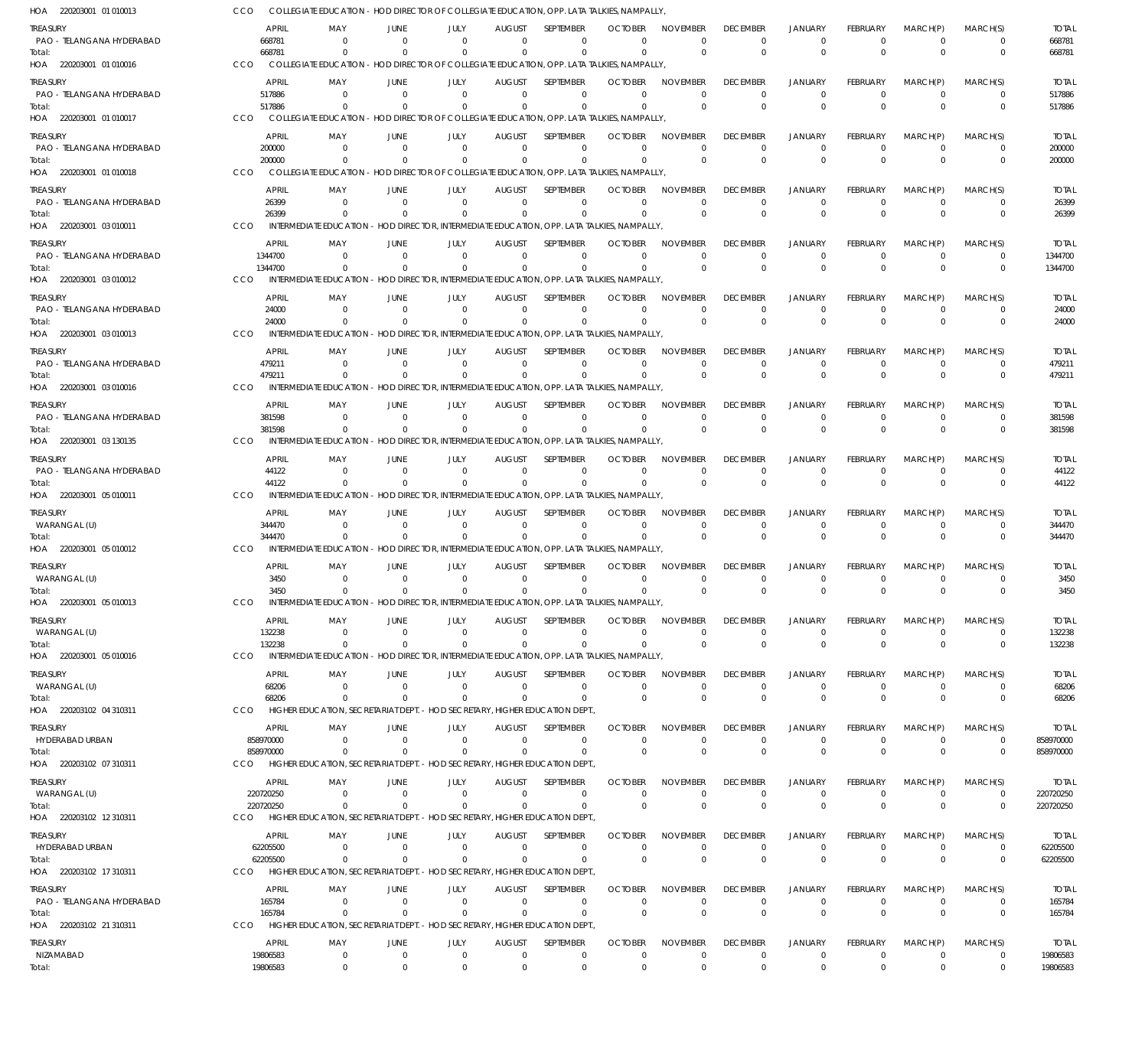HOA 220203001 01 010013 CCO COLLEGIATE EDUCATION - HOD DIRECTOR OF COLLEGIATE EDUCATION, OPP. LATA TALKIES, NAMPALLY,

| TREASURY | APRIL | MAY | JUNE | JULY | AUGUST | SEPTEMBER | OCTOBER | NOVEMBER | DECEMBER | JANUARY | FEBRUARY | MARCH(P) | MARCH(S) | TOTAL |
|---|---|---|---|---|---|---|---|---|---|---|---|---|---|---|
| PAO - TELANGANA HYDERABAD | 668781 | 0 | 0 | 0 | 0 | 0 | 0 | 0 | 0 | 0 | 0 | 0 | 0 | 668781 |
| Total: | 668781 | 0 | 0 | 0 | 0 | 0 | 0 | 0 | 0 | 0 | 0 | 0 | 0 | 668781 |

HOA 220203001 01 010016 CCO COLLEGIATE EDUCATION - HOD DIRECTOR OF COLLEGIATE EDUCATION, OPP. LATA TALKIES, NAMPALLY,

| TREASURY | APRIL | MAY | JUNE | JULY | AUGUST | SEPTEMBER | OCTOBER | NOVEMBER | DECEMBER | JANUARY | FEBRUARY | MARCH(P) | MARCH(S) | TOTAL |
|---|---|---|---|---|---|---|---|---|---|---|---|---|---|---|
| PAO - TELANGANA HYDERABAD | 517886 | 0 | 0 | 0 | 0 | 0 | 0 | 0 | 0 | 0 | 0 | 0 | 0 | 517886 |
| Total: | 517886 | 0 | 0 | 0 | 0 | 0 | 0 | 0 | 0 | 0 | 0 | 0 | 0 | 517886 |

HOA 220203001 01 010017 CCO COLLEGIATE EDUCATION - HOD DIRECTOR OF COLLEGIATE EDUCATION, OPP. LATA TALKIES, NAMPALLY,

| TREASURY | APRIL | MAY | JUNE | JULY | AUGUST | SEPTEMBER | OCTOBER | NOVEMBER | DECEMBER | JANUARY | FEBRUARY | MARCH(P) | MARCH(S) | TOTAL |
|---|---|---|---|---|---|---|---|---|---|---|---|---|---|---|
| PAO - TELANGANA HYDERABAD | 200000 | 0 | 0 | 0 | 0 | 0 | 0 | 0 | 0 | 0 | 0 | 0 | 0 | 200000 |
| Total: | 200000 | 0 | 0 | 0 | 0 | 0 | 0 | 0 | 0 | 0 | 0 | 0 | 0 | 200000 |

HOA 220203001 01 010018 CCO COLLEGIATE EDUCATION - HOD DIRECTOR OF COLLEGIATE EDUCATION, OPP. LATA TALKIES, NAMPALLY,

| TREASURY | APRIL | MAY | JUNE | JULY | AUGUST | SEPTEMBER | OCTOBER | NOVEMBER | DECEMBER | JANUARY | FEBRUARY | MARCH(P) | MARCH(S) | TOTAL |
|---|---|---|---|---|---|---|---|---|---|---|---|---|---|---|
| PAO - TELANGANA HYDERABAD | 26399 | 0 | 0 | 0 | 0 | 0 | 0 | 0 | 0 | 0 | 0 | 0 | 0 | 26399 |
| Total: | 26399 | 0 | 0 | 0 | 0 | 0 | 0 | 0 | 0 | 0 | 0 | 0 | 0 | 26399 |

HOA 220203001 03 010011 CCO INTERMEDIATE EDUCATION - HOD DIRECTOR, INTERMEDIATE EDUCATION, OPP. LATA TALKIES, NAMPALLY,

| TREASURY | APRIL | MAY | JUNE | JULY | AUGUST | SEPTEMBER | OCTOBER | NOVEMBER | DECEMBER | JANUARY | FEBRUARY | MARCH(P) | MARCH(S) | TOTAL |
|---|---|---|---|---|---|---|---|---|---|---|---|---|---|---|
| PAO - TELANGANA HYDERABAD | 1344700 | 0 | 0 | 0 | 0 | 0 | 0 | 0 | 0 | 0 | 0 | 0 | 0 | 1344700 |
| Total: | 1344700 | 0 | 0 | 0 | 0 | 0 | 0 | 0 | 0 | 0 | 0 | 0 | 0 | 1344700 |

HOA 220203001 03 010012 CCO INTERMEDIATE EDUCATION - HOD DIRECTOR, INTERMEDIATE EDUCATION, OPP. LATA TALKIES, NAMPALLY,

| TREASURY | APRIL | MAY | JUNE | JULY | AUGUST | SEPTEMBER | OCTOBER | NOVEMBER | DECEMBER | JANUARY | FEBRUARY | MARCH(P) | MARCH(S) | TOTAL |
|---|---|---|---|---|---|---|---|---|---|---|---|---|---|---|
| PAO - TELANGANA HYDERABAD | 24000 | 0 | 0 | 0 | 0 | 0 | 0 | 0 | 0 | 0 | 0 | 0 | 0 | 24000 |
| Total: | 24000 | 0 | 0 | 0 | 0 | 0 | 0 | 0 | 0 | 0 | 0 | 0 | 0 | 24000 |

HOA 220203001 03 010013 CCO INTERMEDIATE EDUCATION - HOD DIRECTOR, INTERMEDIATE EDUCATION, OPP. LATA TALKIES, NAMPALLY,

| TREASURY | APRIL | MAY | JUNE | JULY | AUGUST | SEPTEMBER | OCTOBER | NOVEMBER | DECEMBER | JANUARY | FEBRUARY | MARCH(P) | MARCH(S) | TOTAL |
|---|---|---|---|---|---|---|---|---|---|---|---|---|---|---|
| PAO - TELANGANA HYDERABAD | 479211 | 0 | 0 | 0 | 0 | 0 | 0 | 0 | 0 | 0 | 0 | 0 | 0 | 479211 |
| Total: | 479211 | 0 | 0 | 0 | 0 | 0 | 0 | 0 | 0 | 0 | 0 | 0 | 0 | 479211 |

HOA 220203001 03 010016 CCO INTERMEDIATE EDUCATION - HOD DIRECTOR, INTERMEDIATE EDUCATION, OPP. LATA TALKIES, NAMPALLY,

| TREASURY | APRIL | MAY | JUNE | JULY | AUGUST | SEPTEMBER | OCTOBER | NOVEMBER | DECEMBER | JANUARY | FEBRUARY | MARCH(P) | MARCH(S) | TOTAL |
|---|---|---|---|---|---|---|---|---|---|---|---|---|---|---|
| PAO - TELANGANA HYDERABAD | 381598 | 0 | 0 | 0 | 0 | 0 | 0 | 0 | 0 | 0 | 0 | 0 | 0 | 381598 |
| Total: | 381598 | 0 | 0 | 0 | 0 | 0 | 0 | 0 | 0 | 0 | 0 | 0 | 0 | 381598 |

HOA 220203001 03 130135 CCO INTERMEDIATE EDUCATION - HOD DIRECTOR, INTERMEDIATE EDUCATION, OPP. LATA TALKIES, NAMPALLY,

| TREASURY | APRIL | MAY | JUNE | JULY | AUGUST | SEPTEMBER | OCTOBER | NOVEMBER | DECEMBER | JANUARY | FEBRUARY | MARCH(P) | MARCH(S) | TOTAL |
|---|---|---|---|---|---|---|---|---|---|---|---|---|---|---|
| PAO - TELANGANA HYDERABAD | 44122 | 0 | 0 | 0 | 0 | 0 | 0 | 0 | 0 | 0 | 0 | 0 | 0 | 44122 |
| Total: | 44122 | 0 | 0 | 0 | 0 | 0 | 0 | 0 | 0 | 0 | 0 | 0 | 0 | 44122 |

HOA 220203001 05 010011 CCO INTERMEDIATE EDUCATION - HOD DIRECTOR, INTERMEDIATE EDUCATION, OPP. LATA TALKIES, NAMPALLY,

| TREASURY | APRIL | MAY | JUNE | JULY | AUGUST | SEPTEMBER | OCTOBER | NOVEMBER | DECEMBER | JANUARY | FEBRUARY | MARCH(P) | MARCH(S) | TOTAL |
|---|---|---|---|---|---|---|---|---|---|---|---|---|---|---|
| WARANGAL (U) | 344470 | 0 | 0 | 0 | 0 | 0 | 0 | 0 | 0 | 0 | 0 | 0 | 0 | 344470 |
| Total: | 344470 | 0 | 0 | 0 | 0 | 0 | 0 | 0 | 0 | 0 | 0 | 0 | 0 | 344470 |

HOA 220203001 05 010012 CCO INTERMEDIATE EDUCATION - HOD DIRECTOR, INTERMEDIATE EDUCATION, OPP. LATA TALKIES, NAMPALLY,

| TREASURY | APRIL | MAY | JUNE | JULY | AUGUST | SEPTEMBER | OCTOBER | NOVEMBER | DECEMBER | JANUARY | FEBRUARY | MARCH(P) | MARCH(S) | TOTAL |
|---|---|---|---|---|---|---|---|---|---|---|---|---|---|---|
| WARANGAL (U) | 3450 | 0 | 0 | 0 | 0 | 0 | 0 | 0 | 0 | 0 | 0 | 0 | 0 | 3450 |
| Total: | 3450 | 0 | 0 | 0 | 0 | 0 | 0 | 0 | 0 | 0 | 0 | 0 | 0 | 3450 |

HOA 220203001 05 010013 CCO INTERMEDIATE EDUCATION - HOD DIRECTOR, INTERMEDIATE EDUCATION, OPP. LATA TALKIES, NAMPALLY,

| TREASURY | APRIL | MAY | JUNE | JULY | AUGUST | SEPTEMBER | OCTOBER | NOVEMBER | DECEMBER | JANUARY | FEBRUARY | MARCH(P) | MARCH(S) | TOTAL |
|---|---|---|---|---|---|---|---|---|---|---|---|---|---|---|
| WARANGAL (U) | 132238 | 0 | 0 | 0 | 0 | 0 | 0 | 0 | 0 | 0 | 0 | 0 | 0 | 132238 |
| Total: | 132238 | 0 | 0 | 0 | 0 | 0 | 0 | 0 | 0 | 0 | 0 | 0 | 0 | 132238 |

HOA 220203001 05 010016 CCO INTERMEDIATE EDUCATION - HOD DIRECTOR, INTERMEDIATE EDUCATION, OPP. LATA TALKIES, NAMPALLY,

| TREASURY | APRIL | MAY | JUNE | JULY | AUGUST | SEPTEMBER | OCTOBER | NOVEMBER | DECEMBER | JANUARY | FEBRUARY | MARCH(P) | MARCH(S) | TOTAL |
|---|---|---|---|---|---|---|---|---|---|---|---|---|---|---|
| WARANGAL (U) | 68206 | 0 | 0 | 0 | 0 | 0 | 0 | 0 | 0 | 0 | 0 | 0 | 0 | 68206 |
| Total: | 68206 | 0 | 0 | 0 | 0 | 0 | 0 | 0 | 0 | 0 | 0 | 0 | 0 | 68206 |

HOA 220203102 04 310311 CCO HIGHER EDUCATION, SECRETARIAT DEPT. - HOD SECRETARY, HIGHER EDUCATION DEPT.,

| TREASURY | APRIL | MAY | JUNE | JULY | AUGUST | SEPTEMBER | OCTOBER | NOVEMBER | DECEMBER | JANUARY | FEBRUARY | MARCH(P) | MARCH(S) | TOTAL |
|---|---|---|---|---|---|---|---|---|---|---|---|---|---|---|
| HYDERABAD URBAN | 858970000 | 0 | 0 | 0 | 0 | 0 | 0 | 0 | 0 | 0 | 0 | 0 | 0 | 858970000 |
| Total: | 858970000 | 0 | 0 | 0 | 0 | 0 | 0 | 0 | 0 | 0 | 0 | 0 | 0 | 858970000 |

HOA 220203102 07 310311 CCO HIGHER EDUCATION, SECRETARIAT DEPT. - HOD SECRETARY, HIGHER EDUCATION DEPT.,

| TREASURY | APRIL | MAY | JUNE | JULY | AUGUST | SEPTEMBER | OCTOBER | NOVEMBER | DECEMBER | JANUARY | FEBRUARY | MARCH(P) | MARCH(S) | TOTAL |
|---|---|---|---|---|---|---|---|---|---|---|---|---|---|---|
| WARANGAL (U) | 220720250 | 0 | 0 | 0 | 0 | 0 | 0 | 0 | 0 | 0 | 0 | 0 | 0 | 220720250 |
| Total: | 220720250 | 0 | 0 | 0 | 0 | 0 | 0 | 0 | 0 | 0 | 0 | 0 | 0 | 220720250 |

HOA 220203102 12 310311 CCO HIGHER EDUCATION, SECRETARIAT DEPT. - HOD SECRETARY, HIGHER EDUCATION DEPT.,

| TREASURY | APRIL | MAY | JUNE | JULY | AUGUST | SEPTEMBER | OCTOBER | NOVEMBER | DECEMBER | JANUARY | FEBRUARY | MARCH(P) | MARCH(S) | TOTAL |
|---|---|---|---|---|---|---|---|---|---|---|---|---|---|---|
| HYDERABAD URBAN | 62205500 | 0 | 0 | 0 | 0 | 0 | 0 | 0 | 0 | 0 | 0 | 0 | 0 | 62205500 |
| Total: | 62205500 | 0 | 0 | 0 | 0 | 0 | 0 | 0 | 0 | 0 | 0 | 0 | 0 | 62205500 |

HOA 220203102 17 310311 CCO HIGHER EDUCATION, SECRETARIAT DEPT. - HOD SECRETARY, HIGHER EDUCATION DEPT.,

| TREASURY | APRIL | MAY | JUNE | JULY | AUGUST | SEPTEMBER | OCTOBER | NOVEMBER | DECEMBER | JANUARY | FEBRUARY | MARCH(P) | MARCH(S) | TOTAL |
|---|---|---|---|---|---|---|---|---|---|---|---|---|---|---|
| PAO - TELANGANA HYDERABAD | 165784 | 0 | 0 | 0 | 0 | 0 | 0 | 0 | 0 | 0 | 0 | 0 | 0 | 165784 |
| Total: | 165784 | 0 | 0 | 0 | 0 | 0 | 0 | 0 | 0 | 0 | 0 | 0 | 0 | 165784 |

HOA 220203102 21 310311 CCO HIGHER EDUCATION, SECRETARIAT DEPT. - HOD SECRETARY, HIGHER EDUCATION DEPT.,

| TREASURY | APRIL | MAY | JUNE | JULY | AUGUST | SEPTEMBER | OCTOBER | NOVEMBER | DECEMBER | JANUARY | FEBRUARY | MARCH(P) | MARCH(S) | TOTAL |
|---|---|---|---|---|---|---|---|---|---|---|---|---|---|---|
| NIZAMABAD | 19806583 | 0 | 0 | 0 | 0 | 0 | 0 | 0 | 0 | 0 | 0 | 0 | 0 | 19806583 |
| Total: | 19806583 | 0 | 0 | 0 | 0 | 0 | 0 | 0 | 0 | 0 | 0 | 0 | 0 | 19806583 |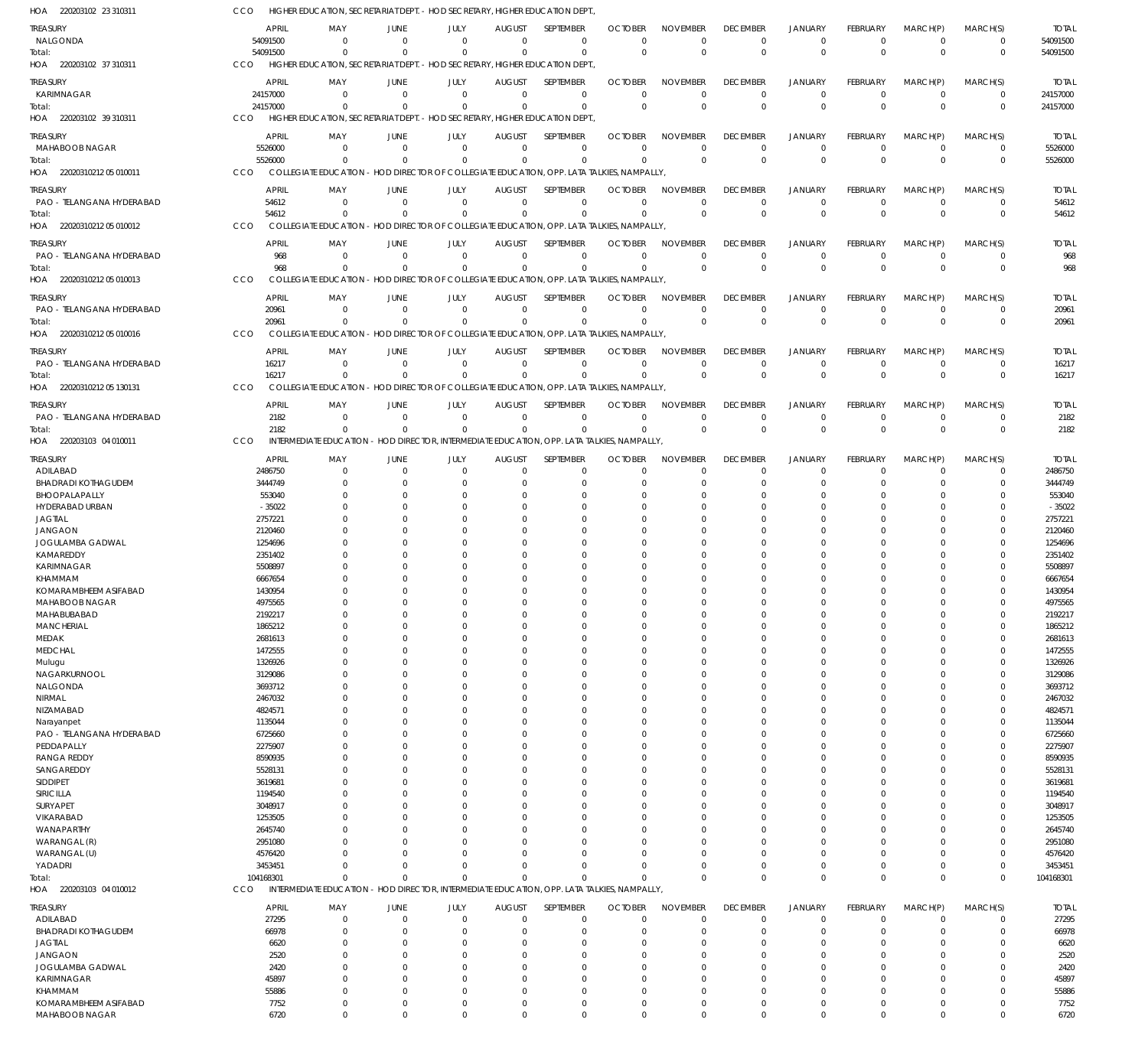HOA 220203102 23 310311 CCO HIGHER EDUCATION, SECRETARIAT DEPT. - HOD SECRETARY, HIGHER EDUCATION DEPT.,

| TREASURY | APRIL | MAY | JUNE | JULY | AUGUST | SEPTEMBER | OCTOBER | NOVEMBER | DECEMBER | JANUARY | FEBRUARY | MARCH(P) | MARCH(S) | TOTAL |
|---|---|---|---|---|---|---|---|---|---|---|---|---|---|---|
| NALGONDA | 54091500 | 0 | 0 | 0 | 0 | 0 | 0 | 0 | 0 | 0 | 0 | 0 | 0 | 54091500 |
| Total: | 54091500 | 0 | 0 | 0 | 0 | 0 | 0 | 0 | 0 | 0 | 0 | 0 | 0 | 54091500 |

HOA 220203102 37 310311 CCO HIGHER EDUCATION, SECRETARIAT DEPT. - HOD SECRETARY, HIGHER EDUCATION DEPT.,

| TREASURY | APRIL | MAY | JUNE | JULY | AUGUST | SEPTEMBER | OCTOBER | NOVEMBER | DECEMBER | JANUARY | FEBRUARY | MARCH(P) | MARCH(S) | TOTAL |
|---|---|---|---|---|---|---|---|---|---|---|---|---|---|---|
| KARIMNAGAR | 24157000 | 0 | 0 | 0 | 0 | 0 | 0 | 0 | 0 | 0 | 0 | 0 | 0 | 24157000 |
| Total: | 24157000 | 0 | 0 | 0 | 0 | 0 | 0 | 0 | 0 | 0 | 0 | 0 | 0 | 24157000 |

HOA 220203102 39 310311 CCO HIGHER EDUCATION, SECRETARIAT DEPT. - HOD SECRETARY, HIGHER EDUCATION DEPT.,

| TREASURY | APRIL | MAY | JUNE | JULY | AUGUST | SEPTEMBER | OCTOBER | NOVEMBER | DECEMBER | JANUARY | FEBRUARY | MARCH(P) | MARCH(S) | TOTAL |
|---|---|---|---|---|---|---|---|---|---|---|---|---|---|---|
| MAHABOOB NAGAR | 5526000 | 0 | 0 | 0 | 0 | 0 | 0 | 0 | 0 | 0 | 0 | 0 | 0 | 5526000 |
| Total: | 5526000 | 0 | 0 | 0 | 0 | 0 | 0 | 0 | 0 | 0 | 0 | 0 | 0 | 5526000 |

HOA 22020310212 05 010011 CCO COLLEGIATE EDUCATION - HOD DIRECTOR OF COLLEGIATE EDUCATION, OPP. LATA TALKIES, NAMPALLY,

| TREASURY | APRIL | MAY | JUNE | JULY | AUGUST | SEPTEMBER | OCTOBER | NOVEMBER | DECEMBER | JANUARY | FEBRUARY | MARCH(P) | MARCH(S) | TOTAL |
|---|---|---|---|---|---|---|---|---|---|---|---|---|---|---|
| PAO - TELANGANA HYDERABAD | 54612 | 0 | 0 | 0 | 0 | 0 | 0 | 0 | 0 | 0 | 0 | 0 | 0 | 54612 |
| Total: | 54612 | 0 | 0 | 0 | 0 | 0 | 0 | 0 | 0 | 0 | 0 | 0 | 0 | 54612 |

HOA 22020310212 05 010012 CCO COLLEGIATE EDUCATION - HOD DIRECTOR OF COLLEGIATE EDUCATION, OPP. LATA TALKIES, NAMPALLY,

| TREASURY | APRIL | MAY | JUNE | JULY | AUGUST | SEPTEMBER | OCTOBER | NOVEMBER | DECEMBER | JANUARY | FEBRUARY | MARCH(P) | MARCH(S) | TOTAL |
|---|---|---|---|---|---|---|---|---|---|---|---|---|---|---|
| PAO - TELANGANA HYDERABAD | 968 | 0 | 0 | 0 | 0 | 0 | 0 | 0 | 0 | 0 | 0 | 0 | 0 | 968 |
| Total: | 968 | 0 | 0 | 0 | 0 | 0 | 0 | 0 | 0 | 0 | 0 | 0 | 0 | 968 |

HOA 22020310212 05 010013 CCO COLLEGIATE EDUCATION - HOD DIRECTOR OF COLLEGIATE EDUCATION, OPP. LATA TALKIES, NAMPALLY,

| TREASURY | APRIL | MAY | JUNE | JULY | AUGUST | SEPTEMBER | OCTOBER | NOVEMBER | DECEMBER | JANUARY | FEBRUARY | MARCH(P) | MARCH(S) | TOTAL |
|---|---|---|---|---|---|---|---|---|---|---|---|---|---|---|
| PAO - TELANGANA HYDERABAD | 20961 | 0 | 0 | 0 | 0 | 0 | 0 | 0 | 0 | 0 | 0 | 0 | 0 | 20961 |
| Total: | 20961 | 0 | 0 | 0 | 0 | 0 | 0 | 0 | 0 | 0 | 0 | 0 | 0 | 20961 |

HOA 22020310212 05 010016 CCO COLLEGIATE EDUCATION - HOD DIRECTOR OF COLLEGIATE EDUCATION, OPP. LATA TALKIES, NAMPALLY,

| TREASURY | APRIL | MAY | JUNE | JULY | AUGUST | SEPTEMBER | OCTOBER | NOVEMBER | DECEMBER | JANUARY | FEBRUARY | MARCH(P) | MARCH(S) | TOTAL |
|---|---|---|---|---|---|---|---|---|---|---|---|---|---|---|
| PAO - TELANGANA HYDERABAD | 16217 | 0 | 0 | 0 | 0 | 0 | 0 | 0 | 0 | 0 | 0 | 0 | 0 | 16217 |
| Total: | 16217 | 0 | 0 | 0 | 0 | 0 | 0 | 0 | 0 | 0 | 0 | 0 | 0 | 16217 |

HOA 22020310212 05 130131 CCO COLLEGIATE EDUCATION - HOD DIRECTOR OF COLLEGIATE EDUCATION, OPP. LATA TALKIES, NAMPALLY,

| TREASURY | APRIL | MAY | JUNE | JULY | AUGUST | SEPTEMBER | OCTOBER | NOVEMBER | DECEMBER | JANUARY | FEBRUARY | MARCH(P) | MARCH(S) | TOTAL |
|---|---|---|---|---|---|---|---|---|---|---|---|---|---|---|
| PAO - TELANGANA HYDERABAD | 2182 | 0 | 0 | 0 | 0 | 0 | 0 | 0 | 0 | 0 | 0 | 0 | 0 | 2182 |
| Total: | 2182 | 0 | 0 | 0 | 0 | 0 | 0 | 0 | 0 | 0 | 0 | 0 | 0 | 2182 |

HOA 220203103 04 010011 CCO INTERMEDIATE EDUCATION - HOD DIRECTOR, INTERMEDIATE EDUCATION, OPP. LATA TALKIES, NAMPALLY,

| TREASURY | APRIL | MAY | JUNE | JULY | AUGUST | SEPTEMBER | OCTOBER | NOVEMBER | DECEMBER | JANUARY | FEBRUARY | MARCH(P) | MARCH(S) | TOTAL |
|---|---|---|---|---|---|---|---|---|---|---|---|---|---|---|
| ADILABAD | 2486750 | 0 | 0 | 0 | 0 | 0 | 0 | 0 | 0 | 0 | 0 | 0 | 0 | 2486750 |
| BHADRADI KOTHAGUDEM | 3444749 | 0 | 0 | 0 | 0 | 0 | 0 | 0 | 0 | 0 | 0 | 0 | 0 | 3444749 |
| BHOOPALAPALLY | 553040 | 0 | 0 | 0 | 0 | 0 | 0 | 0 | 0 | 0 | 0 | 0 | 0 | 553040 |
| HYDERABAD URBAN | -35022 | 0 | 0 | 0 | 0 | 0 | 0 | 0 | 0 | 0 | 0 | 0 | 0 | -35022 |
| JAGTIAL | 2757221 | 0 | 0 | 0 | 0 | 0 | 0 | 0 | 0 | 0 | 0 | 0 | 0 | 2757221 |
| JANGAON | 2120460 | 0 | 0 | 0 | 0 | 0 | 0 | 0 | 0 | 0 | 0 | 0 | 0 | 2120460 |
| JOGULAMBA GADWAL | 1254696 | 0 | 0 | 0 | 0 | 0 | 0 | 0 | 0 | 0 | 0 | 0 | 0 | 1254696 |
| KAMAREDDY | 2351402 | 0 | 0 | 0 | 0 | 0 | 0 | 0 | 0 | 0 | 0 | 0 | 0 | 2351402 |
| KARIMNAGAR | 5508897 | 0 | 0 | 0 | 0 | 0 | 0 | 0 | 0 | 0 | 0 | 0 | 0 | 5508897 |
| KHAMMAM | 6667654 | 0 | 0 | 0 | 0 | 0 | 0 | 0 | 0 | 0 | 0 | 0 | 0 | 6667654 |
| KOMARAMBHEEM ASIFABAD | 1430954 | 0 | 0 | 0 | 0 | 0 | 0 | 0 | 0 | 0 | 0 | 0 | 0 | 1430954 |
| MAHABOOB NAGAR | 4975565 | 0 | 0 | 0 | 0 | 0 | 0 | 0 | 0 | 0 | 0 | 0 | 0 | 4975565 |
| MAHABUBABAD | 2192217 | 0 | 0 | 0 | 0 | 0 | 0 | 0 | 0 | 0 | 0 | 0 | 0 | 2192217 |
| MANCHERIAL | 1865212 | 0 | 0 | 0 | 0 | 0 | 0 | 0 | 0 | 0 | 0 | 0 | 0 | 1865212 |
| MEDAK | 2681613 | 0 | 0 | 0 | 0 | 0 | 0 | 0 | 0 | 0 | 0 | 0 | 0 | 2681613 |
| MEDCHAL | 1472555 | 0 | 0 | 0 | 0 | 0 | 0 | 0 | 0 | 0 | 0 | 0 | 0 | 1472555 |
| Mulugu | 1326926 | 0 | 0 | 0 | 0 | 0 | 0 | 0 | 0 | 0 | 0 | 0 | 0 | 1326926 |
| NAGARKURNOOL | 3129086 | 0 | 0 | 0 | 0 | 0 | 0 | 0 | 0 | 0 | 0 | 0 | 0 | 3129086 |
| NALGONDA | 3693712 | 0 | 0 | 0 | 0 | 0 | 0 | 0 | 0 | 0 | 0 | 0 | 0 | 3693712 |
| NIRMAL | 2467032 | 0 | 0 | 0 | 0 | 0 | 0 | 0 | 0 | 0 | 0 | 0 | 0 | 2467032 |
| NIZAMABAD | 4824571 | 0 | 0 | 0 | 0 | 0 | 0 | 0 | 0 | 0 | 0 | 0 | 0 | 4824571 |
| Narayanpet | 1135044 | 0 | 0 | 0 | 0 | 0 | 0 | 0 | 0 | 0 | 0 | 0 | 0 | 1135044 |
| PAO - TELANGANA HYDERABAD | 6725660 | 0 | 0 | 0 | 0 | 0 | 0 | 0 | 0 | 0 | 0 | 0 | 0 | 6725660 |
| PEDDAPALLY | 2275907 | 0 | 0 | 0 | 0 | 0 | 0 | 0 | 0 | 0 | 0 | 0 | 0 | 2275907 |
| RANGA REDDY | 8590935 | 0 | 0 | 0 | 0 | 0 | 0 | 0 | 0 | 0 | 0 | 0 | 0 | 8590935 |
| SANGAREDDY | 5528131 | 0 | 0 | 0 | 0 | 0 | 0 | 0 | 0 | 0 | 0 | 0 | 0 | 5528131 |
| SIDDIPET | 3619681 | 0 | 0 | 0 | 0 | 0 | 0 | 0 | 0 | 0 | 0 | 0 | 0 | 3619681 |
| SIRICILLA | 1194540 | 0 | 0 | 0 | 0 | 0 | 0 | 0 | 0 | 0 | 0 | 0 | 0 | 1194540 |
| SURYAPET | 3048917 | 0 | 0 | 0 | 0 | 0 | 0 | 0 | 0 | 0 | 0 | 0 | 0 | 3048917 |
| VIKARABAD | 1253505 | 0 | 0 | 0 | 0 | 0 | 0 | 0 | 0 | 0 | 0 | 0 | 0 | 1253505 |
| WANAPARTHY | 2645740 | 0 | 0 | 0 | 0 | 0 | 0 | 0 | 0 | 0 | 0 | 0 | 0 | 2645740 |
| WARANGAL (R) | 2951080 | 0 | 0 | 0 | 0 | 0 | 0 | 0 | 0 | 0 | 0 | 0 | 0 | 2951080 |
| WARANGAL (U) | 4576420 | 0 | 0 | 0 | 0 | 0 | 0 | 0 | 0 | 0 | 0 | 0 | 0 | 4576420 |
| YADADRI | 3453451 | 0 | 0 | 0 | 0 | 0 | 0 | 0 | 0 | 0 | 0 | 0 | 0 | 3453451 |
| Total: | 104168301 | 0 | 0 | 0 | 0 | 0 | 0 | 0 | 0 | 0 | 0 | 0 | 0 | 104168301 |

HOA 220203103 04 010012 CCO INTERMEDIATE EDUCATION - HOD DIRECTOR, INTERMEDIATE EDUCATION, OPP. LATA TALKIES, NAMPALLY,

| TREASURY | APRIL | MAY | JUNE | JULY | AUGUST | SEPTEMBER | OCTOBER | NOVEMBER | DECEMBER | JANUARY | FEBRUARY | MARCH(P) | MARCH(S) | TOTAL |
|---|---|---|---|---|---|---|---|---|---|---|---|---|---|---|
| ADILABAD | 27295 | 0 | 0 | 0 | 0 | 0 | 0 | 0 | 0 | 0 | 0 | 0 | 0 | 27295 |
| BHADRADI KOTHAGUDEM | 66978 | 0 | 0 | 0 | 0 | 0 | 0 | 0 | 0 | 0 | 0 | 0 | 0 | 66978 |
| JAGTIAL | 6620 | 0 | 0 | 0 | 0 | 0 | 0 | 0 | 0 | 0 | 0 | 0 | 0 | 6620 |
| JANGAON | 2520 | 0 | 0 | 0 | 0 | 0 | 0 | 0 | 0 | 0 | 0 | 0 | 0 | 2520 |
| JOGULAMBA GADWAL | 2420 | 0 | 0 | 0 | 0 | 0 | 0 | 0 | 0 | 0 | 0 | 0 | 0 | 2420 |
| KARIMNAGAR | 45897 | 0 | 0 | 0 | 0 | 0 | 0 | 0 | 0 | 0 | 0 | 0 | 0 | 45897 |
| KHAMMAM | 55886 | 0 | 0 | 0 | 0 | 0 | 0 | 0 | 0 | 0 | 0 | 0 | 0 | 55886 |
| KOMARAMBHEEM ASIFABAD | 7752 | 0 | 0 | 0 | 0 | 0 | 0 | 0 | 0 | 0 | 0 | 0 | 0 | 7752 |
| MAHABOOB NAGAR | 6720 | 0 | 0 | 0 | 0 | 0 | 0 | 0 | 0 | 0 | 0 | 0 | 0 | 6720 |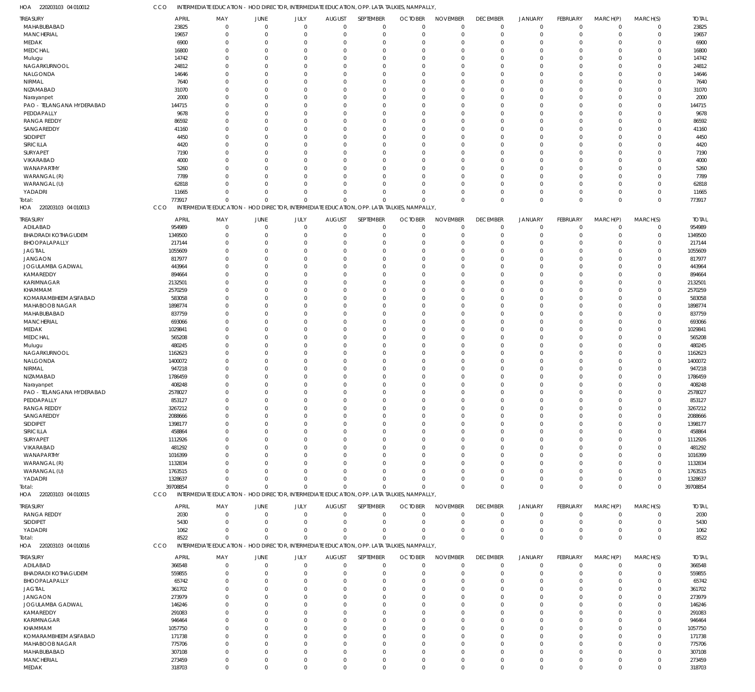HOA 220203103 04 010012 CCO INTERMEDIATE EDUCATION - HOD DIRECTOR, INTERMEDIATE EDUCATION, OPP. LATA TALKIES, NAMPALLY,

| TREASURY | APRIL | MAY | JUNE | JULY | AUGUST | SEPTEMBER | OCTOBER | NOVEMBER | DECEMBER | JANUARY | FEBRUARY | MARCH(P) | MARCH(S) | TOTAL |
|---|---|---|---|---|---|---|---|---|---|---|---|---|---|---|
| MAHABUBABAD | 23825 | 0 | 0 | 0 | 0 | 0 | 0 | 0 | 0 | 0 | 0 | 0 | 0 | 23825 |
| MANCHERIAL | 19657 | 0 | 0 | 0 | 0 | 0 | 0 | 0 | 0 | 0 | 0 | 0 | 0 | 19657 |
| MEDAK | 6900 | 0 | 0 | 0 | 0 | 0 | 0 | 0 | 0 | 0 | 0 | 0 | 0 | 6900 |
| MEDCHAL | 16800 | 0 | 0 | 0 | 0 | 0 | 0 | 0 | 0 | 0 | 0 | 0 | 0 | 16800 |
| Mulugu | 14742 | 0 | 0 | 0 | 0 | 0 | 0 | 0 | 0 | 0 | 0 | 0 | 0 | 14742 |
| NAGARKURNOOL | 24812 | 0 | 0 | 0 | 0 | 0 | 0 | 0 | 0 | 0 | 0 | 0 | 0 | 24812 |
| NALGONDA | 14646 | 0 | 0 | 0 | 0 | 0 | 0 | 0 | 0 | 0 | 0 | 0 | 0 | 14646 |
| NIRMAL | 7640 | 0 | 0 | 0 | 0 | 0 | 0 | 0 | 0 | 0 | 0 | 0 | 0 | 7640 |
| NIZAMABAD | 31070 | 0 | 0 | 0 | 0 | 0 | 0 | 0 | 0 | 0 | 0 | 0 | 0 | 31070 |
| Narayanpet | 2000 | 0 | 0 | 0 | 0 | 0 | 0 | 0 | 0 | 0 | 0 | 0 | 0 | 2000 |
| PAO - TELANGANA HYDERABAD | 144715 | 0 | 0 | 0 | 0 | 0 | 0 | 0 | 0 | 0 | 0 | 0 | 0 | 144715 |
| PEDDAPALLY | 9678 | 0 | 0 | 0 | 0 | 0 | 0 | 0 | 0 | 0 | 0 | 0 | 0 | 9678 |
| RANGA REDDY | 86592 | 0 | 0 | 0 | 0 | 0 | 0 | 0 | 0 | 0 | 0 | 0 | 0 | 86592 |
| SANGAREDDY | 41160 | 0 | 0 | 0 | 0 | 0 | 0 | 0 | 0 | 0 | 0 | 0 | 0 | 41160 |
| SIDDIPET | 4450 | 0 | 0 | 0 | 0 | 0 | 0 | 0 | 0 | 0 | 0 | 0 | 0 | 4450 |
| SIRICILLA | 4420 | 0 | 0 | 0 | 0 | 0 | 0 | 0 | 0 | 0 | 0 | 0 | 0 | 4420 |
| SURYAPET | 7190 | 0 | 0 | 0 | 0 | 0 | 0 | 0 | 0 | 0 | 0 | 0 | 0 | 7190 |
| VIKARABAD | 4000 | 0 | 0 | 0 | 0 | 0 | 0 | 0 | 0 | 0 | 0 | 0 | 0 | 4000 |
| WANAPARTHY | 5260 | 0 | 0 | 0 | 0 | 0 | 0 | 0 | 0 | 0 | 0 | 0 | 0 | 5260 |
| WARANGAL (R) | 7789 | 0 | 0 | 0 | 0 | 0 | 0 | 0 | 0 | 0 | 0 | 0 | 0 | 7789 |
| WARANGAL (U) | 62818 | 0 | 0 | 0 | 0 | 0 | 0 | 0 | 0 | 0 | 0 | 0 | 0 | 62818 |
| YADADRI | 11665 | 0 | 0 | 0 | 0 | 0 | 0 | 0 | 0 | 0 | 0 | 0 | 0 | 11665 |
| Total: | 773917 | 0 | 0 | 0 | 0 | 0 | 0 | 0 | 0 | 0 | 0 | 0 | 0 | 773917 |

HOA 220203103 04 010013 CCO INTERMEDIATE EDUCATION - HOD DIRECTOR, INTERMEDIATE EDUCATION, OPP. LATA TALKIES, NAMPALLY,

| TREASURY | APRIL | MAY | JUNE | JULY | AUGUST | SEPTEMBER | OCTOBER | NOVEMBER | DECEMBER | JANUARY | FEBRUARY | MARCH(P) | MARCH(S) | TOTAL |
|---|---|---|---|---|---|---|---|---|---|---|---|---|---|---|
| ADILABAD | 954989 | 0 | 0 | 0 | 0 | 0 | 0 | 0 | 0 | 0 | 0 | 0 | 0 | 954989 |
| BHADRADI KOTHAGUDEM | 1349500 | 0 | 0 | 0 | 0 | 0 | 0 | 0 | 0 | 0 | 0 | 0 | 0 | 1349500 |
| BHOOPALAPALLY | 217144 | 0 | 0 | 0 | 0 | 0 | 0 | 0 | 0 | 0 | 0 | 0 | 0 | 217144 |
| JAGTIAL | 1055609 | 0 | 0 | 0 | 0 | 0 | 0 | 0 | 0 | 0 | 0 | 0 | 0 | 1055609 |
| JANGAON | 817977 | 0 | 0 | 0 | 0 | 0 | 0 | 0 | 0 | 0 | 0 | 0 | 0 | 817977 |
| JOGULAMBA GADWAL | 443964 | 0 | 0 | 0 | 0 | 0 | 0 | 0 | 0 | 0 | 0 | 0 | 0 | 443964 |
| KAMAREDDY | 894664 | 0 | 0 | 0 | 0 | 0 | 0 | 0 | 0 | 0 | 0 | 0 | 0 | 894664 |
| KARIMNAGAR | 2132501 | 0 | 0 | 0 | 0 | 0 | 0 | 0 | 0 | 0 | 0 | 0 | 0 | 2132501 |
| KHAMMAM | 2570259 | 0 | 0 | 0 | 0 | 0 | 0 | 0 | 0 | 0 | 0 | 0 | 0 | 2570259 |
| KOMARAMBHEEM ASIFABAD | 583058 | 0 | 0 | 0 | 0 | 0 | 0 | 0 | 0 | 0 | 0 | 0 | 0 | 583058 |
| MAHABOOB NAGAR | 1898774 | 0 | 0 | 0 | 0 | 0 | 0 | 0 | 0 | 0 | 0 | 0 | 0 | 1898774 |
| MAHABUBABAD | 837759 | 0 | 0 | 0 | 0 | 0 | 0 | 0 | 0 | 0 | 0 | 0 | 0 | 837759 |
| MANCHERIAL | 693066 | 0 | 0 | 0 | 0 | 0 | 0 | 0 | 0 | 0 | 0 | 0 | 0 | 693066 |
| MEDAK | 1029841 | 0 | 0 | 0 | 0 | 0 | 0 | 0 | 0 | 0 | 0 | 0 | 0 | 1029841 |
| MEDCHAL | 565208 | 0 | 0 | 0 | 0 | 0 | 0 | 0 | 0 | 0 | 0 | 0 | 0 | 565208 |
| Mulugu | 480245 | 0 | 0 | 0 | 0 | 0 | 0 | 0 | 0 | 0 | 0 | 0 | 0 | 480245 |
| NAGARKURNOOL | 1162623 | 0 | 0 | 0 | 0 | 0 | 0 | 0 | 0 | 0 | 0 | 0 | 0 | 1162623 |
| NALGONDA | 1400072 | 0 | 0 | 0 | 0 | 0 | 0 | 0 | 0 | 0 | 0 | 0 | 0 | 1400072 |
| NIRMAL | 947218 | 0 | 0 | 0 | 0 | 0 | 0 | 0 | 0 | 0 | 0 | 0 | 0 | 947218 |
| NIZAMABAD | 1786459 | 0 | 0 | 0 | 0 | 0 | 0 | 0 | 0 | 0 | 0 | 0 | 0 | 1786459 |
| Narayanpet | 408248 | 0 | 0 | 0 | 0 | 0 | 0 | 0 | 0 | 0 | 0 | 0 | 0 | 408248 |
| PAO - TELANGANA HYDERABAD | 2578027 | 0 | 0 | 0 | 0 | 0 | 0 | 0 | 0 | 0 | 0 | 0 | 0 | 2578027 |
| PEDDAPALLY | 853127 | 0 | 0 | 0 | 0 | 0 | 0 | 0 | 0 | 0 | 0 | 0 | 0 | 853127 |
| RANGA REDDY | 3267212 | 0 | 0 | 0 | 0 | 0 | 0 | 0 | 0 | 0 | 0 | 0 | 0 | 3267212 |
| SANGAREDDY | 2088666 | 0 | 0 | 0 | 0 | 0 | 0 | 0 | 0 | 0 | 0 | 0 | 0 | 2088666 |
| SIDDIPET | 1398177 | 0 | 0 | 0 | 0 | 0 | 0 | 0 | 0 | 0 | 0 | 0 | 0 | 1398177 |
| SIRICILLA | 458864 | 0 | 0 | 0 | 0 | 0 | 0 | 0 | 0 | 0 | 0 | 0 | 0 | 458864 |
| SURYAPET | 1112926 | 0 | 0 | 0 | 0 | 0 | 0 | 0 | 0 | 0 | 0 | 0 | 0 | 1112926 |
| VIKARABAD | 481292 | 0 | 0 | 0 | 0 | 0 | 0 | 0 | 0 | 0 | 0 | 0 | 0 | 481292 |
| WANAPARTHY | 1016399 | 0 | 0 | 0 | 0 | 0 | 0 | 0 | 0 | 0 | 0 | 0 | 0 | 1016399 |
| WARANGAL (R) | 1132834 | 0 | 0 | 0 | 0 | 0 | 0 | 0 | 0 | 0 | 0 | 0 | 0 | 1132834 |
| WARANGAL (U) | 1763515 | 0 | 0 | 0 | 0 | 0 | 0 | 0 | 0 | 0 | 0 | 0 | 0 | 1763515 |
| YADADRI | 1328637 | 0 | 0 | 0 | 0 | 0 | 0 | 0 | 0 | 0 | 0 | 0 | 0 | 1328637 |
| Total: | 39708854 | 0 | 0 | 0 | 0 | 0 | 0 | 0 | 0 | 0 | 0 | 0 | 0 | 39708854 |

HOA 220203103 04 010015 CCO INTERMEDIATE EDUCATION - HOD DIRECTOR, INTERMEDIATE EDUCATION, OPP. LATA TALKIES, NAMPALLY,

| TREASURY | APRIL | MAY | JUNE | JULY | AUGUST | SEPTEMBER | OCTOBER | NOVEMBER | DECEMBER | JANUARY | FEBRUARY | MARCH(P) | MARCH(S) | TOTAL |
|---|---|---|---|---|---|---|---|---|---|---|---|---|---|---|
| RANGA REDDY | 2030 | 0 | 0 | 0 | 0 | 0 | 0 | 0 | 0 | 0 | 0 | 0 | 0 | 2030 |
| SIDDIPET | 5430 | 0 | 0 | 0 | 0 | 0 | 0 | 0 | 0 | 0 | 0 | 0 | 0 | 5430 |
| YADADRI | 1062 | 0 | 0 | 0 | 0 | 0 | 0 | 0 | 0 | 0 | 0 | 0 | 0 | 1062 |
| Total: | 8522 | 0 | 0 | 0 | 0 | 0 | 0 | 0 | 0 | 0 | 0 | 0 | 0 | 8522 |

HOA 220203103 04 010016 CCO INTERMEDIATE EDUCATION - HOD DIRECTOR, INTERMEDIATE EDUCATION, OPP. LATA TALKIES, NAMPALLY,

| TREASURY | APRIL | MAY | JUNE | JULY | AUGUST | SEPTEMBER | OCTOBER | NOVEMBER | DECEMBER | JANUARY | FEBRUARY | MARCH(P) | MARCH(S) | TOTAL |
|---|---|---|---|---|---|---|---|---|---|---|---|---|---|---|
| ADILABAD | 366548 | 0 | 0 | 0 | 0 | 0 | 0 | 0 | 0 | 0 | 0 | 0 | 0 | 366548 |
| BHADRADI KOTHAGUDEM | 559855 | 0 | 0 | 0 | 0 | 0 | 0 | 0 | 0 | 0 | 0 | 0 | 0 | 559855 |
| BHOOPALAPALLY | 65742 | 0 | 0 | 0 | 0 | 0 | 0 | 0 | 0 | 0 | 0 | 0 | 0 | 65742 |
| JAGTIAL | 361702 | 0 | 0 | 0 | 0 | 0 | 0 | 0 | 0 | 0 | 0 | 0 | 0 | 361702 |
| JANGAON | 273979 | 0 | 0 | 0 | 0 | 0 | 0 | 0 | 0 | 0 | 0 | 0 | 0 | 273979 |
| JOGULAMBA GADWAL | 146246 | 0 | 0 | 0 | 0 | 0 | 0 | 0 | 0 | 0 | 0 | 0 | 0 | 146246 |
| KAMAREDDY | 291083 | 0 | 0 | 0 | 0 | 0 | 0 | 0 | 0 | 0 | 0 | 0 | 0 | 291083 |
| KARIMNAGAR | 946464 | 0 | 0 | 0 | 0 | 0 | 0 | 0 | 0 | 0 | 0 | 0 | 0 | 946464 |
| KHAMMAM | 1057750 | 0 | 0 | 0 | 0 | 0 | 0 | 0 | 0 | 0 | 0 | 0 | 0 | 1057750 |
| KOMARAMBHEEM ASIFABAD | 171738 | 0 | 0 | 0 | 0 | 0 | 0 | 0 | 0 | 0 | 0 | 0 | 0 | 171738 |
| MAHABOOB NAGAR | 775706 | 0 | 0 | 0 | 0 | 0 | 0 | 0 | 0 | 0 | 0 | 0 | 0 | 775706 |
| MAHABUBABAD | 307108 | 0 | 0 | 0 | 0 | 0 | 0 | 0 | 0 | 0 | 0 | 0 | 0 | 307108 |
| MANCHERIAL | 273459 | 0 | 0 | 0 | 0 | 0 | 0 | 0 | 0 | 0 | 0 | 0 | 0 | 273459 |
| MEDAK | 318703 | 0 | 0 | 0 | 0 | 0 | 0 | 0 | 0 | 0 | 0 | 0 | 0 | 318703 |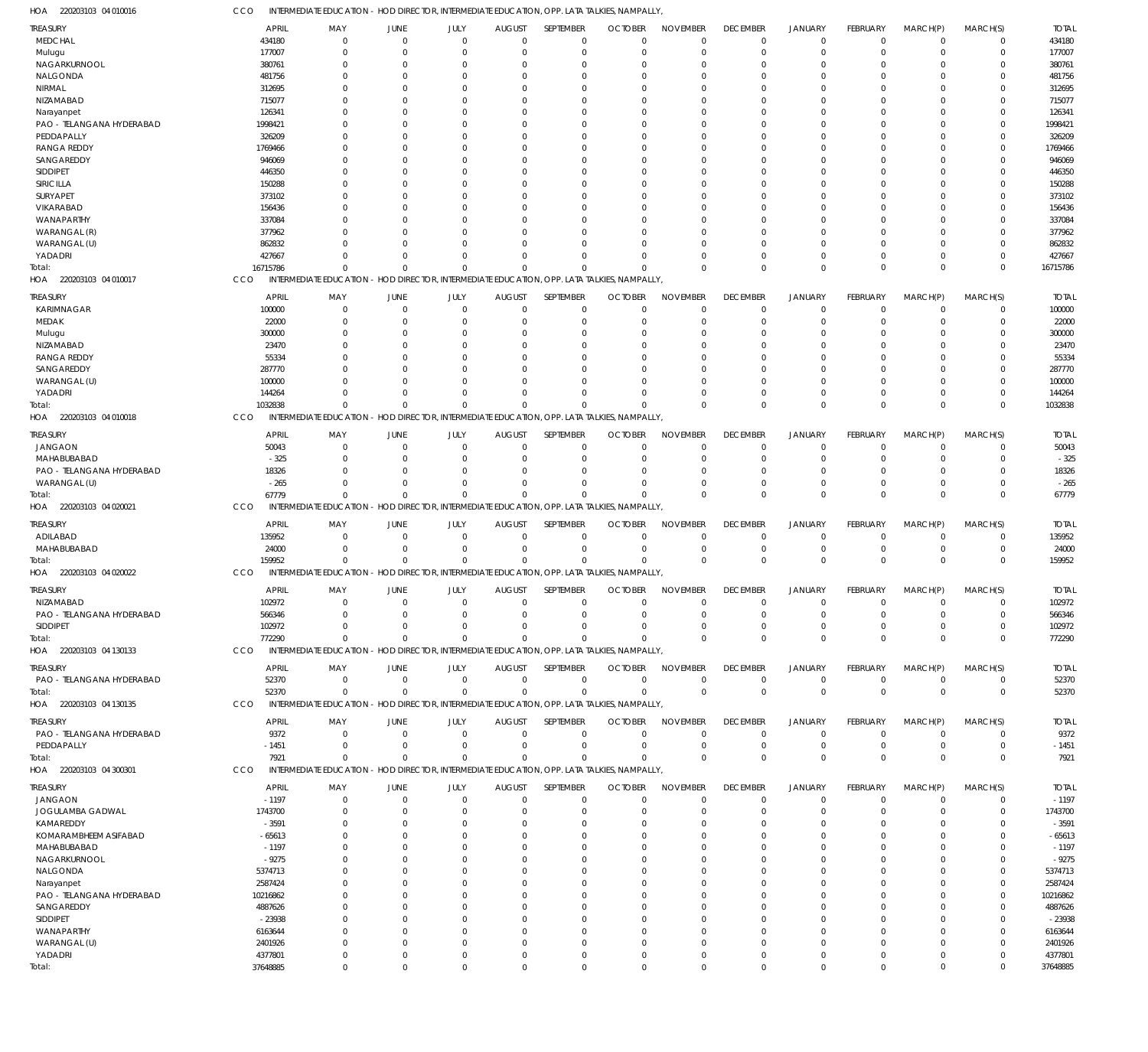HOA 220203103 04 010016 CCO INTERMEDIATE EDUCATION - HOD DIRECTOR, INTERMEDIATE EDUCATION, OPP. LATA TALKIES, NAMPALLY,

| TREASURY | APRIL | MAY | JUNE | JULY | AUGUST | SEPTEMBER | OCTOBER | NOVEMBER | DECEMBER | JANUARY | FEBRUARY | MARCH(P) | MARCH(S) | TOTAL |
|---|---|---|---|---|---|---|---|---|---|---|---|---|---|---|
| MEDCHAL | 434180 | 0 | 0 | 0 | 0 | 0 | 0 | 0 | 0 | 0 | 0 | 0 | 0 | 434180 |
| Mulugu | 177007 | 0 | 0 | 0 | 0 | 0 | 0 | 0 | 0 | 0 | 0 | 0 | 0 | 177007 |
| NAGARKURNOOL | 380761 | 0 | 0 | 0 | 0 | 0 | 0 | 0 | 0 | 0 | 0 | 0 | 0 | 380761 |
| NALGONDA | 481756 | 0 | 0 | 0 | 0 | 0 | 0 | 0 | 0 | 0 | 0 | 0 | 0 | 481756 |
| NIRMAL | 312695 | 0 | 0 | 0 | 0 | 0 | 0 | 0 | 0 | 0 | 0 | 0 | 0 | 312695 |
| NIZAMABAD | 715077 | 0 | 0 | 0 | 0 | 0 | 0 | 0 | 0 | 0 | 0 | 0 | 0 | 715077 |
| Narayanpet | 126341 | 0 | 0 | 0 | 0 | 0 | 0 | 0 | 0 | 0 | 0 | 0 | 0 | 126341 |
| PAO - TELANGANA HYDERABAD | 1998421 | 0 | 0 | 0 | 0 | 0 | 0 | 0 | 0 | 0 | 0 | 0 | 0 | 1998421 |
| PEDDAPALLY | 326209 | 0 | 0 | 0 | 0 | 0 | 0 | 0 | 0 | 0 | 0 | 0 | 0 | 326209 |
| RANGA REDDY | 1769466 | 0 | 0 | 0 | 0 | 0 | 0 | 0 | 0 | 0 | 0 | 0 | 0 | 1769466 |
| SANGAREDDY | 946069 | 0 | 0 | 0 | 0 | 0 | 0 | 0 | 0 | 0 | 0 | 0 | 0 | 946069 |
| SIDDIPET | 446350 | 0 | 0 | 0 | 0 | 0 | 0 | 0 | 0 | 0 | 0 | 0 | 0 | 446350 |
| SIRICILLA | 150288 | 0 | 0 | 0 | 0 | 0 | 0 | 0 | 0 | 0 | 0 | 0 | 0 | 150288 |
| SURYAPET | 373102 | 0 | 0 | 0 | 0 | 0 | 0 | 0 | 0 | 0 | 0 | 0 | 0 | 373102 |
| VIKARABAD | 156436 | 0 | 0 | 0 | 0 | 0 | 0 | 0 | 0 | 0 | 0 | 0 | 0 | 156436 |
| WANAPARTHY | 337084 | 0 | 0 | 0 | 0 | 0 | 0 | 0 | 0 | 0 | 0 | 0 | 0 | 337084 |
| WARANGAL (R) | 377962 | 0 | 0 | 0 | 0 | 0 | 0 | 0 | 0 | 0 | 0 | 0 | 0 | 377962 |
| WARANGAL (U) | 862832 | 0 | 0 | 0 | 0 | 0 | 0 | 0 | 0 | 0 | 0 | 0 | 0 | 862832 |
| YADADRI | 427667 | 0 | 0 | 0 | 0 | 0 | 0 | 0 | 0 | 0 | 0 | 0 | 0 | 427667 |
| Total: | 16715786 | 0 | 0 | 0 | 0 | 0 | 0 | 0 | 0 | 0 | 0 | 0 | 0 | 16715786 |

HOA 220203103 04 010017 CCO INTERMEDIATE EDUCATION - HOD DIRECTOR, INTERMEDIATE EDUCATION, OPP. LATA TALKIES, NAMPALLY,

| TREASURY | APRIL | MAY | JUNE | JULY | AUGUST | SEPTEMBER | OCTOBER | NOVEMBER | DECEMBER | JANUARY | FEBRUARY | MARCH(P) | MARCH(S) | TOTAL |
|---|---|---|---|---|---|---|---|---|---|---|---|---|---|---|
| KARIMNAGAR | 100000 | 0 | 0 | 0 | 0 | 0 | 0 | 0 | 0 | 0 | 0 | 0 | 0 | 100000 |
| MEDAK | 22000 | 0 | 0 | 0 | 0 | 0 | 0 | 0 | 0 | 0 | 0 | 0 | 0 | 22000 |
| Mulugu | 300000 | 0 | 0 | 0 | 0 | 0 | 0 | 0 | 0 | 0 | 0 | 0 | 0 | 300000 |
| NIZAMABAD | 23470 | 0 | 0 | 0 | 0 | 0 | 0 | 0 | 0 | 0 | 0 | 0 | 0 | 23470 |
| RANGA REDDY | 55334 | 0 | 0 | 0 | 0 | 0 | 0 | 0 | 0 | 0 | 0 | 0 | 0 | 55334 |
| SANGAREDDY | 287770 | 0 | 0 | 0 | 0 | 0 | 0 | 0 | 0 | 0 | 0 | 0 | 0 | 287770 |
| WARANGAL (U) | 100000 | 0 | 0 | 0 | 0 | 0 | 0 | 0 | 0 | 0 | 0 | 0 | 0 | 100000 |
| YADADRI | 144264 | 0 | 0 | 0 | 0 | 0 | 0 | 0 | 0 | 0 | 0 | 0 | 0 | 144264 |
| Total: | 1032838 | 0 | 0 | 0 | 0 | 0 | 0 | 0 | 0 | 0 | 0 | 0 | 0 | 1032838 |

HOA 220203103 04 010018 CCO INTERMEDIATE EDUCATION - HOD DIRECTOR, INTERMEDIATE EDUCATION, OPP. LATA TALKIES, NAMPALLY,

| TREASURY | APRIL | MAY | JUNE | JULY | AUGUST | SEPTEMBER | OCTOBER | NOVEMBER | DECEMBER | JANUARY | FEBRUARY | MARCH(P) | MARCH(S) | TOTAL |
|---|---|---|---|---|---|---|---|---|---|---|---|---|---|---|
| JANGAON | 50043 | 0 | 0 | 0 | 0 | 0 | 0 | 0 | 0 | 0 | 0 | 0 | 0 | 50043 |
| MAHABUBABAD | -325 | 0 | 0 | 0 | 0 | 0 | 0 | 0 | 0 | 0 | 0 | 0 | 0 | -325 |
| PAO - TELANGANA HYDERABAD | 18326 | 0 | 0 | 0 | 0 | 0 | 0 | 0 | 0 | 0 | 0 | 0 | 0 | 18326 |
| WARANGAL (U) | -265 | 0 | 0 | 0 | 0 | 0 | 0 | 0 | 0 | 0 | 0 | 0 | 0 | -265 |
| Total: | 67779 | 0 | 0 | 0 | 0 | 0 | 0 | 0 | 0 | 0 | 0 | 0 | 0 | 67779 |

HOA 220203103 04 020021 CCO INTERMEDIATE EDUCATION - HOD DIRECTOR, INTERMEDIATE EDUCATION, OPP. LATA TALKIES, NAMPALLY,

| TREASURY | APRIL | MAY | JUNE | JULY | AUGUST | SEPTEMBER | OCTOBER | NOVEMBER | DECEMBER | JANUARY | FEBRUARY | MARCH(P) | MARCH(S) | TOTAL |
|---|---|---|---|---|---|---|---|---|---|---|---|---|---|---|
| ADILABAD | 135952 | 0 | 0 | 0 | 0 | 0 | 0 | 0 | 0 | 0 | 0 | 0 | 0 | 135952 |
| MAHABUBABAD | 24000 | 0 | 0 | 0 | 0 | 0 | 0 | 0 | 0 | 0 | 0 | 0 | 0 | 24000 |
| Total: | 159952 | 0 | 0 | 0 | 0 | 0 | 0 | 0 | 0 | 0 | 0 | 0 | 0 | 159952 |

HOA 220203103 04 020022 CCO INTERMEDIATE EDUCATION - HOD DIRECTOR, INTERMEDIATE EDUCATION, OPP. LATA TALKIES, NAMPALLY,

| TREASURY | APRIL | MAY | JUNE | JULY | AUGUST | SEPTEMBER | OCTOBER | NOVEMBER | DECEMBER | JANUARY | FEBRUARY | MARCH(P) | MARCH(S) | TOTAL |
|---|---|---|---|---|---|---|---|---|---|---|---|---|---|---|
| NIZAMABAD | 102972 | 0 | 0 | 0 | 0 | 0 | 0 | 0 | 0 | 0 | 0 | 0 | 0 | 102972 |
| PAO - TELANGANA HYDERABAD | 566346 | 0 | 0 | 0 | 0 | 0 | 0 | 0 | 0 | 0 | 0 | 0 | 0 | 566346 |
| SIDDIPET | 102972 | 0 | 0 | 0 | 0 | 0 | 0 | 0 | 0 | 0 | 0 | 0 | 0 | 102972 |
| Total: | 772290 | 0 | 0 | 0 | 0 | 0 | 0 | 0 | 0 | 0 | 0 | 0 | 0 | 772290 |

HOA 220203103 04 130133 CCO INTERMEDIATE EDUCATION - HOD DIRECTOR, INTERMEDIATE EDUCATION, OPP. LATA TALKIES, NAMPALLY,

| TREASURY | APRIL | MAY | JUNE | JULY | AUGUST | SEPTEMBER | OCTOBER | NOVEMBER | DECEMBER | JANUARY | FEBRUARY | MARCH(P) | MARCH(S) | TOTAL |
|---|---|---|---|---|---|---|---|---|---|---|---|---|---|---|
| PAO - TELANGANA HYDERABAD | 52370 | 0 | 0 | 0 | 0 | 0 | 0 | 0 | 0 | 0 | 0 | 0 | 0 | 52370 |
| Total: | 52370 | 0 | 0 | 0 | 0 | 0 | 0 | 0 | 0 | 0 | 0 | 0 | 0 | 52370 |

HOA 220203103 04 130135 CCO INTERMEDIATE EDUCATION - HOD DIRECTOR, INTERMEDIATE EDUCATION, OPP. LATA TALKIES, NAMPALLY,

| TREASURY | APRIL | MAY | JUNE | JULY | AUGUST | SEPTEMBER | OCTOBER | NOVEMBER | DECEMBER | JANUARY | FEBRUARY | MARCH(P) | MARCH(S) | TOTAL |
|---|---|---|---|---|---|---|---|---|---|---|---|---|---|---|
| PAO - TELANGANA HYDERABAD | 9372 | 0 | 0 | 0 | 0 | 0 | 0 | 0 | 0 | 0 | 0 | 0 | 0 | 9372 |
| PEDDAPALLY | -1451 | 0 | 0 | 0 | 0 | 0 | 0 | 0 | 0 | 0 | 0 | 0 | 0 | -1451 |
| Total: | 7921 | 0 | 0 | 0 | 0 | 0 | 0 | 0 | 0 | 0 | 0 | 0 | 0 | 7921 |

HOA 220203103 04 300301 CCO INTERMEDIATE EDUCATION - HOD DIRECTOR, INTERMEDIATE EDUCATION, OPP. LATA TALKIES, NAMPALLY,

| TREASURY | APRIL | MAY | JUNE | JULY | AUGUST | SEPTEMBER | OCTOBER | NOVEMBER | DECEMBER | JANUARY | FEBRUARY | MARCH(P) | MARCH(S) | TOTAL |
|---|---|---|---|---|---|---|---|---|---|---|---|---|---|---|
| JANGAON | -1197 | 0 | 0 | 0 | 0 | 0 | 0 | 0 | 0 | 0 | 0 | 0 | 0 | -1197 |
| JOGULAMBA GADWAL | 1743700 | 0 | 0 | 0 | 0 | 0 | 0 | 0 | 0 | 0 | 0 | 0 | 0 | 1743700 |
| KAMAREDDY | -3591 | 0 | 0 | 0 | 0 | 0 | 0 | 0 | 0 | 0 | 0 | 0 | 0 | -3591 |
| KOMARAMBHEEM ASIFABAD | -65613 | 0 | 0 | 0 | 0 | 0 | 0 | 0 | 0 | 0 | 0 | 0 | 0 | -65613 |
| MAHABUBABAD | -1197 | 0 | 0 | 0 | 0 | 0 | 0 | 0 | 0 | 0 | 0 | 0 | 0 | -1197 |
| NAGARKURNOOL | -9275 | 0 | 0 | 0 | 0 | 0 | 0 | 0 | 0 | 0 | 0 | 0 | 0 | -9275 |
| NALGONDA | 5374713 | 0 | 0 | 0 | 0 | 0 | 0 | 0 | 0 | 0 | 0 | 0 | 0 | 5374713 |
| Narayanpet | 2587424 | 0 | 0 | 0 | 0 | 0 | 0 | 0 | 0 | 0 | 0 | 0 | 0 | 2587424 |
| PAO - TELANGANA HYDERABAD | 10216862 | 0 | 0 | 0 | 0 | 0 | 0 | 0 | 0 | 0 | 0 | 0 | 0 | 10216862 |
| SANGAREDDY | 4887626 | 0 | 0 | 0 | 0 | 0 | 0 | 0 | 0 | 0 | 0 | 0 | 0 | 4887626 |
| SIDDIPET | -23938 | 0 | 0 | 0 | 0 | 0 | 0 | 0 | 0 | 0 | 0 | 0 | 0 | -23938 |
| WANAPARTHY | 6163644 | 0 | 0 | 0 | 0 | 0 | 0 | 0 | 0 | 0 | 0 | 0 | 0 | 6163644 |
| WARANGAL (U) | 2401926 | 0 | 0 | 0 | 0 | 0 | 0 | 0 | 0 | 0 | 0 | 0 | 0 | 2401926 |
| YADADRI | 4377801 | 0 | 0 | 0 | 0 | 0 | 0 | 0 | 0 | 0 | 0 | 0 | 0 | 4377801 |
| Total: | 37648885 | 0 | 0 | 0 | 0 | 0 | 0 | 0 | 0 | 0 | 0 | 0 | 0 | 37648885 |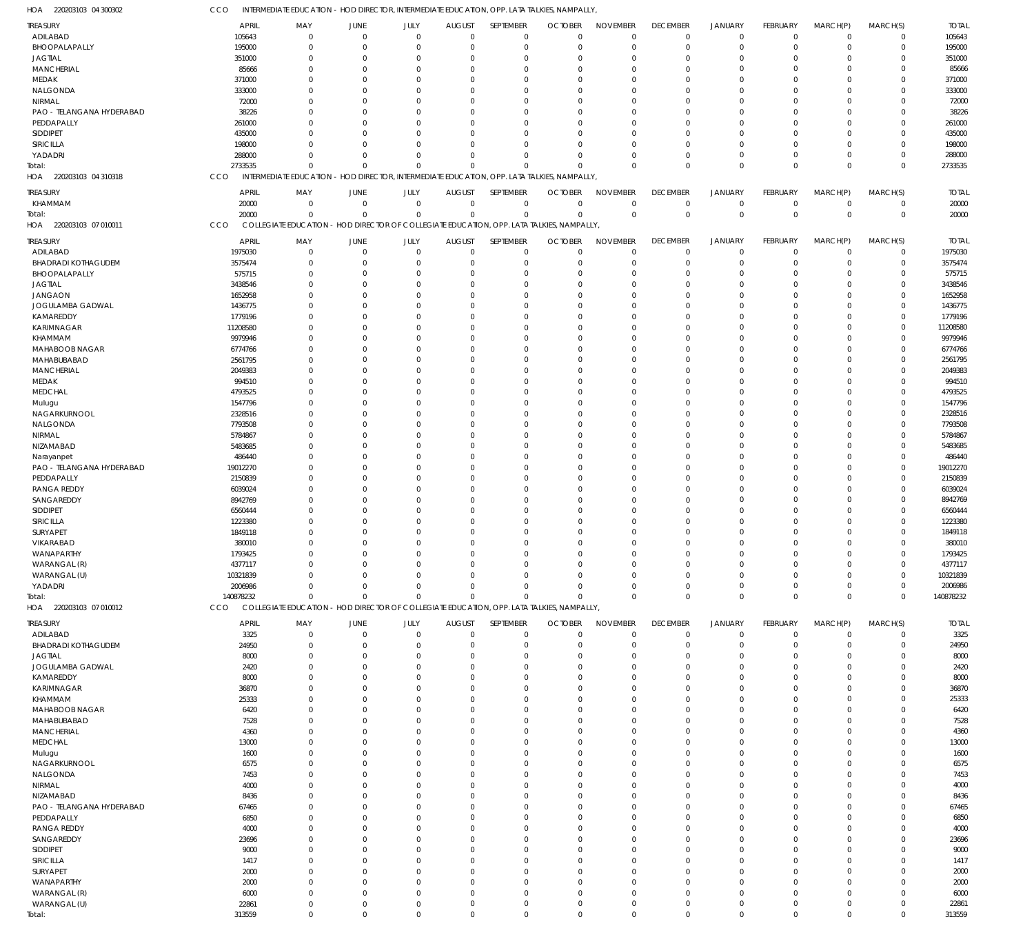HOA 220203103 04 300302 CCO INTERMEDIATE EDUCATION - HOD DIRECTOR, INTERMEDIATE EDUCATION, OPP. LATA TALKIES, NAMPALLY,

| TREASURY | APRIL | MAY | JUNE | JULY | AUGUST | SEPTEMBER | OCTOBER | NOVEMBER | DECEMBER | JANUARY | FEBRUARY | MARCH(P) | MARCH(S) | TOTAL |
|---|---|---|---|---|---|---|---|---|---|---|---|---|---|---|
| ADILABAD | 105643 | 0 | 0 | 0 | 0 | 0 | 0 | 0 | 0 | 0 | 0 | 0 | 0 | 105643 |
| BHOOPALAPALLY | 195000 | 0 | 0 | 0 | 0 | 0 | 0 | 0 | 0 | 0 | 0 | 0 | 0 | 195000 |
| JAGTIAL | 351000 | 0 | 0 | 0 | 0 | 0 | 0 | 0 | 0 | 0 | 0 | 0 | 0 | 351000 |
| MANCHERIAL | 85666 | 0 | 0 | 0 | 0 | 0 | 0 | 0 | 0 | 0 | 0 | 0 | 0 | 85666 |
| MEDAK | 371000 | 0 | 0 | 0 | 0 | 0 | 0 | 0 | 0 | 0 | 0 | 0 | 0 | 371000 |
| NALGONDA | 333000 | 0 | 0 | 0 | 0 | 0 | 0 | 0 | 0 | 0 | 0 | 0 | 0 | 333000 |
| NIRMAL | 72000 | 0 | 0 | 0 | 0 | 0 | 0 | 0 | 0 | 0 | 0 | 0 | 0 | 72000 |
| PAO - TELANGANA HYDERABAD | 38226 | 0 | 0 | 0 | 0 | 0 | 0 | 0 | 0 | 0 | 0 | 0 | 0 | 38226 |
| PEDDAPALLY | 261000 | 0 | 0 | 0 | 0 | 0 | 0 | 0 | 0 | 0 | 0 | 0 | 0 | 261000 |
| SIDDIPET | 435000 | 0 | 0 | 0 | 0 | 0 | 0 | 0 | 0 | 0 | 0 | 0 | 0 | 435000 |
| SIRICILLA | 198000 | 0 | 0 | 0 | 0 | 0 | 0 | 0 | 0 | 0 | 0 | 0 | 0 | 198000 |
| YADADRI | 288000 | 0 | 0 | 0 | 0 | 0 | 0 | 0 | 0 | 0 | 0 | 0 | 0 | 288000 |
| Total: | 2733535 | 0 | 0 | 0 | 0 | 0 | 0 | 0 | 0 | 0 | 0 | 0 | 0 | 2733535 |

HOA 220203103 04 310318 CCO INTERMEDIATE EDUCATION - HOD DIRECTOR, INTERMEDIATE EDUCATION, OPP. LATA TALKIES, NAMPALLY,

| TREASURY | APRIL | MAY | JUNE | JULY | AUGUST | SEPTEMBER | OCTOBER | NOVEMBER | DECEMBER | JANUARY | FEBRUARY | MARCH(P) | MARCH(S) | TOTAL |
|---|---|---|---|---|---|---|---|---|---|---|---|---|---|---|
| KHAMMAM | 20000 | 0 | 0 | 0 | 0 | 0 | 0 | 0 | 0 | 0 | 0 | 0 | 0 | 20000 |
| Total: | 20000 | 0 | 0 | 0 | 0 | 0 | 0 | 0 | 0 | 0 | 0 | 0 | 0 | 20000 |

HOA 220203103 07 010011 CCO COLLEGIATE EDUCATION - HOD DIRECTOR OF COLLEGIATE EDUCATION, OPP. LATA TALKIES, NAMPALLY,

| TREASURY | APRIL | MAY | JUNE | JULY | AUGUST | SEPTEMBER | OCTOBER | NOVEMBER | DECEMBER | JANUARY | FEBRUARY | MARCH(P) | MARCH(S) | TOTAL |
|---|---|---|---|---|---|---|---|---|---|---|---|---|---|---|
| ADILABAD | 1975030 | 0 | 0 | 0 | 0 | 0 | 0 | 0 | 0 | 0 | 0 | 0 | 0 | 1975030 |
| BHADRADI KOTHAGUDEM | 3575474 | 0 | 0 | 0 | 0 | 0 | 0 | 0 | 0 | 0 | 0 | 0 | 0 | 3575474 |
| BHOOPALAPALLY | 575715 | 0 | 0 | 0 | 0 | 0 | 0 | 0 | 0 | 0 | 0 | 0 | 0 | 575715 |
| JAGTIAL | 3438546 | 0 | 0 | 0 | 0 | 0 | 0 | 0 | 0 | 0 | 0 | 0 | 0 | 3438546 |
| JANGAON | 1652958 | 0 | 0 | 0 | 0 | 0 | 0 | 0 | 0 | 0 | 0 | 0 | 0 | 1652958 |
| JOGULAMBA GADWAL | 1436775 | 0 | 0 | 0 | 0 | 0 | 0 | 0 | 0 | 0 | 0 | 0 | 0 | 1436775 |
| KAMAREDDY | 1779196 | 0 | 0 | 0 | 0 | 0 | 0 | 0 | 0 | 0 | 0 | 0 | 0 | 1779196 |
| KARIMNAGAR | 11208580 | 0 | 0 | 0 | 0 | 0 | 0 | 0 | 0 | 0 | 0 | 0 | 0 | 11208580 |
| KHAMMAM | 9979946 | 0 | 0 | 0 | 0 | 0 | 0 | 0 | 0 | 0 | 0 | 0 | 0 | 9979946 |
| MAHABOOB NAGAR | 6774766 | 0 | 0 | 0 | 0 | 0 | 0 | 0 | 0 | 0 | 0 | 0 | 0 | 6774766 |
| MAHABUBABAD | 2561795 | 0 | 0 | 0 | 0 | 0 | 0 | 0 | 0 | 0 | 0 | 0 | 0 | 2561795 |
| MANCHERIAL | 2049383 | 0 | 0 | 0 | 0 | 0 | 0 | 0 | 0 | 0 | 0 | 0 | 0 | 2049383 |
| MEDAK | 994510 | 0 | 0 | 0 | 0 | 0 | 0 | 0 | 0 | 0 | 0 | 0 | 0 | 994510 |
| MEDCHAL | 4793525 | 0 | 0 | 0 | 0 | 0 | 0 | 0 | 0 | 0 | 0 | 0 | 0 | 4793525 |
| Mulugu | 1547796 | 0 | 0 | 0 | 0 | 0 | 0 | 0 | 0 | 0 | 0 | 0 | 0 | 1547796 |
| NAGARKURNOOL | 2328516 | 0 | 0 | 0 | 0 | 0 | 0 | 0 | 0 | 0 | 0 | 0 | 0 | 2328516 |
| NALGONDA | 7793508 | 0 | 0 | 0 | 0 | 0 | 0 | 0 | 0 | 0 | 0 | 0 | 0 | 7793508 |
| NIRMAL | 5784867 | 0 | 0 | 0 | 0 | 0 | 0 | 0 | 0 | 0 | 0 | 0 | 0 | 5784867 |
| NIZAMABAD | 5483685 | 0 | 0 | 0 | 0 | 0 | 0 | 0 | 0 | 0 | 0 | 0 | 0 | 5483685 |
| Narayanpet | 486440 | 0 | 0 | 0 | 0 | 0 | 0 | 0 | 0 | 0 | 0 | 0 | 0 | 486440 |
| PAO - TELANGANA HYDERABAD | 19012270 | 0 | 0 | 0 | 0 | 0 | 0 | 0 | 0 | 0 | 0 | 0 | 0 | 19012270 |
| PEDDAPALLY | 2150839 | 0 | 0 | 0 | 0 | 0 | 0 | 0 | 0 | 0 | 0 | 0 | 0 | 2150839 |
| RANGA REDDY | 6039024 | 0 | 0 | 0 | 0 | 0 | 0 | 0 | 0 | 0 | 0 | 0 | 0 | 6039024 |
| SANGAREDDY | 8942769 | 0 | 0 | 0 | 0 | 0 | 0 | 0 | 0 | 0 | 0 | 0 | 0 | 8942769 |
| SIDDIPET | 6560444 | 0 | 0 | 0 | 0 | 0 | 0 | 0 | 0 | 0 | 0 | 0 | 0 | 6560444 |
| SIRICILLA | 1223380 | 0 | 0 | 0 | 0 | 0 | 0 | 0 | 0 | 0 | 0 | 0 | 0 | 1223380 |
| SURYAPET | 1849118 | 0 | 0 | 0 | 0 | 0 | 0 | 0 | 0 | 0 | 0 | 0 | 0 | 1849118 |
| VIKARABAD | 380010 | 0 | 0 | 0 | 0 | 0 | 0 | 0 | 0 | 0 | 0 | 0 | 0 | 380010 |
| WANAPARTHY | 1793425 | 0 | 0 | 0 | 0 | 0 | 0 | 0 | 0 | 0 | 0 | 0 | 0 | 1793425 |
| WARANGAL (R) | 4377117 | 0 | 0 | 0 | 0 | 0 | 0 | 0 | 0 | 0 | 0 | 0 | 0 | 4377117 |
| WARANGAL (U) | 10321839 | 0 | 0 | 0 | 0 | 0 | 0 | 0 | 0 | 0 | 0 | 0 | 0 | 10321839 |
| YADADRI | 2006986 | 0 | 0 | 0 | 0 | 0 | 0 | 0 | 0 | 0 | 0 | 0 | 0 | 2006986 |
| Total: | 140878232 | 0 | 0 | 0 | 0 | 0 | 0 | 0 | 0 | 0 | 0 | 0 | 0 | 140878232 |

HOA 220203103 07 010012 CCO COLLEGIATE EDUCATION - HOD DIRECTOR OF COLLEGIATE EDUCATION, OPP. LATA TALKIES, NAMPALLY,

| TREASURY | APRIL | MAY | JUNE | JULY | AUGUST | SEPTEMBER | OCTOBER | NOVEMBER | DECEMBER | JANUARY | FEBRUARY | MARCH(P) | MARCH(S) | TOTAL |
|---|---|---|---|---|---|---|---|---|---|---|---|---|---|---|
| ADILABAD | 3325 | 0 | 0 | 0 | 0 | 0 | 0 | 0 | 0 | 0 | 0 | 0 | 0 | 3325 |
| BHADRADI KOTHAGUDEM | 24950 | 0 | 0 | 0 | 0 | 0 | 0 | 0 | 0 | 0 | 0 | 0 | 0 | 24950 |
| JAGTIAL | 8000 | 0 | 0 | 0 | 0 | 0 | 0 | 0 | 0 | 0 | 0 | 0 | 0 | 8000 |
| JOGULAMBA GADWAL | 2420 | 0 | 0 | 0 | 0 | 0 | 0 | 0 | 0 | 0 | 0 | 0 | 0 | 2420 |
| KAMAREDDY | 8000 | 0 | 0 | 0 | 0 | 0 | 0 | 0 | 0 | 0 | 0 | 0 | 0 | 8000 |
| KARIMNAGAR | 36870 | 0 | 0 | 0 | 0 | 0 | 0 | 0 | 0 | 0 | 0 | 0 | 0 | 36870 |
| KHAMMAM | 25333 | 0 | 0 | 0 | 0 | 0 | 0 | 0 | 0 | 0 | 0 | 0 | 0 | 25333 |
| MAHABOOB NAGAR | 6420 | 0 | 0 | 0 | 0 | 0 | 0 | 0 | 0 | 0 | 0 | 0 | 0 | 6420 |
| MAHABUBABAD | 7528 | 0 | 0 | 0 | 0 | 0 | 0 | 0 | 0 | 0 | 0 | 0 | 0 | 7528 |
| MANCHERIAL | 4360 | 0 | 0 | 0 | 0 | 0 | 0 | 0 | 0 | 0 | 0 | 0 | 0 | 4360 |
| MEDCHAL | 13000 | 0 | 0 | 0 | 0 | 0 | 0 | 0 | 0 | 0 | 0 | 0 | 0 | 13000 |
| Mulugu | 1600 | 0 | 0 | 0 | 0 | 0 | 0 | 0 | 0 | 0 | 0 | 0 | 0 | 1600 |
| NAGARKURNOOL | 6575 | 0 | 0 | 0 | 0 | 0 | 0 | 0 | 0 | 0 | 0 | 0 | 0 | 6575 |
| NALGONDA | 7453 | 0 | 0 | 0 | 0 | 0 | 0 | 0 | 0 | 0 | 0 | 0 | 0 | 7453 |
| NIRMAL | 4000 | 0 | 0 | 0 | 0 | 0 | 0 | 0 | 0 | 0 | 0 | 0 | 0 | 4000 |
| NIZAMABAD | 8436 | 0 | 0 | 0 | 0 | 0 | 0 | 0 | 0 | 0 | 0 | 0 | 0 | 8436 |
| PAO - TELANGANA HYDERABAD | 67465 | 0 | 0 | 0 | 0 | 0 | 0 | 0 | 0 | 0 | 0 | 0 | 0 | 67465 |
| PEDDAPALLY | 6850 | 0 | 0 | 0 | 0 | 0 | 0 | 0 | 0 | 0 | 0 | 0 | 0 | 6850 |
| RANGA REDDY | 4000 | 0 | 0 | 0 | 0 | 0 | 0 | 0 | 0 | 0 | 0 | 0 | 0 | 4000 |
| SANGAREDDY | 23696 | 0 | 0 | 0 | 0 | 0 | 0 | 0 | 0 | 0 | 0 | 0 | 0 | 23696 |
| SIDDIPET | 9000 | 0 | 0 | 0 | 0 | 0 | 0 | 0 | 0 | 0 | 0 | 0 | 0 | 9000 |
| SIRICILLA | 1417 | 0 | 0 | 0 | 0 | 0 | 0 | 0 | 0 | 0 | 0 | 0 | 0 | 1417 |
| SURYAPET | 2000 | 0 | 0 | 0 | 0 | 0 | 0 | 0 | 0 | 0 | 0 | 0 | 0 | 2000 |
| WANAPARTHY | 2000 | 0 | 0 | 0 | 0 | 0 | 0 | 0 | 0 | 0 | 0 | 0 | 0 | 2000 |
| WARANGAL (R) | 6000 | 0 | 0 | 0 | 0 | 0 | 0 | 0 | 0 | 0 | 0 | 0 | 0 | 6000 |
| WARANGAL (U) | 22861 | 0 | 0 | 0 | 0 | 0 | 0 | 0 | 0 | 0 | 0 | 0 | 0 | 22861 |
| Total: | 313559 | 0 | 0 | 0 | 0 | 0 | 0 | 0 | 0 | 0 | 0 | 0 | 0 | 313559 |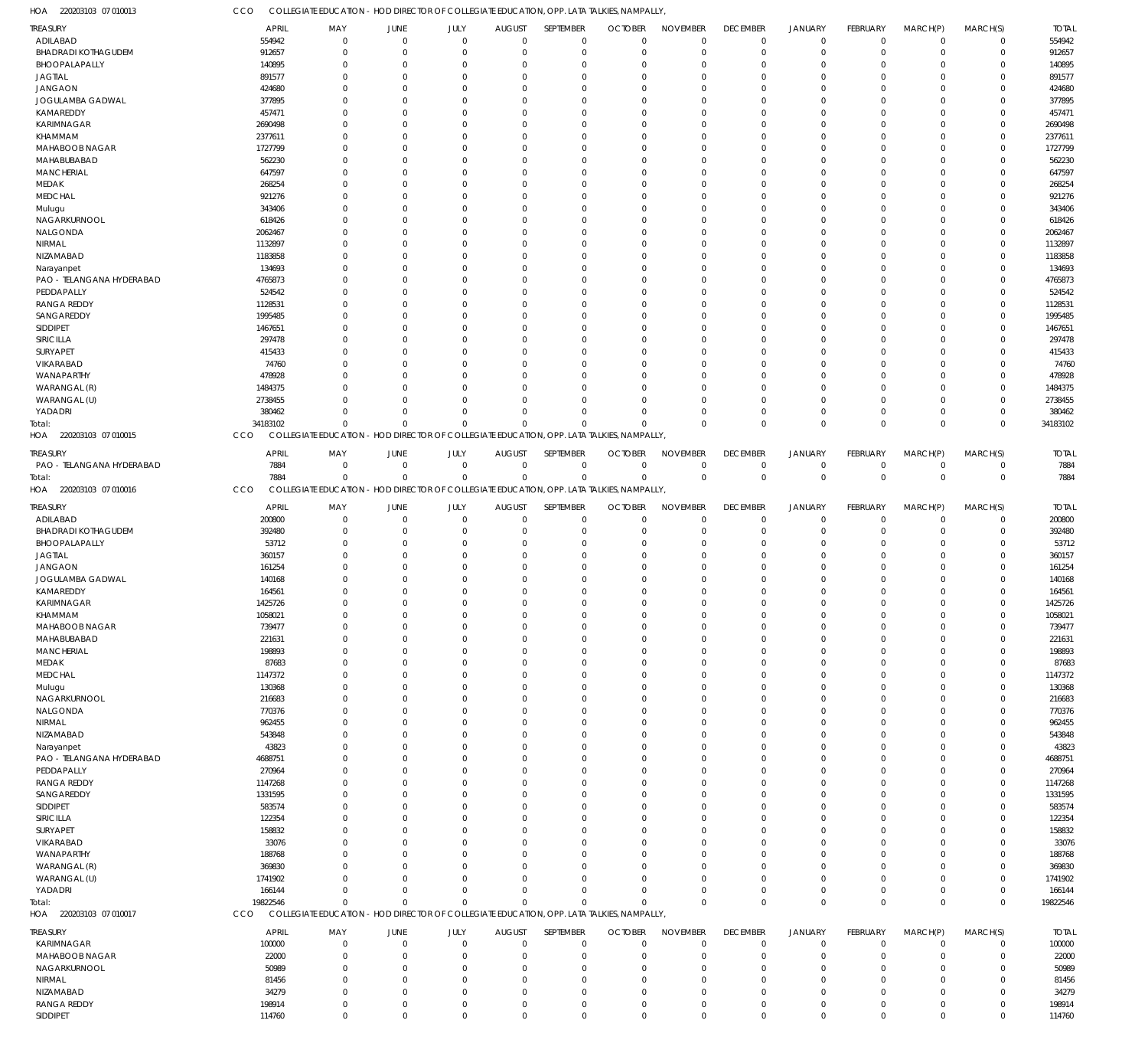HOA 220203103 07 010013 CCO COLLEGIATE EDUCATION - HOD DIRECTOR OF COLLEGIATE EDUCATION, OPP. LATA TALKIES, NAMPALLY,

| TREASURY | APRIL | MAY | JUNE | JULY | AUGUST | SEPTEMBER | OCTOBER | NOVEMBER | DECEMBER | JANUARY | FEBRUARY | MARCH(P) | MARCH(S) | TOTAL |
|---|---|---|---|---|---|---|---|---|---|---|---|---|---|---|
| ADILABAD | 554942 | 0 | 0 | 0 | 0 | 0 | 0 | 0 | 0 | 0 | 0 | 0 | 0 | 554942 |
| BHADRADI KOTHAGUDEM | 912657 | 0 | 0 | 0 | 0 | 0 | 0 | 0 | 0 | 0 | 0 | 0 | 0 | 912657 |
| BHOOPALAPALLY | 140895 | 0 | 0 | 0 | 0 | 0 | 0 | 0 | 0 | 0 | 0 | 0 | 0 | 140895 |
| JAGTIAL | 891577 | 0 | 0 | 0 | 0 | 0 | 0 | 0 | 0 | 0 | 0 | 0 | 0 | 891577 |
| JANGAON | 424680 | 0 | 0 | 0 | 0 | 0 | 0 | 0 | 0 | 0 | 0 | 0 | 0 | 424680 |
| JOGULAMBA GADWAL | 377895 | 0 | 0 | 0 | 0 | 0 | 0 | 0 | 0 | 0 | 0 | 0 | 0 | 377895 |
| KAMAREDDY | 457471 | 0 | 0 | 0 | 0 | 0 | 0 | 0 | 0 | 0 | 0 | 0 | 0 | 457471 |
| KARIMNAGAR | 2690498 | 0 | 0 | 0 | 0 | 0 | 0 | 0 | 0 | 0 | 0 | 0 | 0 | 2690498 |
| KHAMMAM | 2377611 | 0 | 0 | 0 | 0 | 0 | 0 | 0 | 0 | 0 | 0 | 0 | 0 | 2377611 |
| MAHABOOB NAGAR | 1727799 | 0 | 0 | 0 | 0 | 0 | 0 | 0 | 0 | 0 | 0 | 0 | 0 | 1727799 |
| MAHABUBABAD | 562230 | 0 | 0 | 0 | 0 | 0 | 0 | 0 | 0 | 0 | 0 | 0 | 0 | 562230 |
| MANCHERIAL | 647597 | 0 | 0 | 0 | 0 | 0 | 0 | 0 | 0 | 0 | 0 | 0 | 0 | 647597 |
| MEDAK | 268254 | 0 | 0 | 0 | 0 | 0 | 0 | 0 | 0 | 0 | 0 | 0 | 0 | 268254 |
| MEDCHAL | 921276 | 0 | 0 | 0 | 0 | 0 | 0 | 0 | 0 | 0 | 0 | 0 | 0 | 921276 |
| Mulugu | 343406 | 0 | 0 | 0 | 0 | 0 | 0 | 0 | 0 | 0 | 0 | 0 | 0 | 343406 |
| NAGARKURNOOL | 618426 | 0 | 0 | 0 | 0 | 0 | 0 | 0 | 0 | 0 | 0 | 0 | 0 | 618426 |
| NALGONDA | 2062467 | 0 | 0 | 0 | 0 | 0 | 0 | 0 | 0 | 0 | 0 | 0 | 0 | 2062467 |
| NIRMAL | 1132897 | 0 | 0 | 0 | 0 | 0 | 0 | 0 | 0 | 0 | 0 | 0 | 0 | 1132897 |
| NIZAMABAD | 1183858 | 0 | 0 | 0 | 0 | 0 | 0 | 0 | 0 | 0 | 0 | 0 | 0 | 1183858 |
| Narayanpet | 134693 | 0 | 0 | 0 | 0 | 0 | 0 | 0 | 0 | 0 | 0 | 0 | 0 | 134693 |
| PAO - TELANGANA HYDERABAD | 4765873 | 0 | 0 | 0 | 0 | 0 | 0 | 0 | 0 | 0 | 0 | 0 | 0 | 4765873 |
| PEDDAPALLY | 524542 | 0 | 0 | 0 | 0 | 0 | 0 | 0 | 0 | 0 | 0 | 0 | 0 | 524542 |
| RANGA REDDY | 1128531 | 0 | 0 | 0 | 0 | 0 | 0 | 0 | 0 | 0 | 0 | 0 | 0 | 1128531 |
| SANGAREDDY | 1995485 | 0 | 0 | 0 | 0 | 0 | 0 | 0 | 0 | 0 | 0 | 0 | 0 | 1995485 |
| SIDDIPET | 1467651 | 0 | 0 | 0 | 0 | 0 | 0 | 0 | 0 | 0 | 0 | 0 | 0 | 1467651 |
| SIRICILLA | 297478 | 0 | 0 | 0 | 0 | 0 | 0 | 0 | 0 | 0 | 0 | 0 | 0 | 297478 |
| SURYAPET | 415433 | 0 | 0 | 0 | 0 | 0 | 0 | 0 | 0 | 0 | 0 | 0 | 0 | 415433 |
| VIKARABAD | 74760 | 0 | 0 | 0 | 0 | 0 | 0 | 0 | 0 | 0 | 0 | 0 | 0 | 74760 |
| WANAPARTHY | 478928 | 0 | 0 | 0 | 0 | 0 | 0 | 0 | 0 | 0 | 0 | 0 | 0 | 478928 |
| WARANGAL (R) | 1484375 | 0 | 0 | 0 | 0 | 0 | 0 | 0 | 0 | 0 | 0 | 0 | 0 | 1484375 |
| WARANGAL (U) | 2738455 | 0 | 0 | 0 | 0 | 0 | 0 | 0 | 0 | 0 | 0 | 0 | 0 | 2738455 |
| YADADRI | 380462 | 0 | 0 | 0 | 0 | 0 | 0 | 0 | 0 | 0 | 0 | 0 | 0 | 380462 |
| Total: | 34183102 | 0 | 0 | 0 | 0 | 0 | 0 | 0 | 0 | 0 | 0 | 0 | 0 | 34183102 |

HOA 220203103 07 010015 CCO COLLEGIATE EDUCATION - HOD DIRECTOR OF COLLEGIATE EDUCATION, OPP. LATA TALKIES, NAMPALLY,

| TREASURY | APRIL | MAY | JUNE | JULY | AUGUST | SEPTEMBER | OCTOBER | NOVEMBER | DECEMBER | JANUARY | FEBRUARY | MARCH(P) | MARCH(S) | TOTAL |
|---|---|---|---|---|---|---|---|---|---|---|---|---|---|---|
| PAO - TELANGANA HYDERABAD | 7884 | 0 | 0 | 0 | 0 | 0 | 0 | 0 | 0 | 0 | 0 | 0 | 0 | 7884 |
| Total: | 7884 | 0 | 0 | 0 | 0 | 0 | 0 | 0 | 0 | 0 | 0 | 0 | 0 | 7884 |

HOA 220203103 07 010016 CCO COLLEGIATE EDUCATION - HOD DIRECTOR OF COLLEGIATE EDUCATION, OPP. LATA TALKIES, NAMPALLY,

| TREASURY | APRIL | MAY | JUNE | JULY | AUGUST | SEPTEMBER | OCTOBER | NOVEMBER | DECEMBER | JANUARY | FEBRUARY | MARCH(P) | MARCH(S) | TOTAL |
|---|---|---|---|---|---|---|---|---|---|---|---|---|---|---|
| ADILABAD | 200800 | 0 | 0 | 0 | 0 | 0 | 0 | 0 | 0 | 0 | 0 | 0 | 0 | 200800 |
| BHADRADI KOTHAGUDEM | 392480 | 0 | 0 | 0 | 0 | 0 | 0 | 0 | 0 | 0 | 0 | 0 | 0 | 392480 |
| BHOOPALAPALLY | 53712 | 0 | 0 | 0 | 0 | 0 | 0 | 0 | 0 | 0 | 0 | 0 | 0 | 53712 |
| JAGTIAL | 360157 | 0 | 0 | 0 | 0 | 0 | 0 | 0 | 0 | 0 | 0 | 0 | 0 | 360157 |
| JANGAON | 161254 | 0 | 0 | 0 | 0 | 0 | 0 | 0 | 0 | 0 | 0 | 0 | 0 | 161254 |
| JOGULAMBA GADWAL | 140168 | 0 | 0 | 0 | 0 | 0 | 0 | 0 | 0 | 0 | 0 | 0 | 0 | 140168 |
| KAMAREDDY | 164561 | 0 | 0 | 0 | 0 | 0 | 0 | 0 | 0 | 0 | 0 | 0 | 0 | 164561 |
| KARIMNAGAR | 1425726 | 0 | 0 | 0 | 0 | 0 | 0 | 0 | 0 | 0 | 0 | 0 | 0 | 1425726 |
| KHAMMAM | 1058021 | 0 | 0 | 0 | 0 | 0 | 0 | 0 | 0 | 0 | 0 | 0 | 0 | 1058021 |
| MAHABOOB NAGAR | 739477 | 0 | 0 | 0 | 0 | 0 | 0 | 0 | 0 | 0 | 0 | 0 | 0 | 739477 |
| MAHABUBABAD | 221631 | 0 | 0 | 0 | 0 | 0 | 0 | 0 | 0 | 0 | 0 | 0 | 0 | 221631 |
| MANCHERIAL | 198893 | 0 | 0 | 0 | 0 | 0 | 0 | 0 | 0 | 0 | 0 | 0 | 0 | 198893 |
| MEDAK | 87683 | 0 | 0 | 0 | 0 | 0 | 0 | 0 | 0 | 0 | 0 | 0 | 0 | 87683 |
| MEDCHAL | 1147372 | 0 | 0 | 0 | 0 | 0 | 0 | 0 | 0 | 0 | 0 | 0 | 0 | 1147372 |
| Mulugu | 130368 | 0 | 0 | 0 | 0 | 0 | 0 | 0 | 0 | 0 | 0 | 0 | 0 | 130368 |
| NAGARKURNOOL | 216683 | 0 | 0 | 0 | 0 | 0 | 0 | 0 | 0 | 0 | 0 | 0 | 0 | 216683 |
| NALGONDA | 770376 | 0 | 0 | 0 | 0 | 0 | 0 | 0 | 0 | 0 | 0 | 0 | 0 | 770376 |
| NIRMAL | 962455 | 0 | 0 | 0 | 0 | 0 | 0 | 0 | 0 | 0 | 0 | 0 | 0 | 962455 |
| NIZAMABAD | 543848 | 0 | 0 | 0 | 0 | 0 | 0 | 0 | 0 | 0 | 0 | 0 | 0 | 543848 |
| Narayanpet | 43823 | 0 | 0 | 0 | 0 | 0 | 0 | 0 | 0 | 0 | 0 | 0 | 0 | 43823 |
| PAO - TELANGANA HYDERABAD | 4688751 | 0 | 0 | 0 | 0 | 0 | 0 | 0 | 0 | 0 | 0 | 0 | 0 | 4688751 |
| PEDDAPALLY | 270964 | 0 | 0 | 0 | 0 | 0 | 0 | 0 | 0 | 0 | 0 | 0 | 0 | 270964 |
| RANGA REDDY | 1147268 | 0 | 0 | 0 | 0 | 0 | 0 | 0 | 0 | 0 | 0 | 0 | 0 | 1147268 |
| SANGAREDDY | 1331595 | 0 | 0 | 0 | 0 | 0 | 0 | 0 | 0 | 0 | 0 | 0 | 0 | 1331595 |
| SIDDIPET | 583574 | 0 | 0 | 0 | 0 | 0 | 0 | 0 | 0 | 0 | 0 | 0 | 0 | 583574 |
| SIRICILLA | 122354 | 0 | 0 | 0 | 0 | 0 | 0 | 0 | 0 | 0 | 0 | 0 | 0 | 122354 |
| SURYAPET | 158832 | 0 | 0 | 0 | 0 | 0 | 0 | 0 | 0 | 0 | 0 | 0 | 0 | 158832 |
| VIKARABAD | 33076 | 0 | 0 | 0 | 0 | 0 | 0 | 0 | 0 | 0 | 0 | 0 | 0 | 33076 |
| WANAPARTHY | 188768 | 0 | 0 | 0 | 0 | 0 | 0 | 0 | 0 | 0 | 0 | 0 | 0 | 188768 |
| WARANGAL (R) | 369830 | 0 | 0 | 0 | 0 | 0 | 0 | 0 | 0 | 0 | 0 | 0 | 0 | 369830 |
| WARANGAL (U) | 1741902 | 0 | 0 | 0 | 0 | 0 | 0 | 0 | 0 | 0 | 0 | 0 | 0 | 1741902 |
| YADADRI | 166144 | 0 | 0 | 0 | 0 | 0 | 0 | 0 | 0 | 0 | 0 | 0 | 0 | 166144 |
| Total: | 19822546 | 0 | 0 | 0 | 0 | 0 | 0 | 0 | 0 | 0 | 0 | 0 | 0 | 19822546 |

HOA 220203103 07 010017 CCO COLLEGIATE EDUCATION - HOD DIRECTOR OF COLLEGIATE EDUCATION, OPP. LATA TALKIES, NAMPALLY,

| TREASURY | APRIL | MAY | JUNE | JULY | AUGUST | SEPTEMBER | OCTOBER | NOVEMBER | DECEMBER | JANUARY | FEBRUARY | MARCH(P) | MARCH(S) | TOTAL |
|---|---|---|---|---|---|---|---|---|---|---|---|---|---|---|
| KARIMNAGAR | 100000 | 0 | 0 | 0 | 0 | 0 | 0 | 0 | 0 | 0 | 0 | 0 | 0 | 100000 |
| MAHABOOB NAGAR | 22000 | 0 | 0 | 0 | 0 | 0 | 0 | 0 | 0 | 0 | 0 | 0 | 0 | 22000 |
| NAGARKURNOOL | 50989 | 0 | 0 | 0 | 0 | 0 | 0 | 0 | 0 | 0 | 0 | 0 | 0 | 50989 |
| NIRMAL | 81456 | 0 | 0 | 0 | 0 | 0 | 0 | 0 | 0 | 0 | 0 | 0 | 0 | 81456 |
| NIZAMABAD | 34279 | 0 | 0 | 0 | 0 | 0 | 0 | 0 | 0 | 0 | 0 | 0 | 0 | 34279 |
| RANGA REDDY | 198914 | 0 | 0 | 0 | 0 | 0 | 0 | 0 | 0 | 0 | 0 | 0 | 0 | 198914 |
| SIDDIPET | 114760 | 0 | 0 | 0 | 0 | 0 | 0 | 0 | 0 | 0 | 0 | 0 | 0 | 114760 |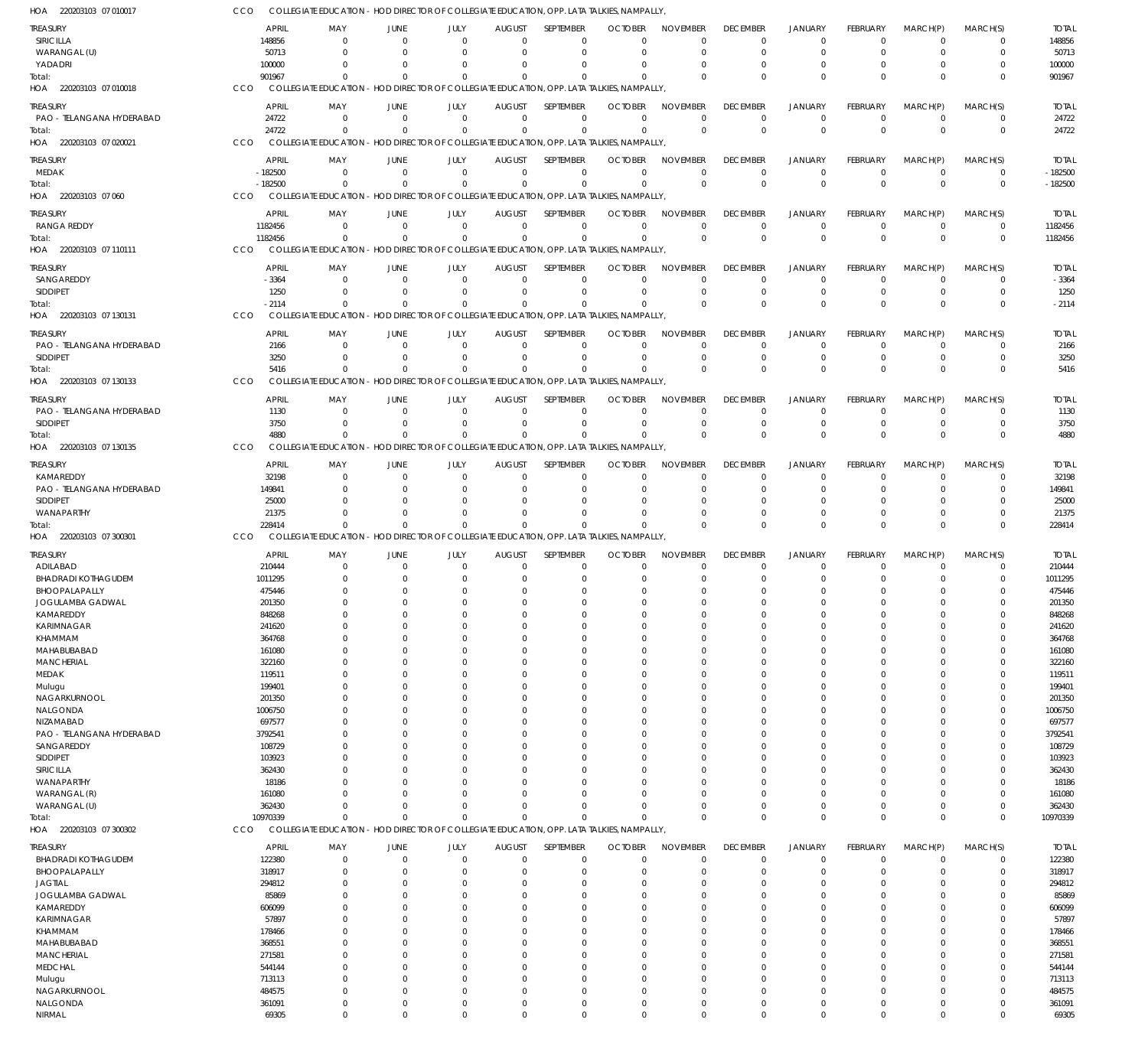HOA 220203103 07 010017 CCO COLLEGIATE EDUCATION - HOD DIRECTOR OF COLLEGIATE EDUCATION, OPP. LATA TALKIES, NAMPALLY,

| TREASURY | APRIL | MAY | JUNE | JULY | AUGUST | SEPTEMBER | OCTOBER | NOVEMBER | DECEMBER | JANUARY | FEBRUARY | MARCH(P) | MARCH(S) | TOTAL |
|---|---|---|---|---|---|---|---|---|---|---|---|---|---|---|
| SIRICILLA | 148856 | 0 | 0 | 0 | 0 | 0 | 0 | 0 | 0 | 0 | 0 | 0 | 0 | 148856 |
| WARANGAL (U) | 50713 | 0 | 0 | 0 | 0 | 0 | 0 | 0 | 0 | 0 | 0 | 0 | 0 | 50713 |
| YADADRI | 100000 | 0 | 0 | 0 | 0 | 0 | 0 | 0 | 0 | 0 | 0 | 0 | 0 | 100000 |
| Total: | 901967 | 0 | 0 | 0 | 0 | 0 | 0 | 0 | 0 | 0 | 0 | 0 | 0 | 901967 |

HOA 220203103 07 010018 CCO COLLEGIATE EDUCATION - HOD DIRECTOR OF COLLEGIATE EDUCATION, OPP. LATA TALKIES, NAMPALLY,

| TREASURY | APRIL | MAY | JUNE | JULY | AUGUST | SEPTEMBER | OCTOBER | NOVEMBER | DECEMBER | JANUARY | FEBRUARY | MARCH(P) | MARCH(S) | TOTAL |
|---|---|---|---|---|---|---|---|---|---|---|---|---|---|---|
| PAO - TELANGANA HYDERABAD | 24722 | 0 | 0 | 0 | 0 | 0 | 0 | 0 | 0 | 0 | 0 | 0 | 0 | 24722 |
| Total: | 24722 | 0 | 0 | 0 | 0 | 0 | 0 | 0 | 0 | 0 | 0 | 0 | 0 | 24722 |

HOA 220203103 07 020021 CCO COLLEGIATE EDUCATION - HOD DIRECTOR OF COLLEGIATE EDUCATION, OPP. LATA TALKIES, NAMPALLY,

| TREASURY | APRIL | MAY | JUNE | JULY | AUGUST | SEPTEMBER | OCTOBER | NOVEMBER | DECEMBER | JANUARY | FEBRUARY | MARCH(P) | MARCH(S) | TOTAL |
|---|---|---|---|---|---|---|---|---|---|---|---|---|---|---|
| MEDAK | -182500 | 0 | 0 | 0 | 0 | 0 | 0 | 0 | 0 | 0 | 0 | 0 | 0 | -182500 |
| Total: | -182500 | 0 | 0 | 0 | 0 | 0 | 0 | 0 | 0 | 0 | 0 | 0 | 0 | -182500 |

HOA 220203103 07 060 CCO COLLEGIATE EDUCATION - HOD DIRECTOR OF COLLEGIATE EDUCATION, OPP. LATA TALKIES, NAMPALLY,

| TREASURY | APRIL | MAY | JUNE | JULY | AUGUST | SEPTEMBER | OCTOBER | NOVEMBER | DECEMBER | JANUARY | FEBRUARY | MARCH(P) | MARCH(S) | TOTAL |
|---|---|---|---|---|---|---|---|---|---|---|---|---|---|---|
| RANGA REDDY | 1182456 | 0 | 0 | 0 | 0 | 0 | 0 | 0 | 0 | 0 | 0 | 0 | 0 | 1182456 |
| Total: | 1182456 | 0 | 0 | 0 | 0 | 0 | 0 | 0 | 0 | 0 | 0 | 0 | 0 | 1182456 |

HOA 220203103 07 110111 CCO COLLEGIATE EDUCATION - HOD DIRECTOR OF COLLEGIATE EDUCATION, OPP. LATA TALKIES, NAMPALLY,

| TREASURY | APRIL | MAY | JUNE | JULY | AUGUST | SEPTEMBER | OCTOBER | NOVEMBER | DECEMBER | JANUARY | FEBRUARY | MARCH(P) | MARCH(S) | TOTAL |
|---|---|---|---|---|---|---|---|---|---|---|---|---|---|---|
| SANGAREDDY | -3364 | 0 | 0 | 0 | 0 | 0 | 0 | 0 | 0 | 0 | 0 | 0 | 0 | -3364 |
| SIDDIPET | 1250 | 0 | 0 | 0 | 0 | 0 | 0 | 0 | 0 | 0 | 0 | 0 | 0 | 1250 |
| Total: | -2114 | 0 | 0 | 0 | 0 | 0 | 0 | 0 | 0 | 0 | 0 | 0 | 0 | -2114 |

HOA 220203103 07 130131 CCO COLLEGIATE EDUCATION - HOD DIRECTOR OF COLLEGIATE EDUCATION, OPP. LATA TALKIES, NAMPALLY,

| TREASURY | APRIL | MAY | JUNE | JULY | AUGUST | SEPTEMBER | OCTOBER | NOVEMBER | DECEMBER | JANUARY | FEBRUARY | MARCH(P) | MARCH(S) | TOTAL |
|---|---|---|---|---|---|---|---|---|---|---|---|---|---|---|
| PAO - TELANGANA HYDERABAD | 2166 | 0 | 0 | 0 | 0 | 0 | 0 | 0 | 0 | 0 | 0 | 0 | 0 | 2166 |
| SIDDIPET | 3250 | 0 | 0 | 0 | 0 | 0 | 0 | 0 | 0 | 0 | 0 | 0 | 0 | 3250 |
| Total: | 5416 | 0 | 0 | 0 | 0 | 0 | 0 | 0 | 0 | 0 | 0 | 0 | 0 | 5416 |

HOA 220203103 07 130133 CCO COLLEGIATE EDUCATION - HOD DIRECTOR OF COLLEGIATE EDUCATION, OPP. LATA TALKIES, NAMPALLY,

| TREASURY | APRIL | MAY | JUNE | JULY | AUGUST | SEPTEMBER | OCTOBER | NOVEMBER | DECEMBER | JANUARY | FEBRUARY | MARCH(P) | MARCH(S) | TOTAL |
|---|---|---|---|---|---|---|---|---|---|---|---|---|---|---|
| PAO - TELANGANA HYDERABAD | 1130 | 0 | 0 | 0 | 0 | 0 | 0 | 0 | 0 | 0 | 0 | 0 | 0 | 1130 |
| SIDDIPET | 3750 | 0 | 0 | 0 | 0 | 0 | 0 | 0 | 0 | 0 | 0 | 0 | 0 | 3750 |
| Total: | 4880 | 0 | 0 | 0 | 0 | 0 | 0 | 0 | 0 | 0 | 0 | 0 | 0 | 4880 |

HOA 220203103 07 130135 CCO COLLEGIATE EDUCATION - HOD DIRECTOR OF COLLEGIATE EDUCATION, OPP. LATA TALKIES, NAMPALLY,

| TREASURY | APRIL | MAY | JUNE | JULY | AUGUST | SEPTEMBER | OCTOBER | NOVEMBER | DECEMBER | JANUARY | FEBRUARY | MARCH(P) | MARCH(S) | TOTAL |
|---|---|---|---|---|---|---|---|---|---|---|---|---|---|---|
| KAMAREDDY | 32198 | 0 | 0 | 0 | 0 | 0 | 0 | 0 | 0 | 0 | 0 | 0 | 0 | 32198 |
| PAO - TELANGANA HYDERABAD | 149841 | 0 | 0 | 0 | 0 | 0 | 0 | 0 | 0 | 0 | 0 | 0 | 0 | 149841 |
| SIDDIPET | 25000 | 0 | 0 | 0 | 0 | 0 | 0 | 0 | 0 | 0 | 0 | 0 | 0 | 25000 |
| WANAPARTHY | 21375 | 0 | 0 | 0 | 0 | 0 | 0 | 0 | 0 | 0 | 0 | 0 | 0 | 21375 |
| Total: | 228414 | 0 | 0 | 0 | 0 | 0 | 0 | 0 | 0 | 0 | 0 | 0 | 0 | 228414 |

HOA 220203103 07 300301 CCO COLLEGIATE EDUCATION - HOD DIRECTOR OF COLLEGIATE EDUCATION, OPP. LATA TALKIES, NAMPALLY,

| TREASURY | APRIL | MAY | JUNE | JULY | AUGUST | SEPTEMBER | OCTOBER | NOVEMBER | DECEMBER | JANUARY | FEBRUARY | MARCH(P) | MARCH(S) | TOTAL |
|---|---|---|---|---|---|---|---|---|---|---|---|---|---|---|
| ADILABAD | 210444 | 0 | 0 | 0 | 0 | 0 | 0 | 0 | 0 | 0 | 0 | 0 | 0 | 210444 |
| BHADRADI KOTHAGUDEM | 1011295 | 0 | 0 | 0 | 0 | 0 | 0 | 0 | 0 | 0 | 0 | 0 | 0 | 1011295 |
| BHOOPALAPALLY | 475446 | 0 | 0 | 0 | 0 | 0 | 0 | 0 | 0 | 0 | 0 | 0 | 0 | 475446 |
| JOGULAMBA GADWAL | 201350 | 0 | 0 | 0 | 0 | 0 | 0 | 0 | 0 | 0 | 0 | 0 | 0 | 201350 |
| KAMAREDDY | 848268 | 0 | 0 | 0 | 0 | 0 | 0 | 0 | 0 | 0 | 0 | 0 | 0 | 848268 |
| KARIMNAGAR | 241620 | 0 | 0 | 0 | 0 | 0 | 0 | 0 | 0 | 0 | 0 | 0 | 0 | 241620 |
| KHAMMAM | 364768 | 0 | 0 | 0 | 0 | 0 | 0 | 0 | 0 | 0 | 0 | 0 | 0 | 364768 |
| MAHABUBABAD | 161080 | 0 | 0 | 0 | 0 | 0 | 0 | 0 | 0 | 0 | 0 | 0 | 0 | 161080 |
| MANCHERIAL | 322160 | 0 | 0 | 0 | 0 | 0 | 0 | 0 | 0 | 0 | 0 | 0 | 0 | 322160 |
| MEDAK | 119511 | 0 | 0 | 0 | 0 | 0 | 0 | 0 | 0 | 0 | 0 | 0 | 0 | 119511 |
| Mulugu | 199401 | 0 | 0 | 0 | 0 | 0 | 0 | 0 | 0 | 0 | 0 | 0 | 0 | 199401 |
| NAGARKURNOOL | 201350 | 0 | 0 | 0 | 0 | 0 | 0 | 0 | 0 | 0 | 0 | 0 | 0 | 201350 |
| NALGONDA | 1006750 | 0 | 0 | 0 | 0 | 0 | 0 | 0 | 0 | 0 | 0 | 0 | 0 | 1006750 |
| NIZAMABAD | 697577 | 0 | 0 | 0 | 0 | 0 | 0 | 0 | 0 | 0 | 0 | 0 | 0 | 697577 |
| PAO - TELANGANA HYDERABAD | 3792541 | 0 | 0 | 0 | 0 | 0 | 0 | 0 | 0 | 0 | 0 | 0 | 0 | 3792541 |
| SANGAREDDY | 108729 | 0 | 0 | 0 | 0 | 0 | 0 | 0 | 0 | 0 | 0 | 0 | 0 | 108729 |
| SIDDIPET | 103923 | 0 | 0 | 0 | 0 | 0 | 0 | 0 | 0 | 0 | 0 | 0 | 0 | 103923 |
| SIRICILLA | 362430 | 0 | 0 | 0 | 0 | 0 | 0 | 0 | 0 | 0 | 0 | 0 | 0 | 362430 |
| WANAPARTHY | 18186 | 0 | 0 | 0 | 0 | 0 | 0 | 0 | 0 | 0 | 0 | 0 | 0 | 18186 |
| WARANGAL (R) | 161080 | 0 | 0 | 0 | 0 | 0 | 0 | 0 | 0 | 0 | 0 | 0 | 0 | 161080 |
| WARANGAL (U) | 362430 | 0 | 0 | 0 | 0 | 0 | 0 | 0 | 0 | 0 | 0 | 0 | 0 | 362430 |
| Total: | 10970339 | 0 | 0 | 0 | 0 | 0 | 0 | 0 | 0 | 0 | 0 | 0 | 0 | 10970339 |

HOA 220203103 07 300302 CCO COLLEGIATE EDUCATION - HOD DIRECTOR OF COLLEGIATE EDUCATION, OPP. LATA TALKIES, NAMPALLY,

| TREASURY | APRIL | MAY | JUNE | JULY | AUGUST | SEPTEMBER | OCTOBER | NOVEMBER | DECEMBER | JANUARY | FEBRUARY | MARCH(P) | MARCH(S) | TOTAL |
|---|---|---|---|---|---|---|---|---|---|---|---|---|---|---|
| BHADRADI KOTHAGUDEM | 122380 | 0 | 0 | 0 | 0 | 0 | 0 | 0 | 0 | 0 | 0 | 0 | 0 | 122380 |
| BHOOPALAPALLY | 318917 | 0 | 0 | 0 | 0 | 0 | 0 | 0 | 0 | 0 | 0 | 0 | 0 | 318917 |
| JAGTIAL | 294812 | 0 | 0 | 0 | 0 | 0 | 0 | 0 | 0 | 0 | 0 | 0 | 0 | 294812 |
| JOGULAMBA GADWAL | 85869 | 0 | 0 | 0 | 0 | 0 | 0 | 0 | 0 | 0 | 0 | 0 | 0 | 85869 |
| KAMAREDDY | 606099 | 0 | 0 | 0 | 0 | 0 | 0 | 0 | 0 | 0 | 0 | 0 | 0 | 606099 |
| KARIMNAGAR | 57897 | 0 | 0 | 0 | 0 | 0 | 0 | 0 | 0 | 0 | 0 | 0 | 0 | 57897 |
| KHAMMAM | 178466 | 0 | 0 | 0 | 0 | 0 | 0 | 0 | 0 | 0 | 0 | 0 | 0 | 178466 |
| MAHABUBABAD | 368551 | 0 | 0 | 0 | 0 | 0 | 0 | 0 | 0 | 0 | 0 | 0 | 0 | 368551 |
| MANCHERIAL | 271581 | 0 | 0 | 0 | 0 | 0 | 0 | 0 | 0 | 0 | 0 | 0 | 0 | 271581 |
| MEDCHAL | 544144 | 0 | 0 | 0 | 0 | 0 | 0 | 0 | 0 | 0 | 0 | 0 | 0 | 544144 |
| Mulugu | 713113 | 0 | 0 | 0 | 0 | 0 | 0 | 0 | 0 | 0 | 0 | 0 | 0 | 713113 |
| NAGARKURNOOL | 484575 | 0 | 0 | 0 | 0 | 0 | 0 | 0 | 0 | 0 | 0 | 0 | 0 | 484575 |
| NALGONDA | 361091 | 0 | 0 | 0 | 0 | 0 | 0 | 0 | 0 | 0 | 0 | 0 | 0 | 361091 |
| NIRMAL | 69305 | 0 | 0 | 0 | 0 | 0 | 0 | 0 | 0 | 0 | 0 | 0 | 0 | 69305 |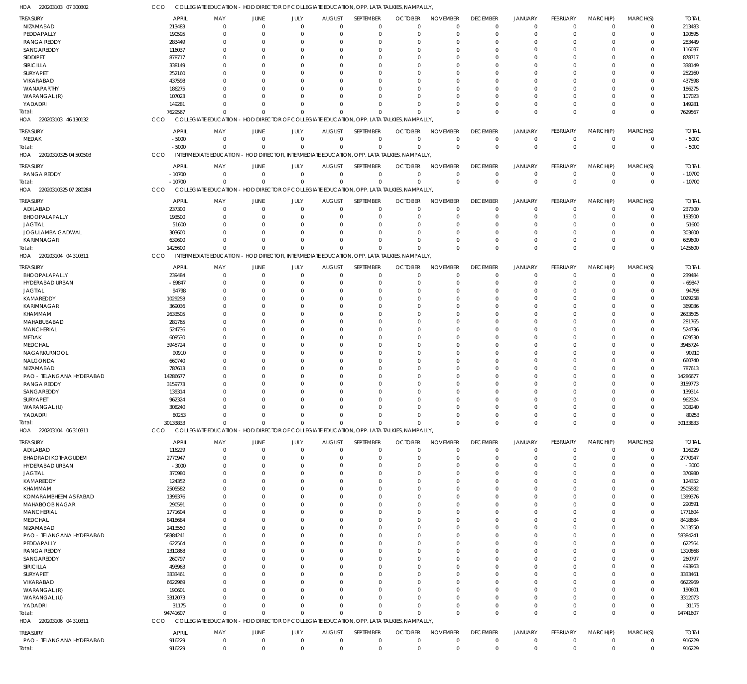HOA 220203103 07 300302 CCO COLLEGIATE EDUCATION - HOD DIRECTOR OF COLLEGIATE EDUCATION, OPP. LATA TALKIES, NAMPALLY,

| TREASURY | APRIL | MAY | JUNE | JULY | AUGUST | SEPTEMBER | OCTOBER | NOVEMBER | DECEMBER | JANUARY | FEBRUARY | MARCH(P) | MARCH(S) | TOTAL |
|---|---|---|---|---|---|---|---|---|---|---|---|---|---|---|
| NIZAMABAD | 213483 | 0 | 0 | 0 | 0 | 0 | 0 | 0 | 0 | 0 | 0 | 0 | 0 | 213483 |
| PEDDAPALLY | 190595 | 0 | 0 | 0 | 0 | 0 | 0 | 0 | 0 | 0 | 0 | 0 | 0 | 190595 |
| RANGA REDDY | 283449 | 0 | 0 | 0 | 0 | 0 | 0 | 0 | 0 | 0 | 0 | 0 | 0 | 283449 |
| SANGAREDDY | 116037 | 0 | 0 | 0 | 0 | 0 | 0 | 0 | 0 | 0 | 0 | 0 | 0 | 116037 |
| SIDDIPET | 878717 | 0 | 0 | 0 | 0 | 0 | 0 | 0 | 0 | 0 | 0 | 0 | 0 | 878717 |
| SIRICILLA | 338149 | 0 | 0 | 0 | 0 | 0 | 0 | 0 | 0 | 0 | 0 | 0 | 0 | 338149 |
| SURYAPET | 252160 | 0 | 0 | 0 | 0 | 0 | 0 | 0 | 0 | 0 | 0 | 0 | 0 | 252160 |
| VIKARABAD | 437598 | 0 | 0 | 0 | 0 | 0 | 0 | 0 | 0 | 0 | 0 | 0 | 0 | 437598 |
| WANAPARTHY | 186275 | 0 | 0 | 0 | 0 | 0 | 0 | 0 | 0 | 0 | 0 | 0 | 0 | 186275 |
| WARANGAL (R) | 107023 | 0 | 0 | 0 | 0 | 0 | 0 | 0 | 0 | 0 | 0 | 0 | 0 | 107023 |
| YADADRI | 149281 | 0 | 0 | 0 | 0 | 0 | 0 | 0 | 0 | 0 | 0 | 0 | 0 | 149281 |
| Total: | 7629567 | 0 | 0 | 0 | 0 | 0 | 0 | 0 | 0 | 0 | 0 | 0 | 0 | 7629567 |

HOA 220203103 46 130132 CCO COLLEGIATE EDUCATION - HOD DIRECTOR OF COLLEGIATE EDUCATION, OPP. LATA TALKIES, NAMPALLY,

| TREASURY | APRIL | MAY | JUNE | JULY | AUGUST | SEPTEMBER | OCTOBER | NOVEMBER | DECEMBER | JANUARY | FEBRUARY | MARCH(P) | MARCH(S) | TOTAL |
|---|---|---|---|---|---|---|---|---|---|---|---|---|---|---|
| MEDAK | -5000 | 0 | 0 | 0 | 0 | 0 | 0 | 0 | 0 | 0 | 0 | 0 | 0 | -5000 |
| Total: | -5000 | 0 | 0 | 0 | 0 | 0 | 0 | 0 | 0 | 0 | 0 | 0 | 0 | -5000 |

HOA 22020310325 04 500503 CCO INTERMEDIATE EDUCATION - HOD DIRECTOR, INTERMEDIATE EDUCATION, OPP. LATA TALKIES, NAMPALLY,

| TREASURY | APRIL | MAY | JUNE | JULY | AUGUST | SEPTEMBER | OCTOBER | NOVEMBER | DECEMBER | JANUARY | FEBRUARY | MARCH(P) | MARCH(S) | TOTAL |
|---|---|---|---|---|---|---|---|---|---|---|---|---|---|---|
| RANGA REDDY | -10700 | 0 | 0 | 0 | 0 | 0 | 0 | 0 | 0 | 0 | 0 | 0 | 0 | -10700 |
| Total: | -10700 | 0 | 0 | 0 | 0 | 0 | 0 | 0 | 0 | 0 | 0 | 0 | 0 | -10700 |

HOA 22020310325 07 280284 CCO COLLEGIATE EDUCATION - HOD DIRECTOR OF COLLEGIATE EDUCATION, OPP. LATA TALKIES, NAMPALLY,

| TREASURY | APRIL | MAY | JUNE | JULY | AUGUST | SEPTEMBER | OCTOBER | NOVEMBER | DECEMBER | JANUARY | FEBRUARY | MARCH(P) | MARCH(S) | TOTAL |
|---|---|---|---|---|---|---|---|---|---|---|---|---|---|---|
| ADILABAD | 237300 | 0 | 0 | 0 | 0 | 0 | 0 | 0 | 0 | 0 | 0 | 0 | 0 | 237300 |
| BHOOPALAPALLY | 193500 | 0 | 0 | 0 | 0 | 0 | 0 | 0 | 0 | 0 | 0 | 0 | 0 | 193500 |
| JAGTIAL | 51600 | 0 | 0 | 0 | 0 | 0 | 0 | 0 | 0 | 0 | 0 | 0 | 0 | 51600 |
| JOGULAMBA GADWAL | 303600 | 0 | 0 | 0 | 0 | 0 | 0 | 0 | 0 | 0 | 0 | 0 | 0 | 303600 |
| KARIMNAGAR | 639600 | 0 | 0 | 0 | 0 | 0 | 0 | 0 | 0 | 0 | 0 | 0 | 0 | 639600 |
| Total: | 1425600 | 0 | 0 | 0 | 0 | 0 | 0 | 0 | 0 | 0 | 0 | 0 | 0 | 1425600 |

HOA 220203104 04 310311 CCO INTERMEDIATE EDUCATION - HOD DIRECTOR, INTERMEDIATE EDUCATION, OPP. LATA TALKIES, NAMPALLY,

| TREASURY | APRIL | MAY | JUNE | JULY | AUGUST | SEPTEMBER | OCTOBER | NOVEMBER | DECEMBER | JANUARY | FEBRUARY | MARCH(P) | MARCH(S) | TOTAL |
|---|---|---|---|---|---|---|---|---|---|---|---|---|---|---|
| BHOOPALAPALLY | 239484 | 0 | 0 | 0 | 0 | 0 | 0 | 0 | 0 | 0 | 0 | 0 | 0 | 239484 |
| HYDERABAD URBAN | -69847 | 0 | 0 | 0 | 0 | 0 | 0 | 0 | 0 | 0 | 0 | 0 | 0 | -69847 |
| JAGTIAL | 94798 | 0 | 0 | 0 | 0 | 0 | 0 | 0 | 0 | 0 | 0 | 0 | 0 | 94798 |
| KAMAREDDY | 1029258 | 0 | 0 | 0 | 0 | 0 | 0 | 0 | 0 | 0 | 0 | 0 | 0 | 1029258 |
| KARIMNAGAR | 369036 | 0 | 0 | 0 | 0 | 0 | 0 | 0 | 0 | 0 | 0 | 0 | 0 | 369036 |
| KHAMMAM | 2633505 | 0 | 0 | 0 | 0 | 0 | 0 | 0 | 0 | 0 | 0 | 0 | 0 | 2633505 |
| MAHABUBABAD | 281765 | 0 | 0 | 0 | 0 | 0 | 0 | 0 | 0 | 0 | 0 | 0 | 0 | 281765 |
| MANCHERIAL | 524736 | 0 | 0 | 0 | 0 | 0 | 0 | 0 | 0 | 0 | 0 | 0 | 0 | 524736 |
| MEDAK | 609530 | 0 | 0 | 0 | 0 | 0 | 0 | 0 | 0 | 0 | 0 | 0 | 0 | 609530 |
| MEDCHAL | 3945724 | 0 | 0 | 0 | 0 | 0 | 0 | 0 | 0 | 0 | 0 | 0 | 0 | 3945724 |
| NAGARKURNOOL | 90910 | 0 | 0 | 0 | 0 | 0 | 0 | 0 | 0 | 0 | 0 | 0 | 0 | 90910 |
| NALGONDA | 660740 | 0 | 0 | 0 | 0 | 0 | 0 | 0 | 0 | 0 | 0 | 0 | 0 | 660740 |
| NIZAMABAD | 787613 | 0 | 0 | 0 | 0 | 0 | 0 | 0 | 0 | 0 | 0 | 0 | 0 | 787613 |
| PAO - TELANGANA HYDERABAD | 14286677 | 0 | 0 | 0 | 0 | 0 | 0 | 0 | 0 | 0 | 0 | 0 | 0 | 14286677 |
| RANGA REDDY | 3159773 | 0 | 0 | 0 | 0 | 0 | 0 | 0 | 0 | 0 | 0 | 0 | 0 | 3159773 |
| SANGAREDDY | 139314 | 0 | 0 | 0 | 0 | 0 | 0 | 0 | 0 | 0 | 0 | 0 | 0 | 139314 |
| SURYAPET | 962324 | 0 | 0 | 0 | 0 | 0 | 0 | 0 | 0 | 0 | 0 | 0 | 0 | 962324 |
| WARANGAL (U) | 308240 | 0 | 0 | 0 | 0 | 0 | 0 | 0 | 0 | 0 | 0 | 0 | 0 | 308240 |
| YADADRI | 80253 | 0 | 0 | 0 | 0 | 0 | 0 | 0 | 0 | 0 | 0 | 0 | 0 | 80253 |
| Total: | 30133833 | 0 | 0 | 0 | 0 | 0 | 0 | 0 | 0 | 0 | 0 | 0 | 0 | 30133833 |

HOA 220203104 06 310311 CCO COLLEGIATE EDUCATION - HOD DIRECTOR OF COLLEGIATE EDUCATION, OPP. LATA TALKIES, NAMPALLY,

| TREASURY | APRIL | MAY | JUNE | JULY | AUGUST | SEPTEMBER | OCTOBER | NOVEMBER | DECEMBER | JANUARY | FEBRUARY | MARCH(P) | MARCH(S) | TOTAL |
|---|---|---|---|---|---|---|---|---|---|---|---|---|---|---|
| ADILABAD | 116229 | 0 | 0 | 0 | 0 | 0 | 0 | 0 | 0 | 0 | 0 | 0 | 0 | 116229 |
| BHADRADI KOTHAGUDEM | 2770947 | 0 | 0 | 0 | 0 | 0 | 0 | 0 | 0 | 0 | 0 | 0 | 0 | 2770947 |
| HYDERABAD URBAN | -3000 | 0 | 0 | 0 | 0 | 0 | 0 | 0 | 0 | 0 | 0 | 0 | 0 | -3000 |
| JAGTIAL | 370980 | 0 | 0 | 0 | 0 | 0 | 0 | 0 | 0 | 0 | 0 | 0 | 0 | 370980 |
| KAMAREDDY | 124352 | 0 | 0 | 0 | 0 | 0 | 0 | 0 | 0 | 0 | 0 | 0 | 0 | 124352 |
| KHAMMAM | 2505582 | 0 | 0 | 0 | 0 | 0 | 0 | 0 | 0 | 0 | 0 | 0 | 0 | 2505582 |
| KOMARAMBHEEM ASIFABAD | 1399376 | 0 | 0 | 0 | 0 | 0 | 0 | 0 | 0 | 0 | 0 | 0 | 0 | 1399376 |
| MAHABOOB NAGAR | 290591 | 0 | 0 | 0 | 0 | 0 | 0 | 0 | 0 | 0 | 0 | 0 | 0 | 290591 |
| MANCHERIAL | 1771604 | 0 | 0 | 0 | 0 | 0 | 0 | 0 | 0 | 0 | 0 | 0 | 0 | 1771604 |
| MEDCHAL | 8418684 | 0 | 0 | 0 | 0 | 0 | 0 | 0 | 0 | 0 | 0 | 0 | 0 | 8418684 |
| NIZAMABAD | 2413550 | 0 | 0 | 0 | 0 | 0 | 0 | 0 | 0 | 0 | 0 | 0 | 0 | 2413550 |
| PAO - TELANGANA HYDERABAD | 58384241 | 0 | 0 | 0 | 0 | 0 | 0 | 0 | 0 | 0 | 0 | 0 | 0 | 58384241 |
| PEDDAPALLY | 622564 | 0 | 0 | 0 | 0 | 0 | 0 | 0 | 0 | 0 | 0 | 0 | 0 | 622564 |
| RANGA REDDY | 1310868 | 0 | 0 | 0 | 0 | 0 | 0 | 0 | 0 | 0 | 0 | 0 | 0 | 1310868 |
| SANGAREDDY | 260797 | 0 | 0 | 0 | 0 | 0 | 0 | 0 | 0 | 0 | 0 | 0 | 0 | 260797 |
| SIRICILLA | 493963 | 0 | 0 | 0 | 0 | 0 | 0 | 0 | 0 | 0 | 0 | 0 | 0 | 493963 |
| SURYAPET | 3333461 | 0 | 0 | 0 | 0 | 0 | 0 | 0 | 0 | 0 | 0 | 0 | 0 | 3333461 |
| VIKARABAD | 6622969 | 0 | 0 | 0 | 0 | 0 | 0 | 0 | 0 | 0 | 0 | 0 | 0 | 6622969 |
| WARANGAL (R) | 190601 | 0 | 0 | 0 | 0 | 0 | 0 | 0 | 0 | 0 | 0 | 0 | 0 | 190601 |
| WARANGAL (U) | 3312073 | 0 | 0 | 0 | 0 | 0 | 0 | 0 | 0 | 0 | 0 | 0 | 0 | 3312073 |
| YADADRI | 31175 | 0 | 0 | 0 | 0 | 0 | 0 | 0 | 0 | 0 | 0 | 0 | 0 | 31175 |
| Total: | 94741607 | 0 | 0 | 0 | 0 | 0 | 0 | 0 | 0 | 0 | 0 | 0 | 0 | 94741607 |

HOA 220203106 04 310311 CCO COLLEGIATE EDUCATION - HOD DIRECTOR OF COLLEGIATE EDUCATION, OPP. LATA TALKIES, NAMPALLY,

| TREASURY | APRIL | MAY | JUNE | JULY | AUGUST | SEPTEMBER | OCTOBER | NOVEMBER | DECEMBER | JANUARY | FEBRUARY | MARCH(P) | MARCH(S) | TOTAL |
|---|---|---|---|---|---|---|---|---|---|---|---|---|---|---|
| PAO - TELANGANA HYDERABAD | 916229 | 0 | 0 | 0 | 0 | 0 | 0 | 0 | 0 | 0 | 0 | 0 | 0 | 916229 |
| Total: | 916229 | 0 | 0 | 0 | 0 | 0 | 0 | 0 | 0 | 0 | 0 | 0 | 0 | 916229 |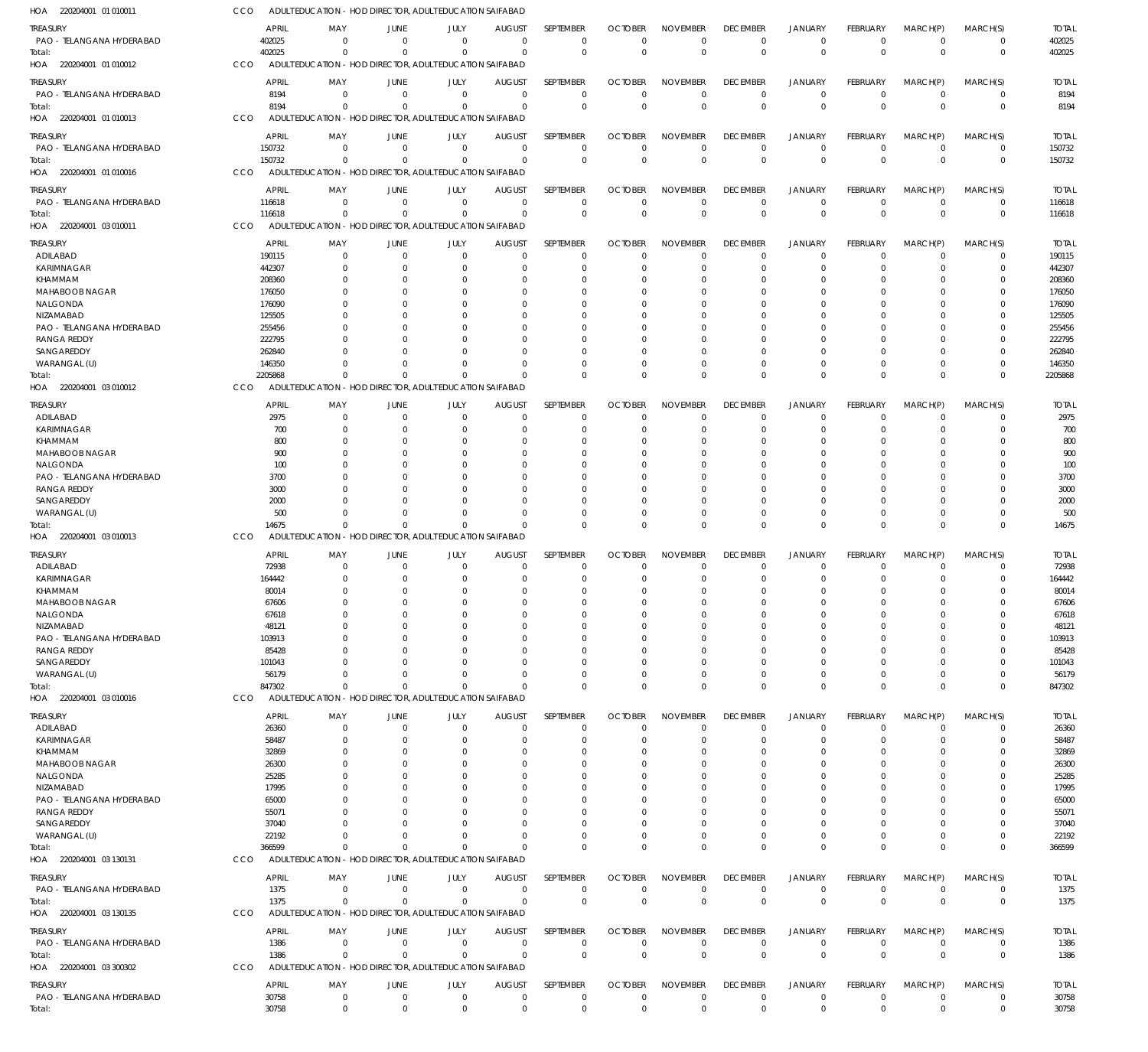HOA 220204001 01 010011 CCO ADULTEDUCATION - HOD DIRECTOR, ADULTEDUCATION SAIFABAD

| TREASURY | APRIL | MAY | JUNE | JULY | AUGUST | SEPTEMBER | OCTOBER | NOVEMBER | DECEMBER | JANUARY | FEBRUARY | MARCH(P) | MARCH(S) | TOTAL |
|---|---|---|---|---|---|---|---|---|---|---|---|---|---|---|
| PAO - TELANGANA HYDERABAD | 402025 | 0 | 0 | 0 | 0 | 0 | 0 | 0 | 0 | 0 | 0 | 0 | 0 | 402025 |
| Total: | 402025 | 0 | 0 | 0 | 0 | 0 | 0 | 0 | 0 | 0 | 0 | 0 | 0 | 402025 |

HOA 220204001 01 010012 CCO ADULTEDUCATION - HOD DIRECTOR, ADULTEDUCATION SAIFABAD

| TREASURY | APRIL | MAY | JUNE | JULY | AUGUST | SEPTEMBER | OCTOBER | NOVEMBER | DECEMBER | JANUARY | FEBRUARY | MARCH(P) | MARCH(S) | TOTAL |
|---|---|---|---|---|---|---|---|---|---|---|---|---|---|---|
| PAO - TELANGANA HYDERABAD | 8194 | 0 | 0 | 0 | 0 | 0 | 0 | 0 | 0 | 0 | 0 | 0 | 0 | 8194 |
| Total: | 8194 | 0 | 0 | 0 | 0 | 0 | 0 | 0 | 0 | 0 | 0 | 0 | 0 | 8194 |

HOA 220204001 01 010013 CCO ADULTEDUCATION - HOD DIRECTOR, ADULTEDUCATION SAIFABAD

| TREASURY | APRIL | MAY | JUNE | JULY | AUGUST | SEPTEMBER | OCTOBER | NOVEMBER | DECEMBER | JANUARY | FEBRUARY | MARCH(P) | MARCH(S) | TOTAL |
|---|---|---|---|---|---|---|---|---|---|---|---|---|---|---|
| PAO - TELANGANA HYDERABAD | 150732 | 0 | 0 | 0 | 0 | 0 | 0 | 0 | 0 | 0 | 0 | 0 | 0 | 150732 |
| Total: | 150732 | 0 | 0 | 0 | 0 | 0 | 0 | 0 | 0 | 0 | 0 | 0 | 0 | 150732 |

HOA 220204001 01 010016 CCO ADULTEDUCATION - HOD DIRECTOR, ADULTEDUCATION SAIFABAD

| TREASURY | APRIL | MAY | JUNE | JULY | AUGUST | SEPTEMBER | OCTOBER | NOVEMBER | DECEMBER | JANUARY | FEBRUARY | MARCH(P) | MARCH(S) | TOTAL |
|---|---|---|---|---|---|---|---|---|---|---|---|---|---|---|
| PAO - TELANGANA HYDERABAD | 116618 | 0 | 0 | 0 | 0 | 0 | 0 | 0 | 0 | 0 | 0 | 0 | 0 | 116618 |
| Total: | 116618 | 0 | 0 | 0 | 0 | 0 | 0 | 0 | 0 | 0 | 0 | 0 | 0 | 116618 |

HOA 220204001 03 010011 CCO ADULTEDUCATION - HOD DIRECTOR, ADULTEDUCATION SAIFABAD

| TREASURY | APRIL | MAY | JUNE | JULY | AUGUST | SEPTEMBER | OCTOBER | NOVEMBER | DECEMBER | JANUARY | FEBRUARY | MARCH(P) | MARCH(S) | TOTAL |
|---|---|---|---|---|---|---|---|---|---|---|---|---|---|---|
| ADILABAD | 190115 | 0 | 0 | 0 | 0 | 0 | 0 | 0 | 0 | 0 | 0 | 0 | 0 | 190115 |
| KARIMNAGAR | 442307 | 0 | 0 | 0 | 0 | 0 | 0 | 0 | 0 | 0 | 0 | 0 | 0 | 442307 |
| KHAMMAM | 208360 | 0 | 0 | 0 | 0 | 0 | 0 | 0 | 0 | 0 | 0 | 0 | 0 | 208360 |
| MAHABOOB NAGAR | 176050 | 0 | 0 | 0 | 0 | 0 | 0 | 0 | 0 | 0 | 0 | 0 | 0 | 176050 |
| NALGONDA | 176090 | 0 | 0 | 0 | 0 | 0 | 0 | 0 | 0 | 0 | 0 | 0 | 0 | 176090 |
| NIZAMABAD | 125505 | 0 | 0 | 0 | 0 | 0 | 0 | 0 | 0 | 0 | 0 | 0 | 0 | 125505 |
| PAO - TELANGANA HYDERABAD | 255456 | 0 | 0 | 0 | 0 | 0 | 0 | 0 | 0 | 0 | 0 | 0 | 0 | 255456 |
| RANGA REDDY | 222795 | 0 | 0 | 0 | 0 | 0 | 0 | 0 | 0 | 0 | 0 | 0 | 0 | 222795 |
| SANGAREDDY | 262840 | 0 | 0 | 0 | 0 | 0 | 0 | 0 | 0 | 0 | 0 | 0 | 0 | 262840 |
| WARANGAL (U) | 146350 | 0 | 0 | 0 | 0 | 0 | 0 | 0 | 0 | 0 | 0 | 0 | 0 | 146350 |
| Total: | 2205868 | 0 | 0 | 0 | 0 | 0 | 0 | 0 | 0 | 0 | 0 | 0 | 0 | 2205868 |

HOA 220204001 03 010012 CCO ADULTEDUCATION - HOD DIRECTOR, ADULTEDUCATION SAIFABAD

| TREASURY | APRIL | MAY | JUNE | JULY | AUGUST | SEPTEMBER | OCTOBER | NOVEMBER | DECEMBER | JANUARY | FEBRUARY | MARCH(P) | MARCH(S) | TOTAL |
|---|---|---|---|---|---|---|---|---|---|---|---|---|---|---|
| ADILABAD | 2975 | 0 | 0 | 0 | 0 | 0 | 0 | 0 | 0 | 0 | 0 | 0 | 0 | 2975 |
| KARIMNAGAR | 700 | 0 | 0 | 0 | 0 | 0 | 0 | 0 | 0 | 0 | 0 | 0 | 0 | 700 |
| KHAMMAM | 800 | 0 | 0 | 0 | 0 | 0 | 0 | 0 | 0 | 0 | 0 | 0 | 0 | 800 |
| MAHABOOB NAGAR | 900 | 0 | 0 | 0 | 0 | 0 | 0 | 0 | 0 | 0 | 0 | 0 | 0 | 900 |
| NALGONDA | 100 | 0 | 0 | 0 | 0 | 0 | 0 | 0 | 0 | 0 | 0 | 0 | 0 | 100 |
| PAO - TELANGANA HYDERABAD | 3700 | 0 | 0 | 0 | 0 | 0 | 0 | 0 | 0 | 0 | 0 | 0 | 0 | 3700 |
| RANGA REDDY | 3000 | 0 | 0 | 0 | 0 | 0 | 0 | 0 | 0 | 0 | 0 | 0 | 0 | 3000 |
| SANGAREDDY | 2000 | 0 | 0 | 0 | 0 | 0 | 0 | 0 | 0 | 0 | 0 | 0 | 0 | 2000 |
| WARANGAL (U) | 500 | 0 | 0 | 0 | 0 | 0 | 0 | 0 | 0 | 0 | 0 | 0 | 0 | 500 |
| Total: | 14675 | 0 | 0 | 0 | 0 | 0 | 0 | 0 | 0 | 0 | 0 | 0 | 0 | 14675 |

HOA 220204001 03 010013 CCO ADULTEDUCATION - HOD DIRECTOR, ADULTEDUCATION SAIFABAD

| TREASURY | APRIL | MAY | JUNE | JULY | AUGUST | SEPTEMBER | OCTOBER | NOVEMBER | DECEMBER | JANUARY | FEBRUARY | MARCH(P) | MARCH(S) | TOTAL |
|---|---|---|---|---|---|---|---|---|---|---|---|---|---|---|
| ADILABAD | 72938 | 0 | 0 | 0 | 0 | 0 | 0 | 0 | 0 | 0 | 0 | 0 | 0 | 72938 |
| KARIMNAGAR | 164442 | 0 | 0 | 0 | 0 | 0 | 0 | 0 | 0 | 0 | 0 | 0 | 0 | 164442 |
| KHAMMAM | 80014 | 0 | 0 | 0 | 0 | 0 | 0 | 0 | 0 | 0 | 0 | 0 | 0 | 80014 |
| MAHABOOB NAGAR | 67606 | 0 | 0 | 0 | 0 | 0 | 0 | 0 | 0 | 0 | 0 | 0 | 0 | 67606 |
| NALGONDA | 67618 | 0 | 0 | 0 | 0 | 0 | 0 | 0 | 0 | 0 | 0 | 0 | 0 | 67618 |
| NIZAMABAD | 48121 | 0 | 0 | 0 | 0 | 0 | 0 | 0 | 0 | 0 | 0 | 0 | 0 | 48121 |
| PAO - TELANGANA HYDERABAD | 103913 | 0 | 0 | 0 | 0 | 0 | 0 | 0 | 0 | 0 | 0 | 0 | 0 | 103913 |
| RANGA REDDY | 85428 | 0 | 0 | 0 | 0 | 0 | 0 | 0 | 0 | 0 | 0 | 0 | 0 | 85428 |
| SANGAREDDY | 101043 | 0 | 0 | 0 | 0 | 0 | 0 | 0 | 0 | 0 | 0 | 0 | 0 | 101043 |
| WARANGAL (U) | 56179 | 0 | 0 | 0 | 0 | 0 | 0 | 0 | 0 | 0 | 0 | 0 | 0 | 56179 |
| Total: | 847302 | 0 | 0 | 0 | 0 | 0 | 0 | 0 | 0 | 0 | 0 | 0 | 0 | 847302 |

HOA 220204001 03 010016 CCO ADULTEDUCATION - HOD DIRECTOR, ADULTEDUCATION SAIFABAD

| TREASURY | APRIL | MAY | JUNE | JULY | AUGUST | SEPTEMBER | OCTOBER | NOVEMBER | DECEMBER | JANUARY | FEBRUARY | MARCH(P) | MARCH(S) | TOTAL |
|---|---|---|---|---|---|---|---|---|---|---|---|---|---|---|
| ADILABAD | 26360 | 0 | 0 | 0 | 0 | 0 | 0 | 0 | 0 | 0 | 0 | 0 | 0 | 26360 |
| KARIMNAGAR | 58487 | 0 | 0 | 0 | 0 | 0 | 0 | 0 | 0 | 0 | 0 | 0 | 0 | 58487 |
| KHAMMAM | 32869 | 0 | 0 | 0 | 0 | 0 | 0 | 0 | 0 | 0 | 0 | 0 | 0 | 32869 |
| MAHABOOB NAGAR | 26300 | 0 | 0 | 0 | 0 | 0 | 0 | 0 | 0 | 0 | 0 | 0 | 0 | 26300 |
| NALGONDA | 25285 | 0 | 0 | 0 | 0 | 0 | 0 | 0 | 0 | 0 | 0 | 0 | 0 | 25285 |
| NIZAMABAD | 17995 | 0 | 0 | 0 | 0 | 0 | 0 | 0 | 0 | 0 | 0 | 0 | 0 | 17995 |
| PAO - TELANGANA HYDERABAD | 65000 | 0 | 0 | 0 | 0 | 0 | 0 | 0 | 0 | 0 | 0 | 0 | 0 | 65000 |
| RANGA REDDY | 55071 | 0 | 0 | 0 | 0 | 0 | 0 | 0 | 0 | 0 | 0 | 0 | 0 | 55071 |
| SANGAREDDY | 37040 | 0 | 0 | 0 | 0 | 0 | 0 | 0 | 0 | 0 | 0 | 0 | 0 | 37040 |
| WARANGAL (U) | 22192 | 0 | 0 | 0 | 0 | 0 | 0 | 0 | 0 | 0 | 0 | 0 | 0 | 22192 |
| Total: | 366599 | 0 | 0 | 0 | 0 | 0 | 0 | 0 | 0 | 0 | 0 | 0 | 0 | 366599 |

HOA 220204001 03 130131 CCO ADULTEDUCATION - HOD DIRECTOR, ADULTEDUCATION SAIFABAD

| TREASURY | APRIL | MAY | JUNE | JULY | AUGUST | SEPTEMBER | OCTOBER | NOVEMBER | DECEMBER | JANUARY | FEBRUARY | MARCH(P) | MARCH(S) | TOTAL |
|---|---|---|---|---|---|---|---|---|---|---|---|---|---|---|
| PAO - TELANGANA HYDERABAD | 1375 | 0 | 0 | 0 | 0 | 0 | 0 | 0 | 0 | 0 | 0 | 0 | 0 | 1375 |
| Total: | 1375 | 0 | 0 | 0 | 0 | 0 | 0 | 0 | 0 | 0 | 0 | 0 | 0 | 1375 |

HOA 220204001 03 130135 CCO ADULTEDUCATION - HOD DIRECTOR, ADULTEDUCATION SAIFABAD

| TREASURY | APRIL | MAY | JUNE | JULY | AUGUST | SEPTEMBER | OCTOBER | NOVEMBER | DECEMBER | JANUARY | FEBRUARY | MARCH(P) | MARCH(S) | TOTAL |
|---|---|---|---|---|---|---|---|---|---|---|---|---|---|---|
| PAO - TELANGANA HYDERABAD | 1386 | 0 | 0 | 0 | 0 | 0 | 0 | 0 | 0 | 0 | 0 | 0 | 0 | 1386 |
| Total: | 1386 | 0 | 0 | 0 | 0 | 0 | 0 | 0 | 0 | 0 | 0 | 0 | 0 | 1386 |

HOA 220204001 03 300302 CCO ADULTEDUCATION - HOD DIRECTOR, ADULTEDUCATION SAIFABAD

| TREASURY | APRIL | MAY | JUNE | JULY | AUGUST | SEPTEMBER | OCTOBER | NOVEMBER | DECEMBER | JANUARY | FEBRUARY | MARCH(P) | MARCH(S) | TOTAL |
|---|---|---|---|---|---|---|---|---|---|---|---|---|---|---|
| PAO - TELANGANA HYDERABAD | 30758 | 0 | 0 | 0 | 0 | 0 | 0 | 0 | 0 | 0 | 0 | 0 | 0 | 30758 |
| Total: | 30758 | 0 | 0 | 0 | 0 | 0 | 0 | 0 | 0 | 0 | 0 | 0 | 0 | 30758 |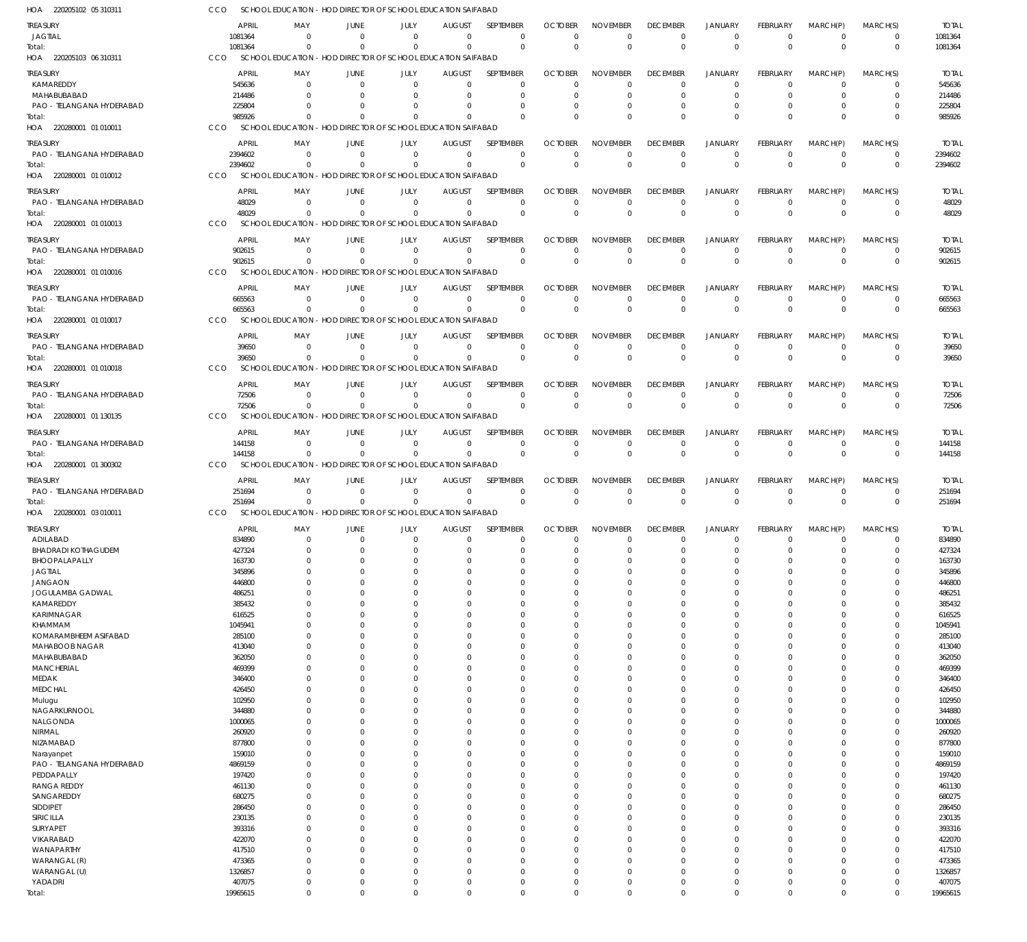HOA 220205102 05 310311 CCO SCHOOL EDUCATION - HOD DIRECTOR OF SCHOOL EDUCATION SAIFABAD

| TREASURY | APRIL | MAY | JUNE | JULY | AUGUST | SEPTEMBER | OCTOBER | NOVEMBER | DECEMBER | JANUARY | FEBRUARY | MARCH(P) | MARCH(S) | TOTAL |
|---|---|---|---|---|---|---|---|---|---|---|---|---|---|---|
| JAGTIAL | 1081364 | 0 | 0 | 0 | 0 | 0 | 0 | 0 | 0 | 0 | 0 | 0 | 0 | 1081364 |
| Total: | 1081364 | 0 | 0 | 0 | 0 | 0 | 0 | 0 | 0 | 0 | 0 | 0 | 0 | 1081364 |

HOA 220205103 06 310311 CCO SCHOOL EDUCATION - HOD DIRECTOR OF SCHOOL EDUCATION SAIFABAD

| TREASURY | APRIL | MAY | JUNE | JULY | AUGUST | SEPTEMBER | OCTOBER | NOVEMBER | DECEMBER | JANUARY | FEBRUARY | MARCH(P) | MARCH(S) | TOTAL |
|---|---|---|---|---|---|---|---|---|---|---|---|---|---|---|
| KAMAREDDY | 545636 | 0 | 0 | 0 | 0 | 0 | 0 | 0 | 0 | 0 | 0 | 0 | 0 | 545636 |
| MAHABUBABAD | 214486 | 0 | 0 | 0 | 0 | 0 | 0 | 0 | 0 | 0 | 0 | 0 | 0 | 214486 |
| PAO - TELANGANA HYDERABAD | 225804 | 0 | 0 | 0 | 0 | 0 | 0 | 0 | 0 | 0 | 0 | 0 | 0 | 225804 |
| Total: | 985926 | 0 | 0 | 0 | 0 | 0 | 0 | 0 | 0 | 0 | 0 | 0 | 0 | 985926 |

HOA 220280001 01 010011 CCO SCHOOL EDUCATION - HOD DIRECTOR OF SCHOOL EDUCATION SAIFABAD

| TREASURY | APRIL | MAY | JUNE | JULY | AUGUST | SEPTEMBER | OCTOBER | NOVEMBER | DECEMBER | JANUARY | FEBRUARY | MARCH(P) | MARCH(S) | TOTAL |
|---|---|---|---|---|---|---|---|---|---|---|---|---|---|---|
| PAO - TELANGANA HYDERABAD | 2394602 | 0 | 0 | 0 | 0 | 0 | 0 | 0 | 0 | 0 | 0 | 0 | 0 | 2394602 |
| Total: | 2394602 | 0 | 0 | 0 | 0 | 0 | 0 | 0 | 0 | 0 | 0 | 0 | 0 | 2394602 |

HOA 220280001 01 010012 CCO SCHOOL EDUCATION - HOD DIRECTOR OF SCHOOL EDUCATION SAIFABAD

| TREASURY | APRIL | MAY | JUNE | JULY | AUGUST | SEPTEMBER | OCTOBER | NOVEMBER | DECEMBER | JANUARY | FEBRUARY | MARCH(P) | MARCH(S) | TOTAL |
|---|---|---|---|---|---|---|---|---|---|---|---|---|---|---|
| PAO - TELANGANA HYDERABAD | 48029 | 0 | 0 | 0 | 0 | 0 | 0 | 0 | 0 | 0 | 0 | 0 | 0 | 48029 |
| Total: | 48029 | 0 | 0 | 0 | 0 | 0 | 0 | 0 | 0 | 0 | 0 | 0 | 0 | 48029 |

HOA 220280001 01 010013 CCO SCHOOL EDUCATION - HOD DIRECTOR OF SCHOOL EDUCATION SAIFABAD

| TREASURY | APRIL | MAY | JUNE | JULY | AUGUST | SEPTEMBER | OCTOBER | NOVEMBER | DECEMBER | JANUARY | FEBRUARY | MARCH(P) | MARCH(S) | TOTAL |
|---|---|---|---|---|---|---|---|---|---|---|---|---|---|---|
| PAO - TELANGANA HYDERABAD | 902615 | 0 | 0 | 0 | 0 | 0 | 0 | 0 | 0 | 0 | 0 | 0 | 0 | 902615 |
| Total: | 902615 | 0 | 0 | 0 | 0 | 0 | 0 | 0 | 0 | 0 | 0 | 0 | 0 | 902615 |

HOA 220280001 01 010016 CCO SCHOOL EDUCATION - HOD DIRECTOR OF SCHOOL EDUCATION SAIFABAD

| TREASURY | APRIL | MAY | JUNE | JULY | AUGUST | SEPTEMBER | OCTOBER | NOVEMBER | DECEMBER | JANUARY | FEBRUARY | MARCH(P) | MARCH(S) | TOTAL |
|---|---|---|---|---|---|---|---|---|---|---|---|---|---|---|
| PAO - TELANGANA HYDERABAD | 665563 | 0 | 0 | 0 | 0 | 0 | 0 | 0 | 0 | 0 | 0 | 0 | 0 | 665563 |
| Total: | 665563 | 0 | 0 | 0 | 0 | 0 | 0 | 0 | 0 | 0 | 0 | 0 | 0 | 665563 |

HOA 220280001 01 010017 CCO SCHOOL EDUCATION - HOD DIRECTOR OF SCHOOL EDUCATION SAIFABAD

| TREASURY | APRIL | MAY | JUNE | JULY | AUGUST | SEPTEMBER | OCTOBER | NOVEMBER | DECEMBER | JANUARY | FEBRUARY | MARCH(P) | MARCH(S) | TOTAL |
|---|---|---|---|---|---|---|---|---|---|---|---|---|---|---|
| PAO - TELANGANA HYDERABAD | 39650 | 0 | 0 | 0 | 0 | 0 | 0 | 0 | 0 | 0 | 0 | 0 | 0 | 39650 |
| Total: | 39650 | 0 | 0 | 0 | 0 | 0 | 0 | 0 | 0 | 0 | 0 | 0 | 0 | 39650 |

HOA 220280001 01 010018 CCO SCHOOL EDUCATION - HOD DIRECTOR OF SCHOOL EDUCATION SAIFABAD

| TREASURY | APRIL | MAY | JUNE | JULY | AUGUST | SEPTEMBER | OCTOBER | NOVEMBER | DECEMBER | JANUARY | FEBRUARY | MARCH(P) | MARCH(S) | TOTAL |
|---|---|---|---|---|---|---|---|---|---|---|---|---|---|---|
| PAO - TELANGANA HYDERABAD | 72506 | 0 | 0 | 0 | 0 | 0 | 0 | 0 | 0 | 0 | 0 | 0 | 0 | 72506 |
| Total: | 72506 | 0 | 0 | 0 | 0 | 0 | 0 | 0 | 0 | 0 | 0 | 0 | 0 | 72506 |

HOA 220280001 01 130135 CCO SCHOOL EDUCATION - HOD DIRECTOR OF SCHOOL EDUCATION SAIFABAD

| TREASURY | APRIL | MAY | JUNE | JULY | AUGUST | SEPTEMBER | OCTOBER | NOVEMBER | DECEMBER | JANUARY | FEBRUARY | MARCH(P) | MARCH(S) | TOTAL |
|---|---|---|---|---|---|---|---|---|---|---|---|---|---|---|
| PAO - TELANGANA HYDERABAD | 144158 | 0 | 0 | 0 | 0 | 0 | 0 | 0 | 0 | 0 | 0 | 0 | 0 | 144158 |
| Total: | 144158 | 0 | 0 | 0 | 0 | 0 | 0 | 0 | 0 | 0 | 0 | 0 | 0 | 144158 |

HOA 220280001 01 300302 CCO SCHOOL EDUCATION - HOD DIRECTOR OF SCHOOL EDUCATION SAIFABAD

| TREASURY | APRIL | MAY | JUNE | JULY | AUGUST | SEPTEMBER | OCTOBER | NOVEMBER | DECEMBER | JANUARY | FEBRUARY | MARCH(P) | MARCH(S) | TOTAL |
|---|---|---|---|---|---|---|---|---|---|---|---|---|---|---|
| PAO - TELANGANA HYDERABAD | 251694 | 0 | 0 | 0 | 0 | 0 | 0 | 0 | 0 | 0 | 0 | 0 | 0 | 251694 |
| Total: | 251694 | 0 | 0 | 0 | 0 | 0 | 0 | 0 | 0 | 0 | 0 | 0 | 0 | 251694 |

HOA 220280001 03 010011 CCO SCHOOL EDUCATION - HOD DIRECTOR OF SCHOOL EDUCATION SAIFABAD

| TREASURY | APRIL | MAY | JUNE | JULY | AUGUST | SEPTEMBER | OCTOBER | NOVEMBER | DECEMBER | JANUARY | FEBRUARY | MARCH(P) | MARCH(S) | TOTAL |
|---|---|---|---|---|---|---|---|---|---|---|---|---|---|---|
| ADILABAD | 834890 | 0 | 0 | 0 | 0 | 0 | 0 | 0 | 0 | 0 | 0 | 0 | 0 | 834890 |
| BHADRADI KOTHAGUDEM | 427324 | 0 | 0 | 0 | 0 | 0 | 0 | 0 | 0 | 0 | 0 | 0 | 0 | 427324 |
| BHOOPALAPALLY | 163730 | 0 | 0 | 0 | 0 | 0 | 0 | 0 | 0 | 0 | 0 | 0 | 0 | 163730 |
| JAGTIAL | 345896 | 0 | 0 | 0 | 0 | 0 | 0 | 0 | 0 | 0 | 0 | 0 | 0 | 345896 |
| JANGAON | 446800 | 0 | 0 | 0 | 0 | 0 | 0 | 0 | 0 | 0 | 0 | 0 | 0 | 446800 |
| JOGULAMBA GADWAL | 486251 | 0 | 0 | 0 | 0 | 0 | 0 | 0 | 0 | 0 | 0 | 0 | 0 | 486251 |
| KAMAREDDY | 385432 | 0 | 0 | 0 | 0 | 0 | 0 | 0 | 0 | 0 | 0 | 0 | 0 | 385432 |
| KARIMNAGAR | 616525 | 0 | 0 | 0 | 0 | 0 | 0 | 0 | 0 | 0 | 0 | 0 | 0 | 616525 |
| KHAMMAM | 1045941 | 0 | 0 | 0 | 0 | 0 | 0 | 0 | 0 | 0 | 0 | 0 | 0 | 1045941 |
| KOMARAMBHEEM ASIFABAD | 285100 | 0 | 0 | 0 | 0 | 0 | 0 | 0 | 0 | 0 | 0 | 0 | 0 | 285100 |
| MAHABOOB NAGAR | 413040 | 0 | 0 | 0 | 0 | 0 | 0 | 0 | 0 | 0 | 0 | 0 | 0 | 413040 |
| MAHABUBABAD | 362050 | 0 | 0 | 0 | 0 | 0 | 0 | 0 | 0 | 0 | 0 | 0 | 0 | 362050 |
| MANCHERIAL | 469399 | 0 | 0 | 0 | 0 | 0 | 0 | 0 | 0 | 0 | 0 | 0 | 0 | 469399 |
| MEDAK | 346400 | 0 | 0 | 0 | 0 | 0 | 0 | 0 | 0 | 0 | 0 | 0 | 0 | 346400 |
| MEDCHAL | 426450 | 0 | 0 | 0 | 0 | 0 | 0 | 0 | 0 | 0 | 0 | 0 | 0 | 426450 |
| Mulugu | 102950 | 0 | 0 | 0 | 0 | 0 | 0 | 0 | 0 | 0 | 0 | 0 | 0 | 102950 |
| NAGARKURNOOL | 344880 | 0 | 0 | 0 | 0 | 0 | 0 | 0 | 0 | 0 | 0 | 0 | 0 | 344880 |
| NALGONDA | 1000065 | 0 | 0 | 0 | 0 | 0 | 0 | 0 | 0 | 0 | 0 | 0 | 0 | 1000065 |
| NIRMAL | 260920 | 0 | 0 | 0 | 0 | 0 | 0 | 0 | 0 | 0 | 0 | 0 | 0 | 260920 |
| NIZAMABAD | 877800 | 0 | 0 | 0 | 0 | 0 | 0 | 0 | 0 | 0 | 0 | 0 | 0 | 877800 |
| Narayanpet | 159010 | 0 | 0 | 0 | 0 | 0 | 0 | 0 | 0 | 0 | 0 | 0 | 0 | 159010 |
| PAO - TELANGANA HYDERABAD | 4869159 | 0 | 0 | 0 | 0 | 0 | 0 | 0 | 0 | 0 | 0 | 0 | 0 | 4869159 |
| PEDDAPALLY | 197420 | 0 | 0 | 0 | 0 | 0 | 0 | 0 | 0 | 0 | 0 | 0 | 0 | 197420 |
| RANGA REDDY | 461130 | 0 | 0 | 0 | 0 | 0 | 0 | 0 | 0 | 0 | 0 | 0 | 0 | 461130 |
| SANGAREDDY | 680275 | 0 | 0 | 0 | 0 | 0 | 0 | 0 | 0 | 0 | 0 | 0 | 0 | 680275 |
| SIDDIPET | 286450 | 0 | 0 | 0 | 0 | 0 | 0 | 0 | 0 | 0 | 0 | 0 | 0 | 286450 |
| SIRICILLA | 230135 | 0 | 0 | 0 | 0 | 0 | 0 | 0 | 0 | 0 | 0 | 0 | 0 | 230135 |
| SURYAPET | 393316 | 0 | 0 | 0 | 0 | 0 | 0 | 0 | 0 | 0 | 0 | 0 | 0 | 393316 |
| VIKARABAD | 422070 | 0 | 0 | 0 | 0 | 0 | 0 | 0 | 0 | 0 | 0 | 0 | 0 | 422070 |
| WANAPARTHY | 417510 | 0 | 0 | 0 | 0 | 0 | 0 | 0 | 0 | 0 | 0 | 0 | 0 | 417510 |
| WARANGAL (R) | 473365 | 0 | 0 | 0 | 0 | 0 | 0 | 0 | 0 | 0 | 0 | 0 | 0 | 473365 |
| WARANGAL (U) | 1326857 | 0 | 0 | 0 | 0 | 0 | 0 | 0 | 0 | 0 | 0 | 0 | 0 | 1326857 |
| YADADRI | 407075 | 0 | 0 | 0 | 0 | 0 | 0 | 0 | 0 | 0 | 0 | 0 | 0 | 407075 |
| Total: | 19965615 | 0 | 0 | 0 | 0 | 0 | 0 | 0 | 0 | 0 | 0 | 0 | 0 | 19965615 |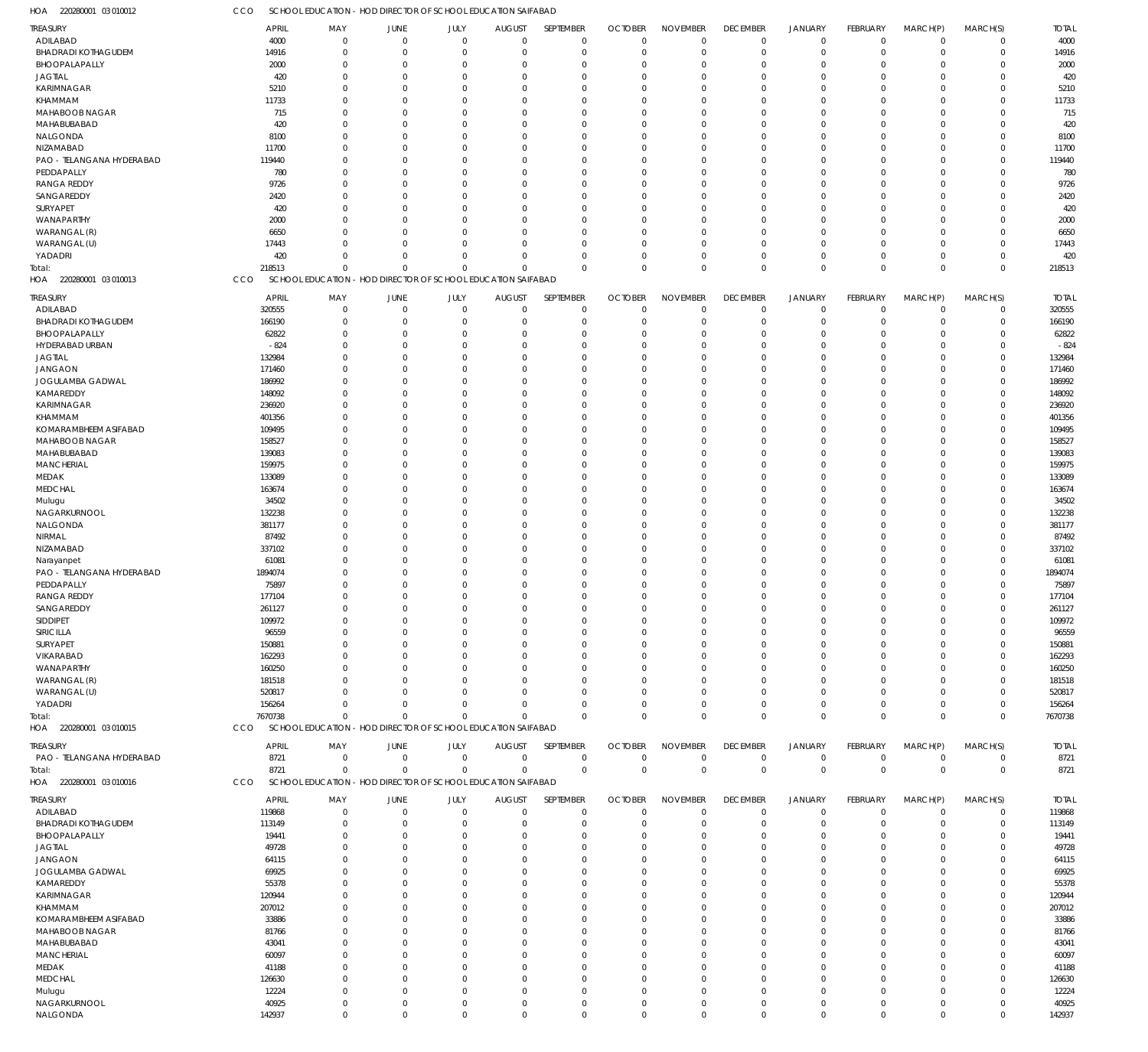HOA 220280001 03 010012 CCO SCHOOL EDUCATION - HOD DIRECTOR OF SCHOOL EDUCATION SAIFABAD

| TREASURY | APRIL | MAY | JUNE | JULY | AUGUST | SEPTEMBER | OCTOBER | NOVEMBER | DECEMBER | JANUARY | FEBRUARY | MARCH(P) | MARCH(S) | TOTAL |
|---|---|---|---|---|---|---|---|---|---|---|---|---|---|---|
| ADILABAD | 4000 | 0 | 0 | 0 | 0 | 0 | 0 | 0 | 0 | 0 | 0 | 0 | 0 | 4000 |
| BHADRADI KOTHAGUDEM | 14916 | 0 | 0 | 0 | 0 | 0 | 0 | 0 | 0 | 0 | 0 | 0 | 0 | 14916 |
| BHOOPALAPALLY | 2000 | 0 | 0 | 0 | 0 | 0 | 0 | 0 | 0 | 0 | 0 | 0 | 0 | 2000 |
| JAGTIAL | 420 | 0 | 0 | 0 | 0 | 0 | 0 | 0 | 0 | 0 | 0 | 0 | 0 | 420 |
| KARIMNAGAR | 5210 | 0 | 0 | 0 | 0 | 0 | 0 | 0 | 0 | 0 | 0 | 0 | 0 | 5210 |
| KHAMMAM | 11733 | 0 | 0 | 0 | 0 | 0 | 0 | 0 | 0 | 0 | 0 | 0 | 0 | 11733 |
| MAHABOOB NAGAR | 715 | 0 | 0 | 0 | 0 | 0 | 0 | 0 | 0 | 0 | 0 | 0 | 0 | 715 |
| MAHABUBABAD | 420 | 0 | 0 | 0 | 0 | 0 | 0 | 0 | 0 | 0 | 0 | 0 | 0 | 420 |
| NALGONDA | 8100 | 0 | 0 | 0 | 0 | 0 | 0 | 0 | 0 | 0 | 0 | 0 | 0 | 8100 |
| NIZAMABAD | 11700 | 0 | 0 | 0 | 0 | 0 | 0 | 0 | 0 | 0 | 0 | 0 | 0 | 11700 |
| PAO - TELANGANA HYDERABAD | 119440 | 0 | 0 | 0 | 0 | 0 | 0 | 0 | 0 | 0 | 0 | 0 | 0 | 119440 |
| PEDDAPALLY | 780 | 0 | 0 | 0 | 0 | 0 | 0 | 0 | 0 | 0 | 0 | 0 | 0 | 780 |
| RANGA REDDY | 9726 | 0 | 0 | 0 | 0 | 0 | 0 | 0 | 0 | 0 | 0 | 0 | 0 | 9726 |
| SANGAREDDY | 2420 | 0 | 0 | 0 | 0 | 0 | 0 | 0 | 0 | 0 | 0 | 0 | 0 | 2420 |
| SURYAPET | 420 | 0 | 0 | 0 | 0 | 0 | 0 | 0 | 0 | 0 | 0 | 0 | 0 | 420 |
| WANAPARTHY | 2000 | 0 | 0 | 0 | 0 | 0 | 0 | 0 | 0 | 0 | 0 | 0 | 0 | 2000 |
| WARANGAL (R) | 6650 | 0 | 0 | 0 | 0 | 0 | 0 | 0 | 0 | 0 | 0 | 0 | 0 | 6650 |
| WARANGAL (U) | 17443 | 0 | 0 | 0 | 0 | 0 | 0 | 0 | 0 | 0 | 0 | 0 | 0 | 17443 |
| YADADRI | 420 | 0 | 0 | 0 | 0 | 0 | 0 | 0 | 0 | 0 | 0 | 0 | 0 | 420 |
| Total: | 218513 | 0 | 0 | 0 | 0 | 0 | 0 | 0 | 0 | 0 | 0 | 0 | 0 | 218513 |

HOA 220280001 03 010013 CCO SCHOOL EDUCATION - HOD DIRECTOR OF SCHOOL EDUCATION SAIFABAD

| TREASURY | APRIL | MAY | JUNE | JULY | AUGUST | SEPTEMBER | OCTOBER | NOVEMBER | DECEMBER | JANUARY | FEBRUARY | MARCH(P) | MARCH(S) | TOTAL |
|---|---|---|---|---|---|---|---|---|---|---|---|---|---|---|
| ADILABAD | 320555 | 0 | 0 | 0 | 0 | 0 | 0 | 0 | 0 | 0 | 0 | 0 | 0 | 320555 |
| BHADRADI KOTHAGUDEM | 166190 | 0 | 0 | 0 | 0 | 0 | 0 | 0 | 0 | 0 | 0 | 0 | 0 | 166190 |
| BHOOPALAPALLY | 62822 | 0 | 0 | 0 | 0 | 0 | 0 | 0 | 0 | 0 | 0 | 0 | 0 | 62822 |
| HYDERABAD URBAN | -824 | 0 | 0 | 0 | 0 | 0 | 0 | 0 | 0 | 0 | 0 | 0 | 0 | -824 |
| JAGTIAL | 132984 | 0 | 0 | 0 | 0 | 0 | 0 | 0 | 0 | 0 | 0 | 0 | 0 | 132984 |
| JANGAON | 171460 | 0 | 0 | 0 | 0 | 0 | 0 | 0 | 0 | 0 | 0 | 0 | 0 | 171460 |
| JOGULAMBA GADWAL | 186992 | 0 | 0 | 0 | 0 | 0 | 0 | 0 | 0 | 0 | 0 | 0 | 0 | 186992 |
| KAMAREDDY | 148092 | 0 | 0 | 0 | 0 | 0 | 0 | 0 | 0 | 0 | 0 | 0 | 0 | 148092 |
| KARIMNAGAR | 236920 | 0 | 0 | 0 | 0 | 0 | 0 | 0 | 0 | 0 | 0 | 0 | 0 | 236920 |
| KHAMMAM | 401356 | 0 | 0 | 0 | 0 | 0 | 0 | 0 | 0 | 0 | 0 | 0 | 0 | 401356 |
| KOMARAMBHEEM ASIFABAD | 109495 | 0 | 0 | 0 | 0 | 0 | 0 | 0 | 0 | 0 | 0 | 0 | 0 | 109495 |
| MAHABOOB NAGAR | 158527 | 0 | 0 | 0 | 0 | 0 | 0 | 0 | 0 | 0 | 0 | 0 | 0 | 158527 |
| MAHABUBABAD | 139083 | 0 | 0 | 0 | 0 | 0 | 0 | 0 | 0 | 0 | 0 | 0 | 0 | 139083 |
| MANCHERIAL | 159975 | 0 | 0 | 0 | 0 | 0 | 0 | 0 | 0 | 0 | 0 | 0 | 0 | 159975 |
| MEDAK | 133089 | 0 | 0 | 0 | 0 | 0 | 0 | 0 | 0 | 0 | 0 | 0 | 0 | 133089 |
| MEDCHAL | 163674 | 0 | 0 | 0 | 0 | 0 | 0 | 0 | 0 | 0 | 0 | 0 | 0 | 163674 |
| Mulugu | 34502 | 0 | 0 | 0 | 0 | 0 | 0 | 0 | 0 | 0 | 0 | 0 | 0 | 34502 |
| NAGARKURNOOL | 132238 | 0 | 0 | 0 | 0 | 0 | 0 | 0 | 0 | 0 | 0 | 0 | 0 | 132238 |
| NALGONDA | 381177 | 0 | 0 | 0 | 0 | 0 | 0 | 0 | 0 | 0 | 0 | 0 | 0 | 381177 |
| NIRMAL | 87492 | 0 | 0 | 0 | 0 | 0 | 0 | 0 | 0 | 0 | 0 | 0 | 0 | 87492 |
| NIZAMABAD | 337102 | 0 | 0 | 0 | 0 | 0 | 0 | 0 | 0 | 0 | 0 | 0 | 0 | 337102 |
| Narayanpet | 61081 | 0 | 0 | 0 | 0 | 0 | 0 | 0 | 0 | 0 | 0 | 0 | 0 | 61081 |
| PAO - TELANGANA HYDERABAD | 1894074 | 0 | 0 | 0 | 0 | 0 | 0 | 0 | 0 | 0 | 0 | 0 | 0 | 1894074 |
| PEDDAPALLY | 75897 | 0 | 0 | 0 | 0 | 0 | 0 | 0 | 0 | 0 | 0 | 0 | 0 | 75897 |
| RANGA REDDY | 177104 | 0 | 0 | 0 | 0 | 0 | 0 | 0 | 0 | 0 | 0 | 0 | 0 | 177104 |
| SANGAREDDY | 261127 | 0 | 0 | 0 | 0 | 0 | 0 | 0 | 0 | 0 | 0 | 0 | 0 | 261127 |
| SIDDIPET | 109972 | 0 | 0 | 0 | 0 | 0 | 0 | 0 | 0 | 0 | 0 | 0 | 0 | 109972 |
| SIRICILLA | 96559 | 0 | 0 | 0 | 0 | 0 | 0 | 0 | 0 | 0 | 0 | 0 | 0 | 96559 |
| SURYAPET | 150881 | 0 | 0 | 0 | 0 | 0 | 0 | 0 | 0 | 0 | 0 | 0 | 0 | 150881 |
| VIKARABAD | 162293 | 0 | 0 | 0 | 0 | 0 | 0 | 0 | 0 | 0 | 0 | 0 | 0 | 162293 |
| WANAPARTHY | 160250 | 0 | 0 | 0 | 0 | 0 | 0 | 0 | 0 | 0 | 0 | 0 | 0 | 160250 |
| WARANGAL (R) | 181518 | 0 | 0 | 0 | 0 | 0 | 0 | 0 | 0 | 0 | 0 | 0 | 0 | 181518 |
| WARANGAL (U) | 520817 | 0 | 0 | 0 | 0 | 0 | 0 | 0 | 0 | 0 | 0 | 0 | 0 | 520817 |
| YADADRI | 156264 | 0 | 0 | 0 | 0 | 0 | 0 | 0 | 0 | 0 | 0 | 0 | 0 | 156264 |
| Total: | 7670738 | 0 | 0 | 0 | 0 | 0 | 0 | 0 | 0 | 0 | 0 | 0 | 0 | 7670738 |

HOA 220280001 03 010015 CCO SCHOOL EDUCATION - HOD DIRECTOR OF SCHOOL EDUCATION SAIFABAD

| TREASURY | APRIL | MAY | JUNE | JULY | AUGUST | SEPTEMBER | OCTOBER | NOVEMBER | DECEMBER | JANUARY | FEBRUARY | MARCH(P) | MARCH(S) | TOTAL |
|---|---|---|---|---|---|---|---|---|---|---|---|---|---|---|
| PAO - TELANGANA HYDERABAD | 8721 | 0 | 0 | 0 | 0 | 0 | 0 | 0 | 0 | 0 | 0 | 0 | 0 | 8721 |
| Total: | 8721 | 0 | 0 | 0 | 0 | 0 | 0 | 0 | 0 | 0 | 0 | 0 | 0 | 8721 |

HOA 220280001 03 010016 CCO SCHOOL EDUCATION - HOD DIRECTOR OF SCHOOL EDUCATION SAIFABAD

| TREASURY | APRIL | MAY | JUNE | JULY | AUGUST | SEPTEMBER | OCTOBER | NOVEMBER | DECEMBER | JANUARY | FEBRUARY | MARCH(P) | MARCH(S) | TOTAL |
|---|---|---|---|---|---|---|---|---|---|---|---|---|---|---|
| ADILABAD | 119868 | 0 | 0 | 0 | 0 | 0 | 0 | 0 | 0 | 0 | 0 | 0 | 0 | 119868 |
| BHADRADI KOTHAGUDEM | 113149 | 0 | 0 | 0 | 0 | 0 | 0 | 0 | 0 | 0 | 0 | 0 | 0 | 113149 |
| BHOOPALAPALLY | 19441 | 0 | 0 | 0 | 0 | 0 | 0 | 0 | 0 | 0 | 0 | 0 | 0 | 19441 |
| JAGTIAL | 49728 | 0 | 0 | 0 | 0 | 0 | 0 | 0 | 0 | 0 | 0 | 0 | 0 | 49728 |
| JANGAON | 64115 | 0 | 0 | 0 | 0 | 0 | 0 | 0 | 0 | 0 | 0 | 0 | 0 | 64115 |
| JOGULAMBA GADWAL | 69925 | 0 | 0 | 0 | 0 | 0 | 0 | 0 | 0 | 0 | 0 | 0 | 0 | 69925 |
| KAMAREDDY | 55378 | 0 | 0 | 0 | 0 | 0 | 0 | 0 | 0 | 0 | 0 | 0 | 0 | 55378 |
| KARIMNAGAR | 120944 | 0 | 0 | 0 | 0 | 0 | 0 | 0 | 0 | 0 | 0 | 0 | 0 | 120944 |
| KHAMMAM | 207012 | 0 | 0 | 0 | 0 | 0 | 0 | 0 | 0 | 0 | 0 | 0 | 0 | 207012 |
| KOMARAMBHEEM ASIFABAD | 33886 | 0 | 0 | 0 | 0 | 0 | 0 | 0 | 0 | 0 | 0 | 0 | 0 | 33886 |
| MAHABOOB NAGAR | 81766 | 0 | 0 | 0 | 0 | 0 | 0 | 0 | 0 | 0 | 0 | 0 | 0 | 81766 |
| MAHABUBABAD | 43041 | 0 | 0 | 0 | 0 | 0 | 0 | 0 | 0 | 0 | 0 | 0 | 0 | 43041 |
| MANCHERIAL | 60097 | 0 | 0 | 0 | 0 | 0 | 0 | 0 | 0 | 0 | 0 | 0 | 0 | 60097 |
| MEDAK | 41188 | 0 | 0 | 0 | 0 | 0 | 0 | 0 | 0 | 0 | 0 | 0 | 0 | 41188 |
| MEDCHAL | 126630 | 0 | 0 | 0 | 0 | 0 | 0 | 0 | 0 | 0 | 0 | 0 | 0 | 126630 |
| Mulugu | 12224 | 0 | 0 | 0 | 0 | 0 | 0 | 0 | 0 | 0 | 0 | 0 | 0 | 12224 |
| NAGARKURNOOL | 40925 | 0 | 0 | 0 | 0 | 0 | 0 | 0 | 0 | 0 | 0 | 0 | 0 | 40925 |
| NALGONDA | 142937 | 0 | 0 | 0 | 0 | 0 | 0 | 0 | 0 | 0 | 0 | 0 | 0 | 142937 |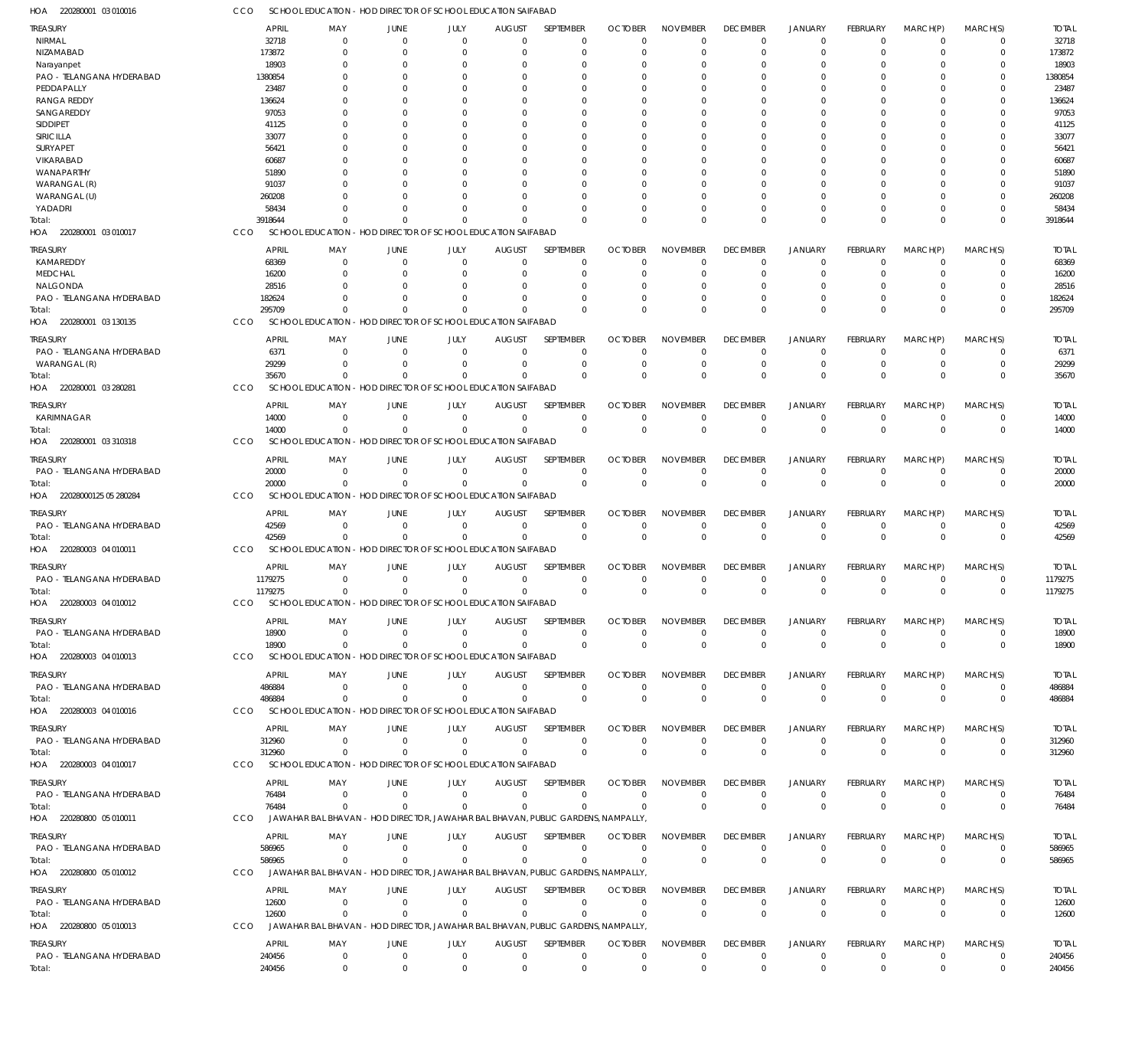HOA 220280001 03 010016 CCO SCHOOL EDUCATION - HOD DIRECTOR OF SCHOOL EDUCATION SAIFABAD

| TREASURY | APRIL | MAY | JUNE | JULY | AUGUST | SEPTEMBER | OCTOBER | NOVEMBER | DECEMBER | JANUARY | FEBRUARY | MARCH(P) | MARCH(S) | TOTAL |
|---|---|---|---|---|---|---|---|---|---|---|---|---|---|---|
| NIRMAL | 32718 | 0 | 0 | 0 | 0 | 0 | 0 | 0 | 0 | 0 | 0 | 0 | 0 | 32718 |
| NIZAMABAD | 173872 | 0 | 0 | 0 | 0 | 0 | 0 | 0 | 0 | 0 | 0 | 0 | 0 | 173872 |
| Narayanpet | 18903 | 0 | 0 | 0 | 0 | 0 | 0 | 0 | 0 | 0 | 0 | 0 | 0 | 18903 |
| PAO - TELANGANA HYDERABAD | 1380854 | 0 | 0 | 0 | 0 | 0 | 0 | 0 | 0 | 0 | 0 | 0 | 0 | 1380854 |
| PEDDAPALLY | 23487 | 0 | 0 | 0 | 0 | 0 | 0 | 0 | 0 | 0 | 0 | 0 | 0 | 23487 |
| RANGA REDDY | 136624 | 0 | 0 | 0 | 0 | 0 | 0 | 0 | 0 | 0 | 0 | 0 | 0 | 136624 |
| SANGAREDDY | 97053 | 0 | 0 | 0 | 0 | 0 | 0 | 0 | 0 | 0 | 0 | 0 | 0 | 97053 |
| SIDDIPET | 41125 | 0 | 0 | 0 | 0 | 0 | 0 | 0 | 0 | 0 | 0 | 0 | 0 | 41125 |
| SIRICILLA | 33077 | 0 | 0 | 0 | 0 | 0 | 0 | 0 | 0 | 0 | 0 | 0 | 0 | 33077 |
| SURYAPET | 56421 | 0 | 0 | 0 | 0 | 0 | 0 | 0 | 0 | 0 | 0 | 0 | 0 | 56421 |
| VIKARABAD | 60687 | 0 | 0 | 0 | 0 | 0 | 0 | 0 | 0 | 0 | 0 | 0 | 0 | 60687 |
| WANAPARTHY | 51890 | 0 | 0 | 0 | 0 | 0 | 0 | 0 | 0 | 0 | 0 | 0 | 0 | 51890 |
| WARANGAL (R) | 91037 | 0 | 0 | 0 | 0 | 0 | 0 | 0 | 0 | 0 | 0 | 0 | 0 | 91037 |
| WARANGAL (U) | 260208 | 0 | 0 | 0 | 0 | 0 | 0 | 0 | 0 | 0 | 0 | 0 | 0 | 260208 |
| YADADRI | 58434 | 0 | 0 | 0 | 0 | 0 | 0 | 0 | 0 | 0 | 0 | 0 | 0 | 58434 |
| Total: | 3918644 | 0 | 0 | 0 | 0 | 0 | 0 | 0 | 0 | 0 | 0 | 0 | 0 | 3918644 |

HOA 220280001 03 010017 CCO SCHOOL EDUCATION - HOD DIRECTOR OF SCHOOL EDUCATION SAIFABAD

| TREASURY | APRIL | MAY | JUNE | JULY | AUGUST | SEPTEMBER | OCTOBER | NOVEMBER | DECEMBER | JANUARY | FEBRUARY | MARCH(P) | MARCH(S) | TOTAL |
|---|---|---|---|---|---|---|---|---|---|---|---|---|---|---|
| KAMAREDDY | 68369 | 0 | 0 | 0 | 0 | 0 | 0 | 0 | 0 | 0 | 0 | 0 | 0 | 68369 |
| MEDCHAL | 16200 | 0 | 0 | 0 | 0 | 0 | 0 | 0 | 0 | 0 | 0 | 0 | 0 | 16200 |
| NALGONDA | 28516 | 0 | 0 | 0 | 0 | 0 | 0 | 0 | 0 | 0 | 0 | 0 | 0 | 28516 |
| PAO - TELANGANA HYDERABAD | 182624 | 0 | 0 | 0 | 0 | 0 | 0 | 0 | 0 | 0 | 0 | 0 | 0 | 182624 |
| Total: | 295709 | 0 | 0 | 0 | 0 | 0 | 0 | 0 | 0 | 0 | 0 | 0 | 0 | 295709 |

HOA 220280001 03 130135 CCO SCHOOL EDUCATION - HOD DIRECTOR OF SCHOOL EDUCATION SAIFABAD

| TREASURY | APRIL | MAY | JUNE | JULY | AUGUST | SEPTEMBER | OCTOBER | NOVEMBER | DECEMBER | JANUARY | FEBRUARY | MARCH(P) | MARCH(S) | TOTAL |
|---|---|---|---|---|---|---|---|---|---|---|---|---|---|---|
| PAO - TELANGANA HYDERABAD | 6371 | 0 | 0 | 0 | 0 | 0 | 0 | 0 | 0 | 0 | 0 | 0 | 0 | 6371 |
| WARANGAL (R) | 29299 | 0 | 0 | 0 | 0 | 0 | 0 | 0 | 0 | 0 | 0 | 0 | 0 | 29299 |
| Total: | 35670 | 0 | 0 | 0 | 0 | 0 | 0 | 0 | 0 | 0 | 0 | 0 | 0 | 35670 |

HOA 220280001 03 280281 CCO SCHOOL EDUCATION - HOD DIRECTOR OF SCHOOL EDUCATION SAIFABAD

| TREASURY | APRIL | MAY | JUNE | JULY | AUGUST | SEPTEMBER | OCTOBER | NOVEMBER | DECEMBER | JANUARY | FEBRUARY | MARCH(P) | MARCH(S) | TOTAL |
|---|---|---|---|---|---|---|---|---|---|---|---|---|---|---|
| KARIMNAGAR | 14000 | 0 | 0 | 0 | 0 | 0 | 0 | 0 | 0 | 0 | 0 | 0 | 0 | 14000 |
| Total: | 14000 | 0 | 0 | 0 | 0 | 0 | 0 | 0 | 0 | 0 | 0 | 0 | 0 | 14000 |

HOA 220280001 03 310318 CCO SCHOOL EDUCATION - HOD DIRECTOR OF SCHOOL EDUCATION SAIFABAD

| TREASURY | APRIL | MAY | JUNE | JULY | AUGUST | SEPTEMBER | OCTOBER | NOVEMBER | DECEMBER | JANUARY | FEBRUARY | MARCH(P) | MARCH(S) | TOTAL |
|---|---|---|---|---|---|---|---|---|---|---|---|---|---|---|
| PAO - TELANGANA HYDERABAD | 20000 | 0 | 0 | 0 | 0 | 0 | 0 | 0 | 0 | 0 | 0 | 0 | 0 | 20000 |
| Total: | 20000 | 0 | 0 | 0 | 0 | 0 | 0 | 0 | 0 | 0 | 0 | 0 | 0 | 20000 |

HOA 22028000125 05 280284 CCO SCHOOL EDUCATION - HOD DIRECTOR OF SCHOOL EDUCATION SAIFABAD

| TREASURY | APRIL | MAY | JUNE | JULY | AUGUST | SEPTEMBER | OCTOBER | NOVEMBER | DECEMBER | JANUARY | FEBRUARY | MARCH(P) | MARCH(S) | TOTAL |
|---|---|---|---|---|---|---|---|---|---|---|---|---|---|---|
| PAO - TELANGANA HYDERABAD | 42569 | 0 | 0 | 0 | 0 | 0 | 0 | 0 | 0 | 0 | 0 | 0 | 0 | 42569 |
| Total: | 42569 | 0 | 0 | 0 | 0 | 0 | 0 | 0 | 0 | 0 | 0 | 0 | 0 | 42569 |

HOA 220280003 04 010011 CCO SCHOOL EDUCATION - HOD DIRECTOR OF SCHOOL EDUCATION SAIFABAD

| TREASURY | APRIL | MAY | JUNE | JULY | AUGUST | SEPTEMBER | OCTOBER | NOVEMBER | DECEMBER | JANUARY | FEBRUARY | MARCH(P) | MARCH(S) | TOTAL |
|---|---|---|---|---|---|---|---|---|---|---|---|---|---|---|
| PAO - TELANGANA HYDERABAD | 1179275 | 0 | 0 | 0 | 0 | 0 | 0 | 0 | 0 | 0 | 0 | 0 | 0 | 1179275 |
| Total: | 1179275 | 0 | 0 | 0 | 0 | 0 | 0 | 0 | 0 | 0 | 0 | 0 | 0 | 1179275 |

HOA 220280003 04 010012 CCO SCHOOL EDUCATION - HOD DIRECTOR OF SCHOOL EDUCATION SAIFABAD

| TREASURY | APRIL | MAY | JUNE | JULY | AUGUST | SEPTEMBER | OCTOBER | NOVEMBER | DECEMBER | JANUARY | FEBRUARY | MARCH(P) | MARCH(S) | TOTAL |
|---|---|---|---|---|---|---|---|---|---|---|---|---|---|---|
| PAO - TELANGANA HYDERABAD | 18900 | 0 | 0 | 0 | 0 | 0 | 0 | 0 | 0 | 0 | 0 | 0 | 0 | 18900 |
| Total: | 18900 | 0 | 0 | 0 | 0 | 0 | 0 | 0 | 0 | 0 | 0 | 0 | 0 | 18900 |

HOA 220280003 04 010013 CCO SCHOOL EDUCATION - HOD DIRECTOR OF SCHOOL EDUCATION SAIFABAD

| TREASURY | APRIL | MAY | JUNE | JULY | AUGUST | SEPTEMBER | OCTOBER | NOVEMBER | DECEMBER | JANUARY | FEBRUARY | MARCH(P) | MARCH(S) | TOTAL |
|---|---|---|---|---|---|---|---|---|---|---|---|---|---|---|
| PAO - TELANGANA HYDERABAD | 486884 | 0 | 0 | 0 | 0 | 0 | 0 | 0 | 0 | 0 | 0 | 0 | 0 | 486884 |
| Total: | 486884 | 0 | 0 | 0 | 0 | 0 | 0 | 0 | 0 | 0 | 0 | 0 | 0 | 486884 |

HOA 220280003 04 010016 CCO SCHOOL EDUCATION - HOD DIRECTOR OF SCHOOL EDUCATION SAIFABAD

| TREASURY | APRIL | MAY | JUNE | JULY | AUGUST | SEPTEMBER | OCTOBER | NOVEMBER | DECEMBER | JANUARY | FEBRUARY | MARCH(P) | MARCH(S) | TOTAL |
|---|---|---|---|---|---|---|---|---|---|---|---|---|---|---|
| PAO - TELANGANA HYDERABAD | 312960 | 0 | 0 | 0 | 0 | 0 | 0 | 0 | 0 | 0 | 0 | 0 | 0 | 312960 |
| Total: | 312960 | 0 | 0 | 0 | 0 | 0 | 0 | 0 | 0 | 0 | 0 | 0 | 0 | 312960 |

HOA 220280003 04 010017 CCO SCHOOL EDUCATION - HOD DIRECTOR OF SCHOOL EDUCATION SAIFABAD

| TREASURY | APRIL | MAY | JUNE | JULY | AUGUST | SEPTEMBER | OCTOBER | NOVEMBER | DECEMBER | JANUARY | FEBRUARY | MARCH(P) | MARCH(S) | TOTAL |
|---|---|---|---|---|---|---|---|---|---|---|---|---|---|---|
| PAO - TELANGANA HYDERABAD | 76484 | 0 | 0 | 0 | 0 | 0 | 0 | 0 | 0 | 0 | 0 | 0 | 0 | 76484 |
| Total: | 76484 | 0 | 0 | 0 | 0 | 0 | 0 | 0 | 0 | 0 | 0 | 0 | 0 | 76484 |

HOA 220280800 05 010011 CCO JAWAHAR BAL BHAVAN - HOD DIRECTOR, JAWAHAR BAL BHAVAN, PUBLIC GARDENS, NAMPALLY,

| TREASURY | APRIL | MAY | JUNE | JULY | AUGUST | SEPTEMBER | OCTOBER | NOVEMBER | DECEMBER | JANUARY | FEBRUARY | MARCH(P) | MARCH(S) | TOTAL |
|---|---|---|---|---|---|---|---|---|---|---|---|---|---|---|
| PAO - TELANGANA HYDERABAD | 586965 | 0 | 0 | 0 | 0 | 0 | 0 | 0 | 0 | 0 | 0 | 0 | 0 | 586965 |
| Total: | 586965 | 0 | 0 | 0 | 0 | 0 | 0 | 0 | 0 | 0 | 0 | 0 | 0 | 586965 |

HOA 220280800 05 010012 CCO JAWAHAR BAL BHAVAN - HOD DIRECTOR, JAWAHAR BAL BHAVAN, PUBLIC GARDENS, NAMPALLY,

| TREASURY | APRIL | MAY | JUNE | JULY | AUGUST | SEPTEMBER | OCTOBER | NOVEMBER | DECEMBER | JANUARY | FEBRUARY | MARCH(P) | MARCH(S) | TOTAL |
|---|---|---|---|---|---|---|---|---|---|---|---|---|---|---|
| PAO - TELANGANA HYDERABAD | 12600 | 0 | 0 | 0 | 0 | 0 | 0 | 0 | 0 | 0 | 0 | 0 | 0 | 12600 |
| Total: | 12600 | 0 | 0 | 0 | 0 | 0 | 0 | 0 | 0 | 0 | 0 | 0 | 0 | 12600 |

HOA 220280800 05 010013 CCO JAWAHAR BAL BHAVAN - HOD DIRECTOR, JAWAHAR BAL BHAVAN, PUBLIC GARDENS, NAMPALLY,

| TREASURY | APRIL | MAY | JUNE | JULY | AUGUST | SEPTEMBER | OCTOBER | NOVEMBER | DECEMBER | JANUARY | FEBRUARY | MARCH(P) | MARCH(S) | TOTAL |
|---|---|---|---|---|---|---|---|---|---|---|---|---|---|---|
| PAO - TELANGANA HYDERABAD | 240456 | 0 | 0 | 0 | 0 | 0 | 0 | 0 | 0 | 0 | 0 | 0 | 0 | 240456 |
| Total: | 240456 | 0 | 0 | 0 | 0 | 0 | 0 | 0 | 0 | 0 | 0 | 0 | 0 | 240456 |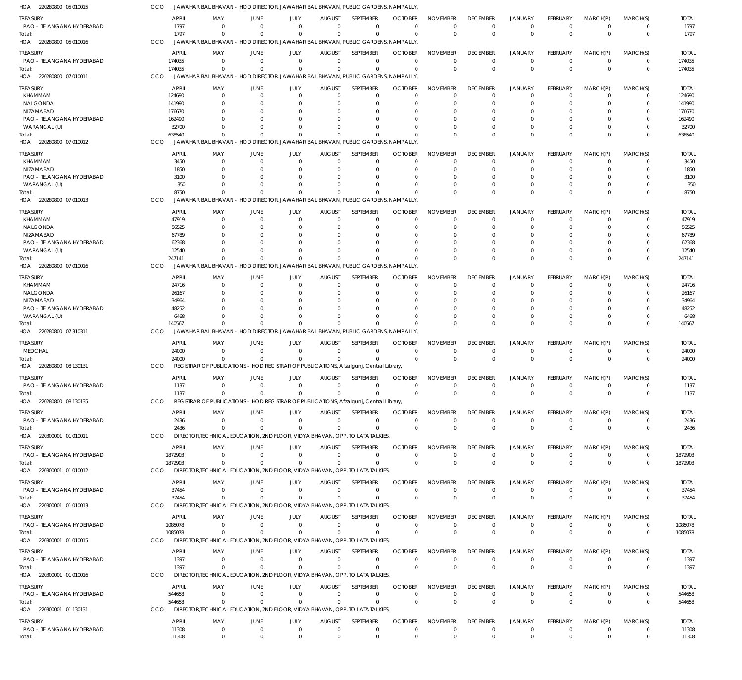HOA 220280800 05 010015 CCO JAWAHAR BAL BHAVAN - HOD DIRECTOR, JAWAHAR BAL BHAVAN, PUBLIC GARDENS, NAMPALLY,

| TREASURY | APRIL | MAY | JUNE | JULY | AUGUST | SEPTEMBER | OCTOBER | NOVEMBER | DECEMBER | JANUARY | FEBRUARY | MARCH(P) | MARCH(S) | TOTAL |
|---|---|---|---|---|---|---|---|---|---|---|---|---|---|---|
| PAO - TELANGANA HYDERABAD | 1797 | 0 | 0 | 0 | 0 | 0 | 0 | 0 | 0 | 0 | 0 | 0 | 0 | 1797 |
| Total: | 1797 | 0 | 0 | 0 | 0 | 0 | 0 | 0 | 0 | 0 | 0 | 0 | 0 | 1797 |

HOA 220280800 05 010016 CCO JAWAHAR BAL BHAVAN - HOD DIRECTOR, JAWAHAR BAL BHAVAN, PUBLIC GARDENS, NAMPALLY,

| TREASURY | APRIL | MAY | JUNE | JULY | AUGUST | SEPTEMBER | OCTOBER | NOVEMBER | DECEMBER | JANUARY | FEBRUARY | MARCH(P) | MARCH(S) | TOTAL |
|---|---|---|---|---|---|---|---|---|---|---|---|---|---|---|
| PAO - TELANGANA HYDERABAD | 174035 | 0 | 0 | 0 | 0 | 0 | 0 | 0 | 0 | 0 | 0 | 0 | 0 | 174035 |
| Total: | 174035 | 0 | 0 | 0 | 0 | 0 | 0 | 0 | 0 | 0 | 0 | 0 | 0 | 174035 |

HOA 220280800 07 010011 CCO JAWAHAR BAL BHAVAN - HOD DIRECTOR, JAWAHAR BAL BHAVAN, PUBLIC GARDENS, NAMPALLY,

| TREASURY | APRIL | MAY | JUNE | JULY | AUGUST | SEPTEMBER | OCTOBER | NOVEMBER | DECEMBER | JANUARY | FEBRUARY | MARCH(P) | MARCH(S) | TOTAL |
|---|---|---|---|---|---|---|---|---|---|---|---|---|---|---|
| KHAMMAM | 124690 | 0 | 0 | 0 | 0 | 0 | 0 | 0 | 0 | 0 | 0 | 0 | 0 | 124690 |
| NALGONDA | 141990 | 0 | 0 | 0 | 0 | 0 | 0 | 0 | 0 | 0 | 0 | 0 | 0 | 141990 |
| NIZAMABAD | 176670 | 0 | 0 | 0 | 0 | 0 | 0 | 0 | 0 | 0 | 0 | 0 | 0 | 176670 |
| PAO - TELANGANA HYDERABAD | 162490 | 0 | 0 | 0 | 0 | 0 | 0 | 0 | 0 | 0 | 0 | 0 | 0 | 162490 |
| WARANGAL (U) | 32700 | 0 | 0 | 0 | 0 | 0 | 0 | 0 | 0 | 0 | 0 | 0 | 0 | 32700 |
| Total: | 638540 | 0 | 0 | 0 | 0 | 0 | 0 | 0 | 0 | 0 | 0 | 0 | 0 | 638540 |

HOA 220280800 07 010012 CCO JAWAHAR BAL BHAVAN - HOD DIRECTOR, JAWAHAR BAL BHAVAN, PUBLIC GARDENS, NAMPALLY,

| TREASURY | APRIL | MAY | JUNE | JULY | AUGUST | SEPTEMBER | OCTOBER | NOVEMBER | DECEMBER | JANUARY | FEBRUARY | MARCH(P) | MARCH(S) | TOTAL |
|---|---|---|---|---|---|---|---|---|---|---|---|---|---|---|
| KHAMMAM | 3450 | 0 | 0 | 0 | 0 | 0 | 0 | 0 | 0 | 0 | 0 | 0 | 0 | 3450 |
| NIZAMABAD | 1850 | 0 | 0 | 0 | 0 | 0 | 0 | 0 | 0 | 0 | 0 | 0 | 0 | 1850 |
| PAO - TELANGANA HYDERABAD | 3100 | 0 | 0 | 0 | 0 | 0 | 0 | 0 | 0 | 0 | 0 | 0 | 0 | 3100 |
| WARANGAL (U) | 350 | 0 | 0 | 0 | 0 | 0 | 0 | 0 | 0 | 0 | 0 | 0 | 0 | 350 |
| Total: | 8750 | 0 | 0 | 0 | 0 | 0 | 0 | 0 | 0 | 0 | 0 | 0 | 0 | 8750 |

HOA 220280800 07 010013 CCO JAWAHAR BAL BHAVAN - HOD DIRECTOR, JAWAHAR BAL BHAVAN, PUBLIC GARDENS, NAMPALLY,

| TREASURY | APRIL | MAY | JUNE | JULY | AUGUST | SEPTEMBER | OCTOBER | NOVEMBER | DECEMBER | JANUARY | FEBRUARY | MARCH(P) | MARCH(S) | TOTAL |
|---|---|---|---|---|---|---|---|---|---|---|---|---|---|---|
| KHAMMAM | 47919 | 0 | 0 | 0 | 0 | 0 | 0 | 0 | 0 | 0 | 0 | 0 | 0 | 47919 |
| NALGONDA | 56525 | 0 | 0 | 0 | 0 | 0 | 0 | 0 | 0 | 0 | 0 | 0 | 0 | 56525 |
| NIZAMABAD | 67789 | 0 | 0 | 0 | 0 | 0 | 0 | 0 | 0 | 0 | 0 | 0 | 0 | 67789 |
| PAO - TELANGANA HYDERABAD | 62368 | 0 | 0 | 0 | 0 | 0 | 0 | 0 | 0 | 0 | 0 | 0 | 0 | 62368 |
| WARANGAL (U) | 12540 | 0 | 0 | 0 | 0 | 0 | 0 | 0 | 0 | 0 | 0 | 0 | 0 | 12540 |
| Total: | 247141 | 0 | 0 | 0 | 0 | 0 | 0 | 0 | 0 | 0 | 0 | 0 | 0 | 247141 |

HOA 220280800 07 010016 CCO JAWAHAR BAL BHAVAN - HOD DIRECTOR, JAWAHAR BAL BHAVAN, PUBLIC GARDENS, NAMPALLY,

| TREASURY | APRIL | MAY | JUNE | JULY | AUGUST | SEPTEMBER | OCTOBER | NOVEMBER | DECEMBER | JANUARY | FEBRUARY | MARCH(P) | MARCH(S) | TOTAL |
|---|---|---|---|---|---|---|---|---|---|---|---|---|---|---|
| KHAMMAM | 24716 | 0 | 0 | 0 | 0 | 0 | 0 | 0 | 0 | 0 | 0 | 0 | 0 | 24716 |
| NALGONDA | 26167 | 0 | 0 | 0 | 0 | 0 | 0 | 0 | 0 | 0 | 0 | 0 | 0 | 26167 |
| NIZAMABAD | 34964 | 0 | 0 | 0 | 0 | 0 | 0 | 0 | 0 | 0 | 0 | 0 | 0 | 34964 |
| PAO - TELANGANA HYDERABAD | 48252 | 0 | 0 | 0 | 0 | 0 | 0 | 0 | 0 | 0 | 0 | 0 | 0 | 48252 |
| WARANGAL (U) | 6468 | 0 | 0 | 0 | 0 | 0 | 0 | 0 | 0 | 0 | 0 | 0 | 0 | 6468 |
| Total: | 140567 | 0 | 0 | 0 | 0 | 0 | 0 | 0 | 0 | 0 | 0 | 0 | 0 | 140567 |

HOA 220280800 07 310311 CCO JAWAHAR BAL BHAVAN - HOD DIRECTOR, JAWAHAR BAL BHAVAN, PUBLIC GARDENS, NAMPALLY,

| TREASURY | APRIL | MAY | JUNE | JULY | AUGUST | SEPTEMBER | OCTOBER | NOVEMBER | DECEMBER | JANUARY | FEBRUARY | MARCH(P) | MARCH(S) | TOTAL |
|---|---|---|---|---|---|---|---|---|---|---|---|---|---|---|
| MEDCHAL | 24000 | 0 | 0 | 0 | 0 | 0 | 0 | 0 | 0 | 0 | 0 | 0 | 0 | 24000 |
| Total: | 24000 | 0 | 0 | 0 | 0 | 0 | 0 | 0 | 0 | 0 | 0 | 0 | 0 | 24000 |

HOA 220280800 08 130131 CCO REGISTRAR OF PUBLICATIONS - HOD REGISTRAR OF PUBLICATIONS, Afzalgunj, Central Library,

| TREASURY | APRIL | MAY | JUNE | JULY | AUGUST | SEPTEMBER | OCTOBER | NOVEMBER | DECEMBER | JANUARY | FEBRUARY | MARCH(P) | MARCH(S) | TOTAL |
|---|---|---|---|---|---|---|---|---|---|---|---|---|---|---|
| PAO - TELANGANA HYDERABAD | 1137 | 0 | 0 | 0 | 0 | 0 | 0 | 0 | 0 | 0 | 0 | 0 | 0 | 1137 |
| Total: | 1137 | 0 | 0 | 0 | 0 | 0 | 0 | 0 | 0 | 0 | 0 | 0 | 0 | 1137 |

HOA 220280800 08 130135 CCO REGISTRAR OF PUBLICATIONS - HOD REGISTRAR OF PUBLICATIONS, Afzalgunj, Central Library,

| TREASURY | APRIL | MAY | JUNE | JULY | AUGUST | SEPTEMBER | OCTOBER | NOVEMBER | DECEMBER | JANUARY | FEBRUARY | MARCH(P) | MARCH(S) | TOTAL |
|---|---|---|---|---|---|---|---|---|---|---|---|---|---|---|
| PAO - TELANGANA HYDERABAD | 2436 | 0 | 0 | 0 | 0 | 0 | 0 | 0 | 0 | 0 | 0 | 0 | 0 | 2436 |
| Total: | 2436 | 0 | 0 | 0 | 0 | 0 | 0 | 0 | 0 | 0 | 0 | 0 | 0 | 2436 |

HOA 220300001 01 010011 CCO DIRECTOR,TECHNICAL EDUCATION, 2ND FLOOR, VIDYA BHAVAN, OPP. TO LATA TALKIES,

| TREASURY | APRIL | MAY | JUNE | JULY | AUGUST | SEPTEMBER | OCTOBER | NOVEMBER | DECEMBER | JANUARY | FEBRUARY | MARCH(P) | MARCH(S) | TOTAL |
|---|---|---|---|---|---|---|---|---|---|---|---|---|---|---|
| PAO - TELANGANA HYDERABAD | 1872903 | 0 | 0 | 0 | 0 | 0 | 0 | 0 | 0 | 0 | 0 | 0 | 0 | 1872903 |
| Total: | 1872903 | 0 | 0 | 0 | 0 | 0 | 0 | 0 | 0 | 0 | 0 | 0 | 0 | 1872903 |

HOA 220300001 01 010012 CCO DIRECTOR,TECHNICAL EDUCATION, 2ND FLOOR, VIDYA BHAVAN, OPP. TO LATA TALKIES,

| TREASURY | APRIL | MAY | JUNE | JULY | AUGUST | SEPTEMBER | OCTOBER | NOVEMBER | DECEMBER | JANUARY | FEBRUARY | MARCH(P) | MARCH(S) | TOTAL |
|---|---|---|---|---|---|---|---|---|---|---|---|---|---|---|
| PAO - TELANGANA HYDERABAD | 37454 | 0 | 0 | 0 | 0 | 0 | 0 | 0 | 0 | 0 | 0 | 0 | 0 | 37454 |
| Total: | 37454 | 0 | 0 | 0 | 0 | 0 | 0 | 0 | 0 | 0 | 0 | 0 | 0 | 37454 |

HOA 220300001 01 010013 CCO DIRECTOR,TECHNICAL EDUCATION, 2ND FLOOR, VIDYA BHAVAN, OPP. TO LATA TALKIES,

| TREASURY | APRIL | MAY | JUNE | JULY | AUGUST | SEPTEMBER | OCTOBER | NOVEMBER | DECEMBER | JANUARY | FEBRUARY | MARCH(P) | MARCH(S) | TOTAL |
|---|---|---|---|---|---|---|---|---|---|---|---|---|---|---|
| PAO - TELANGANA HYDERABAD | 1085078 | 0 | 0 | 0 | 0 | 0 | 0 | 0 | 0 | 0 | 0 | 0 | 0 | 1085078 |
| Total: | 1085078 | 0 | 0 | 0 | 0 | 0 | 0 | 0 | 0 | 0 | 0 | 0 | 0 | 1085078 |

HOA 220300001 01 010015 CCO DIRECTOR,TECHNICAL EDUCATION, 2ND FLOOR, VIDYA BHAVAN, OPP. TO LATA TALKIES,

| TREASURY | APRIL | MAY | JUNE | JULY | AUGUST | SEPTEMBER | OCTOBER | NOVEMBER | DECEMBER | JANUARY | FEBRUARY | MARCH(P) | MARCH(S) | TOTAL |
|---|---|---|---|---|---|---|---|---|---|---|---|---|---|---|
| PAO - TELANGANA HYDERABAD | 1397 | 0 | 0 | 0 | 0 | 0 | 0 | 0 | 0 | 0 | 0 | 0 | 0 | 1397 |
| Total: | 1397 | 0 | 0 | 0 | 0 | 0 | 0 | 0 | 0 | 0 | 0 | 0 | 0 | 1397 |

HOA 220300001 01 010016 CCO DIRECTOR,TECHNICAL EDUCATION, 2ND FLOOR, VIDYA BHAVAN, OPP. TO LATA TALKIES,

| TREASURY | APRIL | MAY | JUNE | JULY | AUGUST | SEPTEMBER | OCTOBER | NOVEMBER | DECEMBER | JANUARY | FEBRUARY | MARCH(P) | MARCH(S) | TOTAL |
|---|---|---|---|---|---|---|---|---|---|---|---|---|---|---|
| PAO - TELANGANA HYDERABAD | 544658 | 0 | 0 | 0 | 0 | 0 | 0 | 0 | 0 | 0 | 0 | 0 | 0 | 544658 |
| Total: | 544658 | 0 | 0 | 0 | 0 | 0 | 0 | 0 | 0 | 0 | 0 | 0 | 0 | 544658 |

HOA 220300001 01 130131 CCO DIRECTOR,TECHNICAL EDUCATION, 2ND FLOOR, VIDYA BHAVAN, OPP. TO LATA TALKIES,

| TREASURY | APRIL | MAY | JUNE | JULY | AUGUST | SEPTEMBER | OCTOBER | NOVEMBER | DECEMBER | JANUARY | FEBRUARY | MARCH(P) | MARCH(S) | TOTAL |
|---|---|---|---|---|---|---|---|---|---|---|---|---|---|---|
| PAO - TELANGANA HYDERABAD | 11308 | 0 | 0 | 0 | 0 | 0 | 0 | 0 | 0 | 0 | 0 | 0 | 0 | 11308 |
| Total: | 11308 | 0 | 0 | 0 | 0 | 0 | 0 | 0 | 0 | 0 | 0 | 0 | 0 | 11308 |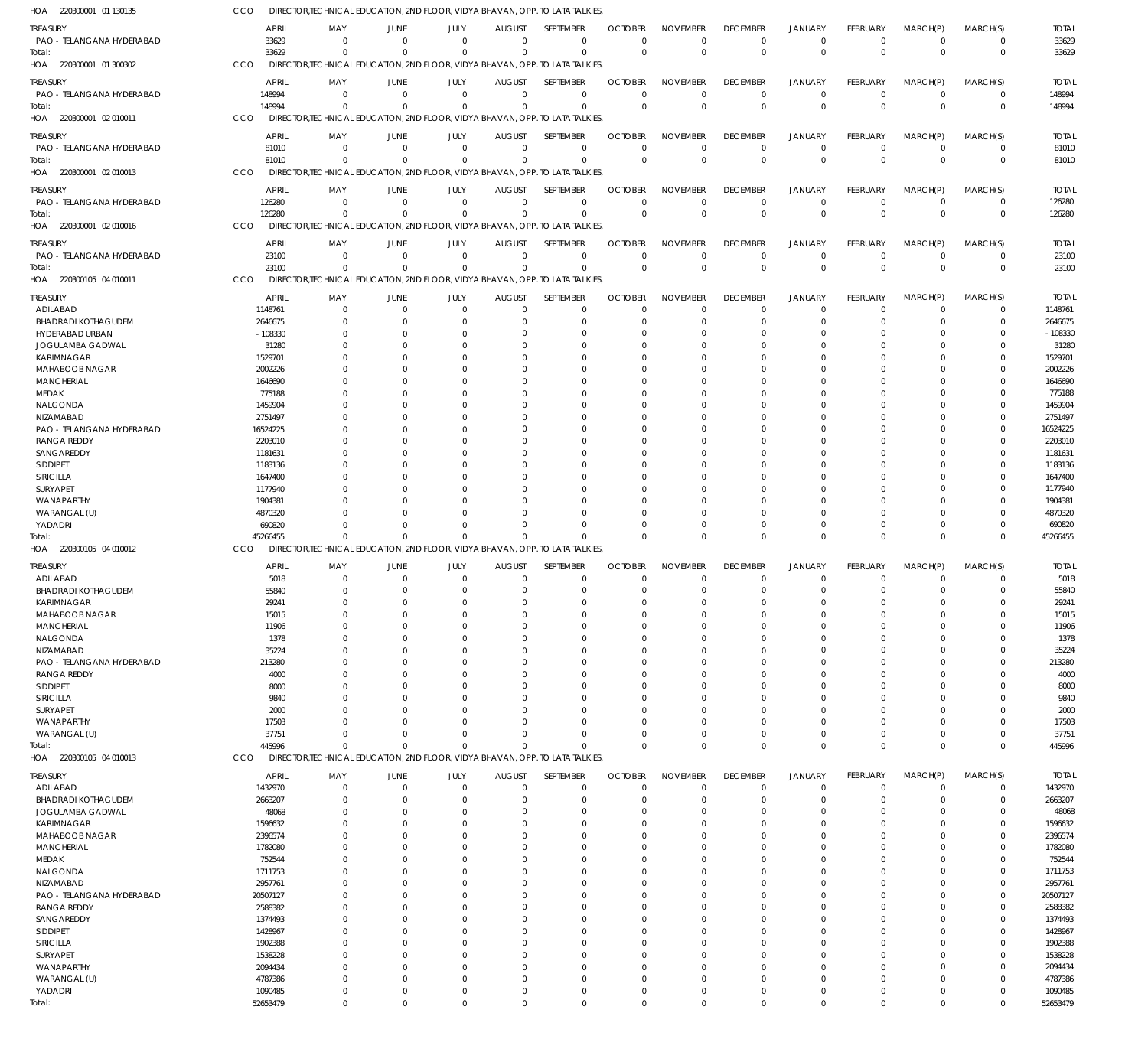HOA 220300001 01 130135 CCO DIRECTOR,TECHNICAL EDUCATION, 2ND FLOOR, VIDYA BHAVAN, OPP. TO LATA TALKIES,

| TREASURY | APRIL | MAY | JUNE | JULY | AUGUST | SEPTEMBER | OCTOBER | NOVEMBER | DECEMBER | JANUARY | FEBRUARY | MARCH(P) | MARCH(S) | TOTAL |
|---|---|---|---|---|---|---|---|---|---|---|---|---|---|---|
| PAO - TELANGANA HYDERABAD | 33629 | 0 | 0 | 0 | 0 | 0 | 0 | 0 | 0 | 0 | 0 | 0 | 0 | 33629 |
| Total: | 33629 | 0 | 0 | 0 | 0 | 0 | 0 | 0 | 0 | 0 | 0 | 0 | 0 | 33629 |

HOA 220300001 01 300302 CCO DIRECTOR,TECHNICAL EDUCATION, 2ND FLOOR, VIDYA BHAVAN, OPP. TO LATA TALKIES,

| TREASURY | APRIL | MAY | JUNE | JULY | AUGUST | SEPTEMBER | OCTOBER | NOVEMBER | DECEMBER | JANUARY | FEBRUARY | MARCH(P) | MARCH(S) | TOTAL |
|---|---|---|---|---|---|---|---|---|---|---|---|---|---|---|
| PAO - TELANGANA HYDERABAD | 148994 | 0 | 0 | 0 | 0 | 0 | 0 | 0 | 0 | 0 | 0 | 0 | 0 | 148994 |
| Total: | 148994 | 0 | 0 | 0 | 0 | 0 | 0 | 0 | 0 | 0 | 0 | 0 | 0 | 148994 |

HOA 220300001 02 010011 CCO DIRECTOR,TECHNICAL EDUCATION, 2ND FLOOR, VIDYA BHAVAN, OPP. TO LATA TALKIES,

| TREASURY | APRIL | MAY | JUNE | JULY | AUGUST | SEPTEMBER | OCTOBER | NOVEMBER | DECEMBER | JANUARY | FEBRUARY | MARCH(P) | MARCH(S) | TOTAL |
|---|---|---|---|---|---|---|---|---|---|---|---|---|---|---|
| PAO - TELANGANA HYDERABAD | 81010 | 0 | 0 | 0 | 0 | 0 | 0 | 0 | 0 | 0 | 0 | 0 | 0 | 81010 |
| Total: | 81010 | 0 | 0 | 0 | 0 | 0 | 0 | 0 | 0 | 0 | 0 | 0 | 0 | 81010 |

HOA 220300001 02 010013 CCO DIRECTOR,TECHNICAL EDUCATION, 2ND FLOOR, VIDYA BHAVAN, OPP. TO LATA TALKIES,

| TREASURY | APRIL | MAY | JUNE | JULY | AUGUST | SEPTEMBER | OCTOBER | NOVEMBER | DECEMBER | JANUARY | FEBRUARY | MARCH(P) | MARCH(S) | TOTAL |
|---|---|---|---|---|---|---|---|---|---|---|---|---|---|---|
| PAO - TELANGANA HYDERABAD | 126280 | 0 | 0 | 0 | 0 | 0 | 0 | 0 | 0 | 0 | 0 | 0 | 0 | 126280 |
| Total: | 126280 | 0 | 0 | 0 | 0 | 0 | 0 | 0 | 0 | 0 | 0 | 0 | 0 | 126280 |

HOA 220300001 02 010016 CCO DIRECTOR,TECHNICAL EDUCATION, 2ND FLOOR, VIDYA BHAVAN, OPP. TO LATA TALKIES,

| TREASURY | APRIL | MAY | JUNE | JULY | AUGUST | SEPTEMBER | OCTOBER | NOVEMBER | DECEMBER | JANUARY | FEBRUARY | MARCH(P) | MARCH(S) | TOTAL |
|---|---|---|---|---|---|---|---|---|---|---|---|---|---|---|
| PAO - TELANGANA HYDERABAD | 23100 | 0 | 0 | 0 | 0 | 0 | 0 | 0 | 0 | 0 | 0 | 0 | 0 | 23100 |
| Total: | 23100 | 0 | 0 | 0 | 0 | 0 | 0 | 0 | 0 | 0 | 0 | 0 | 0 | 23100 |

HOA 220300105 04 010011 CCO DIRECTOR,TECHNICAL EDUCATION, 2ND FLOOR, VIDYA BHAVAN, OPP. TO LATA TALKIES,

| TREASURY | APRIL | MAY | JUNE | JULY | AUGUST | SEPTEMBER | OCTOBER | NOVEMBER | DECEMBER | JANUARY | FEBRUARY | MARCH(P) | MARCH(S) | TOTAL |
|---|---|---|---|---|---|---|---|---|---|---|---|---|---|---|
| ADILABAD | 1148761 | 0 | 0 | 0 | 0 | 0 | 0 | 0 | 0 | 0 | 0 | 0 | 0 | 1148761 |
| BHADRADI KOTHAGUDEM | 2646675 | 0 | 0 | 0 | 0 | 0 | 0 | 0 | 0 | 0 | 0 | 0 | 0 | 2646675 |
| HYDERABAD URBAN | -108330 | 0 | 0 | 0 | 0 | 0 | 0 | 0 | 0 | 0 | 0 | 0 | 0 | -108330 |
| JOGULAMBA GADWAL | 31280 | 0 | 0 | 0 | 0 | 0 | 0 | 0 | 0 | 0 | 0 | 0 | 0 | 31280 |
| KARIMNAGAR | 1529701 | 0 | 0 | 0 | 0 | 0 | 0 | 0 | 0 | 0 | 0 | 0 | 0 | 1529701 |
| MAHABOOB NAGAR | 2002226 | 0 | 0 | 0 | 0 | 0 | 0 | 0 | 0 | 0 | 0 | 0 | 0 | 2002226 |
| MANCHERIAL | 1646690 | 0 | 0 | 0 | 0 | 0 | 0 | 0 | 0 | 0 | 0 | 0 | 0 | 1646690 |
| MEDAK | 775188 | 0 | 0 | 0 | 0 | 0 | 0 | 0 | 0 | 0 | 0 | 0 | 0 | 775188 |
| NALGONDA | 1459904 | 0 | 0 | 0 | 0 | 0 | 0 | 0 | 0 | 0 | 0 | 0 | 0 | 1459904 |
| NIZAMABAD | 2751497 | 0 | 0 | 0 | 0 | 0 | 0 | 0 | 0 | 0 | 0 | 0 | 0 | 2751497 |
| PAO - TELANGANA HYDERABAD | 16524225 | 0 | 0 | 0 | 0 | 0 | 0 | 0 | 0 | 0 | 0 | 0 | 0 | 16524225 |
| RANGA REDDY | 2203010 | 0 | 0 | 0 | 0 | 0 | 0 | 0 | 0 | 0 | 0 | 0 | 0 | 2203010 |
| SANGAREDDY | 1181631 | 0 | 0 | 0 | 0 | 0 | 0 | 0 | 0 | 0 | 0 | 0 | 0 | 1181631 |
| SIDDIPET | 1183136 | 0 | 0 | 0 | 0 | 0 | 0 | 0 | 0 | 0 | 0 | 0 | 0 | 1183136 |
| SIRICILLA | 1647400 | 0 | 0 | 0 | 0 | 0 | 0 | 0 | 0 | 0 | 0 | 0 | 0 | 1647400 |
| SURYAPET | 1177940 | 0 | 0 | 0 | 0 | 0 | 0 | 0 | 0 | 0 | 0 | 0 | 0 | 1177940 |
| WANAPARTHY | 1904381 | 0 | 0 | 0 | 0 | 0 | 0 | 0 | 0 | 0 | 0 | 0 | 0 | 1904381 |
| WARANGAL (U) | 4870320 | 0 | 0 | 0 | 0 | 0 | 0 | 0 | 0 | 0 | 0 | 0 | 0 | 4870320 |
| YADADRI | 690820 | 0 | 0 | 0 | 0 | 0 | 0 | 0 | 0 | 0 | 0 | 0 | 0 | 690820 |
| Total: | 45266455 | 0 | 0 | 0 | 0 | 0 | 0 | 0 | 0 | 0 | 0 | 0 | 0 | 45266455 |

HOA 220300105 04 010012 CCO DIRECTOR,TECHNICAL EDUCATION, 2ND FLOOR, VIDYA BHAVAN, OPP. TO LATA TALKIES,

| TREASURY | APRIL | MAY | JUNE | JULY | AUGUST | SEPTEMBER | OCTOBER | NOVEMBER | DECEMBER | JANUARY | FEBRUARY | MARCH(P) | MARCH(S) | TOTAL |
|---|---|---|---|---|---|---|---|---|---|---|---|---|---|---|
| ADILABAD | 5018 | 0 | 0 | 0 | 0 | 0 | 0 | 0 | 0 | 0 | 0 | 0 | 0 | 5018 |
| BHADRADI KOTHAGUDEM | 55840 | 0 | 0 | 0 | 0 | 0 | 0 | 0 | 0 | 0 | 0 | 0 | 0 | 55840 |
| KARIMNAGAR | 29241 | 0 | 0 | 0 | 0 | 0 | 0 | 0 | 0 | 0 | 0 | 0 | 0 | 29241 |
| MAHABOOB NAGAR | 15015 | 0 | 0 | 0 | 0 | 0 | 0 | 0 | 0 | 0 | 0 | 0 | 0 | 15015 |
| MANCHERIAL | 11906 | 0 | 0 | 0 | 0 | 0 | 0 | 0 | 0 | 0 | 0 | 0 | 0 | 11906 |
| NALGONDA | 1378 | 0 | 0 | 0 | 0 | 0 | 0 | 0 | 0 | 0 | 0 | 0 | 0 | 1378 |
| NIZAMABAD | 35224 | 0 | 0 | 0 | 0 | 0 | 0 | 0 | 0 | 0 | 0 | 0 | 0 | 35224 |
| PAO - TELANGANA HYDERABAD | 213280 | 0 | 0 | 0 | 0 | 0 | 0 | 0 | 0 | 0 | 0 | 0 | 0 | 213280 |
| RANGA REDDY | 4000 | 0 | 0 | 0 | 0 | 0 | 0 | 0 | 0 | 0 | 0 | 0 | 0 | 4000 |
| SIDDIPET | 8000 | 0 | 0 | 0 | 0 | 0 | 0 | 0 | 0 | 0 | 0 | 0 | 0 | 8000 |
| SIRICILLA | 9840 | 0 | 0 | 0 | 0 | 0 | 0 | 0 | 0 | 0 | 0 | 0 | 0 | 9840 |
| SURYAPET | 2000 | 0 | 0 | 0 | 0 | 0 | 0 | 0 | 0 | 0 | 0 | 0 | 0 | 2000 |
| WANAPARTHY | 17503 | 0 | 0 | 0 | 0 | 0 | 0 | 0 | 0 | 0 | 0 | 0 | 0 | 17503 |
| WARANGAL (U) | 37751 | 0 | 0 | 0 | 0 | 0 | 0 | 0 | 0 | 0 | 0 | 0 | 0 | 37751 |
| Total: | 445996 | 0 | 0 | 0 | 0 | 0 | 0 | 0 | 0 | 0 | 0 | 0 | 0 | 445996 |

HOA 220300105 04 010013 CCO DIRECTOR,TECHNICAL EDUCATION, 2ND FLOOR, VIDYA BHAVAN, OPP. TO LATA TALKIES,

| TREASURY | APRIL | MAY | JUNE | JULY | AUGUST | SEPTEMBER | OCTOBER | NOVEMBER | DECEMBER | JANUARY | FEBRUARY | MARCH(P) | MARCH(S) | TOTAL |
|---|---|---|---|---|---|---|---|---|---|---|---|---|---|---|
| ADILABAD | 1432970 | 0 | 0 | 0 | 0 | 0 | 0 | 0 | 0 | 0 | 0 | 0 | 0 | 1432970 |
| BHADRADI KOTHAGUDEM | 2663207 | 0 | 0 | 0 | 0 | 0 | 0 | 0 | 0 | 0 | 0 | 0 | 0 | 2663207 |
| JOGULAMBA GADWAL | 48068 | 0 | 0 | 0 | 0 | 0 | 0 | 0 | 0 | 0 | 0 | 0 | 0 | 48068 |
| KARIMNAGAR | 1596632 | 0 | 0 | 0 | 0 | 0 | 0 | 0 | 0 | 0 | 0 | 0 | 0 | 1596632 |
| MAHABOOB NAGAR | 2396574 | 0 | 0 | 0 | 0 | 0 | 0 | 0 | 0 | 0 | 0 | 0 | 0 | 2396574 |
| MANCHERIAL | 1782080 | 0 | 0 | 0 | 0 | 0 | 0 | 0 | 0 | 0 | 0 | 0 | 0 | 1782080 |
| MEDAK | 752544 | 0 | 0 | 0 | 0 | 0 | 0 | 0 | 0 | 0 | 0 | 0 | 0 | 752544 |
| NALGONDA | 1711753 | 0 | 0 | 0 | 0 | 0 | 0 | 0 | 0 | 0 | 0 | 0 | 0 | 1711753 |
| NIZAMABAD | 2957761 | 0 | 0 | 0 | 0 | 0 | 0 | 0 | 0 | 0 | 0 | 0 | 0 | 2957761 |
| PAO - TELANGANA HYDERABAD | 20507127 | 0 | 0 | 0 | 0 | 0 | 0 | 0 | 0 | 0 | 0 | 0 | 0 | 20507127 |
| RANGA REDDY | 2588382 | 0 | 0 | 0 | 0 | 0 | 0 | 0 | 0 | 0 | 0 | 0 | 0 | 2588382 |
| SANGAREDDY | 1374493 | 0 | 0 | 0 | 0 | 0 | 0 | 0 | 0 | 0 | 0 | 0 | 0 | 1374493 |
| SIDDIPET | 1428967 | 0 | 0 | 0 | 0 | 0 | 0 | 0 | 0 | 0 | 0 | 0 | 0 | 1428967 |
| SIRICILLA | 1902388 | 0 | 0 | 0 | 0 | 0 | 0 | 0 | 0 | 0 | 0 | 0 | 0 | 1902388 |
| SURYAPET | 1538228 | 0 | 0 | 0 | 0 | 0 | 0 | 0 | 0 | 0 | 0 | 0 | 0 | 1538228 |
| WANAPARTHY | 2094434 | 0 | 0 | 0 | 0 | 0 | 0 | 0 | 0 | 0 | 0 | 0 | 0 | 2094434 |
| WARANGAL (U) | 4787386 | 0 | 0 | 0 | 0 | 0 | 0 | 0 | 0 | 0 | 0 | 0 | 0 | 4787386 |
| YADADRI | 1090485 | 0 | 0 | 0 | 0 | 0 | 0 | 0 | 0 | 0 | 0 | 0 | 0 | 1090485 |
| Total: | 52653479 | 0 | 0 | 0 | 0 | 0 | 0 | 0 | 0 | 0 | 0 | 0 | 0 | 52653479 |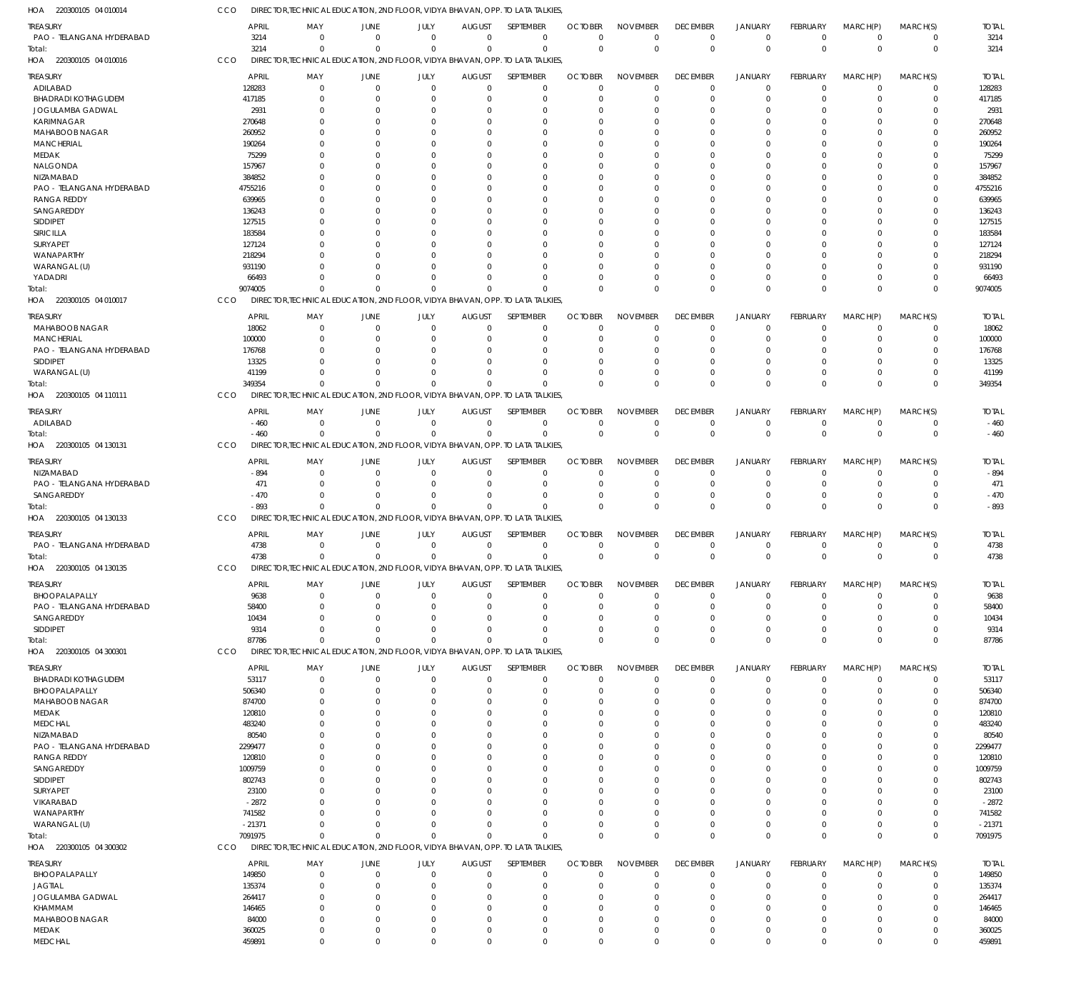HOA 220300105 04 010014 CCO DIRECTOR,TECHNICAL EDUCATION, 2ND FLOOR, VIDYA BHAVAN, OPP. TO LATA TALKIES,

| TREASURY | APRIL | MAY | JUNE | JULY | AUGUST | SEPTEMBER | OCTOBER | NOVEMBER | DECEMBER | JANUARY | FEBRUARY | MARCH(P) | MARCH(S) | TOTAL |
|---|---|---|---|---|---|---|---|---|---|---|---|---|---|---|
| PAO - TELANGANA HYDERABAD | 3214 | 0 | 0 | 0 | 0 | 0 | 0 | 0 | 0 | 0 | 0 | 0 | 0 | 3214 |
| Total: | 3214 | 0 | 0 | 0 | 0 | 0 | 0 | 0 | 0 | 0 | 0 | 0 | 0 | 3214 |

HOA 220300105 04 010016 CCO DIRECTOR,TECHNICAL EDUCATION, 2ND FLOOR, VIDYA BHAVAN, OPP. TO LATA TALKIES,

| TREASURY | APRIL | MAY | JUNE | JULY | AUGUST | SEPTEMBER | OCTOBER | NOVEMBER | DECEMBER | JANUARY | FEBRUARY | MARCH(P) | MARCH(S) | TOTAL |
|---|---|---|---|---|---|---|---|---|---|---|---|---|---|---|
| ADILABAD | 128283 | 0 | 0 | 0 | 0 | 0 | 0 | 0 | 0 | 0 | 0 | 0 | 0 | 128283 |
| BHADRADI KOTHAGUDEM | 417185 | 0 | 0 | 0 | 0 | 0 | 0 | 0 | 0 | 0 | 0 | 0 | 0 | 417185 |
| JOGULAMBA GADWAL | 2931 | 0 | 0 | 0 | 0 | 0 | 0 | 0 | 0 | 0 | 0 | 0 | 0 | 2931 |
| KARIMNAGAR | 270648 | 0 | 0 | 0 | 0 | 0 | 0 | 0 | 0 | 0 | 0 | 0 | 0 | 270648 |
| MAHABOOB NAGAR | 260952 | 0 | 0 | 0 | 0 | 0 | 0 | 0 | 0 | 0 | 0 | 0 | 0 | 260952 |
| MANCHERIAL | 190264 | 0 | 0 | 0 | 0 | 0 | 0 | 0 | 0 | 0 | 0 | 0 | 0 | 190264 |
| MEDAK | 75299 | 0 | 0 | 0 | 0 | 0 | 0 | 0 | 0 | 0 | 0 | 0 | 0 | 75299 |
| NALGONDA | 157967 | 0 | 0 | 0 | 0 | 0 | 0 | 0 | 0 | 0 | 0 | 0 | 0 | 157967 |
| NIZAMABAD | 384852 | 0 | 0 | 0 | 0 | 0 | 0 | 0 | 0 | 0 | 0 | 0 | 0 | 384852 |
| PAO - TELANGANA HYDERABAD | 4755216 | 0 | 0 | 0 | 0 | 0 | 0 | 0 | 0 | 0 | 0 | 0 | 0 | 4755216 |
| RANGA REDDY | 639965 | 0 | 0 | 0 | 0 | 0 | 0 | 0 | 0 | 0 | 0 | 0 | 0 | 639965 |
| SANGAREDDY | 136243 | 0 | 0 | 0 | 0 | 0 | 0 | 0 | 0 | 0 | 0 | 0 | 0 | 136243 |
| SIDDIPET | 127515 | 0 | 0 | 0 | 0 | 0 | 0 | 0 | 0 | 0 | 0 | 0 | 0 | 127515 |
| SIRICILLA | 183584 | 0 | 0 | 0 | 0 | 0 | 0 | 0 | 0 | 0 | 0 | 0 | 0 | 183584 |
| SURYAPET | 127124 | 0 | 0 | 0 | 0 | 0 | 0 | 0 | 0 | 0 | 0 | 0 | 0 | 127124 |
| WANAPARTHY | 218294 | 0 | 0 | 0 | 0 | 0 | 0 | 0 | 0 | 0 | 0 | 0 | 0 | 218294 |
| WARANGAL (U) | 931190 | 0 | 0 | 0 | 0 | 0 | 0 | 0 | 0 | 0 | 0 | 0 | 0 | 931190 |
| YADADRI | 66493 | 0 | 0 | 0 | 0 | 0 | 0 | 0 | 0 | 0 | 0 | 0 | 0 | 66493 |
| Total: | 9074005 | 0 | 0 | 0 | 0 | 0 | 0 | 0 | 0 | 0 | 0 | 0 | 0 | 9074005 |

HOA 220300105 04 010017 CCO DIRECTOR,TECHNICAL EDUCATION, 2ND FLOOR, VIDYA BHAVAN, OPP. TO LATA TALKIES,

| TREASURY | APRIL | MAY | JUNE | JULY | AUGUST | SEPTEMBER | OCTOBER | NOVEMBER | DECEMBER | JANUARY | FEBRUARY | MARCH(P) | MARCH(S) | TOTAL |
|---|---|---|---|---|---|---|---|---|---|---|---|---|---|---|
| MAHABOOB NAGAR | 18062 | 0 | 0 | 0 | 0 | 0 | 0 | 0 | 0 | 0 | 0 | 0 | 0 | 18062 |
| MANCHERIAL | 100000 | 0 | 0 | 0 | 0 | 0 | 0 | 0 | 0 | 0 | 0 | 0 | 0 | 100000 |
| PAO - TELANGANA HYDERABAD | 176768 | 0 | 0 | 0 | 0 | 0 | 0 | 0 | 0 | 0 | 0 | 0 | 0 | 176768 |
| SIDDIPET | 13325 | 0 | 0 | 0 | 0 | 0 | 0 | 0 | 0 | 0 | 0 | 0 | 0 | 13325 |
| WARANGAL (U) | 41199 | 0 | 0 | 0 | 0 | 0 | 0 | 0 | 0 | 0 | 0 | 0 | 0 | 41199 |
| Total: | 349354 | 0 | 0 | 0 | 0 | 0 | 0 | 0 | 0 | 0 | 0 | 0 | 0 | 349354 |

HOA 220300105 04 110111 CCO DIRECTOR,TECHNICAL EDUCATION, 2ND FLOOR, VIDYA BHAVAN, OPP. TO LATA TALKIES,

| TREASURY | APRIL | MAY | JUNE | JULY | AUGUST | SEPTEMBER | OCTOBER | NOVEMBER | DECEMBER | JANUARY | FEBRUARY | MARCH(P) | MARCH(S) | TOTAL |
|---|---|---|---|---|---|---|---|---|---|---|---|---|---|---|
| ADILABAD | -460 | 0 | 0 | 0 | 0 | 0 | 0 | 0 | 0 | 0 | 0 | 0 | 0 | -460 |
| Total: | -460 | 0 | 0 | 0 | 0 | 0 | 0 | 0 | 0 | 0 | 0 | 0 | 0 | -460 |

HOA 220300105 04 130131 CCO DIRECTOR,TECHNICAL EDUCATION, 2ND FLOOR, VIDYA BHAVAN, OPP. TO LATA TALKIES,

| TREASURY | APRIL | MAY | JUNE | JULY | AUGUST | SEPTEMBER | OCTOBER | NOVEMBER | DECEMBER | JANUARY | FEBRUARY | MARCH(P) | MARCH(S) | TOTAL |
|---|---|---|---|---|---|---|---|---|---|---|---|---|---|---|
| NIZAMABAD | -894 | 0 | 0 | 0 | 0 | 0 | 0 | 0 | 0 | 0 | 0 | 0 | 0 | -894 |
| PAO - TELANGANA HYDERABAD | 471 | 0 | 0 | 0 | 0 | 0 | 0 | 0 | 0 | 0 | 0 | 0 | 0 | 471 |
| SANGAREDDY | -470 | 0 | 0 | 0 | 0 | 0 | 0 | 0 | 0 | 0 | 0 | 0 | 0 | -470 |
| Total: | -893 | 0 | 0 | 0 | 0 | 0 | 0 | 0 | 0 | 0 | 0 | 0 | 0 | -893 |

HOA 220300105 04 130133 CCO DIRECTOR,TECHNICAL EDUCATION, 2ND FLOOR, VIDYA BHAVAN, OPP. TO LATA TALKIES,

| TREASURY | APRIL | MAY | JUNE | JULY | AUGUST | SEPTEMBER | OCTOBER | NOVEMBER | DECEMBER | JANUARY | FEBRUARY | MARCH(P) | MARCH(S) | TOTAL |
|---|---|---|---|---|---|---|---|---|---|---|---|---|---|---|
| PAO - TELANGANA HYDERABAD | 4738 | 0 | 0 | 0 | 0 | 0 | 0 | 0 | 0 | 0 | 0 | 0 | 0 | 4738 |
| Total: | 4738 | 0 | 0 | 0 | 0 | 0 | 0 | 0 | 0 | 0 | 0 | 0 | 0 | 4738 |

HOA 220300105 04 130135 CCO DIRECTOR,TECHNICAL EDUCATION, 2ND FLOOR, VIDYA BHAVAN, OPP. TO LATA TALKIES,

| TREASURY | APRIL | MAY | JUNE | JULY | AUGUST | SEPTEMBER | OCTOBER | NOVEMBER | DECEMBER | JANUARY | FEBRUARY | MARCH(P) | MARCH(S) | TOTAL |
|---|---|---|---|---|---|---|---|---|---|---|---|---|---|---|
| BHOOPALAPALLY | 9638 | 0 | 0 | 0 | 0 | 0 | 0 | 0 | 0 | 0 | 0 | 0 | 0 | 9638 |
| PAO - TELANGANA HYDERABAD | 58400 | 0 | 0 | 0 | 0 | 0 | 0 | 0 | 0 | 0 | 0 | 0 | 0 | 58400 |
| SANGAREDDY | 10434 | 0 | 0 | 0 | 0 | 0 | 0 | 0 | 0 | 0 | 0 | 0 | 0 | 10434 |
| SIDDIPET | 9314 | 0 | 0 | 0 | 0 | 0 | 0 | 0 | 0 | 0 | 0 | 0 | 0 | 9314 |
| Total: | 87786 | 0 | 0 | 0 | 0 | 0 | 0 | 0 | 0 | 0 | 0 | 0 | 0 | 87786 |

HOA 220300105 04 300301 CCO DIRECTOR,TECHNICAL EDUCATION, 2ND FLOOR, VIDYA BHAVAN, OPP. TO LATA TALKIES,

| TREASURY | APRIL | MAY | JUNE | JULY | AUGUST | SEPTEMBER | OCTOBER | NOVEMBER | DECEMBER | JANUARY | FEBRUARY | MARCH(P) | MARCH(S) | TOTAL |
|---|---|---|---|---|---|---|---|---|---|---|---|---|---|---|
| BHADRADI KOTHAGUDEM | 53117 | 0 | 0 | 0 | 0 | 0 | 0 | 0 | 0 | 0 | 0 | 0 | 0 | 53117 |
| BHOOPALAPALLY | 506340 | 0 | 0 | 0 | 0 | 0 | 0 | 0 | 0 | 0 | 0 | 0 | 0 | 506340 |
| MAHABOOB NAGAR | 874700 | 0 | 0 | 0 | 0 | 0 | 0 | 0 | 0 | 0 | 0 | 0 | 0 | 874700 |
| MEDAK | 120810 | 0 | 0 | 0 | 0 | 0 | 0 | 0 | 0 | 0 | 0 | 0 | 0 | 120810 |
| MEDCHAL | 483240 | 0 | 0 | 0 | 0 | 0 | 0 | 0 | 0 | 0 | 0 | 0 | 0 | 483240 |
| NIZAMABAD | 80540 | 0 | 0 | 0 | 0 | 0 | 0 | 0 | 0 | 0 | 0 | 0 | 0 | 80540 |
| PAO - TELANGANA HYDERABAD | 2299477 | 0 | 0 | 0 | 0 | 0 | 0 | 0 | 0 | 0 | 0 | 0 | 0 | 2299477 |
| RANGA REDDY | 120810 | 0 | 0 | 0 | 0 | 0 | 0 | 0 | 0 | 0 | 0 | 0 | 0 | 120810 |
| SANGAREDDY | 1009759 | 0 | 0 | 0 | 0 | 0 | 0 | 0 | 0 | 0 | 0 | 0 | 0 | 1009759 |
| SIDDIPET | 802743 | 0 | 0 | 0 | 0 | 0 | 0 | 0 | 0 | 0 | 0 | 0 | 0 | 802743 |
| SURYAPET | 23100 | 0 | 0 | 0 | 0 | 0 | 0 | 0 | 0 | 0 | 0 | 0 | 0 | 23100 |
| VIKARABAD | -2872 | 0 | 0 | 0 | 0 | 0 | 0 | 0 | 0 | 0 | 0 | 0 | 0 | -2872 |
| WANAPARTHY | 741582 | 0 | 0 | 0 | 0 | 0 | 0 | 0 | 0 | 0 | 0 | 0 | 0 | 741582 |
| WARANGAL (U) | -21371 | 0 | 0 | 0 | 0 | 0 | 0 | 0 | 0 | 0 | 0 | 0 | 0 | -21371 |
| Total: | 7091975 | 0 | 0 | 0 | 0 | 0 | 0 | 0 | 0 | 0 | 0 | 0 | 0 | 7091975 |

HOA 220300105 04 300302 CCO DIRECTOR,TECHNICAL EDUCATION, 2ND FLOOR, VIDYA BHAVAN, OPP. TO LATA TALKIES,

| TREASURY | APRIL | MAY | JUNE | JULY | AUGUST | SEPTEMBER | OCTOBER | NOVEMBER | DECEMBER | JANUARY | FEBRUARY | MARCH(P) | MARCH(S) | TOTAL |
|---|---|---|---|---|---|---|---|---|---|---|---|---|---|---|
| BHOOPALAPALLY | 149850 | 0 | 0 | 0 | 0 | 0 | 0 | 0 | 0 | 0 | 0 | 0 | 0 | 149850 |
| JAGTIAL | 135374 | 0 | 0 | 0 | 0 | 0 | 0 | 0 | 0 | 0 | 0 | 0 | 0 | 135374 |
| JOGULAMBA GADWAL | 264417 | 0 | 0 | 0 | 0 | 0 | 0 | 0 | 0 | 0 | 0 | 0 | 0 | 264417 |
| KHAMMAM | 146465 | 0 | 0 | 0 | 0 | 0 | 0 | 0 | 0 | 0 | 0 | 0 | 0 | 146465 |
| MAHABOOB NAGAR | 84000 | 0 | 0 | 0 | 0 | 0 | 0 | 0 | 0 | 0 | 0 | 0 | 0 | 84000 |
| MEDAK | 360025 | 0 | 0 | 0 | 0 | 0 | 0 | 0 | 0 | 0 | 0 | 0 | 0 | 360025 |
| MEDCHAL | 459891 | 0 | 0 | 0 | 0 | 0 | 0 | 0 | 0 | 0 | 0 | 0 | 0 | 459891 |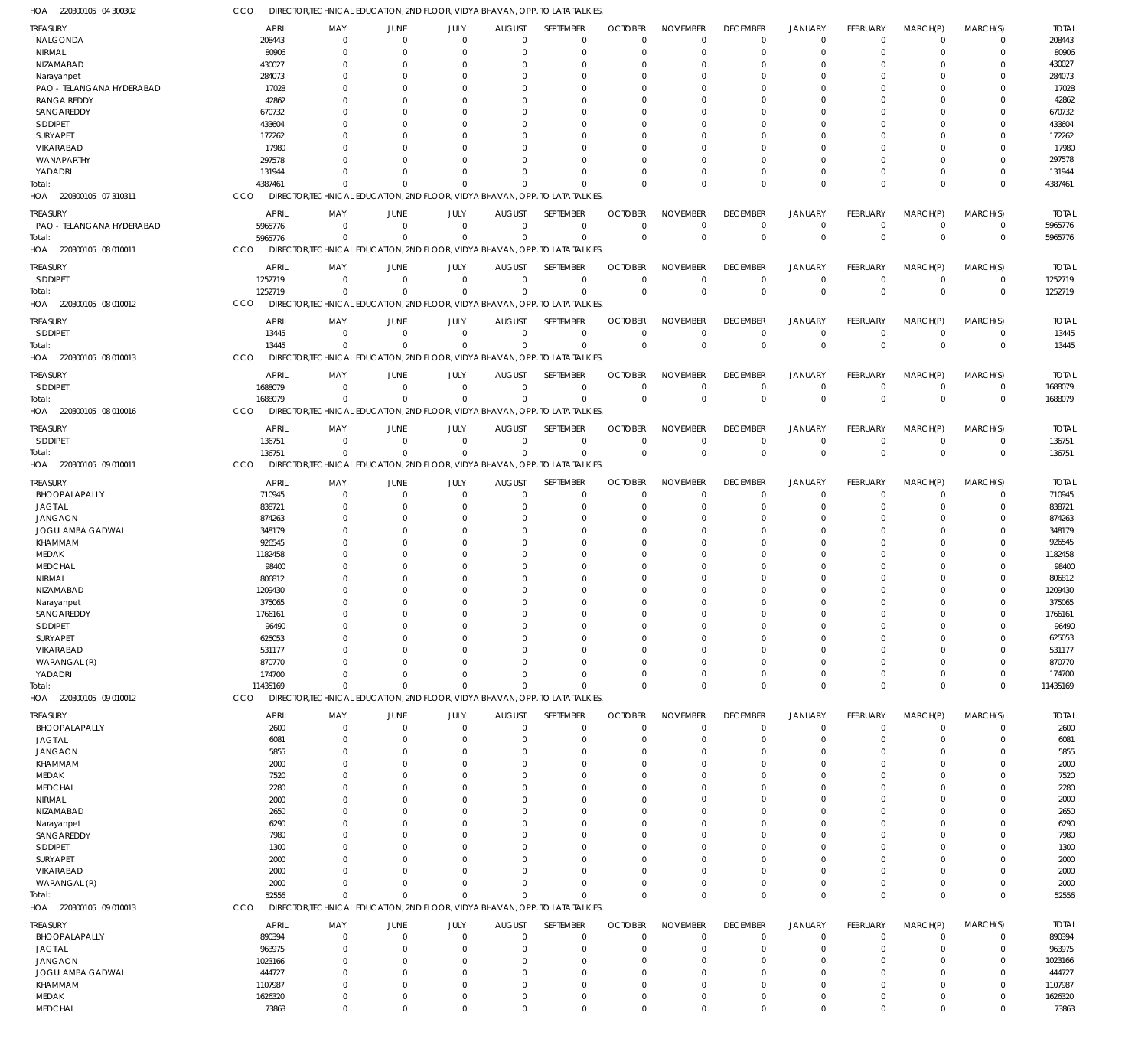HOA 220300105 04 300302 CCO DIRECTOR,TECHNICAL EDUCATION, 2ND FLOOR, VIDYA BHAVAN, OPP. TO LATA TALKIES,

| TREASURY | APRIL | MAY | JUNE | JULY | AUGUST | SEPTEMBER | OCTOBER | NOVEMBER | DECEMBER | JANUARY | FEBRUARY | MARCH(P) | MARCH(S) | TOTAL |
|---|---|---|---|---|---|---|---|---|---|---|---|---|---|---|
| NALGONDA | 208443 | 0 | 0 | 0 | 0 | 0 | 0 | 0 | 0 | 0 | 0 | 0 | 0 | 208443 |
| NIRMAL | 80906 | 0 | 0 | 0 | 0 | 0 | 0 | 0 | 0 | 0 | 0 | 0 | 0 | 80906 |
| NIZAMABAD | 430027 | 0 | 0 | 0 | 0 | 0 | 0 | 0 | 0 | 0 | 0 | 0 | 0 | 430027 |
| Narayanpet | 284073 | 0 | 0 | 0 | 0 | 0 | 0 | 0 | 0 | 0 | 0 | 0 | 0 | 284073 |
| PAO - TELANGANA HYDERABAD | 17028 | 0 | 0 | 0 | 0 | 0 | 0 | 0 | 0 | 0 | 0 | 0 | 0 | 17028 |
| RANGA REDDY | 42862 | 0 | 0 | 0 | 0 | 0 | 0 | 0 | 0 | 0 | 0 | 0 | 0 | 42862 |
| SANGAREDDY | 670732 | 0 | 0 | 0 | 0 | 0 | 0 | 0 | 0 | 0 | 0 | 0 | 0 | 670732 |
| SIDDIPET | 433604 | 0 | 0 | 0 | 0 | 0 | 0 | 0 | 0 | 0 | 0 | 0 | 0 | 433604 |
| SURYAPET | 172262 | 0 | 0 | 0 | 0 | 0 | 0 | 0 | 0 | 0 | 0 | 0 | 0 | 172262 |
| VIKARABAD | 17980 | 0 | 0 | 0 | 0 | 0 | 0 | 0 | 0 | 0 | 0 | 0 | 0 | 17980 |
| WANAPARTHY | 297578 | 0 | 0 | 0 | 0 | 0 | 0 | 0 | 0 | 0 | 0 | 0 | 0 | 297578 |
| YADADRI | 131944 | 0 | 0 | 0 | 0 | 0 | 0 | 0 | 0 | 0 | 0 | 0 | 0 | 131944 |
| Total: | 4387461 | 0 | 0 | 0 | 0 | 0 | 0 | 0 | 0 | 0 | 0 | 0 | 0 | 4387461 |

HOA 220300105 07 310311 CCO DIRECTOR,TECHNICAL EDUCATION, 2ND FLOOR, VIDYA BHAVAN, OPP. TO LATA TALKIES,

| TREASURY | APRIL | MAY | JUNE | JULY | AUGUST | SEPTEMBER | OCTOBER | NOVEMBER | DECEMBER | JANUARY | FEBRUARY | MARCH(P) | MARCH(S) | TOTAL |
|---|---|---|---|---|---|---|---|---|---|---|---|---|---|---|
| PAO - TELANGANA HYDERABAD | 5965776 | 0 | 0 | 0 | 0 | 0 | 0 | 0 | 0 | 0 | 0 | 0 | 0 | 5965776 |
| Total: | 5965776 | 0 | 0 | 0 | 0 | 0 | 0 | 0 | 0 | 0 | 0 | 0 | 0 | 5965776 |

HOA 220300105 08 010011 CCO DIRECTOR,TECHNICAL EDUCATION, 2ND FLOOR, VIDYA BHAVAN, OPP. TO LATA TALKIES,

| TREASURY | APRIL | MAY | JUNE | JULY | AUGUST | SEPTEMBER | OCTOBER | NOVEMBER | DECEMBER | JANUARY | FEBRUARY | MARCH(P) | MARCH(S) | TOTAL |
|---|---|---|---|---|---|---|---|---|---|---|---|---|---|---|
| SIDDIPET | 1252719 | 0 | 0 | 0 | 0 | 0 | 0 | 0 | 0 | 0 | 0 | 0 | 0 | 1252719 |
| Total: | 1252719 | 0 | 0 | 0 | 0 | 0 | 0 | 0 | 0 | 0 | 0 | 0 | 0 | 1252719 |

HOA 220300105 08 010012 CCO DIRECTOR,TECHNICAL EDUCATION, 2ND FLOOR, VIDYA BHAVAN, OPP. TO LATA TALKIES,

| TREASURY | APRIL | MAY | JUNE | JULY | AUGUST | SEPTEMBER | OCTOBER | NOVEMBER | DECEMBER | JANUARY | FEBRUARY | MARCH(P) | MARCH(S) | TOTAL |
|---|---|---|---|---|---|---|---|---|---|---|---|---|---|---|
| SIDDIPET | 13445 | 0 | 0 | 0 | 0 | 0 | 0 | 0 | 0 | 0 | 0 | 0 | 0 | 13445 |
| Total: | 13445 | 0 | 0 | 0 | 0 | 0 | 0 | 0 | 0 | 0 | 0 | 0 | 0 | 13445 |

HOA 220300105 08 010013 CCO DIRECTOR,TECHNICAL EDUCATION, 2ND FLOOR, VIDYA BHAVAN, OPP. TO LATA TALKIES,

| TREASURY | APRIL | MAY | JUNE | JULY | AUGUST | SEPTEMBER | OCTOBER | NOVEMBER | DECEMBER | JANUARY | FEBRUARY | MARCH(P) | MARCH(S) | TOTAL |
|---|---|---|---|---|---|---|---|---|---|---|---|---|---|---|
| SIDDIPET | 1688079 | 0 | 0 | 0 | 0 | 0 | 0 | 0 | 0 | 0 | 0 | 0 | 0 | 1688079 |
| Total: | 1688079 | 0 | 0 | 0 | 0 | 0 | 0 | 0 | 0 | 0 | 0 | 0 | 0 | 1688079 |

HOA 220300105 08 010016 CCO DIRECTOR,TECHNICAL EDUCATION, 2ND FLOOR, VIDYA BHAVAN, OPP. TO LATA TALKIES,

| TREASURY | APRIL | MAY | JUNE | JULY | AUGUST | SEPTEMBER | OCTOBER | NOVEMBER | DECEMBER | JANUARY | FEBRUARY | MARCH(P) | MARCH(S) | TOTAL |
|---|---|---|---|---|---|---|---|---|---|---|---|---|---|---|
| SIDDIPET | 136751 | 0 | 0 | 0 | 0 | 0 | 0 | 0 | 0 | 0 | 0 | 0 | 0 | 136751 |
| Total: | 136751 | 0 | 0 | 0 | 0 | 0 | 0 | 0 | 0 | 0 | 0 | 0 | 0 | 136751 |

HOA 220300105 09 010011 CCO DIRECTOR,TECHNICAL EDUCATION, 2ND FLOOR, VIDYA BHAVAN, OPP. TO LATA TALKIES,

| TREASURY | APRIL | MAY | JUNE | JULY | AUGUST | SEPTEMBER | OCTOBER | NOVEMBER | DECEMBER | JANUARY | FEBRUARY | MARCH(P) | MARCH(S) | TOTAL |
|---|---|---|---|---|---|---|---|---|---|---|---|---|---|---|
| BHOOPALAPALLY | 710945 | 0 | 0 | 0 | 0 | 0 | 0 | 0 | 0 | 0 | 0 | 0 | 0 | 710945 |
| JAGTIAL | 838721 | 0 | 0 | 0 | 0 | 0 | 0 | 0 | 0 | 0 | 0 | 0 | 0 | 838721 |
| JANGAON | 874263 | 0 | 0 | 0 | 0 | 0 | 0 | 0 | 0 | 0 | 0 | 0 | 0 | 874263 |
| JOGULAMBA GADWAL | 348179 | 0 | 0 | 0 | 0 | 0 | 0 | 0 | 0 | 0 | 0 | 0 | 0 | 348179 |
| KHAMMAM | 926545 | 0 | 0 | 0 | 0 | 0 | 0 | 0 | 0 | 0 | 0 | 0 | 0 | 926545 |
| MEDAK | 1182458 | 0 | 0 | 0 | 0 | 0 | 0 | 0 | 0 | 0 | 0 | 0 | 0 | 1182458 |
| MEDCHAL | 98400 | 0 | 0 | 0 | 0 | 0 | 0 | 0 | 0 | 0 | 0 | 0 | 0 | 98400 |
| NIRMAL | 806812 | 0 | 0 | 0 | 0 | 0 | 0 | 0 | 0 | 0 | 0 | 0 | 0 | 806812 |
| NIZAMABAD | 1209430 | 0 | 0 | 0 | 0 | 0 | 0 | 0 | 0 | 0 | 0 | 0 | 0 | 1209430 |
| Narayanpet | 375065 | 0 | 0 | 0 | 0 | 0 | 0 | 0 | 0 | 0 | 0 | 0 | 0 | 375065 |
| SANGAREDDY | 1766161 | 0 | 0 | 0 | 0 | 0 | 0 | 0 | 0 | 0 | 0 | 0 | 0 | 1766161 |
| SIDDIPET | 96490 | 0 | 0 | 0 | 0 | 0 | 0 | 0 | 0 | 0 | 0 | 0 | 0 | 96490 |
| SURYAPET | 625053 | 0 | 0 | 0 | 0 | 0 | 0 | 0 | 0 | 0 | 0 | 0 | 0 | 625053 |
| VIKARABAD | 531177 | 0 | 0 | 0 | 0 | 0 | 0 | 0 | 0 | 0 | 0 | 0 | 0 | 531177 |
| WARANGAL (R) | 870770 | 0 | 0 | 0 | 0 | 0 | 0 | 0 | 0 | 0 | 0 | 0 | 0 | 870770 |
| YADADRI | 174700 | 0 | 0 | 0 | 0 | 0 | 0 | 0 | 0 | 0 | 0 | 0 | 0 | 174700 |
| Total: | 11435169 | 0 | 0 | 0 | 0 | 0 | 0 | 0 | 0 | 0 | 0 | 0 | 0 | 11435169 |

HOA 220300105 09 010012 CCO DIRECTOR,TECHNICAL EDUCATION, 2ND FLOOR, VIDYA BHAVAN, OPP. TO LATA TALKIES,

| TREASURY | APRIL | MAY | JUNE | JULY | AUGUST | SEPTEMBER | OCTOBER | NOVEMBER | DECEMBER | JANUARY | FEBRUARY | MARCH(P) | MARCH(S) | TOTAL |
|---|---|---|---|---|---|---|---|---|---|---|---|---|---|---|
| BHOOPALAPALLY | 2600 | 0 | 0 | 0 | 0 | 0 | 0 | 0 | 0 | 0 | 0 | 0 | 0 | 2600 |
| JAGTIAL | 6081 | 0 | 0 | 0 | 0 | 0 | 0 | 0 | 0 | 0 | 0 | 0 | 0 | 6081 |
| JANGAON | 5855 | 0 | 0 | 0 | 0 | 0 | 0 | 0 | 0 | 0 | 0 | 0 | 0 | 5855 |
| KHAMMAM | 2000 | 0 | 0 | 0 | 0 | 0 | 0 | 0 | 0 | 0 | 0 | 0 | 0 | 2000 |
| MEDAK | 7520 | 0 | 0 | 0 | 0 | 0 | 0 | 0 | 0 | 0 | 0 | 0 | 0 | 7520 |
| MEDCHAL | 2280 | 0 | 0 | 0 | 0 | 0 | 0 | 0 | 0 | 0 | 0 | 0 | 0 | 2280 |
| NIRMAL | 2000 | 0 | 0 | 0 | 0 | 0 | 0 | 0 | 0 | 0 | 0 | 0 | 0 | 2000 |
| NIZAMABAD | 2650 | 0 | 0 | 0 | 0 | 0 | 0 | 0 | 0 | 0 | 0 | 0 | 0 | 2650 |
| Narayanpet | 6290 | 0 | 0 | 0 | 0 | 0 | 0 | 0 | 0 | 0 | 0 | 0 | 0 | 6290 |
| SANGAREDDY | 7980 | 0 | 0 | 0 | 0 | 0 | 0 | 0 | 0 | 0 | 0 | 0 | 0 | 7980 |
| SIDDIPET | 1300 | 0 | 0 | 0 | 0 | 0 | 0 | 0 | 0 | 0 | 0 | 0 | 0 | 1300 |
| SURYAPET | 2000 | 0 | 0 | 0 | 0 | 0 | 0 | 0 | 0 | 0 | 0 | 0 | 0 | 2000 |
| VIKARABAD | 2000 | 0 | 0 | 0 | 0 | 0 | 0 | 0 | 0 | 0 | 0 | 0 | 0 | 2000 |
| WARANGAL (R) | 2000 | 0 | 0 | 0 | 0 | 0 | 0 | 0 | 0 | 0 | 0 | 0 | 0 | 2000 |
| Total: | 52556 | 0 | 0 | 0 | 0 | 0 | 0 | 0 | 0 | 0 | 0 | 0 | 0 | 52556 |

HOA 220300105 09 010013 CCO DIRECTOR,TECHNICAL EDUCATION, 2ND FLOOR, VIDYA BHAVAN, OPP. TO LATA TALKIES,

| TREASURY | APRIL | MAY | JUNE | JULY | AUGUST | SEPTEMBER | OCTOBER | NOVEMBER | DECEMBER | JANUARY | FEBRUARY | MARCH(P) | MARCH(S) | TOTAL |
|---|---|---|---|---|---|---|---|---|---|---|---|---|---|---|
| BHOOPALAPALLY | 890394 | 0 | 0 | 0 | 0 | 0 | 0 | 0 | 0 | 0 | 0 | 0 | 0 | 890394 |
| JAGTIAL | 963975 | 0 | 0 | 0 | 0 | 0 | 0 | 0 | 0 | 0 | 0 | 0 | 0 | 963975 |
| JANGAON | 1023166 | 0 | 0 | 0 | 0 | 0 | 0 | 0 | 0 | 0 | 0 | 0 | 0 | 1023166 |
| JOGULAMBA GADWAL | 444727 | 0 | 0 | 0 | 0 | 0 | 0 | 0 | 0 | 0 | 0 | 0 | 0 | 444727 |
| KHAMMAM | 1107987 | 0 | 0 | 0 | 0 | 0 | 0 | 0 | 0 | 0 | 0 | 0 | 0 | 1107987 |
| MEDAK | 1626320 | 0 | 0 | 0 | 0 | 0 | 0 | 0 | 0 | 0 | 0 | 0 | 0 | 1626320 |
| MEDCHAL | 73863 | 0 | 0 | 0 | 0 | 0 | 0 | 0 | 0 | 0 | 0 | 0 | 0 | 73863 |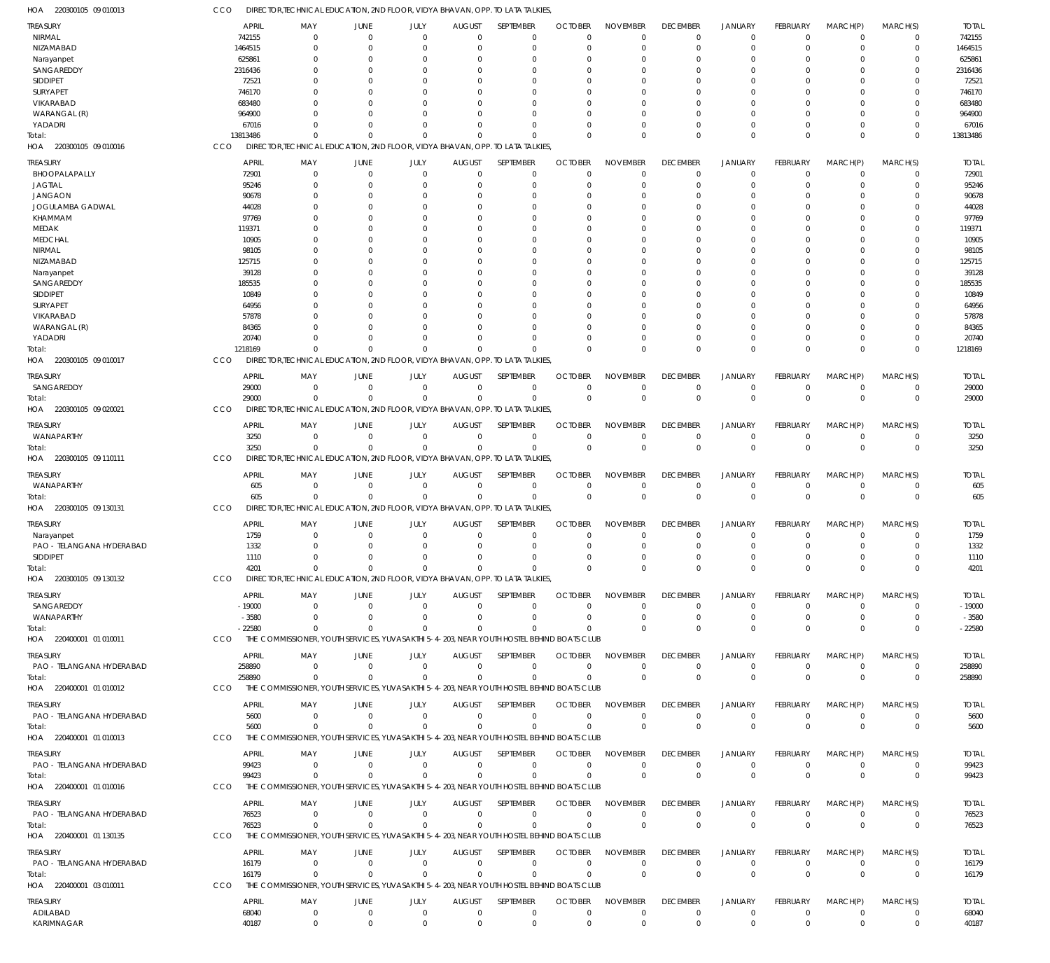HOA 220300105 09 010013 CCO DIRECTOR,TECHNICAL EDUCATION, 2ND FLOOR, VIDYA BHAVAN, OPP. TO LATA TALKIES,

| TREASURY | APRIL | MAY | JUNE | JULY | AUGUST | SEPTEMBER | OCTOBER | NOVEMBER | DECEMBER | JANUARY | FEBRUARY | MARCH(P) | MARCH(S) | TOTAL |
|---|---|---|---|---|---|---|---|---|---|---|---|---|---|---|
| NIRMAL | 742155 | 0 | 0 | 0 | 0 | 0 | 0 | 0 | 0 | 0 | 0 | 0 | 0 | 742155 |
| NIZAMABAD | 1464515 | 0 | 0 | 0 | 0 | 0 | 0 | 0 | 0 | 0 | 0 | 0 | 0 | 1464515 |
| Narayanpet | 625861 | 0 | 0 | 0 | 0 | 0 | 0 | 0 | 0 | 0 | 0 | 0 | 0 | 625861 |
| SANGAREDDY | 2316436 | 0 | 0 | 0 | 0 | 0 | 0 | 0 | 0 | 0 | 0 | 0 | 0 | 2316436 |
| SIDDIPET | 72521 | 0 | 0 | 0 | 0 | 0 | 0 | 0 | 0 | 0 | 0 | 0 | 0 | 72521 |
| SURYAPET | 746170 | 0 | 0 | 0 | 0 | 0 | 0 | 0 | 0 | 0 | 0 | 0 | 0 | 746170 |
| VIKARABAD | 683480 | 0 | 0 | 0 | 0 | 0 | 0 | 0 | 0 | 0 | 0 | 0 | 0 | 683480 |
| WARANGAL (R) | 964900 | 0 | 0 | 0 | 0 | 0 | 0 | 0 | 0 | 0 | 0 | 0 | 0 | 964900 |
| YADADRI | 67016 | 0 | 0 | 0 | 0 | 0 | 0 | 0 | 0 | 0 | 0 | 0 | 0 | 67016 |
| Total: | 13813486 | 0 | 0 | 0 | 0 | 0 | 0 | 0 | 0 | 0 | 0 | 0 | 0 | 13813486 |

HOA 220300105 09 010016 CCO DIRECTOR,TECHNICAL EDUCATION, 2ND FLOOR, VIDYA BHAVAN, OPP. TO LATA TALKIES,

| TREASURY | APRIL | MAY | JUNE | JULY | AUGUST | SEPTEMBER | OCTOBER | NOVEMBER | DECEMBER | JANUARY | FEBRUARY | MARCH(P) | MARCH(S) | TOTAL |
|---|---|---|---|---|---|---|---|---|---|---|---|---|---|---|
| BHOOPALAPALLY | 72901 | 0 | 0 | 0 | 0 | 0 | 0 | 0 | 0 | 0 | 0 | 0 | 0 | 72901 |
| JAGTIAL | 95246 | 0 | 0 | 0 | 0 | 0 | 0 | 0 | 0 | 0 | 0 | 0 | 0 | 95246 |
| JANGAON | 90678 | 0 | 0 | 0 | 0 | 0 | 0 | 0 | 0 | 0 | 0 | 0 | 0 | 90678 |
| JOGULAMBA GADWAL | 44028 | 0 | 0 | 0 | 0 | 0 | 0 | 0 | 0 | 0 | 0 | 0 | 0 | 44028 |
| KHAMMAM | 97769 | 0 | 0 | 0 | 0 | 0 | 0 | 0 | 0 | 0 | 0 | 0 | 0 | 97769 |
| MEDAK | 119371 | 0 | 0 | 0 | 0 | 0 | 0 | 0 | 0 | 0 | 0 | 0 | 0 | 119371 |
| MEDCHAL | 10905 | 0 | 0 | 0 | 0 | 0 | 0 | 0 | 0 | 0 | 0 | 0 | 0 | 10905 |
| NIRMAL | 98105 | 0 | 0 | 0 | 0 | 0 | 0 | 0 | 0 | 0 | 0 | 0 | 0 | 98105 |
| NIZAMABAD | 125715 | 0 | 0 | 0 | 0 | 0 | 0 | 0 | 0 | 0 | 0 | 0 | 0 | 125715 |
| Narayanpet | 39128 | 0 | 0 | 0 | 0 | 0 | 0 | 0 | 0 | 0 | 0 | 0 | 0 | 39128 |
| SANGAREDDY | 185535 | 0 | 0 | 0 | 0 | 0 | 0 | 0 | 0 | 0 | 0 | 0 | 0 | 185535 |
| SIDDIPET | 10849 | 0 | 0 | 0 | 0 | 0 | 0 | 0 | 0 | 0 | 0 | 0 | 0 | 10849 |
| SURYAPET | 64956 | 0 | 0 | 0 | 0 | 0 | 0 | 0 | 0 | 0 | 0 | 0 | 0 | 64956 |
| VIKARABAD | 57878 | 0 | 0 | 0 | 0 | 0 | 0 | 0 | 0 | 0 | 0 | 0 | 0 | 57878 |
| WARANGAL (R) | 84365 | 0 | 0 | 0 | 0 | 0 | 0 | 0 | 0 | 0 | 0 | 0 | 0 | 84365 |
| YADADRI | 20740 | 0 | 0 | 0 | 0 | 0 | 0 | 0 | 0 | 0 | 0 | 0 | 0 | 20740 |
| Total: | 1218169 | 0 | 0 | 0 | 0 | 0 | 0 | 0 | 0 | 0 | 0 | 0 | 0 | 1218169 |

HOA 220300105 09 010017 CCO DIRECTOR,TECHNICAL EDUCATION, 2ND FLOOR, VIDYA BHAVAN, OPP. TO LATA TALKIES,

| TREASURY | APRIL | MAY | JUNE | JULY | AUGUST | SEPTEMBER | OCTOBER | NOVEMBER | DECEMBER | JANUARY | FEBRUARY | MARCH(P) | MARCH(S) | TOTAL |
|---|---|---|---|---|---|---|---|---|---|---|---|---|---|---|
| SANGAREDDY | 29000 | 0 | 0 | 0 | 0 | 0 | 0 | 0 | 0 | 0 | 0 | 0 | 0 | 29000 |
| Total: | 29000 | 0 | 0 | 0 | 0 | 0 | 0 | 0 | 0 | 0 | 0 | 0 | 0 | 29000 |

HOA 220300105 09 020021 CCO DIRECTOR,TECHNICAL EDUCATION, 2ND FLOOR, VIDYA BHAVAN, OPP. TO LATA TALKIES,

| TREASURY | APRIL | MAY | JUNE | JULY | AUGUST | SEPTEMBER | OCTOBER | NOVEMBER | DECEMBER | JANUARY | FEBRUARY | MARCH(P) | MARCH(S) | TOTAL |
|---|---|---|---|---|---|---|---|---|---|---|---|---|---|---|
| WANAPARTHY | 3250 | 0 | 0 | 0 | 0 | 0 | 0 | 0 | 0 | 0 | 0 | 0 | 0 | 3250 |
| Total: | 3250 | 0 | 0 | 0 | 0 | 0 | 0 | 0 | 0 | 0 | 0 | 0 | 0 | 3250 |

HOA 220300105 09 110111 CCO DIRECTOR,TECHNICAL EDUCATION, 2ND FLOOR, VIDYA BHAVAN, OPP. TO LATA TALKIES,

| TREASURY | APRIL | MAY | JUNE | JULY | AUGUST | SEPTEMBER | OCTOBER | NOVEMBER | DECEMBER | JANUARY | FEBRUARY | MARCH(P) | MARCH(S) | TOTAL |
|---|---|---|---|---|---|---|---|---|---|---|---|---|---|---|
| WANAPARTHY | 605 | 0 | 0 | 0 | 0 | 0 | 0 | 0 | 0 | 0 | 0 | 0 | 0 | 605 |
| Total: | 605 | 0 | 0 | 0 | 0 | 0 | 0 | 0 | 0 | 0 | 0 | 0 | 0 | 605 |

HOA 220300105 09 130131 CCO DIRECTOR,TECHNICAL EDUCATION, 2ND FLOOR, VIDYA BHAVAN, OPP. TO LATA TALKIES,

| TREASURY | APRIL | MAY | JUNE | JULY | AUGUST | SEPTEMBER | OCTOBER | NOVEMBER | DECEMBER | JANUARY | FEBRUARY | MARCH(P) | MARCH(S) | TOTAL |
|---|---|---|---|---|---|---|---|---|---|---|---|---|---|---|
| Narayanpet | 1759 | 0 | 0 | 0 | 0 | 0 | 0 | 0 | 0 | 0 | 0 | 0 | 0 | 1759 |
| PAO - TELANGANA HYDERABAD | 1332 | 0 | 0 | 0 | 0 | 0 | 0 | 0 | 0 | 0 | 0 | 0 | 0 | 1332 |
| SIDDIPET | 1110 | 0 | 0 | 0 | 0 | 0 | 0 | 0 | 0 | 0 | 0 | 0 | 0 | 1110 |
| Total: | 4201 | 0 | 0 | 0 | 0 | 0 | 0 | 0 | 0 | 0 | 0 | 0 | 0 | 4201 |

HOA 220300105 09 130132 CCO DIRECTOR,TECHNICAL EDUCATION, 2ND FLOOR, VIDYA BHAVAN, OPP. TO LATA TALKIES,

| TREASURY | APRIL | MAY | JUNE | JULY | AUGUST | SEPTEMBER | OCTOBER | NOVEMBER | DECEMBER | JANUARY | FEBRUARY | MARCH(P) | MARCH(S) | TOTAL |
|---|---|---|---|---|---|---|---|---|---|---|---|---|---|---|
| SANGAREDDY | -19000 | 0 | 0 | 0 | 0 | 0 | 0 | 0 | 0 | 0 | 0 | 0 | 0 | -19000 |
| WANAPARTHY | -3580 | 0 | 0 | 0 | 0 | 0 | 0 | 0 | 0 | 0 | 0 | 0 | 0 | -3580 |
| Total: | -22580 | 0 | 0 | 0 | 0 | 0 | 0 | 0 | 0 | 0 | 0 | 0 | 0 | -22580 |

HOA 220400001 01 010011 CCO THE COMMISSIONER, YOUTH SERVICES, YUVASAKTHI 5-4-203, NEAR YOUTH HOSTEL BEHIND BOATS CLUB

| TREASURY | APRIL | MAY | JUNE | JULY | AUGUST | SEPTEMBER | OCTOBER | NOVEMBER | DECEMBER | JANUARY | FEBRUARY | MARCH(P) | MARCH(S) | TOTAL |
|---|---|---|---|---|---|---|---|---|---|---|---|---|---|---|
| PAO - TELANGANA HYDERABAD | 258890 | 0 | 0 | 0 | 0 | 0 | 0 | 0 | 0 | 0 | 0 | 0 | 0 | 258890 |
| Total: | 258890 | 0 | 0 | 0 | 0 | 0 | 0 | 0 | 0 | 0 | 0 | 0 | 0 | 258890 |

HOA 220400001 01 010012 CCO THE COMMISSIONER, YOUTH SERVICES, YUVASAKTHI 5-4-203, NEAR YOUTH HOSTEL BEHIND BOATS CLUB

| TREASURY | APRIL | MAY | JUNE | JULY | AUGUST | SEPTEMBER | OCTOBER | NOVEMBER | DECEMBER | JANUARY | FEBRUARY | MARCH(P) | MARCH(S) | TOTAL |
|---|---|---|---|---|---|---|---|---|---|---|---|---|---|---|
| PAO - TELANGANA HYDERABAD | 5600 | 0 | 0 | 0 | 0 | 0 | 0 | 0 | 0 | 0 | 0 | 0 | 0 | 5600 |
| Total: | 5600 | 0 | 0 | 0 | 0 | 0 | 0 | 0 | 0 | 0 | 0 | 0 | 0 | 5600 |

HOA 220400001 01 010013 CCO THE COMMISSIONER, YOUTH SERVICES, YUVASAKTHI 5-4-203, NEAR YOUTH HOSTEL BEHIND BOATS CLUB

| TREASURY | APRIL | MAY | JUNE | JULY | AUGUST | SEPTEMBER | OCTOBER | NOVEMBER | DECEMBER | JANUARY | FEBRUARY | MARCH(P) | MARCH(S) | TOTAL |
|---|---|---|---|---|---|---|---|---|---|---|---|---|---|---|
| PAO - TELANGANA HYDERABAD | 99423 | 0 | 0 | 0 | 0 | 0 | 0 | 0 | 0 | 0 | 0 | 0 | 0 | 99423 |
| Total: | 99423 | 0 | 0 | 0 | 0 | 0 | 0 | 0 | 0 | 0 | 0 | 0 | 0 | 99423 |

HOA 220400001 01 010016 CCO THE COMMISSIONER, YOUTH SERVICES, YUVASAKTHI 5-4-203, NEAR YOUTH HOSTEL BEHIND BOATS CLUB

| TREASURY | APRIL | MAY | JUNE | JULY | AUGUST | SEPTEMBER | OCTOBER | NOVEMBER | DECEMBER | JANUARY | FEBRUARY | MARCH(P) | MARCH(S) | TOTAL |
|---|---|---|---|---|---|---|---|---|---|---|---|---|---|---|
| PAO - TELANGANA HYDERABAD | 76523 | 0 | 0 | 0 | 0 | 0 | 0 | 0 | 0 | 0 | 0 | 0 | 0 | 76523 |
| Total: | 76523 | 0 | 0 | 0 | 0 | 0 | 0 | 0 | 0 | 0 | 0 | 0 | 0 | 76523 |

HOA 220400001 01 130135 CCO THE COMMISSIONER, YOUTH SERVICES, YUVASAKTHI 5-4-203, NEAR YOUTH HOSTEL BEHIND BOATS CLUB

| TREASURY | APRIL | MAY | JUNE | JULY | AUGUST | SEPTEMBER | OCTOBER | NOVEMBER | DECEMBER | JANUARY | FEBRUARY | MARCH(P) | MARCH(S) | TOTAL |
|---|---|---|---|---|---|---|---|---|---|---|---|---|---|---|
| PAO - TELANGANA HYDERABAD | 16179 | 0 | 0 | 0 | 0 | 0 | 0 | 0 | 0 | 0 | 0 | 0 | 0 | 16179 |
| Total: | 16179 | 0 | 0 | 0 | 0 | 0 | 0 | 0 | 0 | 0 | 0 | 0 | 0 | 16179 |

HOA 220400001 03 010011 CCO THE COMMISSIONER, YOUTH SERVICES, YUVASAKTHI 5-4-203, NEAR YOUTH HOSTEL BEHIND BOATS CLUB

| TREASURY | APRIL | MAY | JUNE | JULY | AUGUST | SEPTEMBER | OCTOBER | NOVEMBER | DECEMBER | JANUARY | FEBRUARY | MARCH(P) | MARCH(S) | TOTAL |
|---|---|---|---|---|---|---|---|---|---|---|---|---|---|---|
| ADILABAD | 68040 | 0 | 0 | 0 | 0 | 0 | 0 | 0 | 0 | 0 | 0 | 0 | 0 | 68040 |
| KARIMNAGAR | 40187 | 0 | 0 | 0 | 0 | 0 | 0 | 0 | 0 | 0 | 0 | 0 | 0 | 40187 |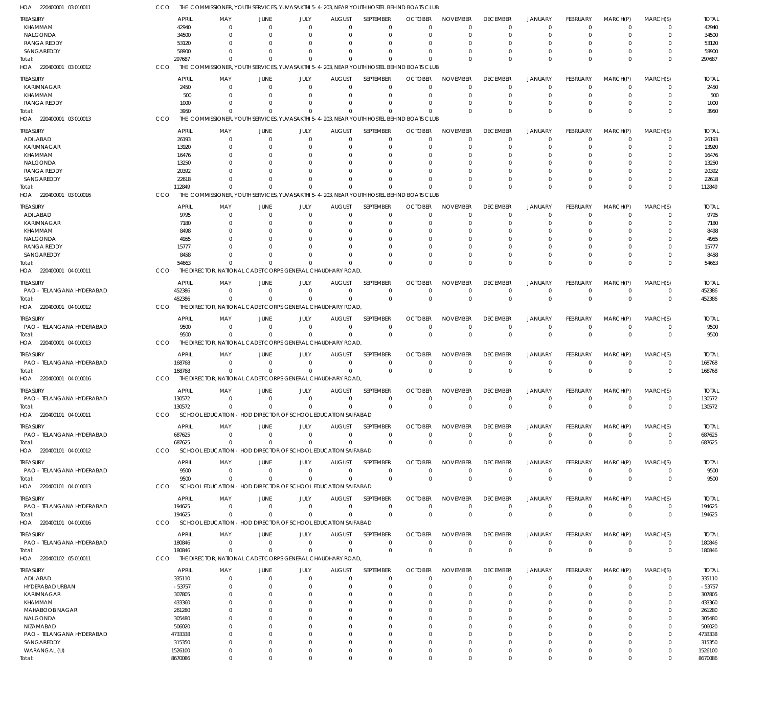HOA 220400001 03 010011 CCO THE COMMISSIONER, YOUTH SERVICES, YUVASAKTHI 5-4-203, NEAR YOUTH HOSTEL BEHIND BOATS CLUB

| TREASURY | APRIL | MAY | JUNE | JULY | AUGUST | SEPTEMBER | OCTOBER | NOVEMBER | DECEMBER | JANUARY | FEBRUARY | MARCH(P) | MARCH(S) | TOTAL |
|---|---|---|---|---|---|---|---|---|---|---|---|---|---|---|
| KHAMMAM | 42940 | 0 | 0 | 0 | 0 | 0 | 0 | 0 | 0 | 0 | 0 | 0 | 0 | 42940 |
| NALGONDA | 34500 | 0 | 0 | 0 | 0 | 0 | 0 | 0 | 0 | 0 | 0 | 0 | 0 | 34500 |
| RANGA REDDY | 53120 | 0 | 0 | 0 | 0 | 0 | 0 | 0 | 0 | 0 | 0 | 0 | 0 | 53120 |
| SANGAREDDY | 58900 | 0 | 0 | 0 | 0 | 0 | 0 | 0 | 0 | 0 | 0 | 0 | 0 | 58900 |
| Total: | 297687 | 0 | 0 | 0 | 0 | 0 | 0 | 0 | 0 | 0 | 0 | 0 | 0 | 297687 |

HOA 220400001 03 010012 CCO THE COMMISSIONER, YOUTH SERVICES, YUVASAKTHI 5-4-203, NEAR YOUTH HOSTEL BEHIND BOATS CLUB

| TREASURY | APRIL | MAY | JUNE | JULY | AUGUST | SEPTEMBER | OCTOBER | NOVEMBER | DECEMBER | JANUARY | FEBRUARY | MARCH(P) | MARCH(S) | TOTAL |
|---|---|---|---|---|---|---|---|---|---|---|---|---|---|---|
| KARIMNAGAR | 2450 | 0 | 0 | 0 | 0 | 0 | 0 | 0 | 0 | 0 | 0 | 0 | 0 | 2450 |
| KHAMMAM | 500 | 0 | 0 | 0 | 0 | 0 | 0 | 0 | 0 | 0 | 0 | 0 | 0 | 500 |
| RANGA REDDY | 1000 | 0 | 0 | 0 | 0 | 0 | 0 | 0 | 0 | 0 | 0 | 0 | 0 | 1000 |
| Total: | 3950 | 0 | 0 | 0 | 0 | 0 | 0 | 0 | 0 | 0 | 0 | 0 | 0 | 3950 |

HOA 220400001 03 010013 CCO THE COMMISSIONER, YOUTH SERVICES, YUVASAKTHI 5-4-203, NEAR YOUTH HOSTEL BEHIND BOATS CLUB

| TREASURY | APRIL | MAY | JUNE | JULY | AUGUST | SEPTEMBER | OCTOBER | NOVEMBER | DECEMBER | JANUARY | FEBRUARY | MARCH(P) | MARCH(S) | TOTAL |
|---|---|---|---|---|---|---|---|---|---|---|---|---|---|---|
| ADILABAD | 26193 | 0 | 0 | 0 | 0 | 0 | 0 | 0 | 0 | 0 | 0 | 0 | 0 | 26193 |
| KARIMNAGAR | 13920 | 0 | 0 | 0 | 0 | 0 | 0 | 0 | 0 | 0 | 0 | 0 | 0 | 13920 |
| KHAMMAM | 16476 | 0 | 0 | 0 | 0 | 0 | 0 | 0 | 0 | 0 | 0 | 0 | 0 | 16476 |
| NALGONDA | 13250 | 0 | 0 | 0 | 0 | 0 | 0 | 0 | 0 | 0 | 0 | 0 | 0 | 13250 |
| RANGA REDDY | 20392 | 0 | 0 | 0 | 0 | 0 | 0 | 0 | 0 | 0 | 0 | 0 | 0 | 20392 |
| SANGAREDDY | 22618 | 0 | 0 | 0 | 0 | 0 | 0 | 0 | 0 | 0 | 0 | 0 | 0 | 22618 |
| Total: | 112849 | 0 | 0 | 0 | 0 | 0 | 0 | 0 | 0 | 0 | 0 | 0 | 0 | 112849 |

HOA 220400001 03 010016 CCO THE COMMISSIONER, YOUTH SERVICES, YUVASAKTHI 5-4-203, NEAR YOUTH HOSTEL BEHIND BOATS CLUB

| TREASURY | APRIL | MAY | JUNE | JULY | AUGUST | SEPTEMBER | OCTOBER | NOVEMBER | DECEMBER | JANUARY | FEBRUARY | MARCH(P) | MARCH(S) | TOTAL |
|---|---|---|---|---|---|---|---|---|---|---|---|---|---|---|
| ADILABAD | 9795 | 0 | 0 | 0 | 0 | 0 | 0 | 0 | 0 | 0 | 0 | 0 | 0 | 9795 |
| KARIMNAGAR | 7180 | 0 | 0 | 0 | 0 | 0 | 0 | 0 | 0 | 0 | 0 | 0 | 0 | 7180 |
| KHAMMAM | 8498 | 0 | 0 | 0 | 0 | 0 | 0 | 0 | 0 | 0 | 0 | 0 | 0 | 8498 |
| NALGONDA | 4955 | 0 | 0 | 0 | 0 | 0 | 0 | 0 | 0 | 0 | 0 | 0 | 0 | 4955 |
| RANGA REDDY | 15777 | 0 | 0 | 0 | 0 | 0 | 0 | 0 | 0 | 0 | 0 | 0 | 0 | 15777 |
| SANGAREDDY | 8458 | 0 | 0 | 0 | 0 | 0 | 0 | 0 | 0 | 0 | 0 | 0 | 0 | 8458 |
| Total: | 54663 | 0 | 0 | 0 | 0 | 0 | 0 | 0 | 0 | 0 | 0 | 0 | 0 | 54663 |

HOA 220400001 04 010011 CCO THE DIRECTOR, NATIONAL CADET CORPS GENERAL CHAUDHARY ROAD,

| TREASURY | APRIL | MAY | JUNE | JULY | AUGUST | SEPTEMBER | OCTOBER | NOVEMBER | DECEMBER | JANUARY | FEBRUARY | MARCH(P) | MARCH(S) | TOTAL |
|---|---|---|---|---|---|---|---|---|---|---|---|---|---|---|
| PAO - TELANGANA HYDERABAD | 452386 | 0 | 0 | 0 | 0 | 0 | 0 | 0 | 0 | 0 | 0 | 0 | 0 | 452386 |
| Total: | 452386 | 0 | 0 | 0 | 0 | 0 | 0 | 0 | 0 | 0 | 0 | 0 | 0 | 452386 |

HOA 220400001 04 010012 CCO THE DIRECTOR, NATIONAL CADET CORPS GENERAL CHAUDHARY ROAD,

| TREASURY | APRIL | MAY | JUNE | JULY | AUGUST | SEPTEMBER | OCTOBER | NOVEMBER | DECEMBER | JANUARY | FEBRUARY | MARCH(P) | MARCH(S) | TOTAL |
|---|---|---|---|---|---|---|---|---|---|---|---|---|---|---|
| PAO - TELANGANA HYDERABAD | 9500 | 0 | 0 | 0 | 0 | 0 | 0 | 0 | 0 | 0 | 0 | 0 | 0 | 9500 |
| Total: | 9500 | 0 | 0 | 0 | 0 | 0 | 0 | 0 | 0 | 0 | 0 | 0 | 0 | 9500 |

HOA 220400001 04 010013 CCO THE DIRECTOR, NATIONAL CADET CORPS GENERAL CHAUDHARY ROAD,

| TREASURY | APRIL | MAY | JUNE | JULY | AUGUST | SEPTEMBER | OCTOBER | NOVEMBER | DECEMBER | JANUARY | FEBRUARY | MARCH(P) | MARCH(S) | TOTAL |
|---|---|---|---|---|---|---|---|---|---|---|---|---|---|---|
| PAO - TELANGANA HYDERABAD | 168768 | 0 | 0 | 0 | 0 | 0 | 0 | 0 | 0 | 0 | 0 | 0 | 0 | 168768 |
| Total: | 168768 | 0 | 0 | 0 | 0 | 0 | 0 | 0 | 0 | 0 | 0 | 0 | 0 | 168768 |

HOA 220400001 04 010016 CCO THE DIRECTOR, NATIONAL CADET CORPS GENERAL CHAUDHARY ROAD,

| TREASURY | APRIL | MAY | JUNE | JULY | AUGUST | SEPTEMBER | OCTOBER | NOVEMBER | DECEMBER | JANUARY | FEBRUARY | MARCH(P) | MARCH(S) | TOTAL |
|---|---|---|---|---|---|---|---|---|---|---|---|---|---|---|
| PAO - TELANGANA HYDERABAD | 130572 | 0 | 0 | 0 | 0 | 0 | 0 | 0 | 0 | 0 | 0 | 0 | 0 | 130572 |
| Total: | 130572 | 0 | 0 | 0 | 0 | 0 | 0 | 0 | 0 | 0 | 0 | 0 | 0 | 130572 |

HOA 220400101 04 010011 CCO SCHOOL EDUCATION - HOD DIRECTOR OF SCHOOL EDUCATION SAIFABAD

| TREASURY | APRIL | MAY | JUNE | JULY | AUGUST | SEPTEMBER | OCTOBER | NOVEMBER | DECEMBER | JANUARY | FEBRUARY | MARCH(P) | MARCH(S) | TOTAL |
|---|---|---|---|---|---|---|---|---|---|---|---|---|---|---|
| PAO - TELANGANA HYDERABAD | 687625 | 0 | 0 | 0 | 0 | 0 | 0 | 0 | 0 | 0 | 0 | 0 | 0 | 687625 |
| Total: | 687625 | 0 | 0 | 0 | 0 | 0 | 0 | 0 | 0 | 0 | 0 | 0 | 0 | 687625 |

HOA 220400101 04 010012 CCO SCHOOL EDUCATION - HOD DIRECTOR OF SCHOOL EDUCATION SAIFABAD

| TREASURY | APRIL | MAY | JUNE | JULY | AUGUST | SEPTEMBER | OCTOBER | NOVEMBER | DECEMBER | JANUARY | FEBRUARY | MARCH(P) | MARCH(S) | TOTAL |
|---|---|---|---|---|---|---|---|---|---|---|---|---|---|---|
| PAO - TELANGANA HYDERABAD | 9500 | 0 | 0 | 0 | 0 | 0 | 0 | 0 | 0 | 0 | 0 | 0 | 0 | 9500 |
| Total: | 9500 | 0 | 0 | 0 | 0 | 0 | 0 | 0 | 0 | 0 | 0 | 0 | 0 | 9500 |

HOA 220400101 04 010013 CCO SCHOOL EDUCATION - HOD DIRECTOR OF SCHOOL EDUCATION SAIFABAD

| TREASURY | APRIL | MAY | JUNE | JULY | AUGUST | SEPTEMBER | OCTOBER | NOVEMBER | DECEMBER | JANUARY | FEBRUARY | MARCH(P) | MARCH(S) | TOTAL |
|---|---|---|---|---|---|---|---|---|---|---|---|---|---|---|
| PAO - TELANGANA HYDERABAD | 194625 | 0 | 0 | 0 | 0 | 0 | 0 | 0 | 0 | 0 | 0 | 0 | 0 | 194625 |
| Total: | 194625 | 0 | 0 | 0 | 0 | 0 | 0 | 0 | 0 | 0 | 0 | 0 | 0 | 194625 |

HOA 220400101 04 010016 CCO SCHOOL EDUCATION - HOD DIRECTOR OF SCHOOL EDUCATION SAIFABAD

| TREASURY | APRIL | MAY | JUNE | JULY | AUGUST | SEPTEMBER | OCTOBER | NOVEMBER | DECEMBER | JANUARY | FEBRUARY | MARCH(P) | MARCH(S) | TOTAL |
|---|---|---|---|---|---|---|---|---|---|---|---|---|---|---|
| PAO - TELANGANA HYDERABAD | 180846 | 0 | 0 | 0 | 0 | 0 | 0 | 0 | 0 | 0 | 0 | 0 | 0 | 180846 |
| Total: | 180846 | 0 | 0 | 0 | 0 | 0 | 0 | 0 | 0 | 0 | 0 | 0 | 0 | 180846 |

HOA 220400102 05 010011 CCO THE DIRECTOR, NATIONAL CADET CORPS GENERAL CHAUDHARY ROAD,

| TREASURY | APRIL | MAY | JUNE | JULY | AUGUST | SEPTEMBER | OCTOBER | NOVEMBER | DECEMBER | JANUARY | FEBRUARY | MARCH(P) | MARCH(S) | TOTAL |
|---|---|---|---|---|---|---|---|---|---|---|---|---|---|---|
| ADILABAD | 335110 | 0 | 0 | 0 | 0 | 0 | 0 | 0 | 0 | 0 | 0 | 0 | 0 | 335110 |
| HYDERABAD URBAN | -53757 | 0 | 0 | 0 | 0 | 0 | 0 | 0 | 0 | 0 | 0 | 0 | 0 | -53757 |
| KARIMNAGAR | 307805 | 0 | 0 | 0 | 0 | 0 | 0 | 0 | 0 | 0 | 0 | 0 | 0 | 307805 |
| KHAMMAM | 433360 | 0 | 0 | 0 | 0 | 0 | 0 | 0 | 0 | 0 | 0 | 0 | 0 | 433360 |
| MAHABOOB NAGAR | 261280 | 0 | 0 | 0 | 0 | 0 | 0 | 0 | 0 | 0 | 0 | 0 | 0 | 261280 |
| NALGONDA | 305480 | 0 | 0 | 0 | 0 | 0 | 0 | 0 | 0 | 0 | 0 | 0 | 0 | 305480 |
| NIZAMABAD | 506020 | 0 | 0 | 0 | 0 | 0 | 0 | 0 | 0 | 0 | 0 | 0 | 0 | 506020 |
| PAO - TELANGANA HYDERABAD | 4733338 | 0 | 0 | 0 | 0 | 0 | 0 | 0 | 0 | 0 | 0 | 0 | 0 | 4733338 |
| SANGAREDDY | 315350 | 0 | 0 | 0 | 0 | 0 | 0 | 0 | 0 | 0 | 0 | 0 | 0 | 315350 |
| WARANGAL (U) | 1526100 | 0 | 0 | 0 | 0 | 0 | 0 | 0 | 0 | 0 | 0 | 0 | 0 | 1526100 |
| Total: | 8670086 | 0 | 0 | 0 | 0 | 0 | 0 | 0 | 0 | 0 | 0 | 0 | 0 | 8670086 |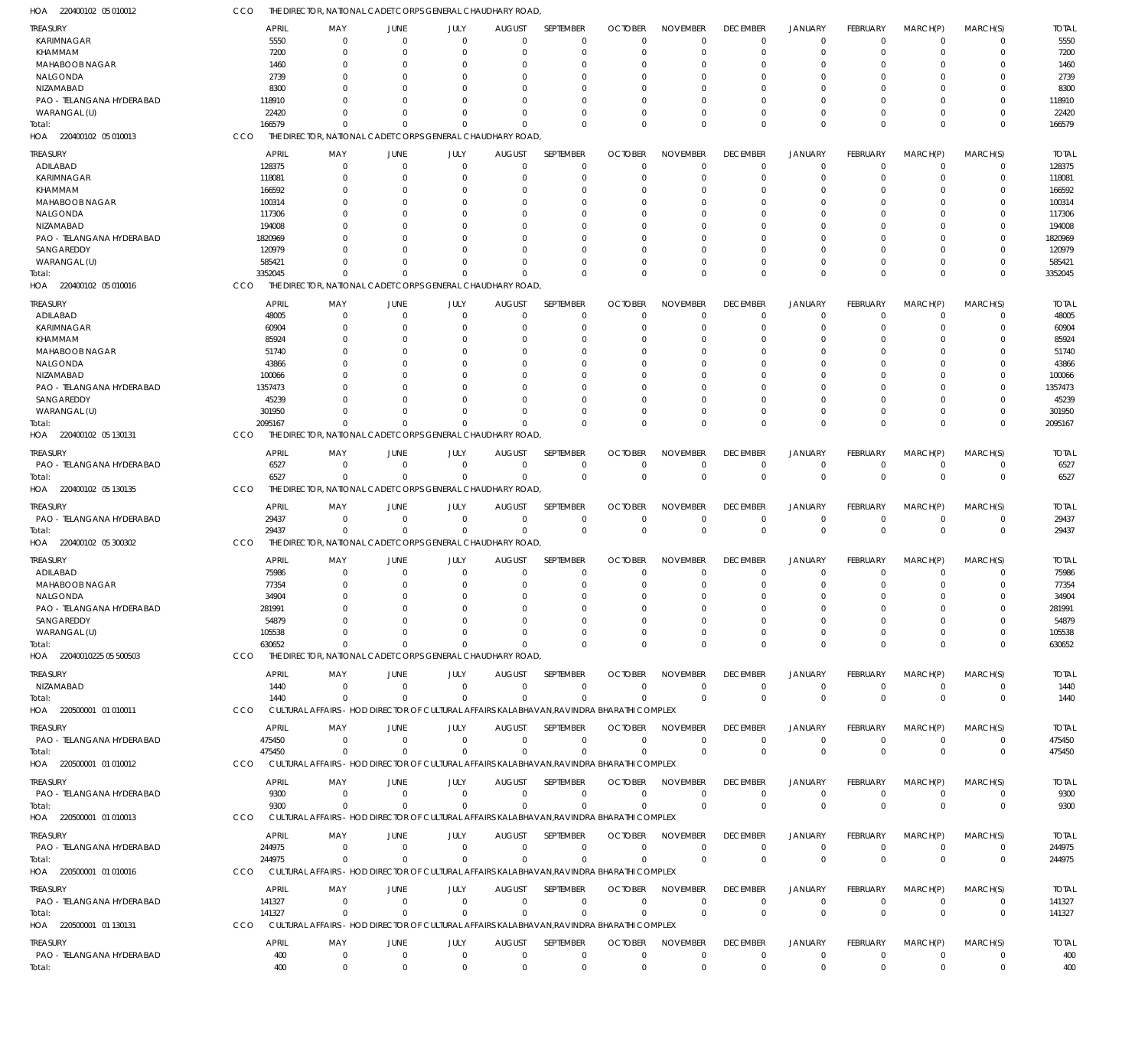HOA 220400102 05 010012 CCO THE DIRECTOR, NATIONAL CADET CORPS GENERAL CHAUDHARY ROAD,

| TREASURY | APRIL | MAY | JUNE | JULY | AUGUST | SEPTEMBER | OCTOBER | NOVEMBER | DECEMBER | JANUARY | FEBRUARY | MARCH(P) | MARCH(S) | TOTAL |
|---|---|---|---|---|---|---|---|---|---|---|---|---|---|---|
| KARIMNAGAR | 5550 | 0 | 0 | 0 | 0 | 0 | 0 | 0 | 0 | 0 | 0 | 0 | 0 | 5550 |
| KHAMMAM | 7200 | 0 | 0 | 0 | 0 | 0 | 0 | 0 | 0 | 0 | 0 | 0 | 0 | 7200 |
| MAHABOOB NAGAR | 1460 | 0 | 0 | 0 | 0 | 0 | 0 | 0 | 0 | 0 | 0 | 0 | 0 | 1460 |
| NALGONDA | 2739 | 0 | 0 | 0 | 0 | 0 | 0 | 0 | 0 | 0 | 0 | 0 | 0 | 2739 |
| NIZAMABAD | 8300 | 0 | 0 | 0 | 0 | 0 | 0 | 0 | 0 | 0 | 0 | 0 | 0 | 8300 |
| PAO - TELANGANA HYDERABAD | 118910 | 0 | 0 | 0 | 0 | 0 | 0 | 0 | 0 | 0 | 0 | 0 | 0 | 118910 |
| WARANGAL (U) | 22420 | 0 | 0 | 0 | 0 | 0 | 0 | 0 | 0 | 0 | 0 | 0 | 0 | 22420 |
| Total: | 166579 | 0 | 0 | 0 | 0 | 0 | 0 | 0 | 0 | 0 | 0 | 0 | 0 | 166579 |

HOA 220400102 05 010013 CCO THE DIRECTOR, NATIONAL CADET CORPS GENERAL CHAUDHARY ROAD,

| TREASURY | APRIL | MAY | JUNE | JULY | AUGUST | SEPTEMBER | OCTOBER | NOVEMBER | DECEMBER | JANUARY | FEBRUARY | MARCH(P) | MARCH(S) | TOTAL |
|---|---|---|---|---|---|---|---|---|---|---|---|---|---|---|
| ADILABAD | 128375 | 0 | 0 | 0 | 0 | 0 | 0 | 0 | 0 | 0 | 0 | 0 | 0 | 128375 |
| KARIMNAGAR | 118081 | 0 | 0 | 0 | 0 | 0 | 0 | 0 | 0 | 0 | 0 | 0 | 0 | 118081 |
| KHAMMAM | 166592 | 0 | 0 | 0 | 0 | 0 | 0 | 0 | 0 | 0 | 0 | 0 | 0 | 166592 |
| MAHABOOB NAGAR | 100314 | 0 | 0 | 0 | 0 | 0 | 0 | 0 | 0 | 0 | 0 | 0 | 0 | 100314 |
| NALGONDA | 117306 | 0 | 0 | 0 | 0 | 0 | 0 | 0 | 0 | 0 | 0 | 0 | 0 | 117306 |
| NIZAMABAD | 194008 | 0 | 0 | 0 | 0 | 0 | 0 | 0 | 0 | 0 | 0 | 0 | 0 | 194008 |
| PAO - TELANGANA HYDERABAD | 1820969 | 0 | 0 | 0 | 0 | 0 | 0 | 0 | 0 | 0 | 0 | 0 | 0 | 1820969 |
| SANGAREDDY | 120979 | 0 | 0 | 0 | 0 | 0 | 0 | 0 | 0 | 0 | 0 | 0 | 0 | 120979 |
| WARANGAL (U) | 585421 | 0 | 0 | 0 | 0 | 0 | 0 | 0 | 0 | 0 | 0 | 0 | 0 | 585421 |
| Total: | 3352045 | 0 | 0 | 0 | 0 | 0 | 0 | 0 | 0 | 0 | 0 | 0 | 0 | 3352045 |

HOA 220400102 05 010016 CCO THE DIRECTOR, NATIONAL CADET CORPS GENERAL CHAUDHARY ROAD,

| TREASURY | APRIL | MAY | JUNE | JULY | AUGUST | SEPTEMBER | OCTOBER | NOVEMBER | DECEMBER | JANUARY | FEBRUARY | MARCH(P) | MARCH(S) | TOTAL |
|---|---|---|---|---|---|---|---|---|---|---|---|---|---|---|
| ADILABAD | 48005 | 0 | 0 | 0 | 0 | 0 | 0 | 0 | 0 | 0 | 0 | 0 | 0 | 48005 |
| KARIMNAGAR | 60904 | 0 | 0 | 0 | 0 | 0 | 0 | 0 | 0 | 0 | 0 | 0 | 0 | 60904 |
| KHAMMAM | 85924 | 0 | 0 | 0 | 0 | 0 | 0 | 0 | 0 | 0 | 0 | 0 | 0 | 85924 |
| MAHABOOB NAGAR | 51740 | 0 | 0 | 0 | 0 | 0 | 0 | 0 | 0 | 0 | 0 | 0 | 0 | 51740 |
| NALGONDA | 43866 | 0 | 0 | 0 | 0 | 0 | 0 | 0 | 0 | 0 | 0 | 0 | 0 | 43866 |
| NIZAMABAD | 100066 | 0 | 0 | 0 | 0 | 0 | 0 | 0 | 0 | 0 | 0 | 0 | 0 | 100066 |
| PAO - TELANGANA HYDERABAD | 1357473 | 0 | 0 | 0 | 0 | 0 | 0 | 0 | 0 | 0 | 0 | 0 | 0 | 1357473 |
| SANGAREDDY | 45239 | 0 | 0 | 0 | 0 | 0 | 0 | 0 | 0 | 0 | 0 | 0 | 0 | 45239 |
| WARANGAL (U) | 301950 | 0 | 0 | 0 | 0 | 0 | 0 | 0 | 0 | 0 | 0 | 0 | 0 | 301950 |
| Total: | 2095167 | 0 | 0 | 0 | 0 | 0 | 0 | 0 | 0 | 0 | 0 | 0 | 0 | 2095167 |

HOA 220400102 05 130131 CCO THE DIRECTOR, NATIONAL CADET CORPS GENERAL CHAUDHARY ROAD,

| TREASURY | APRIL | MAY | JUNE | JULY | AUGUST | SEPTEMBER | OCTOBER | NOVEMBER | DECEMBER | JANUARY | FEBRUARY | MARCH(P) | MARCH(S) | TOTAL |
|---|---|---|---|---|---|---|---|---|---|---|---|---|---|---|
| PAO - TELANGANA HYDERABAD | 6527 | 0 | 0 | 0 | 0 | 0 | 0 | 0 | 0 | 0 | 0 | 0 | 0 | 6527 |
| Total: | 6527 | 0 | 0 | 0 | 0 | 0 | 0 | 0 | 0 | 0 | 0 | 0 | 0 | 6527 |

HOA 220400102 05 130135 CCO THE DIRECTOR, NATIONAL CADET CORPS GENERAL CHAUDHARY ROAD,

| TREASURY | APRIL | MAY | JUNE | JULY | AUGUST | SEPTEMBER | OCTOBER | NOVEMBER | DECEMBER | JANUARY | FEBRUARY | MARCH(P) | MARCH(S) | TOTAL |
|---|---|---|---|---|---|---|---|---|---|---|---|---|---|---|
| PAO - TELANGANA HYDERABAD | 29437 | 0 | 0 | 0 | 0 | 0 | 0 | 0 | 0 | 0 | 0 | 0 | 0 | 29437 |
| Total: | 29437 | 0 | 0 | 0 | 0 | 0 | 0 | 0 | 0 | 0 | 0 | 0 | 0 | 29437 |

HOA 220400102 05 300302 CCO THE DIRECTOR, NATIONAL CADET CORPS GENERAL CHAUDHARY ROAD,

| TREASURY | APRIL | MAY | JUNE | JULY | AUGUST | SEPTEMBER | OCTOBER | NOVEMBER | DECEMBER | JANUARY | FEBRUARY | MARCH(P) | MARCH(S) | TOTAL |
|---|---|---|---|---|---|---|---|---|---|---|---|---|---|---|
| ADILABAD | 75986 | 0 | 0 | 0 | 0 | 0 | 0 | 0 | 0 | 0 | 0 | 0 | 0 | 75986 |
| MAHABOOB NAGAR | 77354 | 0 | 0 | 0 | 0 | 0 | 0 | 0 | 0 | 0 | 0 | 0 | 0 | 77354 |
| NALGONDA | 34904 | 0 | 0 | 0 | 0 | 0 | 0 | 0 | 0 | 0 | 0 | 0 | 0 | 34904 |
| PAO - TELANGANA HYDERABAD | 281991 | 0 | 0 | 0 | 0 | 0 | 0 | 0 | 0 | 0 | 0 | 0 | 0 | 281991 |
| SANGAREDDY | 54879 | 0 | 0 | 0 | 0 | 0 | 0 | 0 | 0 | 0 | 0 | 0 | 0 | 54879 |
| WARANGAL (U) | 105538 | 0 | 0 | 0 | 0 | 0 | 0 | 0 | 0 | 0 | 0 | 0 | 0 | 105538 |
| Total: | 630652 | 0 | 0 | 0 | 0 | 0 | 0 | 0 | 0 | 0 | 0 | 0 | 0 | 630652 |

HOA 22040010225 05 500503 CCO THE DIRECTOR, NATIONAL CADET CORPS GENERAL CHAUDHARY ROAD,

| TREASURY | APRIL | MAY | JUNE | JULY | AUGUST | SEPTEMBER | OCTOBER | NOVEMBER | DECEMBER | JANUARY | FEBRUARY | MARCH(P) | MARCH(S) | TOTAL |
|---|---|---|---|---|---|---|---|---|---|---|---|---|---|---|
| NIZAMABAD | 1440 | 0 | 0 | 0 | 0 | 0 | 0 | 0 | 0 | 0 | 0 | 0 | 0 | 1440 |
| Total: | 1440 | 0 | 0 | 0 | 0 | 0 | 0 | 0 | 0 | 0 | 0 | 0 | 0 | 1440 |

HOA 220500001 01 010011 CCO CULTURAL AFFAIRS - HOD DIRECTOR OF CULTURAL AFFAIRS KALABHAVAN,RAVINDRA BHARATHI COMPLEX

| TREASURY | APRIL | MAY | JUNE | JULY | AUGUST | SEPTEMBER | OCTOBER | NOVEMBER | DECEMBER | JANUARY | FEBRUARY | MARCH(P) | MARCH(S) | TOTAL |
|---|---|---|---|---|---|---|---|---|---|---|---|---|---|---|
| PAO - TELANGANA HYDERABAD | 475450 | 0 | 0 | 0 | 0 | 0 | 0 | 0 | 0 | 0 | 0 | 0 | 0 | 475450 |
| Total: | 475450 | 0 | 0 | 0 | 0 | 0 | 0 | 0 | 0 | 0 | 0 | 0 | 0 | 475450 |

HOA 220500001 01 010012 CCO CULTURAL AFFAIRS - HOD DIRECTOR OF CULTURAL AFFAIRS KALABHAVAN,RAVINDRA BHARATHI COMPLEX

| TREASURY | APRIL | MAY | JUNE | JULY | AUGUST | SEPTEMBER | OCTOBER | NOVEMBER | DECEMBER | JANUARY | FEBRUARY | MARCH(P) | MARCH(S) | TOTAL |
|---|---|---|---|---|---|---|---|---|---|---|---|---|---|---|
| PAO - TELANGANA HYDERABAD | 9300 | 0 | 0 | 0 | 0 | 0 | 0 | 0 | 0 | 0 | 0 | 0 | 0 | 9300 |
| Total: | 9300 | 0 | 0 | 0 | 0 | 0 | 0 | 0 | 0 | 0 | 0 | 0 | 0 | 9300 |

HOA 220500001 01 010013 CCO CULTURAL AFFAIRS - HOD DIRECTOR OF CULTURAL AFFAIRS KALABHAVAN,RAVINDRA BHARATHI COMPLEX

| TREASURY | APRIL | MAY | JUNE | JULY | AUGUST | SEPTEMBER | OCTOBER | NOVEMBER | DECEMBER | JANUARY | FEBRUARY | MARCH(P) | MARCH(S) | TOTAL |
|---|---|---|---|---|---|---|---|---|---|---|---|---|---|---|
| PAO - TELANGANA HYDERABAD | 244975 | 0 | 0 | 0 | 0 | 0 | 0 | 0 | 0 | 0 | 0 | 0 | 0 | 244975 |
| Total: | 244975 | 0 | 0 | 0 | 0 | 0 | 0 | 0 | 0 | 0 | 0 | 0 | 0 | 244975 |

HOA 220500001 01 010016 CCO CULTURAL AFFAIRS - HOD DIRECTOR OF CULTURAL AFFAIRS KALABHAVAN,RAVINDRA BHARATHI COMPLEX

| TREASURY | APRIL | MAY | JUNE | JULY | AUGUST | SEPTEMBER | OCTOBER | NOVEMBER | DECEMBER | JANUARY | FEBRUARY | MARCH(P) | MARCH(S) | TOTAL |
|---|---|---|---|---|---|---|---|---|---|---|---|---|---|---|
| PAO - TELANGANA HYDERABAD | 141327 | 0 | 0 | 0 | 0 | 0 | 0 | 0 | 0 | 0 | 0 | 0 | 0 | 141327 |
| Total: | 141327 | 0 | 0 | 0 | 0 | 0 | 0 | 0 | 0 | 0 | 0 | 0 | 0 | 141327 |

HOA 220500001 01 130131 CCO CULTURAL AFFAIRS - HOD DIRECTOR OF CULTURAL AFFAIRS KALABHAVAN,RAVINDRA BHARATHI COMPLEX

| TREASURY | APRIL | MAY | JUNE | JULY | AUGUST | SEPTEMBER | OCTOBER | NOVEMBER | DECEMBER | JANUARY | FEBRUARY | MARCH(P) | MARCH(S) | TOTAL |
|---|---|---|---|---|---|---|---|---|---|---|---|---|---|---|
| PAO - TELANGANA HYDERABAD | 400 | 0 | 0 | 0 | 0 | 0 | 0 | 0 | 0 | 0 | 0 | 0 | 0 | 400 |
| Total: | 400 | 0 | 0 | 0 | 0 | 0 | 0 | 0 | 0 | 0 | 0 | 0 | 0 | 400 |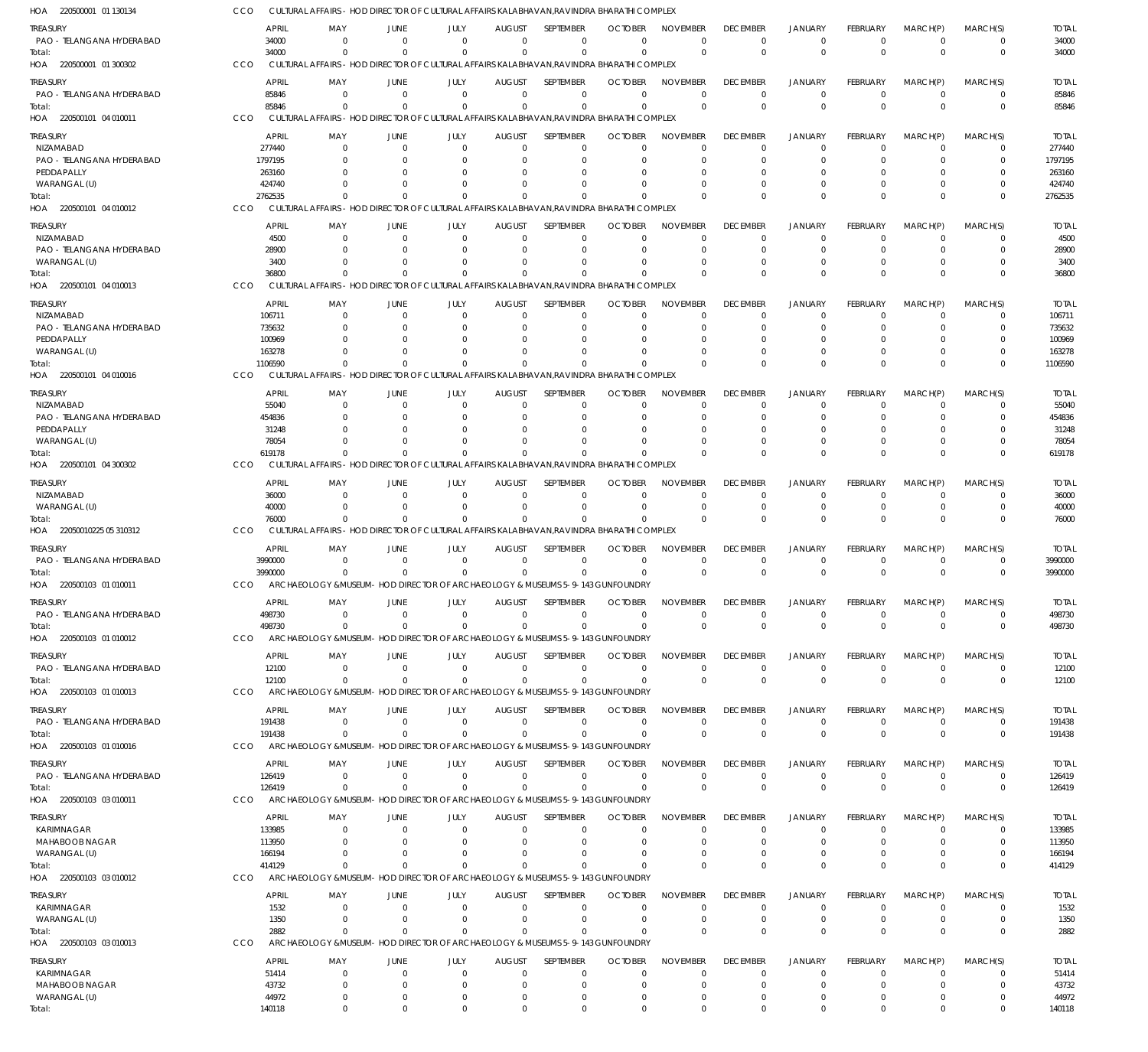HOA 220500001 01 130134 CCO CULTURAL AFFAIRS - HOD DIRECTOR OF CULTURAL AFFAIRS KALABHAVAN,RAVINDRA BHARATHI COMPLEX

| TREASURY | APRIL | MAY | JUNE | JULY | AUGUST | SEPTEMBER | OCTOBER | NOVEMBER | DECEMBER | JANUARY | FEBRUARY | MARCH(P) | MARCH(S) | TOTAL |
|---|---|---|---|---|---|---|---|---|---|---|---|---|---|---|
| PAO - TELANGANA HYDERABAD | 34000 | 0 | 0 | 0 | 0 | 0 | 0 | 0 | 0 | 0 | 0 | 0 | 0 | 34000 |
| Total: | 34000 | 0 | 0 | 0 | 0 | 0 | 0 | 0 | 0 | 0 | 0 | 0 | 0 | 34000 |

HOA 220500001 01 300302 CCO CULTURAL AFFAIRS - HOD DIRECTOR OF CULTURAL AFFAIRS KALABHAVAN,RAVINDRA BHARATHI COMPLEX

| TREASURY | APRIL | MAY | JUNE | JULY | AUGUST | SEPTEMBER | OCTOBER | NOVEMBER | DECEMBER | JANUARY | FEBRUARY | MARCH(P) | MARCH(S) | TOTAL |
|---|---|---|---|---|---|---|---|---|---|---|---|---|---|---|
| PAO - TELANGANA HYDERABAD | 85846 | 0 | 0 | 0 | 0 | 0 | 0 | 0 | 0 | 0 | 0 | 0 | 0 | 85846 |
| Total: | 85846 | 0 | 0 | 0 | 0 | 0 | 0 | 0 | 0 | 0 | 0 | 0 | 0 | 85846 |

HOA 220500101 04 010011 CCO CULTURAL AFFAIRS - HOD DIRECTOR OF CULTURAL AFFAIRS KALABHAVAN,RAVINDRA BHARATHI COMPLEX

| TREASURY | APRIL | MAY | JUNE | JULY | AUGUST | SEPTEMBER | OCTOBER | NOVEMBER | DECEMBER | JANUARY | FEBRUARY | MARCH(P) | MARCH(S) | TOTAL |
|---|---|---|---|---|---|---|---|---|---|---|---|---|---|---|
| NIZAMABAD | 277440 | 0 | 0 | 0 | 0 | 0 | 0 | 0 | 0 | 0 | 0 | 0 | 0 | 277440 |
| PAO - TELANGANA HYDERABAD | 1797195 | 0 | 0 | 0 | 0 | 0 | 0 | 0 | 0 | 0 | 0 | 0 | 0 | 1797195 |
| PEDDAPALLY | 263160 | 0 | 0 | 0 | 0 | 0 | 0 | 0 | 0 | 0 | 0 | 0 | 0 | 263160 |
| WARANGAL (U) | 424740 | 0 | 0 | 0 | 0 | 0 | 0 | 0 | 0 | 0 | 0 | 0 | 0 | 424740 |
| Total: | 2762535 | 0 | 0 | 0 | 0 | 0 | 0 | 0 | 0 | 0 | 0 | 0 | 0 | 2762535 |

HOA 220500101 04 010012 CCO CULTURAL AFFAIRS - HOD DIRECTOR OF CULTURAL AFFAIRS KALABHAVAN,RAVINDRA BHARATHI COMPLEX

| TREASURY | APRIL | MAY | JUNE | JULY | AUGUST | SEPTEMBER | OCTOBER | NOVEMBER | DECEMBER | JANUARY | FEBRUARY | MARCH(P) | MARCH(S) | TOTAL |
|---|---|---|---|---|---|---|---|---|---|---|---|---|---|---|
| NIZAMABAD | 4500 | 0 | 0 | 0 | 0 | 0 | 0 | 0 | 0 | 0 | 0 | 0 | 0 | 4500 |
| PAO - TELANGANA HYDERABAD | 28900 | 0 | 0 | 0 | 0 | 0 | 0 | 0 | 0 | 0 | 0 | 0 | 0 | 28900 |
| WARANGAL (U) | 3400 | 0 | 0 | 0 | 0 | 0 | 0 | 0 | 0 | 0 | 0 | 0 | 0 | 3400 |
| Total: | 36800 | 0 | 0 | 0 | 0 | 0 | 0 | 0 | 0 | 0 | 0 | 0 | 0 | 36800 |

HOA 220500101 04 010013 CCO CULTURAL AFFAIRS - HOD DIRECTOR OF CULTURAL AFFAIRS KALABHAVAN,RAVINDRA BHARATHI COMPLEX

| TREASURY | APRIL | MAY | JUNE | JULY | AUGUST | SEPTEMBER | OCTOBER | NOVEMBER | DECEMBER | JANUARY | FEBRUARY | MARCH(P) | MARCH(S) | TOTAL |
|---|---|---|---|---|---|---|---|---|---|---|---|---|---|---|
| NIZAMABAD | 106711 | 0 | 0 | 0 | 0 | 0 | 0 | 0 | 0 | 0 | 0 | 0 | 0 | 106711 |
| PAO - TELANGANA HYDERABAD | 735632 | 0 | 0 | 0 | 0 | 0 | 0 | 0 | 0 | 0 | 0 | 0 | 0 | 735632 |
| PEDDAPALLY | 100969 | 0 | 0 | 0 | 0 | 0 | 0 | 0 | 0 | 0 | 0 | 0 | 0 | 100969 |
| WARANGAL (U) | 163278 | 0 | 0 | 0 | 0 | 0 | 0 | 0 | 0 | 0 | 0 | 0 | 0 | 163278 |
| Total: | 1106590 | 0 | 0 | 0 | 0 | 0 | 0 | 0 | 0 | 0 | 0 | 0 | 0 | 1106590 |

HOA 220500101 04 010016 CCO CULTURAL AFFAIRS - HOD DIRECTOR OF CULTURAL AFFAIRS KALABHAVAN,RAVINDRA BHARATHI COMPLEX

| TREASURY | APRIL | MAY | JUNE | JULY | AUGUST | SEPTEMBER | OCTOBER | NOVEMBER | DECEMBER | JANUARY | FEBRUARY | MARCH(P) | MARCH(S) | TOTAL |
|---|---|---|---|---|---|---|---|---|---|---|---|---|---|---|
| NIZAMABAD | 55040 | 0 | 0 | 0 | 0 | 0 | 0 | 0 | 0 | 0 | 0 | 0 | 0 | 55040 |
| PAO - TELANGANA HYDERABAD | 454836 | 0 | 0 | 0 | 0 | 0 | 0 | 0 | 0 | 0 | 0 | 0 | 0 | 454836 |
| PEDDAPALLY | 31248 | 0 | 0 | 0 | 0 | 0 | 0 | 0 | 0 | 0 | 0 | 0 | 0 | 31248 |
| WARANGAL (U) | 78054 | 0 | 0 | 0 | 0 | 0 | 0 | 0 | 0 | 0 | 0 | 0 | 0 | 78054 |
| Total: | 619178 | 0 | 0 | 0 | 0 | 0 | 0 | 0 | 0 | 0 | 0 | 0 | 0 | 619178 |

HOA 220500101 04 300302 CCO CULTURAL AFFAIRS - HOD DIRECTOR OF CULTURAL AFFAIRS KALABHAVAN,RAVINDRA BHARATHI COMPLEX

| TREASURY | APRIL | MAY | JUNE | JULY | AUGUST | SEPTEMBER | OCTOBER | NOVEMBER | DECEMBER | JANUARY | FEBRUARY | MARCH(P) | MARCH(S) | TOTAL |
|---|---|---|---|---|---|---|---|---|---|---|---|---|---|---|
| NIZAMABAD | 36000 | 0 | 0 | 0 | 0 | 0 | 0 | 0 | 0 | 0 | 0 | 0 | 0 | 36000 |
| WARANGAL (U) | 40000 | 0 | 0 | 0 | 0 | 0 | 0 | 0 | 0 | 0 | 0 | 0 | 0 | 40000 |
| Total: | 76000 | 0 | 0 | 0 | 0 | 0 | 0 | 0 | 0 | 0 | 0 | 0 | 0 | 76000 |

HOA 22050010225 05 310312 CCO CULTURAL AFFAIRS - HOD DIRECTOR OF CULTURAL AFFAIRS KALABHAVAN,RAVINDRA BHARATHI COMPLEX

| TREASURY | APRIL | MAY | JUNE | JULY | AUGUST | SEPTEMBER | OCTOBER | NOVEMBER | DECEMBER | JANUARY | FEBRUARY | MARCH(P) | MARCH(S) | TOTAL |
|---|---|---|---|---|---|---|---|---|---|---|---|---|---|---|
| PAO - TELANGANA HYDERABAD | 3990000 | 0 | 0 | 0 | 0 | 0 | 0 | 0 | 0 | 0 | 0 | 0 | 0 | 3990000 |
| Total: | 3990000 | 0 | 0 | 0 | 0 | 0 | 0 | 0 | 0 | 0 | 0 | 0 | 0 | 3990000 |

HOA 220500103 01 010011 CCO ARCHAEOLOGY & MUSEUM - HOD DIRECTOR OF ARCHAEOLOGY & MUSEUMS 5-9-143 GUNFOUNDRY

| TREASURY | APRIL | MAY | JUNE | JULY | AUGUST | SEPTEMBER | OCTOBER | NOVEMBER | DECEMBER | JANUARY | FEBRUARY | MARCH(P) | MARCH(S) | TOTAL |
|---|---|---|---|---|---|---|---|---|---|---|---|---|---|---|
| PAO - TELANGANA HYDERABAD | 498730 | 0 | 0 | 0 | 0 | 0 | 0 | 0 | 0 | 0 | 0 | 0 | 0 | 498730 |
| Total: | 498730 | 0 | 0 | 0 | 0 | 0 | 0 | 0 | 0 | 0 | 0 | 0 | 0 | 498730 |

HOA 220500103 01 010012 CCO ARCHAEOLOGY & MUSEUM - HOD DIRECTOR OF ARCHAEOLOGY & MUSEUMS 5-9-143 GUNFOUNDRY

| TREASURY | APRIL | MAY | JUNE | JULY | AUGUST | SEPTEMBER | OCTOBER | NOVEMBER | DECEMBER | JANUARY | FEBRUARY | MARCH(P) | MARCH(S) | TOTAL |
|---|---|---|---|---|---|---|---|---|---|---|---|---|---|---|
| PAO - TELANGANA HYDERABAD | 12100 | 0 | 0 | 0 | 0 | 0 | 0 | 0 | 0 | 0 | 0 | 0 | 0 | 12100 |
| Total: | 12100 | 0 | 0 | 0 | 0 | 0 | 0 | 0 | 0 | 0 | 0 | 0 | 0 | 12100 |

HOA 220500103 01 010013 CCO ARCHAEOLOGY & MUSEUM - HOD DIRECTOR OF ARCHAEOLOGY & MUSEUMS 5-9-143 GUNFOUNDRY

| TREASURY | APRIL | MAY | JUNE | JULY | AUGUST | SEPTEMBER | OCTOBER | NOVEMBER | DECEMBER | JANUARY | FEBRUARY | MARCH(P) | MARCH(S) | TOTAL |
|---|---|---|---|---|---|---|---|---|---|---|---|---|---|---|
| PAO - TELANGANA HYDERABAD | 191438 | 0 | 0 | 0 | 0 | 0 | 0 | 0 | 0 | 0 | 0 | 0 | 0 | 191438 |
| Total: | 191438 | 0 | 0 | 0 | 0 | 0 | 0 | 0 | 0 | 0 | 0 | 0 | 0 | 191438 |

HOA 220500103 01 010016 CCO ARCHAEOLOGY & MUSEUM - HOD DIRECTOR OF ARCHAEOLOGY & MUSEUMS 5-9-143 GUNFOUNDRY

| TREASURY | APRIL | MAY | JUNE | JULY | AUGUST | SEPTEMBER | OCTOBER | NOVEMBER | DECEMBER | JANUARY | FEBRUARY | MARCH(P) | MARCH(S) | TOTAL |
|---|---|---|---|---|---|---|---|---|---|---|---|---|---|---|
| PAO - TELANGANA HYDERABAD | 126419 | 0 | 0 | 0 | 0 | 0 | 0 | 0 | 0 | 0 | 0 | 0 | 0 | 126419 |
| Total: | 126419 | 0 | 0 | 0 | 0 | 0 | 0 | 0 | 0 | 0 | 0 | 0 | 0 | 126419 |

HOA 220500103 03 010011 CCO ARCHAEOLOGY & MUSEUM - HOD DIRECTOR OF ARCHAEOLOGY & MUSEUMS 5-9-143 GUNFOUNDRY

| TREASURY | APRIL | MAY | JUNE | JULY | AUGUST | SEPTEMBER | OCTOBER | NOVEMBER | DECEMBER | JANUARY | FEBRUARY | MARCH(P) | MARCH(S) | TOTAL |
|---|---|---|---|---|---|---|---|---|---|---|---|---|---|---|
| KARIMNAGAR | 133985 | 0 | 0 | 0 | 0 | 0 | 0 | 0 | 0 | 0 | 0 | 0 | 0 | 133985 |
| MAHABOOB NAGAR | 113950 | 0 | 0 | 0 | 0 | 0 | 0 | 0 | 0 | 0 | 0 | 0 | 0 | 113950 |
| WARANGAL (U) | 166194 | 0 | 0 | 0 | 0 | 0 | 0 | 0 | 0 | 0 | 0 | 0 | 0 | 166194 |
| Total: | 414129 | 0 | 0 | 0 | 0 | 0 | 0 | 0 | 0 | 0 | 0 | 0 | 0 | 414129 |

HOA 220500103 03 010012 CCO ARCHAEOLOGY & MUSEUM - HOD DIRECTOR OF ARCHAEOLOGY & MUSEUMS 5-9-143 GUNFOUNDRY

| TREASURY | APRIL | MAY | JUNE | JULY | AUGUST | SEPTEMBER | OCTOBER | NOVEMBER | DECEMBER | JANUARY | FEBRUARY | MARCH(P) | MARCH(S) | TOTAL |
|---|---|---|---|---|---|---|---|---|---|---|---|---|---|---|
| KARIMNAGAR | 1532 | 0 | 0 | 0 | 0 | 0 | 0 | 0 | 0 | 0 | 0 | 0 | 0 | 1532 |
| WARANGAL (U) | 1350 | 0 | 0 | 0 | 0 | 0 | 0 | 0 | 0 | 0 | 0 | 0 | 0 | 1350 |
| Total: | 2882 | 0 | 0 | 0 | 0 | 0 | 0 | 0 | 0 | 0 | 0 | 0 | 0 | 2882 |

HOA 220500103 03 010013 CCO ARCHAEOLOGY & MUSEUM - HOD DIRECTOR OF ARCHAEOLOGY & MUSEUMS 5-9-143 GUNFOUNDRY

| TREASURY | APRIL | MAY | JUNE | JULY | AUGUST | SEPTEMBER | OCTOBER | NOVEMBER | DECEMBER | JANUARY | FEBRUARY | MARCH(P) | MARCH(S) | TOTAL |
|---|---|---|---|---|---|---|---|---|---|---|---|---|---|---|
| KARIMNAGAR | 51414 | 0 | 0 | 0 | 0 | 0 | 0 | 0 | 0 | 0 | 0 | 0 | 0 | 51414 |
| MAHABOOB NAGAR | 43732 | 0 | 0 | 0 | 0 | 0 | 0 | 0 | 0 | 0 | 0 | 0 | 0 | 43732 |
| WARANGAL (U) | 44972 | 0 | 0 | 0 | 0 | 0 | 0 | 0 | 0 | 0 | 0 | 0 | 0 | 44972 |
| Total: | 140118 | 0 | 0 | 0 | 0 | 0 | 0 | 0 | 0 | 0 | 0 | 0 | 0 | 140118 |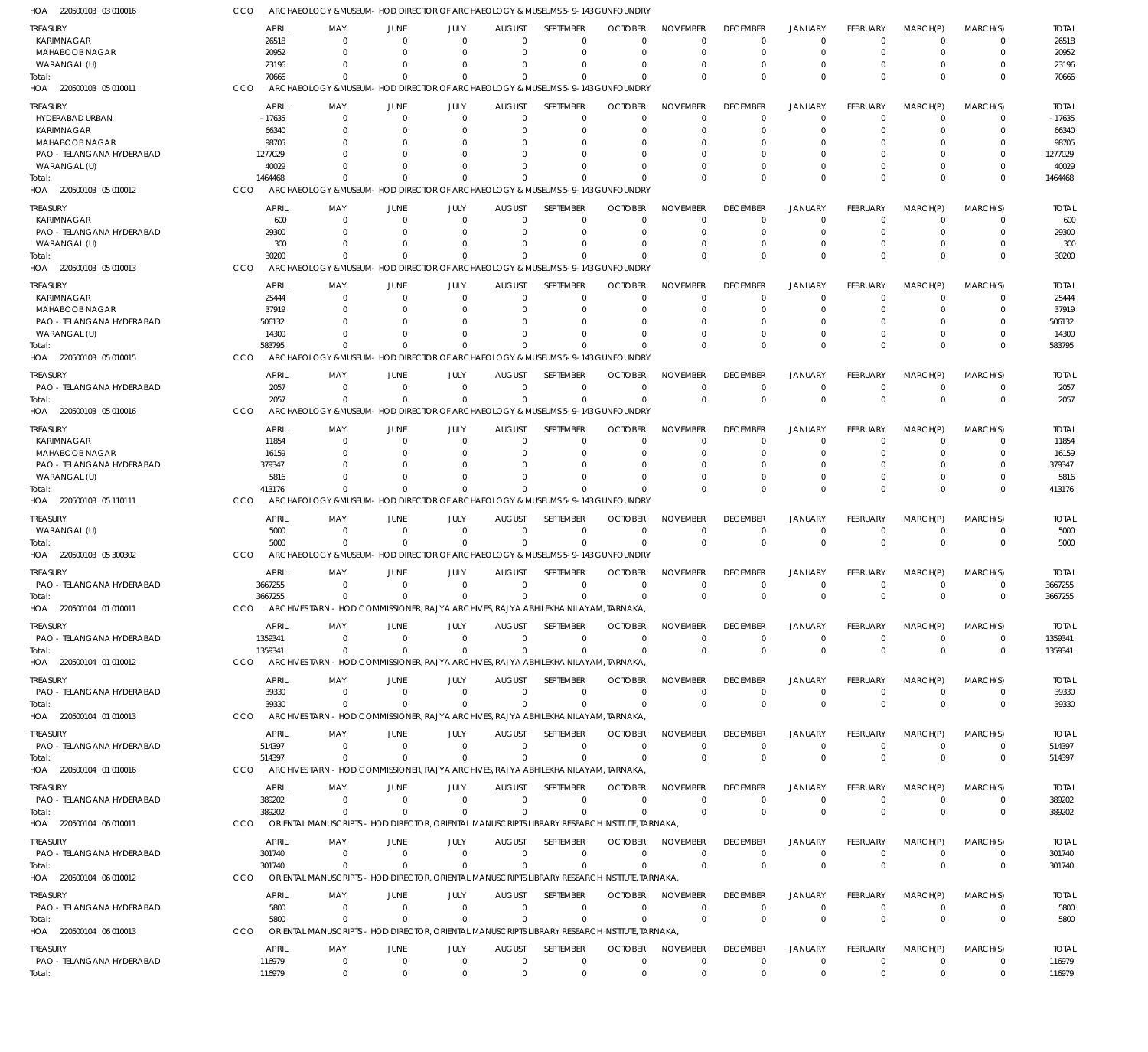HOA 220500103 03 010016 CCO ARCHAEOLOGY & MUSEUM - HOD DIRECTOR OF ARCHAEOLOGY & MUSEUMS 5-9-143 GUNFOUNDRY

| TREASURY | APRIL | MAY | JUNE | JULY | AUGUST | SEPTEMBER | OCTOBER | NOVEMBER | DECEMBER | JANUARY | FEBRUARY | MARCH(P) | MARCH(S) | TOTAL |
|---|---|---|---|---|---|---|---|---|---|---|---|---|---|---|
| KARIMNAGAR | 26518 | 0 | 0 | 0 | 0 | 0 | 0 | 0 | 0 | 0 | 0 | 0 | 0 | 26518 |
| MAHABOOB NAGAR | 20952 | 0 | 0 | 0 | 0 | 0 | 0 | 0 | 0 | 0 | 0 | 0 | 0 | 20952 |
| WARANGAL (U) | 23196 | 0 | 0 | 0 | 0 | 0 | 0 | 0 | 0 | 0 | 0 | 0 | 0 | 23196 |
| Total: | 70666 | 0 | 0 | 0 | 0 | 0 | 0 | 0 | 0 | 0 | 0 | 0 | 0 | 70666 |

HOA 220500103 05 010011 CCO ARCHAEOLOGY & MUSEUM - HOD DIRECTOR OF ARCHAEOLOGY & MUSEUMS 5-9-143 GUNFOUNDRY

| TREASURY | APRIL | MAY | JUNE | JULY | AUGUST | SEPTEMBER | OCTOBER | NOVEMBER | DECEMBER | JANUARY | FEBRUARY | MARCH(P) | MARCH(S) | TOTAL |
|---|---|---|---|---|---|---|---|---|---|---|---|---|---|---|
| HYDERABAD URBAN | -17635 | 0 | 0 | 0 | 0 | 0 | 0 | 0 | 0 | 0 | 0 | 0 | 0 | -17635 |
| KARIMNAGAR | 66340 | 0 | 0 | 0 | 0 | 0 | 0 | 0 | 0 | 0 | 0 | 0 | 0 | 66340 |
| MAHABOOB NAGAR | 98705 | 0 | 0 | 0 | 0 | 0 | 0 | 0 | 0 | 0 | 0 | 0 | 0 | 98705 |
| PAO - TELANGANA HYDERABAD | 1277029 | 0 | 0 | 0 | 0 | 0 | 0 | 0 | 0 | 0 | 0 | 0 | 0 | 1277029 |
| WARANGAL (U) | 40029 | 0 | 0 | 0 | 0 | 0 | 0 | 0 | 0 | 0 | 0 | 0 | 0 | 40029 |
| Total: | 1464468 | 0 | 0 | 0 | 0 | 0 | 0 | 0 | 0 | 0 | 0 | 0 | 0 | 1464468 |

HOA 220500103 05 010012 CCO ARCHAEOLOGY & MUSEUM - HOD DIRECTOR OF ARCHAEOLOGY & MUSEUMS 5-9-143 GUNFOUNDRY

| TREASURY | APRIL | MAY | JUNE | JULY | AUGUST | SEPTEMBER | OCTOBER | NOVEMBER | DECEMBER | JANUARY | FEBRUARY | MARCH(P) | MARCH(S) | TOTAL |
|---|---|---|---|---|---|---|---|---|---|---|---|---|---|---|
| KARIMNAGAR | 600 | 0 | 0 | 0 | 0 | 0 | 0 | 0 | 0 | 0 | 0 | 0 | 0 | 600 |
| PAO - TELANGANA HYDERABAD | 29300 | 0 | 0 | 0 | 0 | 0 | 0 | 0 | 0 | 0 | 0 | 0 | 0 | 29300 |
| WARANGAL (U) | 300 | 0 | 0 | 0 | 0 | 0 | 0 | 0 | 0 | 0 | 0 | 0 | 0 | 300 |
| Total: | 30200 | 0 | 0 | 0 | 0 | 0 | 0 | 0 | 0 | 0 | 0 | 0 | 0 | 30200 |

HOA 220500103 05 010013 CCO ARCHAEOLOGY & MUSEUM - HOD DIRECTOR OF ARCHAEOLOGY & MUSEUMS 5-9-143 GUNFOUNDRY

| TREASURY | APRIL | MAY | JUNE | JULY | AUGUST | SEPTEMBER | OCTOBER | NOVEMBER | DECEMBER | JANUARY | FEBRUARY | MARCH(P) | MARCH(S) | TOTAL |
|---|---|---|---|---|---|---|---|---|---|---|---|---|---|---|
| KARIMNAGAR | 25444 | 0 | 0 | 0 | 0 | 0 | 0 | 0 | 0 | 0 | 0 | 0 | 0 | 25444 |
| MAHABOOB NAGAR | 37919 | 0 | 0 | 0 | 0 | 0 | 0 | 0 | 0 | 0 | 0 | 0 | 0 | 37919 |
| PAO - TELANGANA HYDERABAD | 506132 | 0 | 0 | 0 | 0 | 0 | 0 | 0 | 0 | 0 | 0 | 0 | 0 | 506132 |
| WARANGAL (U) | 14300 | 0 | 0 | 0 | 0 | 0 | 0 | 0 | 0 | 0 | 0 | 0 | 0 | 14300 |
| Total: | 583795 | 0 | 0 | 0 | 0 | 0 | 0 | 0 | 0 | 0 | 0 | 0 | 0 | 583795 |

HOA 220500103 05 010015 CCO ARCHAEOLOGY & MUSEUM - HOD DIRECTOR OF ARCHAEOLOGY & MUSEUMS 5-9-143 GUNFOUNDRY

| TREASURY | APRIL | MAY | JUNE | JULY | AUGUST | SEPTEMBER | OCTOBER | NOVEMBER | DECEMBER | JANUARY | FEBRUARY | MARCH(P) | MARCH(S) | TOTAL |
|---|---|---|---|---|---|---|---|---|---|---|---|---|---|---|
| PAO - TELANGANA HYDERABAD | 2057 | 0 | 0 | 0 | 0 | 0 | 0 | 0 | 0 | 0 | 0 | 0 | 0 | 2057 |
| Total: | 2057 | 0 | 0 | 0 | 0 | 0 | 0 | 0 | 0 | 0 | 0 | 0 | 0 | 2057 |

HOA 220500103 05 010016 CCO ARCHAEOLOGY & MUSEUM - HOD DIRECTOR OF ARCHAEOLOGY & MUSEUMS 5-9-143 GUNFOUNDRY

| TREASURY | APRIL | MAY | JUNE | JULY | AUGUST | SEPTEMBER | OCTOBER | NOVEMBER | DECEMBER | JANUARY | FEBRUARY | MARCH(P) | MARCH(S) | TOTAL |
|---|---|---|---|---|---|---|---|---|---|---|---|---|---|---|
| KARIMNAGAR | 11854 | 0 | 0 | 0 | 0 | 0 | 0 | 0 | 0 | 0 | 0 | 0 | 0 | 11854 |
| MAHABOOB NAGAR | 16159 | 0 | 0 | 0 | 0 | 0 | 0 | 0 | 0 | 0 | 0 | 0 | 0 | 16159 |
| PAO - TELANGANA HYDERABAD | 379347 | 0 | 0 | 0 | 0 | 0 | 0 | 0 | 0 | 0 | 0 | 0 | 0 | 379347 |
| WARANGAL (U) | 5816 | 0 | 0 | 0 | 0 | 0 | 0 | 0 | 0 | 0 | 0 | 0 | 0 | 5816 |
| Total: | 413176 | 0 | 0 | 0 | 0 | 0 | 0 | 0 | 0 | 0 | 0 | 0 | 0 | 413176 |

HOA 220500103 05 110111 CCO ARCHAEOLOGY & MUSEUM - HOD DIRECTOR OF ARCHAEOLOGY & MUSEUMS 5-9-143 GUNFOUNDRY

| TREASURY | APRIL | MAY | JUNE | JULY | AUGUST | SEPTEMBER | OCTOBER | NOVEMBER | DECEMBER | JANUARY | FEBRUARY | MARCH(P) | MARCH(S) | TOTAL |
|---|---|---|---|---|---|---|---|---|---|---|---|---|---|---|
| WARANGAL (U) | 5000 | 0 | 0 | 0 | 0 | 0 | 0 | 0 | 0 | 0 | 0 | 0 | 0 | 5000 |
| Total: | 5000 | 0 | 0 | 0 | 0 | 0 | 0 | 0 | 0 | 0 | 0 | 0 | 0 | 5000 |

HOA 220500103 05 300302 CCO ARCHAEOLOGY & MUSEUM - HOD DIRECTOR OF ARCHAEOLOGY & MUSEUMS 5-9-143 GUNFOUNDRY

| TREASURY | APRIL | MAY | JUNE | JULY | AUGUST | SEPTEMBER | OCTOBER | NOVEMBER | DECEMBER | JANUARY | FEBRUARY | MARCH(P) | MARCH(S) | TOTAL |
|---|---|---|---|---|---|---|---|---|---|---|---|---|---|---|
| PAO - TELANGANA HYDERABAD | 3667255 | 0 | 0 | 0 | 0 | 0 | 0 | 0 | 0 | 0 | 0 | 0 | 0 | 3667255 |
| Total: | 3667255 | 0 | 0 | 0 | 0 | 0 | 0 | 0 | 0 | 0 | 0 | 0 | 0 | 3667255 |

HOA 220500104 01 010011 CCO ARCHIVES TARN - HOD COMMISSIONER, RAJYA ARCHIVES, RAJYA ABHILEKHA NILAYAM, TARNAKA,

| TREASURY | APRIL | MAY | JUNE | JULY | AUGUST | SEPTEMBER | OCTOBER | NOVEMBER | DECEMBER | JANUARY | FEBRUARY | MARCH(P) | MARCH(S) | TOTAL |
|---|---|---|---|---|---|---|---|---|---|---|---|---|---|---|
| PAO - TELANGANA HYDERABAD | 1359341 | 0 | 0 | 0 | 0 | 0 | 0 | 0 | 0 | 0 | 0 | 0 | 0 | 1359341 |
| Total: | 1359341 | 0 | 0 | 0 | 0 | 0 | 0 | 0 | 0 | 0 | 0 | 0 | 0 | 1359341 |

HOA 220500104 01 010012 CCO ARCHIVES TARN - HOD COMMISSIONER, RAJYA ARCHIVES, RAJYA ABHILEKHA NILAYAM, TARNAKA,

| TREASURY | APRIL | MAY | JUNE | JULY | AUGUST | SEPTEMBER | OCTOBER | NOVEMBER | DECEMBER | JANUARY | FEBRUARY | MARCH(P) | MARCH(S) | TOTAL |
|---|---|---|---|---|---|---|---|---|---|---|---|---|---|---|
| PAO - TELANGANA HYDERABAD | 39330 | 0 | 0 | 0 | 0 | 0 | 0 | 0 | 0 | 0 | 0 | 0 | 0 | 39330 |
| Total: | 39330 | 0 | 0 | 0 | 0 | 0 | 0 | 0 | 0 | 0 | 0 | 0 | 0 | 39330 |

HOA 220500104 01 010013 CCO ARCHIVES TARN - HOD COMMISSIONER, RAJYA ARCHIVES, RAJYA ABHILEKHA NILAYAM, TARNAKA,

| TREASURY | APRIL | MAY | JUNE | JULY | AUGUST | SEPTEMBER | OCTOBER | NOVEMBER | DECEMBER | JANUARY | FEBRUARY | MARCH(P) | MARCH(S) | TOTAL |
|---|---|---|---|---|---|---|---|---|---|---|---|---|---|---|
| PAO - TELANGANA HYDERABAD | 514397 | 0 | 0 | 0 | 0 | 0 | 0 | 0 | 0 | 0 | 0 | 0 | 0 | 514397 |
| Total: | 514397 | 0 | 0 | 0 | 0 | 0 | 0 | 0 | 0 | 0 | 0 | 0 | 0 | 514397 |

HOA 220500104 01 010016 CCO ARCHIVES TARN - HOD COMMISSIONER, RAJYA ARCHIVES, RAJYA ABHILEKHA NILAYAM, TARNAKA,

| TREASURY | APRIL | MAY | JUNE | JULY | AUGUST | SEPTEMBER | OCTOBER | NOVEMBER | DECEMBER | JANUARY | FEBRUARY | MARCH(P) | MARCH(S) | TOTAL |
|---|---|---|---|---|---|---|---|---|---|---|---|---|---|---|
| PAO - TELANGANA HYDERABAD | 389202 | 0 | 0 | 0 | 0 | 0 | 0 | 0 | 0 | 0 | 0 | 0 | 0 | 389202 |
| Total: | 389202 | 0 | 0 | 0 | 0 | 0 | 0 | 0 | 0 | 0 | 0 | 0 | 0 | 389202 |

HOA 220500104 06 010011 CCO ORIENTAL MANUSCRIPTS - HOD DIRECTOR, ORIENTAL MANUSCRIPTS LIBRARY RESEARCH INSTITUTE, TARNAKA,

| TREASURY | APRIL | MAY | JUNE | JULY | AUGUST | SEPTEMBER | OCTOBER | NOVEMBER | DECEMBER | JANUARY | FEBRUARY | MARCH(P) | MARCH(S) | TOTAL |
|---|---|---|---|---|---|---|---|---|---|---|---|---|---|---|
| PAO - TELANGANA HYDERABAD | 301740 | 0 | 0 | 0 | 0 | 0 | 0 | 0 | 0 | 0 | 0 | 0 | 0 | 301740 |
| Total: | 301740 | 0 | 0 | 0 | 0 | 0 | 0 | 0 | 0 | 0 | 0 | 0 | 0 | 301740 |

HOA 220500104 06 010012 CCO ORIENTAL MANUSCRIPTS - HOD DIRECTOR, ORIENTAL MANUSCRIPTS LIBRARY RESEARCH INSTITUTE, TARNAKA,

| TREASURY | APRIL | MAY | JUNE | JULY | AUGUST | SEPTEMBER | OCTOBER | NOVEMBER | DECEMBER | JANUARY | FEBRUARY | MARCH(P) | MARCH(S) | TOTAL |
|---|---|---|---|---|---|---|---|---|---|---|---|---|---|---|
| PAO - TELANGANA HYDERABAD | 5800 | 0 | 0 | 0 | 0 | 0 | 0 | 0 | 0 | 0 | 0 | 0 | 0 | 5800 |
| Total: | 5800 | 0 | 0 | 0 | 0 | 0 | 0 | 0 | 0 | 0 | 0 | 0 | 0 | 5800 |

HOA 220500104 06 010013 CCO ORIENTAL MANUSCRIPTS - HOD DIRECTOR, ORIENTAL MANUSCRIPTS LIBRARY RESEARCH INSTITUTE, TARNAKA,

| TREASURY | APRIL | MAY | JUNE | JULY | AUGUST | SEPTEMBER | OCTOBER | NOVEMBER | DECEMBER | JANUARY | FEBRUARY | MARCH(P) | MARCH(S) | TOTAL |
|---|---|---|---|---|---|---|---|---|---|---|---|---|---|---|
| PAO - TELANGANA HYDERABAD | 116979 | 0 | 0 | 0 | 0 | 0 | 0 | 0 | 0 | 0 | 0 | 0 | 0 | 116979 |
| Total: | 116979 | 0 | 0 | 0 | 0 | 0 | 0 | 0 | 0 | 0 | 0 | 0 | 0 | 116979 |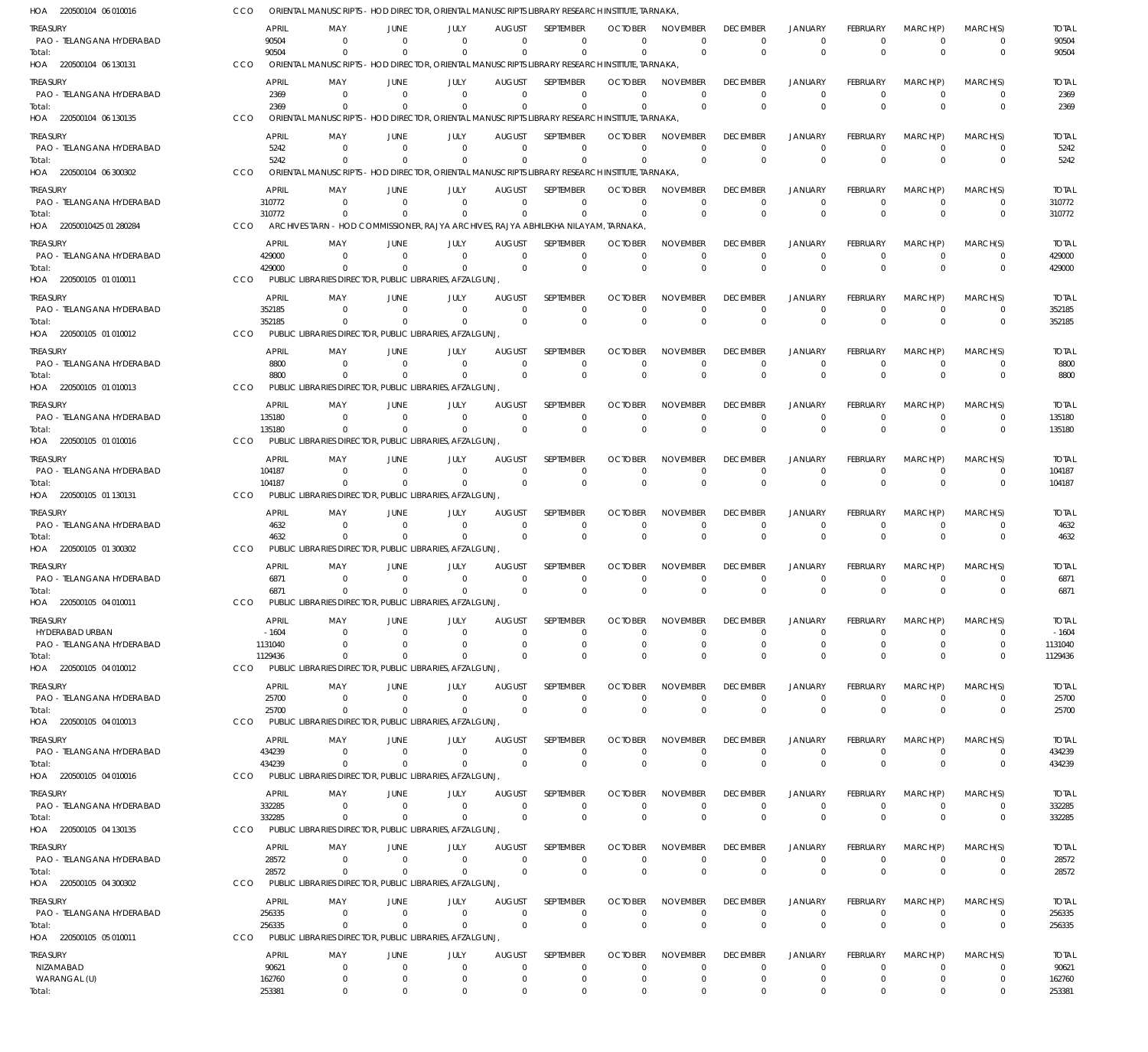HOA 220500104 06 010016 CCO ORIENTAL MANUSCRIPTS - HOD DIRECTOR, ORIENTAL MANUSCRIPTS LIBRARY RESEARCH INSTITUTE, TARNAKA,

| TREASURY | APRIL | MAY | JUNE | JULY | AUGUST | SEPTEMBER | OCTOBER | NOVEMBER | DECEMBER | JANUARY | FEBRUARY | MARCH(P) | MARCH(S) | TOTAL |
|---|---|---|---|---|---|---|---|---|---|---|---|---|---|---|
| PAO - TELANGANA HYDERABAD | 90504 | 0 | 0 | 0 | 0 | 0 | 0 | 0 | 0 | 0 | 0 | 0 | 0 | 90504 |
| Total: | 90504 | 0 | 0 | 0 | 0 | 0 | 0 | 0 | 0 | 0 | 0 | 0 | 0 | 90504 |

HOA 220500104 06 130131 CCO ORIENTAL MANUSCRIPTS - HOD DIRECTOR, ORIENTAL MANUSCRIPTS LIBRARY RESEARCH INSTITUTE, TARNAKA,

| TREASURY | APRIL | MAY | JUNE | JULY | AUGUST | SEPTEMBER | OCTOBER | NOVEMBER | DECEMBER | JANUARY | FEBRUARY | MARCH(P) | MARCH(S) | TOTAL |
|---|---|---|---|---|---|---|---|---|---|---|---|---|---|---|
| PAO - TELANGANA HYDERABAD | 2369 | 0 | 0 | 0 | 0 | 0 | 0 | 0 | 0 | 0 | 0 | 0 | 0 | 2369 |
| Total: | 2369 | 0 | 0 | 0 | 0 | 0 | 0 | 0 | 0 | 0 | 0 | 0 | 0 | 2369 |

HOA 220500104 06 130135 CCO ORIENTAL MANUSCRIPTS - HOD DIRECTOR, ORIENTAL MANUSCRIPTS LIBRARY RESEARCH INSTITUTE, TARNAKA,

| TREASURY | APRIL | MAY | JUNE | JULY | AUGUST | SEPTEMBER | OCTOBER | NOVEMBER | DECEMBER | JANUARY | FEBRUARY | MARCH(P) | MARCH(S) | TOTAL |
|---|---|---|---|---|---|---|---|---|---|---|---|---|---|---|
| PAO - TELANGANA HYDERABAD | 5242 | 0 | 0 | 0 | 0 | 0 | 0 | 0 | 0 | 0 | 0 | 0 | 0 | 5242 |
| Total: | 5242 | 0 | 0 | 0 | 0 | 0 | 0 | 0 | 0 | 0 | 0 | 0 | 0 | 5242 |

HOA 220500104 06 300302 CCO ORIENTAL MANUSCRIPTS - HOD DIRECTOR, ORIENTAL MANUSCRIPTS LIBRARY RESEARCH INSTITUTE, TARNAKA,

| TREASURY | APRIL | MAY | JUNE | JULY | AUGUST | SEPTEMBER | OCTOBER | NOVEMBER | DECEMBER | JANUARY | FEBRUARY | MARCH(P) | MARCH(S) | TOTAL |
|---|---|---|---|---|---|---|---|---|---|---|---|---|---|---|
| PAO - TELANGANA HYDERABAD | 310772 | 0 | 0 | 0 | 0 | 0 | 0 | 0 | 0 | 0 | 0 | 0 | 0 | 310772 |
| Total: | 310772 | 0 | 0 | 0 | 0 | 0 | 0 | 0 | 0 | 0 | 0 | 0 | 0 | 310772 |

HOA 22050010425 01 280284 CCO ARCHIVES TARN - HOD COMMISSIONER, RAJYA ARCHIVES, RAJYA ABHILEKHA NILAYAM, TARNAKA,

| TREASURY | APRIL | MAY | JUNE | JULY | AUGUST | SEPTEMBER | OCTOBER | NOVEMBER | DECEMBER | JANUARY | FEBRUARY | MARCH(P) | MARCH(S) | TOTAL |
|---|---|---|---|---|---|---|---|---|---|---|---|---|---|---|
| PAO - TELANGANA HYDERABAD | 429000 | 0 | 0 | 0 | 0 | 0 | 0 | 0 | 0 | 0 | 0 | 0 | 0 | 429000 |
| Total: | 429000 | 0 | 0 | 0 | 0 | 0 | 0 | 0 | 0 | 0 | 0 | 0 | 0 | 429000 |

HOA 220500105 01 010011 CCO PUBLIC LIBRARIES DIRECTOR, PUBLIC LIBRARIES, AFZALGUNJ,

| TREASURY | APRIL | MAY | JUNE | JULY | AUGUST | SEPTEMBER | OCTOBER | NOVEMBER | DECEMBER | JANUARY | FEBRUARY | MARCH(P) | MARCH(S) | TOTAL |
|---|---|---|---|---|---|---|---|---|---|---|---|---|---|---|
| PAO - TELANGANA HYDERABAD | 352185 | 0 | 0 | 0 | 0 | 0 | 0 | 0 | 0 | 0 | 0 | 0 | 0 | 352185 |
| Total: | 352185 | 0 | 0 | 0 | 0 | 0 | 0 | 0 | 0 | 0 | 0 | 0 | 0 | 352185 |

HOA 220500105 01 010012 CCO PUBLIC LIBRARIES DIRECTOR, PUBLIC LIBRARIES, AFZALGUNJ,

| TREASURY | APRIL | MAY | JUNE | JULY | AUGUST | SEPTEMBER | OCTOBER | NOVEMBER | DECEMBER | JANUARY | FEBRUARY | MARCH(P) | MARCH(S) | TOTAL |
|---|---|---|---|---|---|---|---|---|---|---|---|---|---|---|
| PAO - TELANGANA HYDERABAD | 8800 | 0 | 0 | 0 | 0 | 0 | 0 | 0 | 0 | 0 | 0 | 0 | 0 | 8800 |
| Total: | 8800 | 0 | 0 | 0 | 0 | 0 | 0 | 0 | 0 | 0 | 0 | 0 | 0 | 8800 |

HOA 220500105 01 010013 CCO PUBLIC LIBRARIES DIRECTOR, PUBLIC LIBRARIES, AFZALGUNJ,

| TREASURY | APRIL | MAY | JUNE | JULY | AUGUST | SEPTEMBER | OCTOBER | NOVEMBER | DECEMBER | JANUARY | FEBRUARY | MARCH(P) | MARCH(S) | TOTAL |
|---|---|---|---|---|---|---|---|---|---|---|---|---|---|---|
| PAO - TELANGANA HYDERABAD | 135180 | 0 | 0 | 0 | 0 | 0 | 0 | 0 | 0 | 0 | 0 | 0 | 0 | 135180 |
| Total: | 135180 | 0 | 0 | 0 | 0 | 0 | 0 | 0 | 0 | 0 | 0 | 0 | 0 | 135180 |

HOA 220500105 01 010016 CCO PUBLIC LIBRARIES DIRECTOR, PUBLIC LIBRARIES, AFZALGUNJ,

| TREASURY | APRIL | MAY | JUNE | JULY | AUGUST | SEPTEMBER | OCTOBER | NOVEMBER | DECEMBER | JANUARY | FEBRUARY | MARCH(P) | MARCH(S) | TOTAL |
|---|---|---|---|---|---|---|---|---|---|---|---|---|---|---|
| PAO - TELANGANA HYDERABAD | 104187 | 0 | 0 | 0 | 0 | 0 | 0 | 0 | 0 | 0 | 0 | 0 | 0 | 104187 |
| Total: | 104187 | 0 | 0 | 0 | 0 | 0 | 0 | 0 | 0 | 0 | 0 | 0 | 0 | 104187 |

HOA 220500105 01 130131 CCO PUBLIC LIBRARIES DIRECTOR, PUBLIC LIBRARIES, AFZALGUNJ,

| TREASURY | APRIL | MAY | JUNE | JULY | AUGUST | SEPTEMBER | OCTOBER | NOVEMBER | DECEMBER | JANUARY | FEBRUARY | MARCH(P) | MARCH(S) | TOTAL |
|---|---|---|---|---|---|---|---|---|---|---|---|---|---|---|
| PAO - TELANGANA HYDERABAD | 4632 | 0 | 0 | 0 | 0 | 0 | 0 | 0 | 0 | 0 | 0 | 0 | 0 | 4632 |
| Total: | 4632 | 0 | 0 | 0 | 0 | 0 | 0 | 0 | 0 | 0 | 0 | 0 | 0 | 4632 |

HOA 220500105 01 300302 CCO PUBLIC LIBRARIES DIRECTOR, PUBLIC LIBRARIES, AFZALGUNJ,

| TREASURY | APRIL | MAY | JUNE | JULY | AUGUST | SEPTEMBER | OCTOBER | NOVEMBER | DECEMBER | JANUARY | FEBRUARY | MARCH(P) | MARCH(S) | TOTAL |
|---|---|---|---|---|---|---|---|---|---|---|---|---|---|---|
| PAO - TELANGANA HYDERABAD | 6871 | 0 | 0 | 0 | 0 | 0 | 0 | 0 | 0 | 0 | 0 | 0 | 0 | 6871 |
| Total: | 6871 | 0 | 0 | 0 | 0 | 0 | 0 | 0 | 0 | 0 | 0 | 0 | 0 | 6871 |

HOA 220500105 04 010011 CCO PUBLIC LIBRARIES DIRECTOR, PUBLIC LIBRARIES, AFZALGUNJ,

| TREASURY | APRIL | MAY | JUNE | JULY | AUGUST | SEPTEMBER | OCTOBER | NOVEMBER | DECEMBER | JANUARY | FEBRUARY | MARCH(P) | MARCH(S) | TOTAL |
|---|---|---|---|---|---|---|---|---|---|---|---|---|---|---|
| HYDERABAD URBAN | -1604 | 0 | 0 | 0 | 0 | 0 | 0 | 0 | 0 | 0 | 0 | 0 | 0 | -1604 |
| PAO - TELANGANA HYDERABAD | 1131040 | 0 | 0 | 0 | 0 | 0 | 0 | 0 | 0 | 0 | 0 | 0 | 0 | 1131040 |
| Total: | 1129436 | 0 | 0 | 0 | 0 | 0 | 0 | 0 | 0 | 0 | 0 | 0 | 0 | 1129436 |

HOA 220500105 04 010012 CCO PUBLIC LIBRARIES DIRECTOR, PUBLIC LIBRARIES, AFZALGUNJ,

| TREASURY | APRIL | MAY | JUNE | JULY | AUGUST | SEPTEMBER | OCTOBER | NOVEMBER | DECEMBER | JANUARY | FEBRUARY | MARCH(P) | MARCH(S) | TOTAL |
|---|---|---|---|---|---|---|---|---|---|---|---|---|---|---|
| PAO - TELANGANA HYDERABAD | 25700 | 0 | 0 | 0 | 0 | 0 | 0 | 0 | 0 | 0 | 0 | 0 | 0 | 25700 |
| Total: | 25700 | 0 | 0 | 0 | 0 | 0 | 0 | 0 | 0 | 0 | 0 | 0 | 0 | 25700 |

HOA 220500105 04 010013 CCO PUBLIC LIBRARIES DIRECTOR, PUBLIC LIBRARIES, AFZALGUNJ,

| TREASURY | APRIL | MAY | JUNE | JULY | AUGUST | SEPTEMBER | OCTOBER | NOVEMBER | DECEMBER | JANUARY | FEBRUARY | MARCH(P) | MARCH(S) | TOTAL |
|---|---|---|---|---|---|---|---|---|---|---|---|---|---|---|
| PAO - TELANGANA HYDERABAD | 434239 | 0 | 0 | 0 | 0 | 0 | 0 | 0 | 0 | 0 | 0 | 0 | 0 | 434239 |
| Total: | 434239 | 0 | 0 | 0 | 0 | 0 | 0 | 0 | 0 | 0 | 0 | 0 | 0 | 434239 |

HOA 220500105 04 010016 CCO PUBLIC LIBRARIES DIRECTOR, PUBLIC LIBRARIES, AFZALGUNJ,

| TREASURY | APRIL | MAY | JUNE | JULY | AUGUST | SEPTEMBER | OCTOBER | NOVEMBER | DECEMBER | JANUARY | FEBRUARY | MARCH(P) | MARCH(S) | TOTAL |
|---|---|---|---|---|---|---|---|---|---|---|---|---|---|---|
| PAO - TELANGANA HYDERABAD | 332285 | 0 | 0 | 0 | 0 | 0 | 0 | 0 | 0 | 0 | 0 | 0 | 0 | 332285 |
| Total: | 332285 | 0 | 0 | 0 | 0 | 0 | 0 | 0 | 0 | 0 | 0 | 0 | 0 | 332285 |

HOA 220500105 04 130135 CCO PUBLIC LIBRARIES DIRECTOR, PUBLIC LIBRARIES, AFZALGUNJ,

| TREASURY | APRIL | MAY | JUNE | JULY | AUGUST | SEPTEMBER | OCTOBER | NOVEMBER | DECEMBER | JANUARY | FEBRUARY | MARCH(P) | MARCH(S) | TOTAL |
|---|---|---|---|---|---|---|---|---|---|---|---|---|---|---|
| PAO - TELANGANA HYDERABAD | 28572 | 0 | 0 | 0 | 0 | 0 | 0 | 0 | 0 | 0 | 0 | 0 | 0 | 28572 |
| Total: | 28572 | 0 | 0 | 0 | 0 | 0 | 0 | 0 | 0 | 0 | 0 | 0 | 0 | 28572 |

HOA 220500105 04 300302 CCO PUBLIC LIBRARIES DIRECTOR, PUBLIC LIBRARIES, AFZALGUNJ,

| TREASURY | APRIL | MAY | JUNE | JULY | AUGUST | SEPTEMBER | OCTOBER | NOVEMBER | DECEMBER | JANUARY | FEBRUARY | MARCH(P) | MARCH(S) | TOTAL |
|---|---|---|---|---|---|---|---|---|---|---|---|---|---|---|
| PAO - TELANGANA HYDERABAD | 256335 | 0 | 0 | 0 | 0 | 0 | 0 | 0 | 0 | 0 | 0 | 0 | 0 | 256335 |
| Total: | 256335 | 0 | 0 | 0 | 0 | 0 | 0 | 0 | 0 | 0 | 0 | 0 | 0 | 256335 |

HOA 220500105 05 010011 CCO PUBLIC LIBRARIES DIRECTOR, PUBLIC LIBRARIES, AFZALGUNJ,

| TREASURY | APRIL | MAY | JUNE | JULY | AUGUST | SEPTEMBER | OCTOBER | NOVEMBER | DECEMBER | JANUARY | FEBRUARY | MARCH(P) | MARCH(S) | TOTAL |
|---|---|---|---|---|---|---|---|---|---|---|---|---|---|---|
| NIZAMABAD | 90621 | 0 | 0 | 0 | 0 | 0 | 0 | 0 | 0 | 0 | 0 | 0 | 0 | 90621 |
| WARANGAL (U) | 162760 | 0 | 0 | 0 | 0 | 0 | 0 | 0 | 0 | 0 | 0 | 0 | 0 | 162760 |
| Total: | 253381 | 0 | 0 | 0 | 0 | 0 | 0 | 0 | 0 | 0 | 0 | 0 | 0 | 253381 |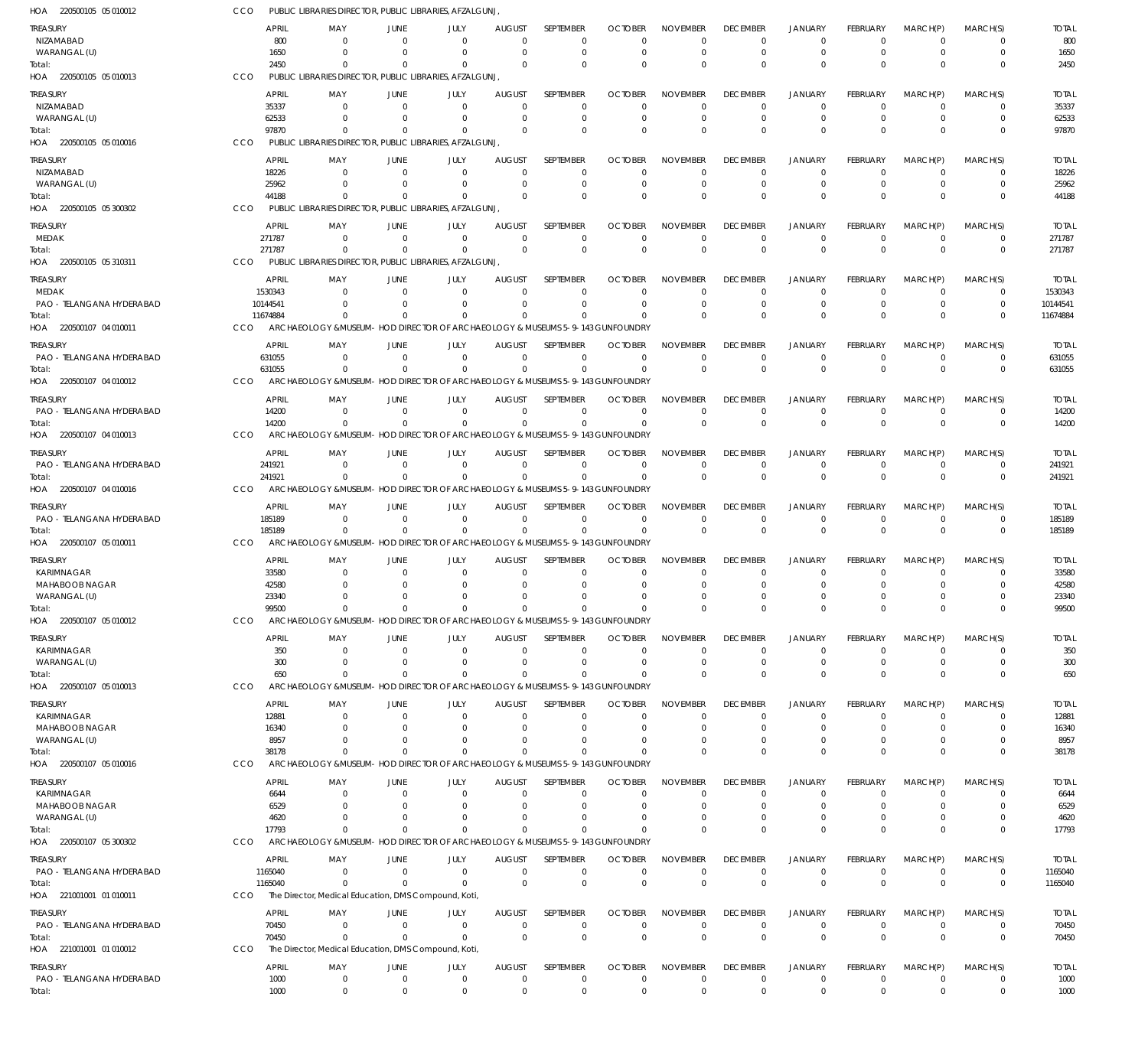HOA 220500105 05 010012 CCO PUBLIC LIBRARIES DIRECTOR, PUBLIC LIBRARIES, AFZALGUNJ,

| TREASURY | APRIL | MAY | JUNE | JULY | AUGUST | SEPTEMBER | OCTOBER | NOVEMBER | DECEMBER | JANUARY | FEBRUARY | MARCH(P) | MARCH(S) | TOTAL |
|---|---|---|---|---|---|---|---|---|---|---|---|---|---|---|
| NIZAMABAD | 800 | 0 | 0 | 0 | 0 | 0 | 0 | 0 | 0 | 0 | 0 | 0 | 0 | 800 |
| WARANGAL (U) | 1650 | 0 | 0 | 0 | 0 | 0 | 0 | 0 | 0 | 0 | 0 | 0 | 0 | 1650 |
| Total: | 2450 | 0 | 0 | 0 | 0 | 0 | 0 | 0 | 0 | 0 | 0 | 0 | 0 | 2450 |

HOA 220500105 05 010013 CCO PUBLIC LIBRARIES DIRECTOR, PUBLIC LIBRARIES, AFZALGUNJ,

| TREASURY | APRIL | MAY | JUNE | JULY | AUGUST | SEPTEMBER | OCTOBER | NOVEMBER | DECEMBER | JANUARY | FEBRUARY | MARCH(P) | MARCH(S) | TOTAL |
|---|---|---|---|---|---|---|---|---|---|---|---|---|---|---|
| NIZAMABAD | 35337 | 0 | 0 | 0 | 0 | 0 | 0 | 0 | 0 | 0 | 0 | 0 | 0 | 35337 |
| WARANGAL (U) | 62533 | 0 | 0 | 0 | 0 | 0 | 0 | 0 | 0 | 0 | 0 | 0 | 0 | 62533 |
| Total: | 97870 | 0 | 0 | 0 | 0 | 0 | 0 | 0 | 0 | 0 | 0 | 0 | 0 | 97870 |

HOA 220500105 05 010016 CCO PUBLIC LIBRARIES DIRECTOR, PUBLIC LIBRARIES, AFZALGUNJ,

| TREASURY | APRIL | MAY | JUNE | JULY | AUGUST | SEPTEMBER | OCTOBER | NOVEMBER | DECEMBER | JANUARY | FEBRUARY | MARCH(P) | MARCH(S) | TOTAL |
|---|---|---|---|---|---|---|---|---|---|---|---|---|---|---|
| NIZAMABAD | 18226 | 0 | 0 | 0 | 0 | 0 | 0 | 0 | 0 | 0 | 0 | 0 | 0 | 18226 |
| WARANGAL (U) | 25962 | 0 | 0 | 0 | 0 | 0 | 0 | 0 | 0 | 0 | 0 | 0 | 0 | 25962 |
| Total: | 44188 | 0 | 0 | 0 | 0 | 0 | 0 | 0 | 0 | 0 | 0 | 0 | 0 | 44188 |

HOA 220500105 05 300302 CCO PUBLIC LIBRARIES DIRECTOR, PUBLIC LIBRARIES, AFZALGUNJ,

| TREASURY | APRIL | MAY | JUNE | JULY | AUGUST | SEPTEMBER | OCTOBER | NOVEMBER | DECEMBER | JANUARY | FEBRUARY | MARCH(P) | MARCH(S) | TOTAL |
|---|---|---|---|---|---|---|---|---|---|---|---|---|---|---|
| MEDAK | 271787 | 0 | 0 | 0 | 0 | 0 | 0 | 0 | 0 | 0 | 0 | 0 | 0 | 271787 |
| Total: | 271787 | 0 | 0 | 0 | 0 | 0 | 0 | 0 | 0 | 0 | 0 | 0 | 0 | 271787 |

HOA 220500105 05 310311 CCO PUBLIC LIBRARIES DIRECTOR, PUBLIC LIBRARIES, AFZALGUNJ,

| TREASURY | APRIL | MAY | JUNE | JULY | AUGUST | SEPTEMBER | OCTOBER | NOVEMBER | DECEMBER | JANUARY | FEBRUARY | MARCH(P) | MARCH(S) | TOTAL |
|---|---|---|---|---|---|---|---|---|---|---|---|---|---|---|
| MEDAK | 1530343 | 0 | 0 | 0 | 0 | 0 | 0 | 0 | 0 | 0 | 0 | 0 | 0 | 1530343 |
| PAO - TELANGANA HYDERABAD | 10144541 | 0 | 0 | 0 | 0 | 0 | 0 | 0 | 0 | 0 | 0 | 0 | 0 | 10144541 |
| Total: | 11674884 | 0 | 0 | 0 | 0 | 0 | 0 | 0 | 0 | 0 | 0 | 0 | 0 | 11674884 |

HOA 220500107 04 010011 CCO ARCHAEOLOGY & MUSEUM - HOD DIRECTOR OF ARCHAEOLOGY & MUSEUMS 5-9-143 GUNFOUNDRY

| TREASURY | APRIL | MAY | JUNE | JULY | AUGUST | SEPTEMBER | OCTOBER | NOVEMBER | DECEMBER | JANUARY | FEBRUARY | MARCH(P) | MARCH(S) | TOTAL |
|---|---|---|---|---|---|---|---|---|---|---|---|---|---|---|
| PAO - TELANGANA HYDERABAD | 631055 | 0 | 0 | 0 | 0 | 0 | 0 | 0 | 0 | 0 | 0 | 0 | 0 | 631055 |
| Total: | 631055 | 0 | 0 | 0 | 0 | 0 | 0 | 0 | 0 | 0 | 0 | 0 | 0 | 631055 |

HOA 220500107 04 010012 CCO ARCHAEOLOGY & MUSEUM - HOD DIRECTOR OF ARCHAEOLOGY & MUSEUMS 5-9-143 GUNFOUNDRY

| TREASURY | APRIL | MAY | JUNE | JULY | AUGUST | SEPTEMBER | OCTOBER | NOVEMBER | DECEMBER | JANUARY | FEBRUARY | MARCH(P) | MARCH(S) | TOTAL |
|---|---|---|---|---|---|---|---|---|---|---|---|---|---|---|
| PAO - TELANGANA HYDERABAD | 14200 | 0 | 0 | 0 | 0 | 0 | 0 | 0 | 0 | 0 | 0 | 0 | 0 | 14200 |
| Total: | 14200 | 0 | 0 | 0 | 0 | 0 | 0 | 0 | 0 | 0 | 0 | 0 | 0 | 14200 |

HOA 220500107 04 010013 CCO ARCHAEOLOGY & MUSEUM - HOD DIRECTOR OF ARCHAEOLOGY & MUSEUMS 5-9-143 GUNFOUNDRY

| TREASURY | APRIL | MAY | JUNE | JULY | AUGUST | SEPTEMBER | OCTOBER | NOVEMBER | DECEMBER | JANUARY | FEBRUARY | MARCH(P) | MARCH(S) | TOTAL |
|---|---|---|---|---|---|---|---|---|---|---|---|---|---|---|
| PAO - TELANGANA HYDERABAD | 241921 | 0 | 0 | 0 | 0 | 0 | 0 | 0 | 0 | 0 | 0 | 0 | 0 | 241921 |
| Total: | 241921 | 0 | 0 | 0 | 0 | 0 | 0 | 0 | 0 | 0 | 0 | 0 | 0 | 241921 |

HOA 220500107 04 010016 CCO ARCHAEOLOGY & MUSEUM - HOD DIRECTOR OF ARCHAEOLOGY & MUSEUMS 5-9-143 GUNFOUNDRY

| TREASURY | APRIL | MAY | JUNE | JULY | AUGUST | SEPTEMBER | OCTOBER | NOVEMBER | DECEMBER | JANUARY | FEBRUARY | MARCH(P) | MARCH(S) | TOTAL |
|---|---|---|---|---|---|---|---|---|---|---|---|---|---|---|
| PAO - TELANGANA HYDERABAD | 185189 | 0 | 0 | 0 | 0 | 0 | 0 | 0 | 0 | 0 | 0 | 0 | 0 | 185189 |
| Total: | 185189 | 0 | 0 | 0 | 0 | 0 | 0 | 0 | 0 | 0 | 0 | 0 | 0 | 185189 |

HOA 220500107 05 010011 CCO ARCHAEOLOGY & MUSEUM - HOD DIRECTOR OF ARCHAEOLOGY & MUSEUMS 5-9-143 GUNFOUNDRY

| TREASURY | APRIL | MAY | JUNE | JULY | AUGUST | SEPTEMBER | OCTOBER | NOVEMBER | DECEMBER | JANUARY | FEBRUARY | MARCH(P) | MARCH(S) | TOTAL |
|---|---|---|---|---|---|---|---|---|---|---|---|---|---|---|
| KARIMNAGAR | 33580 | 0 | 0 | 0 | 0 | 0 | 0 | 0 | 0 | 0 | 0 | 0 | 0 | 33580 |
| MAHABOOB NAGAR | 42580 | 0 | 0 | 0 | 0 | 0 | 0 | 0 | 0 | 0 | 0 | 0 | 0 | 42580 |
| WARANGAL (U) | 23340 | 0 | 0 | 0 | 0 | 0 | 0 | 0 | 0 | 0 | 0 | 0 | 0 | 23340 |
| Total: | 99500 | 0 | 0 | 0 | 0 | 0 | 0 | 0 | 0 | 0 | 0 | 0 | 0 | 99500 |

HOA 220500107 05 010012 CCO ARCHAEOLOGY & MUSEUM - HOD DIRECTOR OF ARCHAEOLOGY & MUSEUMS 5-9-143 GUNFOUNDRY

| TREASURY | APRIL | MAY | JUNE | JULY | AUGUST | SEPTEMBER | OCTOBER | NOVEMBER | DECEMBER | JANUARY | FEBRUARY | MARCH(P) | MARCH(S) | TOTAL |
|---|---|---|---|---|---|---|---|---|---|---|---|---|---|---|
| KARIMNAGAR | 350 | 0 | 0 | 0 | 0 | 0 | 0 | 0 | 0 | 0 | 0 | 0 | 0 | 350 |
| WARANGAL (U) | 300 | 0 | 0 | 0 | 0 | 0 | 0 | 0 | 0 | 0 | 0 | 0 | 0 | 300 |
| Total: | 650 | 0 | 0 | 0 | 0 | 0 | 0 | 0 | 0 | 0 | 0 | 0 | 0 | 650 |

HOA 220500107 05 010013 CCO ARCHAEOLOGY & MUSEUM - HOD DIRECTOR OF ARCHAEOLOGY & MUSEUMS 5-9-143 GUNFOUNDRY

| TREASURY | APRIL | MAY | JUNE | JULY | AUGUST | SEPTEMBER | OCTOBER | NOVEMBER | DECEMBER | JANUARY | FEBRUARY | MARCH(P) | MARCH(S) | TOTAL |
|---|---|---|---|---|---|---|---|---|---|---|---|---|---|---|
| KARIMNAGAR | 12881 | 0 | 0 | 0 | 0 | 0 | 0 | 0 | 0 | 0 | 0 | 0 | 0 | 12881 |
| MAHABOOB NAGAR | 16340 | 0 | 0 | 0 | 0 | 0 | 0 | 0 | 0 | 0 | 0 | 0 | 0 | 16340 |
| WARANGAL (U) | 8957 | 0 | 0 | 0 | 0 | 0 | 0 | 0 | 0 | 0 | 0 | 0 | 0 | 8957 |
| Total: | 38178 | 0 | 0 | 0 | 0 | 0 | 0 | 0 | 0 | 0 | 0 | 0 | 0 | 38178 |

HOA 220500107 05 010016 CCO ARCHAEOLOGY & MUSEUM - HOD DIRECTOR OF ARCHAEOLOGY & MUSEUMS 5-9-143 GUNFOUNDRY

| TREASURY | APRIL | MAY | JUNE | JULY | AUGUST | SEPTEMBER | OCTOBER | NOVEMBER | DECEMBER | JANUARY | FEBRUARY | MARCH(P) | MARCH(S) | TOTAL |
|---|---|---|---|---|---|---|---|---|---|---|---|---|---|---|
| KARIMNAGAR | 6644 | 0 | 0 | 0 | 0 | 0 | 0 | 0 | 0 | 0 | 0 | 0 | 0 | 6644 |
| MAHABOOB NAGAR | 6529 | 0 | 0 | 0 | 0 | 0 | 0 | 0 | 0 | 0 | 0 | 0 | 0 | 6529 |
| WARANGAL (U) | 4620 | 0 | 0 | 0 | 0 | 0 | 0 | 0 | 0 | 0 | 0 | 0 | 0 | 4620 |
| Total: | 17793 | 0 | 0 | 0 | 0 | 0 | 0 | 0 | 0 | 0 | 0 | 0 | 0 | 17793 |

HOA 220500107 05 300302 CCO ARCHAEOLOGY & MUSEUM - HOD DIRECTOR OF ARCHAEOLOGY & MUSEUMS 5-9-143 GUNFOUNDRY

| TREASURY | APRIL | MAY | JUNE | JULY | AUGUST | SEPTEMBER | OCTOBER | NOVEMBER | DECEMBER | JANUARY | FEBRUARY | MARCH(P) | MARCH(S) | TOTAL |
|---|---|---|---|---|---|---|---|---|---|---|---|---|---|---|
| PAO - TELANGANA HYDERABAD | 1165040 | 0 | 0 | 0 | 0 | 0 | 0 | 0 | 0 | 0 | 0 | 0 | 0 | 1165040 |
| Total: | 1165040 | 0 | 0 | 0 | 0 | 0 | 0 | 0 | 0 | 0 | 0 | 0 | 0 | 1165040 |

HOA 221001001 01 010011 CCO The Director, Medical Education, DMS Compound, Koti,

| TREASURY | APRIL | MAY | JUNE | JULY | AUGUST | SEPTEMBER | OCTOBER | NOVEMBER | DECEMBER | JANUARY | FEBRUARY | MARCH(P) | MARCH(S) | TOTAL |
|---|---|---|---|---|---|---|---|---|---|---|---|---|---|---|
| PAO - TELANGANA HYDERABAD | 70450 | 0 | 0 | 0 | 0 | 0 | 0 | 0 | 0 | 0 | 0 | 0 | 0 | 70450 |
| Total: | 70450 | 0 | 0 | 0 | 0 | 0 | 0 | 0 | 0 | 0 | 0 | 0 | 0 | 70450 |

HOA 221001001 01 010012 CCO The Director, Medical Education, DMS Compound, Koti,

| TREASURY | APRIL | MAY | JUNE | JULY | AUGUST | SEPTEMBER | OCTOBER | NOVEMBER | DECEMBER | JANUARY | FEBRUARY | MARCH(P) | MARCH(S) | TOTAL |
|---|---|---|---|---|---|---|---|---|---|---|---|---|---|---|
| PAO - TELANGANA HYDERABAD | 1000 | 0 | 0 | 0 | 0 | 0 | 0 | 0 | 0 | 0 | 0 | 0 | 0 | 1000 |
| Total: | 1000 | 0 | 0 | 0 | 0 | 0 | 0 | 0 | 0 | 0 | 0 | 0 | 0 | 1000 |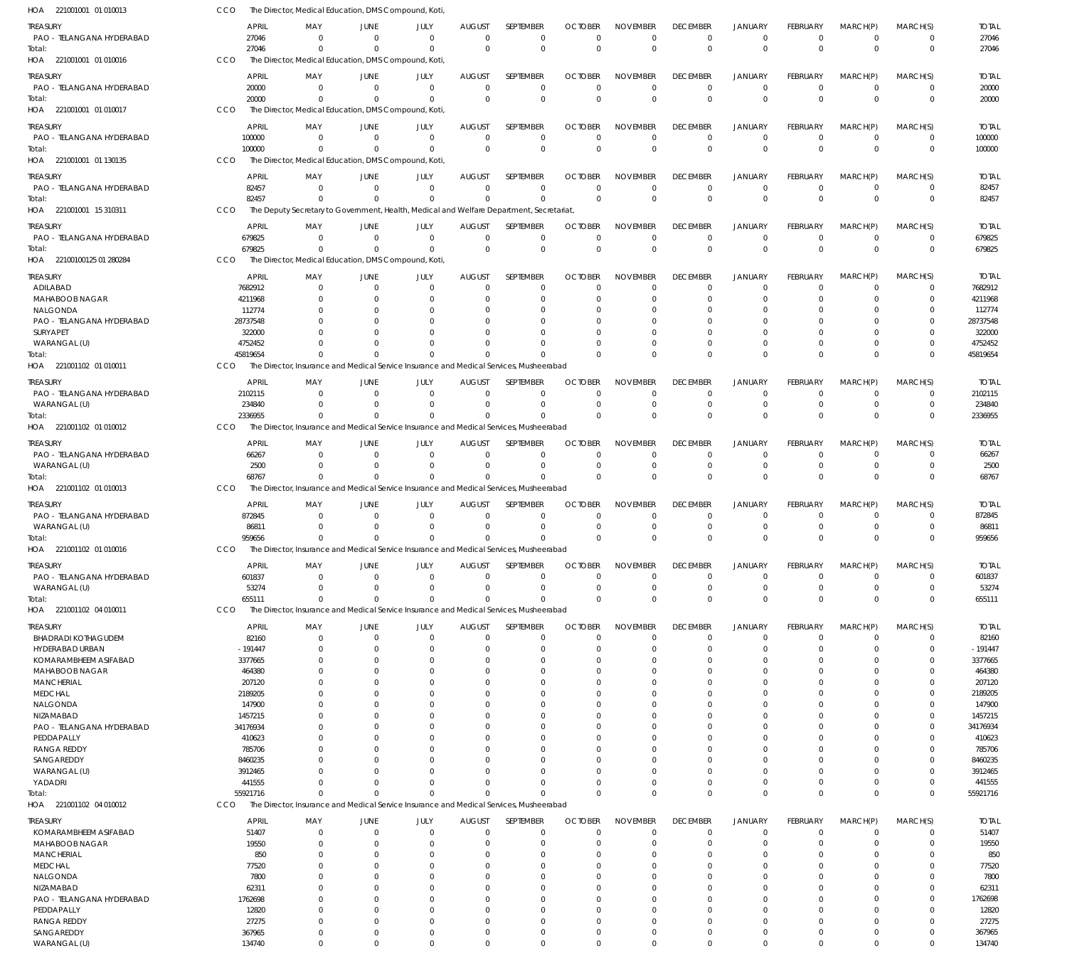HOA 221001001 01 010013 CCO The Director, Medical Education, DMS Compound, Koti,

| TREASURY | APRIL | MAY | JUNE | JULY | AUGUST | SEPTEMBER | OCTOBER | NOVEMBER | DECEMBER | JANUARY | FEBRUARY | MARCH(P) | MARCH(S) | TOTAL |
|---|---|---|---|---|---|---|---|---|---|---|---|---|---|---|
| PAO - TELANGANA HYDERABAD | 27046 | 0 | 0 | 0 | 0 | 0 | 0 | 0 | 0 | 0 | 0 | 0 | 0 | 27046 |
| Total: | 27046 | 0 | 0 | 0 | 0 | 0 | 0 | 0 | 0 | 0 | 0 | 0 | 0 | 27046 |

HOA 221001001 01 010016 CCO The Director, Medical Education, DMS Compound, Koti,

| TREASURY | APRIL | MAY | JUNE | JULY | AUGUST | SEPTEMBER | OCTOBER | NOVEMBER | DECEMBER | JANUARY | FEBRUARY | MARCH(P) | MARCH(S) | TOTAL |
|---|---|---|---|---|---|---|---|---|---|---|---|---|---|---|
| PAO - TELANGANA HYDERABAD | 20000 | 0 | 0 | 0 | 0 | 0 | 0 | 0 | 0 | 0 | 0 | 0 | 0 | 20000 |
| Total: | 20000 | 0 | 0 | 0 | 0 | 0 | 0 | 0 | 0 | 0 | 0 | 0 | 0 | 20000 |

HOA 221001001 01 010017 CCO The Director, Medical Education, DMS Compound, Koti,

| TREASURY | APRIL | MAY | JUNE | JULY | AUGUST | SEPTEMBER | OCTOBER | NOVEMBER | DECEMBER | JANUARY | FEBRUARY | MARCH(P) | MARCH(S) | TOTAL |
|---|---|---|---|---|---|---|---|---|---|---|---|---|---|---|
| PAO - TELANGANA HYDERABAD | 100000 | 0 | 0 | 0 | 0 | 0 | 0 | 0 | 0 | 0 | 0 | 0 | 0 | 100000 |
| Total: | 100000 | 0 | 0 | 0 | 0 | 0 | 0 | 0 | 0 | 0 | 0 | 0 | 0 | 100000 |

HOA 221001001 01 130135 CCO The Director, Medical Education, DMS Compound, Koti,

| TREASURY | APRIL | MAY | JUNE | JULY | AUGUST | SEPTEMBER | OCTOBER | NOVEMBER | DECEMBER | JANUARY | FEBRUARY | MARCH(P) | MARCH(S) | TOTAL |
|---|---|---|---|---|---|---|---|---|---|---|---|---|---|---|
| PAO - TELANGANA HYDERABAD | 82457 | 0 | 0 | 0 | 0 | 0 | 0 | 0 | 0 | 0 | 0 | 0 | 0 | 82457 |
| Total: | 82457 | 0 | 0 | 0 | 0 | 0 | 0 | 0 | 0 | 0 | 0 | 0 | 0 | 82457 |

HOA 221001001 15 310311 CCO The Deputy Secretary to Government, Health, Medical and Welfare Department, Secretariat,

| TREASURY | APRIL | MAY | JUNE | JULY | AUGUST | SEPTEMBER | OCTOBER | NOVEMBER | DECEMBER | JANUARY | FEBRUARY | MARCH(P) | MARCH(S) | TOTAL |
|---|---|---|---|---|---|---|---|---|---|---|---|---|---|---|
| PAO - TELANGANA HYDERABAD | 679825 | 0 | 0 | 0 | 0 | 0 | 0 | 0 | 0 | 0 | 0 | 0 | 0 | 679825 |
| Total: | 679825 | 0 | 0 | 0 | 0 | 0 | 0 | 0 | 0 | 0 | 0 | 0 | 0 | 679825 |

HOA 22100100125 01 280284 CCO The Director, Medical Education, DMS Compound, Koti,

| TREASURY | APRIL | MAY | JUNE | JULY | AUGUST | SEPTEMBER | OCTOBER | NOVEMBER | DECEMBER | JANUARY | FEBRUARY | MARCH(P) | MARCH(S) | TOTAL |
|---|---|---|---|---|---|---|---|---|---|---|---|---|---|---|
| ADILABAD | 7682912 | 0 | 0 | 0 | 0 | 0 | 0 | 0 | 0 | 0 | 0 | 0 | 0 | 7682912 |
| MAHABOOB NAGAR | 4211968 | 0 | 0 | 0 | 0 | 0 | 0 | 0 | 0 | 0 | 0 | 0 | 0 | 4211968 |
| NALGONDA | 112774 | 0 | 0 | 0 | 0 | 0 | 0 | 0 | 0 | 0 | 0 | 0 | 0 | 112774 |
| PAO - TELANGANA HYDERABAD | 28737548 | 0 | 0 | 0 | 0 | 0 | 0 | 0 | 0 | 0 | 0 | 0 | 0 | 28737548 |
| SURYAPET | 322000 | 0 | 0 | 0 | 0 | 0 | 0 | 0 | 0 | 0 | 0 | 0 | 0 | 322000 |
| WARANGAL (U) | 4752452 | 0 | 0 | 0 | 0 | 0 | 0 | 0 | 0 | 0 | 0 | 0 | 0 | 4752452 |
| Total: | 45819654 | 0 | 0 | 0 | 0 | 0 | 0 | 0 | 0 | 0 | 0 | 0 | 0 | 45819654 |

HOA 221001102 01 010011 CCO The Director, Insurance and Medical Service Insurance and Medical Services, Musheerabad

| TREASURY | APRIL | MAY | JUNE | JULY | AUGUST | SEPTEMBER | OCTOBER | NOVEMBER | DECEMBER | JANUARY | FEBRUARY | MARCH(P) | MARCH(S) | TOTAL |
|---|---|---|---|---|---|---|---|---|---|---|---|---|---|---|
| PAO - TELANGANA HYDERABAD | 2102115 | 0 | 0 | 0 | 0 | 0 | 0 | 0 | 0 | 0 | 0 | 0 | 0 | 2102115 |
| WARANGAL (U) | 234840 | 0 | 0 | 0 | 0 | 0 | 0 | 0 | 0 | 0 | 0 | 0 | 0 | 234840 |
| Total: | 2336955 | 0 | 0 | 0 | 0 | 0 | 0 | 0 | 0 | 0 | 0 | 0 | 0 | 2336955 |

HOA 221001102 01 010012 CCO The Director, Insurance and Medical Service Insurance and Medical Services, Musheerabad

| TREASURY | APRIL | MAY | JUNE | JULY | AUGUST | SEPTEMBER | OCTOBER | NOVEMBER | DECEMBER | JANUARY | FEBRUARY | MARCH(P) | MARCH(S) | TOTAL |
|---|---|---|---|---|---|---|---|---|---|---|---|---|---|---|
| PAO - TELANGANA HYDERABAD | 66267 | 0 | 0 | 0 | 0 | 0 | 0 | 0 | 0 | 0 | 0 | 0 | 0 | 66267 |
| WARANGAL (U) | 2500 | 0 | 0 | 0 | 0 | 0 | 0 | 0 | 0 | 0 | 0 | 0 | 0 | 2500 |
| Total: | 68767 | 0 | 0 | 0 | 0 | 0 | 0 | 0 | 0 | 0 | 0 | 0 | 0 | 68767 |

HOA 221001102 01 010013 CCO The Director, Insurance and Medical Service Insurance and Medical Services, Musheerabad

| TREASURY | APRIL | MAY | JUNE | JULY | AUGUST | SEPTEMBER | OCTOBER | NOVEMBER | DECEMBER | JANUARY | FEBRUARY | MARCH(P) | MARCH(S) | TOTAL |
|---|---|---|---|---|---|---|---|---|---|---|---|---|---|---|
| PAO - TELANGANA HYDERABAD | 872845 | 0 | 0 | 0 | 0 | 0 | 0 | 0 | 0 | 0 | 0 | 0 | 0 | 872845 |
| WARANGAL (U) | 86811 | 0 | 0 | 0 | 0 | 0 | 0 | 0 | 0 | 0 | 0 | 0 | 0 | 86811 |
| Total: | 959656 | 0 | 0 | 0 | 0 | 0 | 0 | 0 | 0 | 0 | 0 | 0 | 0 | 959656 |

HOA 221001102 01 010016 CCO The Director, Insurance and Medical Service Insurance and Medical Services, Musheerabad

| TREASURY | APRIL | MAY | JUNE | JULY | AUGUST | SEPTEMBER | OCTOBER | NOVEMBER | DECEMBER | JANUARY | FEBRUARY | MARCH(P) | MARCH(S) | TOTAL |
|---|---|---|---|---|---|---|---|---|---|---|---|---|---|---|
| PAO - TELANGANA HYDERABAD | 601837 | 0 | 0 | 0 | 0 | 0 | 0 | 0 | 0 | 0 | 0 | 0 | 0 | 601837 |
| WARANGAL (U) | 53274 | 0 | 0 | 0 | 0 | 0 | 0 | 0 | 0 | 0 | 0 | 0 | 0 | 53274 |
| Total: | 655111 | 0 | 0 | 0 | 0 | 0 | 0 | 0 | 0 | 0 | 0 | 0 | 0 | 655111 |

HOA 221001102 04 010011 CCO The Director, Insurance and Medical Service Insurance and Medical Services, Musheerabad

| TREASURY | APRIL | MAY | JUNE | JULY | AUGUST | SEPTEMBER | OCTOBER | NOVEMBER | DECEMBER | JANUARY | FEBRUARY | MARCH(P) | MARCH(S) | TOTAL |
|---|---|---|---|---|---|---|---|---|---|---|---|---|---|---|
| BHADRADI KOTHAGUDEM | 82160 | 0 | 0 | 0 | 0 | 0 | 0 | 0 | 0 | 0 | 0 | 0 | 0 | 82160 |
| HYDERABAD URBAN | -191447 | 0 | 0 | 0 | 0 | 0 | 0 | 0 | 0 | 0 | 0 | 0 | 0 | -191447 |
| KOMARAMBHEEM ASIFABAD | 3377665 | 0 | 0 | 0 | 0 | 0 | 0 | 0 | 0 | 0 | 0 | 0 | 0 | 3377665 |
| MAHABOOB NAGAR | 464380 | 0 | 0 | 0 | 0 | 0 | 0 | 0 | 0 | 0 | 0 | 0 | 0 | 464380 |
| MANCHERIAL | 207120 | 0 | 0 | 0 | 0 | 0 | 0 | 0 | 0 | 0 | 0 | 0 | 0 | 207120 |
| MEDCHAL | 2189205 | 0 | 0 | 0 | 0 | 0 | 0 | 0 | 0 | 0 | 0 | 0 | 0 | 2189205 |
| NALGONDA | 147900 | 0 | 0 | 0 | 0 | 0 | 0 | 0 | 0 | 0 | 0 | 0 | 0 | 147900 |
| NIZAMABAD | 1457215 | 0 | 0 | 0 | 0 | 0 | 0 | 0 | 0 | 0 | 0 | 0 | 0 | 1457215 |
| PAO - TELANGANA HYDERABAD | 34176934 | 0 | 0 | 0 | 0 | 0 | 0 | 0 | 0 | 0 | 0 | 0 | 0 | 34176934 |
| PEDDAPALLY | 410623 | 0 | 0 | 0 | 0 | 0 | 0 | 0 | 0 | 0 | 0 | 0 | 0 | 410623 |
| RANGA REDDY | 785706 | 0 | 0 | 0 | 0 | 0 | 0 | 0 | 0 | 0 | 0 | 0 | 0 | 785706 |
| SANGAREDDY | 8460235 | 0 | 0 | 0 | 0 | 0 | 0 | 0 | 0 | 0 | 0 | 0 | 0 | 8460235 |
| WARANGAL (U) | 3912465 | 0 | 0 | 0 | 0 | 0 | 0 | 0 | 0 | 0 | 0 | 0 | 0 | 3912465 |
| YADADRI | 441555 | 0 | 0 | 0 | 0 | 0 | 0 | 0 | 0 | 0 | 0 | 0 | 0 | 441555 |
| Total: | 55921716 | 0 | 0 | 0 | 0 | 0 | 0 | 0 | 0 | 0 | 0 | 0 | 0 | 55921716 |

HOA 221001102 04 010012 CCO The Director, Insurance and Medical Service Insurance and Medical Services, Musheerabad

| TREASURY | APRIL | MAY | JUNE | JULY | AUGUST | SEPTEMBER | OCTOBER | NOVEMBER | DECEMBER | JANUARY | FEBRUARY | MARCH(P) | MARCH(S) | TOTAL |
|---|---|---|---|---|---|---|---|---|---|---|---|---|---|---|
| KOMARAMBHEEM ASIFABAD | 51407 | 0 | 0 | 0 | 0 | 0 | 0 | 0 | 0 | 0 | 0 | 0 | 0 | 51407 |
| MAHABOOB NAGAR | 19550 | 0 | 0 | 0 | 0 | 0 | 0 | 0 | 0 | 0 | 0 | 0 | 0 | 19550 |
| MANCHERIAL | 850 | 0 | 0 | 0 | 0 | 0 | 0 | 0 | 0 | 0 | 0 | 0 | 0 | 850 |
| MEDCHAL | 77520 | 0 | 0 | 0 | 0 | 0 | 0 | 0 | 0 | 0 | 0 | 0 | 0 | 77520 |
| NALGONDA | 7800 | 0 | 0 | 0 | 0 | 0 | 0 | 0 | 0 | 0 | 0 | 0 | 0 | 7800 |
| NIZAMABAD | 62311 | 0 | 0 | 0 | 0 | 0 | 0 | 0 | 0 | 0 | 0 | 0 | 0 | 62311 |
| PAO - TELANGANA HYDERABAD | 1762698 | 0 | 0 | 0 | 0 | 0 | 0 | 0 | 0 | 0 | 0 | 0 | 0 | 1762698 |
| PEDDAPALLY | 12820 | 0 | 0 | 0 | 0 | 0 | 0 | 0 | 0 | 0 | 0 | 0 | 0 | 12820 |
| RANGA REDDY | 27275 | 0 | 0 | 0 | 0 | 0 | 0 | 0 | 0 | 0 | 0 | 0 | 0 | 27275 |
| SANGAREDDY | 367965 | 0 | 0 | 0 | 0 | 0 | 0 | 0 | 0 | 0 | 0 | 0 | 0 | 367965 |
| WARANGAL (U) | 134740 | 0 | 0 | 0 | 0 | 0 | 0 | 0 | 0 | 0 | 0 | 0 | 0 | 134740 |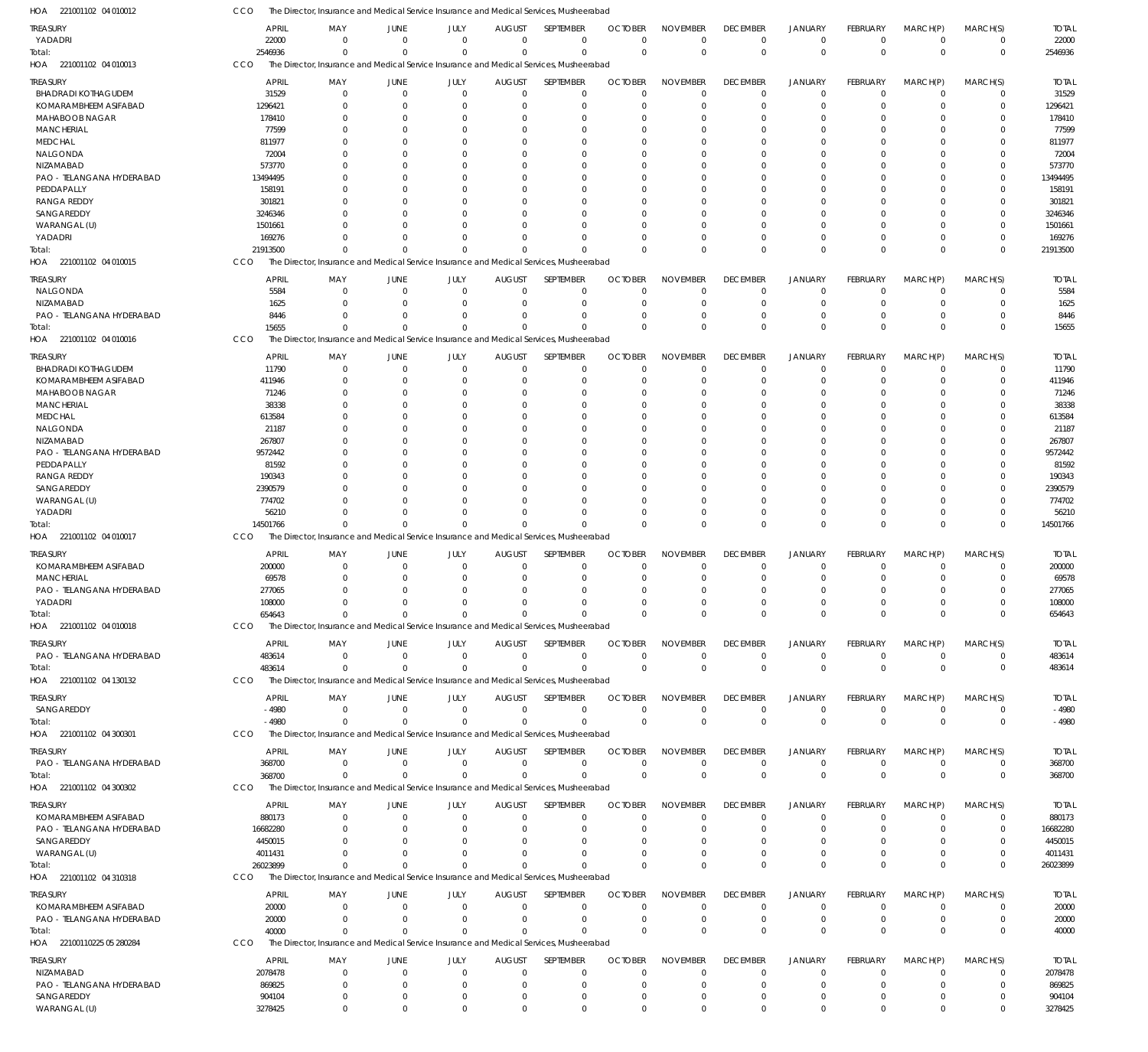HOA 221001102 04 010012 CCO The Director, Insurance and Medical Service Insurance and Medical Services, Musheerabad

| TREASURY | APRIL | MAY | JUNE | JULY | AUGUST | SEPTEMBER | OCTOBER | NOVEMBER | DECEMBER | JANUARY | FEBRUARY | MARCH(P) | MARCH(S) | TOTAL |
|---|---|---|---|---|---|---|---|---|---|---|---|---|---|---|
| YADADRI | 22000 | 0 | 0 | 0 | 0 | 0 | 0 | 0 | 0 | 0 | 0 | 0 | 0 | 22000 |
| Total: | 2546936 | 0 | 0 | 0 | 0 | 0 | 0 | 0 | 0 | 0 | 0 | 0 | 0 | 2546936 |

HOA 221001102 04 010013 CCO The Director, Insurance and Medical Service Insurance and Medical Services, Musheerabad

| TREASURY | APRIL | MAY | JUNE | JULY | AUGUST | SEPTEMBER | OCTOBER | NOVEMBER | DECEMBER | JANUARY | FEBRUARY | MARCH(P) | MARCH(S) | TOTAL |
|---|---|---|---|---|---|---|---|---|---|---|---|---|---|---|
| BHADRADI KOTHAGUDEM | 31529 | 0 | 0 | 0 | 0 | 0 | 0 | 0 | 0 | 0 | 0 | 0 | 0 | 31529 |
| KOMARAMBHEEM ASIFABAD | 1296421 | 0 | 0 | 0 | 0 | 0 | 0 | 0 | 0 | 0 | 0 | 0 | 0 | 1296421 |
| MAHABOOB NAGAR | 178410 | 0 | 0 | 0 | 0 | 0 | 0 | 0 | 0 | 0 | 0 | 0 | 0 | 178410 |
| MANCHERIAL | 77599 | 0 | 0 | 0 | 0 | 0 | 0 | 0 | 0 | 0 | 0 | 0 | 0 | 77599 |
| MEDCHAL | 811977 | 0 | 0 | 0 | 0 | 0 | 0 | 0 | 0 | 0 | 0 | 0 | 0 | 811977 |
| NALGONDA | 72004 | 0 | 0 | 0 | 0 | 0 | 0 | 0 | 0 | 0 | 0 | 0 | 0 | 72004 |
| NIZAMABAD | 573770 | 0 | 0 | 0 | 0 | 0 | 0 | 0 | 0 | 0 | 0 | 0 | 0 | 573770 |
| PAO - TELANGANA HYDERABAD | 13494495 | 0 | 0 | 0 | 0 | 0 | 0 | 0 | 0 | 0 | 0 | 0 | 0 | 13494495 |
| PEDDAPALLY | 158191 | 0 | 0 | 0 | 0 | 0 | 0 | 0 | 0 | 0 | 0 | 0 | 0 | 158191 |
| RANGA REDDY | 301821 | 0 | 0 | 0 | 0 | 0 | 0 | 0 | 0 | 0 | 0 | 0 | 0 | 301821 |
| SANGAREDDY | 3246346 | 0 | 0 | 0 | 0 | 0 | 0 | 0 | 0 | 0 | 0 | 0 | 0 | 3246346 |
| WARANGAL (U) | 1501661 | 0 | 0 | 0 | 0 | 0 | 0 | 0 | 0 | 0 | 0 | 0 | 0 | 1501661 |
| YADADRI | 169276 | 0 | 0 | 0 | 0 | 0 | 0 | 0 | 0 | 0 | 0 | 0 | 0 | 169276 |
| Total: | 21913500 | 0 | 0 | 0 | 0 | 0 | 0 | 0 | 0 | 0 | 0 | 0 | 0 | 21913500 |

HOA 221001102 04 010015 CCO The Director, Insurance and Medical Service Insurance and Medical Services, Musheerabad

| TREASURY | APRIL | MAY | JUNE | JULY | AUGUST | SEPTEMBER | OCTOBER | NOVEMBER | DECEMBER | JANUARY | FEBRUARY | MARCH(P) | MARCH(S) | TOTAL |
|---|---|---|---|---|---|---|---|---|---|---|---|---|---|---|
| NALGONDA | 5584 | 0 | 0 | 0 | 0 | 0 | 0 | 0 | 0 | 0 | 0 | 0 | 0 | 5584 |
| NIZAMABAD | 1625 | 0 | 0 | 0 | 0 | 0 | 0 | 0 | 0 | 0 | 0 | 0 | 0 | 1625 |
| PAO - TELANGANA HYDERABAD | 8446 | 0 | 0 | 0 | 0 | 0 | 0 | 0 | 0 | 0 | 0 | 0 | 0 | 8446 |
| Total: | 15655 | 0 | 0 | 0 | 0 | 0 | 0 | 0 | 0 | 0 | 0 | 0 | 0 | 15655 |

HOA 221001102 04 010016 CCO The Director, Insurance and Medical Service Insurance and Medical Services, Musheerabad

| TREASURY | APRIL | MAY | JUNE | JULY | AUGUST | SEPTEMBER | OCTOBER | NOVEMBER | DECEMBER | JANUARY | FEBRUARY | MARCH(P) | MARCH(S) | TOTAL |
|---|---|---|---|---|---|---|---|---|---|---|---|---|---|---|
| BHADRADI KOTHAGUDEM | 11790 | 0 | 0 | 0 | 0 | 0 | 0 | 0 | 0 | 0 | 0 | 0 | 0 | 11790 |
| KOMARAMBHEEM ASIFABAD | 411946 | 0 | 0 | 0 | 0 | 0 | 0 | 0 | 0 | 0 | 0 | 0 | 0 | 411946 |
| MAHABOOB NAGAR | 71246 | 0 | 0 | 0 | 0 | 0 | 0 | 0 | 0 | 0 | 0 | 0 | 0 | 71246 |
| MANCHERIAL | 38338 | 0 | 0 | 0 | 0 | 0 | 0 | 0 | 0 | 0 | 0 | 0 | 0 | 38338 |
| MEDCHAL | 613584 | 0 | 0 | 0 | 0 | 0 | 0 | 0 | 0 | 0 | 0 | 0 | 0 | 613584 |
| NALGONDA | 21187 | 0 | 0 | 0 | 0 | 0 | 0 | 0 | 0 | 0 | 0 | 0 | 0 | 21187 |
| NIZAMABAD | 267807 | 0 | 0 | 0 | 0 | 0 | 0 | 0 | 0 | 0 | 0 | 0 | 0 | 267807 |
| PAO - TELANGANA HYDERABAD | 9572442 | 0 | 0 | 0 | 0 | 0 | 0 | 0 | 0 | 0 | 0 | 0 | 0 | 9572442 |
| PEDDAPALLY | 81592 | 0 | 0 | 0 | 0 | 0 | 0 | 0 | 0 | 0 | 0 | 0 | 0 | 81592 |
| RANGA REDDY | 190343 | 0 | 0 | 0 | 0 | 0 | 0 | 0 | 0 | 0 | 0 | 0 | 0 | 190343 |
| SANGAREDDY | 2390579 | 0 | 0 | 0 | 0 | 0 | 0 | 0 | 0 | 0 | 0 | 0 | 0 | 2390579 |
| WARANGAL (U) | 774702 | 0 | 0 | 0 | 0 | 0 | 0 | 0 | 0 | 0 | 0 | 0 | 0 | 774702 |
| YADADRI | 56210 | 0 | 0 | 0 | 0 | 0 | 0 | 0 | 0 | 0 | 0 | 0 | 0 | 56210 |
| Total: | 14501766 | 0 | 0 | 0 | 0 | 0 | 0 | 0 | 0 | 0 | 0 | 0 | 0 | 14501766 |

HOA 221001102 04 010017 CCO The Director, Insurance and Medical Service Insurance and Medical Services, Musheerabad

| TREASURY | APRIL | MAY | JUNE | JULY | AUGUST | SEPTEMBER | OCTOBER | NOVEMBER | DECEMBER | JANUARY | FEBRUARY | MARCH(P) | MARCH(S) | TOTAL |
|---|---|---|---|---|---|---|---|---|---|---|---|---|---|---|
| KOMARAMBHEEM ASIFABAD | 200000 | 0 | 0 | 0 | 0 | 0 | 0 | 0 | 0 | 0 | 0 | 0 | 0 | 200000 |
| MANCHERIAL | 69578 | 0 | 0 | 0 | 0 | 0 | 0 | 0 | 0 | 0 | 0 | 0 | 0 | 69578 |
| PAO - TELANGANA HYDERABAD | 277065 | 0 | 0 | 0 | 0 | 0 | 0 | 0 | 0 | 0 | 0 | 0 | 0 | 277065 |
| YADADRI | 108000 | 0 | 0 | 0 | 0 | 0 | 0 | 0 | 0 | 0 | 0 | 0 | 0 | 108000 |
| Total: | 654643 | 0 | 0 | 0 | 0 | 0 | 0 | 0 | 0 | 0 | 0 | 0 | 0 | 654643 |

HOA 221001102 04 010018 CCO The Director, Insurance and Medical Service Insurance and Medical Services, Musheerabad

| TREASURY | APRIL | MAY | JUNE | JULY | AUGUST | SEPTEMBER | OCTOBER | NOVEMBER | DECEMBER | JANUARY | FEBRUARY | MARCH(P) | MARCH(S) | TOTAL |
|---|---|---|---|---|---|---|---|---|---|---|---|---|---|---|
| PAO - TELANGANA HYDERABAD | 483614 | 0 | 0 | 0 | 0 | 0 | 0 | 0 | 0 | 0 | 0 | 0 | 0 | 483614 |
| Total: | 483614 | 0 | 0 | 0 | 0 | 0 | 0 | 0 | 0 | 0 | 0 | 0 | 0 | 483614 |

HOA 221001102 04 130132 CCO The Director, Insurance and Medical Service Insurance and Medical Services, Musheerabad

| TREASURY | APRIL | MAY | JUNE | JULY | AUGUST | SEPTEMBER | OCTOBER | NOVEMBER | DECEMBER | JANUARY | FEBRUARY | MARCH(P) | MARCH(S) | TOTAL |
|---|---|---|---|---|---|---|---|---|---|---|---|---|---|---|
| SANGAREDDY | -4980 | 0 | 0 | 0 | 0 | 0 | 0 | 0 | 0 | 0 | 0 | 0 | 0 | -4980 |
| Total: | -4980 | 0 | 0 | 0 | 0 | 0 | 0 | 0 | 0 | 0 | 0 | 0 | 0 | -4980 |

HOA 221001102 04 300301 CCO The Director, Insurance and Medical Service Insurance and Medical Services, Musheerabad

| TREASURY | APRIL | MAY | JUNE | JULY | AUGUST | SEPTEMBER | OCTOBER | NOVEMBER | DECEMBER | JANUARY | FEBRUARY | MARCH(P) | MARCH(S) | TOTAL |
|---|---|---|---|---|---|---|---|---|---|---|---|---|---|---|
| PAO - TELANGANA HYDERABAD | 368700 | 0 | 0 | 0 | 0 | 0 | 0 | 0 | 0 | 0 | 0 | 0 | 0 | 368700 |
| Total: | 368700 | 0 | 0 | 0 | 0 | 0 | 0 | 0 | 0 | 0 | 0 | 0 | 0 | 368700 |

HOA 221001102 04 300302 CCO The Director, Insurance and Medical Service Insurance and Medical Services, Musheerabad

| TREASURY | APRIL | MAY | JUNE | JULY | AUGUST | SEPTEMBER | OCTOBER | NOVEMBER | DECEMBER | JANUARY | FEBRUARY | MARCH(P) | MARCH(S) | TOTAL |
|---|---|---|---|---|---|---|---|---|---|---|---|---|---|---|
| KOMARAMBHEEM ASIFABAD | 880173 | 0 | 0 | 0 | 0 | 0 | 0 | 0 | 0 | 0 | 0 | 0 | 0 | 880173 |
| PAO - TELANGANA HYDERABAD | 16682280 | 0 | 0 | 0 | 0 | 0 | 0 | 0 | 0 | 0 | 0 | 0 | 0 | 16682280 |
| SANGAREDDY | 4450015 | 0 | 0 | 0 | 0 | 0 | 0 | 0 | 0 | 0 | 0 | 0 | 0 | 4450015 |
| WARANGAL (U) | 4011431 | 0 | 0 | 0 | 0 | 0 | 0 | 0 | 0 | 0 | 0 | 0 | 0 | 4011431 |
| Total: | 26023899 | 0 | 0 | 0 | 0 | 0 | 0 | 0 | 0 | 0 | 0 | 0 | 0 | 26023899 |

HOA 221001102 04 310318 CCO The Director, Insurance and Medical Service Insurance and Medical Services, Musheerabad

| TREASURY | APRIL | MAY | JUNE | JULY | AUGUST | SEPTEMBER | OCTOBER | NOVEMBER | DECEMBER | JANUARY | FEBRUARY | MARCH(P) | MARCH(S) | TOTAL |
|---|---|---|---|---|---|---|---|---|---|---|---|---|---|---|
| KOMARAMBHEEM ASIFABAD | 20000 | 0 | 0 | 0 | 0 | 0 | 0 | 0 | 0 | 0 | 0 | 0 | 0 | 20000 |
| PAO - TELANGANA HYDERABAD | 20000 | 0 | 0 | 0 | 0 | 0 | 0 | 0 | 0 | 0 | 0 | 0 | 0 | 20000 |
| Total: | 40000 | 0 | 0 | 0 | 0 | 0 | 0 | 0 | 0 | 0 | 0 | 0 | 0 | 40000 |

HOA 221001102 25 05 280284 CCO The Director, Insurance and Medical Service Insurance and Medical Services, Musheerabad

| TREASURY | APRIL | MAY | JUNE | JULY | AUGUST | SEPTEMBER | OCTOBER | NOVEMBER | DECEMBER | JANUARY | FEBRUARY | MARCH(P) | MARCH(S) | TOTAL |
|---|---|---|---|---|---|---|---|---|---|---|---|---|---|---|
| NIZAMABAD | 2078478 | 0 | 0 | 0 | 0 | 0 | 0 | 0 | 0 | 0 | 0 | 0 | 0 | 2078478 |
| PAO - TELANGANA HYDERABAD | 869825 | 0 | 0 | 0 | 0 | 0 | 0 | 0 | 0 | 0 | 0 | 0 | 0 | 869825 |
| SANGAREDDY | 904104 | 0 | 0 | 0 | 0 | 0 | 0 | 0 | 0 | 0 | 0 | 0 | 0 | 904104 |
| WARANGAL (U) | 3278425 | 0 | 0 | 0 | 0 | 0 | 0 | 0 | 0 | 0 | 0 | 0 | 0 | 3278425 |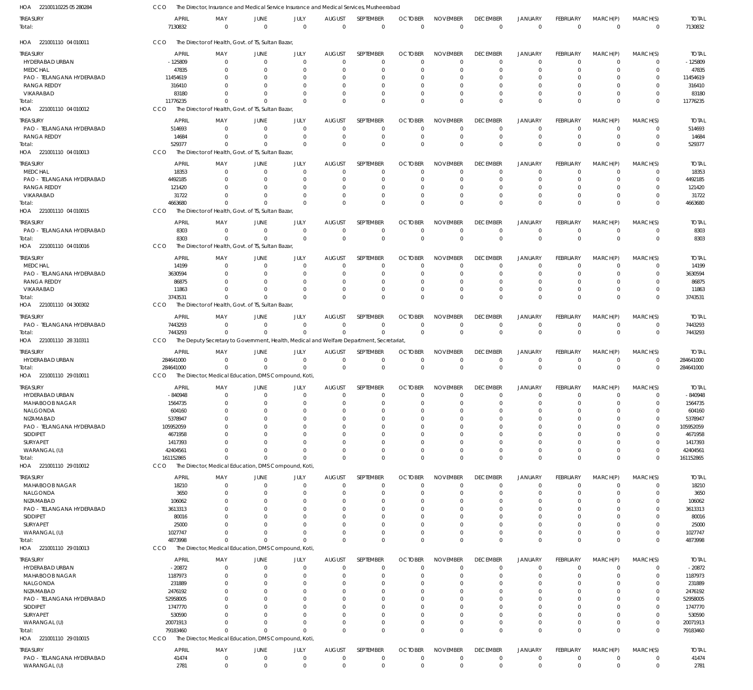HOA 221001102250 5280284 CCO The Director, Insurance and Medical Service Insurance and Medical Services, Musheerabad

| TREASURY | APRIL | MAY | JUNE | JULY | AUGUST | SEPTEMBER | OCTOBER | NOVEMBER | DECEMBER | JANUARY | FEBRUARY | MARCH(P) | MARCH(S) | TOTAL |
|---|---|---|---|---|---|---|---|---|---|---|---|---|---|---|
| Total: | 7130832 | 0 | 0 | 0 | 0 | 0 | 0 | 0 | 0 | 0 | 0 | 0 | 0 | 7130832 |

HOA 221001110 04 010011 CCO The Director of Health, Govt. of TS, Sultan Bazar,

| TREASURY | APRIL | MAY | JUNE | JULY | AUGUST | SEPTEMBER | OCTOBER | NOVEMBER | DECEMBER | JANUARY | FEBRUARY | MARCH(P) | MARCH(S) | TOTAL |
|---|---|---|---|---|---|---|---|---|---|---|---|---|---|---|
| HYDERABAD URBAN | -125809 | 0 | 0 | 0 | 0 | 0 | 0 | 0 | 0 | 0 | 0 | 0 | 0 | -125809 |
| MEDCHAL | 47835 | 0 | 0 | 0 | 0 | 0 | 0 | 0 | 0 | 0 | 0 | 0 | 0 | 47835 |
| PAO - TELANGANA HYDERABAD | 11454619 | 0 | 0 | 0 | 0 | 0 | 0 | 0 | 0 | 0 | 0 | 0 | 0 | 11454619 |
| RANGA REDDY | 316410 | 0 | 0 | 0 | 0 | 0 | 0 | 0 | 0 | 0 | 0 | 0 | 0 | 316410 |
| VIKARABAD | 83180 | 0 | 0 | 0 | 0 | 0 | 0 | 0 | 0 | 0 | 0 | 0 | 0 | 83180 |
| Total: | 11776235 | 0 | 0 | 0 | 0 | 0 | 0 | 0 | 0 | 0 | 0 | 0 | 0 | 11776235 |

HOA 221001110 04 010012 CCO The Director of Health, Govt. of TS, Sultan Bazar,

| TREASURY | APRIL | MAY | JUNE | JULY | AUGUST | SEPTEMBER | OCTOBER | NOVEMBER | DECEMBER | JANUARY | FEBRUARY | MARCH(P) | MARCH(S) | TOTAL |
|---|---|---|---|---|---|---|---|---|---|---|---|---|---|---|
| PAO - TELANGANA HYDERABAD | 514693 | 0 | 0 | 0 | 0 | 0 | 0 | 0 | 0 | 0 | 0 | 0 | 0 | 514693 |
| RANGA REDDY | 14684 | 0 | 0 | 0 | 0 | 0 | 0 | 0 | 0 | 0 | 0 | 0 | 0 | 14684 |
| Total: | 529377 | 0 | 0 | 0 | 0 | 0 | 0 | 0 | 0 | 0 | 0 | 0 | 0 | 529377 |

HOA 221001110 04 010013 CCO The Director of Health, Govt. of TS, Sultan Bazar,

| TREASURY | APRIL | MAY | JUNE | JULY | AUGUST | SEPTEMBER | OCTOBER | NOVEMBER | DECEMBER | JANUARY | FEBRUARY | MARCH(P) | MARCH(S) | TOTAL |
|---|---|---|---|---|---|---|---|---|---|---|---|---|---|---|
| MEDCHAL | 18353 | 0 | 0 | 0 | 0 | 0 | 0 | 0 | 0 | 0 | 0 | 0 | 0 | 18353 |
| PAO - TELANGANA HYDERABAD | 4492185 | 0 | 0 | 0 | 0 | 0 | 0 | 0 | 0 | 0 | 0 | 0 | 0 | 4492185 |
| RANGA REDDY | 121420 | 0 | 0 | 0 | 0 | 0 | 0 | 0 | 0 | 0 | 0 | 0 | 0 | 121420 |
| VIKARABAD | 31722 | 0 | 0 | 0 | 0 | 0 | 0 | 0 | 0 | 0 | 0 | 0 | 0 | 31722 |
| Total: | 4663680 | 0 | 0 | 0 | 0 | 0 | 0 | 0 | 0 | 0 | 0 | 0 | 0 | 4663680 |

HOA 221001110 04 010015 CCO The Director of Health, Govt. of TS, Sultan Bazar,

| TREASURY | APRIL | MAY | JUNE | JULY | AUGUST | SEPTEMBER | OCTOBER | NOVEMBER | DECEMBER | JANUARY | FEBRUARY | MARCH(P) | MARCH(S) | TOTAL |
|---|---|---|---|---|---|---|---|---|---|---|---|---|---|---|
| PAO - TELANGANA HYDERABAD | 8303 | 0 | 0 | 0 | 0 | 0 | 0 | 0 | 0 | 0 | 0 | 0 | 0 | 8303 |
| Total: | 8303 | 0 | 0 | 0 | 0 | 0 | 0 | 0 | 0 | 0 | 0 | 0 | 0 | 8303 |

HOA 221001110 04 010016 CCO The Director of Health, Govt. of TS, Sultan Bazar,

| TREASURY | APRIL | MAY | JUNE | JULY | AUGUST | SEPTEMBER | OCTOBER | NOVEMBER | DECEMBER | JANUARY | FEBRUARY | MARCH(P) | MARCH(S) | TOTAL |
|---|---|---|---|---|---|---|---|---|---|---|---|---|---|---|
| MEDCHAL | 14199 | 0 | 0 | 0 | 0 | 0 | 0 | 0 | 0 | 0 | 0 | 0 | 0 | 14199 |
| PAO - TELANGANA HYDERABAD | 3630594 | 0 | 0 | 0 | 0 | 0 | 0 | 0 | 0 | 0 | 0 | 0 | 0 | 3630594 |
| RANGA REDDY | 86875 | 0 | 0 | 0 | 0 | 0 | 0 | 0 | 0 | 0 | 0 | 0 | 0 | 86875 |
| VIKARABAD | 11863 | 0 | 0 | 0 | 0 | 0 | 0 | 0 | 0 | 0 | 0 | 0 | 0 | 11863 |
| Total: | 3743531 | 0 | 0 | 0 | 0 | 0 | 0 | 0 | 0 | 0 | 0 | 0 | 0 | 3743531 |

HOA 221001110 04 300302 CCO The Director of Health, Govt. of TS, Sultan Bazar,

| TREASURY | APRIL | MAY | JUNE | JULY | AUGUST | SEPTEMBER | OCTOBER | NOVEMBER | DECEMBER | JANUARY | FEBRUARY | MARCH(P) | MARCH(S) | TOTAL |
|---|---|---|---|---|---|---|---|---|---|---|---|---|---|---|
| PAO - TELANGANA HYDERABAD | 7443293 | 0 | 0 | 0 | 0 | 0 | 0 | 0 | 0 | 0 | 0 | 0 | 0 | 7443293 |
| Total: | 7443293 | 0 | 0 | 0 | 0 | 0 | 0 | 0 | 0 | 0 | 0 | 0 | 0 | 7443293 |

HOA 221001110 28 310311 CCO The Deputy Secretary to Government, Health, Medical and Welfare Department, Secretariat,

| TREASURY | APRIL | MAY | JUNE | JULY | AUGUST | SEPTEMBER | OCTOBER | NOVEMBER | DECEMBER | JANUARY | FEBRUARY | MARCH(P) | MARCH(S) | TOTAL |
|---|---|---|---|---|---|---|---|---|---|---|---|---|---|---|
| HYDERABAD URBAN | 284641000 | 0 | 0 | 0 | 0 | 0 | 0 | 0 | 0 | 0 | 0 | 0 | 0 | 284641000 |
| Total: | 284641000 | 0 | 0 | 0 | 0 | 0 | 0 | 0 | 0 | 0 | 0 | 0 | 0 | 284641000 |

HOA 221001110 29 010011 CCO The Director, Medical Education, DMS Compound, Koti,

| TREASURY | APRIL | MAY | JUNE | JULY | AUGUST | SEPTEMBER | OCTOBER | NOVEMBER | DECEMBER | JANUARY | FEBRUARY | MARCH(P) | MARCH(S) | TOTAL |
|---|---|---|---|---|---|---|---|---|---|---|---|---|---|---|
| HYDERABAD URBAN | -840948 | 0 | 0 | 0 | 0 | 0 | 0 | 0 | 0 | 0 | 0 | 0 | 0 | -840948 |
| MAHABOOB NAGAR | 1564735 | 0 | 0 | 0 | 0 | 0 | 0 | 0 | 0 | 0 | 0 | 0 | 0 | 1564735 |
| NALGONDA | 604160 | 0 | 0 | 0 | 0 | 0 | 0 | 0 | 0 | 0 | 0 | 0 | 0 | 604160 |
| NIZAMABAD | 5378947 | 0 | 0 | 0 | 0 | 0 | 0 | 0 | 0 | 0 | 0 | 0 | 0 | 5378947 |
| PAO - TELANGANA HYDERABAD | 105952059 | 0 | 0 | 0 | 0 | 0 | 0 | 0 | 0 | 0 | 0 | 0 | 0 | 105952059 |
| SIDDIPET | 4671958 | 0 | 0 | 0 | 0 | 0 | 0 | 0 | 0 | 0 | 0 | 0 | 0 | 4671958 |
| SURYAPET | 1417393 | 0 | 0 | 0 | 0 | 0 | 0 | 0 | 0 | 0 | 0 | 0 | 0 | 1417393 |
| WARANGAL (U) | 42404561 | 0 | 0 | 0 | 0 | 0 | 0 | 0 | 0 | 0 | 0 | 0 | 0 | 42404561 |
| Total: | 161152865 | 0 | 0 | 0 | 0 | 0 | 0 | 0 | 0 | 0 | 0 | 0 | 0 | 161152865 |

HOA 221001110 29 010012 CCO The Director, Medical Education, DMS Compound, Koti,

| TREASURY | APRIL | MAY | JUNE | JULY | AUGUST | SEPTEMBER | OCTOBER | NOVEMBER | DECEMBER | JANUARY | FEBRUARY | MARCH(P) | MARCH(S) | TOTAL |
|---|---|---|---|---|---|---|---|---|---|---|---|---|---|---|
| MAHABOOB NAGAR | 18210 | 0 | 0 | 0 | 0 | 0 | 0 | 0 | 0 | 0 | 0 | 0 | 0 | 18210 |
| NALGONDA | 3650 | 0 | 0 | 0 | 0 | 0 | 0 | 0 | 0 | 0 | 0 | 0 | 0 | 3650 |
| NIZAMABAD | 106062 | 0 | 0 | 0 | 0 | 0 | 0 | 0 | 0 | 0 | 0 | 0 | 0 | 106062 |
| PAO - TELANGANA HYDERABAD | 3613313 | 0 | 0 | 0 | 0 | 0 | 0 | 0 | 0 | 0 | 0 | 0 | 0 | 3613313 |
| SIDDIPET | 80016 | 0 | 0 | 0 | 0 | 0 | 0 | 0 | 0 | 0 | 0 | 0 | 0 | 80016 |
| SURYAPET | 25000 | 0 | 0 | 0 | 0 | 0 | 0 | 0 | 0 | 0 | 0 | 0 | 0 | 25000 |
| WARANGAL (U) | 1027747 | 0 | 0 | 0 | 0 | 0 | 0 | 0 | 0 | 0 | 0 | 0 | 0 | 1027747 |
| Total: | 4873998 | 0 | 0 | 0 | 0 | 0 | 0 | 0 | 0 | 0 | 0 | 0 | 0 | 4873998 |

HOA 221001110 29 010013 CCO The Director, Medical Education, DMS Compound, Koti,

| TREASURY | APRIL | MAY | JUNE | JULY | AUGUST | SEPTEMBER | OCTOBER | NOVEMBER | DECEMBER | JANUARY | FEBRUARY | MARCH(P) | MARCH(S) | TOTAL |
|---|---|---|---|---|---|---|---|---|---|---|---|---|---|---|
| HYDERABAD URBAN | -20872 | 0 | 0 | 0 | 0 | 0 | 0 | 0 | 0 | 0 | 0 | 0 | 0 | -20872 |
| MAHABOOB NAGAR | 1187973 | 0 | 0 | 0 | 0 | 0 | 0 | 0 | 0 | 0 | 0 | 0 | 0 | 1187973 |
| NALGONDA | 231889 | 0 | 0 | 0 | 0 | 0 | 0 | 0 | 0 | 0 | 0 | 0 | 0 | 231889 |
| NIZAMABAD | 2476192 | 0 | 0 | 0 | 0 | 0 | 0 | 0 | 0 | 0 | 0 | 0 | 0 | 2476192 |
| PAO - TELANGANA HYDERABAD | 52958005 | 0 | 0 | 0 | 0 | 0 | 0 | 0 | 0 | 0 | 0 | 0 | 0 | 52958005 |
| SIDDIPET | 1747770 | 0 | 0 | 0 | 0 | 0 | 0 | 0 | 0 | 0 | 0 | 0 | 0 | 1747770 |
| SURYAPET | 530590 | 0 | 0 | 0 | 0 | 0 | 0 | 0 | 0 | 0 | 0 | 0 | 0 | 530590 |
| WARANGAL (U) | 20071913 | 0 | 0 | 0 | 0 | 0 | 0 | 0 | 0 | 0 | 0 | 0 | 0 | 20071913 |
| Total: | 79183460 | 0 | 0 | 0 | 0 | 0 | 0 | 0 | 0 | 0 | 0 | 0 | 0 | 79183460 |

HOA 221001110 29 010015 CCO The Director, Medical Education, DMS Compound, Koti,

| TREASURY | APRIL | MAY | JUNE | JULY | AUGUST | SEPTEMBER | OCTOBER | NOVEMBER | DECEMBER | JANUARY | FEBRUARY | MARCH(P) | MARCH(S) | TOTAL |
|---|---|---|---|---|---|---|---|---|---|---|---|---|---|---|
| PAO - TELANGANA HYDERABAD | 41474 | 0 | 0 | 0 | 0 | 0 | 0 | 0 | 0 | 0 | 0 | 0 | 0 | 41474 |
| WARANGAL (U) | 2781 | 0 | 0 | 0 | 0 | 0 | 0 | 0 | 0 | 0 | 0 | 0 | 0 | 2781 |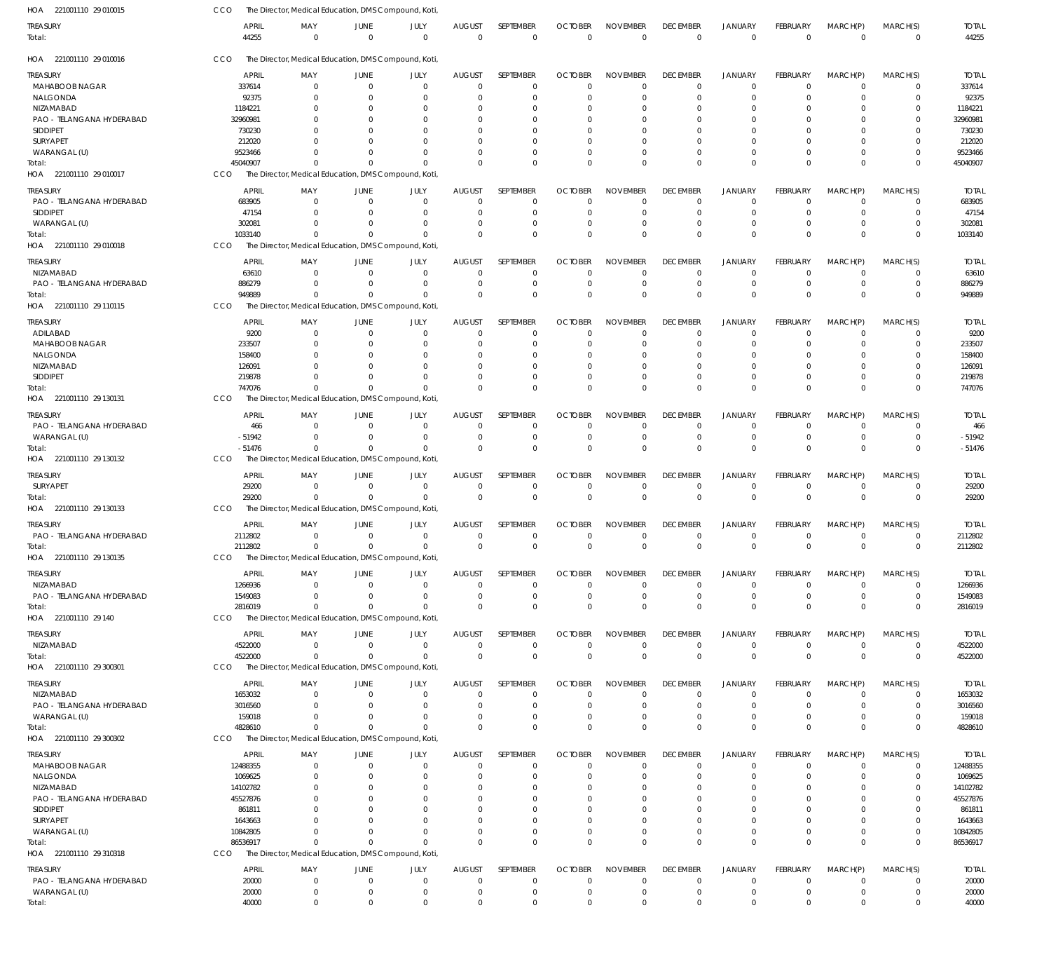HOA 221001110 29 010015 CCO The Director, Medical Education, DMS Compound, Koti,

| TREASURY | APRIL | MAY | JUNE | JULY | AUGUST | SEPTEMBER | OCTOBER | NOVEMBER | DECEMBER | JANUARY | FEBRUARY | MARCH(P) | MARCH(S) | TOTAL |
|---|---|---|---|---|---|---|---|---|---|---|---|---|---|---|
| Total: | 44255 | 0 | 0 | 0 | 0 | 0 | 0 | 0 | 0 | 0 | 0 | 0 | 0 | 44255 |

HOA 221001110 29 010016 CCO The Director, Medical Education, DMS Compound, Koti,

| TREASURY | APRIL | MAY | JUNE | JULY | AUGUST | SEPTEMBER | OCTOBER | NOVEMBER | DECEMBER | JANUARY | FEBRUARY | MARCH(P) | MARCH(S) | TOTAL |
|---|---|---|---|---|---|---|---|---|---|---|---|---|---|---|
| MAHABOOB NAGAR | 337614 | 0 | 0 | 0 | 0 | 0 | 0 | 0 | 0 | 0 | 0 | 0 | 0 | 337614 |
| NALGONDA | 92375 | 0 | 0 | 0 | 0 | 0 | 0 | 0 | 0 | 0 | 0 | 0 | 0 | 92375 |
| NIZAMABAD | 1184221 | 0 | 0 | 0 | 0 | 0 | 0 | 0 | 0 | 0 | 0 | 0 | 0 | 1184221 |
| PAO - TELANGANA HYDERABAD | 32960981 | 0 | 0 | 0 | 0 | 0 | 0 | 0 | 0 | 0 | 0 | 0 | 0 | 32960981 |
| SIDDIPET | 730230 | 0 | 0 | 0 | 0 | 0 | 0 | 0 | 0 | 0 | 0 | 0 | 0 | 730230 |
| SURYAPET | 212020 | 0 | 0 | 0 | 0 | 0 | 0 | 0 | 0 | 0 | 0 | 0 | 0 | 212020 |
| WARANGAL (U) | 9523466 | 0 | 0 | 0 | 0 | 0 | 0 | 0 | 0 | 0 | 0 | 0 | 0 | 9523466 |
| Total: | 45040907 | 0 | 0 | 0 | 0 | 0 | 0 | 0 | 0 | 0 | 0 | 0 | 0 | 45040907 |

HOA 221001110 29 010017 CCO The Director, Medical Education, DMS Compound, Koti,

| TREASURY | APRIL | MAY | JUNE | JULY | AUGUST | SEPTEMBER | OCTOBER | NOVEMBER | DECEMBER | JANUARY | FEBRUARY | MARCH(P) | MARCH(S) | TOTAL |
|---|---|---|---|---|---|---|---|---|---|---|---|---|---|---|
| PAO - TELANGANA HYDERABAD | 683905 | 0 | 0 | 0 | 0 | 0 | 0 | 0 | 0 | 0 | 0 | 0 | 0 | 683905 |
| SIDDIPET | 47154 | 0 | 0 | 0 | 0 | 0 | 0 | 0 | 0 | 0 | 0 | 0 | 0 | 47154 |
| WARANGAL (U) | 302081 | 0 | 0 | 0 | 0 | 0 | 0 | 0 | 0 | 0 | 0 | 0 | 0 | 302081 |
| Total: | 1033140 | 0 | 0 | 0 | 0 | 0 | 0 | 0 | 0 | 0 | 0 | 0 | 0 | 1033140 |

HOA 221001110 29 010018 CCO The Director, Medical Education, DMS Compound, Koti,

| TREASURY | APRIL | MAY | JUNE | JULY | AUGUST | SEPTEMBER | OCTOBER | NOVEMBER | DECEMBER | JANUARY | FEBRUARY | MARCH(P) | MARCH(S) | TOTAL |
|---|---|---|---|---|---|---|---|---|---|---|---|---|---|---|
| NIZAMABAD | 63610 | 0 | 0 | 0 | 0 | 0 | 0 | 0 | 0 | 0 | 0 | 0 | 0 | 63610 |
| PAO - TELANGANA HYDERABAD | 886279 | 0 | 0 | 0 | 0 | 0 | 0 | 0 | 0 | 0 | 0 | 0 | 0 | 886279 |
| Total: | 949889 | 0 | 0 | 0 | 0 | 0 | 0 | 0 | 0 | 0 | 0 | 0 | 0 | 949889 |

HOA 221001110 29 110115 CCO The Director, Medical Education, DMS Compound, Koti,

| TREASURY | APRIL | MAY | JUNE | JULY | AUGUST | SEPTEMBER | OCTOBER | NOVEMBER | DECEMBER | JANUARY | FEBRUARY | MARCH(P) | MARCH(S) | TOTAL |
|---|---|---|---|---|---|---|---|---|---|---|---|---|---|---|
| ADILABAD | 9200 | 0 | 0 | 0 | 0 | 0 | 0 | 0 | 0 | 0 | 0 | 0 | 0 | 9200 |
| MAHABOOB NAGAR | 233507 | 0 | 0 | 0 | 0 | 0 | 0 | 0 | 0 | 0 | 0 | 0 | 0 | 233507 |
| NALGONDA | 158400 | 0 | 0 | 0 | 0 | 0 | 0 | 0 | 0 | 0 | 0 | 0 | 0 | 158400 |
| NIZAMABAD | 126091 | 0 | 0 | 0 | 0 | 0 | 0 | 0 | 0 | 0 | 0 | 0 | 0 | 126091 |
| SIDDIPET | 219878 | 0 | 0 | 0 | 0 | 0 | 0 | 0 | 0 | 0 | 0 | 0 | 0 | 219878 |
| Total: | 747076 | 0 | 0 | 0 | 0 | 0 | 0 | 0 | 0 | 0 | 0 | 0 | 0 | 747076 |

HOA 221001110 29 130131 CCO The Director, Medical Education, DMS Compound, Koti,

| TREASURY | APRIL | MAY | JUNE | JULY | AUGUST | SEPTEMBER | OCTOBER | NOVEMBER | DECEMBER | JANUARY | FEBRUARY | MARCH(P) | MARCH(S) | TOTAL |
|---|---|---|---|---|---|---|---|---|---|---|---|---|---|---|
| PAO - TELANGANA HYDERABAD | 466 | 0 | 0 | 0 | 0 | 0 | 0 | 0 | 0 | 0 | 0 | 0 | 0 | 466 |
| WARANGAL (U) | - 51942 | 0 | 0 | 0 | 0 | 0 | 0 | 0 | 0 | 0 | 0 | 0 | 0 | - 51942 |
| Total: | - 51476 | 0 | 0 | 0 | 0 | 0 | 0 | 0 | 0 | 0 | 0 | 0 | 0 | - 51476 |

HOA 221001110 29 130132 CCO The Director, Medical Education, DMS Compound, Koti,

| TREASURY | APRIL | MAY | JUNE | JULY | AUGUST | SEPTEMBER | OCTOBER | NOVEMBER | DECEMBER | JANUARY | FEBRUARY | MARCH(P) | MARCH(S) | TOTAL |
|---|---|---|---|---|---|---|---|---|---|---|---|---|---|---|
| SURYAPET | 29200 | 0 | 0 | 0 | 0 | 0 | 0 | 0 | 0 | 0 | 0 | 0 | 0 | 29200 |
| Total: | 29200 | 0 | 0 | 0 | 0 | 0 | 0 | 0 | 0 | 0 | 0 | 0 | 0 | 29200 |

HOA 221001110 29 130133 CCO The Director, Medical Education, DMS Compound, Koti,

| TREASURY | APRIL | MAY | JUNE | JULY | AUGUST | SEPTEMBER | OCTOBER | NOVEMBER | DECEMBER | JANUARY | FEBRUARY | MARCH(P) | MARCH(S) | TOTAL |
|---|---|---|---|---|---|---|---|---|---|---|---|---|---|---|
| PAO - TELANGANA HYDERABAD | 2112802 | 0 | 0 | 0 | 0 | 0 | 0 | 0 | 0 | 0 | 0 | 0 | 0 | 2112802 |
| Total: | 2112802 | 0 | 0 | 0 | 0 | 0 | 0 | 0 | 0 | 0 | 0 | 0 | 0 | 2112802 |

HOA 221001110 29 130135 CCO The Director, Medical Education, DMS Compound, Koti,

| TREASURY | APRIL | MAY | JUNE | JULY | AUGUST | SEPTEMBER | OCTOBER | NOVEMBER | DECEMBER | JANUARY | FEBRUARY | MARCH(P) | MARCH(S) | TOTAL |
|---|---|---|---|---|---|---|---|---|---|---|---|---|---|---|
| NIZAMABAD | 1266936 | 0 | 0 | 0 | 0 | 0 | 0 | 0 | 0 | 0 | 0 | 0 | 0 | 1266936 |
| PAO - TELANGANA HYDERABAD | 1549083 | 0 | 0 | 0 | 0 | 0 | 0 | 0 | 0 | 0 | 0 | 0 | 0 | 1549083 |
| Total: | 2816019 | 0 | 0 | 0 | 0 | 0 | 0 | 0 | 0 | 0 | 0 | 0 | 0 | 2816019 |

HOA 221001110 29 140 CCO The Director, Medical Education, DMS Compound, Koti,

| TREASURY | APRIL | MAY | JUNE | JULY | AUGUST | SEPTEMBER | OCTOBER | NOVEMBER | DECEMBER | JANUARY | FEBRUARY | MARCH(P) | MARCH(S) | TOTAL |
|---|---|---|---|---|---|---|---|---|---|---|---|---|---|---|
| NIZAMABAD | 4522000 | 0 | 0 | 0 | 0 | 0 | 0 | 0 | 0 | 0 | 0 | 0 | 0 | 4522000 |
| Total: | 4522000 | 0 | 0 | 0 | 0 | 0 | 0 | 0 | 0 | 0 | 0 | 0 | 0 | 4522000 |

HOA 221001110 29 300301 CCO The Director, Medical Education, DMS Compound, Koti,

| TREASURY | APRIL | MAY | JUNE | JULY | AUGUST | SEPTEMBER | OCTOBER | NOVEMBER | DECEMBER | JANUARY | FEBRUARY | MARCH(P) | MARCH(S) | TOTAL |
|---|---|---|---|---|---|---|---|---|---|---|---|---|---|---|
| NIZAMABAD | 1653032 | 0 | 0 | 0 | 0 | 0 | 0 | 0 | 0 | 0 | 0 | 0 | 0 | 1653032 |
| PAO - TELANGANA HYDERABAD | 3016560 | 0 | 0 | 0 | 0 | 0 | 0 | 0 | 0 | 0 | 0 | 0 | 0 | 3016560 |
| WARANGAL (U) | 159018 | 0 | 0 | 0 | 0 | 0 | 0 | 0 | 0 | 0 | 0 | 0 | 0 | 159018 |
| Total: | 4828610 | 0 | 0 | 0 | 0 | 0 | 0 | 0 | 0 | 0 | 0 | 0 | 0 | 4828610 |

HOA 221001110 29 300302 CCO The Director, Medical Education, DMS Compound, Koti,

| TREASURY | APRIL | MAY | JUNE | JULY | AUGUST | SEPTEMBER | OCTOBER | NOVEMBER | DECEMBER | JANUARY | FEBRUARY | MARCH(P) | MARCH(S) | TOTAL |
|---|---|---|---|---|---|---|---|---|---|---|---|---|---|---|
| MAHABOOB NAGAR | 12488355 | 0 | 0 | 0 | 0 | 0 | 0 | 0 | 0 | 0 | 0 | 0 | 0 | 12488355 |
| NALGONDA | 1069625 | 0 | 0 | 0 | 0 | 0 | 0 | 0 | 0 | 0 | 0 | 0 | 0 | 1069625 |
| NIZAMABAD | 14102782 | 0 | 0 | 0 | 0 | 0 | 0 | 0 | 0 | 0 | 0 | 0 | 0 | 14102782 |
| PAO - TELANGANA HYDERABAD | 45527876 | 0 | 0 | 0 | 0 | 0 | 0 | 0 | 0 | 0 | 0 | 0 | 0 | 45527876 |
| SIDDIPET | 861811 | 0 | 0 | 0 | 0 | 0 | 0 | 0 | 0 | 0 | 0 | 0 | 0 | 861811 |
| SURYAPET | 1643663 | 0 | 0 | 0 | 0 | 0 | 0 | 0 | 0 | 0 | 0 | 0 | 0 | 1643663 |
| WARANGAL (U) | 10842805 | 0 | 0 | 0 | 0 | 0 | 0 | 0 | 0 | 0 | 0 | 0 | 0 | 10842805 |
| Total: | 86536917 | 0 | 0 | 0 | 0 | 0 | 0 | 0 | 0 | 0 | 0 | 0 | 0 | 86536917 |

HOA 221001110 29 310318 CCO The Director, Medical Education, DMS Compound, Koti,

| TREASURY | APRIL | MAY | JUNE | JULY | AUGUST | SEPTEMBER | OCTOBER | NOVEMBER | DECEMBER | JANUARY | FEBRUARY | MARCH(P) | MARCH(S) | TOTAL |
|---|---|---|---|---|---|---|---|---|---|---|---|---|---|---|
| PAO - TELANGANA HYDERABAD | 20000 | 0 | 0 | 0 | 0 | 0 | 0 | 0 | 0 | 0 | 0 | 0 | 0 | 20000 |
| WARANGAL (U) | 20000 | 0 | 0 | 0 | 0 | 0 | 0 | 0 | 0 | 0 | 0 | 0 | 0 | 20000 |
| Total: | 40000 | 0 | 0 | 0 | 0 | 0 | 0 | 0 | 0 | 0 | 0 | 0 | 0 | 40000 |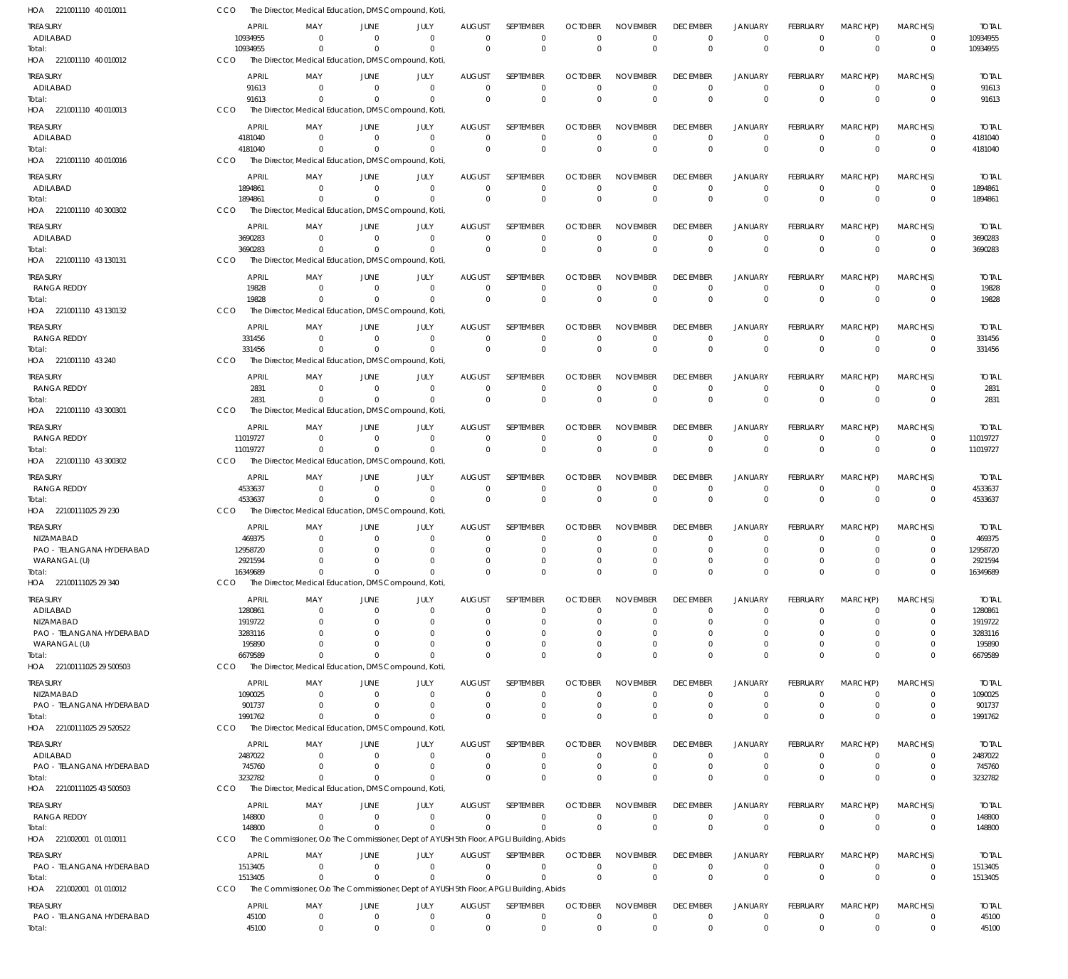HOA 221001110 40 010011 CCO The Director, Medical Education, DMS Compound, Koti,

| TREASURY | APRIL | MAY | JUNE | JULY | AUGUST | SEPTEMBER | OCTOBER | NOVEMBER | DECEMBER | JANUARY | FEBRUARY | MARCH(P) | MARCH(S) | TOTAL |
|---|---|---|---|---|---|---|---|---|---|---|---|---|---|---|
| ADILABAD | 10934955 | 0 | 0 | 0 | 0 | 0 | 0 | 0 | 0 | 0 | 0 | 0 | 0 | 10934955 |
| Total: | 10934955 | 0 | 0 | 0 | 0 | 0 | 0 | 0 | 0 | 0 | 0 | 0 | 0 | 10934955 |

HOA 221001110 40 010012 CCO The Director, Medical Education, DMS Compound, Koti,

| TREASURY | APRIL | MAY | JUNE | JULY | AUGUST | SEPTEMBER | OCTOBER | NOVEMBER | DECEMBER | JANUARY | FEBRUARY | MARCH(P) | MARCH(S) | TOTAL |
|---|---|---|---|---|---|---|---|---|---|---|---|---|---|---|
| ADILABAD | 91613 | 0 | 0 | 0 | 0 | 0 | 0 | 0 | 0 | 0 | 0 | 0 | 0 | 91613 |
| Total: | 91613 | 0 | 0 | 0 | 0 | 0 | 0 | 0 | 0 | 0 | 0 | 0 | 0 | 91613 |

HOA 221001110 40 010013 CCO The Director, Medical Education, DMS Compound, Koti,

| TREASURY | APRIL | MAY | JUNE | JULY | AUGUST | SEPTEMBER | OCTOBER | NOVEMBER | DECEMBER | JANUARY | FEBRUARY | MARCH(P) | MARCH(S) | TOTAL |
|---|---|---|---|---|---|---|---|---|---|---|---|---|---|---|
| ADILABAD | 4181040 | 0 | 0 | 0 | 0 | 0 | 0 | 0 | 0 | 0 | 0 | 0 | 0 | 4181040 |
| Total: | 4181040 | 0 | 0 | 0 | 0 | 0 | 0 | 0 | 0 | 0 | 0 | 0 | 0 | 4181040 |

HOA 221001110 40 010016 CCO The Director, Medical Education, DMS Compound, Koti,

| TREASURY | APRIL | MAY | JUNE | JULY | AUGUST | SEPTEMBER | OCTOBER | NOVEMBER | DECEMBER | JANUARY | FEBRUARY | MARCH(P) | MARCH(S) | TOTAL |
|---|---|---|---|---|---|---|---|---|---|---|---|---|---|---|
| ADILABAD | 1894861 | 0 | 0 | 0 | 0 | 0 | 0 | 0 | 0 | 0 | 0 | 0 | 0 | 1894861 |
| Total: | 1894861 | 0 | 0 | 0 | 0 | 0 | 0 | 0 | 0 | 0 | 0 | 0 | 0 | 1894861 |

HOA 221001110 40 300302 CCO The Director, Medical Education, DMS Compound, Koti,

| TREASURY | APRIL | MAY | JUNE | JULY | AUGUST | SEPTEMBER | OCTOBER | NOVEMBER | DECEMBER | JANUARY | FEBRUARY | MARCH(P) | MARCH(S) | TOTAL |
|---|---|---|---|---|---|---|---|---|---|---|---|---|---|---|
| ADILABAD | 3690283 | 0 | 0 | 0 | 0 | 0 | 0 | 0 | 0 | 0 | 0 | 0 | 0 | 3690283 |
| Total: | 3690283 | 0 | 0 | 0 | 0 | 0 | 0 | 0 | 0 | 0 | 0 | 0 | 0 | 3690283 |

HOA 221001110 43 130131 CCO The Director, Medical Education, DMS Compound, Koti,

| TREASURY | APRIL | MAY | JUNE | JULY | AUGUST | SEPTEMBER | OCTOBER | NOVEMBER | DECEMBER | JANUARY | FEBRUARY | MARCH(P) | MARCH(S) | TOTAL |
|---|---|---|---|---|---|---|---|---|---|---|---|---|---|---|
| RANGA REDDY | 19828 | 0 | 0 | 0 | 0 | 0 | 0 | 0 | 0 | 0 | 0 | 0 | 0 | 19828 |
| Total: | 19828 | 0 | 0 | 0 | 0 | 0 | 0 | 0 | 0 | 0 | 0 | 0 | 0 | 19828 |

HOA 221001110 43 130132 CCO The Director, Medical Education, DMS Compound, Koti,

| TREASURY | APRIL | MAY | JUNE | JULY | AUGUST | SEPTEMBER | OCTOBER | NOVEMBER | DECEMBER | JANUARY | FEBRUARY | MARCH(P) | MARCH(S) | TOTAL |
|---|---|---|---|---|---|---|---|---|---|---|---|---|---|---|
| RANGA REDDY | 331456 | 0 | 0 | 0 | 0 | 0 | 0 | 0 | 0 | 0 | 0 | 0 | 0 | 331456 |
| Total: | 331456 | 0 | 0 | 0 | 0 | 0 | 0 | 0 | 0 | 0 | 0 | 0 | 0 | 331456 |

HOA 221001110 43 240 CCO The Director, Medical Education, DMS Compound, Koti,

| TREASURY | APRIL | MAY | JUNE | JULY | AUGUST | SEPTEMBER | OCTOBER | NOVEMBER | DECEMBER | JANUARY | FEBRUARY | MARCH(P) | MARCH(S) | TOTAL |
|---|---|---|---|---|---|---|---|---|---|---|---|---|---|---|
| RANGA REDDY | 2831 | 0 | 0 | 0 | 0 | 0 | 0 | 0 | 0 | 0 | 0 | 0 | 0 | 2831 |
| Total: | 2831 | 0 | 0 | 0 | 0 | 0 | 0 | 0 | 0 | 0 | 0 | 0 | 0 | 2831 |

HOA 221001110 43 300301 CCO The Director, Medical Education, DMS Compound, Koti,

| TREASURY | APRIL | MAY | JUNE | JULY | AUGUST | SEPTEMBER | OCTOBER | NOVEMBER | DECEMBER | JANUARY | FEBRUARY | MARCH(P) | MARCH(S) | TOTAL |
|---|---|---|---|---|---|---|---|---|---|---|---|---|---|---|
| RANGA REDDY | 11019727 | 0 | 0 | 0 | 0 | 0 | 0 | 0 | 0 | 0 | 0 | 0 | 0 | 11019727 |
| Total: | 11019727 | 0 | 0 | 0 | 0 | 0 | 0 | 0 | 0 | 0 | 0 | 0 | 0 | 11019727 |

HOA 221001110 43 300302 CCO The Director, Medical Education, DMS Compound, Koti,

| TREASURY | APRIL | MAY | JUNE | JULY | AUGUST | SEPTEMBER | OCTOBER | NOVEMBER | DECEMBER | JANUARY | FEBRUARY | MARCH(P) | MARCH(S) | TOTAL |
|---|---|---|---|---|---|---|---|---|---|---|---|---|---|---|
| RANGA REDDY | 4533637 | 0 | 0 | 0 | 0 | 0 | 0 | 0 | 0 | 0 | 0 | 0 | 0 | 4533637 |
| Total: | 4533637 | 0 | 0 | 0 | 0 | 0 | 0 | 0 | 0 | 0 | 0 | 0 | 0 | 4533637 |

HOA 22100111025 29 230 CCO The Director, Medical Education, DMS Compound, Koti,

| TREASURY | APRIL | MAY | JUNE | JULY | AUGUST | SEPTEMBER | OCTOBER | NOVEMBER | DECEMBER | JANUARY | FEBRUARY | MARCH(P) | MARCH(S) | TOTAL |
|---|---|---|---|---|---|---|---|---|---|---|---|---|---|---|
| NIZAMABAD | 469375 | 0 | 0 | 0 | 0 | 0 | 0 | 0 | 0 | 0 | 0 | 0 | 0 | 469375 |
| PAO - TELANGANA HYDERABAD | 12958720 | 0 | 0 | 0 | 0 | 0 | 0 | 0 | 0 | 0 | 0 | 0 | 0 | 12958720 |
| WARANGAL (U) | 2921594 | 0 | 0 | 0 | 0 | 0 | 0 | 0 | 0 | 0 | 0 | 0 | 0 | 2921594 |
| Total: | 16349689 | 0 | 0 | 0 | 0 | 0 | 0 | 0 | 0 | 0 | 0 | 0 | 0 | 16349689 |

HOA 22100111025 29 340 CCO The Director, Medical Education, DMS Compound, Koti,

| TREASURY | APRIL | MAY | JUNE | JULY | AUGUST | SEPTEMBER | OCTOBER | NOVEMBER | DECEMBER | JANUARY | FEBRUARY | MARCH(P) | MARCH(S) | TOTAL |
|---|---|---|---|---|---|---|---|---|---|---|---|---|---|---|
| ADILABAD | 1280861 | 0 | 0 | 0 | 0 | 0 | 0 | 0 | 0 | 0 | 0 | 0 | 0 | 1280861 |
| NIZAMABAD | 1919722 | 0 | 0 | 0 | 0 | 0 | 0 | 0 | 0 | 0 | 0 | 0 | 0 | 1919722 |
| PAO - TELANGANA HYDERABAD | 3283116 | 0 | 0 | 0 | 0 | 0 | 0 | 0 | 0 | 0 | 0 | 0 | 0 | 3283116 |
| WARANGAL (U) | 195890 | 0 | 0 | 0 | 0 | 0 | 0 | 0 | 0 | 0 | 0 | 0 | 0 | 195890 |
| Total: | 6679589 | 0 | 0 | 0 | 0 | 0 | 0 | 0 | 0 | 0 | 0 | 0 | 0 | 6679589 |

HOA 22100111025 29 500503 CCO The Director, Medical Education, DMS Compound, Koti,

| TREASURY | APRIL | MAY | JUNE | JULY | AUGUST | SEPTEMBER | OCTOBER | NOVEMBER | DECEMBER | JANUARY | FEBRUARY | MARCH(P) | MARCH(S) | TOTAL |
|---|---|---|---|---|---|---|---|---|---|---|---|---|---|---|
| NIZAMABAD | 1090025 | 0 | 0 | 0 | 0 | 0 | 0 | 0 | 0 | 0 | 0 | 0 | 0 | 1090025 |
| PAO - TELANGANA HYDERABAD | 901737 | 0 | 0 | 0 | 0 | 0 | 0 | 0 | 0 | 0 | 0 | 0 | 0 | 901737 |
| Total: | 1991762 | 0 | 0 | 0 | 0 | 0 | 0 | 0 | 0 | 0 | 0 | 0 | 0 | 1991762 |

HOA 22100111025 29 520522 CCO The Director, Medical Education, DMS Compound, Koti,

| TREASURY | APRIL | MAY | JUNE | JULY | AUGUST | SEPTEMBER | OCTOBER | NOVEMBER | DECEMBER | JANUARY | FEBRUARY | MARCH(P) | MARCH(S) | TOTAL |
|---|---|---|---|---|---|---|---|---|---|---|---|---|---|---|
| ADILABAD | 2487022 | 0 | 0 | 0 | 0 | 0 | 0 | 0 | 0 | 0 | 0 | 0 | 0 | 2487022 |
| PAO - TELANGANA HYDERABAD | 745760 | 0 | 0 | 0 | 0 | 0 | 0 | 0 | 0 | 0 | 0 | 0 | 0 | 745760 |
| Total: | 3232782 | 0 | 0 | 0 | 0 | 0 | 0 | 0 | 0 | 0 | 0 | 0 | 0 | 3232782 |

HOA 22100111025 43 500503 CCO The Director, Medical Education, DMS Compound, Koti,

| TREASURY | APRIL | MAY | JUNE | JULY | AUGUST | SEPTEMBER | OCTOBER | NOVEMBER | DECEMBER | JANUARY | FEBRUARY | MARCH(P) | MARCH(S) | TOTAL |
|---|---|---|---|---|---|---|---|---|---|---|---|---|---|---|
| RANGA REDDY | 148800 | 0 | 0 | 0 | 0 | 0 | 0 | 0 | 0 | 0 | 0 | 0 | 0 | 148800 |
| Total: | 148800 | 0 | 0 | 0 | 0 | 0 | 0 | 0 | 0 | 0 | 0 | 0 | 0 | 148800 |

HOA 221002001 01 010011 CCO The Commissioner, O/o The Commissioner, Dept of AYUSH 5th Floor, APGLI Building, Abids

| TREASURY | APRIL | MAY | JUNE | JULY | AUGUST | SEPTEMBER | OCTOBER | NOVEMBER | DECEMBER | JANUARY | FEBRUARY | MARCH(P) | MARCH(S) | TOTAL |
|---|---|---|---|---|---|---|---|---|---|---|---|---|---|---|
| PAO - TELANGANA HYDERABAD | 1513405 | 0 | 0 | 0 | 0 | 0 | 0 | 0 | 0 | 0 | 0 | 0 | 0 | 1513405 |
| Total: | 1513405 | 0 | 0 | 0 | 0 | 0 | 0 | 0 | 0 | 0 | 0 | 0 | 0 | 1513405 |

HOA 221002001 01 010012 CCO The Commissioner, O/o The Commissioner, Dept of AYUSH 5th Floor, APGLI Building, Abids

| TREASURY | APRIL | MAY | JUNE | JULY | AUGUST | SEPTEMBER | OCTOBER | NOVEMBER | DECEMBER | JANUARY | FEBRUARY | MARCH(P) | MARCH(S) | TOTAL |
|---|---|---|---|---|---|---|---|---|---|---|---|---|---|---|
| PAO - TELANGANA HYDERABAD | 45100 | 0 | 0 | 0 | 0 | 0 | 0 | 0 | 0 | 0 | 0 | 0 | 0 | 45100 |
| Total: | 45100 | 0 | 0 | 0 | 0 | 0 | 0 | 0 | 0 | 0 | 0 | 0 | 0 | 45100 |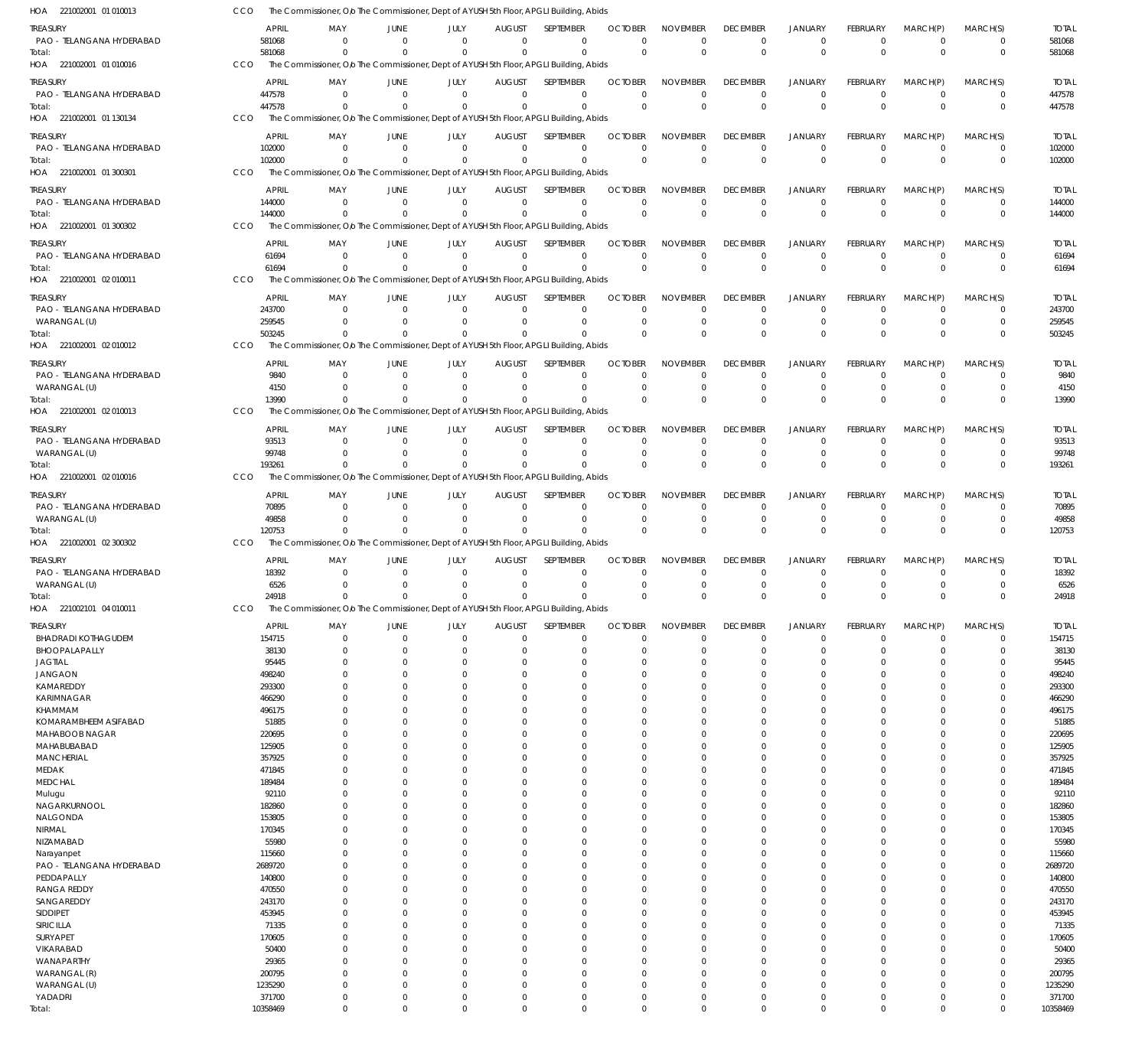HOA 221002001 01 010013 CCO The Commissioner, O/o The Commissioner, Dept of AYUSH 5th Floor, APGLI Building, Abids

| TREASURY | APRIL | MAY | JUNE | JULY | AUGUST | SEPTEMBER | OCTOBER | NOVEMBER | DECEMBER | JANUARY | FEBRUARY | MARCH(P) | MARCH(S) | TOTAL |
|---|---|---|---|---|---|---|---|---|---|---|---|---|---|---|
| PAO - TELANGANA HYDERABAD | 581068 | 0 | 0 | 0 | 0 | 0 | 0 | 0 | 0 | 0 | 0 | 0 | 0 | 581068 |
| Total: | 581068 | 0 | 0 | 0 | 0 | 0 | 0 | 0 | 0 | 0 | 0 | 0 | 0 | 581068 |

HOA 221002001 01 010016 CCO The Commissioner, O/o The Commissioner, Dept of AYUSH 5th Floor, APGLI Building, Abids

| TREASURY | APRIL | MAY | JUNE | JULY | AUGUST | SEPTEMBER | OCTOBER | NOVEMBER | DECEMBER | JANUARY | FEBRUARY | MARCH(P) | MARCH(S) | TOTAL |
|---|---|---|---|---|---|---|---|---|---|---|---|---|---|---|
| PAO - TELANGANA HYDERABAD | 447578 | 0 | 0 | 0 | 0 | 0 | 0 | 0 | 0 | 0 | 0 | 0 | 0 | 447578 |
| Total: | 447578 | 0 | 0 | 0 | 0 | 0 | 0 | 0 | 0 | 0 | 0 | 0 | 0 | 447578 |

HOA 221002001 01 130134 CCO The Commissioner, O/o The Commissioner, Dept of AYUSH 5th Floor, APGLI Building, Abids

| TREASURY | APRIL | MAY | JUNE | JULY | AUGUST | SEPTEMBER | OCTOBER | NOVEMBER | DECEMBER | JANUARY | FEBRUARY | MARCH(P) | MARCH(S) | TOTAL |
|---|---|---|---|---|---|---|---|---|---|---|---|---|---|---|
| PAO - TELANGANA HYDERABAD | 102000 | 0 | 0 | 0 | 0 | 0 | 0 | 0 | 0 | 0 | 0 | 0 | 0 | 102000 |
| Total: | 102000 | 0 | 0 | 0 | 0 | 0 | 0 | 0 | 0 | 0 | 0 | 0 | 0 | 102000 |

HOA 221002001 01 300301 CCO The Commissioner, O/o The Commissioner, Dept of AYUSH 5th Floor, APGLI Building, Abids

| TREASURY | APRIL | MAY | JUNE | JULY | AUGUST | SEPTEMBER | OCTOBER | NOVEMBER | DECEMBER | JANUARY | FEBRUARY | MARCH(P) | MARCH(S) | TOTAL |
|---|---|---|---|---|---|---|---|---|---|---|---|---|---|---|
| PAO - TELANGANA HYDERABAD | 144000 | 0 | 0 | 0 | 0 | 0 | 0 | 0 | 0 | 0 | 0 | 0 | 0 | 144000 |
| Total: | 144000 | 0 | 0 | 0 | 0 | 0 | 0 | 0 | 0 | 0 | 0 | 0 | 0 | 144000 |

HOA 221002001 01 300302 CCO The Commissioner, O/o The Commissioner, Dept of AYUSH 5th Floor, APGLI Building, Abids

| TREASURY | APRIL | MAY | JUNE | JULY | AUGUST | SEPTEMBER | OCTOBER | NOVEMBER | DECEMBER | JANUARY | FEBRUARY | MARCH(P) | MARCH(S) | TOTAL |
|---|---|---|---|---|---|---|---|---|---|---|---|---|---|---|
| PAO - TELANGANA HYDERABAD | 61694 | 0 | 0 | 0 | 0 | 0 | 0 | 0 | 0 | 0 | 0 | 0 | 0 | 61694 |
| Total: | 61694 | 0 | 0 | 0 | 0 | 0 | 0 | 0 | 0 | 0 | 0 | 0 | 0 | 61694 |

HOA 221002001 02 010011 CCO The Commissioner, O/o The Commissioner, Dept of AYUSH 5th Floor, APGLI Building, Abids

| TREASURY | APRIL | MAY | JUNE | JULY | AUGUST | SEPTEMBER | OCTOBER | NOVEMBER | DECEMBER | JANUARY | FEBRUARY | MARCH(P) | MARCH(S) | TOTAL |
|---|---|---|---|---|---|---|---|---|---|---|---|---|---|---|
| PAO - TELANGANA HYDERABAD | 243700 | 0 | 0 | 0 | 0 | 0 | 0 | 0 | 0 | 0 | 0 | 0 | 0 | 243700 |
| WARANGAL (U) | 259545 | 0 | 0 | 0 | 0 | 0 | 0 | 0 | 0 | 0 | 0 | 0 | 0 | 259545 |
| Total: | 503245 | 0 | 0 | 0 | 0 | 0 | 0 | 0 | 0 | 0 | 0 | 0 | 0 | 503245 |

HOA 221002001 02 010012 CCO The Commissioner, O/o The Commissioner, Dept of AYUSH 5th Floor, APGLI Building, Abids

| TREASURY | APRIL | MAY | JUNE | JULY | AUGUST | SEPTEMBER | OCTOBER | NOVEMBER | DECEMBER | JANUARY | FEBRUARY | MARCH(P) | MARCH(S) | TOTAL |
|---|---|---|---|---|---|---|---|---|---|---|---|---|---|---|
| PAO - TELANGANA HYDERABAD | 9840 | 0 | 0 | 0 | 0 | 0 | 0 | 0 | 0 | 0 | 0 | 0 | 0 | 9840 |
| WARANGAL (U) | 4150 | 0 | 0 | 0 | 0 | 0 | 0 | 0 | 0 | 0 | 0 | 0 | 0 | 4150 |
| Total: | 13990 | 0 | 0 | 0 | 0 | 0 | 0 | 0 | 0 | 0 | 0 | 0 | 0 | 13990 |

HOA 221002001 02 010013 CCO The Commissioner, O/o The Commissioner, Dept of AYUSH 5th Floor, APGLI Building, Abids

| TREASURY | APRIL | MAY | JUNE | JULY | AUGUST | SEPTEMBER | OCTOBER | NOVEMBER | DECEMBER | JANUARY | FEBRUARY | MARCH(P) | MARCH(S) | TOTAL |
|---|---|---|---|---|---|---|---|---|---|---|---|---|---|---|
| PAO - TELANGANA HYDERABAD | 93513 | 0 | 0 | 0 | 0 | 0 | 0 | 0 | 0 | 0 | 0 | 0 | 0 | 93513 |
| WARANGAL (U) | 99748 | 0 | 0 | 0 | 0 | 0 | 0 | 0 | 0 | 0 | 0 | 0 | 0 | 99748 |
| Total: | 193261 | 0 | 0 | 0 | 0 | 0 | 0 | 0 | 0 | 0 | 0 | 0 | 0 | 193261 |

HOA 221002001 02 010016 CCO The Commissioner, O/o The Commissioner, Dept of AYUSH 5th Floor, APGLI Building, Abids

| TREASURY | APRIL | MAY | JUNE | JULY | AUGUST | SEPTEMBER | OCTOBER | NOVEMBER | DECEMBER | JANUARY | FEBRUARY | MARCH(P) | MARCH(S) | TOTAL |
|---|---|---|---|---|---|---|---|---|---|---|---|---|---|---|
| PAO - TELANGANA HYDERABAD | 70895 | 0 | 0 | 0 | 0 | 0 | 0 | 0 | 0 | 0 | 0 | 0 | 0 | 70895 |
| WARANGAL (U) | 49858 | 0 | 0 | 0 | 0 | 0 | 0 | 0 | 0 | 0 | 0 | 0 | 0 | 49858 |
| Total: | 120753 | 0 | 0 | 0 | 0 | 0 | 0 | 0 | 0 | 0 | 0 | 0 | 0 | 120753 |

HOA 221002001 02 300302 CCO The Commissioner, O/o The Commissioner, Dept of AYUSH 5th Floor, APGLI Building, Abids

| TREASURY | APRIL | MAY | JUNE | JULY | AUGUST | SEPTEMBER | OCTOBER | NOVEMBER | DECEMBER | JANUARY | FEBRUARY | MARCH(P) | MARCH(S) | TOTAL |
|---|---|---|---|---|---|---|---|---|---|---|---|---|---|---|
| PAO - TELANGANA HYDERABAD | 18392 | 0 | 0 | 0 | 0 | 0 | 0 | 0 | 0 | 0 | 0 | 0 | 0 | 18392 |
| WARANGAL (U) | 6526 | 0 | 0 | 0 | 0 | 0 | 0 | 0 | 0 | 0 | 0 | 0 | 0 | 6526 |
| Total: | 24918 | 0 | 0 | 0 | 0 | 0 | 0 | 0 | 0 | 0 | 0 | 0 | 0 | 24918 |

HOA 221002101 04 010011 CCO The Commissioner, O/o The Commissioner, Dept of AYUSH 5th Floor, APGLI Building, Abids

| TREASURY | APRIL | MAY | JUNE | JULY | AUGUST | SEPTEMBER | OCTOBER | NOVEMBER | DECEMBER | JANUARY | FEBRUARY | MARCH(P) | MARCH(S) | TOTAL |
|---|---|---|---|---|---|---|---|---|---|---|---|---|---|---|
| BHADRADI KOTHAGUDEM | 154715 | 0 | 0 | 0 | 0 | 0 | 0 | 0 | 0 | 0 | 0 | 0 | 0 | 154715 |
| BHOOPALAPALLY | 38130 | 0 | 0 | 0 | 0 | 0 | 0 | 0 | 0 | 0 | 0 | 0 | 0 | 38130 |
| JAGTIAL | 95445 | 0 | 0 | 0 | 0 | 0 | 0 | 0 | 0 | 0 | 0 | 0 | 0 | 95445 |
| JANGAON | 498240 | 0 | 0 | 0 | 0 | 0 | 0 | 0 | 0 | 0 | 0 | 0 | 0 | 498240 |
| KAMAREDDY | 293300 | 0 | 0 | 0 | 0 | 0 | 0 | 0 | 0 | 0 | 0 | 0 | 0 | 293300 |
| KARIMNAGAR | 466290 | 0 | 0 | 0 | 0 | 0 | 0 | 0 | 0 | 0 | 0 | 0 | 0 | 466290 |
| KHAMMAM | 496175 | 0 | 0 | 0 | 0 | 0 | 0 | 0 | 0 | 0 | 0 | 0 | 0 | 496175 |
| KOMARAMBHEEM ASIFABAD | 51885 | 0 | 0 | 0 | 0 | 0 | 0 | 0 | 0 | 0 | 0 | 0 | 0 | 51885 |
| MAHABOOB NAGAR | 220695 | 0 | 0 | 0 | 0 | 0 | 0 | 0 | 0 | 0 | 0 | 0 | 0 | 220695 |
| MAHABUBABAD | 125905 | 0 | 0 | 0 | 0 | 0 | 0 | 0 | 0 | 0 | 0 | 0 | 0 | 125905 |
| MANCHERIAL | 357925 | 0 | 0 | 0 | 0 | 0 | 0 | 0 | 0 | 0 | 0 | 0 | 0 | 357925 |
| MEDAK | 471845 | 0 | 0 | 0 | 0 | 0 | 0 | 0 | 0 | 0 | 0 | 0 | 0 | 471845 |
| MEDCHAL | 189484 | 0 | 0 | 0 | 0 | 0 | 0 | 0 | 0 | 0 | 0 | 0 | 0 | 189484 |
| Mulugu | 92110 | 0 | 0 | 0 | 0 | 0 | 0 | 0 | 0 | 0 | 0 | 0 | 0 | 92110 |
| NAGARKURNOOL | 182860 | 0 | 0 | 0 | 0 | 0 | 0 | 0 | 0 | 0 | 0 | 0 | 0 | 182860 |
| NALGONDA | 153805 | 0 | 0 | 0 | 0 | 0 | 0 | 0 | 0 | 0 | 0 | 0 | 0 | 153805 |
| NIRMAL | 170345 | 0 | 0 | 0 | 0 | 0 | 0 | 0 | 0 | 0 | 0 | 0 | 0 | 170345 |
| NIZAMABAD | 55980 | 0 | 0 | 0 | 0 | 0 | 0 | 0 | 0 | 0 | 0 | 0 | 0 | 55980 |
| Narayanpet | 115660 | 0 | 0 | 0 | 0 | 0 | 0 | 0 | 0 | 0 | 0 | 0 | 0 | 115660 |
| PAO - TELANGANA HYDERABAD | 2689720 | 0 | 0 | 0 | 0 | 0 | 0 | 0 | 0 | 0 | 0 | 0 | 0 | 2689720 |
| PEDDAPALLY | 140800 | 0 | 0 | 0 | 0 | 0 | 0 | 0 | 0 | 0 | 0 | 0 | 0 | 140800 |
| RANGA REDDY | 470550 | 0 | 0 | 0 | 0 | 0 | 0 | 0 | 0 | 0 | 0 | 0 | 0 | 470550 |
| SANGAREDDY | 243170 | 0 | 0 | 0 | 0 | 0 | 0 | 0 | 0 | 0 | 0 | 0 | 0 | 243170 |
| SIDDIPET | 453945 | 0 | 0 | 0 | 0 | 0 | 0 | 0 | 0 | 0 | 0 | 0 | 0 | 453945 |
| SIRICILLA | 71335 | 0 | 0 | 0 | 0 | 0 | 0 | 0 | 0 | 0 | 0 | 0 | 0 | 71335 |
| SURYAPET | 170605 | 0 | 0 | 0 | 0 | 0 | 0 | 0 | 0 | 0 | 0 | 0 | 0 | 170605 |
| VIKARABAD | 50400 | 0 | 0 | 0 | 0 | 0 | 0 | 0 | 0 | 0 | 0 | 0 | 0 | 50400 |
| WANAPARTHY | 29365 | 0 | 0 | 0 | 0 | 0 | 0 | 0 | 0 | 0 | 0 | 0 | 0 | 29365 |
| WARANGAL (R) | 200795 | 0 | 0 | 0 | 0 | 0 | 0 | 0 | 0 | 0 | 0 | 0 | 0 | 200795 |
| WARANGAL (U) | 1235290 | 0 | 0 | 0 | 0 | 0 | 0 | 0 | 0 | 0 | 0 | 0 | 0 | 1235290 |
| YADADRI | 371700 | 0 | 0 | 0 | 0 | 0 | 0 | 0 | 0 | 0 | 0 | 0 | 0 | 371700 |
| Total: | 10358469 | 0 | 0 | 0 | 0 | 0 | 0 | 0 | 0 | 0 | 0 | 0 | 0 | 10358469 |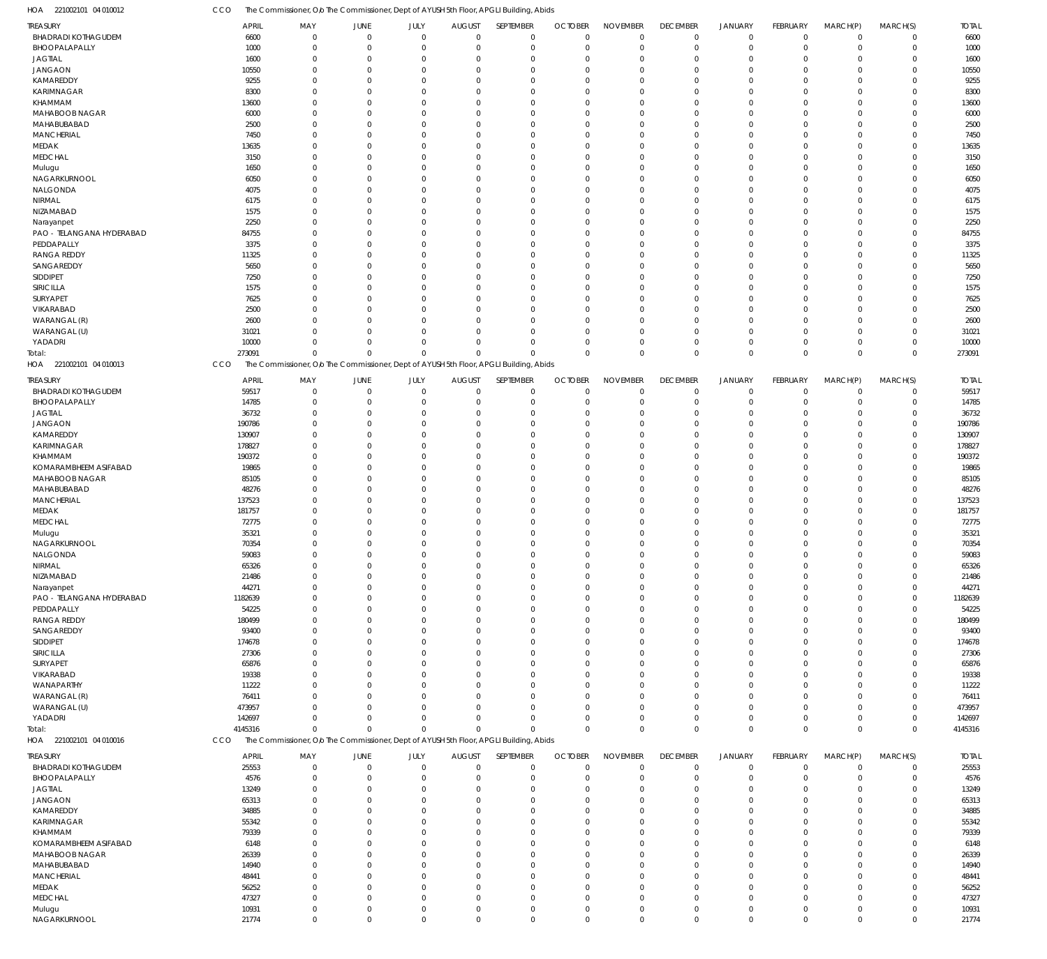HOA 221002101 04 010012 CCO The Commissioner, O/o The Commissioner, Dept of AYUSH 5th Floor, APGLI Building, Abids

| TREASURY | APRIL | MAY | JUNE | JULY | AUGUST | SEPTEMBER | OCTOBER | NOVEMBER | DECEMBER | JANUARY | FEBRUARY | MARCH(P) | MARCH(S) | TOTAL |
|---|---|---|---|---|---|---|---|---|---|---|---|---|---|---|
| BHADRADI KOTHAGUDEM | 6600 | 0 | 0 | 0 | 0 | 0 | 0 | 0 | 0 | 0 | 0 | 0 | 0 | 6600 |
| BHOOPALAPALLY | 1000 | 0 | 0 | 0 | 0 | 0 | 0 | 0 | 0 | 0 | 0 | 0 | 0 | 1000 |
| JAGTIAL | 1600 | 0 | 0 | 0 | 0 | 0 | 0 | 0 | 0 | 0 | 0 | 0 | 0 | 1600 |
| JANGAON | 10550 | 0 | 0 | 0 | 0 | 0 | 0 | 0 | 0 | 0 | 0 | 0 | 0 | 10550 |
| KAMAREDDY | 9255 | 0 | 0 | 0 | 0 | 0 | 0 | 0 | 0 | 0 | 0 | 0 | 0 | 9255 |
| KARIMNAGAR | 8300 | 0 | 0 | 0 | 0 | 0 | 0 | 0 | 0 | 0 | 0 | 0 | 0 | 8300 |
| KHAMMAM | 13600 | 0 | 0 | 0 | 0 | 0 | 0 | 0 | 0 | 0 | 0 | 0 | 0 | 13600 |
| MAHABOOB NAGAR | 6000 | 0 | 0 | 0 | 0 | 0 | 0 | 0 | 0 | 0 | 0 | 0 | 0 | 6000 |
| MAHABUBABAD | 2500 | 0 | 0 | 0 | 0 | 0 | 0 | 0 | 0 | 0 | 0 | 0 | 0 | 2500 |
| MANCHERIAL | 7450 | 0 | 0 | 0 | 0 | 0 | 0 | 0 | 0 | 0 | 0 | 0 | 0 | 7450 |
| MEDAK | 13635 | 0 | 0 | 0 | 0 | 0 | 0 | 0 | 0 | 0 | 0 | 0 | 0 | 13635 |
| MEDCHAL | 3150 | 0 | 0 | 0 | 0 | 0 | 0 | 0 | 0 | 0 | 0 | 0 | 0 | 3150 |
| Mulugu | 1650 | 0 | 0 | 0 | 0 | 0 | 0 | 0 | 0 | 0 | 0 | 0 | 0 | 1650 |
| NAGARKURNOOL | 6050 | 0 | 0 | 0 | 0 | 0 | 0 | 0 | 0 | 0 | 0 | 0 | 0 | 6050 |
| NALGONDA | 4075 | 0 | 0 | 0 | 0 | 0 | 0 | 0 | 0 | 0 | 0 | 0 | 0 | 4075 |
| NIRMAL | 6175 | 0 | 0 | 0 | 0 | 0 | 0 | 0 | 0 | 0 | 0 | 0 | 0 | 6175 |
| NIZAMABAD | 1575 | 0 | 0 | 0 | 0 | 0 | 0 | 0 | 0 | 0 | 0 | 0 | 0 | 1575 |
| Narayanpet | 2250 | 0 | 0 | 0 | 0 | 0 | 0 | 0 | 0 | 0 | 0 | 0 | 0 | 2250 |
| PAO - TELANGANA HYDERABAD | 84755 | 0 | 0 | 0 | 0 | 0 | 0 | 0 | 0 | 0 | 0 | 0 | 0 | 84755 |
| PEDDAPALLY | 3375 | 0 | 0 | 0 | 0 | 0 | 0 | 0 | 0 | 0 | 0 | 0 | 0 | 3375 |
| RANGA REDDY | 11325 | 0 | 0 | 0 | 0 | 0 | 0 | 0 | 0 | 0 | 0 | 0 | 0 | 11325 |
| SANGAREDDY | 5650 | 0 | 0 | 0 | 0 | 0 | 0 | 0 | 0 | 0 | 0 | 0 | 0 | 5650 |
| SIDDIPET | 7250 | 0 | 0 | 0 | 0 | 0 | 0 | 0 | 0 | 0 | 0 | 0 | 0 | 7250 |
| SIRICILLA | 1575 | 0 | 0 | 0 | 0 | 0 | 0 | 0 | 0 | 0 | 0 | 0 | 0 | 1575 |
| SURYAPET | 7625 | 0 | 0 | 0 | 0 | 0 | 0 | 0 | 0 | 0 | 0 | 0 | 0 | 7625 |
| VIKARABAD | 2500 | 0 | 0 | 0 | 0 | 0 | 0 | 0 | 0 | 0 | 0 | 0 | 0 | 2500 |
| WARANGAL (R) | 2600 | 0 | 0 | 0 | 0 | 0 | 0 | 0 | 0 | 0 | 0 | 0 | 0 | 2600 |
| WARANGAL (U) | 31021 | 0 | 0 | 0 | 0 | 0 | 0 | 0 | 0 | 0 | 0 | 0 | 0 | 31021 |
| YADADRI | 10000 | 0 | 0 | 0 | 0 | 0 | 0 | 0 | 0 | 0 | 0 | 0 | 0 | 10000 |
| Total: | 273091 | 0 | 0 | 0 | 0 | 0 | 0 | 0 | 0 | 0 | 0 | 0 | 0 | 273091 |

HOA 221002101 04 010013 CCO The Commissioner, O/o The Commissioner, Dept of AYUSH 5th Floor, APGLI Building, Abids

| TREASURY | APRIL | MAY | JUNE | JULY | AUGUST | SEPTEMBER | OCTOBER | NOVEMBER | DECEMBER | JANUARY | FEBRUARY | MARCH(P) | MARCH(S) | TOTAL |
|---|---|---|---|---|---|---|---|---|---|---|---|---|---|---|
| BHADRADI KOTHAGUDEM | 59517 | 0 | 0 | 0 | 0 | 0 | 0 | 0 | 0 | 0 | 0 | 0 | 0 | 59517 |
| BHOOPALAPALLY | 14785 | 0 | 0 | 0 | 0 | 0 | 0 | 0 | 0 | 0 | 0 | 0 | 0 | 14785 |
| JAGTIAL | 36732 | 0 | 0 | 0 | 0 | 0 | 0 | 0 | 0 | 0 | 0 | 0 | 0 | 36732 |
| JANGAON | 190786 | 0 | 0 | 0 | 0 | 0 | 0 | 0 | 0 | 0 | 0 | 0 | 0 | 190786 |
| KAMAREDDY | 130907 | 0 | 0 | 0 | 0 | 0 | 0 | 0 | 0 | 0 | 0 | 0 | 0 | 130907 |
| KARIMNAGAR | 178827 | 0 | 0 | 0 | 0 | 0 | 0 | 0 | 0 | 0 | 0 | 0 | 0 | 178827 |
| KHAMMAM | 190372 | 0 | 0 | 0 | 0 | 0 | 0 | 0 | 0 | 0 | 0 | 0 | 0 | 190372 |
| KOMARAMBHEEM ASIFABAD | 19865 | 0 | 0 | 0 | 0 | 0 | 0 | 0 | 0 | 0 | 0 | 0 | 0 | 19865 |
| MAHABOOB NAGAR | 85105 | 0 | 0 | 0 | 0 | 0 | 0 | 0 | 0 | 0 | 0 | 0 | 0 | 85105 |
| MAHABUBABAD | 48276 | 0 | 0 | 0 | 0 | 0 | 0 | 0 | 0 | 0 | 0 | 0 | 0 | 48276 |
| MANCHERIAL | 137523 | 0 | 0 | 0 | 0 | 0 | 0 | 0 | 0 | 0 | 0 | 0 | 0 | 137523 |
| MEDAK | 181757 | 0 | 0 | 0 | 0 | 0 | 0 | 0 | 0 | 0 | 0 | 0 | 0 | 181757 |
| MEDCHAL | 72775 | 0 | 0 | 0 | 0 | 0 | 0 | 0 | 0 | 0 | 0 | 0 | 0 | 72775 |
| Mulugu | 35321 | 0 | 0 | 0 | 0 | 0 | 0 | 0 | 0 | 0 | 0 | 0 | 0 | 35321 |
| NAGARKURNOOL | 70354 | 0 | 0 | 0 | 0 | 0 | 0 | 0 | 0 | 0 | 0 | 0 | 0 | 70354 |
| NALGONDA | 59083 | 0 | 0 | 0 | 0 | 0 | 0 | 0 | 0 | 0 | 0 | 0 | 0 | 59083 |
| NIRMAL | 65326 | 0 | 0 | 0 | 0 | 0 | 0 | 0 | 0 | 0 | 0 | 0 | 0 | 65326 |
| NIZAMABAD | 21486 | 0 | 0 | 0 | 0 | 0 | 0 | 0 | 0 | 0 | 0 | 0 | 0 | 21486 |
| Narayanpet | 44271 | 0 | 0 | 0 | 0 | 0 | 0 | 0 | 0 | 0 | 0 | 0 | 0 | 44271 |
| PAO - TELANGANA HYDERABAD | 1182639 | 0 | 0 | 0 | 0 | 0 | 0 | 0 | 0 | 0 | 0 | 0 | 0 | 1182639 |
| PEDDAPALLY | 54225 | 0 | 0 | 0 | 0 | 0 | 0 | 0 | 0 | 0 | 0 | 0 | 0 | 54225 |
| RANGA REDDY | 180499 | 0 | 0 | 0 | 0 | 0 | 0 | 0 | 0 | 0 | 0 | 0 | 0 | 180499 |
| SANGAREDDY | 93400 | 0 | 0 | 0 | 0 | 0 | 0 | 0 | 0 | 0 | 0 | 0 | 0 | 93400 |
| SIDDIPET | 174678 | 0 | 0 | 0 | 0 | 0 | 0 | 0 | 0 | 0 | 0 | 0 | 0 | 174678 |
| SIRICILLA | 27306 | 0 | 0 | 0 | 0 | 0 | 0 | 0 | 0 | 0 | 0 | 0 | 0 | 27306 |
| SURYAPET | 65876 | 0 | 0 | 0 | 0 | 0 | 0 | 0 | 0 | 0 | 0 | 0 | 0 | 65876 |
| VIKARABAD | 19338 | 0 | 0 | 0 | 0 | 0 | 0 | 0 | 0 | 0 | 0 | 0 | 0 | 19338 |
| WANAPARTHY | 11222 | 0 | 0 | 0 | 0 | 0 | 0 | 0 | 0 | 0 | 0 | 0 | 0 | 11222 |
| WARANGAL (R) | 76411 | 0 | 0 | 0 | 0 | 0 | 0 | 0 | 0 | 0 | 0 | 0 | 0 | 76411 |
| WARANGAL (U) | 473957 | 0 | 0 | 0 | 0 | 0 | 0 | 0 | 0 | 0 | 0 | 0 | 0 | 473957 |
| YADADRI | 142697 | 0 | 0 | 0 | 0 | 0 | 0 | 0 | 0 | 0 | 0 | 0 | 0 | 142697 |
| Total: | 4145316 | 0 | 0 | 0 | 0 | 0 | 0 | 0 | 0 | 0 | 0 | 0 | 0 | 4145316 |

HOA 221002101 04 010016 CCO The Commissioner, O/o The Commissioner, Dept of AYUSH 5th Floor, APGLI Building, Abids

| TREASURY | APRIL | MAY | JUNE | JULY | AUGUST | SEPTEMBER | OCTOBER | NOVEMBER | DECEMBER | JANUARY | FEBRUARY | MARCH(P) | MARCH(S) | TOTAL |
|---|---|---|---|---|---|---|---|---|---|---|---|---|---|---|
| BHADRADI KOTHAGUDEM | 25553 | 0 | 0 | 0 | 0 | 0 | 0 | 0 | 0 | 0 | 0 | 0 | 0 | 25553 |
| BHOOPALAPALLY | 4576 | 0 | 0 | 0 | 0 | 0 | 0 | 0 | 0 | 0 | 0 | 0 | 0 | 4576 |
| JAGTIAL | 13249 | 0 | 0 | 0 | 0 | 0 | 0 | 0 | 0 | 0 | 0 | 0 | 0 | 13249 |
| JANGAON | 65313 | 0 | 0 | 0 | 0 | 0 | 0 | 0 | 0 | 0 | 0 | 0 | 0 | 65313 |
| KAMAREDDY | 34885 | 0 | 0 | 0 | 0 | 0 | 0 | 0 | 0 | 0 | 0 | 0 | 0 | 34885 |
| KARIMNAGAR | 55342 | 0 | 0 | 0 | 0 | 0 | 0 | 0 | 0 | 0 | 0 | 0 | 0 | 55342 |
| KHAMMAM | 79339 | 0 | 0 | 0 | 0 | 0 | 0 | 0 | 0 | 0 | 0 | 0 | 0 | 79339 |
| KOMARAMBHEEM ASIFABAD | 6148 | 0 | 0 | 0 | 0 | 0 | 0 | 0 | 0 | 0 | 0 | 0 | 0 | 6148 |
| MAHABOOB NAGAR | 26339 | 0 | 0 | 0 | 0 | 0 | 0 | 0 | 0 | 0 | 0 | 0 | 0 | 26339 |
| MAHABUBABAD | 14940 | 0 | 0 | 0 | 0 | 0 | 0 | 0 | 0 | 0 | 0 | 0 | 0 | 14940 |
| MANCHERIAL | 48441 | 0 | 0 | 0 | 0 | 0 | 0 | 0 | 0 | 0 | 0 | 0 | 0 | 48441 |
| MEDAK | 56252 | 0 | 0 | 0 | 0 | 0 | 0 | 0 | 0 | 0 | 0 | 0 | 0 | 56252 |
| MEDCHAL | 47327 | 0 | 0 | 0 | 0 | 0 | 0 | 0 | 0 | 0 | 0 | 0 | 0 | 47327 |
| Mulugu | 10931 | 0 | 0 | 0 | 0 | 0 | 0 | 0 | 0 | 0 | 0 | 0 | 0 | 10931 |
| NAGARKURNOOL | 21774 | 0 | 0 | 0 | 0 | 0 | 0 | 0 | 0 | 0 | 0 | 0 | 0 | 21774 |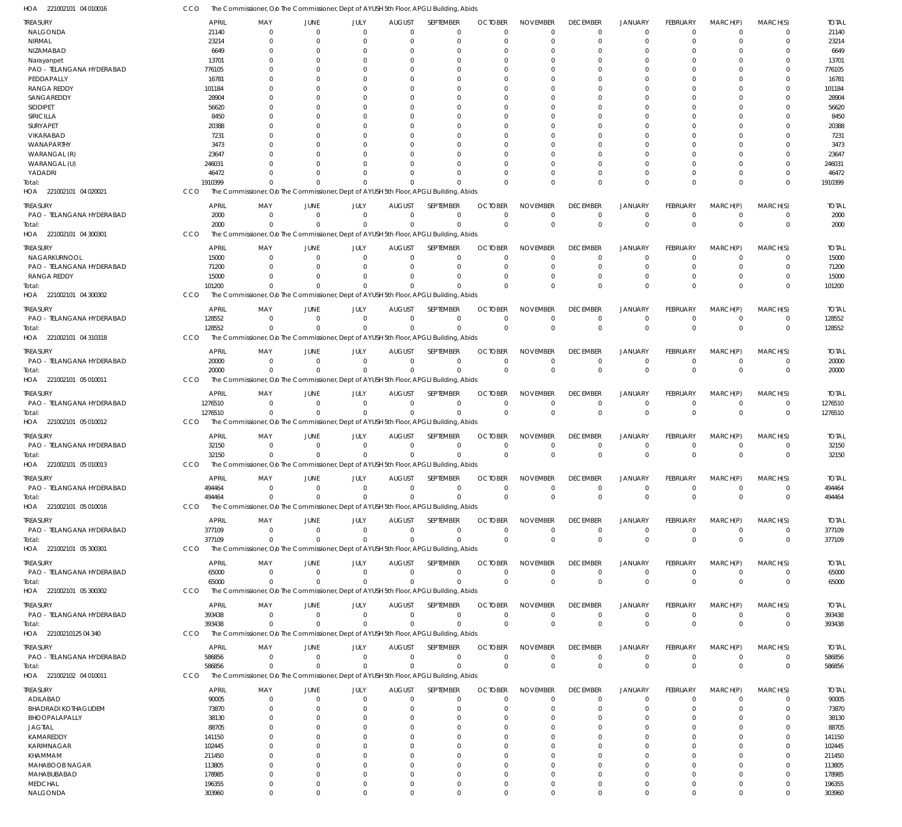HOA 221002101 04 010016 CCO The Commissioner, O/o The Commissioner, Dept of AYUSH 5th Floor, APGLI Building, Abids

| TREASURY | APRIL | MAY | JUNE | JULY | AUGUST | SEPTEMBER | OCTOBER | NOVEMBER | DECEMBER | JANUARY | FEBRUARY | MARCH(P) | MARCH(S) | TOTAL |
|---|---|---|---|---|---|---|---|---|---|---|---|---|---|---|
| NALGONDA | 21140 | 0 | 0 | 0 | 0 | 0 | 0 | 0 | 0 | 0 | 0 | 0 | 0 | 21140 |
| NIRMAL | 23214 | 0 | 0 | 0 | 0 | 0 | 0 | 0 | 0 | 0 | 0 | 0 | 0 | 23214 |
| NIZAMABAD | 6649 | 0 | 0 | 0 | 0 | 0 | 0 | 0 | 0 | 0 | 0 | 0 | 0 | 6649 |
| Narayanpet | 13701 | 0 | 0 | 0 | 0 | 0 | 0 | 0 | 0 | 0 | 0 | 0 | 0 | 13701 |
| PAO - TELANGANA HYDERABAD | 776105 | 0 | 0 | 0 | 0 | 0 | 0 | 0 | 0 | 0 | 0 | 0 | 0 | 776105 |
| PEDDAPALLY | 16781 | 0 | 0 | 0 | 0 | 0 | 0 | 0 | 0 | 0 | 0 | 0 | 0 | 16781 |
| RANGA REDDY | 101184 | 0 | 0 | 0 | 0 | 0 | 0 | 0 | 0 | 0 | 0 | 0 | 0 | 101184 |
| SANGAREDDY | 28904 | 0 | 0 | 0 | 0 | 0 | 0 | 0 | 0 | 0 | 0 | 0 | 0 | 28904 |
| SIDDIPET | 56620 | 0 | 0 | 0 | 0 | 0 | 0 | 0 | 0 | 0 | 0 | 0 | 0 | 56620 |
| SIRICILLA | 8450 | 0 | 0 | 0 | 0 | 0 | 0 | 0 | 0 | 0 | 0 | 0 | 0 | 8450 |
| SURYAPET | 20388 | 0 | 0 | 0 | 0 | 0 | 0 | 0 | 0 | 0 | 0 | 0 | 0 | 20388 |
| VIKARABAD | 7231 | 0 | 0 | 0 | 0 | 0 | 0 | 0 | 0 | 0 | 0 | 0 | 0 | 7231 |
| WANAPARTHY | 3473 | 0 | 0 | 0 | 0 | 0 | 0 | 0 | 0 | 0 | 0 | 0 | 0 | 3473 |
| WARANGAL (R) | 23647 | 0 | 0 | 0 | 0 | 0 | 0 | 0 | 0 | 0 | 0 | 0 | 0 | 23647 |
| WARANGAL (U) | 246031 | 0 | 0 | 0 | 0 | 0 | 0 | 0 | 0 | 0 | 0 | 0 | 0 | 246031 |
| YADADRI | 46472 | 0 | 0 | 0 | 0 | 0 | 0 | 0 | 0 | 0 | 0 | 0 | 0 | 46472 |
| Total: | 1910399 | 0 | 0 | 0 | 0 | 0 | 0 | 0 | 0 | 0 | 0 | 0 | 0 | 1910399 |

HOA 221002101 04 020021 CCO The Commissioner, O/o The Commissioner, Dept of AYUSH 5th Floor, APGLI Building, Abids

| TREASURY | APRIL | MAY | JUNE | JULY | AUGUST | SEPTEMBER | OCTOBER | NOVEMBER | DECEMBER | JANUARY | FEBRUARY | MARCH(P) | MARCH(S) | TOTAL |
|---|---|---|---|---|---|---|---|---|---|---|---|---|---|---|
| PAO - TELANGANA HYDERABAD | 2000 | 0 | 0 | 0 | 0 | 0 | 0 | 0 | 0 | 0 | 0 | 0 | 0 | 2000 |
| Total: | 2000 | 0 | 0 | 0 | 0 | 0 | 0 | 0 | 0 | 0 | 0 | 0 | 0 | 2000 |

HOA 221002101 04 300301 CCO The Commissioner, O/o The Commissioner, Dept of AYUSH 5th Floor, APGLI Building, Abids

| TREASURY | APRIL | MAY | JUNE | JULY | AUGUST | SEPTEMBER | OCTOBER | NOVEMBER | DECEMBER | JANUARY | FEBRUARY | MARCH(P) | MARCH(S) | TOTAL |
|---|---|---|---|---|---|---|---|---|---|---|---|---|---|---|
| NAGARKURNOOL | 15000 | 0 | 0 | 0 | 0 | 0 | 0 | 0 | 0 | 0 | 0 | 0 | 0 | 15000 |
| PAO - TELANGANA HYDERABAD | 71200 | 0 | 0 | 0 | 0 | 0 | 0 | 0 | 0 | 0 | 0 | 0 | 0 | 71200 |
| RANGA REDDY | 15000 | 0 | 0 | 0 | 0 | 0 | 0 | 0 | 0 | 0 | 0 | 0 | 0 | 15000 |
| Total: | 101200 | 0 | 0 | 0 | 0 | 0 | 0 | 0 | 0 | 0 | 0 | 0 | 0 | 101200 |

HOA 221002101 04 300302 CCO The Commissioner, O/o The Commissioner, Dept of AYUSH 5th Floor, APGLI Building, Abids

| TREASURY | APRIL | MAY | JUNE | JULY | AUGUST | SEPTEMBER | OCTOBER | NOVEMBER | DECEMBER | JANUARY | FEBRUARY | MARCH(P) | MARCH(S) | TOTAL |
|---|---|---|---|---|---|---|---|---|---|---|---|---|---|---|
| PAO - TELANGANA HYDERABAD | 128552 | 0 | 0 | 0 | 0 | 0 | 0 | 0 | 0 | 0 | 0 | 0 | 0 | 128552 |
| Total: | 128552 | 0 | 0 | 0 | 0 | 0 | 0 | 0 | 0 | 0 | 0 | 0 | 0 | 128552 |

HOA 221002101 04 310318 CCO The Commissioner, O/o The Commissioner, Dept of AYUSH 5th Floor, APGLI Building, Abids

| TREASURY | APRIL | MAY | JUNE | JULY | AUGUST | SEPTEMBER | OCTOBER | NOVEMBER | DECEMBER | JANUARY | FEBRUARY | MARCH(P) | MARCH(S) | TOTAL |
|---|---|---|---|---|---|---|---|---|---|---|---|---|---|---|
| PAO - TELANGANA HYDERABAD | 20000 | 0 | 0 | 0 | 0 | 0 | 0 | 0 | 0 | 0 | 0 | 0 | 0 | 20000 |
| Total: | 20000 | 0 | 0 | 0 | 0 | 0 | 0 | 0 | 0 | 0 | 0 | 0 | 0 | 20000 |

HOA 221002101 05 010011 CCO The Commissioner, O/o The Commissioner, Dept of AYUSH 5th Floor, APGLI Building, Abids

| TREASURY | APRIL | MAY | JUNE | JULY | AUGUST | SEPTEMBER | OCTOBER | NOVEMBER | DECEMBER | JANUARY | FEBRUARY | MARCH(P) | MARCH(S) | TOTAL |
|---|---|---|---|---|---|---|---|---|---|---|---|---|---|---|
| PAO - TELANGANA HYDERABAD | 1276510 | 0 | 0 | 0 | 0 | 0 | 0 | 0 | 0 | 0 | 0 | 0 | 0 | 1276510 |
| Total: | 1276510 | 0 | 0 | 0 | 0 | 0 | 0 | 0 | 0 | 0 | 0 | 0 | 0 | 1276510 |

HOA 221002101 05 010012 CCO The Commissioner, O/o The Commissioner, Dept of AYUSH 5th Floor, APGLI Building, Abids

| TREASURY | APRIL | MAY | JUNE | JULY | AUGUST | SEPTEMBER | OCTOBER | NOVEMBER | DECEMBER | JANUARY | FEBRUARY | MARCH(P) | MARCH(S) | TOTAL |
|---|---|---|---|---|---|---|---|---|---|---|---|---|---|---|
| PAO - TELANGANA HYDERABAD | 32150 | 0 | 0 | 0 | 0 | 0 | 0 | 0 | 0 | 0 | 0 | 0 | 0 | 32150 |
| Total: | 32150 | 0 | 0 | 0 | 0 | 0 | 0 | 0 | 0 | 0 | 0 | 0 | 0 | 32150 |

HOA 221002101 05 010013 CCO The Commissioner, O/o The Commissioner, Dept of AYUSH 5th Floor, APGLI Building, Abids

| TREASURY | APRIL | MAY | JUNE | JULY | AUGUST | SEPTEMBER | OCTOBER | NOVEMBER | DECEMBER | JANUARY | FEBRUARY | MARCH(P) | MARCH(S) | TOTAL |
|---|---|---|---|---|---|---|---|---|---|---|---|---|---|---|
| PAO - TELANGANA HYDERABAD | 494464 | 0 | 0 | 0 | 0 | 0 | 0 | 0 | 0 | 0 | 0 | 0 | 0 | 494464 |
| Total: | 494464 | 0 | 0 | 0 | 0 | 0 | 0 | 0 | 0 | 0 | 0 | 0 | 0 | 494464 |

HOA 221002101 05 010016 CCO The Commissioner, O/o The Commissioner, Dept of AYUSH 5th Floor, APGLI Building, Abids

| TREASURY | APRIL | MAY | JUNE | JULY | AUGUST | SEPTEMBER | OCTOBER | NOVEMBER | DECEMBER | JANUARY | FEBRUARY | MARCH(P) | MARCH(S) | TOTAL |
|---|---|---|---|---|---|---|---|---|---|---|---|---|---|---|
| PAO - TELANGANA HYDERABAD | 377109 | 0 | 0 | 0 | 0 | 0 | 0 | 0 | 0 | 0 | 0 | 0 | 0 | 377109 |
| Total: | 377109 | 0 | 0 | 0 | 0 | 0 | 0 | 0 | 0 | 0 | 0 | 0 | 0 | 377109 |

HOA 221002101 05 300301 CCO The Commissioner, O/o The Commissioner, Dept of AYUSH 5th Floor, APGLI Building, Abids

| TREASURY | APRIL | MAY | JUNE | JULY | AUGUST | SEPTEMBER | OCTOBER | NOVEMBER | DECEMBER | JANUARY | FEBRUARY | MARCH(P) | MARCH(S) | TOTAL |
|---|---|---|---|---|---|---|---|---|---|---|---|---|---|---|
| PAO - TELANGANA HYDERABAD | 65000 | 0 | 0 | 0 | 0 | 0 | 0 | 0 | 0 | 0 | 0 | 0 | 0 | 65000 |
| Total: | 65000 | 0 | 0 | 0 | 0 | 0 | 0 | 0 | 0 | 0 | 0 | 0 | 0 | 65000 |

HOA 221002101 05 300302 CCO The Commissioner, O/o The Commissioner, Dept of AYUSH 5th Floor, APGLI Building, Abids

| TREASURY | APRIL | MAY | JUNE | JULY | AUGUST | SEPTEMBER | OCTOBER | NOVEMBER | DECEMBER | JANUARY | FEBRUARY | MARCH(P) | MARCH(S) | TOTAL |
|---|---|---|---|---|---|---|---|---|---|---|---|---|---|---|
| PAO - TELANGANA HYDERABAD | 393438 | 0 | 0 | 0 | 0 | 0 | 0 | 0 | 0 | 0 | 0 | 0 | 0 | 393438 |
| Total: | 393438 | 0 | 0 | 0 | 0 | 0 | 0 | 0 | 0 | 0 | 0 | 0 | 0 | 393438 |

HOA 22100210125 04 340 CCO The Commissioner, O/o The Commissioner, Dept of AYUSH 5th Floor, APGLI Building, Abids

| TREASURY | APRIL | MAY | JUNE | JULY | AUGUST | SEPTEMBER | OCTOBER | NOVEMBER | DECEMBER | JANUARY | FEBRUARY | MARCH(P) | MARCH(S) | TOTAL |
|---|---|---|---|---|---|---|---|---|---|---|---|---|---|---|
| PAO - TELANGANA HYDERABAD | 586856 | 0 | 0 | 0 | 0 | 0 | 0 | 0 | 0 | 0 | 0 | 0 | 0 | 586856 |
| Total: | 586856 | 0 | 0 | 0 | 0 | 0 | 0 | 0 | 0 | 0 | 0 | 0 | 0 | 586856 |

HOA 221002102 04 010011 CCO The Commissioner, O/o The Commissioner, Dept of AYUSH 5th Floor, APGLI Building, Abids

| TREASURY | APRIL | MAY | JUNE | JULY | AUGUST | SEPTEMBER | OCTOBER | NOVEMBER | DECEMBER | JANUARY | FEBRUARY | MARCH(P) | MARCH(S) | TOTAL |
|---|---|---|---|---|---|---|---|---|---|---|---|---|---|---|
| ADILABAD | 90005 | 0 | 0 | 0 | 0 | 0 | 0 | 0 | 0 | 0 | 0 | 0 | 0 | 90005 |
| BHADRADI KOTHAGUDEM | 73870 | 0 | 0 | 0 | 0 | 0 | 0 | 0 | 0 | 0 | 0 | 0 | 0 | 73870 |
| BHOOPALAPALLY | 38130 | 0 | 0 | 0 | 0 | 0 | 0 | 0 | 0 | 0 | 0 | 0 | 0 | 38130 |
| JAGTIAL | 88705 | 0 | 0 | 0 | 0 | 0 | 0 | 0 | 0 | 0 | 0 | 0 | 0 | 88705 |
| KAMAREDDY | 141150 | 0 | 0 | 0 | 0 | 0 | 0 | 0 | 0 | 0 | 0 | 0 | 0 | 141150 |
| KARIMNAGAR | 102445 | 0 | 0 | 0 | 0 | 0 | 0 | 0 | 0 | 0 | 0 | 0 | 0 | 102445 |
| KHAMMAM | 211450 | 0 | 0 | 0 | 0 | 0 | 0 | 0 | 0 | 0 | 0 | 0 | 0 | 211450 |
| MAHABOOB NAGAR | 113805 | 0 | 0 | 0 | 0 | 0 | 0 | 0 | 0 | 0 | 0 | 0 | 0 | 113805 |
| MAHABUBABAD | 178985 | 0 | 0 | 0 | 0 | 0 | 0 | 0 | 0 | 0 | 0 | 0 | 0 | 178985 |
| MEDCHAL | 196355 | 0 | 0 | 0 | 0 | 0 | 0 | 0 | 0 | 0 | 0 | 0 | 0 | 196355 |
| NALGONDA | 303960 | 0 | 0 | 0 | 0 | 0 | 0 | 0 | 0 | 0 | 0 | 0 | 0 | 303960 |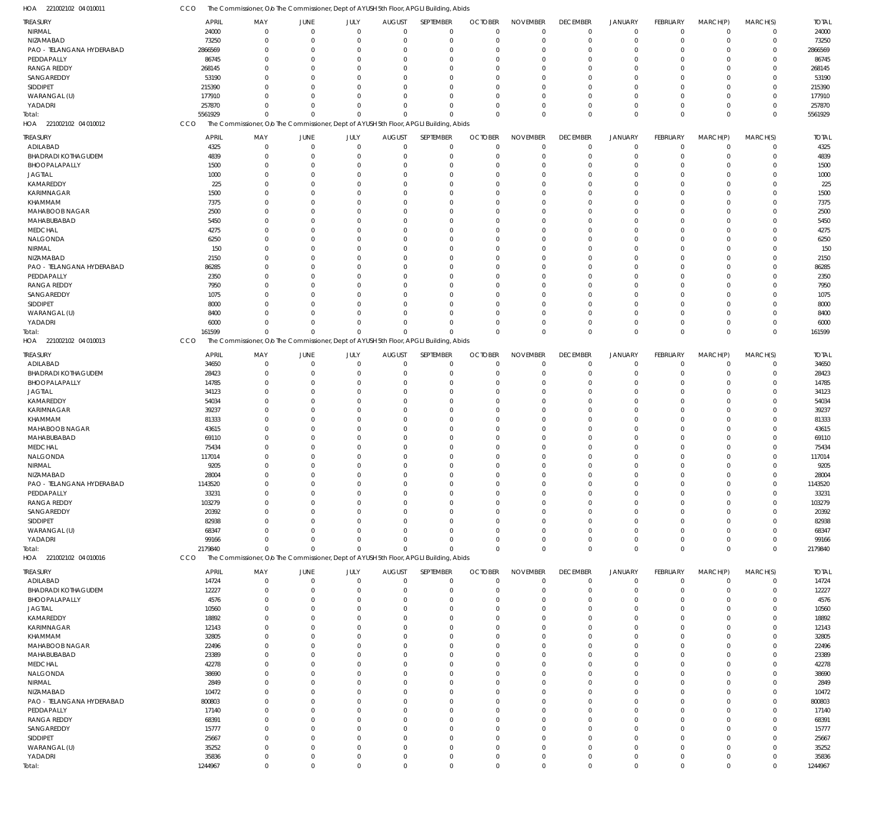HOA 221002102 04 010011 CCO The Commissioner, O/o The Commissioner, Dept of AYUSH 5th Floor, APGLI Building, Abids

| TREASURY | APRIL | MAY | JUNE | JULY | AUGUST | SEPTEMBER | OCTOBER | NOVEMBER | DECEMBER | JANUARY | FEBRUARY | MARCH(P) | MARCH(S) | TOTAL |
|---|---|---|---|---|---|---|---|---|---|---|---|---|---|---|
| NIRMAL | 24000 | 0 | 0 | 0 | 0 | 0 | 0 | 0 | 0 | 0 | 0 | 0 | 0 | 24000 |
| NIZAMABAD | 73250 | 0 | 0 | 0 | 0 | 0 | 0 | 0 | 0 | 0 | 0 | 0 | 0 | 73250 |
| PAO - TELANGANA HYDERABAD | 2866569 | 0 | 0 | 0 | 0 | 0 | 0 | 0 | 0 | 0 | 0 | 0 | 0 | 2866569 |
| PEDDAPALLY | 86745 | 0 | 0 | 0 | 0 | 0 | 0 | 0 | 0 | 0 | 0 | 0 | 0 | 86745 |
| RANGA REDDY | 268145 | 0 | 0 | 0 | 0 | 0 | 0 | 0 | 0 | 0 | 0 | 0 | 0 | 268145 |
| SANGAREDDY | 53190 | 0 | 0 | 0 | 0 | 0 | 0 | 0 | 0 | 0 | 0 | 0 | 0 | 53190 |
| SIDDIPET | 215390 | 0 | 0 | 0 | 0 | 0 | 0 | 0 | 0 | 0 | 0 | 0 | 0 | 215390 |
| WARANGAL (U) | 177910 | 0 | 0 | 0 | 0 | 0 | 0 | 0 | 0 | 0 | 0 | 0 | 0 | 177910 |
| YADADRI | 257870 | 0 | 0 | 0 | 0 | 0 | 0 | 0 | 0 | 0 | 0 | 0 | 0 | 257870 |
| Total: | 5561929 | 0 | 0 | 0 | 0 | 0 | 0 | 0 | 0 | 0 | 0 | 0 | 0 | 5561929 |

HOA 221002102 04 010012 CCO The Commissioner, O/o The Commissioner, Dept of AYUSH 5th Floor, APGLI Building, Abids

| TREASURY | APRIL | MAY | JUNE | JULY | AUGUST | SEPTEMBER | OCTOBER | NOVEMBER | DECEMBER | JANUARY | FEBRUARY | MARCH(P) | MARCH(S) | TOTAL |
|---|---|---|---|---|---|---|---|---|---|---|---|---|---|---|
| ADILABAD | 4325 | 0 | 0 | 0 | 0 | 0 | 0 | 0 | 0 | 0 | 0 | 0 | 0 | 4325 |
| BHADRADI KOTHAGUDEM | 4839 | 0 | 0 | 0 | 0 | 0 | 0 | 0 | 0 | 0 | 0 | 0 | 0 | 4839 |
| BHOOPALAPALLY | 1500 | 0 | 0 | 0 | 0 | 0 | 0 | 0 | 0 | 0 | 0 | 0 | 0 | 1500 |
| JAGTIAL | 1000 | 0 | 0 | 0 | 0 | 0 | 0 | 0 | 0 | 0 | 0 | 0 | 0 | 1000 |
| KAMAREDDY | 225 | 0 | 0 | 0 | 0 | 0 | 0 | 0 | 0 | 0 | 0 | 0 | 0 | 225 |
| KARIMNAGAR | 1500 | 0 | 0 | 0 | 0 | 0 | 0 | 0 | 0 | 0 | 0 | 0 | 0 | 1500 |
| KHAMMAM | 7375 | 0 | 0 | 0 | 0 | 0 | 0 | 0 | 0 | 0 | 0 | 0 | 0 | 7375 |
| MAHABOOB NAGAR | 2500 | 0 | 0 | 0 | 0 | 0 | 0 | 0 | 0 | 0 | 0 | 0 | 0 | 2500 |
| MAHABUBABAD | 5450 | 0 | 0 | 0 | 0 | 0 | 0 | 0 | 0 | 0 | 0 | 0 | 0 | 5450 |
| MEDCHAL | 4275 | 0 | 0 | 0 | 0 | 0 | 0 | 0 | 0 | 0 | 0 | 0 | 0 | 4275 |
| NALGONDA | 6250 | 0 | 0 | 0 | 0 | 0 | 0 | 0 | 0 | 0 | 0 | 0 | 0 | 6250 |
| NIRMAL | 150 | 0 | 0 | 0 | 0 | 0 | 0 | 0 | 0 | 0 | 0 | 0 | 0 | 150 |
| NIZAMABAD | 2150 | 0 | 0 | 0 | 0 | 0 | 0 | 0 | 0 | 0 | 0 | 0 | 0 | 2150 |
| PAO - TELANGANA HYDERABAD | 86285 | 0 | 0 | 0 | 0 | 0 | 0 | 0 | 0 | 0 | 0 | 0 | 0 | 86285 |
| PEDDAPALLY | 2350 | 0 | 0 | 0 | 0 | 0 | 0 | 0 | 0 | 0 | 0 | 0 | 0 | 2350 |
| RANGA REDDY | 7950 | 0 | 0 | 0 | 0 | 0 | 0 | 0 | 0 | 0 | 0 | 0 | 0 | 7950 |
| SANGAREDDY | 1075 | 0 | 0 | 0 | 0 | 0 | 0 | 0 | 0 | 0 | 0 | 0 | 0 | 1075 |
| SIDDIPET | 8000 | 0 | 0 | 0 | 0 | 0 | 0 | 0 | 0 | 0 | 0 | 0 | 0 | 8000 |
| WARANGAL (U) | 8400 | 0 | 0 | 0 | 0 | 0 | 0 | 0 | 0 | 0 | 0 | 0 | 0 | 8400 |
| YADADRI | 6000 | 0 | 0 | 0 | 0 | 0 | 0 | 0 | 0 | 0 | 0 | 0 | 0 | 6000 |
| Total: | 161599 | 0 | 0 | 0 | 0 | 0 | 0 | 0 | 0 | 0 | 0 | 0 | 0 | 161599 |

HOA 221002102 04 010013 CCO The Commissioner, O/o The Commissioner, Dept of AYUSH 5th Floor, APGLI Building, Abids

| TREASURY | APRIL | MAY | JUNE | JULY | AUGUST | SEPTEMBER | OCTOBER | NOVEMBER | DECEMBER | JANUARY | FEBRUARY | MARCH(P) | MARCH(S) | TOTAL |
|---|---|---|---|---|---|---|---|---|---|---|---|---|---|---|
| ADILABAD | 34650 | 0 | 0 | 0 | 0 | 0 | 0 | 0 | 0 | 0 | 0 | 0 | 0 | 34650 |
| BHADRADI KOTHAGUDEM | 28423 | 0 | 0 | 0 | 0 | 0 | 0 | 0 | 0 | 0 | 0 | 0 | 0 | 28423 |
| BHOOPALAPALLY | 14785 | 0 | 0 | 0 | 0 | 0 | 0 | 0 | 0 | 0 | 0 | 0 | 0 | 14785 |
| JAGTIAL | 34123 | 0 | 0 | 0 | 0 | 0 | 0 | 0 | 0 | 0 | 0 | 0 | 0 | 34123 |
| KAMAREDDY | 54034 | 0 | 0 | 0 | 0 | 0 | 0 | 0 | 0 | 0 | 0 | 0 | 0 | 54034 |
| KARIMNAGAR | 39237 | 0 | 0 | 0 | 0 | 0 | 0 | 0 | 0 | 0 | 0 | 0 | 0 | 39237 |
| KHAMMAM | 81333 | 0 | 0 | 0 | 0 | 0 | 0 | 0 | 0 | 0 | 0 | 0 | 0 | 81333 |
| MAHABOOB NAGAR | 43615 | 0 | 0 | 0 | 0 | 0 | 0 | 0 | 0 | 0 | 0 | 0 | 0 | 43615 |
| MAHABUBABAD | 69110 | 0 | 0 | 0 | 0 | 0 | 0 | 0 | 0 | 0 | 0 | 0 | 0 | 69110 |
| MEDCHAL | 75434 | 0 | 0 | 0 | 0 | 0 | 0 | 0 | 0 | 0 | 0 | 0 | 0 | 75434 |
| NALGONDA | 117014 | 0 | 0 | 0 | 0 | 0 | 0 | 0 | 0 | 0 | 0 | 0 | 0 | 117014 |
| NIRMAL | 9205 | 0 | 0 | 0 | 0 | 0 | 0 | 0 | 0 | 0 | 0 | 0 | 0 | 9205 |
| NIZAMABAD | 28004 | 0 | 0 | 0 | 0 | 0 | 0 | 0 | 0 | 0 | 0 | 0 | 0 | 28004 |
| PAO - TELANGANA HYDERABAD | 1143520 | 0 | 0 | 0 | 0 | 0 | 0 | 0 | 0 | 0 | 0 | 0 | 0 | 1143520 |
| PEDDAPALLY | 33231 | 0 | 0 | 0 | 0 | 0 | 0 | 0 | 0 | 0 | 0 | 0 | 0 | 33231 |
| RANGA REDDY | 103279 | 0 | 0 | 0 | 0 | 0 | 0 | 0 | 0 | 0 | 0 | 0 | 0 | 103279 |
| SANGAREDDY | 20392 | 0 | 0 | 0 | 0 | 0 | 0 | 0 | 0 | 0 | 0 | 0 | 0 | 20392 |
| SIDDIPET | 82938 | 0 | 0 | 0 | 0 | 0 | 0 | 0 | 0 | 0 | 0 | 0 | 0 | 82938 |
| WARANGAL (U) | 68347 | 0 | 0 | 0 | 0 | 0 | 0 | 0 | 0 | 0 | 0 | 0 | 0 | 68347 |
| YADADRI | 99166 | 0 | 0 | 0 | 0 | 0 | 0 | 0 | 0 | 0 | 0 | 0 | 0 | 99166 |
| Total: | 2179840 | 0 | 0 | 0 | 0 | 0 | 0 | 0 | 0 | 0 | 0 | 0 | 0 | 2179840 |

HOA 221002102 04 010016 CCO The Commissioner, O/o The Commissioner, Dept of AYUSH 5th Floor, APGLI Building, Abids

| TREASURY | APRIL | MAY | JUNE | JULY | AUGUST | SEPTEMBER | OCTOBER | NOVEMBER | DECEMBER | JANUARY | FEBRUARY | MARCH(P) | MARCH(S) | TOTAL |
|---|---|---|---|---|---|---|---|---|---|---|---|---|---|---|
| ADILABAD | 14724 | 0 | 0 | 0 | 0 | 0 | 0 | 0 | 0 | 0 | 0 | 0 | 0 | 14724 |
| BHADRADI KOTHAGUDEM | 12227 | 0 | 0 | 0 | 0 | 0 | 0 | 0 | 0 | 0 | 0 | 0 | 0 | 12227 |
| BHOOPALAPALLY | 4576 | 0 | 0 | 0 | 0 | 0 | 0 | 0 | 0 | 0 | 0 | 0 | 0 | 4576 |
| JAGTIAL | 10560 | 0 | 0 | 0 | 0 | 0 | 0 | 0 | 0 | 0 | 0 | 0 | 0 | 10560 |
| KAMAREDDY | 18892 | 0 | 0 | 0 | 0 | 0 | 0 | 0 | 0 | 0 | 0 | 0 | 0 | 18892 |
| KARIMNAGAR | 12143 | 0 | 0 | 0 | 0 | 0 | 0 | 0 | 0 | 0 | 0 | 0 | 0 | 12143 |
| KHAMMAM | 32805 | 0 | 0 | 0 | 0 | 0 | 0 | 0 | 0 | 0 | 0 | 0 | 0 | 32805 |
| MAHABOOB NAGAR | 22496 | 0 | 0 | 0 | 0 | 0 | 0 | 0 | 0 | 0 | 0 | 0 | 0 | 22496 |
| MAHABUBABAD | 23389 | 0 | 0 | 0 | 0 | 0 | 0 | 0 | 0 | 0 | 0 | 0 | 0 | 23389 |
| MEDCHAL | 42278 | 0 | 0 | 0 | 0 | 0 | 0 | 0 | 0 | 0 | 0 | 0 | 0 | 42278 |
| NALGONDA | 38690 | 0 | 0 | 0 | 0 | 0 | 0 | 0 | 0 | 0 | 0 | 0 | 0 | 38690 |
| NIRMAL | 2849 | 0 | 0 | 0 | 0 | 0 | 0 | 0 | 0 | 0 | 0 | 0 | 0 | 2849 |
| NIZAMABAD | 10472 | 0 | 0 | 0 | 0 | 0 | 0 | 0 | 0 | 0 | 0 | 0 | 0 | 10472 |
| PAO - TELANGANA HYDERABAD | 800803 | 0 | 0 | 0 | 0 | 0 | 0 | 0 | 0 | 0 | 0 | 0 | 0 | 800803 |
| PEDDAPALLY | 17140 | 0 | 0 | 0 | 0 | 0 | 0 | 0 | 0 | 0 | 0 | 0 | 0 | 17140 |
| RANGA REDDY | 68391 | 0 | 0 | 0 | 0 | 0 | 0 | 0 | 0 | 0 | 0 | 0 | 0 | 68391 |
| SANGAREDDY | 15777 | 0 | 0 | 0 | 0 | 0 | 0 | 0 | 0 | 0 | 0 | 0 | 0 | 15777 |
| SIDDIPET | 25667 | 0 | 0 | 0 | 0 | 0 | 0 | 0 | 0 | 0 | 0 | 0 | 0 | 25667 |
| WARANGAL (U) | 35252 | 0 | 0 | 0 | 0 | 0 | 0 | 0 | 0 | 0 | 0 | 0 | 0 | 35252 |
| YADADRI | 35836 | 0 | 0 | 0 | 0 | 0 | 0 | 0 | 0 | 0 | 0 | 0 | 0 | 35836 |
| Total: | 1244967 | 0 | 0 | 0 | 0 | 0 | 0 | 0 | 0 | 0 | 0 | 0 | 0 | 1244967 |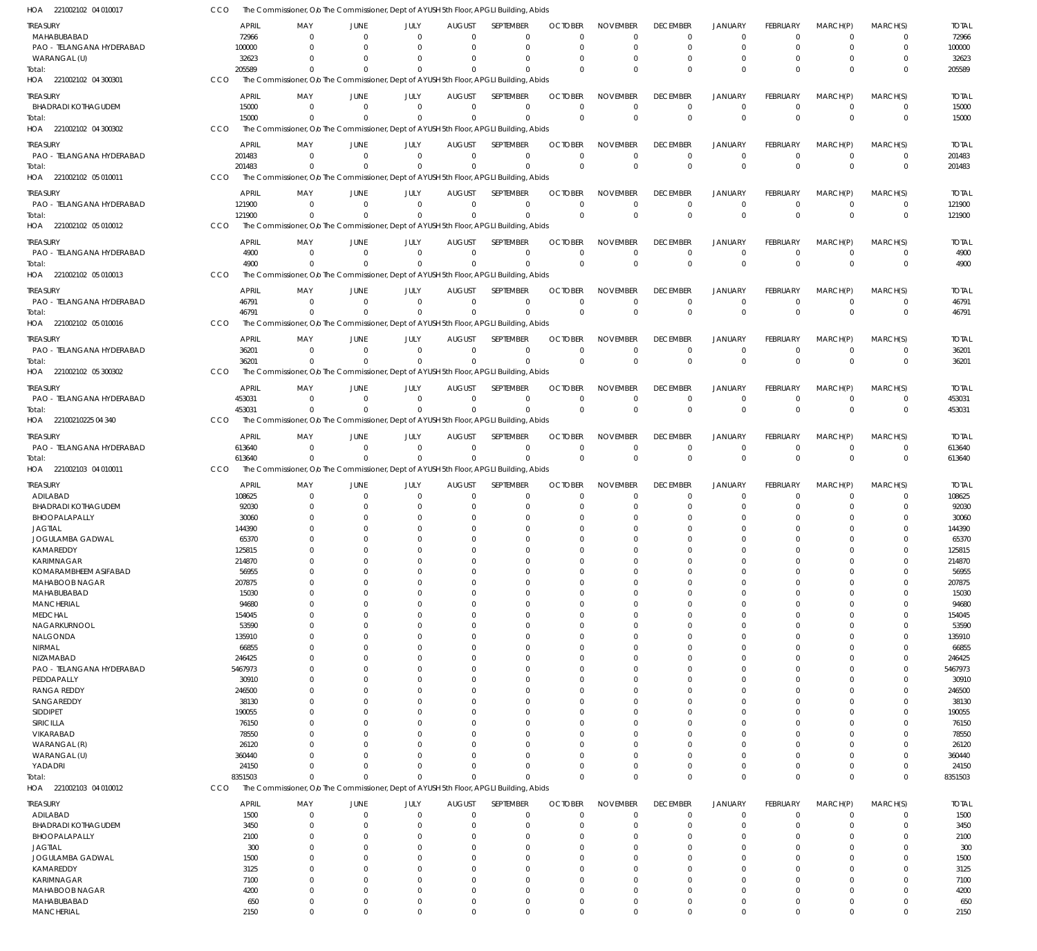HOA 221002102 04 010017 CCO The Commissioner, O/o The Commissioner, Dept of AYUSH 5th Floor, APGLI Building, Abids

| TREASURY | APRIL | MAY | JUNE | JULY | AUGUST | SEPTEMBER | OCTOBER | NOVEMBER | DECEMBER | JANUARY | FEBRUARY | MARCH(P) | MARCH(S) | TOTAL |
|---|---|---|---|---|---|---|---|---|---|---|---|---|---|---|
| MAHABUBABAD | 72966 | 0 | 0 | 0 | 0 | 0 | 0 | 0 | 0 | 0 | 0 | 0 | 0 | 72966 |
| PAO - TELANGANA HYDERABAD | 100000 | 0 | 0 | 0 | 0 | 0 | 0 | 0 | 0 | 0 | 0 | 0 | 0 | 100000 |
| WARANGAL (U) | 32623 | 0 | 0 | 0 | 0 | 0 | 0 | 0 | 0 | 0 | 0 | 0 | 0 | 32623 |
| Total: | 205589 | 0 | 0 | 0 | 0 | 0 | 0 | 0 | 0 | 0 | 0 | 0 | 0 | 205589 |

HOA 221002102 04 300301 CCO The Commissioner, O/o The Commissioner, Dept of AYUSH 5th Floor, APGLI Building, Abids

| TREASURY | APRIL | MAY | JUNE | JULY | AUGUST | SEPTEMBER | OCTOBER | NOVEMBER | DECEMBER | JANUARY | FEBRUARY | MARCH(P) | MARCH(S) | TOTAL |
|---|---|---|---|---|---|---|---|---|---|---|---|---|---|---|
| BHADRADI KOTHAGUDEM | 15000 | 0 | 0 | 0 | 0 | 0 | 0 | 0 | 0 | 0 | 0 | 0 | 0 | 15000 |
| Total: | 15000 | 0 | 0 | 0 | 0 | 0 | 0 | 0 | 0 | 0 | 0 | 0 | 0 | 15000 |

HOA 221002102 04 300302 CCO The Commissioner, O/o The Commissioner, Dept of AYUSH 5th Floor, APGLI Building, Abids

| TREASURY | APRIL | MAY | JUNE | JULY | AUGUST | SEPTEMBER | OCTOBER | NOVEMBER | DECEMBER | JANUARY | FEBRUARY | MARCH(P) | MARCH(S) | TOTAL |
|---|---|---|---|---|---|---|---|---|---|---|---|---|---|---|
| PAO - TELANGANA HYDERABAD | 201483 | 0 | 0 | 0 | 0 | 0 | 0 | 0 | 0 | 0 | 0 | 0 | 0 | 201483 |
| Total: | 201483 | 0 | 0 | 0 | 0 | 0 | 0 | 0 | 0 | 0 | 0 | 0 | 0 | 201483 |

HOA 221002102 05 010011 CCO The Commissioner, O/o The Commissioner, Dept of AYUSH 5th Floor, APGLI Building, Abids

| TREASURY | APRIL | MAY | JUNE | JULY | AUGUST | SEPTEMBER | OCTOBER | NOVEMBER | DECEMBER | JANUARY | FEBRUARY | MARCH(P) | MARCH(S) | TOTAL |
|---|---|---|---|---|---|---|---|---|---|---|---|---|---|---|
| PAO - TELANGANA HYDERABAD | 121900 | 0 | 0 | 0 | 0 | 0 | 0 | 0 | 0 | 0 | 0 | 0 | 0 | 121900 |
| Total: | 121900 | 0 | 0 | 0 | 0 | 0 | 0 | 0 | 0 | 0 | 0 | 0 | 0 | 121900 |

HOA 221002102 05 010012 CCO The Commissioner, O/o The Commissioner, Dept of AYUSH 5th Floor, APGLI Building, Abids

| TREASURY | APRIL | MAY | JUNE | JULY | AUGUST | SEPTEMBER | OCTOBER | NOVEMBER | DECEMBER | JANUARY | FEBRUARY | MARCH(P) | MARCH(S) | TOTAL |
|---|---|---|---|---|---|---|---|---|---|---|---|---|---|---|
| PAO - TELANGANA HYDERABAD | 4900 | 0 | 0 | 0 | 0 | 0 | 0 | 0 | 0 | 0 | 0 | 0 | 0 | 4900 |
| Total: | 4900 | 0 | 0 | 0 | 0 | 0 | 0 | 0 | 0 | 0 | 0 | 0 | 0 | 4900 |

HOA 221002102 05 010013 CCO The Commissioner, O/o The Commissioner, Dept of AYUSH 5th Floor, APGLI Building, Abids

| TREASURY | APRIL | MAY | JUNE | JULY | AUGUST | SEPTEMBER | OCTOBER | NOVEMBER | DECEMBER | JANUARY | FEBRUARY | MARCH(P) | MARCH(S) | TOTAL |
|---|---|---|---|---|---|---|---|---|---|---|---|---|---|---|
| PAO - TELANGANA HYDERABAD | 46791 | 0 | 0 | 0 | 0 | 0 | 0 | 0 | 0 | 0 | 0 | 0 | 0 | 46791 |
| Total: | 46791 | 0 | 0 | 0 | 0 | 0 | 0 | 0 | 0 | 0 | 0 | 0 | 0 | 46791 |

HOA 221002102 05 010016 CCO The Commissioner, O/o The Commissioner, Dept of AYUSH 5th Floor, APGLI Building, Abids

| TREASURY | APRIL | MAY | JUNE | JULY | AUGUST | SEPTEMBER | OCTOBER | NOVEMBER | DECEMBER | JANUARY | FEBRUARY | MARCH(P) | MARCH(S) | TOTAL |
|---|---|---|---|---|---|---|---|---|---|---|---|---|---|---|
| PAO - TELANGANA HYDERABAD | 36201 | 0 | 0 | 0 | 0 | 0 | 0 | 0 | 0 | 0 | 0 | 0 | 0 | 36201 |
| Total: | 36201 | 0 | 0 | 0 | 0 | 0 | 0 | 0 | 0 | 0 | 0 | 0 | 0 | 36201 |

HOA 221002102 05 300302 CCO The Commissioner, O/o The Commissioner, Dept of AYUSH 5th Floor, APGLI Building, Abids

| TREASURY | APRIL | MAY | JUNE | JULY | AUGUST | SEPTEMBER | OCTOBER | NOVEMBER | DECEMBER | JANUARY | FEBRUARY | MARCH(P) | MARCH(S) | TOTAL |
|---|---|---|---|---|---|---|---|---|---|---|---|---|---|---|
| PAO - TELANGANA HYDERABAD | 453031 | 0 | 0 | 0 | 0 | 0 | 0 | 0 | 0 | 0 | 0 | 0 | 0 | 453031 |
| Total: | 453031 | 0 | 0 | 0 | 0 | 0 | 0 | 0 | 0 | 0 | 0 | 0 | 0 | 453031 |

HOA 22100210225 04 340 CCO The Commissioner, O/o The Commissioner, Dept of AYUSH 5th Floor, APGLI Building, Abids

| TREASURY | APRIL | MAY | JUNE | JULY | AUGUST | SEPTEMBER | OCTOBER | NOVEMBER | DECEMBER | JANUARY | FEBRUARY | MARCH(P) | MARCH(S) | TOTAL |
|---|---|---|---|---|---|---|---|---|---|---|---|---|---|---|
| PAO - TELANGANA HYDERABAD | 613640 | 0 | 0 | 0 | 0 | 0 | 0 | 0 | 0 | 0 | 0 | 0 | 0 | 613640 |
| Total: | 613640 | 0 | 0 | 0 | 0 | 0 | 0 | 0 | 0 | 0 | 0 | 0 | 0 | 613640 |

HOA 221002103 04 010011 CCO The Commissioner, O/o The Commissioner, Dept of AYUSH 5th Floor, APGLI Building, Abids

| TREASURY | APRIL | MAY | JUNE | JULY | AUGUST | SEPTEMBER | OCTOBER | NOVEMBER | DECEMBER | JANUARY | FEBRUARY | MARCH(P) | MARCH(S) | TOTAL |
|---|---|---|---|---|---|---|---|---|---|---|---|---|---|---|
| ADILABAD | 108625 | 0 | 0 | 0 | 0 | 0 | 0 | 0 | 0 | 0 | 0 | 0 | 0 | 108625 |
| BHADRADI KOTHAGUDEM | 92030 | 0 | 0 | 0 | 0 | 0 | 0 | 0 | 0 | 0 | 0 | 0 | 0 | 92030 |
| BHOOPALAPALLY | 30060 | 0 | 0 | 0 | 0 | 0 | 0 | 0 | 0 | 0 | 0 | 0 | 0 | 30060 |
| JAGTIAL | 144390 | 0 | 0 | 0 | 0 | 0 | 0 | 0 | 0 | 0 | 0 | 0 | 0 | 144390 |
| JOGULAMBA GADWAL | 65370 | 0 | 0 | 0 | 0 | 0 | 0 | 0 | 0 | 0 | 0 | 0 | 0 | 65370 |
| KAMAREDDY | 125815 | 0 | 0 | 0 | 0 | 0 | 0 | 0 | 0 | 0 | 0 | 0 | 0 | 125815 |
| KARIMNAGAR | 214870 | 0 | 0 | 0 | 0 | 0 | 0 | 0 | 0 | 0 | 0 | 0 | 0 | 214870 |
| KOMARAMBHEEM ASIFABAD | 56955 | 0 | 0 | 0 | 0 | 0 | 0 | 0 | 0 | 0 | 0 | 0 | 0 | 56955 |
| MAHABOOB NAGAR | 207875 | 0 | 0 | 0 | 0 | 0 | 0 | 0 | 0 | 0 | 0 | 0 | 0 | 207875 |
| MAHABUBABAD | 15030 | 0 | 0 | 0 | 0 | 0 | 0 | 0 | 0 | 0 | 0 | 0 | 0 | 15030 |
| MANCHERIAL | 94680 | 0 | 0 | 0 | 0 | 0 | 0 | 0 | 0 | 0 | 0 | 0 | 0 | 94680 |
| MEDCHAL | 154045 | 0 | 0 | 0 | 0 | 0 | 0 | 0 | 0 | 0 | 0 | 0 | 0 | 154045 |
| NAGARKURNOOL | 53590 | 0 | 0 | 0 | 0 | 0 | 0 | 0 | 0 | 0 | 0 | 0 | 0 | 53590 |
| NALGONDA | 135910 | 0 | 0 | 0 | 0 | 0 | 0 | 0 | 0 | 0 | 0 | 0 | 0 | 135910 |
| NIRMAL | 66855 | 0 | 0 | 0 | 0 | 0 | 0 | 0 | 0 | 0 | 0 | 0 | 0 | 66855 |
| NIZAMABAD | 246425 | 0 | 0 | 0 | 0 | 0 | 0 | 0 | 0 | 0 | 0 | 0 | 0 | 246425 |
| PAO - TELANGANA HYDERABAD | 5467973 | 0 | 0 | 0 | 0 | 0 | 0 | 0 | 0 | 0 | 0 | 0 | 0 | 5467973 |
| PEDDAPALLY | 30910 | 0 | 0 | 0 | 0 | 0 | 0 | 0 | 0 | 0 | 0 | 0 | 0 | 30910 |
| RANGA REDDY | 246500 | 0 | 0 | 0 | 0 | 0 | 0 | 0 | 0 | 0 | 0 | 0 | 0 | 246500 |
| SANGAREDDY | 38130 | 0 | 0 | 0 | 0 | 0 | 0 | 0 | 0 | 0 | 0 | 0 | 0 | 38130 |
| SIDDIPET | 190055 | 0 | 0 | 0 | 0 | 0 | 0 | 0 | 0 | 0 | 0 | 0 | 0 | 190055 |
| SIRICILLA | 76150 | 0 | 0 | 0 | 0 | 0 | 0 | 0 | 0 | 0 | 0 | 0 | 0 | 76150 |
| VIKARABAD | 78550 | 0 | 0 | 0 | 0 | 0 | 0 | 0 | 0 | 0 | 0 | 0 | 0 | 78550 |
| WARANGAL (R) | 26120 | 0 | 0 | 0 | 0 | 0 | 0 | 0 | 0 | 0 | 0 | 0 | 0 | 26120 |
| WARANGAL (U) | 360440 | 0 | 0 | 0 | 0 | 0 | 0 | 0 | 0 | 0 | 0 | 0 | 0 | 360440 |
| YADADRI | 24150 | 0 | 0 | 0 | 0 | 0 | 0 | 0 | 0 | 0 | 0 | 0 | 0 | 24150 |
| Total: | 8351503 | 0 | 0 | 0 | 0 | 0 | 0 | 0 | 0 | 0 | 0 | 0 | 0 | 8351503 |

HOA 221002103 04 010012 CCO The Commissioner, O/o The Commissioner, Dept of AYUSH 5th Floor, APGLI Building, Abids

| TREASURY | APRIL | MAY | JUNE | JULY | AUGUST | SEPTEMBER | OCTOBER | NOVEMBER | DECEMBER | JANUARY | FEBRUARY | MARCH(P) | MARCH(S) | TOTAL |
|---|---|---|---|---|---|---|---|---|---|---|---|---|---|---|
| ADILABAD | 1500 | 0 | 0 | 0 | 0 | 0 | 0 | 0 | 0 | 0 | 0 | 0 | 0 | 1500 |
| BHADRADI KOTHAGUDEM | 3450 | 0 | 0 | 0 | 0 | 0 | 0 | 0 | 0 | 0 | 0 | 0 | 0 | 3450 |
| BHOOPALAPALLY | 2100 | 0 | 0 | 0 | 0 | 0 | 0 | 0 | 0 | 0 | 0 | 0 | 0 | 2100 |
| JAGTIAL | 300 | 0 | 0 | 0 | 0 | 0 | 0 | 0 | 0 | 0 | 0 | 0 | 0 | 300 |
| JOGULAMBA GADWAL | 1500 | 0 | 0 | 0 | 0 | 0 | 0 | 0 | 0 | 0 | 0 | 0 | 0 | 1500 |
| KAMAREDDY | 3125 | 0 | 0 | 0 | 0 | 0 | 0 | 0 | 0 | 0 | 0 | 0 | 0 | 3125 |
| KARIMNAGAR | 7100 | 0 | 0 | 0 | 0 | 0 | 0 | 0 | 0 | 0 | 0 | 0 | 0 | 7100 |
| MAHABOOB NAGAR | 4200 | 0 | 0 | 0 | 0 | 0 | 0 | 0 | 0 | 0 | 0 | 0 | 0 | 4200 |
| MAHABUBABAD | 650 | 0 | 0 | 0 | 0 | 0 | 0 | 0 | 0 | 0 | 0 | 0 | 0 | 650 |
| MANCHERIAL | 2150 | 0 | 0 | 0 | 0 | 0 | 0 | 0 | 0 | 0 | 0 | 0 | 0 | 2150 |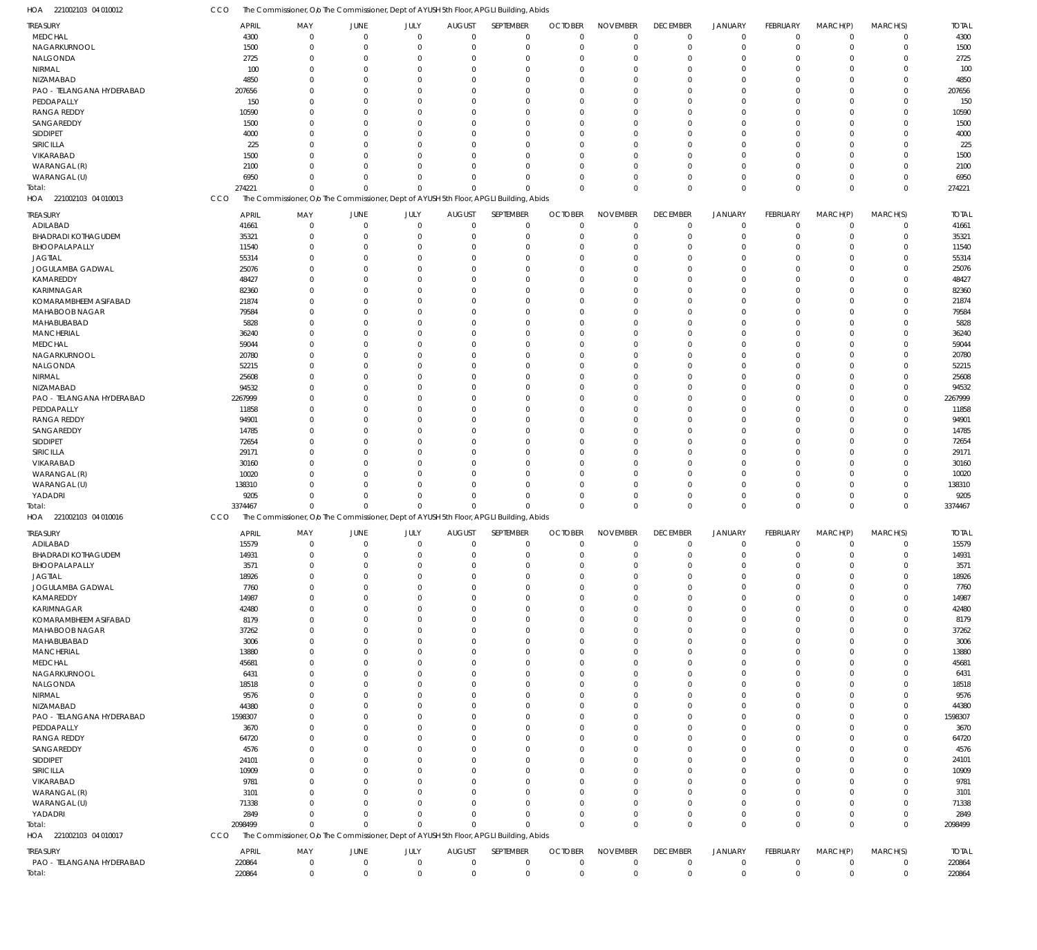HOA 221002103 04 010012 CCO The Commissioner, O/o The Commissioner, Dept of AYUSH 5th Floor, APGLI Building, Abids

| TREASURY | APRIL | MAY | JUNE | JULY | AUGUST | SEPTEMBER | OCTOBER | NOVEMBER | DECEMBER | JANUARY | FEBRUARY | MARCH(P) | MARCH(S) | TOTAL |
|---|---|---|---|---|---|---|---|---|---|---|---|---|---|---|
| MEDCHAL | 4300 | 0 | 0 | 0 | 0 | 0 | 0 | 0 | 0 | 0 | 0 | 0 | 0 | 4300 |
| NAGARKURNOOL | 1500 | 0 | 0 | 0 | 0 | 0 | 0 | 0 | 0 | 0 | 0 | 0 | 0 | 1500 |
| NALGONDA | 2725 | 0 | 0 | 0 | 0 | 0 | 0 | 0 | 0 | 0 | 0 | 0 | 0 | 2725 |
| NIRMAL | 100 | 0 | 0 | 0 | 0 | 0 | 0 | 0 | 0 | 0 | 0 | 0 | 0 | 100 |
| NIZAMABAD | 4850 | 0 | 0 | 0 | 0 | 0 | 0 | 0 | 0 | 0 | 0 | 0 | 0 | 4850 |
| PAO - TELANGANA HYDERABAD | 207656 | 0 | 0 | 0 | 0 | 0 | 0 | 0 | 0 | 0 | 0 | 0 | 0 | 207656 |
| PEDDAPALLY | 150 | 0 | 0 | 0 | 0 | 0 | 0 | 0 | 0 | 0 | 0 | 0 | 0 | 150 |
| RANGA REDDY | 10590 | 0 | 0 | 0 | 0 | 0 | 0 | 0 | 0 | 0 | 0 | 0 | 0 | 10590 |
| SANGAREDDY | 1500 | 0 | 0 | 0 | 0 | 0 | 0 | 0 | 0 | 0 | 0 | 0 | 0 | 1500 |
| SIDDIPET | 4000 | 0 | 0 | 0 | 0 | 0 | 0 | 0 | 0 | 0 | 0 | 0 | 0 | 4000 |
| SIRICILLA | 225 | 0 | 0 | 0 | 0 | 0 | 0 | 0 | 0 | 0 | 0 | 0 | 0 | 225 |
| VIKARABAD | 1500 | 0 | 0 | 0 | 0 | 0 | 0 | 0 | 0 | 0 | 0 | 0 | 0 | 1500 |
| WARANGAL (R) | 2100 | 0 | 0 | 0 | 0 | 0 | 0 | 0 | 0 | 0 | 0 | 0 | 0 | 2100 |
| WARANGAL (U) | 6950 | 0 | 0 | 0 | 0 | 0 | 0 | 0 | 0 | 0 | 0 | 0 | 0 | 6950 |
| Total: | 274221 | 0 | 0 | 0 | 0 | 0 | 0 | 0 | 0 | 0 | 0 | 0 | 0 | 274221 |

HOA 221002103 04 010013 CCO The Commissioner, O/o The Commissioner, Dept of AYUSH 5th Floor, APGLI Building, Abids

| TREASURY | APRIL | MAY | JUNE | JULY | AUGUST | SEPTEMBER | OCTOBER | NOVEMBER | DECEMBER | JANUARY | FEBRUARY | MARCH(P) | MARCH(S) | TOTAL |
|---|---|---|---|---|---|---|---|---|---|---|---|---|---|---|
| ADILABAD | 41661 | 0 | 0 | 0 | 0 | 0 | 0 | 0 | 0 | 0 | 0 | 0 | 0 | 41661 |
| BHADRADI KOTHAGUDEM | 35321 | 0 | 0 | 0 | 0 | 0 | 0 | 0 | 0 | 0 | 0 | 0 | 0 | 35321 |
| BHOOPALAPALLY | 11540 | 0 | 0 | 0 | 0 | 0 | 0 | 0 | 0 | 0 | 0 | 0 | 0 | 11540 |
| JAGTIAL | 55314 | 0 | 0 | 0 | 0 | 0 | 0 | 0 | 0 | 0 | 0 | 0 | 0 | 55314 |
| JOGULAMBA GADWAL | 25076 | 0 | 0 | 0 | 0 | 0 | 0 | 0 | 0 | 0 | 0 | 0 | 0 | 25076 |
| KAMAREDDY | 48427 | 0 | 0 | 0 | 0 | 0 | 0 | 0 | 0 | 0 | 0 | 0 | 0 | 48427 |
| KARIMNAGAR | 82360 | 0 | 0 | 0 | 0 | 0 | 0 | 0 | 0 | 0 | 0 | 0 | 0 | 82360 |
| KOMARAMBHEEM ASIFABAD | 21874 | 0 | 0 | 0 | 0 | 0 | 0 | 0 | 0 | 0 | 0 | 0 | 0 | 21874 |
| MAHABOOB NAGAR | 79584 | 0 | 0 | 0 | 0 | 0 | 0 | 0 | 0 | 0 | 0 | 0 | 0 | 79584 |
| MAHABUBABAD | 5828 | 0 | 0 | 0 | 0 | 0 | 0 | 0 | 0 | 0 | 0 | 0 | 0 | 5828 |
| MANCHERIAL | 36240 | 0 | 0 | 0 | 0 | 0 | 0 | 0 | 0 | 0 | 0 | 0 | 0 | 36240 |
| MEDCHAL | 59044 | 0 | 0 | 0 | 0 | 0 | 0 | 0 | 0 | 0 | 0 | 0 | 0 | 59044 |
| NAGARKURNOOL | 20780 | 0 | 0 | 0 | 0 | 0 | 0 | 0 | 0 | 0 | 0 | 0 | 0 | 20780 |
| NALGONDA | 52215 | 0 | 0 | 0 | 0 | 0 | 0 | 0 | 0 | 0 | 0 | 0 | 0 | 52215 |
| NIRMAL | 25608 | 0 | 0 | 0 | 0 | 0 | 0 | 0 | 0 | 0 | 0 | 0 | 0 | 25608 |
| NIZAMABAD | 94532 | 0 | 0 | 0 | 0 | 0 | 0 | 0 | 0 | 0 | 0 | 0 | 0 | 94532 |
| PAO - TELANGANA HYDERABAD | 2267999 | 0 | 0 | 0 | 0 | 0 | 0 | 0 | 0 | 0 | 0 | 0 | 0 | 2267999 |
| PEDDAPALLY | 11858 | 0 | 0 | 0 | 0 | 0 | 0 | 0 | 0 | 0 | 0 | 0 | 0 | 11858 |
| RANGA REDDY | 94901 | 0 | 0 | 0 | 0 | 0 | 0 | 0 | 0 | 0 | 0 | 0 | 0 | 94901 |
| SANGAREDDY | 14785 | 0 | 0 | 0 | 0 | 0 | 0 | 0 | 0 | 0 | 0 | 0 | 0 | 14785 |
| SIDDIPET | 72654 | 0 | 0 | 0 | 0 | 0 | 0 | 0 | 0 | 0 | 0 | 0 | 0 | 72654 |
| SIRICILLA | 29171 | 0 | 0 | 0 | 0 | 0 | 0 | 0 | 0 | 0 | 0 | 0 | 0 | 29171 |
| VIKARABAD | 30160 | 0 | 0 | 0 | 0 | 0 | 0 | 0 | 0 | 0 | 0 | 0 | 0 | 30160 |
| WARANGAL (R) | 10020 | 0 | 0 | 0 | 0 | 0 | 0 | 0 | 0 | 0 | 0 | 0 | 0 | 10020 |
| WARANGAL (U) | 138310 | 0 | 0 | 0 | 0 | 0 | 0 | 0 | 0 | 0 | 0 | 0 | 0 | 138310 |
| YADADRI | 9205 | 0 | 0 | 0 | 0 | 0 | 0 | 0 | 0 | 0 | 0 | 0 | 0 | 9205 |
| Total: | 3374467 | 0 | 0 | 0 | 0 | 0 | 0 | 0 | 0 | 0 | 0 | 0 | 0 | 3374467 |

HOA 221002103 04 010016 CCO The Commissioner, O/o The Commissioner, Dept of AYUSH 5th Floor, APGLI Building, Abids

| TREASURY | APRIL | MAY | JUNE | JULY | AUGUST | SEPTEMBER | OCTOBER | NOVEMBER | DECEMBER | JANUARY | FEBRUARY | MARCH(P) | MARCH(S) | TOTAL |
|---|---|---|---|---|---|---|---|---|---|---|---|---|---|---|
| ADILABAD | 15579 | 0 | 0 | 0 | 0 | 0 | 0 | 0 | 0 | 0 | 0 | 0 | 0 | 15579 |
| BHADRADI KOTHAGUDEM | 14931 | 0 | 0 | 0 | 0 | 0 | 0 | 0 | 0 | 0 | 0 | 0 | 0 | 14931 |
| BHOOPALAPALLY | 3571 | 0 | 0 | 0 | 0 | 0 | 0 | 0 | 0 | 0 | 0 | 0 | 0 | 3571 |
| JAGTIAL | 18926 | 0 | 0 | 0 | 0 | 0 | 0 | 0 | 0 | 0 | 0 | 0 | 0 | 18926 |
| JOGULAMBA GADWAL | 7760 | 0 | 0 | 0 | 0 | 0 | 0 | 0 | 0 | 0 | 0 | 0 | 0 | 7760 |
| KAMAREDDY | 14987 | 0 | 0 | 0 | 0 | 0 | 0 | 0 | 0 | 0 | 0 | 0 | 0 | 14987 |
| KARIMNAGAR | 42480 | 0 | 0 | 0 | 0 | 0 | 0 | 0 | 0 | 0 | 0 | 0 | 0 | 42480 |
| KOMARAMBHEEM ASIFABAD | 8179 | 0 | 0 | 0 | 0 | 0 | 0 | 0 | 0 | 0 | 0 | 0 | 0 | 8179 |
| MAHABOOB NAGAR | 37262 | 0 | 0 | 0 | 0 | 0 | 0 | 0 | 0 | 0 | 0 | 0 | 0 | 37262 |
| MAHABUBABAD | 3006 | 0 | 0 | 0 | 0 | 0 | 0 | 0 | 0 | 0 | 0 | 0 | 0 | 3006 |
| MANCHERIAL | 13880 | 0 | 0 | 0 | 0 | 0 | 0 | 0 | 0 | 0 | 0 | 0 | 0 | 13880 |
| MEDCHAL | 45681 | 0 | 0 | 0 | 0 | 0 | 0 | 0 | 0 | 0 | 0 | 0 | 0 | 45681 |
| NAGARKURNOOL | 6431 | 0 | 0 | 0 | 0 | 0 | 0 | 0 | 0 | 0 | 0 | 0 | 0 | 6431 |
| NALGONDA | 18518 | 0 | 0 | 0 | 0 | 0 | 0 | 0 | 0 | 0 | 0 | 0 | 0 | 18518 |
| NIRMAL | 9576 | 0 | 0 | 0 | 0 | 0 | 0 | 0 | 0 | 0 | 0 | 0 | 0 | 9576 |
| NIZAMABAD | 44380 | 0 | 0 | 0 | 0 | 0 | 0 | 0 | 0 | 0 | 0 | 0 | 0 | 44380 |
| PAO - TELANGANA HYDERABAD | 1598307 | 0 | 0 | 0 | 0 | 0 | 0 | 0 | 0 | 0 | 0 | 0 | 0 | 1598307 |
| PEDDAPALLY | 3670 | 0 | 0 | 0 | 0 | 0 | 0 | 0 | 0 | 0 | 0 | 0 | 0 | 3670 |
| RANGA REDDY | 64720 | 0 | 0 | 0 | 0 | 0 | 0 | 0 | 0 | 0 | 0 | 0 | 0 | 64720 |
| SANGAREDDY | 4576 | 0 | 0 | 0 | 0 | 0 | 0 | 0 | 0 | 0 | 0 | 0 | 0 | 4576 |
| SIDDIPET | 24101 | 0 | 0 | 0 | 0 | 0 | 0 | 0 | 0 | 0 | 0 | 0 | 0 | 24101 |
| SIRICILLA | 10909 | 0 | 0 | 0 | 0 | 0 | 0 | 0 | 0 | 0 | 0 | 0 | 0 | 10909 |
| VIKARABAD | 9781 | 0 | 0 | 0 | 0 | 0 | 0 | 0 | 0 | 0 | 0 | 0 | 0 | 9781 |
| WARANGAL (R) | 3101 | 0 | 0 | 0 | 0 | 0 | 0 | 0 | 0 | 0 | 0 | 0 | 0 | 3101 |
| WARANGAL (U) | 71338 | 0 | 0 | 0 | 0 | 0 | 0 | 0 | 0 | 0 | 0 | 0 | 0 | 71338 |
| YADADRI | 2849 | 0 | 0 | 0 | 0 | 0 | 0 | 0 | 0 | 0 | 0 | 0 | 0 | 2849 |
| Total: | 2098499 | 0 | 0 | 0 | 0 | 0 | 0 | 0 | 0 | 0 | 0 | 0 | 0 | 2098499 |

HOA 221002103 04 010017 CCO The Commissioner, O/o The Commissioner, Dept of AYUSH 5th Floor, APGLI Building, Abids

| TREASURY | APRIL | MAY | JUNE | JULY | AUGUST | SEPTEMBER | OCTOBER | NOVEMBER | DECEMBER | JANUARY | FEBRUARY | MARCH(P) | MARCH(S) | TOTAL |
|---|---|---|---|---|---|---|---|---|---|---|---|---|---|---|
| PAO - TELANGANA HYDERABAD | 220864 | 0 | 0 | 0 | 0 | 0 | 0 | 0 | 0 | 0 | 0 | 0 | 0 | 220864 |
| Total: | 220864 | 0 | 0 | 0 | 0 | 0 | 0 | 0 | 0 | 0 | 0 | 0 | 0 | 220864 |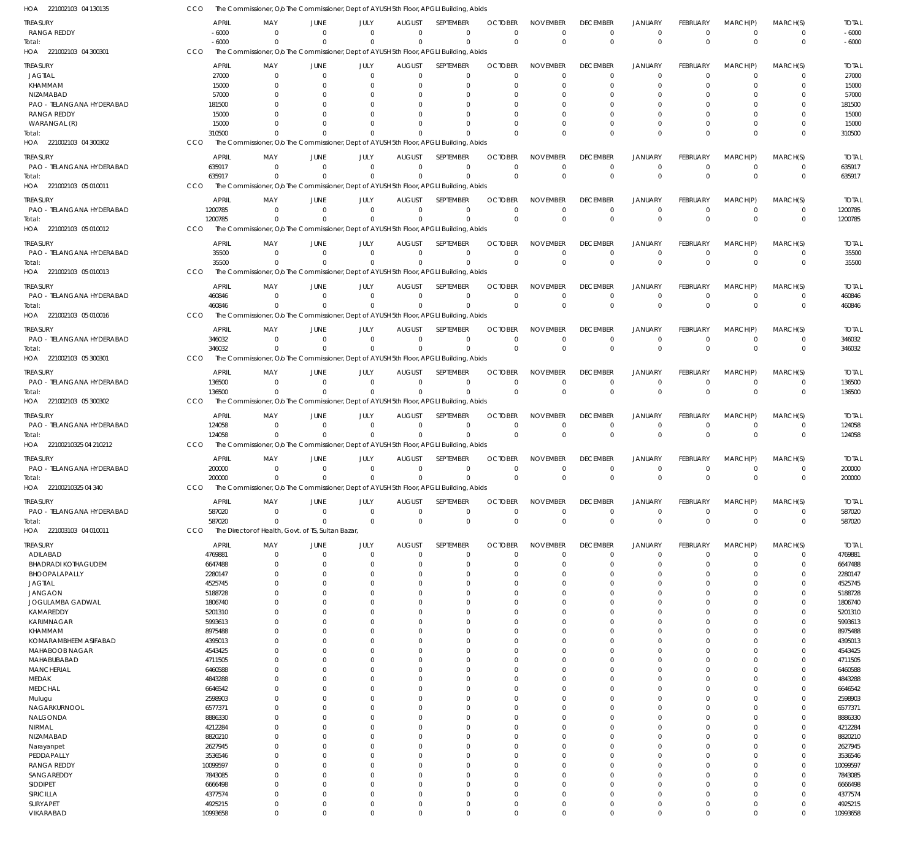HOA 221002103 04 130135 CCO The Commissioner, O/o The Commissioner, Dept of AYUSH 5th Floor, APGLI Building, Abids

| TREASURY | APRIL | MAY | JUNE | JULY | AUGUST | SEPTEMBER | OCTOBER | NOVEMBER | DECEMBER | JANUARY | FEBRUARY | MARCH(P) | MARCH(S) | TOTAL |
|---|---|---|---|---|---|---|---|---|---|---|---|---|---|---|
| RANGA REDDY | -6000 | 0 | 0 | 0 | 0 | 0 | 0 | 0 | 0 | 0 | 0 | 0 | 0 | -6000 |
| Total: | -6000 | 0 | 0 | 0 | 0 | 0 | 0 | 0 | 0 | 0 | 0 | 0 | 0 | -6000 |

HOA 221002103 04 300301 CCO The Commissioner, O/o The Commissioner, Dept of AYUSH 5th Floor, APGLI Building, Abids

| TREASURY | APRIL | MAY | JUNE | JULY | AUGUST | SEPTEMBER | OCTOBER | NOVEMBER | DECEMBER | JANUARY | FEBRUARY | MARCH(P) | MARCH(S) | TOTAL |
|---|---|---|---|---|---|---|---|---|---|---|---|---|---|---|
| JAGTIAL | 27000 | 0 | 0 | 0 | 0 | 0 | 0 | 0 | 0 | 0 | 0 | 0 | 0 | 27000 |
| KHAMMAM | 15000 | 0 | 0 | 0 | 0 | 0 | 0 | 0 | 0 | 0 | 0 | 0 | 0 | 15000 |
| NIZAMABAD | 57000 | 0 | 0 | 0 | 0 | 0 | 0 | 0 | 0 | 0 | 0 | 0 | 0 | 57000 |
| PAO - TELANGANA HYDERABAD | 181500 | 0 | 0 | 0 | 0 | 0 | 0 | 0 | 0 | 0 | 0 | 0 | 0 | 181500 |
| RANGA REDDY | 15000 | 0 | 0 | 0 | 0 | 0 | 0 | 0 | 0 | 0 | 0 | 0 | 0 | 15000 |
| WARANGAL (R) | 15000 | 0 | 0 | 0 | 0 | 0 | 0 | 0 | 0 | 0 | 0 | 0 | 0 | 15000 |
| Total: | 310500 | 0 | 0 | 0 | 0 | 0 | 0 | 0 | 0 | 0 | 0 | 0 | 0 | 310500 |

HOA 221002103 04 300302 CCO The Commissioner, O/o The Commissioner, Dept of AYUSH 5th Floor, APGLI Building, Abids

| TREASURY | APRIL | MAY | JUNE | JULY | AUGUST | SEPTEMBER | OCTOBER | NOVEMBER | DECEMBER | JANUARY | FEBRUARY | MARCH(P) | MARCH(S) | TOTAL |
|---|---|---|---|---|---|---|---|---|---|---|---|---|---|---|
| PAO - TELANGANA HYDERABAD | 635917 | 0 | 0 | 0 | 0 | 0 | 0 | 0 | 0 | 0 | 0 | 0 | 0 | 635917 |
| Total: | 635917 | 0 | 0 | 0 | 0 | 0 | 0 | 0 | 0 | 0 | 0 | 0 | 0 | 635917 |

HOA 221002103 05 010011 CCO The Commissioner, O/o The Commissioner, Dept of AYUSH 5th Floor, APGLI Building, Abids

| TREASURY | APRIL | MAY | JUNE | JULY | AUGUST | SEPTEMBER | OCTOBER | NOVEMBER | DECEMBER | JANUARY | FEBRUARY | MARCH(P) | MARCH(S) | TOTAL |
|---|---|---|---|---|---|---|---|---|---|---|---|---|---|---|
| PAO - TELANGANA HYDERABAD | 1200785 | 0 | 0 | 0 | 0 | 0 | 0 | 0 | 0 | 0 | 0 | 0 | 0 | 1200785 |
| Total: | 1200785 | 0 | 0 | 0 | 0 | 0 | 0 | 0 | 0 | 0 | 0 | 0 | 0 | 1200785 |

HOA 221002103 05 010012 CCO The Commissioner, O/o The Commissioner, Dept of AYUSH 5th Floor, APGLI Building, Abids

| TREASURY | APRIL | MAY | JUNE | JULY | AUGUST | SEPTEMBER | OCTOBER | NOVEMBER | DECEMBER | JANUARY | FEBRUARY | MARCH(P) | MARCH(S) | TOTAL |
|---|---|---|---|---|---|---|---|---|---|---|---|---|---|---|
| PAO - TELANGANA HYDERABAD | 35500 | 0 | 0 | 0 | 0 | 0 | 0 | 0 | 0 | 0 | 0 | 0 | 0 | 35500 |
| Total: | 35500 | 0 | 0 | 0 | 0 | 0 | 0 | 0 | 0 | 0 | 0 | 0 | 0 | 35500 |

HOA 221002103 05 010013 CCO The Commissioner, O/o The Commissioner, Dept of AYUSH 5th Floor, APGLI Building, Abids

| TREASURY | APRIL | MAY | JUNE | JULY | AUGUST | SEPTEMBER | OCTOBER | NOVEMBER | DECEMBER | JANUARY | FEBRUARY | MARCH(P) | MARCH(S) | TOTAL |
|---|---|---|---|---|---|---|---|---|---|---|---|---|---|---|
| PAO - TELANGANA HYDERABAD | 460846 | 0 | 0 | 0 | 0 | 0 | 0 | 0 | 0 | 0 | 0 | 0 | 0 | 460846 |
| Total: | 460846 | 0 | 0 | 0 | 0 | 0 | 0 | 0 | 0 | 0 | 0 | 0 | 0 | 460846 |

HOA 221002103 05 010016 CCO The Commissioner, O/o The Commissioner, Dept of AYUSH 5th Floor, APGLI Building, Abids

| TREASURY | APRIL | MAY | JUNE | JULY | AUGUST | SEPTEMBER | OCTOBER | NOVEMBER | DECEMBER | JANUARY | FEBRUARY | MARCH(P) | MARCH(S) | TOTAL |
|---|---|---|---|---|---|---|---|---|---|---|---|---|---|---|
| PAO - TELANGANA HYDERABAD | 346032 | 0 | 0 | 0 | 0 | 0 | 0 | 0 | 0 | 0 | 0 | 0 | 0 | 346032 |
| Total: | 346032 | 0 | 0 | 0 | 0 | 0 | 0 | 0 | 0 | 0 | 0 | 0 | 0 | 346032 |

HOA 221002103 05 300301 CCO The Commissioner, O/o The Commissioner, Dept of AYUSH 5th Floor, APGLI Building, Abids

| TREASURY | APRIL | MAY | JUNE | JULY | AUGUST | SEPTEMBER | OCTOBER | NOVEMBER | DECEMBER | JANUARY | FEBRUARY | MARCH(P) | MARCH(S) | TOTAL |
|---|---|---|---|---|---|---|---|---|---|---|---|---|---|---|
| PAO - TELANGANA HYDERABAD | 136500 | 0 | 0 | 0 | 0 | 0 | 0 | 0 | 0 | 0 | 0 | 0 | 0 | 136500 |
| Total: | 136500 | 0 | 0 | 0 | 0 | 0 | 0 | 0 | 0 | 0 | 0 | 0 | 0 | 136500 |

HOA 221002103 05 300302 CCO The Commissioner, O/o The Commissioner, Dept of AYUSH 5th Floor, APGLI Building, Abids

| TREASURY | APRIL | MAY | JUNE | JULY | AUGUST | SEPTEMBER | OCTOBER | NOVEMBER | DECEMBER | JANUARY | FEBRUARY | MARCH(P) | MARCH(S) | TOTAL |
|---|---|---|---|---|---|---|---|---|---|---|---|---|---|---|
| PAO - TELANGANA HYDERABAD | 124058 | 0 | 0 | 0 | 0 | 0 | 0 | 0 | 0 | 0 | 0 | 0 | 0 | 124058 |
| Total: | 124058 | 0 | 0 | 0 | 0 | 0 | 0 | 0 | 0 | 0 | 0 | 0 | 0 | 124058 |

HOA 22100210325 04 210212 CCO The Commissioner, O/o The Commissioner, Dept of AYUSH 5th Floor, APGLI Building, Abids

| TREASURY | APRIL | MAY | JUNE | JULY | AUGUST | SEPTEMBER | OCTOBER | NOVEMBER | DECEMBER | JANUARY | FEBRUARY | MARCH(P) | MARCH(S) | TOTAL |
|---|---|---|---|---|---|---|---|---|---|---|---|---|---|---|
| PAO - TELANGANA HYDERABAD | 200000 | 0 | 0 | 0 | 0 | 0 | 0 | 0 | 0 | 0 | 0 | 0 | 0 | 200000 |
| Total: | 200000 | 0 | 0 | 0 | 0 | 0 | 0 | 0 | 0 | 0 | 0 | 0 | 0 | 200000 |

HOA 22100210325 04 340 CCO The Commissioner, O/o The Commissioner, Dept of AYUSH 5th Floor, APGLI Building, Abids

| TREASURY | APRIL | MAY | JUNE | JULY | AUGUST | SEPTEMBER | OCTOBER | NOVEMBER | DECEMBER | JANUARY | FEBRUARY | MARCH(P) | MARCH(S) | TOTAL |
|---|---|---|---|---|---|---|---|---|---|---|---|---|---|---|
| PAO - TELANGANA HYDERABAD | 587020 | 0 | 0 | 0 | 0 | 0 | 0 | 0 | 0 | 0 | 0 | 0 | 0 | 587020 |
| Total: | 587020 | 0 | 0 | 0 | 0 | 0 | 0 | 0 | 0 | 0 | 0 | 0 | 0 | 587020 |

HOA 221003103 04 010011 CCO The Director of Health, Govt. of TS, Sultan Bazar,

| TREASURY | APRIL | MAY | JUNE | JULY | AUGUST | SEPTEMBER | OCTOBER | NOVEMBER | DECEMBER | JANUARY | FEBRUARY | MARCH(P) | MARCH(S) | TOTAL |
|---|---|---|---|---|---|---|---|---|---|---|---|---|---|---|
| ADILABAD | 4769881 | 0 | 0 | 0 | 0 | 0 | 0 | 0 | 0 | 0 | 0 | 0 | 0 | 4769881 |
| BHADRADI KOTHAGUDEM | 6647488 | 0 | 0 | 0 | 0 | 0 | 0 | 0 | 0 | 0 | 0 | 0 | 0 | 6647488 |
| BHOOPALAPALLY | 2280147 | 0 | 0 | 0 | 0 | 0 | 0 | 0 | 0 | 0 | 0 | 0 | 0 | 2280147 |
| JAGTIAL | 4525745 | 0 | 0 | 0 | 0 | 0 | 0 | 0 | 0 | 0 | 0 | 0 | 0 | 4525745 |
| JANGAON | 5188728 | 0 | 0 | 0 | 0 | 0 | 0 | 0 | 0 | 0 | 0 | 0 | 0 | 5188728 |
| JOGULAMBA GADWAL | 1806740 | 0 | 0 | 0 | 0 | 0 | 0 | 0 | 0 | 0 | 0 | 0 | 0 | 1806740 |
| KAMAREDDY | 5201310 | 0 | 0 | 0 | 0 | 0 | 0 | 0 | 0 | 0 | 0 | 0 | 0 | 5201310 |
| KARIMNAGAR | 5993613 | 0 | 0 | 0 | 0 | 0 | 0 | 0 | 0 | 0 | 0 | 0 | 0 | 5993613 |
| KHAMMAM | 8975488 | 0 | 0 | 0 | 0 | 0 | 0 | 0 | 0 | 0 | 0 | 0 | 0 | 8975488 |
| KOMARAMBHEEM ASIFABAD | 4395013 | 0 | 0 | 0 | 0 | 0 | 0 | 0 | 0 | 0 | 0 | 0 | 0 | 4395013 |
| MAHABOOB NAGAR | 4543425 | 0 | 0 | 0 | 0 | 0 | 0 | 0 | 0 | 0 | 0 | 0 | 0 | 4543425 |
| MAHABUBABAD | 4711505 | 0 | 0 | 0 | 0 | 0 | 0 | 0 | 0 | 0 | 0 | 0 | 0 | 4711505 |
| MANCHERIAL | 6460588 | 0 | 0 | 0 | 0 | 0 | 0 | 0 | 0 | 0 | 0 | 0 | 0 | 6460588 |
| MEDAK | 4843288 | 0 | 0 | 0 | 0 | 0 | 0 | 0 | 0 | 0 | 0 | 0 | 0 | 4843288 |
| MEDCHAL | 6646542 | 0 | 0 | 0 | 0 | 0 | 0 | 0 | 0 | 0 | 0 | 0 | 0 | 6646542 |
| Mulugu | 2598903 | 0 | 0 | 0 | 0 | 0 | 0 | 0 | 0 | 0 | 0 | 0 | 0 | 2598903 |
| NAGARKURNOOL | 6577371 | 0 | 0 | 0 | 0 | 0 | 0 | 0 | 0 | 0 | 0 | 0 | 0 | 6577371 |
| NALGONDA | 8886330 | 0 | 0 | 0 | 0 | 0 | 0 | 0 | 0 | 0 | 0 | 0 | 0 | 8886330 |
| NIRMAL | 4212284 | 0 | 0 | 0 | 0 | 0 | 0 | 0 | 0 | 0 | 0 | 0 | 0 | 4212284 |
| NIZAMABAD | 8820210 | 0 | 0 | 0 | 0 | 0 | 0 | 0 | 0 | 0 | 0 | 0 | 0 | 8820210 |
| Narayanpet | 2627945 | 0 | 0 | 0 | 0 | 0 | 0 | 0 | 0 | 0 | 0 | 0 | 0 | 2627945 |
| PEDDAPALLY | 3536546 | 0 | 0 | 0 | 0 | 0 | 0 | 0 | 0 | 0 | 0 | 0 | 0 | 3536546 |
| RANGA REDDY | 10099597 | 0 | 0 | 0 | 0 | 0 | 0 | 0 | 0 | 0 | 0 | 0 | 0 | 10099597 |
| SANGAREDDY | 7843085 | 0 | 0 | 0 | 0 | 0 | 0 | 0 | 0 | 0 | 0 | 0 | 0 | 7843085 |
| SIDDIPET | 6666498 | 0 | 0 | 0 | 0 | 0 | 0 | 0 | 0 | 0 | 0 | 0 | 0 | 6666498 |
| SIRICILLA | 4377574 | 0 | 0 | 0 | 0 | 0 | 0 | 0 | 0 | 0 | 0 | 0 | 0 | 4377574 |
| SURYAPET | 4925215 | 0 | 0 | 0 | 0 | 0 | 0 | 0 | 0 | 0 | 0 | 0 | 0 | 4925215 |
| VIKARABAD | 10993658 | 0 | 0 | 0 | 0 | 0 | 0 | 0 | 0 | 0 | 0 | 0 | 0 | 10993658 |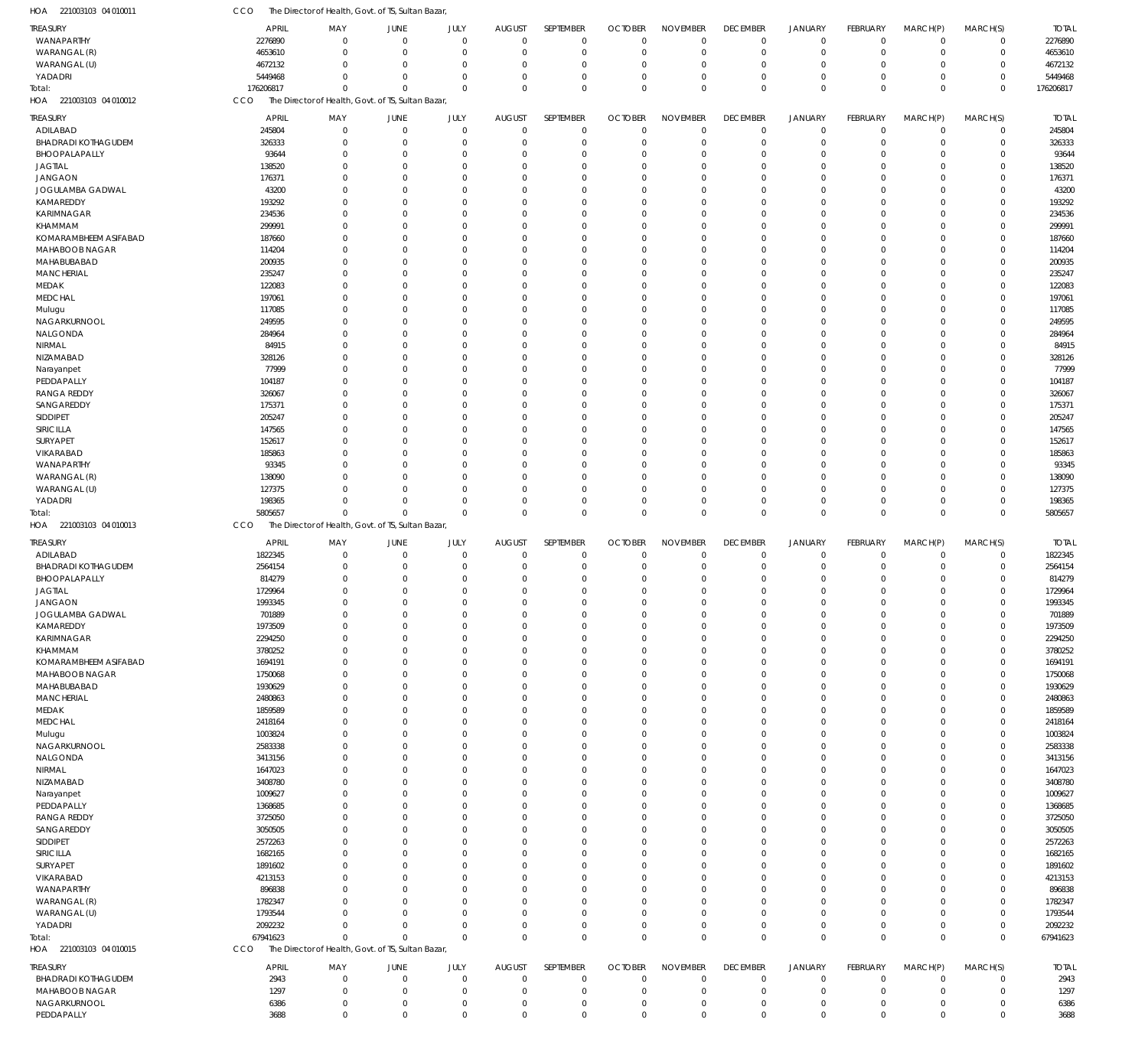HOA 221003103 04 010011 CCO The Director of Health, Govt. of TS, Sultan Bazar,

| TREASURY | APRIL | MAY | JUNE | JULY | AUGUST | SEPTEMBER | OCTOBER | NOVEMBER | DECEMBER | JANUARY | FEBRUARY | MARCH(P) | MARCH(S) | TOTAL |
|---|---|---|---|---|---|---|---|---|---|---|---|---|---|---|
| WANAPARTHY | 2276890 | 0 | 0 | 0 | 0 | 0 | 0 | 0 | 0 | 0 | 0 | 0 | 0 | 2276890 |
| WARANGAL (R) | 4653610 | 0 | 0 | 0 | 0 | 0 | 0 | 0 | 0 | 0 | 0 | 0 | 0 | 4653610 |
| WARANGAL (U) | 4672132 | 0 | 0 | 0 | 0 | 0 | 0 | 0 | 0 | 0 | 0 | 0 | 0 | 4672132 |
| YADADRI | 5449468 | 0 | 0 | 0 | 0 | 0 | 0 | 0 | 0 | 0 | 0 | 0 | 0 | 5449468 |
| Total: | 176206817 | 0 | 0 | 0 | 0 | 0 | 0 | 0 | 0 | 0 | 0 | 0 | 0 | 176206817 |

HOA 221003103 04 010012 CCO The Director of Health, Govt. of TS, Sultan Bazar,

| TREASURY | APRIL | MAY | JUNE | JULY | AUGUST | SEPTEMBER | OCTOBER | NOVEMBER | DECEMBER | JANUARY | FEBRUARY | MARCH(P) | MARCH(S) | TOTAL |
|---|---|---|---|---|---|---|---|---|---|---|---|---|---|---|
| ADILABAD | 245804 | 0 | 0 | 0 | 0 | 0 | 0 | 0 | 0 | 0 | 0 | 0 | 0 | 245804 |
| BHADRADI KOTHAGUDEM | 326333 | 0 | 0 | 0 | 0 | 0 | 0 | 0 | 0 | 0 | 0 | 0 | 0 | 326333 |
| BHOOPALAPALLY | 93644 | 0 | 0 | 0 | 0 | 0 | 0 | 0 | 0 | 0 | 0 | 0 | 0 | 93644 |
| JAGTIAL | 138520 | 0 | 0 | 0 | 0 | 0 | 0 | 0 | 0 | 0 | 0 | 0 | 0 | 138520 |
| JANGAON | 176371 | 0 | 0 | 0 | 0 | 0 | 0 | 0 | 0 | 0 | 0 | 0 | 0 | 176371 |
| JOGULAMBA GADWAL | 43200 | 0 | 0 | 0 | 0 | 0 | 0 | 0 | 0 | 0 | 0 | 0 | 0 | 43200 |
| KAMAREDDY | 193292 | 0 | 0 | 0 | 0 | 0 | 0 | 0 | 0 | 0 | 0 | 0 | 0 | 193292 |
| KARIMNAGAR | 234536 | 0 | 0 | 0 | 0 | 0 | 0 | 0 | 0 | 0 | 0 | 0 | 0 | 234536 |
| KHAMMAM | 299991 | 0 | 0 | 0 | 0 | 0 | 0 | 0 | 0 | 0 | 0 | 0 | 0 | 299991 |
| KOMARAMBHEEM ASIFABAD | 187660 | 0 | 0 | 0 | 0 | 0 | 0 | 0 | 0 | 0 | 0 | 0 | 0 | 187660 |
| MAHABOOB NAGAR | 114204 | 0 | 0 | 0 | 0 | 0 | 0 | 0 | 0 | 0 | 0 | 0 | 0 | 114204 |
| MAHABUBABAD | 200935 | 0 | 0 | 0 | 0 | 0 | 0 | 0 | 0 | 0 | 0 | 0 | 0 | 200935 |
| MANCHERIAL | 235247 | 0 | 0 | 0 | 0 | 0 | 0 | 0 | 0 | 0 | 0 | 0 | 0 | 235247 |
| MEDAK | 122083 | 0 | 0 | 0 | 0 | 0 | 0 | 0 | 0 | 0 | 0 | 0 | 0 | 122083 |
| MEDCHAL | 197061 | 0 | 0 | 0 | 0 | 0 | 0 | 0 | 0 | 0 | 0 | 0 | 0 | 197061 |
| Mulugu | 117085 | 0 | 0 | 0 | 0 | 0 | 0 | 0 | 0 | 0 | 0 | 0 | 0 | 117085 |
| NAGARKURNOOL | 249595 | 0 | 0 | 0 | 0 | 0 | 0 | 0 | 0 | 0 | 0 | 0 | 0 | 249595 |
| NALGONDA | 284964 | 0 | 0 | 0 | 0 | 0 | 0 | 0 | 0 | 0 | 0 | 0 | 0 | 284964 |
| NIRMAL | 84915 | 0 | 0 | 0 | 0 | 0 | 0 | 0 | 0 | 0 | 0 | 0 | 0 | 84915 |
| NIZAMABAD | 328126 | 0 | 0 | 0 | 0 | 0 | 0 | 0 | 0 | 0 | 0 | 0 | 0 | 328126 |
| Narayanpet | 77999 | 0 | 0 | 0 | 0 | 0 | 0 | 0 | 0 | 0 | 0 | 0 | 0 | 77999 |
| PEDDAPALLY | 104187 | 0 | 0 | 0 | 0 | 0 | 0 | 0 | 0 | 0 | 0 | 0 | 0 | 104187 |
| RANGA REDDY | 326067 | 0 | 0 | 0 | 0 | 0 | 0 | 0 | 0 | 0 | 0 | 0 | 0 | 326067 |
| SANGAREDDY | 175371 | 0 | 0 | 0 | 0 | 0 | 0 | 0 | 0 | 0 | 0 | 0 | 0 | 175371 |
| SIDDIPET | 205247 | 0 | 0 | 0 | 0 | 0 | 0 | 0 | 0 | 0 | 0 | 0 | 0 | 205247 |
| SIRICILLA | 147565 | 0 | 0 | 0 | 0 | 0 | 0 | 0 | 0 | 0 | 0 | 0 | 0 | 147565 |
| SURYAPET | 152617 | 0 | 0 | 0 | 0 | 0 | 0 | 0 | 0 | 0 | 0 | 0 | 0 | 152617 |
| VIKARABAD | 185863 | 0 | 0 | 0 | 0 | 0 | 0 | 0 | 0 | 0 | 0 | 0 | 0 | 185863 |
| WANAPARTHY | 93345 | 0 | 0 | 0 | 0 | 0 | 0 | 0 | 0 | 0 | 0 | 0 | 0 | 93345 |
| WARANGAL (R) | 138090 | 0 | 0 | 0 | 0 | 0 | 0 | 0 | 0 | 0 | 0 | 0 | 0 | 138090 |
| WARANGAL (U) | 127375 | 0 | 0 | 0 | 0 | 0 | 0 | 0 | 0 | 0 | 0 | 0 | 0 | 127375 |
| YADADRI | 198365 | 0 | 0 | 0 | 0 | 0 | 0 | 0 | 0 | 0 | 0 | 0 | 0 | 198365 |
| Total: | 5805657 | 0 | 0 | 0 | 0 | 0 | 0 | 0 | 0 | 0 | 0 | 0 | 0 | 5805657 |

HOA 221003103 04 010013 CCO The Director of Health, Govt. of TS, Sultan Bazar,

| TREASURY | APRIL | MAY | JUNE | JULY | AUGUST | SEPTEMBER | OCTOBER | NOVEMBER | DECEMBER | JANUARY | FEBRUARY | MARCH(P) | MARCH(S) | TOTAL |
|---|---|---|---|---|---|---|---|---|---|---|---|---|---|---|
| ADILABAD | 1822345 | 0 | 0 | 0 | 0 | 0 | 0 | 0 | 0 | 0 | 0 | 0 | 0 | 1822345 |
| BHADRADI KOTHAGUDEM | 2564154 | 0 | 0 | 0 | 0 | 0 | 0 | 0 | 0 | 0 | 0 | 0 | 0 | 2564154 |
| BHOOPALAPALLY | 814279 | 0 | 0 | 0 | 0 | 0 | 0 | 0 | 0 | 0 | 0 | 0 | 0 | 814279 |
| JAGTIAL | 1729964 | 0 | 0 | 0 | 0 | 0 | 0 | 0 | 0 | 0 | 0 | 0 | 0 | 1729964 |
| JANGAON | 1993345 | 0 | 0 | 0 | 0 | 0 | 0 | 0 | 0 | 0 | 0 | 0 | 0 | 1993345 |
| JOGULAMBA GADWAL | 701889 | 0 | 0 | 0 | 0 | 0 | 0 | 0 | 0 | 0 | 0 | 0 | 0 | 701889 |
| KAMAREDDY | 1973509 | 0 | 0 | 0 | 0 | 0 | 0 | 0 | 0 | 0 | 0 | 0 | 0 | 1973509 |
| KARIMNAGAR | 2294250 | 0 | 0 | 0 | 0 | 0 | 0 | 0 | 0 | 0 | 0 | 0 | 0 | 2294250 |
| KHAMMAM | 3780252 | 0 | 0 | 0 | 0 | 0 | 0 | 0 | 0 | 0 | 0 | 0 | 0 | 3780252 |
| KOMARAMBHEEM ASIFABAD | 1694191 | 0 | 0 | 0 | 0 | 0 | 0 | 0 | 0 | 0 | 0 | 0 | 0 | 1694191 |
| MAHABOOB NAGAR | 1750068 | 0 | 0 | 0 | 0 | 0 | 0 | 0 | 0 | 0 | 0 | 0 | 0 | 1750068 |
| MAHABUBABAD | 1930629 | 0 | 0 | 0 | 0 | 0 | 0 | 0 | 0 | 0 | 0 | 0 | 0 | 1930629 |
| MANCHERIAL | 2480863 | 0 | 0 | 0 | 0 | 0 | 0 | 0 | 0 | 0 | 0 | 0 | 0 | 2480863 |
| MEDAK | 1859589 | 0 | 0 | 0 | 0 | 0 | 0 | 0 | 0 | 0 | 0 | 0 | 0 | 1859589 |
| MEDCHAL | 2418164 | 0 | 0 | 0 | 0 | 0 | 0 | 0 | 0 | 0 | 0 | 0 | 0 | 2418164 |
| Mulugu | 1003824 | 0 | 0 | 0 | 0 | 0 | 0 | 0 | 0 | 0 | 0 | 0 | 0 | 1003824 |
| NAGARKURNOOL | 2583338 | 0 | 0 | 0 | 0 | 0 | 0 | 0 | 0 | 0 | 0 | 0 | 0 | 2583338 |
| NALGONDA | 3413156 | 0 | 0 | 0 | 0 | 0 | 0 | 0 | 0 | 0 | 0 | 0 | 0 | 3413156 |
| NIRMAL | 1647023 | 0 | 0 | 0 | 0 | 0 | 0 | 0 | 0 | 0 | 0 | 0 | 0 | 1647023 |
| NIZAMABAD | 3408780 | 0 | 0 | 0 | 0 | 0 | 0 | 0 | 0 | 0 | 0 | 0 | 0 | 3408780 |
| Narayanpet | 1009627 | 0 | 0 | 0 | 0 | 0 | 0 | 0 | 0 | 0 | 0 | 0 | 0 | 1009627 |
| PEDDAPALLY | 1368685 | 0 | 0 | 0 | 0 | 0 | 0 | 0 | 0 | 0 | 0 | 0 | 0 | 1368685 |
| RANGA REDDY | 3725050 | 0 | 0 | 0 | 0 | 0 | 0 | 0 | 0 | 0 | 0 | 0 | 0 | 3725050 |
| SANGAREDDY | 3050505 | 0 | 0 | 0 | 0 | 0 | 0 | 0 | 0 | 0 | 0 | 0 | 0 | 3050505 |
| SIDDIPET | 2572263 | 0 | 0 | 0 | 0 | 0 | 0 | 0 | 0 | 0 | 0 | 0 | 0 | 2572263 |
| SIRICILLA | 1682165 | 0 | 0 | 0 | 0 | 0 | 0 | 0 | 0 | 0 | 0 | 0 | 0 | 1682165 |
| SURYAPET | 1891602 | 0 | 0 | 0 | 0 | 0 | 0 | 0 | 0 | 0 | 0 | 0 | 0 | 1891602 |
| VIKARABAD | 4213153 | 0 | 0 | 0 | 0 | 0 | 0 | 0 | 0 | 0 | 0 | 0 | 0 | 4213153 |
| WANAPARTHY | 896838 | 0 | 0 | 0 | 0 | 0 | 0 | 0 | 0 | 0 | 0 | 0 | 0 | 896838 |
| WARANGAL (R) | 1782347 | 0 | 0 | 0 | 0 | 0 | 0 | 0 | 0 | 0 | 0 | 0 | 0 | 1782347 |
| WARANGAL (U) | 1793544 | 0 | 0 | 0 | 0 | 0 | 0 | 0 | 0 | 0 | 0 | 0 | 0 | 1793544 |
| YADADRI | 2092232 | 0 | 0 | 0 | 0 | 0 | 0 | 0 | 0 | 0 | 0 | 0 | 0 | 2092232 |
| Total: | 67941623 | 0 | 0 | 0 | 0 | 0 | 0 | 0 | 0 | 0 | 0 | 0 | 0 | 67941623 |

HOA 221003103 04 010015 CCO The Director of Health, Govt. of TS, Sultan Bazar,

| TREASURY | APRIL | MAY | JUNE | JULY | AUGUST | SEPTEMBER | OCTOBER | NOVEMBER | DECEMBER | JANUARY | FEBRUARY | MARCH(P) | MARCH(S) | TOTAL |
|---|---|---|---|---|---|---|---|---|---|---|---|---|---|---|
| BHADRADI KOTHAGUDEM | 2943 | 0 | 0 | 0 | 0 | 0 | 0 | 0 | 0 | 0 | 0 | 0 | 0 | 2943 |
| MAHABOOB NAGAR | 1297 | 0 | 0 | 0 | 0 | 0 | 0 | 0 | 0 | 0 | 0 | 0 | 0 | 1297 |
| NAGARKURNOOL | 6386 | 0 | 0 | 0 | 0 | 0 | 0 | 0 | 0 | 0 | 0 | 0 | 0 | 6386 |
| PEDDAPALLY | 3688 | 0 | 0 | 0 | 0 | 0 | 0 | 0 | 0 | 0 | 0 | 0 | 0 | 3688 |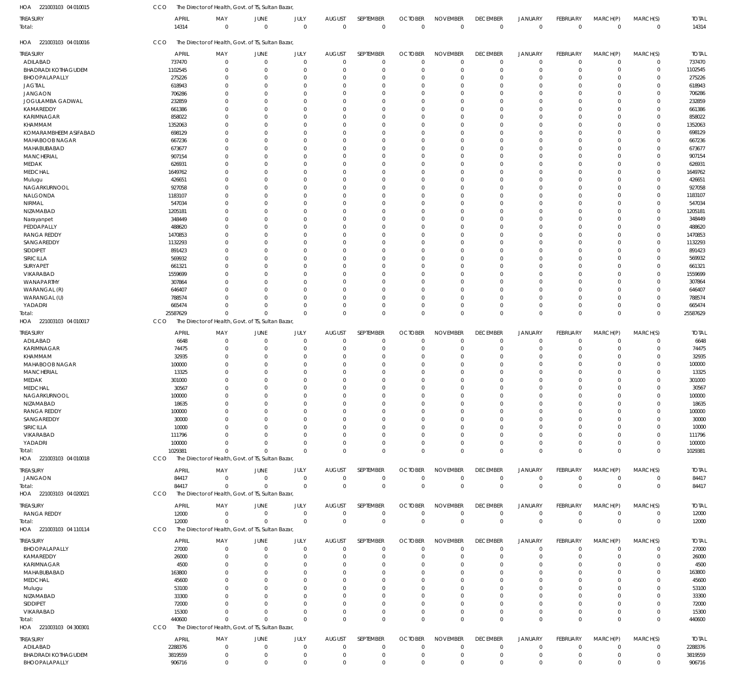HOA 221003103 04 010015 CCO The Director of Health, Govt. of TS, Sultan Bazar,

| TREASURY | APRIL | MAY | JUNE | JULY | AUGUST | SEPTEMBER | OCTOBER | NOVEMBER | DECEMBER | JANUARY | FEBRUARY | MARCH(P) | MARCH(S) | TOTAL |
|---|---|---|---|---|---|---|---|---|---|---|---|---|---|---|
| Total: | 14314 | 0 | 0 | 0 | 0 | 0 | 0 | 0 | 0 | 0 | 0 | 0 | 0 | 14314 |

HOA 221003103 04 010016 CCO The Director of Health, Govt. of TS, Sultan Bazar,

| TREASURY | APRIL | MAY | JUNE | JULY | AUGUST | SEPTEMBER | OCTOBER | NOVEMBER | DECEMBER | JANUARY | FEBRUARY | MARCH(P) | MARCH(S) | TOTAL |
|---|---|---|---|---|---|---|---|---|---|---|---|---|---|---|
| ADILABAD | 737470 | 0 | 0 | 0 | 0 | 0 | 0 | 0 | 0 | 0 | 0 | 0 | 0 | 737470 |
| BHADRADI KOTHAGUDEM | 1102545 | 0 | 0 | 0 | 0 | 0 | 0 | 0 | 0 | 0 | 0 | 0 | 0 | 1102545 |
| BHOOPALAPALLY | 275226 | 0 | 0 | 0 | 0 | 0 | 0 | 0 | 0 | 0 | 0 | 0 | 0 | 275226 |
| JAGTIAL | 618943 | 0 | 0 | 0 | 0 | 0 | 0 | 0 | 0 | 0 | 0 | 0 | 0 | 618943 |
| JANGAON | 706286 | 0 | 0 | 0 | 0 | 0 | 0 | 0 | 0 | 0 | 0 | 0 | 0 | 706286 |
| JOGULAMBA GADWAL | 232859 | 0 | 0 | 0 | 0 | 0 | 0 | 0 | 0 | 0 | 0 | 0 | 0 | 232859 |
| KAMAREDDY | 661386 | 0 | 0 | 0 | 0 | 0 | 0 | 0 | 0 | 0 | 0 | 0 | 0 | 661386 |
| KARIMNAGAR | 858022 | 0 | 0 | 0 | 0 | 0 | 0 | 0 | 0 | 0 | 0 | 0 | 0 | 858022 |
| KHAMMAM | 1352063 | 0 | 0 | 0 | 0 | 0 | 0 | 0 | 0 | 0 | 0 | 0 | 0 | 1352063 |
| KOMARAMBHEEM ASIFABAD | 698129 | 0 | 0 | 0 | 0 | 0 | 0 | 0 | 0 | 0 | 0 | 0 | 0 | 698129 |
| MAHABOOB NAGAR | 667236 | 0 | 0 | 0 | 0 | 0 | 0 | 0 | 0 | 0 | 0 | 0 | 0 | 667236 |
| MAHABUBABAD | 673677 | 0 | 0 | 0 | 0 | 0 | 0 | 0 | 0 | 0 | 0 | 0 | 0 | 673677 |
| MANCHERIAL | 907154 | 0 | 0 | 0 | 0 | 0 | 0 | 0 | 0 | 0 | 0 | 0 | 0 | 907154 |
| MEDAK | 626931 | 0 | 0 | 0 | 0 | 0 | 0 | 0 | 0 | 0 | 0 | 0 | 0 | 626931 |
| MEDCHAL | 1649762 | 0 | 0 | 0 | 0 | 0 | 0 | 0 | 0 | 0 | 0 | 0 | 0 | 1649762 |
| Mulugu | 426651 | 0 | 0 | 0 | 0 | 0 | 0 | 0 | 0 | 0 | 0 | 0 | 0 | 426651 |
| NAGARKURNOOL | 927058 | 0 | 0 | 0 | 0 | 0 | 0 | 0 | 0 | 0 | 0 | 0 | 0 | 927058 |
| NALGONDA | 1183107 | 0 | 0 | 0 | 0 | 0 | 0 | 0 | 0 | 0 | 0 | 0 | 0 | 1183107 |
| NIRMAL | 547034 | 0 | 0 | 0 | 0 | 0 | 0 | 0 | 0 | 0 | 0 | 0 | 0 | 547034 |
| NIZAMABAD | 1205181 | 0 | 0 | 0 | 0 | 0 | 0 | 0 | 0 | 0 | 0 | 0 | 0 | 1205181 |
| Narayanpet | 348449 | 0 | 0 | 0 | 0 | 0 | 0 | 0 | 0 | 0 | 0 | 0 | 0 | 348449 |
| PEDDAPALLY | 488620 | 0 | 0 | 0 | 0 | 0 | 0 | 0 | 0 | 0 | 0 | 0 | 0 | 488620 |
| RANGA REDDY | 1470853 | 0 | 0 | 0 | 0 | 0 | 0 | 0 | 0 | 0 | 0 | 0 | 0 | 1470853 |
| SANGAREDDY | 1132293 | 0 | 0 | 0 | 0 | 0 | 0 | 0 | 0 | 0 | 0 | 0 | 0 | 1132293 |
| SIDDIPET | 891423 | 0 | 0 | 0 | 0 | 0 | 0 | 0 | 0 | 0 | 0 | 0 | 0 | 891423 |
| SIRICILLA | 569932 | 0 | 0 | 0 | 0 | 0 | 0 | 0 | 0 | 0 | 0 | 0 | 0 | 569932 |
| SURYAPET | 661321 | 0 | 0 | 0 | 0 | 0 | 0 | 0 | 0 | 0 | 0 | 0 | 0 | 661321 |
| VIKARABAD | 1559699 | 0 | 0 | 0 | 0 | 0 | 0 | 0 | 0 | 0 | 0 | 0 | 0 | 1559699 |
| WANAPARTHY | 307864 | 0 | 0 | 0 | 0 | 0 | 0 | 0 | 0 | 0 | 0 | 0 | 0 | 307864 |
| WARANGAL (R) | 646407 | 0 | 0 | 0 | 0 | 0 | 0 | 0 | 0 | 0 | 0 | 0 | 0 | 646407 |
| WARANGAL (U) | 788574 | 0 | 0 | 0 | 0 | 0 | 0 | 0 | 0 | 0 | 0 | 0 | 0 | 788574 |
| YADADRI | 665474 | 0 | 0 | 0 | 0 | 0 | 0 | 0 | 0 | 0 | 0 | 0 | 0 | 665474 |
| Total: | 25587629 | 0 | 0 | 0 | 0 | 0 | 0 | 0 | 0 | 0 | 0 | 0 | 0 | 25587629 |

HOA 221003103 04 010017 CCO The Director of Health, Govt. of TS, Sultan Bazar,

| TREASURY | APRIL | MAY | JUNE | JULY | AUGUST | SEPTEMBER | OCTOBER | NOVEMBER | DECEMBER | JANUARY | FEBRUARY | MARCH(P) | MARCH(S) | TOTAL |
|---|---|---|---|---|---|---|---|---|---|---|---|---|---|---|
| ADILABAD | 6648 | 0 | 0 | 0 | 0 | 0 | 0 | 0 | 0 | 0 | 0 | 0 | 0 | 6648 |
| KARIMNAGAR | 74475 | 0 | 0 | 0 | 0 | 0 | 0 | 0 | 0 | 0 | 0 | 0 | 0 | 74475 |
| KHAMMAM | 32935 | 0 | 0 | 0 | 0 | 0 | 0 | 0 | 0 | 0 | 0 | 0 | 0 | 32935 |
| MAHABOOB NAGAR | 100000 | 0 | 0 | 0 | 0 | 0 | 0 | 0 | 0 | 0 | 0 | 0 | 0 | 100000 |
| MANCHERIAL | 13325 | 0 | 0 | 0 | 0 | 0 | 0 | 0 | 0 | 0 | 0 | 0 | 0 | 13325 |
| MEDAK | 301000 | 0 | 0 | 0 | 0 | 0 | 0 | 0 | 0 | 0 | 0 | 0 | 0 | 301000 |
| MEDCHAL | 30567 | 0 | 0 | 0 | 0 | 0 | 0 | 0 | 0 | 0 | 0 | 0 | 0 | 30567 |
| NAGARKURNOOL | 100000 | 0 | 0 | 0 | 0 | 0 | 0 | 0 | 0 | 0 | 0 | 0 | 0 | 100000 |
| NIZAMABAD | 18635 | 0 | 0 | 0 | 0 | 0 | 0 | 0 | 0 | 0 | 0 | 0 | 0 | 18635 |
| RANGA REDDY | 100000 | 0 | 0 | 0 | 0 | 0 | 0 | 0 | 0 | 0 | 0 | 0 | 0 | 100000 |
| SANGAREDDY | 30000 | 0 | 0 | 0 | 0 | 0 | 0 | 0 | 0 | 0 | 0 | 0 | 0 | 30000 |
| SIRICILLA | 10000 | 0 | 0 | 0 | 0 | 0 | 0 | 0 | 0 | 0 | 0 | 0 | 0 | 10000 |
| VIKARABAD | 111796 | 0 | 0 | 0 | 0 | 0 | 0 | 0 | 0 | 0 | 0 | 0 | 0 | 111796 |
| YADADRI | 100000 | 0 | 0 | 0 | 0 | 0 | 0 | 0 | 0 | 0 | 0 | 0 | 0 | 100000 |
| Total: | 1029381 | 0 | 0 | 0 | 0 | 0 | 0 | 0 | 0 | 0 | 0 | 0 | 0 | 1029381 |

HOA 221003103 04 010018 CCO The Director of Health, Govt. of TS, Sultan Bazar,

| TREASURY | APRIL | MAY | JUNE | JULY | AUGUST | SEPTEMBER | OCTOBER | NOVEMBER | DECEMBER | JANUARY | FEBRUARY | MARCH(P) | MARCH(S) | TOTAL |
|---|---|---|---|---|---|---|---|---|---|---|---|---|---|---|
| JANGAON | 84417 | 0 | 0 | 0 | 0 | 0 | 0 | 0 | 0 | 0 | 0 | 0 | 0 | 84417 |
| Total: | 84417 | 0 | 0 | 0 | 0 | 0 | 0 | 0 | 0 | 0 | 0 | 0 | 0 | 84417 |

HOA 221003103 04 020021 CCO The Director of Health, Govt. of TS, Sultan Bazar,

| TREASURY | APRIL | MAY | JUNE | JULY | AUGUST | SEPTEMBER | OCTOBER | NOVEMBER | DECEMBER | JANUARY | FEBRUARY | MARCH(P) | MARCH(S) | TOTAL |
|---|---|---|---|---|---|---|---|---|---|---|---|---|---|---|
| RANGA REDDY | 12000 | 0 | 0 | 0 | 0 | 0 | 0 | 0 | 0 | 0 | 0 | 0 | 0 | 12000 |
| Total: | 12000 | 0 | 0 | 0 | 0 | 0 | 0 | 0 | 0 | 0 | 0 | 0 | 0 | 12000 |

HOA 221003103 04 110114 CCO The Director of Health, Govt. of TS, Sultan Bazar,

| TREASURY | APRIL | MAY | JUNE | JULY | AUGUST | SEPTEMBER | OCTOBER | NOVEMBER | DECEMBER | JANUARY | FEBRUARY | MARCH(P) | MARCH(S) | TOTAL |
|---|---|---|---|---|---|---|---|---|---|---|---|---|---|---|
| BHOOPALAPALLY | 27000 | 0 | 0 | 0 | 0 | 0 | 0 | 0 | 0 | 0 | 0 | 0 | 0 | 27000 |
| KAMAREDDY | 26000 | 0 | 0 | 0 | 0 | 0 | 0 | 0 | 0 | 0 | 0 | 0 | 0 | 26000 |
| KARIMNAGAR | 4500 | 0 | 0 | 0 | 0 | 0 | 0 | 0 | 0 | 0 | 0 | 0 | 0 | 4500 |
| MAHABUBABAD | 163800 | 0 | 0 | 0 | 0 | 0 | 0 | 0 | 0 | 0 | 0 | 0 | 0 | 163800 |
| MEDCHAL | 45600 | 0 | 0 | 0 | 0 | 0 | 0 | 0 | 0 | 0 | 0 | 0 | 0 | 45600 |
| Mulugu | 53100 | 0 | 0 | 0 | 0 | 0 | 0 | 0 | 0 | 0 | 0 | 0 | 0 | 53100 |
| NIZAMABAD | 33300 | 0 | 0 | 0 | 0 | 0 | 0 | 0 | 0 | 0 | 0 | 0 | 0 | 33300 |
| SIDDIPET | 72000 | 0 | 0 | 0 | 0 | 0 | 0 | 0 | 0 | 0 | 0 | 0 | 0 | 72000 |
| VIKARABAD | 15300 | 0 | 0 | 0 | 0 | 0 | 0 | 0 | 0 | 0 | 0 | 0 | 0 | 15300 |
| Total: | 440600 | 0 | 0 | 0 | 0 | 0 | 0 | 0 | 0 | 0 | 0 | 0 | 0 | 440600 |

HOA 221003103 04 300301 CCO The Director of Health, Govt. of TS, Sultan Bazar,

| TREASURY | APRIL | MAY | JUNE | JULY | AUGUST | SEPTEMBER | OCTOBER | NOVEMBER | DECEMBER | JANUARY | FEBRUARY | MARCH(P) | MARCH(S) | TOTAL |
|---|---|---|---|---|---|---|---|---|---|---|---|---|---|---|
| ADILABAD | 2288376 | 0 | 0 | 0 | 0 | 0 | 0 | 0 | 0 | 0 | 0 | 0 | 0 | 2288376 |
| BHADRADI KOTHAGUDEM | 3819559 | 0 | 0 | 0 | 0 | 0 | 0 | 0 | 0 | 0 | 0 | 0 | 0 | 3819559 |
| BHOOPALAPALLY | 906716 | 0 | 0 | 0 | 0 | 0 | 0 | 0 | 0 | 0 | 0 | 0 | 0 | 906716 |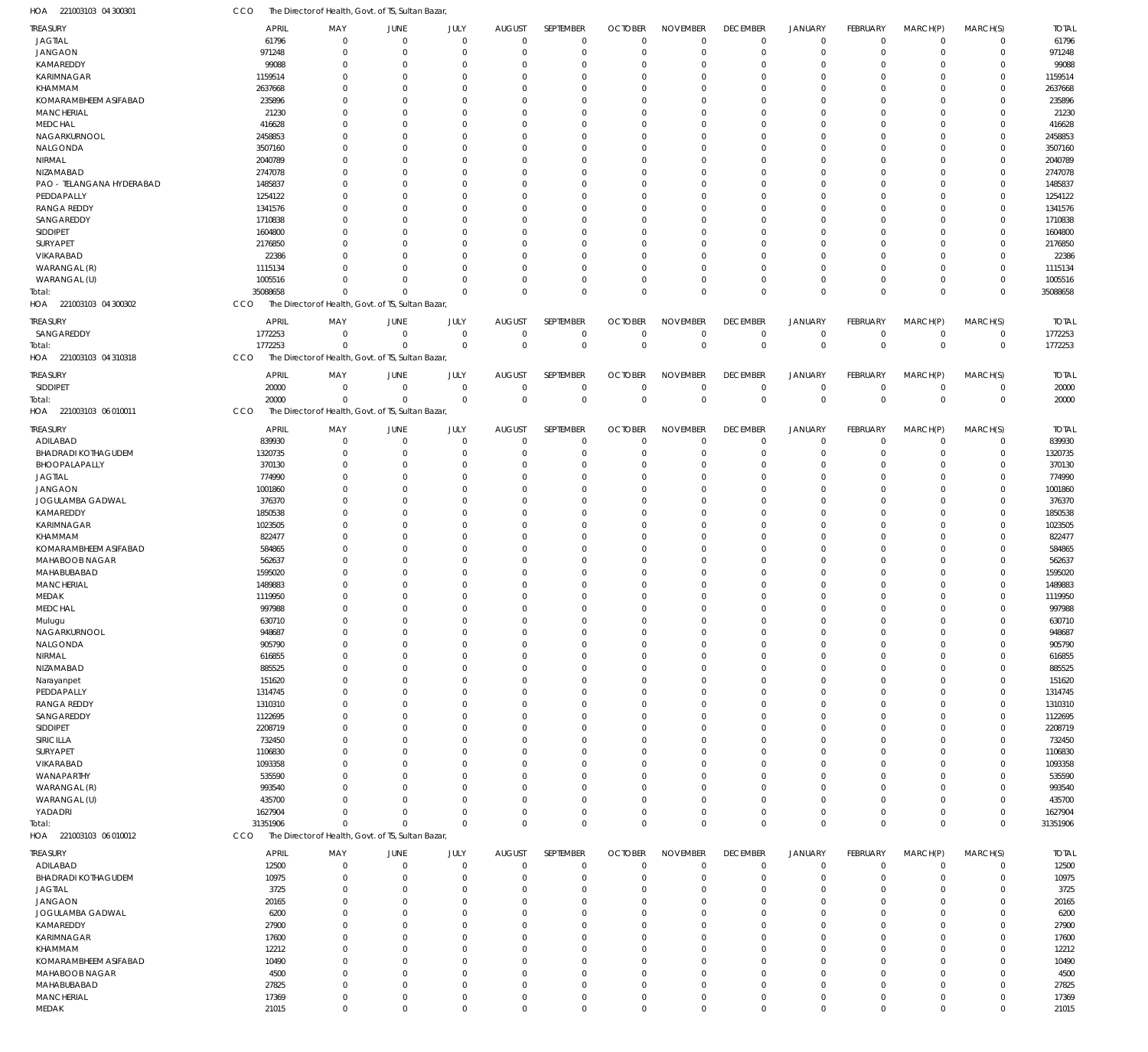HOA 221003103 04 300301 CCO The Director of Health, Govt. of TS, Sultan Bazar,

| TREASURY | APRIL | MAY | JUNE | JULY | AUGUST | SEPTEMBER | OCTOBER | NOVEMBER | DECEMBER | JANUARY | FEBRUARY | MARCH(P) | MARCH(S) | TOTAL |
|---|---|---|---|---|---|---|---|---|---|---|---|---|---|---|
| JAGTIAL | 61796 | 0 | 0 | 0 | 0 | 0 | 0 | 0 | 0 | 0 | 0 | 0 | 0 | 61796 |
| JANGAON | 971248 | 0 | 0 | 0 | 0 | 0 | 0 | 0 | 0 | 0 | 0 | 0 | 0 | 971248 |
| KAMAREDDY | 99088 | 0 | 0 | 0 | 0 | 0 | 0 | 0 | 0 | 0 | 0 | 0 | 0 | 99088 |
| KARIMNAGAR | 1159514 | 0 | 0 | 0 | 0 | 0 | 0 | 0 | 0 | 0 | 0 | 0 | 0 | 1159514 |
| KHAMMAM | 2637668 | 0 | 0 | 0 | 0 | 0 | 0 | 0 | 0 | 0 | 0 | 0 | 0 | 2637668 |
| KOMARAMBHEEM ASIFABAD | 235896 | 0 | 0 | 0 | 0 | 0 | 0 | 0 | 0 | 0 | 0 | 0 | 0 | 235896 |
| MANCHERIAL | 21230 | 0 | 0 | 0 | 0 | 0 | 0 | 0 | 0 | 0 | 0 | 0 | 0 | 21230 |
| MEDCHAL | 416628 | 0 | 0 | 0 | 0 | 0 | 0 | 0 | 0 | 0 | 0 | 0 | 0 | 416628 |
| NAGARKURNOOL | 2458853 | 0 | 0 | 0 | 0 | 0 | 0 | 0 | 0 | 0 | 0 | 0 | 0 | 2458853 |
| NALGONDA | 3507160 | 0 | 0 | 0 | 0 | 0 | 0 | 0 | 0 | 0 | 0 | 0 | 0 | 3507160 |
| NIRMAL | 2040789 | 0 | 0 | 0 | 0 | 0 | 0 | 0 | 0 | 0 | 0 | 0 | 0 | 2040789 |
| NIZAMABAD | 2747078 | 0 | 0 | 0 | 0 | 0 | 0 | 0 | 0 | 0 | 0 | 0 | 0 | 2747078 |
| PAO - TELANGANA HYDERABAD | 1485837 | 0 | 0 | 0 | 0 | 0 | 0 | 0 | 0 | 0 | 0 | 0 | 0 | 1485837 |
| PEDDAPALLY | 1254122 | 0 | 0 | 0 | 0 | 0 | 0 | 0 | 0 | 0 | 0 | 0 | 0 | 1254122 |
| RANGA REDDY | 1341576 | 0 | 0 | 0 | 0 | 0 | 0 | 0 | 0 | 0 | 0 | 0 | 0 | 1341576 |
| SANGAREDDY | 1710838 | 0 | 0 | 0 | 0 | 0 | 0 | 0 | 0 | 0 | 0 | 0 | 0 | 1710838 |
| SIDDIPET | 1604800 | 0 | 0 | 0 | 0 | 0 | 0 | 0 | 0 | 0 | 0 | 0 | 0 | 1604800 |
| SURYAPET | 2176850 | 0 | 0 | 0 | 0 | 0 | 0 | 0 | 0 | 0 | 0 | 0 | 0 | 2176850 |
| VIKARABAD | 22386 | 0 | 0 | 0 | 0 | 0 | 0 | 0 | 0 | 0 | 0 | 0 | 0 | 22386 |
| WARANGAL (R) | 1115134 | 0 | 0 | 0 | 0 | 0 | 0 | 0 | 0 | 0 | 0 | 0 | 0 | 1115134 |
| WARANGAL (U) | 1005516 | 0 | 0 | 0 | 0 | 0 | 0 | 0 | 0 | 0 | 0 | 0 | 0 | 1005516 |
| Total: | 35088658 | 0 | 0 | 0 | 0 | 0 | 0 | 0 | 0 | 0 | 0 | 0 | 0 | 35088658 |

HOA 221003103 04 300302 CCO The Director of Health, Govt. of TS, Sultan Bazar,

| TREASURY | APRIL | MAY | JUNE | JULY | AUGUST | SEPTEMBER | OCTOBER | NOVEMBER | DECEMBER | JANUARY | FEBRUARY | MARCH(P) | MARCH(S) | TOTAL |
|---|---|---|---|---|---|---|---|---|---|---|---|---|---|---|
| SANGAREDDY | 1772253 | 0 | 0 | 0 | 0 | 0 | 0 | 0 | 0 | 0 | 0 | 0 | 0 | 1772253 |
| Total: | 1772253 | 0 | 0 | 0 | 0 | 0 | 0 | 0 | 0 | 0 | 0 | 0 | 0 | 1772253 |

HOA 221003103 04 310318 CCO The Director of Health, Govt. of TS, Sultan Bazar,

| TREASURY | APRIL | MAY | JUNE | JULY | AUGUST | SEPTEMBER | OCTOBER | NOVEMBER | DECEMBER | JANUARY | FEBRUARY | MARCH(P) | MARCH(S) | TOTAL |
|---|---|---|---|---|---|---|---|---|---|---|---|---|---|---|
| SIDDIPET | 20000 | 0 | 0 | 0 | 0 | 0 | 0 | 0 | 0 | 0 | 0 | 0 | 0 | 20000 |
| Total: | 20000 | 0 | 0 | 0 | 0 | 0 | 0 | 0 | 0 | 0 | 0 | 0 | 0 | 20000 |

HOA 221003103 06 010011 CCO The Director of Health, Govt. of TS, Sultan Bazar,

| TREASURY | APRIL | MAY | JUNE | JULY | AUGUST | SEPTEMBER | OCTOBER | NOVEMBER | DECEMBER | JANUARY | FEBRUARY | MARCH(P) | MARCH(S) | TOTAL |
|---|---|---|---|---|---|---|---|---|---|---|---|---|---|---|
| ADILABAD | 839930 | 0 | 0 | 0 | 0 | 0 | 0 | 0 | 0 | 0 | 0 | 0 | 0 | 839930 |
| BHADRADI KOTHAGUDEM | 1320735 | 0 | 0 | 0 | 0 | 0 | 0 | 0 | 0 | 0 | 0 | 0 | 0 | 1320735 |
| BHOOPALAPALLY | 370130 | 0 | 0 | 0 | 0 | 0 | 0 | 0 | 0 | 0 | 0 | 0 | 0 | 370130 |
| JAGTIAL | 774990 | 0 | 0 | 0 | 0 | 0 | 0 | 0 | 0 | 0 | 0 | 0 | 0 | 774990 |
| JANGAON | 1001860 | 0 | 0 | 0 | 0 | 0 | 0 | 0 | 0 | 0 | 0 | 0 | 0 | 1001860 |
| JOGULAMBA GADWAL | 376370 | 0 | 0 | 0 | 0 | 0 | 0 | 0 | 0 | 0 | 0 | 0 | 0 | 376370 |
| KAMAREDDY | 1850538 | 0 | 0 | 0 | 0 | 0 | 0 | 0 | 0 | 0 | 0 | 0 | 0 | 1850538 |
| KARIMNAGAR | 1023505 | 0 | 0 | 0 | 0 | 0 | 0 | 0 | 0 | 0 | 0 | 0 | 0 | 1023505 |
| KHAMMAM | 822477 | 0 | 0 | 0 | 0 | 0 | 0 | 0 | 0 | 0 | 0 | 0 | 0 | 822477 |
| KOMARAMBHEEM ASIFABAD | 584865 | 0 | 0 | 0 | 0 | 0 | 0 | 0 | 0 | 0 | 0 | 0 | 0 | 584865 |
| MAHABOOB NAGAR | 562637 | 0 | 0 | 0 | 0 | 0 | 0 | 0 | 0 | 0 | 0 | 0 | 0 | 562637 |
| MAHABUBABAD | 1595020 | 0 | 0 | 0 | 0 | 0 | 0 | 0 | 0 | 0 | 0 | 0 | 0 | 1595020 |
| MANCHERIAL | 1489883 | 0 | 0 | 0 | 0 | 0 | 0 | 0 | 0 | 0 | 0 | 0 | 0 | 1489883 |
| MEDAK | 1119950 | 0 | 0 | 0 | 0 | 0 | 0 | 0 | 0 | 0 | 0 | 0 | 0 | 1119950 |
| MEDCHAL | 997988 | 0 | 0 | 0 | 0 | 0 | 0 | 0 | 0 | 0 | 0 | 0 | 0 | 997988 |
| Mulugu | 630710 | 0 | 0 | 0 | 0 | 0 | 0 | 0 | 0 | 0 | 0 | 0 | 0 | 630710 |
| NAGARKURNOOL | 948687 | 0 | 0 | 0 | 0 | 0 | 0 | 0 | 0 | 0 | 0 | 0 | 0 | 948687 |
| NALGONDA | 905790 | 0 | 0 | 0 | 0 | 0 | 0 | 0 | 0 | 0 | 0 | 0 | 0 | 905790 |
| NIRMAL | 616855 | 0 | 0 | 0 | 0 | 0 | 0 | 0 | 0 | 0 | 0 | 0 | 0 | 616855 |
| NIZAMABAD | 885525 | 0 | 0 | 0 | 0 | 0 | 0 | 0 | 0 | 0 | 0 | 0 | 0 | 885525 |
| Narayanpet | 151620 | 0 | 0 | 0 | 0 | 0 | 0 | 0 | 0 | 0 | 0 | 0 | 0 | 151620 |
| PEDDAPALLY | 1314745 | 0 | 0 | 0 | 0 | 0 | 0 | 0 | 0 | 0 | 0 | 0 | 0 | 1314745 |
| RANGA REDDY | 1310310 | 0 | 0 | 0 | 0 | 0 | 0 | 0 | 0 | 0 | 0 | 0 | 0 | 1310310 |
| SANGAREDDY | 1122695 | 0 | 0 | 0 | 0 | 0 | 0 | 0 | 0 | 0 | 0 | 0 | 0 | 1122695 |
| SIDDIPET | 2208719 | 0 | 0 | 0 | 0 | 0 | 0 | 0 | 0 | 0 | 0 | 0 | 0 | 2208719 |
| SIRICILLA | 732450 | 0 | 0 | 0 | 0 | 0 | 0 | 0 | 0 | 0 | 0 | 0 | 0 | 732450 |
| SURYAPET | 1106830 | 0 | 0 | 0 | 0 | 0 | 0 | 0 | 0 | 0 | 0 | 0 | 0 | 1106830 |
| VIKARABAD | 1093358 | 0 | 0 | 0 | 0 | 0 | 0 | 0 | 0 | 0 | 0 | 0 | 0 | 1093358 |
| WANAPARTHY | 535590 | 0 | 0 | 0 | 0 | 0 | 0 | 0 | 0 | 0 | 0 | 0 | 0 | 535590 |
| WARANGAL (R) | 993540 | 0 | 0 | 0 | 0 | 0 | 0 | 0 | 0 | 0 | 0 | 0 | 0 | 993540 |
| WARANGAL (U) | 435700 | 0 | 0 | 0 | 0 | 0 | 0 | 0 | 0 | 0 | 0 | 0 | 0 | 435700 |
| YADADRI | 1627904 | 0 | 0 | 0 | 0 | 0 | 0 | 0 | 0 | 0 | 0 | 0 | 0 | 1627904 |
| Total: | 31351906 | 0 | 0 | 0 | 0 | 0 | 0 | 0 | 0 | 0 | 0 | 0 | 0 | 31351906 |

HOA 221003103 06 010012 CCO The Director of Health, Govt. of TS, Sultan Bazar,

| TREASURY | APRIL | MAY | JUNE | JULY | AUGUST | SEPTEMBER | OCTOBER | NOVEMBER | DECEMBER | JANUARY | FEBRUARY | MARCH(P) | MARCH(S) | TOTAL |
|---|---|---|---|---|---|---|---|---|---|---|---|---|---|---|
| ADILABAD | 12500 | 0 | 0 | 0 | 0 | 0 | 0 | 0 | 0 | 0 | 0 | 0 | 0 | 12500 |
| BHADRADI KOTHAGUDEM | 10975 | 0 | 0 | 0 | 0 | 0 | 0 | 0 | 0 | 0 | 0 | 0 | 0 | 10975 |
| JAGTIAL | 3725 | 0 | 0 | 0 | 0 | 0 | 0 | 0 | 0 | 0 | 0 | 0 | 0 | 3725 |
| JANGAON | 20165 | 0 | 0 | 0 | 0 | 0 | 0 | 0 | 0 | 0 | 0 | 0 | 0 | 20165 |
| JOGULAMBA GADWAL | 6200 | 0 | 0 | 0 | 0 | 0 | 0 | 0 | 0 | 0 | 0 | 0 | 0 | 6200 |
| KAMAREDDY | 27900 | 0 | 0 | 0 | 0 | 0 | 0 | 0 | 0 | 0 | 0 | 0 | 0 | 27900 |
| KARIMNAGAR | 17600 | 0 | 0 | 0 | 0 | 0 | 0 | 0 | 0 | 0 | 0 | 0 | 0 | 17600 |
| KHAMMAM | 12212 | 0 | 0 | 0 | 0 | 0 | 0 | 0 | 0 | 0 | 0 | 0 | 0 | 12212 |
| KOMARAMBHEEM ASIFABAD | 10490 | 0 | 0 | 0 | 0 | 0 | 0 | 0 | 0 | 0 | 0 | 0 | 0 | 10490 |
| MAHABOOB NAGAR | 4500 | 0 | 0 | 0 | 0 | 0 | 0 | 0 | 0 | 0 | 0 | 0 | 0 | 4500 |
| MAHABUBABAD | 27825 | 0 | 0 | 0 | 0 | 0 | 0 | 0 | 0 | 0 | 0 | 0 | 0 | 27825 |
| MANCHERIAL | 17369 | 0 | 0 | 0 | 0 | 0 | 0 | 0 | 0 | 0 | 0 | 0 | 0 | 17369 |
| MEDAK | 21015 | 0 | 0 | 0 | 0 | 0 | 0 | 0 | 0 | 0 | 0 | 0 | 0 | 21015 |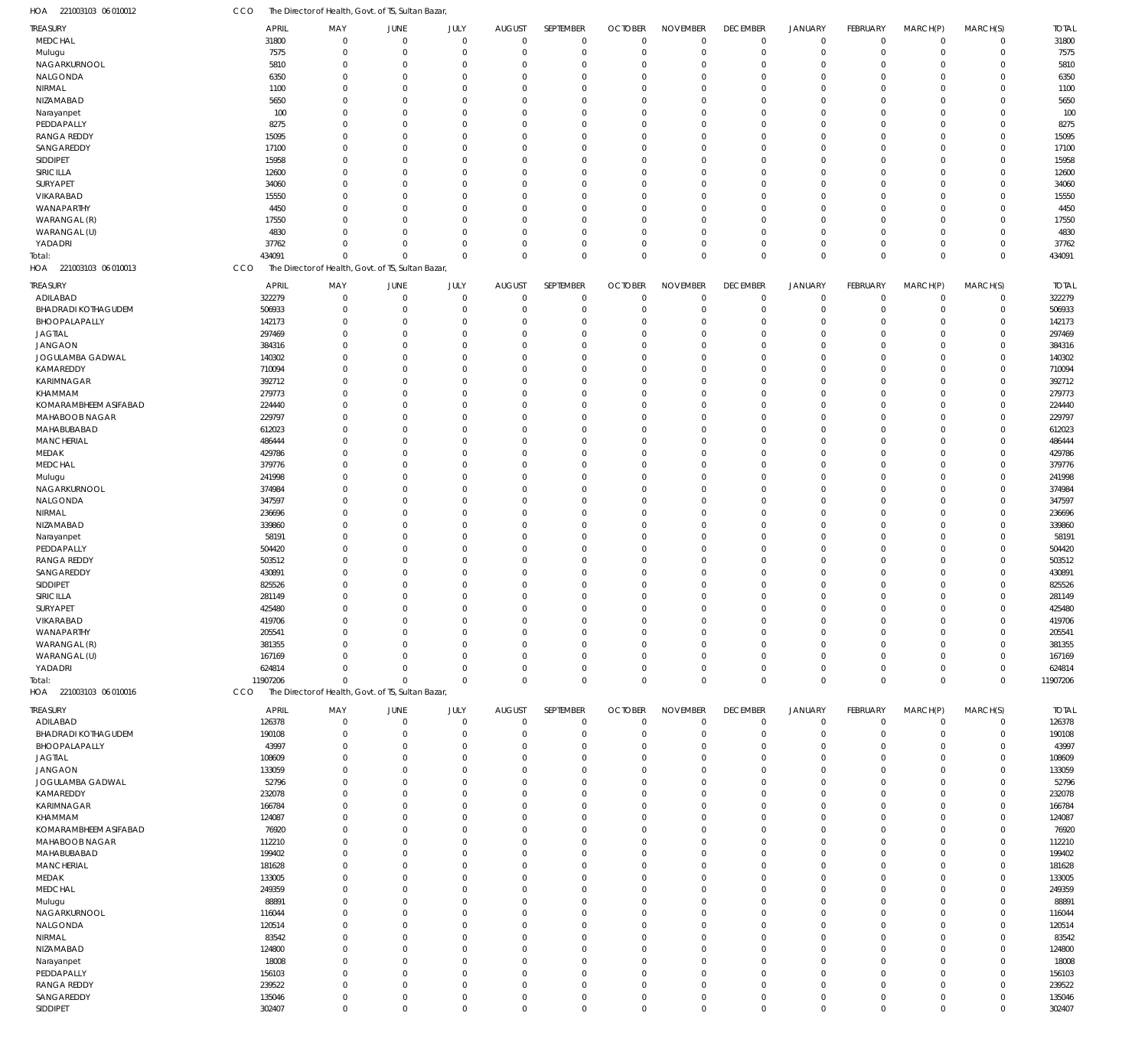HOA 221003103 06 010012 CCO The Director of Health, Govt. of TS, Sultan Bazar,

| TREASURY | APRIL | MAY | JUNE | JULY | AUGUST | SEPTEMBER | OCTOBER | NOVEMBER | DECEMBER | JANUARY | FEBRUARY | MARCH(P) | MARCH(S) | TOTAL |
|---|---|---|---|---|---|---|---|---|---|---|---|---|---|---|
| MEDCHAL | 31800 | 0 | 0 | 0 | 0 | 0 | 0 | 0 | 0 | 0 | 0 | 0 | 0 | 31800 |
| Mulugu | 7575 | 0 | 0 | 0 | 0 | 0 | 0 | 0 | 0 | 0 | 0 | 0 | 0 | 7575 |
| NAGARKURNOOL | 5810 | 0 | 0 | 0 | 0 | 0 | 0 | 0 | 0 | 0 | 0 | 0 | 0 | 5810 |
| NALGONDA | 6350 | 0 | 0 | 0 | 0 | 0 | 0 | 0 | 0 | 0 | 0 | 0 | 0 | 6350 |
| NIRMAL | 1100 | 0 | 0 | 0 | 0 | 0 | 0 | 0 | 0 | 0 | 0 | 0 | 0 | 1100 |
| NIZAMABAD | 5650 | 0 | 0 | 0 | 0 | 0 | 0 | 0 | 0 | 0 | 0 | 0 | 0 | 5650 |
| Narayanpet | 100 | 0 | 0 | 0 | 0 | 0 | 0 | 0 | 0 | 0 | 0 | 0 | 0 | 100 |
| PEDDAPALLY | 8275 | 0 | 0 | 0 | 0 | 0 | 0 | 0 | 0 | 0 | 0 | 0 | 0 | 8275 |
| RANGA REDDY | 15095 | 0 | 0 | 0 | 0 | 0 | 0 | 0 | 0 | 0 | 0 | 0 | 0 | 15095 |
| SANGAREDDY | 17100 | 0 | 0 | 0 | 0 | 0 | 0 | 0 | 0 | 0 | 0 | 0 | 0 | 17100 |
| SIDDIPET | 15958 | 0 | 0 | 0 | 0 | 0 | 0 | 0 | 0 | 0 | 0 | 0 | 0 | 15958 |
| SIRICILLA | 12600 | 0 | 0 | 0 | 0 | 0 | 0 | 0 | 0 | 0 | 0 | 0 | 0 | 12600 |
| SURYAPET | 34060 | 0 | 0 | 0 | 0 | 0 | 0 | 0 | 0 | 0 | 0 | 0 | 0 | 34060 |
| VIKARABAD | 15550 | 0 | 0 | 0 | 0 | 0 | 0 | 0 | 0 | 0 | 0 | 0 | 0 | 15550 |
| WANAPARTHY | 4450 | 0 | 0 | 0 | 0 | 0 | 0 | 0 | 0 | 0 | 0 | 0 | 0 | 4450 |
| WARANGAL (R) | 17550 | 0 | 0 | 0 | 0 | 0 | 0 | 0 | 0 | 0 | 0 | 0 | 0 | 17550 |
| WARANGAL (U) | 4830 | 0 | 0 | 0 | 0 | 0 | 0 | 0 | 0 | 0 | 0 | 0 | 0 | 4830 |
| YADADRI | 37762 | 0 | 0 | 0 | 0 | 0 | 0 | 0 | 0 | 0 | 0 | 0 | 0 | 37762 |
| Total: | 434091 | 0 | 0 | 0 | 0 | 0 | 0 | 0 | 0 | 0 | 0 | 0 | 0 | 434091 |

HOA 221003103 06 010013 CCO The Director of Health, Govt. of TS, Sultan Bazar,

| TREASURY | APRIL | MAY | JUNE | JULY | AUGUST | SEPTEMBER | OCTOBER | NOVEMBER | DECEMBER | JANUARY | FEBRUARY | MARCH(P) | MARCH(S) | TOTAL |
|---|---|---|---|---|---|---|---|---|---|---|---|---|---|---|
| ADILABAD | 322279 | 0 | 0 | 0 | 0 | 0 | 0 | 0 | 0 | 0 | 0 | 0 | 0 | 322279 |
| BHADRADI KOTHAGUDEM | 506933 | 0 | 0 | 0 | 0 | 0 | 0 | 0 | 0 | 0 | 0 | 0 | 0 | 506933 |
| BHOOPALAPALLY | 142173 | 0 | 0 | 0 | 0 | 0 | 0 | 0 | 0 | 0 | 0 | 0 | 0 | 142173 |
| JAGTIAL | 297469 | 0 | 0 | 0 | 0 | 0 | 0 | 0 | 0 | 0 | 0 | 0 | 0 | 297469 |
| JANGAON | 384316 | 0 | 0 | 0 | 0 | 0 | 0 | 0 | 0 | 0 | 0 | 0 | 0 | 384316 |
| JOGULAMBA GADWAL | 140302 | 0 | 0 | 0 | 0 | 0 | 0 | 0 | 0 | 0 | 0 | 0 | 0 | 140302 |
| KAMAREDDY | 710094 | 0 | 0 | 0 | 0 | 0 | 0 | 0 | 0 | 0 | 0 | 0 | 0 | 710094 |
| KARIMNAGAR | 392712 | 0 | 0 | 0 | 0 | 0 | 0 | 0 | 0 | 0 | 0 | 0 | 0 | 392712 |
| KHAMMAM | 279773 | 0 | 0 | 0 | 0 | 0 | 0 | 0 | 0 | 0 | 0 | 0 | 0 | 279773 |
| KOMARAMBHEEM ASIFABAD | 224440 | 0 | 0 | 0 | 0 | 0 | 0 | 0 | 0 | 0 | 0 | 0 | 0 | 224440 |
| MAHABOOB NAGAR | 229797 | 0 | 0 | 0 | 0 | 0 | 0 | 0 | 0 | 0 | 0 | 0 | 0 | 229797 |
| MAHABUBABAD | 612023 | 0 | 0 | 0 | 0 | 0 | 0 | 0 | 0 | 0 | 0 | 0 | 0 | 612023 |
| MANCHERIAL | 486444 | 0 | 0 | 0 | 0 | 0 | 0 | 0 | 0 | 0 | 0 | 0 | 0 | 486444 |
| MEDAK | 429786 | 0 | 0 | 0 | 0 | 0 | 0 | 0 | 0 | 0 | 0 | 0 | 0 | 429786 |
| MEDCHAL | 379776 | 0 | 0 | 0 | 0 | 0 | 0 | 0 | 0 | 0 | 0 | 0 | 0 | 379776 |
| Mulugu | 241998 | 0 | 0 | 0 | 0 | 0 | 0 | 0 | 0 | 0 | 0 | 0 | 0 | 241998 |
| NAGARKURNOOL | 374984 | 0 | 0 | 0 | 0 | 0 | 0 | 0 | 0 | 0 | 0 | 0 | 0 | 374984 |
| NALGONDA | 347597 | 0 | 0 | 0 | 0 | 0 | 0 | 0 | 0 | 0 | 0 | 0 | 0 | 347597 |
| NIRMAL | 236696 | 0 | 0 | 0 | 0 | 0 | 0 | 0 | 0 | 0 | 0 | 0 | 0 | 236696 |
| NIZAMABAD | 339860 | 0 | 0 | 0 | 0 | 0 | 0 | 0 | 0 | 0 | 0 | 0 | 0 | 339860 |
| Narayanpet | 58191 | 0 | 0 | 0 | 0 | 0 | 0 | 0 | 0 | 0 | 0 | 0 | 0 | 58191 |
| PEDDAPALLY | 504420 | 0 | 0 | 0 | 0 | 0 | 0 | 0 | 0 | 0 | 0 | 0 | 0 | 504420 |
| RANGA REDDY | 503512 | 0 | 0 | 0 | 0 | 0 | 0 | 0 | 0 | 0 | 0 | 0 | 0 | 503512 |
| SANGAREDDY | 430891 | 0 | 0 | 0 | 0 | 0 | 0 | 0 | 0 | 0 | 0 | 0 | 0 | 430891 |
| SIDDIPET | 825526 | 0 | 0 | 0 | 0 | 0 | 0 | 0 | 0 | 0 | 0 | 0 | 0 | 825526 |
| SIRICILLA | 281149 | 0 | 0 | 0 | 0 | 0 | 0 | 0 | 0 | 0 | 0 | 0 | 0 | 281149 |
| SURYAPET | 425480 | 0 | 0 | 0 | 0 | 0 | 0 | 0 | 0 | 0 | 0 | 0 | 0 | 425480 |
| VIKARABAD | 419706 | 0 | 0 | 0 | 0 | 0 | 0 | 0 | 0 | 0 | 0 | 0 | 0 | 419706 |
| WANAPARTHY | 205541 | 0 | 0 | 0 | 0 | 0 | 0 | 0 | 0 | 0 | 0 | 0 | 0 | 205541 |
| WARANGAL (R) | 381355 | 0 | 0 | 0 | 0 | 0 | 0 | 0 | 0 | 0 | 0 | 0 | 0 | 381355 |
| WARANGAL (U) | 167169 | 0 | 0 | 0 | 0 | 0 | 0 | 0 | 0 | 0 | 0 | 0 | 0 | 167169 |
| YADADRI | 624814 | 0 | 0 | 0 | 0 | 0 | 0 | 0 | 0 | 0 | 0 | 0 | 0 | 624814 |
| Total: | 11907206 | 0 | 0 | 0 | 0 | 0 | 0 | 0 | 0 | 0 | 0 | 0 | 0 | 11907206 |

HOA 221003103 06 010016 CCO The Director of Health, Govt. of TS, Sultan Bazar,

| TREASURY | APRIL | MAY | JUNE | JULY | AUGUST | SEPTEMBER | OCTOBER | NOVEMBER | DECEMBER | JANUARY | FEBRUARY | MARCH(P) | MARCH(S) | TOTAL |
|---|---|---|---|---|---|---|---|---|---|---|---|---|---|---|
| ADILABAD | 126378 | 0 | 0 | 0 | 0 | 0 | 0 | 0 | 0 | 0 | 0 | 0 | 0 | 126378 |
| BHADRADI KOTHAGUDEM | 190108 | 0 | 0 | 0 | 0 | 0 | 0 | 0 | 0 | 0 | 0 | 0 | 0 | 190108 |
| BHOOPALAPALLY | 43997 | 0 | 0 | 0 | 0 | 0 | 0 | 0 | 0 | 0 | 0 | 0 | 0 | 43997 |
| JAGTIAL | 108609 | 0 | 0 | 0 | 0 | 0 | 0 | 0 | 0 | 0 | 0 | 0 | 0 | 108609 |
| JANGAON | 133059 | 0 | 0 | 0 | 0 | 0 | 0 | 0 | 0 | 0 | 0 | 0 | 0 | 133059 |
| JOGULAMBA GADWAL | 52796 | 0 | 0 | 0 | 0 | 0 | 0 | 0 | 0 | 0 | 0 | 0 | 0 | 52796 |
| KAMAREDDY | 232078 | 0 | 0 | 0 | 0 | 0 | 0 | 0 | 0 | 0 | 0 | 0 | 0 | 232078 |
| KARIMNAGAR | 166784 | 0 | 0 | 0 | 0 | 0 | 0 | 0 | 0 | 0 | 0 | 0 | 0 | 166784 |
| KHAMMAM | 124087 | 0 | 0 | 0 | 0 | 0 | 0 | 0 | 0 | 0 | 0 | 0 | 0 | 124087 |
| KOMARAMBHEEM ASIFABAD | 76920 | 0 | 0 | 0 | 0 | 0 | 0 | 0 | 0 | 0 | 0 | 0 | 0 | 76920 |
| MAHABOOB NAGAR | 112210 | 0 | 0 | 0 | 0 | 0 | 0 | 0 | 0 | 0 | 0 | 0 | 0 | 112210 |
| MAHABUBABAD | 199402 | 0 | 0 | 0 | 0 | 0 | 0 | 0 | 0 | 0 | 0 | 0 | 0 | 199402 |
| MANCHERIAL | 181628 | 0 | 0 | 0 | 0 | 0 | 0 | 0 | 0 | 0 | 0 | 0 | 0 | 181628 |
| MEDAK | 133005 | 0 | 0 | 0 | 0 | 0 | 0 | 0 | 0 | 0 | 0 | 0 | 0 | 133005 |
| MEDCHAL | 249359 | 0 | 0 | 0 | 0 | 0 | 0 | 0 | 0 | 0 | 0 | 0 | 0 | 249359 |
| Mulugu | 88891 | 0 | 0 | 0 | 0 | 0 | 0 | 0 | 0 | 0 | 0 | 0 | 0 | 88891 |
| NAGARKURNOOL | 116044 | 0 | 0 | 0 | 0 | 0 | 0 | 0 | 0 | 0 | 0 | 0 | 0 | 116044 |
| NALGONDA | 120514 | 0 | 0 | 0 | 0 | 0 | 0 | 0 | 0 | 0 | 0 | 0 | 0 | 120514 |
| NIRMAL | 83542 | 0 | 0 | 0 | 0 | 0 | 0 | 0 | 0 | 0 | 0 | 0 | 0 | 83542 |
| NIZAMABAD | 124800 | 0 | 0 | 0 | 0 | 0 | 0 | 0 | 0 | 0 | 0 | 0 | 0 | 124800 |
| Narayanpet | 18008 | 0 | 0 | 0 | 0 | 0 | 0 | 0 | 0 | 0 | 0 | 0 | 0 | 18008 |
| PEDDAPALLY | 156103 | 0 | 0 | 0 | 0 | 0 | 0 | 0 | 0 | 0 | 0 | 0 | 0 | 156103 |
| RANGA REDDY | 239522 | 0 | 0 | 0 | 0 | 0 | 0 | 0 | 0 | 0 | 0 | 0 | 0 | 239522 |
| SANGAREDDY | 135046 | 0 | 0 | 0 | 0 | 0 | 0 | 0 | 0 | 0 | 0 | 0 | 0 | 135046 |
| SIDDIPET | 302407 | 0 | 0 | 0 | 0 | 0 | 0 | 0 | 0 | 0 | 0 | 0 | 0 | 302407 |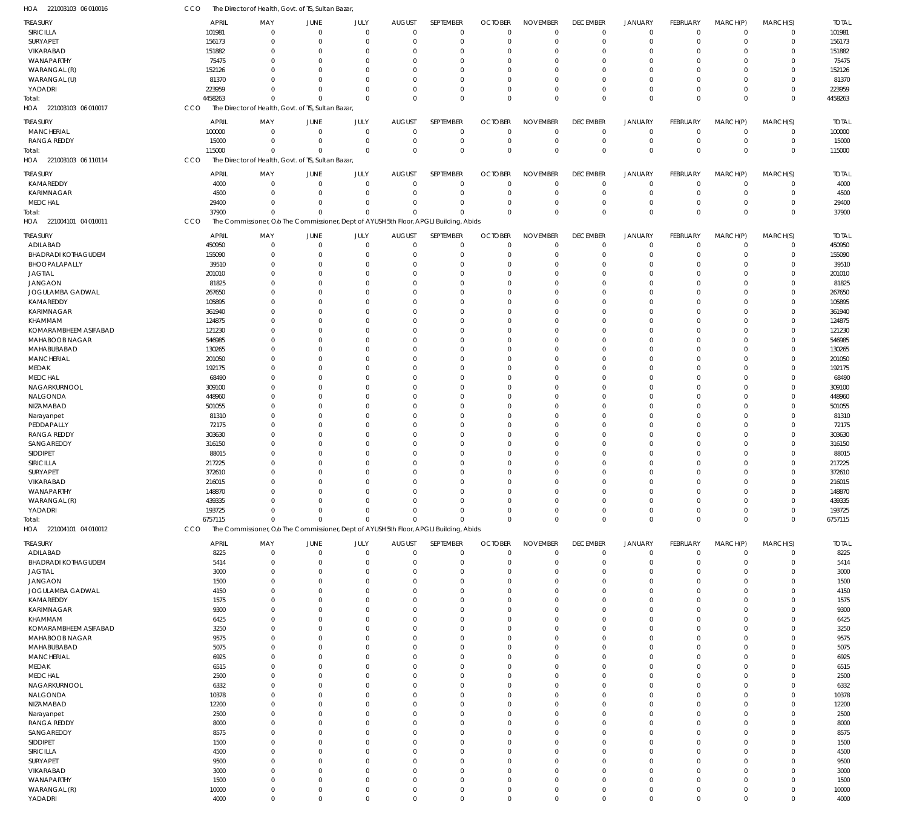HOA 221003103 06 010016 CCO The Director of Health, Govt. of TS, Sultan Bazar,

| TREASURY | APRIL | MAY | JUNE | JULY | AUGUST | SEPTEMBER | OCTOBER | NOVEMBER | DECEMBER | JANUARY | FEBRUARY | MARCH(P) | MARCH(S) | TOTAL |
|---|---|---|---|---|---|---|---|---|---|---|---|---|---|---|
| SIRICILLA | 101981 | 0 | 0 | 0 | 0 | 0 | 0 | 0 | 0 | 0 | 0 | 0 | 0 | 101981 |
| SURYAPET | 156173 | 0 | 0 | 0 | 0 | 0 | 0 | 0 | 0 | 0 | 0 | 0 | 0 | 156173 |
| VIKARABAD | 151882 | 0 | 0 | 0 | 0 | 0 | 0 | 0 | 0 | 0 | 0 | 0 | 0 | 151882 |
| WANAPARTHY | 75475 | 0 | 0 | 0 | 0 | 0 | 0 | 0 | 0 | 0 | 0 | 0 | 0 | 75475 |
| WARANGAL (R) | 152126 | 0 | 0 | 0 | 0 | 0 | 0 | 0 | 0 | 0 | 0 | 0 | 0 | 152126 |
| WARANGAL (U) | 81370 | 0 | 0 | 0 | 0 | 0 | 0 | 0 | 0 | 0 | 0 | 0 | 0 | 81370 |
| YADADRI | 223959 | 0 | 0 | 0 | 0 | 0 | 0 | 0 | 0 | 0 | 0 | 0 | 0 | 223959 |
| Total: | 4458263 | 0 | 0 | 0 | 0 | 0 | 0 | 0 | 0 | 0 | 0 | 0 | 0 | 4458263 |

HOA 221003103 06 010017 CCO The Director of Health, Govt. of TS, Sultan Bazar,

| TREASURY | APRIL | MAY | JUNE | JULY | AUGUST | SEPTEMBER | OCTOBER | NOVEMBER | DECEMBER | JANUARY | FEBRUARY | MARCH(P) | MARCH(S) | TOTAL |
|---|---|---|---|---|---|---|---|---|---|---|---|---|---|---|
| MANCHERIAL | 100000 | 0 | 0 | 0 | 0 | 0 | 0 | 0 | 0 | 0 | 0 | 0 | 0 | 100000 |
| RANGA REDDY | 15000 | 0 | 0 | 0 | 0 | 0 | 0 | 0 | 0 | 0 | 0 | 0 | 0 | 15000 |
| Total: | 115000 | 0 | 0 | 0 | 0 | 0 | 0 | 0 | 0 | 0 | 0 | 0 | 0 | 115000 |

HOA 221003103 06 110114 CCO The Director of Health, Govt. of TS, Sultan Bazar,

| TREASURY | APRIL | MAY | JUNE | JULY | AUGUST | SEPTEMBER | OCTOBER | NOVEMBER | DECEMBER | JANUARY | FEBRUARY | MARCH(P) | MARCH(S) | TOTAL |
|---|---|---|---|---|---|---|---|---|---|---|---|---|---|---|
| KAMAREDDY | 4000 | 0 | 0 | 0 | 0 | 0 | 0 | 0 | 0 | 0 | 0 | 0 | 0 | 4000 |
| KARIMNAGAR | 4500 | 0 | 0 | 0 | 0 | 0 | 0 | 0 | 0 | 0 | 0 | 0 | 0 | 4500 |
| MEDCHAL | 29400 | 0 | 0 | 0 | 0 | 0 | 0 | 0 | 0 | 0 | 0 | 0 | 0 | 29400 |
| Total: | 37900 | 0 | 0 | 0 | 0 | 0 | 0 | 0 | 0 | 0 | 0 | 0 | 0 | 37900 |

HOA 221004101 04 010011 CCO The Commissioner, O/o The Commissioner, Dept of AYUSH 5th Floor, APGLI Building, Abids

| TREASURY | APRIL | MAY | JUNE | JULY | AUGUST | SEPTEMBER | OCTOBER | NOVEMBER | DECEMBER | JANUARY | FEBRUARY | MARCH(P) | MARCH(S) | TOTAL |
|---|---|---|---|---|---|---|---|---|---|---|---|---|---|---|
| ADILABAD | 450950 | 0 | 0 | 0 | 0 | 0 | 0 | 0 | 0 | 0 | 0 | 0 | 0 | 450950 |
| BHADRADI KOTHAGUDEM | 155090 | 0 | 0 | 0 | 0 | 0 | 0 | 0 | 0 | 0 | 0 | 0 | 0 | 155090 |
| BHOOPALAPALLY | 39510 | 0 | 0 | 0 | 0 | 0 | 0 | 0 | 0 | 0 | 0 | 0 | 0 | 39510 |
| JAGTIAL | 201010 | 0 | 0 | 0 | 0 | 0 | 0 | 0 | 0 | 0 | 0 | 0 | 0 | 201010 |
| JANGAON | 81825 | 0 | 0 | 0 | 0 | 0 | 0 | 0 | 0 | 0 | 0 | 0 | 0 | 81825 |
| JOGULAMBA GADWAL | 267650 | 0 | 0 | 0 | 0 | 0 | 0 | 0 | 0 | 0 | 0 | 0 | 0 | 267650 |
| KAMAREDDY | 105895 | 0 | 0 | 0 | 0 | 0 | 0 | 0 | 0 | 0 | 0 | 0 | 0 | 105895 |
| KARIMNAGAR | 361940 | 0 | 0 | 0 | 0 | 0 | 0 | 0 | 0 | 0 | 0 | 0 | 0 | 361940 |
| KHAMMAM | 124875 | 0 | 0 | 0 | 0 | 0 | 0 | 0 | 0 | 0 | 0 | 0 | 0 | 124875 |
| KOMARAMBHEEM ASIFABAD | 121230 | 0 | 0 | 0 | 0 | 0 | 0 | 0 | 0 | 0 | 0 | 0 | 0 | 121230 |
| MAHABOOB NAGAR | 546985 | 0 | 0 | 0 | 0 | 0 | 0 | 0 | 0 | 0 | 0 | 0 | 0 | 546985 |
| MAHABUBABAD | 130265 | 0 | 0 | 0 | 0 | 0 | 0 | 0 | 0 | 0 | 0 | 0 | 0 | 130265 |
| MANCHERIAL | 201050 | 0 | 0 | 0 | 0 | 0 | 0 | 0 | 0 | 0 | 0 | 0 | 0 | 201050 |
| MEDAK | 192175 | 0 | 0 | 0 | 0 | 0 | 0 | 0 | 0 | 0 | 0 | 0 | 0 | 192175 |
| MEDCHAL | 68490 | 0 | 0 | 0 | 0 | 0 | 0 | 0 | 0 | 0 | 0 | 0 | 0 | 68490 |
| NAGARKURNOOL | 309100 | 0 | 0 | 0 | 0 | 0 | 0 | 0 | 0 | 0 | 0 | 0 | 0 | 309100 |
| NALGONDA | 448960 | 0 | 0 | 0 | 0 | 0 | 0 | 0 | 0 | 0 | 0 | 0 | 0 | 448960 |
| NIZAMABAD | 501055 | 0 | 0 | 0 | 0 | 0 | 0 | 0 | 0 | 0 | 0 | 0 | 0 | 501055 |
| Narayanpet | 81310 | 0 | 0 | 0 | 0 | 0 | 0 | 0 | 0 | 0 | 0 | 0 | 0 | 81310 |
| PEDDAPALLY | 72175 | 0 | 0 | 0 | 0 | 0 | 0 | 0 | 0 | 0 | 0 | 0 | 0 | 72175 |
| RANGA REDDY | 303630 | 0 | 0 | 0 | 0 | 0 | 0 | 0 | 0 | 0 | 0 | 0 | 0 | 303630 |
| SANGAREDDY | 316150 | 0 | 0 | 0 | 0 | 0 | 0 | 0 | 0 | 0 | 0 | 0 | 0 | 316150 |
| SIDDIPET | 88015 | 0 | 0 | 0 | 0 | 0 | 0 | 0 | 0 | 0 | 0 | 0 | 0 | 88015 |
| SIRICILLA | 217225 | 0 | 0 | 0 | 0 | 0 | 0 | 0 | 0 | 0 | 0 | 0 | 0 | 217225 |
| SURYAPET | 372610 | 0 | 0 | 0 | 0 | 0 | 0 | 0 | 0 | 0 | 0 | 0 | 0 | 372610 |
| VIKARABAD | 216015 | 0 | 0 | 0 | 0 | 0 | 0 | 0 | 0 | 0 | 0 | 0 | 0 | 216015 |
| WANAPARTHY | 148870 | 0 | 0 | 0 | 0 | 0 | 0 | 0 | 0 | 0 | 0 | 0 | 0 | 148870 |
| WARANGAL (R) | 439335 | 0 | 0 | 0 | 0 | 0 | 0 | 0 | 0 | 0 | 0 | 0 | 0 | 439335 |
| YADADRI | 193725 | 0 | 0 | 0 | 0 | 0 | 0 | 0 | 0 | 0 | 0 | 0 | 0 | 193725 |
| Total: | 6757115 | 0 | 0 | 0 | 0 | 0 | 0 | 0 | 0 | 0 | 0 | 0 | 0 | 6757115 |

HOA 221004101 04 010012 CCO The Commissioner, O/o The Commissioner, Dept of AYUSH 5th Floor, APGLI Building, Abids

| TREASURY | APRIL | MAY | JUNE | JULY | AUGUST | SEPTEMBER | OCTOBER | NOVEMBER | DECEMBER | JANUARY | FEBRUARY | MARCH(P) | MARCH(S) | TOTAL |
|---|---|---|---|---|---|---|---|---|---|---|---|---|---|---|
| ADILABAD | 8225 | 0 | 0 | 0 | 0 | 0 | 0 | 0 | 0 | 0 | 0 | 0 | 0 | 8225 |
| BHADRADI KOTHAGUDEM | 5414 | 0 | 0 | 0 | 0 | 0 | 0 | 0 | 0 | 0 | 0 | 0 | 0 | 5414 |
| JAGTIAL | 3000 | 0 | 0 | 0 | 0 | 0 | 0 | 0 | 0 | 0 | 0 | 0 | 0 | 3000 |
| JANGAON | 1500 | 0 | 0 | 0 | 0 | 0 | 0 | 0 | 0 | 0 | 0 | 0 | 0 | 1500 |
| JOGULAMBA GADWAL | 4150 | 0 | 0 | 0 | 0 | 0 | 0 | 0 | 0 | 0 | 0 | 0 | 0 | 4150 |
| KAMAREDDY | 1575 | 0 | 0 | 0 | 0 | 0 | 0 | 0 | 0 | 0 | 0 | 0 | 0 | 1575 |
| KARIMNAGAR | 9300 | 0 | 0 | 0 | 0 | 0 | 0 | 0 | 0 | 0 | 0 | 0 | 0 | 9300 |
| KHAMMAM | 6425 | 0 | 0 | 0 | 0 | 0 | 0 | 0 | 0 | 0 | 0 | 0 | 0 | 6425 |
| KOMARAMBHEEM ASIFABAD | 3250 | 0 | 0 | 0 | 0 | 0 | 0 | 0 | 0 | 0 | 0 | 0 | 0 | 3250 |
| MAHABOOB NAGAR | 9575 | 0 | 0 | 0 | 0 | 0 | 0 | 0 | 0 | 0 | 0 | 0 | 0 | 9575 |
| MAHABUBABAD | 5075 | 0 | 0 | 0 | 0 | 0 | 0 | 0 | 0 | 0 | 0 | 0 | 0 | 5075 |
| MANCHERIAL | 6925 | 0 | 0 | 0 | 0 | 0 | 0 | 0 | 0 | 0 | 0 | 0 | 0 | 6925 |
| MEDAK | 6515 | 0 | 0 | 0 | 0 | 0 | 0 | 0 | 0 | 0 | 0 | 0 | 0 | 6515 |
| MEDCHAL | 2500 | 0 | 0 | 0 | 0 | 0 | 0 | 0 | 0 | 0 | 0 | 0 | 0 | 2500 |
| NAGARKURNOOL | 6332 | 0 | 0 | 0 | 0 | 0 | 0 | 0 | 0 | 0 | 0 | 0 | 0 | 6332 |
| NALGONDA | 10378 | 0 | 0 | 0 | 0 | 0 | 0 | 0 | 0 | 0 | 0 | 0 | 0 | 10378 |
| NIZAMABAD | 12200 | 0 | 0 | 0 | 0 | 0 | 0 | 0 | 0 | 0 | 0 | 0 | 0 | 12200 |
| Narayanpet | 2500 | 0 | 0 | 0 | 0 | 0 | 0 | 0 | 0 | 0 | 0 | 0 | 0 | 2500 |
| RANGA REDDY | 8000 | 0 | 0 | 0 | 0 | 0 | 0 | 0 | 0 | 0 | 0 | 0 | 0 | 8000 |
| SANGAREDDY | 8575 | 0 | 0 | 0 | 0 | 0 | 0 | 0 | 0 | 0 | 0 | 0 | 0 | 8575 |
| SIDDIPET | 1500 | 0 | 0 | 0 | 0 | 0 | 0 | 0 | 0 | 0 | 0 | 0 | 0 | 1500 |
| SIRICILLA | 4500 | 0 | 0 | 0 | 0 | 0 | 0 | 0 | 0 | 0 | 0 | 0 | 0 | 4500 |
| SURYAPET | 9500 | 0 | 0 | 0 | 0 | 0 | 0 | 0 | 0 | 0 | 0 | 0 | 0 | 9500 |
| VIKARABAD | 3000 | 0 | 0 | 0 | 0 | 0 | 0 | 0 | 0 | 0 | 0 | 0 | 0 | 3000 |
| WANAPARTHY | 1500 | 0 | 0 | 0 | 0 | 0 | 0 | 0 | 0 | 0 | 0 | 0 | 0 | 1500 |
| WARANGAL (R) | 10000 | 0 | 0 | 0 | 0 | 0 | 0 | 0 | 0 | 0 | 0 | 0 | 0 | 10000 |
| YADADRI | 4000 | 0 | 0 | 0 | 0 | 0 | 0 | 0 | 0 | 0 | 0 | 0 | 0 | 4000 |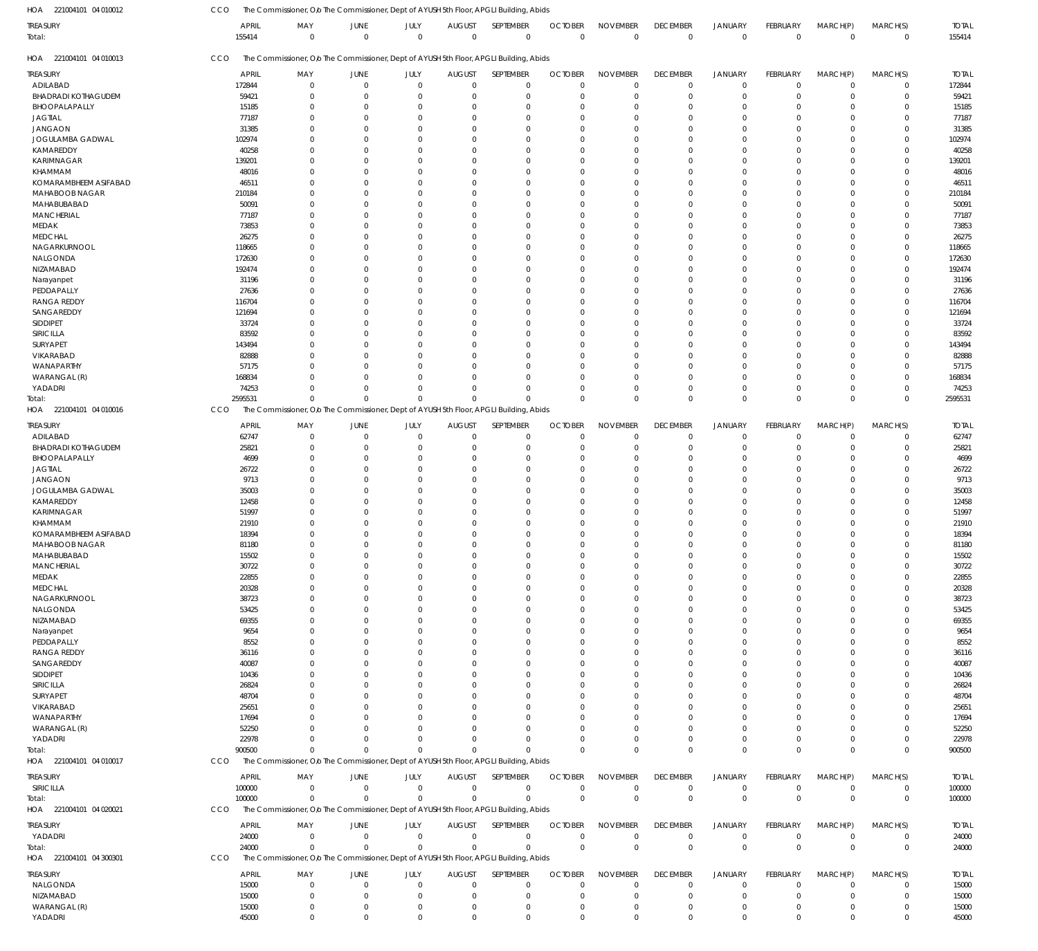HOA 221004101 04 010012 CCO The Commissioner, O/o The Commissioner, Dept of AYUSH 5th Floor, APGLI Building, Abids

| TREASURY | APRIL | MAY | JUNE | JULY | AUGUST | SEPTEMBER | OCTOBER | NOVEMBER | DECEMBER | JANUARY | FEBRUARY | MARCH(P) | MARCH(S) | TOTAL |
|---|---|---|---|---|---|---|---|---|---|---|---|---|---|---|
| Total: | 155414 | 0 | 0 | 0 | 0 | 0 | 0 | 0 | 0 | 0 | 0 | 0 | 0 | 155414 |

HOA 221004101 04 010013 CCO The Commissioner, O/o The Commissioner, Dept of AYUSH 5th Floor, APGLI Building, Abids

| TREASURY | APRIL | MAY | JUNE | JULY | AUGUST | SEPTEMBER | OCTOBER | NOVEMBER | DECEMBER | JANUARY | FEBRUARY | MARCH(P) | MARCH(S) | TOTAL |
|---|---|---|---|---|---|---|---|---|---|---|---|---|---|---|
| ADILABAD | 172844 | 0 | 0 | 0 | 0 | 0 | 0 | 0 | 0 | 0 | 0 | 0 | 0 | 172844 |
| BHADRADI KOTHAGUDEM | 59421 | 0 | 0 | 0 | 0 | 0 | 0 | 0 | 0 | 0 | 0 | 0 | 0 | 59421 |
| BHOOPALAPALLY | 15185 | 0 | 0 | 0 | 0 | 0 | 0 | 0 | 0 | 0 | 0 | 0 | 0 | 15185 |
| JAGTIAL | 77187 | 0 | 0 | 0 | 0 | 0 | 0 | 0 | 0 | 0 | 0 | 0 | 0 | 77187 |
| JANGAON | 31385 | 0 | 0 | 0 | 0 | 0 | 0 | 0 | 0 | 0 | 0 | 0 | 0 | 31385 |
| JOGULAMBA GADWAL | 102974 | 0 | 0 | 0 | 0 | 0 | 0 | 0 | 0 | 0 | 0 | 0 | 0 | 102974 |
| KAMAREDDY | 40258 | 0 | 0 | 0 | 0 | 0 | 0 | 0 | 0 | 0 | 0 | 0 | 0 | 40258 |
| KARIMNAGAR | 139201 | 0 | 0 | 0 | 0 | 0 | 0 | 0 | 0 | 0 | 0 | 0 | 0 | 139201 |
| KHAMMAM | 48016 | 0 | 0 | 0 | 0 | 0 | 0 | 0 | 0 | 0 | 0 | 0 | 0 | 48016 |
| KOMARAMBHEEM ASIFABAD | 46511 | 0 | 0 | 0 | 0 | 0 | 0 | 0 | 0 | 0 | 0 | 0 | 0 | 46511 |
| MAHABOOB NAGAR | 210184 | 0 | 0 | 0 | 0 | 0 | 0 | 0 | 0 | 0 | 0 | 0 | 0 | 210184 |
| MAHABUBABAD | 50091 | 0 | 0 | 0 | 0 | 0 | 0 | 0 | 0 | 0 | 0 | 0 | 0 | 50091 |
| MANCHERIAL | 77187 | 0 | 0 | 0 | 0 | 0 | 0 | 0 | 0 | 0 | 0 | 0 | 0 | 77187 |
| MEDAK | 73853 | 0 | 0 | 0 | 0 | 0 | 0 | 0 | 0 | 0 | 0 | 0 | 0 | 73853 |
| MEDCHAL | 26275 | 0 | 0 | 0 | 0 | 0 | 0 | 0 | 0 | 0 | 0 | 0 | 0 | 26275 |
| NAGARKURNOOL | 118665 | 0 | 0 | 0 | 0 | 0 | 0 | 0 | 0 | 0 | 0 | 0 | 0 | 118665 |
| NALGONDA | 172630 | 0 | 0 | 0 | 0 | 0 | 0 | 0 | 0 | 0 | 0 | 0 | 0 | 172630 |
| NIZAMABAD | 192474 | 0 | 0 | 0 | 0 | 0 | 0 | 0 | 0 | 0 | 0 | 0 | 0 | 192474 |
| Narayanpet | 31196 | 0 | 0 | 0 | 0 | 0 | 0 | 0 | 0 | 0 | 0 | 0 | 0 | 31196 |
| PEDDAPALLY | 27636 | 0 | 0 | 0 | 0 | 0 | 0 | 0 | 0 | 0 | 0 | 0 | 0 | 27636 |
| RANGA REDDY | 116704 | 0 | 0 | 0 | 0 | 0 | 0 | 0 | 0 | 0 | 0 | 0 | 0 | 116704 |
| SANGAREDDY | 121694 | 0 | 0 | 0 | 0 | 0 | 0 | 0 | 0 | 0 | 0 | 0 | 0 | 121694 |
| SIDDIPET | 33724 | 0 | 0 | 0 | 0 | 0 | 0 | 0 | 0 | 0 | 0 | 0 | 0 | 33724 |
| SIRICILLA | 83592 | 0 | 0 | 0 | 0 | 0 | 0 | 0 | 0 | 0 | 0 | 0 | 0 | 83592 |
| SURYAPET | 143494 | 0 | 0 | 0 | 0 | 0 | 0 | 0 | 0 | 0 | 0 | 0 | 0 | 143494 |
| VIKARABAD | 82888 | 0 | 0 | 0 | 0 | 0 | 0 | 0 | 0 | 0 | 0 | 0 | 0 | 82888 |
| WANAPARTHY | 57175 | 0 | 0 | 0 | 0 | 0 | 0 | 0 | 0 | 0 | 0 | 0 | 0 | 57175 |
| WARANGAL (R) | 168834 | 0 | 0 | 0 | 0 | 0 | 0 | 0 | 0 | 0 | 0 | 0 | 0 | 168834 |
| YADADRI | 74253 | 0 | 0 | 0 | 0 | 0 | 0 | 0 | 0 | 0 | 0 | 0 | 0 | 74253 |
| Total: | 2595531 | 0 | 0 | 0 | 0 | 0 | 0 | 0 | 0 | 0 | 0 | 0 | 0 | 2595531 |

HOA 221004101 04 010016 CCO The Commissioner, O/o The Commissioner, Dept of AYUSH 5th Floor, APGLI Building, Abids

| TREASURY | APRIL | MAY | JUNE | JULY | AUGUST | SEPTEMBER | OCTOBER | NOVEMBER | DECEMBER | JANUARY | FEBRUARY | MARCH(P) | MARCH(S) | TOTAL |
|---|---|---|---|---|---|---|---|---|---|---|---|---|---|---|
| ADILABAD | 62747 | 0 | 0 | 0 | 0 | 0 | 0 | 0 | 0 | 0 | 0 | 0 | 0 | 62747 |
| BHADRADI KOTHAGUDEM | 25821 | 0 | 0 | 0 | 0 | 0 | 0 | 0 | 0 | 0 | 0 | 0 | 0 | 25821 |
| BHOOPALAPALLY | 4699 | 0 | 0 | 0 | 0 | 0 | 0 | 0 | 0 | 0 | 0 | 0 | 0 | 4699 |
| JAGTIAL | 26722 | 0 | 0 | 0 | 0 | 0 | 0 | 0 | 0 | 0 | 0 | 0 | 0 | 26722 |
| JANGAON | 9713 | 0 | 0 | 0 | 0 | 0 | 0 | 0 | 0 | 0 | 0 | 0 | 0 | 9713 |
| JOGULAMBA GADWAL | 35003 | 0 | 0 | 0 | 0 | 0 | 0 | 0 | 0 | 0 | 0 | 0 | 0 | 35003 |
| KAMAREDDY | 12458 | 0 | 0 | 0 | 0 | 0 | 0 | 0 | 0 | 0 | 0 | 0 | 0 | 12458 |
| KARIMNAGAR | 51997 | 0 | 0 | 0 | 0 | 0 | 0 | 0 | 0 | 0 | 0 | 0 | 0 | 51997 |
| KHAMMAM | 21910 | 0 | 0 | 0 | 0 | 0 | 0 | 0 | 0 | 0 | 0 | 0 | 0 | 21910 |
| KOMARAMBHEEM ASIFABAD | 18394 | 0 | 0 | 0 | 0 | 0 | 0 | 0 | 0 | 0 | 0 | 0 | 0 | 18394 |
| MAHABOOB NAGAR | 81180 | 0 | 0 | 0 | 0 | 0 | 0 | 0 | 0 | 0 | 0 | 0 | 0 | 81180 |
| MAHABUBABAD | 15502 | 0 | 0 | 0 | 0 | 0 | 0 | 0 | 0 | 0 | 0 | 0 | 0 | 15502 |
| MANCHERIAL | 30722 | 0 | 0 | 0 | 0 | 0 | 0 | 0 | 0 | 0 | 0 | 0 | 0 | 30722 |
| MEDAK | 22855 | 0 | 0 | 0 | 0 | 0 | 0 | 0 | 0 | 0 | 0 | 0 | 0 | 22855 |
| MEDCHAL | 20328 | 0 | 0 | 0 | 0 | 0 | 0 | 0 | 0 | 0 | 0 | 0 | 0 | 20328 |
| NAGARKURNOOL | 38723 | 0 | 0 | 0 | 0 | 0 | 0 | 0 | 0 | 0 | 0 | 0 | 0 | 38723 |
| NALGONDA | 53425 | 0 | 0 | 0 | 0 | 0 | 0 | 0 | 0 | 0 | 0 | 0 | 0 | 53425 |
| NIZAMABAD | 69355 | 0 | 0 | 0 | 0 | 0 | 0 | 0 | 0 | 0 | 0 | 0 | 0 | 69355 |
| Narayanpet | 9654 | 0 | 0 | 0 | 0 | 0 | 0 | 0 | 0 | 0 | 0 | 0 | 0 | 9654 |
| PEDDAPALLY | 8552 | 0 | 0 | 0 | 0 | 0 | 0 | 0 | 0 | 0 | 0 | 0 | 0 | 8552 |
| RANGA REDDY | 36116 | 0 | 0 | 0 | 0 | 0 | 0 | 0 | 0 | 0 | 0 | 0 | 0 | 36116 |
| SANGAREDDY | 40087 | 0 | 0 | 0 | 0 | 0 | 0 | 0 | 0 | 0 | 0 | 0 | 0 | 40087 |
| SIDDIPET | 10436 | 0 | 0 | 0 | 0 | 0 | 0 | 0 | 0 | 0 | 0 | 0 | 0 | 10436 |
| SIRICILLA | 26824 | 0 | 0 | 0 | 0 | 0 | 0 | 0 | 0 | 0 | 0 | 0 | 0 | 26824 |
| SURYAPET | 48704 | 0 | 0 | 0 | 0 | 0 | 0 | 0 | 0 | 0 | 0 | 0 | 0 | 48704 |
| VIKARABAD | 25651 | 0 | 0 | 0 | 0 | 0 | 0 | 0 | 0 | 0 | 0 | 0 | 0 | 25651 |
| WANAPARTHY | 17694 | 0 | 0 | 0 | 0 | 0 | 0 | 0 | 0 | 0 | 0 | 0 | 0 | 17694 |
| WARANGAL (R) | 52250 | 0 | 0 | 0 | 0 | 0 | 0 | 0 | 0 | 0 | 0 | 0 | 0 | 52250 |
| YADADRI | 22978 | 0 | 0 | 0 | 0 | 0 | 0 | 0 | 0 | 0 | 0 | 0 | 0 | 22978 |
| Total: | 900500 | 0 | 0 | 0 | 0 | 0 | 0 | 0 | 0 | 0 | 0 | 0 | 0 | 900500 |

HOA 221004101 04 010017 CCO The Commissioner, O/o The Commissioner, Dept of AYUSH 5th Floor, APGLI Building, Abids

| TREASURY | APRIL | MAY | JUNE | JULY | AUGUST | SEPTEMBER | OCTOBER | NOVEMBER | DECEMBER | JANUARY | FEBRUARY | MARCH(P) | MARCH(S) | TOTAL |
|---|---|---|---|---|---|---|---|---|---|---|---|---|---|---|
| SIRICILLA | 100000 | 0 | 0 | 0 | 0 | 0 | 0 | 0 | 0 | 0 | 0 | 0 | 0 | 100000 |
| Total: | 100000 | 0 | 0 | 0 | 0 | 0 | 0 | 0 | 0 | 0 | 0 | 0 | 0 | 100000 |

HOA 221004101 04 020021 CCO The Commissioner, O/o The Commissioner, Dept of AYUSH 5th Floor, APGLI Building, Abids

| TREASURY | APRIL | MAY | JUNE | JULY | AUGUST | SEPTEMBER | OCTOBER | NOVEMBER | DECEMBER | JANUARY | FEBRUARY | MARCH(P) | MARCH(S) | TOTAL |
|---|---|---|---|---|---|---|---|---|---|---|---|---|---|---|
| YADADRI | 24000 | 0 | 0 | 0 | 0 | 0 | 0 | 0 | 0 | 0 | 0 | 0 | 0 | 24000 |
| Total: | 24000 | 0 | 0 | 0 | 0 | 0 | 0 | 0 | 0 | 0 | 0 | 0 | 0 | 24000 |

HOA 221004101 04 300301 CCO The Commissioner, O/o The Commissioner, Dept of AYUSH 5th Floor, APGLI Building, Abids

| TREASURY | APRIL | MAY | JUNE | JULY | AUGUST | SEPTEMBER | OCTOBER | NOVEMBER | DECEMBER | JANUARY | FEBRUARY | MARCH(P) | MARCH(S) | TOTAL |
|---|---|---|---|---|---|---|---|---|---|---|---|---|---|---|
| NALGONDA | 15000 | 0 | 0 | 0 | 0 | 0 | 0 | 0 | 0 | 0 | 0 | 0 | 0 | 15000 |
| NIZAMABAD | 15000 | 0 | 0 | 0 | 0 | 0 | 0 | 0 | 0 | 0 | 0 | 0 | 0 | 15000 |
| WARANGAL (R) | 15000 | 0 | 0 | 0 | 0 | 0 | 0 | 0 | 0 | 0 | 0 | 0 | 0 | 15000 |
| YADADRI | 45000 | 0 | 0 | 0 | 0 | 0 | 0 | 0 | 0 | 0 | 0 | 0 | 0 | 45000 |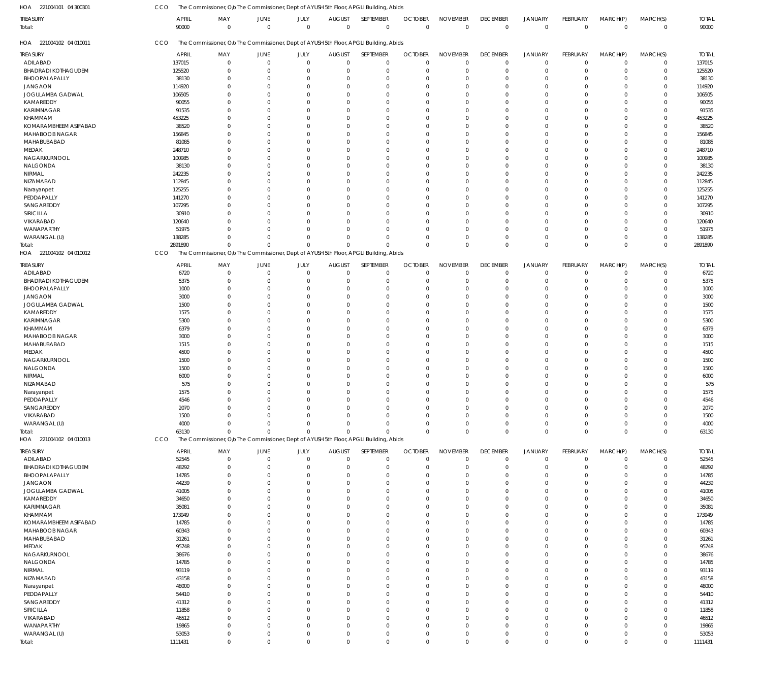HOA 221004101 04 300301 CCO The Commissioner, O/o The Commissioner, Dept of AYUSH 5th Floor, APGLI Building, Abids

| TREASURY | APRIL | MAY | JUNE | JULY | AUGUST | SEPTEMBER | OCTOBER | NOVEMBER | DECEMBER | JANUARY | FEBRUARY | MARCH(P) | MARCH(S) | TOTAL |
|---|---|---|---|---|---|---|---|---|---|---|---|---|---|---|
| Total: | 90000 | 0 | 0 | 0 | 0 | 0 | 0 | 0 | 0 | 0 | 0 | 0 | 0 | 90000 |

HOA 221004102 04 010011 CCO The Commissioner, O/o The Commissioner, Dept of AYUSH 5th Floor, APGLI Building, Abids

| TREASURY | APRIL | MAY | JUNE | JULY | AUGUST | SEPTEMBER | OCTOBER | NOVEMBER | DECEMBER | JANUARY | FEBRUARY | MARCH(P) | MARCH(S) | TOTAL |
|---|---|---|---|---|---|---|---|---|---|---|---|---|---|---|
| ADILABAD | 137015 | 0 | 0 | 0 | 0 | 0 | 0 | 0 | 0 | 0 | 0 | 0 | 0 | 137015 |
| BHADRADI KOTHAGUDEM | 125520 | 0 | 0 | 0 | 0 | 0 | 0 | 0 | 0 | 0 | 0 | 0 | 0 | 125520 |
| BHOOPALAPALLY | 38130 | 0 | 0 | 0 | 0 | 0 | 0 | 0 | 0 | 0 | 0 | 0 | 0 | 38130 |
| JANGAON | 114920 | 0 | 0 | 0 | 0 | 0 | 0 | 0 | 0 | 0 | 0 | 0 | 0 | 114920 |
| JOGULAMBA GADWAL | 106505 | 0 | 0 | 0 | 0 | 0 | 0 | 0 | 0 | 0 | 0 | 0 | 0 | 106505 |
| KAMAREDDY | 90055 | 0 | 0 | 0 | 0 | 0 | 0 | 0 | 0 | 0 | 0 | 0 | 0 | 90055 |
| KARIMNAGAR | 91535 | 0 | 0 | 0 | 0 | 0 | 0 | 0 | 0 | 0 | 0 | 0 | 0 | 91535 |
| KHAMMAM | 453225 | 0 | 0 | 0 | 0 | 0 | 0 | 0 | 0 | 0 | 0 | 0 | 0 | 453225 |
| KOMARAMBHEEM ASIFABAD | 38520 | 0 | 0 | 0 | 0 | 0 | 0 | 0 | 0 | 0 | 0 | 0 | 0 | 38520 |
| MAHABOOB NAGAR | 156845 | 0 | 0 | 0 | 0 | 0 | 0 | 0 | 0 | 0 | 0 | 0 | 0 | 156845 |
| MAHABUBABAD | 81085 | 0 | 0 | 0 | 0 | 0 | 0 | 0 | 0 | 0 | 0 | 0 | 0 | 81085 |
| MEDAK | 248710 | 0 | 0 | 0 | 0 | 0 | 0 | 0 | 0 | 0 | 0 | 0 | 0 | 248710 |
| NAGARKURNOOL | 100985 | 0 | 0 | 0 | 0 | 0 | 0 | 0 | 0 | 0 | 0 | 0 | 0 | 100985 |
| NALGONDA | 38130 | 0 | 0 | 0 | 0 | 0 | 0 | 0 | 0 | 0 | 0 | 0 | 0 | 38130 |
| NIRMAL | 242235 | 0 | 0 | 0 | 0 | 0 | 0 | 0 | 0 | 0 | 0 | 0 | 0 | 242235 |
| NIZAMABAD | 112845 | 0 | 0 | 0 | 0 | 0 | 0 | 0 | 0 | 0 | 0 | 0 | 0 | 112845 |
| Narayanpet | 125255 | 0 | 0 | 0 | 0 | 0 | 0 | 0 | 0 | 0 | 0 | 0 | 0 | 125255 |
| PEDDAPALLY | 141270 | 0 | 0 | 0 | 0 | 0 | 0 | 0 | 0 | 0 | 0 | 0 | 0 | 141270 |
| SANGAREDDY | 107295 | 0 | 0 | 0 | 0 | 0 | 0 | 0 | 0 | 0 | 0 | 0 | 0 | 107295 |
| SIRICILLA | 30910 | 0 | 0 | 0 | 0 | 0 | 0 | 0 | 0 | 0 | 0 | 0 | 0 | 30910 |
| VIKARABAD | 120640 | 0 | 0 | 0 | 0 | 0 | 0 | 0 | 0 | 0 | 0 | 0 | 0 | 120640 |
| WANAPARTHY | 51975 | 0 | 0 | 0 | 0 | 0 | 0 | 0 | 0 | 0 | 0 | 0 | 0 | 51975 |
| WARANGAL (U) | 138285 | 0 | 0 | 0 | 0 | 0 | 0 | 0 | 0 | 0 | 0 | 0 | 0 | 138285 |
| Total: | 2891890 | 0 | 0 | 0 | 0 | 0 | 0 | 0 | 0 | 0 | 0 | 0 | 0 | 2891890 |

HOA 221004102 04 010012 CCO The Commissioner, O/o The Commissioner, Dept of AYUSH 5th Floor, APGLI Building, Abids

| TREASURY | APRIL | MAY | JUNE | JULY | AUGUST | SEPTEMBER | OCTOBER | NOVEMBER | DECEMBER | JANUARY | FEBRUARY | MARCH(P) | MARCH(S) | TOTAL |
|---|---|---|---|---|---|---|---|---|---|---|---|---|---|---|
| ADILABAD | 6720 | 0 | 0 | 0 | 0 | 0 | 0 | 0 | 0 | 0 | 0 | 0 | 0 | 6720 |
| BHADRADI KOTHAGUDEM | 5375 | 0 | 0 | 0 | 0 | 0 | 0 | 0 | 0 | 0 | 0 | 0 | 0 | 5375 |
| BHOOPALAPALLY | 1000 | 0 | 0 | 0 | 0 | 0 | 0 | 0 | 0 | 0 | 0 | 0 | 0 | 1000 |
| JANGAON | 3000 | 0 | 0 | 0 | 0 | 0 | 0 | 0 | 0 | 0 | 0 | 0 | 0 | 3000 |
| JOGULAMBA GADWAL | 1500 | 0 | 0 | 0 | 0 | 0 | 0 | 0 | 0 | 0 | 0 | 0 | 0 | 1500 |
| KAMAREDDY | 1575 | 0 | 0 | 0 | 0 | 0 | 0 | 0 | 0 | 0 | 0 | 0 | 0 | 1575 |
| KARIMNAGAR | 5300 | 0 | 0 | 0 | 0 | 0 | 0 | 0 | 0 | 0 | 0 | 0 | 0 | 5300 |
| KHAMMAM | 6379 | 0 | 0 | 0 | 0 | 0 | 0 | 0 | 0 | 0 | 0 | 0 | 0 | 6379 |
| MAHABOOB NAGAR | 3000 | 0 | 0 | 0 | 0 | 0 | 0 | 0 | 0 | 0 | 0 | 0 | 0 | 3000 |
| MAHABUBABAD | 1515 | 0 | 0 | 0 | 0 | 0 | 0 | 0 | 0 | 0 | 0 | 0 | 0 | 1515 |
| MEDAK | 4500 | 0 | 0 | 0 | 0 | 0 | 0 | 0 | 0 | 0 | 0 | 0 | 0 | 4500 |
| NAGARKURNOOL | 1500 | 0 | 0 | 0 | 0 | 0 | 0 | 0 | 0 | 0 | 0 | 0 | 0 | 1500 |
| NALGONDA | 1500 | 0 | 0 | 0 | 0 | 0 | 0 | 0 | 0 | 0 | 0 | 0 | 0 | 1500 |
| NIRMAL | 6000 | 0 | 0 | 0 | 0 | 0 | 0 | 0 | 0 | 0 | 0 | 0 | 0 | 6000 |
| NIZAMABAD | 575 | 0 | 0 | 0 | 0 | 0 | 0 | 0 | 0 | 0 | 0 | 0 | 0 | 575 |
| Narayanpet | 1575 | 0 | 0 | 0 | 0 | 0 | 0 | 0 | 0 | 0 | 0 | 0 | 0 | 1575 |
| PEDDAPALLY | 4546 | 0 | 0 | 0 | 0 | 0 | 0 | 0 | 0 | 0 | 0 | 0 | 0 | 4546 |
| SANGAREDDY | 2070 | 0 | 0 | 0 | 0 | 0 | 0 | 0 | 0 | 0 | 0 | 0 | 0 | 2070 |
| VIKARABAD | 1500 | 0 | 0 | 0 | 0 | 0 | 0 | 0 | 0 | 0 | 0 | 0 | 0 | 1500 |
| WARANGAL (U) | 4000 | 0 | 0 | 0 | 0 | 0 | 0 | 0 | 0 | 0 | 0 | 0 | 0 | 4000 |
| Total: | 63130 | 0 | 0 | 0 | 0 | 0 | 0 | 0 | 0 | 0 | 0 | 0 | 0 | 63130 |

HOA 221004102 04 010013 CCO The Commissioner, O/o The Commissioner, Dept of AYUSH 5th Floor, APGLI Building, Abids

| TREASURY | APRIL | MAY | JUNE | JULY | AUGUST | SEPTEMBER | OCTOBER | NOVEMBER | DECEMBER | JANUARY | FEBRUARY | MARCH(P) | MARCH(S) | TOTAL |
|---|---|---|---|---|---|---|---|---|---|---|---|---|---|---|
| ADILABAD | 52545 | 0 | 0 | 0 | 0 | 0 | 0 | 0 | 0 | 0 | 0 | 0 | 0 | 52545 |
| BHADRADI KOTHAGUDEM | 48292 | 0 | 0 | 0 | 0 | 0 | 0 | 0 | 0 | 0 | 0 | 0 | 0 | 48292 |
| BHOOPALAPALLY | 14785 | 0 | 0 | 0 | 0 | 0 | 0 | 0 | 0 | 0 | 0 | 0 | 0 | 14785 |
| JANGAON | 44239 | 0 | 0 | 0 | 0 | 0 | 0 | 0 | 0 | 0 | 0 | 0 | 0 | 44239 |
| JOGULAMBA GADWAL | 41005 | 0 | 0 | 0 | 0 | 0 | 0 | 0 | 0 | 0 | 0 | 0 | 0 | 41005 |
| KAMAREDDY | 34650 | 0 | 0 | 0 | 0 | 0 | 0 | 0 | 0 | 0 | 0 | 0 | 0 | 34650 |
| KARIMNAGAR | 35081 | 0 | 0 | 0 | 0 | 0 | 0 | 0 | 0 | 0 | 0 | 0 | 0 | 35081 |
| KHAMMAM | 173949 | 0 | 0 | 0 | 0 | 0 | 0 | 0 | 0 | 0 | 0 | 0 | 0 | 173949 |
| KOMARAMBHEEM ASIFABAD | 14785 | 0 | 0 | 0 | 0 | 0 | 0 | 0 | 0 | 0 | 0 | 0 | 0 | 14785 |
| MAHABOOB NAGAR | 60343 | 0 | 0 | 0 | 0 | 0 | 0 | 0 | 0 | 0 | 0 | 0 | 0 | 60343 |
| MAHABUBABAD | 31261 | 0 | 0 | 0 | 0 | 0 | 0 | 0 | 0 | 0 | 0 | 0 | 0 | 31261 |
| MEDAK | 95748 | 0 | 0 | 0 | 0 | 0 | 0 | 0 | 0 | 0 | 0 | 0 | 0 | 95748 |
| NAGARKURNOOL | 38676 | 0 | 0 | 0 | 0 | 0 | 0 | 0 | 0 | 0 | 0 | 0 | 0 | 38676 |
| NALGONDA | 14785 | 0 | 0 | 0 | 0 | 0 | 0 | 0 | 0 | 0 | 0 | 0 | 0 | 14785 |
| NIRMAL | 93119 | 0 | 0 | 0 | 0 | 0 | 0 | 0 | 0 | 0 | 0 | 0 | 0 | 93119 |
| NIZAMABAD | 43158 | 0 | 0 | 0 | 0 | 0 | 0 | 0 | 0 | 0 | 0 | 0 | 0 | 43158 |
| Narayanpet | 48000 | 0 | 0 | 0 | 0 | 0 | 0 | 0 | 0 | 0 | 0 | 0 | 0 | 48000 |
| PEDDAPALLY | 54410 | 0 | 0 | 0 | 0 | 0 | 0 | 0 | 0 | 0 | 0 | 0 | 0 | 54410 |
| SANGAREDDY | 41312 | 0 | 0 | 0 | 0 | 0 | 0 | 0 | 0 | 0 | 0 | 0 | 0 | 41312 |
| SIRICILLA | 11858 | 0 | 0 | 0 | 0 | 0 | 0 | 0 | 0 | 0 | 0 | 0 | 0 | 11858 |
| VIKARABAD | 46512 | 0 | 0 | 0 | 0 | 0 | 0 | 0 | 0 | 0 | 0 | 0 | 0 | 46512 |
| WANAPARTHY | 19865 | 0 | 0 | 0 | 0 | 0 | 0 | 0 | 0 | 0 | 0 | 0 | 0 | 19865 |
| WARANGAL (U) | 53053 | 0 | 0 | 0 | 0 | 0 | 0 | 0 | 0 | 0 | 0 | 0 | 0 | 53053 |
| Total: | 1111431 | 0 | 0 | 0 | 0 | 0 | 0 | 0 | 0 | 0 | 0 | 0 | 0 | 1111431 |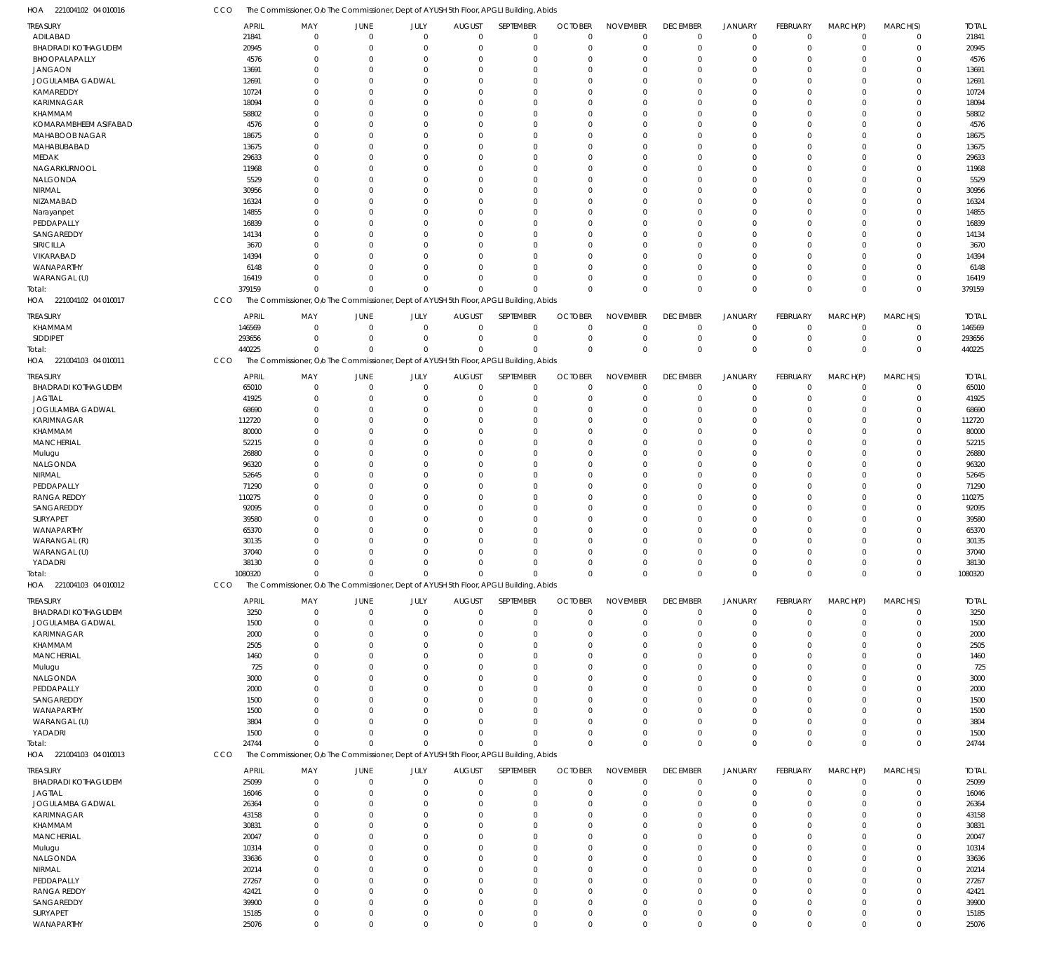HOA 221004102 04 010016 CCO The Commissioner, O/o The Commissioner, Dept of AYUSH 5th Floor, APGLI Building, Abids

| TREASURY | APRIL | MAY | JUNE | JULY | AUGUST | SEPTEMBER | OCTOBER | NOVEMBER | DECEMBER | JANUARY | FEBRUARY | MARCH(P) | MARCH(S) | TOTAL |
|---|---|---|---|---|---|---|---|---|---|---|---|---|---|---|
| ADILABAD | 21841 | 0 | 0 | 0 | 0 | 0 | 0 | 0 | 0 | 0 | 0 | 0 | 0 | 21841 |
| BHADRADI KOTHAGUDEM | 20945 | 0 | 0 | 0 | 0 | 0 | 0 | 0 | 0 | 0 | 0 | 0 | 0 | 20945 |
| BHOOPALAPALLY | 4576 | 0 | 0 | 0 | 0 | 0 | 0 | 0 | 0 | 0 | 0 | 0 | 0 | 4576 |
| JANGAON | 13691 | 0 | 0 | 0 | 0 | 0 | 0 | 0 | 0 | 0 | 0 | 0 | 0 | 13691 |
| JOGULAMBA GADWAL | 12691 | 0 | 0 | 0 | 0 | 0 | 0 | 0 | 0 | 0 | 0 | 0 | 0 | 12691 |
| KAMAREDDY | 10724 | 0 | 0 | 0 | 0 | 0 | 0 | 0 | 0 | 0 | 0 | 0 | 0 | 10724 |
| KARIMNAGAR | 18094 | 0 | 0 | 0 | 0 | 0 | 0 | 0 | 0 | 0 | 0 | 0 | 0 | 18094 |
| KHAMMAM | 58802 | 0 | 0 | 0 | 0 | 0 | 0 | 0 | 0 | 0 | 0 | 0 | 0 | 58802 |
| KOMARAMBHEEM ASIFABAD | 4576 | 0 | 0 | 0 | 0 | 0 | 0 | 0 | 0 | 0 | 0 | 0 | 0 | 4576 |
| MAHABOOB NAGAR | 18675 | 0 | 0 | 0 | 0 | 0 | 0 | 0 | 0 | 0 | 0 | 0 | 0 | 18675 |
| MAHABUBABAD | 13675 | 0 | 0 | 0 | 0 | 0 | 0 | 0 | 0 | 0 | 0 | 0 | 0 | 13675 |
| MEDAK | 29633 | 0 | 0 | 0 | 0 | 0 | 0 | 0 | 0 | 0 | 0 | 0 | 0 | 29633 |
| NAGARKURNOOL | 11968 | 0 | 0 | 0 | 0 | 0 | 0 | 0 | 0 | 0 | 0 | 0 | 0 | 11968 |
| NALGONDA | 5529 | 0 | 0 | 0 | 0 | 0 | 0 | 0 | 0 | 0 | 0 | 0 | 0 | 5529 |
| NIRMAL | 30956 | 0 | 0 | 0 | 0 | 0 | 0 | 0 | 0 | 0 | 0 | 0 | 0 | 30956 |
| NIZAMABAD | 16324 | 0 | 0 | 0 | 0 | 0 | 0 | 0 | 0 | 0 | 0 | 0 | 0 | 16324 |
| Narayanpet | 14855 | 0 | 0 | 0 | 0 | 0 | 0 | 0 | 0 | 0 | 0 | 0 | 0 | 14855 |
| PEDDAPALLY | 16839 | 0 | 0 | 0 | 0 | 0 | 0 | 0 | 0 | 0 | 0 | 0 | 0 | 16839 |
| SANGAREDDY | 14134 | 0 | 0 | 0 | 0 | 0 | 0 | 0 | 0 | 0 | 0 | 0 | 0 | 14134 |
| SIRICILLA | 3670 | 0 | 0 | 0 | 0 | 0 | 0 | 0 | 0 | 0 | 0 | 0 | 0 | 3670 |
| VIKARABAD | 14394 | 0 | 0 | 0 | 0 | 0 | 0 | 0 | 0 | 0 | 0 | 0 | 0 | 14394 |
| WANAPARTHY | 6148 | 0 | 0 | 0 | 0 | 0 | 0 | 0 | 0 | 0 | 0 | 0 | 0 | 6148 |
| WARANGAL (U) | 16419 | 0 | 0 | 0 | 0 | 0 | 0 | 0 | 0 | 0 | 0 | 0 | 0 | 16419 |
| Total: | 379159 | 0 | 0 | 0 | 0 | 0 | 0 | 0 | 0 | 0 | 0 | 0 | 0 | 379159 |

HOA 221004102 04 010017 CCO The Commissioner, O/o The Commissioner, Dept of AYUSH 5th Floor, APGLI Building, Abids

| TREASURY | APRIL | MAY | JUNE | JULY | AUGUST | SEPTEMBER | OCTOBER | NOVEMBER | DECEMBER | JANUARY | FEBRUARY | MARCH(P) | MARCH(S) | TOTAL |
|---|---|---|---|---|---|---|---|---|---|---|---|---|---|---|
| KHAMMAM | 146569 | 0 | 0 | 0 | 0 | 0 | 0 | 0 | 0 | 0 | 0 | 0 | 0 | 146569 |
| SIDDIPET | 293656 | 0 | 0 | 0 | 0 | 0 | 0 | 0 | 0 | 0 | 0 | 0 | 0 | 293656 |
| Total: | 440225 | 0 | 0 | 0 | 0 | 0 | 0 | 0 | 0 | 0 | 0 | 0 | 0 | 440225 |

HOA 221004103 04 010011 CCO The Commissioner, O/o The Commissioner, Dept of AYUSH 5th Floor, APGLI Building, Abids

| TREASURY | APRIL | MAY | JUNE | JULY | AUGUST | SEPTEMBER | OCTOBER | NOVEMBER | DECEMBER | JANUARY | FEBRUARY | MARCH(P) | MARCH(S) | TOTAL |
|---|---|---|---|---|---|---|---|---|---|---|---|---|---|---|
| BHADRADI KOTHAGUDEM | 65010 | 0 | 0 | 0 | 0 | 0 | 0 | 0 | 0 | 0 | 0 | 0 | 0 | 65010 |
| JAGTIAL | 41925 | 0 | 0 | 0 | 0 | 0 | 0 | 0 | 0 | 0 | 0 | 0 | 0 | 41925 |
| JOGULAMBA GADWAL | 68690 | 0 | 0 | 0 | 0 | 0 | 0 | 0 | 0 | 0 | 0 | 0 | 0 | 68690 |
| KARIMNAGAR | 112720 | 0 | 0 | 0 | 0 | 0 | 0 | 0 | 0 | 0 | 0 | 0 | 0 | 112720 |
| KHAMMAM | 80000 | 0 | 0 | 0 | 0 | 0 | 0 | 0 | 0 | 0 | 0 | 0 | 0 | 80000 |
| MANCHERIAL | 52215 | 0 | 0 | 0 | 0 | 0 | 0 | 0 | 0 | 0 | 0 | 0 | 0 | 52215 |
| Mulugu | 26880 | 0 | 0 | 0 | 0 | 0 | 0 | 0 | 0 | 0 | 0 | 0 | 0 | 26880 |
| NALGONDA | 96320 | 0 | 0 | 0 | 0 | 0 | 0 | 0 | 0 | 0 | 0 | 0 | 0 | 96320 |
| NIRMAL | 52645 | 0 | 0 | 0 | 0 | 0 | 0 | 0 | 0 | 0 | 0 | 0 | 0 | 52645 |
| PEDDAPALLY | 71290 | 0 | 0 | 0 | 0 | 0 | 0 | 0 | 0 | 0 | 0 | 0 | 0 | 71290 |
| RANGA REDDY | 110275 | 0 | 0 | 0 | 0 | 0 | 0 | 0 | 0 | 0 | 0 | 0 | 0 | 110275 |
| SANGAREDDY | 92095 | 0 | 0 | 0 | 0 | 0 | 0 | 0 | 0 | 0 | 0 | 0 | 0 | 92095 |
| SURYAPET | 39580 | 0 | 0 | 0 | 0 | 0 | 0 | 0 | 0 | 0 | 0 | 0 | 0 | 39580 |
| WANAPARTHY | 65370 | 0 | 0 | 0 | 0 | 0 | 0 | 0 | 0 | 0 | 0 | 0 | 0 | 65370 |
| WARANGAL (R) | 30135 | 0 | 0 | 0 | 0 | 0 | 0 | 0 | 0 | 0 | 0 | 0 | 0 | 30135 |
| WARANGAL (U) | 37040 | 0 | 0 | 0 | 0 | 0 | 0 | 0 | 0 | 0 | 0 | 0 | 0 | 37040 |
| YADADRI | 38130 | 0 | 0 | 0 | 0 | 0 | 0 | 0 | 0 | 0 | 0 | 0 | 0 | 38130 |
| Total: | 1080320 | 0 | 0 | 0 | 0 | 0 | 0 | 0 | 0 | 0 | 0 | 0 | 0 | 1080320 |

HOA 221004103 04 010012 CCO The Commissioner, O/o The Commissioner, Dept of AYUSH 5th Floor, APGLI Building, Abids

| TREASURY | APRIL | MAY | JUNE | JULY | AUGUST | SEPTEMBER | OCTOBER | NOVEMBER | DECEMBER | JANUARY | FEBRUARY | MARCH(P) | MARCH(S) | TOTAL |
|---|---|---|---|---|---|---|---|---|---|---|---|---|---|---|
| BHADRADI KOTHAGUDEM | 3250 | 0 | 0 | 0 | 0 | 0 | 0 | 0 | 0 | 0 | 0 | 0 | 0 | 3250 |
| JOGULAMBA GADWAL | 1500 | 0 | 0 | 0 | 0 | 0 | 0 | 0 | 0 | 0 | 0 | 0 | 0 | 1500 |
| KARIMNAGAR | 2000 | 0 | 0 | 0 | 0 | 0 | 0 | 0 | 0 | 0 | 0 | 0 | 0 | 2000 |
| KHAMMAM | 2505 | 0 | 0 | 0 | 0 | 0 | 0 | 0 | 0 | 0 | 0 | 0 | 0 | 2505 |
| MANCHERIAL | 1460 | 0 | 0 | 0 | 0 | 0 | 0 | 0 | 0 | 0 | 0 | 0 | 0 | 1460 |
| Mulugu | 725 | 0 | 0 | 0 | 0 | 0 | 0 | 0 | 0 | 0 | 0 | 0 | 0 | 725 |
| NALGONDA | 3000 | 0 | 0 | 0 | 0 | 0 | 0 | 0 | 0 | 0 | 0 | 0 | 0 | 3000 |
| PEDDAPALLY | 2000 | 0 | 0 | 0 | 0 | 0 | 0 | 0 | 0 | 0 | 0 | 0 | 0 | 2000 |
| SANGAREDDY | 1500 | 0 | 0 | 0 | 0 | 0 | 0 | 0 | 0 | 0 | 0 | 0 | 0 | 1500 |
| WANAPARTHY | 1500 | 0 | 0 | 0 | 0 | 0 | 0 | 0 | 0 | 0 | 0 | 0 | 0 | 1500 |
| WARANGAL (U) | 3804 | 0 | 0 | 0 | 0 | 0 | 0 | 0 | 0 | 0 | 0 | 0 | 0 | 3804 |
| YADADRI | 1500 | 0 | 0 | 0 | 0 | 0 | 0 | 0 | 0 | 0 | 0 | 0 | 0 | 1500 |
| Total: | 24744 | 0 | 0 | 0 | 0 | 0 | 0 | 0 | 0 | 0 | 0 | 0 | 0 | 24744 |

HOA 221004103 04 010013 CCO The Commissioner, O/o The Commissioner, Dept of AYUSH 5th Floor, APGLI Building, Abids

| TREASURY | APRIL | MAY | JUNE | JULY | AUGUST | SEPTEMBER | OCTOBER | NOVEMBER | DECEMBER | JANUARY | FEBRUARY | MARCH(P) | MARCH(S) | TOTAL |
|---|---|---|---|---|---|---|---|---|---|---|---|---|---|---|
| BHADRADI KOTHAGUDEM | 25099 | 0 | 0 | 0 | 0 | 0 | 0 | 0 | 0 | 0 | 0 | 0 | 0 | 25099 |
| JAGTIAL | 16046 | 0 | 0 | 0 | 0 | 0 | 0 | 0 | 0 | 0 | 0 | 0 | 0 | 16046 |
| JOGULAMBA GADWAL | 26364 | 0 | 0 | 0 | 0 | 0 | 0 | 0 | 0 | 0 | 0 | 0 | 0 | 26364 |
| KARIMNAGAR | 43158 | 0 | 0 | 0 | 0 | 0 | 0 | 0 | 0 | 0 | 0 | 0 | 0 | 43158 |
| KHAMMAM | 30831 | 0 | 0 | 0 | 0 | 0 | 0 | 0 | 0 | 0 | 0 | 0 | 0 | 30831 |
| MANCHERIAL | 20047 | 0 | 0 | 0 | 0 | 0 | 0 | 0 | 0 | 0 | 0 | 0 | 0 | 20047 |
| Mulugu | 10314 | 0 | 0 | 0 | 0 | 0 | 0 | 0 | 0 | 0 | 0 | 0 | 0 | 10314 |
| NALGONDA | 33636 | 0 | 0 | 0 | 0 | 0 | 0 | 0 | 0 | 0 | 0 | 0 | 0 | 33636 |
| NIRMAL | 20214 | 0 | 0 | 0 | 0 | 0 | 0 | 0 | 0 | 0 | 0 | 0 | 0 | 20214 |
| PEDDAPALLY | 27267 | 0 | 0 | 0 | 0 | 0 | 0 | 0 | 0 | 0 | 0 | 0 | 0 | 27267 |
| RANGA REDDY | 42421 | 0 | 0 | 0 | 0 | 0 | 0 | 0 | 0 | 0 | 0 | 0 | 0 | 42421 |
| SANGAREDDY | 39900 | 0 | 0 | 0 | 0 | 0 | 0 | 0 | 0 | 0 | 0 | 0 | 0 | 39900 |
| SURYAPET | 15185 | 0 | 0 | 0 | 0 | 0 | 0 | 0 | 0 | 0 | 0 | 0 | 0 | 15185 |
| WANAPARTHY | 25076 | 0 | 0 | 0 | 0 | 0 | 0 | 0 | 0 | 0 | 0 | 0 | 0 | 25076 |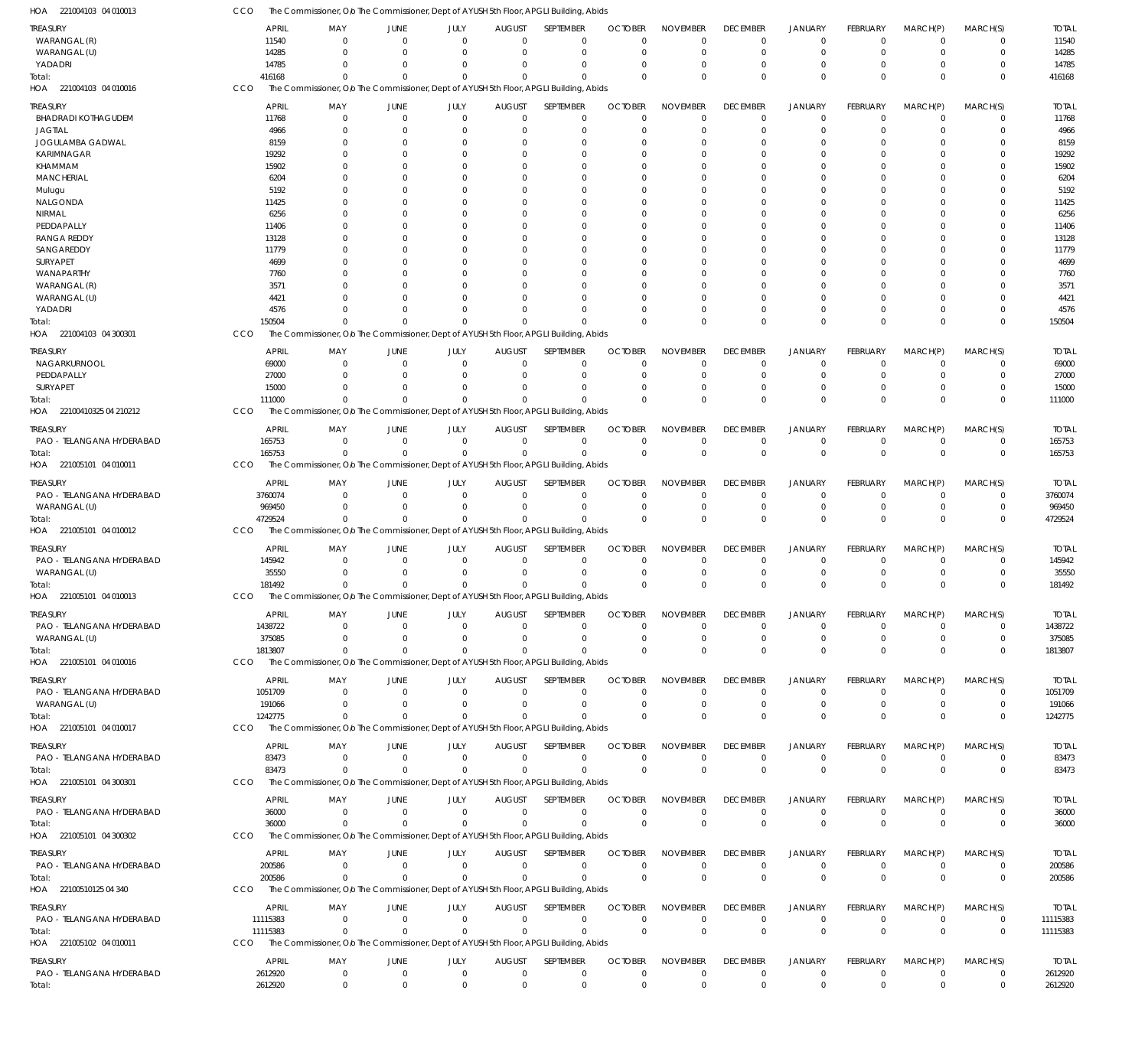HOA 221004103 04 010013 CCO The Commissioner, O/o The Commissioner, Dept of AYUSH 5th Floor, APGLI Building, Abids

| TREASURY | APRIL | MAY | JUNE | JULY | AUGUST | SEPTEMBER | OCTOBER | NOVEMBER | DECEMBER | JANUARY | FEBRUARY | MARCH(P) | MARCH(S) | TOTAL |
|---|---|---|---|---|---|---|---|---|---|---|---|---|---|---|
| WARANGAL (R) | 11540 | 0 | 0 | 0 | 0 | 0 | 0 | 0 | 0 | 0 | 0 | 0 | 0 | 11540 |
| WARANGAL (U) | 14285 | 0 | 0 | 0 | 0 | 0 | 0 | 0 | 0 | 0 | 0 | 0 | 0 | 14285 |
| YADADRI | 14785 | 0 | 0 | 0 | 0 | 0 | 0 | 0 | 0 | 0 | 0 | 0 | 0 | 14785 |
| Total: | 416168 | 0 | 0 | 0 | 0 | 0 | 0 | 0 | 0 | 0 | 0 | 0 | 0 | 416168 |

HOA 221004103 04 010016 CCO The Commissioner, O/o The Commissioner, Dept of AYUSH 5th Floor, APGLI Building, Abids

| TREASURY | APRIL | MAY | JUNE | JULY | AUGUST | SEPTEMBER | OCTOBER | NOVEMBER | DECEMBER | JANUARY | FEBRUARY | MARCH(P) | MARCH(S) | TOTAL |
|---|---|---|---|---|---|---|---|---|---|---|---|---|---|---|
| BHADRADI KOTHAGUDEM | 11768 | 0 | 0 | 0 | 0 | 0 | 0 | 0 | 0 | 0 | 0 | 0 | 0 | 11768 |
| JAGTIAL | 4966 | 0 | 0 | 0 | 0 | 0 | 0 | 0 | 0 | 0 | 0 | 0 | 0 | 4966 |
| JOGULAMBA GADWAL | 8159 | 0 | 0 | 0 | 0 | 0 | 0 | 0 | 0 | 0 | 0 | 0 | 0 | 8159 |
| KARIMNAGAR | 19292 | 0 | 0 | 0 | 0 | 0 | 0 | 0 | 0 | 0 | 0 | 0 | 0 | 19292 |
| KHAMMAM | 15902 | 0 | 0 | 0 | 0 | 0 | 0 | 0 | 0 | 0 | 0 | 0 | 0 | 15902 |
| MANCHERIAL | 6204 | 0 | 0 | 0 | 0 | 0 | 0 | 0 | 0 | 0 | 0 | 0 | 0 | 6204 |
| Mulugu | 5192 | 0 | 0 | 0 | 0 | 0 | 0 | 0 | 0 | 0 | 0 | 0 | 0 | 5192 |
| NALGONDA | 11425 | 0 | 0 | 0 | 0 | 0 | 0 | 0 | 0 | 0 | 0 | 0 | 0 | 11425 |
| NIRMAL | 6256 | 0 | 0 | 0 | 0 | 0 | 0 | 0 | 0 | 0 | 0 | 0 | 0 | 6256 |
| PEDDAPALLY | 11406 | 0 | 0 | 0 | 0 | 0 | 0 | 0 | 0 | 0 | 0 | 0 | 0 | 11406 |
| RANGA REDDY | 13128 | 0 | 0 | 0 | 0 | 0 | 0 | 0 | 0 | 0 | 0 | 0 | 0 | 13128 |
| SANGAREDDY | 11779 | 0 | 0 | 0 | 0 | 0 | 0 | 0 | 0 | 0 | 0 | 0 | 0 | 11779 |
| SURYAPET | 4699 | 0 | 0 | 0 | 0 | 0 | 0 | 0 | 0 | 0 | 0 | 0 | 0 | 4699 |
| WANAPARTHY | 7760 | 0 | 0 | 0 | 0 | 0 | 0 | 0 | 0 | 0 | 0 | 0 | 0 | 7760 |
| WARANGAL (R) | 3571 | 0 | 0 | 0 | 0 | 0 | 0 | 0 | 0 | 0 | 0 | 0 | 0 | 3571 |
| WARANGAL (U) | 4421 | 0 | 0 | 0 | 0 | 0 | 0 | 0 | 0 | 0 | 0 | 0 | 0 | 4421 |
| YADADRI | 4576 | 0 | 0 | 0 | 0 | 0 | 0 | 0 | 0 | 0 | 0 | 0 | 0 | 4576 |
| Total: | 150504 | 0 | 0 | 0 | 0 | 0 | 0 | 0 | 0 | 0 | 0 | 0 | 0 | 150504 |

HOA 221004103 04 300301 CCO The Commissioner, O/o The Commissioner, Dept of AYUSH 5th Floor, APGLI Building, Abids

| TREASURY | APRIL | MAY | JUNE | JULY | AUGUST | SEPTEMBER | OCTOBER | NOVEMBER | DECEMBER | JANUARY | FEBRUARY | MARCH(P) | MARCH(S) | TOTAL |
|---|---|---|---|---|---|---|---|---|---|---|---|---|---|---|
| NAGARKURNOOL | 69000 | 0 | 0 | 0 | 0 | 0 | 0 | 0 | 0 | 0 | 0 | 0 | 0 | 69000 |
| PEDDAPALLY | 27000 | 0 | 0 | 0 | 0 | 0 | 0 | 0 | 0 | 0 | 0 | 0 | 0 | 27000 |
| SURYAPET | 15000 | 0 | 0 | 0 | 0 | 0 | 0 | 0 | 0 | 0 | 0 | 0 | 0 | 15000 |
| Total: | 111000 | 0 | 0 | 0 | 0 | 0 | 0 | 0 | 0 | 0 | 0 | 0 | 0 | 111000 |

HOA 22100410325 04 210212 CCO The Commissioner, O/o The Commissioner, Dept of AYUSH 5th Floor, APGLI Building, Abids

| TREASURY | APRIL | MAY | JUNE | JULY | AUGUST | SEPTEMBER | OCTOBER | NOVEMBER | DECEMBER | JANUARY | FEBRUARY | MARCH(P) | MARCH(S) | TOTAL |
|---|---|---|---|---|---|---|---|---|---|---|---|---|---|---|
| PAO - TELANGANA HYDERABAD | 165753 | 0 | 0 | 0 | 0 | 0 | 0 | 0 | 0 | 0 | 0 | 0 | 0 | 165753 |
| Total: | 165753 | 0 | 0 | 0 | 0 | 0 | 0 | 0 | 0 | 0 | 0 | 0 | 0 | 165753 |

HOA 221005101 04 010011 CCO The Commissioner, O/o The Commissioner, Dept of AYUSH 5th Floor, APGLI Building, Abids

| TREASURY | APRIL | MAY | JUNE | JULY | AUGUST | SEPTEMBER | OCTOBER | NOVEMBER | DECEMBER | JANUARY | FEBRUARY | MARCH(P) | MARCH(S) | TOTAL |
|---|---|---|---|---|---|---|---|---|---|---|---|---|---|---|
| PAO - TELANGANA HYDERABAD | 3760074 | 0 | 0 | 0 | 0 | 0 | 0 | 0 | 0 | 0 | 0 | 0 | 0 | 3760074 |
| WARANGAL (U) | 969450 | 0 | 0 | 0 | 0 | 0 | 0 | 0 | 0 | 0 | 0 | 0 | 0 | 969450 |
| Total: | 4729524 | 0 | 0 | 0 | 0 | 0 | 0 | 0 | 0 | 0 | 0 | 0 | 0 | 4729524 |

HOA 221005101 04 010012 CCO The Commissioner, O/o The Commissioner, Dept of AYUSH 5th Floor, APGLI Building, Abids

| TREASURY | APRIL | MAY | JUNE | JULY | AUGUST | SEPTEMBER | OCTOBER | NOVEMBER | DECEMBER | JANUARY | FEBRUARY | MARCH(P) | MARCH(S) | TOTAL |
|---|---|---|---|---|---|---|---|---|---|---|---|---|---|---|
| PAO - TELANGANA HYDERABAD | 145942 | 0 | 0 | 0 | 0 | 0 | 0 | 0 | 0 | 0 | 0 | 0 | 0 | 145942 |
| WARANGAL (U) | 35550 | 0 | 0 | 0 | 0 | 0 | 0 | 0 | 0 | 0 | 0 | 0 | 0 | 35550 |
| Total: | 181492 | 0 | 0 | 0 | 0 | 0 | 0 | 0 | 0 | 0 | 0 | 0 | 0 | 181492 |

HOA 221005101 04 010013 CCO The Commissioner, O/o The Commissioner, Dept of AYUSH 5th Floor, APGLI Building, Abids

| TREASURY | APRIL | MAY | JUNE | JULY | AUGUST | SEPTEMBER | OCTOBER | NOVEMBER | DECEMBER | JANUARY | FEBRUARY | MARCH(P) | MARCH(S) | TOTAL |
|---|---|---|---|---|---|---|---|---|---|---|---|---|---|---|
| PAO - TELANGANA HYDERABAD | 1438722 | 0 | 0 | 0 | 0 | 0 | 0 | 0 | 0 | 0 | 0 | 0 | 0 | 1438722 |
| WARANGAL (U) | 375085 | 0 | 0 | 0 | 0 | 0 | 0 | 0 | 0 | 0 | 0 | 0 | 0 | 375085 |
| Total: | 1813807 | 0 | 0 | 0 | 0 | 0 | 0 | 0 | 0 | 0 | 0 | 0 | 0 | 1813807 |

HOA 221005101 04 010016 CCO The Commissioner, O/o The Commissioner, Dept of AYUSH 5th Floor, APGLI Building, Abids

| TREASURY | APRIL | MAY | JUNE | JULY | AUGUST | SEPTEMBER | OCTOBER | NOVEMBER | DECEMBER | JANUARY | FEBRUARY | MARCH(P) | MARCH(S) | TOTAL |
|---|---|---|---|---|---|---|---|---|---|---|---|---|---|---|
| PAO - TELANGANA HYDERABAD | 1051709 | 0 | 0 | 0 | 0 | 0 | 0 | 0 | 0 | 0 | 0 | 0 | 0 | 1051709 |
| WARANGAL (U) | 191066 | 0 | 0 | 0 | 0 | 0 | 0 | 0 | 0 | 0 | 0 | 0 | 0 | 191066 |
| Total: | 1242775 | 0 | 0 | 0 | 0 | 0 | 0 | 0 | 0 | 0 | 0 | 0 | 0 | 1242775 |

HOA 221005101 04 010017 CCO The Commissioner, O/o The Commissioner, Dept of AYUSH 5th Floor, APGLI Building, Abids

| TREASURY | APRIL | MAY | JUNE | JULY | AUGUST | SEPTEMBER | OCTOBER | NOVEMBER | DECEMBER | JANUARY | FEBRUARY | MARCH(P) | MARCH(S) | TOTAL |
|---|---|---|---|---|---|---|---|---|---|---|---|---|---|---|
| PAO - TELANGANA HYDERABAD | 83473 | 0 | 0 | 0 | 0 | 0 | 0 | 0 | 0 | 0 | 0 | 0 | 0 | 83473 |
| Total: | 83473 | 0 | 0 | 0 | 0 | 0 | 0 | 0 | 0 | 0 | 0 | 0 | 0 | 83473 |

HOA 221005101 04 300301 CCO The Commissioner, O/o The Commissioner, Dept of AYUSH 5th Floor, APGLI Building, Abids

| TREASURY | APRIL | MAY | JUNE | JULY | AUGUST | SEPTEMBER | OCTOBER | NOVEMBER | DECEMBER | JANUARY | FEBRUARY | MARCH(P) | MARCH(S) | TOTAL |
|---|---|---|---|---|---|---|---|---|---|---|---|---|---|---|
| PAO - TELANGANA HYDERABAD | 36000 | 0 | 0 | 0 | 0 | 0 | 0 | 0 | 0 | 0 | 0 | 0 | 0 | 36000 |
| Total: | 36000 | 0 | 0 | 0 | 0 | 0 | 0 | 0 | 0 | 0 | 0 | 0 | 0 | 36000 |

HOA 221005101 04 300302 CCO The Commissioner, O/o The Commissioner, Dept of AYUSH 5th Floor, APGLI Building, Abids

| TREASURY | APRIL | MAY | JUNE | JULY | AUGUST | SEPTEMBER | OCTOBER | NOVEMBER | DECEMBER | JANUARY | FEBRUARY | MARCH(P) | MARCH(S) | TOTAL |
|---|---|---|---|---|---|---|---|---|---|---|---|---|---|---|
| PAO - TELANGANA HYDERABAD | 200586 | 0 | 0 | 0 | 0 | 0 | 0 | 0 | 0 | 0 | 0 | 0 | 0 | 200586 |
| Total: | 200586 | 0 | 0 | 0 | 0 | 0 | 0 | 0 | 0 | 0 | 0 | 0 | 0 | 200586 |

HOA 22100510125 04 340 CCO The Commissioner, O/o The Commissioner, Dept of AYUSH 5th Floor, APGLI Building, Abids

| TREASURY | APRIL | MAY | JUNE | JULY | AUGUST | SEPTEMBER | OCTOBER | NOVEMBER | DECEMBER | JANUARY | FEBRUARY | MARCH(P) | MARCH(S) | TOTAL |
|---|---|---|---|---|---|---|---|---|---|---|---|---|---|---|
| PAO - TELANGANA HYDERABAD | 11115383 | 0 | 0 | 0 | 0 | 0 | 0 | 0 | 0 | 0 | 0 | 0 | 0 | 11115383 |
| Total: | 11115383 | 0 | 0 | 0 | 0 | 0 | 0 | 0 | 0 | 0 | 0 | 0 | 0 | 11115383 |

HOA 221005102 04 010011 CCO The Commissioner, O/o The Commissioner, Dept of AYUSH 5th Floor, APGLI Building, Abids

| TREASURY | APRIL | MAY | JUNE | JULY | AUGUST | SEPTEMBER | OCTOBER | NOVEMBER | DECEMBER | JANUARY | FEBRUARY | MARCH(P) | MARCH(S) | TOTAL |
|---|---|---|---|---|---|---|---|---|---|---|---|---|---|---|
| PAO - TELANGANA HYDERABAD | 2612920 | 0 | 0 | 0 | 0 | 0 | 0 | 0 | 0 | 0 | 0 | 0 | 0 | 2612920 |
| Total: | 2612920 | 0 | 0 | 0 | 0 | 0 | 0 | 0 | 0 | 0 | 0 | 0 | 0 | 2612920 |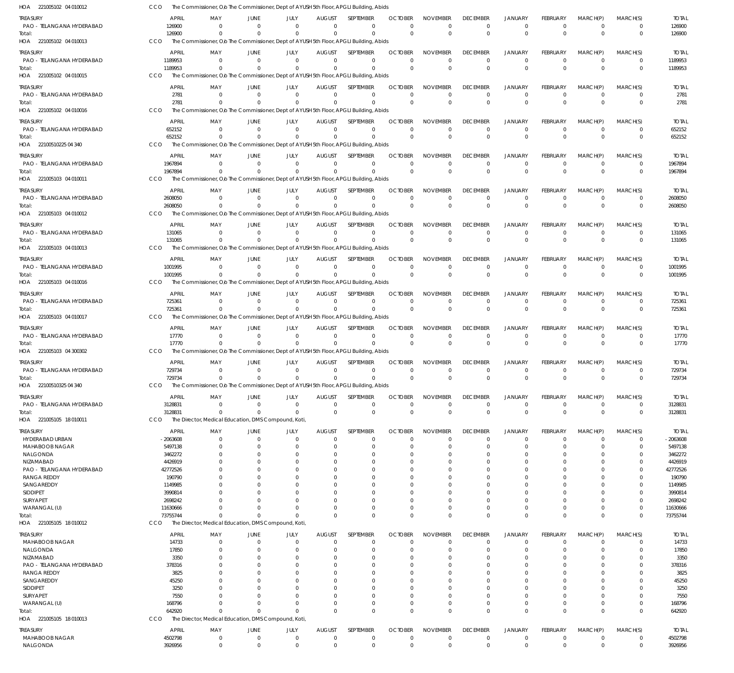HOA 221005102 04 010012 CCO The Commissioner, O/o The Commissioner, Dept of AYUSH 5th Floor, APGLI Building, Abids

| TREASURY | APRIL | MAY | JUNE | JULY | AUGUST | SEPTEMBER | OCTOBER | NOVEMBER | DECEMBER | JANUARY | FEBRUARY | MARCH(P) | MARCH(S) | TOTAL |
|---|---|---|---|---|---|---|---|---|---|---|---|---|---|---|
| PAO - TELANGANA HYDERABAD | 126900 | 0 | 0 | 0 | 0 | 0 | 0 | 0 | 0 | 0 | 0 | 0 | 0 | 126900 |
| Total: | 126900 | 0 | 0 | 0 | 0 | 0 | 0 | 0 | 0 | 0 | 0 | 0 | 0 | 126900 |

HOA 221005102 04 010013 CCO The Commissioner, O/o The Commissioner, Dept of AYUSH 5th Floor, APGLI Building, Abids

| TREASURY | APRIL | MAY | JUNE | JULY | AUGUST | SEPTEMBER | OCTOBER | NOVEMBER | DECEMBER | JANUARY | FEBRUARY | MARCH(P) | MARCH(S) | TOTAL |
|---|---|---|---|---|---|---|---|---|---|---|---|---|---|---|
| PAO - TELANGANA HYDERABAD | 1189953 | 0 | 0 | 0 | 0 | 0 | 0 | 0 | 0 | 0 | 0 | 0 | 0 | 1189953 |
| Total: | 1189953 | 0 | 0 | 0 | 0 | 0 | 0 | 0 | 0 | 0 | 0 | 0 | 0 | 1189953 |

HOA 221005102 04 010015 CCO The Commissioner, O/o The Commissioner, Dept of AYUSH 5th Floor, APGLI Building, Abids

| TREASURY | APRIL | MAY | JUNE | JULY | AUGUST | SEPTEMBER | OCTOBER | NOVEMBER | DECEMBER | JANUARY | FEBRUARY | MARCH(P) | MARCH(S) | TOTAL |
|---|---|---|---|---|---|---|---|---|---|---|---|---|---|---|
| PAO - TELANGANA HYDERABAD | 2781 | 0 | 0 | 0 | 0 | 0 | 0 | 0 | 0 | 0 | 0 | 0 | 0 | 2781 |
| Total: | 2781 | 0 | 0 | 0 | 0 | 0 | 0 | 0 | 0 | 0 | 0 | 0 | 0 | 2781 |

HOA 221005102 04 010016 CCO The Commissioner, O/o The Commissioner, Dept of AYUSH 5th Floor, APGLI Building, Abids

| TREASURY | APRIL | MAY | JUNE | JULY | AUGUST | SEPTEMBER | OCTOBER | NOVEMBER | DECEMBER | JANUARY | FEBRUARY | MARCH(P) | MARCH(S) | TOTAL |
|---|---|---|---|---|---|---|---|---|---|---|---|---|---|---|
| PAO - TELANGANA HYDERABAD | 652152 | 0 | 0 | 0 | 0 | 0 | 0 | 0 | 0 | 0 | 0 | 0 | 0 | 652152 |
| Total: | 652152 | 0 | 0 | 0 | 0 | 0 | 0 | 0 | 0 | 0 | 0 | 0 | 0 | 652152 |

HOA 22100510225 04 340 CCO The Commissioner, O/o The Commissioner, Dept of AYUSH 5th Floor, APGLI Building, Abids

| TREASURY | APRIL | MAY | JUNE | JULY | AUGUST | SEPTEMBER | OCTOBER | NOVEMBER | DECEMBER | JANUARY | FEBRUARY | MARCH(P) | MARCH(S) | TOTAL |
|---|---|---|---|---|---|---|---|---|---|---|---|---|---|---|
| PAO - TELANGANA HYDERABAD | 1967894 | 0 | 0 | 0 | 0 | 0 | 0 | 0 | 0 | 0 | 0 | 0 | 0 | 1967894 |
| Total: | 1967894 | 0 | 0 | 0 | 0 | 0 | 0 | 0 | 0 | 0 | 0 | 0 | 0 | 1967894 |

HOA 221005103 04 010011 CCO The Commissioner, O/o The Commissioner, Dept of AYUSH 5th Floor, APGLI Building, Abids

| TREASURY | APRIL | MAY | JUNE | JULY | AUGUST | SEPTEMBER | OCTOBER | NOVEMBER | DECEMBER | JANUARY | FEBRUARY | MARCH(P) | MARCH(S) | TOTAL |
|---|---|---|---|---|---|---|---|---|---|---|---|---|---|---|
| PAO - TELANGANA HYDERABAD | 2608050 | 0 | 0 | 0 | 0 | 0 | 0 | 0 | 0 | 0 | 0 | 0 | 0 | 2608050 |
| Total: | 2608050 | 0 | 0 | 0 | 0 | 0 | 0 | 0 | 0 | 0 | 0 | 0 | 0 | 2608050 |

HOA 221005103 04 010012 CCO The Commissioner, O/o The Commissioner, Dept of AYUSH 5th Floor, APGLI Building, Abids

| TREASURY | APRIL | MAY | JUNE | JULY | AUGUST | SEPTEMBER | OCTOBER | NOVEMBER | DECEMBER | JANUARY | FEBRUARY | MARCH(P) | MARCH(S) | TOTAL |
|---|---|---|---|---|---|---|---|---|---|---|---|---|---|---|
| PAO - TELANGANA HYDERABAD | 131065 | 0 | 0 | 0 | 0 | 0 | 0 | 0 | 0 | 0 | 0 | 0 | 0 | 131065 |
| Total: | 131065 | 0 | 0 | 0 | 0 | 0 | 0 | 0 | 0 | 0 | 0 | 0 | 0 | 131065 |

HOA 221005103 04 010013 CCO The Commissioner, O/o The Commissioner, Dept of AYUSH 5th Floor, APGLI Building, Abids

| TREASURY | APRIL | MAY | JUNE | JULY | AUGUST | SEPTEMBER | OCTOBER | NOVEMBER | DECEMBER | JANUARY | FEBRUARY | MARCH(P) | MARCH(S) | TOTAL |
|---|---|---|---|---|---|---|---|---|---|---|---|---|---|---|
| PAO - TELANGANA HYDERABAD | 1001995 | 0 | 0 | 0 | 0 | 0 | 0 | 0 | 0 | 0 | 0 | 0 | 0 | 1001995 |
| Total: | 1001995 | 0 | 0 | 0 | 0 | 0 | 0 | 0 | 0 | 0 | 0 | 0 | 0 | 1001995 |

HOA 221005103 04 010016 CCO The Commissioner, O/o The Commissioner, Dept of AYUSH 5th Floor, APGLI Building, Abids

| TREASURY | APRIL | MAY | JUNE | JULY | AUGUST | SEPTEMBER | OCTOBER | NOVEMBER | DECEMBER | JANUARY | FEBRUARY | MARCH(P) | MARCH(S) | TOTAL |
|---|---|---|---|---|---|---|---|---|---|---|---|---|---|---|
| PAO - TELANGANA HYDERABAD | 725361 | 0 | 0 | 0 | 0 | 0 | 0 | 0 | 0 | 0 | 0 | 0 | 0 | 725361 |
| Total: | 725361 | 0 | 0 | 0 | 0 | 0 | 0 | 0 | 0 | 0 | 0 | 0 | 0 | 725361 |

HOA 221005103 04 010017 CCO The Commissioner, O/o The Commissioner, Dept of AYUSH 5th Floor, APGLI Building, Abids

| TREASURY | APRIL | MAY | JUNE | JULY | AUGUST | SEPTEMBER | OCTOBER | NOVEMBER | DECEMBER | JANUARY | FEBRUARY | MARCH(P) | MARCH(S) | TOTAL |
|---|---|---|---|---|---|---|---|---|---|---|---|---|---|---|
| PAO - TELANGANA HYDERABAD | 17770 | 0 | 0 | 0 | 0 | 0 | 0 | 0 | 0 | 0 | 0 | 0 | 0 | 17770 |
| Total: | 17770 | 0 | 0 | 0 | 0 | 0 | 0 | 0 | 0 | 0 | 0 | 0 | 0 | 17770 |

HOA 221005103 04 300302 CCO The Commissioner, O/o The Commissioner, Dept of AYUSH 5th Floor, APGLI Building, Abids

| TREASURY | APRIL | MAY | JUNE | JULY | AUGUST | SEPTEMBER | OCTOBER | NOVEMBER | DECEMBER | JANUARY | FEBRUARY | MARCH(P) | MARCH(S) | TOTAL |
|---|---|---|---|---|---|---|---|---|---|---|---|---|---|---|
| PAO - TELANGANA HYDERABAD | 729734 | 0 | 0 | 0 | 0 | 0 | 0 | 0 | 0 | 0 | 0 | 0 | 0 | 729734 |
| Total: | 729734 | 0 | 0 | 0 | 0 | 0 | 0 | 0 | 0 | 0 | 0 | 0 | 0 | 729734 |

HOA 22100510325 04 340 CCO The Commissioner, O/o The Commissioner, Dept of AYUSH 5th Floor, APGLI Building, Abids

| TREASURY | APRIL | MAY | JUNE | JULY | AUGUST | SEPTEMBER | OCTOBER | NOVEMBER | DECEMBER | JANUARY | FEBRUARY | MARCH(P) | MARCH(S) | TOTAL |
|---|---|---|---|---|---|---|---|---|---|---|---|---|---|---|
| PAO - TELANGANA HYDERABAD | 3128831 | 0 | 0 | 0 | 0 | 0 | 0 | 0 | 0 | 0 | 0 | 0 | 0 | 3128831 |
| Total: | 3128831 | 0 | 0 | 0 | 0 | 0 | 0 | 0 | 0 | 0 | 0 | 0 | 0 | 3128831 |

HOA 221005105 18 010011 CCO The Director, Medical Education, DMS Compound, Koti,

| TREASURY | APRIL | MAY | JUNE | JULY | AUGUST | SEPTEMBER | OCTOBER | NOVEMBER | DECEMBER | JANUARY | FEBRUARY | MARCH(P) | MARCH(S) | TOTAL |
|---|---|---|---|---|---|---|---|---|---|---|---|---|---|---|
| HYDERABAD URBAN | -2063608 | 0 | 0 | 0 | 0 | 0 | 0 | 0 | 0 | 0 | 0 | 0 | 0 | -2063608 |
| MAHABOOB NAGAR | 5497138 | 0 | 0 | 0 | 0 | 0 | 0 | 0 | 0 | 0 | 0 | 0 | 0 | 5497138 |
| NALGONDA | 3462272 | 0 | 0 | 0 | 0 | 0 | 0 | 0 | 0 | 0 | 0 | 0 | 0 | 3462272 |
| NIZAMABAD | 4426919 | 0 | 0 | 0 | 0 | 0 | 0 | 0 | 0 | 0 | 0 | 0 | 0 | 4426919 |
| PAO - TELANGANA HYDERABAD | 42772526 | 0 | 0 | 0 | 0 | 0 | 0 | 0 | 0 | 0 | 0 | 0 | 0 | 42772526 |
| RANGA REDDY | 190790 | 0 | 0 | 0 | 0 | 0 | 0 | 0 | 0 | 0 | 0 | 0 | 0 | 190790 |
| SANGAREDDY | 1149985 | 0 | 0 | 0 | 0 | 0 | 0 | 0 | 0 | 0 | 0 | 0 | 0 | 1149985 |
| SIDDIPET | 3990814 | 0 | 0 | 0 | 0 | 0 | 0 | 0 | 0 | 0 | 0 | 0 | 0 | 3990814 |
| SURYAPET | 2698242 | 0 | 0 | 0 | 0 | 0 | 0 | 0 | 0 | 0 | 0 | 0 | 0 | 2698242 |
| WARANGAL (U) | 11630666 | 0 | 0 | 0 | 0 | 0 | 0 | 0 | 0 | 0 | 0 | 0 | 0 | 11630666 |
| Total: | 73755744 | 0 | 0 | 0 | 0 | 0 | 0 | 0 | 0 | 0 | 0 | 0 | 0 | 73755744 |

HOA 221005105 18 010012 CCO The Director, Medical Education, DMS Compound, Koti,

| TREASURY | APRIL | MAY | JUNE | JULY | AUGUST | SEPTEMBER | OCTOBER | NOVEMBER | DECEMBER | JANUARY | FEBRUARY | MARCH(P) | MARCH(S) | TOTAL |
|---|---|---|---|---|---|---|---|---|---|---|---|---|---|---|
| MAHABOOB NAGAR | 14733 | 0 | 0 | 0 | 0 | 0 | 0 | 0 | 0 | 0 | 0 | 0 | 0 | 14733 |
| NALGONDA | 17850 | 0 | 0 | 0 | 0 | 0 | 0 | 0 | 0 | 0 | 0 | 0 | 0 | 17850 |
| NIZAMABAD | 3350 | 0 | 0 | 0 | 0 | 0 | 0 | 0 | 0 | 0 | 0 | 0 | 0 | 3350 |
| PAO - TELANGANA HYDERABAD | 378316 | 0 | 0 | 0 | 0 | 0 | 0 | 0 | 0 | 0 | 0 | 0 | 0 | 378316 |
| RANGA REDDY | 3825 | 0 | 0 | 0 | 0 | 0 | 0 | 0 | 0 | 0 | 0 | 0 | 0 | 3825 |
| SANGAREDDY | 45250 | 0 | 0 | 0 | 0 | 0 | 0 | 0 | 0 | 0 | 0 | 0 | 0 | 45250 |
| SIDDIPET | 3250 | 0 | 0 | 0 | 0 | 0 | 0 | 0 | 0 | 0 | 0 | 0 | 0 | 3250 |
| SURYAPET | 7550 | 0 | 0 | 0 | 0 | 0 | 0 | 0 | 0 | 0 | 0 | 0 | 0 | 7550 |
| WARANGAL (U) | 168796 | 0 | 0 | 0 | 0 | 0 | 0 | 0 | 0 | 0 | 0 | 0 | 0 | 168796 |
| Total: | 642920 | 0 | 0 | 0 | 0 | 0 | 0 | 0 | 0 | 0 | 0 | 0 | 0 | 642920 |

HOA 221005105 18 010013 CCO The Director, Medical Education, DMS Compound, Koti,

| TREASURY | APRIL | MAY | JUNE | JULY | AUGUST | SEPTEMBER | OCTOBER | NOVEMBER | DECEMBER | JANUARY | FEBRUARY | MARCH(P) | MARCH(S) | TOTAL |
|---|---|---|---|---|---|---|---|---|---|---|---|---|---|---|
| MAHABOOB NAGAR | 4502798 | 0 | 0 | 0 | 0 | 0 | 0 | 0 | 0 | 0 | 0 | 0 | 0 | 4502798 |
| NALGONDA | 3926956 | 0 | 0 | 0 | 0 | 0 | 0 | 0 | 0 | 0 | 0 | 0 | 0 | 3926956 |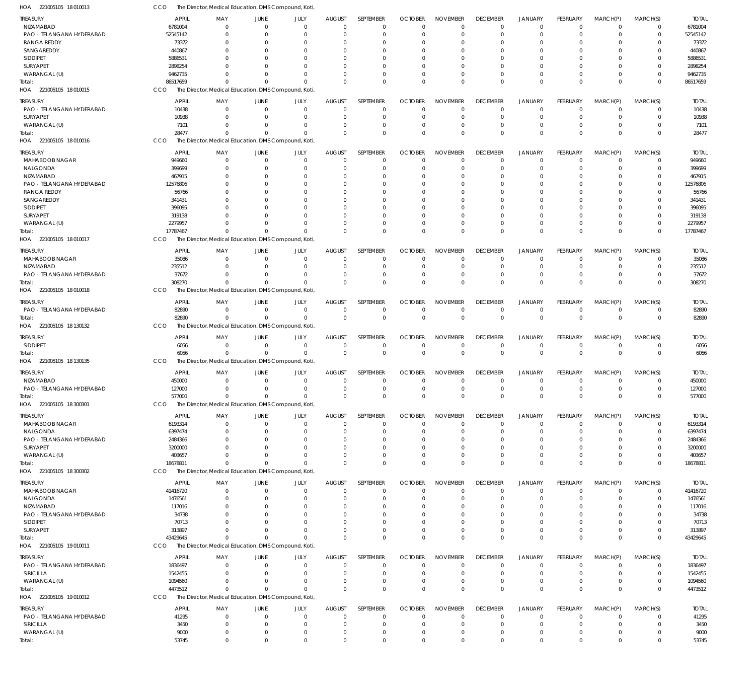HOA 221005105 18 010013 CCO The Director, Medical Education, DMS Compound, Koti,

| TREASURY | APRIL | MAY | JUNE | JULY | AUGUST | SEPTEMBER | OCTOBER | NOVEMBER | DECEMBER | JANUARY | FEBRUARY | MARCH(P) | MARCH(S) | TOTAL |
|---|---|---|---|---|---|---|---|---|---|---|---|---|---|---|
| NIZAMABAD | 6781004 | 0 | 0 | 0 | 0 | 0 | 0 | 0 | 0 | 0 | 0 | 0 | 0 | 6781004 |
| PAO - TELANGANA HYDERABAD | 52545142 | 0 | 0 | 0 | 0 | 0 | 0 | 0 | 0 | 0 | 0 | 0 | 0 | 52545142 |
| RANGA REDDY | 73372 | 0 | 0 | 0 | 0 | 0 | 0 | 0 | 0 | 0 | 0 | 0 | 0 | 73372 |
| SANGAREDDY | 440867 | 0 | 0 | 0 | 0 | 0 | 0 | 0 | 0 | 0 | 0 | 0 | 0 | 440867 |
| SIDDIPET | 5886531 | 0 | 0 | 0 | 0 | 0 | 0 | 0 | 0 | 0 | 0 | 0 | 0 | 5886531 |
| SURYAPET | 2898254 | 0 | 0 | 0 | 0 | 0 | 0 | 0 | 0 | 0 | 0 | 0 | 0 | 2898254 |
| WARANGAL (U) | 9462735 | 0 | 0 | 0 | 0 | 0 | 0 | 0 | 0 | 0 | 0 | 0 | 0 | 9462735 |
| Total: | 86517659 | 0 | 0 | 0 | 0 | 0 | 0 | 0 | 0 | 0 | 0 | 0 | 0 | 86517659 |

HOA 221005105 18 010015 CCO The Director, Medical Education, DMS Compound, Koti,

| TREASURY | APRIL | MAY | JUNE | JULY | AUGUST | SEPTEMBER | OCTOBER | NOVEMBER | DECEMBER | JANUARY | FEBRUARY | MARCH(P) | MARCH(S) | TOTAL |
|---|---|---|---|---|---|---|---|---|---|---|---|---|---|---|
| PAO - TELANGANA HYDERABAD | 10438 | 0 | 0 | 0 | 0 | 0 | 0 | 0 | 0 | 0 | 0 | 0 | 0 | 10438 |
| SURYAPET | 10938 | 0 | 0 | 0 | 0 | 0 | 0 | 0 | 0 | 0 | 0 | 0 | 0 | 10938 |
| WARANGAL (U) | 7101 | 0 | 0 | 0 | 0 | 0 | 0 | 0 | 0 | 0 | 0 | 0 | 0 | 7101 |
| Total: | 28477 | 0 | 0 | 0 | 0 | 0 | 0 | 0 | 0 | 0 | 0 | 0 | 0 | 28477 |

HOA 221005105 18 010016 CCO The Director, Medical Education, DMS Compound, Koti,

| TREASURY | APRIL | MAY | JUNE | JULY | AUGUST | SEPTEMBER | OCTOBER | NOVEMBER | DECEMBER | JANUARY | FEBRUARY | MARCH(P) | MARCH(S) | TOTAL |
|---|---|---|---|---|---|---|---|---|---|---|---|---|---|---|
| MAHABOOB NAGAR | 949660 | 0 | 0 | 0 | 0 | 0 | 0 | 0 | 0 | 0 | 0 | 0 | 0 | 949660 |
| NALGONDA | 399699 | 0 | 0 | 0 | 0 | 0 | 0 | 0 | 0 | 0 | 0 | 0 | 0 | 399699 |
| NIZAMABAD | 467915 | 0 | 0 | 0 | 0 | 0 | 0 | 0 | 0 | 0 | 0 | 0 | 0 | 467915 |
| PAO - TELANGANA HYDERABAD | 12576806 | 0 | 0 | 0 | 0 | 0 | 0 | 0 | 0 | 0 | 0 | 0 | 0 | 12576806 |
| RANGA REDDY | 56766 | 0 | 0 | 0 | 0 | 0 | 0 | 0 | 0 | 0 | 0 | 0 | 0 | 56766 |
| SANGAREDDY | 341431 | 0 | 0 | 0 | 0 | 0 | 0 | 0 | 0 | 0 | 0 | 0 | 0 | 341431 |
| SIDDIPET | 396095 | 0 | 0 | 0 | 0 | 0 | 0 | 0 | 0 | 0 | 0 | 0 | 0 | 396095 |
| SURYAPET | 319138 | 0 | 0 | 0 | 0 | 0 | 0 | 0 | 0 | 0 | 0 | 0 | 0 | 319138 |
| WARANGAL (U) | 2279957 | 0 | 0 | 0 | 0 | 0 | 0 | 0 | 0 | 0 | 0 | 0 | 0 | 2279957 |
| Total: | 17787467 | 0 | 0 | 0 | 0 | 0 | 0 | 0 | 0 | 0 | 0 | 0 | 0 | 17787467 |

HOA 221005105 18 010017 CCO The Director, Medical Education, DMS Compound, Koti,

| TREASURY | APRIL | MAY | JUNE | JULY | AUGUST | SEPTEMBER | OCTOBER | NOVEMBER | DECEMBER | JANUARY | FEBRUARY | MARCH(P) | MARCH(S) | TOTAL |
|---|---|---|---|---|---|---|---|---|---|---|---|---|---|---|
| MAHABOOB NAGAR | 35086 | 0 | 0 | 0 | 0 | 0 | 0 | 0 | 0 | 0 | 0 | 0 | 0 | 35086 |
| NIZAMABAD | 235512 | 0 | 0 | 0 | 0 | 0 | 0 | 0 | 0 | 0 | 0 | 0 | 0 | 235512 |
| PAO - TELANGANA HYDERABAD | 37672 | 0 | 0 | 0 | 0 | 0 | 0 | 0 | 0 | 0 | 0 | 0 | 0 | 37672 |
| Total: | 308270 | 0 | 0 | 0 | 0 | 0 | 0 | 0 | 0 | 0 | 0 | 0 | 0 | 308270 |

HOA 221005105 18 010018 CCO The Director, Medical Education, DMS Compound, Koti,

| TREASURY | APRIL | MAY | JUNE | JULY | AUGUST | SEPTEMBER | OCTOBER | NOVEMBER | DECEMBER | JANUARY | FEBRUARY | MARCH(P) | MARCH(S) | TOTAL |
|---|---|---|---|---|---|---|---|---|---|---|---|---|---|---|
| PAO - TELANGANA HYDERABAD | 82890 | 0 | 0 | 0 | 0 | 0 | 0 | 0 | 0 | 0 | 0 | 0 | 0 | 82890 |
| Total: | 82890 | 0 | 0 | 0 | 0 | 0 | 0 | 0 | 0 | 0 | 0 | 0 | 0 | 82890 |

HOA 221005105 18 130132 CCO The Director, Medical Education, DMS Compound, Koti,

| TREASURY | APRIL | MAY | JUNE | JULY | AUGUST | SEPTEMBER | OCTOBER | NOVEMBER | DECEMBER | JANUARY | FEBRUARY | MARCH(P) | MARCH(S) | TOTAL |
|---|---|---|---|---|---|---|---|---|---|---|---|---|---|---|
| SIDDIPET | 6056 | 0 | 0 | 0 | 0 | 0 | 0 | 0 | 0 | 0 | 0 | 0 | 0 | 6056 |
| Total: | 6056 | 0 | 0 | 0 | 0 | 0 | 0 | 0 | 0 | 0 | 0 | 0 | 0 | 6056 |

HOA 221005105 18 130135 CCO The Director, Medical Education, DMS Compound, Koti,

| TREASURY | APRIL | MAY | JUNE | JULY | AUGUST | SEPTEMBER | OCTOBER | NOVEMBER | DECEMBER | JANUARY | FEBRUARY | MARCH(P) | MARCH(S) | TOTAL |
|---|---|---|---|---|---|---|---|---|---|---|---|---|---|---|
| NIZAMABAD | 450000 | 0 | 0 | 0 | 0 | 0 | 0 | 0 | 0 | 0 | 0 | 0 | 0 | 450000 |
| PAO - TELANGANA HYDERABAD | 127000 | 0 | 0 | 0 | 0 | 0 | 0 | 0 | 0 | 0 | 0 | 0 | 0 | 127000 |
| Total: | 577000 | 0 | 0 | 0 | 0 | 0 | 0 | 0 | 0 | 0 | 0 | 0 | 0 | 577000 |

HOA 221005105 18 300301 CCO The Director, Medical Education, DMS Compound, Koti,

| TREASURY | APRIL | MAY | JUNE | JULY | AUGUST | SEPTEMBER | OCTOBER | NOVEMBER | DECEMBER | JANUARY | FEBRUARY | MARCH(P) | MARCH(S) | TOTAL |
|---|---|---|---|---|---|---|---|---|---|---|---|---|---|---|
| MAHABOOB NAGAR | 6193314 | 0 | 0 | 0 | 0 | 0 | 0 | 0 | 0 | 0 | 0 | 0 | 0 | 6193314 |
| NALGONDA | 6397474 | 0 | 0 | 0 | 0 | 0 | 0 | 0 | 0 | 0 | 0 | 0 | 0 | 6397474 |
| PAO - TELANGANA HYDERABAD | 2484366 | 0 | 0 | 0 | 0 | 0 | 0 | 0 | 0 | 0 | 0 | 0 | 0 | 2484366 |
| SURYAPET | 3200000 | 0 | 0 | 0 | 0 | 0 | 0 | 0 | 0 | 0 | 0 | 0 | 0 | 3200000 |
| WARANGAL (U) | 403657 | 0 | 0 | 0 | 0 | 0 | 0 | 0 | 0 | 0 | 0 | 0 | 0 | 403657 |
| Total: | 18678811 | 0 | 0 | 0 | 0 | 0 | 0 | 0 | 0 | 0 | 0 | 0 | 0 | 18678811 |

HOA 221005105 18 300302 CCO The Director, Medical Education, DMS Compound, Koti,

| TREASURY | APRIL | MAY | JUNE | JULY | AUGUST | SEPTEMBER | OCTOBER | NOVEMBER | DECEMBER | JANUARY | FEBRUARY | MARCH(P) | MARCH(S) | TOTAL |
|---|---|---|---|---|---|---|---|---|---|---|---|---|---|---|
| MAHABOOB NAGAR | 41416720 | 0 | 0 | 0 | 0 | 0 | 0 | 0 | 0 | 0 | 0 | 0 | 0 | 41416720 |
| NALGONDA | 1476561 | 0 | 0 | 0 | 0 | 0 | 0 | 0 | 0 | 0 | 0 | 0 | 0 | 1476561 |
| NIZAMABAD | 117016 | 0 | 0 | 0 | 0 | 0 | 0 | 0 | 0 | 0 | 0 | 0 | 0 | 117016 |
| PAO - TELANGANA HYDERABAD | 34738 | 0 | 0 | 0 | 0 | 0 | 0 | 0 | 0 | 0 | 0 | 0 | 0 | 34738 |
| SIDDIPET | 70713 | 0 | 0 | 0 | 0 | 0 | 0 | 0 | 0 | 0 | 0 | 0 | 0 | 70713 |
| SURYAPET | 313897 | 0 | 0 | 0 | 0 | 0 | 0 | 0 | 0 | 0 | 0 | 0 | 0 | 313897 |
| Total: | 43429645 | 0 | 0 | 0 | 0 | 0 | 0 | 0 | 0 | 0 | 0 | 0 | 0 | 43429645 |

HOA 221005105 19 010011 CCO The Director, Medical Education, DMS Compound, Koti,

| TREASURY | APRIL | MAY | JUNE | JULY | AUGUST | SEPTEMBER | OCTOBER | NOVEMBER | DECEMBER | JANUARY | FEBRUARY | MARCH(P) | MARCH(S) | TOTAL |
|---|---|---|---|---|---|---|---|---|---|---|---|---|---|---|
| PAO - TELANGANA HYDERABAD | 1836497 | 0 | 0 | 0 | 0 | 0 | 0 | 0 | 0 | 0 | 0 | 0 | 0 | 1836497 |
| SIRICILLA | 1542455 | 0 | 0 | 0 | 0 | 0 | 0 | 0 | 0 | 0 | 0 | 0 | 0 | 1542455 |
| WARANGAL (U) | 1094560 | 0 | 0 | 0 | 0 | 0 | 0 | 0 | 0 | 0 | 0 | 0 | 0 | 1094560 |
| Total: | 4473512 | 0 | 0 | 0 | 0 | 0 | 0 | 0 | 0 | 0 | 0 | 0 | 0 | 4473512 |

HOA 221005105 19 010012 CCO The Director, Medical Education, DMS Compound, Koti,

| TREASURY | APRIL | MAY | JUNE | JULY | AUGUST | SEPTEMBER | OCTOBER | NOVEMBER | DECEMBER | JANUARY | FEBRUARY | MARCH(P) | MARCH(S) | TOTAL |
|---|---|---|---|---|---|---|---|---|---|---|---|---|---|---|
| PAO - TELANGANA HYDERABAD | 41295 | 0 | 0 | 0 | 0 | 0 | 0 | 0 | 0 | 0 | 0 | 0 | 0 | 41295 |
| SIRICILLA | 3450 | 0 | 0 | 0 | 0 | 0 | 0 | 0 | 0 | 0 | 0 | 0 | 0 | 3450 |
| WARANGAL (U) | 9000 | 0 | 0 | 0 | 0 | 0 | 0 | 0 | 0 | 0 | 0 | 0 | 0 | 9000 |
| Total: | 53745 | 0 | 0 | 0 | 0 | 0 | 0 | 0 | 0 | 0 | 0 | 0 | 0 | 53745 |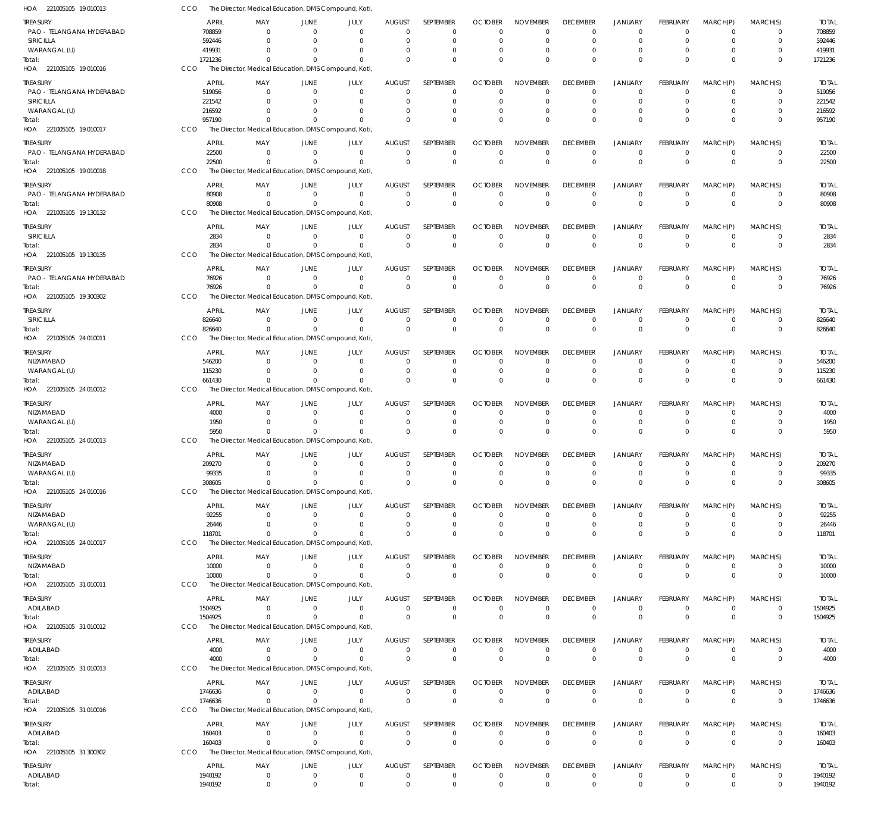HOA 221005105 19 010013 CCO The Director, Medical Education, DMS Compound, Koti,

| TREASURY | APRIL | MAY | JUNE | JULY | AUGUST | SEPTEMBER | OCTOBER | NOVEMBER | DECEMBER | JANUARY | FEBRUARY | MARCH(P) | MARCH(S) | TOTAL |
|---|---|---|---|---|---|---|---|---|---|---|---|---|---|---|
| PAO - TELANGANA HYDERABAD | 708859 | 0 | 0 | 0 | 0 | 0 | 0 | 0 | 0 | 0 | 0 | 0 | 0 | 708859 |
| SIRICILLA | 592446 | 0 | 0 | 0 | 0 | 0 | 0 | 0 | 0 | 0 | 0 | 0 | 0 | 592446 |
| WARANGAL (U) | 419931 | 0 | 0 | 0 | 0 | 0 | 0 | 0 | 0 | 0 | 0 | 0 | 0 | 419931 |
| Total: | 1721236 | 0 | 0 | 0 | 0 | 0 | 0 | 0 | 0 | 0 | 0 | 0 | 0 | 1721236 |

HOA 221005105 19 010016 CCO The Director, Medical Education, DMS Compound, Koti,

| TREASURY | APRIL | MAY | JUNE | JULY | AUGUST | SEPTEMBER | OCTOBER | NOVEMBER | DECEMBER | JANUARY | FEBRUARY | MARCH(P) | MARCH(S) | TOTAL |
|---|---|---|---|---|---|---|---|---|---|---|---|---|---|---|
| PAO - TELANGANA HYDERABAD | 519056 | 0 | 0 | 0 | 0 | 0 | 0 | 0 | 0 | 0 | 0 | 0 | 0 | 519056 |
| SIRICILLA | 221542 | 0 | 0 | 0 | 0 | 0 | 0 | 0 | 0 | 0 | 0 | 0 | 0 | 221542 |
| WARANGAL (U) | 216592 | 0 | 0 | 0 | 0 | 0 | 0 | 0 | 0 | 0 | 0 | 0 | 0 | 216592 |
| Total: | 957190 | 0 | 0 | 0 | 0 | 0 | 0 | 0 | 0 | 0 | 0 | 0 | 0 | 957190 |

HOA 221005105 19 010017 CCO The Director, Medical Education, DMS Compound, Koti,

| TREASURY | APRIL | MAY | JUNE | JULY | AUGUST | SEPTEMBER | OCTOBER | NOVEMBER | DECEMBER | JANUARY | FEBRUARY | MARCH(P) | MARCH(S) | TOTAL |
|---|---|---|---|---|---|---|---|---|---|---|---|---|---|---|
| PAO - TELANGANA HYDERABAD | 22500 | 0 | 0 | 0 | 0 | 0 | 0 | 0 | 0 | 0 | 0 | 0 | 0 | 22500 |
| Total: | 22500 | 0 | 0 | 0 | 0 | 0 | 0 | 0 | 0 | 0 | 0 | 0 | 0 | 22500 |

HOA 221005105 19 010018 CCO The Director, Medical Education, DMS Compound, Koti,

| TREASURY | APRIL | MAY | JUNE | JULY | AUGUST | SEPTEMBER | OCTOBER | NOVEMBER | DECEMBER | JANUARY | FEBRUARY | MARCH(P) | MARCH(S) | TOTAL |
|---|---|---|---|---|---|---|---|---|---|---|---|---|---|---|
| PAO - TELANGANA HYDERABAD | 80908 | 0 | 0 | 0 | 0 | 0 | 0 | 0 | 0 | 0 | 0 | 0 | 0 | 80908 |
| Total: | 80908 | 0 | 0 | 0 | 0 | 0 | 0 | 0 | 0 | 0 | 0 | 0 | 0 | 80908 |

HOA 221005105 19 130132 CCO The Director, Medical Education, DMS Compound, Koti,

| TREASURY | APRIL | MAY | JUNE | JULY | AUGUST | SEPTEMBER | OCTOBER | NOVEMBER | DECEMBER | JANUARY | FEBRUARY | MARCH(P) | MARCH(S) | TOTAL |
|---|---|---|---|---|---|---|---|---|---|---|---|---|---|---|
| SIRICILLA | 2834 | 0 | 0 | 0 | 0 | 0 | 0 | 0 | 0 | 0 | 0 | 0 | 0 | 2834 |
| Total: | 2834 | 0 | 0 | 0 | 0 | 0 | 0 | 0 | 0 | 0 | 0 | 0 | 0 | 2834 |

HOA 221005105 19 130135 CCO The Director, Medical Education, DMS Compound, Koti,

| TREASURY | APRIL | MAY | JUNE | JULY | AUGUST | SEPTEMBER | OCTOBER | NOVEMBER | DECEMBER | JANUARY | FEBRUARY | MARCH(P) | MARCH(S) | TOTAL |
|---|---|---|---|---|---|---|---|---|---|---|---|---|---|---|
| PAO - TELANGANA HYDERABAD | 76926 | 0 | 0 | 0 | 0 | 0 | 0 | 0 | 0 | 0 | 0 | 0 | 0 | 76926 |
| Total: | 76926 | 0 | 0 | 0 | 0 | 0 | 0 | 0 | 0 | 0 | 0 | 0 | 0 | 76926 |

HOA 221005105 19 300302 CCO The Director, Medical Education, DMS Compound, Koti,

| TREASURY | APRIL | MAY | JUNE | JULY | AUGUST | SEPTEMBER | OCTOBER | NOVEMBER | DECEMBER | JANUARY | FEBRUARY | MARCH(P) | MARCH(S) | TOTAL |
|---|---|---|---|---|---|---|---|---|---|---|---|---|---|---|
| SIRICILLA | 826640 | 0 | 0 | 0 | 0 | 0 | 0 | 0 | 0 | 0 | 0 | 0 | 0 | 826640 |
| Total: | 826640 | 0 | 0 | 0 | 0 | 0 | 0 | 0 | 0 | 0 | 0 | 0 | 0 | 826640 |

HOA 221005105 24 010011 CCO The Director, Medical Education, DMS Compound, Koti,

| TREASURY | APRIL | MAY | JUNE | JULY | AUGUST | SEPTEMBER | OCTOBER | NOVEMBER | DECEMBER | JANUARY | FEBRUARY | MARCH(P) | MARCH(S) | TOTAL |
|---|---|---|---|---|---|---|---|---|---|---|---|---|---|---|
| NIZAMABAD | 546200 | 0 | 0 | 0 | 0 | 0 | 0 | 0 | 0 | 0 | 0 | 0 | 0 | 546200 |
| WARANGAL (U) | 115230 | 0 | 0 | 0 | 0 | 0 | 0 | 0 | 0 | 0 | 0 | 0 | 0 | 115230 |
| Total: | 661430 | 0 | 0 | 0 | 0 | 0 | 0 | 0 | 0 | 0 | 0 | 0 | 0 | 661430 |

HOA 221005105 24 010012 CCO The Director, Medical Education, DMS Compound, Koti,

| TREASURY | APRIL | MAY | JUNE | JULY | AUGUST | SEPTEMBER | OCTOBER | NOVEMBER | DECEMBER | JANUARY | FEBRUARY | MARCH(P) | MARCH(S) | TOTAL |
|---|---|---|---|---|---|---|---|---|---|---|---|---|---|---|
| NIZAMABAD | 4000 | 0 | 0 | 0 | 0 | 0 | 0 | 0 | 0 | 0 | 0 | 0 | 0 | 4000 |
| WARANGAL (U) | 1950 | 0 | 0 | 0 | 0 | 0 | 0 | 0 | 0 | 0 | 0 | 0 | 0 | 1950 |
| Total: | 5950 | 0 | 0 | 0 | 0 | 0 | 0 | 0 | 0 | 0 | 0 | 0 | 0 | 5950 |

HOA 221005105 24 010013 CCO The Director, Medical Education, DMS Compound, Koti,

| TREASURY | APRIL | MAY | JUNE | JULY | AUGUST | SEPTEMBER | OCTOBER | NOVEMBER | DECEMBER | JANUARY | FEBRUARY | MARCH(P) | MARCH(S) | TOTAL |
|---|---|---|---|---|---|---|---|---|---|---|---|---|---|---|
| NIZAMABAD | 209270 | 0 | 0 | 0 | 0 | 0 | 0 | 0 | 0 | 0 | 0 | 0 | 0 | 209270 |
| WARANGAL (U) | 99335 | 0 | 0 | 0 | 0 | 0 | 0 | 0 | 0 | 0 | 0 | 0 | 0 | 99335 |
| Total: | 308605 | 0 | 0 | 0 | 0 | 0 | 0 | 0 | 0 | 0 | 0 | 0 | 0 | 308605 |

HOA 221005105 24 010016 CCO The Director, Medical Education, DMS Compound, Koti,

| TREASURY | APRIL | MAY | JUNE | JULY | AUGUST | SEPTEMBER | OCTOBER | NOVEMBER | DECEMBER | JANUARY | FEBRUARY | MARCH(P) | MARCH(S) | TOTAL |
|---|---|---|---|---|---|---|---|---|---|---|---|---|---|---|
| NIZAMABAD | 92255 | 0 | 0 | 0 | 0 | 0 | 0 | 0 | 0 | 0 | 0 | 0 | 0 | 92255 |
| WARANGAL (U) | 26446 | 0 | 0 | 0 | 0 | 0 | 0 | 0 | 0 | 0 | 0 | 0 | 0 | 26446 |
| Total: | 118701 | 0 | 0 | 0 | 0 | 0 | 0 | 0 | 0 | 0 | 0 | 0 | 0 | 118701 |

HOA 221005105 24 010017 CCO The Director, Medical Education, DMS Compound, Koti,

| TREASURY | APRIL | MAY | JUNE | JULY | AUGUST | SEPTEMBER | OCTOBER | NOVEMBER | DECEMBER | JANUARY | FEBRUARY | MARCH(P) | MARCH(S) | TOTAL |
|---|---|---|---|---|---|---|---|---|---|---|---|---|---|---|
| NIZAMABAD | 10000 | 0 | 0 | 0 | 0 | 0 | 0 | 0 | 0 | 0 | 0 | 0 | 0 | 10000 |
| Total: | 10000 | 0 | 0 | 0 | 0 | 0 | 0 | 0 | 0 | 0 | 0 | 0 | 0 | 10000 |

HOA 221005105 31 010011 CCO The Director, Medical Education, DMS Compound, Koti,

| TREASURY | APRIL | MAY | JUNE | JULY | AUGUST | SEPTEMBER | OCTOBER | NOVEMBER | DECEMBER | JANUARY | FEBRUARY | MARCH(P) | MARCH(S) | TOTAL |
|---|---|---|---|---|---|---|---|---|---|---|---|---|---|---|
| ADILABAD | 1504925 | 0 | 0 | 0 | 0 | 0 | 0 | 0 | 0 | 0 | 0 | 0 | 0 | 1504925 |
| Total: | 1504925 | 0 | 0 | 0 | 0 | 0 | 0 | 0 | 0 | 0 | 0 | 0 | 0 | 1504925 |

HOA 221005105 31 010012 CCO The Director, Medical Education, DMS Compound, Koti,

| TREASURY | APRIL | MAY | JUNE | JULY | AUGUST | SEPTEMBER | OCTOBER | NOVEMBER | DECEMBER | JANUARY | FEBRUARY | MARCH(P) | MARCH(S) | TOTAL |
|---|---|---|---|---|---|---|---|---|---|---|---|---|---|---|
| ADILABAD | 4000 | 0 | 0 | 0 | 0 | 0 | 0 | 0 | 0 | 0 | 0 | 0 | 0 | 4000 |
| Total: | 4000 | 0 | 0 | 0 | 0 | 0 | 0 | 0 | 0 | 0 | 0 | 0 | 0 | 4000 |

HOA 221005105 31 010013 CCO The Director, Medical Education, DMS Compound, Koti,

| TREASURY | APRIL | MAY | JUNE | JULY | AUGUST | SEPTEMBER | OCTOBER | NOVEMBER | DECEMBER | JANUARY | FEBRUARY | MARCH(P) | MARCH(S) | TOTAL |
|---|---|---|---|---|---|---|---|---|---|---|---|---|---|---|
| ADILABAD | 1746636 | 0 | 0 | 0 | 0 | 0 | 0 | 0 | 0 | 0 | 0 | 0 | 0 | 1746636 |
| Total: | 1746636 | 0 | 0 | 0 | 0 | 0 | 0 | 0 | 0 | 0 | 0 | 0 | 0 | 1746636 |

HOA 221005105 31 010016 CCO The Director, Medical Education, DMS Compound, Koti,

| TREASURY | APRIL | MAY | JUNE | JULY | AUGUST | SEPTEMBER | OCTOBER | NOVEMBER | DECEMBER | JANUARY | FEBRUARY | MARCH(P) | MARCH(S) | TOTAL |
|---|---|---|---|---|---|---|---|---|---|---|---|---|---|---|
| ADILABAD | 160403 | 0 | 0 | 0 | 0 | 0 | 0 | 0 | 0 | 0 | 0 | 0 | 0 | 160403 |
| Total: | 160403 | 0 | 0 | 0 | 0 | 0 | 0 | 0 | 0 | 0 | 0 | 0 | 0 | 160403 |

HOA 221005105 31 300302 CCO The Director, Medical Education, DMS Compound, Koti,

| TREASURY | APRIL | MAY | JUNE | JULY | AUGUST | SEPTEMBER | OCTOBER | NOVEMBER | DECEMBER | JANUARY | FEBRUARY | MARCH(P) | MARCH(S) | TOTAL |
|---|---|---|---|---|---|---|---|---|---|---|---|---|---|---|
| ADILABAD | 1940192 | 0 | 0 | 0 | 0 | 0 | 0 | 0 | 0 | 0 | 0 | 0 | 0 | 1940192 |
| Total: | 1940192 | 0 | 0 | 0 | 0 | 0 | 0 | 0 | 0 | 0 | 0 | 0 | 0 | 1940192 |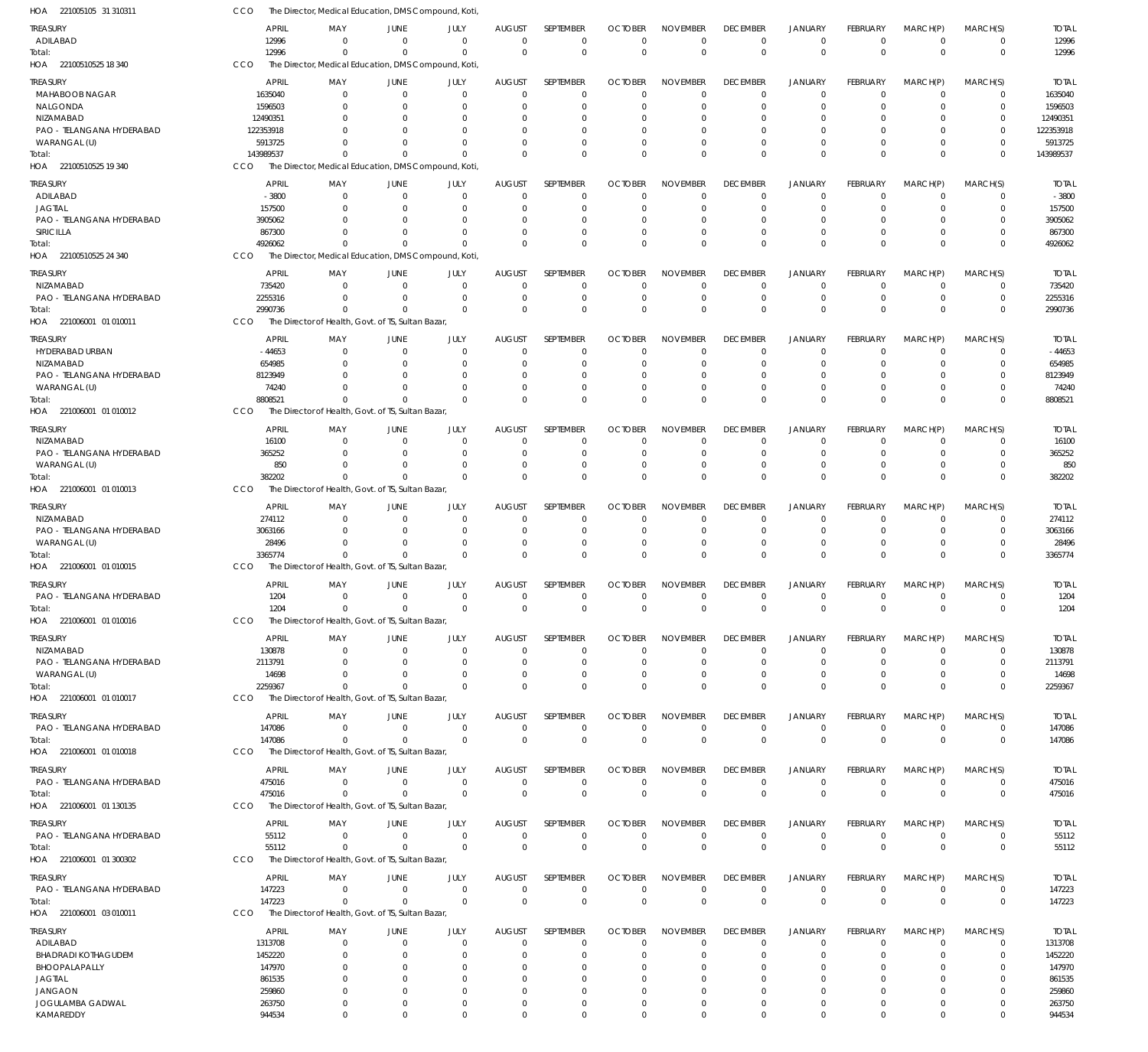HOA 221005105 31 310311 CCO The Director, Medical Education, DMS Compound, Koti,

| TREASURY | APRIL | MAY | JUNE | JULY | AUGUST | SEPTEMBER | OCTOBER | NOVEMBER | DECEMBER | JANUARY | FEBRUARY | MARCH(P) | MARCH(S) | TOTAL |
|---|---|---|---|---|---|---|---|---|---|---|---|---|---|---|
| ADILABAD | 12996 | 0 | 0 | 0 | 0 | 0 | 0 | 0 | 0 | 0 | 0 | 0 | 0 | 12996 |
| Total: | 12996 | 0 | 0 | 0 | 0 | 0 | 0 | 0 | 0 | 0 | 0 | 0 | 0 | 12996 |

HOA 22100510525 18 340 CCO The Director, Medical Education, DMS Compound, Koti,

| TREASURY | APRIL | MAY | JUNE | JULY | AUGUST | SEPTEMBER | OCTOBER | NOVEMBER | DECEMBER | JANUARY | FEBRUARY | MARCH(P) | MARCH(S) | TOTAL |
|---|---|---|---|---|---|---|---|---|---|---|---|---|---|---|
| MAHABOOB NAGAR | 1635040 | 0 | 0 | 0 | 0 | 0 | 0 | 0 | 0 | 0 | 0 | 0 | 0 | 1635040 |
| NALGONDA | 1596503 | 0 | 0 | 0 | 0 | 0 | 0 | 0 | 0 | 0 | 0 | 0 | 0 | 1596503 |
| NIZAMABAD | 12490351 | 0 | 0 | 0 | 0 | 0 | 0 | 0 | 0 | 0 | 0 | 0 | 0 | 12490351 |
| PAO - TELANGANA HYDERABAD | 122353918 | 0 | 0 | 0 | 0 | 0 | 0 | 0 | 0 | 0 | 0 | 0 | 0 | 122353918 |
| WARANGAL (U) | 5913725 | 0 | 0 | 0 | 0 | 0 | 0 | 0 | 0 | 0 | 0 | 0 | 0 | 5913725 |
| Total: | 143989537 | 0 | 0 | 0 | 0 | 0 | 0 | 0 | 0 | 0 | 0 | 0 | 0 | 143989537 |

HOA 22100510525 19 340 CCO The Director, Medical Education, DMS Compound, Koti,

| TREASURY | APRIL | MAY | JUNE | JULY | AUGUST | SEPTEMBER | OCTOBER | NOVEMBER | DECEMBER | JANUARY | FEBRUARY | MARCH(P) | MARCH(S) | TOTAL |
|---|---|---|---|---|---|---|---|---|---|---|---|---|---|---|
| ADILABAD | -3800 | 0 | 0 | 0 | 0 | 0 | 0 | 0 | 0 | 0 | 0 | 0 | 0 | -3800 |
| JAGTIAL | 157500 | 0 | 0 | 0 | 0 | 0 | 0 | 0 | 0 | 0 | 0 | 0 | 0 | 157500 |
| PAO - TELANGANA HYDERABAD | 3905062 | 0 | 0 | 0 | 0 | 0 | 0 | 0 | 0 | 0 | 0 | 0 | 0 | 3905062 |
| SIRICILLA | 867300 | 0 | 0 | 0 | 0 | 0 | 0 | 0 | 0 | 0 | 0 | 0 | 0 | 867300 |
| Total: | 4926062 | 0 | 0 | 0 | 0 | 0 | 0 | 0 | 0 | 0 | 0 | 0 | 0 | 4926062 |

HOA 22100510525 24 340 CCO The Director, Medical Education, DMS Compound, Koti,

| TREASURY | APRIL | MAY | JUNE | JULY | AUGUST | SEPTEMBER | OCTOBER | NOVEMBER | DECEMBER | JANUARY | FEBRUARY | MARCH(P) | MARCH(S) | TOTAL |
|---|---|---|---|---|---|---|---|---|---|---|---|---|---|---|
| NIZAMABAD | 735420 | 0 | 0 | 0 | 0 | 0 | 0 | 0 | 0 | 0 | 0 | 0 | 0 | 735420 |
| PAO - TELANGANA HYDERABAD | 2255316 | 0 | 0 | 0 | 0 | 0 | 0 | 0 | 0 | 0 | 0 | 0 | 0 | 2255316 |
| Total: | 2990736 | 0 | 0 | 0 | 0 | 0 | 0 | 0 | 0 | 0 | 0 | 0 | 0 | 2990736 |

HOA 221006001 01 010011 CCO The Director of Health, Govt. of TS, Sultan Bazar,

| TREASURY | APRIL | MAY | JUNE | JULY | AUGUST | SEPTEMBER | OCTOBER | NOVEMBER | DECEMBER | JANUARY | FEBRUARY | MARCH(P) | MARCH(S) | TOTAL |
|---|---|---|---|---|---|---|---|---|---|---|---|---|---|---|
| HYDERABAD URBAN | -44653 | 0 | 0 | 0 | 0 | 0 | 0 | 0 | 0 | 0 | 0 | 0 | 0 | -44653 |
| NIZAMABAD | 654985 | 0 | 0 | 0 | 0 | 0 | 0 | 0 | 0 | 0 | 0 | 0 | 0 | 654985 |
| PAO - TELANGANA HYDERABAD | 8123949 | 0 | 0 | 0 | 0 | 0 | 0 | 0 | 0 | 0 | 0 | 0 | 0 | 8123949 |
| WARANGAL (U) | 74240 | 0 | 0 | 0 | 0 | 0 | 0 | 0 | 0 | 0 | 0 | 0 | 0 | 74240 |
| Total: | 8808521 | 0 | 0 | 0 | 0 | 0 | 0 | 0 | 0 | 0 | 0 | 0 | 0 | 8808521 |

HOA 221006001 01 010012 CCO The Director of Health, Govt. of TS, Sultan Bazar,

| TREASURY | APRIL | MAY | JUNE | JULY | AUGUST | SEPTEMBER | OCTOBER | NOVEMBER | DECEMBER | JANUARY | FEBRUARY | MARCH(P) | MARCH(S) | TOTAL |
|---|---|---|---|---|---|---|---|---|---|---|---|---|---|---|
| NIZAMABAD | 16100 | 0 | 0 | 0 | 0 | 0 | 0 | 0 | 0 | 0 | 0 | 0 | 0 | 16100 |
| PAO - TELANGANA HYDERABAD | 365252 | 0 | 0 | 0 | 0 | 0 | 0 | 0 | 0 | 0 | 0 | 0 | 0 | 365252 |
| WARANGAL (U) | 850 | 0 | 0 | 0 | 0 | 0 | 0 | 0 | 0 | 0 | 0 | 0 | 0 | 850 |
| Total: | 382202 | 0 | 0 | 0 | 0 | 0 | 0 | 0 | 0 | 0 | 0 | 0 | 0 | 382202 |

HOA 221006001 01 010013 CCO The Director of Health, Govt. of TS, Sultan Bazar,

| TREASURY | APRIL | MAY | JUNE | JULY | AUGUST | SEPTEMBER | OCTOBER | NOVEMBER | DECEMBER | JANUARY | FEBRUARY | MARCH(P) | MARCH(S) | TOTAL |
|---|---|---|---|---|---|---|---|---|---|---|---|---|---|---|
| NIZAMABAD | 274112 | 0 | 0 | 0 | 0 | 0 | 0 | 0 | 0 | 0 | 0 | 0 | 0 | 274112 |
| PAO - TELANGANA HYDERABAD | 3063166 | 0 | 0 | 0 | 0 | 0 | 0 | 0 | 0 | 0 | 0 | 0 | 0 | 3063166 |
| WARANGAL (U) | 28496 | 0 | 0 | 0 | 0 | 0 | 0 | 0 | 0 | 0 | 0 | 0 | 0 | 28496 |
| Total: | 3365774 | 0 | 0 | 0 | 0 | 0 | 0 | 0 | 0 | 0 | 0 | 0 | 0 | 3365774 |

HOA 221006001 01 010015 CCO The Director of Health, Govt. of TS, Sultan Bazar,

| TREASURY | APRIL | MAY | JUNE | JULY | AUGUST | SEPTEMBER | OCTOBER | NOVEMBER | DECEMBER | JANUARY | FEBRUARY | MARCH(P) | MARCH(S) | TOTAL |
|---|---|---|---|---|---|---|---|---|---|---|---|---|---|---|
| PAO - TELANGANA HYDERABAD | 1204 | 0 | 0 | 0 | 0 | 0 | 0 | 0 | 0 | 0 | 0 | 0 | 0 | 1204 |
| Total: | 1204 | 0 | 0 | 0 | 0 | 0 | 0 | 0 | 0 | 0 | 0 | 0 | 0 | 1204 |

HOA 221006001 01 010016 CCO The Director of Health, Govt. of TS, Sultan Bazar,

| TREASURY | APRIL | MAY | JUNE | JULY | AUGUST | SEPTEMBER | OCTOBER | NOVEMBER | DECEMBER | JANUARY | FEBRUARY | MARCH(P) | MARCH(S) | TOTAL |
|---|---|---|---|---|---|---|---|---|---|---|---|---|---|---|
| NIZAMABAD | 130878 | 0 | 0 | 0 | 0 | 0 | 0 | 0 | 0 | 0 | 0 | 0 | 0 | 130878 |
| PAO - TELANGANA HYDERABAD | 2113791 | 0 | 0 | 0 | 0 | 0 | 0 | 0 | 0 | 0 | 0 | 0 | 0 | 2113791 |
| WARANGAL (U) | 14698 | 0 | 0 | 0 | 0 | 0 | 0 | 0 | 0 | 0 | 0 | 0 | 0 | 14698 |
| Total: | 2259367 | 0 | 0 | 0 | 0 | 0 | 0 | 0 | 0 | 0 | 0 | 0 | 0 | 2259367 |

HOA 221006001 01 010017 CCO The Director of Health, Govt. of TS, Sultan Bazar,

| TREASURY | APRIL | MAY | JUNE | JULY | AUGUST | SEPTEMBER | OCTOBER | NOVEMBER | DECEMBER | JANUARY | FEBRUARY | MARCH(P) | MARCH(S) | TOTAL |
|---|---|---|---|---|---|---|---|---|---|---|---|---|---|---|
| PAO - TELANGANA HYDERABAD | 147086 | 0 | 0 | 0 | 0 | 0 | 0 | 0 | 0 | 0 | 0 | 0 | 0 | 147086 |
| Total: | 147086 | 0 | 0 | 0 | 0 | 0 | 0 | 0 | 0 | 0 | 0 | 0 | 0 | 147086 |

HOA 221006001 01 010018 CCO The Director of Health, Govt. of TS, Sultan Bazar,

| TREASURY | APRIL | MAY | JUNE | JULY | AUGUST | SEPTEMBER | OCTOBER | NOVEMBER | DECEMBER | JANUARY | FEBRUARY | MARCH(P) | MARCH(S) | TOTAL |
|---|---|---|---|---|---|---|---|---|---|---|---|---|---|---|
| PAO - TELANGANA HYDERABAD | 475016 | 0 | 0 | 0 | 0 | 0 | 0 | 0 | 0 | 0 | 0 | 0 | 0 | 475016 |
| Total: | 475016 | 0 | 0 | 0 | 0 | 0 | 0 | 0 | 0 | 0 | 0 | 0 | 0 | 475016 |

HOA 221006001 01 130135 CCO The Director of Health, Govt. of TS, Sultan Bazar,

| TREASURY | APRIL | MAY | JUNE | JULY | AUGUST | SEPTEMBER | OCTOBER | NOVEMBER | DECEMBER | JANUARY | FEBRUARY | MARCH(P) | MARCH(S) | TOTAL |
|---|---|---|---|---|---|---|---|---|---|---|---|---|---|---|
| PAO - TELANGANA HYDERABAD | 55112 | 0 | 0 | 0 | 0 | 0 | 0 | 0 | 0 | 0 | 0 | 0 | 0 | 55112 |
| Total: | 55112 | 0 | 0 | 0 | 0 | 0 | 0 | 0 | 0 | 0 | 0 | 0 | 0 | 55112 |

HOA 221006001 01 300302 CCO The Director of Health, Govt. of TS, Sultan Bazar,

| TREASURY | APRIL | MAY | JUNE | JULY | AUGUST | SEPTEMBER | OCTOBER | NOVEMBER | DECEMBER | JANUARY | FEBRUARY | MARCH(P) | MARCH(S) | TOTAL |
|---|---|---|---|---|---|---|---|---|---|---|---|---|---|---|
| PAO - TELANGANA HYDERABAD | 147223 | 0 | 0 | 0 | 0 | 0 | 0 | 0 | 0 | 0 | 0 | 0 | 0 | 147223 |
| Total: | 147223 | 0 | 0 | 0 | 0 | 0 | 0 | 0 | 0 | 0 | 0 | 0 | 0 | 147223 |

HOA 221006001 03 010011 CCO The Director of Health, Govt. of TS, Sultan Bazar,

| TREASURY | APRIL | MAY | JUNE | JULY | AUGUST | SEPTEMBER | OCTOBER | NOVEMBER | DECEMBER | JANUARY | FEBRUARY | MARCH(P) | MARCH(S) | TOTAL |
|---|---|---|---|---|---|---|---|---|---|---|---|---|---|---|
| ADILABAD | 1313708 | 0 | 0 | 0 | 0 | 0 | 0 | 0 | 0 | 0 | 0 | 0 | 0 | 1313708 |
| BHADRADI KOTHAGUDEM | 1452220 | 0 | 0 | 0 | 0 | 0 | 0 | 0 | 0 | 0 | 0 | 0 | 0 | 1452220 |
| BHOOPALAPALLY | 147970 | 0 | 0 | 0 | 0 | 0 | 0 | 0 | 0 | 0 | 0 | 0 | 0 | 147970 |
| JAGTIAL | 861535 | 0 | 0 | 0 | 0 | 0 | 0 | 0 | 0 | 0 | 0 | 0 | 0 | 861535 |
| JANGAON | 259860 | 0 | 0 | 0 | 0 | 0 | 0 | 0 | 0 | 0 | 0 | 0 | 0 | 259860 |
| JOGULAMBA GADWAL | 263750 | 0 | 0 | 0 | 0 | 0 | 0 | 0 | 0 | 0 | 0 | 0 | 0 | 263750 |
| KAMAREDDY | 944534 | 0 | 0 | 0 | 0 | 0 | 0 | 0 | 0 | 0 | 0 | 0 | 0 | 944534 |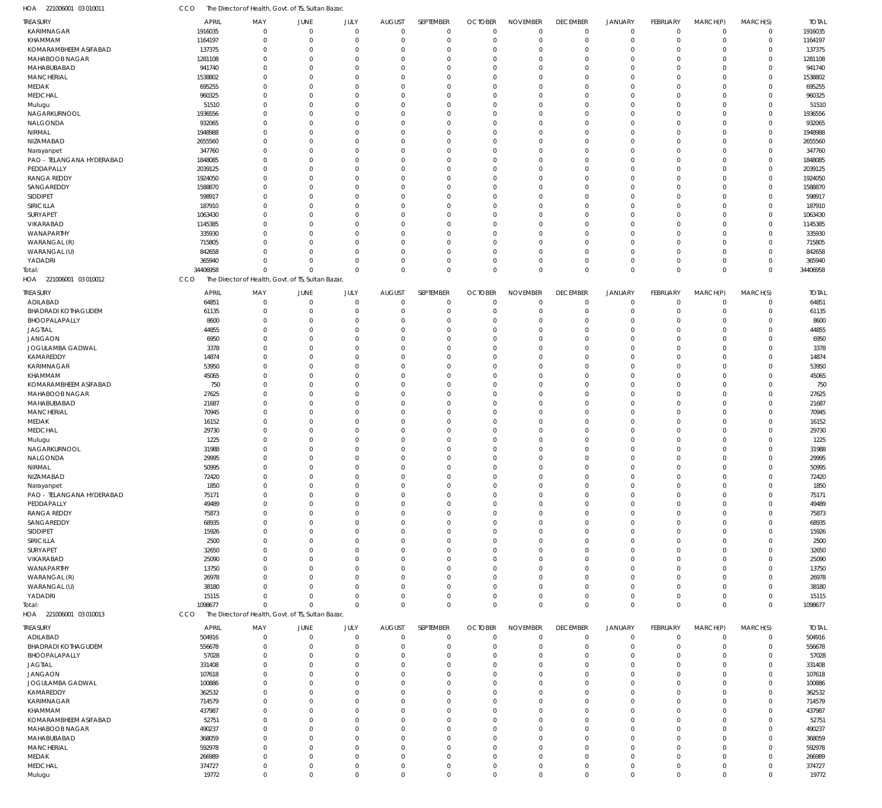HOA 221006001 03 010011 CCO The Director of Health, Govt. of TS, Sultan Bazar,

| TREASURY | APRIL | MAY | JUNE | JULY | AUGUST | SEPTEMBER | OCTOBER | NOVEMBER | DECEMBER | JANUARY | FEBRUARY | MARCH(P) | MARCH(S) | TOTAL |
|---|---|---|---|---|---|---|---|---|---|---|---|---|---|---|
| KARIMNAGAR | 1916035 | 0 | 0 | 0 | 0 | 0 | 0 | 0 | 0 | 0 | 0 | 0 | 0 | 1916035 |
| KHAMMAM | 1164197 | 0 | 0 | 0 | 0 | 0 | 0 | 0 | 0 | 0 | 0 | 0 | 0 | 1164197 |
| KOMARAMBHEEM ASIFABAD | 137375 | 0 | 0 | 0 | 0 | 0 | 0 | 0 | 0 | 0 | 0 | 0 | 0 | 137375 |
| MAHABOOB NAGAR | 1281108 | 0 | 0 | 0 | 0 | 0 | 0 | 0 | 0 | 0 | 0 | 0 | 0 | 1281108 |
| MAHABUBABAD | 941740 | 0 | 0 | 0 | 0 | 0 | 0 | 0 | 0 | 0 | 0 | 0 | 0 | 941740 |
| MANCHERIAL | 1538802 | 0 | 0 | 0 | 0 | 0 | 0 | 0 | 0 | 0 | 0 | 0 | 0 | 1538802 |
| MEDAK | 695255 | 0 | 0 | 0 | 0 | 0 | 0 | 0 | 0 | 0 | 0 | 0 | 0 | 695255 |
| MEDCHAL | 960325 | 0 | 0 | 0 | 0 | 0 | 0 | 0 | 0 | 0 | 0 | 0 | 0 | 960325 |
| Mulugu | 51510 | 0 | 0 | 0 | 0 | 0 | 0 | 0 | 0 | 0 | 0 | 0 | 0 | 51510 |
| NAGARKURNOOL | 1936556 | 0 | 0 | 0 | 0 | 0 | 0 | 0 | 0 | 0 | 0 | 0 | 0 | 1936556 |
| NALGONDA | 932065 | 0 | 0 | 0 | 0 | 0 | 0 | 0 | 0 | 0 | 0 | 0 | 0 | 932065 |
| NIRMAL | 1948988 | 0 | 0 | 0 | 0 | 0 | 0 | 0 | 0 | 0 | 0 | 0 | 0 | 1948988 |
| NIZAMABAD | 2655560 | 0 | 0 | 0 | 0 | 0 | 0 | 0 | 0 | 0 | 0 | 0 | 0 | 2655560 |
| Narayanpet | 347760 | 0 | 0 | 0 | 0 | 0 | 0 | 0 | 0 | 0 | 0 | 0 | 0 | 347760 |
| PAO - TELANGANA HYDERABAD | 1848085 | 0 | 0 | 0 | 0 | 0 | 0 | 0 | 0 | 0 | 0 | 0 | 0 | 1848085 |
| PEDDAPALLY | 2039125 | 0 | 0 | 0 | 0 | 0 | 0 | 0 | 0 | 0 | 0 | 0 | 0 | 2039125 |
| RANGA REDDY | 1924050 | 0 | 0 | 0 | 0 | 0 | 0 | 0 | 0 | 0 | 0 | 0 | 0 | 1924050 |
| SANGAREDDY | 1588870 | 0 | 0 | 0 | 0 | 0 | 0 | 0 | 0 | 0 | 0 | 0 | 0 | 1588870 |
| SIDDIPET | 598917 | 0 | 0 | 0 | 0 | 0 | 0 | 0 | 0 | 0 | 0 | 0 | 0 | 598917 |
| SIRICILLA | 187910 | 0 | 0 | 0 | 0 | 0 | 0 | 0 | 0 | 0 | 0 | 0 | 0 | 187910 |
| SURYAPET | 1063430 | 0 | 0 | 0 | 0 | 0 | 0 | 0 | 0 | 0 | 0 | 0 | 0 | 1063430 |
| VIKARABAD | 1145385 | 0 | 0 | 0 | 0 | 0 | 0 | 0 | 0 | 0 | 0 | 0 | 0 | 1145385 |
| WANAPARTHY | 335930 | 0 | 0 | 0 | 0 | 0 | 0 | 0 | 0 | 0 | 0 | 0 | 0 | 335930 |
| WARANGAL (R) | 715805 | 0 | 0 | 0 | 0 | 0 | 0 | 0 | 0 | 0 | 0 | 0 | 0 | 715805 |
| WARANGAL (U) | 842658 | 0 | 0 | 0 | 0 | 0 | 0 | 0 | 0 | 0 | 0 | 0 | 0 | 842658 |
| YADADRI | 365940 | 0 | 0 | 0 | 0 | 0 | 0 | 0 | 0 | 0 | 0 | 0 | 0 | 365940 |
| Total: | 34406958 | 0 | 0 | 0 | 0 | 0 | 0 | 0 | 0 | 0 | 0 | 0 | 0 | 34406958 |

HOA 221006001 03 010012 CCO The Director of Health, Govt. of TS, Sultan Bazar,

| TREASURY | APRIL | MAY | JUNE | JULY | AUGUST | SEPTEMBER | OCTOBER | NOVEMBER | DECEMBER | JANUARY | FEBRUARY | MARCH(P) | MARCH(S) | TOTAL |
|---|---|---|---|---|---|---|---|---|---|---|---|---|---|---|
| ADILABAD | 64851 | 0 | 0 | 0 | 0 | 0 | 0 | 0 | 0 | 0 | 0 | 0 | 0 | 64851 |
| BHADRADI KOTHAGUDEM | 61135 | 0 | 0 | 0 | 0 | 0 | 0 | 0 | 0 | 0 | 0 | 0 | 0 | 61135 |
| BHOOPALAPALLY | 8600 | 0 | 0 | 0 | 0 | 0 | 0 | 0 | 0 | 0 | 0 | 0 | 0 | 8600 |
| JAGTIAL | 44855 | 0 | 0 | 0 | 0 | 0 | 0 | 0 | 0 | 0 | 0 | 0 | 0 | 44855 |
| JANGAON | 6950 | 0 | 0 | 0 | 0 | 0 | 0 | 0 | 0 | 0 | 0 | 0 | 0 | 6950 |
| JOGULAMBA GADWAL | 3378 | 0 | 0 | 0 | 0 | 0 | 0 | 0 | 0 | 0 | 0 | 0 | 0 | 3378 |
| KAMAREDDY | 14874 | 0 | 0 | 0 | 0 | 0 | 0 | 0 | 0 | 0 | 0 | 0 | 0 | 14874 |
| KARIMNAGAR | 53950 | 0 | 0 | 0 | 0 | 0 | 0 | 0 | 0 | 0 | 0 | 0 | 0 | 53950 |
| KHAMMAM | 45065 | 0 | 0 | 0 | 0 | 0 | 0 | 0 | 0 | 0 | 0 | 0 | 0 | 45065 |
| KOMARAMBHEEM ASIFABAD | 750 | 0 | 0 | 0 | 0 | 0 | 0 | 0 | 0 | 0 | 0 | 0 | 0 | 750 |
| MAHABOOB NAGAR | 27625 | 0 | 0 | 0 | 0 | 0 | 0 | 0 | 0 | 0 | 0 | 0 | 0 | 27625 |
| MAHABUBABAD | 21687 | 0 | 0 | 0 | 0 | 0 | 0 | 0 | 0 | 0 | 0 | 0 | 0 | 21687 |
| MANCHERIAL | 70945 | 0 | 0 | 0 | 0 | 0 | 0 | 0 | 0 | 0 | 0 | 0 | 0 | 70945 |
| MEDAK | 16152 | 0 | 0 | 0 | 0 | 0 | 0 | 0 | 0 | 0 | 0 | 0 | 0 | 16152 |
| MEDCHAL | 29730 | 0 | 0 | 0 | 0 | 0 | 0 | 0 | 0 | 0 | 0 | 0 | 0 | 29730 |
| Mulugu | 1225 | 0 | 0 | 0 | 0 | 0 | 0 | 0 | 0 | 0 | 0 | 0 | 0 | 1225 |
| NAGARKURNOOL | 31988 | 0 | 0 | 0 | 0 | 0 | 0 | 0 | 0 | 0 | 0 | 0 | 0 | 31988 |
| NALGONDA | 29995 | 0 | 0 | 0 | 0 | 0 | 0 | 0 | 0 | 0 | 0 | 0 | 0 | 29995 |
| NIRMAL | 50995 | 0 | 0 | 0 | 0 | 0 | 0 | 0 | 0 | 0 | 0 | 0 | 0 | 50995 |
| NIZAMABAD | 72420 | 0 | 0 | 0 | 0 | 0 | 0 | 0 | 0 | 0 | 0 | 0 | 0 | 72420 |
| Narayanpet | 1850 | 0 | 0 | 0 | 0 | 0 | 0 | 0 | 0 | 0 | 0 | 0 | 0 | 1850 |
| PAO - TELANGANA HYDERABAD | 75171 | 0 | 0 | 0 | 0 | 0 | 0 | 0 | 0 | 0 | 0 | 0 | 0 | 75171 |
| PEDDAPALLY | 49489 | 0 | 0 | 0 | 0 | 0 | 0 | 0 | 0 | 0 | 0 | 0 | 0 | 49489 |
| RANGA REDDY | 75873 | 0 | 0 | 0 | 0 | 0 | 0 | 0 | 0 | 0 | 0 | 0 | 0 | 75873 |
| SANGAREDDY | 68935 | 0 | 0 | 0 | 0 | 0 | 0 | 0 | 0 | 0 | 0 | 0 | 0 | 68935 |
| SIDDIPET | 15926 | 0 | 0 | 0 | 0 | 0 | 0 | 0 | 0 | 0 | 0 | 0 | 0 | 15926 |
| SIRICILLA | 2500 | 0 | 0 | 0 | 0 | 0 | 0 | 0 | 0 | 0 | 0 | 0 | 0 | 2500 |
| SURYAPET | 32650 | 0 | 0 | 0 | 0 | 0 | 0 | 0 | 0 | 0 | 0 | 0 | 0 | 32650 |
| VIKARABAD | 25090 | 0 | 0 | 0 | 0 | 0 | 0 | 0 | 0 | 0 | 0 | 0 | 0 | 25090 |
| WANAPARTHY | 13750 | 0 | 0 | 0 | 0 | 0 | 0 | 0 | 0 | 0 | 0 | 0 | 0 | 13750 |
| WARANGAL (R) | 26978 | 0 | 0 | 0 | 0 | 0 | 0 | 0 | 0 | 0 | 0 | 0 | 0 | 26978 |
| WARANGAL (U) | 38180 | 0 | 0 | 0 | 0 | 0 | 0 | 0 | 0 | 0 | 0 | 0 | 0 | 38180 |
| YADADRI | 15115 | 0 | 0 | 0 | 0 | 0 | 0 | 0 | 0 | 0 | 0 | 0 | 0 | 15115 |
| Total: | 1098677 | 0 | 0 | 0 | 0 | 0 | 0 | 0 | 0 | 0 | 0 | 0 | 0 | 1098677 |

HOA 221006001 03 010013 CCO The Director of Health, Govt. of TS, Sultan Bazar,

| TREASURY | APRIL | MAY | JUNE | JULY | AUGUST | SEPTEMBER | OCTOBER | NOVEMBER | DECEMBER | JANUARY | FEBRUARY | MARCH(P) | MARCH(S) | TOTAL |
|---|---|---|---|---|---|---|---|---|---|---|---|---|---|---|
| ADILABAD | 504916 | 0 | 0 | 0 | 0 | 0 | 0 | 0 | 0 | 0 | 0 | 0 | 0 | 504916 |
| BHADRADI KOTHAGUDEM | 556678 | 0 | 0 | 0 | 0 | 0 | 0 | 0 | 0 | 0 | 0 | 0 | 0 | 556678 |
| BHOOPALAPALLY | 57028 | 0 | 0 | 0 | 0 | 0 | 0 | 0 | 0 | 0 | 0 | 0 | 0 | 57028 |
| JAGTIAL | 331408 | 0 | 0 | 0 | 0 | 0 | 0 | 0 | 0 | 0 | 0 | 0 | 0 | 331408 |
| JANGAON | 107618 | 0 | 0 | 0 | 0 | 0 | 0 | 0 | 0 | 0 | 0 | 0 | 0 | 107618 |
| JOGULAMBA GADWAL | 100886 | 0 | 0 | 0 | 0 | 0 | 0 | 0 | 0 | 0 | 0 | 0 | 0 | 100886 |
| KAMAREDDY | 362532 | 0 | 0 | 0 | 0 | 0 | 0 | 0 | 0 | 0 | 0 | 0 | 0 | 362532 |
| KARIMNAGAR | 714579 | 0 | 0 | 0 | 0 | 0 | 0 | 0 | 0 | 0 | 0 | 0 | 0 | 714579 |
| KHAMMAM | 437987 | 0 | 0 | 0 | 0 | 0 | 0 | 0 | 0 | 0 | 0 | 0 | 0 | 437987 |
| KOMARAMBHEEM ASIFABAD | 52751 | 0 | 0 | 0 | 0 | 0 | 0 | 0 | 0 | 0 | 0 | 0 | 0 | 52751 |
| MAHABOOB NAGAR | 490237 | 0 | 0 | 0 | 0 | 0 | 0 | 0 | 0 | 0 | 0 | 0 | 0 | 490237 |
| MAHABUBABAD | 368059 | 0 | 0 | 0 | 0 | 0 | 0 | 0 | 0 | 0 | 0 | 0 | 0 | 368059 |
| MANCHERIAL | 592978 | 0 | 0 | 0 | 0 | 0 | 0 | 0 | 0 | 0 | 0 | 0 | 0 | 592978 |
| MEDAK | 266989 | 0 | 0 | 0 | 0 | 0 | 0 | 0 | 0 | 0 | 0 | 0 | 0 | 266989 |
| MEDCHAL | 374727 | 0 | 0 | 0 | 0 | 0 | 0 | 0 | 0 | 0 | 0 | 0 | 0 | 374727 |
| Mulugu | 19772 | 0 | 0 | 0 | 0 | 0 | 0 | 0 | 0 | 0 | 0 | 0 | 0 | 19772 |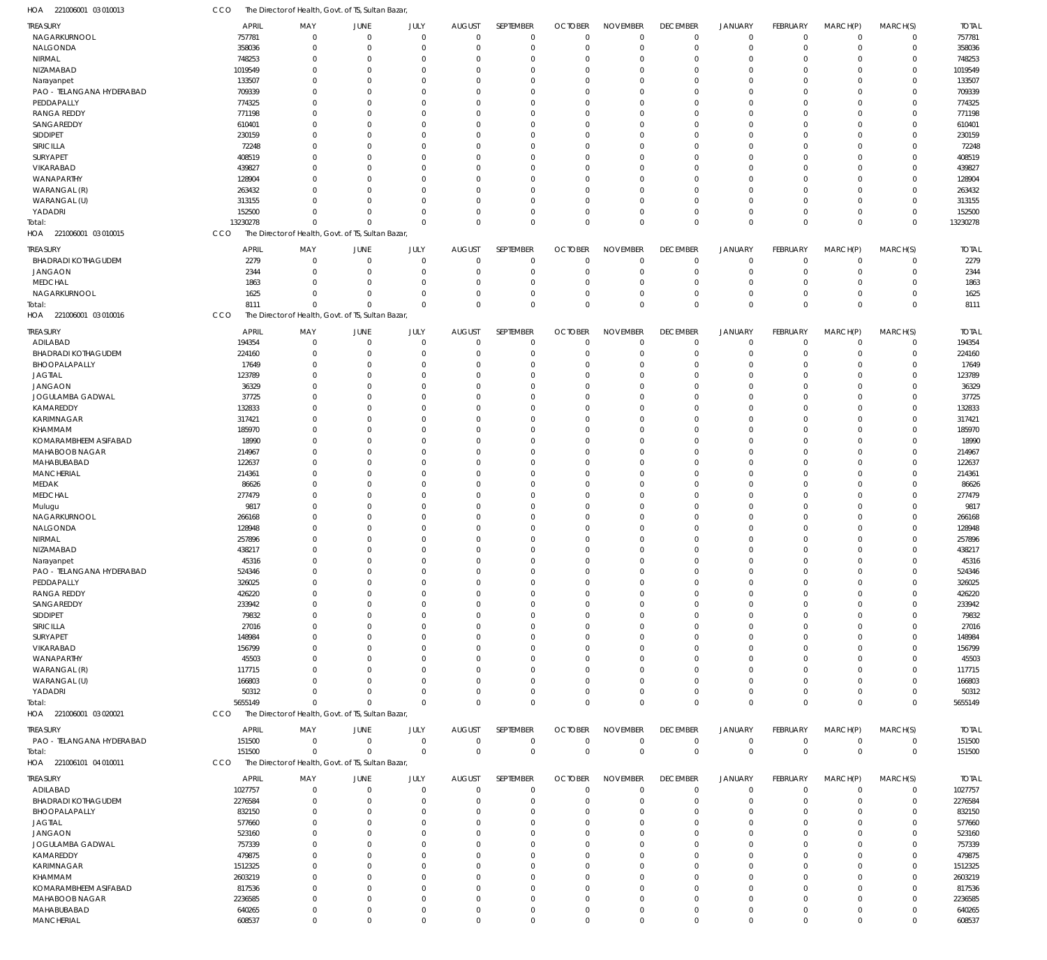HOA 221006001 03 010013 CCO The Director of Health, Govt. of TS, Sultan Bazar,

| TREASURY | APRIL | MAY | JUNE | JULY | AUGUST | SEPTEMBER | OCTOBER | NOVEMBER | DECEMBER | JANUARY | FEBRUARY | MARCH(P) | MARCH(S) | TOTAL |
|---|---|---|---|---|---|---|---|---|---|---|---|---|---|---|
| NAGARKURNOOL | 757781 | 0 | 0 | 0 | 0 | 0 | 0 | 0 | 0 | 0 | 0 | 0 | 0 | 757781 |
| NALGONDA | 358036 | 0 | 0 | 0 | 0 | 0 | 0 | 0 | 0 | 0 | 0 | 0 | 0 | 358036 |
| NIRMAL | 748253 | 0 | 0 | 0 | 0 | 0 | 0 | 0 | 0 | 0 | 0 | 0 | 0 | 748253 |
| NIZAMABAD | 1019549 | 0 | 0 | 0 | 0 | 0 | 0 | 0 | 0 | 0 | 0 | 0 | 0 | 1019549 |
| Narayanpet | 133507 | 0 | 0 | 0 | 0 | 0 | 0 | 0 | 0 | 0 | 0 | 0 | 0 | 133507 |
| PAO - TELANGANA HYDERABAD | 709339 | 0 | 0 | 0 | 0 | 0 | 0 | 0 | 0 | 0 | 0 | 0 | 0 | 709339 |
| PEDDAPALLY | 774325 | 0 | 0 | 0 | 0 | 0 | 0 | 0 | 0 | 0 | 0 | 0 | 0 | 774325 |
| RANGA REDDY | 771198 | 0 | 0 | 0 | 0 | 0 | 0 | 0 | 0 | 0 | 0 | 0 | 0 | 771198 |
| SANGAREDDY | 610401 | 0 | 0 | 0 | 0 | 0 | 0 | 0 | 0 | 0 | 0 | 0 | 0 | 610401 |
| SIDDIPET | 230159 | 0 | 0 | 0 | 0 | 0 | 0 | 0 | 0 | 0 | 0 | 0 | 0 | 230159 |
| SIRICILLA | 72248 | 0 | 0 | 0 | 0 | 0 | 0 | 0 | 0 | 0 | 0 | 0 | 0 | 72248 |
| SURYAPET | 408519 | 0 | 0 | 0 | 0 | 0 | 0 | 0 | 0 | 0 | 0 | 0 | 0 | 408519 |
| VIKARABAD | 439827 | 0 | 0 | 0 | 0 | 0 | 0 | 0 | 0 | 0 | 0 | 0 | 0 | 439827 |
| WANAPARTHY | 128904 | 0 | 0 | 0 | 0 | 0 | 0 | 0 | 0 | 0 | 0 | 0 | 0 | 128904 |
| WARANGAL (R) | 263432 | 0 | 0 | 0 | 0 | 0 | 0 | 0 | 0 | 0 | 0 | 0 | 0 | 263432 |
| WARANGAL (U) | 313155 | 0 | 0 | 0 | 0 | 0 | 0 | 0 | 0 | 0 | 0 | 0 | 0 | 313155 |
| YADADRI | 152500 | 0 | 0 | 0 | 0 | 0 | 0 | 0 | 0 | 0 | 0 | 0 | 0 | 152500 |
| Total: | 13230278 | 0 | 0 | 0 | 0 | 0 | 0 | 0 | 0 | 0 | 0 | 0 | 0 | 13230278 |

HOA 221006001 03 010015 CCO The Director of Health, Govt. of TS, Sultan Bazar,

| TREASURY | APRIL | MAY | JUNE | JULY | AUGUST | SEPTEMBER | OCTOBER | NOVEMBER | DECEMBER | JANUARY | FEBRUARY | MARCH(P) | MARCH(S) | TOTAL |
|---|---|---|---|---|---|---|---|---|---|---|---|---|---|---|
| BHADRADI KOTHAGUDEM | 2279 | 0 | 0 | 0 | 0 | 0 | 0 | 0 | 0 | 0 | 0 | 0 | 0 | 2279 |
| JANGAON | 2344 | 0 | 0 | 0 | 0 | 0 | 0 | 0 | 0 | 0 | 0 | 0 | 0 | 2344 |
| MEDCHAL | 1863 | 0 | 0 | 0 | 0 | 0 | 0 | 0 | 0 | 0 | 0 | 0 | 0 | 1863 |
| NAGARKURNOOL | 1625 | 0 | 0 | 0 | 0 | 0 | 0 | 0 | 0 | 0 | 0 | 0 | 0 | 1625 |
| Total: | 8111 | 0 | 0 | 0 | 0 | 0 | 0 | 0 | 0 | 0 | 0 | 0 | 0 | 8111 |

HOA 221006001 03 010016 CCO The Director of Health, Govt. of TS, Sultan Bazar,

| TREASURY | APRIL | MAY | JUNE | JULY | AUGUST | SEPTEMBER | OCTOBER | NOVEMBER | DECEMBER | JANUARY | FEBRUARY | MARCH(P) | MARCH(S) | TOTAL |
|---|---|---|---|---|---|---|---|---|---|---|---|---|---|---|
| ADILABAD | 194354 | 0 | 0 | 0 | 0 | 0 | 0 | 0 | 0 | 0 | 0 | 0 | 0 | 194354 |
| BHADRADI KOTHAGUDEM | 224160 | 0 | 0 | 0 | 0 | 0 | 0 | 0 | 0 | 0 | 0 | 0 | 0 | 224160 |
| BHOOPALAPALLY | 17649 | 0 | 0 | 0 | 0 | 0 | 0 | 0 | 0 | 0 | 0 | 0 | 0 | 17649 |
| JAGTIAL | 123789 | 0 | 0 | 0 | 0 | 0 | 0 | 0 | 0 | 0 | 0 | 0 | 0 | 123789 |
| JANGAON | 36329 | 0 | 0 | 0 | 0 | 0 | 0 | 0 | 0 | 0 | 0 | 0 | 0 | 36329 |
| JOGULAMBA GADWAL | 37725 | 0 | 0 | 0 | 0 | 0 | 0 | 0 | 0 | 0 | 0 | 0 | 0 | 37725 |
| KAMAREDDY | 132833 | 0 | 0 | 0 | 0 | 0 | 0 | 0 | 0 | 0 | 0 | 0 | 0 | 132833 |
| KARIMNAGAR | 317421 | 0 | 0 | 0 | 0 | 0 | 0 | 0 | 0 | 0 | 0 | 0 | 0 | 317421 |
| KHAMMAM | 185970 | 0 | 0 | 0 | 0 | 0 | 0 | 0 | 0 | 0 | 0 | 0 | 0 | 185970 |
| KOMARAMBHEEM ASIFABAD | 18990 | 0 | 0 | 0 | 0 | 0 | 0 | 0 | 0 | 0 | 0 | 0 | 0 | 18990 |
| MAHABOOB NAGAR | 214967 | 0 | 0 | 0 | 0 | 0 | 0 | 0 | 0 | 0 | 0 | 0 | 0 | 214967 |
| MAHABUBABAD | 122637 | 0 | 0 | 0 | 0 | 0 | 0 | 0 | 0 | 0 | 0 | 0 | 0 | 122637 |
| MANCHERIAL | 214361 | 0 | 0 | 0 | 0 | 0 | 0 | 0 | 0 | 0 | 0 | 0 | 0 | 214361 |
| MEDAK | 86626 | 0 | 0 | 0 | 0 | 0 | 0 | 0 | 0 | 0 | 0 | 0 | 0 | 86626 |
| MEDCHAL | 277479 | 0 | 0 | 0 | 0 | 0 | 0 | 0 | 0 | 0 | 0 | 0 | 0 | 277479 |
| Mulugu | 9817 | 0 | 0 | 0 | 0 | 0 | 0 | 0 | 0 | 0 | 0 | 0 | 0 | 9817 |
| NAGARKURNOOL | 266168 | 0 | 0 | 0 | 0 | 0 | 0 | 0 | 0 | 0 | 0 | 0 | 0 | 266168 |
| NALGONDA | 128948 | 0 | 0 | 0 | 0 | 0 | 0 | 0 | 0 | 0 | 0 | 0 | 0 | 128948 |
| NIRMAL | 257896 | 0 | 0 | 0 | 0 | 0 | 0 | 0 | 0 | 0 | 0 | 0 | 0 | 257896 |
| NIZAMABAD | 438217 | 0 | 0 | 0 | 0 | 0 | 0 | 0 | 0 | 0 | 0 | 0 | 0 | 438217 |
| Narayanpet | 45316 | 0 | 0 | 0 | 0 | 0 | 0 | 0 | 0 | 0 | 0 | 0 | 0 | 45316 |
| PAO - TELANGANA HYDERABAD | 524346 | 0 | 0 | 0 | 0 | 0 | 0 | 0 | 0 | 0 | 0 | 0 | 0 | 524346 |
| PEDDAPALLY | 326025 | 0 | 0 | 0 | 0 | 0 | 0 | 0 | 0 | 0 | 0 | 0 | 0 | 326025 |
| RANGA REDDY | 426220 | 0 | 0 | 0 | 0 | 0 | 0 | 0 | 0 | 0 | 0 | 0 | 0 | 426220 |
| SANGAREDDY | 233942 | 0 | 0 | 0 | 0 | 0 | 0 | 0 | 0 | 0 | 0 | 0 | 0 | 233942 |
| SIDDIPET | 79832 | 0 | 0 | 0 | 0 | 0 | 0 | 0 | 0 | 0 | 0 | 0 | 0 | 79832 |
| SIRICILLA | 27016 | 0 | 0 | 0 | 0 | 0 | 0 | 0 | 0 | 0 | 0 | 0 | 0 | 27016 |
| SURYAPET | 148984 | 0 | 0 | 0 | 0 | 0 | 0 | 0 | 0 | 0 | 0 | 0 | 0 | 148984 |
| VIKARABAD | 156799 | 0 | 0 | 0 | 0 | 0 | 0 | 0 | 0 | 0 | 0 | 0 | 0 | 156799 |
| WANAPARTHY | 45503 | 0 | 0 | 0 | 0 | 0 | 0 | 0 | 0 | 0 | 0 | 0 | 0 | 45503 |
| WARANGAL (R) | 117715 | 0 | 0 | 0 | 0 | 0 | 0 | 0 | 0 | 0 | 0 | 0 | 0 | 117715 |
| WARANGAL (U) | 166803 | 0 | 0 | 0 | 0 | 0 | 0 | 0 | 0 | 0 | 0 | 0 | 0 | 166803 |
| YADADRI | 50312 | 0 | 0 | 0 | 0 | 0 | 0 | 0 | 0 | 0 | 0 | 0 | 0 | 50312 |
| Total: | 5655149 | 0 | 0 | 0 | 0 | 0 | 0 | 0 | 0 | 0 | 0 | 0 | 0 | 5655149 |

HOA 221006001 03 020021 CCO The Director of Health, Govt. of TS, Sultan Bazar,

| TREASURY | APRIL | MAY | JUNE | JULY | AUGUST | SEPTEMBER | OCTOBER | NOVEMBER | DECEMBER | JANUARY | FEBRUARY | MARCH(P) | MARCH(S) | TOTAL |
|---|---|---|---|---|---|---|---|---|---|---|---|---|---|---|
| PAO - TELANGANA HYDERABAD | 151500 | 0 | 0 | 0 | 0 | 0 | 0 | 0 | 0 | 0 | 0 | 0 | 0 | 151500 |
| Total: | 151500 | 0 | 0 | 0 | 0 | 0 | 0 | 0 | 0 | 0 | 0 | 0 | 0 | 151500 |

HOA 221006101 04 010011 CCO The Director of Health, Govt. of TS, Sultan Bazar,

| TREASURY | APRIL | MAY | JUNE | JULY | AUGUST | SEPTEMBER | OCTOBER | NOVEMBER | DECEMBER | JANUARY | FEBRUARY | MARCH(P) | MARCH(S) | TOTAL |
|---|---|---|---|---|---|---|---|---|---|---|---|---|---|---|
| ADILABAD | 1027757 | 0 | 0 | 0 | 0 | 0 | 0 | 0 | 0 | 0 | 0 | 0 | 0 | 1027757 |
| BHADRADI KOTHAGUDEM | 2276584 | 0 | 0 | 0 | 0 | 0 | 0 | 0 | 0 | 0 | 0 | 0 | 0 | 2276584 |
| BHOOPALAPALLY | 832150 | 0 | 0 | 0 | 0 | 0 | 0 | 0 | 0 | 0 | 0 | 0 | 0 | 832150 |
| JAGTIAL | 577660 | 0 | 0 | 0 | 0 | 0 | 0 | 0 | 0 | 0 | 0 | 0 | 0 | 577660 |
| JANGAON | 523160 | 0 | 0 | 0 | 0 | 0 | 0 | 0 | 0 | 0 | 0 | 0 | 0 | 523160 |
| JOGULAMBA GADWAL | 757339 | 0 | 0 | 0 | 0 | 0 | 0 | 0 | 0 | 0 | 0 | 0 | 0 | 757339 |
| KAMAREDDY | 479875 | 0 | 0 | 0 | 0 | 0 | 0 | 0 | 0 | 0 | 0 | 0 | 0 | 479875 |
| KARIMNAGAR | 1512325 | 0 | 0 | 0 | 0 | 0 | 0 | 0 | 0 | 0 | 0 | 0 | 0 | 1512325 |
| KHAMMAM | 2603219 | 0 | 0 | 0 | 0 | 0 | 0 | 0 | 0 | 0 | 0 | 0 | 0 | 2603219 |
| KOMARAMBHEEM ASIFABAD | 817536 | 0 | 0 | 0 | 0 | 0 | 0 | 0 | 0 | 0 | 0 | 0 | 0 | 817536 |
| MAHABOOB NAGAR | 2236585 | 0 | 0 | 0 | 0 | 0 | 0 | 0 | 0 | 0 | 0 | 0 | 0 | 2236585 |
| MAHABUBABAD | 640265 | 0 | 0 | 0 | 0 | 0 | 0 | 0 | 0 | 0 | 0 | 0 | 0 | 640265 |
| MANCHERIAL | 608537 | 0 | 0 | 0 | 0 | 0 | 0 | 0 | 0 | 0 | 0 | 0 | 0 | 608537 |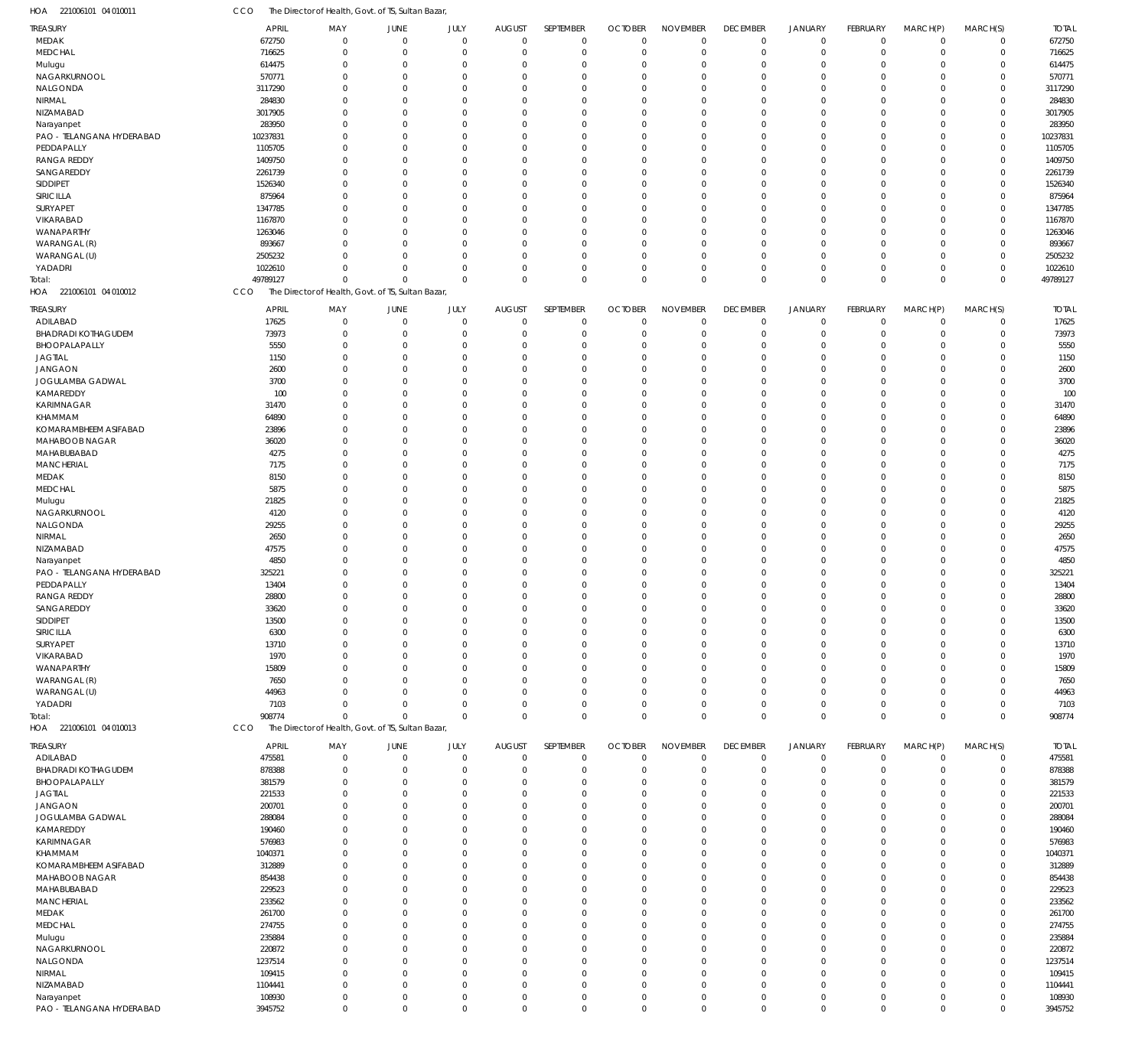HOA 221006101 04 010011 CCO The Director of Health, Govt. of TS, Sultan Bazar,

| TREASURY | APRIL | MAY | JUNE | JULY | AUGUST | SEPTEMBER | OCTOBER | NOVEMBER | DECEMBER | JANUARY | FEBRUARY | MARCH(P) | MARCH(S) | TOTAL |
|---|---|---|---|---|---|---|---|---|---|---|---|---|---|---|
| MEDAK | 672750 | 0 | 0 | 0 | 0 | 0 | 0 | 0 | 0 | 0 | 0 | 0 | 0 | 672750 |
| MEDCHAL | 716625 | 0 | 0 | 0 | 0 | 0 | 0 | 0 | 0 | 0 | 0 | 0 | 0 | 716625 |
| Mulugu | 614475 | 0 | 0 | 0 | 0 | 0 | 0 | 0 | 0 | 0 | 0 | 0 | 0 | 614475 |
| NAGARKURNOOL | 570771 | 0 | 0 | 0 | 0 | 0 | 0 | 0 | 0 | 0 | 0 | 0 | 0 | 570771 |
| NALGONDA | 3117290 | 0 | 0 | 0 | 0 | 0 | 0 | 0 | 0 | 0 | 0 | 0 | 0 | 3117290 |
| NIRMAL | 284830 | 0 | 0 | 0 | 0 | 0 | 0 | 0 | 0 | 0 | 0 | 0 | 0 | 284830 |
| NIZAMABAD | 3017905 | 0 | 0 | 0 | 0 | 0 | 0 | 0 | 0 | 0 | 0 | 0 | 0 | 3017905 |
| Narayanpet | 283950 | 0 | 0 | 0 | 0 | 0 | 0 | 0 | 0 | 0 | 0 | 0 | 0 | 283950 |
| PAO - TELANGANA HYDERABAD | 10237831 | 0 | 0 | 0 | 0 | 0 | 0 | 0 | 0 | 0 | 0 | 0 | 0 | 10237831 |
| PEDDAPALLY | 1105705 | 0 | 0 | 0 | 0 | 0 | 0 | 0 | 0 | 0 | 0 | 0 | 0 | 1105705 |
| RANGA REDDY | 1409750 | 0 | 0 | 0 | 0 | 0 | 0 | 0 | 0 | 0 | 0 | 0 | 0 | 1409750 |
| SANGAREDDY | 2261739 | 0 | 0 | 0 | 0 | 0 | 0 | 0 | 0 | 0 | 0 | 0 | 0 | 2261739 |
| SIDDIPET | 1526340 | 0 | 0 | 0 | 0 | 0 | 0 | 0 | 0 | 0 | 0 | 0 | 0 | 1526340 |
| SIRICILLA | 875964 | 0 | 0 | 0 | 0 | 0 | 0 | 0 | 0 | 0 | 0 | 0 | 0 | 875964 |
| SURYAPET | 1347785 | 0 | 0 | 0 | 0 | 0 | 0 | 0 | 0 | 0 | 0 | 0 | 0 | 1347785 |
| VIKARABAD | 1167870 | 0 | 0 | 0 | 0 | 0 | 0 | 0 | 0 | 0 | 0 | 0 | 0 | 1167870 |
| WANAPARTHY | 1263046 | 0 | 0 | 0 | 0 | 0 | 0 | 0 | 0 | 0 | 0 | 0 | 0 | 1263046 |
| WARANGAL (R) | 893667 | 0 | 0 | 0 | 0 | 0 | 0 | 0 | 0 | 0 | 0 | 0 | 0 | 893667 |
| WARANGAL (U) | 2505232 | 0 | 0 | 0 | 0 | 0 | 0 | 0 | 0 | 0 | 0 | 0 | 0 | 2505232 |
| YADADRI | 1022610 | 0 | 0 | 0 | 0 | 0 | 0 | 0 | 0 | 0 | 0 | 0 | 0 | 1022610 |
| Total: | 49789127 | 0 | 0 | 0 | 0 | 0 | 0 | 0 | 0 | 0 | 0 | 0 | 0 | 49789127 |

HOA 221006101 04 010012 CCO The Director of Health, Govt. of TS, Sultan Bazar,

| TREASURY | APRIL | MAY | JUNE | JULY | AUGUST | SEPTEMBER | OCTOBER | NOVEMBER | DECEMBER | JANUARY | FEBRUARY | MARCH(P) | MARCH(S) | TOTAL |
|---|---|---|---|---|---|---|---|---|---|---|---|---|---|---|
| ADILABAD | 17625 | 0 | 0 | 0 | 0 | 0 | 0 | 0 | 0 | 0 | 0 | 0 | 0 | 17625 |
| BHADRADI KOTHAGUDEM | 73973 | 0 | 0 | 0 | 0 | 0 | 0 | 0 | 0 | 0 | 0 | 0 | 0 | 73973 |
| BHOOPALAPALLY | 5550 | 0 | 0 | 0 | 0 | 0 | 0 | 0 | 0 | 0 | 0 | 0 | 0 | 5550 |
| JAGTIAL | 1150 | 0 | 0 | 0 | 0 | 0 | 0 | 0 | 0 | 0 | 0 | 0 | 0 | 1150 |
| JANGAON | 2600 | 0 | 0 | 0 | 0 | 0 | 0 | 0 | 0 | 0 | 0 | 0 | 0 | 2600 |
| JOGULAMBA GADWAL | 3700 | 0 | 0 | 0 | 0 | 0 | 0 | 0 | 0 | 0 | 0 | 0 | 0 | 3700 |
| KAMAREDDY | 100 | 0 | 0 | 0 | 0 | 0 | 0 | 0 | 0 | 0 | 0 | 0 | 0 | 100 |
| KARIMNAGAR | 31470 | 0 | 0 | 0 | 0 | 0 | 0 | 0 | 0 | 0 | 0 | 0 | 0 | 31470 |
| KHAMMAM | 64890 | 0 | 0 | 0 | 0 | 0 | 0 | 0 | 0 | 0 | 0 | 0 | 0 | 64890 |
| KOMARAMBHEEM ASIFABAD | 23896 | 0 | 0 | 0 | 0 | 0 | 0 | 0 | 0 | 0 | 0 | 0 | 0 | 23896 |
| MAHABOOB NAGAR | 36020 | 0 | 0 | 0 | 0 | 0 | 0 | 0 | 0 | 0 | 0 | 0 | 0 | 36020 |
| MAHABUBABAD | 4275 | 0 | 0 | 0 | 0 | 0 | 0 | 0 | 0 | 0 | 0 | 0 | 0 | 4275 |
| MANCHERIAL | 7175 | 0 | 0 | 0 | 0 | 0 | 0 | 0 | 0 | 0 | 0 | 0 | 0 | 7175 |
| MEDAK | 8150 | 0 | 0 | 0 | 0 | 0 | 0 | 0 | 0 | 0 | 0 | 0 | 0 | 8150 |
| MEDCHAL | 5875 | 0 | 0 | 0 | 0 | 0 | 0 | 0 | 0 | 0 | 0 | 0 | 0 | 5875 |
| Mulugu | 21825 | 0 | 0 | 0 | 0 | 0 | 0 | 0 | 0 | 0 | 0 | 0 | 0 | 21825 |
| NAGARKURNOOL | 4120 | 0 | 0 | 0 | 0 | 0 | 0 | 0 | 0 | 0 | 0 | 0 | 0 | 4120 |
| NALGONDA | 29255 | 0 | 0 | 0 | 0 | 0 | 0 | 0 | 0 | 0 | 0 | 0 | 0 | 29255 |
| NIRMAL | 2650 | 0 | 0 | 0 | 0 | 0 | 0 | 0 | 0 | 0 | 0 | 0 | 0 | 2650 |
| NIZAMABAD | 47575 | 0 | 0 | 0 | 0 | 0 | 0 | 0 | 0 | 0 | 0 | 0 | 0 | 47575 |
| Narayanpet | 4850 | 0 | 0 | 0 | 0 | 0 | 0 | 0 | 0 | 0 | 0 | 0 | 0 | 4850 |
| PAO - TELANGANA HYDERABAD | 325221 | 0 | 0 | 0 | 0 | 0 | 0 | 0 | 0 | 0 | 0 | 0 | 0 | 325221 |
| PEDDAPALLY | 13404 | 0 | 0 | 0 | 0 | 0 | 0 | 0 | 0 | 0 | 0 | 0 | 0 | 13404 |
| RANGA REDDY | 28800 | 0 | 0 | 0 | 0 | 0 | 0 | 0 | 0 | 0 | 0 | 0 | 0 | 28800 |
| SANGAREDDY | 33620 | 0 | 0 | 0 | 0 | 0 | 0 | 0 | 0 | 0 | 0 | 0 | 0 | 33620 |
| SIDDIPET | 13500 | 0 | 0 | 0 | 0 | 0 | 0 | 0 | 0 | 0 | 0 | 0 | 0 | 13500 |
| SIRICILLA | 6300 | 0 | 0 | 0 | 0 | 0 | 0 | 0 | 0 | 0 | 0 | 0 | 0 | 6300 |
| SURYAPET | 13710 | 0 | 0 | 0 | 0 | 0 | 0 | 0 | 0 | 0 | 0 | 0 | 0 | 13710 |
| VIKARABAD | 1970 | 0 | 0 | 0 | 0 | 0 | 0 | 0 | 0 | 0 | 0 | 0 | 0 | 1970 |
| WANAPARTHY | 15809 | 0 | 0 | 0 | 0 | 0 | 0 | 0 | 0 | 0 | 0 | 0 | 0 | 15809 |
| WARANGAL (R) | 7650 | 0 | 0 | 0 | 0 | 0 | 0 | 0 | 0 | 0 | 0 | 0 | 0 | 7650 |
| WARANGAL (U) | 44963 | 0 | 0 | 0 | 0 | 0 | 0 | 0 | 0 | 0 | 0 | 0 | 0 | 44963 |
| YADADRI | 7103 | 0 | 0 | 0 | 0 | 0 | 0 | 0 | 0 | 0 | 0 | 0 | 0 | 7103 |
| Total: | 908774 | 0 | 0 | 0 | 0 | 0 | 0 | 0 | 0 | 0 | 0 | 0 | 0 | 908774 |

HOA 221006101 04 010013 CCO The Director of Health, Govt. of TS, Sultan Bazar,

| TREASURY | APRIL | MAY | JUNE | JULY | AUGUST | SEPTEMBER | OCTOBER | NOVEMBER | DECEMBER | JANUARY | FEBRUARY | MARCH(P) | MARCH(S) | TOTAL |
|---|---|---|---|---|---|---|---|---|---|---|---|---|---|---|
| ADILABAD | 475581 | 0 | 0 | 0 | 0 | 0 | 0 | 0 | 0 | 0 | 0 | 0 | 0 | 475581 |
| BHADRADI KOTHAGUDEM | 878388 | 0 | 0 | 0 | 0 | 0 | 0 | 0 | 0 | 0 | 0 | 0 | 0 | 878388 |
| BHOOPALAPALLY | 381579 | 0 | 0 | 0 | 0 | 0 | 0 | 0 | 0 | 0 | 0 | 0 | 0 | 381579 |
| JAGTIAL | 221533 | 0 | 0 | 0 | 0 | 0 | 0 | 0 | 0 | 0 | 0 | 0 | 0 | 221533 |
| JANGAON | 200701 | 0 | 0 | 0 | 0 | 0 | 0 | 0 | 0 | 0 | 0 | 0 | 0 | 200701 |
| JOGULAMBA GADWAL | 288084 | 0 | 0 | 0 | 0 | 0 | 0 | 0 | 0 | 0 | 0 | 0 | 0 | 288084 |
| KAMAREDDY | 190460 | 0 | 0 | 0 | 0 | 0 | 0 | 0 | 0 | 0 | 0 | 0 | 0 | 190460 |
| KARIMNAGAR | 576983 | 0 | 0 | 0 | 0 | 0 | 0 | 0 | 0 | 0 | 0 | 0 | 0 | 576983 |
| KHAMMAM | 1040371 | 0 | 0 | 0 | 0 | 0 | 0 | 0 | 0 | 0 | 0 | 0 | 0 | 1040371 |
| KOMARAMBHEEM ASIFABAD | 312889 | 0 | 0 | 0 | 0 | 0 | 0 | 0 | 0 | 0 | 0 | 0 | 0 | 312889 |
| MAHABOOB NAGAR | 854438 | 0 | 0 | 0 | 0 | 0 | 0 | 0 | 0 | 0 | 0 | 0 | 0 | 854438 |
| MAHABUBABAD | 229523 | 0 | 0 | 0 | 0 | 0 | 0 | 0 | 0 | 0 | 0 | 0 | 0 | 229523 |
| MANCHERIAL | 233562 | 0 | 0 | 0 | 0 | 0 | 0 | 0 | 0 | 0 | 0 | 0 | 0 | 233562 |
| MEDAK | 261700 | 0 | 0 | 0 | 0 | 0 | 0 | 0 | 0 | 0 | 0 | 0 | 0 | 261700 |
| MEDCHAL | 274755 | 0 | 0 | 0 | 0 | 0 | 0 | 0 | 0 | 0 | 0 | 0 | 0 | 274755 |
| Mulugu | 235884 | 0 | 0 | 0 | 0 | 0 | 0 | 0 | 0 | 0 | 0 | 0 | 0 | 235884 |
| NAGARKURNOOL | 220872 | 0 | 0 | 0 | 0 | 0 | 0 | 0 | 0 | 0 | 0 | 0 | 0 | 220872 |
| NALGONDA | 1237514 | 0 | 0 | 0 | 0 | 0 | 0 | 0 | 0 | 0 | 0 | 0 | 0 | 1237514 |
| NIRMAL | 109415 | 0 | 0 | 0 | 0 | 0 | 0 | 0 | 0 | 0 | 0 | 0 | 0 | 109415 |
| NIZAMABAD | 1104441 | 0 | 0 | 0 | 0 | 0 | 0 | 0 | 0 | 0 | 0 | 0 | 0 | 1104441 |
| Narayanpet | 108930 | 0 | 0 | 0 | 0 | 0 | 0 | 0 | 0 | 0 | 0 | 0 | 0 | 108930 |
| PAO - TELANGANA HYDERABAD | 3945752 | 0 | 0 | 0 | 0 | 0 | 0 | 0 | 0 | 0 | 0 | 0 | 0 | 3945752 |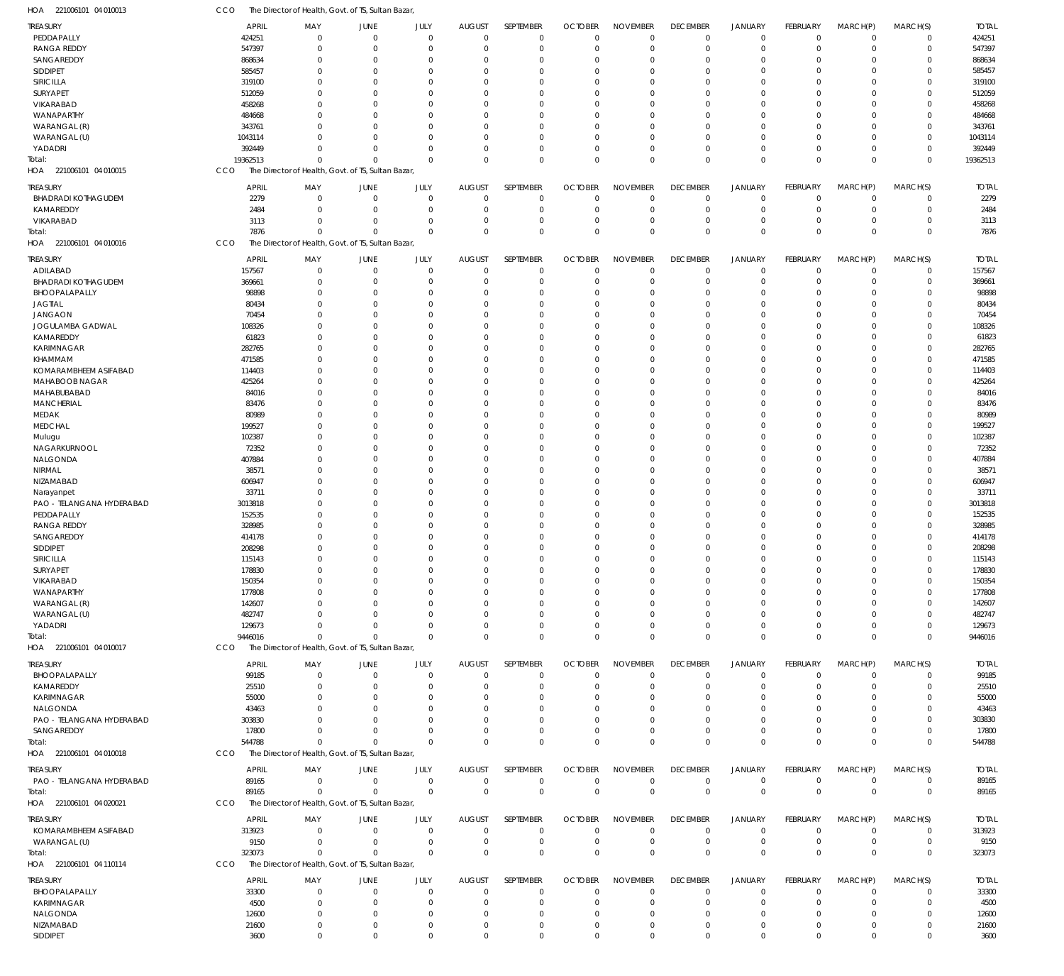HOA 221006101 04 010013 CCO The Director of Health, Govt. of TS, Sultan Bazar,

| TREASURY | APRIL | MAY | JUNE | JULY | AUGUST | SEPTEMBER | OCTOBER | NOVEMBER | DECEMBER | JANUARY | FEBRUARY | MARCH(P) | MARCH(S) | TOTAL |
|---|---|---|---|---|---|---|---|---|---|---|---|---|---|---|
| PEDDAPALLY | 424251 | 0 | 0 | 0 | 0 | 0 | 0 | 0 | 0 | 0 | 0 | 0 | 0 | 424251 |
| RANGA REDDY | 547397 | 0 | 0 | 0 | 0 | 0 | 0 | 0 | 0 | 0 | 0 | 0 | 0 | 547397 |
| SANGAREDDY | 868634 | 0 | 0 | 0 | 0 | 0 | 0 | 0 | 0 | 0 | 0 | 0 | 0 | 868634 |
| SIDDIPET | 585457 | 0 | 0 | 0 | 0 | 0 | 0 | 0 | 0 | 0 | 0 | 0 | 0 | 585457 |
| SIRICILLA | 319100 | 0 | 0 | 0 | 0 | 0 | 0 | 0 | 0 | 0 | 0 | 0 | 0 | 319100 |
| SURYAPET | 512059 | 0 | 0 | 0 | 0 | 0 | 0 | 0 | 0 | 0 | 0 | 0 | 0 | 512059 |
| VIKARABAD | 458268 | 0 | 0 | 0 | 0 | 0 | 0 | 0 | 0 | 0 | 0 | 0 | 0 | 458268 |
| WANAPARTHY | 484668 | 0 | 0 | 0 | 0 | 0 | 0 | 0 | 0 | 0 | 0 | 0 | 0 | 484668 |
| WARANGAL (R) | 343761 | 0 | 0 | 0 | 0 | 0 | 0 | 0 | 0 | 0 | 0 | 0 | 0 | 343761 |
| WARANGAL (U) | 1043114 | 0 | 0 | 0 | 0 | 0 | 0 | 0 | 0 | 0 | 0 | 0 | 0 | 1043114 |
| YADADRI | 392449 | 0 | 0 | 0 | 0 | 0 | 0 | 0 | 0 | 0 | 0 | 0 | 0 | 392449 |
| Total: | 19362513 | 0 | 0 | 0 | 0 | 0 | 0 | 0 | 0 | 0 | 0 | 0 | 0 | 19362513 |

HOA 221006101 04 010015 CCO The Director of Health, Govt. of TS, Sultan Bazar,

| TREASURY | APRIL | MAY | JUNE | JULY | AUGUST | SEPTEMBER | OCTOBER | NOVEMBER | DECEMBER | JANUARY | FEBRUARY | MARCH(P) | MARCH(S) | TOTAL |
|---|---|---|---|---|---|---|---|---|---|---|---|---|---|---|
| BHADRADI KOTHAGUDEM | 2279 | 0 | 0 | 0 | 0 | 0 | 0 | 0 | 0 | 0 | 0 | 0 | 0 | 2279 |
| KAMAREDDY | 2484 | 0 | 0 | 0 | 0 | 0 | 0 | 0 | 0 | 0 | 0 | 0 | 0 | 2484 |
| VIKARABAD | 3113 | 0 | 0 | 0 | 0 | 0 | 0 | 0 | 0 | 0 | 0 | 0 | 0 | 3113 |
| Total: | 7876 | 0 | 0 | 0 | 0 | 0 | 0 | 0 | 0 | 0 | 0 | 0 | 0 | 7876 |

HOA 221006101 04 010016 CCO The Director of Health, Govt. of TS, Sultan Bazar,

| TREASURY | APRIL | MAY | JUNE | JULY | AUGUST | SEPTEMBER | OCTOBER | NOVEMBER | DECEMBER | JANUARY | FEBRUARY | MARCH(P) | MARCH(S) | TOTAL |
|---|---|---|---|---|---|---|---|---|---|---|---|---|---|---|
| ADILABAD | 157567 | 0 | 0 | 0 | 0 | 0 | 0 | 0 | 0 | 0 | 0 | 0 | 0 | 157567 |
| BHADRADI KOTHAGUDEM | 369661 | 0 | 0 | 0 | 0 | 0 | 0 | 0 | 0 | 0 | 0 | 0 | 0 | 369661 |
| BHOOPALAPALLY | 98898 | 0 | 0 | 0 | 0 | 0 | 0 | 0 | 0 | 0 | 0 | 0 | 0 | 98898 |
| JAGTIAL | 80434 | 0 | 0 | 0 | 0 | 0 | 0 | 0 | 0 | 0 | 0 | 0 | 0 | 80434 |
| JANGAON | 70454 | 0 | 0 | 0 | 0 | 0 | 0 | 0 | 0 | 0 | 0 | 0 | 0 | 70454 |
| JOGULAMBA GADWAL | 108326 | 0 | 0 | 0 | 0 | 0 | 0 | 0 | 0 | 0 | 0 | 0 | 0 | 108326 |
| KAMAREDDY | 61823 | 0 | 0 | 0 | 0 | 0 | 0 | 0 | 0 | 0 | 0 | 0 | 0 | 61823 |
| KARIMNAGAR | 282765 | 0 | 0 | 0 | 0 | 0 | 0 | 0 | 0 | 0 | 0 | 0 | 0 | 282765 |
| KHAMMAM | 471585 | 0 | 0 | 0 | 0 | 0 | 0 | 0 | 0 | 0 | 0 | 0 | 0 | 471585 |
| KOMARAMBHEEM ASIFABAD | 114403 | 0 | 0 | 0 | 0 | 0 | 0 | 0 | 0 | 0 | 0 | 0 | 0 | 114403 |
| MAHABOOB NAGAR | 425264 | 0 | 0 | 0 | 0 | 0 | 0 | 0 | 0 | 0 | 0 | 0 | 0 | 425264 |
| MAHABUBABAD | 84016 | 0 | 0 | 0 | 0 | 0 | 0 | 0 | 0 | 0 | 0 | 0 | 0 | 84016 |
| MANCHERIAL | 83476 | 0 | 0 | 0 | 0 | 0 | 0 | 0 | 0 | 0 | 0 | 0 | 0 | 83476 |
| MEDAK | 80989 | 0 | 0 | 0 | 0 | 0 | 0 | 0 | 0 | 0 | 0 | 0 | 0 | 80989 |
| MEDCHAL | 199527 | 0 | 0 | 0 | 0 | 0 | 0 | 0 | 0 | 0 | 0 | 0 | 0 | 199527 |
| Mulugu | 102387 | 0 | 0 | 0 | 0 | 0 | 0 | 0 | 0 | 0 | 0 | 0 | 0 | 102387 |
| NAGARKURNOOL | 72352 | 0 | 0 | 0 | 0 | 0 | 0 | 0 | 0 | 0 | 0 | 0 | 0 | 72352 |
| NALGONDA | 407884 | 0 | 0 | 0 | 0 | 0 | 0 | 0 | 0 | 0 | 0 | 0 | 0 | 407884 |
| NIRMAL | 38571 | 0 | 0 | 0 | 0 | 0 | 0 | 0 | 0 | 0 | 0 | 0 | 0 | 38571 |
| NIZAMABAD | 606947 | 0 | 0 | 0 | 0 | 0 | 0 | 0 | 0 | 0 | 0 | 0 | 0 | 606947 |
| Narayanpet | 33711 | 0 | 0 | 0 | 0 | 0 | 0 | 0 | 0 | 0 | 0 | 0 | 0 | 33711 |
| PAO - TELANGANA HYDERABAD | 3013818 | 0 | 0 | 0 | 0 | 0 | 0 | 0 | 0 | 0 | 0 | 0 | 0 | 3013818 |
| PEDDAPALLY | 152535 | 0 | 0 | 0 | 0 | 0 | 0 | 0 | 0 | 0 | 0 | 0 | 0 | 152535 |
| RANGA REDDY | 328985 | 0 | 0 | 0 | 0 | 0 | 0 | 0 | 0 | 0 | 0 | 0 | 0 | 328985 |
| SANGAREDDY | 414178 | 0 | 0 | 0 | 0 | 0 | 0 | 0 | 0 | 0 | 0 | 0 | 0 | 414178 |
| SIDDIPET | 208298 | 0 | 0 | 0 | 0 | 0 | 0 | 0 | 0 | 0 | 0 | 0 | 0 | 208298 |
| SIRICILLA | 115143 | 0 | 0 | 0 | 0 | 0 | 0 | 0 | 0 | 0 | 0 | 0 | 0 | 115143 |
| SURYAPET | 178830 | 0 | 0 | 0 | 0 | 0 | 0 | 0 | 0 | 0 | 0 | 0 | 0 | 178830 |
| VIKARABAD | 150354 | 0 | 0 | 0 | 0 | 0 | 0 | 0 | 0 | 0 | 0 | 0 | 0 | 150354 |
| WANAPARTHY | 177808 | 0 | 0 | 0 | 0 | 0 | 0 | 0 | 0 | 0 | 0 | 0 | 0 | 177808 |
| WARANGAL (R) | 142607 | 0 | 0 | 0 | 0 | 0 | 0 | 0 | 0 | 0 | 0 | 0 | 0 | 142607 |
| WARANGAL (U) | 482747 | 0 | 0 | 0 | 0 | 0 | 0 | 0 | 0 | 0 | 0 | 0 | 0 | 482747 |
| YADADRI | 129673 | 0 | 0 | 0 | 0 | 0 | 0 | 0 | 0 | 0 | 0 | 0 | 0 | 129673 |
| Total: | 9446016 | 0 | 0 | 0 | 0 | 0 | 0 | 0 | 0 | 0 | 0 | 0 | 0 | 9446016 |

HOA 221006101 04 010017 CCO The Director of Health, Govt. of TS, Sultan Bazar,

| TREASURY | APRIL | MAY | JUNE | JULY | AUGUST | SEPTEMBER | OCTOBER | NOVEMBER | DECEMBER | JANUARY | FEBRUARY | MARCH(P) | MARCH(S) | TOTAL |
|---|---|---|---|---|---|---|---|---|---|---|---|---|---|---|
| BHOOPALAPALLY | 99185 | 0 | 0 | 0 | 0 | 0 | 0 | 0 | 0 | 0 | 0 | 0 | 0 | 99185 |
| KAMAREDDY | 25510 | 0 | 0 | 0 | 0 | 0 | 0 | 0 | 0 | 0 | 0 | 0 | 0 | 25510 |
| KARIMNAGAR | 55000 | 0 | 0 | 0 | 0 | 0 | 0 | 0 | 0 | 0 | 0 | 0 | 0 | 55000 |
| NALGONDA | 43463 | 0 | 0 | 0 | 0 | 0 | 0 | 0 | 0 | 0 | 0 | 0 | 0 | 43463 |
| PAO - TELANGANA HYDERABAD | 303830 | 0 | 0 | 0 | 0 | 0 | 0 | 0 | 0 | 0 | 0 | 0 | 0 | 303830 |
| SANGAREDDY | 17800 | 0 | 0 | 0 | 0 | 0 | 0 | 0 | 0 | 0 | 0 | 0 | 0 | 17800 |
| Total: | 544788 | 0 | 0 | 0 | 0 | 0 | 0 | 0 | 0 | 0 | 0 | 0 | 0 | 544788 |

HOA 221006101 04 010018 CCO The Director of Health, Govt. of TS, Sultan Bazar,

| TREASURY | APRIL | MAY | JUNE | JULY | AUGUST | SEPTEMBER | OCTOBER | NOVEMBER | DECEMBER | JANUARY | FEBRUARY | MARCH(P) | MARCH(S) | TOTAL |
|---|---|---|---|---|---|---|---|---|---|---|---|---|---|---|
| PAO - TELANGANA HYDERABAD | 89165 | 0 | 0 | 0 | 0 | 0 | 0 | 0 | 0 | 0 | 0 | 0 | 0 | 89165 |
| Total: | 89165 | 0 | 0 | 0 | 0 | 0 | 0 | 0 | 0 | 0 | 0 | 0 | 0 | 89165 |

HOA 221006101 04 020021 CCO The Director of Health, Govt. of TS, Sultan Bazar,

| TREASURY | APRIL | MAY | JUNE | JULY | AUGUST | SEPTEMBER | OCTOBER | NOVEMBER | DECEMBER | JANUARY | FEBRUARY | MARCH(P) | MARCH(S) | TOTAL |
|---|---|---|---|---|---|---|---|---|---|---|---|---|---|---|
| KOMARAMBHEEM ASIFABAD | 313923 | 0 | 0 | 0 | 0 | 0 | 0 | 0 | 0 | 0 | 0 | 0 | 0 | 313923 |
| WARANGAL (U) | 9150 | 0 | 0 | 0 | 0 | 0 | 0 | 0 | 0 | 0 | 0 | 0 | 0 | 9150 |
| Total: | 323073 | 0 | 0 | 0 | 0 | 0 | 0 | 0 | 0 | 0 | 0 | 0 | 0 | 323073 |

HOA 221006101 04 110114 CCO The Director of Health, Govt. of TS, Sultan Bazar,

| TREASURY | APRIL | MAY | JUNE | JULY | AUGUST | SEPTEMBER | OCTOBER | NOVEMBER | DECEMBER | JANUARY | FEBRUARY | MARCH(P) | MARCH(S) | TOTAL |
|---|---|---|---|---|---|---|---|---|---|---|---|---|---|---|
| BHOOPALAPALLY | 33300 | 0 | 0 | 0 | 0 | 0 | 0 | 0 | 0 | 0 | 0 | 0 | 0 | 33300 |
| KARIMNAGAR | 4500 | 0 | 0 | 0 | 0 | 0 | 0 | 0 | 0 | 0 | 0 | 0 | 0 | 4500 |
| NALGONDA | 12600 | 0 | 0 | 0 | 0 | 0 | 0 | 0 | 0 | 0 | 0 | 0 | 0 | 12600 |
| NIZAMABAD | 21600 | 0 | 0 | 0 | 0 | 0 | 0 | 0 | 0 | 0 | 0 | 0 | 0 | 21600 |
| SIDDIPET | 3600 | 0 | 0 | 0 | 0 | 0 | 0 | 0 | 0 | 0 | 0 | 0 | 0 | 3600 |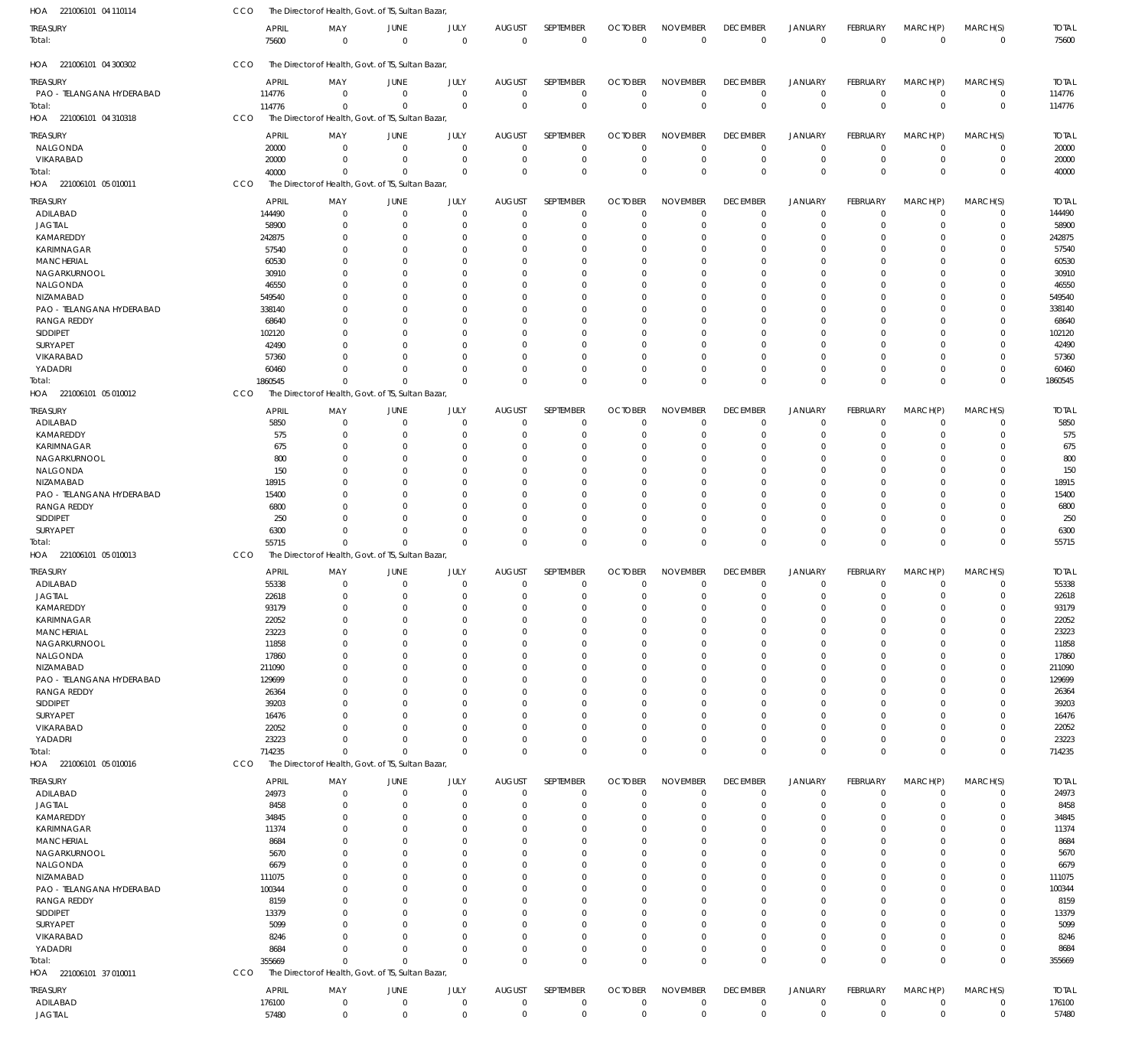HOA 221006101 04 110114 CCO The Director of Health, Govt. of TS, Sultan Bazar,

| TREASURY | APRIL | MAY | JUNE | JULY | AUGUST | SEPTEMBER | OCTOBER | NOVEMBER | DECEMBER | JANUARY | FEBRUARY | MARCH(P) | MARCH(S) | TOTAL |
|---|---|---|---|---|---|---|---|---|---|---|---|---|---|---|
| Total: | 75600 | 0 | 0 | 0 | 0 | 0 | 0 | 0 | 0 | 0 | 0 | 0 | 0 | 75600 |

HOA 221006101 04 300302 CCO The Director of Health, Govt. of TS, Sultan Bazar,

| TREASURY | APRIL | MAY | JUNE | JULY | AUGUST | SEPTEMBER | OCTOBER | NOVEMBER | DECEMBER | JANUARY | FEBRUARY | MARCH(P) | MARCH(S) | TOTAL |
|---|---|---|---|---|---|---|---|---|---|---|---|---|---|---|
| PAO - TELANGANA HYDERABAD | 114776 | 0 | 0 | 0 | 0 | 0 | 0 | 0 | 0 | 0 | 0 | 0 | 0 | 114776 |
| Total: | 114776 | 0 | 0 | 0 | 0 | 0 | 0 | 0 | 0 | 0 | 0 | 0 | 0 | 114776 |

HOA 221006101 04 310318 CCO The Director of Health, Govt. of TS, Sultan Bazar,

| TREASURY | APRIL | MAY | JUNE | JULY | AUGUST | SEPTEMBER | OCTOBER | NOVEMBER | DECEMBER | JANUARY | FEBRUARY | MARCH(P) | MARCH(S) | TOTAL |
|---|---|---|---|---|---|---|---|---|---|---|---|---|---|---|
| NALGONDA | 20000 | 0 | 0 | 0 | 0 | 0 | 0 | 0 | 0 | 0 | 0 | 0 | 0 | 20000 |
| VIKARABAD | 20000 | 0 | 0 | 0 | 0 | 0 | 0 | 0 | 0 | 0 | 0 | 0 | 0 | 20000 |
| Total: | 40000 | 0 | 0 | 0 | 0 | 0 | 0 | 0 | 0 | 0 | 0 | 0 | 0 | 40000 |

HOA 221006101 05 010011 CCO The Director of Health, Govt. of TS, Sultan Bazar,

| TREASURY | APRIL | MAY | JUNE | JULY | AUGUST | SEPTEMBER | OCTOBER | NOVEMBER | DECEMBER | JANUARY | FEBRUARY | MARCH(P) | MARCH(S) | TOTAL |
|---|---|---|---|---|---|---|---|---|---|---|---|---|---|---|
| ADILABAD | 144490 | 0 | 0 | 0 | 0 | 0 | 0 | 0 | 0 | 0 | 0 | 0 | 0 | 144490 |
| JAGTIAL | 58900 | 0 | 0 | 0 | 0 | 0 | 0 | 0 | 0 | 0 | 0 | 0 | 0 | 58900 |
| KAMAREDDY | 242875 | 0 | 0 | 0 | 0 | 0 | 0 | 0 | 0 | 0 | 0 | 0 | 0 | 242875 |
| KARIMNAGAR | 57540 | 0 | 0 | 0 | 0 | 0 | 0 | 0 | 0 | 0 | 0 | 0 | 0 | 57540 |
| MANCHERIAL | 60530 | 0 | 0 | 0 | 0 | 0 | 0 | 0 | 0 | 0 | 0 | 0 | 0 | 60530 |
| NAGARKURNOOL | 30910 | 0 | 0 | 0 | 0 | 0 | 0 | 0 | 0 | 0 | 0 | 0 | 0 | 30910 |
| NALGONDA | 46550 | 0 | 0 | 0 | 0 | 0 | 0 | 0 | 0 | 0 | 0 | 0 | 0 | 46550 |
| NIZAMABAD | 549540 | 0 | 0 | 0 | 0 | 0 | 0 | 0 | 0 | 0 | 0 | 0 | 0 | 549540 |
| PAO - TELANGANA HYDERABAD | 338140 | 0 | 0 | 0 | 0 | 0 | 0 | 0 | 0 | 0 | 0 | 0 | 0 | 338140 |
| RANGA REDDY | 68640 | 0 | 0 | 0 | 0 | 0 | 0 | 0 | 0 | 0 | 0 | 0 | 0 | 68640 |
| SIDDIPET | 102120 | 0 | 0 | 0 | 0 | 0 | 0 | 0 | 0 | 0 | 0 | 0 | 0 | 102120 |
| SURYAPET | 42490 | 0 | 0 | 0 | 0 | 0 | 0 | 0 | 0 | 0 | 0 | 0 | 0 | 42490 |
| VIKARABAD | 57360 | 0 | 0 | 0 | 0 | 0 | 0 | 0 | 0 | 0 | 0 | 0 | 0 | 57360 |
| YADADRI | 60460 | 0 | 0 | 0 | 0 | 0 | 0 | 0 | 0 | 0 | 0 | 0 | 0 | 60460 |
| Total: | 1860545 | 0 | 0 | 0 | 0 | 0 | 0 | 0 | 0 | 0 | 0 | 0 | 0 | 1860545 |

HOA 221006101 05 010012 CCO The Director of Health, Govt. of TS, Sultan Bazar,

| TREASURY | APRIL | MAY | JUNE | JULY | AUGUST | SEPTEMBER | OCTOBER | NOVEMBER | DECEMBER | JANUARY | FEBRUARY | MARCH(P) | MARCH(S) | TOTAL |
|---|---|---|---|---|---|---|---|---|---|---|---|---|---|---|
| ADILABAD | 5850 | 0 | 0 | 0 | 0 | 0 | 0 | 0 | 0 | 0 | 0 | 0 | 0 | 5850 |
| KAMAREDDY | 575 | 0 | 0 | 0 | 0 | 0 | 0 | 0 | 0 | 0 | 0 | 0 | 0 | 575 |
| KARIMNAGAR | 675 | 0 | 0 | 0 | 0 | 0 | 0 | 0 | 0 | 0 | 0 | 0 | 0 | 675 |
| NAGARKURNOOL | 800 | 0 | 0 | 0 | 0 | 0 | 0 | 0 | 0 | 0 | 0 | 0 | 0 | 800 |
| NALGONDA | 150 | 0 | 0 | 0 | 0 | 0 | 0 | 0 | 0 | 0 | 0 | 0 | 0 | 150 |
| NIZAMABAD | 18915 | 0 | 0 | 0 | 0 | 0 | 0 | 0 | 0 | 0 | 0 | 0 | 0 | 18915 |
| PAO - TELANGANA HYDERABAD | 15400 | 0 | 0 | 0 | 0 | 0 | 0 | 0 | 0 | 0 | 0 | 0 | 0 | 15400 |
| RANGA REDDY | 6800 | 0 | 0 | 0 | 0 | 0 | 0 | 0 | 0 | 0 | 0 | 0 | 0 | 6800 |
| SIDDIPET | 250 | 0 | 0 | 0 | 0 | 0 | 0 | 0 | 0 | 0 | 0 | 0 | 0 | 250 |
| SURYAPET | 6300 | 0 | 0 | 0 | 0 | 0 | 0 | 0 | 0 | 0 | 0 | 0 | 0 | 6300 |
| Total: | 55715 | 0 | 0 | 0 | 0 | 0 | 0 | 0 | 0 | 0 | 0 | 0 | 0 | 55715 |

HOA 221006101 05 010013 CCO The Director of Health, Govt. of TS, Sultan Bazar,

| TREASURY | APRIL | MAY | JUNE | JULY | AUGUST | SEPTEMBER | OCTOBER | NOVEMBER | DECEMBER | JANUARY | FEBRUARY | MARCH(P) | MARCH(S) | TOTAL |
|---|---|---|---|---|---|---|---|---|---|---|---|---|---|---|
| ADILABAD | 55338 | 0 | 0 | 0 | 0 | 0 | 0 | 0 | 0 | 0 | 0 | 0 | 0 | 55338 |
| JAGTIAL | 22618 | 0 | 0 | 0 | 0 | 0 | 0 | 0 | 0 | 0 | 0 | 0 | 0 | 22618 |
| KAMAREDDY | 93179 | 0 | 0 | 0 | 0 | 0 | 0 | 0 | 0 | 0 | 0 | 0 | 0 | 93179 |
| KARIMNAGAR | 22052 | 0 | 0 | 0 | 0 | 0 | 0 | 0 | 0 | 0 | 0 | 0 | 0 | 22052 |
| MANCHERIAL | 23223 | 0 | 0 | 0 | 0 | 0 | 0 | 0 | 0 | 0 | 0 | 0 | 0 | 23223 |
| NAGARKURNOOL | 11858 | 0 | 0 | 0 | 0 | 0 | 0 | 0 | 0 | 0 | 0 | 0 | 0 | 11858 |
| NALGONDA | 17860 | 0 | 0 | 0 | 0 | 0 | 0 | 0 | 0 | 0 | 0 | 0 | 0 | 17860 |
| NIZAMABAD | 211090 | 0 | 0 | 0 | 0 | 0 | 0 | 0 | 0 | 0 | 0 | 0 | 0 | 211090 |
| PAO - TELANGANA HYDERABAD | 129699 | 0 | 0 | 0 | 0 | 0 | 0 | 0 | 0 | 0 | 0 | 0 | 0 | 129699 |
| RANGA REDDY | 26364 | 0 | 0 | 0 | 0 | 0 | 0 | 0 | 0 | 0 | 0 | 0 | 0 | 26364 |
| SIDDIPET | 39203 | 0 | 0 | 0 | 0 | 0 | 0 | 0 | 0 | 0 | 0 | 0 | 0 | 39203 |
| SURYAPET | 16476 | 0 | 0 | 0 | 0 | 0 | 0 | 0 | 0 | 0 | 0 | 0 | 0 | 16476 |
| VIKARABAD | 22052 | 0 | 0 | 0 | 0 | 0 | 0 | 0 | 0 | 0 | 0 | 0 | 0 | 22052 |
| YADADRI | 23223 | 0 | 0 | 0 | 0 | 0 | 0 | 0 | 0 | 0 | 0 | 0 | 0 | 23223 |
| Total: | 714235 | 0 | 0 | 0 | 0 | 0 | 0 | 0 | 0 | 0 | 0 | 0 | 0 | 714235 |

HOA 221006101 05 010016 CCO The Director of Health, Govt. of TS, Sultan Bazar,

| TREASURY | APRIL | MAY | JUNE | JULY | AUGUST | SEPTEMBER | OCTOBER | NOVEMBER | DECEMBER | JANUARY | FEBRUARY | MARCH(P) | MARCH(S) | TOTAL |
|---|---|---|---|---|---|---|---|---|---|---|---|---|---|---|
| ADILABAD | 24973 | 0 | 0 | 0 | 0 | 0 | 0 | 0 | 0 | 0 | 0 | 0 | 0 | 24973 |
| JAGTIAL | 8458 | 0 | 0 | 0 | 0 | 0 | 0 | 0 | 0 | 0 | 0 | 0 | 0 | 8458 |
| KAMAREDDY | 34845 | 0 | 0 | 0 | 0 | 0 | 0 | 0 | 0 | 0 | 0 | 0 | 0 | 34845 |
| KARIMNAGAR | 11374 | 0 | 0 | 0 | 0 | 0 | 0 | 0 | 0 | 0 | 0 | 0 | 0 | 11374 |
| MANCHERIAL | 8684 | 0 | 0 | 0 | 0 | 0 | 0 | 0 | 0 | 0 | 0 | 0 | 0 | 8684 |
| NAGARKURNOOL | 5670 | 0 | 0 | 0 | 0 | 0 | 0 | 0 | 0 | 0 | 0 | 0 | 0 | 5670 |
| NALGONDA | 6679 | 0 | 0 | 0 | 0 | 0 | 0 | 0 | 0 | 0 | 0 | 0 | 0 | 6679 |
| NIZAMABAD | 111075 | 0 | 0 | 0 | 0 | 0 | 0 | 0 | 0 | 0 | 0 | 0 | 0 | 111075 |
| PAO - TELANGANA HYDERABAD | 100344 | 0 | 0 | 0 | 0 | 0 | 0 | 0 | 0 | 0 | 0 | 0 | 0 | 100344 |
| RANGA REDDY | 8159 | 0 | 0 | 0 | 0 | 0 | 0 | 0 | 0 | 0 | 0 | 0 | 0 | 8159 |
| SIDDIPET | 13379 | 0 | 0 | 0 | 0 | 0 | 0 | 0 | 0 | 0 | 0 | 0 | 0 | 13379 |
| SURYAPET | 5099 | 0 | 0 | 0 | 0 | 0 | 0 | 0 | 0 | 0 | 0 | 0 | 0 | 5099 |
| VIKARABAD | 8246 | 0 | 0 | 0 | 0 | 0 | 0 | 0 | 0 | 0 | 0 | 0 | 0 | 8246 |
| YADADRI | 8684 | 0 | 0 | 0 | 0 | 0 | 0 | 0 | 0 | 0 | 0 | 0 | 0 | 8684 |
| Total: | 355669 | 0 | 0 | 0 | 0 | 0 | 0 | 0 | 0 | 0 | 0 | 0 | 0 | 355669 |

HOA 221006101 37 010011 CCO The Director of Health, Govt. of TS, Sultan Bazar,

| TREASURY | APRIL | MAY | JUNE | JULY | AUGUST | SEPTEMBER | OCTOBER | NOVEMBER | DECEMBER | JANUARY | FEBRUARY | MARCH(P) | MARCH(S) | TOTAL |
|---|---|---|---|---|---|---|---|---|---|---|---|---|---|---|
| ADILABAD | 176100 | 0 | 0 | 0 | 0 | 0 | 0 | 0 | 0 | 0 | 0 | 0 | 0 | 176100 |
| JAGTIAL | 57480 | 0 | 0 | 0 | 0 | 0 | 0 | 0 | 0 | 0 | 0 | 0 | 0 | 57480 |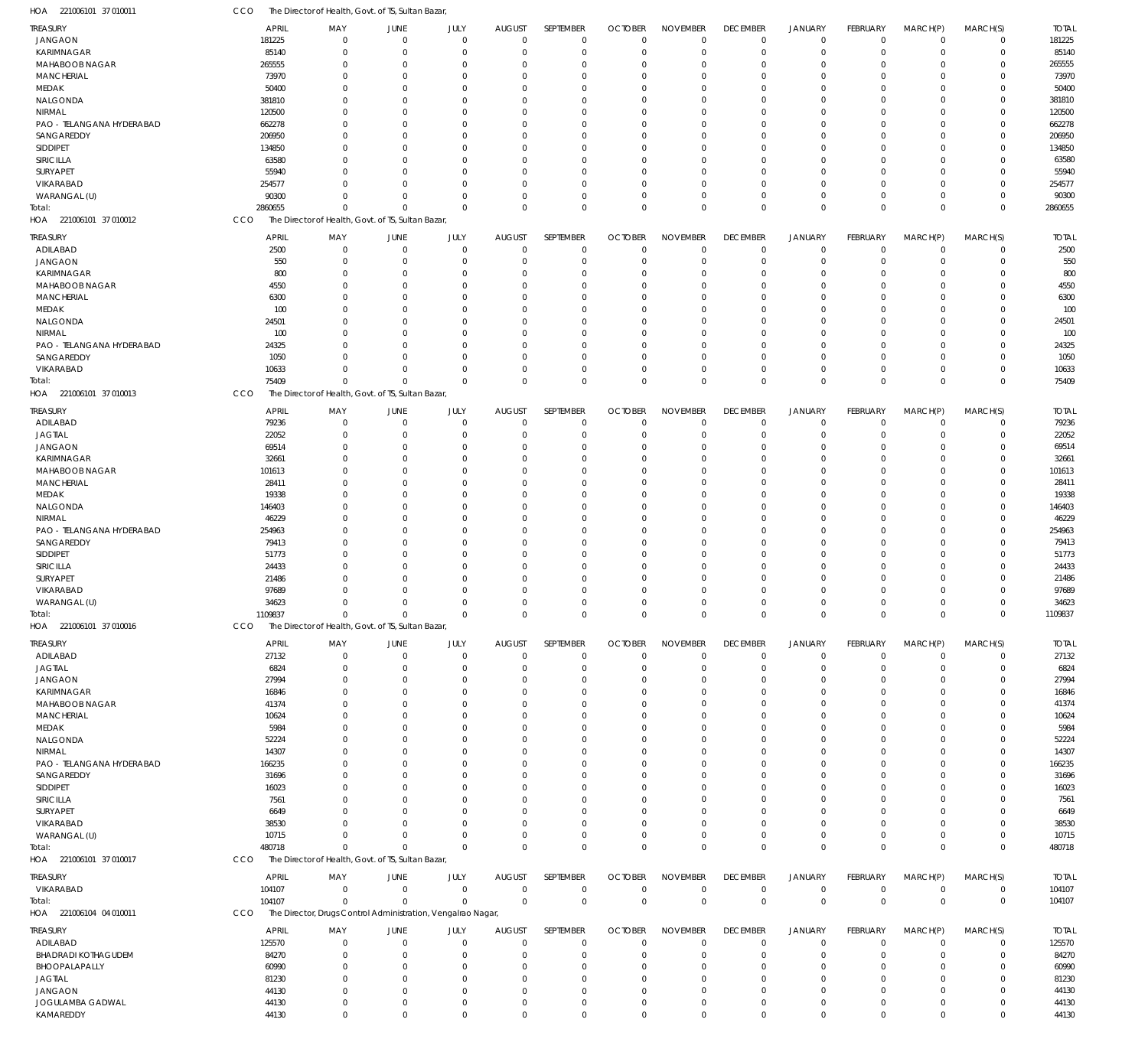HOA 221006101 37 010011 CCO The Director of Health, Govt. of TS, Sultan Bazar,

| TREASURY | APRIL | MAY | JUNE | JULY | AUGUST | SEPTEMBER | OCTOBER | NOVEMBER | DECEMBER | JANUARY | FEBRUARY | MARCH(P) | MARCH(S) | TOTAL |
|---|---|---|---|---|---|---|---|---|---|---|---|---|---|---|
| JANGAON | 181225 | 0 | 0 | 0 | 0 | 0 | 0 | 0 | 0 | 0 | 0 | 0 | 0 | 181225 |
| KARIMNAGAR | 85140 | 0 | 0 | 0 | 0 | 0 | 0 | 0 | 0 | 0 | 0 | 0 | 0 | 85140 |
| MAHABOOB NAGAR | 265555 | 0 | 0 | 0 | 0 | 0 | 0 | 0 | 0 | 0 | 0 | 0 | 0 | 265555 |
| MANCHERIAL | 73970 | 0 | 0 | 0 | 0 | 0 | 0 | 0 | 0 | 0 | 0 | 0 | 0 | 73970 |
| MEDAK | 50400 | 0 | 0 | 0 | 0 | 0 | 0 | 0 | 0 | 0 | 0 | 0 | 0 | 50400 |
| NALGONDA | 381810 | 0 | 0 | 0 | 0 | 0 | 0 | 0 | 0 | 0 | 0 | 0 | 0 | 381810 |
| NIRMAL | 120500 | 0 | 0 | 0 | 0 | 0 | 0 | 0 | 0 | 0 | 0 | 0 | 0 | 120500 |
| PAO - TELANGANA HYDERABAD | 662278 | 0 | 0 | 0 | 0 | 0 | 0 | 0 | 0 | 0 | 0 | 0 | 0 | 662278 |
| SANGAREDDY | 206950 | 0 | 0 | 0 | 0 | 0 | 0 | 0 | 0 | 0 | 0 | 0 | 0 | 206950 |
| SIDDIPET | 134850 | 0 | 0 | 0 | 0 | 0 | 0 | 0 | 0 | 0 | 0 | 0 | 0 | 134850 |
| SIRICILLA | 63580 | 0 | 0 | 0 | 0 | 0 | 0 | 0 | 0 | 0 | 0 | 0 | 0 | 63580 |
| SURYAPET | 55940 | 0 | 0 | 0 | 0 | 0 | 0 | 0 | 0 | 0 | 0 | 0 | 0 | 55940 |
| VIKARABAD | 254577 | 0 | 0 | 0 | 0 | 0 | 0 | 0 | 0 | 0 | 0 | 0 | 0 | 254577 |
| WARANGAL (U) | 90300 | 0 | 0 | 0 | 0 | 0 | 0 | 0 | 0 | 0 | 0 | 0 | 0 | 90300 |
| Total: | 2860655 | 0 | 0 | 0 | 0 | 0 | 0 | 0 | 0 | 0 | 0 | 0 | 0 | 2860655 |

HOA 221006101 37 010012 CCO The Director of Health, Govt. of TS, Sultan Bazar,

| TREASURY | APRIL | MAY | JUNE | JULY | AUGUST | SEPTEMBER | OCTOBER | NOVEMBER | DECEMBER | JANUARY | FEBRUARY | MARCH(P) | MARCH(S) | TOTAL |
|---|---|---|---|---|---|---|---|---|---|---|---|---|---|---|
| ADILABAD | 2500 | 0 | 0 | 0 | 0 | 0 | 0 | 0 | 0 | 0 | 0 | 0 | 0 | 2500 |
| JANGAON | 550 | 0 | 0 | 0 | 0 | 0 | 0 | 0 | 0 | 0 | 0 | 0 | 0 | 550 |
| KARIMNAGAR | 800 | 0 | 0 | 0 | 0 | 0 | 0 | 0 | 0 | 0 | 0 | 0 | 0 | 800 |
| MAHABOOB NAGAR | 4550 | 0 | 0 | 0 | 0 | 0 | 0 | 0 | 0 | 0 | 0 | 0 | 0 | 4550 |
| MANCHERIAL | 6300 | 0 | 0 | 0 | 0 | 0 | 0 | 0 | 0 | 0 | 0 | 0 | 0 | 6300 |
| MEDAK | 100 | 0 | 0 | 0 | 0 | 0 | 0 | 0 | 0 | 0 | 0 | 0 | 0 | 100 |
| NALGONDA | 24501 | 0 | 0 | 0 | 0 | 0 | 0 | 0 | 0 | 0 | 0 | 0 | 0 | 24501 |
| NIRMAL | 100 | 0 | 0 | 0 | 0 | 0 | 0 | 0 | 0 | 0 | 0 | 0 | 0 | 100 |
| PAO - TELANGANA HYDERABAD | 24325 | 0 | 0 | 0 | 0 | 0 | 0 | 0 | 0 | 0 | 0 | 0 | 0 | 24325 |
| SANGAREDDY | 1050 | 0 | 0 | 0 | 0 | 0 | 0 | 0 | 0 | 0 | 0 | 0 | 0 | 1050 |
| VIKARABAD | 10633 | 0 | 0 | 0 | 0 | 0 | 0 | 0 | 0 | 0 | 0 | 0 | 0 | 10633 |
| Total: | 75409 | 0 | 0 | 0 | 0 | 0 | 0 | 0 | 0 | 0 | 0 | 0 | 0 | 75409 |

HOA 221006101 37 010013 CCO The Director of Health, Govt. of TS, Sultan Bazar,

| TREASURY | APRIL | MAY | JUNE | JULY | AUGUST | SEPTEMBER | OCTOBER | NOVEMBER | DECEMBER | JANUARY | FEBRUARY | MARCH(P) | MARCH(S) | TOTAL |
|---|---|---|---|---|---|---|---|---|---|---|---|---|---|---|
| ADILABAD | 79236 | 0 | 0 | 0 | 0 | 0 | 0 | 0 | 0 | 0 | 0 | 0 | 0 | 79236 |
| JAGTIAL | 22052 | 0 | 0 | 0 | 0 | 0 | 0 | 0 | 0 | 0 | 0 | 0 | 0 | 22052 |
| JANGAON | 69514 | 0 | 0 | 0 | 0 | 0 | 0 | 0 | 0 | 0 | 0 | 0 | 0 | 69514 |
| KARIMNAGAR | 32661 | 0 | 0 | 0 | 0 | 0 | 0 | 0 | 0 | 0 | 0 | 0 | 0 | 32661 |
| MAHABOOB NAGAR | 101613 | 0 | 0 | 0 | 0 | 0 | 0 | 0 | 0 | 0 | 0 | 0 | 0 | 101613 |
| MANCHERIAL | 28411 | 0 | 0 | 0 | 0 | 0 | 0 | 0 | 0 | 0 | 0 | 0 | 0 | 28411 |
| MEDAK | 19338 | 0 | 0 | 0 | 0 | 0 | 0 | 0 | 0 | 0 | 0 | 0 | 0 | 19338 |
| NALGONDA | 146403 | 0 | 0 | 0 | 0 | 0 | 0 | 0 | 0 | 0 | 0 | 0 | 0 | 146403 |
| NIRMAL | 46229 | 0 | 0 | 0 | 0 | 0 | 0 | 0 | 0 | 0 | 0 | 0 | 0 | 46229 |
| PAO - TELANGANA HYDERABAD | 254963 | 0 | 0 | 0 | 0 | 0 | 0 | 0 | 0 | 0 | 0 | 0 | 0 | 254963 |
| SANGAREDDY | 79413 | 0 | 0 | 0 | 0 | 0 | 0 | 0 | 0 | 0 | 0 | 0 | 0 | 79413 |
| SIDDIPET | 51773 | 0 | 0 | 0 | 0 | 0 | 0 | 0 | 0 | 0 | 0 | 0 | 0 | 51773 |
| SIRICILLA | 24433 | 0 | 0 | 0 | 0 | 0 | 0 | 0 | 0 | 0 | 0 | 0 | 0 | 24433 |
| SURYAPET | 21486 | 0 | 0 | 0 | 0 | 0 | 0 | 0 | 0 | 0 | 0 | 0 | 0 | 21486 |
| VIKARABAD | 97689 | 0 | 0 | 0 | 0 | 0 | 0 | 0 | 0 | 0 | 0 | 0 | 0 | 97689 |
| WARANGAL (U) | 34623 | 0 | 0 | 0 | 0 | 0 | 0 | 0 | 0 | 0 | 0 | 0 | 0 | 34623 |
| Total: | 1109837 | 0 | 0 | 0 | 0 | 0 | 0 | 0 | 0 | 0 | 0 | 0 | 0 | 1109837 |

HOA 221006101 37 010016 CCO The Director of Health, Govt. of TS, Sultan Bazar,

| TREASURY | APRIL | MAY | JUNE | JULY | AUGUST | SEPTEMBER | OCTOBER | NOVEMBER | DECEMBER | JANUARY | FEBRUARY | MARCH(P) | MARCH(S) | TOTAL |
|---|---|---|---|---|---|---|---|---|---|---|---|---|---|---|
| ADILABAD | 27132 | 0 | 0 | 0 | 0 | 0 | 0 | 0 | 0 | 0 | 0 | 0 | 0 | 27132 |
| JAGTIAL | 6824 | 0 | 0 | 0 | 0 | 0 | 0 | 0 | 0 | 0 | 0 | 0 | 0 | 6824 |
| JANGAON | 27994 | 0 | 0 | 0 | 0 | 0 | 0 | 0 | 0 | 0 | 0 | 0 | 0 | 27994 |
| KARIMNAGAR | 16846 | 0 | 0 | 0 | 0 | 0 | 0 | 0 | 0 | 0 | 0 | 0 | 0 | 16846 |
| MAHABOOB NAGAR | 41374 | 0 | 0 | 0 | 0 | 0 | 0 | 0 | 0 | 0 | 0 | 0 | 0 | 41374 |
| MANCHERIAL | 10624 | 0 | 0 | 0 | 0 | 0 | 0 | 0 | 0 | 0 | 0 | 0 | 0 | 10624 |
| MEDAK | 5984 | 0 | 0 | 0 | 0 | 0 | 0 | 0 | 0 | 0 | 0 | 0 | 0 | 5984 |
| NALGONDA | 52224 | 0 | 0 | 0 | 0 | 0 | 0 | 0 | 0 | 0 | 0 | 0 | 0 | 52224 |
| NIRMAL | 14307 | 0 | 0 | 0 | 0 | 0 | 0 | 0 | 0 | 0 | 0 | 0 | 0 | 14307 |
| PAO - TELANGANA HYDERABAD | 166235 | 0 | 0 | 0 | 0 | 0 | 0 | 0 | 0 | 0 | 0 | 0 | 0 | 166235 |
| SANGAREDDY | 31696 | 0 | 0 | 0 | 0 | 0 | 0 | 0 | 0 | 0 | 0 | 0 | 0 | 31696 |
| SIDDIPET | 16023 | 0 | 0 | 0 | 0 | 0 | 0 | 0 | 0 | 0 | 0 | 0 | 0 | 16023 |
| SIRICILLA | 7561 | 0 | 0 | 0 | 0 | 0 | 0 | 0 | 0 | 0 | 0 | 0 | 0 | 7561 |
| SURYAPET | 6649 | 0 | 0 | 0 | 0 | 0 | 0 | 0 | 0 | 0 | 0 | 0 | 0 | 6649 |
| VIKARABAD | 38530 | 0 | 0 | 0 | 0 | 0 | 0 | 0 | 0 | 0 | 0 | 0 | 0 | 38530 |
| WARANGAL (U) | 10715 | 0 | 0 | 0 | 0 | 0 | 0 | 0 | 0 | 0 | 0 | 0 | 0 | 10715 |
| Total: | 480718 | 0 | 0 | 0 | 0 | 0 | 0 | 0 | 0 | 0 | 0 | 0 | 0 | 480718 |

HOA 221006101 37 010017 CCO The Director of Health, Govt. of TS, Sultan Bazar,

| TREASURY | APRIL | MAY | JUNE | JULY | AUGUST | SEPTEMBER | OCTOBER | NOVEMBER | DECEMBER | JANUARY | FEBRUARY | MARCH(P) | MARCH(S) | TOTAL |
|---|---|---|---|---|---|---|---|---|---|---|---|---|---|---|
| VIKARABAD | 104107 | 0 | 0 | 0 | 0 | 0 | 0 | 0 | 0 | 0 | 0 | 0 | 0 | 104107 |
| Total: | 104107 | 0 | 0 | 0 | 0 | 0 | 0 | 0 | 0 | 0 | 0 | 0 | 0 | 104107 |

HOA 221006104 04 010011 CCO The Director, Drugs Control Administration, Vengalrao Nagar,

| TREASURY | APRIL | MAY | JUNE | JULY | AUGUST | SEPTEMBER | OCTOBER | NOVEMBER | DECEMBER | JANUARY | FEBRUARY | MARCH(P) | MARCH(S) | TOTAL |
|---|---|---|---|---|---|---|---|---|---|---|---|---|---|---|
| ADILABAD | 125570 | 0 | 0 | 0 | 0 | 0 | 0 | 0 | 0 | 0 | 0 | 0 | 0 | 125570 |
| BHADRADI KOTHAGUDEM | 84270 | 0 | 0 | 0 | 0 | 0 | 0 | 0 | 0 | 0 | 0 | 0 | 0 | 84270 |
| BHOOPALAPALLY | 60990 | 0 | 0 | 0 | 0 | 0 | 0 | 0 | 0 | 0 | 0 | 0 | 0 | 60990 |
| JAGTIAL | 81230 | 0 | 0 | 0 | 0 | 0 | 0 | 0 | 0 | 0 | 0 | 0 | 0 | 81230 |
| JANGAON | 44130 | 0 | 0 | 0 | 0 | 0 | 0 | 0 | 0 | 0 | 0 | 0 | 0 | 44130 |
| JOGULAMBA GADWAL | 44130 | 0 | 0 | 0 | 0 | 0 | 0 | 0 | 0 | 0 | 0 | 0 | 0 | 44130 |
| KAMAREDDY | 44130 | 0 | 0 | 0 | 0 | 0 | 0 | 0 | 0 | 0 | 0 | 0 | 0 | 44130 |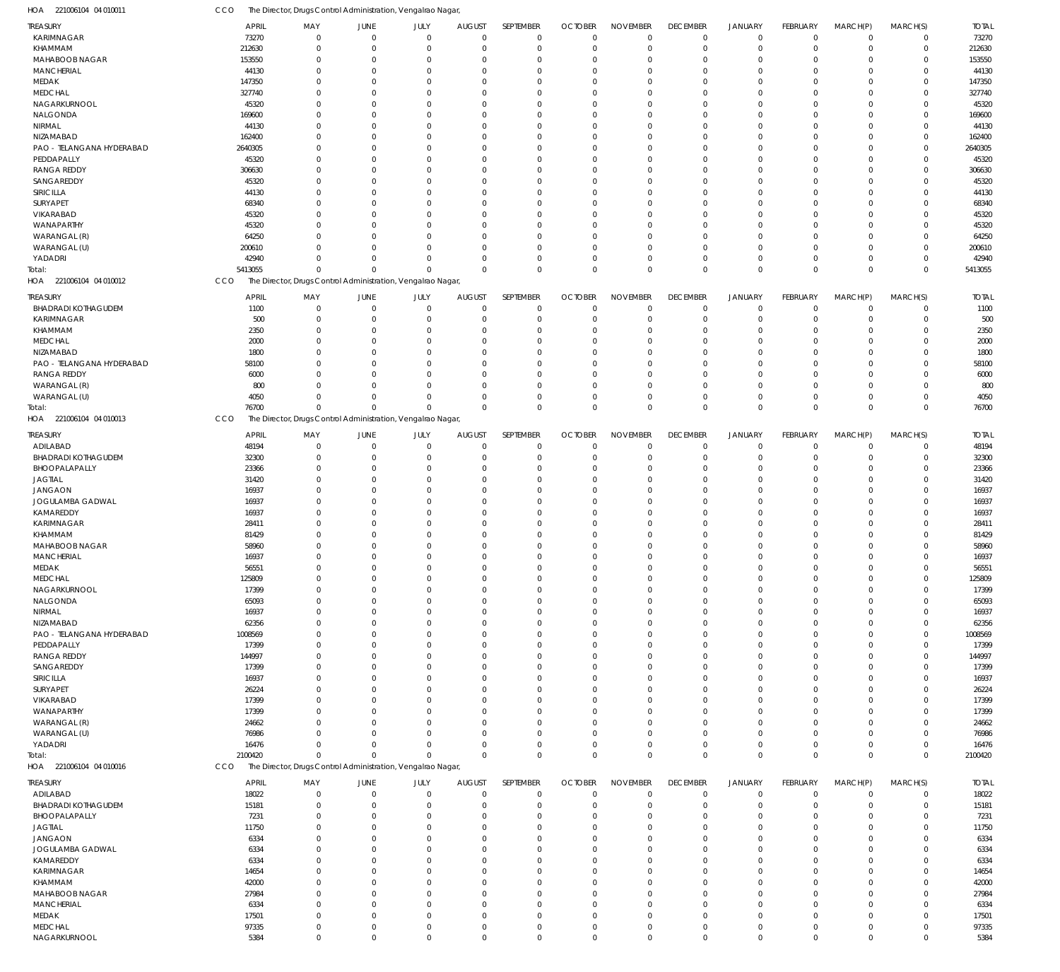HOA 221006104 04 010011 CCO The Director, Drugs Control Administration, Vengalrao Nagar,

| TREASURY | APRIL | MAY | JUNE | JULY | AUGUST | SEPTEMBER | OCTOBER | NOVEMBER | DECEMBER | JANUARY | FEBRUARY | MARCH(P) | MARCH(S) | TOTAL |
|---|---|---|---|---|---|---|---|---|---|---|---|---|---|---|
| KARIMNAGAR | 73270 | 0 | 0 | 0 | 0 | 0 | 0 | 0 | 0 | 0 | 0 | 0 | 0 | 73270 |
| KHAMMAM | 212630 | 0 | 0 | 0 | 0 | 0 | 0 | 0 | 0 | 0 | 0 | 0 | 0 | 212630 |
| MAHABOOB NAGAR | 153550 | 0 | 0 | 0 | 0 | 0 | 0 | 0 | 0 | 0 | 0 | 0 | 0 | 153550 |
| MANCHERIAL | 44130 | 0 | 0 | 0 | 0 | 0 | 0 | 0 | 0 | 0 | 0 | 0 | 0 | 44130 |
| MEDAK | 147350 | 0 | 0 | 0 | 0 | 0 | 0 | 0 | 0 | 0 | 0 | 0 | 0 | 147350 |
| MEDCHAL | 327740 | 0 | 0 | 0 | 0 | 0 | 0 | 0 | 0 | 0 | 0 | 0 | 0 | 327740 |
| NAGARKURNOOL | 45320 | 0 | 0 | 0 | 0 | 0 | 0 | 0 | 0 | 0 | 0 | 0 | 0 | 45320 |
| NALGONDA | 169600 | 0 | 0 | 0 | 0 | 0 | 0 | 0 | 0 | 0 | 0 | 0 | 0 | 169600 |
| NIRMAL | 44130 | 0 | 0 | 0 | 0 | 0 | 0 | 0 | 0 | 0 | 0 | 0 | 0 | 44130 |
| NIZAMABAD | 162400 | 0 | 0 | 0 | 0 | 0 | 0 | 0 | 0 | 0 | 0 | 0 | 0 | 162400 |
| PAO - TELANGANA HYDERABAD | 2640305 | 0 | 0 | 0 | 0 | 0 | 0 | 0 | 0 | 0 | 0 | 0 | 0 | 2640305 |
| PEDDAPALLY | 45320 | 0 | 0 | 0 | 0 | 0 | 0 | 0 | 0 | 0 | 0 | 0 | 0 | 45320 |
| RANGA REDDY | 306630 | 0 | 0 | 0 | 0 | 0 | 0 | 0 | 0 | 0 | 0 | 0 | 0 | 306630 |
| SANGAREDDY | 45320 | 0 | 0 | 0 | 0 | 0 | 0 | 0 | 0 | 0 | 0 | 0 | 0 | 45320 |
| SIRICILLA | 44130 | 0 | 0 | 0 | 0 | 0 | 0 | 0 | 0 | 0 | 0 | 0 | 0 | 44130 |
| SURYAPET | 68340 | 0 | 0 | 0 | 0 | 0 | 0 | 0 | 0 | 0 | 0 | 0 | 0 | 68340 |
| VIKARABAD | 45320 | 0 | 0 | 0 | 0 | 0 | 0 | 0 | 0 | 0 | 0 | 0 | 0 | 45320 |
| WANAPARTHY | 45320 | 0 | 0 | 0 | 0 | 0 | 0 | 0 | 0 | 0 | 0 | 0 | 0 | 45320 |
| WARANGAL (R) | 64250 | 0 | 0 | 0 | 0 | 0 | 0 | 0 | 0 | 0 | 0 | 0 | 0 | 64250 |
| WARANGAL (U) | 200610 | 0 | 0 | 0 | 0 | 0 | 0 | 0 | 0 | 0 | 0 | 0 | 0 | 200610 |
| YADADRI | 42940 | 0 | 0 | 0 | 0 | 0 | 0 | 0 | 0 | 0 | 0 | 0 | 0 | 42940 |
| Total: | 5413055 | 0 | 0 | 0 | 0 | 0 | 0 | 0 | 0 | 0 | 0 | 0 | 0 | 5413055 |

HOA 221006104 04 010012 CCO The Director, Drugs Control Administration, Vengalrao Nagar,

| TREASURY | APRIL | MAY | JUNE | JULY | AUGUST | SEPTEMBER | OCTOBER | NOVEMBER | DECEMBER | JANUARY | FEBRUARY | MARCH(P) | MARCH(S) | TOTAL |
|---|---|---|---|---|---|---|---|---|---|---|---|---|---|---|
| BHADRADI KOTHAGUDEM | 1100 | 0 | 0 | 0 | 0 | 0 | 0 | 0 | 0 | 0 | 0 | 0 | 0 | 1100 |
| KARIMNAGAR | 500 | 0 | 0 | 0 | 0 | 0 | 0 | 0 | 0 | 0 | 0 | 0 | 0 | 500 |
| KHAMMAM | 2350 | 0 | 0 | 0 | 0 | 0 | 0 | 0 | 0 | 0 | 0 | 0 | 0 | 2350 |
| MEDCHAL | 2000 | 0 | 0 | 0 | 0 | 0 | 0 | 0 | 0 | 0 | 0 | 0 | 0 | 2000 |
| NIZAMABAD | 1800 | 0 | 0 | 0 | 0 | 0 | 0 | 0 | 0 | 0 | 0 | 0 | 0 | 1800 |
| PAO - TELANGANA HYDERABAD | 58100 | 0 | 0 | 0 | 0 | 0 | 0 | 0 | 0 | 0 | 0 | 0 | 0 | 58100 |
| RANGA REDDY | 6000 | 0 | 0 | 0 | 0 | 0 | 0 | 0 | 0 | 0 | 0 | 0 | 0 | 6000 |
| WARANGAL (R) | 800 | 0 | 0 | 0 | 0 | 0 | 0 | 0 | 0 | 0 | 0 | 0 | 0 | 800 |
| WARANGAL (U) | 4050 | 0 | 0 | 0 | 0 | 0 | 0 | 0 | 0 | 0 | 0 | 0 | 0 | 4050 |
| Total: | 76700 | 0 | 0 | 0 | 0 | 0 | 0 | 0 | 0 | 0 | 0 | 0 | 0 | 76700 |

HOA 221006104 04 010013 CCO The Director, Drugs Control Administration, Vengalrao Nagar,

| TREASURY | APRIL | MAY | JUNE | JULY | AUGUST | SEPTEMBER | OCTOBER | NOVEMBER | DECEMBER | JANUARY | FEBRUARY | MARCH(P) | MARCH(S) | TOTAL |
|---|---|---|---|---|---|---|---|---|---|---|---|---|---|---|
| ADILABAD | 48194 | 0 | 0 | 0 | 0 | 0 | 0 | 0 | 0 | 0 | 0 | 0 | 0 | 48194 |
| BHADRADI KOTHAGUDEM | 32300 | 0 | 0 | 0 | 0 | 0 | 0 | 0 | 0 | 0 | 0 | 0 | 0 | 32300 |
| BHOOPALAPALLY | 23366 | 0 | 0 | 0 | 0 | 0 | 0 | 0 | 0 | 0 | 0 | 0 | 0 | 23366 |
| JAGTIAL | 31420 | 0 | 0 | 0 | 0 | 0 | 0 | 0 | 0 | 0 | 0 | 0 | 0 | 31420 |
| JANGAON | 16937 | 0 | 0 | 0 | 0 | 0 | 0 | 0 | 0 | 0 | 0 | 0 | 0 | 16937 |
| JOGULAMBA GADWAL | 16937 | 0 | 0 | 0 | 0 | 0 | 0 | 0 | 0 | 0 | 0 | 0 | 0 | 16937 |
| KAMAREDDY | 16937 | 0 | 0 | 0 | 0 | 0 | 0 | 0 | 0 | 0 | 0 | 0 | 0 | 16937 |
| KARIMNAGAR | 28411 | 0 | 0 | 0 | 0 | 0 | 0 | 0 | 0 | 0 | 0 | 0 | 0 | 28411 |
| KHAMMAM | 81429 | 0 | 0 | 0 | 0 | 0 | 0 | 0 | 0 | 0 | 0 | 0 | 0 | 81429 |
| MAHABOOB NAGAR | 58960 | 0 | 0 | 0 | 0 | 0 | 0 | 0 | 0 | 0 | 0 | 0 | 0 | 58960 |
| MANCHERIAL | 16937 | 0 | 0 | 0 | 0 | 0 | 0 | 0 | 0 | 0 | 0 | 0 | 0 | 16937 |
| MEDAK | 56551 | 0 | 0 | 0 | 0 | 0 | 0 | 0 | 0 | 0 | 0 | 0 | 0 | 56551 |
| MEDCHAL | 125809 | 0 | 0 | 0 | 0 | 0 | 0 | 0 | 0 | 0 | 0 | 0 | 0 | 125809 |
| NAGARKURNOOL | 17399 | 0 | 0 | 0 | 0 | 0 | 0 | 0 | 0 | 0 | 0 | 0 | 0 | 17399 |
| NALGONDA | 65093 | 0 | 0 | 0 | 0 | 0 | 0 | 0 | 0 | 0 | 0 | 0 | 0 | 65093 |
| NIRMAL | 16937 | 0 | 0 | 0 | 0 | 0 | 0 | 0 | 0 | 0 | 0 | 0 | 0 | 16937 |
| NIZAMABAD | 62356 | 0 | 0 | 0 | 0 | 0 | 0 | 0 | 0 | 0 | 0 | 0 | 0 | 62356 |
| PAO - TELANGANA HYDERABAD | 1008569 | 0 | 0 | 0 | 0 | 0 | 0 | 0 | 0 | 0 | 0 | 0 | 0 | 1008569 |
| PEDDAPALLY | 17399 | 0 | 0 | 0 | 0 | 0 | 0 | 0 | 0 | 0 | 0 | 0 | 0 | 17399 |
| RANGA REDDY | 144997 | 0 | 0 | 0 | 0 | 0 | 0 | 0 | 0 | 0 | 0 | 0 | 0 | 144997 |
| SANGAREDDY | 17399 | 0 | 0 | 0 | 0 | 0 | 0 | 0 | 0 | 0 | 0 | 0 | 0 | 17399 |
| SIRICILLA | 16937 | 0 | 0 | 0 | 0 | 0 | 0 | 0 | 0 | 0 | 0 | 0 | 0 | 16937 |
| SURYAPET | 26224 | 0 | 0 | 0 | 0 | 0 | 0 | 0 | 0 | 0 | 0 | 0 | 0 | 26224 |
| VIKARABAD | 17399 | 0 | 0 | 0 | 0 | 0 | 0 | 0 | 0 | 0 | 0 | 0 | 0 | 17399 |
| WANAPARTHY | 17399 | 0 | 0 | 0 | 0 | 0 | 0 | 0 | 0 | 0 | 0 | 0 | 0 | 17399 |
| WARANGAL (R) | 24662 | 0 | 0 | 0 | 0 | 0 | 0 | 0 | 0 | 0 | 0 | 0 | 0 | 24662 |
| WARANGAL (U) | 76986 | 0 | 0 | 0 | 0 | 0 | 0 | 0 | 0 | 0 | 0 | 0 | 0 | 76986 |
| YADADRI | 16476 | 0 | 0 | 0 | 0 | 0 | 0 | 0 | 0 | 0 | 0 | 0 | 0 | 16476 |
| Total: | 2100420 | 0 | 0 | 0 | 0 | 0 | 0 | 0 | 0 | 0 | 0 | 0 | 0 | 2100420 |

HOA 221006104 04 010016 CCO The Director, Drugs Control Administration, Vengalrao Nagar,

| TREASURY | APRIL | MAY | JUNE | JULY | AUGUST | SEPTEMBER | OCTOBER | NOVEMBER | DECEMBER | JANUARY | FEBRUARY | MARCH(P) | MARCH(S) | TOTAL |
|---|---|---|---|---|---|---|---|---|---|---|---|---|---|---|
| ADILABAD | 18022 | 0 | 0 | 0 | 0 | 0 | 0 | 0 | 0 | 0 | 0 | 0 | 0 | 18022 |
| BHADRADI KOTHAGUDEM | 15181 | 0 | 0 | 0 | 0 | 0 | 0 | 0 | 0 | 0 | 0 | 0 | 0 | 15181 |
| BHOOPALAPALLY | 7231 | 0 | 0 | 0 | 0 | 0 | 0 | 0 | 0 | 0 | 0 | 0 | 0 | 7231 |
| JAGTIAL | 11750 | 0 | 0 | 0 | 0 | 0 | 0 | 0 | 0 | 0 | 0 | 0 | 0 | 11750 |
| JANGAON | 6334 | 0 | 0 | 0 | 0 | 0 | 0 | 0 | 0 | 0 | 0 | 0 | 0 | 6334 |
| JOGULAMBA GADWAL | 6334 | 0 | 0 | 0 | 0 | 0 | 0 | 0 | 0 | 0 | 0 | 0 | 0 | 6334 |
| KAMAREDDY | 6334 | 0 | 0 | 0 | 0 | 0 | 0 | 0 | 0 | 0 | 0 | 0 | 0 | 6334 |
| KARIMNAGAR | 14654 | 0 | 0 | 0 | 0 | 0 | 0 | 0 | 0 | 0 | 0 | 0 | 0 | 14654 |
| KHAMMAM | 42000 | 0 | 0 | 0 | 0 | 0 | 0 | 0 | 0 | 0 | 0 | 0 | 0 | 42000 |
| MAHABOOB NAGAR | 27984 | 0 | 0 | 0 | 0 | 0 | 0 | 0 | 0 | 0 | 0 | 0 | 0 | 27984 |
| MANCHERIAL | 6334 | 0 | 0 | 0 | 0 | 0 | 0 | 0 | 0 | 0 | 0 | 0 | 0 | 6334 |
| MEDAK | 17501 | 0 | 0 | 0 | 0 | 0 | 0 | 0 | 0 | 0 | 0 | 0 | 0 | 17501 |
| MEDCHAL | 97335 | 0 | 0 | 0 | 0 | 0 | 0 | 0 | 0 | 0 | 0 | 0 | 0 | 97335 |
| NAGARKURNOOL | 5384 | 0 | 0 | 0 | 0 | 0 | 0 | 0 | 0 | 0 | 0 | 0 | 0 | 5384 |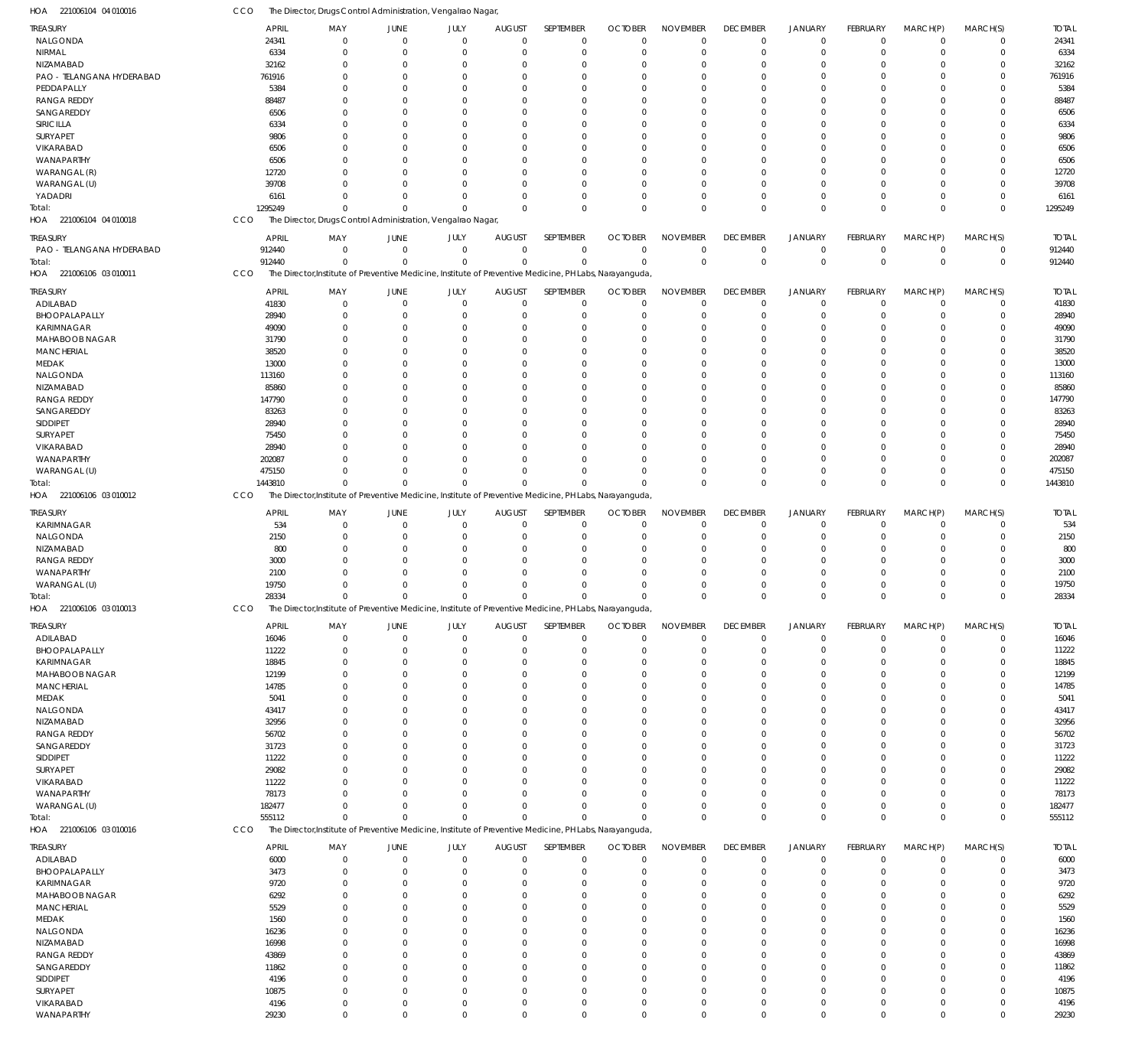HOA 221006104 04 010016 CCO The Director, Drugs Control Administration, Vengalrao Nagar,

| TREASURY | APRIL | MAY | JUNE | JULY | AUGUST | SEPTEMBER | OCTOBER | NOVEMBER | DECEMBER | JANUARY | FEBRUARY | MARCH(P) | MARCH(S) | TOTAL |
|---|---|---|---|---|---|---|---|---|---|---|---|---|---|---|
| NALGONDA | 24341 | 0 | 0 | 0 | 0 | 0 | 0 | 0 | 0 | 0 | 0 | 0 | 0 | 24341 |
| NIRMAL | 6334 | 0 | 0 | 0 | 0 | 0 | 0 | 0 | 0 | 0 | 0 | 0 | 0 | 6334 |
| NIZAMABAD | 32162 | 0 | 0 | 0 | 0 | 0 | 0 | 0 | 0 | 0 | 0 | 0 | 0 | 32162 |
| PAO - TELANGANA HYDERABAD | 761916 | 0 | 0 | 0 | 0 | 0 | 0 | 0 | 0 | 0 | 0 | 0 | 0 | 761916 |
| PEDDAPALLY | 5384 | 0 | 0 | 0 | 0 | 0 | 0 | 0 | 0 | 0 | 0 | 0 | 0 | 5384 |
| RANGA REDDY | 88487 | 0 | 0 | 0 | 0 | 0 | 0 | 0 | 0 | 0 | 0 | 0 | 0 | 88487 |
| SANGAREDDY | 6506 | 0 | 0 | 0 | 0 | 0 | 0 | 0 | 0 | 0 | 0 | 0 | 0 | 6506 |
| SIRICILLA | 6334 | 0 | 0 | 0 | 0 | 0 | 0 | 0 | 0 | 0 | 0 | 0 | 0 | 6334 |
| SURYAPET | 9806 | 0 | 0 | 0 | 0 | 0 | 0 | 0 | 0 | 0 | 0 | 0 | 0 | 9806 |
| VIKARABAD | 6506 | 0 | 0 | 0 | 0 | 0 | 0 | 0 | 0 | 0 | 0 | 0 | 0 | 6506 |
| WANAPARTHY | 6506 | 0 | 0 | 0 | 0 | 0 | 0 | 0 | 0 | 0 | 0 | 0 | 0 | 6506 |
| WARANGAL (R) | 12720 | 0 | 0 | 0 | 0 | 0 | 0 | 0 | 0 | 0 | 0 | 0 | 0 | 12720 |
| WARANGAL (U) | 39708 | 0 | 0 | 0 | 0 | 0 | 0 | 0 | 0 | 0 | 0 | 0 | 0 | 39708 |
| YADADRI | 6161 | 0 | 0 | 0 | 0 | 0 | 0 | 0 | 0 | 0 | 0 | 0 | 0 | 6161 |
| Total: | 1295249 | 0 | 0 | 0 | 0 | 0 | 0 | 0 | 0 | 0 | 0 | 0 | 0 | 1295249 |

HOA 221006104 04 010018 CCO The Director, Drugs Control Administration, Vengalrao Nagar,

| TREASURY | APRIL | MAY | JUNE | JULY | AUGUST | SEPTEMBER | OCTOBER | NOVEMBER | DECEMBER | JANUARY | FEBRUARY | MARCH(P) | MARCH(S) | TOTAL |
|---|---|---|---|---|---|---|---|---|---|---|---|---|---|---|
| PAO - TELANGANA HYDERABAD | 912440 | 0 | 0 | 0 | 0 | 0 | 0 | 0 | 0 | 0 | 0 | 0 | 0 | 912440 |
| Total: | 912440 | 0 | 0 | 0 | 0 | 0 | 0 | 0 | 0 | 0 | 0 | 0 | 0 | 912440 |

HOA 221006106 03 010011 CCO The Director,Institute of Preventive Medicine, Institute of Preventive Medicine, PH Labs, Narayanguda,

| TREASURY | APRIL | MAY | JUNE | JULY | AUGUST | SEPTEMBER | OCTOBER | NOVEMBER | DECEMBER | JANUARY | FEBRUARY | MARCH(P) | MARCH(S) | TOTAL |
|---|---|---|---|---|---|---|---|---|---|---|---|---|---|---|
| ADILABAD | 41830 | 0 | 0 | 0 | 0 | 0 | 0 | 0 | 0 | 0 | 0 | 0 | 0 | 41830 |
| BHOOPALAPALLY | 28940 | 0 | 0 | 0 | 0 | 0 | 0 | 0 | 0 | 0 | 0 | 0 | 0 | 28940 |
| KARIMNAGAR | 49090 | 0 | 0 | 0 | 0 | 0 | 0 | 0 | 0 | 0 | 0 | 0 | 0 | 49090 |
| MAHABOOB NAGAR | 31790 | 0 | 0 | 0 | 0 | 0 | 0 | 0 | 0 | 0 | 0 | 0 | 0 | 31790 |
| MANCHERIAL | 38520 | 0 | 0 | 0 | 0 | 0 | 0 | 0 | 0 | 0 | 0 | 0 | 0 | 38520 |
| MEDAK | 13000 | 0 | 0 | 0 | 0 | 0 | 0 | 0 | 0 | 0 | 0 | 0 | 0 | 13000 |
| NALGONDA | 113160 | 0 | 0 | 0 | 0 | 0 | 0 | 0 | 0 | 0 | 0 | 0 | 0 | 113160 |
| NIZAMABAD | 85860 | 0 | 0 | 0 | 0 | 0 | 0 | 0 | 0 | 0 | 0 | 0 | 0 | 85860 |
| RANGA REDDY | 147790 | 0 | 0 | 0 | 0 | 0 | 0 | 0 | 0 | 0 | 0 | 0 | 0 | 147790 |
| SANGAREDDY | 83263 | 0 | 0 | 0 | 0 | 0 | 0 | 0 | 0 | 0 | 0 | 0 | 0 | 83263 |
| SIDDIPET | 28940 | 0 | 0 | 0 | 0 | 0 | 0 | 0 | 0 | 0 | 0 | 0 | 0 | 28940 |
| SURYAPET | 75450 | 0 | 0 | 0 | 0 | 0 | 0 | 0 | 0 | 0 | 0 | 0 | 0 | 75450 |
| VIKARABAD | 28940 | 0 | 0 | 0 | 0 | 0 | 0 | 0 | 0 | 0 | 0 | 0 | 0 | 28940 |
| WANAPARTHY | 202087 | 0 | 0 | 0 | 0 | 0 | 0 | 0 | 0 | 0 | 0 | 0 | 0 | 202087 |
| WARANGAL (U) | 475150 | 0 | 0 | 0 | 0 | 0 | 0 | 0 | 0 | 0 | 0 | 0 | 0 | 475150 |
| Total: | 1443810 | 0 | 0 | 0 | 0 | 0 | 0 | 0 | 0 | 0 | 0 | 0 | 0 | 1443810 |

HOA 221006106 03 010012 CCO The Director,Institute of Preventive Medicine, Institute of Preventive Medicine, PH Labs, Narayanguda,

| TREASURY | APRIL | MAY | JUNE | JULY | AUGUST | SEPTEMBER | OCTOBER | NOVEMBER | DECEMBER | JANUARY | FEBRUARY | MARCH(P) | MARCH(S) | TOTAL |
|---|---|---|---|---|---|---|---|---|---|---|---|---|---|---|
| KARIMNAGAR | 534 | 0 | 0 | 0 | 0 | 0 | 0 | 0 | 0 | 0 | 0 | 0 | 0 | 534 |
| NALGONDA | 2150 | 0 | 0 | 0 | 0 | 0 | 0 | 0 | 0 | 0 | 0 | 0 | 0 | 2150 |
| NIZAMABAD | 800 | 0 | 0 | 0 | 0 | 0 | 0 | 0 | 0 | 0 | 0 | 0 | 0 | 800 |
| RANGA REDDY | 3000 | 0 | 0 | 0 | 0 | 0 | 0 | 0 | 0 | 0 | 0 | 0 | 0 | 3000 |
| WANAPARTHY | 2100 | 0 | 0 | 0 | 0 | 0 | 0 | 0 | 0 | 0 | 0 | 0 | 0 | 2100 |
| WARANGAL (U) | 19750 | 0 | 0 | 0 | 0 | 0 | 0 | 0 | 0 | 0 | 0 | 0 | 0 | 19750 |
| Total: | 28334 | 0 | 0 | 0 | 0 | 0 | 0 | 0 | 0 | 0 | 0 | 0 | 0 | 28334 |

HOA 221006106 03 010013 CCO The Director,Institute of Preventive Medicine, Institute of Preventive Medicine, PH Labs, Narayanguda,

| TREASURY | APRIL | MAY | JUNE | JULY | AUGUST | SEPTEMBER | OCTOBER | NOVEMBER | DECEMBER | JANUARY | FEBRUARY | MARCH(P) | MARCH(S) | TOTAL |
|---|---|---|---|---|---|---|---|---|---|---|---|---|---|---|
| ADILABAD | 16046 | 0 | 0 | 0 | 0 | 0 | 0 | 0 | 0 | 0 | 0 | 0 | 0 | 16046 |
| BHOOPALAPALLY | 11222 | 0 | 0 | 0 | 0 | 0 | 0 | 0 | 0 | 0 | 0 | 0 | 0 | 11222 |
| KARIMNAGAR | 18845 | 0 | 0 | 0 | 0 | 0 | 0 | 0 | 0 | 0 | 0 | 0 | 0 | 18845 |
| MAHABOOB NAGAR | 12199 | 0 | 0 | 0 | 0 | 0 | 0 | 0 | 0 | 0 | 0 | 0 | 0 | 12199 |
| MANCHERIAL | 14785 | 0 | 0 | 0 | 0 | 0 | 0 | 0 | 0 | 0 | 0 | 0 | 0 | 14785 |
| MEDAK | 5041 | 0 | 0 | 0 | 0 | 0 | 0 | 0 | 0 | 0 | 0 | 0 | 0 | 5041 |
| NALGONDA | 43417 | 0 | 0 | 0 | 0 | 0 | 0 | 0 | 0 | 0 | 0 | 0 | 0 | 43417 |
| NIZAMABAD | 32956 | 0 | 0 | 0 | 0 | 0 | 0 | 0 | 0 | 0 | 0 | 0 | 0 | 32956 |
| RANGA REDDY | 56702 | 0 | 0 | 0 | 0 | 0 | 0 | 0 | 0 | 0 | 0 | 0 | 0 | 56702 |
| SANGAREDDY | 31723 | 0 | 0 | 0 | 0 | 0 | 0 | 0 | 0 | 0 | 0 | 0 | 0 | 31723 |
| SIDDIPET | 11222 | 0 | 0 | 0 | 0 | 0 | 0 | 0 | 0 | 0 | 0 | 0 | 0 | 11222 |
| SURYAPET | 29082 | 0 | 0 | 0 | 0 | 0 | 0 | 0 | 0 | 0 | 0 | 0 | 0 | 29082 |
| VIKARABAD | 11222 | 0 | 0 | 0 | 0 | 0 | 0 | 0 | 0 | 0 | 0 | 0 | 0 | 11222 |
| WANAPARTHY | 78173 | 0 | 0 | 0 | 0 | 0 | 0 | 0 | 0 | 0 | 0 | 0 | 0 | 78173 |
| WARANGAL (U) | 182477 | 0 | 0 | 0 | 0 | 0 | 0 | 0 | 0 | 0 | 0 | 0 | 0 | 182477 |
| Total: | 555112 | 0 | 0 | 0 | 0 | 0 | 0 | 0 | 0 | 0 | 0 | 0 | 0 | 555112 |

HOA 221006106 03 010016 CCO The Director,Institute of Preventive Medicine, Institute of Preventive Medicine, PH Labs, Narayanguda,

| TREASURY | APRIL | MAY | JUNE | JULY | AUGUST | SEPTEMBER | OCTOBER | NOVEMBER | DECEMBER | JANUARY | FEBRUARY | MARCH(P) | MARCH(S) | TOTAL |
|---|---|---|---|---|---|---|---|---|---|---|---|---|---|---|
| ADILABAD | 6000 | 0 | 0 | 0 | 0 | 0 | 0 | 0 | 0 | 0 | 0 | 0 | 0 | 6000 |
| BHOOPALAPALLY | 3473 | 0 | 0 | 0 | 0 | 0 | 0 | 0 | 0 | 0 | 0 | 0 | 0 | 3473 |
| KARIMNAGAR | 9720 | 0 | 0 | 0 | 0 | 0 | 0 | 0 | 0 | 0 | 0 | 0 | 0 | 9720 |
| MAHABOOB NAGAR | 6292 | 0 | 0 | 0 | 0 | 0 | 0 | 0 | 0 | 0 | 0 | 0 | 0 | 6292 |
| MANCHERIAL | 5529 | 0 | 0 | 0 | 0 | 0 | 0 | 0 | 0 | 0 | 0 | 0 | 0 | 5529 |
| MEDAK | 1560 | 0 | 0 | 0 | 0 | 0 | 0 | 0 | 0 | 0 | 0 | 0 | 0 | 1560 |
| NALGONDA | 16236 | 0 | 0 | 0 | 0 | 0 | 0 | 0 | 0 | 0 | 0 | 0 | 0 | 16236 |
| NIZAMABAD | 16998 | 0 | 0 | 0 | 0 | 0 | 0 | 0 | 0 | 0 | 0 | 0 | 0 | 16998 |
| RANGA REDDY | 43869 | 0 | 0 | 0 | 0 | 0 | 0 | 0 | 0 | 0 | 0 | 0 | 0 | 43869 |
| SANGAREDDY | 11862 | 0 | 0 | 0 | 0 | 0 | 0 | 0 | 0 | 0 | 0 | 0 | 0 | 11862 |
| SIDDIPET | 4196 | 0 | 0 | 0 | 0 | 0 | 0 | 0 | 0 | 0 | 0 | 0 | 0 | 4196 |
| SURYAPET | 10875 | 0 | 0 | 0 | 0 | 0 | 0 | 0 | 0 | 0 | 0 | 0 | 0 | 10875 |
| VIKARABAD | 4196 | 0 | 0 | 0 | 0 | 0 | 0 | 0 | 0 | 0 | 0 | 0 | 0 | 4196 |
| WANAPARTHY | 29230 | 0 | 0 | 0 | 0 | 0 | 0 | 0 | 0 | 0 | 0 | 0 | 0 | 29230 |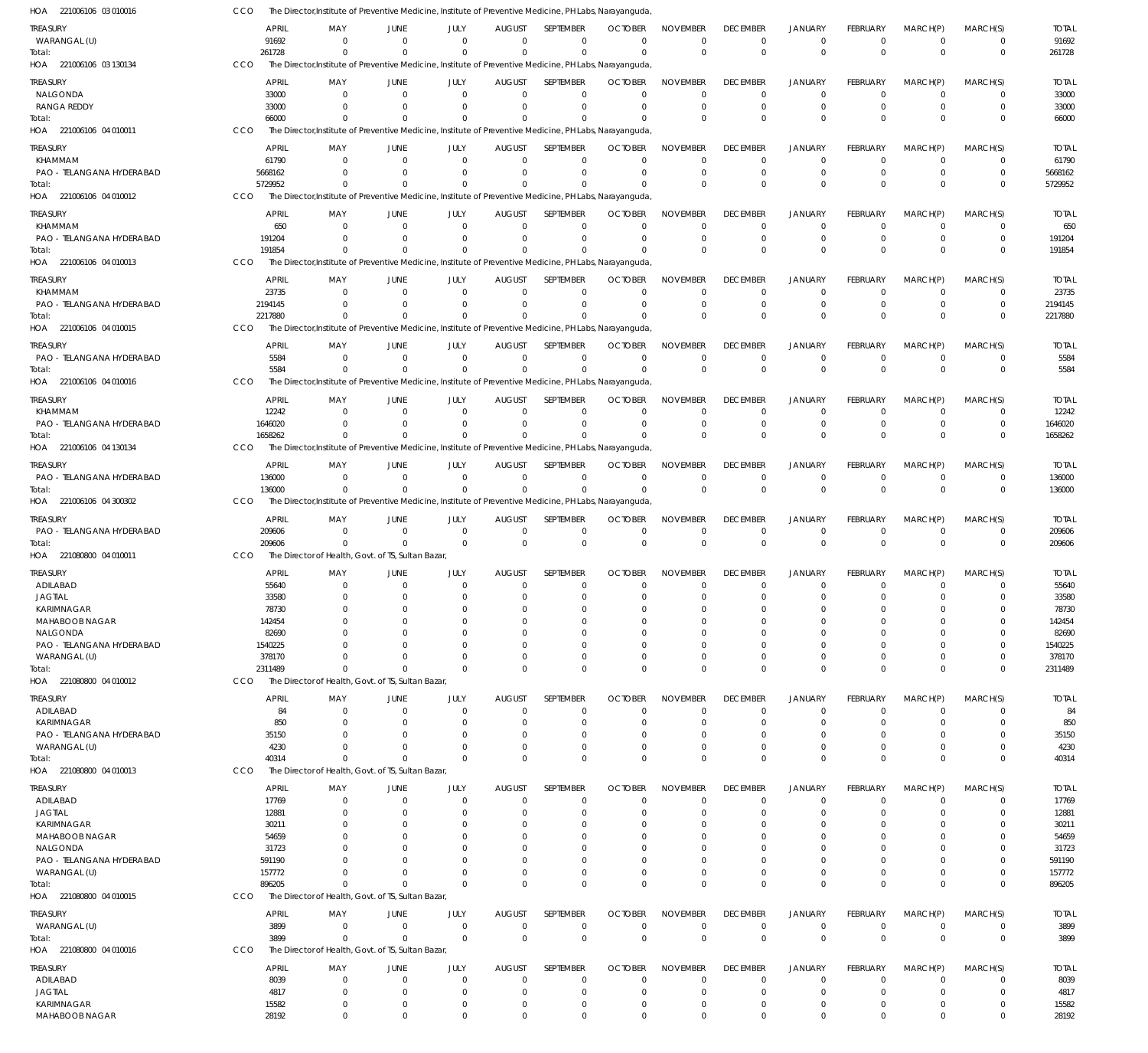HOA 221006106 03 010016 CCO The Director,Institute of Preventive Medicine, Institute of Preventive Medicine, PH Labs, Narayanguda,

| TREASURY | APRIL | MAY | JUNE | JULY | AUGUST | SEPTEMBER | OCTOBER | NOVEMBER | DECEMBER | JANUARY | FEBRUARY | MARCH(P) | MARCH(S) | TOTAL |
|---|---|---|---|---|---|---|---|---|---|---|---|---|---|---|
| WARANGAL (U) | 91692 | 0 | 0 | 0 | 0 | 0 | 0 | 0 | 0 | 0 | 0 | 0 | 0 | 91692 |
| Total: | 261728 | 0 | 0 | 0 | 0 | 0 | 0 | 0 | 0 | 0 | 0 | 0 | 0 | 261728 |

HOA 221006106 03 130134 CCO The Director,Institute of Preventive Medicine, Institute of Preventive Medicine, PH Labs, Narayanguda,

| TREASURY | APRIL | MAY | JUNE | JULY | AUGUST | SEPTEMBER | OCTOBER | NOVEMBER | DECEMBER | JANUARY | FEBRUARY | MARCH(P) | MARCH(S) | TOTAL |
|---|---|---|---|---|---|---|---|---|---|---|---|---|---|---|
| NALGONDA | 33000 | 0 | 0 | 0 | 0 | 0 | 0 | 0 | 0 | 0 | 0 | 0 | 0 | 33000 |
| RANGA REDDY | 33000 | 0 | 0 | 0 | 0 | 0 | 0 | 0 | 0 | 0 | 0 | 0 | 0 | 33000 |
| Total: | 66000 | 0 | 0 | 0 | 0 | 0 | 0 | 0 | 0 | 0 | 0 | 0 | 0 | 66000 |

HOA 221006106 04 010011 CCO The Director,Institute of Preventive Medicine, Institute of Preventive Medicine, PH Labs, Narayanguda,

| TREASURY | APRIL | MAY | JUNE | JULY | AUGUST | SEPTEMBER | OCTOBER | NOVEMBER | DECEMBER | JANUARY | FEBRUARY | MARCH(P) | MARCH(S) | TOTAL |
|---|---|---|---|---|---|---|---|---|---|---|---|---|---|---|
| KHAMMAM | 61790 | 0 | 0 | 0 | 0 | 0 | 0 | 0 | 0 | 0 | 0 | 0 | 0 | 61790 |
| PAO - TELANGANA HYDERABAD | 5668162 | 0 | 0 | 0 | 0 | 0 | 0 | 0 | 0 | 0 | 0 | 0 | 0 | 5668162 |
| Total: | 5729952 | 0 | 0 | 0 | 0 | 0 | 0 | 0 | 0 | 0 | 0 | 0 | 0 | 5729952 |

HOA 221006106 04 010012 CCO The Director,Institute of Preventive Medicine, Institute of Preventive Medicine, PH Labs, Narayanguda,

| TREASURY | APRIL | MAY | JUNE | JULY | AUGUST | SEPTEMBER | OCTOBER | NOVEMBER | DECEMBER | JANUARY | FEBRUARY | MARCH(P) | MARCH(S) | TOTAL |
|---|---|---|---|---|---|---|---|---|---|---|---|---|---|---|
| KHAMMAM | 650 | 0 | 0 | 0 | 0 | 0 | 0 | 0 | 0 | 0 | 0 | 0 | 0 | 650 |
| PAO - TELANGANA HYDERABAD | 191204 | 0 | 0 | 0 | 0 | 0 | 0 | 0 | 0 | 0 | 0 | 0 | 0 | 191204 |
| Total: | 191854 | 0 | 0 | 0 | 0 | 0 | 0 | 0 | 0 | 0 | 0 | 0 | 0 | 191854 |

HOA 221006106 04 010013 CCO The Director,Institute of Preventive Medicine, Institute of Preventive Medicine, PH Labs, Narayanguda,

| TREASURY | APRIL | MAY | JUNE | JULY | AUGUST | SEPTEMBER | OCTOBER | NOVEMBER | DECEMBER | JANUARY | FEBRUARY | MARCH(P) | MARCH(S) | TOTAL |
|---|---|---|---|---|---|---|---|---|---|---|---|---|---|---|
| KHAMMAM | 23735 | 0 | 0 | 0 | 0 | 0 | 0 | 0 | 0 | 0 | 0 | 0 | 0 | 23735 |
| PAO - TELANGANA HYDERABAD | 2194145 | 0 | 0 | 0 | 0 | 0 | 0 | 0 | 0 | 0 | 0 | 0 | 0 | 2194145 |
| Total: | 2217880 | 0 | 0 | 0 | 0 | 0 | 0 | 0 | 0 | 0 | 0 | 0 | 0 | 2217880 |

HOA 221006106 04 010015 CCO The Director,Institute of Preventive Medicine, Institute of Preventive Medicine, PH Labs, Narayanguda,

| TREASURY | APRIL | MAY | JUNE | JULY | AUGUST | SEPTEMBER | OCTOBER | NOVEMBER | DECEMBER | JANUARY | FEBRUARY | MARCH(P) | MARCH(S) | TOTAL |
|---|---|---|---|---|---|---|---|---|---|---|---|---|---|---|
| PAO - TELANGANA HYDERABAD | 5584 | 0 | 0 | 0 | 0 | 0 | 0 | 0 | 0 | 0 | 0 | 0 | 0 | 5584 |
| Total: | 5584 | 0 | 0 | 0 | 0 | 0 | 0 | 0 | 0 | 0 | 0 | 0 | 0 | 5584 |

HOA 221006106 04 010016 CCO The Director,Institute of Preventive Medicine, Institute of Preventive Medicine, PH Labs, Narayanguda,

| TREASURY | APRIL | MAY | JUNE | JULY | AUGUST | SEPTEMBER | OCTOBER | NOVEMBER | DECEMBER | JANUARY | FEBRUARY | MARCH(P) | MARCH(S) | TOTAL |
|---|---|---|---|---|---|---|---|---|---|---|---|---|---|---|
| KHAMMAM | 12242 | 0 | 0 | 0 | 0 | 0 | 0 | 0 | 0 | 0 | 0 | 0 | 0 | 12242 |
| PAO - TELANGANA HYDERABAD | 1646020 | 0 | 0 | 0 | 0 | 0 | 0 | 0 | 0 | 0 | 0 | 0 | 0 | 1646020 |
| Total: | 1658262 | 0 | 0 | 0 | 0 | 0 | 0 | 0 | 0 | 0 | 0 | 0 | 0 | 1658262 |

HOA 221006106 04 130134 CCO The Director,Institute of Preventive Medicine, Institute of Preventive Medicine, PH Labs, Narayanguda,

| TREASURY | APRIL | MAY | JUNE | JULY | AUGUST | SEPTEMBER | OCTOBER | NOVEMBER | DECEMBER | JANUARY | FEBRUARY | MARCH(P) | MARCH(S) | TOTAL |
|---|---|---|---|---|---|---|---|---|---|---|---|---|---|---|
| PAO - TELANGANA HYDERABAD | 136000 | 0 | 0 | 0 | 0 | 0 | 0 | 0 | 0 | 0 | 0 | 0 | 0 | 136000 |
| Total: | 136000 | 0 | 0 | 0 | 0 | 0 | 0 | 0 | 0 | 0 | 0 | 0 | 0 | 136000 |

HOA 221006106 04 300302 CCO The Director,Institute of Preventive Medicine, Institute of Preventive Medicine, PH Labs, Narayanguda,

| TREASURY | APRIL | MAY | JUNE | JULY | AUGUST | SEPTEMBER | OCTOBER | NOVEMBER | DECEMBER | JANUARY | FEBRUARY | MARCH(P) | MARCH(S) | TOTAL |
|---|---|---|---|---|---|---|---|---|---|---|---|---|---|---|
| PAO - TELANGANA HYDERABAD | 209606 | 0 | 0 | 0 | 0 | 0 | 0 | 0 | 0 | 0 | 0 | 0 | 0 | 209606 |
| Total: | 209606 | 0 | 0 | 0 | 0 | 0 | 0 | 0 | 0 | 0 | 0 | 0 | 0 | 209606 |

HOA 221080800 04 010011 CCO The Director of Health, Govt. of TS, Sultan Bazar,

| TREASURY | APRIL | MAY | JUNE | JULY | AUGUST | SEPTEMBER | OCTOBER | NOVEMBER | DECEMBER | JANUARY | FEBRUARY | MARCH(P) | MARCH(S) | TOTAL |
|---|---|---|---|---|---|---|---|---|---|---|---|---|---|---|
| ADILABAD | 55640 | 0 | 0 | 0 | 0 | 0 | 0 | 0 | 0 | 0 | 0 | 0 | 0 | 55640 |
| JAGTIAL | 33580 | 0 | 0 | 0 | 0 | 0 | 0 | 0 | 0 | 0 | 0 | 0 | 0 | 33580 |
| KARIMNAGAR | 78730 | 0 | 0 | 0 | 0 | 0 | 0 | 0 | 0 | 0 | 0 | 0 | 0 | 78730 |
| MAHABOOB NAGAR | 142454 | 0 | 0 | 0 | 0 | 0 | 0 | 0 | 0 | 0 | 0 | 0 | 0 | 142454 |
| NALGONDA | 82690 | 0 | 0 | 0 | 0 | 0 | 0 | 0 | 0 | 0 | 0 | 0 | 0 | 82690 |
| PAO - TELANGANA HYDERABAD | 1540225 | 0 | 0 | 0 | 0 | 0 | 0 | 0 | 0 | 0 | 0 | 0 | 0 | 1540225 |
| WARANGAL (U) | 378170 | 0 | 0 | 0 | 0 | 0 | 0 | 0 | 0 | 0 | 0 | 0 | 0 | 378170 |
| Total: | 2311489 | 0 | 0 | 0 | 0 | 0 | 0 | 0 | 0 | 0 | 0 | 0 | 0 | 2311489 |

HOA 221080800 04 010012 CCO The Director of Health, Govt. of TS, Sultan Bazar,

| TREASURY | APRIL | MAY | JUNE | JULY | AUGUST | SEPTEMBER | OCTOBER | NOVEMBER | DECEMBER | JANUARY | FEBRUARY | MARCH(P) | MARCH(S) | TOTAL |
|---|---|---|---|---|---|---|---|---|---|---|---|---|---|---|
| ADILABAD | 84 | 0 | 0 | 0 | 0 | 0 | 0 | 0 | 0 | 0 | 0 | 0 | 0 | 84 |
| KARIMNAGAR | 850 | 0 | 0 | 0 | 0 | 0 | 0 | 0 | 0 | 0 | 0 | 0 | 0 | 850 |
| PAO - TELANGANA HYDERABAD | 35150 | 0 | 0 | 0 | 0 | 0 | 0 | 0 | 0 | 0 | 0 | 0 | 0 | 35150 |
| WARANGAL (U) | 4230 | 0 | 0 | 0 | 0 | 0 | 0 | 0 | 0 | 0 | 0 | 0 | 0 | 4230 |
| Total: | 40314 | 0 | 0 | 0 | 0 | 0 | 0 | 0 | 0 | 0 | 0 | 0 | 0 | 40314 |

HOA 221080800 04 010013 CCO The Director of Health, Govt. of TS, Sultan Bazar,

| TREASURY | APRIL | MAY | JUNE | JULY | AUGUST | SEPTEMBER | OCTOBER | NOVEMBER | DECEMBER | JANUARY | FEBRUARY | MARCH(P) | MARCH(S) | TOTAL |
|---|---|---|---|---|---|---|---|---|---|---|---|---|---|---|
| ADILABAD | 17769 | 0 | 0 | 0 | 0 | 0 | 0 | 0 | 0 | 0 | 0 | 0 | 0 | 17769 |
| JAGTIAL | 12881 | 0 | 0 | 0 | 0 | 0 | 0 | 0 | 0 | 0 | 0 | 0 | 0 | 12881 |
| KARIMNAGAR | 30211 | 0 | 0 | 0 | 0 | 0 | 0 | 0 | 0 | 0 | 0 | 0 | 0 | 30211 |
| MAHABOOB NAGAR | 54659 | 0 | 0 | 0 | 0 | 0 | 0 | 0 | 0 | 0 | 0 | 0 | 0 | 54659 |
| NALGONDA | 31723 | 0 | 0 | 0 | 0 | 0 | 0 | 0 | 0 | 0 | 0 | 0 | 0 | 31723 |
| PAO - TELANGANA HYDERABAD | 591190 | 0 | 0 | 0 | 0 | 0 | 0 | 0 | 0 | 0 | 0 | 0 | 0 | 591190 |
| WARANGAL (U) | 157772 | 0 | 0 | 0 | 0 | 0 | 0 | 0 | 0 | 0 | 0 | 0 | 0 | 157772 |
| Total: | 896205 | 0 | 0 | 0 | 0 | 0 | 0 | 0 | 0 | 0 | 0 | 0 | 0 | 896205 |

HOA 221080800 04 010015 CCO The Director of Health, Govt. of TS, Sultan Bazar,

| TREASURY | APRIL | MAY | JUNE | JULY | AUGUST | SEPTEMBER | OCTOBER | NOVEMBER | DECEMBER | JANUARY | FEBRUARY | MARCH(P) | MARCH(S) | TOTAL |
|---|---|---|---|---|---|---|---|---|---|---|---|---|---|---|
| WARANGAL (U) | 3899 | 0 | 0 | 0 | 0 | 0 | 0 | 0 | 0 | 0 | 0 | 0 | 0 | 3899 |
| Total: | 3899 | 0 | 0 | 0 | 0 | 0 | 0 | 0 | 0 | 0 | 0 | 0 | 0 | 3899 |

HOA 221080800 04 010016 CCO The Director of Health, Govt. of TS, Sultan Bazar,

| TREASURY | APRIL | MAY | JUNE | JULY | AUGUST | SEPTEMBER | OCTOBER | NOVEMBER | DECEMBER | JANUARY | FEBRUARY | MARCH(P) | MARCH(S) | TOTAL |
|---|---|---|---|---|---|---|---|---|---|---|---|---|---|---|
| ADILABAD | 8039 | 0 | 0 | 0 | 0 | 0 | 0 | 0 | 0 | 0 | 0 | 0 | 0 | 8039 |
| JAGTIAL | 4817 | 0 | 0 | 0 | 0 | 0 | 0 | 0 | 0 | 0 | 0 | 0 | 0 | 4817 |
| KARIMNAGAR | 15582 | 0 | 0 | 0 | 0 | 0 | 0 | 0 | 0 | 0 | 0 | 0 | 0 | 15582 |
| MAHABOOB NAGAR | 28192 | 0 | 0 | 0 | 0 | 0 | 0 | 0 | 0 | 0 | 0 | 0 | 0 | 28192 |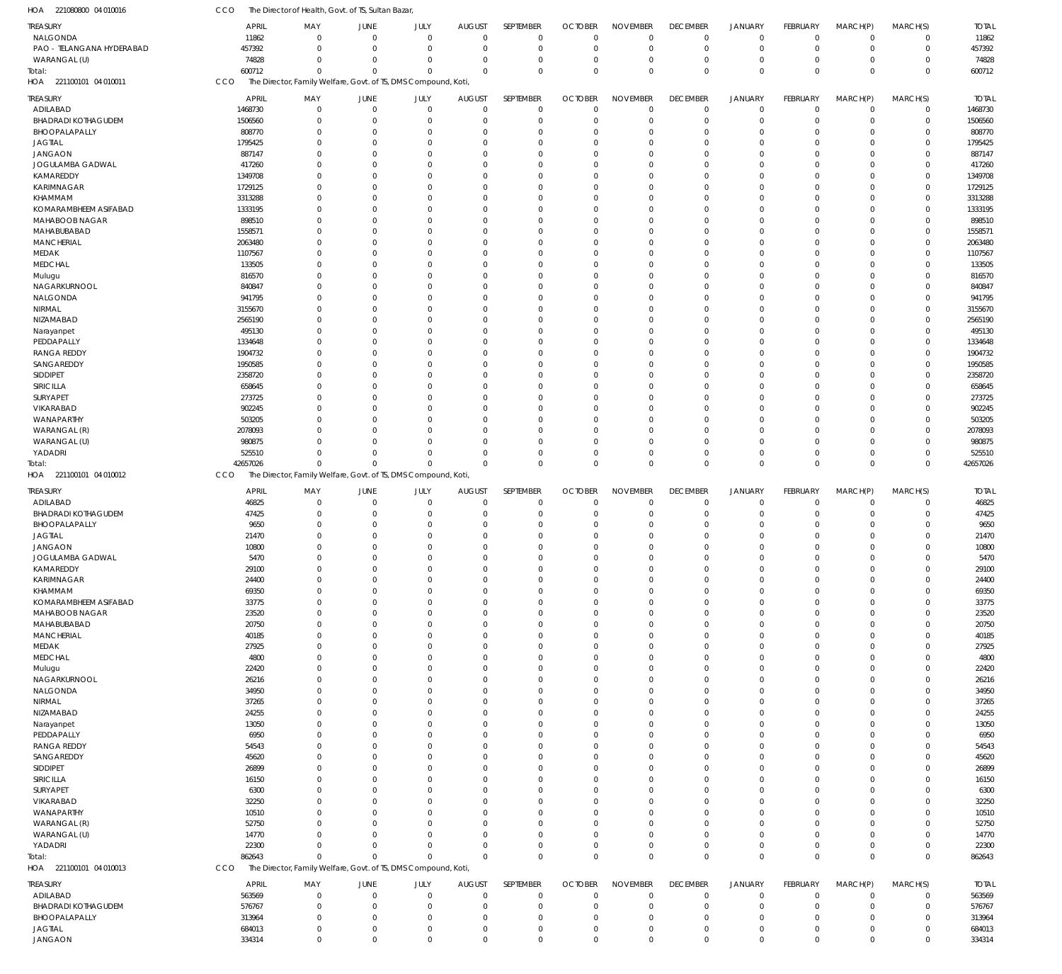HOA 221080800 04 010016 CCO The Director of Health, Govt. of TS, Sultan Bazar,

| TREASURY | APRIL | MAY | JUNE | JULY | AUGUST | SEPTEMBER | OCTOBER | NOVEMBER | DECEMBER | JANUARY | FEBRUARY | MARCH(P) | MARCH(S) | TOTAL |
|---|---|---|---|---|---|---|---|---|---|---|---|---|---|---|
| NALGONDA | 11862 | 0 | 0 | 0 | 0 | 0 | 0 | 0 | 0 | 0 | 0 | 0 | 0 | 11862 |
| PAO - TELANGANA HYDERABAD | 457392 | 0 | 0 | 0 | 0 | 0 | 0 | 0 | 0 | 0 | 0 | 0 | 0 | 457392 |
| WARANGAL (U) | 74828 | 0 | 0 | 0 | 0 | 0 | 0 | 0 | 0 | 0 | 0 | 0 | 0 | 74828 |
| Total: | 600712 | 0 | 0 | 0 | 0 | 0 | 0 | 0 | 0 | 0 | 0 | 0 | 0 | 600712 |

HOA 221100101 04 010011 CCO The Director, Family Welfare, Govt. of TS, DMS Compound, Koti,

| TREASURY | APRIL | MAY | JUNE | JULY | AUGUST | SEPTEMBER | OCTOBER | NOVEMBER | DECEMBER | JANUARY | FEBRUARY | MARCH(P) | MARCH(S) | TOTAL |
|---|---|---|---|---|---|---|---|---|---|---|---|---|---|---|
| ADILABAD | 1468730 | 0 | 0 | 0 | 0 | 0 | 0 | 0 | 0 | 0 | 0 | 0 | 0 | 1468730 |
| BHADRADI KOTHAGUDEM | 1506560 | 0 | 0 | 0 | 0 | 0 | 0 | 0 | 0 | 0 | 0 | 0 | 0 | 1506560 |
| BHOOPALAPALLY | 808770 | 0 | 0 | 0 | 0 | 0 | 0 | 0 | 0 | 0 | 0 | 0 | 0 | 808770 |
| JAGTIAL | 1795425 | 0 | 0 | 0 | 0 | 0 | 0 | 0 | 0 | 0 | 0 | 0 | 0 | 1795425 |
| JANGAON | 887147 | 0 | 0 | 0 | 0 | 0 | 0 | 0 | 0 | 0 | 0 | 0 | 0 | 887147 |
| JOGULAMBA GADWAL | 417260 | 0 | 0 | 0 | 0 | 0 | 0 | 0 | 0 | 0 | 0 | 0 | 0 | 417260 |
| KAMAREDDY | 1349708 | 0 | 0 | 0 | 0 | 0 | 0 | 0 | 0 | 0 | 0 | 0 | 0 | 1349708 |
| KARIMNAGAR | 1729125 | 0 | 0 | 0 | 0 | 0 | 0 | 0 | 0 | 0 | 0 | 0 | 0 | 1729125 |
| KHAMMAM | 3313288 | 0 | 0 | 0 | 0 | 0 | 0 | 0 | 0 | 0 | 0 | 0 | 0 | 3313288 |
| KOMARAMBHEEM ASIFABAD | 1333195 | 0 | 0 | 0 | 0 | 0 | 0 | 0 | 0 | 0 | 0 | 0 | 0 | 1333195 |
| MAHABOOB NAGAR | 898510 | 0 | 0 | 0 | 0 | 0 | 0 | 0 | 0 | 0 | 0 | 0 | 0 | 898510 |
| MAHABUBABAD | 1558571 | 0 | 0 | 0 | 0 | 0 | 0 | 0 | 0 | 0 | 0 | 0 | 0 | 1558571 |
| MANCHERIAL | 2063480 | 0 | 0 | 0 | 0 | 0 | 0 | 0 | 0 | 0 | 0 | 0 | 0 | 2063480 |
| MEDAK | 1107567 | 0 | 0 | 0 | 0 | 0 | 0 | 0 | 0 | 0 | 0 | 0 | 0 | 1107567 |
| MEDCHAL | 133505 | 0 | 0 | 0 | 0 | 0 | 0 | 0 | 0 | 0 | 0 | 0 | 0 | 133505 |
| Mulugu | 816570 | 0 | 0 | 0 | 0 | 0 | 0 | 0 | 0 | 0 | 0 | 0 | 0 | 816570 |
| NAGARKURNOOL | 840847 | 0 | 0 | 0 | 0 | 0 | 0 | 0 | 0 | 0 | 0 | 0 | 0 | 840847 |
| NALGONDA | 941795 | 0 | 0 | 0 | 0 | 0 | 0 | 0 | 0 | 0 | 0 | 0 | 0 | 941795 |
| NIRMAL | 3155670 | 0 | 0 | 0 | 0 | 0 | 0 | 0 | 0 | 0 | 0 | 0 | 0 | 3155670 |
| NIZAMABAD | 2565190 | 0 | 0 | 0 | 0 | 0 | 0 | 0 | 0 | 0 | 0 | 0 | 0 | 2565190 |
| Narayanpet | 495130 | 0 | 0 | 0 | 0 | 0 | 0 | 0 | 0 | 0 | 0 | 0 | 0 | 495130 |
| PEDDAPALLY | 1334648 | 0 | 0 | 0 | 0 | 0 | 0 | 0 | 0 | 0 | 0 | 0 | 0 | 1334648 |
| RANGA REDDY | 1904732 | 0 | 0 | 0 | 0 | 0 | 0 | 0 | 0 | 0 | 0 | 0 | 0 | 1904732 |
| SANGAREDDY | 1950585 | 0 | 0 | 0 | 0 | 0 | 0 | 0 | 0 | 0 | 0 | 0 | 0 | 1950585 |
| SIDDIPET | 2358720 | 0 | 0 | 0 | 0 | 0 | 0 | 0 | 0 | 0 | 0 | 0 | 0 | 2358720 |
| SIRICILLA | 658645 | 0 | 0 | 0 | 0 | 0 | 0 | 0 | 0 | 0 | 0 | 0 | 0 | 658645 |
| SURYAPET | 273725 | 0 | 0 | 0 | 0 | 0 | 0 | 0 | 0 | 0 | 0 | 0 | 0 | 273725 |
| VIKARABAD | 902245 | 0 | 0 | 0 | 0 | 0 | 0 | 0 | 0 | 0 | 0 | 0 | 0 | 902245 |
| WANAPARTHY | 503205 | 0 | 0 | 0 | 0 | 0 | 0 | 0 | 0 | 0 | 0 | 0 | 0 | 503205 |
| WARANGAL (R) | 2078093 | 0 | 0 | 0 | 0 | 0 | 0 | 0 | 0 | 0 | 0 | 0 | 0 | 2078093 |
| WARANGAL (U) | 980875 | 0 | 0 | 0 | 0 | 0 | 0 | 0 | 0 | 0 | 0 | 0 | 0 | 980875 |
| YADADRI | 525510 | 0 | 0 | 0 | 0 | 0 | 0 | 0 | 0 | 0 | 0 | 0 | 0 | 525510 |
| Total: | 42657026 | 0 | 0 | 0 | 0 | 0 | 0 | 0 | 0 | 0 | 0 | 0 | 0 | 42657026 |

HOA 221100101 04 010012 CCO The Director, Family Welfare, Govt. of TS, DMS Compound, Koti,

| TREASURY | APRIL | MAY | JUNE | JULY | AUGUST | SEPTEMBER | OCTOBER | NOVEMBER | DECEMBER | JANUARY | FEBRUARY | MARCH(P) | MARCH(S) | TOTAL |
|---|---|---|---|---|---|---|---|---|---|---|---|---|---|---|
| ADILABAD | 46825 | 0 | 0 | 0 | 0 | 0 | 0 | 0 | 0 | 0 | 0 | 0 | 0 | 46825 |
| BHADRADI KOTHAGUDEM | 47425 | 0 | 0 | 0 | 0 | 0 | 0 | 0 | 0 | 0 | 0 | 0 | 0 | 47425 |
| BHOOPALAPALLY | 9650 | 0 | 0 | 0 | 0 | 0 | 0 | 0 | 0 | 0 | 0 | 0 | 0 | 9650 |
| JAGTIAL | 21470 | 0 | 0 | 0 | 0 | 0 | 0 | 0 | 0 | 0 | 0 | 0 | 0 | 21470 |
| JANGAON | 10800 | 0 | 0 | 0 | 0 | 0 | 0 | 0 | 0 | 0 | 0 | 0 | 0 | 10800 |
| JOGULAMBA GADWAL | 5470 | 0 | 0 | 0 | 0 | 0 | 0 | 0 | 0 | 0 | 0 | 0 | 0 | 5470 |
| KAMAREDDY | 29100 | 0 | 0 | 0 | 0 | 0 | 0 | 0 | 0 | 0 | 0 | 0 | 0 | 29100 |
| KARIMNAGAR | 24400 | 0 | 0 | 0 | 0 | 0 | 0 | 0 | 0 | 0 | 0 | 0 | 0 | 24400 |
| KHAMMAM | 69350 | 0 | 0 | 0 | 0 | 0 | 0 | 0 | 0 | 0 | 0 | 0 | 0 | 69350 |
| KOMARAMBHEEM ASIFABAD | 33775 | 0 | 0 | 0 | 0 | 0 | 0 | 0 | 0 | 0 | 0 | 0 | 0 | 33775 |
| MAHABOOB NAGAR | 23520 | 0 | 0 | 0 | 0 | 0 | 0 | 0 | 0 | 0 | 0 | 0 | 0 | 23520 |
| MAHABUBABAD | 20750 | 0 | 0 | 0 | 0 | 0 | 0 | 0 | 0 | 0 | 0 | 0 | 0 | 20750 |
| MANCHERIAL | 40185 | 0 | 0 | 0 | 0 | 0 | 0 | 0 | 0 | 0 | 0 | 0 | 0 | 40185 |
| MEDAK | 27925 | 0 | 0 | 0 | 0 | 0 | 0 | 0 | 0 | 0 | 0 | 0 | 0 | 27925 |
| MEDCHAL | 4800 | 0 | 0 | 0 | 0 | 0 | 0 | 0 | 0 | 0 | 0 | 0 | 0 | 4800 |
| Mulugu | 22420 | 0 | 0 | 0 | 0 | 0 | 0 | 0 | 0 | 0 | 0 | 0 | 0 | 22420 |
| NAGARKURNOOL | 26216 | 0 | 0 | 0 | 0 | 0 | 0 | 0 | 0 | 0 | 0 | 0 | 0 | 26216 |
| NALGONDA | 34950 | 0 | 0 | 0 | 0 | 0 | 0 | 0 | 0 | 0 | 0 | 0 | 0 | 34950 |
| NIRMAL | 37265 | 0 | 0 | 0 | 0 | 0 | 0 | 0 | 0 | 0 | 0 | 0 | 0 | 37265 |
| NIZAMABAD | 24255 | 0 | 0 | 0 | 0 | 0 | 0 | 0 | 0 | 0 | 0 | 0 | 0 | 24255 |
| Narayanpet | 13050 | 0 | 0 | 0 | 0 | 0 | 0 | 0 | 0 | 0 | 0 | 0 | 0 | 13050 |
| PEDDAPALLY | 6950 | 0 | 0 | 0 | 0 | 0 | 0 | 0 | 0 | 0 | 0 | 0 | 0 | 6950 |
| RANGA REDDY | 54543 | 0 | 0 | 0 | 0 | 0 | 0 | 0 | 0 | 0 | 0 | 0 | 0 | 54543 |
| SANGAREDDY | 45620 | 0 | 0 | 0 | 0 | 0 | 0 | 0 | 0 | 0 | 0 | 0 | 0 | 45620 |
| SIDDIPET | 26899 | 0 | 0 | 0 | 0 | 0 | 0 | 0 | 0 | 0 | 0 | 0 | 0 | 26899 |
| SIRICILLA | 16150 | 0 | 0 | 0 | 0 | 0 | 0 | 0 | 0 | 0 | 0 | 0 | 0 | 16150 |
| SURYAPET | 6300 | 0 | 0 | 0 | 0 | 0 | 0 | 0 | 0 | 0 | 0 | 0 | 0 | 6300 |
| VIKARABAD | 32250 | 0 | 0 | 0 | 0 | 0 | 0 | 0 | 0 | 0 | 0 | 0 | 0 | 32250 |
| WANAPARTHY | 10510 | 0 | 0 | 0 | 0 | 0 | 0 | 0 | 0 | 0 | 0 | 0 | 0 | 10510 |
| WARANGAL (R) | 52750 | 0 | 0 | 0 | 0 | 0 | 0 | 0 | 0 | 0 | 0 | 0 | 0 | 52750 |
| WARANGAL (U) | 14770 | 0 | 0 | 0 | 0 | 0 | 0 | 0 | 0 | 0 | 0 | 0 | 0 | 14770 |
| YADADRI | 22300 | 0 | 0 | 0 | 0 | 0 | 0 | 0 | 0 | 0 | 0 | 0 | 0 | 22300 |
| Total: | 862643 | 0 | 0 | 0 | 0 | 0 | 0 | 0 | 0 | 0 | 0 | 0 | 0 | 862643 |

HOA 221100101 04 010013 CCO The Director, Family Welfare, Govt. of TS, DMS Compound, Koti,

| TREASURY | APRIL | MAY | JUNE | JULY | AUGUST | SEPTEMBER | OCTOBER | NOVEMBER | DECEMBER | JANUARY | FEBRUARY | MARCH(P) | MARCH(S) | TOTAL |
|---|---|---|---|---|---|---|---|---|---|---|---|---|---|---|
| ADILABAD | 563569 | 0 | 0 | 0 | 0 | 0 | 0 | 0 | 0 | 0 | 0 | 0 | 0 | 563569 |
| BHADRADI KOTHAGUDEM | 576767 | 0 | 0 | 0 | 0 | 0 | 0 | 0 | 0 | 0 | 0 | 0 | 0 | 576767 |
| BHOOPALAPALLY | 313964 | 0 | 0 | 0 | 0 | 0 | 0 | 0 | 0 | 0 | 0 | 0 | 0 | 313964 |
| JAGTIAL | 684013 | 0 | 0 | 0 | 0 | 0 | 0 | 0 | 0 | 0 | 0 | 0 | 0 | 684013 |
| JANGAON | 334314 | 0 | 0 | 0 | 0 | 0 | 0 | 0 | 0 | 0 | 0 | 0 | 0 | 334314 |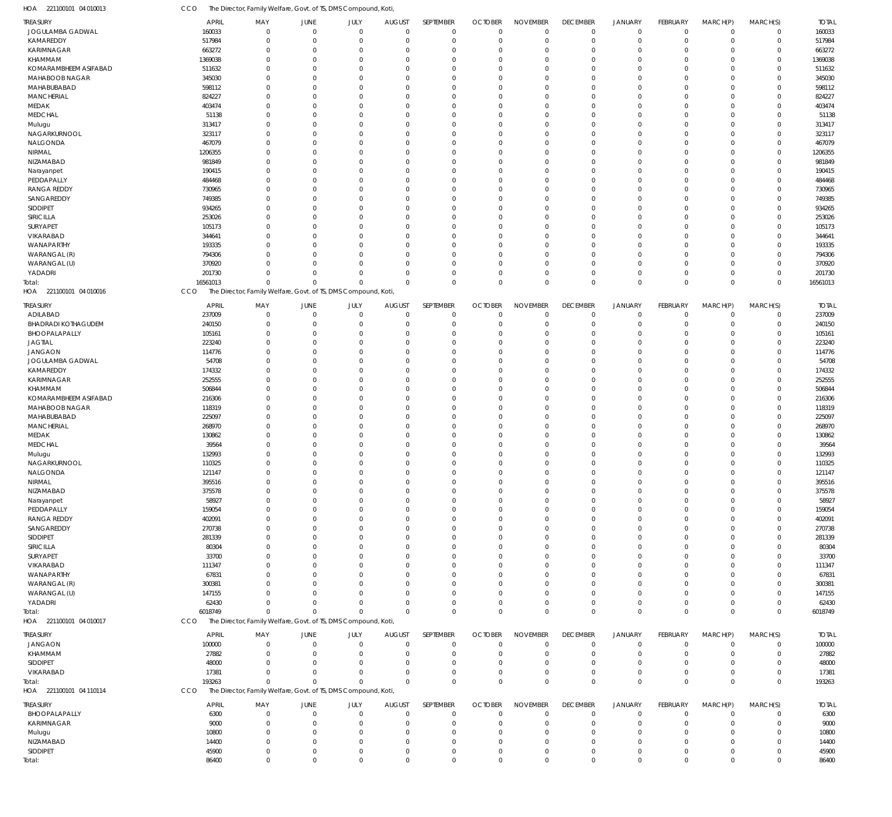HOA 221100101 04 010013 CCO The Director, Family Welfare, Govt. of TS, DMS Compound, Koti,

| TREASURY | APRIL | MAY | JUNE | JULY | AUGUST | SEPTEMBER | OCTOBER | NOVEMBER | DECEMBER | JANUARY | FEBRUARY | MARCH(P) | MARCH(S) | TOTAL |
|---|---|---|---|---|---|---|---|---|---|---|---|---|---|---|
| JOGULAMBA GADWAL | 160033 | 0 | 0 | 0 | 0 | 0 | 0 | 0 | 0 | 0 | 0 | 0 | 0 | 160033 |
| KAMAREDDY | 517984 | 0 | 0 | 0 | 0 | 0 | 0 | 0 | 0 | 0 | 0 | 0 | 0 | 517984 |
| KARIMNAGAR | 663272 | 0 | 0 | 0 | 0 | 0 | 0 | 0 | 0 | 0 | 0 | 0 | 0 | 663272 |
| KHAMMAM | 1369038 | 0 | 0 | 0 | 0 | 0 | 0 | 0 | 0 | 0 | 0 | 0 | 0 | 1369038 |
| KOMARAMBHEEM ASIFABAD | 511632 | 0 | 0 | 0 | 0 | 0 | 0 | 0 | 0 | 0 | 0 | 0 | 0 | 511632 |
| MAHABOOB NAGAR | 345030 | 0 | 0 | 0 | 0 | 0 | 0 | 0 | 0 | 0 | 0 | 0 | 0 | 345030 |
| MAHABUBABAD | 598112 | 0 | 0 | 0 | 0 | 0 | 0 | 0 | 0 | 0 | 0 | 0 | 0 | 598112 |
| MANCHERIAL | 824227 | 0 | 0 | 0 | 0 | 0 | 0 | 0 | 0 | 0 | 0 | 0 | 0 | 824227 |
| MEDAK | 403474 | 0 | 0 | 0 | 0 | 0 | 0 | 0 | 0 | 0 | 0 | 0 | 0 | 403474 |
| MEDCHAL | 51138 | 0 | 0 | 0 | 0 | 0 | 0 | 0 | 0 | 0 | 0 | 0 | 0 | 51138 |
| Mulugu | 313417 | 0 | 0 | 0 | 0 | 0 | 0 | 0 | 0 | 0 | 0 | 0 | 0 | 313417 |
| NAGARKURNOOL | 323117 | 0 | 0 | 0 | 0 | 0 | 0 | 0 | 0 | 0 | 0 | 0 | 0 | 323117 |
| NALGONDA | 467079 | 0 | 0 | 0 | 0 | 0 | 0 | 0 | 0 | 0 | 0 | 0 | 0 | 467079 |
| NIRMAL | 1206355 | 0 | 0 | 0 | 0 | 0 | 0 | 0 | 0 | 0 | 0 | 0 | 0 | 1206355 |
| NIZAMABAD | 981849 | 0 | 0 | 0 | 0 | 0 | 0 | 0 | 0 | 0 | 0 | 0 | 0 | 981849 |
| Narayanpet | 190415 | 0 | 0 | 0 | 0 | 0 | 0 | 0 | 0 | 0 | 0 | 0 | 0 | 190415 |
| PEDDAPALLY | 484468 | 0 | 0 | 0 | 0 | 0 | 0 | 0 | 0 | 0 | 0 | 0 | 0 | 484468 |
| RANGA REDDY | 730965 | 0 | 0 | 0 | 0 | 0 | 0 | 0 | 0 | 0 | 0 | 0 | 0 | 730965 |
| SANGAREDDY | 749385 | 0 | 0 | 0 | 0 | 0 | 0 | 0 | 0 | 0 | 0 | 0 | 0 | 749385 |
| SIDDIPET | 934265 | 0 | 0 | 0 | 0 | 0 | 0 | 0 | 0 | 0 | 0 | 0 | 0 | 934265 |
| SIRICILLA | 253026 | 0 | 0 | 0 | 0 | 0 | 0 | 0 | 0 | 0 | 0 | 0 | 0 | 253026 |
| SURYAPET | 105173 | 0 | 0 | 0 | 0 | 0 | 0 | 0 | 0 | 0 | 0 | 0 | 0 | 105173 |
| VIKARABAD | 344641 | 0 | 0 | 0 | 0 | 0 | 0 | 0 | 0 | 0 | 0 | 0 | 0 | 344641 |
| WANAPARTHY | 193335 | 0 | 0 | 0 | 0 | 0 | 0 | 0 | 0 | 0 | 0 | 0 | 0 | 193335 |
| WARANGAL (R) | 794306 | 0 | 0 | 0 | 0 | 0 | 0 | 0 | 0 | 0 | 0 | 0 | 0 | 794306 |
| WARANGAL (U) | 370920 | 0 | 0 | 0 | 0 | 0 | 0 | 0 | 0 | 0 | 0 | 0 | 0 | 370920 |
| YADADRI | 201730 | 0 | 0 | 0 | 0 | 0 | 0 | 0 | 0 | 0 | 0 | 0 | 0 | 201730 |
| Total: | 16561013 | 0 | 0 | 0 | 0 | 0 | 0 | 0 | 0 | 0 | 0 | 0 | 0 | 16561013 |

HOA 221100101 04 010016 CCO The Director, Family Welfare, Govt. of TS, DMS Compound, Koti,

| TREASURY | APRIL | MAY | JUNE | JULY | AUGUST | SEPTEMBER | OCTOBER | NOVEMBER | DECEMBER | JANUARY | FEBRUARY | MARCH(P) | MARCH(S) | TOTAL |
|---|---|---|---|---|---|---|---|---|---|---|---|---|---|---|
| ADILABAD | 237009 | 0 | 0 | 0 | 0 | 0 | 0 | 0 | 0 | 0 | 0 | 0 | 0 | 237009 |
| BHADRADI KOTHAGUDEM | 240150 | 0 | 0 | 0 | 0 | 0 | 0 | 0 | 0 | 0 | 0 | 0 | 0 | 240150 |
| BHOOPALAPALLY | 105161 | 0 | 0 | 0 | 0 | 0 | 0 | 0 | 0 | 0 | 0 | 0 | 0 | 105161 |
| JAGTIAL | 223240 | 0 | 0 | 0 | 0 | 0 | 0 | 0 | 0 | 0 | 0 | 0 | 0 | 223240 |
| JANGAON | 114776 | 0 | 0 | 0 | 0 | 0 | 0 | 0 | 0 | 0 | 0 | 0 | 0 | 114776 |
| JOGULAMBA GADWAL | 54708 | 0 | 0 | 0 | 0 | 0 | 0 | 0 | 0 | 0 | 0 | 0 | 0 | 54708 |
| KAMAREDDY | 174332 | 0 | 0 | 0 | 0 | 0 | 0 | 0 | 0 | 0 | 0 | 0 | 0 | 174332 |
| KARIMNAGAR | 252555 | 0 | 0 | 0 | 0 | 0 | 0 | 0 | 0 | 0 | 0 | 0 | 0 | 252555 |
| KHAMMAM | 506844 | 0 | 0 | 0 | 0 | 0 | 0 | 0 | 0 | 0 | 0 | 0 | 0 | 506844 |
| KOMARAMBHEEM ASIFABAD | 216306 | 0 | 0 | 0 | 0 | 0 | 0 | 0 | 0 | 0 | 0 | 0 | 0 | 216306 |
| MAHABOOB NAGAR | 118319 | 0 | 0 | 0 | 0 | 0 | 0 | 0 | 0 | 0 | 0 | 0 | 0 | 118319 |
| MAHABUBABAD | 225097 | 0 | 0 | 0 | 0 | 0 | 0 | 0 | 0 | 0 | 0 | 0 | 0 | 225097 |
| MANCHERIAL | 268970 | 0 | 0 | 0 | 0 | 0 | 0 | 0 | 0 | 0 | 0 | 0 | 0 | 268970 |
| MEDAK | 130862 | 0 | 0 | 0 | 0 | 0 | 0 | 0 | 0 | 0 | 0 | 0 | 0 | 130862 |
| MEDCHAL | 39564 | 0 | 0 | 0 | 0 | 0 | 0 | 0 | 0 | 0 | 0 | 0 | 0 | 39564 |
| Mulugu | 132993 | 0 | 0 | 0 | 0 | 0 | 0 | 0 | 0 | 0 | 0 | 0 | 0 | 132993 |
| NAGARKURNOOL | 110325 | 0 | 0 | 0 | 0 | 0 | 0 | 0 | 0 | 0 | 0 | 0 | 0 | 110325 |
| NALGONDA | 121147 | 0 | 0 | 0 | 0 | 0 | 0 | 0 | 0 | 0 | 0 | 0 | 0 | 121147 |
| NIRMAL | 395516 | 0 | 0 | 0 | 0 | 0 | 0 | 0 | 0 | 0 | 0 | 0 | 0 | 395516 |
| NIZAMABAD | 375578 | 0 | 0 | 0 | 0 | 0 | 0 | 0 | 0 | 0 | 0 | 0 | 0 | 375578 |
| Narayanpet | 58927 | 0 | 0 | 0 | 0 | 0 | 0 | 0 | 0 | 0 | 0 | 0 | 0 | 58927 |
| PEDDAPALLY | 159054 | 0 | 0 | 0 | 0 | 0 | 0 | 0 | 0 | 0 | 0 | 0 | 0 | 159054 |
| RANGA REDDY | 402091 | 0 | 0 | 0 | 0 | 0 | 0 | 0 | 0 | 0 | 0 | 0 | 0 | 402091 |
| SANGAREDDY | 270738 | 0 | 0 | 0 | 0 | 0 | 0 | 0 | 0 | 0 | 0 | 0 | 0 | 270738 |
| SIDDIPET | 281339 | 0 | 0 | 0 | 0 | 0 | 0 | 0 | 0 | 0 | 0 | 0 | 0 | 281339 |
| SIRICILLA | 80304 | 0 | 0 | 0 | 0 | 0 | 0 | 0 | 0 | 0 | 0 | 0 | 0 | 80304 |
| SURYAPET | 33700 | 0 | 0 | 0 | 0 | 0 | 0 | 0 | 0 | 0 | 0 | 0 | 0 | 33700 |
| VIKARABAD | 111347 | 0 | 0 | 0 | 0 | 0 | 0 | 0 | 0 | 0 | 0 | 0 | 0 | 111347 |
| WANAPARTHY | 67831 | 0 | 0 | 0 | 0 | 0 | 0 | 0 | 0 | 0 | 0 | 0 | 0 | 67831 |
| WARANGAL (R) | 300381 | 0 | 0 | 0 | 0 | 0 | 0 | 0 | 0 | 0 | 0 | 0 | 0 | 300381 |
| WARANGAL (U) | 147155 | 0 | 0 | 0 | 0 | 0 | 0 | 0 | 0 | 0 | 0 | 0 | 0 | 147155 |
| YADADRI | 62430 | 0 | 0 | 0 | 0 | 0 | 0 | 0 | 0 | 0 | 0 | 0 | 0 | 62430 |
| Total: | 6018749 | 0 | 0 | 0 | 0 | 0 | 0 | 0 | 0 | 0 | 0 | 0 | 0 | 6018749 |

HOA 221100101 04 010017 CCO The Director, Family Welfare, Govt. of TS, DMS Compound, Koti,

| TREASURY | APRIL | MAY | JUNE | JULY | AUGUST | SEPTEMBER | OCTOBER | NOVEMBER | DECEMBER | JANUARY | FEBRUARY | MARCH(P) | MARCH(S) | TOTAL |
|---|---|---|---|---|---|---|---|---|---|---|---|---|---|---|
| JANGAON | 100000 | 0 | 0 | 0 | 0 | 0 | 0 | 0 | 0 | 0 | 0 | 0 | 0 | 100000 |
| KHAMMAM | 27882 | 0 | 0 | 0 | 0 | 0 | 0 | 0 | 0 | 0 | 0 | 0 | 0 | 27882 |
| SIDDIPET | 48000 | 0 | 0 | 0 | 0 | 0 | 0 | 0 | 0 | 0 | 0 | 0 | 0 | 48000 |
| VIKARABAD | 17381 | 0 | 0 | 0 | 0 | 0 | 0 | 0 | 0 | 0 | 0 | 0 | 0 | 17381 |
| Total: | 193263 | 0 | 0 | 0 | 0 | 0 | 0 | 0 | 0 | 0 | 0 | 0 | 0 | 193263 |

HOA 221100101 04 110114 CCO The Director, Family Welfare, Govt. of TS, DMS Compound, Koti,

| TREASURY | APRIL | MAY | JUNE | JULY | AUGUST | SEPTEMBER | OCTOBER | NOVEMBER | DECEMBER | JANUARY | FEBRUARY | MARCH(P) | MARCH(S) | TOTAL |
|---|---|---|---|---|---|---|---|---|---|---|---|---|---|---|
| BHOOPALAPALLY | 6300 | 0 | 0 | 0 | 0 | 0 | 0 | 0 | 0 | 0 | 0 | 0 | 0 | 6300 |
| KARIMNAGAR | 9000 | 0 | 0 | 0 | 0 | 0 | 0 | 0 | 0 | 0 | 0 | 0 | 0 | 9000 |
| Mulugu | 10800 | 0 | 0 | 0 | 0 | 0 | 0 | 0 | 0 | 0 | 0 | 0 | 0 | 10800 |
| NIZAMABAD | 14400 | 0 | 0 | 0 | 0 | 0 | 0 | 0 | 0 | 0 | 0 | 0 | 0 | 14400 |
| SIDDIPET | 45900 | 0 | 0 | 0 | 0 | 0 | 0 | 0 | 0 | 0 | 0 | 0 | 0 | 45900 |
| Total: | 86400 | 0 | 0 | 0 | 0 | 0 | 0 | 0 | 0 | 0 | 0 | 0 | 0 | 86400 |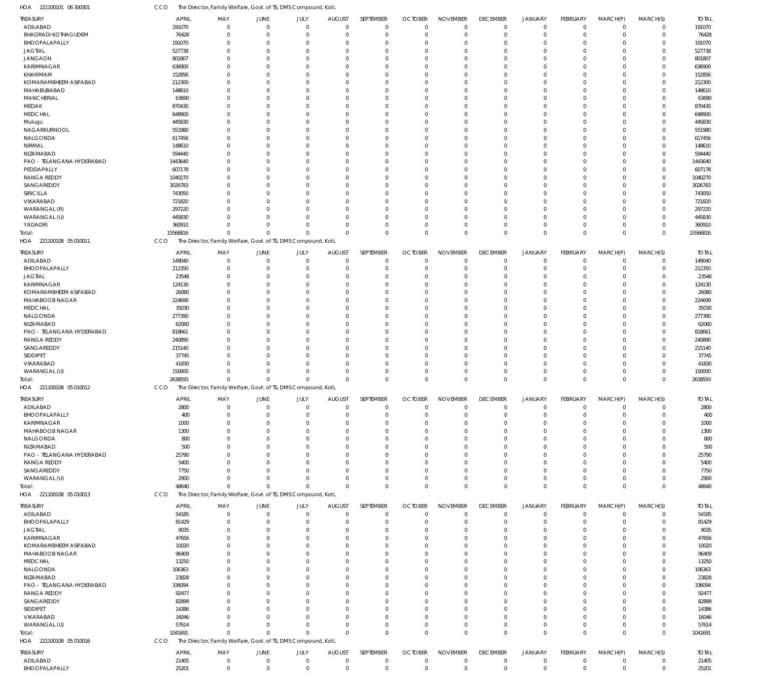HOA 221100101 06 300301 CCO The Director, Family Welfare, Govt. of TS, DMS Compound, Koti,

| TREASURY | APRIL | MAY | JUNE | JULY | AUGUST | SEPTEMBER | OCTOBER | NOVEMBER | DECEMBER | JANUARY | FEBRUARY | MARCH(P) | MARCH(S) | TOTAL |
|---|---|---|---|---|---|---|---|---|---|---|---|---|---|---|
| ADILABAD | 191070 | 0 | 0 | 0 | 0 | 0 | 0 | 0 | 0 | 0 | 0 | 0 | 0 | 191070 |
| BHADRADI KOTHAGUDEM | 76428 | 0 | 0 | 0 | 0 | 0 | 0 | 0 | 0 | 0 | 0 | 0 | 0 | 76428 |
| BHOOPALAPALLY | 191070 | 0 | 0 | 0 | 0 | 0 | 0 | 0 | 0 | 0 | 0 | 0 | 0 | 191070 |
| JAGTIAL | 527738 | 0 | 0 | 0 | 0 | 0 | 0 | 0 | 0 | 0 | 0 | 0 | 0 | 527738 |
| JANGAON | 801807 | 0 | 0 | 0 | 0 | 0 | 0 | 0 | 0 | 0 | 0 | 0 | 0 | 801807 |
| KARIMNAGAR | 636900 | 0 | 0 | 0 | 0 | 0 | 0 | 0 | 0 | 0 | 0 | 0 | 0 | 636900 |
| KHAMMAM | 152856 | 0 | 0 | 0 | 0 | 0 | 0 | 0 | 0 | 0 | 0 | 0 | 0 | 152856 |
| KOMARAMBHEEM ASIFABAD | 212300 | 0 | 0 | 0 | 0 | 0 | 0 | 0 | 0 | 0 | 0 | 0 | 0 | 212300 |
| MAHABUBABAD | 148610 | 0 | 0 | 0 | 0 | 0 | 0 | 0 | 0 | 0 | 0 | 0 | 0 | 148610 |
| MANCHERIAL | 63690 | 0 | 0 | 0 | 0 | 0 | 0 | 0 | 0 | 0 | 0 | 0 | 0 | 63690 |
| MEDAK | 870430 | 0 | 0 | 0 | 0 | 0 | 0 | 0 | 0 | 0 | 0 | 0 | 0 | 870430 |
| MEDCHAL | 648900 | 0 | 0 | 0 | 0 | 0 | 0 | 0 | 0 | 0 | 0 | 0 | 0 | 648900 |
| Mulugu | 445830 | 0 | 0 | 0 | 0 | 0 | 0 | 0 | 0 | 0 | 0 | 0 | 0 | 445830 |
| NAGARKURNOOL | 551980 | 0 | 0 | 0 | 0 | 0 | 0 | 0 | 0 | 0 | 0 | 0 | 0 | 551980 |
| NALGONDA | 617456 | 0 | 0 | 0 | 0 | 0 | 0 | 0 | 0 | 0 | 0 | 0 | 0 | 617456 |
| NIRMAL | 148610 | 0 | 0 | 0 | 0 | 0 | 0 | 0 | 0 | 0 | 0 | 0 | 0 | 148610 |
| NIZAMABAD | 594440 | 0 | 0 | 0 | 0 | 0 | 0 | 0 | 0 | 0 | 0 | 0 | 0 | 594440 |
| PAO - TELANGANA HYDERABAD | 1443640 | 0 | 0 | 0 | 0 | 0 | 0 | 0 | 0 | 0 | 0 | 0 | 0 | 1443640 |
| PEDDAPALLY | 607178 | 0 | 0 | 0 | 0 | 0 | 0 | 0 | 0 | 0 | 0 | 0 | 0 | 607178 |
| RANGA REDDY | 1040270 | 0 | 0 | 0 | 0 | 0 | 0 | 0 | 0 | 0 | 0 | 0 | 0 | 1040270 |
| SANGAREDDY | 3026783 | 0 | 0 | 0 | 0 | 0 | 0 | 0 | 0 | 0 | 0 | 0 | 0 | 3026783 |
| SIRICILLA | 743050 | 0 | 0 | 0 | 0 | 0 | 0 | 0 | 0 | 0 | 0 | 0 | 0 | 743050 |
| VIKARABAD | 721820 | 0 | 0 | 0 | 0 | 0 | 0 | 0 | 0 | 0 | 0 | 0 | 0 | 721820 |
| WARANGAL (R) | 297220 | 0 | 0 | 0 | 0 | 0 | 0 | 0 | 0 | 0 | 0 | 0 | 0 | 297220 |
| WARANGAL (U) | 445830 | 0 | 0 | 0 | 0 | 0 | 0 | 0 | 0 | 0 | 0 | 0 | 0 | 445830 |
| YADADRI | 360910 | 0 | 0 | 0 | 0 | 0 | 0 | 0 | 0 | 0 | 0 | 0 | 0 | 360910 |
| Total: | 15566816 | 0 | 0 | 0 | 0 | 0 | 0 | 0 | 0 | 0 | 0 | 0 | 0 | 15566816 |

HOA 221100108 05 010011 CCO The Director, Family Welfare, Govt. of TS, DMS Compound, Koti,

| TREASURY | APRIL | MAY | JUNE | JULY | AUGUST | SEPTEMBER | OCTOBER | NOVEMBER | DECEMBER | JANUARY | FEBRUARY | MARCH(P) | MARCH(S) | TOTAL |
|---|---|---|---|---|---|---|---|---|---|---|---|---|---|---|
| ADILABAD | 149040 | 0 | 0 | 0 | 0 | 0 | 0 | 0 | 0 | 0 | 0 | 0 | 0 | 149040 |
| BHOOPALAPALLY | 212350 | 0 | 0 | 0 | 0 | 0 | 0 | 0 | 0 | 0 | 0 | 0 | 0 | 212350 |
| JAGTIAL | 23548 | 0 | 0 | 0 | 0 | 0 | 0 | 0 | 0 | 0 | 0 | 0 | 0 | 23548 |
| KARIMNAGAR | 124130 | 0 | 0 | 0 | 0 | 0 | 0 | 0 | 0 | 0 | 0 | 0 | 0 | 124130 |
| KOMARAMBHEEM ASIFABAD | 26080 | 0 | 0 | 0 | 0 | 0 | 0 | 0 | 0 | 0 | 0 | 0 | 0 | 26080 |
| MAHABOOB NAGAR | 224699 | 0 | 0 | 0 | 0 | 0 | 0 | 0 | 0 | 0 | 0 | 0 | 0 | 224699 |
| MEDCHAL | 35030 | 0 | 0 | 0 | 0 | 0 | 0 | 0 | 0 | 0 | 0 | 0 | 0 | 35030 |
| NALGONDA | 277390 | 0 | 0 | 0 | 0 | 0 | 0 | 0 | 0 | 0 | 0 | 0 | 0 | 277390 |
| NIZAMABAD | 62060 | 0 | 0 | 0 | 0 | 0 | 0 | 0 | 0 | 0 | 0 | 0 | 0 | 62060 |
| PAO - TELANGANA HYDERABAD | 818661 | 0 | 0 | 0 | 0 | 0 | 0 | 0 | 0 | 0 | 0 | 0 | 0 | 818661 |
| RANGA REDDY | 240890 | 0 | 0 | 0 | 0 | 0 | 0 | 0 | 0 | 0 | 0 | 0 | 0 | 240890 |
| SANGAREDDY | 215140 | 0 | 0 | 0 | 0 | 0 | 0 | 0 | 0 | 0 | 0 | 0 | 0 | 215140 |
| SIDDIPET | 37745 | 0 | 0 | 0 | 0 | 0 | 0 | 0 | 0 | 0 | 0 | 0 | 0 | 37745 |
| VIKARABAD | 41830 | 0 | 0 | 0 | 0 | 0 | 0 | 0 | 0 | 0 | 0 | 0 | 0 | 41830 |
| WARANGAL (U) | 150000 | 0 | 0 | 0 | 0 | 0 | 0 | 0 | 0 | 0 | 0 | 0 | 0 | 150000 |
| Total: | 2638593 | 0 | 0 | 0 | 0 | 0 | 0 | 0 | 0 | 0 | 0 | 0 | 0 | 2638593 |

HOA 221100108 05 010012 CCO The Director, Family Welfare, Govt. of TS, DMS Compound, Koti,

| TREASURY | APRIL | MAY | JUNE | JULY | AUGUST | SEPTEMBER | OCTOBER | NOVEMBER | DECEMBER | JANUARY | FEBRUARY | MARCH(P) | MARCH(S) | TOTAL |
|---|---|---|---|---|---|---|---|---|---|---|---|---|---|---|
| ADILABAD | 2800 | 0 | 0 | 0 | 0 | 0 | 0 | 0 | 0 | 0 | 0 | 0 | 0 | 2800 |
| BHOOPALAPALLY | 400 | 0 | 0 | 0 | 0 | 0 | 0 | 0 | 0 | 0 | 0 | 0 | 0 | 400 |
| KARIMNAGAR | 1000 | 0 | 0 | 0 | 0 | 0 | 0 | 0 | 0 | 0 | 0 | 0 | 0 | 1000 |
| MAHABOOB NAGAR | 1300 | 0 | 0 | 0 | 0 | 0 | 0 | 0 | 0 | 0 | 0 | 0 | 0 | 1300 |
| NALGONDA | 800 | 0 | 0 | 0 | 0 | 0 | 0 | 0 | 0 | 0 | 0 | 0 | 0 | 800 |
| NIZAMABAD | 500 | 0 | 0 | 0 | 0 | 0 | 0 | 0 | 0 | 0 | 0 | 0 | 0 | 500 |
| PAO - TELANGANA HYDERABAD | 25790 | 0 | 0 | 0 | 0 | 0 | 0 | 0 | 0 | 0 | 0 | 0 | 0 | 25790 |
| RANGA REDDY | 5400 | 0 | 0 | 0 | 0 | 0 | 0 | 0 | 0 | 0 | 0 | 0 | 0 | 5400 |
| SANGAREDDY | 7750 | 0 | 0 | 0 | 0 | 0 | 0 | 0 | 0 | 0 | 0 | 0 | 0 | 7750 |
| WARANGAL (U) | 2900 | 0 | 0 | 0 | 0 | 0 | 0 | 0 | 0 | 0 | 0 | 0 | 0 | 2900 |
| Total: | 48640 | 0 | 0 | 0 | 0 | 0 | 0 | 0 | 0 | 0 | 0 | 0 | 0 | 48640 |

HOA 221100108 05 010013 CCO The Director, Family Welfare, Govt. of TS, DMS Compound, Koti,

| TREASURY | APRIL | MAY | JUNE | JULY | AUGUST | SEPTEMBER | OCTOBER | NOVEMBER | DECEMBER | JANUARY | FEBRUARY | MARCH(P) | MARCH(S) | TOTAL |
|---|---|---|---|---|---|---|---|---|---|---|---|---|---|---|
| ADILABAD | 54185 | 0 | 0 | 0 | 0 | 0 | 0 | 0 | 0 | 0 | 0 | 0 | 0 | 54185 |
| BHOOPALAPALLY | 81429 | 0 | 0 | 0 | 0 | 0 | 0 | 0 | 0 | 0 | 0 | 0 | 0 | 81429 |
| JAGTIAL | 9035 | 0 | 0 | 0 | 0 | 0 | 0 | 0 | 0 | 0 | 0 | 0 | 0 | 9035 |
| KARIMNAGAR | 47656 | 0 | 0 | 0 | 0 | 0 | 0 | 0 | 0 | 0 | 0 | 0 | 0 | 47656 |
| KOMARAMBHEEM ASIFABAD | 10020 | 0 | 0 | 0 | 0 | 0 | 0 | 0 | 0 | 0 | 0 | 0 | 0 | 10020 |
| MAHABOOB NAGAR | 96409 | 0 | 0 | 0 | 0 | 0 | 0 | 0 | 0 | 0 | 0 | 0 | 0 | 96409 |
| MEDCHAL | 13250 | 0 | 0 | 0 | 0 | 0 | 0 | 0 | 0 | 0 | 0 | 0 | 0 | 13250 |
| NALGONDA | 106363 | 0 | 0 | 0 | 0 | 0 | 0 | 0 | 0 | 0 | 0 | 0 | 0 | 106363 |
| NIZAMABAD | 23828 | 0 | 0 | 0 | 0 | 0 | 0 | 0 | 0 | 0 | 0 | 0 | 0 | 23828 |
| PAO - TELANGANA HYDERABAD | 336094 | 0 | 0 | 0 | 0 | 0 | 0 | 0 | 0 | 0 | 0 | 0 | 0 | 336094 |
| RANGA REDDY | 92477 | 0 | 0 | 0 | 0 | 0 | 0 | 0 | 0 | 0 | 0 | 0 | 0 | 92477 |
| SANGAREDDY | 82899 | 0 | 0 | 0 | 0 | 0 | 0 | 0 | 0 | 0 | 0 | 0 | 0 | 82899 |
| SIDDIPET | 14386 | 0 | 0 | 0 | 0 | 0 | 0 | 0 | 0 | 0 | 0 | 0 | 0 | 14386 |
| VIKARABAD | 16046 | 0 | 0 | 0 | 0 | 0 | 0 | 0 | 0 | 0 | 0 | 0 | 0 | 16046 |
| WARANGAL (U) | 57614 | 0 | 0 | 0 | 0 | 0 | 0 | 0 | 0 | 0 | 0 | 0 | 0 | 57614 |
| Total: | 1041691 | 0 | 0 | 0 | 0 | 0 | 0 | 0 | 0 | 0 | 0 | 0 | 0 | 1041691 |

HOA 221100108 05 010016 CCO The Director, Family Welfare, Govt. of TS, DMS Compound, Koti,

| TREASURY | APRIL | MAY | JUNE | JULY | AUGUST | SEPTEMBER | OCTOBER | NOVEMBER | DECEMBER | JANUARY | FEBRUARY | MARCH(P) | MARCH(S) | TOTAL |
|---|---|---|---|---|---|---|---|---|---|---|---|---|---|---|
| ADILABAD | 21405 | 0 | 0 | 0 | 0 | 0 | 0 | 0 | 0 | 0 | 0 | 0 | 0 | 21405 |
| BHOOPALAPALLY | 25201 | 0 | 0 | 0 | 0 | 0 | 0 | 0 | 0 | 0 | 0 | 0 | 0 | 25201 |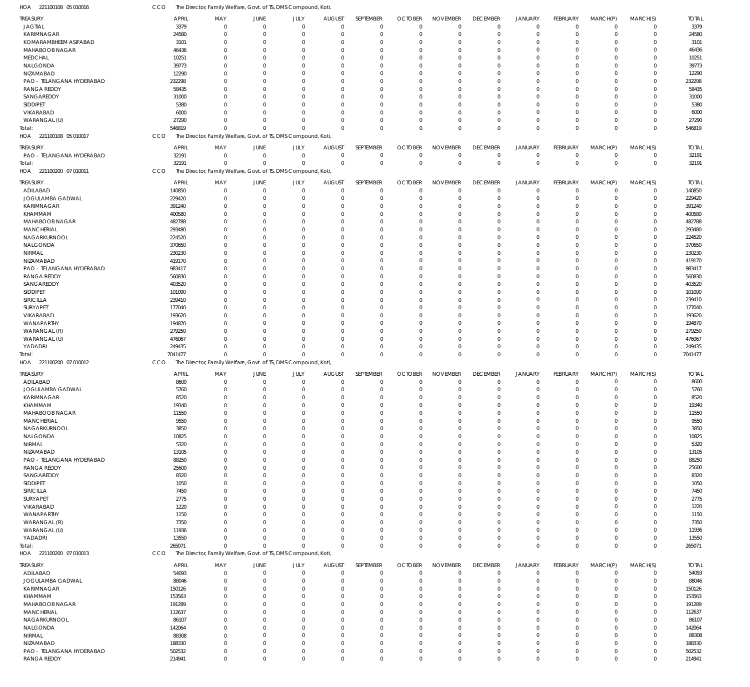HOA 221100108 05 010016 CCO The Director, Family Welfare, Govt. of TS, DMS Compound, Koti,

| TREASURY | APRIL | MAY | JUNE | JULY | AUGUST | SEPTEMBER | OCTOBER | NOVEMBER | DECEMBER | JANUARY | FEBRUARY | MARCH(P) | MARCH(S) | TOTAL |
|---|---|---|---|---|---|---|---|---|---|---|---|---|---|---|
| JAGTIAL | 3379 | 0 | 0 | 0 | 0 | 0 | 0 | 0 | 0 | 0 | 0 | 0 | 0 | 3379 |
| KARIMNAGAR | 24580 | 0 | 0 | 0 | 0 | 0 | 0 | 0 | 0 | 0 | 0 | 0 | 0 | 24580 |
| KOMARAMBHEEM ASIFABAD | 3101 | 0 | 0 | 0 | 0 | 0 | 0 | 0 | 0 | 0 | 0 | 0 | 0 | 3101 |
| MAHABOOB NAGAR | 46436 | 0 | 0 | 0 | 0 | 0 | 0 | 0 | 0 | 0 | 0 | 0 | 0 | 46436 |
| MEDCHAL | 10251 | 0 | 0 | 0 | 0 | 0 | 0 | 0 | 0 | 0 | 0 | 0 | 0 | 10251 |
| NALGONDA | 39773 | 0 | 0 | 0 | 0 | 0 | 0 | 0 | 0 | 0 | 0 | 0 | 0 | 39773 |
| NIZAMABAD | 12290 | 0 | 0 | 0 | 0 | 0 | 0 | 0 | 0 | 0 | 0 | 0 | 0 | 12290 |
| PAO - TELANGANA HYDERABAD | 232298 | 0 | 0 | 0 | 0 | 0 | 0 | 0 | 0 | 0 | 0 | 0 | 0 | 232298 |
| RANGA REDDY | 58435 | 0 | 0 | 0 | 0 | 0 | 0 | 0 | 0 | 0 | 0 | 0 | 0 | 58435 |
| SANGAREDDY | 31000 | 0 | 0 | 0 | 0 | 0 | 0 | 0 | 0 | 0 | 0 | 0 | 0 | 31000 |
| SIDDIPET | 5380 | 0 | 0 | 0 | 0 | 0 | 0 | 0 | 0 | 0 | 0 | 0 | 0 | 5380 |
| VIKARABAD | 6000 | 0 | 0 | 0 | 0 | 0 | 0 | 0 | 0 | 0 | 0 | 0 | 0 | 6000 |
| WARANGAL (U) | 27290 | 0 | 0 | 0 | 0 | 0 | 0 | 0 | 0 | 0 | 0 | 0 | 0 | 27290 |
| Total: | 546819 | 0 | 0 | 0 | 0 | 0 | 0 | 0 | 0 | 0 | 0 | 0 | 0 | 546819 |

HOA 221100108 05 010017 CCO The Director, Family Welfare, Govt. of TS, DMS Compound, Koti,

| TREASURY | APRIL | MAY | JUNE | JULY | AUGUST | SEPTEMBER | OCTOBER | NOVEMBER | DECEMBER | JANUARY | FEBRUARY | MARCH(P) | MARCH(S) | TOTAL |
|---|---|---|---|---|---|---|---|---|---|---|---|---|---|---|
| PAO - TELANGANA HYDERABAD | 32191 | 0 | 0 | 0 | 0 | 0 | 0 | 0 | 0 | 0 | 0 | 0 | 0 | 32191 |
| Total: | 32191 | 0 | 0 | 0 | 0 | 0 | 0 | 0 | 0 | 0 | 0 | 0 | 0 | 32191 |

HOA 221100200 07 010011 CCO The Director, Family Welfare, Govt. of TS, DMS Compound, Koti,

| TREASURY | APRIL | MAY | JUNE | JULY | AUGUST | SEPTEMBER | OCTOBER | NOVEMBER | DECEMBER | JANUARY | FEBRUARY | MARCH(P) | MARCH(S) | TOTAL |
|---|---|---|---|---|---|---|---|---|---|---|---|---|---|---|
| ADILABAD | 140850 | 0 | 0 | 0 | 0 | 0 | 0 | 0 | 0 | 0 | 0 | 0 | 0 | 140850 |
| JOGULAMBA GADWAL | 229420 | 0 | 0 | 0 | 0 | 0 | 0 | 0 | 0 | 0 | 0 | 0 | 0 | 229420 |
| KARIMNAGAR | 391240 | 0 | 0 | 0 | 0 | 0 | 0 | 0 | 0 | 0 | 0 | 0 | 0 | 391240 |
| KHAMMAM | 400580 | 0 | 0 | 0 | 0 | 0 | 0 | 0 | 0 | 0 | 0 | 0 | 0 | 400580 |
| MAHABOOB NAGAR | 482788 | 0 | 0 | 0 | 0 | 0 | 0 | 0 | 0 | 0 | 0 | 0 | 0 | 482788 |
| MANCHERIAL | 293480 | 0 | 0 | 0 | 0 | 0 | 0 | 0 | 0 | 0 | 0 | 0 | 0 | 293480 |
| NAGARKURNOOL | 224520 | 0 | 0 | 0 | 0 | 0 | 0 | 0 | 0 | 0 | 0 | 0 | 0 | 224520 |
| NALGONDA | 370650 | 0 | 0 | 0 | 0 | 0 | 0 | 0 | 0 | 0 | 0 | 0 | 0 | 370650 |
| NIRMAL | 230230 | 0 | 0 | 0 | 0 | 0 | 0 | 0 | 0 | 0 | 0 | 0 | 0 | 230230 |
| NIZAMABAD | 419170 | 0 | 0 | 0 | 0 | 0 | 0 | 0 | 0 | 0 | 0 | 0 | 0 | 419170 |
| PAO - TELANGANA HYDERABAD | 983417 | 0 | 0 | 0 | 0 | 0 | 0 | 0 | 0 | 0 | 0 | 0 | 0 | 983417 |
| RANGA REDDY | 560830 | 0 | 0 | 0 | 0 | 0 | 0 | 0 | 0 | 0 | 0 | 0 | 0 | 560830 |
| SANGAREDDY | 403520 | 0 | 0 | 0 | 0 | 0 | 0 | 0 | 0 | 0 | 0 | 0 | 0 | 403520 |
| SIDDIPET | 101090 | 0 | 0 | 0 | 0 | 0 | 0 | 0 | 0 | 0 | 0 | 0 | 0 | 101090 |
| SIRICILLA | 239410 | 0 | 0 | 0 | 0 | 0 | 0 | 0 | 0 | 0 | 0 | 0 | 0 | 239410 |
| SURYAPET | 177040 | 0 | 0 | 0 | 0 | 0 | 0 | 0 | 0 | 0 | 0 | 0 | 0 | 177040 |
| VIKARABAD | 193620 | 0 | 0 | 0 | 0 | 0 | 0 | 0 | 0 | 0 | 0 | 0 | 0 | 193620 |
| WANAPARTHY | 194870 | 0 | 0 | 0 | 0 | 0 | 0 | 0 | 0 | 0 | 0 | 0 | 0 | 194870 |
| WARANGAL (R) | 279250 | 0 | 0 | 0 | 0 | 0 | 0 | 0 | 0 | 0 | 0 | 0 | 0 | 279250 |
| WARANGAL (U) | 476067 | 0 | 0 | 0 | 0 | 0 | 0 | 0 | 0 | 0 | 0 | 0 | 0 | 476067 |
| YADADRI | 249435 | 0 | 0 | 0 | 0 | 0 | 0 | 0 | 0 | 0 | 0 | 0 | 0 | 249435 |
| Total: | 7041477 | 0 | 0 | 0 | 0 | 0 | 0 | 0 | 0 | 0 | 0 | 0 | 0 | 7041477 |

HOA 221100200 07 010012 CCO The Director, Family Welfare, Govt. of TS, DMS Compound, Koti,

| TREASURY | APRIL | MAY | JUNE | JULY | AUGUST | SEPTEMBER | OCTOBER | NOVEMBER | DECEMBER | JANUARY | FEBRUARY | MARCH(P) | MARCH(S) | TOTAL |
|---|---|---|---|---|---|---|---|---|---|---|---|---|---|---|
| ADILABAD | 8600 | 0 | 0 | 0 | 0 | 0 | 0 | 0 | 0 | 0 | 0 | 0 | 0 | 8600 |
| JOGULAMBA GADWAL | 5760 | 0 | 0 | 0 | 0 | 0 | 0 | 0 | 0 | 0 | 0 | 0 | 0 | 5760 |
| KARIMNAGAR | 8520 | 0 | 0 | 0 | 0 | 0 | 0 | 0 | 0 | 0 | 0 | 0 | 0 | 8520 |
| KHAMMAM | 19340 | 0 | 0 | 0 | 0 | 0 | 0 | 0 | 0 | 0 | 0 | 0 | 0 | 19340 |
| MAHABOOB NAGAR | 11550 | 0 | 0 | 0 | 0 | 0 | 0 | 0 | 0 | 0 | 0 | 0 | 0 | 11550 |
| MANCHERIAL | 9550 | 0 | 0 | 0 | 0 | 0 | 0 | 0 | 0 | 0 | 0 | 0 | 0 | 9550 |
| NAGARKURNOOL | 3850 | 0 | 0 | 0 | 0 | 0 | 0 | 0 | 0 | 0 | 0 | 0 | 0 | 3850 |
| NALGONDA | 10825 | 0 | 0 | 0 | 0 | 0 | 0 | 0 | 0 | 0 | 0 | 0 | 0 | 10825 |
| NIRMAL | 5320 | 0 | 0 | 0 | 0 | 0 | 0 | 0 | 0 | 0 | 0 | 0 | 0 | 5320 |
| NIZAMABAD | 13105 | 0 | 0 | 0 | 0 | 0 | 0 | 0 | 0 | 0 | 0 | 0 | 0 | 13105 |
| PAO - TELANGANA HYDERABAD | 88250 | 0 | 0 | 0 | 0 | 0 | 0 | 0 | 0 | 0 | 0 | 0 | 0 | 88250 |
| RANGA REDDY | 25600 | 0 | 0 | 0 | 0 | 0 | 0 | 0 | 0 | 0 | 0 | 0 | 0 | 25600 |
| SANGAREDDY | 8320 | 0 | 0 | 0 | 0 | 0 | 0 | 0 | 0 | 0 | 0 | 0 | 0 | 8320 |
| SIDDIPET | 1050 | 0 | 0 | 0 | 0 | 0 | 0 | 0 | 0 | 0 | 0 | 0 | 0 | 1050 |
| SIRICILLA | 7450 | 0 | 0 | 0 | 0 | 0 | 0 | 0 | 0 | 0 | 0 | 0 | 0 | 7450 |
| SURYAPET | 2775 | 0 | 0 | 0 | 0 | 0 | 0 | 0 | 0 | 0 | 0 | 0 | 0 | 2775 |
| VIKARABAD | 1220 | 0 | 0 | 0 | 0 | 0 | 0 | 0 | 0 | 0 | 0 | 0 | 0 | 1220 |
| WANAPARTHY | 1150 | 0 | 0 | 0 | 0 | 0 | 0 | 0 | 0 | 0 | 0 | 0 | 0 | 1150 |
| WARANGAL (R) | 7350 | 0 | 0 | 0 | 0 | 0 | 0 | 0 | 0 | 0 | 0 | 0 | 0 | 7350 |
| WARANGAL (U) | 11936 | 0 | 0 | 0 | 0 | 0 | 0 | 0 | 0 | 0 | 0 | 0 | 0 | 11936 |
| YADADRI | 13550 | 0 | 0 | 0 | 0 | 0 | 0 | 0 | 0 | 0 | 0 | 0 | 0 | 13550 |
| Total: | 265071 | 0 | 0 | 0 | 0 | 0 | 0 | 0 | 0 | 0 | 0 | 0 | 0 | 265071 |

HOA 221100200 07 010013 CCO The Director, Family Welfare, Govt. of TS, DMS Compound, Koti,

| TREASURY | APRIL | MAY | JUNE | JULY | AUGUST | SEPTEMBER | OCTOBER | NOVEMBER | DECEMBER | JANUARY | FEBRUARY | MARCH(P) | MARCH(S) | TOTAL |
|---|---|---|---|---|---|---|---|---|---|---|---|---|---|---|
| ADILABAD | 54093 | 0 | 0 | 0 | 0 | 0 | 0 | 0 | 0 | 0 | 0 | 0 | 0 | 54093 |
| JOGULAMBA GADWAL | 88046 | 0 | 0 | 0 | 0 | 0 | 0 | 0 | 0 | 0 | 0 | 0 | 0 | 88046 |
| KARIMNAGAR | 150126 | 0 | 0 | 0 | 0 | 0 | 0 | 0 | 0 | 0 | 0 | 0 | 0 | 150126 |
| KHAMMAM | 153563 | 0 | 0 | 0 | 0 | 0 | 0 | 0 | 0 | 0 | 0 | 0 | 0 | 153563 |
| MAHABOOB NAGAR | 191289 | 0 | 0 | 0 | 0 | 0 | 0 | 0 | 0 | 0 | 0 | 0 | 0 | 191289 |
| MANCHERIAL | 112637 | 0 | 0 | 0 | 0 | 0 | 0 | 0 | 0 | 0 | 0 | 0 | 0 | 112637 |
| NAGARKURNOOL | 86107 | 0 | 0 | 0 | 0 | 0 | 0 | 0 | 0 | 0 | 0 | 0 | 0 | 86107 |
| NALGONDA | 142064 | 0 | 0 | 0 | 0 | 0 | 0 | 0 | 0 | 0 | 0 | 0 | 0 | 142064 |
| NIRMAL | 88308 | 0 | 0 | 0 | 0 | 0 | 0 | 0 | 0 | 0 | 0 | 0 | 0 | 88308 |
| NIZAMABAD | 188330 | 0 | 0 | 0 | 0 | 0 | 0 | 0 | 0 | 0 | 0 | 0 | 0 | 188330 |
| PAO - TELANGANA HYDERABAD | 502532 | 0 | 0 | 0 | 0 | 0 | 0 | 0 | 0 | 0 | 0 | 0 | 0 | 502532 |
| RANGA REDDY | 214941 | 0 | 0 | 0 | 0 | 0 | 0 | 0 | 0 | 0 | 0 | 0 | 0 | 214941 |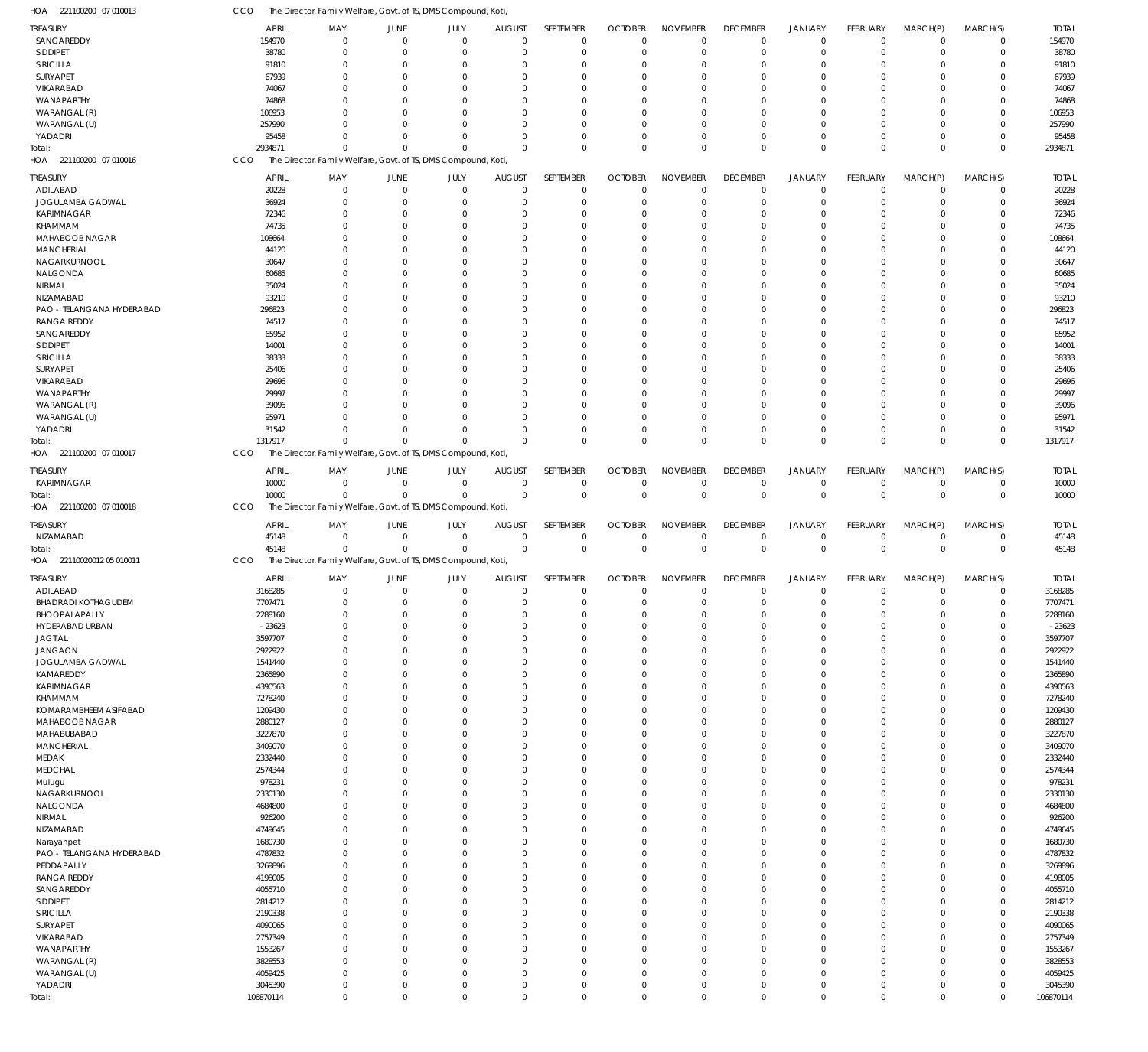HOA 221100200 07 010013 CCO The Director, Family Welfare, Govt. of TS, DMS Compound, Koti,

| TREASURY | APRIL | MAY | JUNE | JULY | AUGUST | SEPTEMBER | OCTOBER | NOVEMBER | DECEMBER | JANUARY | FEBRUARY | MARCH(P) | MARCH(S) | TOTAL |
|---|---|---|---|---|---|---|---|---|---|---|---|---|---|---|
| SANGAREDDY | 154970 | 0 | 0 | 0 | 0 | 0 | 0 | 0 | 0 | 0 | 0 | 0 | 0 | 154970 |
| SIDDIPET | 38780 | 0 | 0 | 0 | 0 | 0 | 0 | 0 | 0 | 0 | 0 | 0 | 0 | 38780 |
| SIRICILLA | 91810 | 0 | 0 | 0 | 0 | 0 | 0 | 0 | 0 | 0 | 0 | 0 | 0 | 91810 |
| SURYAPET | 67939 | 0 | 0 | 0 | 0 | 0 | 0 | 0 | 0 | 0 | 0 | 0 | 0 | 67939 |
| VIKARABAD | 74067 | 0 | 0 | 0 | 0 | 0 | 0 | 0 | 0 | 0 | 0 | 0 | 0 | 74067 |
| WANAPARTHY | 74868 | 0 | 0 | 0 | 0 | 0 | 0 | 0 | 0 | 0 | 0 | 0 | 0 | 74868 |
| WARANGAL (R) | 106953 | 0 | 0 | 0 | 0 | 0 | 0 | 0 | 0 | 0 | 0 | 0 | 0 | 106953 |
| WARANGAL (U) | 257990 | 0 | 0 | 0 | 0 | 0 | 0 | 0 | 0 | 0 | 0 | 0 | 0 | 257990 |
| YADADRI | 95458 | 0 | 0 | 0 | 0 | 0 | 0 | 0 | 0 | 0 | 0 | 0 | 0 | 95458 |
| Total: | 2934871 | 0 | 0 | 0 | 0 | 0 | 0 | 0 | 0 | 0 | 0 | 0 | 0 | 2934871 |

HOA 221100200 07 010016 CCO The Director, Family Welfare, Govt. of TS, DMS Compound, Koti,

| TREASURY | APRIL | MAY | JUNE | JULY | AUGUST | SEPTEMBER | OCTOBER | NOVEMBER | DECEMBER | JANUARY | FEBRUARY | MARCH(P) | MARCH(S) | TOTAL |
|---|---|---|---|---|---|---|---|---|---|---|---|---|---|---|
| ADILABAD | 20228 | 0 | 0 | 0 | 0 | 0 | 0 | 0 | 0 | 0 | 0 | 0 | 0 | 20228 |
| JOGULAMBA GADWAL | 36924 | 0 | 0 | 0 | 0 | 0 | 0 | 0 | 0 | 0 | 0 | 0 | 0 | 36924 |
| KARIMNAGAR | 72346 | 0 | 0 | 0 | 0 | 0 | 0 | 0 | 0 | 0 | 0 | 0 | 0 | 72346 |
| KHAMMAM | 74735 | 0 | 0 | 0 | 0 | 0 | 0 | 0 | 0 | 0 | 0 | 0 | 0 | 74735 |
| MAHABOOB NAGAR | 108664 | 0 | 0 | 0 | 0 | 0 | 0 | 0 | 0 | 0 | 0 | 0 | 0 | 108664 |
| MANCHERIAL | 44120 | 0 | 0 | 0 | 0 | 0 | 0 | 0 | 0 | 0 | 0 | 0 | 0 | 44120 |
| NAGARKURNOOL | 30647 | 0 | 0 | 0 | 0 | 0 | 0 | 0 | 0 | 0 | 0 | 0 | 0 | 30647 |
| NALGONDA | 60685 | 0 | 0 | 0 | 0 | 0 | 0 | 0 | 0 | 0 | 0 | 0 | 0 | 60685 |
| NIRMAL | 35024 | 0 | 0 | 0 | 0 | 0 | 0 | 0 | 0 | 0 | 0 | 0 | 0 | 35024 |
| NIZAMABAD | 93210 | 0 | 0 | 0 | 0 | 0 | 0 | 0 | 0 | 0 | 0 | 0 | 0 | 93210 |
| PAO - TELANGANA HYDERABAD | 296823 | 0 | 0 | 0 | 0 | 0 | 0 | 0 | 0 | 0 | 0 | 0 | 0 | 296823 |
| RANGA REDDY | 74517 | 0 | 0 | 0 | 0 | 0 | 0 | 0 | 0 | 0 | 0 | 0 | 0 | 74517 |
| SANGAREDDY | 65952 | 0 | 0 | 0 | 0 | 0 | 0 | 0 | 0 | 0 | 0 | 0 | 0 | 65952 |
| SIDDIPET | 14001 | 0 | 0 | 0 | 0 | 0 | 0 | 0 | 0 | 0 | 0 | 0 | 0 | 14001 |
| SIRICILLA | 38333 | 0 | 0 | 0 | 0 | 0 | 0 | 0 | 0 | 0 | 0 | 0 | 0 | 38333 |
| SURYAPET | 25406 | 0 | 0 | 0 | 0 | 0 | 0 | 0 | 0 | 0 | 0 | 0 | 0 | 25406 |
| VIKARABAD | 29696 | 0 | 0 | 0 | 0 | 0 | 0 | 0 | 0 | 0 | 0 | 0 | 0 | 29696 |
| WANAPARTHY | 29997 | 0 | 0 | 0 | 0 | 0 | 0 | 0 | 0 | 0 | 0 | 0 | 0 | 29997 |
| WARANGAL (R) | 39096 | 0 | 0 | 0 | 0 | 0 | 0 | 0 | 0 | 0 | 0 | 0 | 0 | 39096 |
| WARANGAL (U) | 95971 | 0 | 0 | 0 | 0 | 0 | 0 | 0 | 0 | 0 | 0 | 0 | 0 | 95971 |
| YADADRI | 31542 | 0 | 0 | 0 | 0 | 0 | 0 | 0 | 0 | 0 | 0 | 0 | 0 | 31542 |
| Total: | 1317917 | 0 | 0 | 0 | 0 | 0 | 0 | 0 | 0 | 0 | 0 | 0 | 0 | 1317917 |

HOA 221100200 07 010017 CCO The Director, Family Welfare, Govt. of TS, DMS Compound, Koti,

| TREASURY | APRIL | MAY | JUNE | JULY | AUGUST | SEPTEMBER | OCTOBER | NOVEMBER | DECEMBER | JANUARY | FEBRUARY | MARCH(P) | MARCH(S) | TOTAL |
|---|---|---|---|---|---|---|---|---|---|---|---|---|---|---|
| KARIMNAGAR | 10000 | 0 | 0 | 0 | 0 | 0 | 0 | 0 | 0 | 0 | 0 | 0 | 0 | 10000 |
| Total: | 10000 | 0 | 0 | 0 | 0 | 0 | 0 | 0 | 0 | 0 | 0 | 0 | 0 | 10000 |

HOA 221100200 07 010018 CCO The Director, Family Welfare, Govt. of TS, DMS Compound, Koti,

| TREASURY | APRIL | MAY | JUNE | JULY | AUGUST | SEPTEMBER | OCTOBER | NOVEMBER | DECEMBER | JANUARY | FEBRUARY | MARCH(P) | MARCH(S) | TOTAL |
|---|---|---|---|---|---|---|---|---|---|---|---|---|---|---|
| NIZAMABAD | 45148 | 0 | 0 | 0 | 0 | 0 | 0 | 0 | 0 | 0 | 0 | 0 | 0 | 45148 |
| Total: | 45148 | 0 | 0 | 0 | 0 | 0 | 0 | 0 | 0 | 0 | 0 | 0 | 0 | 45148 |

HOA 22110020012 05 010011 CCO The Director, Family Welfare, Govt. of TS, DMS Compound, Koti,

| TREASURY | APRIL | MAY | JUNE | JULY | AUGUST | SEPTEMBER | OCTOBER | NOVEMBER | DECEMBER | JANUARY | FEBRUARY | MARCH(P) | MARCH(S) | TOTAL |
|---|---|---|---|---|---|---|---|---|---|---|---|---|---|---|
| ADILABAD | 3168285 | 0 | 0 | 0 | 0 | 0 | 0 | 0 | 0 | 0 | 0 | 0 | 0 | 3168285 |
| BHADRADI KOTHAGUDEM | 7707471 | 0 | 0 | 0 | 0 | 0 | 0 | 0 | 0 | 0 | 0 | 0 | 0 | 7707471 |
| BHOOPALAPALLY | 2288160 | 0 | 0 | 0 | 0 | 0 | 0 | 0 | 0 | 0 | 0 | 0 | 0 | 2288160 |
| HYDERABAD URBAN | -23623 | 0 | 0 | 0 | 0 | 0 | 0 | 0 | 0 | 0 | 0 | 0 | 0 | -23623 |
| JAGTIAL | 3597707 | 0 | 0 | 0 | 0 | 0 | 0 | 0 | 0 | 0 | 0 | 0 | 0 | 3597707 |
| JANGAON | 2922922 | 0 | 0 | 0 | 0 | 0 | 0 | 0 | 0 | 0 | 0 | 0 | 0 | 2922922 |
| JOGULAMBA GADWAL | 1541440 | 0 | 0 | 0 | 0 | 0 | 0 | 0 | 0 | 0 | 0 | 0 | 0 | 1541440 |
| KAMAREDDY | 2365890 | 0 | 0 | 0 | 0 | 0 | 0 | 0 | 0 | 0 | 0 | 0 | 0 | 2365890 |
| KARIMNAGAR | 4390563 | 0 | 0 | 0 | 0 | 0 | 0 | 0 | 0 | 0 | 0 | 0 | 0 | 4390563 |
| KHAMMAM | 7278240 | 0 | 0 | 0 | 0 | 0 | 0 | 0 | 0 | 0 | 0 | 0 | 0 | 7278240 |
| KOMARAMBHEEM ASIFABAD | 1209430 | 0 | 0 | 0 | 0 | 0 | 0 | 0 | 0 | 0 | 0 | 0 | 0 | 1209430 |
| MAHABOOB NAGAR | 2880127 | 0 | 0 | 0 | 0 | 0 | 0 | 0 | 0 | 0 | 0 | 0 | 0 | 2880127 |
| MAHABUBABAD | 3227870 | 0 | 0 | 0 | 0 | 0 | 0 | 0 | 0 | 0 | 0 | 0 | 0 | 3227870 |
| MANCHERIAL | 3409070 | 0 | 0 | 0 | 0 | 0 | 0 | 0 | 0 | 0 | 0 | 0 | 0 | 3409070 |
| MEDAK | 2332440 | 0 | 0 | 0 | 0 | 0 | 0 | 0 | 0 | 0 | 0 | 0 | 0 | 2332440 |
| MEDCHAL | 2574344 | 0 | 0 | 0 | 0 | 0 | 0 | 0 | 0 | 0 | 0 | 0 | 0 | 2574344 |
| Mulugu | 978231 | 0 | 0 | 0 | 0 | 0 | 0 | 0 | 0 | 0 | 0 | 0 | 0 | 978231 |
| NAGARKURNOOL | 2330130 | 0 | 0 | 0 | 0 | 0 | 0 | 0 | 0 | 0 | 0 | 0 | 0 | 2330130 |
| NALGONDA | 4684800 | 0 | 0 | 0 | 0 | 0 | 0 | 0 | 0 | 0 | 0 | 0 | 0 | 4684800 |
| NIRMAL | 926200 | 0 | 0 | 0 | 0 | 0 | 0 | 0 | 0 | 0 | 0 | 0 | 0 | 926200 |
| NIZAMABAD | 4749645 | 0 | 0 | 0 | 0 | 0 | 0 | 0 | 0 | 0 | 0 | 0 | 0 | 4749645 |
| Narayanpet | 1680730 | 0 | 0 | 0 | 0 | 0 | 0 | 0 | 0 | 0 | 0 | 0 | 0 | 1680730 |
| PAO - TELANGANA HYDERABAD | 4787832 | 0 | 0 | 0 | 0 | 0 | 0 | 0 | 0 | 0 | 0 | 0 | 0 | 4787832 |
| PEDDAPALLY | 3269896 | 0 | 0 | 0 | 0 | 0 | 0 | 0 | 0 | 0 | 0 | 0 | 0 | 3269896 |
| RANGA REDDY | 4198005 | 0 | 0 | 0 | 0 | 0 | 0 | 0 | 0 | 0 | 0 | 0 | 0 | 4198005 |
| SANGAREDDY | 4055710 | 0 | 0 | 0 | 0 | 0 | 0 | 0 | 0 | 0 | 0 | 0 | 0 | 4055710 |
| SIDDIPET | 2814212 | 0 | 0 | 0 | 0 | 0 | 0 | 0 | 0 | 0 | 0 | 0 | 0 | 2814212 |
| SIRICILLA | 2190338 | 0 | 0 | 0 | 0 | 0 | 0 | 0 | 0 | 0 | 0 | 0 | 0 | 2190338 |
| SURYAPET | 4090065 | 0 | 0 | 0 | 0 | 0 | 0 | 0 | 0 | 0 | 0 | 0 | 0 | 4090065 |
| VIKARABAD | 2757349 | 0 | 0 | 0 | 0 | 0 | 0 | 0 | 0 | 0 | 0 | 0 | 0 | 2757349 |
| WANAPARTHY | 1553267 | 0 | 0 | 0 | 0 | 0 | 0 | 0 | 0 | 0 | 0 | 0 | 0 | 1553267 |
| WARANGAL (R) | 3828553 | 0 | 0 | 0 | 0 | 0 | 0 | 0 | 0 | 0 | 0 | 0 | 0 | 3828553 |
| WARANGAL (U) | 4059425 | 0 | 0 | 0 | 0 | 0 | 0 | 0 | 0 | 0 | 0 | 0 | 0 | 4059425 |
| YADADRI | 3045390 | 0 | 0 | 0 | 0 | 0 | 0 | 0 | 0 | 0 | 0 | 0 | 0 | 3045390 |
| Total: | 106870114 | 0 | 0 | 0 | 0 | 0 | 0 | 0 | 0 | 0 | 0 | 0 | 0 | 106870114 |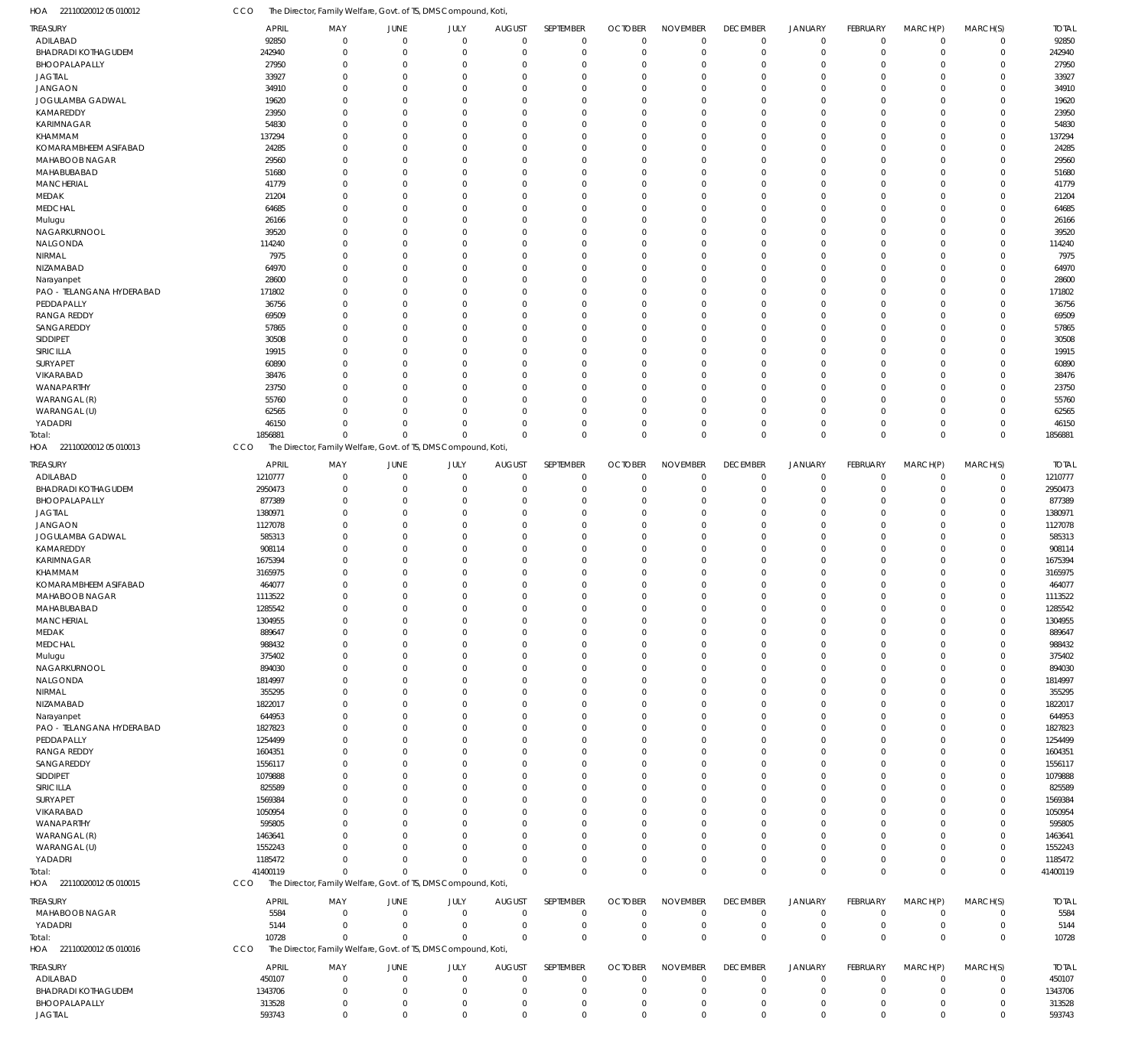HOA 221100200120501001 2 CCO The Director, Family Welfare, Govt. of TS, DMS Compound, Koti,

| TREASURY | APRIL | MAY | JUNE | JULY | AUGUST | SEPTEMBER | OCTOBER | NOVEMBER | DECEMBER | JANUARY | FEBRUARY | MARCH(P) | MARCH(S) | TOTAL |
|---|---|---|---|---|---|---|---|---|---|---|---|---|---|---|
| ADILABAD | 92850 | 0 | 0 | 0 | 0 | 0 | 0 | 0 | 0 | 0 | 0 | 0 | 0 | 92850 |
| BHADRADI KOTHAGUDEM | 242940 | 0 | 0 | 0 | 0 | 0 | 0 | 0 | 0 | 0 | 0 | 0 | 0 | 242940 |
| BHOOPALAPALLY | 27950 | 0 | 0 | 0 | 0 | 0 | 0 | 0 | 0 | 0 | 0 | 0 | 0 | 27950 |
| JAGTIAL | 33927 | 0 | 0 | 0 | 0 | 0 | 0 | 0 | 0 | 0 | 0 | 0 | 0 | 33927 |
| JANGAON | 34910 | 0 | 0 | 0 | 0 | 0 | 0 | 0 | 0 | 0 | 0 | 0 | 0 | 34910 |
| JOGULAMBA GADWAL | 19620 | 0 | 0 | 0 | 0 | 0 | 0 | 0 | 0 | 0 | 0 | 0 | 0 | 19620 |
| KAMAREDDY | 23950 | 0 | 0 | 0 | 0 | 0 | 0 | 0 | 0 | 0 | 0 | 0 | 0 | 23950 |
| KARIMNAGAR | 54830 | 0 | 0 | 0 | 0 | 0 | 0 | 0 | 0 | 0 | 0 | 0 | 0 | 54830 |
| KHAMMAM | 137294 | 0 | 0 | 0 | 0 | 0 | 0 | 0 | 0 | 0 | 0 | 0 | 0 | 137294 |
| KOMARAMBHEEM ASIFABAD | 24285 | 0 | 0 | 0 | 0 | 0 | 0 | 0 | 0 | 0 | 0 | 0 | 0 | 24285 |
| MAHABOOB NAGAR | 29560 | 0 | 0 | 0 | 0 | 0 | 0 | 0 | 0 | 0 | 0 | 0 | 0 | 29560 |
| MAHABUBABAD | 51680 | 0 | 0 | 0 | 0 | 0 | 0 | 0 | 0 | 0 | 0 | 0 | 0 | 51680 |
| MANCHERIAL | 41779 | 0 | 0 | 0 | 0 | 0 | 0 | 0 | 0 | 0 | 0 | 0 | 0 | 41779 |
| MEDAK | 21204 | 0 | 0 | 0 | 0 | 0 | 0 | 0 | 0 | 0 | 0 | 0 | 0 | 21204 |
| MEDCHAL | 64685 | 0 | 0 | 0 | 0 | 0 | 0 | 0 | 0 | 0 | 0 | 0 | 0 | 64685 |
| Mulugu | 26166 | 0 | 0 | 0 | 0 | 0 | 0 | 0 | 0 | 0 | 0 | 0 | 0 | 26166 |
| NAGARKURNOOL | 39520 | 0 | 0 | 0 | 0 | 0 | 0 | 0 | 0 | 0 | 0 | 0 | 0 | 39520 |
| NALGONDA | 114240 | 0 | 0 | 0 | 0 | 0 | 0 | 0 | 0 | 0 | 0 | 0 | 0 | 114240 |
| NIRMAL | 7975 | 0 | 0 | 0 | 0 | 0 | 0 | 0 | 0 | 0 | 0 | 0 | 0 | 7975 |
| NIZAMABAD | 64970 | 0 | 0 | 0 | 0 | 0 | 0 | 0 | 0 | 0 | 0 | 0 | 0 | 64970 |
| Narayanpet | 28600 | 0 | 0 | 0 | 0 | 0 | 0 | 0 | 0 | 0 | 0 | 0 | 0 | 28600 |
| PAO - TELANGANA HYDERABAD | 171802 | 0 | 0 | 0 | 0 | 0 | 0 | 0 | 0 | 0 | 0 | 0 | 0 | 171802 |
| PEDDAPALLY | 36756 | 0 | 0 | 0 | 0 | 0 | 0 | 0 | 0 | 0 | 0 | 0 | 0 | 36756 |
| RANGA REDDY | 69509 | 0 | 0 | 0 | 0 | 0 | 0 | 0 | 0 | 0 | 0 | 0 | 0 | 69509 |
| SANGAREDDY | 57865 | 0 | 0 | 0 | 0 | 0 | 0 | 0 | 0 | 0 | 0 | 0 | 0 | 57865 |
| SIDDIPET | 30508 | 0 | 0 | 0 | 0 | 0 | 0 | 0 | 0 | 0 | 0 | 0 | 0 | 30508 |
| SIRICILLA | 19915 | 0 | 0 | 0 | 0 | 0 | 0 | 0 | 0 | 0 | 0 | 0 | 0 | 19915 |
| SURYAPET | 60890 | 0 | 0 | 0 | 0 | 0 | 0 | 0 | 0 | 0 | 0 | 0 | 0 | 60890 |
| VIKARABAD | 38476 | 0 | 0 | 0 | 0 | 0 | 0 | 0 | 0 | 0 | 0 | 0 | 0 | 38476 |
| WANAPARTHY | 23750 | 0 | 0 | 0 | 0 | 0 | 0 | 0 | 0 | 0 | 0 | 0 | 0 | 23750 |
| WARANGAL (R) | 55760 | 0 | 0 | 0 | 0 | 0 | 0 | 0 | 0 | 0 | 0 | 0 | 0 | 55760 |
| WARANGAL (U) | 62565 | 0 | 0 | 0 | 0 | 0 | 0 | 0 | 0 | 0 | 0 | 0 | 0 | 62565 |
| YADADRI | 46150 | 0 | 0 | 0 | 0 | 0 | 0 | 0 | 0 | 0 | 0 | 0 | 0 | 46150 |
| Total: | 1856881 | 0 | 0 | 0 | 0 | 0 | 0 | 0 | 0 | 0 | 0 | 0 | 0 | 1856881 |

HOA 221100200120501001 3 CCO The Director, Family Welfare, Govt. of TS, DMS Compound, Koti,

| TREASURY | APRIL | MAY | JUNE | JULY | AUGUST | SEPTEMBER | OCTOBER | NOVEMBER | DECEMBER | JANUARY | FEBRUARY | MARCH(P) | MARCH(S) | TOTAL |
|---|---|---|---|---|---|---|---|---|---|---|---|---|---|---|
| ADILABAD | 1210777 | 0 | 0 | 0 | 0 | 0 | 0 | 0 | 0 | 0 | 0 | 0 | 0 | 1210777 |
| BHADRADI KOTHAGUDEM | 2950473 | 0 | 0 | 0 | 0 | 0 | 0 | 0 | 0 | 0 | 0 | 0 | 0 | 2950473 |
| BHOOPALAPALLY | 877389 | 0 | 0 | 0 | 0 | 0 | 0 | 0 | 0 | 0 | 0 | 0 | 0 | 877389 |
| JAGTIAL | 1380971 | 0 | 0 | 0 | 0 | 0 | 0 | 0 | 0 | 0 | 0 | 0 | 0 | 1380971 |
| JANGAON | 1127078 | 0 | 0 | 0 | 0 | 0 | 0 | 0 | 0 | 0 | 0 | 0 | 0 | 1127078 |
| JOGULAMBA GADWAL | 585313 | 0 | 0 | 0 | 0 | 0 | 0 | 0 | 0 | 0 | 0 | 0 | 0 | 585313 |
| KAMAREDDY | 908114 | 0 | 0 | 0 | 0 | 0 | 0 | 0 | 0 | 0 | 0 | 0 | 0 | 908114 |
| KARIMNAGAR | 1675394 | 0 | 0 | 0 | 0 | 0 | 0 | 0 | 0 | 0 | 0 | 0 | 0 | 1675394 |
| KHAMMAM | 3165975 | 0 | 0 | 0 | 0 | 0 | 0 | 0 | 0 | 0 | 0 | 0 | 0 | 3165975 |
| KOMARAMBHEEM ASIFABAD | 464077 | 0 | 0 | 0 | 0 | 0 | 0 | 0 | 0 | 0 | 0 | 0 | 0 | 464077 |
| MAHABOOB NAGAR | 1113522 | 0 | 0 | 0 | 0 | 0 | 0 | 0 | 0 | 0 | 0 | 0 | 0 | 1113522 |
| MAHABUBABAD | 1285542 | 0 | 0 | 0 | 0 | 0 | 0 | 0 | 0 | 0 | 0 | 0 | 0 | 1285542 |
| MANCHERIAL | 1304955 | 0 | 0 | 0 | 0 | 0 | 0 | 0 | 0 | 0 | 0 | 0 | 0 | 1304955 |
| MEDAK | 889647 | 0 | 0 | 0 | 0 | 0 | 0 | 0 | 0 | 0 | 0 | 0 | 0 | 889647 |
| MEDCHAL | 988432 | 0 | 0 | 0 | 0 | 0 | 0 | 0 | 0 | 0 | 0 | 0 | 0 | 988432 |
| Mulugu | 375402 | 0 | 0 | 0 | 0 | 0 | 0 | 0 | 0 | 0 | 0 | 0 | 0 | 375402 |
| NAGARKURNOOL | 894030 | 0 | 0 | 0 | 0 | 0 | 0 | 0 | 0 | 0 | 0 | 0 | 0 | 894030 |
| NALGONDA | 1814997 | 0 | 0 | 0 | 0 | 0 | 0 | 0 | 0 | 0 | 0 | 0 | 0 | 1814997 |
| NIRMAL | 355295 | 0 | 0 | 0 | 0 | 0 | 0 | 0 | 0 | 0 | 0 | 0 | 0 | 355295 |
| NIZAMABAD | 1822017 | 0 | 0 | 0 | 0 | 0 | 0 | 0 | 0 | 0 | 0 | 0 | 0 | 1822017 |
| Narayanpet | 644953 | 0 | 0 | 0 | 0 | 0 | 0 | 0 | 0 | 0 | 0 | 0 | 0 | 644953 |
| PAO - TELANGANA HYDERABAD | 1827823 | 0 | 0 | 0 | 0 | 0 | 0 | 0 | 0 | 0 | 0 | 0 | 0 | 1827823 |
| PEDDAPALLY | 1254499 | 0 | 0 | 0 | 0 | 0 | 0 | 0 | 0 | 0 | 0 | 0 | 0 | 1254499 |
| RANGA REDDY | 1604351 | 0 | 0 | 0 | 0 | 0 | 0 | 0 | 0 | 0 | 0 | 0 | 0 | 1604351 |
| SANGAREDDY | 1556117 | 0 | 0 | 0 | 0 | 0 | 0 | 0 | 0 | 0 | 0 | 0 | 0 | 1556117 |
| SIDDIPET | 1079888 | 0 | 0 | 0 | 0 | 0 | 0 | 0 | 0 | 0 | 0 | 0 | 0 | 1079888 |
| SIRICILLA | 825589 | 0 | 0 | 0 | 0 | 0 | 0 | 0 | 0 | 0 | 0 | 0 | 0 | 825589 |
| SURYAPET | 1569384 | 0 | 0 | 0 | 0 | 0 | 0 | 0 | 0 | 0 | 0 | 0 | 0 | 1569384 |
| VIKARABAD | 1050954 | 0 | 0 | 0 | 0 | 0 | 0 | 0 | 0 | 0 | 0 | 0 | 0 | 1050954 |
| WANAPARTHY | 595805 | 0 | 0 | 0 | 0 | 0 | 0 | 0 | 0 | 0 | 0 | 0 | 0 | 595805 |
| WARANGAL (R) | 1463641 | 0 | 0 | 0 | 0 | 0 | 0 | 0 | 0 | 0 | 0 | 0 | 0 | 1463641 |
| WARANGAL (U) | 1552243 | 0 | 0 | 0 | 0 | 0 | 0 | 0 | 0 | 0 | 0 | 0 | 0 | 1552243 |
| YADADRI | 1185472 | 0 | 0 | 0 | 0 | 0 | 0 | 0 | 0 | 0 | 0 | 0 | 0 | 1185472 |
| Total: | 41400119 | 0 | 0 | 0 | 0 | 0 | 0 | 0 | 0 | 0 | 0 | 0 | 0 | 41400119 |

HOA 221100200120501001 5 CCO The Director, Family Welfare, Govt. of TS, DMS Compound, Koti,

| TREASURY | APRIL | MAY | JUNE | JULY | AUGUST | SEPTEMBER | OCTOBER | NOVEMBER | DECEMBER | JANUARY | FEBRUARY | MARCH(P) | MARCH(S) | TOTAL |
|---|---|---|---|---|---|---|---|---|---|---|---|---|---|---|
| MAHABOOB NAGAR | 5584 | 0 | 0 | 0 | 0 | 0 | 0 | 0 | 0 | 0 | 0 | 0 | 0 | 5584 |
| YADADRI | 5144 | 0 | 0 | 0 | 0 | 0 | 0 | 0 | 0 | 0 | 0 | 0 | 0 | 5144 |
| Total: | 10728 | 0 | 0 | 0 | 0 | 0 | 0 | 0 | 0 | 0 | 0 | 0 | 0 | 10728 |

HOA 221100200120501001 6 CCO The Director, Family Welfare, Govt. of TS, DMS Compound, Koti,

| TREASURY | APRIL | MAY | JUNE | JULY | AUGUST | SEPTEMBER | OCTOBER | NOVEMBER | DECEMBER | JANUARY | FEBRUARY | MARCH(P) | MARCH(S) | TOTAL |
|---|---|---|---|---|---|---|---|---|---|---|---|---|---|---|
| ADILABAD | 450107 | 0 | 0 | 0 | 0 | 0 | 0 | 0 | 0 | 0 | 0 | 0 | 0 | 450107 |
| BHADRADI KOTHAGUDEM | 1343706 | 0 | 0 | 0 | 0 | 0 | 0 | 0 | 0 | 0 | 0 | 0 | 0 | 1343706 |
| BHOOPALAPALLY | 313528 | 0 | 0 | 0 | 0 | 0 | 0 | 0 | 0 | 0 | 0 | 0 | 0 | 313528 |
| JAGTIAL | 593743 | 0 | 0 | 0 | 0 | 0 | 0 | 0 | 0 | 0 | 0 | 0 | 0 | 593743 |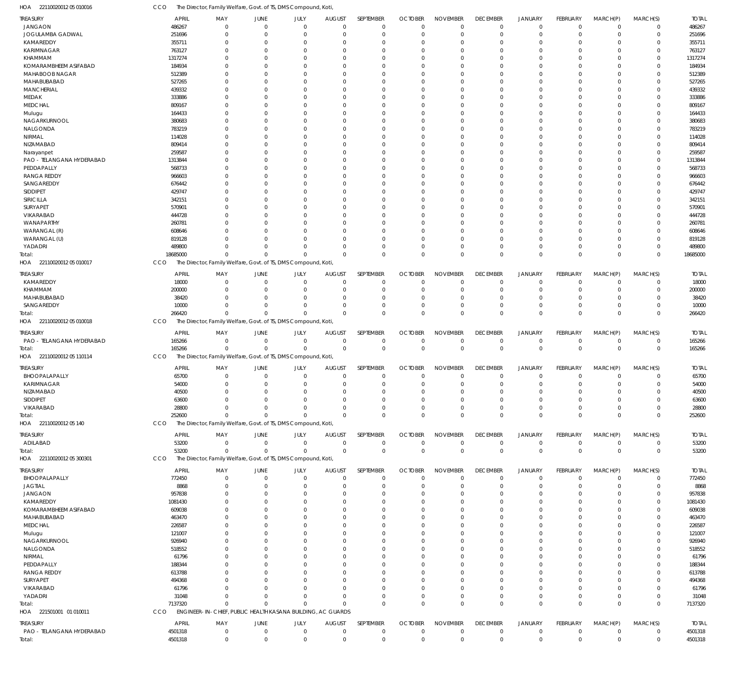HOA 221100200120 5010016 CCO The Director, Family Welfare, Govt. of TS, DMS Compound, Koti,

| TREASURY | APRIL | MAY | JUNE | JULY | AUGUST | SEPTEMBER | OCTOBER | NOVEMBER | DECEMBER | JANUARY | FEBRUARY | MARCH(P) | MARCH(S) | TOTAL |
|---|---|---|---|---|---|---|---|---|---|---|---|---|---|---|
| JANGAON | 486267 | 0 | 0 | 0 | 0 | 0 | 0 | 0 | 0 | 0 | 0 | 0 | 0 | 486267 |
| JOGULAMBA GADWAL | 251696 | 0 | 0 | 0 | 0 | 0 | 0 | 0 | 0 | 0 | 0 | 0 | 0 | 251696 |
| KAMAREDDY | 355711 | 0 | 0 | 0 | 0 | 0 | 0 | 0 | 0 | 0 | 0 | 0 | 0 | 355711 |
| KARIMNAGAR | 763127 | 0 | 0 | 0 | 0 | 0 | 0 | 0 | 0 | 0 | 0 | 0 | 0 | 763127 |
| KHAMMAM | 1317274 | 0 | 0 | 0 | 0 | 0 | 0 | 0 | 0 | 0 | 0 | 0 | 0 | 1317274 |
| KOMARAMBHEEM ASIFABAD | 184934 | 0 | 0 | 0 | 0 | 0 | 0 | 0 | 0 | 0 | 0 | 0 | 0 | 184934 |
| MAHABOOB NAGAR | 512389 | 0 | 0 | 0 | 0 | 0 | 0 | 0 | 0 | 0 | 0 | 0 | 0 | 512389 |
| MAHABUBABAD | 527265 | 0 | 0 | 0 | 0 | 0 | 0 | 0 | 0 | 0 | 0 | 0 | 0 | 527265 |
| MANCHERIAL | 439332 | 0 | 0 | 0 | 0 | 0 | 0 | 0 | 0 | 0 | 0 | 0 | 0 | 439332 |
| MEDAK | 333886 | 0 | 0 | 0 | 0 | 0 | 0 | 0 | 0 | 0 | 0 | 0 | 0 | 333886 |
| MEDCHAL | 809167 | 0 | 0 | 0 | 0 | 0 | 0 | 0 | 0 | 0 | 0 | 0 | 0 | 809167 |
| Mulugu | 164433 | 0 | 0 | 0 | 0 | 0 | 0 | 0 | 0 | 0 | 0 | 0 | 0 | 164433 |
| NAGARKURNOOL | 380683 | 0 | 0 | 0 | 0 | 0 | 0 | 0 | 0 | 0 | 0 | 0 | 0 | 380683 |
| NALGONDA | 783219 | 0 | 0 | 0 | 0 | 0 | 0 | 0 | 0 | 0 | 0 | 0 | 0 | 783219 |
| NIRMAL | 114028 | 0 | 0 | 0 | 0 | 0 | 0 | 0 | 0 | 0 | 0 | 0 | 0 | 114028 |
| NIZAMABAD | 809414 | 0 | 0 | 0 | 0 | 0 | 0 | 0 | 0 | 0 | 0 | 0 | 0 | 809414 |
| Narayanpet | 259587 | 0 | 0 | 0 | 0 | 0 | 0 | 0 | 0 | 0 | 0 | 0 | 0 | 259587 |
| PAO - TELANGANA HYDERABAD | 1313844 | 0 | 0 | 0 | 0 | 0 | 0 | 0 | 0 | 0 | 0 | 0 | 0 | 1313844 |
| PEDDAPALLY | 568733 | 0 | 0 | 0 | 0 | 0 | 0 | 0 | 0 | 0 | 0 | 0 | 0 | 568733 |
| RANGA REDDY | 966603 | 0 | 0 | 0 | 0 | 0 | 0 | 0 | 0 | 0 | 0 | 0 | 0 | 966603 |
| SANGAREDDY | 676442 | 0 | 0 | 0 | 0 | 0 | 0 | 0 | 0 | 0 | 0 | 0 | 0 | 676442 |
| SIDDIPET | 429747 | 0 | 0 | 0 | 0 | 0 | 0 | 0 | 0 | 0 | 0 | 0 | 0 | 429747 |
| SIRICILLA | 342151 | 0 | 0 | 0 | 0 | 0 | 0 | 0 | 0 | 0 | 0 | 0 | 0 | 342151 |
| SURYAPET | 570901 | 0 | 0 | 0 | 0 | 0 | 0 | 0 | 0 | 0 | 0 | 0 | 0 | 570901 |
| VIKARABAD | 444728 | 0 | 0 | 0 | 0 | 0 | 0 | 0 | 0 | 0 | 0 | 0 | 0 | 444728 |
| WANAPARTHY | 260781 | 0 | 0 | 0 | 0 | 0 | 0 | 0 | 0 | 0 | 0 | 0 | 0 | 260781 |
| WARANGAL (R) | 608646 | 0 | 0 | 0 | 0 | 0 | 0 | 0 | 0 | 0 | 0 | 0 | 0 | 608646 |
| WARANGAL (U) | 819128 | 0 | 0 | 0 | 0 | 0 | 0 | 0 | 0 | 0 | 0 | 0 | 0 | 819128 |
| YADADRI | 489800 | 0 | 0 | 0 | 0 | 0 | 0 | 0 | 0 | 0 | 0 | 0 | 0 | 489800 |
| Total: | 18685000 | 0 | 0 | 0 | 0 | 0 | 0 | 0 | 0 | 0 | 0 | 0 | 0 | 18685000 |

HOA 221100200120 5010017 CCO The Director, Family Welfare, Govt. of TS, DMS Compound, Koti,

| TREASURY | APRIL | MAY | JUNE | JULY | AUGUST | SEPTEMBER | OCTOBER | NOVEMBER | DECEMBER | JANUARY | FEBRUARY | MARCH(P) | MARCH(S) | TOTAL |
|---|---|---|---|---|---|---|---|---|---|---|---|---|---|---|
| KAMAREDDY | 18000 | 0 | 0 | 0 | 0 | 0 | 0 | 0 | 0 | 0 | 0 | 0 | 0 | 18000 |
| KHAMMAM | 200000 | 0 | 0 | 0 | 0 | 0 | 0 | 0 | 0 | 0 | 0 | 0 | 0 | 200000 |
| MAHABUBABAD | 38420 | 0 | 0 | 0 | 0 | 0 | 0 | 0 | 0 | 0 | 0 | 0 | 0 | 38420 |
| SANGAREDDY | 10000 | 0 | 0 | 0 | 0 | 0 | 0 | 0 | 0 | 0 | 0 | 0 | 0 | 10000 |
| Total: | 266420 | 0 | 0 | 0 | 0 | 0 | 0 | 0 | 0 | 0 | 0 | 0 | 0 | 266420 |

HOA 221100200120 5010018 CCO The Director, Family Welfare, Govt. of TS, DMS Compound, Koti,

| TREASURY | APRIL | MAY | JUNE | JULY | AUGUST | SEPTEMBER | OCTOBER | NOVEMBER | DECEMBER | JANUARY | FEBRUARY | MARCH(P) | MARCH(S) | TOTAL |
|---|---|---|---|---|---|---|---|---|---|---|---|---|---|---|
| PAO - TELANGANA HYDERABAD | 165266 | 0 | 0 | 0 | 0 | 0 | 0 | 0 | 0 | 0 | 0 | 0 | 0 | 165266 |
| Total: | 165266 | 0 | 0 | 0 | 0 | 0 | 0 | 0 | 0 | 0 | 0 | 0 | 0 | 165266 |

HOA 221100200120 5110114 CCO The Director, Family Welfare, Govt. of TS, DMS Compound, Koti,

| TREASURY | APRIL | MAY | JUNE | JULY | AUGUST | SEPTEMBER | OCTOBER | NOVEMBER | DECEMBER | JANUARY | FEBRUARY | MARCH(P) | MARCH(S) | TOTAL |
|---|---|---|---|---|---|---|---|---|---|---|---|---|---|---|
| BHOOPALAPALLY | 65700 | 0 | 0 | 0 | 0 | 0 | 0 | 0 | 0 | 0 | 0 | 0 | 0 | 65700 |
| KARIMNAGAR | 54000 | 0 | 0 | 0 | 0 | 0 | 0 | 0 | 0 | 0 | 0 | 0 | 0 | 54000 |
| NIZAMABAD | 40500 | 0 | 0 | 0 | 0 | 0 | 0 | 0 | 0 | 0 | 0 | 0 | 0 | 40500 |
| SIDDIPET | 63600 | 0 | 0 | 0 | 0 | 0 | 0 | 0 | 0 | 0 | 0 | 0 | 0 | 63600 |
| VIKARABAD | 28800 | 0 | 0 | 0 | 0 | 0 | 0 | 0 | 0 | 0 | 0 | 0 | 0 | 28800 |
| Total: | 252600 | 0 | 0 | 0 | 0 | 0 | 0 | 0 | 0 | 0 | 0 | 0 | 0 | 252600 |

HOA 221100200120 5140 CCO The Director, Family Welfare, Govt. of TS, DMS Compound, Koti,

| TREASURY | APRIL | MAY | JUNE | JULY | AUGUST | SEPTEMBER | OCTOBER | NOVEMBER | DECEMBER | JANUARY | FEBRUARY | MARCH(P) | MARCH(S) | TOTAL |
|---|---|---|---|---|---|---|---|---|---|---|---|---|---|---|
| ADILABAD | 53200 | 0 | 0 | 0 | 0 | 0 | 0 | 0 | 0 | 0 | 0 | 0 | 0 | 53200 |
| Total: | 53200 | 0 | 0 | 0 | 0 | 0 | 0 | 0 | 0 | 0 | 0 | 0 | 0 | 53200 |

HOA 221100200120 5300301 CCO The Director, Family Welfare, Govt. of TS, DMS Compound, Koti,

| TREASURY | APRIL | MAY | JUNE | JULY | AUGUST | SEPTEMBER | OCTOBER | NOVEMBER | DECEMBER | JANUARY | FEBRUARY | MARCH(P) | MARCH(S) | TOTAL |
|---|---|---|---|---|---|---|---|---|---|---|---|---|---|---|
| BHOOPALAPALLY | 772450 | 0 | 0 | 0 | 0 | 0 | 0 | 0 | 0 | 0 | 0 | 0 | 0 | 772450 |
| JAGTIAL | 8868 | 0 | 0 | 0 | 0 | 0 | 0 | 0 | 0 | 0 | 0 | 0 | 0 | 8868 |
| JANGAON | 957838 | 0 | 0 | 0 | 0 | 0 | 0 | 0 | 0 | 0 | 0 | 0 | 0 | 957838 |
| KAMAREDDY | 1081430 | 0 | 0 | 0 | 0 | 0 | 0 | 0 | 0 | 0 | 0 | 0 | 0 | 1081430 |
| KOMARAMBHEEM ASIFABAD | 609038 | 0 | 0 | 0 | 0 | 0 | 0 | 0 | 0 | 0 | 0 | 0 | 0 | 609038 |
| MAHABUBABAD | 463470 | 0 | 0 | 0 | 0 | 0 | 0 | 0 | 0 | 0 | 0 | 0 | 0 | 463470 |
| MEDCHAL | 226587 | 0 | 0 | 0 | 0 | 0 | 0 | 0 | 0 | 0 | 0 | 0 | 0 | 226587 |
| Mulugu | 121007 | 0 | 0 | 0 | 0 | 0 | 0 | 0 | 0 | 0 | 0 | 0 | 0 | 121007 |
| NAGARKURNOOL | 926940 | 0 | 0 | 0 | 0 | 0 | 0 | 0 | 0 | 0 | 0 | 0 | 0 | 926940 |
| NALGONDA | 518552 | 0 | 0 | 0 | 0 | 0 | 0 | 0 | 0 | 0 | 0 | 0 | 0 | 518552 |
| NIRMAL | 61796 | 0 | 0 | 0 | 0 | 0 | 0 | 0 | 0 | 0 | 0 | 0 | 0 | 61796 |
| PEDDAPALLY | 188344 | 0 | 0 | 0 | 0 | 0 | 0 | 0 | 0 | 0 | 0 | 0 | 0 | 188344 |
| RANGA REDDY | 613788 | 0 | 0 | 0 | 0 | 0 | 0 | 0 | 0 | 0 | 0 | 0 | 0 | 613788 |
| SURYAPET | 494368 | 0 | 0 | 0 | 0 | 0 | 0 | 0 | 0 | 0 | 0 | 0 | 0 | 494368 |
| VIKARABAD | 61796 | 0 | 0 | 0 | 0 | 0 | 0 | 0 | 0 | 0 | 0 | 0 | 0 | 61796 |
| YADADRI | 31048 | 0 | 0 | 0 | 0 | 0 | 0 | 0 | 0 | 0 | 0 | 0 | 0 | 31048 |
| Total: | 7137320 | 0 | 0 | 0 | 0 | 0 | 0 | 0 | 0 | 0 | 0 | 0 | 0 | 7137320 |

HOA 221501001 01010011 CCO ENGINEER-IN-CHIEF, PUBLIC HEALTH KASANA BUILDING, AC GUARDS

| TREASURY | APRIL | MAY | JUNE | JULY | AUGUST | SEPTEMBER | OCTOBER | NOVEMBER | DECEMBER | JANUARY | FEBRUARY | MARCH(P) | MARCH(S) | TOTAL |
|---|---|---|---|---|---|---|---|---|---|---|---|---|---|---|
| PAO - TELANGANA HYDERABAD | 4501318 | 0 | 0 | 0 | 0 | 0 | 0 | 0 | 0 | 0 | 0 | 0 | 0 | 4501318 |
| Total: | 4501318 | 0 | 0 | 0 | 0 | 0 | 0 | 0 | 0 | 0 | 0 | 0 | 0 | 4501318 |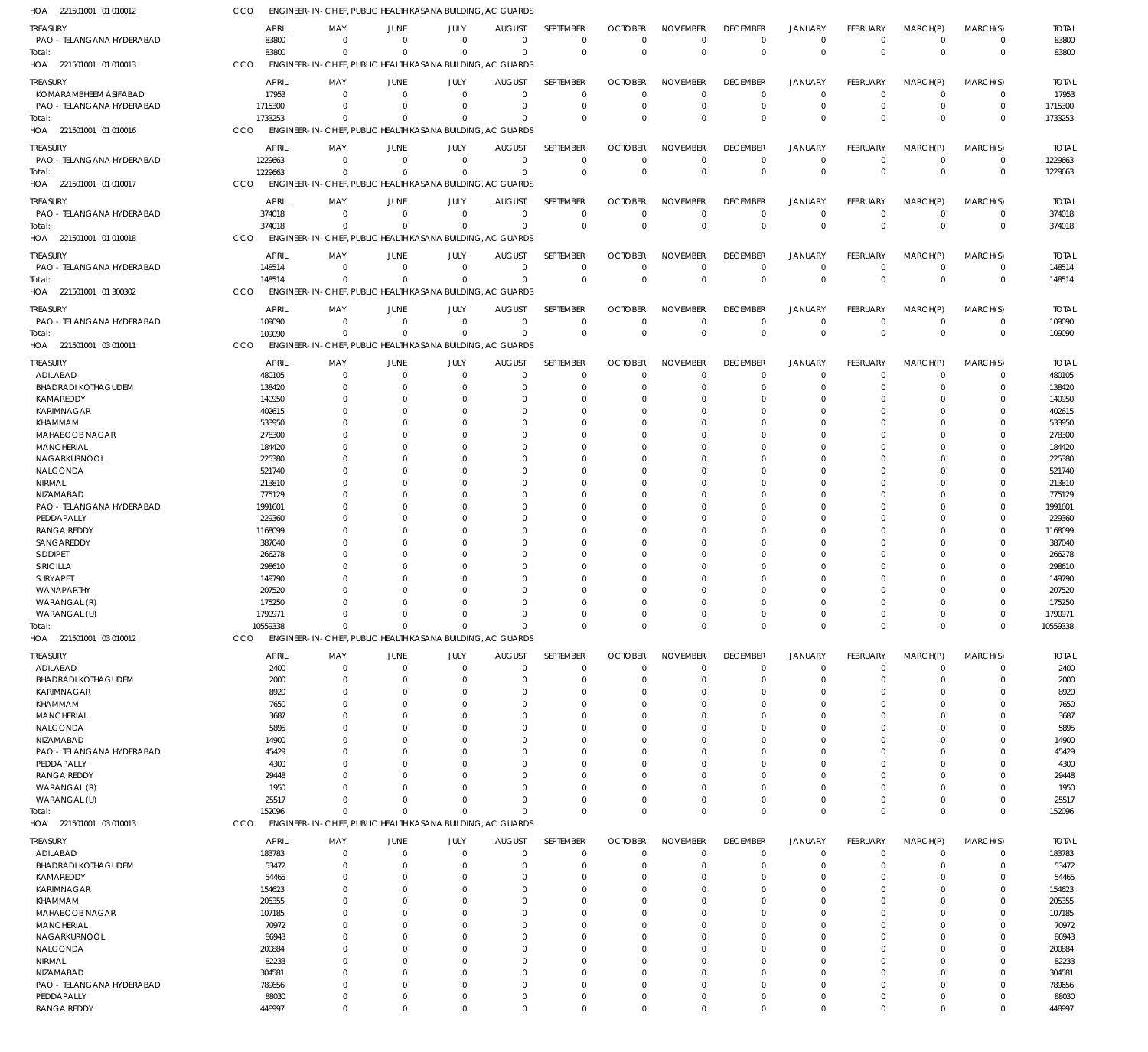HOA 221501001 01 010012 CCO ENGINEER-IN-CHIEF, PUBLIC HEALTH KASANA BUILDING, AC GUARDS

| TREASURY | APRIL | MAY | JUNE | JULY | AUGUST | SEPTEMBER | OCTOBER | NOVEMBER | DECEMBER | JANUARY | FEBRUARY | MARCH(P) | MARCH(S) | TOTAL |
|---|---|---|---|---|---|---|---|---|---|---|---|---|---|---|
| PAO - TELANGANA HYDERABAD | 83800 | 0 | 0 | 0 | 0 | 0 | 0 | 0 | 0 | 0 | 0 | 0 | 0 | 83800 |
| Total: | 83800 | 0 | 0 | 0 | 0 | 0 | 0 | 0 | 0 | 0 | 0 | 0 | 0 | 83800 |

HOA 221501001 01 010013 CCO ENGINEER-IN-CHIEF, PUBLIC HEALTH KASANA BUILDING, AC GUARDS

| TREASURY | APRIL | MAY | JUNE | JULY | AUGUST | SEPTEMBER | OCTOBER | NOVEMBER | DECEMBER | JANUARY | FEBRUARY | MARCH(P) | MARCH(S) | TOTAL |
|---|---|---|---|---|---|---|---|---|---|---|---|---|---|---|
| KOMARAMBHEEM ASIFABAD | 17953 | 0 | 0 | 0 | 0 | 0 | 0 | 0 | 0 | 0 | 0 | 0 | 0 | 17953 |
| PAO - TELANGANA HYDERABAD | 1715300 | 0 | 0 | 0 | 0 | 0 | 0 | 0 | 0 | 0 | 0 | 0 | 0 | 1715300 |
| Total: | 1733253 | 0 | 0 | 0 | 0 | 0 | 0 | 0 | 0 | 0 | 0 | 0 | 0 | 1733253 |

HOA 221501001 01 010016 CCO ENGINEER-IN-CHIEF, PUBLIC HEALTH KASANA BUILDING, AC GUARDS

| TREASURY | APRIL | MAY | JUNE | JULY | AUGUST | SEPTEMBER | OCTOBER | NOVEMBER | DECEMBER | JANUARY | FEBRUARY | MARCH(P) | MARCH(S) | TOTAL |
|---|---|---|---|---|---|---|---|---|---|---|---|---|---|---|
| PAO - TELANGANA HYDERABAD | 1229663 | 0 | 0 | 0 | 0 | 0 | 0 | 0 | 0 | 0 | 0 | 0 | 0 | 1229663 |
| Total: | 1229663 | 0 | 0 | 0 | 0 | 0 | 0 | 0 | 0 | 0 | 0 | 0 | 0 | 1229663 |

HOA 221501001 01 010017 CCO ENGINEER-IN-CHIEF, PUBLIC HEALTH KASANA BUILDING, AC GUARDS

| TREASURY | APRIL | MAY | JUNE | JULY | AUGUST | SEPTEMBER | OCTOBER | NOVEMBER | DECEMBER | JANUARY | FEBRUARY | MARCH(P) | MARCH(S) | TOTAL |
|---|---|---|---|---|---|---|---|---|---|---|---|---|---|---|
| PAO - TELANGANA HYDERABAD | 374018 | 0 | 0 | 0 | 0 | 0 | 0 | 0 | 0 | 0 | 0 | 0 | 0 | 374018 |
| Total: | 374018 | 0 | 0 | 0 | 0 | 0 | 0 | 0 | 0 | 0 | 0 | 0 | 0 | 374018 |

HOA 221501001 01 010018 CCO ENGINEER-IN-CHIEF, PUBLIC HEALTH KASANA BUILDING, AC GUARDS

| TREASURY | APRIL | MAY | JUNE | JULY | AUGUST | SEPTEMBER | OCTOBER | NOVEMBER | DECEMBER | JANUARY | FEBRUARY | MARCH(P) | MARCH(S) | TOTAL |
|---|---|---|---|---|---|---|---|---|---|---|---|---|---|---|
| PAO - TELANGANA HYDERABAD | 148514 | 0 | 0 | 0 | 0 | 0 | 0 | 0 | 0 | 0 | 0 | 0 | 0 | 148514 |
| Total: | 148514 | 0 | 0 | 0 | 0 | 0 | 0 | 0 | 0 | 0 | 0 | 0 | 0 | 148514 |

HOA 221501001 01 300302 CCO ENGINEER-IN-CHIEF, PUBLIC HEALTH KASANA BUILDING, AC GUARDS

| TREASURY | APRIL | MAY | JUNE | JULY | AUGUST | SEPTEMBER | OCTOBER | NOVEMBER | DECEMBER | JANUARY | FEBRUARY | MARCH(P) | MARCH(S) | TOTAL |
|---|---|---|---|---|---|---|---|---|---|---|---|---|---|---|
| PAO - TELANGANA HYDERABAD | 109090 | 0 | 0 | 0 | 0 | 0 | 0 | 0 | 0 | 0 | 0 | 0 | 0 | 109090 |
| Total: | 109090 | 0 | 0 | 0 | 0 | 0 | 0 | 0 | 0 | 0 | 0 | 0 | 0 | 109090 |

HOA 221501001 03 010011 CCO ENGINEER-IN-CHIEF, PUBLIC HEALTH KASANA BUILDING, AC GUARDS

| TREASURY | APRIL | MAY | JUNE | JULY | AUGUST | SEPTEMBER | OCTOBER | NOVEMBER | DECEMBER | JANUARY | FEBRUARY | MARCH(P) | MARCH(S) | TOTAL |
|---|---|---|---|---|---|---|---|---|---|---|---|---|---|---|
| ADILABAD | 480105 | 0 | 0 | 0 | 0 | 0 | 0 | 0 | 0 | 0 | 0 | 0 | 0 | 480105 |
| BHADRADI KOTHAGUDEM | 138420 | 0 | 0 | 0 | 0 | 0 | 0 | 0 | 0 | 0 | 0 | 0 | 0 | 138420 |
| KAMAREDDY | 140950 | 0 | 0 | 0 | 0 | 0 | 0 | 0 | 0 | 0 | 0 | 0 | 0 | 140950 |
| KARIMNAGAR | 402615 | 0 | 0 | 0 | 0 | 0 | 0 | 0 | 0 | 0 | 0 | 0 | 0 | 402615 |
| KHAMMAM | 533950 | 0 | 0 | 0 | 0 | 0 | 0 | 0 | 0 | 0 | 0 | 0 | 0 | 533950 |
| MAHABOOB NAGAR | 278300 | 0 | 0 | 0 | 0 | 0 | 0 | 0 | 0 | 0 | 0 | 0 | 0 | 278300 |
| MANCHERIAL | 184420 | 0 | 0 | 0 | 0 | 0 | 0 | 0 | 0 | 0 | 0 | 0 | 0 | 184420 |
| NAGARKURNOOL | 225380 | 0 | 0 | 0 | 0 | 0 | 0 | 0 | 0 | 0 | 0 | 0 | 0 | 225380 |
| NALGONDA | 521740 | 0 | 0 | 0 | 0 | 0 | 0 | 0 | 0 | 0 | 0 | 0 | 0 | 521740 |
| NIRMAL | 213810 | 0 | 0 | 0 | 0 | 0 | 0 | 0 | 0 | 0 | 0 | 0 | 0 | 213810 |
| NIZAMABAD | 775129 | 0 | 0 | 0 | 0 | 0 | 0 | 0 | 0 | 0 | 0 | 0 | 0 | 775129 |
| PAO - TELANGANA HYDERABAD | 1991601 | 0 | 0 | 0 | 0 | 0 | 0 | 0 | 0 | 0 | 0 | 0 | 0 | 1991601 |
| PEDDAPALLY | 229360 | 0 | 0 | 0 | 0 | 0 | 0 | 0 | 0 | 0 | 0 | 0 | 0 | 229360 |
| RANGA REDDY | 1168099 | 0 | 0 | 0 | 0 | 0 | 0 | 0 | 0 | 0 | 0 | 0 | 0 | 1168099 |
| SANGAREDDY | 387040 | 0 | 0 | 0 | 0 | 0 | 0 | 0 | 0 | 0 | 0 | 0 | 0 | 387040 |
| SIDDIPET | 266278 | 0 | 0 | 0 | 0 | 0 | 0 | 0 | 0 | 0 | 0 | 0 | 0 | 266278 |
| SIRICILLA | 298610 | 0 | 0 | 0 | 0 | 0 | 0 | 0 | 0 | 0 | 0 | 0 | 0 | 298610 |
| SURYAPET | 149790 | 0 | 0 | 0 | 0 | 0 | 0 | 0 | 0 | 0 | 0 | 0 | 0 | 149790 |
| WANAPARTHY | 207520 | 0 | 0 | 0 | 0 | 0 | 0 | 0 | 0 | 0 | 0 | 0 | 0 | 207520 |
| WARANGAL (R) | 175250 | 0 | 0 | 0 | 0 | 0 | 0 | 0 | 0 | 0 | 0 | 0 | 0 | 175250 |
| WARANGAL (U) | 1790971 | 0 | 0 | 0 | 0 | 0 | 0 | 0 | 0 | 0 | 0 | 0 | 0 | 1790971 |
| Total: | 10559338 | 0 | 0 | 0 | 0 | 0 | 0 | 0 | 0 | 0 | 0 | 0 | 0 | 10559338 |

HOA 221501001 03 010012 CCO ENGINEER-IN-CHIEF, PUBLIC HEALTH KASANA BUILDING, AC GUARDS

| TREASURY | APRIL | MAY | JUNE | JULY | AUGUST | SEPTEMBER | OCTOBER | NOVEMBER | DECEMBER | JANUARY | FEBRUARY | MARCH(P) | MARCH(S) | TOTAL |
|---|---|---|---|---|---|---|---|---|---|---|---|---|---|---|
| ADILABAD | 2400 | 0 | 0 | 0 | 0 | 0 | 0 | 0 | 0 | 0 | 0 | 0 | 0 | 2400 |
| BHADRADI KOTHAGUDEM | 2000 | 0 | 0 | 0 | 0 | 0 | 0 | 0 | 0 | 0 | 0 | 0 | 0 | 2000 |
| KARIMNAGAR | 8920 | 0 | 0 | 0 | 0 | 0 | 0 | 0 | 0 | 0 | 0 | 0 | 0 | 8920 |
| KHAMMAM | 7650 | 0 | 0 | 0 | 0 | 0 | 0 | 0 | 0 | 0 | 0 | 0 | 0 | 7650 |
| MANCHERIAL | 3687 | 0 | 0 | 0 | 0 | 0 | 0 | 0 | 0 | 0 | 0 | 0 | 0 | 3687 |
| NALGONDA | 5895 | 0 | 0 | 0 | 0 | 0 | 0 | 0 | 0 | 0 | 0 | 0 | 0 | 5895 |
| NIZAMABAD | 14900 | 0 | 0 | 0 | 0 | 0 | 0 | 0 | 0 | 0 | 0 | 0 | 0 | 14900 |
| PAO - TELANGANA HYDERABAD | 45429 | 0 | 0 | 0 | 0 | 0 | 0 | 0 | 0 | 0 | 0 | 0 | 0 | 45429 |
| PEDDAPALLY | 4300 | 0 | 0 | 0 | 0 | 0 | 0 | 0 | 0 | 0 | 0 | 0 | 0 | 4300 |
| RANGA REDDY | 29448 | 0 | 0 | 0 | 0 | 0 | 0 | 0 | 0 | 0 | 0 | 0 | 0 | 29448 |
| WARANGAL (R) | 1950 | 0 | 0 | 0 | 0 | 0 | 0 | 0 | 0 | 0 | 0 | 0 | 0 | 1950 |
| WARANGAL (U) | 25517 | 0 | 0 | 0 | 0 | 0 | 0 | 0 | 0 | 0 | 0 | 0 | 0 | 25517 |
| Total: | 152096 | 0 | 0 | 0 | 0 | 0 | 0 | 0 | 0 | 0 | 0 | 0 | 0 | 152096 |

HOA 221501001 03 010013 CCO ENGINEER-IN-CHIEF, PUBLIC HEALTH KASANA BUILDING, AC GUARDS

| TREASURY | APRIL | MAY | JUNE | JULY | AUGUST | SEPTEMBER | OCTOBER | NOVEMBER | DECEMBER | JANUARY | FEBRUARY | MARCH(P) | MARCH(S) | TOTAL |
|---|---|---|---|---|---|---|---|---|---|---|---|---|---|---|
| ADILABAD | 183783 | 0 | 0 | 0 | 0 | 0 | 0 | 0 | 0 | 0 | 0 | 0 | 0 | 183783 |
| BHADRADI KOTHAGUDEM | 53472 | 0 | 0 | 0 | 0 | 0 | 0 | 0 | 0 | 0 | 0 | 0 | 0 | 53472 |
| KAMAREDDY | 54465 | 0 | 0 | 0 | 0 | 0 | 0 | 0 | 0 | 0 | 0 | 0 | 0 | 54465 |
| KARIMNAGAR | 154623 | 0 | 0 | 0 | 0 | 0 | 0 | 0 | 0 | 0 | 0 | 0 | 0 | 154623 |
| KHAMMAM | 205355 | 0 | 0 | 0 | 0 | 0 | 0 | 0 | 0 | 0 | 0 | 0 | 0 | 205355 |
| MAHABOOB NAGAR | 107185 | 0 | 0 | 0 | 0 | 0 | 0 | 0 | 0 | 0 | 0 | 0 | 0 | 107185 |
| MANCHERIAL | 70972 | 0 | 0 | 0 | 0 | 0 | 0 | 0 | 0 | 0 | 0 | 0 | 0 | 70972 |
| NAGARKURNOOL | 86943 | 0 | 0 | 0 | 0 | 0 | 0 | 0 | 0 | 0 | 0 | 0 | 0 | 86943 |
| NALGONDA | 200884 | 0 | 0 | 0 | 0 | 0 | 0 | 0 | 0 | 0 | 0 | 0 | 0 | 200884 |
| NIRMAL | 82233 | 0 | 0 | 0 | 0 | 0 | 0 | 0 | 0 | 0 | 0 | 0 | 0 | 82233 |
| NIZAMABAD | 304581 | 0 | 0 | 0 | 0 | 0 | 0 | 0 | 0 | 0 | 0 | 0 | 0 | 304581 |
| PAO - TELANGANA HYDERABAD | 789656 | 0 | 0 | 0 | 0 | 0 | 0 | 0 | 0 | 0 | 0 | 0 | 0 | 789656 |
| PEDDAPALLY | 88030 | 0 | 0 | 0 | 0 | 0 | 0 | 0 | 0 | 0 | 0 | 0 | 0 | 88030 |
| RANGA REDDY | 448997 | 0 | 0 | 0 | 0 | 0 | 0 | 0 | 0 | 0 | 0 | 0 | 0 | 448997 |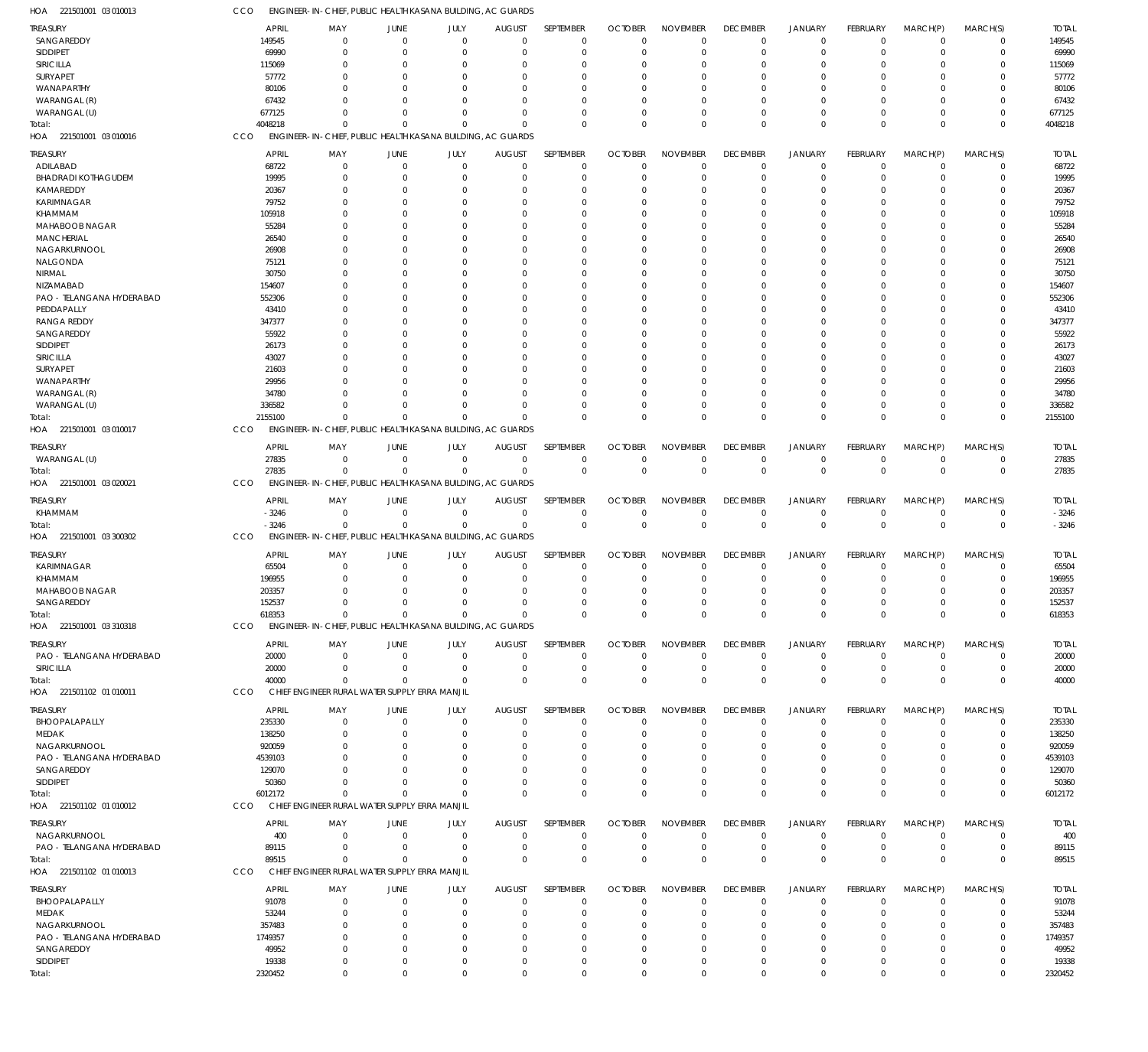HOA 221501001 03 010013 CCO ENGINEER-IN-CHIEF, PUBLIC HEALTH KASANA BUILDING, AC GUARDS

| TREASURY | APRIL | MAY | JUNE | JULY | AUGUST | SEPTEMBER | OCTOBER | NOVEMBER | DECEMBER | JANUARY | FEBRUARY | MARCH(P) | MARCH(S) | TOTAL |
|---|---|---|---|---|---|---|---|---|---|---|---|---|---|---|
| SANGAREDDY | 149545 | 0 | 0 | 0 | 0 | 0 | 0 | 0 | 0 | 0 | 0 | 0 | 0 | 149545 |
| SIDDIPET | 69990 | 0 | 0 | 0 | 0 | 0 | 0 | 0 | 0 | 0 | 0 | 0 | 0 | 69990 |
| SIRICILLA | 115069 | 0 | 0 | 0 | 0 | 0 | 0 | 0 | 0 | 0 | 0 | 0 | 0 | 115069 |
| SURYAPET | 57772 | 0 | 0 | 0 | 0 | 0 | 0 | 0 | 0 | 0 | 0 | 0 | 0 | 57772 |
| WANAPARTHY | 80106 | 0 | 0 | 0 | 0 | 0 | 0 | 0 | 0 | 0 | 0 | 0 | 0 | 80106 |
| WARANGAL (R) | 67432 | 0 | 0 | 0 | 0 | 0 | 0 | 0 | 0 | 0 | 0 | 0 | 0 | 67432 |
| WARANGAL (U) | 677125 | 0 | 0 | 0 | 0 | 0 | 0 | 0 | 0 | 0 | 0 | 0 | 0 | 677125 |
| Total: | 4048218 | 0 | 0 | 0 | 0 | 0 | 0 | 0 | 0 | 0 | 0 | 0 | 0 | 4048218 |

HOA 221501001 03 010016 CCO ENGINEER-IN-CHIEF, PUBLIC HEALTH KASANA BUILDING, AC GUARDS

| TREASURY | APRIL | MAY | JUNE | JULY | AUGUST | SEPTEMBER | OCTOBER | NOVEMBER | DECEMBER | JANUARY | FEBRUARY | MARCH(P) | MARCH(S) | TOTAL |
|---|---|---|---|---|---|---|---|---|---|---|---|---|---|---|
| ADILABAD | 68722 | 0 | 0 | 0 | 0 | 0 | 0 | 0 | 0 | 0 | 0 | 0 | 0 | 68722 |
| BHADRADI KOTHAGUDEM | 19995 | 0 | 0 | 0 | 0 | 0 | 0 | 0 | 0 | 0 | 0 | 0 | 0 | 19995 |
| KAMAREDDY | 20367 | 0 | 0 | 0 | 0 | 0 | 0 | 0 | 0 | 0 | 0 | 0 | 0 | 20367 |
| KARIMNAGAR | 79752 | 0 | 0 | 0 | 0 | 0 | 0 | 0 | 0 | 0 | 0 | 0 | 0 | 79752 |
| KHAMMAM | 105918 | 0 | 0 | 0 | 0 | 0 | 0 | 0 | 0 | 0 | 0 | 0 | 0 | 105918 |
| MAHABOOB NAGAR | 55284 | 0 | 0 | 0 | 0 | 0 | 0 | 0 | 0 | 0 | 0 | 0 | 0 | 55284 |
| MANCHERIAL | 26540 | 0 | 0 | 0 | 0 | 0 | 0 | 0 | 0 | 0 | 0 | 0 | 0 | 26540 |
| NAGARKURNOOL | 26908 | 0 | 0 | 0 | 0 | 0 | 0 | 0 | 0 | 0 | 0 | 0 | 0 | 26908 |
| NALGONDA | 75121 | 0 | 0 | 0 | 0 | 0 | 0 | 0 | 0 | 0 | 0 | 0 | 0 | 75121 |
| NIRMAL | 30750 | 0 | 0 | 0 | 0 | 0 | 0 | 0 | 0 | 0 | 0 | 0 | 0 | 30750 |
| NIZAMABAD | 154607 | 0 | 0 | 0 | 0 | 0 | 0 | 0 | 0 | 0 | 0 | 0 | 0 | 154607 |
| PAO - TELANGANA HYDERABAD | 552306 | 0 | 0 | 0 | 0 | 0 | 0 | 0 | 0 | 0 | 0 | 0 | 0 | 552306 |
| PEDDAPALLY | 43410 | 0 | 0 | 0 | 0 | 0 | 0 | 0 | 0 | 0 | 0 | 0 | 0 | 43410 |
| RANGA REDDY | 347377 | 0 | 0 | 0 | 0 | 0 | 0 | 0 | 0 | 0 | 0 | 0 | 0 | 347377 |
| SANGAREDDY | 55922 | 0 | 0 | 0 | 0 | 0 | 0 | 0 | 0 | 0 | 0 | 0 | 0 | 55922 |
| SIDDIPET | 26173 | 0 | 0 | 0 | 0 | 0 | 0 | 0 | 0 | 0 | 0 | 0 | 0 | 26173 |
| SIRICILLA | 43027 | 0 | 0 | 0 | 0 | 0 | 0 | 0 | 0 | 0 | 0 | 0 | 0 | 43027 |
| SURYAPET | 21603 | 0 | 0 | 0 | 0 | 0 | 0 | 0 | 0 | 0 | 0 | 0 | 0 | 21603 |
| WANAPARTHY | 29956 | 0 | 0 | 0 | 0 | 0 | 0 | 0 | 0 | 0 | 0 | 0 | 0 | 29956 |
| WARANGAL (R) | 34780 | 0 | 0 | 0 | 0 | 0 | 0 | 0 | 0 | 0 | 0 | 0 | 0 | 34780 |
| WARANGAL (U) | 336582 | 0 | 0 | 0 | 0 | 0 | 0 | 0 | 0 | 0 | 0 | 0 | 0 | 336582 |
| Total: | 2155100 | 0 | 0 | 0 | 0 | 0 | 0 | 0 | 0 | 0 | 0 | 0 | 0 | 2155100 |

HOA 221501001 03 010017 CCO ENGINEER-IN-CHIEF, PUBLIC HEALTH KASANA BUILDING, AC GUARDS

| TREASURY | APRIL | MAY | JUNE | JULY | AUGUST | SEPTEMBER | OCTOBER | NOVEMBER | DECEMBER | JANUARY | FEBRUARY | MARCH(P) | MARCH(S) | TOTAL |
|---|---|---|---|---|---|---|---|---|---|---|---|---|---|---|
| WARANGAL (U) | 27835 | 0 | 0 | 0 | 0 | 0 | 0 | 0 | 0 | 0 | 0 | 0 | 0 | 27835 |
| Total: | 27835 | 0 | 0 | 0 | 0 | 0 | 0 | 0 | 0 | 0 | 0 | 0 | 0 | 27835 |

HOA 221501001 03 020021 CCO ENGINEER-IN-CHIEF, PUBLIC HEALTH KASANA BUILDING, AC GUARDS

| TREASURY | APRIL | MAY | JUNE | JULY | AUGUST | SEPTEMBER | OCTOBER | NOVEMBER | DECEMBER | JANUARY | FEBRUARY | MARCH(P) | MARCH(S) | TOTAL |
|---|---|---|---|---|---|---|---|---|---|---|---|---|---|---|
| KHAMMAM | -3246 | 0 | 0 | 0 | 0 | 0 | 0 | 0 | 0 | 0 | 0 | 0 | 0 | -3246 |
| Total: | -3246 | 0 | 0 | 0 | 0 | 0 | 0 | 0 | 0 | 0 | 0 | 0 | 0 | -3246 |

HOA 221501001 03 300302 CCO ENGINEER-IN-CHIEF, PUBLIC HEALTH KASANA BUILDING, AC GUARDS

| TREASURY | APRIL | MAY | JUNE | JULY | AUGUST | SEPTEMBER | OCTOBER | NOVEMBER | DECEMBER | JANUARY | FEBRUARY | MARCH(P) | MARCH(S) | TOTAL |
|---|---|---|---|---|---|---|---|---|---|---|---|---|---|---|
| KARIMNAGAR | 65504 | 0 | 0 | 0 | 0 | 0 | 0 | 0 | 0 | 0 | 0 | 0 | 0 | 65504 |
| KHAMMAM | 196955 | 0 | 0 | 0 | 0 | 0 | 0 | 0 | 0 | 0 | 0 | 0 | 0 | 196955 |
| MAHABOOB NAGAR | 203357 | 0 | 0 | 0 | 0 | 0 | 0 | 0 | 0 | 0 | 0 | 0 | 0 | 203357 |
| SANGAREDDY | 152537 | 0 | 0 | 0 | 0 | 0 | 0 | 0 | 0 | 0 | 0 | 0 | 0 | 152537 |
| Total: | 618353 | 0 | 0 | 0 | 0 | 0 | 0 | 0 | 0 | 0 | 0 | 0 | 0 | 618353 |

HOA 221501001 03 310318 CCO ENGINEER-IN-CHIEF, PUBLIC HEALTH KASANA BUILDING, AC GUARDS

| TREASURY | APRIL | MAY | JUNE | JULY | AUGUST | SEPTEMBER | OCTOBER | NOVEMBER | DECEMBER | JANUARY | FEBRUARY | MARCH(P) | MARCH(S) | TOTAL |
|---|---|---|---|---|---|---|---|---|---|---|---|---|---|---|
| PAO - TELANGANA HYDERABAD | 20000 | 0 | 0 | 0 | 0 | 0 | 0 | 0 | 0 | 0 | 0 | 0 | 0 | 20000 |
| SIRICILLA | 20000 | 0 | 0 | 0 | 0 | 0 | 0 | 0 | 0 | 0 | 0 | 0 | 0 | 20000 |
| Total: | 40000 | 0 | 0 | 0 | 0 | 0 | 0 | 0 | 0 | 0 | 0 | 0 | 0 | 40000 |

HOA 221501102 01 010011 CCO CHIEF ENGINEER RURAL WATER SUPPLY ERRA MANJIL

| TREASURY | APRIL | MAY | JUNE | JULY | AUGUST | SEPTEMBER | OCTOBER | NOVEMBER | DECEMBER | JANUARY | FEBRUARY | MARCH(P) | MARCH(S) | TOTAL |
|---|---|---|---|---|---|---|---|---|---|---|---|---|---|---|
| BHOOPALAPALLY | 235330 | 0 | 0 | 0 | 0 | 0 | 0 | 0 | 0 | 0 | 0 | 0 | 0 | 235330 |
| MEDAK | 138250 | 0 | 0 | 0 | 0 | 0 | 0 | 0 | 0 | 0 | 0 | 0 | 0 | 138250 |
| NAGARKURNOOL | 920059 | 0 | 0 | 0 | 0 | 0 | 0 | 0 | 0 | 0 | 0 | 0 | 0 | 920059 |
| PAO - TELANGANA HYDERABAD | 4539103 | 0 | 0 | 0 | 0 | 0 | 0 | 0 | 0 | 0 | 0 | 0 | 0 | 4539103 |
| SANGAREDDY | 129070 | 0 | 0 | 0 | 0 | 0 | 0 | 0 | 0 | 0 | 0 | 0 | 0 | 129070 |
| SIDDIPET | 50360 | 0 | 0 | 0 | 0 | 0 | 0 | 0 | 0 | 0 | 0 | 0 | 0 | 50360 |
| Total: | 6012172 | 0 | 0 | 0 | 0 | 0 | 0 | 0 | 0 | 0 | 0 | 0 | 0 | 6012172 |

HOA 221501102 01 010012 CCO CHIEF ENGINEER RURAL WATER SUPPLY ERRA MANJIL

| TREASURY | APRIL | MAY | JUNE | JULY | AUGUST | SEPTEMBER | OCTOBER | NOVEMBER | DECEMBER | JANUARY | FEBRUARY | MARCH(P) | MARCH(S) | TOTAL |
|---|---|---|---|---|---|---|---|---|---|---|---|---|---|---|
| NAGARKURNOOL | 400 | 0 | 0 | 0 | 0 | 0 | 0 | 0 | 0 | 0 | 0 | 0 | 0 | 400 |
| PAO - TELANGANA HYDERABAD | 89115 | 0 | 0 | 0 | 0 | 0 | 0 | 0 | 0 | 0 | 0 | 0 | 0 | 89115 |
| Total: | 89515 | 0 | 0 | 0 | 0 | 0 | 0 | 0 | 0 | 0 | 0 | 0 | 0 | 89515 |

HOA 221501102 01 010013 CCO CHIEF ENGINEER RURAL WATER SUPPLY ERRA MANJIL

| TREASURY | APRIL | MAY | JUNE | JULY | AUGUST | SEPTEMBER | OCTOBER | NOVEMBER | DECEMBER | JANUARY | FEBRUARY | MARCH(P) | MARCH(S) | TOTAL |
|---|---|---|---|---|---|---|---|---|---|---|---|---|---|---|
| BHOOPALAPALLY | 91078 | 0 | 0 | 0 | 0 | 0 | 0 | 0 | 0 | 0 | 0 | 0 | 0 | 91078 |
| MEDAK | 53244 | 0 | 0 | 0 | 0 | 0 | 0 | 0 | 0 | 0 | 0 | 0 | 0 | 53244 |
| NAGARKURNOOL | 357483 | 0 | 0 | 0 | 0 | 0 | 0 | 0 | 0 | 0 | 0 | 0 | 0 | 357483 |
| PAO - TELANGANA HYDERABAD | 1749357 | 0 | 0 | 0 | 0 | 0 | 0 | 0 | 0 | 0 | 0 | 0 | 0 | 1749357 |
| SANGAREDDY | 49952 | 0 | 0 | 0 | 0 | 0 | 0 | 0 | 0 | 0 | 0 | 0 | 0 | 49952 |
| SIDDIPET | 19338 | 0 | 0 | 0 | 0 | 0 | 0 | 0 | 0 | 0 | 0 | 0 | 0 | 19338 |
| Total: | 2320452 | 0 | 0 | 0 | 0 | 0 | 0 | 0 | 0 | 0 | 0 | 0 | 0 | 2320452 |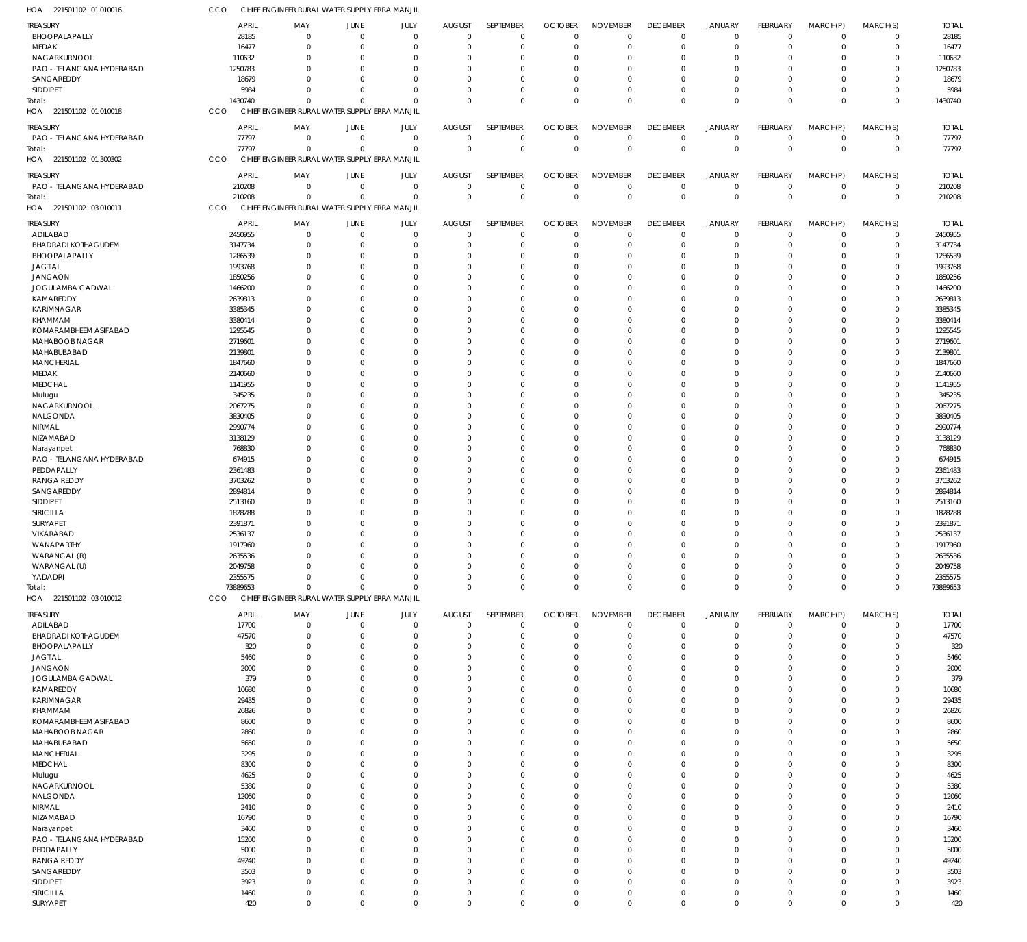HOA 221501102 01 010016 CCO CHIEF ENGINEER RURAL WATER SUPPLY ERRA MANJIL

| TREASURY | APRIL | MAY | JUNE | JULY | AUGUST | SEPTEMBER | OCTOBER | NOVEMBER | DECEMBER | JANUARY | FEBRUARY | MARCH(P) | MARCH(S) | TOTAL |
|---|---|---|---|---|---|---|---|---|---|---|---|---|---|---|
| BHOOPALAPALLY | 28185 | 0 | 0 | 0 | 0 | 0 | 0 | 0 | 0 | 0 | 0 | 0 | 0 | 28185 |
| MEDAK | 16477 | 0 | 0 | 0 | 0 | 0 | 0 | 0 | 0 | 0 | 0 | 0 | 0 | 16477 |
| NAGARKURNOOL | 110632 | 0 | 0 | 0 | 0 | 0 | 0 | 0 | 0 | 0 | 0 | 0 | 0 | 110632 |
| PAO - TELANGANA HYDERABAD | 1250783 | 0 | 0 | 0 | 0 | 0 | 0 | 0 | 0 | 0 | 0 | 0 | 0 | 1250783 |
| SANGAREDDY | 18679 | 0 | 0 | 0 | 0 | 0 | 0 | 0 | 0 | 0 | 0 | 0 | 0 | 18679 |
| SIDDIPET | 5984 | 0 | 0 | 0 | 0 | 0 | 0 | 0 | 0 | 0 | 0 | 0 | 0 | 5984 |
| Total: | 1430740 | 0 | 0 | 0 | 0 | 0 | 0 | 0 | 0 | 0 | 0 | 0 | 0 | 1430740 |

HOA 221501102 01 010018 CCO CHIEF ENGINEER RURAL WATER SUPPLY ERRA MANJIL

| TREASURY | APRIL | MAY | JUNE | JULY | AUGUST | SEPTEMBER | OCTOBER | NOVEMBER | DECEMBER | JANUARY | FEBRUARY | MARCH(P) | MARCH(S) | TOTAL |
|---|---|---|---|---|---|---|---|---|---|---|---|---|---|---|
| PAO - TELANGANA HYDERABAD | 77797 | 0 | 0 | 0 | 0 | 0 | 0 | 0 | 0 | 0 | 0 | 0 | 0 | 77797 |
| Total: | 77797 | 0 | 0 | 0 | 0 | 0 | 0 | 0 | 0 | 0 | 0 | 0 | 0 | 77797 |

HOA 221501102 01 300302 CCO CHIEF ENGINEER RURAL WATER SUPPLY ERRA MANJIL

| TREASURY | APRIL | MAY | JUNE | JULY | AUGUST | SEPTEMBER | OCTOBER | NOVEMBER | DECEMBER | JANUARY | FEBRUARY | MARCH(P) | MARCH(S) | TOTAL |
|---|---|---|---|---|---|---|---|---|---|---|---|---|---|---|
| PAO - TELANGANA HYDERABAD | 210208 | 0 | 0 | 0 | 0 | 0 | 0 | 0 | 0 | 0 | 0 | 0 | 0 | 210208 |
| Total: | 210208 | 0 | 0 | 0 | 0 | 0 | 0 | 0 | 0 | 0 | 0 | 0 | 0 | 210208 |

HOA 221501102 03 010011 CCO CHIEF ENGINEER RURAL WATER SUPPLY ERRA MANJIL

| TREASURY | APRIL | MAY | JUNE | JULY | AUGUST | SEPTEMBER | OCTOBER | NOVEMBER | DECEMBER | JANUARY | FEBRUARY | MARCH(P) | MARCH(S) | TOTAL |
|---|---|---|---|---|---|---|---|---|---|---|---|---|---|---|
| ADILABAD | 2450955 | 0 | 0 | 0 | 0 | 0 | 0 | 0 | 0 | 0 | 0 | 0 | 0 | 2450955 |
| BHADRADI KOTHAGUDEM | 3147734 | 0 | 0 | 0 | 0 | 0 | 0 | 0 | 0 | 0 | 0 | 0 | 0 | 3147734 |
| BHOOPALAPALLY | 1286539 | 0 | 0 | 0 | 0 | 0 | 0 | 0 | 0 | 0 | 0 | 0 | 0 | 1286539 |
| JAGTIAL | 1993768 | 0 | 0 | 0 | 0 | 0 | 0 | 0 | 0 | 0 | 0 | 0 | 0 | 1993768 |
| JANGAON | 1850256 | 0 | 0 | 0 | 0 | 0 | 0 | 0 | 0 | 0 | 0 | 0 | 0 | 1850256 |
| JOGULAMBA GADWAL | 1466200 | 0 | 0 | 0 | 0 | 0 | 0 | 0 | 0 | 0 | 0 | 0 | 0 | 1466200 |
| KAMAREDDY | 2639813 | 0 | 0 | 0 | 0 | 0 | 0 | 0 | 0 | 0 | 0 | 0 | 0 | 2639813 |
| KARIMNAGAR | 3385345 | 0 | 0 | 0 | 0 | 0 | 0 | 0 | 0 | 0 | 0 | 0 | 0 | 3385345 |
| KHAMMAM | 3380414 | 0 | 0 | 0 | 0 | 0 | 0 | 0 | 0 | 0 | 0 | 0 | 0 | 3380414 |
| KOMARAMBHEEM ASIFABAD | 1295545 | 0 | 0 | 0 | 0 | 0 | 0 | 0 | 0 | 0 | 0 | 0 | 0 | 1295545 |
| MAHABOOB NAGAR | 2719601 | 0 | 0 | 0 | 0 | 0 | 0 | 0 | 0 | 0 | 0 | 0 | 0 | 2719601 |
| MAHABUBABAD | 2139801 | 0 | 0 | 0 | 0 | 0 | 0 | 0 | 0 | 0 | 0 | 0 | 0 | 2139801 |
| MANCHERIAL | 1847660 | 0 | 0 | 0 | 0 | 0 | 0 | 0 | 0 | 0 | 0 | 0 | 0 | 1847660 |
| MEDAK | 2140660 | 0 | 0 | 0 | 0 | 0 | 0 | 0 | 0 | 0 | 0 | 0 | 0 | 2140660 |
| MEDCHAL | 1141955 | 0 | 0 | 0 | 0 | 0 | 0 | 0 | 0 | 0 | 0 | 0 | 0 | 1141955 |
| Mulugu | 345235 | 0 | 0 | 0 | 0 | 0 | 0 | 0 | 0 | 0 | 0 | 0 | 0 | 345235 |
| NAGARKURNOOL | 2067275 | 0 | 0 | 0 | 0 | 0 | 0 | 0 | 0 | 0 | 0 | 0 | 0 | 2067275 |
| NALGONDA | 3830405 | 0 | 0 | 0 | 0 | 0 | 0 | 0 | 0 | 0 | 0 | 0 | 0 | 3830405 |
| NIRMAL | 2990774 | 0 | 0 | 0 | 0 | 0 | 0 | 0 | 0 | 0 | 0 | 0 | 0 | 2990774 |
| NIZAMABAD | 3138129 | 0 | 0 | 0 | 0 | 0 | 0 | 0 | 0 | 0 | 0 | 0 | 0 | 3138129 |
| Narayanpet | 768830 | 0 | 0 | 0 | 0 | 0 | 0 | 0 | 0 | 0 | 0 | 0 | 0 | 768830 |
| PAO - TELANGANA HYDERABAD | 674915 | 0 | 0 | 0 | 0 | 0 | 0 | 0 | 0 | 0 | 0 | 0 | 0 | 674915 |
| PEDDAPALLY | 2361483 | 0 | 0 | 0 | 0 | 0 | 0 | 0 | 0 | 0 | 0 | 0 | 0 | 2361483 |
| RANGA REDDY | 3703262 | 0 | 0 | 0 | 0 | 0 | 0 | 0 | 0 | 0 | 0 | 0 | 0 | 3703262 |
| SANGAREDDY | 2894814 | 0 | 0 | 0 | 0 | 0 | 0 | 0 | 0 | 0 | 0 | 0 | 0 | 2894814 |
| SIDDIPET | 2513160 | 0 | 0 | 0 | 0 | 0 | 0 | 0 | 0 | 0 | 0 | 0 | 0 | 2513160 |
| SIRICILLA | 1828288 | 0 | 0 | 0 | 0 | 0 | 0 | 0 | 0 | 0 | 0 | 0 | 0 | 1828288 |
| SURYAPET | 2391871 | 0 | 0 | 0 | 0 | 0 | 0 | 0 | 0 | 0 | 0 | 0 | 0 | 2391871 |
| VIKARABAD | 2536137 | 0 | 0 | 0 | 0 | 0 | 0 | 0 | 0 | 0 | 0 | 0 | 0 | 2536137 |
| WANAPARTHY | 1917960 | 0 | 0 | 0 | 0 | 0 | 0 | 0 | 0 | 0 | 0 | 0 | 0 | 1917960 |
| WARANGAL (R) | 2635536 | 0 | 0 | 0 | 0 | 0 | 0 | 0 | 0 | 0 | 0 | 0 | 0 | 2635536 |
| WARANGAL (U) | 2049758 | 0 | 0 | 0 | 0 | 0 | 0 | 0 | 0 | 0 | 0 | 0 | 0 | 2049758 |
| YADADRI | 2355575 | 0 | 0 | 0 | 0 | 0 | 0 | 0 | 0 | 0 | 0 | 0 | 0 | 2355575 |
| Total: | 73889653 | 0 | 0 | 0 | 0 | 0 | 0 | 0 | 0 | 0 | 0 | 0 | 0 | 73889653 |

HOA 221501102 03 010012 CCO CHIEF ENGINEER RURAL WATER SUPPLY ERRA MANJIL

| TREASURY | APRIL | MAY | JUNE | JULY | AUGUST | SEPTEMBER | OCTOBER | NOVEMBER | DECEMBER | JANUARY | FEBRUARY | MARCH(P) | MARCH(S) | TOTAL |
|---|---|---|---|---|---|---|---|---|---|---|---|---|---|---|
| ADILABAD | 17700 | 0 | 0 | 0 | 0 | 0 | 0 | 0 | 0 | 0 | 0 | 0 | 0 | 17700 |
| BHADRADI KOTHAGUDEM | 47570 | 0 | 0 | 0 | 0 | 0 | 0 | 0 | 0 | 0 | 0 | 0 | 0 | 47570 |
| BHOOPALAPALLY | 320 | 0 | 0 | 0 | 0 | 0 | 0 | 0 | 0 | 0 | 0 | 0 | 0 | 320 |
| JAGTIAL | 5460 | 0 | 0 | 0 | 0 | 0 | 0 | 0 | 0 | 0 | 0 | 0 | 0 | 5460 |
| JANGAON | 2000 | 0 | 0 | 0 | 0 | 0 | 0 | 0 | 0 | 0 | 0 | 0 | 0 | 2000 |
| JOGULAMBA GADWAL | 379 | 0 | 0 | 0 | 0 | 0 | 0 | 0 | 0 | 0 | 0 | 0 | 0 | 379 |
| KAMAREDDY | 10680 | 0 | 0 | 0 | 0 | 0 | 0 | 0 | 0 | 0 | 0 | 0 | 0 | 10680 |
| KARIMNAGAR | 29435 | 0 | 0 | 0 | 0 | 0 | 0 | 0 | 0 | 0 | 0 | 0 | 0 | 29435 |
| KHAMMAM | 26826 | 0 | 0 | 0 | 0 | 0 | 0 | 0 | 0 | 0 | 0 | 0 | 0 | 26826 |
| KOMARAMBHEEM ASIFABAD | 8600 | 0 | 0 | 0 | 0 | 0 | 0 | 0 | 0 | 0 | 0 | 0 | 0 | 8600 |
| MAHABOOB NAGAR | 2860 | 0 | 0 | 0 | 0 | 0 | 0 | 0 | 0 | 0 | 0 | 0 | 0 | 2860 |
| MAHABUBABAD | 5650 | 0 | 0 | 0 | 0 | 0 | 0 | 0 | 0 | 0 | 0 | 0 | 0 | 5650 |
| MANCHERIAL | 3295 | 0 | 0 | 0 | 0 | 0 | 0 | 0 | 0 | 0 | 0 | 0 | 0 | 3295 |
| MEDCHAL | 8300 | 0 | 0 | 0 | 0 | 0 | 0 | 0 | 0 | 0 | 0 | 0 | 0 | 8300 |
| Mulugu | 4625 | 0 | 0 | 0 | 0 | 0 | 0 | 0 | 0 | 0 | 0 | 0 | 0 | 4625 |
| NAGARKURNOOL | 5380 | 0 | 0 | 0 | 0 | 0 | 0 | 0 | 0 | 0 | 0 | 0 | 0 | 5380 |
| NALGONDA | 12060 | 0 | 0 | 0 | 0 | 0 | 0 | 0 | 0 | 0 | 0 | 0 | 0 | 12060 |
| NIRMAL | 2410 | 0 | 0 | 0 | 0 | 0 | 0 | 0 | 0 | 0 | 0 | 0 | 0 | 2410 |
| NIZAMABAD | 16790 | 0 | 0 | 0 | 0 | 0 | 0 | 0 | 0 | 0 | 0 | 0 | 0 | 16790 |
| Narayanpet | 3460 | 0 | 0 | 0 | 0 | 0 | 0 | 0 | 0 | 0 | 0 | 0 | 0 | 3460 |
| PAO - TELANGANA HYDERABAD | 15200 | 0 | 0 | 0 | 0 | 0 | 0 | 0 | 0 | 0 | 0 | 0 | 0 | 15200 |
| PEDDAPALLY | 5000 | 0 | 0 | 0 | 0 | 0 | 0 | 0 | 0 | 0 | 0 | 0 | 0 | 5000 |
| RANGA REDDY | 49240 | 0 | 0 | 0 | 0 | 0 | 0 | 0 | 0 | 0 | 0 | 0 | 0 | 49240 |
| SANGAREDDY | 3503 | 0 | 0 | 0 | 0 | 0 | 0 | 0 | 0 | 0 | 0 | 0 | 0 | 3503 |
| SIDDIPET | 3923 | 0 | 0 | 0 | 0 | 0 | 0 | 0 | 0 | 0 | 0 | 0 | 0 | 3923 |
| SIRICILLA | 1460 | 0 | 0 | 0 | 0 | 0 | 0 | 0 | 0 | 0 | 0 | 0 | 0 | 1460 |
| SURYAPET | 420 | 0 | 0 | 0 | 0 | 0 | 0 | 0 | 0 | 0 | 0 | 0 | 0 | 420 |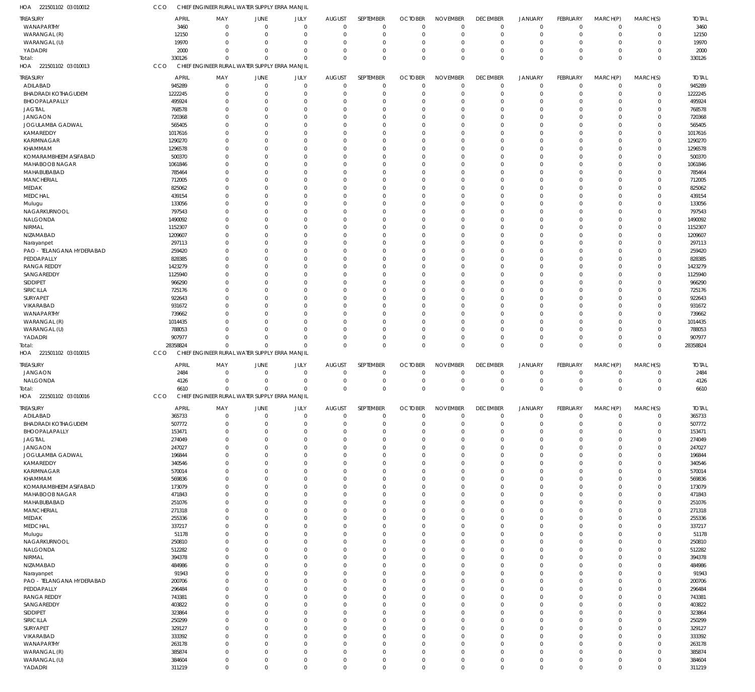HOA 221501102 03 010012 CCO CHIEF ENGINEER RURAL WATER SUPPLY ERRA MANJIL

| TREASURY | APRIL | MAY | JUNE | JULY | AUGUST | SEPTEMBER | OCTOBER | NOVEMBER | DECEMBER | JANUARY | FEBRUARY | MARCH(P) | MARCH(S) | TOTAL |
|---|---|---|---|---|---|---|---|---|---|---|---|---|---|---|
| WANAPARTHY | 3460 | 0 | 0 | 0 | 0 | 0 | 0 | 0 | 0 | 0 | 0 | 0 | 0 | 3460 |
| WARANGAL (R) | 12150 | 0 | 0 | 0 | 0 | 0 | 0 | 0 | 0 | 0 | 0 | 0 | 0 | 12150 |
| WARANGAL (U) | 19970 | 0 | 0 | 0 | 0 | 0 | 0 | 0 | 0 | 0 | 0 | 0 | 0 | 19970 |
| YADADRI | 2000 | 0 | 0 | 0 | 0 | 0 | 0 | 0 | 0 | 0 | 0 | 0 | 0 | 2000 |
| Total: | 330126 | 0 | 0 | 0 | 0 | 0 | 0 | 0 | 0 | 0 | 0 | 0 | 0 | 330126 |

HOA 221501102 03 010013 CCO CHIEF ENGINEER RURAL WATER SUPPLY ERRA MANJIL

| TREASURY | APRIL | MAY | JUNE | JULY | AUGUST | SEPTEMBER | OCTOBER | NOVEMBER | DECEMBER | JANUARY | FEBRUARY | MARCH(P) | MARCH(S) | TOTAL |
|---|---|---|---|---|---|---|---|---|---|---|---|---|---|---|
| ADILABAD | 945289 | 0 | 0 | 0 | 0 | 0 | 0 | 0 | 0 | 0 | 0 | 0 | 0 | 945289 |
| BHADRADI KOTHAGUDEM | 1222245 | 0 | 0 | 0 | 0 | 0 | 0 | 0 | 0 | 0 | 0 | 0 | 0 | 1222245 |
| BHOOPALAPALLY | 495924 | 0 | 0 | 0 | 0 | 0 | 0 | 0 | 0 | 0 | 0 | 0 | 0 | 495924 |
| JAGTIAL | 768578 | 0 | 0 | 0 | 0 | 0 | 0 | 0 | 0 | 0 | 0 | 0 | 0 | 768578 |
| JANGAON | 720368 | 0 | 0 | 0 | 0 | 0 | 0 | 0 | 0 | 0 | 0 | 0 | 0 | 720368 |
| JOGULAMBA GADWAL | 565405 | 0 | 0 | 0 | 0 | 0 | 0 | 0 | 0 | 0 | 0 | 0 | 0 | 565405 |
| KAMAREDDY | 1017616 | 0 | 0 | 0 | 0 | 0 | 0 | 0 | 0 | 0 | 0 | 0 | 0 | 1017616 |
| KARIMNAGAR | 1290270 | 0 | 0 | 0 | 0 | 0 | 0 | 0 | 0 | 0 | 0 | 0 | 0 | 1290270 |
| KHAMMAM | 1296578 | 0 | 0 | 0 | 0 | 0 | 0 | 0 | 0 | 0 | 0 | 0 | 0 | 1296578 |
| KOMARAMBHEEM ASIFABAD | 500370 | 0 | 0 | 0 | 0 | 0 | 0 | 0 | 0 | 0 | 0 | 0 | 0 | 500370 |
| MAHABOOB NAGAR | 1061846 | 0 | 0 | 0 | 0 | 0 | 0 | 0 | 0 | 0 | 0 | 0 | 0 | 1061846 |
| MAHABUBABAD | 785464 | 0 | 0 | 0 | 0 | 0 | 0 | 0 | 0 | 0 | 0 | 0 | 0 | 785464 |
| MANCHERIAL | 712005 | 0 | 0 | 0 | 0 | 0 | 0 | 0 | 0 | 0 | 0 | 0 | 0 | 712005 |
| MEDAK | 825062 | 0 | 0 | 0 | 0 | 0 | 0 | 0 | 0 | 0 | 0 | 0 | 0 | 825062 |
| MEDCHAL | 439154 | 0 | 0 | 0 | 0 | 0 | 0 | 0 | 0 | 0 | 0 | 0 | 0 | 439154 |
| Mulugu | 133056 | 0 | 0 | 0 | 0 | 0 | 0 | 0 | 0 | 0 | 0 | 0 | 0 | 133056 |
| NAGARKURNOOL | 797543 | 0 | 0 | 0 | 0 | 0 | 0 | 0 | 0 | 0 | 0 | 0 | 0 | 797543 |
| NALGONDA | 1490092 | 0 | 0 | 0 | 0 | 0 | 0 | 0 | 0 | 0 | 0 | 0 | 0 | 1490092 |
| NIRMAL | 1152307 | 0 | 0 | 0 | 0 | 0 | 0 | 0 | 0 | 0 | 0 | 0 | 0 | 1152307 |
| NIZAMABAD | 1209607 | 0 | 0 | 0 | 0 | 0 | 0 | 0 | 0 | 0 | 0 | 0 | 0 | 1209607 |
| Narayanpet | 297113 | 0 | 0 | 0 | 0 | 0 | 0 | 0 | 0 | 0 | 0 | 0 | 0 | 297113 |
| PAO - TELANGANA HYDERABAD | 259420 | 0 | 0 | 0 | 0 | 0 | 0 | 0 | 0 | 0 | 0 | 0 | 0 | 259420 |
| PEDDAPALLY | 828385 | 0 | 0 | 0 | 0 | 0 | 0 | 0 | 0 | 0 | 0 | 0 | 0 | 828385 |
| RANGA REDDY | 1423279 | 0 | 0 | 0 | 0 | 0 | 0 | 0 | 0 | 0 | 0 | 0 | 0 | 1423279 |
| SANGAREDDY | 1125940 | 0 | 0 | 0 | 0 | 0 | 0 | 0 | 0 | 0 | 0 | 0 | 0 | 1125940 |
| SIDDIPET | 966290 | 0 | 0 | 0 | 0 | 0 | 0 | 0 | 0 | 0 | 0 | 0 | 0 | 966290 |
| SIRICILLA | 725176 | 0 | 0 | 0 | 0 | 0 | 0 | 0 | 0 | 0 | 0 | 0 | 0 | 725176 |
| SURYAPET | 922643 | 0 | 0 | 0 | 0 | 0 | 0 | 0 | 0 | 0 | 0 | 0 | 0 | 922643 |
| VIKARABAD | 931672 | 0 | 0 | 0 | 0 | 0 | 0 | 0 | 0 | 0 | 0 | 0 | 0 | 931672 |
| WANAPARTHY | 739662 | 0 | 0 | 0 | 0 | 0 | 0 | 0 | 0 | 0 | 0 | 0 | 0 | 739662 |
| WARANGAL (R) | 1014435 | 0 | 0 | 0 | 0 | 0 | 0 | 0 | 0 | 0 | 0 | 0 | 0 | 1014435 |
| WARANGAL (U) | 788053 | 0 | 0 | 0 | 0 | 0 | 0 | 0 | 0 | 0 | 0 | 0 | 0 | 788053 |
| YADADRI | 907977 | 0 | 0 | 0 | 0 | 0 | 0 | 0 | 0 | 0 | 0 | 0 | 0 | 907977 |
| Total: | 28358824 | 0 | 0 | 0 | 0 | 0 | 0 | 0 | 0 | 0 | 0 | 0 | 0 | 28358824 |

HOA 221501102 03 010015 CCO CHIEF ENGINEER RURAL WATER SUPPLY ERRA MANJIL

| TREASURY | APRIL | MAY | JUNE | JULY | AUGUST | SEPTEMBER | OCTOBER | NOVEMBER | DECEMBER | JANUARY | FEBRUARY | MARCH(P) | MARCH(S) | TOTAL |
|---|---|---|---|---|---|---|---|---|---|---|---|---|---|---|
| JANGAON | 2484 | 0 | 0 | 0 | 0 | 0 | 0 | 0 | 0 | 0 | 0 | 0 | 0 | 2484 |
| NALGONDA | 4126 | 0 | 0 | 0 | 0 | 0 | 0 | 0 | 0 | 0 | 0 | 0 | 0 | 4126 |
| Total: | 6610 | 0 | 0 | 0 | 0 | 0 | 0 | 0 | 0 | 0 | 0 | 0 | 0 | 6610 |

HOA 221501102 03 010016 CCO CHIEF ENGINEER RURAL WATER SUPPLY ERRA MANJIL

| TREASURY | APRIL | MAY | JUNE | JULY | AUGUST | SEPTEMBER | OCTOBER | NOVEMBER | DECEMBER | JANUARY | FEBRUARY | MARCH(P) | MARCH(S) | TOTAL |
|---|---|---|---|---|---|---|---|---|---|---|---|---|---|---|
| ADILABAD | 365733 | 0 | 0 | 0 | 0 | 0 | 0 | 0 | 0 | 0 | 0 | 0 | 0 | 365733 |
| BHADRADI KOTHAGUDEM | 507772 | 0 | 0 | 0 | 0 | 0 | 0 | 0 | 0 | 0 | 0 | 0 | 0 | 507772 |
| BHOOPALAPALLY | 153471 | 0 | 0 | 0 | 0 | 0 | 0 | 0 | 0 | 0 | 0 | 0 | 0 | 153471 |
| JAGTIAL | 274049 | 0 | 0 | 0 | 0 | 0 | 0 | 0 | 0 | 0 | 0 | 0 | 0 | 274049 |
| JANGAON | 247027 | 0 | 0 | 0 | 0 | 0 | 0 | 0 | 0 | 0 | 0 | 0 | 0 | 247027 |
| JOGULAMBA GADWAL | 196844 | 0 | 0 | 0 | 0 | 0 | 0 | 0 | 0 | 0 | 0 | 0 | 0 | 196844 |
| KAMAREDDY | 340546 | 0 | 0 | 0 | 0 | 0 | 0 | 0 | 0 | 0 | 0 | 0 | 0 | 340546 |
| KARIMNAGAR | 570014 | 0 | 0 | 0 | 0 | 0 | 0 | 0 | 0 | 0 | 0 | 0 | 0 | 570014 |
| KHAMMAM | 569836 | 0 | 0 | 0 | 0 | 0 | 0 | 0 | 0 | 0 | 0 | 0 | 0 | 569836 |
| KOMARAMBHEEM ASIFABAD | 173079 | 0 | 0 | 0 | 0 | 0 | 0 | 0 | 0 | 0 | 0 | 0 | 0 | 173079 |
| MAHABOOB NAGAR | 471843 | 0 | 0 | 0 | 0 | 0 | 0 | 0 | 0 | 0 | 0 | 0 | 0 | 471843 |
| MAHABUBABAD | 251076 | 0 | 0 | 0 | 0 | 0 | 0 | 0 | 0 | 0 | 0 | 0 | 0 | 251076 |
| MANCHERIAL | 271318 | 0 | 0 | 0 | 0 | 0 | 0 | 0 | 0 | 0 | 0 | 0 | 0 | 271318 |
| MEDAK | 255336 | 0 | 0 | 0 | 0 | 0 | 0 | 0 | 0 | 0 | 0 | 0 | 0 | 255336 |
| MEDCHAL | 337217 | 0 | 0 | 0 | 0 | 0 | 0 | 0 | 0 | 0 | 0 | 0 | 0 | 337217 |
| Mulugu | 51178 | 0 | 0 | 0 | 0 | 0 | 0 | 0 | 0 | 0 | 0 | 0 | 0 | 51178 |
| NAGARKURNOOL | 250810 | 0 | 0 | 0 | 0 | 0 | 0 | 0 | 0 | 0 | 0 | 0 | 0 | 250810 |
| NALGONDA | 512282 | 0 | 0 | 0 | 0 | 0 | 0 | 0 | 0 | 0 | 0 | 0 | 0 | 512282 |
| NIRMAL | 394378 | 0 | 0 | 0 | 0 | 0 | 0 | 0 | 0 | 0 | 0 | 0 | 0 | 394378 |
| NIZAMABAD | 484986 | 0 | 0 | 0 | 0 | 0 | 0 | 0 | 0 | 0 | 0 | 0 | 0 | 484986 |
| Narayanpet | 91943 | 0 | 0 | 0 | 0 | 0 | 0 | 0 | 0 | 0 | 0 | 0 | 0 | 91943 |
| PAO - TELANGANA HYDERABAD | 200706 | 0 | 0 | 0 | 0 | 0 | 0 | 0 | 0 | 0 | 0 | 0 | 0 | 200706 |
| PEDDAPALLY | 296484 | 0 | 0 | 0 | 0 | 0 | 0 | 0 | 0 | 0 | 0 | 0 | 0 | 296484 |
| RANGA REDDY | 743381 | 0 | 0 | 0 | 0 | 0 | 0 | 0 | 0 | 0 | 0 | 0 | 0 | 743381 |
| SANGAREDDY | 403822 | 0 | 0 | 0 | 0 | 0 | 0 | 0 | 0 | 0 | 0 | 0 | 0 | 403822 |
| SIDDIPET | 323864 | 0 | 0 | 0 | 0 | 0 | 0 | 0 | 0 | 0 | 0 | 0 | 0 | 323864 |
| SIRICILLA | 250299 | 0 | 0 | 0 | 0 | 0 | 0 | 0 | 0 | 0 | 0 | 0 | 0 | 250299 |
| SURYAPET | 329127 | 0 | 0 | 0 | 0 | 0 | 0 | 0 | 0 | 0 | 0 | 0 | 0 | 329127 |
| VIKARABAD | 333392 | 0 | 0 | 0 | 0 | 0 | 0 | 0 | 0 | 0 | 0 | 0 | 0 | 333392 |
| WANAPARTHY | 263178 | 0 | 0 | 0 | 0 | 0 | 0 | 0 | 0 | 0 | 0 | 0 | 0 | 263178 |
| WARANGAL (R) | 385874 | 0 | 0 | 0 | 0 | 0 | 0 | 0 | 0 | 0 | 0 | 0 | 0 | 385874 |
| WARANGAL (U) | 384604 | 0 | 0 | 0 | 0 | 0 | 0 | 0 | 0 | 0 | 0 | 0 | 0 | 384604 |
| YADADRI | 311219 | 0 | 0 | 0 | 0 | 0 | 0 | 0 | 0 | 0 | 0 | 0 | 0 | 311219 |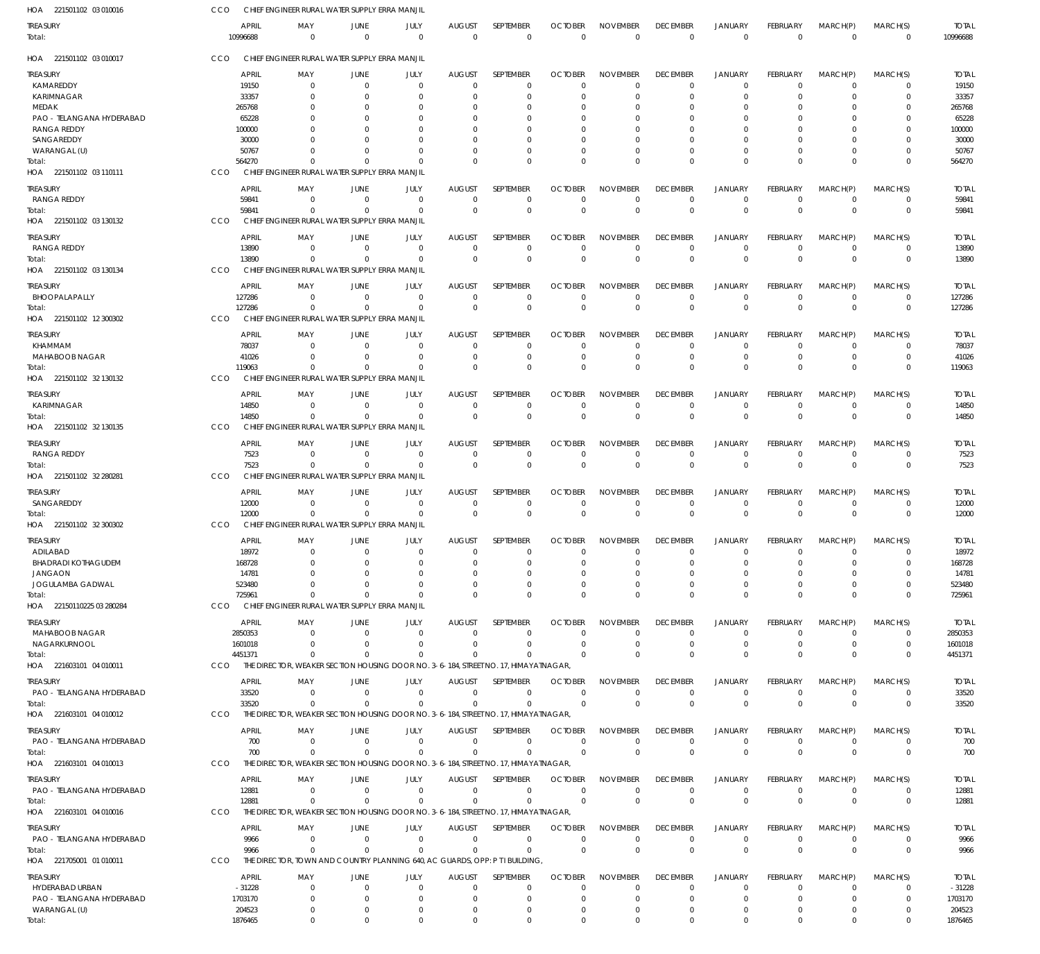HOA 221501102 03 010016 CCO CHIEF ENGINEER RURAL WATER SUPPLY ERRA MANJIL

| TREASURY | APRIL | MAY | JUNE | JULY | AUGUST | SEPTEMBER | OCTOBER | NOVEMBER | DECEMBER | JANUARY | FEBRUARY | MARCH(P) | MARCH(S) | TOTAL |
|---|---|---|---|---|---|---|---|---|---|---|---|---|---|---|
| Total: | 10996688 | 0 | 0 | 0 | 0 | 0 | 0 | 0 | 0 | 0 | 0 | 0 | 0 | 10996688 |

HOA 221501102 03 010017 CCO CHIEF ENGINEER RURAL WATER SUPPLY ERRA MANJIL

| TREASURY | APRIL | MAY | JUNE | JULY | AUGUST | SEPTEMBER | OCTOBER | NOVEMBER | DECEMBER | JANUARY | FEBRUARY | MARCH(P) | MARCH(S) | TOTAL |
|---|---|---|---|---|---|---|---|---|---|---|---|---|---|---|
| KAMAREDDY | 19150 | 0 | 0 | 0 | 0 | 0 | 0 | 0 | 0 | 0 | 0 | 0 | 0 | 19150 |
| KARIMNAGAR | 33357 | 0 | 0 | 0 | 0 | 0 | 0 | 0 | 0 | 0 | 0 | 0 | 0 | 33357 |
| MEDAK | 265768 | 0 | 0 | 0 | 0 | 0 | 0 | 0 | 0 | 0 | 0 | 0 | 0 | 265768 |
| PAO - TELANGANA HYDERABAD | 65228 | 0 | 0 | 0 | 0 | 0 | 0 | 0 | 0 | 0 | 0 | 0 | 0 | 65228 |
| RANGA REDDY | 100000 | 0 | 0 | 0 | 0 | 0 | 0 | 0 | 0 | 0 | 0 | 0 | 0 | 100000 |
| SANGAREDDY | 30000 | 0 | 0 | 0 | 0 | 0 | 0 | 0 | 0 | 0 | 0 | 0 | 0 | 30000 |
| WARANGAL (U) | 50767 | 0 | 0 | 0 | 0 | 0 | 0 | 0 | 0 | 0 | 0 | 0 | 0 | 50767 |
| Total: | 564270 | 0 | 0 | 0 | 0 | 0 | 0 | 0 | 0 | 0 | 0 | 0 | 0 | 564270 |

HOA 221501102 03 110111 CCO CHIEF ENGINEER RURAL WATER SUPPLY ERRA MANJIL

| TREASURY | APRIL | MAY | JUNE | JULY | AUGUST | SEPTEMBER | OCTOBER | NOVEMBER | DECEMBER | JANUARY | FEBRUARY | MARCH(P) | MARCH(S) | TOTAL |
|---|---|---|---|---|---|---|---|---|---|---|---|---|---|---|
| RANGA REDDY | 59841 | 0 | 0 | 0 | 0 | 0 | 0 | 0 | 0 | 0 | 0 | 0 | 0 | 59841 |
| Total: | 59841 | 0 | 0 | 0 | 0 | 0 | 0 | 0 | 0 | 0 | 0 | 0 | 0 | 59841 |

HOA 221501102 03 130132 CCO CHIEF ENGINEER RURAL WATER SUPPLY ERRA MANJIL

| TREASURY | APRIL | MAY | JUNE | JULY | AUGUST | SEPTEMBER | OCTOBER | NOVEMBER | DECEMBER | JANUARY | FEBRUARY | MARCH(P) | MARCH(S) | TOTAL |
|---|---|---|---|---|---|---|---|---|---|---|---|---|---|---|
| RANGA REDDY | 13890 | 0 | 0 | 0 | 0 | 0 | 0 | 0 | 0 | 0 | 0 | 0 | 0 | 13890 |
| Total: | 13890 | 0 | 0 | 0 | 0 | 0 | 0 | 0 | 0 | 0 | 0 | 0 | 0 | 13890 |

HOA 221501102 03 130134 CCO CHIEF ENGINEER RURAL WATER SUPPLY ERRA MANJIL

| TREASURY | APRIL | MAY | JUNE | JULY | AUGUST | SEPTEMBER | OCTOBER | NOVEMBER | DECEMBER | JANUARY | FEBRUARY | MARCH(P) | MARCH(S) | TOTAL |
|---|---|---|---|---|---|---|---|---|---|---|---|---|---|---|
| BHOOPALAPALLY | 127286 | 0 | 0 | 0 | 0 | 0 | 0 | 0 | 0 | 0 | 0 | 0 | 0 | 127286 |
| Total: | 127286 | 0 | 0 | 0 | 0 | 0 | 0 | 0 | 0 | 0 | 0 | 0 | 0 | 127286 |

HOA 221501102 12 300302 CCO CHIEF ENGINEER RURAL WATER SUPPLY ERRA MANJIL

| TREASURY | APRIL | MAY | JUNE | JULY | AUGUST | SEPTEMBER | OCTOBER | NOVEMBER | DECEMBER | JANUARY | FEBRUARY | MARCH(P) | MARCH(S) | TOTAL |
|---|---|---|---|---|---|---|---|---|---|---|---|---|---|---|
| KHAMMAM | 78037 | 0 | 0 | 0 | 0 | 0 | 0 | 0 | 0 | 0 | 0 | 0 | 0 | 78037 |
| MAHABOOB NAGAR | 41026 | 0 | 0 | 0 | 0 | 0 | 0 | 0 | 0 | 0 | 0 | 0 | 0 | 41026 |
| Total: | 119063 | 0 | 0 | 0 | 0 | 0 | 0 | 0 | 0 | 0 | 0 | 0 | 0 | 119063 |

HOA 221501102 32 130132 CCO CHIEF ENGINEER RURAL WATER SUPPLY ERRA MANJIL

| TREASURY | APRIL | MAY | JUNE | JULY | AUGUST | SEPTEMBER | OCTOBER | NOVEMBER | DECEMBER | JANUARY | FEBRUARY | MARCH(P) | MARCH(S) | TOTAL |
|---|---|---|---|---|---|---|---|---|---|---|---|---|---|---|
| KARIMNAGAR | 14850 | 0 | 0 | 0 | 0 | 0 | 0 | 0 | 0 | 0 | 0 | 0 | 0 | 14850 |
| Total: | 14850 | 0 | 0 | 0 | 0 | 0 | 0 | 0 | 0 | 0 | 0 | 0 | 0 | 14850 |

HOA 221501102 32 130135 CCO CHIEF ENGINEER RURAL WATER SUPPLY ERRA MANJIL

| TREASURY | APRIL | MAY | JUNE | JULY | AUGUST | SEPTEMBER | OCTOBER | NOVEMBER | DECEMBER | JANUARY | FEBRUARY | MARCH(P) | MARCH(S) | TOTAL |
|---|---|---|---|---|---|---|---|---|---|---|---|---|---|---|
| RANGA REDDY | 7523 | 0 | 0 | 0 | 0 | 0 | 0 | 0 | 0 | 0 | 0 | 0 | 0 | 7523 |
| Total: | 7523 | 0 | 0 | 0 | 0 | 0 | 0 | 0 | 0 | 0 | 0 | 0 | 0 | 7523 |

HOA 221501102 32 280281 CCO CHIEF ENGINEER RURAL WATER SUPPLY ERRA MANJIL

| TREASURY | APRIL | MAY | JUNE | JULY | AUGUST | SEPTEMBER | OCTOBER | NOVEMBER | DECEMBER | JANUARY | FEBRUARY | MARCH(P) | MARCH(S) | TOTAL |
|---|---|---|---|---|---|---|---|---|---|---|---|---|---|---|
| SANGAREDDY | 12000 | 0 | 0 | 0 | 0 | 0 | 0 | 0 | 0 | 0 | 0 | 0 | 0 | 12000 |
| Total: | 12000 | 0 | 0 | 0 | 0 | 0 | 0 | 0 | 0 | 0 | 0 | 0 | 0 | 12000 |

HOA 221501102 32 300302 CCO CHIEF ENGINEER RURAL WATER SUPPLY ERRA MANJIL

| TREASURY | APRIL | MAY | JUNE | JULY | AUGUST | SEPTEMBER | OCTOBER | NOVEMBER | DECEMBER | JANUARY | FEBRUARY | MARCH(P) | MARCH(S) | TOTAL |
|---|---|---|---|---|---|---|---|---|---|---|---|---|---|---|
| ADILABAD | 18972 | 0 | 0 | 0 | 0 | 0 | 0 | 0 | 0 | 0 | 0 | 0 | 0 | 18972 |
| BHADRADI KOTHAGUDEM | 168728 | 0 | 0 | 0 | 0 | 0 | 0 | 0 | 0 | 0 | 0 | 0 | 0 | 168728 |
| JANGAON | 14781 | 0 | 0 | 0 | 0 | 0 | 0 | 0 | 0 | 0 | 0 | 0 | 0 | 14781 |
| JOGULAMBA GADWAL | 523480 | 0 | 0 | 0 | 0 | 0 | 0 | 0 | 0 | 0 | 0 | 0 | 0 | 523480 |
| Total: | 725961 | 0 | 0 | 0 | 0 | 0 | 0 | 0 | 0 | 0 | 0 | 0 | 0 | 725961 |

HOA 22150110225 03 280284 CCO CHIEF ENGINEER RURAL WATER SUPPLY ERRA MANJIL

| TREASURY | APRIL | MAY | JUNE | JULY | AUGUST | SEPTEMBER | OCTOBER | NOVEMBER | DECEMBER | JANUARY | FEBRUARY | MARCH(P) | MARCH(S) | TOTAL |
|---|---|---|---|---|---|---|---|---|---|---|---|---|---|---|
| MAHABOOB NAGAR | 2850353 | 0 | 0 | 0 | 0 | 0 | 0 | 0 | 0 | 0 | 0 | 0 | 0 | 2850353 |
| NAGARKURNOOL | 1601018 | 0 | 0 | 0 | 0 | 0 | 0 | 0 | 0 | 0 | 0 | 0 | 0 | 1601018 |
| Total: | 4451371 | 0 | 0 | 0 | 0 | 0 | 0 | 0 | 0 | 0 | 0 | 0 | 0 | 4451371 |

HOA 221603101 04 010011 CCO THE DIRECTOR, WEAKER SECTION HOUSING DOOR NO. 3-6-184, STREET NO. 17, HIMAYATNAGAR,

| TREASURY | APRIL | MAY | JUNE | JULY | AUGUST | SEPTEMBER | OCTOBER | NOVEMBER | DECEMBER | JANUARY | FEBRUARY | MARCH(P) | MARCH(S) | TOTAL |
|---|---|---|---|---|---|---|---|---|---|---|---|---|---|---|
| PAO - TELANGANA HYDERABAD | 33520 | 0 | 0 | 0 | 0 | 0 | 0 | 0 | 0 | 0 | 0 | 0 | 0 | 33520 |
| Total: | 33520 | 0 | 0 | 0 | 0 | 0 | 0 | 0 | 0 | 0 | 0 | 0 | 0 | 33520 |

HOA 221603101 04 010012 CCO THE DIRECTOR, WEAKER SECTION HOUSING DOOR NO. 3-6-184, STREET NO. 17, HIMAYATNAGAR,

| TREASURY | APRIL | MAY | JUNE | JULY | AUGUST | SEPTEMBER | OCTOBER | NOVEMBER | DECEMBER | JANUARY | FEBRUARY | MARCH(P) | MARCH(S) | TOTAL |
|---|---|---|---|---|---|---|---|---|---|---|---|---|---|---|
| PAO - TELANGANA HYDERABAD | 700 | 0 | 0 | 0 | 0 | 0 | 0 | 0 | 0 | 0 | 0 | 0 | 0 | 700 |
| Total: | 700 | 0 | 0 | 0 | 0 | 0 | 0 | 0 | 0 | 0 | 0 | 0 | 0 | 700 |

HOA 221603101 04 010013 CCO THE DIRECTOR, WEAKER SECTION HOUSING DOOR NO. 3-6-184, STREET NO. 17, HIMAYATNAGAR,

| TREASURY | APRIL | MAY | JUNE | JULY | AUGUST | SEPTEMBER | OCTOBER | NOVEMBER | DECEMBER | JANUARY | FEBRUARY | MARCH(P) | MARCH(S) | TOTAL |
|---|---|---|---|---|---|---|---|---|---|---|---|---|---|---|
| PAO - TELANGANA HYDERABAD | 12881 | 0 | 0 | 0 | 0 | 0 | 0 | 0 | 0 | 0 | 0 | 0 | 0 | 12881 |
| Total: | 12881 | 0 | 0 | 0 | 0 | 0 | 0 | 0 | 0 | 0 | 0 | 0 | 0 | 12881 |

HOA 221603101 04 010016 CCO THE DIRECTOR, WEAKER SECTION HOUSING DOOR NO. 3-6-184, STREET NO. 17, HIMAYATNAGAR,

| TREASURY | APRIL | MAY | JUNE | JULY | AUGUST | SEPTEMBER | OCTOBER | NOVEMBER | DECEMBER | JANUARY | FEBRUARY | MARCH(P) | MARCH(S) | TOTAL |
|---|---|---|---|---|---|---|---|---|---|---|---|---|---|---|
| PAO - TELANGANA HYDERABAD | 9966 | 0 | 0 | 0 | 0 | 0 | 0 | 0 | 0 | 0 | 0 | 0 | 0 | 9966 |
| Total: | 9966 | 0 | 0 | 0 | 0 | 0 | 0 | 0 | 0 | 0 | 0 | 0 | 0 | 9966 |

HOA 221705001 01 010011 CCO THE DIRECTOR, TOWN AND COUNTRY PLANNING 640, AC GUARDS, OPP: P TI BUILDING,

| TREASURY | APRIL | MAY | JUNE | JULY | AUGUST | SEPTEMBER | OCTOBER | NOVEMBER | DECEMBER | JANUARY | FEBRUARY | MARCH(P) | MARCH(S) | TOTAL |
|---|---|---|---|---|---|---|---|---|---|---|---|---|---|---|
| HYDERABAD URBAN | -31228 | 0 | 0 | 0 | 0 | 0 | 0 | 0 | 0 | 0 | 0 | 0 | 0 | -31228 |
| PAO - TELANGANA HYDERABAD | 1703170 | 0 | 0 | 0 | 0 | 0 | 0 | 0 | 0 | 0 | 0 | 0 | 0 | 1703170 |
| WARANGAL (U) | 204523 | 0 | 0 | 0 | 0 | 0 | 0 | 0 | 0 | 0 | 0 | 0 | 0 | 204523 |
| Total: | 1876465 | 0 | 0 | 0 | 0 | 0 | 0 | 0 | 0 | 0 | 0 | 0 | 0 | 1876465 |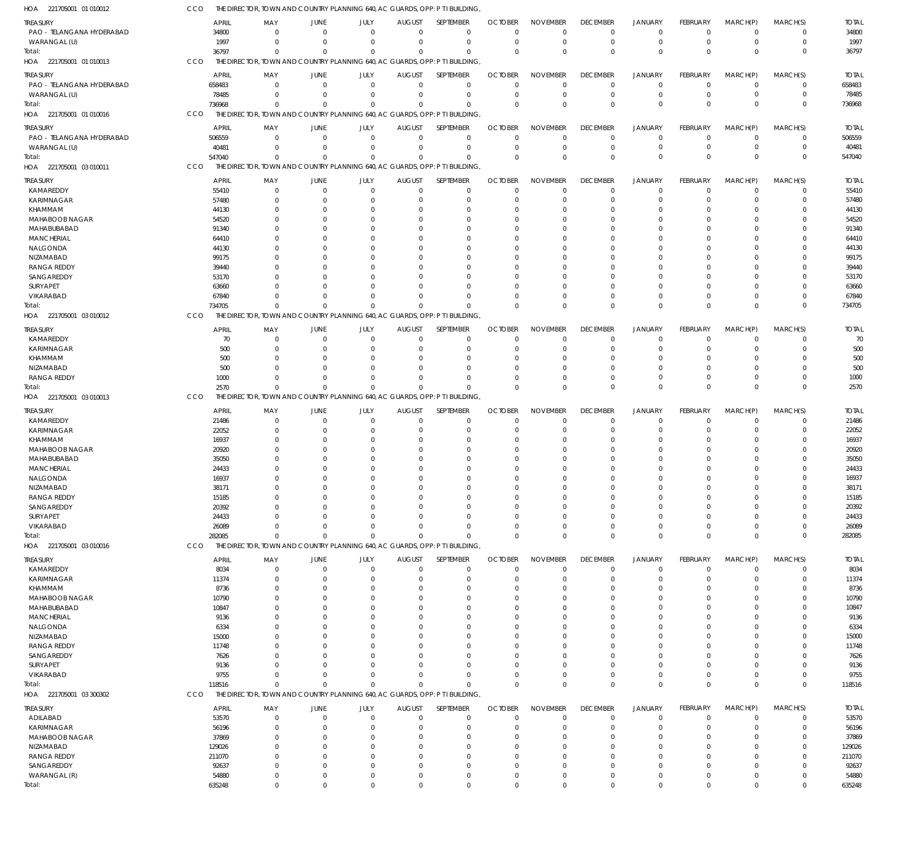HOA 221705001 01 010012 CCO THE DIRECTOR, TOWN AND COUNTRY PLANNING 640, AC GUARDS, OPP: P TI BUILDING,

| TREASURY | APRIL | MAY | JUNE | JULY | AUGUST | SEPTEMBER | OCTOBER | NOVEMBER | DECEMBER | JANUARY | FEBRUARY | MARCH(P) | MARCH(S) | TOTAL |
|---|---|---|---|---|---|---|---|---|---|---|---|---|---|---|
| PAO - TELANGANA HYDERABAD | 34800 | 0 | 0 | 0 | 0 | 0 | 0 | 0 | 0 | 0 | 0 | 0 | 0 | 34800 |
| WARANGAL (U) | 1997 | 0 | 0 | 0 | 0 | 0 | 0 | 0 | 0 | 0 | 0 | 0 | 0 | 1997 |
| Total: | 36797 | 0 | 0 | 0 | 0 | 0 | 0 | 0 | 0 | 0 | 0 | 0 | 0 | 36797 |

HOA 221705001 01 010013 CCO THE DIRECTOR, TOWN AND COUNTRY PLANNING 640, AC GUARDS, OPP: P TI BUILDING,

| TREASURY | APRIL | MAY | JUNE | JULY | AUGUST | SEPTEMBER | OCTOBER | NOVEMBER | DECEMBER | JANUARY | FEBRUARY | MARCH(P) | MARCH(S) | TOTAL |
|---|---|---|---|---|---|---|---|---|---|---|---|---|---|---|
| PAO - TELANGANA HYDERABAD | 658483 | 0 | 0 | 0 | 0 | 0 | 0 | 0 | 0 | 0 | 0 | 0 | 0 | 658483 |
| WARANGAL (U) | 78485 | 0 | 0 | 0 | 0 | 0 | 0 | 0 | 0 | 0 | 0 | 0 | 0 | 78485 |
| Total: | 736968 | 0 | 0 | 0 | 0 | 0 | 0 | 0 | 0 | 0 | 0 | 0 | 0 | 736968 |

HOA 221705001 01 010016 CCO THE DIRECTOR, TOWN AND COUNTRY PLANNING 640, AC GUARDS, OPP: P TI BUILDING,

| TREASURY | APRIL | MAY | JUNE | JULY | AUGUST | SEPTEMBER | OCTOBER | NOVEMBER | DECEMBER | JANUARY | FEBRUARY | MARCH(P) | MARCH(S) | TOTAL |
|---|---|---|---|---|---|---|---|---|---|---|---|---|---|---|
| PAO - TELANGANA HYDERABAD | 506559 | 0 | 0 | 0 | 0 | 0 | 0 | 0 | 0 | 0 | 0 | 0 | 0 | 506559 |
| WARANGAL (U) | 40481 | 0 | 0 | 0 | 0 | 0 | 0 | 0 | 0 | 0 | 0 | 0 | 0 | 40481 |
| Total: | 547040 | 0 | 0 | 0 | 0 | 0 | 0 | 0 | 0 | 0 | 0 | 0 | 0 | 547040 |

HOA 221705001 03 010011 CCO THE DIRECTOR, TOWN AND COUNTRY PLANNING 640, AC GUARDS, OPP: P TI BUILDING,

| TREASURY | APRIL | MAY | JUNE | JULY | AUGUST | SEPTEMBER | OCTOBER | NOVEMBER | DECEMBER | JANUARY | FEBRUARY | MARCH(P) | MARCH(S) | TOTAL |
|---|---|---|---|---|---|---|---|---|---|---|---|---|---|---|
| KAMAREDDY | 55410 | 0 | 0 | 0 | 0 | 0 | 0 | 0 | 0 | 0 | 0 | 0 | 0 | 55410 |
| KARIMNAGAR | 57480 | 0 | 0 | 0 | 0 | 0 | 0 | 0 | 0 | 0 | 0 | 0 | 0 | 57480 |
| KHAMMAM | 44130 | 0 | 0 | 0 | 0 | 0 | 0 | 0 | 0 | 0 | 0 | 0 | 0 | 44130 |
| MAHABOOB NAGAR | 54520 | 0 | 0 | 0 | 0 | 0 | 0 | 0 | 0 | 0 | 0 | 0 | 0 | 54520 |
| MAHABUBABAD | 91340 | 0 | 0 | 0 | 0 | 0 | 0 | 0 | 0 | 0 | 0 | 0 | 0 | 91340 |
| MANCHERIAL | 64410 | 0 | 0 | 0 | 0 | 0 | 0 | 0 | 0 | 0 | 0 | 0 | 0 | 64410 |
| NALGONDA | 44130 | 0 | 0 | 0 | 0 | 0 | 0 | 0 | 0 | 0 | 0 | 0 | 0 | 44130 |
| NIZAMABAD | 99175 | 0 | 0 | 0 | 0 | 0 | 0 | 0 | 0 | 0 | 0 | 0 | 0 | 99175 |
| RANGA REDDY | 39440 | 0 | 0 | 0 | 0 | 0 | 0 | 0 | 0 | 0 | 0 | 0 | 0 | 39440 |
| SANGAREDDY | 53170 | 0 | 0 | 0 | 0 | 0 | 0 | 0 | 0 | 0 | 0 | 0 | 0 | 53170 |
| SURYAPET | 63660 | 0 | 0 | 0 | 0 | 0 | 0 | 0 | 0 | 0 | 0 | 0 | 0 | 63660 |
| VIKARABAD | 67840 | 0 | 0 | 0 | 0 | 0 | 0 | 0 | 0 | 0 | 0 | 0 | 0 | 67840 |
| Total: | 734705 | 0 | 0 | 0 | 0 | 0 | 0 | 0 | 0 | 0 | 0 | 0 | 0 | 734705 |

HOA 221705001 03 010012 CCO THE DIRECTOR, TOWN AND COUNTRY PLANNING 640, AC GUARDS, OPP: P TI BUILDING,

| TREASURY | APRIL | MAY | JUNE | JULY | AUGUST | SEPTEMBER | OCTOBER | NOVEMBER | DECEMBER | JANUARY | FEBRUARY | MARCH(P) | MARCH(S) | TOTAL |
|---|---|---|---|---|---|---|---|---|---|---|---|---|---|---|
| KAMAREDDY | 70 | 0 | 0 | 0 | 0 | 0 | 0 | 0 | 0 | 0 | 0 | 0 | 0 | 70 |
| KARIMNAGAR | 500 | 0 | 0 | 0 | 0 | 0 | 0 | 0 | 0 | 0 | 0 | 0 | 0 | 500 |
| KHAMMAM | 500 | 0 | 0 | 0 | 0 | 0 | 0 | 0 | 0 | 0 | 0 | 0 | 0 | 500 |
| NIZAMABAD | 500 | 0 | 0 | 0 | 0 | 0 | 0 | 0 | 0 | 0 | 0 | 0 | 0 | 500 |
| RANGA REDDY | 1000 | 0 | 0 | 0 | 0 | 0 | 0 | 0 | 0 | 0 | 0 | 0 | 0 | 1000 |
| Total: | 2570 | 0 | 0 | 0 | 0 | 0 | 0 | 0 | 0 | 0 | 0 | 0 | 0 | 2570 |

HOA 221705001 03 010013 CCO THE DIRECTOR, TOWN AND COUNTRY PLANNING 640, AC GUARDS, OPP: P TI BUILDING,

| TREASURY | APRIL | MAY | JUNE | JULY | AUGUST | SEPTEMBER | OCTOBER | NOVEMBER | DECEMBER | JANUARY | FEBRUARY | MARCH(P) | MARCH(S) | TOTAL |
|---|---|---|---|---|---|---|---|---|---|---|---|---|---|---|
| KAMAREDDY | 21486 | 0 | 0 | 0 | 0 | 0 | 0 | 0 | 0 | 0 | 0 | 0 | 0 | 21486 |
| KARIMNAGAR | 22052 | 0 | 0 | 0 | 0 | 0 | 0 | 0 | 0 | 0 | 0 | 0 | 0 | 22052 |
| KHAMMAM | 16937 | 0 | 0 | 0 | 0 | 0 | 0 | 0 | 0 | 0 | 0 | 0 | 0 | 16937 |
| MAHABOOB NAGAR | 20920 | 0 | 0 | 0 | 0 | 0 | 0 | 0 | 0 | 0 | 0 | 0 | 0 | 20920 |
| MAHABUBABAD | 35050 | 0 | 0 | 0 | 0 | 0 | 0 | 0 | 0 | 0 | 0 | 0 | 0 | 35050 |
| MANCHERIAL | 24433 | 0 | 0 | 0 | 0 | 0 | 0 | 0 | 0 | 0 | 0 | 0 | 0 | 24433 |
| NALGONDA | 16937 | 0 | 0 | 0 | 0 | 0 | 0 | 0 | 0 | 0 | 0 | 0 | 0 | 16937 |
| NIZAMABAD | 38171 | 0 | 0 | 0 | 0 | 0 | 0 | 0 | 0 | 0 | 0 | 0 | 0 | 38171 |
| RANGA REDDY | 15185 | 0 | 0 | 0 | 0 | 0 | 0 | 0 | 0 | 0 | 0 | 0 | 0 | 15185 |
| SANGAREDDY | 20392 | 0 | 0 | 0 | 0 | 0 | 0 | 0 | 0 | 0 | 0 | 0 | 0 | 20392 |
| SURYAPET | 24433 | 0 | 0 | 0 | 0 | 0 | 0 | 0 | 0 | 0 | 0 | 0 | 0 | 24433 |
| VIKARABAD | 26089 | 0 | 0 | 0 | 0 | 0 | 0 | 0 | 0 | 0 | 0 | 0 | 0 | 26089 |
| Total: | 282085 | 0 | 0 | 0 | 0 | 0 | 0 | 0 | 0 | 0 | 0 | 0 | 0 | 282085 |

HOA 221705001 03 010016 CCO THE DIRECTOR, TOWN AND COUNTRY PLANNING 640, AC GUARDS, OPP: P TI BUILDING,

| TREASURY | APRIL | MAY | JUNE | JULY | AUGUST | SEPTEMBER | OCTOBER | NOVEMBER | DECEMBER | JANUARY | FEBRUARY | MARCH(P) | MARCH(S) | TOTAL |
|---|---|---|---|---|---|---|---|---|---|---|---|---|---|---|
| KAMAREDDY | 8034 | 0 | 0 | 0 | 0 | 0 | 0 | 0 | 0 | 0 | 0 | 0 | 0 | 8034 |
| KARIMNAGAR | 11374 | 0 | 0 | 0 | 0 | 0 | 0 | 0 | 0 | 0 | 0 | 0 | 0 | 11374 |
| KHAMMAM | 8736 | 0 | 0 | 0 | 0 | 0 | 0 | 0 | 0 | 0 | 0 | 0 | 0 | 8736 |
| MAHABOOB NAGAR | 10790 | 0 | 0 | 0 | 0 | 0 | 0 | 0 | 0 | 0 | 0 | 0 | 0 | 10790 |
| MAHABUBABAD | 10847 | 0 | 0 | 0 | 0 | 0 | 0 | 0 | 0 | 0 | 0 | 0 | 0 | 10847 |
| MANCHERIAL | 9136 | 0 | 0 | 0 | 0 | 0 | 0 | 0 | 0 | 0 | 0 | 0 | 0 | 9136 |
| NALGONDA | 6334 | 0 | 0 | 0 | 0 | 0 | 0 | 0 | 0 | 0 | 0 | 0 | 0 | 6334 |
| NIZAMABAD | 15000 | 0 | 0 | 0 | 0 | 0 | 0 | 0 | 0 | 0 | 0 | 0 | 0 | 15000 |
| RANGA REDDY | 11748 | 0 | 0 | 0 | 0 | 0 | 0 | 0 | 0 | 0 | 0 | 0 | 0 | 11748 |
| SANGAREDDY | 7626 | 0 | 0 | 0 | 0 | 0 | 0 | 0 | 0 | 0 | 0 | 0 | 0 | 7626 |
| SURYAPET | 9136 | 0 | 0 | 0 | 0 | 0 | 0 | 0 | 0 | 0 | 0 | 0 | 0 | 9136 |
| VIKARABAD | 9755 | 0 | 0 | 0 | 0 | 0 | 0 | 0 | 0 | 0 | 0 | 0 | 0 | 9755 |
| Total: | 118516 | 0 | 0 | 0 | 0 | 0 | 0 | 0 | 0 | 0 | 0 | 0 | 0 | 118516 |

HOA 221705001 03 300302 CCO THE DIRECTOR, TOWN AND COUNTRY PLANNING 640, AC GUARDS, OPP: P TI BUILDING,

| TREASURY | APRIL | MAY | JUNE | JULY | AUGUST | SEPTEMBER | OCTOBER | NOVEMBER | DECEMBER | JANUARY | FEBRUARY | MARCH(P) | MARCH(S) | TOTAL |
|---|---|---|---|---|---|---|---|---|---|---|---|---|---|---|
| ADILABAD | 53570 | 0 | 0 | 0 | 0 | 0 | 0 | 0 | 0 | 0 | 0 | 0 | 0 | 53570 |
| KARIMNAGAR | 56196 | 0 | 0 | 0 | 0 | 0 | 0 | 0 | 0 | 0 | 0 | 0 | 0 | 56196 |
| MAHABOOB NAGAR | 37869 | 0 | 0 | 0 | 0 | 0 | 0 | 0 | 0 | 0 | 0 | 0 | 0 | 37869 |
| NIZAMABAD | 129026 | 0 | 0 | 0 | 0 | 0 | 0 | 0 | 0 | 0 | 0 | 0 | 0 | 129026 |
| RANGA REDDY | 211070 | 0 | 0 | 0 | 0 | 0 | 0 | 0 | 0 | 0 | 0 | 0 | 0 | 211070 |
| SANGAREDDY | 92637 | 0 | 0 | 0 | 0 | 0 | 0 | 0 | 0 | 0 | 0 | 0 | 0 | 92637 |
| WARANGAL (R) | 54880 | 0 | 0 | 0 | 0 | 0 | 0 | 0 | 0 | 0 | 0 | 0 | 0 | 54880 |
| Total: | 635248 | 0 | 0 | 0 | 0 | 0 | 0 | 0 | 0 | 0 | 0 | 0 | 0 | 635248 |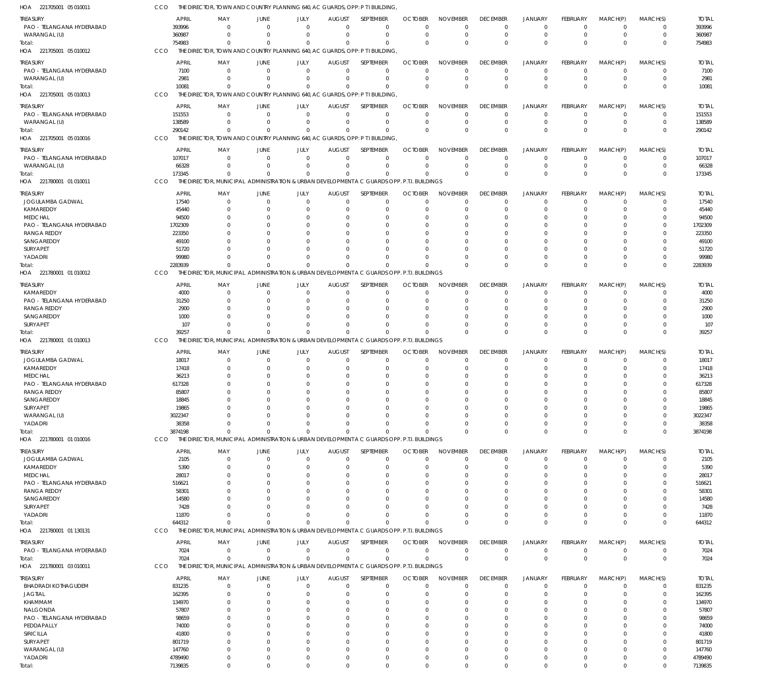HOA 221705001 05 010011 CCO THE DIRECTOR, TOWN AND COUNTRY PLANNING 640, AC GUARDS, OPP: P TI BUILDING,

| TREASURY | APRIL | MAY | JUNE | JULY | AUGUST | SEPTEMBER | OCTOBER | NOVEMBER | DECEMBER | JANUARY | FEBRUARY | MARCH(P) | MARCH(S) | TOTAL |
|---|---|---|---|---|---|---|---|---|---|---|---|---|---|---|
| PAO - TELANGANA HYDERABAD | 393996 | 0 | 0 | 0 | 0 | 0 | 0 | 0 | 0 | 0 | 0 | 0 | 0 | 393996 |
| WARANGAL (U) | 360987 | 0 | 0 | 0 | 0 | 0 | 0 | 0 | 0 | 0 | 0 | 0 | 0 | 360987 |
| Total: | 754983 | 0 | 0 | 0 | 0 | 0 | 0 | 0 | 0 | 0 | 0 | 0 | 0 | 754983 |

HOA 221705001 05 010012 CCO THE DIRECTOR, TOWN AND COUNTRY PLANNING 640, AC GUARDS, OPP: P TI BUILDING,

| TREASURY | APRIL | MAY | JUNE | JULY | AUGUST | SEPTEMBER | OCTOBER | NOVEMBER | DECEMBER | JANUARY | FEBRUARY | MARCH(P) | MARCH(S) | TOTAL |
|---|---|---|---|---|---|---|---|---|---|---|---|---|---|---|
| PAO - TELANGANA HYDERABAD | 7100 | 0 | 0 | 0 | 0 | 0 | 0 | 0 | 0 | 0 | 0 | 0 | 0 | 7100 |
| WARANGAL (U) | 2981 | 0 | 0 | 0 | 0 | 0 | 0 | 0 | 0 | 0 | 0 | 0 | 0 | 2981 |
| Total: | 10081 | 0 | 0 | 0 | 0 | 0 | 0 | 0 | 0 | 0 | 0 | 0 | 0 | 10081 |

HOA 221705001 05 010013 CCO THE DIRECTOR, TOWN AND COUNTRY PLANNING 640, AC GUARDS, OPP: P TI BUILDING,

| TREASURY | APRIL | MAY | JUNE | JULY | AUGUST | SEPTEMBER | OCTOBER | NOVEMBER | DECEMBER | JANUARY | FEBRUARY | MARCH(P) | MARCH(S) | TOTAL |
|---|---|---|---|---|---|---|---|---|---|---|---|---|---|---|
| PAO - TELANGANA HYDERABAD | 151553 | 0 | 0 | 0 | 0 | 0 | 0 | 0 | 0 | 0 | 0 | 0 | 0 | 151553 |
| WARANGAL (U) | 138589 | 0 | 0 | 0 | 0 | 0 | 0 | 0 | 0 | 0 | 0 | 0 | 0 | 138589 |
| Total: | 290142 | 0 | 0 | 0 | 0 | 0 | 0 | 0 | 0 | 0 | 0 | 0 | 0 | 290142 |

HOA 221705001 05 010016 CCO THE DIRECTOR, TOWN AND COUNTRY PLANNING 640, AC GUARDS, OPP: P TI BUILDING,

| TREASURY | APRIL | MAY | JUNE | JULY | AUGUST | SEPTEMBER | OCTOBER | NOVEMBER | DECEMBER | JANUARY | FEBRUARY | MARCH(P) | MARCH(S) | TOTAL |
|---|---|---|---|---|---|---|---|---|---|---|---|---|---|---|
| PAO - TELANGANA HYDERABAD | 107017 | 0 | 0 | 0 | 0 | 0 | 0 | 0 | 0 | 0 | 0 | 0 | 0 | 107017 |
| WARANGAL (U) | 66328 | 0 | 0 | 0 | 0 | 0 | 0 | 0 | 0 | 0 | 0 | 0 | 0 | 66328 |
| Total: | 173345 | 0 | 0 | 0 | 0 | 0 | 0 | 0 | 0 | 0 | 0 | 0 | 0 | 173345 |

HOA 221780001 01 010011 CCO THE DIRECTOR, MUNICIPAL ADMINISTRATION & URBAN DEVELOPMENTA C GUARDS OPP. P.T.I. BUILDINGS

| TREASURY | APRIL | MAY | JUNE | JULY | AUGUST | SEPTEMBER | OCTOBER | NOVEMBER | DECEMBER | JANUARY | FEBRUARY | MARCH(P) | MARCH(S) | TOTAL |
|---|---|---|---|---|---|---|---|---|---|---|---|---|---|---|
| JOGULAMBA GADWAL | 17540 | 0 | 0 | 0 | 0 | 0 | 0 | 0 | 0 | 0 | 0 | 0 | 0 | 17540 |
| KAMAREDDY | 45440 | 0 | 0 | 0 | 0 | 0 | 0 | 0 | 0 | 0 | 0 | 0 | 0 | 45440 |
| MEDCHAL | 94500 | 0 | 0 | 0 | 0 | 0 | 0 | 0 | 0 | 0 | 0 | 0 | 0 | 94500 |
| PAO - TELANGANA HYDERABAD | 1702309 | 0 | 0 | 0 | 0 | 0 | 0 | 0 | 0 | 0 | 0 | 0 | 0 | 1702309 |
| RANGA REDDY | 223350 | 0 | 0 | 0 | 0 | 0 | 0 | 0 | 0 | 0 | 0 | 0 | 0 | 223350 |
| SANGAREDDY | 49100 | 0 | 0 | 0 | 0 | 0 | 0 | 0 | 0 | 0 | 0 | 0 | 0 | 49100 |
| SURYAPET | 51720 | 0 | 0 | 0 | 0 | 0 | 0 | 0 | 0 | 0 | 0 | 0 | 0 | 51720 |
| YADADRI | 99980 | 0 | 0 | 0 | 0 | 0 | 0 | 0 | 0 | 0 | 0 | 0 | 0 | 99980 |
| Total: | 2283939 | 0 | 0 | 0 | 0 | 0 | 0 | 0 | 0 | 0 | 0 | 0 | 0 | 2283939 |

HOA 221780001 01 010012 CCO THE DIRECTOR, MUNICIPAL ADMINISTRATION & URBAN DEVELOPMENTA C GUARDS OPP. P.T.I. BUILDINGS

| TREASURY | APRIL | MAY | JUNE | JULY | AUGUST | SEPTEMBER | OCTOBER | NOVEMBER | DECEMBER | JANUARY | FEBRUARY | MARCH(P) | MARCH(S) | TOTAL |
|---|---|---|---|---|---|---|---|---|---|---|---|---|---|---|
| KAMAREDDY | 4000 | 0 | 0 | 0 | 0 | 0 | 0 | 0 | 0 | 0 | 0 | 0 | 0 | 4000 |
| PAO - TELANGANA HYDERABAD | 31250 | 0 | 0 | 0 | 0 | 0 | 0 | 0 | 0 | 0 | 0 | 0 | 0 | 31250 |
| RANGA REDDY | 2900 | 0 | 0 | 0 | 0 | 0 | 0 | 0 | 0 | 0 | 0 | 0 | 0 | 2900 |
| SANGAREDDY | 1000 | 0 | 0 | 0 | 0 | 0 | 0 | 0 | 0 | 0 | 0 | 0 | 0 | 1000 |
| SURYAPET | 107 | 0 | 0 | 0 | 0 | 0 | 0 | 0 | 0 | 0 | 0 | 0 | 0 | 107 |
| Total: | 39257 | 0 | 0 | 0 | 0 | 0 | 0 | 0 | 0 | 0 | 0 | 0 | 0 | 39257 |

HOA 221780001 01 010013 CCO THE DIRECTOR, MUNICIPAL ADMINISTRATION & URBAN DEVELOPMENTA C GUARDS OPP. P.T.I. BUILDINGS

| TREASURY | APRIL | MAY | JUNE | JULY | AUGUST | SEPTEMBER | OCTOBER | NOVEMBER | DECEMBER | JANUARY | FEBRUARY | MARCH(P) | MARCH(S) | TOTAL |
|---|---|---|---|---|---|---|---|---|---|---|---|---|---|---|
| JOGULAMBA GADWAL | 18017 | 0 | 0 | 0 | 0 | 0 | 0 | 0 | 0 | 0 | 0 | 0 | 0 | 18017 |
| KAMAREDDY | 17418 | 0 | 0 | 0 | 0 | 0 | 0 | 0 | 0 | 0 | 0 | 0 | 0 | 17418 |
| MEDCHAL | 36213 | 0 | 0 | 0 | 0 | 0 | 0 | 0 | 0 | 0 | 0 | 0 | 0 | 36213 |
| PAO - TELANGANA HYDERABAD | 617328 | 0 | 0 | 0 | 0 | 0 | 0 | 0 | 0 | 0 | 0 | 0 | 0 | 617328 |
| RANGA REDDY | 85807 | 0 | 0 | 0 | 0 | 0 | 0 | 0 | 0 | 0 | 0 | 0 | 0 | 85807 |
| SANGAREDDY | 18845 | 0 | 0 | 0 | 0 | 0 | 0 | 0 | 0 | 0 | 0 | 0 | 0 | 18845 |
| SURYAPET | 19865 | 0 | 0 | 0 | 0 | 0 | 0 | 0 | 0 | 0 | 0 | 0 | 0 | 19865 |
| WARANGAL (U) | 3022347 | 0 | 0 | 0 | 0 | 0 | 0 | 0 | 0 | 0 | 0 | 0 | 0 | 3022347 |
| YADADRI | 38358 | 0 | 0 | 0 | 0 | 0 | 0 | 0 | 0 | 0 | 0 | 0 | 0 | 38358 |
| Total: | 3874198 | 0 | 0 | 0 | 0 | 0 | 0 | 0 | 0 | 0 | 0 | 0 | 0 | 3874198 |

HOA 221780001 01 010016 CCO THE DIRECTOR, MUNICIPAL ADMINISTRATION & URBAN DEVELOPMENTA C GUARDS OPP. P.T.I. BUILDINGS

| TREASURY | APRIL | MAY | JUNE | JULY | AUGUST | SEPTEMBER | OCTOBER | NOVEMBER | DECEMBER | JANUARY | FEBRUARY | MARCH(P) | MARCH(S) | TOTAL |
|---|---|---|---|---|---|---|---|---|---|---|---|---|---|---|
| JOGULAMBA GADWAL | 2105 | 0 | 0 | 0 | 0 | 0 | 0 | 0 | 0 | 0 | 0 | 0 | 0 | 2105 |
| KAMAREDDY | 5390 | 0 | 0 | 0 | 0 | 0 | 0 | 0 | 0 | 0 | 0 | 0 | 0 | 5390 |
| MEDCHAL | 28017 | 0 | 0 | 0 | 0 | 0 | 0 | 0 | 0 | 0 | 0 | 0 | 0 | 28017 |
| PAO - TELANGANA HYDERABAD | 516621 | 0 | 0 | 0 | 0 | 0 | 0 | 0 | 0 | 0 | 0 | 0 | 0 | 516621 |
| RANGA REDDY | 58301 | 0 | 0 | 0 | 0 | 0 | 0 | 0 | 0 | 0 | 0 | 0 | 0 | 58301 |
| SANGAREDDY | 14580 | 0 | 0 | 0 | 0 | 0 | 0 | 0 | 0 | 0 | 0 | 0 | 0 | 14580 |
| SURYAPET | 7428 | 0 | 0 | 0 | 0 | 0 | 0 | 0 | 0 | 0 | 0 | 0 | 0 | 7428 |
| YADADRI | 11870 | 0 | 0 | 0 | 0 | 0 | 0 | 0 | 0 | 0 | 0 | 0 | 0 | 11870 |
| Total: | 644312 | 0 | 0 | 0 | 0 | 0 | 0 | 0 | 0 | 0 | 0 | 0 | 0 | 644312 |

HOA 221780001 01 130131 CCO THE DIRECTOR, MUNICIPAL ADMINISTRATION & URBAN DEVELOPMENTA C GUARDS OPP. P.T.I. BUILDINGS

| TREASURY | APRIL | MAY | JUNE | JULY | AUGUST | SEPTEMBER | OCTOBER | NOVEMBER | DECEMBER | JANUARY | FEBRUARY | MARCH(P) | MARCH(S) | TOTAL |
|---|---|---|---|---|---|---|---|---|---|---|---|---|---|---|
| PAO - TELANGANA HYDERABAD | 7024 | 0 | 0 | 0 | 0 | 0 | 0 | 0 | 0 | 0 | 0 | 0 | 0 | 7024 |
| Total: | 7024 | 0 | 0 | 0 | 0 | 0 | 0 | 0 | 0 | 0 | 0 | 0 | 0 | 7024 |

HOA 221780001 03 010011 CCO THE DIRECTOR, MUNICIPAL ADMINISTRATION & URBAN DEVELOPMENTA C GUARDS OPP. P.T.I. BUILDINGS

| TREASURY | APRIL | MAY | JUNE | JULY | AUGUST | SEPTEMBER | OCTOBER | NOVEMBER | DECEMBER | JANUARY | FEBRUARY | MARCH(P) | MARCH(S) | TOTAL |
|---|---|---|---|---|---|---|---|---|---|---|---|---|---|---|
| BHADRADI KOTHAGUDEM | 831235 | 0 | 0 | 0 | 0 | 0 | 0 | 0 | 0 | 0 | 0 | 0 | 0 | 831235 |
| JAGTIAL | 162395 | 0 | 0 | 0 | 0 | 0 | 0 | 0 | 0 | 0 | 0 | 0 | 0 | 162395 |
| KHAMMAM | 134970 | 0 | 0 | 0 | 0 | 0 | 0 | 0 | 0 | 0 | 0 | 0 | 0 | 134970 |
| NALGONDA | 57807 | 0 | 0 | 0 | 0 | 0 | 0 | 0 | 0 | 0 | 0 | 0 | 0 | 57807 |
| PAO - TELANGANA HYDERABAD | 98659 | 0 | 0 | 0 | 0 | 0 | 0 | 0 | 0 | 0 | 0 | 0 | 0 | 98659 |
| PEDDAPALLY | 74000 | 0 | 0 | 0 | 0 | 0 | 0 | 0 | 0 | 0 | 0 | 0 | 0 | 74000 |
| SIRICILLA | 41800 | 0 | 0 | 0 | 0 | 0 | 0 | 0 | 0 | 0 | 0 | 0 | 0 | 41800 |
| SURYAPET | 801719 | 0 | 0 | 0 | 0 | 0 | 0 | 0 | 0 | 0 | 0 | 0 | 0 | 801719 |
| WARANGAL (U) | 147760 | 0 | 0 | 0 | 0 | 0 | 0 | 0 | 0 | 0 | 0 | 0 | 0 | 147760 |
| YADADRI | 4789490 | 0 | 0 | 0 | 0 | 0 | 0 | 0 | 0 | 0 | 0 | 0 | 0 | 4789490 |
| Total: | 7139835 | 0 | 0 | 0 | 0 | 0 | 0 | 0 | 0 | 0 | 0 | 0 | 0 | 7139835 |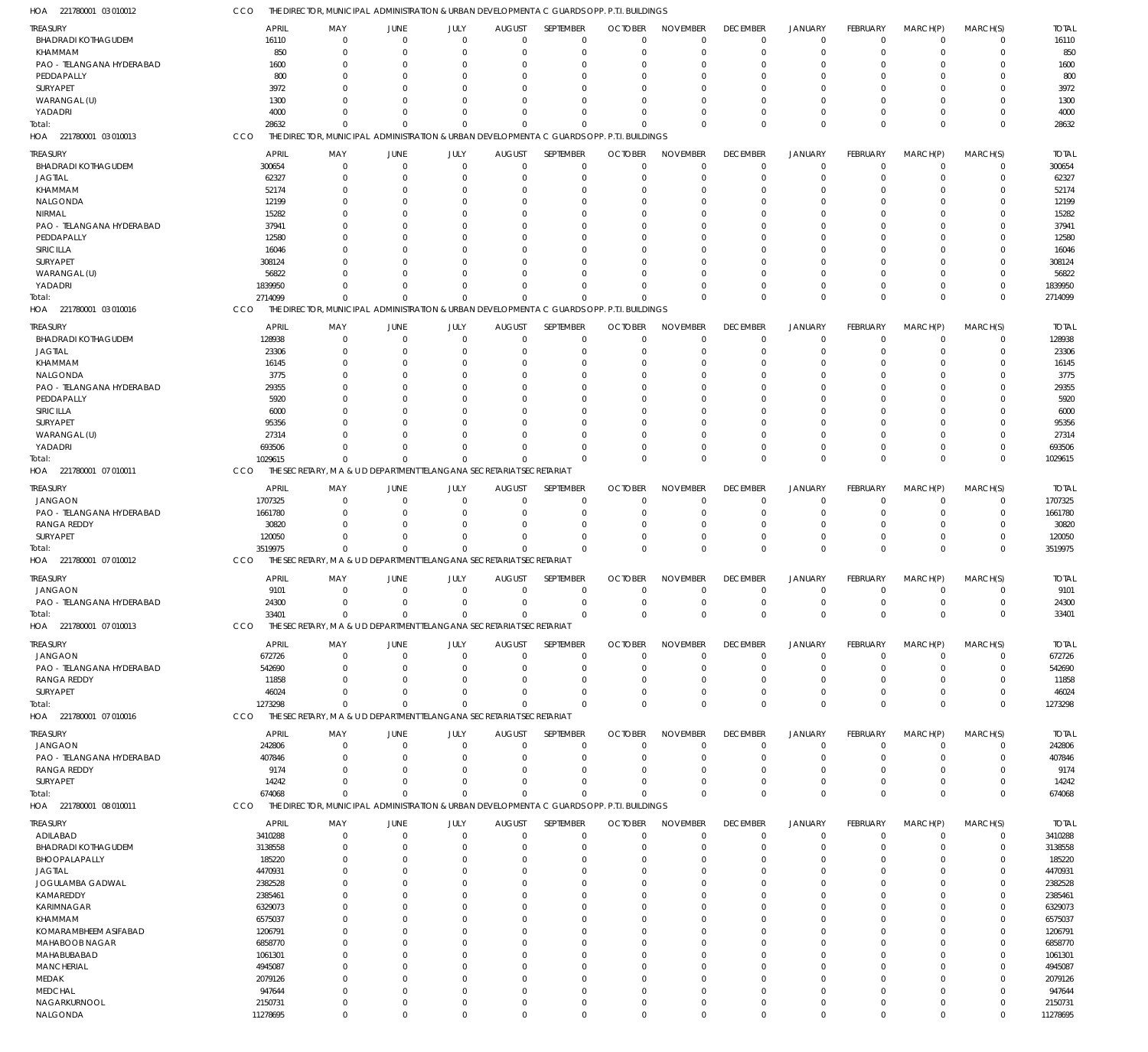HOA 221780001 03 010012 CCO THE DIRECTOR, MUNICIPAL ADMINISTRATION & URBAN DEVELOPMENTA C GUARDS OPP. P.T.I. BUILDINGS

| TREASURY | APRIL | MAY | JUNE | JULY | AUGUST | SEPTEMBER | OCTOBER | NOVEMBER | DECEMBER | JANUARY | FEBRUARY | MARCH(P) | MARCH(S) | TOTAL |
|---|---|---|---|---|---|---|---|---|---|---|---|---|---|---|
| BHADRADI KOTHAGUDEM | 16110 | 0 | 0 | 0 | 0 | 0 | 0 | 0 | 0 | 0 | 0 | 0 | 0 | 16110 |
| KHAMMAM | 850 | 0 | 0 | 0 | 0 | 0 | 0 | 0 | 0 | 0 | 0 | 0 | 0 | 850 |
| PAO - TELANGANA HYDERABAD | 1600 | 0 | 0 | 0 | 0 | 0 | 0 | 0 | 0 | 0 | 0 | 0 | 0 | 1600 |
| PEDDAPALLY | 800 | 0 | 0 | 0 | 0 | 0 | 0 | 0 | 0 | 0 | 0 | 0 | 0 | 800 |
| SURYAPET | 3972 | 0 | 0 | 0 | 0 | 0 | 0 | 0 | 0 | 0 | 0 | 0 | 0 | 3972 |
| WARANGAL (U) | 1300 | 0 | 0 | 0 | 0 | 0 | 0 | 0 | 0 | 0 | 0 | 0 | 0 | 1300 |
| YADADRI | 4000 | 0 | 0 | 0 | 0 | 0 | 0 | 0 | 0 | 0 | 0 | 0 | 0 | 4000 |
| Total: | 28632 | 0 | 0 | 0 | 0 | 0 | 0 | 0 | 0 | 0 | 0 | 0 | 0 | 28632 |

HOA 221780001 03 010013 CCO THE DIRECTOR, MUNICIPAL ADMINISTRATION & URBAN DEVELOPMENTA C GUARDS OPP. P.T.I. BUILDINGS

| TREASURY | APRIL | MAY | JUNE | JULY | AUGUST | SEPTEMBER | OCTOBER | NOVEMBER | DECEMBER | JANUARY | FEBRUARY | MARCH(P) | MARCH(S) | TOTAL |
|---|---|---|---|---|---|---|---|---|---|---|---|---|---|---|
| BHADRADI KOTHAGUDEM | 300654 | 0 | 0 | 0 | 0 | 0 | 0 | 0 | 0 | 0 | 0 | 0 | 0 | 300654 |
| JAGTIAL | 62327 | 0 | 0 | 0 | 0 | 0 | 0 | 0 | 0 | 0 | 0 | 0 | 0 | 62327 |
| KHAMMAM | 52174 | 0 | 0 | 0 | 0 | 0 | 0 | 0 | 0 | 0 | 0 | 0 | 0 | 52174 |
| NALGONDA | 12199 | 0 | 0 | 0 | 0 | 0 | 0 | 0 | 0 | 0 | 0 | 0 | 0 | 12199 |
| NIRMAL | 15282 | 0 | 0 | 0 | 0 | 0 | 0 | 0 | 0 | 0 | 0 | 0 | 0 | 15282 |
| PAO - TELANGANA HYDERABAD | 37941 | 0 | 0 | 0 | 0 | 0 | 0 | 0 | 0 | 0 | 0 | 0 | 0 | 37941 |
| PEDDAPALLY | 12580 | 0 | 0 | 0 | 0 | 0 | 0 | 0 | 0 | 0 | 0 | 0 | 0 | 12580 |
| SIRICILLA | 16046 | 0 | 0 | 0 | 0 | 0 | 0 | 0 | 0 | 0 | 0 | 0 | 0 | 16046 |
| SURYAPET | 308124 | 0 | 0 | 0 | 0 | 0 | 0 | 0 | 0 | 0 | 0 | 0 | 0 | 308124 |
| WARANGAL (U) | 56822 | 0 | 0 | 0 | 0 | 0 | 0 | 0 | 0 | 0 | 0 | 0 | 0 | 56822 |
| YADADRI | 1839950 | 0 | 0 | 0 | 0 | 0 | 0 | 0 | 0 | 0 | 0 | 0 | 0 | 1839950 |
| Total: | 2714099 | 0 | 0 | 0 | 0 | 0 | 0 | 0 | 0 | 0 | 0 | 0 | 0 | 2714099 |

HOA 221780001 03 010016 CCO THE DIRECTOR, MUNICIPAL ADMINISTRATION & URBAN DEVELOPMENTA C GUARDS OPP. P.T.I. BUILDINGS

| TREASURY | APRIL | MAY | JUNE | JULY | AUGUST | SEPTEMBER | OCTOBER | NOVEMBER | DECEMBER | JANUARY | FEBRUARY | MARCH(P) | MARCH(S) | TOTAL |
|---|---|---|---|---|---|---|---|---|---|---|---|---|---|---|
| BHADRADI KOTHAGUDEM | 128938 | 0 | 0 | 0 | 0 | 0 | 0 | 0 | 0 | 0 | 0 | 0 | 0 | 128938 |
| JAGTIAL | 23306 | 0 | 0 | 0 | 0 | 0 | 0 | 0 | 0 | 0 | 0 | 0 | 0 | 23306 |
| KHAMMAM | 16145 | 0 | 0 | 0 | 0 | 0 | 0 | 0 | 0 | 0 | 0 | 0 | 0 | 16145 |
| NALGONDA | 3775 | 0 | 0 | 0 | 0 | 0 | 0 | 0 | 0 | 0 | 0 | 0 | 0 | 3775 |
| PAO - TELANGANA HYDERABAD | 29355 | 0 | 0 | 0 | 0 | 0 | 0 | 0 | 0 | 0 | 0 | 0 | 0 | 29355 |
| PEDDAPALLY | 5920 | 0 | 0 | 0 | 0 | 0 | 0 | 0 | 0 | 0 | 0 | 0 | 0 | 5920 |
| SIRICILLA | 6000 | 0 | 0 | 0 | 0 | 0 | 0 | 0 | 0 | 0 | 0 | 0 | 0 | 6000 |
| SURYAPET | 95356 | 0 | 0 | 0 | 0 | 0 | 0 | 0 | 0 | 0 | 0 | 0 | 0 | 95356 |
| WARANGAL (U) | 27314 | 0 | 0 | 0 | 0 | 0 | 0 | 0 | 0 | 0 | 0 | 0 | 0 | 27314 |
| YADADRI | 693506 | 0 | 0 | 0 | 0 | 0 | 0 | 0 | 0 | 0 | 0 | 0 | 0 | 693506 |
| Total: | 1029615 | 0 | 0 | 0 | 0 | 0 | 0 | 0 | 0 | 0 | 0 | 0 | 0 | 1029615 |

HOA 221780001 07 010011 CCO THE SECRETARY, M A & U D DEPARTMENTTELANGANA SECRETARIATSECRETARIAT

| TREASURY | APRIL | MAY | JUNE | JULY | AUGUST | SEPTEMBER | OCTOBER | NOVEMBER | DECEMBER | JANUARY | FEBRUARY | MARCH(P) | MARCH(S) | TOTAL |
|---|---|---|---|---|---|---|---|---|---|---|---|---|---|---|
| JANGAON | 1707325 | 0 | 0 | 0 | 0 | 0 | 0 | 0 | 0 | 0 | 0 | 0 | 0 | 1707325 |
| PAO - TELANGANA HYDERABAD | 1661780 | 0 | 0 | 0 | 0 | 0 | 0 | 0 | 0 | 0 | 0 | 0 | 0 | 1661780 |
| RANGA REDDY | 30820 | 0 | 0 | 0 | 0 | 0 | 0 | 0 | 0 | 0 | 0 | 0 | 0 | 30820 |
| SURYAPET | 120050 | 0 | 0 | 0 | 0 | 0 | 0 | 0 | 0 | 0 | 0 | 0 | 0 | 120050 |
| Total: | 3519975 | 0 | 0 | 0 | 0 | 0 | 0 | 0 | 0 | 0 | 0 | 0 | 0 | 3519975 |

HOA 221780001 07 010012 CCO THE SECRETARY, M A & U D DEPARTMENTTELANGANA SECRETARIATSECRETARIAT

| TREASURY | APRIL | MAY | JUNE | JULY | AUGUST | SEPTEMBER | OCTOBER | NOVEMBER | DECEMBER | JANUARY | FEBRUARY | MARCH(P) | MARCH(S) | TOTAL |
|---|---|---|---|---|---|---|---|---|---|---|---|---|---|---|
| JANGAON | 9101 | 0 | 0 | 0 | 0 | 0 | 0 | 0 | 0 | 0 | 0 | 0 | 0 | 9101 |
| PAO - TELANGANA HYDERABAD | 24300 | 0 | 0 | 0 | 0 | 0 | 0 | 0 | 0 | 0 | 0 | 0 | 0 | 24300 |
| Total: | 33401 | 0 | 0 | 0 | 0 | 0 | 0 | 0 | 0 | 0 | 0 | 0 | 0 | 33401 |

HOA 221780001 07 010013 CCO THE SECRETARY, M A & U D DEPARTMENTTELANGANA SECRETARIATSECRETARIAT

| TREASURY | APRIL | MAY | JUNE | JULY | AUGUST | SEPTEMBER | OCTOBER | NOVEMBER | DECEMBER | JANUARY | FEBRUARY | MARCH(P) | MARCH(S) | TOTAL |
|---|---|---|---|---|---|---|---|---|---|---|---|---|---|---|
| JANGAON | 672726 | 0 | 0 | 0 | 0 | 0 | 0 | 0 | 0 | 0 | 0 | 0 | 0 | 672726 |
| PAO - TELANGANA HYDERABAD | 542690 | 0 | 0 | 0 | 0 | 0 | 0 | 0 | 0 | 0 | 0 | 0 | 0 | 542690 |
| RANGA REDDY | 11858 | 0 | 0 | 0 | 0 | 0 | 0 | 0 | 0 | 0 | 0 | 0 | 0 | 11858 |
| SURYAPET | 46024 | 0 | 0 | 0 | 0 | 0 | 0 | 0 | 0 | 0 | 0 | 0 | 0 | 46024 |
| Total: | 1273298 | 0 | 0 | 0 | 0 | 0 | 0 | 0 | 0 | 0 | 0 | 0 | 0 | 1273298 |

HOA 221780001 07 010016 CCO THE SECRETARY, M A & U D DEPARTMENTTELANGANA SECRETARIATSECRETARIAT

| TREASURY | APRIL | MAY | JUNE | JULY | AUGUST | SEPTEMBER | OCTOBER | NOVEMBER | DECEMBER | JANUARY | FEBRUARY | MARCH(P) | MARCH(S) | TOTAL |
|---|---|---|---|---|---|---|---|---|---|---|---|---|---|---|
| JANGAON | 242806 | 0 | 0 | 0 | 0 | 0 | 0 | 0 | 0 | 0 | 0 | 0 | 0 | 242806 |
| PAO - TELANGANA HYDERABAD | 407846 | 0 | 0 | 0 | 0 | 0 | 0 | 0 | 0 | 0 | 0 | 0 | 0 | 407846 |
| RANGA REDDY | 9174 | 0 | 0 | 0 | 0 | 0 | 0 | 0 | 0 | 0 | 0 | 0 | 0 | 9174 |
| SURYAPET | 14242 | 0 | 0 | 0 | 0 | 0 | 0 | 0 | 0 | 0 | 0 | 0 | 0 | 14242 |
| Total: | 674068 | 0 | 0 | 0 | 0 | 0 | 0 | 0 | 0 | 0 | 0 | 0 | 0 | 674068 |

HOA 221780001 08 010011 CCO THE DIRECTOR, MUNICIPAL ADMINISTRATION & URBAN DEVELOPMENTA C GUARDS OPP. P.T.I. BUILDINGS

| TREASURY | APRIL | MAY | JUNE | JULY | AUGUST | SEPTEMBER | OCTOBER | NOVEMBER | DECEMBER | JANUARY | FEBRUARY | MARCH(P) | MARCH(S) | TOTAL |
|---|---|---|---|---|---|---|---|---|---|---|---|---|---|---|
| ADILABAD | 3410288 | 0 | 0 | 0 | 0 | 0 | 0 | 0 | 0 | 0 | 0 | 0 | 0 | 3410288 |
| BHADRADI KOTHAGUDEM | 3138558 | 0 | 0 | 0 | 0 | 0 | 0 | 0 | 0 | 0 | 0 | 0 | 0 | 3138558 |
| BHOOPALAPALLY | 185220 | 0 | 0 | 0 | 0 | 0 | 0 | 0 | 0 | 0 | 0 | 0 | 0 | 185220 |
| JAGTIAL | 4470931 | 0 | 0 | 0 | 0 | 0 | 0 | 0 | 0 | 0 | 0 | 0 | 0 | 4470931 |
| JOGULAMBA GADWAL | 2382528 | 0 | 0 | 0 | 0 | 0 | 0 | 0 | 0 | 0 | 0 | 0 | 0 | 2382528 |
| KAMAREDDY | 2385461 | 0 | 0 | 0 | 0 | 0 | 0 | 0 | 0 | 0 | 0 | 0 | 0 | 2385461 |
| KARIMNAGAR | 6329073 | 0 | 0 | 0 | 0 | 0 | 0 | 0 | 0 | 0 | 0 | 0 | 0 | 6329073 |
| KHAMMAM | 6575037 | 0 | 0 | 0 | 0 | 0 | 0 | 0 | 0 | 0 | 0 | 0 | 0 | 6575037 |
| KOMARAMBHEEM ASIFABAD | 1206791 | 0 | 0 | 0 | 0 | 0 | 0 | 0 | 0 | 0 | 0 | 0 | 0 | 1206791 |
| MAHABOOB NAGAR | 6858770 | 0 | 0 | 0 | 0 | 0 | 0 | 0 | 0 | 0 | 0 | 0 | 0 | 6858770 |
| MAHABUBABAD | 1061301 | 0 | 0 | 0 | 0 | 0 | 0 | 0 | 0 | 0 | 0 | 0 | 0 | 1061301 |
| MANCHERIAL | 4945087 | 0 | 0 | 0 | 0 | 0 | 0 | 0 | 0 | 0 | 0 | 0 | 0 | 4945087 |
| MEDAK | 2079126 | 0 | 0 | 0 | 0 | 0 | 0 | 0 | 0 | 0 | 0 | 0 | 0 | 2079126 |
| MEDCHAL | 947644 | 0 | 0 | 0 | 0 | 0 | 0 | 0 | 0 | 0 | 0 | 0 | 0 | 947644 |
| NAGARKURNOOL | 2150731 | 0 | 0 | 0 | 0 | 0 | 0 | 0 | 0 | 0 | 0 | 0 | 0 | 2150731 |
| NALGONDA | 11278695 | 0 | 0 | 0 | 0 | 0 | 0 | 0 | 0 | 0 | 0 | 0 | 0 | 11278695 |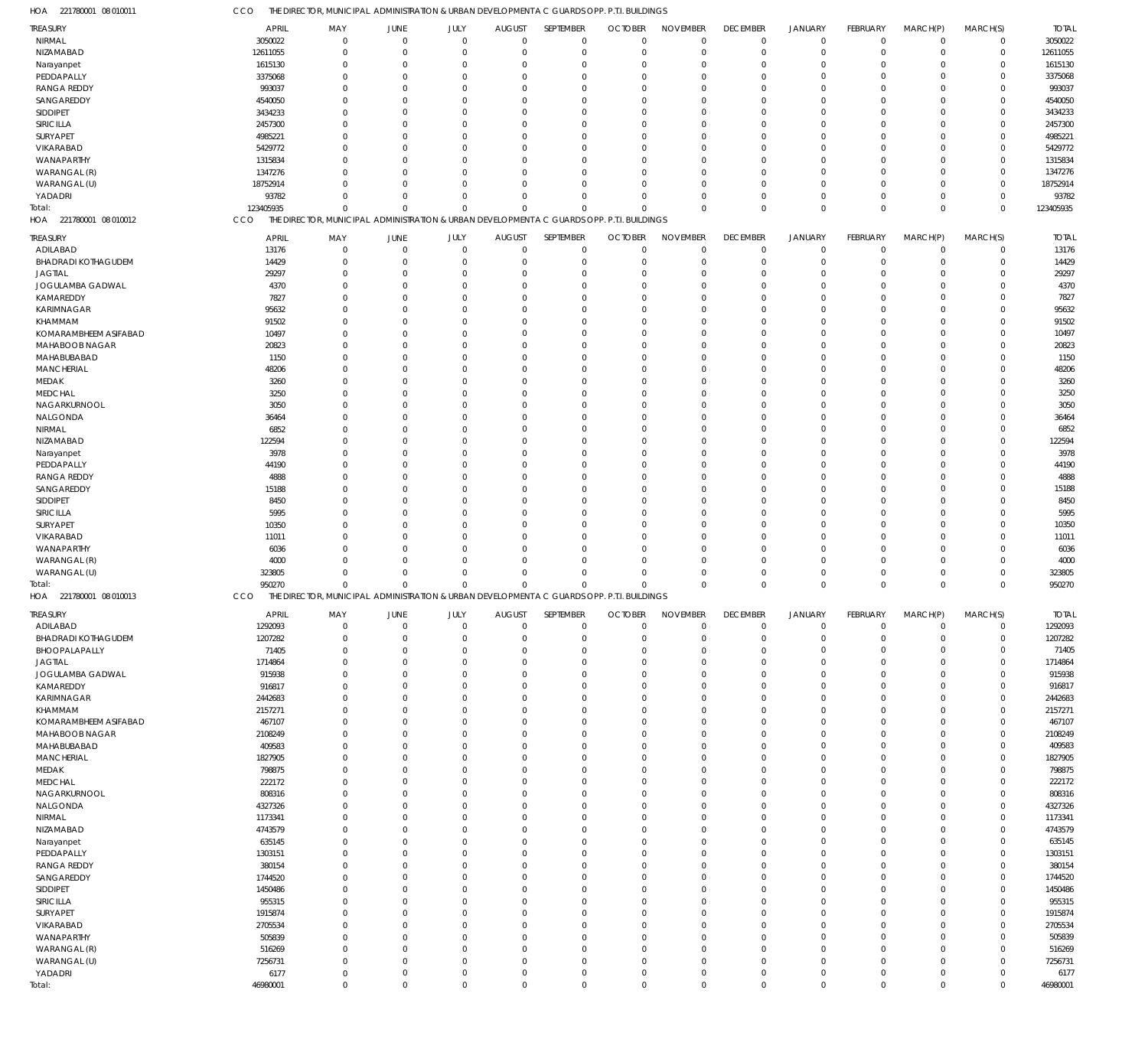HOA 221780001 08 010011 CCO THE DIRECTOR, MUNICIPAL ADMINISTRATION & URBAN DEVELOPMENTA C GUARDS OPP. P.T.I. BUILDINGS

| TREASURY | APRIL | MAY | JUNE | JULY | AUGUST | SEPTEMBER | OCTOBER | NOVEMBER | DECEMBER | JANUARY | FEBRUARY | MARCH(P) | MARCH(S) | TOTAL |
|---|---|---|---|---|---|---|---|---|---|---|---|---|---|---|
| NIRMAL | 3050022 | 0 | 0 | 0 | 0 | 0 | 0 | 0 | 0 | 0 | 0 | 0 | 0 | 3050022 |
| NIZAMABAD | 12611055 | 0 | 0 | 0 | 0 | 0 | 0 | 0 | 0 | 0 | 0 | 0 | 0 | 12611055 |
| Narayanpet | 1615130 | 0 | 0 | 0 | 0 | 0 | 0 | 0 | 0 | 0 | 0 | 0 | 0 | 1615130 |
| PEDDAPALLY | 3375068 | 0 | 0 | 0 | 0 | 0 | 0 | 0 | 0 | 0 | 0 | 0 | 0 | 3375068 |
| RANGA REDDY | 993037 | 0 | 0 | 0 | 0 | 0 | 0 | 0 | 0 | 0 | 0 | 0 | 0 | 993037 |
| SANGAREDDY | 4540050 | 0 | 0 | 0 | 0 | 0 | 0 | 0 | 0 | 0 | 0 | 0 | 0 | 4540050 |
| SIDDIPET | 3434233 | 0 | 0 | 0 | 0 | 0 | 0 | 0 | 0 | 0 | 0 | 0 | 0 | 3434233 |
| SIRICILLA | 2457300 | 0 | 0 | 0 | 0 | 0 | 0 | 0 | 0 | 0 | 0 | 0 | 0 | 2457300 |
| SURYAPET | 4985221 | 0 | 0 | 0 | 0 | 0 | 0 | 0 | 0 | 0 | 0 | 0 | 0 | 4985221 |
| VIKARABAD | 5429772 | 0 | 0 | 0 | 0 | 0 | 0 | 0 | 0 | 0 | 0 | 0 | 0 | 5429772 |
| WANAPARTHY | 1315834 | 0 | 0 | 0 | 0 | 0 | 0 | 0 | 0 | 0 | 0 | 0 | 0 | 1315834 |
| WARANGAL (R) | 1347276 | 0 | 0 | 0 | 0 | 0 | 0 | 0 | 0 | 0 | 0 | 0 | 0 | 1347276 |
| WARANGAL (U) | 18752914 | 0 | 0 | 0 | 0 | 0 | 0 | 0 | 0 | 0 | 0 | 0 | 0 | 18752914 |
| YADADRI | 93782 | 0 | 0 | 0 | 0 | 0 | 0 | 0 | 0 | 0 | 0 | 0 | 0 | 93782 |
| Total: | 123405935 | 0 | 0 | 0 | 0 | 0 | 0 | 0 | 0 | 0 | 0 | 0 | 0 | 123405935 |

HOA 221780001 08 010012 CCO THE DIRECTOR, MUNICIPAL ADMINISTRATION & URBAN DEVELOPMENTA C GUARDS OPP. P.T.I. BUILDINGS

| TREASURY | APRIL | MAY | JUNE | JULY | AUGUST | SEPTEMBER | OCTOBER | NOVEMBER | DECEMBER | JANUARY | FEBRUARY | MARCH(P) | MARCH(S) | TOTAL |
|---|---|---|---|---|---|---|---|---|---|---|---|---|---|---|
| ADILABAD | 13176 | 0 | 0 | 0 | 0 | 0 | 0 | 0 | 0 | 0 | 0 | 0 | 0 | 13176 |
| BHADRADI KOTHAGUDEM | 14429 | 0 | 0 | 0 | 0 | 0 | 0 | 0 | 0 | 0 | 0 | 0 | 0 | 14429 |
| JAGTIAL | 29297 | 0 | 0 | 0 | 0 | 0 | 0 | 0 | 0 | 0 | 0 | 0 | 0 | 29297 |
| JOGULAMBA GADWAL | 4370 | 0 | 0 | 0 | 0 | 0 | 0 | 0 | 0 | 0 | 0 | 0 | 0 | 4370 |
| KAMAREDDY | 7827 | 0 | 0 | 0 | 0 | 0 | 0 | 0 | 0 | 0 | 0 | 0 | 0 | 7827 |
| KARIMNAGAR | 95632 | 0 | 0 | 0 | 0 | 0 | 0 | 0 | 0 | 0 | 0 | 0 | 0 | 95632 |
| KHAMMAM | 91502 | 0 | 0 | 0 | 0 | 0 | 0 | 0 | 0 | 0 | 0 | 0 | 0 | 91502 |
| KOMARAMBHEEM ASIFABAD | 10497 | 0 | 0 | 0 | 0 | 0 | 0 | 0 | 0 | 0 | 0 | 0 | 0 | 10497 |
| MAHABOOB NAGAR | 20823 | 0 | 0 | 0 | 0 | 0 | 0 | 0 | 0 | 0 | 0 | 0 | 0 | 20823 |
| MAHABUBABAD | 1150 | 0 | 0 | 0 | 0 | 0 | 0 | 0 | 0 | 0 | 0 | 0 | 0 | 1150 |
| MANCHERIAL | 48206 | 0 | 0 | 0 | 0 | 0 | 0 | 0 | 0 | 0 | 0 | 0 | 0 | 48206 |
| MEDAK | 3260 | 0 | 0 | 0 | 0 | 0 | 0 | 0 | 0 | 0 | 0 | 0 | 0 | 3260 |
| MEDCHAL | 3250 | 0 | 0 | 0 | 0 | 0 | 0 | 0 | 0 | 0 | 0 | 0 | 0 | 3250 |
| NAGARKURNOOL | 3050 | 0 | 0 | 0 | 0 | 0 | 0 | 0 | 0 | 0 | 0 | 0 | 0 | 3050 |
| NALGONDA | 36464 | 0 | 0 | 0 | 0 | 0 | 0 | 0 | 0 | 0 | 0 | 0 | 0 | 36464 |
| NIRMAL | 6852 | 0 | 0 | 0 | 0 | 0 | 0 | 0 | 0 | 0 | 0 | 0 | 0 | 6852 |
| NIZAMABAD | 122594 | 0 | 0 | 0 | 0 | 0 | 0 | 0 | 0 | 0 | 0 | 0 | 0 | 122594 |
| Narayanpet | 3978 | 0 | 0 | 0 | 0 | 0 | 0 | 0 | 0 | 0 | 0 | 0 | 0 | 3978 |
| PEDDAPALLY | 44190 | 0 | 0 | 0 | 0 | 0 | 0 | 0 | 0 | 0 | 0 | 0 | 0 | 44190 |
| RANGA REDDY | 4888 | 0 | 0 | 0 | 0 | 0 | 0 | 0 | 0 | 0 | 0 | 0 | 0 | 4888 |
| SANGAREDDY | 15188 | 0 | 0 | 0 | 0 | 0 | 0 | 0 | 0 | 0 | 0 | 0 | 0 | 15188 |
| SIDDIPET | 8450 | 0 | 0 | 0 | 0 | 0 | 0 | 0 | 0 | 0 | 0 | 0 | 0 | 8450 |
| SIRICILLA | 5995 | 0 | 0 | 0 | 0 | 0 | 0 | 0 | 0 | 0 | 0 | 0 | 0 | 5995 |
| SURYAPET | 10350 | 0 | 0 | 0 | 0 | 0 | 0 | 0 | 0 | 0 | 0 | 0 | 0 | 10350 |
| VIKARABAD | 11011 | 0 | 0 | 0 | 0 | 0 | 0 | 0 | 0 | 0 | 0 | 0 | 0 | 11011 |
| WANAPARTHY | 6036 | 0 | 0 | 0 | 0 | 0 | 0 | 0 | 0 | 0 | 0 | 0 | 0 | 6036 |
| WARANGAL (R) | 4000 | 0 | 0 | 0 | 0 | 0 | 0 | 0 | 0 | 0 | 0 | 0 | 0 | 4000 |
| WARANGAL (U) | 323805 | 0 | 0 | 0 | 0 | 0 | 0 | 0 | 0 | 0 | 0 | 0 | 0 | 323805 |
| Total: | 950270 | 0 | 0 | 0 | 0 | 0 | 0 | 0 | 0 | 0 | 0 | 0 | 0 | 950270 |

HOA 221780001 08 010013 CCO THE DIRECTOR, MUNICIPAL ADMINISTRATION & URBAN DEVELOPMENTA C GUARDS OPP. P.T.I. BUILDINGS

| TREASURY | APRIL | MAY | JUNE | JULY | AUGUST | SEPTEMBER | OCTOBER | NOVEMBER | DECEMBER | JANUARY | FEBRUARY | MARCH(P) | MARCH(S) | TOTAL |
|---|---|---|---|---|---|---|---|---|---|---|---|---|---|---|
| ADILABAD | 1292093 | 0 | 0 | 0 | 0 | 0 | 0 | 0 | 0 | 0 | 0 | 0 | 0 | 1292093 |
| BHADRADI KOTHAGUDEM | 1207282 | 0 | 0 | 0 | 0 | 0 | 0 | 0 | 0 | 0 | 0 | 0 | 0 | 1207282 |
| BHOOPALAPALLY | 71405 | 0 | 0 | 0 | 0 | 0 | 0 | 0 | 0 | 0 | 0 | 0 | 0 | 71405 |
| JAGTIAL | 1714864 | 0 | 0 | 0 | 0 | 0 | 0 | 0 | 0 | 0 | 0 | 0 | 0 | 1714864 |
| JOGULAMBA GADWAL | 915938 | 0 | 0 | 0 | 0 | 0 | 0 | 0 | 0 | 0 | 0 | 0 | 0 | 915938 |
| KAMAREDDY | 916817 | 0 | 0 | 0 | 0 | 0 | 0 | 0 | 0 | 0 | 0 | 0 | 0 | 916817 |
| KARIMNAGAR | 2442683 | 0 | 0 | 0 | 0 | 0 | 0 | 0 | 0 | 0 | 0 | 0 | 0 | 2442683 |
| KHAMMAM | 2157271 | 0 | 0 | 0 | 0 | 0 | 0 | 0 | 0 | 0 | 0 | 0 | 0 | 2157271 |
| KOMARAMBHEEM ASIFABAD | 467107 | 0 | 0 | 0 | 0 | 0 | 0 | 0 | 0 | 0 | 0 | 0 | 0 | 467107 |
| MAHABOOB NAGAR | 2108249 | 0 | 0 | 0 | 0 | 0 | 0 | 0 | 0 | 0 | 0 | 0 | 0 | 2108249 |
| MAHABUBABAD | 409583 | 0 | 0 | 0 | 0 | 0 | 0 | 0 | 0 | 0 | 0 | 0 | 0 | 409583 |
| MANCHERIAL | 1827905 | 0 | 0 | 0 | 0 | 0 | 0 | 0 | 0 | 0 | 0 | 0 | 0 | 1827905 |
| MEDAK | 798875 | 0 | 0 | 0 | 0 | 0 | 0 | 0 | 0 | 0 | 0 | 0 | 0 | 798875 |
| MEDCHAL | 222172 | 0 | 0 | 0 | 0 | 0 | 0 | 0 | 0 | 0 | 0 | 0 | 0 | 222172 |
| NAGARKURNOOL | 808316 | 0 | 0 | 0 | 0 | 0 | 0 | 0 | 0 | 0 | 0 | 0 | 0 | 808316 |
| NALGONDA | 4327326 | 0 | 0 | 0 | 0 | 0 | 0 | 0 | 0 | 0 | 0 | 0 | 0 | 4327326 |
| NIRMAL | 1173341 | 0 | 0 | 0 | 0 | 0 | 0 | 0 | 0 | 0 | 0 | 0 | 0 | 1173341 |
| NIZAMABAD | 4743579 | 0 | 0 | 0 | 0 | 0 | 0 | 0 | 0 | 0 | 0 | 0 | 0 | 4743579 |
| Narayanpet | 635145 | 0 | 0 | 0 | 0 | 0 | 0 | 0 | 0 | 0 | 0 | 0 | 0 | 635145 |
| PEDDAPALLY | 1303151 | 0 | 0 | 0 | 0 | 0 | 0 | 0 | 0 | 0 | 0 | 0 | 0 | 1303151 |
| RANGA REDDY | 380154 | 0 | 0 | 0 | 0 | 0 | 0 | 0 | 0 | 0 | 0 | 0 | 0 | 380154 |
| SANGAREDDY | 1744520 | 0 | 0 | 0 | 0 | 0 | 0 | 0 | 0 | 0 | 0 | 0 | 0 | 1744520 |
| SIDDIPET | 1450486 | 0 | 0 | 0 | 0 | 0 | 0 | 0 | 0 | 0 | 0 | 0 | 0 | 1450486 |
| SIRICILLA | 955315 | 0 | 0 | 0 | 0 | 0 | 0 | 0 | 0 | 0 | 0 | 0 | 0 | 955315 |
| SURYAPET | 1915874 | 0 | 0 | 0 | 0 | 0 | 0 | 0 | 0 | 0 | 0 | 0 | 0 | 1915874 |
| VIKARABAD | 2705534 | 0 | 0 | 0 | 0 | 0 | 0 | 0 | 0 | 0 | 0 | 0 | 0 | 2705534 |
| WANAPARTHY | 505839 | 0 | 0 | 0 | 0 | 0 | 0 | 0 | 0 | 0 | 0 | 0 | 0 | 505839 |
| WARANGAL (R) | 516269 | 0 | 0 | 0 | 0 | 0 | 0 | 0 | 0 | 0 | 0 | 0 | 0 | 516269 |
| WARANGAL (U) | 7256731 | 0 | 0 | 0 | 0 | 0 | 0 | 0 | 0 | 0 | 0 | 0 | 0 | 7256731 |
| YADADRI | 6177 | 0 | 0 | 0 | 0 | 0 | 0 | 0 | 0 | 0 | 0 | 0 | 0 | 6177 |
| Total: | 46980001 | 0 | 0 | 0 | 0 | 0 | 0 | 0 | 0 | 0 | 0 | 0 | 0 | 46980001 |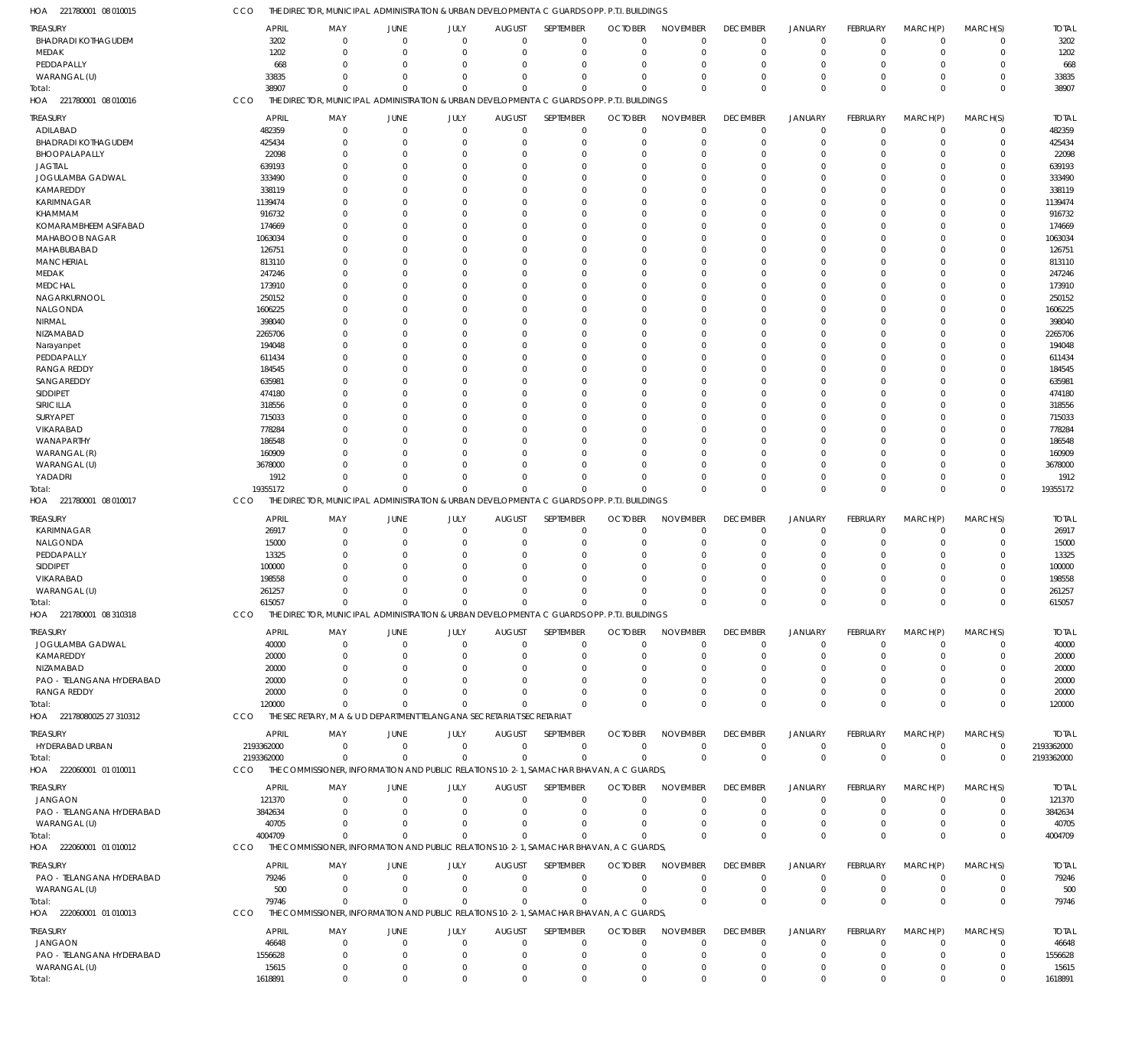HOA 221780001 08 010015 CCO THE DIRECTOR, MUNICIPAL ADMINISTRATION & URBAN DEVELOPMENT A C GUARDS OPP. P.T.I. BUILDINGS

| TREASURY | APRIL | MAY | JUNE | JULY | AUGUST | SEPTEMBER | OCTOBER | NOVEMBER | DECEMBER | JANUARY | FEBRUARY | MARCH(P) | MARCH(S) | TOTAL |
|---|---|---|---|---|---|---|---|---|---|---|---|---|---|---|
| BHADRADI KOTHAGUDEM | 3202 | 0 | 0 | 0 | 0 | 0 | 0 | 0 | 0 | 0 | 0 | 0 | 0 | 3202 |
| MEDAK | 1202 | 0 | 0 | 0 | 0 | 0 | 0 | 0 | 0 | 0 | 0 | 0 | 0 | 1202 |
| PEDDAPALLY | 668 | 0 | 0 | 0 | 0 | 0 | 0 | 0 | 0 | 0 | 0 | 0 | 0 | 668 |
| WARANGAL (U) | 33835 | 0 | 0 | 0 | 0 | 0 | 0 | 0 | 0 | 0 | 0 | 0 | 0 | 33835 |
| Total: | 38907 | 0 | 0 | 0 | 0 | 0 | 0 | 0 | 0 | 0 | 0 | 0 | 0 | 38907 |

HOA 221780001 08 010016 CCO THE DIRECTOR, MUNICIPAL ADMINISTRATION & URBAN DEVELOPMENT A C GUARDS OPP. P.T.I. BUILDINGS

| TREASURY | APRIL | MAY | JUNE | JULY | AUGUST | SEPTEMBER | OCTOBER | NOVEMBER | DECEMBER | JANUARY | FEBRUARY | MARCH(P) | MARCH(S) | TOTAL |
|---|---|---|---|---|---|---|---|---|---|---|---|---|---|---|
| ADILABAD | 482359 | 0 | 0 | 0 | 0 | 0 | 0 | 0 | 0 | 0 | 0 | 0 | 0 | 482359 |
| BHADRADI KOTHAGUDEM | 425434 | 0 | 0 | 0 | 0 | 0 | 0 | 0 | 0 | 0 | 0 | 0 | 0 | 425434 |
| BHOOPALAPALLY | 22098 | 0 | 0 | 0 | 0 | 0 | 0 | 0 | 0 | 0 | 0 | 0 | 0 | 22098 |
| JAGTIAL | 639193 | 0 | 0 | 0 | 0 | 0 | 0 | 0 | 0 | 0 | 0 | 0 | 0 | 639193 |
| JOGULAMBA GADWAL | 333490 | 0 | 0 | 0 | 0 | 0 | 0 | 0 | 0 | 0 | 0 | 0 | 0 | 333490 |
| KAMAREDDY | 338119 | 0 | 0 | 0 | 0 | 0 | 0 | 0 | 0 | 0 | 0 | 0 | 0 | 338119 |
| KARIMNAGAR | 1139474 | 0 | 0 | 0 | 0 | 0 | 0 | 0 | 0 | 0 | 0 | 0 | 0 | 1139474 |
| KHAMMAM | 916732 | 0 | 0 | 0 | 0 | 0 | 0 | 0 | 0 | 0 | 0 | 0 | 0 | 916732 |
| KOMARAMBHEEM ASIFABAD | 174669 | 0 | 0 | 0 | 0 | 0 | 0 | 0 | 0 | 0 | 0 | 0 | 0 | 174669 |
| MAHABOOB NAGAR | 1063034 | 0 | 0 | 0 | 0 | 0 | 0 | 0 | 0 | 0 | 0 | 0 | 0 | 1063034 |
| MAHABUBABAD | 126751 | 0 | 0 | 0 | 0 | 0 | 0 | 0 | 0 | 0 | 0 | 0 | 0 | 126751 |
| MANCHERIAL | 813110 | 0 | 0 | 0 | 0 | 0 | 0 | 0 | 0 | 0 | 0 | 0 | 0 | 813110 |
| MEDAK | 247246 | 0 | 0 | 0 | 0 | 0 | 0 | 0 | 0 | 0 | 0 | 0 | 0 | 247246 |
| MEDCHAL | 173910 | 0 | 0 | 0 | 0 | 0 | 0 | 0 | 0 | 0 | 0 | 0 | 0 | 173910 |
| NAGARKURNOOL | 250152 | 0 | 0 | 0 | 0 | 0 | 0 | 0 | 0 | 0 | 0 | 0 | 0 | 250152 |
| NALGONDA | 1606225 | 0 | 0 | 0 | 0 | 0 | 0 | 0 | 0 | 0 | 0 | 0 | 0 | 1606225 |
| NIRMAL | 398040 | 0 | 0 | 0 | 0 | 0 | 0 | 0 | 0 | 0 | 0 | 0 | 0 | 398040 |
| NIZAMABAD | 2265706 | 0 | 0 | 0 | 0 | 0 | 0 | 0 | 0 | 0 | 0 | 0 | 0 | 2265706 |
| Narayanpet | 194048 | 0 | 0 | 0 | 0 | 0 | 0 | 0 | 0 | 0 | 0 | 0 | 0 | 194048 |
| PEDDAPALLY | 611434 | 0 | 0 | 0 | 0 | 0 | 0 | 0 | 0 | 0 | 0 | 0 | 0 | 611434 |
| RANGA REDDY | 184545 | 0 | 0 | 0 | 0 | 0 | 0 | 0 | 0 | 0 | 0 | 0 | 0 | 184545 |
| SANGAREDDY | 635981 | 0 | 0 | 0 | 0 | 0 | 0 | 0 | 0 | 0 | 0 | 0 | 0 | 635981 |
| SIDDIPET | 474180 | 0 | 0 | 0 | 0 | 0 | 0 | 0 | 0 | 0 | 0 | 0 | 0 | 474180 |
| SIRICILLA | 318556 | 0 | 0 | 0 | 0 | 0 | 0 | 0 | 0 | 0 | 0 | 0 | 0 | 318556 |
| SURYAPET | 715033 | 0 | 0 | 0 | 0 | 0 | 0 | 0 | 0 | 0 | 0 | 0 | 0 | 715033 |
| VIKARABAD | 778284 | 0 | 0 | 0 | 0 | 0 | 0 | 0 | 0 | 0 | 0 | 0 | 0 | 778284 |
| WANAPARTHY | 186548 | 0 | 0 | 0 | 0 | 0 | 0 | 0 | 0 | 0 | 0 | 0 | 0 | 186548 |
| WARANGAL (R) | 160909 | 0 | 0 | 0 | 0 | 0 | 0 | 0 | 0 | 0 | 0 | 0 | 0 | 160909 |
| WARANGAL (U) | 3678000 | 0 | 0 | 0 | 0 | 0 | 0 | 0 | 0 | 0 | 0 | 0 | 0 | 3678000 |
| YADADRI | 1912 | 0 | 0 | 0 | 0 | 0 | 0 | 0 | 0 | 0 | 0 | 0 | 0 | 1912 |
| Total: | 19355172 | 0 | 0 | 0 | 0 | 0 | 0 | 0 | 0 | 0 | 0 | 0 | 0 | 19355172 |

HOA 221780001 08 010017 CCO THE DIRECTOR, MUNICIPAL ADMINISTRATION & URBAN DEVELOPMENT A C GUARDS OPP. P.T.I. BUILDINGS

| TREASURY | APRIL | MAY | JUNE | JULY | AUGUST | SEPTEMBER | OCTOBER | NOVEMBER | DECEMBER | JANUARY | FEBRUARY | MARCH(P) | MARCH(S) | TOTAL |
|---|---|---|---|---|---|---|---|---|---|---|---|---|---|---|
| KARIMNAGAR | 26917 | 0 | 0 | 0 | 0 | 0 | 0 | 0 | 0 | 0 | 0 | 0 | 0 | 26917 |
| NALGONDA | 15000 | 0 | 0 | 0 | 0 | 0 | 0 | 0 | 0 | 0 | 0 | 0 | 0 | 15000 |
| PEDDAPALLY | 13325 | 0 | 0 | 0 | 0 | 0 | 0 | 0 | 0 | 0 | 0 | 0 | 0 | 13325 |
| SIDDIPET | 100000 | 0 | 0 | 0 | 0 | 0 | 0 | 0 | 0 | 0 | 0 | 0 | 0 | 100000 |
| VIKARABAD | 198558 | 0 | 0 | 0 | 0 | 0 | 0 | 0 | 0 | 0 | 0 | 0 | 0 | 198558 |
| WARANGAL (U) | 261257 | 0 | 0 | 0 | 0 | 0 | 0 | 0 | 0 | 0 | 0 | 0 | 0 | 261257 |
| Total: | 615057 | 0 | 0 | 0 | 0 | 0 | 0 | 0 | 0 | 0 | 0 | 0 | 0 | 615057 |

HOA 221780001 08 310318 CCO THE DIRECTOR, MUNICIPAL ADMINISTRATION & URBAN DEVELOPMENT A C GUARDS OPP. P.T.I. BUILDINGS

| TREASURY | APRIL | MAY | JUNE | JULY | AUGUST | SEPTEMBER | OCTOBER | NOVEMBER | DECEMBER | JANUARY | FEBRUARY | MARCH(P) | MARCH(S) | TOTAL |
|---|---|---|---|---|---|---|---|---|---|---|---|---|---|---|
| JOGULAMBA GADWAL | 40000 | 0 | 0 | 0 | 0 | 0 | 0 | 0 | 0 | 0 | 0 | 0 | 0 | 40000 |
| KAMAREDDY | 20000 | 0 | 0 | 0 | 0 | 0 | 0 | 0 | 0 | 0 | 0 | 0 | 0 | 20000 |
| NIZAMABAD | 20000 | 0 | 0 | 0 | 0 | 0 | 0 | 0 | 0 | 0 | 0 | 0 | 0 | 20000 |
| PAO - TELANGANA HYDERABAD | 20000 | 0 | 0 | 0 | 0 | 0 | 0 | 0 | 0 | 0 | 0 | 0 | 0 | 20000 |
| RANGA REDDY | 20000 | 0 | 0 | 0 | 0 | 0 | 0 | 0 | 0 | 0 | 0 | 0 | 0 | 20000 |
| Total: | 120000 | 0 | 0 | 0 | 0 | 0 | 0 | 0 | 0 | 0 | 0 | 0 | 0 | 120000 |

HOA 22178080025 27 310312 CCO THE SECRETARY, M A & U D DEPARTMENT TELANGANA SECRETARIAT SECRETARIAT

| TREASURY | APRIL | MAY | JUNE | JULY | AUGUST | SEPTEMBER | OCTOBER | NOVEMBER | DECEMBER | JANUARY | FEBRUARY | MARCH(P) | MARCH(S) | TOTAL |
|---|---|---|---|---|---|---|---|---|---|---|---|---|---|---|
| HYDERABAD URBAN | 2193362000 | 0 | 0 | 0 | 0 | 0 | 0 | 0 | 0 | 0 | 0 | 0 | 0 | 2193362000 |
| Total: | 2193362000 | 0 | 0 | 0 | 0 | 0 | 0 | 0 | 0 | 0 | 0 | 0 | 0 | 2193362000 |

HOA 222060001 01 010011 CCO THE COMMISSIONER, INFORMATION AND PUBLIC RELATIONS 10-2-1, SAMACHAR BHAVAN, A C GUARDS,

| TREASURY | APRIL | MAY | JUNE | JULY | AUGUST | SEPTEMBER | OCTOBER | NOVEMBER | DECEMBER | JANUARY | FEBRUARY | MARCH(P) | MARCH(S) | TOTAL |
|---|---|---|---|---|---|---|---|---|---|---|---|---|---|---|
| JANGAON | 121370 | 0 | 0 | 0 | 0 | 0 | 0 | 0 | 0 | 0 | 0 | 0 | 0 | 121370 |
| PAO - TELANGANA HYDERABAD | 3842634 | 0 | 0 | 0 | 0 | 0 | 0 | 0 | 0 | 0 | 0 | 0 | 0 | 3842634 |
| WARANGAL (U) | 40705 | 0 | 0 | 0 | 0 | 0 | 0 | 0 | 0 | 0 | 0 | 0 | 0 | 40705 |
| Total: | 4004709 | 0 | 0 | 0 | 0 | 0 | 0 | 0 | 0 | 0 | 0 | 0 | 0 | 4004709 |

HOA 222060001 01 010012 CCO THE COMMISSIONER, INFORMATION AND PUBLIC RELATIONS 10-2-1, SAMACHAR BHAVAN, A C GUARDS,

| TREASURY | APRIL | MAY | JUNE | JULY | AUGUST | SEPTEMBER | OCTOBER | NOVEMBER | DECEMBER | JANUARY | FEBRUARY | MARCH(P) | MARCH(S) | TOTAL |
|---|---|---|---|---|---|---|---|---|---|---|---|---|---|---|
| PAO - TELANGANA HYDERABAD | 79246 | 0 | 0 | 0 | 0 | 0 | 0 | 0 | 0 | 0 | 0 | 0 | 0 | 79246 |
| WARANGAL (U) | 500 | 0 | 0 | 0 | 0 | 0 | 0 | 0 | 0 | 0 | 0 | 0 | 0 | 500 |
| Total: | 79746 | 0 | 0 | 0 | 0 | 0 | 0 | 0 | 0 | 0 | 0 | 0 | 0 | 79746 |

HOA 222060001 01 010013 CCO THE COMMISSIONER, INFORMATION AND PUBLIC RELATIONS 10-2-1, SAMACHAR BHAVAN, A C GUARDS,

| TREASURY | APRIL | MAY | JUNE | JULY | AUGUST | SEPTEMBER | OCTOBER | NOVEMBER | DECEMBER | JANUARY | FEBRUARY | MARCH(P) | MARCH(S) | TOTAL |
|---|---|---|---|---|---|---|---|---|---|---|---|---|---|---|
| JANGAON | 46648 | 0 | 0 | 0 | 0 | 0 | 0 | 0 | 0 | 0 | 0 | 0 | 0 | 46648 |
| PAO - TELANGANA HYDERABAD | 1556628 | 0 | 0 | 0 | 0 | 0 | 0 | 0 | 0 | 0 | 0 | 0 | 0 | 1556628 |
| WARANGAL (U) | 15615 | 0 | 0 | 0 | 0 | 0 | 0 | 0 | 0 | 0 | 0 | 0 | 0 | 15615 |
| Total: | 1618891 | 0 | 0 | 0 | 0 | 0 | 0 | 0 | 0 | 0 | 0 | 0 | 0 | 1618891 |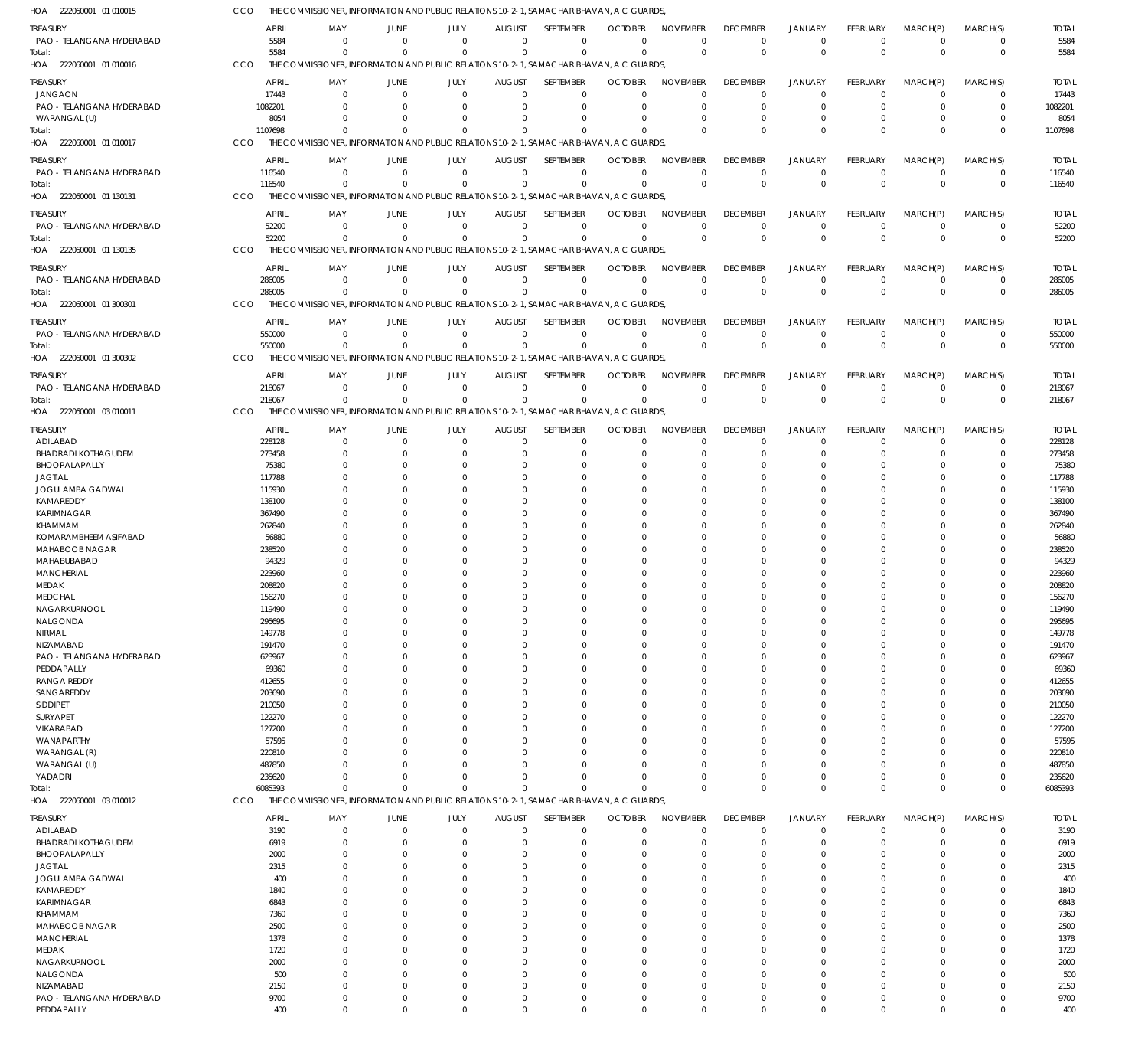HOA 222060001 01 010015 CCO THE COMMISSIONER, INFORMATION AND PUBLIC RELATIONS 10-2-1, SAMACHAR BHAVAN, A C GUARDS,

| TREASURY | APRIL | MAY | JUNE | JULY | AUGUST | SEPTEMBER | OCTOBER | NOVEMBER | DECEMBER | JANUARY | FEBRUARY | MARCH(P) | MARCH(S) | TOTAL |
|---|---|---|---|---|---|---|---|---|---|---|---|---|---|---|
| PAO - TELANGANA HYDERABAD | 5584 | 0 | 0 | 0 | 0 | 0 | 0 | 0 | 0 | 0 | 0 | 0 | 0 | 5584 |
| Total: | 5584 | 0 | 0 | 0 | 0 | 0 | 0 | 0 | 0 | 0 | 0 | 0 | 0 | 5584 |

HOA 222060001 01 010016 CCO THE COMMISSIONER, INFORMATION AND PUBLIC RELATIONS 10-2-1, SAMACHAR BHAVAN, A C GUARDS,

| TREASURY | APRIL | MAY | JUNE | JULY | AUGUST | SEPTEMBER | OCTOBER | NOVEMBER | DECEMBER | JANUARY | FEBRUARY | MARCH(P) | MARCH(S) | TOTAL |
|---|---|---|---|---|---|---|---|---|---|---|---|---|---|---|
| JANGAON | 17443 | 0 | 0 | 0 | 0 | 0 | 0 | 0 | 0 | 0 | 0 | 0 | 0 | 17443 |
| PAO - TELANGANA HYDERABAD | 1082201 | 0 | 0 | 0 | 0 | 0 | 0 | 0 | 0 | 0 | 0 | 0 | 0 | 1082201 |
| WARANGAL (U) | 8054 | 0 | 0 | 0 | 0 | 0 | 0 | 0 | 0 | 0 | 0 | 0 | 0 | 8054 |
| Total: | 1107698 | 0 | 0 | 0 | 0 | 0 | 0 | 0 | 0 | 0 | 0 | 0 | 0 | 1107698 |

HOA 222060001 01 010017 CCO THE COMMISSIONER, INFORMATION AND PUBLIC RELATIONS 10-2-1, SAMACHAR BHAVAN, A C GUARDS,

| TREASURY | APRIL | MAY | JUNE | JULY | AUGUST | SEPTEMBER | OCTOBER | NOVEMBER | DECEMBER | JANUARY | FEBRUARY | MARCH(P) | MARCH(S) | TOTAL |
|---|---|---|---|---|---|---|---|---|---|---|---|---|---|---|
| PAO - TELANGANA HYDERABAD | 116540 | 0 | 0 | 0 | 0 | 0 | 0 | 0 | 0 | 0 | 0 | 0 | 0 | 116540 |
| Total: | 116540 | 0 | 0 | 0 | 0 | 0 | 0 | 0 | 0 | 0 | 0 | 0 | 0 | 116540 |

HOA 222060001 01 130131 CCO THE COMMISSIONER, INFORMATION AND PUBLIC RELATIONS 10-2-1, SAMACHAR BHAVAN, A C GUARDS,

| TREASURY | APRIL | MAY | JUNE | JULY | AUGUST | SEPTEMBER | OCTOBER | NOVEMBER | DECEMBER | JANUARY | FEBRUARY | MARCH(P) | MARCH(S) | TOTAL |
|---|---|---|---|---|---|---|---|---|---|---|---|---|---|---|
| PAO - TELANGANA HYDERABAD | 52200 | 0 | 0 | 0 | 0 | 0 | 0 | 0 | 0 | 0 | 0 | 0 | 0 | 52200 |
| Total: | 52200 | 0 | 0 | 0 | 0 | 0 | 0 | 0 | 0 | 0 | 0 | 0 | 0 | 52200 |

HOA 222060001 01 130135 CCO THE COMMISSIONER, INFORMATION AND PUBLIC RELATIONS 10-2-1, SAMACHAR BHAVAN, A C GUARDS,

| TREASURY | APRIL | MAY | JUNE | JULY | AUGUST | SEPTEMBER | OCTOBER | NOVEMBER | DECEMBER | JANUARY | FEBRUARY | MARCH(P) | MARCH(S) | TOTAL |
|---|---|---|---|---|---|---|---|---|---|---|---|---|---|---|
| PAO - TELANGANA HYDERABAD | 286005 | 0 | 0 | 0 | 0 | 0 | 0 | 0 | 0 | 0 | 0 | 0 | 0 | 286005 |
| Total: | 286005 | 0 | 0 | 0 | 0 | 0 | 0 | 0 | 0 | 0 | 0 | 0 | 0 | 286005 |

HOA 222060001 01 300301 CCO THE COMMISSIONER, INFORMATION AND PUBLIC RELATIONS 10-2-1, SAMACHAR BHAVAN, A C GUARDS,

| TREASURY | APRIL | MAY | JUNE | JULY | AUGUST | SEPTEMBER | OCTOBER | NOVEMBER | DECEMBER | JANUARY | FEBRUARY | MARCH(P) | MARCH(S) | TOTAL |
|---|---|---|---|---|---|---|---|---|---|---|---|---|---|---|
| PAO - TELANGANA HYDERABAD | 550000 | 0 | 0 | 0 | 0 | 0 | 0 | 0 | 0 | 0 | 0 | 0 | 0 | 550000 |
| Total: | 550000 | 0 | 0 | 0 | 0 | 0 | 0 | 0 | 0 | 0 | 0 | 0 | 0 | 550000 |

HOA 222060001 01 300302 CCO THE COMMISSIONER, INFORMATION AND PUBLIC RELATIONS 10-2-1, SAMACHAR BHAVAN, A C GUARDS,

| TREASURY | APRIL | MAY | JUNE | JULY | AUGUST | SEPTEMBER | OCTOBER | NOVEMBER | DECEMBER | JANUARY | FEBRUARY | MARCH(P) | MARCH(S) | TOTAL |
|---|---|---|---|---|---|---|---|---|---|---|---|---|---|---|
| PAO - TELANGANA HYDERABAD | 218067 | 0 | 0 | 0 | 0 | 0 | 0 | 0 | 0 | 0 | 0 | 0 | 0 | 218067 |
| Total: | 218067 | 0 | 0 | 0 | 0 | 0 | 0 | 0 | 0 | 0 | 0 | 0 | 0 | 218067 |

HOA 222060001 03 010011 CCO THE COMMISSIONER, INFORMATION AND PUBLIC RELATIONS 10-2-1, SAMACHAR BHAVAN, A C GUARDS,

| TREASURY | APRIL | MAY | JUNE | JULY | AUGUST | SEPTEMBER | OCTOBER | NOVEMBER | DECEMBER | JANUARY | FEBRUARY | MARCH(P) | MARCH(S) | TOTAL |
|---|---|---|---|---|---|---|---|---|---|---|---|---|---|---|
| ADILABAD | 228128 | 0 | 0 | 0 | 0 | 0 | 0 | 0 | 0 | 0 | 0 | 0 | 0 | 228128 |
| BHADRADI KOTHAGUDEM | 273458 | 0 | 0 | 0 | 0 | 0 | 0 | 0 | 0 | 0 | 0 | 0 | 0 | 273458 |
| BHOOPALAPALLY | 75380 | 0 | 0 | 0 | 0 | 0 | 0 | 0 | 0 | 0 | 0 | 0 | 0 | 75380 |
| JAGTIAL | 117788 | 0 | 0 | 0 | 0 | 0 | 0 | 0 | 0 | 0 | 0 | 0 | 0 | 117788 |
| JOGULAMBA GADWAL | 115930 | 0 | 0 | 0 | 0 | 0 | 0 | 0 | 0 | 0 | 0 | 0 | 0 | 115930 |
| KAMAREDDY | 138100 | 0 | 0 | 0 | 0 | 0 | 0 | 0 | 0 | 0 | 0 | 0 | 0 | 138100 |
| KARIMNAGAR | 367490 | 0 | 0 | 0 | 0 | 0 | 0 | 0 | 0 | 0 | 0 | 0 | 0 | 367490 |
| KHAMMAM | 262840 | 0 | 0 | 0 | 0 | 0 | 0 | 0 | 0 | 0 | 0 | 0 | 0 | 262840 |
| KOMARAMBHEEM ASIFABAD | 56880 | 0 | 0 | 0 | 0 | 0 | 0 | 0 | 0 | 0 | 0 | 0 | 0 | 56880 |
| MAHABOOB NAGAR | 238520 | 0 | 0 | 0 | 0 | 0 | 0 | 0 | 0 | 0 | 0 | 0 | 0 | 238520 |
| MAHABUBABAD | 94329 | 0 | 0 | 0 | 0 | 0 | 0 | 0 | 0 | 0 | 0 | 0 | 0 | 94329 |
| MANCHERIAL | 223960 | 0 | 0 | 0 | 0 | 0 | 0 | 0 | 0 | 0 | 0 | 0 | 0 | 223960 |
| MEDAK | 208820 | 0 | 0 | 0 | 0 | 0 | 0 | 0 | 0 | 0 | 0 | 0 | 0 | 208820 |
| MEDCHAL | 156270 | 0 | 0 | 0 | 0 | 0 | 0 | 0 | 0 | 0 | 0 | 0 | 0 | 156270 |
| NAGARKURNOOL | 119490 | 0 | 0 | 0 | 0 | 0 | 0 | 0 | 0 | 0 | 0 | 0 | 0 | 119490 |
| NALGONDA | 295695 | 0 | 0 | 0 | 0 | 0 | 0 | 0 | 0 | 0 | 0 | 0 | 0 | 295695 |
| NIRMAL | 149778 | 0 | 0 | 0 | 0 | 0 | 0 | 0 | 0 | 0 | 0 | 0 | 0 | 149778 |
| NIZAMABAD | 191470 | 0 | 0 | 0 | 0 | 0 | 0 | 0 | 0 | 0 | 0 | 0 | 0 | 191470 |
| PAO - TELANGANA HYDERABAD | 623967 | 0 | 0 | 0 | 0 | 0 | 0 | 0 | 0 | 0 | 0 | 0 | 0 | 623967 |
| PEDDAPALLY | 69360 | 0 | 0 | 0 | 0 | 0 | 0 | 0 | 0 | 0 | 0 | 0 | 0 | 69360 |
| RANGA REDDY | 412655 | 0 | 0 | 0 | 0 | 0 | 0 | 0 | 0 | 0 | 0 | 0 | 0 | 412655 |
| SANGAREDDY | 203690 | 0 | 0 | 0 | 0 | 0 | 0 | 0 | 0 | 0 | 0 | 0 | 0 | 203690 |
| SIDDIPET | 210050 | 0 | 0 | 0 | 0 | 0 | 0 | 0 | 0 | 0 | 0 | 0 | 0 | 210050 |
| SURYAPET | 122270 | 0 | 0 | 0 | 0 | 0 | 0 | 0 | 0 | 0 | 0 | 0 | 0 | 122270 |
| VIKARABAD | 127200 | 0 | 0 | 0 | 0 | 0 | 0 | 0 | 0 | 0 | 0 | 0 | 0 | 127200 |
| WANAPARTHY | 57595 | 0 | 0 | 0 | 0 | 0 | 0 | 0 | 0 | 0 | 0 | 0 | 0 | 57595 |
| WARANGAL (R) | 220810 | 0 | 0 | 0 | 0 | 0 | 0 | 0 | 0 | 0 | 0 | 0 | 0 | 220810 |
| WARANGAL (U) | 487850 | 0 | 0 | 0 | 0 | 0 | 0 | 0 | 0 | 0 | 0 | 0 | 0 | 487850 |
| YADADRI | 235620 | 0 | 0 | 0 | 0 | 0 | 0 | 0 | 0 | 0 | 0 | 0 | 0 | 235620 |
| Total: | 6085393 | 0 | 0 | 0 | 0 | 0 | 0 | 0 | 0 | 0 | 0 | 0 | 0 | 6085393 |

HOA 222060001 03 010012 CCO THE COMMISSIONER, INFORMATION AND PUBLIC RELATIONS 10-2-1, SAMACHAR BHAVAN, A C GUARDS,

| TREASURY | APRIL | MAY | JUNE | JULY | AUGUST | SEPTEMBER | OCTOBER | NOVEMBER | DECEMBER | JANUARY | FEBRUARY | MARCH(P) | MARCH(S) | TOTAL |
|---|---|---|---|---|---|---|---|---|---|---|---|---|---|---|
| ADILABAD | 3190 | 0 | 0 | 0 | 0 | 0 | 0 | 0 | 0 | 0 | 0 | 0 | 0 | 3190 |
| BHADRADI KOTHAGUDEM | 6919 | 0 | 0 | 0 | 0 | 0 | 0 | 0 | 0 | 0 | 0 | 0 | 0 | 6919 |
| BHOOPALAPALLY | 2000 | 0 | 0 | 0 | 0 | 0 | 0 | 0 | 0 | 0 | 0 | 0 | 0 | 2000 |
| JAGTIAL | 2315 | 0 | 0 | 0 | 0 | 0 | 0 | 0 | 0 | 0 | 0 | 0 | 0 | 2315 |
| JOGULAMBA GADWAL | 400 | 0 | 0 | 0 | 0 | 0 | 0 | 0 | 0 | 0 | 0 | 0 | 0 | 400 |
| KAMAREDDY | 1840 | 0 | 0 | 0 | 0 | 0 | 0 | 0 | 0 | 0 | 0 | 0 | 0 | 1840 |
| KARIMNAGAR | 6843 | 0 | 0 | 0 | 0 | 0 | 0 | 0 | 0 | 0 | 0 | 0 | 0 | 6843 |
| KHAMMAM | 7360 | 0 | 0 | 0 | 0 | 0 | 0 | 0 | 0 | 0 | 0 | 0 | 0 | 7360 |
| MAHABOOB NAGAR | 2500 | 0 | 0 | 0 | 0 | 0 | 0 | 0 | 0 | 0 | 0 | 0 | 0 | 2500 |
| MANCHERIAL | 1378 | 0 | 0 | 0 | 0 | 0 | 0 | 0 | 0 | 0 | 0 | 0 | 0 | 1378 |
| MEDAK | 1720 | 0 | 0 | 0 | 0 | 0 | 0 | 0 | 0 | 0 | 0 | 0 | 0 | 1720 |
| NAGARKURNOOL | 2000 | 0 | 0 | 0 | 0 | 0 | 0 | 0 | 0 | 0 | 0 | 0 | 0 | 2000 |
| NALGONDA | 500 | 0 | 0 | 0 | 0 | 0 | 0 | 0 | 0 | 0 | 0 | 0 | 0 | 500 |
| NIZAMABAD | 2150 | 0 | 0 | 0 | 0 | 0 | 0 | 0 | 0 | 0 | 0 | 0 | 0 | 2150 |
| PAO - TELANGANA HYDERABAD | 9700 | 0 | 0 | 0 | 0 | 0 | 0 | 0 | 0 | 0 | 0 | 0 | 0 | 9700 |
| PEDDAPALLY | 400 | 0 | 0 | 0 | 0 | 0 | 0 | 0 | 0 | 0 | 0 | 0 | 0 | 400 |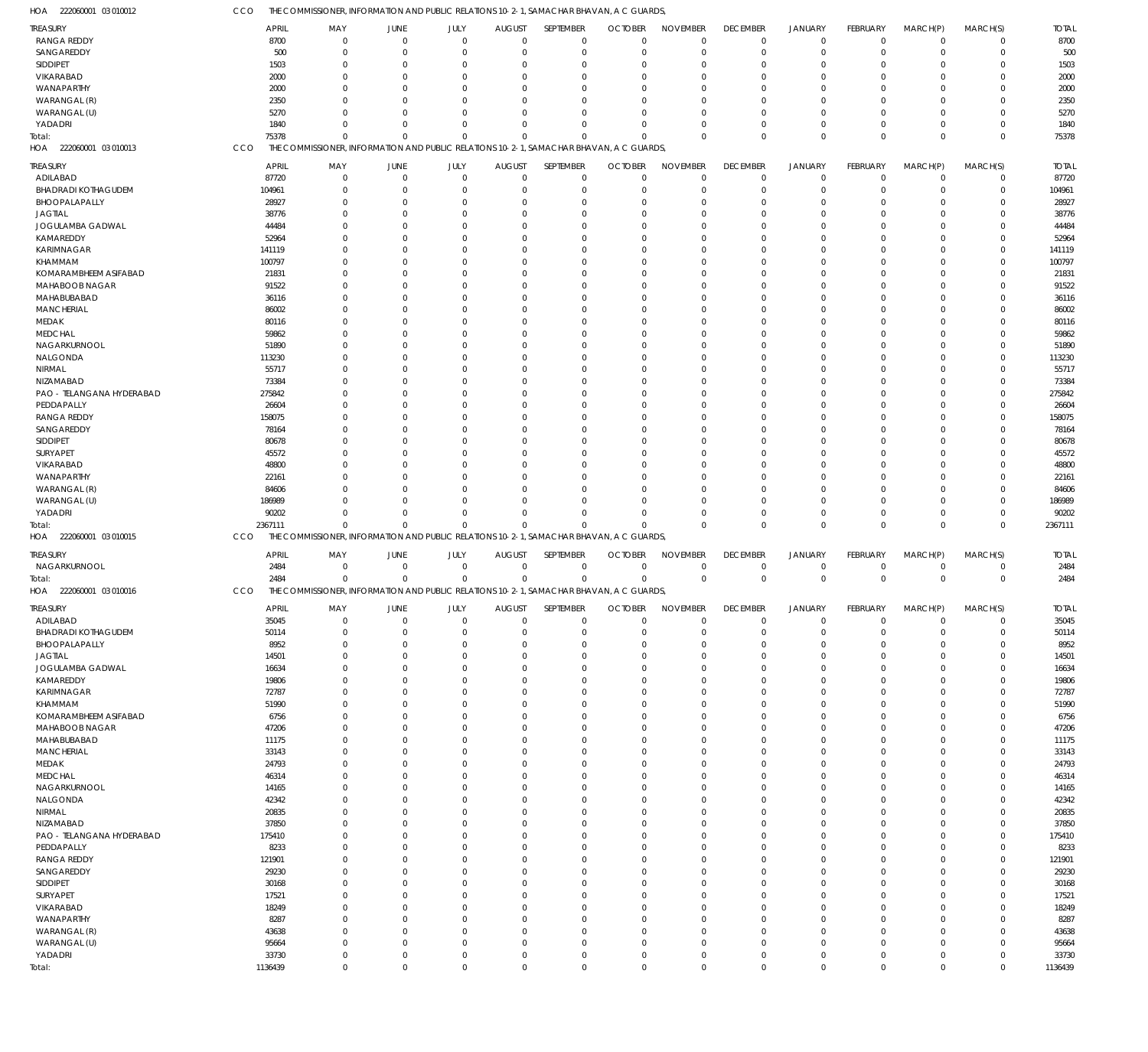HOA 222060001 03 010012 CCO THE COMMISSIONER, INFORMATION AND PUBLIC RELATIONS 10-2-1, SAMACHAR BHAVAN, A C GUARDS,

| TREASURY | APRIL | MAY | JUNE | JULY | AUGUST | SEPTEMBER | OCTOBER | NOVEMBER | DECEMBER | JANUARY | FEBRUARY | MARCH(P) | MARCH(S) | TOTAL |
|---|---|---|---|---|---|---|---|---|---|---|---|---|---|---|
| RANGA REDDY | 8700 | 0 | 0 | 0 | 0 | 0 | 0 | 0 | 0 | 0 | 0 | 0 | 0 | 8700 |
| SANGAREDDY | 500 | 0 | 0 | 0 | 0 | 0 | 0 | 0 | 0 | 0 | 0 | 0 | 0 | 500 |
| SIDDIPET | 1503 | 0 | 0 | 0 | 0 | 0 | 0 | 0 | 0 | 0 | 0 | 0 | 0 | 1503 |
| VIKARABAD | 2000 | 0 | 0 | 0 | 0 | 0 | 0 | 0 | 0 | 0 | 0 | 0 | 0 | 2000 |
| WANAPARTHY | 2000 | 0 | 0 | 0 | 0 | 0 | 0 | 0 | 0 | 0 | 0 | 0 | 0 | 2000 |
| WARANGAL (R) | 2350 | 0 | 0 | 0 | 0 | 0 | 0 | 0 | 0 | 0 | 0 | 0 | 0 | 2350 |
| WARANGAL (U) | 5270 | 0 | 0 | 0 | 0 | 0 | 0 | 0 | 0 | 0 | 0 | 0 | 0 | 5270 |
| YADADRI | 1840 | 0 | 0 | 0 | 0 | 0 | 0 | 0 | 0 | 0 | 0 | 0 | 0 | 1840 |
| Total: | 75378 | 0 | 0 | 0 | 0 | 0 | 0 | 0 | 0 | 0 | 0 | 0 | 0 | 75378 |

HOA 222060001 03 010013 CCO THE COMMISSIONER, INFORMATION AND PUBLIC RELATIONS 10-2-1, SAMACHAR BHAVAN, A C GUARDS,

| TREASURY | APRIL | MAY | JUNE | JULY | AUGUST | SEPTEMBER | OCTOBER | NOVEMBER | DECEMBER | JANUARY | FEBRUARY | MARCH(P) | MARCH(S) | TOTAL |
|---|---|---|---|---|---|---|---|---|---|---|---|---|---|---|
| ADILABAD | 87720 | 0 | 0 | 0 | 0 | 0 | 0 | 0 | 0 | 0 | 0 | 0 | 0 | 87720 |
| BHADRADI KOTHAGUDEM | 104961 | 0 | 0 | 0 | 0 | 0 | 0 | 0 | 0 | 0 | 0 | 0 | 0 | 104961 |
| BHOOPALAPALLY | 28927 | 0 | 0 | 0 | 0 | 0 | 0 | 0 | 0 | 0 | 0 | 0 | 0 | 28927 |
| JAGTIAL | 38776 | 0 | 0 | 0 | 0 | 0 | 0 | 0 | 0 | 0 | 0 | 0 | 0 | 38776 |
| JOGULAMBA GADWAL | 44484 | 0 | 0 | 0 | 0 | 0 | 0 | 0 | 0 | 0 | 0 | 0 | 0 | 44484 |
| KAMAREDDY | 52964 | 0 | 0 | 0 | 0 | 0 | 0 | 0 | 0 | 0 | 0 | 0 | 0 | 52964 |
| KARIMNAGAR | 141119 | 0 | 0 | 0 | 0 | 0 | 0 | 0 | 0 | 0 | 0 | 0 | 0 | 141119 |
| KHAMMAM | 100797 | 0 | 0 | 0 | 0 | 0 | 0 | 0 | 0 | 0 | 0 | 0 | 0 | 100797 |
| KOMARAMBHEEM ASIFABAD | 21831 | 0 | 0 | 0 | 0 | 0 | 0 | 0 | 0 | 0 | 0 | 0 | 0 | 21831 |
| MAHABOOB NAGAR | 91522 | 0 | 0 | 0 | 0 | 0 | 0 | 0 | 0 | 0 | 0 | 0 | 0 | 91522 |
| MAHABUBABAD | 36116 | 0 | 0 | 0 | 0 | 0 | 0 | 0 | 0 | 0 | 0 | 0 | 0 | 36116 |
| MANCHERIAL | 86002 | 0 | 0 | 0 | 0 | 0 | 0 | 0 | 0 | 0 | 0 | 0 | 0 | 86002 |
| MEDAK | 80116 | 0 | 0 | 0 | 0 | 0 | 0 | 0 | 0 | 0 | 0 | 0 | 0 | 80116 |
| MEDCHAL | 59862 | 0 | 0 | 0 | 0 | 0 | 0 | 0 | 0 | 0 | 0 | 0 | 0 | 59862 |
| NAGARKURNOOL | 51890 | 0 | 0 | 0 | 0 | 0 | 0 | 0 | 0 | 0 | 0 | 0 | 0 | 51890 |
| NALGONDA | 113230 | 0 | 0 | 0 | 0 | 0 | 0 | 0 | 0 | 0 | 0 | 0 | 0 | 113230 |
| NIRMAL | 55717 | 0 | 0 | 0 | 0 | 0 | 0 | 0 | 0 | 0 | 0 | 0 | 0 | 55717 |
| NIZAMABAD | 73384 | 0 | 0 | 0 | 0 | 0 | 0 | 0 | 0 | 0 | 0 | 0 | 0 | 73384 |
| PAO - TELANGANA HYDERABAD | 275842 | 0 | 0 | 0 | 0 | 0 | 0 | 0 | 0 | 0 | 0 | 0 | 0 | 275842 |
| PEDDAPALLY | 26604 | 0 | 0 | 0 | 0 | 0 | 0 | 0 | 0 | 0 | 0 | 0 | 0 | 26604 |
| RANGA REDDY | 158075 | 0 | 0 | 0 | 0 | 0 | 0 | 0 | 0 | 0 | 0 | 0 | 0 | 158075 |
| SANGAREDDY | 78164 | 0 | 0 | 0 | 0 | 0 | 0 | 0 | 0 | 0 | 0 | 0 | 0 | 78164 |
| SIDDIPET | 80678 | 0 | 0 | 0 | 0 | 0 | 0 | 0 | 0 | 0 | 0 | 0 | 0 | 80678 |
| SURYAPET | 45572 | 0 | 0 | 0 | 0 | 0 | 0 | 0 | 0 | 0 | 0 | 0 | 0 | 45572 |
| VIKARABAD | 48800 | 0 | 0 | 0 | 0 | 0 | 0 | 0 | 0 | 0 | 0 | 0 | 0 | 48800 |
| WANAPARTHY | 22161 | 0 | 0 | 0 | 0 | 0 | 0 | 0 | 0 | 0 | 0 | 0 | 0 | 22161 |
| WARANGAL (R) | 84606 | 0 | 0 | 0 | 0 | 0 | 0 | 0 | 0 | 0 | 0 | 0 | 0 | 84606 |
| WARANGAL (U) | 186989 | 0 | 0 | 0 | 0 | 0 | 0 | 0 | 0 | 0 | 0 | 0 | 0 | 186989 |
| YADADRI | 90202 | 0 | 0 | 0 | 0 | 0 | 0 | 0 | 0 | 0 | 0 | 0 | 0 | 90202 |
| Total: | 2367111 | 0 | 0 | 0 | 0 | 0 | 0 | 0 | 0 | 0 | 0 | 0 | 0 | 2367111 |

HOA 222060001 03 010015 CCO THE COMMISSIONER, INFORMATION AND PUBLIC RELATIONS 10-2-1, SAMACHAR BHAVAN, A C GUARDS,

| TREASURY | APRIL | MAY | JUNE | JULY | AUGUST | SEPTEMBER | OCTOBER | NOVEMBER | DECEMBER | JANUARY | FEBRUARY | MARCH(P) | MARCH(S) | TOTAL |
|---|---|---|---|---|---|---|---|---|---|---|---|---|---|---|
| NAGARKURNOOL | 2484 | 0 | 0 | 0 | 0 | 0 | 0 | 0 | 0 | 0 | 0 | 0 | 0 | 2484 |
| Total: | 2484 | 0 | 0 | 0 | 0 | 0 | 0 | 0 | 0 | 0 | 0 | 0 | 0 | 2484 |

HOA 222060001 03 010016 CCO THE COMMISSIONER, INFORMATION AND PUBLIC RELATIONS 10-2-1, SAMACHAR BHAVAN, A C GUARDS,

| TREASURY | APRIL | MAY | JUNE | JULY | AUGUST | SEPTEMBER | OCTOBER | NOVEMBER | DECEMBER | JANUARY | FEBRUARY | MARCH(P) | MARCH(S) | TOTAL |
|---|---|---|---|---|---|---|---|---|---|---|---|---|---|---|
| ADILABAD | 35045 | 0 | 0 | 0 | 0 | 0 | 0 | 0 | 0 | 0 | 0 | 0 | 0 | 35045 |
| BHADRADI KOTHAGUDEM | 50114 | 0 | 0 | 0 | 0 | 0 | 0 | 0 | 0 | 0 | 0 | 0 | 0 | 50114 |
| BHOOPALAPALLY | 8952 | 0 | 0 | 0 | 0 | 0 | 0 | 0 | 0 | 0 | 0 | 0 | 0 | 8952 |
| JAGTIAL | 14501 | 0 | 0 | 0 | 0 | 0 | 0 | 0 | 0 | 0 | 0 | 0 | 0 | 14501 |
| JOGULAMBA GADWAL | 16634 | 0 | 0 | 0 | 0 | 0 | 0 | 0 | 0 | 0 | 0 | 0 | 0 | 16634 |
| KAMAREDDY | 19806 | 0 | 0 | 0 | 0 | 0 | 0 | 0 | 0 | 0 | 0 | 0 | 0 | 19806 |
| KARIMNAGAR | 72787 | 0 | 0 | 0 | 0 | 0 | 0 | 0 | 0 | 0 | 0 | 0 | 0 | 72787 |
| KHAMMAM | 51990 | 0 | 0 | 0 | 0 | 0 | 0 | 0 | 0 | 0 | 0 | 0 | 0 | 51990 |
| KOMARAMBHEEM ASIFABAD | 6756 | 0 | 0 | 0 | 0 | 0 | 0 | 0 | 0 | 0 | 0 | 0 | 0 | 6756 |
| MAHABOOB NAGAR | 47206 | 0 | 0 | 0 | 0 | 0 | 0 | 0 | 0 | 0 | 0 | 0 | 0 | 47206 |
| MAHABUBABAD | 11175 | 0 | 0 | 0 | 0 | 0 | 0 | 0 | 0 | 0 | 0 | 0 | 0 | 11175 |
| MANCHERIAL | 33143 | 0 | 0 | 0 | 0 | 0 | 0 | 0 | 0 | 0 | 0 | 0 | 0 | 33143 |
| MEDAK | 24793 | 0 | 0 | 0 | 0 | 0 | 0 | 0 | 0 | 0 | 0 | 0 | 0 | 24793 |
| MEDCHAL | 46314 | 0 | 0 | 0 | 0 | 0 | 0 | 0 | 0 | 0 | 0 | 0 | 0 | 46314 |
| NAGARKURNOOL | 14165 | 0 | 0 | 0 | 0 | 0 | 0 | 0 | 0 | 0 | 0 | 0 | 0 | 14165 |
| NALGONDA | 42342 | 0 | 0 | 0 | 0 | 0 | 0 | 0 | 0 | 0 | 0 | 0 | 0 | 42342 |
| NIRMAL | 20835 | 0 | 0 | 0 | 0 | 0 | 0 | 0 | 0 | 0 | 0 | 0 | 0 | 20835 |
| NIZAMABAD | 37850 | 0 | 0 | 0 | 0 | 0 | 0 | 0 | 0 | 0 | 0 | 0 | 0 | 37850 |
| PAO - TELANGANA HYDERABAD | 175410 | 0 | 0 | 0 | 0 | 0 | 0 | 0 | 0 | 0 | 0 | 0 | 0 | 175410 |
| PEDDAPALLY | 8233 | 0 | 0 | 0 | 0 | 0 | 0 | 0 | 0 | 0 | 0 | 0 | 0 | 8233 |
| RANGA REDDY | 121901 | 0 | 0 | 0 | 0 | 0 | 0 | 0 | 0 | 0 | 0 | 0 | 0 | 121901 |
| SANGAREDDY | 29230 | 0 | 0 | 0 | 0 | 0 | 0 | 0 | 0 | 0 | 0 | 0 | 0 | 29230 |
| SIDDIPET | 30168 | 0 | 0 | 0 | 0 | 0 | 0 | 0 | 0 | 0 | 0 | 0 | 0 | 30168 |
| SURYAPET | 17521 | 0 | 0 | 0 | 0 | 0 | 0 | 0 | 0 | 0 | 0 | 0 | 0 | 17521 |
| VIKARABAD | 18249 | 0 | 0 | 0 | 0 | 0 | 0 | 0 | 0 | 0 | 0 | 0 | 0 | 18249 |
| WANAPARTHY | 8287 | 0 | 0 | 0 | 0 | 0 | 0 | 0 | 0 | 0 | 0 | 0 | 0 | 8287 |
| WARANGAL (R) | 43638 | 0 | 0 | 0 | 0 | 0 | 0 | 0 | 0 | 0 | 0 | 0 | 0 | 43638 |
| WARANGAL (U) | 95664 | 0 | 0 | 0 | 0 | 0 | 0 | 0 | 0 | 0 | 0 | 0 | 0 | 95664 |
| YADADRI | 33730 | 0 | 0 | 0 | 0 | 0 | 0 | 0 | 0 | 0 | 0 | 0 | 0 | 33730 |
| Total: | 1136439 | 0 | 0 | 0 | 0 | 0 | 0 | 0 | 0 | 0 | 0 | 0 | 0 | 1136439 |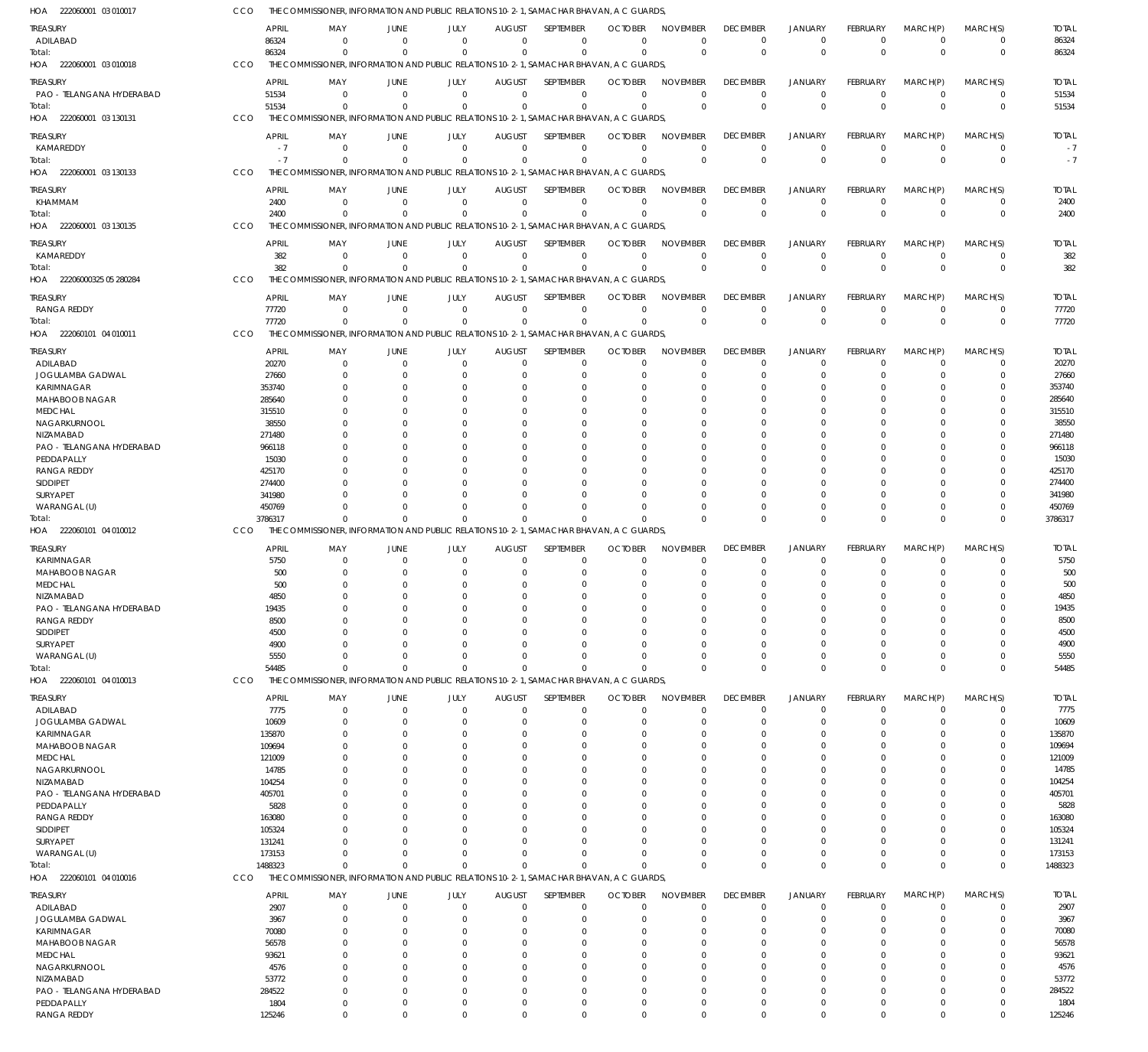HOA 222060001 03 010017 CCO THE COMMISSIONER, INFORMATION AND PUBLIC RELATIONS 10-2-1, SAMACHAR BHAVAN, A C GUARDS,

| TREASURY | APRIL | MAY | JUNE | JULY | AUGUST | SEPTEMBER | OCTOBER | NOVEMBER | DECEMBER | JANUARY | FEBRUARY | MARCH(P) | MARCH(S) | TOTAL |
|---|---|---|---|---|---|---|---|---|---|---|---|---|---|---|
| ADILABAD | 86324 | 0 | 0 | 0 | 0 | 0 | 0 | 0 | 0 | 0 | 0 | 0 | 0 | 86324 |
| Total: | 86324 | 0 | 0 | 0 | 0 | 0 | 0 | 0 | 0 | 0 | 0 | 0 | 0 | 86324 |

HOA 222060001 03 010018 CCO THE COMMISSIONER, INFORMATION AND PUBLIC RELATIONS 10-2-1, SAMACHAR BHAVAN, A C GUARDS,

| TREASURY | APRIL | MAY | JUNE | JULY | AUGUST | SEPTEMBER | OCTOBER | NOVEMBER | DECEMBER | JANUARY | FEBRUARY | MARCH(P) | MARCH(S) | TOTAL |
|---|---|---|---|---|---|---|---|---|---|---|---|---|---|---|
| PAO - TELANGANA HYDERABAD | 51534 | 0 | 0 | 0 | 0 | 0 | 0 | 0 | 0 | 0 | 0 | 0 | 0 | 51534 |
| Total: | 51534 | 0 | 0 | 0 | 0 | 0 | 0 | 0 | 0 | 0 | 0 | 0 | 0 | 51534 |

HOA 222060001 03 130131 CCO THE COMMISSIONER, INFORMATION AND PUBLIC RELATIONS 10-2-1, SAMACHAR BHAVAN, A C GUARDS,

| TREASURY | APRIL | MAY | JUNE | JULY | AUGUST | SEPTEMBER | OCTOBER | NOVEMBER | DECEMBER | JANUARY | FEBRUARY | MARCH(P) | MARCH(S) | TOTAL |
|---|---|---|---|---|---|---|---|---|---|---|---|---|---|---|
| KAMAREDDY | -7 | 0 | 0 | 0 | 0 | 0 | 0 | 0 | 0 | 0 | 0 | 0 | 0 | -7 |
| Total: | -7 | 0 | 0 | 0 | 0 | 0 | 0 | 0 | 0 | 0 | 0 | 0 | 0 | -7 |

HOA 222060001 03 130133 CCO THE COMMISSIONER, INFORMATION AND PUBLIC RELATIONS 10-2-1, SAMACHAR BHAVAN, A C GUARDS,

| TREASURY | APRIL | MAY | JUNE | JULY | AUGUST | SEPTEMBER | OCTOBER | NOVEMBER | DECEMBER | JANUARY | FEBRUARY | MARCH(P) | MARCH(S) | TOTAL |
|---|---|---|---|---|---|---|---|---|---|---|---|---|---|---|
| KHAMMAM | 2400 | 0 | 0 | 0 | 0 | 0 | 0 | 0 | 0 | 0 | 0 | 0 | 0 | 2400 |
| Total: | 2400 | 0 | 0 | 0 | 0 | 0 | 0 | 0 | 0 | 0 | 0 | 0 | 0 | 2400 |

HOA 222060001 03 130135 CCO THE COMMISSIONER, INFORMATION AND PUBLIC RELATIONS 10-2-1, SAMACHAR BHAVAN, A C GUARDS,

| TREASURY | APRIL | MAY | JUNE | JULY | AUGUST | SEPTEMBER | OCTOBER | NOVEMBER | DECEMBER | JANUARY | FEBRUARY | MARCH(P) | MARCH(S) | TOTAL |
|---|---|---|---|---|---|---|---|---|---|---|---|---|---|---|
| KAMAREDDY | 382 | 0 | 0 | 0 | 0 | 0 | 0 | 0 | 0 | 0 | 0 | 0 | 0 | 382 |
| Total: | 382 | 0 | 0 | 0 | 0 | 0 | 0 | 0 | 0 | 0 | 0 | 0 | 0 | 382 |

HOA 22206000325 05 280284 CCO THE COMMISSIONER, INFORMATION AND PUBLIC RELATIONS 10-2-1, SAMACHAR BHAVAN, A C GUARDS,

| TREASURY | APRIL | MAY | JUNE | JULY | AUGUST | SEPTEMBER | OCTOBER | NOVEMBER | DECEMBER | JANUARY | FEBRUARY | MARCH(P) | MARCH(S) | TOTAL |
|---|---|---|---|---|---|---|---|---|---|---|---|---|---|---|
| RANGA REDDY | 77720 | 0 | 0 | 0 | 0 | 0 | 0 | 0 | 0 | 0 | 0 | 0 | 0 | 77720 |
| Total: | 77720 | 0 | 0 | 0 | 0 | 0 | 0 | 0 | 0 | 0 | 0 | 0 | 0 | 77720 |

HOA 222060101 04 010011 CCO THE COMMISSIONER, INFORMATION AND PUBLIC RELATIONS 10-2-1, SAMACHAR BHAVAN, A C GUARDS,

| TREASURY | APRIL | MAY | JUNE | JULY | AUGUST | SEPTEMBER | OCTOBER | NOVEMBER | DECEMBER | JANUARY | FEBRUARY | MARCH(P) | MARCH(S) | TOTAL |
|---|---|---|---|---|---|---|---|---|---|---|---|---|---|---|
| ADILABAD | 20270 | 0 | 0 | 0 | 0 | 0 | 0 | 0 | 0 | 0 | 0 | 0 | 0 | 20270 |
| JOGULAMBA GADWAL | 27660 | 0 | 0 | 0 | 0 | 0 | 0 | 0 | 0 | 0 | 0 | 0 | 0 | 27660 |
| KARIMNAGAR | 353740 | 0 | 0 | 0 | 0 | 0 | 0 | 0 | 0 | 0 | 0 | 0 | 0 | 353740 |
| MAHABOOB NAGAR | 285640 | 0 | 0 | 0 | 0 | 0 | 0 | 0 | 0 | 0 | 0 | 0 | 0 | 285640 |
| MEDCHAL | 315510 | 0 | 0 | 0 | 0 | 0 | 0 | 0 | 0 | 0 | 0 | 0 | 0 | 315510 |
| NAGARKURNOOL | 38550 | 0 | 0 | 0 | 0 | 0 | 0 | 0 | 0 | 0 | 0 | 0 | 0 | 38550 |
| NIZAMABAD | 271480 | 0 | 0 | 0 | 0 | 0 | 0 | 0 | 0 | 0 | 0 | 0 | 0 | 271480 |
| PAO - TELANGANA HYDERABAD | 966118 | 0 | 0 | 0 | 0 | 0 | 0 | 0 | 0 | 0 | 0 | 0 | 0 | 966118 |
| PEDDAPALLY | 15030 | 0 | 0 | 0 | 0 | 0 | 0 | 0 | 0 | 0 | 0 | 0 | 0 | 15030 |
| RANGA REDDY | 425170 | 0 | 0 | 0 | 0 | 0 | 0 | 0 | 0 | 0 | 0 | 0 | 0 | 425170 |
| SIDDIPET | 274400 | 0 | 0 | 0 | 0 | 0 | 0 | 0 | 0 | 0 | 0 | 0 | 0 | 274400 |
| SURYAPET | 341980 | 0 | 0 | 0 | 0 | 0 | 0 | 0 | 0 | 0 | 0 | 0 | 0 | 341980 |
| WARANGAL (U) | 450769 | 0 | 0 | 0 | 0 | 0 | 0 | 0 | 0 | 0 | 0 | 0 | 0 | 450769 |
| Total: | 3786317 | 0 | 0 | 0 | 0 | 0 | 0 | 0 | 0 | 0 | 0 | 0 | 0 | 3786317 |

HOA 222060101 04 010012 CCO THE COMMISSIONER, INFORMATION AND PUBLIC RELATIONS 10-2-1, SAMACHAR BHAVAN, A C GUARDS,

| TREASURY | APRIL | MAY | JUNE | JULY | AUGUST | SEPTEMBER | OCTOBER | NOVEMBER | DECEMBER | JANUARY | FEBRUARY | MARCH(P) | MARCH(S) | TOTAL |
|---|---|---|---|---|---|---|---|---|---|---|---|---|---|---|
| KARIMNAGAR | 5750 | 0 | 0 | 0 | 0 | 0 | 0 | 0 | 0 | 0 | 0 | 0 | 0 | 5750 |
| MAHABOOB NAGAR | 500 | 0 | 0 | 0 | 0 | 0 | 0 | 0 | 0 | 0 | 0 | 0 | 0 | 500 |
| MEDCHAL | 500 | 0 | 0 | 0 | 0 | 0 | 0 | 0 | 0 | 0 | 0 | 0 | 0 | 500 |
| NIZAMABAD | 4850 | 0 | 0 | 0 | 0 | 0 | 0 | 0 | 0 | 0 | 0 | 0 | 0 | 4850 |
| PAO - TELANGANA HYDERABAD | 19435 | 0 | 0 | 0 | 0 | 0 | 0 | 0 | 0 | 0 | 0 | 0 | 0 | 19435 |
| RANGA REDDY | 8500 | 0 | 0 | 0 | 0 | 0 | 0 | 0 | 0 | 0 | 0 | 0 | 0 | 8500 |
| SIDDIPET | 4500 | 0 | 0 | 0 | 0 | 0 | 0 | 0 | 0 | 0 | 0 | 0 | 0 | 4500 |
| SURYAPET | 4900 | 0 | 0 | 0 | 0 | 0 | 0 | 0 | 0 | 0 | 0 | 0 | 0 | 4900 |
| WARANGAL (U) | 5550 | 0 | 0 | 0 | 0 | 0 | 0 | 0 | 0 | 0 | 0 | 0 | 0 | 5550 |
| Total: | 54485 | 0 | 0 | 0 | 0 | 0 | 0 | 0 | 0 | 0 | 0 | 0 | 0 | 54485 |

HOA 222060101 04 010013 CCO THE COMMISSIONER, INFORMATION AND PUBLIC RELATIONS 10-2-1, SAMACHAR BHAVAN, A C GUARDS,

| TREASURY | APRIL | MAY | JUNE | JULY | AUGUST | SEPTEMBER | OCTOBER | NOVEMBER | DECEMBER | JANUARY | FEBRUARY | MARCH(P) | MARCH(S) | TOTAL |
|---|---|---|---|---|---|---|---|---|---|---|---|---|---|---|
| ADILABAD | 7775 | 0 | 0 | 0 | 0 | 0 | 0 | 0 | 0 | 0 | 0 | 0 | 0 | 7775 |
| JOGULAMBA GADWAL | 10609 | 0 | 0 | 0 | 0 | 0 | 0 | 0 | 0 | 0 | 0 | 0 | 0 | 10609 |
| KARIMNAGAR | 135870 | 0 | 0 | 0 | 0 | 0 | 0 | 0 | 0 | 0 | 0 | 0 | 0 | 135870 |
| MAHABOOB NAGAR | 109694 | 0 | 0 | 0 | 0 | 0 | 0 | 0 | 0 | 0 | 0 | 0 | 0 | 109694 |
| MEDCHAL | 121009 | 0 | 0 | 0 | 0 | 0 | 0 | 0 | 0 | 0 | 0 | 0 | 0 | 121009 |
| NAGARKURNOOL | 14785 | 0 | 0 | 0 | 0 | 0 | 0 | 0 | 0 | 0 | 0 | 0 | 0 | 14785 |
| NIZAMABAD | 104254 | 0 | 0 | 0 | 0 | 0 | 0 | 0 | 0 | 0 | 0 | 0 | 0 | 104254 |
| PAO - TELANGANA HYDERABAD | 405701 | 0 | 0 | 0 | 0 | 0 | 0 | 0 | 0 | 0 | 0 | 0 | 0 | 405701 |
| PEDDAPALLY | 5828 | 0 | 0 | 0 | 0 | 0 | 0 | 0 | 0 | 0 | 0 | 0 | 0 | 5828 |
| RANGA REDDY | 163080 | 0 | 0 | 0 | 0 | 0 | 0 | 0 | 0 | 0 | 0 | 0 | 0 | 163080 |
| SIDDIPET | 105324 | 0 | 0 | 0 | 0 | 0 | 0 | 0 | 0 | 0 | 0 | 0 | 0 | 105324 |
| SURYAPET | 131241 | 0 | 0 | 0 | 0 | 0 | 0 | 0 | 0 | 0 | 0 | 0 | 0 | 131241 |
| WARANGAL (U) | 173153 | 0 | 0 | 0 | 0 | 0 | 0 | 0 | 0 | 0 | 0 | 0 | 0 | 173153 |
| Total: | 1488323 | 0 | 0 | 0 | 0 | 0 | 0 | 0 | 0 | 0 | 0 | 0 | 0 | 1488323 |

HOA 222060101 04 010016 CCO THE COMMISSIONER, INFORMATION AND PUBLIC RELATIONS 10-2-1, SAMACHAR BHAVAN, A C GUARDS,

| TREASURY | APRIL | MAY | JUNE | JULY | AUGUST | SEPTEMBER | OCTOBER | NOVEMBER | DECEMBER | JANUARY | FEBRUARY | MARCH(P) | MARCH(S) | TOTAL |
|---|---|---|---|---|---|---|---|---|---|---|---|---|---|---|
| ADILABAD | 2907 | 0 | 0 | 0 | 0 | 0 | 0 | 0 | 0 | 0 | 0 | 0 | 0 | 2907 |
| JOGULAMBA GADWAL | 3967 | 0 | 0 | 0 | 0 | 0 | 0 | 0 | 0 | 0 | 0 | 0 | 0 | 3967 |
| KARIMNAGAR | 70080 | 0 | 0 | 0 | 0 | 0 | 0 | 0 | 0 | 0 | 0 | 0 | 0 | 70080 |
| MAHABOOB NAGAR | 56578 | 0 | 0 | 0 | 0 | 0 | 0 | 0 | 0 | 0 | 0 | 0 | 0 | 56578 |
| MEDCHAL | 93621 | 0 | 0 | 0 | 0 | 0 | 0 | 0 | 0 | 0 | 0 | 0 | 0 | 93621 |
| NAGARKURNOOL | 4576 | 0 | 0 | 0 | 0 | 0 | 0 | 0 | 0 | 0 | 0 | 0 | 0 | 4576 |
| NIZAMABAD | 53772 | 0 | 0 | 0 | 0 | 0 | 0 | 0 | 0 | 0 | 0 | 0 | 0 | 53772 |
| PAO - TELANGANA HYDERABAD | 284522 | 0 | 0 | 0 | 0 | 0 | 0 | 0 | 0 | 0 | 0 | 0 | 0 | 284522 |
| PEDDAPALLY | 1804 | 0 | 0 | 0 | 0 | 0 | 0 | 0 | 0 | 0 | 0 | 0 | 0 | 1804 |
| RANGA REDDY | 125246 | 0 | 0 | 0 | 0 | 0 | 0 | 0 | 0 | 0 | 0 | 0 | 0 | 125246 |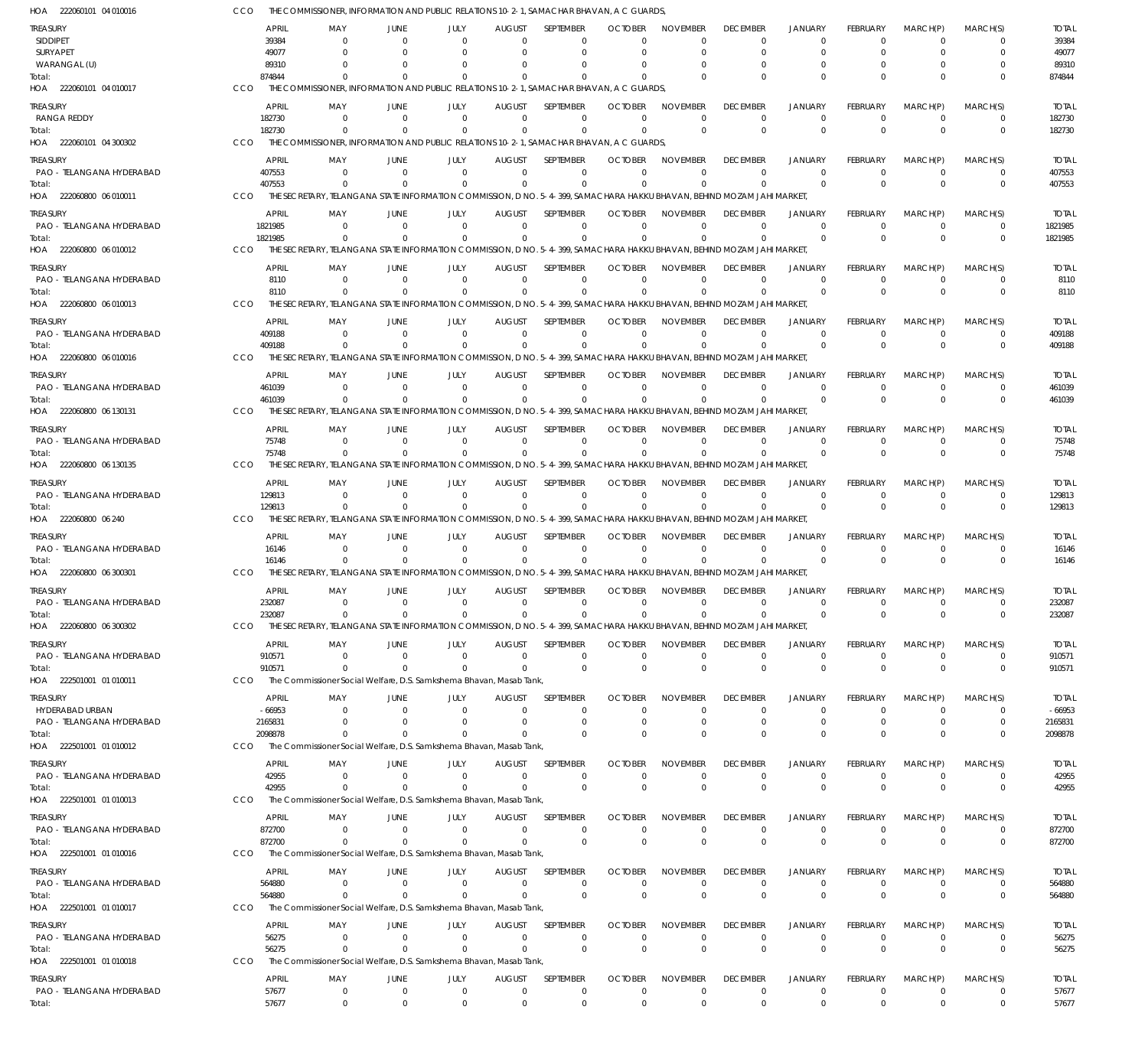HOA 222060101 04 010016 CCO THE COMMISSIONER, INFORMATION AND PUBLIC RELATIONS 10-2-1, SAMACHAR BHAVAN, A C GUARDS,

| TREASURY | APRIL | MAY | JUNE | JULY | AUGUST | SEPTEMBER | OCTOBER | NOVEMBER | DECEMBER | JANUARY | FEBRUARY | MARCH(P) | MARCH(S) | TOTAL |
|---|---|---|---|---|---|---|---|---|---|---|---|---|---|---|
| SIDDIPET | 39384 | 0 | 0 | 0 | 0 | 0 | 0 | 0 | 0 | 0 | 0 | 0 | 0 | 39384 |
| SURYAPET | 49077 | 0 | 0 | 0 | 0 | 0 | 0 | 0 | 0 | 0 | 0 | 0 | 0 | 49077 |
| WARANGAL (U) | 89310 | 0 | 0 | 0 | 0 | 0 | 0 | 0 | 0 | 0 | 0 | 0 | 0 | 89310 |
| Total: | 874844 | 0 | 0 | 0 | 0 | 0 | 0 | 0 | 0 | 0 | 0 | 0 | 0 | 874844 |

HOA 222060101 04 010017 CCO THE COMMISSIONER, INFORMATION AND PUBLIC RELATIONS 10-2-1, SAMACHAR BHAVAN, A C GUARDS,

| TREASURY | APRIL | MAY | JUNE | JULY | AUGUST | SEPTEMBER | OCTOBER | NOVEMBER | DECEMBER | JANUARY | FEBRUARY | MARCH(P) | MARCH(S) | TOTAL |
|---|---|---|---|---|---|---|---|---|---|---|---|---|---|---|
| RANGA REDDY | 182730 | 0 | 0 | 0 | 0 | 0 | 0 | 0 | 0 | 0 | 0 | 0 | 0 | 182730 |
| Total: | 182730 | 0 | 0 | 0 | 0 | 0 | 0 | 0 | 0 | 0 | 0 | 0 | 0 | 182730 |

HOA 222060101 04 300302 CCO THE COMMISSIONER, INFORMATION AND PUBLIC RELATIONS 10-2-1, SAMACHAR BHAVAN, A C GUARDS,

| TREASURY | APRIL | MAY | JUNE | JULY | AUGUST | SEPTEMBER | OCTOBER | NOVEMBER | DECEMBER | JANUARY | FEBRUARY | MARCH(P) | MARCH(S) | TOTAL |
|---|---|---|---|---|---|---|---|---|---|---|---|---|---|---|
| PAO - TELANGANA HYDERABAD | 407553 | 0 | 0 | 0 | 0 | 0 | 0 | 0 | 0 | 0 | 0 | 0 | 0 | 407553 |
| Total: | 407553 | 0 | 0 | 0 | 0 | 0 | 0 | 0 | 0 | 0 | 0 | 0 | 0 | 407553 |

HOA 222060800 06 010011 CCO THE SECRETARY, TELANGANA STATE INFORMATION COMMISSION, D NO. 5-4-399, SAMACHARA HAKKU BHAVAN, BEHIND MOZAM JAHI MARKET,

| TREASURY | APRIL | MAY | JUNE | JULY | AUGUST | SEPTEMBER | OCTOBER | NOVEMBER | DECEMBER | JANUARY | FEBRUARY | MARCH(P) | MARCH(S) | TOTAL |
|---|---|---|---|---|---|---|---|---|---|---|---|---|---|---|
| PAO - TELANGANA HYDERABAD | 1821985 | 0 | 0 | 0 | 0 | 0 | 0 | 0 | 0 | 0 | 0 | 0 | 0 | 1821985 |
| Total: | 1821985 | 0 | 0 | 0 | 0 | 0 | 0 | 0 | 0 | 0 | 0 | 0 | 0 | 1821985 |

HOA 222060800 06 010012 CCO THE SECRETARY, TELANGANA STATE INFORMATION COMMISSION, D NO. 5-4-399, SAMACHARA HAKKU BHAVAN, BEHIND MOZAM JAHI MARKET,

| TREASURY | APRIL | MAY | JUNE | JULY | AUGUST | SEPTEMBER | OCTOBER | NOVEMBER | DECEMBER | JANUARY | FEBRUARY | MARCH(P) | MARCH(S) | TOTAL |
|---|---|---|---|---|---|---|---|---|---|---|---|---|---|---|
| PAO - TELANGANA HYDERABAD | 8110 | 0 | 0 | 0 | 0 | 0 | 0 | 0 | 0 | 0 | 0 | 0 | 0 | 8110 |
| Total: | 8110 | 0 | 0 | 0 | 0 | 0 | 0 | 0 | 0 | 0 | 0 | 0 | 0 | 8110 |

HOA 222060800 06 010013 CCO THE SECRETARY, TELANGANA STATE INFORMATION COMMISSION, D NO. 5-4-399, SAMACHARA HAKKU BHAVAN, BEHIND MOZAM JAHI MARKET,

| TREASURY | APRIL | MAY | JUNE | JULY | AUGUST | SEPTEMBER | OCTOBER | NOVEMBER | DECEMBER | JANUARY | FEBRUARY | MARCH(P) | MARCH(S) | TOTAL |
|---|---|---|---|---|---|---|---|---|---|---|---|---|---|---|
| PAO - TELANGANA HYDERABAD | 409188 | 0 | 0 | 0 | 0 | 0 | 0 | 0 | 0 | 0 | 0 | 0 | 0 | 409188 |
| Total: | 409188 | 0 | 0 | 0 | 0 | 0 | 0 | 0 | 0 | 0 | 0 | 0 | 0 | 409188 |

HOA 222060800 06 010016 CCO THE SECRETARY, TELANGANA STATE INFORMATION COMMISSION, D NO. 5-4-399, SAMACHARA HAKKU BHAVAN, BEHIND MOZAM JAHI MARKET,

| TREASURY | APRIL | MAY | JUNE | JULY | AUGUST | SEPTEMBER | OCTOBER | NOVEMBER | DECEMBER | JANUARY | FEBRUARY | MARCH(P) | MARCH(S) | TOTAL |
|---|---|---|---|---|---|---|---|---|---|---|---|---|---|---|
| PAO - TELANGANA HYDERABAD | 461039 | 0 | 0 | 0 | 0 | 0 | 0 | 0 | 0 | 0 | 0 | 0 | 0 | 461039 |
| Total: | 461039 | 0 | 0 | 0 | 0 | 0 | 0 | 0 | 0 | 0 | 0 | 0 | 0 | 461039 |

HOA 222060800 06 130131 CCO THE SECRETARY, TELANGANA STATE INFORMATION COMMISSION, D NO. 5-4-399, SAMACHARA HAKKU BHAVAN, BEHIND MOZAM JAHI MARKET,

| TREASURY | APRIL | MAY | JUNE | JULY | AUGUST | SEPTEMBER | OCTOBER | NOVEMBER | DECEMBER | JANUARY | FEBRUARY | MARCH(P) | MARCH(S) | TOTAL |
|---|---|---|---|---|---|---|---|---|---|---|---|---|---|---|
| PAO - TELANGANA HYDERABAD | 75748 | 0 | 0 | 0 | 0 | 0 | 0 | 0 | 0 | 0 | 0 | 0 | 0 | 75748 |
| Total: | 75748 | 0 | 0 | 0 | 0 | 0 | 0 | 0 | 0 | 0 | 0 | 0 | 0 | 75748 |

HOA 222060800 06 130135 CCO THE SECRETARY, TELANGANA STATE INFORMATION COMMISSION, D NO. 5-4-399, SAMACHARA HAKKU BHAVAN, BEHIND MOZAM JAHI MARKET,

| TREASURY | APRIL | MAY | JUNE | JULY | AUGUST | SEPTEMBER | OCTOBER | NOVEMBER | DECEMBER | JANUARY | FEBRUARY | MARCH(P) | MARCH(S) | TOTAL |
|---|---|---|---|---|---|---|---|---|---|---|---|---|---|---|
| PAO - TELANGANA HYDERABAD | 129813 | 0 | 0 | 0 | 0 | 0 | 0 | 0 | 0 | 0 | 0 | 0 | 0 | 129813 |
| Total: | 129813 | 0 | 0 | 0 | 0 | 0 | 0 | 0 | 0 | 0 | 0 | 0 | 0 | 129813 |

HOA 222060800 06 240 CCO THE SECRETARY, TELANGANA STATE INFORMATION COMMISSION, D NO. 5-4-399, SAMACHARA HAKKU BHAVAN, BEHIND MOZAM JAHI MARKET,

| TREASURY | APRIL | MAY | JUNE | JULY | AUGUST | SEPTEMBER | OCTOBER | NOVEMBER | DECEMBER | JANUARY | FEBRUARY | MARCH(P) | MARCH(S) | TOTAL |
|---|---|---|---|---|---|---|---|---|---|---|---|---|---|---|
| PAO - TELANGANA HYDERABAD | 16146 | 0 | 0 | 0 | 0 | 0 | 0 | 0 | 0 | 0 | 0 | 0 | 0 | 16146 |
| Total: | 16146 | 0 | 0 | 0 | 0 | 0 | 0 | 0 | 0 | 0 | 0 | 0 | 0 | 16146 |

HOA 222060800 06 300301 CCO THE SECRETARY, TELANGANA STATE INFORMATION COMMISSION, D NO. 5-4-399, SAMACHARA HAKKU BHAVAN, BEHIND MOZAM JAHI MARKET,

| TREASURY | APRIL | MAY | JUNE | JULY | AUGUST | SEPTEMBER | OCTOBER | NOVEMBER | DECEMBER | JANUARY | FEBRUARY | MARCH(P) | MARCH(S) | TOTAL |
|---|---|---|---|---|---|---|---|---|---|---|---|---|---|---|
| PAO - TELANGANA HYDERABAD | 232087 | 0 | 0 | 0 | 0 | 0 | 0 | 0 | 0 | 0 | 0 | 0 | 0 | 232087 |
| Total: | 232087 | 0 | 0 | 0 | 0 | 0 | 0 | 0 | 0 | 0 | 0 | 0 | 0 | 232087 |

HOA 222060800 06 300302 CCO THE SECRETARY, TELANGANA STATE INFORMATION COMMISSION, D NO. 5-4-399, SAMACHARA HAKKU BHAVAN, BEHIND MOZAM JAHI MARKET,

| TREASURY | APRIL | MAY | JUNE | JULY | AUGUST | SEPTEMBER | OCTOBER | NOVEMBER | DECEMBER | JANUARY | FEBRUARY | MARCH(P) | MARCH(S) | TOTAL |
|---|---|---|---|---|---|---|---|---|---|---|---|---|---|---|
| PAO - TELANGANA HYDERABAD | 910571 | 0 | 0 | 0 | 0 | 0 | 0 | 0 | 0 | 0 | 0 | 0 | 0 | 910571 |
| Total: | 910571 | 0 | 0 | 0 | 0 | 0 | 0 | 0 | 0 | 0 | 0 | 0 | 0 | 910571 |

HOA 222501001 01 010011 CCO The Commissioner Social Welfare, D.S. Samkshema Bhavan, Masab Tank,

| TREASURY | APRIL | MAY | JUNE | JULY | AUGUST | SEPTEMBER | OCTOBER | NOVEMBER | DECEMBER | JANUARY | FEBRUARY | MARCH(P) | MARCH(S) | TOTAL |
|---|---|---|---|---|---|---|---|---|---|---|---|---|---|---|
| HYDERABAD URBAN | -66953 | 0 | 0 | 0 | 0 | 0 | 0 | 0 | 0 | 0 | 0 | 0 | 0 | -66953 |
| PAO - TELANGANA HYDERABAD | 2165831 | 0 | 0 | 0 | 0 | 0 | 0 | 0 | 0 | 0 | 0 | 0 | 0 | 2165831 |
| Total: | 2098878 | 0 | 0 | 0 | 0 | 0 | 0 | 0 | 0 | 0 | 0 | 0 | 0 | 2098878 |

HOA 222501001 01 010012 CCO The Commissioner Social Welfare, D.S. Samkshema Bhavan, Masab Tank,

| TREASURY | APRIL | MAY | JUNE | JULY | AUGUST | SEPTEMBER | OCTOBER | NOVEMBER | DECEMBER | JANUARY | FEBRUARY | MARCH(P) | MARCH(S) | TOTAL |
|---|---|---|---|---|---|---|---|---|---|---|---|---|---|---|
| PAO - TELANGANA HYDERABAD | 42955 | 0 | 0 | 0 | 0 | 0 | 0 | 0 | 0 | 0 | 0 | 0 | 0 | 42955 |
| Total: | 42955 | 0 | 0 | 0 | 0 | 0 | 0 | 0 | 0 | 0 | 0 | 0 | 0 | 42955 |

HOA 222501001 01 010013 CCO The Commissioner Social Welfare, D.S. Samkshema Bhavan, Masab Tank,

| TREASURY | APRIL | MAY | JUNE | JULY | AUGUST | SEPTEMBER | OCTOBER | NOVEMBER | DECEMBER | JANUARY | FEBRUARY | MARCH(P) | MARCH(S) | TOTAL |
|---|---|---|---|---|---|---|---|---|---|---|---|---|---|---|
| PAO - TELANGANA HYDERABAD | 872700 | 0 | 0 | 0 | 0 | 0 | 0 | 0 | 0 | 0 | 0 | 0 | 0 | 872700 |
| Total: | 872700 | 0 | 0 | 0 | 0 | 0 | 0 | 0 | 0 | 0 | 0 | 0 | 0 | 872700 |

HOA 222501001 01 010016 CCO The Commissioner Social Welfare, D.S. Samkshema Bhavan, Masab Tank,

| TREASURY | APRIL | MAY | JUNE | JULY | AUGUST | SEPTEMBER | OCTOBER | NOVEMBER | DECEMBER | JANUARY | FEBRUARY | MARCH(P) | MARCH(S) | TOTAL |
|---|---|---|---|---|---|---|---|---|---|---|---|---|---|---|
| PAO - TELANGANA HYDERABAD | 564880 | 0 | 0 | 0 | 0 | 0 | 0 | 0 | 0 | 0 | 0 | 0 | 0 | 564880 |
| Total: | 564880 | 0 | 0 | 0 | 0 | 0 | 0 | 0 | 0 | 0 | 0 | 0 | 0 | 564880 |

HOA 222501001 01 010017 CCO The Commissioner Social Welfare, D.S. Samkshema Bhavan, Masab Tank,

| TREASURY | APRIL | MAY | JUNE | JULY | AUGUST | SEPTEMBER | OCTOBER | NOVEMBER | DECEMBER | JANUARY | FEBRUARY | MARCH(P) | MARCH(S) | TOTAL |
|---|---|---|---|---|---|---|---|---|---|---|---|---|---|---|
| PAO - TELANGANA HYDERABAD | 56275 | 0 | 0 | 0 | 0 | 0 | 0 | 0 | 0 | 0 | 0 | 0 | 0 | 56275 |
| Total: | 56275 | 0 | 0 | 0 | 0 | 0 | 0 | 0 | 0 | 0 | 0 | 0 | 0 | 56275 |

HOA 222501001 01 010018 CCO The Commissioner Social Welfare, D.S. Samkshema Bhavan, Masab Tank,

| TREASURY | APRIL | MAY | JUNE | JULY | AUGUST | SEPTEMBER | OCTOBER | NOVEMBER | DECEMBER | JANUARY | FEBRUARY | MARCH(P) | MARCH(S) | TOTAL |
|---|---|---|---|---|---|---|---|---|---|---|---|---|---|---|
| PAO - TELANGANA HYDERABAD | 57677 | 0 | 0 | 0 | 0 | 0 | 0 | 0 | 0 | 0 | 0 | 0 | 0 | 57677 |
| Total: | 57677 | 0 | 0 | 0 | 0 | 0 | 0 | 0 | 0 | 0 | 0 | 0 | 0 | 57677 |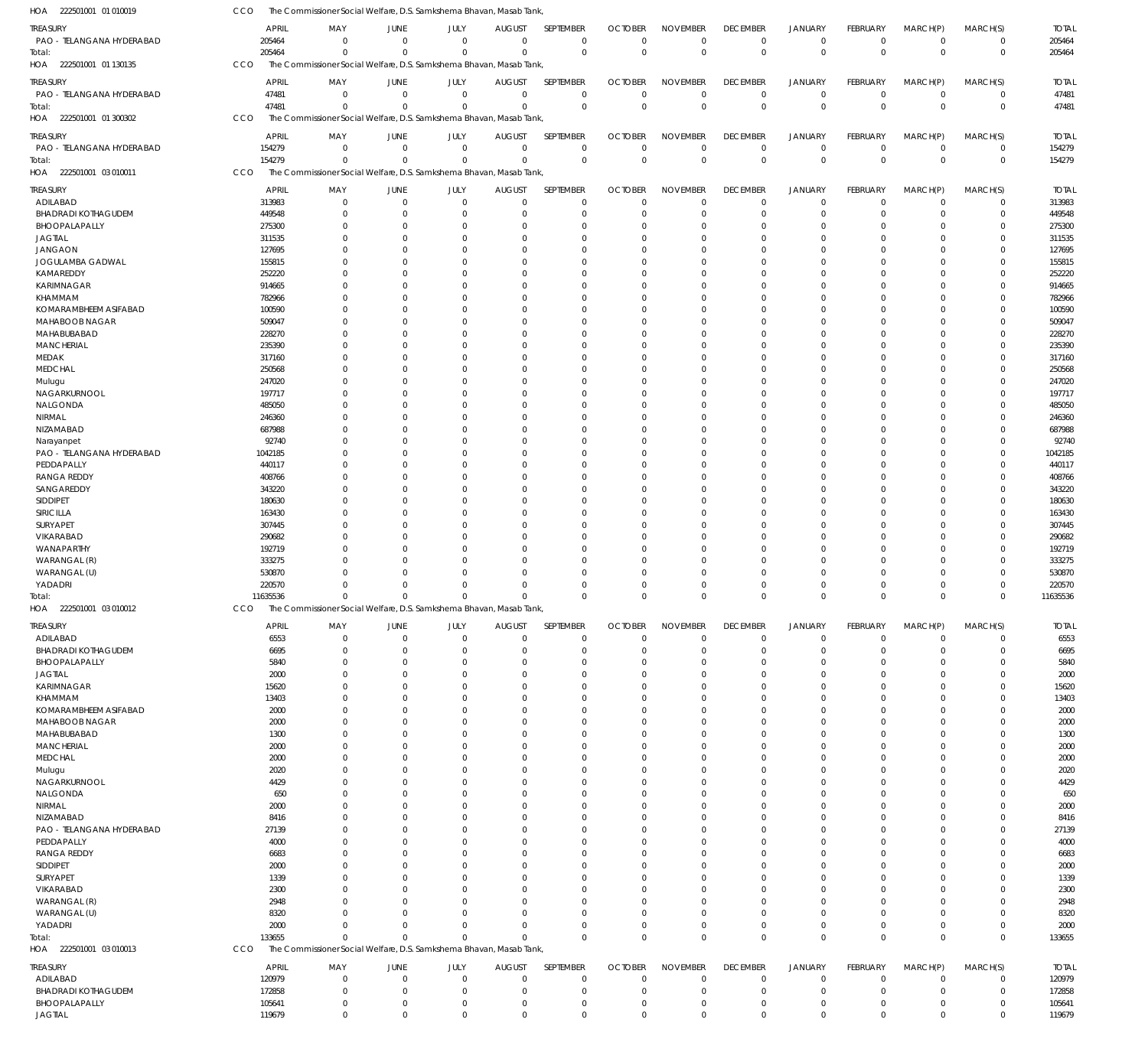HOA 222501001 01 010019 CCO The Commissioner Social Welfare, D.S. Samkshema Bhavan, Masab Tank,

| TREASURY | APRIL | MAY | JUNE | JULY | AUGUST | SEPTEMBER | OCTOBER | NOVEMBER | DECEMBER | JANUARY | FEBRUARY | MARCH(P) | MARCH(S) | TOTAL |
|---|---|---|---|---|---|---|---|---|---|---|---|---|---|---|
| PAO - TELANGANA HYDERABAD | 205464 | 0 | 0 | 0 | 0 | 0 | 0 | 0 | 0 | 0 | 0 | 0 | 0 | 205464 |
| Total: | 205464 | 0 | 0 | 0 | 0 | 0 | 0 | 0 | 0 | 0 | 0 | 0 | 0 | 205464 |

HOA 222501001 01 130135 CCO The Commissioner Social Welfare, D.S. Samkshema Bhavan, Masab Tank,

| TREASURY | APRIL | MAY | JUNE | JULY | AUGUST | SEPTEMBER | OCTOBER | NOVEMBER | DECEMBER | JANUARY | FEBRUARY | MARCH(P) | MARCH(S) | TOTAL |
|---|---|---|---|---|---|---|---|---|---|---|---|---|---|---|
| PAO - TELANGANA HYDERABAD | 47481 | 0 | 0 | 0 | 0 | 0 | 0 | 0 | 0 | 0 | 0 | 0 | 0 | 47481 |
| Total: | 47481 | 0 | 0 | 0 | 0 | 0 | 0 | 0 | 0 | 0 | 0 | 0 | 0 | 47481 |

HOA 222501001 01 300302 CCO The Commissioner Social Welfare, D.S. Samkshema Bhavan, Masab Tank,

| TREASURY | APRIL | MAY | JUNE | JULY | AUGUST | SEPTEMBER | OCTOBER | NOVEMBER | DECEMBER | JANUARY | FEBRUARY | MARCH(P) | MARCH(S) | TOTAL |
|---|---|---|---|---|---|---|---|---|---|---|---|---|---|---|
| PAO - TELANGANA HYDERABAD | 154279 | 0 | 0 | 0 | 0 | 0 | 0 | 0 | 0 | 0 | 0 | 0 | 0 | 154279 |
| Total: | 154279 | 0 | 0 | 0 | 0 | 0 | 0 | 0 | 0 | 0 | 0 | 0 | 0 | 154279 |

HOA 222501001 03 010011 CCO The Commissioner Social Welfare, D.S. Samkshema Bhavan, Masab Tank,

| TREASURY | APRIL | MAY | JUNE | JULY | AUGUST | SEPTEMBER | OCTOBER | NOVEMBER | DECEMBER | JANUARY | FEBRUARY | MARCH(P) | MARCH(S) | TOTAL |
|---|---|---|---|---|---|---|---|---|---|---|---|---|---|---|
| ADILABAD | 313983 | 0 | 0 | 0 | 0 | 0 | 0 | 0 | 0 | 0 | 0 | 0 | 0 | 313983 |
| BHADRADI KOTHAGUDEM | 449548 | 0 | 0 | 0 | 0 | 0 | 0 | 0 | 0 | 0 | 0 | 0 | 0 | 449548 |
| BHOOPALAPALLY | 275300 | 0 | 0 | 0 | 0 | 0 | 0 | 0 | 0 | 0 | 0 | 0 | 0 | 275300 |
| JAGTIAL | 311535 | 0 | 0 | 0 | 0 | 0 | 0 | 0 | 0 | 0 | 0 | 0 | 0 | 311535 |
| JANGAON | 127695 | 0 | 0 | 0 | 0 | 0 | 0 | 0 | 0 | 0 | 0 | 0 | 0 | 127695 |
| JOGULAMBA GADWAL | 155815 | 0 | 0 | 0 | 0 | 0 | 0 | 0 | 0 | 0 | 0 | 0 | 0 | 155815 |
| KAMAREDDY | 252220 | 0 | 0 | 0 | 0 | 0 | 0 | 0 | 0 | 0 | 0 | 0 | 0 | 252220 |
| KARIMNAGAR | 914665 | 0 | 0 | 0 | 0 | 0 | 0 | 0 | 0 | 0 | 0 | 0 | 0 | 914665 |
| KHAMMAM | 782966 | 0 | 0 | 0 | 0 | 0 | 0 | 0 | 0 | 0 | 0 | 0 | 0 | 782966 |
| KOMARAMBHEEM ASIFABAD | 100590 | 0 | 0 | 0 | 0 | 0 | 0 | 0 | 0 | 0 | 0 | 0 | 0 | 100590 |
| MAHABOOB NAGAR | 509047 | 0 | 0 | 0 | 0 | 0 | 0 | 0 | 0 | 0 | 0 | 0 | 0 | 509047 |
| MAHABUBABAD | 228270 | 0 | 0 | 0 | 0 | 0 | 0 | 0 | 0 | 0 | 0 | 0 | 0 | 228270 |
| MANCHERIAL | 235390 | 0 | 0 | 0 | 0 | 0 | 0 | 0 | 0 | 0 | 0 | 0 | 0 | 235390 |
| MEDAK | 317160 | 0 | 0 | 0 | 0 | 0 | 0 | 0 | 0 | 0 | 0 | 0 | 0 | 317160 |
| MEDCHAL | 250568 | 0 | 0 | 0 | 0 | 0 | 0 | 0 | 0 | 0 | 0 | 0 | 0 | 250568 |
| Mulugu | 247020 | 0 | 0 | 0 | 0 | 0 | 0 | 0 | 0 | 0 | 0 | 0 | 0 | 247020 |
| NAGARKURNOOL | 197717 | 0 | 0 | 0 | 0 | 0 | 0 | 0 | 0 | 0 | 0 | 0 | 0 | 197717 |
| NALGONDA | 485050 | 0 | 0 | 0 | 0 | 0 | 0 | 0 | 0 | 0 | 0 | 0 | 0 | 485050 |
| NIRMAL | 246360 | 0 | 0 | 0 | 0 | 0 | 0 | 0 | 0 | 0 | 0 | 0 | 0 | 246360 |
| NIZAMABAD | 687988 | 0 | 0 | 0 | 0 | 0 | 0 | 0 | 0 | 0 | 0 | 0 | 0 | 687988 |
| Narayanpet | 92740 | 0 | 0 | 0 | 0 | 0 | 0 | 0 | 0 | 0 | 0 | 0 | 0 | 92740 |
| PAO - TELANGANA HYDERABAD | 1042185 | 0 | 0 | 0 | 0 | 0 | 0 | 0 | 0 | 0 | 0 | 0 | 0 | 1042185 |
| PEDDAPALLY | 440117 | 0 | 0 | 0 | 0 | 0 | 0 | 0 | 0 | 0 | 0 | 0 | 0 | 440117 |
| RANGA REDDY | 408766 | 0 | 0 | 0 | 0 | 0 | 0 | 0 | 0 | 0 | 0 | 0 | 0 | 408766 |
| SANGAREDDY | 343220 | 0 | 0 | 0 | 0 | 0 | 0 | 0 | 0 | 0 | 0 | 0 | 0 | 343220 |
| SIDDIPET | 180630 | 0 | 0 | 0 | 0 | 0 | 0 | 0 | 0 | 0 | 0 | 0 | 0 | 180630 |
| SIRICILLA | 163430 | 0 | 0 | 0 | 0 | 0 | 0 | 0 | 0 | 0 | 0 | 0 | 0 | 163430 |
| SURYAPET | 307445 | 0 | 0 | 0 | 0 | 0 | 0 | 0 | 0 | 0 | 0 | 0 | 0 | 307445 |
| VIKARABAD | 290682 | 0 | 0 | 0 | 0 | 0 | 0 | 0 | 0 | 0 | 0 | 0 | 0 | 290682 |
| WANAPARTHY | 192719 | 0 | 0 | 0 | 0 | 0 | 0 | 0 | 0 | 0 | 0 | 0 | 0 | 192719 |
| WARANGAL (R) | 333275 | 0 | 0 | 0 | 0 | 0 | 0 | 0 | 0 | 0 | 0 | 0 | 0 | 333275 |
| WARANGAL (U) | 530870 | 0 | 0 | 0 | 0 | 0 | 0 | 0 | 0 | 0 | 0 | 0 | 0 | 530870 |
| YADADRI | 220570 | 0 | 0 | 0 | 0 | 0 | 0 | 0 | 0 | 0 | 0 | 0 | 0 | 220570 |
| Total: | 11635536 | 0 | 0 | 0 | 0 | 0 | 0 | 0 | 0 | 0 | 0 | 0 | 0 | 11635536 |

HOA 222501001 03 010012 CCO The Commissioner Social Welfare, D.S. Samkshema Bhavan, Masab Tank,

| TREASURY | APRIL | MAY | JUNE | JULY | AUGUST | SEPTEMBER | OCTOBER | NOVEMBER | DECEMBER | JANUARY | FEBRUARY | MARCH(P) | MARCH(S) | TOTAL |
|---|---|---|---|---|---|---|---|---|---|---|---|---|---|---|
| ADILABAD | 6553 | 0 | 0 | 0 | 0 | 0 | 0 | 0 | 0 | 0 | 0 | 0 | 0 | 6553 |
| BHADRADI KOTHAGUDEM | 6695 | 0 | 0 | 0 | 0 | 0 | 0 | 0 | 0 | 0 | 0 | 0 | 0 | 6695 |
| BHOOPALAPALLY | 5840 | 0 | 0 | 0 | 0 | 0 | 0 | 0 | 0 | 0 | 0 | 0 | 0 | 5840 |
| JAGTIAL | 2000 | 0 | 0 | 0 | 0 | 0 | 0 | 0 | 0 | 0 | 0 | 0 | 0 | 2000 |
| KARIMNAGAR | 15620 | 0 | 0 | 0 | 0 | 0 | 0 | 0 | 0 | 0 | 0 | 0 | 0 | 15620 |
| KHAMMAM | 13403 | 0 | 0 | 0 | 0 | 0 | 0 | 0 | 0 | 0 | 0 | 0 | 0 | 13403 |
| KOMARAMBHEEM ASIFABAD | 2000 | 0 | 0 | 0 | 0 | 0 | 0 | 0 | 0 | 0 | 0 | 0 | 0 | 2000 |
| MAHABOOB NAGAR | 2000 | 0 | 0 | 0 | 0 | 0 | 0 | 0 | 0 | 0 | 0 | 0 | 0 | 2000 |
| MAHABUBABAD | 1300 | 0 | 0 | 0 | 0 | 0 | 0 | 0 | 0 | 0 | 0 | 0 | 0 | 1300 |
| MANCHERIAL | 2000 | 0 | 0 | 0 | 0 | 0 | 0 | 0 | 0 | 0 | 0 | 0 | 0 | 2000 |
| MEDCHAL | 2000 | 0 | 0 | 0 | 0 | 0 | 0 | 0 | 0 | 0 | 0 | 0 | 0 | 2000 |
| Mulugu | 2020 | 0 | 0 | 0 | 0 | 0 | 0 | 0 | 0 | 0 | 0 | 0 | 0 | 2020 |
| NAGARKURNOOL | 4429 | 0 | 0 | 0 | 0 | 0 | 0 | 0 | 0 | 0 | 0 | 0 | 0 | 4429 |
| NALGONDA | 650 | 0 | 0 | 0 | 0 | 0 | 0 | 0 | 0 | 0 | 0 | 0 | 0 | 650 |
| NIRMAL | 2000 | 0 | 0 | 0 | 0 | 0 | 0 | 0 | 0 | 0 | 0 | 0 | 0 | 2000 |
| NIZAMABAD | 8416 | 0 | 0 | 0 | 0 | 0 | 0 | 0 | 0 | 0 | 0 | 0 | 0 | 8416 |
| PAO - TELANGANA HYDERABAD | 27139 | 0 | 0 | 0 | 0 | 0 | 0 | 0 | 0 | 0 | 0 | 0 | 0 | 27139 |
| PEDDAPALLY | 4000 | 0 | 0 | 0 | 0 | 0 | 0 | 0 | 0 | 0 | 0 | 0 | 0 | 4000 |
| RANGA REDDY | 6683 | 0 | 0 | 0 | 0 | 0 | 0 | 0 | 0 | 0 | 0 | 0 | 0 | 6683 |
| SIDDIPET | 2000 | 0 | 0 | 0 | 0 | 0 | 0 | 0 | 0 | 0 | 0 | 0 | 0 | 2000 |
| SURYAPET | 1339 | 0 | 0 | 0 | 0 | 0 | 0 | 0 | 0 | 0 | 0 | 0 | 0 | 1339 |
| VIKARABAD | 2300 | 0 | 0 | 0 | 0 | 0 | 0 | 0 | 0 | 0 | 0 | 0 | 0 | 2300 |
| WARANGAL (R) | 2948 | 0 | 0 | 0 | 0 | 0 | 0 | 0 | 0 | 0 | 0 | 0 | 0 | 2948 |
| WARANGAL (U) | 8320 | 0 | 0 | 0 | 0 | 0 | 0 | 0 | 0 | 0 | 0 | 0 | 0 | 8320 |
| YADADRI | 2000 | 0 | 0 | 0 | 0 | 0 | 0 | 0 | 0 | 0 | 0 | 0 | 0 | 2000 |
| Total: | 133655 | 0 | 0 | 0 | 0 | 0 | 0 | 0 | 0 | 0 | 0 | 0 | 0 | 133655 |

HOA 222501001 03 010013 CCO The Commissioner Social Welfare, D.S. Samkshema Bhavan, Masab Tank,

| TREASURY | APRIL | MAY | JUNE | JULY | AUGUST | SEPTEMBER | OCTOBER | NOVEMBER | DECEMBER | JANUARY | FEBRUARY | MARCH(P) | MARCH(S) | TOTAL |
|---|---|---|---|---|---|---|---|---|---|---|---|---|---|---|
| ADILABAD | 120979 | 0 | 0 | 0 | 0 | 0 | 0 | 0 | 0 | 0 | 0 | 0 | 0 | 120979 |
| BHADRADI KOTHAGUDEM | 172858 | 0 | 0 | 0 | 0 | 0 | 0 | 0 | 0 | 0 | 0 | 0 | 0 | 172858 |
| BHOOPALAPALLY | 105641 | 0 | 0 | 0 | 0 | 0 | 0 | 0 | 0 | 0 | 0 | 0 | 0 | 105641 |
| JAGTIAL | 119679 | 0 | 0 | 0 | 0 | 0 | 0 | 0 | 0 | 0 | 0 | 0 | 0 | 119679 |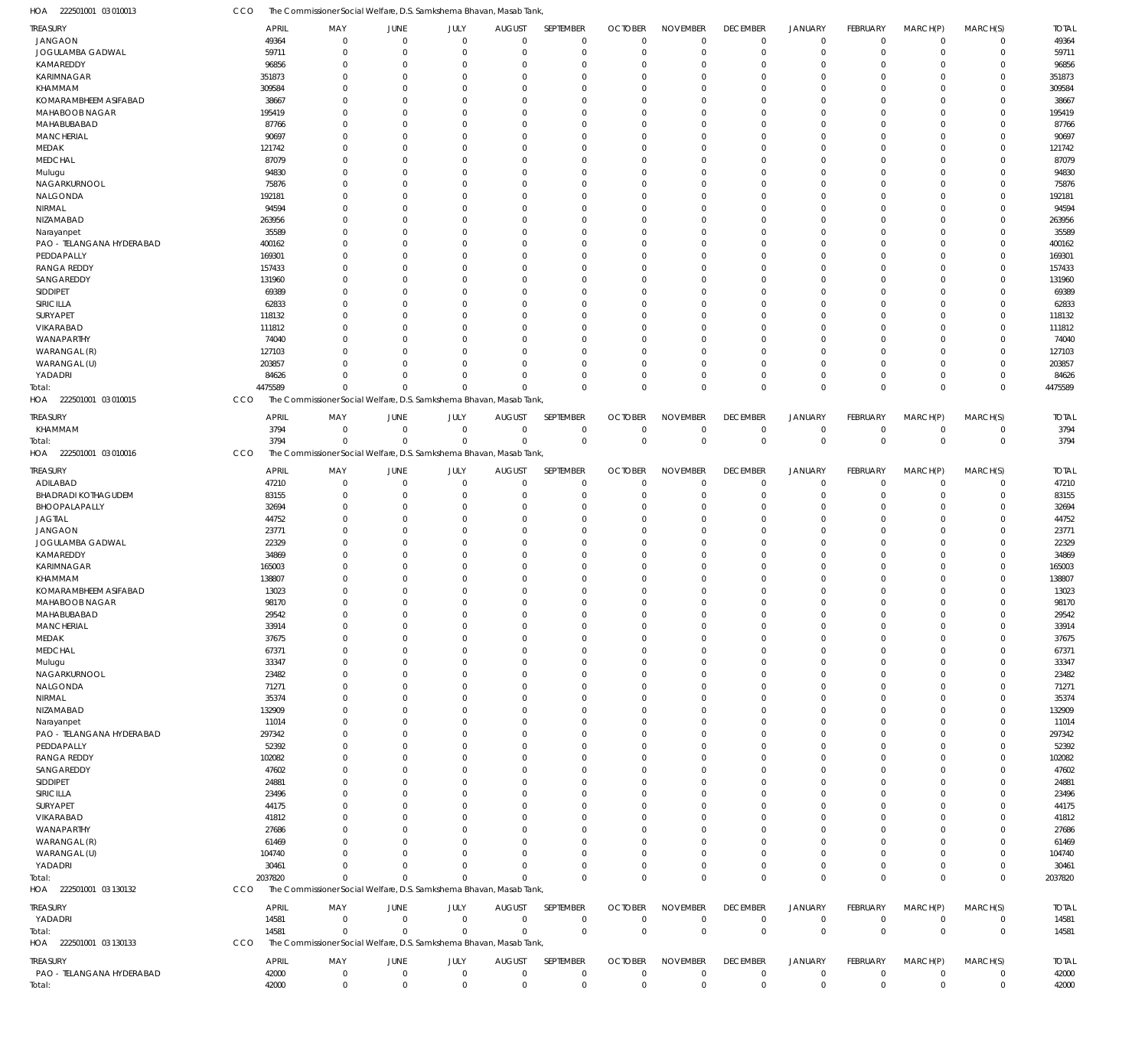HOA 222501001 03 010013 CCO The Commissioner Social Welfare, D.S. Samkshema Bhavan, Masab Tank,

| TREASURY | APRIL | MAY | JUNE | JULY | AUGUST | SEPTEMBER | OCTOBER | NOVEMBER | DECEMBER | JANUARY | FEBRUARY | MARCH(P) | MARCH(S) | TOTAL |
|---|---|---|---|---|---|---|---|---|---|---|---|---|---|---|
| JANGAON | 49364 | 0 | 0 | 0 | 0 | 0 | 0 | 0 | 0 | 0 | 0 | 0 | 0 | 49364 |
| JOGULAMBA GADWAL | 59711 | 0 | 0 | 0 | 0 | 0 | 0 | 0 | 0 | 0 | 0 | 0 | 0 | 59711 |
| KAMAREDDY | 96856 | 0 | 0 | 0 | 0 | 0 | 0 | 0 | 0 | 0 | 0 | 0 | 0 | 96856 |
| KARIMNAGAR | 351873 | 0 | 0 | 0 | 0 | 0 | 0 | 0 | 0 | 0 | 0 | 0 | 0 | 351873 |
| KHAMMAM | 309584 | 0 | 0 | 0 | 0 | 0 | 0 | 0 | 0 | 0 | 0 | 0 | 0 | 309584 |
| KOMARAMBHEEM ASIFABAD | 38667 | 0 | 0 | 0 | 0 | 0 | 0 | 0 | 0 | 0 | 0 | 0 | 0 | 38667 |
| MAHABOOB NAGAR | 195419 | 0 | 0 | 0 | 0 | 0 | 0 | 0 | 0 | 0 | 0 | 0 | 0 | 195419 |
| MAHABUBABAD | 87766 | 0 | 0 | 0 | 0 | 0 | 0 | 0 | 0 | 0 | 0 | 0 | 0 | 87766 |
| MANCHERIAL | 90697 | 0 | 0 | 0 | 0 | 0 | 0 | 0 | 0 | 0 | 0 | 0 | 0 | 90697 |
| MEDAK | 121742 | 0 | 0 | 0 | 0 | 0 | 0 | 0 | 0 | 0 | 0 | 0 | 0 | 121742 |
| MEDCHAL | 87079 | 0 | 0 | 0 | 0 | 0 | 0 | 0 | 0 | 0 | 0 | 0 | 0 | 87079 |
| Mulugu | 94830 | 0 | 0 | 0 | 0 | 0 | 0 | 0 | 0 | 0 | 0 | 0 | 0 | 94830 |
| NAGARKURNOOL | 75876 | 0 | 0 | 0 | 0 | 0 | 0 | 0 | 0 | 0 | 0 | 0 | 0 | 75876 |
| NALGONDA | 192181 | 0 | 0 | 0 | 0 | 0 | 0 | 0 | 0 | 0 | 0 | 0 | 0 | 192181 |
| NIRMAL | 94594 | 0 | 0 | 0 | 0 | 0 | 0 | 0 | 0 | 0 | 0 | 0 | 0 | 94594 |
| NIZAMABAD | 263956 | 0 | 0 | 0 | 0 | 0 | 0 | 0 | 0 | 0 | 0 | 0 | 0 | 263956 |
| Narayanpet | 35589 | 0 | 0 | 0 | 0 | 0 | 0 | 0 | 0 | 0 | 0 | 0 | 0 | 35589 |
| PAO - TELANGANA HYDERABAD | 400162 | 0 | 0 | 0 | 0 | 0 | 0 | 0 | 0 | 0 | 0 | 0 | 0 | 400162 |
| PEDDAPALLY | 169301 | 0 | 0 | 0 | 0 | 0 | 0 | 0 | 0 | 0 | 0 | 0 | 0 | 169301 |
| RANGA REDDY | 157433 | 0 | 0 | 0 | 0 | 0 | 0 | 0 | 0 | 0 | 0 | 0 | 0 | 157433 |
| SANGAREDDY | 131960 | 0 | 0 | 0 | 0 | 0 | 0 | 0 | 0 | 0 | 0 | 0 | 0 | 131960 |
| SIDDIPET | 69389 | 0 | 0 | 0 | 0 | 0 | 0 | 0 | 0 | 0 | 0 | 0 | 0 | 69389 |
| SIRICILLA | 62833 | 0 | 0 | 0 | 0 | 0 | 0 | 0 | 0 | 0 | 0 | 0 | 0 | 62833 |
| SURYAPET | 118132 | 0 | 0 | 0 | 0 | 0 | 0 | 0 | 0 | 0 | 0 | 0 | 0 | 118132 |
| VIKARABAD | 111812 | 0 | 0 | 0 | 0 | 0 | 0 | 0 | 0 | 0 | 0 | 0 | 0 | 111812 |
| WANAPARTHY | 74040 | 0 | 0 | 0 | 0 | 0 | 0 | 0 | 0 | 0 | 0 | 0 | 0 | 74040 |
| WARANGAL (R) | 127103 | 0 | 0 | 0 | 0 | 0 | 0 | 0 | 0 | 0 | 0 | 0 | 0 | 127103 |
| WARANGAL (U) | 203857 | 0 | 0 | 0 | 0 | 0 | 0 | 0 | 0 | 0 | 0 | 0 | 0 | 203857 |
| YADADRI | 84626 | 0 | 0 | 0 | 0 | 0 | 0 | 0 | 0 | 0 | 0 | 0 | 0 | 84626 |
| Total: | 4475589 | 0 | 0 | 0 | 0 | 0 | 0 | 0 | 0 | 0 | 0 | 0 | 0 | 4475589 |

HOA 222501001 03 010015 CCO The Commissioner Social Welfare, D.S. Samkshema Bhavan, Masab Tank,

| TREASURY | APRIL | MAY | JUNE | JULY | AUGUST | SEPTEMBER | OCTOBER | NOVEMBER | DECEMBER | JANUARY | FEBRUARY | MARCH(P) | MARCH(S) | TOTAL |
|---|---|---|---|---|---|---|---|---|---|---|---|---|---|---|
| KHAMMAM | 3794 | 0 | 0 | 0 | 0 | 0 | 0 | 0 | 0 | 0 | 0 | 0 | 0 | 3794 |
| Total: | 3794 | 0 | 0 | 0 | 0 | 0 | 0 | 0 | 0 | 0 | 0 | 0 | 0 | 3794 |

HOA 222501001 03 010016 CCO The Commissioner Social Welfare, D.S. Samkshema Bhavan, Masab Tank,

| TREASURY | APRIL | MAY | JUNE | JULY | AUGUST | SEPTEMBER | OCTOBER | NOVEMBER | DECEMBER | JANUARY | FEBRUARY | MARCH(P) | MARCH(S) | TOTAL |
|---|---|---|---|---|---|---|---|---|---|---|---|---|---|---|
| ADILABAD | 47210 | 0 | 0 | 0 | 0 | 0 | 0 | 0 | 0 | 0 | 0 | 0 | 0 | 47210 |
| BHADRADI KOTHAGUDEM | 83155 | 0 | 0 | 0 | 0 | 0 | 0 | 0 | 0 | 0 | 0 | 0 | 0 | 83155 |
| BHOOPALAPALLY | 32694 | 0 | 0 | 0 | 0 | 0 | 0 | 0 | 0 | 0 | 0 | 0 | 0 | 32694 |
| JAGTIAL | 44752 | 0 | 0 | 0 | 0 | 0 | 0 | 0 | 0 | 0 | 0 | 0 | 0 | 44752 |
| JANGAON | 23771 | 0 | 0 | 0 | 0 | 0 | 0 | 0 | 0 | 0 | 0 | 0 | 0 | 23771 |
| JOGULAMBA GADWAL | 22329 | 0 | 0 | 0 | 0 | 0 | 0 | 0 | 0 | 0 | 0 | 0 | 0 | 22329 |
| KAMAREDDY | 34869 | 0 | 0 | 0 | 0 | 0 | 0 | 0 | 0 | 0 | 0 | 0 | 0 | 34869 |
| KARIMNAGAR | 165003 | 0 | 0 | 0 | 0 | 0 | 0 | 0 | 0 | 0 | 0 | 0 | 0 | 165003 |
| KHAMMAM | 138807 | 0 | 0 | 0 | 0 | 0 | 0 | 0 | 0 | 0 | 0 | 0 | 0 | 138807 |
| KOMARAMBHEEM ASIFABAD | 13023 | 0 | 0 | 0 | 0 | 0 | 0 | 0 | 0 | 0 | 0 | 0 | 0 | 13023 |
| MAHABOOB NAGAR | 98170 | 0 | 0 | 0 | 0 | 0 | 0 | 0 | 0 | 0 | 0 | 0 | 0 | 98170 |
| MAHABUBABAD | 29542 | 0 | 0 | 0 | 0 | 0 | 0 | 0 | 0 | 0 | 0 | 0 | 0 | 29542 |
| MANCHERIAL | 33914 | 0 | 0 | 0 | 0 | 0 | 0 | 0 | 0 | 0 | 0 | 0 | 0 | 33914 |
| MEDAK | 37675 | 0 | 0 | 0 | 0 | 0 | 0 | 0 | 0 | 0 | 0 | 0 | 0 | 37675 |
| MEDCHAL | 67371 | 0 | 0 | 0 | 0 | 0 | 0 | 0 | 0 | 0 | 0 | 0 | 0 | 67371 |
| Mulugu | 33347 | 0 | 0 | 0 | 0 | 0 | 0 | 0 | 0 | 0 | 0 | 0 | 0 | 33347 |
| NAGARKURNOOL | 23482 | 0 | 0 | 0 | 0 | 0 | 0 | 0 | 0 | 0 | 0 | 0 | 0 | 23482 |
| NALGONDA | 71271 | 0 | 0 | 0 | 0 | 0 | 0 | 0 | 0 | 0 | 0 | 0 | 0 | 71271 |
| NIRMAL | 35374 | 0 | 0 | 0 | 0 | 0 | 0 | 0 | 0 | 0 | 0 | 0 | 0 | 35374 |
| NIZAMABAD | 132909 | 0 | 0 | 0 | 0 | 0 | 0 | 0 | 0 | 0 | 0 | 0 | 0 | 132909 |
| Narayanpet | 11014 | 0 | 0 | 0 | 0 | 0 | 0 | 0 | 0 | 0 | 0 | 0 | 0 | 11014 |
| PAO - TELANGANA HYDERABAD | 297342 | 0 | 0 | 0 | 0 | 0 | 0 | 0 | 0 | 0 | 0 | 0 | 0 | 297342 |
| PEDDAPALLY | 52392 | 0 | 0 | 0 | 0 | 0 | 0 | 0 | 0 | 0 | 0 | 0 | 0 | 52392 |
| RANGA REDDY | 102082 | 0 | 0 | 0 | 0 | 0 | 0 | 0 | 0 | 0 | 0 | 0 | 0 | 102082 |
| SANGAREDDY | 47602 | 0 | 0 | 0 | 0 | 0 | 0 | 0 | 0 | 0 | 0 | 0 | 0 | 47602 |
| SIDDIPET | 24881 | 0 | 0 | 0 | 0 | 0 | 0 | 0 | 0 | 0 | 0 | 0 | 0 | 24881 |
| SIRICILLA | 23496 | 0 | 0 | 0 | 0 | 0 | 0 | 0 | 0 | 0 | 0 | 0 | 0 | 23496 |
| SURYAPET | 44175 | 0 | 0 | 0 | 0 | 0 | 0 | 0 | 0 | 0 | 0 | 0 | 0 | 44175 |
| VIKARABAD | 41812 | 0 | 0 | 0 | 0 | 0 | 0 | 0 | 0 | 0 | 0 | 0 | 0 | 41812 |
| WANAPARTHY | 27686 | 0 | 0 | 0 | 0 | 0 | 0 | 0 | 0 | 0 | 0 | 0 | 0 | 27686 |
| WARANGAL (R) | 61469 | 0 | 0 | 0 | 0 | 0 | 0 | 0 | 0 | 0 | 0 | 0 | 0 | 61469 |
| WARANGAL (U) | 104740 | 0 | 0 | 0 | 0 | 0 | 0 | 0 | 0 | 0 | 0 | 0 | 0 | 104740 |
| YADADRI | 30461 | 0 | 0 | 0 | 0 | 0 | 0 | 0 | 0 | 0 | 0 | 0 | 0 | 30461 |
| Total: | 2037820 | 0 | 0 | 0 | 0 | 0 | 0 | 0 | 0 | 0 | 0 | 0 | 0 | 2037820 |

HOA 222501001 03 130132 CCO The Commissioner Social Welfare, D.S. Samkshema Bhavan, Masab Tank,

| TREASURY | APRIL | MAY | JUNE | JULY | AUGUST | SEPTEMBER | OCTOBER | NOVEMBER | DECEMBER | JANUARY | FEBRUARY | MARCH(P) | MARCH(S) | TOTAL |
|---|---|---|---|---|---|---|---|---|---|---|---|---|---|---|
| YADADRI | 14581 | 0 | 0 | 0 | 0 | 0 | 0 | 0 | 0 | 0 | 0 | 0 | 0 | 14581 |
| Total: | 14581 | 0 | 0 | 0 | 0 | 0 | 0 | 0 | 0 | 0 | 0 | 0 | 0 | 14581 |

HOA 222501001 03 130133 CCO The Commissioner Social Welfare, D.S. Samkshema Bhavan, Masab Tank,

| TREASURY | APRIL | MAY | JUNE | JULY | AUGUST | SEPTEMBER | OCTOBER | NOVEMBER | DECEMBER | JANUARY | FEBRUARY | MARCH(P) | MARCH(S) | TOTAL |
|---|---|---|---|---|---|---|---|---|---|---|---|---|---|---|
| PAO - TELANGANA HYDERABAD | 42000 | 0 | 0 | 0 | 0 | 0 | 0 | 0 | 0 | 0 | 0 | 0 | 0 | 42000 |
| Total: | 42000 | 0 | 0 | 0 | 0 | 0 | 0 | 0 | 0 | 0 | 0 | 0 | 0 | 42000 |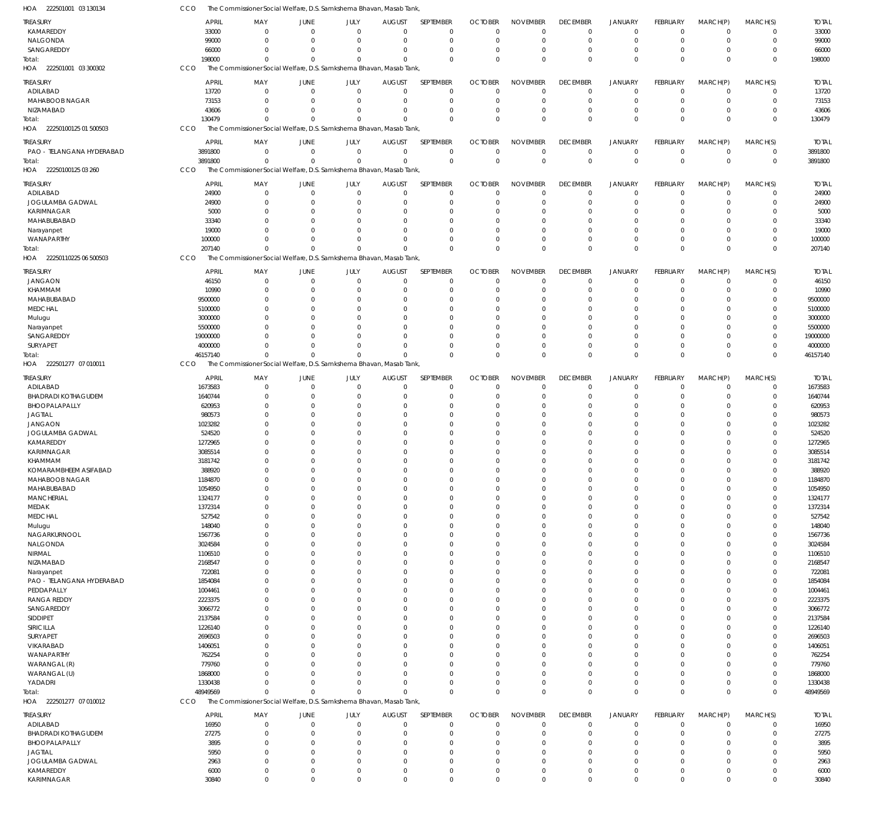HOA 222501001 03 130134 CCO The Commissioner Social Welfare, D.S. Samkshema Bhavan, Masab Tank,

| TREASURY | APRIL | MAY | JUNE | JULY | AUGUST | SEPTEMBER | OCTOBER | NOVEMBER | DECEMBER | JANUARY | FEBRUARY | MARCH(P) | MARCH(S) | TOTAL |
|---|---|---|---|---|---|---|---|---|---|---|---|---|---|---|
| KAMAREDDY | 33000 | 0 | 0 | 0 | 0 | 0 | 0 | 0 | 0 | 0 | 0 | 0 | 0 | 33000 |
| NALGONDA | 99000 | 0 | 0 | 0 | 0 | 0 | 0 | 0 | 0 | 0 | 0 | 0 | 0 | 99000 |
| SANGAREDDY | 66000 | 0 | 0 | 0 | 0 | 0 | 0 | 0 | 0 | 0 | 0 | 0 | 0 | 66000 |
| Total: | 198000 | 0 | 0 | 0 | 0 | 0 | 0 | 0 | 0 | 0 | 0 | 0 | 0 | 198000 |

HOA 222501001 03 300302 CCO The Commissioner Social Welfare, D.S. Samkshema Bhavan, Masab Tank,

| TREASURY | APRIL | MAY | JUNE | JULY | AUGUST | SEPTEMBER | OCTOBER | NOVEMBER | DECEMBER | JANUARY | FEBRUARY | MARCH(P) | MARCH(S) | TOTAL |
|---|---|---|---|---|---|---|---|---|---|---|---|---|---|---|
| ADILABAD | 13720 | 0 | 0 | 0 | 0 | 0 | 0 | 0 | 0 | 0 | 0 | 0 | 0 | 13720 |
| MAHABOOB NAGAR | 73153 | 0 | 0 | 0 | 0 | 0 | 0 | 0 | 0 | 0 | 0 | 0 | 0 | 73153 |
| NIZAMABAD | 43606 | 0 | 0 | 0 | 0 | 0 | 0 | 0 | 0 | 0 | 0 | 0 | 0 | 43606 |
| Total: | 130479 | 0 | 0 | 0 | 0 | 0 | 0 | 0 | 0 | 0 | 0 | 0 | 0 | 130479 |

HOA 22250100125 01 500503 CCO The Commissioner Social Welfare, D.S. Samkshema Bhavan, Masab Tank,

| TREASURY | APRIL | MAY | JUNE | JULY | AUGUST | SEPTEMBER | OCTOBER | NOVEMBER | DECEMBER | JANUARY | FEBRUARY | MARCH(P) | MARCH(S) | TOTAL |
|---|---|---|---|---|---|---|---|---|---|---|---|---|---|---|
| PAO - TELANGANA HYDERABAD | 3891800 | 0 | 0 | 0 | 0 | 0 | 0 | 0 | 0 | 0 | 0 | 0 | 0 | 3891800 |
| Total: | 3891800 | 0 | 0 | 0 | 0 | 0 | 0 | 0 | 0 | 0 | 0 | 0 | 0 | 3891800 |

HOA 22250100125 03 260 CCO The Commissioner Social Welfare, D.S. Samkshema Bhavan, Masab Tank,

| TREASURY | APRIL | MAY | JUNE | JULY | AUGUST | SEPTEMBER | OCTOBER | NOVEMBER | DECEMBER | JANUARY | FEBRUARY | MARCH(P) | MARCH(S) | TOTAL |
|---|---|---|---|---|---|---|---|---|---|---|---|---|---|---|
| ADILABAD | 24900 | 0 | 0 | 0 | 0 | 0 | 0 | 0 | 0 | 0 | 0 | 0 | 0 | 24900 |
| JOGULAMBA GADWAL | 24900 | 0 | 0 | 0 | 0 | 0 | 0 | 0 | 0 | 0 | 0 | 0 | 0 | 24900 |
| KARIMNAGAR | 5000 | 0 | 0 | 0 | 0 | 0 | 0 | 0 | 0 | 0 | 0 | 0 | 0 | 5000 |
| MAHABUBABAD | 33340 | 0 | 0 | 0 | 0 | 0 | 0 | 0 | 0 | 0 | 0 | 0 | 0 | 33340 |
| Narayanpet | 19000 | 0 | 0 | 0 | 0 | 0 | 0 | 0 | 0 | 0 | 0 | 0 | 0 | 19000 |
| WANAPARTHY | 100000 | 0 | 0 | 0 | 0 | 0 | 0 | 0 | 0 | 0 | 0 | 0 | 0 | 100000 |
| Total: | 207140 | 0 | 0 | 0 | 0 | 0 | 0 | 0 | 0 | 0 | 0 | 0 | 0 | 207140 |

HOA 22250110225 06 500503 CCO The Commissioner Social Welfare, D.S. Samkshema Bhavan, Masab Tank,

| TREASURY | APRIL | MAY | JUNE | JULY | AUGUST | SEPTEMBER | OCTOBER | NOVEMBER | DECEMBER | JANUARY | FEBRUARY | MARCH(P) | MARCH(S) | TOTAL |
|---|---|---|---|---|---|---|---|---|---|---|---|---|---|---|
| JANGAON | 46150 | 0 | 0 | 0 | 0 | 0 | 0 | 0 | 0 | 0 | 0 | 0 | 0 | 46150 |
| KHAMMAM | 10990 | 0 | 0 | 0 | 0 | 0 | 0 | 0 | 0 | 0 | 0 | 0 | 0 | 10990 |
| MAHABUBABAD | 9500000 | 0 | 0 | 0 | 0 | 0 | 0 | 0 | 0 | 0 | 0 | 0 | 0 | 9500000 |
| MEDCHAL | 5100000 | 0 | 0 | 0 | 0 | 0 | 0 | 0 | 0 | 0 | 0 | 0 | 0 | 5100000 |
| Mulugu | 3000000 | 0 | 0 | 0 | 0 | 0 | 0 | 0 | 0 | 0 | 0 | 0 | 0 | 3000000 |
| Narayanpet | 5500000 | 0 | 0 | 0 | 0 | 0 | 0 | 0 | 0 | 0 | 0 | 0 | 0 | 5500000 |
| SANGAREDDY | 19000000 | 0 | 0 | 0 | 0 | 0 | 0 | 0 | 0 | 0 | 0 | 0 | 0 | 19000000 |
| SURYAPET | 4000000 | 0 | 0 | 0 | 0 | 0 | 0 | 0 | 0 | 0 | 0 | 0 | 0 | 4000000 |
| Total: | 46157140 | 0 | 0 | 0 | 0 | 0 | 0 | 0 | 0 | 0 | 0 | 0 | 0 | 46157140 |

HOA 222501277 07 010011 CCO The Commissioner Social Welfare, D.S. Samkshema Bhavan, Masab Tank,

| TREASURY | APRIL | MAY | JUNE | JULY | AUGUST | SEPTEMBER | OCTOBER | NOVEMBER | DECEMBER | JANUARY | FEBRUARY | MARCH(P) | MARCH(S) | TOTAL |
|---|---|---|---|---|---|---|---|---|---|---|---|---|---|---|
| ADILABAD | 1673583 | 0 | 0 | 0 | 0 | 0 | 0 | 0 | 0 | 0 | 0 | 0 | 0 | 1673583 |
| BHADRADI KOTHAGUDEM | 1640744 | 0 | 0 | 0 | 0 | 0 | 0 | 0 | 0 | 0 | 0 | 0 | 0 | 1640744 |
| BHOOPALAPALLY | 620953 | 0 | 0 | 0 | 0 | 0 | 0 | 0 | 0 | 0 | 0 | 0 | 0 | 620953 |
| JAGTIAL | 980573 | 0 | 0 | 0 | 0 | 0 | 0 | 0 | 0 | 0 | 0 | 0 | 0 | 980573 |
| JANGAON | 1023282 | 0 | 0 | 0 | 0 | 0 | 0 | 0 | 0 | 0 | 0 | 0 | 0 | 1023282 |
| JOGULAMBA GADWAL | 524520 | 0 | 0 | 0 | 0 | 0 | 0 | 0 | 0 | 0 | 0 | 0 | 0 | 524520 |
| KAMAREDDY | 1272965 | 0 | 0 | 0 | 0 | 0 | 0 | 0 | 0 | 0 | 0 | 0 | 0 | 1272965 |
| KARIMNAGAR | 3085514 | 0 | 0 | 0 | 0 | 0 | 0 | 0 | 0 | 0 | 0 | 0 | 0 | 3085514 |
| KHAMMAM | 3181742 | 0 | 0 | 0 | 0 | 0 | 0 | 0 | 0 | 0 | 0 | 0 | 0 | 3181742 |
| KOMARAMBHEEM ASIFABAD | 388920 | 0 | 0 | 0 | 0 | 0 | 0 | 0 | 0 | 0 | 0 | 0 | 0 | 388920 |
| MAHABOOB NAGAR | 1184870 | 0 | 0 | 0 | 0 | 0 | 0 | 0 | 0 | 0 | 0 | 0 | 0 | 1184870 |
| MAHABUBABAD | 1054950 | 0 | 0 | 0 | 0 | 0 | 0 | 0 | 0 | 0 | 0 | 0 | 0 | 1054950 |
| MANCHERIAL | 1324177 | 0 | 0 | 0 | 0 | 0 | 0 | 0 | 0 | 0 | 0 | 0 | 0 | 1324177 |
| MEDAK | 1372314 | 0 | 0 | 0 | 0 | 0 | 0 | 0 | 0 | 0 | 0 | 0 | 0 | 1372314 |
| MEDCHAL | 527542 | 0 | 0 | 0 | 0 | 0 | 0 | 0 | 0 | 0 | 0 | 0 | 0 | 527542 |
| Mulugu | 148040 | 0 | 0 | 0 | 0 | 0 | 0 | 0 | 0 | 0 | 0 | 0 | 0 | 148040 |
| NAGARKURNOOL | 1567736 | 0 | 0 | 0 | 0 | 0 | 0 | 0 | 0 | 0 | 0 | 0 | 0 | 1567736 |
| NALGONDA | 3024584 | 0 | 0 | 0 | 0 | 0 | 0 | 0 | 0 | 0 | 0 | 0 | 0 | 3024584 |
| NIRMAL | 1106510 | 0 | 0 | 0 | 0 | 0 | 0 | 0 | 0 | 0 | 0 | 0 | 0 | 1106510 |
| NIZAMABAD | 2168547 | 0 | 0 | 0 | 0 | 0 | 0 | 0 | 0 | 0 | 0 | 0 | 0 | 2168547 |
| Narayanpet | 722081 | 0 | 0 | 0 | 0 | 0 | 0 | 0 | 0 | 0 | 0 | 0 | 0 | 722081 |
| PAO - TELANGANA HYDERABAD | 1854084 | 0 | 0 | 0 | 0 | 0 | 0 | 0 | 0 | 0 | 0 | 0 | 0 | 1854084 |
| PEDDAPALLY | 1004461 | 0 | 0 | 0 | 0 | 0 | 0 | 0 | 0 | 0 | 0 | 0 | 0 | 1004461 |
| RANGA REDDY | 2223375 | 0 | 0 | 0 | 0 | 0 | 0 | 0 | 0 | 0 | 0 | 0 | 0 | 2223375 |
| SANGAREDDY | 3066772 | 0 | 0 | 0 | 0 | 0 | 0 | 0 | 0 | 0 | 0 | 0 | 0 | 3066772 |
| SIDDIPET | 2137584 | 0 | 0 | 0 | 0 | 0 | 0 | 0 | 0 | 0 | 0 | 0 | 0 | 2137584 |
| SIRICILLA | 1226140 | 0 | 0 | 0 | 0 | 0 | 0 | 0 | 0 | 0 | 0 | 0 | 0 | 1226140 |
| SURYAPET | 2696503 | 0 | 0 | 0 | 0 | 0 | 0 | 0 | 0 | 0 | 0 | 0 | 0 | 2696503 |
| VIKARABAD | 1406051 | 0 | 0 | 0 | 0 | 0 | 0 | 0 | 0 | 0 | 0 | 0 | 0 | 1406051 |
| WANAPARTHY | 762254 | 0 | 0 | 0 | 0 | 0 | 0 | 0 | 0 | 0 | 0 | 0 | 0 | 762254 |
| WARANGAL (R) | 779760 | 0 | 0 | 0 | 0 | 0 | 0 | 0 | 0 | 0 | 0 | 0 | 0 | 779760 |
| WARANGAL (U) | 1868000 | 0 | 0 | 0 | 0 | 0 | 0 | 0 | 0 | 0 | 0 | 0 | 0 | 1868000 |
| YADADRI | 1330438 | 0 | 0 | 0 | 0 | 0 | 0 | 0 | 0 | 0 | 0 | 0 | 0 | 1330438 |
| Total: | 48949569 | 0 | 0 | 0 | 0 | 0 | 0 | 0 | 0 | 0 | 0 | 0 | 0 | 48949569 |

HOA 222501277 07 010012 CCO The Commissioner Social Welfare, D.S. Samkshema Bhavan, Masab Tank,

| TREASURY | APRIL | MAY | JUNE | JULY | AUGUST | SEPTEMBER | OCTOBER | NOVEMBER | DECEMBER | JANUARY | FEBRUARY | MARCH(P) | MARCH(S) | TOTAL |
|---|---|---|---|---|---|---|---|---|---|---|---|---|---|---|
| ADILABAD | 16950 | 0 | 0 | 0 | 0 | 0 | 0 | 0 | 0 | 0 | 0 | 0 | 0 | 16950 |
| BHADRADI KOTHAGUDEM | 27275 | 0 | 0 | 0 | 0 | 0 | 0 | 0 | 0 | 0 | 0 | 0 | 0 | 27275 |
| BHOOPALAPALLY | 3895 | 0 | 0 | 0 | 0 | 0 | 0 | 0 | 0 | 0 | 0 | 0 | 0 | 3895 |
| JAGTIAL | 5950 | 0 | 0 | 0 | 0 | 0 | 0 | 0 | 0 | 0 | 0 | 0 | 0 | 5950 |
| JOGULAMBA GADWAL | 2963 | 0 | 0 | 0 | 0 | 0 | 0 | 0 | 0 | 0 | 0 | 0 | 0 | 2963 |
| KAMAREDDY | 6000 | 0 | 0 | 0 | 0 | 0 | 0 | 0 | 0 | 0 | 0 | 0 | 0 | 6000 |
| KARIMNAGAR | 30840 | 0 | 0 | 0 | 0 | 0 | 0 | 0 | 0 | 0 | 0 | 0 | 0 | 30840 |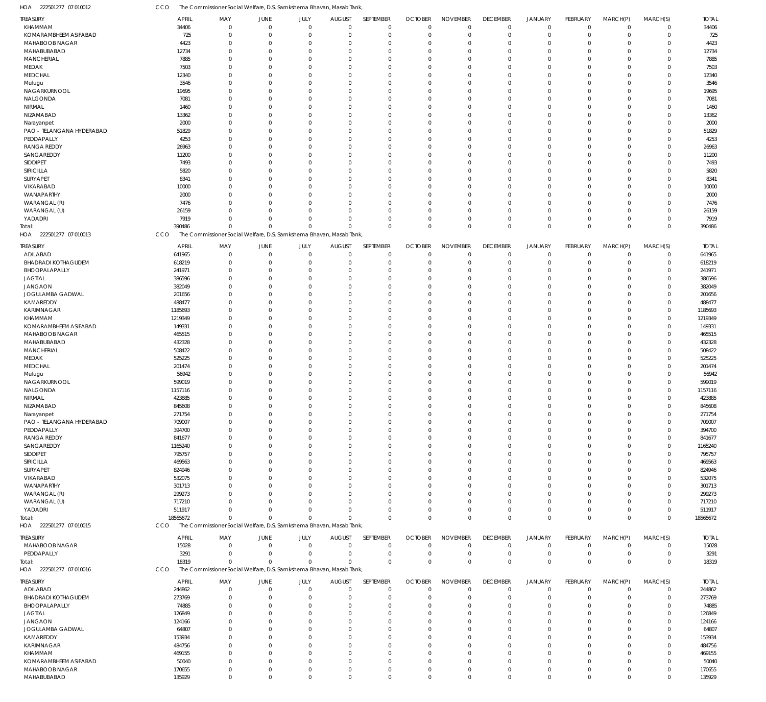HOA 222501277 07 010012 CCO The Commissioner Social Welfare, D.S. Samkshema Bhavan, Masab Tank,

| TREASURY | APRIL | MAY | JUNE | JULY | AUGUST | SEPTEMBER | OCTOBER | NOVEMBER | DECEMBER | JANUARY | FEBRUARY | MARCH(P) | MARCH(S) | TOTAL |
|---|---|---|---|---|---|---|---|---|---|---|---|---|---|---|
| KHAMMAM | 34406 | 0 | 0 | 0 | 0 | 0 | 0 | 0 | 0 | 0 | 0 | 0 | 0 | 34406 |
| KOMARAMBHEEM ASIFABAD | 725 | 0 | 0 | 0 | 0 | 0 | 0 | 0 | 0 | 0 | 0 | 0 | 0 | 725 |
| MAHABOOB NAGAR | 4423 | 0 | 0 | 0 | 0 | 0 | 0 | 0 | 0 | 0 | 0 | 0 | 0 | 4423 |
| MAHABUBABAD | 12734 | 0 | 0 | 0 | 0 | 0 | 0 | 0 | 0 | 0 | 0 | 0 | 0 | 12734 |
| MANCHERIAL | 7885 | 0 | 0 | 0 | 0 | 0 | 0 | 0 | 0 | 0 | 0 | 0 | 0 | 7885 |
| MEDAK | 7503 | 0 | 0 | 0 | 0 | 0 | 0 | 0 | 0 | 0 | 0 | 0 | 0 | 7503 |
| MEDCHAL | 12340 | 0 | 0 | 0 | 0 | 0 | 0 | 0 | 0 | 0 | 0 | 0 | 0 | 12340 |
| Mulugu | 3546 | 0 | 0 | 0 | 0 | 0 | 0 | 0 | 0 | 0 | 0 | 0 | 0 | 3546 |
| NAGARKURNOOL | 19695 | 0 | 0 | 0 | 0 | 0 | 0 | 0 | 0 | 0 | 0 | 0 | 0 | 19695 |
| NALGONDA | 7081 | 0 | 0 | 0 | 0 | 0 | 0 | 0 | 0 | 0 | 0 | 0 | 0 | 7081 |
| NIRMAL | 1460 | 0 | 0 | 0 | 0 | 0 | 0 | 0 | 0 | 0 | 0 | 0 | 0 | 1460 |
| NIZAMABAD | 13362 | 0 | 0 | 0 | 0 | 0 | 0 | 0 | 0 | 0 | 0 | 0 | 0 | 13362 |
| Narayanpet | 2000 | 0 | 0 | 0 | 0 | 0 | 0 | 0 | 0 | 0 | 0 | 0 | 0 | 2000 |
| PAO - TELANGANA HYDERABAD | 51829 | 0 | 0 | 0 | 0 | 0 | 0 | 0 | 0 | 0 | 0 | 0 | 0 | 51829 |
| PEDDAPALLY | 4253 | 0 | 0 | 0 | 0 | 0 | 0 | 0 | 0 | 0 | 0 | 0 | 0 | 4253 |
| RANGA REDDY | 26963 | 0 | 0 | 0 | 0 | 0 | 0 | 0 | 0 | 0 | 0 | 0 | 0 | 26963 |
| SANGAREDDY | 11200 | 0 | 0 | 0 | 0 | 0 | 0 | 0 | 0 | 0 | 0 | 0 | 0 | 11200 |
| SIDDIPET | 7493 | 0 | 0 | 0 | 0 | 0 | 0 | 0 | 0 | 0 | 0 | 0 | 0 | 7493 |
| SIRICILLA | 5820 | 0 | 0 | 0 | 0 | 0 | 0 | 0 | 0 | 0 | 0 | 0 | 0 | 5820 |
| SURYAPET | 8341 | 0 | 0 | 0 | 0 | 0 | 0 | 0 | 0 | 0 | 0 | 0 | 0 | 8341 |
| VIKARABAD | 10000 | 0 | 0 | 0 | 0 | 0 | 0 | 0 | 0 | 0 | 0 | 0 | 0 | 10000 |
| WANAPARTHY | 2000 | 0 | 0 | 0 | 0 | 0 | 0 | 0 | 0 | 0 | 0 | 0 | 0 | 2000 |
| WARANGAL (R) | 7476 | 0 | 0 | 0 | 0 | 0 | 0 | 0 | 0 | 0 | 0 | 0 | 0 | 7476 |
| WARANGAL (U) | 26159 | 0 | 0 | 0 | 0 | 0 | 0 | 0 | 0 | 0 | 0 | 0 | 0 | 26159 |
| YADADRI | 7919 | 0 | 0 | 0 | 0 | 0 | 0 | 0 | 0 | 0 | 0 | 0 | 0 | 7919 |
| Total: | 390486 | 0 | 0 | 0 | 0 | 0 | 0 | 0 | 0 | 0 | 0 | 0 | 0 | 390486 |

HOA 222501277 07 010013 CCO The Commissioner Social Welfare, D.S. Samkshema Bhavan, Masab Tank,

| TREASURY | APRIL | MAY | JUNE | JULY | AUGUST | SEPTEMBER | OCTOBER | NOVEMBER | DECEMBER | JANUARY | FEBRUARY | MARCH(P) | MARCH(S) | TOTAL |
|---|---|---|---|---|---|---|---|---|---|---|---|---|---|---|
| ADILABAD | 641965 | 0 | 0 | 0 | 0 | 0 | 0 | 0 | 0 | 0 | 0 | 0 | 0 | 641965 |
| BHADRADI KOTHAGUDEM | 618219 | 0 | 0 | 0 | 0 | 0 | 0 | 0 | 0 | 0 | 0 | 0 | 0 | 618219 |
| BHOOPALAPALLY | 241971 | 0 | 0 | 0 | 0 | 0 | 0 | 0 | 0 | 0 | 0 | 0 | 0 | 241971 |
| JAGTIAL | 386596 | 0 | 0 | 0 | 0 | 0 | 0 | 0 | 0 | 0 | 0 | 0 | 0 | 386596 |
| JANGAON | 382049 | 0 | 0 | 0 | 0 | 0 | 0 | 0 | 0 | 0 | 0 | 0 | 0 | 382049 |
| JOGULAMBA GADWAL | 201656 | 0 | 0 | 0 | 0 | 0 | 0 | 0 | 0 | 0 | 0 | 0 | 0 | 201656 |
| KAMAREDDY | 488477 | 0 | 0 | 0 | 0 | 0 | 0 | 0 | 0 | 0 | 0 | 0 | 0 | 488477 |
| KARIMNAGAR | 1185693 | 0 | 0 | 0 | 0 | 0 | 0 | 0 | 0 | 0 | 0 | 0 | 0 | 1185693 |
| KHAMMAM | 1219349 | 0 | 0 | 0 | 0 | 0 | 0 | 0 | 0 | 0 | 0 | 0 | 0 | 1219349 |
| KOMARAMBHEEM ASIFABAD | 149331 | 0 | 0 | 0 | 0 | 0 | 0 | 0 | 0 | 0 | 0 | 0 | 0 | 149331 |
| MAHABOOB NAGAR | 465515 | 0 | 0 | 0 | 0 | 0 | 0 | 0 | 0 | 0 | 0 | 0 | 0 | 465515 |
| MAHABUBABAD | 432328 | 0 | 0 | 0 | 0 | 0 | 0 | 0 | 0 | 0 | 0 | 0 | 0 | 432328 |
| MANCHERIAL | 508422 | 0 | 0 | 0 | 0 | 0 | 0 | 0 | 0 | 0 | 0 | 0 | 0 | 508422 |
| MEDAK | 525225 | 0 | 0 | 0 | 0 | 0 | 0 | 0 | 0 | 0 | 0 | 0 | 0 | 525225 |
| MEDCHAL | 201474 | 0 | 0 | 0 | 0 | 0 | 0 | 0 | 0 | 0 | 0 | 0 | 0 | 201474 |
| Mulugu | 56942 | 0 | 0 | 0 | 0 | 0 | 0 | 0 | 0 | 0 | 0 | 0 | 0 | 56942 |
| NAGARKURNOOL | 599019 | 0 | 0 | 0 | 0 | 0 | 0 | 0 | 0 | 0 | 0 | 0 | 0 | 599019 |
| NALGONDA | 1157116 | 0 | 0 | 0 | 0 | 0 | 0 | 0 | 0 | 0 | 0 | 0 | 0 | 1157116 |
| NIRMAL | 423885 | 0 | 0 | 0 | 0 | 0 | 0 | 0 | 0 | 0 | 0 | 0 | 0 | 423885 |
| NIZAMABAD | 845608 | 0 | 0 | 0 | 0 | 0 | 0 | 0 | 0 | 0 | 0 | 0 | 0 | 845608 |
| Narayanpet | 271754 | 0 | 0 | 0 | 0 | 0 | 0 | 0 | 0 | 0 | 0 | 0 | 0 | 271754 |
| PAO - TELANGANA HYDERABAD | 709007 | 0 | 0 | 0 | 0 | 0 | 0 | 0 | 0 | 0 | 0 | 0 | 0 | 709007 |
| PEDDAPALLY | 394700 | 0 | 0 | 0 | 0 | 0 | 0 | 0 | 0 | 0 | 0 | 0 | 0 | 394700 |
| RANGA REDDY | 841677 | 0 | 0 | 0 | 0 | 0 | 0 | 0 | 0 | 0 | 0 | 0 | 0 | 841677 |
| SANGAREDDY | 1165240 | 0 | 0 | 0 | 0 | 0 | 0 | 0 | 0 | 0 | 0 | 0 | 0 | 1165240 |
| SIDDIPET | 795757 | 0 | 0 | 0 | 0 | 0 | 0 | 0 | 0 | 0 | 0 | 0 | 0 | 795757 |
| SIRICILLA | 469563 | 0 | 0 | 0 | 0 | 0 | 0 | 0 | 0 | 0 | 0 | 0 | 0 | 469563 |
| SURYAPET | 824946 | 0 | 0 | 0 | 0 | 0 | 0 | 0 | 0 | 0 | 0 | 0 | 0 | 824946 |
| VIKARABAD | 532075 | 0 | 0 | 0 | 0 | 0 | 0 | 0 | 0 | 0 | 0 | 0 | 0 | 532075 |
| WANAPARTHY | 301713 | 0 | 0 | 0 | 0 | 0 | 0 | 0 | 0 | 0 | 0 | 0 | 0 | 301713 |
| WARANGAL (R) | 299273 | 0 | 0 | 0 | 0 | 0 | 0 | 0 | 0 | 0 | 0 | 0 | 0 | 299273 |
| WARANGAL (U) | 717210 | 0 | 0 | 0 | 0 | 0 | 0 | 0 | 0 | 0 | 0 | 0 | 0 | 717210 |
| YADADRI | 511917 | 0 | 0 | 0 | 0 | 0 | 0 | 0 | 0 | 0 | 0 | 0 | 0 | 511917 |
| Total: | 18565672 | 0 | 0 | 0 | 0 | 0 | 0 | 0 | 0 | 0 | 0 | 0 | 0 | 18565672 |

HOA 222501277 07 010015 CCO The Commissioner Social Welfare, D.S. Samkshema Bhavan, Masab Tank,

| TREASURY | APRIL | MAY | JUNE | JULY | AUGUST | SEPTEMBER | OCTOBER | NOVEMBER | DECEMBER | JANUARY | FEBRUARY | MARCH(P) | MARCH(S) | TOTAL |
|---|---|---|---|---|---|---|---|---|---|---|---|---|---|---|
| MAHABOOB NAGAR | 15028 | 0 | 0 | 0 | 0 | 0 | 0 | 0 | 0 | 0 | 0 | 0 | 0 | 15028 |
| PEDDAPALLY | 3291 | 0 | 0 | 0 | 0 | 0 | 0 | 0 | 0 | 0 | 0 | 0 | 0 | 3291 |
| Total: | 18319 | 0 | 0 | 0 | 0 | 0 | 0 | 0 | 0 | 0 | 0 | 0 | 0 | 18319 |

HOA 222501277 07 010016 CCO The Commissioner Social Welfare, D.S. Samkshema Bhavan, Masab Tank,

| TREASURY | APRIL | MAY | JUNE | JULY | AUGUST | SEPTEMBER | OCTOBER | NOVEMBER | DECEMBER | JANUARY | FEBRUARY | MARCH(P) | MARCH(S) | TOTAL |
|---|---|---|---|---|---|---|---|---|---|---|---|---|---|---|
| ADILABAD | 244862 | 0 | 0 | 0 | 0 | 0 | 0 | 0 | 0 | 0 | 0 | 0 | 0 | 244862 |
| BHADRADI KOTHAGUDEM | 273769 | 0 | 0 | 0 | 0 | 0 | 0 | 0 | 0 | 0 | 0 | 0 | 0 | 273769 |
| BHOOPALAPALLY | 74885 | 0 | 0 | 0 | 0 | 0 | 0 | 0 | 0 | 0 | 0 | 0 | 0 | 74885 |
| JAGTIAL | 126849 | 0 | 0 | 0 | 0 | 0 | 0 | 0 | 0 | 0 | 0 | 0 | 0 | 126849 |
| JANGAON | 124166 | 0 | 0 | 0 | 0 | 0 | 0 | 0 | 0 | 0 | 0 | 0 | 0 | 124166 |
| JOGULAMBA GADWAL | 64807 | 0 | 0 | 0 | 0 | 0 | 0 | 0 | 0 | 0 | 0 | 0 | 0 | 64807 |
| KAMAREDDY | 153934 | 0 | 0 | 0 | 0 | 0 | 0 | 0 | 0 | 0 | 0 | 0 | 0 | 153934 |
| KARIMNAGAR | 484756 | 0 | 0 | 0 | 0 | 0 | 0 | 0 | 0 | 0 | 0 | 0 | 0 | 484756 |
| KHAMMAM | 469155 | 0 | 0 | 0 | 0 | 0 | 0 | 0 | 0 | 0 | 0 | 0 | 0 | 469155 |
| KOMARAMBHEEM ASIFABAD | 50040 | 0 | 0 | 0 | 0 | 0 | 0 | 0 | 0 | 0 | 0 | 0 | 0 | 50040 |
| MAHABOOB NAGAR | 170655 | 0 | 0 | 0 | 0 | 0 | 0 | 0 | 0 | 0 | 0 | 0 | 0 | 170655 |
| MAHABUBABAD | 135929 | 0 | 0 | 0 | 0 | 0 | 0 | 0 | 0 | 0 | 0 | 0 | 0 | 135929 |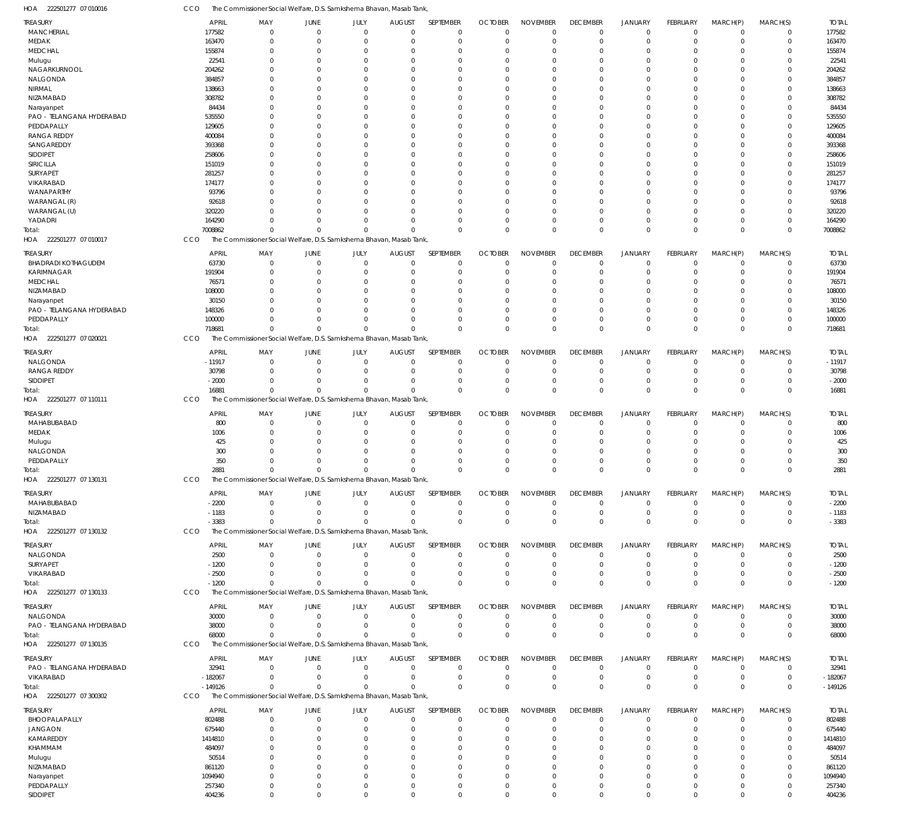HOA 222501277 07 010016 CCO The Commissioner Social Welfare, D.S. Samkshema Bhavan, Masab Tank,

| TREASURY | APRIL | MAY | JUNE | JULY | AUGUST | SEPTEMBER | OCTOBER | NOVEMBER | DECEMBER | JANUARY | FEBRUARY | MARCH(P) | MARCH(S) | TOTAL |
|---|---|---|---|---|---|---|---|---|---|---|---|---|---|---|
| MANCHERIAL | 177582 | 0 | 0 | 0 | 0 | 0 | 0 | 0 | 0 | 0 | 0 | 0 | 0 | 177582 |
| MEDAK | 163470 | 0 | 0 | 0 | 0 | 0 | 0 | 0 | 0 | 0 | 0 | 0 | 0 | 163470 |
| MEDCHAL | 155874 | 0 | 0 | 0 | 0 | 0 | 0 | 0 | 0 | 0 | 0 | 0 | 0 | 155874 |
| Mulugu | 22541 | 0 | 0 | 0 | 0 | 0 | 0 | 0 | 0 | 0 | 0 | 0 | 0 | 22541 |
| NAGARKURNOOL | 204262 | 0 | 0 | 0 | 0 | 0 | 0 | 0 | 0 | 0 | 0 | 0 | 0 | 204262 |
| NALGONDA | 384857 | 0 | 0 | 0 | 0 | 0 | 0 | 0 | 0 | 0 | 0 | 0 | 0 | 384857 |
| NIRMAL | 138663 | 0 | 0 | 0 | 0 | 0 | 0 | 0 | 0 | 0 | 0 | 0 | 0 | 138663 |
| NIZAMABAD | 308782 | 0 | 0 | 0 | 0 | 0 | 0 | 0 | 0 | 0 | 0 | 0 | 0 | 308782 |
| Narayanpet | 84434 | 0 | 0 | 0 | 0 | 0 | 0 | 0 | 0 | 0 | 0 | 0 | 0 | 84434 |
| PAO - TELANGANA HYDERABAD | 535550 | 0 | 0 | 0 | 0 | 0 | 0 | 0 | 0 | 0 | 0 | 0 | 0 | 535550 |
| PEDDAPALLY | 129605 | 0 | 0 | 0 | 0 | 0 | 0 | 0 | 0 | 0 | 0 | 0 | 0 | 129605 |
| RANGA REDDY | 400084 | 0 | 0 | 0 | 0 | 0 | 0 | 0 | 0 | 0 | 0 | 0 | 0 | 400084 |
| SANGAREDDY | 393368 | 0 | 0 | 0 | 0 | 0 | 0 | 0 | 0 | 0 | 0 | 0 | 0 | 393368 |
| SIDDIPET | 258606 | 0 | 0 | 0 | 0 | 0 | 0 | 0 | 0 | 0 | 0 | 0 | 0 | 258606 |
| SIRICILLA | 151019 | 0 | 0 | 0 | 0 | 0 | 0 | 0 | 0 | 0 | 0 | 0 | 0 | 151019 |
| SURYAPET | 281257 | 0 | 0 | 0 | 0 | 0 | 0 | 0 | 0 | 0 | 0 | 0 | 0 | 281257 |
| VIKARABAD | 174177 | 0 | 0 | 0 | 0 | 0 | 0 | 0 | 0 | 0 | 0 | 0 | 0 | 174177 |
| WANAPARTHY | 93796 | 0 | 0 | 0 | 0 | 0 | 0 | 0 | 0 | 0 | 0 | 0 | 0 | 93796 |
| WARANGAL (R) | 92618 | 0 | 0 | 0 | 0 | 0 | 0 | 0 | 0 | 0 | 0 | 0 | 0 | 92618 |
| WARANGAL (U) | 320220 | 0 | 0 | 0 | 0 | 0 | 0 | 0 | 0 | 0 | 0 | 0 | 0 | 320220 |
| YADADRI | 164290 | 0 | 0 | 0 | 0 | 0 | 0 | 0 | 0 | 0 | 0 | 0 | 0 | 164290 |
| Total: | 7008862 | 0 | 0 | 0 | 0 | 0 | 0 | 0 | 0 | 0 | 0 | 0 | 0 | 7008862 |

HOA 222501277 07 010017 CCO The Commissioner Social Welfare, D.S. Samkshema Bhavan, Masab Tank,

| TREASURY | APRIL | MAY | JUNE | JULY | AUGUST | SEPTEMBER | OCTOBER | NOVEMBER | DECEMBER | JANUARY | FEBRUARY | MARCH(P) | MARCH(S) | TOTAL |
|---|---|---|---|---|---|---|---|---|---|---|---|---|---|---|
| BHADRADI KOTHAGUDEM | 63730 | 0 | 0 | 0 | 0 | 0 | 0 | 0 | 0 | 0 | 0 | 0 | 0 | 63730 |
| KARIMNAGAR | 191904 | 0 | 0 | 0 | 0 | 0 | 0 | 0 | 0 | 0 | 0 | 0 | 0 | 191904 |
| MEDCHAL | 76571 | 0 | 0 | 0 | 0 | 0 | 0 | 0 | 0 | 0 | 0 | 0 | 0 | 76571 |
| NIZAMABAD | 108000 | 0 | 0 | 0 | 0 | 0 | 0 | 0 | 0 | 0 | 0 | 0 | 0 | 108000 |
| Narayanpet | 30150 | 0 | 0 | 0 | 0 | 0 | 0 | 0 | 0 | 0 | 0 | 0 | 0 | 30150 |
| PAO - TELANGANA HYDERABAD | 148326 | 0 | 0 | 0 | 0 | 0 | 0 | 0 | 0 | 0 | 0 | 0 | 0 | 148326 |
| PEDDAPALLY | 100000 | 0 | 0 | 0 | 0 | 0 | 0 | 0 | 0 | 0 | 0 | 0 | 0 | 100000 |
| Total: | 718681 | 0 | 0 | 0 | 0 | 0 | 0 | 0 | 0 | 0 | 0 | 0 | 0 | 718681 |

HOA 222501277 07 020021 CCO The Commissioner Social Welfare, D.S. Samkshema Bhavan, Masab Tank,

| TREASURY | APRIL | MAY | JUNE | JULY | AUGUST | SEPTEMBER | OCTOBER | NOVEMBER | DECEMBER | JANUARY | FEBRUARY | MARCH(P) | MARCH(S) | TOTAL |
|---|---|---|---|---|---|---|---|---|---|---|---|---|---|---|
| NALGONDA | -11917 | 0 | 0 | 0 | 0 | 0 | 0 | 0 | 0 | 0 | 0 | 0 | 0 | -11917 |
| RANGA REDDY | 30798 | 0 | 0 | 0 | 0 | 0 | 0 | 0 | 0 | 0 | 0 | 0 | 0 | 30798 |
| SIDDIPET | -2000 | 0 | 0 | 0 | 0 | 0 | 0 | 0 | 0 | 0 | 0 | 0 | 0 | -2000 |
| Total: | 16881 | 0 | 0 | 0 | 0 | 0 | 0 | 0 | 0 | 0 | 0 | 0 | 0 | 16881 |

HOA 222501277 07 110111 CCO The Commissioner Social Welfare, D.S. Samkshema Bhavan, Masab Tank,

| TREASURY | APRIL | MAY | JUNE | JULY | AUGUST | SEPTEMBER | OCTOBER | NOVEMBER | DECEMBER | JANUARY | FEBRUARY | MARCH(P) | MARCH(S) | TOTAL |
|---|---|---|---|---|---|---|---|---|---|---|---|---|---|---|
| MAHABUBABAD | 800 | 0 | 0 | 0 | 0 | 0 | 0 | 0 | 0 | 0 | 0 | 0 | 0 | 800 |
| MEDAK | 1006 | 0 | 0 | 0 | 0 | 0 | 0 | 0 | 0 | 0 | 0 | 0 | 0 | 1006 |
| Mulugu | 425 | 0 | 0 | 0 | 0 | 0 | 0 | 0 | 0 | 0 | 0 | 0 | 0 | 425 |
| NALGONDA | 300 | 0 | 0 | 0 | 0 | 0 | 0 | 0 | 0 | 0 | 0 | 0 | 0 | 300 |
| PEDDAPALLY | 350 | 0 | 0 | 0 | 0 | 0 | 0 | 0 | 0 | 0 | 0 | 0 | 0 | 350 |
| Total: | 2881 | 0 | 0 | 0 | 0 | 0 | 0 | 0 | 0 | 0 | 0 | 0 | 0 | 2881 |

HOA 222501277 07 130131 CCO The Commissioner Social Welfare, D.S. Samkshema Bhavan, Masab Tank,

| TREASURY | APRIL | MAY | JUNE | JULY | AUGUST | SEPTEMBER | OCTOBER | NOVEMBER | DECEMBER | JANUARY | FEBRUARY | MARCH(P) | MARCH(S) | TOTAL |
|---|---|---|---|---|---|---|---|---|---|---|---|---|---|---|
| MAHABUBABAD | -2200 | 0 | 0 | 0 | 0 | 0 | 0 | 0 | 0 | 0 | 0 | 0 | 0 | -2200 |
| NIZAMABAD | -1183 | 0 | 0 | 0 | 0 | 0 | 0 | 0 | 0 | 0 | 0 | 0 | 0 | -1183 |
| Total: | -3383 | 0 | 0 | 0 | 0 | 0 | 0 | 0 | 0 | 0 | 0 | 0 | 0 | -3383 |

HOA 222501277 07 130132 CCO The Commissioner Social Welfare, D.S. Samkshema Bhavan, Masab Tank,

| TREASURY | APRIL | MAY | JUNE | JULY | AUGUST | SEPTEMBER | OCTOBER | NOVEMBER | DECEMBER | JANUARY | FEBRUARY | MARCH(P) | MARCH(S) | TOTAL |
|---|---|---|---|---|---|---|---|---|---|---|---|---|---|---|
| NALGONDA | 2500 | 0 | 0 | 0 | 0 | 0 | 0 | 0 | 0 | 0 | 0 | 0 | 0 | 2500 |
| SURYAPET | -1200 | 0 | 0 | 0 | 0 | 0 | 0 | 0 | 0 | 0 | 0 | 0 | 0 | -1200 |
| VIKARABAD | -2500 | 0 | 0 | 0 | 0 | 0 | 0 | 0 | 0 | 0 | 0 | 0 | 0 | -2500 |
| Total: | -1200 | 0 | 0 | 0 | 0 | 0 | 0 | 0 | 0 | 0 | 0 | 0 | 0 | -1200 |

HOA 222501277 07 130133 CCO The Commissioner Social Welfare, D.S. Samkshema Bhavan, Masab Tank,

| TREASURY | APRIL | MAY | JUNE | JULY | AUGUST | SEPTEMBER | OCTOBER | NOVEMBER | DECEMBER | JANUARY | FEBRUARY | MARCH(P) | MARCH(S) | TOTAL |
|---|---|---|---|---|---|---|---|---|---|---|---|---|---|---|
| NALGONDA | 30000 | 0 | 0 | 0 | 0 | 0 | 0 | 0 | 0 | 0 | 0 | 0 | 0 | 30000 |
| PAO - TELANGANA HYDERABAD | 38000 | 0 | 0 | 0 | 0 | 0 | 0 | 0 | 0 | 0 | 0 | 0 | 0 | 38000 |
| Total: | 68000 | 0 | 0 | 0 | 0 | 0 | 0 | 0 | 0 | 0 | 0 | 0 | 0 | 68000 |

HOA 222501277 07 130135 CCO The Commissioner Social Welfare, D.S. Samkshema Bhavan, Masab Tank,

| TREASURY | APRIL | MAY | JUNE | JULY | AUGUST | SEPTEMBER | OCTOBER | NOVEMBER | DECEMBER | JANUARY | FEBRUARY | MARCH(P) | MARCH(S) | TOTAL |
|---|---|---|---|---|---|---|---|---|---|---|---|---|---|---|
| PAO - TELANGANA HYDERABAD | 32941 | 0 | 0 | 0 | 0 | 0 | 0 | 0 | 0 | 0 | 0 | 0 | 0 | 32941 |
| VIKARABAD | -182067 | 0 | 0 | 0 | 0 | 0 | 0 | 0 | 0 | 0 | 0 | 0 | 0 | -182067 |
| Total: | -149126 | 0 | 0 | 0 | 0 | 0 | 0 | 0 | 0 | 0 | 0 | 0 | 0 | -149126 |

HOA 222501277 07 300302 CCO The Commissioner Social Welfare, D.S. Samkshema Bhavan, Masab Tank,

| TREASURY | APRIL | MAY | JUNE | JULY | AUGUST | SEPTEMBER | OCTOBER | NOVEMBER | DECEMBER | JANUARY | FEBRUARY | MARCH(P) | MARCH(S) | TOTAL |
|---|---|---|---|---|---|---|---|---|---|---|---|---|---|---|
| BHOOPALAPALLY | 802488 | 0 | 0 | 0 | 0 | 0 | 0 | 0 | 0 | 0 | 0 | 0 | 0 | 802488 |
| JANGAON | 675440 | 0 | 0 | 0 | 0 | 0 | 0 | 0 | 0 | 0 | 0 | 0 | 0 | 675440 |
| KAMAREDDY | 1414810 | 0 | 0 | 0 | 0 | 0 | 0 | 0 | 0 | 0 | 0 | 0 | 0 | 1414810 |
| KHAMMAM | 484097 | 0 | 0 | 0 | 0 | 0 | 0 | 0 | 0 | 0 | 0 | 0 | 0 | 484097 |
| Mulugu | 50514 | 0 | 0 | 0 | 0 | 0 | 0 | 0 | 0 | 0 | 0 | 0 | 0 | 50514 |
| NIZAMABAD | 861120 | 0 | 0 | 0 | 0 | 0 | 0 | 0 | 0 | 0 | 0 | 0 | 0 | 861120 |
| Narayanpet | 1094940 | 0 | 0 | 0 | 0 | 0 | 0 | 0 | 0 | 0 | 0 | 0 | 0 | 1094940 |
| PEDDAPALLY | 257340 | 0 | 0 | 0 | 0 | 0 | 0 | 0 | 0 | 0 | 0 | 0 | 0 | 257340 |
| SIDDIPET | 404236 | 0 | 0 | 0 | 0 | 0 | 0 | 0 | 0 | 0 | 0 | 0 | 0 | 404236 |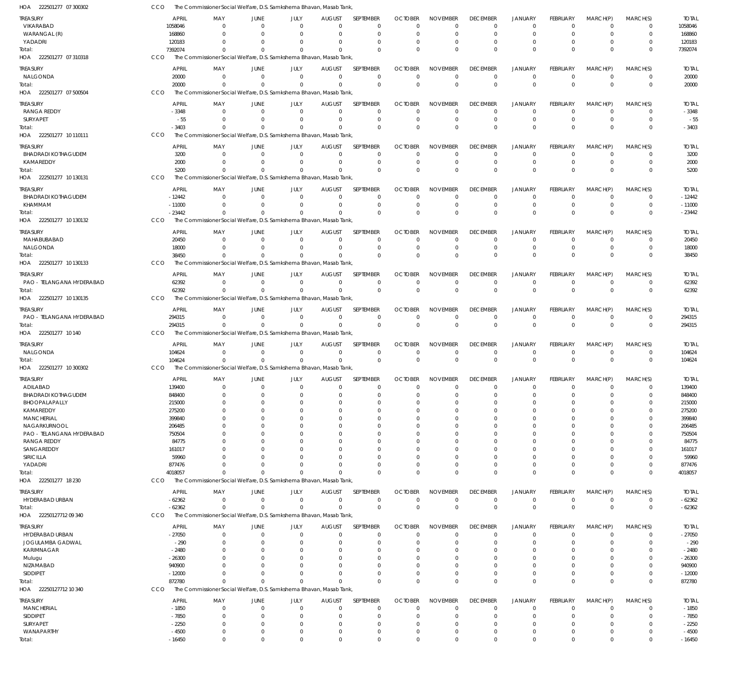HOA 222501277 07 300302 CCO The Commissioner Social Welfare, D.S. Samkshema Bhavan, Masab Tank,

| TREASURY | APRIL | MAY | JUNE | JULY | AUGUST | SEPTEMBER | OCTOBER | NOVEMBER | DECEMBER | JANUARY | FEBRUARY | MARCH(P) | MARCH(S) | TOTAL |
|---|---|---|---|---|---|---|---|---|---|---|---|---|---|---|
| VIKARABAD | 1058046 | 0 | 0 | 0 | 0 | 0 | 0 | 0 | 0 | 0 | 0 | 0 | 0 | 1058046 |
| WARANGAL (R) | 168860 | 0 | 0 | 0 | 0 | 0 | 0 | 0 | 0 | 0 | 0 | 0 | 0 | 168860 |
| YADADRI | 120183 | 0 | 0 | 0 | 0 | 0 | 0 | 0 | 0 | 0 | 0 | 0 | 0 | 120183 |
| Total: | 7392074 | 0 | 0 | 0 | 0 | 0 | 0 | 0 | 0 | 0 | 0 | 0 | 0 | 7392074 |

HOA 222501277 07 310318 CCO The Commissioner Social Welfare, D.S. Samkshema Bhavan, Masab Tank,

| TREASURY | APRIL | MAY | JUNE | JULY | AUGUST | SEPTEMBER | OCTOBER | NOVEMBER | DECEMBER | JANUARY | FEBRUARY | MARCH(P) | MARCH(S) | TOTAL |
|---|---|---|---|---|---|---|---|---|---|---|---|---|---|---|
| NALGONDA | 20000 | 0 | 0 | 0 | 0 | 0 | 0 | 0 | 0 | 0 | 0 | 0 | 0 | 20000 |
| Total: | 20000 | 0 | 0 | 0 | 0 | 0 | 0 | 0 | 0 | 0 | 0 | 0 | 0 | 20000 |

HOA 222501277 07 500504 CCO The Commissioner Social Welfare, D.S. Samkshema Bhavan, Masab Tank,

| TREASURY | APRIL | MAY | JUNE | JULY | AUGUST | SEPTEMBER | OCTOBER | NOVEMBER | DECEMBER | JANUARY | FEBRUARY | MARCH(P) | MARCH(S) | TOTAL |
|---|---|---|---|---|---|---|---|---|---|---|---|---|---|---|
| RANGA REDDY | -3348 | 0 | 0 | 0 | 0 | 0 | 0 | 0 | 0 | 0 | 0 | 0 | 0 | -3348 |
| SURYAPET | -55 | 0 | 0 | 0 | 0 | 0 | 0 | 0 | 0 | 0 | 0 | 0 | 0 | -55 |
| Total: | -3403 | 0 | 0 | 0 | 0 | 0 | 0 | 0 | 0 | 0 | 0 | 0 | 0 | -3403 |

HOA 222501277 10 110111 CCO The Commissioner Social Welfare, D.S. Samkshema Bhavan, Masab Tank,

| TREASURY | APRIL | MAY | JUNE | JULY | AUGUST | SEPTEMBER | OCTOBER | NOVEMBER | DECEMBER | JANUARY | FEBRUARY | MARCH(P) | MARCH(S) | TOTAL |
|---|---|---|---|---|---|---|---|---|---|---|---|---|---|---|
| BHADRADI KOTHAGUDEM | 3200 | 0 | 0 | 0 | 0 | 0 | 0 | 0 | 0 | 0 | 0 | 0 | 0 | 3200 |
| KAMAREDDY | 2000 | 0 | 0 | 0 | 0 | 0 | 0 | 0 | 0 | 0 | 0 | 0 | 0 | 2000 |
| Total: | 5200 | 0 | 0 | 0 | 0 | 0 | 0 | 0 | 0 | 0 | 0 | 0 | 0 | 5200 |

HOA 222501277 10 130131 CCO The Commissioner Social Welfare, D.S. Samkshema Bhavan, Masab Tank,

| TREASURY | APRIL | MAY | JUNE | JULY | AUGUST | SEPTEMBER | OCTOBER | NOVEMBER | DECEMBER | JANUARY | FEBRUARY | MARCH(P) | MARCH(S) | TOTAL |
|---|---|---|---|---|---|---|---|---|---|---|---|---|---|---|
| BHADRADI KOTHAGUDEM | -12442 | 0 | 0 | 0 | 0 | 0 | 0 | 0 | 0 | 0 | 0 | 0 | 0 | -12442 |
| KHAMMAM | -11000 | 0 | 0 | 0 | 0 | 0 | 0 | 0 | 0 | 0 | 0 | 0 | 0 | -11000 |
| Total: | -23442 | 0 | 0 | 0 | 0 | 0 | 0 | 0 | 0 | 0 | 0 | 0 | 0 | -23442 |

HOA 222501277 10 130132 CCO The Commissioner Social Welfare, D.S. Samkshema Bhavan, Masab Tank,

| TREASURY | APRIL | MAY | JUNE | JULY | AUGUST | SEPTEMBER | OCTOBER | NOVEMBER | DECEMBER | JANUARY | FEBRUARY | MARCH(P) | MARCH(S) | TOTAL |
|---|---|---|---|---|---|---|---|---|---|---|---|---|---|---|
| MAHABUBABAD | 20450 | 0 | 0 | 0 | 0 | 0 | 0 | 0 | 0 | 0 | 0 | 0 | 0 | 20450 |
| NALGONDA | 18000 | 0 | 0 | 0 | 0 | 0 | 0 | 0 | 0 | 0 | 0 | 0 | 0 | 18000 |
| Total: | 38450 | 0 | 0 | 0 | 0 | 0 | 0 | 0 | 0 | 0 | 0 | 0 | 0 | 38450 |

HOA 222501277 10 130133 CCO The Commissioner Social Welfare, D.S. Samkshema Bhavan, Masab Tank,

| TREASURY | APRIL | MAY | JUNE | JULY | AUGUST | SEPTEMBER | OCTOBER | NOVEMBER | DECEMBER | JANUARY | FEBRUARY | MARCH(P) | MARCH(S) | TOTAL |
|---|---|---|---|---|---|---|---|---|---|---|---|---|---|---|
| PAO - TELANGANA HYDERABAD | 62392 | 0 | 0 | 0 | 0 | 0 | 0 | 0 | 0 | 0 | 0 | 0 | 0 | 62392 |
| Total: | 62392 | 0 | 0 | 0 | 0 | 0 | 0 | 0 | 0 | 0 | 0 | 0 | 0 | 62392 |

HOA 222501277 10 130135 CCO The Commissioner Social Welfare, D.S. Samkshema Bhavan, Masab Tank,

| TREASURY | APRIL | MAY | JUNE | JULY | AUGUST | SEPTEMBER | OCTOBER | NOVEMBER | DECEMBER | JANUARY | FEBRUARY | MARCH(P) | MARCH(S) | TOTAL |
|---|---|---|---|---|---|---|---|---|---|---|---|---|---|---|
| PAO - TELANGANA HYDERABAD | 294315 | 0 | 0 | 0 | 0 | 0 | 0 | 0 | 0 | 0 | 0 | 0 | 0 | 294315 |
| Total: | 294315 | 0 | 0 | 0 | 0 | 0 | 0 | 0 | 0 | 0 | 0 | 0 | 0 | 294315 |

HOA 222501277 10 140 CCO The Commissioner Social Welfare, D.S. Samkshema Bhavan, Masab Tank,

| TREASURY | APRIL | MAY | JUNE | JULY | AUGUST | SEPTEMBER | OCTOBER | NOVEMBER | DECEMBER | JANUARY | FEBRUARY | MARCH(P) | MARCH(S) | TOTAL |
|---|---|---|---|---|---|---|---|---|---|---|---|---|---|---|
| NALGONDA | 104624 | 0 | 0 | 0 | 0 | 0 | 0 | 0 | 0 | 0 | 0 | 0 | 0 | 104624 |
| Total: | 104624 | 0 | 0 | 0 | 0 | 0 | 0 | 0 | 0 | 0 | 0 | 0 | 0 | 104624 |

HOA 222501277 10 300302 CCO The Commissioner Social Welfare, D.S. Samkshema Bhavan, Masab Tank,

| TREASURY | APRIL | MAY | JUNE | JULY | AUGUST | SEPTEMBER | OCTOBER | NOVEMBER | DECEMBER | JANUARY | FEBRUARY | MARCH(P) | MARCH(S) | TOTAL |
|---|---|---|---|---|---|---|---|---|---|---|---|---|---|---|
| ADILABAD | 139400 | 0 | 0 | 0 | 0 | 0 | 0 | 0 | 0 | 0 | 0 | 0 | 0 | 139400 |
| BHADRADI KOTHAGUDEM | 848400 | 0 | 0 | 0 | 0 | 0 | 0 | 0 | 0 | 0 | 0 | 0 | 0 | 848400 |
| BHOOPALAPALLY | 215000 | 0 | 0 | 0 | 0 | 0 | 0 | 0 | 0 | 0 | 0 | 0 | 0 | 215000 |
| KAMAREDDY | 275200 | 0 | 0 | 0 | 0 | 0 | 0 | 0 | 0 | 0 | 0 | 0 | 0 | 275200 |
| MANCHERIAL | 399840 | 0 | 0 | 0 | 0 | 0 | 0 | 0 | 0 | 0 | 0 | 0 | 0 | 399840 |
| NAGARKURNOOL | 206485 | 0 | 0 | 0 | 0 | 0 | 0 | 0 | 0 | 0 | 0 | 0 | 0 | 206485 |
| PAO - TELANGANA HYDERABAD | 750504 | 0 | 0 | 0 | 0 | 0 | 0 | 0 | 0 | 0 | 0 | 0 | 0 | 750504 |
| RANGA REDDY | 84775 | 0 | 0 | 0 | 0 | 0 | 0 | 0 | 0 | 0 | 0 | 0 | 0 | 84775 |
| SANGAREDDY | 161017 | 0 | 0 | 0 | 0 | 0 | 0 | 0 | 0 | 0 | 0 | 0 | 0 | 161017 |
| SIRICILLA | 59960 | 0 | 0 | 0 | 0 | 0 | 0 | 0 | 0 | 0 | 0 | 0 | 0 | 59960 |
| YADADRI | 877476 | 0 | 0 | 0 | 0 | 0 | 0 | 0 | 0 | 0 | 0 | 0 | 0 | 877476 |
| Total: | 4018057 | 0 | 0 | 0 | 0 | 0 | 0 | 0 | 0 | 0 | 0 | 0 | 0 | 4018057 |

HOA 222501277 18 230 CCO The Commissioner Social Welfare, D.S. Samkshema Bhavan, Masab Tank,

| TREASURY | APRIL | MAY | JUNE | JULY | AUGUST | SEPTEMBER | OCTOBER | NOVEMBER | DECEMBER | JANUARY | FEBRUARY | MARCH(P) | MARCH(S) | TOTAL |
|---|---|---|---|---|---|---|---|---|---|---|---|---|---|---|
| HYDERABAD URBAN | -62362 | 0 | 0 | 0 | 0 | 0 | 0 | 0 | 0 | 0 | 0 | 0 | 0 | -62362 |
| Total: | -62362 | 0 | 0 | 0 | 0 | 0 | 0 | 0 | 0 | 0 | 0 | 0 | 0 | -62362 |

HOA 22250127712 09 340 CCO The Commissioner Social Welfare, D.S. Samkshema Bhavan, Masab Tank,

| TREASURY | APRIL | MAY | JUNE | JULY | AUGUST | SEPTEMBER | OCTOBER | NOVEMBER | DECEMBER | JANUARY | FEBRUARY | MARCH(P) | MARCH(S) | TOTAL |
|---|---|---|---|---|---|---|---|---|---|---|---|---|---|---|
| HYDERABAD URBAN | -27050 | 0 | 0 | 0 | 0 | 0 | 0 | 0 | 0 | 0 | 0 | 0 | 0 | -27050 |
| JOGULAMBA GADWAL | -290 | 0 | 0 | 0 | 0 | 0 | 0 | 0 | 0 | 0 | 0 | 0 | 0 | -290 |
| KARIMNAGAR | -2480 | 0 | 0 | 0 | 0 | 0 | 0 | 0 | 0 | 0 | 0 | 0 | 0 | -2480 |
| Mulugu | -26300 | 0 | 0 | 0 | 0 | 0 | 0 | 0 | 0 | 0 | 0 | 0 | 0 | -26300 |
| NIZAMABAD | 940900 | 0 | 0 | 0 | 0 | 0 | 0 | 0 | 0 | 0 | 0 | 0 | 0 | 940900 |
| SIDDIPET | -12000 | 0 | 0 | 0 | 0 | 0 | 0 | 0 | 0 | 0 | 0 | 0 | 0 | -12000 |
| Total: | 872780 | 0 | 0 | 0 | 0 | 0 | 0 | 0 | 0 | 0 | 0 | 0 | 0 | 872780 |

HOA 22250127712 10 340 CCO The Commissioner Social Welfare, D.S. Samkshema Bhavan, Masab Tank,

| TREASURY | APRIL | MAY | JUNE | JULY | AUGUST | SEPTEMBER | OCTOBER | NOVEMBER | DECEMBER | JANUARY | FEBRUARY | MARCH(P) | MARCH(S) | TOTAL |
|---|---|---|---|---|---|---|---|---|---|---|---|---|---|---|
| MANCHERIAL | -1850 | 0 | 0 | 0 | 0 | 0 | 0 | 0 | 0 | 0 | 0 | 0 | 0 | -1850 |
| SIDDIPET | -7850 | 0 | 0 | 0 | 0 | 0 | 0 | 0 | 0 | 0 | 0 | 0 | 0 | -7850 |
| SURYAPET | -2250 | 0 | 0 | 0 | 0 | 0 | 0 | 0 | 0 | 0 | 0 | 0 | 0 | -2250 |
| WANAPARTHY | -4500 | 0 | 0 | 0 | 0 | 0 | 0 | 0 | 0 | 0 | 0 | 0 | 0 | -4500 |
| Total: | -16450 | 0 | 0 | 0 | 0 | 0 | 0 | 0 | 0 | 0 | 0 | 0 | 0 | -16450 |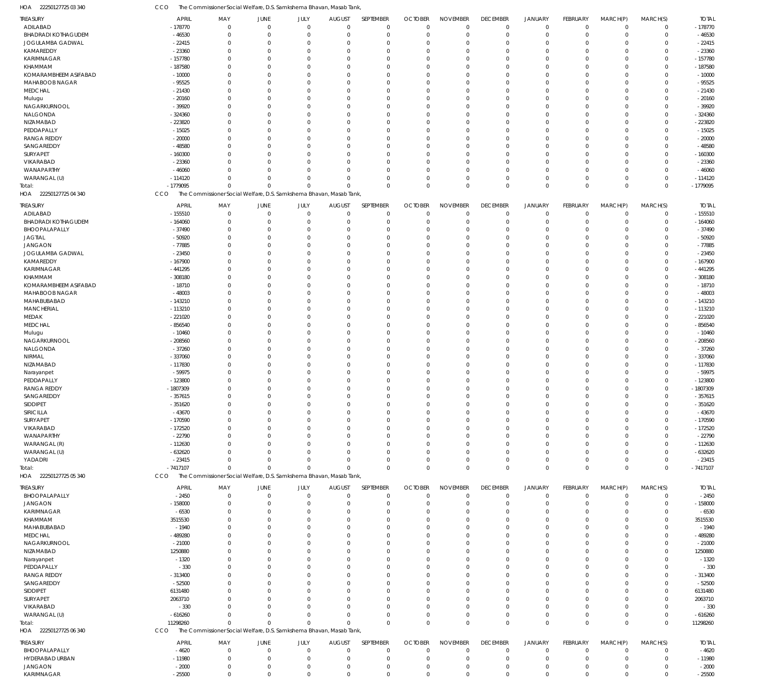HOA 22250127725 03 340 CCO The Commissioner Social Welfare, D.S. Samkshema Bhavan, Masab Tank,

| TREASURY | APRIL | MAY | JUNE | JULY | AUGUST | SEPTEMBER | OCTOBER | NOVEMBER | DECEMBER | JANUARY | FEBRUARY | MARCH(P) | MARCH(S) | TOTAL |
|---|---|---|---|---|---|---|---|---|---|---|---|---|---|---|
| ADILABAD | -178770 | 0 | 0 | 0 | 0 | 0 | 0 | 0 | 0 | 0 | 0 | 0 | 0 | -178770 |
| BHADRADI KOTHAGUDEM | -46530 | 0 | 0 | 0 | 0 | 0 | 0 | 0 | 0 | 0 | 0 | 0 | 0 | -46530 |
| JOGULAMBA GADWAL | -22415 | 0 | 0 | 0 | 0 | 0 | 0 | 0 | 0 | 0 | 0 | 0 | 0 | -22415 |
| KAMAREDDY | -23360 | 0 | 0 | 0 | 0 | 0 | 0 | 0 | 0 | 0 | 0 | 0 | 0 | -23360 |
| KARIMNAGAR | -157780 | 0 | 0 | 0 | 0 | 0 | 0 | 0 | 0 | 0 | 0 | 0 | 0 | -157780 |
| KHAMMAM | -187580 | 0 | 0 | 0 | 0 | 0 | 0 | 0 | 0 | 0 | 0 | 0 | 0 | -187580 |
| KOMARAMBHEEM ASIFABAD | -10000 | 0 | 0 | 0 | 0 | 0 | 0 | 0 | 0 | 0 | 0 | 0 | 0 | -10000 |
| MAHABOOB NAGAR | -95525 | 0 | 0 | 0 | 0 | 0 | 0 | 0 | 0 | 0 | 0 | 0 | 0 | -95525 |
| MEDCHAL | -21430 | 0 | 0 | 0 | 0 | 0 | 0 | 0 | 0 | 0 | 0 | 0 | 0 | -21430 |
| Mulugu | -20160 | 0 | 0 | 0 | 0 | 0 | 0 | 0 | 0 | 0 | 0 | 0 | 0 | -20160 |
| NAGARKURNOOL | -39920 | 0 | 0 | 0 | 0 | 0 | 0 | 0 | 0 | 0 | 0 | 0 | 0 | -39920 |
| NALGONDA | -324360 | 0 | 0 | 0 | 0 | 0 | 0 | 0 | 0 | 0 | 0 | 0 | 0 | -324360 |
| NIZAMABAD | -223820 | 0 | 0 | 0 | 0 | 0 | 0 | 0 | 0 | 0 | 0 | 0 | 0 | -223820 |
| PEDDAPALLY | -15025 | 0 | 0 | 0 | 0 | 0 | 0 | 0 | 0 | 0 | 0 | 0 | 0 | -15025 |
| RANGA REDDY | -20000 | 0 | 0 | 0 | 0 | 0 | 0 | 0 | 0 | 0 | 0 | 0 | 0 | -20000 |
| SANGAREDDY | -48580 | 0 | 0 | 0 | 0 | 0 | 0 | 0 | 0 | 0 | 0 | 0 | 0 | -48580 |
| SURYAPET | -160300 | 0 | 0 | 0 | 0 | 0 | 0 | 0 | 0 | 0 | 0 | 0 | 0 | -160300 |
| VIKARABAD | -23360 | 0 | 0 | 0 | 0 | 0 | 0 | 0 | 0 | 0 | 0 | 0 | 0 | -23360 |
| WANAPARTHY | -46060 | 0 | 0 | 0 | 0 | 0 | 0 | 0 | 0 | 0 | 0 | 0 | 0 | -46060 |
| WARANGAL (U) | -114120 | 0 | 0 | 0 | 0 | 0 | 0 | 0 | 0 | 0 | 0 | 0 | 0 | -114120 |
| Total: | -1779095 | 0 | 0 | 0 | 0 | 0 | 0 | 0 | 0 | 0 | 0 | 0 | 0 | -1779095 |

HOA 22250127725 04 340 CCO The Commissioner Social Welfare, D.S. Samkshema Bhavan, Masab Tank,

| TREASURY | APRIL | MAY | JUNE | JULY | AUGUST | SEPTEMBER | OCTOBER | NOVEMBER | DECEMBER | JANUARY | FEBRUARY | MARCH(P) | MARCH(S) | TOTAL |
|---|---|---|---|---|---|---|---|---|---|---|---|---|---|---|
| ADILABAD | -155510 | 0 | 0 | 0 | 0 | 0 | 0 | 0 | 0 | 0 | 0 | 0 | 0 | -155510 |
| BHADRADI KOTHAGUDEM | -164060 | 0 | 0 | 0 | 0 | 0 | 0 | 0 | 0 | 0 | 0 | 0 | 0 | -164060 |
| BHOOPALAPALLY | -37490 | 0 | 0 | 0 | 0 | 0 | 0 | 0 | 0 | 0 | 0 | 0 | 0 | -37490 |
| JAGTIAL | -50920 | 0 | 0 | 0 | 0 | 0 | 0 | 0 | 0 | 0 | 0 | 0 | 0 | -50920 |
| JANGAON | -77885 | 0 | 0 | 0 | 0 | 0 | 0 | 0 | 0 | 0 | 0 | 0 | 0 | -77885 |
| JOGULAMBA GADWAL | -23450 | 0 | 0 | 0 | 0 | 0 | 0 | 0 | 0 | 0 | 0 | 0 | 0 | -23450 |
| KAMAREDDY | -167900 | 0 | 0 | 0 | 0 | 0 | 0 | 0 | 0 | 0 | 0 | 0 | 0 | -167900 |
| KARIMNAGAR | -441295 | 0 | 0 | 0 | 0 | 0 | 0 | 0 | 0 | 0 | 0 | 0 | 0 | -441295 |
| KHAMMAM | -308180 | 0 | 0 | 0 | 0 | 0 | 0 | 0 | 0 | 0 | 0 | 0 | 0 | -308180 |
| KOMARAMBHEEM ASIFABAD | -18710 | 0 | 0 | 0 | 0 | 0 | 0 | 0 | 0 | 0 | 0 | 0 | 0 | -18710 |
| MAHABOOB NAGAR | -48003 | 0 | 0 | 0 | 0 | 0 | 0 | 0 | 0 | 0 | 0 | 0 | 0 | -48003 |
| MAHABUBABAD | -143210 | 0 | 0 | 0 | 0 | 0 | 0 | 0 | 0 | 0 | 0 | 0 | 0 | -143210 |
| MANCHERIAL | -113210 | 0 | 0 | 0 | 0 | 0 | 0 | 0 | 0 | 0 | 0 | 0 | 0 | -113210 |
| MEDAK | -221020 | 0 | 0 | 0 | 0 | 0 | 0 | 0 | 0 | 0 | 0 | 0 | 0 | -221020 |
| MEDCHAL | -856540 | 0 | 0 | 0 | 0 | 0 | 0 | 0 | 0 | 0 | 0 | 0 | 0 | -856540 |
| Mulugu | -10460 | 0 | 0 | 0 | 0 | 0 | 0 | 0 | 0 | 0 | 0 | 0 | 0 | -10460 |
| NAGARKURNOOL | -208560 | 0 | 0 | 0 | 0 | 0 | 0 | 0 | 0 | 0 | 0 | 0 | 0 | -208560 |
| NALGONDA | -37260 | 0 | 0 | 0 | 0 | 0 | 0 | 0 | 0 | 0 | 0 | 0 | 0 | -37260 |
| NIRMAL | -337060 | 0 | 0 | 0 | 0 | 0 | 0 | 0 | 0 | 0 | 0 | 0 | 0 | -337060 |
| NIZAMABAD | -117830 | 0 | 0 | 0 | 0 | 0 | 0 | 0 | 0 | 0 | 0 | 0 | 0 | -117830 |
| Narayanpet | -59975 | 0 | 0 | 0 | 0 | 0 | 0 | 0 | 0 | 0 | 0 | 0 | 0 | -59975 |
| PEDDAPALLY | -123800 | 0 | 0 | 0 | 0 | 0 | 0 | 0 | 0 | 0 | 0 | 0 | 0 | -123800 |
| RANGA REDDY | -1807309 | 0 | 0 | 0 | 0 | 0 | 0 | 0 | 0 | 0 | 0 | 0 | 0 | -1807309 |
| SANGAREDDY | -357615 | 0 | 0 | 0 | 0 | 0 | 0 | 0 | 0 | 0 | 0 | 0 | 0 | -357615 |
| SIDDIPET | -351620 | 0 | 0 | 0 | 0 | 0 | 0 | 0 | 0 | 0 | 0 | 0 | 0 | -351620 |
| SIRICILLA | -43670 | 0 | 0 | 0 | 0 | 0 | 0 | 0 | 0 | 0 | 0 | 0 | 0 | -43670 |
| SURYAPET | -170590 | 0 | 0 | 0 | 0 | 0 | 0 | 0 | 0 | 0 | 0 | 0 | 0 | -170590 |
| VIKARABAD | -172520 | 0 | 0 | 0 | 0 | 0 | 0 | 0 | 0 | 0 | 0 | 0 | 0 | -172520 |
| WANAPARTHY | -22790 | 0 | 0 | 0 | 0 | 0 | 0 | 0 | 0 | 0 | 0 | 0 | 0 | -22790 |
| WARANGAL (R) | -112630 | 0 | 0 | 0 | 0 | 0 | 0 | 0 | 0 | 0 | 0 | 0 | 0 | -112630 |
| WARANGAL (U) | -632620 | 0 | 0 | 0 | 0 | 0 | 0 | 0 | 0 | 0 | 0 | 0 | 0 | -632620 |
| YADADRI | -23415 | 0 | 0 | 0 | 0 | 0 | 0 | 0 | 0 | 0 | 0 | 0 | 0 | -23415 |
| Total: | -7417107 | 0 | 0 | 0 | 0 | 0 | 0 | 0 | 0 | 0 | 0 | 0 | 0 | -7417107 |

HOA 22250127725 05 340 CCO The Commissioner Social Welfare, D.S. Samkshema Bhavan, Masab Tank,

| TREASURY | APRIL | MAY | JUNE | JULY | AUGUST | SEPTEMBER | OCTOBER | NOVEMBER | DECEMBER | JANUARY | FEBRUARY | MARCH(P) | MARCH(S) | TOTAL |
|---|---|---|---|---|---|---|---|---|---|---|---|---|---|---|
| BHOOPALAPALLY | -2450 | 0 | 0 | 0 | 0 | 0 | 0 | 0 | 0 | 0 | 0 | 0 | 0 | -2450 |
| JANGAON | -158000 | 0 | 0 | 0 | 0 | 0 | 0 | 0 | 0 | 0 | 0 | 0 | 0 | -158000 |
| KARIMNAGAR | -6530 | 0 | 0 | 0 | 0 | 0 | 0 | 0 | 0 | 0 | 0 | 0 | 0 | -6530 |
| KHAMMAM | 3515530 | 0 | 0 | 0 | 0 | 0 | 0 | 0 | 0 | 0 | 0 | 0 | 0 | 3515530 |
| MAHABUBABAD | -1940 | 0 | 0 | 0 | 0 | 0 | 0 | 0 | 0 | 0 | 0 | 0 | 0 | -1940 |
| MEDCHAL | -489280 | 0 | 0 | 0 | 0 | 0 | 0 | 0 | 0 | 0 | 0 | 0 | 0 | -489280 |
| NAGARKURNOOL | -21000 | 0 | 0 | 0 | 0 | 0 | 0 | 0 | 0 | 0 | 0 | 0 | 0 | -21000 |
| NIZAMABAD | 1250880 | 0 | 0 | 0 | 0 | 0 | 0 | 0 | 0 | 0 | 0 | 0 | 0 | 1250880 |
| Narayanpet | -1320 | 0 | 0 | 0 | 0 | 0 | 0 | 0 | 0 | 0 | 0 | 0 | 0 | -1320 |
| PEDDAPALLY | -330 | 0 | 0 | 0 | 0 | 0 | 0 | 0 | 0 | 0 | 0 | 0 | 0 | -330 |
| RANGA REDDY | -313400 | 0 | 0 | 0 | 0 | 0 | 0 | 0 | 0 | 0 | 0 | 0 | 0 | -313400 |
| SANGAREDDY | -52500 | 0 | 0 | 0 | 0 | 0 | 0 | 0 | 0 | 0 | 0 | 0 | 0 | -52500 |
| SIDDIPET | 6131480 | 0 | 0 | 0 | 0 | 0 | 0 | 0 | 0 | 0 | 0 | 0 | 0 | 6131480 |
| SURYAPET | 2063710 | 0 | 0 | 0 | 0 | 0 | 0 | 0 | 0 | 0 | 0 | 0 | 0 | 2063710 |
| VIKARABAD | -330 | 0 | 0 | 0 | 0 | 0 | 0 | 0 | 0 | 0 | 0 | 0 | 0 | -330 |
| WARANGAL (U) | -616260 | 0 | 0 | 0 | 0 | 0 | 0 | 0 | 0 | 0 | 0 | 0 | 0 | -616260 |
| Total: | 11298260 | 0 | 0 | 0 | 0 | 0 | 0 | 0 | 0 | 0 | 0 | 0 | 0 | 11298260 |

HOA 22250127725 06 340 CCO The Commissioner Social Welfare, D.S. Samkshema Bhavan, Masab Tank,

| TREASURY | APRIL | MAY | JUNE | JULY | AUGUST | SEPTEMBER | OCTOBER | NOVEMBER | DECEMBER | JANUARY | FEBRUARY | MARCH(P) | MARCH(S) | TOTAL |
|---|---|---|---|---|---|---|---|---|---|---|---|---|---|---|
| BHOOPALAPALLY | -4620 | 0 | 0 | 0 | 0 | 0 | 0 | 0 | 0 | 0 | 0 | 0 | 0 | -4620 |
| HYDERABAD URBAN | -11980 | 0 | 0 | 0 | 0 | 0 | 0 | 0 | 0 | 0 | 0 | 0 | 0 | -11980 |
| JANGAON | -2000 | 0 | 0 | 0 | 0 | 0 | 0 | 0 | 0 | 0 | 0 | 0 | 0 | -2000 |
| KARIMNAGAR | -25500 | 0 | 0 | 0 | 0 | 0 | 0 | 0 | 0 | 0 | 0 | 0 | 0 | -25500 |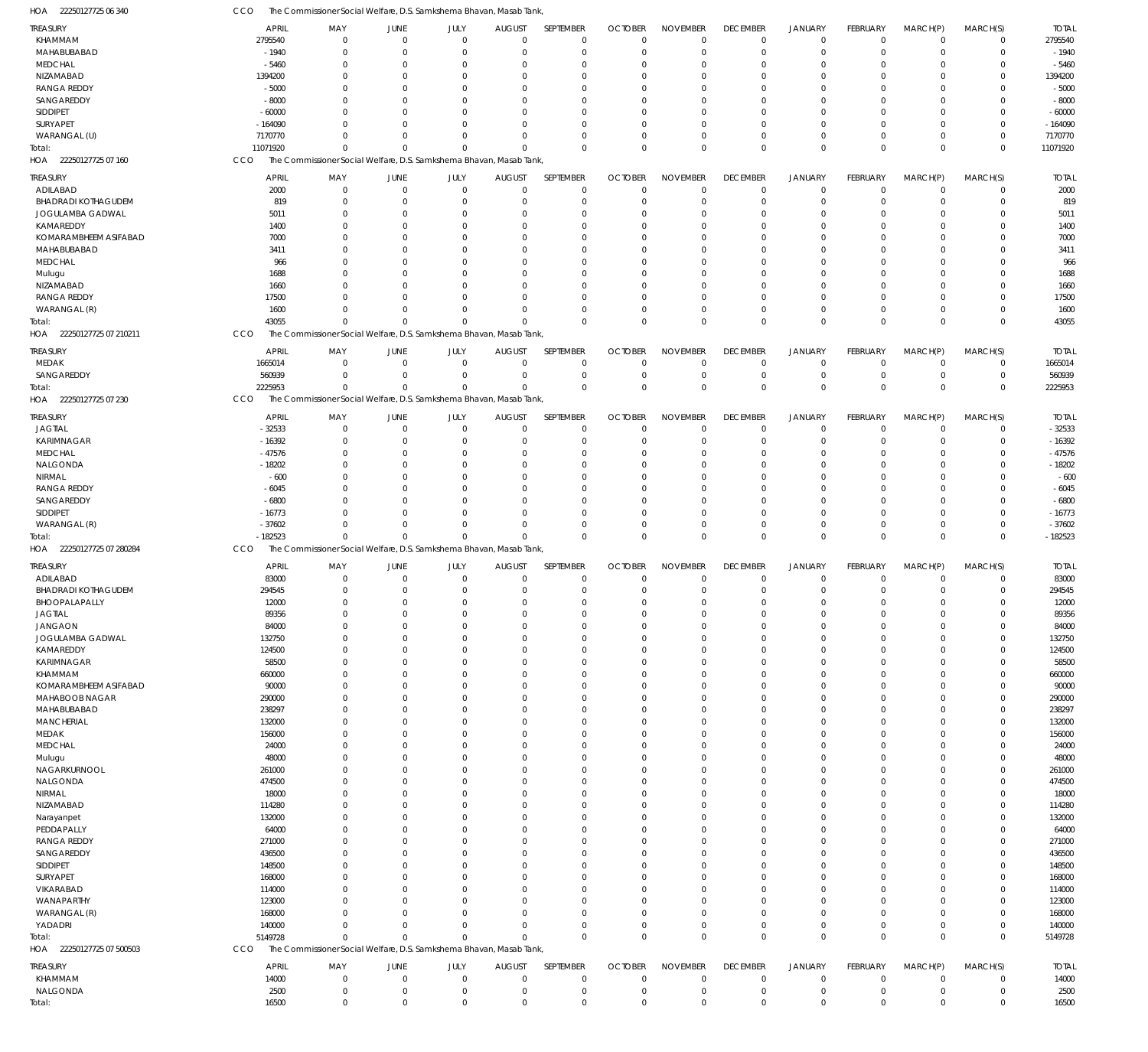HOA 22250127725 06 340 CCO The Commissioner Social Welfare, D.S. Samkshema Bhavan, Masab Tank,

| TREASURY | APRIL | MAY | JUNE | JULY | AUGUST | SEPTEMBER | OCTOBER | NOVEMBER | DECEMBER | JANUARY | FEBRUARY | MARCH(P) | MARCH(S) | TOTAL |
|---|---|---|---|---|---|---|---|---|---|---|---|---|---|---|
| KHAMMAM | 2795540 | 0 | 0 | 0 | 0 | 0 | 0 | 0 | 0 | 0 | 0 | 0 | 0 | 2795540 |
| MAHABUBABAD | - 1940 | 0 | 0 | 0 | 0 | 0 | 0 | 0 | 0 | 0 | 0 | 0 | 0 | - 1940 |
| MEDCHAL | - 5460 | 0 | 0 | 0 | 0 | 0 | 0 | 0 | 0 | 0 | 0 | 0 | 0 | - 5460 |
| NIZAMABAD | 1394200 | 0 | 0 | 0 | 0 | 0 | 0 | 0 | 0 | 0 | 0 | 0 | 0 | 1394200 |
| RANGA REDDY | - 5000 | 0 | 0 | 0 | 0 | 0 | 0 | 0 | 0 | 0 | 0 | 0 | 0 | - 5000 |
| SANGAREDDY | - 8000 | 0 | 0 | 0 | 0 | 0 | 0 | 0 | 0 | 0 | 0 | 0 | 0 | - 8000 |
| SIDDIPET | - 60000 | 0 | 0 | 0 | 0 | 0 | 0 | 0 | 0 | 0 | 0 | 0 | 0 | - 60000 |
| SURYAPET | - 164090 | 0 | 0 | 0 | 0 | 0 | 0 | 0 | 0 | 0 | 0 | 0 | 0 | - 164090 |
| WARANGAL (U) | 7170770 | 0 | 0 | 0 | 0 | 0 | 0 | 0 | 0 | 0 | 0 | 0 | 0 | 7170770 |
| Total: | 11071920 | 0 | 0 | 0 | 0 | 0 | 0 | 0 | 0 | 0 | 0 | 0 | 0 | 11071920 |

HOA 22250127725 07 160 CCO The Commissioner Social Welfare, D.S. Samkshema Bhavan, Masab Tank,

| TREASURY | APRIL | MAY | JUNE | JULY | AUGUST | SEPTEMBER | OCTOBER | NOVEMBER | DECEMBER | JANUARY | FEBRUARY | MARCH(P) | MARCH(S) | TOTAL |
|---|---|---|---|---|---|---|---|---|---|---|---|---|---|---|
| ADILABAD | 2000 | 0 | 0 | 0 | 0 | 0 | 0 | 0 | 0 | 0 | 0 | 0 | 0 | 2000 |
| BHADRADI KOTHAGUDEM | 819 | 0 | 0 | 0 | 0 | 0 | 0 | 0 | 0 | 0 | 0 | 0 | 0 | 819 |
| JOGULAMBA GADWAL | 5011 | 0 | 0 | 0 | 0 | 0 | 0 | 0 | 0 | 0 | 0 | 0 | 0 | 5011 |
| KAMAREDDY | 1400 | 0 | 0 | 0 | 0 | 0 | 0 | 0 | 0 | 0 | 0 | 0 | 0 | 1400 |
| KOMARAMBHEEM ASIFABAD | 7000 | 0 | 0 | 0 | 0 | 0 | 0 | 0 | 0 | 0 | 0 | 0 | 0 | 7000 |
| MAHABUBABAD | 3411 | 0 | 0 | 0 | 0 | 0 | 0 | 0 | 0 | 0 | 0 | 0 | 0 | 3411 |
| MEDCHAL | 966 | 0 | 0 | 0 | 0 | 0 | 0 | 0 | 0 | 0 | 0 | 0 | 0 | 966 |
| Mulugu | 1688 | 0 | 0 | 0 | 0 | 0 | 0 | 0 | 0 | 0 | 0 | 0 | 0 | 1688 |
| NIZAMABAD | 1660 | 0 | 0 | 0 | 0 | 0 | 0 | 0 | 0 | 0 | 0 | 0 | 0 | 1660 |
| RANGA REDDY | 17500 | 0 | 0 | 0 | 0 | 0 | 0 | 0 | 0 | 0 | 0 | 0 | 0 | 17500 |
| WARANGAL (R) | 1600 | 0 | 0 | 0 | 0 | 0 | 0 | 0 | 0 | 0 | 0 | 0 | 0 | 1600 |
| Total: | 43055 | 0 | 0 | 0 | 0 | 0 | 0 | 0 | 0 | 0 | 0 | 0 | 0 | 43055 |

HOA 22250127725 07 210211 CCO The Commissioner Social Welfare, D.S. Samkshema Bhavan, Masab Tank,

| TREASURY | APRIL | MAY | JUNE | JULY | AUGUST | SEPTEMBER | OCTOBER | NOVEMBER | DECEMBER | JANUARY | FEBRUARY | MARCH(P) | MARCH(S) | TOTAL |
|---|---|---|---|---|---|---|---|---|---|---|---|---|---|---|
| MEDAK | 1665014 | 0 | 0 | 0 | 0 | 0 | 0 | 0 | 0 | 0 | 0 | 0 | 0 | 1665014 |
| SANGAREDDY | 560939 | 0 | 0 | 0 | 0 | 0 | 0 | 0 | 0 | 0 | 0 | 0 | 0 | 560939 |
| Total: | 2225953 | 0 | 0 | 0 | 0 | 0 | 0 | 0 | 0 | 0 | 0 | 0 | 0 | 2225953 |

HOA 22250127725 07 230 CCO The Commissioner Social Welfare, D.S. Samkshema Bhavan, Masab Tank,

| TREASURY | APRIL | MAY | JUNE | JULY | AUGUST | SEPTEMBER | OCTOBER | NOVEMBER | DECEMBER | JANUARY | FEBRUARY | MARCH(P) | MARCH(S) | TOTAL |
|---|---|---|---|---|---|---|---|---|---|---|---|---|---|---|
| JAGTIAL | - 32533 | 0 | 0 | 0 | 0 | 0 | 0 | 0 | 0 | 0 | 0 | 0 | 0 | - 32533 |
| KARIMNAGAR | - 16392 | 0 | 0 | 0 | 0 | 0 | 0 | 0 | 0 | 0 | 0 | 0 | 0 | - 16392 |
| MEDCHAL | - 47576 | 0 | 0 | 0 | 0 | 0 | 0 | 0 | 0 | 0 | 0 | 0 | 0 | - 47576 |
| NALGONDA | - 18202 | 0 | 0 | 0 | 0 | 0 | 0 | 0 | 0 | 0 | 0 | 0 | 0 | - 18202 |
| NIRMAL | - 600 | 0 | 0 | 0 | 0 | 0 | 0 | 0 | 0 | 0 | 0 | 0 | 0 | - 600 |
| RANGA REDDY | - 6045 | 0 | 0 | 0 | 0 | 0 | 0 | 0 | 0 | 0 | 0 | 0 | 0 | - 6045 |
| SANGAREDDY | - 6800 | 0 | 0 | 0 | 0 | 0 | 0 | 0 | 0 | 0 | 0 | 0 | 0 | - 6800 |
| SIDDIPET | - 16773 | 0 | 0 | 0 | 0 | 0 | 0 | 0 | 0 | 0 | 0 | 0 | 0 | - 16773 |
| WARANGAL (R) | - 37602 | 0 | 0 | 0 | 0 | 0 | 0 | 0 | 0 | 0 | 0 | 0 | 0 | - 37602 |
| Total: | - 182523 | 0 | 0 | 0 | 0 | 0 | 0 | 0 | 0 | 0 | 0 | 0 | 0 | - 182523 |

HOA 22250127725 07 280284 CCO The Commissioner Social Welfare, D.S. Samkshema Bhavan, Masab Tank,

| TREASURY | APRIL | MAY | JUNE | JULY | AUGUST | SEPTEMBER | OCTOBER | NOVEMBER | DECEMBER | JANUARY | FEBRUARY | MARCH(P) | MARCH(S) | TOTAL |
|---|---|---|---|---|---|---|---|---|---|---|---|---|---|---|
| ADILABAD | 83000 | 0 | 0 | 0 | 0 | 0 | 0 | 0 | 0 | 0 | 0 | 0 | 0 | 83000 |
| BHADRADI KOTHAGUDEM | 294545 | 0 | 0 | 0 | 0 | 0 | 0 | 0 | 0 | 0 | 0 | 0 | 0 | 294545 |
| BHOOPALAPALLY | 12000 | 0 | 0 | 0 | 0 | 0 | 0 | 0 | 0 | 0 | 0 | 0 | 0 | 12000 |
| JAGTIAL | 89356 | 0 | 0 | 0 | 0 | 0 | 0 | 0 | 0 | 0 | 0 | 0 | 0 | 89356 |
| JANGAON | 84000 | 0 | 0 | 0 | 0 | 0 | 0 | 0 | 0 | 0 | 0 | 0 | 0 | 84000 |
| JOGULAMBA GADWAL | 132750 | 0 | 0 | 0 | 0 | 0 | 0 | 0 | 0 | 0 | 0 | 0 | 0 | 132750 |
| KAMAREDDY | 124500 | 0 | 0 | 0 | 0 | 0 | 0 | 0 | 0 | 0 | 0 | 0 | 0 | 124500 |
| KARIMNAGAR | 58500 | 0 | 0 | 0 | 0 | 0 | 0 | 0 | 0 | 0 | 0 | 0 | 0 | 58500 |
| KHAMMAM | 660000 | 0 | 0 | 0 | 0 | 0 | 0 | 0 | 0 | 0 | 0 | 0 | 0 | 660000 |
| KOMARAMBHEEM ASIFABAD | 90000 | 0 | 0 | 0 | 0 | 0 | 0 | 0 | 0 | 0 | 0 | 0 | 0 | 90000 |
| MAHABOOB NAGAR | 290000 | 0 | 0 | 0 | 0 | 0 | 0 | 0 | 0 | 0 | 0 | 0 | 0 | 290000 |
| MAHABUBABAD | 238297 | 0 | 0 | 0 | 0 | 0 | 0 | 0 | 0 | 0 | 0 | 0 | 0 | 238297 |
| MANCHERIAL | 132000 | 0 | 0 | 0 | 0 | 0 | 0 | 0 | 0 | 0 | 0 | 0 | 0 | 132000 |
| MEDAK | 156000 | 0 | 0 | 0 | 0 | 0 | 0 | 0 | 0 | 0 | 0 | 0 | 0 | 156000 |
| MEDCHAL | 24000 | 0 | 0 | 0 | 0 | 0 | 0 | 0 | 0 | 0 | 0 | 0 | 0 | 24000 |
| Mulugu | 48000 | 0 | 0 | 0 | 0 | 0 | 0 | 0 | 0 | 0 | 0 | 0 | 0 | 48000 |
| NAGARKURNOOL | 261000 | 0 | 0 | 0 | 0 | 0 | 0 | 0 | 0 | 0 | 0 | 0 | 0 | 261000 |
| NALGONDA | 474500 | 0 | 0 | 0 | 0 | 0 | 0 | 0 | 0 | 0 | 0 | 0 | 0 | 474500 |
| NIRMAL | 18000 | 0 | 0 | 0 | 0 | 0 | 0 | 0 | 0 | 0 | 0 | 0 | 0 | 18000 |
| NIZAMABAD | 114280 | 0 | 0 | 0 | 0 | 0 | 0 | 0 | 0 | 0 | 0 | 0 | 0 | 114280 |
| Narayanpet | 132000 | 0 | 0 | 0 | 0 | 0 | 0 | 0 | 0 | 0 | 0 | 0 | 0 | 132000 |
| PEDDAPALLY | 64000 | 0 | 0 | 0 | 0 | 0 | 0 | 0 | 0 | 0 | 0 | 0 | 0 | 64000 |
| RANGA REDDY | 271000 | 0 | 0 | 0 | 0 | 0 | 0 | 0 | 0 | 0 | 0 | 0 | 0 | 271000 |
| SANGAREDDY | 436500 | 0 | 0 | 0 | 0 | 0 | 0 | 0 | 0 | 0 | 0 | 0 | 0 | 436500 |
| SIDDIPET | 148500 | 0 | 0 | 0 | 0 | 0 | 0 | 0 | 0 | 0 | 0 | 0 | 0 | 148500 |
| SURYAPET | 168000 | 0 | 0 | 0 | 0 | 0 | 0 | 0 | 0 | 0 | 0 | 0 | 0 | 168000 |
| VIKARABAD | 114000 | 0 | 0 | 0 | 0 | 0 | 0 | 0 | 0 | 0 | 0 | 0 | 0 | 114000 |
| WANAPARTHY | 123000 | 0 | 0 | 0 | 0 | 0 | 0 | 0 | 0 | 0 | 0 | 0 | 0 | 123000 |
| WARANGAL (R) | 168000 | 0 | 0 | 0 | 0 | 0 | 0 | 0 | 0 | 0 | 0 | 0 | 0 | 168000 |
| YADADRI | 140000 | 0 | 0 | 0 | 0 | 0 | 0 | 0 | 0 | 0 | 0 | 0 | 0 | 140000 |
| Total: | 5149728 | 0 | 0 | 0 | 0 | 0 | 0 | 0 | 0 | 0 | 0 | 0 | 0 | 5149728 |

HOA 22250127725 07 500503 CCO The Commissioner Social Welfare, D.S. Samkshema Bhavan, Masab Tank,

| TREASURY | APRIL | MAY | JUNE | JULY | AUGUST | SEPTEMBER | OCTOBER | NOVEMBER | DECEMBER | JANUARY | FEBRUARY | MARCH(P) | MARCH(S) | TOTAL |
|---|---|---|---|---|---|---|---|---|---|---|---|---|---|---|
| KHAMMAM | 14000 | 0 | 0 | 0 | 0 | 0 | 0 | 0 | 0 | 0 | 0 | 0 | 0 | 14000 |
| NALGONDA | 2500 | 0 | 0 | 0 | 0 | 0 | 0 | 0 | 0 | 0 | 0 | 0 | 0 | 2500 |
| Total: | 16500 | 0 | 0 | 0 | 0 | 0 | 0 | 0 | 0 | 0 | 0 | 0 | 0 | 16500 |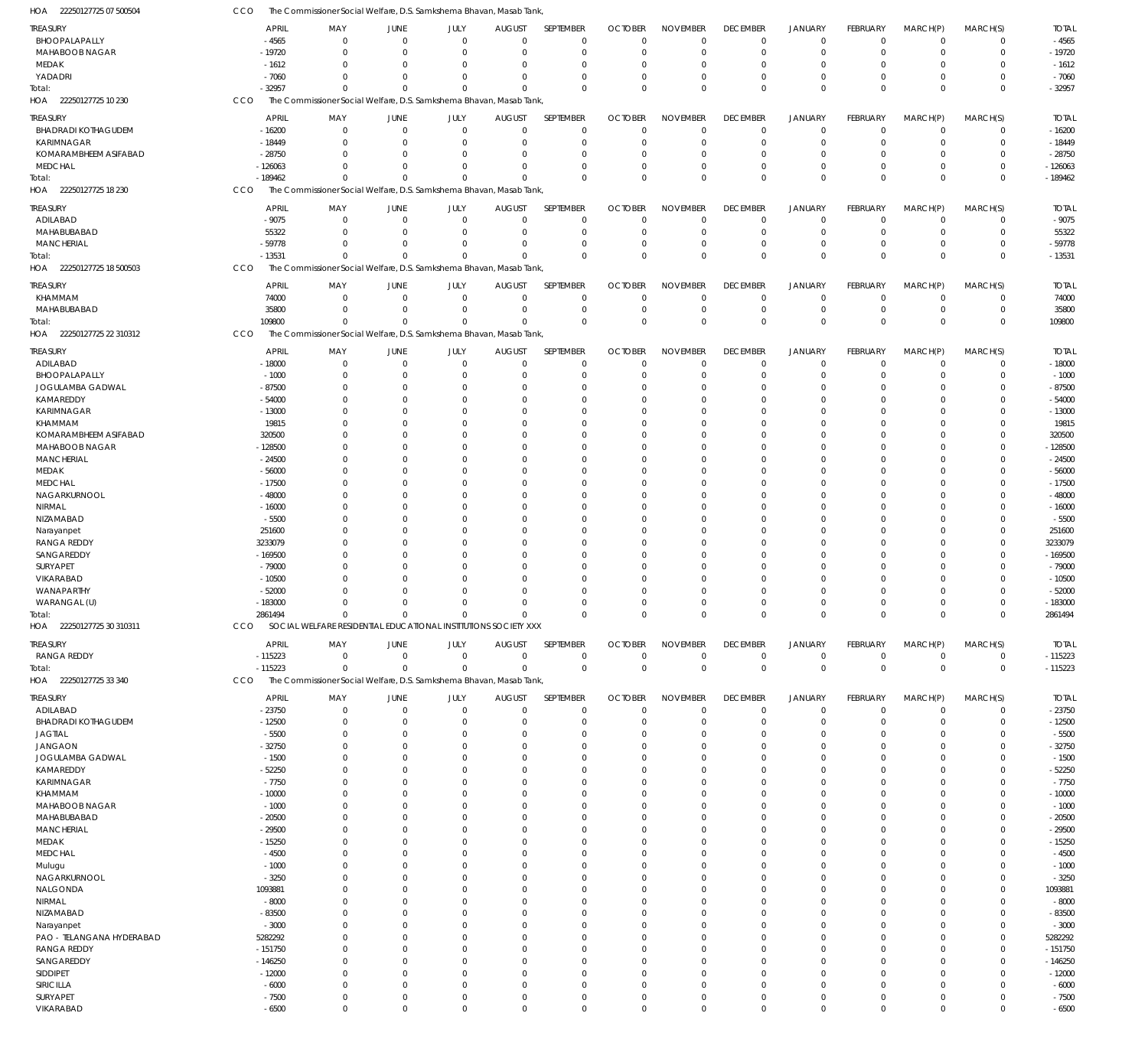HOA 22250127725 07 500504 CCO The Commissioner Social Welfare, D.S. Samkshema Bhavan, Masab Tank,

| TREASURY | APRIL | MAY | JUNE | JULY | AUGUST | SEPTEMBER | OCTOBER | NOVEMBER | DECEMBER | JANUARY | FEBRUARY | MARCH(P) | MARCH(S) | TOTAL |
|---|---|---|---|---|---|---|---|---|---|---|---|---|---|---|
| BHOOPALAPALLY | -4565 | 0 | 0 | 0 | 0 | 0 | 0 | 0 | 0 | 0 | 0 | 0 | 0 | -4565 |
| MAHABOOB NAGAR | -19720 | 0 | 0 | 0 | 0 | 0 | 0 | 0 | 0 | 0 | 0 | 0 | 0 | -19720 |
| MEDAK | -1612 | 0 | 0 | 0 | 0 | 0 | 0 | 0 | 0 | 0 | 0 | 0 | 0 | -1612 |
| YADADRI | -7060 | 0 | 0 | 0 | 0 | 0 | 0 | 0 | 0 | 0 | 0 | 0 | 0 | -7060 |
| Total: | -32957 | 0 | 0 | 0 | 0 | 0 | 0 | 0 | 0 | 0 | 0 | 0 | 0 | -32957 |

HOA 22250127725 10 230 CCO The Commissioner Social Welfare, D.S. Samkshema Bhavan, Masab Tank,

| TREASURY | APRIL | MAY | JUNE | JULY | AUGUST | SEPTEMBER | OCTOBER | NOVEMBER | DECEMBER | JANUARY | FEBRUARY | MARCH(P) | MARCH(S) | TOTAL |
|---|---|---|---|---|---|---|---|---|---|---|---|---|---|---|
| BHADRADI KOTHAGUDEM | -16200 | 0 | 0 | 0 | 0 | 0 | 0 | 0 | 0 | 0 | 0 | 0 | 0 | -16200 |
| KARIMNAGAR | -18449 | 0 | 0 | 0 | 0 | 0 | 0 | 0 | 0 | 0 | 0 | 0 | 0 | -18449 |
| KOMARAMBHEEM ASIFABAD | -28750 | 0 | 0 | 0 | 0 | 0 | 0 | 0 | 0 | 0 | 0 | 0 | 0 | -28750 |
| MEDCHAL | -126063 | 0 | 0 | 0 | 0 | 0 | 0 | 0 | 0 | 0 | 0 | 0 | 0 | -126063 |
| Total: | -189462 | 0 | 0 | 0 | 0 | 0 | 0 | 0 | 0 | 0 | 0 | 0 | 0 | -189462 |

HOA 22250127725 18 230 CCO The Commissioner Social Welfare, D.S. Samkshema Bhavan, Masab Tank,

| TREASURY | APRIL | MAY | JUNE | JULY | AUGUST | SEPTEMBER | OCTOBER | NOVEMBER | DECEMBER | JANUARY | FEBRUARY | MARCH(P) | MARCH(S) | TOTAL |
|---|---|---|---|---|---|---|---|---|---|---|---|---|---|---|
| ADILABAD | -9075 | 0 | 0 | 0 | 0 | 0 | 0 | 0 | 0 | 0 | 0 | 0 | 0 | -9075 |
| MAHABUBABAD | 55322 | 0 | 0 | 0 | 0 | 0 | 0 | 0 | 0 | 0 | 0 | 0 | 0 | 55322 |
| MANCHERIAL | -59778 | 0 | 0 | 0 | 0 | 0 | 0 | 0 | 0 | 0 | 0 | 0 | 0 | -59778 |
| Total: | -13531 | 0 | 0 | 0 | 0 | 0 | 0 | 0 | 0 | 0 | 0 | 0 | 0 | -13531 |

HOA 22250127725 18 500503 CCO The Commissioner Social Welfare, D.S. Samkshema Bhavan, Masab Tank,

| TREASURY | APRIL | MAY | JUNE | JULY | AUGUST | SEPTEMBER | OCTOBER | NOVEMBER | DECEMBER | JANUARY | FEBRUARY | MARCH(P) | MARCH(S) | TOTAL |
|---|---|---|---|---|---|---|---|---|---|---|---|---|---|---|
| KHAMMAM | 74000 | 0 | 0 | 0 | 0 | 0 | 0 | 0 | 0 | 0 | 0 | 0 | 0 | 74000 |
| MAHABUBABAD | 35800 | 0 | 0 | 0 | 0 | 0 | 0 | 0 | 0 | 0 | 0 | 0 | 0 | 35800 |
| Total: | 109800 | 0 | 0 | 0 | 0 | 0 | 0 | 0 | 0 | 0 | 0 | 0 | 0 | 109800 |

HOA 22250127725 22 310312 CCO The Commissioner Social Welfare, D.S. Samkshema Bhavan, Masab Tank,

| TREASURY | APRIL | MAY | JUNE | JULY | AUGUST | SEPTEMBER | OCTOBER | NOVEMBER | DECEMBER | JANUARY | FEBRUARY | MARCH(P) | MARCH(S) | TOTAL |
|---|---|---|---|---|---|---|---|---|---|---|---|---|---|---|
| ADILABAD | -18000 | 0 | 0 | 0 | 0 | 0 | 0 | 0 | 0 | 0 | 0 | 0 | 0 | -18000 |
| BHOOPALAPALLY | -1000 | 0 | 0 | 0 | 0 | 0 | 0 | 0 | 0 | 0 | 0 | 0 | 0 | -1000 |
| JOGULAMBA GADWAL | -87500 | 0 | 0 | 0 | 0 | 0 | 0 | 0 | 0 | 0 | 0 | 0 | 0 | -87500 |
| KAMAREDDY | -54000 | 0 | 0 | 0 | 0 | 0 | 0 | 0 | 0 | 0 | 0 | 0 | 0 | -54000 |
| KARIMNAGAR | -13000 | 0 | 0 | 0 | 0 | 0 | 0 | 0 | 0 | 0 | 0 | 0 | 0 | -13000 |
| KHAMMAM | 19815 | 0 | 0 | 0 | 0 | 0 | 0 | 0 | 0 | 0 | 0 | 0 | 0 | 19815 |
| KOMARAMBHEEM ASIFABAD | 320500 | 0 | 0 | 0 | 0 | 0 | 0 | 0 | 0 | 0 | 0 | 0 | 0 | 320500 |
| MAHABOOB NAGAR | -128500 | 0 | 0 | 0 | 0 | 0 | 0 | 0 | 0 | 0 | 0 | 0 | 0 | -128500 |
| MANCHERIAL | -24500 | 0 | 0 | 0 | 0 | 0 | 0 | 0 | 0 | 0 | 0 | 0 | 0 | -24500 |
| MEDAK | -56000 | 0 | 0 | 0 | 0 | 0 | 0 | 0 | 0 | 0 | 0 | 0 | 0 | -56000 |
| MEDCHAL | -17500 | 0 | 0 | 0 | 0 | 0 | 0 | 0 | 0 | 0 | 0 | 0 | 0 | -17500 |
| NAGARKURNOOL | -48000 | 0 | 0 | 0 | 0 | 0 | 0 | 0 | 0 | 0 | 0 | 0 | 0 | -48000 |
| NIRMAL | -16000 | 0 | 0 | 0 | 0 | 0 | 0 | 0 | 0 | 0 | 0 | 0 | 0 | -16000 |
| NIZAMABAD | -5500 | 0 | 0 | 0 | 0 | 0 | 0 | 0 | 0 | 0 | 0 | 0 | 0 | -5500 |
| Narayanpet | 251600 | 0 | 0 | 0 | 0 | 0 | 0 | 0 | 0 | 0 | 0 | 0 | 0 | 251600 |
| RANGA REDDY | 3233079 | 0 | 0 | 0 | 0 | 0 | 0 | 0 | 0 | 0 | 0 | 0 | 0 | 3233079 |
| SANGAREDDY | -169500 | 0 | 0 | 0 | 0 | 0 | 0 | 0 | 0 | 0 | 0 | 0 | 0 | -169500 |
| SURYAPET | -79000 | 0 | 0 | 0 | 0 | 0 | 0 | 0 | 0 | 0 | 0 | 0 | 0 | -79000 |
| VIKARABAD | -10500 | 0 | 0 | 0 | 0 | 0 | 0 | 0 | 0 | 0 | 0 | 0 | 0 | -10500 |
| WANAPARTHY | -52000 | 0 | 0 | 0 | 0 | 0 | 0 | 0 | 0 | 0 | 0 | 0 | 0 | -52000 |
| WARANGAL (U) | -183000 | 0 | 0 | 0 | 0 | 0 | 0 | 0 | 0 | 0 | 0 | 0 | 0 | -183000 |
| Total: | 2861494 | 0 | 0 | 0 | 0 | 0 | 0 | 0 | 0 | 0 | 0 | 0 | 0 | 2861494 |

HOA 22250127725 30 310311 CCO SOCIAL WELFARE RESIDENTIAL EDUCATIONAL INSTITUTIONS SOCIETY XXX

| TREASURY | APRIL | MAY | JUNE | JULY | AUGUST | SEPTEMBER | OCTOBER | NOVEMBER | DECEMBER | JANUARY | FEBRUARY | MARCH(P) | MARCH(S) | TOTAL |
|---|---|---|---|---|---|---|---|---|---|---|---|---|---|---|
| RANGA REDDY | -115223 | 0 | 0 | 0 | 0 | 0 | 0 | 0 | 0 | 0 | 0 | 0 | 0 | -115223 |
| Total: | -115223 | 0 | 0 | 0 | 0 | 0 | 0 | 0 | 0 | 0 | 0 | 0 | 0 | -115223 |

HOA 22250127725 33 340 CCO The Commissioner Social Welfare, D.S. Samkshema Bhavan, Masab Tank,

| TREASURY | APRIL | MAY | JUNE | JULY | AUGUST | SEPTEMBER | OCTOBER | NOVEMBER | DECEMBER | JANUARY | FEBRUARY | MARCH(P) | MARCH(S) | TOTAL |
|---|---|---|---|---|---|---|---|---|---|---|---|---|---|---|
| ADILABAD | -23750 | 0 | 0 | 0 | 0 | 0 | 0 | 0 | 0 | 0 | 0 | 0 | 0 | -23750 |
| BHADRADI KOTHAGUDEM | -12500 | 0 | 0 | 0 | 0 | 0 | 0 | 0 | 0 | 0 | 0 | 0 | 0 | -12500 |
| JAGTIAL | -5500 | 0 | 0 | 0 | 0 | 0 | 0 | 0 | 0 | 0 | 0 | 0 | 0 | -5500 |
| JANGAON | -32750 | 0 | 0 | 0 | 0 | 0 | 0 | 0 | 0 | 0 | 0 | 0 | 0 | -32750 |
| JOGULAMBA GADWAL | -1500 | 0 | 0 | 0 | 0 | 0 | 0 | 0 | 0 | 0 | 0 | 0 | 0 | -1500 |
| KAMAREDDY | -52250 | 0 | 0 | 0 | 0 | 0 | 0 | 0 | 0 | 0 | 0 | 0 | 0 | -52250 |
| KARIMNAGAR | -7750 | 0 | 0 | 0 | 0 | 0 | 0 | 0 | 0 | 0 | 0 | 0 | 0 | -7750 |
| KHAMMAM | -10000 | 0 | 0 | 0 | 0 | 0 | 0 | 0 | 0 | 0 | 0 | 0 | 0 | -10000 |
| MAHABOOB NAGAR | -1000 | 0 | 0 | 0 | 0 | 0 | 0 | 0 | 0 | 0 | 0 | 0 | 0 | -1000 |
| MAHABUBABAD | -20500 | 0 | 0 | 0 | 0 | 0 | 0 | 0 | 0 | 0 | 0 | 0 | 0 | -20500 |
| MANCHERIAL | -29500 | 0 | 0 | 0 | 0 | 0 | 0 | 0 | 0 | 0 | 0 | 0 | 0 | -29500 |
| MEDAK | -15250 | 0 | 0 | 0 | 0 | 0 | 0 | 0 | 0 | 0 | 0 | 0 | 0 | -15250 |
| MEDCHAL | -4500 | 0 | 0 | 0 | 0 | 0 | 0 | 0 | 0 | 0 | 0 | 0 | 0 | -4500 |
| Mulugu | -1000 | 0 | 0 | 0 | 0 | 0 | 0 | 0 | 0 | 0 | 0 | 0 | 0 | -1000 |
| NAGARKURNOOL | -3250 | 0 | 0 | 0 | 0 | 0 | 0 | 0 | 0 | 0 | 0 | 0 | 0 | -3250 |
| NALGONDA | 1093881 | 0 | 0 | 0 | 0 | 0 | 0 | 0 | 0 | 0 | 0 | 0 | 0 | 1093881 |
| NIRMAL | -8000 | 0 | 0 | 0 | 0 | 0 | 0 | 0 | 0 | 0 | 0 | 0 | 0 | -8000 |
| NIZAMABAD | -83500 | 0 | 0 | 0 | 0 | 0 | 0 | 0 | 0 | 0 | 0 | 0 | 0 | -83500 |
| Narayanpet | -3000 | 0 | 0 | 0 | 0 | 0 | 0 | 0 | 0 | 0 | 0 | 0 | 0 | -3000 |
| PAO - TELANGANA HYDERABAD | 5282292 | 0 | 0 | 0 | 0 | 0 | 0 | 0 | 0 | 0 | 0 | 0 | 0 | 5282292 |
| RANGA REDDY | -151750 | 0 | 0 | 0 | 0 | 0 | 0 | 0 | 0 | 0 | 0 | 0 | 0 | -151750 |
| SANGAREDDY | -146250 | 0 | 0 | 0 | 0 | 0 | 0 | 0 | 0 | 0 | 0 | 0 | 0 | -146250 |
| SIDDIPET | -12000 | 0 | 0 | 0 | 0 | 0 | 0 | 0 | 0 | 0 | 0 | 0 | 0 | -12000 |
| SIRICILLA | -6000 | 0 | 0 | 0 | 0 | 0 | 0 | 0 | 0 | 0 | 0 | 0 | 0 | -6000 |
| SURYAPET | -7500 | 0 | 0 | 0 | 0 | 0 | 0 | 0 | 0 | 0 | 0 | 0 | 0 | -7500 |
| VIKARABAD | -6500 | 0 | 0 | 0 | 0 | 0 | 0 | 0 | 0 | 0 | 0 | 0 | 0 | -6500 |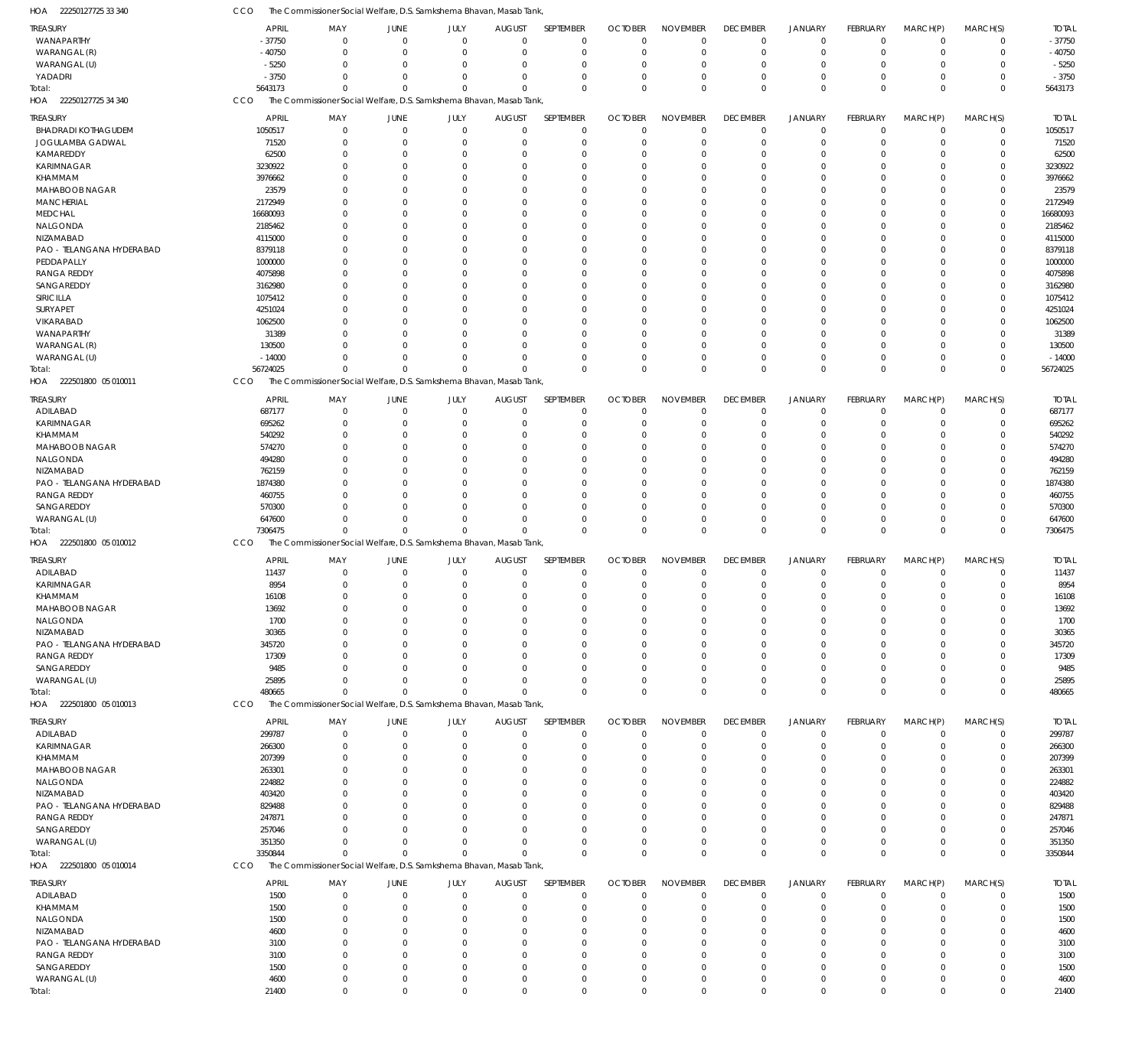HOA 22250127725 33 340 CCO The Commissioner Social Welfare, D.S. Samkshema Bhavan, Masab Tank,

| TREASURY | APRIL | MAY | JUNE | JULY | AUGUST | SEPTEMBER | OCTOBER | NOVEMBER | DECEMBER | JANUARY | FEBRUARY | MARCH(P) | MARCH(S) | TOTAL |
|---|---|---|---|---|---|---|---|---|---|---|---|---|---|---|
| WANAPARTHY | -37750 | 0 | 0 | 0 | 0 | 0 | 0 | 0 | 0 | 0 | 0 | 0 | 0 | -37750 |
| WARANGAL (R) | -40750 | 0 | 0 | 0 | 0 | 0 | 0 | 0 | 0 | 0 | 0 | 0 | 0 | -40750 |
| WARANGAL (U) | -5250 | 0 | 0 | 0 | 0 | 0 | 0 | 0 | 0 | 0 | 0 | 0 | 0 | -5250 |
| YADADRI | -3750 | 0 | 0 | 0 | 0 | 0 | 0 | 0 | 0 | 0 | 0 | 0 | 0 | -3750 |
| Total: | 5643173 | 0 | 0 | 0 | 0 | 0 | 0 | 0 | 0 | 0 | 0 | 0 | 0 | 5643173 |

HOA 22250127725 34 340 CCO The Commissioner Social Welfare, D.S. Samkshema Bhavan, Masab Tank,

| TREASURY | APRIL | MAY | JUNE | JULY | AUGUST | SEPTEMBER | OCTOBER | NOVEMBER | DECEMBER | JANUARY | FEBRUARY | MARCH(P) | MARCH(S) | TOTAL |
|---|---|---|---|---|---|---|---|---|---|---|---|---|---|---|
| BHADRADI KOTHAGUDEM | 1050517 | 0 | 0 | 0 | 0 | 0 | 0 | 0 | 0 | 0 | 0 | 0 | 0 | 1050517 |
| JOGULAMBA GADWAL | 71520 | 0 | 0 | 0 | 0 | 0 | 0 | 0 | 0 | 0 | 0 | 0 | 0 | 71520 |
| KAMAREDDY | 62500 | 0 | 0 | 0 | 0 | 0 | 0 | 0 | 0 | 0 | 0 | 0 | 0 | 62500 |
| KARIMNAGAR | 3230922 | 0 | 0 | 0 | 0 | 0 | 0 | 0 | 0 | 0 | 0 | 0 | 0 | 3230922 |
| KHAMMAM | 3976662 | 0 | 0 | 0 | 0 | 0 | 0 | 0 | 0 | 0 | 0 | 0 | 0 | 3976662 |
| MAHABOOB NAGAR | 23579 | 0 | 0 | 0 | 0 | 0 | 0 | 0 | 0 | 0 | 0 | 0 | 0 | 23579 |
| MANCHERIAL | 2172949 | 0 | 0 | 0 | 0 | 0 | 0 | 0 | 0 | 0 | 0 | 0 | 0 | 2172949 |
| MEDCHAL | 16680093 | 0 | 0 | 0 | 0 | 0 | 0 | 0 | 0 | 0 | 0 | 0 | 0 | 16680093 |
| NALGONDA | 2185462 | 0 | 0 | 0 | 0 | 0 | 0 | 0 | 0 | 0 | 0 | 0 | 0 | 2185462 |
| NIZAMABAD | 4115000 | 0 | 0 | 0 | 0 | 0 | 0 | 0 | 0 | 0 | 0 | 0 | 0 | 4115000 |
| PAO - TELANGANA HYDERABAD | 8379118 | 0 | 0 | 0 | 0 | 0 | 0 | 0 | 0 | 0 | 0 | 0 | 0 | 8379118 |
| PEDDAPALLY | 1000000 | 0 | 0 | 0 | 0 | 0 | 0 | 0 | 0 | 0 | 0 | 0 | 0 | 1000000 |
| RANGA REDDY | 4075898 | 0 | 0 | 0 | 0 | 0 | 0 | 0 | 0 | 0 | 0 | 0 | 0 | 4075898 |
| SANGAREDDY | 3162980 | 0 | 0 | 0 | 0 | 0 | 0 | 0 | 0 | 0 | 0 | 0 | 0 | 3162980 |
| SIRICILLA | 1075412 | 0 | 0 | 0 | 0 | 0 | 0 | 0 | 0 | 0 | 0 | 0 | 0 | 1075412 |
| SURYAPET | 4251024 | 0 | 0 | 0 | 0 | 0 | 0 | 0 | 0 | 0 | 0 | 0 | 0 | 4251024 |
| VIKARABAD | 1062500 | 0 | 0 | 0 | 0 | 0 | 0 | 0 | 0 | 0 | 0 | 0 | 0 | 1062500 |
| WANAPARTHY | 31389 | 0 | 0 | 0 | 0 | 0 | 0 | 0 | 0 | 0 | 0 | 0 | 0 | 31389 |
| WARANGAL (R) | 130500 | 0 | 0 | 0 | 0 | 0 | 0 | 0 | 0 | 0 | 0 | 0 | 0 | 130500 |
| WARANGAL (U) | -14000 | 0 | 0 | 0 | 0 | 0 | 0 | 0 | 0 | 0 | 0 | 0 | 0 | -14000 |
| Total: | 56724025 | 0 | 0 | 0 | 0 | 0 | 0 | 0 | 0 | 0 | 0 | 0 | 0 | 56724025 |

HOA 222501800 05 010011 CCO The Commissioner Social Welfare, D.S. Samkshema Bhavan, Masab Tank,

| TREASURY | APRIL | MAY | JUNE | JULY | AUGUST | SEPTEMBER | OCTOBER | NOVEMBER | DECEMBER | JANUARY | FEBRUARY | MARCH(P) | MARCH(S) | TOTAL |
|---|---|---|---|---|---|---|---|---|---|---|---|---|---|---|
| ADILABAD | 687177 | 0 | 0 | 0 | 0 | 0 | 0 | 0 | 0 | 0 | 0 | 0 | 0 | 687177 |
| KARIMNAGAR | 695262 | 0 | 0 | 0 | 0 | 0 | 0 | 0 | 0 | 0 | 0 | 0 | 0 | 695262 |
| KHAMMAM | 540292 | 0 | 0 | 0 | 0 | 0 | 0 | 0 | 0 | 0 | 0 | 0 | 0 | 540292 |
| MAHABOOB NAGAR | 574270 | 0 | 0 | 0 | 0 | 0 | 0 | 0 | 0 | 0 | 0 | 0 | 0 | 574270 |
| NALGONDA | 494280 | 0 | 0 | 0 | 0 | 0 | 0 | 0 | 0 | 0 | 0 | 0 | 0 | 494280 |
| NIZAMABAD | 762159 | 0 | 0 | 0 | 0 | 0 | 0 | 0 | 0 | 0 | 0 | 0 | 0 | 762159 |
| PAO - TELANGANA HYDERABAD | 1874380 | 0 | 0 | 0 | 0 | 0 | 0 | 0 | 0 | 0 | 0 | 0 | 0 | 1874380 |
| RANGA REDDY | 460755 | 0 | 0 | 0 | 0 | 0 | 0 | 0 | 0 | 0 | 0 | 0 | 0 | 460755 |
| SANGAREDDY | 570300 | 0 | 0 | 0 | 0 | 0 | 0 | 0 | 0 | 0 | 0 | 0 | 0 | 570300 |
| WARANGAL (U) | 647600 | 0 | 0 | 0 | 0 | 0 | 0 | 0 | 0 | 0 | 0 | 0 | 0 | 647600 |
| Total: | 7306475 | 0 | 0 | 0 | 0 | 0 | 0 | 0 | 0 | 0 | 0 | 0 | 0 | 7306475 |

HOA 222501800 05 010012 CCO The Commissioner Social Welfare, D.S. Samkshema Bhavan, Masab Tank,

| TREASURY | APRIL | MAY | JUNE | JULY | AUGUST | SEPTEMBER | OCTOBER | NOVEMBER | DECEMBER | JANUARY | FEBRUARY | MARCH(P) | MARCH(S) | TOTAL |
|---|---|---|---|---|---|---|---|---|---|---|---|---|---|---|
| ADILABAD | 11437 | 0 | 0 | 0 | 0 | 0 | 0 | 0 | 0 | 0 | 0 | 0 | 0 | 11437 |
| KARIMNAGAR | 8954 | 0 | 0 | 0 | 0 | 0 | 0 | 0 | 0 | 0 | 0 | 0 | 0 | 8954 |
| KHAMMAM | 16108 | 0 | 0 | 0 | 0 | 0 | 0 | 0 | 0 | 0 | 0 | 0 | 0 | 16108 |
| MAHABOOB NAGAR | 13692 | 0 | 0 | 0 | 0 | 0 | 0 | 0 | 0 | 0 | 0 | 0 | 0 | 13692 |
| NALGONDA | 1700 | 0 | 0 | 0 | 0 | 0 | 0 | 0 | 0 | 0 | 0 | 0 | 0 | 1700 |
| NIZAMABAD | 30365 | 0 | 0 | 0 | 0 | 0 | 0 | 0 | 0 | 0 | 0 | 0 | 0 | 30365 |
| PAO - TELANGANA HYDERABAD | 345720 | 0 | 0 | 0 | 0 | 0 | 0 | 0 | 0 | 0 | 0 | 0 | 0 | 345720 |
| RANGA REDDY | 17309 | 0 | 0 | 0 | 0 | 0 | 0 | 0 | 0 | 0 | 0 | 0 | 0 | 17309 |
| SANGAREDDY | 9485 | 0 | 0 | 0 | 0 | 0 | 0 | 0 | 0 | 0 | 0 | 0 | 0 | 9485 |
| WARANGAL (U) | 25895 | 0 | 0 | 0 | 0 | 0 | 0 | 0 | 0 | 0 | 0 | 0 | 0 | 25895 |
| Total: | 480665 | 0 | 0 | 0 | 0 | 0 | 0 | 0 | 0 | 0 | 0 | 0 | 0 | 480665 |

HOA 222501800 05 010013 CCO The Commissioner Social Welfare, D.S. Samkshema Bhavan, Masab Tank,

| TREASURY | APRIL | MAY | JUNE | JULY | AUGUST | SEPTEMBER | OCTOBER | NOVEMBER | DECEMBER | JANUARY | FEBRUARY | MARCH(P) | MARCH(S) | TOTAL |
|---|---|---|---|---|---|---|---|---|---|---|---|---|---|---|
| ADILABAD | 299787 | 0 | 0 | 0 | 0 | 0 | 0 | 0 | 0 | 0 | 0 | 0 | 0 | 299787 |
| KARIMNAGAR | 266300 | 0 | 0 | 0 | 0 | 0 | 0 | 0 | 0 | 0 | 0 | 0 | 0 | 266300 |
| KHAMMAM | 207399 | 0 | 0 | 0 | 0 | 0 | 0 | 0 | 0 | 0 | 0 | 0 | 0 | 207399 |
| MAHABOOB NAGAR | 263301 | 0 | 0 | 0 | 0 | 0 | 0 | 0 | 0 | 0 | 0 | 0 | 0 | 263301 |
| NALGONDA | 224882 | 0 | 0 | 0 | 0 | 0 | 0 | 0 | 0 | 0 | 0 | 0 | 0 | 224882 |
| NIZAMABAD | 403420 | 0 | 0 | 0 | 0 | 0 | 0 | 0 | 0 | 0 | 0 | 0 | 0 | 403420 |
| PAO - TELANGANA HYDERABAD | 829488 | 0 | 0 | 0 | 0 | 0 | 0 | 0 | 0 | 0 | 0 | 0 | 0 | 829488 |
| RANGA REDDY | 247871 | 0 | 0 | 0 | 0 | 0 | 0 | 0 | 0 | 0 | 0 | 0 | 0 | 247871 |
| SANGAREDDY | 257046 | 0 | 0 | 0 | 0 | 0 | 0 | 0 | 0 | 0 | 0 | 0 | 0 | 257046 |
| WARANGAL (U) | 351350 | 0 | 0 | 0 | 0 | 0 | 0 | 0 | 0 | 0 | 0 | 0 | 0 | 351350 |
| Total: | 3350844 | 0 | 0 | 0 | 0 | 0 | 0 | 0 | 0 | 0 | 0 | 0 | 0 | 3350844 |

HOA 222501800 05 010014 CCO The Commissioner Social Welfare, D.S. Samkshema Bhavan, Masab Tank,

| TREASURY | APRIL | MAY | JUNE | JULY | AUGUST | SEPTEMBER | OCTOBER | NOVEMBER | DECEMBER | JANUARY | FEBRUARY | MARCH(P) | MARCH(S) | TOTAL |
|---|---|---|---|---|---|---|---|---|---|---|---|---|---|---|
| ADILABAD | 1500 | 0 | 0 | 0 | 0 | 0 | 0 | 0 | 0 | 0 | 0 | 0 | 0 | 1500 |
| KHAMMAM | 1500 | 0 | 0 | 0 | 0 | 0 | 0 | 0 | 0 | 0 | 0 | 0 | 0 | 1500 |
| NALGONDA | 1500 | 0 | 0 | 0 | 0 | 0 | 0 | 0 | 0 | 0 | 0 | 0 | 0 | 1500 |
| NIZAMABAD | 4600 | 0 | 0 | 0 | 0 | 0 | 0 | 0 | 0 | 0 | 0 | 0 | 0 | 4600 |
| PAO - TELANGANA HYDERABAD | 3100 | 0 | 0 | 0 | 0 | 0 | 0 | 0 | 0 | 0 | 0 | 0 | 0 | 3100 |
| RANGA REDDY | 3100 | 0 | 0 | 0 | 0 | 0 | 0 | 0 | 0 | 0 | 0 | 0 | 0 | 3100 |
| SANGAREDDY | 1500 | 0 | 0 | 0 | 0 | 0 | 0 | 0 | 0 | 0 | 0 | 0 | 0 | 1500 |
| WARANGAL (U) | 4600 | 0 | 0 | 0 | 0 | 0 | 0 | 0 | 0 | 0 | 0 | 0 | 0 | 4600 |
| Total: | 21400 | 0 | 0 | 0 | 0 | 0 | 0 | 0 | 0 | 0 | 0 | 0 | 0 | 21400 |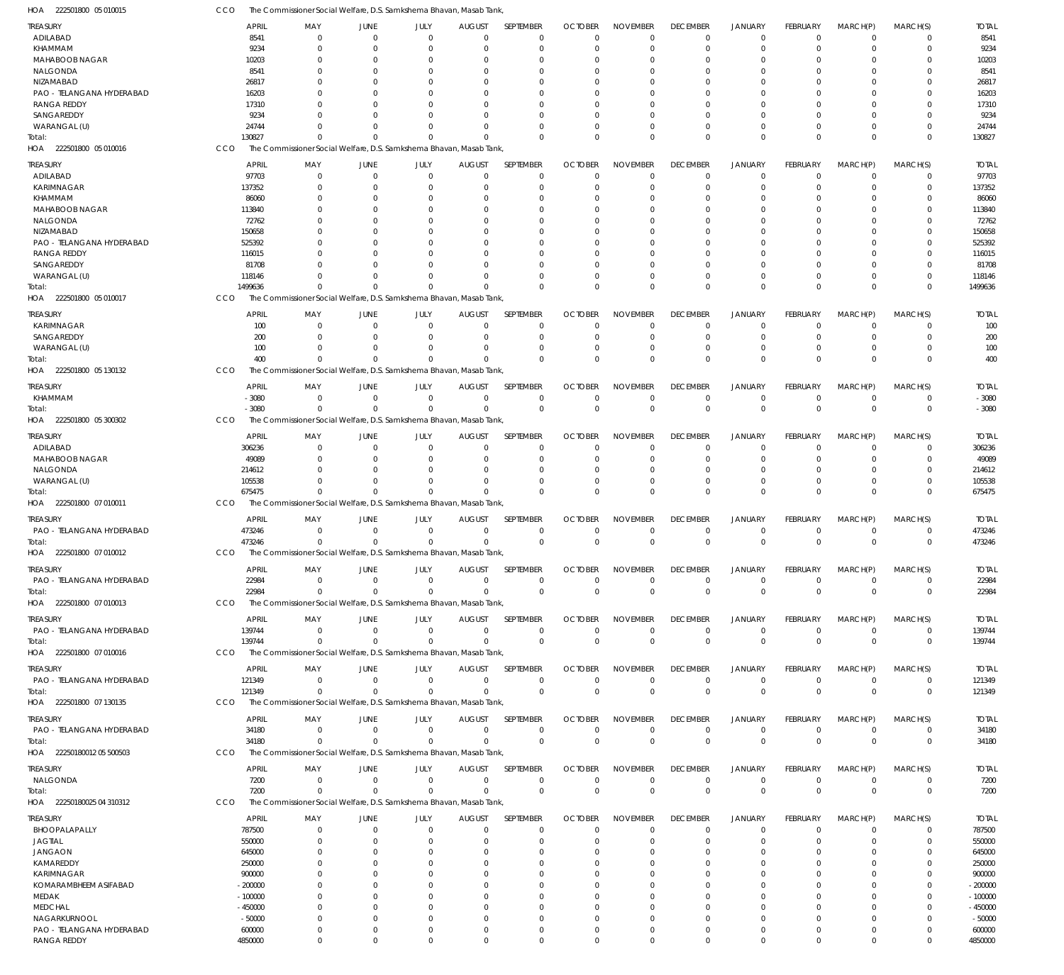HOA 222501800 05 010015 CCO The Commissioner Social Welfare, D.S. Samkshema Bhavan, Masab Tank,

| TREASURY | APRIL | MAY | JUNE | JULY | AUGUST | SEPTEMBER | OCTOBER | NOVEMBER | DECEMBER | JANUARY | FEBRUARY | MARCH(P) | MARCH(S) | TOTAL |
|---|---|---|---|---|---|---|---|---|---|---|---|---|---|---|
| ADILABAD | 8541 | 0 | 0 | 0 | 0 | 0 | 0 | 0 | 0 | 0 | 0 | 0 | 0 | 8541 |
| KHAMMAM | 9234 | 0 | 0 | 0 | 0 | 0 | 0 | 0 | 0 | 0 | 0 | 0 | 0 | 9234 |
| MAHABOOB NAGAR | 10203 | 0 | 0 | 0 | 0 | 0 | 0 | 0 | 0 | 0 | 0 | 0 | 0 | 10203 |
| NALGONDA | 8541 | 0 | 0 | 0 | 0 | 0 | 0 | 0 | 0 | 0 | 0 | 0 | 0 | 8541 |
| NIZAMABAD | 26817 | 0 | 0 | 0 | 0 | 0 | 0 | 0 | 0 | 0 | 0 | 0 | 0 | 26817 |
| PAO - TELANGANA HYDERABAD | 16203 | 0 | 0 | 0 | 0 | 0 | 0 | 0 | 0 | 0 | 0 | 0 | 0 | 16203 |
| RANGA REDDY | 17310 | 0 | 0 | 0 | 0 | 0 | 0 | 0 | 0 | 0 | 0 | 0 | 0 | 17310 |
| SANGAREDDY | 9234 | 0 | 0 | 0 | 0 | 0 | 0 | 0 | 0 | 0 | 0 | 0 | 0 | 9234 |
| WARANGAL (U) | 24744 | 0 | 0 | 0 | 0 | 0 | 0 | 0 | 0 | 0 | 0 | 0 | 0 | 24744 |
| Total: | 130827 | 0 | 0 | 0 | 0 | 0 | 0 | 0 | 0 | 0 | 0 | 0 | 0 | 130827 |

HOA 222501800 05 010016 CCO The Commissioner Social Welfare, D.S. Samkshema Bhavan, Masab Tank,

| TREASURY | APRIL | MAY | JUNE | JULY | AUGUST | SEPTEMBER | OCTOBER | NOVEMBER | DECEMBER | JANUARY | FEBRUARY | MARCH(P) | MARCH(S) | TOTAL |
|---|---|---|---|---|---|---|---|---|---|---|---|---|---|---|
| ADILABAD | 97703 | 0 | 0 | 0 | 0 | 0 | 0 | 0 | 0 | 0 | 0 | 0 | 0 | 97703 |
| KARIMNAGAR | 137352 | 0 | 0 | 0 | 0 | 0 | 0 | 0 | 0 | 0 | 0 | 0 | 0 | 137352 |
| KHAMMAM | 86060 | 0 | 0 | 0 | 0 | 0 | 0 | 0 | 0 | 0 | 0 | 0 | 0 | 86060 |
| MAHABOOB NAGAR | 113840 | 0 | 0 | 0 | 0 | 0 | 0 | 0 | 0 | 0 | 0 | 0 | 0 | 113840 |
| NALGONDA | 72762 | 0 | 0 | 0 | 0 | 0 | 0 | 0 | 0 | 0 | 0 | 0 | 0 | 72762 |
| NIZAMABAD | 150658 | 0 | 0 | 0 | 0 | 0 | 0 | 0 | 0 | 0 | 0 | 0 | 0 | 150658 |
| PAO - TELANGANA HYDERABAD | 525392 | 0 | 0 | 0 | 0 | 0 | 0 | 0 | 0 | 0 | 0 | 0 | 0 | 525392 |
| RANGA REDDY | 116015 | 0 | 0 | 0 | 0 | 0 | 0 | 0 | 0 | 0 | 0 | 0 | 0 | 116015 |
| SANGAREDDY | 81708 | 0 | 0 | 0 | 0 | 0 | 0 | 0 | 0 | 0 | 0 | 0 | 0 | 81708 |
| WARANGAL (U) | 118146 | 0 | 0 | 0 | 0 | 0 | 0 | 0 | 0 | 0 | 0 | 0 | 0 | 118146 |
| Total: | 1499636 | 0 | 0 | 0 | 0 | 0 | 0 | 0 | 0 | 0 | 0 | 0 | 0 | 1499636 |

HOA 222501800 05 010017 CCO The Commissioner Social Welfare, D.S. Samkshema Bhavan, Masab Tank,

| TREASURY | APRIL | MAY | JUNE | JULY | AUGUST | SEPTEMBER | OCTOBER | NOVEMBER | DECEMBER | JANUARY | FEBRUARY | MARCH(P) | MARCH(S) | TOTAL |
|---|---|---|---|---|---|---|---|---|---|---|---|---|---|---|
| KARIMNAGAR | 100 | 0 | 0 | 0 | 0 | 0 | 0 | 0 | 0 | 0 | 0 | 0 | 0 | 100 |
| SANGAREDDY | 200 | 0 | 0 | 0 | 0 | 0 | 0 | 0 | 0 | 0 | 0 | 0 | 0 | 200 |
| WARANGAL (U) | 100 | 0 | 0 | 0 | 0 | 0 | 0 | 0 | 0 | 0 | 0 | 0 | 0 | 100 |
| Total: | 400 | 0 | 0 | 0 | 0 | 0 | 0 | 0 | 0 | 0 | 0 | 0 | 0 | 400 |

HOA 222501800 05 130132 CCO The Commissioner Social Welfare, D.S. Samkshema Bhavan, Masab Tank,

| TREASURY | APRIL | MAY | JUNE | JULY | AUGUST | SEPTEMBER | OCTOBER | NOVEMBER | DECEMBER | JANUARY | FEBRUARY | MARCH(P) | MARCH(S) | TOTAL |
|---|---|---|---|---|---|---|---|---|---|---|---|---|---|---|
| KHAMMAM | -3080 | 0 | 0 | 0 | 0 | 0 | 0 | 0 | 0 | 0 | 0 | 0 | 0 | -3080 |
| Total: | -3080 | 0 | 0 | 0 | 0 | 0 | 0 | 0 | 0 | 0 | 0 | 0 | 0 | -3080 |

HOA 222501800 05 300302 CCO The Commissioner Social Welfare, D.S. Samkshema Bhavan, Masab Tank,

| TREASURY | APRIL | MAY | JUNE | JULY | AUGUST | SEPTEMBER | OCTOBER | NOVEMBER | DECEMBER | JANUARY | FEBRUARY | MARCH(P) | MARCH(S) | TOTAL |
|---|---|---|---|---|---|---|---|---|---|---|---|---|---|---|
| ADILABAD | 306236 | 0 | 0 | 0 | 0 | 0 | 0 | 0 | 0 | 0 | 0 | 0 | 0 | 306236 |
| MAHABOOB NAGAR | 49089 | 0 | 0 | 0 | 0 | 0 | 0 | 0 | 0 | 0 | 0 | 0 | 0 | 49089 |
| NALGONDA | 214612 | 0 | 0 | 0 | 0 | 0 | 0 | 0 | 0 | 0 | 0 | 0 | 0 | 214612 |
| WARANGAL (U) | 105538 | 0 | 0 | 0 | 0 | 0 | 0 | 0 | 0 | 0 | 0 | 0 | 0 | 105538 |
| Total: | 675475 | 0 | 0 | 0 | 0 | 0 | 0 | 0 | 0 | 0 | 0 | 0 | 0 | 675475 |

HOA 222501800 07 010011 CCO The Commissioner Social Welfare, D.S. Samkshema Bhavan, Masab Tank,

| TREASURY | APRIL | MAY | JUNE | JULY | AUGUST | SEPTEMBER | OCTOBER | NOVEMBER | DECEMBER | JANUARY | FEBRUARY | MARCH(P) | MARCH(S) | TOTAL |
|---|---|---|---|---|---|---|---|---|---|---|---|---|---|---|
| PAO - TELANGANA HYDERABAD | 473246 | 0 | 0 | 0 | 0 | 0 | 0 | 0 | 0 | 0 | 0 | 0 | 0 | 473246 |
| Total: | 473246 | 0 | 0 | 0 | 0 | 0 | 0 | 0 | 0 | 0 | 0 | 0 | 0 | 473246 |

HOA 222501800 07 010012 CCO The Commissioner Social Welfare, D.S. Samkshema Bhavan, Masab Tank,

| TREASURY | APRIL | MAY | JUNE | JULY | AUGUST | SEPTEMBER | OCTOBER | NOVEMBER | DECEMBER | JANUARY | FEBRUARY | MARCH(P) | MARCH(S) | TOTAL |
|---|---|---|---|---|---|---|---|---|---|---|---|---|---|---|
| PAO - TELANGANA HYDERABAD | 22984 | 0 | 0 | 0 | 0 | 0 | 0 | 0 | 0 | 0 | 0 | 0 | 0 | 22984 |
| Total: | 22984 | 0 | 0 | 0 | 0 | 0 | 0 | 0 | 0 | 0 | 0 | 0 | 0 | 22984 |

HOA 222501800 07 010013 CCO The Commissioner Social Welfare, D.S. Samkshema Bhavan, Masab Tank,

| TREASURY | APRIL | MAY | JUNE | JULY | AUGUST | SEPTEMBER | OCTOBER | NOVEMBER | DECEMBER | JANUARY | FEBRUARY | MARCH(P) | MARCH(S) | TOTAL |
|---|---|---|---|---|---|---|---|---|---|---|---|---|---|---|
| PAO - TELANGANA HYDERABAD | 139744 | 0 | 0 | 0 | 0 | 0 | 0 | 0 | 0 | 0 | 0 | 0 | 0 | 139744 |
| Total: | 139744 | 0 | 0 | 0 | 0 | 0 | 0 | 0 | 0 | 0 | 0 | 0 | 0 | 139744 |

HOA 222501800 07 010016 CCO The Commissioner Social Welfare, D.S. Samkshema Bhavan, Masab Tank,

| TREASURY | APRIL | MAY | JUNE | JULY | AUGUST | SEPTEMBER | OCTOBER | NOVEMBER | DECEMBER | JANUARY | FEBRUARY | MARCH(P) | MARCH(S) | TOTAL |
|---|---|---|---|---|---|---|---|---|---|---|---|---|---|---|
| PAO - TELANGANA HYDERABAD | 121349 | 0 | 0 | 0 | 0 | 0 | 0 | 0 | 0 | 0 | 0 | 0 | 0 | 121349 |
| Total: | 121349 | 0 | 0 | 0 | 0 | 0 | 0 | 0 | 0 | 0 | 0 | 0 | 0 | 121349 |

HOA 222501800 07 130135 CCO The Commissioner Social Welfare, D.S. Samkshema Bhavan, Masab Tank,

| TREASURY | APRIL | MAY | JUNE | JULY | AUGUST | SEPTEMBER | OCTOBER | NOVEMBER | DECEMBER | JANUARY | FEBRUARY | MARCH(P) | MARCH(S) | TOTAL |
|---|---|---|---|---|---|---|---|---|---|---|---|---|---|---|
| PAO - TELANGANA HYDERABAD | 34180 | 0 | 0 | 0 | 0 | 0 | 0 | 0 | 0 | 0 | 0 | 0 | 0 | 34180 |
| Total: | 34180 | 0 | 0 | 0 | 0 | 0 | 0 | 0 | 0 | 0 | 0 | 0 | 0 | 34180 |

HOA 22250180012 05 500503 CCO The Commissioner Social Welfare, D.S. Samkshema Bhavan, Masab Tank,

| TREASURY | APRIL | MAY | JUNE | JULY | AUGUST | SEPTEMBER | OCTOBER | NOVEMBER | DECEMBER | JANUARY | FEBRUARY | MARCH(P) | MARCH(S) | TOTAL |
|---|---|---|---|---|---|---|---|---|---|---|---|---|---|---|
| NALGONDA | 7200 | 0 | 0 | 0 | 0 | 0 | 0 | 0 | 0 | 0 | 0 | 0 | 0 | 7200 |
| Total: | 7200 | 0 | 0 | 0 | 0 | 0 | 0 | 0 | 0 | 0 | 0 | 0 | 0 | 7200 |

HOA 22250180025 04 310312 CCO The Commissioner Social Welfare, D.S. Samkshema Bhavan, Masab Tank,

| TREASURY | APRIL | MAY | JUNE | JULY | AUGUST | SEPTEMBER | OCTOBER | NOVEMBER | DECEMBER | JANUARY | FEBRUARY | MARCH(P) | MARCH(S) | TOTAL |
|---|---|---|---|---|---|---|---|---|---|---|---|---|---|---|
| BHOOPALAPALLY | 787500 | 0 | 0 | 0 | 0 | 0 | 0 | 0 | 0 | 0 | 0 | 0 | 0 | 787500 |
| JAGTIAL | 550000 | 0 | 0 | 0 | 0 | 0 | 0 | 0 | 0 | 0 | 0 | 0 | 0 | 550000 |
| JANGAON | 645000 | 0 | 0 | 0 | 0 | 0 | 0 | 0 | 0 | 0 | 0 | 0 | 0 | 645000 |
| KAMAREDDY | 250000 | 0 | 0 | 0 | 0 | 0 | 0 | 0 | 0 | 0 | 0 | 0 | 0 | 250000 |
| KARIMNAGAR | 900000 | 0 | 0 | 0 | 0 | 0 | 0 | 0 | 0 | 0 | 0 | 0 | 0 | 900000 |
| KOMARAMBHEEM ASIFABAD | -200000 | 0 | 0 | 0 | 0 | 0 | 0 | 0 | 0 | 0 | 0 | 0 | 0 | -200000 |
| MEDAK | -100000 | 0 | 0 | 0 | 0 | 0 | 0 | 0 | 0 | 0 | 0 | 0 | 0 | -100000 |
| MEDCHAL | -450000 | 0 | 0 | 0 | 0 | 0 | 0 | 0 | 0 | 0 | 0 | 0 | 0 | -450000 |
| NAGARKURNOOL | -50000 | 0 | 0 | 0 | 0 | 0 | 0 | 0 | 0 | 0 | 0 | 0 | 0 | -50000 |
| PAO - TELANGANA HYDERABAD | 600000 | 0 | 0 | 0 | 0 | 0 | 0 | 0 | 0 | 0 | 0 | 0 | 0 | 600000 |
| RANGA REDDY | 4850000 | 0 | 0 | 0 | 0 | 0 | 0 | 0 | 0 | 0 | 0 | 0 | 0 | 4850000 |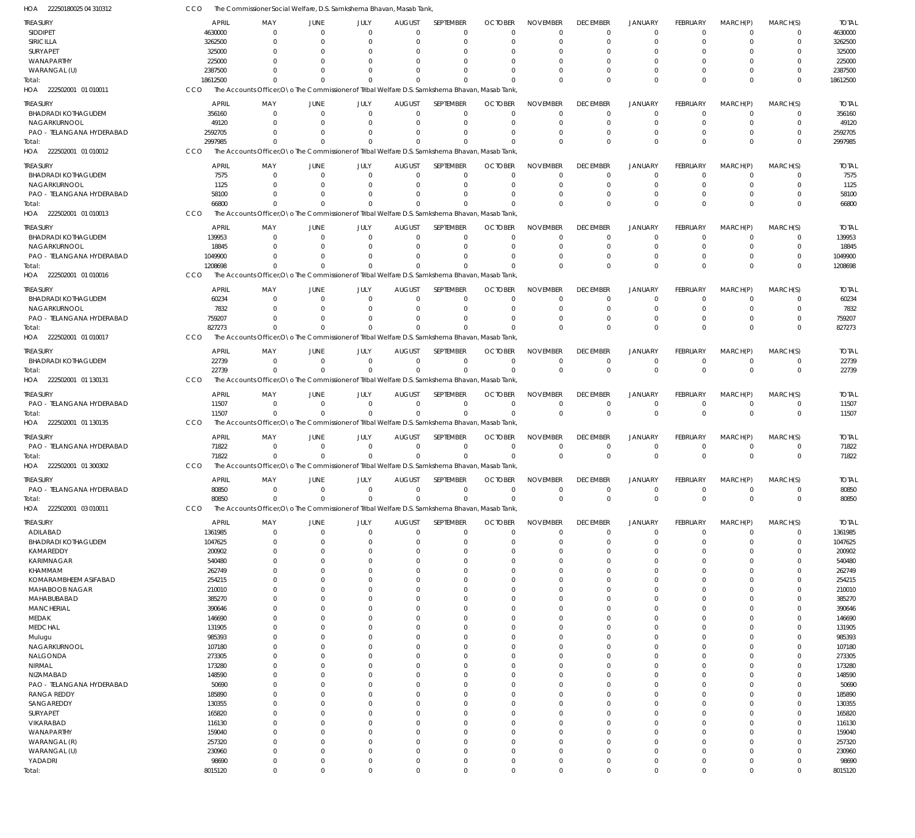HOA 22250180025 04 310312 CCO The Commissioner Social Welfare, D.S. Samkshema Bhavan, Masab Tank,

| TREASURY | APRIL | MAY | JUNE | JULY | AUGUST | SEPTEMBER | OCTOBER | NOVEMBER | DECEMBER | JANUARY | FEBRUARY | MARCH(P) | MARCH(S) | TOTAL |
|---|---|---|---|---|---|---|---|---|---|---|---|---|---|---|
| SIDDIPET | 4630000 | 0 | 0 | 0 | 0 | 0 | 0 | 0 | 0 | 0 | 0 | 0 | 0 | 4630000 |
| SIRICILLA | 3262500 | 0 | 0 | 0 | 0 | 0 | 0 | 0 | 0 | 0 | 0 | 0 | 0 | 3262500 |
| SURYAPET | 325000 | 0 | 0 | 0 | 0 | 0 | 0 | 0 | 0 | 0 | 0 | 0 | 0 | 325000 |
| WANAPARTHY | 225000 | 0 | 0 | 0 | 0 | 0 | 0 | 0 | 0 | 0 | 0 | 0 | 0 | 225000 |
| WARANGAL (U) | 2387500 | 0 | 0 | 0 | 0 | 0 | 0 | 0 | 0 | 0 | 0 | 0 | 0 | 2387500 |
| Total: | 18612500 | 0 | 0 | 0 | 0 | 0 | 0 | 0 | 0 | 0 | 0 | 0 | 0 | 18612500 |

HOA 222502001 01 010011 CCO The Accounts Officer,O\o The Commissioner of Tribal Welfare D.S. Samkshema Bhavan, Masab Tank,

| TREASURY | APRIL | MAY | JUNE | JULY | AUGUST | SEPTEMBER | OCTOBER | NOVEMBER | DECEMBER | JANUARY | FEBRUARY | MARCH(P) | MARCH(S) | TOTAL |
|---|---|---|---|---|---|---|---|---|---|---|---|---|---|---|
| BHADRADI KOTHAGUDEM | 356160 | 0 | 0 | 0 | 0 | 0 | 0 | 0 | 0 | 0 | 0 | 0 | 0 | 356160 |
| NAGARKURNOOL | 49120 | 0 | 0 | 0 | 0 | 0 | 0 | 0 | 0 | 0 | 0 | 0 | 0 | 49120 |
| PAO - TELANGANA HYDERABAD | 2592705 | 0 | 0 | 0 | 0 | 0 | 0 | 0 | 0 | 0 | 0 | 0 | 0 | 2592705 |
| Total: | 2997985 | 0 | 0 | 0 | 0 | 0 | 0 | 0 | 0 | 0 | 0 | 0 | 0 | 2997985 |

HOA 222502001 01 010012 CCO The Accounts Officer,O\o The Commissioner of Tribal Welfare D.S. Samkshema Bhavan, Masab Tank,

| TREASURY | APRIL | MAY | JUNE | JULY | AUGUST | SEPTEMBER | OCTOBER | NOVEMBER | DECEMBER | JANUARY | FEBRUARY | MARCH(P) | MARCH(S) | TOTAL |
|---|---|---|---|---|---|---|---|---|---|---|---|---|---|---|
| BHADRADI KOTHAGUDEM | 7575 | 0 | 0 | 0 | 0 | 0 | 0 | 0 | 0 | 0 | 0 | 0 | 0 | 7575 |
| NAGARKURNOOL | 1125 | 0 | 0 | 0 | 0 | 0 | 0 | 0 | 0 | 0 | 0 | 0 | 0 | 1125 |
| PAO - TELANGANA HYDERABAD | 58100 | 0 | 0 | 0 | 0 | 0 | 0 | 0 | 0 | 0 | 0 | 0 | 0 | 58100 |
| Total: | 66800 | 0 | 0 | 0 | 0 | 0 | 0 | 0 | 0 | 0 | 0 | 0 | 0 | 66800 |

HOA 222502001 01 010013 CCO The Accounts Officer,O\o The Commissioner of Tribal Welfare D.S. Samkshema Bhavan, Masab Tank,

| TREASURY | APRIL | MAY | JUNE | JULY | AUGUST | SEPTEMBER | OCTOBER | NOVEMBER | DECEMBER | JANUARY | FEBRUARY | MARCH(P) | MARCH(S) | TOTAL |
|---|---|---|---|---|---|---|---|---|---|---|---|---|---|---|
| BHADRADI KOTHAGUDEM | 139953 | 0 | 0 | 0 | 0 | 0 | 0 | 0 | 0 | 0 | 0 | 0 | 0 | 139953 |
| NAGARKURNOOL | 18845 | 0 | 0 | 0 | 0 | 0 | 0 | 0 | 0 | 0 | 0 | 0 | 0 | 18845 |
| PAO - TELANGANA HYDERABAD | 1049900 | 0 | 0 | 0 | 0 | 0 | 0 | 0 | 0 | 0 | 0 | 0 | 0 | 1049900 |
| Total: | 1208698 | 0 | 0 | 0 | 0 | 0 | 0 | 0 | 0 | 0 | 0 | 0 | 0 | 1208698 |

HOA 222502001 01 010016 CCO The Accounts Officer,O\o The Commissioner of Tribal Welfare D.S. Samkshema Bhavan, Masab Tank,

| TREASURY | APRIL | MAY | JUNE | JULY | AUGUST | SEPTEMBER | OCTOBER | NOVEMBER | DECEMBER | JANUARY | FEBRUARY | MARCH(P) | MARCH(S) | TOTAL |
|---|---|---|---|---|---|---|---|---|---|---|---|---|---|---|
| BHADRADI KOTHAGUDEM | 60234 | 0 | 0 | 0 | 0 | 0 | 0 | 0 | 0 | 0 | 0 | 0 | 0 | 60234 |
| NAGARKURNOOL | 7832 | 0 | 0 | 0 | 0 | 0 | 0 | 0 | 0 | 0 | 0 | 0 | 0 | 7832 |
| PAO - TELANGANA HYDERABAD | 759207 | 0 | 0 | 0 | 0 | 0 | 0 | 0 | 0 | 0 | 0 | 0 | 0 | 759207 |
| Total: | 827273 | 0 | 0 | 0 | 0 | 0 | 0 | 0 | 0 | 0 | 0 | 0 | 0 | 827273 |

HOA 222502001 01 010017 CCO The Accounts Officer,O\o The Commissioner of Tribal Welfare D.S. Samkshema Bhavan, Masab Tank,

| TREASURY | APRIL | MAY | JUNE | JULY | AUGUST | SEPTEMBER | OCTOBER | NOVEMBER | DECEMBER | JANUARY | FEBRUARY | MARCH(P) | MARCH(S) | TOTAL |
|---|---|---|---|---|---|---|---|---|---|---|---|---|---|---|
| BHADRADI KOTHAGUDEM | 22739 | 0 | 0 | 0 | 0 | 0 | 0 | 0 | 0 | 0 | 0 | 0 | 0 | 22739 |
| Total: | 22739 | 0 | 0 | 0 | 0 | 0 | 0 | 0 | 0 | 0 | 0 | 0 | 0 | 22739 |

HOA 222502001 01 130131 CCO The Accounts Officer,O\o The Commissioner of Tribal Welfare D.S. Samkshema Bhavan, Masab Tank,

| TREASURY | APRIL | MAY | JUNE | JULY | AUGUST | SEPTEMBER | OCTOBER | NOVEMBER | DECEMBER | JANUARY | FEBRUARY | MARCH(P) | MARCH(S) | TOTAL |
|---|---|---|---|---|---|---|---|---|---|---|---|---|---|---|
| PAO - TELANGANA HYDERABAD | 11507 | 0 | 0 | 0 | 0 | 0 | 0 | 0 | 0 | 0 | 0 | 0 | 0 | 11507 |
| Total: | 11507 | 0 | 0 | 0 | 0 | 0 | 0 | 0 | 0 | 0 | 0 | 0 | 0 | 11507 |

HOA 222502001 01 130135 CCO The Accounts Officer,O\o The Commissioner of Tribal Welfare D.S. Samkshema Bhavan, Masab Tank,

| TREASURY | APRIL | MAY | JUNE | JULY | AUGUST | SEPTEMBER | OCTOBER | NOVEMBER | DECEMBER | JANUARY | FEBRUARY | MARCH(P) | MARCH(S) | TOTAL |
|---|---|---|---|---|---|---|---|---|---|---|---|---|---|---|
| PAO - TELANGANA HYDERABAD | 71822 | 0 | 0 | 0 | 0 | 0 | 0 | 0 | 0 | 0 | 0 | 0 | 0 | 71822 |
| Total: | 71822 | 0 | 0 | 0 | 0 | 0 | 0 | 0 | 0 | 0 | 0 | 0 | 0 | 71822 |

HOA 222502001 01 300302 CCO The Accounts Officer,O\o The Commissioner of Tribal Welfare D.S. Samkshema Bhavan, Masab Tank,

| TREASURY | APRIL | MAY | JUNE | JULY | AUGUST | SEPTEMBER | OCTOBER | NOVEMBER | DECEMBER | JANUARY | FEBRUARY | MARCH(P) | MARCH(S) | TOTAL |
|---|---|---|---|---|---|---|---|---|---|---|---|---|---|---|
| PAO - TELANGANA HYDERABAD | 80850 | 0 | 0 | 0 | 0 | 0 | 0 | 0 | 0 | 0 | 0 | 0 | 0 | 80850 |
| Total: | 80850 | 0 | 0 | 0 | 0 | 0 | 0 | 0 | 0 | 0 | 0 | 0 | 0 | 80850 |

HOA 222502001 03 010011 CCO The Accounts Officer,O\o The Commissioner of Tribal Welfare D.S. Samkshema Bhavan, Masab Tank,

| TREASURY | APRIL | MAY | JUNE | JULY | AUGUST | SEPTEMBER | OCTOBER | NOVEMBER | DECEMBER | JANUARY | FEBRUARY | MARCH(P) | MARCH(S) | TOTAL |
|---|---|---|---|---|---|---|---|---|---|---|---|---|---|---|
| ADILABAD | 1361985 | 0 | 0 | 0 | 0 | 0 | 0 | 0 | 0 | 0 | 0 | 0 | 0 | 1361985 |
| BHADRADI KOTHAGUDEM | 1047625 | 0 | 0 | 0 | 0 | 0 | 0 | 0 | 0 | 0 | 0 | 0 | 0 | 1047625 |
| KAMAREDDY | 200902 | 0 | 0 | 0 | 0 | 0 | 0 | 0 | 0 | 0 | 0 | 0 | 0 | 200902 |
| KARIMNAGAR | 540480 | 0 | 0 | 0 | 0 | 0 | 0 | 0 | 0 | 0 | 0 | 0 | 0 | 540480 |
| KHAMMAM | 262749 | 0 | 0 | 0 | 0 | 0 | 0 | 0 | 0 | 0 | 0 | 0 | 0 | 262749 |
| KOMARAMBHEEM ASIFABAD | 254215 | 0 | 0 | 0 | 0 | 0 | 0 | 0 | 0 | 0 | 0 | 0 | 0 | 254215 |
| MAHABOOB NAGAR | 210010 | 0 | 0 | 0 | 0 | 0 | 0 | 0 | 0 | 0 | 0 | 0 | 0 | 210010 |
| MAHABUBABAD | 385270 | 0 | 0 | 0 | 0 | 0 | 0 | 0 | 0 | 0 | 0 | 0 | 0 | 385270 |
| MANCHERIAL | 390646 | 0 | 0 | 0 | 0 | 0 | 0 | 0 | 0 | 0 | 0 | 0 | 0 | 390646 |
| MEDAK | 146690 | 0 | 0 | 0 | 0 | 0 | 0 | 0 | 0 | 0 | 0 | 0 | 0 | 146690 |
| MEDCHAL | 131905 | 0 | 0 | 0 | 0 | 0 | 0 | 0 | 0 | 0 | 0 | 0 | 0 | 131905 |
| Mulugu | 985393 | 0 | 0 | 0 | 0 | 0 | 0 | 0 | 0 | 0 | 0 | 0 | 0 | 985393 |
| NAGARKURNOOL | 107180 | 0 | 0 | 0 | 0 | 0 | 0 | 0 | 0 | 0 | 0 | 0 | 0 | 107180 |
| NALGONDA | 273305 | 0 | 0 | 0 | 0 | 0 | 0 | 0 | 0 | 0 | 0 | 0 | 0 | 273305 |
| NIRMAL | 173280 | 0 | 0 | 0 | 0 | 0 | 0 | 0 | 0 | 0 | 0 | 0 | 0 | 173280 |
| NIZAMABAD | 148590 | 0 | 0 | 0 | 0 | 0 | 0 | 0 | 0 | 0 | 0 | 0 | 0 | 148590 |
| PAO - TELANGANA HYDERABAD | 50690 | 0 | 0 | 0 | 0 | 0 | 0 | 0 | 0 | 0 | 0 | 0 | 0 | 50690 |
| RANGA REDDY | 185890 | 0 | 0 | 0 | 0 | 0 | 0 | 0 | 0 | 0 | 0 | 0 | 0 | 185890 |
| SANGAREDDY | 130355 | 0 | 0 | 0 | 0 | 0 | 0 | 0 | 0 | 0 | 0 | 0 | 0 | 130355 |
| SURYAPET | 165820 | 0 | 0 | 0 | 0 | 0 | 0 | 0 | 0 | 0 | 0 | 0 | 0 | 165820 |
| VIKARABAD | 116130 | 0 | 0 | 0 | 0 | 0 | 0 | 0 | 0 | 0 | 0 | 0 | 0 | 116130 |
| WANAPARTHY | 159040 | 0 | 0 | 0 | 0 | 0 | 0 | 0 | 0 | 0 | 0 | 0 | 0 | 159040 |
| WARANGAL (R) | 257320 | 0 | 0 | 0 | 0 | 0 | 0 | 0 | 0 | 0 | 0 | 0 | 0 | 257320 |
| WARANGAL (U) | 230960 | 0 | 0 | 0 | 0 | 0 | 0 | 0 | 0 | 0 | 0 | 0 | 0 | 230960 |
| YADADRI | 98690 | 0 | 0 | 0 | 0 | 0 | 0 | 0 | 0 | 0 | 0 | 0 | 0 | 98690 |
| Total: | 8015120 | 0 | 0 | 0 | 0 | 0 | 0 | 0 | 0 | 0 | 0 | 0 | 0 | 8015120 |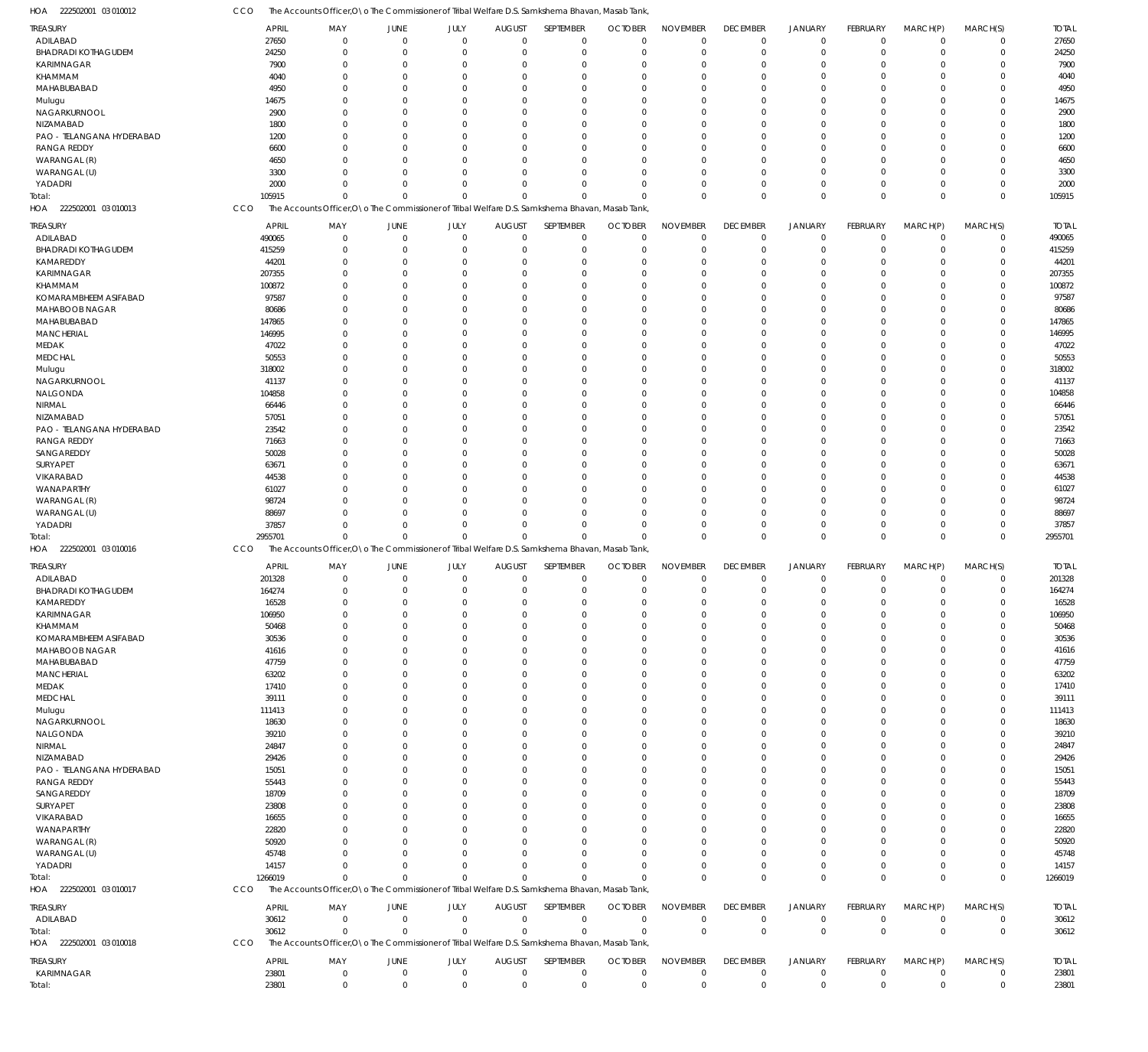HOA 222502001 03 010012 CCO The Accounts Officer,O\o The Commissioner of Tribal Welfare D.S. Samkshema Bhavan, Masab Tank,

| TREASURY | APRIL | MAY | JUNE | JULY | AUGUST | SEPTEMBER | OCTOBER | NOVEMBER | DECEMBER | JANUARY | FEBRUARY | MARCH(P) | MARCH(S) | TOTAL |
|---|---|---|---|---|---|---|---|---|---|---|---|---|---|---|
| ADILABAD | 27650 | 0 | 0 | 0 | 0 | 0 | 0 | 0 | 0 | 0 | 0 | 0 | 0 | 27650 |
| BHADRADI KOTHAGUDEM | 24250 | 0 | 0 | 0 | 0 | 0 | 0 | 0 | 0 | 0 | 0 | 0 | 0 | 24250 |
| KARIMNAGAR | 7900 | 0 | 0 | 0 | 0 | 0 | 0 | 0 | 0 | 0 | 0 | 0 | 0 | 7900 |
| KHAMMAM | 4040 | 0 | 0 | 0 | 0 | 0 | 0 | 0 | 0 | 0 | 0 | 0 | 0 | 4040 |
| MAHABUBABAD | 4950 | 0 | 0 | 0 | 0 | 0 | 0 | 0 | 0 | 0 | 0 | 0 | 0 | 4950 |
| Mulugu | 14675 | 0 | 0 | 0 | 0 | 0 | 0 | 0 | 0 | 0 | 0 | 0 | 0 | 14675 |
| NAGARKURNOOL | 2900 | 0 | 0 | 0 | 0 | 0 | 0 | 0 | 0 | 0 | 0 | 0 | 0 | 2900 |
| NIZAMABAD | 1800 | 0 | 0 | 0 | 0 | 0 | 0 | 0 | 0 | 0 | 0 | 0 | 0 | 1800 |
| PAO - TELANGANA HYDERABAD | 1200 | 0 | 0 | 0 | 0 | 0 | 0 | 0 | 0 | 0 | 0 | 0 | 0 | 1200 |
| RANGA REDDY | 6600 | 0 | 0 | 0 | 0 | 0 | 0 | 0 | 0 | 0 | 0 | 0 | 0 | 6600 |
| WARANGAL (R) | 4650 | 0 | 0 | 0 | 0 | 0 | 0 | 0 | 0 | 0 | 0 | 0 | 0 | 4650 |
| WARANGAL (U) | 3300 | 0 | 0 | 0 | 0 | 0 | 0 | 0 | 0 | 0 | 0 | 0 | 0 | 3300 |
| YADADRI | 2000 | 0 | 0 | 0 | 0 | 0 | 0 | 0 | 0 | 0 | 0 | 0 | 0 | 2000 |
| Total: | 105915 | 0 | 0 | 0 | 0 | 0 | 0 | 0 | 0 | 0 | 0 | 0 | 0 | 105915 |

HOA 222502001 03 010013 CCO The Accounts Officer,O\o The Commissioner of Tribal Welfare D.S. Samkshema Bhavan, Masab Tank,

| TREASURY | APRIL | MAY | JUNE | JULY | AUGUST | SEPTEMBER | OCTOBER | NOVEMBER | DECEMBER | JANUARY | FEBRUARY | MARCH(P) | MARCH(S) | TOTAL |
|---|---|---|---|---|---|---|---|---|---|---|---|---|---|---|
| ADILABAD | 490065 | 0 | 0 | 0 | 0 | 0 | 0 | 0 | 0 | 0 | 0 | 0 | 0 | 490065 |
| BHADRADI KOTHAGUDEM | 415259 | 0 | 0 | 0 | 0 | 0 | 0 | 0 | 0 | 0 | 0 | 0 | 0 | 415259 |
| KAMAREDDY | 44201 | 0 | 0 | 0 | 0 | 0 | 0 | 0 | 0 | 0 | 0 | 0 | 0 | 44201 |
| KARIMNAGAR | 207355 | 0 | 0 | 0 | 0 | 0 | 0 | 0 | 0 | 0 | 0 | 0 | 0 | 207355 |
| KHAMMAM | 100872 | 0 | 0 | 0 | 0 | 0 | 0 | 0 | 0 | 0 | 0 | 0 | 0 | 100872 |
| KOMARAMBHEEM ASIFABAD | 97587 | 0 | 0 | 0 | 0 | 0 | 0 | 0 | 0 | 0 | 0 | 0 | 0 | 97587 |
| MAHABOOB NAGAR | 80686 | 0 | 0 | 0 | 0 | 0 | 0 | 0 | 0 | 0 | 0 | 0 | 0 | 80686 |
| MAHABUBABAD | 147865 | 0 | 0 | 0 | 0 | 0 | 0 | 0 | 0 | 0 | 0 | 0 | 0 | 147865 |
| MANCHERIAL | 146995 | 0 | 0 | 0 | 0 | 0 | 0 | 0 | 0 | 0 | 0 | 0 | 0 | 146995 |
| MEDAK | 47022 | 0 | 0 | 0 | 0 | 0 | 0 | 0 | 0 | 0 | 0 | 0 | 0 | 47022 |
| MEDCHAL | 50553 | 0 | 0 | 0 | 0 | 0 | 0 | 0 | 0 | 0 | 0 | 0 | 0 | 50553 |
| Mulugu | 318002 | 0 | 0 | 0 | 0 | 0 | 0 | 0 | 0 | 0 | 0 | 0 | 0 | 318002 |
| NAGARKURNOOL | 41137 | 0 | 0 | 0 | 0 | 0 | 0 | 0 | 0 | 0 | 0 | 0 | 0 | 41137 |
| NALGONDA | 104858 | 0 | 0 | 0 | 0 | 0 | 0 | 0 | 0 | 0 | 0 | 0 | 0 | 104858 |
| NIRMAL | 66446 | 0 | 0 | 0 | 0 | 0 | 0 | 0 | 0 | 0 | 0 | 0 | 0 | 66446 |
| NIZAMABAD | 57051 | 0 | 0 | 0 | 0 | 0 | 0 | 0 | 0 | 0 | 0 | 0 | 0 | 57051 |
| PAO - TELANGANA HYDERABAD | 23542 | 0 | 0 | 0 | 0 | 0 | 0 | 0 | 0 | 0 | 0 | 0 | 0 | 23542 |
| RANGA REDDY | 71663 | 0 | 0 | 0 | 0 | 0 | 0 | 0 | 0 | 0 | 0 | 0 | 0 | 71663 |
| SANGAREDDY | 50028 | 0 | 0 | 0 | 0 | 0 | 0 | 0 | 0 | 0 | 0 | 0 | 0 | 50028 |
| SURYAPET | 63671 | 0 | 0 | 0 | 0 | 0 | 0 | 0 | 0 | 0 | 0 | 0 | 0 | 63671 |
| VIKARABAD | 44538 | 0 | 0 | 0 | 0 | 0 | 0 | 0 | 0 | 0 | 0 | 0 | 0 | 44538 |
| WANAPARTHY | 61027 | 0 | 0 | 0 | 0 | 0 | 0 | 0 | 0 | 0 | 0 | 0 | 0 | 61027 |
| WARANGAL (R) | 98724 | 0 | 0 | 0 | 0 | 0 | 0 | 0 | 0 | 0 | 0 | 0 | 0 | 98724 |
| WARANGAL (U) | 88697 | 0 | 0 | 0 | 0 | 0 | 0 | 0 | 0 | 0 | 0 | 0 | 0 | 88697 |
| YADADRI | 37857 | 0 | 0 | 0 | 0 | 0 | 0 | 0 | 0 | 0 | 0 | 0 | 0 | 37857 |
| Total: | 2955701 | 0 | 0 | 0 | 0 | 0 | 0 | 0 | 0 | 0 | 0 | 0 | 0 | 2955701 |

HOA 222502001 03 010016 CCO The Accounts Officer,O\o The Commissioner of Tribal Welfare D.S. Samkshema Bhavan, Masab Tank,

| TREASURY | APRIL | MAY | JUNE | JULY | AUGUST | SEPTEMBER | OCTOBER | NOVEMBER | DECEMBER | JANUARY | FEBRUARY | MARCH(P) | MARCH(S) | TOTAL |
|---|---|---|---|---|---|---|---|---|---|---|---|---|---|---|
| ADILABAD | 201328 | 0 | 0 | 0 | 0 | 0 | 0 | 0 | 0 | 0 | 0 | 0 | 0 | 201328 |
| BHADRADI KOTHAGUDEM | 164274 | 0 | 0 | 0 | 0 | 0 | 0 | 0 | 0 | 0 | 0 | 0 | 0 | 164274 |
| KAMAREDDY | 16528 | 0 | 0 | 0 | 0 | 0 | 0 | 0 | 0 | 0 | 0 | 0 | 0 | 16528 |
| KARIMNAGAR | 106950 | 0 | 0 | 0 | 0 | 0 | 0 | 0 | 0 | 0 | 0 | 0 | 0 | 106950 |
| KHAMMAM | 50468 | 0 | 0 | 0 | 0 | 0 | 0 | 0 | 0 | 0 | 0 | 0 | 0 | 50468 |
| KOMARAMBHEEM ASIFABAD | 30536 | 0 | 0 | 0 | 0 | 0 | 0 | 0 | 0 | 0 | 0 | 0 | 0 | 30536 |
| MAHABOOB NAGAR | 41616 | 0 | 0 | 0 | 0 | 0 | 0 | 0 | 0 | 0 | 0 | 0 | 0 | 41616 |
| MAHABUBABAD | 47759 | 0 | 0 | 0 | 0 | 0 | 0 | 0 | 0 | 0 | 0 | 0 | 0 | 47759 |
| MANCHERIAL | 63202 | 0 | 0 | 0 | 0 | 0 | 0 | 0 | 0 | 0 | 0 | 0 | 0 | 63202 |
| MEDAK | 17410 | 0 | 0 | 0 | 0 | 0 | 0 | 0 | 0 | 0 | 0 | 0 | 0 | 17410 |
| MEDCHAL | 39111 | 0 | 0 | 0 | 0 | 0 | 0 | 0 | 0 | 0 | 0 | 0 | 0 | 39111 |
| Mulugu | 111413 | 0 | 0 | 0 | 0 | 0 | 0 | 0 | 0 | 0 | 0 | 0 | 0 | 111413 |
| NAGARKURNOOL | 18630 | 0 | 0 | 0 | 0 | 0 | 0 | 0 | 0 | 0 | 0 | 0 | 0 | 18630 |
| NALGONDA | 39210 | 0 | 0 | 0 | 0 | 0 | 0 | 0 | 0 | 0 | 0 | 0 | 0 | 39210 |
| NIRMAL | 24847 | 0 | 0 | 0 | 0 | 0 | 0 | 0 | 0 | 0 | 0 | 0 | 0 | 24847 |
| NIZAMABAD | 29426 | 0 | 0 | 0 | 0 | 0 | 0 | 0 | 0 | 0 | 0 | 0 | 0 | 29426 |
| PAO - TELANGANA HYDERABAD | 15051 | 0 | 0 | 0 | 0 | 0 | 0 | 0 | 0 | 0 | 0 | 0 | 0 | 15051 |
| RANGA REDDY | 55443 | 0 | 0 | 0 | 0 | 0 | 0 | 0 | 0 | 0 | 0 | 0 | 0 | 55443 |
| SANGAREDDY | 18709 | 0 | 0 | 0 | 0 | 0 | 0 | 0 | 0 | 0 | 0 | 0 | 0 | 18709 |
| SURYAPET | 23808 | 0 | 0 | 0 | 0 | 0 | 0 | 0 | 0 | 0 | 0 | 0 | 0 | 23808 |
| VIKARABAD | 16655 | 0 | 0 | 0 | 0 | 0 | 0 | 0 | 0 | 0 | 0 | 0 | 0 | 16655 |
| WANAPARTHY | 22820 | 0 | 0 | 0 | 0 | 0 | 0 | 0 | 0 | 0 | 0 | 0 | 0 | 22820 |
| WARANGAL (R) | 50920 | 0 | 0 | 0 | 0 | 0 | 0 | 0 | 0 | 0 | 0 | 0 | 0 | 50920 |
| WARANGAL (U) | 45748 | 0 | 0 | 0 | 0 | 0 | 0 | 0 | 0 | 0 | 0 | 0 | 0 | 45748 |
| YADADRI | 14157 | 0 | 0 | 0 | 0 | 0 | 0 | 0 | 0 | 0 | 0 | 0 | 0 | 14157 |
| Total: | 1266019 | 0 | 0 | 0 | 0 | 0 | 0 | 0 | 0 | 0 | 0 | 0 | 0 | 1266019 |

HOA 222502001 03 010017 CCO The Accounts Officer,O\o The Commissioner of Tribal Welfare D.S. Samkshema Bhavan, Masab Tank,

| TREASURY | APRIL | MAY | JUNE | JULY | AUGUST | SEPTEMBER | OCTOBER | NOVEMBER | DECEMBER | JANUARY | FEBRUARY | MARCH(P) | MARCH(S) | TOTAL |
|---|---|---|---|---|---|---|---|---|---|---|---|---|---|---|
| ADILABAD | 30612 | 0 | 0 | 0 | 0 | 0 | 0 | 0 | 0 | 0 | 0 | 0 | 0 | 30612 |
| Total: | 30612 | 0 | 0 | 0 | 0 | 0 | 0 | 0 | 0 | 0 | 0 | 0 | 0 | 30612 |

HOA 222502001 03 010018 CCO The Accounts Officer,O\o The Commissioner of Tribal Welfare D.S. Samkshema Bhavan, Masab Tank,

| TREASURY | APRIL | MAY | JUNE | JULY | AUGUST | SEPTEMBER | OCTOBER | NOVEMBER | DECEMBER | JANUARY | FEBRUARY | MARCH(P) | MARCH(S) | TOTAL |
|---|---|---|---|---|---|---|---|---|---|---|---|---|---|---|
| KARIMNAGAR | 23801 | 0 | 0 | 0 | 0 | 0 | 0 | 0 | 0 | 0 | 0 | 0 | 0 | 23801 |
| Total: | 23801 | 0 | 0 | 0 | 0 | 0 | 0 | 0 | 0 | 0 | 0 | 0 | 0 | 23801 |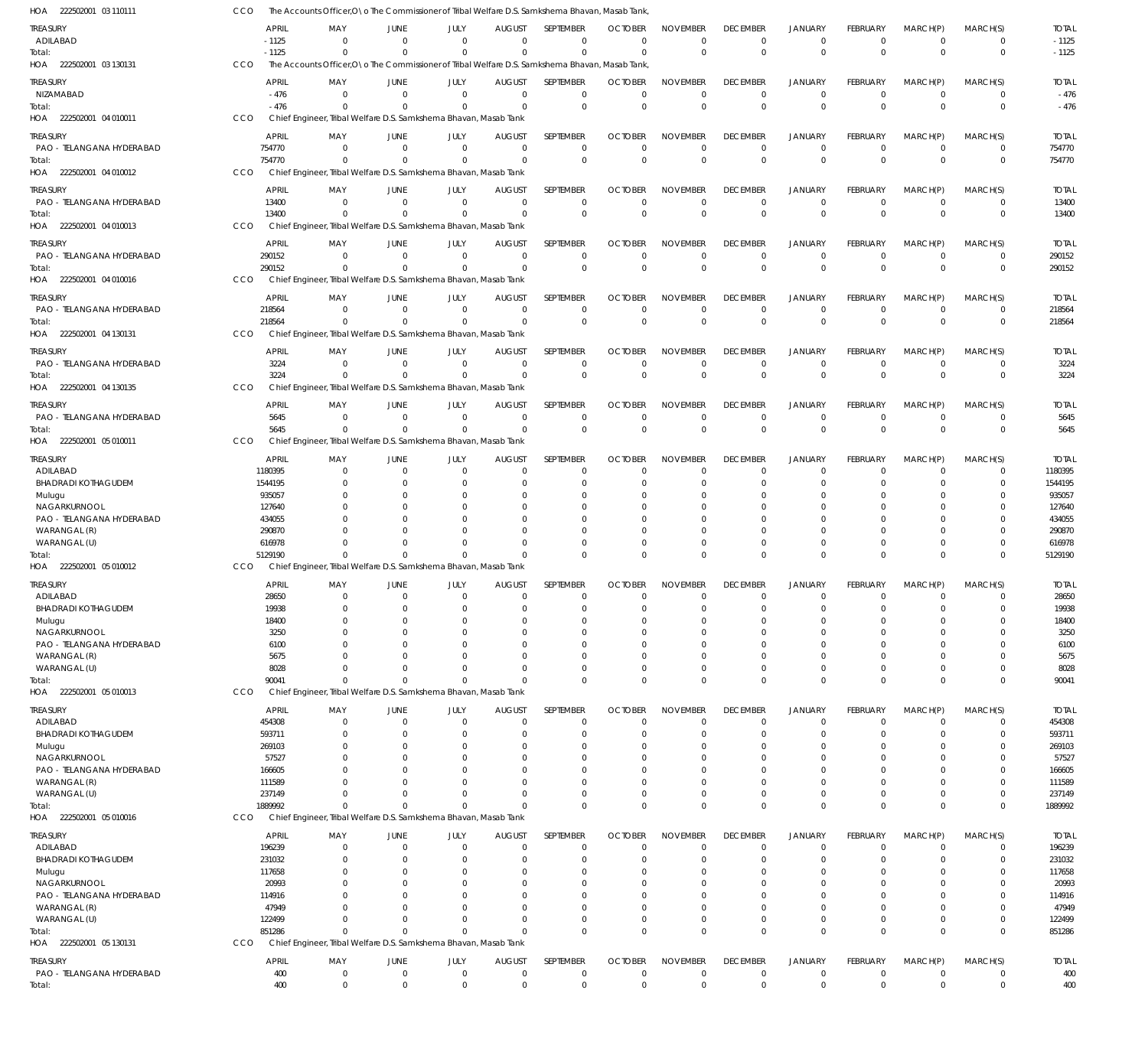HOA 222502001 03 110111 CCO The Accounts Officer,O\o The Commissioner of Tribal Welfare D.S. Samkshema Bhavan, Masab Tank,

| TREASURY | APRIL | MAY | JUNE | JULY | AUGUST | SEPTEMBER | OCTOBER | NOVEMBER | DECEMBER | JANUARY | FEBRUARY | MARCH(P) | MARCH(S) | TOTAL |
|---|---|---|---|---|---|---|---|---|---|---|---|---|---|---|
| ADILABAD | -1125 | 0 | 0 | 0 | 0 | 0 | 0 | 0 | 0 | 0 | 0 | 0 | 0 | -1125 |
| Total: | -1125 | 0 | 0 | 0 | 0 | 0 | 0 | 0 | 0 | 0 | 0 | 0 | 0 | -1125 |

HOA 222502001 03 130131 CCO The Accounts Officer,O\o The Commissioner of Tribal Welfare D.S. Samkshema Bhavan, Masab Tank,

| TREASURY | APRIL | MAY | JUNE | JULY | AUGUST | SEPTEMBER | OCTOBER | NOVEMBER | DECEMBER | JANUARY | FEBRUARY | MARCH(P) | MARCH(S) | TOTAL |
|---|---|---|---|---|---|---|---|---|---|---|---|---|---|---|
| NIZAMABAD | -476 | 0 | 0 | 0 | 0 | 0 | 0 | 0 | 0 | 0 | 0 | 0 | 0 | -476 |
| Total: | -476 | 0 | 0 | 0 | 0 | 0 | 0 | 0 | 0 | 0 | 0 | 0 | 0 | -476 |

HOA 222502001 04 010011 CCO Chief Engineer, Tribal Welfare D.S. Samkshema Bhavan, Masab Tank

| TREASURY | APRIL | MAY | JUNE | JULY | AUGUST | SEPTEMBER | OCTOBER | NOVEMBER | DECEMBER | JANUARY | FEBRUARY | MARCH(P) | MARCH(S) | TOTAL |
|---|---|---|---|---|---|---|---|---|---|---|---|---|---|---|
| PAO - TELANGANA HYDERABAD | 754770 | 0 | 0 | 0 | 0 | 0 | 0 | 0 | 0 | 0 | 0 | 0 | 0 | 754770 |
| Total: | 754770 | 0 | 0 | 0 | 0 | 0 | 0 | 0 | 0 | 0 | 0 | 0 | 0 | 754770 |

HOA 222502001 04 010012 CCO Chief Engineer, Tribal Welfare D.S. Samkshema Bhavan, Masab Tank

| TREASURY | APRIL | MAY | JUNE | JULY | AUGUST | SEPTEMBER | OCTOBER | NOVEMBER | DECEMBER | JANUARY | FEBRUARY | MARCH(P) | MARCH(S) | TOTAL |
|---|---|---|---|---|---|---|---|---|---|---|---|---|---|---|
| PAO - TELANGANA HYDERABAD | 13400 | 0 | 0 | 0 | 0 | 0 | 0 | 0 | 0 | 0 | 0 | 0 | 0 | 13400 |
| Total: | 13400 | 0 | 0 | 0 | 0 | 0 | 0 | 0 | 0 | 0 | 0 | 0 | 0 | 13400 |

HOA 222502001 04 010013 CCO Chief Engineer, Tribal Welfare D.S. Samkshema Bhavan, Masab Tank

| TREASURY | APRIL | MAY | JUNE | JULY | AUGUST | SEPTEMBER | OCTOBER | NOVEMBER | DECEMBER | JANUARY | FEBRUARY | MARCH(P) | MARCH(S) | TOTAL |
|---|---|---|---|---|---|---|---|---|---|---|---|---|---|---|
| PAO - TELANGANA HYDERABAD | 290152 | 0 | 0 | 0 | 0 | 0 | 0 | 0 | 0 | 0 | 0 | 0 | 0 | 290152 |
| Total: | 290152 | 0 | 0 | 0 | 0 | 0 | 0 | 0 | 0 | 0 | 0 | 0 | 0 | 290152 |

HOA 222502001 04 010016 CCO Chief Engineer, Tribal Welfare D.S. Samkshema Bhavan, Masab Tank

| TREASURY | APRIL | MAY | JUNE | JULY | AUGUST | SEPTEMBER | OCTOBER | NOVEMBER | DECEMBER | JANUARY | FEBRUARY | MARCH(P) | MARCH(S) | TOTAL |
|---|---|---|---|---|---|---|---|---|---|---|---|---|---|---|
| PAO - TELANGANA HYDERABAD | 218564 | 0 | 0 | 0 | 0 | 0 | 0 | 0 | 0 | 0 | 0 | 0 | 0 | 218564 |
| Total: | 218564 | 0 | 0 | 0 | 0 | 0 | 0 | 0 | 0 | 0 | 0 | 0 | 0 | 218564 |

HOA 222502001 04 130131 CCO Chief Engineer, Tribal Welfare D.S. Samkshema Bhavan, Masab Tank

| TREASURY | APRIL | MAY | JUNE | JULY | AUGUST | SEPTEMBER | OCTOBER | NOVEMBER | DECEMBER | JANUARY | FEBRUARY | MARCH(P) | MARCH(S) | TOTAL |
|---|---|---|---|---|---|---|---|---|---|---|---|---|---|---|
| PAO - TELANGANA HYDERABAD | 3224 | 0 | 0 | 0 | 0 | 0 | 0 | 0 | 0 | 0 | 0 | 0 | 0 | 3224 |
| Total: | 3224 | 0 | 0 | 0 | 0 | 0 | 0 | 0 | 0 | 0 | 0 | 0 | 0 | 3224 |

HOA 222502001 04 130135 CCO Chief Engineer, Tribal Welfare D.S. Samkshema Bhavan, Masab Tank

| TREASURY | APRIL | MAY | JUNE | JULY | AUGUST | SEPTEMBER | OCTOBER | NOVEMBER | DECEMBER | JANUARY | FEBRUARY | MARCH(P) | MARCH(S) | TOTAL |
|---|---|---|---|---|---|---|---|---|---|---|---|---|---|---|
| PAO - TELANGANA HYDERABAD | 5645 | 0 | 0 | 0 | 0 | 0 | 0 | 0 | 0 | 0 | 0 | 0 | 0 | 5645 |
| Total: | 5645 | 0 | 0 | 0 | 0 | 0 | 0 | 0 | 0 | 0 | 0 | 0 | 0 | 5645 |

HOA 222502001 05 010011 CCO Chief Engineer, Tribal Welfare D.S. Samkshema Bhavan, Masab Tank

| TREASURY | APRIL | MAY | JUNE | JULY | AUGUST | SEPTEMBER | OCTOBER | NOVEMBER | DECEMBER | JANUARY | FEBRUARY | MARCH(P) | MARCH(S) | TOTAL |
|---|---|---|---|---|---|---|---|---|---|---|---|---|---|---|
| ADILABAD | 1180395 | 0 | 0 | 0 | 0 | 0 | 0 | 0 | 0 | 0 | 0 | 0 | 0 | 1180395 |
| BHADRADI KOTHAGUDEM | 1544195 | 0 | 0 | 0 | 0 | 0 | 0 | 0 | 0 | 0 | 0 | 0 | 0 | 1544195 |
| Mulugu | 935057 | 0 | 0 | 0 | 0 | 0 | 0 | 0 | 0 | 0 | 0 | 0 | 0 | 935057 |
| NAGARKURNOOL | 127640 | 0 | 0 | 0 | 0 | 0 | 0 | 0 | 0 | 0 | 0 | 0 | 0 | 127640 |
| PAO - TELANGANA HYDERABAD | 434055 | 0 | 0 | 0 | 0 | 0 | 0 | 0 | 0 | 0 | 0 | 0 | 0 | 434055 |
| WARANGAL (R) | 290870 | 0 | 0 | 0 | 0 | 0 | 0 | 0 | 0 | 0 | 0 | 0 | 0 | 290870 |
| WARANGAL (U) | 616978 | 0 | 0 | 0 | 0 | 0 | 0 | 0 | 0 | 0 | 0 | 0 | 0 | 616978 |
| Total: | 5129190 | 0 | 0 | 0 | 0 | 0 | 0 | 0 | 0 | 0 | 0 | 0 | 0 | 5129190 |

HOA 222502001 05 010012 CCO Chief Engineer, Tribal Welfare D.S. Samkshema Bhavan, Masab Tank

| TREASURY | APRIL | MAY | JUNE | JULY | AUGUST | SEPTEMBER | OCTOBER | NOVEMBER | DECEMBER | JANUARY | FEBRUARY | MARCH(P) | MARCH(S) | TOTAL |
|---|---|---|---|---|---|---|---|---|---|---|---|---|---|---|
| ADILABAD | 28650 | 0 | 0 | 0 | 0 | 0 | 0 | 0 | 0 | 0 | 0 | 0 | 0 | 28650 |
| BHADRADI KOTHAGUDEM | 19938 | 0 | 0 | 0 | 0 | 0 | 0 | 0 | 0 | 0 | 0 | 0 | 0 | 19938 |
| Mulugu | 18400 | 0 | 0 | 0 | 0 | 0 | 0 | 0 | 0 | 0 | 0 | 0 | 0 | 18400 |
| NAGARKURNOOL | 3250 | 0 | 0 | 0 | 0 | 0 | 0 | 0 | 0 | 0 | 0 | 0 | 0 | 3250 |
| PAO - TELANGANA HYDERABAD | 6100 | 0 | 0 | 0 | 0 | 0 | 0 | 0 | 0 | 0 | 0 | 0 | 0 | 6100 |
| WARANGAL (R) | 5675 | 0 | 0 | 0 | 0 | 0 | 0 | 0 | 0 | 0 | 0 | 0 | 0 | 5675 |
| WARANGAL (U) | 8028 | 0 | 0 | 0 | 0 | 0 | 0 | 0 | 0 | 0 | 0 | 0 | 0 | 8028 |
| Total: | 90041 | 0 | 0 | 0 | 0 | 0 | 0 | 0 | 0 | 0 | 0 | 0 | 0 | 90041 |

HOA 222502001 05 010013 CCO Chief Engineer, Tribal Welfare D.S. Samkshema Bhavan, Masab Tank

| TREASURY | APRIL | MAY | JUNE | JULY | AUGUST | SEPTEMBER | OCTOBER | NOVEMBER | DECEMBER | JANUARY | FEBRUARY | MARCH(P) | MARCH(S) | TOTAL |
|---|---|---|---|---|---|---|---|---|---|---|---|---|---|---|
| ADILABAD | 454308 | 0 | 0 | 0 | 0 | 0 | 0 | 0 | 0 | 0 | 0 | 0 | 0 | 454308 |
| BHADRADI KOTHAGUDEM | 593711 | 0 | 0 | 0 | 0 | 0 | 0 | 0 | 0 | 0 | 0 | 0 | 0 | 593711 |
| Mulugu | 269103 | 0 | 0 | 0 | 0 | 0 | 0 | 0 | 0 | 0 | 0 | 0 | 0 | 269103 |
| NAGARKURNOOL | 57527 | 0 | 0 | 0 | 0 | 0 | 0 | 0 | 0 | 0 | 0 | 0 | 0 | 57527 |
| PAO - TELANGANA HYDERABAD | 166605 | 0 | 0 | 0 | 0 | 0 | 0 | 0 | 0 | 0 | 0 | 0 | 0 | 166605 |
| WARANGAL (R) | 111589 | 0 | 0 | 0 | 0 | 0 | 0 | 0 | 0 | 0 | 0 | 0 | 0 | 111589 |
| WARANGAL (U) | 237149 | 0 | 0 | 0 | 0 | 0 | 0 | 0 | 0 | 0 | 0 | 0 | 0 | 237149 |
| Total: | 1889992 | 0 | 0 | 0 | 0 | 0 | 0 | 0 | 0 | 0 | 0 | 0 | 0 | 1889992 |

HOA 222502001 05 010016 CCO Chief Engineer, Tribal Welfare D.S. Samkshema Bhavan, Masab Tank

| TREASURY | APRIL | MAY | JUNE | JULY | AUGUST | SEPTEMBER | OCTOBER | NOVEMBER | DECEMBER | JANUARY | FEBRUARY | MARCH(P) | MARCH(S) | TOTAL |
|---|---|---|---|---|---|---|---|---|---|---|---|---|---|---|
| ADILABAD | 196239 | 0 | 0 | 0 | 0 | 0 | 0 | 0 | 0 | 0 | 0 | 0 | 0 | 196239 |
| BHADRADI KOTHAGUDEM | 231032 | 0 | 0 | 0 | 0 | 0 | 0 | 0 | 0 | 0 | 0 | 0 | 0 | 231032 |
| Mulugu | 117658 | 0 | 0 | 0 | 0 | 0 | 0 | 0 | 0 | 0 | 0 | 0 | 0 | 117658 |
| NAGARKURNOOL | 20993 | 0 | 0 | 0 | 0 | 0 | 0 | 0 | 0 | 0 | 0 | 0 | 0 | 20993 |
| PAO - TELANGANA HYDERABAD | 114916 | 0 | 0 | 0 | 0 | 0 | 0 | 0 | 0 | 0 | 0 | 0 | 0 | 114916 |
| WARANGAL (R) | 47949 | 0 | 0 | 0 | 0 | 0 | 0 | 0 | 0 | 0 | 0 | 0 | 0 | 47949 |
| WARANGAL (U) | 122499 | 0 | 0 | 0 | 0 | 0 | 0 | 0 | 0 | 0 | 0 | 0 | 0 | 122499 |
| Total: | 851286 | 0 | 0 | 0 | 0 | 0 | 0 | 0 | 0 | 0 | 0 | 0 | 0 | 851286 |

HOA 222502001 05 130131 CCO Chief Engineer, Tribal Welfare D.S. Samkshema Bhavan, Masab Tank

| TREASURY | APRIL | MAY | JUNE | JULY | AUGUST | SEPTEMBER | OCTOBER | NOVEMBER | DECEMBER | JANUARY | FEBRUARY | MARCH(P) | MARCH(S) | TOTAL |
|---|---|---|---|---|---|---|---|---|---|---|---|---|---|---|
| PAO - TELANGANA HYDERABAD | 400 | 0 | 0 | 0 | 0 | 0 | 0 | 0 | 0 | 0 | 0 | 0 | 0 | 400 |
| Total: | 400 | 0 | 0 | 0 | 0 | 0 | 0 | 0 | 0 | 0 | 0 | 0 | 0 | 400 |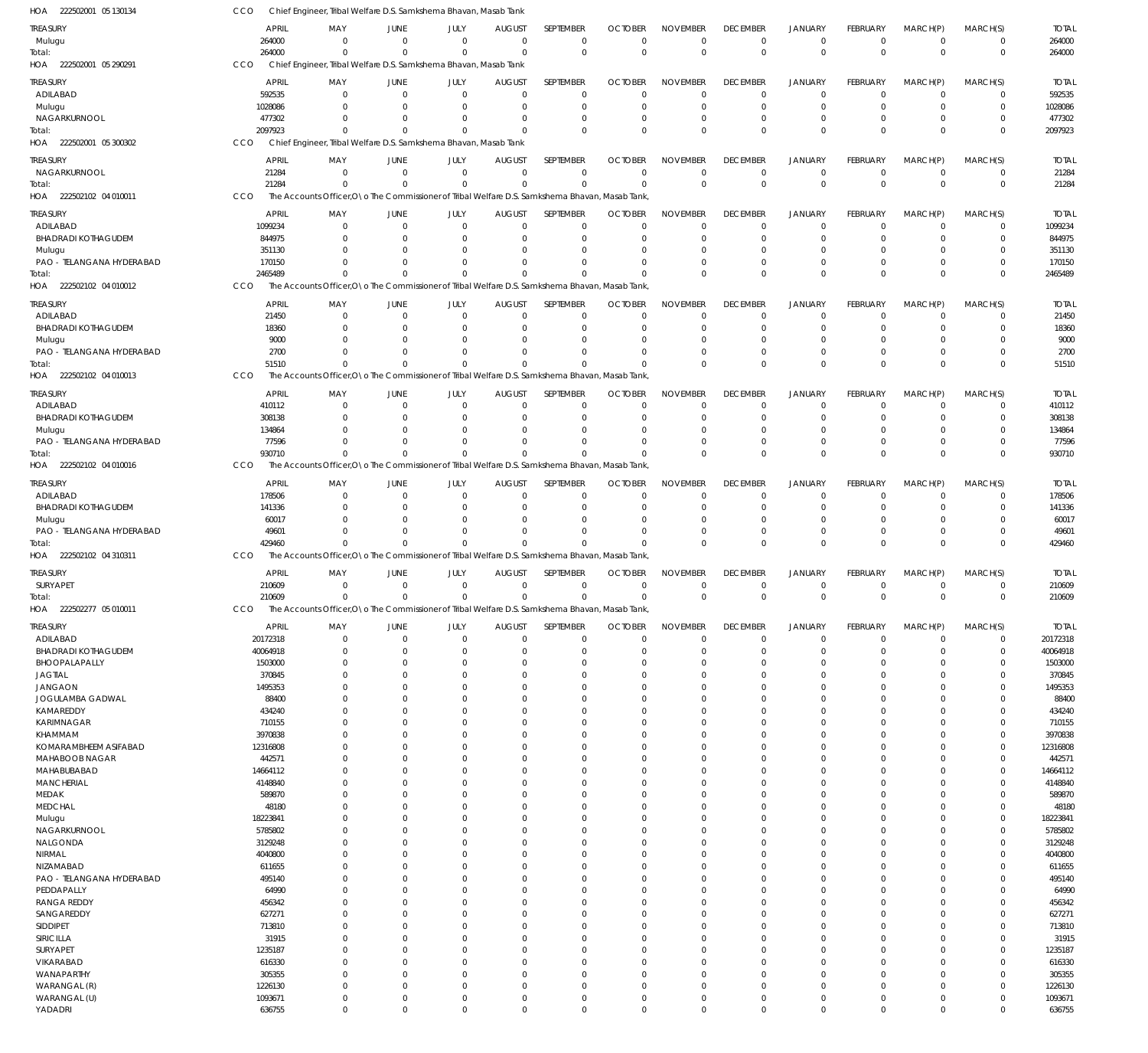HOA 222502001 05 130134 CCO Chief Engineer, Tribal Welfare D.S. Samkshema Bhavan, Masab Tank

| TREASURY | APRIL | MAY | JUNE | JULY | AUGUST | SEPTEMBER | OCTOBER | NOVEMBER | DECEMBER | JANUARY | FEBRUARY | MARCH(P) | MARCH(S) | TOTAL |
|---|---|---|---|---|---|---|---|---|---|---|---|---|---|---|
| Mulugu | 264000 | 0 | 0 | 0 | 0 | 0 | 0 | 0 | 0 | 0 | 0 | 0 | 0 | 264000 |
| Total: | 264000 | 0 | 0 | 0 | 0 | 0 | 0 | 0 | 0 | 0 | 0 | 0 | 0 | 264000 |

HOA 222502001 05 290291 CCO Chief Engineer, Tribal Welfare D.S. Samkshema Bhavan, Masab Tank

| TREASURY | APRIL | MAY | JUNE | JULY | AUGUST | SEPTEMBER | OCTOBER | NOVEMBER | DECEMBER | JANUARY | FEBRUARY | MARCH(P) | MARCH(S) | TOTAL |
|---|---|---|---|---|---|---|---|---|---|---|---|---|---|---|
| ADILABAD | 592535 | 0 | 0 | 0 | 0 | 0 | 0 | 0 | 0 | 0 | 0 | 0 | 0 | 592535 |
| Mulugu | 1028086 | 0 | 0 | 0 | 0 | 0 | 0 | 0 | 0 | 0 | 0 | 0 | 0 | 1028086 |
| NAGARKURNOOL | 477302 | 0 | 0 | 0 | 0 | 0 | 0 | 0 | 0 | 0 | 0 | 0 | 0 | 477302 |
| Total: | 2097923 | 0 | 0 | 0 | 0 | 0 | 0 | 0 | 0 | 0 | 0 | 0 | 0 | 2097923 |

HOA 222502001 05 300302 CCO Chief Engineer, Tribal Welfare D.S. Samkshema Bhavan, Masab Tank

| TREASURY | APRIL | MAY | JUNE | JULY | AUGUST | SEPTEMBER | OCTOBER | NOVEMBER | DECEMBER | JANUARY | FEBRUARY | MARCH(P) | MARCH(S) | TOTAL |
|---|---|---|---|---|---|---|---|---|---|---|---|---|---|---|
| NAGARKURNOOL | 21284 | 0 | 0 | 0 | 0 | 0 | 0 | 0 | 0 | 0 | 0 | 0 | 0 | 21284 |
| Total: | 21284 | 0 | 0 | 0 | 0 | 0 | 0 | 0 | 0 | 0 | 0 | 0 | 0 | 21284 |

HOA 222502102 04 010011 CCO The Accounts Officer,O\o The Commissioner of Tribal Welfare D.S. Samkshema Bhavan, Masab Tank,

| TREASURY | APRIL | MAY | JUNE | JULY | AUGUST | SEPTEMBER | OCTOBER | NOVEMBER | DECEMBER | JANUARY | FEBRUARY | MARCH(P) | MARCH(S) | TOTAL |
|---|---|---|---|---|---|---|---|---|---|---|---|---|---|---|
| ADILABAD | 1099234 | 0 | 0 | 0 | 0 | 0 | 0 | 0 | 0 | 0 | 0 | 0 | 0 | 1099234 |
| BHADRADI KOTHAGUDEM | 844975 | 0 | 0 | 0 | 0 | 0 | 0 | 0 | 0 | 0 | 0 | 0 | 0 | 844975 |
| Mulugu | 351130 | 0 | 0 | 0 | 0 | 0 | 0 | 0 | 0 | 0 | 0 | 0 | 0 | 351130 |
| PAO - TELANGANA HYDERABAD | 170150 | 0 | 0 | 0 | 0 | 0 | 0 | 0 | 0 | 0 | 0 | 0 | 0 | 170150 |
| Total: | 2465489 | 0 | 0 | 0 | 0 | 0 | 0 | 0 | 0 | 0 | 0 | 0 | 0 | 2465489 |

HOA 222502102 04 010012 CCO The Accounts Officer,O\o The Commissioner of Tribal Welfare D.S. Samkshema Bhavan, Masab Tank,

| TREASURY | APRIL | MAY | JUNE | JULY | AUGUST | SEPTEMBER | OCTOBER | NOVEMBER | DECEMBER | JANUARY | FEBRUARY | MARCH(P) | MARCH(S) | TOTAL |
|---|---|---|---|---|---|---|---|---|---|---|---|---|---|---|
| ADILABAD | 21450 | 0 | 0 | 0 | 0 | 0 | 0 | 0 | 0 | 0 | 0 | 0 | 0 | 21450 |
| BHADRADI KOTHAGUDEM | 18360 | 0 | 0 | 0 | 0 | 0 | 0 | 0 | 0 | 0 | 0 | 0 | 0 | 18360 |
| Mulugu | 9000 | 0 | 0 | 0 | 0 | 0 | 0 | 0 | 0 | 0 | 0 | 0 | 0 | 9000 |
| PAO - TELANGANA HYDERABAD | 2700 | 0 | 0 | 0 | 0 | 0 | 0 | 0 | 0 | 0 | 0 | 0 | 0 | 2700 |
| Total: | 51510 | 0 | 0 | 0 | 0 | 0 | 0 | 0 | 0 | 0 | 0 | 0 | 0 | 51510 |

HOA 222502102 04 010013 CCO The Accounts Officer,O\o The Commissioner of Tribal Welfare D.S. Samkshema Bhavan, Masab Tank,

| TREASURY | APRIL | MAY | JUNE | JULY | AUGUST | SEPTEMBER | OCTOBER | NOVEMBER | DECEMBER | JANUARY | FEBRUARY | MARCH(P) | MARCH(S) | TOTAL |
|---|---|---|---|---|---|---|---|---|---|---|---|---|---|---|
| ADILABAD | 410112 | 0 | 0 | 0 | 0 | 0 | 0 | 0 | 0 | 0 | 0 | 0 | 0 | 410112 |
| BHADRADI KOTHAGUDEM | 308138 | 0 | 0 | 0 | 0 | 0 | 0 | 0 | 0 | 0 | 0 | 0 | 0 | 308138 |
| Mulugu | 134864 | 0 | 0 | 0 | 0 | 0 | 0 | 0 | 0 | 0 | 0 | 0 | 0 | 134864 |
| PAO - TELANGANA HYDERABAD | 77596 | 0 | 0 | 0 | 0 | 0 | 0 | 0 | 0 | 0 | 0 | 0 | 0 | 77596 |
| Total: | 930710 | 0 | 0 | 0 | 0 | 0 | 0 | 0 | 0 | 0 | 0 | 0 | 0 | 930710 |

HOA 222502102 04 010016 CCO The Accounts Officer,O\o The Commissioner of Tribal Welfare D.S. Samkshema Bhavan, Masab Tank,

| TREASURY | APRIL | MAY | JUNE | JULY | AUGUST | SEPTEMBER | OCTOBER | NOVEMBER | DECEMBER | JANUARY | FEBRUARY | MARCH(P) | MARCH(S) | TOTAL |
|---|---|---|---|---|---|---|---|---|---|---|---|---|---|---|
| ADILABAD | 178506 | 0 | 0 | 0 | 0 | 0 | 0 | 0 | 0 | 0 | 0 | 0 | 0 | 178506 |
| BHADRADI KOTHAGUDEM | 141336 | 0 | 0 | 0 | 0 | 0 | 0 | 0 | 0 | 0 | 0 | 0 | 0 | 141336 |
| Mulugu | 60017 | 0 | 0 | 0 | 0 | 0 | 0 | 0 | 0 | 0 | 0 | 0 | 0 | 60017 |
| PAO - TELANGANA HYDERABAD | 49601 | 0 | 0 | 0 | 0 | 0 | 0 | 0 | 0 | 0 | 0 | 0 | 0 | 49601 |
| Total: | 429460 | 0 | 0 | 0 | 0 | 0 | 0 | 0 | 0 | 0 | 0 | 0 | 0 | 429460 |

HOA 222502102 04 310311 CCO The Accounts Officer,O\o The Commissioner of Tribal Welfare D.S. Samkshema Bhavan, Masab Tank,

| TREASURY | APRIL | MAY | JUNE | JULY | AUGUST | SEPTEMBER | OCTOBER | NOVEMBER | DECEMBER | JANUARY | FEBRUARY | MARCH(P) | MARCH(S) | TOTAL |
|---|---|---|---|---|---|---|---|---|---|---|---|---|---|---|
| SURYAPET | 210609 | 0 | 0 | 0 | 0 | 0 | 0 | 0 | 0 | 0 | 0 | 0 | 0 | 210609 |
| Total: | 210609 | 0 | 0 | 0 | 0 | 0 | 0 | 0 | 0 | 0 | 0 | 0 | 0 | 210609 |

HOA 222502277 05 010011 CCO The Accounts Officer,O\o The Commissioner of Tribal Welfare D.S. Samkshema Bhavan, Masab Tank,

| TREASURY | APRIL | MAY | JUNE | JULY | AUGUST | SEPTEMBER | OCTOBER | NOVEMBER | DECEMBER | JANUARY | FEBRUARY | MARCH(P) | MARCH(S) | TOTAL |
|---|---|---|---|---|---|---|---|---|---|---|---|---|---|---|
| ADILABAD | 20172318 | 0 | 0 | 0 | 0 | 0 | 0 | 0 | 0 | 0 | 0 | 0 | 0 | 20172318 |
| BHADRADI KOTHAGUDEM | 40064918 | 0 | 0 | 0 | 0 | 0 | 0 | 0 | 0 | 0 | 0 | 0 | 0 | 40064918 |
| BHOOPALAPALLY | 1503000 | 0 | 0 | 0 | 0 | 0 | 0 | 0 | 0 | 0 | 0 | 0 | 0 | 1503000 |
| JAGTIAL | 370845 | 0 | 0 | 0 | 0 | 0 | 0 | 0 | 0 | 0 | 0 | 0 | 0 | 370845 |
| JANGAON | 1495353 | 0 | 0 | 0 | 0 | 0 | 0 | 0 | 0 | 0 | 0 | 0 | 0 | 1495353 |
| JOGULAMBA GADWAL | 88400 | 0 | 0 | 0 | 0 | 0 | 0 | 0 | 0 | 0 | 0 | 0 | 0 | 88400 |
| KAMAREDDY | 434240 | 0 | 0 | 0 | 0 | 0 | 0 | 0 | 0 | 0 | 0 | 0 | 0 | 434240 |
| KARIMNAGAR | 710155 | 0 | 0 | 0 | 0 | 0 | 0 | 0 | 0 | 0 | 0 | 0 | 0 | 710155 |
| KHAMMAM | 3970838 | 0 | 0 | 0 | 0 | 0 | 0 | 0 | 0 | 0 | 0 | 0 | 0 | 3970838 |
| KOMARAMBHEEM ASIFABAD | 12316808 | 0 | 0 | 0 | 0 | 0 | 0 | 0 | 0 | 0 | 0 | 0 | 0 | 12316808 |
| MAHABOOB NAGAR | 442571 | 0 | 0 | 0 | 0 | 0 | 0 | 0 | 0 | 0 | 0 | 0 | 0 | 442571 |
| MAHABUBABAD | 14664112 | 0 | 0 | 0 | 0 | 0 | 0 | 0 | 0 | 0 | 0 | 0 | 0 | 14664112 |
| MANCHERIAL | 4148840 | 0 | 0 | 0 | 0 | 0 | 0 | 0 | 0 | 0 | 0 | 0 | 0 | 4148840 |
| MEDAK | 589870 | 0 | 0 | 0 | 0 | 0 | 0 | 0 | 0 | 0 | 0 | 0 | 0 | 589870 |
| MEDCHAL | 48180 | 0 | 0 | 0 | 0 | 0 | 0 | 0 | 0 | 0 | 0 | 0 | 0 | 48180 |
| Mulugu | 18223841 | 0 | 0 | 0 | 0 | 0 | 0 | 0 | 0 | 0 | 0 | 0 | 0 | 18223841 |
| NAGARKURNOOL | 5785802 | 0 | 0 | 0 | 0 | 0 | 0 | 0 | 0 | 0 | 0 | 0 | 0 | 5785802 |
| NALGONDA | 3129248 | 0 | 0 | 0 | 0 | 0 | 0 | 0 | 0 | 0 | 0 | 0 | 0 | 3129248 |
| NIRMAL | 4040800 | 0 | 0 | 0 | 0 | 0 | 0 | 0 | 0 | 0 | 0 | 0 | 0 | 4040800 |
| NIZAMABAD | 611655 | 0 | 0 | 0 | 0 | 0 | 0 | 0 | 0 | 0 | 0 | 0 | 0 | 611655 |
| PAO - TELANGANA HYDERABAD | 495140 | 0 | 0 | 0 | 0 | 0 | 0 | 0 | 0 | 0 | 0 | 0 | 0 | 495140 |
| PEDDAPALLY | 64990 | 0 | 0 | 0 | 0 | 0 | 0 | 0 | 0 | 0 | 0 | 0 | 0 | 64990 |
| RANGA REDDY | 456342 | 0 | 0 | 0 | 0 | 0 | 0 | 0 | 0 | 0 | 0 | 0 | 0 | 456342 |
| SANGAREDDY | 627271 | 0 | 0 | 0 | 0 | 0 | 0 | 0 | 0 | 0 | 0 | 0 | 0 | 627271 |
| SIDDIPET | 713810 | 0 | 0 | 0 | 0 | 0 | 0 | 0 | 0 | 0 | 0 | 0 | 0 | 713810 |
| SIRICILLA | 31915 | 0 | 0 | 0 | 0 | 0 | 0 | 0 | 0 | 0 | 0 | 0 | 0 | 31915 |
| SURYAPET | 1235187 | 0 | 0 | 0 | 0 | 0 | 0 | 0 | 0 | 0 | 0 | 0 | 0 | 1235187 |
| VIKARABAD | 616330 | 0 | 0 | 0 | 0 | 0 | 0 | 0 | 0 | 0 | 0 | 0 | 0 | 616330 |
| WANAPARTHY | 305355 | 0 | 0 | 0 | 0 | 0 | 0 | 0 | 0 | 0 | 0 | 0 | 0 | 305355 |
| WARANGAL (R) | 1226130 | 0 | 0 | 0 | 0 | 0 | 0 | 0 | 0 | 0 | 0 | 0 | 0 | 1226130 |
| WARANGAL (U) | 1093671 | 0 | 0 | 0 | 0 | 0 | 0 | 0 | 0 | 0 | 0 | 0 | 0 | 1093671 |
| YADADRI | 636755 | 0 | 0 | 0 | 0 | 0 | 0 | 0 | 0 | 0 | 0 | 0 | 0 | 636755 |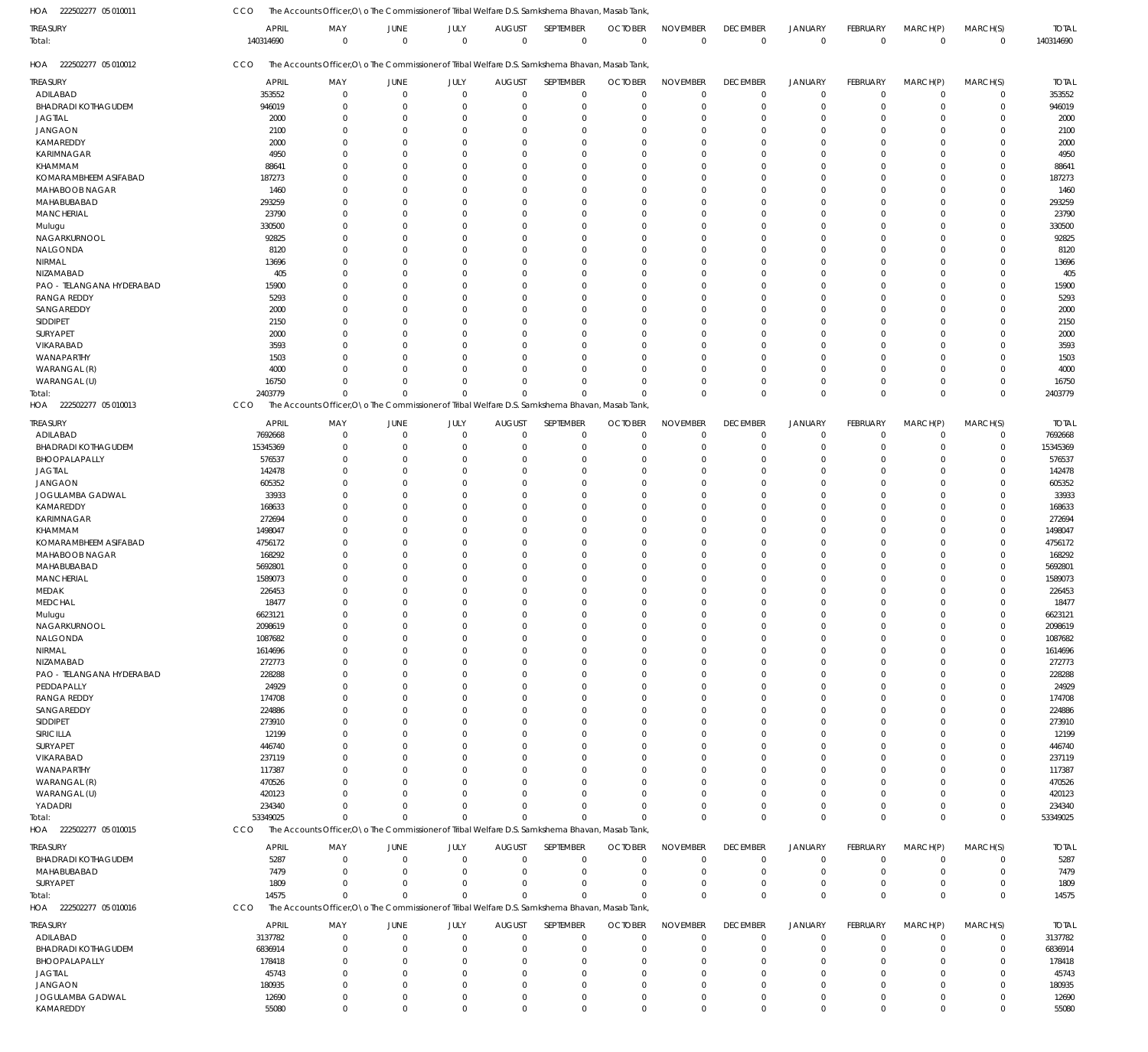HOA 222502277 05 010011 CCO The Accounts Officer,O\o The Commissioner of Tribal Welfare D.S. Samkshema Bhavan, Masab Tank,

| TREASURY | APRIL | MAY | JUNE | JULY | AUGUST | SEPTEMBER | OCTOBER | NOVEMBER | DECEMBER | JANUARY | FEBRUARY | MARCH(P) | MARCH(S) | TOTAL |
|---|---|---|---|---|---|---|---|---|---|---|---|---|---|---|
| Total: | 140314690 | 0 | 0 | 0 | 0 | 0 | 0 | 0 | 0 | 0 | 0 | 0 | 0 | 140314690 |

HOA 222502277 05 010012 CCO The Accounts Officer,O\o The Commissioner of Tribal Welfare D.S. Samkshema Bhavan, Masab Tank,

| TREASURY | APRIL | MAY | JUNE | JULY | AUGUST | SEPTEMBER | OCTOBER | NOVEMBER | DECEMBER | JANUARY | FEBRUARY | MARCH(P) | MARCH(S) | TOTAL |
|---|---|---|---|---|---|---|---|---|---|---|---|---|---|---|
| ADILABAD | 353552 | 0 | 0 | 0 | 0 | 0 | 0 | 0 | 0 | 0 | 0 | 0 | 0 | 353552 |
| BHADRADI KOTHAGUDEM | 946019 | 0 | 0 | 0 | 0 | 0 | 0 | 0 | 0 | 0 | 0 | 0 | 0 | 946019 |
| JAGTIAL | 2000 | 0 | 0 | 0 | 0 | 0 | 0 | 0 | 0 | 0 | 0 | 0 | 0 | 2000 |
| JANGAON | 2100 | 0 | 0 | 0 | 0 | 0 | 0 | 0 | 0 | 0 | 0 | 0 | 0 | 2100 |
| KAMAREDDY | 2000 | 0 | 0 | 0 | 0 | 0 | 0 | 0 | 0 | 0 | 0 | 0 | 0 | 2000 |
| KARIMNAGAR | 4950 | 0 | 0 | 0 | 0 | 0 | 0 | 0 | 0 | 0 | 0 | 0 | 0 | 4950 |
| KHAMMAM | 88641 | 0 | 0 | 0 | 0 | 0 | 0 | 0 | 0 | 0 | 0 | 0 | 0 | 88641 |
| KOMARAMBHEEM ASIFABAD | 187273 | 0 | 0 | 0 | 0 | 0 | 0 | 0 | 0 | 0 | 0 | 0 | 0 | 187273 |
| MAHABOOB NAGAR | 1460 | 0 | 0 | 0 | 0 | 0 | 0 | 0 | 0 | 0 | 0 | 0 | 0 | 1460 |
| MAHABUBABAD | 293259 | 0 | 0 | 0 | 0 | 0 | 0 | 0 | 0 | 0 | 0 | 0 | 0 | 293259 |
| MANCHERIAL | 23790 | 0 | 0 | 0 | 0 | 0 | 0 | 0 | 0 | 0 | 0 | 0 | 0 | 23790 |
| Mulugu | 330500 | 0 | 0 | 0 | 0 | 0 | 0 | 0 | 0 | 0 | 0 | 0 | 0 | 330500 |
| NAGARKURNOOL | 92825 | 0 | 0 | 0 | 0 | 0 | 0 | 0 | 0 | 0 | 0 | 0 | 0 | 92825 |
| NALGONDA | 8120 | 0 | 0 | 0 | 0 | 0 | 0 | 0 | 0 | 0 | 0 | 0 | 0 | 8120 |
| NIRMAL | 13696 | 0 | 0 | 0 | 0 | 0 | 0 | 0 | 0 | 0 | 0 | 0 | 0 | 13696 |
| NIZAMABAD | 405 | 0 | 0 | 0 | 0 | 0 | 0 | 0 | 0 | 0 | 0 | 0 | 0 | 405 |
| PAO - TELANGANA HYDERABAD | 15900 | 0 | 0 | 0 | 0 | 0 | 0 | 0 | 0 | 0 | 0 | 0 | 0 | 15900 |
| RANGA REDDY | 5293 | 0 | 0 | 0 | 0 | 0 | 0 | 0 | 0 | 0 | 0 | 0 | 0 | 5293 |
| SANGAREDDY | 2000 | 0 | 0 | 0 | 0 | 0 | 0 | 0 | 0 | 0 | 0 | 0 | 0 | 2000 |
| SIDDIPET | 2150 | 0 | 0 | 0 | 0 | 0 | 0 | 0 | 0 | 0 | 0 | 0 | 0 | 2150 |
| SURYAPET | 2000 | 0 | 0 | 0 | 0 | 0 | 0 | 0 | 0 | 0 | 0 | 0 | 0 | 2000 |
| VIKARABAD | 3593 | 0 | 0 | 0 | 0 | 0 | 0 | 0 | 0 | 0 | 0 | 0 | 0 | 3593 |
| WANAPARTHY | 1503 | 0 | 0 | 0 | 0 | 0 | 0 | 0 | 0 | 0 | 0 | 0 | 0 | 1503 |
| WARANGAL (R) | 4000 | 0 | 0 | 0 | 0 | 0 | 0 | 0 | 0 | 0 | 0 | 0 | 0 | 4000 |
| WARANGAL (U) | 16750 | 0 | 0 | 0 | 0 | 0 | 0 | 0 | 0 | 0 | 0 | 0 | 0 | 16750 |
| Total: | 2403779 | 0 | 0 | 0 | 0 | 0 | 0 | 0 | 0 | 0 | 0 | 0 | 0 | 2403779 |

HOA 222502277 05 010013 CCO The Accounts Officer,O\o The Commissioner of Tribal Welfare D.S. Samkshema Bhavan, Masab Tank,

| TREASURY | APRIL | MAY | JUNE | JULY | AUGUST | SEPTEMBER | OCTOBER | NOVEMBER | DECEMBER | JANUARY | FEBRUARY | MARCH(P) | MARCH(S) | TOTAL |
|---|---|---|---|---|---|---|---|---|---|---|---|---|---|---|
| ADILABAD | 7692668 | 0 | 0 | 0 | 0 | 0 | 0 | 0 | 0 | 0 | 0 | 0 | 0 | 7692668 |
| BHADRADI KOTHAGUDEM | 15345369 | 0 | 0 | 0 | 0 | 0 | 0 | 0 | 0 | 0 | 0 | 0 | 0 | 15345369 |
| BHOOPALAPALLY | 576537 | 0 | 0 | 0 | 0 | 0 | 0 | 0 | 0 | 0 | 0 | 0 | 0 | 576537 |
| JAGTIAL | 142478 | 0 | 0 | 0 | 0 | 0 | 0 | 0 | 0 | 0 | 0 | 0 | 0 | 142478 |
| JANGAON | 605352 | 0 | 0 | 0 | 0 | 0 | 0 | 0 | 0 | 0 | 0 | 0 | 0 | 605352 |
| JOGULAMBA GADWAL | 33933 | 0 | 0 | 0 | 0 | 0 | 0 | 0 | 0 | 0 | 0 | 0 | 0 | 33933 |
| KAMAREDDY | 168633 | 0 | 0 | 0 | 0 | 0 | 0 | 0 | 0 | 0 | 0 | 0 | 0 | 168633 |
| KARIMNAGAR | 272694 | 0 | 0 | 0 | 0 | 0 | 0 | 0 | 0 | 0 | 0 | 0 | 0 | 272694 |
| KHAMMAM | 1498047 | 0 | 0 | 0 | 0 | 0 | 0 | 0 | 0 | 0 | 0 | 0 | 0 | 1498047 |
| KOMARAMBHEEM ASIFABAD | 4756172 | 0 | 0 | 0 | 0 | 0 | 0 | 0 | 0 | 0 | 0 | 0 | 0 | 4756172 |
| MAHABOOB NAGAR | 168292 | 0 | 0 | 0 | 0 | 0 | 0 | 0 | 0 | 0 | 0 | 0 | 0 | 168292 |
| MAHABUBABAD | 5692801 | 0 | 0 | 0 | 0 | 0 | 0 | 0 | 0 | 0 | 0 | 0 | 0 | 5692801 |
| MANCHERIAL | 1589073 | 0 | 0 | 0 | 0 | 0 | 0 | 0 | 0 | 0 | 0 | 0 | 0 | 1589073 |
| MEDAK | 226453 | 0 | 0 | 0 | 0 | 0 | 0 | 0 | 0 | 0 | 0 | 0 | 0 | 226453 |
| MEDCHAL | 18477 | 0 | 0 | 0 | 0 | 0 | 0 | 0 | 0 | 0 | 0 | 0 | 0 | 18477 |
| Mulugu | 6623121 | 0 | 0 | 0 | 0 | 0 | 0 | 0 | 0 | 0 | 0 | 0 | 0 | 6623121 |
| NAGARKURNOOL | 2098619 | 0 | 0 | 0 | 0 | 0 | 0 | 0 | 0 | 0 | 0 | 0 | 0 | 2098619 |
| NALGONDA | 1087682 | 0 | 0 | 0 | 0 | 0 | 0 | 0 | 0 | 0 | 0 | 0 | 0 | 1087682 |
| NIRMAL | 1614696 | 0 | 0 | 0 | 0 | 0 | 0 | 0 | 0 | 0 | 0 | 0 | 0 | 1614696 |
| NIZAMABAD | 272773 | 0 | 0 | 0 | 0 | 0 | 0 | 0 | 0 | 0 | 0 | 0 | 0 | 272773 |
| PAO - TELANGANA HYDERABAD | 228288 | 0 | 0 | 0 | 0 | 0 | 0 | 0 | 0 | 0 | 0 | 0 | 0 | 228288 |
| PEDDAPALLY | 24929 | 0 | 0 | 0 | 0 | 0 | 0 | 0 | 0 | 0 | 0 | 0 | 0 | 24929 |
| RANGA REDDY | 174708 | 0 | 0 | 0 | 0 | 0 | 0 | 0 | 0 | 0 | 0 | 0 | 0 | 174708 |
| SANGAREDDY | 224886 | 0 | 0 | 0 | 0 | 0 | 0 | 0 | 0 | 0 | 0 | 0 | 0 | 224886 |
| SIDDIPET | 273910 | 0 | 0 | 0 | 0 | 0 | 0 | 0 | 0 | 0 | 0 | 0 | 0 | 273910 |
| SIRICILLA | 12199 | 0 | 0 | 0 | 0 | 0 | 0 | 0 | 0 | 0 | 0 | 0 | 0 | 12199 |
| SURYAPET | 446740 | 0 | 0 | 0 | 0 | 0 | 0 | 0 | 0 | 0 | 0 | 0 | 0 | 446740 |
| VIKARABAD | 237119 | 0 | 0 | 0 | 0 | 0 | 0 | 0 | 0 | 0 | 0 | 0 | 0 | 237119 |
| WANAPARTHY | 117387 | 0 | 0 | 0 | 0 | 0 | 0 | 0 | 0 | 0 | 0 | 0 | 0 | 117387 |
| WARANGAL (R) | 470526 | 0 | 0 | 0 | 0 | 0 | 0 | 0 | 0 | 0 | 0 | 0 | 0 | 470526 |
| WARANGAL (U) | 420123 | 0 | 0 | 0 | 0 | 0 | 0 | 0 | 0 | 0 | 0 | 0 | 0 | 420123 |
| YADADRI | 234340 | 0 | 0 | 0 | 0 | 0 | 0 | 0 | 0 | 0 | 0 | 0 | 0 | 234340 |
| Total: | 53349025 | 0 | 0 | 0 | 0 | 0 | 0 | 0 | 0 | 0 | 0 | 0 | 0 | 53349025 |

HOA 222502277 05 010015 CCO The Accounts Officer,O\o The Commissioner of Tribal Welfare D.S. Samkshema Bhavan, Masab Tank,

| TREASURY | APRIL | MAY | JUNE | JULY | AUGUST | SEPTEMBER | OCTOBER | NOVEMBER | DECEMBER | JANUARY | FEBRUARY | MARCH(P) | MARCH(S) | TOTAL |
|---|---|---|---|---|---|---|---|---|---|---|---|---|---|---|
| BHADRADI KOTHAGUDEM | 5287 | 0 | 0 | 0 | 0 | 0 | 0 | 0 | 0 | 0 | 0 | 0 | 0 | 5287 |
| MAHABUBABAD | 7479 | 0 | 0 | 0 | 0 | 0 | 0 | 0 | 0 | 0 | 0 | 0 | 0 | 7479 |
| SURYAPET | 1809 | 0 | 0 | 0 | 0 | 0 | 0 | 0 | 0 | 0 | 0 | 0 | 0 | 1809 |
| Total: | 14575 | 0 | 0 | 0 | 0 | 0 | 0 | 0 | 0 | 0 | 0 | 0 | 0 | 14575 |

HOA 222502277 05 010016 CCO The Accounts Officer,O\o The Commissioner of Tribal Welfare D.S. Samkshema Bhavan, Masab Tank,

| TREASURY | APRIL | MAY | JUNE | JULY | AUGUST | SEPTEMBER | OCTOBER | NOVEMBER | DECEMBER | JANUARY | FEBRUARY | MARCH(P) | MARCH(S) | TOTAL |
|---|---|---|---|---|---|---|---|---|---|---|---|---|---|---|
| ADILABAD | 3137782 | 0 | 0 | 0 | 0 | 0 | 0 | 0 | 0 | 0 | 0 | 0 | 0 | 3137782 |
| BHADRADI KOTHAGUDEM | 6836914 | 0 | 0 | 0 | 0 | 0 | 0 | 0 | 0 | 0 | 0 | 0 | 0 | 6836914 |
| BHOOPALAPALLY | 178418 | 0 | 0 | 0 | 0 | 0 | 0 | 0 | 0 | 0 | 0 | 0 | 0 | 178418 |
| JAGTIAL | 45743 | 0 | 0 | 0 | 0 | 0 | 0 | 0 | 0 | 0 | 0 | 0 | 0 | 45743 |
| JANGAON | 180935 | 0 | 0 | 0 | 0 | 0 | 0 | 0 | 0 | 0 | 0 | 0 | 0 | 180935 |
| JOGULAMBA GADWAL | 12690 | 0 | 0 | 0 | 0 | 0 | 0 | 0 | 0 | 0 | 0 | 0 | 0 | 12690 |
| KAMAREDDY | 55080 | 0 | 0 | 0 | 0 | 0 | 0 | 0 | 0 | 0 | 0 | 0 | 0 | 55080 |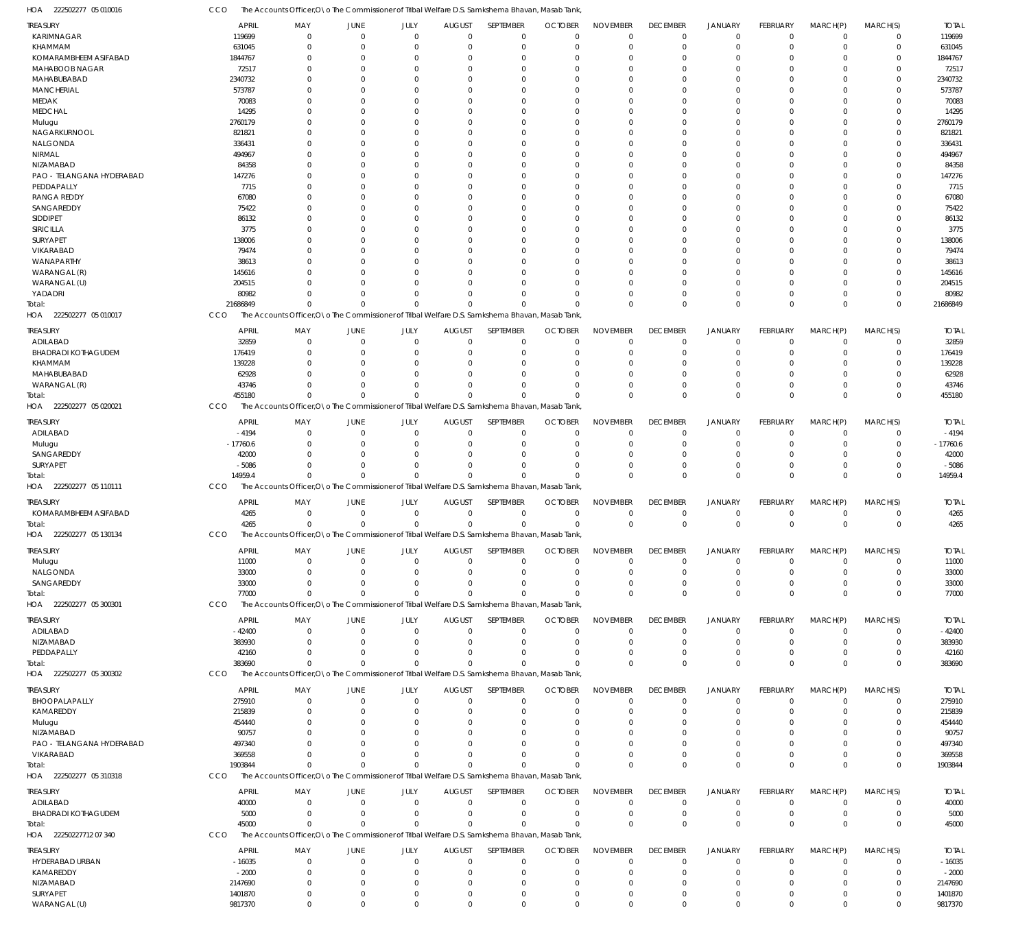HOA 222502277 05 010016 CCO The Accounts Officer,O\o The Commissioner of Tribal Welfare D.S. Samkshema Bhavan, Masab Tank,

| TREASURY | APRIL | MAY | JUNE | JULY | AUGUST | SEPTEMBER | OCTOBER | NOVEMBER | DECEMBER | JANUARY | FEBRUARY | MARCH(P) | MARCH(S) | TOTAL |
|---|---|---|---|---|---|---|---|---|---|---|---|---|---|---|
| KARIMNAGAR | 119699 | 0 | 0 | 0 | 0 | 0 | 0 | 0 | 0 | 0 | 0 | 0 | 0 | 119699 |
| KHAMMAM | 631045 | 0 | 0 | 0 | 0 | 0 | 0 | 0 | 0 | 0 | 0 | 0 | 0 | 631045 |
| KOMARAMBHEEM ASIFABAD | 1844767 | 0 | 0 | 0 | 0 | 0 | 0 | 0 | 0 | 0 | 0 | 0 | 0 | 1844767 |
| MAHABOOB NAGAR | 72517 | 0 | 0 | 0 | 0 | 0 | 0 | 0 | 0 | 0 | 0 | 0 | 0 | 72517 |
| MAHABUBABAD | 2340732 | 0 | 0 | 0 | 0 | 0 | 0 | 0 | 0 | 0 | 0 | 0 | 0 | 2340732 |
| MANCHERIAL | 573787 | 0 | 0 | 0 | 0 | 0 | 0 | 0 | 0 | 0 | 0 | 0 | 0 | 573787 |
| MEDAK | 70083 | 0 | 0 | 0 | 0 | 0 | 0 | 0 | 0 | 0 | 0 | 0 | 0 | 70083 |
| MEDCHAL | 14295 | 0 | 0 | 0 | 0 | 0 | 0 | 0 | 0 | 0 | 0 | 0 | 0 | 14295 |
| Mulugu | 2760179 | 0 | 0 | 0 | 0 | 0 | 0 | 0 | 0 | 0 | 0 | 0 | 0 | 2760179 |
| NAGARKURNOOL | 821821 | 0 | 0 | 0 | 0 | 0 | 0 | 0 | 0 | 0 | 0 | 0 | 0 | 821821 |
| NALGONDA | 336431 | 0 | 0 | 0 | 0 | 0 | 0 | 0 | 0 | 0 | 0 | 0 | 0 | 336431 |
| NIRMAL | 494967 | 0 | 0 | 0 | 0 | 0 | 0 | 0 | 0 | 0 | 0 | 0 | 0 | 494967 |
| NIZAMABAD | 84358 | 0 | 0 | 0 | 0 | 0 | 0 | 0 | 0 | 0 | 0 | 0 | 0 | 84358 |
| PAO - TELANGANA HYDERABAD | 147276 | 0 | 0 | 0 | 0 | 0 | 0 | 0 | 0 | 0 | 0 | 0 | 0 | 147276 |
| PEDDAPALLY | 7715 | 0 | 0 | 0 | 0 | 0 | 0 | 0 | 0 | 0 | 0 | 0 | 0 | 7715 |
| RANGA REDDY | 67080 | 0 | 0 | 0 | 0 | 0 | 0 | 0 | 0 | 0 | 0 | 0 | 0 | 67080 |
| SANGAREDDY | 75422 | 0 | 0 | 0 | 0 | 0 | 0 | 0 | 0 | 0 | 0 | 0 | 0 | 75422 |
| SIDDIPET | 86132 | 0 | 0 | 0 | 0 | 0 | 0 | 0 | 0 | 0 | 0 | 0 | 0 | 86132 |
| SIRICILLA | 3775 | 0 | 0 | 0 | 0 | 0 | 0 | 0 | 0 | 0 | 0 | 0 | 0 | 3775 |
| SURYAPET | 138006 | 0 | 0 | 0 | 0 | 0 | 0 | 0 | 0 | 0 | 0 | 0 | 0 | 138006 |
| VIKARABAD | 79474 | 0 | 0 | 0 | 0 | 0 | 0 | 0 | 0 | 0 | 0 | 0 | 0 | 79474 |
| WANAPARTHY | 38613 | 0 | 0 | 0 | 0 | 0 | 0 | 0 | 0 | 0 | 0 | 0 | 0 | 38613 |
| WARANGAL (R) | 145616 | 0 | 0 | 0 | 0 | 0 | 0 | 0 | 0 | 0 | 0 | 0 | 0 | 145616 |
| WARANGAL (U) | 204515 | 0 | 0 | 0 | 0 | 0 | 0 | 0 | 0 | 0 | 0 | 0 | 0 | 204515 |
| YADADRI | 80982 | 0 | 0 | 0 | 0 | 0 | 0 | 0 | 0 | 0 | 0 | 0 | 0 | 80982 |
| Total: | 21686849 | 0 | 0 | 0 | 0 | 0 | 0 | 0 | 0 | 0 | 0 | 0 | 0 | 21686849 |

HOA 222502277 05 010017 CCO The Accounts Officer,O\o The Commissioner of Tribal Welfare D.S. Samkshema Bhavan, Masab Tank,

| TREASURY | APRIL | MAY | JUNE | JULY | AUGUST | SEPTEMBER | OCTOBER | NOVEMBER | DECEMBER | JANUARY | FEBRUARY | MARCH(P) | MARCH(S) | TOTAL |
|---|---|---|---|---|---|---|---|---|---|---|---|---|---|---|
| ADILABAD | 32859 | 0 | 0 | 0 | 0 | 0 | 0 | 0 | 0 | 0 | 0 | 0 | 0 | 32859 |
| BHADRADI KOTHAGUDEM | 176419 | 0 | 0 | 0 | 0 | 0 | 0 | 0 | 0 | 0 | 0 | 0 | 0 | 176419 |
| KHAMMAM | 139228 | 0 | 0 | 0 | 0 | 0 | 0 | 0 | 0 | 0 | 0 | 0 | 0 | 139228 |
| MAHABUBABAD | 62928 | 0 | 0 | 0 | 0 | 0 | 0 | 0 | 0 | 0 | 0 | 0 | 0 | 62928 |
| WARANGAL (R) | 43746 | 0 | 0 | 0 | 0 | 0 | 0 | 0 | 0 | 0 | 0 | 0 | 0 | 43746 |
| Total: | 455180 | 0 | 0 | 0 | 0 | 0 | 0 | 0 | 0 | 0 | 0 | 0 | 0 | 455180 |

HOA 222502277 05 020021 CCO The Accounts Officer,O\o The Commissioner of Tribal Welfare D.S. Samkshema Bhavan, Masab Tank,

| TREASURY | APRIL | MAY | JUNE | JULY | AUGUST | SEPTEMBER | OCTOBER | NOVEMBER | DECEMBER | JANUARY | FEBRUARY | MARCH(P) | MARCH(S) | TOTAL |
|---|---|---|---|---|---|---|---|---|---|---|---|---|---|---|
| ADILABAD | -4194 | 0 | 0 | 0 | 0 | 0 | 0 | 0 | 0 | 0 | 0 | 0 | 0 | -4194 |
| Mulugu | -17760.6 | 0 | 0 | 0 | 0 | 0 | 0 | 0 | 0 | 0 | 0 | 0 | 0 | -17760.6 |
| SANGAREDDY | 42000 | 0 | 0 | 0 | 0 | 0 | 0 | 0 | 0 | 0 | 0 | 0 | 0 | 42000 |
| SURYAPET | -5086 | 0 | 0 | 0 | 0 | 0 | 0 | 0 | 0 | 0 | 0 | 0 | 0 | -5086 |
| Total: | 14959.4 | 0 | 0 | 0 | 0 | 0 | 0 | 0 | 0 | 0 | 0 | 0 | 0 | 14959.4 |

HOA 222502277 05 110111 CCO The Accounts Officer,O\o The Commissioner of Tribal Welfare D.S. Samkshema Bhavan, Masab Tank,

| TREASURY | APRIL | MAY | JUNE | JULY | AUGUST | SEPTEMBER | OCTOBER | NOVEMBER | DECEMBER | JANUARY | FEBRUARY | MARCH(P) | MARCH(S) | TOTAL |
|---|---|---|---|---|---|---|---|---|---|---|---|---|---|---|
| KOMARAMBHEEM ASIFABAD | 4265 | 0 | 0 | 0 | 0 | 0 | 0 | 0 | 0 | 0 | 0 | 0 | 0 | 4265 |
| Total: | 4265 | 0 | 0 | 0 | 0 | 0 | 0 | 0 | 0 | 0 | 0 | 0 | 0 | 4265 |

HOA 222502277 05 130134 CCO The Accounts Officer,O\o The Commissioner of Tribal Welfare D.S. Samkshema Bhavan, Masab Tank,

| TREASURY | APRIL | MAY | JUNE | JULY | AUGUST | SEPTEMBER | OCTOBER | NOVEMBER | DECEMBER | JANUARY | FEBRUARY | MARCH(P) | MARCH(S) | TOTAL |
|---|---|---|---|---|---|---|---|---|---|---|---|---|---|---|
| Mulugu | 11000 | 0 | 0 | 0 | 0 | 0 | 0 | 0 | 0 | 0 | 0 | 0 | 0 | 11000 |
| NALGONDA | 33000 | 0 | 0 | 0 | 0 | 0 | 0 | 0 | 0 | 0 | 0 | 0 | 0 | 33000 |
| SANGAREDDY | 33000 | 0 | 0 | 0 | 0 | 0 | 0 | 0 | 0 | 0 | 0 | 0 | 0 | 33000 |
| Total: | 77000 | 0 | 0 | 0 | 0 | 0 | 0 | 0 | 0 | 0 | 0 | 0 | 0 | 77000 |

HOA 222502277 05 300301 CCO The Accounts Officer,O\o The Commissioner of Tribal Welfare D.S. Samkshema Bhavan, Masab Tank,

| TREASURY | APRIL | MAY | JUNE | JULY | AUGUST | SEPTEMBER | OCTOBER | NOVEMBER | DECEMBER | JANUARY | FEBRUARY | MARCH(P) | MARCH(S) | TOTAL |
|---|---|---|---|---|---|---|---|---|---|---|---|---|---|---|
| ADILABAD | -42400 | 0 | 0 | 0 | 0 | 0 | 0 | 0 | 0 | 0 | 0 | 0 | 0 | -42400 |
| NIZAMABAD | 383930 | 0 | 0 | 0 | 0 | 0 | 0 | 0 | 0 | 0 | 0 | 0 | 0 | 383930 |
| PEDDAPALLY | 42160 | 0 | 0 | 0 | 0 | 0 | 0 | 0 | 0 | 0 | 0 | 0 | 0 | 42160 |
| Total: | 383690 | 0 | 0 | 0 | 0 | 0 | 0 | 0 | 0 | 0 | 0 | 0 | 0 | 383690 |

HOA 222502277 05 300302 CCO The Accounts Officer,O\o The Commissioner of Tribal Welfare D.S. Samkshema Bhavan, Masab Tank,

| TREASURY | APRIL | MAY | JUNE | JULY | AUGUST | SEPTEMBER | OCTOBER | NOVEMBER | DECEMBER | JANUARY | FEBRUARY | MARCH(P) | MARCH(S) | TOTAL |
|---|---|---|---|---|---|---|---|---|---|---|---|---|---|---|
| BHOOPALAPALLY | 275910 | 0 | 0 | 0 | 0 | 0 | 0 | 0 | 0 | 0 | 0 | 0 | 0 | 275910 |
| KAMAREDDY | 215839 | 0 | 0 | 0 | 0 | 0 | 0 | 0 | 0 | 0 | 0 | 0 | 0 | 215839 |
| Mulugu | 454440 | 0 | 0 | 0 | 0 | 0 | 0 | 0 | 0 | 0 | 0 | 0 | 0 | 454440 |
| NIZAMABAD | 90757 | 0 | 0 | 0 | 0 | 0 | 0 | 0 | 0 | 0 | 0 | 0 | 0 | 90757 |
| PAO - TELANGANA HYDERABAD | 497340 | 0 | 0 | 0 | 0 | 0 | 0 | 0 | 0 | 0 | 0 | 0 | 0 | 497340 |
| VIKARABAD | 369558 | 0 | 0 | 0 | 0 | 0 | 0 | 0 | 0 | 0 | 0 | 0 | 0 | 369558 |
| Total: | 1903844 | 0 | 0 | 0 | 0 | 0 | 0 | 0 | 0 | 0 | 0 | 0 | 0 | 1903844 |

HOA 222502277 05 310318 CCO The Accounts Officer,O\o The Commissioner of Tribal Welfare D.S. Samkshema Bhavan, Masab Tank,

| TREASURY | APRIL | MAY | JUNE | JULY | AUGUST | SEPTEMBER | OCTOBER | NOVEMBER | DECEMBER | JANUARY | FEBRUARY | MARCH(P) | MARCH(S) | TOTAL |
|---|---|---|---|---|---|---|---|---|---|---|---|---|---|---|
| ADILABAD | 40000 | 0 | 0 | 0 | 0 | 0 | 0 | 0 | 0 | 0 | 0 | 0 | 0 | 40000 |
| BHADRADI KOTHAGUDEM | 5000 | 0 | 0 | 0 | 0 | 0 | 0 | 0 | 0 | 0 | 0 | 0 | 0 | 5000 |
| Total: | 45000 | 0 | 0 | 0 | 0 | 0 | 0 | 0 | 0 | 0 | 0 | 0 | 0 | 45000 |

HOA 22250227712 07 340 CCO The Accounts Officer,O\o The Commissioner of Tribal Welfare D.S. Samkshema Bhavan, Masab Tank,

| TREASURY | APRIL | MAY | JUNE | JULY | AUGUST | SEPTEMBER | OCTOBER | NOVEMBER | DECEMBER | JANUARY | FEBRUARY | MARCH(P) | MARCH(S) | TOTAL |
|---|---|---|---|---|---|---|---|---|---|---|---|---|---|---|
| HYDERABAD URBAN | -16035 | 0 | 0 | 0 | 0 | 0 | 0 | 0 | 0 | 0 | 0 | 0 | 0 | -16035 |
| KAMAREDDY | -2000 | 0 | 0 | 0 | 0 | 0 | 0 | 0 | 0 | 0 | 0 | 0 | 0 | -2000 |
| NIZAMABAD | 2147690 | 0 | 0 | 0 | 0 | 0 | 0 | 0 | 0 | 0 | 0 | 0 | 0 | 2147690 |
| SURYAPET | 1401870 | 0 | 0 | 0 | 0 | 0 | 0 | 0 | 0 | 0 | 0 | 0 | 0 | 1401870 |
| WARANGAL (U) | 9817370 | 0 | 0 | 0 | 0 | 0 | 0 | 0 | 0 | 0 | 0 | 0 | 0 | 9817370 |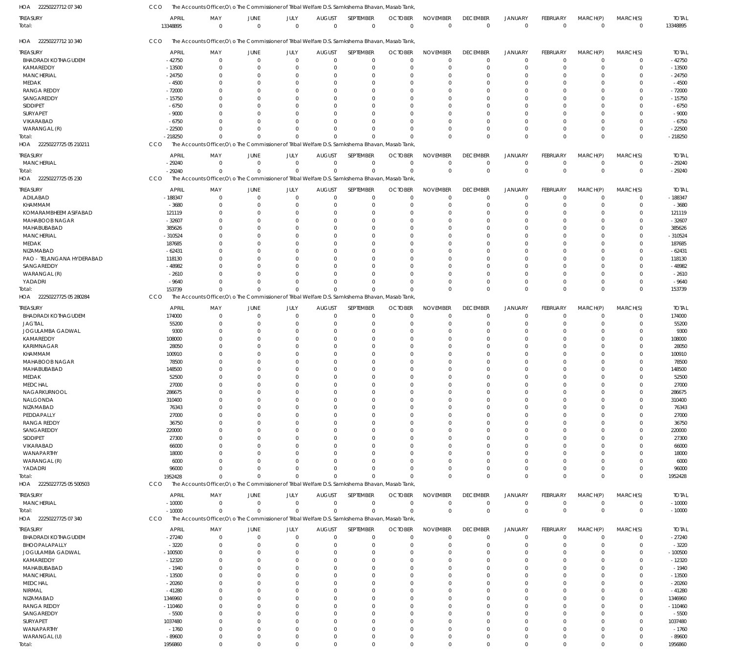HOA 22250227712 07 340 CCO The Accounts Officer,O\o The Commissioner of Tribal Welfare D.S. Samkshema Bhavan, Masab Tank,

| TREASURY | APRIL | MAY | JUNE | JULY | AUGUST | SEPTEMBER | OCTOBER | NOVEMBER | DECEMBER | JANUARY | FEBRUARY | MARCH(P) | MARCH(S) | TOTAL |
|---|---|---|---|---|---|---|---|---|---|---|---|---|---|---|
| Total: | 13348895 | 0 | 0 | 0 | 0 | 0 | 0 | 0 | 0 | 0 | 0 | 0 | 0 | 13348895 |

HOA 22250227712 10 340 CCO The Accounts Officer,O\o The Commissioner of Tribal Welfare D.S. Samkshema Bhavan, Masab Tank,

| TREASURY | APRIL | MAY | JUNE | JULY | AUGUST | SEPTEMBER | OCTOBER | NOVEMBER | DECEMBER | JANUARY | FEBRUARY | MARCH(P) | MARCH(S) | TOTAL |
|---|---|---|---|---|---|---|---|---|---|---|---|---|---|---|
| BHADRADI KOTHAGUDEM | -42750 | 0 | 0 | 0 | 0 | 0 | 0 | 0 | 0 | 0 | 0 | 0 | 0 | -42750 |
| KAMAREDDY | -13500 | 0 | 0 | 0 | 0 | 0 | 0 | 0 | 0 | 0 | 0 | 0 | 0 | -13500 |
| MANCHERIAL | -24750 | 0 | 0 | 0 | 0 | 0 | 0 | 0 | 0 | 0 | 0 | 0 | 0 | -24750 |
| MEDAK | -4500 | 0 | 0 | 0 | 0 | 0 | 0 | 0 | 0 | 0 | 0 | 0 | 0 | -4500 |
| RANGA REDDY | -72000 | 0 | 0 | 0 | 0 | 0 | 0 | 0 | 0 | 0 | 0 | 0 | 0 | -72000 |
| SANGAREDDY | -15750 | 0 | 0 | 0 | 0 | 0 | 0 | 0 | 0 | 0 | 0 | 0 | 0 | -15750 |
| SIDDIPET | -6750 | 0 | 0 | 0 | 0 | 0 | 0 | 0 | 0 | 0 | 0 | 0 | 0 | -6750 |
| SURYAPET | -9000 | 0 | 0 | 0 | 0 | 0 | 0 | 0 | 0 | 0 | 0 | 0 | 0 | -9000 |
| VIKARABAD | -6750 | 0 | 0 | 0 | 0 | 0 | 0 | 0 | 0 | 0 | 0 | 0 | 0 | -6750 |
| WARANGAL (R) | -22500 | 0 | 0 | 0 | 0 | 0 | 0 | 0 | 0 | 0 | 0 | 0 | 0 | -22500 |
| Total: | -218250 | 0 | 0 | 0 | 0 | 0 | 0 | 0 | 0 | 0 | 0 | 0 | 0 | -218250 |

HOA 22250227725 05 210211 CCO The Accounts Officer,O\o The Commissioner of Tribal Welfare D.S. Samkshema Bhavan, Masab Tank,

| TREASURY | APRIL | MAY | JUNE | JULY | AUGUST | SEPTEMBER | OCTOBER | NOVEMBER | DECEMBER | JANUARY | FEBRUARY | MARCH(P) | MARCH(S) | TOTAL |
|---|---|---|---|---|---|---|---|---|---|---|---|---|---|---|
| MANCHERIAL | -29240 | 0 | 0 | 0 | 0 | 0 | 0 | 0 | 0 | 0 | 0 | 0 | 0 | -29240 |
| Total: | -29240 | 0 | 0 | 0 | 0 | 0 | 0 | 0 | 0 | 0 | 0 | 0 | 0 | -29240 |

HOA 22250227725 05 230 CCO The Accounts Officer,O\o The Commissioner of Tribal Welfare D.S. Samkshema Bhavan, Masab Tank,

| TREASURY | APRIL | MAY | JUNE | JULY | AUGUST | SEPTEMBER | OCTOBER | NOVEMBER | DECEMBER | JANUARY | FEBRUARY | MARCH(P) | MARCH(S) | TOTAL |
|---|---|---|---|---|---|---|---|---|---|---|---|---|---|---|
| ADILABAD | -188347 | 0 | 0 | 0 | 0 | 0 | 0 | 0 | 0 | 0 | 0 | 0 | 0 | -188347 |
| KHAMMAM | -3680 | 0 | 0 | 0 | 0 | 0 | 0 | 0 | 0 | 0 | 0 | 0 | 0 | -3680 |
| KOMARAMBHEEM ASIFABAD | 121119 | 0 | 0 | 0 | 0 | 0 | 0 | 0 | 0 | 0 | 0 | 0 | 0 | 121119 |
| MAHABOOB NAGAR | -32607 | 0 | 0 | 0 | 0 | 0 | 0 | 0 | 0 | 0 | 0 | 0 | 0 | -32607 |
| MAHABUBABAD | 385626 | 0 | 0 | 0 | 0 | 0 | 0 | 0 | 0 | 0 | 0 | 0 | 0 | 385626 |
| MANCHERIAL | -310524 | 0 | 0 | 0 | 0 | 0 | 0 | 0 | 0 | 0 | 0 | 0 | 0 | -310524 |
| MEDAK | 187685 | 0 | 0 | 0 | 0 | 0 | 0 | 0 | 0 | 0 | 0 | 0 | 0 | 187685 |
| NIZAMABAD | -62431 | 0 | 0 | 0 | 0 | 0 | 0 | 0 | 0 | 0 | 0 | 0 | 0 | -62431 |
| PAO - TELANGANA HYDERABAD | 118130 | 0 | 0 | 0 | 0 | 0 | 0 | 0 | 0 | 0 | 0 | 0 | 0 | 118130 |
| SANGAREDDY | -48982 | 0 | 0 | 0 | 0 | 0 | 0 | 0 | 0 | 0 | 0 | 0 | 0 | -48982 |
| WARANGAL (R) | -2610 | 0 | 0 | 0 | 0 | 0 | 0 | 0 | 0 | 0 | 0 | 0 | 0 | -2610 |
| YADADRI | -9640 | 0 | 0 | 0 | 0 | 0 | 0 | 0 | 0 | 0 | 0 | 0 | 0 | -9640 |
| Total: | 153739 | 0 | 0 | 0 | 0 | 0 | 0 | 0 | 0 | 0 | 0 | 0 | 0 | 153739 |

HOA 22250227725 05 280284 CCO The Accounts Officer,O\o The Commissioner of Tribal Welfare D.S. Samkshema Bhavan, Masab Tank,

| TREASURY | APRIL | MAY | JUNE | JULY | AUGUST | SEPTEMBER | OCTOBER | NOVEMBER | DECEMBER | JANUARY | FEBRUARY | MARCH(P) | MARCH(S) | TOTAL |
|---|---|---|---|---|---|---|---|---|---|---|---|---|---|---|
| BHADRADI KOTHAGUDEM | 174000 | 0 | 0 | 0 | 0 | 0 | 0 | 0 | 0 | 0 | 0 | 0 | 0 | 174000 |
| JAGTIAL | 55200 | 0 | 0 | 0 | 0 | 0 | 0 | 0 | 0 | 0 | 0 | 0 | 0 | 55200 |
| JOGULAMBA GADWAL | 9300 | 0 | 0 | 0 | 0 | 0 | 0 | 0 | 0 | 0 | 0 | 0 | 0 | 9300 |
| KAMAREDDY | 108000 | 0 | 0 | 0 | 0 | 0 | 0 | 0 | 0 | 0 | 0 | 0 | 0 | 108000 |
| KARIMNAGAR | 28050 | 0 | 0 | 0 | 0 | 0 | 0 | 0 | 0 | 0 | 0 | 0 | 0 | 28050 |
| KHAMMAM | 100910 | 0 | 0 | 0 | 0 | 0 | 0 | 0 | 0 | 0 | 0 | 0 | 0 | 100910 |
| MAHABOOB NAGAR | 78500 | 0 | 0 | 0 | 0 | 0 | 0 | 0 | 0 | 0 | 0 | 0 | 0 | 78500 |
| MAHABUBABAD | 148500 | 0 | 0 | 0 | 0 | 0 | 0 | 0 | 0 | 0 | 0 | 0 | 0 | 148500 |
| MEDAK | 52500 | 0 | 0 | 0 | 0 | 0 | 0 | 0 | 0 | 0 | 0 | 0 | 0 | 52500 |
| MEDCHAL | 27000 | 0 | 0 | 0 | 0 | 0 | 0 | 0 | 0 | 0 | 0 | 0 | 0 | 27000 |
| NAGARKURNOOL | 286675 | 0 | 0 | 0 | 0 | 0 | 0 | 0 | 0 | 0 | 0 | 0 | 0 | 286675 |
| NALGONDA | 310400 | 0 | 0 | 0 | 0 | 0 | 0 | 0 | 0 | 0 | 0 | 0 | 0 | 310400 |
| NIZAMABAD | 76343 | 0 | 0 | 0 | 0 | 0 | 0 | 0 | 0 | 0 | 0 | 0 | 0 | 76343 |
| PEDDAPALLY | 27000 | 0 | 0 | 0 | 0 | 0 | 0 | 0 | 0 | 0 | 0 | 0 | 0 | 27000 |
| RANGA REDDY | 36750 | 0 | 0 | 0 | 0 | 0 | 0 | 0 | 0 | 0 | 0 | 0 | 0 | 36750 |
| SANGAREDDY | 220000 | 0 | 0 | 0 | 0 | 0 | 0 | 0 | 0 | 0 | 0 | 0 | 0 | 220000 |
| SIDDIPET | 27300 | 0 | 0 | 0 | 0 | 0 | 0 | 0 | 0 | 0 | 0 | 0 | 0 | 27300 |
| VIKARABAD | 66000 | 0 | 0 | 0 | 0 | 0 | 0 | 0 | 0 | 0 | 0 | 0 | 0 | 66000 |
| WANAPARTHY | 18000 | 0 | 0 | 0 | 0 | 0 | 0 | 0 | 0 | 0 | 0 | 0 | 0 | 18000 |
| WARANGAL (R) | 6000 | 0 | 0 | 0 | 0 | 0 | 0 | 0 | 0 | 0 | 0 | 0 | 0 | 6000 |
| YADADRI | 96000 | 0 | 0 | 0 | 0 | 0 | 0 | 0 | 0 | 0 | 0 | 0 | 0 | 96000 |
| Total: | 1952428 | 0 | 0 | 0 | 0 | 0 | 0 | 0 | 0 | 0 | 0 | 0 | 0 | 1952428 |

HOA 22250227725 05 500503 CCO The Accounts Officer,O\o The Commissioner of Tribal Welfare D.S. Samkshema Bhavan, Masab Tank,

| TREASURY | APRIL | MAY | JUNE | JULY | AUGUST | SEPTEMBER | OCTOBER | NOVEMBER | DECEMBER | JANUARY | FEBRUARY | MARCH(P) | MARCH(S) | TOTAL |
|---|---|---|---|---|---|---|---|---|---|---|---|---|---|---|
| MANCHERIAL | -10000 | 0 | 0 | 0 | 0 | 0 | 0 | 0 | 0 | 0 | 0 | 0 | 0 | -10000 |
| Total: | -10000 | 0 | 0 | 0 | 0 | 0 | 0 | 0 | 0 | 0 | 0 | 0 | 0 | -10000 |

HOA 22250227725 07 340 CCO The Accounts Officer,O\o The Commissioner of Tribal Welfare D.S. Samkshema Bhavan, Masab Tank,

| TREASURY | APRIL | MAY | JUNE | JULY | AUGUST | SEPTEMBER | OCTOBER | NOVEMBER | DECEMBER | JANUARY | FEBRUARY | MARCH(P) | MARCH(S) | TOTAL |
|---|---|---|---|---|---|---|---|---|---|---|---|---|---|---|
| BHADRADI KOTHAGUDEM | -27240 | 0 | 0 | 0 | 0 | 0 | 0 | 0 | 0 | 0 | 0 | 0 | 0 | -27240 |
| BHOOPALAPALLY | -3220 | 0 | 0 | 0 | 0 | 0 | 0 | 0 | 0 | 0 | 0 | 0 | 0 | -3220 |
| JOGULAMBA GADWAL | -100500 | 0 | 0 | 0 | 0 | 0 | 0 | 0 | 0 | 0 | 0 | 0 | 0 | -100500 |
| KAMAREDDY | -12320 | 0 | 0 | 0 | 0 | 0 | 0 | 0 | 0 | 0 | 0 | 0 | 0 | -12320 |
| MAHABUBABAD | -1940 | 0 | 0 | 0 | 0 | 0 | 0 | 0 | 0 | 0 | 0 | 0 | 0 | -1940 |
| MANCHERIAL | -13500 | 0 | 0 | 0 | 0 | 0 | 0 | 0 | 0 | 0 | 0 | 0 | 0 | -13500 |
| MEDCHAL | -20260 | 0 | 0 | 0 | 0 | 0 | 0 | 0 | 0 | 0 | 0 | 0 | 0 | -20260 |
| NIRMAL | -41280 | 0 | 0 | 0 | 0 | 0 | 0 | 0 | 0 | 0 | 0 | 0 | 0 | -41280 |
| NIZAMABAD | 1346960 | 0 | 0 | 0 | 0 | 0 | 0 | 0 | 0 | 0 | 0 | 0 | 0 | 1346960 |
| RANGA REDDY | -110460 | 0 | 0 | 0 | 0 | 0 | 0 | 0 | 0 | 0 | 0 | 0 | 0 | -110460 |
| SANGAREDDY | -5500 | 0 | 0 | 0 | 0 | 0 | 0 | 0 | 0 | 0 | 0 | 0 | 0 | -5500 |
| SURYAPET | 1037480 | 0 | 0 | 0 | 0 | 0 | 0 | 0 | 0 | 0 | 0 | 0 | 0 | 1037480 |
| WANAPARTHY | -1760 | 0 | 0 | 0 | 0 | 0 | 0 | 0 | 0 | 0 | 0 | 0 | 0 | -1760 |
| WARANGAL (U) | -89600 | 0 | 0 | 0 | 0 | 0 | 0 | 0 | 0 | 0 | 0 | 0 | 0 | -89600 |
| Total: | 1956860 | 0 | 0 | 0 | 0 | 0 | 0 | 0 | 0 | 0 | 0 | 0 | 0 | 1956860 |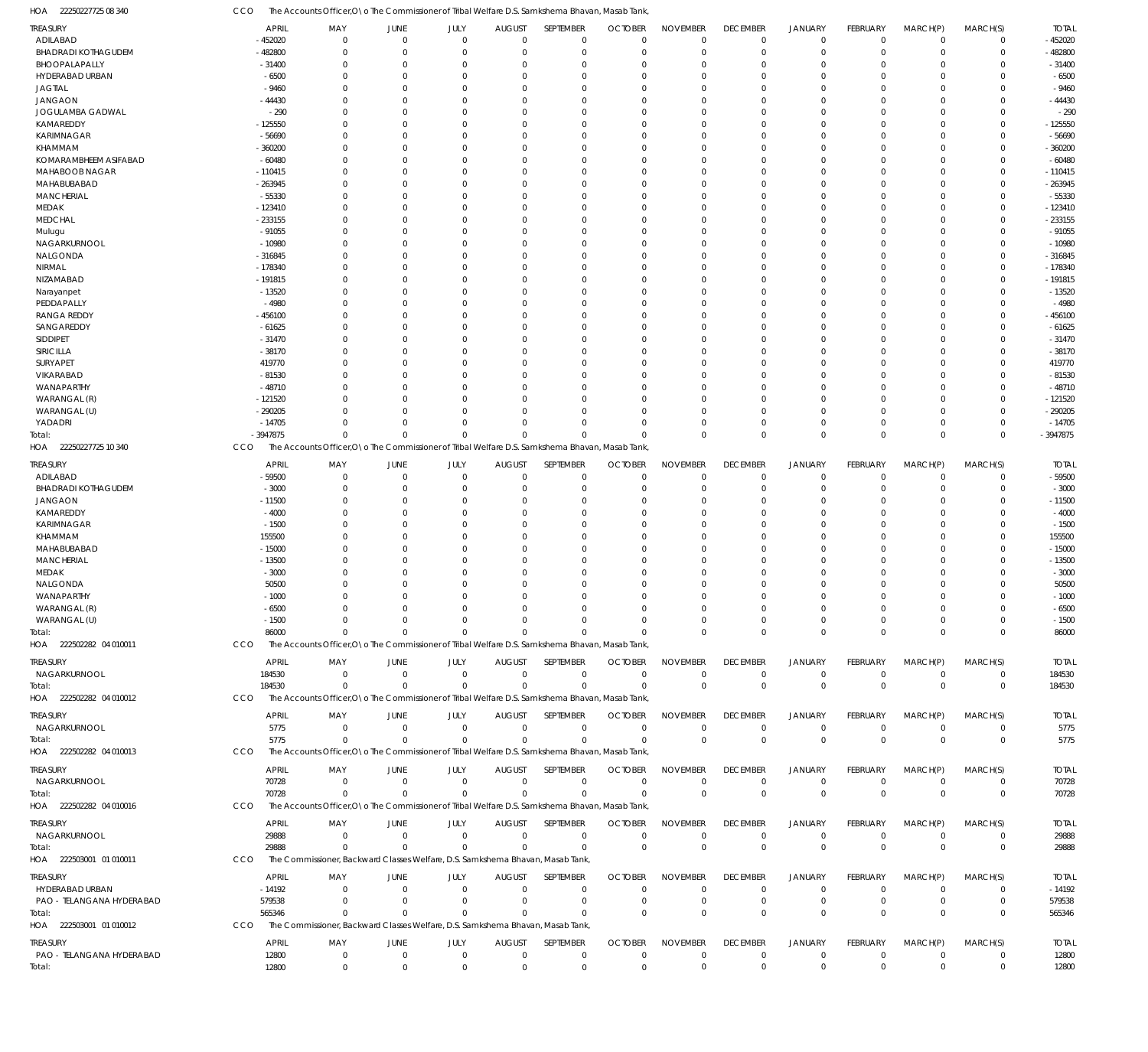HOA 22250227725 08 340 CCO The Accounts Officer,O\o The Commissioner of Tribal Welfare D.S. Samkshema Bhavan, Masab Tank,

| TREASURY | APRIL | MAY | JUNE | JULY | AUGUST | SEPTEMBER | OCTOBER | NOVEMBER | DECEMBER | JANUARY | FEBRUARY | MARCH(P) | MARCH(S) | TOTAL |
|---|---|---|---|---|---|---|---|---|---|---|---|---|---|---|
| ADILABAD | -452020 | 0 | 0 | 0 | 0 | 0 | 0 | 0 | 0 | 0 | 0 | 0 | 0 | -452020 |
| BHADRADI KOTHAGUDEM | -482800 | 0 | 0 | 0 | 0 | 0 | 0 | 0 | 0 | 0 | 0 | 0 | 0 | -482800 |
| BHOOPALAPALLY | -31400 | 0 | 0 | 0 | 0 | 0 | 0 | 0 | 0 | 0 | 0 | 0 | 0 | -31400 |
| HYDERABAD URBAN | -6500 | 0 | 0 | 0 | 0 | 0 | 0 | 0 | 0 | 0 | 0 | 0 | 0 | -6500 |
| JAGTIAL | -9460 | 0 | 0 | 0 | 0 | 0 | 0 | 0 | 0 | 0 | 0 | 0 | 0 | -9460 |
| JANGAON | -44430 | 0 | 0 | 0 | 0 | 0 | 0 | 0 | 0 | 0 | 0 | 0 | 0 | -44430 |
| JOGULAMBA GADWAL | -290 | 0 | 0 | 0 | 0 | 0 | 0 | 0 | 0 | 0 | 0 | 0 | 0 | -290 |
| KAMAREDDY | -125550 | 0 | 0 | 0 | 0 | 0 | 0 | 0 | 0 | 0 | 0 | 0 | 0 | -125550 |
| KARIMNAGAR | -56690 | 0 | 0 | 0 | 0 | 0 | 0 | 0 | 0 | 0 | 0 | 0 | 0 | -56690 |
| KHAMMAM | -360200 | 0 | 0 | 0 | 0 | 0 | 0 | 0 | 0 | 0 | 0 | 0 | 0 | -360200 |
| KOMARAMBHEEM ASIFABAD | -60480 | 0 | 0 | 0 | 0 | 0 | 0 | 0 | 0 | 0 | 0 | 0 | 0 | -60480 |
| MAHABOOB NAGAR | -110415 | 0 | 0 | 0 | 0 | 0 | 0 | 0 | 0 | 0 | 0 | 0 | 0 | -110415 |
| MAHABUBABAD | -263945 | 0 | 0 | 0 | 0 | 0 | 0 | 0 | 0 | 0 | 0 | 0 | 0 | -263945 |
| MANCHERIAL | -55330 | 0 | 0 | 0 | 0 | 0 | 0 | 0 | 0 | 0 | 0 | 0 | 0 | -55330 |
| MEDAK | -123410 | 0 | 0 | 0 | 0 | 0 | 0 | 0 | 0 | 0 | 0 | 0 | 0 | -123410 |
| MEDCHAL | -233155 | 0 | 0 | 0 | 0 | 0 | 0 | 0 | 0 | 0 | 0 | 0 | 0 | -233155 |
| Mulugu | -91055 | 0 | 0 | 0 | 0 | 0 | 0 | 0 | 0 | 0 | 0 | 0 | 0 | -91055 |
| NAGARKURNOOL | -10980 | 0 | 0 | 0 | 0 | 0 | 0 | 0 | 0 | 0 | 0 | 0 | 0 | -10980 |
| NALGONDA | -316845 | 0 | 0 | 0 | 0 | 0 | 0 | 0 | 0 | 0 | 0 | 0 | 0 | -316845 |
| NIRMAL | -178340 | 0 | 0 | 0 | 0 | 0 | 0 | 0 | 0 | 0 | 0 | 0 | 0 | -178340 |
| NIZAMABAD | -191815 | 0 | 0 | 0 | 0 | 0 | 0 | 0 | 0 | 0 | 0 | 0 | 0 | -191815 |
| Narayanpet | -13520 | 0 | 0 | 0 | 0 | 0 | 0 | 0 | 0 | 0 | 0 | 0 | 0 | -13520 |
| PEDDAPALLY | -4980 | 0 | 0 | 0 | 0 | 0 | 0 | 0 | 0 | 0 | 0 | 0 | 0 | -4980 |
| RANGA REDDY | -456100 | 0 | 0 | 0 | 0 | 0 | 0 | 0 | 0 | 0 | 0 | 0 | 0 | -456100 |
| SANGAREDDY | -61625 | 0 | 0 | 0 | 0 | 0 | 0 | 0 | 0 | 0 | 0 | 0 | 0 | -61625 |
| SIDDIPET | -31470 | 0 | 0 | 0 | 0 | 0 | 0 | 0 | 0 | 0 | 0 | 0 | 0 | -31470 |
| SIRICILLA | -38170 | 0 | 0 | 0 | 0 | 0 | 0 | 0 | 0 | 0 | 0 | 0 | 0 | -38170 |
| SURYAPET | 419770 | 0 | 0 | 0 | 0 | 0 | 0 | 0 | 0 | 0 | 0 | 0 | 0 | 419770 |
| VIKARABAD | -81530 | 0 | 0 | 0 | 0 | 0 | 0 | 0 | 0 | 0 | 0 | 0 | 0 | -81530 |
| WANAPARTHY | -48710 | 0 | 0 | 0 | 0 | 0 | 0 | 0 | 0 | 0 | 0 | 0 | 0 | -48710 |
| WARANGAL (R) | -121520 | 0 | 0 | 0 | 0 | 0 | 0 | 0 | 0 | 0 | 0 | 0 | 0 | -121520 |
| WARANGAL (U) | -290205 | 0 | 0 | 0 | 0 | 0 | 0 | 0 | 0 | 0 | 0 | 0 | 0 | -290205 |
| YADADRI | -14705 | 0 | 0 | 0 | 0 | 0 | 0 | 0 | 0 | 0 | 0 | 0 | 0 | -14705 |
| Total: | -3947875 | 0 | 0 | 0 | 0 | 0 | 0 | 0 | 0 | 0 | 0 | 0 | 0 | -3947875 |

HOA 22250227725 10 340 CCO The Accounts Officer,O\o The Commissioner of Tribal Welfare D.S. Samkshema Bhavan, Masab Tank,

| TREASURY | APRIL | MAY | JUNE | JULY | AUGUST | SEPTEMBER | OCTOBER | NOVEMBER | DECEMBER | JANUARY | FEBRUARY | MARCH(P) | MARCH(S) | TOTAL |
|---|---|---|---|---|---|---|---|---|---|---|---|---|---|---|
| ADILABAD | -59500 | 0 | 0 | 0 | 0 | 0 | 0 | 0 | 0 | 0 | 0 | 0 | 0 | -59500 |
| BHADRADI KOTHAGUDEM | -3000 | 0 | 0 | 0 | 0 | 0 | 0 | 0 | 0 | 0 | 0 | 0 | 0 | -3000 |
| JANGAON | -11500 | 0 | 0 | 0 | 0 | 0 | 0 | 0 | 0 | 0 | 0 | 0 | 0 | -11500 |
| KAMAREDDY | -4000 | 0 | 0 | 0 | 0 | 0 | 0 | 0 | 0 | 0 | 0 | 0 | 0 | -4000 |
| KARIMNAGAR | -1500 | 0 | 0 | 0 | 0 | 0 | 0 | 0 | 0 | 0 | 0 | 0 | 0 | -1500 |
| KHAMMAM | 155500 | 0 | 0 | 0 | 0 | 0 | 0 | 0 | 0 | 0 | 0 | 0 | 0 | 155500 |
| MAHABUBABAD | -15000 | 0 | 0 | 0 | 0 | 0 | 0 | 0 | 0 | 0 | 0 | 0 | 0 | -15000 |
| MANCHERIAL | -13500 | 0 | 0 | 0 | 0 | 0 | 0 | 0 | 0 | 0 | 0 | 0 | 0 | -13500 |
| MEDAK | -3000 | 0 | 0 | 0 | 0 | 0 | 0 | 0 | 0 | 0 | 0 | 0 | 0 | -3000 |
| NALGONDA | 50500 | 0 | 0 | 0 | 0 | 0 | 0 | 0 | 0 | 0 | 0 | 0 | 0 | 50500 |
| WANAPARTHY | -1000 | 0 | 0 | 0 | 0 | 0 | 0 | 0 | 0 | 0 | 0 | 0 | 0 | -1000 |
| WARANGAL (R) | -6500 | 0 | 0 | 0 | 0 | 0 | 0 | 0 | 0 | 0 | 0 | 0 | 0 | -6500 |
| WARANGAL (U) | -1500 | 0 | 0 | 0 | 0 | 0 | 0 | 0 | 0 | 0 | 0 | 0 | 0 | -1500 |
| Total: | 86000 | 0 | 0 | 0 | 0 | 0 | 0 | 0 | 0 | 0 | 0 | 0 | 0 | 86000 |

HOA 222502282 04 010011 CCO The Accounts Officer,O\o The Commissioner of Tribal Welfare D.S. Samkshema Bhavan, Masab Tank,

| TREASURY | APRIL | MAY | JUNE | JULY | AUGUST | SEPTEMBER | OCTOBER | NOVEMBER | DECEMBER | JANUARY | FEBRUARY | MARCH(P) | MARCH(S) | TOTAL |
|---|---|---|---|---|---|---|---|---|---|---|---|---|---|---|
| NAGARKURNOOL | 184530 | 0 | 0 | 0 | 0 | 0 | 0 | 0 | 0 | 0 | 0 | 0 | 0 | 184530 |
| Total: | 184530 | 0 | 0 | 0 | 0 | 0 | 0 | 0 | 0 | 0 | 0 | 0 | 0 | 184530 |

HOA 222502282 04 010012 CCO The Accounts Officer,O\o The Commissioner of Tribal Welfare D.S. Samkshema Bhavan, Masab Tank,

| TREASURY | APRIL | MAY | JUNE | JULY | AUGUST | SEPTEMBER | OCTOBER | NOVEMBER | DECEMBER | JANUARY | FEBRUARY | MARCH(P) | MARCH(S) | TOTAL |
|---|---|---|---|---|---|---|---|---|---|---|---|---|---|---|
| NAGARKURNOOL | 5775 | 0 | 0 | 0 | 0 | 0 | 0 | 0 | 0 | 0 | 0 | 0 | 0 | 5775 |
| Total: | 5775 | 0 | 0 | 0 | 0 | 0 | 0 | 0 | 0 | 0 | 0 | 0 | 0 | 5775 |

HOA 222502282 04 010013 CCO The Accounts Officer,O\o The Commissioner of Tribal Welfare D.S. Samkshema Bhavan, Masab Tank,

| TREASURY | APRIL | MAY | JUNE | JULY | AUGUST | SEPTEMBER | OCTOBER | NOVEMBER | DECEMBER | JANUARY | FEBRUARY | MARCH(P) | MARCH(S) | TOTAL |
|---|---|---|---|---|---|---|---|---|---|---|---|---|---|---|
| NAGARKURNOOL | 70728 | 0 | 0 | 0 | 0 | 0 | 0 | 0 | 0 | 0 | 0 | 0 | 0 | 70728 |
| Total: | 70728 | 0 | 0 | 0 | 0 | 0 | 0 | 0 | 0 | 0 | 0 | 0 | 0 | 70728 |

HOA 222502282 04 010016 CCO The Accounts Officer,O\o The Commissioner of Tribal Welfare D.S. Samkshema Bhavan, Masab Tank,

| TREASURY | APRIL | MAY | JUNE | JULY | AUGUST | SEPTEMBER | OCTOBER | NOVEMBER | DECEMBER | JANUARY | FEBRUARY | MARCH(P) | MARCH(S) | TOTAL |
|---|---|---|---|---|---|---|---|---|---|---|---|---|---|---|
| NAGARKURNOOL | 29888 | 0 | 0 | 0 | 0 | 0 | 0 | 0 | 0 | 0 | 0 | 0 | 0 | 29888 |
| Total: | 29888 | 0 | 0 | 0 | 0 | 0 | 0 | 0 | 0 | 0 | 0 | 0 | 0 | 29888 |

HOA 222503001 01 010011 CCO The Commissioner, Backward Classes Welfare, D.S. Samkshema Bhavan, Masab Tank,

| TREASURY | APRIL | MAY | JUNE | JULY | AUGUST | SEPTEMBER | OCTOBER | NOVEMBER | DECEMBER | JANUARY | FEBRUARY | MARCH(P) | MARCH(S) | TOTAL |
|---|---|---|---|---|---|---|---|---|---|---|---|---|---|---|
| HYDERABAD URBAN | -14192 | 0 | 0 | 0 | 0 | 0 | 0 | 0 | 0 | 0 | 0 | 0 | 0 | -14192 |
| PAO - TELANGANA HYDERABAD | 579538 | 0 | 0 | 0 | 0 | 0 | 0 | 0 | 0 | 0 | 0 | 0 | 0 | 579538 |
| Total: | 565346 | 0 | 0 | 0 | 0 | 0 | 0 | 0 | 0 | 0 | 0 | 0 | 0 | 565346 |

HOA 222503001 01 010012 CCO The Commissioner, Backward Classes Welfare, D.S. Samkshema Bhavan, Masab Tank,

| TREASURY | APRIL | MAY | JUNE | JULY | AUGUST | SEPTEMBER | OCTOBER | NOVEMBER | DECEMBER | JANUARY | FEBRUARY | MARCH(P) | MARCH(S) | TOTAL |
|---|---|---|---|---|---|---|---|---|---|---|---|---|---|---|
| PAO - TELANGANA HYDERABAD | 12800 | 0 | 0 | 0 | 0 | 0 | 0 | 0 | 0 | 0 | 0 | 0 | 0 | 12800 |
| Total: | 12800 | 0 | 0 | 0 | 0 | 0 | 0 | 0 | 0 | 0 | 0 | 0 | 0 | 12800 |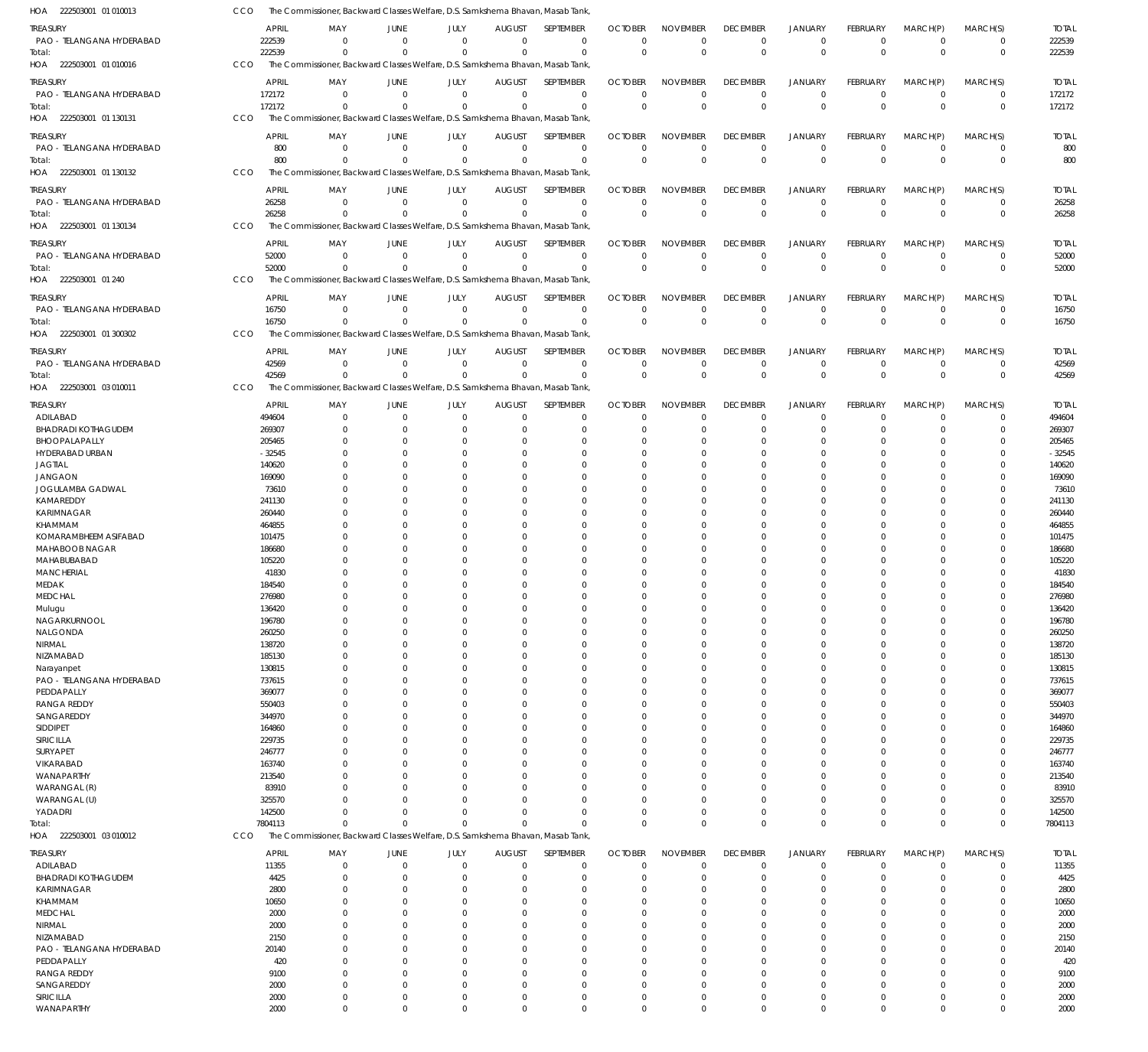HOA 222503001 01 010013 CCO The Commissioner, Backward Classes Welfare, D.S. Samkshema Bhavan, Masab Tank,

| TREASURY | APRIL | MAY | JUNE | JULY | AUGUST | SEPTEMBER | OCTOBER | NOVEMBER | DECEMBER | JANUARY | FEBRUARY | MARCH(P) | MARCH(S) | TOTAL |
|---|---|---|---|---|---|---|---|---|---|---|---|---|---|---|
| PAO - TELANGANA HYDERABAD | 222539 | 0 | 0 | 0 | 0 | 0 | 0 | 0 | 0 | 0 | 0 | 0 | 0 | 222539 |
| Total: | 222539 | 0 | 0 | 0 | 0 | 0 | 0 | 0 | 0 | 0 | 0 | 0 | 0 | 222539 |

HOA 222503001 01 010016 CCO The Commissioner, Backward Classes Welfare, D.S. Samkshema Bhavan, Masab Tank,

| TREASURY | APRIL | MAY | JUNE | JULY | AUGUST | SEPTEMBER | OCTOBER | NOVEMBER | DECEMBER | JANUARY | FEBRUARY | MARCH(P) | MARCH(S) | TOTAL |
|---|---|---|---|---|---|---|---|---|---|---|---|---|---|---|
| PAO - TELANGANA HYDERABAD | 172172 | 0 | 0 | 0 | 0 | 0 | 0 | 0 | 0 | 0 | 0 | 0 | 0 | 172172 |
| Total: | 172172 | 0 | 0 | 0 | 0 | 0 | 0 | 0 | 0 | 0 | 0 | 0 | 0 | 172172 |

HOA 222503001 01 130131 CCO The Commissioner, Backward Classes Welfare, D.S. Samkshema Bhavan, Masab Tank,

| TREASURY | APRIL | MAY | JUNE | JULY | AUGUST | SEPTEMBER | OCTOBER | NOVEMBER | DECEMBER | JANUARY | FEBRUARY | MARCH(P) | MARCH(S) | TOTAL |
|---|---|---|---|---|---|---|---|---|---|---|---|---|---|---|
| PAO - TELANGANA HYDERABAD | 800 | 0 | 0 | 0 | 0 | 0 | 0 | 0 | 0 | 0 | 0 | 0 | 0 | 800 |
| Total: | 800 | 0 | 0 | 0 | 0 | 0 | 0 | 0 | 0 | 0 | 0 | 0 | 0 | 800 |

HOA 222503001 01 130132 CCO The Commissioner, Backward Classes Welfare, D.S. Samkshema Bhavan, Masab Tank,

| TREASURY | APRIL | MAY | JUNE | JULY | AUGUST | SEPTEMBER | OCTOBER | NOVEMBER | DECEMBER | JANUARY | FEBRUARY | MARCH(P) | MARCH(S) | TOTAL |
|---|---|---|---|---|---|---|---|---|---|---|---|---|---|---|
| PAO - TELANGANA HYDERABAD | 26258 | 0 | 0 | 0 | 0 | 0 | 0 | 0 | 0 | 0 | 0 | 0 | 0 | 26258 |
| Total: | 26258 | 0 | 0 | 0 | 0 | 0 | 0 | 0 | 0 | 0 | 0 | 0 | 0 | 26258 |

HOA 222503001 01 130134 CCO The Commissioner, Backward Classes Welfare, D.S. Samkshema Bhavan, Masab Tank,

| TREASURY | APRIL | MAY | JUNE | JULY | AUGUST | SEPTEMBER | OCTOBER | NOVEMBER | DECEMBER | JANUARY | FEBRUARY | MARCH(P) | MARCH(S) | TOTAL |
|---|---|---|---|---|---|---|---|---|---|---|---|---|---|---|
| PAO - TELANGANA HYDERABAD | 52000 | 0 | 0 | 0 | 0 | 0 | 0 | 0 | 0 | 0 | 0 | 0 | 0 | 52000 |
| Total: | 52000 | 0 | 0 | 0 | 0 | 0 | 0 | 0 | 0 | 0 | 0 | 0 | 0 | 52000 |

HOA 222503001 01 240 CCO The Commissioner, Backward Classes Welfare, D.S. Samkshema Bhavan, Masab Tank,

| TREASURY | APRIL | MAY | JUNE | JULY | AUGUST | SEPTEMBER | OCTOBER | NOVEMBER | DECEMBER | JANUARY | FEBRUARY | MARCH(P) | MARCH(S) | TOTAL |
|---|---|---|---|---|---|---|---|---|---|---|---|---|---|---|
| PAO - TELANGANA HYDERABAD | 16750 | 0 | 0 | 0 | 0 | 0 | 0 | 0 | 0 | 0 | 0 | 0 | 0 | 16750 |
| Total: | 16750 | 0 | 0 | 0 | 0 | 0 | 0 | 0 | 0 | 0 | 0 | 0 | 0 | 16750 |

HOA 222503001 01 300302 CCO The Commissioner, Backward Classes Welfare, D.S. Samkshema Bhavan, Masab Tank,

| TREASURY | APRIL | MAY | JUNE | JULY | AUGUST | SEPTEMBER | OCTOBER | NOVEMBER | DECEMBER | JANUARY | FEBRUARY | MARCH(P) | MARCH(S) | TOTAL |
|---|---|---|---|---|---|---|---|---|---|---|---|---|---|---|
| PAO - TELANGANA HYDERABAD | 42569 | 0 | 0 | 0 | 0 | 0 | 0 | 0 | 0 | 0 | 0 | 0 | 0 | 42569 |
| Total: | 42569 | 0 | 0 | 0 | 0 | 0 | 0 | 0 | 0 | 0 | 0 | 0 | 0 | 42569 |

HOA 222503001 03 010011 CCO The Commissioner, Backward Classes Welfare, D.S. Samkshema Bhavan, Masab Tank,

| TREASURY | APRIL | MAY | JUNE | JULY | AUGUST | SEPTEMBER | OCTOBER | NOVEMBER | DECEMBER | JANUARY | FEBRUARY | MARCH(P) | MARCH(S) | TOTAL |
|---|---|---|---|---|---|---|---|---|---|---|---|---|---|---|
| ADILABAD | 494604 | 0 | 0 | 0 | 0 | 0 | 0 | 0 | 0 | 0 | 0 | 0 | 0 | 494604 |
| BHADRADI KOTHAGUDEM | 269307 | 0 | 0 | 0 | 0 | 0 | 0 | 0 | 0 | 0 | 0 | 0 | 0 | 269307 |
| BHOOPALAPALLY | 205465 | 0 | 0 | 0 | 0 | 0 | 0 | 0 | 0 | 0 | 0 | 0 | 0 | 205465 |
| HYDERABAD URBAN | - 32545 | 0 | 0 | 0 | 0 | 0 | 0 | 0 | 0 | 0 | 0 | 0 | 0 | - 32545 |
| JAGTIAL | 140620 | 0 | 0 | 0 | 0 | 0 | 0 | 0 | 0 | 0 | 0 | 0 | 0 | 140620 |
| JANGAON | 169090 | 0 | 0 | 0 | 0 | 0 | 0 | 0 | 0 | 0 | 0 | 0 | 0 | 169090 |
| JOGULAMBA GADWAL | 73610 | 0 | 0 | 0 | 0 | 0 | 0 | 0 | 0 | 0 | 0 | 0 | 0 | 73610 |
| KAMAREDDY | 241130 | 0 | 0 | 0 | 0 | 0 | 0 | 0 | 0 | 0 | 0 | 0 | 0 | 241130 |
| KARIMNAGAR | 260440 | 0 | 0 | 0 | 0 | 0 | 0 | 0 | 0 | 0 | 0 | 0 | 0 | 260440 |
| KHAMMAM | 464855 | 0 | 0 | 0 | 0 | 0 | 0 | 0 | 0 | 0 | 0 | 0 | 0 | 464855 |
| KOMARAMBHEEM ASIFABAD | 101475 | 0 | 0 | 0 | 0 | 0 | 0 | 0 | 0 | 0 | 0 | 0 | 0 | 101475 |
| MAHABOOB NAGAR | 186680 | 0 | 0 | 0 | 0 | 0 | 0 | 0 | 0 | 0 | 0 | 0 | 0 | 186680 |
| MAHABUBABAD | 105220 | 0 | 0 | 0 | 0 | 0 | 0 | 0 | 0 | 0 | 0 | 0 | 0 | 105220 |
| MANCHERIAL | 41830 | 0 | 0 | 0 | 0 | 0 | 0 | 0 | 0 | 0 | 0 | 0 | 0 | 41830 |
| MEDAK | 184540 | 0 | 0 | 0 | 0 | 0 | 0 | 0 | 0 | 0 | 0 | 0 | 0 | 184540 |
| MEDCHAL | 276980 | 0 | 0 | 0 | 0 | 0 | 0 | 0 | 0 | 0 | 0 | 0 | 0 | 276980 |
| Mulugu | 136420 | 0 | 0 | 0 | 0 | 0 | 0 | 0 | 0 | 0 | 0 | 0 | 0 | 136420 |
| NAGARKURNOOL | 196780 | 0 | 0 | 0 | 0 | 0 | 0 | 0 | 0 | 0 | 0 | 0 | 0 | 196780 |
| NALGONDA | 260250 | 0 | 0 | 0 | 0 | 0 | 0 | 0 | 0 | 0 | 0 | 0 | 0 | 260250 |
| NIRMAL | 138720 | 0 | 0 | 0 | 0 | 0 | 0 | 0 | 0 | 0 | 0 | 0 | 0 | 138720 |
| NIZAMABAD | 185130 | 0 | 0 | 0 | 0 | 0 | 0 | 0 | 0 | 0 | 0 | 0 | 0 | 185130 |
| Narayanpet | 130815 | 0 | 0 | 0 | 0 | 0 | 0 | 0 | 0 | 0 | 0 | 0 | 0 | 130815 |
| PAO - TELANGANA HYDERABAD | 737615 | 0 | 0 | 0 | 0 | 0 | 0 | 0 | 0 | 0 | 0 | 0 | 0 | 737615 |
| PEDDAPALLY | 369077 | 0 | 0 | 0 | 0 | 0 | 0 | 0 | 0 | 0 | 0 | 0 | 0 | 369077 |
| RANGA REDDY | 550403 | 0 | 0 | 0 | 0 | 0 | 0 | 0 | 0 | 0 | 0 | 0 | 0 | 550403 |
| SANGAREDDY | 344970 | 0 | 0 | 0 | 0 | 0 | 0 | 0 | 0 | 0 | 0 | 0 | 0 | 344970 |
| SIDDIPET | 164860 | 0 | 0 | 0 | 0 | 0 | 0 | 0 | 0 | 0 | 0 | 0 | 0 | 164860 |
| SIRICILLA | 229735 | 0 | 0 | 0 | 0 | 0 | 0 | 0 | 0 | 0 | 0 | 0 | 0 | 229735 |
| SURYAPET | 246777 | 0 | 0 | 0 | 0 | 0 | 0 | 0 | 0 | 0 | 0 | 0 | 0 | 246777 |
| VIKARABAD | 163740 | 0 | 0 | 0 | 0 | 0 | 0 | 0 | 0 | 0 | 0 | 0 | 0 | 163740 |
| WANAPARTHY | 213540 | 0 | 0 | 0 | 0 | 0 | 0 | 0 | 0 | 0 | 0 | 0 | 0 | 213540 |
| WARANGAL (R) | 83910 | 0 | 0 | 0 | 0 | 0 | 0 | 0 | 0 | 0 | 0 | 0 | 0 | 83910 |
| WARANGAL (U) | 325570 | 0 | 0 | 0 | 0 | 0 | 0 | 0 | 0 | 0 | 0 | 0 | 0 | 325570 |
| YADADRI | 142500 | 0 | 0 | 0 | 0 | 0 | 0 | 0 | 0 | 0 | 0 | 0 | 0 | 142500 |
| Total: | 7804113 | 0 | 0 | 0 | 0 | 0 | 0 | 0 | 0 | 0 | 0 | 0 | 0 | 7804113 |

HOA 222503001 03 010012 CCO The Commissioner, Backward Classes Welfare, D.S. Samkshema Bhavan, Masab Tank,

| TREASURY | APRIL | MAY | JUNE | JULY | AUGUST | SEPTEMBER | OCTOBER | NOVEMBER | DECEMBER | JANUARY | FEBRUARY | MARCH(P) | MARCH(S) | TOTAL |
|---|---|---|---|---|---|---|---|---|---|---|---|---|---|---|
| ADILABAD | 11355 | 0 | 0 | 0 | 0 | 0 | 0 | 0 | 0 | 0 | 0 | 0 | 0 | 11355 |
| BHADRADI KOTHAGUDEM | 4425 | 0 | 0 | 0 | 0 | 0 | 0 | 0 | 0 | 0 | 0 | 0 | 0 | 4425 |
| KARIMNAGAR | 2800 | 0 | 0 | 0 | 0 | 0 | 0 | 0 | 0 | 0 | 0 | 0 | 0 | 2800 |
| KHAMMAM | 10650 | 0 | 0 | 0 | 0 | 0 | 0 | 0 | 0 | 0 | 0 | 0 | 0 | 10650 |
| MEDCHAL | 2000 | 0 | 0 | 0 | 0 | 0 | 0 | 0 | 0 | 0 | 0 | 0 | 0 | 2000 |
| NIRMAL | 2000 | 0 | 0 | 0 | 0 | 0 | 0 | 0 | 0 | 0 | 0 | 0 | 0 | 2000 |
| NIZAMABAD | 2150 | 0 | 0 | 0 | 0 | 0 | 0 | 0 | 0 | 0 | 0 | 0 | 0 | 2150 |
| PAO - TELANGANA HYDERABAD | 20140 | 0 | 0 | 0 | 0 | 0 | 0 | 0 | 0 | 0 | 0 | 0 | 0 | 20140 |
| PEDDAPALLY | 420 | 0 | 0 | 0 | 0 | 0 | 0 | 0 | 0 | 0 | 0 | 0 | 0 | 420 |
| RANGA REDDY | 9100 | 0 | 0 | 0 | 0 | 0 | 0 | 0 | 0 | 0 | 0 | 0 | 0 | 9100 |
| SANGAREDDY | 2000 | 0 | 0 | 0 | 0 | 0 | 0 | 0 | 0 | 0 | 0 | 0 | 0 | 2000 |
| SIRICILLA | 2000 | 0 | 0 | 0 | 0 | 0 | 0 | 0 | 0 | 0 | 0 | 0 | 0 | 2000 |
| WANAPARTHY | 2000 | 0 | 0 | 0 | 0 | 0 | 0 | 0 | 0 | 0 | 0 | 0 | 0 | 2000 |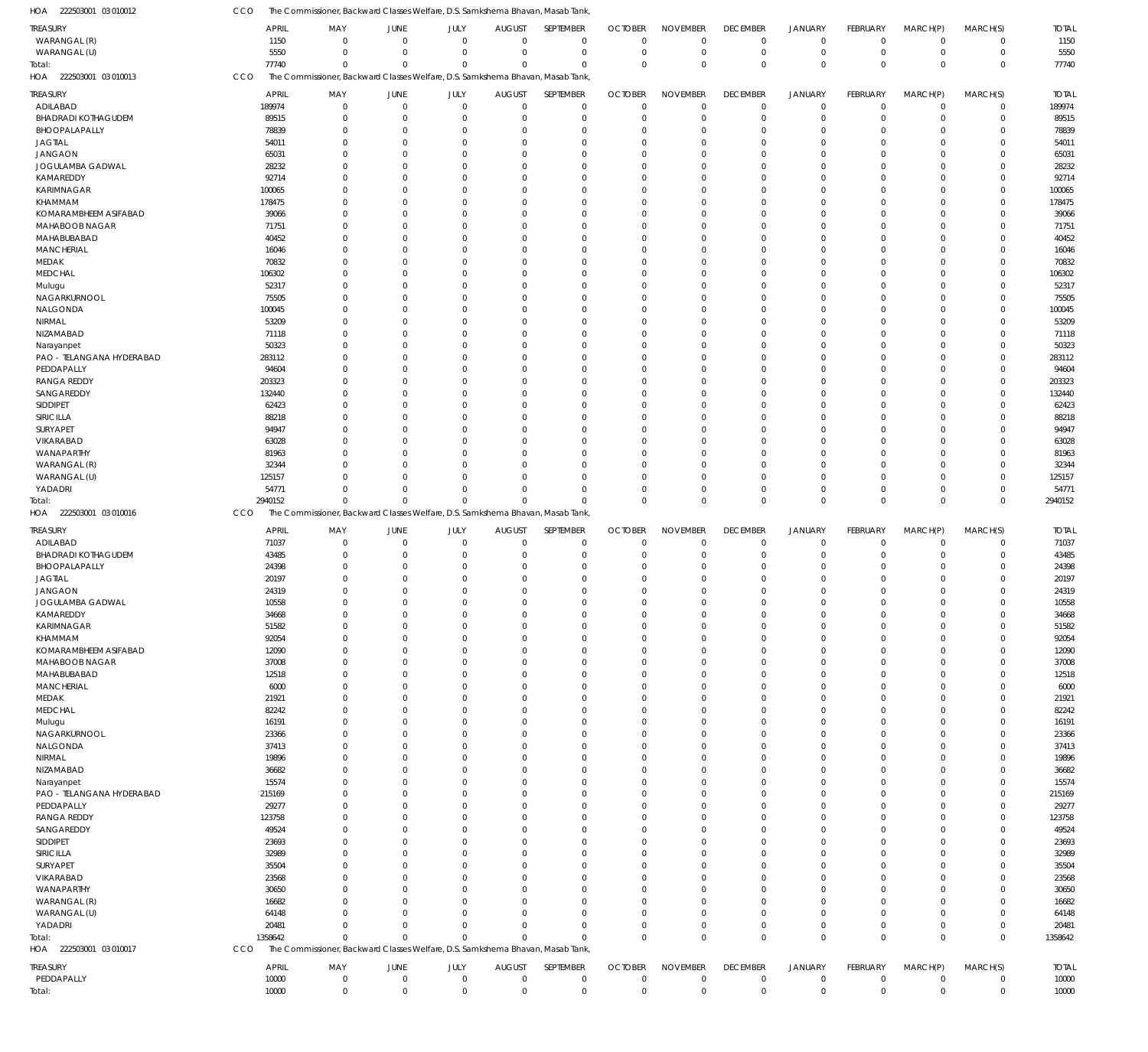HOA 222503001 03 010012 CCO The Commissioner, Backward Classes Welfare, D.S. Samkshema Bhavan, Masab Tank,

| TREASURY | APRIL | MAY | JUNE | JULY | AUGUST | SEPTEMBER | OCTOBER | NOVEMBER | DECEMBER | JANUARY | FEBRUARY | MARCH(P) | MARCH(S) | TOTAL |
|---|---|---|---|---|---|---|---|---|---|---|---|---|---|---|
| WARANGAL (R) | 1150 | 0 | 0 | 0 | 0 | 0 | 0 | 0 | 0 | 0 | 0 | 0 | 0 | 1150 |
| WARANGAL (U) | 5550 | 0 | 0 | 0 | 0 | 0 | 0 | 0 | 0 | 0 | 0 | 0 | 0 | 5550 |
| Total: | 77740 | 0 | 0 | 0 | 0 | 0 | 0 | 0 | 0 | 0 | 0 | 0 | 0 | 77740 |

HOA 222503001 03 010013 CCO The Commissioner, Backward Classes Welfare, D.S. Samkshema Bhavan, Masab Tank,

| TREASURY | APRIL | MAY | JUNE | JULY | AUGUST | SEPTEMBER | OCTOBER | NOVEMBER | DECEMBER | JANUARY | FEBRUARY | MARCH(P) | MARCH(S) | TOTAL |
|---|---|---|---|---|---|---|---|---|---|---|---|---|---|---|
| ADILABAD | 189974 | 0 | 0 | 0 | 0 | 0 | 0 | 0 | 0 | 0 | 0 | 0 | 0 | 189974 |
| BHADRADI KOTHAGUDEM | 89515 | 0 | 0 | 0 | 0 | 0 | 0 | 0 | 0 | 0 | 0 | 0 | 0 | 89515 |
| BHOOPALAPALLY | 78839 | 0 | 0 | 0 | 0 | 0 | 0 | 0 | 0 | 0 | 0 | 0 | 0 | 78839 |
| JAGTIAL | 54011 | 0 | 0 | 0 | 0 | 0 | 0 | 0 | 0 | 0 | 0 | 0 | 0 | 54011 |
| JANGAON | 65031 | 0 | 0 | 0 | 0 | 0 | 0 | 0 | 0 | 0 | 0 | 0 | 0 | 65031 |
| JOGULAMBA GADWAL | 28232 | 0 | 0 | 0 | 0 | 0 | 0 | 0 | 0 | 0 | 0 | 0 | 0 | 28232 |
| KAMAREDDY | 92714 | 0 | 0 | 0 | 0 | 0 | 0 | 0 | 0 | 0 | 0 | 0 | 0 | 92714 |
| KARIMNAGAR | 100065 | 0 | 0 | 0 | 0 | 0 | 0 | 0 | 0 | 0 | 0 | 0 | 0 | 100065 |
| KHAMMAM | 178475 | 0 | 0 | 0 | 0 | 0 | 0 | 0 | 0 | 0 | 0 | 0 | 0 | 178475 |
| KOMARAMBHEEM ASIFABAD | 39066 | 0 | 0 | 0 | 0 | 0 | 0 | 0 | 0 | 0 | 0 | 0 | 0 | 39066 |
| MAHABOOB NAGAR | 71751 | 0 | 0 | 0 | 0 | 0 | 0 | 0 | 0 | 0 | 0 | 0 | 0 | 71751 |
| MAHABUBABAD | 40452 | 0 | 0 | 0 | 0 | 0 | 0 | 0 | 0 | 0 | 0 | 0 | 0 | 40452 |
| MANCHERIAL | 16046 | 0 | 0 | 0 | 0 | 0 | 0 | 0 | 0 | 0 | 0 | 0 | 0 | 16046 |
| MEDAK | 70832 | 0 | 0 | 0 | 0 | 0 | 0 | 0 | 0 | 0 | 0 | 0 | 0 | 70832 |
| MEDCHAL | 106302 | 0 | 0 | 0 | 0 | 0 | 0 | 0 | 0 | 0 | 0 | 0 | 0 | 106302 |
| Mulugu | 52317 | 0 | 0 | 0 | 0 | 0 | 0 | 0 | 0 | 0 | 0 | 0 | 0 | 52317 |
| NAGARKURNOOL | 75505 | 0 | 0 | 0 | 0 | 0 | 0 | 0 | 0 | 0 | 0 | 0 | 0 | 75505 |
| NALGONDA | 100045 | 0 | 0 | 0 | 0 | 0 | 0 | 0 | 0 | 0 | 0 | 0 | 0 | 100045 |
| NIRMAL | 53209 | 0 | 0 | 0 | 0 | 0 | 0 | 0 | 0 | 0 | 0 | 0 | 0 | 53209 |
| NIZAMABAD | 71118 | 0 | 0 | 0 | 0 | 0 | 0 | 0 | 0 | 0 | 0 | 0 | 0 | 71118 |
| Narayanpet | 50323 | 0 | 0 | 0 | 0 | 0 | 0 | 0 | 0 | 0 | 0 | 0 | 0 | 50323 |
| PAO - TELANGANA HYDERABAD | 283112 | 0 | 0 | 0 | 0 | 0 | 0 | 0 | 0 | 0 | 0 | 0 | 0 | 283112 |
| PEDDAPALLY | 94604 | 0 | 0 | 0 | 0 | 0 | 0 | 0 | 0 | 0 | 0 | 0 | 0 | 94604 |
| RANGA REDDY | 203323 | 0 | 0 | 0 | 0 | 0 | 0 | 0 | 0 | 0 | 0 | 0 | 0 | 203323 |
| SANGAREDDY | 132440 | 0 | 0 | 0 | 0 | 0 | 0 | 0 | 0 | 0 | 0 | 0 | 0 | 132440 |
| SIDDIPET | 62423 | 0 | 0 | 0 | 0 | 0 | 0 | 0 | 0 | 0 | 0 | 0 | 0 | 62423 |
| SIRICILLA | 88218 | 0 | 0 | 0 | 0 | 0 | 0 | 0 | 0 | 0 | 0 | 0 | 0 | 88218 |
| SURYAPET | 94947 | 0 | 0 | 0 | 0 | 0 | 0 | 0 | 0 | 0 | 0 | 0 | 0 | 94947 |
| VIKARABAD | 63028 | 0 | 0 | 0 | 0 | 0 | 0 | 0 | 0 | 0 | 0 | 0 | 0 | 63028 |
| WANAPARTHY | 81963 | 0 | 0 | 0 | 0 | 0 | 0 | 0 | 0 | 0 | 0 | 0 | 0 | 81963 |
| WARANGAL (R) | 32344 | 0 | 0 | 0 | 0 | 0 | 0 | 0 | 0 | 0 | 0 | 0 | 0 | 32344 |
| WARANGAL (U) | 125157 | 0 | 0 | 0 | 0 | 0 | 0 | 0 | 0 | 0 | 0 | 0 | 0 | 125157 |
| YADADRI | 54771 | 0 | 0 | 0 | 0 | 0 | 0 | 0 | 0 | 0 | 0 | 0 | 0 | 54771 |
| Total: | 2940152 | 0 | 0 | 0 | 0 | 0 | 0 | 0 | 0 | 0 | 0 | 0 | 0 | 2940152 |

HOA 222503001 03 010016 CCO The Commissioner, Backward Classes Welfare, D.S. Samkshema Bhavan, Masab Tank,

| TREASURY | APRIL | MAY | JUNE | JULY | AUGUST | SEPTEMBER | OCTOBER | NOVEMBER | DECEMBER | JANUARY | FEBRUARY | MARCH(P) | MARCH(S) | TOTAL |
|---|---|---|---|---|---|---|---|---|---|---|---|---|---|---|
| ADILABAD | 71037 | 0 | 0 | 0 | 0 | 0 | 0 | 0 | 0 | 0 | 0 | 0 | 0 | 71037 |
| BHADRADI KOTHAGUDEM | 43485 | 0 | 0 | 0 | 0 | 0 | 0 | 0 | 0 | 0 | 0 | 0 | 0 | 43485 |
| BHOOPALAPALLY | 24398 | 0 | 0 | 0 | 0 | 0 | 0 | 0 | 0 | 0 | 0 | 0 | 0 | 24398 |
| JAGTIAL | 20197 | 0 | 0 | 0 | 0 | 0 | 0 | 0 | 0 | 0 | 0 | 0 | 0 | 20197 |
| JANGAON | 24319 | 0 | 0 | 0 | 0 | 0 | 0 | 0 | 0 | 0 | 0 | 0 | 0 | 24319 |
| JOGULAMBA GADWAL | 10558 | 0 | 0 | 0 | 0 | 0 | 0 | 0 | 0 | 0 | 0 | 0 | 0 | 10558 |
| KAMAREDDY | 34668 | 0 | 0 | 0 | 0 | 0 | 0 | 0 | 0 | 0 | 0 | 0 | 0 | 34668 |
| KARIMNAGAR | 51582 | 0 | 0 | 0 | 0 | 0 | 0 | 0 | 0 | 0 | 0 | 0 | 0 | 51582 |
| KHAMMAM | 92054 | 0 | 0 | 0 | 0 | 0 | 0 | 0 | 0 | 0 | 0 | 0 | 0 | 92054 |
| KOMARAMBHEEM ASIFABAD | 12090 | 0 | 0 | 0 | 0 | 0 | 0 | 0 | 0 | 0 | 0 | 0 | 0 | 12090 |
| MAHABOOB NAGAR | 37008 | 0 | 0 | 0 | 0 | 0 | 0 | 0 | 0 | 0 | 0 | 0 | 0 | 37008 |
| MAHABUBABAD | 12518 | 0 | 0 | 0 | 0 | 0 | 0 | 0 | 0 | 0 | 0 | 0 | 0 | 12518 |
| MANCHERIAL | 6000 | 0 | 0 | 0 | 0 | 0 | 0 | 0 | 0 | 0 | 0 | 0 | 0 | 6000 |
| MEDAK | 21921 | 0 | 0 | 0 | 0 | 0 | 0 | 0 | 0 | 0 | 0 | 0 | 0 | 21921 |
| MEDCHAL | 82242 | 0 | 0 | 0 | 0 | 0 | 0 | 0 | 0 | 0 | 0 | 0 | 0 | 82242 |
| Mulugu | 16191 | 0 | 0 | 0 | 0 | 0 | 0 | 0 | 0 | 0 | 0 | 0 | 0 | 16191 |
| NAGARKURNOOL | 23366 | 0 | 0 | 0 | 0 | 0 | 0 | 0 | 0 | 0 | 0 | 0 | 0 | 23366 |
| NALGONDA | 37413 | 0 | 0 | 0 | 0 | 0 | 0 | 0 | 0 | 0 | 0 | 0 | 0 | 37413 |
| NIRMAL | 19896 | 0 | 0 | 0 | 0 | 0 | 0 | 0 | 0 | 0 | 0 | 0 | 0 | 19896 |
| NIZAMABAD | 36682 | 0 | 0 | 0 | 0 | 0 | 0 | 0 | 0 | 0 | 0 | 0 | 0 | 36682 |
| Narayanpet | 15574 | 0 | 0 | 0 | 0 | 0 | 0 | 0 | 0 | 0 | 0 | 0 | 0 | 15574 |
| PAO - TELANGANA HYDERABAD | 215169 | 0 | 0 | 0 | 0 | 0 | 0 | 0 | 0 | 0 | 0 | 0 | 0 | 215169 |
| PEDDAPALLY | 29277 | 0 | 0 | 0 | 0 | 0 | 0 | 0 | 0 | 0 | 0 | 0 | 0 | 29277 |
| RANGA REDDY | 123758 | 0 | 0 | 0 | 0 | 0 | 0 | 0 | 0 | 0 | 0 | 0 | 0 | 123758 |
| SANGAREDDY | 49524 | 0 | 0 | 0 | 0 | 0 | 0 | 0 | 0 | 0 | 0 | 0 | 0 | 49524 |
| SIDDIPET | 23693 | 0 | 0 | 0 | 0 | 0 | 0 | 0 | 0 | 0 | 0 | 0 | 0 | 23693 |
| SIRICILLA | 32989 | 0 | 0 | 0 | 0 | 0 | 0 | 0 | 0 | 0 | 0 | 0 | 0 | 32989 |
| SURYAPET | 35504 | 0 | 0 | 0 | 0 | 0 | 0 | 0 | 0 | 0 | 0 | 0 | 0 | 35504 |
| VIKARABAD | 23568 | 0 | 0 | 0 | 0 | 0 | 0 | 0 | 0 | 0 | 0 | 0 | 0 | 23568 |
| WANAPARTHY | 30650 | 0 | 0 | 0 | 0 | 0 | 0 | 0 | 0 | 0 | 0 | 0 | 0 | 30650 |
| WARANGAL (R) | 16682 | 0 | 0 | 0 | 0 | 0 | 0 | 0 | 0 | 0 | 0 | 0 | 0 | 16682 |
| WARANGAL (U) | 64148 | 0 | 0 | 0 | 0 | 0 | 0 | 0 | 0 | 0 | 0 | 0 | 0 | 64148 |
| YADADRI | 20481 | 0 | 0 | 0 | 0 | 0 | 0 | 0 | 0 | 0 | 0 | 0 | 0 | 20481 |
| Total: | 1358642 | 0 | 0 | 0 | 0 | 0 | 0 | 0 | 0 | 0 | 0 | 0 | 0 | 1358642 |

HOA 222503001 03 010017 CCO The Commissioner, Backward Classes Welfare, D.S. Samkshema Bhavan, Masab Tank,

| TREASURY | APRIL | MAY | JUNE | JULY | AUGUST | SEPTEMBER | OCTOBER | NOVEMBER | DECEMBER | JANUARY | FEBRUARY | MARCH(P) | MARCH(S) | TOTAL |
|---|---|---|---|---|---|---|---|---|---|---|---|---|---|---|
| PEDDAPALLY | 10000 | 0 | 0 | 0 | 0 | 0 | 0 | 0 | 0 | 0 | 0 | 0 | 0 | 10000 |
| Total: | 10000 | 0 | 0 | 0 | 0 | 0 | 0 | 0 | 0 | 0 | 0 | 0 | 0 | 10000 |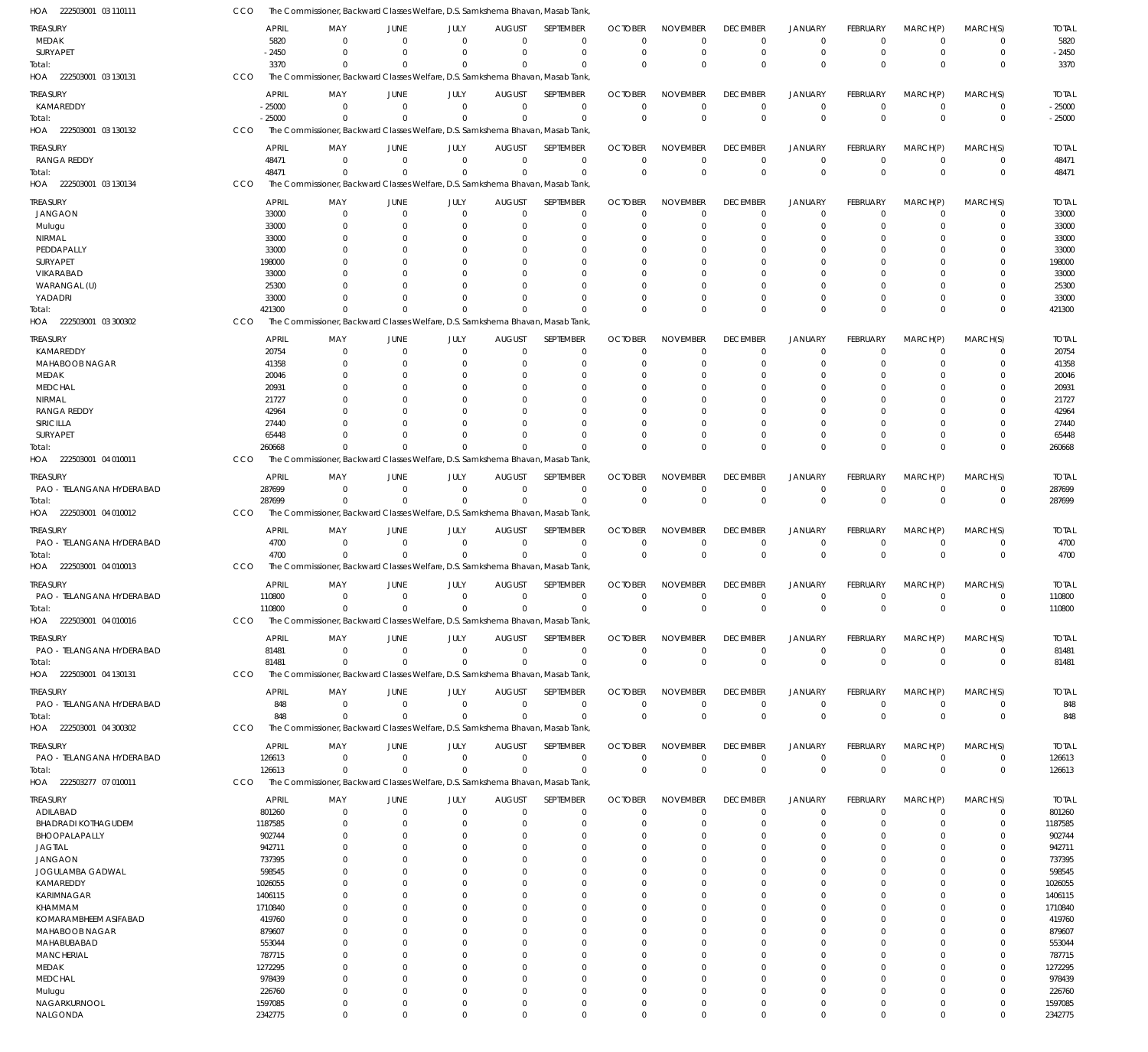HOA 222503001 03 110111 CCO The Commissioner, Backward Classes Welfare, D.S. Samkshema Bhavan, Masab Tank,

| TREASURY | APRIL | MAY | JUNE | JULY | AUGUST | SEPTEMBER | OCTOBER | NOVEMBER | DECEMBER | JANUARY | FEBRUARY | MARCH(P) | MARCH(S) | TOTAL |
|---|---|---|---|---|---|---|---|---|---|---|---|---|---|---|
| MEDAK | 5820 | 0 | 0 | 0 | 0 | 0 | 0 | 0 | 0 | 0 | 0 | 0 | 0 | 5820 |
| SURYAPET | -2450 | 0 | 0 | 0 | 0 | 0 | 0 | 0 | 0 | 0 | 0 | 0 | 0 | -2450 |
| Total: | 3370 | 0 | 0 | 0 | 0 | 0 | 0 | 0 | 0 | 0 | 0 | 0 | 0 | 3370 |

HOA 222503001 03 130131 CCO The Commissioner, Backward Classes Welfare, D.S. Samkshema Bhavan, Masab Tank,

| TREASURY | APRIL | MAY | JUNE | JULY | AUGUST | SEPTEMBER | OCTOBER | NOVEMBER | DECEMBER | JANUARY | FEBRUARY | MARCH(P) | MARCH(S) | TOTAL |
|---|---|---|---|---|---|---|---|---|---|---|---|---|---|---|
| KAMAREDDY | -25000 | 0 | 0 | 0 | 0 | 0 | 0 | 0 | 0 | 0 | 0 | 0 | 0 | -25000 |
| Total: | -25000 | 0 | 0 | 0 | 0 | 0 | 0 | 0 | 0 | 0 | 0 | 0 | 0 | -25000 |

HOA 222503001 03 130132 CCO The Commissioner, Backward Classes Welfare, D.S. Samkshema Bhavan, Masab Tank,

| TREASURY | APRIL | MAY | JUNE | JULY | AUGUST | SEPTEMBER | OCTOBER | NOVEMBER | DECEMBER | JANUARY | FEBRUARY | MARCH(P) | MARCH(S) | TOTAL |
|---|---|---|---|---|---|---|---|---|---|---|---|---|---|---|
| RANGA REDDY | 48471 | 0 | 0 | 0 | 0 | 0 | 0 | 0 | 0 | 0 | 0 | 0 | 0 | 48471 |
| Total: | 48471 | 0 | 0 | 0 | 0 | 0 | 0 | 0 | 0 | 0 | 0 | 0 | 0 | 48471 |

HOA 222503001 03 130134 CCO The Commissioner, Backward Classes Welfare, D.S. Samkshema Bhavan, Masab Tank,

| TREASURY | APRIL | MAY | JUNE | JULY | AUGUST | SEPTEMBER | OCTOBER | NOVEMBER | DECEMBER | JANUARY | FEBRUARY | MARCH(P) | MARCH(S) | TOTAL |
|---|---|---|---|---|---|---|---|---|---|---|---|---|---|---|
| JANGAON | 33000 | 0 | 0 | 0 | 0 | 0 | 0 | 0 | 0 | 0 | 0 | 0 | 0 | 33000 |
| Mulugu | 33000 | 0 | 0 | 0 | 0 | 0 | 0 | 0 | 0 | 0 | 0 | 0 | 0 | 33000 |
| NIRMAL | 33000 | 0 | 0 | 0 | 0 | 0 | 0 | 0 | 0 | 0 | 0 | 0 | 0 | 33000 |
| PEDDAPALLY | 33000 | 0 | 0 | 0 | 0 | 0 | 0 | 0 | 0 | 0 | 0 | 0 | 0 | 33000 |
| SURYAPET | 198000 | 0 | 0 | 0 | 0 | 0 | 0 | 0 | 0 | 0 | 0 | 0 | 0 | 198000 |
| VIKARABAD | 33000 | 0 | 0 | 0 | 0 | 0 | 0 | 0 | 0 | 0 | 0 | 0 | 0 | 33000 |
| WARANGAL (U) | 25300 | 0 | 0 | 0 | 0 | 0 | 0 | 0 | 0 | 0 | 0 | 0 | 0 | 25300 |
| YADADRI | 33000 | 0 | 0 | 0 | 0 | 0 | 0 | 0 | 0 | 0 | 0 | 0 | 0 | 33000 |
| Total: | 421300 | 0 | 0 | 0 | 0 | 0 | 0 | 0 | 0 | 0 | 0 | 0 | 0 | 421300 |

HOA 222503001 03 300302 CCO The Commissioner, Backward Classes Welfare, D.S. Samkshema Bhavan, Masab Tank,

| TREASURY | APRIL | MAY | JUNE | JULY | AUGUST | SEPTEMBER | OCTOBER | NOVEMBER | DECEMBER | JANUARY | FEBRUARY | MARCH(P) | MARCH(S) | TOTAL |
|---|---|---|---|---|---|---|---|---|---|---|---|---|---|---|
| KAMAREDDY | 20754 | 0 | 0 | 0 | 0 | 0 | 0 | 0 | 0 | 0 | 0 | 0 | 0 | 20754 |
| MAHABOOB NAGAR | 41358 | 0 | 0 | 0 | 0 | 0 | 0 | 0 | 0 | 0 | 0 | 0 | 0 | 41358 |
| MEDAK | 20046 | 0 | 0 | 0 | 0 | 0 | 0 | 0 | 0 | 0 | 0 | 0 | 0 | 20046 |
| MEDCHAL | 20931 | 0 | 0 | 0 | 0 | 0 | 0 | 0 | 0 | 0 | 0 | 0 | 0 | 20931 |
| NIRMAL | 21727 | 0 | 0 | 0 | 0 | 0 | 0 | 0 | 0 | 0 | 0 | 0 | 0 | 21727 |
| RANGA REDDY | 42964 | 0 | 0 | 0 | 0 | 0 | 0 | 0 | 0 | 0 | 0 | 0 | 0 | 42964 |
| SIRICILLA | 27440 | 0 | 0 | 0 | 0 | 0 | 0 | 0 | 0 | 0 | 0 | 0 | 0 | 27440 |
| SURYAPET | 65448 | 0 | 0 | 0 | 0 | 0 | 0 | 0 | 0 | 0 | 0 | 0 | 0 | 65448 |
| Total: | 260668 | 0 | 0 | 0 | 0 | 0 | 0 | 0 | 0 | 0 | 0 | 0 | 0 | 260668 |

HOA 222503001 04 010011 CCO The Commissioner, Backward Classes Welfare, D.S. Samkshema Bhavan, Masab Tank,

| TREASURY | APRIL | MAY | JUNE | JULY | AUGUST | SEPTEMBER | OCTOBER | NOVEMBER | DECEMBER | JANUARY | FEBRUARY | MARCH(P) | MARCH(S) | TOTAL |
|---|---|---|---|---|---|---|---|---|---|---|---|---|---|---|
| PAO - TELANGANA HYDERABAD | 287699 | 0 | 0 | 0 | 0 | 0 | 0 | 0 | 0 | 0 | 0 | 0 | 0 | 287699 |
| Total: | 287699 | 0 | 0 | 0 | 0 | 0 | 0 | 0 | 0 | 0 | 0 | 0 | 0 | 287699 |

HOA 222503001 04 010012 CCO The Commissioner, Backward Classes Welfare, D.S. Samkshema Bhavan, Masab Tank,

| TREASURY | APRIL | MAY | JUNE | JULY | AUGUST | SEPTEMBER | OCTOBER | NOVEMBER | DECEMBER | JANUARY | FEBRUARY | MARCH(P) | MARCH(S) | TOTAL |
|---|---|---|---|---|---|---|---|---|---|---|---|---|---|---|
| PAO - TELANGANA HYDERABAD | 4700 | 0 | 0 | 0 | 0 | 0 | 0 | 0 | 0 | 0 | 0 | 0 | 0 | 4700 |
| Total: | 4700 | 0 | 0 | 0 | 0 | 0 | 0 | 0 | 0 | 0 | 0 | 0 | 0 | 4700 |

HOA 222503001 04 010013 CCO The Commissioner, Backward Classes Welfare, D.S. Samkshema Bhavan, Masab Tank,

| TREASURY | APRIL | MAY | JUNE | JULY | AUGUST | SEPTEMBER | OCTOBER | NOVEMBER | DECEMBER | JANUARY | FEBRUARY | MARCH(P) | MARCH(S) | TOTAL |
|---|---|---|---|---|---|---|---|---|---|---|---|---|---|---|
| PAO - TELANGANA HYDERABAD | 110800 | 0 | 0 | 0 | 0 | 0 | 0 | 0 | 0 | 0 | 0 | 0 | 0 | 110800 |
| Total: | 110800 | 0 | 0 | 0 | 0 | 0 | 0 | 0 | 0 | 0 | 0 | 0 | 0 | 110800 |

HOA 222503001 04 010016 CCO The Commissioner, Backward Classes Welfare, D.S. Samkshema Bhavan, Masab Tank,

| TREASURY | APRIL | MAY | JUNE | JULY | AUGUST | SEPTEMBER | OCTOBER | NOVEMBER | DECEMBER | JANUARY | FEBRUARY | MARCH(P) | MARCH(S) | TOTAL |
|---|---|---|---|---|---|---|---|---|---|---|---|---|---|---|
| PAO - TELANGANA HYDERABAD | 81481 | 0 | 0 | 0 | 0 | 0 | 0 | 0 | 0 | 0 | 0 | 0 | 0 | 81481 |
| Total: | 81481 | 0 | 0 | 0 | 0 | 0 | 0 | 0 | 0 | 0 | 0 | 0 | 0 | 81481 |

HOA 222503001 04 130131 CCO The Commissioner, Backward Classes Welfare, D.S. Samkshema Bhavan, Masab Tank,

| TREASURY | APRIL | MAY | JUNE | JULY | AUGUST | SEPTEMBER | OCTOBER | NOVEMBER | DECEMBER | JANUARY | FEBRUARY | MARCH(P) | MARCH(S) | TOTAL |
|---|---|---|---|---|---|---|---|---|---|---|---|---|---|---|
| PAO - TELANGANA HYDERABAD | 848 | 0 | 0 | 0 | 0 | 0 | 0 | 0 | 0 | 0 | 0 | 0 | 0 | 848 |
| Total: | 848 | 0 | 0 | 0 | 0 | 0 | 0 | 0 | 0 | 0 | 0 | 0 | 0 | 848 |

HOA 222503001 04 300302 CCO The Commissioner, Backward Classes Welfare, D.S. Samkshema Bhavan, Masab Tank,

| TREASURY | APRIL | MAY | JUNE | JULY | AUGUST | SEPTEMBER | OCTOBER | NOVEMBER | DECEMBER | JANUARY | FEBRUARY | MARCH(P) | MARCH(S) | TOTAL |
|---|---|---|---|---|---|---|---|---|---|---|---|---|---|---|
| PAO - TELANGANA HYDERABAD | 126613 | 0 | 0 | 0 | 0 | 0 | 0 | 0 | 0 | 0 | 0 | 0 | 0 | 126613 |
| Total: | 126613 | 0 | 0 | 0 | 0 | 0 | 0 | 0 | 0 | 0 | 0 | 0 | 0 | 126613 |

HOA 222503277 07 010011 CCO The Commissioner, Backward Classes Welfare, D.S. Samkshema Bhavan, Masab Tank,

| TREASURY | APRIL | MAY | JUNE | JULY | AUGUST | SEPTEMBER | OCTOBER | NOVEMBER | DECEMBER | JANUARY | FEBRUARY | MARCH(P) | MARCH(S) | TOTAL |
|---|---|---|---|---|---|---|---|---|---|---|---|---|---|---|
| ADILABAD | 801260 | 0 | 0 | 0 | 0 | 0 | 0 | 0 | 0 | 0 | 0 | 0 | 0 | 801260 |
| BHADRADI KOTHAGUDEM | 1187585 | 0 | 0 | 0 | 0 | 0 | 0 | 0 | 0 | 0 | 0 | 0 | 0 | 1187585 |
| BHOOPALAPALLY | 902744 | 0 | 0 | 0 | 0 | 0 | 0 | 0 | 0 | 0 | 0 | 0 | 0 | 902744 |
| JAGTIAL | 942711 | 0 | 0 | 0 | 0 | 0 | 0 | 0 | 0 | 0 | 0 | 0 | 0 | 942711 |
| JANGAON | 737395 | 0 | 0 | 0 | 0 | 0 | 0 | 0 | 0 | 0 | 0 | 0 | 0 | 737395 |
| JOGULAMBA GADWAL | 598545 | 0 | 0 | 0 | 0 | 0 | 0 | 0 | 0 | 0 | 0 | 0 | 0 | 598545 |
| KAMAREDDY | 1026055 | 0 | 0 | 0 | 0 | 0 | 0 | 0 | 0 | 0 | 0 | 0 | 0 | 1026055 |
| KARIMNAGAR | 1406115 | 0 | 0 | 0 | 0 | 0 | 0 | 0 | 0 | 0 | 0 | 0 | 0 | 1406115 |
| KHAMMAM | 1710840 | 0 | 0 | 0 | 0 | 0 | 0 | 0 | 0 | 0 | 0 | 0 | 0 | 1710840 |
| KOMARAMBHEEM ASIFABAD | 419760 | 0 | 0 | 0 | 0 | 0 | 0 | 0 | 0 | 0 | 0 | 0 | 0 | 419760 |
| MAHABOOB NAGAR | 879607 | 0 | 0 | 0 | 0 | 0 | 0 | 0 | 0 | 0 | 0 | 0 | 0 | 879607 |
| MAHABUBABAD | 553044 | 0 | 0 | 0 | 0 | 0 | 0 | 0 | 0 | 0 | 0 | 0 | 0 | 553044 |
| MANCHERIAL | 787715 | 0 | 0 | 0 | 0 | 0 | 0 | 0 | 0 | 0 | 0 | 0 | 0 | 787715 |
| MEDAK | 1272295 | 0 | 0 | 0 | 0 | 0 | 0 | 0 | 0 | 0 | 0 | 0 | 0 | 1272295 |
| MEDCHAL | 978439 | 0 | 0 | 0 | 0 | 0 | 0 | 0 | 0 | 0 | 0 | 0 | 0 | 978439 |
| Mulugu | 226760 | 0 | 0 | 0 | 0 | 0 | 0 | 0 | 0 | 0 | 0 | 0 | 0 | 226760 |
| NAGARKURNOOL | 1597085 | 0 | 0 | 0 | 0 | 0 | 0 | 0 | 0 | 0 | 0 | 0 | 0 | 1597085 |
| NALGONDA | 2342775 | 0 | 0 | 0 | 0 | 0 | 0 | 0 | 0 | 0 | 0 | 0 | 0 | 2342775 |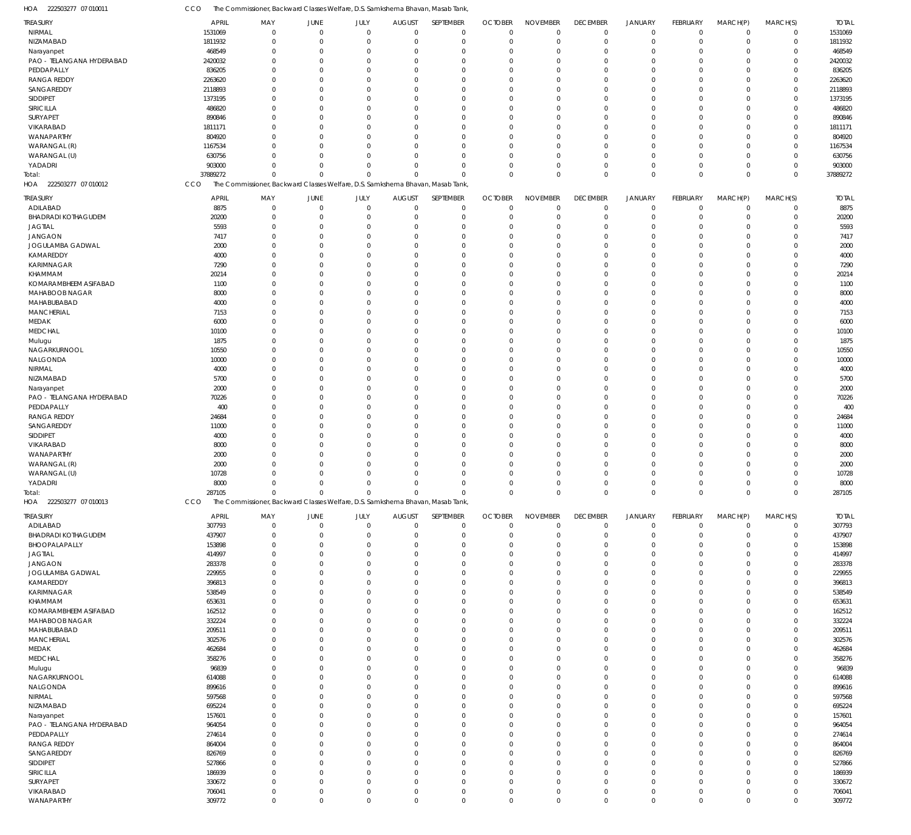HOA 222503277 07 010011 CCO The Commissioner, Backward Classes Welfare, D.S. Samkshema Bhavan, Masab Tank,

| TREASURY | APRIL | MAY | JUNE | JULY | AUGUST | SEPTEMBER | OCTOBER | NOVEMBER | DECEMBER | JANUARY | FEBRUARY | MARCH(P) | MARCH(S) | TOTAL |
|---|---|---|---|---|---|---|---|---|---|---|---|---|---|---|
| NIRMAL | 1531069 | 0 | 0 | 0 | 0 | 0 | 0 | 0 | 0 | 0 | 0 | 0 | 0 | 1531069 |
| NIZAMABAD | 1811932 | 0 | 0 | 0 | 0 | 0 | 0 | 0 | 0 | 0 | 0 | 0 | 0 | 1811932 |
| Narayanpet | 468549 | 0 | 0 | 0 | 0 | 0 | 0 | 0 | 0 | 0 | 0 | 0 | 0 | 468549 |
| PAO - TELANGANA HYDERABAD | 2420032 | 0 | 0 | 0 | 0 | 0 | 0 | 0 | 0 | 0 | 0 | 0 | 0 | 2420032 |
| PEDDAPALLY | 836205 | 0 | 0 | 0 | 0 | 0 | 0 | 0 | 0 | 0 | 0 | 0 | 0 | 836205 |
| RANGA REDDY | 2263620 | 0 | 0 | 0 | 0 | 0 | 0 | 0 | 0 | 0 | 0 | 0 | 0 | 2263620 |
| SANGAREDDY | 2118893 | 0 | 0 | 0 | 0 | 0 | 0 | 0 | 0 | 0 | 0 | 0 | 0 | 2118893 |
| SIDDIPET | 1373195 | 0 | 0 | 0 | 0 | 0 | 0 | 0 | 0 | 0 | 0 | 0 | 0 | 1373195 |
| SIRICILLA | 486820 | 0 | 0 | 0 | 0 | 0 | 0 | 0 | 0 | 0 | 0 | 0 | 0 | 486820 |
| SURYAPET | 890846 | 0 | 0 | 0 | 0 | 0 | 0 | 0 | 0 | 0 | 0 | 0 | 0 | 890846 |
| VIKARABAD | 1811171 | 0 | 0 | 0 | 0 | 0 | 0 | 0 | 0 | 0 | 0 | 0 | 0 | 1811171 |
| WANAPARTHY | 804920 | 0 | 0 | 0 | 0 | 0 | 0 | 0 | 0 | 0 | 0 | 0 | 0 | 804920 |
| WARANGAL (R) | 1167534 | 0 | 0 | 0 | 0 | 0 | 0 | 0 | 0 | 0 | 0 | 0 | 0 | 1167534 |
| WARANGAL (U) | 630756 | 0 | 0 | 0 | 0 | 0 | 0 | 0 | 0 | 0 | 0 | 0 | 0 | 630756 |
| YADADRI | 903000 | 0 | 0 | 0 | 0 | 0 | 0 | 0 | 0 | 0 | 0 | 0 | 0 | 903000 |
| Total: | 37889272 | 0 | 0 | 0 | 0 | 0 | 0 | 0 | 0 | 0 | 0 | 0 | 0 | 37889272 |

HOA 222503277 07 010012 CCO The Commissioner, Backward Classes Welfare, D.S. Samkshema Bhavan, Masab Tank,

| TREASURY | APRIL | MAY | JUNE | JULY | AUGUST | SEPTEMBER | OCTOBER | NOVEMBER | DECEMBER | JANUARY | FEBRUARY | MARCH(P) | MARCH(S) | TOTAL |
|---|---|---|---|---|---|---|---|---|---|---|---|---|---|---|
| ADILABAD | 8875 | 0 | 0 | 0 | 0 | 0 | 0 | 0 | 0 | 0 | 0 | 0 | 0 | 8875 |
| BHADRADI KOTHAGUDEM | 20200 | 0 | 0 | 0 | 0 | 0 | 0 | 0 | 0 | 0 | 0 | 0 | 0 | 20200 |
| JAGTIAL | 5593 | 0 | 0 | 0 | 0 | 0 | 0 | 0 | 0 | 0 | 0 | 0 | 0 | 5593 |
| JANGAON | 7417 | 0 | 0 | 0 | 0 | 0 | 0 | 0 | 0 | 0 | 0 | 0 | 0 | 7417 |
| JOGULAMBA GADWAL | 2000 | 0 | 0 | 0 | 0 | 0 | 0 | 0 | 0 | 0 | 0 | 0 | 0 | 2000 |
| KAMAREDDY | 4000 | 0 | 0 | 0 | 0 | 0 | 0 | 0 | 0 | 0 | 0 | 0 | 0 | 4000 |
| KARIMNAGAR | 7290 | 0 | 0 | 0 | 0 | 0 | 0 | 0 | 0 | 0 | 0 | 0 | 0 | 7290 |
| KHAMMAM | 20214 | 0 | 0 | 0 | 0 | 0 | 0 | 0 | 0 | 0 | 0 | 0 | 0 | 20214 |
| KOMARAMBHEEM ASIFABAD | 1100 | 0 | 0 | 0 | 0 | 0 | 0 | 0 | 0 | 0 | 0 | 0 | 0 | 1100 |
| MAHABOOB NAGAR | 8000 | 0 | 0 | 0 | 0 | 0 | 0 | 0 | 0 | 0 | 0 | 0 | 0 | 8000 |
| MAHABUBABAD | 4000 | 0 | 0 | 0 | 0 | 0 | 0 | 0 | 0 | 0 | 0 | 0 | 0 | 4000 |
| MANCHERIAL | 7153 | 0 | 0 | 0 | 0 | 0 | 0 | 0 | 0 | 0 | 0 | 0 | 0 | 7153 |
| MEDAK | 6000 | 0 | 0 | 0 | 0 | 0 | 0 | 0 | 0 | 0 | 0 | 0 | 0 | 6000 |
| MEDCHAL | 10100 | 0 | 0 | 0 | 0 | 0 | 0 | 0 | 0 | 0 | 0 | 0 | 0 | 10100 |
| Mulugu | 1875 | 0 | 0 | 0 | 0 | 0 | 0 | 0 | 0 | 0 | 0 | 0 | 0 | 1875 |
| NAGARKURNOOL | 10550 | 0 | 0 | 0 | 0 | 0 | 0 | 0 | 0 | 0 | 0 | 0 | 0 | 10550 |
| NALGONDA | 10000 | 0 | 0 | 0 | 0 | 0 | 0 | 0 | 0 | 0 | 0 | 0 | 0 | 10000 |
| NIRMAL | 4000 | 0 | 0 | 0 | 0 | 0 | 0 | 0 | 0 | 0 | 0 | 0 | 0 | 4000 |
| NIZAMABAD | 5700 | 0 | 0 | 0 | 0 | 0 | 0 | 0 | 0 | 0 | 0 | 0 | 0 | 5700 |
| Narayanpet | 2000 | 0 | 0 | 0 | 0 | 0 | 0 | 0 | 0 | 0 | 0 | 0 | 0 | 2000 |
| PAO - TELANGANA HYDERABAD | 70226 | 0 | 0 | 0 | 0 | 0 | 0 | 0 | 0 | 0 | 0 | 0 | 0 | 70226 |
| PEDDAPALLY | 400 | 0 | 0 | 0 | 0 | 0 | 0 | 0 | 0 | 0 | 0 | 0 | 0 | 400 |
| RANGA REDDY | 24684 | 0 | 0 | 0 | 0 | 0 | 0 | 0 | 0 | 0 | 0 | 0 | 0 | 24684 |
| SANGAREDDY | 11000 | 0 | 0 | 0 | 0 | 0 | 0 | 0 | 0 | 0 | 0 | 0 | 0 | 11000 |
| SIDDIPET | 4000 | 0 | 0 | 0 | 0 | 0 | 0 | 0 | 0 | 0 | 0 | 0 | 0 | 4000 |
| VIKARABAD | 8000 | 0 | 0 | 0 | 0 | 0 | 0 | 0 | 0 | 0 | 0 | 0 | 0 | 8000 |
| WANAPARTHY | 2000 | 0 | 0 | 0 | 0 | 0 | 0 | 0 | 0 | 0 | 0 | 0 | 0 | 2000 |
| WARANGAL (R) | 2000 | 0 | 0 | 0 | 0 | 0 | 0 | 0 | 0 | 0 | 0 | 0 | 0 | 2000 |
| WARANGAL (U) | 10728 | 0 | 0 | 0 | 0 | 0 | 0 | 0 | 0 | 0 | 0 | 0 | 0 | 10728 |
| YADADRI | 8000 | 0 | 0 | 0 | 0 | 0 | 0 | 0 | 0 | 0 | 0 | 0 | 0 | 8000 |
| Total: | 287105 | 0 | 0 | 0 | 0 | 0 | 0 | 0 | 0 | 0 | 0 | 0 | 0 | 287105 |

HOA 222503277 07 010013 CCO The Commissioner, Backward Classes Welfare, D.S. Samkshema Bhavan, Masab Tank,

| TREASURY | APRIL | MAY | JUNE | JULY | AUGUST | SEPTEMBER | OCTOBER | NOVEMBER | DECEMBER | JANUARY | FEBRUARY | MARCH(P) | MARCH(S) | TOTAL |
|---|---|---|---|---|---|---|---|---|---|---|---|---|---|---|
| ADILABAD | 307793 | 0 | 0 | 0 | 0 | 0 | 0 | 0 | 0 | 0 | 0 | 0 | 0 | 307793 |
| BHADRADI KOTHAGUDEM | 437907 | 0 | 0 | 0 | 0 | 0 | 0 | 0 | 0 | 0 | 0 | 0 | 0 | 437907 |
| BHOOPALAPALLY | 153898 | 0 | 0 | 0 | 0 | 0 | 0 | 0 | 0 | 0 | 0 | 0 | 0 | 153898 |
| JAGTIAL | 414997 | 0 | 0 | 0 | 0 | 0 | 0 | 0 | 0 | 0 | 0 | 0 | 0 | 414997 |
| JANGAON | 283378 | 0 | 0 | 0 | 0 | 0 | 0 | 0 | 0 | 0 | 0 | 0 | 0 | 283378 |
| JOGULAMBA GADWAL | 229955 | 0 | 0 | 0 | 0 | 0 | 0 | 0 | 0 | 0 | 0 | 0 | 0 | 229955 |
| KAMAREDDY | 396813 | 0 | 0 | 0 | 0 | 0 | 0 | 0 | 0 | 0 | 0 | 0 | 0 | 396813 |
| KARIMNAGAR | 538549 | 0 | 0 | 0 | 0 | 0 | 0 | 0 | 0 | 0 | 0 | 0 | 0 | 538549 |
| KHAMMAM | 653631 | 0 | 0 | 0 | 0 | 0 | 0 | 0 | 0 | 0 | 0 | 0 | 0 | 653631 |
| KOMARAMBHEEM ASIFABAD | 162512 | 0 | 0 | 0 | 0 | 0 | 0 | 0 | 0 | 0 | 0 | 0 | 0 | 162512 |
| MAHABOOB NAGAR | 332224 | 0 | 0 | 0 | 0 | 0 | 0 | 0 | 0 | 0 | 0 | 0 | 0 | 332224 |
| MAHABUBABAD | 209511 | 0 | 0 | 0 | 0 | 0 | 0 | 0 | 0 | 0 | 0 | 0 | 0 | 209511 |
| MANCHERIAL | 302576 | 0 | 0 | 0 | 0 | 0 | 0 | 0 | 0 | 0 | 0 | 0 | 0 | 302576 |
| MEDAK | 462684 | 0 | 0 | 0 | 0 | 0 | 0 | 0 | 0 | 0 | 0 | 0 | 0 | 462684 |
| MEDCHAL | 358276 | 0 | 0 | 0 | 0 | 0 | 0 | 0 | 0 | 0 | 0 | 0 | 0 | 358276 |
| Mulugu | 96839 | 0 | 0 | 0 | 0 | 0 | 0 | 0 | 0 | 0 | 0 | 0 | 0 | 96839 |
| NAGARKURNOOL | 614088 | 0 | 0 | 0 | 0 | 0 | 0 | 0 | 0 | 0 | 0 | 0 | 0 | 614088 |
| NALGONDA | 899616 | 0 | 0 | 0 | 0 | 0 | 0 | 0 | 0 | 0 | 0 | 0 | 0 | 899616 |
| NIRMAL | 597568 | 0 | 0 | 0 | 0 | 0 | 0 | 0 | 0 | 0 | 0 | 0 | 0 | 597568 |
| NIZAMABAD | 695224 | 0 | 0 | 0 | 0 | 0 | 0 | 0 | 0 | 0 | 0 | 0 | 0 | 695224 |
| Narayanpet | 157601 | 0 | 0 | 0 | 0 | 0 | 0 | 0 | 0 | 0 | 0 | 0 | 0 | 157601 |
| PAO - TELANGANA HYDERABAD | 964054 | 0 | 0 | 0 | 0 | 0 | 0 | 0 | 0 | 0 | 0 | 0 | 0 | 964054 |
| PEDDAPALLY | 274614 | 0 | 0 | 0 | 0 | 0 | 0 | 0 | 0 | 0 | 0 | 0 | 0 | 274614 |
| RANGA REDDY | 864004 | 0 | 0 | 0 | 0 | 0 | 0 | 0 | 0 | 0 | 0 | 0 | 0 | 864004 |
| SANGAREDDY | 826769 | 0 | 0 | 0 | 0 | 0 | 0 | 0 | 0 | 0 | 0 | 0 | 0 | 826769 |
| SIDDIPET | 527866 | 0 | 0 | 0 | 0 | 0 | 0 | 0 | 0 | 0 | 0 | 0 | 0 | 527866 |
| SIRICILLA | 186939 | 0 | 0 | 0 | 0 | 0 | 0 | 0 | 0 | 0 | 0 | 0 | 0 | 186939 |
| SURYAPET | 330672 | 0 | 0 | 0 | 0 | 0 | 0 | 0 | 0 | 0 | 0 | 0 | 0 | 330672 |
| VIKARABAD | 706041 | 0 | 0 | 0 | 0 | 0 | 0 | 0 | 0 | 0 | 0 | 0 | 0 | 706041 |
| WANAPARTHY | 309772 | 0 | 0 | 0 | 0 | 0 | 0 | 0 | 0 | 0 | 0 | 0 | 0 | 309772 |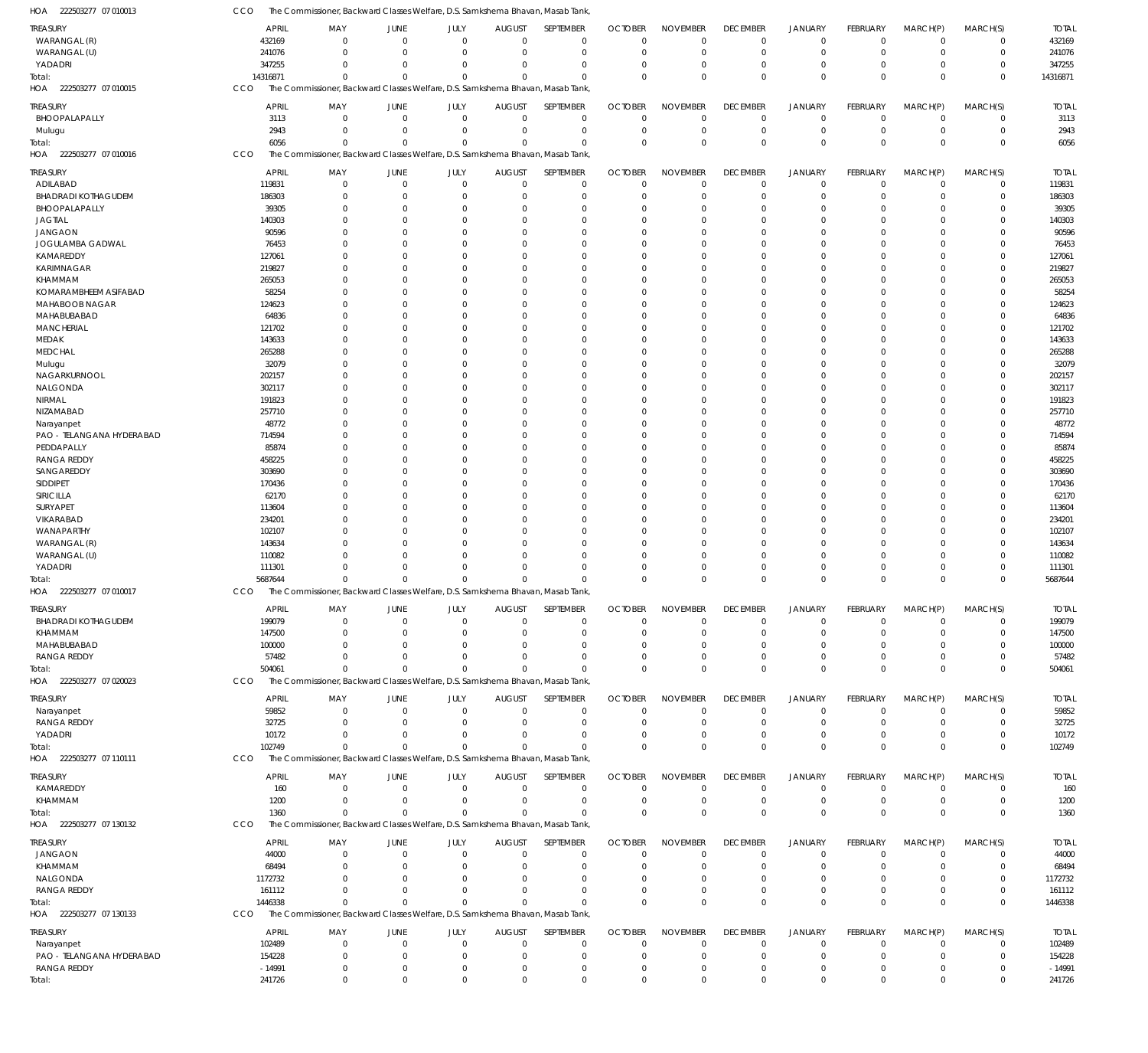HOA 222503277 07 010013 CCO The Commissioner, Backward Classes Welfare, D.S. Samkshema Bhavan, Masab Tank,

| TREASURY | APRIL | MAY | JUNE | JULY | AUGUST | SEPTEMBER | OCTOBER | NOVEMBER | DECEMBER | JANUARY | FEBRUARY | MARCH(P) | MARCH(S) | TOTAL |
|---|---|---|---|---|---|---|---|---|---|---|---|---|---|---|
| WARANGAL (R) | 432169 | 0 | 0 | 0 | 0 | 0 | 0 | 0 | 0 | 0 | 0 | 0 | 0 | 432169 |
| WARANGAL (U) | 241076 | 0 | 0 | 0 | 0 | 0 | 0 | 0 | 0 | 0 | 0 | 0 | 0 | 241076 |
| YADADRI | 347255 | 0 | 0 | 0 | 0 | 0 | 0 | 0 | 0 | 0 | 0 | 0 | 0 | 347255 |
| Total: | 14316871 | 0 | 0 | 0 | 0 | 0 | 0 | 0 | 0 | 0 | 0 | 0 | 0 | 14316871 |

HOA 222503277 07 010015 CCO The Commissioner, Backward Classes Welfare, D.S. Samkshema Bhavan, Masab Tank,

| TREASURY | APRIL | MAY | JUNE | JULY | AUGUST | SEPTEMBER | OCTOBER | NOVEMBER | DECEMBER | JANUARY | FEBRUARY | MARCH(P) | MARCH(S) | TOTAL |
|---|---|---|---|---|---|---|---|---|---|---|---|---|---|---|
| BHOOPALAPALLY | 3113 | 0 | 0 | 0 | 0 | 0 | 0 | 0 | 0 | 0 | 0 | 0 | 0 | 3113 |
| Mulugu | 2943 | 0 | 0 | 0 | 0 | 0 | 0 | 0 | 0 | 0 | 0 | 0 | 0 | 2943 |
| Total: | 6056 | 0 | 0 | 0 | 0 | 0 | 0 | 0 | 0 | 0 | 0 | 0 | 0 | 6056 |

HOA 222503277 07 010016 CCO The Commissioner, Backward Classes Welfare, D.S. Samkshema Bhavan, Masab Tank,

| TREASURY | APRIL | MAY | JUNE | JULY | AUGUST | SEPTEMBER | OCTOBER | NOVEMBER | DECEMBER | JANUARY | FEBRUARY | MARCH(P) | MARCH(S) | TOTAL |
|---|---|---|---|---|---|---|---|---|---|---|---|---|---|---|
| ADILABAD | 119831 | 0 | 0 | 0 | 0 | 0 | 0 | 0 | 0 | 0 | 0 | 0 | 0 | 119831 |
| BHADRADI KOTHAGUDEM | 186303 | 0 | 0 | 0 | 0 | 0 | 0 | 0 | 0 | 0 | 0 | 0 | 0 | 186303 |
| BHOOPALAPALLY | 39305 | 0 | 0 | 0 | 0 | 0 | 0 | 0 | 0 | 0 | 0 | 0 | 0 | 39305 |
| JAGTIAL | 140303 | 0 | 0 | 0 | 0 | 0 | 0 | 0 | 0 | 0 | 0 | 0 | 0 | 140303 |
| JANGAON | 90596 | 0 | 0 | 0 | 0 | 0 | 0 | 0 | 0 | 0 | 0 | 0 | 0 | 90596 |
| JOGULAMBA GADWAL | 76453 | 0 | 0 | 0 | 0 | 0 | 0 | 0 | 0 | 0 | 0 | 0 | 0 | 76453 |
| KAMAREDDY | 127061 | 0 | 0 | 0 | 0 | 0 | 0 | 0 | 0 | 0 | 0 | 0 | 0 | 127061 |
| KARIMNAGAR | 219827 | 0 | 0 | 0 | 0 | 0 | 0 | 0 | 0 | 0 | 0 | 0 | 0 | 219827 |
| KHAMMAM | 265053 | 0 | 0 | 0 | 0 | 0 | 0 | 0 | 0 | 0 | 0 | 0 | 0 | 265053 |
| KOMARAMBHEEM ASIFABAD | 58254 | 0 | 0 | 0 | 0 | 0 | 0 | 0 | 0 | 0 | 0 | 0 | 0 | 58254 |
| MAHABOOB NAGAR | 124623 | 0 | 0 | 0 | 0 | 0 | 0 | 0 | 0 | 0 | 0 | 0 | 0 | 124623 |
| MAHABUBABAD | 64836 | 0 | 0 | 0 | 0 | 0 | 0 | 0 | 0 | 0 | 0 | 0 | 0 | 64836 |
| MANCHERIAL | 121702 | 0 | 0 | 0 | 0 | 0 | 0 | 0 | 0 | 0 | 0 | 0 | 0 | 121702 |
| MEDAK | 143633 | 0 | 0 | 0 | 0 | 0 | 0 | 0 | 0 | 0 | 0 | 0 | 0 | 143633 |
| MEDCHAL | 265288 | 0 | 0 | 0 | 0 | 0 | 0 | 0 | 0 | 0 | 0 | 0 | 0 | 265288 |
| Mulugu | 32079 | 0 | 0 | 0 | 0 | 0 | 0 | 0 | 0 | 0 | 0 | 0 | 0 | 32079 |
| NAGARKURNOOL | 202157 | 0 | 0 | 0 | 0 | 0 | 0 | 0 | 0 | 0 | 0 | 0 | 0 | 202157 |
| NALGONDA | 302117 | 0 | 0 | 0 | 0 | 0 | 0 | 0 | 0 | 0 | 0 | 0 | 0 | 302117 |
| NIRMAL | 191823 | 0 | 0 | 0 | 0 | 0 | 0 | 0 | 0 | 0 | 0 | 0 | 0 | 191823 |
| NIZAMABAD | 257710 | 0 | 0 | 0 | 0 | 0 | 0 | 0 | 0 | 0 | 0 | 0 | 0 | 257710 |
| Narayanpet | 48772 | 0 | 0 | 0 | 0 | 0 | 0 | 0 | 0 | 0 | 0 | 0 | 0 | 48772 |
| PAO - TELANGANA HYDERABAD | 714594 | 0 | 0 | 0 | 0 | 0 | 0 | 0 | 0 | 0 | 0 | 0 | 0 | 714594 |
| PEDDAPALLY | 85874 | 0 | 0 | 0 | 0 | 0 | 0 | 0 | 0 | 0 | 0 | 0 | 0 | 85874 |
| RANGA REDDY | 458225 | 0 | 0 | 0 | 0 | 0 | 0 | 0 | 0 | 0 | 0 | 0 | 0 | 458225 |
| SANGAREDDY | 303690 | 0 | 0 | 0 | 0 | 0 | 0 | 0 | 0 | 0 | 0 | 0 | 0 | 303690 |
| SIDDIPET | 170436 | 0 | 0 | 0 | 0 | 0 | 0 | 0 | 0 | 0 | 0 | 0 | 0 | 170436 |
| SIRICILLA | 62170 | 0 | 0 | 0 | 0 | 0 | 0 | 0 | 0 | 0 | 0 | 0 | 0 | 62170 |
| SURYAPET | 113604 | 0 | 0 | 0 | 0 | 0 | 0 | 0 | 0 | 0 | 0 | 0 | 0 | 113604 |
| VIKARABAD | 234201 | 0 | 0 | 0 | 0 | 0 | 0 | 0 | 0 | 0 | 0 | 0 | 0 | 234201 |
| WANAPARTHY | 102107 | 0 | 0 | 0 | 0 | 0 | 0 | 0 | 0 | 0 | 0 | 0 | 0 | 102107 |
| WARANGAL (R) | 143634 | 0 | 0 | 0 | 0 | 0 | 0 | 0 | 0 | 0 | 0 | 0 | 0 | 143634 |
| WARANGAL (U) | 110082 | 0 | 0 | 0 | 0 | 0 | 0 | 0 | 0 | 0 | 0 | 0 | 0 | 110082 |
| YADADRI | 111301 | 0 | 0 | 0 | 0 | 0 | 0 | 0 | 0 | 0 | 0 | 0 | 0 | 111301 |
| Total: | 5687644 | 0 | 0 | 0 | 0 | 0 | 0 | 0 | 0 | 0 | 0 | 0 | 0 | 5687644 |

HOA 222503277 07 010017 CCO The Commissioner, Backward Classes Welfare, D.S. Samkshema Bhavan, Masab Tank,

| TREASURY | APRIL | MAY | JUNE | JULY | AUGUST | SEPTEMBER | OCTOBER | NOVEMBER | DECEMBER | JANUARY | FEBRUARY | MARCH(P) | MARCH(S) | TOTAL |
|---|---|---|---|---|---|---|---|---|---|---|---|---|---|---|
| BHADRADI KOTHAGUDEM | 199079 | 0 | 0 | 0 | 0 | 0 | 0 | 0 | 0 | 0 | 0 | 0 | 0 | 199079 |
| KHAMMAM | 147500 | 0 | 0 | 0 | 0 | 0 | 0 | 0 | 0 | 0 | 0 | 0 | 0 | 147500 |
| MAHABUBABAD | 100000 | 0 | 0 | 0 | 0 | 0 | 0 | 0 | 0 | 0 | 0 | 0 | 0 | 100000 |
| RANGA REDDY | 57482 | 0 | 0 | 0 | 0 | 0 | 0 | 0 | 0 | 0 | 0 | 0 | 0 | 57482 |
| Total: | 504061 | 0 | 0 | 0 | 0 | 0 | 0 | 0 | 0 | 0 | 0 | 0 | 0 | 504061 |

HOA 222503277 07 020023 CCO The Commissioner, Backward Classes Welfare, D.S. Samkshema Bhavan, Masab Tank,

| TREASURY | APRIL | MAY | JUNE | JULY | AUGUST | SEPTEMBER | OCTOBER | NOVEMBER | DECEMBER | JANUARY | FEBRUARY | MARCH(P) | MARCH(S) | TOTAL |
|---|---|---|---|---|---|---|---|---|---|---|---|---|---|---|
| Narayanpet | 59852 | 0 | 0 | 0 | 0 | 0 | 0 | 0 | 0 | 0 | 0 | 0 | 0 | 59852 |
| RANGA REDDY | 32725 | 0 | 0 | 0 | 0 | 0 | 0 | 0 | 0 | 0 | 0 | 0 | 0 | 32725 |
| YADADRI | 10172 | 0 | 0 | 0 | 0 | 0 | 0 | 0 | 0 | 0 | 0 | 0 | 0 | 10172 |
| Total: | 102749 | 0 | 0 | 0 | 0 | 0 | 0 | 0 | 0 | 0 | 0 | 0 | 0 | 102749 |

HOA 222503277 07 110111 CCO The Commissioner, Backward Classes Welfare, D.S. Samkshema Bhavan, Masab Tank,

| TREASURY | APRIL | MAY | JUNE | JULY | AUGUST | SEPTEMBER | OCTOBER | NOVEMBER | DECEMBER | JANUARY | FEBRUARY | MARCH(P) | MARCH(S) | TOTAL |
|---|---|---|---|---|---|---|---|---|---|---|---|---|---|---|
| KAMAREDDY | 160 | 0 | 0 | 0 | 0 | 0 | 0 | 0 | 0 | 0 | 0 | 0 | 0 | 160 |
| KHAMMAM | 1200 | 0 | 0 | 0 | 0 | 0 | 0 | 0 | 0 | 0 | 0 | 0 | 0 | 1200 |
| Total: | 1360 | 0 | 0 | 0 | 0 | 0 | 0 | 0 | 0 | 0 | 0 | 0 | 0 | 1360 |

HOA 222503277 07 130132 CCO The Commissioner, Backward Classes Welfare, D.S. Samkshema Bhavan, Masab Tank,

| TREASURY | APRIL | MAY | JUNE | JULY | AUGUST | SEPTEMBER | OCTOBER | NOVEMBER | DECEMBER | JANUARY | FEBRUARY | MARCH(P) | MARCH(S) | TOTAL |
|---|---|---|---|---|---|---|---|---|---|---|---|---|---|---|
| JANGAON | 44000 | 0 | 0 | 0 | 0 | 0 | 0 | 0 | 0 | 0 | 0 | 0 | 0 | 44000 |
| KHAMMAM | 68494 | 0 | 0 | 0 | 0 | 0 | 0 | 0 | 0 | 0 | 0 | 0 | 0 | 68494 |
| NALGONDA | 1172732 | 0 | 0 | 0 | 0 | 0 | 0 | 0 | 0 | 0 | 0 | 0 | 0 | 1172732 |
| RANGA REDDY | 161112 | 0 | 0 | 0 | 0 | 0 | 0 | 0 | 0 | 0 | 0 | 0 | 0 | 161112 |
| Total: | 1446338 | 0 | 0 | 0 | 0 | 0 | 0 | 0 | 0 | 0 | 0 | 0 | 0 | 1446338 |

HOA 222503277 07 130133 CCO The Commissioner, Backward Classes Welfare, D.S. Samkshema Bhavan, Masab Tank,

| TREASURY | APRIL | MAY | JUNE | JULY | AUGUST | SEPTEMBER | OCTOBER | NOVEMBER | DECEMBER | JANUARY | FEBRUARY | MARCH(P) | MARCH(S) | TOTAL |
|---|---|---|---|---|---|---|---|---|---|---|---|---|---|---|
| Narayanpet | 102489 | 0 | 0 | 0 | 0 | 0 | 0 | 0 | 0 | 0 | 0 | 0 | 0 | 102489 |
| PAO - TELANGANA HYDERABAD | 154228 | 0 | 0 | 0 | 0 | 0 | 0 | 0 | 0 | 0 | 0 | 0 | 0 | 154228 |
| RANGA REDDY | -14991 | 0 | 0 | 0 | 0 | 0 | 0 | 0 | 0 | 0 | 0 | 0 | 0 | -14991 |
| Total: | 241726 | 0 | 0 | 0 | 0 | 0 | 0 | 0 | 0 | 0 | 0 | 0 | 0 | 241726 |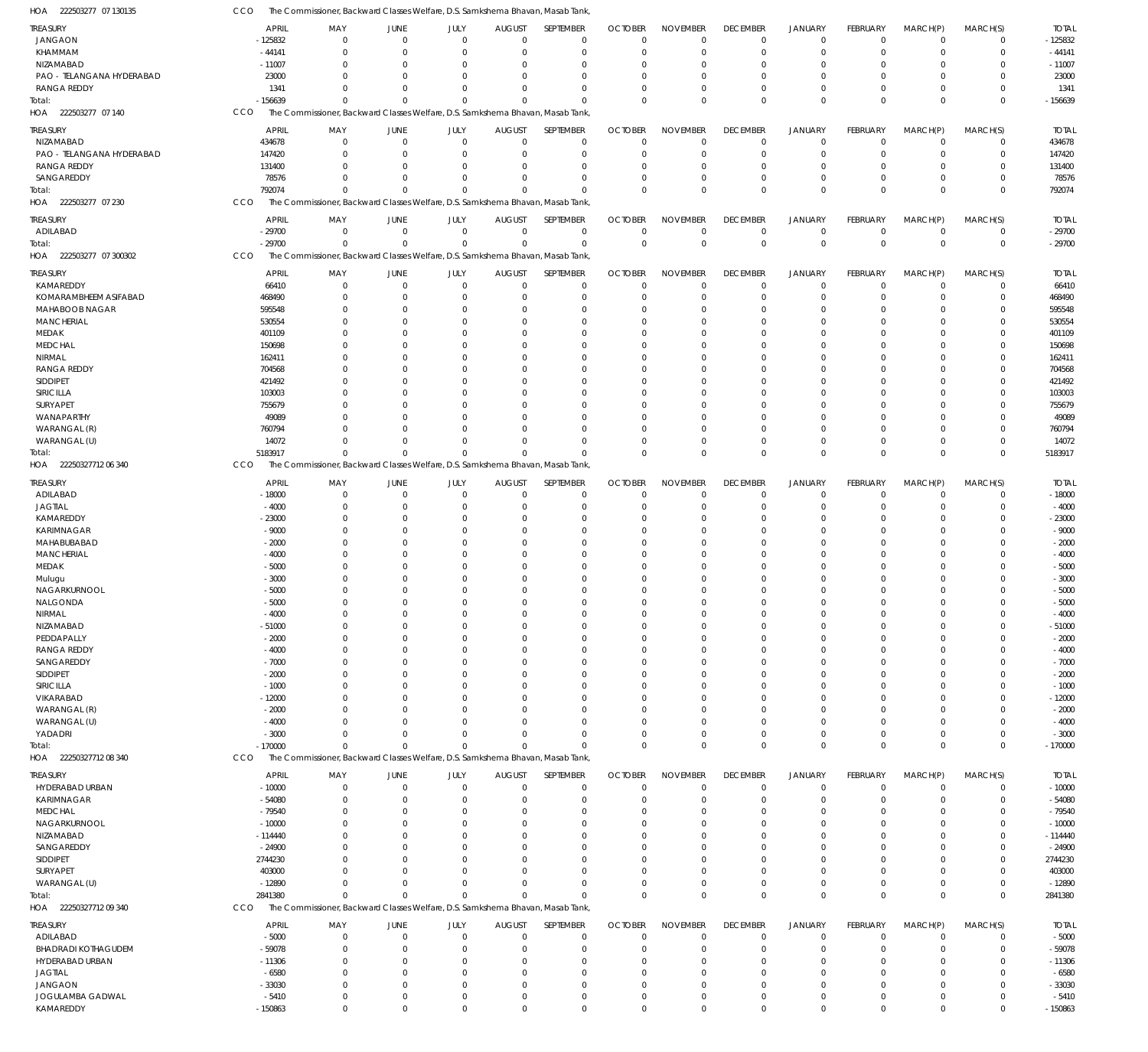HOA 222503277 07 130135 CCO The Commissioner, Backward Classes Welfare, D.S. Samkshema Bhavan, Masab Tank,

| TREASURY | APRIL | MAY | JUNE | JULY | AUGUST | SEPTEMBER | OCTOBER | NOVEMBER | DECEMBER | JANUARY | FEBRUARY | MARCH(P) | MARCH(S) | TOTAL |
|---|---|---|---|---|---|---|---|---|---|---|---|---|---|---|
| JANGAON | -125832 | 0 | 0 | 0 | 0 | 0 | 0 | 0 | 0 | 0 | 0 | 0 | 0 | -125832 |
| KHAMMAM | -44141 | 0 | 0 | 0 | 0 | 0 | 0 | 0 | 0 | 0 | 0 | 0 | 0 | -44141 |
| NIZAMABAD | -11007 | 0 | 0 | 0 | 0 | 0 | 0 | 0 | 0 | 0 | 0 | 0 | 0 | -11007 |
| PAO - TELANGANA HYDERABAD | 23000 | 0 | 0 | 0 | 0 | 0 | 0 | 0 | 0 | 0 | 0 | 0 | 0 | 23000 |
| RANGA REDDY | 1341 | 0 | 0 | 0 | 0 | 0 | 0 | 0 | 0 | 0 | 0 | 0 | 0 | 1341 |
| Total: | -156639 | 0 | 0 | 0 | 0 | 0 | 0 | 0 | 0 | 0 | 0 | 0 | 0 | -156639 |

HOA 222503277 07 140 CCO The Commissioner, Backward Classes Welfare, D.S. Samkshema Bhavan, Masab Tank,

| TREASURY | APRIL | MAY | JUNE | JULY | AUGUST | SEPTEMBER | OCTOBER | NOVEMBER | DECEMBER | JANUARY | FEBRUARY | MARCH(P) | MARCH(S) | TOTAL |
|---|---|---|---|---|---|---|---|---|---|---|---|---|---|---|
| NIZAMABAD | 434678 | 0 | 0 | 0 | 0 | 0 | 0 | 0 | 0 | 0 | 0 | 0 | 0 | 434678 |
| PAO - TELANGANA HYDERABAD | 147420 | 0 | 0 | 0 | 0 | 0 | 0 | 0 | 0 | 0 | 0 | 0 | 0 | 147420 |
| RANGA REDDY | 131400 | 0 | 0 | 0 | 0 | 0 | 0 | 0 | 0 | 0 | 0 | 0 | 0 | 131400 |
| SANGAREDDY | 78576 | 0 | 0 | 0 | 0 | 0 | 0 | 0 | 0 | 0 | 0 | 0 | 0 | 78576 |
| Total: | 792074 | 0 | 0 | 0 | 0 | 0 | 0 | 0 | 0 | 0 | 0 | 0 | 0 | 792074 |

HOA 222503277 07 230 CCO The Commissioner, Backward Classes Welfare, D.S. Samkshema Bhavan, Masab Tank,

| TREASURY | APRIL | MAY | JUNE | JULY | AUGUST | SEPTEMBER | OCTOBER | NOVEMBER | DECEMBER | JANUARY | FEBRUARY | MARCH(P) | MARCH(S) | TOTAL |
|---|---|---|---|---|---|---|---|---|---|---|---|---|---|---|
| ADILABAD | -29700 | 0 | 0 | 0 | 0 | 0 | 0 | 0 | 0 | 0 | 0 | 0 | 0 | -29700 |
| Total: | -29700 | 0 | 0 | 0 | 0 | 0 | 0 | 0 | 0 | 0 | 0 | 0 | 0 | -29700 |

HOA 222503277 07 300302 CCO The Commissioner, Backward Classes Welfare, D.S. Samkshema Bhavan, Masab Tank,

| TREASURY | APRIL | MAY | JUNE | JULY | AUGUST | SEPTEMBER | OCTOBER | NOVEMBER | DECEMBER | JANUARY | FEBRUARY | MARCH(P) | MARCH(S) | TOTAL |
|---|---|---|---|---|---|---|---|---|---|---|---|---|---|---|
| KAMAREDDY | 66410 | 0 | 0 | 0 | 0 | 0 | 0 | 0 | 0 | 0 | 0 | 0 | 0 | 66410 |
| KOMARAMBHEEM ASIFABAD | 468490 | 0 | 0 | 0 | 0 | 0 | 0 | 0 | 0 | 0 | 0 | 0 | 0 | 468490 |
| MAHABOOB NAGAR | 595548 | 0 | 0 | 0 | 0 | 0 | 0 | 0 | 0 | 0 | 0 | 0 | 0 | 595548 |
| MANCHERIAL | 530554 | 0 | 0 | 0 | 0 | 0 | 0 | 0 | 0 | 0 | 0 | 0 | 0 | 530554 |
| MEDAK | 401109 | 0 | 0 | 0 | 0 | 0 | 0 | 0 | 0 | 0 | 0 | 0 | 0 | 401109 |
| MEDCHAL | 150698 | 0 | 0 | 0 | 0 | 0 | 0 | 0 | 0 | 0 | 0 | 0 | 0 | 150698 |
| NIRMAL | 162411 | 0 | 0 | 0 | 0 | 0 | 0 | 0 | 0 | 0 | 0 | 0 | 0 | 162411 |
| RANGA REDDY | 704568 | 0 | 0 | 0 | 0 | 0 | 0 | 0 | 0 | 0 | 0 | 0 | 0 | 704568 |
| SIDDIPET | 421492 | 0 | 0 | 0 | 0 | 0 | 0 | 0 | 0 | 0 | 0 | 0 | 0 | 421492 |
| SIRICILLA | 103003 | 0 | 0 | 0 | 0 | 0 | 0 | 0 | 0 | 0 | 0 | 0 | 0 | 103003 |
| SURYAPET | 755679 | 0 | 0 | 0 | 0 | 0 | 0 | 0 | 0 | 0 | 0 | 0 | 0 | 755679 |
| WANAPARTHY | 49089 | 0 | 0 | 0 | 0 | 0 | 0 | 0 | 0 | 0 | 0 | 0 | 0 | 49089 |
| WARANGAL (R) | 760794 | 0 | 0 | 0 | 0 | 0 | 0 | 0 | 0 | 0 | 0 | 0 | 0 | 760794 |
| WARANGAL (U) | 14072 | 0 | 0 | 0 | 0 | 0 | 0 | 0 | 0 | 0 | 0 | 0 | 0 | 14072 |
| Total: | 5183917 | 0 | 0 | 0 | 0 | 0 | 0 | 0 | 0 | 0 | 0 | 0 | 0 | 5183917 |

HOA 22250327712 06 340 CCO The Commissioner, Backward Classes Welfare, D.S. Samkshema Bhavan, Masab Tank,

| TREASURY | APRIL | MAY | JUNE | JULY | AUGUST | SEPTEMBER | OCTOBER | NOVEMBER | DECEMBER | JANUARY | FEBRUARY | MARCH(P) | MARCH(S) | TOTAL |
|---|---|---|---|---|---|---|---|---|---|---|---|---|---|---|
| ADILABAD | -18000 | 0 | 0 | 0 | 0 | 0 | 0 | 0 | 0 | 0 | 0 | 0 | 0 | -18000 |
| JAGTIAL | -4000 | 0 | 0 | 0 | 0 | 0 | 0 | 0 | 0 | 0 | 0 | 0 | 0 | -4000 |
| KAMAREDDY | -23000 | 0 | 0 | 0 | 0 | 0 | 0 | 0 | 0 | 0 | 0 | 0 | 0 | -23000 |
| KARIMNAGAR | -9000 | 0 | 0 | 0 | 0 | 0 | 0 | 0 | 0 | 0 | 0 | 0 | 0 | -9000 |
| MAHABUBABAD | -2000 | 0 | 0 | 0 | 0 | 0 | 0 | 0 | 0 | 0 | 0 | 0 | 0 | -2000 |
| MANCHERIAL | -4000 | 0 | 0 | 0 | 0 | 0 | 0 | 0 | 0 | 0 | 0 | 0 | 0 | -4000 |
| MEDAK | -5000 | 0 | 0 | 0 | 0 | 0 | 0 | 0 | 0 | 0 | 0 | 0 | 0 | -5000 |
| Mulugu | -3000 | 0 | 0 | 0 | 0 | 0 | 0 | 0 | 0 | 0 | 0 | 0 | 0 | -3000 |
| NAGARKURNOOL | -5000 | 0 | 0 | 0 | 0 | 0 | 0 | 0 | 0 | 0 | 0 | 0 | 0 | -5000 |
| NALGONDA | -5000 | 0 | 0 | 0 | 0 | 0 | 0 | 0 | 0 | 0 | 0 | 0 | 0 | -5000 |
| NIRMAL | -4000 | 0 | 0 | 0 | 0 | 0 | 0 | 0 | 0 | 0 | 0 | 0 | 0 | -4000 |
| NIZAMABAD | -51000 | 0 | 0 | 0 | 0 | 0 | 0 | 0 | 0 | 0 | 0 | 0 | 0 | -51000 |
| PEDDAPALLY | -2000 | 0 | 0 | 0 | 0 | 0 | 0 | 0 | 0 | 0 | 0 | 0 | 0 | -2000 |
| RANGA REDDY | -4000 | 0 | 0 | 0 | 0 | 0 | 0 | 0 | 0 | 0 | 0 | 0 | 0 | -4000 |
| SANGAREDDY | -7000 | 0 | 0 | 0 | 0 | 0 | 0 | 0 | 0 | 0 | 0 | 0 | 0 | -7000 |
| SIDDIPET | -2000 | 0 | 0 | 0 | 0 | 0 | 0 | 0 | 0 | 0 | 0 | 0 | 0 | -2000 |
| SIRICILLA | -1000 | 0 | 0 | 0 | 0 | 0 | 0 | 0 | 0 | 0 | 0 | 0 | 0 | -1000 |
| VIKARABAD | -12000 | 0 | 0 | 0 | 0 | 0 | 0 | 0 | 0 | 0 | 0 | 0 | 0 | -12000 |
| WARANGAL (R) | -2000 | 0 | 0 | 0 | 0 | 0 | 0 | 0 | 0 | 0 | 0 | 0 | 0 | -2000 |
| WARANGAL (U) | -4000 | 0 | 0 | 0 | 0 | 0 | 0 | 0 | 0 | 0 | 0 | 0 | 0 | -4000 |
| YADADRI | -3000 | 0 | 0 | 0 | 0 | 0 | 0 | 0 | 0 | 0 | 0 | 0 | 0 | -3000 |
| Total: | -170000 | 0 | 0 | 0 | 0 | 0 | 0 | 0 | 0 | 0 | 0 | 0 | 0 | -170000 |

HOA 22250327712 08 340 CCO The Commissioner, Backward Classes Welfare, D.S. Samkshema Bhavan, Masab Tank,

| TREASURY | APRIL | MAY | JUNE | JULY | AUGUST | SEPTEMBER | OCTOBER | NOVEMBER | DECEMBER | JANUARY | FEBRUARY | MARCH(P) | MARCH(S) | TOTAL |
|---|---|---|---|---|---|---|---|---|---|---|---|---|---|---|
| HYDERABAD URBAN | -10000 | 0 | 0 | 0 | 0 | 0 | 0 | 0 | 0 | 0 | 0 | 0 | 0 | -10000 |
| KARIMNAGAR | -54080 | 0 | 0 | 0 | 0 | 0 | 0 | 0 | 0 | 0 | 0 | 0 | 0 | -54080 |
| MEDCHAL | -79540 | 0 | 0 | 0 | 0 | 0 | 0 | 0 | 0 | 0 | 0 | 0 | 0 | -79540 |
| NAGARKURNOOL | -10000 | 0 | 0 | 0 | 0 | 0 | 0 | 0 | 0 | 0 | 0 | 0 | 0 | -10000 |
| NIZAMABAD | -114440 | 0 | 0 | 0 | 0 | 0 | 0 | 0 | 0 | 0 | 0 | 0 | 0 | -114440 |
| SANGAREDDY | -24900 | 0 | 0 | 0 | 0 | 0 | 0 | 0 | 0 | 0 | 0 | 0 | 0 | -24900 |
| SIDDIPET | 2744230 | 0 | 0 | 0 | 0 | 0 | 0 | 0 | 0 | 0 | 0 | 0 | 0 | 2744230 |
| SURYAPET | 403000 | 0 | 0 | 0 | 0 | 0 | 0 | 0 | 0 | 0 | 0 | 0 | 0 | 403000 |
| WARANGAL (U) | -12890 | 0 | 0 | 0 | 0 | 0 | 0 | 0 | 0 | 0 | 0 | 0 | 0 | -12890 |
| Total: | 2841380 | 0 | 0 | 0 | 0 | 0 | 0 | 0 | 0 | 0 | 0 | 0 | 0 | 2841380 |

HOA 22250327712 09 340 CCO The Commissioner, Backward Classes Welfare, D.S. Samkshema Bhavan, Masab Tank,

| TREASURY | APRIL | MAY | JUNE | JULY | AUGUST | SEPTEMBER | OCTOBER | NOVEMBER | DECEMBER | JANUARY | FEBRUARY | MARCH(P) | MARCH(S) | TOTAL |
|---|---|---|---|---|---|---|---|---|---|---|---|---|---|---|
| ADILABAD | -5000 | 0 | 0 | 0 | 0 | 0 | 0 | 0 | 0 | 0 | 0 | 0 | 0 | -5000 |
| BHADRADI KOTHAGUDEM | -59078 | 0 | 0 | 0 | 0 | 0 | 0 | 0 | 0 | 0 | 0 | 0 | 0 | -59078 |
| HYDERABAD URBAN | -11306 | 0 | 0 | 0 | 0 | 0 | 0 | 0 | 0 | 0 | 0 | 0 | 0 | -11306 |
| JAGTIAL | -6580 | 0 | 0 | 0 | 0 | 0 | 0 | 0 | 0 | 0 | 0 | 0 | 0 | -6580 |
| JANGAON | -33030 | 0 | 0 | 0 | 0 | 0 | 0 | 0 | 0 | 0 | 0 | 0 | 0 | -33030 |
| JOGULAMBA GADWAL | -5410 | 0 | 0 | 0 | 0 | 0 | 0 | 0 | 0 | 0 | 0 | 0 | 0 | -5410 |
| KAMAREDDY | -150863 | 0 | 0 | 0 | 0 | 0 | 0 | 0 | 0 | 0 | 0 | 0 | 0 | -150863 |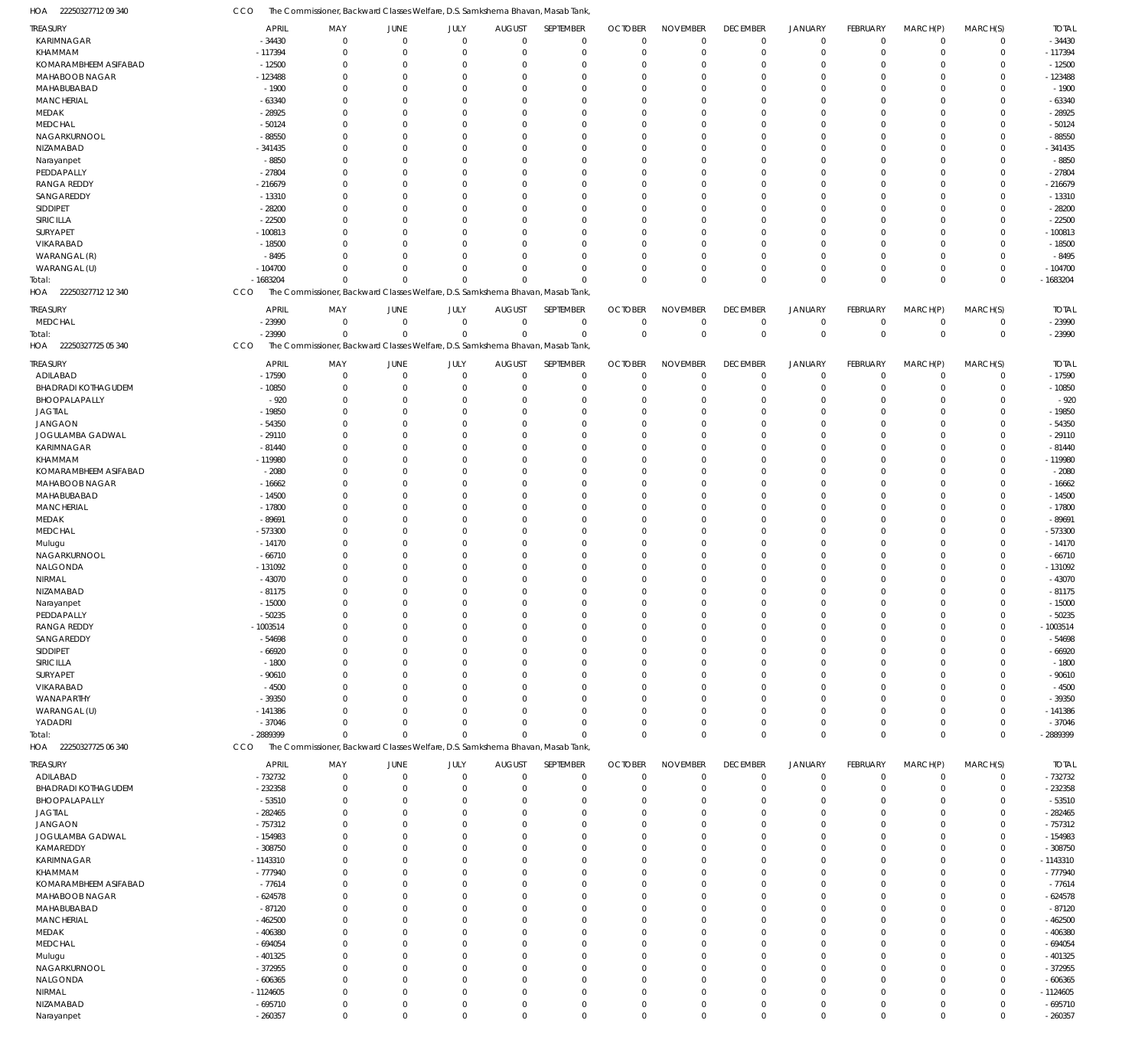HOA 22250327712 09 340 CCO The Commissioner, Backward Classes Welfare, D.S. Samkshema Bhavan, Masab Tank,

| TREASURY | APRIL | MAY | JUNE | JULY | AUGUST | SEPTEMBER | OCTOBER | NOVEMBER | DECEMBER | JANUARY | FEBRUARY | MARCH(P) | MARCH(S) | TOTAL |
|---|---|---|---|---|---|---|---|---|---|---|---|---|---|---|
| KARIMNAGAR | -34430 | 0 | 0 | 0 | 0 | 0 | 0 | 0 | 0 | 0 | 0 | 0 | 0 | -34430 |
| KHAMMAM | -117394 | 0 | 0 | 0 | 0 | 0 | 0 | 0 | 0 | 0 | 0 | 0 | 0 | -117394 |
| KOMARAMBHEEM ASIFABAD | -12500 | 0 | 0 | 0 | 0 | 0 | 0 | 0 | 0 | 0 | 0 | 0 | 0 | -12500 |
| MAHABOOB NAGAR | -123488 | 0 | 0 | 0 | 0 | 0 | 0 | 0 | 0 | 0 | 0 | 0 | 0 | -123488 |
| MAHABUBABAD | -1900 | 0 | 0 | 0 | 0 | 0 | 0 | 0 | 0 | 0 | 0 | 0 | 0 | -1900 |
| MANCHERIAL | -63340 | 0 | 0 | 0 | 0 | 0 | 0 | 0 | 0 | 0 | 0 | 0 | 0 | -63340 |
| MEDAK | -28925 | 0 | 0 | 0 | 0 | 0 | 0 | 0 | 0 | 0 | 0 | 0 | 0 | -28925 |
| MEDCHAL | -50124 | 0 | 0 | 0 | 0 | 0 | 0 | 0 | 0 | 0 | 0 | 0 | 0 | -50124 |
| NAGARKURNOOL | -88550 | 0 | 0 | 0 | 0 | 0 | 0 | 0 | 0 | 0 | 0 | 0 | 0 | -88550 |
| NIZAMABAD | -341435 | 0 | 0 | 0 | 0 | 0 | 0 | 0 | 0 | 0 | 0 | 0 | 0 | -341435 |
| Narayanpet | -8850 | 0 | 0 | 0 | 0 | 0 | 0 | 0 | 0 | 0 | 0 | 0 | 0 | -8850 |
| PEDDAPALLY | -27804 | 0 | 0 | 0 | 0 | 0 | 0 | 0 | 0 | 0 | 0 | 0 | 0 | -27804 |
| RANGA REDDY | -216679 | 0 | 0 | 0 | 0 | 0 | 0 | 0 | 0 | 0 | 0 | 0 | 0 | -216679 |
| SANGAREDDY | -13310 | 0 | 0 | 0 | 0 | 0 | 0 | 0 | 0 | 0 | 0 | 0 | 0 | -13310 |
| SIDDIPET | -28200 | 0 | 0 | 0 | 0 | 0 | 0 | 0 | 0 | 0 | 0 | 0 | 0 | -28200 |
| SIRICILLA | -22500 | 0 | 0 | 0 | 0 | 0 | 0 | 0 | 0 | 0 | 0 | 0 | 0 | -22500 |
| SURYAPET | -100813 | 0 | 0 | 0 | 0 | 0 | 0 | 0 | 0 | 0 | 0 | 0 | 0 | -100813 |
| VIKARABAD | -18500 | 0 | 0 | 0 | 0 | 0 | 0 | 0 | 0 | 0 | 0 | 0 | 0 | -18500 |
| WARANGAL (R) | -8495 | 0 | 0 | 0 | 0 | 0 | 0 | 0 | 0 | 0 | 0 | 0 | 0 | -8495 |
| WARANGAL (U) | -104700 | 0 | 0 | 0 | 0 | 0 | 0 | 0 | 0 | 0 | 0 | 0 | 0 | -104700 |
| Total: | -1683204 | 0 | 0 | 0 | 0 | 0 | 0 | 0 | 0 | 0 | 0 | 0 | 0 | -1683204 |

HOA 22250327712 12 340 CCO The Commissioner, Backward Classes Welfare, D.S. Samkshema Bhavan, Masab Tank,

| TREASURY | APRIL | MAY | JUNE | JULY | AUGUST | SEPTEMBER | OCTOBER | NOVEMBER | DECEMBER | JANUARY | FEBRUARY | MARCH(P) | MARCH(S) | TOTAL |
|---|---|---|---|---|---|---|---|---|---|---|---|---|---|---|
| MEDCHAL | -23990 | 0 | 0 | 0 | 0 | 0 | 0 | 0 | 0 | 0 | 0 | 0 | 0 | -23990 |
| Total: | -23990 | 0 | 0 | 0 | 0 | 0 | 0 | 0 | 0 | 0 | 0 | 0 | 0 | -23990 |

HOA 22250327725 05 340 CCO The Commissioner, Backward Classes Welfare, D.S. Samkshema Bhavan, Masab Tank,

| TREASURY | APRIL | MAY | JUNE | JULY | AUGUST | SEPTEMBER | OCTOBER | NOVEMBER | DECEMBER | JANUARY | FEBRUARY | MARCH(P) | MARCH(S) | TOTAL |
|---|---|---|---|---|---|---|---|---|---|---|---|---|---|---|
| ADILABAD | -17590 | 0 | 0 | 0 | 0 | 0 | 0 | 0 | 0 | 0 | 0 | 0 | 0 | -17590 |
| BHADRADI KOTHAGUDEM | -10850 | 0 | 0 | 0 | 0 | 0 | 0 | 0 | 0 | 0 | 0 | 0 | 0 | -10850 |
| BHOOPALAPALLY | -920 | 0 | 0 | 0 | 0 | 0 | 0 | 0 | 0 | 0 | 0 | 0 | 0 | -920 |
| JAGTIAL | -19850 | 0 | 0 | 0 | 0 | 0 | 0 | 0 | 0 | 0 | 0 | 0 | 0 | -19850 |
| JANGAON | -54350 | 0 | 0 | 0 | 0 | 0 | 0 | 0 | 0 | 0 | 0 | 0 | 0 | -54350 |
| JOGULAMBA GADWAL | -29110 | 0 | 0 | 0 | 0 | 0 | 0 | 0 | 0 | 0 | 0 | 0 | 0 | -29110 |
| KARIMNAGAR | -81440 | 0 | 0 | 0 | 0 | 0 | 0 | 0 | 0 | 0 | 0 | 0 | 0 | -81440 |
| KHAMMAM | -119980 | 0 | 0 | 0 | 0 | 0 | 0 | 0 | 0 | 0 | 0 | 0 | 0 | -119980 |
| KOMARAMBHEEM ASIFABAD | -2080 | 0 | 0 | 0 | 0 | 0 | 0 | 0 | 0 | 0 | 0 | 0 | 0 | -2080 |
| MAHABOOB NAGAR | -16662 | 0 | 0 | 0 | 0 | 0 | 0 | 0 | 0 | 0 | 0 | 0 | 0 | -16662 |
| MAHABUBABAD | -14500 | 0 | 0 | 0 | 0 | 0 | 0 | 0 | 0 | 0 | 0 | 0 | 0 | -14500 |
| MANCHERIAL | -17800 | 0 | 0 | 0 | 0 | 0 | 0 | 0 | 0 | 0 | 0 | 0 | 0 | -17800 |
| MEDAK | -89691 | 0 | 0 | 0 | 0 | 0 | 0 | 0 | 0 | 0 | 0 | 0 | 0 | -89691 |
| MEDCHAL | -573300 | 0 | 0 | 0 | 0 | 0 | 0 | 0 | 0 | 0 | 0 | 0 | 0 | -573300 |
| Mulugu | -14170 | 0 | 0 | 0 | 0 | 0 | 0 | 0 | 0 | 0 | 0 | 0 | 0 | -14170 |
| NAGARKURNOOL | -66710 | 0 | 0 | 0 | 0 | 0 | 0 | 0 | 0 | 0 | 0 | 0 | 0 | -66710 |
| NALGONDA | -131092 | 0 | 0 | 0 | 0 | 0 | 0 | 0 | 0 | 0 | 0 | 0 | 0 | -131092 |
| NIRMAL | -43070 | 0 | 0 | 0 | 0 | 0 | 0 | 0 | 0 | 0 | 0 | 0 | 0 | -43070 |
| NIZAMABAD | -81175 | 0 | 0 | 0 | 0 | 0 | 0 | 0 | 0 | 0 | 0 | 0 | 0 | -81175 |
| Narayanpet | -15000 | 0 | 0 | 0 | 0 | 0 | 0 | 0 | 0 | 0 | 0 | 0 | 0 | -15000 |
| PEDDAPALLY | -50235 | 0 | 0 | 0 | 0 | 0 | 0 | 0 | 0 | 0 | 0 | 0 | 0 | -50235 |
| RANGA REDDY | -1003514 | 0 | 0 | 0 | 0 | 0 | 0 | 0 | 0 | 0 | 0 | 0 | 0 | -1003514 |
| SANGAREDDY | -54698 | 0 | 0 | 0 | 0 | 0 | 0 | 0 | 0 | 0 | 0 | 0 | 0 | -54698 |
| SIDDIPET | -66920 | 0 | 0 | 0 | 0 | 0 | 0 | 0 | 0 | 0 | 0 | 0 | 0 | -66920 |
| SIRICILLA | -1800 | 0 | 0 | 0 | 0 | 0 | 0 | 0 | 0 | 0 | 0 | 0 | 0 | -1800 |
| SURYAPET | -90610 | 0 | 0 | 0 | 0 | 0 | 0 | 0 | 0 | 0 | 0 | 0 | 0 | -90610 |
| VIKARABAD | -4500 | 0 | 0 | 0 | 0 | 0 | 0 | 0 | 0 | 0 | 0 | 0 | 0 | -4500 |
| WANAPARTHY | -39350 | 0 | 0 | 0 | 0 | 0 | 0 | 0 | 0 | 0 | 0 | 0 | 0 | -39350 |
| WARANGAL (U) | -141386 | 0 | 0 | 0 | 0 | 0 | 0 | 0 | 0 | 0 | 0 | 0 | 0 | -141386 |
| YADADRI | -37046 | 0 | 0 | 0 | 0 | 0 | 0 | 0 | 0 | 0 | 0 | 0 | 0 | -37046 |
| Total: | -2889399 | 0 | 0 | 0 | 0 | 0 | 0 | 0 | 0 | 0 | 0 | 0 | 0 | -2889399 |

HOA 22250327725 06 340 CCO The Commissioner, Backward Classes Welfare, D.S. Samkshema Bhavan, Masab Tank,

| TREASURY | APRIL | MAY | JUNE | JULY | AUGUST | SEPTEMBER | OCTOBER | NOVEMBER | DECEMBER | JANUARY | FEBRUARY | MARCH(P) | MARCH(S) | TOTAL |
|---|---|---|---|---|---|---|---|---|---|---|---|---|---|---|
| ADILABAD | -732732 | 0 | 0 | 0 | 0 | 0 | 0 | 0 | 0 | 0 | 0 | 0 | 0 | -732732 |
| BHADRADI KOTHAGUDEM | -232358 | 0 | 0 | 0 | 0 | 0 | 0 | 0 | 0 | 0 | 0 | 0 | 0 | -232358 |
| BHOOPALAPALLY | -53510 | 0 | 0 | 0 | 0 | 0 | 0 | 0 | 0 | 0 | 0 | 0 | 0 | -53510 |
| JAGTIAL | -282465 | 0 | 0 | 0 | 0 | 0 | 0 | 0 | 0 | 0 | 0 | 0 | 0 | -282465 |
| JANGAON | -757312 | 0 | 0 | 0 | 0 | 0 | 0 | 0 | 0 | 0 | 0 | 0 | 0 | -757312 |
| JOGULAMBA GADWAL | -154983 | 0 | 0 | 0 | 0 | 0 | 0 | 0 | 0 | 0 | 0 | 0 | 0 | -154983 |
| KAMAREDDY | -308750 | 0 | 0 | 0 | 0 | 0 | 0 | 0 | 0 | 0 | 0 | 0 | 0 | -308750 |
| KARIMNAGAR | -1143310 | 0 | 0 | 0 | 0 | 0 | 0 | 0 | 0 | 0 | 0 | 0 | 0 | -1143310 |
| KHAMMAM | -777940 | 0 | 0 | 0 | 0 | 0 | 0 | 0 | 0 | 0 | 0 | 0 | 0 | -777940 |
| KOMARAMBHEEM ASIFABAD | -77614 | 0 | 0 | 0 | 0 | 0 | 0 | 0 | 0 | 0 | 0 | 0 | 0 | -77614 |
| MAHABOOB NAGAR | -624578 | 0 | 0 | 0 | 0 | 0 | 0 | 0 | 0 | 0 | 0 | 0 | 0 | -624578 |
| MAHABUBABAD | -87120 | 0 | 0 | 0 | 0 | 0 | 0 | 0 | 0 | 0 | 0 | 0 | 0 | -87120 |
| MANCHERIAL | -462500 | 0 | 0 | 0 | 0 | 0 | 0 | 0 | 0 | 0 | 0 | 0 | 0 | -462500 |
| MEDAK | -406380 | 0 | 0 | 0 | 0 | 0 | 0 | 0 | 0 | 0 | 0 | 0 | 0 | -406380 |
| MEDCHAL | -694054 | 0 | 0 | 0 | 0 | 0 | 0 | 0 | 0 | 0 | 0 | 0 | 0 | -694054 |
| Mulugu | -401325 | 0 | 0 | 0 | 0 | 0 | 0 | 0 | 0 | 0 | 0 | 0 | 0 | -401325 |
| NAGARKURNOOL | -372955 | 0 | 0 | 0 | 0 | 0 | 0 | 0 | 0 | 0 | 0 | 0 | 0 | -372955 |
| NALGONDA | -606365 | 0 | 0 | 0 | 0 | 0 | 0 | 0 | 0 | 0 | 0 | 0 | 0 | -606365 |
| NIRMAL | -1124605 | 0 | 0 | 0 | 0 | 0 | 0 | 0 | 0 | 0 | 0 | 0 | 0 | -1124605 |
| NIZAMABAD | -695710 | 0 | 0 | 0 | 0 | 0 | 0 | 0 | 0 | 0 | 0 | 0 | 0 | -695710 |
| Narayanpet | -260357 | 0 | 0 | 0 | 0 | 0 | 0 | 0 | 0 | 0 | 0 | 0 | 0 | -260357 |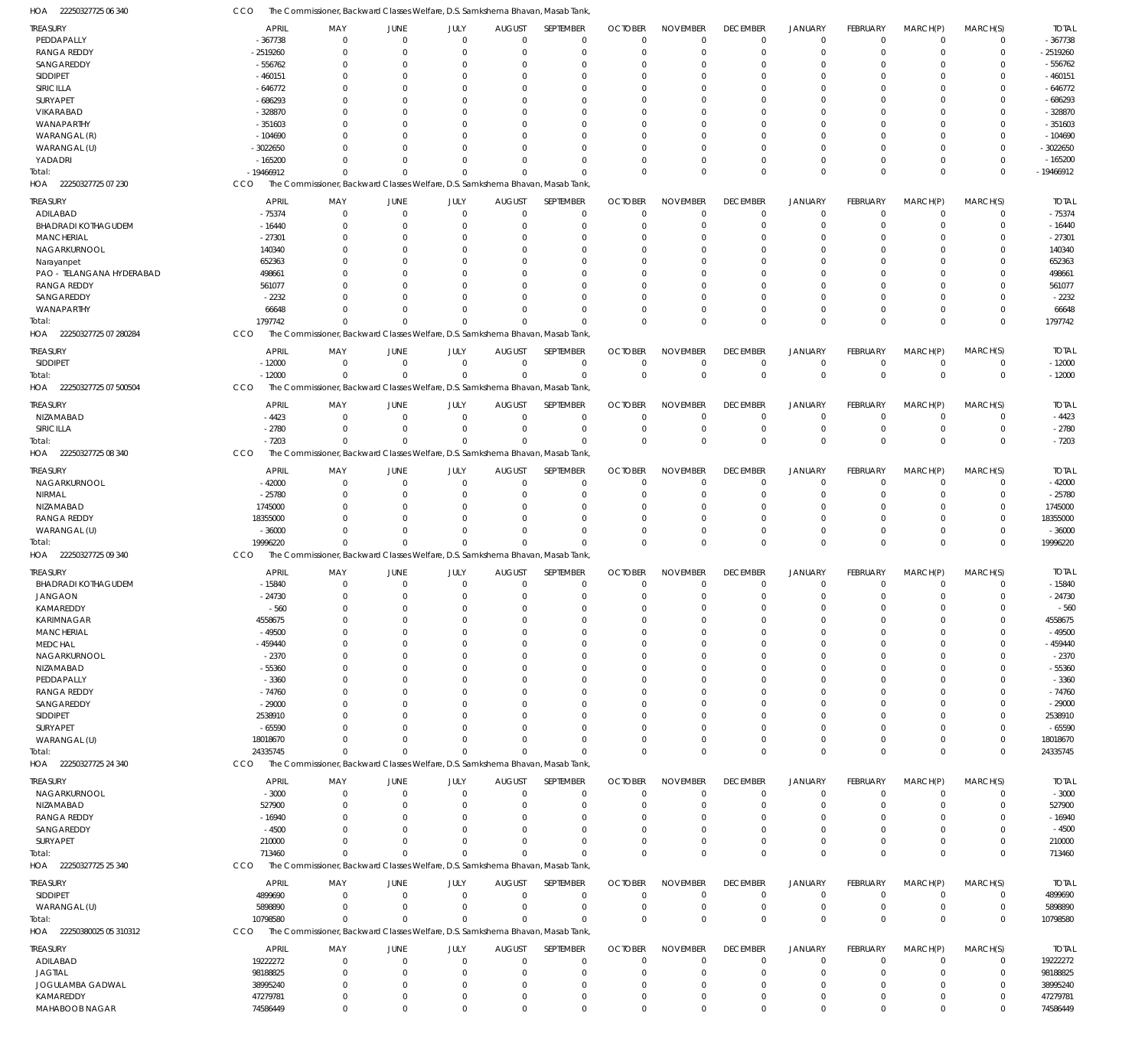HOA 22250327725 06 340 CCO The Commissioner, Backward Classes Welfare, D.S. Samkshema Bhavan, Masab Tank,

| TREASURY | APRIL | MAY | JUNE | JULY | AUGUST | SEPTEMBER | OCTOBER | NOVEMBER | DECEMBER | JANUARY | FEBRUARY | MARCH(P) | MARCH(S) | TOTAL |
|---|---|---|---|---|---|---|---|---|---|---|---|---|---|---|
| PEDDAPALLY | - 367738 | 0 | 0 | 0 | 0 | 0 | 0 | 0 | 0 | 0 | 0 | 0 | 0 | - 367738 |
| RANGA REDDY | - 2519260 | 0 | 0 | 0 | 0 | 0 | 0 | 0 | 0 | 0 | 0 | 0 | 0 | - 2519260 |
| SANGAREDDY | - 556762 | 0 | 0 | 0 | 0 | 0 | 0 | 0 | 0 | 0 | 0 | 0 | 0 | - 556762 |
| SIDDIPET | - 460151 | 0 | 0 | 0 | 0 | 0 | 0 | 0 | 0 | 0 | 0 | 0 | 0 | - 460151 |
| SIRICILLA | - 646772 | 0 | 0 | 0 | 0 | 0 | 0 | 0 | 0 | 0 | 0 | 0 | 0 | - 646772 |
| SURYAPET | - 686293 | 0 | 0 | 0 | 0 | 0 | 0 | 0 | 0 | 0 | 0 | 0 | 0 | - 686293 |
| VIKARABAD | - 328870 | 0 | 0 | 0 | 0 | 0 | 0 | 0 | 0 | 0 | 0 | 0 | 0 | - 328870 |
| WANAPARTHY | - 351603 | 0 | 0 | 0 | 0 | 0 | 0 | 0 | 0 | 0 | 0 | 0 | 0 | - 351603 |
| WARANGAL (R) | - 104690 | 0 | 0 | 0 | 0 | 0 | 0 | 0 | 0 | 0 | 0 | 0 | 0 | - 104690 |
| WARANGAL (U) | - 3022650 | 0 | 0 | 0 | 0 | 0 | 0 | 0 | 0 | 0 | 0 | 0 | 0 | - 3022650 |
| YADADRI | - 165200 | 0 | 0 | 0 | 0 | 0 | 0 | 0 | 0 | 0 | 0 | 0 | 0 | - 165200 |
| Total: | - 19466912 | 0 | 0 | 0 | 0 | 0 | 0 | 0 | 0 | 0 | 0 | 0 | 0 | - 19466912 |

HOA 22250327725 07 230 CCO The Commissioner, Backward Classes Welfare, D.S. Samkshema Bhavan, Masab Tank,

| TREASURY | APRIL | MAY | JUNE | JULY | AUGUST | SEPTEMBER | OCTOBER | NOVEMBER | DECEMBER | JANUARY | FEBRUARY | MARCH(P) | MARCH(S) | TOTAL |
|---|---|---|---|---|---|---|---|---|---|---|---|---|---|---|
| ADILABAD | - 75374 | 0 | 0 | 0 | 0 | 0 | 0 | 0 | 0 | 0 | 0 | 0 | 0 | - 75374 |
| BHADRADI KOTHAGUDEM | - 16440 | 0 | 0 | 0 | 0 | 0 | 0 | 0 | 0 | 0 | 0 | 0 | 0 | - 16440 |
| MANCHERIAL | - 27301 | 0 | 0 | 0 | 0 | 0 | 0 | 0 | 0 | 0 | 0 | 0 | 0 | - 27301 |
| NAGARKURNOOL | 140340 | 0 | 0 | 0 | 0 | 0 | 0 | 0 | 0 | 0 | 0 | 0 | 0 | 140340 |
| Narayanpet | 652363 | 0 | 0 | 0 | 0 | 0 | 0 | 0 | 0 | 0 | 0 | 0 | 0 | 652363 |
| PAO - TELANGANA HYDERABAD | 498661 | 0 | 0 | 0 | 0 | 0 | 0 | 0 | 0 | 0 | 0 | 0 | 0 | 498661 |
| RANGA REDDY | 561077 | 0 | 0 | 0 | 0 | 0 | 0 | 0 | 0 | 0 | 0 | 0 | 0 | 561077 |
| SANGAREDDY | - 2232 | 0 | 0 | 0 | 0 | 0 | 0 | 0 | 0 | 0 | 0 | 0 | 0 | - 2232 |
| WANAPARTHY | 66648 | 0 | 0 | 0 | 0 | 0 | 0 | 0 | 0 | 0 | 0 | 0 | 0 | 66648 |
| Total: | 1797742 | 0 | 0 | 0 | 0 | 0 | 0 | 0 | 0 | 0 | 0 | 0 | 0 | 1797742 |

HOA 22250327725 07 280284 CCO The Commissioner, Backward Classes Welfare, D.S. Samkshema Bhavan, Masab Tank,

| TREASURY | APRIL | MAY | JUNE | JULY | AUGUST | SEPTEMBER | OCTOBER | NOVEMBER | DECEMBER | JANUARY | FEBRUARY | MARCH(P) | MARCH(S) | TOTAL |
|---|---|---|---|---|---|---|---|---|---|---|---|---|---|---|
| SIDDIPET | - 12000 | 0 | 0 | 0 | 0 | 0 | 0 | 0 | 0 | 0 | 0 | 0 | 0 | - 12000 |
| Total: | - 12000 | 0 | 0 | 0 | 0 | 0 | 0 | 0 | 0 | 0 | 0 | 0 | 0 | - 12000 |

HOA 22250327725 07 500504 CCO The Commissioner, Backward Classes Welfare, D.S. Samkshema Bhavan, Masab Tank,

| TREASURY | APRIL | MAY | JUNE | JULY | AUGUST | SEPTEMBER | OCTOBER | NOVEMBER | DECEMBER | JANUARY | FEBRUARY | MARCH(P) | MARCH(S) | TOTAL |
|---|---|---|---|---|---|---|---|---|---|---|---|---|---|---|
| NIZAMABAD | - 4423 | 0 | 0 | 0 | 0 | 0 | 0 | 0 | 0 | 0 | 0 | 0 | 0 | - 4423 |
| SIRICILLA | - 2780 | 0 | 0 | 0 | 0 | 0 | 0 | 0 | 0 | 0 | 0 | 0 | 0 | - 2780 |
| Total: | - 7203 | 0 | 0 | 0 | 0 | 0 | 0 | 0 | 0 | 0 | 0 | 0 | 0 | - 7203 |

HOA 22250327725 08 340 CCO The Commissioner, Backward Classes Welfare, D.S. Samkshema Bhavan, Masab Tank,

| TREASURY | APRIL | MAY | JUNE | JULY | AUGUST | SEPTEMBER | OCTOBER | NOVEMBER | DECEMBER | JANUARY | FEBRUARY | MARCH(P) | MARCH(S) | TOTAL |
|---|---|---|---|---|---|---|---|---|---|---|---|---|---|---|
| NAGARKURNOOL | - 42000 | 0 | 0 | 0 | 0 | 0 | 0 | 0 | 0 | 0 | 0 | 0 | 0 | - 42000 |
| NIRMAL | - 25780 | 0 | 0 | 0 | 0 | 0 | 0 | 0 | 0 | 0 | 0 | 0 | 0 | - 25780 |
| NIZAMABAD | 1745000 | 0 | 0 | 0 | 0 | 0 | 0 | 0 | 0 | 0 | 0 | 0 | 0 | 1745000 |
| RANGA REDDY | 18355000 | 0 | 0 | 0 | 0 | 0 | 0 | 0 | 0 | 0 | 0 | 0 | 0 | 18355000 |
| WARANGAL (U) | - 36000 | 0 | 0 | 0 | 0 | 0 | 0 | 0 | 0 | 0 | 0 | 0 | 0 | - 36000 |
| Total: | 19996220 | 0 | 0 | 0 | 0 | 0 | 0 | 0 | 0 | 0 | 0 | 0 | 0 | 19996220 |

HOA 22250327725 09 340 CCO The Commissioner, Backward Classes Welfare, D.S. Samkshema Bhavan, Masab Tank,

| TREASURY | APRIL | MAY | JUNE | JULY | AUGUST | SEPTEMBER | OCTOBER | NOVEMBER | DECEMBER | JANUARY | FEBRUARY | MARCH(P) | MARCH(S) | TOTAL |
|---|---|---|---|---|---|---|---|---|---|---|---|---|---|---|
| BHADRADI KOTHAGUDEM | - 15840 | 0 | 0 | 0 | 0 | 0 | 0 | 0 | 0 | 0 | 0 | 0 | 0 | - 15840 |
| JANGAON | - 24730 | 0 | 0 | 0 | 0 | 0 | 0 | 0 | 0 | 0 | 0 | 0 | 0 | - 24730 |
| KAMAREDDY | - 560 | 0 | 0 | 0 | 0 | 0 | 0 | 0 | 0 | 0 | 0 | 0 | 0 | - 560 |
| KARIMNAGAR | 4558675 | 0 | 0 | 0 | 0 | 0 | 0 | 0 | 0 | 0 | 0 | 0 | 0 | 4558675 |
| MANCHERIAL | - 49500 | 0 | 0 | 0 | 0 | 0 | 0 | 0 | 0 | 0 | 0 | 0 | 0 | - 49500 |
| MEDCHAL | - 459440 | 0 | 0 | 0 | 0 | 0 | 0 | 0 | 0 | 0 | 0 | 0 | 0 | - 459440 |
| NAGARKURNOOL | - 2370 | 0 | 0 | 0 | 0 | 0 | 0 | 0 | 0 | 0 | 0 | 0 | 0 | - 2370 |
| NIZAMABAD | - 55360 | 0 | 0 | 0 | 0 | 0 | 0 | 0 | 0 | 0 | 0 | 0 | 0 | - 55360 |
| PEDDAPALLY | - 3360 | 0 | 0 | 0 | 0 | 0 | 0 | 0 | 0 | 0 | 0 | 0 | 0 | - 3360 |
| RANGA REDDY | - 74760 | 0 | 0 | 0 | 0 | 0 | 0 | 0 | 0 | 0 | 0 | 0 | 0 | - 74760 |
| SANGAREDDY | - 29000 | 0 | 0 | 0 | 0 | 0 | 0 | 0 | 0 | 0 | 0 | 0 | 0 | - 29000 |
| SIDDIPET | 2538910 | 0 | 0 | 0 | 0 | 0 | 0 | 0 | 0 | 0 | 0 | 0 | 0 | 2538910 |
| SURYAPET | - 65590 | 0 | 0 | 0 | 0 | 0 | 0 | 0 | 0 | 0 | 0 | 0 | 0 | - 65590 |
| WARANGAL (U) | 18018670 | 0 | 0 | 0 | 0 | 0 | 0 | 0 | 0 | 0 | 0 | 0 | 0 | 18018670 |
| Total: | 24335745 | 0 | 0 | 0 | 0 | 0 | 0 | 0 | 0 | 0 | 0 | 0 | 0 | 24335745 |

HOA 22250327725 24 340 CCO The Commissioner, Backward Classes Welfare, D.S. Samkshema Bhavan, Masab Tank,

| TREASURY | APRIL | MAY | JUNE | JULY | AUGUST | SEPTEMBER | OCTOBER | NOVEMBER | DECEMBER | JANUARY | FEBRUARY | MARCH(P) | MARCH(S) | TOTAL |
|---|---|---|---|---|---|---|---|---|---|---|---|---|---|---|
| NAGARKURNOOL | - 3000 | 0 | 0 | 0 | 0 | 0 | 0 | 0 | 0 | 0 | 0 | 0 | 0 | - 3000 |
| NIZAMABAD | 527900 | 0 | 0 | 0 | 0 | 0 | 0 | 0 | 0 | 0 | 0 | 0 | 0 | 527900 |
| RANGA REDDY | - 16940 | 0 | 0 | 0 | 0 | 0 | 0 | 0 | 0 | 0 | 0 | 0 | 0 | - 16940 |
| SANGAREDDY | - 4500 | 0 | 0 | 0 | 0 | 0 | 0 | 0 | 0 | 0 | 0 | 0 | 0 | - 4500 |
| SURYAPET | 210000 | 0 | 0 | 0 | 0 | 0 | 0 | 0 | 0 | 0 | 0 | 0 | 0 | 210000 |
| Total: | 713460 | 0 | 0 | 0 | 0 | 0 | 0 | 0 | 0 | 0 | 0 | 0 | 0 | 713460 |

HOA 22250327725 25 340 CCO The Commissioner, Backward Classes Welfare, D.S. Samkshema Bhavan, Masab Tank,

| TREASURY | APRIL | MAY | JUNE | JULY | AUGUST | SEPTEMBER | OCTOBER | NOVEMBER | DECEMBER | JANUARY | FEBRUARY | MARCH(P) | MARCH(S) | TOTAL |
|---|---|---|---|---|---|---|---|---|---|---|---|---|---|---|
| SIDDIPET | 4899690 | 0 | 0 | 0 | 0 | 0 | 0 | 0 | 0 | 0 | 0 | 0 | 0 | 4899690 |
| WARANGAL (U) | 5898890 | 0 | 0 | 0 | 0 | 0 | 0 | 0 | 0 | 0 | 0 | 0 | 0 | 5898890 |
| Total: | 10798580 | 0 | 0 | 0 | 0 | 0 | 0 | 0 | 0 | 0 | 0 | 0 | 0 | 10798580 |

HOA 22250380025 05 310312 CCO The Commissioner, Backward Classes Welfare, D.S. Samkshema Bhavan, Masab Tank,

| TREASURY | APRIL | MAY | JUNE | JULY | AUGUST | SEPTEMBER | OCTOBER | NOVEMBER | DECEMBER | JANUARY | FEBRUARY | MARCH(P) | MARCH(S) | TOTAL |
|---|---|---|---|---|---|---|---|---|---|---|---|---|---|---|
| ADILABAD | 19222272 | 0 | 0 | 0 | 0 | 0 | 0 | 0 | 0 | 0 | 0 | 0 | 0 | 19222272 |
| JAGTIAL | 98188825 | 0 | 0 | 0 | 0 | 0 | 0 | 0 | 0 | 0 | 0 | 0 | 0 | 98188825 |
| JOGULAMBA GADWAL | 38995240 | 0 | 0 | 0 | 0 | 0 | 0 | 0 | 0 | 0 | 0 | 0 | 0 | 38995240 |
| KAMAREDDY | 47279781 | 0 | 0 | 0 | 0 | 0 | 0 | 0 | 0 | 0 | 0 | 0 | 0 | 47279781 |
| MAHABOOB NAGAR | 74586449 | 0 | 0 | 0 | 0 | 0 | 0 | 0 | 0 | 0 | 0 | 0 | 0 | 74586449 |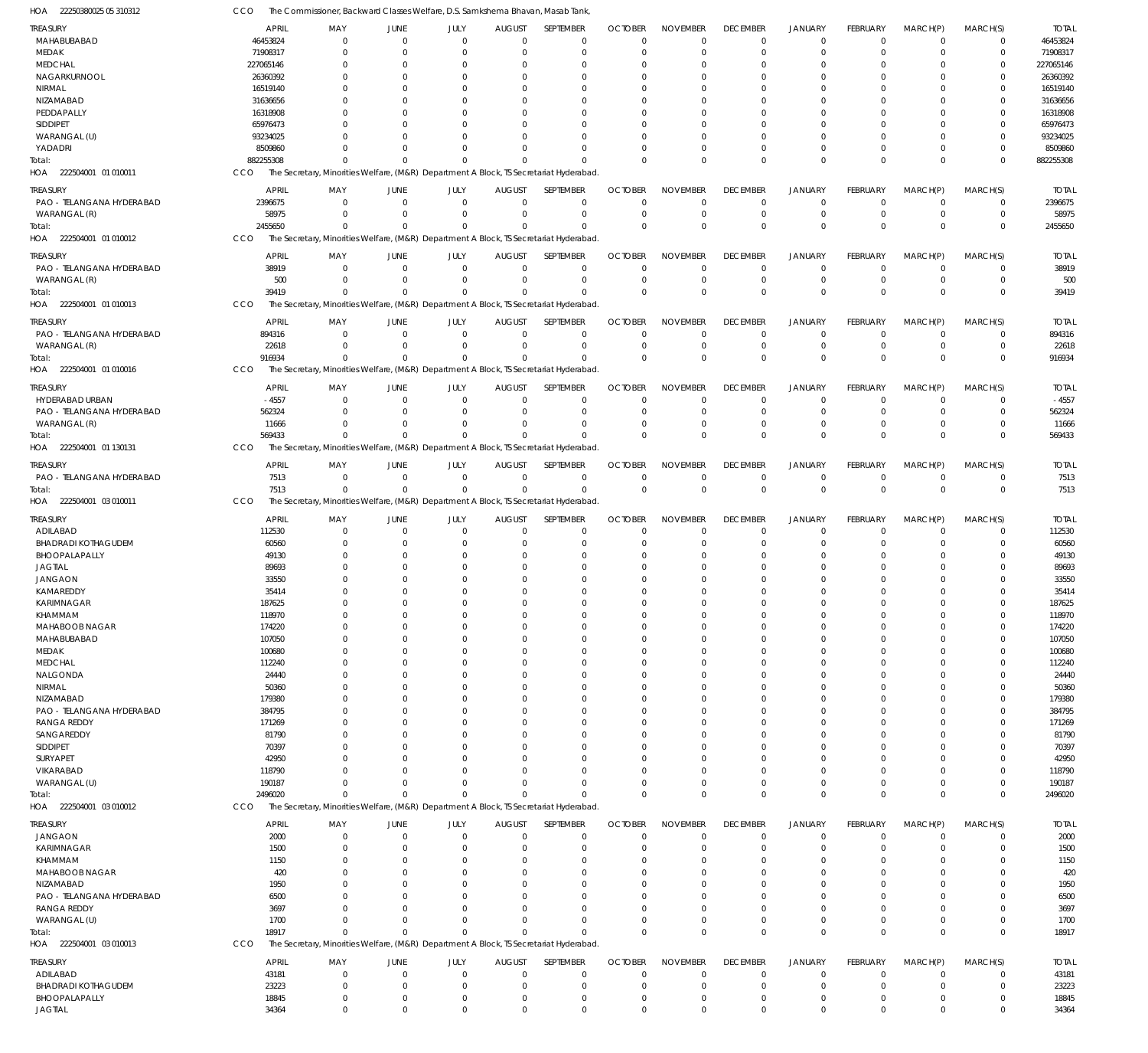HOA 22250380025 05 310312 CCO The Commissioner, Backward Classes Welfare, D.S. Samkshema Bhavan, Masab Tank,

| TREASURY | APRIL | MAY | JUNE | JULY | AUGUST | SEPTEMBER | OCTOBER | NOVEMBER | DECEMBER | JANUARY | FEBRUARY | MARCH(P) | MARCH(S) | TOTAL |
|---|---|---|---|---|---|---|---|---|---|---|---|---|---|---|
| MAHABUBABAD | 46453824 | 0 | 0 | 0 | 0 | 0 | 0 | 0 | 0 | 0 | 0 | 0 | 0 | 46453824 |
| MEDAK | 71908317 | 0 | 0 | 0 | 0 | 0 | 0 | 0 | 0 | 0 | 0 | 0 | 0 | 71908317 |
| MEDCHAL | 227065146 | 0 | 0 | 0 | 0 | 0 | 0 | 0 | 0 | 0 | 0 | 0 | 0 | 227065146 |
| NAGARKURNOOL | 26360392 | 0 | 0 | 0 | 0 | 0 | 0 | 0 | 0 | 0 | 0 | 0 | 0 | 26360392 |
| NIRMAL | 16519140 | 0 | 0 | 0 | 0 | 0 | 0 | 0 | 0 | 0 | 0 | 0 | 0 | 16519140 |
| NIZAMABAD | 31636656 | 0 | 0 | 0 | 0 | 0 | 0 | 0 | 0 | 0 | 0 | 0 | 0 | 31636656 |
| PEDDAPALLY | 16318908 | 0 | 0 | 0 | 0 | 0 | 0 | 0 | 0 | 0 | 0 | 0 | 0 | 16318908 |
| SIDDIPET | 65976473 | 0 | 0 | 0 | 0 | 0 | 0 | 0 | 0 | 0 | 0 | 0 | 0 | 65976473 |
| WARANGAL (U) | 93234025 | 0 | 0 | 0 | 0 | 0 | 0 | 0 | 0 | 0 | 0 | 0 | 0 | 93234025 |
| YADADRI | 8509860 | 0 | 0 | 0 | 0 | 0 | 0 | 0 | 0 | 0 | 0 | 0 | 0 | 8509860 |
| Total: | 882255308 | 0 | 0 | 0 | 0 | 0 | 0 | 0 | 0 | 0 | 0 | 0 | 0 | 882255308 |

HOA 222504001 01 010011 CCO The Secretary, Minorities Welfare, (M&R) Department A Block, TS Secretariat Hyderabad.

| TREASURY | APRIL | MAY | JUNE | JULY | AUGUST | SEPTEMBER | OCTOBER | NOVEMBER | DECEMBER | JANUARY | FEBRUARY | MARCH(P) | MARCH(S) | TOTAL |
|---|---|---|---|---|---|---|---|---|---|---|---|---|---|---|
| PAO - TELANGANA HYDERABAD | 2396675 | 0 | 0 | 0 | 0 | 0 | 0 | 0 | 0 | 0 | 0 | 0 | 0 | 2396675 |
| WARANGAL (R) | 58975 | 0 | 0 | 0 | 0 | 0 | 0 | 0 | 0 | 0 | 0 | 0 | 0 | 58975 |
| Total: | 2455650 | 0 | 0 | 0 | 0 | 0 | 0 | 0 | 0 | 0 | 0 | 0 | 0 | 2455650 |

HOA 222504001 01 010012 CCO The Secretary, Minorities Welfare, (M&R) Department A Block, TS Secretariat Hyderabad.

| TREASURY | APRIL | MAY | JUNE | JULY | AUGUST | SEPTEMBER | OCTOBER | NOVEMBER | DECEMBER | JANUARY | FEBRUARY | MARCH(P) | MARCH(S) | TOTAL |
|---|---|---|---|---|---|---|---|---|---|---|---|---|---|---|
| PAO - TELANGANA HYDERABAD | 38919 | 0 | 0 | 0 | 0 | 0 | 0 | 0 | 0 | 0 | 0 | 0 | 0 | 38919 |
| WARANGAL (R) | 500 | 0 | 0 | 0 | 0 | 0 | 0 | 0 | 0 | 0 | 0 | 0 | 0 | 500 |
| Total: | 39419 | 0 | 0 | 0 | 0 | 0 | 0 | 0 | 0 | 0 | 0 | 0 | 0 | 39419 |

HOA 222504001 01 010013 CCO The Secretary, Minorities Welfare, (M&R) Department A Block, TS Secretariat Hyderabad.

| TREASURY | APRIL | MAY | JUNE | JULY | AUGUST | SEPTEMBER | OCTOBER | NOVEMBER | DECEMBER | JANUARY | FEBRUARY | MARCH(P) | MARCH(S) | TOTAL |
|---|---|---|---|---|---|---|---|---|---|---|---|---|---|---|
| PAO - TELANGANA HYDERABAD | 894316 | 0 | 0 | 0 | 0 | 0 | 0 | 0 | 0 | 0 | 0 | 0 | 0 | 894316 |
| WARANGAL (R) | 22618 | 0 | 0 | 0 | 0 | 0 | 0 | 0 | 0 | 0 | 0 | 0 | 0 | 22618 |
| Total: | 916934 | 0 | 0 | 0 | 0 | 0 | 0 | 0 | 0 | 0 | 0 | 0 | 0 | 916934 |

HOA 222504001 01 010016 CCO The Secretary, Minorities Welfare, (M&R) Department A Block, TS Secretariat Hyderabad.

| TREASURY | APRIL | MAY | JUNE | JULY | AUGUST | SEPTEMBER | OCTOBER | NOVEMBER | DECEMBER | JANUARY | FEBRUARY | MARCH(P) | MARCH(S) | TOTAL |
|---|---|---|---|---|---|---|---|---|---|---|---|---|---|---|
| HYDERABAD URBAN | -4557 | 0 | 0 | 0 | 0 | 0 | 0 | 0 | 0 | 0 | 0 | 0 | 0 | -4557 |
| PAO - TELANGANA HYDERABAD | 562324 | 0 | 0 | 0 | 0 | 0 | 0 | 0 | 0 | 0 | 0 | 0 | 0 | 562324 |
| WARANGAL (R) | 11666 | 0 | 0 | 0 | 0 | 0 | 0 | 0 | 0 | 0 | 0 | 0 | 0 | 11666 |
| Total: | 569433 | 0 | 0 | 0 | 0 | 0 | 0 | 0 | 0 | 0 | 0 | 0 | 0 | 569433 |

HOA 222504001 01 130131 CCO The Secretary, Minorities Welfare, (M&R) Department A Block, TS Secretariat Hyderabad.

| TREASURY | APRIL | MAY | JUNE | JULY | AUGUST | SEPTEMBER | OCTOBER | NOVEMBER | DECEMBER | JANUARY | FEBRUARY | MARCH(P) | MARCH(S) | TOTAL |
|---|---|---|---|---|---|---|---|---|---|---|---|---|---|---|
| PAO - TELANGANA HYDERABAD | 7513 | 0 | 0 | 0 | 0 | 0 | 0 | 0 | 0 | 0 | 0 | 0 | 0 | 7513 |
| Total: | 7513 | 0 | 0 | 0 | 0 | 0 | 0 | 0 | 0 | 0 | 0 | 0 | 0 | 7513 |

HOA 222504001 03 010011 CCO The Secretary, Minorities Welfare, (M&R) Department A Block, TS Secretariat Hyderabad.

| TREASURY | APRIL | MAY | JUNE | JULY | AUGUST | SEPTEMBER | OCTOBER | NOVEMBER | DECEMBER | JANUARY | FEBRUARY | MARCH(P) | MARCH(S) | TOTAL |
|---|---|---|---|---|---|---|---|---|---|---|---|---|---|---|
| ADILABAD | 112530 | 0 | 0 | 0 | 0 | 0 | 0 | 0 | 0 | 0 | 0 | 0 | 0 | 112530 |
| BHADRADI KOTHAGUDEM | 60560 | 0 | 0 | 0 | 0 | 0 | 0 | 0 | 0 | 0 | 0 | 0 | 0 | 60560 |
| BHOOPALAPALLY | 49130 | 0 | 0 | 0 | 0 | 0 | 0 | 0 | 0 | 0 | 0 | 0 | 0 | 49130 |
| JAGTIAL | 89693 | 0 | 0 | 0 | 0 | 0 | 0 | 0 | 0 | 0 | 0 | 0 | 0 | 89693 |
| JANGAON | 33550 | 0 | 0 | 0 | 0 | 0 | 0 | 0 | 0 | 0 | 0 | 0 | 0 | 33550 |
| KAMAREDDY | 35414 | 0 | 0 | 0 | 0 | 0 | 0 | 0 | 0 | 0 | 0 | 0 | 0 | 35414 |
| KARIMNAGAR | 187625 | 0 | 0 | 0 | 0 | 0 | 0 | 0 | 0 | 0 | 0 | 0 | 0 | 187625 |
| KHAMMAM | 118970 | 0 | 0 | 0 | 0 | 0 | 0 | 0 | 0 | 0 | 0 | 0 | 0 | 118970 |
| MAHABOOB NAGAR | 174220 | 0 | 0 | 0 | 0 | 0 | 0 | 0 | 0 | 0 | 0 | 0 | 0 | 174220 |
| MAHABUBABAD | 107050 | 0 | 0 | 0 | 0 | 0 | 0 | 0 | 0 | 0 | 0 | 0 | 0 | 107050 |
| MEDAK | 100680 | 0 | 0 | 0 | 0 | 0 | 0 | 0 | 0 | 0 | 0 | 0 | 0 | 100680 |
| MEDCHAL | 112240 | 0 | 0 | 0 | 0 | 0 | 0 | 0 | 0 | 0 | 0 | 0 | 0 | 112240 |
| NALGONDA | 24440 | 0 | 0 | 0 | 0 | 0 | 0 | 0 | 0 | 0 | 0 | 0 | 0 | 24440 |
| NIRMAL | 50360 | 0 | 0 | 0 | 0 | 0 | 0 | 0 | 0 | 0 | 0 | 0 | 0 | 50360 |
| NIZAMABAD | 179380 | 0 | 0 | 0 | 0 | 0 | 0 | 0 | 0 | 0 | 0 | 0 | 0 | 179380 |
| PAO - TELANGANA HYDERABAD | 384795 | 0 | 0 | 0 | 0 | 0 | 0 | 0 | 0 | 0 | 0 | 0 | 0 | 384795 |
| RANGA REDDY | 171269 | 0 | 0 | 0 | 0 | 0 | 0 | 0 | 0 | 0 | 0 | 0 | 0 | 171269 |
| SANGAREDDY | 81790 | 0 | 0 | 0 | 0 | 0 | 0 | 0 | 0 | 0 | 0 | 0 | 0 | 81790 |
| SIDDIPET | 70397 | 0 | 0 | 0 | 0 | 0 | 0 | 0 | 0 | 0 | 0 | 0 | 0 | 70397 |
| SURYAPET | 42950 | 0 | 0 | 0 | 0 | 0 | 0 | 0 | 0 | 0 | 0 | 0 | 0 | 42950 |
| VIKARABAD | 118790 | 0 | 0 | 0 | 0 | 0 | 0 | 0 | 0 | 0 | 0 | 0 | 0 | 118790 |
| WARANGAL (U) | 190187 | 0 | 0 | 0 | 0 | 0 | 0 | 0 | 0 | 0 | 0 | 0 | 0 | 190187 |
| Total: | 2496020 | 0 | 0 | 0 | 0 | 0 | 0 | 0 | 0 | 0 | 0 | 0 | 0 | 2496020 |

HOA 222504001 03 010012 CCO The Secretary, Minorities Welfare, (M&R) Department A Block, TS Secretariat Hyderabad.

| TREASURY | APRIL | MAY | JUNE | JULY | AUGUST | SEPTEMBER | OCTOBER | NOVEMBER | DECEMBER | JANUARY | FEBRUARY | MARCH(P) | MARCH(S) | TOTAL |
|---|---|---|---|---|---|---|---|---|---|---|---|---|---|---|
| JANGAON | 2000 | 0 | 0 | 0 | 0 | 0 | 0 | 0 | 0 | 0 | 0 | 0 | 0 | 2000 |
| KARIMNAGAR | 1500 | 0 | 0 | 0 | 0 | 0 | 0 | 0 | 0 | 0 | 0 | 0 | 0 | 1500 |
| KHAMMAM | 1150 | 0 | 0 | 0 | 0 | 0 | 0 | 0 | 0 | 0 | 0 | 0 | 0 | 1150 |
| MAHABOOB NAGAR | 420 | 0 | 0 | 0 | 0 | 0 | 0 | 0 | 0 | 0 | 0 | 0 | 0 | 420 |
| NIZAMABAD | 1950 | 0 | 0 | 0 | 0 | 0 | 0 | 0 | 0 | 0 | 0 | 0 | 0 | 1950 |
| PAO - TELANGANA HYDERABAD | 6500 | 0 | 0 | 0 | 0 | 0 | 0 | 0 | 0 | 0 | 0 | 0 | 0 | 6500 |
| RANGA REDDY | 3697 | 0 | 0 | 0 | 0 | 0 | 0 | 0 | 0 | 0 | 0 | 0 | 0 | 3697 |
| WARANGAL (U) | 1700 | 0 | 0 | 0 | 0 | 0 | 0 | 0 | 0 | 0 | 0 | 0 | 0 | 1700 |
| Total: | 18917 | 0 | 0 | 0 | 0 | 0 | 0 | 0 | 0 | 0 | 0 | 0 | 0 | 18917 |

HOA 222504001 03 010013 CCO The Secretary, Minorities Welfare, (M&R) Department A Block, TS Secretariat Hyderabad.

| TREASURY | APRIL | MAY | JUNE | JULY | AUGUST | SEPTEMBER | OCTOBER | NOVEMBER | DECEMBER | JANUARY | FEBRUARY | MARCH(P) | MARCH(S) | TOTAL |
|---|---|---|---|---|---|---|---|---|---|---|---|---|---|---|
| ADILABAD | 43181 | 0 | 0 | 0 | 0 | 0 | 0 | 0 | 0 | 0 | 0 | 0 | 0 | 43181 |
| BHADRADI KOTHAGUDEM | 23223 | 0 | 0 | 0 | 0 | 0 | 0 | 0 | 0 | 0 | 0 | 0 | 0 | 23223 |
| BHOOPALAPALLY | 18845 | 0 | 0 | 0 | 0 | 0 | 0 | 0 | 0 | 0 | 0 | 0 | 0 | 18845 |
| JAGTIAL | 34364 | 0 | 0 | 0 | 0 | 0 | 0 | 0 | 0 | 0 | 0 | 0 | 0 | 34364 |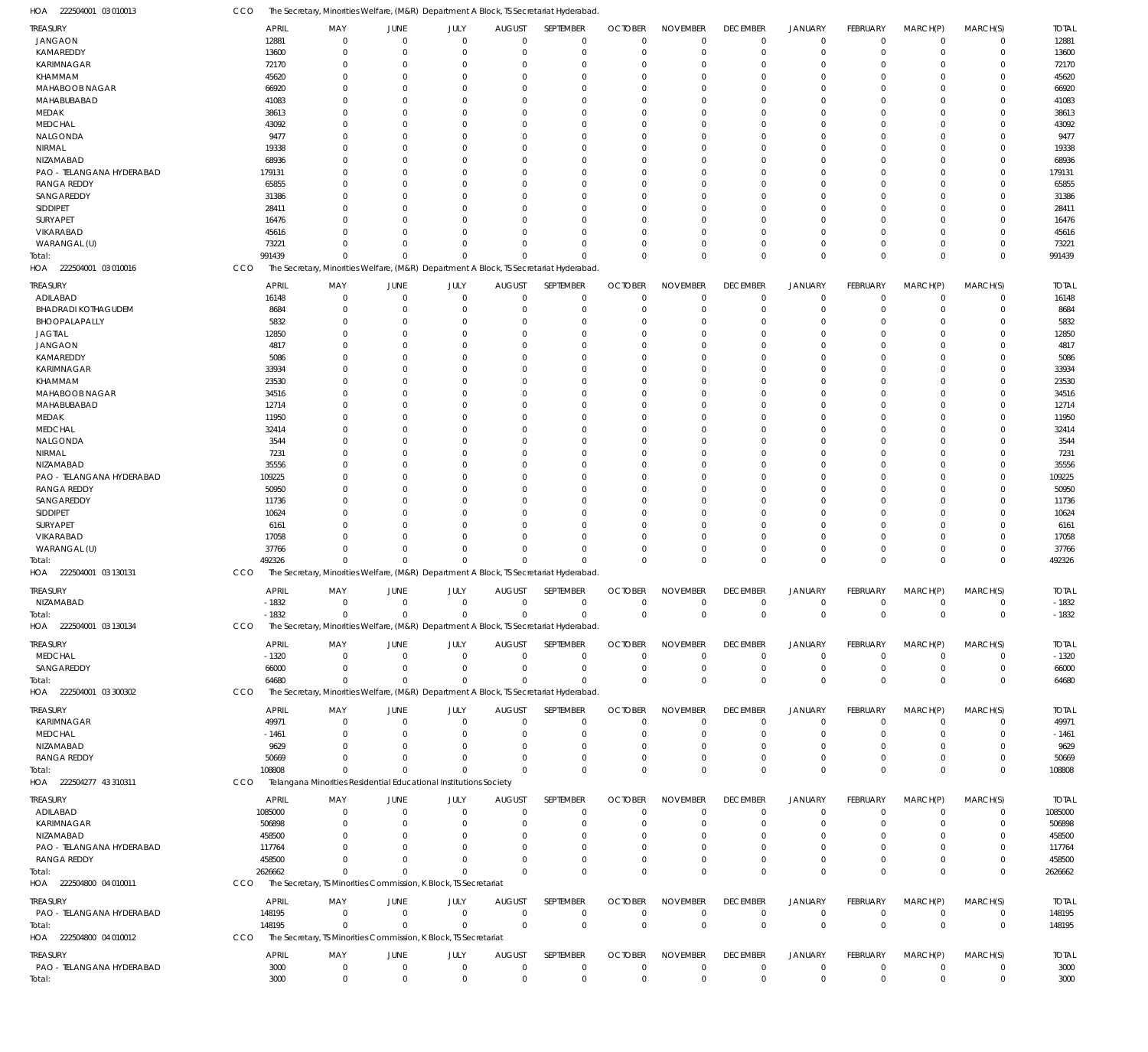HOA 222504001 03 010013 CCO The Secretary, Minorities Welfare, (M&R) Department A Block, TS Secretariat Hyderabad.

| TREASURY | APRIL | MAY | JUNE | JULY | AUGUST | SEPTEMBER | OCTOBER | NOVEMBER | DECEMBER | JANUARY | FEBRUARY | MARCH(P) | MARCH(S) | TOTAL |
|---|---|---|---|---|---|---|---|---|---|---|---|---|---|---|
| JANGAON | 12881 | 0 | 0 | 0 | 0 | 0 | 0 | 0 | 0 | 0 | 0 | 0 | 0 | 12881 |
| KAMAREDDY | 13600 | 0 | 0 | 0 | 0 | 0 | 0 | 0 | 0 | 0 | 0 | 0 | 0 | 13600 |
| KARIMNAGAR | 72170 | 0 | 0 | 0 | 0 | 0 | 0 | 0 | 0 | 0 | 0 | 0 | 0 | 72170 |
| KHAMMAM | 45620 | 0 | 0 | 0 | 0 | 0 | 0 | 0 | 0 | 0 | 0 | 0 | 0 | 45620 |
| MAHABOOB NAGAR | 66920 | 0 | 0 | 0 | 0 | 0 | 0 | 0 | 0 | 0 | 0 | 0 | 0 | 66920 |
| MAHABUBABAD | 41083 | 0 | 0 | 0 | 0 | 0 | 0 | 0 | 0 | 0 | 0 | 0 | 0 | 41083 |
| MEDAK | 38613 | 0 | 0 | 0 | 0 | 0 | 0 | 0 | 0 | 0 | 0 | 0 | 0 | 38613 |
| MEDCHAL | 43092 | 0 | 0 | 0 | 0 | 0 | 0 | 0 | 0 | 0 | 0 | 0 | 0 | 43092 |
| NALGONDA | 9477 | 0 | 0 | 0 | 0 | 0 | 0 | 0 | 0 | 0 | 0 | 0 | 0 | 9477 |
| NIRMAL | 19338 | 0 | 0 | 0 | 0 | 0 | 0 | 0 | 0 | 0 | 0 | 0 | 0 | 19338 |
| NIZAMABAD | 68936 | 0 | 0 | 0 | 0 | 0 | 0 | 0 | 0 | 0 | 0 | 0 | 0 | 68936 |
| PAO - TELANGANA HYDERABAD | 179131 | 0 | 0 | 0 | 0 | 0 | 0 | 0 | 0 | 0 | 0 | 0 | 0 | 179131 |
| RANGA REDDY | 65855 | 0 | 0 | 0 | 0 | 0 | 0 | 0 | 0 | 0 | 0 | 0 | 0 | 65855 |
| SANGAREDDY | 31386 | 0 | 0 | 0 | 0 | 0 | 0 | 0 | 0 | 0 | 0 | 0 | 0 | 31386 |
| SIDDIPET | 28411 | 0 | 0 | 0 | 0 | 0 | 0 | 0 | 0 | 0 | 0 | 0 | 0 | 28411 |
| SURYAPET | 16476 | 0 | 0 | 0 | 0 | 0 | 0 | 0 | 0 | 0 | 0 | 0 | 0 | 16476 |
| VIKARABAD | 45616 | 0 | 0 | 0 | 0 | 0 | 0 | 0 | 0 | 0 | 0 | 0 | 0 | 45616 |
| WARANGAL (U) | 73221 | 0 | 0 | 0 | 0 | 0 | 0 | 0 | 0 | 0 | 0 | 0 | 0 | 73221 |
| Total: | 991439 | 0 | 0 | 0 | 0 | 0 | 0 | 0 | 0 | 0 | 0 | 0 | 0 | 991439 |

HOA 222504001 03 010016 CCO The Secretary, Minorities Welfare, (M&R) Department A Block, TS Secretariat Hyderabad.

| TREASURY | APRIL | MAY | JUNE | JULY | AUGUST | SEPTEMBER | OCTOBER | NOVEMBER | DECEMBER | JANUARY | FEBRUARY | MARCH(P) | MARCH(S) | TOTAL |
|---|---|---|---|---|---|---|---|---|---|---|---|---|---|---|
| ADILABAD | 16148 | 0 | 0 | 0 | 0 | 0 | 0 | 0 | 0 | 0 | 0 | 0 | 0 | 16148 |
| BHADRADI KOTHAGUDEM | 8684 | 0 | 0 | 0 | 0 | 0 | 0 | 0 | 0 | 0 | 0 | 0 | 0 | 8684 |
| BHOOPALAPALLY | 5832 | 0 | 0 | 0 | 0 | 0 | 0 | 0 | 0 | 0 | 0 | 0 | 0 | 5832 |
| JAGTIAL | 12850 | 0 | 0 | 0 | 0 | 0 | 0 | 0 | 0 | 0 | 0 | 0 | 0 | 12850 |
| JANGAON | 4817 | 0 | 0 | 0 | 0 | 0 | 0 | 0 | 0 | 0 | 0 | 0 | 0 | 4817 |
| KAMAREDDY | 5086 | 0 | 0 | 0 | 0 | 0 | 0 | 0 | 0 | 0 | 0 | 0 | 0 | 5086 |
| KARIMNAGAR | 33934 | 0 | 0 | 0 | 0 | 0 | 0 | 0 | 0 | 0 | 0 | 0 | 0 | 33934 |
| KHAMMAM | 23530 | 0 | 0 | 0 | 0 | 0 | 0 | 0 | 0 | 0 | 0 | 0 | 0 | 23530 |
| MAHABOOB NAGAR | 34516 | 0 | 0 | 0 | 0 | 0 | 0 | 0 | 0 | 0 | 0 | 0 | 0 | 34516 |
| MAHABUBABAD | 12714 | 0 | 0 | 0 | 0 | 0 | 0 | 0 | 0 | 0 | 0 | 0 | 0 | 12714 |
| MEDAK | 11950 | 0 | 0 | 0 | 0 | 0 | 0 | 0 | 0 | 0 | 0 | 0 | 0 | 11950 |
| MEDCHAL | 32414 | 0 | 0 | 0 | 0 | 0 | 0 | 0 | 0 | 0 | 0 | 0 | 0 | 32414 |
| NALGONDA | 3544 | 0 | 0 | 0 | 0 | 0 | 0 | 0 | 0 | 0 | 0 | 0 | 0 | 3544 |
| NIRMAL | 7231 | 0 | 0 | 0 | 0 | 0 | 0 | 0 | 0 | 0 | 0 | 0 | 0 | 7231 |
| NIZAMABAD | 35556 | 0 | 0 | 0 | 0 | 0 | 0 | 0 | 0 | 0 | 0 | 0 | 0 | 35556 |
| PAO - TELANGANA HYDERABAD | 109225 | 0 | 0 | 0 | 0 | 0 | 0 | 0 | 0 | 0 | 0 | 0 | 0 | 109225 |
| RANGA REDDY | 50950 | 0 | 0 | 0 | 0 | 0 | 0 | 0 | 0 | 0 | 0 | 0 | 0 | 50950 |
| SANGAREDDY | 11736 | 0 | 0 | 0 | 0 | 0 | 0 | 0 | 0 | 0 | 0 | 0 | 0 | 11736 |
| SIDDIPET | 10624 | 0 | 0 | 0 | 0 | 0 | 0 | 0 | 0 | 0 | 0 | 0 | 0 | 10624 |
| SURYAPET | 6161 | 0 | 0 | 0 | 0 | 0 | 0 | 0 | 0 | 0 | 0 | 0 | 0 | 6161 |
| VIKARABAD | 17058 | 0 | 0 | 0 | 0 | 0 | 0 | 0 | 0 | 0 | 0 | 0 | 0 | 17058 |
| WARANGAL (U) | 37766 | 0 | 0 | 0 | 0 | 0 | 0 | 0 | 0 | 0 | 0 | 0 | 0 | 37766 |
| Total: | 492326 | 0 | 0 | 0 | 0 | 0 | 0 | 0 | 0 | 0 | 0 | 0 | 0 | 492326 |

HOA 222504001 03 130131 CCO The Secretary, Minorities Welfare, (M&R) Department A Block, TS Secretariat Hyderabad.

| TREASURY | APRIL | MAY | JUNE | JULY | AUGUST | SEPTEMBER | OCTOBER | NOVEMBER | DECEMBER | JANUARY | FEBRUARY | MARCH(P) | MARCH(S) | TOTAL |
|---|---|---|---|---|---|---|---|---|---|---|---|---|---|---|
| NIZAMABAD | -1832 | 0 | 0 | 0 | 0 | 0 | 0 | 0 | 0 | 0 | 0 | 0 | 0 | -1832 |
| Total: | -1832 | 0 | 0 | 0 | 0 | 0 | 0 | 0 | 0 | 0 | 0 | 0 | 0 | -1832 |

HOA 222504001 03 130134 CCO The Secretary, Minorities Welfare, (M&R) Department A Block, TS Secretariat Hyderabad.

| TREASURY | APRIL | MAY | JUNE | JULY | AUGUST | SEPTEMBER | OCTOBER | NOVEMBER | DECEMBER | JANUARY | FEBRUARY | MARCH(P) | MARCH(S) | TOTAL |
|---|---|---|---|---|---|---|---|---|---|---|---|---|---|---|
| MEDCHAL | -1320 | 0 | 0 | 0 | 0 | 0 | 0 | 0 | 0 | 0 | 0 | 0 | 0 | -1320 |
| SANGAREDDY | 66000 | 0 | 0 | 0 | 0 | 0 | 0 | 0 | 0 | 0 | 0 | 0 | 0 | 66000 |
| Total: | 64680 | 0 | 0 | 0 | 0 | 0 | 0 | 0 | 0 | 0 | 0 | 0 | 0 | 64680 |

HOA 222504001 03 300302 CCO The Secretary, Minorities Welfare, (M&R) Department A Block, TS Secretariat Hyderabad.

| TREASURY | APRIL | MAY | JUNE | JULY | AUGUST | SEPTEMBER | OCTOBER | NOVEMBER | DECEMBER | JANUARY | FEBRUARY | MARCH(P) | MARCH(S) | TOTAL |
|---|---|---|---|---|---|---|---|---|---|---|---|---|---|---|
| KARIMNAGAR | 49971 | 0 | 0 | 0 | 0 | 0 | 0 | 0 | 0 | 0 | 0 | 0 | 0 | 49971 |
| MEDCHAL | -1461 | 0 | 0 | 0 | 0 | 0 | 0 | 0 | 0 | 0 | 0 | 0 | 0 | -1461 |
| NIZAMABAD | 9629 | 0 | 0 | 0 | 0 | 0 | 0 | 0 | 0 | 0 | 0 | 0 | 0 | 9629 |
| RANGA REDDY | 50669 | 0 | 0 | 0 | 0 | 0 | 0 | 0 | 0 | 0 | 0 | 0 | 0 | 50669 |
| Total: | 108808 | 0 | 0 | 0 | 0 | 0 | 0 | 0 | 0 | 0 | 0 | 0 | 0 | 108808 |

HOA 222504277 43 310311 CCO Telangana Minorities Residential Educational Institutions Society

| TREASURY | APRIL | MAY | JUNE | JULY | AUGUST | SEPTEMBER | OCTOBER | NOVEMBER | DECEMBER | JANUARY | FEBRUARY | MARCH(P) | MARCH(S) | TOTAL |
|---|---|---|---|---|---|---|---|---|---|---|---|---|---|---|
| ADILABAD | 1085000 | 0 | 0 | 0 | 0 | 0 | 0 | 0 | 0 | 0 | 0 | 0 | 0 | 1085000 |
| KARIMNAGAR | 506898 | 0 | 0 | 0 | 0 | 0 | 0 | 0 | 0 | 0 | 0 | 0 | 0 | 506898 |
| NIZAMABAD | 458500 | 0 | 0 | 0 | 0 | 0 | 0 | 0 | 0 | 0 | 0 | 0 | 0 | 458500 |
| PAO - TELANGANA HYDERABAD | 117764 | 0 | 0 | 0 | 0 | 0 | 0 | 0 | 0 | 0 | 0 | 0 | 0 | 117764 |
| RANGA REDDY | 458500 | 0 | 0 | 0 | 0 | 0 | 0 | 0 | 0 | 0 | 0 | 0 | 0 | 458500 |
| Total: | 2626662 | 0 | 0 | 0 | 0 | 0 | 0 | 0 | 0 | 0 | 0 | 0 | 0 | 2626662 |

HOA 222504800 04 010011 CCO The Secretary, TS Minorities Commission, K Block, TS Secretariat

| TREASURY | APRIL | MAY | JUNE | JULY | AUGUST | SEPTEMBER | OCTOBER | NOVEMBER | DECEMBER | JANUARY | FEBRUARY | MARCH(P) | MARCH(S) | TOTAL |
|---|---|---|---|---|---|---|---|---|---|---|---|---|---|---|
| PAO - TELANGANA HYDERABAD | 148195 | 0 | 0 | 0 | 0 | 0 | 0 | 0 | 0 | 0 | 0 | 0 | 0 | 148195 |
| Total: | 148195 | 0 | 0 | 0 | 0 | 0 | 0 | 0 | 0 | 0 | 0 | 0 | 0 | 148195 |

HOA 222504800 04 010012 CCO The Secretary, TS Minorities Commission, K Block, TS Secretariat

| TREASURY | APRIL | MAY | JUNE | JULY | AUGUST | SEPTEMBER | OCTOBER | NOVEMBER | DECEMBER | JANUARY | FEBRUARY | MARCH(P) | MARCH(S) | TOTAL |
|---|---|---|---|---|---|---|---|---|---|---|---|---|---|---|
| PAO - TELANGANA HYDERABAD | 3000 | 0 | 0 | 0 | 0 | 0 | 0 | 0 | 0 | 0 | 0 | 0 | 0 | 3000 |
| Total: | 3000 | 0 | 0 | 0 | 0 | 0 | 0 | 0 | 0 | 0 | 0 | 0 | 0 | 3000 |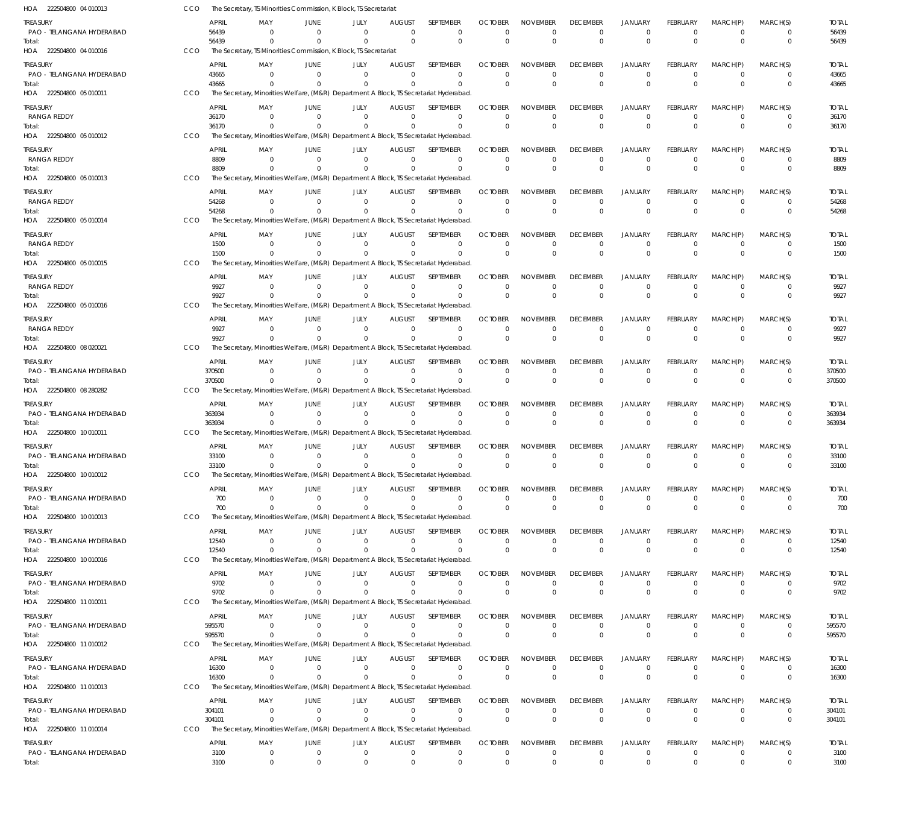HOA 222504800 04 010013 CCO The Secretary, TS Minorities Commission, K Block, TS Secretariat

| TREASURY | APRIL | MAY | JUNE | JULY | AUGUST | SEPTEMBER | OCTOBER | NOVEMBER | DECEMBER | JANUARY | FEBRUARY | MARCH(P) | MARCH(S) | TOTAL |
|---|---|---|---|---|---|---|---|---|---|---|---|---|---|---|
| PAO - TELANGANA HYDERABAD | 56439 | 0 | 0 | 0 | 0 | 0 | 0 | 0 | 0 | 0 | 0 | 0 | 0 | 56439 |
| Total: | 56439 | 0 | 0 | 0 | 0 | 0 | 0 | 0 | 0 | 0 | 0 | 0 | 0 | 56439 |

HOA 222504800 04 010016 CCO The Secretary, TS Minorities Commission, K Block, TS Secretariat

| TREASURY | APRIL | MAY | JUNE | JULY | AUGUST | SEPTEMBER | OCTOBER | NOVEMBER | DECEMBER | JANUARY | FEBRUARY | MARCH(P) | MARCH(S) | TOTAL |
|---|---|---|---|---|---|---|---|---|---|---|---|---|---|---|
| PAO - TELANGANA HYDERABAD | 43665 | 0 | 0 | 0 | 0 | 0 | 0 | 0 | 0 | 0 | 0 | 0 | 0 | 43665 |
| Total: | 43665 | 0 | 0 | 0 | 0 | 0 | 0 | 0 | 0 | 0 | 0 | 0 | 0 | 43665 |

HOA 222504800 05 010011 CCO The Secretary, Minorities Welfare, (M&R) Department A Block, TS Secretariat Hyderabad.

| TREASURY | APRIL | MAY | JUNE | JULY | AUGUST | SEPTEMBER | OCTOBER | NOVEMBER | DECEMBER | JANUARY | FEBRUARY | MARCH(P) | MARCH(S) | TOTAL |
|---|---|---|---|---|---|---|---|---|---|---|---|---|---|---|
| RANGA REDDY | 36170 | 0 | 0 | 0 | 0 | 0 | 0 | 0 | 0 | 0 | 0 | 0 | 0 | 36170 |
| Total: | 36170 | 0 | 0 | 0 | 0 | 0 | 0 | 0 | 0 | 0 | 0 | 0 | 0 | 36170 |

HOA 222504800 05 010012 CCO The Secretary, Minorities Welfare, (M&R) Department A Block, TS Secretariat Hyderabad.

| TREASURY | APRIL | MAY | JUNE | JULY | AUGUST | SEPTEMBER | OCTOBER | NOVEMBER | DECEMBER | JANUARY | FEBRUARY | MARCH(P) | MARCH(S) | TOTAL |
|---|---|---|---|---|---|---|---|---|---|---|---|---|---|---|
| RANGA REDDY | 8809 | 0 | 0 | 0 | 0 | 0 | 0 | 0 | 0 | 0 | 0 | 0 | 0 | 8809 |
| Total: | 8809 | 0 | 0 | 0 | 0 | 0 | 0 | 0 | 0 | 0 | 0 | 0 | 0 | 8809 |

HOA 222504800 05 010013 CCO The Secretary, Minorities Welfare, (M&R) Department A Block, TS Secretariat Hyderabad.

| TREASURY | APRIL | MAY | JUNE | JULY | AUGUST | SEPTEMBER | OCTOBER | NOVEMBER | DECEMBER | JANUARY | FEBRUARY | MARCH(P) | MARCH(S) | TOTAL |
|---|---|---|---|---|---|---|---|---|---|---|---|---|---|---|
| RANGA REDDY | 54268 | 0 | 0 | 0 | 0 | 0 | 0 | 0 | 0 | 0 | 0 | 0 | 0 | 54268 |
| Total: | 54268 | 0 | 0 | 0 | 0 | 0 | 0 | 0 | 0 | 0 | 0 | 0 | 0 | 54268 |

HOA 222504800 05 010014 CCO The Secretary, Minorities Welfare, (M&R) Department A Block, TS Secretariat Hyderabad.

| TREASURY | APRIL | MAY | JUNE | JULY | AUGUST | SEPTEMBER | OCTOBER | NOVEMBER | DECEMBER | JANUARY | FEBRUARY | MARCH(P) | MARCH(S) | TOTAL |
|---|---|---|---|---|---|---|---|---|---|---|---|---|---|---|
| RANGA REDDY | 1500 | 0 | 0 | 0 | 0 | 0 | 0 | 0 | 0 | 0 | 0 | 0 | 0 | 1500 |
| Total: | 1500 | 0 | 0 | 0 | 0 | 0 | 0 | 0 | 0 | 0 | 0 | 0 | 0 | 1500 |

HOA 222504800 05 010015 CCO The Secretary, Minorities Welfare, (M&R) Department A Block, TS Secretariat Hyderabad.

| TREASURY | APRIL | MAY | JUNE | JULY | AUGUST | SEPTEMBER | OCTOBER | NOVEMBER | DECEMBER | JANUARY | FEBRUARY | MARCH(P) | MARCH(S) | TOTAL |
|---|---|---|---|---|---|---|---|---|---|---|---|---|---|---|
| RANGA REDDY | 9927 | 0 | 0 | 0 | 0 | 0 | 0 | 0 | 0 | 0 | 0 | 0 | 0 | 9927 |
| Total: | 9927 | 0 | 0 | 0 | 0 | 0 | 0 | 0 | 0 | 0 | 0 | 0 | 0 | 9927 |

HOA 222504800 05 010016 CCO The Secretary, Minorities Welfare, (M&R) Department A Block, TS Secretariat Hyderabad.

| TREASURY | APRIL | MAY | JUNE | JULY | AUGUST | SEPTEMBER | OCTOBER | NOVEMBER | DECEMBER | JANUARY | FEBRUARY | MARCH(P) | MARCH(S) | TOTAL |
|---|---|---|---|---|---|---|---|---|---|---|---|---|---|---|
| RANGA REDDY | 9927 | 0 | 0 | 0 | 0 | 0 | 0 | 0 | 0 | 0 | 0 | 0 | 0 | 9927 |
| Total: | 9927 | 0 | 0 | 0 | 0 | 0 | 0 | 0 | 0 | 0 | 0 | 0 | 0 | 9927 |

HOA 222504800 08 020021 CCO The Secretary, Minorities Welfare, (M&R) Department A Block, TS Secretariat Hyderabad.

| TREASURY | APRIL | MAY | JUNE | JULY | AUGUST | SEPTEMBER | OCTOBER | NOVEMBER | DECEMBER | JANUARY | FEBRUARY | MARCH(P) | MARCH(S) | TOTAL |
|---|---|---|---|---|---|---|---|---|---|---|---|---|---|---|
| PAO - TELANGANA HYDERABAD | 370500 | 0 | 0 | 0 | 0 | 0 | 0 | 0 | 0 | 0 | 0 | 0 | 0 | 370500 |
| Total: | 370500 | 0 | 0 | 0 | 0 | 0 | 0 | 0 | 0 | 0 | 0 | 0 | 0 | 370500 |

HOA 222504800 08 280282 CCO The Secretary, Minorities Welfare, (M&R) Department A Block, TS Secretariat Hyderabad.

| TREASURY | APRIL | MAY | JUNE | JULY | AUGUST | SEPTEMBER | OCTOBER | NOVEMBER | DECEMBER | JANUARY | FEBRUARY | MARCH(P) | MARCH(S) | TOTAL |
|---|---|---|---|---|---|---|---|---|---|---|---|---|---|---|
| PAO - TELANGANA HYDERABAD | 363934 | 0 | 0 | 0 | 0 | 0 | 0 | 0 | 0 | 0 | 0 | 0 | 0 | 363934 |
| Total: | 363934 | 0 | 0 | 0 | 0 | 0 | 0 | 0 | 0 | 0 | 0 | 0 | 0 | 363934 |

HOA 222504800 10 010011 CCO The Secretary, Minorities Welfare, (M&R) Department A Block, TS Secretariat Hyderabad.

| TREASURY | APRIL | MAY | JUNE | JULY | AUGUST | SEPTEMBER | OCTOBER | NOVEMBER | DECEMBER | JANUARY | FEBRUARY | MARCH(P) | MARCH(S) | TOTAL |
|---|---|---|---|---|---|---|---|---|---|---|---|---|---|---|
| PAO - TELANGANA HYDERABAD | 33100 | 0 | 0 | 0 | 0 | 0 | 0 | 0 | 0 | 0 | 0 | 0 | 0 | 33100 |
| Total: | 33100 | 0 | 0 | 0 | 0 | 0 | 0 | 0 | 0 | 0 | 0 | 0 | 0 | 33100 |

HOA 222504800 10 010012 CCO The Secretary, Minorities Welfare, (M&R) Department A Block, TS Secretariat Hyderabad.

| TREASURY | APRIL | MAY | JUNE | JULY | AUGUST | SEPTEMBER | OCTOBER | NOVEMBER | DECEMBER | JANUARY | FEBRUARY | MARCH(P) | MARCH(S) | TOTAL |
|---|---|---|---|---|---|---|---|---|---|---|---|---|---|---|
| PAO - TELANGANA HYDERABAD | 700 | 0 | 0 | 0 | 0 | 0 | 0 | 0 | 0 | 0 | 0 | 0 | 0 | 700 |
| Total: | 700 | 0 | 0 | 0 | 0 | 0 | 0 | 0 | 0 | 0 | 0 | 0 | 0 | 700 |

HOA 222504800 10 010013 CCO The Secretary, Minorities Welfare, (M&R) Department A Block, TS Secretariat Hyderabad.

| TREASURY | APRIL | MAY | JUNE | JULY | AUGUST | SEPTEMBER | OCTOBER | NOVEMBER | DECEMBER | JANUARY | FEBRUARY | MARCH(P) | MARCH(S) | TOTAL |
|---|---|---|---|---|---|---|---|---|---|---|---|---|---|---|
| PAO - TELANGANA HYDERABAD | 12540 | 0 | 0 | 0 | 0 | 0 | 0 | 0 | 0 | 0 | 0 | 0 | 0 | 12540 |
| Total: | 12540 | 0 | 0 | 0 | 0 | 0 | 0 | 0 | 0 | 0 | 0 | 0 | 0 | 12540 |

HOA 222504800 10 010016 CCO The Secretary, Minorities Welfare, (M&R) Department A Block, TS Secretariat Hyderabad.

| TREASURY | APRIL | MAY | JUNE | JULY | AUGUST | SEPTEMBER | OCTOBER | NOVEMBER | DECEMBER | JANUARY | FEBRUARY | MARCH(P) | MARCH(S) | TOTAL |
|---|---|---|---|---|---|---|---|---|---|---|---|---|---|---|
| PAO - TELANGANA HYDERABAD | 9702 | 0 | 0 | 0 | 0 | 0 | 0 | 0 | 0 | 0 | 0 | 0 | 0 | 9702 |
| Total: | 9702 | 0 | 0 | 0 | 0 | 0 | 0 | 0 | 0 | 0 | 0 | 0 | 0 | 9702 |

HOA 222504800 11 010011 CCO The Secretary, Minorities Welfare, (M&R) Department A Block, TS Secretariat Hyderabad.

| TREASURY | APRIL | MAY | JUNE | JULY | AUGUST | SEPTEMBER | OCTOBER | NOVEMBER | DECEMBER | JANUARY | FEBRUARY | MARCH(P) | MARCH(S) | TOTAL |
|---|---|---|---|---|---|---|---|---|---|---|---|---|---|---|
| PAO - TELANGANA HYDERABAD | 595570 | 0 | 0 | 0 | 0 | 0 | 0 | 0 | 0 | 0 | 0 | 0 | 0 | 595570 |
| Total: | 595570 | 0 | 0 | 0 | 0 | 0 | 0 | 0 | 0 | 0 | 0 | 0 | 0 | 595570 |

HOA 222504800 11 010012 CCO The Secretary, Minorities Welfare, (M&R) Department A Block, TS Secretariat Hyderabad.

| TREASURY | APRIL | MAY | JUNE | JULY | AUGUST | SEPTEMBER | OCTOBER | NOVEMBER | DECEMBER | JANUARY | FEBRUARY | MARCH(P) | MARCH(S) | TOTAL |
|---|---|---|---|---|---|---|---|---|---|---|---|---|---|---|
| PAO - TELANGANA HYDERABAD | 16300 | 0 | 0 | 0 | 0 | 0 | 0 | 0 | 0 | 0 | 0 | 0 | 0 | 16300 |
| Total: | 16300 | 0 | 0 | 0 | 0 | 0 | 0 | 0 | 0 | 0 | 0 | 0 | 0 | 16300 |

HOA 222504800 11 010013 CCO The Secretary, Minorities Welfare, (M&R) Department A Block, TS Secretariat Hyderabad.

| TREASURY | APRIL | MAY | JUNE | JULY | AUGUST | SEPTEMBER | OCTOBER | NOVEMBER | DECEMBER | JANUARY | FEBRUARY | MARCH(P) | MARCH(S) | TOTAL |
|---|---|---|---|---|---|---|---|---|---|---|---|---|---|---|
| PAO - TELANGANA HYDERABAD | 304101 | 0 | 0 | 0 | 0 | 0 | 0 | 0 | 0 | 0 | 0 | 0 | 0 | 304101 |
| Total: | 304101 | 0 | 0 | 0 | 0 | 0 | 0 | 0 | 0 | 0 | 0 | 0 | 0 | 304101 |

HOA 222504800 11 010014 CCO The Secretary, Minorities Welfare, (M&R) Department A Block, TS Secretariat Hyderabad.

| TREASURY | APRIL | MAY | JUNE | JULY | AUGUST | SEPTEMBER | OCTOBER | NOVEMBER | DECEMBER | JANUARY | FEBRUARY | MARCH(P) | MARCH(S) | TOTAL |
|---|---|---|---|---|---|---|---|---|---|---|---|---|---|---|
| PAO - TELANGANA HYDERABAD | 3100 | 0 | 0 | 0 | 0 | 0 | 0 | 0 | 0 | 0 | 0 | 0 | 0 | 3100 |
| Total: | 3100 | 0 | 0 | 0 | 0 | 0 | 0 | 0 | 0 | 0 | 0 | 0 | 0 | 3100 |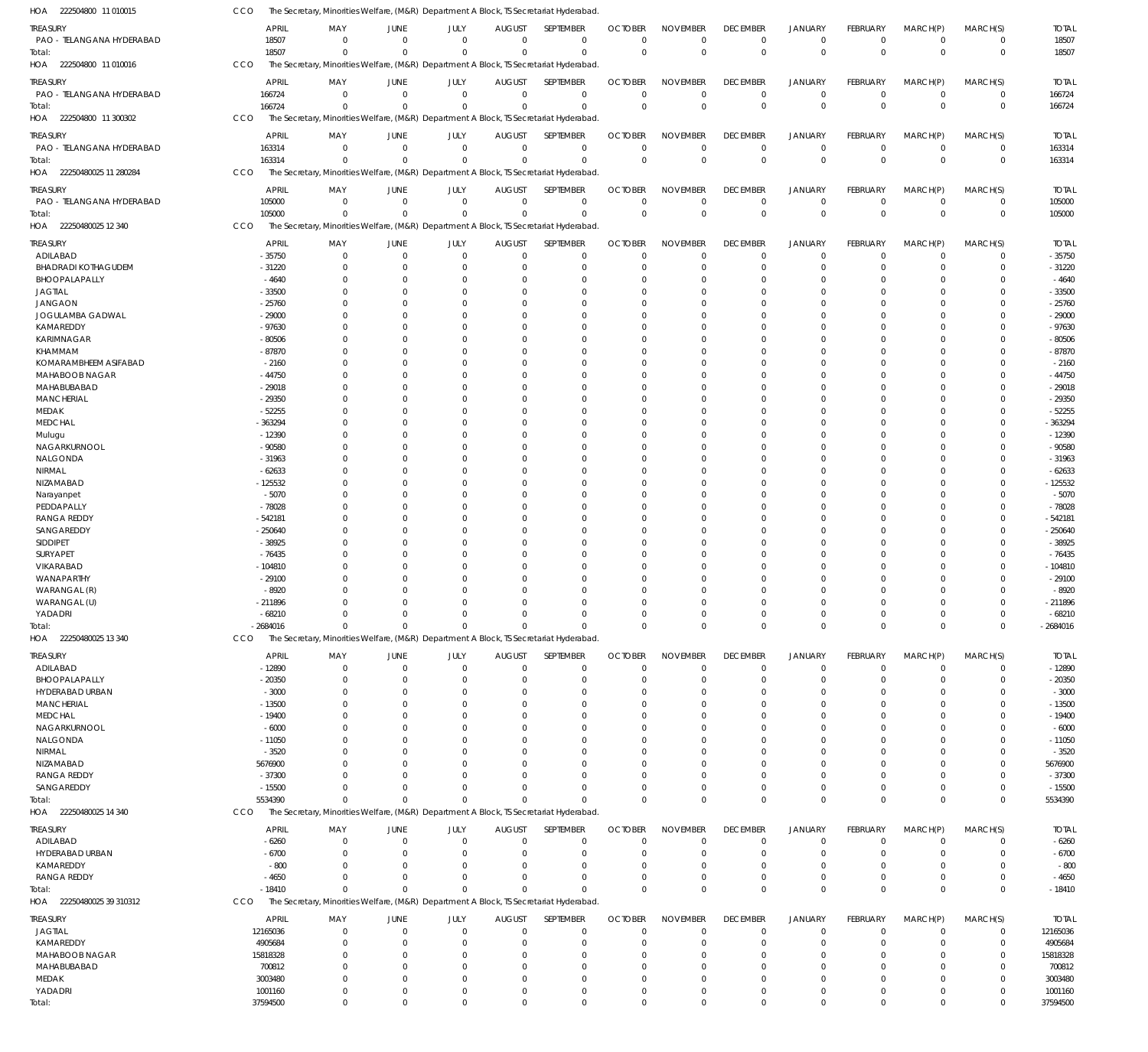HOA 222504800 11 010015 CCO The Secretary, Minorities Welfare, (M&R) Department A Block, TS Secretariat Hyderabad.

| TREASURY | APRIL | MAY | JUNE | JULY | AUGUST | SEPTEMBER | OCTOBER | NOVEMBER | DECEMBER | JANUARY | FEBRUARY | MARCH(P) | MARCH(S) | TOTAL |
|---|---|---|---|---|---|---|---|---|---|---|---|---|---|---|
| PAO - TELANGANA HYDERABAD | 18507 | 0 | 0 | 0 | 0 | 0 | 0 | 0 | 0 | 0 | 0 | 0 | 0 | 18507 |
| Total: | 18507 | 0 | 0 | 0 | 0 | 0 | 0 | 0 | 0 | 0 | 0 | 0 | 0 | 18507 |

HOA 222504800 11 010016 CCO The Secretary, Minorities Welfare, (M&R) Department A Block, TS Secretariat Hyderabad.

| TREASURY | APRIL | MAY | JUNE | JULY | AUGUST | SEPTEMBER | OCTOBER | NOVEMBER | DECEMBER | JANUARY | FEBRUARY | MARCH(P) | MARCH(S) | TOTAL |
|---|---|---|---|---|---|---|---|---|---|---|---|---|---|---|
| PAO - TELANGANA HYDERABAD | 166724 | 0 | 0 | 0 | 0 | 0 | 0 | 0 | 0 | 0 | 0 | 0 | 0 | 166724 |
| Total: | 166724 | 0 | 0 | 0 | 0 | 0 | 0 | 0 | 0 | 0 | 0 | 0 | 0 | 166724 |

HOA 222504800 11 300302 CCO The Secretary, Minorities Welfare, (M&R) Department A Block, TS Secretariat Hyderabad.

| TREASURY | APRIL | MAY | JUNE | JULY | AUGUST | SEPTEMBER | OCTOBER | NOVEMBER | DECEMBER | JANUARY | FEBRUARY | MARCH(P) | MARCH(S) | TOTAL |
|---|---|---|---|---|---|---|---|---|---|---|---|---|---|---|
| PAO - TELANGANA HYDERABAD | 163314 | 0 | 0 | 0 | 0 | 0 | 0 | 0 | 0 | 0 | 0 | 0 | 0 | 163314 |
| Total: | 163314 | 0 | 0 | 0 | 0 | 0 | 0 | 0 | 0 | 0 | 0 | 0 | 0 | 163314 |

HOA 22250480025 11 280284 CCO The Secretary, Minorities Welfare, (M&R) Department A Block, TS Secretariat Hyderabad.

| TREASURY | APRIL | MAY | JUNE | JULY | AUGUST | SEPTEMBER | OCTOBER | NOVEMBER | DECEMBER | JANUARY | FEBRUARY | MARCH(P) | MARCH(S) | TOTAL |
|---|---|---|---|---|---|---|---|---|---|---|---|---|---|---|
| PAO - TELANGANA HYDERABAD | 105000 | 0 | 0 | 0 | 0 | 0 | 0 | 0 | 0 | 0 | 0 | 0 | 0 | 105000 |
| Total: | 105000 | 0 | 0 | 0 | 0 | 0 | 0 | 0 | 0 | 0 | 0 | 0 | 0 | 105000 |

HOA 22250480025 12 340 CCO The Secretary, Minorities Welfare, (M&R) Department A Block, TS Secretariat Hyderabad.

| TREASURY | APRIL | MAY | JUNE | JULY | AUGUST | SEPTEMBER | OCTOBER | NOVEMBER | DECEMBER | JANUARY | FEBRUARY | MARCH(P) | MARCH(S) | TOTAL |
|---|---|---|---|---|---|---|---|---|---|---|---|---|---|---|
| ADILABAD | -35750 | 0 | 0 | 0 | 0 | 0 | 0 | 0 | 0 | 0 | 0 | 0 | 0 | -35750 |
| BHADRADI KOTHAGUDEM | -31220 | 0 | 0 | 0 | 0 | 0 | 0 | 0 | 0 | 0 | 0 | 0 | 0 | -31220 |
| BHOOPALAPALLY | -4640 | 0 | 0 | 0 | 0 | 0 | 0 | 0 | 0 | 0 | 0 | 0 | 0 | -4640 |
| JAGTIAL | -33500 | 0 | 0 | 0 | 0 | 0 | 0 | 0 | 0 | 0 | 0 | 0 | 0 | -33500 |
| JANGAON | -25760 | 0 | 0 | 0 | 0 | 0 | 0 | 0 | 0 | 0 | 0 | 0 | 0 | -25760 |
| JOGULAMBA GADWAL | -29000 | 0 | 0 | 0 | 0 | 0 | 0 | 0 | 0 | 0 | 0 | 0 | 0 | -29000 |
| KAMAREDDY | -97630 | 0 | 0 | 0 | 0 | 0 | 0 | 0 | 0 | 0 | 0 | 0 | 0 | -97630 |
| KARIMNAGAR | -80506 | 0 | 0 | 0 | 0 | 0 | 0 | 0 | 0 | 0 | 0 | 0 | 0 | -80506 |
| KHAMMAM | -87870 | 0 | 0 | 0 | 0 | 0 | 0 | 0 | 0 | 0 | 0 | 0 | 0 | -87870 |
| KOMARAMBHEEM ASIFABAD | -2160 | 0 | 0 | 0 | 0 | 0 | 0 | 0 | 0 | 0 | 0 | 0 | 0 | -2160 |
| MAHABOOB NAGAR | -44750 | 0 | 0 | 0 | 0 | 0 | 0 | 0 | 0 | 0 | 0 | 0 | 0 | -44750 |
| MAHABUBABAD | -29018 | 0 | 0 | 0 | 0 | 0 | 0 | 0 | 0 | 0 | 0 | 0 | 0 | -29018 |
| MANCHERIAL | -29350 | 0 | 0 | 0 | 0 | 0 | 0 | 0 | 0 | 0 | 0 | 0 | 0 | -29350 |
| MEDAK | -52255 | 0 | 0 | 0 | 0 | 0 | 0 | 0 | 0 | 0 | 0 | 0 | 0 | -52255 |
| MEDCHAL | -363294 | 0 | 0 | 0 | 0 | 0 | 0 | 0 | 0 | 0 | 0 | 0 | 0 | -363294 |
| Mulugu | -12390 | 0 | 0 | 0 | 0 | 0 | 0 | 0 | 0 | 0 | 0 | 0 | 0 | -12390 |
| NAGARKURNOOL | -90580 | 0 | 0 | 0 | 0 | 0 | 0 | 0 | 0 | 0 | 0 | 0 | 0 | -90580 |
| NALGONDA | -31963 | 0 | 0 | 0 | 0 | 0 | 0 | 0 | 0 | 0 | 0 | 0 | 0 | -31963 |
| NIRMAL | -62633 | 0 | 0 | 0 | 0 | 0 | 0 | 0 | 0 | 0 | 0 | 0 | 0 | -62633 |
| NIZAMABAD | -125532 | 0 | 0 | 0 | 0 | 0 | 0 | 0 | 0 | 0 | 0 | 0 | 0 | -125532 |
| Narayanpet | -5070 | 0 | 0 | 0 | 0 | 0 | 0 | 0 | 0 | 0 | 0 | 0 | 0 | -5070 |
| PEDDAPALLY | -78028 | 0 | 0 | 0 | 0 | 0 | 0 | 0 | 0 | 0 | 0 | 0 | 0 | -78028 |
| RANGA REDDY | -542181 | 0 | 0 | 0 | 0 | 0 | 0 | 0 | 0 | 0 | 0 | 0 | 0 | -542181 |
| SANGAREDDY | -250640 | 0 | 0 | 0 | 0 | 0 | 0 | 0 | 0 | 0 | 0 | 0 | 0 | -250640 |
| SIDDIPET | -38925 | 0 | 0 | 0 | 0 | 0 | 0 | 0 | 0 | 0 | 0 | 0 | 0 | -38925 |
| SURYAPET | -76435 | 0 | 0 | 0 | 0 | 0 | 0 | 0 | 0 | 0 | 0 | 0 | 0 | -76435 |
| VIKARABAD | -104810 | 0 | 0 | 0 | 0 | 0 | 0 | 0 | 0 | 0 | 0 | 0 | 0 | -104810 |
| WANAPARTHY | -29100 | 0 | 0 | 0 | 0 | 0 | 0 | 0 | 0 | 0 | 0 | 0 | 0 | -29100 |
| WARANGAL (R) | -8920 | 0 | 0 | 0 | 0 | 0 | 0 | 0 | 0 | 0 | 0 | 0 | 0 | -8920 |
| WARANGAL (U) | -211896 | 0 | 0 | 0 | 0 | 0 | 0 | 0 | 0 | 0 | 0 | 0 | 0 | -211896 |
| YADADRI | -68210 | 0 | 0 | 0 | 0 | 0 | 0 | 0 | 0 | 0 | 0 | 0 | 0 | -68210 |
| Total: | -2684016 | 0 | 0 | 0 | 0 | 0 | 0 | 0 | 0 | 0 | 0 | 0 | 0 | -2684016 |

HOA 22250480025 13 340 CCO The Secretary, Minorities Welfare, (M&R) Department A Block, TS Secretariat Hyderabad.

| TREASURY | APRIL | MAY | JUNE | JULY | AUGUST | SEPTEMBER | OCTOBER | NOVEMBER | DECEMBER | JANUARY | FEBRUARY | MARCH(P) | MARCH(S) | TOTAL |
|---|---|---|---|---|---|---|---|---|---|---|---|---|---|---|
| ADILABAD | -12890 | 0 | 0 | 0 | 0 | 0 | 0 | 0 | 0 | 0 | 0 | 0 | 0 | -12890 |
| BHOOPALAPALLY | -20350 | 0 | 0 | 0 | 0 | 0 | 0 | 0 | 0 | 0 | 0 | 0 | 0 | -20350 |
| HYDERABAD URBAN | -3000 | 0 | 0 | 0 | 0 | 0 | 0 | 0 | 0 | 0 | 0 | 0 | 0 | -3000 |
| MANCHERIAL | -13500 | 0 | 0 | 0 | 0 | 0 | 0 | 0 | 0 | 0 | 0 | 0 | 0 | -13500 |
| MEDCHAL | -19400 | 0 | 0 | 0 | 0 | 0 | 0 | 0 | 0 | 0 | 0 | 0 | 0 | -19400 |
| NAGARKURNOOL | -6000 | 0 | 0 | 0 | 0 | 0 | 0 | 0 | 0 | 0 | 0 | 0 | 0 | -6000 |
| NALGONDA | -11050 | 0 | 0 | 0 | 0 | 0 | 0 | 0 | 0 | 0 | 0 | 0 | 0 | -11050 |
| NIRMAL | -3520 | 0 | 0 | 0 | 0 | 0 | 0 | 0 | 0 | 0 | 0 | 0 | 0 | -3520 |
| NIZAMABAD | 5676900 | 0 | 0 | 0 | 0 | 0 | 0 | 0 | 0 | 0 | 0 | 0 | 0 | 5676900 |
| RANGA REDDY | -37300 | 0 | 0 | 0 | 0 | 0 | 0 | 0 | 0 | 0 | 0 | 0 | 0 | -37300 |
| SANGAREDDY | -15500 | 0 | 0 | 0 | 0 | 0 | 0 | 0 | 0 | 0 | 0 | 0 | 0 | -15500 |
| Total: | 5534390 | 0 | 0 | 0 | 0 | 0 | 0 | 0 | 0 | 0 | 0 | 0 | 0 | 5534390 |

HOA 22250480025 14 340 CCO The Secretary, Minorities Welfare, (M&R) Department A Block, TS Secretariat Hyderabad.

| TREASURY | APRIL | MAY | JUNE | JULY | AUGUST | SEPTEMBER | OCTOBER | NOVEMBER | DECEMBER | JANUARY | FEBRUARY | MARCH(P) | MARCH(S) | TOTAL |
|---|---|---|---|---|---|---|---|---|---|---|---|---|---|---|
| ADILABAD | -6260 | 0 | 0 | 0 | 0 | 0 | 0 | 0 | 0 | 0 | 0 | 0 | 0 | -6260 |
| HYDERABAD URBAN | -6700 | 0 | 0 | 0 | 0 | 0 | 0 | 0 | 0 | 0 | 0 | 0 | 0 | -6700 |
| KAMAREDDY | -800 | 0 | 0 | 0 | 0 | 0 | 0 | 0 | 0 | 0 | 0 | 0 | 0 | -800 |
| RANGA REDDY | -4650 | 0 | 0 | 0 | 0 | 0 | 0 | 0 | 0 | 0 | 0 | 0 | 0 | -4650 |
| Total: | -18410 | 0 | 0 | 0 | 0 | 0 | 0 | 0 | 0 | 0 | 0 | 0 | 0 | -18410 |

HOA 22250480025 39 310312 CCO The Secretary, Minorities Welfare, (M&R) Department A Block, TS Secretariat Hyderabad.

| TREASURY | APRIL | MAY | JUNE | JULY | AUGUST | SEPTEMBER | OCTOBER | NOVEMBER | DECEMBER | JANUARY | FEBRUARY | MARCH(P) | MARCH(S) | TOTAL |
|---|---|---|---|---|---|---|---|---|---|---|---|---|---|---|
| JAGTIAL | 12165036 | 0 | 0 | 0 | 0 | 0 | 0 | 0 | 0 | 0 | 0 | 0 | 0 | 12165036 |
| KAMAREDDY | 4905684 | 0 | 0 | 0 | 0 | 0 | 0 | 0 | 0 | 0 | 0 | 0 | 0 | 4905684 |
| MAHABOOB NAGAR | 15818328 | 0 | 0 | 0 | 0 | 0 | 0 | 0 | 0 | 0 | 0 | 0 | 0 | 15818328 |
| MAHABUBABAD | 700812 | 0 | 0 | 0 | 0 | 0 | 0 | 0 | 0 | 0 | 0 | 0 | 0 | 700812 |
| MEDAK | 3003480 | 0 | 0 | 0 | 0 | 0 | 0 | 0 | 0 | 0 | 0 | 0 | 0 | 3003480 |
| YADADRI | 1001160 | 0 | 0 | 0 | 0 | 0 | 0 | 0 | 0 | 0 | 0 | 0 | 0 | 1001160 |
| Total: | 37594500 | 0 | 0 | 0 | 0 | 0 | 0 | 0 | 0 | 0 | 0 | 0 | 0 | 37594500 |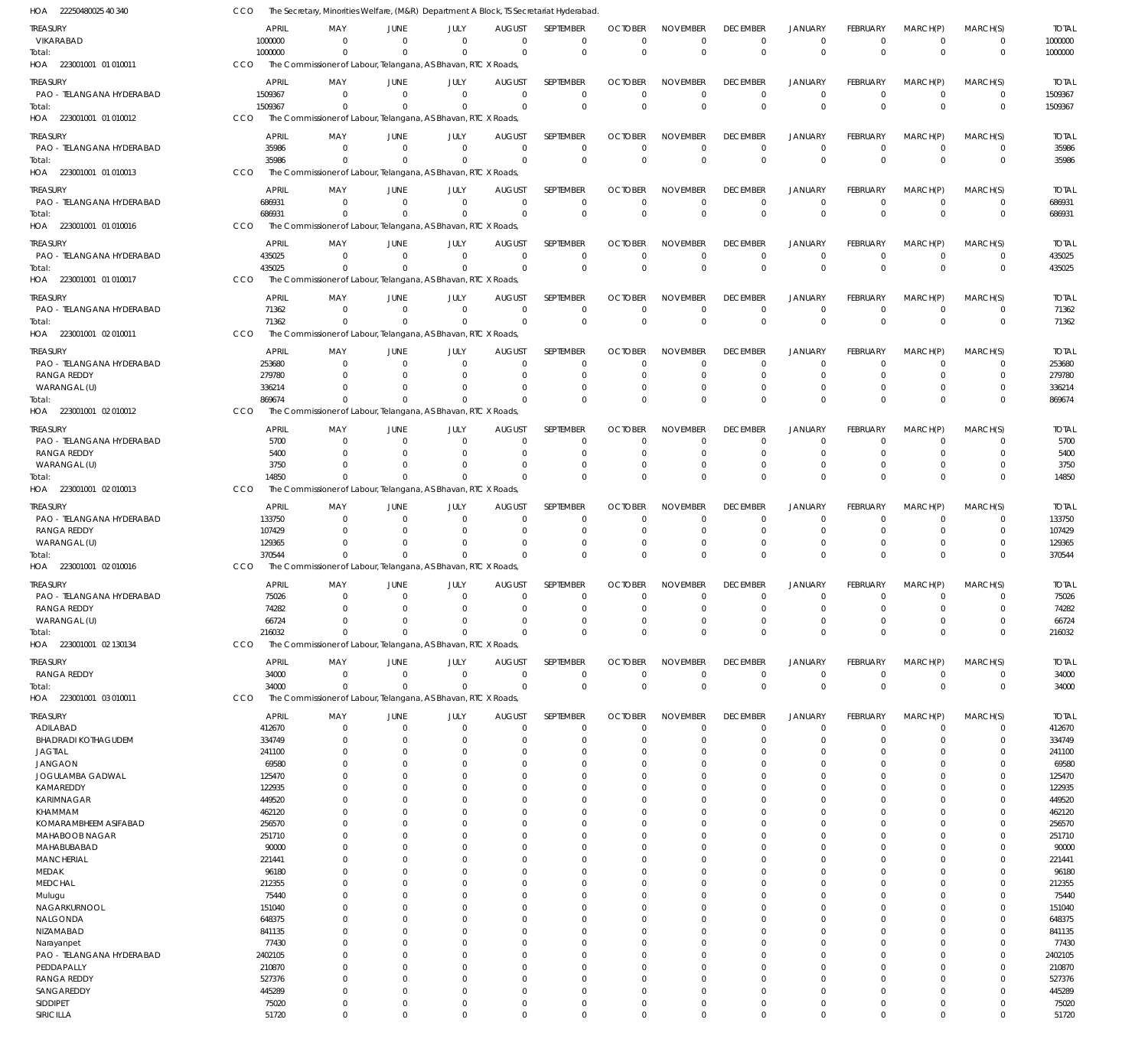HOA 222504800254O340 CCO The Secretary, Minorities Welfare, (M&R) Department A Block, TS Secretariat Hyderabad.

| TREASURY | APRIL | MAY | JUNE | JULY | AUGUST | SEPTEMBER | OCTOBER | NOVEMBER | DECEMBER | JANUARY | FEBRUARY | MARCH(P) | MARCH(S) | TOTAL |
|---|---|---|---|---|---|---|---|---|---|---|---|---|---|---|
| VIKARABAD | 1000000 | 0 | 0 | 0 | 0 | 0 | 0 | 0 | 0 | 0 | 0 | 0 | 0 | 1000000 |
| Total: | 1000000 | 0 | 0 | 0 | 0 | 0 | 0 | 0 | 0 | 0 | 0 | 0 | 0 | 1000000 |

HOA 223001001 01 010011 CCO The Commissioner of Labour, Telangana, AS Bhavan, RTC X Roads,

| TREASURY | APRIL | MAY | JUNE | JULY | AUGUST | SEPTEMBER | OCTOBER | NOVEMBER | DECEMBER | JANUARY | FEBRUARY | MARCH(P) | MARCH(S) | TOTAL |
|---|---|---|---|---|---|---|---|---|---|---|---|---|---|---|
| PAO - TELANGANA HYDERABAD | 1509367 | 0 | 0 | 0 | 0 | 0 | 0 | 0 | 0 | 0 | 0 | 0 | 0 | 1509367 |
| Total: | 1509367 | 0 | 0 | 0 | 0 | 0 | 0 | 0 | 0 | 0 | 0 | 0 | 0 | 1509367 |

HOA 223001001 01 010012 CCO The Commissioner of Labour, Telangana, AS Bhavan, RTC X Roads,

| TREASURY | APRIL | MAY | JUNE | JULY | AUGUST | SEPTEMBER | OCTOBER | NOVEMBER | DECEMBER | JANUARY | FEBRUARY | MARCH(P) | MARCH(S) | TOTAL |
|---|---|---|---|---|---|---|---|---|---|---|---|---|---|---|
| PAO - TELANGANA HYDERABAD | 35986 | 0 | 0 | 0 | 0 | 0 | 0 | 0 | 0 | 0 | 0 | 0 | 0 | 35986 |
| Total: | 35986 | 0 | 0 | 0 | 0 | 0 | 0 | 0 | 0 | 0 | 0 | 0 | 0 | 35986 |

HOA 223001001 01 010013 CCO The Commissioner of Labour, Telangana, AS Bhavan, RTC X Roads,

| TREASURY | APRIL | MAY | JUNE | JULY | AUGUST | SEPTEMBER | OCTOBER | NOVEMBER | DECEMBER | JANUARY | FEBRUARY | MARCH(P) | MARCH(S) | TOTAL |
|---|---|---|---|---|---|---|---|---|---|---|---|---|---|---|
| PAO - TELANGANA HYDERABAD | 686931 | 0 | 0 | 0 | 0 | 0 | 0 | 0 | 0 | 0 | 0 | 0 | 0 | 686931 |
| Total: | 686931 | 0 | 0 | 0 | 0 | 0 | 0 | 0 | 0 | 0 | 0 | 0 | 0 | 686931 |

HOA 223001001 01 010016 CCO The Commissioner of Labour, Telangana, AS Bhavan, RTC X Roads,

| TREASURY | APRIL | MAY | JUNE | JULY | AUGUST | SEPTEMBER | OCTOBER | NOVEMBER | DECEMBER | JANUARY | FEBRUARY | MARCH(P) | MARCH(S) | TOTAL |
|---|---|---|---|---|---|---|---|---|---|---|---|---|---|---|
| PAO - TELANGANA HYDERABAD | 435025 | 0 | 0 | 0 | 0 | 0 | 0 | 0 | 0 | 0 | 0 | 0 | 0 | 435025 |
| Total: | 435025 | 0 | 0 | 0 | 0 | 0 | 0 | 0 | 0 | 0 | 0 | 0 | 0 | 435025 |

HOA 223001001 01 010017 CCO The Commissioner of Labour, Telangana, AS Bhavan, RTC X Roads,

| TREASURY | APRIL | MAY | JUNE | JULY | AUGUST | SEPTEMBER | OCTOBER | NOVEMBER | DECEMBER | JANUARY | FEBRUARY | MARCH(P) | MARCH(S) | TOTAL |
|---|---|---|---|---|---|---|---|---|---|---|---|---|---|---|
| PAO - TELANGANA HYDERABAD | 71362 | 0 | 0 | 0 | 0 | 0 | 0 | 0 | 0 | 0 | 0 | 0 | 0 | 71362 |
| Total: | 71362 | 0 | 0 | 0 | 0 | 0 | 0 | 0 | 0 | 0 | 0 | 0 | 0 | 71362 |

HOA 223001001 02 010011 CCO The Commissioner of Labour, Telangana, AS Bhavan, RTC X Roads,

| TREASURY | APRIL | MAY | JUNE | JULY | AUGUST | SEPTEMBER | OCTOBER | NOVEMBER | DECEMBER | JANUARY | FEBRUARY | MARCH(P) | MARCH(S) | TOTAL |
|---|---|---|---|---|---|---|---|---|---|---|---|---|---|---|
| PAO - TELANGANA HYDERABAD | 253680 | 0 | 0 | 0 | 0 | 0 | 0 | 0 | 0 | 0 | 0 | 0 | 0 | 253680 |
| RANGA REDDY | 279780 | 0 | 0 | 0 | 0 | 0 | 0 | 0 | 0 | 0 | 0 | 0 | 0 | 279780 |
| WARANGAL (U) | 336214 | 0 | 0 | 0 | 0 | 0 | 0 | 0 | 0 | 0 | 0 | 0 | 0 | 336214 |
| Total: | 869674 | 0 | 0 | 0 | 0 | 0 | 0 | 0 | 0 | 0 | 0 | 0 | 0 | 869674 |

HOA 223001001 02 010012 CCO The Commissioner of Labour, Telangana, AS Bhavan, RTC X Roads,

| TREASURY | APRIL | MAY | JUNE | JULY | AUGUST | SEPTEMBER | OCTOBER | NOVEMBER | DECEMBER | JANUARY | FEBRUARY | MARCH(P) | MARCH(S) | TOTAL |
|---|---|---|---|---|---|---|---|---|---|---|---|---|---|---|
| PAO - TELANGANA HYDERABAD | 5700 | 0 | 0 | 0 | 0 | 0 | 0 | 0 | 0 | 0 | 0 | 0 | 0 | 5700 |
| RANGA REDDY | 5400 | 0 | 0 | 0 | 0 | 0 | 0 | 0 | 0 | 0 | 0 | 0 | 0 | 5400 |
| WARANGAL (U) | 3750 | 0 | 0 | 0 | 0 | 0 | 0 | 0 | 0 | 0 | 0 | 0 | 0 | 3750 |
| Total: | 14850 | 0 | 0 | 0 | 0 | 0 | 0 | 0 | 0 | 0 | 0 | 0 | 0 | 14850 |

HOA 223001001 02 010013 CCO The Commissioner of Labour, Telangana, AS Bhavan, RTC X Roads,

| TREASURY | APRIL | MAY | JUNE | JULY | AUGUST | SEPTEMBER | OCTOBER | NOVEMBER | DECEMBER | JANUARY | FEBRUARY | MARCH(P) | MARCH(S) | TOTAL |
|---|---|---|---|---|---|---|---|---|---|---|---|---|---|---|
| PAO - TELANGANA HYDERABAD | 133750 | 0 | 0 | 0 | 0 | 0 | 0 | 0 | 0 | 0 | 0 | 0 | 0 | 133750 |
| RANGA REDDY | 107429 | 0 | 0 | 0 | 0 | 0 | 0 | 0 | 0 | 0 | 0 | 0 | 0 | 107429 |
| WARANGAL (U) | 129365 | 0 | 0 | 0 | 0 | 0 | 0 | 0 | 0 | 0 | 0 | 0 | 0 | 129365 |
| Total: | 370544 | 0 | 0 | 0 | 0 | 0 | 0 | 0 | 0 | 0 | 0 | 0 | 0 | 370544 |

HOA 223001001 02 010016 CCO The Commissioner of Labour, Telangana, AS Bhavan, RTC X Roads,

| TREASURY | APRIL | MAY | JUNE | JULY | AUGUST | SEPTEMBER | OCTOBER | NOVEMBER | DECEMBER | JANUARY | FEBRUARY | MARCH(P) | MARCH(S) | TOTAL |
|---|---|---|---|---|---|---|---|---|---|---|---|---|---|---|
| PAO - TELANGANA HYDERABAD | 75026 | 0 | 0 | 0 | 0 | 0 | 0 | 0 | 0 | 0 | 0 | 0 | 0 | 75026 |
| RANGA REDDY | 74282 | 0 | 0 | 0 | 0 | 0 | 0 | 0 | 0 | 0 | 0 | 0 | 0 | 74282 |
| WARANGAL (U) | 66724 | 0 | 0 | 0 | 0 | 0 | 0 | 0 | 0 | 0 | 0 | 0 | 0 | 66724 |
| Total: | 216032 | 0 | 0 | 0 | 0 | 0 | 0 | 0 | 0 | 0 | 0 | 0 | 0 | 216032 |

HOA 223001001 02 130134 CCO The Commissioner of Labour, Telangana, AS Bhavan, RTC X Roads,

| TREASURY | APRIL | MAY | JUNE | JULY | AUGUST | SEPTEMBER | OCTOBER | NOVEMBER | DECEMBER | JANUARY | FEBRUARY | MARCH(P) | MARCH(S) | TOTAL |
|---|---|---|---|---|---|---|---|---|---|---|---|---|---|---|
| RANGA REDDY | 34000 | 0 | 0 | 0 | 0 | 0 | 0 | 0 | 0 | 0 | 0 | 0 | 0 | 34000 |
| Total: | 34000 | 0 | 0 | 0 | 0 | 0 | 0 | 0 | 0 | 0 | 0 | 0 | 0 | 34000 |

HOA 223001001 03 010011 CCO The Commissioner of Labour, Telangana, AS Bhavan, RTC X Roads,

| TREASURY | APRIL | MAY | JUNE | JULY | AUGUST | SEPTEMBER | OCTOBER | NOVEMBER | DECEMBER | JANUARY | FEBRUARY | MARCH(P) | MARCH(S) | TOTAL |
|---|---|---|---|---|---|---|---|---|---|---|---|---|---|---|
| ADILABAD | 412670 | 0 | 0 | 0 | 0 | 0 | 0 | 0 | 0 | 0 | 0 | 0 | 0 | 412670 |
| BHADRADI KOTHAGUDEM | 334749 | 0 | 0 | 0 | 0 | 0 | 0 | 0 | 0 | 0 | 0 | 0 | 0 | 334749 |
| JAGTIAL | 241100 | 0 | 0 | 0 | 0 | 0 | 0 | 0 | 0 | 0 | 0 | 0 | 0 | 241100 |
| JANGAON | 69580 | 0 | 0 | 0 | 0 | 0 | 0 | 0 | 0 | 0 | 0 | 0 | 0 | 69580 |
| JOGULAMBA GADWAL | 125470 | 0 | 0 | 0 | 0 | 0 | 0 | 0 | 0 | 0 | 0 | 0 | 0 | 125470 |
| KAMAREDDY | 122935 | 0 | 0 | 0 | 0 | 0 | 0 | 0 | 0 | 0 | 0 | 0 | 0 | 122935 |
| KARIMNAGAR | 449520 | 0 | 0 | 0 | 0 | 0 | 0 | 0 | 0 | 0 | 0 | 0 | 0 | 449520 |
| KHAMMAM | 462120 | 0 | 0 | 0 | 0 | 0 | 0 | 0 | 0 | 0 | 0 | 0 | 0 | 462120 |
| KOMARAMBHEEM ASIFABAD | 256570 | 0 | 0 | 0 | 0 | 0 | 0 | 0 | 0 | 0 | 0 | 0 | 0 | 256570 |
| MAHABOOB NAGAR | 251710 | 0 | 0 | 0 | 0 | 0 | 0 | 0 | 0 | 0 | 0 | 0 | 0 | 251710 |
| MAHABUBABAD | 90000 | 0 | 0 | 0 | 0 | 0 | 0 | 0 | 0 | 0 | 0 | 0 | 0 | 90000 |
| MANCHERIAL | 221441 | 0 | 0 | 0 | 0 | 0 | 0 | 0 | 0 | 0 | 0 | 0 | 0 | 221441 |
| MEDAK | 96180 | 0 | 0 | 0 | 0 | 0 | 0 | 0 | 0 | 0 | 0 | 0 | 0 | 96180 |
| MEDCHAL | 212355 | 0 | 0 | 0 | 0 | 0 | 0 | 0 | 0 | 0 | 0 | 0 | 0 | 212355 |
| Mulugu | 75440 | 0 | 0 | 0 | 0 | 0 | 0 | 0 | 0 | 0 | 0 | 0 | 0 | 75440 |
| NAGARKURNOOL | 151040 | 0 | 0 | 0 | 0 | 0 | 0 | 0 | 0 | 0 | 0 | 0 | 0 | 151040 |
| NALGONDA | 648375 | 0 | 0 | 0 | 0 | 0 | 0 | 0 | 0 | 0 | 0 | 0 | 0 | 648375 |
| NIZAMABAD | 841135 | 0 | 0 | 0 | 0 | 0 | 0 | 0 | 0 | 0 | 0 | 0 | 0 | 841135 |
| Narayanpet | 77430 | 0 | 0 | 0 | 0 | 0 | 0 | 0 | 0 | 0 | 0 | 0 | 0 | 77430 |
| PAO - TELANGANA HYDERABAD | 2402105 | 0 | 0 | 0 | 0 | 0 | 0 | 0 | 0 | 0 | 0 | 0 | 0 | 2402105 |
| PEDDAPALLY | 210870 | 0 | 0 | 0 | 0 | 0 | 0 | 0 | 0 | 0 | 0 | 0 | 0 | 210870 |
| RANGA REDDY | 527376 | 0 | 0 | 0 | 0 | 0 | 0 | 0 | 0 | 0 | 0 | 0 | 0 | 527376 |
| SANGAREDDY | 445289 | 0 | 0 | 0 | 0 | 0 | 0 | 0 | 0 | 0 | 0 | 0 | 0 | 445289 |
| SIDDIPET | 75020 | 0 | 0 | 0 | 0 | 0 | 0 | 0 | 0 | 0 | 0 | 0 | 0 | 75020 |
| SIRICILLA | 51720 | 0 | 0 | 0 | 0 | 0 | 0 | 0 | 0 | 0 | 0 | 0 | 0 | 51720 |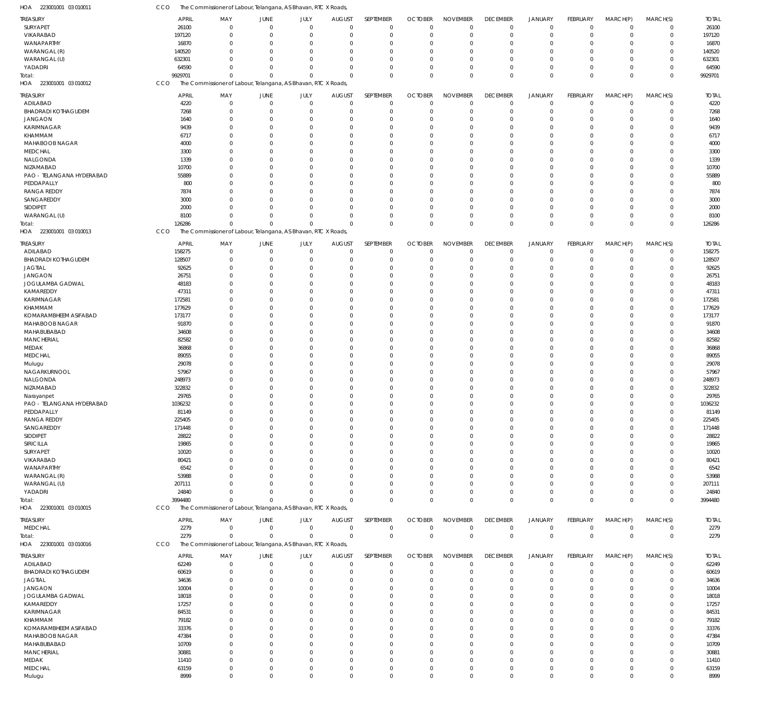HOA 223001001 03 010011 CCO The Commissioner of Labour, Telangana, AS Bhavan, RTC X Roads,

| TREASURY | APRIL | MAY | JUNE | JULY | AUGUST | SEPTEMBER | OCTOBER | NOVEMBER | DECEMBER | JANUARY | FEBRUARY | MARCH(P) | MARCH(S) | TOTAL |
|---|---|---|---|---|---|---|---|---|---|---|---|---|---|---|
| SURYAPET | 26100 | 0 | 0 | 0 | 0 | 0 | 0 | 0 | 0 | 0 | 0 | 0 | 0 | 26100 |
| VIKARABAD | 197120 | 0 | 0 | 0 | 0 | 0 | 0 | 0 | 0 | 0 | 0 | 0 | 0 | 197120 |
| WANAPARTHY | 16870 | 0 | 0 | 0 | 0 | 0 | 0 | 0 | 0 | 0 | 0 | 0 | 0 | 16870 |
| WARANGAL (R) | 140520 | 0 | 0 | 0 | 0 | 0 | 0 | 0 | 0 | 0 | 0 | 0 | 0 | 140520 |
| WARANGAL (U) | 632301 | 0 | 0 | 0 | 0 | 0 | 0 | 0 | 0 | 0 | 0 | 0 | 0 | 632301 |
| YADADRI | 64590 | 0 | 0 | 0 | 0 | 0 | 0 | 0 | 0 | 0 | 0 | 0 | 0 | 64590 |
| Total: | 9929701 | 0 | 0 | 0 | 0 | 0 | 0 | 0 | 0 | 0 | 0 | 0 | 0 | 9929701 |

HOA 223001001 03 010012 CCO The Commissioner of Labour, Telangana, AS Bhavan, RTC X Roads,

| TREASURY | APRIL | MAY | JUNE | JULY | AUGUST | SEPTEMBER | OCTOBER | NOVEMBER | DECEMBER | JANUARY | FEBRUARY | MARCH(P) | MARCH(S) | TOTAL |
|---|---|---|---|---|---|---|---|---|---|---|---|---|---|---|
| ADILABAD | 4220 | 0 | 0 | 0 | 0 | 0 | 0 | 0 | 0 | 0 | 0 | 0 | 0 | 4220 |
| BHADRADI KOTHAGUDEM | 7268 | 0 | 0 | 0 | 0 | 0 | 0 | 0 | 0 | 0 | 0 | 0 | 0 | 7268 |
| JANGAON | 1640 | 0 | 0 | 0 | 0 | 0 | 0 | 0 | 0 | 0 | 0 | 0 | 0 | 1640 |
| KARIMNAGAR | 9439 | 0 | 0 | 0 | 0 | 0 | 0 | 0 | 0 | 0 | 0 | 0 | 0 | 9439 |
| KHAMMAM | 6717 | 0 | 0 | 0 | 0 | 0 | 0 | 0 | 0 | 0 | 0 | 0 | 0 | 6717 |
| MAHABOOB NAGAR | 4000 | 0 | 0 | 0 | 0 | 0 | 0 | 0 | 0 | 0 | 0 | 0 | 0 | 4000 |
| MEDCHAL | 3300 | 0 | 0 | 0 | 0 | 0 | 0 | 0 | 0 | 0 | 0 | 0 | 0 | 3300 |
| NALGONDA | 1339 | 0 | 0 | 0 | 0 | 0 | 0 | 0 | 0 | 0 | 0 | 0 | 0 | 1339 |
| NIZAMABAD | 10700 | 0 | 0 | 0 | 0 | 0 | 0 | 0 | 0 | 0 | 0 | 0 | 0 | 10700 |
| PAO - TELANGANA HYDERABAD | 55889 | 0 | 0 | 0 | 0 | 0 | 0 | 0 | 0 | 0 | 0 | 0 | 0 | 55889 |
| PEDDAPALLY | 800 | 0 | 0 | 0 | 0 | 0 | 0 | 0 | 0 | 0 | 0 | 0 | 0 | 800 |
| RANGA REDDY | 7874 | 0 | 0 | 0 | 0 | 0 | 0 | 0 | 0 | 0 | 0 | 0 | 0 | 7874 |
| SANGAREDDY | 3000 | 0 | 0 | 0 | 0 | 0 | 0 | 0 | 0 | 0 | 0 | 0 | 0 | 3000 |
| SIDDIPET | 2000 | 0 | 0 | 0 | 0 | 0 | 0 | 0 | 0 | 0 | 0 | 0 | 0 | 2000 |
| WARANGAL (U) | 8100 | 0 | 0 | 0 | 0 | 0 | 0 | 0 | 0 | 0 | 0 | 0 | 0 | 8100 |
| Total: | 126286 | 0 | 0 | 0 | 0 | 0 | 0 | 0 | 0 | 0 | 0 | 0 | 0 | 126286 |

HOA 223001001 03 010013 CCO The Commissioner of Labour, Telangana, AS Bhavan, RTC X Roads,

| TREASURY | APRIL | MAY | JUNE | JULY | AUGUST | SEPTEMBER | OCTOBER | NOVEMBER | DECEMBER | JANUARY | FEBRUARY | MARCH(P) | MARCH(S) | TOTAL |
|---|---|---|---|---|---|---|---|---|---|---|---|---|---|---|
| ADILABAD | 158275 | 0 | 0 | 0 | 0 | 0 | 0 | 0 | 0 | 0 | 0 | 0 | 0 | 158275 |
| BHADRADI KOTHAGUDEM | 128507 | 0 | 0 | 0 | 0 | 0 | 0 | 0 | 0 | 0 | 0 | 0 | 0 | 128507 |
| JAGTIAL | 92625 | 0 | 0 | 0 | 0 | 0 | 0 | 0 | 0 | 0 | 0 | 0 | 0 | 92625 |
| JANGAON | 26751 | 0 | 0 | 0 | 0 | 0 | 0 | 0 | 0 | 0 | 0 | 0 | 0 | 26751 |
| JOGULAMBA GADWAL | 48183 | 0 | 0 | 0 | 0 | 0 | 0 | 0 | 0 | 0 | 0 | 0 | 0 | 48183 |
| KAMAREDDY | 47311 | 0 | 0 | 0 | 0 | 0 | 0 | 0 | 0 | 0 | 0 | 0 | 0 | 47311 |
| KARIMNAGAR | 172581 | 0 | 0 | 0 | 0 | 0 | 0 | 0 | 0 | 0 | 0 | 0 | 0 | 172581 |
| KHAMMAM | 177629 | 0 | 0 | 0 | 0 | 0 | 0 | 0 | 0 | 0 | 0 | 0 | 0 | 177629 |
| KOMARAMBHEEM ASIFABAD | 173177 | 0 | 0 | 0 | 0 | 0 | 0 | 0 | 0 | 0 | 0 | 0 | 0 | 173177 |
| MAHABOOB NAGAR | 91870 | 0 | 0 | 0 | 0 | 0 | 0 | 0 | 0 | 0 | 0 | 0 | 0 | 91870 |
| MAHABUBABAD | 34608 | 0 | 0 | 0 | 0 | 0 | 0 | 0 | 0 | 0 | 0 | 0 | 0 | 34608 |
| MANCHERIAL | 82582 | 0 | 0 | 0 | 0 | 0 | 0 | 0 | 0 | 0 | 0 | 0 | 0 | 82582 |
| MEDAK | 36868 | 0 | 0 | 0 | 0 | 0 | 0 | 0 | 0 | 0 | 0 | 0 | 0 | 36868 |
| MEDCHAL | 89055 | 0 | 0 | 0 | 0 | 0 | 0 | 0 | 0 | 0 | 0 | 0 | 0 | 89055 |
| Mulugu | 29078 | 0 | 0 | 0 | 0 | 0 | 0 | 0 | 0 | 0 | 0 | 0 | 0 | 29078 |
| NAGARKURNOOL | 57967 | 0 | 0 | 0 | 0 | 0 | 0 | 0 | 0 | 0 | 0 | 0 | 0 | 57967 |
| NALGONDA | 248973 | 0 | 0 | 0 | 0 | 0 | 0 | 0 | 0 | 0 | 0 | 0 | 0 | 248973 |
| NIZAMABAD | 322832 | 0 | 0 | 0 | 0 | 0 | 0 | 0 | 0 | 0 | 0 | 0 | 0 | 322832 |
| Narayanpet | 29765 | 0 | 0 | 0 | 0 | 0 | 0 | 0 | 0 | 0 | 0 | 0 | 0 | 29765 |
| PAO - TELANGANA HYDERABAD | 1036232 | 0 | 0 | 0 | 0 | 0 | 0 | 0 | 0 | 0 | 0 | 0 | 0 | 1036232 |
| PEDDAPALLY | 81149 | 0 | 0 | 0 | 0 | 0 | 0 | 0 | 0 | 0 | 0 | 0 | 0 | 81149 |
| RANGA REDDY | 225405 | 0 | 0 | 0 | 0 | 0 | 0 | 0 | 0 | 0 | 0 | 0 | 0 | 225405 |
| SANGAREDDY | 171448 | 0 | 0 | 0 | 0 | 0 | 0 | 0 | 0 | 0 | 0 | 0 | 0 | 171448 |
| SIDDIPET | 28822 | 0 | 0 | 0 | 0 | 0 | 0 | 0 | 0 | 0 | 0 | 0 | 0 | 28822 |
| SIRICILLA | 19865 | 0 | 0 | 0 | 0 | 0 | 0 | 0 | 0 | 0 | 0 | 0 | 0 | 19865 |
| SURYAPET | 10020 | 0 | 0 | 0 | 0 | 0 | 0 | 0 | 0 | 0 | 0 | 0 | 0 | 10020 |
| VIKARABAD | 80421 | 0 | 0 | 0 | 0 | 0 | 0 | 0 | 0 | 0 | 0 | 0 | 0 | 80421 |
| WANAPARTHY | 6542 | 0 | 0 | 0 | 0 | 0 | 0 | 0 | 0 | 0 | 0 | 0 | 0 | 6542 |
| WARANGAL (R) | 53988 | 0 | 0 | 0 | 0 | 0 | 0 | 0 | 0 | 0 | 0 | 0 | 0 | 53988 |
| WARANGAL (U) | 207111 | 0 | 0 | 0 | 0 | 0 | 0 | 0 | 0 | 0 | 0 | 0 | 0 | 207111 |
| YADADRI | 24840 | 0 | 0 | 0 | 0 | 0 | 0 | 0 | 0 | 0 | 0 | 0 | 0 | 24840 |
| Total: | 3994480 | 0 | 0 | 0 | 0 | 0 | 0 | 0 | 0 | 0 | 0 | 0 | 0 | 3994480 |

HOA 223001001 03 010015 CCO The Commissioner of Labour, Telangana, AS Bhavan, RTC X Roads,

| TREASURY | APRIL | MAY | JUNE | JULY | AUGUST | SEPTEMBER | OCTOBER | NOVEMBER | DECEMBER | JANUARY | FEBRUARY | MARCH(P) | MARCH(S) | TOTAL |
|---|---|---|---|---|---|---|---|---|---|---|---|---|---|---|
| MEDCHAL | 2279 | 0 | 0 | 0 | 0 | 0 | 0 | 0 | 0 | 0 | 0 | 0 | 0 | 2279 |
| Total: | 2279 | 0 | 0 | 0 | 0 | 0 | 0 | 0 | 0 | 0 | 0 | 0 | 0 | 2279 |

HOA 223001001 03 010016 CCO The Commissioner of Labour, Telangana, AS Bhavan, RTC X Roads,

| TREASURY | APRIL | MAY | JUNE | JULY | AUGUST | SEPTEMBER | OCTOBER | NOVEMBER | DECEMBER | JANUARY | FEBRUARY | MARCH(P) | MARCH(S) | TOTAL |
|---|---|---|---|---|---|---|---|---|---|---|---|---|---|---|
| ADILABAD | 62249 | 0 | 0 | 0 | 0 | 0 | 0 | 0 | 0 | 0 | 0 | 0 | 0 | 62249 |
| BHADRADI KOTHAGUDEM | 60619 | 0 | 0 | 0 | 0 | 0 | 0 | 0 | 0 | 0 | 0 | 0 | 0 | 60619 |
| JAGTIAL | 34636 | 0 | 0 | 0 | 0 | 0 | 0 | 0 | 0 | 0 | 0 | 0 | 0 | 34636 |
| JANGAON | 10004 | 0 | 0 | 0 | 0 | 0 | 0 | 0 | 0 | 0 | 0 | 0 | 0 | 10004 |
| JOGULAMBA GADWAL | 18018 | 0 | 0 | 0 | 0 | 0 | 0 | 0 | 0 | 0 | 0 | 0 | 0 | 18018 |
| KAMAREDDY | 17257 | 0 | 0 | 0 | 0 | 0 | 0 | 0 | 0 | 0 | 0 | 0 | 0 | 17257 |
| KARIMNAGAR | 84531 | 0 | 0 | 0 | 0 | 0 | 0 | 0 | 0 | 0 | 0 | 0 | 0 | 84531 |
| KHAMMAM | 79182 | 0 | 0 | 0 | 0 | 0 | 0 | 0 | 0 | 0 | 0 | 0 | 0 | 79182 |
| KOMARAMBHEEM ASIFABAD | 33376 | 0 | 0 | 0 | 0 | 0 | 0 | 0 | 0 | 0 | 0 | 0 | 0 | 33376 |
| MAHABOOB NAGAR | 47384 | 0 | 0 | 0 | 0 | 0 | 0 | 0 | 0 | 0 | 0 | 0 | 0 | 47384 |
| MAHABUBABAD | 10709 | 0 | 0 | 0 | 0 | 0 | 0 | 0 | 0 | 0 | 0 | 0 | 0 | 10709 |
| MANCHERIAL | 30881 | 0 | 0 | 0 | 0 | 0 | 0 | 0 | 0 | 0 | 0 | 0 | 0 | 30881 |
| MEDAK | 11410 | 0 | 0 | 0 | 0 | 0 | 0 | 0 | 0 | 0 | 0 | 0 | 0 | 11410 |
| MEDCHAL | 63159 | 0 | 0 | 0 | 0 | 0 | 0 | 0 | 0 | 0 | 0 | 0 | 0 | 63159 |
| Mulugu | 8999 | 0 | 0 | 0 | 0 | 0 | 0 | 0 | 0 | 0 | 0 | 0 | 0 | 8999 |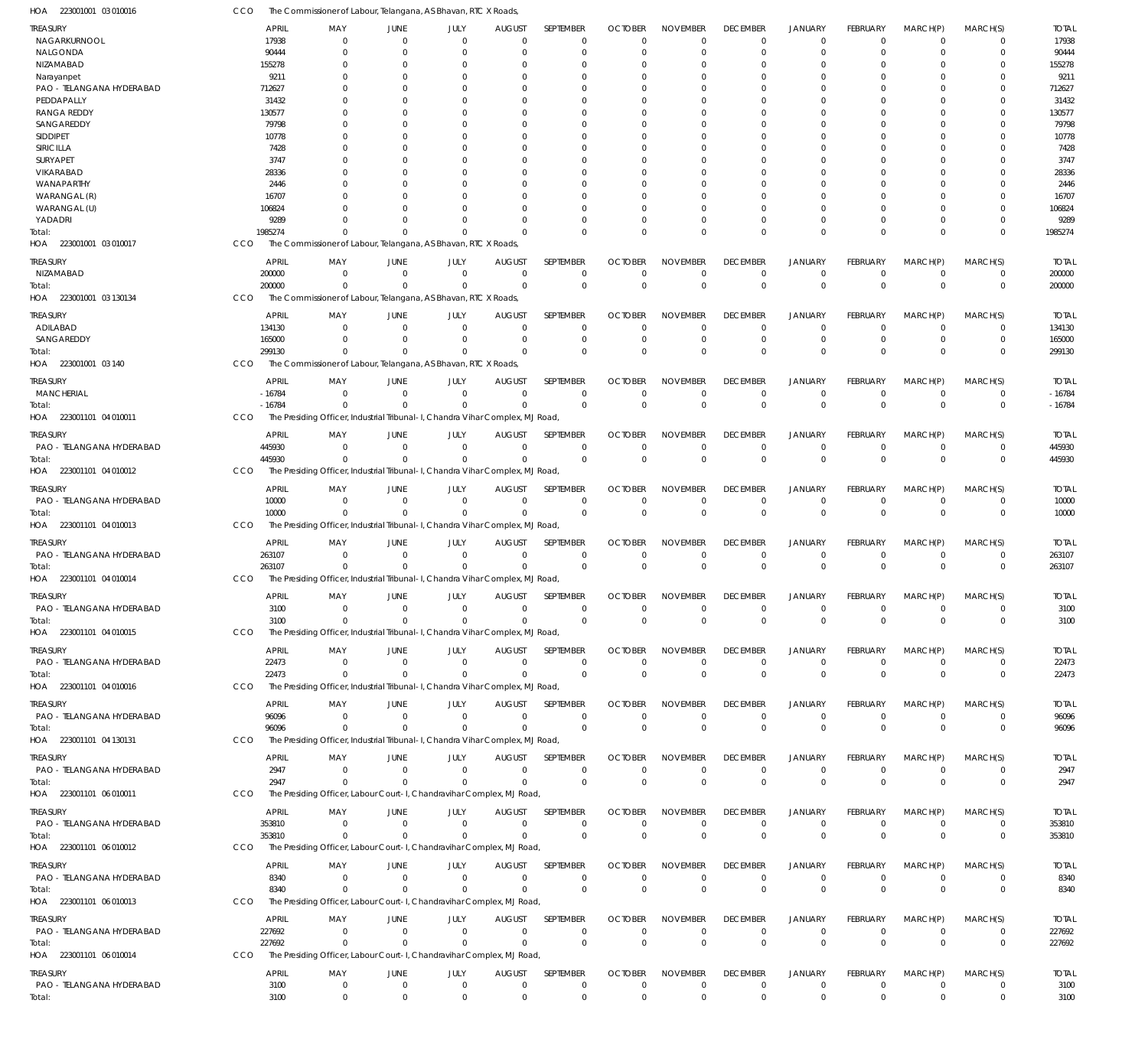HOA 223001001 03 010016 CCO The Commissioner of Labour, Telangana, AS Bhavan, RTC X Roads,

| TREASURY | APRIL | MAY | JUNE | JULY | AUGUST | SEPTEMBER | OCTOBER | NOVEMBER | DECEMBER | JANUARY | FEBRUARY | MARCH(P) | MARCH(S) | TOTAL |
|---|---|---|---|---|---|---|---|---|---|---|---|---|---|---|
| NAGARKURNOOL | 17938 | 0 | 0 | 0 | 0 | 0 | 0 | 0 | 0 | 0 | 0 | 0 | 0 | 17938 |
| NALGONDA | 90444 | 0 | 0 | 0 | 0 | 0 | 0 | 0 | 0 | 0 | 0 | 0 | 0 | 90444 |
| NIZAMABAD | 155278 | 0 | 0 | 0 | 0 | 0 | 0 | 0 | 0 | 0 | 0 | 0 | 0 | 155278 |
| Narayanpet | 9211 | 0 | 0 | 0 | 0 | 0 | 0 | 0 | 0 | 0 | 0 | 0 | 0 | 9211 |
| PAO - TELANGANA HYDERABAD | 712627 | 0 | 0 | 0 | 0 | 0 | 0 | 0 | 0 | 0 | 0 | 0 | 0 | 712627 |
| PEDDAPALLY | 31432 | 0 | 0 | 0 | 0 | 0 | 0 | 0 | 0 | 0 | 0 | 0 | 0 | 31432 |
| RANGA REDDY | 130577 | 0 | 0 | 0 | 0 | 0 | 0 | 0 | 0 | 0 | 0 | 0 | 0 | 130577 |
| SANGAREDDY | 79798 | 0 | 0 | 0 | 0 | 0 | 0 | 0 | 0 | 0 | 0 | 0 | 0 | 79798 |
| SIDDIPET | 10778 | 0 | 0 | 0 | 0 | 0 | 0 | 0 | 0 | 0 | 0 | 0 | 0 | 10778 |
| SIRICILLA | 7428 | 0 | 0 | 0 | 0 | 0 | 0 | 0 | 0 | 0 | 0 | 0 | 0 | 7428 |
| SURYAPET | 3747 | 0 | 0 | 0 | 0 | 0 | 0 | 0 | 0 | 0 | 0 | 0 | 0 | 3747 |
| VIKARABAD | 28336 | 0 | 0 | 0 | 0 | 0 | 0 | 0 | 0 | 0 | 0 | 0 | 0 | 28336 |
| WANAPARTHY | 2446 | 0 | 0 | 0 | 0 | 0 | 0 | 0 | 0 | 0 | 0 | 0 | 0 | 2446 |
| WARANGAL (R) | 16707 | 0 | 0 | 0 | 0 | 0 | 0 | 0 | 0 | 0 | 0 | 0 | 0 | 16707 |
| WARANGAL (U) | 106824 | 0 | 0 | 0 | 0 | 0 | 0 | 0 | 0 | 0 | 0 | 0 | 0 | 106824 |
| YADADRI | 9289 | 0 | 0 | 0 | 0 | 0 | 0 | 0 | 0 | 0 | 0 | 0 | 0 | 9289 |
| Total: | 1985274 | 0 | 0 | 0 | 0 | 0 | 0 | 0 | 0 | 0 | 0 | 0 | 0 | 1985274 |

HOA 223001001 03 010017 CCO The Commissioner of Labour, Telangana, AS Bhavan, RTC X Roads,

| TREASURY | APRIL | MAY | JUNE | JULY | AUGUST | SEPTEMBER | OCTOBER | NOVEMBER | DECEMBER | JANUARY | FEBRUARY | MARCH(P) | MARCH(S) | TOTAL |
|---|---|---|---|---|---|---|---|---|---|---|---|---|---|---|
| NIZAMABAD | 200000 | 0 | 0 | 0 | 0 | 0 | 0 | 0 | 0 | 0 | 0 | 0 | 0 | 200000 |
| Total: | 200000 | 0 | 0 | 0 | 0 | 0 | 0 | 0 | 0 | 0 | 0 | 0 | 0 | 200000 |

HOA 223001001 03 130134 CCO The Commissioner of Labour, Telangana, AS Bhavan, RTC X Roads,

| TREASURY | APRIL | MAY | JUNE | JULY | AUGUST | SEPTEMBER | OCTOBER | NOVEMBER | DECEMBER | JANUARY | FEBRUARY | MARCH(P) | MARCH(S) | TOTAL |
|---|---|---|---|---|---|---|---|---|---|---|---|---|---|---|
| ADILABAD | 134130 | 0 | 0 | 0 | 0 | 0 | 0 | 0 | 0 | 0 | 0 | 0 | 0 | 134130 |
| SANGAREDDY | 165000 | 0 | 0 | 0 | 0 | 0 | 0 | 0 | 0 | 0 | 0 | 0 | 0 | 165000 |
| Total: | 299130 | 0 | 0 | 0 | 0 | 0 | 0 | 0 | 0 | 0 | 0 | 0 | 0 | 299130 |

HOA 223001001 03 140 CCO The Commissioner of Labour, Telangana, AS Bhavan, RTC X Roads,

| TREASURY | APRIL | MAY | JUNE | JULY | AUGUST | SEPTEMBER | OCTOBER | NOVEMBER | DECEMBER | JANUARY | FEBRUARY | MARCH(P) | MARCH(S) | TOTAL |
|---|---|---|---|---|---|---|---|---|---|---|---|---|---|---|
| MANCHERIAL | -16784 | 0 | 0 | 0 | 0 | 0 | 0 | 0 | 0 | 0 | 0 | 0 | 0 | -16784 |
| Total: | -16784 | 0 | 0 | 0 | 0 | 0 | 0 | 0 | 0 | 0 | 0 | 0 | 0 | -16784 |

HOA 223001101 04 010011 CCO The Presiding Officer, Industrial Tribunal- I, Chandra Vihar Complex, MJ Road,

| TREASURY | APRIL | MAY | JUNE | JULY | AUGUST | SEPTEMBER | OCTOBER | NOVEMBER | DECEMBER | JANUARY | FEBRUARY | MARCH(P) | MARCH(S) | TOTAL |
|---|---|---|---|---|---|---|---|---|---|---|---|---|---|---|
| PAO - TELANGANA HYDERABAD | 445930 | 0 | 0 | 0 | 0 | 0 | 0 | 0 | 0 | 0 | 0 | 0 | 0 | 445930 |
| Total: | 445930 | 0 | 0 | 0 | 0 | 0 | 0 | 0 | 0 | 0 | 0 | 0 | 0 | 445930 |

HOA 223001101 04 010012 CCO The Presiding Officer, Industrial Tribunal- I, Chandra Vihar Complex, MJ Road,

| TREASURY | APRIL | MAY | JUNE | JULY | AUGUST | SEPTEMBER | OCTOBER | NOVEMBER | DECEMBER | JANUARY | FEBRUARY | MARCH(P) | MARCH(S) | TOTAL |
|---|---|---|---|---|---|---|---|---|---|---|---|---|---|---|
| PAO - TELANGANA HYDERABAD | 10000 | 0 | 0 | 0 | 0 | 0 | 0 | 0 | 0 | 0 | 0 | 0 | 0 | 10000 |
| Total: | 10000 | 0 | 0 | 0 | 0 | 0 | 0 | 0 | 0 | 0 | 0 | 0 | 0 | 10000 |

HOA 223001101 04 010013 CCO The Presiding Officer, Industrial Tribunal- I, Chandra Vihar Complex, MJ Road,

| TREASURY | APRIL | MAY | JUNE | JULY | AUGUST | SEPTEMBER | OCTOBER | NOVEMBER | DECEMBER | JANUARY | FEBRUARY | MARCH(P) | MARCH(S) | TOTAL |
|---|---|---|---|---|---|---|---|---|---|---|---|---|---|---|
| PAO - TELANGANA HYDERABAD | 263107 | 0 | 0 | 0 | 0 | 0 | 0 | 0 | 0 | 0 | 0 | 0 | 0 | 263107 |
| Total: | 263107 | 0 | 0 | 0 | 0 | 0 | 0 | 0 | 0 | 0 | 0 | 0 | 0 | 263107 |

HOA 223001101 04 010014 CCO The Presiding Officer, Industrial Tribunal- I, Chandra Vihar Complex, MJ Road,

| TREASURY | APRIL | MAY | JUNE | JULY | AUGUST | SEPTEMBER | OCTOBER | NOVEMBER | DECEMBER | JANUARY | FEBRUARY | MARCH(P) | MARCH(S) | TOTAL |
|---|---|---|---|---|---|---|---|---|---|---|---|---|---|---|
| PAO - TELANGANA HYDERABAD | 3100 | 0 | 0 | 0 | 0 | 0 | 0 | 0 | 0 | 0 | 0 | 0 | 0 | 3100 |
| Total: | 3100 | 0 | 0 | 0 | 0 | 0 | 0 | 0 | 0 | 0 | 0 | 0 | 0 | 3100 |

HOA 223001101 04 010015 CCO The Presiding Officer, Industrial Tribunal- I, Chandra Vihar Complex, MJ Road,

| TREASURY | APRIL | MAY | JUNE | JULY | AUGUST | SEPTEMBER | OCTOBER | NOVEMBER | DECEMBER | JANUARY | FEBRUARY | MARCH(P) | MARCH(S) | TOTAL |
|---|---|---|---|---|---|---|---|---|---|---|---|---|---|---|
| PAO - TELANGANA HYDERABAD | 22473 | 0 | 0 | 0 | 0 | 0 | 0 | 0 | 0 | 0 | 0 | 0 | 0 | 22473 |
| Total: | 22473 | 0 | 0 | 0 | 0 | 0 | 0 | 0 | 0 | 0 | 0 | 0 | 0 | 22473 |

HOA 223001101 04 010016 CCO The Presiding Officer, Industrial Tribunal- I, Chandra Vihar Complex, MJ Road,

| TREASURY | APRIL | MAY | JUNE | JULY | AUGUST | SEPTEMBER | OCTOBER | NOVEMBER | DECEMBER | JANUARY | FEBRUARY | MARCH(P) | MARCH(S) | TOTAL |
|---|---|---|---|---|---|---|---|---|---|---|---|---|---|---|
| PAO - TELANGANA HYDERABAD | 96096 | 0 | 0 | 0 | 0 | 0 | 0 | 0 | 0 | 0 | 0 | 0 | 0 | 96096 |
| Total: | 96096 | 0 | 0 | 0 | 0 | 0 | 0 | 0 | 0 | 0 | 0 | 0 | 0 | 96096 |

HOA 223001101 04 130131 CCO The Presiding Officer, Industrial Tribunal- I, Chandra Vihar Complex, MJ Road,

| TREASURY | APRIL | MAY | JUNE | JULY | AUGUST | SEPTEMBER | OCTOBER | NOVEMBER | DECEMBER | JANUARY | FEBRUARY | MARCH(P) | MARCH(S) | TOTAL |
|---|---|---|---|---|---|---|---|---|---|---|---|---|---|---|
| PAO - TELANGANA HYDERABAD | 2947 | 0 | 0 | 0 | 0 | 0 | 0 | 0 | 0 | 0 | 0 | 0 | 0 | 2947 |
| Total: | 2947 | 0 | 0 | 0 | 0 | 0 | 0 | 0 | 0 | 0 | 0 | 0 | 0 | 2947 |

HOA 223001101 06 010011 CCO The Presiding Officer, Labour Court- I, Chandravihar Complex, MJ Road,

| TREASURY | APRIL | MAY | JUNE | JULY | AUGUST | SEPTEMBER | OCTOBER | NOVEMBER | DECEMBER | JANUARY | FEBRUARY | MARCH(P) | MARCH(S) | TOTAL |
|---|---|---|---|---|---|---|---|---|---|---|---|---|---|---|
| PAO - TELANGANA HYDERABAD | 353810 | 0 | 0 | 0 | 0 | 0 | 0 | 0 | 0 | 0 | 0 | 0 | 0 | 353810 |
| Total: | 353810 | 0 | 0 | 0 | 0 | 0 | 0 | 0 | 0 | 0 | 0 | 0 | 0 | 353810 |

HOA 223001101 06 010012 CCO The Presiding Officer, Labour Court- I, Chandravihar Complex, MJ Road,

| TREASURY | APRIL | MAY | JUNE | JULY | AUGUST | SEPTEMBER | OCTOBER | NOVEMBER | DECEMBER | JANUARY | FEBRUARY | MARCH(P) | MARCH(S) | TOTAL |
|---|---|---|---|---|---|---|---|---|---|---|---|---|---|---|
| PAO - TELANGANA HYDERABAD | 8340 | 0 | 0 | 0 | 0 | 0 | 0 | 0 | 0 | 0 | 0 | 0 | 0 | 8340 |
| Total: | 8340 | 0 | 0 | 0 | 0 | 0 | 0 | 0 | 0 | 0 | 0 | 0 | 0 | 8340 |

HOA 223001101 06 010013 CCO The Presiding Officer, Labour Court- I, Chandravihar Complex, MJ Road,

| TREASURY | APRIL | MAY | JUNE | JULY | AUGUST | SEPTEMBER | OCTOBER | NOVEMBER | DECEMBER | JANUARY | FEBRUARY | MARCH(P) | MARCH(S) | TOTAL |
|---|---|---|---|---|---|---|---|---|---|---|---|---|---|---|
| PAO - TELANGANA HYDERABAD | 227692 | 0 | 0 | 0 | 0 | 0 | 0 | 0 | 0 | 0 | 0 | 0 | 0 | 227692 |
| Total: | 227692 | 0 | 0 | 0 | 0 | 0 | 0 | 0 | 0 | 0 | 0 | 0 | 0 | 227692 |

HOA 223001101 06 010014 CCO The Presiding Officer, Labour Court- I, Chandravihar Complex, MJ Road,

| TREASURY | APRIL | MAY | JUNE | JULY | AUGUST | SEPTEMBER | OCTOBER | NOVEMBER | DECEMBER | JANUARY | FEBRUARY | MARCH(P) | MARCH(S) | TOTAL |
|---|---|---|---|---|---|---|---|---|---|---|---|---|---|---|
| PAO - TELANGANA HYDERABAD | 3100 | 0 | 0 | 0 | 0 | 0 | 0 | 0 | 0 | 0 | 0 | 0 | 0 | 3100 |
| Total: | 3100 | 0 | 0 | 0 | 0 | 0 | 0 | 0 | 0 | 0 | 0 | 0 | 0 | 3100 |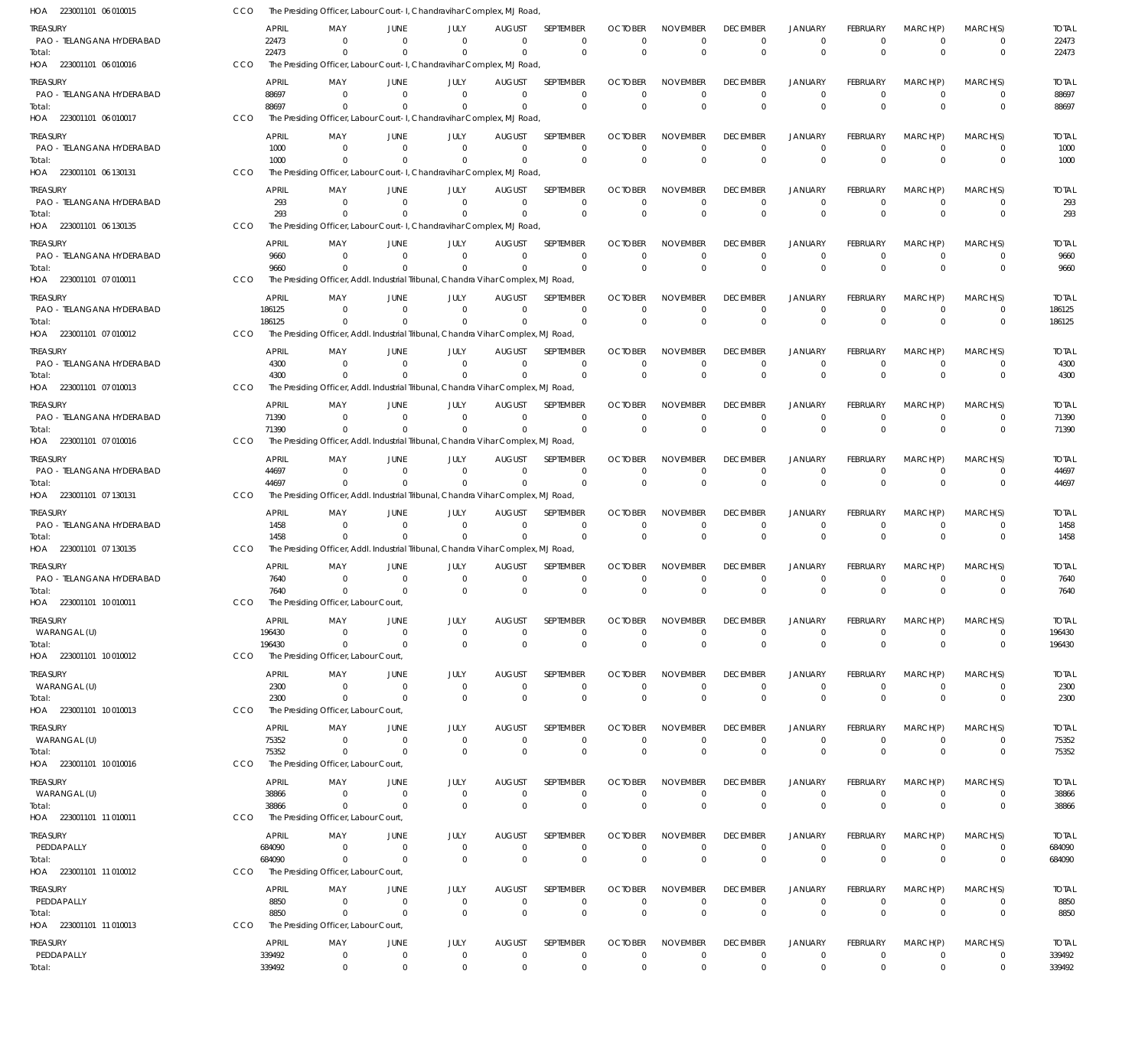HOA 223001101 06 010015 CCO The Presiding Officer, Labour Court- I, Chandravihar Complex, MJ Road,

| TREASURY | APRIL | MAY | JUNE | JULY | AUGUST | SEPTEMBER | OCTOBER | NOVEMBER | DECEMBER | JANUARY | FEBRUARY | MARCH(P) | MARCH(S) | TOTAL |
|---|---|---|---|---|---|---|---|---|---|---|---|---|---|---|
| PAO - TELANGANA HYDERABAD | 22473 | 0 | 0 | 0 | 0 | 0 | 0 | 0 | 0 | 0 | 0 | 0 | 0 | 22473 |
| Total: | 22473 | 0 | 0 | 0 | 0 | 0 | 0 | 0 | 0 | 0 | 0 | 0 | 0 | 22473 |

HOA 223001101 06 010016 CCO The Presiding Officer, Labour Court- I, Chandravihar Complex, MJ Road,

| TREASURY | APRIL | MAY | JUNE | JULY | AUGUST | SEPTEMBER | OCTOBER | NOVEMBER | DECEMBER | JANUARY | FEBRUARY | MARCH(P) | MARCH(S) | TOTAL |
|---|---|---|---|---|---|---|---|---|---|---|---|---|---|---|
| PAO - TELANGANA HYDERABAD | 88697 | 0 | 0 | 0 | 0 | 0 | 0 | 0 | 0 | 0 | 0 | 0 | 0 | 88697 |
| Total: | 88697 | 0 | 0 | 0 | 0 | 0 | 0 | 0 | 0 | 0 | 0 | 0 | 0 | 88697 |

HOA 223001101 06 010017 CCO The Presiding Officer, Labour Court- I, Chandravihar Complex, MJ Road,

| TREASURY | APRIL | MAY | JUNE | JULY | AUGUST | SEPTEMBER | OCTOBER | NOVEMBER | DECEMBER | JANUARY | FEBRUARY | MARCH(P) | MARCH(S) | TOTAL |
|---|---|---|---|---|---|---|---|---|---|---|---|---|---|---|
| PAO - TELANGANA HYDERABAD | 1000 | 0 | 0 | 0 | 0 | 0 | 0 | 0 | 0 | 0 | 0 | 0 | 0 | 1000 |
| Total: | 1000 | 0 | 0 | 0 | 0 | 0 | 0 | 0 | 0 | 0 | 0 | 0 | 0 | 1000 |

HOA 223001101 06 130131 CCO The Presiding Officer, Labour Court- I, Chandravihar Complex, MJ Road,

| TREASURY | APRIL | MAY | JUNE | JULY | AUGUST | SEPTEMBER | OCTOBER | NOVEMBER | DECEMBER | JANUARY | FEBRUARY | MARCH(P) | MARCH(S) | TOTAL |
|---|---|---|---|---|---|---|---|---|---|---|---|---|---|---|
| PAO - TELANGANA HYDERABAD | 293 | 0 | 0 | 0 | 0 | 0 | 0 | 0 | 0 | 0 | 0 | 0 | 0 | 293 |
| Total: | 293 | 0 | 0 | 0 | 0 | 0 | 0 | 0 | 0 | 0 | 0 | 0 | 0 | 293 |

HOA 223001101 06 130135 CCO The Presiding Officer, Labour Court- I, Chandravihar Complex, MJ Road,

| TREASURY | APRIL | MAY | JUNE | JULY | AUGUST | SEPTEMBER | OCTOBER | NOVEMBER | DECEMBER | JANUARY | FEBRUARY | MARCH(P) | MARCH(S) | TOTAL |
|---|---|---|---|---|---|---|---|---|---|---|---|---|---|---|
| PAO - TELANGANA HYDERABAD | 9660 | 0 | 0 | 0 | 0 | 0 | 0 | 0 | 0 | 0 | 0 | 0 | 0 | 9660 |
| Total: | 9660 | 0 | 0 | 0 | 0 | 0 | 0 | 0 | 0 | 0 | 0 | 0 | 0 | 9660 |

HOA 223001101 07 010011 CCO The Presiding Officer, Addl. Industrial Tribunal, Chandra Vihar Complex, MJ Road,

| TREASURY | APRIL | MAY | JUNE | JULY | AUGUST | SEPTEMBER | OCTOBER | NOVEMBER | DECEMBER | JANUARY | FEBRUARY | MARCH(P) | MARCH(S) | TOTAL |
|---|---|---|---|---|---|---|---|---|---|---|---|---|---|---|
| PAO - TELANGANA HYDERABAD | 186125 | 0 | 0 | 0 | 0 | 0 | 0 | 0 | 0 | 0 | 0 | 0 | 0 | 186125 |
| Total: | 186125 | 0 | 0 | 0 | 0 | 0 | 0 | 0 | 0 | 0 | 0 | 0 | 0 | 186125 |

HOA 223001101 07 010012 CCO The Presiding Officer, Addl. Industrial Tribunal, Chandra Vihar Complex, MJ Road,

| TREASURY | APRIL | MAY | JUNE | JULY | AUGUST | SEPTEMBER | OCTOBER | NOVEMBER | DECEMBER | JANUARY | FEBRUARY | MARCH(P) | MARCH(S) | TOTAL |
|---|---|---|---|---|---|---|---|---|---|---|---|---|---|---|
| PAO - TELANGANA HYDERABAD | 4300 | 0 | 0 | 0 | 0 | 0 | 0 | 0 | 0 | 0 | 0 | 0 | 0 | 4300 |
| Total: | 4300 | 0 | 0 | 0 | 0 | 0 | 0 | 0 | 0 | 0 | 0 | 0 | 0 | 4300 |

HOA 223001101 07 010013 CCO The Presiding Officer, Addl. Industrial Tribunal, Chandra Vihar Complex, MJ Road,

| TREASURY | APRIL | MAY | JUNE | JULY | AUGUST | SEPTEMBER | OCTOBER | NOVEMBER | DECEMBER | JANUARY | FEBRUARY | MARCH(P) | MARCH(S) | TOTAL |
|---|---|---|---|---|---|---|---|---|---|---|---|---|---|---|
| PAO - TELANGANA HYDERABAD | 71390 | 0 | 0 | 0 | 0 | 0 | 0 | 0 | 0 | 0 | 0 | 0 | 0 | 71390 |
| Total: | 71390 | 0 | 0 | 0 | 0 | 0 | 0 | 0 | 0 | 0 | 0 | 0 | 0 | 71390 |

HOA 223001101 07 010016 CCO The Presiding Officer, Addl. Industrial Tribunal, Chandra Vihar Complex, MJ Road,

| TREASURY | APRIL | MAY | JUNE | JULY | AUGUST | SEPTEMBER | OCTOBER | NOVEMBER | DECEMBER | JANUARY | FEBRUARY | MARCH(P) | MARCH(S) | TOTAL |
|---|---|---|---|---|---|---|---|---|---|---|---|---|---|---|
| PAO - TELANGANA HYDERABAD | 44697 | 0 | 0 | 0 | 0 | 0 | 0 | 0 | 0 | 0 | 0 | 0 | 0 | 44697 |
| Total: | 44697 | 0 | 0 | 0 | 0 | 0 | 0 | 0 | 0 | 0 | 0 | 0 | 0 | 44697 |

HOA 223001101 07 130131 CCO The Presiding Officer, Addl. Industrial Tribunal, Chandra Vihar Complex, MJ Road,

| TREASURY | APRIL | MAY | JUNE | JULY | AUGUST | SEPTEMBER | OCTOBER | NOVEMBER | DECEMBER | JANUARY | FEBRUARY | MARCH(P) | MARCH(S) | TOTAL |
|---|---|---|---|---|---|---|---|---|---|---|---|---|---|---|
| PAO - TELANGANA HYDERABAD | 1458 | 0 | 0 | 0 | 0 | 0 | 0 | 0 | 0 | 0 | 0 | 0 | 0 | 1458 |
| Total: | 1458 | 0 | 0 | 0 | 0 | 0 | 0 | 0 | 0 | 0 | 0 | 0 | 0 | 1458 |

HOA 223001101 07 130135 CCO The Presiding Officer, Addl. Industrial Tribunal, Chandra Vihar Complex, MJ Road,

| TREASURY | APRIL | MAY | JUNE | JULY | AUGUST | SEPTEMBER | OCTOBER | NOVEMBER | DECEMBER | JANUARY | FEBRUARY | MARCH(P) | MARCH(S) | TOTAL |
|---|---|---|---|---|---|---|---|---|---|---|---|---|---|---|
| PAO - TELANGANA HYDERABAD | 7640 | 0 | 0 | 0 | 0 | 0 | 0 | 0 | 0 | 0 | 0 | 0 | 0 | 7640 |
| Total: | 7640 | 0 | 0 | 0 | 0 | 0 | 0 | 0 | 0 | 0 | 0 | 0 | 0 | 7640 |

HOA 223001101 10 010011 CCO The Presiding Officer, Labour Court,

| TREASURY | APRIL | MAY | JUNE | JULY | AUGUST | SEPTEMBER | OCTOBER | NOVEMBER | DECEMBER | JANUARY | FEBRUARY | MARCH(P) | MARCH(S) | TOTAL |
|---|---|---|---|---|---|---|---|---|---|---|---|---|---|---|
| WARANGAL (U) | 196430 | 0 | 0 | 0 | 0 | 0 | 0 | 0 | 0 | 0 | 0 | 0 | 0 | 196430 |
| Total: | 196430 | 0 | 0 | 0 | 0 | 0 | 0 | 0 | 0 | 0 | 0 | 0 | 0 | 196430 |

HOA 223001101 10 010012 CCO The Presiding Officer, Labour Court,

| TREASURY | APRIL | MAY | JUNE | JULY | AUGUST | SEPTEMBER | OCTOBER | NOVEMBER | DECEMBER | JANUARY | FEBRUARY | MARCH(P) | MARCH(S) | TOTAL |
|---|---|---|---|---|---|---|---|---|---|---|---|---|---|---|
| WARANGAL (U) | 2300 | 0 | 0 | 0 | 0 | 0 | 0 | 0 | 0 | 0 | 0 | 0 | 0 | 2300 |
| Total: | 2300 | 0 | 0 | 0 | 0 | 0 | 0 | 0 | 0 | 0 | 0 | 0 | 0 | 2300 |

HOA 223001101 10 010013 CCO The Presiding Officer, Labour Court,

| TREASURY | APRIL | MAY | JUNE | JULY | AUGUST | SEPTEMBER | OCTOBER | NOVEMBER | DECEMBER | JANUARY | FEBRUARY | MARCH(P) | MARCH(S) | TOTAL |
|---|---|---|---|---|---|---|---|---|---|---|---|---|---|---|
| WARANGAL (U) | 75352 | 0 | 0 | 0 | 0 | 0 | 0 | 0 | 0 | 0 | 0 | 0 | 0 | 75352 |
| Total: | 75352 | 0 | 0 | 0 | 0 | 0 | 0 | 0 | 0 | 0 | 0 | 0 | 0 | 75352 |

HOA 223001101 10 010016 CCO The Presiding Officer, Labour Court,

| TREASURY | APRIL | MAY | JUNE | JULY | AUGUST | SEPTEMBER | OCTOBER | NOVEMBER | DECEMBER | JANUARY | FEBRUARY | MARCH(P) | MARCH(S) | TOTAL |
|---|---|---|---|---|---|---|---|---|---|---|---|---|---|---|
| WARANGAL (U) | 38866 | 0 | 0 | 0 | 0 | 0 | 0 | 0 | 0 | 0 | 0 | 0 | 0 | 38866 |
| Total: | 38866 | 0 | 0 | 0 | 0 | 0 | 0 | 0 | 0 | 0 | 0 | 0 | 0 | 38866 |

HOA 223001101 11 010011 CCO The Presiding Officer, Labour Court,

| TREASURY | APRIL | MAY | JUNE | JULY | AUGUST | SEPTEMBER | OCTOBER | NOVEMBER | DECEMBER | JANUARY | FEBRUARY | MARCH(P) | MARCH(S) | TOTAL |
|---|---|---|---|---|---|---|---|---|---|---|---|---|---|---|
| PEDDAPALLY | 684090 | 0 | 0 | 0 | 0 | 0 | 0 | 0 | 0 | 0 | 0 | 0 | 0 | 684090 |
| Total: | 684090 | 0 | 0 | 0 | 0 | 0 | 0 | 0 | 0 | 0 | 0 | 0 | 0 | 684090 |

HOA 223001101 11 010012 CCO The Presiding Officer, Labour Court,

| TREASURY | APRIL | MAY | JUNE | JULY | AUGUST | SEPTEMBER | OCTOBER | NOVEMBER | DECEMBER | JANUARY | FEBRUARY | MARCH(P) | MARCH(S) | TOTAL |
|---|---|---|---|---|---|---|---|---|---|---|---|---|---|---|
| PEDDAPALLY | 8850 | 0 | 0 | 0 | 0 | 0 | 0 | 0 | 0 | 0 | 0 | 0 | 0 | 8850 |
| Total: | 8850 | 0 | 0 | 0 | 0 | 0 | 0 | 0 | 0 | 0 | 0 | 0 | 0 | 8850 |

HOA 223001101 11 010013 CCO The Presiding Officer, Labour Court,

| TREASURY | APRIL | MAY | JUNE | JULY | AUGUST | SEPTEMBER | OCTOBER | NOVEMBER | DECEMBER | JANUARY | FEBRUARY | MARCH(P) | MARCH(S) | TOTAL |
|---|---|---|---|---|---|---|---|---|---|---|---|---|---|---|
| PEDDAPALLY | 339492 | 0 | 0 | 0 | 0 | 0 | 0 | 0 | 0 | 0 | 0 | 0 | 0 | 339492 |
| Total: | 339492 | 0 | 0 | 0 | 0 | 0 | 0 | 0 | 0 | 0 | 0 | 0 | 0 | 339492 |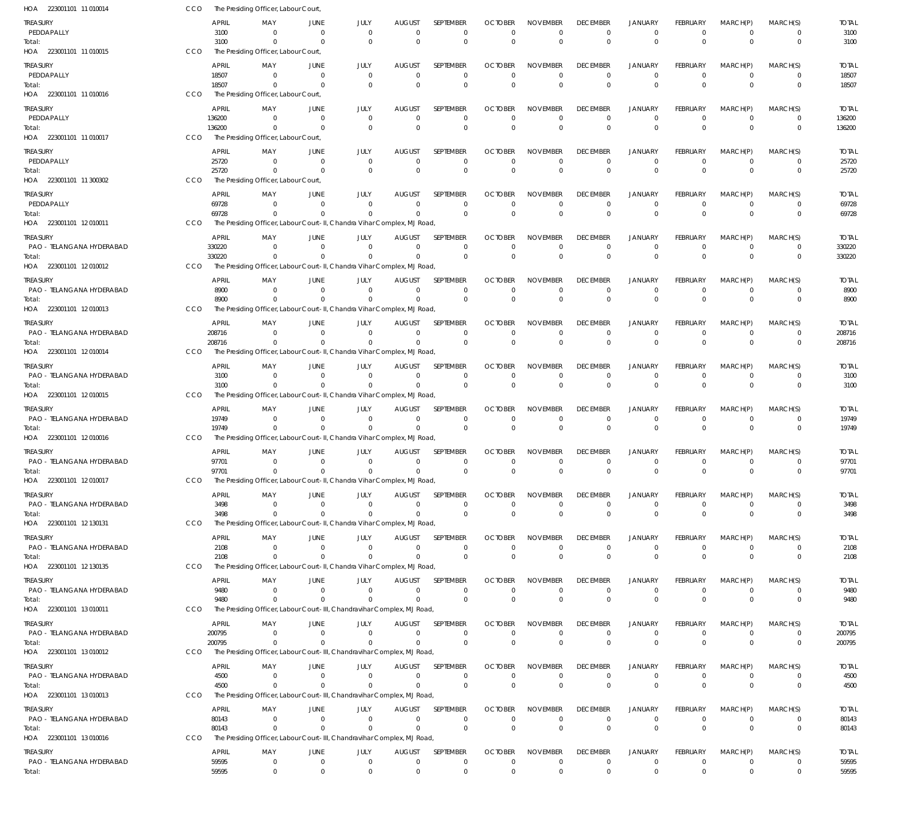HOA 223001101 11 010014 CCO The Presiding Officer, Labour Court,

| TREASURY | APRIL | MAY | JUNE | JULY | AUGUST | SEPTEMBER | OCTOBER | NOVEMBER | DECEMBER | JANUARY | FEBRUARY | MARCH(P) | MARCH(S) | TOTAL |
|---|---|---|---|---|---|---|---|---|---|---|---|---|---|---|
| PEDDAPALLY | 3100 | 0 | 0 | 0 | 0 | 0 | 0 | 0 | 0 | 0 | 0 | 0 | 0 | 3100 |
| Total: | 3100 | 0 | 0 | 0 | 0 | 0 | 0 | 0 | 0 | 0 | 0 | 0 | 0 | 3100 |

HOA 223001101 11 010015 CCO The Presiding Officer, Labour Court,

| TREASURY | APRIL | MAY | JUNE | JULY | AUGUST | SEPTEMBER | OCTOBER | NOVEMBER | DECEMBER | JANUARY | FEBRUARY | MARCH(P) | MARCH(S) | TOTAL |
|---|---|---|---|---|---|---|---|---|---|---|---|---|---|---|
| PEDDAPALLY | 18507 | 0 | 0 | 0 | 0 | 0 | 0 | 0 | 0 | 0 | 0 | 0 | 0 | 18507 |
| Total: | 18507 | 0 | 0 | 0 | 0 | 0 | 0 | 0 | 0 | 0 | 0 | 0 | 0 | 18507 |

HOA 223001101 11 010016 CCO The Presiding Officer, Labour Court,

| TREASURY | APRIL | MAY | JUNE | JULY | AUGUST | SEPTEMBER | OCTOBER | NOVEMBER | DECEMBER | JANUARY | FEBRUARY | MARCH(P) | MARCH(S) | TOTAL |
|---|---|---|---|---|---|---|---|---|---|---|---|---|---|---|
| PEDDAPALLY | 136200 | 0 | 0 | 0 | 0 | 0 | 0 | 0 | 0 | 0 | 0 | 0 | 0 | 136200 |
| Total: | 136200 | 0 | 0 | 0 | 0 | 0 | 0 | 0 | 0 | 0 | 0 | 0 | 0 | 136200 |

HOA 223001101 11 010017 CCO The Presiding Officer, Labour Court,

| TREASURY | APRIL | MAY | JUNE | JULY | AUGUST | SEPTEMBER | OCTOBER | NOVEMBER | DECEMBER | JANUARY | FEBRUARY | MARCH(P) | MARCH(S) | TOTAL |
|---|---|---|---|---|---|---|---|---|---|---|---|---|---|---|
| PEDDAPALLY | 25720 | 0 | 0 | 0 | 0 | 0 | 0 | 0 | 0 | 0 | 0 | 0 | 0 | 25720 |
| Total: | 25720 | 0 | 0 | 0 | 0 | 0 | 0 | 0 | 0 | 0 | 0 | 0 | 0 | 25720 |

HOA 223001101 11 300302 CCO The Presiding Officer, Labour Court,

| TREASURY | APRIL | MAY | JUNE | JULY | AUGUST | SEPTEMBER | OCTOBER | NOVEMBER | DECEMBER | JANUARY | FEBRUARY | MARCH(P) | MARCH(S) | TOTAL |
|---|---|---|---|---|---|---|---|---|---|---|---|---|---|---|
| PEDDAPALLY | 69728 | 0 | 0 | 0 | 0 | 0 | 0 | 0 | 0 | 0 | 0 | 0 | 0 | 69728 |
| Total: | 69728 | 0 | 0 | 0 | 0 | 0 | 0 | 0 | 0 | 0 | 0 | 0 | 0 | 69728 |

HOA 223001101 12 010011 CCO The Presiding Officer, Labour Court- II, Chandra Vihar Complex, MJ Road,

| TREASURY | APRIL | MAY | JUNE | JULY | AUGUST | SEPTEMBER | OCTOBER | NOVEMBER | DECEMBER | JANUARY | FEBRUARY | MARCH(P) | MARCH(S) | TOTAL |
|---|---|---|---|---|---|---|---|---|---|---|---|---|---|---|
| PAO - TELANGANA HYDERABAD | 330220 | 0 | 0 | 0 | 0 | 0 | 0 | 0 | 0 | 0 | 0 | 0 | 0 | 330220 |
| Total: | 330220 | 0 | 0 | 0 | 0 | 0 | 0 | 0 | 0 | 0 | 0 | 0 | 0 | 330220 |

HOA 223001101 12 010012 CCO The Presiding Officer, Labour Court- II, Chandra Vihar Complex, MJ Road,

| TREASURY | APRIL | MAY | JUNE | JULY | AUGUST | SEPTEMBER | OCTOBER | NOVEMBER | DECEMBER | JANUARY | FEBRUARY | MARCH(P) | MARCH(S) | TOTAL |
|---|---|---|---|---|---|---|---|---|---|---|---|---|---|---|
| PAO - TELANGANA HYDERABAD | 8900 | 0 | 0 | 0 | 0 | 0 | 0 | 0 | 0 | 0 | 0 | 0 | 0 | 8900 |
| Total: | 8900 | 0 | 0 | 0 | 0 | 0 | 0 | 0 | 0 | 0 | 0 | 0 | 0 | 8900 |

HOA 223001101 12 010013 CCO The Presiding Officer, Labour Court- II, Chandra Vihar Complex, MJ Road,

| TREASURY | APRIL | MAY | JUNE | JULY | AUGUST | SEPTEMBER | OCTOBER | NOVEMBER | DECEMBER | JANUARY | FEBRUARY | MARCH(P) | MARCH(S) | TOTAL |
|---|---|---|---|---|---|---|---|---|---|---|---|---|---|---|
| PAO - TELANGANA HYDERABAD | 208716 | 0 | 0 | 0 | 0 | 0 | 0 | 0 | 0 | 0 | 0 | 0 | 0 | 208716 |
| Total: | 208716 | 0 | 0 | 0 | 0 | 0 | 0 | 0 | 0 | 0 | 0 | 0 | 0 | 208716 |

HOA 223001101 12 010014 CCO The Presiding Officer, Labour Court- II, Chandra Vihar Complex, MJ Road,

| TREASURY | APRIL | MAY | JUNE | JULY | AUGUST | SEPTEMBER | OCTOBER | NOVEMBER | DECEMBER | JANUARY | FEBRUARY | MARCH(P) | MARCH(S) | TOTAL |
|---|---|---|---|---|---|---|---|---|---|---|---|---|---|---|
| PAO - TELANGANA HYDERABAD | 3100 | 0 | 0 | 0 | 0 | 0 | 0 | 0 | 0 | 0 | 0 | 0 | 0 | 3100 |
| Total: | 3100 | 0 | 0 | 0 | 0 | 0 | 0 | 0 | 0 | 0 | 0 | 0 | 0 | 3100 |

HOA 223001101 12 010015 CCO The Presiding Officer, Labour Court- II, Chandra Vihar Complex, MJ Road,

| TREASURY | APRIL | MAY | JUNE | JULY | AUGUST | SEPTEMBER | OCTOBER | NOVEMBER | DECEMBER | JANUARY | FEBRUARY | MARCH(P) | MARCH(S) | TOTAL |
|---|---|---|---|---|---|---|---|---|---|---|---|---|---|---|
| PAO - TELANGANA HYDERABAD | 19749 | 0 | 0 | 0 | 0 | 0 | 0 | 0 | 0 | 0 | 0 | 0 | 0 | 19749 |
| Total: | 19749 | 0 | 0 | 0 | 0 | 0 | 0 | 0 | 0 | 0 | 0 | 0 | 0 | 19749 |

HOA 223001101 12 010016 CCO The Presiding Officer, Labour Court- II, Chandra Vihar Complex, MJ Road,

| TREASURY | APRIL | MAY | JUNE | JULY | AUGUST | SEPTEMBER | OCTOBER | NOVEMBER | DECEMBER | JANUARY | FEBRUARY | MARCH(P) | MARCH(S) | TOTAL |
|---|---|---|---|---|---|---|---|---|---|---|---|---|---|---|
| PAO - TELANGANA HYDERABAD | 97701 | 0 | 0 | 0 | 0 | 0 | 0 | 0 | 0 | 0 | 0 | 0 | 0 | 97701 |
| Total: | 97701 | 0 | 0 | 0 | 0 | 0 | 0 | 0 | 0 | 0 | 0 | 0 | 0 | 97701 |

HOA 223001101 12 010017 CCO The Presiding Officer, Labour Court- II, Chandra Vihar Complex, MJ Road,

| TREASURY | APRIL | MAY | JUNE | JULY | AUGUST | SEPTEMBER | OCTOBER | NOVEMBER | DECEMBER | JANUARY | FEBRUARY | MARCH(P) | MARCH(S) | TOTAL |
|---|---|---|---|---|---|---|---|---|---|---|---|---|---|---|
| PAO - TELANGANA HYDERABAD | 3498 | 0 | 0 | 0 | 0 | 0 | 0 | 0 | 0 | 0 | 0 | 0 | 0 | 3498 |
| Total: | 3498 | 0 | 0 | 0 | 0 | 0 | 0 | 0 | 0 | 0 | 0 | 0 | 0 | 3498 |

HOA 223001101 12 130131 CCO The Presiding Officer, Labour Court- II, Chandra Vihar Complex, MJ Road,

| TREASURY | APRIL | MAY | JUNE | JULY | AUGUST | SEPTEMBER | OCTOBER | NOVEMBER | DECEMBER | JANUARY | FEBRUARY | MARCH(P) | MARCH(S) | TOTAL |
|---|---|---|---|---|---|---|---|---|---|---|---|---|---|---|
| PAO - TELANGANA HYDERABAD | 2108 | 0 | 0 | 0 | 0 | 0 | 0 | 0 | 0 | 0 | 0 | 0 | 0 | 2108 |
| Total: | 2108 | 0 | 0 | 0 | 0 | 0 | 0 | 0 | 0 | 0 | 0 | 0 | 0 | 2108 |

HOA 223001101 12 130135 CCO The Presiding Officer, Labour Court- II, Chandra Vihar Complex, MJ Road,

| TREASURY | APRIL | MAY | JUNE | JULY | AUGUST | SEPTEMBER | OCTOBER | NOVEMBER | DECEMBER | JANUARY | FEBRUARY | MARCH(P) | MARCH(S) | TOTAL |
|---|---|---|---|---|---|---|---|---|---|---|---|---|---|---|
| PAO - TELANGANA HYDERABAD | 9480 | 0 | 0 | 0 | 0 | 0 | 0 | 0 | 0 | 0 | 0 | 0 | 0 | 9480 |
| Total: | 9480 | 0 | 0 | 0 | 0 | 0 | 0 | 0 | 0 | 0 | 0 | 0 | 0 | 9480 |

HOA 223001101 13 010011 CCO The Presiding Officer, Labour Court- III, Chandravihar Complex, MJ Road,

| TREASURY | APRIL | MAY | JUNE | JULY | AUGUST | SEPTEMBER | OCTOBER | NOVEMBER | DECEMBER | JANUARY | FEBRUARY | MARCH(P) | MARCH(S) | TOTAL |
|---|---|---|---|---|---|---|---|---|---|---|---|---|---|---|
| PAO - TELANGANA HYDERABAD | 200795 | 0 | 0 | 0 | 0 | 0 | 0 | 0 | 0 | 0 | 0 | 0 | 0 | 200795 |
| Total: | 200795 | 0 | 0 | 0 | 0 | 0 | 0 | 0 | 0 | 0 | 0 | 0 | 0 | 200795 |

HOA 223001101 13 010012 CCO The Presiding Officer, Labour Court- III, Chandravihar Complex, MJ Road,

| TREASURY | APRIL | MAY | JUNE | JULY | AUGUST | SEPTEMBER | OCTOBER | NOVEMBER | DECEMBER | JANUARY | FEBRUARY | MARCH(P) | MARCH(S) | TOTAL |
|---|---|---|---|---|---|---|---|---|---|---|---|---|---|---|
| PAO - TELANGANA HYDERABAD | 4500 | 0 | 0 | 0 | 0 | 0 | 0 | 0 | 0 | 0 | 0 | 0 | 0 | 4500 |
| Total: | 4500 | 0 | 0 | 0 | 0 | 0 | 0 | 0 | 0 | 0 | 0 | 0 | 0 | 4500 |

HOA 223001101 13 010013 CCO The Presiding Officer, Labour Court- III, Chandravihar Complex, MJ Road,

| TREASURY | APRIL | MAY | JUNE | JULY | AUGUST | SEPTEMBER | OCTOBER | NOVEMBER | DECEMBER | JANUARY | FEBRUARY | MARCH(P) | MARCH(S) | TOTAL |
|---|---|---|---|---|---|---|---|---|---|---|---|---|---|---|
| PAO - TELANGANA HYDERABAD | 80143 | 0 | 0 | 0 | 0 | 0 | 0 | 0 | 0 | 0 | 0 | 0 | 0 | 80143 |
| Total: | 80143 | 0 | 0 | 0 | 0 | 0 | 0 | 0 | 0 | 0 | 0 | 0 | 0 | 80143 |

HOA 223001101 13 010016 CCO The Presiding Officer, Labour Court- III, Chandravihar Complex, MJ Road,

| TREASURY | APRIL | MAY | JUNE | JULY | AUGUST | SEPTEMBER | OCTOBER | NOVEMBER | DECEMBER | JANUARY | FEBRUARY | MARCH(P) | MARCH(S) | TOTAL |
|---|---|---|---|---|---|---|---|---|---|---|---|---|---|---|
| PAO - TELANGANA HYDERABAD | 59595 | 0 | 0 | 0 | 0 | 0 | 0 | 0 | 0 | 0 | 0 | 0 | 0 | 59595 |
| Total: | 59595 | 0 | 0 | 0 | 0 | 0 | 0 | 0 | 0 | 0 | 0 | 0 | 0 | 59595 |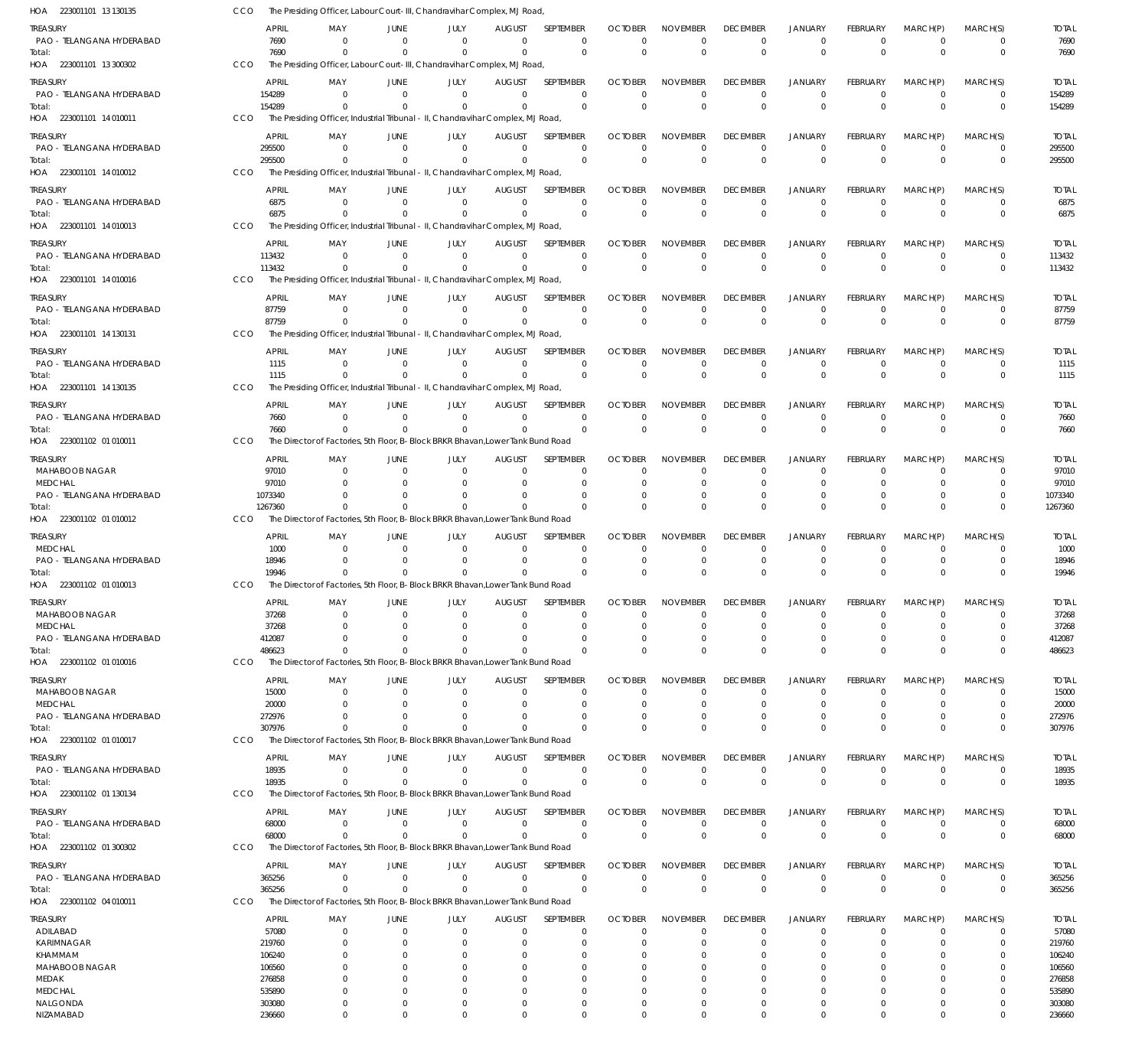HOA 223001101 13 130135 CCO The Presiding Officer, Labour Court- III, Chandravihar Complex, MJ Road,

| TREASURY | APRIL | MAY | JUNE | JULY | AUGUST | SEPTEMBER | OCTOBER | NOVEMBER | DECEMBER | JANUARY | FEBRUARY | MARCH(P) | MARCH(S) | TOTAL |
|---|---|---|---|---|---|---|---|---|---|---|---|---|---|---|
| PAO - TELANGANA HYDERABAD | 7690 | 0 | 0 | 0 | 0 | 0 | 0 | 0 | 0 | 0 | 0 | 0 | 0 | 7690 |
| Total: | 7690 | 0 | 0 | 0 | 0 | 0 | 0 | 0 | 0 | 0 | 0 | 0 | 0 | 7690 |

HOA 223001101 13 300302 CCO The Presiding Officer, Labour Court- III, Chandravihar Complex, MJ Road,

| TREASURY | APRIL | MAY | JUNE | JULY | AUGUST | SEPTEMBER | OCTOBER | NOVEMBER | DECEMBER | JANUARY | FEBRUARY | MARCH(P) | MARCH(S) | TOTAL |
|---|---|---|---|---|---|---|---|---|---|---|---|---|---|---|
| PAO - TELANGANA HYDERABAD | 154289 | 0 | 0 | 0 | 0 | 0 | 0 | 0 | 0 | 0 | 0 | 0 | 0 | 154289 |
| Total: | 154289 | 0 | 0 | 0 | 0 | 0 | 0 | 0 | 0 | 0 | 0 | 0 | 0 | 154289 |

HOA 223001101 14 010011 CCO The Presiding Officer, Industrial Tribunal - II, Chandravihar Complex, MJ Road,

| TREASURY | APRIL | MAY | JUNE | JULY | AUGUST | SEPTEMBER | OCTOBER | NOVEMBER | DECEMBER | JANUARY | FEBRUARY | MARCH(P) | MARCH(S) | TOTAL |
|---|---|---|---|---|---|---|---|---|---|---|---|---|---|---|
| PAO - TELANGANA HYDERABAD | 295500 | 0 | 0 | 0 | 0 | 0 | 0 | 0 | 0 | 0 | 0 | 0 | 0 | 295500 |
| Total: | 295500 | 0 | 0 | 0 | 0 | 0 | 0 | 0 | 0 | 0 | 0 | 0 | 0 | 295500 |

HOA 223001101 14 010012 CCO The Presiding Officer, Industrial Tribunal - II, Chandravihar Complex, MJ Road,

| TREASURY | APRIL | MAY | JUNE | JULY | AUGUST | SEPTEMBER | OCTOBER | NOVEMBER | DECEMBER | JANUARY | FEBRUARY | MARCH(P) | MARCH(S) | TOTAL |
|---|---|---|---|---|---|---|---|---|---|---|---|---|---|---|
| PAO - TELANGANA HYDERABAD | 6875 | 0 | 0 | 0 | 0 | 0 | 0 | 0 | 0 | 0 | 0 | 0 | 0 | 6875 |
| Total: | 6875 | 0 | 0 | 0 | 0 | 0 | 0 | 0 | 0 | 0 | 0 | 0 | 0 | 6875 |

HOA 223001101 14 010013 CCO The Presiding Officer, Industrial Tribunal - II, Chandravihar Complex, MJ Road,

| TREASURY | APRIL | MAY | JUNE | JULY | AUGUST | SEPTEMBER | OCTOBER | NOVEMBER | DECEMBER | JANUARY | FEBRUARY | MARCH(P) | MARCH(S) | TOTAL |
|---|---|---|---|---|---|---|---|---|---|---|---|---|---|---|
| PAO - TELANGANA HYDERABAD | 113432 | 0 | 0 | 0 | 0 | 0 | 0 | 0 | 0 | 0 | 0 | 0 | 0 | 113432 |
| Total: | 113432 | 0 | 0 | 0 | 0 | 0 | 0 | 0 | 0 | 0 | 0 | 0 | 0 | 113432 |

HOA 223001101 14 010016 CCO The Presiding Officer, Industrial Tribunal - II, Chandravihar Complex, MJ Road,

| TREASURY | APRIL | MAY | JUNE | JULY | AUGUST | SEPTEMBER | OCTOBER | NOVEMBER | DECEMBER | JANUARY | FEBRUARY | MARCH(P) | MARCH(S) | TOTAL |
|---|---|---|---|---|---|---|---|---|---|---|---|---|---|---|
| PAO - TELANGANA HYDERABAD | 87759 | 0 | 0 | 0 | 0 | 0 | 0 | 0 | 0 | 0 | 0 | 0 | 0 | 87759 |
| Total: | 87759 | 0 | 0 | 0 | 0 | 0 | 0 | 0 | 0 | 0 | 0 | 0 | 0 | 87759 |

HOA 223001101 14 130131 CCO The Presiding Officer, Industrial Tribunal - II, Chandravihar Complex, MJ Road,

| TREASURY | APRIL | MAY | JUNE | JULY | AUGUST | SEPTEMBER | OCTOBER | NOVEMBER | DECEMBER | JANUARY | FEBRUARY | MARCH(P) | MARCH(S) | TOTAL |
|---|---|---|---|---|---|---|---|---|---|---|---|---|---|---|
| PAO - TELANGANA HYDERABAD | 1115 | 0 | 0 | 0 | 0 | 0 | 0 | 0 | 0 | 0 | 0 | 0 | 0 | 1115 |
| Total: | 1115 | 0 | 0 | 0 | 0 | 0 | 0 | 0 | 0 | 0 | 0 | 0 | 0 | 1115 |

HOA 223001101 14 130135 CCO The Presiding Officer, Industrial Tribunal - II, Chandravihar Complex, MJ Road,

| TREASURY | APRIL | MAY | JUNE | JULY | AUGUST | SEPTEMBER | OCTOBER | NOVEMBER | DECEMBER | JANUARY | FEBRUARY | MARCH(P) | MARCH(S) | TOTAL |
|---|---|---|---|---|---|---|---|---|---|---|---|---|---|---|
| PAO - TELANGANA HYDERABAD | 7660 | 0 | 0 | 0 | 0 | 0 | 0 | 0 | 0 | 0 | 0 | 0 | 0 | 7660 |
| Total: | 7660 | 0 | 0 | 0 | 0 | 0 | 0 | 0 | 0 | 0 | 0 | 0 | 0 | 7660 |

HOA 223001102 01 010011 CCO The Director of Factories, 5th Floor, B- Block BRKR Bhavan,Lower Tank Bund Road

| TREASURY | APRIL | MAY | JUNE | JULY | AUGUST | SEPTEMBER | OCTOBER | NOVEMBER | DECEMBER | JANUARY | FEBRUARY | MARCH(P) | MARCH(S) | TOTAL |
|---|---|---|---|---|---|---|---|---|---|---|---|---|---|---|
| MAHABOOB NAGAR | 97010 | 0 | 0 | 0 | 0 | 0 | 0 | 0 | 0 | 0 | 0 | 0 | 0 | 97010 |
| MEDCHAL | 97010 | 0 | 0 | 0 | 0 | 0 | 0 | 0 | 0 | 0 | 0 | 0 | 0 | 97010 |
| PAO - TELANGANA HYDERABAD | 1073340 | 0 | 0 | 0 | 0 | 0 | 0 | 0 | 0 | 0 | 0 | 0 | 0 | 1073340 |
| Total: | 1267360 | 0 | 0 | 0 | 0 | 0 | 0 | 0 | 0 | 0 | 0 | 0 | 0 | 1267360 |

HOA 223001102 01 010012 CCO The Director of Factories, 5th Floor, B- Block BRKR Bhavan,Lower Tank Bund Road

| TREASURY | APRIL | MAY | JUNE | JULY | AUGUST | SEPTEMBER | OCTOBER | NOVEMBER | DECEMBER | JANUARY | FEBRUARY | MARCH(P) | MARCH(S) | TOTAL |
|---|---|---|---|---|---|---|---|---|---|---|---|---|---|---|
| MEDCHAL | 1000 | 0 | 0 | 0 | 0 | 0 | 0 | 0 | 0 | 0 | 0 | 0 | 0 | 1000 |
| PAO - TELANGANA HYDERABAD | 18946 | 0 | 0 | 0 | 0 | 0 | 0 | 0 | 0 | 0 | 0 | 0 | 0 | 18946 |
| Total: | 19946 | 0 | 0 | 0 | 0 | 0 | 0 | 0 | 0 | 0 | 0 | 0 | 0 | 19946 |

HOA 223001102 01 010013 CCO The Director of Factories, 5th Floor, B- Block BRKR Bhavan,Lower Tank Bund Road

| TREASURY | APRIL | MAY | JUNE | JULY | AUGUST | SEPTEMBER | OCTOBER | NOVEMBER | DECEMBER | JANUARY | FEBRUARY | MARCH(P) | MARCH(S) | TOTAL |
|---|---|---|---|---|---|---|---|---|---|---|---|---|---|---|
| MAHABOOB NAGAR | 37268 | 0 | 0 | 0 | 0 | 0 | 0 | 0 | 0 | 0 | 0 | 0 | 0 | 37268 |
| MEDCHAL | 37268 | 0 | 0 | 0 | 0 | 0 | 0 | 0 | 0 | 0 | 0 | 0 | 0 | 37268 |
| PAO - TELANGANA HYDERABAD | 412087 | 0 | 0 | 0 | 0 | 0 | 0 | 0 | 0 | 0 | 0 | 0 | 0 | 412087 |
| Total: | 486623 | 0 | 0 | 0 | 0 | 0 | 0 | 0 | 0 | 0 | 0 | 0 | 0 | 486623 |

HOA 223001102 01 010016 CCO The Director of Factories, 5th Floor, B- Block BRKR Bhavan,Lower Tank Bund Road

| TREASURY | APRIL | MAY | JUNE | JULY | AUGUST | SEPTEMBER | OCTOBER | NOVEMBER | DECEMBER | JANUARY | FEBRUARY | MARCH(P) | MARCH(S) | TOTAL |
|---|---|---|---|---|---|---|---|---|---|---|---|---|---|---|
| MAHABOOB NAGAR | 15000 | 0 | 0 | 0 | 0 | 0 | 0 | 0 | 0 | 0 | 0 | 0 | 0 | 15000 |
| MEDCHAL | 20000 | 0 | 0 | 0 | 0 | 0 | 0 | 0 | 0 | 0 | 0 | 0 | 0 | 20000 |
| PAO - TELANGANA HYDERABAD | 272976 | 0 | 0 | 0 | 0 | 0 | 0 | 0 | 0 | 0 | 0 | 0 | 0 | 272976 |
| Total: | 307976 | 0 | 0 | 0 | 0 | 0 | 0 | 0 | 0 | 0 | 0 | 0 | 0 | 307976 |

HOA 223001102 01 010017 CCO The Director of Factories, 5th Floor, B- Block BRKR Bhavan,Lower Tank Bund Road

| TREASURY | APRIL | MAY | JUNE | JULY | AUGUST | SEPTEMBER | OCTOBER | NOVEMBER | DECEMBER | JANUARY | FEBRUARY | MARCH(P) | MARCH(S) | TOTAL |
|---|---|---|---|---|---|---|---|---|---|---|---|---|---|---|
| PAO - TELANGANA HYDERABAD | 18935 | 0 | 0 | 0 | 0 | 0 | 0 | 0 | 0 | 0 | 0 | 0 | 0 | 18935 |
| Total: | 18935 | 0 | 0 | 0 | 0 | 0 | 0 | 0 | 0 | 0 | 0 | 0 | 0 | 18935 |

HOA 223001102 01 130134 CCO The Director of Factories, 5th Floor, B- Block BRKR Bhavan,Lower Tank Bund Road

| TREASURY | APRIL | MAY | JUNE | JULY | AUGUST | SEPTEMBER | OCTOBER | NOVEMBER | DECEMBER | JANUARY | FEBRUARY | MARCH(P) | MARCH(S) | TOTAL |
|---|---|---|---|---|---|---|---|---|---|---|---|---|---|---|
| PAO - TELANGANA HYDERABAD | 68000 | 0 | 0 | 0 | 0 | 0 | 0 | 0 | 0 | 0 | 0 | 0 | 0 | 68000 |
| Total: | 68000 | 0 | 0 | 0 | 0 | 0 | 0 | 0 | 0 | 0 | 0 | 0 | 0 | 68000 |

HOA 223001102 01 300302 CCO The Director of Factories, 5th Floor, B- Block BRKR Bhavan,Lower Tank Bund Road

| TREASURY | APRIL | MAY | JUNE | JULY | AUGUST | SEPTEMBER | OCTOBER | NOVEMBER | DECEMBER | JANUARY | FEBRUARY | MARCH(P) | MARCH(S) | TOTAL |
|---|---|---|---|---|---|---|---|---|---|---|---|---|---|---|
| PAO - TELANGANA HYDERABAD | 365256 | 0 | 0 | 0 | 0 | 0 | 0 | 0 | 0 | 0 | 0 | 0 | 0 | 365256 |
| Total: | 365256 | 0 | 0 | 0 | 0 | 0 | 0 | 0 | 0 | 0 | 0 | 0 | 0 | 365256 |

HOA 223001102 04 010011 CCO The Director of Factories, 5th Floor, B- Block BRKR Bhavan,Lower Tank Bund Road

| TREASURY | APRIL | MAY | JUNE | JULY | AUGUST | SEPTEMBER | OCTOBER | NOVEMBER | DECEMBER | JANUARY | FEBRUARY | MARCH(P) | MARCH(S) | TOTAL |
|---|---|---|---|---|---|---|---|---|---|---|---|---|---|---|
| ADILABAD | 57080 | 0 | 0 | 0 | 0 | 0 | 0 | 0 | 0 | 0 | 0 | 0 | 0 | 57080 |
| KARIMNAGAR | 219760 | 0 | 0 | 0 | 0 | 0 | 0 | 0 | 0 | 0 | 0 | 0 | 0 | 219760 |
| KHAMMAM | 106240 | 0 | 0 | 0 | 0 | 0 | 0 | 0 | 0 | 0 | 0 | 0 | 0 | 106240 |
| MAHABOOB NAGAR | 106560 | 0 | 0 | 0 | 0 | 0 | 0 | 0 | 0 | 0 | 0 | 0 | 0 | 106560 |
| MEDAK | 276858 | 0 | 0 | 0 | 0 | 0 | 0 | 0 | 0 | 0 | 0 | 0 | 0 | 276858 |
| MEDCHAL | 535890 | 0 | 0 | 0 | 0 | 0 | 0 | 0 | 0 | 0 | 0 | 0 | 0 | 535890 |
| NALGONDA | 303080 | 0 | 0 | 0 | 0 | 0 | 0 | 0 | 0 | 0 | 0 | 0 | 0 | 303080 |
| NIZAMABAD | 236660 | 0 | 0 | 0 | 0 | 0 | 0 | 0 | 0 | 0 | 0 | 0 | 0 | 236660 |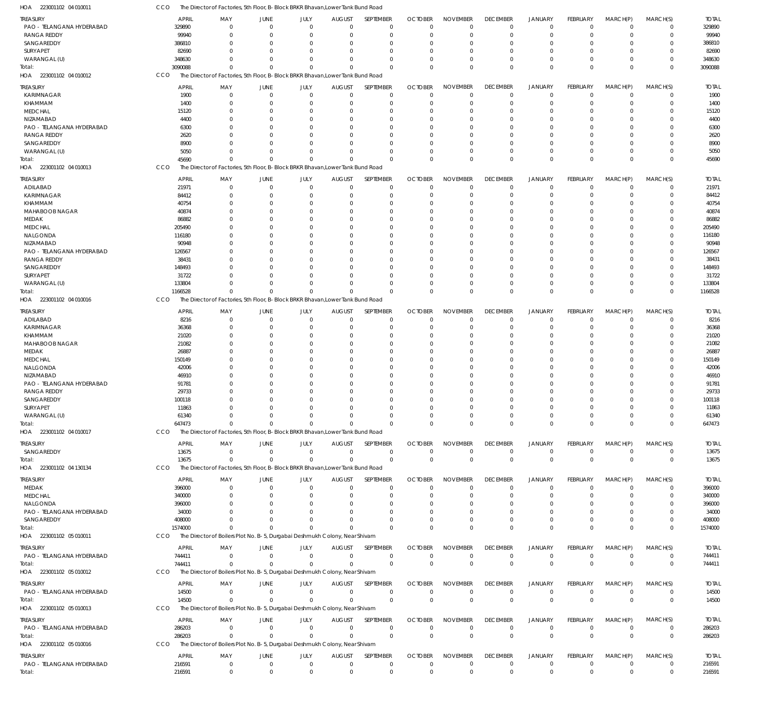HOA 223001102 04 010011 CCO The Director of Factories, 5th Floor, B- Block BRKR Bhavan,Lower Tank Bund Road

| TREASURY | APRIL | MAY | JUNE | JULY | AUGUST | SEPTEMBER | OCTOBER | NOVEMBER | DECEMBER | JANUARY | FEBRUARY | MARCH(P) | MARCH(S) | TOTAL |
|---|---|---|---|---|---|---|---|---|---|---|---|---|---|---|
| PAO - TELANGANA HYDERABAD | 329890 | 0 | 0 | 0 | 0 | 0 | 0 | 0 | 0 | 0 | 0 | 0 | 0 | 329890 |
| RANGA REDDY | 99940 | 0 | 0 | 0 | 0 | 0 | 0 | 0 | 0 | 0 | 0 | 0 | 0 | 99940 |
| SANGAREDDY | 386810 | 0 | 0 | 0 | 0 | 0 | 0 | 0 | 0 | 0 | 0 | 0 | 0 | 386810 |
| SURYAPET | 82690 | 0 | 0 | 0 | 0 | 0 | 0 | 0 | 0 | 0 | 0 | 0 | 0 | 82690 |
| WARANGAL (U) | 348630 | 0 | 0 | 0 | 0 | 0 | 0 | 0 | 0 | 0 | 0 | 0 | 0 | 348630 |
| Total: | 3090088 | 0 | 0 | 0 | 0 | 0 | 0 | 0 | 0 | 0 | 0 | 0 | 0 | 3090088 |

HOA 223001102 04 010012 CCO The Director of Factories, 5th Floor, B- Block BRKR Bhavan,Lower Tank Bund Road

| TREASURY | APRIL | MAY | JUNE | JULY | AUGUST | SEPTEMBER | OCTOBER | NOVEMBER | DECEMBER | JANUARY | FEBRUARY | MARCH(P) | MARCH(S) | TOTAL |
|---|---|---|---|---|---|---|---|---|---|---|---|---|---|---|
| KARIMNAGAR | 1900 | 0 | 0 | 0 | 0 | 0 | 0 | 0 | 0 | 0 | 0 | 0 | 0 | 1900 |
| KHAMMAM | 1400 | 0 | 0 | 0 | 0 | 0 | 0 | 0 | 0 | 0 | 0 | 0 | 0 | 1400 |
| MEDCHAL | 15120 | 0 | 0 | 0 | 0 | 0 | 0 | 0 | 0 | 0 | 0 | 0 | 0 | 15120 |
| NIZAMABAD | 4400 | 0 | 0 | 0 | 0 | 0 | 0 | 0 | 0 | 0 | 0 | 0 | 0 | 4400 |
| PAO - TELANGANA HYDERABAD | 6300 | 0 | 0 | 0 | 0 | 0 | 0 | 0 | 0 | 0 | 0 | 0 | 0 | 6300 |
| RANGA REDDY | 2620 | 0 | 0 | 0 | 0 | 0 | 0 | 0 | 0 | 0 | 0 | 0 | 0 | 2620 |
| SANGAREDDY | 8900 | 0 | 0 | 0 | 0 | 0 | 0 | 0 | 0 | 0 | 0 | 0 | 0 | 8900 |
| WARANGAL (U) | 5050 | 0 | 0 | 0 | 0 | 0 | 0 | 0 | 0 | 0 | 0 | 0 | 0 | 5050 |
| Total: | 45690 | 0 | 0 | 0 | 0 | 0 | 0 | 0 | 0 | 0 | 0 | 0 | 0 | 45690 |

HOA 223001102 04 010013 CCO The Director of Factories, 5th Floor, B- Block BRKR Bhavan,Lower Tank Bund Road

| TREASURY | APRIL | MAY | JUNE | JULY | AUGUST | SEPTEMBER | OCTOBER | NOVEMBER | DECEMBER | JANUARY | FEBRUARY | MARCH(P) | MARCH(S) | TOTAL |
|---|---|---|---|---|---|---|---|---|---|---|---|---|---|---|
| ADILABAD | 21971 | 0 | 0 | 0 | 0 | 0 | 0 | 0 | 0 | 0 | 0 | 0 | 0 | 21971 |
| KARIMNAGAR | 84412 | 0 | 0 | 0 | 0 | 0 | 0 | 0 | 0 | 0 | 0 | 0 | 0 | 84412 |
| KHAMMAM | 40754 | 0 | 0 | 0 | 0 | 0 | 0 | 0 | 0 | 0 | 0 | 0 | 0 | 40754 |
| MAHABOOB NAGAR | 40874 | 0 | 0 | 0 | 0 | 0 | 0 | 0 | 0 | 0 | 0 | 0 | 0 | 40874 |
| MEDAK | 86882 | 0 | 0 | 0 | 0 | 0 | 0 | 0 | 0 | 0 | 0 | 0 | 0 | 86882 |
| MEDCHAL | 205490 | 0 | 0 | 0 | 0 | 0 | 0 | 0 | 0 | 0 | 0 | 0 | 0 | 205490 |
| NALGONDA | 116180 | 0 | 0 | 0 | 0 | 0 | 0 | 0 | 0 | 0 | 0 | 0 | 0 | 116180 |
| NIZAMABAD | 90948 | 0 | 0 | 0 | 0 | 0 | 0 | 0 | 0 | 0 | 0 | 0 | 0 | 90948 |
| PAO - TELANGANA HYDERABAD | 126567 | 0 | 0 | 0 | 0 | 0 | 0 | 0 | 0 | 0 | 0 | 0 | 0 | 126567 |
| RANGA REDDY | 38431 | 0 | 0 | 0 | 0 | 0 | 0 | 0 | 0 | 0 | 0 | 0 | 0 | 38431 |
| SANGAREDDY | 148493 | 0 | 0 | 0 | 0 | 0 | 0 | 0 | 0 | 0 | 0 | 0 | 0 | 148493 |
| SURYAPET | 31722 | 0 | 0 | 0 | 0 | 0 | 0 | 0 | 0 | 0 | 0 | 0 | 0 | 31722 |
| WARANGAL (U) | 133804 | 0 | 0 | 0 | 0 | 0 | 0 | 0 | 0 | 0 | 0 | 0 | 0 | 133804 |
| Total: | 1166528 | 0 | 0 | 0 | 0 | 0 | 0 | 0 | 0 | 0 | 0 | 0 | 0 | 1166528 |

HOA 223001102 04 010016 CCO The Director of Factories, 5th Floor, B- Block BRKR Bhavan,Lower Tank Bund Road

| TREASURY | APRIL | MAY | JUNE | JULY | AUGUST | SEPTEMBER | OCTOBER | NOVEMBER | DECEMBER | JANUARY | FEBRUARY | MARCH(P) | MARCH(S) | TOTAL |
|---|---|---|---|---|---|---|---|---|---|---|---|---|---|---|
| ADILABAD | 8216 | 0 | 0 | 0 | 0 | 0 | 0 | 0 | 0 | 0 | 0 | 0 | 0 | 8216 |
| KARIMNAGAR | 36368 | 0 | 0 | 0 | 0 | 0 | 0 | 0 | 0 | 0 | 0 | 0 | 0 | 36368 |
| KHAMMAM | 21020 | 0 | 0 | 0 | 0 | 0 | 0 | 0 | 0 | 0 | 0 | 0 | 0 | 21020 |
| MAHABOOB NAGAR | 21082 | 0 | 0 | 0 | 0 | 0 | 0 | 0 | 0 | 0 | 0 | 0 | 0 | 21082 |
| MEDAK | 26887 | 0 | 0 | 0 | 0 | 0 | 0 | 0 | 0 | 0 | 0 | 0 | 0 | 26887 |
| MEDCHAL | 150149 | 0 | 0 | 0 | 0 | 0 | 0 | 0 | 0 | 0 | 0 | 0 | 0 | 150149 |
| NALGONDA | 42006 | 0 | 0 | 0 | 0 | 0 | 0 | 0 | 0 | 0 | 0 | 0 | 0 | 42006 |
| NIZAMABAD | 46910 | 0 | 0 | 0 | 0 | 0 | 0 | 0 | 0 | 0 | 0 | 0 | 0 | 46910 |
| PAO - TELANGANA HYDERABAD | 91781 | 0 | 0 | 0 | 0 | 0 | 0 | 0 | 0 | 0 | 0 | 0 | 0 | 91781 |
| RANGA REDDY | 29733 | 0 | 0 | 0 | 0 | 0 | 0 | 0 | 0 | 0 | 0 | 0 | 0 | 29733 |
| SANGAREDDY | 100118 | 0 | 0 | 0 | 0 | 0 | 0 | 0 | 0 | 0 | 0 | 0 | 0 | 100118 |
| SURYAPET | 11863 | 0 | 0 | 0 | 0 | 0 | 0 | 0 | 0 | 0 | 0 | 0 | 0 | 11863 |
| WARANGAL (U) | 61340 | 0 | 0 | 0 | 0 | 0 | 0 | 0 | 0 | 0 | 0 | 0 | 0 | 61340 |
| Total: | 647473 | 0 | 0 | 0 | 0 | 0 | 0 | 0 | 0 | 0 | 0 | 0 | 0 | 647473 |

HOA 223001102 04 010017 CCO The Director of Factories, 5th Floor, B- Block BRKR Bhavan,Lower Tank Bund Road

| TREASURY | APRIL | MAY | JUNE | JULY | AUGUST | SEPTEMBER | OCTOBER | NOVEMBER | DECEMBER | JANUARY | FEBRUARY | MARCH(P) | MARCH(S) | TOTAL |
|---|---|---|---|---|---|---|---|---|---|---|---|---|---|---|
| SANGAREDDY | 13675 | 0 | 0 | 0 | 0 | 0 | 0 | 0 | 0 | 0 | 0 | 0 | 0 | 13675 |
| Total: | 13675 | 0 | 0 | 0 | 0 | 0 | 0 | 0 | 0 | 0 | 0 | 0 | 0 | 13675 |

HOA 223001102 04 130134 CCO The Director of Factories, 5th Floor, B- Block BRKR Bhavan,Lower Tank Bund Road

| TREASURY | APRIL | MAY | JUNE | JULY | AUGUST | SEPTEMBER | OCTOBER | NOVEMBER | DECEMBER | JANUARY | FEBRUARY | MARCH(P) | MARCH(S) | TOTAL |
|---|---|---|---|---|---|---|---|---|---|---|---|---|---|---|
| MEDAK | 396000 | 0 | 0 | 0 | 0 | 0 | 0 | 0 | 0 | 0 | 0 | 0 | 0 | 396000 |
| MEDCHAL | 340000 | 0 | 0 | 0 | 0 | 0 | 0 | 0 | 0 | 0 | 0 | 0 | 0 | 340000 |
| NALGONDA | 396000 | 0 | 0 | 0 | 0 | 0 | 0 | 0 | 0 | 0 | 0 | 0 | 0 | 396000 |
| PAO - TELANGANA HYDERABAD | 34000 | 0 | 0 | 0 | 0 | 0 | 0 | 0 | 0 | 0 | 0 | 0 | 0 | 34000 |
| SANGAREDDY | 408000 | 0 | 0 | 0 | 0 | 0 | 0 | 0 | 0 | 0 | 0 | 0 | 0 | 408000 |
| Total: | 1574000 | 0 | 0 | 0 | 0 | 0 | 0 | 0 | 0 | 0 | 0 | 0 | 0 | 1574000 |

HOA 223001102 05 010011 CCO The Director of Boilers Plot No. B- 5, Durgabai Deshmukh Colony, Near Shivam

| TREASURY | APRIL | MAY | JUNE | JULY | AUGUST | SEPTEMBER | OCTOBER | NOVEMBER | DECEMBER | JANUARY | FEBRUARY | MARCH(P) | MARCH(S) | TOTAL |
|---|---|---|---|---|---|---|---|---|---|---|---|---|---|---|
| PAO - TELANGANA HYDERABAD | 744411 | 0 | 0 | 0 | 0 | 0 | 0 | 0 | 0 | 0 | 0 | 0 | 0 | 744411 |
| Total: | 744411 | 0 | 0 | 0 | 0 | 0 | 0 | 0 | 0 | 0 | 0 | 0 | 0 | 744411 |

HOA 223001102 05 010012 CCO The Director of Boilers Plot No. B- 5, Durgabai Deshmukh Colony, Near Shivam

| TREASURY | APRIL | MAY | JUNE | JULY | AUGUST | SEPTEMBER | OCTOBER | NOVEMBER | DECEMBER | JANUARY | FEBRUARY | MARCH(P) | MARCH(S) | TOTAL |
|---|---|---|---|---|---|---|---|---|---|---|---|---|---|---|
| PAO - TELANGANA HYDERABAD | 14500 | 0 | 0 | 0 | 0 | 0 | 0 | 0 | 0 | 0 | 0 | 0 | 0 | 14500 |
| Total: | 14500 | 0 | 0 | 0 | 0 | 0 | 0 | 0 | 0 | 0 | 0 | 0 | 0 | 14500 |

HOA 223001102 05 010013 CCO The Director of Boilers Plot No. B- 5, Durgabai Deshmukh Colony, Near Shivam

| TREASURY | APRIL | MAY | JUNE | JULY | AUGUST | SEPTEMBER | OCTOBER | NOVEMBER | DECEMBER | JANUARY | FEBRUARY | MARCH(P) | MARCH(S) | TOTAL |
|---|---|---|---|---|---|---|---|---|---|---|---|---|---|---|
| PAO - TELANGANA HYDERABAD | 286203 | 0 | 0 | 0 | 0 | 0 | 0 | 0 | 0 | 0 | 0 | 0 | 0 | 286203 |
| Total: | 286203 | 0 | 0 | 0 | 0 | 0 | 0 | 0 | 0 | 0 | 0 | 0 | 0 | 286203 |

HOA 223001102 05 010016 CCO The Director of Boilers Plot No. B- 5, Durgabai Deshmukh Colony, Near Shivam

| TREASURY | APRIL | MAY | JUNE | JULY | AUGUST | SEPTEMBER | OCTOBER | NOVEMBER | DECEMBER | JANUARY | FEBRUARY | MARCH(P) | MARCH(S) | TOTAL |
|---|---|---|---|---|---|---|---|---|---|---|---|---|---|---|
| PAO - TELANGANA HYDERABAD | 216591 | 0 | 0 | 0 | 0 | 0 | 0 | 0 | 0 | 0 | 0 | 0 | 0 | 216591 |
| Total: | 216591 | 0 | 0 | 0 | 0 | 0 | 0 | 0 | 0 | 0 | 0 | 0 | 0 | 216591 |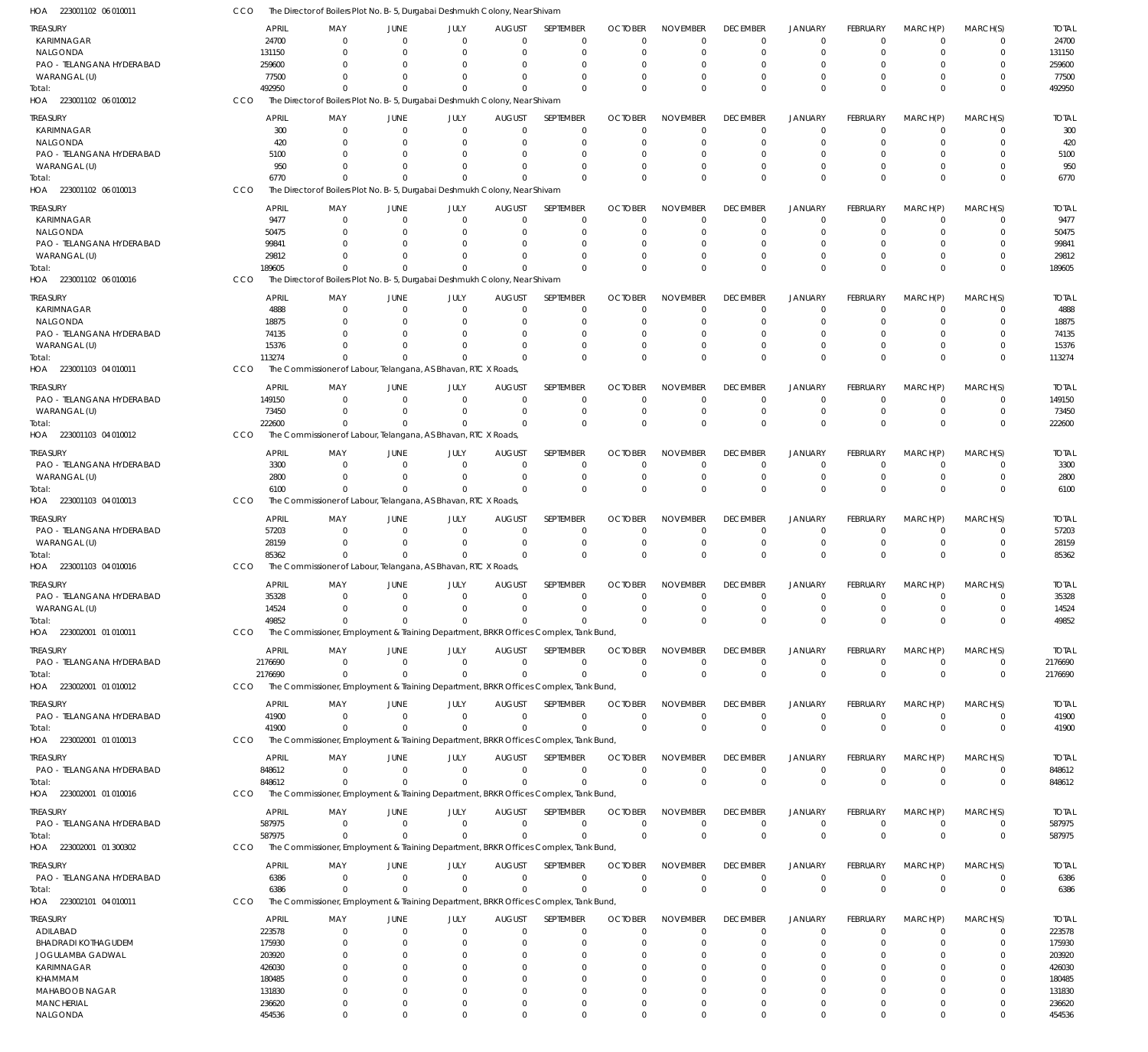HOA 223001102 06 010011 CCO The Director of Boilers Plot No. B- 5, Durgabai Deshmukh Colony, Near Shivam

| TREASURY | APRIL | MAY | JUNE | JULY | AUGUST | SEPTEMBER | OCTOBER | NOVEMBER | DECEMBER | JANUARY | FEBRUARY | MARCH(P) | MARCH(S) | TOTAL |
|---|---|---|---|---|---|---|---|---|---|---|---|---|---|---|
| KARIMNAGAR | 24700 | 0 | 0 | 0 | 0 | 0 | 0 | 0 | 0 | 0 | 0 | 0 | 0 | 24700 |
| NALGONDA | 131150 | 0 | 0 | 0 | 0 | 0 | 0 | 0 | 0 | 0 | 0 | 0 | 0 | 131150 |
| PAO - TELANGANA HYDERABAD | 259600 | 0 | 0 | 0 | 0 | 0 | 0 | 0 | 0 | 0 | 0 | 0 | 0 | 259600 |
| WARANGAL (U) | 77500 | 0 | 0 | 0 | 0 | 0 | 0 | 0 | 0 | 0 | 0 | 0 | 0 | 77500 |
| Total: | 492950 | 0 | 0 | 0 | 0 | 0 | 0 | 0 | 0 | 0 | 0 | 0 | 0 | 492950 |

HOA 223001102 06 010012 CCO The Director of Boilers Plot No. B- 5, Durgabai Deshmukh Colony, Near Shivam

| TREASURY | APRIL | MAY | JUNE | JULY | AUGUST | SEPTEMBER | OCTOBER | NOVEMBER | DECEMBER | JANUARY | FEBRUARY | MARCH(P) | MARCH(S) | TOTAL |
|---|---|---|---|---|---|---|---|---|---|---|---|---|---|---|
| KARIMNAGAR | 300 | 0 | 0 | 0 | 0 | 0 | 0 | 0 | 0 | 0 | 0 | 0 | 0 | 300 |
| NALGONDA | 420 | 0 | 0 | 0 | 0 | 0 | 0 | 0 | 0 | 0 | 0 | 0 | 0 | 420 |
| PAO - TELANGANA HYDERABAD | 5100 | 0 | 0 | 0 | 0 | 0 | 0 | 0 | 0 | 0 | 0 | 0 | 0 | 5100 |
| WARANGAL (U) | 950 | 0 | 0 | 0 | 0 | 0 | 0 | 0 | 0 | 0 | 0 | 0 | 0 | 950 |
| Total: | 6770 | 0 | 0 | 0 | 0 | 0 | 0 | 0 | 0 | 0 | 0 | 0 | 0 | 6770 |

HOA 223001102 06 010013 CCO The Director of Boilers Plot No. B- 5, Durgabai Deshmukh Colony, Near Shivam

| TREASURY | APRIL | MAY | JUNE | JULY | AUGUST | SEPTEMBER | OCTOBER | NOVEMBER | DECEMBER | JANUARY | FEBRUARY | MARCH(P) | MARCH(S) | TOTAL |
|---|---|---|---|---|---|---|---|---|---|---|---|---|---|---|
| KARIMNAGAR | 9477 | 0 | 0 | 0 | 0 | 0 | 0 | 0 | 0 | 0 | 0 | 0 | 0 | 9477 |
| NALGONDA | 50475 | 0 | 0 | 0 | 0 | 0 | 0 | 0 | 0 | 0 | 0 | 0 | 0 | 50475 |
| PAO - TELANGANA HYDERABAD | 99841 | 0 | 0 | 0 | 0 | 0 | 0 | 0 | 0 | 0 | 0 | 0 | 0 | 99841 |
| WARANGAL (U) | 29812 | 0 | 0 | 0 | 0 | 0 | 0 | 0 | 0 | 0 | 0 | 0 | 0 | 29812 |
| Total: | 189605 | 0 | 0 | 0 | 0 | 0 | 0 | 0 | 0 | 0 | 0 | 0 | 0 | 189605 |

HOA 223001102 06 010016 CCO The Director of Boilers Plot No. B- 5, Durgabai Deshmukh Colony, Near Shivam

| TREASURY | APRIL | MAY | JUNE | JULY | AUGUST | SEPTEMBER | OCTOBER | NOVEMBER | DECEMBER | JANUARY | FEBRUARY | MARCH(P) | MARCH(S) | TOTAL |
|---|---|---|---|---|---|---|---|---|---|---|---|---|---|---|
| KARIMNAGAR | 4888 | 0 | 0 | 0 | 0 | 0 | 0 | 0 | 0 | 0 | 0 | 0 | 0 | 4888 |
| NALGONDA | 18875 | 0 | 0 | 0 | 0 | 0 | 0 | 0 | 0 | 0 | 0 | 0 | 0 | 18875 |
| PAO - TELANGANA HYDERABAD | 74135 | 0 | 0 | 0 | 0 | 0 | 0 | 0 | 0 | 0 | 0 | 0 | 0 | 74135 |
| WARANGAL (U) | 15376 | 0 | 0 | 0 | 0 | 0 | 0 | 0 | 0 | 0 | 0 | 0 | 0 | 15376 |
| Total: | 113274 | 0 | 0 | 0 | 0 | 0 | 0 | 0 | 0 | 0 | 0 | 0 | 0 | 113274 |

HOA 223001103 04 010011 CCO The Commissioner of Labour, Telangana, AS Bhavan, RTC X Roads,

| TREASURY | APRIL | MAY | JUNE | JULY | AUGUST | SEPTEMBER | OCTOBER | NOVEMBER | DECEMBER | JANUARY | FEBRUARY | MARCH(P) | MARCH(S) | TOTAL |
|---|---|---|---|---|---|---|---|---|---|---|---|---|---|---|
| PAO - TELANGANA HYDERABAD | 149150 | 0 | 0 | 0 | 0 | 0 | 0 | 0 | 0 | 0 | 0 | 0 | 0 | 149150 |
| WARANGAL (U) | 73450 | 0 | 0 | 0 | 0 | 0 | 0 | 0 | 0 | 0 | 0 | 0 | 0 | 73450 |
| Total: | 222600 | 0 | 0 | 0 | 0 | 0 | 0 | 0 | 0 | 0 | 0 | 0 | 0 | 222600 |

HOA 223001103 04 010012 CCO The Commissioner of Labour, Telangana, AS Bhavan, RTC X Roads,

| TREASURY | APRIL | MAY | JUNE | JULY | AUGUST | SEPTEMBER | OCTOBER | NOVEMBER | DECEMBER | JANUARY | FEBRUARY | MARCH(P) | MARCH(S) | TOTAL |
|---|---|---|---|---|---|---|---|---|---|---|---|---|---|---|
| PAO - TELANGANA HYDERABAD | 3300 | 0 | 0 | 0 | 0 | 0 | 0 | 0 | 0 | 0 | 0 | 0 | 0 | 3300 |
| WARANGAL (U) | 2800 | 0 | 0 | 0 | 0 | 0 | 0 | 0 | 0 | 0 | 0 | 0 | 0 | 2800 |
| Total: | 6100 | 0 | 0 | 0 | 0 | 0 | 0 | 0 | 0 | 0 | 0 | 0 | 0 | 6100 |

HOA 223001103 04 010013 CCO The Commissioner of Labour, Telangana, AS Bhavan, RTC X Roads,

| TREASURY | APRIL | MAY | JUNE | JULY | AUGUST | SEPTEMBER | OCTOBER | NOVEMBER | DECEMBER | JANUARY | FEBRUARY | MARCH(P) | MARCH(S) | TOTAL |
|---|---|---|---|---|---|---|---|---|---|---|---|---|---|---|
| PAO - TELANGANA HYDERABAD | 57203 | 0 | 0 | 0 | 0 | 0 | 0 | 0 | 0 | 0 | 0 | 0 | 0 | 57203 |
| WARANGAL (U) | 28159 | 0 | 0 | 0 | 0 | 0 | 0 | 0 | 0 | 0 | 0 | 0 | 0 | 28159 |
| Total: | 85362 | 0 | 0 | 0 | 0 | 0 | 0 | 0 | 0 | 0 | 0 | 0 | 0 | 85362 |

HOA 223001103 04 010016 CCO The Commissioner of Labour, Telangana, AS Bhavan, RTC X Roads,

| TREASURY | APRIL | MAY | JUNE | JULY | AUGUST | SEPTEMBER | OCTOBER | NOVEMBER | DECEMBER | JANUARY | FEBRUARY | MARCH(P) | MARCH(S) | TOTAL |
|---|---|---|---|---|---|---|---|---|---|---|---|---|---|---|
| PAO - TELANGANA HYDERABAD | 35328 | 0 | 0 | 0 | 0 | 0 | 0 | 0 | 0 | 0 | 0 | 0 | 0 | 35328 |
| WARANGAL (U) | 14524 | 0 | 0 | 0 | 0 | 0 | 0 | 0 | 0 | 0 | 0 | 0 | 0 | 14524 |
| Total: | 49852 | 0 | 0 | 0 | 0 | 0 | 0 | 0 | 0 | 0 | 0 | 0 | 0 | 49852 |

HOA 223002001 01 010011 CCO The Commissioner, Employment & Training Department, BRKR Offices Complex, Tank Bund,

| TREASURY | APRIL | MAY | JUNE | JULY | AUGUST | SEPTEMBER | OCTOBER | NOVEMBER | DECEMBER | JANUARY | FEBRUARY | MARCH(P) | MARCH(S) | TOTAL |
|---|---|---|---|---|---|---|---|---|---|---|---|---|---|---|
| PAO - TELANGANA HYDERABAD | 2176690 | 0 | 0 | 0 | 0 | 0 | 0 | 0 | 0 | 0 | 0 | 0 | 0 | 2176690 |
| Total: | 2176690 | 0 | 0 | 0 | 0 | 0 | 0 | 0 | 0 | 0 | 0 | 0 | 0 | 2176690 |

HOA 223002001 01 010012 CCO The Commissioner, Employment & Training Department, BRKR Offices Complex, Tank Bund,

| TREASURY | APRIL | MAY | JUNE | JULY | AUGUST | SEPTEMBER | OCTOBER | NOVEMBER | DECEMBER | JANUARY | FEBRUARY | MARCH(P) | MARCH(S) | TOTAL |
|---|---|---|---|---|---|---|---|---|---|---|---|---|---|---|
| PAO - TELANGANA HYDERABAD | 41900 | 0 | 0 | 0 | 0 | 0 | 0 | 0 | 0 | 0 | 0 | 0 | 0 | 41900 |
| Total: | 41900 | 0 | 0 | 0 | 0 | 0 | 0 | 0 | 0 | 0 | 0 | 0 | 0 | 41900 |

HOA 223002001 01 010013 CCO The Commissioner, Employment & Training Department, BRKR Offices Complex, Tank Bund,

| TREASURY | APRIL | MAY | JUNE | JULY | AUGUST | SEPTEMBER | OCTOBER | NOVEMBER | DECEMBER | JANUARY | FEBRUARY | MARCH(P) | MARCH(S) | TOTAL |
|---|---|---|---|---|---|---|---|---|---|---|---|---|---|---|
| PAO - TELANGANA HYDERABAD | 848612 | 0 | 0 | 0 | 0 | 0 | 0 | 0 | 0 | 0 | 0 | 0 | 0 | 848612 |
| Total: | 848612 | 0 | 0 | 0 | 0 | 0 | 0 | 0 | 0 | 0 | 0 | 0 | 0 | 848612 |

HOA 223002001 01 010016 CCO The Commissioner, Employment & Training Department, BRKR Offices Complex, Tank Bund,

| TREASURY | APRIL | MAY | JUNE | JULY | AUGUST | SEPTEMBER | OCTOBER | NOVEMBER | DECEMBER | JANUARY | FEBRUARY | MARCH(P) | MARCH(S) | TOTAL |
|---|---|---|---|---|---|---|---|---|---|---|---|---|---|---|
| PAO - TELANGANA HYDERABAD | 587975 | 0 | 0 | 0 | 0 | 0 | 0 | 0 | 0 | 0 | 0 | 0 | 0 | 587975 |
| Total: | 587975 | 0 | 0 | 0 | 0 | 0 | 0 | 0 | 0 | 0 | 0 | 0 | 0 | 587975 |

HOA 223002001 01 300302 CCO The Commissioner, Employment & Training Department, BRKR Offices Complex, Tank Bund,

| TREASURY | APRIL | MAY | JUNE | JULY | AUGUST | SEPTEMBER | OCTOBER | NOVEMBER | DECEMBER | JANUARY | FEBRUARY | MARCH(P) | MARCH(S) | TOTAL |
|---|---|---|---|---|---|---|---|---|---|---|---|---|---|---|
| PAO - TELANGANA HYDERABAD | 6386 | 0 | 0 | 0 | 0 | 0 | 0 | 0 | 0 | 0 | 0 | 0 | 0 | 6386 |
| Total: | 6386 | 0 | 0 | 0 | 0 | 0 | 0 | 0 | 0 | 0 | 0 | 0 | 0 | 6386 |

HOA 223002101 04 010011 CCO The Commissioner, Employment & Training Department, BRKR Offices Complex, Tank Bund,

| TREASURY | APRIL | MAY | JUNE | JULY | AUGUST | SEPTEMBER | OCTOBER | NOVEMBER | DECEMBER | JANUARY | FEBRUARY | MARCH(P) | MARCH(S) | TOTAL |
|---|---|---|---|---|---|---|---|---|---|---|---|---|---|---|
| ADILABAD | 223578 | 0 | 0 | 0 | 0 | 0 | 0 | 0 | 0 | 0 | 0 | 0 | 0 | 223578 |
| BHADRADI KOTHAGUDEM | 175930 | 0 | 0 | 0 | 0 | 0 | 0 | 0 | 0 | 0 | 0 | 0 | 0 | 175930 |
| JOGULAMBA GADWAL | 203920 | 0 | 0 | 0 | 0 | 0 | 0 | 0 | 0 | 0 | 0 | 0 | 0 | 203920 |
| KARIMNAGAR | 426030 | 0 | 0 | 0 | 0 | 0 | 0 | 0 | 0 | 0 | 0 | 0 | 0 | 426030 |
| KHAMMAM | 180485 | 0 | 0 | 0 | 0 | 0 | 0 | 0 | 0 | 0 | 0 | 0 | 0 | 180485 |
| MAHABOOB NAGAR | 131830 | 0 | 0 | 0 | 0 | 0 | 0 | 0 | 0 | 0 | 0 | 0 | 0 | 131830 |
| MANCHERIAL | 236620 | 0 | 0 | 0 | 0 | 0 | 0 | 0 | 0 | 0 | 0 | 0 | 0 | 236620 |
| NALGONDA | 454536 | 0 | 0 | 0 | 0 | 0 | 0 | 0 | 0 | 0 | 0 | 0 | 0 | 454536 |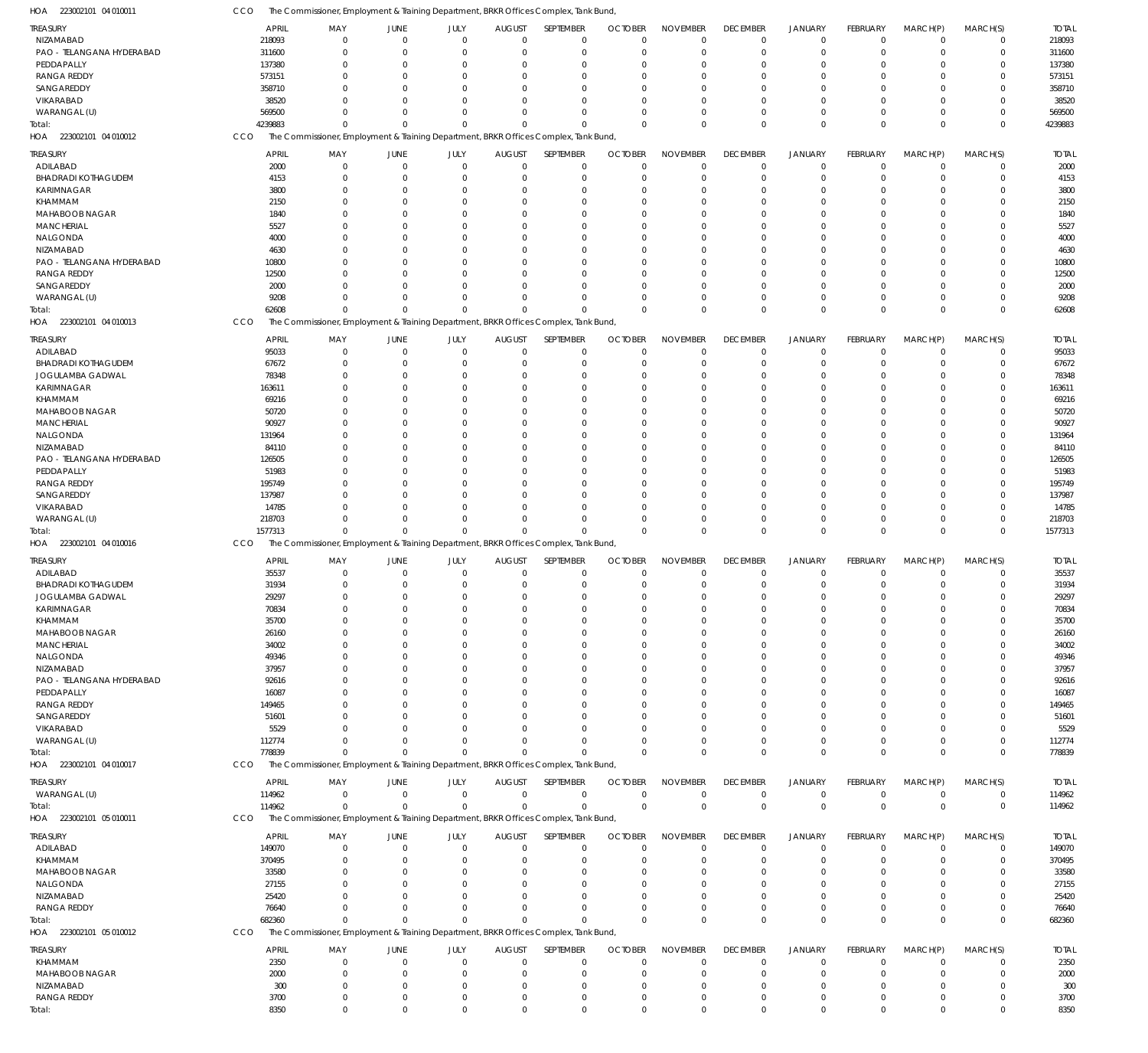HOA 223002101 04 010011 CCO The Commissioner, Employment & Training Department, BRKR Offices Complex, Tank Bund,

| TREASURY | APRIL | MAY | JUNE | JULY | AUGUST | SEPTEMBER | OCTOBER | NOVEMBER | DECEMBER | JANUARY | FEBRUARY | MARCH(P) | MARCH(S) | TOTAL |
|---|---|---|---|---|---|---|---|---|---|---|---|---|---|---|
| NIZAMABAD | 218093 | 0 | 0 | 0 | 0 | 0 | 0 | 0 | 0 | 0 | 0 | 0 | 0 | 218093 |
| PAO - TELANGANA HYDERABAD | 311600 | 0 | 0 | 0 | 0 | 0 | 0 | 0 | 0 | 0 | 0 | 0 | 0 | 311600 |
| PEDDAPALLY | 137380 | 0 | 0 | 0 | 0 | 0 | 0 | 0 | 0 | 0 | 0 | 0 | 0 | 137380 |
| RANGA REDDY | 573151 | 0 | 0 | 0 | 0 | 0 | 0 | 0 | 0 | 0 | 0 | 0 | 0 | 573151 |
| SANGAREDDY | 358710 | 0 | 0 | 0 | 0 | 0 | 0 | 0 | 0 | 0 | 0 | 0 | 0 | 358710 |
| VIKARABAD | 38520 | 0 | 0 | 0 | 0 | 0 | 0 | 0 | 0 | 0 | 0 | 0 | 0 | 38520 |
| WARANGAL (U) | 569500 | 0 | 0 | 0 | 0 | 0 | 0 | 0 | 0 | 0 | 0 | 0 | 0 | 569500 |
| Total: | 4239883 | 0 | 0 | 0 | 0 | 0 | 0 | 0 | 0 | 0 | 0 | 0 | 0 | 4239883 |

HOA 223002101 04 010012 CCO The Commissioner, Employment & Training Department, BRKR Offices Complex, Tank Bund,

| TREASURY | APRIL | MAY | JUNE | JULY | AUGUST | SEPTEMBER | OCTOBER | NOVEMBER | DECEMBER | JANUARY | FEBRUARY | MARCH(P) | MARCH(S) | TOTAL |
|---|---|---|---|---|---|---|---|---|---|---|---|---|---|---|
| ADILABAD | 2000 | 0 | 0 | 0 | 0 | 0 | 0 | 0 | 0 | 0 | 0 | 0 | 0 | 2000 |
| BHADRADI KOTHAGUDEM | 4153 | 0 | 0 | 0 | 0 | 0 | 0 | 0 | 0 | 0 | 0 | 0 | 0 | 4153 |
| KARIMNAGAR | 3800 | 0 | 0 | 0 | 0 | 0 | 0 | 0 | 0 | 0 | 0 | 0 | 0 | 3800 |
| KHAMMAM | 2150 | 0 | 0 | 0 | 0 | 0 | 0 | 0 | 0 | 0 | 0 | 0 | 0 | 2150 |
| MAHABOOB NAGAR | 1840 | 0 | 0 | 0 | 0 | 0 | 0 | 0 | 0 | 0 | 0 | 0 | 0 | 1840 |
| MANCHERIAL | 5527 | 0 | 0 | 0 | 0 | 0 | 0 | 0 | 0 | 0 | 0 | 0 | 0 | 5527 |
| NALGONDA | 4000 | 0 | 0 | 0 | 0 | 0 | 0 | 0 | 0 | 0 | 0 | 0 | 0 | 4000 |
| NIZAMABAD | 4630 | 0 | 0 | 0 | 0 | 0 | 0 | 0 | 0 | 0 | 0 | 0 | 0 | 4630 |
| PAO - TELANGANA HYDERABAD | 10800 | 0 | 0 | 0 | 0 | 0 | 0 | 0 | 0 | 0 | 0 | 0 | 0 | 10800 |
| RANGA REDDY | 12500 | 0 | 0 | 0 | 0 | 0 | 0 | 0 | 0 | 0 | 0 | 0 | 0 | 12500 |
| SANGAREDDY | 2000 | 0 | 0 | 0 | 0 | 0 | 0 | 0 | 0 | 0 | 0 | 0 | 0 | 2000 |
| WARANGAL (U) | 9208 | 0 | 0 | 0 | 0 | 0 | 0 | 0 | 0 | 0 | 0 | 0 | 0 | 9208 |
| Total: | 62608 | 0 | 0 | 0 | 0 | 0 | 0 | 0 | 0 | 0 | 0 | 0 | 0 | 62608 |

HOA 223002101 04 010013 CCO The Commissioner, Employment & Training Department, BRKR Offices Complex, Tank Bund,

| TREASURY | APRIL | MAY | JUNE | JULY | AUGUST | SEPTEMBER | OCTOBER | NOVEMBER | DECEMBER | JANUARY | FEBRUARY | MARCH(P) | MARCH(S) | TOTAL |
|---|---|---|---|---|---|---|---|---|---|---|---|---|---|---|
| ADILABAD | 95033 | 0 | 0 | 0 | 0 | 0 | 0 | 0 | 0 | 0 | 0 | 0 | 0 | 95033 |
| BHADRADI KOTHAGUDEM | 67672 | 0 | 0 | 0 | 0 | 0 | 0 | 0 | 0 | 0 | 0 | 0 | 0 | 67672 |
| JOGULAMBA GADWAL | 78348 | 0 | 0 | 0 | 0 | 0 | 0 | 0 | 0 | 0 | 0 | 0 | 0 | 78348 |
| KARIMNAGAR | 163611 | 0 | 0 | 0 | 0 | 0 | 0 | 0 | 0 | 0 | 0 | 0 | 0 | 163611 |
| KHAMMAM | 69216 | 0 | 0 | 0 | 0 | 0 | 0 | 0 | 0 | 0 | 0 | 0 | 0 | 69216 |
| MAHABOOB NAGAR | 50720 | 0 | 0 | 0 | 0 | 0 | 0 | 0 | 0 | 0 | 0 | 0 | 0 | 50720 |
| MANCHERIAL | 90927 | 0 | 0 | 0 | 0 | 0 | 0 | 0 | 0 | 0 | 0 | 0 | 0 | 90927 |
| NALGONDA | 131964 | 0 | 0 | 0 | 0 | 0 | 0 | 0 | 0 | 0 | 0 | 0 | 0 | 131964 |
| NIZAMABAD | 84110 | 0 | 0 | 0 | 0 | 0 | 0 | 0 | 0 | 0 | 0 | 0 | 0 | 84110 |
| PAO - TELANGANA HYDERABAD | 126505 | 0 | 0 | 0 | 0 | 0 | 0 | 0 | 0 | 0 | 0 | 0 | 0 | 126505 |
| PEDDAPALLY | 51983 | 0 | 0 | 0 | 0 | 0 | 0 | 0 | 0 | 0 | 0 | 0 | 0 | 51983 |
| RANGA REDDY | 195749 | 0 | 0 | 0 | 0 | 0 | 0 | 0 | 0 | 0 | 0 | 0 | 0 | 195749 |
| SANGAREDDY | 137987 | 0 | 0 | 0 | 0 | 0 | 0 | 0 | 0 | 0 | 0 | 0 | 0 | 137987 |
| VIKARABAD | 14785 | 0 | 0 | 0 | 0 | 0 | 0 | 0 | 0 | 0 | 0 | 0 | 0 | 14785 |
| WARANGAL (U) | 218703 | 0 | 0 | 0 | 0 | 0 | 0 | 0 | 0 | 0 | 0 | 0 | 0 | 218703 |
| Total: | 1577313 | 0 | 0 | 0 | 0 | 0 | 0 | 0 | 0 | 0 | 0 | 0 | 0 | 1577313 |

HOA 223002101 04 010016 CCO The Commissioner, Employment & Training Department, BRKR Offices Complex, Tank Bund,

| TREASURY | APRIL | MAY | JUNE | JULY | AUGUST | SEPTEMBER | OCTOBER | NOVEMBER | DECEMBER | JANUARY | FEBRUARY | MARCH(P) | MARCH(S) | TOTAL |
|---|---|---|---|---|---|---|---|---|---|---|---|---|---|---|
| ADILABAD | 35537 | 0 | 0 | 0 | 0 | 0 | 0 | 0 | 0 | 0 | 0 | 0 | 0 | 35537 |
| BHADRADI KOTHAGUDEM | 31934 | 0 | 0 | 0 | 0 | 0 | 0 | 0 | 0 | 0 | 0 | 0 | 0 | 31934 |
| JOGULAMBA GADWAL | 29297 | 0 | 0 | 0 | 0 | 0 | 0 | 0 | 0 | 0 | 0 | 0 | 0 | 29297 |
| KARIMNAGAR | 70834 | 0 | 0 | 0 | 0 | 0 | 0 | 0 | 0 | 0 | 0 | 0 | 0 | 70834 |
| KHAMMAM | 35700 | 0 | 0 | 0 | 0 | 0 | 0 | 0 | 0 | 0 | 0 | 0 | 0 | 35700 |
| MAHABOOB NAGAR | 26160 | 0 | 0 | 0 | 0 | 0 | 0 | 0 | 0 | 0 | 0 | 0 | 0 | 26160 |
| MANCHERIAL | 34002 | 0 | 0 | 0 | 0 | 0 | 0 | 0 | 0 | 0 | 0 | 0 | 0 | 34002 |
| NALGONDA | 49346 | 0 | 0 | 0 | 0 | 0 | 0 | 0 | 0 | 0 | 0 | 0 | 0 | 49346 |
| NIZAMABAD | 37957 | 0 | 0 | 0 | 0 | 0 | 0 | 0 | 0 | 0 | 0 | 0 | 0 | 37957 |
| PAO - TELANGANA HYDERABAD | 92616 | 0 | 0 | 0 | 0 | 0 | 0 | 0 | 0 | 0 | 0 | 0 | 0 | 92616 |
| PEDDAPALLY | 16087 | 0 | 0 | 0 | 0 | 0 | 0 | 0 | 0 | 0 | 0 | 0 | 0 | 16087 |
| RANGA REDDY | 149465 | 0 | 0 | 0 | 0 | 0 | 0 | 0 | 0 | 0 | 0 | 0 | 0 | 149465 |
| SANGAREDDY | 51601 | 0 | 0 | 0 | 0 | 0 | 0 | 0 | 0 | 0 | 0 | 0 | 0 | 51601 |
| VIKARABAD | 5529 | 0 | 0 | 0 | 0 | 0 | 0 | 0 | 0 | 0 | 0 | 0 | 0 | 5529 |
| WARANGAL (U) | 112774 | 0 | 0 | 0 | 0 | 0 | 0 | 0 | 0 | 0 | 0 | 0 | 0 | 112774 |
| Total: | 778839 | 0 | 0 | 0 | 0 | 0 | 0 | 0 | 0 | 0 | 0 | 0 | 0 | 778839 |

HOA 223002101 04 010017 CCO The Commissioner, Employment & Training Department, BRKR Offices Complex, Tank Bund,

| TREASURY | APRIL | MAY | JUNE | JULY | AUGUST | SEPTEMBER | OCTOBER | NOVEMBER | DECEMBER | JANUARY | FEBRUARY | MARCH(P) | MARCH(S) | TOTAL |
|---|---|---|---|---|---|---|---|---|---|---|---|---|---|---|
| WARANGAL (U) | 114962 | 0 | 0 | 0 | 0 | 0 | 0 | 0 | 0 | 0 | 0 | 0 | 0 | 114962 |
| Total: | 114962 | 0 | 0 | 0 | 0 | 0 | 0 | 0 | 0 | 0 | 0 | 0 | 0 | 114962 |

HOA 223002101 05 010011 CCO The Commissioner, Employment & Training Department, BRKR Offices Complex, Tank Bund,

| TREASURY | APRIL | MAY | JUNE | JULY | AUGUST | SEPTEMBER | OCTOBER | NOVEMBER | DECEMBER | JANUARY | FEBRUARY | MARCH(P) | MARCH(S) | TOTAL |
|---|---|---|---|---|---|---|---|---|---|---|---|---|---|---|
| ADILABAD | 149070 | 0 | 0 | 0 | 0 | 0 | 0 | 0 | 0 | 0 | 0 | 0 | 0 | 149070 |
| KHAMMAM | 370495 | 0 | 0 | 0 | 0 | 0 | 0 | 0 | 0 | 0 | 0 | 0 | 0 | 370495 |
| MAHABOOB NAGAR | 33580 | 0 | 0 | 0 | 0 | 0 | 0 | 0 | 0 | 0 | 0 | 0 | 0 | 33580 |
| NALGONDA | 27155 | 0 | 0 | 0 | 0 | 0 | 0 | 0 | 0 | 0 | 0 | 0 | 0 | 27155 |
| NIZAMABAD | 25420 | 0 | 0 | 0 | 0 | 0 | 0 | 0 | 0 | 0 | 0 | 0 | 0 | 25420 |
| RANGA REDDY | 76640 | 0 | 0 | 0 | 0 | 0 | 0 | 0 | 0 | 0 | 0 | 0 | 0 | 76640 |
| Total: | 682360 | 0 | 0 | 0 | 0 | 0 | 0 | 0 | 0 | 0 | 0 | 0 | 0 | 682360 |

HOA 223002101 05 010012 CCO The Commissioner, Employment & Training Department, BRKR Offices Complex, Tank Bund,

| TREASURY | APRIL | MAY | JUNE | JULY | AUGUST | SEPTEMBER | OCTOBER | NOVEMBER | DECEMBER | JANUARY | FEBRUARY | MARCH(P) | MARCH(S) | TOTAL |
|---|---|---|---|---|---|---|---|---|---|---|---|---|---|---|
| KHAMMAM | 2350 | 0 | 0 | 0 | 0 | 0 | 0 | 0 | 0 | 0 | 0 | 0 | 0 | 2350 |
| MAHABOOB NAGAR | 2000 | 0 | 0 | 0 | 0 | 0 | 0 | 0 | 0 | 0 | 0 | 0 | 0 | 2000 |
| NIZAMABAD | 300 | 0 | 0 | 0 | 0 | 0 | 0 | 0 | 0 | 0 | 0 | 0 | 0 | 300 |
| RANGA REDDY | 3700 | 0 | 0 | 0 | 0 | 0 | 0 | 0 | 0 | 0 | 0 | 0 | 0 | 3700 |
| Total: | 8350 | 0 | 0 | 0 | 0 | 0 | 0 | 0 | 0 | 0 | 0 | 0 | 0 | 8350 |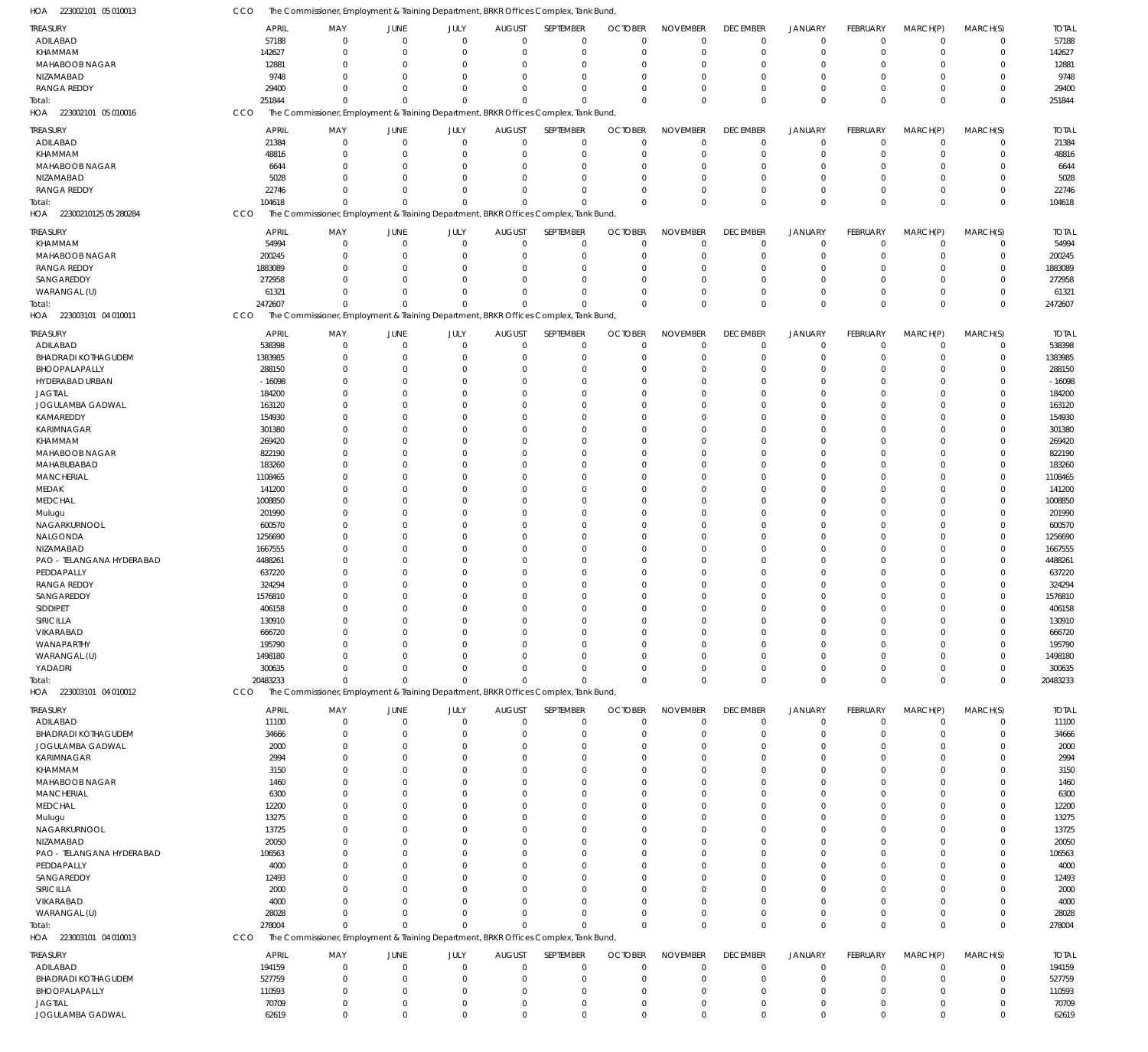HOA 223002101 05 010013 CCO The Commissioner, Employment & Training Department, BRKR Offices Complex, Tank Bund,

| TREASURY | APRIL | MAY | JUNE | JULY | AUGUST | SEPTEMBER | OCTOBER | NOVEMBER | DECEMBER | JANUARY | FEBRUARY | MARCH(P) | MARCH(S) | TOTAL |
|---|---|---|---|---|---|---|---|---|---|---|---|---|---|---|
| ADILABAD | 57188 | 0 | 0 | 0 | 0 | 0 | 0 | 0 | 0 | 0 | 0 | 0 | 0 | 57188 |
| KHAMMAM | 142627 | 0 | 0 | 0 | 0 | 0 | 0 | 0 | 0 | 0 | 0 | 0 | 0 | 142627 |
| MAHABOOB NAGAR | 12881 | 0 | 0 | 0 | 0 | 0 | 0 | 0 | 0 | 0 | 0 | 0 | 0 | 12881 |
| NIZAMABAD | 9748 | 0 | 0 | 0 | 0 | 0 | 0 | 0 | 0 | 0 | 0 | 0 | 0 | 9748 |
| RANGA REDDY | 29400 | 0 | 0 | 0 | 0 | 0 | 0 | 0 | 0 | 0 | 0 | 0 | 0 | 29400 |
| Total: | 251844 | 0 | 0 | 0 | 0 | 0 | 0 | 0 | 0 | 0 | 0 | 0 | 0 | 251844 |

HOA 223002101 05 010016 CCO The Commissioner, Employment & Training Department, BRKR Offices Complex, Tank Bund,

| TREASURY | APRIL | MAY | JUNE | JULY | AUGUST | SEPTEMBER | OCTOBER | NOVEMBER | DECEMBER | JANUARY | FEBRUARY | MARCH(P) | MARCH(S) | TOTAL |
|---|---|---|---|---|---|---|---|---|---|---|---|---|---|---|
| ADILABAD | 21384 | 0 | 0 | 0 | 0 | 0 | 0 | 0 | 0 | 0 | 0 | 0 | 0 | 21384 |
| KHAMMAM | 48816 | 0 | 0 | 0 | 0 | 0 | 0 | 0 | 0 | 0 | 0 | 0 | 0 | 48816 |
| MAHABOOB NAGAR | 6644 | 0 | 0 | 0 | 0 | 0 | 0 | 0 | 0 | 0 | 0 | 0 | 0 | 6644 |
| NIZAMABAD | 5028 | 0 | 0 | 0 | 0 | 0 | 0 | 0 | 0 | 0 | 0 | 0 | 0 | 5028 |
| RANGA REDDY | 22746 | 0 | 0 | 0 | 0 | 0 | 0 | 0 | 0 | 0 | 0 | 0 | 0 | 22746 |
| Total: | 104618 | 0 | 0 | 0 | 0 | 0 | 0 | 0 | 0 | 0 | 0 | 0 | 0 | 104618 |

HOA 22300210125 05 280284 CCO The Commissioner, Employment & Training Department, BRKR Offices Complex, Tank Bund,

| TREASURY | APRIL | MAY | JUNE | JULY | AUGUST | SEPTEMBER | OCTOBER | NOVEMBER | DECEMBER | JANUARY | FEBRUARY | MARCH(P) | MARCH(S) | TOTAL |
|---|---|---|---|---|---|---|---|---|---|---|---|---|---|---|
| KHAMMAM | 54994 | 0 | 0 | 0 | 0 | 0 | 0 | 0 | 0 | 0 | 0 | 0 | 0 | 54994 |
| MAHABOOB NAGAR | 200245 | 0 | 0 | 0 | 0 | 0 | 0 | 0 | 0 | 0 | 0 | 0 | 0 | 200245 |
| RANGA REDDY | 1883089 | 0 | 0 | 0 | 0 | 0 | 0 | 0 | 0 | 0 | 0 | 0 | 0 | 1883089 |
| SANGAREDDY | 272958 | 0 | 0 | 0 | 0 | 0 | 0 | 0 | 0 | 0 | 0 | 0 | 0 | 272958 |
| WARANGAL (U) | 61321 | 0 | 0 | 0 | 0 | 0 | 0 | 0 | 0 | 0 | 0 | 0 | 0 | 61321 |
| Total: | 2472607 | 0 | 0 | 0 | 0 | 0 | 0 | 0 | 0 | 0 | 0 | 0 | 0 | 2472607 |

HOA 223003101 04 010011 CCO The Commissioner, Employment & Training Department, BRKR Offices Complex, Tank Bund,

| TREASURY | APRIL | MAY | JUNE | JULY | AUGUST | SEPTEMBER | OCTOBER | NOVEMBER | DECEMBER | JANUARY | FEBRUARY | MARCH(P) | MARCH(S) | TOTAL |
|---|---|---|---|---|---|---|---|---|---|---|---|---|---|---|
| ADILABAD | 538398 | 0 | 0 | 0 | 0 | 0 | 0 | 0 | 0 | 0 | 0 | 0 | 0 | 538398 |
| BHADRADI KOTHAGUDEM | 1383985 | 0 | 0 | 0 | 0 | 0 | 0 | 0 | 0 | 0 | 0 | 0 | 0 | 1383985 |
| BHOOPALAPALLY | 288150 | 0 | 0 | 0 | 0 | 0 | 0 | 0 | 0 | 0 | 0 | 0 | 0 | 288150 |
| HYDERABAD URBAN | -16098 | 0 | 0 | 0 | 0 | 0 | 0 | 0 | 0 | 0 | 0 | 0 | 0 | -16098 |
| JAGTIAL | 184200 | 0 | 0 | 0 | 0 | 0 | 0 | 0 | 0 | 0 | 0 | 0 | 0 | 184200 |
| JOGULAMBA GADWAL | 163120 | 0 | 0 | 0 | 0 | 0 | 0 | 0 | 0 | 0 | 0 | 0 | 0 | 163120 |
| KAMAREDDY | 154930 | 0 | 0 | 0 | 0 | 0 | 0 | 0 | 0 | 0 | 0 | 0 | 0 | 154930 |
| KARIMNAGAR | 301380 | 0 | 0 | 0 | 0 | 0 | 0 | 0 | 0 | 0 | 0 | 0 | 0 | 301380 |
| KHAMMAM | 269420 | 0 | 0 | 0 | 0 | 0 | 0 | 0 | 0 | 0 | 0 | 0 | 0 | 269420 |
| MAHABOOB NAGAR | 822190 | 0 | 0 | 0 | 0 | 0 | 0 | 0 | 0 | 0 | 0 | 0 | 0 | 822190 |
| MAHABUBABAD | 183260 | 0 | 0 | 0 | 0 | 0 | 0 | 0 | 0 | 0 | 0 | 0 | 0 | 183260 |
| MANCHERIAL | 1108465 | 0 | 0 | 0 | 0 | 0 | 0 | 0 | 0 | 0 | 0 | 0 | 0 | 1108465 |
| MEDAK | 141200 | 0 | 0 | 0 | 0 | 0 | 0 | 0 | 0 | 0 | 0 | 0 | 0 | 141200 |
| MEDCHAL | 1008850 | 0 | 0 | 0 | 0 | 0 | 0 | 0 | 0 | 0 | 0 | 0 | 0 | 1008850 |
| Mulugu | 201990 | 0 | 0 | 0 | 0 | 0 | 0 | 0 | 0 | 0 | 0 | 0 | 0 | 201990 |
| NAGARKURNOOL | 600570 | 0 | 0 | 0 | 0 | 0 | 0 | 0 | 0 | 0 | 0 | 0 | 0 | 600570 |
| NALGONDA | 1256690 | 0 | 0 | 0 | 0 | 0 | 0 | 0 | 0 | 0 | 0 | 0 | 0 | 1256690 |
| NIZAMABAD | 1667555 | 0 | 0 | 0 | 0 | 0 | 0 | 0 | 0 | 0 | 0 | 0 | 0 | 1667555 |
| PAO - TELANGANA HYDERABAD | 4488261 | 0 | 0 | 0 | 0 | 0 | 0 | 0 | 0 | 0 | 0 | 0 | 0 | 4488261 |
| PEDDAPALLY | 637220 | 0 | 0 | 0 | 0 | 0 | 0 | 0 | 0 | 0 | 0 | 0 | 0 | 637220 |
| RANGA REDDY | 324294 | 0 | 0 | 0 | 0 | 0 | 0 | 0 | 0 | 0 | 0 | 0 | 0 | 324294 |
| SANGAREDDY | 1576810 | 0 | 0 | 0 | 0 | 0 | 0 | 0 | 0 | 0 | 0 | 0 | 0 | 1576810 |
| SIDDIPET | 406158 | 0 | 0 | 0 | 0 | 0 | 0 | 0 | 0 | 0 | 0 | 0 | 0 | 406158 |
| SIRICILLA | 130910 | 0 | 0 | 0 | 0 | 0 | 0 | 0 | 0 | 0 | 0 | 0 | 0 | 130910 |
| VIKARABAD | 666720 | 0 | 0 | 0 | 0 | 0 | 0 | 0 | 0 | 0 | 0 | 0 | 0 | 666720 |
| WANAPARTHY | 195790 | 0 | 0 | 0 | 0 | 0 | 0 | 0 | 0 | 0 | 0 | 0 | 0 | 195790 |
| WARANGAL (U) | 1498180 | 0 | 0 | 0 | 0 | 0 | 0 | 0 | 0 | 0 | 0 | 0 | 0 | 1498180 |
| YADADRI | 300635 | 0 | 0 | 0 | 0 | 0 | 0 | 0 | 0 | 0 | 0 | 0 | 0 | 300635 |
| Total: | 20483233 | 0 | 0 | 0 | 0 | 0 | 0 | 0 | 0 | 0 | 0 | 0 | 0 | 20483233 |

HOA 223003101 04 010012 CCO The Commissioner, Employment & Training Department, BRKR Offices Complex, Tank Bund,

| TREASURY | APRIL | MAY | JUNE | JULY | AUGUST | SEPTEMBER | OCTOBER | NOVEMBER | DECEMBER | JANUARY | FEBRUARY | MARCH(P) | MARCH(S) | TOTAL |
|---|---|---|---|---|---|---|---|---|---|---|---|---|---|---|
| ADILABAD | 11100 | 0 | 0 | 0 | 0 | 0 | 0 | 0 | 0 | 0 | 0 | 0 | 0 | 11100 |
| BHADRADI KOTHAGUDEM | 34666 | 0 | 0 | 0 | 0 | 0 | 0 | 0 | 0 | 0 | 0 | 0 | 0 | 34666 |
| JOGULAMBA GADWAL | 2000 | 0 | 0 | 0 | 0 | 0 | 0 | 0 | 0 | 0 | 0 | 0 | 0 | 2000 |
| KARIMNAGAR | 2994 | 0 | 0 | 0 | 0 | 0 | 0 | 0 | 0 | 0 | 0 | 0 | 0 | 2994 |
| KHAMMAM | 3150 | 0 | 0 | 0 | 0 | 0 | 0 | 0 | 0 | 0 | 0 | 0 | 0 | 3150 |
| MAHABOOB NAGAR | 1460 | 0 | 0 | 0 | 0 | 0 | 0 | 0 | 0 | 0 | 0 | 0 | 0 | 1460 |
| MANCHERIAL | 6300 | 0 | 0 | 0 | 0 | 0 | 0 | 0 | 0 | 0 | 0 | 0 | 0 | 6300 |
| MEDCHAL | 12200 | 0 | 0 | 0 | 0 | 0 | 0 | 0 | 0 | 0 | 0 | 0 | 0 | 12200 |
| Mulugu | 13275 | 0 | 0 | 0 | 0 | 0 | 0 | 0 | 0 | 0 | 0 | 0 | 0 | 13275 |
| NAGARKURNOOL | 13725 | 0 | 0 | 0 | 0 | 0 | 0 | 0 | 0 | 0 | 0 | 0 | 0 | 13725 |
| NIZAMABAD | 20050 | 0 | 0 | 0 | 0 | 0 | 0 | 0 | 0 | 0 | 0 | 0 | 0 | 20050 |
| PAO - TELANGANA HYDERABAD | 106563 | 0 | 0 | 0 | 0 | 0 | 0 | 0 | 0 | 0 | 0 | 0 | 0 | 106563 |
| PEDDAPALLY | 4000 | 0 | 0 | 0 | 0 | 0 | 0 | 0 | 0 | 0 | 0 | 0 | 0 | 4000 |
| SANGAREDDY | 12493 | 0 | 0 | 0 | 0 | 0 | 0 | 0 | 0 | 0 | 0 | 0 | 0 | 12493 |
| SIRICILLA | 2000 | 0 | 0 | 0 | 0 | 0 | 0 | 0 | 0 | 0 | 0 | 0 | 0 | 2000 |
| VIKARABAD | 4000 | 0 | 0 | 0 | 0 | 0 | 0 | 0 | 0 | 0 | 0 | 0 | 0 | 4000 |
| WARANGAL (U) | 28028 | 0 | 0 | 0 | 0 | 0 | 0 | 0 | 0 | 0 | 0 | 0 | 0 | 28028 |
| Total: | 278004 | 0 | 0 | 0 | 0 | 0 | 0 | 0 | 0 | 0 | 0 | 0 | 0 | 278004 |

HOA 223003101 04 010013 CCO The Commissioner, Employment & Training Department, BRKR Offices Complex, Tank Bund,

| TREASURY | APRIL | MAY | JUNE | JULY | AUGUST | SEPTEMBER | OCTOBER | NOVEMBER | DECEMBER | JANUARY | FEBRUARY | MARCH(P) | MARCH(S) | TOTAL |
|---|---|---|---|---|---|---|---|---|---|---|---|---|---|---|
| ADILABAD | 194159 | 0 | 0 | 0 | 0 | 0 | 0 | 0 | 0 | 0 | 0 | 0 | 0 | 194159 |
| BHADRADI KOTHAGUDEM | 527759 | 0 | 0 | 0 | 0 | 0 | 0 | 0 | 0 | 0 | 0 | 0 | 0 | 527759 |
| BHOOPALAPALLY | 110593 | 0 | 0 | 0 | 0 | 0 | 0 | 0 | 0 | 0 | 0 | 0 | 0 | 110593 |
| JAGTIAL | 70709 | 0 | 0 | 0 | 0 | 0 | 0 | 0 | 0 | 0 | 0 | 0 | 0 | 70709 |
| JOGULAMBA GADWAL | 62619 | 0 | 0 | 0 | 0 | 0 | 0 | 0 | 0 | 0 | 0 | 0 | 0 | 62619 |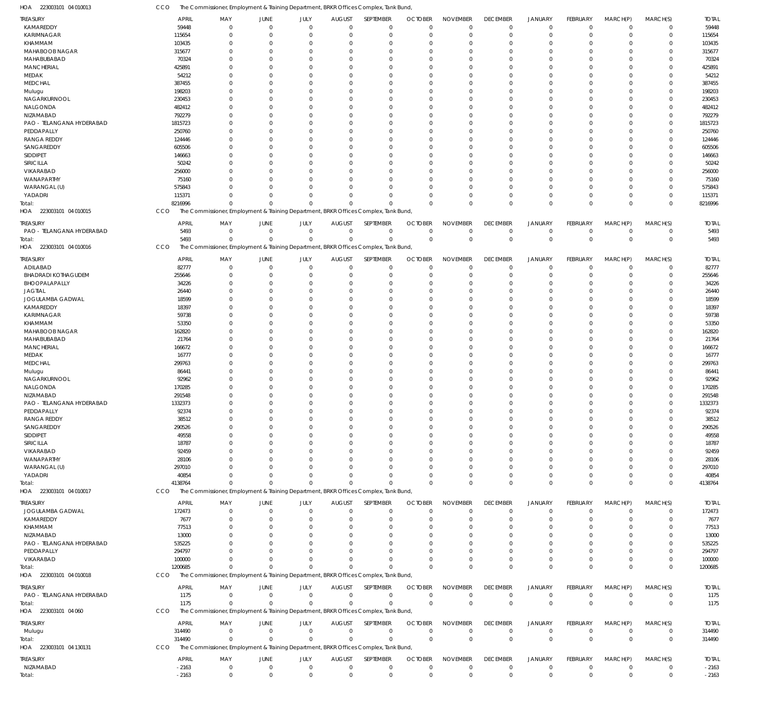HOA 223003101 04 010013 CCO The Commissioner, Employment & Training Department, BRKR Offices Complex, Tank Bund,

| TREASURY | APRIL | MAY | JUNE | JULY | AUGUST | SEPTEMBER | OCTOBER | NOVEMBER | DECEMBER | JANUARY | FEBRUARY | MARCH(P) | MARCH(S) | TOTAL |
|---|---|---|---|---|---|---|---|---|---|---|---|---|---|---|
| KAMAREDDY | 59448 | 0 | 0 | 0 | 0 | 0 | 0 | 0 | 0 | 0 | 0 | 0 | 0 | 59448 |
| KARIMNAGAR | 115654 | 0 | 0 | 0 | 0 | 0 | 0 | 0 | 0 | 0 | 0 | 0 | 0 | 115654 |
| KHAMMAM | 103435 | 0 | 0 | 0 | 0 | 0 | 0 | 0 | 0 | 0 | 0 | 0 | 0 | 103435 |
| MAHABOOB NAGAR | 315677 | 0 | 0 | 0 | 0 | 0 | 0 | 0 | 0 | 0 | 0 | 0 | 0 | 315677 |
| MAHABUBABAD | 70324 | 0 | 0 | 0 | 0 | 0 | 0 | 0 | 0 | 0 | 0 | 0 | 0 | 70324 |
| MANCHERIAL | 425891 | 0 | 0 | 0 | 0 | 0 | 0 | 0 | 0 | 0 | 0 | 0 | 0 | 425891 |
| MEDAK | 54212 | 0 | 0 | 0 | 0 | 0 | 0 | 0 | 0 | 0 | 0 | 0 | 0 | 54212 |
| MEDCHAL | 387455 | 0 | 0 | 0 | 0 | 0 | 0 | 0 | 0 | 0 | 0 | 0 | 0 | 387455 |
| Mulugu | 198203 | 0 | 0 | 0 | 0 | 0 | 0 | 0 | 0 | 0 | 0 | 0 | 0 | 198203 |
| NAGARKURNOOL | 230453 | 0 | 0 | 0 | 0 | 0 | 0 | 0 | 0 | 0 | 0 | 0 | 0 | 230453 |
| NALGONDA | 482412 | 0 | 0 | 0 | 0 | 0 | 0 | 0 | 0 | 0 | 0 | 0 | 0 | 482412 |
| NIZAMABAD | 792279 | 0 | 0 | 0 | 0 | 0 | 0 | 0 | 0 | 0 | 0 | 0 | 0 | 792279 |
| PAO - TELANGANA HYDERABAD | 1815723 | 0 | 0 | 0 | 0 | 0 | 0 | 0 | 0 | 0 | 0 | 0 | 0 | 1815723 |
| PEDDAPALLY | 250760 | 0 | 0 | 0 | 0 | 0 | 0 | 0 | 0 | 0 | 0 | 0 | 0 | 250760 |
| RANGA REDDY | 124446 | 0 | 0 | 0 | 0 | 0 | 0 | 0 | 0 | 0 | 0 | 0 | 0 | 124446 |
| SANGAREDDY | 605506 | 0 | 0 | 0 | 0 | 0 | 0 | 0 | 0 | 0 | 0 | 0 | 0 | 605506 |
| SIDDIPET | 146663 | 0 | 0 | 0 | 0 | 0 | 0 | 0 | 0 | 0 | 0 | 0 | 0 | 146663 |
| SIRICILLA | 50242 | 0 | 0 | 0 | 0 | 0 | 0 | 0 | 0 | 0 | 0 | 0 | 0 | 50242 |
| VIKARABAD | 256000 | 0 | 0 | 0 | 0 | 0 | 0 | 0 | 0 | 0 | 0 | 0 | 0 | 256000 |
| WANAPARTHY | 75160 | 0 | 0 | 0 | 0 | 0 | 0 | 0 | 0 | 0 | 0 | 0 | 0 | 75160 |
| WARANGAL (U) | 575843 | 0 | 0 | 0 | 0 | 0 | 0 | 0 | 0 | 0 | 0 | 0 | 0 | 575843 |
| YADADRI | 115371 | 0 | 0 | 0 | 0 | 0 | 0 | 0 | 0 | 0 | 0 | 0 | 0 | 115371 |
| Total: | 8216996 | 0 | 0 | 0 | 0 | 0 | 0 | 0 | 0 | 0 | 0 | 0 | 0 | 8216996 |

HOA 223003101 04 010015 CCO The Commissioner, Employment & Training Department, BRKR Offices Complex, Tank Bund,

| TREASURY | APRIL | MAY | JUNE | JULY | AUGUST | SEPTEMBER | OCTOBER | NOVEMBER | DECEMBER | JANUARY | FEBRUARY | MARCH(P) | MARCH(S) | TOTAL |
|---|---|---|---|---|---|---|---|---|---|---|---|---|---|---|
| PAO - TELANGANA HYDERABAD | 5493 | 0 | 0 | 0 | 0 | 0 | 0 | 0 | 0 | 0 | 0 | 0 | 0 | 5493 |
| Total: | 5493 | 0 | 0 | 0 | 0 | 0 | 0 | 0 | 0 | 0 | 0 | 0 | 0 | 5493 |

HOA 223003101 04 010016 CCO The Commissioner, Employment & Training Department, BRKR Offices Complex, Tank Bund,

| TREASURY | APRIL | MAY | JUNE | JULY | AUGUST | SEPTEMBER | OCTOBER | NOVEMBER | DECEMBER | JANUARY | FEBRUARY | MARCH(P) | MARCH(S) | TOTAL |
|---|---|---|---|---|---|---|---|---|---|---|---|---|---|---|
| ADILABAD | 82777 | 0 | 0 | 0 | 0 | 0 | 0 | 0 | 0 | 0 | 0 | 0 | 0 | 82777 |
| BHADRADI KOTHAGUDEM | 255646 | 0 | 0 | 0 | 0 | 0 | 0 | 0 | 0 | 0 | 0 | 0 | 0 | 255646 |
| BHOOPALAPALLY | 34226 | 0 | 0 | 0 | 0 | 0 | 0 | 0 | 0 | 0 | 0 | 0 | 0 | 34226 |
| JAGTIAL | 26440 | 0 | 0 | 0 | 0 | 0 | 0 | 0 | 0 | 0 | 0 | 0 | 0 | 26440 |
| JOGULAMBA GADWAL | 18599 | 0 | 0 | 0 | 0 | 0 | 0 | 0 | 0 | 0 | 0 | 0 | 0 | 18599 |
| KAMAREDDY | 18397 | 0 | 0 | 0 | 0 | 0 | 0 | 0 | 0 | 0 | 0 | 0 | 0 | 18397 |
| KARIMNAGAR | 59738 | 0 | 0 | 0 | 0 | 0 | 0 | 0 | 0 | 0 | 0 | 0 | 0 | 59738 |
| KHAMMAM | 53350 | 0 | 0 | 0 | 0 | 0 | 0 | 0 | 0 | 0 | 0 | 0 | 0 | 53350 |
| MAHABOOB NAGAR | 162820 | 0 | 0 | 0 | 0 | 0 | 0 | 0 | 0 | 0 | 0 | 0 | 0 | 162820 |
| MAHABUBABAD | 21764 | 0 | 0 | 0 | 0 | 0 | 0 | 0 | 0 | 0 | 0 | 0 | 0 | 21764 |
| MANCHERIAL | 166672 | 0 | 0 | 0 | 0 | 0 | 0 | 0 | 0 | 0 | 0 | 0 | 0 | 166672 |
| MEDAK | 16777 | 0 | 0 | 0 | 0 | 0 | 0 | 0 | 0 | 0 | 0 | 0 | 0 | 16777 |
| MEDCHAL | 299763 | 0 | 0 | 0 | 0 | 0 | 0 | 0 | 0 | 0 | 0 | 0 | 0 | 299763 |
| Mulugu | 86441 | 0 | 0 | 0 | 0 | 0 | 0 | 0 | 0 | 0 | 0 | 0 | 0 | 86441 |
| NAGARKURNOOL | 92962 | 0 | 0 | 0 | 0 | 0 | 0 | 0 | 0 | 0 | 0 | 0 | 0 | 92962 |
| NALGONDA | 170285 | 0 | 0 | 0 | 0 | 0 | 0 | 0 | 0 | 0 | 0 | 0 | 0 | 170285 |
| NIZAMABAD | 291548 | 0 | 0 | 0 | 0 | 0 | 0 | 0 | 0 | 0 | 0 | 0 | 0 | 291548 |
| PAO - TELANGANA HYDERABAD | 1332373 | 0 | 0 | 0 | 0 | 0 | 0 | 0 | 0 | 0 | 0 | 0 | 0 | 1332373 |
| PEDDAPALLY | 92374 | 0 | 0 | 0 | 0 | 0 | 0 | 0 | 0 | 0 | 0 | 0 | 0 | 92374 |
| RANGA REDDY | 38512 | 0 | 0 | 0 | 0 | 0 | 0 | 0 | 0 | 0 | 0 | 0 | 0 | 38512 |
| SANGAREDDY | 290526 | 0 | 0 | 0 | 0 | 0 | 0 | 0 | 0 | 0 | 0 | 0 | 0 | 290526 |
| SIDDIPET | 49558 | 0 | 0 | 0 | 0 | 0 | 0 | 0 | 0 | 0 | 0 | 0 | 0 | 49558 |
| SIRICILLA | 18787 | 0 | 0 | 0 | 0 | 0 | 0 | 0 | 0 | 0 | 0 | 0 | 0 | 18787 |
| VIKARABAD | 92459 | 0 | 0 | 0 | 0 | 0 | 0 | 0 | 0 | 0 | 0 | 0 | 0 | 92459 |
| WANAPARTHY | 28106 | 0 | 0 | 0 | 0 | 0 | 0 | 0 | 0 | 0 | 0 | 0 | 0 | 28106 |
| WARANGAL (U) | 297010 | 0 | 0 | 0 | 0 | 0 | 0 | 0 | 0 | 0 | 0 | 0 | 0 | 297010 |
| YADADRI | 40854 | 0 | 0 | 0 | 0 | 0 | 0 | 0 | 0 | 0 | 0 | 0 | 0 | 40854 |
| Total: | 4138764 | 0 | 0 | 0 | 0 | 0 | 0 | 0 | 0 | 0 | 0 | 0 | 0 | 4138764 |

HOA 223003101 04 010017 CCO The Commissioner, Employment & Training Department, BRKR Offices Complex, Tank Bund,

| TREASURY | APRIL | MAY | JUNE | JULY | AUGUST | SEPTEMBER | OCTOBER | NOVEMBER | DECEMBER | JANUARY | FEBRUARY | MARCH(P) | MARCH(S) | TOTAL |
|---|---|---|---|---|---|---|---|---|---|---|---|---|---|---|
| JOGULAMBA GADWAL | 172473 | 0 | 0 | 0 | 0 | 0 | 0 | 0 | 0 | 0 | 0 | 0 | 0 | 172473 |
| KAMAREDDY | 7677 | 0 | 0 | 0 | 0 | 0 | 0 | 0 | 0 | 0 | 0 | 0 | 0 | 7677 |
| KHAMMAM | 77513 | 0 | 0 | 0 | 0 | 0 | 0 | 0 | 0 | 0 | 0 | 0 | 0 | 77513 |
| NIZAMABAD | 13000 | 0 | 0 | 0 | 0 | 0 | 0 | 0 | 0 | 0 | 0 | 0 | 0 | 13000 |
| PAO - TELANGANA HYDERABAD | 535225 | 0 | 0 | 0 | 0 | 0 | 0 | 0 | 0 | 0 | 0 | 0 | 0 | 535225 |
| PEDDAPALLY | 294797 | 0 | 0 | 0 | 0 | 0 | 0 | 0 | 0 | 0 | 0 | 0 | 0 | 294797 |
| VIKARABAD | 100000 | 0 | 0 | 0 | 0 | 0 | 0 | 0 | 0 | 0 | 0 | 0 | 0 | 100000 |
| Total: | 1200685 | 0 | 0 | 0 | 0 | 0 | 0 | 0 | 0 | 0 | 0 | 0 | 0 | 1200685 |

HOA 223003101 04 010018 CCO The Commissioner, Employment & Training Department, BRKR Offices Complex, Tank Bund,

| TREASURY | APRIL | MAY | JUNE | JULY | AUGUST | SEPTEMBER | OCTOBER | NOVEMBER | DECEMBER | JANUARY | FEBRUARY | MARCH(P) | MARCH(S) | TOTAL |
|---|---|---|---|---|---|---|---|---|---|---|---|---|---|---|
| PAO - TELANGANA HYDERABAD | 1175 | 0 | 0 | 0 | 0 | 0 | 0 | 0 | 0 | 0 | 0 | 0 | 0 | 1175 |
| Total: | 1175 | 0 | 0 | 0 | 0 | 0 | 0 | 0 | 0 | 0 | 0 | 0 | 0 | 1175 |

HOA 223003101 04 060 CCO The Commissioner, Employment & Training Department, BRKR Offices Complex, Tank Bund,

| TREASURY | APRIL | MAY | JUNE | JULY | AUGUST | SEPTEMBER | OCTOBER | NOVEMBER | DECEMBER | JANUARY | FEBRUARY | MARCH(P) | MARCH(S) | TOTAL |
|---|---|---|---|---|---|---|---|---|---|---|---|---|---|---|
| Mulugu | 314490 | 0 | 0 | 0 | 0 | 0 | 0 | 0 | 0 | 0 | 0 | 0 | 0 | 314490 |
| Total: | 314490 | 0 | 0 | 0 | 0 | 0 | 0 | 0 | 0 | 0 | 0 | 0 | 0 | 314490 |

HOA 223003101 04 130131 CCO The Commissioner, Employment & Training Department, BRKR Offices Complex, Tank Bund,

| TREASURY | APRIL | MAY | JUNE | JULY | AUGUST | SEPTEMBER | OCTOBER | NOVEMBER | DECEMBER | JANUARY | FEBRUARY | MARCH(P) | MARCH(S) | TOTAL |
|---|---|---|---|---|---|---|---|---|---|---|---|---|---|---|
| NIZAMABAD | -2163 | 0 | 0 | 0 | 0 | 0 | 0 | 0 | 0 | 0 | 0 | 0 | 0 | -2163 |
| Total: | -2163 | 0 | 0 | 0 | 0 | 0 | 0 | 0 | 0 | 0 | 0 | 0 | 0 | -2163 |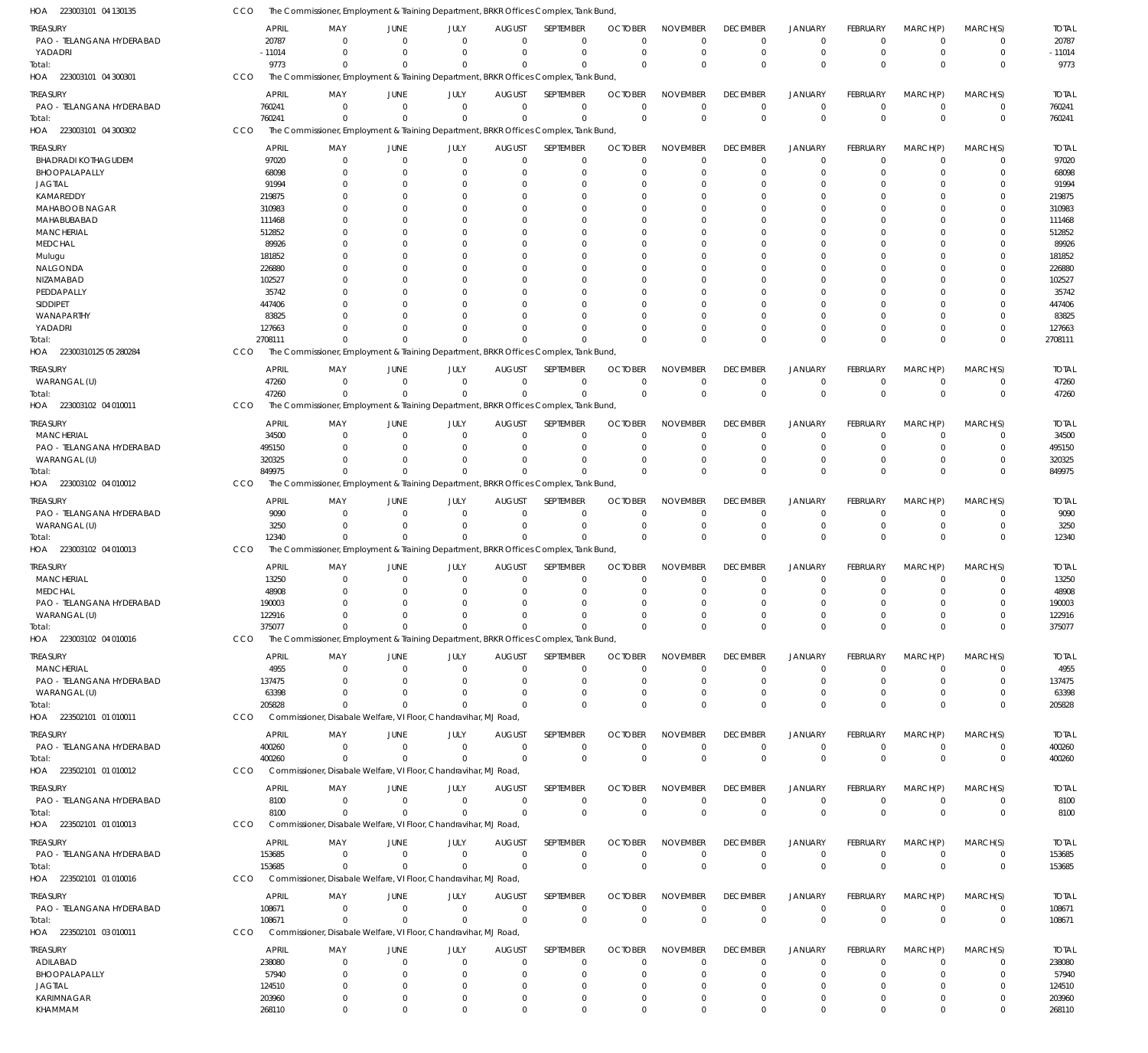HOA 223003101 04 130135 CCO The Commissioner, Employment & Training Department, BRKR Offices Complex, Tank Bund,

| TREASURY | APRIL | MAY | JUNE | JULY | AUGUST | SEPTEMBER | OCTOBER | NOVEMBER | DECEMBER | JANUARY | FEBRUARY | MARCH(P) | MARCH(S) | TOTAL |
|---|---|---|---|---|---|---|---|---|---|---|---|---|---|---|
| PAO - TELANGANA HYDERABAD | 20787 | 0 | 0 | 0 | 0 | 0 | 0 | 0 | 0 | 0 | 0 | 0 | 0 | 20787 |
| YADADRI | - 11014 | 0 | 0 | 0 | 0 | 0 | 0 | 0 | 0 | 0 | 0 | 0 | 0 | - 11014 |
| Total: | 9773 | 0 | 0 | 0 | 0 | 0 | 0 | 0 | 0 | 0 | 0 | 0 | 0 | 9773 |

HOA 223003101 04 300301 CCO The Commissioner, Employment & Training Department, BRKR Offices Complex, Tank Bund,

| TREASURY | APRIL | MAY | JUNE | JULY | AUGUST | SEPTEMBER | OCTOBER | NOVEMBER | DECEMBER | JANUARY | FEBRUARY | MARCH(P) | MARCH(S) | TOTAL |
|---|---|---|---|---|---|---|---|---|---|---|---|---|---|---|
| PAO - TELANGANA HYDERABAD | 760241 | 0 | 0 | 0 | 0 | 0 | 0 | 0 | 0 | 0 | 0 | 0 | 0 | 760241 |
| Total: | 760241 | 0 | 0 | 0 | 0 | 0 | 0 | 0 | 0 | 0 | 0 | 0 | 0 | 760241 |

HOA 223003101 04 300302 CCO The Commissioner, Employment & Training Department, BRKR Offices Complex, Tank Bund,

| TREASURY | APRIL | MAY | JUNE | JULY | AUGUST | SEPTEMBER | OCTOBER | NOVEMBER | DECEMBER | JANUARY | FEBRUARY | MARCH(P) | MARCH(S) | TOTAL |
|---|---|---|---|---|---|---|---|---|---|---|---|---|---|---|
| BHADRADI KOTHAGUDEM | 97020 | 0 | 0 | 0 | 0 | 0 | 0 | 0 | 0 | 0 | 0 | 0 | 0 | 97020 |
| BHOOPALAPALLY | 68098 | 0 | 0 | 0 | 0 | 0 | 0 | 0 | 0 | 0 | 0 | 0 | 0 | 68098 |
| JAGTIAL | 91994 | 0 | 0 | 0 | 0 | 0 | 0 | 0 | 0 | 0 | 0 | 0 | 0 | 91994 |
| KAMAREDDY | 219875 | 0 | 0 | 0 | 0 | 0 | 0 | 0 | 0 | 0 | 0 | 0 | 0 | 219875 |
| MAHABOOB NAGAR | 310983 | 0 | 0 | 0 | 0 | 0 | 0 | 0 | 0 | 0 | 0 | 0 | 0 | 310983 |
| MAHABUBABAD | 111468 | 0 | 0 | 0 | 0 | 0 | 0 | 0 | 0 | 0 | 0 | 0 | 0 | 111468 |
| MANCHERIAL | 512852 | 0 | 0 | 0 | 0 | 0 | 0 | 0 | 0 | 0 | 0 | 0 | 0 | 512852 |
| MEDCHAL | 89926 | 0 | 0 | 0 | 0 | 0 | 0 | 0 | 0 | 0 | 0 | 0 | 0 | 89926 |
| Mulugu | 181852 | 0 | 0 | 0 | 0 | 0 | 0 | 0 | 0 | 0 | 0 | 0 | 0 | 181852 |
| NALGONDA | 226880 | 0 | 0 | 0 | 0 | 0 | 0 | 0 | 0 | 0 | 0 | 0 | 0 | 226880 |
| NIZAMABAD | 102527 | 0 | 0 | 0 | 0 | 0 | 0 | 0 | 0 | 0 | 0 | 0 | 0 | 102527 |
| PEDDAPALLY | 35742 | 0 | 0 | 0 | 0 | 0 | 0 | 0 | 0 | 0 | 0 | 0 | 0 | 35742 |
| SIDDIPET | 447406 | 0 | 0 | 0 | 0 | 0 | 0 | 0 | 0 | 0 | 0 | 0 | 0 | 447406 |
| WANAPARTHY | 83825 | 0 | 0 | 0 | 0 | 0 | 0 | 0 | 0 | 0 | 0 | 0 | 0 | 83825 |
| YADADRI | 127663 | 0 | 0 | 0 | 0 | 0 | 0 | 0 | 0 | 0 | 0 | 0 | 0 | 127663 |
| Total: | 2708111 | 0 | 0 | 0 | 0 | 0 | 0 | 0 | 0 | 0 | 0 | 0 | 0 | 2708111 |

HOA 22300310125 05 280284 CCO The Commissioner, Employment & Training Department, BRKR Offices Complex, Tank Bund,

| TREASURY | APRIL | MAY | JUNE | JULY | AUGUST | SEPTEMBER | OCTOBER | NOVEMBER | DECEMBER | JANUARY | FEBRUARY | MARCH(P) | MARCH(S) | TOTAL |
|---|---|---|---|---|---|---|---|---|---|---|---|---|---|---|
| WARANGAL (U) | 47260 | 0 | 0 | 0 | 0 | 0 | 0 | 0 | 0 | 0 | 0 | 0 | 0 | 47260 |
| Total: | 47260 | 0 | 0 | 0 | 0 | 0 | 0 | 0 | 0 | 0 | 0 | 0 | 0 | 47260 |

HOA 223003102 04 010011 CCO The Commissioner, Employment & Training Department, BRKR Offices Complex, Tank Bund,

| TREASURY | APRIL | MAY | JUNE | JULY | AUGUST | SEPTEMBER | OCTOBER | NOVEMBER | DECEMBER | JANUARY | FEBRUARY | MARCH(P) | MARCH(S) | TOTAL |
|---|---|---|---|---|---|---|---|---|---|---|---|---|---|---|
| MANCHERIAL | 34500 | 0 | 0 | 0 | 0 | 0 | 0 | 0 | 0 | 0 | 0 | 0 | 0 | 34500 |
| PAO - TELANGANA HYDERABAD | 495150 | 0 | 0 | 0 | 0 | 0 | 0 | 0 | 0 | 0 | 0 | 0 | 0 | 495150 |
| WARANGAL (U) | 320325 | 0 | 0 | 0 | 0 | 0 | 0 | 0 | 0 | 0 | 0 | 0 | 0 | 320325 |
| Total: | 849975 | 0 | 0 | 0 | 0 | 0 | 0 | 0 | 0 | 0 | 0 | 0 | 0 | 849975 |

HOA 223003102 04 010012 CCO The Commissioner, Employment & Training Department, BRKR Offices Complex, Tank Bund,

| TREASURY | APRIL | MAY | JUNE | JULY | AUGUST | SEPTEMBER | OCTOBER | NOVEMBER | DECEMBER | JANUARY | FEBRUARY | MARCH(P) | MARCH(S) | TOTAL |
|---|---|---|---|---|---|---|---|---|---|---|---|---|---|---|
| PAO - TELANGANA HYDERABAD | 9090 | 0 | 0 | 0 | 0 | 0 | 0 | 0 | 0 | 0 | 0 | 0 | 0 | 9090 |
| WARANGAL (U) | 3250 | 0 | 0 | 0 | 0 | 0 | 0 | 0 | 0 | 0 | 0 | 0 | 0 | 3250 |
| Total: | 12340 | 0 | 0 | 0 | 0 | 0 | 0 | 0 | 0 | 0 | 0 | 0 | 0 | 12340 |

HOA 223003102 04 010013 CCO The Commissioner, Employment & Training Department, BRKR Offices Complex, Tank Bund,

| TREASURY | APRIL | MAY | JUNE | JULY | AUGUST | SEPTEMBER | OCTOBER | NOVEMBER | DECEMBER | JANUARY | FEBRUARY | MARCH(P) | MARCH(S) | TOTAL |
|---|---|---|---|---|---|---|---|---|---|---|---|---|---|---|
| MANCHERIAL | 13250 | 0 | 0 | 0 | 0 | 0 | 0 | 0 | 0 | 0 | 0 | 0 | 0 | 13250 |
| MEDCHAL | 48908 | 0 | 0 | 0 | 0 | 0 | 0 | 0 | 0 | 0 | 0 | 0 | 0 | 48908 |
| PAO - TELANGANA HYDERABAD | 190003 | 0 | 0 | 0 | 0 | 0 | 0 | 0 | 0 | 0 | 0 | 0 | 0 | 190003 |
| WARANGAL (U) | 122916 | 0 | 0 | 0 | 0 | 0 | 0 | 0 | 0 | 0 | 0 | 0 | 0 | 122916 |
| Total: | 375077 | 0 | 0 | 0 | 0 | 0 | 0 | 0 | 0 | 0 | 0 | 0 | 0 | 375077 |

HOA 223003102 04 010016 CCO The Commissioner, Employment & Training Department, BRKR Offices Complex, Tank Bund,

| TREASURY | APRIL | MAY | JUNE | JULY | AUGUST | SEPTEMBER | OCTOBER | NOVEMBER | DECEMBER | JANUARY | FEBRUARY | MARCH(P) | MARCH(S) | TOTAL |
|---|---|---|---|---|---|---|---|---|---|---|---|---|---|---|
| MANCHERIAL | 4955 | 0 | 0 | 0 | 0 | 0 | 0 | 0 | 0 | 0 | 0 | 0 | 0 | 4955 |
| PAO - TELANGANA HYDERABAD | 137475 | 0 | 0 | 0 | 0 | 0 | 0 | 0 | 0 | 0 | 0 | 0 | 0 | 137475 |
| WARANGAL (U) | 63398 | 0 | 0 | 0 | 0 | 0 | 0 | 0 | 0 | 0 | 0 | 0 | 0 | 63398 |
| Total: | 205828 | 0 | 0 | 0 | 0 | 0 | 0 | 0 | 0 | 0 | 0 | 0 | 0 | 205828 |

HOA 223502101 01 010011 CCO Commissioner, Disabale Welfare, VI Floor, Chandravihar, MJ Road,

| TREASURY | APRIL | MAY | JUNE | JULY | AUGUST | SEPTEMBER | OCTOBER | NOVEMBER | DECEMBER | JANUARY | FEBRUARY | MARCH(P) | MARCH(S) | TOTAL |
|---|---|---|---|---|---|---|---|---|---|---|---|---|---|---|
| PAO - TELANGANA HYDERABAD | 400260 | 0 | 0 | 0 | 0 | 0 | 0 | 0 | 0 | 0 | 0 | 0 | 0 | 400260 |
| Total: | 400260 | 0 | 0 | 0 | 0 | 0 | 0 | 0 | 0 | 0 | 0 | 0 | 0 | 400260 |

HOA 223502101 01 010012 CCO Commissioner, Disabale Welfare, VI Floor, Chandravihar, MJ Road,

| TREASURY | APRIL | MAY | JUNE | JULY | AUGUST | SEPTEMBER | OCTOBER | NOVEMBER | DECEMBER | JANUARY | FEBRUARY | MARCH(P) | MARCH(S) | TOTAL |
|---|---|---|---|---|---|---|---|---|---|---|---|---|---|---|
| PAO - TELANGANA HYDERABAD | 8100 | 0 | 0 | 0 | 0 | 0 | 0 | 0 | 0 | 0 | 0 | 0 | 0 | 8100 |
| Total: | 8100 | 0 | 0 | 0 | 0 | 0 | 0 | 0 | 0 | 0 | 0 | 0 | 0 | 8100 |

HOA 223502101 01 010013 CCO Commissioner, Disabale Welfare, VI Floor, Chandravihar, MJ Road,

| TREASURY | APRIL | MAY | JUNE | JULY | AUGUST | SEPTEMBER | OCTOBER | NOVEMBER | DECEMBER | JANUARY | FEBRUARY | MARCH(P) | MARCH(S) | TOTAL |
|---|---|---|---|---|---|---|---|---|---|---|---|---|---|---|
| PAO - TELANGANA HYDERABAD | 153685 | 0 | 0 | 0 | 0 | 0 | 0 | 0 | 0 | 0 | 0 | 0 | 0 | 153685 |
| Total: | 153685 | 0 | 0 | 0 | 0 | 0 | 0 | 0 | 0 | 0 | 0 | 0 | 0 | 153685 |

HOA 223502101 01 010016 CCO Commissioner, Disabale Welfare, VI Floor, Chandravihar, MJ Road,

| TREASURY | APRIL | MAY | JUNE | JULY | AUGUST | SEPTEMBER | OCTOBER | NOVEMBER | DECEMBER | JANUARY | FEBRUARY | MARCH(P) | MARCH(S) | TOTAL |
|---|---|---|---|---|---|---|---|---|---|---|---|---|---|---|
| PAO - TELANGANA HYDERABAD | 108671 | 0 | 0 | 0 | 0 | 0 | 0 | 0 | 0 | 0 | 0 | 0 | 0 | 108671 |
| Total: | 108671 | 0 | 0 | 0 | 0 | 0 | 0 | 0 | 0 | 0 | 0 | 0 | 0 | 108671 |

HOA 223502101 03 010011 CCO Commissioner, Disabale Welfare, VI Floor, Chandravihar, MJ Road,

| TREASURY | APRIL | MAY | JUNE | JULY | AUGUST | SEPTEMBER | OCTOBER | NOVEMBER | DECEMBER | JANUARY | FEBRUARY | MARCH(P) | MARCH(S) | TOTAL |
|---|---|---|---|---|---|---|---|---|---|---|---|---|---|---|
| ADILABAD | 238080 | 0 | 0 | 0 | 0 | 0 | 0 | 0 | 0 | 0 | 0 | 0 | 0 | 238080 |
| BHOOPALAPALLY | 57940 | 0 | 0 | 0 | 0 | 0 | 0 | 0 | 0 | 0 | 0 | 0 | 0 | 57940 |
| JAGTIAL | 124510 | 0 | 0 | 0 | 0 | 0 | 0 | 0 | 0 | 0 | 0 | 0 | 0 | 124510 |
| KARIMNAGAR | 203960 | 0 | 0 | 0 | 0 | 0 | 0 | 0 | 0 | 0 | 0 | 0 | 0 | 203960 |
| KHAMMAM | 268110 | 0 | 0 | 0 | 0 | 0 | 0 | 0 | 0 | 0 | 0 | 0 | 0 | 268110 |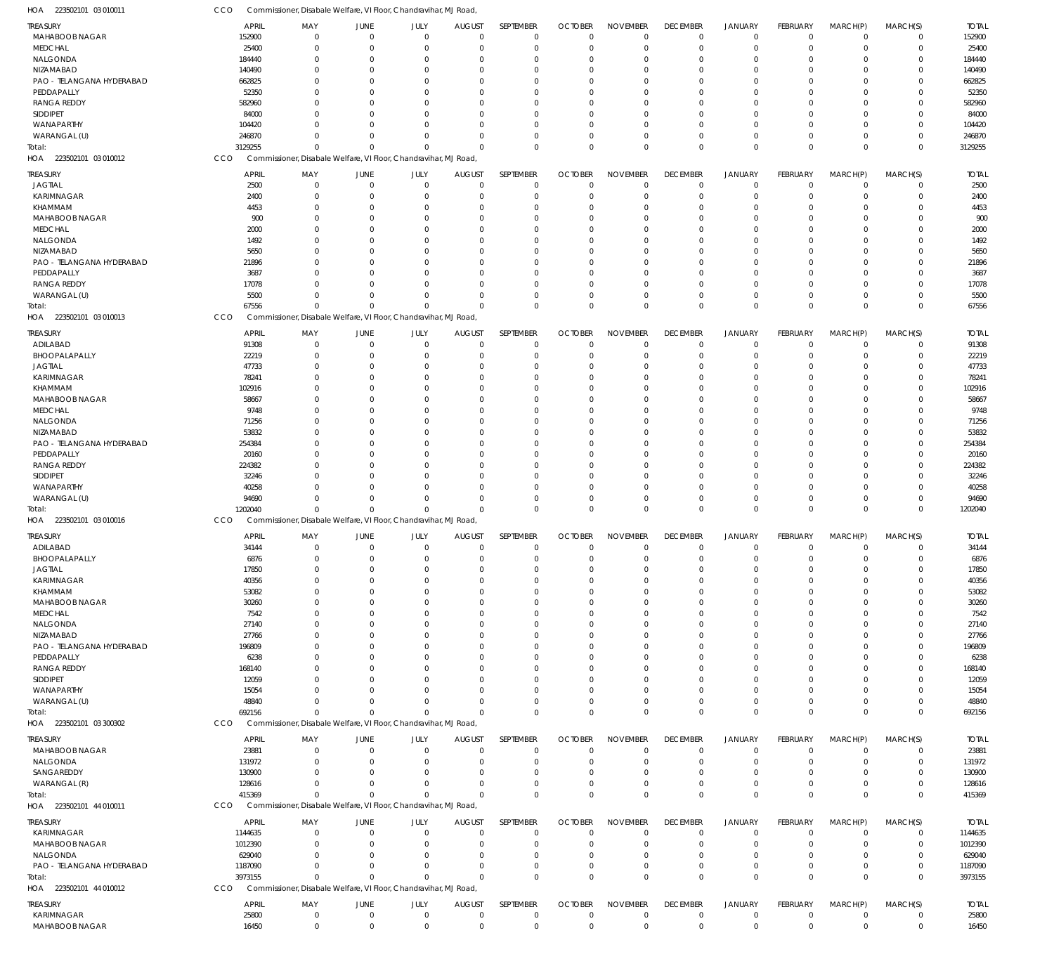HOA 223502101 03 010011 CCO Commissioner, Disabale Welfare, VI Floor, Chandravihar, MJ Road,

| TREASURY | APRIL | MAY | JUNE | JULY | AUGUST | SEPTEMBER | OCTOBER | NOVEMBER | DECEMBER | JANUARY | FEBRUARY | MARCH(P) | MARCH(S) | TOTAL |
|---|---|---|---|---|---|---|---|---|---|---|---|---|---|---|
| MAHABOOB NAGAR | 152900 | 0 | 0 | 0 | 0 | 0 | 0 | 0 | 0 | 0 | 0 | 0 | 0 | 152900 |
| MEDCHAL | 25400 | 0 | 0 | 0 | 0 | 0 | 0 | 0 | 0 | 0 | 0 | 0 | 0 | 25400 |
| NALGONDA | 184440 | 0 | 0 | 0 | 0 | 0 | 0 | 0 | 0 | 0 | 0 | 0 | 0 | 184440 |
| NIZAMABAD | 140490 | 0 | 0 | 0 | 0 | 0 | 0 | 0 | 0 | 0 | 0 | 0 | 0 | 140490 |
| PAO - TELANGANA HYDERABAD | 662825 | 0 | 0 | 0 | 0 | 0 | 0 | 0 | 0 | 0 | 0 | 0 | 0 | 662825 |
| PEDDAPALLY | 52350 | 0 | 0 | 0 | 0 | 0 | 0 | 0 | 0 | 0 | 0 | 0 | 0 | 52350 |
| RANGA REDDY | 582960 | 0 | 0 | 0 | 0 | 0 | 0 | 0 | 0 | 0 | 0 | 0 | 0 | 582960 |
| SIDDIPET | 84000 | 0 | 0 | 0 | 0 | 0 | 0 | 0 | 0 | 0 | 0 | 0 | 0 | 84000 |
| WANAPARTHY | 104420 | 0 | 0 | 0 | 0 | 0 | 0 | 0 | 0 | 0 | 0 | 0 | 0 | 104420 |
| WARANGAL (U) | 246870 | 0 | 0 | 0 | 0 | 0 | 0 | 0 | 0 | 0 | 0 | 0 | 0 | 246870 |
| Total: | 3129255 | 0 | 0 | 0 | 0 | 0 | 0 | 0 | 0 | 0 | 0 | 0 | 0 | 3129255 |

HOA 223502101 03 010012 CCO Commissioner, Disabale Welfare, VI Floor, Chandravihar, MJ Road,

| TREASURY | APRIL | MAY | JUNE | JULY | AUGUST | SEPTEMBER | OCTOBER | NOVEMBER | DECEMBER | JANUARY | FEBRUARY | MARCH(P) | MARCH(S) | TOTAL |
|---|---|---|---|---|---|---|---|---|---|---|---|---|---|---|
| JAGTIAL | 2500 | 0 | 0 | 0 | 0 | 0 | 0 | 0 | 0 | 0 | 0 | 0 | 0 | 2500 |
| KARIMNAGAR | 2400 | 0 | 0 | 0 | 0 | 0 | 0 | 0 | 0 | 0 | 0 | 0 | 0 | 2400 |
| KHAMMAM | 4453 | 0 | 0 | 0 | 0 | 0 | 0 | 0 | 0 | 0 | 0 | 0 | 0 | 4453 |
| MAHABOOB NAGAR | 900 | 0 | 0 | 0 | 0 | 0 | 0 | 0 | 0 | 0 | 0 | 0 | 0 | 900 |
| MEDCHAL | 2000 | 0 | 0 | 0 | 0 | 0 | 0 | 0 | 0 | 0 | 0 | 0 | 0 | 2000 |
| NALGONDA | 1492 | 0 | 0 | 0 | 0 | 0 | 0 | 0 | 0 | 0 | 0 | 0 | 0 | 1492 |
| NIZAMABAD | 5650 | 0 | 0 | 0 | 0 | 0 | 0 | 0 | 0 | 0 | 0 | 0 | 0 | 5650 |
| PAO - TELANGANA HYDERABAD | 21896 | 0 | 0 | 0 | 0 | 0 | 0 | 0 | 0 | 0 | 0 | 0 | 0 | 21896 |
| PEDDAPALLY | 3687 | 0 | 0 | 0 | 0 | 0 | 0 | 0 | 0 | 0 | 0 | 0 | 0 | 3687 |
| RANGA REDDY | 17078 | 0 | 0 | 0 | 0 | 0 | 0 | 0 | 0 | 0 | 0 | 0 | 0 | 17078 |
| WARANGAL (U) | 5500 | 0 | 0 | 0 | 0 | 0 | 0 | 0 | 0 | 0 | 0 | 0 | 0 | 5500 |
| Total: | 67556 | 0 | 0 | 0 | 0 | 0 | 0 | 0 | 0 | 0 | 0 | 0 | 0 | 67556 |

HOA 223502101 03 010013 CCO Commissioner, Disabale Welfare, VI Floor, Chandravihar, MJ Road,

| TREASURY | APRIL | MAY | JUNE | JULY | AUGUST | SEPTEMBER | OCTOBER | NOVEMBER | DECEMBER | JANUARY | FEBRUARY | MARCH(P) | MARCH(S) | TOTAL |
|---|---|---|---|---|---|---|---|---|---|---|---|---|---|---|
| ADILABAD | 91308 | 0 | 0 | 0 | 0 | 0 | 0 | 0 | 0 | 0 | 0 | 0 | 0 | 91308 |
| BHOOPALAPALLY | 22219 | 0 | 0 | 0 | 0 | 0 | 0 | 0 | 0 | 0 | 0 | 0 | 0 | 22219 |
| JAGTIAL | 47733 | 0 | 0 | 0 | 0 | 0 | 0 | 0 | 0 | 0 | 0 | 0 | 0 | 47733 |
| KARIMNAGAR | 78241 | 0 | 0 | 0 | 0 | 0 | 0 | 0 | 0 | 0 | 0 | 0 | 0 | 78241 |
| KHAMMAM | 102916 | 0 | 0 | 0 | 0 | 0 | 0 | 0 | 0 | 0 | 0 | 0 | 0 | 102916 |
| MAHABOOB NAGAR | 58667 | 0 | 0 | 0 | 0 | 0 | 0 | 0 | 0 | 0 | 0 | 0 | 0 | 58667 |
| MEDCHAL | 9748 | 0 | 0 | 0 | 0 | 0 | 0 | 0 | 0 | 0 | 0 | 0 | 0 | 9748 |
| NALGONDA | 71256 | 0 | 0 | 0 | 0 | 0 | 0 | 0 | 0 | 0 | 0 | 0 | 0 | 71256 |
| NIZAMABAD | 53832 | 0 | 0 | 0 | 0 | 0 | 0 | 0 | 0 | 0 | 0 | 0 | 0 | 53832 |
| PAO - TELANGANA HYDERABAD | 254384 | 0 | 0 | 0 | 0 | 0 | 0 | 0 | 0 | 0 | 0 | 0 | 0 | 254384 |
| PEDDAPALLY | 20160 | 0 | 0 | 0 | 0 | 0 | 0 | 0 | 0 | 0 | 0 | 0 | 0 | 20160 |
| RANGA REDDY | 224382 | 0 | 0 | 0 | 0 | 0 | 0 | 0 | 0 | 0 | 0 | 0 | 0 | 224382 |
| SIDDIPET | 32246 | 0 | 0 | 0 | 0 | 0 | 0 | 0 | 0 | 0 | 0 | 0 | 0 | 32246 |
| WANAPARTHY | 40258 | 0 | 0 | 0 | 0 | 0 | 0 | 0 | 0 | 0 | 0 | 0 | 0 | 40258 |
| WARANGAL (U) | 94690 | 0 | 0 | 0 | 0 | 0 | 0 | 0 | 0 | 0 | 0 | 0 | 0 | 94690 |
| Total: | 1202040 | 0 | 0 | 0 | 0 | 0 | 0 | 0 | 0 | 0 | 0 | 0 | 0 | 1202040 |

HOA 223502101 03 010016 CCO Commissioner, Disabale Welfare, VI Floor, Chandravihar, MJ Road,

| TREASURY | APRIL | MAY | JUNE | JULY | AUGUST | SEPTEMBER | OCTOBER | NOVEMBER | DECEMBER | JANUARY | FEBRUARY | MARCH(P) | MARCH(S) | TOTAL |
|---|---|---|---|---|---|---|---|---|---|---|---|---|---|---|
| ADILABAD | 34144 | 0 | 0 | 0 | 0 | 0 | 0 | 0 | 0 | 0 | 0 | 0 | 0 | 34144 |
| BHOOPALAPALLY | 6876 | 0 | 0 | 0 | 0 | 0 | 0 | 0 | 0 | 0 | 0 | 0 | 0 | 6876 |
| JAGTIAL | 17850 | 0 | 0 | 0 | 0 | 0 | 0 | 0 | 0 | 0 | 0 | 0 | 0 | 17850 |
| KARIMNAGAR | 40356 | 0 | 0 | 0 | 0 | 0 | 0 | 0 | 0 | 0 | 0 | 0 | 0 | 40356 |
| KHAMMAM | 53082 | 0 | 0 | 0 | 0 | 0 | 0 | 0 | 0 | 0 | 0 | 0 | 0 | 53082 |
| MAHABOOB NAGAR | 30260 | 0 | 0 | 0 | 0 | 0 | 0 | 0 | 0 | 0 | 0 | 0 | 0 | 30260 |
| MEDCHAL | 7542 | 0 | 0 | 0 | 0 | 0 | 0 | 0 | 0 | 0 | 0 | 0 | 0 | 7542 |
| NALGONDA | 27140 | 0 | 0 | 0 | 0 | 0 | 0 | 0 | 0 | 0 | 0 | 0 | 0 | 27140 |
| NIZAMABAD | 27766 | 0 | 0 | 0 | 0 | 0 | 0 | 0 | 0 | 0 | 0 | 0 | 0 | 27766 |
| PAO - TELANGANA HYDERABAD | 196809 | 0 | 0 | 0 | 0 | 0 | 0 | 0 | 0 | 0 | 0 | 0 | 0 | 196809 |
| PEDDAPALLY | 6238 | 0 | 0 | 0 | 0 | 0 | 0 | 0 | 0 | 0 | 0 | 0 | 0 | 6238 |
| RANGA REDDY | 168140 | 0 | 0 | 0 | 0 | 0 | 0 | 0 | 0 | 0 | 0 | 0 | 0 | 168140 |
| SIDDIPET | 12059 | 0 | 0 | 0 | 0 | 0 | 0 | 0 | 0 | 0 | 0 | 0 | 0 | 12059 |
| WANAPARTHY | 15054 | 0 | 0 | 0 | 0 | 0 | 0 | 0 | 0 | 0 | 0 | 0 | 0 | 15054 |
| WARANGAL (U) | 48840 | 0 | 0 | 0 | 0 | 0 | 0 | 0 | 0 | 0 | 0 | 0 | 0 | 48840 |
| Total: | 692156 | 0 | 0 | 0 | 0 | 0 | 0 | 0 | 0 | 0 | 0 | 0 | 0 | 692156 |

HOA 223502101 03 300302 CCO Commissioner, Disabale Welfare, VI Floor, Chandravihar, MJ Road,

| TREASURY | APRIL | MAY | JUNE | JULY | AUGUST | SEPTEMBER | OCTOBER | NOVEMBER | DECEMBER | JANUARY | FEBRUARY | MARCH(P) | MARCH(S) | TOTAL |
|---|---|---|---|---|---|---|---|---|---|---|---|---|---|---|
| MAHABOOB NAGAR | 23881 | 0 | 0 | 0 | 0 | 0 | 0 | 0 | 0 | 0 | 0 | 0 | 0 | 23881 |
| NALGONDA | 131972 | 0 | 0 | 0 | 0 | 0 | 0 | 0 | 0 | 0 | 0 | 0 | 0 | 131972 |
| SANGAREDDY | 130900 | 0 | 0 | 0 | 0 | 0 | 0 | 0 | 0 | 0 | 0 | 0 | 0 | 130900 |
| WARANGAL (R) | 128616 | 0 | 0 | 0 | 0 | 0 | 0 | 0 | 0 | 0 | 0 | 0 | 0 | 128616 |
| Total: | 415369 | 0 | 0 | 0 | 0 | 0 | 0 | 0 | 0 | 0 | 0 | 0 | 0 | 415369 |

HOA 223502101 44 010011 CCO Commissioner, Disabale Welfare, VI Floor, Chandravihar, MJ Road,

| TREASURY | APRIL | MAY | JUNE | JULY | AUGUST | SEPTEMBER | OCTOBER | NOVEMBER | DECEMBER | JANUARY | FEBRUARY | MARCH(P) | MARCH(S) | TOTAL |
|---|---|---|---|---|---|---|---|---|---|---|---|---|---|---|
| KARIMNAGAR | 1144635 | 0 | 0 | 0 | 0 | 0 | 0 | 0 | 0 | 0 | 0 | 0 | 0 | 1144635 |
| MAHABOOB NAGAR | 1012390 | 0 | 0 | 0 | 0 | 0 | 0 | 0 | 0 | 0 | 0 | 0 | 0 | 1012390 |
| NALGONDA | 629040 | 0 | 0 | 0 | 0 | 0 | 0 | 0 | 0 | 0 | 0 | 0 | 0 | 629040 |
| PAO - TELANGANA HYDERABAD | 1187090 | 0 | 0 | 0 | 0 | 0 | 0 | 0 | 0 | 0 | 0 | 0 | 0 | 1187090 |
| Total: | 3973155 | 0 | 0 | 0 | 0 | 0 | 0 | 0 | 0 | 0 | 0 | 0 | 0 | 3973155 |

HOA 223502101 44 010012 CCO Commissioner, Disabale Welfare, VI Floor, Chandravihar, MJ Road,

| TREASURY | APRIL | MAY | JUNE | JULY | AUGUST | SEPTEMBER | OCTOBER | NOVEMBER | DECEMBER | JANUARY | FEBRUARY | MARCH(P) | MARCH(S) | TOTAL |
|---|---|---|---|---|---|---|---|---|---|---|---|---|---|---|
| KARIMNAGAR | 25800 | 0 | 0 | 0 | 0 | 0 | 0 | 0 | 0 | 0 | 0 | 0 | 0 | 25800 |
| MAHABOOB NAGAR | 16450 | 0 | 0 | 0 | 0 | 0 | 0 | 0 | 0 | 0 | 0 | 0 | 0 | 16450 |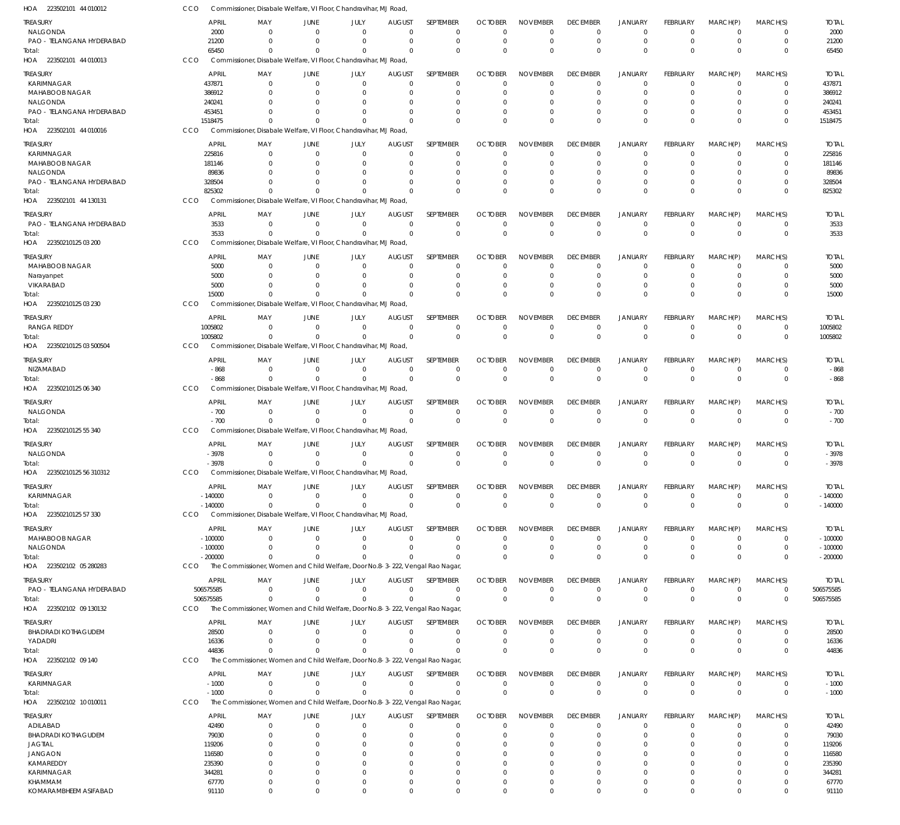HOA 223502101 44 010012 CCO Commissioner, Disabale Welfare, VI Floor, Chandravihar, MJ Road,

| TREASURY | APRIL | MAY | JUNE | JULY | AUGUST | SEPTEMBER | OCTOBER | NOVEMBER | DECEMBER | JANUARY | FEBRUARY | MARCH(P) | MARCH(S) | TOTAL |
|---|---|---|---|---|---|---|---|---|---|---|---|---|---|---|
| NALGONDA | 2000 | 0 | 0 | 0 | 0 | 0 | 0 | 0 | 0 | 0 | 0 | 0 | 0 | 2000 |
| PAO - TELANGANA HYDERABAD | 21200 | 0 | 0 | 0 | 0 | 0 | 0 | 0 | 0 | 0 | 0 | 0 | 0 | 21200 |
| Total: | 65450 | 0 | 0 | 0 | 0 | 0 | 0 | 0 | 0 | 0 | 0 | 0 | 0 | 65450 |

HOA 223502101 44 010013 CCO Commissioner, Disabale Welfare, VI Floor, Chandravihar, MJ Road,

| TREASURY | APRIL | MAY | JUNE | JULY | AUGUST | SEPTEMBER | OCTOBER | NOVEMBER | DECEMBER | JANUARY | FEBRUARY | MARCH(P) | MARCH(S) | TOTAL |
|---|---|---|---|---|---|---|---|---|---|---|---|---|---|---|
| KARIMNAGAR | 437871 | 0 | 0 | 0 | 0 | 0 | 0 | 0 | 0 | 0 | 0 | 0 | 0 | 437871 |
| MAHABOOB NAGAR | 386912 | 0 | 0 | 0 | 0 | 0 | 0 | 0 | 0 | 0 | 0 | 0 | 0 | 386912 |
| NALGONDA | 240241 | 0 | 0 | 0 | 0 | 0 | 0 | 0 | 0 | 0 | 0 | 0 | 0 | 240241 |
| PAO - TELANGANA HYDERABAD | 453451 | 0 | 0 | 0 | 0 | 0 | 0 | 0 | 0 | 0 | 0 | 0 | 0 | 453451 |
| Total: | 1518475 | 0 | 0 | 0 | 0 | 0 | 0 | 0 | 0 | 0 | 0 | 0 | 0 | 1518475 |

HOA 223502101 44 010016 CCO Commissioner, Disabale Welfare, VI Floor, Chandravihar, MJ Road,

| TREASURY | APRIL | MAY | JUNE | JULY | AUGUST | SEPTEMBER | OCTOBER | NOVEMBER | DECEMBER | JANUARY | FEBRUARY | MARCH(P) | MARCH(S) | TOTAL |
|---|---|---|---|---|---|---|---|---|---|---|---|---|---|---|
| KARIMNAGAR | 225816 | 0 | 0 | 0 | 0 | 0 | 0 | 0 | 0 | 0 | 0 | 0 | 0 | 225816 |
| MAHABOOB NAGAR | 181146 | 0 | 0 | 0 | 0 | 0 | 0 | 0 | 0 | 0 | 0 | 0 | 0 | 181146 |
| NALGONDA | 89836 | 0 | 0 | 0 | 0 | 0 | 0 | 0 | 0 | 0 | 0 | 0 | 0 | 89836 |
| PAO - TELANGANA HYDERABAD | 328504 | 0 | 0 | 0 | 0 | 0 | 0 | 0 | 0 | 0 | 0 | 0 | 0 | 328504 |
| Total: | 825302 | 0 | 0 | 0 | 0 | 0 | 0 | 0 | 0 | 0 | 0 | 0 | 0 | 825302 |

HOA 223502101 44 130131 CCO Commissioner, Disabale Welfare, VI Floor, Chandravihar, MJ Road,

| TREASURY | APRIL | MAY | JUNE | JULY | AUGUST | SEPTEMBER | OCTOBER | NOVEMBER | DECEMBER | JANUARY | FEBRUARY | MARCH(P) | MARCH(S) | TOTAL |
|---|---|---|---|---|---|---|---|---|---|---|---|---|---|---|
| PAO - TELANGANA HYDERABAD | 3533 | 0 | 0 | 0 | 0 | 0 | 0 | 0 | 0 | 0 | 0 | 0 | 0 | 3533 |
| Total: | 3533 | 0 | 0 | 0 | 0 | 0 | 0 | 0 | 0 | 0 | 0 | 0 | 0 | 3533 |

HOA 22350210125 03 200 CCO Commissioner, Disabale Welfare, VI Floor, Chandravihar, MJ Road,

| TREASURY | APRIL | MAY | JUNE | JULY | AUGUST | SEPTEMBER | OCTOBER | NOVEMBER | DECEMBER | JANUARY | FEBRUARY | MARCH(P) | MARCH(S) | TOTAL |
|---|---|---|---|---|---|---|---|---|---|---|---|---|---|---|
| MAHABOOB NAGAR | 5000 | 0 | 0 | 0 | 0 | 0 | 0 | 0 | 0 | 0 | 0 | 0 | 0 | 5000 |
| Narayanpet | 5000 | 0 | 0 | 0 | 0 | 0 | 0 | 0 | 0 | 0 | 0 | 0 | 0 | 5000 |
| VIKARABAD | 5000 | 0 | 0 | 0 | 0 | 0 | 0 | 0 | 0 | 0 | 0 | 0 | 0 | 5000 |
| Total: | 15000 | 0 | 0 | 0 | 0 | 0 | 0 | 0 | 0 | 0 | 0 | 0 | 0 | 15000 |

HOA 22350210125 03 230 CCO Commissioner, Disabale Welfare, VI Floor, Chandravihar, MJ Road,

| TREASURY | APRIL | MAY | JUNE | JULY | AUGUST | SEPTEMBER | OCTOBER | NOVEMBER | DECEMBER | JANUARY | FEBRUARY | MARCH(P) | MARCH(S) | TOTAL |
|---|---|---|---|---|---|---|---|---|---|---|---|---|---|---|
| RANGA REDDY | 1005802 | 0 | 0 | 0 | 0 | 0 | 0 | 0 | 0 | 0 | 0 | 0 | 0 | 1005802 |
| Total: | 1005802 | 0 | 0 | 0 | 0 | 0 | 0 | 0 | 0 | 0 | 0 | 0 | 0 | 1005802 |

HOA 22350210125 03 500504 CCO Commissioner, Disabale Welfare, VI Floor, Chandravihar, MJ Road,

| TREASURY | APRIL | MAY | JUNE | JULY | AUGUST | SEPTEMBER | OCTOBER | NOVEMBER | DECEMBER | JANUARY | FEBRUARY | MARCH(P) | MARCH(S) | TOTAL |
|---|---|---|---|---|---|---|---|---|---|---|---|---|---|---|
| NIZAMABAD | -868 | 0 | 0 | 0 | 0 | 0 | 0 | 0 | 0 | 0 | 0 | 0 | 0 | -868 |
| Total: | -868 | 0 | 0 | 0 | 0 | 0 | 0 | 0 | 0 | 0 | 0 | 0 | 0 | -868 |

HOA 22350210125 06 340 CCO Commissioner, Disabale Welfare, VI Floor, Chandravihar, MJ Road,

| TREASURY | APRIL | MAY | JUNE | JULY | AUGUST | SEPTEMBER | OCTOBER | NOVEMBER | DECEMBER | JANUARY | FEBRUARY | MARCH(P) | MARCH(S) | TOTAL |
|---|---|---|---|---|---|---|---|---|---|---|---|---|---|---|
| NALGONDA | -700 | 0 | 0 | 0 | 0 | 0 | 0 | 0 | 0 | 0 | 0 | 0 | 0 | -700 |
| Total: | -700 | 0 | 0 | 0 | 0 | 0 | 0 | 0 | 0 | 0 | 0 | 0 | 0 | -700 |

HOA 22350210125 55 340 CCO Commissioner, Disabale Welfare, VI Floor, Chandravihar, MJ Road,

| TREASURY | APRIL | MAY | JUNE | JULY | AUGUST | SEPTEMBER | OCTOBER | NOVEMBER | DECEMBER | JANUARY | FEBRUARY | MARCH(P) | MARCH(S) | TOTAL |
|---|---|---|---|---|---|---|---|---|---|---|---|---|---|---|
| NALGONDA | -3978 | 0 | 0 | 0 | 0 | 0 | 0 | 0 | 0 | 0 | 0 | 0 | 0 | -3978 |
| Total: | -3978 | 0 | 0 | 0 | 0 | 0 | 0 | 0 | 0 | 0 | 0 | 0 | 0 | -3978 |

HOA 22350210125 56 310312 CCO Commissioner, Disabale Welfare, VI Floor, Chandravihar, MJ Road,

| TREASURY | APRIL | MAY | JUNE | JULY | AUGUST | SEPTEMBER | OCTOBER | NOVEMBER | DECEMBER | JANUARY | FEBRUARY | MARCH(P) | MARCH(S) | TOTAL |
|---|---|---|---|---|---|---|---|---|---|---|---|---|---|---|
| KARIMNAGAR | -140000 | 0 | 0 | 0 | 0 | 0 | 0 | 0 | 0 | 0 | 0 | 0 | 0 | -140000 |
| Total: | -140000 | 0 | 0 | 0 | 0 | 0 | 0 | 0 | 0 | 0 | 0 | 0 | 0 | -140000 |

HOA 22350210125 57 330 CCO Commissioner, Disabale Welfare, VI Floor, Chandravihar, MJ Road,

| TREASURY | APRIL | MAY | JUNE | JULY | AUGUST | SEPTEMBER | OCTOBER | NOVEMBER | DECEMBER | JANUARY | FEBRUARY | MARCH(P) | MARCH(S) | TOTAL |
|---|---|---|---|---|---|---|---|---|---|---|---|---|---|---|
| MAHABOOB NAGAR | -100000 | 0 | 0 | 0 | 0 | 0 | 0 | 0 | 0 | 0 | 0 | 0 | 0 | -100000 |
| NALGONDA | -100000 | 0 | 0 | 0 | 0 | 0 | 0 | 0 | 0 | 0 | 0 | 0 | 0 | -100000 |
| Total: | -200000 | 0 | 0 | 0 | 0 | 0 | 0 | 0 | 0 | 0 | 0 | 0 | 0 | -200000 |

HOA 223502102 05 280283 CCO The Commissioner, Women and Child Welfare, Door No.8-3-222, Vengal Rao Nagar,

| TREASURY | APRIL | MAY | JUNE | JULY | AUGUST | SEPTEMBER | OCTOBER | NOVEMBER | DECEMBER | JANUARY | FEBRUARY | MARCH(P) | MARCH(S) | TOTAL |
|---|---|---|---|---|---|---|---|---|---|---|---|---|---|---|
| PAO - TELANGANA HYDERABAD | 506575585 | 0 | 0 | 0 | 0 | 0 | 0 | 0 | 0 | 0 | 0 | 0 | 0 | 506575585 |
| Total: | 506575585 | 0 | 0 | 0 | 0 | 0 | 0 | 0 | 0 | 0 | 0 | 0 | 0 | 506575585 |

HOA 223502102 09 130132 CCO The Commissioner, Women and Child Welfare, Door No.8-3-222, Vengal Rao Nagar,

| TREASURY | APRIL | MAY | JUNE | JULY | AUGUST | SEPTEMBER | OCTOBER | NOVEMBER | DECEMBER | JANUARY | FEBRUARY | MARCH(P) | MARCH(S) | TOTAL |
|---|---|---|---|---|---|---|---|---|---|---|---|---|---|---|
| BHADRADI KOTHAGUDEM | 28500 | 0 | 0 | 0 | 0 | 0 | 0 | 0 | 0 | 0 | 0 | 0 | 0 | 28500 |
| YADADRI | 16336 | 0 | 0 | 0 | 0 | 0 | 0 | 0 | 0 | 0 | 0 | 0 | 0 | 16336 |
| Total: | 44836 | 0 | 0 | 0 | 0 | 0 | 0 | 0 | 0 | 0 | 0 | 0 | 0 | 44836 |

HOA 223502102 09 140 CCO The Commissioner, Women and Child Welfare, Door No.8-3-222, Vengal Rao Nagar,

| TREASURY | APRIL | MAY | JUNE | JULY | AUGUST | SEPTEMBER | OCTOBER | NOVEMBER | DECEMBER | JANUARY | FEBRUARY | MARCH(P) | MARCH(S) | TOTAL |
|---|---|---|---|---|---|---|---|---|---|---|---|---|---|---|
| KARIMNAGAR | -1000 | 0 | 0 | 0 | 0 | 0 | 0 | 0 | 0 | 0 | 0 | 0 | 0 | -1000 |
| Total: | -1000 | 0 | 0 | 0 | 0 | 0 | 0 | 0 | 0 | 0 | 0 | 0 | 0 | -1000 |

HOA 223502102 10 010011 CCO The Commissioner, Women and Child Welfare, Door No.8-3-222, Vengal Rao Nagar,

| TREASURY | APRIL | MAY | JUNE | JULY | AUGUST | SEPTEMBER | OCTOBER | NOVEMBER | DECEMBER | JANUARY | FEBRUARY | MARCH(P) | MARCH(S) | TOTAL |
|---|---|---|---|---|---|---|---|---|---|---|---|---|---|---|
| ADILABAD | 42490 | 0 | 0 | 0 | 0 | 0 | 0 | 0 | 0 | 0 | 0 | 0 | 0 | 42490 |
| BHADRADI KOTHAGUDEM | 79030 | 0 | 0 | 0 | 0 | 0 | 0 | 0 | 0 | 0 | 0 | 0 | 0 | 79030 |
| JAGTIAL | 119206 | 0 | 0 | 0 | 0 | 0 | 0 | 0 | 0 | 0 | 0 | 0 | 0 | 119206 |
| JANGAON | 116580 | 0 | 0 | 0 | 0 | 0 | 0 | 0 | 0 | 0 | 0 | 0 | 0 | 116580 |
| KAMAREDDY | 235390 | 0 | 0 | 0 | 0 | 0 | 0 | 0 | 0 | 0 | 0 | 0 | 0 | 235390 |
| KARIMNAGAR | 344281 | 0 | 0 | 0 | 0 | 0 | 0 | 0 | 0 | 0 | 0 | 0 | 0 | 344281 |
| KHAMMAM | 67770 | 0 | 0 | 0 | 0 | 0 | 0 | 0 | 0 | 0 | 0 | 0 | 0 | 67770 |
| KOMARAMBHEEM ASIFABAD | 91110 | 0 | 0 | 0 | 0 | 0 | 0 | 0 | 0 | 0 | 0 | 0 | 0 | 91110 |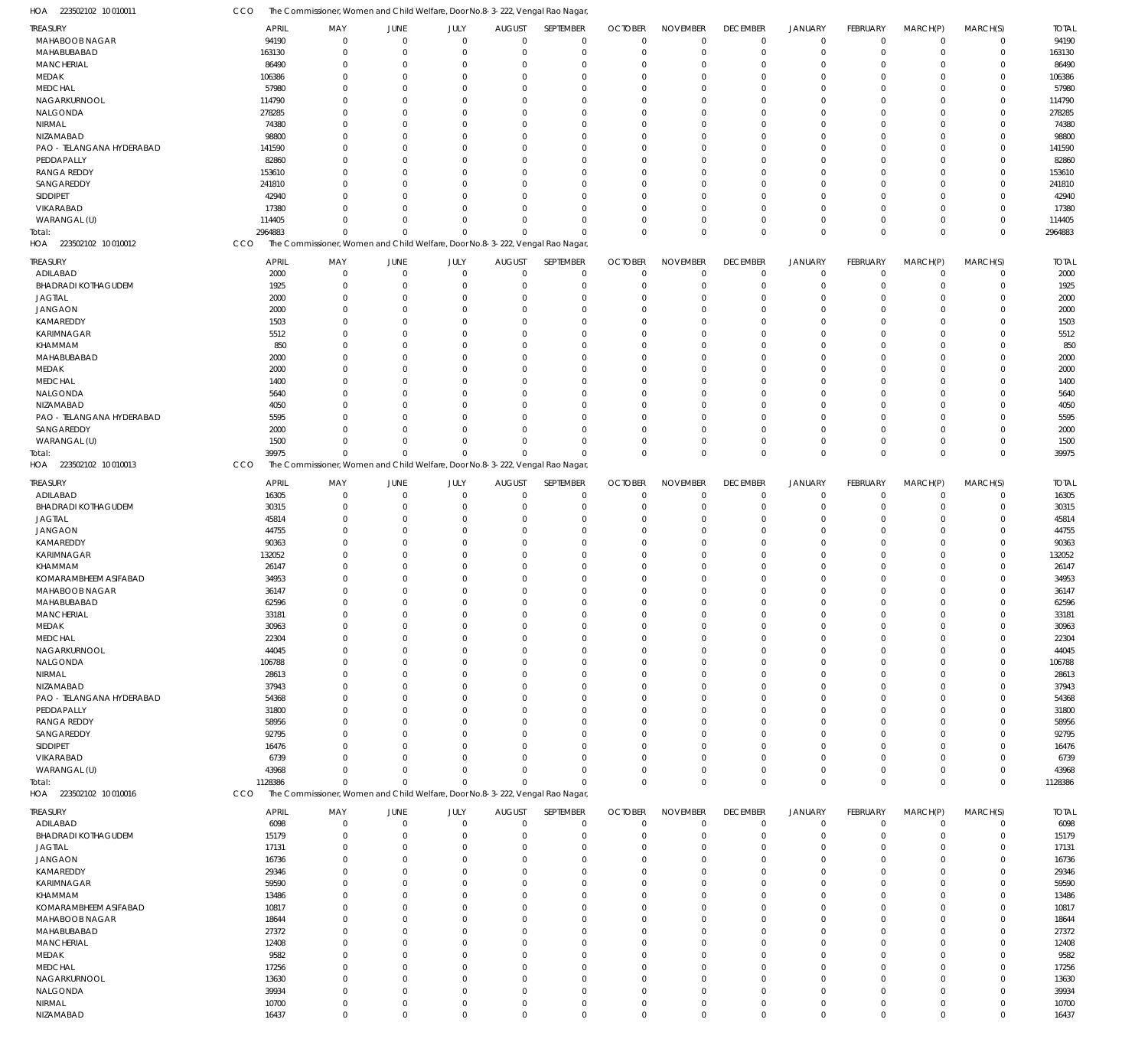HOA 223502102 10 010011 CCO The Commissioner, Women and Child Welfare, Door No.8-3-222, Vengal Rao Nagar,

| TREASURY | APRIL | MAY | JUNE | JULY | AUGUST | SEPTEMBER | OCTOBER | NOVEMBER | DECEMBER | JANUARY | FEBRUARY | MARCH(P) | MARCH(S) | TOTAL |
|---|---|---|---|---|---|---|---|---|---|---|---|---|---|---|
| MAHABOOB NAGAR | 94190 | 0 | 0 | 0 | 0 | 0 | 0 | 0 | 0 | 0 | 0 | 0 | 0 | 94190 |
| MAHABUBABAD | 163130 | 0 | 0 | 0 | 0 | 0 | 0 | 0 | 0 | 0 | 0 | 0 | 0 | 163130 |
| MANCHERIAL | 86490 | 0 | 0 | 0 | 0 | 0 | 0 | 0 | 0 | 0 | 0 | 0 | 0 | 86490 |
| MEDAK | 106386 | 0 | 0 | 0 | 0 | 0 | 0 | 0 | 0 | 0 | 0 | 0 | 0 | 106386 |
| MEDCHAL | 57980 | 0 | 0 | 0 | 0 | 0 | 0 | 0 | 0 | 0 | 0 | 0 | 0 | 57980 |
| NAGARKURNOOL | 114790 | 0 | 0 | 0 | 0 | 0 | 0 | 0 | 0 | 0 | 0 | 0 | 0 | 114790 |
| NALGONDA | 278285 | 0 | 0 | 0 | 0 | 0 | 0 | 0 | 0 | 0 | 0 | 0 | 0 | 278285 |
| NIRMAL | 74380 | 0 | 0 | 0 | 0 | 0 | 0 | 0 | 0 | 0 | 0 | 0 | 0 | 74380 |
| NIZAMABAD | 98800 | 0 | 0 | 0 | 0 | 0 | 0 | 0 | 0 | 0 | 0 | 0 | 0 | 98800 |
| PAO - TELANGANA HYDERABAD | 141590 | 0 | 0 | 0 | 0 | 0 | 0 | 0 | 0 | 0 | 0 | 0 | 0 | 141590 |
| PEDDAPALLY | 82860 | 0 | 0 | 0 | 0 | 0 | 0 | 0 | 0 | 0 | 0 | 0 | 0 | 82860 |
| RANGA REDDY | 153610 | 0 | 0 | 0 | 0 | 0 | 0 | 0 | 0 | 0 | 0 | 0 | 0 | 153610 |
| SANGAREDDY | 241810 | 0 | 0 | 0 | 0 | 0 | 0 | 0 | 0 | 0 | 0 | 0 | 0 | 241810 |
| SIDDIPET | 42940 | 0 | 0 | 0 | 0 | 0 | 0 | 0 | 0 | 0 | 0 | 0 | 0 | 42940 |
| VIKARABAD | 17380 | 0 | 0 | 0 | 0 | 0 | 0 | 0 | 0 | 0 | 0 | 0 | 0 | 17380 |
| WARANGAL (U) | 114405 | 0 | 0 | 0 | 0 | 0 | 0 | 0 | 0 | 0 | 0 | 0 | 0 | 114405 |
| Total: | 2964883 | 0 | 0 | 0 | 0 | 0 | 0 | 0 | 0 | 0 | 0 | 0 | 0 | 2964883 |

HOA 223502102 10 010012 CCO The Commissioner, Women and Child Welfare, Door No.8-3-222, Vengal Rao Nagar,

| TREASURY | APRIL | MAY | JUNE | JULY | AUGUST | SEPTEMBER | OCTOBER | NOVEMBER | DECEMBER | JANUARY | FEBRUARY | MARCH(P) | MARCH(S) | TOTAL |
|---|---|---|---|---|---|---|---|---|---|---|---|---|---|---|
| ADILABAD | 2000 | 0 | 0 | 0 | 0 | 0 | 0 | 0 | 0 | 0 | 0 | 0 | 0 | 2000 |
| BHADRADI KOTHAGUDEM | 1925 | 0 | 0 | 0 | 0 | 0 | 0 | 0 | 0 | 0 | 0 | 0 | 0 | 1925 |
| JAGTIAL | 2000 | 0 | 0 | 0 | 0 | 0 | 0 | 0 | 0 | 0 | 0 | 0 | 0 | 2000 |
| JANGAON | 2000 | 0 | 0 | 0 | 0 | 0 | 0 | 0 | 0 | 0 | 0 | 0 | 0 | 2000 |
| KAMAREDDY | 1503 | 0 | 0 | 0 | 0 | 0 | 0 | 0 | 0 | 0 | 0 | 0 | 0 | 1503 |
| KARIMNAGAR | 5512 | 0 | 0 | 0 | 0 | 0 | 0 | 0 | 0 | 0 | 0 | 0 | 0 | 5512 |
| KHAMMAM | 850 | 0 | 0 | 0 | 0 | 0 | 0 | 0 | 0 | 0 | 0 | 0 | 0 | 850 |
| MAHABUBABAD | 2000 | 0 | 0 | 0 | 0 | 0 | 0 | 0 | 0 | 0 | 0 | 0 | 0 | 2000 |
| MEDAK | 2000 | 0 | 0 | 0 | 0 | 0 | 0 | 0 | 0 | 0 | 0 | 0 | 0 | 2000 |
| MEDCHAL | 1400 | 0 | 0 | 0 | 0 | 0 | 0 | 0 | 0 | 0 | 0 | 0 | 0 | 1400 |
| NALGONDA | 5640 | 0 | 0 | 0 | 0 | 0 | 0 | 0 | 0 | 0 | 0 | 0 | 0 | 5640 |
| NIZAMABAD | 4050 | 0 | 0 | 0 | 0 | 0 | 0 | 0 | 0 | 0 | 0 | 0 | 0 | 4050 |
| PAO - TELANGANA HYDERABAD | 5595 | 0 | 0 | 0 | 0 | 0 | 0 | 0 | 0 | 0 | 0 | 0 | 0 | 5595 |
| SANGAREDDY | 2000 | 0 | 0 | 0 | 0 | 0 | 0 | 0 | 0 | 0 | 0 | 0 | 0 | 2000 |
| WARANGAL (U) | 1500 | 0 | 0 | 0 | 0 | 0 | 0 | 0 | 0 | 0 | 0 | 0 | 0 | 1500 |
| Total: | 39975 | 0 | 0 | 0 | 0 | 0 | 0 | 0 | 0 | 0 | 0 | 0 | 0 | 39975 |

HOA 223502102 10 010013 CCO The Commissioner, Women and Child Welfare, Door No.8-3-222, Vengal Rao Nagar,

| TREASURY | APRIL | MAY | JUNE | JULY | AUGUST | SEPTEMBER | OCTOBER | NOVEMBER | DECEMBER | JANUARY | FEBRUARY | MARCH(P) | MARCH(S) | TOTAL |
|---|---|---|---|---|---|---|---|---|---|---|---|---|---|---|
| ADILABAD | 16305 | 0 | 0 | 0 | 0 | 0 | 0 | 0 | 0 | 0 | 0 | 0 | 0 | 16305 |
| BHADRADI KOTHAGUDEM | 30315 | 0 | 0 | 0 | 0 | 0 | 0 | 0 | 0 | 0 | 0 | 0 | 0 | 30315 |
| JAGTIAL | 45814 | 0 | 0 | 0 | 0 | 0 | 0 | 0 | 0 | 0 | 0 | 0 | 0 | 45814 |
| JANGAON | 44755 | 0 | 0 | 0 | 0 | 0 | 0 | 0 | 0 | 0 | 0 | 0 | 0 | 44755 |
| KAMAREDDY | 90363 | 0 | 0 | 0 | 0 | 0 | 0 | 0 | 0 | 0 | 0 | 0 | 0 | 90363 |
| KARIMNAGAR | 132052 | 0 | 0 | 0 | 0 | 0 | 0 | 0 | 0 | 0 | 0 | 0 | 0 | 132052 |
| KHAMMAM | 26147 | 0 | 0 | 0 | 0 | 0 | 0 | 0 | 0 | 0 | 0 | 0 | 0 | 26147 |
| KOMARAMBHEEM ASIFABAD | 34953 | 0 | 0 | 0 | 0 | 0 | 0 | 0 | 0 | 0 | 0 | 0 | 0 | 34953 |
| MAHABOOB NAGAR | 36147 | 0 | 0 | 0 | 0 | 0 | 0 | 0 | 0 | 0 | 0 | 0 | 0 | 36147 |
| MAHABUBABAD | 62596 | 0 | 0 | 0 | 0 | 0 | 0 | 0 | 0 | 0 | 0 | 0 | 0 | 62596 |
| MANCHERIAL | 33181 | 0 | 0 | 0 | 0 | 0 | 0 | 0 | 0 | 0 | 0 | 0 | 0 | 33181 |
| MEDAK | 30963 | 0 | 0 | 0 | 0 | 0 | 0 | 0 | 0 | 0 | 0 | 0 | 0 | 30963 |
| MEDCHAL | 22304 | 0 | 0 | 0 | 0 | 0 | 0 | 0 | 0 | 0 | 0 | 0 | 0 | 22304 |
| NAGARKURNOOL | 44045 | 0 | 0 | 0 | 0 | 0 | 0 | 0 | 0 | 0 | 0 | 0 | 0 | 44045 |
| NALGONDA | 106788 | 0 | 0 | 0 | 0 | 0 | 0 | 0 | 0 | 0 | 0 | 0 | 0 | 106788 |
| NIRMAL | 28613 | 0 | 0 | 0 | 0 | 0 | 0 | 0 | 0 | 0 | 0 | 0 | 0 | 28613 |
| NIZAMABAD | 37943 | 0 | 0 | 0 | 0 | 0 | 0 | 0 | 0 | 0 | 0 | 0 | 0 | 37943 |
| PAO - TELANGANA HYDERABAD | 54368 | 0 | 0 | 0 | 0 | 0 | 0 | 0 | 0 | 0 | 0 | 0 | 0 | 54368 |
| PEDDAPALLY | 31800 | 0 | 0 | 0 | 0 | 0 | 0 | 0 | 0 | 0 | 0 | 0 | 0 | 31800 |
| RANGA REDDY | 58956 | 0 | 0 | 0 | 0 | 0 | 0 | 0 | 0 | 0 | 0 | 0 | 0 | 58956 |
| SANGAREDDY | 92795 | 0 | 0 | 0 | 0 | 0 | 0 | 0 | 0 | 0 | 0 | 0 | 0 | 92795 |
| SIDDIPET | 16476 | 0 | 0 | 0 | 0 | 0 | 0 | 0 | 0 | 0 | 0 | 0 | 0 | 16476 |
| VIKARABAD | 6739 | 0 | 0 | 0 | 0 | 0 | 0 | 0 | 0 | 0 | 0 | 0 | 0 | 6739 |
| WARANGAL (U) | 43968 | 0 | 0 | 0 | 0 | 0 | 0 | 0 | 0 | 0 | 0 | 0 | 0 | 43968 |
| Total: | 1128386 | 0 | 0 | 0 | 0 | 0 | 0 | 0 | 0 | 0 | 0 | 0 | 0 | 1128386 |

HOA 223502102 10 010016 CCO The Commissioner, Women and Child Welfare, Door No.8-3-222, Vengal Rao Nagar,

| TREASURY | APRIL | MAY | JUNE | JULY | AUGUST | SEPTEMBER | OCTOBER | NOVEMBER | DECEMBER | JANUARY | FEBRUARY | MARCH(P) | MARCH(S) | TOTAL |
|---|---|---|---|---|---|---|---|---|---|---|---|---|---|---|
| ADILABAD | 6098 | 0 | 0 | 0 | 0 | 0 | 0 | 0 | 0 | 0 | 0 | 0 | 0 | 6098 |
| BHADRADI KOTHAGUDEM | 15179 | 0 | 0 | 0 | 0 | 0 | 0 | 0 | 0 | 0 | 0 | 0 | 0 | 15179 |
| JAGTIAL | 17131 | 0 | 0 | 0 | 0 | 0 | 0 | 0 | 0 | 0 | 0 | 0 | 0 | 17131 |
| JANGAON | 16736 | 0 | 0 | 0 | 0 | 0 | 0 | 0 | 0 | 0 | 0 | 0 | 0 | 16736 |
| KAMAREDDY | 29346 | 0 | 0 | 0 | 0 | 0 | 0 | 0 | 0 | 0 | 0 | 0 | 0 | 29346 |
| KARIMNAGAR | 59590 | 0 | 0 | 0 | 0 | 0 | 0 | 0 | 0 | 0 | 0 | 0 | 0 | 59590 |
| KHAMMAM | 13486 | 0 | 0 | 0 | 0 | 0 | 0 | 0 | 0 | 0 | 0 | 0 | 0 | 13486 |
| KOMARAMBHEEM ASIFABAD | 10817 | 0 | 0 | 0 | 0 | 0 | 0 | 0 | 0 | 0 | 0 | 0 | 0 | 10817 |
| MAHABOOB NAGAR | 18644 | 0 | 0 | 0 | 0 | 0 | 0 | 0 | 0 | 0 | 0 | 0 | 0 | 18644 |
| MAHABUBABAD | 27372 | 0 | 0 | 0 | 0 | 0 | 0 | 0 | 0 | 0 | 0 | 0 | 0 | 27372 |
| MANCHERIAL | 12408 | 0 | 0 | 0 | 0 | 0 | 0 | 0 | 0 | 0 | 0 | 0 | 0 | 12408 |
| MEDAK | 9582 | 0 | 0 | 0 | 0 | 0 | 0 | 0 | 0 | 0 | 0 | 0 | 0 | 9582 |
| MEDCHAL | 17256 | 0 | 0 | 0 | 0 | 0 | 0 | 0 | 0 | 0 | 0 | 0 | 0 | 17256 |
| NAGARKURNOOL | 13630 | 0 | 0 | 0 | 0 | 0 | 0 | 0 | 0 | 0 | 0 | 0 | 0 | 13630 |
| NALGONDA | 39934 | 0 | 0 | 0 | 0 | 0 | 0 | 0 | 0 | 0 | 0 | 0 | 0 | 39934 |
| NIRMAL | 10700 | 0 | 0 | 0 | 0 | 0 | 0 | 0 | 0 | 0 | 0 | 0 | 0 | 10700 |
| NIZAMABAD | 16437 | 0 | 0 | 0 | 0 | 0 | 0 | 0 | 0 | 0 | 0 | 0 | 0 | 16437 |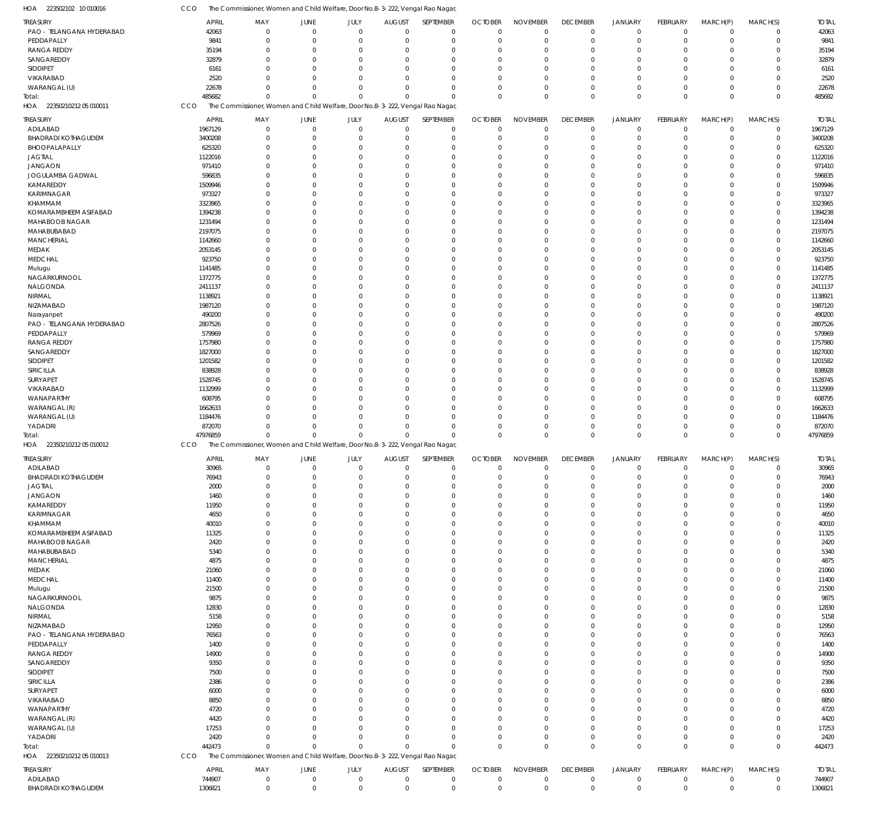HOA 223502102 10 010016 CCO The Commissioner, Women and Child Welfare, Door No.8-3-222, Vengal Rao Nagar,

| TREASURY | APRIL | MAY | JUNE | JULY | AUGUST | SEPTEMBER | OCTOBER | NOVEMBER | DECEMBER | JANUARY | FEBRUARY | MARCH(P) | MARCH(S) | TOTAL |
|---|---|---|---|---|---|---|---|---|---|---|---|---|---|---|
| PAO - TELANGANA HYDERABAD | 42063 | 0 | 0 | 0 | 0 | 0 | 0 | 0 | 0 | 0 | 0 | 0 | 0 | 42063 |
| PEDDAPALLY | 9841 | 0 | 0 | 0 | 0 | 0 | 0 | 0 | 0 | 0 | 0 | 0 | 0 | 9841 |
| RANGA REDDY | 35194 | 0 | 0 | 0 | 0 | 0 | 0 | 0 | 0 | 0 | 0 | 0 | 0 | 35194 |
| SANGAREDDY | 32879 | 0 | 0 | 0 | 0 | 0 | 0 | 0 | 0 | 0 | 0 | 0 | 0 | 32879 |
| SIDDIPET | 6161 | 0 | 0 | 0 | 0 | 0 | 0 | 0 | 0 | 0 | 0 | 0 | 0 | 6161 |
| VIKARABAD | 2520 | 0 | 0 | 0 | 0 | 0 | 0 | 0 | 0 | 0 | 0 | 0 | 0 | 2520 |
| WARANGAL (U) | 22678 | 0 | 0 | 0 | 0 | 0 | 0 | 0 | 0 | 0 | 0 | 0 | 0 | 22678 |
| Total: | 485682 | 0 | 0 | 0 | 0 | 0 | 0 | 0 | 0 | 0 | 0 | 0 | 0 | 485682 |

HOA 22350210212 05 010011 CCO The Commissioner, Women and Child Welfare, Door No.8-3-222, Vengal Rao Nagar,

| TREASURY | APRIL | MAY | JUNE | JULY | AUGUST | SEPTEMBER | OCTOBER | NOVEMBER | DECEMBER | JANUARY | FEBRUARY | MARCH(P) | MARCH(S) | TOTAL |
|---|---|---|---|---|---|---|---|---|---|---|---|---|---|---|
| ADILABAD | 1967129 | 0 | 0 | 0 | 0 | 0 | 0 | 0 | 0 | 0 | 0 | 0 | 0 | 1967129 |
| BHADRADI KOTHAGUDEM | 3400208 | 0 | 0 | 0 | 0 | 0 | 0 | 0 | 0 | 0 | 0 | 0 | 0 | 3400208 |
| BHOOPALAPALLY | 625320 | 0 | 0 | 0 | 0 | 0 | 0 | 0 | 0 | 0 | 0 | 0 | 0 | 625320 |
| JAGTIAL | 1122016 | 0 | 0 | 0 | 0 | 0 | 0 | 0 | 0 | 0 | 0 | 0 | 0 | 1122016 |
| JANGAON | 971410 | 0 | 0 | 0 | 0 | 0 | 0 | 0 | 0 | 0 | 0 | 0 | 0 | 971410 |
| JOGULAMBA GADWAL | 596835 | 0 | 0 | 0 | 0 | 0 | 0 | 0 | 0 | 0 | 0 | 0 | 0 | 596835 |
| KAMAREDDY | 1509946 | 0 | 0 | 0 | 0 | 0 | 0 | 0 | 0 | 0 | 0 | 0 | 0 | 1509946 |
| KARIMNAGAR | 973327 | 0 | 0 | 0 | 0 | 0 | 0 | 0 | 0 | 0 | 0 | 0 | 0 | 973327 |
| KHAMMAM | 3323965 | 0 | 0 | 0 | 0 | 0 | 0 | 0 | 0 | 0 | 0 | 0 | 0 | 3323965 |
| KOMARAMBHEEM ASIFABAD | 1394238 | 0 | 0 | 0 | 0 | 0 | 0 | 0 | 0 | 0 | 0 | 0 | 0 | 1394238 |
| MAHABOOB NAGAR | 1231494 | 0 | 0 | 0 | 0 | 0 | 0 | 0 | 0 | 0 | 0 | 0 | 0 | 1231494 |
| MAHABUBABAD | 2197075 | 0 | 0 | 0 | 0 | 0 | 0 | 0 | 0 | 0 | 0 | 0 | 0 | 2197075 |
| MANCHERIAL | 1142660 | 0 | 0 | 0 | 0 | 0 | 0 | 0 | 0 | 0 | 0 | 0 | 0 | 1142660 |
| MEDAK | 2053145 | 0 | 0 | 0 | 0 | 0 | 0 | 0 | 0 | 0 | 0 | 0 | 0 | 2053145 |
| MEDCHAL | 923750 | 0 | 0 | 0 | 0 | 0 | 0 | 0 | 0 | 0 | 0 | 0 | 0 | 923750 |
| Mulugu | 1141485 | 0 | 0 | 0 | 0 | 0 | 0 | 0 | 0 | 0 | 0 | 0 | 0 | 1141485 |
| NAGARKURNOOL | 1372775 | 0 | 0 | 0 | 0 | 0 | 0 | 0 | 0 | 0 | 0 | 0 | 0 | 1372775 |
| NALGONDA | 2411137 | 0 | 0 | 0 | 0 | 0 | 0 | 0 | 0 | 0 | 0 | 0 | 0 | 2411137 |
| NIRMAL | 1138921 | 0 | 0 | 0 | 0 | 0 | 0 | 0 | 0 | 0 | 0 | 0 | 0 | 1138921 |
| NIZAMABAD | 1987120 | 0 | 0 | 0 | 0 | 0 | 0 | 0 | 0 | 0 | 0 | 0 | 0 | 1987120 |
| Narayanpet | 490200 | 0 | 0 | 0 | 0 | 0 | 0 | 0 | 0 | 0 | 0 | 0 | 0 | 490200 |
| PAO - TELANGANA HYDERABAD | 2807526 | 0 | 0 | 0 | 0 | 0 | 0 | 0 | 0 | 0 | 0 | 0 | 0 | 2807526 |
| PEDDAPALLY | 579969 | 0 | 0 | 0 | 0 | 0 | 0 | 0 | 0 | 0 | 0 | 0 | 0 | 579969 |
| RANGA REDDY | 1757980 | 0 | 0 | 0 | 0 | 0 | 0 | 0 | 0 | 0 | 0 | 0 | 0 | 1757980 |
| SANGAREDDY | 1827000 | 0 | 0 | 0 | 0 | 0 | 0 | 0 | 0 | 0 | 0 | 0 | 0 | 1827000 |
| SIDDIPET | 1201582 | 0 | 0 | 0 | 0 | 0 | 0 | 0 | 0 | 0 | 0 | 0 | 0 | 1201582 |
| SIRICILLA | 838928 | 0 | 0 | 0 | 0 | 0 | 0 | 0 | 0 | 0 | 0 | 0 | 0 | 838928 |
| SURYAPET | 1528745 | 0 | 0 | 0 | 0 | 0 | 0 | 0 | 0 | 0 | 0 | 0 | 0 | 1528745 |
| VIKARABAD | 1132999 | 0 | 0 | 0 | 0 | 0 | 0 | 0 | 0 | 0 | 0 | 0 | 0 | 1132999 |
| WANAPARTHY | 608795 | 0 | 0 | 0 | 0 | 0 | 0 | 0 | 0 | 0 | 0 | 0 | 0 | 608795 |
| WARANGAL (R) | 1662633 | 0 | 0 | 0 | 0 | 0 | 0 | 0 | 0 | 0 | 0 | 0 | 0 | 1662633 |
| WARANGAL (U) | 1184476 | 0 | 0 | 0 | 0 | 0 | 0 | 0 | 0 | 0 | 0 | 0 | 0 | 1184476 |
| YADADRI | 872070 | 0 | 0 | 0 | 0 | 0 | 0 | 0 | 0 | 0 | 0 | 0 | 0 | 872070 |
| Total: | 47976859 | 0 | 0 | 0 | 0 | 0 | 0 | 0 | 0 | 0 | 0 | 0 | 0 | 47976859 |

HOA 22350210212 05 010012 CCO The Commissioner, Women and Child Welfare, Door No.8-3-222, Vengal Rao Nagar,

| TREASURY | APRIL | MAY | JUNE | JULY | AUGUST | SEPTEMBER | OCTOBER | NOVEMBER | DECEMBER | JANUARY | FEBRUARY | MARCH(P) | MARCH(S) | TOTAL |
|---|---|---|---|---|---|---|---|---|---|---|---|---|---|---|
| ADILABAD | 30965 | 0 | 0 | 0 | 0 | 0 | 0 | 0 | 0 | 0 | 0 | 0 | 0 | 30965 |
| BHADRADI KOTHAGUDEM | 76943 | 0 | 0 | 0 | 0 | 0 | 0 | 0 | 0 | 0 | 0 | 0 | 0 | 76943 |
| JAGTIAL | 2000 | 0 | 0 | 0 | 0 | 0 | 0 | 0 | 0 | 0 | 0 | 0 | 0 | 2000 |
| JANGAON | 1460 | 0 | 0 | 0 | 0 | 0 | 0 | 0 | 0 | 0 | 0 | 0 | 0 | 1460 |
| KAMAREDDY | 11950 | 0 | 0 | 0 | 0 | 0 | 0 | 0 | 0 | 0 | 0 | 0 | 0 | 11950 |
| KARIMNAGAR | 4650 | 0 | 0 | 0 | 0 | 0 | 0 | 0 | 0 | 0 | 0 | 0 | 0 | 4650 |
| KHAMMAM | 40010 | 0 | 0 | 0 | 0 | 0 | 0 | 0 | 0 | 0 | 0 | 0 | 0 | 40010 |
| KOMARAMBHEEM ASIFABAD | 11325 | 0 | 0 | 0 | 0 | 0 | 0 | 0 | 0 | 0 | 0 | 0 | 0 | 11325 |
| MAHABOOB NAGAR | 2420 | 0 | 0 | 0 | 0 | 0 | 0 | 0 | 0 | 0 | 0 | 0 | 0 | 2420 |
| MAHABUBABAD | 5340 | 0 | 0 | 0 | 0 | 0 | 0 | 0 | 0 | 0 | 0 | 0 | 0 | 5340 |
| MANCHERIAL | 4875 | 0 | 0 | 0 | 0 | 0 | 0 | 0 | 0 | 0 | 0 | 0 | 0 | 4875 |
| MEDAK | 21060 | 0 | 0 | 0 | 0 | 0 | 0 | 0 | 0 | 0 | 0 | 0 | 0 | 21060 |
| MEDCHAL | 11400 | 0 | 0 | 0 | 0 | 0 | 0 | 0 | 0 | 0 | 0 | 0 | 0 | 11400 |
| Mulugu | 21500 | 0 | 0 | 0 | 0 | 0 | 0 | 0 | 0 | 0 | 0 | 0 | 0 | 21500 |
| NAGARKURNOOL | 9875 | 0 | 0 | 0 | 0 | 0 | 0 | 0 | 0 | 0 | 0 | 0 | 0 | 9875 |
| NALGONDA | 12830 | 0 | 0 | 0 | 0 | 0 | 0 | 0 | 0 | 0 | 0 | 0 | 0 | 12830 |
| NIRMAL | 5158 | 0 | 0 | 0 | 0 | 0 | 0 | 0 | 0 | 0 | 0 | 0 | 0 | 5158 |
| NIZAMABAD | 12950 | 0 | 0 | 0 | 0 | 0 | 0 | 0 | 0 | 0 | 0 | 0 | 0 | 12950 |
| PAO - TELANGANA HYDERABAD | 76563 | 0 | 0 | 0 | 0 | 0 | 0 | 0 | 0 | 0 | 0 | 0 | 0 | 76563 |
| PEDDAPALLY | 1400 | 0 | 0 | 0 | 0 | 0 | 0 | 0 | 0 | 0 | 0 | 0 | 0 | 1400 |
| RANGA REDDY | 14900 | 0 | 0 | 0 | 0 | 0 | 0 | 0 | 0 | 0 | 0 | 0 | 0 | 14900 |
| SANGAREDDY | 9350 | 0 | 0 | 0 | 0 | 0 | 0 | 0 | 0 | 0 | 0 | 0 | 0 | 9350 |
| SIDDIPET | 7500 | 0 | 0 | 0 | 0 | 0 | 0 | 0 | 0 | 0 | 0 | 0 | 0 | 7500 |
| SIRICILLA | 2386 | 0 | 0 | 0 | 0 | 0 | 0 | 0 | 0 | 0 | 0 | 0 | 0 | 2386 |
| SURYAPET | 6000 | 0 | 0 | 0 | 0 | 0 | 0 | 0 | 0 | 0 | 0 | 0 | 0 | 6000 |
| VIKARABAD | 8850 | 0 | 0 | 0 | 0 | 0 | 0 | 0 | 0 | 0 | 0 | 0 | 0 | 8850 |
| WANAPARTHY | 4720 | 0 | 0 | 0 | 0 | 0 | 0 | 0 | 0 | 0 | 0 | 0 | 0 | 4720 |
| WARANGAL (R) | 4420 | 0 | 0 | 0 | 0 | 0 | 0 | 0 | 0 | 0 | 0 | 0 | 0 | 4420 |
| WARANGAL (U) | 17253 | 0 | 0 | 0 | 0 | 0 | 0 | 0 | 0 | 0 | 0 | 0 | 0 | 17253 |
| YADADRI | 2420 | 0 | 0 | 0 | 0 | 0 | 0 | 0 | 0 | 0 | 0 | 0 | 0 | 2420 |
| Total: | 442473 | 0 | 0 | 0 | 0 | 0 | 0 | 0 | 0 | 0 | 0 | 0 | 0 | 442473 |

HOA 22350210212 05 010013 CCO The Commissioner, Women and Child Welfare, Door No.8-3-222, Vengal Rao Nagar,

| TREASURY | APRIL | MAY | JUNE | JULY | AUGUST | SEPTEMBER | OCTOBER | NOVEMBER | DECEMBER | JANUARY | FEBRUARY | MARCH(P) | MARCH(S) | TOTAL |
|---|---|---|---|---|---|---|---|---|---|---|---|---|---|---|
| ADILABAD | 744907 | 0 | 0 | 0 | 0 | 0 | 0 | 0 | 0 | 0 | 0 | 0 | 0 | 744907 |
| BHADRADI KOTHAGUDEM | 1306821 | 0 | 0 | 0 | 0 | 0 | 0 | 0 | 0 | 0 | 0 | 0 | 0 | 1306821 |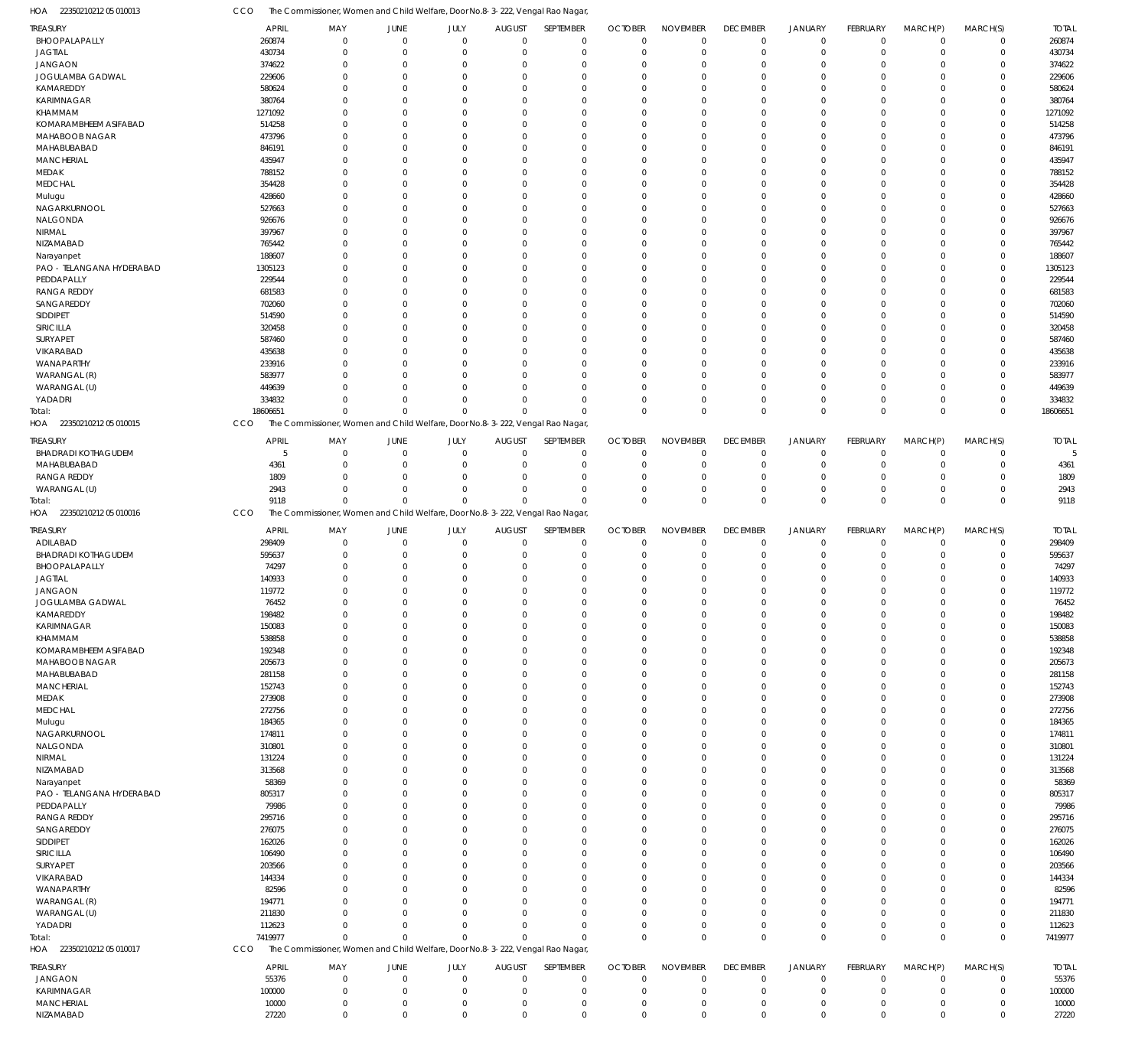HOA 223502102120501 0013 CCO The Commissioner, Women and Child Welfare, Door No.8-3-222, Vengal Rao Nagar,

| TREASURY | APRIL | MAY | JUNE | JULY | AUGUST | SEPTEMBER | OCTOBER | NOVEMBER | DECEMBER | JANUARY | FEBRUARY | MARCH(P) | MARCH(S) | TOTAL |
|---|---|---|---|---|---|---|---|---|---|---|---|---|---|---|
| BHOOPALAPALLY | 260874 | 0 | 0 | 0 | 0 | 0 | 0 | 0 | 0 | 0 | 0 | 0 | 0 | 260874 |
| JAGTIAL | 430734 | 0 | 0 | 0 | 0 | 0 | 0 | 0 | 0 | 0 | 0 | 0 | 0 | 430734 |
| JANGAON | 374622 | 0 | 0 | 0 | 0 | 0 | 0 | 0 | 0 | 0 | 0 | 0 | 0 | 374622 |
| JOGULAMBA GADWAL | 229606 | 0 | 0 | 0 | 0 | 0 | 0 | 0 | 0 | 0 | 0 | 0 | 0 | 229606 |
| KAMAREDDY | 580624 | 0 | 0 | 0 | 0 | 0 | 0 | 0 | 0 | 0 | 0 | 0 | 0 | 580624 |
| KARIMNAGAR | 380764 | 0 | 0 | 0 | 0 | 0 | 0 | 0 | 0 | 0 | 0 | 0 | 0 | 380764 |
| KHAMMAM | 1271092 | 0 | 0 | 0 | 0 | 0 | 0 | 0 | 0 | 0 | 0 | 0 | 0 | 1271092 |
| KOMARAMBHEEM ASIFABAD | 514258 | 0 | 0 | 0 | 0 | 0 | 0 | 0 | 0 | 0 | 0 | 0 | 0 | 514258 |
| MAHABOOB NAGAR | 473796 | 0 | 0 | 0 | 0 | 0 | 0 | 0 | 0 | 0 | 0 | 0 | 0 | 473796 |
| MAHABUBABAD | 846191 | 0 | 0 | 0 | 0 | 0 | 0 | 0 | 0 | 0 | 0 | 0 | 0 | 846191 |
| MANCHERIAL | 435947 | 0 | 0 | 0 | 0 | 0 | 0 | 0 | 0 | 0 | 0 | 0 | 0 | 435947 |
| MEDAK | 788152 | 0 | 0 | 0 | 0 | 0 | 0 | 0 | 0 | 0 | 0 | 0 | 0 | 788152 |
| MEDCHAL | 354428 | 0 | 0 | 0 | 0 | 0 | 0 | 0 | 0 | 0 | 0 | 0 | 0 | 354428 |
| Mulugu | 428660 | 0 | 0 | 0 | 0 | 0 | 0 | 0 | 0 | 0 | 0 | 0 | 0 | 428660 |
| NAGARKURNOOL | 527663 | 0 | 0 | 0 | 0 | 0 | 0 | 0 | 0 | 0 | 0 | 0 | 0 | 527663 |
| NALGONDA | 926676 | 0 | 0 | 0 | 0 | 0 | 0 | 0 | 0 | 0 | 0 | 0 | 0 | 926676 |
| NIRMAL | 397967 | 0 | 0 | 0 | 0 | 0 | 0 | 0 | 0 | 0 | 0 | 0 | 0 | 397967 |
| NIZAMABAD | 765442 | 0 | 0 | 0 | 0 | 0 | 0 | 0 | 0 | 0 | 0 | 0 | 0 | 765442 |
| Narayanpet | 188607 | 0 | 0 | 0 | 0 | 0 | 0 | 0 | 0 | 0 | 0 | 0 | 0 | 188607 |
| PAO - TELANGANA HYDERABAD | 1305123 | 0 | 0 | 0 | 0 | 0 | 0 | 0 | 0 | 0 | 0 | 0 | 0 | 1305123 |
| PEDDAPALLY | 229544 | 0 | 0 | 0 | 0 | 0 | 0 | 0 | 0 | 0 | 0 | 0 | 0 | 229544 |
| RANGA REDDY | 681583 | 0 | 0 | 0 | 0 | 0 | 0 | 0 | 0 | 0 | 0 | 0 | 0 | 681583 |
| SANGAREDDY | 702060 | 0 | 0 | 0 | 0 | 0 | 0 | 0 | 0 | 0 | 0 | 0 | 0 | 702060 |
| SIDDIPET | 514590 | 0 | 0 | 0 | 0 | 0 | 0 | 0 | 0 | 0 | 0 | 0 | 0 | 514590 |
| SIRICILLA | 320458 | 0 | 0 | 0 | 0 | 0 | 0 | 0 | 0 | 0 | 0 | 0 | 0 | 320458 |
| SURYAPET | 587460 | 0 | 0 | 0 | 0 | 0 | 0 | 0 | 0 | 0 | 0 | 0 | 0 | 587460 |
| VIKARABAD | 435638 | 0 | 0 | 0 | 0 | 0 | 0 | 0 | 0 | 0 | 0 | 0 | 0 | 435638 |
| WANAPARTHY | 233916 | 0 | 0 | 0 | 0 | 0 | 0 | 0 | 0 | 0 | 0 | 0 | 0 | 233916 |
| WARANGAL (R) | 583977 | 0 | 0 | 0 | 0 | 0 | 0 | 0 | 0 | 0 | 0 | 0 | 0 | 583977 |
| WARANGAL (U) | 449639 | 0 | 0 | 0 | 0 | 0 | 0 | 0 | 0 | 0 | 0 | 0 | 0 | 449639 |
| YADADRI | 334832 | 0 | 0 | 0 | 0 | 0 | 0 | 0 | 0 | 0 | 0 | 0 | 0 | 334832 |
| Total: | 18606651 | 0 | 0 | 0 | 0 | 0 | 0 | 0 | 0 | 0 | 0 | 0 | 0 | 18606651 |

HOA 223502102120501 0015 CCO The Commissioner, Women and Child Welfare, Door No.8-3-222, Vengal Rao Nagar,

| TREASURY | APRIL | MAY | JUNE | JULY | AUGUST | SEPTEMBER | OCTOBER | NOVEMBER | DECEMBER | JANUARY | FEBRUARY | MARCH(P) | MARCH(S) | TOTAL |
|---|---|---|---|---|---|---|---|---|---|---|---|---|---|---|
| BHADRADI KOTHAGUDEM | 5 | 0 | 0 | 0 | 0 | 0 | 0 | 0 | 0 | 0 | 0 | 0 | 0 | 5 |
| MAHABUBABAD | 4361 | 0 | 0 | 0 | 0 | 0 | 0 | 0 | 0 | 0 | 0 | 0 | 0 | 4361 |
| RANGA REDDY | 1809 | 0 | 0 | 0 | 0 | 0 | 0 | 0 | 0 | 0 | 0 | 0 | 0 | 1809 |
| WARANGAL (U) | 2943 | 0 | 0 | 0 | 0 | 0 | 0 | 0 | 0 | 0 | 0 | 0 | 0 | 2943 |
| Total: | 9118 | 0 | 0 | 0 | 0 | 0 | 0 | 0 | 0 | 0 | 0 | 0 | 0 | 9118 |

HOA 223502102120501 0016 CCO The Commissioner, Women and Child Welfare, Door No.8-3-222, Vengal Rao Nagar,

| TREASURY | APRIL | MAY | JUNE | JULY | AUGUST | SEPTEMBER | OCTOBER | NOVEMBER | DECEMBER | JANUARY | FEBRUARY | MARCH(P) | MARCH(S) | TOTAL |
|---|---|---|---|---|---|---|---|---|---|---|---|---|---|---|
| ADILABAD | 298409 | 0 | 0 | 0 | 0 | 0 | 0 | 0 | 0 | 0 | 0 | 0 | 0 | 298409 |
| BHADRADI KOTHAGUDEM | 595637 | 0 | 0 | 0 | 0 | 0 | 0 | 0 | 0 | 0 | 0 | 0 | 0 | 595637 |
| BHOOPALAPALLY | 74297 | 0 | 0 | 0 | 0 | 0 | 0 | 0 | 0 | 0 | 0 | 0 | 0 | 74297 |
| JAGTIAL | 140933 | 0 | 0 | 0 | 0 | 0 | 0 | 0 | 0 | 0 | 0 | 0 | 0 | 140933 |
| JANGAON | 119772 | 0 | 0 | 0 | 0 | 0 | 0 | 0 | 0 | 0 | 0 | 0 | 0 | 119772 |
| JOGULAMBA GADWAL | 76452 | 0 | 0 | 0 | 0 | 0 | 0 | 0 | 0 | 0 | 0 | 0 | 0 | 76452 |
| KAMAREDDY | 198482 | 0 | 0 | 0 | 0 | 0 | 0 | 0 | 0 | 0 | 0 | 0 | 0 | 198482 |
| KARIMNAGAR | 150083 | 0 | 0 | 0 | 0 | 0 | 0 | 0 | 0 | 0 | 0 | 0 | 0 | 150083 |
| KHAMMAM | 538858 | 0 | 0 | 0 | 0 | 0 | 0 | 0 | 0 | 0 | 0 | 0 | 0 | 538858 |
| KOMARAMBHEEM ASIFABAD | 192348 | 0 | 0 | 0 | 0 | 0 | 0 | 0 | 0 | 0 | 0 | 0 | 0 | 192348 |
| MAHABOOB NAGAR | 205673 | 0 | 0 | 0 | 0 | 0 | 0 | 0 | 0 | 0 | 0 | 0 | 0 | 205673 |
| MAHABUBABAD | 281158 | 0 | 0 | 0 | 0 | 0 | 0 | 0 | 0 | 0 | 0 | 0 | 0 | 281158 |
| MANCHERIAL | 152743 | 0 | 0 | 0 | 0 | 0 | 0 | 0 | 0 | 0 | 0 | 0 | 0 | 152743 |
| MEDAK | 273908 | 0 | 0 | 0 | 0 | 0 | 0 | 0 | 0 | 0 | 0 | 0 | 0 | 273908 |
| MEDCHAL | 272756 | 0 | 0 | 0 | 0 | 0 | 0 | 0 | 0 | 0 | 0 | 0 | 0 | 272756 |
| Mulugu | 184365 | 0 | 0 | 0 | 0 | 0 | 0 | 0 | 0 | 0 | 0 | 0 | 0 | 184365 |
| NAGARKURNOOL | 174811 | 0 | 0 | 0 | 0 | 0 | 0 | 0 | 0 | 0 | 0 | 0 | 0 | 174811 |
| NALGONDA | 310801 | 0 | 0 | 0 | 0 | 0 | 0 | 0 | 0 | 0 | 0 | 0 | 0 | 310801 |
| NIRMAL | 131224 | 0 | 0 | 0 | 0 | 0 | 0 | 0 | 0 | 0 | 0 | 0 | 0 | 131224 |
| NIZAMABAD | 313568 | 0 | 0 | 0 | 0 | 0 | 0 | 0 | 0 | 0 | 0 | 0 | 0 | 313568 |
| Narayanpet | 58369 | 0 | 0 | 0 | 0 | 0 | 0 | 0 | 0 | 0 | 0 | 0 | 0 | 58369 |
| PAO - TELANGANA HYDERABAD | 805317 | 0 | 0 | 0 | 0 | 0 | 0 | 0 | 0 | 0 | 0 | 0 | 0 | 805317 |
| PEDDAPALLY | 79986 | 0 | 0 | 0 | 0 | 0 | 0 | 0 | 0 | 0 | 0 | 0 | 0 | 79986 |
| RANGA REDDY | 295716 | 0 | 0 | 0 | 0 | 0 | 0 | 0 | 0 | 0 | 0 | 0 | 0 | 295716 |
| SANGAREDDY | 276075 | 0 | 0 | 0 | 0 | 0 | 0 | 0 | 0 | 0 | 0 | 0 | 0 | 276075 |
| SIDDIPET | 162026 | 0 | 0 | 0 | 0 | 0 | 0 | 0 | 0 | 0 | 0 | 0 | 0 | 162026 |
| SIRICILLA | 106490 | 0 | 0 | 0 | 0 | 0 | 0 | 0 | 0 | 0 | 0 | 0 | 0 | 106490 |
| SURYAPET | 203566 | 0 | 0 | 0 | 0 | 0 | 0 | 0 | 0 | 0 | 0 | 0 | 0 | 203566 |
| VIKARABAD | 144334 | 0 | 0 | 0 | 0 | 0 | 0 | 0 | 0 | 0 | 0 | 0 | 0 | 144334 |
| WANAPARTHY | 82596 | 0 | 0 | 0 | 0 | 0 | 0 | 0 | 0 | 0 | 0 | 0 | 0 | 82596 |
| WARANGAL (R) | 194771 | 0 | 0 | 0 | 0 | 0 | 0 | 0 | 0 | 0 | 0 | 0 | 0 | 194771 |
| WARANGAL (U) | 211830 | 0 | 0 | 0 | 0 | 0 | 0 | 0 | 0 | 0 | 0 | 0 | 0 | 211830 |
| YADADRI | 112623 | 0 | 0 | 0 | 0 | 0 | 0 | 0 | 0 | 0 | 0 | 0 | 0 | 112623 |
| Total: | 7419977 | 0 | 0 | 0 | 0 | 0 | 0 | 0 | 0 | 0 | 0 | 0 | 0 | 7419977 |

HOA 223502102120501 0017 CCO The Commissioner, Women and Child Welfare, Door No.8-3-222, Vengal Rao Nagar,

| TREASURY | APRIL | MAY | JUNE | JULY | AUGUST | SEPTEMBER | OCTOBER | NOVEMBER | DECEMBER | JANUARY | FEBRUARY | MARCH(P) | MARCH(S) | TOTAL |
|---|---|---|---|---|---|---|---|---|---|---|---|---|---|---|
| JANGAON | 55376 | 0 | 0 | 0 | 0 | 0 | 0 | 0 | 0 | 0 | 0 | 0 | 0 | 55376 |
| KARIMNAGAR | 100000 | 0 | 0 | 0 | 0 | 0 | 0 | 0 | 0 | 0 | 0 | 0 | 0 | 100000 |
| MANCHERIAL | 10000 | 0 | 0 | 0 | 0 | 0 | 0 | 0 | 0 | 0 | 0 | 0 | 0 | 10000 |
| NIZAMABAD | 27220 | 0 | 0 | 0 | 0 | 0 | 0 | 0 | 0 | 0 | 0 | 0 | 0 | 27220 |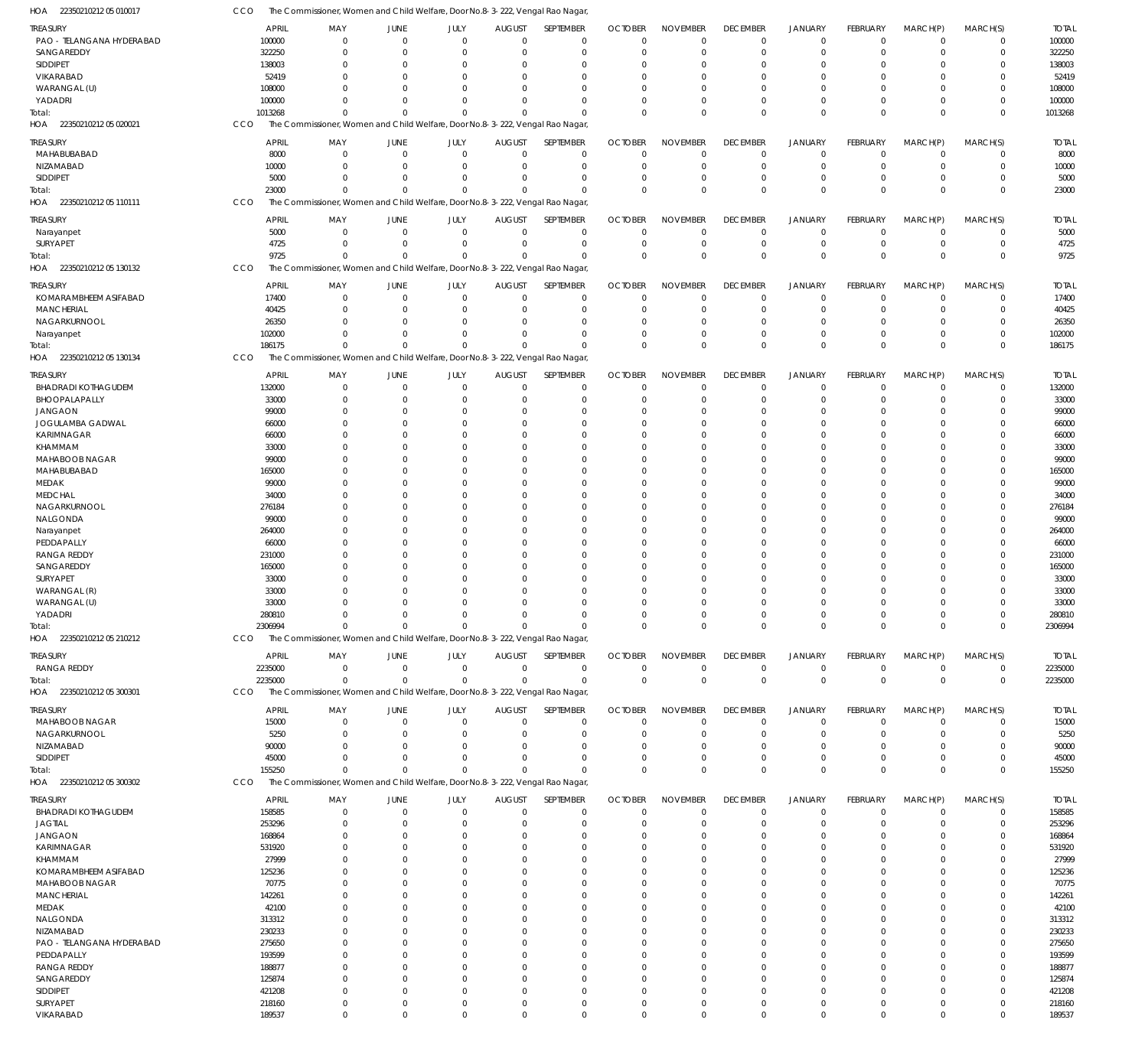HOA 22350210212 05 010017 CCO The Commissioner, Women and Child Welfare, Door No.8-3-222, Vengal Rao Nagar,

| TREASURY | APRIL | MAY | JUNE | JULY | AUGUST | SEPTEMBER | OCTOBER | NOVEMBER | DECEMBER | JANUARY | FEBRUARY | MARCH(P) | MARCH(S) | TOTAL |
|---|---|---|---|---|---|---|---|---|---|---|---|---|---|---|
| PAO - TELANGANA HYDERABAD | 100000 | 0 | 0 | 0 | 0 | 0 | 0 | 0 | 0 | 0 | 0 | 0 | 0 | 100000 |
| SANGAREDDY | 322250 | 0 | 0 | 0 | 0 | 0 | 0 | 0 | 0 | 0 | 0 | 0 | 0 | 322250 |
| SIDDIPET | 138003 | 0 | 0 | 0 | 0 | 0 | 0 | 0 | 0 | 0 | 0 | 0 | 0 | 138003 |
| VIKARABAD | 52419 | 0 | 0 | 0 | 0 | 0 | 0 | 0 | 0 | 0 | 0 | 0 | 0 | 52419 |
| WARANGAL (U) | 108000 | 0 | 0 | 0 | 0 | 0 | 0 | 0 | 0 | 0 | 0 | 0 | 0 | 108000 |
| YADADRI | 100000 | 0 | 0 | 0 | 0 | 0 | 0 | 0 | 0 | 0 | 0 | 0 | 0 | 100000 |
| Total: | 1013268 | 0 | 0 | 0 | 0 | 0 | 0 | 0 | 0 | 0 | 0 | 0 | 0 | 1013268 |

HOA 22350210212 05 020021 CCO The Commissioner, Women and Child Welfare, Door No.8-3-222, Vengal Rao Nagar,

| TREASURY | APRIL | MAY | JUNE | JULY | AUGUST | SEPTEMBER | OCTOBER | NOVEMBER | DECEMBER | JANUARY | FEBRUARY | MARCH(P) | MARCH(S) | TOTAL |
|---|---|---|---|---|---|---|---|---|---|---|---|---|---|---|
| MAHABUBABAD | 8000 | 0 | 0 | 0 | 0 | 0 | 0 | 0 | 0 | 0 | 0 | 0 | 0 | 8000 |
| NIZAMABAD | 10000 | 0 | 0 | 0 | 0 | 0 | 0 | 0 | 0 | 0 | 0 | 0 | 0 | 10000 |
| SIDDIPET | 5000 | 0 | 0 | 0 | 0 | 0 | 0 | 0 | 0 | 0 | 0 | 0 | 0 | 5000 |
| Total: | 23000 | 0 | 0 | 0 | 0 | 0 | 0 | 0 | 0 | 0 | 0 | 0 | 0 | 23000 |

HOA 22350210212 05 110111 CCO The Commissioner, Women and Child Welfare, Door No.8-3-222, Vengal Rao Nagar,

| TREASURY | APRIL | MAY | JUNE | JULY | AUGUST | SEPTEMBER | OCTOBER | NOVEMBER | DECEMBER | JANUARY | FEBRUARY | MARCH(P) | MARCH(S) | TOTAL |
|---|---|---|---|---|---|---|---|---|---|---|---|---|---|---|
| Narayanpet | 5000 | 0 | 0 | 0 | 0 | 0 | 0 | 0 | 0 | 0 | 0 | 0 | 0 | 5000 |
| SURYAPET | 4725 | 0 | 0 | 0 | 0 | 0 | 0 | 0 | 0 | 0 | 0 | 0 | 0 | 4725 |
| Total: | 9725 | 0 | 0 | 0 | 0 | 0 | 0 | 0 | 0 | 0 | 0 | 0 | 0 | 9725 |

HOA 22350210212 05 130132 CCO The Commissioner, Women and Child Welfare, Door No.8-3-222, Vengal Rao Nagar,

| TREASURY | APRIL | MAY | JUNE | JULY | AUGUST | SEPTEMBER | OCTOBER | NOVEMBER | DECEMBER | JANUARY | FEBRUARY | MARCH(P) | MARCH(S) | TOTAL |
|---|---|---|---|---|---|---|---|---|---|---|---|---|---|---|
| KOMARAMBHEEM ASIFABAD | 17400 | 0 | 0 | 0 | 0 | 0 | 0 | 0 | 0 | 0 | 0 | 0 | 0 | 17400 |
| MANCHERIAL | 40425 | 0 | 0 | 0 | 0 | 0 | 0 | 0 | 0 | 0 | 0 | 0 | 0 | 40425 |
| NAGARKURNOOL | 26350 | 0 | 0 | 0 | 0 | 0 | 0 | 0 | 0 | 0 | 0 | 0 | 0 | 26350 |
| Narayanpet | 102000 | 0 | 0 | 0 | 0 | 0 | 0 | 0 | 0 | 0 | 0 | 0 | 0 | 102000 |
| Total: | 186175 | 0 | 0 | 0 | 0 | 0 | 0 | 0 | 0 | 0 | 0 | 0 | 0 | 186175 |

HOA 22350210212 05 130134 CCO The Commissioner, Women and Child Welfare, Door No.8-3-222, Vengal Rao Nagar,

| TREASURY | APRIL | MAY | JUNE | JULY | AUGUST | SEPTEMBER | OCTOBER | NOVEMBER | DECEMBER | JANUARY | FEBRUARY | MARCH(P) | MARCH(S) | TOTAL |
|---|---|---|---|---|---|---|---|---|---|---|---|---|---|---|
| BHADRADI KOTHAGUDEM | 132000 | 0 | 0 | 0 | 0 | 0 | 0 | 0 | 0 | 0 | 0 | 0 | 0 | 132000 |
| BHOOPALAPALLY | 33000 | 0 | 0 | 0 | 0 | 0 | 0 | 0 | 0 | 0 | 0 | 0 | 0 | 33000 |
| JANGAON | 99000 | 0 | 0 | 0 | 0 | 0 | 0 | 0 | 0 | 0 | 0 | 0 | 0 | 99000 |
| JOGULAMBA GADWAL | 66000 | 0 | 0 | 0 | 0 | 0 | 0 | 0 | 0 | 0 | 0 | 0 | 0 | 66000 |
| KARIMNAGAR | 66000 | 0 | 0 | 0 | 0 | 0 | 0 | 0 | 0 | 0 | 0 | 0 | 0 | 66000 |
| KHAMMAM | 33000 | 0 | 0 | 0 | 0 | 0 | 0 | 0 | 0 | 0 | 0 | 0 | 0 | 33000 |
| MAHABOOB NAGAR | 99000 | 0 | 0 | 0 | 0 | 0 | 0 | 0 | 0 | 0 | 0 | 0 | 0 | 99000 |
| MAHABUBABAD | 165000 | 0 | 0 | 0 | 0 | 0 | 0 | 0 | 0 | 0 | 0 | 0 | 0 | 165000 |
| MEDAK | 99000 | 0 | 0 | 0 | 0 | 0 | 0 | 0 | 0 | 0 | 0 | 0 | 0 | 99000 |
| MEDCHAL | 34000 | 0 | 0 | 0 | 0 | 0 | 0 | 0 | 0 | 0 | 0 | 0 | 0 | 34000 |
| NAGARKURNOOL | 276184 | 0 | 0 | 0 | 0 | 0 | 0 | 0 | 0 | 0 | 0 | 0 | 0 | 276184 |
| NALGONDA | 99000 | 0 | 0 | 0 | 0 | 0 | 0 | 0 | 0 | 0 | 0 | 0 | 0 | 99000 |
| Narayanpet | 264000 | 0 | 0 | 0 | 0 | 0 | 0 | 0 | 0 | 0 | 0 | 0 | 0 | 264000 |
| PEDDAPALLY | 66000 | 0 | 0 | 0 | 0 | 0 | 0 | 0 | 0 | 0 | 0 | 0 | 0 | 66000 |
| RANGA REDDY | 231000 | 0 | 0 | 0 | 0 | 0 | 0 | 0 | 0 | 0 | 0 | 0 | 0 | 231000 |
| SANGAREDDY | 165000 | 0 | 0 | 0 | 0 | 0 | 0 | 0 | 0 | 0 | 0 | 0 | 0 | 165000 |
| SURYAPET | 33000 | 0 | 0 | 0 | 0 | 0 | 0 | 0 | 0 | 0 | 0 | 0 | 0 | 33000 |
| WARANGAL (R) | 33000 | 0 | 0 | 0 | 0 | 0 | 0 | 0 | 0 | 0 | 0 | 0 | 0 | 33000 |
| WARANGAL (U) | 33000 | 0 | 0 | 0 | 0 | 0 | 0 | 0 | 0 | 0 | 0 | 0 | 0 | 33000 |
| YADADRI | 280810 | 0 | 0 | 0 | 0 | 0 | 0 | 0 | 0 | 0 | 0 | 0 | 0 | 280810 |
| Total: | 2306994 | 0 | 0 | 0 | 0 | 0 | 0 | 0 | 0 | 0 | 0 | 0 | 0 | 2306994 |

HOA 22350210212 05 210212 CCO The Commissioner, Women and Child Welfare, Door No.8-3-222, Vengal Rao Nagar,

| TREASURY | APRIL | MAY | JUNE | JULY | AUGUST | SEPTEMBER | OCTOBER | NOVEMBER | DECEMBER | JANUARY | FEBRUARY | MARCH(P) | MARCH(S) | TOTAL |
|---|---|---|---|---|---|---|---|---|---|---|---|---|---|---|
| RANGA REDDY | 2235000 | 0 | 0 | 0 | 0 | 0 | 0 | 0 | 0 | 0 | 0 | 0 | 0 | 2235000 |
| Total: | 2235000 | 0 | 0 | 0 | 0 | 0 | 0 | 0 | 0 | 0 | 0 | 0 | 0 | 2235000 |

HOA 22350210212 05 300301 CCO The Commissioner, Women and Child Welfare, Door No.8-3-222, Vengal Rao Nagar,

| TREASURY | APRIL | MAY | JUNE | JULY | AUGUST | SEPTEMBER | OCTOBER | NOVEMBER | DECEMBER | JANUARY | FEBRUARY | MARCH(P) | MARCH(S) | TOTAL |
|---|---|---|---|---|---|---|---|---|---|---|---|---|---|---|
| MAHABOOB NAGAR | 15000 | 0 | 0 | 0 | 0 | 0 | 0 | 0 | 0 | 0 | 0 | 0 | 0 | 15000 |
| NAGARKURNOOL | 5250 | 0 | 0 | 0 | 0 | 0 | 0 | 0 | 0 | 0 | 0 | 0 | 0 | 5250 |
| NIZAMABAD | 90000 | 0 | 0 | 0 | 0 | 0 | 0 | 0 | 0 | 0 | 0 | 0 | 0 | 90000 |
| SIDDIPET | 45000 | 0 | 0 | 0 | 0 | 0 | 0 | 0 | 0 | 0 | 0 | 0 | 0 | 45000 |
| Total: | 155250 | 0 | 0 | 0 | 0 | 0 | 0 | 0 | 0 | 0 | 0 | 0 | 0 | 155250 |

HOA 22350210212 05 300302 CCO The Commissioner, Women and Child Welfare, Door No.8-3-222, Vengal Rao Nagar,

| TREASURY | APRIL | MAY | JUNE | JULY | AUGUST | SEPTEMBER | OCTOBER | NOVEMBER | DECEMBER | JANUARY | FEBRUARY | MARCH(P) | MARCH(S) | TOTAL |
|---|---|---|---|---|---|---|---|---|---|---|---|---|---|---|
| BHADRADI KOTHAGUDEM | 158585 | 0 | 0 | 0 | 0 | 0 | 0 | 0 | 0 | 0 | 0 | 0 | 0 | 158585 |
| JAGTIAL | 253296 | 0 | 0 | 0 | 0 | 0 | 0 | 0 | 0 | 0 | 0 | 0 | 0 | 253296 |
| JANGAON | 168864 | 0 | 0 | 0 | 0 | 0 | 0 | 0 | 0 | 0 | 0 | 0 | 0 | 168864 |
| KARIMNAGAR | 531920 | 0 | 0 | 0 | 0 | 0 | 0 | 0 | 0 | 0 | 0 | 0 | 0 | 531920 |
| KHAMMAM | 27999 | 0 | 0 | 0 | 0 | 0 | 0 | 0 | 0 | 0 | 0 | 0 | 0 | 27999 |
| KOMARAMBHEEM ASIFABAD | 125236 | 0 | 0 | 0 | 0 | 0 | 0 | 0 | 0 | 0 | 0 | 0 | 0 | 125236 |
| MAHABOOB NAGAR | 70775 | 0 | 0 | 0 | 0 | 0 | 0 | 0 | 0 | 0 | 0 | 0 | 0 | 70775 |
| MANCHERIAL | 142261 | 0 | 0 | 0 | 0 | 0 | 0 | 0 | 0 | 0 | 0 | 0 | 0 | 142261 |
| MEDAK | 42100 | 0 | 0 | 0 | 0 | 0 | 0 | 0 | 0 | 0 | 0 | 0 | 0 | 42100 |
| NALGONDA | 313312 | 0 | 0 | 0 | 0 | 0 | 0 | 0 | 0 | 0 | 0 | 0 | 0 | 313312 |
| NIZAMABAD | 230233 | 0 | 0 | 0 | 0 | 0 | 0 | 0 | 0 | 0 | 0 | 0 | 0 | 230233 |
| PAO - TELANGANA HYDERABAD | 275650 | 0 | 0 | 0 | 0 | 0 | 0 | 0 | 0 | 0 | 0 | 0 | 0 | 275650 |
| PEDDAPALLY | 193599 | 0 | 0 | 0 | 0 | 0 | 0 | 0 | 0 | 0 | 0 | 0 | 0 | 193599 |
| RANGA REDDY | 188877 | 0 | 0 | 0 | 0 | 0 | 0 | 0 | 0 | 0 | 0 | 0 | 0 | 188877 |
| SANGAREDDY | 125874 | 0 | 0 | 0 | 0 | 0 | 0 | 0 | 0 | 0 | 0 | 0 | 0 | 125874 |
| SIDDIPET | 421208 | 0 | 0 | 0 | 0 | 0 | 0 | 0 | 0 | 0 | 0 | 0 | 0 | 421208 |
| SURYAPET | 218160 | 0 | 0 | 0 | 0 | 0 | 0 | 0 | 0 | 0 | 0 | 0 | 0 | 218160 |
| VIKARABAD | 189537 | 0 | 0 | 0 | 0 | 0 | 0 | 0 | 0 | 0 | 0 | 0 | 0 | 189537 |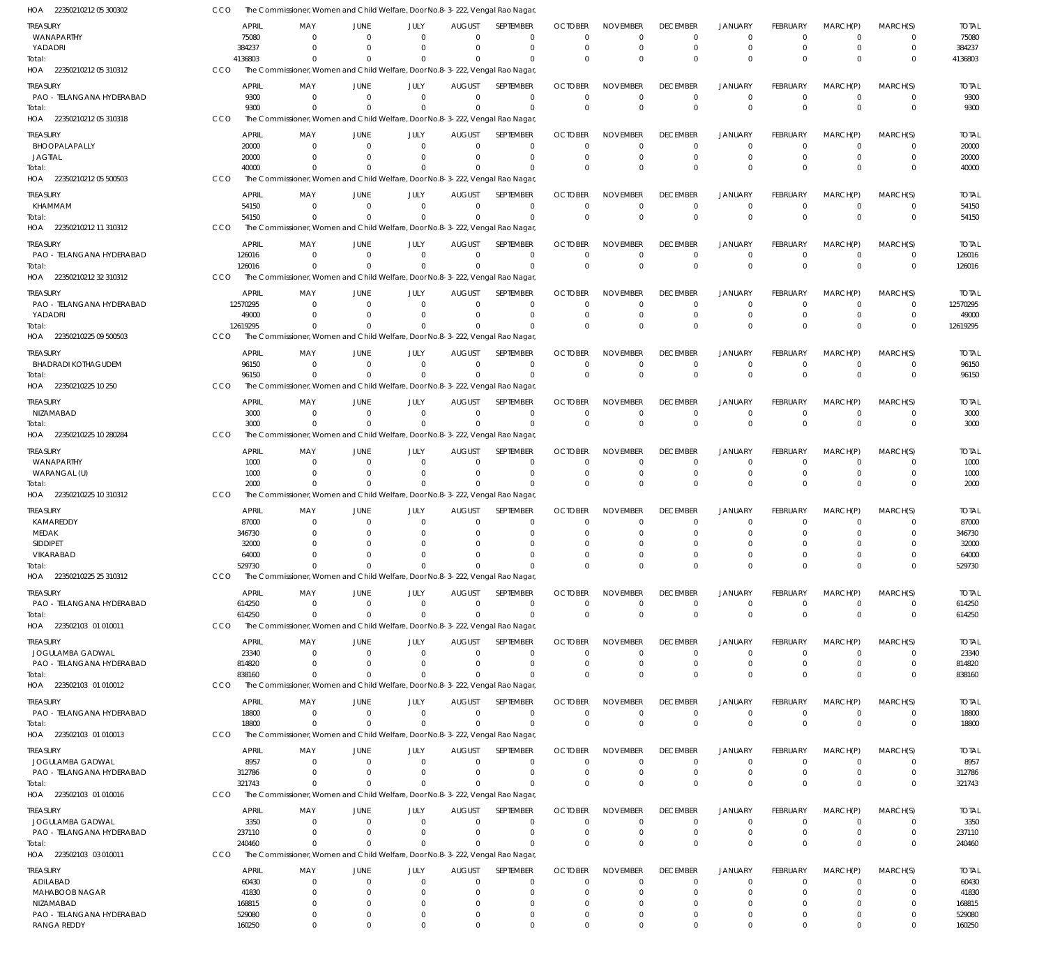HOA 22350210212 05 300302 CCO The Commissioner, Women and Child Welfare, Door No.8-3-222, Vengal Rao Nagar,

| TREASURY | APRIL | MAY | JUNE | JULY | AUGUST | SEPTEMBER | OCTOBER | NOVEMBER | DECEMBER | JANUARY | FEBRUARY | MARCH(P) | MARCH(S) | TOTAL |
|---|---|---|---|---|---|---|---|---|---|---|---|---|---|---|
| WANAPARTHY | 75080 | 0 | 0 | 0 | 0 | 0 | 0 | 0 | 0 | 0 | 0 | 0 | 0 | 75080 |
| YADADRI | 384237 | 0 | 0 | 0 | 0 | 0 | 0 | 0 | 0 | 0 | 0 | 0 | 0 | 384237 |
| Total: | 4136803 | 0 | 0 | 0 | 0 | 0 | 0 | 0 | 0 | 0 | 0 | 0 | 0 | 4136803 |

HOA 22350210212 05 310312 CCO The Commissioner, Women and Child Welfare, Door No.8-3-222, Vengal Rao Nagar,

| TREASURY | APRIL | MAY | JUNE | JULY | AUGUST | SEPTEMBER | OCTOBER | NOVEMBER | DECEMBER | JANUARY | FEBRUARY | MARCH(P) | MARCH(S) | TOTAL |
|---|---|---|---|---|---|---|---|---|---|---|---|---|---|---|
| PAO - TELANGANA HYDERABAD | 9300 | 0 | 0 | 0 | 0 | 0 | 0 | 0 | 0 | 0 | 0 | 0 | 0 | 9300 |
| Total: | 9300 | 0 | 0 | 0 | 0 | 0 | 0 | 0 | 0 | 0 | 0 | 0 | 0 | 9300 |

HOA 22350210212 05 310318 CCO The Commissioner, Women and Child Welfare, Door No.8-3-222, Vengal Rao Nagar,

| TREASURY | APRIL | MAY | JUNE | JULY | AUGUST | SEPTEMBER | OCTOBER | NOVEMBER | DECEMBER | JANUARY | FEBRUARY | MARCH(P) | MARCH(S) | TOTAL |
|---|---|---|---|---|---|---|---|---|---|---|---|---|---|---|
| BHOOPALAPALLY | 20000 | 0 | 0 | 0 | 0 | 0 | 0 | 0 | 0 | 0 | 0 | 0 | 0 | 20000 |
| JAGTIAL | 20000 | 0 | 0 | 0 | 0 | 0 | 0 | 0 | 0 | 0 | 0 | 0 | 0 | 20000 |
| Total: | 40000 | 0 | 0 | 0 | 0 | 0 | 0 | 0 | 0 | 0 | 0 | 0 | 0 | 40000 |

HOA 22350210212 05 500503 CCO The Commissioner, Women and Child Welfare, Door No.8-3-222, Vengal Rao Nagar,

| TREASURY | APRIL | MAY | JUNE | JULY | AUGUST | SEPTEMBER | OCTOBER | NOVEMBER | DECEMBER | JANUARY | FEBRUARY | MARCH(P) | MARCH(S) | TOTAL |
|---|---|---|---|---|---|---|---|---|---|---|---|---|---|---|
| KHAMMAM | 54150 | 0 | 0 | 0 | 0 | 0 | 0 | 0 | 0 | 0 | 0 | 0 | 0 | 54150 |
| Total: | 54150 | 0 | 0 | 0 | 0 | 0 | 0 | 0 | 0 | 0 | 0 | 0 | 0 | 54150 |

HOA 22350210212 11 310312 CCO The Commissioner, Women and Child Welfare, Door No.8-3-222, Vengal Rao Nagar,

| TREASURY | APRIL | MAY | JUNE | JULY | AUGUST | SEPTEMBER | OCTOBER | NOVEMBER | DECEMBER | JANUARY | FEBRUARY | MARCH(P) | MARCH(S) | TOTAL |
|---|---|---|---|---|---|---|---|---|---|---|---|---|---|---|
| PAO - TELANGANA HYDERABAD | 126016 | 0 | 0 | 0 | 0 | 0 | 0 | 0 | 0 | 0 | 0 | 0 | 0 | 126016 |
| Total: | 126016 | 0 | 0 | 0 | 0 | 0 | 0 | 0 | 0 | 0 | 0 | 0 | 0 | 126016 |

HOA 22350210212 32 310312 CCO The Commissioner, Women and Child Welfare, Door No.8-3-222, Vengal Rao Nagar,

| TREASURY | APRIL | MAY | JUNE | JULY | AUGUST | SEPTEMBER | OCTOBER | NOVEMBER | DECEMBER | JANUARY | FEBRUARY | MARCH(P) | MARCH(S) | TOTAL |
|---|---|---|---|---|---|---|---|---|---|---|---|---|---|---|
| PAO - TELANGANA HYDERABAD | 12570295 | 0 | 0 | 0 | 0 | 0 | 0 | 0 | 0 | 0 | 0 | 0 | 0 | 12570295 |
| YADADRI | 49000 | 0 | 0 | 0 | 0 | 0 | 0 | 0 | 0 | 0 | 0 | 0 | 0 | 49000 |
| Total: | 12619295 | 0 | 0 | 0 | 0 | 0 | 0 | 0 | 0 | 0 | 0 | 0 | 0 | 12619295 |

HOA 22350210225 09 500503 CCO The Commissioner, Women and Child Welfare, Door No.8-3-222, Vengal Rao Nagar,

| TREASURY | APRIL | MAY | JUNE | JULY | AUGUST | SEPTEMBER | OCTOBER | NOVEMBER | DECEMBER | JANUARY | FEBRUARY | MARCH(P) | MARCH(S) | TOTAL |
|---|---|---|---|---|---|---|---|---|---|---|---|---|---|---|
| BHADRADI KOTHAGUDEM | 96150 | 0 | 0 | 0 | 0 | 0 | 0 | 0 | 0 | 0 | 0 | 0 | 0 | 96150 |
| Total: | 96150 | 0 | 0 | 0 | 0 | 0 | 0 | 0 | 0 | 0 | 0 | 0 | 0 | 96150 |

HOA 22350210225 10 250 CCO The Commissioner, Women and Child Welfare, Door No.8-3-222, Vengal Rao Nagar,

| TREASURY | APRIL | MAY | JUNE | JULY | AUGUST | SEPTEMBER | OCTOBER | NOVEMBER | DECEMBER | JANUARY | FEBRUARY | MARCH(P) | MARCH(S) | TOTAL |
|---|---|---|---|---|---|---|---|---|---|---|---|---|---|---|
| NIZAMABAD | 3000 | 0 | 0 | 0 | 0 | 0 | 0 | 0 | 0 | 0 | 0 | 0 | 0 | 3000 |
| Total: | 3000 | 0 | 0 | 0 | 0 | 0 | 0 | 0 | 0 | 0 | 0 | 0 | 0 | 3000 |

HOA 22350210225 10 280284 CCO The Commissioner, Women and Child Welfare, Door No.8-3-222, Vengal Rao Nagar,

| TREASURY | APRIL | MAY | JUNE | JULY | AUGUST | SEPTEMBER | OCTOBER | NOVEMBER | DECEMBER | JANUARY | FEBRUARY | MARCH(P) | MARCH(S) | TOTAL |
|---|---|---|---|---|---|---|---|---|---|---|---|---|---|---|
| WANAPARTHY | 1000 | 0 | 0 | 0 | 0 | 0 | 0 | 0 | 0 | 0 | 0 | 0 | 0 | 1000 |
| WARANGAL (U) | 1000 | 0 | 0 | 0 | 0 | 0 | 0 | 0 | 0 | 0 | 0 | 0 | 0 | 1000 |
| Total: | 2000 | 0 | 0 | 0 | 0 | 0 | 0 | 0 | 0 | 0 | 0 | 0 | 0 | 2000 |

HOA 22350210225 10 310312 CCO The Commissioner, Women and Child Welfare, Door No.8-3-222, Vengal Rao Nagar,

| TREASURY | APRIL | MAY | JUNE | JULY | AUGUST | SEPTEMBER | OCTOBER | NOVEMBER | DECEMBER | JANUARY | FEBRUARY | MARCH(P) | MARCH(S) | TOTAL |
|---|---|---|---|---|---|---|---|---|---|---|---|---|---|---|
| KAMAREDDY | 87000 | 0 | 0 | 0 | 0 | 0 | 0 | 0 | 0 | 0 | 0 | 0 | 0 | 87000 |
| MEDAK | 346730 | 0 | 0 | 0 | 0 | 0 | 0 | 0 | 0 | 0 | 0 | 0 | 0 | 346730 |
| SIDDIPET | 32000 | 0 | 0 | 0 | 0 | 0 | 0 | 0 | 0 | 0 | 0 | 0 | 0 | 32000 |
| VIKARABAD | 64000 | 0 | 0 | 0 | 0 | 0 | 0 | 0 | 0 | 0 | 0 | 0 | 0 | 64000 |
| Total: | 529730 | 0 | 0 | 0 | 0 | 0 | 0 | 0 | 0 | 0 | 0 | 0 | 0 | 529730 |

HOA 22350210225 25 310312 CCO The Commissioner, Women and Child Welfare, Door No.8-3-222, Vengal Rao Nagar,

| TREASURY | APRIL | MAY | JUNE | JULY | AUGUST | SEPTEMBER | OCTOBER | NOVEMBER | DECEMBER | JANUARY | FEBRUARY | MARCH(P) | MARCH(S) | TOTAL |
|---|---|---|---|---|---|---|---|---|---|---|---|---|---|---|
| PAO - TELANGANA HYDERABAD | 614250 | 0 | 0 | 0 | 0 | 0 | 0 | 0 | 0 | 0 | 0 | 0 | 0 | 614250 |
| Total: | 614250 | 0 | 0 | 0 | 0 | 0 | 0 | 0 | 0 | 0 | 0 | 0 | 0 | 614250 |

HOA 223502103 01 010011 CCO The Commissioner, Women and Child Welfare, Door No.8-3-222, Vengal Rao Nagar,

| TREASURY | APRIL | MAY | JUNE | JULY | AUGUST | SEPTEMBER | OCTOBER | NOVEMBER | DECEMBER | JANUARY | FEBRUARY | MARCH(P) | MARCH(S) | TOTAL |
|---|---|---|---|---|---|---|---|---|---|---|---|---|---|---|
| JOGULAMBA GADWAL | 23340 | 0 | 0 | 0 | 0 | 0 | 0 | 0 | 0 | 0 | 0 | 0 | 0 | 23340 |
| PAO - TELANGANA HYDERABAD | 814820 | 0 | 0 | 0 | 0 | 0 | 0 | 0 | 0 | 0 | 0 | 0 | 0 | 814820 |
| Total: | 838160 | 0 | 0 | 0 | 0 | 0 | 0 | 0 | 0 | 0 | 0 | 0 | 0 | 838160 |

HOA 223502103 01 010012 CCO The Commissioner, Women and Child Welfare, Door No.8-3-222, Vengal Rao Nagar,

| TREASURY | APRIL | MAY | JUNE | JULY | AUGUST | SEPTEMBER | OCTOBER | NOVEMBER | DECEMBER | JANUARY | FEBRUARY | MARCH(P) | MARCH(S) | TOTAL |
|---|---|---|---|---|---|---|---|---|---|---|---|---|---|---|
| PAO - TELANGANA HYDERABAD | 18800 | 0 | 0 | 0 | 0 | 0 | 0 | 0 | 0 | 0 | 0 | 0 | 0 | 18800 |
| Total: | 18800 | 0 | 0 | 0 | 0 | 0 | 0 | 0 | 0 | 0 | 0 | 0 | 0 | 18800 |

HOA 223502103 01 010013 CCO The Commissioner, Women and Child Welfare, Door No.8-3-222, Vengal Rao Nagar,

| TREASURY | APRIL | MAY | JUNE | JULY | AUGUST | SEPTEMBER | OCTOBER | NOVEMBER | DECEMBER | JANUARY | FEBRUARY | MARCH(P) | MARCH(S) | TOTAL |
|---|---|---|---|---|---|---|---|---|---|---|---|---|---|---|
| JOGULAMBA GADWAL | 8957 | 0 | 0 | 0 | 0 | 0 | 0 | 0 | 0 | 0 | 0 | 0 | 0 | 8957 |
| PAO - TELANGANA HYDERABAD | 312786 | 0 | 0 | 0 | 0 | 0 | 0 | 0 | 0 | 0 | 0 | 0 | 0 | 312786 |
| Total: | 321743 | 0 | 0 | 0 | 0 | 0 | 0 | 0 | 0 | 0 | 0 | 0 | 0 | 321743 |

HOA 223502103 01 010016 CCO The Commissioner, Women and Child Welfare, Door No.8-3-222, Vengal Rao Nagar,

| TREASURY | APRIL | MAY | JUNE | JULY | AUGUST | SEPTEMBER | OCTOBER | NOVEMBER | DECEMBER | JANUARY | FEBRUARY | MARCH(P) | MARCH(S) | TOTAL |
|---|---|---|---|---|---|---|---|---|---|---|---|---|---|---|
| JOGULAMBA GADWAL | 3350 | 0 | 0 | 0 | 0 | 0 | 0 | 0 | 0 | 0 | 0 | 0 | 0 | 3350 |
| PAO - TELANGANA HYDERABAD | 237110 | 0 | 0 | 0 | 0 | 0 | 0 | 0 | 0 | 0 | 0 | 0 | 0 | 237110 |
| Total: | 240460 | 0 | 0 | 0 | 0 | 0 | 0 | 0 | 0 | 0 | 0 | 0 | 0 | 240460 |

HOA 223502103 03 010011 CCO The Commissioner, Women and Child Welfare, Door No.8-3-222, Vengal Rao Nagar,

| TREASURY | APRIL | MAY | JUNE | JULY | AUGUST | SEPTEMBER | OCTOBER | NOVEMBER | DECEMBER | JANUARY | FEBRUARY | MARCH(P) | MARCH(S) | TOTAL |
|---|---|---|---|---|---|---|---|---|---|---|---|---|---|---|
| ADILABAD | 60430 | 0 | 0 | 0 | 0 | 0 | 0 | 0 | 0 | 0 | 0 | 0 | 0 | 60430 |
| MAHABOOB NAGAR | 41830 | 0 | 0 | 0 | 0 | 0 | 0 | 0 | 0 | 0 | 0 | 0 | 0 | 41830 |
| NIZAMABAD | 168815 | 0 | 0 | 0 | 0 | 0 | 0 | 0 | 0 | 0 | 0 | 0 | 0 | 168815 |
| PAO - TELANGANA HYDERABAD | 529080 | 0 | 0 | 0 | 0 | 0 | 0 | 0 | 0 | 0 | 0 | 0 | 0 | 529080 |
| RANGA REDDY | 160250 | 0 | 0 | 0 | 0 | 0 | 0 | 0 | 0 | 0 | 0 | 0 | 0 | 160250 |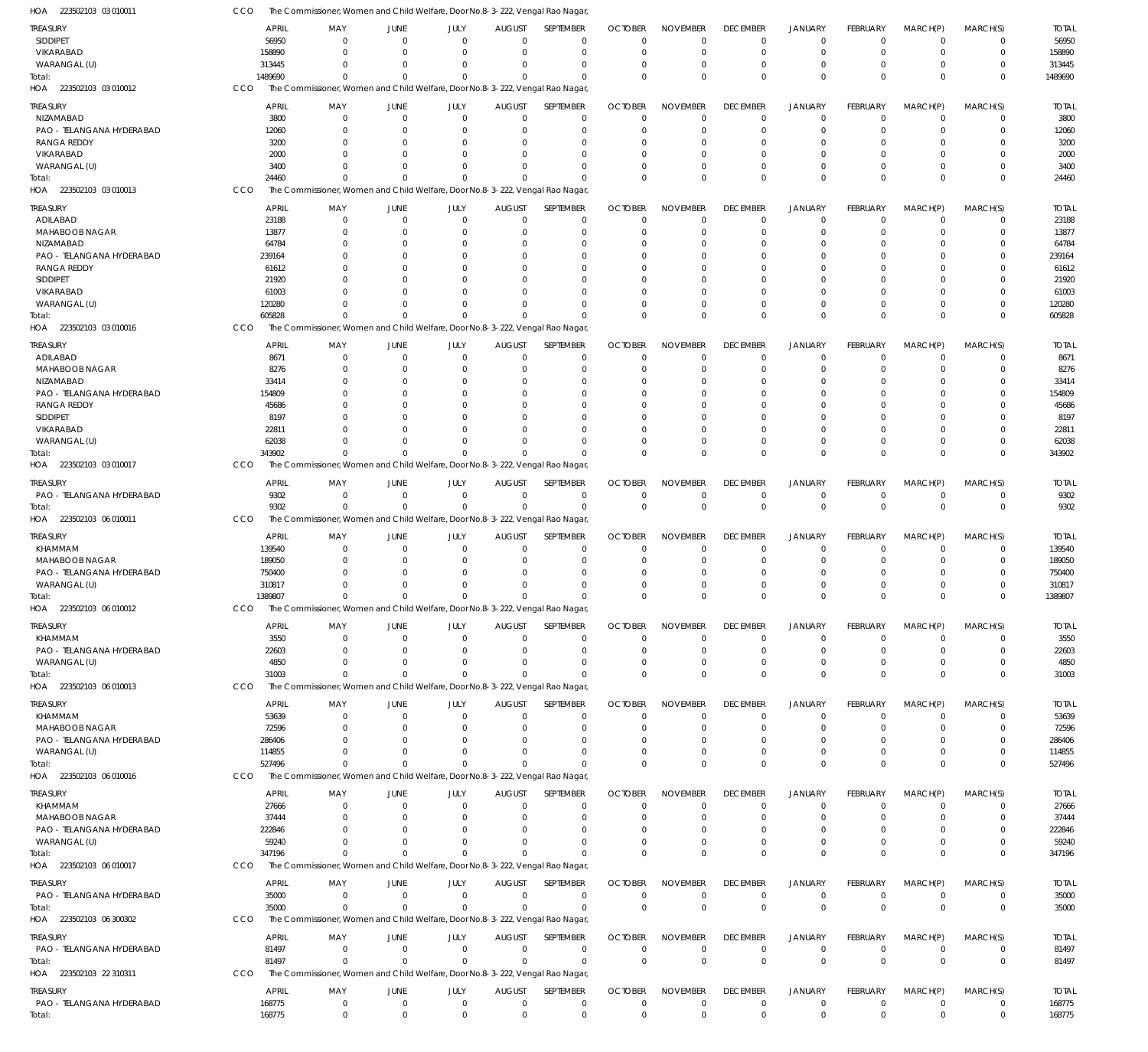HOA 223502103 03 010011 CCO The Commissioner, Women and Child Welfare, Door No.8-3-222, Vengal Rao Nagar,

| TREASURY | APRIL | MAY | JUNE | JULY | AUGUST | SEPTEMBER | OCTOBER | NOVEMBER | DECEMBER | JANUARY | FEBRUARY | MARCH(P) | MARCH(S) | TOTAL |
|---|---|---|---|---|---|---|---|---|---|---|---|---|---|---|
| SIDDIPET | 56950 | 0 | 0 | 0 | 0 | 0 | 0 | 0 | 0 | 0 | 0 | 0 | 0 | 56950 |
| VIKARABAD | 158890 | 0 | 0 | 0 | 0 | 0 | 0 | 0 | 0 | 0 | 0 | 0 | 0 | 158890 |
| WARANGAL (U) | 313445 | 0 | 0 | 0 | 0 | 0 | 0 | 0 | 0 | 0 | 0 | 0 | 0 | 313445 |
| Total: | 1489690 | 0 | 0 | 0 | 0 | 0 | 0 | 0 | 0 | 0 | 0 | 0 | 0 | 1489690 |

HOA 223502103 03 010012 CCO The Commissioner, Women and Child Welfare, Door No.8-3-222, Vengal Rao Nagar,

| TREASURY | APRIL | MAY | JUNE | JULY | AUGUST | SEPTEMBER | OCTOBER | NOVEMBER | DECEMBER | JANUARY | FEBRUARY | MARCH(P) | MARCH(S) | TOTAL |
|---|---|---|---|---|---|---|---|---|---|---|---|---|---|---|
| NIZAMABAD | 3800 | 0 | 0 | 0 | 0 | 0 | 0 | 0 | 0 | 0 | 0 | 0 | 0 | 3800 |
| PAO - TELANGANA HYDERABAD | 12060 | 0 | 0 | 0 | 0 | 0 | 0 | 0 | 0 | 0 | 0 | 0 | 0 | 12060 |
| RANGA REDDY | 3200 | 0 | 0 | 0 | 0 | 0 | 0 | 0 | 0 | 0 | 0 | 0 | 0 | 3200 |
| VIKARABAD | 2000 | 0 | 0 | 0 | 0 | 0 | 0 | 0 | 0 | 0 | 0 | 0 | 0 | 2000 |
| WARANGAL (U) | 3400 | 0 | 0 | 0 | 0 | 0 | 0 | 0 | 0 | 0 | 0 | 0 | 0 | 3400 |
| Total: | 24460 | 0 | 0 | 0 | 0 | 0 | 0 | 0 | 0 | 0 | 0 | 0 | 0 | 24460 |

HOA 223502103 03 010013 CCO The Commissioner, Women and Child Welfare, Door No.8-3-222, Vengal Rao Nagar,

| TREASURY | APRIL | MAY | JUNE | JULY | AUGUST | SEPTEMBER | OCTOBER | NOVEMBER | DECEMBER | JANUARY | FEBRUARY | MARCH(P) | MARCH(S) | TOTAL |
|---|---|---|---|---|---|---|---|---|---|---|---|---|---|---|
| ADILABAD | 23188 | 0 | 0 | 0 | 0 | 0 | 0 | 0 | 0 | 0 | 0 | 0 | 0 | 23188 |
| MAHABOOB NAGAR | 13877 | 0 | 0 | 0 | 0 | 0 | 0 | 0 | 0 | 0 | 0 | 0 | 0 | 13877 |
| NIZAMABAD | 64784 | 0 | 0 | 0 | 0 | 0 | 0 | 0 | 0 | 0 | 0 | 0 | 0 | 64784 |
| PAO - TELANGANA HYDERABAD | 239164 | 0 | 0 | 0 | 0 | 0 | 0 | 0 | 0 | 0 | 0 | 0 | 0 | 239164 |
| RANGA REDDY | 61612 | 0 | 0 | 0 | 0 | 0 | 0 | 0 | 0 | 0 | 0 | 0 | 0 | 61612 |
| SIDDIPET | 21920 | 0 | 0 | 0 | 0 | 0 | 0 | 0 | 0 | 0 | 0 | 0 | 0 | 21920 |
| VIKARABAD | 61003 | 0 | 0 | 0 | 0 | 0 | 0 | 0 | 0 | 0 | 0 | 0 | 0 | 61003 |
| WARANGAL (U) | 120280 | 0 | 0 | 0 | 0 | 0 | 0 | 0 | 0 | 0 | 0 | 0 | 0 | 120280 |
| Total: | 605828 | 0 | 0 | 0 | 0 | 0 | 0 | 0 | 0 | 0 | 0 | 0 | 0 | 605828 |

HOA 223502103 03 010016 CCO The Commissioner, Women and Child Welfare, Door No.8-3-222, Vengal Rao Nagar,

| TREASURY | APRIL | MAY | JUNE | JULY | AUGUST | SEPTEMBER | OCTOBER | NOVEMBER | DECEMBER | JANUARY | FEBRUARY | MARCH(P) | MARCH(S) | TOTAL |
|---|---|---|---|---|---|---|---|---|---|---|---|---|---|---|
| ADILABAD | 8671 | 0 | 0 | 0 | 0 | 0 | 0 | 0 | 0 | 0 | 0 | 0 | 0 | 8671 |
| MAHABOOB NAGAR | 8276 | 0 | 0 | 0 | 0 | 0 | 0 | 0 | 0 | 0 | 0 | 0 | 0 | 8276 |
| NIZAMABAD | 33414 | 0 | 0 | 0 | 0 | 0 | 0 | 0 | 0 | 0 | 0 | 0 | 0 | 33414 |
| PAO - TELANGANA HYDERABAD | 154809 | 0 | 0 | 0 | 0 | 0 | 0 | 0 | 0 | 0 | 0 | 0 | 0 | 154809 |
| RANGA REDDY | 45686 | 0 | 0 | 0 | 0 | 0 | 0 | 0 | 0 | 0 | 0 | 0 | 0 | 45686 |
| SIDDIPET | 8197 | 0 | 0 | 0 | 0 | 0 | 0 | 0 | 0 | 0 | 0 | 0 | 0 | 8197 |
| VIKARABAD | 22811 | 0 | 0 | 0 | 0 | 0 | 0 | 0 | 0 | 0 | 0 | 0 | 0 | 22811 |
| WARANGAL (U) | 62038 | 0 | 0 | 0 | 0 | 0 | 0 | 0 | 0 | 0 | 0 | 0 | 0 | 62038 |
| Total: | 343902 | 0 | 0 | 0 | 0 | 0 | 0 | 0 | 0 | 0 | 0 | 0 | 0 | 343902 |

HOA 223502103 03 010017 CCO The Commissioner, Women and Child Welfare, Door No.8-3-222, Vengal Rao Nagar,

| TREASURY | APRIL | MAY | JUNE | JULY | AUGUST | SEPTEMBER | OCTOBER | NOVEMBER | DECEMBER | JANUARY | FEBRUARY | MARCH(P) | MARCH(S) | TOTAL |
|---|---|---|---|---|---|---|---|---|---|---|---|---|---|---|
| PAO - TELANGANA HYDERABAD | 9302 | 0 | 0 | 0 | 0 | 0 | 0 | 0 | 0 | 0 | 0 | 0 | 0 | 9302 |
| Total: | 9302 | 0 | 0 | 0 | 0 | 0 | 0 | 0 | 0 | 0 | 0 | 0 | 0 | 9302 |

HOA 223502103 06 010011 CCO The Commissioner, Women and Child Welfare, Door No.8-3-222, Vengal Rao Nagar,

| TREASURY | APRIL | MAY | JUNE | JULY | AUGUST | SEPTEMBER | OCTOBER | NOVEMBER | DECEMBER | JANUARY | FEBRUARY | MARCH(P) | MARCH(S) | TOTAL |
|---|---|---|---|---|---|---|---|---|---|---|---|---|---|---|
| KHAMMAM | 139540 | 0 | 0 | 0 | 0 | 0 | 0 | 0 | 0 | 0 | 0 | 0 | 0 | 139540 |
| MAHABOOB NAGAR | 189050 | 0 | 0 | 0 | 0 | 0 | 0 | 0 | 0 | 0 | 0 | 0 | 0 | 189050 |
| PAO - TELANGANA HYDERABAD | 750400 | 0 | 0 | 0 | 0 | 0 | 0 | 0 | 0 | 0 | 0 | 0 | 0 | 750400 |
| WARANGAL (U) | 310817 | 0 | 0 | 0 | 0 | 0 | 0 | 0 | 0 | 0 | 0 | 0 | 0 | 310817 |
| Total: | 1389807 | 0 | 0 | 0 | 0 | 0 | 0 | 0 | 0 | 0 | 0 | 0 | 0 | 1389807 |

HOA 223502103 06 010012 CCO The Commissioner, Women and Child Welfare, Door No.8-3-222, Vengal Rao Nagar,

| TREASURY | APRIL | MAY | JUNE | JULY | AUGUST | SEPTEMBER | OCTOBER | NOVEMBER | DECEMBER | JANUARY | FEBRUARY | MARCH(P) | MARCH(S) | TOTAL |
|---|---|---|---|---|---|---|---|---|---|---|---|---|---|---|
| KHAMMAM | 3550 | 0 | 0 | 0 | 0 | 0 | 0 | 0 | 0 | 0 | 0 | 0 | 0 | 3550 |
| PAO - TELANGANA HYDERABAD | 22603 | 0 | 0 | 0 | 0 | 0 | 0 | 0 | 0 | 0 | 0 | 0 | 0 | 22603 |
| WARANGAL (U) | 4850 | 0 | 0 | 0 | 0 | 0 | 0 | 0 | 0 | 0 | 0 | 0 | 0 | 4850 |
| Total: | 31003 | 0 | 0 | 0 | 0 | 0 | 0 | 0 | 0 | 0 | 0 | 0 | 0 | 31003 |

HOA 223502103 06 010013 CCO The Commissioner, Women and Child Welfare, Door No.8-3-222, Vengal Rao Nagar,

| TREASURY | APRIL | MAY | JUNE | JULY | AUGUST | SEPTEMBER | OCTOBER | NOVEMBER | DECEMBER | JANUARY | FEBRUARY | MARCH(P) | MARCH(S) | TOTAL |
|---|---|---|---|---|---|---|---|---|---|---|---|---|---|---|
| KHAMMAM | 53639 | 0 | 0 | 0 | 0 | 0 | 0 | 0 | 0 | 0 | 0 | 0 | 0 | 53639 |
| MAHABOOB NAGAR | 72596 | 0 | 0 | 0 | 0 | 0 | 0 | 0 | 0 | 0 | 0 | 0 | 0 | 72596 |
| PAO - TELANGANA HYDERABAD | 286406 | 0 | 0 | 0 | 0 | 0 | 0 | 0 | 0 | 0 | 0 | 0 | 0 | 286406 |
| WARANGAL (U) | 114855 | 0 | 0 | 0 | 0 | 0 | 0 | 0 | 0 | 0 | 0 | 0 | 0 | 114855 |
| Total: | 527496 | 0 | 0 | 0 | 0 | 0 | 0 | 0 | 0 | 0 | 0 | 0 | 0 | 527496 |

HOA 223502103 06 010016 CCO The Commissioner, Women and Child Welfare, Door No.8-3-222, Vengal Rao Nagar,

| TREASURY | APRIL | MAY | JUNE | JULY | AUGUST | SEPTEMBER | OCTOBER | NOVEMBER | DECEMBER | JANUARY | FEBRUARY | MARCH(P) | MARCH(S) | TOTAL |
|---|---|---|---|---|---|---|---|---|---|---|---|---|---|---|
| KHAMMAM | 27666 | 0 | 0 | 0 | 0 | 0 | 0 | 0 | 0 | 0 | 0 | 0 | 0 | 27666 |
| MAHABOOB NAGAR | 37444 | 0 | 0 | 0 | 0 | 0 | 0 | 0 | 0 | 0 | 0 | 0 | 0 | 37444 |
| PAO - TELANGANA HYDERABAD | 222846 | 0 | 0 | 0 | 0 | 0 | 0 | 0 | 0 | 0 | 0 | 0 | 0 | 222846 |
| WARANGAL (U) | 59240 | 0 | 0 | 0 | 0 | 0 | 0 | 0 | 0 | 0 | 0 | 0 | 0 | 59240 |
| Total: | 347196 | 0 | 0 | 0 | 0 | 0 | 0 | 0 | 0 | 0 | 0 | 0 | 0 | 347196 |

HOA 223502103 06 010017 CCO The Commissioner, Women and Child Welfare, Door No.8-3-222, Vengal Rao Nagar,

| TREASURY | APRIL | MAY | JUNE | JULY | AUGUST | SEPTEMBER | OCTOBER | NOVEMBER | DECEMBER | JANUARY | FEBRUARY | MARCH(P) | MARCH(S) | TOTAL |
|---|---|---|---|---|---|---|---|---|---|---|---|---|---|---|
| PAO - TELANGANA HYDERABAD | 35000 | 0 | 0 | 0 | 0 | 0 | 0 | 0 | 0 | 0 | 0 | 0 | 0 | 35000 |
| Total: | 35000 | 0 | 0 | 0 | 0 | 0 | 0 | 0 | 0 | 0 | 0 | 0 | 0 | 35000 |

HOA 223502103 06 300302 CCO The Commissioner, Women and Child Welfare, Door No.8-3-222, Vengal Rao Nagar,

| TREASURY | APRIL | MAY | JUNE | JULY | AUGUST | SEPTEMBER | OCTOBER | NOVEMBER | DECEMBER | JANUARY | FEBRUARY | MARCH(P) | MARCH(S) | TOTAL |
|---|---|---|---|---|---|---|---|---|---|---|---|---|---|---|
| PAO - TELANGANA HYDERABAD | 81497 | 0 | 0 | 0 | 0 | 0 | 0 | 0 | 0 | 0 | 0 | 0 | 0 | 81497 |
| Total: | 81497 | 0 | 0 | 0 | 0 | 0 | 0 | 0 | 0 | 0 | 0 | 0 | 0 | 81497 |

HOA 223502103 22 310311 CCO The Commissioner, Women and Child Welfare, Door No.8-3-222, Vengal Rao Nagar,

| TREASURY | APRIL | MAY | JUNE | JULY | AUGUST | SEPTEMBER | OCTOBER | NOVEMBER | DECEMBER | JANUARY | FEBRUARY | MARCH(P) | MARCH(S) | TOTAL |
|---|---|---|---|---|---|---|---|---|---|---|---|---|---|---|
| PAO - TELANGANA HYDERABAD | 168775 | 0 | 0 | 0 | 0 | 0 | 0 | 0 | 0 | 0 | 0 | 0 | 0 | 168775 |
| Total: | 168775 | 0 | 0 | 0 | 0 | 0 | 0 | 0 | 0 | 0 | 0 | 0 | 0 | 168775 |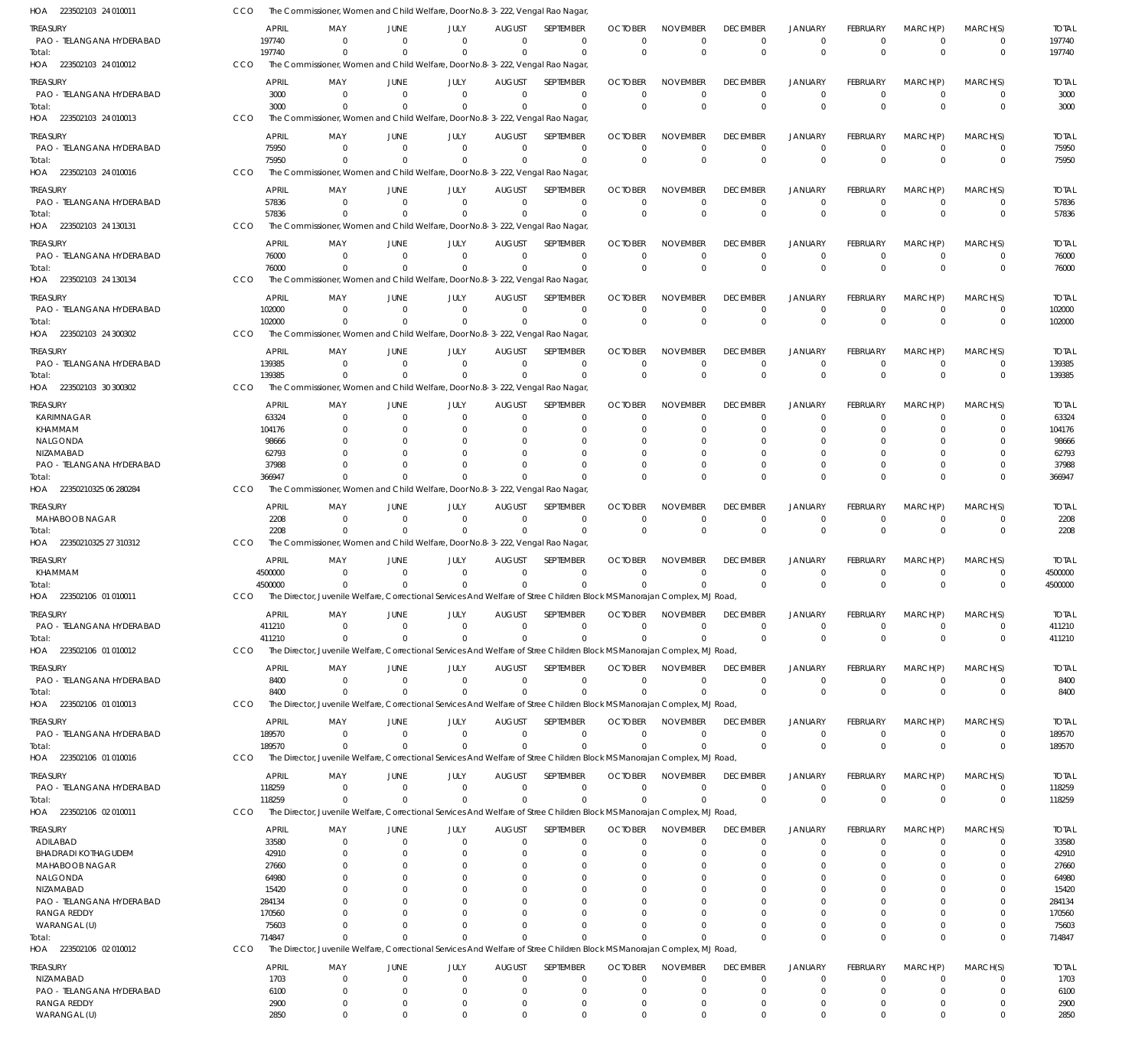HOA 223502103 24 010011 CCO The Commissioner, Women and Child Welfare, Door No.8-3-222, Vengal Rao Nagar,

| TREASURY | APRIL | MAY | JUNE | JULY | AUGUST | SEPTEMBER | OCTOBER | NOVEMBER | DECEMBER | JANUARY | FEBRUARY | MARCH(P) | MARCH(S) | TOTAL |
|---|---|---|---|---|---|---|---|---|---|---|---|---|---|---|
| PAO - TELANGANA HYDERABAD | 197740 | 0 | 0 | 0 | 0 | 0 | 0 | 0 | 0 | 0 | 0 | 0 | 0 | 197740 |
| Total: | 197740 | 0 | 0 | 0 | 0 | 0 | 0 | 0 | 0 | 0 | 0 | 0 | 0 | 197740 |

HOA 223502103 24 010012 CCO The Commissioner, Women and Child Welfare, Door No.8-3-222, Vengal Rao Nagar,

| TREASURY | APRIL | MAY | JUNE | JULY | AUGUST | SEPTEMBER | OCTOBER | NOVEMBER | DECEMBER | JANUARY | FEBRUARY | MARCH(P) | MARCH(S) | TOTAL |
|---|---|---|---|---|---|---|---|---|---|---|---|---|---|---|
| PAO - TELANGANA HYDERABAD | 3000 | 0 | 0 | 0 | 0 | 0 | 0 | 0 | 0 | 0 | 0 | 0 | 0 | 3000 |
| Total: | 3000 | 0 | 0 | 0 | 0 | 0 | 0 | 0 | 0 | 0 | 0 | 0 | 0 | 3000 |

HOA 223502103 24 010013 CCO The Commissioner, Women and Child Welfare, Door No.8-3-222, Vengal Rao Nagar,

| TREASURY | APRIL | MAY | JUNE | JULY | AUGUST | SEPTEMBER | OCTOBER | NOVEMBER | DECEMBER | JANUARY | FEBRUARY | MARCH(P) | MARCH(S) | TOTAL |
|---|---|---|---|---|---|---|---|---|---|---|---|---|---|---|
| PAO - TELANGANA HYDERABAD | 75950 | 0 | 0 | 0 | 0 | 0 | 0 | 0 | 0 | 0 | 0 | 0 | 0 | 75950 |
| Total: | 75950 | 0 | 0 | 0 | 0 | 0 | 0 | 0 | 0 | 0 | 0 | 0 | 0 | 75950 |

HOA 223502103 24 010016 CCO The Commissioner, Women and Child Welfare, Door No.8-3-222, Vengal Rao Nagar,

| TREASURY | APRIL | MAY | JUNE | JULY | AUGUST | SEPTEMBER | OCTOBER | NOVEMBER | DECEMBER | JANUARY | FEBRUARY | MARCH(P) | MARCH(S) | TOTAL |
|---|---|---|---|---|---|---|---|---|---|---|---|---|---|---|
| PAO - TELANGANA HYDERABAD | 57836 | 0 | 0 | 0 | 0 | 0 | 0 | 0 | 0 | 0 | 0 | 0 | 0 | 57836 |
| Total: | 57836 | 0 | 0 | 0 | 0 | 0 | 0 | 0 | 0 | 0 | 0 | 0 | 0 | 57836 |

HOA 223502103 24 130131 CCO The Commissioner, Women and Child Welfare, Door No.8-3-222, Vengal Rao Nagar,

| TREASURY | APRIL | MAY | JUNE | JULY | AUGUST | SEPTEMBER | OCTOBER | NOVEMBER | DECEMBER | JANUARY | FEBRUARY | MARCH(P) | MARCH(S) | TOTAL |
|---|---|---|---|---|---|---|---|---|---|---|---|---|---|---|
| PAO - TELANGANA HYDERABAD | 76000 | 0 | 0 | 0 | 0 | 0 | 0 | 0 | 0 | 0 | 0 | 0 | 0 | 76000 |
| Total: | 76000 | 0 | 0 | 0 | 0 | 0 | 0 | 0 | 0 | 0 | 0 | 0 | 0 | 76000 |

HOA 223502103 24 130134 CCO The Commissioner, Women and Child Welfare, Door No.8-3-222, Vengal Rao Nagar,

| TREASURY | APRIL | MAY | JUNE | JULY | AUGUST | SEPTEMBER | OCTOBER | NOVEMBER | DECEMBER | JANUARY | FEBRUARY | MARCH(P) | MARCH(S) | TOTAL |
|---|---|---|---|---|---|---|---|---|---|---|---|---|---|---|
| PAO - TELANGANA HYDERABAD | 102000 | 0 | 0 | 0 | 0 | 0 | 0 | 0 | 0 | 0 | 0 | 0 | 0 | 102000 |
| Total: | 102000 | 0 | 0 | 0 | 0 | 0 | 0 | 0 | 0 | 0 | 0 | 0 | 0 | 102000 |

HOA 223502103 24 300302 CCO The Commissioner, Women and Child Welfare, Door No.8-3-222, Vengal Rao Nagar,

| TREASURY | APRIL | MAY | JUNE | JULY | AUGUST | SEPTEMBER | OCTOBER | NOVEMBER | DECEMBER | JANUARY | FEBRUARY | MARCH(P) | MARCH(S) | TOTAL |
|---|---|---|---|---|---|---|---|---|---|---|---|---|---|---|
| PAO - TELANGANA HYDERABAD | 139385 | 0 | 0 | 0 | 0 | 0 | 0 | 0 | 0 | 0 | 0 | 0 | 0 | 139385 |
| Total: | 139385 | 0 | 0 | 0 | 0 | 0 | 0 | 0 | 0 | 0 | 0 | 0 | 0 | 139385 |

HOA 223502103 30 300302 CCO The Commissioner, Women and Child Welfare, Door No.8-3-222, Vengal Rao Nagar,

| TREASURY | APRIL | MAY | JUNE | JULY | AUGUST | SEPTEMBER | OCTOBER | NOVEMBER | DECEMBER | JANUARY | FEBRUARY | MARCH(P) | MARCH(S) | TOTAL |
|---|---|---|---|---|---|---|---|---|---|---|---|---|---|---|
| KARIMNAGAR | 63324 | 0 | 0 | 0 | 0 | 0 | 0 | 0 | 0 | 0 | 0 | 0 | 0 | 63324 |
| KHAMMAM | 104176 | 0 | 0 | 0 | 0 | 0 | 0 | 0 | 0 | 0 | 0 | 0 | 0 | 104176 |
| NALGONDA | 98666 | 0 | 0 | 0 | 0 | 0 | 0 | 0 | 0 | 0 | 0 | 0 | 0 | 98666 |
| NIZAMABAD | 62793 | 0 | 0 | 0 | 0 | 0 | 0 | 0 | 0 | 0 | 0 | 0 | 0 | 62793 |
| PAO - TELANGANA HYDERABAD | 37988 | 0 | 0 | 0 | 0 | 0 | 0 | 0 | 0 | 0 | 0 | 0 | 0 | 37988 |
| Total: | 366947 | 0 | 0 | 0 | 0 | 0 | 0 | 0 | 0 | 0 | 0 | 0 | 0 | 366947 |

HOA 22350210325 06 280284 CCO The Commissioner, Women and Child Welfare, Door No.8-3-222, Vengal Rao Nagar,

| TREASURY | APRIL | MAY | JUNE | JULY | AUGUST | SEPTEMBER | OCTOBER | NOVEMBER | DECEMBER | JANUARY | FEBRUARY | MARCH(P) | MARCH(S) | TOTAL |
|---|---|---|---|---|---|---|---|---|---|---|---|---|---|---|
| MAHABOOB NAGAR | 2208 | 0 | 0 | 0 | 0 | 0 | 0 | 0 | 0 | 0 | 0 | 0 | 0 | 2208 |
| Total: | 2208 | 0 | 0 | 0 | 0 | 0 | 0 | 0 | 0 | 0 | 0 | 0 | 0 | 2208 |

HOA 22350210325 27 310312 CCO The Commissioner, Women and Child Welfare, Door No.8-3-222, Vengal Rao Nagar,

| TREASURY | APRIL | MAY | JUNE | JULY | AUGUST | SEPTEMBER | OCTOBER | NOVEMBER | DECEMBER | JANUARY | FEBRUARY | MARCH(P) | MARCH(S) | TOTAL |
|---|---|---|---|---|---|---|---|---|---|---|---|---|---|---|
| KHAMMAM | 4500000 | 0 | 0 | 0 | 0 | 0 | 0 | 0 | 0 | 0 | 0 | 0 | 0 | 4500000 |
| Total: | 4500000 | 0 | 0 | 0 | 0 | 0 | 0 | 0 | 0 | 0 | 0 | 0 | 0 | 4500000 |

HOA 223502106 01 010011 CCO The Director, Juvenile Welfare, Correctional Services And Welfare of Stree Children Block MS Manorajan Complex, MJ Road,

| TREASURY | APRIL | MAY | JUNE | JULY | AUGUST | SEPTEMBER | OCTOBER | NOVEMBER | DECEMBER | JANUARY | FEBRUARY | MARCH(P) | MARCH(S) | TOTAL |
|---|---|---|---|---|---|---|---|---|---|---|---|---|---|---|
| PAO - TELANGANA HYDERABAD | 411210 | 0 | 0 | 0 | 0 | 0 | 0 | 0 | 0 | 0 | 0 | 0 | 0 | 411210 |
| Total: | 411210 | 0 | 0 | 0 | 0 | 0 | 0 | 0 | 0 | 0 | 0 | 0 | 0 | 411210 |

HOA 223502106 01 010012 CCO The Director, Juvenile Welfare, Correctional Services And Welfare of Stree Children Block MS Manorajan Complex, MJ Road,

| TREASURY | APRIL | MAY | JUNE | JULY | AUGUST | SEPTEMBER | OCTOBER | NOVEMBER | DECEMBER | JANUARY | FEBRUARY | MARCH(P) | MARCH(S) | TOTAL |
|---|---|---|---|---|---|---|---|---|---|---|---|---|---|---|
| PAO - TELANGANA HYDERABAD | 8400 | 0 | 0 | 0 | 0 | 0 | 0 | 0 | 0 | 0 | 0 | 0 | 0 | 8400 |
| Total: | 8400 | 0 | 0 | 0 | 0 | 0 | 0 | 0 | 0 | 0 | 0 | 0 | 0 | 8400 |

HOA 223502106 01 010013 CCO The Director, Juvenile Welfare, Correctional Services And Welfare of Stree Children Block MS Manorajan Complex, MJ Road,

| TREASURY | APRIL | MAY | JUNE | JULY | AUGUST | SEPTEMBER | OCTOBER | NOVEMBER | DECEMBER | JANUARY | FEBRUARY | MARCH(P) | MARCH(S) | TOTAL |
|---|---|---|---|---|---|---|---|---|---|---|---|---|---|---|
| PAO - TELANGANA HYDERABAD | 189570 | 0 | 0 | 0 | 0 | 0 | 0 | 0 | 0 | 0 | 0 | 0 | 0 | 189570 |
| Total: | 189570 | 0 | 0 | 0 | 0 | 0 | 0 | 0 | 0 | 0 | 0 | 0 | 0 | 189570 |

HOA 223502106 01 010016 CCO The Director, Juvenile Welfare, Correctional Services And Welfare of Stree Children Block MS Manorajan Complex, MJ Road,

| TREASURY | APRIL | MAY | JUNE | JULY | AUGUST | SEPTEMBER | OCTOBER | NOVEMBER | DECEMBER | JANUARY | FEBRUARY | MARCH(P) | MARCH(S) | TOTAL |
|---|---|---|---|---|---|---|---|---|---|---|---|---|---|---|
| PAO - TELANGANA HYDERABAD | 118259 | 0 | 0 | 0 | 0 | 0 | 0 | 0 | 0 | 0 | 0 | 0 | 0 | 118259 |
| Total: | 118259 | 0 | 0 | 0 | 0 | 0 | 0 | 0 | 0 | 0 | 0 | 0 | 0 | 118259 |

HOA 223502106 02 010011 CCO The Director, Juvenile Welfare, Correctional Services And Welfare of Stree Children Block MS Manorajan Complex, MJ Road,

| TREASURY | APRIL | MAY | JUNE | JULY | AUGUST | SEPTEMBER | OCTOBER | NOVEMBER | DECEMBER | JANUARY | FEBRUARY | MARCH(P) | MARCH(S) | TOTAL |
|---|---|---|---|---|---|---|---|---|---|---|---|---|---|---|
| ADILABAD | 33580 | 0 | 0 | 0 | 0 | 0 | 0 | 0 | 0 | 0 | 0 | 0 | 0 | 33580 |
| BHADRADI KOTHAGUDEM | 42910 | 0 | 0 | 0 | 0 | 0 | 0 | 0 | 0 | 0 | 0 | 0 | 0 | 42910 |
| MAHABOOB NAGAR | 27660 | 0 | 0 | 0 | 0 | 0 | 0 | 0 | 0 | 0 | 0 | 0 | 0 | 27660 |
| NALGONDA | 64980 | 0 | 0 | 0 | 0 | 0 | 0 | 0 | 0 | 0 | 0 | 0 | 0 | 64980 |
| NIZAMABAD | 15420 | 0 | 0 | 0 | 0 | 0 | 0 | 0 | 0 | 0 | 0 | 0 | 0 | 15420 |
| PAO - TELANGANA HYDERABAD | 284134 | 0 | 0 | 0 | 0 | 0 | 0 | 0 | 0 | 0 | 0 | 0 | 0 | 284134 |
| RANGA REDDY | 170560 | 0 | 0 | 0 | 0 | 0 | 0 | 0 | 0 | 0 | 0 | 0 | 0 | 170560 |
| WARANGAL (U) | 75603 | 0 | 0 | 0 | 0 | 0 | 0 | 0 | 0 | 0 | 0 | 0 | 0 | 75603 |
| Total: | 714847 | 0 | 0 | 0 | 0 | 0 | 0 | 0 | 0 | 0 | 0 | 0 | 0 | 714847 |

HOA 223502106 02 010012 CCO The Director, Juvenile Welfare, Correctional Services And Welfare of Stree Children Block MS Manorajan Complex, MJ Road,

| TREASURY | APRIL | MAY | JUNE | JULY | AUGUST | SEPTEMBER | OCTOBER | NOVEMBER | DECEMBER | JANUARY | FEBRUARY | MARCH(P) | MARCH(S) | TOTAL |
|---|---|---|---|---|---|---|---|---|---|---|---|---|---|---|
| NIZAMABAD | 1703 | 0 | 0 | 0 | 0 | 0 | 0 | 0 | 0 | 0 | 0 | 0 | 0 | 1703 |
| PAO - TELANGANA HYDERABAD | 6100 | 0 | 0 | 0 | 0 | 0 | 0 | 0 | 0 | 0 | 0 | 0 | 0 | 6100 |
| RANGA REDDY | 2900 | 0 | 0 | 0 | 0 | 0 | 0 | 0 | 0 | 0 | 0 | 0 | 0 | 2900 |
| WARANGAL (U) | 2850 | 0 | 0 | 0 | 0 | 0 | 0 | 0 | 0 | 0 | 0 | 0 | 0 | 2850 |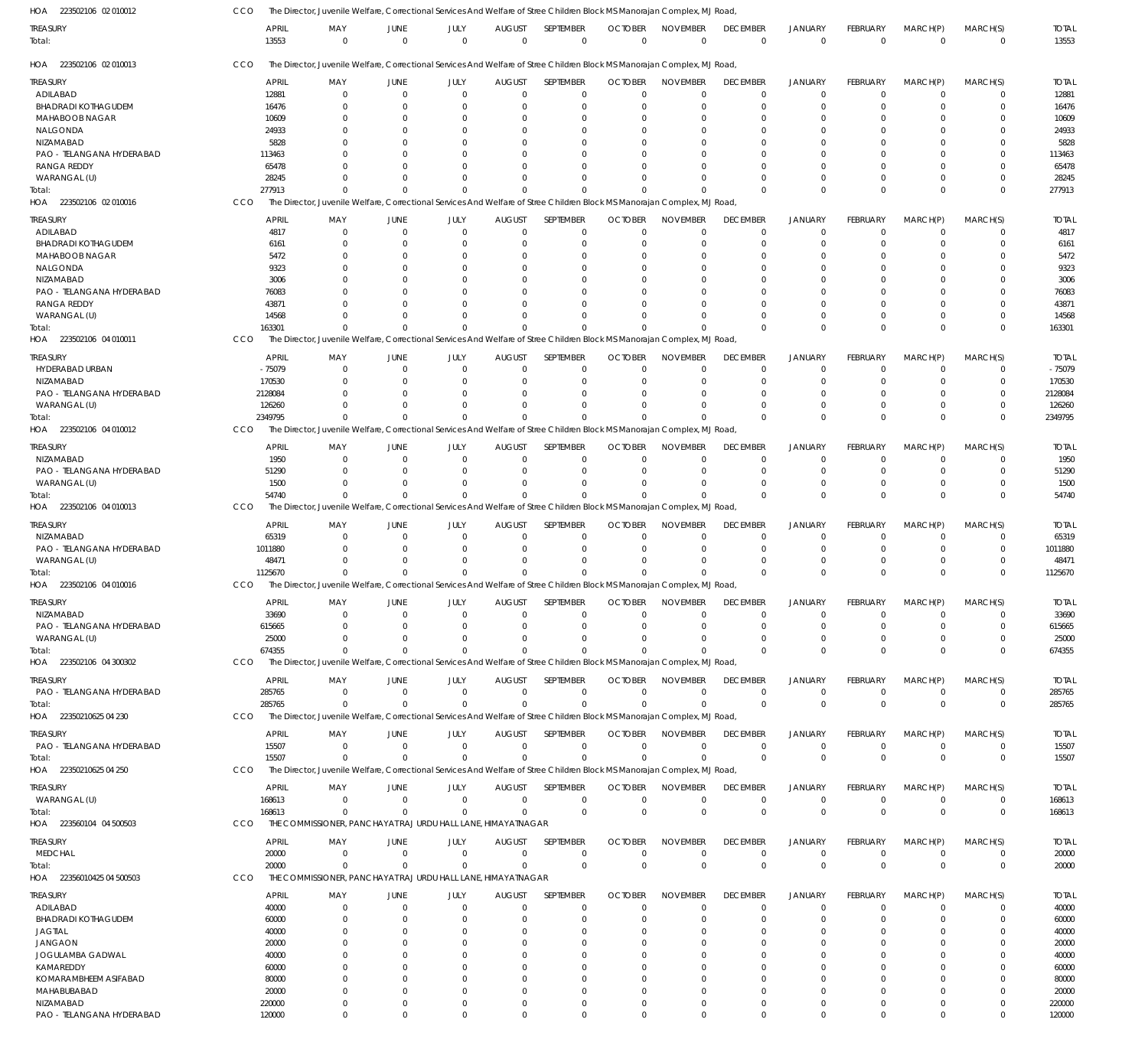HOA 223502106 02 010012 CCO The Director, Juvenile Welfare, Correctional Services And Welfare of Stree Children Block MS Manorajan Complex, MJ Road,

| TREASURY | APRIL | MAY | JUNE | JULY | AUGUST | SEPTEMBER | OCTOBER | NOVEMBER | DECEMBER | JANUARY | FEBRUARY | MARCH(P) | MARCH(S) | TOTAL |
|---|---|---|---|---|---|---|---|---|---|---|---|---|---|---|
| Total: | 13553 | 0 | 0 | 0 | 0 | 0 | 0 | 0 | 0 | 0 | 0 | 0 | 0 | 13553 |

HOA 223502106 02 010013 CCO The Director, Juvenile Welfare, Correctional Services And Welfare of Stree Children Block MS Manorajan Complex, MJ Road,

| TREASURY | APRIL | MAY | JUNE | JULY | AUGUST | SEPTEMBER | OCTOBER | NOVEMBER | DECEMBER | JANUARY | FEBRUARY | MARCH(P) | MARCH(S) | TOTAL |
|---|---|---|---|---|---|---|---|---|---|---|---|---|---|---|
| ADILABAD | 12881 | 0 | 0 | 0 | 0 | 0 | 0 | 0 | 0 | 0 | 0 | 0 | 0 | 12881 |
| BHADRADI KOTHAGUDEM | 16476 | 0 | 0 | 0 | 0 | 0 | 0 | 0 | 0 | 0 | 0 | 0 | 0 | 16476 |
| MAHABOOB NAGAR | 10609 | 0 | 0 | 0 | 0 | 0 | 0 | 0 | 0 | 0 | 0 | 0 | 0 | 10609 |
| NALGONDA | 24933 | 0 | 0 | 0 | 0 | 0 | 0 | 0 | 0 | 0 | 0 | 0 | 0 | 24933 |
| NIZAMABAD | 5828 | 0 | 0 | 0 | 0 | 0 | 0 | 0 | 0 | 0 | 0 | 0 | 0 | 5828 |
| PAO - TELANGANA HYDERABAD | 113463 | 0 | 0 | 0 | 0 | 0 | 0 | 0 | 0 | 0 | 0 | 0 | 0 | 113463 |
| RANGA REDDY | 65478 | 0 | 0 | 0 | 0 | 0 | 0 | 0 | 0 | 0 | 0 | 0 | 0 | 65478 |
| WARANGAL (U) | 28245 | 0 | 0 | 0 | 0 | 0 | 0 | 0 | 0 | 0 | 0 | 0 | 0 | 28245 |
| Total: | 277913 | 0 | 0 | 0 | 0 | 0 | 0 | 0 | 0 | 0 | 0 | 0 | 0 | 277913 |

HOA 223502106 02 010016 CCO The Director, Juvenile Welfare, Correctional Services And Welfare of Stree Children Block MS Manorajan Complex, MJ Road,

| TREASURY | APRIL | MAY | JUNE | JULY | AUGUST | SEPTEMBER | OCTOBER | NOVEMBER | DECEMBER | JANUARY | FEBRUARY | MARCH(P) | MARCH(S) | TOTAL |
|---|---|---|---|---|---|---|---|---|---|---|---|---|---|---|
| ADILABAD | 4817 | 0 | 0 | 0 | 0 | 0 | 0 | 0 | 0 | 0 | 0 | 0 | 0 | 4817 |
| BHADRADI KOTHAGUDEM | 6161 | 0 | 0 | 0 | 0 | 0 | 0 | 0 | 0 | 0 | 0 | 0 | 0 | 6161 |
| MAHABOOB NAGAR | 5472 | 0 | 0 | 0 | 0 | 0 | 0 | 0 | 0 | 0 | 0 | 0 | 0 | 5472 |
| NALGONDA | 9323 | 0 | 0 | 0 | 0 | 0 | 0 | 0 | 0 | 0 | 0 | 0 | 0 | 9323 |
| NIZAMABAD | 3006 | 0 | 0 | 0 | 0 | 0 | 0 | 0 | 0 | 0 | 0 | 0 | 0 | 3006 |
| PAO - TELANGANA HYDERABAD | 76083 | 0 | 0 | 0 | 0 | 0 | 0 | 0 | 0 | 0 | 0 | 0 | 0 | 76083 |
| RANGA REDDY | 43871 | 0 | 0 | 0 | 0 | 0 | 0 | 0 | 0 | 0 | 0 | 0 | 0 | 43871 |
| WARANGAL (U) | 14568 | 0 | 0 | 0 | 0 | 0 | 0 | 0 | 0 | 0 | 0 | 0 | 0 | 14568 |
| Total: | 163301 | 0 | 0 | 0 | 0 | 0 | 0 | 0 | 0 | 0 | 0 | 0 | 0 | 163301 |

HOA 223502106 04 010011 CCO The Director, Juvenile Welfare, Correctional Services And Welfare of Stree Children Block MS Manorajan Complex, MJ Road,

| TREASURY | APRIL | MAY | JUNE | JULY | AUGUST | SEPTEMBER | OCTOBER | NOVEMBER | DECEMBER | JANUARY | FEBRUARY | MARCH(P) | MARCH(S) | TOTAL |
|---|---|---|---|---|---|---|---|---|---|---|---|---|---|---|
| HYDERABAD URBAN | -75079 | 0 | 0 | 0 | 0 | 0 | 0 | 0 | 0 | 0 | 0 | 0 | 0 | -75079 |
| NIZAMABAD | 170530 | 0 | 0 | 0 | 0 | 0 | 0 | 0 | 0 | 0 | 0 | 0 | 0 | 170530 |
| PAO - TELANGANA HYDERABAD | 2128084 | 0 | 0 | 0 | 0 | 0 | 0 | 0 | 0 | 0 | 0 | 0 | 0 | 2128084 |
| WARANGAL (U) | 126260 | 0 | 0 | 0 | 0 | 0 | 0 | 0 | 0 | 0 | 0 | 0 | 0 | 126260 |
| Total: | 2349795 | 0 | 0 | 0 | 0 | 0 | 0 | 0 | 0 | 0 | 0 | 0 | 0 | 2349795 |

HOA 223502106 04 010012 CCO The Director, Juvenile Welfare, Correctional Services And Welfare of Stree Children Block MS Manorajan Complex, MJ Road,

| TREASURY | APRIL | MAY | JUNE | JULY | AUGUST | SEPTEMBER | OCTOBER | NOVEMBER | DECEMBER | JANUARY | FEBRUARY | MARCH(P) | MARCH(S) | TOTAL |
|---|---|---|---|---|---|---|---|---|---|---|---|---|---|---|
| NIZAMABAD | 1950 | 0 | 0 | 0 | 0 | 0 | 0 | 0 | 0 | 0 | 0 | 0 | 0 | 1950 |
| PAO - TELANGANA HYDERABAD | 51290 | 0 | 0 | 0 | 0 | 0 | 0 | 0 | 0 | 0 | 0 | 0 | 0 | 51290 |
| WARANGAL (U) | 1500 | 0 | 0 | 0 | 0 | 0 | 0 | 0 | 0 | 0 | 0 | 0 | 0 | 1500 |
| Total: | 54740 | 0 | 0 | 0 | 0 | 0 | 0 | 0 | 0 | 0 | 0 | 0 | 0 | 54740 |

HOA 223502106 04 010013 CCO The Director, Juvenile Welfare, Correctional Services And Welfare of Stree Children Block MS Manorajan Complex, MJ Road,

| TREASURY | APRIL | MAY | JUNE | JULY | AUGUST | SEPTEMBER | OCTOBER | NOVEMBER | DECEMBER | JANUARY | FEBRUARY | MARCH(P) | MARCH(S) | TOTAL |
|---|---|---|---|---|---|---|---|---|---|---|---|---|---|---|
| NIZAMABAD | 65319 | 0 | 0 | 0 | 0 | 0 | 0 | 0 | 0 | 0 | 0 | 0 | 0 | 65319 |
| PAO - TELANGANA HYDERABAD | 1011880 | 0 | 0 | 0 | 0 | 0 | 0 | 0 | 0 | 0 | 0 | 0 | 0 | 1011880 |
| WARANGAL (U) | 48471 | 0 | 0 | 0 | 0 | 0 | 0 | 0 | 0 | 0 | 0 | 0 | 0 | 48471 |
| Total: | 1125670 | 0 | 0 | 0 | 0 | 0 | 0 | 0 | 0 | 0 | 0 | 0 | 0 | 1125670 |

HOA 223502106 04 010016 CCO The Director, Juvenile Welfare, Correctional Services And Welfare of Stree Children Block MS Manorajan Complex, MJ Road,

| TREASURY | APRIL | MAY | JUNE | JULY | AUGUST | SEPTEMBER | OCTOBER | NOVEMBER | DECEMBER | JANUARY | FEBRUARY | MARCH(P) | MARCH(S) | TOTAL |
|---|---|---|---|---|---|---|---|---|---|---|---|---|---|---|
| NIZAMABAD | 33690 | 0 | 0 | 0 | 0 | 0 | 0 | 0 | 0 | 0 | 0 | 0 | 0 | 33690 |
| PAO - TELANGANA HYDERABAD | 615665 | 0 | 0 | 0 | 0 | 0 | 0 | 0 | 0 | 0 | 0 | 0 | 0 | 615665 |
| WARANGAL (U) | 25000 | 0 | 0 | 0 | 0 | 0 | 0 | 0 | 0 | 0 | 0 | 0 | 0 | 25000 |
| Total: | 674355 | 0 | 0 | 0 | 0 | 0 | 0 | 0 | 0 | 0 | 0 | 0 | 0 | 674355 |

HOA 223502106 04 300302 CCO The Director, Juvenile Welfare, Correctional Services And Welfare of Stree Children Block MS Manorajan Complex, MJ Road,

| TREASURY | APRIL | MAY | JUNE | JULY | AUGUST | SEPTEMBER | OCTOBER | NOVEMBER | DECEMBER | JANUARY | FEBRUARY | MARCH(P) | MARCH(S) | TOTAL |
|---|---|---|---|---|---|---|---|---|---|---|---|---|---|---|
| PAO - TELANGANA HYDERABAD | 285765 | 0 | 0 | 0 | 0 | 0 | 0 | 0 | 0 | 0 | 0 | 0 | 0 | 285765 |
| Total: | 285765 | 0 | 0 | 0 | 0 | 0 | 0 | 0 | 0 | 0 | 0 | 0 | 0 | 285765 |

HOA 22350210625 04 230 CCO The Director, Juvenile Welfare, Correctional Services And Welfare of Stree Children Block MS Manorajan Complex, MJ Road,

| TREASURY | APRIL | MAY | JUNE | JULY | AUGUST | SEPTEMBER | OCTOBER | NOVEMBER | DECEMBER | JANUARY | FEBRUARY | MARCH(P) | MARCH(S) | TOTAL |
|---|---|---|---|---|---|---|---|---|---|---|---|---|---|---|
| PAO - TELANGANA HYDERABAD | 15507 | 0 | 0 | 0 | 0 | 0 | 0 | 0 | 0 | 0 | 0 | 0 | 0 | 15507 |
| Total: | 15507 | 0 | 0 | 0 | 0 | 0 | 0 | 0 | 0 | 0 | 0 | 0 | 0 | 15507 |

HOA 22350210625 04 250 CCO The Director, Juvenile Welfare, Correctional Services And Welfare of Stree Children Block MS Manorajan Complex, MJ Road,

| TREASURY | APRIL | MAY | JUNE | JULY | AUGUST | SEPTEMBER | OCTOBER | NOVEMBER | DECEMBER | JANUARY | FEBRUARY | MARCH(P) | MARCH(S) | TOTAL |
|---|---|---|---|---|---|---|---|---|---|---|---|---|---|---|
| WARANGAL (U) | 168613 | 0 | 0 | 0 | 0 | 0 | 0 | 0 | 0 | 0 | 0 | 0 | 0 | 168613 |
| Total: | 168613 | 0 | 0 | 0 | 0 | 0 | 0 | 0 | 0 | 0 | 0 | 0 | 0 | 168613 |

HOA 223560104 04 500503 CCO THE COMMISSIONER, PANCHAYAT RAJ URDU HALL LANE, HIMAYATNAGAR

| TREASURY | APRIL | MAY | JUNE | JULY | AUGUST | SEPTEMBER | OCTOBER | NOVEMBER | DECEMBER | JANUARY | FEBRUARY | MARCH(P) | MARCH(S) | TOTAL |
|---|---|---|---|---|---|---|---|---|---|---|---|---|---|---|
| MEDCHAL | 20000 | 0 | 0 | 0 | 0 | 0 | 0 | 0 | 0 | 0 | 0 | 0 | 0 | 20000 |
| Total: | 20000 | 0 | 0 | 0 | 0 | 0 | 0 | 0 | 0 | 0 | 0 | 0 | 0 | 20000 |

HOA 22356010425 04 500503 CCO THE COMMISSIONER, PANCHAYAT RAJ URDU HALL LANE, HIMAYATNAGAR

| TREASURY | APRIL | MAY | JUNE | JULY | AUGUST | SEPTEMBER | OCTOBER | NOVEMBER | DECEMBER | JANUARY | FEBRUARY | MARCH(P) | MARCH(S) | TOTAL |
|---|---|---|---|---|---|---|---|---|---|---|---|---|---|---|
| ADILABAD | 40000 | 0 | 0 | 0 | 0 | 0 | 0 | 0 | 0 | 0 | 0 | 0 | 0 | 40000 |
| BHADRADI KOTHAGUDEM | 60000 | 0 | 0 | 0 | 0 | 0 | 0 | 0 | 0 | 0 | 0 | 0 | 0 | 60000 |
| JAGTIAL | 40000 | 0 | 0 | 0 | 0 | 0 | 0 | 0 | 0 | 0 | 0 | 0 | 0 | 40000 |
| JANGAON | 20000 | 0 | 0 | 0 | 0 | 0 | 0 | 0 | 0 | 0 | 0 | 0 | 0 | 20000 |
| JOGULAMBA GADWAL | 40000 | 0 | 0 | 0 | 0 | 0 | 0 | 0 | 0 | 0 | 0 | 0 | 0 | 40000 |
| KAMAREDDY | 60000 | 0 | 0 | 0 | 0 | 0 | 0 | 0 | 0 | 0 | 0 | 0 | 0 | 60000 |
| KOMARAMBHEEM ASIFABAD | 80000 | 0 | 0 | 0 | 0 | 0 | 0 | 0 | 0 | 0 | 0 | 0 | 0 | 80000 |
| MAHABUBABAD | 20000 | 0 | 0 | 0 | 0 | 0 | 0 | 0 | 0 | 0 | 0 | 0 | 0 | 20000 |
| NIZAMABAD | 220000 | 0 | 0 | 0 | 0 | 0 | 0 | 0 | 0 | 0 | 0 | 0 | 0 | 220000 |
| PAO - TELANGANA HYDERABAD | 120000 | 0 | 0 | 0 | 0 | 0 | 0 | 0 | 0 | 0 | 0 | 0 | 0 | 120000 |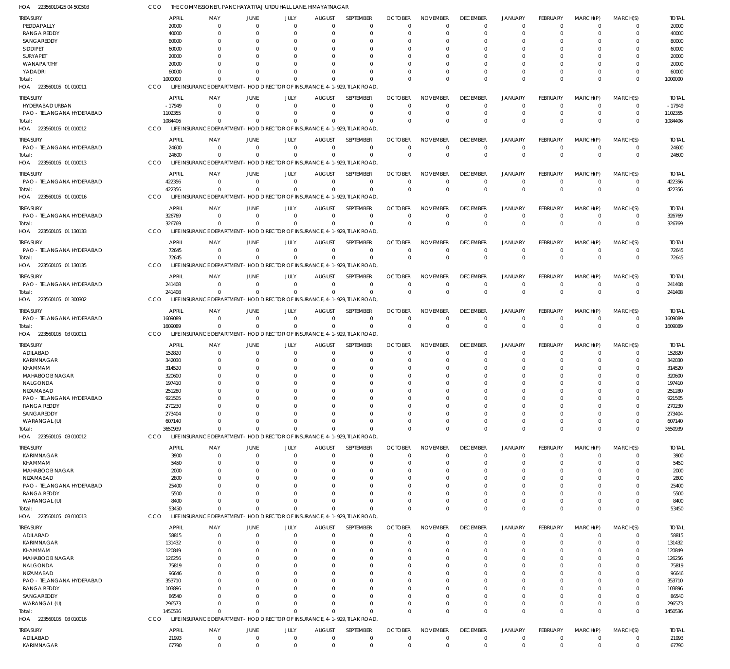HOA 223560104 25 04 500503 CCO THE COMMISSIONER, PANCHAYATRAJ URDU HALL LANE, HIMAYATNAGAR

| TREASURY | APRIL | MAY | JUNE | JULY | AUGUST | SEPTEMBER | OCTOBER | NOVEMBER | DECEMBER | JANUARY | FEBRUARY | MARCH(P) | MARCH(S) | TOTAL |
|---|---|---|---|---|---|---|---|---|---|---|---|---|---|---|
| PEDDAPALLY | 20000 | 0 | 0 | 0 | 0 | 0 | 0 | 0 | 0 | 0 | 0 | 0 | 0 | 20000 |
| RANGA REDDY | 40000 | 0 | 0 | 0 | 0 | 0 | 0 | 0 | 0 | 0 | 0 | 0 | 0 | 40000 |
| SANGAREDDY | 80000 | 0 | 0 | 0 | 0 | 0 | 0 | 0 | 0 | 0 | 0 | 0 | 0 | 80000 |
| SIDDIPET | 60000 | 0 | 0 | 0 | 0 | 0 | 0 | 0 | 0 | 0 | 0 | 0 | 0 | 60000 |
| SURYAPET | 20000 | 0 | 0 | 0 | 0 | 0 | 0 | 0 | 0 | 0 | 0 | 0 | 0 | 20000 |
| WANAPARTHY | 20000 | 0 | 0 | 0 | 0 | 0 | 0 | 0 | 0 | 0 | 0 | 0 | 0 | 20000 |
| YADADRI | 60000 | 0 | 0 | 0 | 0 | 0 | 0 | 0 | 0 | 0 | 0 | 0 | 0 | 60000 |
| Total: | 1000000 | 0 | 0 | 0 | 0 | 0 | 0 | 0 | 0 | 0 | 0 | 0 | 0 | 1000000 |

HOA 223560105 01 010011 CCO LIFE INSURANCE DEPARTMENT - HOD DIRECTOR OF INSURANCE, 4-1-929, TILAK ROAD,

| TREASURY | APRIL | MAY | JUNE | JULY | AUGUST | SEPTEMBER | OCTOBER | NOVEMBER | DECEMBER | JANUARY | FEBRUARY | MARCH(P) | MARCH(S) | TOTAL |
|---|---|---|---|---|---|---|---|---|---|---|---|---|---|---|
| HYDERABAD URBAN | -17949 | 0 | 0 | 0 | 0 | 0 | 0 | 0 | 0 | 0 | 0 | 0 | 0 | -17949 |
| PAO - TELANGANA HYDERABAD | 1102355 | 0 | 0 | 0 | 0 | 0 | 0 | 0 | 0 | 0 | 0 | 0 | 0 | 1102355 |
| Total: | 1084406 | 0 | 0 | 0 | 0 | 0 | 0 | 0 | 0 | 0 | 0 | 0 | 0 | 1084406 |

HOA 223560105 01 010012 CCO LIFE INSURANCE DEPARTMENT - HOD DIRECTOR OF INSURANCE, 4-1-929, TILAK ROAD,

| TREASURY | APRIL | MAY | JUNE | JULY | AUGUST | SEPTEMBER | OCTOBER | NOVEMBER | DECEMBER | JANUARY | FEBRUARY | MARCH(P) | MARCH(S) | TOTAL |
|---|---|---|---|---|---|---|---|---|---|---|---|---|---|---|
| PAO - TELANGANA HYDERABAD | 24600 | 0 | 0 | 0 | 0 | 0 | 0 | 0 | 0 | 0 | 0 | 0 | 0 | 24600 |
| Total: | 24600 | 0 | 0 | 0 | 0 | 0 | 0 | 0 | 0 | 0 | 0 | 0 | 0 | 24600 |

HOA 223560105 01 010013 CCO LIFE INSURANCE DEPARTMENT - HOD DIRECTOR OF INSURANCE, 4-1-929, TILAK ROAD,

| TREASURY | APRIL | MAY | JUNE | JULY | AUGUST | SEPTEMBER | OCTOBER | NOVEMBER | DECEMBER | JANUARY | FEBRUARY | MARCH(P) | MARCH(S) | TOTAL |
|---|---|---|---|---|---|---|---|---|---|---|---|---|---|---|
| PAO - TELANGANA HYDERABAD | 422356 | 0 | 0 | 0 | 0 | 0 | 0 | 0 | 0 | 0 | 0 | 0 | 0 | 422356 |
| Total: | 422356 | 0 | 0 | 0 | 0 | 0 | 0 | 0 | 0 | 0 | 0 | 0 | 0 | 422356 |

HOA 223560105 01 010016 CCO LIFE INSURANCE DEPARTMENT - HOD DIRECTOR OF INSURANCE, 4-1-929, TILAK ROAD,

| TREASURY | APRIL | MAY | JUNE | JULY | AUGUST | SEPTEMBER | OCTOBER | NOVEMBER | DECEMBER | JANUARY | FEBRUARY | MARCH(P) | MARCH(S) | TOTAL |
|---|---|---|---|---|---|---|---|---|---|---|---|---|---|---|
| PAO - TELANGANA HYDERABAD | 326769 | 0 | 0 | 0 | 0 | 0 | 0 | 0 | 0 | 0 | 0 | 0 | 0 | 326769 |
| Total: | 326769 | 0 | 0 | 0 | 0 | 0 | 0 | 0 | 0 | 0 | 0 | 0 | 0 | 326769 |

HOA 223560105 01 130133 CCO LIFE INSURANCE DEPARTMENT - HOD DIRECTOR OF INSURANCE, 4-1-929, TILAK ROAD,

| TREASURY | APRIL | MAY | JUNE | JULY | AUGUST | SEPTEMBER | OCTOBER | NOVEMBER | DECEMBER | JANUARY | FEBRUARY | MARCH(P) | MARCH(S) | TOTAL |
|---|---|---|---|---|---|---|---|---|---|---|---|---|---|---|
| PAO - TELANGANA HYDERABAD | 72645 | 0 | 0 | 0 | 0 | 0 | 0 | 0 | 0 | 0 | 0 | 0 | 0 | 72645 |
| Total: | 72645 | 0 | 0 | 0 | 0 | 0 | 0 | 0 | 0 | 0 | 0 | 0 | 0 | 72645 |

HOA 223560105 01 130135 CCO LIFE INSURANCE DEPARTMENT - HOD DIRECTOR OF INSURANCE, 4-1-929, TILAK ROAD,

| TREASURY | APRIL | MAY | JUNE | JULY | AUGUST | SEPTEMBER | OCTOBER | NOVEMBER | DECEMBER | JANUARY | FEBRUARY | MARCH(P) | MARCH(S) | TOTAL |
|---|---|---|---|---|---|---|---|---|---|---|---|---|---|---|
| PAO - TELANGANA HYDERABAD | 241408 | 0 | 0 | 0 | 0 | 0 | 0 | 0 | 0 | 0 | 0 | 0 | 0 | 241408 |
| Total: | 241408 | 0 | 0 | 0 | 0 | 0 | 0 | 0 | 0 | 0 | 0 | 0 | 0 | 241408 |

HOA 223560105 01 300302 CCO LIFE INSURANCE DEPARTMENT - HOD DIRECTOR OF INSURANCE, 4-1-929, TILAK ROAD,

| TREASURY | APRIL | MAY | JUNE | JULY | AUGUST | SEPTEMBER | OCTOBER | NOVEMBER | DECEMBER | JANUARY | FEBRUARY | MARCH(P) | MARCH(S) | TOTAL |
|---|---|---|---|---|---|---|---|---|---|---|---|---|---|---|
| PAO - TELANGANA HYDERABAD | 1609089 | 0 | 0 | 0 | 0 | 0 | 0 | 0 | 0 | 0 | 0 | 0 | 0 | 1609089 |
| Total: | 1609089 | 0 | 0 | 0 | 0 | 0 | 0 | 0 | 0 | 0 | 0 | 0 | 0 | 1609089 |

HOA 223560105 03 010011 CCO LIFE INSURANCE DEPARTMENT - HOD DIRECTOR OF INSURANCE, 4-1-929, TILAK ROAD,

| TREASURY | APRIL | MAY | JUNE | JULY | AUGUST | SEPTEMBER | OCTOBER | NOVEMBER | DECEMBER | JANUARY | FEBRUARY | MARCH(P) | MARCH(S) | TOTAL |
|---|---|---|---|---|---|---|---|---|---|---|---|---|---|---|
| ADILABAD | 152820 | 0 | 0 | 0 | 0 | 0 | 0 | 0 | 0 | 0 | 0 | 0 | 0 | 152820 |
| KARIMNAGAR | 342030 | 0 | 0 | 0 | 0 | 0 | 0 | 0 | 0 | 0 | 0 | 0 | 0 | 342030 |
| KHAMMAM | 314520 | 0 | 0 | 0 | 0 | 0 | 0 | 0 | 0 | 0 | 0 | 0 | 0 | 314520 |
| MAHABOOB NAGAR | 320600 | 0 | 0 | 0 | 0 | 0 | 0 | 0 | 0 | 0 | 0 | 0 | 0 | 320600 |
| NALGONDA | 197410 | 0 | 0 | 0 | 0 | 0 | 0 | 0 | 0 | 0 | 0 | 0 | 0 | 197410 |
| NIZAMABAD | 251280 | 0 | 0 | 0 | 0 | 0 | 0 | 0 | 0 | 0 | 0 | 0 | 0 | 251280 |
| PAO - TELANGANA HYDERABAD | 921505 | 0 | 0 | 0 | 0 | 0 | 0 | 0 | 0 | 0 | 0 | 0 | 0 | 921505 |
| RANGA REDDY | 270230 | 0 | 0 | 0 | 0 | 0 | 0 | 0 | 0 | 0 | 0 | 0 | 0 | 270230 |
| SANGAREDDY | 273404 | 0 | 0 | 0 | 0 | 0 | 0 | 0 | 0 | 0 | 0 | 0 | 0 | 273404 |
| WARANGAL (U) | 607140 | 0 | 0 | 0 | 0 | 0 | 0 | 0 | 0 | 0 | 0 | 0 | 0 | 607140 |
| Total: | 3650939 | 0 | 0 | 0 | 0 | 0 | 0 | 0 | 0 | 0 | 0 | 0 | 0 | 3650939 |

HOA 223560105 03 010012 CCO LIFE INSURANCE DEPARTMENT - HOD DIRECTOR OF INSURANCE, 4-1-929, TILAK ROAD,

| TREASURY | APRIL | MAY | JUNE | JULY | AUGUST | SEPTEMBER | OCTOBER | NOVEMBER | DECEMBER | JANUARY | FEBRUARY | MARCH(P) | MARCH(S) | TOTAL |
|---|---|---|---|---|---|---|---|---|---|---|---|---|---|---|
| KARIMNAGAR | 3900 | 0 | 0 | 0 | 0 | 0 | 0 | 0 | 0 | 0 | 0 | 0 | 0 | 3900 |
| KHAMMAM | 5450 | 0 | 0 | 0 | 0 | 0 | 0 | 0 | 0 | 0 | 0 | 0 | 0 | 5450 |
| MAHABOOB NAGAR | 2000 | 0 | 0 | 0 | 0 | 0 | 0 | 0 | 0 | 0 | 0 | 0 | 0 | 2000 |
| NIZAMABAD | 2800 | 0 | 0 | 0 | 0 | 0 | 0 | 0 | 0 | 0 | 0 | 0 | 0 | 2800 |
| PAO - TELANGANA HYDERABAD | 25400 | 0 | 0 | 0 | 0 | 0 | 0 | 0 | 0 | 0 | 0 | 0 | 0 | 25400 |
| RANGA REDDY | 5500 | 0 | 0 | 0 | 0 | 0 | 0 | 0 | 0 | 0 | 0 | 0 | 0 | 5500 |
| WARANGAL (U) | 8400 | 0 | 0 | 0 | 0 | 0 | 0 | 0 | 0 | 0 | 0 | 0 | 0 | 8400 |
| Total: | 53450 | 0 | 0 | 0 | 0 | 0 | 0 | 0 | 0 | 0 | 0 | 0 | 0 | 53450 |

HOA 223560105 03 010013 CCO LIFE INSURANCE DEPARTMENT - HOD DIRECTOR OF INSURANCE, 4-1-929, TILAK ROAD,

| TREASURY | APRIL | MAY | JUNE | JULY | AUGUST | SEPTEMBER | OCTOBER | NOVEMBER | DECEMBER | JANUARY | FEBRUARY | MARCH(P) | MARCH(S) | TOTAL |
|---|---|---|---|---|---|---|---|---|---|---|---|---|---|---|
| ADILABAD | 58815 | 0 | 0 | 0 | 0 | 0 | 0 | 0 | 0 | 0 | 0 | 0 | 0 | 58815 |
| KARIMNAGAR | 131432 | 0 | 0 | 0 | 0 | 0 | 0 | 0 | 0 | 0 | 0 | 0 | 0 | 131432 |
| KHAMMAM | 120849 | 0 | 0 | 0 | 0 | 0 | 0 | 0 | 0 | 0 | 0 | 0 | 0 | 120849 |
| MAHABOOB NAGAR | 126256 | 0 | 0 | 0 | 0 | 0 | 0 | 0 | 0 | 0 | 0 | 0 | 0 | 126256 |
| NALGONDA | 75819 | 0 | 0 | 0 | 0 | 0 | 0 | 0 | 0 | 0 | 0 | 0 | 0 | 75819 |
| NIZAMABAD | 96646 | 0 | 0 | 0 | 0 | 0 | 0 | 0 | 0 | 0 | 0 | 0 | 0 | 96646 |
| PAO - TELANGANA HYDERABAD | 353710 | 0 | 0 | 0 | 0 | 0 | 0 | 0 | 0 | 0 | 0 | 0 | 0 | 353710 |
| RANGA REDDY | 103896 | 0 | 0 | 0 | 0 | 0 | 0 | 0 | 0 | 0 | 0 | 0 | 0 | 103896 |
| SANGAREDDY | 86540 | 0 | 0 | 0 | 0 | 0 | 0 | 0 | 0 | 0 | 0 | 0 | 0 | 86540 |
| WARANGAL (U) | 296573 | 0 | 0 | 0 | 0 | 0 | 0 | 0 | 0 | 0 | 0 | 0 | 0 | 296573 |
| Total: | 1450536 | 0 | 0 | 0 | 0 | 0 | 0 | 0 | 0 | 0 | 0 | 0 | 0 | 1450536 |

HOA 223560105 03 010016 CCO LIFE INSURANCE DEPARTMENT - HOD DIRECTOR OF INSURANCE, 4-1-929, TILAK ROAD,

| TREASURY | APRIL | MAY | JUNE | JULY | AUGUST | SEPTEMBER | OCTOBER | NOVEMBER | DECEMBER | JANUARY | FEBRUARY | MARCH(P) | MARCH(S) | TOTAL |
|---|---|---|---|---|---|---|---|---|---|---|---|---|---|---|
| ADILABAD | 21993 | 0 | 0 | 0 | 0 | 0 | 0 | 0 | 0 | 0 | 0 | 0 | 0 | 21993 |
| KARIMNAGAR | 67790 | 0 | 0 | 0 | 0 | 0 | 0 | 0 | 0 | 0 | 0 | 0 | 0 | 67790 |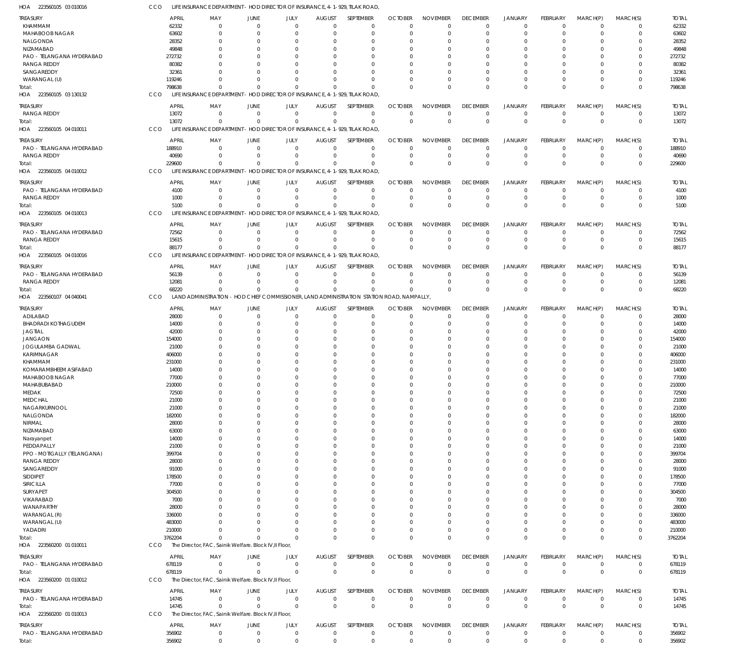HOA 223560105 03 010016 CCO LIFE INSURANCE DEPARTMENT - HOD DIRECTOR OF INSURANCE, 4-1-929, TILAK ROAD,

| TREASURY | APRIL | MAY | JUNE | JULY | AUGUST | SEPTEMBER | OCTOBER | NOVEMBER | DECEMBER | JANUARY | FEBRUARY | MARCH(P) | MARCH(S) | TOTAL |
|---|---|---|---|---|---|---|---|---|---|---|---|---|---|---|
| KHAMMAM | 62332 | 0 | 0 | 0 | 0 | 0 | 0 | 0 | 0 | 0 | 0 | 0 | 0 | 62332 |
| MAHABOOB NAGAR | 63602 | 0 | 0 | 0 | 0 | 0 | 0 | 0 | 0 | 0 | 0 | 0 | 0 | 63602 |
| NALGONDA | 28352 | 0 | 0 | 0 | 0 | 0 | 0 | 0 | 0 | 0 | 0 | 0 | 0 | 28352 |
| NIZAMABAD | 49848 | 0 | 0 | 0 | 0 | 0 | 0 | 0 | 0 | 0 | 0 | 0 | 0 | 49848 |
| PAO - TELANGANA HYDERABAD | 272732 | 0 | 0 | 0 | 0 | 0 | 0 | 0 | 0 | 0 | 0 | 0 | 0 | 272732 |
| RANGA REDDY | 80382 | 0 | 0 | 0 | 0 | 0 | 0 | 0 | 0 | 0 | 0 | 0 | 0 | 80382 |
| SANGAREDDY | 32361 | 0 | 0 | 0 | 0 | 0 | 0 | 0 | 0 | 0 | 0 | 0 | 0 | 32361 |
| WARANGAL (U) | 119246 | 0 | 0 | 0 | 0 | 0 | 0 | 0 | 0 | 0 | 0 | 0 | 0 | 119246 |
| Total: | 798638 | 0 | 0 | 0 | 0 | 0 | 0 | 0 | 0 | 0 | 0 | 0 | 0 | 798638 |

HOA 223560105 03 130132 CCO LIFE INSURANCE DEPARTMENT - HOD DIRECTOR OF INSURANCE, 4-1-929, TILAK ROAD,

| TREASURY | APRIL | MAY | JUNE | JULY | AUGUST | SEPTEMBER | OCTOBER | NOVEMBER | DECEMBER | JANUARY | FEBRUARY | MARCH(P) | MARCH(S) | TOTAL |
|---|---|---|---|---|---|---|---|---|---|---|---|---|---|---|
| RANGA REDDY | 13072 | 0 | 0 | 0 | 0 | 0 | 0 | 0 | 0 | 0 | 0 | 0 | 0 | 13072 |
| Total: | 13072 | 0 | 0 | 0 | 0 | 0 | 0 | 0 | 0 | 0 | 0 | 0 | 0 | 13072 |

HOA 223560105 04 010011 CCO LIFE INSURANCE DEPARTMENT - HOD DIRECTOR OF INSURANCE, 4-1-929, TILAK ROAD,

| TREASURY | APRIL | MAY | JUNE | JULY | AUGUST | SEPTEMBER | OCTOBER | NOVEMBER | DECEMBER | JANUARY | FEBRUARY | MARCH(P) | MARCH(S) | TOTAL |
|---|---|---|---|---|---|---|---|---|---|---|---|---|---|---|
| PAO - TELANGANA HYDERABAD | 188910 | 0 | 0 | 0 | 0 | 0 | 0 | 0 | 0 | 0 | 0 | 0 | 0 | 188910 |
| RANGA REDDY | 40690 | 0 | 0 | 0 | 0 | 0 | 0 | 0 | 0 | 0 | 0 | 0 | 0 | 40690 |
| Total: | 229600 | 0 | 0 | 0 | 0 | 0 | 0 | 0 | 0 | 0 | 0 | 0 | 0 | 229600 |

HOA 223560105 04 010012 CCO LIFE INSURANCE DEPARTMENT - HOD DIRECTOR OF INSURANCE, 4-1-929, TILAK ROAD,

| TREASURY | APRIL | MAY | JUNE | JULY | AUGUST | SEPTEMBER | OCTOBER | NOVEMBER | DECEMBER | JANUARY | FEBRUARY | MARCH(P) | MARCH(S) | TOTAL |
|---|---|---|---|---|---|---|---|---|---|---|---|---|---|---|
| PAO - TELANGANA HYDERABAD | 4100 | 0 | 0 | 0 | 0 | 0 | 0 | 0 | 0 | 0 | 0 | 0 | 0 | 4100 |
| RANGA REDDY | 1000 | 0 | 0 | 0 | 0 | 0 | 0 | 0 | 0 | 0 | 0 | 0 | 0 | 1000 |
| Total: | 5100 | 0 | 0 | 0 | 0 | 0 | 0 | 0 | 0 | 0 | 0 | 0 | 0 | 5100 |

HOA 223560105 04 010013 CCO LIFE INSURANCE DEPARTMENT - HOD DIRECTOR OF INSURANCE, 4-1-929, TILAK ROAD,

| TREASURY | APRIL | MAY | JUNE | JULY | AUGUST | SEPTEMBER | OCTOBER | NOVEMBER | DECEMBER | JANUARY | FEBRUARY | MARCH(P) | MARCH(S) | TOTAL |
|---|---|---|---|---|---|---|---|---|---|---|---|---|---|---|
| PAO - TELANGANA HYDERABAD | 72562 | 0 | 0 | 0 | 0 | 0 | 0 | 0 | 0 | 0 | 0 | 0 | 0 | 72562 |
| RANGA REDDY | 15615 | 0 | 0 | 0 | 0 | 0 | 0 | 0 | 0 | 0 | 0 | 0 | 0 | 15615 |
| Total: | 88177 | 0 | 0 | 0 | 0 | 0 | 0 | 0 | 0 | 0 | 0 | 0 | 0 | 88177 |

HOA 223560105 04 010016 CCO LIFE INSURANCE DEPARTMENT - HOD DIRECTOR OF INSURANCE, 4-1-929, TILAK ROAD,

| TREASURY | APRIL | MAY | JUNE | JULY | AUGUST | SEPTEMBER | OCTOBER | NOVEMBER | DECEMBER | JANUARY | FEBRUARY | MARCH(P) | MARCH(S) | TOTAL |
|---|---|---|---|---|---|---|---|---|---|---|---|---|---|---|
| PAO - TELANGANA HYDERABAD | 56139 | 0 | 0 | 0 | 0 | 0 | 0 | 0 | 0 | 0 | 0 | 0 | 0 | 56139 |
| RANGA REDDY | 12081 | 0 | 0 | 0 | 0 | 0 | 0 | 0 | 0 | 0 | 0 | 0 | 0 | 12081 |
| Total: | 68220 | 0 | 0 | 0 | 0 | 0 | 0 | 0 | 0 | 0 | 0 | 0 | 0 | 68220 |

HOA 223560107 04 040041 CCO LAND ADMINISTRATION - HOD CHIEF COMMISSIONER, LAND ADMINISTRATION STATION ROAD, NAMPALLY,

| TREASURY | APRIL | MAY | JUNE | JULY | AUGUST | SEPTEMBER | OCTOBER | NOVEMBER | DECEMBER | JANUARY | FEBRUARY | MARCH(P) | MARCH(S) | TOTAL |
|---|---|---|---|---|---|---|---|---|---|---|---|---|---|---|
| ADILABAD | 28000 | 0 | 0 | 0 | 0 | 0 | 0 | 0 | 0 | 0 | 0 | 0 | 0 | 28000 |
| BHADRADI KOTHAGUDEM | 14000 | 0 | 0 | 0 | 0 | 0 | 0 | 0 | 0 | 0 | 0 | 0 | 0 | 14000 |
| JAGTIAL | 42000 | 0 | 0 | 0 | 0 | 0 | 0 | 0 | 0 | 0 | 0 | 0 | 0 | 42000 |
| JANGAON | 154000 | 0 | 0 | 0 | 0 | 0 | 0 | 0 | 0 | 0 | 0 | 0 | 0 | 154000 |
| JOGULAMBA GADWAL | 21000 | 0 | 0 | 0 | 0 | 0 | 0 | 0 | 0 | 0 | 0 | 0 | 0 | 21000 |
| KARIMNAGAR | 406000 | 0 | 0 | 0 | 0 | 0 | 0 | 0 | 0 | 0 | 0 | 0 | 0 | 406000 |
| KHAMMAM | 231000 | 0 | 0 | 0 | 0 | 0 | 0 | 0 | 0 | 0 | 0 | 0 | 0 | 231000 |
| KOMARAMBHEEM ASIFABAD | 14000 | 0 | 0 | 0 | 0 | 0 | 0 | 0 | 0 | 0 | 0 | 0 | 0 | 14000 |
| MAHABOOB NAGAR | 77000 | 0 | 0 | 0 | 0 | 0 | 0 | 0 | 0 | 0 | 0 | 0 | 0 | 77000 |
| MAHABUBABAD | 210000 | 0 | 0 | 0 | 0 | 0 | 0 | 0 | 0 | 0 | 0 | 0 | 0 | 210000 |
| MEDAK | 72500 | 0 | 0 | 0 | 0 | 0 | 0 | 0 | 0 | 0 | 0 | 0 | 0 | 72500 |
| MEDCHAL | 21000 | 0 | 0 | 0 | 0 | 0 | 0 | 0 | 0 | 0 | 0 | 0 | 0 | 21000 |
| NAGARKURNOOL | 21000 | 0 | 0 | 0 | 0 | 0 | 0 | 0 | 0 | 0 | 0 | 0 | 0 | 21000 |
| NALGONDA | 182000 | 0 | 0 | 0 | 0 | 0 | 0 | 0 | 0 | 0 | 0 | 0 | 0 | 182000 |
| NIRMAL | 28000 | 0 | 0 | 0 | 0 | 0 | 0 | 0 | 0 | 0 | 0 | 0 | 0 | 28000 |
| NIZAMABAD | 63000 | 0 | 0 | 0 | 0 | 0 | 0 | 0 | 0 | 0 | 0 | 0 | 0 | 63000 |
| Narayanpet | 14000 | 0 | 0 | 0 | 0 | 0 | 0 | 0 | 0 | 0 | 0 | 0 | 0 | 14000 |
| PEDDAPALLY | 21000 | 0 | 0 | 0 | 0 | 0 | 0 | 0 | 0 | 0 | 0 | 0 | 0 | 21000 |
| PPO - MOTIGALLY (TELANGANA) | 399704 | 0 | 0 | 0 | 0 | 0 | 0 | 0 | 0 | 0 | 0 | 0 | 0 | 399704 |
| RANGA REDDY | 28000 | 0 | 0 | 0 | 0 | 0 | 0 | 0 | 0 | 0 | 0 | 0 | 0 | 28000 |
| SANGAREDDY | 91000 | 0 | 0 | 0 | 0 | 0 | 0 | 0 | 0 | 0 | 0 | 0 | 0 | 91000 |
| SIDDIPET | 178500 | 0 | 0 | 0 | 0 | 0 | 0 | 0 | 0 | 0 | 0 | 0 | 0 | 178500 |
| SIRICILLA | 77000 | 0 | 0 | 0 | 0 | 0 | 0 | 0 | 0 | 0 | 0 | 0 | 0 | 77000 |
| SURYAPET | 304500 | 0 | 0 | 0 | 0 | 0 | 0 | 0 | 0 | 0 | 0 | 0 | 0 | 304500 |
| VIKARABAD | 7000 | 0 | 0 | 0 | 0 | 0 | 0 | 0 | 0 | 0 | 0 | 0 | 0 | 7000 |
| WANAPARTHY | 28000 | 0 | 0 | 0 | 0 | 0 | 0 | 0 | 0 | 0 | 0 | 0 | 0 | 28000 |
| WARANGAL (R) | 336000 | 0 | 0 | 0 | 0 | 0 | 0 | 0 | 0 | 0 | 0 | 0 | 0 | 336000 |
| WARANGAL (U) | 483000 | 0 | 0 | 0 | 0 | 0 | 0 | 0 | 0 | 0 | 0 | 0 | 0 | 483000 |
| YADADRI | 210000 | 0 | 0 | 0 | 0 | 0 | 0 | 0 | 0 | 0 | 0 | 0 | 0 | 210000 |
| Total: | 3762204 | 0 | 0 | 0 | 0 | 0 | 0 | 0 | 0 | 0 | 0 | 0 | 0 | 3762204 |

HOA 223560200 01 010011 CCO The Director, FAC, Sainik Welfare. Block IV,II Floor,

| TREASURY | APRIL | MAY | JUNE | JULY | AUGUST | SEPTEMBER | OCTOBER | NOVEMBER | DECEMBER | JANUARY | FEBRUARY | MARCH(P) | MARCH(S) | TOTAL |
|---|---|---|---|---|---|---|---|---|---|---|---|---|---|---|
| PAO - TELANGANA HYDERABAD | 678119 | 0 | 0 | 0 | 0 | 0 | 0 | 0 | 0 | 0 | 0 | 0 | 0 | 678119 |
| Total: | 678119 | 0 | 0 | 0 | 0 | 0 | 0 | 0 | 0 | 0 | 0 | 0 | 0 | 678119 |

HOA 223560200 01 010012 CCO The Director, FAC, Sainik Welfare. Block IV,II Floor,

| TREASURY | APRIL | MAY | JUNE | JULY | AUGUST | SEPTEMBER | OCTOBER | NOVEMBER | DECEMBER | JANUARY | FEBRUARY | MARCH(P) | MARCH(S) | TOTAL |
|---|---|---|---|---|---|---|---|---|---|---|---|---|---|---|
| PAO - TELANGANA HYDERABAD | 14745 | 0 | 0 | 0 | 0 | 0 | 0 | 0 | 0 | 0 | 0 | 0 | 0 | 14745 |
| Total: | 14745 | 0 | 0 | 0 | 0 | 0 | 0 | 0 | 0 | 0 | 0 | 0 | 0 | 14745 |

HOA 223560200 01 010013 CCO The Director, FAC, Sainik Welfare. Block IV,II Floor,

| TREASURY | APRIL | MAY | JUNE | JULY | AUGUST | SEPTEMBER | OCTOBER | NOVEMBER | DECEMBER | JANUARY | FEBRUARY | MARCH(P) | MARCH(S) | TOTAL |
|---|---|---|---|---|---|---|---|---|---|---|---|---|---|---|
| PAO - TELANGANA HYDERABAD | 356902 | 0 | 0 | 0 | 0 | 0 | 0 | 0 | 0 | 0 | 0 | 0 | 0 | 356902 |
| Total: | 356902 | 0 | 0 | 0 | 0 | 0 | 0 | 0 | 0 | 0 | 0 | 0 | 0 | 356902 |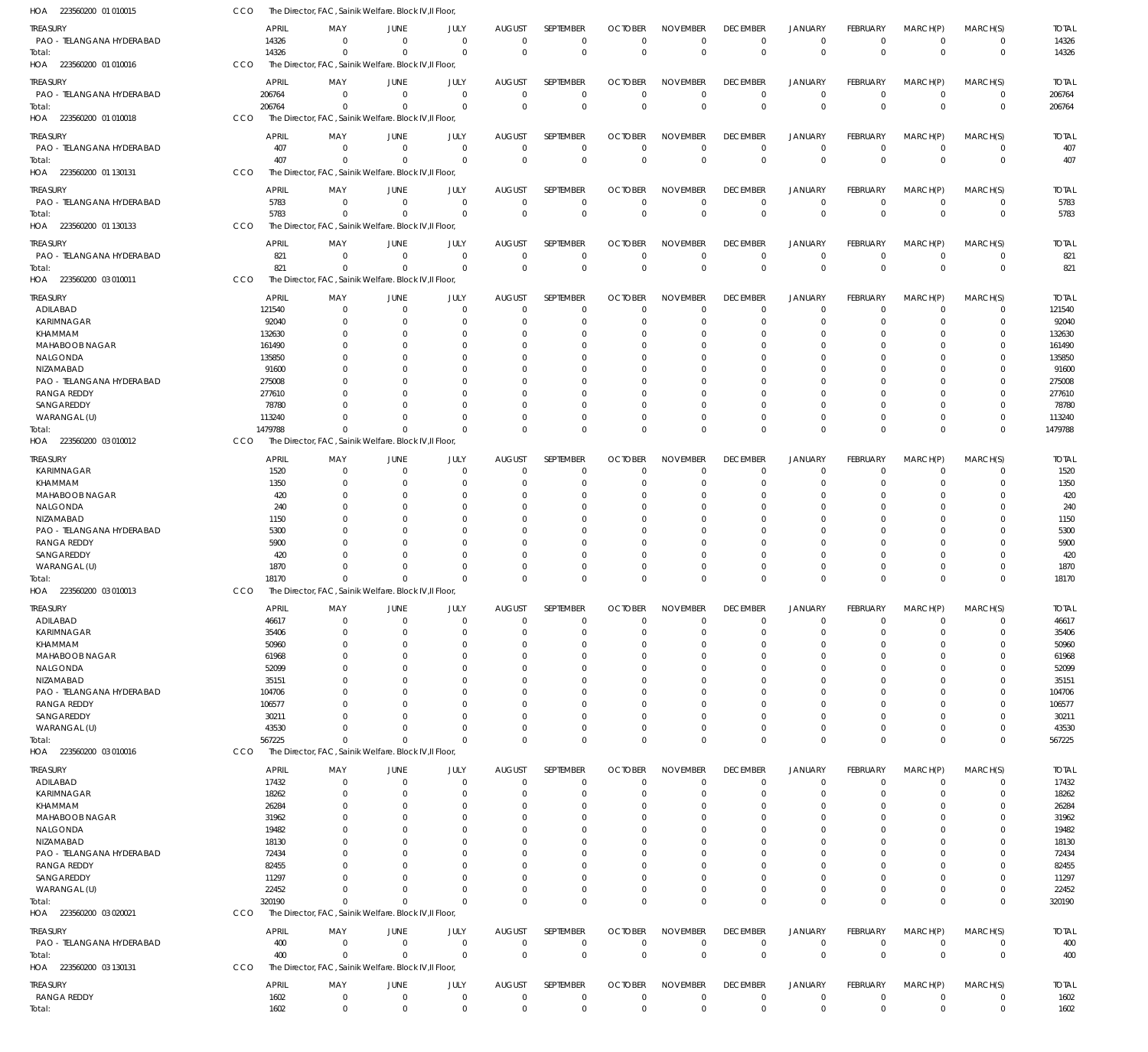HOA 223560200 01 010015 CCO The Director, FAC, Sainik Welfare. Block IV,II Floor,

| TREASURY | APRIL | MAY | JUNE | JULY | AUGUST | SEPTEMBER | OCTOBER | NOVEMBER | DECEMBER | JANUARY | FEBRUARY | MARCH(P) | MARCH(S) | TOTAL |
|---|---|---|---|---|---|---|---|---|---|---|---|---|---|---|
| PAO - TELANGANA HYDERABAD | 14326 | 0 | 0 | 0 | 0 | 0 | 0 | 0 | 0 | 0 | 0 | 0 | 0 | 14326 |
| Total: | 14326 | 0 | 0 | 0 | 0 | 0 | 0 | 0 | 0 | 0 | 0 | 0 | 0 | 14326 |

HOA 223560200 01 010016 CCO The Director, FAC, Sainik Welfare. Block IV,II Floor,

| TREASURY | APRIL | MAY | JUNE | JULY | AUGUST | SEPTEMBER | OCTOBER | NOVEMBER | DECEMBER | JANUARY | FEBRUARY | MARCH(P) | MARCH(S) | TOTAL |
|---|---|---|---|---|---|---|---|---|---|---|---|---|---|---|
| PAO - TELANGANA HYDERABAD | 206764 | 0 | 0 | 0 | 0 | 0 | 0 | 0 | 0 | 0 | 0 | 0 | 0 | 206764 |
| Total: | 206764 | 0 | 0 | 0 | 0 | 0 | 0 | 0 | 0 | 0 | 0 | 0 | 0 | 206764 |

HOA 223560200 01 010018 CCO The Director, FAC, Sainik Welfare. Block IV,II Floor,

| TREASURY | APRIL | MAY | JUNE | JULY | AUGUST | SEPTEMBER | OCTOBER | NOVEMBER | DECEMBER | JANUARY | FEBRUARY | MARCH(P) | MARCH(S) | TOTAL |
|---|---|---|---|---|---|---|---|---|---|---|---|---|---|---|
| PAO - TELANGANA HYDERABAD | 407 | 0 | 0 | 0 | 0 | 0 | 0 | 0 | 0 | 0 | 0 | 0 | 0 | 407 |
| Total: | 407 | 0 | 0 | 0 | 0 | 0 | 0 | 0 | 0 | 0 | 0 | 0 | 0 | 407 |

HOA 223560200 01 130131 CCO The Director, FAC, Sainik Welfare. Block IV,II Floor,

| TREASURY | APRIL | MAY | JUNE | JULY | AUGUST | SEPTEMBER | OCTOBER | NOVEMBER | DECEMBER | JANUARY | FEBRUARY | MARCH(P) | MARCH(S) | TOTAL |
|---|---|---|---|---|---|---|---|---|---|---|---|---|---|---|
| PAO - TELANGANA HYDERABAD | 5783 | 0 | 0 | 0 | 0 | 0 | 0 | 0 | 0 | 0 | 0 | 0 | 0 | 5783 |
| Total: | 5783 | 0 | 0 | 0 | 0 | 0 | 0 | 0 | 0 | 0 | 0 | 0 | 0 | 5783 |

HOA 223560200 01 130133 CCO The Director, FAC, Sainik Welfare. Block IV,II Floor,

| TREASURY | APRIL | MAY | JUNE | JULY | AUGUST | SEPTEMBER | OCTOBER | NOVEMBER | DECEMBER | JANUARY | FEBRUARY | MARCH(P) | MARCH(S) | TOTAL |
|---|---|---|---|---|---|---|---|---|---|---|---|---|---|---|
| PAO - TELANGANA HYDERABAD | 821 | 0 | 0 | 0 | 0 | 0 | 0 | 0 | 0 | 0 | 0 | 0 | 0 | 821 |
| Total: | 821 | 0 | 0 | 0 | 0 | 0 | 0 | 0 | 0 | 0 | 0 | 0 | 0 | 821 |

HOA 223560200 03 010011 CCO The Director, FAC, Sainik Welfare. Block IV,II Floor,

| TREASURY | APRIL | MAY | JUNE | JULY | AUGUST | SEPTEMBER | OCTOBER | NOVEMBER | DECEMBER | JANUARY | FEBRUARY | MARCH(P) | MARCH(S) | TOTAL |
|---|---|---|---|---|---|---|---|---|---|---|---|---|---|---|
| ADILABAD | 121540 | 0 | 0 | 0 | 0 | 0 | 0 | 0 | 0 | 0 | 0 | 0 | 0 | 121540 |
| KARIMNAGAR | 92040 | 0 | 0 | 0 | 0 | 0 | 0 | 0 | 0 | 0 | 0 | 0 | 0 | 92040 |
| KHAMMAM | 132630 | 0 | 0 | 0 | 0 | 0 | 0 | 0 | 0 | 0 | 0 | 0 | 0 | 132630 |
| MAHABOOB NAGAR | 161490 | 0 | 0 | 0 | 0 | 0 | 0 | 0 | 0 | 0 | 0 | 0 | 0 | 161490 |
| NALGONDA | 135850 | 0 | 0 | 0 | 0 | 0 | 0 | 0 | 0 | 0 | 0 | 0 | 0 | 135850 |
| NIZAMABAD | 91600 | 0 | 0 | 0 | 0 | 0 | 0 | 0 | 0 | 0 | 0 | 0 | 0 | 91600 |
| PAO - TELANGANA HYDERABAD | 275008 | 0 | 0 | 0 | 0 | 0 | 0 | 0 | 0 | 0 | 0 | 0 | 0 | 275008 |
| RANGA REDDY | 277610 | 0 | 0 | 0 | 0 | 0 | 0 | 0 | 0 | 0 | 0 | 0 | 0 | 277610 |
| SANGAREDDY | 78780 | 0 | 0 | 0 | 0 | 0 | 0 | 0 | 0 | 0 | 0 | 0 | 0 | 78780 |
| WARANGAL (U) | 113240 | 0 | 0 | 0 | 0 | 0 | 0 | 0 | 0 | 0 | 0 | 0 | 0 | 113240 |
| Total: | 1479788 | 0 | 0 | 0 | 0 | 0 | 0 | 0 | 0 | 0 | 0 | 0 | 0 | 1479788 |

HOA 223560200 03 010012 CCO The Director, FAC, Sainik Welfare. Block IV,II Floor,

| TREASURY | APRIL | MAY | JUNE | JULY | AUGUST | SEPTEMBER | OCTOBER | NOVEMBER | DECEMBER | JANUARY | FEBRUARY | MARCH(P) | MARCH(S) | TOTAL |
|---|---|---|---|---|---|---|---|---|---|---|---|---|---|---|
| KARIMNAGAR | 1520 | 0 | 0 | 0 | 0 | 0 | 0 | 0 | 0 | 0 | 0 | 0 | 0 | 1520 |
| KHAMMAM | 1350 | 0 | 0 | 0 | 0 | 0 | 0 | 0 | 0 | 0 | 0 | 0 | 0 | 1350 |
| MAHABOOB NAGAR | 420 | 0 | 0 | 0 | 0 | 0 | 0 | 0 | 0 | 0 | 0 | 0 | 0 | 420 |
| NALGONDA | 240 | 0 | 0 | 0 | 0 | 0 | 0 | 0 | 0 | 0 | 0 | 0 | 0 | 240 |
| NIZAMABAD | 1150 | 0 | 0 | 0 | 0 | 0 | 0 | 0 | 0 | 0 | 0 | 0 | 0 | 1150 |
| PAO - TELANGANA HYDERABAD | 5300 | 0 | 0 | 0 | 0 | 0 | 0 | 0 | 0 | 0 | 0 | 0 | 0 | 5300 |
| RANGA REDDY | 5900 | 0 | 0 | 0 | 0 | 0 | 0 | 0 | 0 | 0 | 0 | 0 | 0 | 5900 |
| SANGAREDDY | 420 | 0 | 0 | 0 | 0 | 0 | 0 | 0 | 0 | 0 | 0 | 0 | 0 | 420 |
| WARANGAL (U) | 1870 | 0 | 0 | 0 | 0 | 0 | 0 | 0 | 0 | 0 | 0 | 0 | 0 | 1870 |
| Total: | 18170 | 0 | 0 | 0 | 0 | 0 | 0 | 0 | 0 | 0 | 0 | 0 | 0 | 18170 |

HOA 223560200 03 010013 CCO The Director, FAC, Sainik Welfare. Block IV,II Floor,

| TREASURY | APRIL | MAY | JUNE | JULY | AUGUST | SEPTEMBER | OCTOBER | NOVEMBER | DECEMBER | JANUARY | FEBRUARY | MARCH(P) | MARCH(S) | TOTAL |
|---|---|---|---|---|---|---|---|---|---|---|---|---|---|---|
| ADILABAD | 46617 | 0 | 0 | 0 | 0 | 0 | 0 | 0 | 0 | 0 | 0 | 0 | 0 | 46617 |
| KARIMNAGAR | 35406 | 0 | 0 | 0 | 0 | 0 | 0 | 0 | 0 | 0 | 0 | 0 | 0 | 35406 |
| KHAMMAM | 50960 | 0 | 0 | 0 | 0 | 0 | 0 | 0 | 0 | 0 | 0 | 0 | 0 | 50960 |
| MAHABOOB NAGAR | 61968 | 0 | 0 | 0 | 0 | 0 | 0 | 0 | 0 | 0 | 0 | 0 | 0 | 61968 |
| NALGONDA | 52099 | 0 | 0 | 0 | 0 | 0 | 0 | 0 | 0 | 0 | 0 | 0 | 0 | 52099 |
| NIZAMABAD | 35151 | 0 | 0 | 0 | 0 | 0 | 0 | 0 | 0 | 0 | 0 | 0 | 0 | 35151 |
| PAO - TELANGANA HYDERABAD | 104706 | 0 | 0 | 0 | 0 | 0 | 0 | 0 | 0 | 0 | 0 | 0 | 0 | 104706 |
| RANGA REDDY | 106577 | 0 | 0 | 0 | 0 | 0 | 0 | 0 | 0 | 0 | 0 | 0 | 0 | 106577 |
| SANGAREDDY | 30211 | 0 | 0 | 0 | 0 | 0 | 0 | 0 | 0 | 0 | 0 | 0 | 0 | 30211 |
| WARANGAL (U) | 43530 | 0 | 0 | 0 | 0 | 0 | 0 | 0 | 0 | 0 | 0 | 0 | 0 | 43530 |
| Total: | 567225 | 0 | 0 | 0 | 0 | 0 | 0 | 0 | 0 | 0 | 0 | 0 | 0 | 567225 |

HOA 223560200 03 010016 CCO The Director, FAC, Sainik Welfare. Block IV,II Floor,

| TREASURY | APRIL | MAY | JUNE | JULY | AUGUST | SEPTEMBER | OCTOBER | NOVEMBER | DECEMBER | JANUARY | FEBRUARY | MARCH(P) | MARCH(S) | TOTAL |
|---|---|---|---|---|---|---|---|---|---|---|---|---|---|---|
| ADILABAD | 17432 | 0 | 0 | 0 | 0 | 0 | 0 | 0 | 0 | 0 | 0 | 0 | 0 | 17432 |
| KARIMNAGAR | 18262 | 0 | 0 | 0 | 0 | 0 | 0 | 0 | 0 | 0 | 0 | 0 | 0 | 18262 |
| KHAMMAM | 26284 | 0 | 0 | 0 | 0 | 0 | 0 | 0 | 0 | 0 | 0 | 0 | 0 | 26284 |
| MAHABOOB NAGAR | 31962 | 0 | 0 | 0 | 0 | 0 | 0 | 0 | 0 | 0 | 0 | 0 | 0 | 31962 |
| NALGONDA | 19482 | 0 | 0 | 0 | 0 | 0 | 0 | 0 | 0 | 0 | 0 | 0 | 0 | 19482 |
| NIZAMABAD | 18130 | 0 | 0 | 0 | 0 | 0 | 0 | 0 | 0 | 0 | 0 | 0 | 0 | 18130 |
| PAO - TELANGANA HYDERABAD | 72434 | 0 | 0 | 0 | 0 | 0 | 0 | 0 | 0 | 0 | 0 | 0 | 0 | 72434 |
| RANGA REDDY | 82455 | 0 | 0 | 0 | 0 | 0 | 0 | 0 | 0 | 0 | 0 | 0 | 0 | 82455 |
| SANGAREDDY | 11297 | 0 | 0 | 0 | 0 | 0 | 0 | 0 | 0 | 0 | 0 | 0 | 0 | 11297 |
| WARANGAL (U) | 22452 | 0 | 0 | 0 | 0 | 0 | 0 | 0 | 0 | 0 | 0 | 0 | 0 | 22452 |
| Total: | 320190 | 0 | 0 | 0 | 0 | 0 | 0 | 0 | 0 | 0 | 0 | 0 | 0 | 320190 |

HOA 223560200 03 020021 CCO The Director, FAC, Sainik Welfare. Block IV,II Floor,

| TREASURY | APRIL | MAY | JUNE | JULY | AUGUST | SEPTEMBER | OCTOBER | NOVEMBER | DECEMBER | JANUARY | FEBRUARY | MARCH(P) | MARCH(S) | TOTAL |
|---|---|---|---|---|---|---|---|---|---|---|---|---|---|---|
| PAO - TELANGANA HYDERABAD | 400 | 0 | 0 | 0 | 0 | 0 | 0 | 0 | 0 | 0 | 0 | 0 | 0 | 400 |
| Total: | 400 | 0 | 0 | 0 | 0 | 0 | 0 | 0 | 0 | 0 | 0 | 0 | 0 | 400 |

HOA 223560200 03 130131 CCO The Director, FAC, Sainik Welfare. Block IV,II Floor,

| TREASURY | APRIL | MAY | JUNE | JULY | AUGUST | SEPTEMBER | OCTOBER | NOVEMBER | DECEMBER | JANUARY | FEBRUARY | MARCH(P) | MARCH(S) | TOTAL |
|---|---|---|---|---|---|---|---|---|---|---|---|---|---|---|
| RANGA REDDY | 1602 | 0 | 0 | 0 | 0 | 0 | 0 | 0 | 0 | 0 | 0 | 0 | 0 | 1602 |
| Total: | 1602 | 0 | 0 | 0 | 0 | 0 | 0 | 0 | 0 | 0 | 0 | 0 | 0 | 1602 |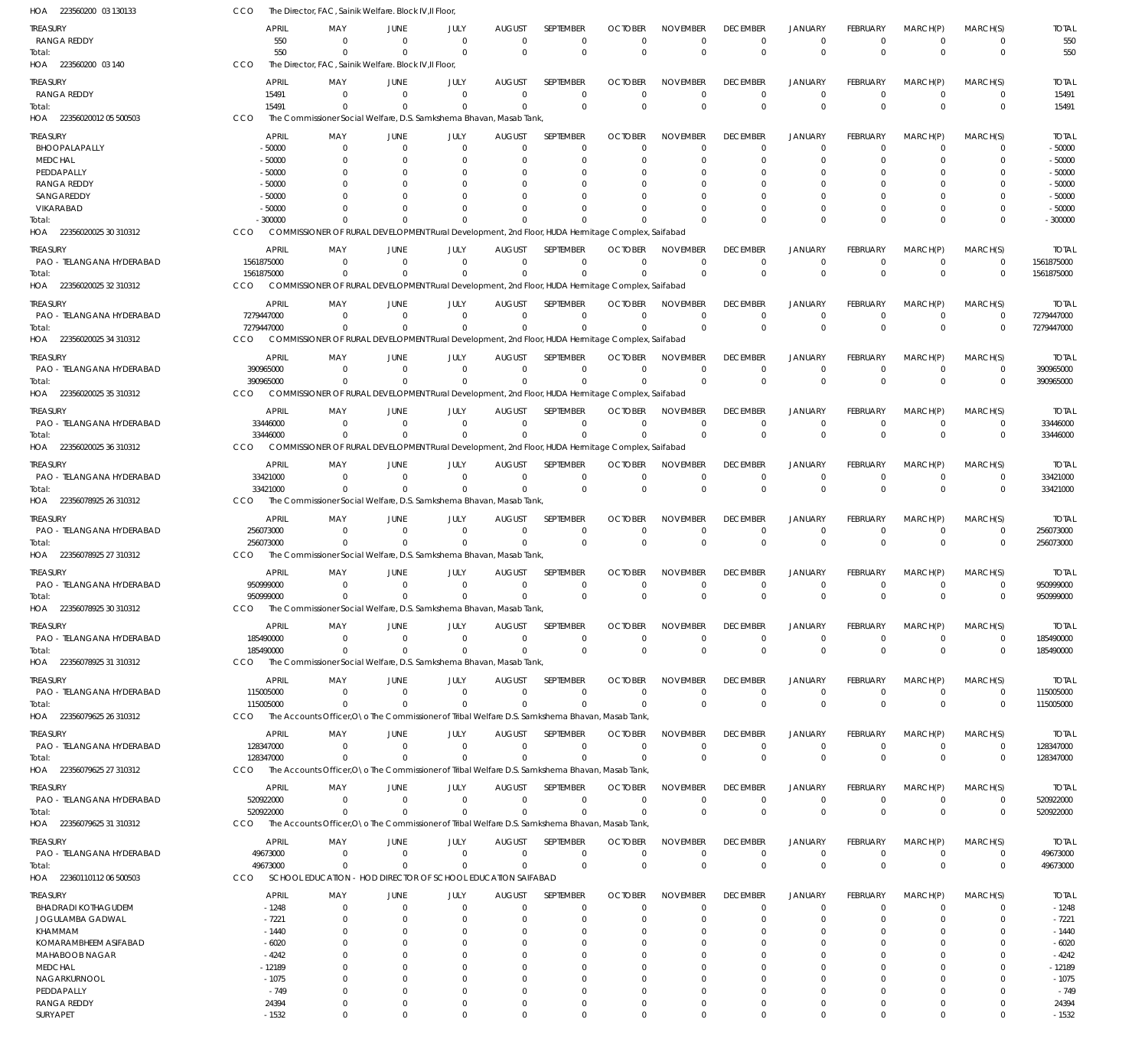HOA 223560200 03 130133 CCO The Director, FAC, Sainik Welfare. Block IV,II Floor,

| TREASURY | APRIL | MAY | JUNE | JULY | AUGUST | SEPTEMBER | OCTOBER | NOVEMBER | DECEMBER | JANUARY | FEBRUARY | MARCH(P) | MARCH(S) | TOTAL |
|---|---|---|---|---|---|---|---|---|---|---|---|---|---|---|
| RANGA REDDY | 550 | 0 | 0 | 0 | 0 | 0 | 0 | 0 | 0 | 0 | 0 | 0 | 0 | 550 |
| Total: | 550 | 0 | 0 | 0 | 0 | 0 | 0 | 0 | 0 | 0 | 0 | 0 | 0 | 550 |

HOA 223560200 03 140 CCO The Director, FAC, Sainik Welfare. Block IV,II Floor,

| TREASURY | APRIL | MAY | JUNE | JULY | AUGUST | SEPTEMBER | OCTOBER | NOVEMBER | DECEMBER | JANUARY | FEBRUARY | MARCH(P) | MARCH(S) | TOTAL |
|---|---|---|---|---|---|---|---|---|---|---|---|---|---|---|
| RANGA REDDY | 15491 | 0 | 0 | 0 | 0 | 0 | 0 | 0 | 0 | 0 | 0 | 0 | 0 | 15491 |
| Total: | 15491 | 0 | 0 | 0 | 0 | 0 | 0 | 0 | 0 | 0 | 0 | 0 | 0 | 15491 |

HOA 22356020012 05 500503 CCO The Commissioner Social Welfare, D.S. Samkshema Bhavan, Masab Tank,

| TREASURY | APRIL | MAY | JUNE | JULY | AUGUST | SEPTEMBER | OCTOBER | NOVEMBER | DECEMBER | JANUARY | FEBRUARY | MARCH(P) | MARCH(S) | TOTAL |
|---|---|---|---|---|---|---|---|---|---|---|---|---|---|---|
| BHOOPALAPALLY | -50000 | 0 | 0 | 0 | 0 | 0 | 0 | 0 | 0 | 0 | 0 | 0 | 0 | -50000 |
| MEDCHAL | -50000 | 0 | 0 | 0 | 0 | 0 | 0 | 0 | 0 | 0 | 0 | 0 | 0 | -50000 |
| PEDDAPALLY | -50000 | 0 | 0 | 0 | 0 | 0 | 0 | 0 | 0 | 0 | 0 | 0 | 0 | -50000 |
| RANGA REDDY | -50000 | 0 | 0 | 0 | 0 | 0 | 0 | 0 | 0 | 0 | 0 | 0 | 0 | -50000 |
| SANGAREDDY | -50000 | 0 | 0 | 0 | 0 | 0 | 0 | 0 | 0 | 0 | 0 | 0 | 0 | -50000 |
| VIKARABAD | -50000 | 0 | 0 | 0 | 0 | 0 | 0 | 0 | 0 | 0 | 0 | 0 | 0 | -50000 |
| Total: | -300000 | 0 | 0 | 0 | 0 | 0 | 0 | 0 | 0 | 0 | 0 | 0 | 0 | -300000 |

HOA 22356020025 30 310312 CCO COMMISSIONER OF RURAL DEVELOPMENTRural Development, 2nd Floor, HUDA Hermitage Complex, Saifabad

| TREASURY | APRIL | MAY | JUNE | JULY | AUGUST | SEPTEMBER | OCTOBER | NOVEMBER | DECEMBER | JANUARY | FEBRUARY | MARCH(P) | MARCH(S) | TOTAL |
|---|---|---|---|---|---|---|---|---|---|---|---|---|---|---|
| PAO - TELANGANA HYDERABAD | 1561875000 | 0 | 0 | 0 | 0 | 0 | 0 | 0 | 0 | 0 | 0 | 0 | 0 | 1561875000 |
| Total: | 1561875000 | 0 | 0 | 0 | 0 | 0 | 0 | 0 | 0 | 0 | 0 | 0 | 0 | 1561875000 |

HOA 22356020025 32 310312 CCO COMMISSIONER OF RURAL DEVELOPMENTRural Development, 2nd Floor, HUDA Hermitage Complex, Saifabad

| TREASURY | APRIL | MAY | JUNE | JULY | AUGUST | SEPTEMBER | OCTOBER | NOVEMBER | DECEMBER | JANUARY | FEBRUARY | MARCH(P) | MARCH(S) | TOTAL |
|---|---|---|---|---|---|---|---|---|---|---|---|---|---|---|
| PAO - TELANGANA HYDERABAD | 7279447000 | 0 | 0 | 0 | 0 | 0 | 0 | 0 | 0 | 0 | 0 | 0 | 0 | 7279447000 |
| Total: | 7279447000 | 0 | 0 | 0 | 0 | 0 | 0 | 0 | 0 | 0 | 0 | 0 | 0 | 7279447000 |

HOA 22356020025 34 310312 CCO COMMISSIONER OF RURAL DEVELOPMENTRural Development, 2nd Floor, HUDA Hermitage Complex, Saifabad

| TREASURY | APRIL | MAY | JUNE | JULY | AUGUST | SEPTEMBER | OCTOBER | NOVEMBER | DECEMBER | JANUARY | FEBRUARY | MARCH(P) | MARCH(S) | TOTAL |
|---|---|---|---|---|---|---|---|---|---|---|---|---|---|---|
| PAO - TELANGANA HYDERABAD | 390965000 | 0 | 0 | 0 | 0 | 0 | 0 | 0 | 0 | 0 | 0 | 0 | 0 | 390965000 |
| Total: | 390965000 | 0 | 0 | 0 | 0 | 0 | 0 | 0 | 0 | 0 | 0 | 0 | 0 | 390965000 |

HOA 22356020025 35 310312 CCO COMMISSIONER OF RURAL DEVELOPMENTRural Development, 2nd Floor, HUDA Hermitage Complex, Saifabad

| TREASURY | APRIL | MAY | JUNE | JULY | AUGUST | SEPTEMBER | OCTOBER | NOVEMBER | DECEMBER | JANUARY | FEBRUARY | MARCH(P) | MARCH(S) | TOTAL |
|---|---|---|---|---|---|---|---|---|---|---|---|---|---|---|
| PAO - TELANGANA HYDERABAD | 33446000 | 0 | 0 | 0 | 0 | 0 | 0 | 0 | 0 | 0 | 0 | 0 | 0 | 33446000 |
| Total: | 33446000 | 0 | 0 | 0 | 0 | 0 | 0 | 0 | 0 | 0 | 0 | 0 | 0 | 33446000 |

HOA 22356020025 36 310312 CCO COMMISSIONER OF RURAL DEVELOPMENTRural Development, 2nd Floor, HUDA Hermitage Complex, Saifabad

| TREASURY | APRIL | MAY | JUNE | JULY | AUGUST | SEPTEMBER | OCTOBER | NOVEMBER | DECEMBER | JANUARY | FEBRUARY | MARCH(P) | MARCH(S) | TOTAL |
|---|---|---|---|---|---|---|---|---|---|---|---|---|---|---|
| PAO - TELANGANA HYDERABAD | 33421000 | 0 | 0 | 0 | 0 | 0 | 0 | 0 | 0 | 0 | 0 | 0 | 0 | 33421000 |
| Total: | 33421000 | 0 | 0 | 0 | 0 | 0 | 0 | 0 | 0 | 0 | 0 | 0 | 0 | 33421000 |

HOA 22356078925 26 310312 CCO The Commissioner Social Welfare, D.S. Samkshema Bhavan, Masab Tank,

| TREASURY | APRIL | MAY | JUNE | JULY | AUGUST | SEPTEMBER | OCTOBER | NOVEMBER | DECEMBER | JANUARY | FEBRUARY | MARCH(P) | MARCH(S) | TOTAL |
|---|---|---|---|---|---|---|---|---|---|---|---|---|---|---|
| PAO - TELANGANA HYDERABAD | 256073000 | 0 | 0 | 0 | 0 | 0 | 0 | 0 | 0 | 0 | 0 | 0 | 0 | 256073000 |
| Total: | 256073000 | 0 | 0 | 0 | 0 | 0 | 0 | 0 | 0 | 0 | 0 | 0 | 0 | 256073000 |

HOA 22356078925 27 310312 CCO The Commissioner Social Welfare, D.S. Samkshema Bhavan, Masab Tank,

| TREASURY | APRIL | MAY | JUNE | JULY | AUGUST | SEPTEMBER | OCTOBER | NOVEMBER | DECEMBER | JANUARY | FEBRUARY | MARCH(P) | MARCH(S) | TOTAL |
|---|---|---|---|---|---|---|---|---|---|---|---|---|---|---|
| PAO - TELANGANA HYDERABAD | 950999000 | 0 | 0 | 0 | 0 | 0 | 0 | 0 | 0 | 0 | 0 | 0 | 0 | 950999000 |
| Total: | 950999000 | 0 | 0 | 0 | 0 | 0 | 0 | 0 | 0 | 0 | 0 | 0 | 0 | 950999000 |

HOA 22356078925 30 310312 CCO The Commissioner Social Welfare, D.S. Samkshema Bhavan, Masab Tank,

| TREASURY | APRIL | MAY | JUNE | JULY | AUGUST | SEPTEMBER | OCTOBER | NOVEMBER | DECEMBER | JANUARY | FEBRUARY | MARCH(P) | MARCH(S) | TOTAL |
|---|---|---|---|---|---|---|---|---|---|---|---|---|---|---|
| PAO - TELANGANA HYDERABAD | 185490000 | 0 | 0 | 0 | 0 | 0 | 0 | 0 | 0 | 0 | 0 | 0 | 0 | 185490000 |
| Total: | 185490000 | 0 | 0 | 0 | 0 | 0 | 0 | 0 | 0 | 0 | 0 | 0 | 0 | 185490000 |

HOA 22356078925 31 310312 CCO The Commissioner Social Welfare, D.S. Samkshema Bhavan, Masab Tank,

| TREASURY | APRIL | MAY | JUNE | JULY | AUGUST | SEPTEMBER | OCTOBER | NOVEMBER | DECEMBER | JANUARY | FEBRUARY | MARCH(P) | MARCH(S) | TOTAL |
|---|---|---|---|---|---|---|---|---|---|---|---|---|---|---|
| PAO - TELANGANA HYDERABAD | 115005000 | 0 | 0 | 0 | 0 | 0 | 0 | 0 | 0 | 0 | 0 | 0 | 0 | 115005000 |
| Total: | 115005000 | 0 | 0 | 0 | 0 | 0 | 0 | 0 | 0 | 0 | 0 | 0 | 0 | 115005000 |

HOA 22356079625 26 310312 CCO The Accounts Officer,O\o The Commissioner of Tribal Welfare D.S. Samkshema Bhavan, Masab Tank,

| TREASURY | APRIL | MAY | JUNE | JULY | AUGUST | SEPTEMBER | OCTOBER | NOVEMBER | DECEMBER | JANUARY | FEBRUARY | MARCH(P) | MARCH(S) | TOTAL |
|---|---|---|---|---|---|---|---|---|---|---|---|---|---|---|
| PAO - TELANGANA HYDERABAD | 128347000 | 0 | 0 | 0 | 0 | 0 | 0 | 0 | 0 | 0 | 0 | 0 | 0 | 128347000 |
| Total: | 128347000 | 0 | 0 | 0 | 0 | 0 | 0 | 0 | 0 | 0 | 0 | 0 | 0 | 128347000 |

HOA 22356079625 27 310312 CCO The Accounts Officer,O\o The Commissioner of Tribal Welfare D.S. Samkshema Bhavan, Masab Tank,

| TREASURY | APRIL | MAY | JUNE | JULY | AUGUST | SEPTEMBER | OCTOBER | NOVEMBER | DECEMBER | JANUARY | FEBRUARY | MARCH(P) | MARCH(S) | TOTAL |
|---|---|---|---|---|---|---|---|---|---|---|---|---|---|---|
| PAO - TELANGANA HYDERABAD | 520922000 | 0 | 0 | 0 | 0 | 0 | 0 | 0 | 0 | 0 | 0 | 0 | 0 | 520922000 |
| Total: | 520922000 | 0 | 0 | 0 | 0 | 0 | 0 | 0 | 0 | 0 | 0 | 0 | 0 | 520922000 |

HOA 22356079625 31 310312 CCO The Accounts Officer,O\o The Commissioner of Tribal Welfare D.S. Samkshema Bhavan, Masab Tank,

| TREASURY | APRIL | MAY | JUNE | JULY | AUGUST | SEPTEMBER | OCTOBER | NOVEMBER | DECEMBER | JANUARY | FEBRUARY | MARCH(P) | MARCH(S) | TOTAL |
|---|---|---|---|---|---|---|---|---|---|---|---|---|---|---|
| PAO - TELANGANA HYDERABAD | 49673000 | 0 | 0 | 0 | 0 | 0 | 0 | 0 | 0 | 0 | 0 | 0 | 0 | 49673000 |
| Total: | 49673000 | 0 | 0 | 0 | 0 | 0 | 0 | 0 | 0 | 0 | 0 | 0 | 0 | 49673000 |

HOA 22360110112 06 500503 CCO SCHOOL EDUCATION - HOD DIRECTOR OF SCHOOL EDUCATION SAIFABAD

| TREASURY | APRIL | MAY | JUNE | JULY | AUGUST | SEPTEMBER | OCTOBER | NOVEMBER | DECEMBER | JANUARY | FEBRUARY | MARCH(P) | MARCH(S) | TOTAL |
|---|---|---|---|---|---|---|---|---|---|---|---|---|---|---|
| BHADRADI KOTHAGUDEM | -1248 | 0 | 0 | 0 | 0 | 0 | 0 | 0 | 0 | 0 | 0 | 0 | 0 | -1248 |
| JOGULAMBA GADWAL | -7221 | 0 | 0 | 0 | 0 | 0 | 0 | 0 | 0 | 0 | 0 | 0 | 0 | -7221 |
| KHAMMAM | -1440 | 0 | 0 | 0 | 0 | 0 | 0 | 0 | 0 | 0 | 0 | 0 | 0 | -1440 |
| KOMARAMBHEEM ASIFABAD | -6020 | 0 | 0 | 0 | 0 | 0 | 0 | 0 | 0 | 0 | 0 | 0 | 0 | -6020 |
| MAHABOOB NAGAR | -4242 | 0 | 0 | 0 | 0 | 0 | 0 | 0 | 0 | 0 | 0 | 0 | 0 | -4242 |
| MEDCHAL | -12189 | 0 | 0 | 0 | 0 | 0 | 0 | 0 | 0 | 0 | 0 | 0 | 0 | -12189 |
| NAGARKURNOOL | -1075 | 0 | 0 | 0 | 0 | 0 | 0 | 0 | 0 | 0 | 0 | 0 | 0 | -1075 |
| PEDDAPALLY | -749 | 0 | 0 | 0 | 0 | 0 | 0 | 0 | 0 | 0 | 0 | 0 | 0 | -749 |
| RANGA REDDY | 24394 | 0 | 0 | 0 | 0 | 0 | 0 | 0 | 0 | 0 | 0 | 0 | 0 | 24394 |
| SURYAPET | -1532 | 0 | 0 | 0 | 0 | 0 | 0 | 0 | 0 | 0 | 0 | 0 | 0 | -1532 |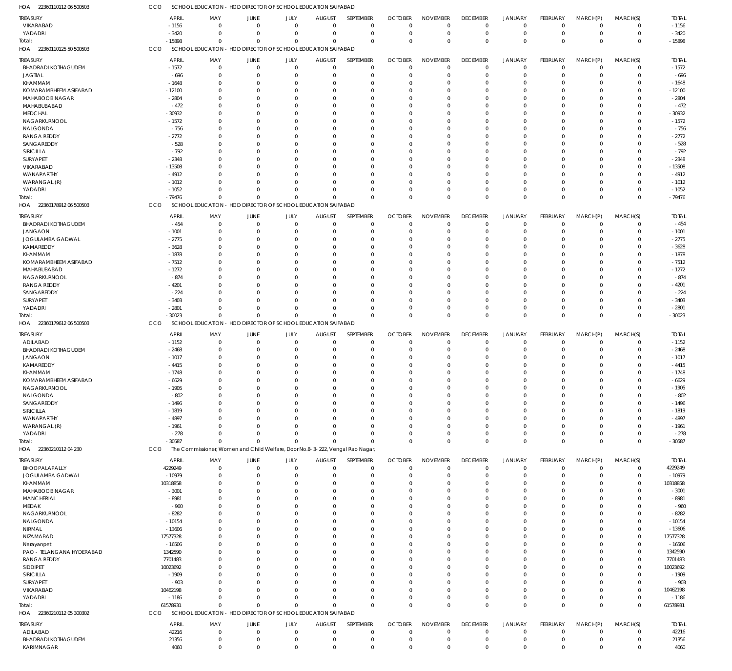HOA 223601101120650050 3 CCO SCHOOL EDUCATION - HOD DIRECTOR OF SCHOOL EDUCATION SAIFABAD

| TREASURY | APRIL | MAY | JUNE | JULY | AUGUST | SEPTEMBER | OCTOBER | NOVEMBER | DECEMBER | JANUARY | FEBRUARY | MARCH(P) | MARCH(S) | TOTAL |
|---|---|---|---|---|---|---|---|---|---|---|---|---|---|---|
| VIKARABAD | -1156 | 0 | 0 | 0 | 0 | 0 | 0 | 0 | 0 | 0 | 0 | 0 | 0 | -1156 |
| YADADRI | -3420 | 0 | 0 | 0 | 0 | 0 | 0 | 0 | 0 | 0 | 0 | 0 | 0 | -3420 |
| Total: | -15898 | 0 | 0 | 0 | 0 | 0 | 0 | 0 | 0 | 0 | 0 | 0 | 0 | -15898 |

HOA 223601101255050050 3 CCO SCHOOL EDUCATION - HOD DIRECTOR OF SCHOOL EDUCATION SAIFABAD

| TREASURY | APRIL | MAY | JUNE | JULY | AUGUST | SEPTEMBER | OCTOBER | NOVEMBER | DECEMBER | JANUARY | FEBRUARY | MARCH(P) | MARCH(S) | TOTAL |
|---|---|---|---|---|---|---|---|---|---|---|---|---|---|---|
| BHADRADI KOTHAGUDEM | -1572 | 0 | 0 | 0 | 0 | 0 | 0 | 0 | 0 | 0 | 0 | 0 | 0 | -1572 |
| JAGTIAL | -696 | 0 | 0 | 0 | 0 | 0 | 0 | 0 | 0 | 0 | 0 | 0 | 0 | -696 |
| KHAMMAM | -1648 | 0 | 0 | 0 | 0 | 0 | 0 | 0 | 0 | 0 | 0 | 0 | 0 | -1648 |
| KOMARAMBHEEM ASIFABAD | -12100 | 0 | 0 | 0 | 0 | 0 | 0 | 0 | 0 | 0 | 0 | 0 | 0 | -12100 |
| MAHABOOB NAGAR | -2804 | 0 | 0 | 0 | 0 | 0 | 0 | 0 | 0 | 0 | 0 | 0 | 0 | -2804 |
| MAHABUBABAD | -472 | 0 | 0 | 0 | 0 | 0 | 0 | 0 | 0 | 0 | 0 | 0 | 0 | -472 |
| MEDCHAL | -30932 | 0 | 0 | 0 | 0 | 0 | 0 | 0 | 0 | 0 | 0 | 0 | 0 | -30932 |
| NAGARKURNOOL | -1572 | 0 | 0 | 0 | 0 | 0 | 0 | 0 | 0 | 0 | 0 | 0 | 0 | -1572 |
| NALGONDA | -756 | 0 | 0 | 0 | 0 | 0 | 0 | 0 | 0 | 0 | 0 | 0 | 0 | -756 |
| RANGA REDDY | -2772 | 0 | 0 | 0 | 0 | 0 | 0 | 0 | 0 | 0 | 0 | 0 | 0 | -2772 |
| SANGAREDDY | -528 | 0 | 0 | 0 | 0 | 0 | 0 | 0 | 0 | 0 | 0 | 0 | 0 | -528 |
| SIRICILLA | -792 | 0 | 0 | 0 | 0 | 0 | 0 | 0 | 0 | 0 | 0 | 0 | 0 | -792 |
| SURYAPET | -2348 | 0 | 0 | 0 | 0 | 0 | 0 | 0 | 0 | 0 | 0 | 0 | 0 | -2348 |
| VIKARABAD | -13508 | 0 | 0 | 0 | 0 | 0 | 0 | 0 | 0 | 0 | 0 | 0 | 0 | -13508 |
| WANAPARTHY | -4912 | 0 | 0 | 0 | 0 | 0 | 0 | 0 | 0 | 0 | 0 | 0 | 0 | -4912 |
| WARANGAL (R) | -1012 | 0 | 0 | 0 | 0 | 0 | 0 | 0 | 0 | 0 | 0 | 0 | 0 | -1012 |
| YADADRI | -1052 | 0 | 0 | 0 | 0 | 0 | 0 | 0 | 0 | 0 | 0 | 0 | 0 | -1052 |
| Total: | -79476 | 0 | 0 | 0 | 0 | 0 | 0 | 0 | 0 | 0 | 0 | 0 | 0 | -79476 |

HOA 223601789120650050 3 CCO SCHOOL EDUCATION - HOD DIRECTOR OF SCHOOL EDUCATION SAIFABAD

| TREASURY | APRIL | MAY | JUNE | JULY | AUGUST | SEPTEMBER | OCTOBER | NOVEMBER | DECEMBER | JANUARY | FEBRUARY | MARCH(P) | MARCH(S) | TOTAL |
|---|---|---|---|---|---|---|---|---|---|---|---|---|---|---|
| BHADRADI KOTHAGUDEM | -454 | 0 | 0 | 0 | 0 | 0 | 0 | 0 | 0 | 0 | 0 | 0 | 0 | -454 |
| JANGAON | -1001 | 0 | 0 | 0 | 0 | 0 | 0 | 0 | 0 | 0 | 0 | 0 | 0 | -1001 |
| JOGULAMBA GADWAL | -2775 | 0 | 0 | 0 | 0 | 0 | 0 | 0 | 0 | 0 | 0 | 0 | 0 | -2775 |
| KAMAREDDY | -3628 | 0 | 0 | 0 | 0 | 0 | 0 | 0 | 0 | 0 | 0 | 0 | 0 | -3628 |
| KHAMMAM | -1878 | 0 | 0 | 0 | 0 | 0 | 0 | 0 | 0 | 0 | 0 | 0 | 0 | -1878 |
| KOMARAMBHEEM ASIFABAD | -7512 | 0 | 0 | 0 | 0 | 0 | 0 | 0 | 0 | 0 | 0 | 0 | 0 | -7512 |
| MAHABUBABAD | -1272 | 0 | 0 | 0 | 0 | 0 | 0 | 0 | 0 | 0 | 0 | 0 | 0 | -1272 |
| NAGARKURNOOL | -874 | 0 | 0 | 0 | 0 | 0 | 0 | 0 | 0 | 0 | 0 | 0 | 0 | -874 |
| RANGA REDDY | -4201 | 0 | 0 | 0 | 0 | 0 | 0 | 0 | 0 | 0 | 0 | 0 | 0 | -4201 |
| SANGAREDDY | -224 | 0 | 0 | 0 | 0 | 0 | 0 | 0 | 0 | 0 | 0 | 0 | 0 | -224 |
| SURYAPET | -3403 | 0 | 0 | 0 | 0 | 0 | 0 | 0 | 0 | 0 | 0 | 0 | 0 | -3403 |
| YADADRI | -2801 | 0 | 0 | 0 | 0 | 0 | 0 | 0 | 0 | 0 | 0 | 0 | 0 | -2801 |
| Total: | -30023 | 0 | 0 | 0 | 0 | 0 | 0 | 0 | 0 | 0 | 0 | 0 | 0 | -30023 |

HOA 223601796120650050 3 CCO SCHOOL EDUCATION - HOD DIRECTOR OF SCHOOL EDUCATION SAIFABAD

| TREASURY | APRIL | MAY | JUNE | JULY | AUGUST | SEPTEMBER | OCTOBER | NOVEMBER | DECEMBER | JANUARY | FEBRUARY | MARCH(P) | MARCH(S) | TOTAL |
|---|---|---|---|---|---|---|---|---|---|---|---|---|---|---|
| ADILABAD | -1152 | 0 | 0 | 0 | 0 | 0 | 0 | 0 | 0 | 0 | 0 | 0 | 0 | -1152 |
| BHADRADI KOTHAGUDEM | -2468 | 0 | 0 | 0 | 0 | 0 | 0 | 0 | 0 | 0 | 0 | 0 | 0 | -2468 |
| JANGAON | -1017 | 0 | 0 | 0 | 0 | 0 | 0 | 0 | 0 | 0 | 0 | 0 | 0 | -1017 |
| KAMAREDDY | -4415 | 0 | 0 | 0 | 0 | 0 | 0 | 0 | 0 | 0 | 0 | 0 | 0 | -4415 |
| KHAMMAM | -1748 | 0 | 0 | 0 | 0 | 0 | 0 | 0 | 0 | 0 | 0 | 0 | 0 | -1748 |
| KOMARAMBHEEM ASIFABAD | -6629 | 0 | 0 | 0 | 0 | 0 | 0 | 0 | 0 | 0 | 0 | 0 | 0 | -6629 |
| NAGARKURNOOL | -1905 | 0 | 0 | 0 | 0 | 0 | 0 | 0 | 0 | 0 | 0 | 0 | 0 | -1905 |
| NALGONDA | -802 | 0 | 0 | 0 | 0 | 0 | 0 | 0 | 0 | 0 | 0 | 0 | 0 | -802 |
| SANGAREDDY | -1496 | 0 | 0 | 0 | 0 | 0 | 0 | 0 | 0 | 0 | 0 | 0 | 0 | -1496 |
| SIRICILLA | -1819 | 0 | 0 | 0 | 0 | 0 | 0 | 0 | 0 | 0 | 0 | 0 | 0 | -1819 |
| WANAPARTHY | -4897 | 0 | 0 | 0 | 0 | 0 | 0 | 0 | 0 | 0 | 0 | 0 | 0 | -4897 |
| WARANGAL (R) | -1961 | 0 | 0 | 0 | 0 | 0 | 0 | 0 | 0 | 0 | 0 | 0 | 0 | -1961 |
| YADADRI | -278 | 0 | 0 | 0 | 0 | 0 | 0 | 0 | 0 | 0 | 0 | 0 | 0 | -278 |
| Total: | -30587 | 0 | 0 | 0 | 0 | 0 | 0 | 0 | 0 | 0 | 0 | 0 | 0 | -30587 |

HOA 223602101120 4 230 CCO The Commissioner, Women and Child Welfare, Door No.8-3-222, Vengal Rao Nagar,

| TREASURY | APRIL | MAY | JUNE | JULY | AUGUST | SEPTEMBER | OCTOBER | NOVEMBER | DECEMBER | JANUARY | FEBRUARY | MARCH(P) | MARCH(S) | TOTAL |
|---|---|---|---|---|---|---|---|---|---|---|---|---|---|---|
| BHOOPALAPALLY | 4229249 | 0 | 0 | 0 | 0 | 0 | 0 | 0 | 0 | 0 | 0 | 0 | 0 | 4229249 |
| JOGULAMBA GADWAL | -10979 | 0 | 0 | 0 | 0 | 0 | 0 | 0 | 0 | 0 | 0 | 0 | 0 | -10979 |
| KHAMMAM | 10318858 | 0 | 0 | 0 | 0 | 0 | 0 | 0 | 0 | 0 | 0 | 0 | 0 | 10318858 |
| MAHABOOB NAGAR | -3001 | 0 | 0 | 0 | 0 | 0 | 0 | 0 | 0 | 0 | 0 | 0 | 0 | -3001 |
| MANCHERIAL | -8981 | 0 | 0 | 0 | 0 | 0 | 0 | 0 | 0 | 0 | 0 | 0 | 0 | -8981 |
| MEDAK | -960 | 0 | 0 | 0 | 0 | 0 | 0 | 0 | 0 | 0 | 0 | 0 | 0 | -960 |
| NAGARKURNOOL | -8282 | 0 | 0 | 0 | 0 | 0 | 0 | 0 | 0 | 0 | 0 | 0 | 0 | -8282 |
| NALGONDA | -10154 | 0 | 0 | 0 | 0 | 0 | 0 | 0 | 0 | 0 | 0 | 0 | 0 | -10154 |
| NIRMAL | -13606 | 0 | 0 | 0 | 0 | 0 | 0 | 0 | 0 | 0 | 0 | 0 | 0 | -13606 |
| NIZAMABAD | 17577328 | 0 | 0 | 0 | 0 | 0 | 0 | 0 | 0 | 0 | 0 | 0 | 0 | 17577328 |
| Narayanpet | -16506 | 0 | 0 | 0 | 0 | 0 | 0 | 0 | 0 | 0 | 0 | 0 | 0 | -16506 |
| PAO - TELANGANA HYDERABAD | 1342590 | 0 | 0 | 0 | 0 | 0 | 0 | 0 | 0 | 0 | 0 | 0 | 0 | 1342590 |
| RANGA REDDY | 7701483 | 0 | 0 | 0 | 0 | 0 | 0 | 0 | 0 | 0 | 0 | 0 | 0 | 7701483 |
| SIDDIPET | 10023692 | 0 | 0 | 0 | 0 | 0 | 0 | 0 | 0 | 0 | 0 | 0 | 0 | 10023692 |
| SIRICILLA | -1909 | 0 | 0 | 0 | 0 | 0 | 0 | 0 | 0 | 0 | 0 | 0 | 0 | -1909 |
| SURYAPET | -903 | 0 | 0 | 0 | 0 | 0 | 0 | 0 | 0 | 0 | 0 | 0 | 0 | -903 |
| VIKARABAD | 10462198 | 0 | 0 | 0 | 0 | 0 | 0 | 0 | 0 | 0 | 0 | 0 | 0 | 10462198 |
| YADADRI | -1186 | 0 | 0 | 0 | 0 | 0 | 0 | 0 | 0 | 0 | 0 | 0 | 0 | -1186 |
| Total: | 61578931 | 0 | 0 | 0 | 0 | 0 | 0 | 0 | 0 | 0 | 0 | 0 | 0 | 61578931 |

HOA 223602101120530030 2 CCO SCHOOL EDUCATION - HOD DIRECTOR OF SCHOOL EDUCATION SAIFABAD

| TREASURY | APRIL | MAY | JUNE | JULY | AUGUST | SEPTEMBER | OCTOBER | NOVEMBER | DECEMBER | JANUARY | FEBRUARY | MARCH(P) | MARCH(S) | TOTAL |
|---|---|---|---|---|---|---|---|---|---|---|---|---|---|---|
| ADILABAD | 42216 | 0 | 0 | 0 | 0 | 0 | 0 | 0 | 0 | 0 | 0 | 0 | 0 | 42216 |
| BHADRADI KOTHAGUDEM | 21356 | 0 | 0 | 0 | 0 | 0 | 0 | 0 | 0 | 0 | 0 | 0 | 0 | 21356 |
| KARIMNAGAR | 4060 | 0 | 0 | 0 | 0 | 0 | 0 | 0 | 0 | 0 | 0 | 0 | 0 | 4060 |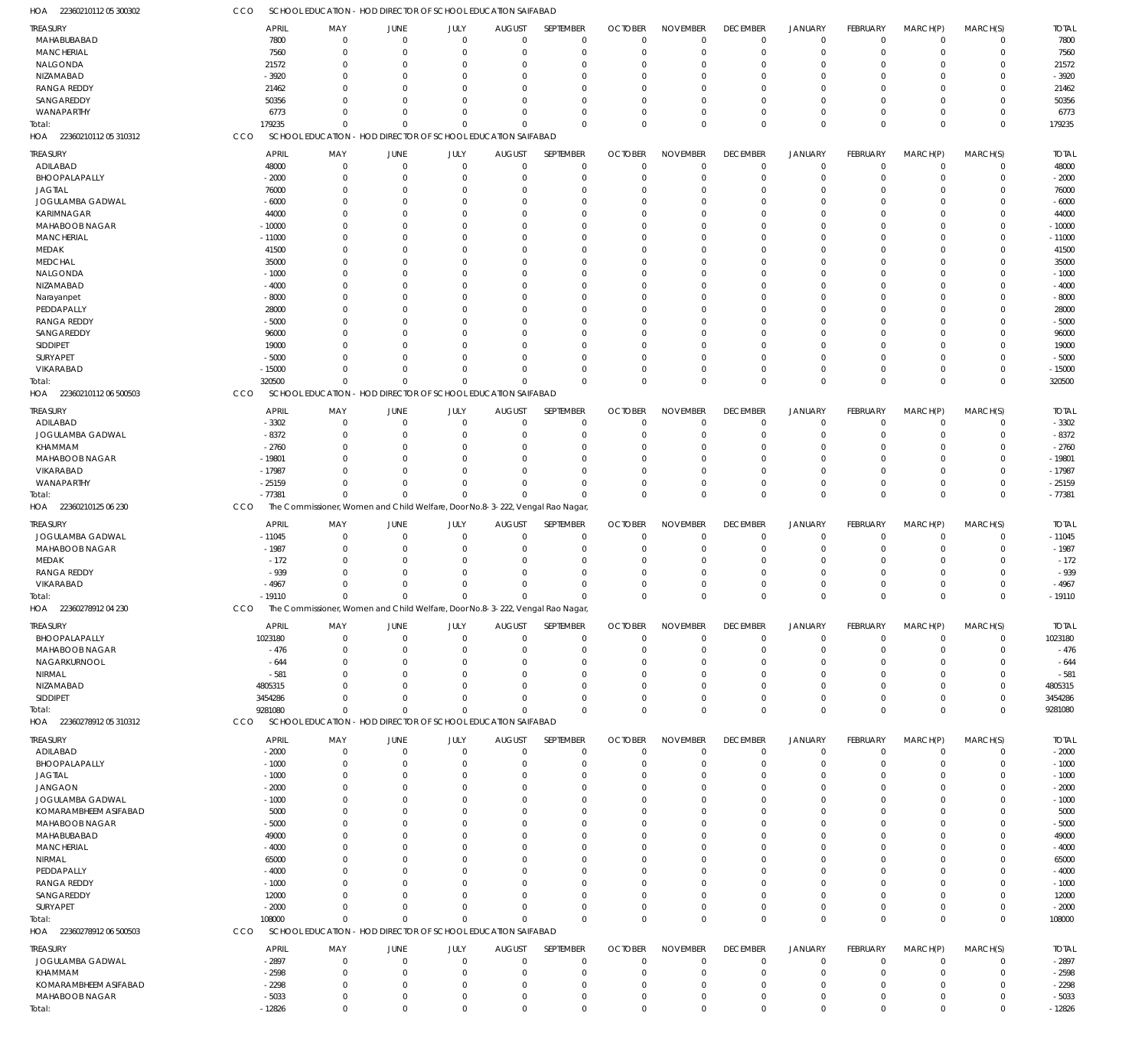HOA 22360210112 05 300302 CCO SCHOOL EDUCATION - HOD DIRECTOR OF SCHOOL EDUCATION SAIFABAD

| TREASURY | APRIL | MAY | JUNE | JULY | AUGUST | SEPTEMBER | OCTOBER | NOVEMBER | DECEMBER | JANUARY | FEBRUARY | MARCH(P) | MARCH(S) | TOTAL |
|---|---|---|---|---|---|---|---|---|---|---|---|---|---|---|
| MAHABUBABAD | 7800 | 0 | 0 | 0 | 0 | 0 | 0 | 0 | 0 | 0 | 0 | 0 | 0 | 7800 |
| MANCHERIAL | 7560 | 0 | 0 | 0 | 0 | 0 | 0 | 0 | 0 | 0 | 0 | 0 | 0 | 7560 |
| NALGONDA | 21572 | 0 | 0 | 0 | 0 | 0 | 0 | 0 | 0 | 0 | 0 | 0 | 0 | 21572 |
| NIZAMABAD | -3920 | 0 | 0 | 0 | 0 | 0 | 0 | 0 | 0 | 0 | 0 | 0 | 0 | -3920 |
| RANGA REDDY | 21462 | 0 | 0 | 0 | 0 | 0 | 0 | 0 | 0 | 0 | 0 | 0 | 0 | 21462 |
| SANGAREDDY | 50356 | 0 | 0 | 0 | 0 | 0 | 0 | 0 | 0 | 0 | 0 | 0 | 0 | 50356 |
| WANAPARTHY | 6773 | 0 | 0 | 0 | 0 | 0 | 0 | 0 | 0 | 0 | 0 | 0 | 0 | 6773 |
| Total: | 179235 | 0 | 0 | 0 | 0 | 0 | 0 | 0 | 0 | 0 | 0 | 0 | 0 | 179235 |

HOA 22360210112 05 310312 CCO SCHOOL EDUCATION - HOD DIRECTOR OF SCHOOL EDUCATION SAIFABAD

| TREASURY | APRIL | MAY | JUNE | JULY | AUGUST | SEPTEMBER | OCTOBER | NOVEMBER | DECEMBER | JANUARY | FEBRUARY | MARCH(P) | MARCH(S) | TOTAL |
|---|---|---|---|---|---|---|---|---|---|---|---|---|---|---|
| ADILABAD | 48000 | 0 | 0 | 0 | 0 | 0 | 0 | 0 | 0 | 0 | 0 | 0 | 0 | 48000 |
| BHOOPALAPALLY | -2000 | 0 | 0 | 0 | 0 | 0 | 0 | 0 | 0 | 0 | 0 | 0 | 0 | -2000 |
| JAGTIAL | 76000 | 0 | 0 | 0 | 0 | 0 | 0 | 0 | 0 | 0 | 0 | 0 | 0 | 76000 |
| JOGULAMBA GADWAL | -6000 | 0 | 0 | 0 | 0 | 0 | 0 | 0 | 0 | 0 | 0 | 0 | 0 | -6000 |
| KARIMNAGAR | 44000 | 0 | 0 | 0 | 0 | 0 | 0 | 0 | 0 | 0 | 0 | 0 | 0 | 44000 |
| MAHABOOB NAGAR | -10000 | 0 | 0 | 0 | 0 | 0 | 0 | 0 | 0 | 0 | 0 | 0 | 0 | -10000 |
| MANCHERIAL | -11000 | 0 | 0 | 0 | 0 | 0 | 0 | 0 | 0 | 0 | 0 | 0 | 0 | -11000 |
| MEDAK | 41500 | 0 | 0 | 0 | 0 | 0 | 0 | 0 | 0 | 0 | 0 | 0 | 0 | 41500 |
| MEDCHAL | 35000 | 0 | 0 | 0 | 0 | 0 | 0 | 0 | 0 | 0 | 0 | 0 | 0 | 35000 |
| NALGONDA | -1000 | 0 | 0 | 0 | 0 | 0 | 0 | 0 | 0 | 0 | 0 | 0 | 0 | -1000 |
| NIZAMABAD | -4000 | 0 | 0 | 0 | 0 | 0 | 0 | 0 | 0 | 0 | 0 | 0 | 0 | -4000 |
| Narayanpet | -8000 | 0 | 0 | 0 | 0 | 0 | 0 | 0 | 0 | 0 | 0 | 0 | 0 | -8000 |
| PEDDAPALLY | 28000 | 0 | 0 | 0 | 0 | 0 | 0 | 0 | 0 | 0 | 0 | 0 | 0 | 28000 |
| RANGA REDDY | -5000 | 0 | 0 | 0 | 0 | 0 | 0 | 0 | 0 | 0 | 0 | 0 | 0 | -5000 |
| SANGAREDDY | 96000 | 0 | 0 | 0 | 0 | 0 | 0 | 0 | 0 | 0 | 0 | 0 | 0 | 96000 |
| SIDDIPET | 19000 | 0 | 0 | 0 | 0 | 0 | 0 | 0 | 0 | 0 | 0 | 0 | 0 | 19000 |
| SURYAPET | -5000 | 0 | 0 | 0 | 0 | 0 | 0 | 0 | 0 | 0 | 0 | 0 | 0 | -5000 |
| VIKARABAD | -15000 | 0 | 0 | 0 | 0 | 0 | 0 | 0 | 0 | 0 | 0 | 0 | 0 | -15000 |
| Total: | 320500 | 0 | 0 | 0 | 0 | 0 | 0 | 0 | 0 | 0 | 0 | 0 | 0 | 320500 |

HOA 22360210112 06 500503 CCO SCHOOL EDUCATION - HOD DIRECTOR OF SCHOOL EDUCATION SAIFABAD

| TREASURY | APRIL | MAY | JUNE | JULY | AUGUST | SEPTEMBER | OCTOBER | NOVEMBER | DECEMBER | JANUARY | FEBRUARY | MARCH(P) | MARCH(S) | TOTAL |
|---|---|---|---|---|---|---|---|---|---|---|---|---|---|---|
| ADILABAD | -3302 | 0 | 0 | 0 | 0 | 0 | 0 | 0 | 0 | 0 | 0 | 0 | 0 | -3302 |
| JOGULAMBA GADWAL | -8372 | 0 | 0 | 0 | 0 | 0 | 0 | 0 | 0 | 0 | 0 | 0 | 0 | -8372 |
| KHAMMAM | -2760 | 0 | 0 | 0 | 0 | 0 | 0 | 0 | 0 | 0 | 0 | 0 | 0 | -2760 |
| MAHABOOB NAGAR | -19801 | 0 | 0 | 0 | 0 | 0 | 0 | 0 | 0 | 0 | 0 | 0 | 0 | -19801 |
| VIKARABAD | -17987 | 0 | 0 | 0 | 0 | 0 | 0 | 0 | 0 | 0 | 0 | 0 | 0 | -17987 |
| WANAPARTHY | -25159 | 0 | 0 | 0 | 0 | 0 | 0 | 0 | 0 | 0 | 0 | 0 | 0 | -25159 |
| Total: | -77381 | 0 | 0 | 0 | 0 | 0 | 0 | 0 | 0 | 0 | 0 | 0 | 0 | -77381 |

HOA 22360210125 06 230 CCO The Commissioner, Women and Child Welfare, Door No.8-3-222, Vengal Rao Nagar,

| TREASURY | APRIL | MAY | JUNE | JULY | AUGUST | SEPTEMBER | OCTOBER | NOVEMBER | DECEMBER | JANUARY | FEBRUARY | MARCH(P) | MARCH(S) | TOTAL |
|---|---|---|---|---|---|---|---|---|---|---|---|---|---|---|
| JOGULAMBA GADWAL | -11045 | 0 | 0 | 0 | 0 | 0 | 0 | 0 | 0 | 0 | 0 | 0 | 0 | -11045 |
| MAHABOOB NAGAR | -1987 | 0 | 0 | 0 | 0 | 0 | 0 | 0 | 0 | 0 | 0 | 0 | 0 | -1987 |
| MEDAK | -172 | 0 | 0 | 0 | 0 | 0 | 0 | 0 | 0 | 0 | 0 | 0 | 0 | -172 |
| RANGA REDDY | -939 | 0 | 0 | 0 | 0 | 0 | 0 | 0 | 0 | 0 | 0 | 0 | 0 | -939 |
| VIKARABAD | -4967 | 0 | 0 | 0 | 0 | 0 | 0 | 0 | 0 | 0 | 0 | 0 | 0 | -4967 |
| Total: | -19110 | 0 | 0 | 0 | 0 | 0 | 0 | 0 | 0 | 0 | 0 | 0 | 0 | -19110 |

HOA 22360278912 04 230 CCO The Commissioner, Women and Child Welfare, Door No.8-3-222, Vengal Rao Nagar,

| TREASURY | APRIL | MAY | JUNE | JULY | AUGUST | SEPTEMBER | OCTOBER | NOVEMBER | DECEMBER | JANUARY | FEBRUARY | MARCH(P) | MARCH(S) | TOTAL |
|---|---|---|---|---|---|---|---|---|---|---|---|---|---|---|
| BHOOPALAPALLY | 1023180 | 0 | 0 | 0 | 0 | 0 | 0 | 0 | 0 | 0 | 0 | 0 | 0 | 1023180 |
| MAHABOOB NAGAR | -476 | 0 | 0 | 0 | 0 | 0 | 0 | 0 | 0 | 0 | 0 | 0 | 0 | -476 |
| NAGARKURNOOL | -644 | 0 | 0 | 0 | 0 | 0 | 0 | 0 | 0 | 0 | 0 | 0 | 0 | -644 |
| NIRMAL | -581 | 0 | 0 | 0 | 0 | 0 | 0 | 0 | 0 | 0 | 0 | 0 | 0 | -581 |
| NIZAMABAD | 4805315 | 0 | 0 | 0 | 0 | 0 | 0 | 0 | 0 | 0 | 0 | 0 | 0 | 4805315 |
| SIDDIPET | 3454286 | 0 | 0 | 0 | 0 | 0 | 0 | 0 | 0 | 0 | 0 | 0 | 0 | 3454286 |
| Total: | 9281080 | 0 | 0 | 0 | 0 | 0 | 0 | 0 | 0 | 0 | 0 | 0 | 0 | 9281080 |

HOA 22360278912 05 310312 CCO SCHOOL EDUCATION - HOD DIRECTOR OF SCHOOL EDUCATION SAIFABAD

| TREASURY | APRIL | MAY | JUNE | JULY | AUGUST | SEPTEMBER | OCTOBER | NOVEMBER | DECEMBER | JANUARY | FEBRUARY | MARCH(P) | MARCH(S) | TOTAL |
|---|---|---|---|---|---|---|---|---|---|---|---|---|---|---|
| ADILABAD | -2000 | 0 | 0 | 0 | 0 | 0 | 0 | 0 | 0 | 0 | 0 | 0 | 0 | -2000 |
| BHOOPALAPALLY | -1000 | 0 | 0 | 0 | 0 | 0 | 0 | 0 | 0 | 0 | 0 | 0 | 0 | -1000 |
| JAGTIAL | -1000 | 0 | 0 | 0 | 0 | 0 | 0 | 0 | 0 | 0 | 0 | 0 | 0 | -1000 |
| JANGAON | -2000 | 0 | 0 | 0 | 0 | 0 | 0 | 0 | 0 | 0 | 0 | 0 | 0 | -2000 |
| JOGULAMBA GADWAL | -1000 | 0 | 0 | 0 | 0 | 0 | 0 | 0 | 0 | 0 | 0 | 0 | 0 | -1000 |
| KOMARAMBHEEM ASIFABAD | 5000 | 0 | 0 | 0 | 0 | 0 | 0 | 0 | 0 | 0 | 0 | 0 | 0 | 5000 |
| MAHABOOB NAGAR | -5000 | 0 | 0 | 0 | 0 | 0 | 0 | 0 | 0 | 0 | 0 | 0 | 0 | -5000 |
| MAHABUBABAD | 49000 | 0 | 0 | 0 | 0 | 0 | 0 | 0 | 0 | 0 | 0 | 0 | 0 | 49000 |
| MANCHERIAL | -4000 | 0 | 0 | 0 | 0 | 0 | 0 | 0 | 0 | 0 | 0 | 0 | 0 | -4000 |
| NIRMAL | 65000 | 0 | 0 | 0 | 0 | 0 | 0 | 0 | 0 | 0 | 0 | 0 | 0 | 65000 |
| PEDDAPALLY | -4000 | 0 | 0 | 0 | 0 | 0 | 0 | 0 | 0 | 0 | 0 | 0 | 0 | -4000 |
| RANGA REDDY | -1000 | 0 | 0 | 0 | 0 | 0 | 0 | 0 | 0 | 0 | 0 | 0 | 0 | -1000 |
| SANGAREDDY | 12000 | 0 | 0 | 0 | 0 | 0 | 0 | 0 | 0 | 0 | 0 | 0 | 0 | 12000 |
| SURYAPET | -2000 | 0 | 0 | 0 | 0 | 0 | 0 | 0 | 0 | 0 | 0 | 0 | 0 | -2000 |
| Total: | 108000 | 0 | 0 | 0 | 0 | 0 | 0 | 0 | 0 | 0 | 0 | 0 | 0 | 108000 |

HOA 22360278912 06 500503 CCO SCHOOL EDUCATION - HOD DIRECTOR OF SCHOOL EDUCATION SAIFABAD

| TREASURY | APRIL | MAY | JUNE | JULY | AUGUST | SEPTEMBER | OCTOBER | NOVEMBER | DECEMBER | JANUARY | FEBRUARY | MARCH(P) | MARCH(S) | TOTAL |
|---|---|---|---|---|---|---|---|---|---|---|---|---|---|---|
| JOGULAMBA GADWAL | -2897 | 0 | 0 | 0 | 0 | 0 | 0 | 0 | 0 | 0 | 0 | 0 | 0 | -2897 |
| KHAMMAM | -2598 | 0 | 0 | 0 | 0 | 0 | 0 | 0 | 0 | 0 | 0 | 0 | 0 | -2598 |
| KOMARAMBHEEM ASIFABAD | -2298 | 0 | 0 | 0 | 0 | 0 | 0 | 0 | 0 | 0 | 0 | 0 | 0 | -2298 |
| MAHABOOB NAGAR | -5033 | 0 | 0 | 0 | 0 | 0 | 0 | 0 | 0 | 0 | 0 | 0 | 0 | -5033 |
| Total: | -12826 | 0 | 0 | 0 | 0 | 0 | 0 | 0 | 0 | 0 | 0 | 0 | 0 | -12826 |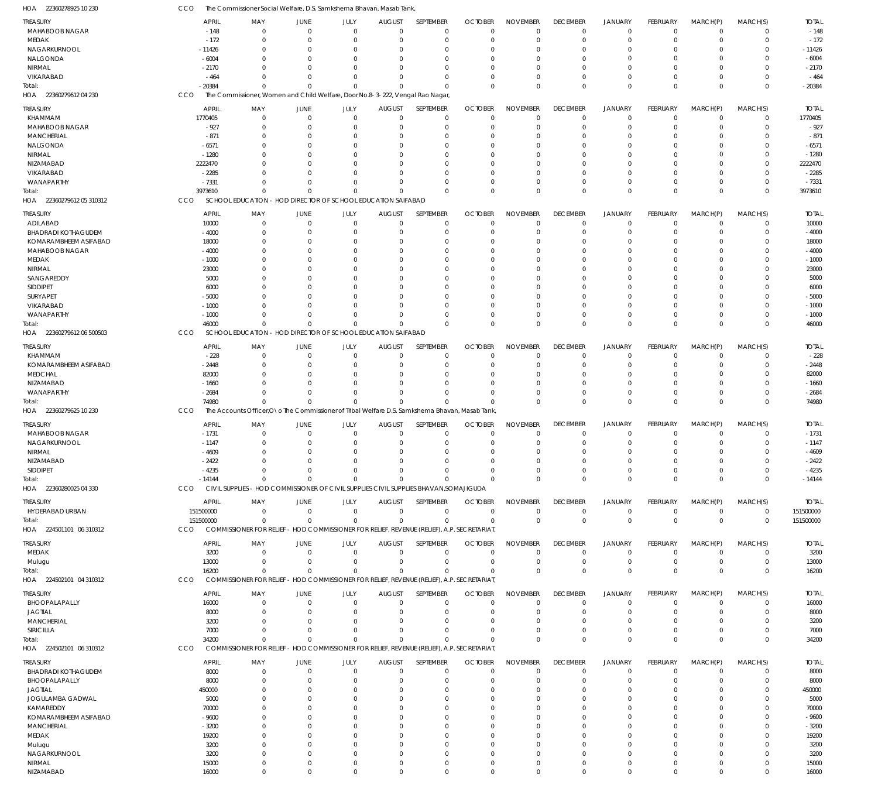HOA 22360278925 10 230 CCO The Commissioner Social Welfare, D.S. Samkshema Bhavan, Masab Tank,

| TREASURY | APRIL | MAY | JUNE | JULY | AUGUST | SEPTEMBER | OCTOBER | NOVEMBER | DECEMBER | JANUARY | FEBRUARY | MARCH(P) | MARCH(S) | TOTAL |
|---|---|---|---|---|---|---|---|---|---|---|---|---|---|---|
| MAHABOOB NAGAR | -148 | 0 | 0 | 0 | 0 | 0 | 0 | 0 | 0 | 0 | 0 | 0 | 0 | -148 |
| MEDAK | -172 | 0 | 0 | 0 | 0 | 0 | 0 | 0 | 0 | 0 | 0 | 0 | 0 | -172 |
| NAGARKURNOOL | -11426 | 0 | 0 | 0 | 0 | 0 | 0 | 0 | 0 | 0 | 0 | 0 | 0 | -11426 |
| NALGONDA | -6004 | 0 | 0 | 0 | 0 | 0 | 0 | 0 | 0 | 0 | 0 | 0 | 0 | -6004 |
| NIRMAL | -2170 | 0 | 0 | 0 | 0 | 0 | 0 | 0 | 0 | 0 | 0 | 0 | 0 | -2170 |
| VIKARABAD | -464 | 0 | 0 | 0 | 0 | 0 | 0 | 0 | 0 | 0 | 0 | 0 | 0 | -464 |
| Total: | -20384 | 0 | 0 | 0 | 0 | 0 | 0 | 0 | 0 | 0 | 0 | 0 | 0 | -20384 |

HOA 22360279612 04 230 CCO The Commissioner, Women and Child Welfare, Door No.8-3-222, Vengal Rao Nagar,

| TREASURY | APRIL | MAY | JUNE | JULY | AUGUST | SEPTEMBER | OCTOBER | NOVEMBER | DECEMBER | JANUARY | FEBRUARY | MARCH(P) | MARCH(S) | TOTAL |
|---|---|---|---|---|---|---|---|---|---|---|---|---|---|---|
| KHAMMAM | 1770405 | 0 | 0 | 0 | 0 | 0 | 0 | 0 | 0 | 0 | 0 | 0 | 0 | 1770405 |
| MAHABOOB NAGAR | -927 | 0 | 0 | 0 | 0 | 0 | 0 | 0 | 0 | 0 | 0 | 0 | 0 | -927 |
| MANCHERIAL | -871 | 0 | 0 | 0 | 0 | 0 | 0 | 0 | 0 | 0 | 0 | 0 | 0 | -871 |
| NALGONDA | -6571 | 0 | 0 | 0 | 0 | 0 | 0 | 0 | 0 | 0 | 0 | 0 | 0 | -6571 |
| NIRMAL | -1280 | 0 | 0 | 0 | 0 | 0 | 0 | 0 | 0 | 0 | 0 | 0 | 0 | -1280 |
| NIZAMABAD | 2222470 | 0 | 0 | 0 | 0 | 0 | 0 | 0 | 0 | 0 | 0 | 0 | 0 | 2222470 |
| VIKARABAD | -2285 | 0 | 0 | 0 | 0 | 0 | 0 | 0 | 0 | 0 | 0 | 0 | 0 | -2285 |
| WANAPARTHY | -7331 | 0 | 0 | 0 | 0 | 0 | 0 | 0 | 0 | 0 | 0 | 0 | 0 | -7331 |
| Total: | 3973610 | 0 | 0 | 0 | 0 | 0 | 0 | 0 | 0 | 0 | 0 | 0 | 0 | 3973610 |

HOA 22360279612 05 310312 CCO SCHOOL EDUCATION - HOD DIRECTOR OF SCHOOL EDUCATION SAIFABAD

| TREASURY | APRIL | MAY | JUNE | JULY | AUGUST | SEPTEMBER | OCTOBER | NOVEMBER | DECEMBER | JANUARY | FEBRUARY | MARCH(P) | MARCH(S) | TOTAL |
|---|---|---|---|---|---|---|---|---|---|---|---|---|---|---|
| ADILABAD | 10000 | 0 | 0 | 0 | 0 | 0 | 0 | 0 | 0 | 0 | 0 | 0 | 0 | 10000 |
| BHADRADI KOTHAGUDEM | -4000 | 0 | 0 | 0 | 0 | 0 | 0 | 0 | 0 | 0 | 0 | 0 | 0 | -4000 |
| KOMARAMBHEEM ASIFABAD | 18000 | 0 | 0 | 0 | 0 | 0 | 0 | 0 | 0 | 0 | 0 | 0 | 0 | 18000 |
| MAHABOOB NAGAR | -4000 | 0 | 0 | 0 | 0 | 0 | 0 | 0 | 0 | 0 | 0 | 0 | 0 | -4000 |
| MEDAK | -1000 | 0 | 0 | 0 | 0 | 0 | 0 | 0 | 0 | 0 | 0 | 0 | 0 | -1000 |
| NIRMAL | 23000 | 0 | 0 | 0 | 0 | 0 | 0 | 0 | 0 | 0 | 0 | 0 | 0 | 23000 |
| SANGAREDDY | 5000 | 0 | 0 | 0 | 0 | 0 | 0 | 0 | 0 | 0 | 0 | 0 | 0 | 5000 |
| SIDDIPET | 6000 | 0 | 0 | 0 | 0 | 0 | 0 | 0 | 0 | 0 | 0 | 0 | 0 | 6000 |
| SURYAPET | -5000 | 0 | 0 | 0 | 0 | 0 | 0 | 0 | 0 | 0 | 0 | 0 | 0 | -5000 |
| VIKARABAD | -1000 | 0 | 0 | 0 | 0 | 0 | 0 | 0 | 0 | 0 | 0 | 0 | 0 | -1000 |
| WANAPARTHY | -1000 | 0 | 0 | 0 | 0 | 0 | 0 | 0 | 0 | 0 | 0 | 0 | 0 | -1000 |
| Total: | 46000 | 0 | 0 | 0 | 0 | 0 | 0 | 0 | 0 | 0 | 0 | 0 | 0 | 46000 |

HOA 22360279612 06 500503 CCO SCHOOL EDUCATION - HOD DIRECTOR OF SCHOOL EDUCATION SAIFABAD

| TREASURY | APRIL | MAY | JUNE | JULY | AUGUST | SEPTEMBER | OCTOBER | NOVEMBER | DECEMBER | JANUARY | FEBRUARY | MARCH(P) | MARCH(S) | TOTAL |
|---|---|---|---|---|---|---|---|---|---|---|---|---|---|---|
| KHAMMAM | -228 | 0 | 0 | 0 | 0 | 0 | 0 | 0 | 0 | 0 | 0 | 0 | 0 | -228 |
| KOMARAMBHEEM ASIFABAD | -2448 | 0 | 0 | 0 | 0 | 0 | 0 | 0 | 0 | 0 | 0 | 0 | 0 | -2448 |
| MEDCHAL | 82000 | 0 | 0 | 0 | 0 | 0 | 0 | 0 | 0 | 0 | 0 | 0 | 0 | 82000 |
| NIZAMABAD | -1660 | 0 | 0 | 0 | 0 | 0 | 0 | 0 | 0 | 0 | 0 | 0 | 0 | -1660 |
| WANAPARTHY | -2684 | 0 | 0 | 0 | 0 | 0 | 0 | 0 | 0 | 0 | 0 | 0 | 0 | -2684 |
| Total: | 74980 | 0 | 0 | 0 | 0 | 0 | 0 | 0 | 0 | 0 | 0 | 0 | 0 | 74980 |

HOA 22360279625 10 230 CCO The Accounts Officer,O\o The Commissioner of Tribal Welfare D.S. Samkshema Bhavan, Masab Tank,

| TREASURY | APRIL | MAY | JUNE | JULY | AUGUST | SEPTEMBER | OCTOBER | NOVEMBER | DECEMBER | JANUARY | FEBRUARY | MARCH(P) | MARCH(S) | TOTAL |
|---|---|---|---|---|---|---|---|---|---|---|---|---|---|---|
| MAHABOOB NAGAR | -1731 | 0 | 0 | 0 | 0 | 0 | 0 | 0 | 0 | 0 | 0 | 0 | 0 | -1731 |
| NAGARKURNOOL | -1147 | 0 | 0 | 0 | 0 | 0 | 0 | 0 | 0 | 0 | 0 | 0 | 0 | -1147 |
| NIRMAL | -4609 | 0 | 0 | 0 | 0 | 0 | 0 | 0 | 0 | 0 | 0 | 0 | 0 | -4609 |
| NIZAMABAD | -2422 | 0 | 0 | 0 | 0 | 0 | 0 | 0 | 0 | 0 | 0 | 0 | 0 | -2422 |
| SIDDIPET | -4235 | 0 | 0 | 0 | 0 | 0 | 0 | 0 | 0 | 0 | 0 | 0 | 0 | -4235 |
| Total: | -14144 | 0 | 0 | 0 | 0 | 0 | 0 | 0 | 0 | 0 | 0 | 0 | 0 | -14144 |

HOA 22360280025 04 330 CCO CIVIL SUPPLIES - HOD COMMISSIONER OF CIVIL SUPPLIES CIVIL SUPPLIES BHAVAN,SOMAJIGUDA

| TREASURY | APRIL | MAY | JUNE | JULY | AUGUST | SEPTEMBER | OCTOBER | NOVEMBER | DECEMBER | JANUARY | FEBRUARY | MARCH(P) | MARCH(S) | TOTAL |
|---|---|---|---|---|---|---|---|---|---|---|---|---|---|---|
| HYDERABAD URBAN | 151500000 | 0 | 0 | 0 | 0 | 0 | 0 | 0 | 0 | 0 | 0 | 0 | 0 | 151500000 |
| Total: | 151500000 | 0 | 0 | 0 | 0 | 0 | 0 | 0 | 0 | 0 | 0 | 0 | 0 | 151500000 |

HOA 224501101 06 310312 CCO COMMISSIONER FOR RELIEF - HOD COMMISSIONER FOR RELIEF, REVENUE (RELIEF), A.P. SECRETARIAT,

| TREASURY | APRIL | MAY | JUNE | JULY | AUGUST | SEPTEMBER | OCTOBER | NOVEMBER | DECEMBER | JANUARY | FEBRUARY | MARCH(P) | MARCH(S) | TOTAL |
|---|---|---|---|---|---|---|---|---|---|---|---|---|---|---|
| MEDAK | 3200 | 0 | 0 | 0 | 0 | 0 | 0 | 0 | 0 | 0 | 0 | 0 | 0 | 3200 |
| Mulugu | 13000 | 0 | 0 | 0 | 0 | 0 | 0 | 0 | 0 | 0 | 0 | 0 | 0 | 13000 |
| Total: | 16200 | 0 | 0 | 0 | 0 | 0 | 0 | 0 | 0 | 0 | 0 | 0 | 0 | 16200 |

HOA 224502101 04 310312 CCO COMMISSIONER FOR RELIEF - HOD COMMISSIONER FOR RELIEF, REVENUE (RELIEF), A.P. SECRETARIAT,

| TREASURY | APRIL | MAY | JUNE | JULY | AUGUST | SEPTEMBER | OCTOBER | NOVEMBER | DECEMBER | JANUARY | FEBRUARY | MARCH(P) | MARCH(S) | TOTAL |
|---|---|---|---|---|---|---|---|---|---|---|---|---|---|---|
| BHOOPALAPALLY | 16000 | 0 | 0 | 0 | 0 | 0 | 0 | 0 | 0 | 0 | 0 | 0 | 0 | 16000 |
| JAGTIAL | 8000 | 0 | 0 | 0 | 0 | 0 | 0 | 0 | 0 | 0 | 0 | 0 | 0 | 8000 |
| MANCHERIAL | 3200 | 0 | 0 | 0 | 0 | 0 | 0 | 0 | 0 | 0 | 0 | 0 | 0 | 3200 |
| SIRICILLA | 7000 | 0 | 0 | 0 | 0 | 0 | 0 | 0 | 0 | 0 | 0 | 0 | 0 | 7000 |
| Total: | 34200 | 0 | 0 | 0 | 0 | 0 | 0 | 0 | 0 | 0 | 0 | 0 | 0 | 34200 |

HOA 224502101 06 310312 CCO COMMISSIONER FOR RELIEF - HOD COMMISSIONER FOR RELIEF, REVENUE (RELIEF), A.P. SECRETARIAT,

| TREASURY | APRIL | MAY | JUNE | JULY | AUGUST | SEPTEMBER | OCTOBER | NOVEMBER | DECEMBER | JANUARY | FEBRUARY | MARCH(P) | MARCH(S) | TOTAL |
|---|---|---|---|---|---|---|---|---|---|---|---|---|---|---|
| BHADRADI KOTHAGUDEM | 8000 | 0 | 0 | 0 | 0 | 0 | 0 | 0 | 0 | 0 | 0 | 0 | 0 | 8000 |
| BHOOPALAPALLY | 8000 | 0 | 0 | 0 | 0 | 0 | 0 | 0 | 0 | 0 | 0 | 0 | 0 | 8000 |
| JAGTIAL | 450000 | 0 | 0 | 0 | 0 | 0 | 0 | 0 | 0 | 0 | 0 | 0 | 0 | 450000 |
| JOGULAMBA GADWAL | 5000 | 0 | 0 | 0 | 0 | 0 | 0 | 0 | 0 | 0 | 0 | 0 | 0 | 5000 |
| KAMAREDDY | 70000 | 0 | 0 | 0 | 0 | 0 | 0 | 0 | 0 | 0 | 0 | 0 | 0 | 70000 |
| KOMARAMBHEEM ASIFABAD | -9600 | 0 | 0 | 0 | 0 | 0 | 0 | 0 | 0 | 0 | 0 | 0 | 0 | -9600 |
| MANCHERIAL | -3200 | 0 | 0 | 0 | 0 | 0 | 0 | 0 | 0 | 0 | 0 | 0 | 0 | -3200 |
| MEDAK | 19200 | 0 | 0 | 0 | 0 | 0 | 0 | 0 | 0 | 0 | 0 | 0 | 0 | 19200 |
| Mulugu | 3200 | 0 | 0 | 0 | 0 | 0 | 0 | 0 | 0 | 0 | 0 | 0 | 0 | 3200 |
| NAGARKURNOOL | 3200 | 0 | 0 | 0 | 0 | 0 | 0 | 0 | 0 | 0 | 0 | 0 | 0 | 3200 |
| NIRMAL | 15000 | 0 | 0 | 0 | 0 | 0 | 0 | 0 | 0 | 0 | 0 | 0 | 0 | 15000 |
| NIZAMABAD | 16000 | 0 | 0 | 0 | 0 | 0 | 0 | 0 | 0 | 0 | 0 | 0 | 0 | 16000 |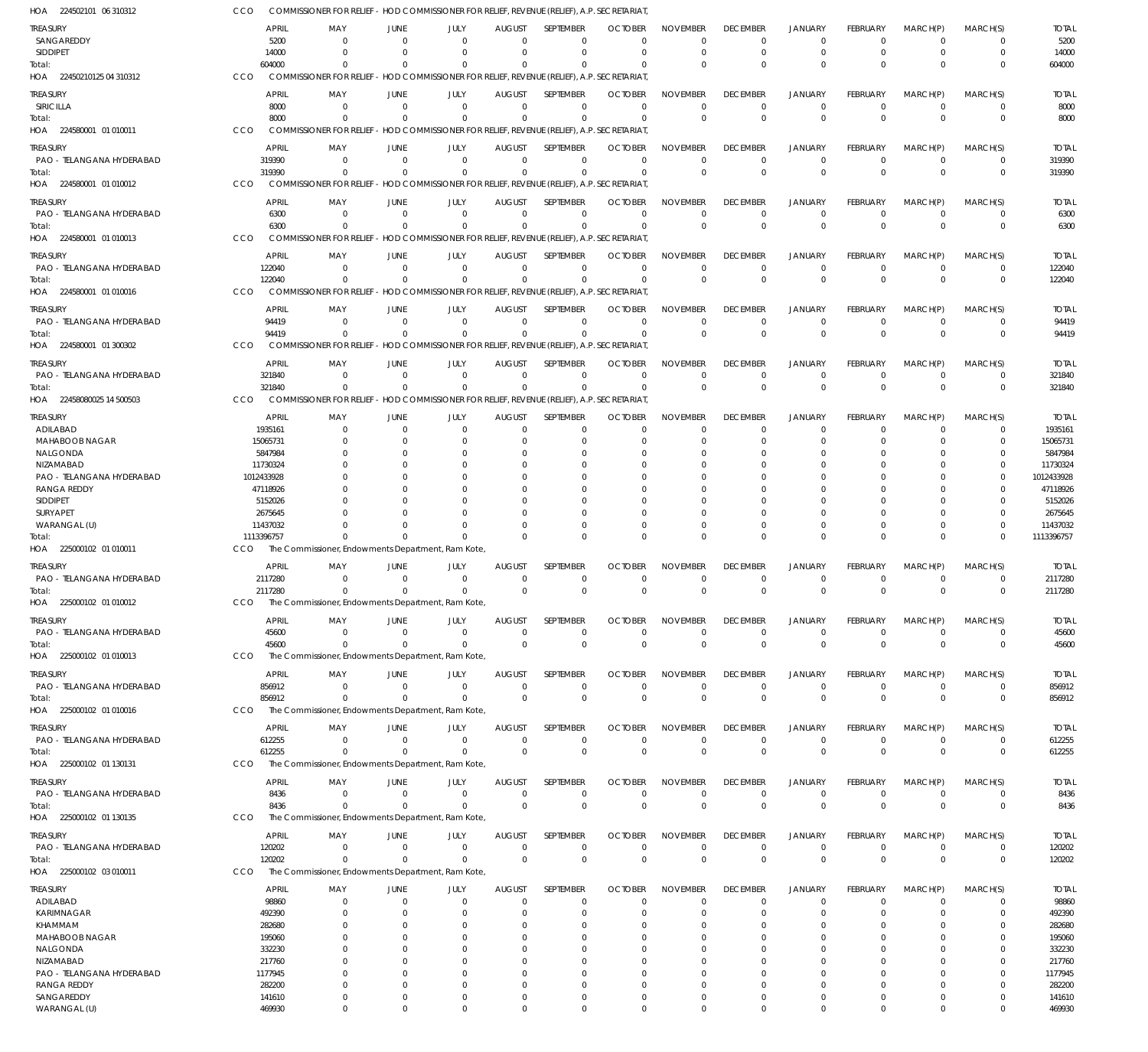HOA 224502101 06 310312 CCO COMMISSIONER FOR RELIEF - HOD COMMISSIONER FOR RELIEF, REVENUE (RELIEF), A.P. SECRETARIAT,

| TREASURY | APRIL | MAY | JUNE | JULY | AUGUST | SEPTEMBER | OCTOBER | NOVEMBER | DECEMBER | JANUARY | FEBRUARY | MARCH(P) | MARCH(S) | TOTAL |
|---|---|---|---|---|---|---|---|---|---|---|---|---|---|---|
| SANGAREDDY | 5200 | 0 | 0 | 0 | 0 | 0 | 0 | 0 | 0 | 0 | 0 | 0 | 0 | 5200 |
| SIDDIPET | 14000 | 0 | 0 | 0 | 0 | 0 | 0 | 0 | 0 | 0 | 0 | 0 | 0 | 14000 |
| Total: | 604000 | 0 | 0 | 0 | 0 | 0 | 0 | 0 | 0 | 0 | 0 | 0 | 0 | 604000 |

HOA 22450210125 04 310312 CCO COMMISSIONER FOR RELIEF - HOD COMMISSIONER FOR RELIEF, REVENUE (RELIEF), A.P. SECRETARIAT,

| TREASURY | APRIL | MAY | JUNE | JULY | AUGUST | SEPTEMBER | OCTOBER | NOVEMBER | DECEMBER | JANUARY | FEBRUARY | MARCH(P) | MARCH(S) | TOTAL |
|---|---|---|---|---|---|---|---|---|---|---|---|---|---|---|
| SIRICILLA | 8000 | 0 | 0 | 0 | 0 | 0 | 0 | 0 | 0 | 0 | 0 | 0 | 0 | 8000 |
| Total: | 8000 | 0 | 0 | 0 | 0 | 0 | 0 | 0 | 0 | 0 | 0 | 0 | 0 | 8000 |

HOA 224580001 01 010011 CCO COMMISSIONER FOR RELIEF - HOD COMMISSIONER FOR RELIEF, REVENUE (RELIEF), A.P. SECRETARIAT,

| TREASURY | APRIL | MAY | JUNE | JULY | AUGUST | SEPTEMBER | OCTOBER | NOVEMBER | DECEMBER | JANUARY | FEBRUARY | MARCH(P) | MARCH(S) | TOTAL |
|---|---|---|---|---|---|---|---|---|---|---|---|---|---|---|
| PAO - TELANGANA HYDERABAD | 319390 | 0 | 0 | 0 | 0 | 0 | 0 | 0 | 0 | 0 | 0 | 0 | 0 | 319390 |
| Total: | 319390 | 0 | 0 | 0 | 0 | 0 | 0 | 0 | 0 | 0 | 0 | 0 | 0 | 319390 |

HOA 224580001 01 010012 CCO COMMISSIONER FOR RELIEF - HOD COMMISSIONER FOR RELIEF, REVENUE (RELIEF), A.P. SECRETARIAT,

| TREASURY | APRIL | MAY | JUNE | JULY | AUGUST | SEPTEMBER | OCTOBER | NOVEMBER | DECEMBER | JANUARY | FEBRUARY | MARCH(P) | MARCH(S) | TOTAL |
|---|---|---|---|---|---|---|---|---|---|---|---|---|---|---|
| PAO - TELANGANA HYDERABAD | 6300 | 0 | 0 | 0 | 0 | 0 | 0 | 0 | 0 | 0 | 0 | 0 | 0 | 6300 |
| Total: | 6300 | 0 | 0 | 0 | 0 | 0 | 0 | 0 | 0 | 0 | 0 | 0 | 0 | 6300 |

HOA 224580001 01 010013 CCO COMMISSIONER FOR RELIEF - HOD COMMISSIONER FOR RELIEF, REVENUE (RELIEF), A.P. SECRETARIAT,

| TREASURY | APRIL | MAY | JUNE | JULY | AUGUST | SEPTEMBER | OCTOBER | NOVEMBER | DECEMBER | JANUARY | FEBRUARY | MARCH(P) | MARCH(S) | TOTAL |
|---|---|---|---|---|---|---|---|---|---|---|---|---|---|---|
| PAO - TELANGANA HYDERABAD | 122040 | 0 | 0 | 0 | 0 | 0 | 0 | 0 | 0 | 0 | 0 | 0 | 0 | 122040 |
| Total: | 122040 | 0 | 0 | 0 | 0 | 0 | 0 | 0 | 0 | 0 | 0 | 0 | 0 | 122040 |

HOA 224580001 01 010016 CCO COMMISSIONER FOR RELIEF - HOD COMMISSIONER FOR RELIEF, REVENUE (RELIEF), A.P. SECRETARIAT,

| TREASURY | APRIL | MAY | JUNE | JULY | AUGUST | SEPTEMBER | OCTOBER | NOVEMBER | DECEMBER | JANUARY | FEBRUARY | MARCH(P) | MARCH(S) | TOTAL |
|---|---|---|---|---|---|---|---|---|---|---|---|---|---|---|
| PAO - TELANGANA HYDERABAD | 94419 | 0 | 0 | 0 | 0 | 0 | 0 | 0 | 0 | 0 | 0 | 0 | 0 | 94419 |
| Total: | 94419 | 0 | 0 | 0 | 0 | 0 | 0 | 0 | 0 | 0 | 0 | 0 | 0 | 94419 |

HOA 224580001 01 300302 CCO COMMISSIONER FOR RELIEF - HOD COMMISSIONER FOR RELIEF, REVENUE (RELIEF), A.P. SECRETARIAT,

| TREASURY | APRIL | MAY | JUNE | JULY | AUGUST | SEPTEMBER | OCTOBER | NOVEMBER | DECEMBER | JANUARY | FEBRUARY | MARCH(P) | MARCH(S) | TOTAL |
|---|---|---|---|---|---|---|---|---|---|---|---|---|---|---|
| PAO - TELANGANA HYDERABAD | 321840 | 0 | 0 | 0 | 0 | 0 | 0 | 0 | 0 | 0 | 0 | 0 | 0 | 321840 |
| Total: | 321840 | 0 | 0 | 0 | 0 | 0 | 0 | 0 | 0 | 0 | 0 | 0 | 0 | 321840 |

HOA 22458080025 14 500503 CCO COMMISSIONER FOR RELIEF - HOD COMMISSIONER FOR RELIEF, REVENUE (RELIEF), A.P. SECRETARIAT,

| TREASURY | APRIL | MAY | JUNE | JULY | AUGUST | SEPTEMBER | OCTOBER | NOVEMBER | DECEMBER | JANUARY | FEBRUARY | MARCH(P) | MARCH(S) | TOTAL |
|---|---|---|---|---|---|---|---|---|---|---|---|---|---|---|
| ADILABAD | 1935161 | 0 | 0 | 0 | 0 | 0 | 0 | 0 | 0 | 0 | 0 | 0 | 0 | 1935161 |
| MAHABOOB NAGAR | 15065731 | 0 | 0 | 0 | 0 | 0 | 0 | 0 | 0 | 0 | 0 | 0 | 0 | 15065731 |
| NALGONDA | 5847984 | 0 | 0 | 0 | 0 | 0 | 0 | 0 | 0 | 0 | 0 | 0 | 0 | 5847984 |
| NIZAMABAD | 11730324 | 0 | 0 | 0 | 0 | 0 | 0 | 0 | 0 | 0 | 0 | 0 | 0 | 11730324 |
| PAO - TELANGANA HYDERABAD | 1012433928 | 0 | 0 | 0 | 0 | 0 | 0 | 0 | 0 | 0 | 0 | 0 | 0 | 1012433928 |
| RANGA REDDY | 47118926 | 0 | 0 | 0 | 0 | 0 | 0 | 0 | 0 | 0 | 0 | 0 | 0 | 47118926 |
| SIDDIPET | 5152026 | 0 | 0 | 0 | 0 | 0 | 0 | 0 | 0 | 0 | 0 | 0 | 0 | 5152026 |
| SURYAPET | 2675645 | 0 | 0 | 0 | 0 | 0 | 0 | 0 | 0 | 0 | 0 | 0 | 0 | 2675645 |
| WARANGAL (U) | 11437032 | 0 | 0 | 0 | 0 | 0 | 0 | 0 | 0 | 0 | 0 | 0 | 0 | 11437032 |
| Total: | 1113396757 | 0 | 0 | 0 | 0 | 0 | 0 | 0 | 0 | 0 | 0 | 0 | 0 | 1113396757 |

HOA 225000102 01 010011 CCO The Commissioner, Endowments Department, Ram Kote,

| TREASURY | APRIL | MAY | JUNE | JULY | AUGUST | SEPTEMBER | OCTOBER | NOVEMBER | DECEMBER | JANUARY | FEBRUARY | MARCH(P) | MARCH(S) | TOTAL |
|---|---|---|---|---|---|---|---|---|---|---|---|---|---|---|
| PAO - TELANGANA HYDERABAD | 2117280 | 0 | 0 | 0 | 0 | 0 | 0 | 0 | 0 | 0 | 0 | 0 | 0 | 2117280 |
| Total: | 2117280 | 0 | 0 | 0 | 0 | 0 | 0 | 0 | 0 | 0 | 0 | 0 | 0 | 2117280 |

HOA 225000102 01 010012 CCO The Commissioner, Endowments Department, Ram Kote,

| TREASURY | APRIL | MAY | JUNE | JULY | AUGUST | SEPTEMBER | OCTOBER | NOVEMBER | DECEMBER | JANUARY | FEBRUARY | MARCH(P) | MARCH(S) | TOTAL |
|---|---|---|---|---|---|---|---|---|---|---|---|---|---|---|
| PAO - TELANGANA HYDERABAD | 45600 | 0 | 0 | 0 | 0 | 0 | 0 | 0 | 0 | 0 | 0 | 0 | 0 | 45600 |
| Total: | 45600 | 0 | 0 | 0 | 0 | 0 | 0 | 0 | 0 | 0 | 0 | 0 | 0 | 45600 |

HOA 225000102 01 010013 CCO The Commissioner, Endowments Department, Ram Kote,

| TREASURY | APRIL | MAY | JUNE | JULY | AUGUST | SEPTEMBER | OCTOBER | NOVEMBER | DECEMBER | JANUARY | FEBRUARY | MARCH(P) | MARCH(S) | TOTAL |
|---|---|---|---|---|---|---|---|---|---|---|---|---|---|---|
| PAO - TELANGANA HYDERABAD | 856912 | 0 | 0 | 0 | 0 | 0 | 0 | 0 | 0 | 0 | 0 | 0 | 0 | 856912 |
| Total: | 856912 | 0 | 0 | 0 | 0 | 0 | 0 | 0 | 0 | 0 | 0 | 0 | 0 | 856912 |

HOA 225000102 01 010016 CCO The Commissioner, Endowments Department, Ram Kote,

| TREASURY | APRIL | MAY | JUNE | JULY | AUGUST | SEPTEMBER | OCTOBER | NOVEMBER | DECEMBER | JANUARY | FEBRUARY | MARCH(P) | MARCH(S) | TOTAL |
|---|---|---|---|---|---|---|---|---|---|---|---|---|---|---|
| PAO - TELANGANA HYDERABAD | 612255 | 0 | 0 | 0 | 0 | 0 | 0 | 0 | 0 | 0 | 0 | 0 | 0 | 612255 |
| Total: | 612255 | 0 | 0 | 0 | 0 | 0 | 0 | 0 | 0 | 0 | 0 | 0 | 0 | 612255 |

HOA 225000102 01 130131 CCO The Commissioner, Endowments Department, Ram Kote,

| TREASURY | APRIL | MAY | JUNE | JULY | AUGUST | SEPTEMBER | OCTOBER | NOVEMBER | DECEMBER | JANUARY | FEBRUARY | MARCH(P) | MARCH(S) | TOTAL |
|---|---|---|---|---|---|---|---|---|---|---|---|---|---|---|
| PAO - TELANGANA HYDERABAD | 8436 | 0 | 0 | 0 | 0 | 0 | 0 | 0 | 0 | 0 | 0 | 0 | 0 | 8436 |
| Total: | 8436 | 0 | 0 | 0 | 0 | 0 | 0 | 0 | 0 | 0 | 0 | 0 | 0 | 8436 |

HOA 225000102 01 130135 CCO The Commissioner, Endowments Department, Ram Kote,

| TREASURY | APRIL | MAY | JUNE | JULY | AUGUST | SEPTEMBER | OCTOBER | NOVEMBER | DECEMBER | JANUARY | FEBRUARY | MARCH(P) | MARCH(S) | TOTAL |
|---|---|---|---|---|---|---|---|---|---|---|---|---|---|---|
| PAO - TELANGANA HYDERABAD | 120202 | 0 | 0 | 0 | 0 | 0 | 0 | 0 | 0 | 0 | 0 | 0 | 0 | 120202 |
| Total: | 120202 | 0 | 0 | 0 | 0 | 0 | 0 | 0 | 0 | 0 | 0 | 0 | 0 | 120202 |

HOA 225000102 03 010011 CCO The Commissioner, Endowments Department, Ram Kote,

| TREASURY | APRIL | MAY | JUNE | JULY | AUGUST | SEPTEMBER | OCTOBER | NOVEMBER | DECEMBER | JANUARY | FEBRUARY | MARCH(P) | MARCH(S) | TOTAL |
|---|---|---|---|---|---|---|---|---|---|---|---|---|---|---|
| ADILABAD | 98860 | 0 | 0 | 0 | 0 | 0 | 0 | 0 | 0 | 0 | 0 | 0 | 0 | 98860 |
| KARIMNAGAR | 492390 | 0 | 0 | 0 | 0 | 0 | 0 | 0 | 0 | 0 | 0 | 0 | 0 | 492390 |
| KHAMMAM | 282680 | 0 | 0 | 0 | 0 | 0 | 0 | 0 | 0 | 0 | 0 | 0 | 0 | 282680 |
| MAHABOOB NAGAR | 195060 | 0 | 0 | 0 | 0 | 0 | 0 | 0 | 0 | 0 | 0 | 0 | 0 | 195060 |
| NALGONDA | 332230 | 0 | 0 | 0 | 0 | 0 | 0 | 0 | 0 | 0 | 0 | 0 | 0 | 332230 |
| NIZAMABAD | 217760 | 0 | 0 | 0 | 0 | 0 | 0 | 0 | 0 | 0 | 0 | 0 | 0 | 217760 |
| PAO - TELANGANA HYDERABAD | 1177945 | 0 | 0 | 0 | 0 | 0 | 0 | 0 | 0 | 0 | 0 | 0 | 0 | 1177945 |
| RANGA REDDY | 282200 | 0 | 0 | 0 | 0 | 0 | 0 | 0 | 0 | 0 | 0 | 0 | 0 | 282200 |
| SANGAREDDY | 141610 | 0 | 0 | 0 | 0 | 0 | 0 | 0 | 0 | 0 | 0 | 0 | 0 | 141610 |
| WARANGAL (U) | 469930 | 0 | 0 | 0 | 0 | 0 | 0 | 0 | 0 | 0 | 0 | 0 | 0 | 469930 |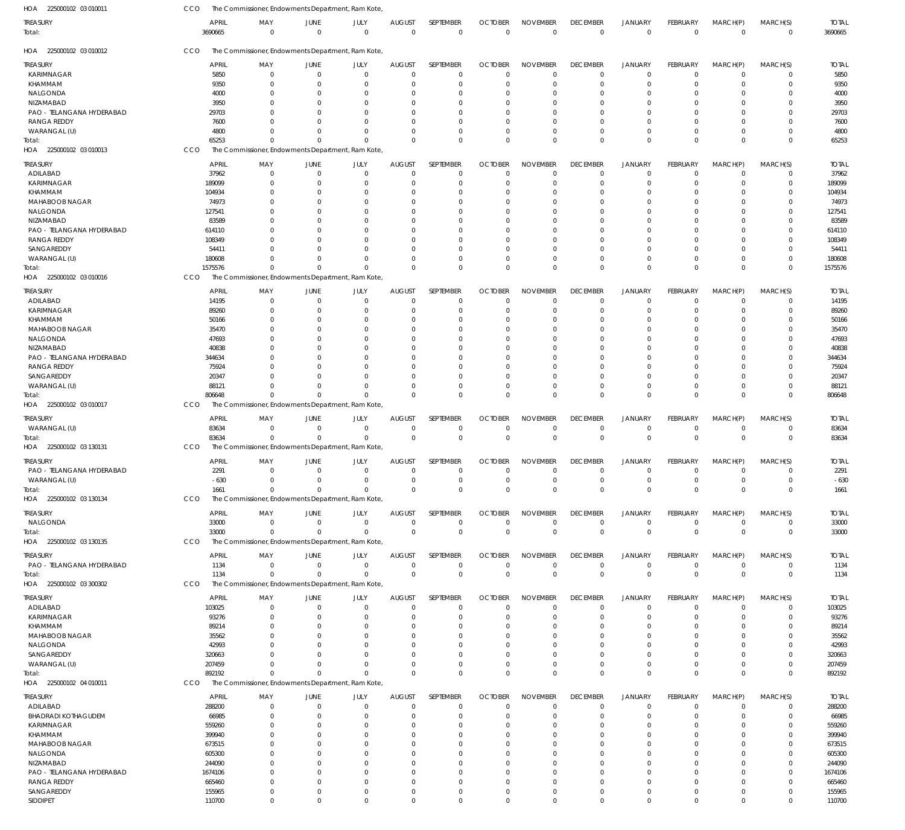HOA 225000102 03 010011 CCO The Commissioner, Endowments Department, Ram Kote,

| TREASURY | APRIL | MAY | JUNE | JULY | AUGUST | SEPTEMBER | OCTOBER | NOVEMBER | DECEMBER | JANUARY | FEBRUARY | MARCH(P) | MARCH(S) | TOTAL |
|---|---|---|---|---|---|---|---|---|---|---|---|---|---|---|
| Total: | 3690665 | 0 | 0 | 0 | 0 | 0 | 0 | 0 | 0 | 0 | 0 | 0 | 0 | 3690665 |

HOA 225000102 03 010012 CCO The Commissioner, Endowments Department, Ram Kote,

| TREASURY | APRIL | MAY | JUNE | JULY | AUGUST | SEPTEMBER | OCTOBER | NOVEMBER | DECEMBER | JANUARY | FEBRUARY | MARCH(P) | MARCH(S) | TOTAL |
|---|---|---|---|---|---|---|---|---|---|---|---|---|---|---|
| KARIMNAGAR | 5850 | 0 | 0 | 0 | 0 | 0 | 0 | 0 | 0 | 0 | 0 | 0 | 0 | 5850 |
| KHAMMAM | 9350 | 0 | 0 | 0 | 0 | 0 | 0 | 0 | 0 | 0 | 0 | 0 | 0 | 9350 |
| NALGONDA | 4000 | 0 | 0 | 0 | 0 | 0 | 0 | 0 | 0 | 0 | 0 | 0 | 0 | 4000 |
| NIZAMABAD | 3950 | 0 | 0 | 0 | 0 | 0 | 0 | 0 | 0 | 0 | 0 | 0 | 0 | 3950 |
| PAO - TELANGANA HYDERABAD | 29703 | 0 | 0 | 0 | 0 | 0 | 0 | 0 | 0 | 0 | 0 | 0 | 0 | 29703 |
| RANGA REDDY | 7600 | 0 | 0 | 0 | 0 | 0 | 0 | 0 | 0 | 0 | 0 | 0 | 0 | 7600 |
| WARANGAL (U) | 4800 | 0 | 0 | 0 | 0 | 0 | 0 | 0 | 0 | 0 | 0 | 0 | 0 | 4800 |
| Total: | 65253 | 0 | 0 | 0 | 0 | 0 | 0 | 0 | 0 | 0 | 0 | 0 | 0 | 65253 |

HOA 225000102 03 010013 CCO The Commissioner, Endowments Department, Ram Kote,

| TREASURY | APRIL | MAY | JUNE | JULY | AUGUST | SEPTEMBER | OCTOBER | NOVEMBER | DECEMBER | JANUARY | FEBRUARY | MARCH(P) | MARCH(S) | TOTAL |
|---|---|---|---|---|---|---|---|---|---|---|---|---|---|---|
| ADILABAD | 37962 | 0 | 0 | 0 | 0 | 0 | 0 | 0 | 0 | 0 | 0 | 0 | 0 | 37962 |
| KARIMNAGAR | 189099 | 0 | 0 | 0 | 0 | 0 | 0 | 0 | 0 | 0 | 0 | 0 | 0 | 189099 |
| KHAMMAM | 104934 | 0 | 0 | 0 | 0 | 0 | 0 | 0 | 0 | 0 | 0 | 0 | 0 | 104934 |
| MAHABOOB NAGAR | 74973 | 0 | 0 | 0 | 0 | 0 | 0 | 0 | 0 | 0 | 0 | 0 | 0 | 74973 |
| NALGONDA | 127541 | 0 | 0 | 0 | 0 | 0 | 0 | 0 | 0 | 0 | 0 | 0 | 0 | 127541 |
| NIZAMABAD | 83589 | 0 | 0 | 0 | 0 | 0 | 0 | 0 | 0 | 0 | 0 | 0 | 0 | 83589 |
| PAO - TELANGANA HYDERABAD | 614110 | 0 | 0 | 0 | 0 | 0 | 0 | 0 | 0 | 0 | 0 | 0 | 0 | 614110 |
| RANGA REDDY | 108349 | 0 | 0 | 0 | 0 | 0 | 0 | 0 | 0 | 0 | 0 | 0 | 0 | 108349 |
| SANGAREDDY | 54411 | 0 | 0 | 0 | 0 | 0 | 0 | 0 | 0 | 0 | 0 | 0 | 0 | 54411 |
| WARANGAL (U) | 180608 | 0 | 0 | 0 | 0 | 0 | 0 | 0 | 0 | 0 | 0 | 0 | 0 | 180608 |
| Total: | 1575576 | 0 | 0 | 0 | 0 | 0 | 0 | 0 | 0 | 0 | 0 | 0 | 0 | 1575576 |

HOA 225000102 03 010016 CCO The Commissioner, Endowments Department, Ram Kote,

| TREASURY | APRIL | MAY | JUNE | JULY | AUGUST | SEPTEMBER | OCTOBER | NOVEMBER | DECEMBER | JANUARY | FEBRUARY | MARCH(P) | MARCH(S) | TOTAL |
|---|---|---|---|---|---|---|---|---|---|---|---|---|---|---|
| ADILABAD | 14195 | 0 | 0 | 0 | 0 | 0 | 0 | 0 | 0 | 0 | 0 | 0 | 0 | 14195 |
| KARIMNAGAR | 89260 | 0 | 0 | 0 | 0 | 0 | 0 | 0 | 0 | 0 | 0 | 0 | 0 | 89260 |
| KHAMMAM | 50166 | 0 | 0 | 0 | 0 | 0 | 0 | 0 | 0 | 0 | 0 | 0 | 0 | 50166 |
| MAHABOOB NAGAR | 35470 | 0 | 0 | 0 | 0 | 0 | 0 | 0 | 0 | 0 | 0 | 0 | 0 | 35470 |
| NALGONDA | 47693 | 0 | 0 | 0 | 0 | 0 | 0 | 0 | 0 | 0 | 0 | 0 | 0 | 47693 |
| NIZAMABAD | 40838 | 0 | 0 | 0 | 0 | 0 | 0 | 0 | 0 | 0 | 0 | 0 | 0 | 40838 |
| PAO - TELANGANA HYDERABAD | 344634 | 0 | 0 | 0 | 0 | 0 | 0 | 0 | 0 | 0 | 0 | 0 | 0 | 344634 |
| RANGA REDDY | 75924 | 0 | 0 | 0 | 0 | 0 | 0 | 0 | 0 | 0 | 0 | 0 | 0 | 75924 |
| SANGAREDDY | 20347 | 0 | 0 | 0 | 0 | 0 | 0 | 0 | 0 | 0 | 0 | 0 | 0 | 20347 |
| WARANGAL (U) | 88121 | 0 | 0 | 0 | 0 | 0 | 0 | 0 | 0 | 0 | 0 | 0 | 0 | 88121 |
| Total: | 806648 | 0 | 0 | 0 | 0 | 0 | 0 | 0 | 0 | 0 | 0 | 0 | 0 | 806648 |

HOA 225000102 03 010017 CCO The Commissioner, Endowments Department, Ram Kote,

| TREASURY | APRIL | MAY | JUNE | JULY | AUGUST | SEPTEMBER | OCTOBER | NOVEMBER | DECEMBER | JANUARY | FEBRUARY | MARCH(P) | MARCH(S) | TOTAL |
|---|---|---|---|---|---|---|---|---|---|---|---|---|---|---|
| WARANGAL (U) | 83634 | 0 | 0 | 0 | 0 | 0 | 0 | 0 | 0 | 0 | 0 | 0 | 0 | 83634 |
| Total: | 83634 | 0 | 0 | 0 | 0 | 0 | 0 | 0 | 0 | 0 | 0 | 0 | 0 | 83634 |

HOA 225000102 03 130131 CCO The Commissioner, Endowments Department, Ram Kote,

| TREASURY | APRIL | MAY | JUNE | JULY | AUGUST | SEPTEMBER | OCTOBER | NOVEMBER | DECEMBER | JANUARY | FEBRUARY | MARCH(P) | MARCH(S) | TOTAL |
|---|---|---|---|---|---|---|---|---|---|---|---|---|---|---|
| PAO - TELANGANA HYDERABAD | 2291 | 0 | 0 | 0 | 0 | 0 | 0 | 0 | 0 | 0 | 0 | 0 | 0 | 2291 |
| WARANGAL (U) | -630 | 0 | 0 | 0 | 0 | 0 | 0 | 0 | 0 | 0 | 0 | 0 | 0 | -630 |
| Total: | 1661 | 0 | 0 | 0 | 0 | 0 | 0 | 0 | 0 | 0 | 0 | 0 | 0 | 1661 |

HOA 225000102 03 130134 CCO The Commissioner, Endowments Department, Ram Kote,

| TREASURY | APRIL | MAY | JUNE | JULY | AUGUST | SEPTEMBER | OCTOBER | NOVEMBER | DECEMBER | JANUARY | FEBRUARY | MARCH(P) | MARCH(S) | TOTAL |
|---|---|---|---|---|---|---|---|---|---|---|---|---|---|---|
| NALGONDA | 33000 | 0 | 0 | 0 | 0 | 0 | 0 | 0 | 0 | 0 | 0 | 0 | 0 | 33000 |
| Total: | 33000 | 0 | 0 | 0 | 0 | 0 | 0 | 0 | 0 | 0 | 0 | 0 | 0 | 33000 |

HOA 225000102 03 130135 CCO The Commissioner, Endowments Department, Ram Kote,

| TREASURY | APRIL | MAY | JUNE | JULY | AUGUST | SEPTEMBER | OCTOBER | NOVEMBER | DECEMBER | JANUARY | FEBRUARY | MARCH(P) | MARCH(S) | TOTAL |
|---|---|---|---|---|---|---|---|---|---|---|---|---|---|---|
| PAO - TELANGANA HYDERABAD | 1134 | 0 | 0 | 0 | 0 | 0 | 0 | 0 | 0 | 0 | 0 | 0 | 0 | 1134 |
| Total: | 1134 | 0 | 0 | 0 | 0 | 0 | 0 | 0 | 0 | 0 | 0 | 0 | 0 | 1134 |

HOA 225000102 03 300302 CCO The Commissioner, Endowments Department, Ram Kote,

| TREASURY | APRIL | MAY | JUNE | JULY | AUGUST | SEPTEMBER | OCTOBER | NOVEMBER | DECEMBER | JANUARY | FEBRUARY | MARCH(P) | MARCH(S) | TOTAL |
|---|---|---|---|---|---|---|---|---|---|---|---|---|---|---|
| ADILABAD | 103025 | 0 | 0 | 0 | 0 | 0 | 0 | 0 | 0 | 0 | 0 | 0 | 0 | 103025 |
| KARIMNAGAR | 93276 | 0 | 0 | 0 | 0 | 0 | 0 | 0 | 0 | 0 | 0 | 0 | 0 | 93276 |
| KHAMMAM | 89214 | 0 | 0 | 0 | 0 | 0 | 0 | 0 | 0 | 0 | 0 | 0 | 0 | 89214 |
| MAHABOOB NAGAR | 35562 | 0 | 0 | 0 | 0 | 0 | 0 | 0 | 0 | 0 | 0 | 0 | 0 | 35562 |
| NALGONDA | 42993 | 0 | 0 | 0 | 0 | 0 | 0 | 0 | 0 | 0 | 0 | 0 | 0 | 42993 |
| SANGAREDDY | 320663 | 0 | 0 | 0 | 0 | 0 | 0 | 0 | 0 | 0 | 0 | 0 | 0 | 320663 |
| WARANGAL (U) | 207459 | 0 | 0 | 0 | 0 | 0 | 0 | 0 | 0 | 0 | 0 | 0 | 0 | 207459 |
| Total: | 892192 | 0 | 0 | 0 | 0 | 0 | 0 | 0 | 0 | 0 | 0 | 0 | 0 | 892192 |

HOA 225000102 04 010011 CCO The Commissioner, Endowments Department, Ram Kote,

| TREASURY | APRIL | MAY | JUNE | JULY | AUGUST | SEPTEMBER | OCTOBER | NOVEMBER | DECEMBER | JANUARY | FEBRUARY | MARCH(P) | MARCH(S) | TOTAL |
|---|---|---|---|---|---|---|---|---|---|---|---|---|---|---|
| ADILABAD | 288200 | 0 | 0 | 0 | 0 | 0 | 0 | 0 | 0 | 0 | 0 | 0 | 0 | 288200 |
| BHADRADI KOTHAGUDEM | 66985 | 0 | 0 | 0 | 0 | 0 | 0 | 0 | 0 | 0 | 0 | 0 | 0 | 66985 |
| KARIMNAGAR | 559260 | 0 | 0 | 0 | 0 | 0 | 0 | 0 | 0 | 0 | 0 | 0 | 0 | 559260 |
| KHAMMAM | 399940 | 0 | 0 | 0 | 0 | 0 | 0 | 0 | 0 | 0 | 0 | 0 | 0 | 399940 |
| MAHABOOB NAGAR | 673515 | 0 | 0 | 0 | 0 | 0 | 0 | 0 | 0 | 0 | 0 | 0 | 0 | 673515 |
| NALGONDA | 605300 | 0 | 0 | 0 | 0 | 0 | 0 | 0 | 0 | 0 | 0 | 0 | 0 | 605300 |
| NIZAMABAD | 244090 | 0 | 0 | 0 | 0 | 0 | 0 | 0 | 0 | 0 | 0 | 0 | 0 | 244090 |
| PAO - TELANGANA HYDERABAD | 1674106 | 0 | 0 | 0 | 0 | 0 | 0 | 0 | 0 | 0 | 0 | 0 | 0 | 1674106 |
| RANGA REDDY | 665460 | 0 | 0 | 0 | 0 | 0 | 0 | 0 | 0 | 0 | 0 | 0 | 0 | 665460 |
| SANGAREDDY | 155965 | 0 | 0 | 0 | 0 | 0 | 0 | 0 | 0 | 0 | 0 | 0 | 0 | 155965 |
| SIDDIPET | 110700 | 0 | 0 | 0 | 0 | 0 | 0 | 0 | 0 | 0 | 0 | 0 | 0 | 110700 |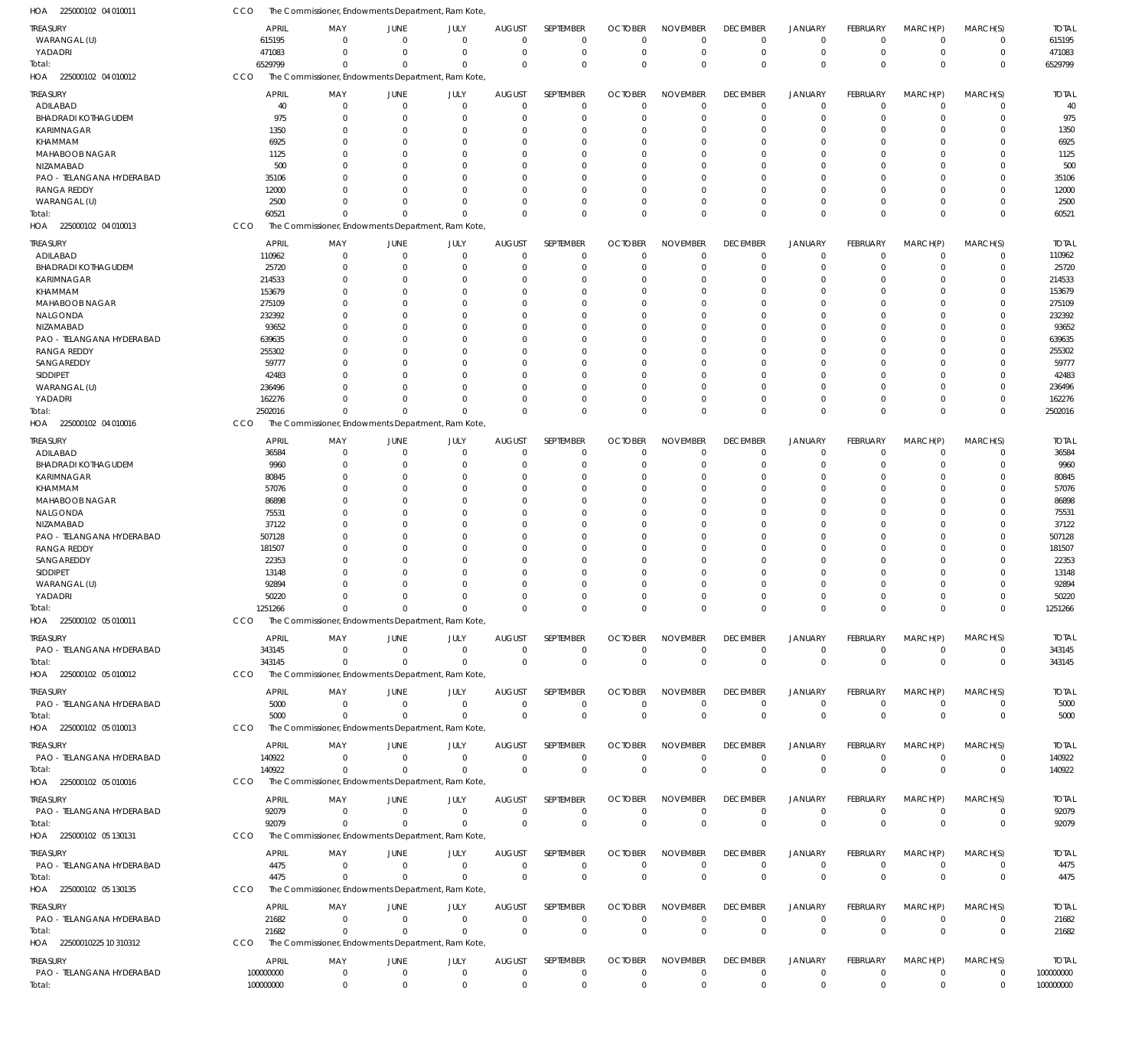HOA 225000102 04 010011 CCO The Commissioner, Endowments Department, Ram Kote,

| TREASURY | APRIL | MAY | JUNE | JULY | AUGUST | SEPTEMBER | OCTOBER | NOVEMBER | DECEMBER | JANUARY | FEBRUARY | MARCH(P) | MARCH(S) | TOTAL |
|---|---|---|---|---|---|---|---|---|---|---|---|---|---|---|
| WARANGAL (U) | 615195 | 0 | 0 | 0 | 0 | 0 | 0 | 0 | 0 | 0 | 0 | 0 | 0 | 615195 |
| YADADRI | 471083 | 0 | 0 | 0 | 0 | 0 | 0 | 0 | 0 | 0 | 0 | 0 | 0 | 471083 |
| Total: | 6529799 | 0 | 0 | 0 | 0 | 0 | 0 | 0 | 0 | 0 | 0 | 0 | 0 | 6529799 |

HOA 225000102 04 010012 CCO The Commissioner, Endowments Department, Ram Kote,

| TREASURY | APRIL | MAY | JUNE | JULY | AUGUST | SEPTEMBER | OCTOBER | NOVEMBER | DECEMBER | JANUARY | FEBRUARY | MARCH(P) | MARCH(S) | TOTAL |
|---|---|---|---|---|---|---|---|---|---|---|---|---|---|---|
| ADILABAD | 40 | 0 | 0 | 0 | 0 | 0 | 0 | 0 | 0 | 0 | 0 | 0 | 0 | 40 |
| BHADRADI KOTHAGUDEM | 975 | 0 | 0 | 0 | 0 | 0 | 0 | 0 | 0 | 0 | 0 | 0 | 0 | 975 |
| KARIMNAGAR | 1350 | 0 | 0 | 0 | 0 | 0 | 0 | 0 | 0 | 0 | 0 | 0 | 0 | 1350 |
| KHAMMAM | 6925 | 0 | 0 | 0 | 0 | 0 | 0 | 0 | 0 | 0 | 0 | 0 | 0 | 6925 |
| MAHABOOB NAGAR | 1125 | 0 | 0 | 0 | 0 | 0 | 0 | 0 | 0 | 0 | 0 | 0 | 0 | 1125 |
| NIZAMABAD | 500 | 0 | 0 | 0 | 0 | 0 | 0 | 0 | 0 | 0 | 0 | 0 | 0 | 500 |
| PAO - TELANGANA HYDERABAD | 35106 | 0 | 0 | 0 | 0 | 0 | 0 | 0 | 0 | 0 | 0 | 0 | 0 | 35106 |
| RANGA REDDY | 12000 | 0 | 0 | 0 | 0 | 0 | 0 | 0 | 0 | 0 | 0 | 0 | 0 | 12000 |
| WARANGAL (U) | 2500 | 0 | 0 | 0 | 0 | 0 | 0 | 0 | 0 | 0 | 0 | 0 | 0 | 2500 |
| Total: | 60521 | 0 | 0 | 0 | 0 | 0 | 0 | 0 | 0 | 0 | 0 | 0 | 0 | 60521 |

HOA 225000102 04 010013 CCO The Commissioner, Endowments Department, Ram Kote,

| TREASURY | APRIL | MAY | JUNE | JULY | AUGUST | SEPTEMBER | OCTOBER | NOVEMBER | DECEMBER | JANUARY | FEBRUARY | MARCH(P) | MARCH(S) | TOTAL |
|---|---|---|---|---|---|---|---|---|---|---|---|---|---|---|
| ADILABAD | 110962 | 0 | 0 | 0 | 0 | 0 | 0 | 0 | 0 | 0 | 0 | 0 | 0 | 110962 |
| BHADRADI KOTHAGUDEM | 25720 | 0 | 0 | 0 | 0 | 0 | 0 | 0 | 0 | 0 | 0 | 0 | 0 | 25720 |
| KARIMNAGAR | 214533 | 0 | 0 | 0 | 0 | 0 | 0 | 0 | 0 | 0 | 0 | 0 | 0 | 214533 |
| KHAMMAM | 153679 | 0 | 0 | 0 | 0 | 0 | 0 | 0 | 0 | 0 | 0 | 0 | 0 | 153679 |
| MAHABOOB NAGAR | 275109 | 0 | 0 | 0 | 0 | 0 | 0 | 0 | 0 | 0 | 0 | 0 | 0 | 275109 |
| NALGONDA | 232392 | 0 | 0 | 0 | 0 | 0 | 0 | 0 | 0 | 0 | 0 | 0 | 0 | 232392 |
| NIZAMABAD | 93652 | 0 | 0 | 0 | 0 | 0 | 0 | 0 | 0 | 0 | 0 | 0 | 0 | 93652 |
| PAO - TELANGANA HYDERABAD | 639635 | 0 | 0 | 0 | 0 | 0 | 0 | 0 | 0 | 0 | 0 | 0 | 0 | 639635 |
| RANGA REDDY | 255302 | 0 | 0 | 0 | 0 | 0 | 0 | 0 | 0 | 0 | 0 | 0 | 0 | 255302 |
| SANGAREDDY | 59777 | 0 | 0 | 0 | 0 | 0 | 0 | 0 | 0 | 0 | 0 | 0 | 0 | 59777 |
| SIDDIPET | 42483 | 0 | 0 | 0 | 0 | 0 | 0 | 0 | 0 | 0 | 0 | 0 | 0 | 42483 |
| WARANGAL (U) | 236496 | 0 | 0 | 0 | 0 | 0 | 0 | 0 | 0 | 0 | 0 | 0 | 0 | 236496 |
| YADADRI | 162276 | 0 | 0 | 0 | 0 | 0 | 0 | 0 | 0 | 0 | 0 | 0 | 0 | 162276 |
| Total: | 2502016 | 0 | 0 | 0 | 0 | 0 | 0 | 0 | 0 | 0 | 0 | 0 | 0 | 2502016 |

HOA 225000102 04 010016 CCO The Commissioner, Endowments Department, Ram Kote,

| TREASURY | APRIL | MAY | JUNE | JULY | AUGUST | SEPTEMBER | OCTOBER | NOVEMBER | DECEMBER | JANUARY | FEBRUARY | MARCH(P) | MARCH(S) | TOTAL |
|---|---|---|---|---|---|---|---|---|---|---|---|---|---|---|
| ADILABAD | 36584 | 0 | 0 | 0 | 0 | 0 | 0 | 0 | 0 | 0 | 0 | 0 | 0 | 36584 |
| BHADRADI KOTHAGUDEM | 9960 | 0 | 0 | 0 | 0 | 0 | 0 | 0 | 0 | 0 | 0 | 0 | 0 | 9960 |
| KARIMNAGAR | 80845 | 0 | 0 | 0 | 0 | 0 | 0 | 0 | 0 | 0 | 0 | 0 | 0 | 80845 |
| KHAMMAM | 57076 | 0 | 0 | 0 | 0 | 0 | 0 | 0 | 0 | 0 | 0 | 0 | 0 | 57076 |
| MAHABOOB NAGAR | 86898 | 0 | 0 | 0 | 0 | 0 | 0 | 0 | 0 | 0 | 0 | 0 | 0 | 86898 |
| NALGONDA | 75531 | 0 | 0 | 0 | 0 | 0 | 0 | 0 | 0 | 0 | 0 | 0 | 0 | 75531 |
| NIZAMABAD | 37122 | 0 | 0 | 0 | 0 | 0 | 0 | 0 | 0 | 0 | 0 | 0 | 0 | 37122 |
| PAO - TELANGANA HYDERABAD | 507128 | 0 | 0 | 0 | 0 | 0 | 0 | 0 | 0 | 0 | 0 | 0 | 0 | 507128 |
| RANGA REDDY | 181507 | 0 | 0 | 0 | 0 | 0 | 0 | 0 | 0 | 0 | 0 | 0 | 0 | 181507 |
| SANGAREDDY | 22353 | 0 | 0 | 0 | 0 | 0 | 0 | 0 | 0 | 0 | 0 | 0 | 0 | 22353 |
| SIDDIPET | 13148 | 0 | 0 | 0 | 0 | 0 | 0 | 0 | 0 | 0 | 0 | 0 | 0 | 13148 |
| WARANGAL (U) | 92894 | 0 | 0 | 0 | 0 | 0 | 0 | 0 | 0 | 0 | 0 | 0 | 0 | 92894 |
| YADADRI | 50220 | 0 | 0 | 0 | 0 | 0 | 0 | 0 | 0 | 0 | 0 | 0 | 0 | 50220 |
| Total: | 1251266 | 0 | 0 | 0 | 0 | 0 | 0 | 0 | 0 | 0 | 0 | 0 | 0 | 1251266 |

HOA 225000102 05 010011 CCO The Commissioner, Endowments Department, Ram Kote,

| TREASURY | APRIL | MAY | JUNE | JULY | AUGUST | SEPTEMBER | OCTOBER | NOVEMBER | DECEMBER | JANUARY | FEBRUARY | MARCH(P) | MARCH(S) | TOTAL |
|---|---|---|---|---|---|---|---|---|---|---|---|---|---|---|
| PAO - TELANGANA HYDERABAD | 343145 | 0 | 0 | 0 | 0 | 0 | 0 | 0 | 0 | 0 | 0 | 0 | 0 | 343145 |
| Total: | 343145 | 0 | 0 | 0 | 0 | 0 | 0 | 0 | 0 | 0 | 0 | 0 | 0 | 343145 |

HOA 225000102 05 010012 CCO The Commissioner, Endowments Department, Ram Kote,

| TREASURY | APRIL | MAY | JUNE | JULY | AUGUST | SEPTEMBER | OCTOBER | NOVEMBER | DECEMBER | JANUARY | FEBRUARY | MARCH(P) | MARCH(S) | TOTAL |
|---|---|---|---|---|---|---|---|---|---|---|---|---|---|---|
| PAO - TELANGANA HYDERABAD | 5000 | 0 | 0 | 0 | 0 | 0 | 0 | 0 | 0 | 0 | 0 | 0 | 0 | 5000 |
| Total: | 5000 | 0 | 0 | 0 | 0 | 0 | 0 | 0 | 0 | 0 | 0 | 0 | 0 | 5000 |

HOA 225000102 05 010013 CCO The Commissioner, Endowments Department, Ram Kote,

| TREASURY | APRIL | MAY | JUNE | JULY | AUGUST | SEPTEMBER | OCTOBER | NOVEMBER | DECEMBER | JANUARY | FEBRUARY | MARCH(P) | MARCH(S) | TOTAL |
|---|---|---|---|---|---|---|---|---|---|---|---|---|---|---|
| PAO - TELANGANA HYDERABAD | 140922 | 0 | 0 | 0 | 0 | 0 | 0 | 0 | 0 | 0 | 0 | 0 | 0 | 140922 |
| Total: | 140922 | 0 | 0 | 0 | 0 | 0 | 0 | 0 | 0 | 0 | 0 | 0 | 0 | 140922 |

HOA 225000102 05 010016 CCO The Commissioner, Endowments Department, Ram Kote,

| TREASURY | APRIL | MAY | JUNE | JULY | AUGUST | SEPTEMBER | OCTOBER | NOVEMBER | DECEMBER | JANUARY | FEBRUARY | MARCH(P) | MARCH(S) | TOTAL |
|---|---|---|---|---|---|---|---|---|---|---|---|---|---|---|
| PAO - TELANGANA HYDERABAD | 92079 | 0 | 0 | 0 | 0 | 0 | 0 | 0 | 0 | 0 | 0 | 0 | 0 | 92079 |
| Total: | 92079 | 0 | 0 | 0 | 0 | 0 | 0 | 0 | 0 | 0 | 0 | 0 | 0 | 92079 |

HOA 225000102 05 130131 CCO The Commissioner, Endowments Department, Ram Kote,

| TREASURY | APRIL | MAY | JUNE | JULY | AUGUST | SEPTEMBER | OCTOBER | NOVEMBER | DECEMBER | JANUARY | FEBRUARY | MARCH(P) | MARCH(S) | TOTAL |
|---|---|---|---|---|---|---|---|---|---|---|---|---|---|---|
| PAO - TELANGANA HYDERABAD | 4475 | 0 | 0 | 0 | 0 | 0 | 0 | 0 | 0 | 0 | 0 | 0 | 0 | 4475 |
| Total: | 4475 | 0 | 0 | 0 | 0 | 0 | 0 | 0 | 0 | 0 | 0 | 0 | 0 | 4475 |

HOA 225000102 05 130135 CCO The Commissioner, Endowments Department, Ram Kote,

| TREASURY | APRIL | MAY | JUNE | JULY | AUGUST | SEPTEMBER | OCTOBER | NOVEMBER | DECEMBER | JANUARY | FEBRUARY | MARCH(P) | MARCH(S) | TOTAL |
|---|---|---|---|---|---|---|---|---|---|---|---|---|---|---|
| PAO - TELANGANA HYDERABAD | 21682 | 0 | 0 | 0 | 0 | 0 | 0 | 0 | 0 | 0 | 0 | 0 | 0 | 21682 |
| Total: | 21682 | 0 | 0 | 0 | 0 | 0 | 0 | 0 | 0 | 0 | 0 | 0 | 0 | 21682 |

HOA 22500010225 10 310312 CCO The Commissioner, Endowments Department, Ram Kote,

| TREASURY | APRIL | MAY | JUNE | JULY | AUGUST | SEPTEMBER | OCTOBER | NOVEMBER | DECEMBER | JANUARY | FEBRUARY | MARCH(P) | MARCH(S) | TOTAL |
|---|---|---|---|---|---|---|---|---|---|---|---|---|---|---|
| PAO - TELANGANA HYDERABAD | 100000000 | 0 | 0 | 0 | 0 | 0 | 0 | 0 | 0 | 0 | 0 | 0 | 0 | 100000000 |
| Total: | 100000000 | 0 | 0 | 0 | 0 | 0 | 0 | 0 | 0 | 0 | 0 | 0 | 0 | 100000000 |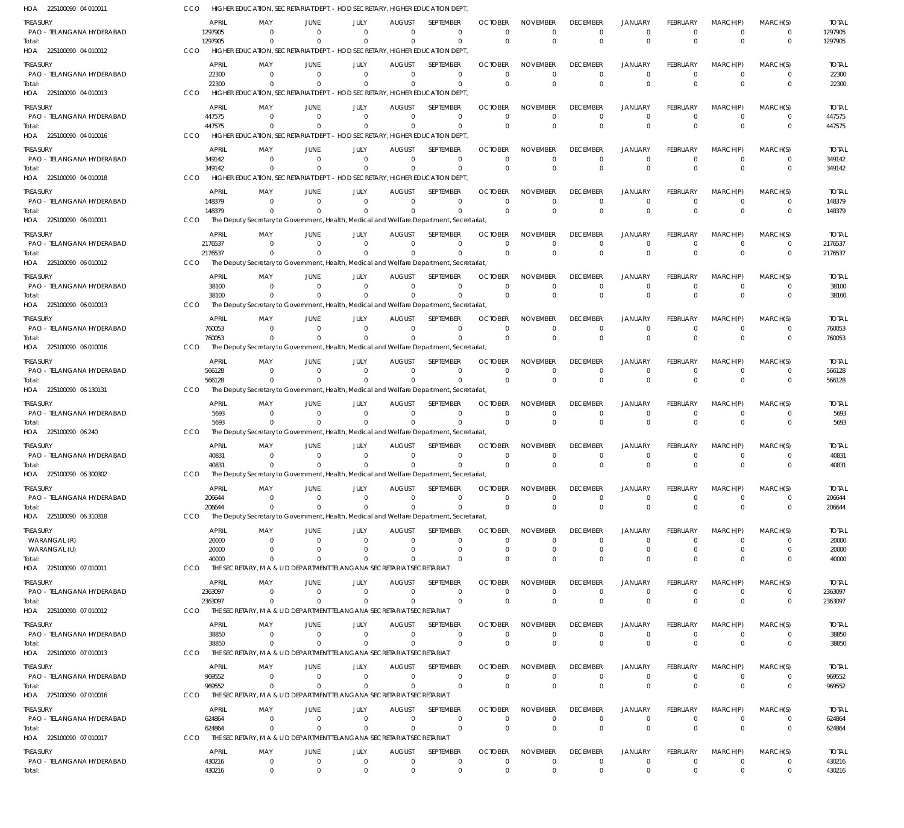HOA 225100090 04 010011 CCO HIGHER EDUCATION, SECRETARIAT DEPT. - HOD SECRETARY, HIGHER EDUCATION DEPT.,

| TREASURY | APRIL | MAY | JUNE | JULY | AUGUST | SEPTEMBER | OCTOBER | NOVEMBER | DECEMBER | JANUARY | FEBRUARY | MARCH(P) | MARCH(S) | TOTAL |
|---|---|---|---|---|---|---|---|---|---|---|---|---|---|---|
| PAO - TELANGANA HYDERABAD | 1297905 | 0 | 0 | 0 | 0 | 0 | 0 | 0 | 0 | 0 | 0 | 0 | 0 | 1297905 |
| Total: | 1297905 | 0 | 0 | 0 | 0 | 0 | 0 | 0 | 0 | 0 | 0 | 0 | 0 | 1297905 |

HOA 225100090 04 010012 CCO HIGHER EDUCATION, SECRETARIAT DEPT. - HOD SECRETARY, HIGHER EDUCATION DEPT.,

| TREASURY | APRIL | MAY | JUNE | JULY | AUGUST | SEPTEMBER | OCTOBER | NOVEMBER | DECEMBER | JANUARY | FEBRUARY | MARCH(P) | MARCH(S) | TOTAL |
|---|---|---|---|---|---|---|---|---|---|---|---|---|---|---|
| PAO - TELANGANA HYDERABAD | 22300 | 0 | 0 | 0 | 0 | 0 | 0 | 0 | 0 | 0 | 0 | 0 | 0 | 22300 |
| Total: | 22300 | 0 | 0 | 0 | 0 | 0 | 0 | 0 | 0 | 0 | 0 | 0 | 0 | 22300 |

HOA 225100090 04 010013 CCO HIGHER EDUCATION, SECRETARIAT DEPT. - HOD SECRETARY, HIGHER EDUCATION DEPT.,

| TREASURY | APRIL | MAY | JUNE | JULY | AUGUST | SEPTEMBER | OCTOBER | NOVEMBER | DECEMBER | JANUARY | FEBRUARY | MARCH(P) | MARCH(S) | TOTAL |
|---|---|---|---|---|---|---|---|---|---|---|---|---|---|---|
| PAO - TELANGANA HYDERABAD | 447575 | 0 | 0 | 0 | 0 | 0 | 0 | 0 | 0 | 0 | 0 | 0 | 0 | 447575 |
| Total: | 447575 | 0 | 0 | 0 | 0 | 0 | 0 | 0 | 0 | 0 | 0 | 0 | 0 | 447575 |

HOA 225100090 04 010016 CCO HIGHER EDUCATION, SECRETARIAT DEPT. - HOD SECRETARY, HIGHER EDUCATION DEPT.,

| TREASURY | APRIL | MAY | JUNE | JULY | AUGUST | SEPTEMBER | OCTOBER | NOVEMBER | DECEMBER | JANUARY | FEBRUARY | MARCH(P) | MARCH(S) | TOTAL |
|---|---|---|---|---|---|---|---|---|---|---|---|---|---|---|
| PAO - TELANGANA HYDERABAD | 349142 | 0 | 0 | 0 | 0 | 0 | 0 | 0 | 0 | 0 | 0 | 0 | 0 | 349142 |
| Total: | 349142 | 0 | 0 | 0 | 0 | 0 | 0 | 0 | 0 | 0 | 0 | 0 | 0 | 349142 |

HOA 225100090 04 010018 CCO HIGHER EDUCATION, SECRETARIAT DEPT. - HOD SECRETARY, HIGHER EDUCATION DEPT.,

| TREASURY | APRIL | MAY | JUNE | JULY | AUGUST | SEPTEMBER | OCTOBER | NOVEMBER | DECEMBER | JANUARY | FEBRUARY | MARCH(P) | MARCH(S) | TOTAL |
|---|---|---|---|---|---|---|---|---|---|---|---|---|---|---|
| PAO - TELANGANA HYDERABAD | 148379 | 0 | 0 | 0 | 0 | 0 | 0 | 0 | 0 | 0 | 0 | 0 | 0 | 148379 |
| Total: | 148379 | 0 | 0 | 0 | 0 | 0 | 0 | 0 | 0 | 0 | 0 | 0 | 0 | 148379 |

HOA 225100090 06 010011 CCO The Deputy Secretary to Government, Health, Medical and Welfare Department, Secretariat,

| TREASURY | APRIL | MAY | JUNE | JULY | AUGUST | SEPTEMBER | OCTOBER | NOVEMBER | DECEMBER | JANUARY | FEBRUARY | MARCH(P) | MARCH(S) | TOTAL |
|---|---|---|---|---|---|---|---|---|---|---|---|---|---|---|
| PAO - TELANGANA HYDERABAD | 2176537 | 0 | 0 | 0 | 0 | 0 | 0 | 0 | 0 | 0 | 0 | 0 | 0 | 2176537 |
| Total: | 2176537 | 0 | 0 | 0 | 0 | 0 | 0 | 0 | 0 | 0 | 0 | 0 | 0 | 2176537 |

HOA 225100090 06 010012 CCO The Deputy Secretary to Government, Health, Medical and Welfare Department, Secretariat,

| TREASURY | APRIL | MAY | JUNE | JULY | AUGUST | SEPTEMBER | OCTOBER | NOVEMBER | DECEMBER | JANUARY | FEBRUARY | MARCH(P) | MARCH(S) | TOTAL |
|---|---|---|---|---|---|---|---|---|---|---|---|---|---|---|
| PAO - TELANGANA HYDERABAD | 38100 | 0 | 0 | 0 | 0 | 0 | 0 | 0 | 0 | 0 | 0 | 0 | 0 | 38100 |
| Total: | 38100 | 0 | 0 | 0 | 0 | 0 | 0 | 0 | 0 | 0 | 0 | 0 | 0 | 38100 |

HOA 225100090 06 010013 CCO The Deputy Secretary to Government, Health, Medical and Welfare Department, Secretariat,

| TREASURY | APRIL | MAY | JUNE | JULY | AUGUST | SEPTEMBER | OCTOBER | NOVEMBER | DECEMBER | JANUARY | FEBRUARY | MARCH(P) | MARCH(S) | TOTAL |
|---|---|---|---|---|---|---|---|---|---|---|---|---|---|---|
| PAO - TELANGANA HYDERABAD | 760053 | 0 | 0 | 0 | 0 | 0 | 0 | 0 | 0 | 0 | 0 | 0 | 0 | 760053 |
| Total: | 760053 | 0 | 0 | 0 | 0 | 0 | 0 | 0 | 0 | 0 | 0 | 0 | 0 | 760053 |

HOA 225100090 06 010016 CCO The Deputy Secretary to Government, Health, Medical and Welfare Department, Secretariat,

| TREASURY | APRIL | MAY | JUNE | JULY | AUGUST | SEPTEMBER | OCTOBER | NOVEMBER | DECEMBER | JANUARY | FEBRUARY | MARCH(P) | MARCH(S) | TOTAL |
|---|---|---|---|---|---|---|---|---|---|---|---|---|---|---|
| PAO - TELANGANA HYDERABAD | 566128 | 0 | 0 | 0 | 0 | 0 | 0 | 0 | 0 | 0 | 0 | 0 | 0 | 566128 |
| Total: | 566128 | 0 | 0 | 0 | 0 | 0 | 0 | 0 | 0 | 0 | 0 | 0 | 0 | 566128 |

HOA 225100090 06 130131 CCO The Deputy Secretary to Government, Health, Medical and Welfare Department, Secretariat,

| TREASURY | APRIL | MAY | JUNE | JULY | AUGUST | SEPTEMBER | OCTOBER | NOVEMBER | DECEMBER | JANUARY | FEBRUARY | MARCH(P) | MARCH(S) | TOTAL |
|---|---|---|---|---|---|---|---|---|---|---|---|---|---|---|
| PAO - TELANGANA HYDERABAD | 5693 | 0 | 0 | 0 | 0 | 0 | 0 | 0 | 0 | 0 | 0 | 0 | 0 | 5693 |
| Total: | 5693 | 0 | 0 | 0 | 0 | 0 | 0 | 0 | 0 | 0 | 0 | 0 | 0 | 5693 |

HOA 225100090 06 240 CCO The Deputy Secretary to Government, Health, Medical and Welfare Department, Secretariat,

| TREASURY | APRIL | MAY | JUNE | JULY | AUGUST | SEPTEMBER | OCTOBER | NOVEMBER | DECEMBER | JANUARY | FEBRUARY | MARCH(P) | MARCH(S) | TOTAL |
|---|---|---|---|---|---|---|---|---|---|---|---|---|---|---|
| PAO - TELANGANA HYDERABAD | 40831 | 0 | 0 | 0 | 0 | 0 | 0 | 0 | 0 | 0 | 0 | 0 | 0 | 40831 |
| Total: | 40831 | 0 | 0 | 0 | 0 | 0 | 0 | 0 | 0 | 0 | 0 | 0 | 0 | 40831 |

HOA 225100090 06 300302 CCO The Deputy Secretary to Government, Health, Medical and Welfare Department, Secretariat,

| TREASURY | APRIL | MAY | JUNE | JULY | AUGUST | SEPTEMBER | OCTOBER | NOVEMBER | DECEMBER | JANUARY | FEBRUARY | MARCH(P) | MARCH(S) | TOTAL |
|---|---|---|---|---|---|---|---|---|---|---|---|---|---|---|
| PAO - TELANGANA HYDERABAD | 206644 | 0 | 0 | 0 | 0 | 0 | 0 | 0 | 0 | 0 | 0 | 0 | 0 | 206644 |
| Total: | 206644 | 0 | 0 | 0 | 0 | 0 | 0 | 0 | 0 | 0 | 0 | 0 | 0 | 206644 |

HOA 225100090 06 310318 CCO The Deputy Secretary to Government, Health, Medical and Welfare Department, Secretariat,

| TREASURY | APRIL | MAY | JUNE | JULY | AUGUST | SEPTEMBER | OCTOBER | NOVEMBER | DECEMBER | JANUARY | FEBRUARY | MARCH(P) | MARCH(S) | TOTAL |
|---|---|---|---|---|---|---|---|---|---|---|---|---|---|---|
| WARANGAL (R) | 20000 | 0 | 0 | 0 | 0 | 0 | 0 | 0 | 0 | 0 | 0 | 0 | 0 | 20000 |
| WARANGAL (U) | 20000 | 0 | 0 | 0 | 0 | 0 | 0 | 0 | 0 | 0 | 0 | 0 | 0 | 20000 |
| Total: | 40000 | 0 | 0 | 0 | 0 | 0 | 0 | 0 | 0 | 0 | 0 | 0 | 0 | 40000 |

HOA 225100090 07 010011 CCO THE SECRETARY, M A & U D DEPARTMENT TELANGANA SECRETARIAT SECRETARIAT

| TREASURY | APRIL | MAY | JUNE | JULY | AUGUST | SEPTEMBER | OCTOBER | NOVEMBER | DECEMBER | JANUARY | FEBRUARY | MARCH(P) | MARCH(S) | TOTAL |
|---|---|---|---|---|---|---|---|---|---|---|---|---|---|---|
| PAO - TELANGANA HYDERABAD | 2363097 | 0 | 0 | 0 | 0 | 0 | 0 | 0 | 0 | 0 | 0 | 0 | 0 | 2363097 |
| Total: | 2363097 | 0 | 0 | 0 | 0 | 0 | 0 | 0 | 0 | 0 | 0 | 0 | 0 | 2363097 |

HOA 225100090 07 010012 CCO THE SECRETARY, M A & U D DEPARTMENT TELANGANA SECRETARIAT SECRETARIAT

| TREASURY | APRIL | MAY | JUNE | JULY | AUGUST | SEPTEMBER | OCTOBER | NOVEMBER | DECEMBER | JANUARY | FEBRUARY | MARCH(P) | MARCH(S) | TOTAL |
|---|---|---|---|---|---|---|---|---|---|---|---|---|---|---|
| PAO - TELANGANA HYDERABAD | 38850 | 0 | 0 | 0 | 0 | 0 | 0 | 0 | 0 | 0 | 0 | 0 | 0 | 38850 |
| Total: | 38850 | 0 | 0 | 0 | 0 | 0 | 0 | 0 | 0 | 0 | 0 | 0 | 0 | 38850 |

HOA 225100090 07 010013 CCO THE SECRETARY, M A & U D DEPARTMENT TELANGANA SECRETARIAT SECRETARIAT

| TREASURY | APRIL | MAY | JUNE | JULY | AUGUST | SEPTEMBER | OCTOBER | NOVEMBER | DECEMBER | JANUARY | FEBRUARY | MARCH(P) | MARCH(S) | TOTAL |
|---|---|---|---|---|---|---|---|---|---|---|---|---|---|---|
| PAO - TELANGANA HYDERABAD | 969552 | 0 | 0 | 0 | 0 | 0 | 0 | 0 | 0 | 0 | 0 | 0 | 0 | 969552 |
| Total: | 969552 | 0 | 0 | 0 | 0 | 0 | 0 | 0 | 0 | 0 | 0 | 0 | 0 | 969552 |

HOA 225100090 07 010016 CCO THE SECRETARY, M A & U D DEPARTMENT TELANGANA SECRETARIAT SECRETARIAT

| TREASURY | APRIL | MAY | JUNE | JULY | AUGUST | SEPTEMBER | OCTOBER | NOVEMBER | DECEMBER | JANUARY | FEBRUARY | MARCH(P) | MARCH(S) | TOTAL |
|---|---|---|---|---|---|---|---|---|---|---|---|---|---|---|
| PAO - TELANGANA HYDERABAD | 624864 | 0 | 0 | 0 | 0 | 0 | 0 | 0 | 0 | 0 | 0 | 0 | 0 | 624864 |
| Total: | 624864 | 0 | 0 | 0 | 0 | 0 | 0 | 0 | 0 | 0 | 0 | 0 | 0 | 624864 |

HOA 225100090 07 010017 CCO THE SECRETARY, M A & U D DEPARTMENT TELANGANA SECRETARIAT SECRETARIAT

| TREASURY | APRIL | MAY | JUNE | JULY | AUGUST | SEPTEMBER | OCTOBER | NOVEMBER | DECEMBER | JANUARY | FEBRUARY | MARCH(P) | MARCH(S) | TOTAL |
|---|---|---|---|---|---|---|---|---|---|---|---|---|---|---|
| PAO - TELANGANA HYDERABAD | 430216 | 0 | 0 | 0 | 0 | 0 | 0 | 0 | 0 | 0 | 0 | 0 | 0 | 430216 |
| Total: | 430216 | 0 | 0 | 0 | 0 | 0 | 0 | 0 | 0 | 0 | 0 | 0 | 0 | 430216 |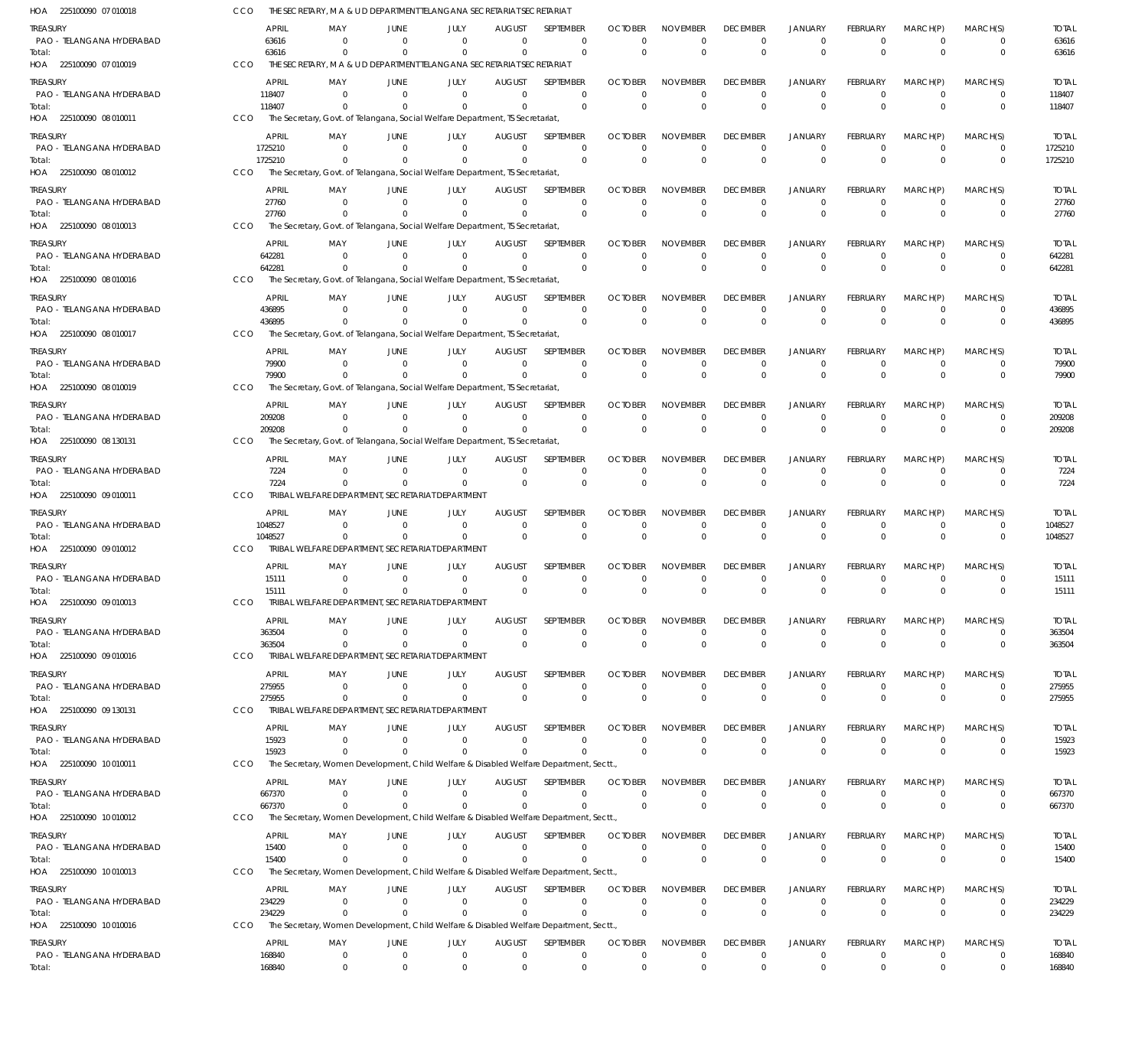HOA 225100090 07 010018 CCO THE SECRETARY, M A & U D DEPARTMENT TELANGANA SECRETARIAT SECRETARIAT

| TREASURY | APRIL | MAY | JUNE | JULY | AUGUST | SEPTEMBER | OCTOBER | NOVEMBER | DECEMBER | JANUARY | FEBRUARY | MARCH(P) | MARCH(S) | TOTAL |
|---|---|---|---|---|---|---|---|---|---|---|---|---|---|---|
| PAO - TELANGANA HYDERABAD | 63616 | 0 | 0 | 0 | 0 | 0 | 0 | 0 | 0 | 0 | 0 | 0 | 0 | 63616 |
| Total: | 63616 | 0 | 0 | 0 | 0 | 0 | 0 | 0 | 0 | 0 | 0 | 0 | 0 | 63616 |

HOA 225100090 07 010019 CCO THE SECRETARY, M A & U D DEPARTMENT TELANGANA SECRETARIAT SECRETARIAT

| TREASURY | APRIL | MAY | JUNE | JULY | AUGUST | SEPTEMBER | OCTOBER | NOVEMBER | DECEMBER | JANUARY | FEBRUARY | MARCH(P) | MARCH(S) | TOTAL |
|---|---|---|---|---|---|---|---|---|---|---|---|---|---|---|
| PAO - TELANGANA HYDERABAD | 118407 | 0 | 0 | 0 | 0 | 0 | 0 | 0 | 0 | 0 | 0 | 0 | 0 | 118407 |
| Total: | 118407 | 0 | 0 | 0 | 0 | 0 | 0 | 0 | 0 | 0 | 0 | 0 | 0 | 118407 |

HOA 225100090 08 010011 CCO The Secretary, Govt. of Telangana, Social Welfare Department, TS Secretariat,

| TREASURY | APRIL | MAY | JUNE | JULY | AUGUST | SEPTEMBER | OCTOBER | NOVEMBER | DECEMBER | JANUARY | FEBRUARY | MARCH(P) | MARCH(S) | TOTAL |
|---|---|---|---|---|---|---|---|---|---|---|---|---|---|---|
| PAO - TELANGANA HYDERABAD | 1725210 | 0 | 0 | 0 | 0 | 0 | 0 | 0 | 0 | 0 | 0 | 0 | 0 | 1725210 |
| Total: | 1725210 | 0 | 0 | 0 | 0 | 0 | 0 | 0 | 0 | 0 | 0 | 0 | 0 | 1725210 |

HOA 225100090 08 010012 CCO The Secretary, Govt. of Telangana, Social Welfare Department, TS Secretariat,

| TREASURY | APRIL | MAY | JUNE | JULY | AUGUST | SEPTEMBER | OCTOBER | NOVEMBER | DECEMBER | JANUARY | FEBRUARY | MARCH(P) | MARCH(S) | TOTAL |
|---|---|---|---|---|---|---|---|---|---|---|---|---|---|---|
| PAO - TELANGANA HYDERABAD | 27760 | 0 | 0 | 0 | 0 | 0 | 0 | 0 | 0 | 0 | 0 | 0 | 0 | 27760 |
| Total: | 27760 | 0 | 0 | 0 | 0 | 0 | 0 | 0 | 0 | 0 | 0 | 0 | 0 | 27760 |

HOA 225100090 08 010013 CCO The Secretary, Govt. of Telangana, Social Welfare Department, TS Secretariat,

| TREASURY | APRIL | MAY | JUNE | JULY | AUGUST | SEPTEMBER | OCTOBER | NOVEMBER | DECEMBER | JANUARY | FEBRUARY | MARCH(P) | MARCH(S) | TOTAL |
|---|---|---|---|---|---|---|---|---|---|---|---|---|---|---|
| PAO - TELANGANA HYDERABAD | 642281 | 0 | 0 | 0 | 0 | 0 | 0 | 0 | 0 | 0 | 0 | 0 | 0 | 642281 |
| Total: | 642281 | 0 | 0 | 0 | 0 | 0 | 0 | 0 | 0 | 0 | 0 | 0 | 0 | 642281 |

HOA 225100090 08 010016 CCO The Secretary, Govt. of Telangana, Social Welfare Department, TS Secretariat,

| TREASURY | APRIL | MAY | JUNE | JULY | AUGUST | SEPTEMBER | OCTOBER | NOVEMBER | DECEMBER | JANUARY | FEBRUARY | MARCH(P) | MARCH(S) | TOTAL |
|---|---|---|---|---|---|---|---|---|---|---|---|---|---|---|
| PAO - TELANGANA HYDERABAD | 436895 | 0 | 0 | 0 | 0 | 0 | 0 | 0 | 0 | 0 | 0 | 0 | 0 | 436895 |
| Total: | 436895 | 0 | 0 | 0 | 0 | 0 | 0 | 0 | 0 | 0 | 0 | 0 | 0 | 436895 |

HOA 225100090 08 010017 CCO The Secretary, Govt. of Telangana, Social Welfare Department, TS Secretariat,

| TREASURY | APRIL | MAY | JUNE | JULY | AUGUST | SEPTEMBER | OCTOBER | NOVEMBER | DECEMBER | JANUARY | FEBRUARY | MARCH(P) | MARCH(S) | TOTAL |
|---|---|---|---|---|---|---|---|---|---|---|---|---|---|---|
| PAO - TELANGANA HYDERABAD | 79900 | 0 | 0 | 0 | 0 | 0 | 0 | 0 | 0 | 0 | 0 | 0 | 0 | 79900 |
| Total: | 79900 | 0 | 0 | 0 | 0 | 0 | 0 | 0 | 0 | 0 | 0 | 0 | 0 | 79900 |

HOA 225100090 08 010019 CCO The Secretary, Govt. of Telangana, Social Welfare Department, TS Secretariat,

| TREASURY | APRIL | MAY | JUNE | JULY | AUGUST | SEPTEMBER | OCTOBER | NOVEMBER | DECEMBER | JANUARY | FEBRUARY | MARCH(P) | MARCH(S) | TOTAL |
|---|---|---|---|---|---|---|---|---|---|---|---|---|---|---|
| PAO - TELANGANA HYDERABAD | 209208 | 0 | 0 | 0 | 0 | 0 | 0 | 0 | 0 | 0 | 0 | 0 | 0 | 209208 |
| Total: | 209208 | 0 | 0 | 0 | 0 | 0 | 0 | 0 | 0 | 0 | 0 | 0 | 0 | 209208 |

HOA 225100090 08 130131 CCO The Secretary, Govt. of Telangana, Social Welfare Department, TS Secretariat,

| TREASURY | APRIL | MAY | JUNE | JULY | AUGUST | SEPTEMBER | OCTOBER | NOVEMBER | DECEMBER | JANUARY | FEBRUARY | MARCH(P) | MARCH(S) | TOTAL |
|---|---|---|---|---|---|---|---|---|---|---|---|---|---|---|
| PAO - TELANGANA HYDERABAD | 7224 | 0 | 0 | 0 | 0 | 0 | 0 | 0 | 0 | 0 | 0 | 0 | 0 | 7224 |
| Total: | 7224 | 0 | 0 | 0 | 0 | 0 | 0 | 0 | 0 | 0 | 0 | 0 | 0 | 7224 |

HOA 225100090 09 010011 CCO TRIBAL WELFARE DEPARTMENT, SECRETARIAT DEPARTMENT

| TREASURY | APRIL | MAY | JUNE | JULY | AUGUST | SEPTEMBER | OCTOBER | NOVEMBER | DECEMBER | JANUARY | FEBRUARY | MARCH(P) | MARCH(S) | TOTAL |
|---|---|---|---|---|---|---|---|---|---|---|---|---|---|---|
| PAO - TELANGANA HYDERABAD | 1048527 | 0 | 0 | 0 | 0 | 0 | 0 | 0 | 0 | 0 | 0 | 0 | 0 | 1048527 |
| Total: | 1048527 | 0 | 0 | 0 | 0 | 0 | 0 | 0 | 0 | 0 | 0 | 0 | 0 | 1048527 |

HOA 225100090 09 010012 CCO TRIBAL WELFARE DEPARTMENT, SECRETARIAT DEPARTMENT

| TREASURY | APRIL | MAY | JUNE | JULY | AUGUST | SEPTEMBER | OCTOBER | NOVEMBER | DECEMBER | JANUARY | FEBRUARY | MARCH(P) | MARCH(S) | TOTAL |
|---|---|---|---|---|---|---|---|---|---|---|---|---|---|---|
| PAO - TELANGANA HYDERABAD | 15111 | 0 | 0 | 0 | 0 | 0 | 0 | 0 | 0 | 0 | 0 | 0 | 0 | 15111 |
| Total: | 15111 | 0 | 0 | 0 | 0 | 0 | 0 | 0 | 0 | 0 | 0 | 0 | 0 | 15111 |

HOA 225100090 09 010013 CCO TRIBAL WELFARE DEPARTMENT, SECRETARIAT DEPARTMENT

| TREASURY | APRIL | MAY | JUNE | JULY | AUGUST | SEPTEMBER | OCTOBER | NOVEMBER | DECEMBER | JANUARY | FEBRUARY | MARCH(P) | MARCH(S) | TOTAL |
|---|---|---|---|---|---|---|---|---|---|---|---|---|---|---|
| PAO - TELANGANA HYDERABAD | 363504 | 0 | 0 | 0 | 0 | 0 | 0 | 0 | 0 | 0 | 0 | 0 | 0 | 363504 |
| Total: | 363504 | 0 | 0 | 0 | 0 | 0 | 0 | 0 | 0 | 0 | 0 | 0 | 0 | 363504 |

HOA 225100090 09 010016 CCO TRIBAL WELFARE DEPARTMENT, SECRETARIAT DEPARTMENT

| TREASURY | APRIL | MAY | JUNE | JULY | AUGUST | SEPTEMBER | OCTOBER | NOVEMBER | DECEMBER | JANUARY | FEBRUARY | MARCH(P) | MARCH(S) | TOTAL |
|---|---|---|---|---|---|---|---|---|---|---|---|---|---|---|
| PAO - TELANGANA HYDERABAD | 275955 | 0 | 0 | 0 | 0 | 0 | 0 | 0 | 0 | 0 | 0 | 0 | 0 | 275955 |
| Total: | 275955 | 0 | 0 | 0 | 0 | 0 | 0 | 0 | 0 | 0 | 0 | 0 | 0 | 275955 |

HOA 225100090 09 130131 CCO TRIBAL WELFARE DEPARTMENT, SECRETARIAT DEPARTMENT

| TREASURY | APRIL | MAY | JUNE | JULY | AUGUST | SEPTEMBER | OCTOBER | NOVEMBER | DECEMBER | JANUARY | FEBRUARY | MARCH(P) | MARCH(S) | TOTAL |
|---|---|---|---|---|---|---|---|---|---|---|---|---|---|---|
| PAO - TELANGANA HYDERABAD | 15923 | 0 | 0 | 0 | 0 | 0 | 0 | 0 | 0 | 0 | 0 | 0 | 0 | 15923 |
| Total: | 15923 | 0 | 0 | 0 | 0 | 0 | 0 | 0 | 0 | 0 | 0 | 0 | 0 | 15923 |

HOA 225100090 10 010011 CCO The Secretary, Women Development, Child Welfare & Disabled Welfare Department, Sectt.,

| TREASURY | APRIL | MAY | JUNE | JULY | AUGUST | SEPTEMBER | OCTOBER | NOVEMBER | DECEMBER | JANUARY | FEBRUARY | MARCH(P) | MARCH(S) | TOTAL |
|---|---|---|---|---|---|---|---|---|---|---|---|---|---|---|
| PAO - TELANGANA HYDERABAD | 667370 | 0 | 0 | 0 | 0 | 0 | 0 | 0 | 0 | 0 | 0 | 0 | 0 | 667370 |
| Total: | 667370 | 0 | 0 | 0 | 0 | 0 | 0 | 0 | 0 | 0 | 0 | 0 | 0 | 667370 |

HOA 225100090 10 010012 CCO The Secretary, Women Development, Child Welfare & Disabled Welfare Department, Sectt.,

| TREASURY | APRIL | MAY | JUNE | JULY | AUGUST | SEPTEMBER | OCTOBER | NOVEMBER | DECEMBER | JANUARY | FEBRUARY | MARCH(P) | MARCH(S) | TOTAL |
|---|---|---|---|---|---|---|---|---|---|---|---|---|---|---|
| PAO - TELANGANA HYDERABAD | 15400 | 0 | 0 | 0 | 0 | 0 | 0 | 0 | 0 | 0 | 0 | 0 | 0 | 15400 |
| Total: | 15400 | 0 | 0 | 0 | 0 | 0 | 0 | 0 | 0 | 0 | 0 | 0 | 0 | 15400 |

HOA 225100090 10 010013 CCO The Secretary, Women Development, Child Welfare & Disabled Welfare Department, Sectt.,

| TREASURY | APRIL | MAY | JUNE | JULY | AUGUST | SEPTEMBER | OCTOBER | NOVEMBER | DECEMBER | JANUARY | FEBRUARY | MARCH(P) | MARCH(S) | TOTAL |
|---|---|---|---|---|---|---|---|---|---|---|---|---|---|---|
| PAO - TELANGANA HYDERABAD | 234229 | 0 | 0 | 0 | 0 | 0 | 0 | 0 | 0 | 0 | 0 | 0 | 0 | 234229 |
| Total: | 234229 | 0 | 0 | 0 | 0 | 0 | 0 | 0 | 0 | 0 | 0 | 0 | 0 | 234229 |

HOA 225100090 10 010016 CCO The Secretary, Women Development, Child Welfare & Disabled Welfare Department, Sectt.,

| TREASURY | APRIL | MAY | JUNE | JULY | AUGUST | SEPTEMBER | OCTOBER | NOVEMBER | DECEMBER | JANUARY | FEBRUARY | MARCH(P) | MARCH(S) | TOTAL |
|---|---|---|---|---|---|---|---|---|---|---|---|---|---|---|
| PAO - TELANGANA HYDERABAD | 168840 | 0 | 0 | 0 | 0 | 0 | 0 | 0 | 0 | 0 | 0 | 0 | 0 | 168840 |
| Total: | 168840 | 0 | 0 | 0 | 0 | 0 | 0 | 0 | 0 | 0 | 0 | 0 | 0 | 168840 |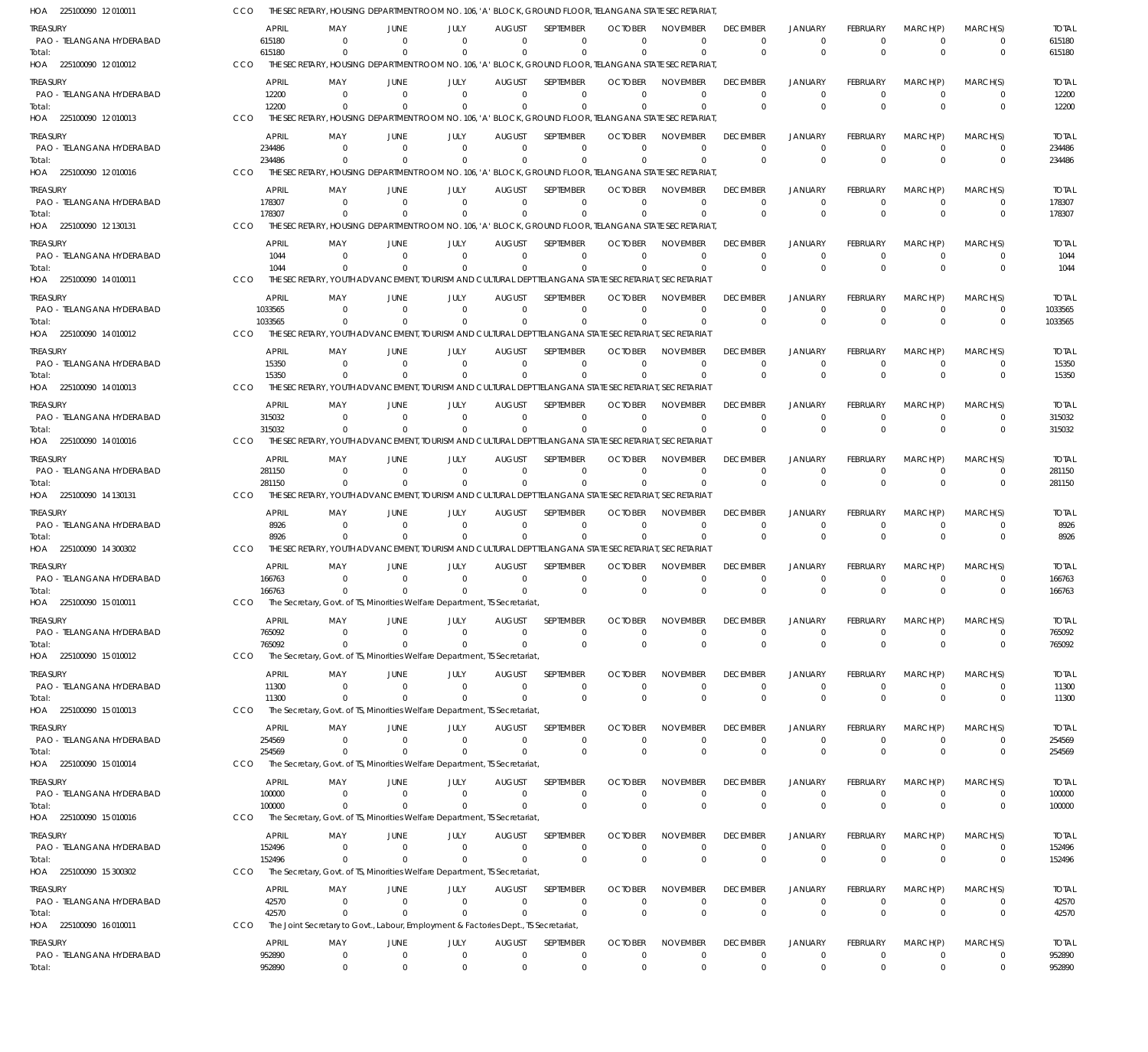HOA 225100090 12 010011 CCO THE SECRETARY, HOUSING DEPARTMENTROOM NO. 106, 'A' BLOCK, GROUND FLOOR, TELANGANA STATE SECRETARIAT,

| TREASURY | APRIL | MAY | JUNE | JULY | AUGUST | SEPTEMBER | OCTOBER | NOVEMBER | DECEMBER | JANUARY | FEBRUARY | MARCH(P) | MARCH(S) | TOTAL |
|---|---|---|---|---|---|---|---|---|---|---|---|---|---|---|
| PAO - TELANGANA HYDERABAD | 615180 | 0 | 0 | 0 | 0 | 0 | 0 | 0 | 0 | 0 | 0 | 0 | 0 | 615180 |
| Total: | 615180 | 0 | 0 | 0 | 0 | 0 | 0 | 0 | 0 | 0 | 0 | 0 | 0 | 615180 |

HOA 225100090 12 010012 CCO THE SECRETARY, HOUSING DEPARTMENTROOM NO. 106, 'A' BLOCK, GROUND FLOOR, TELANGANA STATE SECRETARIAT,

| TREASURY | APRIL | MAY | JUNE | JULY | AUGUST | SEPTEMBER | OCTOBER | NOVEMBER | DECEMBER | JANUARY | FEBRUARY | MARCH(P) | MARCH(S) | TOTAL |
|---|---|---|---|---|---|---|---|---|---|---|---|---|---|---|
| PAO - TELANGANA HYDERABAD | 12200 | 0 | 0 | 0 | 0 | 0 | 0 | 0 | 0 | 0 | 0 | 0 | 0 | 12200 |
| Total: | 12200 | 0 | 0 | 0 | 0 | 0 | 0 | 0 | 0 | 0 | 0 | 0 | 0 | 12200 |

HOA 225100090 12 010013 CCO THE SECRETARY, HOUSING DEPARTMENTROOM NO. 106, 'A' BLOCK, GROUND FLOOR, TELANGANA STATE SECRETARIAT,

| TREASURY | APRIL | MAY | JUNE | JULY | AUGUST | SEPTEMBER | OCTOBER | NOVEMBER | DECEMBER | JANUARY | FEBRUARY | MARCH(P) | MARCH(S) | TOTAL |
|---|---|---|---|---|---|---|---|---|---|---|---|---|---|---|
| PAO - TELANGANA HYDERABAD | 234486 | 0 | 0 | 0 | 0 | 0 | 0 | 0 | 0 | 0 | 0 | 0 | 0 | 234486 |
| Total: | 234486 | 0 | 0 | 0 | 0 | 0 | 0 | 0 | 0 | 0 | 0 | 0 | 0 | 234486 |

HOA 225100090 12 010016 CCO THE SECRETARY, HOUSING DEPARTMENTROOM NO. 106, 'A' BLOCK, GROUND FLOOR, TELANGANA STATE SECRETARIAT,

| TREASURY | APRIL | MAY | JUNE | JULY | AUGUST | SEPTEMBER | OCTOBER | NOVEMBER | DECEMBER | JANUARY | FEBRUARY | MARCH(P) | MARCH(S) | TOTAL |
|---|---|---|---|---|---|---|---|---|---|---|---|---|---|---|
| PAO - TELANGANA HYDERABAD | 178307 | 0 | 0 | 0 | 0 | 0 | 0 | 0 | 0 | 0 | 0 | 0 | 0 | 178307 |
| Total: | 178307 | 0 | 0 | 0 | 0 | 0 | 0 | 0 | 0 | 0 | 0 | 0 | 0 | 178307 |

HOA 225100090 12 130131 CCO THE SECRETARY, HOUSING DEPARTMENTROOM NO. 106, 'A' BLOCK, GROUND FLOOR, TELANGANA STATE SECRETARIAT,

| TREASURY | APRIL | MAY | JUNE | JULY | AUGUST | SEPTEMBER | OCTOBER | NOVEMBER | DECEMBER | JANUARY | FEBRUARY | MARCH(P) | MARCH(S) | TOTAL |
|---|---|---|---|---|---|---|---|---|---|---|---|---|---|---|
| PAO - TELANGANA HYDERABAD | 1044 | 0 | 0 | 0 | 0 | 0 | 0 | 0 | 0 | 0 | 0 | 0 | 0 | 1044 |
| Total: | 1044 | 0 | 0 | 0 | 0 | 0 | 0 | 0 | 0 | 0 | 0 | 0 | 0 | 1044 |

HOA 225100090 14 010011 CCO THE SECRETARY, YOUTH ADVANCEMENT, TOURISM AND CULTURAL DEPTTELANGANA STATE SECRETARIAT, SECRETARIAT

| TREASURY | APRIL | MAY | JUNE | JULY | AUGUST | SEPTEMBER | OCTOBER | NOVEMBER | DECEMBER | JANUARY | FEBRUARY | MARCH(P) | MARCH(S) | TOTAL |
|---|---|---|---|---|---|---|---|---|---|---|---|---|---|---|
| PAO - TELANGANA HYDERABAD | 1033565 | 0 | 0 | 0 | 0 | 0 | 0 | 0 | 0 | 0 | 0 | 0 | 0 | 1033565 |
| Total: | 1033565 | 0 | 0 | 0 | 0 | 0 | 0 | 0 | 0 | 0 | 0 | 0 | 0 | 1033565 |

HOA 225100090 14 010012 CCO THE SECRETARY, YOUTH ADVANCEMENT, TOURISM AND CULTURAL DEPTTELANGANA STATE SECRETARIAT, SECRETARIAT

| TREASURY | APRIL | MAY | JUNE | JULY | AUGUST | SEPTEMBER | OCTOBER | NOVEMBER | DECEMBER | JANUARY | FEBRUARY | MARCH(P) | MARCH(S) | TOTAL |
|---|---|---|---|---|---|---|---|---|---|---|---|---|---|---|
| PAO - TELANGANA HYDERABAD | 15350 | 0 | 0 | 0 | 0 | 0 | 0 | 0 | 0 | 0 | 0 | 0 | 0 | 15350 |
| Total: | 15350 | 0 | 0 | 0 | 0 | 0 | 0 | 0 | 0 | 0 | 0 | 0 | 0 | 15350 |

HOA 225100090 14 010013 CCO THE SECRETARY, YOUTH ADVANCEMENT, TOURISM AND CULTURAL DEPTTELANGANA STATE SECRETARIAT, SECRETARIAT

| TREASURY | APRIL | MAY | JUNE | JULY | AUGUST | SEPTEMBER | OCTOBER | NOVEMBER | DECEMBER | JANUARY | FEBRUARY | MARCH(P) | MARCH(S) | TOTAL |
|---|---|---|---|---|---|---|---|---|---|---|---|---|---|---|
| PAO - TELANGANA HYDERABAD | 315032 | 0 | 0 | 0 | 0 | 0 | 0 | 0 | 0 | 0 | 0 | 0 | 0 | 315032 |
| Total: | 315032 | 0 | 0 | 0 | 0 | 0 | 0 | 0 | 0 | 0 | 0 | 0 | 0 | 315032 |

HOA 225100090 14 010016 CCO THE SECRETARY, YOUTH ADVANCEMENT, TOURISM AND CULTURAL DEPTTELANGANA STATE SECRETARIAT, SECRETARIAT

| TREASURY | APRIL | MAY | JUNE | JULY | AUGUST | SEPTEMBER | OCTOBER | NOVEMBER | DECEMBER | JANUARY | FEBRUARY | MARCH(P) | MARCH(S) | TOTAL |
|---|---|---|---|---|---|---|---|---|---|---|---|---|---|---|
| PAO - TELANGANA HYDERABAD | 281150 | 0 | 0 | 0 | 0 | 0 | 0 | 0 | 0 | 0 | 0 | 0 | 0 | 281150 |
| Total: | 281150 | 0 | 0 | 0 | 0 | 0 | 0 | 0 | 0 | 0 | 0 | 0 | 0 | 281150 |

HOA 225100090 14 130131 CCO THE SECRETARY, YOUTH ADVANCEMENT, TOURISM AND CULTURAL DEPTTELANGANA STATE SECRETARIAT, SECRETARIAT

| TREASURY | APRIL | MAY | JUNE | JULY | AUGUST | SEPTEMBER | OCTOBER | NOVEMBER | DECEMBER | JANUARY | FEBRUARY | MARCH(P) | MARCH(S) | TOTAL |
|---|---|---|---|---|---|---|---|---|---|---|---|---|---|---|
| PAO - TELANGANA HYDERABAD | 8926 | 0 | 0 | 0 | 0 | 0 | 0 | 0 | 0 | 0 | 0 | 0 | 0 | 8926 |
| Total: | 8926 | 0 | 0 | 0 | 0 | 0 | 0 | 0 | 0 | 0 | 0 | 0 | 0 | 8926 |

HOA 225100090 14 300302 CCO THE SECRETARY, YOUTH ADVANCEMENT, TOURISM AND CULTURAL DEPTTELANGANA STATE SECRETARIAT, SECRETARIAT

| TREASURY | APRIL | MAY | JUNE | JULY | AUGUST | SEPTEMBER | OCTOBER | NOVEMBER | DECEMBER | JANUARY | FEBRUARY | MARCH(P) | MARCH(S) | TOTAL |
|---|---|---|---|---|---|---|---|---|---|---|---|---|---|---|
| PAO - TELANGANA HYDERABAD | 166763 | 0 | 0 | 0 | 0 | 0 | 0 | 0 | 0 | 0 | 0 | 0 | 0 | 166763 |
| Total: | 166763 | 0 | 0 | 0 | 0 | 0 | 0 | 0 | 0 | 0 | 0 | 0 | 0 | 166763 |

HOA 225100090 15 010011 CCO The Secretary, Govt. of TS, Minorities Welfare Department, TS Secretariat,

| TREASURY | APRIL | MAY | JUNE | JULY | AUGUST | SEPTEMBER | OCTOBER | NOVEMBER | DECEMBER | JANUARY | FEBRUARY | MARCH(P) | MARCH(S) | TOTAL |
|---|---|---|---|---|---|---|---|---|---|---|---|---|---|---|
| PAO - TELANGANA HYDERABAD | 765092 | 0 | 0 | 0 | 0 | 0 | 0 | 0 | 0 | 0 | 0 | 0 | 0 | 765092 |
| Total: | 765092 | 0 | 0 | 0 | 0 | 0 | 0 | 0 | 0 | 0 | 0 | 0 | 0 | 765092 |

HOA 225100090 15 010012 CCO The Secretary, Govt. of TS, Minorities Welfare Department, TS Secretariat,

| TREASURY | APRIL | MAY | JUNE | JULY | AUGUST | SEPTEMBER | OCTOBER | NOVEMBER | DECEMBER | JANUARY | FEBRUARY | MARCH(P) | MARCH(S) | TOTAL |
|---|---|---|---|---|---|---|---|---|---|---|---|---|---|---|
| PAO - TELANGANA HYDERABAD | 11300 | 0 | 0 | 0 | 0 | 0 | 0 | 0 | 0 | 0 | 0 | 0 | 0 | 11300 |
| Total: | 11300 | 0 | 0 | 0 | 0 | 0 | 0 | 0 | 0 | 0 | 0 | 0 | 0 | 11300 |

HOA 225100090 15 010013 CCO The Secretary, Govt. of TS, Minorities Welfare Department, TS Secretariat,

| TREASURY | APRIL | MAY | JUNE | JULY | AUGUST | SEPTEMBER | OCTOBER | NOVEMBER | DECEMBER | JANUARY | FEBRUARY | MARCH(P) | MARCH(S) | TOTAL |
|---|---|---|---|---|---|---|---|---|---|---|---|---|---|---|
| PAO - TELANGANA HYDERABAD | 254569 | 0 | 0 | 0 | 0 | 0 | 0 | 0 | 0 | 0 | 0 | 0 | 0 | 254569 |
| Total: | 254569 | 0 | 0 | 0 | 0 | 0 | 0 | 0 | 0 | 0 | 0 | 0 | 0 | 254569 |

HOA 225100090 15 010014 CCO The Secretary, Govt. of TS, Minorities Welfare Department, TS Secretariat,

| TREASURY | APRIL | MAY | JUNE | JULY | AUGUST | SEPTEMBER | OCTOBER | NOVEMBER | DECEMBER | JANUARY | FEBRUARY | MARCH(P) | MARCH(S) | TOTAL |
|---|---|---|---|---|---|---|---|---|---|---|---|---|---|---|
| PAO - TELANGANA HYDERABAD | 100000 | 0 | 0 | 0 | 0 | 0 | 0 | 0 | 0 | 0 | 0 | 0 | 0 | 100000 |
| Total: | 100000 | 0 | 0 | 0 | 0 | 0 | 0 | 0 | 0 | 0 | 0 | 0 | 0 | 100000 |

HOA 225100090 15 010016 CCO The Secretary, Govt. of TS, Minorities Welfare Department, TS Secretariat,

| TREASURY | APRIL | MAY | JUNE | JULY | AUGUST | SEPTEMBER | OCTOBER | NOVEMBER | DECEMBER | JANUARY | FEBRUARY | MARCH(P) | MARCH(S) | TOTAL |
|---|---|---|---|---|---|---|---|---|---|---|---|---|---|---|
| PAO - TELANGANA HYDERABAD | 152496 | 0 | 0 | 0 | 0 | 0 | 0 | 0 | 0 | 0 | 0 | 0 | 0 | 152496 |
| Total: | 152496 | 0 | 0 | 0 | 0 | 0 | 0 | 0 | 0 | 0 | 0 | 0 | 0 | 152496 |

HOA 225100090 15 300302 CCO The Secretary, Govt. of TS, Minorities Welfare Department, TS Secretariat,

| TREASURY | APRIL | MAY | JUNE | JULY | AUGUST | SEPTEMBER | OCTOBER | NOVEMBER | DECEMBER | JANUARY | FEBRUARY | MARCH(P) | MARCH(S) | TOTAL |
|---|---|---|---|---|---|---|---|---|---|---|---|---|---|---|
| PAO - TELANGANA HYDERABAD | 42570 | 0 | 0 | 0 | 0 | 0 | 0 | 0 | 0 | 0 | 0 | 0 | 0 | 42570 |
| Total: | 42570 | 0 | 0 | 0 | 0 | 0 | 0 | 0 | 0 | 0 | 0 | 0 | 0 | 42570 |

HOA 225100090 16 010011 CCO The Joint Secretary to Govt., Labour, Employment & Factories Dept., TS Secretariat,

| TREASURY | APRIL | MAY | JUNE | JULY | AUGUST | SEPTEMBER | OCTOBER | NOVEMBER | DECEMBER | JANUARY | FEBRUARY | MARCH(P) | MARCH(S) | TOTAL |
|---|---|---|---|---|---|---|---|---|---|---|---|---|---|---|
| PAO - TELANGANA HYDERABAD | 952890 | 0 | 0 | 0 | 0 | 0 | 0 | 0 | 0 | 0 | 0 | 0 | 0 | 952890 |
| Total: | 952890 | 0 | 0 | 0 | 0 | 0 | 0 | 0 | 0 | 0 | 0 | 0 | 0 | 952890 |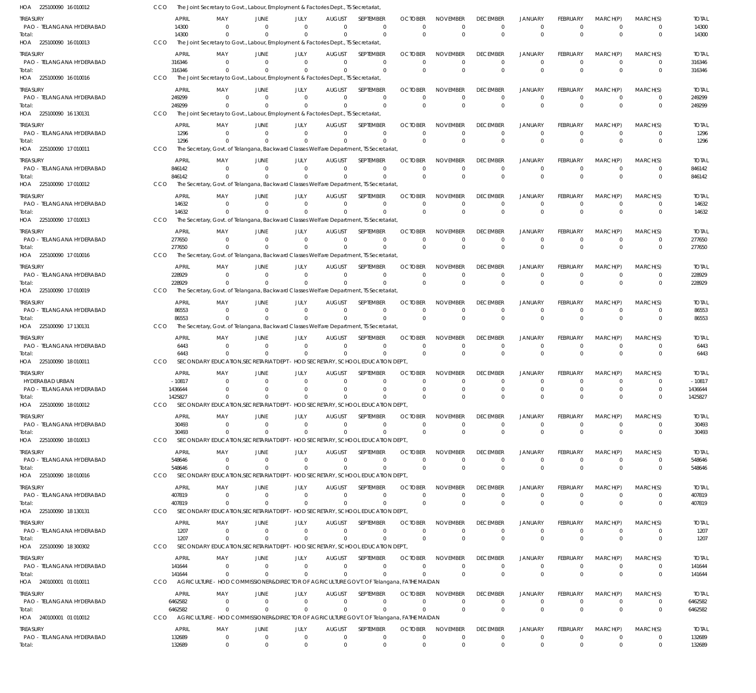HOA 225100090 16 010012 CCO The Joint Secretary to Govt., Labour, Employment & Factories Dept., TS Secretariat,

| TREASURY | APRIL | MAY | JUNE | JULY | AUGUST | SEPTEMBER | OCTOBER | NOVEMBER | DECEMBER | JANUARY | FEBRUARY | MARCH(P) | MARCH(S) | TOTAL |
|---|---|---|---|---|---|---|---|---|---|---|---|---|---|---|
| PAO - TELANGANA HYDERABAD | 14300 | 0 | 0 | 0 | 0 | 0 | 0 | 0 | 0 | 0 | 0 | 0 | 0 | 14300 |
| Total: | 14300 | 0 | 0 | 0 | 0 | 0 | 0 | 0 | 0 | 0 | 0 | 0 | 0 | 14300 |

HOA 225100090 16 010013 CCO The Joint Secretary to Govt., Labour, Employment & Factories Dept., TS Secretariat,

| TREASURY | APRIL | MAY | JUNE | JULY | AUGUST | SEPTEMBER | OCTOBER | NOVEMBER | DECEMBER | JANUARY | FEBRUARY | MARCH(P) | MARCH(S) | TOTAL |
|---|---|---|---|---|---|---|---|---|---|---|---|---|---|---|
| PAO - TELANGANA HYDERABAD | 316346 | 0 | 0 | 0 | 0 | 0 | 0 | 0 | 0 | 0 | 0 | 0 | 0 | 316346 |
| Total: | 316346 | 0 | 0 | 0 | 0 | 0 | 0 | 0 | 0 | 0 | 0 | 0 | 0 | 316346 |

HOA 225100090 16 010016 CCO The Joint Secretary to Govt., Labour, Employment & Factories Dept., TS Secretariat,

| TREASURY | APRIL | MAY | JUNE | JULY | AUGUST | SEPTEMBER | OCTOBER | NOVEMBER | DECEMBER | JANUARY | FEBRUARY | MARCH(P) | MARCH(S) | TOTAL |
|---|---|---|---|---|---|---|---|---|---|---|---|---|---|---|
| PAO - TELANGANA HYDERABAD | 249299 | 0 | 0 | 0 | 0 | 0 | 0 | 0 | 0 | 0 | 0 | 0 | 0 | 249299 |
| Total: | 249299 | 0 | 0 | 0 | 0 | 0 | 0 | 0 | 0 | 0 | 0 | 0 | 0 | 249299 |

HOA 225100090 16 130131 CCO The Joint Secretary to Govt., Labour, Employment & Factories Dept., TS Secretariat,

| TREASURY | APRIL | MAY | JUNE | JULY | AUGUST | SEPTEMBER | OCTOBER | NOVEMBER | DECEMBER | JANUARY | FEBRUARY | MARCH(P) | MARCH(S) | TOTAL |
|---|---|---|---|---|---|---|---|---|---|---|---|---|---|---|
| PAO - TELANGANA HYDERABAD | 1296 | 0 | 0 | 0 | 0 | 0 | 0 | 0 | 0 | 0 | 0 | 0 | 0 | 1296 |
| Total: | 1296 | 0 | 0 | 0 | 0 | 0 | 0 | 0 | 0 | 0 | 0 | 0 | 0 | 1296 |

HOA 225100090 17 010011 CCO The Secretary, Govt. of Telangana, Backward Classes Welfare Department, TS Secretariat,

| TREASURY | APRIL | MAY | JUNE | JULY | AUGUST | SEPTEMBER | OCTOBER | NOVEMBER | DECEMBER | JANUARY | FEBRUARY | MARCH(P) | MARCH(S) | TOTAL |
|---|---|---|---|---|---|---|---|---|---|---|---|---|---|---|
| PAO - TELANGANA HYDERABAD | 846142 | 0 | 0 | 0 | 0 | 0 | 0 | 0 | 0 | 0 | 0 | 0 | 0 | 846142 |
| Total: | 846142 | 0 | 0 | 0 | 0 | 0 | 0 | 0 | 0 | 0 | 0 | 0 | 0 | 846142 |

HOA 225100090 17 010012 CCO The Secretary, Govt. of Telangana, Backward Classes Welfare Department, TS Secretariat,

| TREASURY | APRIL | MAY | JUNE | JULY | AUGUST | SEPTEMBER | OCTOBER | NOVEMBER | DECEMBER | JANUARY | FEBRUARY | MARCH(P) | MARCH(S) | TOTAL |
|---|---|---|---|---|---|---|---|---|---|---|---|---|---|---|
| PAO - TELANGANA HYDERABAD | 14632 | 0 | 0 | 0 | 0 | 0 | 0 | 0 | 0 | 0 | 0 | 0 | 0 | 14632 |
| Total: | 14632 | 0 | 0 | 0 | 0 | 0 | 0 | 0 | 0 | 0 | 0 | 0 | 0 | 14632 |

HOA 225100090 17 010013 CCO The Secretary, Govt. of Telangana, Backward Classes Welfare Department, TS Secretariat,

| TREASURY | APRIL | MAY | JUNE | JULY | AUGUST | SEPTEMBER | OCTOBER | NOVEMBER | DECEMBER | JANUARY | FEBRUARY | MARCH(P) | MARCH(S) | TOTAL |
|---|---|---|---|---|---|---|---|---|---|---|---|---|---|---|
| PAO - TELANGANA HYDERABAD | 277650 | 0 | 0 | 0 | 0 | 0 | 0 | 0 | 0 | 0 | 0 | 0 | 0 | 277650 |
| Total: | 277650 | 0 | 0 | 0 | 0 | 0 | 0 | 0 | 0 | 0 | 0 | 0 | 0 | 277650 |

HOA 225100090 17 010016 CCO The Secretary, Govt. of Telangana, Backward Classes Welfare Department, TS Secretariat,

| TREASURY | APRIL | MAY | JUNE | JULY | AUGUST | SEPTEMBER | OCTOBER | NOVEMBER | DECEMBER | JANUARY | FEBRUARY | MARCH(P) | MARCH(S) | TOTAL |
|---|---|---|---|---|---|---|---|---|---|---|---|---|---|---|
| PAO - TELANGANA HYDERABAD | 228929 | 0 | 0 | 0 | 0 | 0 | 0 | 0 | 0 | 0 | 0 | 0 | 0 | 228929 |
| Total: | 228929 | 0 | 0 | 0 | 0 | 0 | 0 | 0 | 0 | 0 | 0 | 0 | 0 | 228929 |

HOA 225100090 17 010019 CCO The Secretary, Govt. of Telangana, Backward Classes Welfare Department, TS Secretariat,

| TREASURY | APRIL | MAY | JUNE | JULY | AUGUST | SEPTEMBER | OCTOBER | NOVEMBER | DECEMBER | JANUARY | FEBRUARY | MARCH(P) | MARCH(S) | TOTAL |
|---|---|---|---|---|---|---|---|---|---|---|---|---|---|---|
| PAO - TELANGANA HYDERABAD | 86553 | 0 | 0 | 0 | 0 | 0 | 0 | 0 | 0 | 0 | 0 | 0 | 0 | 86553 |
| Total: | 86553 | 0 | 0 | 0 | 0 | 0 | 0 | 0 | 0 | 0 | 0 | 0 | 0 | 86553 |

HOA 225100090 17 130131 CCO The Secretary, Govt. of Telangana, Backward Classes Welfare Department, TS Secretariat,

| TREASURY | APRIL | MAY | JUNE | JULY | AUGUST | SEPTEMBER | OCTOBER | NOVEMBER | DECEMBER | JANUARY | FEBRUARY | MARCH(P) | MARCH(S) | TOTAL |
|---|---|---|---|---|---|---|---|---|---|---|---|---|---|---|
| PAO - TELANGANA HYDERABAD | 6443 | 0 | 0 | 0 | 0 | 0 | 0 | 0 | 0 | 0 | 0 | 0 | 0 | 6443 |
| Total: | 6443 | 0 | 0 | 0 | 0 | 0 | 0 | 0 | 0 | 0 | 0 | 0 | 0 | 6443 |

HOA 225100090 18 010011 CCO SECONDARY EDUCATION,SECRETARIAT DEPT - HOD SECRETARY, SCHOOL EDUCATION DEPT.,

| TREASURY | APRIL | MAY | JUNE | JULY | AUGUST | SEPTEMBER | OCTOBER | NOVEMBER | DECEMBER | JANUARY | FEBRUARY | MARCH(P) | MARCH(S) | TOTAL |
|---|---|---|---|---|---|---|---|---|---|---|---|---|---|---|
| HYDERABAD URBAN | -10817 | 0 | 0 | 0 | 0 | 0 | 0 | 0 | 0 | 0 | 0 | 0 | 0 | -10817 |
| PAO - TELANGANA HYDERABAD | 1436644 | 0 | 0 | 0 | 0 | 0 | 0 | 0 | 0 | 0 | 0 | 0 | 0 | 1436644 |
| Total: | 1425827 | 0 | 0 | 0 | 0 | 0 | 0 | 0 | 0 | 0 | 0 | 0 | 0 | 1425827 |

HOA 225100090 18 010012 CCO SECONDARY EDUCATION,SECRETARIAT DEPT - HOD SECRETARY, SCHOOL EDUCATION DEPT.,

| TREASURY | APRIL | MAY | JUNE | JULY | AUGUST | SEPTEMBER | OCTOBER | NOVEMBER | DECEMBER | JANUARY | FEBRUARY | MARCH(P) | MARCH(S) | TOTAL |
|---|---|---|---|---|---|---|---|---|---|---|---|---|---|---|
| PAO - TELANGANA HYDERABAD | 30493 | 0 | 0 | 0 | 0 | 0 | 0 | 0 | 0 | 0 | 0 | 0 | 0 | 30493 |
| Total: | 30493 | 0 | 0 | 0 | 0 | 0 | 0 | 0 | 0 | 0 | 0 | 0 | 0 | 30493 |

HOA 225100090 18 010013 CCO SECONDARY EDUCATION,SECRETARIAT DEPT - HOD SECRETARY, SCHOOL EDUCATION DEPT.,

| TREASURY | APRIL | MAY | JUNE | JULY | AUGUST | SEPTEMBER | OCTOBER | NOVEMBER | DECEMBER | JANUARY | FEBRUARY | MARCH(P) | MARCH(S) | TOTAL |
|---|---|---|---|---|---|---|---|---|---|---|---|---|---|---|
| PAO - TELANGANA HYDERABAD | 548646 | 0 | 0 | 0 | 0 | 0 | 0 | 0 | 0 | 0 | 0 | 0 | 0 | 548646 |
| Total: | 548646 | 0 | 0 | 0 | 0 | 0 | 0 | 0 | 0 | 0 | 0 | 0 | 0 | 548646 |

HOA 225100090 18 010016 CCO SECONDARY EDUCATION,SECRETARIAT DEPT - HOD SECRETARY, SCHOOL EDUCATION DEPT.,

| TREASURY | APRIL | MAY | JUNE | JULY | AUGUST | SEPTEMBER | OCTOBER | NOVEMBER | DECEMBER | JANUARY | FEBRUARY | MARCH(P) | MARCH(S) | TOTAL |
|---|---|---|---|---|---|---|---|---|---|---|---|---|---|---|
| PAO - TELANGANA HYDERABAD | 407819 | 0 | 0 | 0 | 0 | 0 | 0 | 0 | 0 | 0 | 0 | 0 | 0 | 407819 |
| Total: | 407819 | 0 | 0 | 0 | 0 | 0 | 0 | 0 | 0 | 0 | 0 | 0 | 0 | 407819 |

HOA 225100090 18 130131 CCO SECONDARY EDUCATION,SECRETARIAT DEPT - HOD SECRETARY, SCHOOL EDUCATION DEPT.,

| TREASURY | APRIL | MAY | JUNE | JULY | AUGUST | SEPTEMBER | OCTOBER | NOVEMBER | DECEMBER | JANUARY | FEBRUARY | MARCH(P) | MARCH(S) | TOTAL |
|---|---|---|---|---|---|---|---|---|---|---|---|---|---|---|
| PAO - TELANGANA HYDERABAD | 1207 | 0 | 0 | 0 | 0 | 0 | 0 | 0 | 0 | 0 | 0 | 0 | 0 | 1207 |
| Total: | 1207 | 0 | 0 | 0 | 0 | 0 | 0 | 0 | 0 | 0 | 0 | 0 | 0 | 1207 |

HOA 225100090 18 300302 CCO SECONDARY EDUCATION,SECRETARIAT DEPT - HOD SECRETARY, SCHOOL EDUCATION DEPT.,

| TREASURY | APRIL | MAY | JUNE | JULY | AUGUST | SEPTEMBER | OCTOBER | NOVEMBER | DECEMBER | JANUARY | FEBRUARY | MARCH(P) | MARCH(S) | TOTAL |
|---|---|---|---|---|---|---|---|---|---|---|---|---|---|---|
| PAO - TELANGANA HYDERABAD | 141644 | 0 | 0 | 0 | 0 | 0 | 0 | 0 | 0 | 0 | 0 | 0 | 0 | 141644 |
| Total: | 141644 | 0 | 0 | 0 | 0 | 0 | 0 | 0 | 0 | 0 | 0 | 0 | 0 | 141644 |

HOA 240100001 01 010011 CCO AGRICULTURE - HOD COMMISSIONER&DIRECTOR OF AGRICULTURE GOVT. OF Telangana, FATHE MAIDAN

| TREASURY | APRIL | MAY | JUNE | JULY | AUGUST | SEPTEMBER | OCTOBER | NOVEMBER | DECEMBER | JANUARY | FEBRUARY | MARCH(P) | MARCH(S) | TOTAL |
|---|---|---|---|---|---|---|---|---|---|---|---|---|---|---|
| PAO - TELANGANA HYDERABAD | 6462582 | 0 | 0 | 0 | 0 | 0 | 0 | 0 | 0 | 0 | 0 | 0 | 0 | 6462582 |
| Total: | 6462582 | 0 | 0 | 0 | 0 | 0 | 0 | 0 | 0 | 0 | 0 | 0 | 0 | 6462582 |

HOA 240100001 01 010012 CCO AGRICULTURE - HOD COMMISSIONER&DIRECTOR OF AGRICULTURE GOVT. OF Telangana, FATHE MAIDAN

| TREASURY | APRIL | MAY | JUNE | JULY | AUGUST | SEPTEMBER | OCTOBER | NOVEMBER | DECEMBER | JANUARY | FEBRUARY | MARCH(P) | MARCH(S) | TOTAL |
|---|---|---|---|---|---|---|---|---|---|---|---|---|---|---|
| PAO - TELANGANA HYDERABAD | 132689 | 0 | 0 | 0 | 0 | 0 | 0 | 0 | 0 | 0 | 0 | 0 | 0 | 132689 |
| Total: | 132689 | 0 | 0 | 0 | 0 | 0 | 0 | 0 | 0 | 0 | 0 | 0 | 0 | 132689 |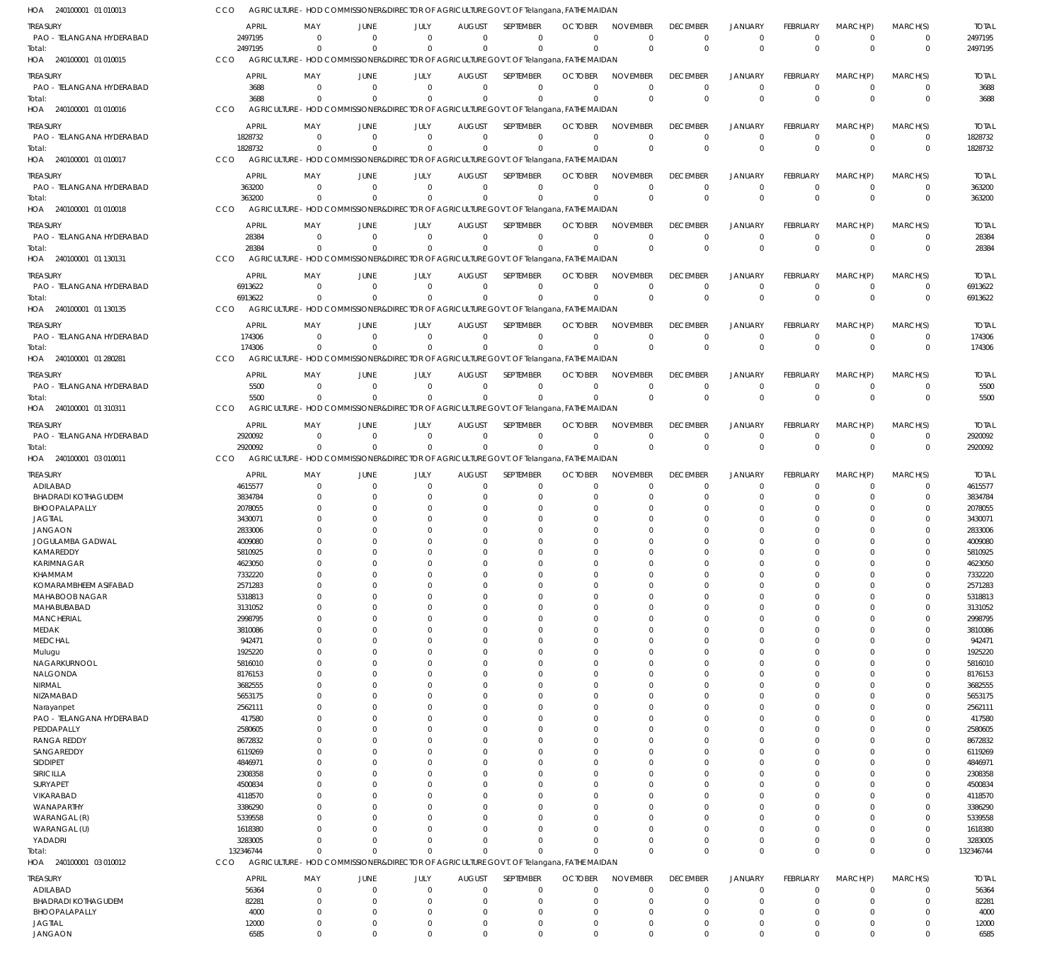HOA 240100001 01 010013 CCO AGRICULTURE - HOD COMMISSIONER&DIRECTOR OF AGRICULTURE GOVT. OF Telangana, FATHE MAIDAN

| TREASURY | APRIL | MAY | JUNE | JULY | AUGUST | SEPTEMBER | OCTOBER | NOVEMBER | DECEMBER | JANUARY | FEBRUARY | MARCH(P) | MARCH(S) | TOTAL |
|---|---|---|---|---|---|---|---|---|---|---|---|---|---|---|
| PAO - TELANGANA HYDERABAD | 2497195 | 0 | 0 | 0 | 0 | 0 | 0 | 0 | 0 | 0 | 0 | 0 | 0 | 2497195 |
| Total: | 2497195 | 0 | 0 | 0 | 0 | 0 | 0 | 0 | 0 | 0 | 0 | 0 | 0 | 2497195 |

HOA 240100001 01 010015 CCO AGRICULTURE - HOD COMMISSIONER&DIRECTOR OF AGRICULTURE GOVT. OF Telangana, FATHE MAIDAN

| TREASURY | APRIL | MAY | JUNE | JULY | AUGUST | SEPTEMBER | OCTOBER | NOVEMBER | DECEMBER | JANUARY | FEBRUARY | MARCH(P) | MARCH(S) | TOTAL |
|---|---|---|---|---|---|---|---|---|---|---|---|---|---|---|
| PAO - TELANGANA HYDERABAD | 3688 | 0 | 0 | 0 | 0 | 0 | 0 | 0 | 0 | 0 | 0 | 0 | 0 | 3688 |
| Total: | 3688 | 0 | 0 | 0 | 0 | 0 | 0 | 0 | 0 | 0 | 0 | 0 | 0 | 3688 |

HOA 240100001 01 010016 CCO AGRICULTURE - HOD COMMISSIONER&DIRECTOR OF AGRICULTURE GOVT. OF Telangana, FATHE MAIDAN

| TREASURY | APRIL | MAY | JUNE | JULY | AUGUST | SEPTEMBER | OCTOBER | NOVEMBER | DECEMBER | JANUARY | FEBRUARY | MARCH(P) | MARCH(S) | TOTAL |
|---|---|---|---|---|---|---|---|---|---|---|---|---|---|---|
| PAO - TELANGANA HYDERABAD | 1828732 | 0 | 0 | 0 | 0 | 0 | 0 | 0 | 0 | 0 | 0 | 0 | 0 | 1828732 |
| Total: | 1828732 | 0 | 0 | 0 | 0 | 0 | 0 | 0 | 0 | 0 | 0 | 0 | 0 | 1828732 |

HOA 240100001 01 010017 CCO AGRICULTURE - HOD COMMISSIONER&DIRECTOR OF AGRICULTURE GOVT. OF Telangana, FATHE MAIDAN

| TREASURY | APRIL | MAY | JUNE | JULY | AUGUST | SEPTEMBER | OCTOBER | NOVEMBER | DECEMBER | JANUARY | FEBRUARY | MARCH(P) | MARCH(S) | TOTAL |
|---|---|---|---|---|---|---|---|---|---|---|---|---|---|---|
| PAO - TELANGANA HYDERABAD | 363200 | 0 | 0 | 0 | 0 | 0 | 0 | 0 | 0 | 0 | 0 | 0 | 0 | 363200 |
| Total: | 363200 | 0 | 0 | 0 | 0 | 0 | 0 | 0 | 0 | 0 | 0 | 0 | 0 | 363200 |

HOA 240100001 01 010018 CCO AGRICULTURE - HOD COMMISSIONER&DIRECTOR OF AGRICULTURE GOVT. OF Telangana, FATHE MAIDAN

| TREASURY | APRIL | MAY | JUNE | JULY | AUGUST | SEPTEMBER | OCTOBER | NOVEMBER | DECEMBER | JANUARY | FEBRUARY | MARCH(P) | MARCH(S) | TOTAL |
|---|---|---|---|---|---|---|---|---|---|---|---|---|---|---|
| PAO - TELANGANA HYDERABAD | 28384 | 0 | 0 | 0 | 0 | 0 | 0 | 0 | 0 | 0 | 0 | 0 | 0 | 28384 |
| Total: | 28384 | 0 | 0 | 0 | 0 | 0 | 0 | 0 | 0 | 0 | 0 | 0 | 0 | 28384 |

HOA 240100001 01 130131 CCO AGRICULTURE - HOD COMMISSIONER&DIRECTOR OF AGRICULTURE GOVT. OF Telangana, FATHE MAIDAN

| TREASURY | APRIL | MAY | JUNE | JULY | AUGUST | SEPTEMBER | OCTOBER | NOVEMBER | DECEMBER | JANUARY | FEBRUARY | MARCH(P) | MARCH(S) | TOTAL |
|---|---|---|---|---|---|---|---|---|---|---|---|---|---|---|
| PAO - TELANGANA HYDERABAD | 6913622 | 0 | 0 | 0 | 0 | 0 | 0 | 0 | 0 | 0 | 0 | 0 | 0 | 6913622 |
| Total: | 6913622 | 0 | 0 | 0 | 0 | 0 | 0 | 0 | 0 | 0 | 0 | 0 | 0 | 6913622 |

HOA 240100001 01 130135 CCO AGRICULTURE - HOD COMMISSIONER&DIRECTOR OF AGRICULTURE GOVT. OF Telangana, FATHE MAIDAN

| TREASURY | APRIL | MAY | JUNE | JULY | AUGUST | SEPTEMBER | OCTOBER | NOVEMBER | DECEMBER | JANUARY | FEBRUARY | MARCH(P) | MARCH(S) | TOTAL |
|---|---|---|---|---|---|---|---|---|---|---|---|---|---|---|
| PAO - TELANGANA HYDERABAD | 174306 | 0 | 0 | 0 | 0 | 0 | 0 | 0 | 0 | 0 | 0 | 0 | 0 | 174306 |
| Total: | 174306 | 0 | 0 | 0 | 0 | 0 | 0 | 0 | 0 | 0 | 0 | 0 | 0 | 174306 |

HOA 240100001 01 280281 CCO AGRICULTURE - HOD COMMISSIONER&DIRECTOR OF AGRICULTURE GOVT. OF Telangana, FATHE MAIDAN

| TREASURY | APRIL | MAY | JUNE | JULY | AUGUST | SEPTEMBER | OCTOBER | NOVEMBER | DECEMBER | JANUARY | FEBRUARY | MARCH(P) | MARCH(S) | TOTAL |
|---|---|---|---|---|---|---|---|---|---|---|---|---|---|---|
| PAO - TELANGANA HYDERABAD | 5500 | 0 | 0 | 0 | 0 | 0 | 0 | 0 | 0 | 0 | 0 | 0 | 0 | 5500 |
| Total: | 5500 | 0 | 0 | 0 | 0 | 0 | 0 | 0 | 0 | 0 | 0 | 0 | 0 | 5500 |

HOA 240100001 01 310311 CCO AGRICULTURE - HOD COMMISSIONER&DIRECTOR OF AGRICULTURE GOVT. OF Telangana, FATHE MAIDAN

| TREASURY | APRIL | MAY | JUNE | JULY | AUGUST | SEPTEMBER | OCTOBER | NOVEMBER | DECEMBER | JANUARY | FEBRUARY | MARCH(P) | MARCH(S) | TOTAL |
|---|---|---|---|---|---|---|---|---|---|---|---|---|---|---|
| PAO - TELANGANA HYDERABAD | 2920092 | 0 | 0 | 0 | 0 | 0 | 0 | 0 | 0 | 0 | 0 | 0 | 0 | 2920092 |
| Total: | 2920092 | 0 | 0 | 0 | 0 | 0 | 0 | 0 | 0 | 0 | 0 | 0 | 0 | 2920092 |

HOA 240100001 03 010011 CCO AGRICULTURE - HOD COMMISSIONER&DIRECTOR OF AGRICULTURE GOVT. OF Telangana, FATHE MAIDAN

| TREASURY | APRIL | MAY | JUNE | JULY | AUGUST | SEPTEMBER | OCTOBER | NOVEMBER | DECEMBER | JANUARY | FEBRUARY | MARCH(P) | MARCH(S) | TOTAL |
|---|---|---|---|---|---|---|---|---|---|---|---|---|---|---|
| ADILABAD | 4615577 | 0 | 0 | 0 | 0 | 0 | 0 | 0 | 0 | 0 | 0 | 0 | 0 | 4615577 |
| BHADRADI KOTHAGUDEM | 3834784 | 0 | 0 | 0 | 0 | 0 | 0 | 0 | 0 | 0 | 0 | 0 | 0 | 3834784 |
| BHOOPALAPALLY | 2078055 | 0 | 0 | 0 | 0 | 0 | 0 | 0 | 0 | 0 | 0 | 0 | 0 | 2078055 |
| JAGTIAL | 3430071 | 0 | 0 | 0 | 0 | 0 | 0 | 0 | 0 | 0 | 0 | 0 | 0 | 3430071 |
| JANGAON | 2833006 | 0 | 0 | 0 | 0 | 0 | 0 | 0 | 0 | 0 | 0 | 0 | 0 | 2833006 |
| JOGULAMBA GADWAL | 4009080 | 0 | 0 | 0 | 0 | 0 | 0 | 0 | 0 | 0 | 0 | 0 | 0 | 4009080 |
| KAMAREDDY | 5810925 | 0 | 0 | 0 | 0 | 0 | 0 | 0 | 0 | 0 | 0 | 0 | 0 | 5810925 |
| KARIMNAGAR | 4623050 | 0 | 0 | 0 | 0 | 0 | 0 | 0 | 0 | 0 | 0 | 0 | 0 | 4623050 |
| KHAMMAM | 7332220 | 0 | 0 | 0 | 0 | 0 | 0 | 0 | 0 | 0 | 0 | 0 | 0 | 7332220 |
| KOMARAMBHEEM ASIFABAD | 2571283 | 0 | 0 | 0 | 0 | 0 | 0 | 0 | 0 | 0 | 0 | 0 | 0 | 2571283 |
| MAHABOOB NAGAR | 5318813 | 0 | 0 | 0 | 0 | 0 | 0 | 0 | 0 | 0 | 0 | 0 | 0 | 5318813 |
| MAHABUBABAD | 3131052 | 0 | 0 | 0 | 0 | 0 | 0 | 0 | 0 | 0 | 0 | 0 | 0 | 3131052 |
| MANCHERIAL | 2998795 | 0 | 0 | 0 | 0 | 0 | 0 | 0 | 0 | 0 | 0 | 0 | 0 | 2998795 |
| MEDAK | 3810086 | 0 | 0 | 0 | 0 | 0 | 0 | 0 | 0 | 0 | 0 | 0 | 0 | 3810086 |
| MEDCHAL | 942471 | 0 | 0 | 0 | 0 | 0 | 0 | 0 | 0 | 0 | 0 | 0 | 0 | 942471 |
| Mulugu | 1925220 | 0 | 0 | 0 | 0 | 0 | 0 | 0 | 0 | 0 | 0 | 0 | 0 | 1925220 |
| NAGARKURNOOL | 5816010 | 0 | 0 | 0 | 0 | 0 | 0 | 0 | 0 | 0 | 0 | 0 | 0 | 5816010 |
| NALGONDA | 8176153 | 0 | 0 | 0 | 0 | 0 | 0 | 0 | 0 | 0 | 0 | 0 | 0 | 8176153 |
| NIRMAL | 3682555 | 0 | 0 | 0 | 0 | 0 | 0 | 0 | 0 | 0 | 0 | 0 | 0 | 3682555 |
| NIZAMABAD | 5653175 | 0 | 0 | 0 | 0 | 0 | 0 | 0 | 0 | 0 | 0 | 0 | 0 | 5653175 |
| Narayanpet | 2562111 | 0 | 0 | 0 | 0 | 0 | 0 | 0 | 0 | 0 | 0 | 0 | 0 | 2562111 |
| PAO - TELANGANA HYDERABAD | 417580 | 0 | 0 | 0 | 0 | 0 | 0 | 0 | 0 | 0 | 0 | 0 | 0 | 417580 |
| PEDDAPALLY | 2580605 | 0 | 0 | 0 | 0 | 0 | 0 | 0 | 0 | 0 | 0 | 0 | 0 | 2580605 |
| RANGA REDDY | 8672832 | 0 | 0 | 0 | 0 | 0 | 0 | 0 | 0 | 0 | 0 | 0 | 0 | 8672832 |
| SANGAREDDY | 6119269 | 0 | 0 | 0 | 0 | 0 | 0 | 0 | 0 | 0 | 0 | 0 | 0 | 6119269 |
| SIDDIPET | 4846971 | 0 | 0 | 0 | 0 | 0 | 0 | 0 | 0 | 0 | 0 | 0 | 0 | 4846971 |
| SIRICILLA | 2308358 | 0 | 0 | 0 | 0 | 0 | 0 | 0 | 0 | 0 | 0 | 0 | 0 | 2308358 |
| SURYAPET | 4500834 | 0 | 0 | 0 | 0 | 0 | 0 | 0 | 0 | 0 | 0 | 0 | 0 | 4500834 |
| VIKARABAD | 4118570 | 0 | 0 | 0 | 0 | 0 | 0 | 0 | 0 | 0 | 0 | 0 | 0 | 4118570 |
| WANAPARTHY | 3386290 | 0 | 0 | 0 | 0 | 0 | 0 | 0 | 0 | 0 | 0 | 0 | 0 | 3386290 |
| WARANGAL (R) | 5339558 | 0 | 0 | 0 | 0 | 0 | 0 | 0 | 0 | 0 | 0 | 0 | 0 | 5339558 |
| WARANGAL (U) | 1618380 | 0 | 0 | 0 | 0 | 0 | 0 | 0 | 0 | 0 | 0 | 0 | 0 | 1618380 |
| YADADRI | 3283005 | 0 | 0 | 0 | 0 | 0 | 0 | 0 | 0 | 0 | 0 | 0 | 0 | 3283005 |
| Total: | 132346744 | 0 | 0 | 0 | 0 | 0 | 0 | 0 | 0 | 0 | 0 | 0 | 0 | 132346744 |

HOA 240100001 03 010012 CCO AGRICULTURE - HOD COMMISSIONER&DIRECTOR OF AGRICULTURE GOVT. OF Telangana, FATHE MAIDAN

| TREASURY | APRIL | MAY | JUNE | JULY | AUGUST | SEPTEMBER | OCTOBER | NOVEMBER | DECEMBER | JANUARY | FEBRUARY | MARCH(P) | MARCH(S) | TOTAL |
|---|---|---|---|---|---|---|---|---|---|---|---|---|---|---|
| ADILABAD | 56364 | 0 | 0 | 0 | 0 | 0 | 0 | 0 | 0 | 0 | 0 | 0 | 0 | 56364 |
| BHADRADI KOTHAGUDEM | 82281 | 0 | 0 | 0 | 0 | 0 | 0 | 0 | 0 | 0 | 0 | 0 | 0 | 82281 |
| BHOOPALAPALLY | 4000 | 0 | 0 | 0 | 0 | 0 | 0 | 0 | 0 | 0 | 0 | 0 | 0 | 4000 |
| JAGTIAL | 12000 | 0 | 0 | 0 | 0 | 0 | 0 | 0 | 0 | 0 | 0 | 0 | 0 | 12000 |
| JANGAON | 6585 | 0 | 0 | 0 | 0 | 0 | 0 | 0 | 0 | 0 | 0 | 0 | 0 | 6585 |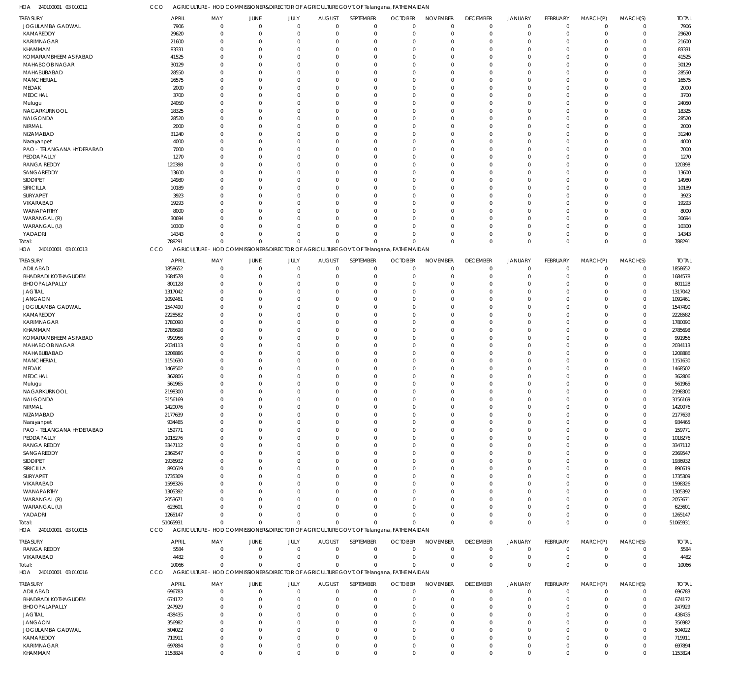HOA 240100001 03 010012 CCO AGRICULTURE - HOD COMMISSIONER&DIRECTOR OF AGRICULTURE GOVT. OF Telangana, FATHE MAIDAN

| TREASURY | APRIL | MAY | JUNE | JULY | AUGUST | SEPTEMBER | OCTOBER | NOVEMBER | DECEMBER | JANUARY | FEBRUARY | MARCH(P) | MARCH(S) | TOTAL |
|---|---|---|---|---|---|---|---|---|---|---|---|---|---|---|
| JOGULAMBA GADWAL | 7906 | 0 | 0 | 0 | 0 | 0 | 0 | 0 | 0 | 0 | 0 | 0 | 0 | 7906 |
| KAMAREDDY | 29620 | 0 | 0 | 0 | 0 | 0 | 0 | 0 | 0 | 0 | 0 | 0 | 0 | 29620 |
| KARIMNAGAR | 21600 | 0 | 0 | 0 | 0 | 0 | 0 | 0 | 0 | 0 | 0 | 0 | 0 | 21600 |
| KHAMMAM | 83331 | 0 | 0 | 0 | 0 | 0 | 0 | 0 | 0 | 0 | 0 | 0 | 0 | 83331 |
| KOMARAMBHEEM ASIFABAD | 41525 | 0 | 0 | 0 | 0 | 0 | 0 | 0 | 0 | 0 | 0 | 0 | 0 | 41525 |
| MAHABOOB NAGAR | 30129 | 0 | 0 | 0 | 0 | 0 | 0 | 0 | 0 | 0 | 0 | 0 | 0 | 30129 |
| MAHABUBABAD | 28550 | 0 | 0 | 0 | 0 | 0 | 0 | 0 | 0 | 0 | 0 | 0 | 0 | 28550 |
| MANCHERIAL | 16575 | 0 | 0 | 0 | 0 | 0 | 0 | 0 | 0 | 0 | 0 | 0 | 0 | 16575 |
| MEDAK | 2000 | 0 | 0 | 0 | 0 | 0 | 0 | 0 | 0 | 0 | 0 | 0 | 0 | 2000 |
| MEDCHAL | 3700 | 0 | 0 | 0 | 0 | 0 | 0 | 0 | 0 | 0 | 0 | 0 | 0 | 3700 |
| Mulugu | 24050 | 0 | 0 | 0 | 0 | 0 | 0 | 0 | 0 | 0 | 0 | 0 | 0 | 24050 |
| NAGARKURNOOL | 18325 | 0 | 0 | 0 | 0 | 0 | 0 | 0 | 0 | 0 | 0 | 0 | 0 | 18325 |
| NALGONDA | 28520 | 0 | 0 | 0 | 0 | 0 | 0 | 0 | 0 | 0 | 0 | 0 | 0 | 28520 |
| NIRMAL | 2000 | 0 | 0 | 0 | 0 | 0 | 0 | 0 | 0 | 0 | 0 | 0 | 0 | 2000 |
| NIZAMABAD | 31240 | 0 | 0 | 0 | 0 | 0 | 0 | 0 | 0 | 0 | 0 | 0 | 0 | 31240 |
| Narayanpet | 4000 | 0 | 0 | 0 | 0 | 0 | 0 | 0 | 0 | 0 | 0 | 0 | 0 | 4000 |
| PAO - TELANGANA HYDERABAD | 7000 | 0 | 0 | 0 | 0 | 0 | 0 | 0 | 0 | 0 | 0 | 0 | 0 | 7000 |
| PEDDAPALLY | 1270 | 0 | 0 | 0 | 0 | 0 | 0 | 0 | 0 | 0 | 0 | 0 | 0 | 1270 |
| RANGA REDDY | 120398 | 0 | 0 | 0 | 0 | 0 | 0 | 0 | 0 | 0 | 0 | 0 | 0 | 120398 |
| SANGAREDDY | 13600 | 0 | 0 | 0 | 0 | 0 | 0 | 0 | 0 | 0 | 0 | 0 | 0 | 13600 |
| SIDDIPET | 14980 | 0 | 0 | 0 | 0 | 0 | 0 | 0 | 0 | 0 | 0 | 0 | 0 | 14980 |
| SIRICILLA | 10189 | 0 | 0 | 0 | 0 | 0 | 0 | 0 | 0 | 0 | 0 | 0 | 0 | 10189 |
| SURYAPET | 3923 | 0 | 0 | 0 | 0 | 0 | 0 | 0 | 0 | 0 | 0 | 0 | 0 | 3923 |
| VIKARABAD | 19293 | 0 | 0 | 0 | 0 | 0 | 0 | 0 | 0 | 0 | 0 | 0 | 0 | 19293 |
| WANAPARTHY | 8000 | 0 | 0 | 0 | 0 | 0 | 0 | 0 | 0 | 0 | 0 | 0 | 0 | 8000 |
| WARANGAL (R) | 30694 | 0 | 0 | 0 | 0 | 0 | 0 | 0 | 0 | 0 | 0 | 0 | 0 | 30694 |
| WARANGAL (U) | 10300 | 0 | 0 | 0 | 0 | 0 | 0 | 0 | 0 | 0 | 0 | 0 | 0 | 10300 |
| YADADRI | 14343 | 0 | 0 | 0 | 0 | 0 | 0 | 0 | 0 | 0 | 0 | 0 | 0 | 14343 |
| Total: | 788291 | 0 | 0 | 0 | 0 | 0 | 0 | 0 | 0 | 0 | 0 | 0 | 0 | 788291 |

HOA 240100001 03 010013 CCO AGRICULTURE - HOD COMMISSIONER&DIRECTOR OF AGRICULTURE GOVT. OF Telangana, FATHE MAIDAN

| TREASURY | APRIL | MAY | JUNE | JULY | AUGUST | SEPTEMBER | OCTOBER | NOVEMBER | DECEMBER | JANUARY | FEBRUARY | MARCH(P) | MARCH(S) | TOTAL |
|---|---|---|---|---|---|---|---|---|---|---|---|---|---|---|
| ADILABAD | 1858652 | 0 | 0 | 0 | 0 | 0 | 0 | 0 | 0 | 0 | 0 | 0 | 0 | 1858652 |
| BHADRADI KOTHAGUDEM | 1684578 | 0 | 0 | 0 | 0 | 0 | 0 | 0 | 0 | 0 | 0 | 0 | 0 | 1684578 |
| BHOOPALAPALLY | 801128 | 0 | 0 | 0 | 0 | 0 | 0 | 0 | 0 | 0 | 0 | 0 | 0 | 801128 |
| JAGTIAL | 1317042 | 0 | 0 | 0 | 0 | 0 | 0 | 0 | 0 | 0 | 0 | 0 | 0 | 1317042 |
| JANGAON | 1092461 | 0 | 0 | 0 | 0 | 0 | 0 | 0 | 0 | 0 | 0 | 0 | 0 | 1092461 |
| JOGULAMBA GADWAL | 1547490 | 0 | 0 | 0 | 0 | 0 | 0 | 0 | 0 | 0 | 0 | 0 | 0 | 1547490 |
| KAMAREDDY | 2228582 | 0 | 0 | 0 | 0 | 0 | 0 | 0 | 0 | 0 | 0 | 0 | 0 | 2228582 |
| KARIMNAGAR | 1780090 | 0 | 0 | 0 | 0 | 0 | 0 | 0 | 0 | 0 | 0 | 0 | 0 | 1780090 |
| KHAMMAM | 2785698 | 0 | 0 | 0 | 0 | 0 | 0 | 0 | 0 | 0 | 0 | 0 | 0 | 2785698 |
| KOMARAMBHEEM ASIFABAD | 991956 | 0 | 0 | 0 | 0 | 0 | 0 | 0 | 0 | 0 | 0 | 0 | 0 | 991956 |
| MAHABOOB NAGAR | 2034113 | 0 | 0 | 0 | 0 | 0 | 0 | 0 | 0 | 0 | 0 | 0 | 0 | 2034113 |
| MAHABUBABAD | 1208886 | 0 | 0 | 0 | 0 | 0 | 0 | 0 | 0 | 0 | 0 | 0 | 0 | 1208886 |
| MANCHERIAL | 1151630 | 0 | 0 | 0 | 0 | 0 | 0 | 0 | 0 | 0 | 0 | 0 | 0 | 1151630 |
| MEDAK | 1468502 | 0 | 0 | 0 | 0 | 0 | 0 | 0 | 0 | 0 | 0 | 0 | 0 | 1468502 |
| MEDCHAL | 362806 | 0 | 0 | 0 | 0 | 0 | 0 | 0 | 0 | 0 | 0 | 0 | 0 | 362806 |
| Mulugu | 561965 | 0 | 0 | 0 | 0 | 0 | 0 | 0 | 0 | 0 | 0 | 0 | 0 | 561965 |
| NAGARKURNOOL | 2198300 | 0 | 0 | 0 | 0 | 0 | 0 | 0 | 0 | 0 | 0 | 0 | 0 | 2198300 |
| NALGONDA | 3156169 | 0 | 0 | 0 | 0 | 0 | 0 | 0 | 0 | 0 | 0 | 0 | 0 | 3156169 |
| NIRMAL | 1420076 | 0 | 0 | 0 | 0 | 0 | 0 | 0 | 0 | 0 | 0 | 0 | 0 | 1420076 |
| NIZAMABAD | 2177639 | 0 | 0 | 0 | 0 | 0 | 0 | 0 | 0 | 0 | 0 | 0 | 0 | 2177639 |
| Narayanpet | 934465 | 0 | 0 | 0 | 0 | 0 | 0 | 0 | 0 | 0 | 0 | 0 | 0 | 934465 |
| PAO - TELANGANA HYDERABAD | 159771 | 0 | 0 | 0 | 0 | 0 | 0 | 0 | 0 | 0 | 0 | 0 | 0 | 159771 |
| PEDDAPALLY | 1018276 | 0 | 0 | 0 | 0 | 0 | 0 | 0 | 0 | 0 | 0 | 0 | 0 | 1018276 |
| RANGA REDDY | 3347112 | 0 | 0 | 0 | 0 | 0 | 0 | 0 | 0 | 0 | 0 | 0 | 0 | 3347112 |
| SANGAREDDY | 2369547 | 0 | 0 | 0 | 0 | 0 | 0 | 0 | 0 | 0 | 0 | 0 | 0 | 2369547 |
| SIDDIPET | 1936932 | 0 | 0 | 0 | 0 | 0 | 0 | 0 | 0 | 0 | 0 | 0 | 0 | 1936932 |
| SIRICILLA | 890619 | 0 | 0 | 0 | 0 | 0 | 0 | 0 | 0 | 0 | 0 | 0 | 0 | 890619 |
| SURYAPET | 1735309 | 0 | 0 | 0 | 0 | 0 | 0 | 0 | 0 | 0 | 0 | 0 | 0 | 1735309 |
| VIKARABAD | 1598326 | 0 | 0 | 0 | 0 | 0 | 0 | 0 | 0 | 0 | 0 | 0 | 0 | 1598326 |
| WANAPARTHY | 1305392 | 0 | 0 | 0 | 0 | 0 | 0 | 0 | 0 | 0 | 0 | 0 | 0 | 1305392 |
| WARANGAL (R) | 2053671 | 0 | 0 | 0 | 0 | 0 | 0 | 0 | 0 | 0 | 0 | 0 | 0 | 2053671 |
| WARANGAL (U) | 623601 | 0 | 0 | 0 | 0 | 0 | 0 | 0 | 0 | 0 | 0 | 0 | 0 | 623601 |
| YADADRI | 1265147 | 0 | 0 | 0 | 0 | 0 | 0 | 0 | 0 | 0 | 0 | 0 | 0 | 1265147 |
| Total: | 51065931 | 0 | 0 | 0 | 0 | 0 | 0 | 0 | 0 | 0 | 0 | 0 | 0 | 51065931 |

HOA 240100001 03 010015 CCO AGRICULTURE - HOD COMMISSIONER&DIRECTOR OF AGRICULTURE GOVT. OF Telangana, FATHE MAIDAN

| TREASURY | APRIL | MAY | JUNE | JULY | AUGUST | SEPTEMBER | OCTOBER | NOVEMBER | DECEMBER | JANUARY | FEBRUARY | MARCH(P) | MARCH(S) | TOTAL |
|---|---|---|---|---|---|---|---|---|---|---|---|---|---|---|
| RANGA REDDY | 5584 | 0 | 0 | 0 | 0 | 0 | 0 | 0 | 0 | 0 | 0 | 0 | 0 | 5584 |
| VIKARABAD | 4482 | 0 | 0 | 0 | 0 | 0 | 0 | 0 | 0 | 0 | 0 | 0 | 0 | 4482 |
| Total: | 10066 | 0 | 0 | 0 | 0 | 0 | 0 | 0 | 0 | 0 | 0 | 0 | 0 | 10066 |

HOA 240100001 03 010016 CCO AGRICULTURE - HOD COMMISSIONER&DIRECTOR OF AGRICULTURE GOVT. OF Telangana, FATHE MAIDAN

| TREASURY | APRIL | MAY | JUNE | JULY | AUGUST | SEPTEMBER | OCTOBER | NOVEMBER | DECEMBER | JANUARY | FEBRUARY | MARCH(P) | MARCH(S) | TOTAL |
|---|---|---|---|---|---|---|---|---|---|---|---|---|---|---|
| ADILABAD | 696783 | 0 | 0 | 0 | 0 | 0 | 0 | 0 | 0 | 0 | 0 | 0 | 0 | 696783 |
| BHADRADI KOTHAGUDEM | 674172 | 0 | 0 | 0 | 0 | 0 | 0 | 0 | 0 | 0 | 0 | 0 | 0 | 674172 |
| BHOOPALAPALLY | 247929 | 0 | 0 | 0 | 0 | 0 | 0 | 0 | 0 | 0 | 0 | 0 | 0 | 247929 |
| JAGTIAL | 438435 | 0 | 0 | 0 | 0 | 0 | 0 | 0 | 0 | 0 | 0 | 0 | 0 | 438435 |
| JANGAON | 356982 | 0 | 0 | 0 | 0 | 0 | 0 | 0 | 0 | 0 | 0 | 0 | 0 | 356982 |
| JOGULAMBA GADWAL | 504022 | 0 | 0 | 0 | 0 | 0 | 0 | 0 | 0 | 0 | 0 | 0 | 0 | 504022 |
| KAMAREDDY | 719911 | 0 | 0 | 0 | 0 | 0 | 0 | 0 | 0 | 0 | 0 | 0 | 0 | 719911 |
| KARIMNAGAR | 697894 | 0 | 0 | 0 | 0 | 0 | 0 | 0 | 0 | 0 | 0 | 0 | 0 | 697894 |
| KHAMMAM | 1153824 | 0 | 0 | 0 | 0 | 0 | 0 | 0 | 0 | 0 | 0 | 0 | 0 | 1153824 |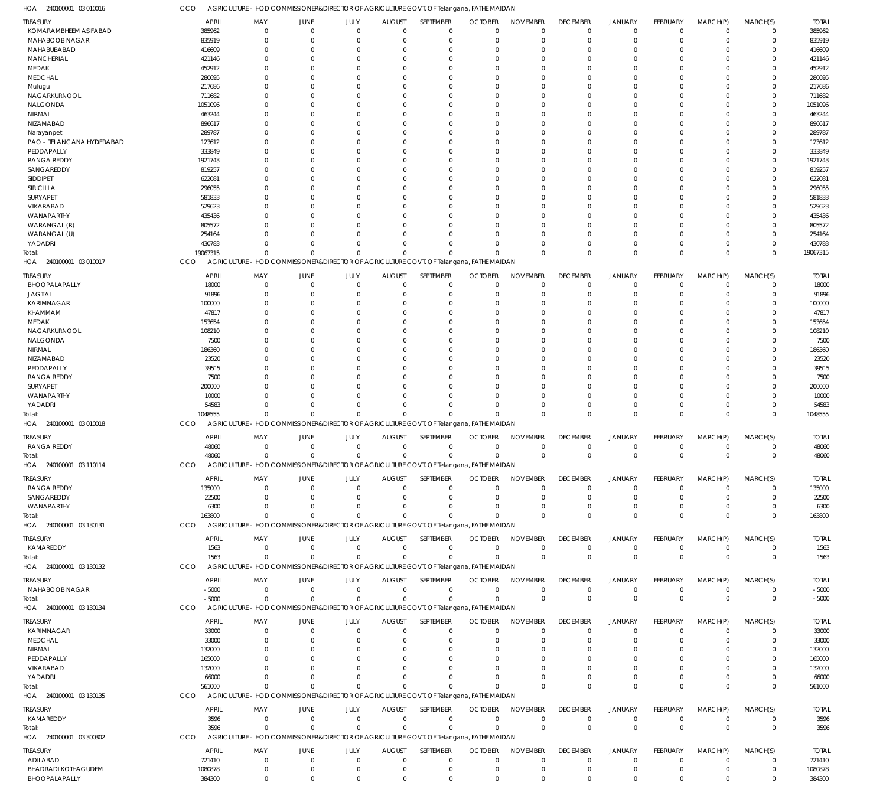HOA 240100001 03 010016 CCO AGRICULTURE - HOD COMMISSIONER&DIRECTOR OF AGRICULTURE GOVT. OF Telangana, FATHEMAIDAN

| TREASURY | APRIL | MAY | JUNE | JULY | AUGUST | SEPTEMBER | OCTOBER | NOVEMBER | DECEMBER | JANUARY | FEBRUARY | MARCH(P) | MARCH(S) | TOTAL |
|---|---|---|---|---|---|---|---|---|---|---|---|---|---|---|
| KOMARAMBHEEM ASIFABAD | 385962 | 0 | 0 | 0 | 0 | 0 | 0 | 0 | 0 | 0 | 0 | 0 | 0 | 385962 |
| MAHABOOB NAGAR | 835919 | 0 | 0 | 0 | 0 | 0 | 0 | 0 | 0 | 0 | 0 | 0 | 0 | 835919 |
| MAHABUBABAD | 416609 | 0 | 0 | 0 | 0 | 0 | 0 | 0 | 0 | 0 | 0 | 0 | 0 | 416609 |
| MANCHERIAL | 421146 | 0 | 0 | 0 | 0 | 0 | 0 | 0 | 0 | 0 | 0 | 0 | 0 | 421146 |
| MEDAK | 452912 | 0 | 0 | 0 | 0 | 0 | 0 | 0 | 0 | 0 | 0 | 0 | 0 | 452912 |
| MEDCHAL | 280695 | 0 | 0 | 0 | 0 | 0 | 0 | 0 | 0 | 0 | 0 | 0 | 0 | 280695 |
| Mulugu | 217686 | 0 | 0 | 0 | 0 | 0 | 0 | 0 | 0 | 0 | 0 | 0 | 0 | 217686 |
| NAGARKURNOOL | 711682 | 0 | 0 | 0 | 0 | 0 | 0 | 0 | 0 | 0 | 0 | 0 | 0 | 711682 |
| NALGONDA | 1051096 | 0 | 0 | 0 | 0 | 0 | 0 | 0 | 0 | 0 | 0 | 0 | 0 | 1051096 |
| NIRMAL | 463244 | 0 | 0 | 0 | 0 | 0 | 0 | 0 | 0 | 0 | 0 | 0 | 0 | 463244 |
| NIZAMABAD | 896617 | 0 | 0 | 0 | 0 | 0 | 0 | 0 | 0 | 0 | 0 | 0 | 0 | 896617 |
| Narayanpet | 289787 | 0 | 0 | 0 | 0 | 0 | 0 | 0 | 0 | 0 | 0 | 0 | 0 | 289787 |
| PAO - TELANGANA HYDERABAD | 123612 | 0 | 0 | 0 | 0 | 0 | 0 | 0 | 0 | 0 | 0 | 0 | 0 | 123612 |
| PEDDAPALLY | 333849 | 0 | 0 | 0 | 0 | 0 | 0 | 0 | 0 | 0 | 0 | 0 | 0 | 333849 |
| RANGA REDDY | 1921743 | 0 | 0 | 0 | 0 | 0 | 0 | 0 | 0 | 0 | 0 | 0 | 0 | 1921743 |
| SANGAREDDY | 819257 | 0 | 0 | 0 | 0 | 0 | 0 | 0 | 0 | 0 | 0 | 0 | 0 | 819257 |
| SIDDIPET | 622081 | 0 | 0 | 0 | 0 | 0 | 0 | 0 | 0 | 0 | 0 | 0 | 0 | 622081 |
| SIRICILLA | 296055 | 0 | 0 | 0 | 0 | 0 | 0 | 0 | 0 | 0 | 0 | 0 | 0 | 296055 |
| SURYAPET | 581833 | 0 | 0 | 0 | 0 | 0 | 0 | 0 | 0 | 0 | 0 | 0 | 0 | 581833 |
| VIKARABAD | 529623 | 0 | 0 | 0 | 0 | 0 | 0 | 0 | 0 | 0 | 0 | 0 | 0 | 529623 |
| WANAPARTHY | 435436 | 0 | 0 | 0 | 0 | 0 | 0 | 0 | 0 | 0 | 0 | 0 | 0 | 435436 |
| WARANGAL (R) | 805572 | 0 | 0 | 0 | 0 | 0 | 0 | 0 | 0 | 0 | 0 | 0 | 0 | 805572 |
| WARANGAL (U) | 254164 | 0 | 0 | 0 | 0 | 0 | 0 | 0 | 0 | 0 | 0 | 0 | 0 | 254164 |
| YADADRI | 430783 | 0 | 0 | 0 | 0 | 0 | 0 | 0 | 0 | 0 | 0 | 0 | 0 | 430783 |
| Total: | 19067315 | 0 | 0 | 0 | 0 | 0 | 0 | 0 | 0 | 0 | 0 | 0 | 0 | 19067315 |

HOA 240100001 03 010017 CCO AGRICULTURE - HOD COMMISSIONER&DIRECTOR OF AGRICULTURE GOVT. OF Telangana, FATHEMAIDAN

| TREASURY | APRIL | MAY | JUNE | JULY | AUGUST | SEPTEMBER | OCTOBER | NOVEMBER | DECEMBER | JANUARY | FEBRUARY | MARCH(P) | MARCH(S) | TOTAL |
|---|---|---|---|---|---|---|---|---|---|---|---|---|---|---|
| BHOOPALAPALLY | 18000 | 0 | 0 | 0 | 0 | 0 | 0 | 0 | 0 | 0 | 0 | 0 | 0 | 18000 |
| JAGTIAL | 91896 | 0 | 0 | 0 | 0 | 0 | 0 | 0 | 0 | 0 | 0 | 0 | 0 | 91896 |
| KARIMNAGAR | 100000 | 0 | 0 | 0 | 0 | 0 | 0 | 0 | 0 | 0 | 0 | 0 | 0 | 100000 |
| KHAMMAM | 47817 | 0 | 0 | 0 | 0 | 0 | 0 | 0 | 0 | 0 | 0 | 0 | 0 | 47817 |
| MEDAK | 153654 | 0 | 0 | 0 | 0 | 0 | 0 | 0 | 0 | 0 | 0 | 0 | 0 | 153654 |
| NAGARKURNOOL | 108210 | 0 | 0 | 0 | 0 | 0 | 0 | 0 | 0 | 0 | 0 | 0 | 0 | 108210 |
| NALGONDA | 7500 | 0 | 0 | 0 | 0 | 0 | 0 | 0 | 0 | 0 | 0 | 0 | 0 | 7500 |
| NIRMAL | 186360 | 0 | 0 | 0 | 0 | 0 | 0 | 0 | 0 | 0 | 0 | 0 | 0 | 186360 |
| NIZAMABAD | 23520 | 0 | 0 | 0 | 0 | 0 | 0 | 0 | 0 | 0 | 0 | 0 | 0 | 23520 |
| PEDDAPALLY | 39515 | 0 | 0 | 0 | 0 | 0 | 0 | 0 | 0 | 0 | 0 | 0 | 0 | 39515 |
| RANGA REDDY | 7500 | 0 | 0 | 0 | 0 | 0 | 0 | 0 | 0 | 0 | 0 | 0 | 0 | 7500 |
| SURYAPET | 200000 | 0 | 0 | 0 | 0 | 0 | 0 | 0 | 0 | 0 | 0 | 0 | 0 | 200000 |
| WANAPARTHY | 10000 | 0 | 0 | 0 | 0 | 0 | 0 | 0 | 0 | 0 | 0 | 0 | 0 | 10000 |
| YADADRI | 54583 | 0 | 0 | 0 | 0 | 0 | 0 | 0 | 0 | 0 | 0 | 0 | 0 | 54583 |
| Total: | 1048555 | 0 | 0 | 0 | 0 | 0 | 0 | 0 | 0 | 0 | 0 | 0 | 0 | 1048555 |

HOA 240100001 03 010018 CCO AGRICULTURE - HOD COMMISSIONER&DIRECTOR OF AGRICULTURE GOVT. OF Telangana, FATHEMAIDAN

| TREASURY | APRIL | MAY | JUNE | JULY | AUGUST | SEPTEMBER | OCTOBER | NOVEMBER | DECEMBER | JANUARY | FEBRUARY | MARCH(P) | MARCH(S) | TOTAL |
|---|---|---|---|---|---|---|---|---|---|---|---|---|---|---|
| RANGA REDDY | 48060 | 0 | 0 | 0 | 0 | 0 | 0 | 0 | 0 | 0 | 0 | 0 | 0 | 48060 |
| Total: | 48060 | 0 | 0 | 0 | 0 | 0 | 0 | 0 | 0 | 0 | 0 | 0 | 0 | 48060 |

HOA 240100001 03 110114 CCO AGRICULTURE - HOD COMMISSIONER&DIRECTOR OF AGRICULTURE GOVT. OF Telangana, FATHEMAIDAN

| TREASURY | APRIL | MAY | JUNE | JULY | AUGUST | SEPTEMBER | OCTOBER | NOVEMBER | DECEMBER | JANUARY | FEBRUARY | MARCH(P) | MARCH(S) | TOTAL |
|---|---|---|---|---|---|---|---|---|---|---|---|---|---|---|
| RANGA REDDY | 135000 | 0 | 0 | 0 | 0 | 0 | 0 | 0 | 0 | 0 | 0 | 0 | 0 | 135000 |
| SANGAREDDY | 22500 | 0 | 0 | 0 | 0 | 0 | 0 | 0 | 0 | 0 | 0 | 0 | 0 | 22500 |
| WANAPARTHY | 6300 | 0 | 0 | 0 | 0 | 0 | 0 | 0 | 0 | 0 | 0 | 0 | 0 | 6300 |
| Total: | 163800 | 0 | 0 | 0 | 0 | 0 | 0 | 0 | 0 | 0 | 0 | 0 | 0 | 163800 |

HOA 240100001 03 130131 CCO AGRICULTURE - HOD COMMISSIONER&DIRECTOR OF AGRICULTURE GOVT. OF Telangana, FATHEMAIDAN

| TREASURY | APRIL | MAY | JUNE | JULY | AUGUST | SEPTEMBER | OCTOBER | NOVEMBER | DECEMBER | JANUARY | FEBRUARY | MARCH(P) | MARCH(S) | TOTAL |
|---|---|---|---|---|---|---|---|---|---|---|---|---|---|---|
| KAMAREDDY | 1563 | 0 | 0 | 0 | 0 | 0 | 0 | 0 | 0 | 0 | 0 | 0 | 0 | 1563 |
| Total: | 1563 | 0 | 0 | 0 | 0 | 0 | 0 | 0 | 0 | 0 | 0 | 0 | 0 | 1563 |

HOA 240100001 03 130132 CCO AGRICULTURE - HOD COMMISSIONER&DIRECTOR OF AGRICULTURE GOVT. OF Telangana, FATHEMAIDAN

| TREASURY | APRIL | MAY | JUNE | JULY | AUGUST | SEPTEMBER | OCTOBER | NOVEMBER | DECEMBER | JANUARY | FEBRUARY | MARCH(P) | MARCH(S) | TOTAL |
|---|---|---|---|---|---|---|---|---|---|---|---|---|---|---|
| MAHABOOB NAGAR | -5000 | 0 | 0 | 0 | 0 | 0 | 0 | 0 | 0 | 0 | 0 | 0 | 0 | -5000 |
| Total: | -5000 | 0 | 0 | 0 | 0 | 0 | 0 | 0 | 0 | 0 | 0 | 0 | 0 | -5000 |

HOA 240100001 03 130134 CCO AGRICULTURE - HOD COMMISSIONER&DIRECTOR OF AGRICULTURE GOVT. OF Telangana, FATHEMAIDAN

| TREASURY | APRIL | MAY | JUNE | JULY | AUGUST | SEPTEMBER | OCTOBER | NOVEMBER | DECEMBER | JANUARY | FEBRUARY | MARCH(P) | MARCH(S) | TOTAL |
|---|---|---|---|---|---|---|---|---|---|---|---|---|---|---|
| KARIMNAGAR | 33000 | 0 | 0 | 0 | 0 | 0 | 0 | 0 | 0 | 0 | 0 | 0 | 0 | 33000 |
| MEDCHAL | 33000 | 0 | 0 | 0 | 0 | 0 | 0 | 0 | 0 | 0 | 0 | 0 | 0 | 33000 |
| NIRMAL | 132000 | 0 | 0 | 0 | 0 | 0 | 0 | 0 | 0 | 0 | 0 | 0 | 0 | 132000 |
| PEDDAPALLY | 165000 | 0 | 0 | 0 | 0 | 0 | 0 | 0 | 0 | 0 | 0 | 0 | 0 | 165000 |
| VIKARABAD | 132000 | 0 | 0 | 0 | 0 | 0 | 0 | 0 | 0 | 0 | 0 | 0 | 0 | 132000 |
| YADADRI | 66000 | 0 | 0 | 0 | 0 | 0 | 0 | 0 | 0 | 0 | 0 | 0 | 0 | 66000 |
| Total: | 561000 | 0 | 0 | 0 | 0 | 0 | 0 | 0 | 0 | 0 | 0 | 0 | 0 | 561000 |

HOA 240100001 03 130135 CCO AGRICULTURE - HOD COMMISSIONER&DIRECTOR OF AGRICULTURE GOVT. OF Telangana, FATHEMAIDAN

| TREASURY | APRIL | MAY | JUNE | JULY | AUGUST | SEPTEMBER | OCTOBER | NOVEMBER | DECEMBER | JANUARY | FEBRUARY | MARCH(P) | MARCH(S) | TOTAL |
|---|---|---|---|---|---|---|---|---|---|---|---|---|---|---|
| KAMAREDDY | 3596 | 0 | 0 | 0 | 0 | 0 | 0 | 0 | 0 | 0 | 0 | 0 | 0 | 3596 |
| Total: | 3596 | 0 | 0 | 0 | 0 | 0 | 0 | 0 | 0 | 0 | 0 | 0 | 0 | 3596 |

HOA 240100001 03 300302 CCO AGRICULTURE - HOD COMMISSIONER&DIRECTOR OF AGRICULTURE GOVT. OF Telangana, FATHEMAIDAN

| TREASURY | APRIL | MAY | JUNE | JULY | AUGUST | SEPTEMBER | OCTOBER | NOVEMBER | DECEMBER | JANUARY | FEBRUARY | MARCH(P) | MARCH(S) | TOTAL |
|---|---|---|---|---|---|---|---|---|---|---|---|---|---|---|
| ADILABAD | 721410 | 0 | 0 | 0 | 0 | 0 | 0 | 0 | 0 | 0 | 0 | 0 | 0 | 721410 |
| BHADRADI KOTHAGUDEM | 1080878 | 0 | 0 | 0 | 0 | 0 | 0 | 0 | 0 | 0 | 0 | 0 | 0 | 1080878 |
| BHOOPALAPALLY | 384300 | 0 | 0 | 0 | 0 | 0 | 0 | 0 | 0 | 0 | 0 | 0 | 0 | 384300 |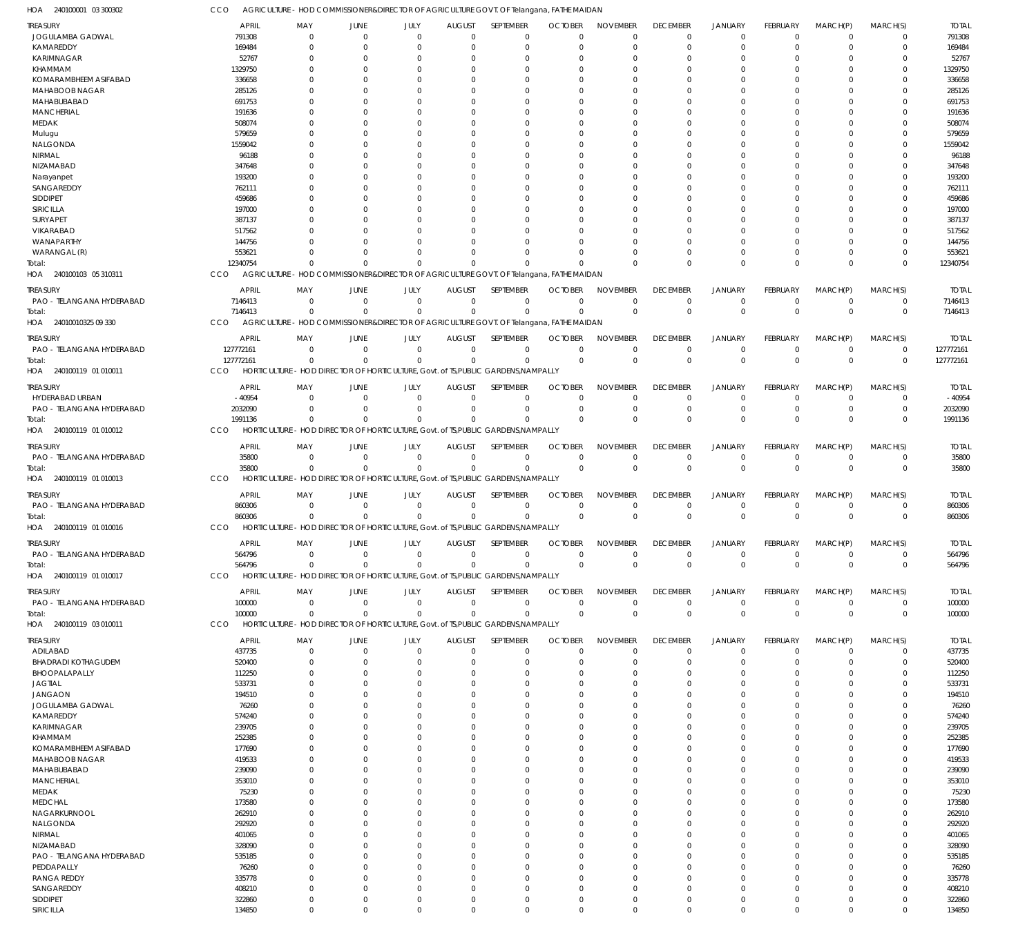HOA 240100001 03 300302 CCO AGRICULTURE - HOD COMMISSIONER&DIRECTOR OF AGRICULTURE GOVT. OF Telangana, FATHE MAIDAN

| TREASURY | APRIL | MAY | JUNE | JULY | AUGUST | SEPTEMBER | OCTOBER | NOVEMBER | DECEMBER | JANUARY | FEBRUARY | MARCH(P) | MARCH(S) | TOTAL |
|---|---|---|---|---|---|---|---|---|---|---|---|---|---|---|
| JOGULAMBA GADWAL | 791308 | 0 | 0 | 0 | 0 | 0 | 0 | 0 | 0 | 0 | 0 | 0 | 0 | 791308 |
| KAMAREDDY | 169484 | 0 | 0 | 0 | 0 | 0 | 0 | 0 | 0 | 0 | 0 | 0 | 0 | 169484 |
| KARIMNAGAR | 52767 | 0 | 0 | 0 | 0 | 0 | 0 | 0 | 0 | 0 | 0 | 0 | 0 | 52767 |
| KHAMMAM | 1329750 | 0 | 0 | 0 | 0 | 0 | 0 | 0 | 0 | 0 | 0 | 0 | 0 | 1329750 |
| KOMARAMBHEEM ASIFABAD | 336658 | 0 | 0 | 0 | 0 | 0 | 0 | 0 | 0 | 0 | 0 | 0 | 0 | 336658 |
| MAHABOOB NAGAR | 285126 | 0 | 0 | 0 | 0 | 0 | 0 | 0 | 0 | 0 | 0 | 0 | 0 | 285126 |
| MAHABUBABAD | 691753 | 0 | 0 | 0 | 0 | 0 | 0 | 0 | 0 | 0 | 0 | 0 | 0 | 691753 |
| MANCHERIAL | 191636 | 0 | 0 | 0 | 0 | 0 | 0 | 0 | 0 | 0 | 0 | 0 | 0 | 191636 |
| MEDAK | 508074 | 0 | 0 | 0 | 0 | 0 | 0 | 0 | 0 | 0 | 0 | 0 | 0 | 508074 |
| Mulugu | 579659 | 0 | 0 | 0 | 0 | 0 | 0 | 0 | 0 | 0 | 0 | 0 | 0 | 579659 |
| NALGONDA | 1559042 | 0 | 0 | 0 | 0 | 0 | 0 | 0 | 0 | 0 | 0 | 0 | 0 | 1559042 |
| NIRMAL | 96188 | 0 | 0 | 0 | 0 | 0 | 0 | 0 | 0 | 0 | 0 | 0 | 0 | 96188 |
| NIZAMABAD | 347648 | 0 | 0 | 0 | 0 | 0 | 0 | 0 | 0 | 0 | 0 | 0 | 0 | 347648 |
| Narayanpet | 193200 | 0 | 0 | 0 | 0 | 0 | 0 | 0 | 0 | 0 | 0 | 0 | 0 | 193200 |
| SANGAREDDY | 762111 | 0 | 0 | 0 | 0 | 0 | 0 | 0 | 0 | 0 | 0 | 0 | 0 | 762111 |
| SIDDIPET | 459686 | 0 | 0 | 0 | 0 | 0 | 0 | 0 | 0 | 0 | 0 | 0 | 0 | 459686 |
| SIRICILLA | 197000 | 0 | 0 | 0 | 0 | 0 | 0 | 0 | 0 | 0 | 0 | 0 | 0 | 197000 |
| SURYAPET | 387137 | 0 | 0 | 0 | 0 | 0 | 0 | 0 | 0 | 0 | 0 | 0 | 0 | 387137 |
| VIKARABAD | 517562 | 0 | 0 | 0 | 0 | 0 | 0 | 0 | 0 | 0 | 0 | 0 | 0 | 517562 |
| WANAPARTHY | 144756 | 0 | 0 | 0 | 0 | 0 | 0 | 0 | 0 | 0 | 0 | 0 | 0 | 144756 |
| WARANGAL (R) | 553621 | 0 | 0 | 0 | 0 | 0 | 0 | 0 | 0 | 0 | 0 | 0 | 0 | 553621 |
| Total: | 12340754 | 0 | 0 | 0 | 0 | 0 | 0 | 0 | 0 | 0 | 0 | 0 | 0 | 12340754 |

HOA 240100103 05 310311 CCO AGRICULTURE - HOD COMMISSIONER&DIRECTOR OF AGRICULTURE GOVT. OF Telangana, FATHE MAIDAN

| TREASURY | APRIL | MAY | JUNE | JULY | AUGUST | SEPTEMBER | OCTOBER | NOVEMBER | DECEMBER | JANUARY | FEBRUARY | MARCH(P) | MARCH(S) | TOTAL |
|---|---|---|---|---|---|---|---|---|---|---|---|---|---|---|
| PAO - TELANGANA HYDERABAD | 7146413 | 0 | 0 | 0 | 0 | 0 | 0 | 0 | 0 | 0 | 0 | 0 | 0 | 7146413 |
| Total: | 7146413 | 0 | 0 | 0 | 0 | 0 | 0 | 0 | 0 | 0 | 0 | 0 | 0 | 7146413 |

HOA 24010010325 09 330 CCO AGRICULTURE - HOD COMMISSIONER&DIRECTOR OF AGRICULTURE GOVT. OF Telangana, FATHE MAIDAN

| TREASURY | APRIL | MAY | JUNE | JULY | AUGUST | SEPTEMBER | OCTOBER | NOVEMBER | DECEMBER | JANUARY | FEBRUARY | MARCH(P) | MARCH(S) | TOTAL |
|---|---|---|---|---|---|---|---|---|---|---|---|---|---|---|
| PAO - TELANGANA HYDERABAD | 127772161 | 0 | 0 | 0 | 0 | 0 | 0 | 0 | 0 | 0 | 0 | 0 | 0 | 127772161 |
| Total: | 127772161 | 0 | 0 | 0 | 0 | 0 | 0 | 0 | 0 | 0 | 0 | 0 | 0 | 127772161 |

HOA 240100119 01 010011 CCO HORTICULTURE - HOD DIRECTOR OF HORTICULTURE, Govt. of TS,PUBLIC GARDENS,NAMPALLY

| TREASURY | APRIL | MAY | JUNE | JULY | AUGUST | SEPTEMBER | OCTOBER | NOVEMBER | DECEMBER | JANUARY | FEBRUARY | MARCH(P) | MARCH(S) | TOTAL |
|---|---|---|---|---|---|---|---|---|---|---|---|---|---|---|
| HYDERABAD URBAN | -40954 | 0 | 0 | 0 | 0 | 0 | 0 | 0 | 0 | 0 | 0 | 0 | 0 | -40954 |
| PAO - TELANGANA HYDERABAD | 2032090 | 0 | 0 | 0 | 0 | 0 | 0 | 0 | 0 | 0 | 0 | 0 | 0 | 2032090 |
| Total: | 1991136 | 0 | 0 | 0 | 0 | 0 | 0 | 0 | 0 | 0 | 0 | 0 | 0 | 1991136 |

HOA 240100119 01 010012 CCO HORTICULTURE - HOD DIRECTOR OF HORTICULTURE, Govt. of TS,PUBLIC GARDENS,NAMPALLY

| TREASURY | APRIL | MAY | JUNE | JULY | AUGUST | SEPTEMBER | OCTOBER | NOVEMBER | DECEMBER | JANUARY | FEBRUARY | MARCH(P) | MARCH(S) | TOTAL |
|---|---|---|---|---|---|---|---|---|---|---|---|---|---|---|
| PAO - TELANGANA HYDERABAD | 35800 | 0 | 0 | 0 | 0 | 0 | 0 | 0 | 0 | 0 | 0 | 0 | 0 | 35800 |
| Total: | 35800 | 0 | 0 | 0 | 0 | 0 | 0 | 0 | 0 | 0 | 0 | 0 | 0 | 35800 |

HOA 240100119 01 010013 CCO HORTICULTURE - HOD DIRECTOR OF HORTICULTURE, Govt. of TS,PUBLIC GARDENS,NAMPALLY

| TREASURY | APRIL | MAY | JUNE | JULY | AUGUST | SEPTEMBER | OCTOBER | NOVEMBER | DECEMBER | JANUARY | FEBRUARY | MARCH(P) | MARCH(S) | TOTAL |
|---|---|---|---|---|---|---|---|---|---|---|---|---|---|---|
| PAO - TELANGANA HYDERABAD | 860306 | 0 | 0 | 0 | 0 | 0 | 0 | 0 | 0 | 0 | 0 | 0 | 0 | 860306 |
| Total: | 860306 | 0 | 0 | 0 | 0 | 0 | 0 | 0 | 0 | 0 | 0 | 0 | 0 | 860306 |

HOA 240100119 01 010016 CCO HORTICULTURE - HOD DIRECTOR OF HORTICULTURE, Govt. of TS,PUBLIC GARDENS,NAMPALLY

| TREASURY | APRIL | MAY | JUNE | JULY | AUGUST | SEPTEMBER | OCTOBER | NOVEMBER | DECEMBER | JANUARY | FEBRUARY | MARCH(P) | MARCH(S) | TOTAL |
|---|---|---|---|---|---|---|---|---|---|---|---|---|---|---|
| PAO - TELANGANA HYDERABAD | 564796 | 0 | 0 | 0 | 0 | 0 | 0 | 0 | 0 | 0 | 0 | 0 | 0 | 564796 |
| Total: | 564796 | 0 | 0 | 0 | 0 | 0 | 0 | 0 | 0 | 0 | 0 | 0 | 0 | 564796 |

HOA 240100119 01 010017 CCO HORTICULTURE - HOD DIRECTOR OF HORTICULTURE, Govt. of TS,PUBLIC GARDENS,NAMPALLY

| TREASURY | APRIL | MAY | JUNE | JULY | AUGUST | SEPTEMBER | OCTOBER | NOVEMBER | DECEMBER | JANUARY | FEBRUARY | MARCH(P) | MARCH(S) | TOTAL |
|---|---|---|---|---|---|---|---|---|---|---|---|---|---|---|
| PAO - TELANGANA HYDERABAD | 100000 | 0 | 0 | 0 | 0 | 0 | 0 | 0 | 0 | 0 | 0 | 0 | 0 | 100000 |
| Total: | 100000 | 0 | 0 | 0 | 0 | 0 | 0 | 0 | 0 | 0 | 0 | 0 | 0 | 100000 |

HOA 240100119 03 010011 CCO HORTICULTURE - HOD DIRECTOR OF HORTICULTURE, Govt. of TS,PUBLIC GARDENS,NAMPALLY

| TREASURY | APRIL | MAY | JUNE | JULY | AUGUST | SEPTEMBER | OCTOBER | NOVEMBER | DECEMBER | JANUARY | FEBRUARY | MARCH(P) | MARCH(S) | TOTAL |
|---|---|---|---|---|---|---|---|---|---|---|---|---|---|---|
| ADILABAD | 437735 | 0 | 0 | 0 | 0 | 0 | 0 | 0 | 0 | 0 | 0 | 0 | 0 | 437735 |
| BHADRADI KOTHAGUDEM | 520400 | 0 | 0 | 0 | 0 | 0 | 0 | 0 | 0 | 0 | 0 | 0 | 0 | 520400 |
| BHOOPALAPALLY | 112250 | 0 | 0 | 0 | 0 | 0 | 0 | 0 | 0 | 0 | 0 | 0 | 0 | 112250 |
| JAGTIAL | 533731 | 0 | 0 | 0 | 0 | 0 | 0 | 0 | 0 | 0 | 0 | 0 | 0 | 533731 |
| JANGAON | 194510 | 0 | 0 | 0 | 0 | 0 | 0 | 0 | 0 | 0 | 0 | 0 | 0 | 194510 |
| JOGULAMBA GADWAL | 76260 | 0 | 0 | 0 | 0 | 0 | 0 | 0 | 0 | 0 | 0 | 0 | 0 | 76260 |
| KAMAREDDY | 574240 | 0 | 0 | 0 | 0 | 0 | 0 | 0 | 0 | 0 | 0 | 0 | 0 | 574240 |
| KARIMNAGAR | 239705 | 0 | 0 | 0 | 0 | 0 | 0 | 0 | 0 | 0 | 0 | 0 | 0 | 239705 |
| KHAMMAM | 252385 | 0 | 0 | 0 | 0 | 0 | 0 | 0 | 0 | 0 | 0 | 0 | 0 | 252385 |
| KOMARAMBHEEM ASIFABAD | 177690 | 0 | 0 | 0 | 0 | 0 | 0 | 0 | 0 | 0 | 0 | 0 | 0 | 177690 |
| MAHABOOB NAGAR | 419533 | 0 | 0 | 0 | 0 | 0 | 0 | 0 | 0 | 0 | 0 | 0 | 0 | 419533 |
| MAHABUBABAD | 239090 | 0 | 0 | 0 | 0 | 0 | 0 | 0 | 0 | 0 | 0 | 0 | 0 | 239090 |
| MANCHERIAL | 353010 | 0 | 0 | 0 | 0 | 0 | 0 | 0 | 0 | 0 | 0 | 0 | 0 | 353010 |
| MEDAK | 75230 | 0 | 0 | 0 | 0 | 0 | 0 | 0 | 0 | 0 | 0 | 0 | 0 | 75230 |
| MEDCHAL | 173580 | 0 | 0 | 0 | 0 | 0 | 0 | 0 | 0 | 0 | 0 | 0 | 0 | 173580 |
| NAGARKURNOOL | 262910 | 0 | 0 | 0 | 0 | 0 | 0 | 0 | 0 | 0 | 0 | 0 | 0 | 262910 |
| NALGONDA | 292920 | 0 | 0 | 0 | 0 | 0 | 0 | 0 | 0 | 0 | 0 | 0 | 0 | 292920 |
| NIRMAL | 401065 | 0 | 0 | 0 | 0 | 0 | 0 | 0 | 0 | 0 | 0 | 0 | 0 | 401065 |
| NIZAMABAD | 328090 | 0 | 0 | 0 | 0 | 0 | 0 | 0 | 0 | 0 | 0 | 0 | 0 | 328090 |
| PAO - TELANGANA HYDERABAD | 535185 | 0 | 0 | 0 | 0 | 0 | 0 | 0 | 0 | 0 | 0 | 0 | 0 | 535185 |
| PEDDAPALLY | 76260 | 0 | 0 | 0 | 0 | 0 | 0 | 0 | 0 | 0 | 0 | 0 | 0 | 76260 |
| RANGA REDDY | 335778 | 0 | 0 | 0 | 0 | 0 | 0 | 0 | 0 | 0 | 0 | 0 | 0 | 335778 |
| SANGAREDDY | 408210 | 0 | 0 | 0 | 0 | 0 | 0 | 0 | 0 | 0 | 0 | 0 | 0 | 408210 |
| SIDDIPET | 322860 | 0 | 0 | 0 | 0 | 0 | 0 | 0 | 0 | 0 | 0 | 0 | 0 | 322860 |
| SIRICILLA | 134850 | 0 | 0 | 0 | 0 | 0 | 0 | 0 | 0 | 0 | 0 | 0 | 0 | 134850 |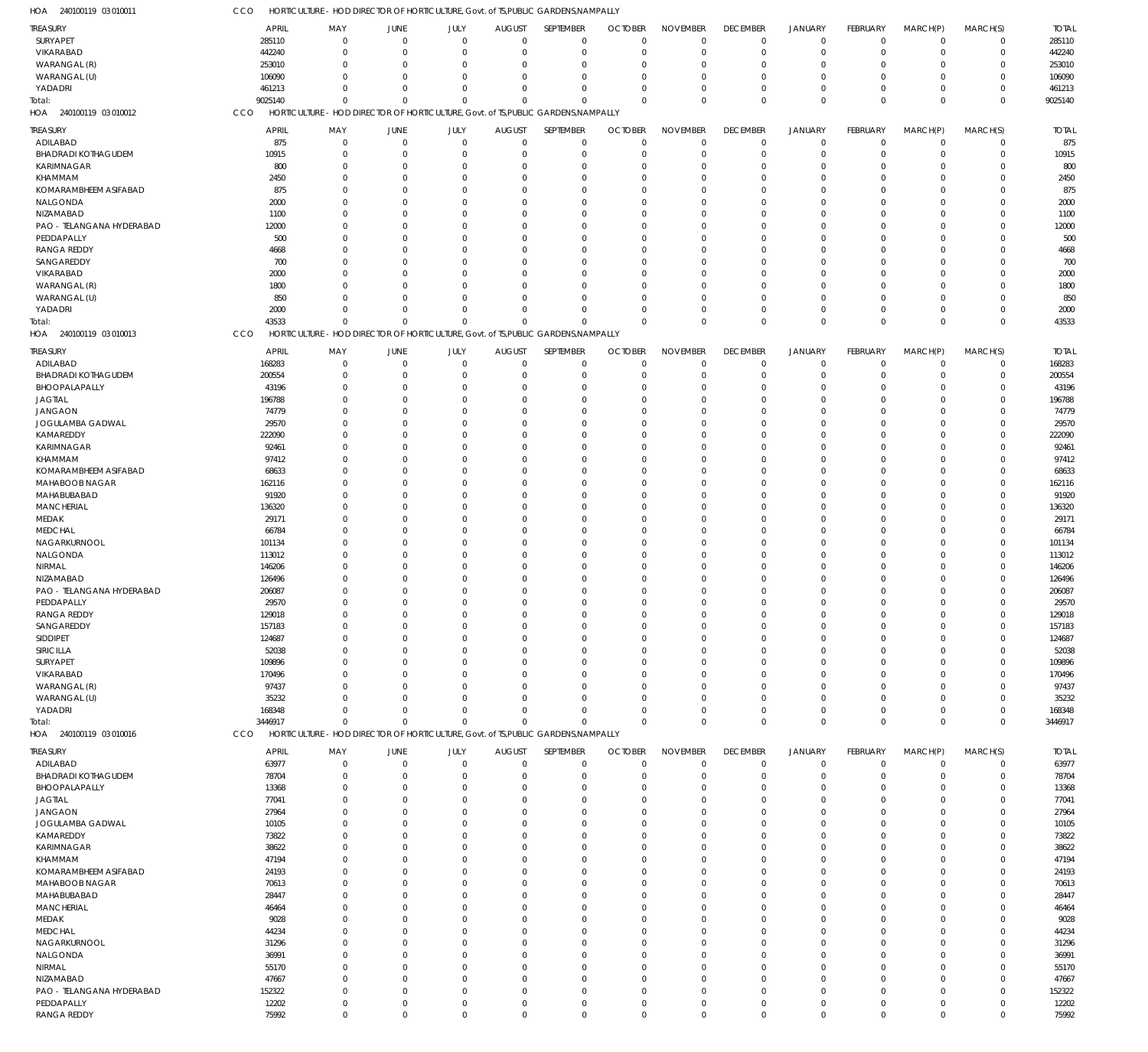HOA 240100119 03 010011 CCO HORTICULTURE - HOD DIRECTOR OF HORTICULTURE, Govt. of TS,PUBLIC GARDENS,NAMPALLY

| TREASURY | APRIL | MAY | JUNE | JULY | AUGUST | SEPTEMBER | OCTOBER | NOVEMBER | DECEMBER | JANUARY | FEBRUARY | MARCH(P) | MARCH(S) | TOTAL |
|---|---|---|---|---|---|---|---|---|---|---|---|---|---|---|
| SURYAPET | 285110 | 0 | 0 | 0 | 0 | 0 | 0 | 0 | 0 | 0 | 0 | 0 | 0 | 285110 |
| VIKARABAD | 442240 | 0 | 0 | 0 | 0 | 0 | 0 | 0 | 0 | 0 | 0 | 0 | 0 | 442240 |
| WARANGAL (R) | 253010 | 0 | 0 | 0 | 0 | 0 | 0 | 0 | 0 | 0 | 0 | 0 | 0 | 253010 |
| WARANGAL (U) | 106090 | 0 | 0 | 0 | 0 | 0 | 0 | 0 | 0 | 0 | 0 | 0 | 0 | 106090 |
| YADADRI | 461213 | 0 | 0 | 0 | 0 | 0 | 0 | 0 | 0 | 0 | 0 | 0 | 0 | 461213 |
| Total: | 9025140 | 0 | 0 | 0 | 0 | 0 | 0 | 0 | 0 | 0 | 0 | 0 | 0 | 9025140 |

HOA 240100119 03 010012 CCO HORTICULTURE - HOD DIRECTOR OF HORTICULTURE, Govt. of TS,PUBLIC GARDENS,NAMPALLY

| TREASURY | APRIL | MAY | JUNE | JULY | AUGUST | SEPTEMBER | OCTOBER | NOVEMBER | DECEMBER | JANUARY | FEBRUARY | MARCH(P) | MARCH(S) | TOTAL |
|---|---|---|---|---|---|---|---|---|---|---|---|---|---|---|
| ADILABAD | 875 | 0 | 0 | 0 | 0 | 0 | 0 | 0 | 0 | 0 | 0 | 0 | 0 | 875 |
| BHADRADI KOTHAGUDEM | 10915 | 0 | 0 | 0 | 0 | 0 | 0 | 0 | 0 | 0 | 0 | 0 | 0 | 10915 |
| KARIMNAGAR | 800 | 0 | 0 | 0 | 0 | 0 | 0 | 0 | 0 | 0 | 0 | 0 | 0 | 800 |
| KHAMMAM | 2450 | 0 | 0 | 0 | 0 | 0 | 0 | 0 | 0 | 0 | 0 | 0 | 0 | 2450 |
| KOMARAMBHEEM ASIFABAD | 875 | 0 | 0 | 0 | 0 | 0 | 0 | 0 | 0 | 0 | 0 | 0 | 0 | 875 |
| NALGONDA | 2000 | 0 | 0 | 0 | 0 | 0 | 0 | 0 | 0 | 0 | 0 | 0 | 0 | 2000 |
| NIZAMABAD | 1100 | 0 | 0 | 0 | 0 | 0 | 0 | 0 | 0 | 0 | 0 | 0 | 0 | 1100 |
| PAO - TELANGANA HYDERABAD | 12000 | 0 | 0 | 0 | 0 | 0 | 0 | 0 | 0 | 0 | 0 | 0 | 0 | 12000 |
| PEDDAPALLY | 500 | 0 | 0 | 0 | 0 | 0 | 0 | 0 | 0 | 0 | 0 | 0 | 0 | 500 |
| RANGA REDDY | 4668 | 0 | 0 | 0 | 0 | 0 | 0 | 0 | 0 | 0 | 0 | 0 | 0 | 4668 |
| SANGAREDDY | 700 | 0 | 0 | 0 | 0 | 0 | 0 | 0 | 0 | 0 | 0 | 0 | 0 | 700 |
| VIKARABAD | 2000 | 0 | 0 | 0 | 0 | 0 | 0 | 0 | 0 | 0 | 0 | 0 | 0 | 2000 |
| WARANGAL (R) | 1800 | 0 | 0 | 0 | 0 | 0 | 0 | 0 | 0 | 0 | 0 | 0 | 0 | 1800 |
| WARANGAL (U) | 850 | 0 | 0 | 0 | 0 | 0 | 0 | 0 | 0 | 0 | 0 | 0 | 0 | 850 |
| YADADRI | 2000 | 0 | 0 | 0 | 0 | 0 | 0 | 0 | 0 | 0 | 0 | 0 | 0 | 2000 |
| Total: | 43533 | 0 | 0 | 0 | 0 | 0 | 0 | 0 | 0 | 0 | 0 | 0 | 0 | 43533 |

HOA 240100119 03 010013 CCO HORTICULTURE - HOD DIRECTOR OF HORTICULTURE, Govt. of TS,PUBLIC GARDENS,NAMPALLY

| TREASURY | APRIL | MAY | JUNE | JULY | AUGUST | SEPTEMBER | OCTOBER | NOVEMBER | DECEMBER | JANUARY | FEBRUARY | MARCH(P) | MARCH(S) | TOTAL |
|---|---|---|---|---|---|---|---|---|---|---|---|---|---|---|
| ADILABAD | 168283 | 0 | 0 | 0 | 0 | 0 | 0 | 0 | 0 | 0 | 0 | 0 | 0 | 168283 |
| BHADRADI KOTHAGUDEM | 200554 | 0 | 0 | 0 | 0 | 0 | 0 | 0 | 0 | 0 | 0 | 0 | 0 | 200554 |
| BHOOPALAPALLY | 43196 | 0 | 0 | 0 | 0 | 0 | 0 | 0 | 0 | 0 | 0 | 0 | 0 | 43196 |
| JAGTIAL | 196788 | 0 | 0 | 0 | 0 | 0 | 0 | 0 | 0 | 0 | 0 | 0 | 0 | 196788 |
| JANGAON | 74779 | 0 | 0 | 0 | 0 | 0 | 0 | 0 | 0 | 0 | 0 | 0 | 0 | 74779 |
| JOGULAMBA GADWAL | 29570 | 0 | 0 | 0 | 0 | 0 | 0 | 0 | 0 | 0 | 0 | 0 | 0 | 29570 |
| KAMAREDDY | 222090 | 0 | 0 | 0 | 0 | 0 | 0 | 0 | 0 | 0 | 0 | 0 | 0 | 222090 |
| KARIMNAGAR | 92461 | 0 | 0 | 0 | 0 | 0 | 0 | 0 | 0 | 0 | 0 | 0 | 0 | 92461 |
| KHAMMAM | 97412 | 0 | 0 | 0 | 0 | 0 | 0 | 0 | 0 | 0 | 0 | 0 | 0 | 97412 |
| KOMARAMBHEEM ASIFABAD | 68633 | 0 | 0 | 0 | 0 | 0 | 0 | 0 | 0 | 0 | 0 | 0 | 0 | 68633 |
| MAHABOOB NAGAR | 162116 | 0 | 0 | 0 | 0 | 0 | 0 | 0 | 0 | 0 | 0 | 0 | 0 | 162116 |
| MAHABUBABAD | 91920 | 0 | 0 | 0 | 0 | 0 | 0 | 0 | 0 | 0 | 0 | 0 | 0 | 91920 |
| MANCHERIAL | 136320 | 0 | 0 | 0 | 0 | 0 | 0 | 0 | 0 | 0 | 0 | 0 | 0 | 136320 |
| MEDAK | 29171 | 0 | 0 | 0 | 0 | 0 | 0 | 0 | 0 | 0 | 0 | 0 | 0 | 29171 |
| MEDCHAL | 66784 | 0 | 0 | 0 | 0 | 0 | 0 | 0 | 0 | 0 | 0 | 0 | 0 | 66784 |
| NAGARKURNOOL | 101134 | 0 | 0 | 0 | 0 | 0 | 0 | 0 | 0 | 0 | 0 | 0 | 0 | 101134 |
| NALGONDA | 113012 | 0 | 0 | 0 | 0 | 0 | 0 | 0 | 0 | 0 | 0 | 0 | 0 | 113012 |
| NIRMAL | 146206 | 0 | 0 | 0 | 0 | 0 | 0 | 0 | 0 | 0 | 0 | 0 | 0 | 146206 |
| NIZAMABAD | 126496 | 0 | 0 | 0 | 0 | 0 | 0 | 0 | 0 | 0 | 0 | 0 | 0 | 126496 |
| PAO - TELANGANA HYDERABAD | 206087 | 0 | 0 | 0 | 0 | 0 | 0 | 0 | 0 | 0 | 0 | 0 | 0 | 206087 |
| PEDDAPALLY | 29570 | 0 | 0 | 0 | 0 | 0 | 0 | 0 | 0 | 0 | 0 | 0 | 0 | 29570 |
| RANGA REDDY | 129018 | 0 | 0 | 0 | 0 | 0 | 0 | 0 | 0 | 0 | 0 | 0 | 0 | 129018 |
| SANGAREDDY | 157183 | 0 | 0 | 0 | 0 | 0 | 0 | 0 | 0 | 0 | 0 | 0 | 0 | 157183 |
| SIDDIPET | 124687 | 0 | 0 | 0 | 0 | 0 | 0 | 0 | 0 | 0 | 0 | 0 | 0 | 124687 |
| SIRICILLA | 52038 | 0 | 0 | 0 | 0 | 0 | 0 | 0 | 0 | 0 | 0 | 0 | 0 | 52038 |
| SURYAPET | 109896 | 0 | 0 | 0 | 0 | 0 | 0 | 0 | 0 | 0 | 0 | 0 | 0 | 109896 |
| VIKARABAD | 170496 | 0 | 0 | 0 | 0 | 0 | 0 | 0 | 0 | 0 | 0 | 0 | 0 | 170496 |
| WARANGAL (R) | 97437 | 0 | 0 | 0 | 0 | 0 | 0 | 0 | 0 | 0 | 0 | 0 | 0 | 97437 |
| WARANGAL (U) | 35232 | 0 | 0 | 0 | 0 | 0 | 0 | 0 | 0 | 0 | 0 | 0 | 0 | 35232 |
| YADADRI | 168348 | 0 | 0 | 0 | 0 | 0 | 0 | 0 | 0 | 0 | 0 | 0 | 0 | 168348 |
| Total: | 3446917 | 0 | 0 | 0 | 0 | 0 | 0 | 0 | 0 | 0 | 0 | 0 | 0 | 3446917 |

HOA 240100119 03 010016 CCO HORTICULTURE - HOD DIRECTOR OF HORTICULTURE, Govt. of TS,PUBLIC GARDENS,NAMPALLY

| TREASURY | APRIL | MAY | JUNE | JULY | AUGUST | SEPTEMBER | OCTOBER | NOVEMBER | DECEMBER | JANUARY | FEBRUARY | MARCH(P) | MARCH(S) | TOTAL |
|---|---|---|---|---|---|---|---|---|---|---|---|---|---|---|
| ADILABAD | 63977 | 0 | 0 | 0 | 0 | 0 | 0 | 0 | 0 | 0 | 0 | 0 | 0 | 63977 |
| BHADRADI KOTHAGUDEM | 78704 | 0 | 0 | 0 | 0 | 0 | 0 | 0 | 0 | 0 | 0 | 0 | 0 | 78704 |
| BHOOPALAPALLY | 13368 | 0 | 0 | 0 | 0 | 0 | 0 | 0 | 0 | 0 | 0 | 0 | 0 | 13368 |
| JAGTIAL | 77041 | 0 | 0 | 0 | 0 | 0 | 0 | 0 | 0 | 0 | 0 | 0 | 0 | 77041 |
| JANGAON | 27964 | 0 | 0 | 0 | 0 | 0 | 0 | 0 | 0 | 0 | 0 | 0 | 0 | 27964 |
| JOGULAMBA GADWAL | 10105 | 0 | 0 | 0 | 0 | 0 | 0 | 0 | 0 | 0 | 0 | 0 | 0 | 10105 |
| KAMAREDDY | 73822 | 0 | 0 | 0 | 0 | 0 | 0 | 0 | 0 | 0 | 0 | 0 | 0 | 73822 |
| KARIMNAGAR | 38622 | 0 | 0 | 0 | 0 | 0 | 0 | 0 | 0 | 0 | 0 | 0 | 0 | 38622 |
| KHAMMAM | 47194 | 0 | 0 | 0 | 0 | 0 | 0 | 0 | 0 | 0 | 0 | 0 | 0 | 47194 |
| KOMARAMBHEEM ASIFABAD | 24193 | 0 | 0 | 0 | 0 | 0 | 0 | 0 | 0 | 0 | 0 | 0 | 0 | 24193 |
| MAHABOOB NAGAR | 70613 | 0 | 0 | 0 | 0 | 0 | 0 | 0 | 0 | 0 | 0 | 0 | 0 | 70613 |
| MAHABUBABAD | 28447 | 0 | 0 | 0 | 0 | 0 | 0 | 0 | 0 | 0 | 0 | 0 | 0 | 28447 |
| MANCHERIAL | 46464 | 0 | 0 | 0 | 0 | 0 | 0 | 0 | 0 | 0 | 0 | 0 | 0 | 46464 |
| MEDAK | 9028 | 0 | 0 | 0 | 0 | 0 | 0 | 0 | 0 | 0 | 0 | 0 | 0 | 9028 |
| MEDCHAL | 44234 | 0 | 0 | 0 | 0 | 0 | 0 | 0 | 0 | 0 | 0 | 0 | 0 | 44234 |
| NAGARKURNOOL | 31296 | 0 | 0 | 0 | 0 | 0 | 0 | 0 | 0 | 0 | 0 | 0 | 0 | 31296 |
| NALGONDA | 36991 | 0 | 0 | 0 | 0 | 0 | 0 | 0 | 0 | 0 | 0 | 0 | 0 | 36991 |
| NIRMAL | 55170 | 0 | 0 | 0 | 0 | 0 | 0 | 0 | 0 | 0 | 0 | 0 | 0 | 55170 |
| NIZAMABAD | 47667 | 0 | 0 | 0 | 0 | 0 | 0 | 0 | 0 | 0 | 0 | 0 | 0 | 47667 |
| PAO - TELANGANA HYDERABAD | 152322 | 0 | 0 | 0 | 0 | 0 | 0 | 0 | 0 | 0 | 0 | 0 | 0 | 152322 |
| PEDDAPALLY | 12202 | 0 | 0 | 0 | 0 | 0 | 0 | 0 | 0 | 0 | 0 | 0 | 0 | 12202 |
| RANGA REDDY | 75992 | 0 | 0 | 0 | 0 | 0 | 0 | 0 | 0 | 0 | 0 | 0 | 0 | 75992 |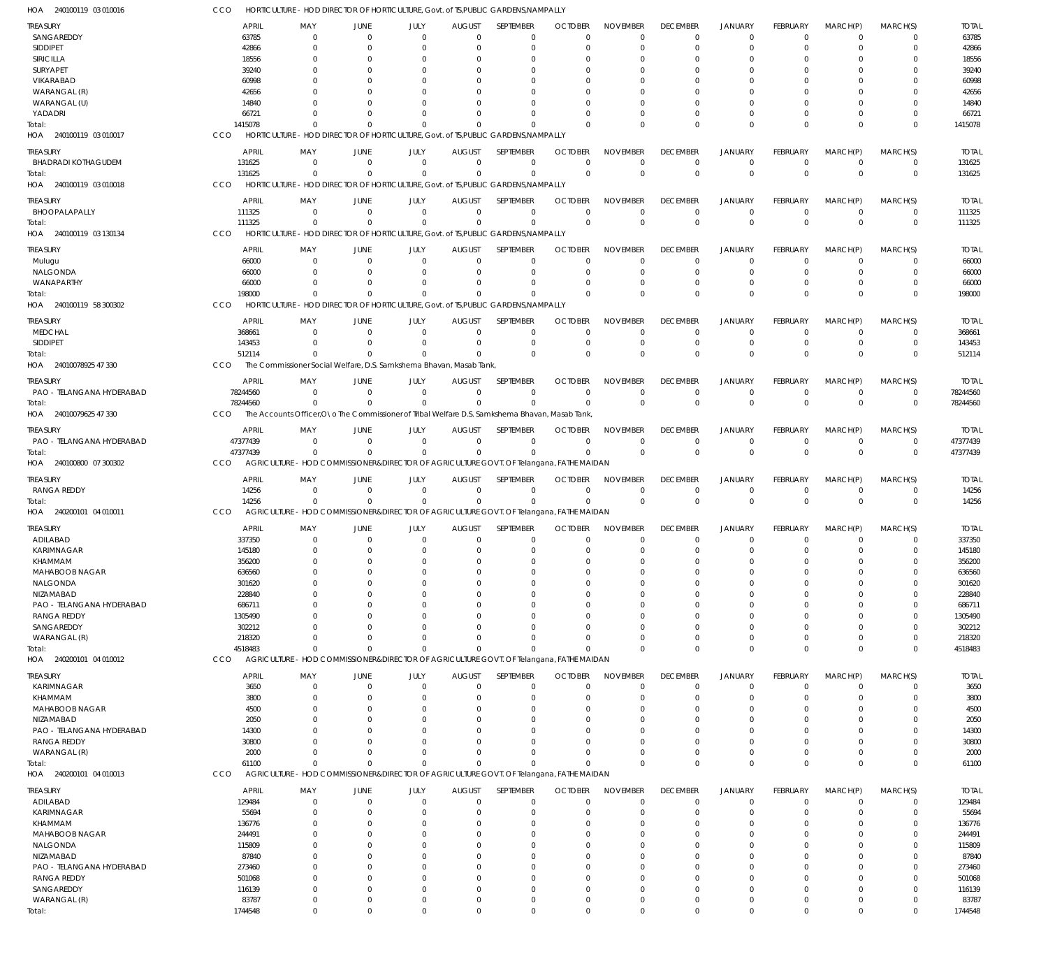HOA 240100119 03 010016 CCO HORTICULTURE - HOD DIRECTOR OF HORTICULTURE, Govt. of TS,PUBLIC GARDENS,NAMPALLY

| TREASURY | APRIL | MAY | JUNE | JULY | AUGUST | SEPTEMBER | OCTOBER | NOVEMBER | DECEMBER | JANUARY | FEBRUARY | MARCH(P) | MARCH(S) | TOTAL |
|---|---|---|---|---|---|---|---|---|---|---|---|---|---|---|
| SANGAREDDY | 63785 | 0 | 0 | 0 | 0 | 0 | 0 | 0 | 0 | 0 | 0 | 0 | 0 | 63785 |
| SIDDIPET | 42866 | 0 | 0 | 0 | 0 | 0 | 0 | 0 | 0 | 0 | 0 | 0 | 0 | 42866 |
| SIRICILLA | 18556 | 0 | 0 | 0 | 0 | 0 | 0 | 0 | 0 | 0 | 0 | 0 | 0 | 18556 |
| SURYAPET | 39240 | 0 | 0 | 0 | 0 | 0 | 0 | 0 | 0 | 0 | 0 | 0 | 0 | 39240 |
| VIKARABAD | 60998 | 0 | 0 | 0 | 0 | 0 | 0 | 0 | 0 | 0 | 0 | 0 | 0 | 60998 |
| WARANGAL (R) | 42656 | 0 | 0 | 0 | 0 | 0 | 0 | 0 | 0 | 0 | 0 | 0 | 0 | 42656 |
| WARANGAL (U) | 14840 | 0 | 0 | 0 | 0 | 0 | 0 | 0 | 0 | 0 | 0 | 0 | 0 | 14840 |
| YADADRI | 66721 | 0 | 0 | 0 | 0 | 0 | 0 | 0 | 0 | 0 | 0 | 0 | 0 | 66721 |
| Total: | 1415078 | 0 | 0 | 0 | 0 | 0 | 0 | 0 | 0 | 0 | 0 | 0 | 0 | 1415078 |

HOA 240100119 03 010017 CCO HORTICULTURE - HOD DIRECTOR OF HORTICULTURE, Govt. of TS,PUBLIC GARDENS,NAMPALLY

| TREASURY | APRIL | MAY | JUNE | JULY | AUGUST | SEPTEMBER | OCTOBER | NOVEMBER | DECEMBER | JANUARY | FEBRUARY | MARCH(P) | MARCH(S) | TOTAL |
|---|---|---|---|---|---|---|---|---|---|---|---|---|---|---|
| BHADRADI KOTHAGUDEM | 131625 | 0 | 0 | 0 | 0 | 0 | 0 | 0 | 0 | 0 | 0 | 0 | 0 | 131625 |
| Total: | 131625 | 0 | 0 | 0 | 0 | 0 | 0 | 0 | 0 | 0 | 0 | 0 | 0 | 131625 |

HOA 240100119 03 010018 CCO HORTICULTURE - HOD DIRECTOR OF HORTICULTURE, Govt. of TS,PUBLIC GARDENS,NAMPALLY

| TREASURY | APRIL | MAY | JUNE | JULY | AUGUST | SEPTEMBER | OCTOBER | NOVEMBER | DECEMBER | JANUARY | FEBRUARY | MARCH(P) | MARCH(S) | TOTAL |
|---|---|---|---|---|---|---|---|---|---|---|---|---|---|---|
| BHOOPALAPALLY | 111325 | 0 | 0 | 0 | 0 | 0 | 0 | 0 | 0 | 0 | 0 | 0 | 0 | 111325 |
| Total: | 111325 | 0 | 0 | 0 | 0 | 0 | 0 | 0 | 0 | 0 | 0 | 0 | 0 | 111325 |

HOA 240100119 03 130134 CCO HORTICULTURE - HOD DIRECTOR OF HORTICULTURE, Govt. of TS,PUBLIC GARDENS,NAMPALLY

| TREASURY | APRIL | MAY | JUNE | JULY | AUGUST | SEPTEMBER | OCTOBER | NOVEMBER | DECEMBER | JANUARY | FEBRUARY | MARCH(P) | MARCH(S) | TOTAL |
|---|---|---|---|---|---|---|---|---|---|---|---|---|---|---|
| Mulugu | 66000 | 0 | 0 | 0 | 0 | 0 | 0 | 0 | 0 | 0 | 0 | 0 | 0 | 66000 |
| NALGONDA | 66000 | 0 | 0 | 0 | 0 | 0 | 0 | 0 | 0 | 0 | 0 | 0 | 0 | 66000 |
| WANAPARTHY | 66000 | 0 | 0 | 0 | 0 | 0 | 0 | 0 | 0 | 0 | 0 | 0 | 0 | 66000 |
| Total: | 198000 | 0 | 0 | 0 | 0 | 0 | 0 | 0 | 0 | 0 | 0 | 0 | 0 | 198000 |

HOA 240100119 58 300302 CCO HORTICULTURE - HOD DIRECTOR OF HORTICULTURE, Govt. of TS,PUBLIC GARDENS,NAMPALLY

| TREASURY | APRIL | MAY | JUNE | JULY | AUGUST | SEPTEMBER | OCTOBER | NOVEMBER | DECEMBER | JANUARY | FEBRUARY | MARCH(P) | MARCH(S) | TOTAL |
|---|---|---|---|---|---|---|---|---|---|---|---|---|---|---|
| MEDCHAL | 368661 | 0 | 0 | 0 | 0 | 0 | 0 | 0 | 0 | 0 | 0 | 0 | 0 | 368661 |
| SIDDIPET | 143453 | 0 | 0 | 0 | 0 | 0 | 0 | 0 | 0 | 0 | 0 | 0 | 0 | 143453 |
| Total: | 512114 | 0 | 0 | 0 | 0 | 0 | 0 | 0 | 0 | 0 | 0 | 0 | 0 | 512114 |

HOA 24010078925 47 330 CCO The Commissioner Social Welfare, D.S. Samkshema Bhavan, Masab Tank,

| TREASURY | APRIL | MAY | JUNE | JULY | AUGUST | SEPTEMBER | OCTOBER | NOVEMBER | DECEMBER | JANUARY | FEBRUARY | MARCH(P) | MARCH(S) | TOTAL |
|---|---|---|---|---|---|---|---|---|---|---|---|---|---|---|
| PAO - TELANGANA HYDERABAD | 78244560 | 0 | 0 | 0 | 0 | 0 | 0 | 0 | 0 | 0 | 0 | 0 | 0 | 78244560 |
| Total: | 78244560 | 0 | 0 | 0 | 0 | 0 | 0 | 0 | 0 | 0 | 0 | 0 | 0 | 78244560 |

HOA 24010079625 47 330 CCO The Accounts Officer,O\o The Commissioner of Tribal Welfare D.S. Samkshema Bhavan, Masab Tank,

| TREASURY | APRIL | MAY | JUNE | JULY | AUGUST | SEPTEMBER | OCTOBER | NOVEMBER | DECEMBER | JANUARY | FEBRUARY | MARCH(P) | MARCH(S) | TOTAL |
|---|---|---|---|---|---|---|---|---|---|---|---|---|---|---|
| PAO - TELANGANA HYDERABAD | 47377439 | 0 | 0 | 0 | 0 | 0 | 0 | 0 | 0 | 0 | 0 | 0 | 0 | 47377439 |
| Total: | 47377439 | 0 | 0 | 0 | 0 | 0 | 0 | 0 | 0 | 0 | 0 | 0 | 0 | 47377439 |

HOA 240100800 07 300302 CCO AGRICULTURE - HOD COMMISSIONER&DIRECTOR OF AGRICULTURE GOVT. OF Telangana, FATHE MAIDAN

| TREASURY | APRIL | MAY | JUNE | JULY | AUGUST | SEPTEMBER | OCTOBER | NOVEMBER | DECEMBER | JANUARY | FEBRUARY | MARCH(P) | MARCH(S) | TOTAL |
|---|---|---|---|---|---|---|---|---|---|---|---|---|---|---|
| RANGA REDDY | 14256 | 0 | 0 | 0 | 0 | 0 | 0 | 0 | 0 | 0 | 0 | 0 | 0 | 14256 |
| Total: | 14256 | 0 | 0 | 0 | 0 | 0 | 0 | 0 | 0 | 0 | 0 | 0 | 0 | 14256 |

HOA 240200101 04 010011 CCO AGRICULTURE - HOD COMMISSIONER&DIRECTOR OF AGRICULTURE GOVT. OF Telangana, FATHE MAIDAN

| TREASURY | APRIL | MAY | JUNE | JULY | AUGUST | SEPTEMBER | OCTOBER | NOVEMBER | DECEMBER | JANUARY | FEBRUARY | MARCH(P) | MARCH(S) | TOTAL |
|---|---|---|---|---|---|---|---|---|---|---|---|---|---|---|
| ADILABAD | 337350 | 0 | 0 | 0 | 0 | 0 | 0 | 0 | 0 | 0 | 0 | 0 | 0 | 337350 |
| KARIMNAGAR | 145180 | 0 | 0 | 0 | 0 | 0 | 0 | 0 | 0 | 0 | 0 | 0 | 0 | 145180 |
| KHAMMAM | 356200 | 0 | 0 | 0 | 0 | 0 | 0 | 0 | 0 | 0 | 0 | 0 | 0 | 356200 |
| MAHABOOB NAGAR | 636560 | 0 | 0 | 0 | 0 | 0 | 0 | 0 | 0 | 0 | 0 | 0 | 0 | 636560 |
| NALGONDA | 301620 | 0 | 0 | 0 | 0 | 0 | 0 | 0 | 0 | 0 | 0 | 0 | 0 | 301620 |
| NIZAMABAD | 228840 | 0 | 0 | 0 | 0 | 0 | 0 | 0 | 0 | 0 | 0 | 0 | 0 | 228840 |
| PAO - TELANGANA HYDERABAD | 686711 | 0 | 0 | 0 | 0 | 0 | 0 | 0 | 0 | 0 | 0 | 0 | 0 | 686711 |
| RANGA REDDY | 1305490 | 0 | 0 | 0 | 0 | 0 | 0 | 0 | 0 | 0 | 0 | 0 | 0 | 1305490 |
| SANGAREDDY | 302212 | 0 | 0 | 0 | 0 | 0 | 0 | 0 | 0 | 0 | 0 | 0 | 0 | 302212 |
| WARANGAL (R) | 218320 | 0 | 0 | 0 | 0 | 0 | 0 | 0 | 0 | 0 | 0 | 0 | 0 | 218320 |
| Total: | 4518483 | 0 | 0 | 0 | 0 | 0 | 0 | 0 | 0 | 0 | 0 | 0 | 0 | 4518483 |

HOA 240200101 04 010012 CCO AGRICULTURE - HOD COMMISSIONER&DIRECTOR OF AGRICULTURE GOVT. OF Telangana, FATHE MAIDAN

| TREASURY | APRIL | MAY | JUNE | JULY | AUGUST | SEPTEMBER | OCTOBER | NOVEMBER | DECEMBER | JANUARY | FEBRUARY | MARCH(P) | MARCH(S) | TOTAL |
|---|---|---|---|---|---|---|---|---|---|---|---|---|---|---|
| KARIMNAGAR | 3650 | 0 | 0 | 0 | 0 | 0 | 0 | 0 | 0 | 0 | 0 | 0 | 0 | 3650 |
| KHAMMAM | 3800 | 0 | 0 | 0 | 0 | 0 | 0 | 0 | 0 | 0 | 0 | 0 | 0 | 3800 |
| MAHABOOB NAGAR | 4500 | 0 | 0 | 0 | 0 | 0 | 0 | 0 | 0 | 0 | 0 | 0 | 0 | 4500 |
| NIZAMABAD | 2050 | 0 | 0 | 0 | 0 | 0 | 0 | 0 | 0 | 0 | 0 | 0 | 0 | 2050 |
| PAO - TELANGANA HYDERABAD | 14300 | 0 | 0 | 0 | 0 | 0 | 0 | 0 | 0 | 0 | 0 | 0 | 0 | 14300 |
| RANGA REDDY | 30800 | 0 | 0 | 0 | 0 | 0 | 0 | 0 | 0 | 0 | 0 | 0 | 0 | 30800 |
| WARANGAL (R) | 2000 | 0 | 0 | 0 | 0 | 0 | 0 | 0 | 0 | 0 | 0 | 0 | 0 | 2000 |
| Total: | 61100 | 0 | 0 | 0 | 0 | 0 | 0 | 0 | 0 | 0 | 0 | 0 | 0 | 61100 |

HOA 240200101 04 010013 CCO AGRICULTURE - HOD COMMISSIONER&DIRECTOR OF AGRICULTURE GOVT. OF Telangana, FATHE MAIDAN

| TREASURY | APRIL | MAY | JUNE | JULY | AUGUST | SEPTEMBER | OCTOBER | NOVEMBER | DECEMBER | JANUARY | FEBRUARY | MARCH(P) | MARCH(S) | TOTAL |
|---|---|---|---|---|---|---|---|---|---|---|---|---|---|---|
| ADILABAD | 129484 | 0 | 0 | 0 | 0 | 0 | 0 | 0 | 0 | 0 | 0 | 0 | 0 | 129484 |
| KARIMNAGAR | 55694 | 0 | 0 | 0 | 0 | 0 | 0 | 0 | 0 | 0 | 0 | 0 | 0 | 55694 |
| KHAMMAM | 136776 | 0 | 0 | 0 | 0 | 0 | 0 | 0 | 0 | 0 | 0 | 0 | 0 | 136776 |
| MAHABOOB NAGAR | 244491 | 0 | 0 | 0 | 0 | 0 | 0 | 0 | 0 | 0 | 0 | 0 | 0 | 244491 |
| NALGONDA | 115809 | 0 | 0 | 0 | 0 | 0 | 0 | 0 | 0 | 0 | 0 | 0 | 0 | 115809 |
| NIZAMABAD | 87840 | 0 | 0 | 0 | 0 | 0 | 0 | 0 | 0 | 0 | 0 | 0 | 0 | 87840 |
| PAO - TELANGANA HYDERABAD | 273460 | 0 | 0 | 0 | 0 | 0 | 0 | 0 | 0 | 0 | 0 | 0 | 0 | 273460 |
| RANGA REDDY | 501068 | 0 | 0 | 0 | 0 | 0 | 0 | 0 | 0 | 0 | 0 | 0 | 0 | 501068 |
| SANGAREDDY | 116139 | 0 | 0 | 0 | 0 | 0 | 0 | 0 | 0 | 0 | 0 | 0 | 0 | 116139 |
| WARANGAL (R) | 83787 | 0 | 0 | 0 | 0 | 0 | 0 | 0 | 0 | 0 | 0 | 0 | 0 | 83787 |
| Total: | 1744548 | 0 | 0 | 0 | 0 | 0 | 0 | 0 | 0 | 0 | 0 | 0 | 0 | 1744548 |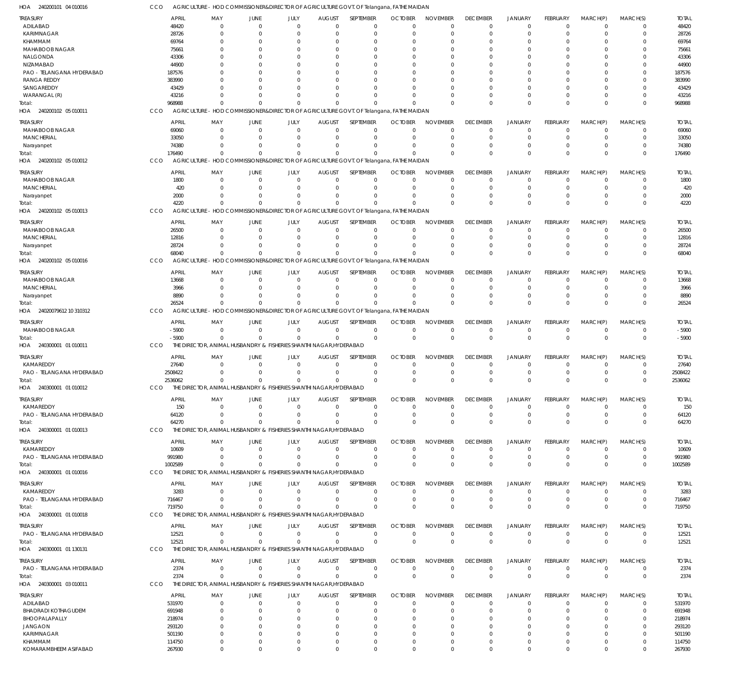HOA 240200101 04 010016 CCO AGRICULTURE - HOD COMMISSIONER&DIRECTOR OF AGRICULTURE GOVT. OF Telangana, FATHE MAIDAN

| TREASURY | APRIL | MAY | JUNE | JULY | AUGUST | SEPTEMBER | OCTOBER | NOVEMBER | DECEMBER | JANUARY | FEBRUARY | MARCH(P) | MARCH(S) | TOTAL |
|---|---|---|---|---|---|---|---|---|---|---|---|---|---|---|
| ADILABAD | 48420 | 0 | 0 | 0 | 0 | 0 | 0 | 0 | 0 | 0 | 0 | 0 | 0 | 48420 |
| KARIMNAGAR | 28726 | 0 | 0 | 0 | 0 | 0 | 0 | 0 | 0 | 0 | 0 | 0 | 0 | 28726 |
| KHAMMAM | 69764 | 0 | 0 | 0 | 0 | 0 | 0 | 0 | 0 | 0 | 0 | 0 | 0 | 69764 |
| MAHABOOB NAGAR | 75661 | 0 | 0 | 0 | 0 | 0 | 0 | 0 | 0 | 0 | 0 | 0 | 0 | 75661 |
| NALGONDA | 43306 | 0 | 0 | 0 | 0 | 0 | 0 | 0 | 0 | 0 | 0 | 0 | 0 | 43306 |
| NIZAMABAD | 44900 | 0 | 0 | 0 | 0 | 0 | 0 | 0 | 0 | 0 | 0 | 0 | 0 | 44900 |
| PAO - TELANGANA HYDERABAD | 187576 | 0 | 0 | 0 | 0 | 0 | 0 | 0 | 0 | 0 | 0 | 0 | 0 | 187576 |
| RANGA REDDY | 383990 | 0 | 0 | 0 | 0 | 0 | 0 | 0 | 0 | 0 | 0 | 0 | 0 | 383990 |
| SANGAREDDY | 43429 | 0 | 0 | 0 | 0 | 0 | 0 | 0 | 0 | 0 | 0 | 0 | 0 | 43429 |
| WARANGAL (R) | 43216 | 0 | 0 | 0 | 0 | 0 | 0 | 0 | 0 | 0 | 0 | 0 | 0 | 43216 |
| Total: | 968988 | 0 | 0 | 0 | 0 | 0 | 0 | 0 | 0 | 0 | 0 | 0 | 0 | 968988 |

HOA 240200102 05 010011 CCO AGRICULTURE - HOD COMMISSIONER&DIRECTOR OF AGRICULTURE GOVT. OF Telangana, FATHE MAIDAN

| TREASURY | APRIL | MAY | JUNE | JULY | AUGUST | SEPTEMBER | OCTOBER | NOVEMBER | DECEMBER | JANUARY | FEBRUARY | MARCH(P) | MARCH(S) | TOTAL |
|---|---|---|---|---|---|---|---|---|---|---|---|---|---|---|
| MAHABOOB NAGAR | 69060 | 0 | 0 | 0 | 0 | 0 | 0 | 0 | 0 | 0 | 0 | 0 | 0 | 69060 |
| MANCHERIAL | 33050 | 0 | 0 | 0 | 0 | 0 | 0 | 0 | 0 | 0 | 0 | 0 | 0 | 33050 |
| Narayanpet | 74380 | 0 | 0 | 0 | 0 | 0 | 0 | 0 | 0 | 0 | 0 | 0 | 0 | 74380 |
| Total: | 176490 | 0 | 0 | 0 | 0 | 0 | 0 | 0 | 0 | 0 | 0 | 0 | 0 | 176490 |

HOA 240200102 05 010012 CCO AGRICULTURE - HOD COMMISSIONER&DIRECTOR OF AGRICULTURE GOVT. OF Telangana, FATHE MAIDAN

| TREASURY | APRIL | MAY | JUNE | JULY | AUGUST | SEPTEMBER | OCTOBER | NOVEMBER | DECEMBER | JANUARY | FEBRUARY | MARCH(P) | MARCH(S) | TOTAL |
|---|---|---|---|---|---|---|---|---|---|---|---|---|---|---|
| MAHABOOB NAGAR | 1800 | 0 | 0 | 0 | 0 | 0 | 0 | 0 | 0 | 0 | 0 | 0 | 0 | 1800 |
| MANCHERIAL | 420 | 0 | 0 | 0 | 0 | 0 | 0 | 0 | 0 | 0 | 0 | 0 | 0 | 420 |
| Narayanpet | 2000 | 0 | 0 | 0 | 0 | 0 | 0 | 0 | 0 | 0 | 0 | 0 | 0 | 2000 |
| Total: | 4220 | 0 | 0 | 0 | 0 | 0 | 0 | 0 | 0 | 0 | 0 | 0 | 0 | 4220 |

HOA 240200102 05 010013 CCO AGRICULTURE - HOD COMMISSIONER&DIRECTOR OF AGRICULTURE GOVT. OF Telangana, FATHE MAIDAN

| TREASURY | APRIL | MAY | JUNE | JULY | AUGUST | SEPTEMBER | OCTOBER | NOVEMBER | DECEMBER | JANUARY | FEBRUARY | MARCH(P) | MARCH(S) | TOTAL |
|---|---|---|---|---|---|---|---|---|---|---|---|---|---|---|
| MAHABOOB NAGAR | 26500 | 0 | 0 | 0 | 0 | 0 | 0 | 0 | 0 | 0 | 0 | 0 | 0 | 26500 |
| MANCHERIAL | 12816 | 0 | 0 | 0 | 0 | 0 | 0 | 0 | 0 | 0 | 0 | 0 | 0 | 12816 |
| Narayanpet | 28724 | 0 | 0 | 0 | 0 | 0 | 0 | 0 | 0 | 0 | 0 | 0 | 0 | 28724 |
| Total: | 68040 | 0 | 0 | 0 | 0 | 0 | 0 | 0 | 0 | 0 | 0 | 0 | 0 | 68040 |

HOA 240200102 05 010016 CCO AGRICULTURE - HOD COMMISSIONER&DIRECTOR OF AGRICULTURE GOVT. OF Telangana, FATHE MAIDAN

| TREASURY | APRIL | MAY | JUNE | JULY | AUGUST | SEPTEMBER | OCTOBER | NOVEMBER | DECEMBER | JANUARY | FEBRUARY | MARCH(P) | MARCH(S) | TOTAL |
|---|---|---|---|---|---|---|---|---|---|---|---|---|---|---|
| MAHABOOB NAGAR | 13668 | 0 | 0 | 0 | 0 | 0 | 0 | 0 | 0 | 0 | 0 | 0 | 0 | 13668 |
| MANCHERIAL | 3966 | 0 | 0 | 0 | 0 | 0 | 0 | 0 | 0 | 0 | 0 | 0 | 0 | 3966 |
| Narayanpet | 8890 | 0 | 0 | 0 | 0 | 0 | 0 | 0 | 0 | 0 | 0 | 0 | 0 | 8890 |
| Total: | 26524 | 0 | 0 | 0 | 0 | 0 | 0 | 0 | 0 | 0 | 0 | 0 | 0 | 26524 |

HOA 24020079612 10 310312 CCO AGRICULTURE - HOD COMMISSIONER&DIRECTOR OF AGRICULTURE GOVT. OF Telangana, FATHE MAIDAN

| TREASURY | APRIL | MAY | JUNE | JULY | AUGUST | SEPTEMBER | OCTOBER | NOVEMBER | DECEMBER | JANUARY | FEBRUARY | MARCH(P) | MARCH(S) | TOTAL |
|---|---|---|---|---|---|---|---|---|---|---|---|---|---|---|
| MAHABOOB NAGAR | -5900 | 0 | 0 | 0 | 0 | 0 | 0 | 0 | 0 | 0 | 0 | 0 | 0 | -5900 |
| Total: | -5900 | 0 | 0 | 0 | 0 | 0 | 0 | 0 | 0 | 0 | 0 | 0 | 0 | -5900 |

HOA 240300001 01 010011 CCO THE DIRECTOR, ANIMAL HUSBANDRY & FISHERIES SHANTHI NAGAR,HYDERABAD

| TREASURY | APRIL | MAY | JUNE | JULY | AUGUST | SEPTEMBER | OCTOBER | NOVEMBER | DECEMBER | JANUARY | FEBRUARY | MARCH(P) | MARCH(S) | TOTAL |
|---|---|---|---|---|---|---|---|---|---|---|---|---|---|---|
| KAMAREDDY | 27640 | 0 | 0 | 0 | 0 | 0 | 0 | 0 | 0 | 0 | 0 | 0 | 0 | 27640 |
| PAO - TELANGANA HYDERABAD | 2508422 | 0 | 0 | 0 | 0 | 0 | 0 | 0 | 0 | 0 | 0 | 0 | 0 | 2508422 |
| Total: | 2536062 | 0 | 0 | 0 | 0 | 0 | 0 | 0 | 0 | 0 | 0 | 0 | 0 | 2536062 |

HOA 240300001 01 010012 CCO THE DIRECTOR, ANIMAL HUSBANDRY & FISHERIES SHANTHI NAGAR,HYDERABAD

| TREASURY | APRIL | MAY | JUNE | JULY | AUGUST | SEPTEMBER | OCTOBER | NOVEMBER | DECEMBER | JANUARY | FEBRUARY | MARCH(P) | MARCH(S) | TOTAL |
|---|---|---|---|---|---|---|---|---|---|---|---|---|---|---|
| KAMAREDDY | 150 | 0 | 0 | 0 | 0 | 0 | 0 | 0 | 0 | 0 | 0 | 0 | 0 | 150 |
| PAO - TELANGANA HYDERABAD | 64120 | 0 | 0 | 0 | 0 | 0 | 0 | 0 | 0 | 0 | 0 | 0 | 0 | 64120 |
| Total: | 64270 | 0 | 0 | 0 | 0 | 0 | 0 | 0 | 0 | 0 | 0 | 0 | 0 | 64270 |

HOA 240300001 01 010013 CCO THE DIRECTOR, ANIMAL HUSBANDRY & FISHERIES SHANTHI NAGAR,HYDERABAD

| TREASURY | APRIL | MAY | JUNE | JULY | AUGUST | SEPTEMBER | OCTOBER | NOVEMBER | DECEMBER | JANUARY | FEBRUARY | MARCH(P) | MARCH(S) | TOTAL |
|---|---|---|---|---|---|---|---|---|---|---|---|---|---|---|
| KAMAREDDY | 10609 | 0 | 0 | 0 | 0 | 0 | 0 | 0 | 0 | 0 | 0 | 0 | 0 | 10609 |
| PAO - TELANGANA HYDERABAD | 991980 | 0 | 0 | 0 | 0 | 0 | 0 | 0 | 0 | 0 | 0 | 0 | 0 | 991980 |
| Total: | 1002589 | 0 | 0 | 0 | 0 | 0 | 0 | 0 | 0 | 0 | 0 | 0 | 0 | 1002589 |

HOA 240300001 01 010016 CCO THE DIRECTOR, ANIMAL HUSBANDRY & FISHERIES SHANTHI NAGAR,HYDERABAD

| TREASURY | APRIL | MAY | JUNE | JULY | AUGUST | SEPTEMBER | OCTOBER | NOVEMBER | DECEMBER | JANUARY | FEBRUARY | MARCH(P) | MARCH(S) | TOTAL |
|---|---|---|---|---|---|---|---|---|---|---|---|---|---|---|
| KAMAREDDY | 3283 | 0 | 0 | 0 | 0 | 0 | 0 | 0 | 0 | 0 | 0 | 0 | 0 | 3283 |
| PAO - TELANGANA HYDERABAD | 716467 | 0 | 0 | 0 | 0 | 0 | 0 | 0 | 0 | 0 | 0 | 0 | 0 | 716467 |
| Total: | 719750 | 0 | 0 | 0 | 0 | 0 | 0 | 0 | 0 | 0 | 0 | 0 | 0 | 719750 |

HOA 240300001 01 010018 CCO THE DIRECTOR, ANIMAL HUSBANDRY & FISHERIES SHANTHI NAGAR,HYDERABAD

| TREASURY | APRIL | MAY | JUNE | JULY | AUGUST | SEPTEMBER | OCTOBER | NOVEMBER | DECEMBER | JANUARY | FEBRUARY | MARCH(P) | MARCH(S) | TOTAL |
|---|---|---|---|---|---|---|---|---|---|---|---|---|---|---|
| PAO - TELANGANA HYDERABAD | 12521 | 0 | 0 | 0 | 0 | 0 | 0 | 0 | 0 | 0 | 0 | 0 | 0 | 12521 |
| Total: | 12521 | 0 | 0 | 0 | 0 | 0 | 0 | 0 | 0 | 0 | 0 | 0 | 0 | 12521 |

HOA 240300001 01 130131 CCO THE DIRECTOR, ANIMAL HUSBANDRY & FISHERIES SHANTHI NAGAR,HYDERABAD

| TREASURY | APRIL | MAY | JUNE | JULY | AUGUST | SEPTEMBER | OCTOBER | NOVEMBER | DECEMBER | JANUARY | FEBRUARY | MARCH(P) | MARCH(S) | TOTAL |
|---|---|---|---|---|---|---|---|---|---|---|---|---|---|---|
| PAO - TELANGANA HYDERABAD | 2374 | 0 | 0 | 0 | 0 | 0 | 0 | 0 | 0 | 0 | 0 | 0 | 0 | 2374 |
| Total: | 2374 | 0 | 0 | 0 | 0 | 0 | 0 | 0 | 0 | 0 | 0 | 0 | 0 | 2374 |

HOA 240300001 03 010011 CCO THE DIRECTOR, ANIMAL HUSBANDRY & FISHERIES SHANTHI NAGAR,HYDERABAD

| TREASURY | APRIL | MAY | JUNE | JULY | AUGUST | SEPTEMBER | OCTOBER | NOVEMBER | DECEMBER | JANUARY | FEBRUARY | MARCH(P) | MARCH(S) | TOTAL |
|---|---|---|---|---|---|---|---|---|---|---|---|---|---|---|
| ADILABAD | 531970 | 0 | 0 | 0 | 0 | 0 | 0 | 0 | 0 | 0 | 0 | 0 | 0 | 531970 |
| BHADRADI KOTHAGUDEM | 691948 | 0 | 0 | 0 | 0 | 0 | 0 | 0 | 0 | 0 | 0 | 0 | 0 | 691948 |
| BHOOPALAPALLY | 218974 | 0 | 0 | 0 | 0 | 0 | 0 | 0 | 0 | 0 | 0 | 0 | 0 | 218974 |
| JANGAON | 293120 | 0 | 0 | 0 | 0 | 0 | 0 | 0 | 0 | 0 | 0 | 0 | 0 | 293120 |
| KARIMNAGAR | 501190 | 0 | 0 | 0 | 0 | 0 | 0 | 0 | 0 | 0 | 0 | 0 | 0 | 501190 |
| KHAMMAM | 114750 | 0 | 0 | 0 | 0 | 0 | 0 | 0 | 0 | 0 | 0 | 0 | 0 | 114750 |
| KOMARAMBHEEM ASIFABAD | 267930 | 0 | 0 | 0 | 0 | 0 | 0 | 0 | 0 | 0 | 0 | 0 | 0 | 267930 |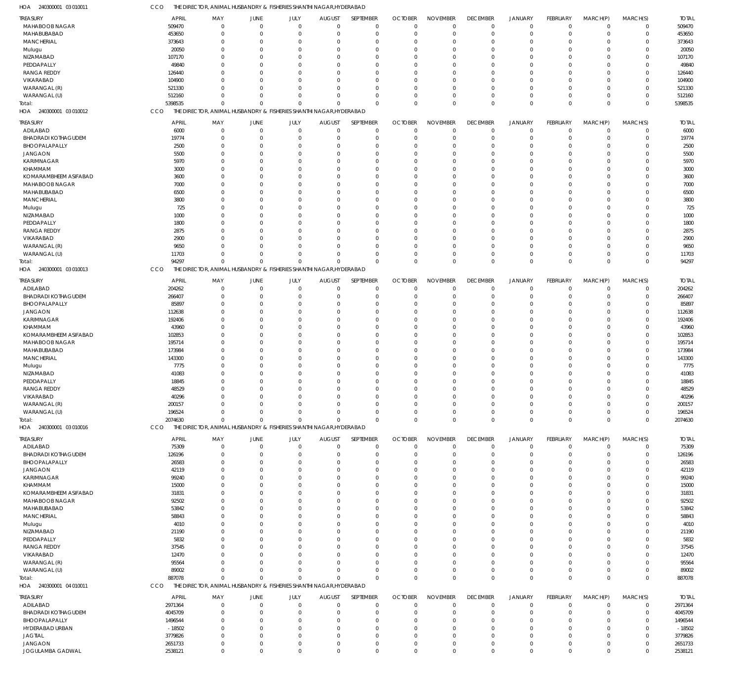HOA 240300001 03 010011 CCO THE DIRECTOR, ANIMAL HUSBANDRY & FISHERIES SHANTHI NAGAR,HYDERABAD

| TREASURY | APRIL | MAY | JUNE | JULY | AUGUST | SEPTEMBER | OCTOBER | NOVEMBER | DECEMBER | JANUARY | FEBRUARY | MARCH(P) | MARCH(S) | TOTAL |
|---|---|---|---|---|---|---|---|---|---|---|---|---|---|---|
| MAHABOOB NAGAR | 509470 | 0 | 0 | 0 | 0 | 0 | 0 | 0 | 0 | 0 | 0 | 0 | 0 | 509470 |
| MAHABUBABAD | 453650 | 0 | 0 | 0 | 0 | 0 | 0 | 0 | 0 | 0 | 0 | 0 | 0 | 453650 |
| MANCHERIAL | 373643 | 0 | 0 | 0 | 0 | 0 | 0 | 0 | 0 | 0 | 0 | 0 | 0 | 373643 |
| Mulugu | 20050 | 0 | 0 | 0 | 0 | 0 | 0 | 0 | 0 | 0 | 0 | 0 | 0 | 20050 |
| NIZAMABAD | 107170 | 0 | 0 | 0 | 0 | 0 | 0 | 0 | 0 | 0 | 0 | 0 | 0 | 107170 |
| PEDDAPALLY | 49840 | 0 | 0 | 0 | 0 | 0 | 0 | 0 | 0 | 0 | 0 | 0 | 0 | 49840 |
| RANGA REDDY | 126440 | 0 | 0 | 0 | 0 | 0 | 0 | 0 | 0 | 0 | 0 | 0 | 0 | 126440 |
| VIKARABAD | 104900 | 0 | 0 | 0 | 0 | 0 | 0 | 0 | 0 | 0 | 0 | 0 | 0 | 104900 |
| WARANGAL (R) | 521330 | 0 | 0 | 0 | 0 | 0 | 0 | 0 | 0 | 0 | 0 | 0 | 0 | 521330 |
| WARANGAL (U) | 512160 | 0 | 0 | 0 | 0 | 0 | 0 | 0 | 0 | 0 | 0 | 0 | 0 | 512160 |
| Total: | 5398535 | 0 | 0 | 0 | 0 | 0 | 0 | 0 | 0 | 0 | 0 | 0 | 0 | 5398535 |

HOA 240300001 03 010012 CCO THE DIRECTOR, ANIMAL HUSBANDRY & FISHERIES SHANTHI NAGAR,HYDERABAD

| TREASURY | APRIL | MAY | JUNE | JULY | AUGUST | SEPTEMBER | OCTOBER | NOVEMBER | DECEMBER | JANUARY | FEBRUARY | MARCH(P) | MARCH(S) | TOTAL |
|---|---|---|---|---|---|---|---|---|---|---|---|---|---|---|
| ADILABAD | 6000 | 0 | 0 | 0 | 0 | 0 | 0 | 0 | 0 | 0 | 0 | 0 | 0 | 6000 |
| BHADRADI KOTHAGUDEM | 19774 | 0 | 0 | 0 | 0 | 0 | 0 | 0 | 0 | 0 | 0 | 0 | 0 | 19774 |
| BHOOPALAPALLY | 2500 | 0 | 0 | 0 | 0 | 0 | 0 | 0 | 0 | 0 | 0 | 0 | 0 | 2500 |
| JANGAON | 5500 | 0 | 0 | 0 | 0 | 0 | 0 | 0 | 0 | 0 | 0 | 0 | 0 | 5500 |
| KARIMNAGAR | 5970 | 0 | 0 | 0 | 0 | 0 | 0 | 0 | 0 | 0 | 0 | 0 | 0 | 5970 |
| KHAMMAM | 3000 | 0 | 0 | 0 | 0 | 0 | 0 | 0 | 0 | 0 | 0 | 0 | 0 | 3000 |
| KOMARAMBHEEM ASIFABAD | 3600 | 0 | 0 | 0 | 0 | 0 | 0 | 0 | 0 | 0 | 0 | 0 | 0 | 3600 |
| MAHABOOB NAGAR | 7000 | 0 | 0 | 0 | 0 | 0 | 0 | 0 | 0 | 0 | 0 | 0 | 0 | 7000 |
| MAHABUBABAD | 6500 | 0 | 0 | 0 | 0 | 0 | 0 | 0 | 0 | 0 | 0 | 0 | 0 | 6500 |
| MANCHERIAL | 3800 | 0 | 0 | 0 | 0 | 0 | 0 | 0 | 0 | 0 | 0 | 0 | 0 | 3800 |
| Mulugu | 725 | 0 | 0 | 0 | 0 | 0 | 0 | 0 | 0 | 0 | 0 | 0 | 0 | 725 |
| NIZAMABAD | 1000 | 0 | 0 | 0 | 0 | 0 | 0 | 0 | 0 | 0 | 0 | 0 | 0 | 1000 |
| PEDDAPALLY | 1800 | 0 | 0 | 0 | 0 | 0 | 0 | 0 | 0 | 0 | 0 | 0 | 0 | 1800 |
| RANGA REDDY | 2875 | 0 | 0 | 0 | 0 | 0 | 0 | 0 | 0 | 0 | 0 | 0 | 0 | 2875 |
| VIKARABAD | 2900 | 0 | 0 | 0 | 0 | 0 | 0 | 0 | 0 | 0 | 0 | 0 | 0 | 2900 |
| WARANGAL (R) | 9650 | 0 | 0 | 0 | 0 | 0 | 0 | 0 | 0 | 0 | 0 | 0 | 0 | 9650 |
| WARANGAL (U) | 11703 | 0 | 0 | 0 | 0 | 0 | 0 | 0 | 0 | 0 | 0 | 0 | 0 | 11703 |
| Total: | 94297 | 0 | 0 | 0 | 0 | 0 | 0 | 0 | 0 | 0 | 0 | 0 | 0 | 94297 |

HOA 240300001 03 010013 CCO THE DIRECTOR, ANIMAL HUSBANDRY & FISHERIES SHANTHI NAGAR,HYDERABAD

| TREASURY | APRIL | MAY | JUNE | JULY | AUGUST | SEPTEMBER | OCTOBER | NOVEMBER | DECEMBER | JANUARY | FEBRUARY | MARCH(P) | MARCH(S) | TOTAL |
|---|---|---|---|---|---|---|---|---|---|---|---|---|---|---|
| ADILABAD | 204262 | 0 | 0 | 0 | 0 | 0 | 0 | 0 | 0 | 0 | 0 | 0 | 0 | 204262 |
| BHADRADI KOTHAGUDEM | 266407 | 0 | 0 | 0 | 0 | 0 | 0 | 0 | 0 | 0 | 0 | 0 | 0 | 266407 |
| BHOOPALAPALLY | 85897 | 0 | 0 | 0 | 0 | 0 | 0 | 0 | 0 | 0 | 0 | 0 | 0 | 85897 |
| JANGAON | 112638 | 0 | 0 | 0 | 0 | 0 | 0 | 0 | 0 | 0 | 0 | 0 | 0 | 112638 |
| KARIMNAGAR | 192406 | 0 | 0 | 0 | 0 | 0 | 0 | 0 | 0 | 0 | 0 | 0 | 0 | 192406 |
| KHAMMAM | 43960 | 0 | 0 | 0 | 0 | 0 | 0 | 0 | 0 | 0 | 0 | 0 | 0 | 43960 |
| KOMARAMBHEEM ASIFABAD | 102853 | 0 | 0 | 0 | 0 | 0 | 0 | 0 | 0 | 0 | 0 | 0 | 0 | 102853 |
| MAHABOOB NAGAR | 195714 | 0 | 0 | 0 | 0 | 0 | 0 | 0 | 0 | 0 | 0 | 0 | 0 | 195714 |
| MAHABUBABAD | 173984 | 0 | 0 | 0 | 0 | 0 | 0 | 0 | 0 | 0 | 0 | 0 | 0 | 173984 |
| MANCHERIAL | 143300 | 0 | 0 | 0 | 0 | 0 | 0 | 0 | 0 | 0 | 0 | 0 | 0 | 143300 |
| Mulugu | 7775 | 0 | 0 | 0 | 0 | 0 | 0 | 0 | 0 | 0 | 0 | 0 | 0 | 7775 |
| NIZAMABAD | 41083 | 0 | 0 | 0 | 0 | 0 | 0 | 0 | 0 | 0 | 0 | 0 | 0 | 41083 |
| PEDDAPALLY | 18845 | 0 | 0 | 0 | 0 | 0 | 0 | 0 | 0 | 0 | 0 | 0 | 0 | 18845 |
| RANGA REDDY | 48529 | 0 | 0 | 0 | 0 | 0 | 0 | 0 | 0 | 0 | 0 | 0 | 0 | 48529 |
| VIKARABAD | 40296 | 0 | 0 | 0 | 0 | 0 | 0 | 0 | 0 | 0 | 0 | 0 | 0 | 40296 |
| WARANGAL (R) | 200157 | 0 | 0 | 0 | 0 | 0 | 0 | 0 | 0 | 0 | 0 | 0 | 0 | 200157 |
| WARANGAL (U) | 196524 | 0 | 0 | 0 | 0 | 0 | 0 | 0 | 0 | 0 | 0 | 0 | 0 | 196524 |
| Total: | 2074630 | 0 | 0 | 0 | 0 | 0 | 0 | 0 | 0 | 0 | 0 | 0 | 0 | 2074630 |

HOA 240300001 03 010016 CCO THE DIRECTOR, ANIMAL HUSBANDRY & FISHERIES SHANTHI NAGAR,HYDERABAD

| TREASURY | APRIL | MAY | JUNE | JULY | AUGUST | SEPTEMBER | OCTOBER | NOVEMBER | DECEMBER | JANUARY | FEBRUARY | MARCH(P) | MARCH(S) | TOTAL |
|---|---|---|---|---|---|---|---|---|---|---|---|---|---|---|
| ADILABAD | 75309 | 0 | 0 | 0 | 0 | 0 | 0 | 0 | 0 | 0 | 0 | 0 | 0 | 75309 |
| BHADRADI KOTHAGUDEM | 126196 | 0 | 0 | 0 | 0 | 0 | 0 | 0 | 0 | 0 | 0 | 0 | 0 | 126196 |
| BHOOPALAPALLY | 26583 | 0 | 0 | 0 | 0 | 0 | 0 | 0 | 0 | 0 | 0 | 0 | 0 | 26583 |
| JANGAON | 42119 | 0 | 0 | 0 | 0 | 0 | 0 | 0 | 0 | 0 | 0 | 0 | 0 | 42119 |
| KARIMNAGAR | 99240 | 0 | 0 | 0 | 0 | 0 | 0 | 0 | 0 | 0 | 0 | 0 | 0 | 99240 |
| KHAMMAM | 15000 | 0 | 0 | 0 | 0 | 0 | 0 | 0 | 0 | 0 | 0 | 0 | 0 | 15000 |
| KOMARAMBHEEM ASIFABAD | 31831 | 0 | 0 | 0 | 0 | 0 | 0 | 0 | 0 | 0 | 0 | 0 | 0 | 31831 |
| MAHABOOB NAGAR | 92502 | 0 | 0 | 0 | 0 | 0 | 0 | 0 | 0 | 0 | 0 | 0 | 0 | 92502 |
| MAHABUBABAD | 53842 | 0 | 0 | 0 | 0 | 0 | 0 | 0 | 0 | 0 | 0 | 0 | 0 | 53842 |
| MANCHERIAL | 58843 | 0 | 0 | 0 | 0 | 0 | 0 | 0 | 0 | 0 | 0 | 0 | 0 | 58843 |
| Mulugu | 4010 | 0 | 0 | 0 | 0 | 0 | 0 | 0 | 0 | 0 | 0 | 0 | 0 | 4010 |
| NIZAMABAD | 21190 | 0 | 0 | 0 | 0 | 0 | 0 | 0 | 0 | 0 | 0 | 0 | 0 | 21190 |
| PEDDAPALLY | 5832 | 0 | 0 | 0 | 0 | 0 | 0 | 0 | 0 | 0 | 0 | 0 | 0 | 5832 |
| RANGA REDDY | 37545 | 0 | 0 | 0 | 0 | 0 | 0 | 0 | 0 | 0 | 0 | 0 | 0 | 37545 |
| VIKARABAD | 12470 | 0 | 0 | 0 | 0 | 0 | 0 | 0 | 0 | 0 | 0 | 0 | 0 | 12470 |
| WARANGAL (R) | 95564 | 0 | 0 | 0 | 0 | 0 | 0 | 0 | 0 | 0 | 0 | 0 | 0 | 95564 |
| WARANGAL (U) | 89002 | 0 | 0 | 0 | 0 | 0 | 0 | 0 | 0 | 0 | 0 | 0 | 0 | 89002 |
| Total: | 887078 | 0 | 0 | 0 | 0 | 0 | 0 | 0 | 0 | 0 | 0 | 0 | 0 | 887078 |

HOA 240300001 04 010011 CCO THE DIRECTOR, ANIMAL HUSBANDRY & FISHERIES SHANTHI NAGAR,HYDERABAD

| TREASURY | APRIL | MAY | JUNE | JULY | AUGUST | SEPTEMBER | OCTOBER | NOVEMBER | DECEMBER | JANUARY | FEBRUARY | MARCH(P) | MARCH(S) | TOTAL |
|---|---|---|---|---|---|---|---|---|---|---|---|---|---|---|
| ADILABAD | 2971364 | 0 | 0 | 0 | 0 | 0 | 0 | 0 | 0 | 0 | 0 | 0 | 0 | 2971364 |
| BHADRADI KOTHAGUDEM | 4045709 | 0 | 0 | 0 | 0 | 0 | 0 | 0 | 0 | 0 | 0 | 0 | 0 | 4045709 |
| BHOOPALAPALLY | 1496544 | 0 | 0 | 0 | 0 | 0 | 0 | 0 | 0 | 0 | 0 | 0 | 0 | 1496544 |
| HYDERABAD URBAN | -18502 | 0 | 0 | 0 | 0 | 0 | 0 | 0 | 0 | 0 | 0 | 0 | 0 | -18502 |
| JAGTIAL | 3779826 | 0 | 0 | 0 | 0 | 0 | 0 | 0 | 0 | 0 | 0 | 0 | 0 | 3779826 |
| JANGAON | 2651733 | 0 | 0 | 0 | 0 | 0 | 0 | 0 | 0 | 0 | 0 | 0 | 0 | 2651733 |
| JOGULAMBA GADWAL | 2538121 | 0 | 0 | 0 | 0 | 0 | 0 | 0 | 0 | 0 | 0 | 0 | 0 | 2538121 |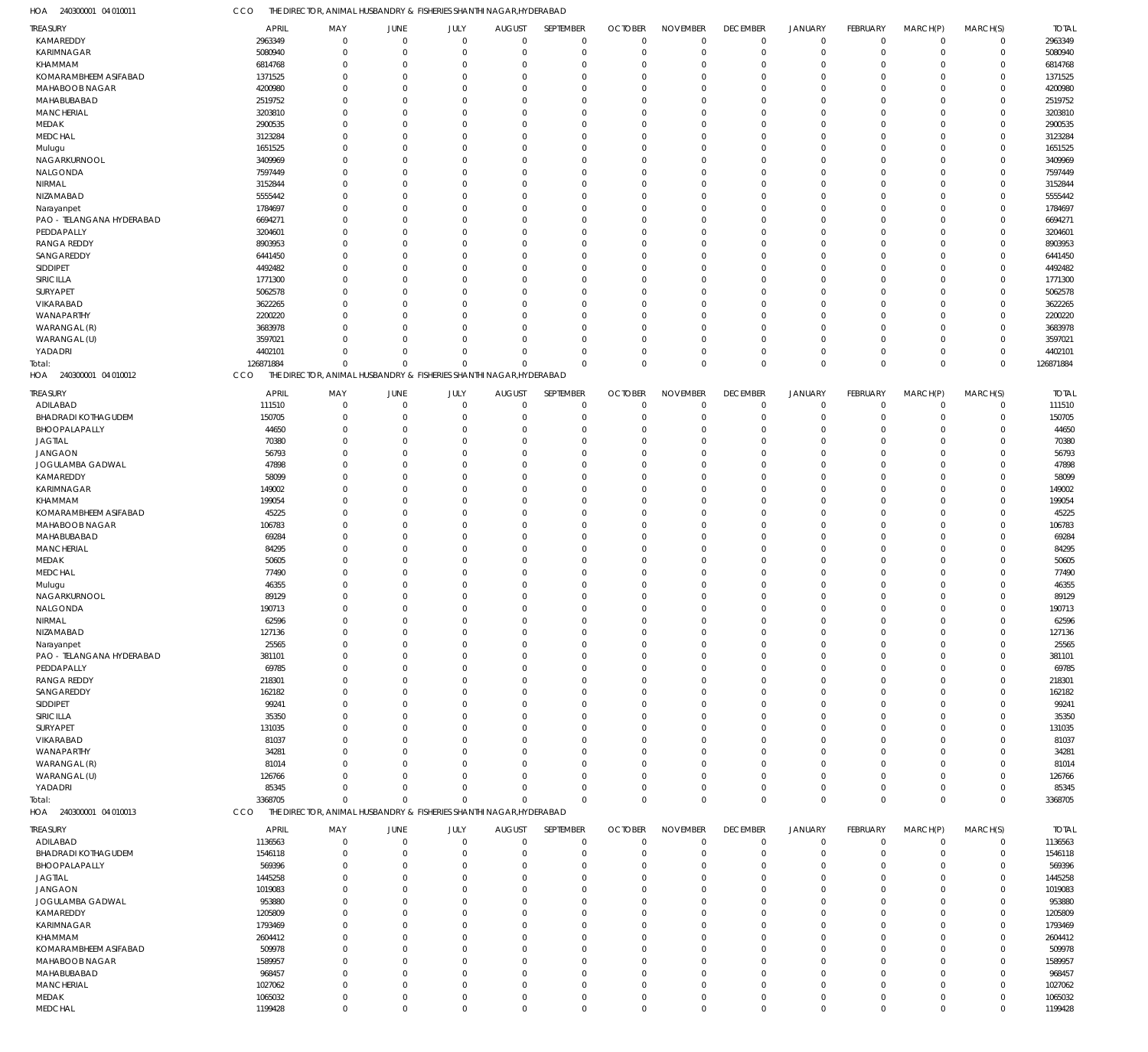HOA 240300001 04 010011 CCO THE DIRECTOR, ANIMAL HUSBANDRY & FISHERIES SHANTHI NAGAR,HYDERABAD

| TREASURY | APRIL | MAY | JUNE | JULY | AUGUST | SEPTEMBER | OCTOBER | NOVEMBER | DECEMBER | JANUARY | FEBRUARY | MARCH(P) | MARCH(S) | TOTAL |
|---|---|---|---|---|---|---|---|---|---|---|---|---|---|---|
| KAMAREDDY | 2963349 | 0 | 0 | 0 | 0 | 0 | 0 | 0 | 0 | 0 | 0 | 0 | 0 | 2963349 |
| KARIMNAGAR | 5080940 | 0 | 0 | 0 | 0 | 0 | 0 | 0 | 0 | 0 | 0 | 0 | 0 | 5080940 |
| KHAMMAM | 6814768 | 0 | 0 | 0 | 0 | 0 | 0 | 0 | 0 | 0 | 0 | 0 | 0 | 6814768 |
| KOMARAMBHEEM ASIFABAD | 1371525 | 0 | 0 | 0 | 0 | 0 | 0 | 0 | 0 | 0 | 0 | 0 | 0 | 1371525 |
| MAHABOOB NAGAR | 4200980 | 0 | 0 | 0 | 0 | 0 | 0 | 0 | 0 | 0 | 0 | 0 | 0 | 4200980 |
| MAHABUBABAD | 2519752 | 0 | 0 | 0 | 0 | 0 | 0 | 0 | 0 | 0 | 0 | 0 | 0 | 2519752 |
| MANCHERIAL | 3203810 | 0 | 0 | 0 | 0 | 0 | 0 | 0 | 0 | 0 | 0 | 0 | 0 | 3203810 |
| MEDAK | 2900535 | 0 | 0 | 0 | 0 | 0 | 0 | 0 | 0 | 0 | 0 | 0 | 0 | 2900535 |
| MEDCHAL | 3123284 | 0 | 0 | 0 | 0 | 0 | 0 | 0 | 0 | 0 | 0 | 0 | 0 | 3123284 |
| Mulugu | 1651525 | 0 | 0 | 0 | 0 | 0 | 0 | 0 | 0 | 0 | 0 | 0 | 0 | 1651525 |
| NAGARKURNOOL | 3409969 | 0 | 0 | 0 | 0 | 0 | 0 | 0 | 0 | 0 | 0 | 0 | 0 | 3409969 |
| NALGONDA | 7597449 | 0 | 0 | 0 | 0 | 0 | 0 | 0 | 0 | 0 | 0 | 0 | 0 | 7597449 |
| NIRMAL | 3152844 | 0 | 0 | 0 | 0 | 0 | 0 | 0 | 0 | 0 | 0 | 0 | 0 | 3152844 |
| NIZAMABAD | 5555442 | 0 | 0 | 0 | 0 | 0 | 0 | 0 | 0 | 0 | 0 | 0 | 0 | 5555442 |
| Narayanpet | 1784697 | 0 | 0 | 0 | 0 | 0 | 0 | 0 | 0 | 0 | 0 | 0 | 0 | 1784697 |
| PAO - TELANGANA HYDERABAD | 6694271 | 0 | 0 | 0 | 0 | 0 | 0 | 0 | 0 | 0 | 0 | 0 | 0 | 6694271 |
| PEDDAPALLY | 3204601 | 0 | 0 | 0 | 0 | 0 | 0 | 0 | 0 | 0 | 0 | 0 | 0 | 3204601 |
| RANGA REDDY | 8903953 | 0 | 0 | 0 | 0 | 0 | 0 | 0 | 0 | 0 | 0 | 0 | 0 | 8903953 |
| SANGAREDDY | 6441450 | 0 | 0 | 0 | 0 | 0 | 0 | 0 | 0 | 0 | 0 | 0 | 0 | 6441450 |
| SIDDIPET | 4492482 | 0 | 0 | 0 | 0 | 0 | 0 | 0 | 0 | 0 | 0 | 0 | 0 | 4492482 |
| SIRICILLA | 1771300 | 0 | 0 | 0 | 0 | 0 | 0 | 0 | 0 | 0 | 0 | 0 | 0 | 1771300 |
| SURYAPET | 5062578 | 0 | 0 | 0 | 0 | 0 | 0 | 0 | 0 | 0 | 0 | 0 | 0 | 5062578 |
| VIKARABAD | 3622265 | 0 | 0 | 0 | 0 | 0 | 0 | 0 | 0 | 0 | 0 | 0 | 0 | 3622265 |
| WANAPARTHY | 2200220 | 0 | 0 | 0 | 0 | 0 | 0 | 0 | 0 | 0 | 0 | 0 | 0 | 2200220 |
| WARANGAL (R) | 3683978 | 0 | 0 | 0 | 0 | 0 | 0 | 0 | 0 | 0 | 0 | 0 | 0 | 3683978 |
| WARANGAL (U) | 3597021 | 0 | 0 | 0 | 0 | 0 | 0 | 0 | 0 | 0 | 0 | 0 | 0 | 3597021 |
| YADADRI | 4402101 | 0 | 0 | 0 | 0 | 0 | 0 | 0 | 0 | 0 | 0 | 0 | 0 | 4402101 |
| Total: | 126871884 | 0 | 0 | 0 | 0 | 0 | 0 | 0 | 0 | 0 | 0 | 0 | 0 | 126871884 |

HOA 240300001 04 010012 CCO THE DIRECTOR, ANIMAL HUSBANDRY & FISHERIES SHANTHI NAGAR,HYDERABAD

| TREASURY | APRIL | MAY | JUNE | JULY | AUGUST | SEPTEMBER | OCTOBER | NOVEMBER | DECEMBER | JANUARY | FEBRUARY | MARCH(P) | MARCH(S) | TOTAL |
|---|---|---|---|---|---|---|---|---|---|---|---|---|---|---|
| ADILABAD | 111510 | 0 | 0 | 0 | 0 | 0 | 0 | 0 | 0 | 0 | 0 | 0 | 0 | 111510 |
| BHADRADI KOTHAGUDEM | 150705 | 0 | 0 | 0 | 0 | 0 | 0 | 0 | 0 | 0 | 0 | 0 | 0 | 150705 |
| BHOOPALAPALLY | 44650 | 0 | 0 | 0 | 0 | 0 | 0 | 0 | 0 | 0 | 0 | 0 | 0 | 44650 |
| JAGTIAL | 70380 | 0 | 0 | 0 | 0 | 0 | 0 | 0 | 0 | 0 | 0 | 0 | 0 | 70380 |
| JANGAON | 56793 | 0 | 0 | 0 | 0 | 0 | 0 | 0 | 0 | 0 | 0 | 0 | 0 | 56793 |
| JOGULAMBA GADWAL | 47898 | 0 | 0 | 0 | 0 | 0 | 0 | 0 | 0 | 0 | 0 | 0 | 0 | 47898 |
| KAMAREDDY | 58099 | 0 | 0 | 0 | 0 | 0 | 0 | 0 | 0 | 0 | 0 | 0 | 0 | 58099 |
| KARIMNAGAR | 149002 | 0 | 0 | 0 | 0 | 0 | 0 | 0 | 0 | 0 | 0 | 0 | 0 | 149002 |
| KHAMMAM | 199054 | 0 | 0 | 0 | 0 | 0 | 0 | 0 | 0 | 0 | 0 | 0 | 0 | 199054 |
| KOMARAMBHEEM ASIFABAD | 45225 | 0 | 0 | 0 | 0 | 0 | 0 | 0 | 0 | 0 | 0 | 0 | 0 | 45225 |
| MAHABOOB NAGAR | 106783 | 0 | 0 | 0 | 0 | 0 | 0 | 0 | 0 | 0 | 0 | 0 | 0 | 106783 |
| MAHABUBABAD | 69284 | 0 | 0 | 0 | 0 | 0 | 0 | 0 | 0 | 0 | 0 | 0 | 0 | 69284 |
| MANCHERIAL | 84295 | 0 | 0 | 0 | 0 | 0 | 0 | 0 | 0 | 0 | 0 | 0 | 0 | 84295 |
| MEDAK | 50605 | 0 | 0 | 0 | 0 | 0 | 0 | 0 | 0 | 0 | 0 | 0 | 0 | 50605 |
| MEDCHAL | 77490 | 0 | 0 | 0 | 0 | 0 | 0 | 0 | 0 | 0 | 0 | 0 | 0 | 77490 |
| Mulugu | 46355 | 0 | 0 | 0 | 0 | 0 | 0 | 0 | 0 | 0 | 0 | 0 | 0 | 46355 |
| NAGARKURNOOL | 89129 | 0 | 0 | 0 | 0 | 0 | 0 | 0 | 0 | 0 | 0 | 0 | 0 | 89129 |
| NALGONDA | 190713 | 0 | 0 | 0 | 0 | 0 | 0 | 0 | 0 | 0 | 0 | 0 | 0 | 190713 |
| NIRMAL | 62596 | 0 | 0 | 0 | 0 | 0 | 0 | 0 | 0 | 0 | 0 | 0 | 0 | 62596 |
| NIZAMABAD | 127136 | 0 | 0 | 0 | 0 | 0 | 0 | 0 | 0 | 0 | 0 | 0 | 0 | 127136 |
| Narayanpet | 25565 | 0 | 0 | 0 | 0 | 0 | 0 | 0 | 0 | 0 | 0 | 0 | 0 | 25565 |
| PAO - TELANGANA HYDERABAD | 381101 | 0 | 0 | 0 | 0 | 0 | 0 | 0 | 0 | 0 | 0 | 0 | 0 | 381101 |
| PEDDAPALLY | 69785 | 0 | 0 | 0 | 0 | 0 | 0 | 0 | 0 | 0 | 0 | 0 | 0 | 69785 |
| RANGA REDDY | 218301 | 0 | 0 | 0 | 0 | 0 | 0 | 0 | 0 | 0 | 0 | 0 | 0 | 218301 |
| SANGAREDDY | 162182 | 0 | 0 | 0 | 0 | 0 | 0 | 0 | 0 | 0 | 0 | 0 | 0 | 162182 |
| SIDDIPET | 99241 | 0 | 0 | 0 | 0 | 0 | 0 | 0 | 0 | 0 | 0 | 0 | 0 | 99241 |
| SIRICILLA | 35350 | 0 | 0 | 0 | 0 | 0 | 0 | 0 | 0 | 0 | 0 | 0 | 0 | 35350 |
| SURYAPET | 131035 | 0 | 0 | 0 | 0 | 0 | 0 | 0 | 0 | 0 | 0 | 0 | 0 | 131035 |
| VIKARABAD | 81037 | 0 | 0 | 0 | 0 | 0 | 0 | 0 | 0 | 0 | 0 | 0 | 0 | 81037 |
| WANAPARTHY | 34281 | 0 | 0 | 0 | 0 | 0 | 0 | 0 | 0 | 0 | 0 | 0 | 0 | 34281 |
| WARANGAL (R) | 81014 | 0 | 0 | 0 | 0 | 0 | 0 | 0 | 0 | 0 | 0 | 0 | 0 | 81014 |
| WARANGAL (U) | 126766 | 0 | 0 | 0 | 0 | 0 | 0 | 0 | 0 | 0 | 0 | 0 | 0 | 126766 |
| YADADRI | 85345 | 0 | 0 | 0 | 0 | 0 | 0 | 0 | 0 | 0 | 0 | 0 | 0 | 85345 |
| Total: | 3368705 | 0 | 0 | 0 | 0 | 0 | 0 | 0 | 0 | 0 | 0 | 0 | 0 | 3368705 |

HOA 240300001 04 010013 CCO THE DIRECTOR, ANIMAL HUSBANDRY & FISHERIES SHANTHI NAGAR,HYDERABAD

| TREASURY | APRIL | MAY | JUNE | JULY | AUGUST | SEPTEMBER | OCTOBER | NOVEMBER | DECEMBER | JANUARY | FEBRUARY | MARCH(P) | MARCH(S) | TOTAL |
|---|---|---|---|---|---|---|---|---|---|---|---|---|---|---|
| ADILABAD | 1136563 | 0 | 0 | 0 | 0 | 0 | 0 | 0 | 0 | 0 | 0 | 0 | 0 | 1136563 |
| BHADRADI KOTHAGUDEM | 1546118 | 0 | 0 | 0 | 0 | 0 | 0 | 0 | 0 | 0 | 0 | 0 | 0 | 1546118 |
| BHOOPALAPALLY | 569396 | 0 | 0 | 0 | 0 | 0 | 0 | 0 | 0 | 0 | 0 | 0 | 0 | 569396 |
| JAGTIAL | 1445258 | 0 | 0 | 0 | 0 | 0 | 0 | 0 | 0 | 0 | 0 | 0 | 0 | 1445258 |
| JANGAON | 1019083 | 0 | 0 | 0 | 0 | 0 | 0 | 0 | 0 | 0 | 0 | 0 | 0 | 1019083 |
| JOGULAMBA GADWAL | 953880 | 0 | 0 | 0 | 0 | 0 | 0 | 0 | 0 | 0 | 0 | 0 | 0 | 953880 |
| KAMAREDDY | 1205809 | 0 | 0 | 0 | 0 | 0 | 0 | 0 | 0 | 0 | 0 | 0 | 0 | 1205809 |
| KARIMNAGAR | 1793469 | 0 | 0 | 0 | 0 | 0 | 0 | 0 | 0 | 0 | 0 | 0 | 0 | 1793469 |
| KHAMMAM | 2604412 | 0 | 0 | 0 | 0 | 0 | 0 | 0 | 0 | 0 | 0 | 0 | 0 | 2604412 |
| KOMARAMBHEEM ASIFABAD | 509978 | 0 | 0 | 0 | 0 | 0 | 0 | 0 | 0 | 0 | 0 | 0 | 0 | 509978 |
| MAHABOOB NAGAR | 1589957 | 0 | 0 | 0 | 0 | 0 | 0 | 0 | 0 | 0 | 0 | 0 | 0 | 1589957 |
| MAHABUBABAD | 968457 | 0 | 0 | 0 | 0 | 0 | 0 | 0 | 0 | 0 | 0 | 0 | 0 | 968457 |
| MANCHERIAL | 1027062 | 0 | 0 | 0 | 0 | 0 | 0 | 0 | 0 | 0 | 0 | 0 | 0 | 1027062 |
| MEDAK | 1065032 | 0 | 0 | 0 | 0 | 0 | 0 | 0 | 0 | 0 | 0 | 0 | 0 | 1065032 |
| MEDCHAL | 1199428 | 0 | 0 | 0 | 0 | 0 | 0 | 0 | 0 | 0 | 0 | 0 | 0 | 1199428 |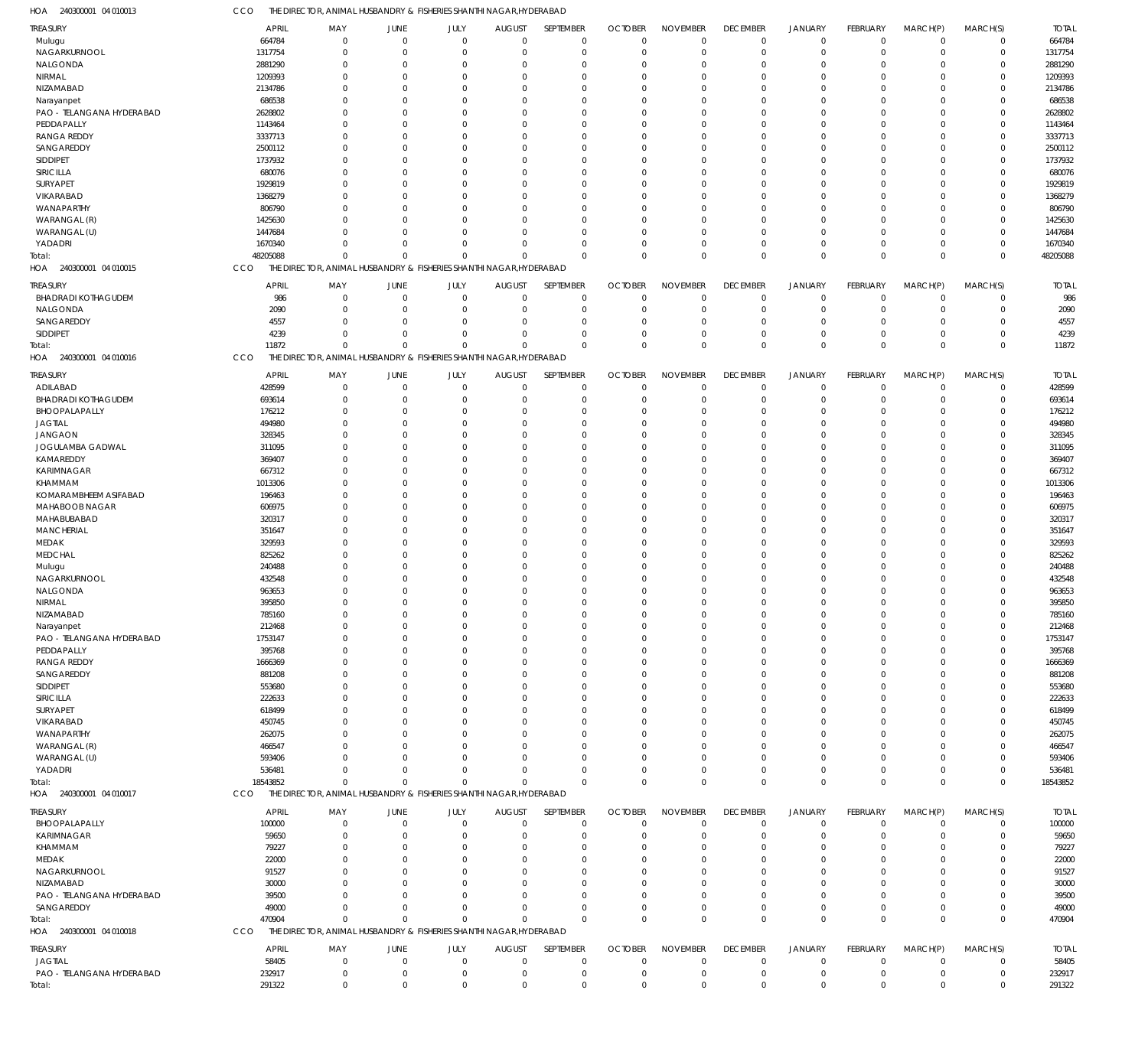HOA 240300001 04 010013 CCO THE DIRECTOR, ANIMAL HUSBANDRY & FISHERIES SHANTHI NAGAR,HYDERABAD

| TREASURY | APRIL | MAY | JUNE | JULY | AUGUST | SEPTEMBER | OCTOBER | NOVEMBER | DECEMBER | JANUARY | FEBRUARY | MARCH(P) | MARCH(S) | TOTAL |
|---|---|---|---|---|---|---|---|---|---|---|---|---|---|---|
| Mulugu | 664784 | 0 | 0 | 0 | 0 | 0 | 0 | 0 | 0 | 0 | 0 | 0 | 0 | 664784 |
| NAGARKURNOOL | 1317754 | 0 | 0 | 0 | 0 | 0 | 0 | 0 | 0 | 0 | 0 | 0 | 0 | 1317754 |
| NALGONDA | 2881290 | 0 | 0 | 0 | 0 | 0 | 0 | 0 | 0 | 0 | 0 | 0 | 0 | 2881290 |
| NIRMAL | 1209393 | 0 | 0 | 0 | 0 | 0 | 0 | 0 | 0 | 0 | 0 | 0 | 0 | 1209393 |
| NIZAMABAD | 2134786 | 0 | 0 | 0 | 0 | 0 | 0 | 0 | 0 | 0 | 0 | 0 | 0 | 2134786 |
| Narayanpet | 686538 | 0 | 0 | 0 | 0 | 0 | 0 | 0 | 0 | 0 | 0 | 0 | 0 | 686538 |
| PAO - TELANGANA HYDERABAD | 2628802 | 0 | 0 | 0 | 0 | 0 | 0 | 0 | 0 | 0 | 0 | 0 | 0 | 2628802 |
| PEDDAPALLY | 1143464 | 0 | 0 | 0 | 0 | 0 | 0 | 0 | 0 | 0 | 0 | 0 | 0 | 1143464 |
| RANGA REDDY | 3337713 | 0 | 0 | 0 | 0 | 0 | 0 | 0 | 0 | 0 | 0 | 0 | 0 | 3337713 |
| SANGAREDDY | 2500112 | 0 | 0 | 0 | 0 | 0 | 0 | 0 | 0 | 0 | 0 | 0 | 0 | 2500112 |
| SIDDIPET | 1737932 | 0 | 0 | 0 | 0 | 0 | 0 | 0 | 0 | 0 | 0 | 0 | 0 | 1737932 |
| SIRICILLA | 680076 | 0 | 0 | 0 | 0 | 0 | 0 | 0 | 0 | 0 | 0 | 0 | 0 | 680076 |
| SURYAPET | 1929819 | 0 | 0 | 0 | 0 | 0 | 0 | 0 | 0 | 0 | 0 | 0 | 0 | 1929819 |
| VIKARABAD | 1368279 | 0 | 0 | 0 | 0 | 0 | 0 | 0 | 0 | 0 | 0 | 0 | 0 | 1368279 |
| WANAPARTHY | 806790 | 0 | 0 | 0 | 0 | 0 | 0 | 0 | 0 | 0 | 0 | 0 | 0 | 806790 |
| WARANGAL (R) | 1425630 | 0 | 0 | 0 | 0 | 0 | 0 | 0 | 0 | 0 | 0 | 0 | 0 | 1425630 |
| WARANGAL (U) | 1447684 | 0 | 0 | 0 | 0 | 0 | 0 | 0 | 0 | 0 | 0 | 0 | 0 | 1447684 |
| YADADRI | 1670340 | 0 | 0 | 0 | 0 | 0 | 0 | 0 | 0 | 0 | 0 | 0 | 0 | 1670340 |
| Total: | 48205088 | 0 | 0 | 0 | 0 | 0 | 0 | 0 | 0 | 0 | 0 | 0 | 0 | 48205088 |

HOA 240300001 04 010015 CCO THE DIRECTOR, ANIMAL HUSBANDRY & FISHERIES SHANTHI NAGAR,HYDERABAD

| TREASURY | APRIL | MAY | JUNE | JULY | AUGUST | SEPTEMBER | OCTOBER | NOVEMBER | DECEMBER | JANUARY | FEBRUARY | MARCH(P) | MARCH(S) | TOTAL |
|---|---|---|---|---|---|---|---|---|---|---|---|---|---|---|
| BHADRADI KOTHAGUDEM | 986 | 0 | 0 | 0 | 0 | 0 | 0 | 0 | 0 | 0 | 0 | 0 | 0 | 986 |
| NALGONDA | 2090 | 0 | 0 | 0 | 0 | 0 | 0 | 0 | 0 | 0 | 0 | 0 | 0 | 2090 |
| SANGAREDDY | 4557 | 0 | 0 | 0 | 0 | 0 | 0 | 0 | 0 | 0 | 0 | 0 | 0 | 4557 |
| SIDDIPET | 4239 | 0 | 0 | 0 | 0 | 0 | 0 | 0 | 0 | 0 | 0 | 0 | 0 | 4239 |
| Total: | 11872 | 0 | 0 | 0 | 0 | 0 | 0 | 0 | 0 | 0 | 0 | 0 | 0 | 11872 |

HOA 240300001 04 010016 CCO THE DIRECTOR, ANIMAL HUSBANDRY & FISHERIES SHANTHI NAGAR,HYDERABAD

| TREASURY | APRIL | MAY | JUNE | JULY | AUGUST | SEPTEMBER | OCTOBER | NOVEMBER | DECEMBER | JANUARY | FEBRUARY | MARCH(P) | MARCH(S) | TOTAL |
|---|---|---|---|---|---|---|---|---|---|---|---|---|---|---|
| ADILABAD | 428599 | 0 | 0 | 0 | 0 | 0 | 0 | 0 | 0 | 0 | 0 | 0 | 0 | 428599 |
| BHADRADI KOTHAGUDEM | 693614 | 0 | 0 | 0 | 0 | 0 | 0 | 0 | 0 | 0 | 0 | 0 | 0 | 693614 |
| BHOOPALAPALLY | 176212 | 0 | 0 | 0 | 0 | 0 | 0 | 0 | 0 | 0 | 0 | 0 | 0 | 176212 |
| JAGTIAL | 494980 | 0 | 0 | 0 | 0 | 0 | 0 | 0 | 0 | 0 | 0 | 0 | 0 | 494980 |
| JANGAON | 328345 | 0 | 0 | 0 | 0 | 0 | 0 | 0 | 0 | 0 | 0 | 0 | 0 | 328345 |
| JOGULAMBA GADWAL | 311095 | 0 | 0 | 0 | 0 | 0 | 0 | 0 | 0 | 0 | 0 | 0 | 0 | 311095 |
| KAMAREDDY | 369407 | 0 | 0 | 0 | 0 | 0 | 0 | 0 | 0 | 0 | 0 | 0 | 0 | 369407 |
| KARIMNAGAR | 667312 | 0 | 0 | 0 | 0 | 0 | 0 | 0 | 0 | 0 | 0 | 0 | 0 | 667312 |
| KHAMMAM | 1013306 | 0 | 0 | 0 | 0 | 0 | 0 | 0 | 0 | 0 | 0 | 0 | 0 | 1013306 |
| KOMARAMBHEEM ASIFABAD | 196463 | 0 | 0 | 0 | 0 | 0 | 0 | 0 | 0 | 0 | 0 | 0 | 0 | 196463 |
| MAHABOOB NAGAR | 606975 | 0 | 0 | 0 | 0 | 0 | 0 | 0 | 0 | 0 | 0 | 0 | 0 | 606975 |
| MAHABUBABAD | 320317 | 0 | 0 | 0 | 0 | 0 | 0 | 0 | 0 | 0 | 0 | 0 | 0 | 320317 |
| MANCHERIAL | 351647 | 0 | 0 | 0 | 0 | 0 | 0 | 0 | 0 | 0 | 0 | 0 | 0 | 351647 |
| MEDAK | 329593 | 0 | 0 | 0 | 0 | 0 | 0 | 0 | 0 | 0 | 0 | 0 | 0 | 329593 |
| MEDCHAL | 825262 | 0 | 0 | 0 | 0 | 0 | 0 | 0 | 0 | 0 | 0 | 0 | 0 | 825262 |
| Mulugu | 240488 | 0 | 0 | 0 | 0 | 0 | 0 | 0 | 0 | 0 | 0 | 0 | 0 | 240488 |
| NAGARKURNOOL | 432548 | 0 | 0 | 0 | 0 | 0 | 0 | 0 | 0 | 0 | 0 | 0 | 0 | 432548 |
| NALGONDA | 963653 | 0 | 0 | 0 | 0 | 0 | 0 | 0 | 0 | 0 | 0 | 0 | 0 | 963653 |
| NIRMAL | 395850 | 0 | 0 | 0 | 0 | 0 | 0 | 0 | 0 | 0 | 0 | 0 | 0 | 395850 |
| NIZAMABAD | 785160 | 0 | 0 | 0 | 0 | 0 | 0 | 0 | 0 | 0 | 0 | 0 | 0 | 785160 |
| Narayanpet | 212468 | 0 | 0 | 0 | 0 | 0 | 0 | 0 | 0 | 0 | 0 | 0 | 0 | 212468 |
| PAO - TELANGANA HYDERABAD | 1753147 | 0 | 0 | 0 | 0 | 0 | 0 | 0 | 0 | 0 | 0 | 0 | 0 | 1753147 |
| PEDDAPALLY | 395768 | 0 | 0 | 0 | 0 | 0 | 0 | 0 | 0 | 0 | 0 | 0 | 0 | 395768 |
| RANGA REDDY | 1666369 | 0 | 0 | 0 | 0 | 0 | 0 | 0 | 0 | 0 | 0 | 0 | 0 | 1666369 |
| SANGAREDDY | 881208 | 0 | 0 | 0 | 0 | 0 | 0 | 0 | 0 | 0 | 0 | 0 | 0 | 881208 |
| SIDDIPET | 553680 | 0 | 0 | 0 | 0 | 0 | 0 | 0 | 0 | 0 | 0 | 0 | 0 | 553680 |
| SIRICILLA | 222633 | 0 | 0 | 0 | 0 | 0 | 0 | 0 | 0 | 0 | 0 | 0 | 0 | 222633 |
| SURYAPET | 618499 | 0 | 0 | 0 | 0 | 0 | 0 | 0 | 0 | 0 | 0 | 0 | 0 | 618499 |
| VIKARABAD | 450745 | 0 | 0 | 0 | 0 | 0 | 0 | 0 | 0 | 0 | 0 | 0 | 0 | 450745 |
| WANAPARTHY | 262075 | 0 | 0 | 0 | 0 | 0 | 0 | 0 | 0 | 0 | 0 | 0 | 0 | 262075 |
| WARANGAL (R) | 466547 | 0 | 0 | 0 | 0 | 0 | 0 | 0 | 0 | 0 | 0 | 0 | 0 | 466547 |
| WARANGAL (U) | 593406 | 0 | 0 | 0 | 0 | 0 | 0 | 0 | 0 | 0 | 0 | 0 | 0 | 593406 |
| YADADRI | 536481 | 0 | 0 | 0 | 0 | 0 | 0 | 0 | 0 | 0 | 0 | 0 | 0 | 536481 |
| Total: | 18543852 | 0 | 0 | 0 | 0 | 0 | 0 | 0 | 0 | 0 | 0 | 0 | 0 | 18543852 |

HOA 240300001 04 010017 CCO THE DIRECTOR, ANIMAL HUSBANDRY & FISHERIES SHANTHI NAGAR,HYDERABAD

| TREASURY | APRIL | MAY | JUNE | JULY | AUGUST | SEPTEMBER | OCTOBER | NOVEMBER | DECEMBER | JANUARY | FEBRUARY | MARCH(P) | MARCH(S) | TOTAL |
|---|---|---|---|---|---|---|---|---|---|---|---|---|---|---|
| BHOOPALAPALLY | 100000 | 0 | 0 | 0 | 0 | 0 | 0 | 0 | 0 | 0 | 0 | 0 | 0 | 100000 |
| KARIMNAGAR | 59650 | 0 | 0 | 0 | 0 | 0 | 0 | 0 | 0 | 0 | 0 | 0 | 0 | 59650 |
| KHAMMAM | 79227 | 0 | 0 | 0 | 0 | 0 | 0 | 0 | 0 | 0 | 0 | 0 | 0 | 79227 |
| MEDAK | 22000 | 0 | 0 | 0 | 0 | 0 | 0 | 0 | 0 | 0 | 0 | 0 | 0 | 22000 |
| NAGARKURNOOL | 91527 | 0 | 0 | 0 | 0 | 0 | 0 | 0 | 0 | 0 | 0 | 0 | 0 | 91527 |
| NIZAMABAD | 30000 | 0 | 0 | 0 | 0 | 0 | 0 | 0 | 0 | 0 | 0 | 0 | 0 | 30000 |
| PAO - TELANGANA HYDERABAD | 39500 | 0 | 0 | 0 | 0 | 0 | 0 | 0 | 0 | 0 | 0 | 0 | 0 | 39500 |
| SANGAREDDY | 49000 | 0 | 0 | 0 | 0 | 0 | 0 | 0 | 0 | 0 | 0 | 0 | 0 | 49000 |
| Total: | 470904 | 0 | 0 | 0 | 0 | 0 | 0 | 0 | 0 | 0 | 0 | 0 | 0 | 470904 |

HOA 240300001 04 010018 CCO THE DIRECTOR, ANIMAL HUSBANDRY & FISHERIES SHANTHI NAGAR,HYDERABAD

| TREASURY | APRIL | MAY | JUNE | JULY | AUGUST | SEPTEMBER | OCTOBER | NOVEMBER | DECEMBER | JANUARY | FEBRUARY | MARCH(P) | MARCH(S) | TOTAL |
|---|---|---|---|---|---|---|---|---|---|---|---|---|---|---|
| JAGTIAL | 58405 | 0 | 0 | 0 | 0 | 0 | 0 | 0 | 0 | 0 | 0 | 0 | 0 | 58405 |
| PAO - TELANGANA HYDERABAD | 232917 | 0 | 0 | 0 | 0 | 0 | 0 | 0 | 0 | 0 | 0 | 0 | 0 | 232917 |
| Total: | 291322 | 0 | 0 | 0 | 0 | 0 | 0 | 0 | 0 | 0 | 0 | 0 | 0 | 291322 |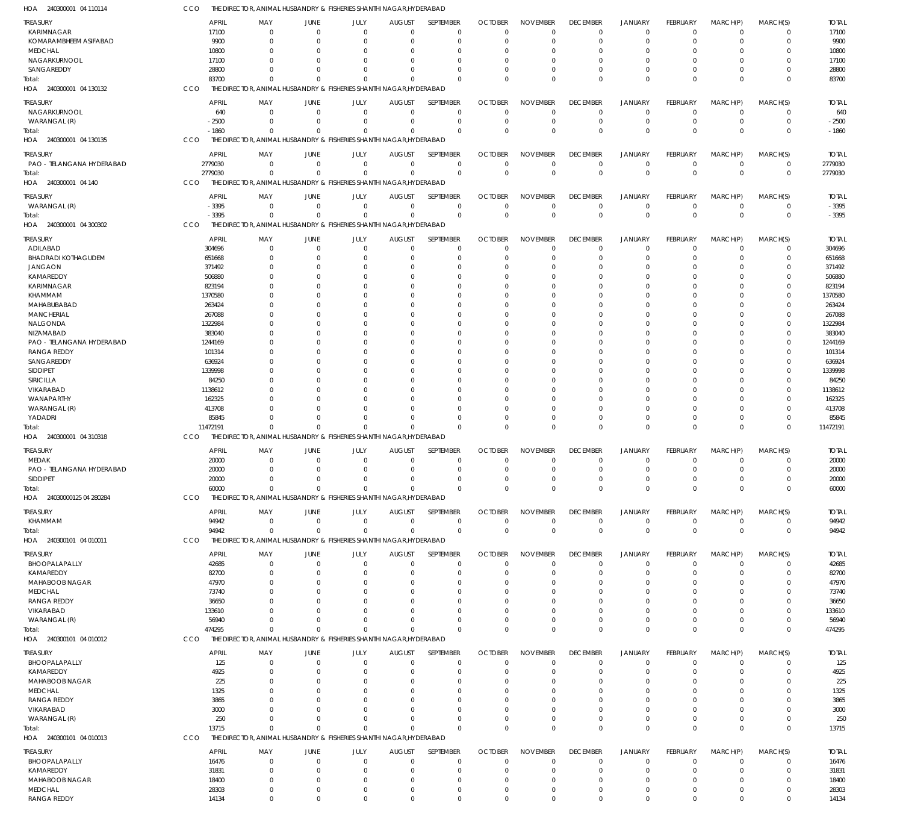HOA 240300001 04 110114 CCO THE DIRECTOR, ANIMAL HUSBANDRY & FISHERIES SHANTHI NAGAR,HYDERABAD

| TREASURY | APRIL | MAY | JUNE | JULY | AUGUST | SEPTEMBER | OCTOBER | NOVEMBER | DECEMBER | JANUARY | FEBRUARY | MARCH(P) | MARCH(S) | TOTAL |
|---|---|---|---|---|---|---|---|---|---|---|---|---|---|---|
| KARIMNAGAR | 17100 | 0 | 0 | 0 | 0 | 0 | 0 | 0 | 0 | 0 | 0 | 0 | 0 | 17100 |
| KOMARAMBHEEM ASIFABAD | 9900 | 0 | 0 | 0 | 0 | 0 | 0 | 0 | 0 | 0 | 0 | 0 | 0 | 9900 |
| MEDCHAL | 10800 | 0 | 0 | 0 | 0 | 0 | 0 | 0 | 0 | 0 | 0 | 0 | 0 | 10800 |
| NAGARKURNOOL | 17100 | 0 | 0 | 0 | 0 | 0 | 0 | 0 | 0 | 0 | 0 | 0 | 0 | 17100 |
| SANGAREDDY | 28800 | 0 | 0 | 0 | 0 | 0 | 0 | 0 | 0 | 0 | 0 | 0 | 0 | 28800 |
| Total: | 83700 | 0 | 0 | 0 | 0 | 0 | 0 | 0 | 0 | 0 | 0 | 0 | 0 | 83700 |

HOA 240300001 04 130132 CCO THE DIRECTOR, ANIMAL HUSBANDRY & FISHERIES SHANTHI NAGAR,HYDERABAD

| TREASURY | APRIL | MAY | JUNE | JULY | AUGUST | SEPTEMBER | OCTOBER | NOVEMBER | DECEMBER | JANUARY | FEBRUARY | MARCH(P) | MARCH(S) | TOTAL |
|---|---|---|---|---|---|---|---|---|---|---|---|---|---|---|
| NAGARKURNOOL | 640 | 0 | 0 | 0 | 0 | 0 | 0 | 0 | 0 | 0 | 0 | 0 | 0 | 640 |
| WARANGAL (R) | -2500 | 0 | 0 | 0 | 0 | 0 | 0 | 0 | 0 | 0 | 0 | 0 | 0 | -2500 |
| Total: | -1860 | 0 | 0 | 0 | 0 | 0 | 0 | 0 | 0 | 0 | 0 | 0 | 0 | -1860 |

HOA 240300001 04 130135 CCO THE DIRECTOR, ANIMAL HUSBANDRY & FISHERIES SHANTHI NAGAR,HYDERABAD

| TREASURY | APRIL | MAY | JUNE | JULY | AUGUST | SEPTEMBER | OCTOBER | NOVEMBER | DECEMBER | JANUARY | FEBRUARY | MARCH(P) | MARCH(S) | TOTAL |
|---|---|---|---|---|---|---|---|---|---|---|---|---|---|---|
| PAO - TELANGANA HYDERABAD | 2779030 | 0 | 0 | 0 | 0 | 0 | 0 | 0 | 0 | 0 | 0 | 0 | 0 | 2779030 |
| Total: | 2779030 | 0 | 0 | 0 | 0 | 0 | 0 | 0 | 0 | 0 | 0 | 0 | 0 | 2779030 |

HOA 240300001 04 140 CCO THE DIRECTOR, ANIMAL HUSBANDRY & FISHERIES SHANTHI NAGAR,HYDERABAD

| TREASURY | APRIL | MAY | JUNE | JULY | AUGUST | SEPTEMBER | OCTOBER | NOVEMBER | DECEMBER | JANUARY | FEBRUARY | MARCH(P) | MARCH(S) | TOTAL |
|---|---|---|---|---|---|---|---|---|---|---|---|---|---|---|
| WARANGAL (R) | -3395 | 0 | 0 | 0 | 0 | 0 | 0 | 0 | 0 | 0 | 0 | 0 | 0 | -3395 |
| Total: | -3395 | 0 | 0 | 0 | 0 | 0 | 0 | 0 | 0 | 0 | 0 | 0 | 0 | -3395 |

HOA 240300001 04 300302 CCO THE DIRECTOR, ANIMAL HUSBANDRY & FISHERIES SHANTHI NAGAR,HYDERABAD

| TREASURY | APRIL | MAY | JUNE | JULY | AUGUST | SEPTEMBER | OCTOBER | NOVEMBER | DECEMBER | JANUARY | FEBRUARY | MARCH(P) | MARCH(S) | TOTAL |
|---|---|---|---|---|---|---|---|---|---|---|---|---|---|---|
| ADILABAD | 304696 | 0 | 0 | 0 | 0 | 0 | 0 | 0 | 0 | 0 | 0 | 0 | 0 | 304696 |
| BHADRADI KOTHAGUDEM | 651668 | 0 | 0 | 0 | 0 | 0 | 0 | 0 | 0 | 0 | 0 | 0 | 0 | 651668 |
| JANGAON | 371492 | 0 | 0 | 0 | 0 | 0 | 0 | 0 | 0 | 0 | 0 | 0 | 0 | 371492 |
| KAMAREDDY | 506880 | 0 | 0 | 0 | 0 | 0 | 0 | 0 | 0 | 0 | 0 | 0 | 0 | 506880 |
| KARIMNAGAR | 823194 | 0 | 0 | 0 | 0 | 0 | 0 | 0 | 0 | 0 | 0 | 0 | 0 | 823194 |
| KHAMMAM | 1370580 | 0 | 0 | 0 | 0 | 0 | 0 | 0 | 0 | 0 | 0 | 0 | 0 | 1370580 |
| MAHABUBABAD | 263424 | 0 | 0 | 0 | 0 | 0 | 0 | 0 | 0 | 0 | 0 | 0 | 0 | 263424 |
| MANCHERIAL | 267088 | 0 | 0 | 0 | 0 | 0 | 0 | 0 | 0 | 0 | 0 | 0 | 0 | 267088 |
| NALGONDA | 1322984 | 0 | 0 | 0 | 0 | 0 | 0 | 0 | 0 | 0 | 0 | 0 | 0 | 1322984 |
| NIZAMABAD | 383040 | 0 | 0 | 0 | 0 | 0 | 0 | 0 | 0 | 0 | 0 | 0 | 0 | 383040 |
| PAO - TELANGANA HYDERABAD | 1244169 | 0 | 0 | 0 | 0 | 0 | 0 | 0 | 0 | 0 | 0 | 0 | 0 | 1244169 |
| RANGA REDDY | 101314 | 0 | 0 | 0 | 0 | 0 | 0 | 0 | 0 | 0 | 0 | 0 | 0 | 101314 |
| SANGAREDDY | 636924 | 0 | 0 | 0 | 0 | 0 | 0 | 0 | 0 | 0 | 0 | 0 | 0 | 636924 |
| SIDDIPET | 1339998 | 0 | 0 | 0 | 0 | 0 | 0 | 0 | 0 | 0 | 0 | 0 | 0 | 1339998 |
| SIRICILLA | 84250 | 0 | 0 | 0 | 0 | 0 | 0 | 0 | 0 | 0 | 0 | 0 | 0 | 84250 |
| VIKARABAD | 1138612 | 0 | 0 | 0 | 0 | 0 | 0 | 0 | 0 | 0 | 0 | 0 | 0 | 1138612 |
| WANAPARTHY | 162325 | 0 | 0 | 0 | 0 | 0 | 0 | 0 | 0 | 0 | 0 | 0 | 0 | 162325 |
| WARANGAL (R) | 413708 | 0 | 0 | 0 | 0 | 0 | 0 | 0 | 0 | 0 | 0 | 0 | 0 | 413708 |
| YADADRI | 85845 | 0 | 0 | 0 | 0 | 0 | 0 | 0 | 0 | 0 | 0 | 0 | 0 | 85845 |
| Total: | 11472191 | 0 | 0 | 0 | 0 | 0 | 0 | 0 | 0 | 0 | 0 | 0 | 0 | 11472191 |

HOA 240300001 04 310318 CCO THE DIRECTOR, ANIMAL HUSBANDRY & FISHERIES SHANTHI NAGAR,HYDERABAD

| TREASURY | APRIL | MAY | JUNE | JULY | AUGUST | SEPTEMBER | OCTOBER | NOVEMBER | DECEMBER | JANUARY | FEBRUARY | MARCH(P) | MARCH(S) | TOTAL |
|---|---|---|---|---|---|---|---|---|---|---|---|---|---|---|
| MEDAK | 20000 | 0 | 0 | 0 | 0 | 0 | 0 | 0 | 0 | 0 | 0 | 0 | 0 | 20000 |
| PAO - TELANGANA HYDERABAD | 20000 | 0 | 0 | 0 | 0 | 0 | 0 | 0 | 0 | 0 | 0 | 0 | 0 | 20000 |
| SIDDIPET | 20000 | 0 | 0 | 0 | 0 | 0 | 0 | 0 | 0 | 0 | 0 | 0 | 0 | 20000 |
| Total: | 60000 | 0 | 0 | 0 | 0 | 0 | 0 | 0 | 0 | 0 | 0 | 0 | 0 | 60000 |

HOA 24030000125 04 280284 CCO THE DIRECTOR, ANIMAL HUSBANDRY & FISHERIES SHANTHI NAGAR,HYDERABAD

| TREASURY | APRIL | MAY | JUNE | JULY | AUGUST | SEPTEMBER | OCTOBER | NOVEMBER | DECEMBER | JANUARY | FEBRUARY | MARCH(P) | MARCH(S) | TOTAL |
|---|---|---|---|---|---|---|---|---|---|---|---|---|---|---|
| KHAMMAM | 94942 | 0 | 0 | 0 | 0 | 0 | 0 | 0 | 0 | 0 | 0 | 0 | 0 | 94942 |
| Total: | 94942 | 0 | 0 | 0 | 0 | 0 | 0 | 0 | 0 | 0 | 0 | 0 | 0 | 94942 |

HOA 240300101 04 010011 CCO THE DIRECTOR, ANIMAL HUSBANDRY & FISHERIES SHANTHI NAGAR,HYDERABAD

| TREASURY | APRIL | MAY | JUNE | JULY | AUGUST | SEPTEMBER | OCTOBER | NOVEMBER | DECEMBER | JANUARY | FEBRUARY | MARCH(P) | MARCH(S) | TOTAL |
|---|---|---|---|---|---|---|---|---|---|---|---|---|---|---|
| BHOOPALAPALLY | 42685 | 0 | 0 | 0 | 0 | 0 | 0 | 0 | 0 | 0 | 0 | 0 | 0 | 42685 |
| KAMAREDDY | 82700 | 0 | 0 | 0 | 0 | 0 | 0 | 0 | 0 | 0 | 0 | 0 | 0 | 82700 |
| MAHABOOB NAGAR | 47970 | 0 | 0 | 0 | 0 | 0 | 0 | 0 | 0 | 0 | 0 | 0 | 0 | 47970 |
| MEDCHAL | 73740 | 0 | 0 | 0 | 0 | 0 | 0 | 0 | 0 | 0 | 0 | 0 | 0 | 73740 |
| RANGA REDDY | 36650 | 0 | 0 | 0 | 0 | 0 | 0 | 0 | 0 | 0 | 0 | 0 | 0 | 36650 |
| VIKARABAD | 133610 | 0 | 0 | 0 | 0 | 0 | 0 | 0 | 0 | 0 | 0 | 0 | 0 | 133610 |
| WARANGAL (R) | 56940 | 0 | 0 | 0 | 0 | 0 | 0 | 0 | 0 | 0 | 0 | 0 | 0 | 56940 |
| Total: | 474295 | 0 | 0 | 0 | 0 | 0 | 0 | 0 | 0 | 0 | 0 | 0 | 0 | 474295 |

HOA 240300101 04 010012 CCO THE DIRECTOR, ANIMAL HUSBANDRY & FISHERIES SHANTHI NAGAR,HYDERABAD

| TREASURY | APRIL | MAY | JUNE | JULY | AUGUST | SEPTEMBER | OCTOBER | NOVEMBER | DECEMBER | JANUARY | FEBRUARY | MARCH(P) | MARCH(S) | TOTAL |
|---|---|---|---|---|---|---|---|---|---|---|---|---|---|---|
| BHOOPALAPALLY | 125 | 0 | 0 | 0 | 0 | 0 | 0 | 0 | 0 | 0 | 0 | 0 | 0 | 125 |
| KAMAREDDY | 4925 | 0 | 0 | 0 | 0 | 0 | 0 | 0 | 0 | 0 | 0 | 0 | 0 | 4925 |
| MAHABOOB NAGAR | 225 | 0 | 0 | 0 | 0 | 0 | 0 | 0 | 0 | 0 | 0 | 0 | 0 | 225 |
| MEDCHAL | 1325 | 0 | 0 | 0 | 0 | 0 | 0 | 0 | 0 | 0 | 0 | 0 | 0 | 1325 |
| RANGA REDDY | 3865 | 0 | 0 | 0 | 0 | 0 | 0 | 0 | 0 | 0 | 0 | 0 | 0 | 3865 |
| VIKARABAD | 3000 | 0 | 0 | 0 | 0 | 0 | 0 | 0 | 0 | 0 | 0 | 0 | 0 | 3000 |
| WARANGAL (R) | 250 | 0 | 0 | 0 | 0 | 0 | 0 | 0 | 0 | 0 | 0 | 0 | 0 | 250 |
| Total: | 13715 | 0 | 0 | 0 | 0 | 0 | 0 | 0 | 0 | 0 | 0 | 0 | 0 | 13715 |

HOA 240300101 04 010013 CCO THE DIRECTOR, ANIMAL HUSBANDRY & FISHERIES SHANTHI NAGAR,HYDERABAD

| TREASURY | APRIL | MAY | JUNE | JULY | AUGUST | SEPTEMBER | OCTOBER | NOVEMBER | DECEMBER | JANUARY | FEBRUARY | MARCH(P) | MARCH(S) | TOTAL |
|---|---|---|---|---|---|---|---|---|---|---|---|---|---|---|
| BHOOPALAPALLY | 16476 | 0 | 0 | 0 | 0 | 0 | 0 | 0 | 0 | 0 | 0 | 0 | 0 | 16476 |
| KAMAREDDY | 31831 | 0 | 0 | 0 | 0 | 0 | 0 | 0 | 0 | 0 | 0 | 0 | 0 | 31831 |
| MAHABOOB NAGAR | 18400 | 0 | 0 | 0 | 0 | 0 | 0 | 0 | 0 | 0 | 0 | 0 | 0 | 18400 |
| MEDCHAL | 28303 | 0 | 0 | 0 | 0 | 0 | 0 | 0 | 0 | 0 | 0 | 0 | 0 | 28303 |
| RANGA REDDY | 14134 | 0 | 0 | 0 | 0 | 0 | 0 | 0 | 0 | 0 | 0 | 0 | 0 | 14134 |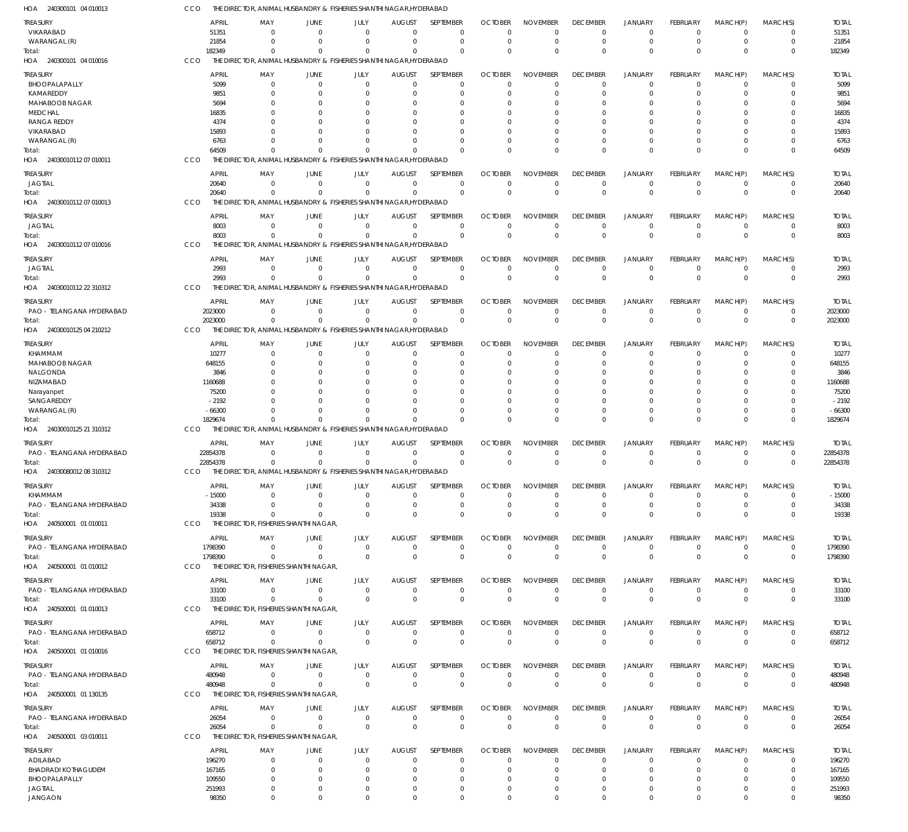HOA 240300101 04 010013 CCO THE DIRECTOR, ANIMAL HUSBANDRY & FISHERIES SHANTHI NAGAR,HYDERABAD

| TREASURY | APRIL | MAY | JUNE | JULY | AUGUST | SEPTEMBER | OCTOBER | NOVEMBER | DECEMBER | JANUARY | FEBRUARY | MARCH(P) | MARCH(S) | TOTAL |
|---|---|---|---|---|---|---|---|---|---|---|---|---|---|---|
| VIKARABAD | 51351 | 0 | 0 | 0 | 0 | 0 | 0 | 0 | 0 | 0 | 0 | 0 | 0 | 51351 |
| WARANGAL (R) | 21854 | 0 | 0 | 0 | 0 | 0 | 0 | 0 | 0 | 0 | 0 | 0 | 0 | 21854 |
| Total: | 182349 | 0 | 0 | 0 | 0 | 0 | 0 | 0 | 0 | 0 | 0 | 0 | 0 | 182349 |

HOA 240300101 04 010016 CCO THE DIRECTOR, ANIMAL HUSBANDRY & FISHERIES SHANTHI NAGAR,HYDERABAD

| TREASURY | APRIL | MAY | JUNE | JULY | AUGUST | SEPTEMBER | OCTOBER | NOVEMBER | DECEMBER | JANUARY | FEBRUARY | MARCH(P) | MARCH(S) | TOTAL |
|---|---|---|---|---|---|---|---|---|---|---|---|---|---|---|
| BHOOPALAPALLY | 5099 | 0 | 0 | 0 | 0 | 0 | 0 | 0 | 0 | 0 | 0 | 0 | 0 | 5099 |
| KAMAREDDY | 9851 | 0 | 0 | 0 | 0 | 0 | 0 | 0 | 0 | 0 | 0 | 0 | 0 | 9851 |
| MAHABOOB NAGAR | 5694 | 0 | 0 | 0 | 0 | 0 | 0 | 0 | 0 | 0 | 0 | 0 | 0 | 5694 |
| MEDCHAL | 16835 | 0 | 0 | 0 | 0 | 0 | 0 | 0 | 0 | 0 | 0 | 0 | 0 | 16835 |
| RANGA REDDY | 4374 | 0 | 0 | 0 | 0 | 0 | 0 | 0 | 0 | 0 | 0 | 0 | 0 | 4374 |
| VIKARABAD | 15893 | 0 | 0 | 0 | 0 | 0 | 0 | 0 | 0 | 0 | 0 | 0 | 0 | 15893 |
| WARANGAL (R) | 6763 | 0 | 0 | 0 | 0 | 0 | 0 | 0 | 0 | 0 | 0 | 0 | 0 | 6763 |
| Total: | 64509 | 0 | 0 | 0 | 0 | 0 | 0 | 0 | 0 | 0 | 0 | 0 | 0 | 64509 |

HOA 24030010112 07 010011 CCO THE DIRECTOR, ANIMAL HUSBANDRY & FISHERIES SHANTHI NAGAR,HYDERABAD

| TREASURY | APRIL | MAY | JUNE | JULY | AUGUST | SEPTEMBER | OCTOBER | NOVEMBER | DECEMBER | JANUARY | FEBRUARY | MARCH(P) | MARCH(S) | TOTAL |
|---|---|---|---|---|---|---|---|---|---|---|---|---|---|---|
| JAGTIAL | 20640 | 0 | 0 | 0 | 0 | 0 | 0 | 0 | 0 | 0 | 0 | 0 | 0 | 20640 |
| Total: | 20640 | 0 | 0 | 0 | 0 | 0 | 0 | 0 | 0 | 0 | 0 | 0 | 0 | 20640 |

HOA 24030010112 07 010013 CCO THE DIRECTOR, ANIMAL HUSBANDRY & FISHERIES SHANTHI NAGAR,HYDERABAD

| TREASURY | APRIL | MAY | JUNE | JULY | AUGUST | SEPTEMBER | OCTOBER | NOVEMBER | DECEMBER | JANUARY | FEBRUARY | MARCH(P) | MARCH(S) | TOTAL |
|---|---|---|---|---|---|---|---|---|---|---|---|---|---|---|
| JAGTIAL | 8003 | 0 | 0 | 0 | 0 | 0 | 0 | 0 | 0 | 0 | 0 | 0 | 0 | 8003 |
| Total: | 8003 | 0 | 0 | 0 | 0 | 0 | 0 | 0 | 0 | 0 | 0 | 0 | 0 | 8003 |

HOA 24030010112 07 010016 CCO THE DIRECTOR, ANIMAL HUSBANDRY & FISHERIES SHANTHI NAGAR,HYDERABAD

| TREASURY | APRIL | MAY | JUNE | JULY | AUGUST | SEPTEMBER | OCTOBER | NOVEMBER | DECEMBER | JANUARY | FEBRUARY | MARCH(P) | MARCH(S) | TOTAL |
|---|---|---|---|---|---|---|---|---|---|---|---|---|---|---|
| JAGTIAL | 2993 | 0 | 0 | 0 | 0 | 0 | 0 | 0 | 0 | 0 | 0 | 0 | 0 | 2993 |
| Total: | 2993 | 0 | 0 | 0 | 0 | 0 | 0 | 0 | 0 | 0 | 0 | 0 | 0 | 2993 |

HOA 24030010112 22 310312 CCO THE DIRECTOR, ANIMAL HUSBANDRY & FISHERIES SHANTHI NAGAR,HYDERABAD

| TREASURY | APRIL | MAY | JUNE | JULY | AUGUST | SEPTEMBER | OCTOBER | NOVEMBER | DECEMBER | JANUARY | FEBRUARY | MARCH(P) | MARCH(S) | TOTAL |
|---|---|---|---|---|---|---|---|---|---|---|---|---|---|---|
| PAO - TELANGANA HYDERABAD | 2023000 | 0 | 0 | 0 | 0 | 0 | 0 | 0 | 0 | 0 | 0 | 0 | 0 | 2023000 |
| Total: | 2023000 | 0 | 0 | 0 | 0 | 0 | 0 | 0 | 0 | 0 | 0 | 0 | 0 | 2023000 |

HOA 24030010125 04 210212 CCO THE DIRECTOR, ANIMAL HUSBANDRY & FISHERIES SHANTHI NAGAR,HYDERABAD

| TREASURY | APRIL | MAY | JUNE | JULY | AUGUST | SEPTEMBER | OCTOBER | NOVEMBER | DECEMBER | JANUARY | FEBRUARY | MARCH(P) | MARCH(S) | TOTAL |
|---|---|---|---|---|---|---|---|---|---|---|---|---|---|---|
| KHAMMAM | 10277 | 0 | 0 | 0 | 0 | 0 | 0 | 0 | 0 | 0 | 0 | 0 | 0 | 10277 |
| MAHABOOB NAGAR | 648155 | 0 | 0 | 0 | 0 | 0 | 0 | 0 | 0 | 0 | 0 | 0 | 0 | 648155 |
| NALGONDA | 3846 | 0 | 0 | 0 | 0 | 0 | 0 | 0 | 0 | 0 | 0 | 0 | 0 | 3846 |
| NIZAMABAD | 1160688 | 0 | 0 | 0 | 0 | 0 | 0 | 0 | 0 | 0 | 0 | 0 | 0 | 1160688 |
| Narayanpet | 75200 | 0 | 0 | 0 | 0 | 0 | 0 | 0 | 0 | 0 | 0 | 0 | 0 | 75200 |
| SANGAREDDY | -2192 | 0 | 0 | 0 | 0 | 0 | 0 | 0 | 0 | 0 | 0 | 0 | 0 | -2192 |
| WARANGAL (R) | -66300 | 0 | 0 | 0 | 0 | 0 | 0 | 0 | 0 | 0 | 0 | 0 | 0 | -66300 |
| Total: | 1829674 | 0 | 0 | 0 | 0 | 0 | 0 | 0 | 0 | 0 | 0 | 0 | 0 | 1829674 |

HOA 24030010125 21 310312 CCO THE DIRECTOR, ANIMAL HUSBANDRY & FISHERIES SHANTHI NAGAR,HYDERABAD

| TREASURY | APRIL | MAY | JUNE | JULY | AUGUST | SEPTEMBER | OCTOBER | NOVEMBER | DECEMBER | JANUARY | FEBRUARY | MARCH(P) | MARCH(S) | TOTAL |
|---|---|---|---|---|---|---|---|---|---|---|---|---|---|---|
| PAO - TELANGANA HYDERABAD | 22854378 | 0 | 0 | 0 | 0 | 0 | 0 | 0 | 0 | 0 | 0 | 0 | 0 | 22854378 |
| Total: | 22854378 | 0 | 0 | 0 | 0 | 0 | 0 | 0 | 0 | 0 | 0 | 0 | 0 | 22854378 |

HOA 24030080012 08 310312 CCO THE DIRECTOR, ANIMAL HUSBANDRY & FISHERIES SHANTHI NAGAR,HYDERABAD

| TREASURY | APRIL | MAY | JUNE | JULY | AUGUST | SEPTEMBER | OCTOBER | NOVEMBER | DECEMBER | JANUARY | FEBRUARY | MARCH(P) | MARCH(S) | TOTAL |
|---|---|---|---|---|---|---|---|---|---|---|---|---|---|---|
| KHAMMAM | -15000 | 0 | 0 | 0 | 0 | 0 | 0 | 0 | 0 | 0 | 0 | 0 | 0 | -15000 |
| PAO - TELANGANA HYDERABAD | 34338 | 0 | 0 | 0 | 0 | 0 | 0 | 0 | 0 | 0 | 0 | 0 | 0 | 34338 |
| Total: | 19338 | 0 | 0 | 0 | 0 | 0 | 0 | 0 | 0 | 0 | 0 | 0 | 0 | 19338 |

HOA 240500001 01 010011 CCO THE DIRECTOR, FISHERIES SHANTHI NAGAR,

| TREASURY | APRIL | MAY | JUNE | JULY | AUGUST | SEPTEMBER | OCTOBER | NOVEMBER | DECEMBER | JANUARY | FEBRUARY | MARCH(P) | MARCH(S) | TOTAL |
|---|---|---|---|---|---|---|---|---|---|---|---|---|---|---|
| PAO - TELANGANA HYDERABAD | 1798390 | 0 | 0 | 0 | 0 | 0 | 0 | 0 | 0 | 0 | 0 | 0 | 0 | 1798390 |
| Total: | 1798390 | 0 | 0 | 0 | 0 | 0 | 0 | 0 | 0 | 0 | 0 | 0 | 0 | 1798390 |

HOA 240500001 01 010012 CCO THE DIRECTOR, FISHERIES SHANTHI NAGAR,

| TREASURY | APRIL | MAY | JUNE | JULY | AUGUST | SEPTEMBER | OCTOBER | NOVEMBER | DECEMBER | JANUARY | FEBRUARY | MARCH(P) | MARCH(S) | TOTAL |
|---|---|---|---|---|---|---|---|---|---|---|---|---|---|---|
| PAO - TELANGANA HYDERABAD | 33100 | 0 | 0 | 0 | 0 | 0 | 0 | 0 | 0 | 0 | 0 | 0 | 0 | 33100 |
| Total: | 33100 | 0 | 0 | 0 | 0 | 0 | 0 | 0 | 0 | 0 | 0 | 0 | 0 | 33100 |

HOA 240500001 01 010013 CCO THE DIRECTOR, FISHERIES SHANTHI NAGAR,

| TREASURY | APRIL | MAY | JUNE | JULY | AUGUST | SEPTEMBER | OCTOBER | NOVEMBER | DECEMBER | JANUARY | FEBRUARY | MARCH(P) | MARCH(S) | TOTAL |
|---|---|---|---|---|---|---|---|---|---|---|---|---|---|---|
| PAO - TELANGANA HYDERABAD | 658712 | 0 | 0 | 0 | 0 | 0 | 0 | 0 | 0 | 0 | 0 | 0 | 0 | 658712 |
| Total: | 658712 | 0 | 0 | 0 | 0 | 0 | 0 | 0 | 0 | 0 | 0 | 0 | 0 | 658712 |

HOA 240500001 01 010016 CCO THE DIRECTOR, FISHERIES SHANTHI NAGAR,

| TREASURY | APRIL | MAY | JUNE | JULY | AUGUST | SEPTEMBER | OCTOBER | NOVEMBER | DECEMBER | JANUARY | FEBRUARY | MARCH(P) | MARCH(S) | TOTAL |
|---|---|---|---|---|---|---|---|---|---|---|---|---|---|---|
| PAO - TELANGANA HYDERABAD | 480948 | 0 | 0 | 0 | 0 | 0 | 0 | 0 | 0 | 0 | 0 | 0 | 0 | 480948 |
| Total: | 480948 | 0 | 0 | 0 | 0 | 0 | 0 | 0 | 0 | 0 | 0 | 0 | 0 | 480948 |

HOA 240500001 01 130135 CCO THE DIRECTOR, FISHERIES SHANTHI NAGAR,

| TREASURY | APRIL | MAY | JUNE | JULY | AUGUST | SEPTEMBER | OCTOBER | NOVEMBER | DECEMBER | JANUARY | FEBRUARY | MARCH(P) | MARCH(S) | TOTAL |
|---|---|---|---|---|---|---|---|---|---|---|---|---|---|---|
| PAO - TELANGANA HYDERABAD | 26054 | 0 | 0 | 0 | 0 | 0 | 0 | 0 | 0 | 0 | 0 | 0 | 0 | 26054 |
| Total: | 26054 | 0 | 0 | 0 | 0 | 0 | 0 | 0 | 0 | 0 | 0 | 0 | 0 | 26054 |

HOA 240500001 03 010011 CCO THE DIRECTOR, FISHERIES SHANTHI NAGAR,

| TREASURY | APRIL | MAY | JUNE | JULY | AUGUST | SEPTEMBER | OCTOBER | NOVEMBER | DECEMBER | JANUARY | FEBRUARY | MARCH(P) | MARCH(S) | TOTAL |
|---|---|---|---|---|---|---|---|---|---|---|---|---|---|---|
| ADILABAD | 196270 | 0 | 0 | 0 | 0 | 0 | 0 | 0 | 0 | 0 | 0 | 0 | 0 | 196270 |
| BHADRADI KOTHAGUDEM | 167165 | 0 | 0 | 0 | 0 | 0 | 0 | 0 | 0 | 0 | 0 | 0 | 0 | 167165 |
| BHOOPALAPALLY | 109550 | 0 | 0 | 0 | 0 | 0 | 0 | 0 | 0 | 0 | 0 | 0 | 0 | 109550 |
| JAGTIAL | 251993 | 0 | 0 | 0 | 0 | 0 | 0 | 0 | 0 | 0 | 0 | 0 | 0 | 251993 |
| JANGAON | 98350 | 0 | 0 | 0 | 0 | 0 | 0 | 0 | 0 | 0 | 0 | 0 | 0 | 98350 |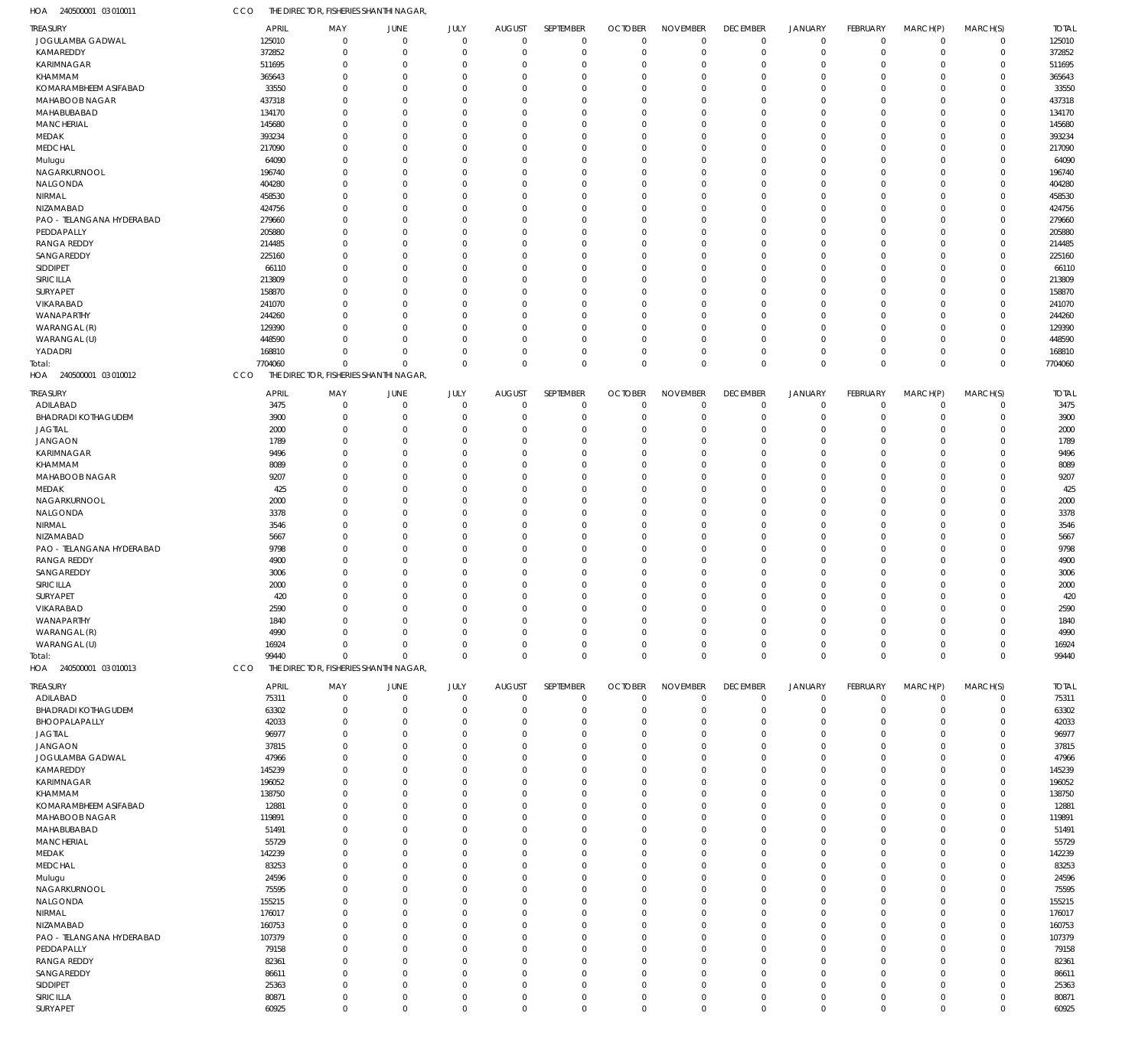HOA 240500001 03 010011 CCO THE DIRECTOR, FISHERIES SHANTHI NAGAR,

| TREASURY | APRIL | MAY | JUNE | JULY | AUGUST | SEPTEMBER | OCTOBER | NOVEMBER | DECEMBER | JANUARY | FEBRUARY | MARCH(P) | MARCH(S) | TOTAL |
|---|---|---|---|---|---|---|---|---|---|---|---|---|---|---|
| JOGULAMBA GADWAL | 125010 | 0 | 0 | 0 | 0 | 0 | 0 | 0 | 0 | 0 | 0 | 0 | 0 | 125010 |
| KAMAREDDY | 372852 | 0 | 0 | 0 | 0 | 0 | 0 | 0 | 0 | 0 | 0 | 0 | 0 | 372852 |
| KARIMNAGAR | 511695 | 0 | 0 | 0 | 0 | 0 | 0 | 0 | 0 | 0 | 0 | 0 | 0 | 511695 |
| KHAMMAM | 365643 | 0 | 0 | 0 | 0 | 0 | 0 | 0 | 0 | 0 | 0 | 0 | 0 | 365643 |
| KOMARAMBHEEM ASIFABAD | 33550 | 0 | 0 | 0 | 0 | 0 | 0 | 0 | 0 | 0 | 0 | 0 | 0 | 33550 |
| MAHABOOB NAGAR | 437318 | 0 | 0 | 0 | 0 | 0 | 0 | 0 | 0 | 0 | 0 | 0 | 0 | 437318 |
| MAHABUBABAD | 134170 | 0 | 0 | 0 | 0 | 0 | 0 | 0 | 0 | 0 | 0 | 0 | 0 | 134170 |
| MANCHERIAL | 145680 | 0 | 0 | 0 | 0 | 0 | 0 | 0 | 0 | 0 | 0 | 0 | 0 | 145680 |
| MEDAK | 393234 | 0 | 0 | 0 | 0 | 0 | 0 | 0 | 0 | 0 | 0 | 0 | 0 | 393234 |
| MEDCHAL | 217090 | 0 | 0 | 0 | 0 | 0 | 0 | 0 | 0 | 0 | 0 | 0 | 0 | 217090 |
| Mulugu | 64090 | 0 | 0 | 0 | 0 | 0 | 0 | 0 | 0 | 0 | 0 | 0 | 0 | 64090 |
| NAGARKURNOOL | 196740 | 0 | 0 | 0 | 0 | 0 | 0 | 0 | 0 | 0 | 0 | 0 | 0 | 196740 |
| NALGONDA | 404280 | 0 | 0 | 0 | 0 | 0 | 0 | 0 | 0 | 0 | 0 | 0 | 0 | 404280 |
| NIRMAL | 458530 | 0 | 0 | 0 | 0 | 0 | 0 | 0 | 0 | 0 | 0 | 0 | 0 | 458530 |
| NIZAMABAD | 424756 | 0 | 0 | 0 | 0 | 0 | 0 | 0 | 0 | 0 | 0 | 0 | 0 | 424756 |
| PAO - TELANGANA HYDERABAD | 279660 | 0 | 0 | 0 | 0 | 0 | 0 | 0 | 0 | 0 | 0 | 0 | 0 | 279660 |
| PEDDAPALLY | 205880 | 0 | 0 | 0 | 0 | 0 | 0 | 0 | 0 | 0 | 0 | 0 | 0 | 205880 |
| RANGA REDDY | 214485 | 0 | 0 | 0 | 0 | 0 | 0 | 0 | 0 | 0 | 0 | 0 | 0 | 214485 |
| SANGAREDDY | 225160 | 0 | 0 | 0 | 0 | 0 | 0 | 0 | 0 | 0 | 0 | 0 | 0 | 225160 |
| SIDDIPET | 66110 | 0 | 0 | 0 | 0 | 0 | 0 | 0 | 0 | 0 | 0 | 0 | 0 | 66110 |
| SIRICILLA | 213809 | 0 | 0 | 0 | 0 | 0 | 0 | 0 | 0 | 0 | 0 | 0 | 0 | 213809 |
| SURYAPET | 158870 | 0 | 0 | 0 | 0 | 0 | 0 | 0 | 0 | 0 | 0 | 0 | 0 | 158870 |
| VIKARABAD | 241070 | 0 | 0 | 0 | 0 | 0 | 0 | 0 | 0 | 0 | 0 | 0 | 0 | 241070 |
| WANAPARTHY | 244260 | 0 | 0 | 0 | 0 | 0 | 0 | 0 | 0 | 0 | 0 | 0 | 0 | 244260 |
| WARANGAL (R) | 129390 | 0 | 0 | 0 | 0 | 0 | 0 | 0 | 0 | 0 | 0 | 0 | 0 | 129390 |
| WARANGAL (U) | 448590 | 0 | 0 | 0 | 0 | 0 | 0 | 0 | 0 | 0 | 0 | 0 | 0 | 448590 |
| YADADRI | 168810 | 0 | 0 | 0 | 0 | 0 | 0 | 0 | 0 | 0 | 0 | 0 | 0 | 168810 |
| Total: | 7704060 | 0 | 0 | 0 | 0 | 0 | 0 | 0 | 0 | 0 | 0 | 0 | 0 | 7704060 |

HOA 240500001 03 010012 CCO THE DIRECTOR, FISHERIES SHANTHI NAGAR,

| TREASURY | APRIL | MAY | JUNE | JULY | AUGUST | SEPTEMBER | OCTOBER | NOVEMBER | DECEMBER | JANUARY | FEBRUARY | MARCH(P) | MARCH(S) | TOTAL |
|---|---|---|---|---|---|---|---|---|---|---|---|---|---|---|
| ADILABAD | 3475 | 0 | 0 | 0 | 0 | 0 | 0 | 0 | 0 | 0 | 0 | 0 | 0 | 3475 |
| BHADRADI KOTHAGUDEM | 3900 | 0 | 0 | 0 | 0 | 0 | 0 | 0 | 0 | 0 | 0 | 0 | 0 | 3900 |
| JAGTIAL | 2000 | 0 | 0 | 0 | 0 | 0 | 0 | 0 | 0 | 0 | 0 | 0 | 0 | 2000 |
| JANGAON | 1789 | 0 | 0 | 0 | 0 | 0 | 0 | 0 | 0 | 0 | 0 | 0 | 0 | 1789 |
| KARIMNAGAR | 9496 | 0 | 0 | 0 | 0 | 0 | 0 | 0 | 0 | 0 | 0 | 0 | 0 | 9496 |
| KHAMMAM | 8089 | 0 | 0 | 0 | 0 | 0 | 0 | 0 | 0 | 0 | 0 | 0 | 0 | 8089 |
| MAHABOOB NAGAR | 9207 | 0 | 0 | 0 | 0 | 0 | 0 | 0 | 0 | 0 | 0 | 0 | 0 | 9207 |
| MEDAK | 425 | 0 | 0 | 0 | 0 | 0 | 0 | 0 | 0 | 0 | 0 | 0 | 0 | 425 |
| NAGARKURNOOL | 2000 | 0 | 0 | 0 | 0 | 0 | 0 | 0 | 0 | 0 | 0 | 0 | 0 | 2000 |
| NALGONDA | 3378 | 0 | 0 | 0 | 0 | 0 | 0 | 0 | 0 | 0 | 0 | 0 | 0 | 3378 |
| NIRMAL | 3546 | 0 | 0 | 0 | 0 | 0 | 0 | 0 | 0 | 0 | 0 | 0 | 0 | 3546 |
| NIZAMABAD | 5667 | 0 | 0 | 0 | 0 | 0 | 0 | 0 | 0 | 0 | 0 | 0 | 0 | 5667 |
| PAO - TELANGANA HYDERABAD | 9798 | 0 | 0 | 0 | 0 | 0 | 0 | 0 | 0 | 0 | 0 | 0 | 0 | 9798 |
| RANGA REDDY | 4900 | 0 | 0 | 0 | 0 | 0 | 0 | 0 | 0 | 0 | 0 | 0 | 0 | 4900 |
| SANGAREDDY | 3006 | 0 | 0 | 0 | 0 | 0 | 0 | 0 | 0 | 0 | 0 | 0 | 0 | 3006 |
| SIRICILLA | 2000 | 0 | 0 | 0 | 0 | 0 | 0 | 0 | 0 | 0 | 0 | 0 | 0 | 2000 |
| SURYAPET | 420 | 0 | 0 | 0 | 0 | 0 | 0 | 0 | 0 | 0 | 0 | 0 | 0 | 420 |
| VIKARABAD | 2590 | 0 | 0 | 0 | 0 | 0 | 0 | 0 | 0 | 0 | 0 | 0 | 0 | 2590 |
| WANAPARTHY | 1840 | 0 | 0 | 0 | 0 | 0 | 0 | 0 | 0 | 0 | 0 | 0 | 0 | 1840 |
| WARANGAL (R) | 4990 | 0 | 0 | 0 | 0 | 0 | 0 | 0 | 0 | 0 | 0 | 0 | 0 | 4990 |
| WARANGAL (U) | 16924 | 0 | 0 | 0 | 0 | 0 | 0 | 0 | 0 | 0 | 0 | 0 | 0 | 16924 |
| Total: | 99440 | 0 | 0 | 0 | 0 | 0 | 0 | 0 | 0 | 0 | 0 | 0 | 0 | 99440 |

HOA 240500001 03 010013 CCO THE DIRECTOR, FISHERIES SHANTHI NAGAR,

| TREASURY | APRIL | MAY | JUNE | JULY | AUGUST | SEPTEMBER | OCTOBER | NOVEMBER | DECEMBER | JANUARY | FEBRUARY | MARCH(P) | MARCH(S) | TOTAL |
|---|---|---|---|---|---|---|---|---|---|---|---|---|---|---|
| ADILABAD | 75311 | 0 | 0 | 0 | 0 | 0 | 0 | 0 | 0 | 0 | 0 | 0 | 0 | 75311 |
| BHADRADI KOTHAGUDEM | 63302 | 0 | 0 | 0 | 0 | 0 | 0 | 0 | 0 | 0 | 0 | 0 | 0 | 63302 |
| BHOOPALAPALLY | 42033 | 0 | 0 | 0 | 0 | 0 | 0 | 0 | 0 | 0 | 0 | 0 | 0 | 42033 |
| JAGTIAL | 96977 | 0 | 0 | 0 | 0 | 0 | 0 | 0 | 0 | 0 | 0 | 0 | 0 | 96977 |
| JANGAON | 37815 | 0 | 0 | 0 | 0 | 0 | 0 | 0 | 0 | 0 | 0 | 0 | 0 | 37815 |
| JOGULAMBA GADWAL | 47966 | 0 | 0 | 0 | 0 | 0 | 0 | 0 | 0 | 0 | 0 | 0 | 0 | 47966 |
| KAMAREDDY | 145239 | 0 | 0 | 0 | 0 | 0 | 0 | 0 | 0 | 0 | 0 | 0 | 0 | 145239 |
| KARIMNAGAR | 196052 | 0 | 0 | 0 | 0 | 0 | 0 | 0 | 0 | 0 | 0 | 0 | 0 | 196052 |
| KHAMMAM | 138750 | 0 | 0 | 0 | 0 | 0 | 0 | 0 | 0 | 0 | 0 | 0 | 0 | 138750 |
| KOMARAMBHEEM ASIFABAD | 12881 | 0 | 0 | 0 | 0 | 0 | 0 | 0 | 0 | 0 | 0 | 0 | 0 | 12881 |
| MAHABOOB NAGAR | 119891 | 0 | 0 | 0 | 0 | 0 | 0 | 0 | 0 | 0 | 0 | 0 | 0 | 119891 |
| MAHABUBABAD | 51491 | 0 | 0 | 0 | 0 | 0 | 0 | 0 | 0 | 0 | 0 | 0 | 0 | 51491 |
| MANCHERIAL | 55729 | 0 | 0 | 0 | 0 | 0 | 0 | 0 | 0 | 0 | 0 | 0 | 0 | 55729 |
| MEDAK | 142239 | 0 | 0 | 0 | 0 | 0 | 0 | 0 | 0 | 0 | 0 | 0 | 0 | 142239 |
| MEDCHAL | 83253 | 0 | 0 | 0 | 0 | 0 | 0 | 0 | 0 | 0 | 0 | 0 | 0 | 83253 |
| Mulugu | 24596 | 0 | 0 | 0 | 0 | 0 | 0 | 0 | 0 | 0 | 0 | 0 | 0 | 24596 |
| NAGARKURNOOL | 75595 | 0 | 0 | 0 | 0 | 0 | 0 | 0 | 0 | 0 | 0 | 0 | 0 | 75595 |
| NALGONDA | 155215 | 0 | 0 | 0 | 0 | 0 | 0 | 0 | 0 | 0 | 0 | 0 | 0 | 155215 |
| NIRMAL | 176017 | 0 | 0 | 0 | 0 | 0 | 0 | 0 | 0 | 0 | 0 | 0 | 0 | 176017 |
| NIZAMABAD | 160753 | 0 | 0 | 0 | 0 | 0 | 0 | 0 | 0 | 0 | 0 | 0 | 0 | 160753 |
| PAO - TELANGANA HYDERABAD | 107379 | 0 | 0 | 0 | 0 | 0 | 0 | 0 | 0 | 0 | 0 | 0 | 0 | 107379 |
| PEDDAPALLY | 79158 | 0 | 0 | 0 | 0 | 0 | 0 | 0 | 0 | 0 | 0 | 0 | 0 | 79158 |
| RANGA REDDY | 82361 | 0 | 0 | 0 | 0 | 0 | 0 | 0 | 0 | 0 | 0 | 0 | 0 | 82361 |
| SANGAREDDY | 86611 | 0 | 0 | 0 | 0 | 0 | 0 | 0 | 0 | 0 | 0 | 0 | 0 | 86611 |
| SIDDIPET | 25363 | 0 | 0 | 0 | 0 | 0 | 0 | 0 | 0 | 0 | 0 | 0 | 0 | 25363 |
| SIRICILLA | 80871 | 0 | 0 | 0 | 0 | 0 | 0 | 0 | 0 | 0 | 0 | 0 | 0 | 80871 |
| SURYAPET | 60925 | 0 | 0 | 0 | 0 | 0 | 0 | 0 | 0 | 0 | 0 | 0 | 0 | 60925 |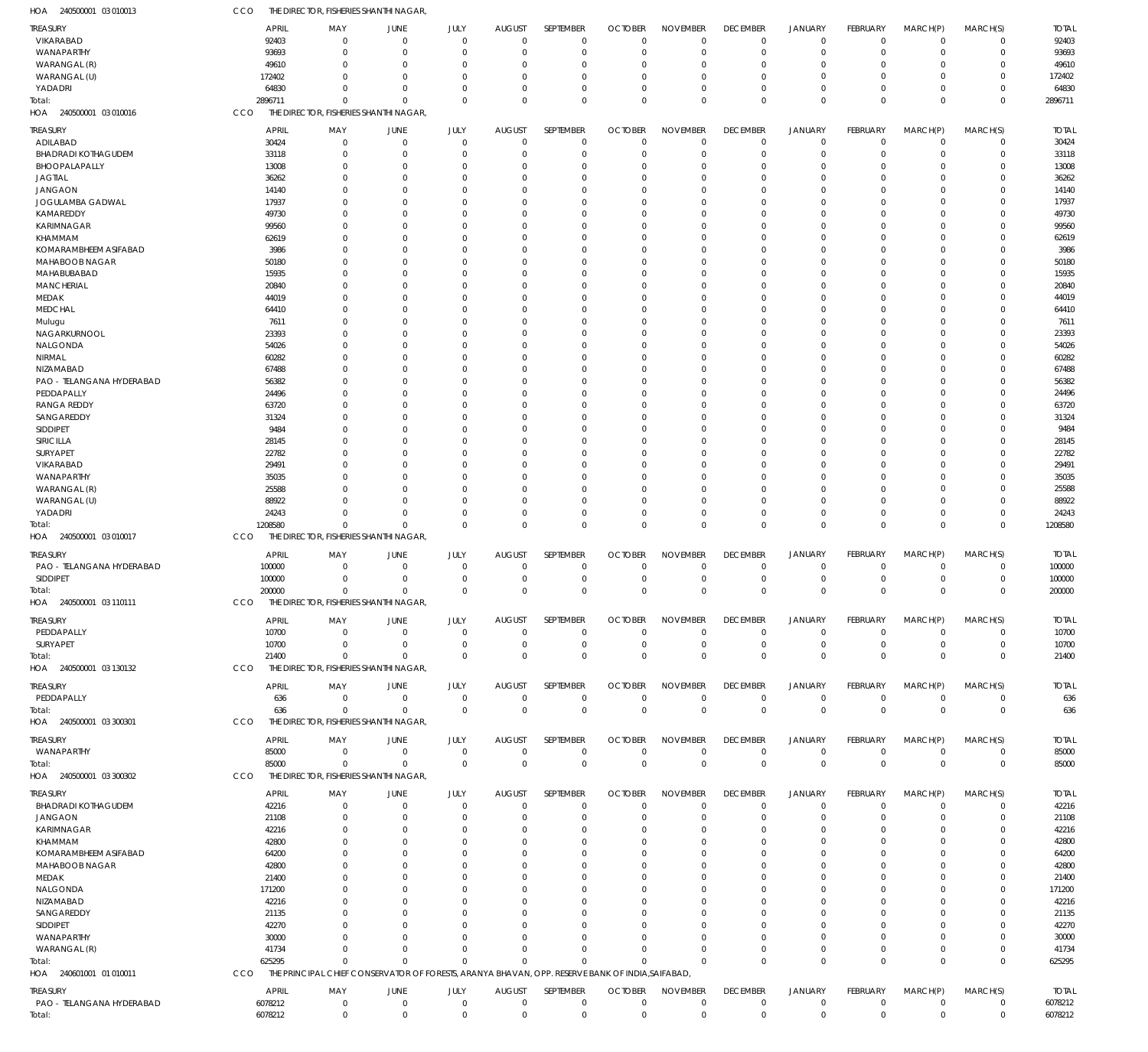HOA 240500001 03 010013 CCO THE DIRECTOR, FISHERIES SHANTHI NAGAR,

| TREASURY | APRIL | MAY | JUNE | JULY | AUGUST | SEPTEMBER | OCTOBER | NOVEMBER | DECEMBER | JANUARY | FEBRUARY | MARCH(P) | MARCH(S) | TOTAL |
|---|---|---|---|---|---|---|---|---|---|---|---|---|---|---|
| VIKARABAD | 92403 | 0 | 0 | 0 | 0 | 0 | 0 | 0 | 0 | 0 | 0 | 0 | 0 | 92403 |
| WANAPARTHY | 93693 | 0 | 0 | 0 | 0 | 0 | 0 | 0 | 0 | 0 | 0 | 0 | 0 | 93693 |
| WARANGAL (R) | 49610 | 0 | 0 | 0 | 0 | 0 | 0 | 0 | 0 | 0 | 0 | 0 | 0 | 49610 |
| WARANGAL (U) | 172402 | 0 | 0 | 0 | 0 | 0 | 0 | 0 | 0 | 0 | 0 | 0 | 0 | 172402 |
| YADADRI | 64830 | 0 | 0 | 0 | 0 | 0 | 0 | 0 | 0 | 0 | 0 | 0 | 0 | 64830 |
| Total: | 2896711 | 0 | 0 | 0 | 0 | 0 | 0 | 0 | 0 | 0 | 0 | 0 | 0 | 2896711 |

HOA 240500001 03 010016 CCO THE DIRECTOR, FISHERIES SHANTHI NAGAR,

| TREASURY | APRIL | MAY | JUNE | JULY | AUGUST | SEPTEMBER | OCTOBER | NOVEMBER | DECEMBER | JANUARY | FEBRUARY | MARCH(P) | MARCH(S) | TOTAL |
|---|---|---|---|---|---|---|---|---|---|---|---|---|---|---|
| ADILABAD | 30424 | 0 | 0 | 0 | 0 | 0 | 0 | 0 | 0 | 0 | 0 | 0 | 0 | 30424 |
| BHADRADI KOTHAGUDEM | 33118 | 0 | 0 | 0 | 0 | 0 | 0 | 0 | 0 | 0 | 0 | 0 | 0 | 33118 |
| BHOOPALAPALLY | 13008 | 0 | 0 | 0 | 0 | 0 | 0 | 0 | 0 | 0 | 0 | 0 | 0 | 13008 |
| JAGTIAL | 36262 | 0 | 0 | 0 | 0 | 0 | 0 | 0 | 0 | 0 | 0 | 0 | 0 | 36262 |
| JANGAON | 14140 | 0 | 0 | 0 | 0 | 0 | 0 | 0 | 0 | 0 | 0 | 0 | 0 | 14140 |
| JOGULAMBA GADWAL | 17937 | 0 | 0 | 0 | 0 | 0 | 0 | 0 | 0 | 0 | 0 | 0 | 0 | 17937 |
| KAMAREDDY | 49730 | 0 | 0 | 0 | 0 | 0 | 0 | 0 | 0 | 0 | 0 | 0 | 0 | 49730 |
| KARIMNAGAR | 99560 | 0 | 0 | 0 | 0 | 0 | 0 | 0 | 0 | 0 | 0 | 0 | 0 | 99560 |
| KHAMMAM | 62619 | 0 | 0 | 0 | 0 | 0 | 0 | 0 | 0 | 0 | 0 | 0 | 0 | 62619 |
| KOMARAMBHEEM ASIFABAD | 3986 | 0 | 0 | 0 | 0 | 0 | 0 | 0 | 0 | 0 | 0 | 0 | 0 | 3986 |
| MAHABOOB NAGAR | 50180 | 0 | 0 | 0 | 0 | 0 | 0 | 0 | 0 | 0 | 0 | 0 | 0 | 50180 |
| MAHABUBABAD | 15935 | 0 | 0 | 0 | 0 | 0 | 0 | 0 | 0 | 0 | 0 | 0 | 0 | 15935 |
| MANCHERIAL | 20840 | 0 | 0 | 0 | 0 | 0 | 0 | 0 | 0 | 0 | 0 | 0 | 0 | 20840 |
| MEDAK | 44019 | 0 | 0 | 0 | 0 | 0 | 0 | 0 | 0 | 0 | 0 | 0 | 0 | 44019 |
| MEDCHAL | 64410 | 0 | 0 | 0 | 0 | 0 | 0 | 0 | 0 | 0 | 0 | 0 | 0 | 64410 |
| Mulugu | 7611 | 0 | 0 | 0 | 0 | 0 | 0 | 0 | 0 | 0 | 0 | 0 | 0 | 7611 |
| NAGARKURNOOL | 23393 | 0 | 0 | 0 | 0 | 0 | 0 | 0 | 0 | 0 | 0 | 0 | 0 | 23393 |
| NALGONDA | 54026 | 0 | 0 | 0 | 0 | 0 | 0 | 0 | 0 | 0 | 0 | 0 | 0 | 54026 |
| NIRMAL | 60282 | 0 | 0 | 0 | 0 | 0 | 0 | 0 | 0 | 0 | 0 | 0 | 0 | 60282 |
| NIZAMABAD | 67488 | 0 | 0 | 0 | 0 | 0 | 0 | 0 | 0 | 0 | 0 | 0 | 0 | 67488 |
| PAO - TELANGANA HYDERABAD | 56382 | 0 | 0 | 0 | 0 | 0 | 0 | 0 | 0 | 0 | 0 | 0 | 0 | 56382 |
| PEDDAPALLY | 24496 | 0 | 0 | 0 | 0 | 0 | 0 | 0 | 0 | 0 | 0 | 0 | 0 | 24496 |
| RANGA REDDY | 63720 | 0 | 0 | 0 | 0 | 0 | 0 | 0 | 0 | 0 | 0 | 0 | 0 | 63720 |
| SANGAREDDY | 31324 | 0 | 0 | 0 | 0 | 0 | 0 | 0 | 0 | 0 | 0 | 0 | 0 | 31324 |
| SIDDIPET | 9484 | 0 | 0 | 0 | 0 | 0 | 0 | 0 | 0 | 0 | 0 | 0 | 0 | 9484 |
| SIRICILLA | 28145 | 0 | 0 | 0 | 0 | 0 | 0 | 0 | 0 | 0 | 0 | 0 | 0 | 28145 |
| SURYAPET | 22782 | 0 | 0 | 0 | 0 | 0 | 0 | 0 | 0 | 0 | 0 | 0 | 0 | 22782 |
| VIKARABAD | 29491 | 0 | 0 | 0 | 0 | 0 | 0 | 0 | 0 | 0 | 0 | 0 | 0 | 29491 |
| WANAPARTHY | 35035 | 0 | 0 | 0 | 0 | 0 | 0 | 0 | 0 | 0 | 0 | 0 | 0 | 35035 |
| WARANGAL (R) | 25588 | 0 | 0 | 0 | 0 | 0 | 0 | 0 | 0 | 0 | 0 | 0 | 0 | 25588 |
| WARANGAL (U) | 88922 | 0 | 0 | 0 | 0 | 0 | 0 | 0 | 0 | 0 | 0 | 0 | 0 | 88922 |
| YADADRI | 24243 | 0 | 0 | 0 | 0 | 0 | 0 | 0 | 0 | 0 | 0 | 0 | 0 | 24243 |
| Total: | 1208580 | 0 | 0 | 0 | 0 | 0 | 0 | 0 | 0 | 0 | 0 | 0 | 0 | 1208580 |

HOA 240500001 03 010017 CCO THE DIRECTOR, FISHERIES SHANTHI NAGAR,

| TREASURY | APRIL | MAY | JUNE | JULY | AUGUST | SEPTEMBER | OCTOBER | NOVEMBER | DECEMBER | JANUARY | FEBRUARY | MARCH(P) | MARCH(S) | TOTAL |
|---|---|---|---|---|---|---|---|---|---|---|---|---|---|---|
| PAO - TELANGANA HYDERABAD | 100000 | 0 | 0 | 0 | 0 | 0 | 0 | 0 | 0 | 0 | 0 | 0 | 0 | 100000 |
| SIDDIPET | 100000 | 0 | 0 | 0 | 0 | 0 | 0 | 0 | 0 | 0 | 0 | 0 | 0 | 100000 |
| Total: | 200000 | 0 | 0 | 0 | 0 | 0 | 0 | 0 | 0 | 0 | 0 | 0 | 0 | 200000 |

HOA 240500001 03 110111 CCO THE DIRECTOR, FISHERIES SHANTHI NAGAR,

| TREASURY | APRIL | MAY | JUNE | JULY | AUGUST | SEPTEMBER | OCTOBER | NOVEMBER | DECEMBER | JANUARY | FEBRUARY | MARCH(P) | MARCH(S) | TOTAL |
|---|---|---|---|---|---|---|---|---|---|---|---|---|---|---|
| PEDDAPALLY | 10700 | 0 | 0 | 0 | 0 | 0 | 0 | 0 | 0 | 0 | 0 | 0 | 0 | 10700 |
| SURYAPET | 10700 | 0 | 0 | 0 | 0 | 0 | 0 | 0 | 0 | 0 | 0 | 0 | 0 | 10700 |
| Total: | 21400 | 0 | 0 | 0 | 0 | 0 | 0 | 0 | 0 | 0 | 0 | 0 | 0 | 21400 |

HOA 240500001 03 130132 CCO THE DIRECTOR, FISHERIES SHANTHI NAGAR,

| TREASURY | APRIL | MAY | JUNE | JULY | AUGUST | SEPTEMBER | OCTOBER | NOVEMBER | DECEMBER | JANUARY | FEBRUARY | MARCH(P) | MARCH(S) | TOTAL |
|---|---|---|---|---|---|---|---|---|---|---|---|---|---|---|
| PEDDAPALLY | 636 | 0 | 0 | 0 | 0 | 0 | 0 | 0 | 0 | 0 | 0 | 0 | 0 | 636 |
| Total: | 636 | 0 | 0 | 0 | 0 | 0 | 0 | 0 | 0 | 0 | 0 | 0 | 0 | 636 |

HOA 240500001 03 300301 CCO THE DIRECTOR, FISHERIES SHANTHI NAGAR,

| TREASURY | APRIL | MAY | JUNE | JULY | AUGUST | SEPTEMBER | OCTOBER | NOVEMBER | DECEMBER | JANUARY | FEBRUARY | MARCH(P) | MARCH(S) | TOTAL |
|---|---|---|---|---|---|---|---|---|---|---|---|---|---|---|
| WANAPARTHY | 85000 | 0 | 0 | 0 | 0 | 0 | 0 | 0 | 0 | 0 | 0 | 0 | 0 | 85000 |
| Total: | 85000 | 0 | 0 | 0 | 0 | 0 | 0 | 0 | 0 | 0 | 0 | 0 | 0 | 85000 |

HOA 240500001 03 300302 CCO THE DIRECTOR, FISHERIES SHANTHI NAGAR,

| TREASURY | APRIL | MAY | JUNE | JULY | AUGUST | SEPTEMBER | OCTOBER | NOVEMBER | DECEMBER | JANUARY | FEBRUARY | MARCH(P) | MARCH(S) | TOTAL |
|---|---|---|---|---|---|---|---|---|---|---|---|---|---|---|
| BHADRADI KOTHAGUDEM | 42216 | 0 | 0 | 0 | 0 | 0 | 0 | 0 | 0 | 0 | 0 | 0 | 0 | 42216 |
| JANGAON | 21108 | 0 | 0 | 0 | 0 | 0 | 0 | 0 | 0 | 0 | 0 | 0 | 0 | 21108 |
| KARIMNAGAR | 42216 | 0 | 0 | 0 | 0 | 0 | 0 | 0 | 0 | 0 | 0 | 0 | 0 | 42216 |
| KHAMMAM | 42800 | 0 | 0 | 0 | 0 | 0 | 0 | 0 | 0 | 0 | 0 | 0 | 0 | 42800 |
| KOMARAMBHEEM ASIFABAD | 64200 | 0 | 0 | 0 | 0 | 0 | 0 | 0 | 0 | 0 | 0 | 0 | 0 | 64200 |
| MAHABOOB NAGAR | 42800 | 0 | 0 | 0 | 0 | 0 | 0 | 0 | 0 | 0 | 0 | 0 | 0 | 42800 |
| MEDAK | 21400 | 0 | 0 | 0 | 0 | 0 | 0 | 0 | 0 | 0 | 0 | 0 | 0 | 21400 |
| NALGONDA | 171200 | 0 | 0 | 0 | 0 | 0 | 0 | 0 | 0 | 0 | 0 | 0 | 0 | 171200 |
| NIZAMABAD | 42216 | 0 | 0 | 0 | 0 | 0 | 0 | 0 | 0 | 0 | 0 | 0 | 0 | 42216 |
| SANGAREDDY | 21135 | 0 | 0 | 0 | 0 | 0 | 0 | 0 | 0 | 0 | 0 | 0 | 0 | 21135 |
| SIDDIPET | 42270 | 0 | 0 | 0 | 0 | 0 | 0 | 0 | 0 | 0 | 0 | 0 | 0 | 42270 |
| WANAPARTHY | 30000 | 0 | 0 | 0 | 0 | 0 | 0 | 0 | 0 | 0 | 0 | 0 | 0 | 30000 |
| WARANGAL (R) | 41734 | 0 | 0 | 0 | 0 | 0 | 0 | 0 | 0 | 0 | 0 | 0 | 0 | 41734 |
| Total: | 625295 | 0 | 0 | 0 | 0 | 0 | 0 | 0 | 0 | 0 | 0 | 0 | 0 | 625295 |

HOA 240601001 01 010011 CCO THE PRINCIPAL CHIEF CONSERVATOR OF FORESTS, ARANYA BHAVAN, OPP. RESERVE BANK OF INDIA,SAIFABAD,

| TREASURY | APRIL | MAY | JUNE | JULY | AUGUST | SEPTEMBER | OCTOBER | NOVEMBER | DECEMBER | JANUARY | FEBRUARY | MARCH(P) | MARCH(S) | TOTAL |
|---|---|---|---|---|---|---|---|---|---|---|---|---|---|---|
| PAO - TELANGANA HYDERABAD | 6078212 | 0 | 0 | 0 | 0 | 0 | 0 | 0 | 0 | 0 | 0 | 0 | 0 | 6078212 |
| Total: | 6078212 | 0 | 0 | 0 | 0 | 0 | 0 | 0 | 0 | 0 | 0 | 0 | 0 | 6078212 |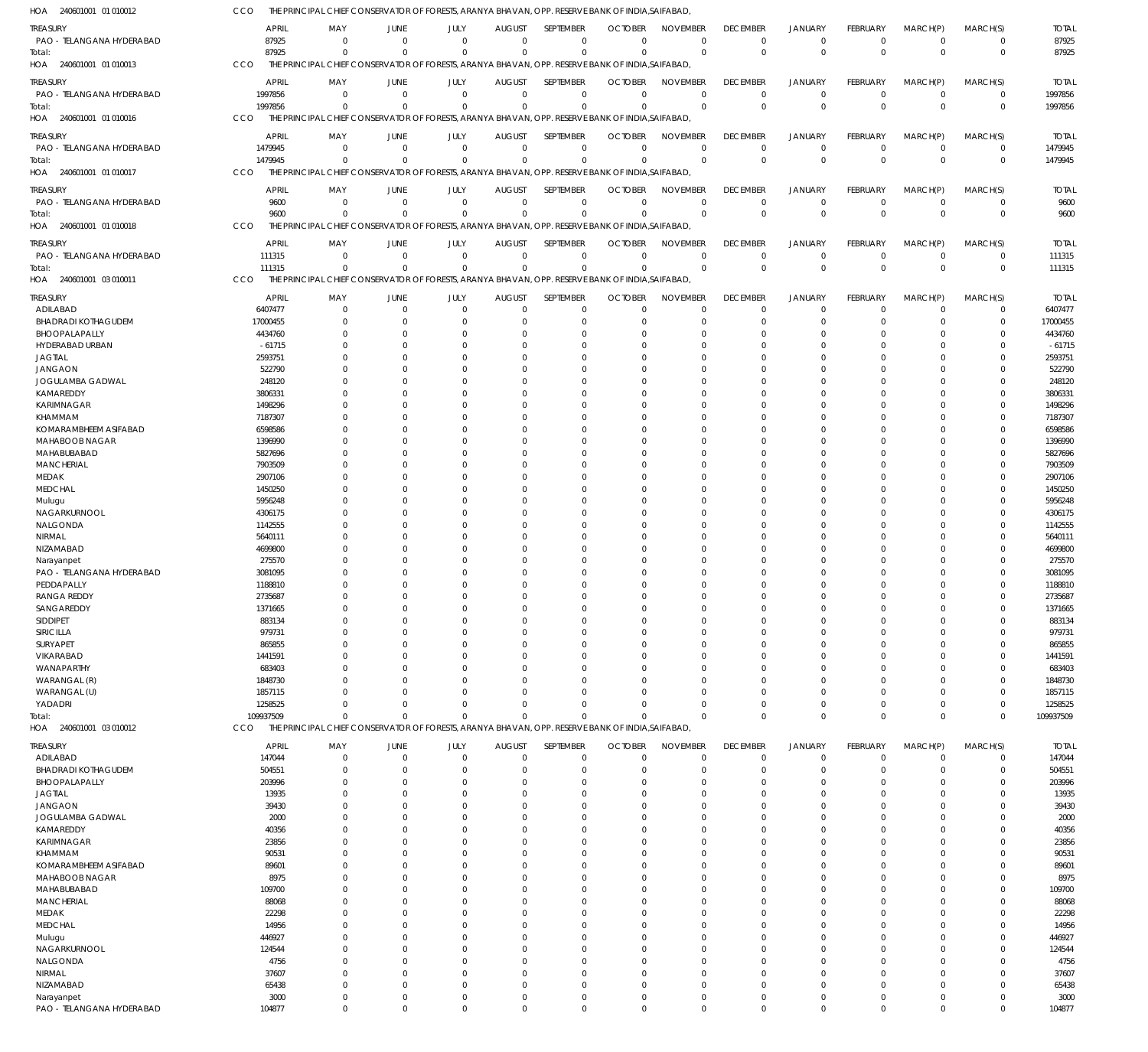HOA 240601001 01 010012 CCO THE PRINCIPAL CHIEF CONSERVATOR OF FORESTS, ARANYA BHAVAN, OPP. RESERVE BANK OF INDIA,SAIFABAD,

| TREASURY | APRIL | MAY | JUNE | JULY | AUGUST | SEPTEMBER | OCTOBER | NOVEMBER | DECEMBER | JANUARY | FEBRUARY | MARCH(P) | MARCH(S) | TOTAL |
|---|---|---|---|---|---|---|---|---|---|---|---|---|---|---|
| PAO - TELANGANA HYDERABAD | 87925 | 0 | 0 | 0 | 0 | 0 | 0 | 0 | 0 | 0 | 0 | 0 | 0 | 87925 |
| Total: | 87925 | 0 | 0 | 0 | 0 | 0 | 0 | 0 | 0 | 0 | 0 | 0 | 0 | 87925 |

HOA 240601001 01 010013 CCO THE PRINCIPAL CHIEF CONSERVATOR OF FORESTS, ARANYA BHAVAN, OPP. RESERVE BANK OF INDIA,SAIFABAD,

| TREASURY | APRIL | MAY | JUNE | JULY | AUGUST | SEPTEMBER | OCTOBER | NOVEMBER | DECEMBER | JANUARY | FEBRUARY | MARCH(P) | MARCH(S) | TOTAL |
|---|---|---|---|---|---|---|---|---|---|---|---|---|---|---|
| PAO - TELANGANA HYDERABAD | 1997856 | 0 | 0 | 0 | 0 | 0 | 0 | 0 | 0 | 0 | 0 | 0 | 0 | 1997856 |
| Total: | 1997856 | 0 | 0 | 0 | 0 | 0 | 0 | 0 | 0 | 0 | 0 | 0 | 0 | 1997856 |

HOA 240601001 01 010016 CCO THE PRINCIPAL CHIEF CONSERVATOR OF FORESTS, ARANYA BHAVAN, OPP. RESERVE BANK OF INDIA,SAIFABAD,

| TREASURY | APRIL | MAY | JUNE | JULY | AUGUST | SEPTEMBER | OCTOBER | NOVEMBER | DECEMBER | JANUARY | FEBRUARY | MARCH(P) | MARCH(S) | TOTAL |
|---|---|---|---|---|---|---|---|---|---|---|---|---|---|---|
| PAO - TELANGANA HYDERABAD | 1479945 | 0 | 0 | 0 | 0 | 0 | 0 | 0 | 0 | 0 | 0 | 0 | 0 | 1479945 |
| Total: | 1479945 | 0 | 0 | 0 | 0 | 0 | 0 | 0 | 0 | 0 | 0 | 0 | 0 | 1479945 |

HOA 240601001 01 010017 CCO THE PRINCIPAL CHIEF CONSERVATOR OF FORESTS, ARANYA BHAVAN, OPP. RESERVE BANK OF INDIA,SAIFABAD,

| TREASURY | APRIL | MAY | JUNE | JULY | AUGUST | SEPTEMBER | OCTOBER | NOVEMBER | DECEMBER | JANUARY | FEBRUARY | MARCH(P) | MARCH(S) | TOTAL |
|---|---|---|---|---|---|---|---|---|---|---|---|---|---|---|
| PAO - TELANGANA HYDERABAD | 9600 | 0 | 0 | 0 | 0 | 0 | 0 | 0 | 0 | 0 | 0 | 0 | 0 | 9600 |
| Total: | 9600 | 0 | 0 | 0 | 0 | 0 | 0 | 0 | 0 | 0 | 0 | 0 | 0 | 9600 |

HOA 240601001 01 010018 CCO THE PRINCIPAL CHIEF CONSERVATOR OF FORESTS, ARANYA BHAVAN, OPP. RESERVE BANK OF INDIA,SAIFABAD,

| TREASURY | APRIL | MAY | JUNE | JULY | AUGUST | SEPTEMBER | OCTOBER | NOVEMBER | DECEMBER | JANUARY | FEBRUARY | MARCH(P) | MARCH(S) | TOTAL |
|---|---|---|---|---|---|---|---|---|---|---|---|---|---|---|
| PAO - TELANGANA HYDERABAD | 111315 | 0 | 0 | 0 | 0 | 0 | 0 | 0 | 0 | 0 | 0 | 0 | 0 | 111315 |
| Total: | 111315 | 0 | 0 | 0 | 0 | 0 | 0 | 0 | 0 | 0 | 0 | 0 | 0 | 111315 |

HOA 240601001 03 010011 CCO THE PRINCIPAL CHIEF CONSERVATOR OF FORESTS, ARANYA BHAVAN, OPP. RESERVE BANK OF INDIA,SAIFABAD,

| TREASURY | APRIL | MAY | JUNE | JULY | AUGUST | SEPTEMBER | OCTOBER | NOVEMBER | DECEMBER | JANUARY | FEBRUARY | MARCH(P) | MARCH(S) | TOTAL |
|---|---|---|---|---|---|---|---|---|---|---|---|---|---|---|
| ADILABAD | 6407477 | 0 | 0 | 0 | 0 | 0 | 0 | 0 | 0 | 0 | 0 | 0 | 0 | 6407477 |
| BHADRADI KOTHAGUDEM | 17000455 | 0 | 0 | 0 | 0 | 0 | 0 | 0 | 0 | 0 | 0 | 0 | 0 | 17000455 |
| BHOOPALAPALLY | 4434760 | 0 | 0 | 0 | 0 | 0 | 0 | 0 | 0 | 0 | 0 | 0 | 0 | 4434760 |
| HYDERABAD URBAN | -61715 | 0 | 0 | 0 | 0 | 0 | 0 | 0 | 0 | 0 | 0 | 0 | 0 | -61715 |
| JAGTIAL | 2593751 | 0 | 0 | 0 | 0 | 0 | 0 | 0 | 0 | 0 | 0 | 0 | 0 | 2593751 |
| JANGAON | 522790 | 0 | 0 | 0 | 0 | 0 | 0 | 0 | 0 | 0 | 0 | 0 | 0 | 522790 |
| JOGULAMBA GADWAL | 248120 | 0 | 0 | 0 | 0 | 0 | 0 | 0 | 0 | 0 | 0 | 0 | 0 | 248120 |
| KAMAREDDY | 3806331 | 0 | 0 | 0 | 0 | 0 | 0 | 0 | 0 | 0 | 0 | 0 | 0 | 3806331 |
| KARIMNAGAR | 1498296 | 0 | 0 | 0 | 0 | 0 | 0 | 0 | 0 | 0 | 0 | 0 | 0 | 1498296 |
| KHAMMAM | 7187307 | 0 | 0 | 0 | 0 | 0 | 0 | 0 | 0 | 0 | 0 | 0 | 0 | 7187307 |
| KOMARAMBHEEM ASIFABAD | 6598586 | 0 | 0 | 0 | 0 | 0 | 0 | 0 | 0 | 0 | 0 | 0 | 0 | 6598586 |
| MAHABOOB NAGAR | 1396990 | 0 | 0 | 0 | 0 | 0 | 0 | 0 | 0 | 0 | 0 | 0 | 0 | 1396990 |
| MAHABUBABAD | 5827696 | 0 | 0 | 0 | 0 | 0 | 0 | 0 | 0 | 0 | 0 | 0 | 0 | 5827696 |
| MANCHERIAL | 7903509 | 0 | 0 | 0 | 0 | 0 | 0 | 0 | 0 | 0 | 0 | 0 | 0 | 7903509 |
| MEDAK | 2907106 | 0 | 0 | 0 | 0 | 0 | 0 | 0 | 0 | 0 | 0 | 0 | 0 | 2907106 |
| MEDCHAL | 1450250 | 0 | 0 | 0 | 0 | 0 | 0 | 0 | 0 | 0 | 0 | 0 | 0 | 1450250 |
| Mulugu | 5956248 | 0 | 0 | 0 | 0 | 0 | 0 | 0 | 0 | 0 | 0 | 0 | 0 | 5956248 |
| NAGARKURNOOL | 4306175 | 0 | 0 | 0 | 0 | 0 | 0 | 0 | 0 | 0 | 0 | 0 | 0 | 4306175 |
| NALGONDA | 1142555 | 0 | 0 | 0 | 0 | 0 | 0 | 0 | 0 | 0 | 0 | 0 | 0 | 1142555 |
| NIRMAL | 5640111 | 0 | 0 | 0 | 0 | 0 | 0 | 0 | 0 | 0 | 0 | 0 | 0 | 5640111 |
| NIZAMABAD | 4699800 | 0 | 0 | 0 | 0 | 0 | 0 | 0 | 0 | 0 | 0 | 0 | 0 | 4699800 |
| Narayanpet | 275570 | 0 | 0 | 0 | 0 | 0 | 0 | 0 | 0 | 0 | 0 | 0 | 0 | 275570 |
| PAO - TELANGANA HYDERABAD | 3081095 | 0 | 0 | 0 | 0 | 0 | 0 | 0 | 0 | 0 | 0 | 0 | 0 | 3081095 |
| PEDDAPALLY | 1188810 | 0 | 0 | 0 | 0 | 0 | 0 | 0 | 0 | 0 | 0 | 0 | 0 | 1188810 |
| RANGA REDDY | 2735687 | 0 | 0 | 0 | 0 | 0 | 0 | 0 | 0 | 0 | 0 | 0 | 0 | 2735687 |
| SANGAREDDY | 1371665 | 0 | 0 | 0 | 0 | 0 | 0 | 0 | 0 | 0 | 0 | 0 | 0 | 1371665 |
| SIDDIPET | 883134 | 0 | 0 | 0 | 0 | 0 | 0 | 0 | 0 | 0 | 0 | 0 | 0 | 883134 |
| SIRICILLA | 979731 | 0 | 0 | 0 | 0 | 0 | 0 | 0 | 0 | 0 | 0 | 0 | 0 | 979731 |
| SURYAPET | 865855 | 0 | 0 | 0 | 0 | 0 | 0 | 0 | 0 | 0 | 0 | 0 | 0 | 865855 |
| VIKARABAD | 1441591 | 0 | 0 | 0 | 0 | 0 | 0 | 0 | 0 | 0 | 0 | 0 | 0 | 1441591 |
| WANAPARTHY | 683403 | 0 | 0 | 0 | 0 | 0 | 0 | 0 | 0 | 0 | 0 | 0 | 0 | 683403 |
| WARANGAL (R) | 1848730 | 0 | 0 | 0 | 0 | 0 | 0 | 0 | 0 | 0 | 0 | 0 | 0 | 1848730 |
| WARANGAL (U) | 1857115 | 0 | 0 | 0 | 0 | 0 | 0 | 0 | 0 | 0 | 0 | 0 | 0 | 1857115 |
| YADADRI | 1258525 | 0 | 0 | 0 | 0 | 0 | 0 | 0 | 0 | 0 | 0 | 0 | 0 | 1258525 |
| Total: | 109937509 | 0 | 0 | 0 | 0 | 0 | 0 | 0 | 0 | 0 | 0 | 0 | 0 | 109937509 |

HOA 240601001 03 010012 CCO THE PRINCIPAL CHIEF CONSERVATOR OF FORESTS, ARANYA BHAVAN, OPP. RESERVE BANK OF INDIA,SAIFABAD,

| TREASURY | APRIL | MAY | JUNE | JULY | AUGUST | SEPTEMBER | OCTOBER | NOVEMBER | DECEMBER | JANUARY | FEBRUARY | MARCH(P) | MARCH(S) | TOTAL |
|---|---|---|---|---|---|---|---|---|---|---|---|---|---|---|
| ADILABAD | 147044 | 0 | 0 | 0 | 0 | 0 | 0 | 0 | 0 | 0 | 0 | 0 | 0 | 147044 |
| BHADRADI KOTHAGUDEM | 504551 | 0 | 0 | 0 | 0 | 0 | 0 | 0 | 0 | 0 | 0 | 0 | 0 | 504551 |
| BHOOPALAPALLY | 203996 | 0 | 0 | 0 | 0 | 0 | 0 | 0 | 0 | 0 | 0 | 0 | 0 | 203996 |
| JAGTIAL | 13935 | 0 | 0 | 0 | 0 | 0 | 0 | 0 | 0 | 0 | 0 | 0 | 0 | 13935 |
| JANGAON | 39430 | 0 | 0 | 0 | 0 | 0 | 0 | 0 | 0 | 0 | 0 | 0 | 0 | 39430 |
| JOGULAMBA GADWAL | 2000 | 0 | 0 | 0 | 0 | 0 | 0 | 0 | 0 | 0 | 0 | 0 | 0 | 2000 |
| KAMAREDDY | 40356 | 0 | 0 | 0 | 0 | 0 | 0 | 0 | 0 | 0 | 0 | 0 | 0 | 40356 |
| KARIMNAGAR | 23856 | 0 | 0 | 0 | 0 | 0 | 0 | 0 | 0 | 0 | 0 | 0 | 0 | 23856 |
| KHAMMAM | 90531 | 0 | 0 | 0 | 0 | 0 | 0 | 0 | 0 | 0 | 0 | 0 | 0 | 90531 |
| KOMARAMBHEEM ASIFABAD | 89601 | 0 | 0 | 0 | 0 | 0 | 0 | 0 | 0 | 0 | 0 | 0 | 0 | 89601 |
| MAHABOOB NAGAR | 8975 | 0 | 0 | 0 | 0 | 0 | 0 | 0 | 0 | 0 | 0 | 0 | 0 | 8975 |
| MAHABUBABAD | 109700 | 0 | 0 | 0 | 0 | 0 | 0 | 0 | 0 | 0 | 0 | 0 | 0 | 109700 |
| MANCHERIAL | 88068 | 0 | 0 | 0 | 0 | 0 | 0 | 0 | 0 | 0 | 0 | 0 | 0 | 88068 |
| MEDAK | 22298 | 0 | 0 | 0 | 0 | 0 | 0 | 0 | 0 | 0 | 0 | 0 | 0 | 22298 |
| MEDCHAL | 14956 | 0 | 0 | 0 | 0 | 0 | 0 | 0 | 0 | 0 | 0 | 0 | 0 | 14956 |
| Mulugu | 446927 | 0 | 0 | 0 | 0 | 0 | 0 | 0 | 0 | 0 | 0 | 0 | 0 | 446927 |
| NAGARKURNOOL | 124544 | 0 | 0 | 0 | 0 | 0 | 0 | 0 | 0 | 0 | 0 | 0 | 0 | 124544 |
| NALGONDA | 4756 | 0 | 0 | 0 | 0 | 0 | 0 | 0 | 0 | 0 | 0 | 0 | 0 | 4756 |
| NIRMAL | 37607 | 0 | 0 | 0 | 0 | 0 | 0 | 0 | 0 | 0 | 0 | 0 | 0 | 37607 |
| NIZAMABAD | 65438 | 0 | 0 | 0 | 0 | 0 | 0 | 0 | 0 | 0 | 0 | 0 | 0 | 65438 |
| Narayanpet | 3000 | 0 | 0 | 0 | 0 | 0 | 0 | 0 | 0 | 0 | 0 | 0 | 0 | 3000 |
| PAO - TELANGANA HYDERABAD | 104877 | 0 | 0 | 0 | 0 | 0 | 0 | 0 | 0 | 0 | 0 | 0 | 0 | 104877 |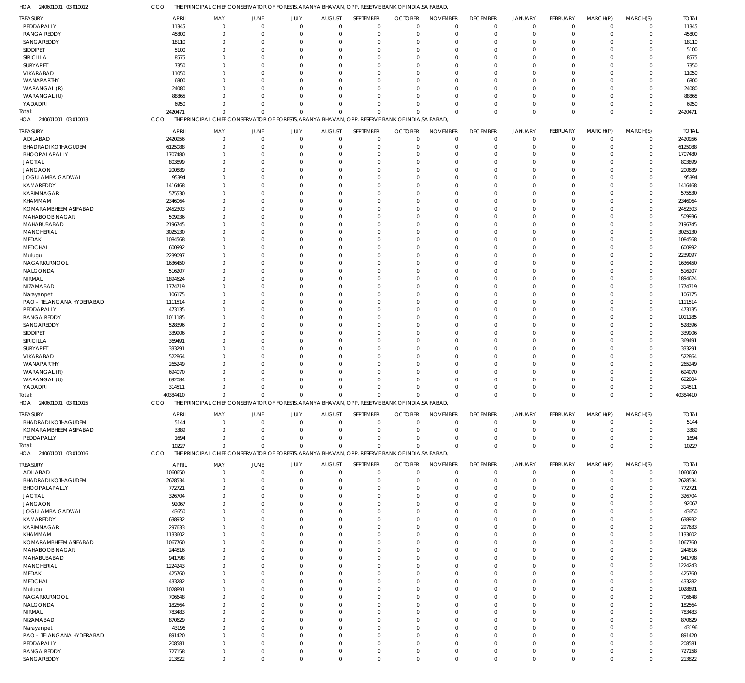HOA 240601001 03 010012 CCO THE PRINCIPAL CHIEF CONSERVATOR OF FORESTS, ARANYA BHAVAN, OPP. RESERVE BANK OF INDIA,SAIFABAD,

| TREASURY | APRIL | MAY | JUNE | JULY | AUGUST | SEPTEMBER | OCTOBER | NOVEMBER | DECEMBER | JANUARY | FEBRUARY | MARCH(P) | MARCH(S) | TOTAL |
|---|---|---|---|---|---|---|---|---|---|---|---|---|---|---|
| PEDDAPALLY | 11345 | 0 | 0 | 0 | 0 | 0 | 0 | 0 | 0 | 0 | 0 | 0 | 0 | 11345 |
| RANGA REDDY | 45800 | 0 | 0 | 0 | 0 | 0 | 0 | 0 | 0 | 0 | 0 | 0 | 0 | 45800 |
| SANGAREDDY | 18110 | 0 | 0 | 0 | 0 | 0 | 0 | 0 | 0 | 0 | 0 | 0 | 0 | 18110 |
| SIDDIPET | 5100 | 0 | 0 | 0 | 0 | 0 | 0 | 0 | 0 | 0 | 0 | 0 | 0 | 5100 |
| SIRICILLA | 8575 | 0 | 0 | 0 | 0 | 0 | 0 | 0 | 0 | 0 | 0 | 0 | 0 | 8575 |
| SURYAPET | 7350 | 0 | 0 | 0 | 0 | 0 | 0 | 0 | 0 | 0 | 0 | 0 | 0 | 7350 |
| VIKARABAD | 11050 | 0 | 0 | 0 | 0 | 0 | 0 | 0 | 0 | 0 | 0 | 0 | 0 | 11050 |
| WANAPARTHY | 6800 | 0 | 0 | 0 | 0 | 0 | 0 | 0 | 0 | 0 | 0 | 0 | 0 | 6800 |
| WARANGAL (R) | 24080 | 0 | 0 | 0 | 0 | 0 | 0 | 0 | 0 | 0 | 0 | 0 | 0 | 24080 |
| WARANGAL (U) | 88865 | 0 | 0 | 0 | 0 | 0 | 0 | 0 | 0 | 0 | 0 | 0 | 0 | 88865 |
| YADADRI | 6950 | 0 | 0 | 0 | 0 | 0 | 0 | 0 | 0 | 0 | 0 | 0 | 0 | 6950 |
| Total: | 2420471 | 0 | 0 | 0 | 0 | 0 | 0 | 0 | 0 | 0 | 0 | 0 | 0 | 2420471 |

HOA 240601001 03 010013 CCO THE PRINCIPAL CHIEF CONSERVATOR OF FORESTS, ARANYA BHAVAN, OPP. RESERVE BANK OF INDIA,SAIFABAD,

| TREASURY | APRIL | MAY | JUNE | JULY | AUGUST | SEPTEMBER | OCTOBER | NOVEMBER | DECEMBER | JANUARY | FEBRUARY | MARCH(P) | MARCH(S) | TOTAL |
|---|---|---|---|---|---|---|---|---|---|---|---|---|---|---|
| ADILABAD | 2420956 | 0 | 0 | 0 | 0 | 0 | 0 | 0 | 0 | 0 | 0 | 0 | 0 | 2420956 |
| BHADRADI KOTHAGUDEM | 6125088 | 0 | 0 | 0 | 0 | 0 | 0 | 0 | 0 | 0 | 0 | 0 | 0 | 6125088 |
| BHOOPALAPALLY | 1707480 | 0 | 0 | 0 | 0 | 0 | 0 | 0 | 0 | 0 | 0 | 0 | 0 | 1707480 |
| JAGTIAL | 803899 | 0 | 0 | 0 | 0 | 0 | 0 | 0 | 0 | 0 | 0 | 0 | 0 | 803899 |
| JANGAON | 200889 | 0 | 0 | 0 | 0 | 0 | 0 | 0 | 0 | 0 | 0 | 0 | 0 | 200889 |
| JOGULAMBA GADWAL | 95394 | 0 | 0 | 0 | 0 | 0 | 0 | 0 | 0 | 0 | 0 | 0 | 0 | 95394 |
| KAMAREDDY | 1416468 | 0 | 0 | 0 | 0 | 0 | 0 | 0 | 0 | 0 | 0 | 0 | 0 | 1416468 |
| KARIMNAGAR | 575530 | 0 | 0 | 0 | 0 | 0 | 0 | 0 | 0 | 0 | 0 | 0 | 0 | 575530 |
| KHAMMAM | 2346064 | 0 | 0 | 0 | 0 | 0 | 0 | 0 | 0 | 0 | 0 | 0 | 0 | 2346064 |
| KOMARAMBHEEM ASIFABAD | 2452303 | 0 | 0 | 0 | 0 | 0 | 0 | 0 | 0 | 0 | 0 | 0 | 0 | 2452303 |
| MAHABOOB NAGAR | 509936 | 0 | 0 | 0 | 0 | 0 | 0 | 0 | 0 | 0 | 0 | 0 | 0 | 509936 |
| MAHABUBABAD | 2196745 | 0 | 0 | 0 | 0 | 0 | 0 | 0 | 0 | 0 | 0 | 0 | 0 | 2196745 |
| MANCHERIAL | 3025130 | 0 | 0 | 0 | 0 | 0 | 0 | 0 | 0 | 0 | 0 | 0 | 0 | 3025130 |
| MEDAK | 1084568 | 0 | 0 | 0 | 0 | 0 | 0 | 0 | 0 | 0 | 0 | 0 | 0 | 1084568 |
| MEDCHAL | 600992 | 0 | 0 | 0 | 0 | 0 | 0 | 0 | 0 | 0 | 0 | 0 | 0 | 600992 |
| Mulugu | 2239097 | 0 | 0 | 0 | 0 | 0 | 0 | 0 | 0 | 0 | 0 | 0 | 0 | 2239097 |
| NAGARKURNOOL | 1636450 | 0 | 0 | 0 | 0 | 0 | 0 | 0 | 0 | 0 | 0 | 0 | 0 | 1636450 |
| NALGONDA | 516207 | 0 | 0 | 0 | 0 | 0 | 0 | 0 | 0 | 0 | 0 | 0 | 0 | 516207 |
| NIRMAL | 1894624 | 0 | 0 | 0 | 0 | 0 | 0 | 0 | 0 | 0 | 0 | 0 | 0 | 1894624 |
| NIZAMABAD | 1774719 | 0 | 0 | 0 | 0 | 0 | 0 | 0 | 0 | 0 | 0 | 0 | 0 | 1774719 |
| Narayanpet | 106175 | 0 | 0 | 0 | 0 | 0 | 0 | 0 | 0 | 0 | 0 | 0 | 0 | 106175 |
| PAO - TELANGANA HYDERABAD | 1111514 | 0 | 0 | 0 | 0 | 0 | 0 | 0 | 0 | 0 | 0 | 0 | 0 | 1111514 |
| PEDDAPALLY | 473135 | 0 | 0 | 0 | 0 | 0 | 0 | 0 | 0 | 0 | 0 | 0 | 0 | 473135 |
| RANGA REDDY | 1011185 | 0 | 0 | 0 | 0 | 0 | 0 | 0 | 0 | 0 | 0 | 0 | 0 | 1011185 |
| SANGAREDDY | 528396 | 0 | 0 | 0 | 0 | 0 | 0 | 0 | 0 | 0 | 0 | 0 | 0 | 528396 |
| SIDDIPET | 339906 | 0 | 0 | 0 | 0 | 0 | 0 | 0 | 0 | 0 | 0 | 0 | 0 | 339906 |
| SIRICILLA | 369491 | 0 | 0 | 0 | 0 | 0 | 0 | 0 | 0 | 0 | 0 | 0 | 0 | 369491 |
| SURYAPET | 333291 | 0 | 0 | 0 | 0 | 0 | 0 | 0 | 0 | 0 | 0 | 0 | 0 | 333291 |
| VIKARABAD | 522864 | 0 | 0 | 0 | 0 | 0 | 0 | 0 | 0 | 0 | 0 | 0 | 0 | 522864 |
| WANAPARTHY | 265249 | 0 | 0 | 0 | 0 | 0 | 0 | 0 | 0 | 0 | 0 | 0 | 0 | 265249 |
| WARANGAL (R) | 694070 | 0 | 0 | 0 | 0 | 0 | 0 | 0 | 0 | 0 | 0 | 0 | 0 | 694070 |
| WARANGAL (U) | 692084 | 0 | 0 | 0 | 0 | 0 | 0 | 0 | 0 | 0 | 0 | 0 | 0 | 692084 |
| YADADRI | 314511 | 0 | 0 | 0 | 0 | 0 | 0 | 0 | 0 | 0 | 0 | 0 | 0 | 314511 |
| Total: | 40384410 | 0 | 0 | 0 | 0 | 0 | 0 | 0 | 0 | 0 | 0 | 0 | 0 | 40384410 |

HOA 240601001 03 010015 CCO THE PRINCIPAL CHIEF CONSERVATOR OF FORESTS, ARANYA BHAVAN, OPP. RESERVE BANK OF INDIA,SAIFABAD,

| TREASURY | APRIL | MAY | JUNE | JULY | AUGUST | SEPTEMBER | OCTOBER | NOVEMBER | DECEMBER | JANUARY | FEBRUARY | MARCH(P) | MARCH(S) | TOTAL |
|---|---|---|---|---|---|---|---|---|---|---|---|---|---|---|
| BHADRADI KOTHAGUDEM | 5144 | 0 | 0 | 0 | 0 | 0 | 0 | 0 | 0 | 0 | 0 | 0 | 0 | 5144 |
| KOMARAMBHEEM ASIFABAD | 3389 | 0 | 0 | 0 | 0 | 0 | 0 | 0 | 0 | 0 | 0 | 0 | 0 | 3389 |
| PEDDAPALLY | 1694 | 0 | 0 | 0 | 0 | 0 | 0 | 0 | 0 | 0 | 0 | 0 | 0 | 1694 |
| Total: | 10227 | 0 | 0 | 0 | 0 | 0 | 0 | 0 | 0 | 0 | 0 | 0 | 0 | 10227 |

HOA 240601001 03 010016 CCO THE PRINCIPAL CHIEF CONSERVATOR OF FORESTS, ARANYA BHAVAN, OPP. RESERVE BANK OF INDIA,SAIFABAD,

| TREASURY | APRIL | MAY | JUNE | JULY | AUGUST | SEPTEMBER | OCTOBER | NOVEMBER | DECEMBER | JANUARY | FEBRUARY | MARCH(P) | MARCH(S) | TOTAL |
|---|---|---|---|---|---|---|---|---|---|---|---|---|---|---|
| ADILABAD | 1060650 | 0 | 0 | 0 | 0 | 0 | 0 | 0 | 0 | 0 | 0 | 0 | 0 | 1060650 |
| BHADRADI KOTHAGUDEM | 2628534 | 0 | 0 | 0 | 0 | 0 | 0 | 0 | 0 | 0 | 0 | 0 | 0 | 2628534 |
| BHOOPALAPALLY | 772721 | 0 | 0 | 0 | 0 | 0 | 0 | 0 | 0 | 0 | 0 | 0 | 0 | 772721 |
| JAGTIAL | 326704 | 0 | 0 | 0 | 0 | 0 | 0 | 0 | 0 | 0 | 0 | 0 | 0 | 326704 |
| JANGAON | 92067 | 0 | 0 | 0 | 0 | 0 | 0 | 0 | 0 | 0 | 0 | 0 | 0 | 92067 |
| JOGULAMBA GADWAL | 43650 | 0 | 0 | 0 | 0 | 0 | 0 | 0 | 0 | 0 | 0 | 0 | 0 | 43650 |
| KAMAREDDY | 638932 | 0 | 0 | 0 | 0 | 0 | 0 | 0 | 0 | 0 | 0 | 0 | 0 | 638932 |
| KARIMNAGAR | 297633 | 0 | 0 | 0 | 0 | 0 | 0 | 0 | 0 | 0 | 0 | 0 | 0 | 297633 |
| KHAMMAM | 1133602 | 0 | 0 | 0 | 0 | 0 | 0 | 0 | 0 | 0 | 0 | 0 | 0 | 1133602 |
| KOMARAMBHEEM ASIFABAD | 1067760 | 0 | 0 | 0 | 0 | 0 | 0 | 0 | 0 | 0 | 0 | 0 | 0 | 1067760 |
| MAHABOOB NAGAR | 244816 | 0 | 0 | 0 | 0 | 0 | 0 | 0 | 0 | 0 | 0 | 0 | 0 | 244816 |
| MAHABUBABAD | 941798 | 0 | 0 | 0 | 0 | 0 | 0 | 0 | 0 | 0 | 0 | 0 | 0 | 941798 |
| MANCHERIAL | 1224243 | 0 | 0 | 0 | 0 | 0 | 0 | 0 | 0 | 0 | 0 | 0 | 0 | 1224243 |
| MEDAK | 425760 | 0 | 0 | 0 | 0 | 0 | 0 | 0 | 0 | 0 | 0 | 0 | 0 | 425760 |
| MEDCHAL | 433282 | 0 | 0 | 0 | 0 | 0 | 0 | 0 | 0 | 0 | 0 | 0 | 0 | 433282 |
| Mulugu | 1028891 | 0 | 0 | 0 | 0 | 0 | 0 | 0 | 0 | 0 | 0 | 0 | 0 | 1028891 |
| NAGARKURNOOL | 706648 | 0 | 0 | 0 | 0 | 0 | 0 | 0 | 0 | 0 | 0 | 0 | 0 | 706648 |
| NALGONDA | 182564 | 0 | 0 | 0 | 0 | 0 | 0 | 0 | 0 | 0 | 0 | 0 | 0 | 182564 |
| NIRMAL | 783483 | 0 | 0 | 0 | 0 | 0 | 0 | 0 | 0 | 0 | 0 | 0 | 0 | 783483 |
| NIZAMABAD | 870629 | 0 | 0 | 0 | 0 | 0 | 0 | 0 | 0 | 0 | 0 | 0 | 0 | 870629 |
| Narayanpet | 43196 | 0 | 0 | 0 | 0 | 0 | 0 | 0 | 0 | 0 | 0 | 0 | 0 | 43196 |
| PAO - TELANGANA HYDERABAD | 891420 | 0 | 0 | 0 | 0 | 0 | 0 | 0 | 0 | 0 | 0 | 0 | 0 | 891420 |
| PEDDAPALLY | 208581 | 0 | 0 | 0 | 0 | 0 | 0 | 0 | 0 | 0 | 0 | 0 | 0 | 208581 |
| RANGA REDDY | 727158 | 0 | 0 | 0 | 0 | 0 | 0 | 0 | 0 | 0 | 0 | 0 | 0 | 727158 |
| SANGAREDDY | 213822 | 0 | 0 | 0 | 0 | 0 | 0 | 0 | 0 | 0 | 0 | 0 | 0 | 213822 |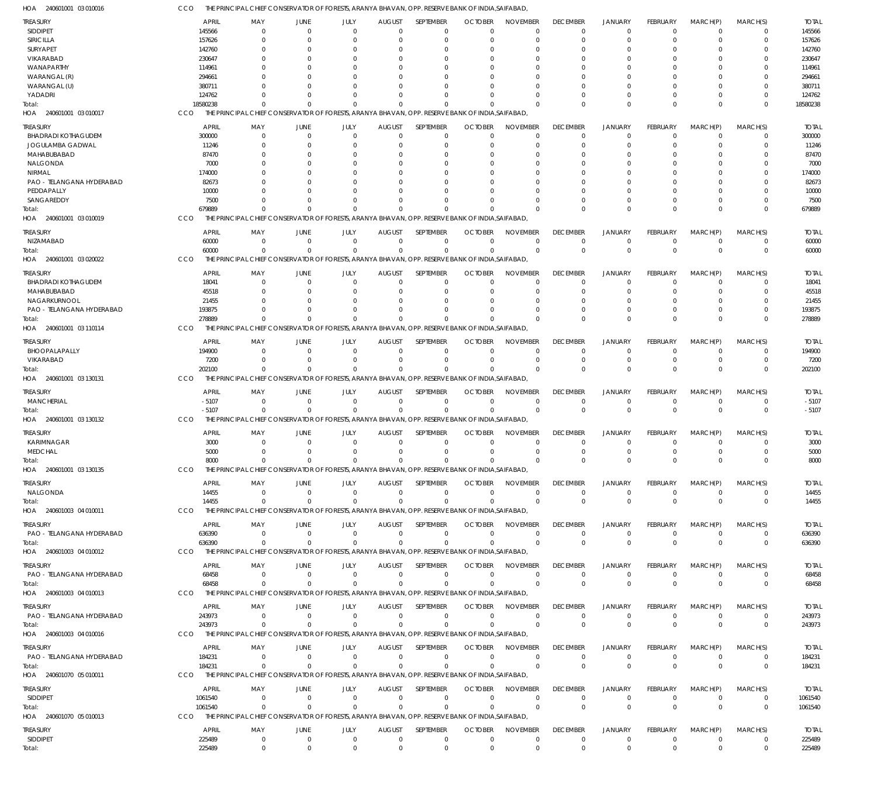HOA 240601001 03 010016 CCO THE PRINCIPAL CHIEF CONSERVATOR OF FORESTS, ARANYA BHAVAN, OPP. RESERVE BANK OF INDIA,SAIFABAD,

| TREASURY | APRIL | MAY | JUNE | JULY | AUGUST | SEPTEMBER | OCTOBER | NOVEMBER | DECEMBER | JANUARY | FEBRUARY | MARCH(P) | MARCH(S) | TOTAL |
|---|---|---|---|---|---|---|---|---|---|---|---|---|---|---|
| SIDDIPET | 145566 | 0 | 0 | 0 | 0 | 0 | 0 | 0 | 0 | 0 | 0 | 0 | 0 | 145566 |
| SIRICILLA | 157626 | 0 | 0 | 0 | 0 | 0 | 0 | 0 | 0 | 0 | 0 | 0 | 0 | 157626 |
| SURYAPET | 142760 | 0 | 0 | 0 | 0 | 0 | 0 | 0 | 0 | 0 | 0 | 0 | 0 | 142760 |
| VIKARABAD | 230647 | 0 | 0 | 0 | 0 | 0 | 0 | 0 | 0 | 0 | 0 | 0 | 0 | 230647 |
| WANAPARTHY | 114961 | 0 | 0 | 0 | 0 | 0 | 0 | 0 | 0 | 0 | 0 | 0 | 0 | 114961 |
| WARANGAL (R) | 294661 | 0 | 0 | 0 | 0 | 0 | 0 | 0 | 0 | 0 | 0 | 0 | 0 | 294661 |
| WARANGAL (U) | 380711 | 0 | 0 | 0 | 0 | 0 | 0 | 0 | 0 | 0 | 0 | 0 | 0 | 380711 |
| YADADRI | 124762 | 0 | 0 | 0 | 0 | 0 | 0 | 0 | 0 | 0 | 0 | 0 | 0 | 124762 |
| Total: | 18580238 | 0 | 0 | 0 | 0 | 0 | 0 | 0 | 0 | 0 | 0 | 0 | 0 | 18580238 |

HOA 240601001 03 010017 CCO THE PRINCIPAL CHIEF CONSERVATOR OF FORESTS, ARANYA BHAVAN, OPP. RESERVE BANK OF INDIA,SAIFABAD,

| TREASURY | APRIL | MAY | JUNE | JULY | AUGUST | SEPTEMBER | OCTOBER | NOVEMBER | DECEMBER | JANUARY | FEBRUARY | MARCH(P) | MARCH(S) | TOTAL |
|---|---|---|---|---|---|---|---|---|---|---|---|---|---|---|
| BHADRADI KOTHAGUDEM | 300000 | 0 | 0 | 0 | 0 | 0 | 0 | 0 | 0 | 0 | 0 | 0 | 0 | 300000 |
| JOGULAMBA GADWAL | 11246 | 0 | 0 | 0 | 0 | 0 | 0 | 0 | 0 | 0 | 0 | 0 | 0 | 11246 |
| MAHABUBABAD | 87470 | 0 | 0 | 0 | 0 | 0 | 0 | 0 | 0 | 0 | 0 | 0 | 0 | 87470 |
| NALGONDA | 7000 | 0 | 0 | 0 | 0 | 0 | 0 | 0 | 0 | 0 | 0 | 0 | 0 | 7000 |
| NIRMAL | 174000 | 0 | 0 | 0 | 0 | 0 | 0 | 0 | 0 | 0 | 0 | 0 | 0 | 174000 |
| PAO - TELANGANA HYDERABAD | 82673 | 0 | 0 | 0 | 0 | 0 | 0 | 0 | 0 | 0 | 0 | 0 | 0 | 82673 |
| PEDDAPALLY | 10000 | 0 | 0 | 0 | 0 | 0 | 0 | 0 | 0 | 0 | 0 | 0 | 0 | 10000 |
| SANGAREDDY | 7500 | 0 | 0 | 0 | 0 | 0 | 0 | 0 | 0 | 0 | 0 | 0 | 0 | 7500 |
| Total: | 679889 | 0 | 0 | 0 | 0 | 0 | 0 | 0 | 0 | 0 | 0 | 0 | 0 | 679889 |

HOA 240601001 03 010019 CCO THE PRINCIPAL CHIEF CONSERVATOR OF FORESTS, ARANYA BHAVAN, OPP. RESERVE BANK OF INDIA,SAIFABAD,

| TREASURY | APRIL | MAY | JUNE | JULY | AUGUST | SEPTEMBER | OCTOBER | NOVEMBER | DECEMBER | JANUARY | FEBRUARY | MARCH(P) | MARCH(S) | TOTAL |
|---|---|---|---|---|---|---|---|---|---|---|---|---|---|---|
| NIZAMABAD | 60000 | 0 | 0 | 0 | 0 | 0 | 0 | 0 | 0 | 0 | 0 | 0 | 0 | 60000 |
| Total: | 60000 | 0 | 0 | 0 | 0 | 0 | 0 | 0 | 0 | 0 | 0 | 0 | 0 | 60000 |

HOA 240601001 03 020022 CCO THE PRINCIPAL CHIEF CONSERVATOR OF FORESTS, ARANYA BHAVAN, OPP. RESERVE BANK OF INDIA,SAIFABAD,

| TREASURY | APRIL | MAY | JUNE | JULY | AUGUST | SEPTEMBER | OCTOBER | NOVEMBER | DECEMBER | JANUARY | FEBRUARY | MARCH(P) | MARCH(S) | TOTAL |
|---|---|---|---|---|---|---|---|---|---|---|---|---|---|---|
| BHADRADI KOTHAGUDEM | 18041 | 0 | 0 | 0 | 0 | 0 | 0 | 0 | 0 | 0 | 0 | 0 | 0 | 18041 |
| MAHABUBABAD | 45518 | 0 | 0 | 0 | 0 | 0 | 0 | 0 | 0 | 0 | 0 | 0 | 0 | 45518 |
| NAGARKURNOOL | 21455 | 0 | 0 | 0 | 0 | 0 | 0 | 0 | 0 | 0 | 0 | 0 | 0 | 21455 |
| PAO - TELANGANA HYDERABAD | 193875 | 0 | 0 | 0 | 0 | 0 | 0 | 0 | 0 | 0 | 0 | 0 | 0 | 193875 |
| Total: | 278889 | 0 | 0 | 0 | 0 | 0 | 0 | 0 | 0 | 0 | 0 | 0 | 0 | 278889 |

HOA 240601001 03 110114 CCO THE PRINCIPAL CHIEF CONSERVATOR OF FORESTS, ARANYA BHAVAN, OPP. RESERVE BANK OF INDIA,SAIFABAD,

| TREASURY | APRIL | MAY | JUNE | JULY | AUGUST | SEPTEMBER | OCTOBER | NOVEMBER | DECEMBER | JANUARY | FEBRUARY | MARCH(P) | MARCH(S) | TOTAL |
|---|---|---|---|---|---|---|---|---|---|---|---|---|---|---|
| BHOOPALAPALLY | 194900 | 0 | 0 | 0 | 0 | 0 | 0 | 0 | 0 | 0 | 0 | 0 | 0 | 194900 |
| VIKARABAD | 7200 | 0 | 0 | 0 | 0 | 0 | 0 | 0 | 0 | 0 | 0 | 0 | 0 | 7200 |
| Total: | 202100 | 0 | 0 | 0 | 0 | 0 | 0 | 0 | 0 | 0 | 0 | 0 | 0 | 202100 |

HOA 240601001 03 130131 CCO THE PRINCIPAL CHIEF CONSERVATOR OF FORESTS, ARANYA BHAVAN, OPP. RESERVE BANK OF INDIA,SAIFABAD,

| TREASURY | APRIL | MAY | JUNE | JULY | AUGUST | SEPTEMBER | OCTOBER | NOVEMBER | DECEMBER | JANUARY | FEBRUARY | MARCH(P) | MARCH(S) | TOTAL |
|---|---|---|---|---|---|---|---|---|---|---|---|---|---|---|
| MANCHERIAL | -5107 | 0 | 0 | 0 | 0 | 0 | 0 | 0 | 0 | 0 | 0 | 0 | 0 | -5107 |
| Total: | -5107 | 0 | 0 | 0 | 0 | 0 | 0 | 0 | 0 | 0 | 0 | 0 | 0 | -5107 |

HOA 240601001 03 130132 CCO THE PRINCIPAL CHIEF CONSERVATOR OF FORESTS, ARANYA BHAVAN, OPP. RESERVE BANK OF INDIA,SAIFABAD,

| TREASURY | APRIL | MAY | JUNE | JULY | AUGUST | SEPTEMBER | OCTOBER | NOVEMBER | DECEMBER | JANUARY | FEBRUARY | MARCH(P) | MARCH(S) | TOTAL |
|---|---|---|---|---|---|---|---|---|---|---|---|---|---|---|
| KARIMNAGAR | 3000 | 0 | 0 | 0 | 0 | 0 | 0 | 0 | 0 | 0 | 0 | 0 | 0 | 3000 |
| MEDCHAL | 5000 | 0 | 0 | 0 | 0 | 0 | 0 | 0 | 0 | 0 | 0 | 0 | 0 | 5000 |
| Total: | 8000 | 0 | 0 | 0 | 0 | 0 | 0 | 0 | 0 | 0 | 0 | 0 | 0 | 8000 |

HOA 240601001 03 130135 CCO THE PRINCIPAL CHIEF CONSERVATOR OF FORESTS, ARANYA BHAVAN, OPP. RESERVE BANK OF INDIA,SAIFABAD,

| TREASURY | APRIL | MAY | JUNE | JULY | AUGUST | SEPTEMBER | OCTOBER | NOVEMBER | DECEMBER | JANUARY | FEBRUARY | MARCH(P) | MARCH(S) | TOTAL |
|---|---|---|---|---|---|---|---|---|---|---|---|---|---|---|
| NALGONDA | 14455 | 0 | 0 | 0 | 0 | 0 | 0 | 0 | 0 | 0 | 0 | 0 | 0 | 14455 |
| Total: | 14455 | 0 | 0 | 0 | 0 | 0 | 0 | 0 | 0 | 0 | 0 | 0 | 0 | 14455 |

HOA 240601003 04 010011 CCO THE PRINCIPAL CHIEF CONSERVATOR OF FORESTS, ARANYA BHAVAN, OPP. RESERVE BANK OF INDIA,SAIFABAD,

| TREASURY | APRIL | MAY | JUNE | JULY | AUGUST | SEPTEMBER | OCTOBER | NOVEMBER | DECEMBER | JANUARY | FEBRUARY | MARCH(P) | MARCH(S) | TOTAL |
|---|---|---|---|---|---|---|---|---|---|---|---|---|---|---|
| PAO - TELANGANA HYDERABAD | 636390 | 0 | 0 | 0 | 0 | 0 | 0 | 0 | 0 | 0 | 0 | 0 | 0 | 636390 |
| Total: | 636390 | 0 | 0 | 0 | 0 | 0 | 0 | 0 | 0 | 0 | 0 | 0 | 0 | 636390 |

HOA 240601003 04 010012 CCO THE PRINCIPAL CHIEF CONSERVATOR OF FORESTS, ARANYA BHAVAN, OPP. RESERVE BANK OF INDIA,SAIFABAD,

| TREASURY | APRIL | MAY | JUNE | JULY | AUGUST | SEPTEMBER | OCTOBER | NOVEMBER | DECEMBER | JANUARY | FEBRUARY | MARCH(P) | MARCH(S) | TOTAL |
|---|---|---|---|---|---|---|---|---|---|---|---|---|---|---|
| PAO - TELANGANA HYDERABAD | 68458 | 0 | 0 | 0 | 0 | 0 | 0 | 0 | 0 | 0 | 0 | 0 | 0 | 68458 |
| Total: | 68458 | 0 | 0 | 0 | 0 | 0 | 0 | 0 | 0 | 0 | 0 | 0 | 0 | 68458 |

HOA 240601003 04 010013 CCO THE PRINCIPAL CHIEF CONSERVATOR OF FORESTS, ARANYA BHAVAN, OPP. RESERVE BANK OF INDIA,SAIFABAD,

| TREASURY | APRIL | MAY | JUNE | JULY | AUGUST | SEPTEMBER | OCTOBER | NOVEMBER | DECEMBER | JANUARY | FEBRUARY | MARCH(P) | MARCH(S) | TOTAL |
|---|---|---|---|---|---|---|---|---|---|---|---|---|---|---|
| PAO - TELANGANA HYDERABAD | 243973 | 0 | 0 | 0 | 0 | 0 | 0 | 0 | 0 | 0 | 0 | 0 | 0 | 243973 |
| Total: | 243973 | 0 | 0 | 0 | 0 | 0 | 0 | 0 | 0 | 0 | 0 | 0 | 0 | 243973 |

HOA 240601003 04 010016 CCO THE PRINCIPAL CHIEF CONSERVATOR OF FORESTS, ARANYA BHAVAN, OPP. RESERVE BANK OF INDIA,SAIFABAD,

| TREASURY | APRIL | MAY | JUNE | JULY | AUGUST | SEPTEMBER | OCTOBER | NOVEMBER | DECEMBER | JANUARY | FEBRUARY | MARCH(P) | MARCH(S) | TOTAL |
|---|---|---|---|---|---|---|---|---|---|---|---|---|---|---|
| PAO - TELANGANA HYDERABAD | 184231 | 0 | 0 | 0 | 0 | 0 | 0 | 0 | 0 | 0 | 0 | 0 | 0 | 184231 |
| Total: | 184231 | 0 | 0 | 0 | 0 | 0 | 0 | 0 | 0 | 0 | 0 | 0 | 0 | 184231 |

HOA 240601070 05 010011 CCO THE PRINCIPAL CHIEF CONSERVATOR OF FORESTS, ARANYA BHAVAN, OPP. RESERVE BANK OF INDIA,SAIFABAD,

| TREASURY | APRIL | MAY | JUNE | JULY | AUGUST | SEPTEMBER | OCTOBER | NOVEMBER | DECEMBER | JANUARY | FEBRUARY | MARCH(P) | MARCH(S) | TOTAL |
|---|---|---|---|---|---|---|---|---|---|---|---|---|---|---|
| SIDDIPET | 1061540 | 0 | 0 | 0 | 0 | 0 | 0 | 0 | 0 | 0 | 0 | 0 | 0 | 1061540 |
| Total: | 1061540 | 0 | 0 | 0 | 0 | 0 | 0 | 0 | 0 | 0 | 0 | 0 | 0 | 1061540 |

HOA 240601070 05 010013 CCO THE PRINCIPAL CHIEF CONSERVATOR OF FORESTS, ARANYA BHAVAN, OPP. RESERVE BANK OF INDIA,SAIFABAD,

| TREASURY | APRIL | MAY | JUNE | JULY | AUGUST | SEPTEMBER | OCTOBER | NOVEMBER | DECEMBER | JANUARY | FEBRUARY | MARCH(P) | MARCH(S) | TOTAL |
|---|---|---|---|---|---|---|---|---|---|---|---|---|---|---|
| SIDDIPET | 225489 | 0 | 0 | 0 | 0 | 0 | 0 | 0 | 0 | 0 | 0 | 0 | 0 | 225489 |
| Total: | 225489 | 0 | 0 | 0 | 0 | 0 | 0 | 0 | 0 | 0 | 0 | 0 | 0 | 225489 |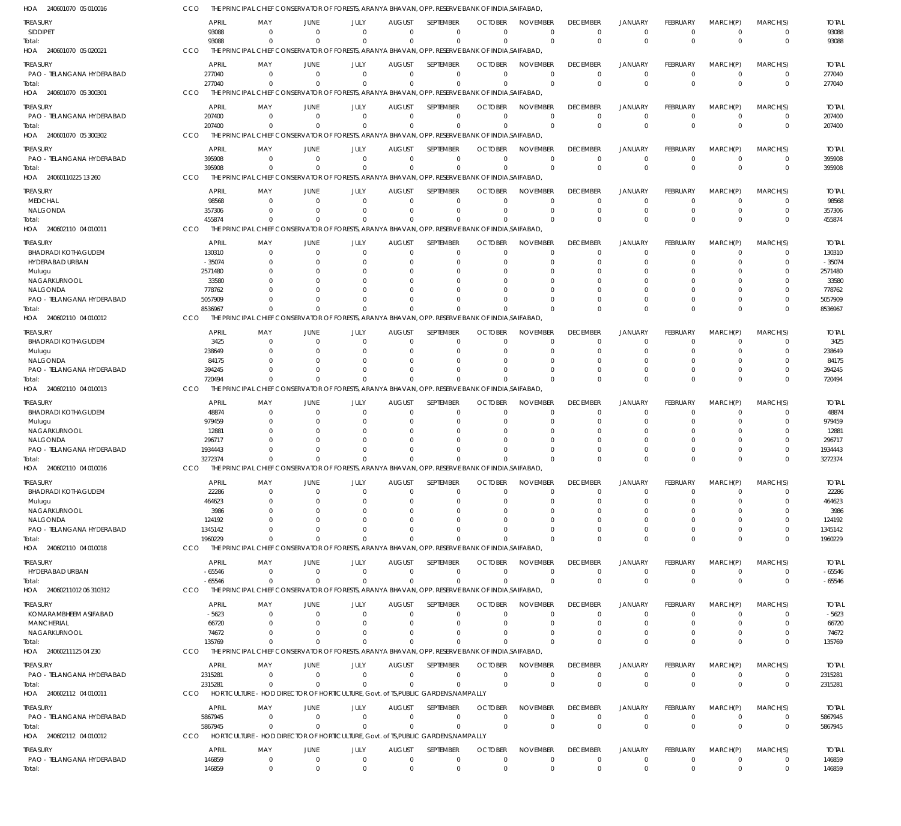HOA 240601070 05 010016 CCO THE PRINCIPAL CHIEF CONSERVATOR OF FORESTS, ARANYA BHAVAN, OPP. RESERVE BANK OF INDIA,SAIFABAD,

| TREASURY | APRIL | MAY | JUNE | JULY | AUGUST | SEPTEMBER | OCTOBER | NOVEMBER | DECEMBER | JANUARY | FEBRUARY | MARCH(P) | MARCH(S) | TOTAL |
|---|---|---|---|---|---|---|---|---|---|---|---|---|---|---|
| SIDDIPET | 93088 | 0 | 0 | 0 | 0 | 0 | 0 | 0 | 0 | 0 | 0 | 0 | 0 | 93088 |
| Total: | 93088 | 0 | 0 | 0 | 0 | 0 | 0 | 0 | 0 | 0 | 0 | 0 | 0 | 93088 |

HOA 240601070 05 020021 CCO THE PRINCIPAL CHIEF CONSERVATOR OF FORESTS, ARANYA BHAVAN, OPP. RESERVE BANK OF INDIA,SAIFABAD,

| TREASURY | APRIL | MAY | JUNE | JULY | AUGUST | SEPTEMBER | OCTOBER | NOVEMBER | DECEMBER | JANUARY | FEBRUARY | MARCH(P) | MARCH(S) | TOTAL |
|---|---|---|---|---|---|---|---|---|---|---|---|---|---|---|
| PAO - TELANGANA HYDERABAD | 277040 | 0 | 0 | 0 | 0 | 0 | 0 | 0 | 0 | 0 | 0 | 0 | 0 | 277040 |
| Total: | 277040 | 0 | 0 | 0 | 0 | 0 | 0 | 0 | 0 | 0 | 0 | 0 | 0 | 277040 |

HOA 240601070 05 300301 CCO THE PRINCIPAL CHIEF CONSERVATOR OF FORESTS, ARANYA BHAVAN, OPP. RESERVE BANK OF INDIA,SAIFABAD,

| TREASURY | APRIL | MAY | JUNE | JULY | AUGUST | SEPTEMBER | OCTOBER | NOVEMBER | DECEMBER | JANUARY | FEBRUARY | MARCH(P) | MARCH(S) | TOTAL |
|---|---|---|---|---|---|---|---|---|---|---|---|---|---|---|
| PAO - TELANGANA HYDERABAD | 207400 | 0 | 0 | 0 | 0 | 0 | 0 | 0 | 0 | 0 | 0 | 0 | 0 | 207400 |
| Total: | 207400 | 0 | 0 | 0 | 0 | 0 | 0 | 0 | 0 | 0 | 0 | 0 | 0 | 207400 |

HOA 240601070 05 300302 CCO THE PRINCIPAL CHIEF CONSERVATOR OF FORESTS, ARANYA BHAVAN, OPP. RESERVE BANK OF INDIA,SAIFABAD,

| TREASURY | APRIL | MAY | JUNE | JULY | AUGUST | SEPTEMBER | OCTOBER | NOVEMBER | DECEMBER | JANUARY | FEBRUARY | MARCH(P) | MARCH(S) | TOTAL |
|---|---|---|---|---|---|---|---|---|---|---|---|---|---|---|
| PAO - TELANGANA HYDERABAD | 395908 | 0 | 0 | 0 | 0 | 0 | 0 | 0 | 0 | 0 | 0 | 0 | 0 | 395908 |
| Total: | 395908 | 0 | 0 | 0 | 0 | 0 | 0 | 0 | 0 | 0 | 0 | 0 | 0 | 395908 |

HOA 24060110225 13 260 CCO THE PRINCIPAL CHIEF CONSERVATOR OF FORESTS, ARANYA BHAVAN, OPP. RESERVE BANK OF INDIA,SAIFABAD,

| TREASURY | APRIL | MAY | JUNE | JULY | AUGUST | SEPTEMBER | OCTOBER | NOVEMBER | DECEMBER | JANUARY | FEBRUARY | MARCH(P) | MARCH(S) | TOTAL |
|---|---|---|---|---|---|---|---|---|---|---|---|---|---|---|
| MEDCHAL | 98568 | 0 | 0 | 0 | 0 | 0 | 0 | 0 | 0 | 0 | 0 | 0 | 0 | 98568 |
| NALGONDA | 357306 | 0 | 0 | 0 | 0 | 0 | 0 | 0 | 0 | 0 | 0 | 0 | 0 | 357306 |
| Total: | 455874 | 0 | 0 | 0 | 0 | 0 | 0 | 0 | 0 | 0 | 0 | 0 | 0 | 455874 |

HOA 240602110 04 010011 CCO THE PRINCIPAL CHIEF CONSERVATOR OF FORESTS, ARANYA BHAVAN, OPP. RESERVE BANK OF INDIA,SAIFABAD,

| TREASURY | APRIL | MAY | JUNE | JULY | AUGUST | SEPTEMBER | OCTOBER | NOVEMBER | DECEMBER | JANUARY | FEBRUARY | MARCH(P) | MARCH(S) | TOTAL |
|---|---|---|---|---|---|---|---|---|---|---|---|---|---|---|
| BHADRADI KOTHAGUDEM | 130310 | 0 | 0 | 0 | 0 | 0 | 0 | 0 | 0 | 0 | 0 | 0 | 0 | 130310 |
| HYDERABAD URBAN | -35074 | 0 | 0 | 0 | 0 | 0 | 0 | 0 | 0 | 0 | 0 | 0 | 0 | -35074 |
| Mulugu | 2571480 | 0 | 0 | 0 | 0 | 0 | 0 | 0 | 0 | 0 | 0 | 0 | 0 | 2571480 |
| NAGARKURNOOL | 33580 | 0 | 0 | 0 | 0 | 0 | 0 | 0 | 0 | 0 | 0 | 0 | 0 | 33580 |
| NALGONDA | 778762 | 0 | 0 | 0 | 0 | 0 | 0 | 0 | 0 | 0 | 0 | 0 | 0 | 778762 |
| PAO - TELANGANA HYDERABAD | 5057909 | 0 | 0 | 0 | 0 | 0 | 0 | 0 | 0 | 0 | 0 | 0 | 0 | 5057909 |
| Total: | 8536967 | 0 | 0 | 0 | 0 | 0 | 0 | 0 | 0 | 0 | 0 | 0 | 0 | 8536967 |

HOA 240602110 04 010012 CCO THE PRINCIPAL CHIEF CONSERVATOR OF FORESTS, ARANYA BHAVAN, OPP. RESERVE BANK OF INDIA,SAIFABAD,

| TREASURY | APRIL | MAY | JUNE | JULY | AUGUST | SEPTEMBER | OCTOBER | NOVEMBER | DECEMBER | JANUARY | FEBRUARY | MARCH(P) | MARCH(S) | TOTAL |
|---|---|---|---|---|---|---|---|---|---|---|---|---|---|---|
| BHADRADI KOTHAGUDEM | 3425 | 0 | 0 | 0 | 0 | 0 | 0 | 0 | 0 | 0 | 0 | 0 | 0 | 3425 |
| Mulugu | 238649 | 0 | 0 | 0 | 0 | 0 | 0 | 0 | 0 | 0 | 0 | 0 | 0 | 238649 |
| NALGONDA | 84175 | 0 | 0 | 0 | 0 | 0 | 0 | 0 | 0 | 0 | 0 | 0 | 0 | 84175 |
| PAO - TELANGANA HYDERABAD | 394245 | 0 | 0 | 0 | 0 | 0 | 0 | 0 | 0 | 0 | 0 | 0 | 0 | 394245 |
| Total: | 720494 | 0 | 0 | 0 | 0 | 0 | 0 | 0 | 0 | 0 | 0 | 0 | 0 | 720494 |

HOA 240602110 04 010013 CCO THE PRINCIPAL CHIEF CONSERVATOR OF FORESTS, ARANYA BHAVAN, OPP. RESERVE BANK OF INDIA,SAIFABAD,

| TREASURY | APRIL | MAY | JUNE | JULY | AUGUST | SEPTEMBER | OCTOBER | NOVEMBER | DECEMBER | JANUARY | FEBRUARY | MARCH(P) | MARCH(S) | TOTAL |
|---|---|---|---|---|---|---|---|---|---|---|---|---|---|---|
| BHADRADI KOTHAGUDEM | 48874 | 0 | 0 | 0 | 0 | 0 | 0 | 0 | 0 | 0 | 0 | 0 | 0 | 48874 |
| Mulugu | 979459 | 0 | 0 | 0 | 0 | 0 | 0 | 0 | 0 | 0 | 0 | 0 | 0 | 979459 |
| NAGARKURNOOL | 12881 | 0 | 0 | 0 | 0 | 0 | 0 | 0 | 0 | 0 | 0 | 0 | 0 | 12881 |
| NALGONDA | 296717 | 0 | 0 | 0 | 0 | 0 | 0 | 0 | 0 | 0 | 0 | 0 | 0 | 296717 |
| PAO - TELANGANA HYDERABAD | 1934443 | 0 | 0 | 0 | 0 | 0 | 0 | 0 | 0 | 0 | 0 | 0 | 0 | 1934443 |
| Total: | 3272374 | 0 | 0 | 0 | 0 | 0 | 0 | 0 | 0 | 0 | 0 | 0 | 0 | 3272374 |

HOA 240602110 04 010016 CCO THE PRINCIPAL CHIEF CONSERVATOR OF FORESTS, ARANYA BHAVAN, OPP. RESERVE BANK OF INDIA,SAIFABAD,

| TREASURY | APRIL | MAY | JUNE | JULY | AUGUST | SEPTEMBER | OCTOBER | NOVEMBER | DECEMBER | JANUARY | FEBRUARY | MARCH(P) | MARCH(S) | TOTAL |
|---|---|---|---|---|---|---|---|---|---|---|---|---|---|---|
| BHADRADI KOTHAGUDEM | 22286 | 0 | 0 | 0 | 0 | 0 | 0 | 0 | 0 | 0 | 0 | 0 | 0 | 22286 |
| Mulugu | 464623 | 0 | 0 | 0 | 0 | 0 | 0 | 0 | 0 | 0 | 0 | 0 | 0 | 464623 |
| NAGARKURNOOL | 3986 | 0 | 0 | 0 | 0 | 0 | 0 | 0 | 0 | 0 | 0 | 0 | 0 | 3986 |
| NALGONDA | 124192 | 0 | 0 | 0 | 0 | 0 | 0 | 0 | 0 | 0 | 0 | 0 | 0 | 124192 |
| PAO - TELANGANA HYDERABAD | 1345142 | 0 | 0 | 0 | 0 | 0 | 0 | 0 | 0 | 0 | 0 | 0 | 0 | 1345142 |
| Total: | 1960229 | 0 | 0 | 0 | 0 | 0 | 0 | 0 | 0 | 0 | 0 | 0 | 0 | 1960229 |

HOA 240602110 04 010018 CCO THE PRINCIPAL CHIEF CONSERVATOR OF FORESTS, ARANYA BHAVAN, OPP. RESERVE BANK OF INDIA,SAIFABAD,

| TREASURY | APRIL | MAY | JUNE | JULY | AUGUST | SEPTEMBER | OCTOBER | NOVEMBER | DECEMBER | JANUARY | FEBRUARY | MARCH(P) | MARCH(S) | TOTAL |
|---|---|---|---|---|---|---|---|---|---|---|---|---|---|---|
| HYDERABAD URBAN | -65546 | 0 | 0 | 0 | 0 | 0 | 0 | 0 | 0 | 0 | 0 | 0 | 0 | -65546 |
| Total: | -65546 | 0 | 0 | 0 | 0 | 0 | 0 | 0 | 0 | 0 | 0 | 0 | 0 | -65546 |

HOA 24060211012 06 310312 CCO THE PRINCIPAL CHIEF CONSERVATOR OF FORESTS, ARANYA BHAVAN, OPP. RESERVE BANK OF INDIA,SAIFABAD,

| TREASURY | APRIL | MAY | JUNE | JULY | AUGUST | SEPTEMBER | OCTOBER | NOVEMBER | DECEMBER | JANUARY | FEBRUARY | MARCH(P) | MARCH(S) | TOTAL |
|---|---|---|---|---|---|---|---|---|---|---|---|---|---|---|
| KOMARAMBHEEM ASIFABAD | -5623 | 0 | 0 | 0 | 0 | 0 | 0 | 0 | 0 | 0 | 0 | 0 | 0 | -5623 |
| MANCHERIAL | 66720 | 0 | 0 | 0 | 0 | 0 | 0 | 0 | 0 | 0 | 0 | 0 | 0 | 66720 |
| NAGARKURNOOL | 74672 | 0 | 0 | 0 | 0 | 0 | 0 | 0 | 0 | 0 | 0 | 0 | 0 | 74672 |
| Total: | 135769 | 0 | 0 | 0 | 0 | 0 | 0 | 0 | 0 | 0 | 0 | 0 | 0 | 135769 |

HOA 24060211125 04 230 CCO THE PRINCIPAL CHIEF CONSERVATOR OF FORESTS, ARANYA BHAVAN, OPP. RESERVE BANK OF INDIA,SAIFABAD,

| TREASURY | APRIL | MAY | JUNE | JULY | AUGUST | SEPTEMBER | OCTOBER | NOVEMBER | DECEMBER | JANUARY | FEBRUARY | MARCH(P) | MARCH(S) | TOTAL |
|---|---|---|---|---|---|---|---|---|---|---|---|---|---|---|
| PAO - TELANGANA HYDERABAD | 2315281 | 0 | 0 | 0 | 0 | 0 | 0 | 0 | 0 | 0 | 0 | 0 | 0 | 2315281 |
| Total: | 2315281 | 0 | 0 | 0 | 0 | 0 | 0 | 0 | 0 | 0 | 0 | 0 | 0 | 2315281 |

HOA 240602112 04 010011 CCO HORTICULTURE - HOD DIRECTOR OF HORTICULTURE, Govt. of TS,PUBLIC GARDENS,NAMPALLY

| TREASURY | APRIL | MAY | JUNE | JULY | AUGUST | SEPTEMBER | OCTOBER | NOVEMBER | DECEMBER | JANUARY | FEBRUARY | MARCH(P) | MARCH(S) | TOTAL |
|---|---|---|---|---|---|---|---|---|---|---|---|---|---|---|
| PAO - TELANGANA HYDERABAD | 5867945 | 0 | 0 | 0 | 0 | 0 | 0 | 0 | 0 | 0 | 0 | 0 | 0 | 5867945 |
| Total: | 5867945 | 0 | 0 | 0 | 0 | 0 | 0 | 0 | 0 | 0 | 0 | 0 | 0 | 5867945 |

HOA 240602112 04 010012 CCO HORTICULTURE - HOD DIRECTOR OF HORTICULTURE, Govt. of TS,PUBLIC GARDENS,NAMPALLY

| TREASURY | APRIL | MAY | JUNE | JULY | AUGUST | SEPTEMBER | OCTOBER | NOVEMBER | DECEMBER | JANUARY | FEBRUARY | MARCH(P) | MARCH(S) | TOTAL |
|---|---|---|---|---|---|---|---|---|---|---|---|---|---|---|
| PAO - TELANGANA HYDERABAD | 146859 | 0 | 0 | 0 | 0 | 0 | 0 | 0 | 0 | 0 | 0 | 0 | 0 | 146859 |
| Total: | 146859 | 0 | 0 | 0 | 0 | 0 | 0 | 0 | 0 | 0 | 0 | 0 | 0 | 146859 |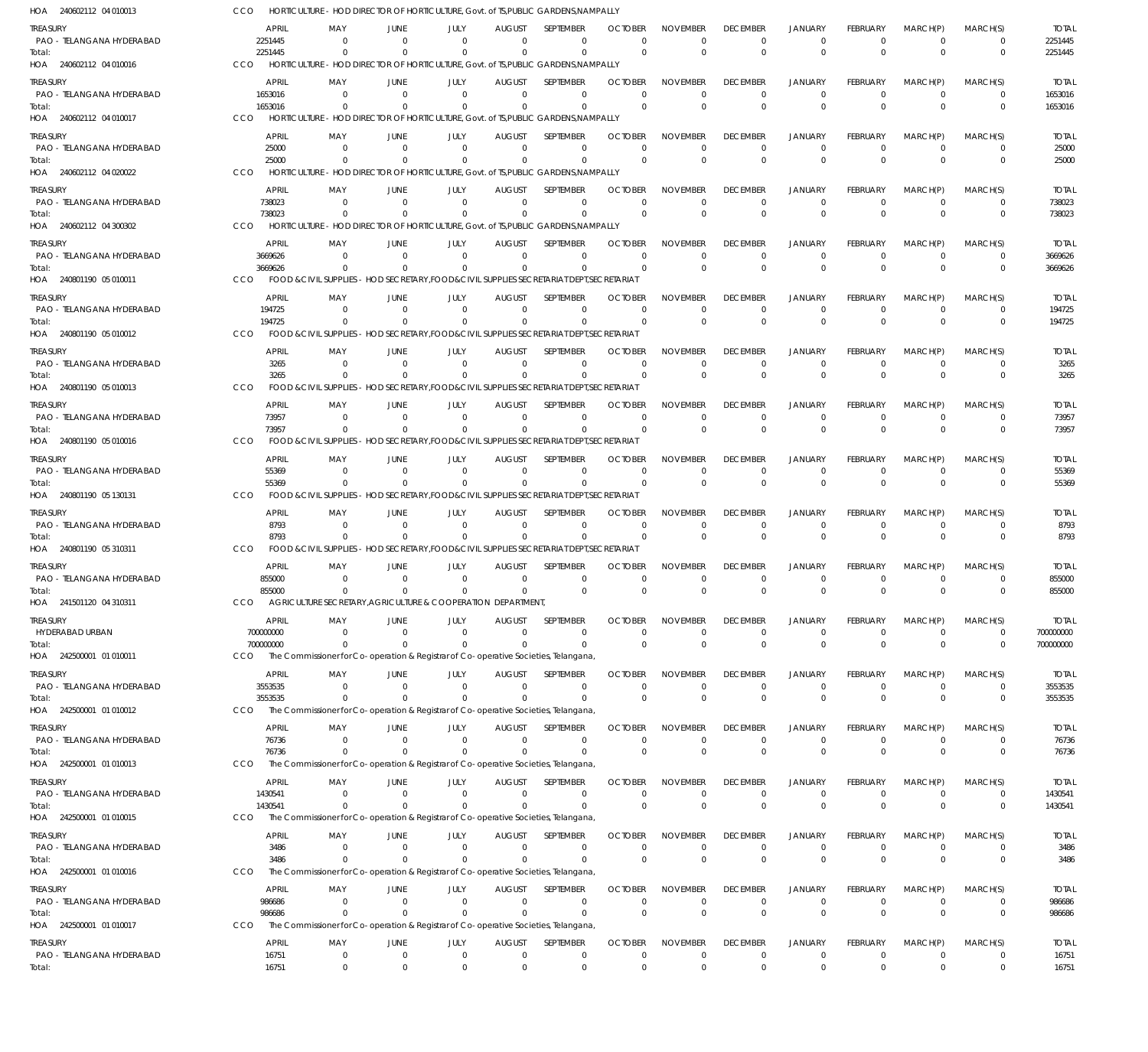HOA 240602112 04 010013 CCO HORTICULTURE - HOD DIRECTOR OF HORTICULTURE, Govt. of TS,PUBLIC GARDENS,NAMPALLY

| TREASURY | APRIL | MAY | JUNE | JULY | AUGUST | SEPTEMBER | OCTOBER | NOVEMBER | DECEMBER | JANUARY | FEBRUARY | MARCH(P) | MARCH(S) | TOTAL |
|---|---|---|---|---|---|---|---|---|---|---|---|---|---|---|
| PAO - TELANGANA HYDERABAD | 2251445 | 0 | 0 | 0 | 0 | 0 | 0 | 0 | 0 | 0 | 0 | 0 | 0 | 2251445 |
| Total: | 2251445 | 0 | 0 | 0 | 0 | 0 | 0 | 0 | 0 | 0 | 0 | 0 | 0 | 2251445 |

HOA 240602112 04 010016 CCO HORTICULTURE - HOD DIRECTOR OF HORTICULTURE, Govt. of TS,PUBLIC GARDENS,NAMPALLY

| TREASURY | APRIL | MAY | JUNE | JULY | AUGUST | SEPTEMBER | OCTOBER | NOVEMBER | DECEMBER | JANUARY | FEBRUARY | MARCH(P) | MARCH(S) | TOTAL |
|---|---|---|---|---|---|---|---|---|---|---|---|---|---|---|
| PAO - TELANGANA HYDERABAD | 1653016 | 0 | 0 | 0 | 0 | 0 | 0 | 0 | 0 | 0 | 0 | 0 | 0 | 1653016 |
| Total: | 1653016 | 0 | 0 | 0 | 0 | 0 | 0 | 0 | 0 | 0 | 0 | 0 | 0 | 1653016 |

HOA 240602112 04 010017 CCO HORTICULTURE - HOD DIRECTOR OF HORTICULTURE, Govt. of TS,PUBLIC GARDENS,NAMPALLY

| TREASURY | APRIL | MAY | JUNE | JULY | AUGUST | SEPTEMBER | OCTOBER | NOVEMBER | DECEMBER | JANUARY | FEBRUARY | MARCH(P) | MARCH(S) | TOTAL |
|---|---|---|---|---|---|---|---|---|---|---|---|---|---|---|
| PAO - TELANGANA HYDERABAD | 25000 | 0 | 0 | 0 | 0 | 0 | 0 | 0 | 0 | 0 | 0 | 0 | 0 | 25000 |
| Total: | 25000 | 0 | 0 | 0 | 0 | 0 | 0 | 0 | 0 | 0 | 0 | 0 | 0 | 25000 |

HOA 240602112 04 020022 CCO HORTICULTURE - HOD DIRECTOR OF HORTICULTURE, Govt. of TS,PUBLIC GARDENS,NAMPALLY

| TREASURY | APRIL | MAY | JUNE | JULY | AUGUST | SEPTEMBER | OCTOBER | NOVEMBER | DECEMBER | JANUARY | FEBRUARY | MARCH(P) | MARCH(S) | TOTAL |
|---|---|---|---|---|---|---|---|---|---|---|---|---|---|---|
| PAO - TELANGANA HYDERABAD | 738023 | 0 | 0 | 0 | 0 | 0 | 0 | 0 | 0 | 0 | 0 | 0 | 0 | 738023 |
| Total: | 738023 | 0 | 0 | 0 | 0 | 0 | 0 | 0 | 0 | 0 | 0 | 0 | 0 | 738023 |

HOA 240602112 04 300302 CCO HORTICULTURE - HOD DIRECTOR OF HORTICULTURE, Govt. of TS,PUBLIC GARDENS,NAMPALLY

| TREASURY | APRIL | MAY | JUNE | JULY | AUGUST | SEPTEMBER | OCTOBER | NOVEMBER | DECEMBER | JANUARY | FEBRUARY | MARCH(P) | MARCH(S) | TOTAL |
|---|---|---|---|---|---|---|---|---|---|---|---|---|---|---|
| PAO - TELANGANA HYDERABAD | 3669626 | 0 | 0 | 0 | 0 | 0 | 0 | 0 | 0 | 0 | 0 | 0 | 0 | 3669626 |
| Total: | 3669626 | 0 | 0 | 0 | 0 | 0 | 0 | 0 | 0 | 0 | 0 | 0 | 0 | 3669626 |

HOA 240801190 05 010011 CCO FOOD & CIVIL SUPPLIES - HOD SECRETARY,FOOD&CIVIL SUPPLIES SECRETARIAT DEPT,SECRETARIAT

| TREASURY | APRIL | MAY | JUNE | JULY | AUGUST | SEPTEMBER | OCTOBER | NOVEMBER | DECEMBER | JANUARY | FEBRUARY | MARCH(P) | MARCH(S) | TOTAL |
|---|---|---|---|---|---|---|---|---|---|---|---|---|---|---|
| PAO - TELANGANA HYDERABAD | 194725 | 0 | 0 | 0 | 0 | 0 | 0 | 0 | 0 | 0 | 0 | 0 | 0 | 194725 |
| Total: | 194725 | 0 | 0 | 0 | 0 | 0 | 0 | 0 | 0 | 0 | 0 | 0 | 0 | 194725 |

HOA 240801190 05 010012 CCO FOOD & CIVIL SUPPLIES - HOD SECRETARY,FOOD&CIVIL SUPPLIES SECRETARIAT DEPT,SECRETARIAT

| TREASURY | APRIL | MAY | JUNE | JULY | AUGUST | SEPTEMBER | OCTOBER | NOVEMBER | DECEMBER | JANUARY | FEBRUARY | MARCH(P) | MARCH(S) | TOTAL |
|---|---|---|---|---|---|---|---|---|---|---|---|---|---|---|
| PAO - TELANGANA HYDERABAD | 3265 | 0 | 0 | 0 | 0 | 0 | 0 | 0 | 0 | 0 | 0 | 0 | 0 | 3265 |
| Total: | 3265 | 0 | 0 | 0 | 0 | 0 | 0 | 0 | 0 | 0 | 0 | 0 | 0 | 3265 |

HOA 240801190 05 010013 CCO FOOD & CIVIL SUPPLIES - HOD SECRETARY,FOOD&CIVIL SUPPLIES SECRETARIAT DEPT,SECRETARIAT

| TREASURY | APRIL | MAY | JUNE | JULY | AUGUST | SEPTEMBER | OCTOBER | NOVEMBER | DECEMBER | JANUARY | FEBRUARY | MARCH(P) | MARCH(S) | TOTAL |
|---|---|---|---|---|---|---|---|---|---|---|---|---|---|---|
| PAO - TELANGANA HYDERABAD | 73957 | 0 | 0 | 0 | 0 | 0 | 0 | 0 | 0 | 0 | 0 | 0 | 0 | 73957 |
| Total: | 73957 | 0 | 0 | 0 | 0 | 0 | 0 | 0 | 0 | 0 | 0 | 0 | 0 | 73957 |

HOA 240801190 05 010016 CCO FOOD & CIVIL SUPPLIES - HOD SECRETARY,FOOD&CIVIL SUPPLIES SECRETARIAT DEPT,SECRETARIAT

| TREASURY | APRIL | MAY | JUNE | JULY | AUGUST | SEPTEMBER | OCTOBER | NOVEMBER | DECEMBER | JANUARY | FEBRUARY | MARCH(P) | MARCH(S) | TOTAL |
|---|---|---|---|---|---|---|---|---|---|---|---|---|---|---|
| PAO - TELANGANA HYDERABAD | 55369 | 0 | 0 | 0 | 0 | 0 | 0 | 0 | 0 | 0 | 0 | 0 | 0 | 55369 |
| Total: | 55369 | 0 | 0 | 0 | 0 | 0 | 0 | 0 | 0 | 0 | 0 | 0 | 0 | 55369 |

HOA 240801190 05 130131 CCO FOOD & CIVIL SUPPLIES - HOD SECRETARY,FOOD&CIVIL SUPPLIES SECRETARIAT DEPT,SECRETARIAT

| TREASURY | APRIL | MAY | JUNE | JULY | AUGUST | SEPTEMBER | OCTOBER | NOVEMBER | DECEMBER | JANUARY | FEBRUARY | MARCH(P) | MARCH(S) | TOTAL |
|---|---|---|---|---|---|---|---|---|---|---|---|---|---|---|
| PAO - TELANGANA HYDERABAD | 8793 | 0 | 0 | 0 | 0 | 0 | 0 | 0 | 0 | 0 | 0 | 0 | 0 | 8793 |
| Total: | 8793 | 0 | 0 | 0 | 0 | 0 | 0 | 0 | 0 | 0 | 0 | 0 | 0 | 8793 |

HOA 240801190 05 310311 CCO FOOD & CIVIL SUPPLIES - HOD SECRETARY,FOOD&CIVIL SUPPLIES SECRETARIAT DEPT,SECRETARIAT

| TREASURY | APRIL | MAY | JUNE | JULY | AUGUST | SEPTEMBER | OCTOBER | NOVEMBER | DECEMBER | JANUARY | FEBRUARY | MARCH(P) | MARCH(S) | TOTAL |
|---|---|---|---|---|---|---|---|---|---|---|---|---|---|---|
| PAO - TELANGANA HYDERABAD | 855000 | 0 | 0 | 0 | 0 | 0 | 0 | 0 | 0 | 0 | 0 | 0 | 0 | 855000 |
| Total: | 855000 | 0 | 0 | 0 | 0 | 0 | 0 | 0 | 0 | 0 | 0 | 0 | 0 | 855000 |

HOA 241501120 04 310311 CCO AGRICULTURE SECRETARY,AGRICULTURE & COOPERATION DEPARTMENT,

| TREASURY | APRIL | MAY | JUNE | JULY | AUGUST | SEPTEMBER | OCTOBER | NOVEMBER | DECEMBER | JANUARY | FEBRUARY | MARCH(P) | MARCH(S) | TOTAL |
|---|---|---|---|---|---|---|---|---|---|---|---|---|---|---|
| HYDERABAD URBAN | 700000000 | 0 | 0 | 0 | 0 | 0 | 0 | 0 | 0 | 0 | 0 | 0 | 0 | 700000000 |
| Total: | 700000000 | 0 | 0 | 0 | 0 | 0 | 0 | 0 | 0 | 0 | 0 | 0 | 0 | 700000000 |

HOA 242500001 01 010011 CCO The Commissioner for Co-operation & Registrar of Co-operative Societies, Telangana,

| TREASURY | APRIL | MAY | JUNE | JULY | AUGUST | SEPTEMBER | OCTOBER | NOVEMBER | DECEMBER | JANUARY | FEBRUARY | MARCH(P) | MARCH(S) | TOTAL |
|---|---|---|---|---|---|---|---|---|---|---|---|---|---|---|
| PAO - TELANGANA HYDERABAD | 3553535 | 0 | 0 | 0 | 0 | 0 | 0 | 0 | 0 | 0 | 0 | 0 | 0 | 3553535 |
| Total: | 3553535 | 0 | 0 | 0 | 0 | 0 | 0 | 0 | 0 | 0 | 0 | 0 | 0 | 3553535 |

HOA 242500001 01 010012 CCO The Commissioner for Co-operation & Registrar of Co-operative Societies, Telangana,

| TREASURY | APRIL | MAY | JUNE | JULY | AUGUST | SEPTEMBER | OCTOBER | NOVEMBER | DECEMBER | JANUARY | FEBRUARY | MARCH(P) | MARCH(S) | TOTAL |
|---|---|---|---|---|---|---|---|---|---|---|---|---|---|---|
| PAO - TELANGANA HYDERABAD | 76736 | 0 | 0 | 0 | 0 | 0 | 0 | 0 | 0 | 0 | 0 | 0 | 0 | 76736 |
| Total: | 76736 | 0 | 0 | 0 | 0 | 0 | 0 | 0 | 0 | 0 | 0 | 0 | 0 | 76736 |

HOA 242500001 01 010013 CCO The Commissioner for Co-operation & Registrar of Co-operative Societies, Telangana,

| TREASURY | APRIL | MAY | JUNE | JULY | AUGUST | SEPTEMBER | OCTOBER | NOVEMBER | DECEMBER | JANUARY | FEBRUARY | MARCH(P) | MARCH(S) | TOTAL |
|---|---|---|---|---|---|---|---|---|---|---|---|---|---|---|
| PAO - TELANGANA HYDERABAD | 1430541 | 0 | 0 | 0 | 0 | 0 | 0 | 0 | 0 | 0 | 0 | 0 | 0 | 1430541 |
| Total: | 1430541 | 0 | 0 | 0 | 0 | 0 | 0 | 0 | 0 | 0 | 0 | 0 | 0 | 1430541 |

HOA 242500001 01 010015 CCO The Commissioner for Co-operation & Registrar of Co-operative Societies, Telangana,

| TREASURY | APRIL | MAY | JUNE | JULY | AUGUST | SEPTEMBER | OCTOBER | NOVEMBER | DECEMBER | JANUARY | FEBRUARY | MARCH(P) | MARCH(S) | TOTAL |
|---|---|---|---|---|---|---|---|---|---|---|---|---|---|---|
| PAO - TELANGANA HYDERABAD | 3486 | 0 | 0 | 0 | 0 | 0 | 0 | 0 | 0 | 0 | 0 | 0 | 0 | 3486 |
| Total: | 3486 | 0 | 0 | 0 | 0 | 0 | 0 | 0 | 0 | 0 | 0 | 0 | 0 | 3486 |

HOA 242500001 01 010016 CCO The Commissioner for Co-operation & Registrar of Co-operative Societies, Telangana,

| TREASURY | APRIL | MAY | JUNE | JULY | AUGUST | SEPTEMBER | OCTOBER | NOVEMBER | DECEMBER | JANUARY | FEBRUARY | MARCH(P) | MARCH(S) | TOTAL |
|---|---|---|---|---|---|---|---|---|---|---|---|---|---|---|
| PAO - TELANGANA HYDERABAD | 986686 | 0 | 0 | 0 | 0 | 0 | 0 | 0 | 0 | 0 | 0 | 0 | 0 | 986686 |
| Total: | 986686 | 0 | 0 | 0 | 0 | 0 | 0 | 0 | 0 | 0 | 0 | 0 | 0 | 986686 |

HOA 242500001 01 010017 CCO The Commissioner for Co-operation & Registrar of Co-operative Societies, Telangana,

| TREASURY | APRIL | MAY | JUNE | JULY | AUGUST | SEPTEMBER | OCTOBER | NOVEMBER | DECEMBER | JANUARY | FEBRUARY | MARCH(P) | MARCH(S) | TOTAL |
|---|---|---|---|---|---|---|---|---|---|---|---|---|---|---|
| PAO - TELANGANA HYDERABAD | 16751 | 0 | 0 | 0 | 0 | 0 | 0 | 0 | 0 | 0 | 0 | 0 | 0 | 16751 |
| Total: | 16751 | 0 | 0 | 0 | 0 | 0 | 0 | 0 | 0 | 0 | 0 | 0 | 0 | 16751 |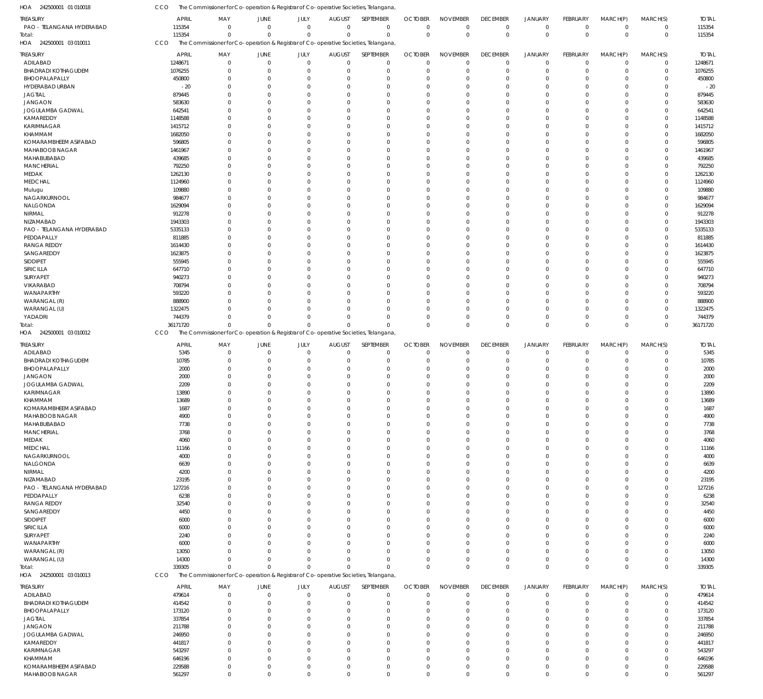HOA 242500001 01 010018 CCO The Commissioner for Co-operation & Registrar of Co-operative Societies, Telangana,

| TREASURY | APRIL | MAY | JUNE | JULY | AUGUST | SEPTEMBER | OCTOBER | NOVEMBER | DECEMBER | JANUARY | FEBRUARY | MARCH(P) | MARCH(S) | TOTAL |
|---|---|---|---|---|---|---|---|---|---|---|---|---|---|---|
| PAO - TELANGANA HYDERABAD | 115354 | 0 | 0 | 0 | 0 | 0 | 0 | 0 | 0 | 0 | 0 | 0 | 0 | 115354 |
| Total: | 115354 | 0 | 0 | 0 | 0 | 0 | 0 | 0 | 0 | 0 | 0 | 0 | 0 | 115354 |

HOA 242500001 03 010011 CCO The Commissioner for Co-operation & Registrar of Co-operative Societies, Telangana,

| TREASURY | APRIL | MAY | JUNE | JULY | AUGUST | SEPTEMBER | OCTOBER | NOVEMBER | DECEMBER | JANUARY | FEBRUARY | MARCH(P) | MARCH(S) | TOTAL |
|---|---|---|---|---|---|---|---|---|---|---|---|---|---|---|
| ADILABAD | 1248671 | 0 | 0 | 0 | 0 | 0 | 0 | 0 | 0 | 0 | 0 | 0 | 0 | 1248671 |
| BHADRADI KOTHAGUDEM | 1076255 | 0 | 0 | 0 | 0 | 0 | 0 | 0 | 0 | 0 | 0 | 0 | 0 | 1076255 |
| BHOOPALAPALLY | 450800 | 0 | 0 | 0 | 0 | 0 | 0 | 0 | 0 | 0 | 0 | 0 | 0 | 450800 |
| HYDERABAD URBAN | -20 | 0 | 0 | 0 | 0 | 0 | 0 | 0 | 0 | 0 | 0 | 0 | 0 | -20 |
| JAGTIAL | 879445 | 0 | 0 | 0 | 0 | 0 | 0 | 0 | 0 | 0 | 0 | 0 | 0 | 879445 |
| JANGAON | 583630 | 0 | 0 | 0 | 0 | 0 | 0 | 0 | 0 | 0 | 0 | 0 | 0 | 583630 |
| JOGULAMBA GADWAL | 642541 | 0 | 0 | 0 | 0 | 0 | 0 | 0 | 0 | 0 | 0 | 0 | 0 | 642541 |
| KAMAREDDY | 1148588 | 0 | 0 | 0 | 0 | 0 | 0 | 0 | 0 | 0 | 0 | 0 | 0 | 1148588 |
| KARIMNAGAR | 1415712 | 0 | 0 | 0 | 0 | 0 | 0 | 0 | 0 | 0 | 0 | 0 | 0 | 1415712 |
| KHAMMAM | 1682050 | 0 | 0 | 0 | 0 | 0 | 0 | 0 | 0 | 0 | 0 | 0 | 0 | 1682050 |
| KOMARAMBHEEM ASIFABAD | 596805 | 0 | 0 | 0 | 0 | 0 | 0 | 0 | 0 | 0 | 0 | 0 | 0 | 596805 |
| MAHABOOB NAGAR | 1461967 | 0 | 0 | 0 | 0 | 0 | 0 | 0 | 0 | 0 | 0 | 0 | 0 | 1461967 |
| MAHABUBABAD | 439685 | 0 | 0 | 0 | 0 | 0 | 0 | 0 | 0 | 0 | 0 | 0 | 0 | 439685 |
| MANCHERIAL | 792250 | 0 | 0 | 0 | 0 | 0 | 0 | 0 | 0 | 0 | 0 | 0 | 0 | 792250 |
| MEDAK | 1262130 | 0 | 0 | 0 | 0 | 0 | 0 | 0 | 0 | 0 | 0 | 0 | 0 | 1262130 |
| MEDCHAL | 1124960 | 0 | 0 | 0 | 0 | 0 | 0 | 0 | 0 | 0 | 0 | 0 | 0 | 1124960 |
| Mulugu | 109880 | 0 | 0 | 0 | 0 | 0 | 0 | 0 | 0 | 0 | 0 | 0 | 0 | 109880 |
| NAGARKURNOOL | 984677 | 0 | 0 | 0 | 0 | 0 | 0 | 0 | 0 | 0 | 0 | 0 | 0 | 984677 |
| NALGONDA | 1629094 | 0 | 0 | 0 | 0 | 0 | 0 | 0 | 0 | 0 | 0 | 0 | 0 | 1629094 |
| NIRMAL | 912278 | 0 | 0 | 0 | 0 | 0 | 0 | 0 | 0 | 0 | 0 | 0 | 0 | 912278 |
| NIZAMABAD | 1943303 | 0 | 0 | 0 | 0 | 0 | 0 | 0 | 0 | 0 | 0 | 0 | 0 | 1943303 |
| PAO - TELANGANA HYDERABAD | 5335133 | 0 | 0 | 0 | 0 | 0 | 0 | 0 | 0 | 0 | 0 | 0 | 0 | 5335133 |
| PEDDAPALLY | 811885 | 0 | 0 | 0 | 0 | 0 | 0 | 0 | 0 | 0 | 0 | 0 | 0 | 811885 |
| RANGA REDDY | 1614430 | 0 | 0 | 0 | 0 | 0 | 0 | 0 | 0 | 0 | 0 | 0 | 0 | 1614430 |
| SANGAREDDY | 1623875 | 0 | 0 | 0 | 0 | 0 | 0 | 0 | 0 | 0 | 0 | 0 | 0 | 1623875 |
| SIDDIPET | 555945 | 0 | 0 | 0 | 0 | 0 | 0 | 0 | 0 | 0 | 0 | 0 | 0 | 555945 |
| SIRICILLA | 647710 | 0 | 0 | 0 | 0 | 0 | 0 | 0 | 0 | 0 | 0 | 0 | 0 | 647710 |
| SURYAPET | 940273 | 0 | 0 | 0 | 0 | 0 | 0 | 0 | 0 | 0 | 0 | 0 | 0 | 940273 |
| VIKARABAD | 708794 | 0 | 0 | 0 | 0 | 0 | 0 | 0 | 0 | 0 | 0 | 0 | 0 | 708794 |
| WANAPARTHY | 593220 | 0 | 0 | 0 | 0 | 0 | 0 | 0 | 0 | 0 | 0 | 0 | 0 | 593220 |
| WARANGAL (R) | 888900 | 0 | 0 | 0 | 0 | 0 | 0 | 0 | 0 | 0 | 0 | 0 | 0 | 888900 |
| WARANGAL (U) | 1322475 | 0 | 0 | 0 | 0 | 0 | 0 | 0 | 0 | 0 | 0 | 0 | 0 | 1322475 |
| YADADRI | 744379 | 0 | 0 | 0 | 0 | 0 | 0 | 0 | 0 | 0 | 0 | 0 | 0 | 744379 |
| Total: | 36171720 | 0 | 0 | 0 | 0 | 0 | 0 | 0 | 0 | 0 | 0 | 0 | 0 | 36171720 |

HOA 242500001 03 010012 CCO The Commissioner for Co-operation & Registrar of Co-operative Societies, Telangana,

| TREASURY | APRIL | MAY | JUNE | JULY | AUGUST | SEPTEMBER | OCTOBER | NOVEMBER | DECEMBER | JANUARY | FEBRUARY | MARCH(P) | MARCH(S) | TOTAL |
|---|---|---|---|---|---|---|---|---|---|---|---|---|---|---|
| ADILABAD | 5345 | 0 | 0 | 0 | 0 | 0 | 0 | 0 | 0 | 0 | 0 | 0 | 0 | 5345 |
| BHADRADI KOTHAGUDEM | 10785 | 0 | 0 | 0 | 0 | 0 | 0 | 0 | 0 | 0 | 0 | 0 | 0 | 10785 |
| BHOOPALAPALLY | 2000 | 0 | 0 | 0 | 0 | 0 | 0 | 0 | 0 | 0 | 0 | 0 | 0 | 2000 |
| JANGAON | 2000 | 0 | 0 | 0 | 0 | 0 | 0 | 0 | 0 | 0 | 0 | 0 | 0 | 2000 |
| JOGULAMBA GADWAL | 2209 | 0 | 0 | 0 | 0 | 0 | 0 | 0 | 0 | 0 | 0 | 0 | 0 | 2209 |
| KARIMNAGAR | 13890 | 0 | 0 | 0 | 0 | 0 | 0 | 0 | 0 | 0 | 0 | 0 | 0 | 13890 |
| KHAMMAM | 13689 | 0 | 0 | 0 | 0 | 0 | 0 | 0 | 0 | 0 | 0 | 0 | 0 | 13689 |
| KOMARAMBHEEM ASIFABAD | 1687 | 0 | 0 | 0 | 0 | 0 | 0 | 0 | 0 | 0 | 0 | 0 | 0 | 1687 |
| MAHABOOB NAGAR | 4900 | 0 | 0 | 0 | 0 | 0 | 0 | 0 | 0 | 0 | 0 | 0 | 0 | 4900 |
| MAHABUBABAD | 7738 | 0 | 0 | 0 | 0 | 0 | 0 | 0 | 0 | 0 | 0 | 0 | 0 | 7738 |
| MANCHERIAL | 3768 | 0 | 0 | 0 | 0 | 0 | 0 | 0 | 0 | 0 | 0 | 0 | 0 | 3768 |
| MEDAK | 4060 | 0 | 0 | 0 | 0 | 0 | 0 | 0 | 0 | 0 | 0 | 0 | 0 | 4060 |
| MEDCHAL | 11166 | 0 | 0 | 0 | 0 | 0 | 0 | 0 | 0 | 0 | 0 | 0 | 0 | 11166 |
| NAGARKURNOOL | 4000 | 0 | 0 | 0 | 0 | 0 | 0 | 0 | 0 | 0 | 0 | 0 | 0 | 4000 |
| NALGONDA | 6639 | 0 | 0 | 0 | 0 | 0 | 0 | 0 | 0 | 0 | 0 | 0 | 0 | 6639 |
| NIRMAL | 4200 | 0 | 0 | 0 | 0 | 0 | 0 | 0 | 0 | 0 | 0 | 0 | 0 | 4200 |
| NIZAMABAD | 23195 | 0 | 0 | 0 | 0 | 0 | 0 | 0 | 0 | 0 | 0 | 0 | 0 | 23195 |
| PAO - TELANGANA HYDERABAD | 127216 | 0 | 0 | 0 | 0 | 0 | 0 | 0 | 0 | 0 | 0 | 0 | 0 | 127216 |
| PEDDAPALLY | 6238 | 0 | 0 | 0 | 0 | 0 | 0 | 0 | 0 | 0 | 0 | 0 | 0 | 6238 |
| RANGA REDDY | 32540 | 0 | 0 | 0 | 0 | 0 | 0 | 0 | 0 | 0 | 0 | 0 | 0 | 32540 |
| SANGAREDDY | 4450 | 0 | 0 | 0 | 0 | 0 | 0 | 0 | 0 | 0 | 0 | 0 | 0 | 4450 |
| SIDDIPET | 6000 | 0 | 0 | 0 | 0 | 0 | 0 | 0 | 0 | 0 | 0 | 0 | 0 | 6000 |
| SIRICILLA | 6000 | 0 | 0 | 0 | 0 | 0 | 0 | 0 | 0 | 0 | 0 | 0 | 0 | 6000 |
| SURYAPET | 2240 | 0 | 0 | 0 | 0 | 0 | 0 | 0 | 0 | 0 | 0 | 0 | 0 | 2240 |
| WANAPARTHY | 6000 | 0 | 0 | 0 | 0 | 0 | 0 | 0 | 0 | 0 | 0 | 0 | 0 | 6000 |
| WARANGAL (R) | 13050 | 0 | 0 | 0 | 0 | 0 | 0 | 0 | 0 | 0 | 0 | 0 | 0 | 13050 |
| WARANGAL (U) | 14300 | 0 | 0 | 0 | 0 | 0 | 0 | 0 | 0 | 0 | 0 | 0 | 0 | 14300 |
| Total: | 339305 | 0 | 0 | 0 | 0 | 0 | 0 | 0 | 0 | 0 | 0 | 0 | 0 | 339305 |

HOA 242500001 03 010013 CCO The Commissioner for Co-operation & Registrar of Co-operative Societies, Telangana,

| TREASURY | APRIL | MAY | JUNE | JULY | AUGUST | SEPTEMBER | OCTOBER | NOVEMBER | DECEMBER | JANUARY | FEBRUARY | MARCH(P) | MARCH(S) | TOTAL |
|---|---|---|---|---|---|---|---|---|---|---|---|---|---|---|
| ADILABAD | 479614 | 0 | 0 | 0 | 0 | 0 | 0 | 0 | 0 | 0 | 0 | 0 | 0 | 479614 |
| BHADRADI KOTHAGUDEM | 414542 | 0 | 0 | 0 | 0 | 0 | 0 | 0 | 0 | 0 | 0 | 0 | 0 | 414542 |
| BHOOPALAPALLY | 173120 | 0 | 0 | 0 | 0 | 0 | 0 | 0 | 0 | 0 | 0 | 0 | 0 | 173120 |
| JAGTIAL | 337854 | 0 | 0 | 0 | 0 | 0 | 0 | 0 | 0 | 0 | 0 | 0 | 0 | 337854 |
| JANGAON | 211788 | 0 | 0 | 0 | 0 | 0 | 0 | 0 | 0 | 0 | 0 | 0 | 0 | 211788 |
| JOGULAMBA GADWAL | 246950 | 0 | 0 | 0 | 0 | 0 | 0 | 0 | 0 | 0 | 0 | 0 | 0 | 246950 |
| KAMAREDDY | 441817 | 0 | 0 | 0 | 0 | 0 | 0 | 0 | 0 | 0 | 0 | 0 | 0 | 441817 |
| KARIMNAGAR | 543297 | 0 | 0 | 0 | 0 | 0 | 0 | 0 | 0 | 0 | 0 | 0 | 0 | 543297 |
| KHAMMAM | 646196 | 0 | 0 | 0 | 0 | 0 | 0 | 0 | 0 | 0 | 0 | 0 | 0 | 646196 |
| KOMARAMBHEEM ASIFABAD | 229588 | 0 | 0 | 0 | 0 | 0 | 0 | 0 | 0 | 0 | 0 | 0 | 0 | 229588 |
| MAHABOOB NAGAR | 561297 | 0 | 0 | 0 | 0 | 0 | 0 | 0 | 0 | 0 | 0 | 0 | 0 | 561297 |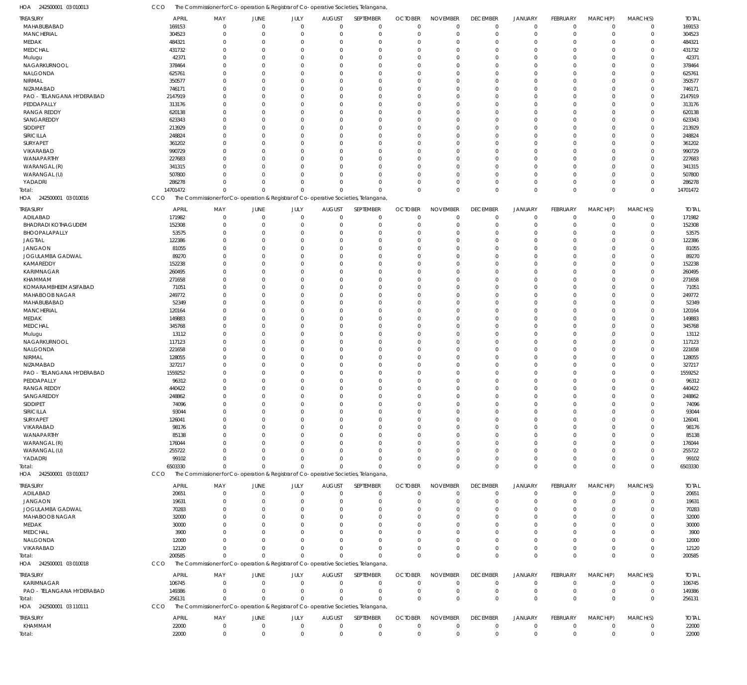HOA 242500001 03 010013 CCO The Commissioner for Co-operation & Registrar of Co-operative Societies, Telangana,

| TREASURY | APRIL | MAY | JUNE | JULY | AUGUST | SEPTEMBER | OCTOBER | NOVEMBER | DECEMBER | JANUARY | FEBRUARY | MARCH(P) | MARCH(S) | TOTAL |
|---|---|---|---|---|---|---|---|---|---|---|---|---|---|---|
| MAHABUBABAD | 169153 | 0 | 0 | 0 | 0 | 0 | 0 | 0 | 0 | 0 | 0 | 0 | 0 | 169153 |
| MANCHERIAL | 304523 | 0 | 0 | 0 | 0 | 0 | 0 | 0 | 0 | 0 | 0 | 0 | 0 | 304523 |
| MEDAK | 484321 | 0 | 0 | 0 | 0 | 0 | 0 | 0 | 0 | 0 | 0 | 0 | 0 | 484321 |
| MEDCHAL | 431732 | 0 | 0 | 0 | 0 | 0 | 0 | 0 | 0 | 0 | 0 | 0 | 0 | 431732 |
| Mulugu | 42371 | 0 | 0 | 0 | 0 | 0 | 0 | 0 | 0 | 0 | 0 | 0 | 0 | 42371 |
| NAGARKURNOOL | 378464 | 0 | 0 | 0 | 0 | 0 | 0 | 0 | 0 | 0 | 0 | 0 | 0 | 378464 |
| NALGONDA | 625761 | 0 | 0 | 0 | 0 | 0 | 0 | 0 | 0 | 0 | 0 | 0 | 0 | 625761 |
| NIRMAL | 350577 | 0 | 0 | 0 | 0 | 0 | 0 | 0 | 0 | 0 | 0 | 0 | 0 | 350577 |
| NIZAMABAD | 746171 | 0 | 0 | 0 | 0 | 0 | 0 | 0 | 0 | 0 | 0 | 0 | 0 | 746171 |
| PAO - TELANGANA HYDERABAD | 2147919 | 0 | 0 | 0 | 0 | 0 | 0 | 0 | 0 | 0 | 0 | 0 | 0 | 2147919 |
| PEDDAPALLY | 313176 | 0 | 0 | 0 | 0 | 0 | 0 | 0 | 0 | 0 | 0 | 0 | 0 | 313176 |
| RANGA REDDY | 620138 | 0 | 0 | 0 | 0 | 0 | 0 | 0 | 0 | 0 | 0 | 0 | 0 | 620138 |
| SANGAREDDY | 623343 | 0 | 0 | 0 | 0 | 0 | 0 | 0 | 0 | 0 | 0 | 0 | 0 | 623343 |
| SIDDIPET | 213929 | 0 | 0 | 0 | 0 | 0 | 0 | 0 | 0 | 0 | 0 | 0 | 0 | 213929 |
| SIRICILLA | 248824 | 0 | 0 | 0 | 0 | 0 | 0 | 0 | 0 | 0 | 0 | 0 | 0 | 248824 |
| SURYAPET | 361202 | 0 | 0 | 0 | 0 | 0 | 0 | 0 | 0 | 0 | 0 | 0 | 0 | 361202 |
| VIKARABAD | 990729 | 0 | 0 | 0 | 0 | 0 | 0 | 0 | 0 | 0 | 0 | 0 | 0 | 990729 |
| WANAPARTHY | 227683 | 0 | 0 | 0 | 0 | 0 | 0 | 0 | 0 | 0 | 0 | 0 | 0 | 227683 |
| WARANGAL (R) | 341315 | 0 | 0 | 0 | 0 | 0 | 0 | 0 | 0 | 0 | 0 | 0 | 0 | 341315 |
| WARANGAL (U) | 507800 | 0 | 0 | 0 | 0 | 0 | 0 | 0 | 0 | 0 | 0 | 0 | 0 | 507800 |
| YADADRI | 286278 | 0 | 0 | 0 | 0 | 0 | 0 | 0 | 0 | 0 | 0 | 0 | 0 | 286278 |
| Total: | 14701472 | 0 | 0 | 0 | 0 | 0 | 0 | 0 | 0 | 0 | 0 | 0 | 0 | 14701472 |

HOA 242500001 03 010016 CCO The Commissioner for Co-operation & Registrar of Co-operative Societies, Telangana,

| TREASURY | APRIL | MAY | JUNE | JULY | AUGUST | SEPTEMBER | OCTOBER | NOVEMBER | DECEMBER | JANUARY | FEBRUARY | MARCH(P) | MARCH(S) | TOTAL |
|---|---|---|---|---|---|---|---|---|---|---|---|---|---|---|
| ADILABAD | 171982 | 0 | 0 | 0 | 0 | 0 | 0 | 0 | 0 | 0 | 0 | 0 | 0 | 171982 |
| BHADRADI KOTHAGUDEM | 152308 | 0 | 0 | 0 | 0 | 0 | 0 | 0 | 0 | 0 | 0 | 0 | 0 | 152308 |
| BHOOPALAPALLY | 53575 | 0 | 0 | 0 | 0 | 0 | 0 | 0 | 0 | 0 | 0 | 0 | 0 | 53575 |
| JAGTIAL | 122386 | 0 | 0 | 0 | 0 | 0 | 0 | 0 | 0 | 0 | 0 | 0 | 0 | 122386 |
| JANGAON | 81055 | 0 | 0 | 0 | 0 | 0 | 0 | 0 | 0 | 0 | 0 | 0 | 0 | 81055 |
| JOGULAMBA GADWAL | 89270 | 0 | 0 | 0 | 0 | 0 | 0 | 0 | 0 | 0 | 0 | 0 | 0 | 89270 |
| KAMAREDDY | 152238 | 0 | 0 | 0 | 0 | 0 | 0 | 0 | 0 | 0 | 0 | 0 | 0 | 152238 |
| KARIMNAGAR | 260495 | 0 | 0 | 0 | 0 | 0 | 0 | 0 | 0 | 0 | 0 | 0 | 0 | 260495 |
| KHAMMAM | 271658 | 0 | 0 | 0 | 0 | 0 | 0 | 0 | 0 | 0 | 0 | 0 | 0 | 271658 |
| KOMARAMBHEEM ASIFABAD | 71051 | 0 | 0 | 0 | 0 | 0 | 0 | 0 | 0 | 0 | 0 | 0 | 0 | 71051 |
| MAHABOOB NAGAR | 249772 | 0 | 0 | 0 | 0 | 0 | 0 | 0 | 0 | 0 | 0 | 0 | 0 | 249772 |
| MAHABUBABAD | 52349 | 0 | 0 | 0 | 0 | 0 | 0 | 0 | 0 | 0 | 0 | 0 | 0 | 52349 |
| MANCHERIAL | 120164 | 0 | 0 | 0 | 0 | 0 | 0 | 0 | 0 | 0 | 0 | 0 | 0 | 120164 |
| MEDAK | 149883 | 0 | 0 | 0 | 0 | 0 | 0 | 0 | 0 | 0 | 0 | 0 | 0 | 149883 |
| MEDCHAL | 345768 | 0 | 0 | 0 | 0 | 0 | 0 | 0 | 0 | 0 | 0 | 0 | 0 | 345768 |
| Mulugu | 13112 | 0 | 0 | 0 | 0 | 0 | 0 | 0 | 0 | 0 | 0 | 0 | 0 | 13112 |
| NAGARKURNOOL | 117123 | 0 | 0 | 0 | 0 | 0 | 0 | 0 | 0 | 0 | 0 | 0 | 0 | 117123 |
| NALGONDA | 221658 | 0 | 0 | 0 | 0 | 0 | 0 | 0 | 0 | 0 | 0 | 0 | 0 | 221658 |
| NIRMAL | 128055 | 0 | 0 | 0 | 0 | 0 | 0 | 0 | 0 | 0 | 0 | 0 | 0 | 128055 |
| NIZAMABAD | 327217 | 0 | 0 | 0 | 0 | 0 | 0 | 0 | 0 | 0 | 0 | 0 | 0 | 327217 |
| PAO - TELANGANA HYDERABAD | 1559252 | 0 | 0 | 0 | 0 | 0 | 0 | 0 | 0 | 0 | 0 | 0 | 0 | 1559252 |
| PEDDAPALLY | 96312 | 0 | 0 | 0 | 0 | 0 | 0 | 0 | 0 | 0 | 0 | 0 | 0 | 96312 |
| RANGA REDDY | 440422 | 0 | 0 | 0 | 0 | 0 | 0 | 0 | 0 | 0 | 0 | 0 | 0 | 440422 |
| SANGAREDDY | 248862 | 0 | 0 | 0 | 0 | 0 | 0 | 0 | 0 | 0 | 0 | 0 | 0 | 248862 |
| SIDDIPET | 74096 | 0 | 0 | 0 | 0 | 0 | 0 | 0 | 0 | 0 | 0 | 0 | 0 | 74096 |
| SIRICILLA | 93044 | 0 | 0 | 0 | 0 | 0 | 0 | 0 | 0 | 0 | 0 | 0 | 0 | 93044 |
| SURYAPET | 126041 | 0 | 0 | 0 | 0 | 0 | 0 | 0 | 0 | 0 | 0 | 0 | 0 | 126041 |
| VIKARABAD | 98176 | 0 | 0 | 0 | 0 | 0 | 0 | 0 | 0 | 0 | 0 | 0 | 0 | 98176 |
| WANAPARTHY | 85138 | 0 | 0 | 0 | 0 | 0 | 0 | 0 | 0 | 0 | 0 | 0 | 0 | 85138 |
| WARANGAL (R) | 176044 | 0 | 0 | 0 | 0 | 0 | 0 | 0 | 0 | 0 | 0 | 0 | 0 | 176044 |
| WARANGAL (U) | 255722 | 0 | 0 | 0 | 0 | 0 | 0 | 0 | 0 | 0 | 0 | 0 | 0 | 255722 |
| YADADRI | 99102 | 0 | 0 | 0 | 0 | 0 | 0 | 0 | 0 | 0 | 0 | 0 | 0 | 99102 |
| Total: | 6503330 | 0 | 0 | 0 | 0 | 0 | 0 | 0 | 0 | 0 | 0 | 0 | 0 | 6503330 |

HOA 242500001 03 010017 CCO The Commissioner for Co-operation & Registrar of Co-operative Societies, Telangana,

| TREASURY | APRIL | MAY | JUNE | JULY | AUGUST | SEPTEMBER | OCTOBER | NOVEMBER | DECEMBER | JANUARY | FEBRUARY | MARCH(P) | MARCH(S) | TOTAL |
|---|---|---|---|---|---|---|---|---|---|---|---|---|---|---|
| ADILABAD | 20651 | 0 | 0 | 0 | 0 | 0 | 0 | 0 | 0 | 0 | 0 | 0 | 0 | 20651 |
| JANGAON | 19631 | 0 | 0 | 0 | 0 | 0 | 0 | 0 | 0 | 0 | 0 | 0 | 0 | 19631 |
| JOGULAMBA GADWAL | 70283 | 0 | 0 | 0 | 0 | 0 | 0 | 0 | 0 | 0 | 0 | 0 | 0 | 70283 |
| MAHABOOB NAGAR | 32000 | 0 | 0 | 0 | 0 | 0 | 0 | 0 | 0 | 0 | 0 | 0 | 0 | 32000 |
| MEDAK | 30000 | 0 | 0 | 0 | 0 | 0 | 0 | 0 | 0 | 0 | 0 | 0 | 0 | 30000 |
| MEDCHAL | 3900 | 0 | 0 | 0 | 0 | 0 | 0 | 0 | 0 | 0 | 0 | 0 | 0 | 3900 |
| NALGONDA | 12000 | 0 | 0 | 0 | 0 | 0 | 0 | 0 | 0 | 0 | 0 | 0 | 0 | 12000 |
| VIKARABAD | 12120 | 0 | 0 | 0 | 0 | 0 | 0 | 0 | 0 | 0 | 0 | 0 | 0 | 12120 |
| Total: | 200585 | 0 | 0 | 0 | 0 | 0 | 0 | 0 | 0 | 0 | 0 | 0 | 0 | 200585 |

HOA 242500001 03 010018 CCO The Commissioner for Co-operation & Registrar of Co-operative Societies, Telangana,

| TREASURY | APRIL | MAY | JUNE | JULY | AUGUST | SEPTEMBER | OCTOBER | NOVEMBER | DECEMBER | JANUARY | FEBRUARY | MARCH(P) | MARCH(S) | TOTAL |
|---|---|---|---|---|---|---|---|---|---|---|---|---|---|---|
| KARIMNAGAR | 106745 | 0 | 0 | 0 | 0 | 0 | 0 | 0 | 0 | 0 | 0 | 0 | 0 | 106745 |
| PAO - TELANGANA HYDERABAD | 149386 | 0 | 0 | 0 | 0 | 0 | 0 | 0 | 0 | 0 | 0 | 0 | 0 | 149386 |
| Total: | 256131 | 0 | 0 | 0 | 0 | 0 | 0 | 0 | 0 | 0 | 0 | 0 | 0 | 256131 |

HOA 242500001 03 110111 CCO The Commissioner for Co-operation & Registrar of Co-operative Societies, Telangana,

| TREASURY | APRIL | MAY | JUNE | JULY | AUGUST | SEPTEMBER | OCTOBER | NOVEMBER | DECEMBER | JANUARY | FEBRUARY | MARCH(P) | MARCH(S) | TOTAL |
|---|---|---|---|---|---|---|---|---|---|---|---|---|---|---|
| KHAMMAM | 22000 | 0 | 0 | 0 | 0 | 0 | 0 | 0 | 0 | 0 | 0 | 0 | 0 | 22000 |
| Total: | 22000 | 0 | 0 | 0 | 0 | 0 | 0 | 0 | 0 | 0 | 0 | 0 | 0 | 22000 |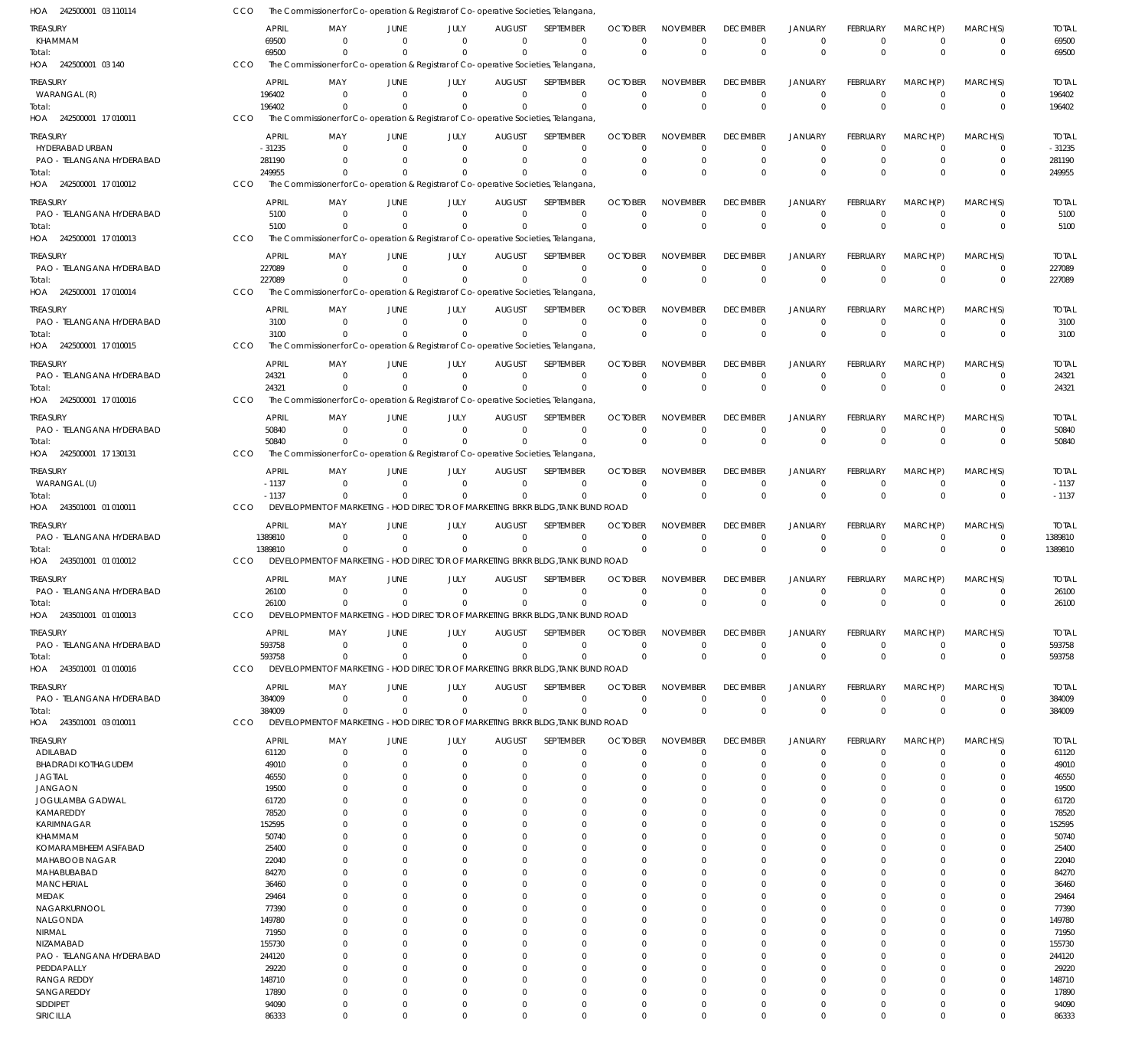HOA 242500001 03 110114 CCO The Commissioner for Co-operation & Registrar of Co-operative Societies, Telangana,

| TREASURY | APRIL | MAY | JUNE | JULY | AUGUST | SEPTEMBER | OCTOBER | NOVEMBER | DECEMBER | JANUARY | FEBRUARY | MARCH(P) | MARCH(S) | TOTAL |
|---|---|---|---|---|---|---|---|---|---|---|---|---|---|---|
| KHAMMAM | 69500 | 0 | 0 | 0 | 0 | 0 | 0 | 0 | 0 | 0 | 0 | 0 | 0 | 69500 |
| Total: | 69500 | 0 | 0 | 0 | 0 | 0 | 0 | 0 | 0 | 0 | 0 | 0 | 0 | 69500 |

HOA 242500001 03 140 CCO The Commissioner for Co-operation & Registrar of Co-operative Societies, Telangana,

| TREASURY | APRIL | MAY | JUNE | JULY | AUGUST | SEPTEMBER | OCTOBER | NOVEMBER | DECEMBER | JANUARY | FEBRUARY | MARCH(P) | MARCH(S) | TOTAL |
|---|---|---|---|---|---|---|---|---|---|---|---|---|---|---|
| WARANGAL (R) | 196402 | 0 | 0 | 0 | 0 | 0 | 0 | 0 | 0 | 0 | 0 | 0 | 0 | 196402 |
| Total: | 196402 | 0 | 0 | 0 | 0 | 0 | 0 | 0 | 0 | 0 | 0 | 0 | 0 | 196402 |

HOA 242500001 17 010011 CCO The Commissioner for Co-operation & Registrar of Co-operative Societies, Telangana,

| TREASURY | APRIL | MAY | JUNE | JULY | AUGUST | SEPTEMBER | OCTOBER | NOVEMBER | DECEMBER | JANUARY | FEBRUARY | MARCH(P) | MARCH(S) | TOTAL |
|---|---|---|---|---|---|---|---|---|---|---|---|---|---|---|
| HYDERABAD URBAN | -31235 | 0 | 0 | 0 | 0 | 0 | 0 | 0 | 0 | 0 | 0 | 0 | 0 | -31235 |
| PAO - TELANGANA HYDERABAD | 281190 | 0 | 0 | 0 | 0 | 0 | 0 | 0 | 0 | 0 | 0 | 0 | 0 | 281190 |
| Total: | 249955 | 0 | 0 | 0 | 0 | 0 | 0 | 0 | 0 | 0 | 0 | 0 | 0 | 249955 |

HOA 242500001 17 010012 CCO The Commissioner for Co-operation & Registrar of Co-operative Societies, Telangana,

| TREASURY | APRIL | MAY | JUNE | JULY | AUGUST | SEPTEMBER | OCTOBER | NOVEMBER | DECEMBER | JANUARY | FEBRUARY | MARCH(P) | MARCH(S) | TOTAL |
|---|---|---|---|---|---|---|---|---|---|---|---|---|---|---|
| PAO - TELANGANA HYDERABAD | 5100 | 0 | 0 | 0 | 0 | 0 | 0 | 0 | 0 | 0 | 0 | 0 | 0 | 5100 |
| Total: | 5100 | 0 | 0 | 0 | 0 | 0 | 0 | 0 | 0 | 0 | 0 | 0 | 0 | 5100 |

HOA 242500001 17 010013 CCO The Commissioner for Co-operation & Registrar of Co-operative Societies, Telangana,

| TREASURY | APRIL | MAY | JUNE | JULY | AUGUST | SEPTEMBER | OCTOBER | NOVEMBER | DECEMBER | JANUARY | FEBRUARY | MARCH(P) | MARCH(S) | TOTAL |
|---|---|---|---|---|---|---|---|---|---|---|---|---|---|---|
| PAO - TELANGANA HYDERABAD | 227089 | 0 | 0 | 0 | 0 | 0 | 0 | 0 | 0 | 0 | 0 | 0 | 0 | 227089 |
| Total: | 227089 | 0 | 0 | 0 | 0 | 0 | 0 | 0 | 0 | 0 | 0 | 0 | 0 | 227089 |

HOA 242500001 17 010014 CCO The Commissioner for Co-operation & Registrar of Co-operative Societies, Telangana,

| TREASURY | APRIL | MAY | JUNE | JULY | AUGUST | SEPTEMBER | OCTOBER | NOVEMBER | DECEMBER | JANUARY | FEBRUARY | MARCH(P) | MARCH(S) | TOTAL |
|---|---|---|---|---|---|---|---|---|---|---|---|---|---|---|
| PAO - TELANGANA HYDERABAD | 3100 | 0 | 0 | 0 | 0 | 0 | 0 | 0 | 0 | 0 | 0 | 0 | 0 | 3100 |
| Total: | 3100 | 0 | 0 | 0 | 0 | 0 | 0 | 0 | 0 | 0 | 0 | 0 | 0 | 3100 |

HOA 242500001 17 010015 CCO The Commissioner for Co-operation & Registrar of Co-operative Societies, Telangana,

| TREASURY | APRIL | MAY | JUNE | JULY | AUGUST | SEPTEMBER | OCTOBER | NOVEMBER | DECEMBER | JANUARY | FEBRUARY | MARCH(P) | MARCH(S) | TOTAL |
|---|---|---|---|---|---|---|---|---|---|---|---|---|---|---|
| PAO - TELANGANA HYDERABAD | 24321 | 0 | 0 | 0 | 0 | 0 | 0 | 0 | 0 | 0 | 0 | 0 | 0 | 24321 |
| Total: | 24321 | 0 | 0 | 0 | 0 | 0 | 0 | 0 | 0 | 0 | 0 | 0 | 0 | 24321 |

HOA 242500001 17 010016 CCO The Commissioner for Co-operation & Registrar of Co-operative Societies, Telangana,

| TREASURY | APRIL | MAY | JUNE | JULY | AUGUST | SEPTEMBER | OCTOBER | NOVEMBER | DECEMBER | JANUARY | FEBRUARY | MARCH(P) | MARCH(S) | TOTAL |
|---|---|---|---|---|---|---|---|---|---|---|---|---|---|---|
| PAO - TELANGANA HYDERABAD | 50840 | 0 | 0 | 0 | 0 | 0 | 0 | 0 | 0 | 0 | 0 | 0 | 0 | 50840 |
| Total: | 50840 | 0 | 0 | 0 | 0 | 0 | 0 | 0 | 0 | 0 | 0 | 0 | 0 | 50840 |

HOA 242500001 17 130131 CCO The Commissioner for Co-operation & Registrar of Co-operative Societies, Telangana,

| TREASURY | APRIL | MAY | JUNE | JULY | AUGUST | SEPTEMBER | OCTOBER | NOVEMBER | DECEMBER | JANUARY | FEBRUARY | MARCH(P) | MARCH(S) | TOTAL |
|---|---|---|---|---|---|---|---|---|---|---|---|---|---|---|
| WARANGAL (U) | -1137 | 0 | 0 | 0 | 0 | 0 | 0 | 0 | 0 | 0 | 0 | 0 | 0 | -1137 |
| Total: | -1137 | 0 | 0 | 0 | 0 | 0 | 0 | 0 | 0 | 0 | 0 | 0 | 0 | -1137 |

HOA 243501001 01 010011 CCO DEVELOPMENT OF MARKETING - HOD DIRECTOR OF MARKETING BRKR BLDG, TANK BUND ROAD

| TREASURY | APRIL | MAY | JUNE | JULY | AUGUST | SEPTEMBER | OCTOBER | NOVEMBER | DECEMBER | JANUARY | FEBRUARY | MARCH(P) | MARCH(S) | TOTAL |
|---|---|---|---|---|---|---|---|---|---|---|---|---|---|---|
| PAO - TELANGANA HYDERABAD | 1389810 | 0 | 0 | 0 | 0 | 0 | 0 | 0 | 0 | 0 | 0 | 0 | 0 | 1389810 |
| Total: | 1389810 | 0 | 0 | 0 | 0 | 0 | 0 | 0 | 0 | 0 | 0 | 0 | 0 | 1389810 |

HOA 243501001 01 010012 CCO DEVELOPMENT OF MARKETING - HOD DIRECTOR OF MARKETING BRKR BLDG, TANK BUND ROAD

| TREASURY | APRIL | MAY | JUNE | JULY | AUGUST | SEPTEMBER | OCTOBER | NOVEMBER | DECEMBER | JANUARY | FEBRUARY | MARCH(P) | MARCH(S) | TOTAL |
|---|---|---|---|---|---|---|---|---|---|---|---|---|---|---|
| PAO - TELANGANA HYDERABAD | 26100 | 0 | 0 | 0 | 0 | 0 | 0 | 0 | 0 | 0 | 0 | 0 | 0 | 26100 |
| Total: | 26100 | 0 | 0 | 0 | 0 | 0 | 0 | 0 | 0 | 0 | 0 | 0 | 0 | 26100 |

HOA 243501001 01 010013 CCO DEVELOPMENT OF MARKETING - HOD DIRECTOR OF MARKETING BRKR BLDG, TANK BUND ROAD

| TREASURY | APRIL | MAY | JUNE | JULY | AUGUST | SEPTEMBER | OCTOBER | NOVEMBER | DECEMBER | JANUARY | FEBRUARY | MARCH(P) | MARCH(S) | TOTAL |
|---|---|---|---|---|---|---|---|---|---|---|---|---|---|---|
| PAO - TELANGANA HYDERABAD | 593758 | 0 | 0 | 0 | 0 | 0 | 0 | 0 | 0 | 0 | 0 | 0 | 0 | 593758 |
| Total: | 593758 | 0 | 0 | 0 | 0 | 0 | 0 | 0 | 0 | 0 | 0 | 0 | 0 | 593758 |

HOA 243501001 01 010016 CCO DEVELOPMENT OF MARKETING - HOD DIRECTOR OF MARKETING BRKR BLDG, TANK BUND ROAD

| TREASURY | APRIL | MAY | JUNE | JULY | AUGUST | SEPTEMBER | OCTOBER | NOVEMBER | DECEMBER | JANUARY | FEBRUARY | MARCH(P) | MARCH(S) | TOTAL |
|---|---|---|---|---|---|---|---|---|---|---|---|---|---|---|
| PAO - TELANGANA HYDERABAD | 384009 | 0 | 0 | 0 | 0 | 0 | 0 | 0 | 0 | 0 | 0 | 0 | 0 | 384009 |
| Total: | 384009 | 0 | 0 | 0 | 0 | 0 | 0 | 0 | 0 | 0 | 0 | 0 | 0 | 384009 |

HOA 243501001 03 010011 CCO DEVELOPMENT OF MARKETING - HOD DIRECTOR OF MARKETING BRKR BLDG, TANK BUND ROAD

| TREASURY | APRIL | MAY | JUNE | JULY | AUGUST | SEPTEMBER | OCTOBER | NOVEMBER | DECEMBER | JANUARY | FEBRUARY | MARCH(P) | MARCH(S) | TOTAL |
|---|---|---|---|---|---|---|---|---|---|---|---|---|---|---|
| ADILABAD | 61120 | 0 | 0 | 0 | 0 | 0 | 0 | 0 | 0 | 0 | 0 | 0 | 0 | 61120 |
| BHADRADI KOTHAGUDEM | 49010 | 0 | 0 | 0 | 0 | 0 | 0 | 0 | 0 | 0 | 0 | 0 | 0 | 49010 |
| JAGTIAL | 46550 | 0 | 0 | 0 | 0 | 0 | 0 | 0 | 0 | 0 | 0 | 0 | 0 | 46550 |
| JANGAON | 19500 | 0 | 0 | 0 | 0 | 0 | 0 | 0 | 0 | 0 | 0 | 0 | 0 | 19500 |
| JOGULAMBA GADWAL | 61720 | 0 | 0 | 0 | 0 | 0 | 0 | 0 | 0 | 0 | 0 | 0 | 0 | 61720 |
| KAMAREDDY | 78520 | 0 | 0 | 0 | 0 | 0 | 0 | 0 | 0 | 0 | 0 | 0 | 0 | 78520 |
| KARIMNAGAR | 152595 | 0 | 0 | 0 | 0 | 0 | 0 | 0 | 0 | 0 | 0 | 0 | 0 | 152595 |
| KHAMMAM | 50740 | 0 | 0 | 0 | 0 | 0 | 0 | 0 | 0 | 0 | 0 | 0 | 0 | 50740 |
| KOMARAMBHEEM ASIFABAD | 25400 | 0 | 0 | 0 | 0 | 0 | 0 | 0 | 0 | 0 | 0 | 0 | 0 | 25400 |
| MAHABOOB NAGAR | 22040 | 0 | 0 | 0 | 0 | 0 | 0 | 0 | 0 | 0 | 0 | 0 | 0 | 22040 |
| MAHABUBABAD | 84270 | 0 | 0 | 0 | 0 | 0 | 0 | 0 | 0 | 0 | 0 | 0 | 0 | 84270 |
| MANCHERIAL | 36460 | 0 | 0 | 0 | 0 | 0 | 0 | 0 | 0 | 0 | 0 | 0 | 0 | 36460 |
| MEDAK | 29464 | 0 | 0 | 0 | 0 | 0 | 0 | 0 | 0 | 0 | 0 | 0 | 0 | 29464 |
| NAGARKURNOOL | 77390 | 0 | 0 | 0 | 0 | 0 | 0 | 0 | 0 | 0 | 0 | 0 | 0 | 77390 |
| NALGONDA | 149780 | 0 | 0 | 0 | 0 | 0 | 0 | 0 | 0 | 0 | 0 | 0 | 0 | 149780 |
| NIRMAL | 71950 | 0 | 0 | 0 | 0 | 0 | 0 | 0 | 0 | 0 | 0 | 0 | 0 | 71950 |
| NIZAMABAD | 155730 | 0 | 0 | 0 | 0 | 0 | 0 | 0 | 0 | 0 | 0 | 0 | 0 | 155730 |
| PAO - TELANGANA HYDERABAD | 244120 | 0 | 0 | 0 | 0 | 0 | 0 | 0 | 0 | 0 | 0 | 0 | 0 | 244120 |
| PEDDAPALLY | 29220 | 0 | 0 | 0 | 0 | 0 | 0 | 0 | 0 | 0 | 0 | 0 | 0 | 29220 |
| RANGA REDDY | 148710 | 0 | 0 | 0 | 0 | 0 | 0 | 0 | 0 | 0 | 0 | 0 | 0 | 148710 |
| SANGAREDDY | 17890 | 0 | 0 | 0 | 0 | 0 | 0 | 0 | 0 | 0 | 0 | 0 | 0 | 17890 |
| SIDDIPET | 94090 | 0 | 0 | 0 | 0 | 0 | 0 | 0 | 0 | 0 | 0 | 0 | 0 | 94090 |
| SIRICILLA | 86333 | 0 | 0 | 0 | 0 | 0 | 0 | 0 | 0 | 0 | 0 | 0 | 0 | 86333 |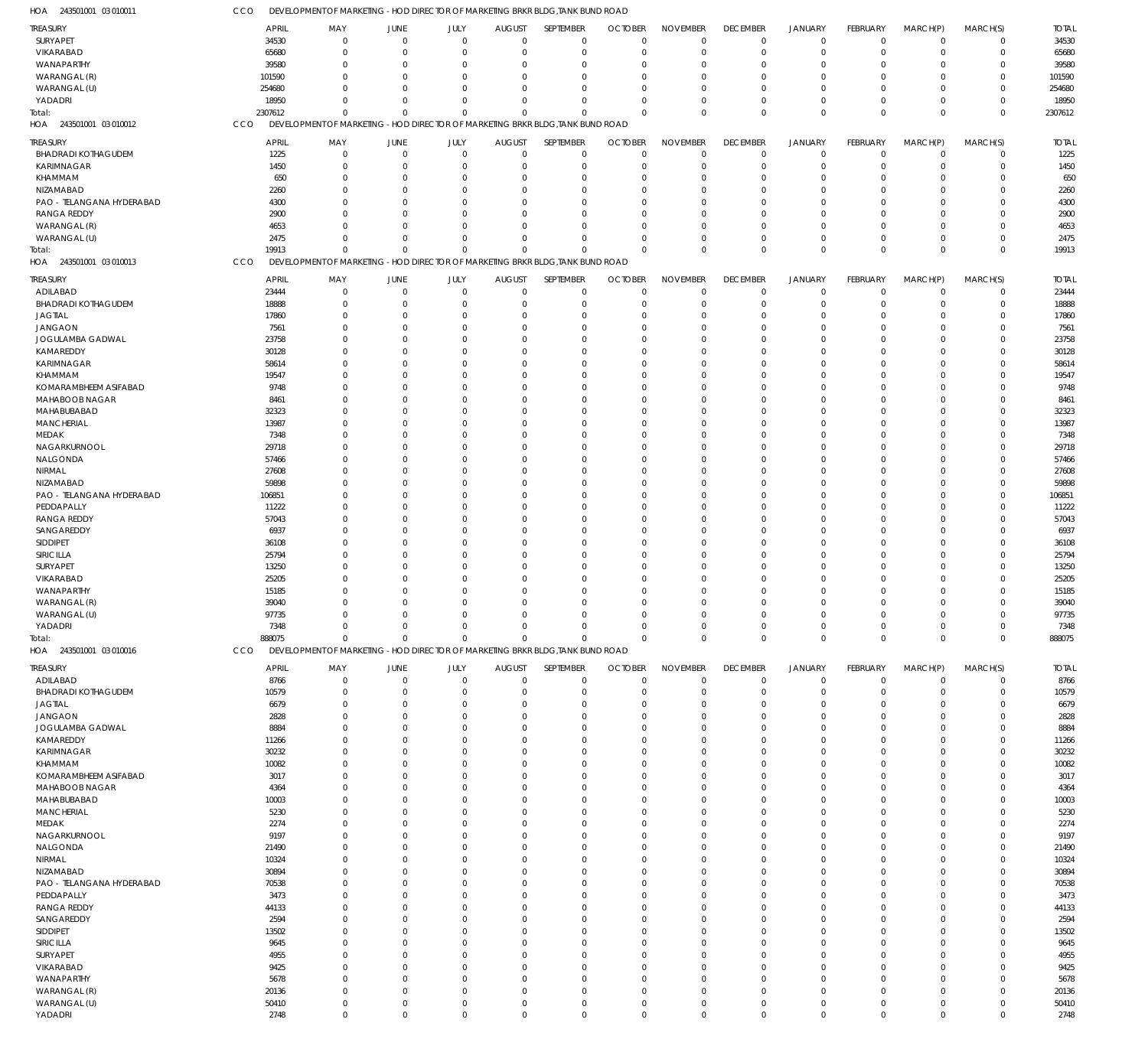HOA 243501001 03 010011 CCO DEVELOPMENT OF MARKETING - HOD DIRECTOR OF MARKETING BRKR BLDG,TANK BUND ROAD

| TREASURY | APRIL | MAY | JUNE | JULY | AUGUST | SEPTEMBER | OCTOBER | NOVEMBER | DECEMBER | JANUARY | FEBRUARY | MARCH(P) | MARCH(S) | TOTAL |
|---|---|---|---|---|---|---|---|---|---|---|---|---|---|---|
| SURYAPET | 34530 | 0 | 0 | 0 | 0 | 0 | 0 | 0 | 0 | 0 | 0 | 0 | 0 | 34530 |
| VIKARABAD | 65680 | 0 | 0 | 0 | 0 | 0 | 0 | 0 | 0 | 0 | 0 | 0 | 0 | 65680 |
| WANAPARTHY | 39580 | 0 | 0 | 0 | 0 | 0 | 0 | 0 | 0 | 0 | 0 | 0 | 0 | 39580 |
| WARANGAL (R) | 101590 | 0 | 0 | 0 | 0 | 0 | 0 | 0 | 0 | 0 | 0 | 0 | 0 | 101590 |
| WARANGAL (U) | 254680 | 0 | 0 | 0 | 0 | 0 | 0 | 0 | 0 | 0 | 0 | 0 | 0 | 254680 |
| YADADRI | 18950 | 0 | 0 | 0 | 0 | 0 | 0 | 0 | 0 | 0 | 0 | 0 | 0 | 18950 |
| Total: | 2307612 | 0 | 0 | 0 | 0 | 0 | 0 | 0 | 0 | 0 | 0 | 0 | 0 | 2307612 |

HOA 243501001 03 010012 CCO DEVELOPMENT OF MARKETING - HOD DIRECTOR OF MARKETING BRKR BLDG,TANK BUND ROAD

| TREASURY | APRIL | MAY | JUNE | JULY | AUGUST | SEPTEMBER | OCTOBER | NOVEMBER | DECEMBER | JANUARY | FEBRUARY | MARCH(P) | MARCH(S) | TOTAL |
|---|---|---|---|---|---|---|---|---|---|---|---|---|---|---|
| BHADRADI KOTHAGUDEM | 1225 | 0 | 0 | 0 | 0 | 0 | 0 | 0 | 0 | 0 | 0 | 0 | 0 | 1225 |
| KARIMNAGAR | 1450 | 0 | 0 | 0 | 0 | 0 | 0 | 0 | 0 | 0 | 0 | 0 | 0 | 1450 |
| KHAMMAM | 650 | 0 | 0 | 0 | 0 | 0 | 0 | 0 | 0 | 0 | 0 | 0 | 0 | 650 |
| NIZAMABAD | 2260 | 0 | 0 | 0 | 0 | 0 | 0 | 0 | 0 | 0 | 0 | 0 | 0 | 2260 |
| PAO - TELANGANA HYDERABAD | 4300 | 0 | 0 | 0 | 0 | 0 | 0 | 0 | 0 | 0 | 0 | 0 | 0 | 4300 |
| RANGA REDDY | 2900 | 0 | 0 | 0 | 0 | 0 | 0 | 0 | 0 | 0 | 0 | 0 | 0 | 2900 |
| WARANGAL (R) | 4653 | 0 | 0 | 0 | 0 | 0 | 0 | 0 | 0 | 0 | 0 | 0 | 0 | 4653 |
| WARANGAL (U) | 2475 | 0 | 0 | 0 | 0 | 0 | 0 | 0 | 0 | 0 | 0 | 0 | 0 | 2475 |
| Total: | 19913 | 0 | 0 | 0 | 0 | 0 | 0 | 0 | 0 | 0 | 0 | 0 | 0 | 19913 |

HOA 243501001 03 010013 CCO DEVELOPMENT OF MARKETING - HOD DIRECTOR OF MARKETING BRKR BLDG,TANK BUND ROAD

| TREASURY | APRIL | MAY | JUNE | JULY | AUGUST | SEPTEMBER | OCTOBER | NOVEMBER | DECEMBER | JANUARY | FEBRUARY | MARCH(P) | MARCH(S) | TOTAL |
|---|---|---|---|---|---|---|---|---|---|---|---|---|---|---|
| ADILABAD | 23444 | 0 | 0 | 0 | 0 | 0 | 0 | 0 | 0 | 0 | 0 | 0 | 0 | 23444 |
| BHADRADI KOTHAGUDEM | 18888 | 0 | 0 | 0 | 0 | 0 | 0 | 0 | 0 | 0 | 0 | 0 | 0 | 18888 |
| JAGTIAL | 17860 | 0 | 0 | 0 | 0 | 0 | 0 | 0 | 0 | 0 | 0 | 0 | 0 | 17860 |
| JANGAON | 7561 | 0 | 0 | 0 | 0 | 0 | 0 | 0 | 0 | 0 | 0 | 0 | 0 | 7561 |
| JOGULAMBA GADWAL | 23758 | 0 | 0 | 0 | 0 | 0 | 0 | 0 | 0 | 0 | 0 | 0 | 0 | 23758 |
| KAMAREDDY | 30128 | 0 | 0 | 0 | 0 | 0 | 0 | 0 | 0 | 0 | 0 | 0 | 0 | 30128 |
| KARIMNAGAR | 58614 | 0 | 0 | 0 | 0 | 0 | 0 | 0 | 0 | 0 | 0 | 0 | 0 | 58614 |
| KHAMMAM | 19547 | 0 | 0 | 0 | 0 | 0 | 0 | 0 | 0 | 0 | 0 | 0 | 0 | 19547 |
| KOMARAMBHEEM ASIFABAD | 9748 | 0 | 0 | 0 | 0 | 0 | 0 | 0 | 0 | 0 | 0 | 0 | 0 | 9748 |
| MAHABOOB NAGAR | 8461 | 0 | 0 | 0 | 0 | 0 | 0 | 0 | 0 | 0 | 0 | 0 | 0 | 8461 |
| MAHABUBABAD | 32323 | 0 | 0 | 0 | 0 | 0 | 0 | 0 | 0 | 0 | 0 | 0 | 0 | 32323 |
| MANCHERIAL | 13987 | 0 | 0 | 0 | 0 | 0 | 0 | 0 | 0 | 0 | 0 | 0 | 0 | 13987 |
| MEDAK | 7348 | 0 | 0 | 0 | 0 | 0 | 0 | 0 | 0 | 0 | 0 | 0 | 0 | 7348 |
| NAGARKURNOOL | 29718 | 0 | 0 | 0 | 0 | 0 | 0 | 0 | 0 | 0 | 0 | 0 | 0 | 29718 |
| NALGONDA | 57466 | 0 | 0 | 0 | 0 | 0 | 0 | 0 | 0 | 0 | 0 | 0 | 0 | 57466 |
| NIRMAL | 27608 | 0 | 0 | 0 | 0 | 0 | 0 | 0 | 0 | 0 | 0 | 0 | 0 | 27608 |
| NIZAMABAD | 59898 | 0 | 0 | 0 | 0 | 0 | 0 | 0 | 0 | 0 | 0 | 0 | 0 | 59898 |
| PAO - TELANGANA HYDERABAD | 106851 | 0 | 0 | 0 | 0 | 0 | 0 | 0 | 0 | 0 | 0 | 0 | 0 | 106851 |
| PEDDAPALLY | 11222 | 0 | 0 | 0 | 0 | 0 | 0 | 0 | 0 | 0 | 0 | 0 | 0 | 11222 |
| RANGA REDDY | 57043 | 0 | 0 | 0 | 0 | 0 | 0 | 0 | 0 | 0 | 0 | 0 | 0 | 57043 |
| SANGAREDDY | 6937 | 0 | 0 | 0 | 0 | 0 | 0 | 0 | 0 | 0 | 0 | 0 | 0 | 6937 |
| SIDDIPET | 36108 | 0 | 0 | 0 | 0 | 0 | 0 | 0 | 0 | 0 | 0 | 0 | 0 | 36108 |
| SIRICILLA | 25794 | 0 | 0 | 0 | 0 | 0 | 0 | 0 | 0 | 0 | 0 | 0 | 0 | 25794 |
| SURYAPET | 13250 | 0 | 0 | 0 | 0 | 0 | 0 | 0 | 0 | 0 | 0 | 0 | 0 | 13250 |
| VIKARABAD | 25205 | 0 | 0 | 0 | 0 | 0 | 0 | 0 | 0 | 0 | 0 | 0 | 0 | 25205 |
| WANAPARTHY | 15185 | 0 | 0 | 0 | 0 | 0 | 0 | 0 | 0 | 0 | 0 | 0 | 0 | 15185 |
| WARANGAL (R) | 39040 | 0 | 0 | 0 | 0 | 0 | 0 | 0 | 0 | 0 | 0 | 0 | 0 | 39040 |
| WARANGAL (U) | 97735 | 0 | 0 | 0 | 0 | 0 | 0 | 0 | 0 | 0 | 0 | 0 | 0 | 97735 |
| YADADRI | 7348 | 0 | 0 | 0 | 0 | 0 | 0 | 0 | 0 | 0 | 0 | 0 | 0 | 7348 |
| Total: | 888075 | 0 | 0 | 0 | 0 | 0 | 0 | 0 | 0 | 0 | 0 | 0 | 0 | 888075 |

HOA 243501001 03 010016 CCO DEVELOPMENT OF MARKETING - HOD DIRECTOR OF MARKETING BRKR BLDG,TANK BUND ROAD

| TREASURY | APRIL | MAY | JUNE | JULY | AUGUST | SEPTEMBER | OCTOBER | NOVEMBER | DECEMBER | JANUARY | FEBRUARY | MARCH(P) | MARCH(S) | TOTAL |
|---|---|---|---|---|---|---|---|---|---|---|---|---|---|---|
| ADILABAD | 8766 | 0 | 0 | 0 | 0 | 0 | 0 | 0 | 0 | 0 | 0 | 0 | 0 | 8766 |
| BHADRADI KOTHAGUDEM | 10579 | 0 | 0 | 0 | 0 | 0 | 0 | 0 | 0 | 0 | 0 | 0 | 0 | 10579 |
| JAGTIAL | 6679 | 0 | 0 | 0 | 0 | 0 | 0 | 0 | 0 | 0 | 0 | 0 | 0 | 6679 |
| JANGAON | 2828 | 0 | 0 | 0 | 0 | 0 | 0 | 0 | 0 | 0 | 0 | 0 | 0 | 2828 |
| JOGULAMBA GADWAL | 8884 | 0 | 0 | 0 | 0 | 0 | 0 | 0 | 0 | 0 | 0 | 0 | 0 | 8884 |
| KAMAREDDY | 11266 | 0 | 0 | 0 | 0 | 0 | 0 | 0 | 0 | 0 | 0 | 0 | 0 | 11266 |
| KARIMNAGAR | 30232 | 0 | 0 | 0 | 0 | 0 | 0 | 0 | 0 | 0 | 0 | 0 | 0 | 30232 |
| KHAMMAM | 10082 | 0 | 0 | 0 | 0 | 0 | 0 | 0 | 0 | 0 | 0 | 0 | 0 | 10082 |
| KOMARAMBHEEM ASIFABAD | 3017 | 0 | 0 | 0 | 0 | 0 | 0 | 0 | 0 | 0 | 0 | 0 | 0 | 3017 |
| MAHABOOB NAGAR | 4364 | 0 | 0 | 0 | 0 | 0 | 0 | 0 | 0 | 0 | 0 | 0 | 0 | 4364 |
| MAHABUBABAD | 10003 | 0 | 0 | 0 | 0 | 0 | 0 | 0 | 0 | 0 | 0 | 0 | 0 | 10003 |
| MANCHERIAL | 5230 | 0 | 0 | 0 | 0 | 0 | 0 | 0 | 0 | 0 | 0 | 0 | 0 | 5230 |
| MEDAK | 2274 | 0 | 0 | 0 | 0 | 0 | 0 | 0 | 0 | 0 | 0 | 0 | 0 | 2274 |
| NAGARKURNOOL | 9197 | 0 | 0 | 0 | 0 | 0 | 0 | 0 | 0 | 0 | 0 | 0 | 0 | 9197 |
| NALGONDA | 21490 | 0 | 0 | 0 | 0 | 0 | 0 | 0 | 0 | 0 | 0 | 0 | 0 | 21490 |
| NIRMAL | 10324 | 0 | 0 | 0 | 0 | 0 | 0 | 0 | 0 | 0 | 0 | 0 | 0 | 10324 |
| NIZAMABAD | 30894 | 0 | 0 | 0 | 0 | 0 | 0 | 0 | 0 | 0 | 0 | 0 | 0 | 30894 |
| PAO - TELANGANA HYDERABAD | 70538 | 0 | 0 | 0 | 0 | 0 | 0 | 0 | 0 | 0 | 0 | 0 | 0 | 70538 |
| PEDDAPALLY | 3473 | 0 | 0 | 0 | 0 | 0 | 0 | 0 | 0 | 0 | 0 | 0 | 0 | 3473 |
| RANGA REDDY | 44133 | 0 | 0 | 0 | 0 | 0 | 0 | 0 | 0 | 0 | 0 | 0 | 0 | 44133 |
| SANGAREDDY | 2594 | 0 | 0 | 0 | 0 | 0 | 0 | 0 | 0 | 0 | 0 | 0 | 0 | 2594 |
| SIDDIPET | 13502 | 0 | 0 | 0 | 0 | 0 | 0 | 0 | 0 | 0 | 0 | 0 | 0 | 13502 |
| SIRICILLA | 9645 | 0 | 0 | 0 | 0 | 0 | 0 | 0 | 0 | 0 | 0 | 0 | 0 | 9645 |
| SURYAPET | 4955 | 0 | 0 | 0 | 0 | 0 | 0 | 0 | 0 | 0 | 0 | 0 | 0 | 4955 |
| VIKARABAD | 9425 | 0 | 0 | 0 | 0 | 0 | 0 | 0 | 0 | 0 | 0 | 0 | 0 | 9425 |
| WANAPARTHY | 5678 | 0 | 0 | 0 | 0 | 0 | 0 | 0 | 0 | 0 | 0 | 0 | 0 | 5678 |
| WARANGAL (R) | 20136 | 0 | 0 | 0 | 0 | 0 | 0 | 0 | 0 | 0 | 0 | 0 | 0 | 20136 |
| WARANGAL (U) | 50410 | 0 | 0 | 0 | 0 | 0 | 0 | 0 | 0 | 0 | 0 | 0 | 0 | 50410 |
| YADADRI | 2748 | 0 | 0 | 0 | 0 | 0 | 0 | 0 | 0 | 0 | 0 | 0 | 0 | 2748 |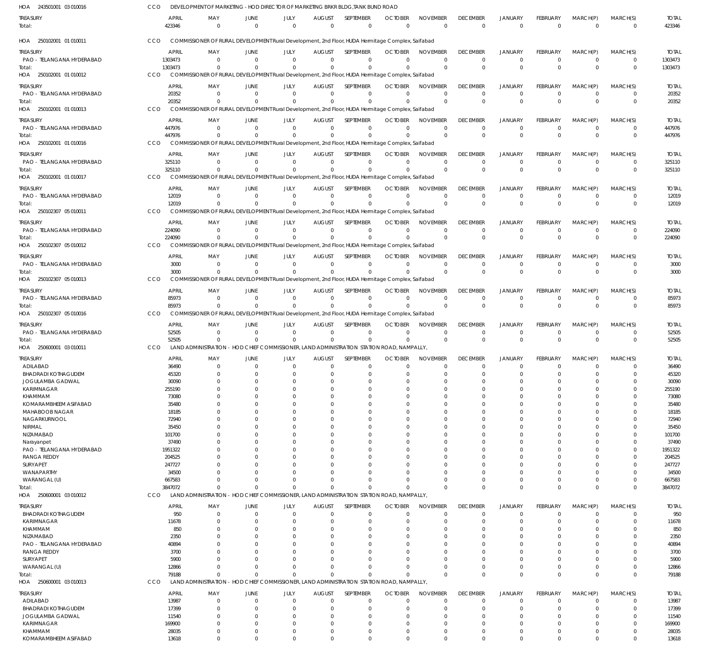HOA 243501001 03 010016 CCO DEVELOPMENT OF MARKETING - HOD DIRECTOR OF MARKETING BRKR BLDG,TANK BUND ROAD

| TREASURY | APRIL | MAY | JUNE | JULY | AUGUST | SEPTEMBER | OCTOBER | NOVEMBER | DECEMBER | JANUARY | FEBRUARY | MARCH(P) | MARCH(S) | TOTAL |
|---|---|---|---|---|---|---|---|---|---|---|---|---|---|---|
| Total: | 423346 | 0 | 0 | 0 | 0 | 0 | 0 | 0 | 0 | 0 | 0 | 0 | 0 | 423346 |

HOA 250102001 01 010011 CCO COMMISSIONER OF RURAL DEVELOPMENT Rural Development, 2nd Floor, HUDA Hermitage Complex, Saifabad

| TREASURY | APRIL | MAY | JUNE | JULY | AUGUST | SEPTEMBER | OCTOBER | NOVEMBER | DECEMBER | JANUARY | FEBRUARY | MARCH(P) | MARCH(S) | TOTAL |
|---|---|---|---|---|---|---|---|---|---|---|---|---|---|---|
| PAO - TELANGANA HYDERABAD | 1303473 | 0 | 0 | 0 | 0 | 0 | 0 | 0 | 0 | 0 | 0 | 0 | 0 | 1303473 |
| Total: | 1303473 | 0 | 0 | 0 | 0 | 0 | 0 | 0 | 0 | 0 | 0 | 0 | 0 | 1303473 |

HOA 250102001 01 010012 CCO COMMISSIONER OF RURAL DEVELOPMENT Rural Development, 2nd Floor, HUDA Hermitage Complex, Saifabad

| TREASURY | APRIL | MAY | JUNE | JULY | AUGUST | SEPTEMBER | OCTOBER | NOVEMBER | DECEMBER | JANUARY | FEBRUARY | MARCH(P) | MARCH(S) | TOTAL |
|---|---|---|---|---|---|---|---|---|---|---|---|---|---|---|
| PAO - TELANGANA HYDERABAD | 20352 | 0 | 0 | 0 | 0 | 0 | 0 | 0 | 0 | 0 | 0 | 0 | 0 | 20352 |
| Total: | 20352 | 0 | 0 | 0 | 0 | 0 | 0 | 0 | 0 | 0 | 0 | 0 | 0 | 20352 |

HOA 250102001 01 010013 CCO COMMISSIONER OF RURAL DEVELOPMENT Rural Development, 2nd Floor, HUDA Hermitage Complex, Saifabad

| TREASURY | APRIL | MAY | JUNE | JULY | AUGUST | SEPTEMBER | OCTOBER | NOVEMBER | DECEMBER | JANUARY | FEBRUARY | MARCH(P) | MARCH(S) | TOTAL |
|---|---|---|---|---|---|---|---|---|---|---|---|---|---|---|
| PAO - TELANGANA HYDERABAD | 447976 | 0 | 0 | 0 | 0 | 0 | 0 | 0 | 0 | 0 | 0 | 0 | 0 | 447976 |
| Total: | 447976 | 0 | 0 | 0 | 0 | 0 | 0 | 0 | 0 | 0 | 0 | 0 | 0 | 447976 |

HOA 250102001 01 010016 CCO COMMISSIONER OF RURAL DEVELOPMENT Rural Development, 2nd Floor, HUDA Hermitage Complex, Saifabad

| TREASURY | APRIL | MAY | JUNE | JULY | AUGUST | SEPTEMBER | OCTOBER | NOVEMBER | DECEMBER | JANUARY | FEBRUARY | MARCH(P) | MARCH(S) | TOTAL |
|---|---|---|---|---|---|---|---|---|---|---|---|---|---|---|
| PAO - TELANGANA HYDERABAD | 325110 | 0 | 0 | 0 | 0 | 0 | 0 | 0 | 0 | 0 | 0 | 0 | 0 | 325110 |
| Total: | 325110 | 0 | 0 | 0 | 0 | 0 | 0 | 0 | 0 | 0 | 0 | 0 | 0 | 325110 |

HOA 250102001 01 010017 CCO COMMISSIONER OF RURAL DEVELOPMENT Rural Development, 2nd Floor, HUDA Hermitage Complex, Saifabad

| TREASURY | APRIL | MAY | JUNE | JULY | AUGUST | SEPTEMBER | OCTOBER | NOVEMBER | DECEMBER | JANUARY | FEBRUARY | MARCH(P) | MARCH(S) | TOTAL |
|---|---|---|---|---|---|---|---|---|---|---|---|---|---|---|
| PAO - TELANGANA HYDERABAD | 12019 | 0 | 0 | 0 | 0 | 0 | 0 | 0 | 0 | 0 | 0 | 0 | 0 | 12019 |
| Total: | 12019 | 0 | 0 | 0 | 0 | 0 | 0 | 0 | 0 | 0 | 0 | 0 | 0 | 12019 |

HOA 250102307 05 010011 CCO COMMISSIONER OF RURAL DEVELOPMENT Rural Development, 2nd Floor, HUDA Hermitage Complex, Saifabad

| TREASURY | APRIL | MAY | JUNE | JULY | AUGUST | SEPTEMBER | OCTOBER | NOVEMBER | DECEMBER | JANUARY | FEBRUARY | MARCH(P) | MARCH(S) | TOTAL |
|---|---|---|---|---|---|---|---|---|---|---|---|---|---|---|
| PAO - TELANGANA HYDERABAD | 224090 | 0 | 0 | 0 | 0 | 0 | 0 | 0 | 0 | 0 | 0 | 0 | 0 | 224090 |
| Total: | 224090 | 0 | 0 | 0 | 0 | 0 | 0 | 0 | 0 | 0 | 0 | 0 | 0 | 224090 |

HOA 250102307 05 010012 CCO COMMISSIONER OF RURAL DEVELOPMENT Rural Development, 2nd Floor, HUDA Hermitage Complex, Saifabad

| TREASURY | APRIL | MAY | JUNE | JULY | AUGUST | SEPTEMBER | OCTOBER | NOVEMBER | DECEMBER | JANUARY | FEBRUARY | MARCH(P) | MARCH(S) | TOTAL |
|---|---|---|---|---|---|---|---|---|---|---|---|---|---|---|
| PAO - TELANGANA HYDERABAD | 3000 | 0 | 0 | 0 | 0 | 0 | 0 | 0 | 0 | 0 | 0 | 0 | 0 | 3000 |
| Total: | 3000 | 0 | 0 | 0 | 0 | 0 | 0 | 0 | 0 | 0 | 0 | 0 | 0 | 3000 |

HOA 250102307 05 010013 CCO COMMISSIONER OF RURAL DEVELOPMENT Rural Development, 2nd Floor, HUDA Hermitage Complex, Saifabad

| TREASURY | APRIL | MAY | JUNE | JULY | AUGUST | SEPTEMBER | OCTOBER | NOVEMBER | DECEMBER | JANUARY | FEBRUARY | MARCH(P) | MARCH(S) | TOTAL |
|---|---|---|---|---|---|---|---|---|---|---|---|---|---|---|
| PAO - TELANGANA HYDERABAD | 85973 | 0 | 0 | 0 | 0 | 0 | 0 | 0 | 0 | 0 | 0 | 0 | 0 | 85973 |
| Total: | 85973 | 0 | 0 | 0 | 0 | 0 | 0 | 0 | 0 | 0 | 0 | 0 | 0 | 85973 |

HOA 250102307 05 010016 CCO COMMISSIONER OF RURAL DEVELOPMENT Rural Development, 2nd Floor, HUDA Hermitage Complex, Saifabad

| TREASURY | APRIL | MAY | JUNE | JULY | AUGUST | SEPTEMBER | OCTOBER | NOVEMBER | DECEMBER | JANUARY | FEBRUARY | MARCH(P) | MARCH(S) | TOTAL |
|---|---|---|---|---|---|---|---|---|---|---|---|---|---|---|
| PAO - TELANGANA HYDERABAD | 52505 | 0 | 0 | 0 | 0 | 0 | 0 | 0 | 0 | 0 | 0 | 0 | 0 | 52505 |
| Total: | 52505 | 0 | 0 | 0 | 0 | 0 | 0 | 0 | 0 | 0 | 0 | 0 | 0 | 52505 |

HOA 250600001 03 010011 CCO LAND ADMINISTRATION - HOD CHIEF COMMISSIONER, LAND ADMINISTRATION STATION ROAD, NAMPALLY,

| TREASURY | APRIL | MAY | JUNE | JULY | AUGUST | SEPTEMBER | OCTOBER | NOVEMBER | DECEMBER | JANUARY | FEBRUARY | MARCH(P) | MARCH(S) | TOTAL |
|---|---|---|---|---|---|---|---|---|---|---|---|---|---|---|
| ADILABAD | 36490 | 0 | 0 | 0 | 0 | 0 | 0 | 0 | 0 | 0 | 0 | 0 | 0 | 36490 |
| BHADRADI KOTHAGUDEM | 45320 | 0 | 0 | 0 | 0 | 0 | 0 | 0 | 0 | 0 | 0 | 0 | 0 | 45320 |
| JOGULAMBA GADWAL | 30090 | 0 | 0 | 0 | 0 | 0 | 0 | 0 | 0 | 0 | 0 | 0 | 0 | 30090 |
| KARIMNAGAR | 255190 | 0 | 0 | 0 | 0 | 0 | 0 | 0 | 0 | 0 | 0 | 0 | 0 | 255190 |
| KHAMMAM | 73080 | 0 | 0 | 0 | 0 | 0 | 0 | 0 | 0 | 0 | 0 | 0 | 0 | 73080 |
| KOMARAMBHEEM ASIFABAD | 35480 | 0 | 0 | 0 | 0 | 0 | 0 | 0 | 0 | 0 | 0 | 0 | 0 | 35480 |
| MAHABOOB NAGAR | 18185 | 0 | 0 | 0 | 0 | 0 | 0 | 0 | 0 | 0 | 0 | 0 | 0 | 18185 |
| NAGARKURNOOL | 72940 | 0 | 0 | 0 | 0 | 0 | 0 | 0 | 0 | 0 | 0 | 0 | 0 | 72940 |
| NIRMAL | 35450 | 0 | 0 | 0 | 0 | 0 | 0 | 0 | 0 | 0 | 0 | 0 | 0 | 35450 |
| NIZAMABAD | 101700 | 0 | 0 | 0 | 0 | 0 | 0 | 0 | 0 | 0 | 0 | 0 | 0 | 101700 |
| Narayanpet | 37490 | 0 | 0 | 0 | 0 | 0 | 0 | 0 | 0 | 0 | 0 | 0 | 0 | 37490 |
| PAO - TELANGANA HYDERABAD | 1951322 | 0 | 0 | 0 | 0 | 0 | 0 | 0 | 0 | 0 | 0 | 0 | 0 | 1951322 |
| RANGA REDDY | 204525 | 0 | 0 | 0 | 0 | 0 | 0 | 0 | 0 | 0 | 0 | 0 | 0 | 204525 |
| SURYAPET | 247727 | 0 | 0 | 0 | 0 | 0 | 0 | 0 | 0 | 0 | 0 | 0 | 0 | 247727 |
| WANAPARTHY | 34500 | 0 | 0 | 0 | 0 | 0 | 0 | 0 | 0 | 0 | 0 | 0 | 0 | 34500 |
| WARANGAL (U) | 667583 | 0 | 0 | 0 | 0 | 0 | 0 | 0 | 0 | 0 | 0 | 0 | 0 | 667583 |
| Total: | 3847072 | 0 | 0 | 0 | 0 | 0 | 0 | 0 | 0 | 0 | 0 | 0 | 0 | 3847072 |

HOA 250600001 03 010012 CCO LAND ADMINISTRATION - HOD CHIEF COMMISSIONER, LAND ADMINISTRATION STATION ROAD, NAMPALLY,

| TREASURY | APRIL | MAY | JUNE | JULY | AUGUST | SEPTEMBER | OCTOBER | NOVEMBER | DECEMBER | JANUARY | FEBRUARY | MARCH(P) | MARCH(S) | TOTAL |
|---|---|---|---|---|---|---|---|---|---|---|---|---|---|---|
| BHADRADI KOTHAGUDEM | 950 | 0 | 0 | 0 | 0 | 0 | 0 | 0 | 0 | 0 | 0 | 0 | 0 | 950 |
| KARIMNAGAR | 11678 | 0 | 0 | 0 | 0 | 0 | 0 | 0 | 0 | 0 | 0 | 0 | 0 | 11678 |
| KHAMMAM | 850 | 0 | 0 | 0 | 0 | 0 | 0 | 0 | 0 | 0 | 0 | 0 | 0 | 850 |
| NIZAMABAD | 2350 | 0 | 0 | 0 | 0 | 0 | 0 | 0 | 0 | 0 | 0 | 0 | 0 | 2350 |
| PAO - TELANGANA HYDERABAD | 40894 | 0 | 0 | 0 | 0 | 0 | 0 | 0 | 0 | 0 | 0 | 0 | 0 | 40894 |
| RANGA REDDY | 3700 | 0 | 0 | 0 | 0 | 0 | 0 | 0 | 0 | 0 | 0 | 0 | 0 | 3700 |
| SURYAPET | 5900 | 0 | 0 | 0 | 0 | 0 | 0 | 0 | 0 | 0 | 0 | 0 | 0 | 5900 |
| WARANGAL (U) | 12866 | 0 | 0 | 0 | 0 | 0 | 0 | 0 | 0 | 0 | 0 | 0 | 0 | 12866 |
| Total: | 79188 | 0 | 0 | 0 | 0 | 0 | 0 | 0 | 0 | 0 | 0 | 0 | 0 | 79188 |

HOA 250600001 03 010013 CCO LAND ADMINISTRATION - HOD CHIEF COMMISSIONER, LAND ADMINISTRATION STATION ROAD, NAMPALLY,

| TREASURY | APRIL | MAY | JUNE | JULY | AUGUST | SEPTEMBER | OCTOBER | NOVEMBER | DECEMBER | JANUARY | FEBRUARY | MARCH(P) | MARCH(S) | TOTAL |
|---|---|---|---|---|---|---|---|---|---|---|---|---|---|---|
| ADILABAD | 13987 | 0 | 0 | 0 | 0 | 0 | 0 | 0 | 0 | 0 | 0 | 0 | 0 | 13987 |
| BHADRADI KOTHAGUDEM | 17399 | 0 | 0 | 0 | 0 | 0 | 0 | 0 | 0 | 0 | 0 | 0 | 0 | 17399 |
| JOGULAMBA GADWAL | 11540 | 0 | 0 | 0 | 0 | 0 | 0 | 0 | 0 | 0 | 0 | 0 | 0 | 11540 |
| KARIMNAGAR | 169900 | 0 | 0 | 0 | 0 | 0 | 0 | 0 | 0 | 0 | 0 | 0 | 0 | 169900 |
| KHAMMAM | 28035 | 0 | 0 | 0 | 0 | 0 | 0 | 0 | 0 | 0 | 0 | 0 | 0 | 28035 |
| KOMARAMBHEEM ASIFABAD | 13618 | 0 | 0 | 0 | 0 | 0 | 0 | 0 | 0 | 0 | 0 | 0 | 0 | 13618 |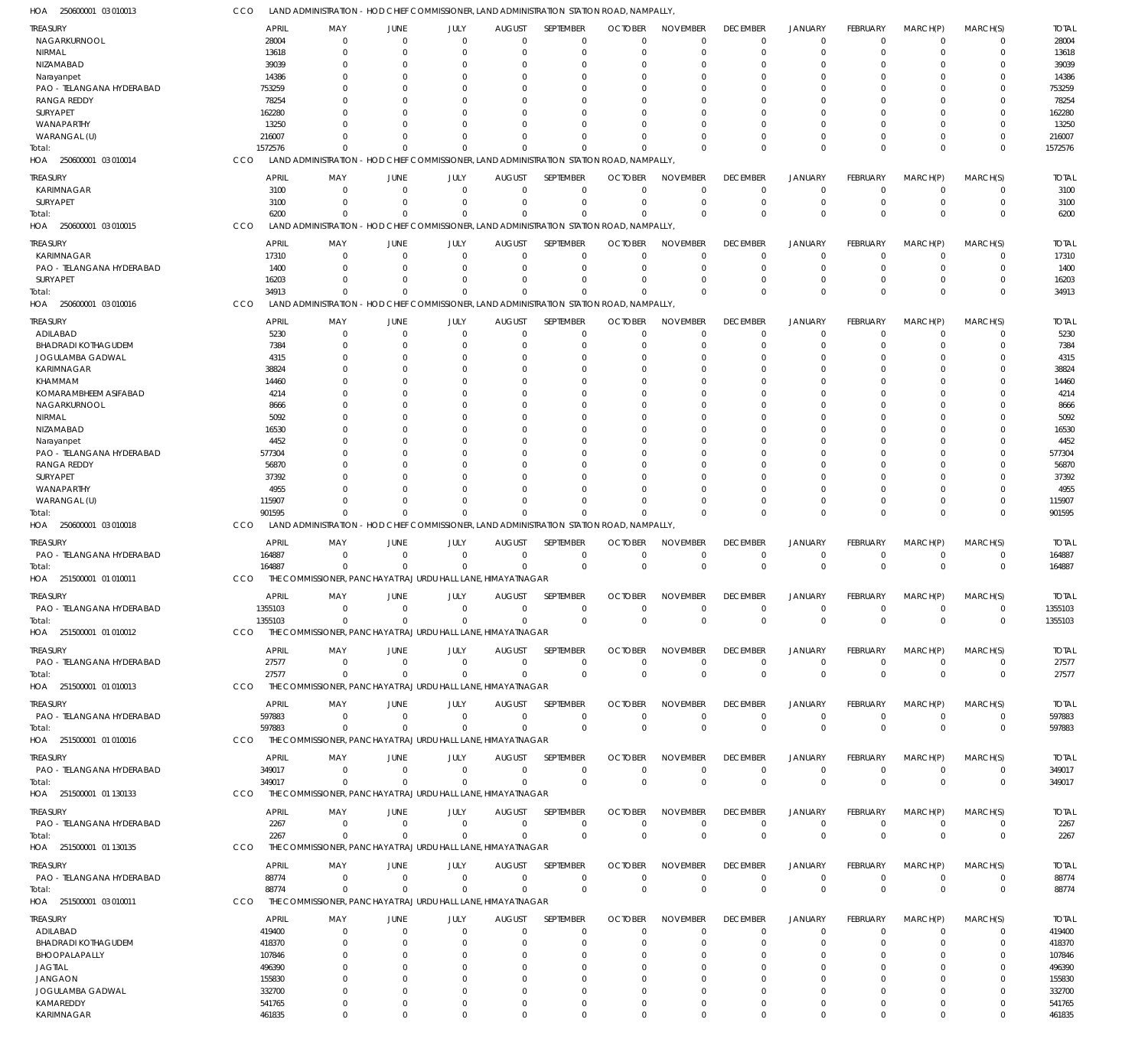HOA 250600001 03 010013 CCO LAND ADMINISTRATION - HOD CHIEF COMMISSIONER, LAND ADMINISTRATION STATION ROAD, NAMPALLY,

| TREASURY | APRIL | MAY | JUNE | JULY | AUGUST | SEPTEMBER | OCTOBER | NOVEMBER | DECEMBER | JANUARY | FEBRUARY | MARCH(P) | MARCH(S) | TOTAL |
|---|---|---|---|---|---|---|---|---|---|---|---|---|---|---|
| NAGARKURNOOL | 28004 | 0 | 0 | 0 | 0 | 0 | 0 | 0 | 0 | 0 | 0 | 0 | 0 | 28004 |
| NIRMAL | 13618 | 0 | 0 | 0 | 0 | 0 | 0 | 0 | 0 | 0 | 0 | 0 | 0 | 13618 |
| NIZAMABAD | 39039 | 0 | 0 | 0 | 0 | 0 | 0 | 0 | 0 | 0 | 0 | 0 | 0 | 39039 |
| Narayanpet | 14386 | 0 | 0 | 0 | 0 | 0 | 0 | 0 | 0 | 0 | 0 | 0 | 0 | 14386 |
| PAO - TELANGANA HYDERABAD | 753259 | 0 | 0 | 0 | 0 | 0 | 0 | 0 | 0 | 0 | 0 | 0 | 0 | 753259 |
| RANGA REDDY | 78254 | 0 | 0 | 0 | 0 | 0 | 0 | 0 | 0 | 0 | 0 | 0 | 0 | 78254 |
| SURYAPET | 162280 | 0 | 0 | 0 | 0 | 0 | 0 | 0 | 0 | 0 | 0 | 0 | 0 | 162280 |
| WANAPARTHY | 13250 | 0 | 0 | 0 | 0 | 0 | 0 | 0 | 0 | 0 | 0 | 0 | 0 | 13250 |
| WARANGAL (U) | 216007 | 0 | 0 | 0 | 0 | 0 | 0 | 0 | 0 | 0 | 0 | 0 | 0 | 216007 |
| Total: | 1572576 | 0 | 0 | 0 | 0 | 0 | 0 | 0 | 0 | 0 | 0 | 0 | 0 | 1572576 |

HOA 250600001 03 010014 CCO LAND ADMINISTRATION - HOD CHIEF COMMISSIONER, LAND ADMINISTRATION STATION ROAD, NAMPALLY,

| TREASURY | APRIL | MAY | JUNE | JULY | AUGUST | SEPTEMBER | OCTOBER | NOVEMBER | DECEMBER | JANUARY | FEBRUARY | MARCH(P) | MARCH(S) | TOTAL |
|---|---|---|---|---|---|---|---|---|---|---|---|---|---|---|
| KARIMNAGAR | 3100 | 0 | 0 | 0 | 0 | 0 | 0 | 0 | 0 | 0 | 0 | 0 | 0 | 3100 |
| SURYAPET | 3100 | 0 | 0 | 0 | 0 | 0 | 0 | 0 | 0 | 0 | 0 | 0 | 0 | 3100 |
| Total: | 6200 | 0 | 0 | 0 | 0 | 0 | 0 | 0 | 0 | 0 | 0 | 0 | 0 | 6200 |

HOA 250600001 03 010015 CCO LAND ADMINISTRATION - HOD CHIEF COMMISSIONER, LAND ADMINISTRATION STATION ROAD, NAMPALLY,

| TREASURY | APRIL | MAY | JUNE | JULY | AUGUST | SEPTEMBER | OCTOBER | NOVEMBER | DECEMBER | JANUARY | FEBRUARY | MARCH(P) | MARCH(S) | TOTAL |
|---|---|---|---|---|---|---|---|---|---|---|---|---|---|---|
| KARIMNAGAR | 17310 | 0 | 0 | 0 | 0 | 0 | 0 | 0 | 0 | 0 | 0 | 0 | 0 | 17310 |
| PAO - TELANGANA HYDERABAD | 1400 | 0 | 0 | 0 | 0 | 0 | 0 | 0 | 0 | 0 | 0 | 0 | 0 | 1400 |
| SURYAPET | 16203 | 0 | 0 | 0 | 0 | 0 | 0 | 0 | 0 | 0 | 0 | 0 | 0 | 16203 |
| Total: | 34913 | 0 | 0 | 0 | 0 | 0 | 0 | 0 | 0 | 0 | 0 | 0 | 0 | 34913 |

HOA 250600001 03 010016 CCO LAND ADMINISTRATION - HOD CHIEF COMMISSIONER, LAND ADMINISTRATION STATION ROAD, NAMPALLY,

| TREASURY | APRIL | MAY | JUNE | JULY | AUGUST | SEPTEMBER | OCTOBER | NOVEMBER | DECEMBER | JANUARY | FEBRUARY | MARCH(P) | MARCH(S) | TOTAL |
|---|---|---|---|---|---|---|---|---|---|---|---|---|---|---|
| ADILABAD | 5230 | 0 | 0 | 0 | 0 | 0 | 0 | 0 | 0 | 0 | 0 | 0 | 0 | 5230 |
| BHADRADI KOTHAGUDEM | 7384 | 0 | 0 | 0 | 0 | 0 | 0 | 0 | 0 | 0 | 0 | 0 | 0 | 7384 |
| JOGULAMBA GADWAL | 4315 | 0 | 0 | 0 | 0 | 0 | 0 | 0 | 0 | 0 | 0 | 0 | 0 | 4315 |
| KARIMNAGAR | 38824 | 0 | 0 | 0 | 0 | 0 | 0 | 0 | 0 | 0 | 0 | 0 | 0 | 38824 |
| KHAMMAM | 14460 | 0 | 0 | 0 | 0 | 0 | 0 | 0 | 0 | 0 | 0 | 0 | 0 | 14460 |
| KOMARAMBHEEM ASIFABAD | 4214 | 0 | 0 | 0 | 0 | 0 | 0 | 0 | 0 | 0 | 0 | 0 | 0 | 4214 |
| NAGARKURNOOL | 8666 | 0 | 0 | 0 | 0 | 0 | 0 | 0 | 0 | 0 | 0 | 0 | 0 | 8666 |
| NIRMAL | 5092 | 0 | 0 | 0 | 0 | 0 | 0 | 0 | 0 | 0 | 0 | 0 | 0 | 5092 |
| NIZAMABAD | 16530 | 0 | 0 | 0 | 0 | 0 | 0 | 0 | 0 | 0 | 0 | 0 | 0 | 16530 |
| Narayanpet | 4452 | 0 | 0 | 0 | 0 | 0 | 0 | 0 | 0 | 0 | 0 | 0 | 0 | 4452 |
| PAO - TELANGANA HYDERABAD | 577304 | 0 | 0 | 0 | 0 | 0 | 0 | 0 | 0 | 0 | 0 | 0 | 0 | 577304 |
| RANGA REDDY | 56870 | 0 | 0 | 0 | 0 | 0 | 0 | 0 | 0 | 0 | 0 | 0 | 0 | 56870 |
| SURYAPET | 37392 | 0 | 0 | 0 | 0 | 0 | 0 | 0 | 0 | 0 | 0 | 0 | 0 | 37392 |
| WANAPARTHY | 4955 | 0 | 0 | 0 | 0 | 0 | 0 | 0 | 0 | 0 | 0 | 0 | 0 | 4955 |
| WARANGAL (U) | 115907 | 0 | 0 | 0 | 0 | 0 | 0 | 0 | 0 | 0 | 0 | 0 | 0 | 115907 |
| Total: | 901595 | 0 | 0 | 0 | 0 | 0 | 0 | 0 | 0 | 0 | 0 | 0 | 0 | 901595 |

HOA 250600001 03 010018 CCO LAND ADMINISTRATION - HOD CHIEF COMMISSIONER, LAND ADMINISTRATION STATION ROAD, NAMPALLY,

| TREASURY | APRIL | MAY | JUNE | JULY | AUGUST | SEPTEMBER | OCTOBER | NOVEMBER | DECEMBER | JANUARY | FEBRUARY | MARCH(P) | MARCH(S) | TOTAL |
|---|---|---|---|---|---|---|---|---|---|---|---|---|---|---|
| PAO - TELANGANA HYDERABAD | 164887 | 0 | 0 | 0 | 0 | 0 | 0 | 0 | 0 | 0 | 0 | 0 | 0 | 164887 |
| Total: | 164887 | 0 | 0 | 0 | 0 | 0 | 0 | 0 | 0 | 0 | 0 | 0 | 0 | 164887 |

HOA 251500001 01 010011 CCO THE COMMISSIONER, PANCHAYAT RAJ URDU HALL LANE, HIMAYATNAGAR

| TREASURY | APRIL | MAY | JUNE | JULY | AUGUST | SEPTEMBER | OCTOBER | NOVEMBER | DECEMBER | JANUARY | FEBRUARY | MARCH(P) | MARCH(S) | TOTAL |
|---|---|---|---|---|---|---|---|---|---|---|---|---|---|---|
| PAO - TELANGANA HYDERABAD | 1355103 | 0 | 0 | 0 | 0 | 0 | 0 | 0 | 0 | 0 | 0 | 0 | 0 | 1355103 |
| Total: | 1355103 | 0 | 0 | 0 | 0 | 0 | 0 | 0 | 0 | 0 | 0 | 0 | 0 | 1355103 |

HOA 251500001 01 010012 CCO THE COMMISSIONER, PANCHAYAT RAJ URDU HALL LANE, HIMAYATNAGAR

| TREASURY | APRIL | MAY | JUNE | JULY | AUGUST | SEPTEMBER | OCTOBER | NOVEMBER | DECEMBER | JANUARY | FEBRUARY | MARCH(P) | MARCH(S) | TOTAL |
|---|---|---|---|---|---|---|---|---|---|---|---|---|---|---|
| PAO - TELANGANA HYDERABAD | 27577 | 0 | 0 | 0 | 0 | 0 | 0 | 0 | 0 | 0 | 0 | 0 | 0 | 27577 |
| Total: | 27577 | 0 | 0 | 0 | 0 | 0 | 0 | 0 | 0 | 0 | 0 | 0 | 0 | 27577 |

HOA 251500001 01 010013 CCO THE COMMISSIONER, PANCHAYAT RAJ URDU HALL LANE, HIMAYATNAGAR

| TREASURY | APRIL | MAY | JUNE | JULY | AUGUST | SEPTEMBER | OCTOBER | NOVEMBER | DECEMBER | JANUARY | FEBRUARY | MARCH(P) | MARCH(S) | TOTAL |
|---|---|---|---|---|---|---|---|---|---|---|---|---|---|---|
| PAO - TELANGANA HYDERABAD | 597883 | 0 | 0 | 0 | 0 | 0 | 0 | 0 | 0 | 0 | 0 | 0 | 0 | 597883 |
| Total: | 597883 | 0 | 0 | 0 | 0 | 0 | 0 | 0 | 0 | 0 | 0 | 0 | 0 | 597883 |

HOA 251500001 01 010016 CCO THE COMMISSIONER, PANCHAYAT RAJ URDU HALL LANE, HIMAYATNAGAR

| TREASURY | APRIL | MAY | JUNE | JULY | AUGUST | SEPTEMBER | OCTOBER | NOVEMBER | DECEMBER | JANUARY | FEBRUARY | MARCH(P) | MARCH(S) | TOTAL |
|---|---|---|---|---|---|---|---|---|---|---|---|---|---|---|
| PAO - TELANGANA HYDERABAD | 349017 | 0 | 0 | 0 | 0 | 0 | 0 | 0 | 0 | 0 | 0 | 0 | 0 | 349017 |
| Total: | 349017 | 0 | 0 | 0 | 0 | 0 | 0 | 0 | 0 | 0 | 0 | 0 | 0 | 349017 |

HOA 251500001 01 130133 CCO THE COMMISSIONER, PANCHAYAT RAJ URDU HALL LANE, HIMAYATNAGAR

| TREASURY | APRIL | MAY | JUNE | JULY | AUGUST | SEPTEMBER | OCTOBER | NOVEMBER | DECEMBER | JANUARY | FEBRUARY | MARCH(P) | MARCH(S) | TOTAL |
|---|---|---|---|---|---|---|---|---|---|---|---|---|---|---|
| PAO - TELANGANA HYDERABAD | 2267 | 0 | 0 | 0 | 0 | 0 | 0 | 0 | 0 | 0 | 0 | 0 | 0 | 2267 |
| Total: | 2267 | 0 | 0 | 0 | 0 | 0 | 0 | 0 | 0 | 0 | 0 | 0 | 0 | 2267 |

HOA 251500001 01 130135 CCO THE COMMISSIONER, PANCHAYAT RAJ URDU HALL LANE, HIMAYATNAGAR

| TREASURY | APRIL | MAY | JUNE | JULY | AUGUST | SEPTEMBER | OCTOBER | NOVEMBER | DECEMBER | JANUARY | FEBRUARY | MARCH(P) | MARCH(S) | TOTAL |
|---|---|---|---|---|---|---|---|---|---|---|---|---|---|---|
| PAO - TELANGANA HYDERABAD | 88774 | 0 | 0 | 0 | 0 | 0 | 0 | 0 | 0 | 0 | 0 | 0 | 0 | 88774 |
| Total: | 88774 | 0 | 0 | 0 | 0 | 0 | 0 | 0 | 0 | 0 | 0 | 0 | 0 | 88774 |

HOA 251500001 03 010011 CCO THE COMMISSIONER, PANCHAYAT RAJ URDU HALL LANE, HIMAYATNAGAR

| TREASURY | APRIL | MAY | JUNE | JULY | AUGUST | SEPTEMBER | OCTOBER | NOVEMBER | DECEMBER | JANUARY | FEBRUARY | MARCH(P) | MARCH(S) | TOTAL |
|---|---|---|---|---|---|---|---|---|---|---|---|---|---|---|
| ADILABAD | 419400 | 0 | 0 | 0 | 0 | 0 | 0 | 0 | 0 | 0 | 0 | 0 | 0 | 419400 |
| BHADRADI KOTHAGUDEM | 418370 | 0 | 0 | 0 | 0 | 0 | 0 | 0 | 0 | 0 | 0 | 0 | 0 | 418370 |
| BHOOPALAPALLY | 107846 | 0 | 0 | 0 | 0 | 0 | 0 | 0 | 0 | 0 | 0 | 0 | 0 | 107846 |
| JAGTIAL | 496390 | 0 | 0 | 0 | 0 | 0 | 0 | 0 | 0 | 0 | 0 | 0 | 0 | 496390 |
| JANGAON | 155830 | 0 | 0 | 0 | 0 | 0 | 0 | 0 | 0 | 0 | 0 | 0 | 0 | 155830 |
| JOGULAMBA GADWAL | 332700 | 0 | 0 | 0 | 0 | 0 | 0 | 0 | 0 | 0 | 0 | 0 | 0 | 332700 |
| KAMAREDDY | 541765 | 0 | 0 | 0 | 0 | 0 | 0 | 0 | 0 | 0 | 0 | 0 | 0 | 541765 |
| KARIMNAGAR | 461835 | 0 | 0 | 0 | 0 | 0 | 0 | 0 | 0 | 0 | 0 | 0 | 0 | 461835 |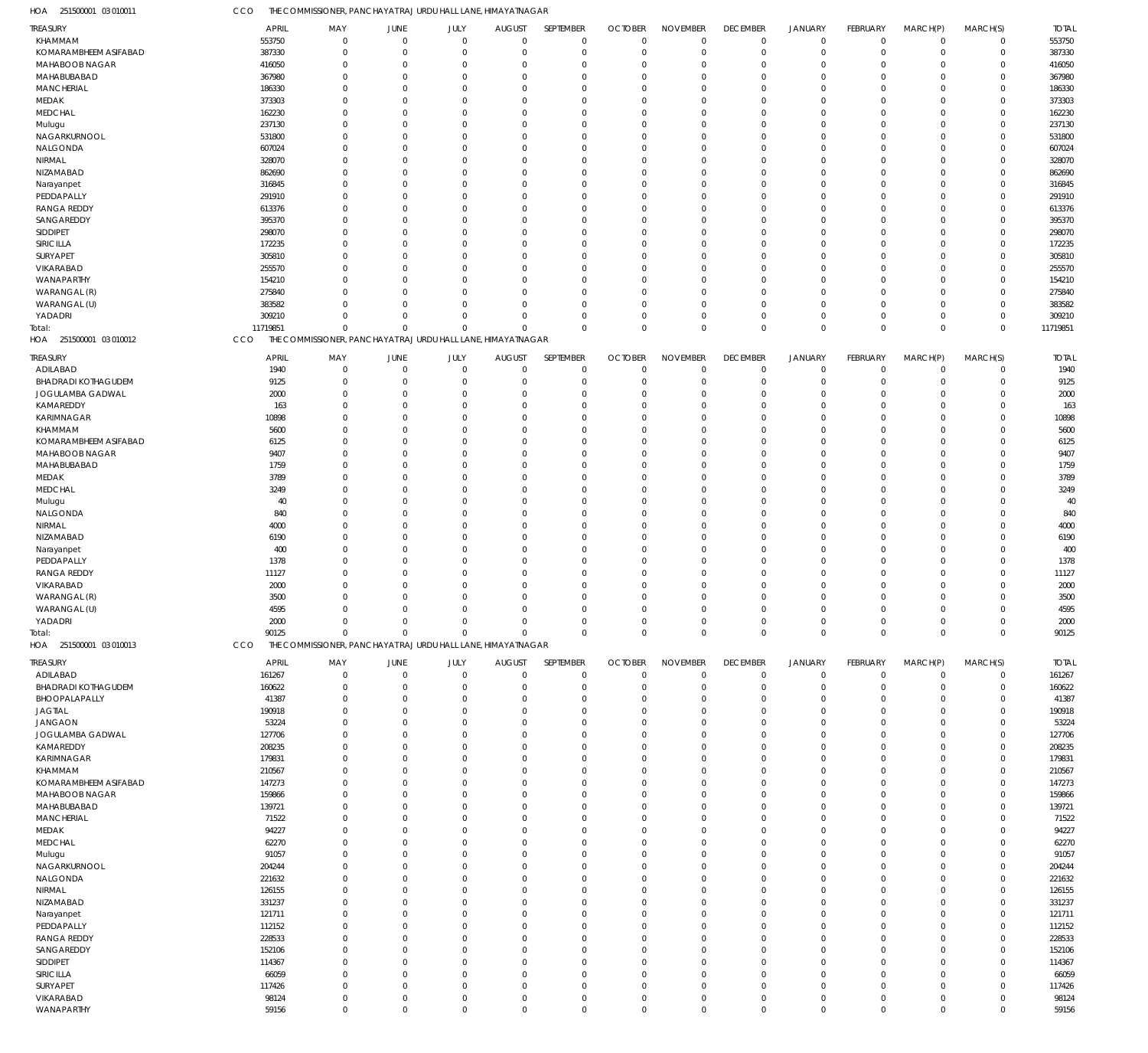HOA 251500001 03 010011 CCO THE COMMISSIONER, PANCHAYATRAJ URDU HALL LANE, HIMAYATNAGAR

| TREASURY | APRIL | MAY | JUNE | JULY | AUGUST | SEPTEMBER | OCTOBER | NOVEMBER | DECEMBER | JANUARY | FEBRUARY | MARCH(P) | MARCH(S) | TOTAL |
|---|---|---|---|---|---|---|---|---|---|---|---|---|---|---|
| KHAMMAM | 553750 | 0 | 0 | 0 | 0 | 0 | 0 | 0 | 0 | 0 | 0 | 0 | 0 | 553750 |
| KOMARAMBHEEM ASIFABAD | 387330 | 0 | 0 | 0 | 0 | 0 | 0 | 0 | 0 | 0 | 0 | 0 | 0 | 387330 |
| MAHABOOB NAGAR | 416050 | 0 | 0 | 0 | 0 | 0 | 0 | 0 | 0 | 0 | 0 | 0 | 0 | 416050 |
| MAHABUBABAD | 367980 | 0 | 0 | 0 | 0 | 0 | 0 | 0 | 0 | 0 | 0 | 0 | 0 | 367980 |
| MANCHERIAL | 186330 | 0 | 0 | 0 | 0 | 0 | 0 | 0 | 0 | 0 | 0 | 0 | 0 | 186330 |
| MEDAK | 373303 | 0 | 0 | 0 | 0 | 0 | 0 | 0 | 0 | 0 | 0 | 0 | 0 | 373303 |
| MEDCHAL | 162230 | 0 | 0 | 0 | 0 | 0 | 0 | 0 | 0 | 0 | 0 | 0 | 0 | 162230 |
| Mulugu | 237130 | 0 | 0 | 0 | 0 | 0 | 0 | 0 | 0 | 0 | 0 | 0 | 0 | 237130 |
| NAGARKURNOOL | 531800 | 0 | 0 | 0 | 0 | 0 | 0 | 0 | 0 | 0 | 0 | 0 | 0 | 531800 |
| NALGONDA | 607024 | 0 | 0 | 0 | 0 | 0 | 0 | 0 | 0 | 0 | 0 | 0 | 0 | 607024 |
| NIRMAL | 328070 | 0 | 0 | 0 | 0 | 0 | 0 | 0 | 0 | 0 | 0 | 0 | 0 | 328070 |
| NIZAMABAD | 862690 | 0 | 0 | 0 | 0 | 0 | 0 | 0 | 0 | 0 | 0 | 0 | 0 | 862690 |
| Narayanpet | 316845 | 0 | 0 | 0 | 0 | 0 | 0 | 0 | 0 | 0 | 0 | 0 | 0 | 316845 |
| PEDDAPALLY | 291910 | 0 | 0 | 0 | 0 | 0 | 0 | 0 | 0 | 0 | 0 | 0 | 0 | 291910 |
| RANGA REDDY | 613376 | 0 | 0 | 0 | 0 | 0 | 0 | 0 | 0 | 0 | 0 | 0 | 0 | 613376 |
| SANGAREDDY | 395370 | 0 | 0 | 0 | 0 | 0 | 0 | 0 | 0 | 0 | 0 | 0 | 0 | 395370 |
| SIDDIPET | 298070 | 0 | 0 | 0 | 0 | 0 | 0 | 0 | 0 | 0 | 0 | 0 | 0 | 298070 |
| SIRICILLA | 172235 | 0 | 0 | 0 | 0 | 0 | 0 | 0 | 0 | 0 | 0 | 0 | 0 | 172235 |
| SURYAPET | 305810 | 0 | 0 | 0 | 0 | 0 | 0 | 0 | 0 | 0 | 0 | 0 | 0 | 305810 |
| VIKARABAD | 255570 | 0 | 0 | 0 | 0 | 0 | 0 | 0 | 0 | 0 | 0 | 0 | 0 | 255570 |
| WANAPARTHY | 154210 | 0 | 0 | 0 | 0 | 0 | 0 | 0 | 0 | 0 | 0 | 0 | 0 | 154210 |
| WARANGAL (R) | 275840 | 0 | 0 | 0 | 0 | 0 | 0 | 0 | 0 | 0 | 0 | 0 | 0 | 275840 |
| WARANGAL (U) | 383582 | 0 | 0 | 0 | 0 | 0 | 0 | 0 | 0 | 0 | 0 | 0 | 0 | 383582 |
| YADADRI | 309210 | 0 | 0 | 0 | 0 | 0 | 0 | 0 | 0 | 0 | 0 | 0 | 0 | 309210 |
| Total: | 11719851 | 0 | 0 | 0 | 0 | 0 | 0 | 0 | 0 | 0 | 0 | 0 | 0 | 11719851 |

HOA 251500001 03 010012 CCO THE COMMISSIONER, PANCHAYATRAJ URDU HALL LANE, HIMAYATNAGAR

| TREASURY | APRIL | MAY | JUNE | JULY | AUGUST | SEPTEMBER | OCTOBER | NOVEMBER | DECEMBER | JANUARY | FEBRUARY | MARCH(P) | MARCH(S) | TOTAL |
|---|---|---|---|---|---|---|---|---|---|---|---|---|---|---|
| ADILABAD | 1940 | 0 | 0 | 0 | 0 | 0 | 0 | 0 | 0 | 0 | 0 | 0 | 0 | 1940 |
| BHADRADI KOTHAGUDEM | 9125 | 0 | 0 | 0 | 0 | 0 | 0 | 0 | 0 | 0 | 0 | 0 | 0 | 9125 |
| JOGULAMBA GADWAL | 2000 | 0 | 0 | 0 | 0 | 0 | 0 | 0 | 0 | 0 | 0 | 0 | 0 | 2000 |
| KAMAREDDY | 163 | 0 | 0 | 0 | 0 | 0 | 0 | 0 | 0 | 0 | 0 | 0 | 0 | 163 |
| KARIMNAGAR | 10898 | 0 | 0 | 0 | 0 | 0 | 0 | 0 | 0 | 0 | 0 | 0 | 0 | 10898 |
| KHAMMAM | 5600 | 0 | 0 | 0 | 0 | 0 | 0 | 0 | 0 | 0 | 0 | 0 | 0 | 5600 |
| KOMARAMBHEEM ASIFABAD | 6125 | 0 | 0 | 0 | 0 | 0 | 0 | 0 | 0 | 0 | 0 | 0 | 0 | 6125 |
| MAHABOOB NAGAR | 9407 | 0 | 0 | 0 | 0 | 0 | 0 | 0 | 0 | 0 | 0 | 0 | 0 | 9407 |
| MAHABUBABAD | 1759 | 0 | 0 | 0 | 0 | 0 | 0 | 0 | 0 | 0 | 0 | 0 | 0 | 1759 |
| MEDAK | 3789 | 0 | 0 | 0 | 0 | 0 | 0 | 0 | 0 | 0 | 0 | 0 | 0 | 3789 |
| MEDCHAL | 3249 | 0 | 0 | 0 | 0 | 0 | 0 | 0 | 0 | 0 | 0 | 0 | 0 | 3249 |
| Mulugu | 40 | 0 | 0 | 0 | 0 | 0 | 0 | 0 | 0 | 0 | 0 | 0 | 0 | 40 |
| NALGONDA | 840 | 0 | 0 | 0 | 0 | 0 | 0 | 0 | 0 | 0 | 0 | 0 | 0 | 840 |
| NIRMAL | 4000 | 0 | 0 | 0 | 0 | 0 | 0 | 0 | 0 | 0 | 0 | 0 | 0 | 4000 |
| NIZAMABAD | 6190 | 0 | 0 | 0 | 0 | 0 | 0 | 0 | 0 | 0 | 0 | 0 | 0 | 6190 |
| Narayanpet | 400 | 0 | 0 | 0 | 0 | 0 | 0 | 0 | 0 | 0 | 0 | 0 | 0 | 400 |
| PEDDAPALLY | 1378 | 0 | 0 | 0 | 0 | 0 | 0 | 0 | 0 | 0 | 0 | 0 | 0 | 1378 |
| RANGA REDDY | 11127 | 0 | 0 | 0 | 0 | 0 | 0 | 0 | 0 | 0 | 0 | 0 | 0 | 11127 |
| VIKARABAD | 2000 | 0 | 0 | 0 | 0 | 0 | 0 | 0 | 0 | 0 | 0 | 0 | 0 | 2000 |
| WARANGAL (R) | 3500 | 0 | 0 | 0 | 0 | 0 | 0 | 0 | 0 | 0 | 0 | 0 | 0 | 3500 |
| WARANGAL (U) | 4595 | 0 | 0 | 0 | 0 | 0 | 0 | 0 | 0 | 0 | 0 | 0 | 0 | 4595 |
| YADADRI | 2000 | 0 | 0 | 0 | 0 | 0 | 0 | 0 | 0 | 0 | 0 | 0 | 0 | 2000 |
| Total: | 90125 | 0 | 0 | 0 | 0 | 0 | 0 | 0 | 0 | 0 | 0 | 0 | 0 | 90125 |

HOA 251500001 03 010013 CCO THE COMMISSIONER, PANCHAYATRAJ URDU HALL LANE, HIMAYATNAGAR

| TREASURY | APRIL | MAY | JUNE | JULY | AUGUST | SEPTEMBER | OCTOBER | NOVEMBER | DECEMBER | JANUARY | FEBRUARY | MARCH(P) | MARCH(S) | TOTAL |
|---|---|---|---|---|---|---|---|---|---|---|---|---|---|---|
| ADILABAD | 161267 | 0 | 0 | 0 | 0 | 0 | 0 | 0 | 0 | 0 | 0 | 0 | 0 | 161267 |
| BHADRADI KOTHAGUDEM | 160622 | 0 | 0 | 0 | 0 | 0 | 0 | 0 | 0 | 0 | 0 | 0 | 0 | 160622 |
| BHOOPALAPALLY | 41387 | 0 | 0 | 0 | 0 | 0 | 0 | 0 | 0 | 0 | 0 | 0 | 0 | 41387 |
| JAGTIAL | 190918 | 0 | 0 | 0 | 0 | 0 | 0 | 0 | 0 | 0 | 0 | 0 | 0 | 190918 |
| JANGAON | 53224 | 0 | 0 | 0 | 0 | 0 | 0 | 0 | 0 | 0 | 0 | 0 | 0 | 53224 |
| JOGULAMBA GADWAL | 127706 | 0 | 0 | 0 | 0 | 0 | 0 | 0 | 0 | 0 | 0 | 0 | 0 | 127706 |
| KAMAREDDY | 208235 | 0 | 0 | 0 | 0 | 0 | 0 | 0 | 0 | 0 | 0 | 0 | 0 | 208235 |
| KARIMNAGAR | 179831 | 0 | 0 | 0 | 0 | 0 | 0 | 0 | 0 | 0 | 0 | 0 | 0 | 179831 |
| KHAMMAM | 210567 | 0 | 0 | 0 | 0 | 0 | 0 | 0 | 0 | 0 | 0 | 0 | 0 | 210567 |
| KOMARAMBHEEM ASIFABAD | 147273 | 0 | 0 | 0 | 0 | 0 | 0 | 0 | 0 | 0 | 0 | 0 | 0 | 147273 |
| MAHABOOB NAGAR | 159866 | 0 | 0 | 0 | 0 | 0 | 0 | 0 | 0 | 0 | 0 | 0 | 0 | 159866 |
| MAHABUBABAD | 139721 | 0 | 0 | 0 | 0 | 0 | 0 | 0 | 0 | 0 | 0 | 0 | 0 | 139721 |
| MANCHERIAL | 71522 | 0 | 0 | 0 | 0 | 0 | 0 | 0 | 0 | 0 | 0 | 0 | 0 | 71522 |
| MEDAK | 94227 | 0 | 0 | 0 | 0 | 0 | 0 | 0 | 0 | 0 | 0 | 0 | 0 | 94227 |
| MEDCHAL | 62270 | 0 | 0 | 0 | 0 | 0 | 0 | 0 | 0 | 0 | 0 | 0 | 0 | 62270 |
| Mulugu | 91057 | 0 | 0 | 0 | 0 | 0 | 0 | 0 | 0 | 0 | 0 | 0 | 0 | 91057 |
| NAGARKURNOOL | 204244 | 0 | 0 | 0 | 0 | 0 | 0 | 0 | 0 | 0 | 0 | 0 | 0 | 204244 |
| NALGONDA | 221632 | 0 | 0 | 0 | 0 | 0 | 0 | 0 | 0 | 0 | 0 | 0 | 0 | 221632 |
| NIRMAL | 126155 | 0 | 0 | 0 | 0 | 0 | 0 | 0 | 0 | 0 | 0 | 0 | 0 | 126155 |
| NIZAMABAD | 331237 | 0 | 0 | 0 | 0 | 0 | 0 | 0 | 0 | 0 | 0 | 0 | 0 | 331237 |
| Narayanpet | 121711 | 0 | 0 | 0 | 0 | 0 | 0 | 0 | 0 | 0 | 0 | 0 | 0 | 121711 |
| PEDDAPALLY | 112152 | 0 | 0 | 0 | 0 | 0 | 0 | 0 | 0 | 0 | 0 | 0 | 0 | 112152 |
| RANGA REDDY | 228533 | 0 | 0 | 0 | 0 | 0 | 0 | 0 | 0 | 0 | 0 | 0 | 0 | 228533 |
| SANGAREDDY | 152106 | 0 | 0 | 0 | 0 | 0 | 0 | 0 | 0 | 0 | 0 | 0 | 0 | 152106 |
| SIDDIPET | 114367 | 0 | 0 | 0 | 0 | 0 | 0 | 0 | 0 | 0 | 0 | 0 | 0 | 114367 |
| SIRICILLA | 66059 | 0 | 0 | 0 | 0 | 0 | 0 | 0 | 0 | 0 | 0 | 0 | 0 | 66059 |
| SURYAPET | 117426 | 0 | 0 | 0 | 0 | 0 | 0 | 0 | 0 | 0 | 0 | 0 | 0 | 117426 |
| VIKARABAD | 98124 | 0 | 0 | 0 | 0 | 0 | 0 | 0 | 0 | 0 | 0 | 0 | 0 | 98124 |
| WANAPARTHY | 59156 | 0 | 0 | 0 | 0 | 0 | 0 | 0 | 0 | 0 | 0 | 0 | 0 | 59156 |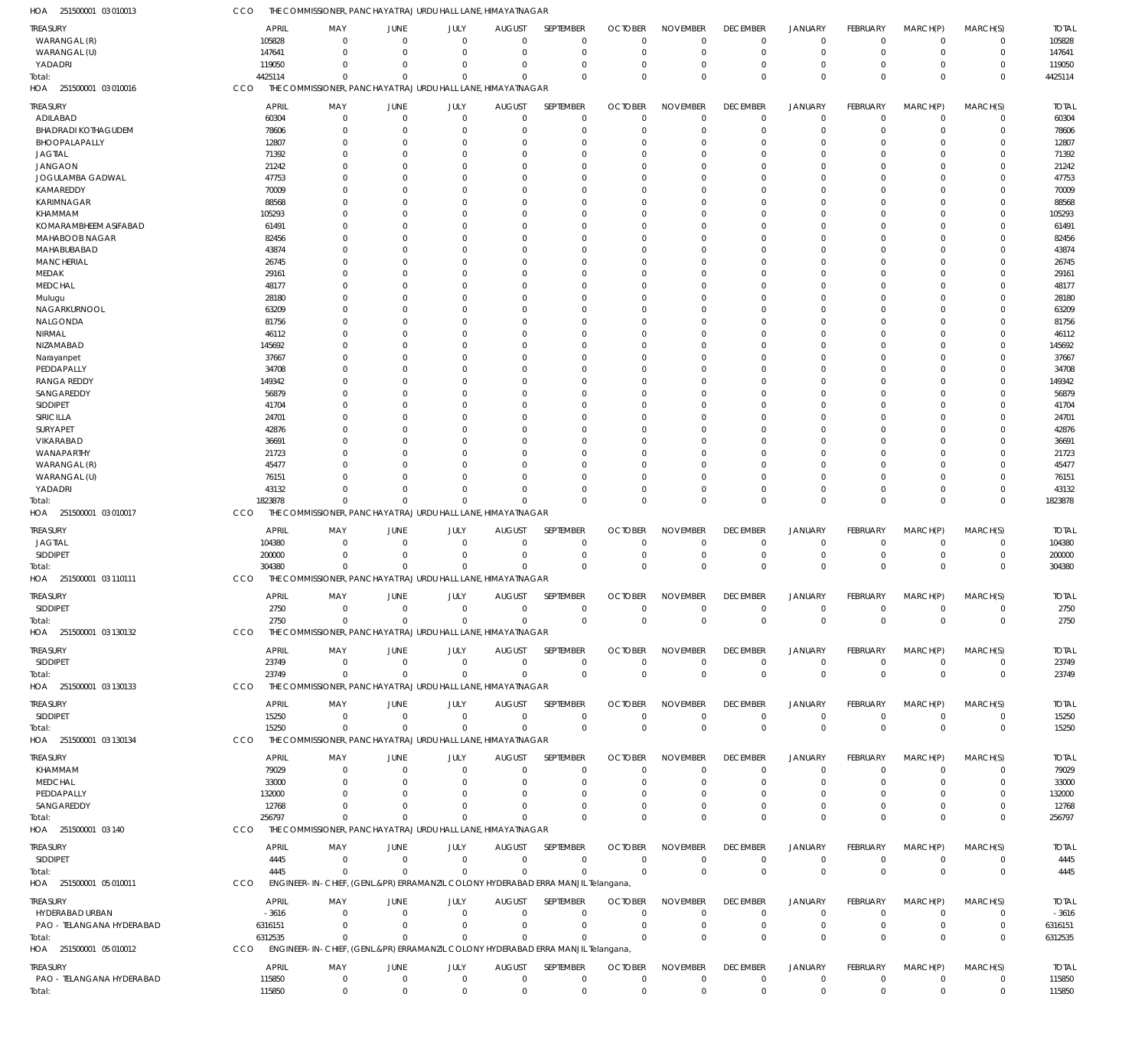HOA 251500001 03 010013 CCO THE COMMISSIONER, PANCHAYAT RAJ URDU HALL LANE, HIMAYATNAGAR

| TREASURY | APRIL | MAY | JUNE | JULY | AUGUST | SEPTEMBER | OCTOBER | NOVEMBER | DECEMBER | JANUARY | FEBRUARY | MARCH(P) | MARCH(S) | TOTAL |
|---|---|---|---|---|---|---|---|---|---|---|---|---|---|---|
| WARANGAL (R) | 105828 | 0 | 0 | 0 | 0 | 0 | 0 | 0 | 0 | 0 | 0 | 0 | 0 | 105828 |
| WARANGAL (U) | 147641 | 0 | 0 | 0 | 0 | 0 | 0 | 0 | 0 | 0 | 0 | 0 | 0 | 147641 |
| YADADRI | 119050 | 0 | 0 | 0 | 0 | 0 | 0 | 0 | 0 | 0 | 0 | 0 | 0 | 119050 |
| Total: | 4425114 | 0 | 0 | 0 | 0 | 0 | 0 | 0 | 0 | 0 | 0 | 0 | 0 | 4425114 |

HOA 251500001 03 010016 CCO THE COMMISSIONER, PANCHAYAT RAJ URDU HALL LANE, HIMAYATNAGAR

| TREASURY | APRIL | MAY | JUNE | JULY | AUGUST | SEPTEMBER | OCTOBER | NOVEMBER | DECEMBER | JANUARY | FEBRUARY | MARCH(P) | MARCH(S) | TOTAL |
|---|---|---|---|---|---|---|---|---|---|---|---|---|---|---|
| ADILABAD | 60304 | 0 | 0 | 0 | 0 | 0 | 0 | 0 | 0 | 0 | 0 | 0 | 0 | 60304 |
| BHADRADI KOTHAGUDEM | 78606 | 0 | 0 | 0 | 0 | 0 | 0 | 0 | 0 | 0 | 0 | 0 | 0 | 78606 |
| BHOOPALAPALLY | 12807 | 0 | 0 | 0 | 0 | 0 | 0 | 0 | 0 | 0 | 0 | 0 | 0 | 12807 |
| JAGTIAL | 71392 | 0 | 0 | 0 | 0 | 0 | 0 | 0 | 0 | 0 | 0 | 0 | 0 | 71392 |
| JANGAON | 21242 | 0 | 0 | 0 | 0 | 0 | 0 | 0 | 0 | 0 | 0 | 0 | 0 | 21242 |
| JOGULAMBA GADWAL | 47753 | 0 | 0 | 0 | 0 | 0 | 0 | 0 | 0 | 0 | 0 | 0 | 0 | 47753 |
| KAMAREDDY | 70009 | 0 | 0 | 0 | 0 | 0 | 0 | 0 | 0 | 0 | 0 | 0 | 0 | 70009 |
| KARIMNAGAR | 88568 | 0 | 0 | 0 | 0 | 0 | 0 | 0 | 0 | 0 | 0 | 0 | 0 | 88568 |
| KHAMMAM | 105293 | 0 | 0 | 0 | 0 | 0 | 0 | 0 | 0 | 0 | 0 | 0 | 0 | 105293 |
| KOMARAMBHEEM ASIFABAD | 61491 | 0 | 0 | 0 | 0 | 0 | 0 | 0 | 0 | 0 | 0 | 0 | 0 | 61491 |
| MAHABOOB NAGAR | 82456 | 0 | 0 | 0 | 0 | 0 | 0 | 0 | 0 | 0 | 0 | 0 | 0 | 82456 |
| MAHABUBABAD | 43874 | 0 | 0 | 0 | 0 | 0 | 0 | 0 | 0 | 0 | 0 | 0 | 0 | 43874 |
| MANCHERIAL | 26745 | 0 | 0 | 0 | 0 | 0 | 0 | 0 | 0 | 0 | 0 | 0 | 0 | 26745 |
| MEDAK | 29161 | 0 | 0 | 0 | 0 | 0 | 0 | 0 | 0 | 0 | 0 | 0 | 0 | 29161 |
| MEDCHAL | 48177 | 0 | 0 | 0 | 0 | 0 | 0 | 0 | 0 | 0 | 0 | 0 | 0 | 48177 |
| Mulugu | 28180 | 0 | 0 | 0 | 0 | 0 | 0 | 0 | 0 | 0 | 0 | 0 | 0 | 28180 |
| NAGARKURNOOL | 63209 | 0 | 0 | 0 | 0 | 0 | 0 | 0 | 0 | 0 | 0 | 0 | 0 | 63209 |
| NALGONDA | 81756 | 0 | 0 | 0 | 0 | 0 | 0 | 0 | 0 | 0 | 0 | 0 | 0 | 81756 |
| NIRMAL | 46112 | 0 | 0 | 0 | 0 | 0 | 0 | 0 | 0 | 0 | 0 | 0 | 0 | 46112 |
| NIZAMABAD | 145692 | 0 | 0 | 0 | 0 | 0 | 0 | 0 | 0 | 0 | 0 | 0 | 0 | 145692 |
| Narayanpet | 37667 | 0 | 0 | 0 | 0 | 0 | 0 | 0 | 0 | 0 | 0 | 0 | 0 | 37667 |
| PEDDAPALLY | 34708 | 0 | 0 | 0 | 0 | 0 | 0 | 0 | 0 | 0 | 0 | 0 | 0 | 34708 |
| RANGA REDDY | 149342 | 0 | 0 | 0 | 0 | 0 | 0 | 0 | 0 | 0 | 0 | 0 | 0 | 149342 |
| SANGAREDDY | 56879 | 0 | 0 | 0 | 0 | 0 | 0 | 0 | 0 | 0 | 0 | 0 | 0 | 56879 |
| SIDDIPET | 41704 | 0 | 0 | 0 | 0 | 0 | 0 | 0 | 0 | 0 | 0 | 0 | 0 | 41704 |
| SIRICILLA | 24701 | 0 | 0 | 0 | 0 | 0 | 0 | 0 | 0 | 0 | 0 | 0 | 0 | 24701 |
| SURYAPET | 42876 | 0 | 0 | 0 | 0 | 0 | 0 | 0 | 0 | 0 | 0 | 0 | 0 | 42876 |
| VIKARABAD | 36691 | 0 | 0 | 0 | 0 | 0 | 0 | 0 | 0 | 0 | 0 | 0 | 0 | 36691 |
| WANAPARTHY | 21723 | 0 | 0 | 0 | 0 | 0 | 0 | 0 | 0 | 0 | 0 | 0 | 0 | 21723 |
| WARANGAL (R) | 45477 | 0 | 0 | 0 | 0 | 0 | 0 | 0 | 0 | 0 | 0 | 0 | 0 | 45477 |
| WARANGAL (U) | 76151 | 0 | 0 | 0 | 0 | 0 | 0 | 0 | 0 | 0 | 0 | 0 | 0 | 76151 |
| YADADRI | 43132 | 0 | 0 | 0 | 0 | 0 | 0 | 0 | 0 | 0 | 0 | 0 | 0 | 43132 |
| Total: | 1823878 | 0 | 0 | 0 | 0 | 0 | 0 | 0 | 0 | 0 | 0 | 0 | 0 | 1823878 |

HOA 251500001 03 010017 CCO THE COMMISSIONER, PANCHAYAT RAJ URDU HALL LANE, HIMAYATNAGAR

| TREASURY | APRIL | MAY | JUNE | JULY | AUGUST | SEPTEMBER | OCTOBER | NOVEMBER | DECEMBER | JANUARY | FEBRUARY | MARCH(P) | MARCH(S) | TOTAL |
|---|---|---|---|---|---|---|---|---|---|---|---|---|---|---|
| JAGTIAL | 104380 | 0 | 0 | 0 | 0 | 0 | 0 | 0 | 0 | 0 | 0 | 0 | 0 | 104380 |
| SIDDIPET | 200000 | 0 | 0 | 0 | 0 | 0 | 0 | 0 | 0 | 0 | 0 | 0 | 0 | 200000 |
| Total: | 304380 | 0 | 0 | 0 | 0 | 0 | 0 | 0 | 0 | 0 | 0 | 0 | 0 | 304380 |

HOA 251500001 03 110111 CCO THE COMMISSIONER, PANCHAYAT RAJ URDU HALL LANE, HIMAYATNAGAR

| TREASURY | APRIL | MAY | JUNE | JULY | AUGUST | SEPTEMBER | OCTOBER | NOVEMBER | DECEMBER | JANUARY | FEBRUARY | MARCH(P) | MARCH(S) | TOTAL |
|---|---|---|---|---|---|---|---|---|---|---|---|---|---|---|
| SIDDIPET | 2750 | 0 | 0 | 0 | 0 | 0 | 0 | 0 | 0 | 0 | 0 | 0 | 0 | 2750 |
| Total: | 2750 | 0 | 0 | 0 | 0 | 0 | 0 | 0 | 0 | 0 | 0 | 0 | 0 | 2750 |

HOA 251500001 03 130132 CCO THE COMMISSIONER, PANCHAYAT RAJ URDU HALL LANE, HIMAYATNAGAR

| TREASURY | APRIL | MAY | JUNE | JULY | AUGUST | SEPTEMBER | OCTOBER | NOVEMBER | DECEMBER | JANUARY | FEBRUARY | MARCH(P) | MARCH(S) | TOTAL |
|---|---|---|---|---|---|---|---|---|---|---|---|---|---|---|
| SIDDIPET | 23749 | 0 | 0 | 0 | 0 | 0 | 0 | 0 | 0 | 0 | 0 | 0 | 0 | 23749 |
| Total: | 23749 | 0 | 0 | 0 | 0 | 0 | 0 | 0 | 0 | 0 | 0 | 0 | 0 | 23749 |

HOA 251500001 03 130133 CCO THE COMMISSIONER, PANCHAYAT RAJ URDU HALL LANE, HIMAYATNAGAR

| TREASURY | APRIL | MAY | JUNE | JULY | AUGUST | SEPTEMBER | OCTOBER | NOVEMBER | DECEMBER | JANUARY | FEBRUARY | MARCH(P) | MARCH(S) | TOTAL |
|---|---|---|---|---|---|---|---|---|---|---|---|---|---|---|
| SIDDIPET | 15250 | 0 | 0 | 0 | 0 | 0 | 0 | 0 | 0 | 0 | 0 | 0 | 0 | 15250 |
| Total: | 15250 | 0 | 0 | 0 | 0 | 0 | 0 | 0 | 0 | 0 | 0 | 0 | 0 | 15250 |

HOA 251500001 03 130134 CCO THE COMMISSIONER, PANCHAYAT RAJ URDU HALL LANE, HIMAYATNAGAR

| TREASURY | APRIL | MAY | JUNE | JULY | AUGUST | SEPTEMBER | OCTOBER | NOVEMBER | DECEMBER | JANUARY | FEBRUARY | MARCH(P) | MARCH(S) | TOTAL |
|---|---|---|---|---|---|---|---|---|---|---|---|---|---|---|
| KHAMMAM | 79029 | 0 | 0 | 0 | 0 | 0 | 0 | 0 | 0 | 0 | 0 | 0 | 0 | 79029 |
| MEDCHAL | 33000 | 0 | 0 | 0 | 0 | 0 | 0 | 0 | 0 | 0 | 0 | 0 | 0 | 33000 |
| PEDDAPALLY | 132000 | 0 | 0 | 0 | 0 | 0 | 0 | 0 | 0 | 0 | 0 | 0 | 0 | 132000 |
| SANGAREDDY | 12768 | 0 | 0 | 0 | 0 | 0 | 0 | 0 | 0 | 0 | 0 | 0 | 0 | 12768 |
| Total: | 256797 | 0 | 0 | 0 | 0 | 0 | 0 | 0 | 0 | 0 | 0 | 0 | 0 | 256797 |

HOA 251500001 03 140 CCO THE COMMISSIONER, PANCHAYAT RAJ URDU HALL LANE, HIMAYATNAGAR

| TREASURY | APRIL | MAY | JUNE | JULY | AUGUST | SEPTEMBER | OCTOBER | NOVEMBER | DECEMBER | JANUARY | FEBRUARY | MARCH(P) | MARCH(S) | TOTAL |
|---|---|---|---|---|---|---|---|---|---|---|---|---|---|---|
| SIDDIPET | 4445 | 0 | 0 | 0 | 0 | 0 | 0 | 0 | 0 | 0 | 0 | 0 | 0 | 4445 |
| Total: | 4445 | 0 | 0 | 0 | 0 | 0 | 0 | 0 | 0 | 0 | 0 | 0 | 0 | 4445 |

HOA 251500001 05 010011 CCO ENGINEER-IN-CHIEF, (GENL.&PR) ERRAMANZIL COLONY HYDERABAD ERRA MANJIL Telangana,

| TREASURY | APRIL | MAY | JUNE | JULY | AUGUST | SEPTEMBER | OCTOBER | NOVEMBER | DECEMBER | JANUARY | FEBRUARY | MARCH(P) | MARCH(S) | TOTAL |
|---|---|---|---|---|---|---|---|---|---|---|---|---|---|---|
| HYDERABAD URBAN | -3616 | 0 | 0 | 0 | 0 | 0 | 0 | 0 | 0 | 0 | 0 | 0 | 0 | -3616 |
| PAO - TELANGANA HYDERABAD | 6316151 | 0 | 0 | 0 | 0 | 0 | 0 | 0 | 0 | 0 | 0 | 0 | 0 | 6316151 |
| Total: | 6312535 | 0 | 0 | 0 | 0 | 0 | 0 | 0 | 0 | 0 | 0 | 0 | 0 | 6312535 |

HOA 251500001 05 010012 CCO ENGINEER-IN-CHIEF, (GENL.&PR) ERRAMANZIL COLONY HYDERABAD ERRA MANJIL Telangana,

| TREASURY | APRIL | MAY | JUNE | JULY | AUGUST | SEPTEMBER | OCTOBER | NOVEMBER | DECEMBER | JANUARY | FEBRUARY | MARCH(P) | MARCH(S) | TOTAL |
|---|---|---|---|---|---|---|---|---|---|---|---|---|---|---|
| PAO - TELANGANA HYDERABAD | 115850 | 0 | 0 | 0 | 0 | 0 | 0 | 0 | 0 | 0 | 0 | 0 | 0 | 115850 |
| Total: | 115850 | 0 | 0 | 0 | 0 | 0 | 0 | 0 | 0 | 0 | 0 | 0 | 0 | 115850 |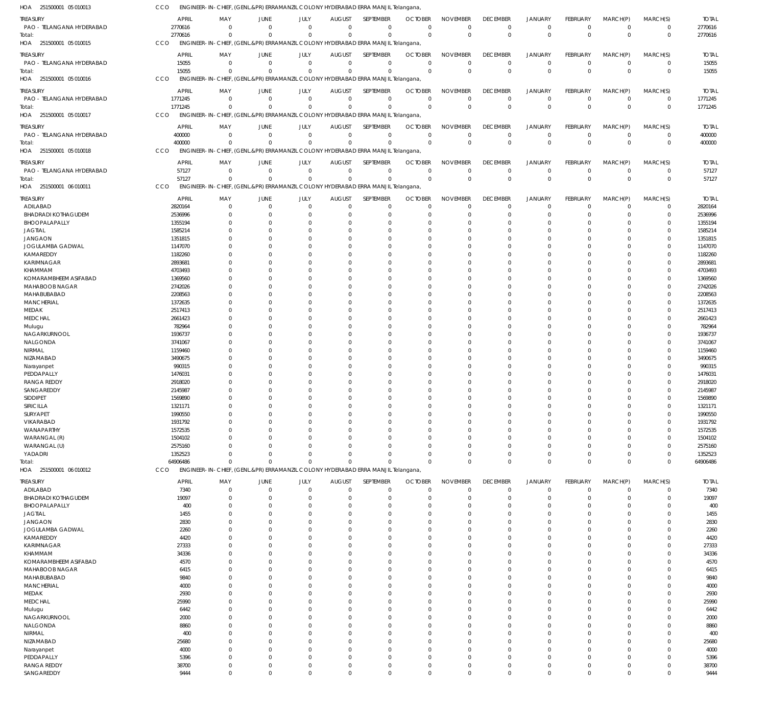HOA 251500001 05 010013 CCO ENGINEER-IN-CHIEF, (GENL.&PR) ERRAMANZIL COLONY HYDERABAD ERRA MANJIL Telangana,

| TREASURY | APRIL | MAY | JUNE | JULY | AUGUST | SEPTEMBER | OCTOBER | NOVEMBER | DECEMBER | JANUARY | FEBRUARY | MARCH(P) | MARCH(S) | TOTAL |
|---|---|---|---|---|---|---|---|---|---|---|---|---|---|---|
| PAO - TELANGANA HYDERABAD | 2770616 | 0 | 0 | 0 | 0 | 0 | 0 | 0 | 0 | 0 | 0 | 0 | 0 | 2770616 |
| Total: | 2770616 | 0 | 0 | 0 | 0 | 0 | 0 | 0 | 0 | 0 | 0 | 0 | 0 | 2770616 |

HOA 251500001 05 010015 CCO ENGINEER-IN-CHIEF, (GENL.&PR) ERRAMANZIL COLONY HYDERABAD ERRA MANJIL Telangana,

| TREASURY | APRIL | MAY | JUNE | JULY | AUGUST | SEPTEMBER | OCTOBER | NOVEMBER | DECEMBER | JANUARY | FEBRUARY | MARCH(P) | MARCH(S) | TOTAL |
|---|---|---|---|---|---|---|---|---|---|---|---|---|---|---|
| PAO - TELANGANA HYDERABAD | 15055 | 0 | 0 | 0 | 0 | 0 | 0 | 0 | 0 | 0 | 0 | 0 | 0 | 15055 |
| Total: | 15055 | 0 | 0 | 0 | 0 | 0 | 0 | 0 | 0 | 0 | 0 | 0 | 0 | 15055 |

HOA 251500001 05 010016 CCO ENGINEER-IN-CHIEF, (GENL.&PR) ERRAMANZIL COLONY HYDERABAD ERRA MANJIL Telangana,

| TREASURY | APRIL | MAY | JUNE | JULY | AUGUST | SEPTEMBER | OCTOBER | NOVEMBER | DECEMBER | JANUARY | FEBRUARY | MARCH(P) | MARCH(S) | TOTAL |
|---|---|---|---|---|---|---|---|---|---|---|---|---|---|---|
| PAO - TELANGANA HYDERABAD | 1771245 | 0 | 0 | 0 | 0 | 0 | 0 | 0 | 0 | 0 | 0 | 0 | 0 | 1771245 |
| Total: | 1771245 | 0 | 0 | 0 | 0 | 0 | 0 | 0 | 0 | 0 | 0 | 0 | 0 | 1771245 |

HOA 251500001 05 010017 CCO ENGINEER-IN-CHIEF, (GENL.&PR) ERRAMANZIL COLONY HYDERABAD ERRA MANJIL Telangana,

| TREASURY | APRIL | MAY | JUNE | JULY | AUGUST | SEPTEMBER | OCTOBER | NOVEMBER | DECEMBER | JANUARY | FEBRUARY | MARCH(P) | MARCH(S) | TOTAL |
|---|---|---|---|---|---|---|---|---|---|---|---|---|---|---|
| PAO - TELANGANA HYDERABAD | 400000 | 0 | 0 | 0 | 0 | 0 | 0 | 0 | 0 | 0 | 0 | 0 | 0 | 400000 |
| Total: | 400000 | 0 | 0 | 0 | 0 | 0 | 0 | 0 | 0 | 0 | 0 | 0 | 0 | 400000 |

HOA 251500001 05 010018 CCO ENGINEER-IN-CHIEF, (GENL.&PR) ERRAMANZIL COLONY HYDERABAD ERRA MANJIL Telangana,

| TREASURY | APRIL | MAY | JUNE | JULY | AUGUST | SEPTEMBER | OCTOBER | NOVEMBER | DECEMBER | JANUARY | FEBRUARY | MARCH(P) | MARCH(S) | TOTAL |
|---|---|---|---|---|---|---|---|---|---|---|---|---|---|---|
| PAO - TELANGANA HYDERABAD | 57127 | 0 | 0 | 0 | 0 | 0 | 0 | 0 | 0 | 0 | 0 | 0 | 0 | 57127 |
| Total: | 57127 | 0 | 0 | 0 | 0 | 0 | 0 | 0 | 0 | 0 | 0 | 0 | 0 | 57127 |

HOA 251500001 06 010011 CCO ENGINEER-IN-CHIEF, (GENL.&PR) ERRAMANZIL COLONY HYDERABAD ERRA MANJIL Telangana,

| TREASURY | APRIL | MAY | JUNE | JULY | AUGUST | SEPTEMBER | OCTOBER | NOVEMBER | DECEMBER | JANUARY | FEBRUARY | MARCH(P) | MARCH(S) | TOTAL |
|---|---|---|---|---|---|---|---|---|---|---|---|---|---|---|
| ADILABAD | 2820164 | 0 | 0 | 0 | 0 | 0 | 0 | 0 | 0 | 0 | 0 | 0 | 0 | 2820164 |
| BHADRADI KOTHAGUDEM | 2536996 | 0 | 0 | 0 | 0 | 0 | 0 | 0 | 0 | 0 | 0 | 0 | 0 | 2536996 |
| BHOOPALAPALLY | 1355194 | 0 | 0 | 0 | 0 | 0 | 0 | 0 | 0 | 0 | 0 | 0 | 0 | 1355194 |
| JAGTIAL | 1585214 | 0 | 0 | 0 | 0 | 0 | 0 | 0 | 0 | 0 | 0 | 0 | 0 | 1585214 |
| JANGAON | 1351815 | 0 | 0 | 0 | 0 | 0 | 0 | 0 | 0 | 0 | 0 | 0 | 0 | 1351815 |
| JOGULAMBA GADWAL | 1147070 | 0 | 0 | 0 | 0 | 0 | 0 | 0 | 0 | 0 | 0 | 0 | 0 | 1147070 |
| KAMAREDDY | 1182260 | 0 | 0 | 0 | 0 | 0 | 0 | 0 | 0 | 0 | 0 | 0 | 0 | 1182260 |
| KARIMNAGAR | 2893681 | 0 | 0 | 0 | 0 | 0 | 0 | 0 | 0 | 0 | 0 | 0 | 0 | 2893681 |
| KHAMMAM | 4703493 | 0 | 0 | 0 | 0 | 0 | 0 | 0 | 0 | 0 | 0 | 0 | 0 | 4703493 |
| KOMARAMBHEEM ASIFABAD | 1369560 | 0 | 0 | 0 | 0 | 0 | 0 | 0 | 0 | 0 | 0 | 0 | 0 | 1369560 |
| MAHABOOB NAGAR | 2742026 | 0 | 0 | 0 | 0 | 0 | 0 | 0 | 0 | 0 | 0 | 0 | 0 | 2742026 |
| MAHABUBABAD | 2208563 | 0 | 0 | 0 | 0 | 0 | 0 | 0 | 0 | 0 | 0 | 0 | 0 | 2208563 |
| MANCHERIAL | 1372635 | 0 | 0 | 0 | 0 | 0 | 0 | 0 | 0 | 0 | 0 | 0 | 0 | 1372635 |
| MEDAK | 2517413 | 0 | 0 | 0 | 0 | 0 | 0 | 0 | 0 | 0 | 0 | 0 | 0 | 2517413 |
| MEDCHAL | 2661423 | 0 | 0 | 0 | 0 | 0 | 0 | 0 | 0 | 0 | 0 | 0 | 0 | 2661423 |
| Mulugu | 782964 | 0 | 0 | 0 | 0 | 0 | 0 | 0 | 0 | 0 | 0 | 0 | 0 | 782964 |
| NAGARKURNOOL | 1936737 | 0 | 0 | 0 | 0 | 0 | 0 | 0 | 0 | 0 | 0 | 0 | 0 | 1936737 |
| NALGONDA | 3741067 | 0 | 0 | 0 | 0 | 0 | 0 | 0 | 0 | 0 | 0 | 0 | 0 | 3741067 |
| NIRMAL | 1159460 | 0 | 0 | 0 | 0 | 0 | 0 | 0 | 0 | 0 | 0 | 0 | 0 | 1159460 |
| NIZAMABAD | 3490675 | 0 | 0 | 0 | 0 | 0 | 0 | 0 | 0 | 0 | 0 | 0 | 0 | 3490675 |
| Narayanpet | 990315 | 0 | 0 | 0 | 0 | 0 | 0 | 0 | 0 | 0 | 0 | 0 | 0 | 990315 |
| PEDDAPALLY | 1476031 | 0 | 0 | 0 | 0 | 0 | 0 | 0 | 0 | 0 | 0 | 0 | 0 | 1476031 |
| RANGA REDDY | 2918020 | 0 | 0 | 0 | 0 | 0 | 0 | 0 | 0 | 0 | 0 | 0 | 0 | 2918020 |
| SANGAREDDY | 2145987 | 0 | 0 | 0 | 0 | 0 | 0 | 0 | 0 | 0 | 0 | 0 | 0 | 2145987 |
| SIDDIPET | 1569890 | 0 | 0 | 0 | 0 | 0 | 0 | 0 | 0 | 0 | 0 | 0 | 0 | 1569890 |
| SIRICILLA | 1321171 | 0 | 0 | 0 | 0 | 0 | 0 | 0 | 0 | 0 | 0 | 0 | 0 | 1321171 |
| SURYAPET | 1990550 | 0 | 0 | 0 | 0 | 0 | 0 | 0 | 0 | 0 | 0 | 0 | 0 | 1990550 |
| VIKARABAD | 1931792 | 0 | 0 | 0 | 0 | 0 | 0 | 0 | 0 | 0 | 0 | 0 | 0 | 1931792 |
| WANAPARTHY | 1572535 | 0 | 0 | 0 | 0 | 0 | 0 | 0 | 0 | 0 | 0 | 0 | 0 | 1572535 |
| WARANGAL (R) | 1504102 | 0 | 0 | 0 | 0 | 0 | 0 | 0 | 0 | 0 | 0 | 0 | 0 | 1504102 |
| WARANGAL (U) | 2575160 | 0 | 0 | 0 | 0 | 0 | 0 | 0 | 0 | 0 | 0 | 0 | 0 | 2575160 |
| YADADRI | 1352523 | 0 | 0 | 0 | 0 | 0 | 0 | 0 | 0 | 0 | 0 | 0 | 0 | 1352523 |
| Total: | 64906486 | 0 | 0 | 0 | 0 | 0 | 0 | 0 | 0 | 0 | 0 | 0 | 0 | 64906486 |

HOA 251500001 06 010012 CCO ENGINEER-IN-CHIEF, (GENL.&PR) ERRAMANZIL COLONY HYDERABAD ERRA MANJIL Telangana,

| TREASURY | APRIL | MAY | JUNE | JULY | AUGUST | SEPTEMBER | OCTOBER | NOVEMBER | DECEMBER | JANUARY | FEBRUARY | MARCH(P) | MARCH(S) | TOTAL |
|---|---|---|---|---|---|---|---|---|---|---|---|---|---|---|
| ADILABAD | 7340 | 0 | 0 | 0 | 0 | 0 | 0 | 0 | 0 | 0 | 0 | 0 | 0 | 7340 |
| BHADRADI KOTHAGUDEM | 19097 | 0 | 0 | 0 | 0 | 0 | 0 | 0 | 0 | 0 | 0 | 0 | 0 | 19097 |
| BHOOPALAPALLY | 400 | 0 | 0 | 0 | 0 | 0 | 0 | 0 | 0 | 0 | 0 | 0 | 0 | 400 |
| JAGTIAL | 1455 | 0 | 0 | 0 | 0 | 0 | 0 | 0 | 0 | 0 | 0 | 0 | 0 | 1455 |
| JANGAON | 2830 | 0 | 0 | 0 | 0 | 0 | 0 | 0 | 0 | 0 | 0 | 0 | 0 | 2830 |
| JOGULAMBA GADWAL | 2260 | 0 | 0 | 0 | 0 | 0 | 0 | 0 | 0 | 0 | 0 | 0 | 0 | 2260 |
| KAMAREDDY | 4420 | 0 | 0 | 0 | 0 | 0 | 0 | 0 | 0 | 0 | 0 | 0 | 0 | 4420 |
| KARIMNAGAR | 27333 | 0 | 0 | 0 | 0 | 0 | 0 | 0 | 0 | 0 | 0 | 0 | 0 | 27333 |
| KHAMMAM | 34336 | 0 | 0 | 0 | 0 | 0 | 0 | 0 | 0 | 0 | 0 | 0 | 0 | 34336 |
| KOMARAMBHEEM ASIFABAD | 4570 | 0 | 0 | 0 | 0 | 0 | 0 | 0 | 0 | 0 | 0 | 0 | 0 | 4570 |
| MAHABOOB NAGAR | 6415 | 0 | 0 | 0 | 0 | 0 | 0 | 0 | 0 | 0 | 0 | 0 | 0 | 6415 |
| MAHABUBABAD | 9840 | 0 | 0 | 0 | 0 | 0 | 0 | 0 | 0 | 0 | 0 | 0 | 0 | 9840 |
| MANCHERIAL | 4000 | 0 | 0 | 0 | 0 | 0 | 0 | 0 | 0 | 0 | 0 | 0 | 0 | 4000 |
| MEDAK | 2930 | 0 | 0 | 0 | 0 | 0 | 0 | 0 | 0 | 0 | 0 | 0 | 0 | 2930 |
| MEDCHAL | 25990 | 0 | 0 | 0 | 0 | 0 | 0 | 0 | 0 | 0 | 0 | 0 | 0 | 25990 |
| Mulugu | 6442 | 0 | 0 | 0 | 0 | 0 | 0 | 0 | 0 | 0 | 0 | 0 | 0 | 6442 |
| NAGARKURNOOL | 2000 | 0 | 0 | 0 | 0 | 0 | 0 | 0 | 0 | 0 | 0 | 0 | 0 | 2000 |
| NALGONDA | 8860 | 0 | 0 | 0 | 0 | 0 | 0 | 0 | 0 | 0 | 0 | 0 | 0 | 8860 |
| NIRMAL | 400 | 0 | 0 | 0 | 0 | 0 | 0 | 0 | 0 | 0 | 0 | 0 | 0 | 400 |
| NIZAMABAD | 25680 | 0 | 0 | 0 | 0 | 0 | 0 | 0 | 0 | 0 | 0 | 0 | 0 | 25680 |
| Narayanpet | 4000 | 0 | 0 | 0 | 0 | 0 | 0 | 0 | 0 | 0 | 0 | 0 | 0 | 4000 |
| PEDDAPALLY | 5396 | 0 | 0 | 0 | 0 | 0 | 0 | 0 | 0 | 0 | 0 | 0 | 0 | 5396 |
| RANGA REDDY | 38700 | 0 | 0 | 0 | 0 | 0 | 0 | 0 | 0 | 0 | 0 | 0 | 0 | 38700 |
| SANGAREDDY | 9444 | 0 | 0 | 0 | 0 | 0 | 0 | 0 | 0 | 0 | 0 | 0 | 0 | 9444 |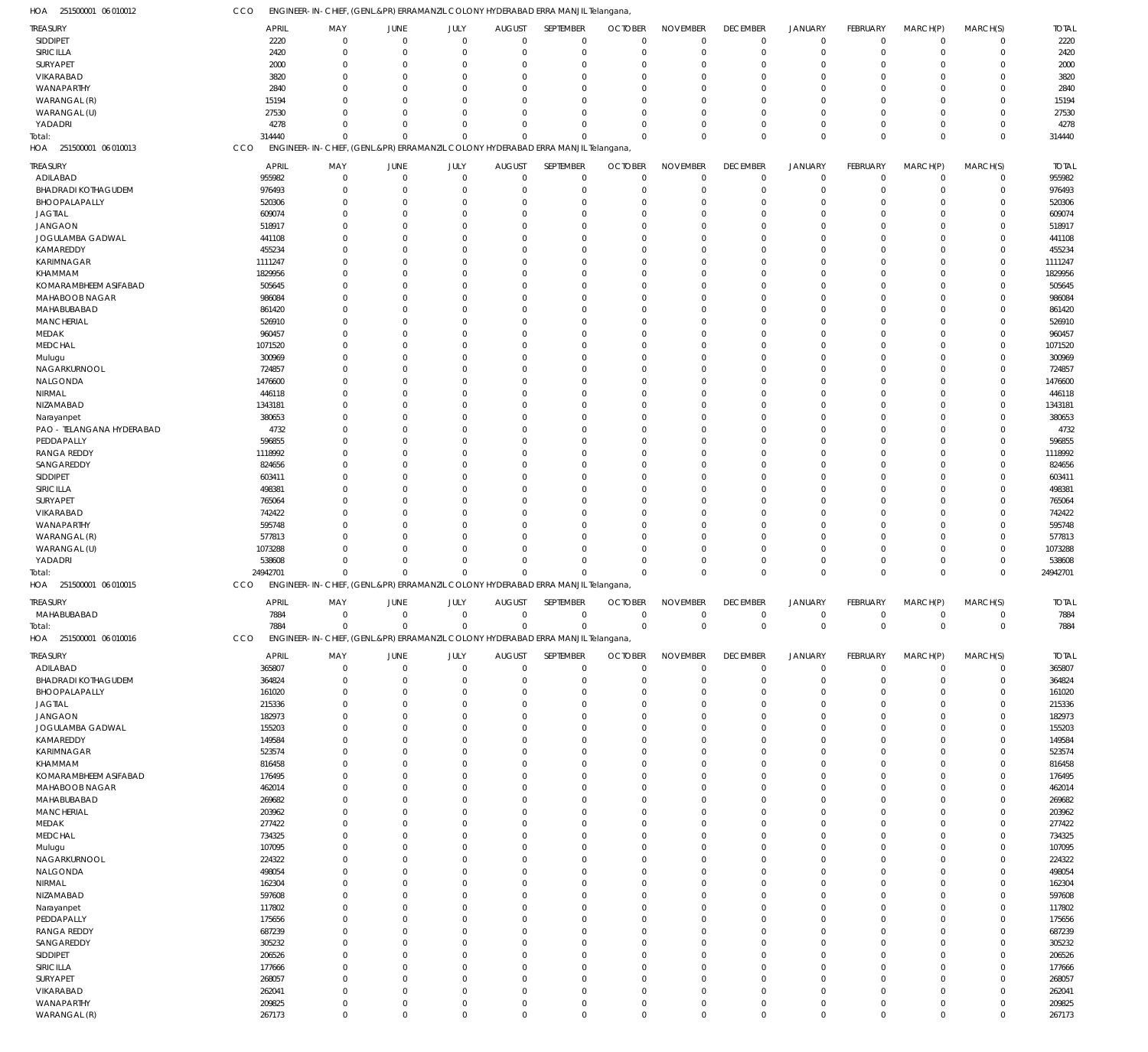HOA 251500001 06 010012 CCO ENGINEER-IN-CHIEF, (GENL.&PR) ERRAMANZIL COLONY HYDERABAD ERRA MANJIL Telangana,

| TREASURY | APRIL | MAY | JUNE | JULY | AUGUST | SEPTEMBER | OCTOBER | NOVEMBER | DECEMBER | JANUARY | FEBRUARY | MARCH(P) | MARCH(S) | TOTAL |
|---|---|---|---|---|---|---|---|---|---|---|---|---|---|---|
| SIDDIPET | 2220 | 0 | 0 | 0 | 0 | 0 | 0 | 0 | 0 | 0 | 0 | 0 | 0 | 2220 |
| SIRICILLA | 2420 | 0 | 0 | 0 | 0 | 0 | 0 | 0 | 0 | 0 | 0 | 0 | 0 | 2420 |
| SURYAPET | 2000 | 0 | 0 | 0 | 0 | 0 | 0 | 0 | 0 | 0 | 0 | 0 | 0 | 2000 |
| VIKARABAD | 3820 | 0 | 0 | 0 | 0 | 0 | 0 | 0 | 0 | 0 | 0 | 0 | 0 | 3820 |
| WANAPARTHY | 2840 | 0 | 0 | 0 | 0 | 0 | 0 | 0 | 0 | 0 | 0 | 0 | 0 | 2840 |
| WARANGAL (R) | 15194 | 0 | 0 | 0 | 0 | 0 | 0 | 0 | 0 | 0 | 0 | 0 | 0 | 15194 |
| WARANGAL (U) | 27530 | 0 | 0 | 0 | 0 | 0 | 0 | 0 | 0 | 0 | 0 | 0 | 0 | 27530 |
| YADADRI | 4278 | 0 | 0 | 0 | 0 | 0 | 0 | 0 | 0 | 0 | 0 | 0 | 0 | 4278 |
| Total: | 314440 | 0 | 0 | 0 | 0 | 0 | 0 | 0 | 0 | 0 | 0 | 0 | 0 | 314440 |

HOA 251500001 06 010013 CCO ENGINEER-IN-CHIEF, (GENL.&PR) ERRAMANZIL COLONY HYDERABAD ERRA MANJIL Telangana,

| TREASURY | APRIL | MAY | JUNE | JULY | AUGUST | SEPTEMBER | OCTOBER | NOVEMBER | DECEMBER | JANUARY | FEBRUARY | MARCH(P) | MARCH(S) | TOTAL |
|---|---|---|---|---|---|---|---|---|---|---|---|---|---|---|
| ADILABAD | 955982 | 0 | 0 | 0 | 0 | 0 | 0 | 0 | 0 | 0 | 0 | 0 | 0 | 955982 |
| BHADRADI KOTHAGUDEM | 976493 | 0 | 0 | 0 | 0 | 0 | 0 | 0 | 0 | 0 | 0 | 0 | 0 | 976493 |
| BHOOPALAPALLY | 520306 | 0 | 0 | 0 | 0 | 0 | 0 | 0 | 0 | 0 | 0 | 0 | 0 | 520306 |
| JAGTIAL | 609074 | 0 | 0 | 0 | 0 | 0 | 0 | 0 | 0 | 0 | 0 | 0 | 0 | 609074 |
| JANGAON | 518917 | 0 | 0 | 0 | 0 | 0 | 0 | 0 | 0 | 0 | 0 | 0 | 0 | 518917 |
| JOGULAMBA GADWAL | 441108 | 0 | 0 | 0 | 0 | 0 | 0 | 0 | 0 | 0 | 0 | 0 | 0 | 441108 |
| KAMAREDDY | 455234 | 0 | 0 | 0 | 0 | 0 | 0 | 0 | 0 | 0 | 0 | 0 | 0 | 455234 |
| KARIMNAGAR | 1111247 | 0 | 0 | 0 | 0 | 0 | 0 | 0 | 0 | 0 | 0 | 0 | 0 | 1111247 |
| KHAMMAM | 1829956 | 0 | 0 | 0 | 0 | 0 | 0 | 0 | 0 | 0 | 0 | 0 | 0 | 1829956 |
| KOMARAMBHEEM ASIFABAD | 505645 | 0 | 0 | 0 | 0 | 0 | 0 | 0 | 0 | 0 | 0 | 0 | 0 | 505645 |
| MAHABOOB NAGAR | 986084 | 0 | 0 | 0 | 0 | 0 | 0 | 0 | 0 | 0 | 0 | 0 | 0 | 986084 |
| MAHABUBABAD | 861420 | 0 | 0 | 0 | 0 | 0 | 0 | 0 | 0 | 0 | 0 | 0 | 0 | 861420 |
| MANCHERIAL | 526910 | 0 | 0 | 0 | 0 | 0 | 0 | 0 | 0 | 0 | 0 | 0 | 0 | 526910 |
| MEDAK | 960457 | 0 | 0 | 0 | 0 | 0 | 0 | 0 | 0 | 0 | 0 | 0 | 0 | 960457 |
| MEDCHAL | 1071520 | 0 | 0 | 0 | 0 | 0 | 0 | 0 | 0 | 0 | 0 | 0 | 0 | 1071520 |
| Mulugu | 300969 | 0 | 0 | 0 | 0 | 0 | 0 | 0 | 0 | 0 | 0 | 0 | 0 | 300969 |
| NAGARKURNOOL | 724857 | 0 | 0 | 0 | 0 | 0 | 0 | 0 | 0 | 0 | 0 | 0 | 0 | 724857 |
| NALGONDA | 1476600 | 0 | 0 | 0 | 0 | 0 | 0 | 0 | 0 | 0 | 0 | 0 | 0 | 1476600 |
| NIRMAL | 446118 | 0 | 0 | 0 | 0 | 0 | 0 | 0 | 0 | 0 | 0 | 0 | 0 | 446118 |
| NIZAMABAD | 1343181 | 0 | 0 | 0 | 0 | 0 | 0 | 0 | 0 | 0 | 0 | 0 | 0 | 1343181 |
| Narayanpet | 380653 | 0 | 0 | 0 | 0 | 0 | 0 | 0 | 0 | 0 | 0 | 0 | 0 | 380653 |
| PAO - TELANGANA HYDERABAD | 4732 | 0 | 0 | 0 | 0 | 0 | 0 | 0 | 0 | 0 | 0 | 0 | 0 | 4732 |
| PEDDAPALLY | 596855 | 0 | 0 | 0 | 0 | 0 | 0 | 0 | 0 | 0 | 0 | 0 | 0 | 596855 |
| RANGA REDDY | 1118992 | 0 | 0 | 0 | 0 | 0 | 0 | 0 | 0 | 0 | 0 | 0 | 0 | 1118992 |
| SANGAREDDY | 824656 | 0 | 0 | 0 | 0 | 0 | 0 | 0 | 0 | 0 | 0 | 0 | 0 | 824656 |
| SIDDIPET | 603411 | 0 | 0 | 0 | 0 | 0 | 0 | 0 | 0 | 0 | 0 | 0 | 0 | 603411 |
| SIRICILLA | 498381 | 0 | 0 | 0 | 0 | 0 | 0 | 0 | 0 | 0 | 0 | 0 | 0 | 498381 |
| SURYAPET | 765064 | 0 | 0 | 0 | 0 | 0 | 0 | 0 | 0 | 0 | 0 | 0 | 0 | 765064 |
| VIKARABAD | 742422 | 0 | 0 | 0 | 0 | 0 | 0 | 0 | 0 | 0 | 0 | 0 | 0 | 742422 |
| WANAPARTHY | 595748 | 0 | 0 | 0 | 0 | 0 | 0 | 0 | 0 | 0 | 0 | 0 | 0 | 595748 |
| WARANGAL (R) | 577813 | 0 | 0 | 0 | 0 | 0 | 0 | 0 | 0 | 0 | 0 | 0 | 0 | 577813 |
| WARANGAL (U) | 1073288 | 0 | 0 | 0 | 0 | 0 | 0 | 0 | 0 | 0 | 0 | 0 | 0 | 1073288 |
| YADADRI | 538608 | 0 | 0 | 0 | 0 | 0 | 0 | 0 | 0 | 0 | 0 | 0 | 0 | 538608 |
| Total: | 24942701 | 0 | 0 | 0 | 0 | 0 | 0 | 0 | 0 | 0 | 0 | 0 | 0 | 24942701 |

HOA 251500001 06 010015 CCO ENGINEER-IN-CHIEF, (GENL.&PR) ERRAMANZIL COLONY HYDERABAD ERRA MANJIL Telangana,

| TREASURY | APRIL | MAY | JUNE | JULY | AUGUST | SEPTEMBER | OCTOBER | NOVEMBER | DECEMBER | JANUARY | FEBRUARY | MARCH(P) | MARCH(S) | TOTAL |
|---|---|---|---|---|---|---|---|---|---|---|---|---|---|---|
| MAHABUBABAD | 7884 | 0 | 0 | 0 | 0 | 0 | 0 | 0 | 0 | 0 | 0 | 0 | 0 | 7884 |
| Total: | 7884 | 0 | 0 | 0 | 0 | 0 | 0 | 0 | 0 | 0 | 0 | 0 | 0 | 7884 |

HOA 251500001 06 010016 CCO ENGINEER-IN-CHIEF, (GENL.&PR) ERRAMANZIL COLONY HYDERABAD ERRA MANJIL Telangana,

| TREASURY | APRIL | MAY | JUNE | JULY | AUGUST | SEPTEMBER | OCTOBER | NOVEMBER | DECEMBER | JANUARY | FEBRUARY | MARCH(P) | MARCH(S) | TOTAL |
|---|---|---|---|---|---|---|---|---|---|---|---|---|---|---|
| ADILABAD | 365807 | 0 | 0 | 0 | 0 | 0 | 0 | 0 | 0 | 0 | 0 | 0 | 0 | 365807 |
| BHADRADI KOTHAGUDEM | 364824 | 0 | 0 | 0 | 0 | 0 | 0 | 0 | 0 | 0 | 0 | 0 | 0 | 364824 |
| BHOOPALAPALLY | 161020 | 0 | 0 | 0 | 0 | 0 | 0 | 0 | 0 | 0 | 0 | 0 | 0 | 161020 |
| JAGTIAL | 215336 | 0 | 0 | 0 | 0 | 0 | 0 | 0 | 0 | 0 | 0 | 0 | 0 | 215336 |
| JANGAON | 182973 | 0 | 0 | 0 | 0 | 0 | 0 | 0 | 0 | 0 | 0 | 0 | 0 | 182973 |
| JOGULAMBA GADWAL | 155203 | 0 | 0 | 0 | 0 | 0 | 0 | 0 | 0 | 0 | 0 | 0 | 0 | 155203 |
| KAMAREDDY | 149584 | 0 | 0 | 0 | 0 | 0 | 0 | 0 | 0 | 0 | 0 | 0 | 0 | 149584 |
| KARIMNAGAR | 523574 | 0 | 0 | 0 | 0 | 0 | 0 | 0 | 0 | 0 | 0 | 0 | 0 | 523574 |
| KHAMMAM | 816458 | 0 | 0 | 0 | 0 | 0 | 0 | 0 | 0 | 0 | 0 | 0 | 0 | 816458 |
| KOMARAMBHEEM ASIFABAD | 176495 | 0 | 0 | 0 | 0 | 0 | 0 | 0 | 0 | 0 | 0 | 0 | 0 | 176495 |
| MAHABOOB NAGAR | 462014 | 0 | 0 | 0 | 0 | 0 | 0 | 0 | 0 | 0 | 0 | 0 | 0 | 462014 |
| MAHABUBABAD | 269682 | 0 | 0 | 0 | 0 | 0 | 0 | 0 | 0 | 0 | 0 | 0 | 0 | 269682 |
| MANCHERIAL | 203962 | 0 | 0 | 0 | 0 | 0 | 0 | 0 | 0 | 0 | 0 | 0 | 0 | 203962 |
| MEDAK | 277422 | 0 | 0 | 0 | 0 | 0 | 0 | 0 | 0 | 0 | 0 | 0 | 0 | 277422 |
| MEDCHAL | 734325 | 0 | 0 | 0 | 0 | 0 | 0 | 0 | 0 | 0 | 0 | 0 | 0 | 734325 |
| Mulugu | 107095 | 0 | 0 | 0 | 0 | 0 | 0 | 0 | 0 | 0 | 0 | 0 | 0 | 107095 |
| NAGARKURNOOL | 224322 | 0 | 0 | 0 | 0 | 0 | 0 | 0 | 0 | 0 | 0 | 0 | 0 | 224322 |
| NALGONDA | 498054 | 0 | 0 | 0 | 0 | 0 | 0 | 0 | 0 | 0 | 0 | 0 | 0 | 498054 |
| NIRMAL | 162304 | 0 | 0 | 0 | 0 | 0 | 0 | 0 | 0 | 0 | 0 | 0 | 0 | 162304 |
| NIZAMABAD | 597608 | 0 | 0 | 0 | 0 | 0 | 0 | 0 | 0 | 0 | 0 | 0 | 0 | 597608 |
| Narayanpet | 117802 | 0 | 0 | 0 | 0 | 0 | 0 | 0 | 0 | 0 | 0 | 0 | 0 | 117802 |
| PEDDAPALLY | 175656 | 0 | 0 | 0 | 0 | 0 | 0 | 0 | 0 | 0 | 0 | 0 | 0 | 175656 |
| RANGA REDDY | 687239 | 0 | 0 | 0 | 0 | 0 | 0 | 0 | 0 | 0 | 0 | 0 | 0 | 687239 |
| SANGAREDDY | 305232 | 0 | 0 | 0 | 0 | 0 | 0 | 0 | 0 | 0 | 0 | 0 | 0 | 305232 |
| SIDDIPET | 206526 | 0 | 0 | 0 | 0 | 0 | 0 | 0 | 0 | 0 | 0 | 0 | 0 | 206526 |
| SIRICILLA | 177666 | 0 | 0 | 0 | 0 | 0 | 0 | 0 | 0 | 0 | 0 | 0 | 0 | 177666 |
| SURYAPET | 268057 | 0 | 0 | 0 | 0 | 0 | 0 | 0 | 0 | 0 | 0 | 0 | 0 | 268057 |
| VIKARABAD | 262041 | 0 | 0 | 0 | 0 | 0 | 0 | 0 | 0 | 0 | 0 | 0 | 0 | 262041 |
| WANAPARTHY | 209825 | 0 | 0 | 0 | 0 | 0 | 0 | 0 | 0 | 0 | 0 | 0 | 0 | 209825 |
| WARANGAL (R) | 267173 | 0 | 0 | 0 | 0 | 0 | 0 | 0 | 0 | 0 | 0 | 0 | 0 | 267173 |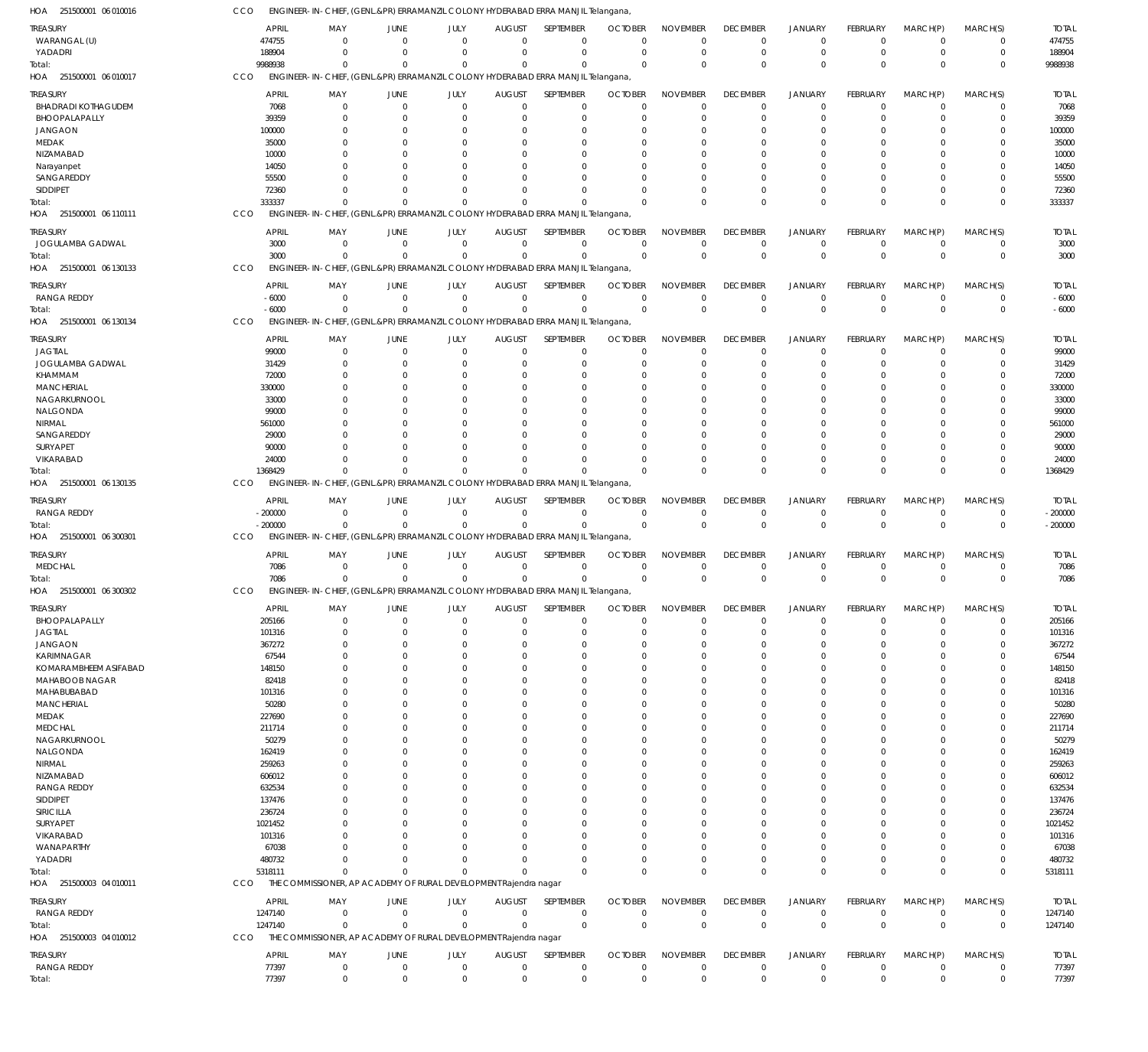HOA 251500001 06 010016 CCO ENGINEER- IN- CHIEF, (GENL.&PR) ERRAMANZIL COLONY HYDERABAD ERRA MANJIL Telangana,

| TREASURY | APRIL | MAY | JUNE | JULY | AUGUST | SEPTEMBER | OCTOBER | NOVEMBER | DECEMBER | JANUARY | FEBRUARY | MARCH(P) | MARCH(S) | TOTAL |
|---|---|---|---|---|---|---|---|---|---|---|---|---|---|---|
| WARANGAL (U) | 474755 | 0 | 0 | 0 | 0 | 0 | 0 | 0 | 0 | 0 | 0 | 0 | 0 | 474755 |
| YADADRI | 188904 | 0 | 0 | 0 | 0 | 0 | 0 | 0 | 0 | 0 | 0 | 0 | 0 | 188904 |
| Total: | 9988938 | 0 | 0 | 0 | 0 | 0 | 0 | 0 | 0 | 0 | 0 | 0 | 0 | 9988938 |

HOA 251500001 06 010017 CCO ENGINEER- IN- CHIEF, (GENL.&PR) ERRAMANZIL COLONY HYDERABAD ERRA MANJIL Telangana,

| TREASURY | APRIL | MAY | JUNE | JULY | AUGUST | SEPTEMBER | OCTOBER | NOVEMBER | DECEMBER | JANUARY | FEBRUARY | MARCH(P) | MARCH(S) | TOTAL |
|---|---|---|---|---|---|---|---|---|---|---|---|---|---|---|
| BHADRADI KOTHAGUDEM | 7068 | 0 | 0 | 0 | 0 | 0 | 0 | 0 | 0 | 0 | 0 | 0 | 0 | 7068 |
| BHOOPALAPALLY | 39359 | 0 | 0 | 0 | 0 | 0 | 0 | 0 | 0 | 0 | 0 | 0 | 0 | 39359 |
| JANGAON | 100000 | 0 | 0 | 0 | 0 | 0 | 0 | 0 | 0 | 0 | 0 | 0 | 0 | 100000 |
| MEDAK | 35000 | 0 | 0 | 0 | 0 | 0 | 0 | 0 | 0 | 0 | 0 | 0 | 0 | 35000 |
| NIZAMABAD | 10000 | 0 | 0 | 0 | 0 | 0 | 0 | 0 | 0 | 0 | 0 | 0 | 0 | 10000 |
| Narayanpet | 14050 | 0 | 0 | 0 | 0 | 0 | 0 | 0 | 0 | 0 | 0 | 0 | 0 | 14050 |
| SANGAREDDY | 55500 | 0 | 0 | 0 | 0 | 0 | 0 | 0 | 0 | 0 | 0 | 0 | 0 | 55500 |
| SIDDIPET | 72360 | 0 | 0 | 0 | 0 | 0 | 0 | 0 | 0 | 0 | 0 | 0 | 0 | 72360 |
| Total: | 333337 | 0 | 0 | 0 | 0 | 0 | 0 | 0 | 0 | 0 | 0 | 0 | 0 | 333337 |

HOA 251500001 06 110111 CCO ENGINEER- IN- CHIEF, (GENL.&PR) ERRAMANZIL COLONY HYDERABAD ERRA MANJIL Telangana,

| TREASURY | APRIL | MAY | JUNE | JULY | AUGUST | SEPTEMBER | OCTOBER | NOVEMBER | DECEMBER | JANUARY | FEBRUARY | MARCH(P) | MARCH(S) | TOTAL |
|---|---|---|---|---|---|---|---|---|---|---|---|---|---|---|
| JOGULAMBA GADWAL | 3000 | 0 | 0 | 0 | 0 | 0 | 0 | 0 | 0 | 0 | 0 | 0 | 0 | 3000 |
| Total: | 3000 | 0 | 0 | 0 | 0 | 0 | 0 | 0 | 0 | 0 | 0 | 0 | 0 | 3000 |

HOA 251500001 06 130133 CCO ENGINEER- IN- CHIEF, (GENL.&PR) ERRAMANZIL COLONY HYDERABAD ERRA MANJIL Telangana,

| TREASURY | APRIL | MAY | JUNE | JULY | AUGUST | SEPTEMBER | OCTOBER | NOVEMBER | DECEMBER | JANUARY | FEBRUARY | MARCH(P) | MARCH(S) | TOTAL |
|---|---|---|---|---|---|---|---|---|---|---|---|---|---|---|
| RANGA REDDY | -6000 | 0 | 0 | 0 | 0 | 0 | 0 | 0 | 0 | 0 | 0 | 0 | 0 | -6000 |
| Total: | -6000 | 0 | 0 | 0 | 0 | 0 | 0 | 0 | 0 | 0 | 0 | 0 | 0 | -6000 |

HOA 251500001 06 130134 CCO ENGINEER- IN- CHIEF, (GENL.&PR) ERRAMANZIL COLONY HYDERABAD ERRA MANJIL Telangana,

| TREASURY | APRIL | MAY | JUNE | JULY | AUGUST | SEPTEMBER | OCTOBER | NOVEMBER | DECEMBER | JANUARY | FEBRUARY | MARCH(P) | MARCH(S) | TOTAL |
|---|---|---|---|---|---|---|---|---|---|---|---|---|---|---|
| JAGTIAL | 99000 | 0 | 0 | 0 | 0 | 0 | 0 | 0 | 0 | 0 | 0 | 0 | 0 | 99000 |
| JOGULAMBA GADWAL | 31429 | 0 | 0 | 0 | 0 | 0 | 0 | 0 | 0 | 0 | 0 | 0 | 0 | 31429 |
| KHAMMAM | 72000 | 0 | 0 | 0 | 0 | 0 | 0 | 0 | 0 | 0 | 0 | 0 | 0 | 72000 |
| MANCHERIAL | 330000 | 0 | 0 | 0 | 0 | 0 | 0 | 0 | 0 | 0 | 0 | 0 | 0 | 330000 |
| NAGARKURNOOL | 33000 | 0 | 0 | 0 | 0 | 0 | 0 | 0 | 0 | 0 | 0 | 0 | 0 | 33000 |
| NALGONDA | 99000 | 0 | 0 | 0 | 0 | 0 | 0 | 0 | 0 | 0 | 0 | 0 | 0 | 99000 |
| NIRMAL | 561000 | 0 | 0 | 0 | 0 | 0 | 0 | 0 | 0 | 0 | 0 | 0 | 0 | 561000 |
| SANGAREDDY | 29000 | 0 | 0 | 0 | 0 | 0 | 0 | 0 | 0 | 0 | 0 | 0 | 0 | 29000 |
| SURYAPET | 90000 | 0 | 0 | 0 | 0 | 0 | 0 | 0 | 0 | 0 | 0 | 0 | 0 | 90000 |
| VIKARABAD | 24000 | 0 | 0 | 0 | 0 | 0 | 0 | 0 | 0 | 0 | 0 | 0 | 0 | 24000 |
| Total: | 1368429 | 0 | 0 | 0 | 0 | 0 | 0 | 0 | 0 | 0 | 0 | 0 | 0 | 1368429 |

HOA 251500001 06 130135 CCO ENGINEER- IN- CHIEF, (GENL.&PR) ERRAMANZIL COLONY HYDERABAD ERRA MANJIL Telangana,

| TREASURY | APRIL | MAY | JUNE | JULY | AUGUST | SEPTEMBER | OCTOBER | NOVEMBER | DECEMBER | JANUARY | FEBRUARY | MARCH(P) | MARCH(S) | TOTAL |
|---|---|---|---|---|---|---|---|---|---|---|---|---|---|---|
| RANGA REDDY | -200000 | 0 | 0 | 0 | 0 | 0 | 0 | 0 | 0 | 0 | 0 | 0 | 0 | -200000 |
| Total: | -200000 | 0 | 0 | 0 | 0 | 0 | 0 | 0 | 0 | 0 | 0 | 0 | 0 | -200000 |

HOA 251500001 06 300301 CCO ENGINEER- IN- CHIEF, (GENL.&PR) ERRAMANZIL COLONY HYDERABAD ERRA MANJIL Telangana,

| TREASURY | APRIL | MAY | JUNE | JULY | AUGUST | SEPTEMBER | OCTOBER | NOVEMBER | DECEMBER | JANUARY | FEBRUARY | MARCH(P) | MARCH(S) | TOTAL |
|---|---|---|---|---|---|---|---|---|---|---|---|---|---|---|
| MEDCHAL | 7086 | 0 | 0 | 0 | 0 | 0 | 0 | 0 | 0 | 0 | 0 | 0 | 0 | 7086 |
| Total: | 7086 | 0 | 0 | 0 | 0 | 0 | 0 | 0 | 0 | 0 | 0 | 0 | 0 | 7086 |

HOA 251500001 06 300302 CCO ENGINEER- IN- CHIEF, (GENL.&PR) ERRAMANZIL COLONY HYDERABAD ERRA MANJIL Telangana,

| TREASURY | APRIL | MAY | JUNE | JULY | AUGUST | SEPTEMBER | OCTOBER | NOVEMBER | DECEMBER | JANUARY | FEBRUARY | MARCH(P) | MARCH(S) | TOTAL |
|---|---|---|---|---|---|---|---|---|---|---|---|---|---|---|
| BHOOPALAPALLY | 205166 | 0 | 0 | 0 | 0 | 0 | 0 | 0 | 0 | 0 | 0 | 0 | 0 | 205166 |
| JAGTIAL | 101316 | 0 | 0 | 0 | 0 | 0 | 0 | 0 | 0 | 0 | 0 | 0 | 0 | 101316 |
| JANGAON | 367272 | 0 | 0 | 0 | 0 | 0 | 0 | 0 | 0 | 0 | 0 | 0 | 0 | 367272 |
| KARIMNAGAR | 67544 | 0 | 0 | 0 | 0 | 0 | 0 | 0 | 0 | 0 | 0 | 0 | 0 | 67544 |
| KOMARAMBHEEM ASIFABAD | 148150 | 0 | 0 | 0 | 0 | 0 | 0 | 0 | 0 | 0 | 0 | 0 | 0 | 148150 |
| MAHABOOB NAGAR | 82418 | 0 | 0 | 0 | 0 | 0 | 0 | 0 | 0 | 0 | 0 | 0 | 0 | 82418 |
| MAHABUBABAD | 101316 | 0 | 0 | 0 | 0 | 0 | 0 | 0 | 0 | 0 | 0 | 0 | 0 | 101316 |
| MANCHERIAL | 50280 | 0 | 0 | 0 | 0 | 0 | 0 | 0 | 0 | 0 | 0 | 0 | 0 | 50280 |
| MEDAK | 227690 | 0 | 0 | 0 | 0 | 0 | 0 | 0 | 0 | 0 | 0 | 0 | 0 | 227690 |
| MEDCHAL | 211714 | 0 | 0 | 0 | 0 | 0 | 0 | 0 | 0 | 0 | 0 | 0 | 0 | 211714 |
| NAGARKURNOOL | 50279 | 0 | 0 | 0 | 0 | 0 | 0 | 0 | 0 | 0 | 0 | 0 | 0 | 50279 |
| NALGONDA | 162419 | 0 | 0 | 0 | 0 | 0 | 0 | 0 | 0 | 0 | 0 | 0 | 0 | 162419 |
| NIRMAL | 259263 | 0 | 0 | 0 | 0 | 0 | 0 | 0 | 0 | 0 | 0 | 0 | 0 | 259263 |
| NIZAMABAD | 606012 | 0 | 0 | 0 | 0 | 0 | 0 | 0 | 0 | 0 | 0 | 0 | 0 | 606012 |
| RANGA REDDY | 632534 | 0 | 0 | 0 | 0 | 0 | 0 | 0 | 0 | 0 | 0 | 0 | 0 | 632534 |
| SIDDIPET | 137476 | 0 | 0 | 0 | 0 | 0 | 0 | 0 | 0 | 0 | 0 | 0 | 0 | 137476 |
| SIRICILLA | 236724 | 0 | 0 | 0 | 0 | 0 | 0 | 0 | 0 | 0 | 0 | 0 | 0 | 236724 |
| SURYAPET | 1021452 | 0 | 0 | 0 | 0 | 0 | 0 | 0 | 0 | 0 | 0 | 0 | 0 | 1021452 |
| VIKARABAD | 101316 | 0 | 0 | 0 | 0 | 0 | 0 | 0 | 0 | 0 | 0 | 0 | 0 | 101316 |
| WANAPARTHY | 67038 | 0 | 0 | 0 | 0 | 0 | 0 | 0 | 0 | 0 | 0 | 0 | 0 | 67038 |
| YADADRI | 480732 | 0 | 0 | 0 | 0 | 0 | 0 | 0 | 0 | 0 | 0 | 0 | 0 | 480732 |
| Total: | 5318111 | 0 | 0 | 0 | 0 | 0 | 0 | 0 | 0 | 0 | 0 | 0 | 0 | 5318111 |

HOA 251500003 04 010011 CCO THE COMMISSIONER, AP ACADEMY OF RURAL DEVELOPMENT Rajendra nagar

| TREASURY | APRIL | MAY | JUNE | JULY | AUGUST | SEPTEMBER | OCTOBER | NOVEMBER | DECEMBER | JANUARY | FEBRUARY | MARCH(P) | MARCH(S) | TOTAL |
|---|---|---|---|---|---|---|---|---|---|---|---|---|---|---|
| RANGA REDDY | 1247140 | 0 | 0 | 0 | 0 | 0 | 0 | 0 | 0 | 0 | 0 | 0 | 0 | 1247140 |
| Total: | 1247140 | 0 | 0 | 0 | 0 | 0 | 0 | 0 | 0 | 0 | 0 | 0 | 0 | 1247140 |

HOA 251500003 04 010012 CCO THE COMMISSIONER, AP ACADEMY OF RURAL DEVELOPMENT Rajendra nagar

| TREASURY | APRIL | MAY | JUNE | JULY | AUGUST | SEPTEMBER | OCTOBER | NOVEMBER | DECEMBER | JANUARY | FEBRUARY | MARCH(P) | MARCH(S) | TOTAL |
|---|---|---|---|---|---|---|---|---|---|---|---|---|---|---|
| RANGA REDDY | 77397 | 0 | 0 | 0 | 0 | 0 | 0 | 0 | 0 | 0 | 0 | 0 | 0 | 77397 |
| Total: | 77397 | 0 | 0 | 0 | 0 | 0 | 0 | 0 | 0 | 0 | 0 | 0 | 0 | 77397 |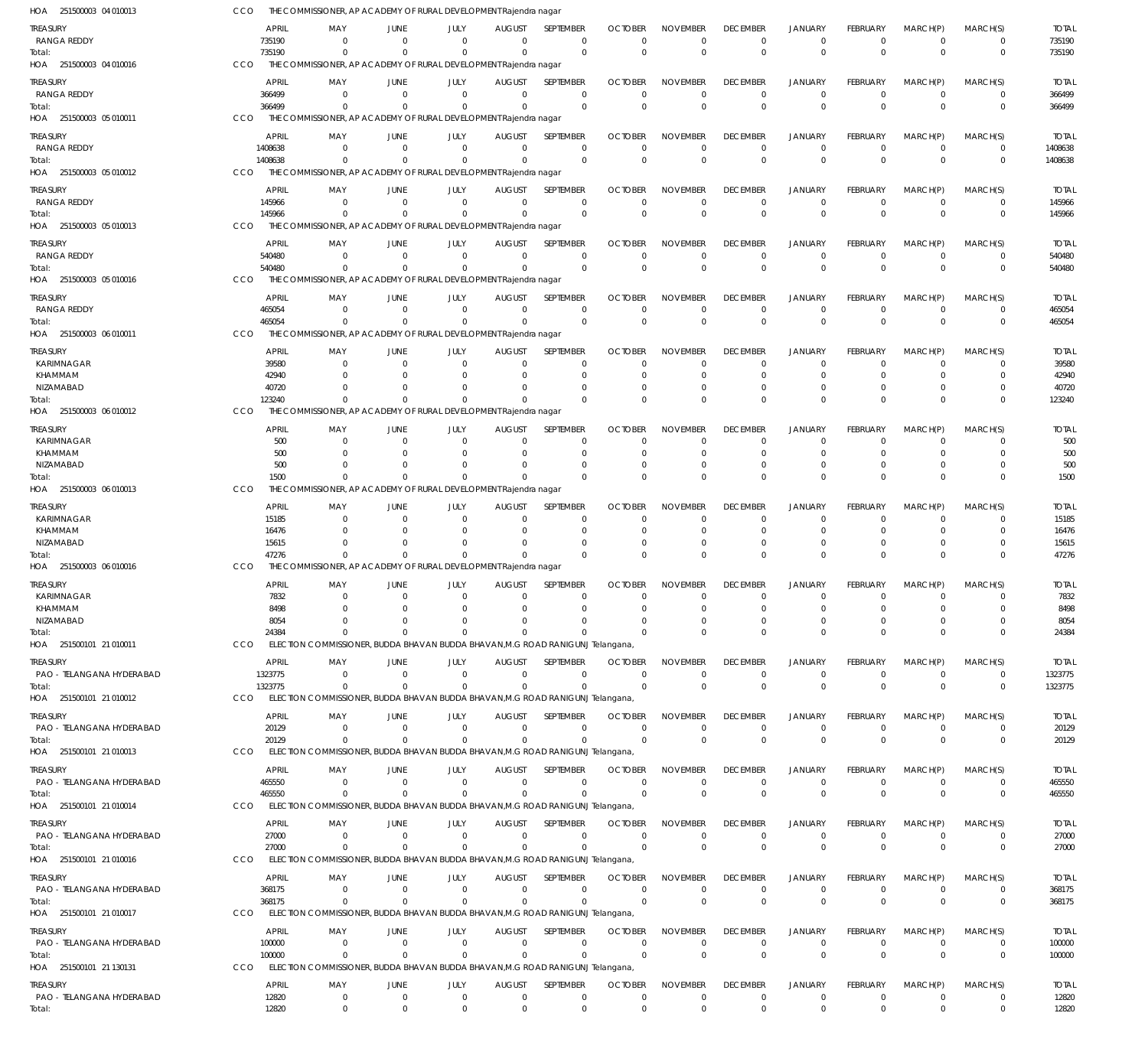HOA 251500003 04 010013 CCO THE COMMISSIONER, AP ACADEMY OF RURAL DEVELOPMENT Rajendra nagar

| TREASURY | APRIL | MAY | JUNE | JULY | AUGUST | SEPTEMBER | OCTOBER | NOVEMBER | DECEMBER | JANUARY | FEBRUARY | MARCH(P) | MARCH(S) | TOTAL |
|---|---|---|---|---|---|---|---|---|---|---|---|---|---|---|
| RANGA REDDY | 735190 | 0 | 0 | 0 | 0 | 0 | 0 | 0 | 0 | 0 | 0 | 0 | 0 | 735190 |
| Total: | 735190 | 0 | 0 | 0 | 0 | 0 | 0 | 0 | 0 | 0 | 0 | 0 | 0 | 735190 |

HOA 251500003 04 010016 CCO THE COMMISSIONER, AP ACADEMY OF RURAL DEVELOPMENT Rajendra nagar

| TREASURY | APRIL | MAY | JUNE | JULY | AUGUST | SEPTEMBER | OCTOBER | NOVEMBER | DECEMBER | JANUARY | FEBRUARY | MARCH(P) | MARCH(S) | TOTAL |
|---|---|---|---|---|---|---|---|---|---|---|---|---|---|---|
| RANGA REDDY | 366499 | 0 | 0 | 0 | 0 | 0 | 0 | 0 | 0 | 0 | 0 | 0 | 0 | 366499 |
| Total: | 366499 | 0 | 0 | 0 | 0 | 0 | 0 | 0 | 0 | 0 | 0 | 0 | 0 | 366499 |

HOA 251500003 05 010011 CCO THE COMMISSIONER, AP ACADEMY OF RURAL DEVELOPMENT Rajendra nagar

| TREASURY | APRIL | MAY | JUNE | JULY | AUGUST | SEPTEMBER | OCTOBER | NOVEMBER | DECEMBER | JANUARY | FEBRUARY | MARCH(P) | MARCH(S) | TOTAL |
|---|---|---|---|---|---|---|---|---|---|---|---|---|---|---|
| RANGA REDDY | 1408638 | 0 | 0 | 0 | 0 | 0 | 0 | 0 | 0 | 0 | 0 | 0 | 0 | 1408638 |
| Total: | 1408638 | 0 | 0 | 0 | 0 | 0 | 0 | 0 | 0 | 0 | 0 | 0 | 0 | 1408638 |

HOA 251500003 05 010012 CCO THE COMMISSIONER, AP ACADEMY OF RURAL DEVELOPMENT Rajendra nagar

| TREASURY | APRIL | MAY | JUNE | JULY | AUGUST | SEPTEMBER | OCTOBER | NOVEMBER | DECEMBER | JANUARY | FEBRUARY | MARCH(P) | MARCH(S) | TOTAL |
|---|---|---|---|---|---|---|---|---|---|---|---|---|---|---|
| RANGA REDDY | 145966 | 0 | 0 | 0 | 0 | 0 | 0 | 0 | 0 | 0 | 0 | 0 | 0 | 145966 |
| Total: | 145966 | 0 | 0 | 0 | 0 | 0 | 0 | 0 | 0 | 0 | 0 | 0 | 0 | 145966 |

HOA 251500003 05 010013 CCO THE COMMISSIONER, AP ACADEMY OF RURAL DEVELOPMENT Rajendra nagar

| TREASURY | APRIL | MAY | JUNE | JULY | AUGUST | SEPTEMBER | OCTOBER | NOVEMBER | DECEMBER | JANUARY | FEBRUARY | MARCH(P) | MARCH(S) | TOTAL |
|---|---|---|---|---|---|---|---|---|---|---|---|---|---|---|
| RANGA REDDY | 540480 | 0 | 0 | 0 | 0 | 0 | 0 | 0 | 0 | 0 | 0 | 0 | 0 | 540480 |
| Total: | 540480 | 0 | 0 | 0 | 0 | 0 | 0 | 0 | 0 | 0 | 0 | 0 | 0 | 540480 |

HOA 251500003 05 010016 CCO THE COMMISSIONER, AP ACADEMY OF RURAL DEVELOPMENT Rajendra nagar

| TREASURY | APRIL | MAY | JUNE | JULY | AUGUST | SEPTEMBER | OCTOBER | NOVEMBER | DECEMBER | JANUARY | FEBRUARY | MARCH(P) | MARCH(S) | TOTAL |
|---|---|---|---|---|---|---|---|---|---|---|---|---|---|---|
| RANGA REDDY | 465054 | 0 | 0 | 0 | 0 | 0 | 0 | 0 | 0 | 0 | 0 | 0 | 0 | 465054 |
| Total: | 465054 | 0 | 0 | 0 | 0 | 0 | 0 | 0 | 0 | 0 | 0 | 0 | 0 | 465054 |

HOA 251500003 06 010011 CCO THE COMMISSIONER, AP ACADEMY OF RURAL DEVELOPMENT Rajendra nagar

| TREASURY | APRIL | MAY | JUNE | JULY | AUGUST | SEPTEMBER | OCTOBER | NOVEMBER | DECEMBER | JANUARY | FEBRUARY | MARCH(P) | MARCH(S) | TOTAL |
|---|---|---|---|---|---|---|---|---|---|---|---|---|---|---|
| KARIMNAGAR | 39580 | 0 | 0 | 0 | 0 | 0 | 0 | 0 | 0 | 0 | 0 | 0 | 0 | 39580 |
| KHAMMAM | 42940 | 0 | 0 | 0 | 0 | 0 | 0 | 0 | 0 | 0 | 0 | 0 | 0 | 42940 |
| NIZAMABAD | 40720 | 0 | 0 | 0 | 0 | 0 | 0 | 0 | 0 | 0 | 0 | 0 | 0 | 40720 |
| Total: | 123240 | 0 | 0 | 0 | 0 | 0 | 0 | 0 | 0 | 0 | 0 | 0 | 0 | 123240 |

HOA 251500003 06 010012 CCO THE COMMISSIONER, AP ACADEMY OF RURAL DEVELOPMENT Rajendra nagar

| TREASURY | APRIL | MAY | JUNE | JULY | AUGUST | SEPTEMBER | OCTOBER | NOVEMBER | DECEMBER | JANUARY | FEBRUARY | MARCH(P) | MARCH(S) | TOTAL |
|---|---|---|---|---|---|---|---|---|---|---|---|---|---|---|
| KARIMNAGAR | 500 | 0 | 0 | 0 | 0 | 0 | 0 | 0 | 0 | 0 | 0 | 0 | 0 | 500 |
| KHAMMAM | 500 | 0 | 0 | 0 | 0 | 0 | 0 | 0 | 0 | 0 | 0 | 0 | 0 | 500 |
| NIZAMABAD | 500 | 0 | 0 | 0 | 0 | 0 | 0 | 0 | 0 | 0 | 0 | 0 | 0 | 500 |
| Total: | 1500 | 0 | 0 | 0 | 0 | 0 | 0 | 0 | 0 | 0 | 0 | 0 | 0 | 1500 |

HOA 251500003 06 010013 CCO THE COMMISSIONER, AP ACADEMY OF RURAL DEVELOPMENT Rajendra nagar

| TREASURY | APRIL | MAY | JUNE | JULY | AUGUST | SEPTEMBER | OCTOBER | NOVEMBER | DECEMBER | JANUARY | FEBRUARY | MARCH(P) | MARCH(S) | TOTAL |
|---|---|---|---|---|---|---|---|---|---|---|---|---|---|---|
| KARIMNAGAR | 15185 | 0 | 0 | 0 | 0 | 0 | 0 | 0 | 0 | 0 | 0 | 0 | 0 | 15185 |
| KHAMMAM | 16476 | 0 | 0 | 0 | 0 | 0 | 0 | 0 | 0 | 0 | 0 | 0 | 0 | 16476 |
| NIZAMABAD | 15615 | 0 | 0 | 0 | 0 | 0 | 0 | 0 | 0 | 0 | 0 | 0 | 0 | 15615 |
| Total: | 47276 | 0 | 0 | 0 | 0 | 0 | 0 | 0 | 0 | 0 | 0 | 0 | 0 | 47276 |

HOA 251500003 06 010016 CCO THE COMMISSIONER, AP ACADEMY OF RURAL DEVELOPMENT Rajendra nagar

| TREASURY | APRIL | MAY | JUNE | JULY | AUGUST | SEPTEMBER | OCTOBER | NOVEMBER | DECEMBER | JANUARY | FEBRUARY | MARCH(P) | MARCH(S) | TOTAL |
|---|---|---|---|---|---|---|---|---|---|---|---|---|---|---|
| KARIMNAGAR | 7832 | 0 | 0 | 0 | 0 | 0 | 0 | 0 | 0 | 0 | 0 | 0 | 0 | 7832 |
| KHAMMAM | 8498 | 0 | 0 | 0 | 0 | 0 | 0 | 0 | 0 | 0 | 0 | 0 | 0 | 8498 |
| NIZAMABAD | 8054 | 0 | 0 | 0 | 0 | 0 | 0 | 0 | 0 | 0 | 0 | 0 | 0 | 8054 |
| Total: | 24384 | 0 | 0 | 0 | 0 | 0 | 0 | 0 | 0 | 0 | 0 | 0 | 0 | 24384 |

HOA 251500101 21 010011 CCO ELECTION COMMISSIONER, BUDDA BHAVAN BUDDA BHAVAN,M.G ROAD RANIGUNJ Telangana,

| TREASURY | APRIL | MAY | JUNE | JULY | AUGUST | SEPTEMBER | OCTOBER | NOVEMBER | DECEMBER | JANUARY | FEBRUARY | MARCH(P) | MARCH(S) | TOTAL |
|---|---|---|---|---|---|---|---|---|---|---|---|---|---|---|
| PAO - TELANGANA HYDERABAD | 1323775 | 0 | 0 | 0 | 0 | 0 | 0 | 0 | 0 | 0 | 0 | 0 | 0 | 1323775 |
| Total: | 1323775 | 0 | 0 | 0 | 0 | 0 | 0 | 0 | 0 | 0 | 0 | 0 | 0 | 1323775 |

HOA 251500101 21 010012 CCO ELECTION COMMISSIONER, BUDDA BHAVAN BUDDA BHAVAN,M.G ROAD RANIGUNJ Telangana,

| TREASURY | APRIL | MAY | JUNE | JULY | AUGUST | SEPTEMBER | OCTOBER | NOVEMBER | DECEMBER | JANUARY | FEBRUARY | MARCH(P) | MARCH(S) | TOTAL |
|---|---|---|---|---|---|---|---|---|---|---|---|---|---|---|
| PAO - TELANGANA HYDERABAD | 20129 | 0 | 0 | 0 | 0 | 0 | 0 | 0 | 0 | 0 | 0 | 0 | 0 | 20129 |
| Total: | 20129 | 0 | 0 | 0 | 0 | 0 | 0 | 0 | 0 | 0 | 0 | 0 | 0 | 20129 |

HOA 251500101 21 010013 CCO ELECTION COMMISSIONER, BUDDA BHAVAN BUDDA BHAVAN,M.G ROAD RANIGUNJ Telangana,

| TREASURY | APRIL | MAY | JUNE | JULY | AUGUST | SEPTEMBER | OCTOBER | NOVEMBER | DECEMBER | JANUARY | FEBRUARY | MARCH(P) | MARCH(S) | TOTAL |
|---|---|---|---|---|---|---|---|---|---|---|---|---|---|---|
| PAO - TELANGANA HYDERABAD | 465550 | 0 | 0 | 0 | 0 | 0 | 0 | 0 | 0 | 0 | 0 | 0 | 0 | 465550 |
| Total: | 465550 | 0 | 0 | 0 | 0 | 0 | 0 | 0 | 0 | 0 | 0 | 0 | 0 | 465550 |

HOA 251500101 21 010014 CCO ELECTION COMMISSIONER, BUDDA BHAVAN BUDDA BHAVAN,M.G ROAD RANIGUNJ Telangana,

| TREASURY | APRIL | MAY | JUNE | JULY | AUGUST | SEPTEMBER | OCTOBER | NOVEMBER | DECEMBER | JANUARY | FEBRUARY | MARCH(P) | MARCH(S) | TOTAL |
|---|---|---|---|---|---|---|---|---|---|---|---|---|---|---|
| PAO - TELANGANA HYDERABAD | 27000 | 0 | 0 | 0 | 0 | 0 | 0 | 0 | 0 | 0 | 0 | 0 | 0 | 27000 |
| Total: | 27000 | 0 | 0 | 0 | 0 | 0 | 0 | 0 | 0 | 0 | 0 | 0 | 0 | 27000 |

HOA 251500101 21 010016 CCO ELECTION COMMISSIONER, BUDDA BHAVAN BUDDA BHAVAN,M.G ROAD RANIGUNJ Telangana,

| TREASURY | APRIL | MAY | JUNE | JULY | AUGUST | SEPTEMBER | OCTOBER | NOVEMBER | DECEMBER | JANUARY | FEBRUARY | MARCH(P) | MARCH(S) | TOTAL |
|---|---|---|---|---|---|---|---|---|---|---|---|---|---|---|
| PAO - TELANGANA HYDERABAD | 368175 | 0 | 0 | 0 | 0 | 0 | 0 | 0 | 0 | 0 | 0 | 0 | 0 | 368175 |
| Total: | 368175 | 0 | 0 | 0 | 0 | 0 | 0 | 0 | 0 | 0 | 0 | 0 | 0 | 368175 |

HOA 251500101 21 010017 CCO ELECTION COMMISSIONER, BUDDA BHAVAN BUDDA BHAVAN,M.G ROAD RANIGUNJ Telangana,

| TREASURY | APRIL | MAY | JUNE | JULY | AUGUST | SEPTEMBER | OCTOBER | NOVEMBER | DECEMBER | JANUARY | FEBRUARY | MARCH(P) | MARCH(S) | TOTAL |
|---|---|---|---|---|---|---|---|---|---|---|---|---|---|---|
| PAO - TELANGANA HYDERABAD | 100000 | 0 | 0 | 0 | 0 | 0 | 0 | 0 | 0 | 0 | 0 | 0 | 0 | 100000 |
| Total: | 100000 | 0 | 0 | 0 | 0 | 0 | 0 | 0 | 0 | 0 | 0 | 0 | 0 | 100000 |

HOA 251500101 21 130131 CCO ELECTION COMMISSIONER, BUDDA BHAVAN BUDDA BHAVAN,M.G ROAD RANIGUNJ Telangana,

| TREASURY | APRIL | MAY | JUNE | JULY | AUGUST | SEPTEMBER | OCTOBER | NOVEMBER | DECEMBER | JANUARY | FEBRUARY | MARCH(P) | MARCH(S) | TOTAL |
|---|---|---|---|---|---|---|---|---|---|---|---|---|---|---|
| PAO - TELANGANA HYDERABAD | 12820 | 0 | 0 | 0 | 0 | 0 | 0 | 0 | 0 | 0 | 0 | 0 | 0 | 12820 |
| Total: | 12820 | 0 | 0 | 0 | 0 | 0 | 0 | 0 | 0 | 0 | 0 | 0 | 0 | 12820 |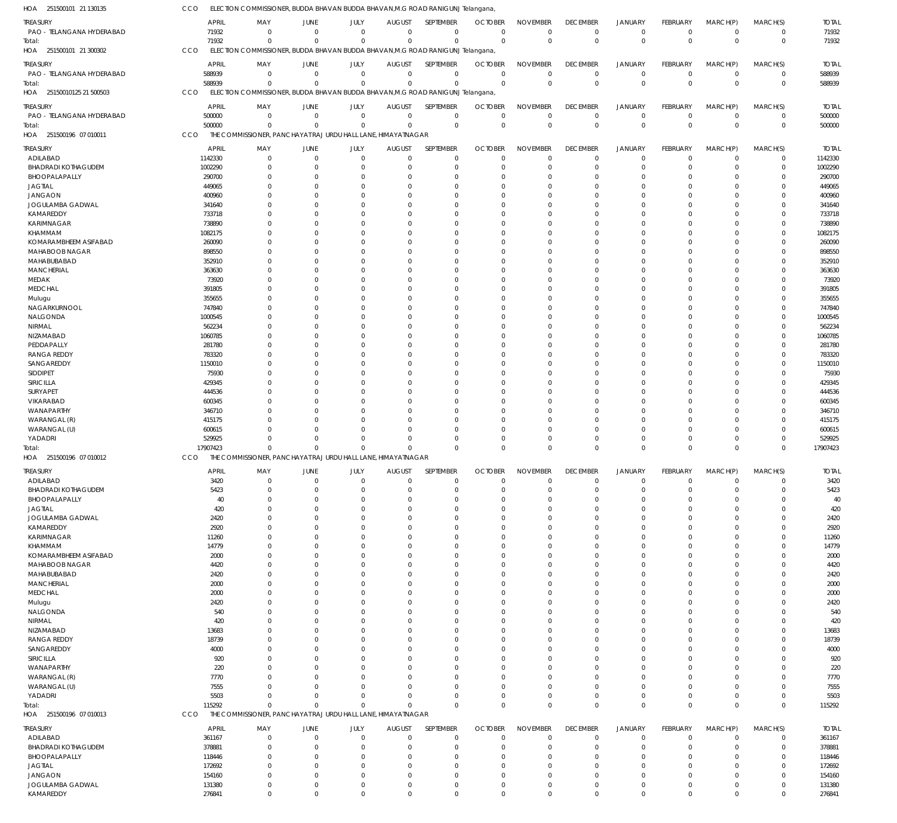HOA 251500101 21 130135 CCO ELECTION COMMISSIONER, BUDDA BHAVAN BUDDA BHAVAN,M.G ROAD RANIGUNJ Telangana,

| TREASURY | APRIL | MAY | JUNE | JULY | AUGUST | SEPTEMBER | OCTOBER | NOVEMBER | DECEMBER | JANUARY | FEBRUARY | MARCH(P) | MARCH(S) | TOTAL |
|---|---|---|---|---|---|---|---|---|---|---|---|---|---|---|
| PAO - TELANGANA HYDERABAD | 71932 | 0 | 0 | 0 | 0 | 0 | 0 | 0 | 0 | 0 | 0 | 0 | 0 | 71932 |
| Total: | 71932 | 0 | 0 | 0 | 0 | 0 | 0 | 0 | 0 | 0 | 0 | 0 | 0 | 71932 |

HOA 251500101 21 300302 CCO ELECTION COMMISSIONER, BUDDA BHAVAN BUDDA BHAVAN,M.G ROAD RANIGUNJ Telangana,

| TREASURY | APRIL | MAY | JUNE | JULY | AUGUST | SEPTEMBER | OCTOBER | NOVEMBER | DECEMBER | JANUARY | FEBRUARY | MARCH(P) | MARCH(S) | TOTAL |
|---|---|---|---|---|---|---|---|---|---|---|---|---|---|---|
| PAO - TELANGANA HYDERABAD | 588939 | 0 | 0 | 0 | 0 | 0 | 0 | 0 | 0 | 0 | 0 | 0 | 0 | 588939 |
| Total: | 588939 | 0 | 0 | 0 | 0 | 0 | 0 | 0 | 0 | 0 | 0 | 0 | 0 | 588939 |

HOA 25150010125 21 500503 CCO ELECTION COMMISSIONER, BUDDA BHAVAN BUDDA BHAVAN,M.G ROAD RANIGUNJ Telangana,

| TREASURY | APRIL | MAY | JUNE | JULY | AUGUST | SEPTEMBER | OCTOBER | NOVEMBER | DECEMBER | JANUARY | FEBRUARY | MARCH(P) | MARCH(S) | TOTAL |
|---|---|---|---|---|---|---|---|---|---|---|---|---|---|---|
| PAO - TELANGANA HYDERABAD | 500000 | 0 | 0 | 0 | 0 | 0 | 0 | 0 | 0 | 0 | 0 | 0 | 0 | 500000 |
| Total: | 500000 | 0 | 0 | 0 | 0 | 0 | 0 | 0 | 0 | 0 | 0 | 0 | 0 | 500000 |

HOA 251500196 07 010011 CCO THE COMMISSIONER, PANCHAYAT RAJ URDU HALL LANE, HIMAYATNAGAR

| TREASURY | APRIL | MAY | JUNE | JULY | AUGUST | SEPTEMBER | OCTOBER | NOVEMBER | DECEMBER | JANUARY | FEBRUARY | MARCH(P) | MARCH(S) | TOTAL |
|---|---|---|---|---|---|---|---|---|---|---|---|---|---|---|
| ADILABAD | 1142330 | 0 | 0 | 0 | 0 | 0 | 0 | 0 | 0 | 0 | 0 | 0 | 0 | 1142330 |
| BHADRADI KOTHAGUDEM | 1002290 | 0 | 0 | 0 | 0 | 0 | 0 | 0 | 0 | 0 | 0 | 0 | 0 | 1002290 |
| BHOOPALAPALLY | 290700 | 0 | 0 | 0 | 0 | 0 | 0 | 0 | 0 | 0 | 0 | 0 | 0 | 290700 |
| JAGTIAL | 449065 | 0 | 0 | 0 | 0 | 0 | 0 | 0 | 0 | 0 | 0 | 0 | 0 | 449065 |
| JANGAON | 400960 | 0 | 0 | 0 | 0 | 0 | 0 | 0 | 0 | 0 | 0 | 0 | 0 | 400960 |
| JOGULAMBA GADWAL | 341640 | 0 | 0 | 0 | 0 | 0 | 0 | 0 | 0 | 0 | 0 | 0 | 0 | 341640 |
| KAMAREDDY | 733718 | 0 | 0 | 0 | 0 | 0 | 0 | 0 | 0 | 0 | 0 | 0 | 0 | 733718 |
| KARIMNAGAR | 738890 | 0 | 0 | 0 | 0 | 0 | 0 | 0 | 0 | 0 | 0 | 0 | 0 | 738890 |
| KHAMMAM | 1082175 | 0 | 0 | 0 | 0 | 0 | 0 | 0 | 0 | 0 | 0 | 0 | 0 | 1082175 |
| KOMARAMBHEEM ASIFABAD | 260090 | 0 | 0 | 0 | 0 | 0 | 0 | 0 | 0 | 0 | 0 | 0 | 0 | 260090 |
| MAHABOOB NAGAR | 898550 | 0 | 0 | 0 | 0 | 0 | 0 | 0 | 0 | 0 | 0 | 0 | 0 | 898550 |
| MAHABUBABAD | 352910 | 0 | 0 | 0 | 0 | 0 | 0 | 0 | 0 | 0 | 0 | 0 | 0 | 352910 |
| MANCHERIAL | 363630 | 0 | 0 | 0 | 0 | 0 | 0 | 0 | 0 | 0 | 0 | 0 | 0 | 363630 |
| MEDAK | 73920 | 0 | 0 | 0 | 0 | 0 | 0 | 0 | 0 | 0 | 0 | 0 | 0 | 73920 |
| MEDCHAL | 391805 | 0 | 0 | 0 | 0 | 0 | 0 | 0 | 0 | 0 | 0 | 0 | 0 | 391805 |
| Mulugu | 355655 | 0 | 0 | 0 | 0 | 0 | 0 | 0 | 0 | 0 | 0 | 0 | 0 | 355655 |
| NAGARKURNOOL | 747840 | 0 | 0 | 0 | 0 | 0 | 0 | 0 | 0 | 0 | 0 | 0 | 0 | 747840 |
| NALGONDA | 1000545 | 0 | 0 | 0 | 0 | 0 | 0 | 0 | 0 | 0 | 0 | 0 | 0 | 1000545 |
| NIRMAL | 562234 | 0 | 0 | 0 | 0 | 0 | 0 | 0 | 0 | 0 | 0 | 0 | 0 | 562234 |
| NIZAMABAD | 1060785 | 0 | 0 | 0 | 0 | 0 | 0 | 0 | 0 | 0 | 0 | 0 | 0 | 1060785 |
| PEDDAPALLY | 281780 | 0 | 0 | 0 | 0 | 0 | 0 | 0 | 0 | 0 | 0 | 0 | 0 | 281780 |
| RANGA REDDY | 783320 | 0 | 0 | 0 | 0 | 0 | 0 | 0 | 0 | 0 | 0 | 0 | 0 | 783320 |
| SANGAREDDY | 1150010 | 0 | 0 | 0 | 0 | 0 | 0 | 0 | 0 | 0 | 0 | 0 | 0 | 1150010 |
| SIDDIPET | 75930 | 0 | 0 | 0 | 0 | 0 | 0 | 0 | 0 | 0 | 0 | 0 | 0 | 75930 |
| SIRICILLA | 429345 | 0 | 0 | 0 | 0 | 0 | 0 | 0 | 0 | 0 | 0 | 0 | 0 | 429345 |
| SURYAPET | 444536 | 0 | 0 | 0 | 0 | 0 | 0 | 0 | 0 | 0 | 0 | 0 | 0 | 444536 |
| VIKARABAD | 600345 | 0 | 0 | 0 | 0 | 0 | 0 | 0 | 0 | 0 | 0 | 0 | 0 | 600345 |
| WANAPARTHY | 346710 | 0 | 0 | 0 | 0 | 0 | 0 | 0 | 0 | 0 | 0 | 0 | 0 | 346710 |
| WARANGAL (R) | 415175 | 0 | 0 | 0 | 0 | 0 | 0 | 0 | 0 | 0 | 0 | 0 | 0 | 415175 |
| WARANGAL (U) | 600615 | 0 | 0 | 0 | 0 | 0 | 0 | 0 | 0 | 0 | 0 | 0 | 0 | 600615 |
| YADADRI | 529925 | 0 | 0 | 0 | 0 | 0 | 0 | 0 | 0 | 0 | 0 | 0 | 0 | 529925 |
| Total: | 17907423 | 0 | 0 | 0 | 0 | 0 | 0 | 0 | 0 | 0 | 0 | 0 | 0 | 17907423 |

HOA 251500196 07 010012 CCO THE COMMISSIONER, PANCHAYAT RAJ URDU HALL LANE, HIMAYATNAGAR

| TREASURY | APRIL | MAY | JUNE | JULY | AUGUST | SEPTEMBER | OCTOBER | NOVEMBER | DECEMBER | JANUARY | FEBRUARY | MARCH(P) | MARCH(S) | TOTAL |
|---|---|---|---|---|---|---|---|---|---|---|---|---|---|---|
| ADILABAD | 3420 | 0 | 0 | 0 | 0 | 0 | 0 | 0 | 0 | 0 | 0 | 0 | 0 | 3420 |
| BHADRADI KOTHAGUDEM | 5423 | 0 | 0 | 0 | 0 | 0 | 0 | 0 | 0 | 0 | 0 | 0 | 0 | 5423 |
| BHOOPALAPALLY | 40 | 0 | 0 | 0 | 0 | 0 | 0 | 0 | 0 | 0 | 0 | 0 | 0 | 40 |
| JAGTIAL | 420 | 0 | 0 | 0 | 0 | 0 | 0 | 0 | 0 | 0 | 0 | 0 | 0 | 420 |
| JOGULAMBA GADWAL | 2420 | 0 | 0 | 0 | 0 | 0 | 0 | 0 | 0 | 0 | 0 | 0 | 0 | 2420 |
| KAMAREDDY | 2920 | 0 | 0 | 0 | 0 | 0 | 0 | 0 | 0 | 0 | 0 | 0 | 0 | 2920 |
| KARIMNAGAR | 11260 | 0 | 0 | 0 | 0 | 0 | 0 | 0 | 0 | 0 | 0 | 0 | 0 | 11260 |
| KHAMMAM | 14779 | 0 | 0 | 0 | 0 | 0 | 0 | 0 | 0 | 0 | 0 | 0 | 0 | 14779 |
| KOMARAMBHEEM ASIFABAD | 2000 | 0 | 0 | 0 | 0 | 0 | 0 | 0 | 0 | 0 | 0 | 0 | 0 | 2000 |
| MAHABOOB NAGAR | 4420 | 0 | 0 | 0 | 0 | 0 | 0 | 0 | 0 | 0 | 0 | 0 | 0 | 4420 |
| MAHABUBABAD | 2420 | 0 | 0 | 0 | 0 | 0 | 0 | 0 | 0 | 0 | 0 | 0 | 0 | 2420 |
| MANCHERIAL | 2000 | 0 | 0 | 0 | 0 | 0 | 0 | 0 | 0 | 0 | 0 | 0 | 0 | 2000 |
| MEDCHAL | 2000 | 0 | 0 | 0 | 0 | 0 | 0 | 0 | 0 | 0 | 0 | 0 | 0 | 2000 |
| Mulugu | 2420 | 0 | 0 | 0 | 0 | 0 | 0 | 0 | 0 | 0 | 0 | 0 | 0 | 2420 |
| NALGONDA | 540 | 0 | 0 | 0 | 0 | 0 | 0 | 0 | 0 | 0 | 0 | 0 | 0 | 540 |
| NIRMAL | 420 | 0 | 0 | 0 | 0 | 0 | 0 | 0 | 0 | 0 | 0 | 0 | 0 | 420 |
| NIZAMABAD | 13683 | 0 | 0 | 0 | 0 | 0 | 0 | 0 | 0 | 0 | 0 | 0 | 0 | 13683 |
| RANGA REDDY | 18739 | 0 | 0 | 0 | 0 | 0 | 0 | 0 | 0 | 0 | 0 | 0 | 0 | 18739 |
| SANGAREDDY | 4000 | 0 | 0 | 0 | 0 | 0 | 0 | 0 | 0 | 0 | 0 | 0 | 0 | 4000 |
| SIRICILLA | 920 | 0 | 0 | 0 | 0 | 0 | 0 | 0 | 0 | 0 | 0 | 0 | 0 | 920 |
| WANAPARTHY | 220 | 0 | 0 | 0 | 0 | 0 | 0 | 0 | 0 | 0 | 0 | 0 | 0 | 220 |
| WARANGAL (R) | 7770 | 0 | 0 | 0 | 0 | 0 | 0 | 0 | 0 | 0 | 0 | 0 | 0 | 7770 |
| WARANGAL (U) | 7555 | 0 | 0 | 0 | 0 | 0 | 0 | 0 | 0 | 0 | 0 | 0 | 0 | 7555 |
| YADADRI | 5503 | 0 | 0 | 0 | 0 | 0 | 0 | 0 | 0 | 0 | 0 | 0 | 0 | 5503 |
| Total: | 115292 | 0 | 0 | 0 | 0 | 0 | 0 | 0 | 0 | 0 | 0 | 0 | 0 | 115292 |

HOA 251500196 07 010013 CCO THE COMMISSIONER, PANCHAYAT RAJ URDU HALL LANE, HIMAYATNAGAR

| TREASURY | APRIL | MAY | JUNE | JULY | AUGUST | SEPTEMBER | OCTOBER | NOVEMBER | DECEMBER | JANUARY | FEBRUARY | MARCH(P) | MARCH(S) | TOTAL |
|---|---|---|---|---|---|---|---|---|---|---|---|---|---|---|
| ADILABAD | 361167 | 0 | 0 | 0 | 0 | 0 | 0 | 0 | 0 | 0 | 0 | 0 | 0 | 361167 |
| BHADRADI KOTHAGUDEM | 378881 | 0 | 0 | 0 | 0 | 0 | 0 | 0 | 0 | 0 | 0 | 0 | 0 | 378881 |
| BHOOPALAPALLY | 118446 | 0 | 0 | 0 | 0 | 0 | 0 | 0 | 0 | 0 | 0 | 0 | 0 | 118446 |
| JAGTIAL | 172692 | 0 | 0 | 0 | 0 | 0 | 0 | 0 | 0 | 0 | 0 | 0 | 0 | 172692 |
| JANGAON | 154160 | 0 | 0 | 0 | 0 | 0 | 0 | 0 | 0 | 0 | 0 | 0 | 0 | 154160 |
| JOGULAMBA GADWAL | 131380 | 0 | 0 | 0 | 0 | 0 | 0 | 0 | 0 | 0 | 0 | 0 | 0 | 131380 |
| KAMAREDDY | 276841 | 0 | 0 | 0 | 0 | 0 | 0 | 0 | 0 | 0 | 0 | 0 | 0 | 276841 |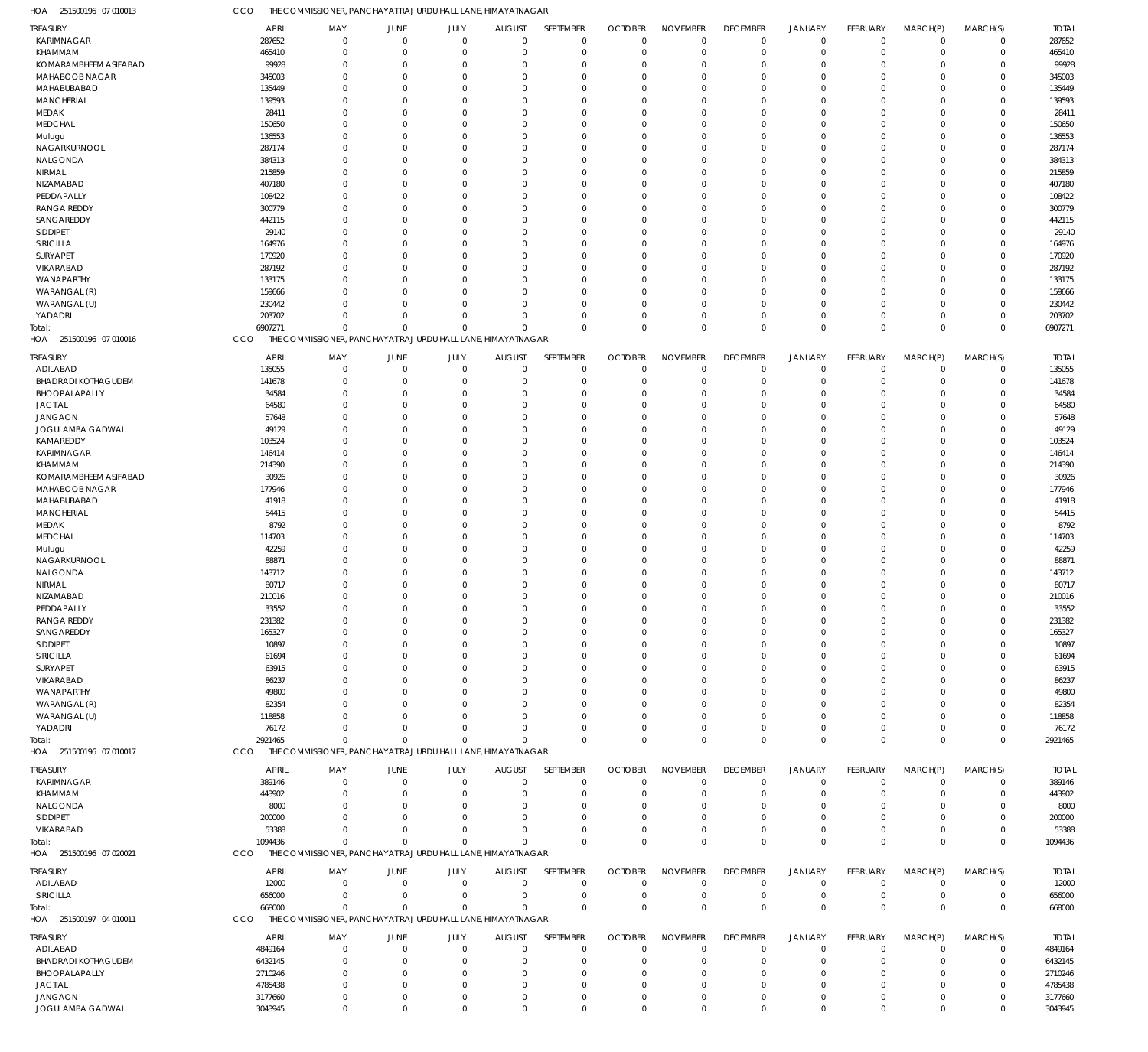HOA 251500196 07 010013 CCO THE COMMISSIONER, PANCHAYATRAJ URDU HALL LANE, HIMAYATNAGAR

| TREASURY | APRIL | MAY | JUNE | JULY | AUGUST | SEPTEMBER | OCTOBER | NOVEMBER | DECEMBER | JANUARY | FEBRUARY | MARCH(P) | MARCH(S) | TOTAL |
|---|---|---|---|---|---|---|---|---|---|---|---|---|---|---|
| KARIMNAGAR | 287652 | 0 | 0 | 0 | 0 | 0 | 0 | 0 | 0 | 0 | 0 | 0 | 0 | 287652 |
| KHAMMAM | 465410 | 0 | 0 | 0 | 0 | 0 | 0 | 0 | 0 | 0 | 0 | 0 | 0 | 465410 |
| KOMARAMBHEEM ASIFABAD | 99928 | 0 | 0 | 0 | 0 | 0 | 0 | 0 | 0 | 0 | 0 | 0 | 0 | 99928 |
| MAHABOOB NAGAR | 345003 | 0 | 0 | 0 | 0 | 0 | 0 | 0 | 0 | 0 | 0 | 0 | 0 | 345003 |
| MAHABUBABAD | 135449 | 0 | 0 | 0 | 0 | 0 | 0 | 0 | 0 | 0 | 0 | 0 | 0 | 135449 |
| MANCHERIAL | 139593 | 0 | 0 | 0 | 0 | 0 | 0 | 0 | 0 | 0 | 0 | 0 | 0 | 139593 |
| MEDAK | 28411 | 0 | 0 | 0 | 0 | 0 | 0 | 0 | 0 | 0 | 0 | 0 | 0 | 28411 |
| MEDCHAL | 150650 | 0 | 0 | 0 | 0 | 0 | 0 | 0 | 0 | 0 | 0 | 0 | 0 | 150650 |
| Mulugu | 136553 | 0 | 0 | 0 | 0 | 0 | 0 | 0 | 0 | 0 | 0 | 0 | 0 | 136553 |
| NAGARKURNOOL | 287174 | 0 | 0 | 0 | 0 | 0 | 0 | 0 | 0 | 0 | 0 | 0 | 0 | 287174 |
| NALGONDA | 384313 | 0 | 0 | 0 | 0 | 0 | 0 | 0 | 0 | 0 | 0 | 0 | 0 | 384313 |
| NIRMAL | 215859 | 0 | 0 | 0 | 0 | 0 | 0 | 0 | 0 | 0 | 0 | 0 | 0 | 215859 |
| NIZAMABAD | 407180 | 0 | 0 | 0 | 0 | 0 | 0 | 0 | 0 | 0 | 0 | 0 | 0 | 407180 |
| PEDDAPALLY | 108422 | 0 | 0 | 0 | 0 | 0 | 0 | 0 | 0 | 0 | 0 | 0 | 0 | 108422 |
| RANGA REDDY | 300779 | 0 | 0 | 0 | 0 | 0 | 0 | 0 | 0 | 0 | 0 | 0 | 0 | 300779 |
| SANGAREDDY | 442115 | 0 | 0 | 0 | 0 | 0 | 0 | 0 | 0 | 0 | 0 | 0 | 0 | 442115 |
| SIDDIPET | 29140 | 0 | 0 | 0 | 0 | 0 | 0 | 0 | 0 | 0 | 0 | 0 | 0 | 29140 |
| SIRICILLA | 164976 | 0 | 0 | 0 | 0 | 0 | 0 | 0 | 0 | 0 | 0 | 0 | 0 | 164976 |
| SURYAPET | 170920 | 0 | 0 | 0 | 0 | 0 | 0 | 0 | 0 | 0 | 0 | 0 | 0 | 170920 |
| VIKARABAD | 287192 | 0 | 0 | 0 | 0 | 0 | 0 | 0 | 0 | 0 | 0 | 0 | 0 | 287192 |
| WANAPARTHY | 133175 | 0 | 0 | 0 | 0 | 0 | 0 | 0 | 0 | 0 | 0 | 0 | 0 | 133175 |
| WARANGAL (R) | 159666 | 0 | 0 | 0 | 0 | 0 | 0 | 0 | 0 | 0 | 0 | 0 | 0 | 159666 |
| WARANGAL (U) | 230442 | 0 | 0 | 0 | 0 | 0 | 0 | 0 | 0 | 0 | 0 | 0 | 0 | 230442 |
| YADADRI | 203702 | 0 | 0 | 0 | 0 | 0 | 0 | 0 | 0 | 0 | 0 | 0 | 0 | 203702 |
| Total: | 6907271 | 0 | 0 | 0 | 0 | 0 | 0 | 0 | 0 | 0 | 0 | 0 | 0 | 6907271 |

HOA 251500196 07 010016 CCO THE COMMISSIONER, PANCHAYATRAJ URDU HALL LANE, HIMAYATNAGAR

| TREASURY | APRIL | MAY | JUNE | JULY | AUGUST | SEPTEMBER | OCTOBER | NOVEMBER | DECEMBER | JANUARY | FEBRUARY | MARCH(P) | MARCH(S) | TOTAL |
|---|---|---|---|---|---|---|---|---|---|---|---|---|---|---|
| ADILABAD | 135055 | 0 | 0 | 0 | 0 | 0 | 0 | 0 | 0 | 0 | 0 | 0 | 0 | 135055 |
| BHADRADI KOTHAGUDEM | 141678 | 0 | 0 | 0 | 0 | 0 | 0 | 0 | 0 | 0 | 0 | 0 | 0 | 141678 |
| BHOOPALAPALLY | 34584 | 0 | 0 | 0 | 0 | 0 | 0 | 0 | 0 | 0 | 0 | 0 | 0 | 34584 |
| JAGTIAL | 64580 | 0 | 0 | 0 | 0 | 0 | 0 | 0 | 0 | 0 | 0 | 0 | 0 | 64580 |
| JANGAON | 57648 | 0 | 0 | 0 | 0 | 0 | 0 | 0 | 0 | 0 | 0 | 0 | 0 | 57648 |
| JOGULAMBA GADWAL | 49129 | 0 | 0 | 0 | 0 | 0 | 0 | 0 | 0 | 0 | 0 | 0 | 0 | 49129 |
| KAMAREDDY | 103524 | 0 | 0 | 0 | 0 | 0 | 0 | 0 | 0 | 0 | 0 | 0 | 0 | 103524 |
| KARIMNAGAR | 146414 | 0 | 0 | 0 | 0 | 0 | 0 | 0 | 0 | 0 | 0 | 0 | 0 | 146414 |
| KHAMMAM | 214390 | 0 | 0 | 0 | 0 | 0 | 0 | 0 | 0 | 0 | 0 | 0 | 0 | 214390 |
| KOMARAMBHEEM ASIFABAD | 30926 | 0 | 0 | 0 | 0 | 0 | 0 | 0 | 0 | 0 | 0 | 0 | 0 | 30926 |
| MAHABOOB NAGAR | 177946 | 0 | 0 | 0 | 0 | 0 | 0 | 0 | 0 | 0 | 0 | 0 | 0 | 177946 |
| MAHABUBABAD | 41918 | 0 | 0 | 0 | 0 | 0 | 0 | 0 | 0 | 0 | 0 | 0 | 0 | 41918 |
| MANCHERIAL | 54415 | 0 | 0 | 0 | 0 | 0 | 0 | 0 | 0 | 0 | 0 | 0 | 0 | 54415 |
| MEDAK | 8792 | 0 | 0 | 0 | 0 | 0 | 0 | 0 | 0 | 0 | 0 | 0 | 0 | 8792 |
| MEDCHAL | 114703 | 0 | 0 | 0 | 0 | 0 | 0 | 0 | 0 | 0 | 0 | 0 | 0 | 114703 |
| Mulugu | 42259 | 0 | 0 | 0 | 0 | 0 | 0 | 0 | 0 | 0 | 0 | 0 | 0 | 42259 |
| NAGARKURNOOL | 88871 | 0 | 0 | 0 | 0 | 0 | 0 | 0 | 0 | 0 | 0 | 0 | 0 | 88871 |
| NALGONDA | 143712 | 0 | 0 | 0 | 0 | 0 | 0 | 0 | 0 | 0 | 0 | 0 | 0 | 143712 |
| NIRMAL | 80717 | 0 | 0 | 0 | 0 | 0 | 0 | 0 | 0 | 0 | 0 | 0 | 0 | 80717 |
| NIZAMABAD | 210016 | 0 | 0 | 0 | 0 | 0 | 0 | 0 | 0 | 0 | 0 | 0 | 0 | 210016 |
| PEDDAPALLY | 33552 | 0 | 0 | 0 | 0 | 0 | 0 | 0 | 0 | 0 | 0 | 0 | 0 | 33552 |
| RANGA REDDY | 231382 | 0 | 0 | 0 | 0 | 0 | 0 | 0 | 0 | 0 | 0 | 0 | 0 | 231382 |
| SANGAREDDY | 165327 | 0 | 0 | 0 | 0 | 0 | 0 | 0 | 0 | 0 | 0 | 0 | 0 | 165327 |
| SIDDIPET | 10897 | 0 | 0 | 0 | 0 | 0 | 0 | 0 | 0 | 0 | 0 | 0 | 0 | 10897 |
| SIRICILLA | 61694 | 0 | 0 | 0 | 0 | 0 | 0 | 0 | 0 | 0 | 0 | 0 | 0 | 61694 |
| SURYAPET | 63915 | 0 | 0 | 0 | 0 | 0 | 0 | 0 | 0 | 0 | 0 | 0 | 0 | 63915 |
| VIKARABAD | 86237 | 0 | 0 | 0 | 0 | 0 | 0 | 0 | 0 | 0 | 0 | 0 | 0 | 86237 |
| WANAPARTHY | 49800 | 0 | 0 | 0 | 0 | 0 | 0 | 0 | 0 | 0 | 0 | 0 | 0 | 49800 |
| WARANGAL (R) | 82354 | 0 | 0 | 0 | 0 | 0 | 0 | 0 | 0 | 0 | 0 | 0 | 0 | 82354 |
| WARANGAL (U) | 118858 | 0 | 0 | 0 | 0 | 0 | 0 | 0 | 0 | 0 | 0 | 0 | 0 | 118858 |
| YADADRI | 76172 | 0 | 0 | 0 | 0 | 0 | 0 | 0 | 0 | 0 | 0 | 0 | 0 | 76172 |
| Total: | 2921465 | 0 | 0 | 0 | 0 | 0 | 0 | 0 | 0 | 0 | 0 | 0 | 0 | 2921465 |

HOA 251500196 07 010017 CCO THE COMMISSIONER, PANCHAYATRAJ URDU HALL LANE, HIMAYATNAGAR

| TREASURY | APRIL | MAY | JUNE | JULY | AUGUST | SEPTEMBER | OCTOBER | NOVEMBER | DECEMBER | JANUARY | FEBRUARY | MARCH(P) | MARCH(S) | TOTAL |
|---|---|---|---|---|---|---|---|---|---|---|---|---|---|---|
| KARIMNAGAR | 389146 | 0 | 0 | 0 | 0 | 0 | 0 | 0 | 0 | 0 | 0 | 0 | 0 | 389146 |
| KHAMMAM | 443902 | 0 | 0 | 0 | 0 | 0 | 0 | 0 | 0 | 0 | 0 | 0 | 0 | 443902 |
| NALGONDA | 8000 | 0 | 0 | 0 | 0 | 0 | 0 | 0 | 0 | 0 | 0 | 0 | 0 | 8000 |
| SIDDIPET | 200000 | 0 | 0 | 0 | 0 | 0 | 0 | 0 | 0 | 0 | 0 | 0 | 0 | 200000 |
| VIKARABAD | 53388 | 0 | 0 | 0 | 0 | 0 | 0 | 0 | 0 | 0 | 0 | 0 | 0 | 53388 |
| Total: | 1094436 | 0 | 0 | 0 | 0 | 0 | 0 | 0 | 0 | 0 | 0 | 0 | 0 | 1094436 |

HOA 251500196 07 020021 CCO THE COMMISSIONER, PANCHAYATRAJ URDU HALL LANE, HIMAYATNAGAR

| TREASURY | APRIL | MAY | JUNE | JULY | AUGUST | SEPTEMBER | OCTOBER | NOVEMBER | DECEMBER | JANUARY | FEBRUARY | MARCH(P) | MARCH(S) | TOTAL |
|---|---|---|---|---|---|---|---|---|---|---|---|---|---|---|
| ADILABAD | 12000 | 0 | 0 | 0 | 0 | 0 | 0 | 0 | 0 | 0 | 0 | 0 | 0 | 12000 |
| SIRICILLA | 656000 | 0 | 0 | 0 | 0 | 0 | 0 | 0 | 0 | 0 | 0 | 0 | 0 | 656000 |
| Total: | 668000 | 0 | 0 | 0 | 0 | 0 | 0 | 0 | 0 | 0 | 0 | 0 | 0 | 668000 |

HOA 251500197 04 010011 CCO THE COMMISSIONER, PANCHAYATRAJ URDU HALL LANE, HIMAYATNAGAR

| TREASURY | APRIL | MAY | JUNE | JULY | AUGUST | SEPTEMBER | OCTOBER | NOVEMBER | DECEMBER | JANUARY | FEBRUARY | MARCH(P) | MARCH(S) | TOTAL |
|---|---|---|---|---|---|---|---|---|---|---|---|---|---|---|
| ADILABAD | 4849164 | 0 | 0 | 0 | 0 | 0 | 0 | 0 | 0 | 0 | 0 | 0 | 0 | 4849164 |
| BHADRADI KOTHAGUDEM | 6432145 | 0 | 0 | 0 | 0 | 0 | 0 | 0 | 0 | 0 | 0 | 0 | 0 | 6432145 |
| BHOOPALAPALLY | 2710246 | 0 | 0 | 0 | 0 | 0 | 0 | 0 | 0 | 0 | 0 | 0 | 0 | 2710246 |
| JAGTIAL | 4785438 | 0 | 0 | 0 | 0 | 0 | 0 | 0 | 0 | 0 | 0 | 0 | 0 | 4785438 |
| JANGAON | 3177660 | 0 | 0 | 0 | 0 | 0 | 0 | 0 | 0 | 0 | 0 | 0 | 0 | 3177660 |
| JOGULAMBA GADWAL | 3043945 | 0 | 0 | 0 | 0 | 0 | 0 | 0 | 0 | 0 | 0 | 0 | 0 | 3043945 |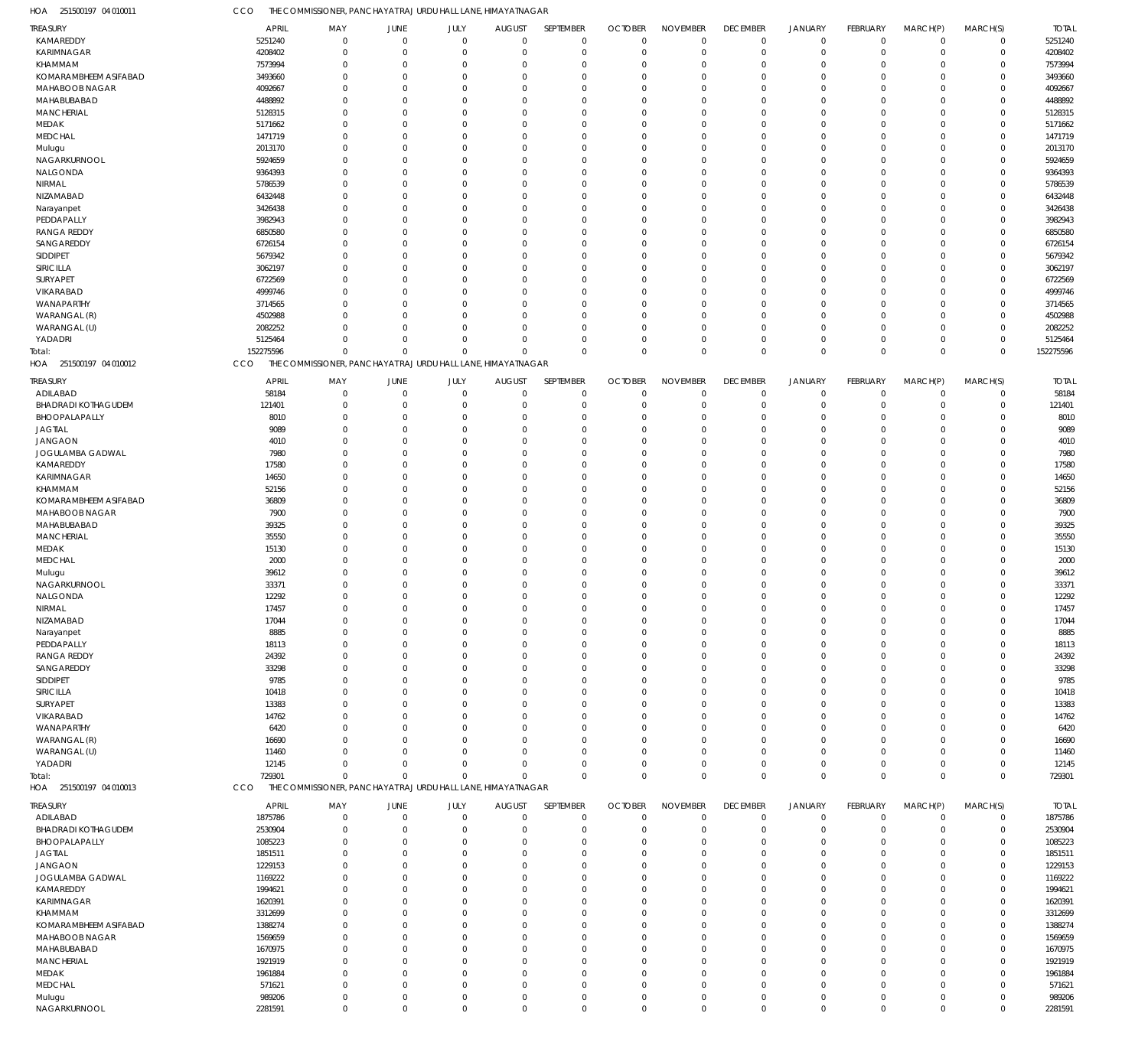HOA 251500197 04 010011 CCO THE COMMISSIONER, PANCHAYATRAJ URDU HALL LANE, HIMAYATNAGAR

| TREASURY | APRIL | MAY | JUNE | JULY | AUGUST | SEPTEMBER | OCTOBER | NOVEMBER | DECEMBER | JANUARY | FEBRUARY | MARCH(P) | MARCH(S) | TOTAL |
|---|---|---|---|---|---|---|---|---|---|---|---|---|---|---|
| KAMAREDDY | 5251240 | 0 | 0 | 0 | 0 | 0 | 0 | 0 | 0 | 0 | 0 | 0 | 0 | 5251240 |
| KARIMNAGAR | 4208402 | 0 | 0 | 0 | 0 | 0 | 0 | 0 | 0 | 0 | 0 | 0 | 0 | 4208402 |
| KHAMMAM | 7573994 | 0 | 0 | 0 | 0 | 0 | 0 | 0 | 0 | 0 | 0 | 0 | 0 | 7573994 |
| KOMARAMBHEEM ASIFABAD | 3493660 | 0 | 0 | 0 | 0 | 0 | 0 | 0 | 0 | 0 | 0 | 0 | 0 | 3493660 |
| MAHABOOB NAGAR | 4092667 | 0 | 0 | 0 | 0 | 0 | 0 | 0 | 0 | 0 | 0 | 0 | 0 | 4092667 |
| MAHABUBABAD | 4488892 | 0 | 0 | 0 | 0 | 0 | 0 | 0 | 0 | 0 | 0 | 0 | 0 | 4488892 |
| MANCHERIAL | 5128315 | 0 | 0 | 0 | 0 | 0 | 0 | 0 | 0 | 0 | 0 | 0 | 0 | 5128315 |
| MEDAK | 5171662 | 0 | 0 | 0 | 0 | 0 | 0 | 0 | 0 | 0 | 0 | 0 | 0 | 5171662 |
| MEDCHAL | 1471719 | 0 | 0 | 0 | 0 | 0 | 0 | 0 | 0 | 0 | 0 | 0 | 0 | 1471719 |
| Mulugu | 2013170 | 0 | 0 | 0 | 0 | 0 | 0 | 0 | 0 | 0 | 0 | 0 | 0 | 2013170 |
| NAGARKURNOOL | 5924659 | 0 | 0 | 0 | 0 | 0 | 0 | 0 | 0 | 0 | 0 | 0 | 0 | 5924659 |
| NALGONDA | 9364393 | 0 | 0 | 0 | 0 | 0 | 0 | 0 | 0 | 0 | 0 | 0 | 0 | 9364393 |
| NIRMAL | 5786539 | 0 | 0 | 0 | 0 | 0 | 0 | 0 | 0 | 0 | 0 | 0 | 0 | 5786539 |
| NIZAMABAD | 6432448 | 0 | 0 | 0 | 0 | 0 | 0 | 0 | 0 | 0 | 0 | 0 | 0 | 6432448 |
| Narayanpet | 3426438 | 0 | 0 | 0 | 0 | 0 | 0 | 0 | 0 | 0 | 0 | 0 | 0 | 3426438 |
| PEDDAPALLY | 3982943 | 0 | 0 | 0 | 0 | 0 | 0 | 0 | 0 | 0 | 0 | 0 | 0 | 3982943 |
| RANGA REDDY | 6850580 | 0 | 0 | 0 | 0 | 0 | 0 | 0 | 0 | 0 | 0 | 0 | 0 | 6850580 |
| SANGAREDDY | 6726154 | 0 | 0 | 0 | 0 | 0 | 0 | 0 | 0 | 0 | 0 | 0 | 0 | 6726154 |
| SIDDIPET | 5679342 | 0 | 0 | 0 | 0 | 0 | 0 | 0 | 0 | 0 | 0 | 0 | 0 | 5679342 |
| SIRICILLA | 3062197 | 0 | 0 | 0 | 0 | 0 | 0 | 0 | 0 | 0 | 0 | 0 | 0 | 3062197 |
| SURYAPET | 6722569 | 0 | 0 | 0 | 0 | 0 | 0 | 0 | 0 | 0 | 0 | 0 | 0 | 6722569 |
| VIKARABAD | 4999746 | 0 | 0 | 0 | 0 | 0 | 0 | 0 | 0 | 0 | 0 | 0 | 0 | 4999746 |
| WANAPARTHY | 3714565 | 0 | 0 | 0 | 0 | 0 | 0 | 0 | 0 | 0 | 0 | 0 | 0 | 3714565 |
| WARANGAL (R) | 4502988 | 0 | 0 | 0 | 0 | 0 | 0 | 0 | 0 | 0 | 0 | 0 | 0 | 4502988 |
| WARANGAL (U) | 2082252 | 0 | 0 | 0 | 0 | 0 | 0 | 0 | 0 | 0 | 0 | 0 | 0 | 2082252 |
| YADADRI | 5125464 | 0 | 0 | 0 | 0 | 0 | 0 | 0 | 0 | 0 | 0 | 0 | 0 | 5125464 |
| Total: | 152275596 | 0 | 0 | 0 | 0 | 0 | 0 | 0 | 0 | 0 | 0 | 0 | 0 | 152275596 |

HOA 251500197 04 010012 CCO THE COMMISSIONER, PANCHAYATRAJ URDU HALL LANE, HIMAYATNAGAR

| TREASURY | APRIL | MAY | JUNE | JULY | AUGUST | SEPTEMBER | OCTOBER | NOVEMBER | DECEMBER | JANUARY | FEBRUARY | MARCH(P) | MARCH(S) | TOTAL |
|---|---|---|---|---|---|---|---|---|---|---|---|---|---|---|
| ADILABAD | 58184 | 0 | 0 | 0 | 0 | 0 | 0 | 0 | 0 | 0 | 0 | 0 | 0 | 58184 |
| BHADRADI KOTHAGUDEM | 121401 | 0 | 0 | 0 | 0 | 0 | 0 | 0 | 0 | 0 | 0 | 0 | 0 | 121401 |
| BHOOPALAPALLY | 8010 | 0 | 0 | 0 | 0 | 0 | 0 | 0 | 0 | 0 | 0 | 0 | 0 | 8010 |
| JAGTIAL | 9089 | 0 | 0 | 0 | 0 | 0 | 0 | 0 | 0 | 0 | 0 | 0 | 0 | 9089 |
| JANGAON | 4010 | 0 | 0 | 0 | 0 | 0 | 0 | 0 | 0 | 0 | 0 | 0 | 0 | 4010 |
| JOGULAMBA GADWAL | 7980 | 0 | 0 | 0 | 0 | 0 | 0 | 0 | 0 | 0 | 0 | 0 | 0 | 7980 |
| KAMAREDDY | 17580 | 0 | 0 | 0 | 0 | 0 | 0 | 0 | 0 | 0 | 0 | 0 | 0 | 17580 |
| KARIMNAGAR | 14650 | 0 | 0 | 0 | 0 | 0 | 0 | 0 | 0 | 0 | 0 | 0 | 0 | 14650 |
| KHAMMAM | 52156 | 0 | 0 | 0 | 0 | 0 | 0 | 0 | 0 | 0 | 0 | 0 | 0 | 52156 |
| KOMARAMBHEEM ASIFABAD | 36809 | 0 | 0 | 0 | 0 | 0 | 0 | 0 | 0 | 0 | 0 | 0 | 0 | 36809 |
| MAHABOOB NAGAR | 7900 | 0 | 0 | 0 | 0 | 0 | 0 | 0 | 0 | 0 | 0 | 0 | 0 | 7900 |
| MAHABUBABAD | 39325 | 0 | 0 | 0 | 0 | 0 | 0 | 0 | 0 | 0 | 0 | 0 | 0 | 39325 |
| MANCHERIAL | 35550 | 0 | 0 | 0 | 0 | 0 | 0 | 0 | 0 | 0 | 0 | 0 | 0 | 35550 |
| MEDAK | 15130 | 0 | 0 | 0 | 0 | 0 | 0 | 0 | 0 | 0 | 0 | 0 | 0 | 15130 |
| MEDCHAL | 2000 | 0 | 0 | 0 | 0 | 0 | 0 | 0 | 0 | 0 | 0 | 0 | 0 | 2000 |
| Mulugu | 39612 | 0 | 0 | 0 | 0 | 0 | 0 | 0 | 0 | 0 | 0 | 0 | 0 | 39612 |
| NAGARKURNOOL | 33371 | 0 | 0 | 0 | 0 | 0 | 0 | 0 | 0 | 0 | 0 | 0 | 0 | 33371 |
| NALGONDA | 12292 | 0 | 0 | 0 | 0 | 0 | 0 | 0 | 0 | 0 | 0 | 0 | 0 | 12292 |
| NIRMAL | 17457 | 0 | 0 | 0 | 0 | 0 | 0 | 0 | 0 | 0 | 0 | 0 | 0 | 17457 |
| NIZAMABAD | 17044 | 0 | 0 | 0 | 0 | 0 | 0 | 0 | 0 | 0 | 0 | 0 | 0 | 17044 |
| Narayanpet | 8885 | 0 | 0 | 0 | 0 | 0 | 0 | 0 | 0 | 0 | 0 | 0 | 0 | 8885 |
| PEDDAPALLY | 18113 | 0 | 0 | 0 | 0 | 0 | 0 | 0 | 0 | 0 | 0 | 0 | 0 | 18113 |
| RANGA REDDY | 24392 | 0 | 0 | 0 | 0 | 0 | 0 | 0 | 0 | 0 | 0 | 0 | 0 | 24392 |
| SANGAREDDY | 33298 | 0 | 0 | 0 | 0 | 0 | 0 | 0 | 0 | 0 | 0 | 0 | 0 | 33298 |
| SIDDIPET | 9785 | 0 | 0 | 0 | 0 | 0 | 0 | 0 | 0 | 0 | 0 | 0 | 0 | 9785 |
| SIRICILLA | 10418 | 0 | 0 | 0 | 0 | 0 | 0 | 0 | 0 | 0 | 0 | 0 | 0 | 10418 |
| SURYAPET | 13383 | 0 | 0 | 0 | 0 | 0 | 0 | 0 | 0 | 0 | 0 | 0 | 0 | 13383 |
| VIKARABAD | 14762 | 0 | 0 | 0 | 0 | 0 | 0 | 0 | 0 | 0 | 0 | 0 | 0 | 14762 |
| WANAPARTHY | 6420 | 0 | 0 | 0 | 0 | 0 | 0 | 0 | 0 | 0 | 0 | 0 | 0 | 6420 |
| WARANGAL (R) | 16690 | 0 | 0 | 0 | 0 | 0 | 0 | 0 | 0 | 0 | 0 | 0 | 0 | 16690 |
| WARANGAL (U) | 11460 | 0 | 0 | 0 | 0 | 0 | 0 | 0 | 0 | 0 | 0 | 0 | 0 | 11460 |
| YADADRI | 12145 | 0 | 0 | 0 | 0 | 0 | 0 | 0 | 0 | 0 | 0 | 0 | 0 | 12145 |
| Total: | 729301 | 0 | 0 | 0 | 0 | 0 | 0 | 0 | 0 | 0 | 0 | 0 | 0 | 729301 |

HOA 251500197 04 010013 CCO THE COMMISSIONER, PANCHAYATRAJ URDU HALL LANE, HIMAYATNAGAR

| TREASURY | APRIL | MAY | JUNE | JULY | AUGUST | SEPTEMBER | OCTOBER | NOVEMBER | DECEMBER | JANUARY | FEBRUARY | MARCH(P) | MARCH(S) | TOTAL |
|---|---|---|---|---|---|---|---|---|---|---|---|---|---|---|
| ADILABAD | 1875786 | 0 | 0 | 0 | 0 | 0 | 0 | 0 | 0 | 0 | 0 | 0 | 0 | 1875786 |
| BHADRADI KOTHAGUDEM | 2530904 | 0 | 0 | 0 | 0 | 0 | 0 | 0 | 0 | 0 | 0 | 0 | 0 | 2530904 |
| BHOOPALAPALLY | 1085223 | 0 | 0 | 0 | 0 | 0 | 0 | 0 | 0 | 0 | 0 | 0 | 0 | 1085223 |
| JAGTIAL | 1851511 | 0 | 0 | 0 | 0 | 0 | 0 | 0 | 0 | 0 | 0 | 0 | 0 | 1851511 |
| JANGAON | 1229153 | 0 | 0 | 0 | 0 | 0 | 0 | 0 | 0 | 0 | 0 | 0 | 0 | 1229153 |
| JOGULAMBA GADWAL | 1169222 | 0 | 0 | 0 | 0 | 0 | 0 | 0 | 0 | 0 | 0 | 0 | 0 | 1169222 |
| KAMAREDDY | 1994621 | 0 | 0 | 0 | 0 | 0 | 0 | 0 | 0 | 0 | 0 | 0 | 0 | 1994621 |
| KARIMNAGAR | 1620391 | 0 | 0 | 0 | 0 | 0 | 0 | 0 | 0 | 0 | 0 | 0 | 0 | 1620391 |
| KHAMMAM | 3312699 | 0 | 0 | 0 | 0 | 0 | 0 | 0 | 0 | 0 | 0 | 0 | 0 | 3312699 |
| KOMARAMBHEEM ASIFABAD | 1388274 | 0 | 0 | 0 | 0 | 0 | 0 | 0 | 0 | 0 | 0 | 0 | 0 | 1388274 |
| MAHABOOB NAGAR | 1569659 | 0 | 0 | 0 | 0 | 0 | 0 | 0 | 0 | 0 | 0 | 0 | 0 | 1569659 |
| MAHABUBABAD | 1670975 | 0 | 0 | 0 | 0 | 0 | 0 | 0 | 0 | 0 | 0 | 0 | 0 | 1670975 |
| MANCHERIAL | 1921919 | 0 | 0 | 0 | 0 | 0 | 0 | 0 | 0 | 0 | 0 | 0 | 0 | 1921919 |
| MEDAK | 1961884 | 0 | 0 | 0 | 0 | 0 | 0 | 0 | 0 | 0 | 0 | 0 | 0 | 1961884 |
| MEDCHAL | 571621 | 0 | 0 | 0 | 0 | 0 | 0 | 0 | 0 | 0 | 0 | 0 | 0 | 571621 |
| Mulugu | 989206 | 0 | 0 | 0 | 0 | 0 | 0 | 0 | 0 | 0 | 0 | 0 | 0 | 989206 |
| NAGARKURNOOL | 2281591 | 0 | 0 | 0 | 0 | 0 | 0 | 0 | 0 | 0 | 0 | 0 | 0 | 2281591 |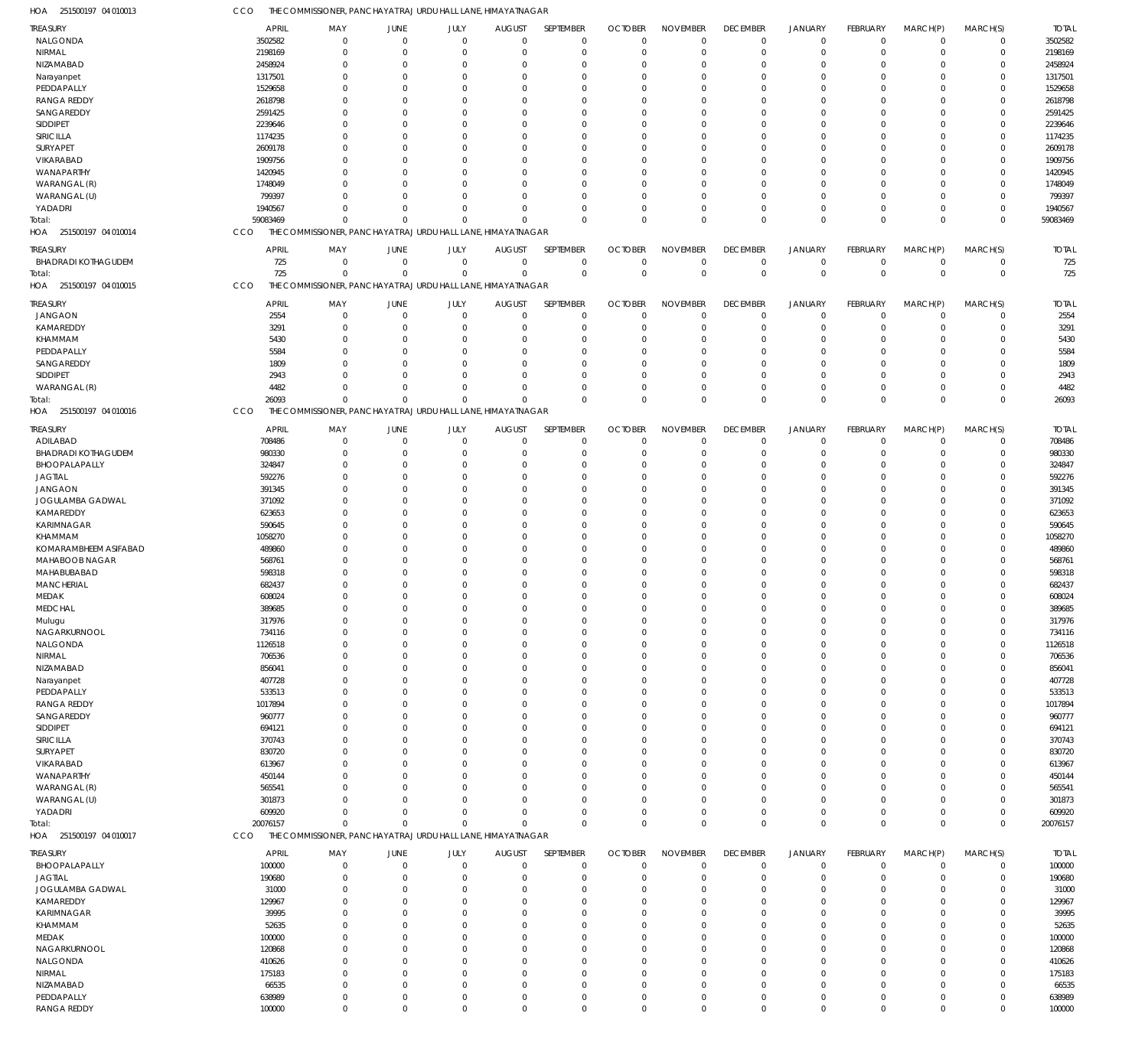HOA 251500197 04 010013 CCO THE COMMISSIONER, PANCHAYAT RAJ URDU HALL LANE, HIMAYATNAGAR

| TREASURY | APRIL | MAY | JUNE | JULY | AUGUST | SEPTEMBER | OCTOBER | NOVEMBER | DECEMBER | JANUARY | FEBRUARY | MARCH(P) | MARCH(S) | TOTAL |
|---|---|---|---|---|---|---|---|---|---|---|---|---|---|---|
| NALGONDA | 3502582 | 0 | 0 | 0 | 0 | 0 | 0 | 0 | 0 | 0 | 0 | 0 | 0 | 3502582 |
| NIRMAL | 2198169 | 0 | 0 | 0 | 0 | 0 | 0 | 0 | 0 | 0 | 0 | 0 | 0 | 2198169 |
| NIZAMABAD | 2458924 | 0 | 0 | 0 | 0 | 0 | 0 | 0 | 0 | 0 | 0 | 0 | 0 | 2458924 |
| Narayanpet | 1317501 | 0 | 0 | 0 | 0 | 0 | 0 | 0 | 0 | 0 | 0 | 0 | 0 | 1317501 |
| PEDDAPALLY | 1529658 | 0 | 0 | 0 | 0 | 0 | 0 | 0 | 0 | 0 | 0 | 0 | 0 | 1529658 |
| RANGA REDDY | 2618798 | 0 | 0 | 0 | 0 | 0 | 0 | 0 | 0 | 0 | 0 | 0 | 0 | 2618798 |
| SANGAREDDY | 2591425 | 0 | 0 | 0 | 0 | 0 | 0 | 0 | 0 | 0 | 0 | 0 | 0 | 2591425 |
| SIDDIPET | 2239646 | 0 | 0 | 0 | 0 | 0 | 0 | 0 | 0 | 0 | 0 | 0 | 0 | 2239646 |
| SIRICILLA | 1174235 | 0 | 0 | 0 | 0 | 0 | 0 | 0 | 0 | 0 | 0 | 0 | 0 | 1174235 |
| SURYAPET | 2609178 | 0 | 0 | 0 | 0 | 0 | 0 | 0 | 0 | 0 | 0 | 0 | 0 | 2609178 |
| VIKARABAD | 1909756 | 0 | 0 | 0 | 0 | 0 | 0 | 0 | 0 | 0 | 0 | 0 | 0 | 1909756 |
| WANAPARTHY | 1420945 | 0 | 0 | 0 | 0 | 0 | 0 | 0 | 0 | 0 | 0 | 0 | 0 | 1420945 |
| WARANGAL (R) | 1748049 | 0 | 0 | 0 | 0 | 0 | 0 | 0 | 0 | 0 | 0 | 0 | 0 | 1748049 |
| WARANGAL (U) | 799397 | 0 | 0 | 0 | 0 | 0 | 0 | 0 | 0 | 0 | 0 | 0 | 0 | 799397 |
| YADADRI | 1940567 | 0 | 0 | 0 | 0 | 0 | 0 | 0 | 0 | 0 | 0 | 0 | 0 | 1940567 |
| Total: | 59083469 | 0 | 0 | 0 | 0 | 0 | 0 | 0 | 0 | 0 | 0 | 0 | 0 | 59083469 |

HOA 251500197 04 010014 CCO THE COMMISSIONER, PANCHAYAT RAJ URDU HALL LANE, HIMAYATNAGAR

| TREASURY | APRIL | MAY | JUNE | JULY | AUGUST | SEPTEMBER | OCTOBER | NOVEMBER | DECEMBER | JANUARY | FEBRUARY | MARCH(P) | MARCH(S) | TOTAL |
|---|---|---|---|---|---|---|---|---|---|---|---|---|---|---|
| BHADRADI KOTHAGUDEM | 725 | 0 | 0 | 0 | 0 | 0 | 0 | 0 | 0 | 0 | 0 | 0 | 0 | 725 |
| Total: | 725 | 0 | 0 | 0 | 0 | 0 | 0 | 0 | 0 | 0 | 0 | 0 | 0 | 725 |

HOA 251500197 04 010015 CCO THE COMMISSIONER, PANCHAYAT RAJ URDU HALL LANE, HIMAYATNAGAR

| TREASURY | APRIL | MAY | JUNE | JULY | AUGUST | SEPTEMBER | OCTOBER | NOVEMBER | DECEMBER | JANUARY | FEBRUARY | MARCH(P) | MARCH(S) | TOTAL |
|---|---|---|---|---|---|---|---|---|---|---|---|---|---|---|
| JANGAON | 2554 | 0 | 0 | 0 | 0 | 0 | 0 | 0 | 0 | 0 | 0 | 0 | 0 | 2554 |
| KAMAREDDY | 3291 | 0 | 0 | 0 | 0 | 0 | 0 | 0 | 0 | 0 | 0 | 0 | 0 | 3291 |
| KHAMMAM | 5430 | 0 | 0 | 0 | 0 | 0 | 0 | 0 | 0 | 0 | 0 | 0 | 0 | 5430 |
| PEDDAPALLY | 5584 | 0 | 0 | 0 | 0 | 0 | 0 | 0 | 0 | 0 | 0 | 0 | 0 | 5584 |
| SANGAREDDY | 1809 | 0 | 0 | 0 | 0 | 0 | 0 | 0 | 0 | 0 | 0 | 0 | 0 | 1809 |
| SIDDIPET | 2943 | 0 | 0 | 0 | 0 | 0 | 0 | 0 | 0 | 0 | 0 | 0 | 0 | 2943 |
| WARANGAL (R) | 4482 | 0 | 0 | 0 | 0 | 0 | 0 | 0 | 0 | 0 | 0 | 0 | 0 | 4482 |
| Total: | 26093 | 0 | 0 | 0 | 0 | 0 | 0 | 0 | 0 | 0 | 0 | 0 | 0 | 26093 |

HOA 251500197 04 010016 CCO THE COMMISSIONER, PANCHAYAT RAJ URDU HALL LANE, HIMAYATNAGAR

| TREASURY | APRIL | MAY | JUNE | JULY | AUGUST | SEPTEMBER | OCTOBER | NOVEMBER | DECEMBER | JANUARY | FEBRUARY | MARCH(P) | MARCH(S) | TOTAL |
|---|---|---|---|---|---|---|---|---|---|---|---|---|---|---|
| ADILABAD | 708486 | 0 | 0 | 0 | 0 | 0 | 0 | 0 | 0 | 0 | 0 | 0 | 0 | 708486 |
| BHADRADI KOTHAGUDEM | 980330 | 0 | 0 | 0 | 0 | 0 | 0 | 0 | 0 | 0 | 0 | 0 | 0 | 980330 |
| BHOOPALAPALLY | 324847 | 0 | 0 | 0 | 0 | 0 | 0 | 0 | 0 | 0 | 0 | 0 | 0 | 324847 |
| JAGTIAL | 592276 | 0 | 0 | 0 | 0 | 0 | 0 | 0 | 0 | 0 | 0 | 0 | 0 | 592276 |
| JANGAON | 391345 | 0 | 0 | 0 | 0 | 0 | 0 | 0 | 0 | 0 | 0 | 0 | 0 | 391345 |
| JOGULAMBA GADWAL | 371092 | 0 | 0 | 0 | 0 | 0 | 0 | 0 | 0 | 0 | 0 | 0 | 0 | 371092 |
| KAMAREDDY | 623653 | 0 | 0 | 0 | 0 | 0 | 0 | 0 | 0 | 0 | 0 | 0 | 0 | 623653 |
| KARIMNAGAR | 590645 | 0 | 0 | 0 | 0 | 0 | 0 | 0 | 0 | 0 | 0 | 0 | 0 | 590645 |
| KHAMMAM | 1058270 | 0 | 0 | 0 | 0 | 0 | 0 | 0 | 0 | 0 | 0 | 0 | 0 | 1058270 |
| KOMARAMBHEEM ASIFABAD | 489860 | 0 | 0 | 0 | 0 | 0 | 0 | 0 | 0 | 0 | 0 | 0 | 0 | 489860 |
| MAHABOOB NAGAR | 568761 | 0 | 0 | 0 | 0 | 0 | 0 | 0 | 0 | 0 | 0 | 0 | 0 | 568761 |
| MAHABUBABAD | 598318 | 0 | 0 | 0 | 0 | 0 | 0 | 0 | 0 | 0 | 0 | 0 | 0 | 598318 |
| MANCHERIAL | 682437 | 0 | 0 | 0 | 0 | 0 | 0 | 0 | 0 | 0 | 0 | 0 | 0 | 682437 |
| MEDAK | 608024 | 0 | 0 | 0 | 0 | 0 | 0 | 0 | 0 | 0 | 0 | 0 | 0 | 608024 |
| MEDCHAL | 389685 | 0 | 0 | 0 | 0 | 0 | 0 | 0 | 0 | 0 | 0 | 0 | 0 | 389685 |
| Mulugu | 317976 | 0 | 0 | 0 | 0 | 0 | 0 | 0 | 0 | 0 | 0 | 0 | 0 | 317976 |
| NAGARKURNOOL | 734116 | 0 | 0 | 0 | 0 | 0 | 0 | 0 | 0 | 0 | 0 | 0 | 0 | 734116 |
| NALGONDA | 1126518 | 0 | 0 | 0 | 0 | 0 | 0 | 0 | 0 | 0 | 0 | 0 | 0 | 1126518 |
| NIRMAL | 706536 | 0 | 0 | 0 | 0 | 0 | 0 | 0 | 0 | 0 | 0 | 0 | 0 | 706536 |
| NIZAMABAD | 856041 | 0 | 0 | 0 | 0 | 0 | 0 | 0 | 0 | 0 | 0 | 0 | 0 | 856041 |
| Narayanpet | 407728 | 0 | 0 | 0 | 0 | 0 | 0 | 0 | 0 | 0 | 0 | 0 | 0 | 407728 |
| PEDDAPALLY | 533513 | 0 | 0 | 0 | 0 | 0 | 0 | 0 | 0 | 0 | 0 | 0 | 0 | 533513 |
| RANGA REDDY | 1017894 | 0 | 0 | 0 | 0 | 0 | 0 | 0 | 0 | 0 | 0 | 0 | 0 | 1017894 |
| SANGAREDDY | 960777 | 0 | 0 | 0 | 0 | 0 | 0 | 0 | 0 | 0 | 0 | 0 | 0 | 960777 |
| SIDDIPET | 694121 | 0 | 0 | 0 | 0 | 0 | 0 | 0 | 0 | 0 | 0 | 0 | 0 | 694121 |
| SIRICILLA | 370743 | 0 | 0 | 0 | 0 | 0 | 0 | 0 | 0 | 0 | 0 | 0 | 0 | 370743 |
| SURYAPET | 830720 | 0 | 0 | 0 | 0 | 0 | 0 | 0 | 0 | 0 | 0 | 0 | 0 | 830720 |
| VIKARABAD | 613967 | 0 | 0 | 0 | 0 | 0 | 0 | 0 | 0 | 0 | 0 | 0 | 0 | 613967 |
| WANAPARTHY | 450144 | 0 | 0 | 0 | 0 | 0 | 0 | 0 | 0 | 0 | 0 | 0 | 0 | 450144 |
| WARANGAL (R) | 565541 | 0 | 0 | 0 | 0 | 0 | 0 | 0 | 0 | 0 | 0 | 0 | 0 | 565541 |
| WARANGAL (U) | 301873 | 0 | 0 | 0 | 0 | 0 | 0 | 0 | 0 | 0 | 0 | 0 | 0 | 301873 |
| YADADRI | 609920 | 0 | 0 | 0 | 0 | 0 | 0 | 0 | 0 | 0 | 0 | 0 | 0 | 609920 |
| Total: | 20076157 | 0 | 0 | 0 | 0 | 0 | 0 | 0 | 0 | 0 | 0 | 0 | 0 | 20076157 |

HOA 251500197 04 010017 CCO THE COMMISSIONER, PANCHAYAT RAJ URDU HALL LANE, HIMAYATNAGAR

| TREASURY | APRIL | MAY | JUNE | JULY | AUGUST | SEPTEMBER | OCTOBER | NOVEMBER | DECEMBER | JANUARY | FEBRUARY | MARCH(P) | MARCH(S) | TOTAL |
|---|---|---|---|---|---|---|---|---|---|---|---|---|---|---|
| BHOOPALAPALLY | 100000 | 0 | 0 | 0 | 0 | 0 | 0 | 0 | 0 | 0 | 0 | 0 | 0 | 100000 |
| JAGTIAL | 190680 | 0 | 0 | 0 | 0 | 0 | 0 | 0 | 0 | 0 | 0 | 0 | 0 | 190680 |
| JOGULAMBA GADWAL | 31000 | 0 | 0 | 0 | 0 | 0 | 0 | 0 | 0 | 0 | 0 | 0 | 0 | 31000 |
| KAMAREDDY | 129967 | 0 | 0 | 0 | 0 | 0 | 0 | 0 | 0 | 0 | 0 | 0 | 0 | 129967 |
| KARIMNAGAR | 39995 | 0 | 0 | 0 | 0 | 0 | 0 | 0 | 0 | 0 | 0 | 0 | 0 | 39995 |
| KHAMMAM | 52635 | 0 | 0 | 0 | 0 | 0 | 0 | 0 | 0 | 0 | 0 | 0 | 0 | 52635 |
| MEDAK | 100000 | 0 | 0 | 0 | 0 | 0 | 0 | 0 | 0 | 0 | 0 | 0 | 0 | 100000 |
| NAGARKURNOOL | 120868 | 0 | 0 | 0 | 0 | 0 | 0 | 0 | 0 | 0 | 0 | 0 | 0 | 120868 |
| NALGONDA | 410626 | 0 | 0 | 0 | 0 | 0 | 0 | 0 | 0 | 0 | 0 | 0 | 0 | 410626 |
| NIRMAL | 175183 | 0 | 0 | 0 | 0 | 0 | 0 | 0 | 0 | 0 | 0 | 0 | 0 | 175183 |
| NIZAMABAD | 66535 | 0 | 0 | 0 | 0 | 0 | 0 | 0 | 0 | 0 | 0 | 0 | 0 | 66535 |
| PEDDAPALLY | 638989 | 0 | 0 | 0 | 0 | 0 | 0 | 0 | 0 | 0 | 0 | 0 | 0 | 638989 |
| RANGA REDDY | 100000 | 0 | 0 | 0 | 0 | 0 | 0 | 0 | 0 | 0 | 0 | 0 | 0 | 100000 |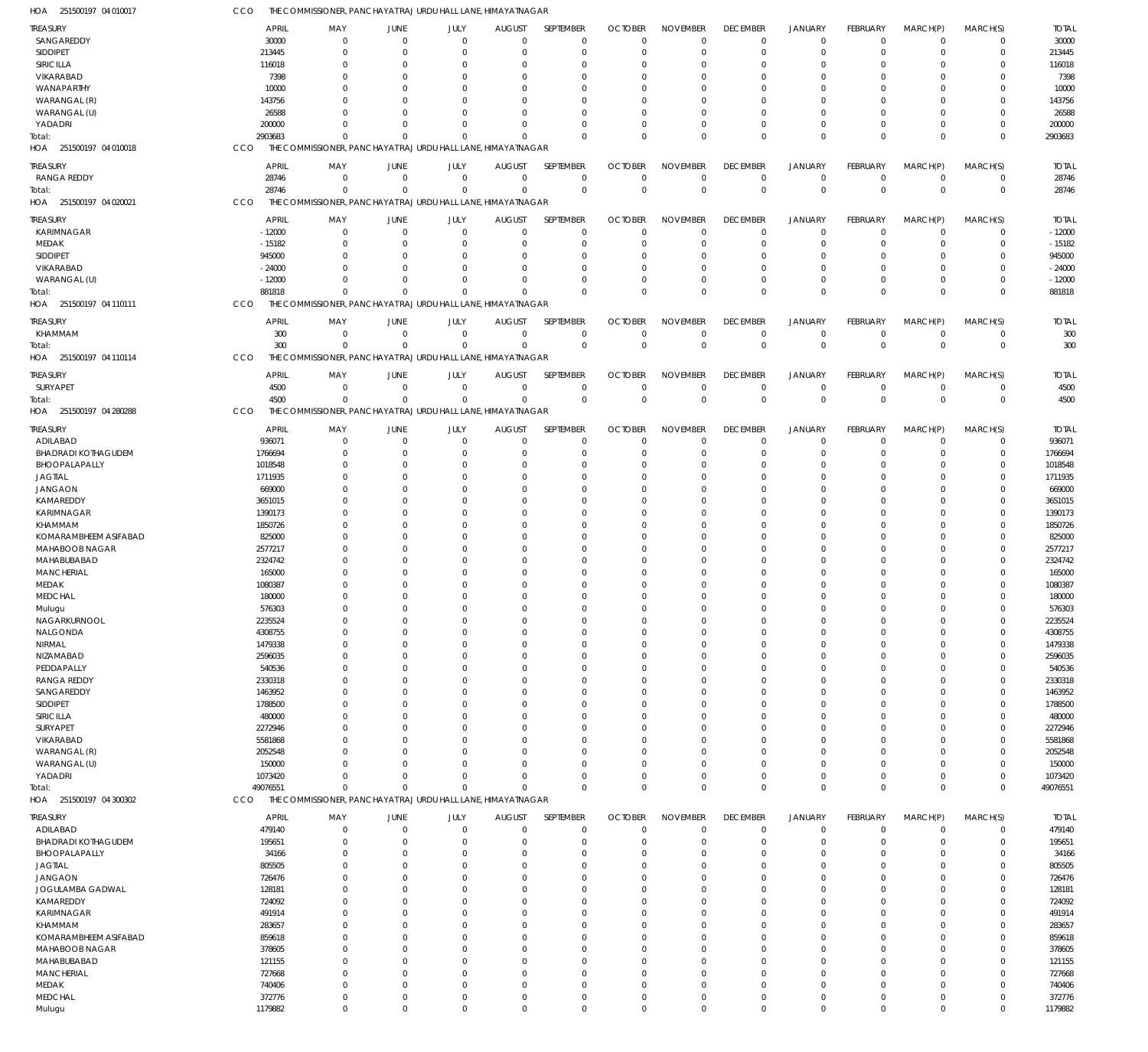HOA 251500197 04 010017 CCO THE COMMISSIONER, PANCHAYATRAJ URDU HALL LANE, HIMAYATNAGAR

| TREASURY | APRIL | MAY | JUNE | JULY | AUGUST | SEPTEMBER | OCTOBER | NOVEMBER | DECEMBER | JANUARY | FEBRUARY | MARCH(P) | MARCH(S) | TOTAL |
|---|---|---|---|---|---|---|---|---|---|---|---|---|---|---|
| SANGAREDDY | 30000 | 0 | 0 | 0 | 0 | 0 | 0 | 0 | 0 | 0 | 0 | 0 | 0 | 30000 |
| SIDDIPET | 213445 | 0 | 0 | 0 | 0 | 0 | 0 | 0 | 0 | 0 | 0 | 0 | 0 | 213445 |
| SIRICILLA | 116018 | 0 | 0 | 0 | 0 | 0 | 0 | 0 | 0 | 0 | 0 | 0 | 0 | 116018 |
| VIKARABAD | 7398 | 0 | 0 | 0 | 0 | 0 | 0 | 0 | 0 | 0 | 0 | 0 | 0 | 7398 |
| WANAPARTHY | 10000 | 0 | 0 | 0 | 0 | 0 | 0 | 0 | 0 | 0 | 0 | 0 | 0 | 10000 |
| WARANGAL (R) | 143756 | 0 | 0 | 0 | 0 | 0 | 0 | 0 | 0 | 0 | 0 | 0 | 0 | 143756 |
| WARANGAL (U) | 26588 | 0 | 0 | 0 | 0 | 0 | 0 | 0 | 0 | 0 | 0 | 0 | 0 | 26588 |
| YADADRI | 200000 | 0 | 0 | 0 | 0 | 0 | 0 | 0 | 0 | 0 | 0 | 0 | 0 | 200000 |
| Total: | 2903683 | 0 | 0 | 0 | 0 | 0 | 0 | 0 | 0 | 0 | 0 | 0 | 0 | 2903683 |

HOA 251500197 04 010018 CCO THE COMMISSIONER, PANCHAYATRAJ URDU HALL LANE, HIMAYATNAGAR

| TREASURY | APRIL | MAY | JUNE | JULY | AUGUST | SEPTEMBER | OCTOBER | NOVEMBER | DECEMBER | JANUARY | FEBRUARY | MARCH(P) | MARCH(S) | TOTAL |
|---|---|---|---|---|---|---|---|---|---|---|---|---|---|---|
| RANGA REDDY | 28746 | 0 | 0 | 0 | 0 | 0 | 0 | 0 | 0 | 0 | 0 | 0 | 0 | 28746 |
| Total: | 28746 | 0 | 0 | 0 | 0 | 0 | 0 | 0 | 0 | 0 | 0 | 0 | 0 | 28746 |

HOA 251500197 04 020021 CCO THE COMMISSIONER, PANCHAYATRAJ URDU HALL LANE, HIMAYATNAGAR

| TREASURY | APRIL | MAY | JUNE | JULY | AUGUST | SEPTEMBER | OCTOBER | NOVEMBER | DECEMBER | JANUARY | FEBRUARY | MARCH(P) | MARCH(S) | TOTAL |
|---|---|---|---|---|---|---|---|---|---|---|---|---|---|---|
| KARIMNAGAR | -12000 | 0 | 0 | 0 | 0 | 0 | 0 | 0 | 0 | 0 | 0 | 0 | 0 | -12000 |
| MEDAK | -15182 | 0 | 0 | 0 | 0 | 0 | 0 | 0 | 0 | 0 | 0 | 0 | 0 | -15182 |
| SIDDIPET | 945000 | 0 | 0 | 0 | 0 | 0 | 0 | 0 | 0 | 0 | 0 | 0 | 0 | 945000 |
| VIKARABAD | -24000 | 0 | 0 | 0 | 0 | 0 | 0 | 0 | 0 | 0 | 0 | 0 | 0 | -24000 |
| WARANGAL (U) | -12000 | 0 | 0 | 0 | 0 | 0 | 0 | 0 | 0 | 0 | 0 | 0 | 0 | -12000 |
| Total: | 881818 | 0 | 0 | 0 | 0 | 0 | 0 | 0 | 0 | 0 | 0 | 0 | 0 | 881818 |

HOA 251500197 04 110111 CCO THE COMMISSIONER, PANCHAYATRAJ URDU HALL LANE, HIMAYATNAGAR

| TREASURY | APRIL | MAY | JUNE | JULY | AUGUST | SEPTEMBER | OCTOBER | NOVEMBER | DECEMBER | JANUARY | FEBRUARY | MARCH(P) | MARCH(S) | TOTAL |
|---|---|---|---|---|---|---|---|---|---|---|---|---|---|---|
| KHAMMAM | 300 | 0 | 0 | 0 | 0 | 0 | 0 | 0 | 0 | 0 | 0 | 0 | 0 | 300 |
| Total: | 300 | 0 | 0 | 0 | 0 | 0 | 0 | 0 | 0 | 0 | 0 | 0 | 0 | 300 |

HOA 251500197 04 110114 CCO THE COMMISSIONER, PANCHAYATRAJ URDU HALL LANE, HIMAYATNAGAR

| TREASURY | APRIL | MAY | JUNE | JULY | AUGUST | SEPTEMBER | OCTOBER | NOVEMBER | DECEMBER | JANUARY | FEBRUARY | MARCH(P) | MARCH(S) | TOTAL |
|---|---|---|---|---|---|---|---|---|---|---|---|---|---|---|
| SURYAPET | 4500 | 0 | 0 | 0 | 0 | 0 | 0 | 0 | 0 | 0 | 0 | 0 | 0 | 4500 |
| Total: | 4500 | 0 | 0 | 0 | 0 | 0 | 0 | 0 | 0 | 0 | 0 | 0 | 0 | 4500 |

HOA 251500197 04 280288 CCO THE COMMISSIONER, PANCHAYATRAJ URDU HALL LANE, HIMAYATNAGAR

| TREASURY | APRIL | MAY | JUNE | JULY | AUGUST | SEPTEMBER | OCTOBER | NOVEMBER | DECEMBER | JANUARY | FEBRUARY | MARCH(P) | MARCH(S) | TOTAL |
|---|---|---|---|---|---|---|---|---|---|---|---|---|---|---|
| ADILABAD | 936071 | 0 | 0 | 0 | 0 | 0 | 0 | 0 | 0 | 0 | 0 | 0 | 0 | 936071 |
| BHADRADI KOTHAGUDEM | 1766694 | 0 | 0 | 0 | 0 | 0 | 0 | 0 | 0 | 0 | 0 | 0 | 0 | 1766694 |
| BHOOPALAPALLY | 1018548 | 0 | 0 | 0 | 0 | 0 | 0 | 0 | 0 | 0 | 0 | 0 | 0 | 1018548 |
| JAGTIAL | 1711935 | 0 | 0 | 0 | 0 | 0 | 0 | 0 | 0 | 0 | 0 | 0 | 0 | 1711935 |
| JANGAON | 669000 | 0 | 0 | 0 | 0 | 0 | 0 | 0 | 0 | 0 | 0 | 0 | 0 | 669000 |
| KAMAREDDY | 3651015 | 0 | 0 | 0 | 0 | 0 | 0 | 0 | 0 | 0 | 0 | 0 | 0 | 3651015 |
| KARIMNAGAR | 1390173 | 0 | 0 | 0 | 0 | 0 | 0 | 0 | 0 | 0 | 0 | 0 | 0 | 1390173 |
| KHAMMAM | 1850726 | 0 | 0 | 0 | 0 | 0 | 0 | 0 | 0 | 0 | 0 | 0 | 0 | 1850726 |
| KOMARAMBHEEM ASIFABAD | 825000 | 0 | 0 | 0 | 0 | 0 | 0 | 0 | 0 | 0 | 0 | 0 | 0 | 825000 |
| MAHABOOB NAGAR | 2577217 | 0 | 0 | 0 | 0 | 0 | 0 | 0 | 0 | 0 | 0 | 0 | 0 | 2577217 |
| MAHABUBABAD | 2324742 | 0 | 0 | 0 | 0 | 0 | 0 | 0 | 0 | 0 | 0 | 0 | 0 | 2324742 |
| MANCHERIAL | 165000 | 0 | 0 | 0 | 0 | 0 | 0 | 0 | 0 | 0 | 0 | 0 | 0 | 165000 |
| MEDAK | 1080387 | 0 | 0 | 0 | 0 | 0 | 0 | 0 | 0 | 0 | 0 | 0 | 0 | 1080387 |
| MEDCHAL | 180000 | 0 | 0 | 0 | 0 | 0 | 0 | 0 | 0 | 0 | 0 | 0 | 0 | 180000 |
| Mulugu | 576303 | 0 | 0 | 0 | 0 | 0 | 0 | 0 | 0 | 0 | 0 | 0 | 0 | 576303 |
| NAGARKURNOOL | 2235524 | 0 | 0 | 0 | 0 | 0 | 0 | 0 | 0 | 0 | 0 | 0 | 0 | 2235524 |
| NALGONDA | 4308755 | 0 | 0 | 0 | 0 | 0 | 0 | 0 | 0 | 0 | 0 | 0 | 0 | 4308755 |
| NIRMAL | 1479338 | 0 | 0 | 0 | 0 | 0 | 0 | 0 | 0 | 0 | 0 | 0 | 0 | 1479338 |
| NIZAMABAD | 2596035 | 0 | 0 | 0 | 0 | 0 | 0 | 0 | 0 | 0 | 0 | 0 | 0 | 2596035 |
| PEDDAPALLY | 540536 | 0 | 0 | 0 | 0 | 0 | 0 | 0 | 0 | 0 | 0 | 0 | 0 | 540536 |
| RANGA REDDY | 2330318 | 0 | 0 | 0 | 0 | 0 | 0 | 0 | 0 | 0 | 0 | 0 | 0 | 2330318 |
| SANGAREDDY | 1463952 | 0 | 0 | 0 | 0 | 0 | 0 | 0 | 0 | 0 | 0 | 0 | 0 | 1463952 |
| SIDDIPET | 1788500 | 0 | 0 | 0 | 0 | 0 | 0 | 0 | 0 | 0 | 0 | 0 | 0 | 1788500 |
| SIRICILLA | 480000 | 0 | 0 | 0 | 0 | 0 | 0 | 0 | 0 | 0 | 0 | 0 | 0 | 480000 |
| SURYAPET | 2272946 | 0 | 0 | 0 | 0 | 0 | 0 | 0 | 0 | 0 | 0 | 0 | 0 | 2272946 |
| VIKARABAD | 5581868 | 0 | 0 | 0 | 0 | 0 | 0 | 0 | 0 | 0 | 0 | 0 | 0 | 5581868 |
| WARANGAL (R) | 2052548 | 0 | 0 | 0 | 0 | 0 | 0 | 0 | 0 | 0 | 0 | 0 | 0 | 2052548 |
| WARANGAL (U) | 150000 | 0 | 0 | 0 | 0 | 0 | 0 | 0 | 0 | 0 | 0 | 0 | 0 | 150000 |
| YADADRI | 1073420 | 0 | 0 | 0 | 0 | 0 | 0 | 0 | 0 | 0 | 0 | 0 | 0 | 1073420 |
| Total: | 49076551 | 0 | 0 | 0 | 0 | 0 | 0 | 0 | 0 | 0 | 0 | 0 | 0 | 49076551 |

HOA 251500197 04 300302 CCO THE COMMISSIONER, PANCHAYATRAJ URDU HALL LANE, HIMAYATNAGAR

| TREASURY | APRIL | MAY | JUNE | JULY | AUGUST | SEPTEMBER | OCTOBER | NOVEMBER | DECEMBER | JANUARY | FEBRUARY | MARCH(P) | MARCH(S) | TOTAL |
|---|---|---|---|---|---|---|---|---|---|---|---|---|---|---|
| ADILABAD | 479140 | 0 | 0 | 0 | 0 | 0 | 0 | 0 | 0 | 0 | 0 | 0 | 0 | 479140 |
| BHADRADI KOTHAGUDEM | 195651 | 0 | 0 | 0 | 0 | 0 | 0 | 0 | 0 | 0 | 0 | 0 | 0 | 195651 |
| BHOOPALAPALLY | 34166 | 0 | 0 | 0 | 0 | 0 | 0 | 0 | 0 | 0 | 0 | 0 | 0 | 34166 |
| JAGTIAL | 805505 | 0 | 0 | 0 | 0 | 0 | 0 | 0 | 0 | 0 | 0 | 0 | 0 | 805505 |
| JANGAON | 726476 | 0 | 0 | 0 | 0 | 0 | 0 | 0 | 0 | 0 | 0 | 0 | 0 | 726476 |
| JOGULAMBA GADWAL | 128181 | 0 | 0 | 0 | 0 | 0 | 0 | 0 | 0 | 0 | 0 | 0 | 0 | 128181 |
| KAMAREDDY | 724092 | 0 | 0 | 0 | 0 | 0 | 0 | 0 | 0 | 0 | 0 | 0 | 0 | 724092 |
| KARIMNAGAR | 491914 | 0 | 0 | 0 | 0 | 0 | 0 | 0 | 0 | 0 | 0 | 0 | 0 | 491914 |
| KHAMMAM | 283657 | 0 | 0 | 0 | 0 | 0 | 0 | 0 | 0 | 0 | 0 | 0 | 0 | 283657 |
| KOMARAMBHEEM ASIFABAD | 859618 | 0 | 0 | 0 | 0 | 0 | 0 | 0 | 0 | 0 | 0 | 0 | 0 | 859618 |
| MAHABOOB NAGAR | 378605 | 0 | 0 | 0 | 0 | 0 | 0 | 0 | 0 | 0 | 0 | 0 | 0 | 378605 |
| MAHABUBABAD | 121155 | 0 | 0 | 0 | 0 | 0 | 0 | 0 | 0 | 0 | 0 | 0 | 0 | 121155 |
| MANCHERIAL | 727668 | 0 | 0 | 0 | 0 | 0 | 0 | 0 | 0 | 0 | 0 | 0 | 0 | 727668 |
| MEDAK | 740406 | 0 | 0 | 0 | 0 | 0 | 0 | 0 | 0 | 0 | 0 | 0 | 0 | 740406 |
| MEDCHAL | 372776 | 0 | 0 | 0 | 0 | 0 | 0 | 0 | 0 | 0 | 0 | 0 | 0 | 372776 |
| Mulugu | 1179882 | 0 | 0 | 0 | 0 | 0 | 0 | 0 | 0 | 0 | 0 | 0 | 0 | 1179882 |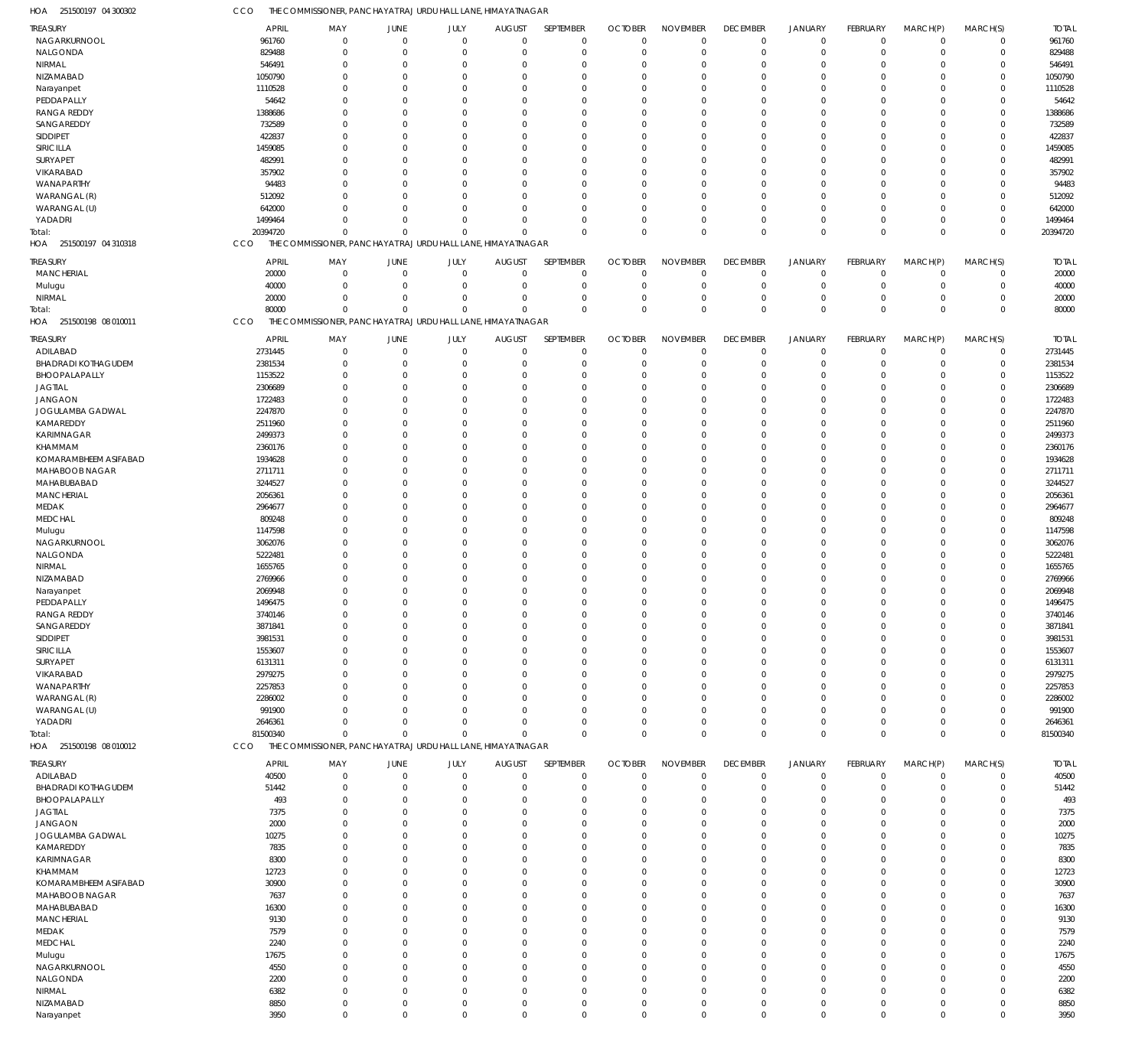HOA 251500197 04 300302 CCO THE COMMISSIONER, PANCHAYATRAJ URDU HALL LANE, HIMAYATNAGAR

| TREASURY | APRIL | MAY | JUNE | JULY | AUGUST | SEPTEMBER | OCTOBER | NOVEMBER | DECEMBER | JANUARY | FEBRUARY | MARCH(P) | MARCH(S) | TOTAL |
|---|---|---|---|---|---|---|---|---|---|---|---|---|---|---|
| NAGARKURNOOL | 961760 | 0 | 0 | 0 | 0 | 0 | 0 | 0 | 0 | 0 | 0 | 0 | 0 | 961760 |
| NALGONDA | 829488 | 0 | 0 | 0 | 0 | 0 | 0 | 0 | 0 | 0 | 0 | 0 | 0 | 829488 |
| NIRMAL | 546491 | 0 | 0 | 0 | 0 | 0 | 0 | 0 | 0 | 0 | 0 | 0 | 0 | 546491 |
| NIZAMABAD | 1050790 | 0 | 0 | 0 | 0 | 0 | 0 | 0 | 0 | 0 | 0 | 0 | 0 | 1050790 |
| Narayanpet | 1110528 | 0 | 0 | 0 | 0 | 0 | 0 | 0 | 0 | 0 | 0 | 0 | 0 | 1110528 |
| PEDDAPALLY | 54642 | 0 | 0 | 0 | 0 | 0 | 0 | 0 | 0 | 0 | 0 | 0 | 0 | 54642 |
| RANGA REDDY | 1388686 | 0 | 0 | 0 | 0 | 0 | 0 | 0 | 0 | 0 | 0 | 0 | 0 | 1388686 |
| SANGAREDDY | 732589 | 0 | 0 | 0 | 0 | 0 | 0 | 0 | 0 | 0 | 0 | 0 | 0 | 732589 |
| SIDDIPET | 422837 | 0 | 0 | 0 | 0 | 0 | 0 | 0 | 0 | 0 | 0 | 0 | 0 | 422837 |
| SIRICILLA | 1459085 | 0 | 0 | 0 | 0 | 0 | 0 | 0 | 0 | 0 | 0 | 0 | 0 | 1459085 |
| SURYAPET | 482991 | 0 | 0 | 0 | 0 | 0 | 0 | 0 | 0 | 0 | 0 | 0 | 0 | 482991 |
| VIKARABAD | 357902 | 0 | 0 | 0 | 0 | 0 | 0 | 0 | 0 | 0 | 0 | 0 | 0 | 357902 |
| WANAPARTHY | 94483 | 0 | 0 | 0 | 0 | 0 | 0 | 0 | 0 | 0 | 0 | 0 | 0 | 94483 |
| WARANGAL (R) | 512092 | 0 | 0 | 0 | 0 | 0 | 0 | 0 | 0 | 0 | 0 | 0 | 0 | 512092 |
| WARANGAL (U) | 642000 | 0 | 0 | 0 | 0 | 0 | 0 | 0 | 0 | 0 | 0 | 0 | 0 | 642000 |
| YADADRI | 1499464 | 0 | 0 | 0 | 0 | 0 | 0 | 0 | 0 | 0 | 0 | 0 | 0 | 1499464 |
| Total: | 20394720 | 0 | 0 | 0 | 0 | 0 | 0 | 0 | 0 | 0 | 0 | 0 | 0 | 20394720 |

HOA 251500197 04 310318 CCO THE COMMISSIONER, PANCHAYATRAJ URDU HALL LANE, HIMAYATNAGAR

| TREASURY | APRIL | MAY | JUNE | JULY | AUGUST | SEPTEMBER | OCTOBER | NOVEMBER | DECEMBER | JANUARY | FEBRUARY | MARCH(P) | MARCH(S) | TOTAL |
|---|---|---|---|---|---|---|---|---|---|---|---|---|---|---|
| MANCHERIAL | 20000 | 0 | 0 | 0 | 0 | 0 | 0 | 0 | 0 | 0 | 0 | 0 | 0 | 20000 |
| Mulugu | 40000 | 0 | 0 | 0 | 0 | 0 | 0 | 0 | 0 | 0 | 0 | 0 | 0 | 40000 |
| NIRMAL | 20000 | 0 | 0 | 0 | 0 | 0 | 0 | 0 | 0 | 0 | 0 | 0 | 0 | 20000 |
| Total: | 80000 | 0 | 0 | 0 | 0 | 0 | 0 | 0 | 0 | 0 | 0 | 0 | 0 | 80000 |

HOA 251500198 08 010011 CCO THE COMMISSIONER, PANCHAYATRAJ URDU HALL LANE, HIMAYATNAGAR

| TREASURY | APRIL | MAY | JUNE | JULY | AUGUST | SEPTEMBER | OCTOBER | NOVEMBER | DECEMBER | JANUARY | FEBRUARY | MARCH(P) | MARCH(S) | TOTAL |
|---|---|---|---|---|---|---|---|---|---|---|---|---|---|---|
| ADILABAD | 2731445 | 0 | 0 | 0 | 0 | 0 | 0 | 0 | 0 | 0 | 0 | 0 | 0 | 2731445 |
| BHADRADI KOTHAGUDEM | 2381534 | 0 | 0 | 0 | 0 | 0 | 0 | 0 | 0 | 0 | 0 | 0 | 0 | 2381534 |
| BHOOPALAPALLY | 1153522 | 0 | 0 | 0 | 0 | 0 | 0 | 0 | 0 | 0 | 0 | 0 | 0 | 1153522 |
| JAGTIAL | 2306689 | 0 | 0 | 0 | 0 | 0 | 0 | 0 | 0 | 0 | 0 | 0 | 0 | 2306689 |
| JANGAON | 1722483 | 0 | 0 | 0 | 0 | 0 | 0 | 0 | 0 | 0 | 0 | 0 | 0 | 1722483 |
| JOGULAMBA GADWAL | 2247870 | 0 | 0 | 0 | 0 | 0 | 0 | 0 | 0 | 0 | 0 | 0 | 0 | 2247870 |
| KAMAREDDY | 2511960 | 0 | 0 | 0 | 0 | 0 | 0 | 0 | 0 | 0 | 0 | 0 | 0 | 2511960 |
| KARIMNAGAR | 2499373 | 0 | 0 | 0 | 0 | 0 | 0 | 0 | 0 | 0 | 0 | 0 | 0 | 2499373 |
| KHAMMAM | 2360176 | 0 | 0 | 0 | 0 | 0 | 0 | 0 | 0 | 0 | 0 | 0 | 0 | 2360176 |
| KOMARAMBHEEM ASIFABAD | 1934628 | 0 | 0 | 0 | 0 | 0 | 0 | 0 | 0 | 0 | 0 | 0 | 0 | 1934628 |
| MAHABOOB NAGAR | 2711711 | 0 | 0 | 0 | 0 | 0 | 0 | 0 | 0 | 0 | 0 | 0 | 0 | 2711711 |
| MAHABUBABAD | 3244527 | 0 | 0 | 0 | 0 | 0 | 0 | 0 | 0 | 0 | 0 | 0 | 0 | 3244527 |
| MANCHERIAL | 2056361 | 0 | 0 | 0 | 0 | 0 | 0 | 0 | 0 | 0 | 0 | 0 | 0 | 2056361 |
| MEDAK | 2964677 | 0 | 0 | 0 | 0 | 0 | 0 | 0 | 0 | 0 | 0 | 0 | 0 | 2964677 |
| MEDCHAL | 809248 | 0 | 0 | 0 | 0 | 0 | 0 | 0 | 0 | 0 | 0 | 0 | 0 | 809248 |
| Mulugu | 1147598 | 0 | 0 | 0 | 0 | 0 | 0 | 0 | 0 | 0 | 0 | 0 | 0 | 1147598 |
| NAGARKURNOOL | 3062076 | 0 | 0 | 0 | 0 | 0 | 0 | 0 | 0 | 0 | 0 | 0 | 0 | 3062076 |
| NALGONDA | 5222481 | 0 | 0 | 0 | 0 | 0 | 0 | 0 | 0 | 0 | 0 | 0 | 0 | 5222481 |
| NIRMAL | 1655765 | 0 | 0 | 0 | 0 | 0 | 0 | 0 | 0 | 0 | 0 | 0 | 0 | 1655765 |
| NIZAMABAD | 2769966 | 0 | 0 | 0 | 0 | 0 | 0 | 0 | 0 | 0 | 0 | 0 | 0 | 2769966 |
| Narayanpet | 2069948 | 0 | 0 | 0 | 0 | 0 | 0 | 0 | 0 | 0 | 0 | 0 | 0 | 2069948 |
| PEDDAPALLY | 1496475 | 0 | 0 | 0 | 0 | 0 | 0 | 0 | 0 | 0 | 0 | 0 | 0 | 1496475 |
| RANGA REDDY | 3740146 | 0 | 0 | 0 | 0 | 0 | 0 | 0 | 0 | 0 | 0 | 0 | 0 | 3740146 |
| SANGAREDDY | 3871841 | 0 | 0 | 0 | 0 | 0 | 0 | 0 | 0 | 0 | 0 | 0 | 0 | 3871841 |
| SIDDIPET | 3981531 | 0 | 0 | 0 | 0 | 0 | 0 | 0 | 0 | 0 | 0 | 0 | 0 | 3981531 |
| SIRICILLA | 1553607 | 0 | 0 | 0 | 0 | 0 | 0 | 0 | 0 | 0 | 0 | 0 | 0 | 1553607 |
| SURYAPET | 6131311 | 0 | 0 | 0 | 0 | 0 | 0 | 0 | 0 | 0 | 0 | 0 | 0 | 6131311 |
| VIKARABAD | 2979275 | 0 | 0 | 0 | 0 | 0 | 0 | 0 | 0 | 0 | 0 | 0 | 0 | 2979275 |
| WANAPARTHY | 2257853 | 0 | 0 | 0 | 0 | 0 | 0 | 0 | 0 | 0 | 0 | 0 | 0 | 2257853 |
| WARANGAL (R) | 2286002 | 0 | 0 | 0 | 0 | 0 | 0 | 0 | 0 | 0 | 0 | 0 | 0 | 2286002 |
| WARANGAL (U) | 991900 | 0 | 0 | 0 | 0 | 0 | 0 | 0 | 0 | 0 | 0 | 0 | 0 | 991900 |
| YADADRI | 2646361 | 0 | 0 | 0 | 0 | 0 | 0 | 0 | 0 | 0 | 0 | 0 | 0 | 2646361 |
| Total: | 81500340 | 0 | 0 | 0 | 0 | 0 | 0 | 0 | 0 | 0 | 0 | 0 | 0 | 81500340 |

HOA 251500198 08 010012 CCO THE COMMISSIONER, PANCHAYATRAJ URDU HALL LANE, HIMAYATNAGAR

| TREASURY | APRIL | MAY | JUNE | JULY | AUGUST | SEPTEMBER | OCTOBER | NOVEMBER | DECEMBER | JANUARY | FEBRUARY | MARCH(P) | MARCH(S) | TOTAL |
|---|---|---|---|---|---|---|---|---|---|---|---|---|---|---|
| ADILABAD | 40500 | 0 | 0 | 0 | 0 | 0 | 0 | 0 | 0 | 0 | 0 | 0 | 0 | 40500 |
| BHADRADI KOTHAGUDEM | 51442 | 0 | 0 | 0 | 0 | 0 | 0 | 0 | 0 | 0 | 0 | 0 | 0 | 51442 |
| BHOOPALAPALLY | 493 | 0 | 0 | 0 | 0 | 0 | 0 | 0 | 0 | 0 | 0 | 0 | 0 | 493 |
| JAGTIAL | 7375 | 0 | 0 | 0 | 0 | 0 | 0 | 0 | 0 | 0 | 0 | 0 | 0 | 7375 |
| JANGAON | 2000 | 0 | 0 | 0 | 0 | 0 | 0 | 0 | 0 | 0 | 0 | 0 | 0 | 2000 |
| JOGULAMBA GADWAL | 10275 | 0 | 0 | 0 | 0 | 0 | 0 | 0 | 0 | 0 | 0 | 0 | 0 | 10275 |
| KAMAREDDY | 7835 | 0 | 0 | 0 | 0 | 0 | 0 | 0 | 0 | 0 | 0 | 0 | 0 | 7835 |
| KARIMNAGAR | 8300 | 0 | 0 | 0 | 0 | 0 | 0 | 0 | 0 | 0 | 0 | 0 | 0 | 8300 |
| KHAMMAM | 12723 | 0 | 0 | 0 | 0 | 0 | 0 | 0 | 0 | 0 | 0 | 0 | 0 | 12723 |
| KOMARAMBHEEM ASIFABAD | 30900 | 0 | 0 | 0 | 0 | 0 | 0 | 0 | 0 | 0 | 0 | 0 | 0 | 30900 |
| MAHABOOB NAGAR | 7637 | 0 | 0 | 0 | 0 | 0 | 0 | 0 | 0 | 0 | 0 | 0 | 0 | 7637 |
| MAHABUBABAD | 16300 | 0 | 0 | 0 | 0 | 0 | 0 | 0 | 0 | 0 | 0 | 0 | 0 | 16300 |
| MANCHERIAL | 9130 | 0 | 0 | 0 | 0 | 0 | 0 | 0 | 0 | 0 | 0 | 0 | 0 | 9130 |
| MEDAK | 7579 | 0 | 0 | 0 | 0 | 0 | 0 | 0 | 0 | 0 | 0 | 0 | 0 | 7579 |
| MEDCHAL | 2240 | 0 | 0 | 0 | 0 | 0 | 0 | 0 | 0 | 0 | 0 | 0 | 0 | 2240 |
| Mulugu | 17675 | 0 | 0 | 0 | 0 | 0 | 0 | 0 | 0 | 0 | 0 | 0 | 0 | 17675 |
| NAGARKURNOOL | 4550 | 0 | 0 | 0 | 0 | 0 | 0 | 0 | 0 | 0 | 0 | 0 | 0 | 4550 |
| NALGONDA | 2200 | 0 | 0 | 0 | 0 | 0 | 0 | 0 | 0 | 0 | 0 | 0 | 0 | 2200 |
| NIRMAL | 6382 | 0 | 0 | 0 | 0 | 0 | 0 | 0 | 0 | 0 | 0 | 0 | 0 | 6382 |
| NIZAMABAD | 8850 | 0 | 0 | 0 | 0 | 0 | 0 | 0 | 0 | 0 | 0 | 0 | 0 | 8850 |
| Narayanpet | 3950 | 0 | 0 | 0 | 0 | 0 | 0 | 0 | 0 | 0 | 0 | 0 | 0 | 3950 |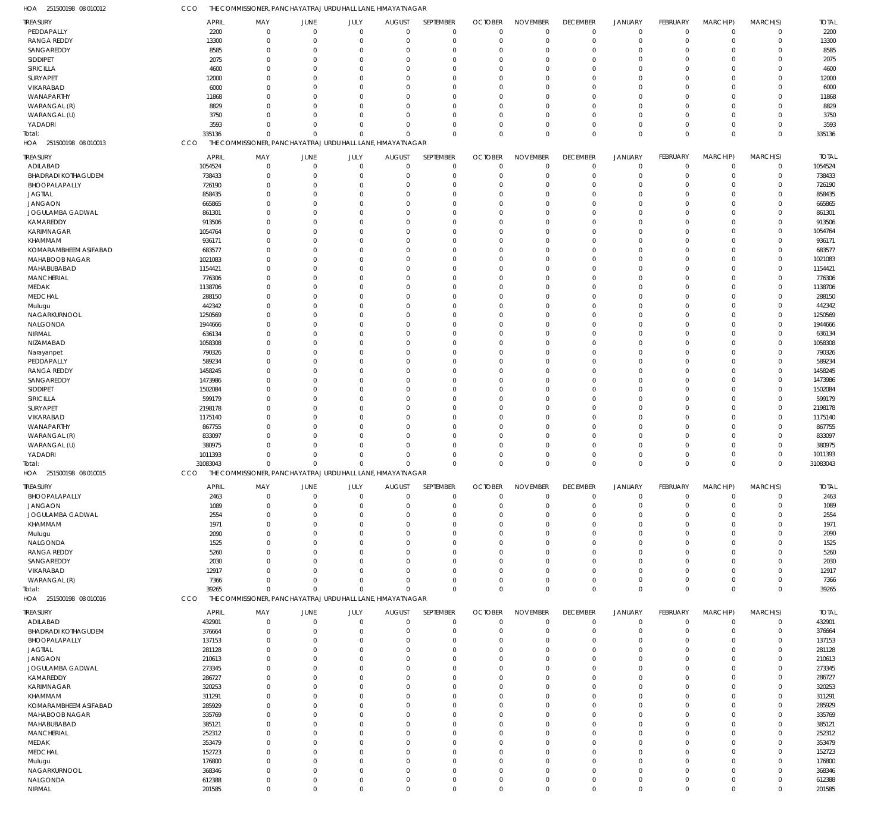HOA 251500198 08 010012 CCO THE COMMISSIONER, PANCHAYAT RAJ URDU HALL LANE, HIMAYATNAGAR

| TREASURY | APRIL | MAY | JUNE | JULY | AUGUST | SEPTEMBER | OCTOBER | NOVEMBER | DECEMBER | JANUARY | FEBRUARY | MARCH(P) | MARCH(S) | TOTAL |
|---|---|---|---|---|---|---|---|---|---|---|---|---|---|---|
| PEDDAPALLY | 2200 | 0 | 0 | 0 | 0 | 0 | 0 | 0 | 0 | 0 | 0 | 0 | 0 | 2200 |
| RANGA REDDY | 13300 | 0 | 0 | 0 | 0 | 0 | 0 | 0 | 0 | 0 | 0 | 0 | 0 | 13300 |
| SANGAREDDY | 8585 | 0 | 0 | 0 | 0 | 0 | 0 | 0 | 0 | 0 | 0 | 0 | 0 | 8585 |
| SIDDIPET | 2075 | 0 | 0 | 0 | 0 | 0 | 0 | 0 | 0 | 0 | 0 | 0 | 0 | 2075 |
| SIRICILLA | 4600 | 0 | 0 | 0 | 0 | 0 | 0 | 0 | 0 | 0 | 0 | 0 | 0 | 4600 |
| SURYAPET | 12000 | 0 | 0 | 0 | 0 | 0 | 0 | 0 | 0 | 0 | 0 | 0 | 0 | 12000 |
| VIKARABAD | 6000 | 0 | 0 | 0 | 0 | 0 | 0 | 0 | 0 | 0 | 0 | 0 | 0 | 6000 |
| WANAPARTHY | 11868 | 0 | 0 | 0 | 0 | 0 | 0 | 0 | 0 | 0 | 0 | 0 | 0 | 11868 |
| WARANGAL (R) | 8829 | 0 | 0 | 0 | 0 | 0 | 0 | 0 | 0 | 0 | 0 | 0 | 0 | 8829 |
| WARANGAL (U) | 3750 | 0 | 0 | 0 | 0 | 0 | 0 | 0 | 0 | 0 | 0 | 0 | 0 | 3750 |
| YADADRI | 3593 | 0 | 0 | 0 | 0 | 0 | 0 | 0 | 0 | 0 | 0 | 0 | 0 | 3593 |
| Total: | 335136 | 0 | 0 | 0 | 0 | 0 | 0 | 0 | 0 | 0 | 0 | 0 | 0 | 335136 |

HOA 251500198 08 010013 CCO THE COMMISSIONER, PANCHAYAT RAJ URDU HALL LANE, HIMAYATNAGAR

| TREASURY | APRIL | MAY | JUNE | JULY | AUGUST | SEPTEMBER | OCTOBER | NOVEMBER | DECEMBER | JANUARY | FEBRUARY | MARCH(P) | MARCH(S) | TOTAL |
|---|---|---|---|---|---|---|---|---|---|---|---|---|---|---|
| ADILABAD | 1054524 | 0 | 0 | 0 | 0 | 0 | 0 | 0 | 0 | 0 | 0 | 0 | 0 | 1054524 |
| BHADRADI KOTHAGUDEM | 738433 | 0 | 0 | 0 | 0 | 0 | 0 | 0 | 0 | 0 | 0 | 0 | 0 | 738433 |
| BHOOPALAPALLY | 726190 | 0 | 0 | 0 | 0 | 0 | 0 | 0 | 0 | 0 | 0 | 0 | 0 | 726190 |
| JAGTIAL | 858435 | 0 | 0 | 0 | 0 | 0 | 0 | 0 | 0 | 0 | 0 | 0 | 0 | 858435 |
| JANGAON | 665865 | 0 | 0 | 0 | 0 | 0 | 0 | 0 | 0 | 0 | 0 | 0 | 0 | 665865 |
| JOGULAMBA GADWAL | 861301 | 0 | 0 | 0 | 0 | 0 | 0 | 0 | 0 | 0 | 0 | 0 | 0 | 861301 |
| KAMAREDDY | 913506 | 0 | 0 | 0 | 0 | 0 | 0 | 0 | 0 | 0 | 0 | 0 | 0 | 913506 |
| KARIMNAGAR | 1054764 | 0 | 0 | 0 | 0 | 0 | 0 | 0 | 0 | 0 | 0 | 0 | 0 | 1054764 |
| KHAMMAM | 936171 | 0 | 0 | 0 | 0 | 0 | 0 | 0 | 0 | 0 | 0 | 0 | 0 | 936171 |
| KOMARAMBHEEM ASIFABAD | 683577 | 0 | 0 | 0 | 0 | 0 | 0 | 0 | 0 | 0 | 0 | 0 | 0 | 683577 |
| MAHABOOB NAGAR | 1021083 | 0 | 0 | 0 | 0 | 0 | 0 | 0 | 0 | 0 | 0 | 0 | 0 | 1021083 |
| MAHABUBABAD | 1154421 | 0 | 0 | 0 | 0 | 0 | 0 | 0 | 0 | 0 | 0 | 0 | 0 | 1154421 |
| MANCHERIAL | 776306 | 0 | 0 | 0 | 0 | 0 | 0 | 0 | 0 | 0 | 0 | 0 | 0 | 776306 |
| MEDAK | 1138706 | 0 | 0 | 0 | 0 | 0 | 0 | 0 | 0 | 0 | 0 | 0 | 0 | 1138706 |
| MEDCHAL | 288150 | 0 | 0 | 0 | 0 | 0 | 0 | 0 | 0 | 0 | 0 | 0 | 0 | 288150 |
| Mulugu | 442342 | 0 | 0 | 0 | 0 | 0 | 0 | 0 | 0 | 0 | 0 | 0 | 0 | 442342 |
| NAGARKURNOOL | 1250569 | 0 | 0 | 0 | 0 | 0 | 0 | 0 | 0 | 0 | 0 | 0 | 0 | 1250569 |
| NALGONDA | 1944666 | 0 | 0 | 0 | 0 | 0 | 0 | 0 | 0 | 0 | 0 | 0 | 0 | 1944666 |
| NIRMAL | 636134 | 0 | 0 | 0 | 0 | 0 | 0 | 0 | 0 | 0 | 0 | 0 | 0 | 636134 |
| NIZAMABAD | 1058308 | 0 | 0 | 0 | 0 | 0 | 0 | 0 | 0 | 0 | 0 | 0 | 0 | 1058308 |
| Narayanpet | 790326 | 0 | 0 | 0 | 0 | 0 | 0 | 0 | 0 | 0 | 0 | 0 | 0 | 790326 |
| PEDDAPALLY | 589234 | 0 | 0 | 0 | 0 | 0 | 0 | 0 | 0 | 0 | 0 | 0 | 0 | 589234 |
| RANGA REDDY | 1458245 | 0 | 0 | 0 | 0 | 0 | 0 | 0 | 0 | 0 | 0 | 0 | 0 | 1458245 |
| SANGAREDDY | 1473986 | 0 | 0 | 0 | 0 | 0 | 0 | 0 | 0 | 0 | 0 | 0 | 0 | 1473986 |
| SIDDIPET | 1502084 | 0 | 0 | 0 | 0 | 0 | 0 | 0 | 0 | 0 | 0 | 0 | 0 | 1502084 |
| SIRICILLA | 599179 | 0 | 0 | 0 | 0 | 0 | 0 | 0 | 0 | 0 | 0 | 0 | 0 | 599179 |
| SURYAPET | 2198178 | 0 | 0 | 0 | 0 | 0 | 0 | 0 | 0 | 0 | 0 | 0 | 0 | 2198178 |
| VIKARABAD | 1175140 | 0 | 0 | 0 | 0 | 0 | 0 | 0 | 0 | 0 | 0 | 0 | 0 | 1175140 |
| WANAPARTHY | 867755 | 0 | 0 | 0 | 0 | 0 | 0 | 0 | 0 | 0 | 0 | 0 | 0 | 867755 |
| WARANGAL (R) | 833097 | 0 | 0 | 0 | 0 | 0 | 0 | 0 | 0 | 0 | 0 | 0 | 0 | 833097 |
| WARANGAL (U) | 380975 | 0 | 0 | 0 | 0 | 0 | 0 | 0 | 0 | 0 | 0 | 0 | 0 | 380975 |
| YADADRI | 1011393 | 0 | 0 | 0 | 0 | 0 | 0 | 0 | 0 | 0 | 0 | 0 | 0 | 1011393 |
| Total: | 31083043 | 0 | 0 | 0 | 0 | 0 | 0 | 0 | 0 | 0 | 0 | 0 | 0 | 31083043 |

HOA 251500198 08 010015 CCO THE COMMISSIONER, PANCHAYAT RAJ URDU HALL LANE, HIMAYATNAGAR

| TREASURY | APRIL | MAY | JUNE | JULY | AUGUST | SEPTEMBER | OCTOBER | NOVEMBER | DECEMBER | JANUARY | FEBRUARY | MARCH(P) | MARCH(S) | TOTAL |
|---|---|---|---|---|---|---|---|---|---|---|---|---|---|---|
| BHOOPALAPALLY | 2463 | 0 | 0 | 0 | 0 | 0 | 0 | 0 | 0 | 0 | 0 | 0 | 0 | 2463 |
| JANGAON | 1089 | 0 | 0 | 0 | 0 | 0 | 0 | 0 | 0 | 0 | 0 | 0 | 0 | 1089 |
| JOGULAMBA GADWAL | 2554 | 0 | 0 | 0 | 0 | 0 | 0 | 0 | 0 | 0 | 0 | 0 | 0 | 2554 |
| KHAMMAM | 1971 | 0 | 0 | 0 | 0 | 0 | 0 | 0 | 0 | 0 | 0 | 0 | 0 | 1971 |
| Mulugu | 2090 | 0 | 0 | 0 | 0 | 0 | 0 | 0 | 0 | 0 | 0 | 0 | 0 | 2090 |
| NALGONDA | 1525 | 0 | 0 | 0 | 0 | 0 | 0 | 0 | 0 | 0 | 0 | 0 | 0 | 1525 |
| RANGA REDDY | 5260 | 0 | 0 | 0 | 0 | 0 | 0 | 0 | 0 | 0 | 0 | 0 | 0 | 5260 |
| SANGAREDDY | 2030 | 0 | 0 | 0 | 0 | 0 | 0 | 0 | 0 | 0 | 0 | 0 | 0 | 2030 |
| VIKARABAD | 12917 | 0 | 0 | 0 | 0 | 0 | 0 | 0 | 0 | 0 | 0 | 0 | 0 | 12917 |
| WARANGAL (R) | 7366 | 0 | 0 | 0 | 0 | 0 | 0 | 0 | 0 | 0 | 0 | 0 | 0 | 7366 |
| Total: | 39265 | 0 | 0 | 0 | 0 | 0 | 0 | 0 | 0 | 0 | 0 | 0 | 0 | 39265 |

HOA 251500198 08 010016 CCO THE COMMISSIONER, PANCHAYAT RAJ URDU HALL LANE, HIMAYATNAGAR

| TREASURY | APRIL | MAY | JUNE | JULY | AUGUST | SEPTEMBER | OCTOBER | NOVEMBER | DECEMBER | JANUARY | FEBRUARY | MARCH(P) | MARCH(S) | TOTAL |
|---|---|---|---|---|---|---|---|---|---|---|---|---|---|---|
| ADILABAD | 432901 | 0 | 0 | 0 | 0 | 0 | 0 | 0 | 0 | 0 | 0 | 0 | 0 | 432901 |
| BHADRADI KOTHAGUDEM | 376664 | 0 | 0 | 0 | 0 | 0 | 0 | 0 | 0 | 0 | 0 | 0 | 0 | 376664 |
| BHOOPALAPALLY | 137153 | 0 | 0 | 0 | 0 | 0 | 0 | 0 | 0 | 0 | 0 | 0 | 0 | 137153 |
| JAGTIAL | 281128 | 0 | 0 | 0 | 0 | 0 | 0 | 0 | 0 | 0 | 0 | 0 | 0 | 281128 |
| JANGAON | 210613 | 0 | 0 | 0 | 0 | 0 | 0 | 0 | 0 | 0 | 0 | 0 | 0 | 210613 |
| JOGULAMBA GADWAL | 273345 | 0 | 0 | 0 | 0 | 0 | 0 | 0 | 0 | 0 | 0 | 0 | 0 | 273345 |
| KAMAREDDY | 286727 | 0 | 0 | 0 | 0 | 0 | 0 | 0 | 0 | 0 | 0 | 0 | 0 | 286727 |
| KARIMNAGAR | 320253 | 0 | 0 | 0 | 0 | 0 | 0 | 0 | 0 | 0 | 0 | 0 | 0 | 320253 |
| KHAMMAM | 311291 | 0 | 0 | 0 | 0 | 0 | 0 | 0 | 0 | 0 | 0 | 0 | 0 | 311291 |
| KOMARAMBHEEM ASIFABAD | 285929 | 0 | 0 | 0 | 0 | 0 | 0 | 0 | 0 | 0 | 0 | 0 | 0 | 285929 |
| MAHABOOB NAGAR | 335769 | 0 | 0 | 0 | 0 | 0 | 0 | 0 | 0 | 0 | 0 | 0 | 0 | 335769 |
| MAHABUBABAD | 385121 | 0 | 0 | 0 | 0 | 0 | 0 | 0 | 0 | 0 | 0 | 0 | 0 | 385121 |
| MANCHERIAL | 252312 | 0 | 0 | 0 | 0 | 0 | 0 | 0 | 0 | 0 | 0 | 0 | 0 | 252312 |
| MEDAK | 353479 | 0 | 0 | 0 | 0 | 0 | 0 | 0 | 0 | 0 | 0 | 0 | 0 | 353479 |
| MEDCHAL | 152723 | 0 | 0 | 0 | 0 | 0 | 0 | 0 | 0 | 0 | 0 | 0 | 0 | 152723 |
| Mulugu | 176800 | 0 | 0 | 0 | 0 | 0 | 0 | 0 | 0 | 0 | 0 | 0 | 0 | 176800 |
| NAGARKURNOOL | 368346 | 0 | 0 | 0 | 0 | 0 | 0 | 0 | 0 | 0 | 0 | 0 | 0 | 368346 |
| NALGONDA | 612388 | 0 | 0 | 0 | 0 | 0 | 0 | 0 | 0 | 0 | 0 | 0 | 0 | 612388 |
| NIRMAL | 201585 | 0 | 0 | 0 | 0 | 0 | 0 | 0 | 0 | 0 | 0 | 0 | 0 | 201585 |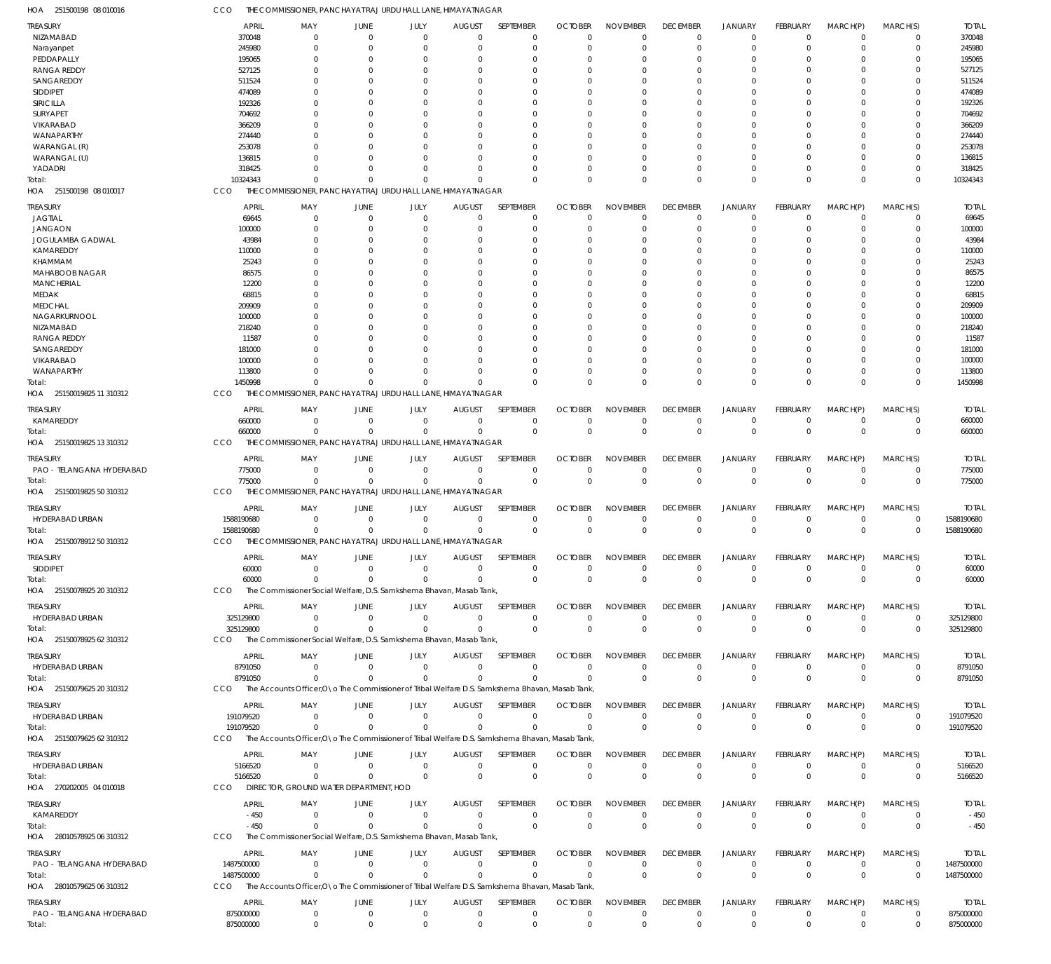HOA 251500198 08 010016 &nbsp;&nbsp;&nbsp; CCO &nbsp;&nbsp;&nbsp; THE COMMISSIONER, PANCHAYATRAJ URDU HALL LANE, HIMAYATNAGAR

| TREASURY | APRIL | MAY | JUNE | JULY | AUGUST | SEPTEMBER | OCTOBER | NOVEMBER | DECEMBER | JANUARY | FEBRUARY | MARCH(P) | MARCH(S) | TOTAL |
|---|---|---|---|---|---|---|---|---|---|---|---|---|---|---|
| NIZAMABAD | 370048 | 0 | 0 | 0 | 0 | 0 | 0 | 0 | 0 | 0 | 0 | 0 | 0 | 370048 |
| Narayanpet | 245980 | 0 | 0 | 0 | 0 | 0 | 0 | 0 | 0 | 0 | 0 | 0 | 0 | 245980 |
| PEDDAPALLY | 195065 | 0 | 0 | 0 | 0 | 0 | 0 | 0 | 0 | 0 | 0 | 0 | 0 | 195065 |
| RANGA REDDY | 527125 | 0 | 0 | 0 | 0 | 0 | 0 | 0 | 0 | 0 | 0 | 0 | 0 | 527125 |
| SANGAREDDY | 511524 | 0 | 0 | 0 | 0 | 0 | 0 | 0 | 0 | 0 | 0 | 0 | 0 | 511524 |
| SIDDIPET | 474089 | 0 | 0 | 0 | 0 | 0 | 0 | 0 | 0 | 0 | 0 | 0 | 0 | 474089 |
| SIRICILLA | 192326 | 0 | 0 | 0 | 0 | 0 | 0 | 0 | 0 | 0 | 0 | 0 | 0 | 192326 |
| SURYAPET | 704692 | 0 | 0 | 0 | 0 | 0 | 0 | 0 | 0 | 0 | 0 | 0 | 0 | 704692 |
| VIKARABAD | 366209 | 0 | 0 | 0 | 0 | 0 | 0 | 0 | 0 | 0 | 0 | 0 | 0 | 366209 |
| WANAPARTHY | 274440 | 0 | 0 | 0 | 0 | 0 | 0 | 0 | 0 | 0 | 0 | 0 | 0 | 274440 |
| WARANGAL (R) | 253078 | 0 | 0 | 0 | 0 | 0 | 0 | 0 | 0 | 0 | 0 | 0 | 0 | 253078 |
| WARANGAL (U) | 136815 | 0 | 0 | 0 | 0 | 0 | 0 | 0 | 0 | 0 | 0 | 0 | 0 | 136815 |
| YADADRI | 318425 | 0 | 0 | 0 | 0 | 0 | 0 | 0 | 0 | 0 | 0 | 0 | 0 | 318425 |
| Total: | 10324343 | 0 | 0 | 0 | 0 | 0 | 0 | 0 | 0 | 0 | 0 | 0 | 0 | 10324343 |

HOA 251500198 08 010017 &nbsp;&nbsp;&nbsp; CCO &nbsp;&nbsp;&nbsp; THE COMMISSIONER, PANCHAYATRAJ URDU HALL LANE, HIMAYATNAGAR

| TREASURY | APRIL | MAY | JUNE | JULY | AUGUST | SEPTEMBER | OCTOBER | NOVEMBER | DECEMBER | JANUARY | FEBRUARY | MARCH(P) | MARCH(S) | TOTAL |
|---|---|---|---|---|---|---|---|---|---|---|---|---|---|---|
| JAGTIAL | 69645 | 0 | 0 | 0 | 0 | 0 | 0 | 0 | 0 | 0 | 0 | 0 | 0 | 69645 |
| JANGAON | 100000 | 0 | 0 | 0 | 0 | 0 | 0 | 0 | 0 | 0 | 0 | 0 | 0 | 100000 |
| JOGULAMBA GADWAL | 43984 | 0 | 0 | 0 | 0 | 0 | 0 | 0 | 0 | 0 | 0 | 0 | 0 | 43984 |
| KAMAREDDY | 110000 | 0 | 0 | 0 | 0 | 0 | 0 | 0 | 0 | 0 | 0 | 0 | 0 | 110000 |
| KHAMMAM | 25243 | 0 | 0 | 0 | 0 | 0 | 0 | 0 | 0 | 0 | 0 | 0 | 0 | 25243 |
| MAHABOOB NAGAR | 86575 | 0 | 0 | 0 | 0 | 0 | 0 | 0 | 0 | 0 | 0 | 0 | 0 | 86575 |
| MANCHERIAL | 12200 | 0 | 0 | 0 | 0 | 0 | 0 | 0 | 0 | 0 | 0 | 0 | 0 | 12200 |
| MEDAK | 68815 | 0 | 0 | 0 | 0 | 0 | 0 | 0 | 0 | 0 | 0 | 0 | 0 | 68815 |
| MEDCHAL | 209909 | 0 | 0 | 0 | 0 | 0 | 0 | 0 | 0 | 0 | 0 | 0 | 0 | 209909 |
| NAGARKURNOOL | 100000 | 0 | 0 | 0 | 0 | 0 | 0 | 0 | 0 | 0 | 0 | 0 | 0 | 100000 |
| NIZAMABAD | 218240 | 0 | 0 | 0 | 0 | 0 | 0 | 0 | 0 | 0 | 0 | 0 | 0 | 218240 |
| RANGA REDDY | 11587 | 0 | 0 | 0 | 0 | 0 | 0 | 0 | 0 | 0 | 0 | 0 | 0 | 11587 |
| SANGAREDDY | 181000 | 0 | 0 | 0 | 0 | 0 | 0 | 0 | 0 | 0 | 0 | 0 | 0 | 181000 |
| VIKARABAD | 100000 | 0 | 0 | 0 | 0 | 0 | 0 | 0 | 0 | 0 | 0 | 0 | 0 | 100000 |
| WANAPARTHY | 113800 | 0 | 0 | 0 | 0 | 0 | 0 | 0 | 0 | 0 | 0 | 0 | 0 | 113800 |
| Total: | 1450998 | 0 | 0 | 0 | 0 | 0 | 0 | 0 | 0 | 0 | 0 | 0 | 0 | 1450998 |

HOA 25150019825 11 310312 &nbsp;&nbsp;&nbsp; CCO &nbsp;&nbsp;&nbsp; THE COMMISSIONER, PANCHAYATRAJ URDU HALL LANE, HIMAYATNAGAR

| TREASURY | APRIL | MAY | JUNE | JULY | AUGUST | SEPTEMBER | OCTOBER | NOVEMBER | DECEMBER | JANUARY | FEBRUARY | MARCH(P) | MARCH(S) | TOTAL |
|---|---|---|---|---|---|---|---|---|---|---|---|---|---|---|
| KAMAREDDY | 660000 | 0 | 0 | 0 | 0 | 0 | 0 | 0 | 0 | 0 | 0 | 0 | 0 | 660000 |
| Total: | 660000 | 0 | 0 | 0 | 0 | 0 | 0 | 0 | 0 | 0 | 0 | 0 | 0 | 660000 |

HOA 25150019825 13 310312 &nbsp;&nbsp;&nbsp; CCO &nbsp;&nbsp;&nbsp; THE COMMISSIONER, PANCHAYATRAJ URDU HALL LANE, HIMAYATNAGAR

| TREASURY | APRIL | MAY | JUNE | JULY | AUGUST | SEPTEMBER | OCTOBER | NOVEMBER | DECEMBER | JANUARY | FEBRUARY | MARCH(P) | MARCH(S) | TOTAL |
|---|---|---|---|---|---|---|---|---|---|---|---|---|---|---|
| PAO - TELANGANA HYDERABAD | 775000 | 0 | 0 | 0 | 0 | 0 | 0 | 0 | 0 | 0 | 0 | 0 | 0 | 775000 |
| Total: | 775000 | 0 | 0 | 0 | 0 | 0 | 0 | 0 | 0 | 0 | 0 | 0 | 0 | 775000 |

HOA 25150019825 50 310312 &nbsp;&nbsp;&nbsp; CCO &nbsp;&nbsp;&nbsp; THE COMMISSIONER, PANCHAYATRAJ URDU HALL LANE, HIMAYATNAGAR

| TREASURY | APRIL | MAY | JUNE | JULY | AUGUST | SEPTEMBER | OCTOBER | NOVEMBER | DECEMBER | JANUARY | FEBRUARY | MARCH(P) | MARCH(S) | TOTAL |
|---|---|---|---|---|---|---|---|---|---|---|---|---|---|---|
| HYDERABAD URBAN | 1588190680 | 0 | 0 | 0 | 0 | 0 | 0 | 0 | 0 | 0 | 0 | 0 | 0 | 1588190680 |
| Total: | 1588190680 | 0 | 0 | 0 | 0 | 0 | 0 | 0 | 0 | 0 | 0 | 0 | 0 | 1588190680 |

HOA 25150078912 50 310312 &nbsp;&nbsp;&nbsp; CCO &nbsp;&nbsp;&nbsp; THE COMMISSIONER, PANCHAYATRAJ URDU HALL LANE, HIMAYATNAGAR

| TREASURY | APRIL | MAY | JUNE | JULY | AUGUST | SEPTEMBER | OCTOBER | NOVEMBER | DECEMBER | JANUARY | FEBRUARY | MARCH(P) | MARCH(S) | TOTAL |
|---|---|---|---|---|---|---|---|---|---|---|---|---|---|---|
| SIDDIPET | 60000 | 0 | 0 | 0 | 0 | 0 | 0 | 0 | 0 | 0 | 0 | 0 | 0 | 60000 |
| Total: | 60000 | 0 | 0 | 0 | 0 | 0 | 0 | 0 | 0 | 0 | 0 | 0 | 0 | 60000 |

HOA 25150078925 20 310312 &nbsp;&nbsp;&nbsp; CCO &nbsp;&nbsp;&nbsp; The Commissioner Social Welfare, D.S. Samkshema Bhavan, Masab Tank,

| TREASURY | APRIL | MAY | JUNE | JULY | AUGUST | SEPTEMBER | OCTOBER | NOVEMBER | DECEMBER | JANUARY | FEBRUARY | MARCH(P) | MARCH(S) | TOTAL |
|---|---|---|---|---|---|---|---|---|---|---|---|---|---|---|
| HYDERABAD URBAN | 325129800 | 0 | 0 | 0 | 0 | 0 | 0 | 0 | 0 | 0 | 0 | 0 | 0 | 325129800 |
| Total: | 325129800 | 0 | 0 | 0 | 0 | 0 | 0 | 0 | 0 | 0 | 0 | 0 | 0 | 325129800 |

HOA 25150078925 62 310312 &nbsp;&nbsp;&nbsp; CCO &nbsp;&nbsp;&nbsp; The Commissioner Social Welfare, D.S. Samkshema Bhavan, Masab Tank,

| TREASURY | APRIL | MAY | JUNE | JULY | AUGUST | SEPTEMBER | OCTOBER | NOVEMBER | DECEMBER | JANUARY | FEBRUARY | MARCH(P) | MARCH(S) | TOTAL |
|---|---|---|---|---|---|---|---|---|---|---|---|---|---|---|
| HYDERABAD URBAN | 8791050 | 0 | 0 | 0 | 0 | 0 | 0 | 0 | 0 | 0 | 0 | 0 | 0 | 8791050 |
| Total: | 8791050 | 0 | 0 | 0 | 0 | 0 | 0 | 0 | 0 | 0 | 0 | 0 | 0 | 8791050 |

HOA 25150079625 20 310312 &nbsp;&nbsp;&nbsp; CCO &nbsp;&nbsp;&nbsp; The Accounts Officer,O\o The Commissioner of Tribal Welfare D.S. Samkshema Bhavan, Masab Tank,

| TREASURY | APRIL | MAY | JUNE | JULY | AUGUST | SEPTEMBER | OCTOBER | NOVEMBER | DECEMBER | JANUARY | FEBRUARY | MARCH(P) | MARCH(S) | TOTAL |
|---|---|---|---|---|---|---|---|---|---|---|---|---|---|---|
| HYDERABAD URBAN | 191079520 | 0 | 0 | 0 | 0 | 0 | 0 | 0 | 0 | 0 | 0 | 0 | 0 | 191079520 |
| Total: | 191079520 | 0 | 0 | 0 | 0 | 0 | 0 | 0 | 0 | 0 | 0 | 0 | 0 | 191079520 |

HOA 25150079625 62 310312 &nbsp;&nbsp;&nbsp; CCO &nbsp;&nbsp;&nbsp; The Accounts Officer,O\o The Commissioner of Tribal Welfare D.S. Samkshema Bhavan, Masab Tank,

| TREASURY | APRIL | MAY | JUNE | JULY | AUGUST | SEPTEMBER | OCTOBER | NOVEMBER | DECEMBER | JANUARY | FEBRUARY | MARCH(P) | MARCH(S) | TOTAL |
|---|---|---|---|---|---|---|---|---|---|---|---|---|---|---|
| HYDERABAD URBAN | 5166520 | 0 | 0 | 0 | 0 | 0 | 0 | 0 | 0 | 0 | 0 | 0 | 0 | 5166520 |
| Total: | 5166520 | 0 | 0 | 0 | 0 | 0 | 0 | 0 | 0 | 0 | 0 | 0 | 0 | 5166520 |

HOA 270202005 04 010018 &nbsp;&nbsp;&nbsp; CCO &nbsp;&nbsp;&nbsp; DIRECTOR, GROUND WATER DEPARTMENT, HOD

| TREASURY | APRIL | MAY | JUNE | JULY | AUGUST | SEPTEMBER | OCTOBER | NOVEMBER | DECEMBER | JANUARY | FEBRUARY | MARCH(P) | MARCH(S) | TOTAL |
|---|---|---|---|---|---|---|---|---|---|---|---|---|---|---|
| KAMAREDDY | -450 | 0 | 0 | 0 | 0 | 0 | 0 | 0 | 0 | 0 | 0 | 0 | 0 | -450 |
| Total: | -450 | 0 | 0 | 0 | 0 | 0 | 0 | 0 | 0 | 0 | 0 | 0 | 0 | -450 |

HOA 28010578925 06 310312 &nbsp;&nbsp;&nbsp; CCO &nbsp;&nbsp;&nbsp; The Commissioner Social Welfare, D.S. Samkshema Bhavan, Masab Tank,

| TREASURY | APRIL | MAY | JUNE | JULY | AUGUST | SEPTEMBER | OCTOBER | NOVEMBER | DECEMBER | JANUARY | FEBRUARY | MARCH(P) | MARCH(S) | TOTAL |
|---|---|---|---|---|---|---|---|---|---|---|---|---|---|---|
| PAO - TELANGANA HYDERABAD | 1487500000 | 0 | 0 | 0 | 0 | 0 | 0 | 0 | 0 | 0 | 0 | 0 | 0 | 1487500000 |
| Total: | 1487500000 | 0 | 0 | 0 | 0 | 0 | 0 | 0 | 0 | 0 | 0 | 0 | 0 | 1487500000 |

HOA 28010579625 06 310312 &nbsp;&nbsp;&nbsp; CCO &nbsp;&nbsp;&nbsp; The Accounts Officer,O\o The Commissioner of Tribal Welfare D.S. Samkshema Bhavan, Masab Tank,

| TREASURY | APRIL | MAY | JUNE | JULY | AUGUST | SEPTEMBER | OCTOBER | NOVEMBER | DECEMBER | JANUARY | FEBRUARY | MARCH(P) | MARCH(S) | TOTAL |
|---|---|---|---|---|---|---|---|---|---|---|---|---|---|---|
| PAO - TELANGANA HYDERABAD | 875000000 | 0 | 0 | 0 | 0 | 0 | 0 | 0 | 0 | 0 | 0 | 0 | 0 | 875000000 |
| Total: | 875000000 | 0 | 0 | 0 | 0 | 0 | 0 | 0 | 0 | 0 | 0 | 0 | 0 | 875000000 |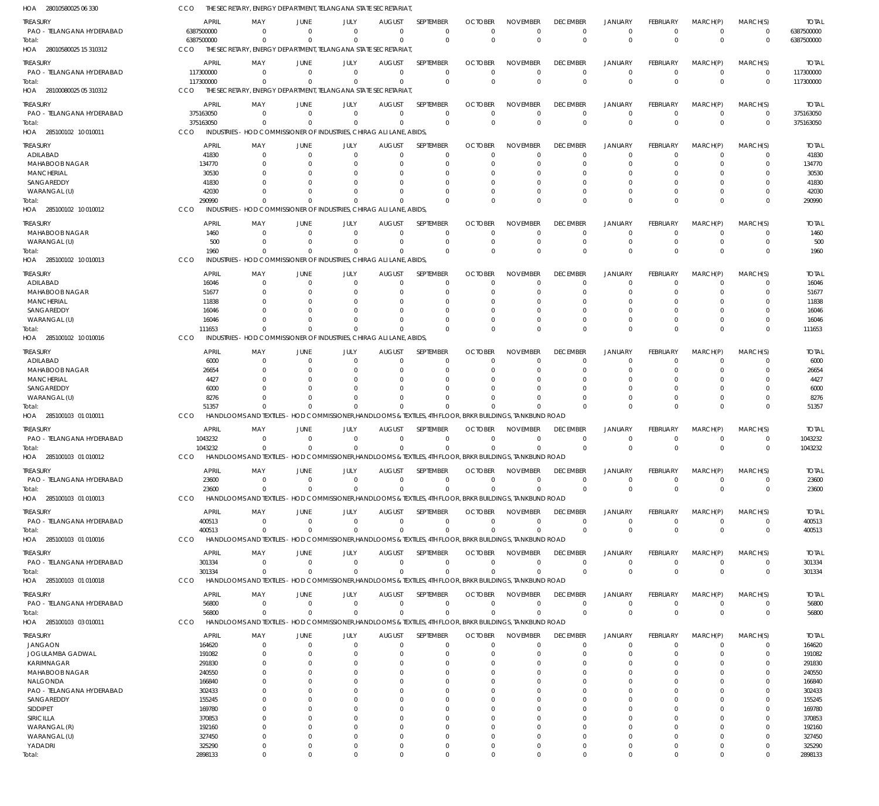HOA 28010580025 06 330 CCO THE SECRETARY, ENERGY DEPARTMENT, TELANGANA STATE SECRETARIAT,

| TREASURY | APRIL | MAY | JUNE | JULY | AUGUST | SEPTEMBER | OCTOBER | NOVEMBER | DECEMBER | JANUARY | FEBRUARY | MARCH(P) | MARCH(S) | TOTAL |
|---|---|---|---|---|---|---|---|---|---|---|---|---|---|---|
| PAO - TELANGANA HYDERABAD | 6387500000 | 0 | 0 | 0 | 0 | 0 | 0 | 0 | 0 | 0 | 0 | 0 | 0 | 6387500000 |
| Total: | 6387500000 | 0 | 0 | 0 | 0 | 0 | 0 | 0 | 0 | 0 | 0 | 0 | 0 | 6387500000 |

HOA 28010580025 15 310312 CCO THE SECRETARY, ENERGY DEPARTMENT, TELANGANA STATE SECRETARIAT,

| TREASURY | APRIL | MAY | JUNE | JULY | AUGUST | SEPTEMBER | OCTOBER | NOVEMBER | DECEMBER | JANUARY | FEBRUARY | MARCH(P) | MARCH(S) | TOTAL |
|---|---|---|---|---|---|---|---|---|---|---|---|---|---|---|
| PAO - TELANGANA HYDERABAD | 117300000 | 0 | 0 | 0 | 0 | 0 | 0 | 0 | 0 | 0 | 0 | 0 | 0 | 117300000 |
| Total: | 117300000 | 0 | 0 | 0 | 0 | 0 | 0 | 0 | 0 | 0 | 0 | 0 | 0 | 117300000 |

HOA 28100080025 05 310312 CCO THE SECRETARY, ENERGY DEPARTMENT, TELANGANA STATE SECRETARIAT,

| TREASURY | APRIL | MAY | JUNE | JULY | AUGUST | SEPTEMBER | OCTOBER | NOVEMBER | DECEMBER | JANUARY | FEBRUARY | MARCH(P) | MARCH(S) | TOTAL |
|---|---|---|---|---|---|---|---|---|---|---|---|---|---|---|
| PAO - TELANGANA HYDERABAD | 375163050 | 0 | 0 | 0 | 0 | 0 | 0 | 0 | 0 | 0 | 0 | 0 | 0 | 375163050 |
| Total: | 375163050 | 0 | 0 | 0 | 0 | 0 | 0 | 0 | 0 | 0 | 0 | 0 | 0 | 375163050 |

HOA 285100102 10 010011 CCO INDUSTRIES - HOD COMMISSIONER OF INDUSTRIES, CHIRAG ALI LANE, ABIDS,

| TREASURY | APRIL | MAY | JUNE | JULY | AUGUST | SEPTEMBER | OCTOBER | NOVEMBER | DECEMBER | JANUARY | FEBRUARY | MARCH(P) | MARCH(S) | TOTAL |
|---|---|---|---|---|---|---|---|---|---|---|---|---|---|---|
| ADILABAD | 41830 | 0 | 0 | 0 | 0 | 0 | 0 | 0 | 0 | 0 | 0 | 0 | 0 | 41830 |
| MAHABOOB NAGAR | 134770 | 0 | 0 | 0 | 0 | 0 | 0 | 0 | 0 | 0 | 0 | 0 | 0 | 134770 |
| MANCHERIAL | 30530 | 0 | 0 | 0 | 0 | 0 | 0 | 0 | 0 | 0 | 0 | 0 | 0 | 30530 |
| SANGAREDDY | 41830 | 0 | 0 | 0 | 0 | 0 | 0 | 0 | 0 | 0 | 0 | 0 | 0 | 41830 |
| WARANGAL (U) | 42030 | 0 | 0 | 0 | 0 | 0 | 0 | 0 | 0 | 0 | 0 | 0 | 0 | 42030 |
| Total: | 290990 | 0 | 0 | 0 | 0 | 0 | 0 | 0 | 0 | 0 | 0 | 0 | 0 | 290990 |

HOA 285100102 10 010012 CCO INDUSTRIES - HOD COMMISSIONER OF INDUSTRIES, CHIRAG ALI LANE, ABIDS,

| TREASURY | APRIL | MAY | JUNE | JULY | AUGUST | SEPTEMBER | OCTOBER | NOVEMBER | DECEMBER | JANUARY | FEBRUARY | MARCH(P) | MARCH(S) | TOTAL |
|---|---|---|---|---|---|---|---|---|---|---|---|---|---|---|
| MAHABOOB NAGAR | 1460 | 0 | 0 | 0 | 0 | 0 | 0 | 0 | 0 | 0 | 0 | 0 | 0 | 1460 |
| WARANGAL (U) | 500 | 0 | 0 | 0 | 0 | 0 | 0 | 0 | 0 | 0 | 0 | 0 | 0 | 500 |
| Total: | 1960 | 0 | 0 | 0 | 0 | 0 | 0 | 0 | 0 | 0 | 0 | 0 | 0 | 1960 |

HOA 285100102 10 010013 CCO INDUSTRIES - HOD COMMISSIONER OF INDUSTRIES, CHIRAG ALI LANE, ABIDS,

| TREASURY | APRIL | MAY | JUNE | JULY | AUGUST | SEPTEMBER | OCTOBER | NOVEMBER | DECEMBER | JANUARY | FEBRUARY | MARCH(P) | MARCH(S) | TOTAL |
|---|---|---|---|---|---|---|---|---|---|---|---|---|---|---|
| ADILABAD | 16046 | 0 | 0 | 0 | 0 | 0 | 0 | 0 | 0 | 0 | 0 | 0 | 0 | 16046 |
| MAHABOOB NAGAR | 51677 | 0 | 0 | 0 | 0 | 0 | 0 | 0 | 0 | 0 | 0 | 0 | 0 | 51677 |
| MANCHERIAL | 11838 | 0 | 0 | 0 | 0 | 0 | 0 | 0 | 0 | 0 | 0 | 0 | 0 | 11838 |
| SANGAREDDY | 16046 | 0 | 0 | 0 | 0 | 0 | 0 | 0 | 0 | 0 | 0 | 0 | 0 | 16046 |
| WARANGAL (U) | 16046 | 0 | 0 | 0 | 0 | 0 | 0 | 0 | 0 | 0 | 0 | 0 | 0 | 16046 |
| Total: | 111653 | 0 | 0 | 0 | 0 | 0 | 0 | 0 | 0 | 0 | 0 | 0 | 0 | 111653 |

HOA 285100102 10 010016 CCO INDUSTRIES - HOD COMMISSIONER OF INDUSTRIES, CHIRAG ALI LANE, ABIDS,

| TREASURY | APRIL | MAY | JUNE | JULY | AUGUST | SEPTEMBER | OCTOBER | NOVEMBER | DECEMBER | JANUARY | FEBRUARY | MARCH(P) | MARCH(S) | TOTAL |
|---|---|---|---|---|---|---|---|---|---|---|---|---|---|---|
| ADILABAD | 6000 | 0 | 0 | 0 | 0 | 0 | 0 | 0 | 0 | 0 | 0 | 0 | 0 | 6000 |
| MAHABOOB NAGAR | 26654 | 0 | 0 | 0 | 0 | 0 | 0 | 0 | 0 | 0 | 0 | 0 | 0 | 26654 |
| MANCHERIAL | 4427 | 0 | 0 | 0 | 0 | 0 | 0 | 0 | 0 | 0 | 0 | 0 | 0 | 4427 |
| SANGAREDDY | 6000 | 0 | 0 | 0 | 0 | 0 | 0 | 0 | 0 | 0 | 0 | 0 | 0 | 6000 |
| WARANGAL (U) | 8276 | 0 | 0 | 0 | 0 | 0 | 0 | 0 | 0 | 0 | 0 | 0 | 0 | 8276 |
| Total: | 51357 | 0 | 0 | 0 | 0 | 0 | 0 | 0 | 0 | 0 | 0 | 0 | 0 | 51357 |

HOA 285100103 01 010011 CCO HANDLOOMS AND TEXTILES - HOD COMMISSIONER,HANDLOOMS & TEXTILES, 4TH FLOOR, BRKR BUILDINGS, TANKBUND ROAD

| TREASURY | APRIL | MAY | JUNE | JULY | AUGUST | SEPTEMBER | OCTOBER | NOVEMBER | DECEMBER | JANUARY | FEBRUARY | MARCH(P) | MARCH(S) | TOTAL |
|---|---|---|---|---|---|---|---|---|---|---|---|---|---|---|
| PAO - TELANGANA HYDERABAD | 1043232 | 0 | 0 | 0 | 0 | 0 | 0 | 0 | 0 | 0 | 0 | 0 | 0 | 1043232 |
| Total: | 1043232 | 0 | 0 | 0 | 0 | 0 | 0 | 0 | 0 | 0 | 0 | 0 | 0 | 1043232 |

HOA 285100103 01 010012 CCO HANDLOOMS AND TEXTILES - HOD COMMISSIONER,HANDLOOMS & TEXTILES, 4TH FLOOR, BRKR BUILDINGS, TANKBUND ROAD

| TREASURY | APRIL | MAY | JUNE | JULY | AUGUST | SEPTEMBER | OCTOBER | NOVEMBER | DECEMBER | JANUARY | FEBRUARY | MARCH(P) | MARCH(S) | TOTAL |
|---|---|---|---|---|---|---|---|---|---|---|---|---|---|---|
| PAO - TELANGANA HYDERABAD | 23600 | 0 | 0 | 0 | 0 | 0 | 0 | 0 | 0 | 0 | 0 | 0 | 0 | 23600 |
| Total: | 23600 | 0 | 0 | 0 | 0 | 0 | 0 | 0 | 0 | 0 | 0 | 0 | 0 | 23600 |

HOA 285100103 01 010013 CCO HANDLOOMS AND TEXTILES - HOD COMMISSIONER,HANDLOOMS & TEXTILES, 4TH FLOOR, BRKR BUILDINGS, TANKBUND ROAD

| TREASURY | APRIL | MAY | JUNE | JULY | AUGUST | SEPTEMBER | OCTOBER | NOVEMBER | DECEMBER | JANUARY | FEBRUARY | MARCH(P) | MARCH(S) | TOTAL |
|---|---|---|---|---|---|---|---|---|---|---|---|---|---|---|
| PAO - TELANGANA HYDERABAD | 400513 | 0 | 0 | 0 | 0 | 0 | 0 | 0 | 0 | 0 | 0 | 0 | 0 | 400513 |
| Total: | 400513 | 0 | 0 | 0 | 0 | 0 | 0 | 0 | 0 | 0 | 0 | 0 | 0 | 400513 |

HOA 285100103 01 010016 CCO HANDLOOMS AND TEXTILES - HOD COMMISSIONER,HANDLOOMS & TEXTILES, 4TH FLOOR, BRKR BUILDINGS, TANKBUND ROAD

| TREASURY | APRIL | MAY | JUNE | JULY | AUGUST | SEPTEMBER | OCTOBER | NOVEMBER | DECEMBER | JANUARY | FEBRUARY | MARCH(P) | MARCH(S) | TOTAL |
|---|---|---|---|---|---|---|---|---|---|---|---|---|---|---|
| PAO - TELANGANA HYDERABAD | 301334 | 0 | 0 | 0 | 0 | 0 | 0 | 0 | 0 | 0 | 0 | 0 | 0 | 301334 |
| Total: | 301334 | 0 | 0 | 0 | 0 | 0 | 0 | 0 | 0 | 0 | 0 | 0 | 0 | 301334 |

HOA 285100103 01 010018 CCO HANDLOOMS AND TEXTILES - HOD COMMISSIONER,HANDLOOMS & TEXTILES, 4TH FLOOR, BRKR BUILDINGS, TANKBUND ROAD

| TREASURY | APRIL | MAY | JUNE | JULY | AUGUST | SEPTEMBER | OCTOBER | NOVEMBER | DECEMBER | JANUARY | FEBRUARY | MARCH(P) | MARCH(S) | TOTAL |
|---|---|---|---|---|---|---|---|---|---|---|---|---|---|---|
| PAO - TELANGANA HYDERABAD | 56800 | 0 | 0 | 0 | 0 | 0 | 0 | 0 | 0 | 0 | 0 | 0 | 0 | 56800 |
| Total: | 56800 | 0 | 0 | 0 | 0 | 0 | 0 | 0 | 0 | 0 | 0 | 0 | 0 | 56800 |

HOA 285100103 03 010011 CCO HANDLOOMS AND TEXTILES - HOD COMMISSIONER,HANDLOOMS & TEXTILES, 4TH FLOOR, BRKR BUILDINGS, TANKBUND ROAD

| TREASURY | APRIL | MAY | JUNE | JULY | AUGUST | SEPTEMBER | OCTOBER | NOVEMBER | DECEMBER | JANUARY | FEBRUARY | MARCH(P) | MARCH(S) | TOTAL |
|---|---|---|---|---|---|---|---|---|---|---|---|---|---|---|
| JANGAON | 164620 | 0 | 0 | 0 | 0 | 0 | 0 | 0 | 0 | 0 | 0 | 0 | 0 | 164620 |
| JOGULAMBA GADWAL | 191082 | 0 | 0 | 0 | 0 | 0 | 0 | 0 | 0 | 0 | 0 | 0 | 0 | 191082 |
| KARIMNAGAR | 291830 | 0 | 0 | 0 | 0 | 0 | 0 | 0 | 0 | 0 | 0 | 0 | 0 | 291830 |
| MAHABOOB NAGAR | 240550 | 0 | 0 | 0 | 0 | 0 | 0 | 0 | 0 | 0 | 0 | 0 | 0 | 240550 |
| NALGONDA | 166840 | 0 | 0 | 0 | 0 | 0 | 0 | 0 | 0 | 0 | 0 | 0 | 0 | 166840 |
| PAO - TELANGANA HYDERABAD | 302433 | 0 | 0 | 0 | 0 | 0 | 0 | 0 | 0 | 0 | 0 | 0 | 0 | 302433 |
| SANGAREDDY | 155245 | 0 | 0 | 0 | 0 | 0 | 0 | 0 | 0 | 0 | 0 | 0 | 0 | 155245 |
| SIDDIPET | 169780 | 0 | 0 | 0 | 0 | 0 | 0 | 0 | 0 | 0 | 0 | 0 | 0 | 169780 |
| SIRICILLA | 370853 | 0 | 0 | 0 | 0 | 0 | 0 | 0 | 0 | 0 | 0 | 0 | 0 | 370853 |
| WARANGAL (R) | 192160 | 0 | 0 | 0 | 0 | 0 | 0 | 0 | 0 | 0 | 0 | 0 | 0 | 192160 |
| WARANGAL (U) | 327450 | 0 | 0 | 0 | 0 | 0 | 0 | 0 | 0 | 0 | 0 | 0 | 0 | 327450 |
| YADADRI | 325290 | 0 | 0 | 0 | 0 | 0 | 0 | 0 | 0 | 0 | 0 | 0 | 0 | 325290 |
| Total: | 2898133 | 0 | 0 | 0 | 0 | 0 | 0 | 0 | 0 | 0 | 0 | 0 | 0 | 2898133 |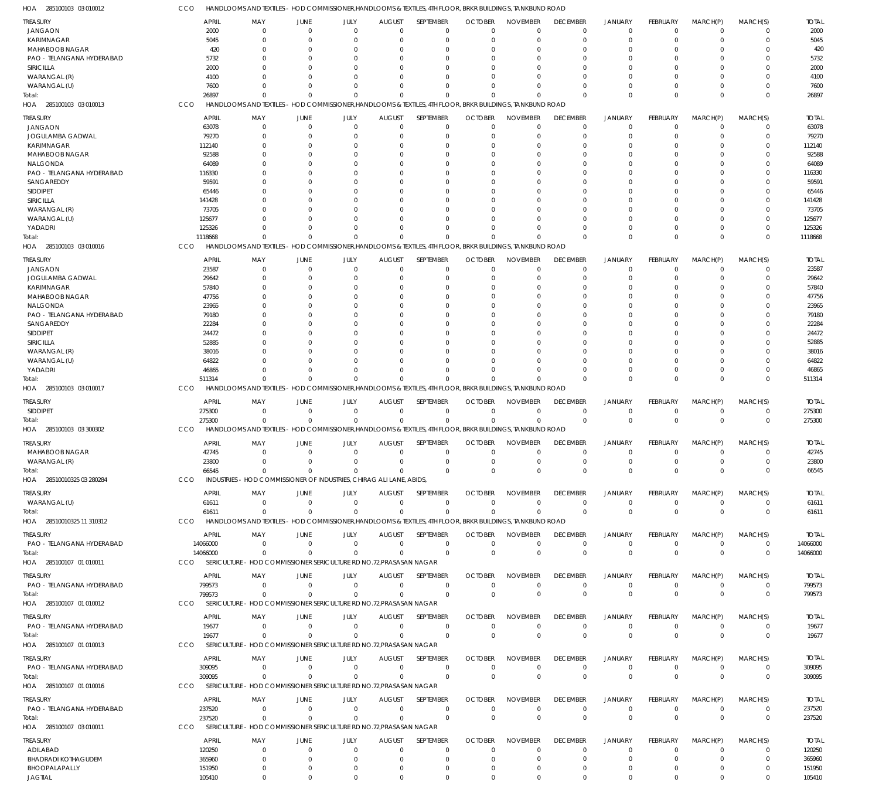HOA 285100103 03 010012 CCO HANDLOOMS AND TEXTILES - HOD COMMISSIONER,HANDLOOMS & TEXTILES, 4TH FLOOR, BRKR BUILDINGS, TANKBUND ROAD

| TREASURY | APRIL | MAY | JUNE | JULY | AUGUST | SEPTEMBER | OCTOBER | NOVEMBER | DECEMBER | JANUARY | FEBRUARY | MARCH(P) | MARCH(S) | TOTAL |
|---|---|---|---|---|---|---|---|---|---|---|---|---|---|---|
| JANGAON | 2000 | 0 | 0 | 0 | 0 | 0 | 0 | 0 | 0 | 0 | 0 | 0 | 0 | 2000 |
| KARIMNAGAR | 5045 | 0 | 0 | 0 | 0 | 0 | 0 | 0 | 0 | 0 | 0 | 0 | 0 | 5045 |
| MAHABOOB NAGAR | 420 | 0 | 0 | 0 | 0 | 0 | 0 | 0 | 0 | 0 | 0 | 0 | 0 | 420 |
| PAO - TELANGANA HYDERABAD | 5732 | 0 | 0 | 0 | 0 | 0 | 0 | 0 | 0 | 0 | 0 | 0 | 0 | 5732 |
| SIRICILLA | 2000 | 0 | 0 | 0 | 0 | 0 | 0 | 0 | 0 | 0 | 0 | 0 | 0 | 2000 |
| WARANGAL (R) | 4100 | 0 | 0 | 0 | 0 | 0 | 0 | 0 | 0 | 0 | 0 | 0 | 0 | 4100 |
| WARANGAL (U) | 7600 | 0 | 0 | 0 | 0 | 0 | 0 | 0 | 0 | 0 | 0 | 0 | 0 | 7600 |
| Total: | 26897 | 0 | 0 | 0 | 0 | 0 | 0 | 0 | 0 | 0 | 0 | 0 | 0 | 26897 |

HOA 285100103 03 010013 CCO HANDLOOMS AND TEXTILES - HOD COMMISSIONER,HANDLOOMS & TEXTILES, 4TH FLOOR, BRKR BUILDINGS, TANKBUND ROAD

| TREASURY | APRIL | MAY | JUNE | JULY | AUGUST | SEPTEMBER | OCTOBER | NOVEMBER | DECEMBER | JANUARY | FEBRUARY | MARCH(P) | MARCH(S) | TOTAL |
|---|---|---|---|---|---|---|---|---|---|---|---|---|---|---|
| JANGAON | 63078 | 0 | 0 | 0 | 0 | 0 | 0 | 0 | 0 | 0 | 0 | 0 | 0 | 63078 |
| JOGULAMBA GADWAL | 79270 | 0 | 0 | 0 | 0 | 0 | 0 | 0 | 0 | 0 | 0 | 0 | 0 | 79270 |
| KARIMNAGAR | 112140 | 0 | 0 | 0 | 0 | 0 | 0 | 0 | 0 | 0 | 0 | 0 | 0 | 112140 |
| MAHABOOB NAGAR | 92588 | 0 | 0 | 0 | 0 | 0 | 0 | 0 | 0 | 0 | 0 | 0 | 0 | 92588 |
| NALGONDA | 64089 | 0 | 0 | 0 | 0 | 0 | 0 | 0 | 0 | 0 | 0 | 0 | 0 | 64089 |
| PAO - TELANGANA HYDERABAD | 116330 | 0 | 0 | 0 | 0 | 0 | 0 | 0 | 0 | 0 | 0 | 0 | 0 | 116330 |
| SANGAREDDY | 59591 | 0 | 0 | 0 | 0 | 0 | 0 | 0 | 0 | 0 | 0 | 0 | 0 | 59591 |
| SIDDIPET | 65446 | 0 | 0 | 0 | 0 | 0 | 0 | 0 | 0 | 0 | 0 | 0 | 0 | 65446 |
| SIRICILLA | 141428 | 0 | 0 | 0 | 0 | 0 | 0 | 0 | 0 | 0 | 0 | 0 | 0 | 141428 |
| WARANGAL (R) | 73705 | 0 | 0 | 0 | 0 | 0 | 0 | 0 | 0 | 0 | 0 | 0 | 0 | 73705 |
| WARANGAL (U) | 125677 | 0 | 0 | 0 | 0 | 0 | 0 | 0 | 0 | 0 | 0 | 0 | 0 | 125677 |
| YADADRI | 125326 | 0 | 0 | 0 | 0 | 0 | 0 | 0 | 0 | 0 | 0 | 0 | 0 | 125326 |
| Total: | 1118668 | 0 | 0 | 0 | 0 | 0 | 0 | 0 | 0 | 0 | 0 | 0 | 0 | 1118668 |

HOA 285100103 03 010016 CCO HANDLOOMS AND TEXTILES - HOD COMMISSIONER,HANDLOOMS & TEXTILES, 4TH FLOOR, BRKR BUILDINGS, TANKBUND ROAD

| TREASURY | APRIL | MAY | JUNE | JULY | AUGUST | SEPTEMBER | OCTOBER | NOVEMBER | DECEMBER | JANUARY | FEBRUARY | MARCH(P) | MARCH(S) | TOTAL |
|---|---|---|---|---|---|---|---|---|---|---|---|---|---|---|
| JANGAON | 23587 | 0 | 0 | 0 | 0 | 0 | 0 | 0 | 0 | 0 | 0 | 0 | 0 | 23587 |
| JOGULAMBA GADWAL | 29642 | 0 | 0 | 0 | 0 | 0 | 0 | 0 | 0 | 0 | 0 | 0 | 0 | 29642 |
| KARIMNAGAR | 57840 | 0 | 0 | 0 | 0 | 0 | 0 | 0 | 0 | 0 | 0 | 0 | 0 | 57840 |
| MAHABOOB NAGAR | 47756 | 0 | 0 | 0 | 0 | 0 | 0 | 0 | 0 | 0 | 0 | 0 | 0 | 47756 |
| NALGONDA | 23965 | 0 | 0 | 0 | 0 | 0 | 0 | 0 | 0 | 0 | 0 | 0 | 0 | 23965 |
| PAO - TELANGANA HYDERABAD | 79180 | 0 | 0 | 0 | 0 | 0 | 0 | 0 | 0 | 0 | 0 | 0 | 0 | 79180 |
| SANGAREDDY | 22284 | 0 | 0 | 0 | 0 | 0 | 0 | 0 | 0 | 0 | 0 | 0 | 0 | 22284 |
| SIDDIPET | 24472 | 0 | 0 | 0 | 0 | 0 | 0 | 0 | 0 | 0 | 0 | 0 | 0 | 24472 |
| SIRICILLA | 52885 | 0 | 0 | 0 | 0 | 0 | 0 | 0 | 0 | 0 | 0 | 0 | 0 | 52885 |
| WARANGAL (R) | 38016 | 0 | 0 | 0 | 0 | 0 | 0 | 0 | 0 | 0 | 0 | 0 | 0 | 38016 |
| WARANGAL (U) | 64822 | 0 | 0 | 0 | 0 | 0 | 0 | 0 | 0 | 0 | 0 | 0 | 0 | 64822 |
| YADADRI | 46865 | 0 | 0 | 0 | 0 | 0 | 0 | 0 | 0 | 0 | 0 | 0 | 0 | 46865 |
| Total: | 511314 | 0 | 0 | 0 | 0 | 0 | 0 | 0 | 0 | 0 | 0 | 0 | 0 | 511314 |

HOA 285100103 03 010017 CCO HANDLOOMS AND TEXTILES - HOD COMMISSIONER,HANDLOOMS & TEXTILES, 4TH FLOOR, BRKR BUILDINGS, TANKBUND ROAD

| TREASURY | APRIL | MAY | JUNE | JULY | AUGUST | SEPTEMBER | OCTOBER | NOVEMBER | DECEMBER | JANUARY | FEBRUARY | MARCH(P) | MARCH(S) | TOTAL |
|---|---|---|---|---|---|---|---|---|---|---|---|---|---|---|
| SIDDIPET | 275300 | 0 | 0 | 0 | 0 | 0 | 0 | 0 | 0 | 0 | 0 | 0 | 0 | 275300 |
| Total: | 275300 | 0 | 0 | 0 | 0 | 0 | 0 | 0 | 0 | 0 | 0 | 0 | 0 | 275300 |

HOA 285100103 03 300302 CCO HANDLOOMS AND TEXTILES - HOD COMMISSIONER,HANDLOOMS & TEXTILES, 4TH FLOOR, BRKR BUILDINGS, TANKBUND ROAD

| TREASURY | APRIL | MAY | JUNE | JULY | AUGUST | SEPTEMBER | OCTOBER | NOVEMBER | DECEMBER | JANUARY | FEBRUARY | MARCH(P) | MARCH(S) | TOTAL |
|---|---|---|---|---|---|---|---|---|---|---|---|---|---|---|
| MAHABOOB NAGAR | 42745 | 0 | 0 | 0 | 0 | 0 | 0 | 0 | 0 | 0 | 0 | 0 | 0 | 42745 |
| WARANGAL (R) | 23800 | 0 | 0 | 0 | 0 | 0 | 0 | 0 | 0 | 0 | 0 | 0 | 0 | 23800 |
| Total: | 66545 | 0 | 0 | 0 | 0 | 0 | 0 | 0 | 0 | 0 | 0 | 0 | 0 | 66545 |

HOA 28510010325 03 280284 CCO INDUSTRIES - HOD COMMISSIONER OF INDUSTRIES, CHIRAG ALI LANE, ABIDS,

| TREASURY | APRIL | MAY | JUNE | JULY | AUGUST | SEPTEMBER | OCTOBER | NOVEMBER | DECEMBER | JANUARY | FEBRUARY | MARCH(P) | MARCH(S) | TOTAL |
|---|---|---|---|---|---|---|---|---|---|---|---|---|---|---|
| WARANGAL (U) | 61611 | 0 | 0 | 0 | 0 | 0 | 0 | 0 | 0 | 0 | 0 | 0 | 0 | 61611 |
| Total: | 61611 | 0 | 0 | 0 | 0 | 0 | 0 | 0 | 0 | 0 | 0 | 0 | 0 | 61611 |

HOA 28510010325 11 310312 CCO HANDLOOMS AND TEXTILES - HOD COMMISSIONER,HANDLOOMS & TEXTILES, 4TH FLOOR, BRKR BUILDINGS, TANKBUND ROAD

| TREASURY | APRIL | MAY | JUNE | JULY | AUGUST | SEPTEMBER | OCTOBER | NOVEMBER | DECEMBER | JANUARY | FEBRUARY | MARCH(P) | MARCH(S) | TOTAL |
|---|---|---|---|---|---|---|---|---|---|---|---|---|---|---|
| PAO - TELANGANA HYDERABAD | 14066000 | 0 | 0 | 0 | 0 | 0 | 0 | 0 | 0 | 0 | 0 | 0 | 0 | 14066000 |
| Total: | 14066000 | 0 | 0 | 0 | 0 | 0 | 0 | 0 | 0 | 0 | 0 | 0 | 0 | 14066000 |

HOA 285100107 01 010011 CCO SERICULTURE - HOD COMMISSIONER SERICULTURE RD NO.72,PRASASAN NAGAR

| TREASURY | APRIL | MAY | JUNE | JULY | AUGUST | SEPTEMBER | OCTOBER | NOVEMBER | DECEMBER | JANUARY | FEBRUARY | MARCH(P) | MARCH(S) | TOTAL |
|---|---|---|---|---|---|---|---|---|---|---|---|---|---|---|
| PAO - TELANGANA HYDERABAD | 799573 | 0 | 0 | 0 | 0 | 0 | 0 | 0 | 0 | 0 | 0 | 0 | 0 | 799573 |
| Total: | 799573 | 0 | 0 | 0 | 0 | 0 | 0 | 0 | 0 | 0 | 0 | 0 | 0 | 799573 |

HOA 285100107 01 010012 CCO SERICULTURE - HOD COMMISSIONER SERICULTURE RD NO.72,PRASASAN NAGAR

| TREASURY | APRIL | MAY | JUNE | JULY | AUGUST | SEPTEMBER | OCTOBER | NOVEMBER | DECEMBER | JANUARY | FEBRUARY | MARCH(P) | MARCH(S) | TOTAL |
|---|---|---|---|---|---|---|---|---|---|---|---|---|---|---|
| PAO - TELANGANA HYDERABAD | 19677 | 0 | 0 | 0 | 0 | 0 | 0 | 0 | 0 | 0 | 0 | 0 | 0 | 19677 |
| Total: | 19677 | 0 | 0 | 0 | 0 | 0 | 0 | 0 | 0 | 0 | 0 | 0 | 0 | 19677 |

HOA 285100107 01 010013 CCO SERICULTURE - HOD COMMISSIONER SERICULTURE RD NO.72,PRASASAN NAGAR

| TREASURY | APRIL | MAY | JUNE | JULY | AUGUST | SEPTEMBER | OCTOBER | NOVEMBER | DECEMBER | JANUARY | FEBRUARY | MARCH(P) | MARCH(S) | TOTAL |
|---|---|---|---|---|---|---|---|---|---|---|---|---|---|---|
| PAO - TELANGANA HYDERABAD | 309095 | 0 | 0 | 0 | 0 | 0 | 0 | 0 | 0 | 0 | 0 | 0 | 0 | 309095 |
| Total: | 309095 | 0 | 0 | 0 | 0 | 0 | 0 | 0 | 0 | 0 | 0 | 0 | 0 | 309095 |

HOA 285100107 01 010016 CCO SERICULTURE - HOD COMMISSIONER SERICULTURE RD NO.72,PRASASAN NAGAR

| TREASURY | APRIL | MAY | JUNE | JULY | AUGUST | SEPTEMBER | OCTOBER | NOVEMBER | DECEMBER | JANUARY | FEBRUARY | MARCH(P) | MARCH(S) | TOTAL |
|---|---|---|---|---|---|---|---|---|---|---|---|---|---|---|
| PAO - TELANGANA HYDERABAD | 237520 | 0 | 0 | 0 | 0 | 0 | 0 | 0 | 0 | 0 | 0 | 0 | 0 | 237520 |
| Total: | 237520 | 0 | 0 | 0 | 0 | 0 | 0 | 0 | 0 | 0 | 0 | 0 | 0 | 237520 |

HOA 285100107 03 010011 CCO SERICULTURE - HOD COMMISSIONER SERICULTURE RD NO.72,PRASASAN NAGAR

| TREASURY | APRIL | MAY | JUNE | JULY | AUGUST | SEPTEMBER | OCTOBER | NOVEMBER | DECEMBER | JANUARY | FEBRUARY | MARCH(P) | MARCH(S) | TOTAL |
|---|---|---|---|---|---|---|---|---|---|---|---|---|---|---|
| ADILABAD | 120250 | 0 | 0 | 0 | 0 | 0 | 0 | 0 | 0 | 0 | 0 | 0 | 0 | 120250 |
| BHADRADI KOTHAGUDEM | 365960 | 0 | 0 | 0 | 0 | 0 | 0 | 0 | 0 | 0 | 0 | 0 | 0 | 365960 |
| BHOOPALAPALLY | 151950 | 0 | 0 | 0 | 0 | 0 | 0 | 0 | 0 | 0 | 0 | 0 | 0 | 151950 |
| JAGTIAL | 105410 | 0 | 0 | 0 | 0 | 0 | 0 | 0 | 0 | 0 | 0 | 0 | 0 | 105410 |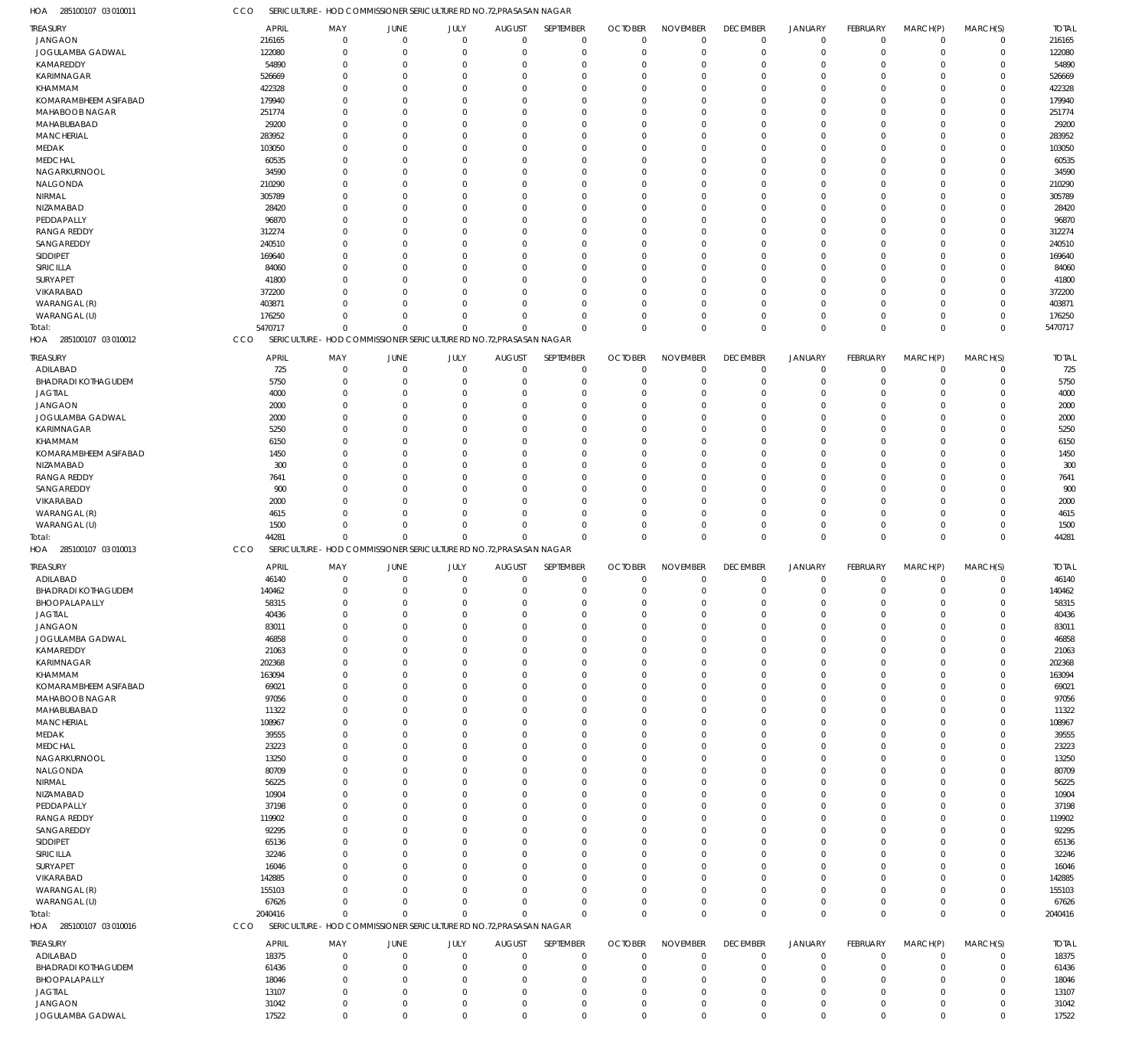HOA 285100107 03 010011 CCO SERICULTURE - HOD COMMISSIONER SERICULTURE RD NO.72,PRASASAN NAGAR

| TREASURY | APRIL | MAY | JUNE | JULY | AUGUST | SEPTEMBER | OCTOBER | NOVEMBER | DECEMBER | JANUARY | FEBRUARY | MARCH(P) | MARCH(S) | TOTAL |
|---|---|---|---|---|---|---|---|---|---|---|---|---|---|---|
| JANGAON | 216165 | 0 | 0 | 0 | 0 | 0 | 0 | 0 | 0 | 0 | 0 | 0 | 0 | 216165 |
| JOGULAMBA GADWAL | 122080 | 0 | 0 | 0 | 0 | 0 | 0 | 0 | 0 | 0 | 0 | 0 | 0 | 122080 |
| KAMAREDDY | 54890 | 0 | 0 | 0 | 0 | 0 | 0 | 0 | 0 | 0 | 0 | 0 | 0 | 54890 |
| KARIMNAGAR | 526669 | 0 | 0 | 0 | 0 | 0 | 0 | 0 | 0 | 0 | 0 | 0 | 0 | 526669 |
| KHAMMAM | 422328 | 0 | 0 | 0 | 0 | 0 | 0 | 0 | 0 | 0 | 0 | 0 | 0 | 422328 |
| KOMARAMBHEEM ASIFABAD | 179940 | 0 | 0 | 0 | 0 | 0 | 0 | 0 | 0 | 0 | 0 | 0 | 0 | 179940 |
| MAHABOOB NAGAR | 251774 | 0 | 0 | 0 | 0 | 0 | 0 | 0 | 0 | 0 | 0 | 0 | 0 | 251774 |
| MAHABUBABAD | 29200 | 0 | 0 | 0 | 0 | 0 | 0 | 0 | 0 | 0 | 0 | 0 | 0 | 29200 |
| MANCHERIAL | 283952 | 0 | 0 | 0 | 0 | 0 | 0 | 0 | 0 | 0 | 0 | 0 | 0 | 283952 |
| MEDAK | 103050 | 0 | 0 | 0 | 0 | 0 | 0 | 0 | 0 | 0 | 0 | 0 | 0 | 103050 |
| MEDCHAL | 60535 | 0 | 0 | 0 | 0 | 0 | 0 | 0 | 0 | 0 | 0 | 0 | 0 | 60535 |
| NAGARKURNOOL | 34590 | 0 | 0 | 0 | 0 | 0 | 0 | 0 | 0 | 0 | 0 | 0 | 0 | 34590 |
| NALGONDA | 210290 | 0 | 0 | 0 | 0 | 0 | 0 | 0 | 0 | 0 | 0 | 0 | 0 | 210290 |
| NIRMAL | 305789 | 0 | 0 | 0 | 0 | 0 | 0 | 0 | 0 | 0 | 0 | 0 | 0 | 305789 |
| NIZAMABAD | 28420 | 0 | 0 | 0 | 0 | 0 | 0 | 0 | 0 | 0 | 0 | 0 | 0 | 28420 |
| PEDDAPALLY | 96870 | 0 | 0 | 0 | 0 | 0 | 0 | 0 | 0 | 0 | 0 | 0 | 0 | 96870 |
| RANGA REDDY | 312274 | 0 | 0 | 0 | 0 | 0 | 0 | 0 | 0 | 0 | 0 | 0 | 0 | 312274 |
| SANGAREDDY | 240510 | 0 | 0 | 0 | 0 | 0 | 0 | 0 | 0 | 0 | 0 | 0 | 0 | 240510 |
| SIDDIPET | 169640 | 0 | 0 | 0 | 0 | 0 | 0 | 0 | 0 | 0 | 0 | 0 | 0 | 169640 |
| SIRICILLA | 84060 | 0 | 0 | 0 | 0 | 0 | 0 | 0 | 0 | 0 | 0 | 0 | 0 | 84060 |
| SURYAPET | 41800 | 0 | 0 | 0 | 0 | 0 | 0 | 0 | 0 | 0 | 0 | 0 | 0 | 41800 |
| VIKARABAD | 372200 | 0 | 0 | 0 | 0 | 0 | 0 | 0 | 0 | 0 | 0 | 0 | 0 | 372200 |
| WARANGAL (R) | 403871 | 0 | 0 | 0 | 0 | 0 | 0 | 0 | 0 | 0 | 0 | 0 | 0 | 403871 |
| WARANGAL (U) | 176250 | 0 | 0 | 0 | 0 | 0 | 0 | 0 | 0 | 0 | 0 | 0 | 0 | 176250 |
| Total: | 5470717 | 0 | 0 | 0 | 0 | 0 | 0 | 0 | 0 | 0 | 0 | 0 | 0 | 5470717 |

HOA 285100107 03 010012 CCO SERICULTURE - HOD COMMISSIONER SERICULTURE RD NO.72,PRASASAN NAGAR

| TREASURY | APRIL | MAY | JUNE | JULY | AUGUST | SEPTEMBER | OCTOBER | NOVEMBER | DECEMBER | JANUARY | FEBRUARY | MARCH(P) | MARCH(S) | TOTAL |
|---|---|---|---|---|---|---|---|---|---|---|---|---|---|---|
| ADILABAD | 725 | 0 | 0 | 0 | 0 | 0 | 0 | 0 | 0 | 0 | 0 | 0 | 0 | 725 |
| BHADRADI KOTHAGUDEM | 5750 | 0 | 0 | 0 | 0 | 0 | 0 | 0 | 0 | 0 | 0 | 0 | 0 | 5750 |
| JAGTIAL | 4000 | 0 | 0 | 0 | 0 | 0 | 0 | 0 | 0 | 0 | 0 | 0 | 0 | 4000 |
| JANGAON | 2000 | 0 | 0 | 0 | 0 | 0 | 0 | 0 | 0 | 0 | 0 | 0 | 0 | 2000 |
| JOGULAMBA GADWAL | 2000 | 0 | 0 | 0 | 0 | 0 | 0 | 0 | 0 | 0 | 0 | 0 | 0 | 2000 |
| KARIMNAGAR | 5250 | 0 | 0 | 0 | 0 | 0 | 0 | 0 | 0 | 0 | 0 | 0 | 0 | 5250 |
| KHAMMAM | 6150 | 0 | 0 | 0 | 0 | 0 | 0 | 0 | 0 | 0 | 0 | 0 | 0 | 6150 |
| KOMARAMBHEEM ASIFABAD | 1450 | 0 | 0 | 0 | 0 | 0 | 0 | 0 | 0 | 0 | 0 | 0 | 0 | 1450 |
| NIZAMABAD | 300 | 0 | 0 | 0 | 0 | 0 | 0 | 0 | 0 | 0 | 0 | 0 | 0 | 300 |
| RANGA REDDY | 7641 | 0 | 0 | 0 | 0 | 0 | 0 | 0 | 0 | 0 | 0 | 0 | 0 | 7641 |
| SANGAREDDY | 900 | 0 | 0 | 0 | 0 | 0 | 0 | 0 | 0 | 0 | 0 | 0 | 0 | 900 |
| VIKARABAD | 2000 | 0 | 0 | 0 | 0 | 0 | 0 | 0 | 0 | 0 | 0 | 0 | 0 | 2000 |
| WARANGAL (R) | 4615 | 0 | 0 | 0 | 0 | 0 | 0 | 0 | 0 | 0 | 0 | 0 | 0 | 4615 |
| WARANGAL (U) | 1500 | 0 | 0 | 0 | 0 | 0 | 0 | 0 | 0 | 0 | 0 | 0 | 0 | 1500 |
| Total: | 44281 | 0 | 0 | 0 | 0 | 0 | 0 | 0 | 0 | 0 | 0 | 0 | 0 | 44281 |

HOA 285100107 03 010013 CCO SERICULTURE - HOD COMMISSIONER SERICULTURE RD NO.72,PRASASAN NAGAR

| TREASURY | APRIL | MAY | JUNE | JULY | AUGUST | SEPTEMBER | OCTOBER | NOVEMBER | DECEMBER | JANUARY | FEBRUARY | MARCH(P) | MARCH(S) | TOTAL |
|---|---|---|---|---|---|---|---|---|---|---|---|---|---|---|
| ADILABAD | 46140 | 0 | 0 | 0 | 0 | 0 | 0 | 0 | 0 | 0 | 0 | 0 | 0 | 46140 |
| BHADRADI KOTHAGUDEM | 140462 | 0 | 0 | 0 | 0 | 0 | 0 | 0 | 0 | 0 | 0 | 0 | 0 | 140462 |
| BHOOPALAPALLY | 58315 | 0 | 0 | 0 | 0 | 0 | 0 | 0 | 0 | 0 | 0 | 0 | 0 | 58315 |
| JAGTIAL | 40436 | 0 | 0 | 0 | 0 | 0 | 0 | 0 | 0 | 0 | 0 | 0 | 0 | 40436 |
| JANGAON | 83011 | 0 | 0 | 0 | 0 | 0 | 0 | 0 | 0 | 0 | 0 | 0 | 0 | 83011 |
| JOGULAMBA GADWAL | 46858 | 0 | 0 | 0 | 0 | 0 | 0 | 0 | 0 | 0 | 0 | 0 | 0 | 46858 |
| KAMAREDDY | 21063 | 0 | 0 | 0 | 0 | 0 | 0 | 0 | 0 | 0 | 0 | 0 | 0 | 21063 |
| KARIMNAGAR | 202368 | 0 | 0 | 0 | 0 | 0 | 0 | 0 | 0 | 0 | 0 | 0 | 0 | 202368 |
| KHAMMAM | 163094 | 0 | 0 | 0 | 0 | 0 | 0 | 0 | 0 | 0 | 0 | 0 | 0 | 163094 |
| KOMARAMBHEEM ASIFABAD | 69021 | 0 | 0 | 0 | 0 | 0 | 0 | 0 | 0 | 0 | 0 | 0 | 0 | 69021 |
| MAHABOOB NAGAR | 97056 | 0 | 0 | 0 | 0 | 0 | 0 | 0 | 0 | 0 | 0 | 0 | 0 | 97056 |
| MAHABUBABAD | 11322 | 0 | 0 | 0 | 0 | 0 | 0 | 0 | 0 | 0 | 0 | 0 | 0 | 11322 |
| MANCHERIAL | 108967 | 0 | 0 | 0 | 0 | 0 | 0 | 0 | 0 | 0 | 0 | 0 | 0 | 108967 |
| MEDAK | 39555 | 0 | 0 | 0 | 0 | 0 | 0 | 0 | 0 | 0 | 0 | 0 | 0 | 39555 |
| MEDCHAL | 23223 | 0 | 0 | 0 | 0 | 0 | 0 | 0 | 0 | 0 | 0 | 0 | 0 | 23223 |
| NAGARKURNOOL | 13250 | 0 | 0 | 0 | 0 | 0 | 0 | 0 | 0 | 0 | 0 | 0 | 0 | 13250 |
| NALGONDA | 80709 | 0 | 0 | 0 | 0 | 0 | 0 | 0 | 0 | 0 | 0 | 0 | 0 | 80709 |
| NIRMAL | 56225 | 0 | 0 | 0 | 0 | 0 | 0 | 0 | 0 | 0 | 0 | 0 | 0 | 56225 |
| NIZAMABAD | 10904 | 0 | 0 | 0 | 0 | 0 | 0 | 0 | 0 | 0 | 0 | 0 | 0 | 10904 |
| PEDDAPALLY | 37198 | 0 | 0 | 0 | 0 | 0 | 0 | 0 | 0 | 0 | 0 | 0 | 0 | 37198 |
| RANGA REDDY | 119902 | 0 | 0 | 0 | 0 | 0 | 0 | 0 | 0 | 0 | 0 | 0 | 0 | 119902 |
| SANGAREDDY | 92295 | 0 | 0 | 0 | 0 | 0 | 0 | 0 | 0 | 0 | 0 | 0 | 0 | 92295 |
| SIDDIPET | 65136 | 0 | 0 | 0 | 0 | 0 | 0 | 0 | 0 | 0 | 0 | 0 | 0 | 65136 |
| SIRICILLA | 32246 | 0 | 0 | 0 | 0 | 0 | 0 | 0 | 0 | 0 | 0 | 0 | 0 | 32246 |
| SURYAPET | 16046 | 0 | 0 | 0 | 0 | 0 | 0 | 0 | 0 | 0 | 0 | 0 | 0 | 16046 |
| VIKARABAD | 142885 | 0 | 0 | 0 | 0 | 0 | 0 | 0 | 0 | 0 | 0 | 0 | 0 | 142885 |
| WARANGAL (R) | 155103 | 0 | 0 | 0 | 0 | 0 | 0 | 0 | 0 | 0 | 0 | 0 | 0 | 155103 |
| WARANGAL (U) | 67626 | 0 | 0 | 0 | 0 | 0 | 0 | 0 | 0 | 0 | 0 | 0 | 0 | 67626 |
| Total: | 2040416 | 0 | 0 | 0 | 0 | 0 | 0 | 0 | 0 | 0 | 0 | 0 | 0 | 2040416 |

HOA 285100107 03 010016 CCO SERICULTURE - HOD COMMISSIONER SERICULTURE RD NO.72,PRASASAN NAGAR

| TREASURY | APRIL | MAY | JUNE | JULY | AUGUST | SEPTEMBER | OCTOBER | NOVEMBER | DECEMBER | JANUARY | FEBRUARY | MARCH(P) | MARCH(S) | TOTAL |
|---|---|---|---|---|---|---|---|---|---|---|---|---|---|---|
| ADILABAD | 18375 | 0 | 0 | 0 | 0 | 0 | 0 | 0 | 0 | 0 | 0 | 0 | 0 | 18375 |
| BHADRADI KOTHAGUDEM | 61436 | 0 | 0 | 0 | 0 | 0 | 0 | 0 | 0 | 0 | 0 | 0 | 0 | 61436 |
| BHOOPALAPALLY | 18046 | 0 | 0 | 0 | 0 | 0 | 0 | 0 | 0 | 0 | 0 | 0 | 0 | 18046 |
| JAGTIAL | 13107 | 0 | 0 | 0 | 0 | 0 | 0 | 0 | 0 | 0 | 0 | 0 | 0 | 13107 |
| JANGAON | 31042 | 0 | 0 | 0 | 0 | 0 | 0 | 0 | 0 | 0 | 0 | 0 | 0 | 31042 |
| JOGULAMBA GADWAL | 17522 | 0 | 0 | 0 | 0 | 0 | 0 | 0 | 0 | 0 | 0 | 0 | 0 | 17522 |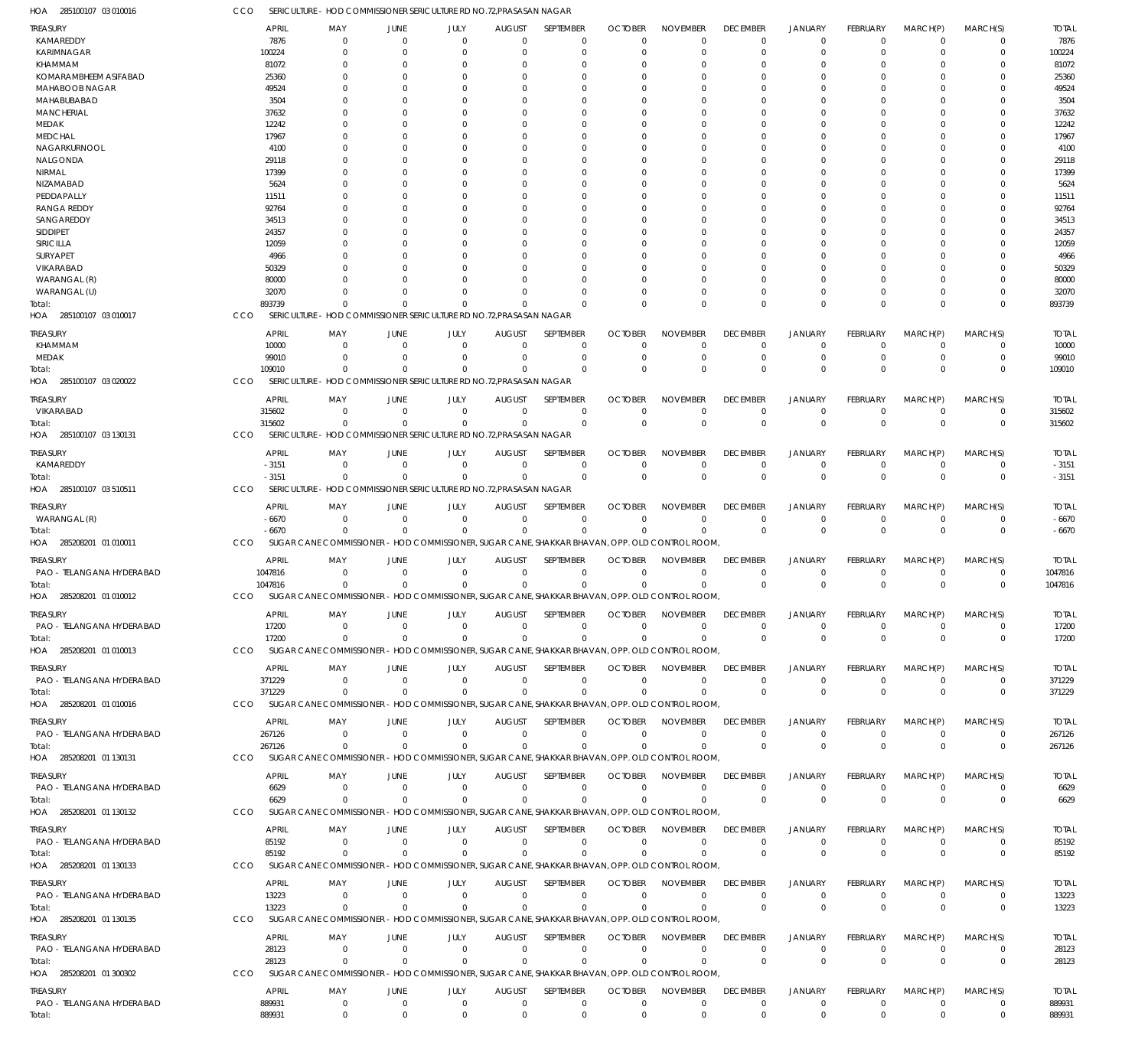HOA 285100107 03 010016 CCO SERICULTURE - HOD COMMISSIONER SERICULTURE RD NO.72,PRASASAN NAGAR

| TREASURY | APRIL | MAY | JUNE | JULY | AUGUST | SEPTEMBER | OCTOBER | NOVEMBER | DECEMBER | JANUARY | FEBRUARY | MARCH(P) | MARCH(S) | TOTAL |
|---|---|---|---|---|---|---|---|---|---|---|---|---|---|---|
| KAMAREDDY | 7876 | 0 | 0 | 0 | 0 | 0 | 0 | 0 | 0 | 0 | 0 | 0 | 0 | 7876 |
| KARIMNAGAR | 100224 | 0 | 0 | 0 | 0 | 0 | 0 | 0 | 0 | 0 | 0 | 0 | 0 | 100224 |
| KHAMMAM | 81072 | 0 | 0 | 0 | 0 | 0 | 0 | 0 | 0 | 0 | 0 | 0 | 0 | 81072 |
| KOMARAMBHEEM ASIFABAD | 25360 | 0 | 0 | 0 | 0 | 0 | 0 | 0 | 0 | 0 | 0 | 0 | 0 | 25360 |
| MAHABOOB NAGAR | 49524 | 0 | 0 | 0 | 0 | 0 | 0 | 0 | 0 | 0 | 0 | 0 | 0 | 49524 |
| MAHABUBABAD | 3504 | 0 | 0 | 0 | 0 | 0 | 0 | 0 | 0 | 0 | 0 | 0 | 0 | 3504 |
| MANCHERIAL | 37632 | 0 | 0 | 0 | 0 | 0 | 0 | 0 | 0 | 0 | 0 | 0 | 0 | 37632 |
| MEDAK | 12242 | 0 | 0 | 0 | 0 | 0 | 0 | 0 | 0 | 0 | 0 | 0 | 0 | 12242 |
| MEDCHAL | 17967 | 0 | 0 | 0 | 0 | 0 | 0 | 0 | 0 | 0 | 0 | 0 | 0 | 17967 |
| NAGARKURNOOL | 4100 | 0 | 0 | 0 | 0 | 0 | 0 | 0 | 0 | 0 | 0 | 0 | 0 | 4100 |
| NALGONDA | 29118 | 0 | 0 | 0 | 0 | 0 | 0 | 0 | 0 | 0 | 0 | 0 | 0 | 29118 |
| NIRMAL | 17399 | 0 | 0 | 0 | 0 | 0 | 0 | 0 | 0 | 0 | 0 | 0 | 0 | 17399 |
| NIZAMABAD | 5624 | 0 | 0 | 0 | 0 | 0 | 0 | 0 | 0 | 0 | 0 | 0 | 0 | 5624 |
| PEDDAPALLY | 11511 | 0 | 0 | 0 | 0 | 0 | 0 | 0 | 0 | 0 | 0 | 0 | 0 | 11511 |
| RANGA REDDY | 92764 | 0 | 0 | 0 | 0 | 0 | 0 | 0 | 0 | 0 | 0 | 0 | 0 | 92764 |
| SANGAREDDY | 34513 | 0 | 0 | 0 | 0 | 0 | 0 | 0 | 0 | 0 | 0 | 0 | 0 | 34513 |
| SIDDIPET | 24357 | 0 | 0 | 0 | 0 | 0 | 0 | 0 | 0 | 0 | 0 | 0 | 0 | 24357 |
| SIRICILLA | 12059 | 0 | 0 | 0 | 0 | 0 | 0 | 0 | 0 | 0 | 0 | 0 | 0 | 12059 |
| SURYAPET | 4966 | 0 | 0 | 0 | 0 | 0 | 0 | 0 | 0 | 0 | 0 | 0 | 0 | 4966 |
| VIKARABAD | 50329 | 0 | 0 | 0 | 0 | 0 | 0 | 0 | 0 | 0 | 0 | 0 | 0 | 50329 |
| WARANGAL (R) | 80000 | 0 | 0 | 0 | 0 | 0 | 0 | 0 | 0 | 0 | 0 | 0 | 0 | 80000 |
| WARANGAL (U) | 32070 | 0 | 0 | 0 | 0 | 0 | 0 | 0 | 0 | 0 | 0 | 0 | 0 | 32070 |
| Total: | 893739 | 0 | 0 | 0 | 0 | 0 | 0 | 0 | 0 | 0 | 0 | 0 | 0 | 893739 |

HOA 285100107 03 010017 CCO SERICULTURE - HOD COMMISSIONER SERICULTURE RD NO.72,PRASASAN NAGAR

| TREASURY | APRIL | MAY | JUNE | JULY | AUGUST | SEPTEMBER | OCTOBER | NOVEMBER | DECEMBER | JANUARY | FEBRUARY | MARCH(P) | MARCH(S) | TOTAL |
|---|---|---|---|---|---|---|---|---|---|---|---|---|---|---|
| KHAMMAM | 10000 | 0 | 0 | 0 | 0 | 0 | 0 | 0 | 0 | 0 | 0 | 0 | 0 | 10000 |
| MEDAK | 99010 | 0 | 0 | 0 | 0 | 0 | 0 | 0 | 0 | 0 | 0 | 0 | 0 | 99010 |
| Total: | 109010 | 0 | 0 | 0 | 0 | 0 | 0 | 0 | 0 | 0 | 0 | 0 | 0 | 109010 |

HOA 285100107 03 020022 CCO SERICULTURE - HOD COMMISSIONER SERICULTURE RD NO.72,PRASASAN NAGAR

| TREASURY | APRIL | MAY | JUNE | JULY | AUGUST | SEPTEMBER | OCTOBER | NOVEMBER | DECEMBER | JANUARY | FEBRUARY | MARCH(P) | MARCH(S) | TOTAL |
|---|---|---|---|---|---|---|---|---|---|---|---|---|---|---|
| VIKARABAD | 315602 | 0 | 0 | 0 | 0 | 0 | 0 | 0 | 0 | 0 | 0 | 0 | 0 | 315602 |
| Total: | 315602 | 0 | 0 | 0 | 0 | 0 | 0 | 0 | 0 | 0 | 0 | 0 | 0 | 315602 |

HOA 285100107 03 130131 CCO SERICULTURE - HOD COMMISSIONER SERICULTURE RD NO.72,PRASASAN NAGAR

| TREASURY | APRIL | MAY | JUNE | JULY | AUGUST | SEPTEMBER | OCTOBER | NOVEMBER | DECEMBER | JANUARY | FEBRUARY | MARCH(P) | MARCH(S) | TOTAL |
|---|---|---|---|---|---|---|---|---|---|---|---|---|---|---|
| KAMAREDDY | -3151 | 0 | 0 | 0 | 0 | 0 | 0 | 0 | 0 | 0 | 0 | 0 | 0 | -3151 |
| Total: | -3151 | 0 | 0 | 0 | 0 | 0 | 0 | 0 | 0 | 0 | 0 | 0 | 0 | -3151 |

HOA 285100107 03 510511 CCO SERICULTURE - HOD COMMISSIONER SERICULTURE RD NO.72,PRASASAN NAGAR

| TREASURY | APRIL | MAY | JUNE | JULY | AUGUST | SEPTEMBER | OCTOBER | NOVEMBER | DECEMBER | JANUARY | FEBRUARY | MARCH(P) | MARCH(S) | TOTAL |
|---|---|---|---|---|---|---|---|---|---|---|---|---|---|---|
| WARANGAL (R) | -6670 | 0 | 0 | 0 | 0 | 0 | 0 | 0 | 0 | 0 | 0 | 0 | 0 | -6670 |
| Total: | -6670 | 0 | 0 | 0 | 0 | 0 | 0 | 0 | 0 | 0 | 0 | 0 | 0 | -6670 |

HOA 285208201 01 010011 CCO SUGAR CANE COMMISSIONER - HOD COMMISSIONER, SUGAR CANE, SHAKKAR BHAVAN, OPP. OLD CONTROL ROOM,

| TREASURY | APRIL | MAY | JUNE | JULY | AUGUST | SEPTEMBER | OCTOBER | NOVEMBER | DECEMBER | JANUARY | FEBRUARY | MARCH(P) | MARCH(S) | TOTAL |
|---|---|---|---|---|---|---|---|---|---|---|---|---|---|---|
| PAO - TELANGANA HYDERABAD | 1047816 | 0 | 0 | 0 | 0 | 0 | 0 | 0 | 0 | 0 | 0 | 0 | 0 | 1047816 |
| Total: | 1047816 | 0 | 0 | 0 | 0 | 0 | 0 | 0 | 0 | 0 | 0 | 0 | 0 | 1047816 |

HOA 285208201 01 010012 CCO SUGAR CANE COMMISSIONER - HOD COMMISSIONER, SUGAR CANE, SHAKKAR BHAVAN, OPP. OLD CONTROL ROOM,

| TREASURY | APRIL | MAY | JUNE | JULY | AUGUST | SEPTEMBER | OCTOBER | NOVEMBER | DECEMBER | JANUARY | FEBRUARY | MARCH(P) | MARCH(S) | TOTAL |
|---|---|---|---|---|---|---|---|---|---|---|---|---|---|---|
| PAO - TELANGANA HYDERABAD | 17200 | 0 | 0 | 0 | 0 | 0 | 0 | 0 | 0 | 0 | 0 | 0 | 0 | 17200 |
| Total: | 17200 | 0 | 0 | 0 | 0 | 0 | 0 | 0 | 0 | 0 | 0 | 0 | 0 | 17200 |

HOA 285208201 01 010013 CCO SUGAR CANE COMMISSIONER - HOD COMMISSIONER, SUGAR CANE, SHAKKAR BHAVAN, OPP. OLD CONTROL ROOM,

| TREASURY | APRIL | MAY | JUNE | JULY | AUGUST | SEPTEMBER | OCTOBER | NOVEMBER | DECEMBER | JANUARY | FEBRUARY | MARCH(P) | MARCH(S) | TOTAL |
|---|---|---|---|---|---|---|---|---|---|---|---|---|---|---|
| PAO - TELANGANA HYDERABAD | 371229 | 0 | 0 | 0 | 0 | 0 | 0 | 0 | 0 | 0 | 0 | 0 | 0 | 371229 |
| Total: | 371229 | 0 | 0 | 0 | 0 | 0 | 0 | 0 | 0 | 0 | 0 | 0 | 0 | 371229 |

HOA 285208201 01 010016 CCO SUGAR CANE COMMISSIONER - HOD COMMISSIONER, SUGAR CANE, SHAKKAR BHAVAN, OPP. OLD CONTROL ROOM,

| TREASURY | APRIL | MAY | JUNE | JULY | AUGUST | SEPTEMBER | OCTOBER | NOVEMBER | DECEMBER | JANUARY | FEBRUARY | MARCH(P) | MARCH(S) | TOTAL |
|---|---|---|---|---|---|---|---|---|---|---|---|---|---|---|
| PAO - TELANGANA HYDERABAD | 267126 | 0 | 0 | 0 | 0 | 0 | 0 | 0 | 0 | 0 | 0 | 0 | 0 | 267126 |
| Total: | 267126 | 0 | 0 | 0 | 0 | 0 | 0 | 0 | 0 | 0 | 0 | 0 | 0 | 267126 |

HOA 285208201 01 130131 CCO SUGAR CANE COMMISSIONER - HOD COMMISSIONER, SUGAR CANE, SHAKKAR BHAVAN, OPP. OLD CONTROL ROOM,

| TREASURY | APRIL | MAY | JUNE | JULY | AUGUST | SEPTEMBER | OCTOBER | NOVEMBER | DECEMBER | JANUARY | FEBRUARY | MARCH(P) | MARCH(S) | TOTAL |
|---|---|---|---|---|---|---|---|---|---|---|---|---|---|---|
| PAO - TELANGANA HYDERABAD | 6629 | 0 | 0 | 0 | 0 | 0 | 0 | 0 | 0 | 0 | 0 | 0 | 0 | 6629 |
| Total: | 6629 | 0 | 0 | 0 | 0 | 0 | 0 | 0 | 0 | 0 | 0 | 0 | 0 | 6629 |

HOA 285208201 01 130132 CCO SUGAR CANE COMMISSIONER - HOD COMMISSIONER, SUGAR CANE, SHAKKAR BHAVAN, OPP. OLD CONTROL ROOM,

| TREASURY | APRIL | MAY | JUNE | JULY | AUGUST | SEPTEMBER | OCTOBER | NOVEMBER | DECEMBER | JANUARY | FEBRUARY | MARCH(P) | MARCH(S) | TOTAL |
|---|---|---|---|---|---|---|---|---|---|---|---|---|---|---|
| PAO - TELANGANA HYDERABAD | 85192 | 0 | 0 | 0 | 0 | 0 | 0 | 0 | 0 | 0 | 0 | 0 | 0 | 85192 |
| Total: | 85192 | 0 | 0 | 0 | 0 | 0 | 0 | 0 | 0 | 0 | 0 | 0 | 0 | 85192 |

HOA 285208201 01 130133 CCO SUGAR CANE COMMISSIONER - HOD COMMISSIONER, SUGAR CANE, SHAKKAR BHAVAN, OPP. OLD CONTROL ROOM,

| TREASURY | APRIL | MAY | JUNE | JULY | AUGUST | SEPTEMBER | OCTOBER | NOVEMBER | DECEMBER | JANUARY | FEBRUARY | MARCH(P) | MARCH(S) | TOTAL |
|---|---|---|---|---|---|---|---|---|---|---|---|---|---|---|
| PAO - TELANGANA HYDERABAD | 13223 | 0 | 0 | 0 | 0 | 0 | 0 | 0 | 0 | 0 | 0 | 0 | 0 | 13223 |
| Total: | 13223 | 0 | 0 | 0 | 0 | 0 | 0 | 0 | 0 | 0 | 0 | 0 | 0 | 13223 |

HOA 285208201 01 130135 CCO SUGAR CANE COMMISSIONER - HOD COMMISSIONER, SUGAR CANE, SHAKKAR BHAVAN, OPP. OLD CONTROL ROOM,

| TREASURY | APRIL | MAY | JUNE | JULY | AUGUST | SEPTEMBER | OCTOBER | NOVEMBER | DECEMBER | JANUARY | FEBRUARY | MARCH(P) | MARCH(S) | TOTAL |
|---|---|---|---|---|---|---|---|---|---|---|---|---|---|---|
| PAO - TELANGANA HYDERABAD | 28123 | 0 | 0 | 0 | 0 | 0 | 0 | 0 | 0 | 0 | 0 | 0 | 0 | 28123 |
| Total: | 28123 | 0 | 0 | 0 | 0 | 0 | 0 | 0 | 0 | 0 | 0 | 0 | 0 | 28123 |

HOA 285208201 01 300302 CCO SUGAR CANE COMMISSIONER - HOD COMMISSIONER, SUGAR CANE, SHAKKAR BHAVAN, OPP. OLD CONTROL ROOM,

| TREASURY | APRIL | MAY | JUNE | JULY | AUGUST | SEPTEMBER | OCTOBER | NOVEMBER | DECEMBER | JANUARY | FEBRUARY | MARCH(P) | MARCH(S) | TOTAL |
|---|---|---|---|---|---|---|---|---|---|---|---|---|---|---|
| PAO - TELANGANA HYDERABAD | 889931 | 0 | 0 | 0 | 0 | 0 | 0 | 0 | 0 | 0 | 0 | 0 | 0 | 889931 |
| Total: | 889931 | 0 | 0 | 0 | 0 | 0 | 0 | 0 | 0 | 0 | 0 | 0 | 0 | 889931 |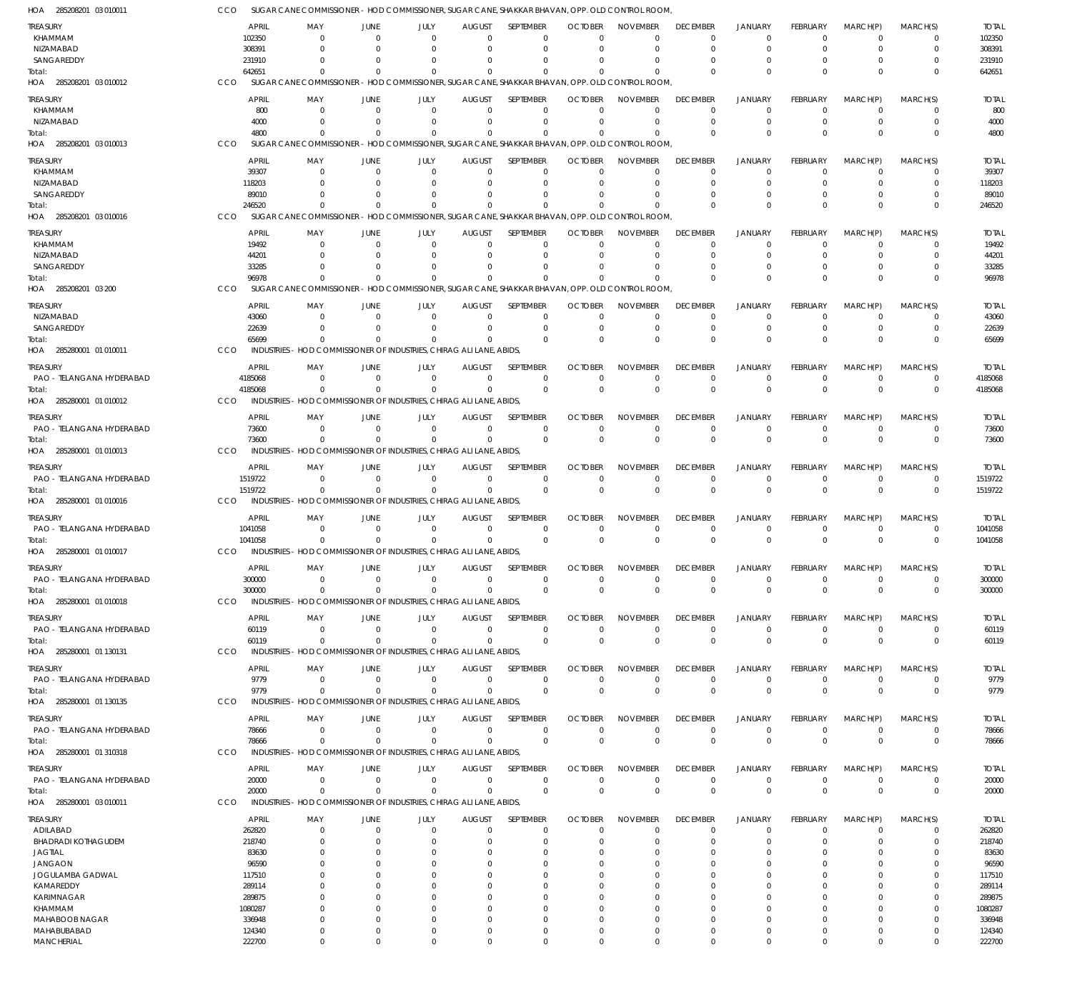HOA 285208201 03 010011 CCO SUGAR CANE COMMISSIONER - HOD COMMISSIONER, SUGAR CANE, SHAKKAR BHAVAN, OPP. OLD CONTROL ROOM,

| TREASURY | APRIL | MAY | JUNE | JULY | AUGUST | SEPTEMBER | OCTOBER | NOVEMBER | DECEMBER | JANUARY | FEBRUARY | MARCH(P) | MARCH(S) | TOTAL |
|---|---|---|---|---|---|---|---|---|---|---|---|---|---|---|
| KHAMMAM | 102350 | 0 | 0 | 0 | 0 | 0 | 0 | 0 | 0 | 0 | 0 | 0 | 0 | 102350 |
| NIZAMABAD | 308391 | 0 | 0 | 0 | 0 | 0 | 0 | 0 | 0 | 0 | 0 | 0 | 0 | 308391 |
| SANGAREDDY | 231910 | 0 | 0 | 0 | 0 | 0 | 0 | 0 | 0 | 0 | 0 | 0 | 0 | 231910 |
| Total: | 642651 | 0 | 0 | 0 | 0 | 0 | 0 | 0 | 0 | 0 | 0 | 0 | 0 | 642651 |

HOA 285208201 03 010012 CCO SUGAR CANE COMMISSIONER - HOD COMMISSIONER, SUGAR CANE, SHAKKAR BHAVAN, OPP. OLD CONTROL ROOM,

| TREASURY | APRIL | MAY | JUNE | JULY | AUGUST | SEPTEMBER | OCTOBER | NOVEMBER | DECEMBER | JANUARY | FEBRUARY | MARCH(P) | MARCH(S) | TOTAL |
|---|---|---|---|---|---|---|---|---|---|---|---|---|---|---|
| KHAMMAM | 800 | 0 | 0 | 0 | 0 | 0 | 0 | 0 | 0 | 0 | 0 | 0 | 0 | 800 |
| NIZAMABAD | 4000 | 0 | 0 | 0 | 0 | 0 | 0 | 0 | 0 | 0 | 0 | 0 | 0 | 4000 |
| Total: | 4800 | 0 | 0 | 0 | 0 | 0 | 0 | 0 | 0 | 0 | 0 | 0 | 0 | 4800 |

HOA 285208201 03 010013 CCO SUGAR CANE COMMISSIONER - HOD COMMISSIONER, SUGAR CANE, SHAKKAR BHAVAN, OPP. OLD CONTROL ROOM,

| TREASURY | APRIL | MAY | JUNE | JULY | AUGUST | SEPTEMBER | OCTOBER | NOVEMBER | DECEMBER | JANUARY | FEBRUARY | MARCH(P) | MARCH(S) | TOTAL |
|---|---|---|---|---|---|---|---|---|---|---|---|---|---|---|
| KHAMMAM | 39307 | 0 | 0 | 0 | 0 | 0 | 0 | 0 | 0 | 0 | 0 | 0 | 0 | 39307 |
| NIZAMABAD | 118203 | 0 | 0 | 0 | 0 | 0 | 0 | 0 | 0 | 0 | 0 | 0 | 0 | 118203 |
| SANGAREDDY | 89010 | 0 | 0 | 0 | 0 | 0 | 0 | 0 | 0 | 0 | 0 | 0 | 0 | 89010 |
| Total: | 246520 | 0 | 0 | 0 | 0 | 0 | 0 | 0 | 0 | 0 | 0 | 0 | 0 | 246520 |

HOA 285208201 03 010016 CCO SUGAR CANE COMMISSIONER - HOD COMMISSIONER, SUGAR CANE, SHAKKAR BHAVAN, OPP. OLD CONTROL ROOM,

| TREASURY | APRIL | MAY | JUNE | JULY | AUGUST | SEPTEMBER | OCTOBER | NOVEMBER | DECEMBER | JANUARY | FEBRUARY | MARCH(P) | MARCH(S) | TOTAL |
|---|---|---|---|---|---|---|---|---|---|---|---|---|---|---|
| KHAMMAM | 19492 | 0 | 0 | 0 | 0 | 0 | 0 | 0 | 0 | 0 | 0 | 0 | 0 | 19492 |
| NIZAMABAD | 44201 | 0 | 0 | 0 | 0 | 0 | 0 | 0 | 0 | 0 | 0 | 0 | 0 | 44201 |
| SANGAREDDY | 33285 | 0 | 0 | 0 | 0 | 0 | 0 | 0 | 0 | 0 | 0 | 0 | 0 | 33285 |
| Total: | 96978 | 0 | 0 | 0 | 0 | 0 | 0 | 0 | 0 | 0 | 0 | 0 | 0 | 96978 |

HOA 285208201 03 200 CCO SUGAR CANE COMMISSIONER - HOD COMMISSIONER, SUGAR CANE, SHAKKAR BHAVAN, OPP. OLD CONTROL ROOM,

| TREASURY | APRIL | MAY | JUNE | JULY | AUGUST | SEPTEMBER | OCTOBER | NOVEMBER | DECEMBER | JANUARY | FEBRUARY | MARCH(P) | MARCH(S) | TOTAL |
|---|---|---|---|---|---|---|---|---|---|---|---|---|---|---|
| NIZAMABAD | 43060 | 0 | 0 | 0 | 0 | 0 | 0 | 0 | 0 | 0 | 0 | 0 | 0 | 43060 |
| SANGAREDDY | 22639 | 0 | 0 | 0 | 0 | 0 | 0 | 0 | 0 | 0 | 0 | 0 | 0 | 22639 |
| Total: | 65699 | 0 | 0 | 0 | 0 | 0 | 0 | 0 | 0 | 0 | 0 | 0 | 0 | 65699 |

HOA 285280001 01 010011 CCO INDUSTRIES - HOD COMMISSIONER OF INDUSTRIES, CHIRAG ALI LANE, ABIDS,

| TREASURY | APRIL | MAY | JUNE | JULY | AUGUST | SEPTEMBER | OCTOBER | NOVEMBER | DECEMBER | JANUARY | FEBRUARY | MARCH(P) | MARCH(S) | TOTAL |
|---|---|---|---|---|---|---|---|---|---|---|---|---|---|---|
| PAO - TELANGANA HYDERABAD | 4185068 | 0 | 0 | 0 | 0 | 0 | 0 | 0 | 0 | 0 | 0 | 0 | 0 | 4185068 |
| Total: | 4185068 | 0 | 0 | 0 | 0 | 0 | 0 | 0 | 0 | 0 | 0 | 0 | 0 | 4185068 |

HOA 285280001 01 010012 CCO INDUSTRIES - HOD COMMISSIONER OF INDUSTRIES, CHIRAG ALI LANE, ABIDS,

| TREASURY | APRIL | MAY | JUNE | JULY | AUGUST | SEPTEMBER | OCTOBER | NOVEMBER | DECEMBER | JANUARY | FEBRUARY | MARCH(P) | MARCH(S) | TOTAL |
|---|---|---|---|---|---|---|---|---|---|---|---|---|---|---|
| PAO - TELANGANA HYDERABAD | 73600 | 0 | 0 | 0 | 0 | 0 | 0 | 0 | 0 | 0 | 0 | 0 | 0 | 73600 |
| Total: | 73600 | 0 | 0 | 0 | 0 | 0 | 0 | 0 | 0 | 0 | 0 | 0 | 0 | 73600 |

HOA 285280001 01 010013 CCO INDUSTRIES - HOD COMMISSIONER OF INDUSTRIES, CHIRAG ALI LANE, ABIDS,

| TREASURY | APRIL | MAY | JUNE | JULY | AUGUST | SEPTEMBER | OCTOBER | NOVEMBER | DECEMBER | JANUARY | FEBRUARY | MARCH(P) | MARCH(S) | TOTAL |
|---|---|---|---|---|---|---|---|---|---|---|---|---|---|---|
| PAO - TELANGANA HYDERABAD | 1519722 | 0 | 0 | 0 | 0 | 0 | 0 | 0 | 0 | 0 | 0 | 0 | 0 | 1519722 |
| Total: | 1519722 | 0 | 0 | 0 | 0 | 0 | 0 | 0 | 0 | 0 | 0 | 0 | 0 | 1519722 |

HOA 285280001 01 010016 CCO INDUSTRIES - HOD COMMISSIONER OF INDUSTRIES, CHIRAG ALI LANE, ABIDS,

| TREASURY | APRIL | MAY | JUNE | JULY | AUGUST | SEPTEMBER | OCTOBER | NOVEMBER | DECEMBER | JANUARY | FEBRUARY | MARCH(P) | MARCH(S) | TOTAL |
|---|---|---|---|---|---|---|---|---|---|---|---|---|---|---|
| PAO - TELANGANA HYDERABAD | 1041058 | 0 | 0 | 0 | 0 | 0 | 0 | 0 | 0 | 0 | 0 | 0 | 0 | 1041058 |
| Total: | 1041058 | 0 | 0 | 0 | 0 | 0 | 0 | 0 | 0 | 0 | 0 | 0 | 0 | 1041058 |

HOA 285280001 01 010017 CCO INDUSTRIES - HOD COMMISSIONER OF INDUSTRIES, CHIRAG ALI LANE, ABIDS,

| TREASURY | APRIL | MAY | JUNE | JULY | AUGUST | SEPTEMBER | OCTOBER | NOVEMBER | DECEMBER | JANUARY | FEBRUARY | MARCH(P) | MARCH(S) | TOTAL |
|---|---|---|---|---|---|---|---|---|---|---|---|---|---|---|
| PAO - TELANGANA HYDERABAD | 300000 | 0 | 0 | 0 | 0 | 0 | 0 | 0 | 0 | 0 | 0 | 0 | 0 | 300000 |
| Total: | 300000 | 0 | 0 | 0 | 0 | 0 | 0 | 0 | 0 | 0 | 0 | 0 | 0 | 300000 |

HOA 285280001 01 010018 CCO INDUSTRIES - HOD COMMISSIONER OF INDUSTRIES, CHIRAG ALI LANE, ABIDS,

| TREASURY | APRIL | MAY | JUNE | JULY | AUGUST | SEPTEMBER | OCTOBER | NOVEMBER | DECEMBER | JANUARY | FEBRUARY | MARCH(P) | MARCH(S) | TOTAL |
|---|---|---|---|---|---|---|---|---|---|---|---|---|---|---|
| PAO - TELANGANA HYDERABAD | 60119 | 0 | 0 | 0 | 0 | 0 | 0 | 0 | 0 | 0 | 0 | 0 | 0 | 60119 |
| Total: | 60119 | 0 | 0 | 0 | 0 | 0 | 0 | 0 | 0 | 0 | 0 | 0 | 0 | 60119 |

HOA 285280001 01 130131 CCO INDUSTRIES - HOD COMMISSIONER OF INDUSTRIES, CHIRAG ALI LANE, ABIDS,

| TREASURY | APRIL | MAY | JUNE | JULY | AUGUST | SEPTEMBER | OCTOBER | NOVEMBER | DECEMBER | JANUARY | FEBRUARY | MARCH(P) | MARCH(S) | TOTAL |
|---|---|---|---|---|---|---|---|---|---|---|---|---|---|---|
| PAO - TELANGANA HYDERABAD | 9779 | 0 | 0 | 0 | 0 | 0 | 0 | 0 | 0 | 0 | 0 | 0 | 0 | 9779 |
| Total: | 9779 | 0 | 0 | 0 | 0 | 0 | 0 | 0 | 0 | 0 | 0 | 0 | 0 | 9779 |

HOA 285280001 01 130135 CCO INDUSTRIES - HOD COMMISSIONER OF INDUSTRIES, CHIRAG ALI LANE, ABIDS,

| TREASURY | APRIL | MAY | JUNE | JULY | AUGUST | SEPTEMBER | OCTOBER | NOVEMBER | DECEMBER | JANUARY | FEBRUARY | MARCH(P) | MARCH(S) | TOTAL |
|---|---|---|---|---|---|---|---|---|---|---|---|---|---|---|
| PAO - TELANGANA HYDERABAD | 78666 | 0 | 0 | 0 | 0 | 0 | 0 | 0 | 0 | 0 | 0 | 0 | 0 | 78666 |
| Total: | 78666 | 0 | 0 | 0 | 0 | 0 | 0 | 0 | 0 | 0 | 0 | 0 | 0 | 78666 |

HOA 285280001 01 310318 CCO INDUSTRIES - HOD COMMISSIONER OF INDUSTRIES, CHIRAG ALI LANE, ABIDS,

| TREASURY | APRIL | MAY | JUNE | JULY | AUGUST | SEPTEMBER | OCTOBER | NOVEMBER | DECEMBER | JANUARY | FEBRUARY | MARCH(P) | MARCH(S) | TOTAL |
|---|---|---|---|---|---|---|---|---|---|---|---|---|---|---|
| PAO - TELANGANA HYDERABAD | 20000 | 0 | 0 | 0 | 0 | 0 | 0 | 0 | 0 | 0 | 0 | 0 | 0 | 20000 |
| Total: | 20000 | 0 | 0 | 0 | 0 | 0 | 0 | 0 | 0 | 0 | 0 | 0 | 0 | 20000 |

HOA 285280001 03 010011 CCO INDUSTRIES - HOD COMMISSIONER OF INDUSTRIES, CHIRAG ALI LANE, ABIDS,

| TREASURY | APRIL | MAY | JUNE | JULY | AUGUST | SEPTEMBER | OCTOBER | NOVEMBER | DECEMBER | JANUARY | FEBRUARY | MARCH(P) | MARCH(S) | TOTAL |
|---|---|---|---|---|---|---|---|---|---|---|---|---|---|---|
| ADILABAD | 262820 | 0 | 0 | 0 | 0 | 0 | 0 | 0 | 0 | 0 | 0 | 0 | 0 | 262820 |
| BHADRADI KOTHAGUDEM | 218740 | 0 | 0 | 0 | 0 | 0 | 0 | 0 | 0 | 0 | 0 | 0 | 0 | 218740 |
| JAGTIAL | 83630 | 0 | 0 | 0 | 0 | 0 | 0 | 0 | 0 | 0 | 0 | 0 | 0 | 83630 |
| JANGAON | 96590 | 0 | 0 | 0 | 0 | 0 | 0 | 0 | 0 | 0 | 0 | 0 | 0 | 96590 |
| JOGULAMBA GADWAL | 117510 | 0 | 0 | 0 | 0 | 0 | 0 | 0 | 0 | 0 | 0 | 0 | 0 | 117510 |
| KAMAREDDY | 289114 | 0 | 0 | 0 | 0 | 0 | 0 | 0 | 0 | 0 | 0 | 0 | 0 | 289114 |
| KARIMNAGAR | 289875 | 0 | 0 | 0 | 0 | 0 | 0 | 0 | 0 | 0 | 0 | 0 | 0 | 289875 |
| KHAMMAM | 1080287 | 0 | 0 | 0 | 0 | 0 | 0 | 0 | 0 | 0 | 0 | 0 | 0 | 1080287 |
| MAHABOOB NAGAR | 336948 | 0 | 0 | 0 | 0 | 0 | 0 | 0 | 0 | 0 | 0 | 0 | 0 | 336948 |
| MAHABUBABAD | 124340 | 0 | 0 | 0 | 0 | 0 | 0 | 0 | 0 | 0 | 0 | 0 | 0 | 124340 |
| MANCHERIAL | 222700 | 0 | 0 | 0 | 0 | 0 | 0 | 0 | 0 | 0 | 0 | 0 | 0 | 222700 |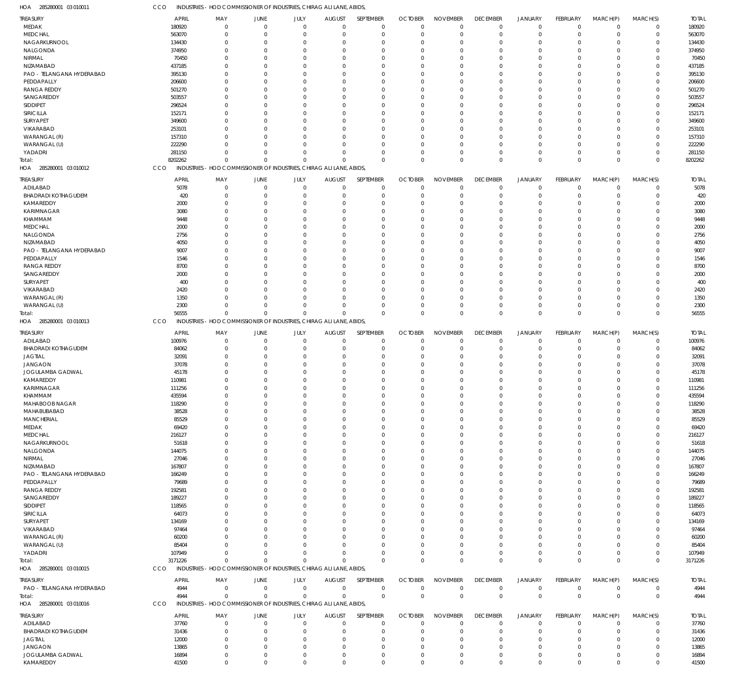HOA 285280001 03 010011 CCO INDUSTRIES - HOD COMMISSIONER OF INDUSTRIES, CHIRAG ALI LANE, ABIDS,

| TREASURY | APRIL | MAY | JUNE | JULY | AUGUST | SEPTEMBER | OCTOBER | NOVEMBER | DECEMBER | JANUARY | FEBRUARY | MARCH(P) | MARCH(S) | TOTAL |
|---|---|---|---|---|---|---|---|---|---|---|---|---|---|---|
| MEDAK | 180920 | 0 | 0 | 0 | 0 | 0 | 0 | 0 | 0 | 0 | 0 | 0 | 0 | 180920 |
| MEDCHAL | 563070 | 0 | 0 | 0 | 0 | 0 | 0 | 0 | 0 | 0 | 0 | 0 | 0 | 563070 |
| NAGARKURNOOL | 134430 | 0 | 0 | 0 | 0 | 0 | 0 | 0 | 0 | 0 | 0 | 0 | 0 | 134430 |
| NALGONDA | 374950 | 0 | 0 | 0 | 0 | 0 | 0 | 0 | 0 | 0 | 0 | 0 | 0 | 374950 |
| NIRMAL | 70450 | 0 | 0 | 0 | 0 | 0 | 0 | 0 | 0 | 0 | 0 | 0 | 0 | 70450 |
| NIZAMABAD | 437185 | 0 | 0 | 0 | 0 | 0 | 0 | 0 | 0 | 0 | 0 | 0 | 0 | 437185 |
| PAO - TELANGANA HYDERABAD | 395130 | 0 | 0 | 0 | 0 | 0 | 0 | 0 | 0 | 0 | 0 | 0 | 0 | 395130 |
| PEDDAPALLY | 206600 | 0 | 0 | 0 | 0 | 0 | 0 | 0 | 0 | 0 | 0 | 0 | 0 | 206600 |
| RANGA REDDY | 501270 | 0 | 0 | 0 | 0 | 0 | 0 | 0 | 0 | 0 | 0 | 0 | 0 | 501270 |
| SANGAREDDY | 503557 | 0 | 0 | 0 | 0 | 0 | 0 | 0 | 0 | 0 | 0 | 0 | 0 | 503557 |
| SIDDIPET | 296524 | 0 | 0 | 0 | 0 | 0 | 0 | 0 | 0 | 0 | 0 | 0 | 0 | 296524 |
| SIRICILLA | 152171 | 0 | 0 | 0 | 0 | 0 | 0 | 0 | 0 | 0 | 0 | 0 | 0 | 152171 |
| SURYAPET | 349600 | 0 | 0 | 0 | 0 | 0 | 0 | 0 | 0 | 0 | 0 | 0 | 0 | 349600 |
| VIKARABAD | 253101 | 0 | 0 | 0 | 0 | 0 | 0 | 0 | 0 | 0 | 0 | 0 | 0 | 253101 |
| WARANGAL (R) | 157310 | 0 | 0 | 0 | 0 | 0 | 0 | 0 | 0 | 0 | 0 | 0 | 0 | 157310 |
| WARANGAL (U) | 222290 | 0 | 0 | 0 | 0 | 0 | 0 | 0 | 0 | 0 | 0 | 0 | 0 | 222290 |
| YADADRI | 281150 | 0 | 0 | 0 | 0 | 0 | 0 | 0 | 0 | 0 | 0 | 0 | 0 | 281150 |
| Total: | 8202262 | 0 | 0 | 0 | 0 | 0 | 0 | 0 | 0 | 0 | 0 | 0 | 0 | 8202262 |

HOA 285280001 03 010012 CCO INDUSTRIES - HOD COMMISSIONER OF INDUSTRIES, CHIRAG ALI LANE, ABIDS,

| TREASURY | APRIL | MAY | JUNE | JULY | AUGUST | SEPTEMBER | OCTOBER | NOVEMBER | DECEMBER | JANUARY | FEBRUARY | MARCH(P) | MARCH(S) | TOTAL |
|---|---|---|---|---|---|---|---|---|---|---|---|---|---|---|
| ADILABAD | 5078 | 0 | 0 | 0 | 0 | 0 | 0 | 0 | 0 | 0 | 0 | 0 | 0 | 5078 |
| BHADRADI KOTHAGUDEM | 420 | 0 | 0 | 0 | 0 | 0 | 0 | 0 | 0 | 0 | 0 | 0 | 0 | 420 |
| KAMAREDDY | 2000 | 0 | 0 | 0 | 0 | 0 | 0 | 0 | 0 | 0 | 0 | 0 | 0 | 2000 |
| KARIMNAGAR | 3080 | 0 | 0 | 0 | 0 | 0 | 0 | 0 | 0 | 0 | 0 | 0 | 0 | 3080 |
| KHAMMAM | 9448 | 0 | 0 | 0 | 0 | 0 | 0 | 0 | 0 | 0 | 0 | 0 | 0 | 9448 |
| MEDCHAL | 2000 | 0 | 0 | 0 | 0 | 0 | 0 | 0 | 0 | 0 | 0 | 0 | 0 | 2000 |
| NALGONDA | 2756 | 0 | 0 | 0 | 0 | 0 | 0 | 0 | 0 | 0 | 0 | 0 | 0 | 2756 |
| NIZAMABAD | 4050 | 0 | 0 | 0 | 0 | 0 | 0 | 0 | 0 | 0 | 0 | 0 | 0 | 4050 |
| PAO - TELANGANA HYDERABAD | 9007 | 0 | 0 | 0 | 0 | 0 | 0 | 0 | 0 | 0 | 0 | 0 | 0 | 9007 |
| PEDDAPALLY | 1546 | 0 | 0 | 0 | 0 | 0 | 0 | 0 | 0 | 0 | 0 | 0 | 0 | 1546 |
| RANGA REDDY | 8700 | 0 | 0 | 0 | 0 | 0 | 0 | 0 | 0 | 0 | 0 | 0 | 0 | 8700 |
| SANGAREDDY | 2000 | 0 | 0 | 0 | 0 | 0 | 0 | 0 | 0 | 0 | 0 | 0 | 0 | 2000 |
| SURYAPET | 400 | 0 | 0 | 0 | 0 | 0 | 0 | 0 | 0 | 0 | 0 | 0 | 0 | 400 |
| VIKARABAD | 2420 | 0 | 0 | 0 | 0 | 0 | 0 | 0 | 0 | 0 | 0 | 0 | 0 | 2420 |
| WARANGAL (R) | 1350 | 0 | 0 | 0 | 0 | 0 | 0 | 0 | 0 | 0 | 0 | 0 | 0 | 1350 |
| WARANGAL (U) | 2300 | 0 | 0 | 0 | 0 | 0 | 0 | 0 | 0 | 0 | 0 | 0 | 0 | 2300 |
| Total: | 56555 | 0 | 0 | 0 | 0 | 0 | 0 | 0 | 0 | 0 | 0 | 0 | 0 | 56555 |

HOA 285280001 03 010013 CCO INDUSTRIES - HOD COMMISSIONER OF INDUSTRIES, CHIRAG ALI LANE, ABIDS,

| TREASURY | APRIL | MAY | JUNE | JULY | AUGUST | SEPTEMBER | OCTOBER | NOVEMBER | DECEMBER | JANUARY | FEBRUARY | MARCH(P) | MARCH(S) | TOTAL |
|---|---|---|---|---|---|---|---|---|---|---|---|---|---|---|
| ADILABAD | 100976 | 0 | 0 | 0 | 0 | 0 | 0 | 0 | 0 | 0 | 0 | 0 | 0 | 100976 |
| BHADRADI KOTHAGUDEM | 84062 | 0 | 0 | 0 | 0 | 0 | 0 | 0 | 0 | 0 | 0 | 0 | 0 | 84062 |
| JAGTIAL | 32091 | 0 | 0 | 0 | 0 | 0 | 0 | 0 | 0 | 0 | 0 | 0 | 0 | 32091 |
| JANGAON | 37078 | 0 | 0 | 0 | 0 | 0 | 0 | 0 | 0 | 0 | 0 | 0 | 0 | 37078 |
| JOGULAMBA GADWAL | 45178 | 0 | 0 | 0 | 0 | 0 | 0 | 0 | 0 | 0 | 0 | 0 | 0 | 45178 |
| KAMAREDDY | 110981 | 0 | 0 | 0 | 0 | 0 | 0 | 0 | 0 | 0 | 0 | 0 | 0 | 110981 |
| KARIMNAGAR | 111256 | 0 | 0 | 0 | 0 | 0 | 0 | 0 | 0 | 0 | 0 | 0 | 0 | 111256 |
| KHAMMAM | 435594 | 0 | 0 | 0 | 0 | 0 | 0 | 0 | 0 | 0 | 0 | 0 | 0 | 435594 |
| MAHABOOB NAGAR | 118290 | 0 | 0 | 0 | 0 | 0 | 0 | 0 | 0 | 0 | 0 | 0 | 0 | 118290 |
| MAHABUBABAD | 38528 | 0 | 0 | 0 | 0 | 0 | 0 | 0 | 0 | 0 | 0 | 0 | 0 | 38528 |
| MANCHERIAL | 85529 | 0 | 0 | 0 | 0 | 0 | 0 | 0 | 0 | 0 | 0 | 0 | 0 | 85529 |
| MEDAK | 69420 | 0 | 0 | 0 | 0 | 0 | 0 | 0 | 0 | 0 | 0 | 0 | 0 | 69420 |
| MEDCHAL | 216127 | 0 | 0 | 0 | 0 | 0 | 0 | 0 | 0 | 0 | 0 | 0 | 0 | 216127 |
| NAGARKURNOOL | 51618 | 0 | 0 | 0 | 0 | 0 | 0 | 0 | 0 | 0 | 0 | 0 | 0 | 51618 |
| NALGONDA | 144075 | 0 | 0 | 0 | 0 | 0 | 0 | 0 | 0 | 0 | 0 | 0 | 0 | 144075 |
| NIRMAL | 27046 | 0 | 0 | 0 | 0 | 0 | 0 | 0 | 0 | 0 | 0 | 0 | 0 | 27046 |
| NIZAMABAD | 167807 | 0 | 0 | 0 | 0 | 0 | 0 | 0 | 0 | 0 | 0 | 0 | 0 | 167807 |
| PAO - TELANGANA HYDERABAD | 166249 | 0 | 0 | 0 | 0 | 0 | 0 | 0 | 0 | 0 | 0 | 0 | 0 | 166249 |
| PEDDAPALLY | 79689 | 0 | 0 | 0 | 0 | 0 | 0 | 0 | 0 | 0 | 0 | 0 | 0 | 79689 |
| RANGA REDDY | 192581 | 0 | 0 | 0 | 0 | 0 | 0 | 0 | 0 | 0 | 0 | 0 | 0 | 192581 |
| SANGAREDDY | 189227 | 0 | 0 | 0 | 0 | 0 | 0 | 0 | 0 | 0 | 0 | 0 | 0 | 189227 |
| SIDDIPET | 118565 | 0 | 0 | 0 | 0 | 0 | 0 | 0 | 0 | 0 | 0 | 0 | 0 | 118565 |
| SIRICILLA | 64073 | 0 | 0 | 0 | 0 | 0 | 0 | 0 | 0 | 0 | 0 | 0 | 0 | 64073 |
| SURYAPET | 134169 | 0 | 0 | 0 | 0 | 0 | 0 | 0 | 0 | 0 | 0 | 0 | 0 | 134169 |
| VIKARABAD | 97464 | 0 | 0 | 0 | 0 | 0 | 0 | 0 | 0 | 0 | 0 | 0 | 0 | 97464 |
| WARANGAL (R) | 60200 | 0 | 0 | 0 | 0 | 0 | 0 | 0 | 0 | 0 | 0 | 0 | 0 | 60200 |
| WARANGAL (U) | 85404 | 0 | 0 | 0 | 0 | 0 | 0 | 0 | 0 | 0 | 0 | 0 | 0 | 85404 |
| YADADRI | 107949 | 0 | 0 | 0 | 0 | 0 | 0 | 0 | 0 | 0 | 0 | 0 | 0 | 107949 |
| Total: | 3171226 | 0 | 0 | 0 | 0 | 0 | 0 | 0 | 0 | 0 | 0 | 0 | 0 | 3171226 |

HOA 285280001 03 010015 CCO INDUSTRIES - HOD COMMISSIONER OF INDUSTRIES, CHIRAG ALI LANE, ABIDS,

| TREASURY | APRIL | MAY | JUNE | JULY | AUGUST | SEPTEMBER | OCTOBER | NOVEMBER | DECEMBER | JANUARY | FEBRUARY | MARCH(P) | MARCH(S) | TOTAL |
|---|---|---|---|---|---|---|---|---|---|---|---|---|---|---|
| PAO - TELANGANA HYDERABAD | 4944 | 0 | 0 | 0 | 0 | 0 | 0 | 0 | 0 | 0 | 0 | 0 | 0 | 4944 |
| Total: | 4944 | 0 | 0 | 0 | 0 | 0 | 0 | 0 | 0 | 0 | 0 | 0 | 0 | 4944 |

HOA 285280001 03 010016 CCO INDUSTRIES - HOD COMMISSIONER OF INDUSTRIES, CHIRAG ALI LANE, ABIDS,

| TREASURY | APRIL | MAY | JUNE | JULY | AUGUST | SEPTEMBER | OCTOBER | NOVEMBER | DECEMBER | JANUARY | FEBRUARY | MARCH(P) | MARCH(S) | TOTAL |
|---|---|---|---|---|---|---|---|---|---|---|---|---|---|---|
| ADILABAD | 37760 | 0 | 0 | 0 | 0 | 0 | 0 | 0 | 0 | 0 | 0 | 0 | 0 | 37760 |
| BHADRADI KOTHAGUDEM | 31436 | 0 | 0 | 0 | 0 | 0 | 0 | 0 | 0 | 0 | 0 | 0 | 0 | 31436 |
| JAGTIAL | 12000 | 0 | 0 | 0 | 0 | 0 | 0 | 0 | 0 | 0 | 0 | 0 | 0 | 12000 |
| JANGAON | 13865 | 0 | 0 | 0 | 0 | 0 | 0 | 0 | 0 | 0 | 0 | 0 | 0 | 13865 |
| JOGULAMBA GADWAL | 16894 | 0 | 0 | 0 | 0 | 0 | 0 | 0 | 0 | 0 | 0 | 0 | 0 | 16894 |
| KAMAREDDY | 41500 | 0 | 0 | 0 | 0 | 0 | 0 | 0 | 0 | 0 | 0 | 0 | 0 | 41500 |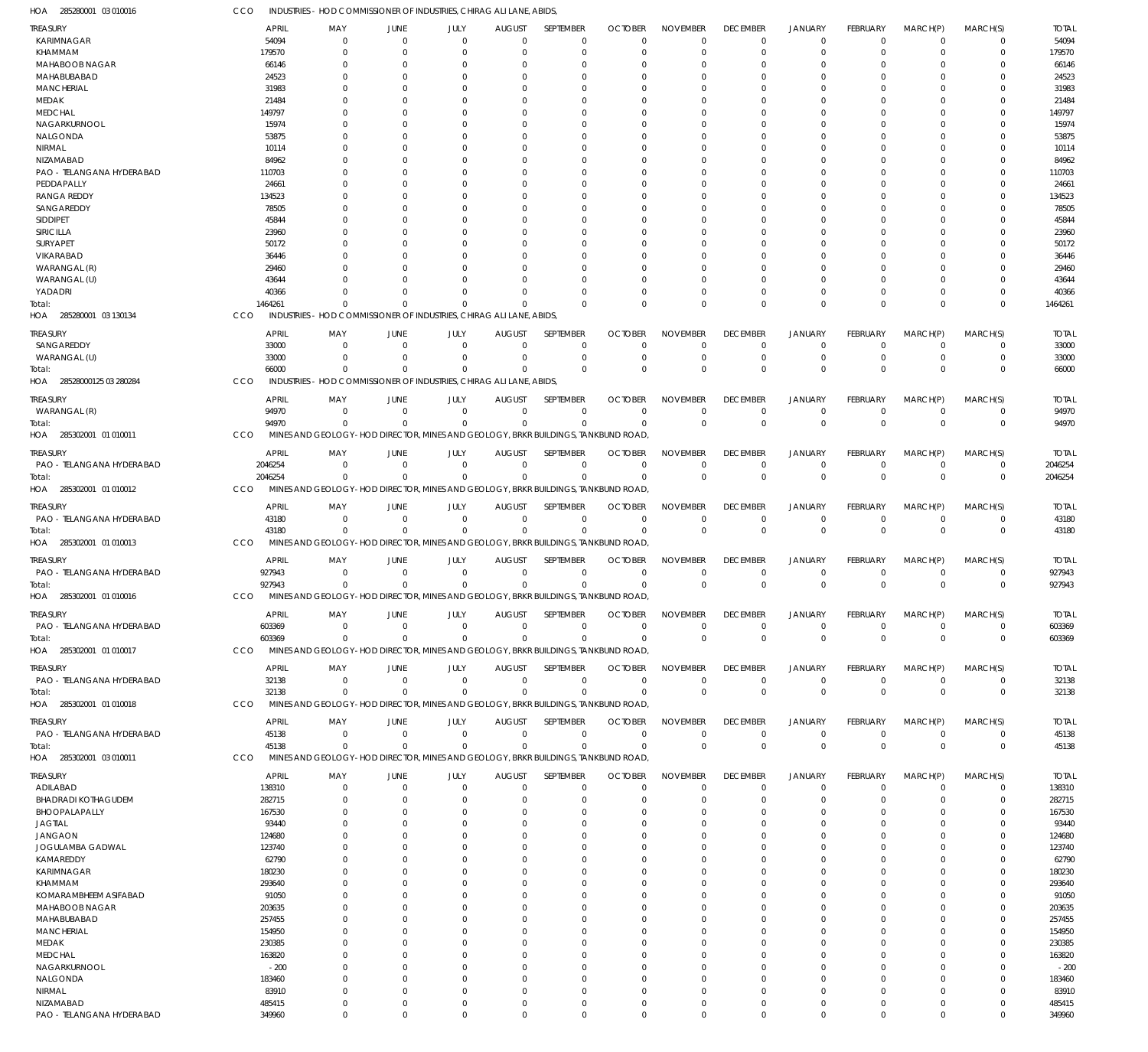HOA 285280001 03 010016 CCO INDUSTRIES - HOD COMMISSIONER OF INDUSTRIES, CHIRAG ALI LANE, ABIDS,

| TREASURY | APRIL | MAY | JUNE | JULY | AUGUST | SEPTEMBER | OCTOBER | NOVEMBER | DECEMBER | JANUARY | FEBRUARY | MARCH(P) | MARCH(S) | TOTAL |
|---|---|---|---|---|---|---|---|---|---|---|---|---|---|---|
| KARIMNAGAR | 54094 | 0 | 0 | 0 | 0 | 0 | 0 | 0 | 0 | 0 | 0 | 0 | 0 | 54094 |
| KHAMMAM | 179570 | 0 | 0 | 0 | 0 | 0 | 0 | 0 | 0 | 0 | 0 | 0 | 0 | 179570 |
| MAHABOOB NAGAR | 66146 | 0 | 0 | 0 | 0 | 0 | 0 | 0 | 0 | 0 | 0 | 0 | 0 | 66146 |
| MAHABUBABAD | 24523 | 0 | 0 | 0 | 0 | 0 | 0 | 0 | 0 | 0 | 0 | 0 | 0 | 24523 |
| MANCHERIAL | 31983 | 0 | 0 | 0 | 0 | 0 | 0 | 0 | 0 | 0 | 0 | 0 | 0 | 31983 |
| MEDAK | 21484 | 0 | 0 | 0 | 0 | 0 | 0 | 0 | 0 | 0 | 0 | 0 | 0 | 21484 |
| MEDCHAL | 149797 | 0 | 0 | 0 | 0 | 0 | 0 | 0 | 0 | 0 | 0 | 0 | 0 | 149797 |
| NAGARKURNOOL | 15974 | 0 | 0 | 0 | 0 | 0 | 0 | 0 | 0 | 0 | 0 | 0 | 0 | 15974 |
| NALGONDA | 53875 | 0 | 0 | 0 | 0 | 0 | 0 | 0 | 0 | 0 | 0 | 0 | 0 | 53875 |
| NIRMAL | 10114 | 0 | 0 | 0 | 0 | 0 | 0 | 0 | 0 | 0 | 0 | 0 | 0 | 10114 |
| NIZAMABAD | 84962 | 0 | 0 | 0 | 0 | 0 | 0 | 0 | 0 | 0 | 0 | 0 | 0 | 84962 |
| PAO - TELANGANA HYDERABAD | 110703 | 0 | 0 | 0 | 0 | 0 | 0 | 0 | 0 | 0 | 0 | 0 | 0 | 110703 |
| PEDDAPALLY | 24661 | 0 | 0 | 0 | 0 | 0 | 0 | 0 | 0 | 0 | 0 | 0 | 0 | 24661 |
| RANGA REDDY | 134523 | 0 | 0 | 0 | 0 | 0 | 0 | 0 | 0 | 0 | 0 | 0 | 0 | 134523 |
| SANGAREDDY | 78505 | 0 | 0 | 0 | 0 | 0 | 0 | 0 | 0 | 0 | 0 | 0 | 0 | 78505 |
| SIDDIPET | 45844 | 0 | 0 | 0 | 0 | 0 | 0 | 0 | 0 | 0 | 0 | 0 | 0 | 45844 |
| SIRICILLA | 23960 | 0 | 0 | 0 | 0 | 0 | 0 | 0 | 0 | 0 | 0 | 0 | 0 | 23960 |
| SURYAPET | 50172 | 0 | 0 | 0 | 0 | 0 | 0 | 0 | 0 | 0 | 0 | 0 | 0 | 50172 |
| VIKARABAD | 36446 | 0 | 0 | 0 | 0 | 0 | 0 | 0 | 0 | 0 | 0 | 0 | 0 | 36446 |
| WARANGAL (R) | 29460 | 0 | 0 | 0 | 0 | 0 | 0 | 0 | 0 | 0 | 0 | 0 | 0 | 29460 |
| WARANGAL (U) | 43644 | 0 | 0 | 0 | 0 | 0 | 0 | 0 | 0 | 0 | 0 | 0 | 0 | 43644 |
| YADADRI | 40366 | 0 | 0 | 0 | 0 | 0 | 0 | 0 | 0 | 0 | 0 | 0 | 0 | 40366 |
| Total: | 1464261 | 0 | 0 | 0 | 0 | 0 | 0 | 0 | 0 | 0 | 0 | 0 | 0 | 1464261 |

HOA 285280001 03 130134 CCO INDUSTRIES - HOD COMMISSIONER OF INDUSTRIES, CHIRAG ALI LANE, ABIDS,

| TREASURY | APRIL | MAY | JUNE | JULY | AUGUST | SEPTEMBER | OCTOBER | NOVEMBER | DECEMBER | JANUARY | FEBRUARY | MARCH(P) | MARCH(S) | TOTAL |
|---|---|---|---|---|---|---|---|---|---|---|---|---|---|---|
| SANGAREDDY | 33000 | 0 | 0 | 0 | 0 | 0 | 0 | 0 | 0 | 0 | 0 | 0 | 0 | 33000 |
| WARANGAL (U) | 33000 | 0 | 0 | 0 | 0 | 0 | 0 | 0 | 0 | 0 | 0 | 0 | 0 | 33000 |
| Total: | 66000 | 0 | 0 | 0 | 0 | 0 | 0 | 0 | 0 | 0 | 0 | 0 | 0 | 66000 |

HOA 28528000125 03 280284 CCO INDUSTRIES - HOD COMMISSIONER OF INDUSTRIES, CHIRAG ALI LANE, ABIDS,

| TREASURY | APRIL | MAY | JUNE | JULY | AUGUST | SEPTEMBER | OCTOBER | NOVEMBER | DECEMBER | JANUARY | FEBRUARY | MARCH(P) | MARCH(S) | TOTAL |
|---|---|---|---|---|---|---|---|---|---|---|---|---|---|---|
| WARANGAL (R) | 94970 | 0 | 0 | 0 | 0 | 0 | 0 | 0 | 0 | 0 | 0 | 0 | 0 | 94970 |
| Total: | 94970 | 0 | 0 | 0 | 0 | 0 | 0 | 0 | 0 | 0 | 0 | 0 | 0 | 94970 |

HOA 285302001 01 010011 CCO MINES AND GEOLOGY - HOD DIRECTOR, MINES AND GEOLOGY, BRKR BUILDINGS, TANKBUND ROAD,

| TREASURY | APRIL | MAY | JUNE | JULY | AUGUST | SEPTEMBER | OCTOBER | NOVEMBER | DECEMBER | JANUARY | FEBRUARY | MARCH(P) | MARCH(S) | TOTAL |
|---|---|---|---|---|---|---|---|---|---|---|---|---|---|---|
| PAO - TELANGANA HYDERABAD | 2046254 | 0 | 0 | 0 | 0 | 0 | 0 | 0 | 0 | 0 | 0 | 0 | 0 | 2046254 |
| Total: | 2046254 | 0 | 0 | 0 | 0 | 0 | 0 | 0 | 0 | 0 | 0 | 0 | 0 | 2046254 |

HOA 285302001 01 010012 CCO MINES AND GEOLOGY - HOD DIRECTOR, MINES AND GEOLOGY, BRKR BUILDINGS, TANKBUND ROAD,

| TREASURY | APRIL | MAY | JUNE | JULY | AUGUST | SEPTEMBER | OCTOBER | NOVEMBER | DECEMBER | JANUARY | FEBRUARY | MARCH(P) | MARCH(S) | TOTAL |
|---|---|---|---|---|---|---|---|---|---|---|---|---|---|---|
| PAO - TELANGANA HYDERABAD | 43180 | 0 | 0 | 0 | 0 | 0 | 0 | 0 | 0 | 0 | 0 | 0 | 0 | 43180 |
| Total: | 43180 | 0 | 0 | 0 | 0 | 0 | 0 | 0 | 0 | 0 | 0 | 0 | 0 | 43180 |

HOA 285302001 01 010013 CCO MINES AND GEOLOGY - HOD DIRECTOR, MINES AND GEOLOGY, BRKR BUILDINGS, TANKBUND ROAD,

| TREASURY | APRIL | MAY | JUNE | JULY | AUGUST | SEPTEMBER | OCTOBER | NOVEMBER | DECEMBER | JANUARY | FEBRUARY | MARCH(P) | MARCH(S) | TOTAL |
|---|---|---|---|---|---|---|---|---|---|---|---|---|---|---|
| PAO - TELANGANA HYDERABAD | 927943 | 0 | 0 | 0 | 0 | 0 | 0 | 0 | 0 | 0 | 0 | 0 | 0 | 927943 |
| Total: | 927943 | 0 | 0 | 0 | 0 | 0 | 0 | 0 | 0 | 0 | 0 | 0 | 0 | 927943 |

HOA 285302001 01 010016 CCO MINES AND GEOLOGY - HOD DIRECTOR, MINES AND GEOLOGY, BRKR BUILDINGS, TANKBUND ROAD,

| TREASURY | APRIL | MAY | JUNE | JULY | AUGUST | SEPTEMBER | OCTOBER | NOVEMBER | DECEMBER | JANUARY | FEBRUARY | MARCH(P) | MARCH(S) | TOTAL |
|---|---|---|---|---|---|---|---|---|---|---|---|---|---|---|
| PAO - TELANGANA HYDERABAD | 603369 | 0 | 0 | 0 | 0 | 0 | 0 | 0 | 0 | 0 | 0 | 0 | 0 | 603369 |
| Total: | 603369 | 0 | 0 | 0 | 0 | 0 | 0 | 0 | 0 | 0 | 0 | 0 | 0 | 603369 |

HOA 285302001 01 010017 CCO MINES AND GEOLOGY - HOD DIRECTOR, MINES AND GEOLOGY, BRKR BUILDINGS, TANKBUND ROAD,

| TREASURY | APRIL | MAY | JUNE | JULY | AUGUST | SEPTEMBER | OCTOBER | NOVEMBER | DECEMBER | JANUARY | FEBRUARY | MARCH(P) | MARCH(S) | TOTAL |
|---|---|---|---|---|---|---|---|---|---|---|---|---|---|---|
| PAO - TELANGANA HYDERABAD | 32138 | 0 | 0 | 0 | 0 | 0 | 0 | 0 | 0 | 0 | 0 | 0 | 0 | 32138 |
| Total: | 32138 | 0 | 0 | 0 | 0 | 0 | 0 | 0 | 0 | 0 | 0 | 0 | 0 | 32138 |

HOA 285302001 01 010018 CCO MINES AND GEOLOGY - HOD DIRECTOR, MINES AND GEOLOGY, BRKR BUILDINGS, TANKBUND ROAD,

| TREASURY | APRIL | MAY | JUNE | JULY | AUGUST | SEPTEMBER | OCTOBER | NOVEMBER | DECEMBER | JANUARY | FEBRUARY | MARCH(P) | MARCH(S) | TOTAL |
|---|---|---|---|---|---|---|---|---|---|---|---|---|---|---|
| PAO - TELANGANA HYDERABAD | 45138 | 0 | 0 | 0 | 0 | 0 | 0 | 0 | 0 | 0 | 0 | 0 | 0 | 45138 |
| Total: | 45138 | 0 | 0 | 0 | 0 | 0 | 0 | 0 | 0 | 0 | 0 | 0 | 0 | 45138 |

HOA 285302001 03 010011 CCO MINES AND GEOLOGY - HOD DIRECTOR, MINES AND GEOLOGY, BRKR BUILDINGS, TANKBUND ROAD,

| TREASURY | APRIL | MAY | JUNE | JULY | AUGUST | SEPTEMBER | OCTOBER | NOVEMBER | DECEMBER | JANUARY | FEBRUARY | MARCH(P) | MARCH(S) | TOTAL |
|---|---|---|---|---|---|---|---|---|---|---|---|---|---|---|
| ADILABAD | 138310 | 0 | 0 | 0 | 0 | 0 | 0 | 0 | 0 | 0 | 0 | 0 | 0 | 138310 |
| BHADRADI KOTHAGUDEM | 282715 | 0 | 0 | 0 | 0 | 0 | 0 | 0 | 0 | 0 | 0 | 0 | 0 | 282715 |
| BHOOPALAPALLY | 167530 | 0 | 0 | 0 | 0 | 0 | 0 | 0 | 0 | 0 | 0 | 0 | 0 | 167530 |
| JAGTIAL | 93440 | 0 | 0 | 0 | 0 | 0 | 0 | 0 | 0 | 0 | 0 | 0 | 0 | 93440 |
| JANGAON | 124680 | 0 | 0 | 0 | 0 | 0 | 0 | 0 | 0 | 0 | 0 | 0 | 0 | 124680 |
| JOGULAMBA GADWAL | 123740 | 0 | 0 | 0 | 0 | 0 | 0 | 0 | 0 | 0 | 0 | 0 | 0 | 123740 |
| KAMAREDDY | 62790 | 0 | 0 | 0 | 0 | 0 | 0 | 0 | 0 | 0 | 0 | 0 | 0 | 62790 |
| KARIMNAGAR | 180230 | 0 | 0 | 0 | 0 | 0 | 0 | 0 | 0 | 0 | 0 | 0 | 0 | 180230 |
| KHAMMAM | 293640 | 0 | 0 | 0 | 0 | 0 | 0 | 0 | 0 | 0 | 0 | 0 | 0 | 293640 |
| KOMARAMBHEEM ASIFABAD | 91050 | 0 | 0 | 0 | 0 | 0 | 0 | 0 | 0 | 0 | 0 | 0 | 0 | 91050 |
| MAHABOOB NAGAR | 203635 | 0 | 0 | 0 | 0 | 0 | 0 | 0 | 0 | 0 | 0 | 0 | 0 | 203635 |
| MAHABUBABAD | 257455 | 0 | 0 | 0 | 0 | 0 | 0 | 0 | 0 | 0 | 0 | 0 | 0 | 257455 |
| MANCHERIAL | 154950 | 0 | 0 | 0 | 0 | 0 | 0 | 0 | 0 | 0 | 0 | 0 | 0 | 154950 |
| MEDAK | 230385 | 0 | 0 | 0 | 0 | 0 | 0 | 0 | 0 | 0 | 0 | 0 | 0 | 230385 |
| MEDCHAL | 163820 | 0 | 0 | 0 | 0 | 0 | 0 | 0 | 0 | 0 | 0 | 0 | 0 | 163820 |
| NAGARKURNOOL | -200 | 0 | 0 | 0 | 0 | 0 | 0 | 0 | 0 | 0 | 0 | 0 | 0 | -200 |
| NALGONDA | 183460 | 0 | 0 | 0 | 0 | 0 | 0 | 0 | 0 | 0 | 0 | 0 | 0 | 183460 |
| NIRMAL | 83910 | 0 | 0 | 0 | 0 | 0 | 0 | 0 | 0 | 0 | 0 | 0 | 0 | 83910 |
| NIZAMABAD | 485415 | 0 | 0 | 0 | 0 | 0 | 0 | 0 | 0 | 0 | 0 | 0 | 0 | 485415 |
| PAO - TELANGANA HYDERABAD | 349960 | 0 | 0 | 0 | 0 | 0 | 0 | 0 | 0 | 0 | 0 | 0 | 0 | 349960 |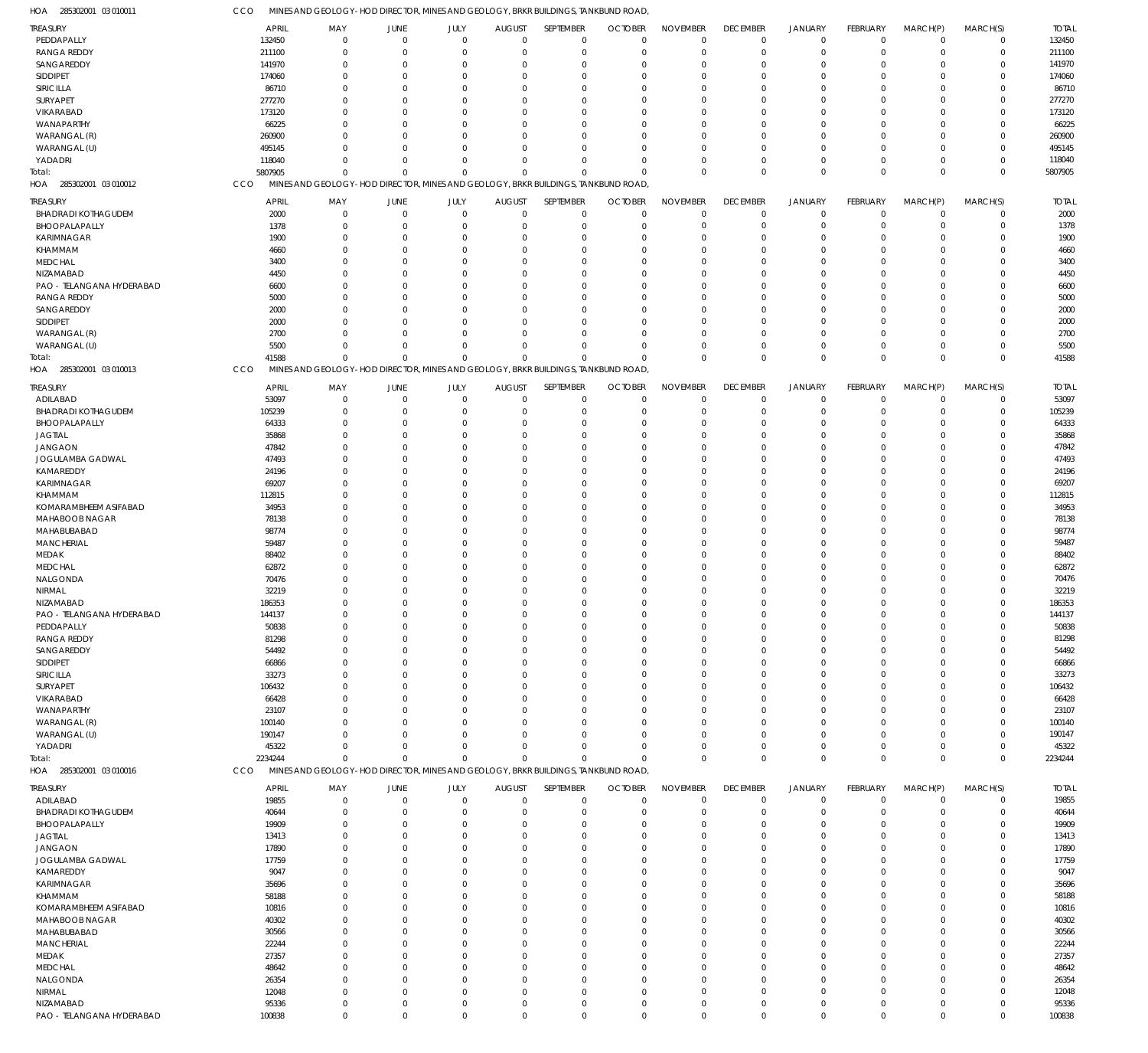HOA 285302001 03 010011 CCO MINES AND GEOLOGY - HOD DIRECTOR, MINES AND GEOLOGY, BRKR BUILDINGS, TANKBUND ROAD,

| TREASURY | APRIL | MAY | JUNE | JULY | AUGUST | SEPTEMBER | OCTOBER | NOVEMBER | DECEMBER | JANUARY | FEBRUARY | MARCH(P) | MARCH(S) | TOTAL |
|---|---|---|---|---|---|---|---|---|---|---|---|---|---|---|
| PEDDAPALLY | 132450 | 0 | 0 | 0 | 0 | 0 | 0 | 0 | 0 | 0 | 0 | 0 | 0 | 132450 |
| RANGA REDDY | 211100 | 0 | 0 | 0 | 0 | 0 | 0 | 0 | 0 | 0 | 0 | 0 | 0 | 211100 |
| SANGAREDDY | 141970 | 0 | 0 | 0 | 0 | 0 | 0 | 0 | 0 | 0 | 0 | 0 | 0 | 141970 |
| SIDDIPET | 174060 | 0 | 0 | 0 | 0 | 0 | 0 | 0 | 0 | 0 | 0 | 0 | 0 | 174060 |
| SIRICILLA | 86710 | 0 | 0 | 0 | 0 | 0 | 0 | 0 | 0 | 0 | 0 | 0 | 0 | 86710 |
| SURYAPET | 277270 | 0 | 0 | 0 | 0 | 0 | 0 | 0 | 0 | 0 | 0 | 0 | 0 | 277270 |
| VIKARABAD | 173120 | 0 | 0 | 0 | 0 | 0 | 0 | 0 | 0 | 0 | 0 | 0 | 0 | 173120 |
| WANAPARTHY | 66225 | 0 | 0 | 0 | 0 | 0 | 0 | 0 | 0 | 0 | 0 | 0 | 0 | 66225 |
| WARANGAL (R) | 260900 | 0 | 0 | 0 | 0 | 0 | 0 | 0 | 0 | 0 | 0 | 0 | 0 | 260900 |
| WARANGAL (U) | 495145 | 0 | 0 | 0 | 0 | 0 | 0 | 0 | 0 | 0 | 0 | 0 | 0 | 495145 |
| YADADRI | 118040 | 0 | 0 | 0 | 0 | 0 | 0 | 0 | 0 | 0 | 0 | 0 | 0 | 118040 |
| Total: | 5807905 | 0 | 0 | 0 | 0 | 0 | 0 | 0 | 0 | 0 | 0 | 0 | 0 | 5807905 |

HOA 285302001 03 010012 CCO MINES AND GEOLOGY - HOD DIRECTOR, MINES AND GEOLOGY, BRKR BUILDINGS, TANKBUND ROAD,

| TREASURY | APRIL | MAY | JUNE | JULY | AUGUST | SEPTEMBER | OCTOBER | NOVEMBER | DECEMBER | JANUARY | FEBRUARY | MARCH(P) | MARCH(S) | TOTAL |
|---|---|---|---|---|---|---|---|---|---|---|---|---|---|---|
| BHADRADI KOTHAGUDEM | 2000 | 0 | 0 | 0 | 0 | 0 | 0 | 0 | 0 | 0 | 0 | 0 | 0 | 2000 |
| BHOOPALAPALLY | 1378 | 0 | 0 | 0 | 0 | 0 | 0 | 0 | 0 | 0 | 0 | 0 | 0 | 1378 |
| KARIMNAGAR | 1900 | 0 | 0 | 0 | 0 | 0 | 0 | 0 | 0 | 0 | 0 | 0 | 0 | 1900 |
| KHAMMAM | 4660 | 0 | 0 | 0 | 0 | 0 | 0 | 0 | 0 | 0 | 0 | 0 | 0 | 4660 |
| MEDCHAL | 3400 | 0 | 0 | 0 | 0 | 0 | 0 | 0 | 0 | 0 | 0 | 0 | 0 | 3400 |
| NIZAMABAD | 4450 | 0 | 0 | 0 | 0 | 0 | 0 | 0 | 0 | 0 | 0 | 0 | 0 | 4450 |
| PAO - TELANGANA HYDERABAD | 6600 | 0 | 0 | 0 | 0 | 0 | 0 | 0 | 0 | 0 | 0 | 0 | 0 | 6600 |
| RANGA REDDY | 5000 | 0 | 0 | 0 | 0 | 0 | 0 | 0 | 0 | 0 | 0 | 0 | 0 | 5000 |
| SANGAREDDY | 2000 | 0 | 0 | 0 | 0 | 0 | 0 | 0 | 0 | 0 | 0 | 0 | 0 | 2000 |
| SIDDIPET | 2000 | 0 | 0 | 0 | 0 | 0 | 0 | 0 | 0 | 0 | 0 | 0 | 0 | 2000 |
| WARANGAL (R) | 2700 | 0 | 0 | 0 | 0 | 0 | 0 | 0 | 0 | 0 | 0 | 0 | 0 | 2700 |
| WARANGAL (U) | 5500 | 0 | 0 | 0 | 0 | 0 | 0 | 0 | 0 | 0 | 0 | 0 | 0 | 5500 |
| Total: | 41588 | 0 | 0 | 0 | 0 | 0 | 0 | 0 | 0 | 0 | 0 | 0 | 0 | 41588 |

HOA 285302001 03 010013 CCO MINES AND GEOLOGY - HOD DIRECTOR, MINES AND GEOLOGY, BRKR BUILDINGS, TANKBUND ROAD,

| TREASURY | APRIL | MAY | JUNE | JULY | AUGUST | SEPTEMBER | OCTOBER | NOVEMBER | DECEMBER | JANUARY | FEBRUARY | MARCH(P) | MARCH(S) | TOTAL |
|---|---|---|---|---|---|---|---|---|---|---|---|---|---|---|
| ADILABAD | 53097 | 0 | 0 | 0 | 0 | 0 | 0 | 0 | 0 | 0 | 0 | 0 | 0 | 53097 |
| BHADRADI KOTHAGUDEM | 105239 | 0 | 0 | 0 | 0 | 0 | 0 | 0 | 0 | 0 | 0 | 0 | 0 | 105239 |
| BHOOPALAPALLY | 64333 | 0 | 0 | 0 | 0 | 0 | 0 | 0 | 0 | 0 | 0 | 0 | 0 | 64333 |
| JAGTIAL | 35868 | 0 | 0 | 0 | 0 | 0 | 0 | 0 | 0 | 0 | 0 | 0 | 0 | 35868 |
| JANGAON | 47842 | 0 | 0 | 0 | 0 | 0 | 0 | 0 | 0 | 0 | 0 | 0 | 0 | 47842 |
| JOGULAMBA GADWAL | 47493 | 0 | 0 | 0 | 0 | 0 | 0 | 0 | 0 | 0 | 0 | 0 | 0 | 47493 |
| KAMAREDDY | 24196 | 0 | 0 | 0 | 0 | 0 | 0 | 0 | 0 | 0 | 0 | 0 | 0 | 24196 |
| KARIMNAGAR | 69207 | 0 | 0 | 0 | 0 | 0 | 0 | 0 | 0 | 0 | 0 | 0 | 0 | 69207 |
| KHAMMAM | 112815 | 0 | 0 | 0 | 0 | 0 | 0 | 0 | 0 | 0 | 0 | 0 | 0 | 112815 |
| KOMARAMBHEEM ASIFABAD | 34953 | 0 | 0 | 0 | 0 | 0 | 0 | 0 | 0 | 0 | 0 | 0 | 0 | 34953 |
| MAHABOOB NAGAR | 78138 | 0 | 0 | 0 | 0 | 0 | 0 | 0 | 0 | 0 | 0 | 0 | 0 | 78138 |
| MAHABUBABAD | 98774 | 0 | 0 | 0 | 0 | 0 | 0 | 0 | 0 | 0 | 0 | 0 | 0 | 98774 |
| MANCHERIAL | 59487 | 0 | 0 | 0 | 0 | 0 | 0 | 0 | 0 | 0 | 0 | 0 | 0 | 59487 |
| MEDAK | 88402 | 0 | 0 | 0 | 0 | 0 | 0 | 0 | 0 | 0 | 0 | 0 | 0 | 88402 |
| MEDCHAL | 62872 | 0 | 0 | 0 | 0 | 0 | 0 | 0 | 0 | 0 | 0 | 0 | 0 | 62872 |
| NALGONDA | 70476 | 0 | 0 | 0 | 0 | 0 | 0 | 0 | 0 | 0 | 0 | 0 | 0 | 70476 |
| NIRMAL | 32219 | 0 | 0 | 0 | 0 | 0 | 0 | 0 | 0 | 0 | 0 | 0 | 0 | 32219 |
| NIZAMABAD | 186353 | 0 | 0 | 0 | 0 | 0 | 0 | 0 | 0 | 0 | 0 | 0 | 0 | 186353 |
| PAO - TELANGANA HYDERABAD | 144137 | 0 | 0 | 0 | 0 | 0 | 0 | 0 | 0 | 0 | 0 | 0 | 0 | 144137 |
| PEDDAPALLY | 50838 | 0 | 0 | 0 | 0 | 0 | 0 | 0 | 0 | 0 | 0 | 0 | 0 | 50838 |
| RANGA REDDY | 81298 | 0 | 0 | 0 | 0 | 0 | 0 | 0 | 0 | 0 | 0 | 0 | 0 | 81298 |
| SANGAREDDY | 54492 | 0 | 0 | 0 | 0 | 0 | 0 | 0 | 0 | 0 | 0 | 0 | 0 | 54492 |
| SIDDIPET | 66866 | 0 | 0 | 0 | 0 | 0 | 0 | 0 | 0 | 0 | 0 | 0 | 0 | 66866 |
| SIRICILLA | 33273 | 0 | 0 | 0 | 0 | 0 | 0 | 0 | 0 | 0 | 0 | 0 | 0 | 33273 |
| SURYAPET | 106432 | 0 | 0 | 0 | 0 | 0 | 0 | 0 | 0 | 0 | 0 | 0 | 0 | 106432 |
| VIKARABAD | 66428 | 0 | 0 | 0 | 0 | 0 | 0 | 0 | 0 | 0 | 0 | 0 | 0 | 66428 |
| WANAPARTHY | 23107 | 0 | 0 | 0 | 0 | 0 | 0 | 0 | 0 | 0 | 0 | 0 | 0 | 23107 |
| WARANGAL (R) | 100140 | 0 | 0 | 0 | 0 | 0 | 0 | 0 | 0 | 0 | 0 | 0 | 0 | 100140 |
| WARANGAL (U) | 190147 | 0 | 0 | 0 | 0 | 0 | 0 | 0 | 0 | 0 | 0 | 0 | 0 | 190147 |
| YADADRI | 45322 | 0 | 0 | 0 | 0 | 0 | 0 | 0 | 0 | 0 | 0 | 0 | 0 | 45322 |
| Total: | 2234244 | 0 | 0 | 0 | 0 | 0 | 0 | 0 | 0 | 0 | 0 | 0 | 0 | 2234244 |

HOA 285302001 03 010016 CCO MINES AND GEOLOGY - HOD DIRECTOR, MINES AND GEOLOGY, BRKR BUILDINGS, TANKBUND ROAD,

| TREASURY | APRIL | MAY | JUNE | JULY | AUGUST | SEPTEMBER | OCTOBER | NOVEMBER | DECEMBER | JANUARY | FEBRUARY | MARCH(P) | MARCH(S) | TOTAL |
|---|---|---|---|---|---|---|---|---|---|---|---|---|---|---|
| ADILABAD | 19855 | 0 | 0 | 0 | 0 | 0 | 0 | 0 | 0 | 0 | 0 | 0 | 0 | 19855 |
| BHADRADI KOTHAGUDEM | 40644 | 0 | 0 | 0 | 0 | 0 | 0 | 0 | 0 | 0 | 0 | 0 | 0 | 40644 |
| BHOOPALAPALLY | 19909 | 0 | 0 | 0 | 0 | 0 | 0 | 0 | 0 | 0 | 0 | 0 | 0 | 19909 |
| JAGTIAL | 13413 | 0 | 0 | 0 | 0 | 0 | 0 | 0 | 0 | 0 | 0 | 0 | 0 | 13413 |
| JANGAON | 17890 | 0 | 0 | 0 | 0 | 0 | 0 | 0 | 0 | 0 | 0 | 0 | 0 | 17890 |
| JOGULAMBA GADWAL | 17759 | 0 | 0 | 0 | 0 | 0 | 0 | 0 | 0 | 0 | 0 | 0 | 0 | 17759 |
| KAMAREDDY | 9047 | 0 | 0 | 0 | 0 | 0 | 0 | 0 | 0 | 0 | 0 | 0 | 0 | 9047 |
| KARIMNAGAR | 35696 | 0 | 0 | 0 | 0 | 0 | 0 | 0 | 0 | 0 | 0 | 0 | 0 | 35696 |
| KHAMMAM | 58188 | 0 | 0 | 0 | 0 | 0 | 0 | 0 | 0 | 0 | 0 | 0 | 0 | 58188 |
| KOMARAMBHEEM ASIFABAD | 10816 | 0 | 0 | 0 | 0 | 0 | 0 | 0 | 0 | 0 | 0 | 0 | 0 | 10816 |
| MAHABOOB NAGAR | 40302 | 0 | 0 | 0 | 0 | 0 | 0 | 0 | 0 | 0 | 0 | 0 | 0 | 40302 |
| MAHABUBABAD | 30566 | 0 | 0 | 0 | 0 | 0 | 0 | 0 | 0 | 0 | 0 | 0 | 0 | 30566 |
| MANCHERIAL | 22244 | 0 | 0 | 0 | 0 | 0 | 0 | 0 | 0 | 0 | 0 | 0 | 0 | 22244 |
| MEDAK | 27357 | 0 | 0 | 0 | 0 | 0 | 0 | 0 | 0 | 0 | 0 | 0 | 0 | 27357 |
| MEDCHAL | 48642 | 0 | 0 | 0 | 0 | 0 | 0 | 0 | 0 | 0 | 0 | 0 | 0 | 48642 |
| NALGONDA | 26354 | 0 | 0 | 0 | 0 | 0 | 0 | 0 | 0 | 0 | 0 | 0 | 0 | 26354 |
| NIRMAL | 12048 | 0 | 0 | 0 | 0 | 0 | 0 | 0 | 0 | 0 | 0 | 0 | 0 | 12048 |
| NIZAMABAD | 95336 | 0 | 0 | 0 | 0 | 0 | 0 | 0 | 0 | 0 | 0 | 0 | 0 | 95336 |
| PAO - TELANGANA HYDERABAD | 100838 | 0 | 0 | 0 | 0 | 0 | 0 | 0 | 0 | 0 | 0 | 0 | 0 | 100838 |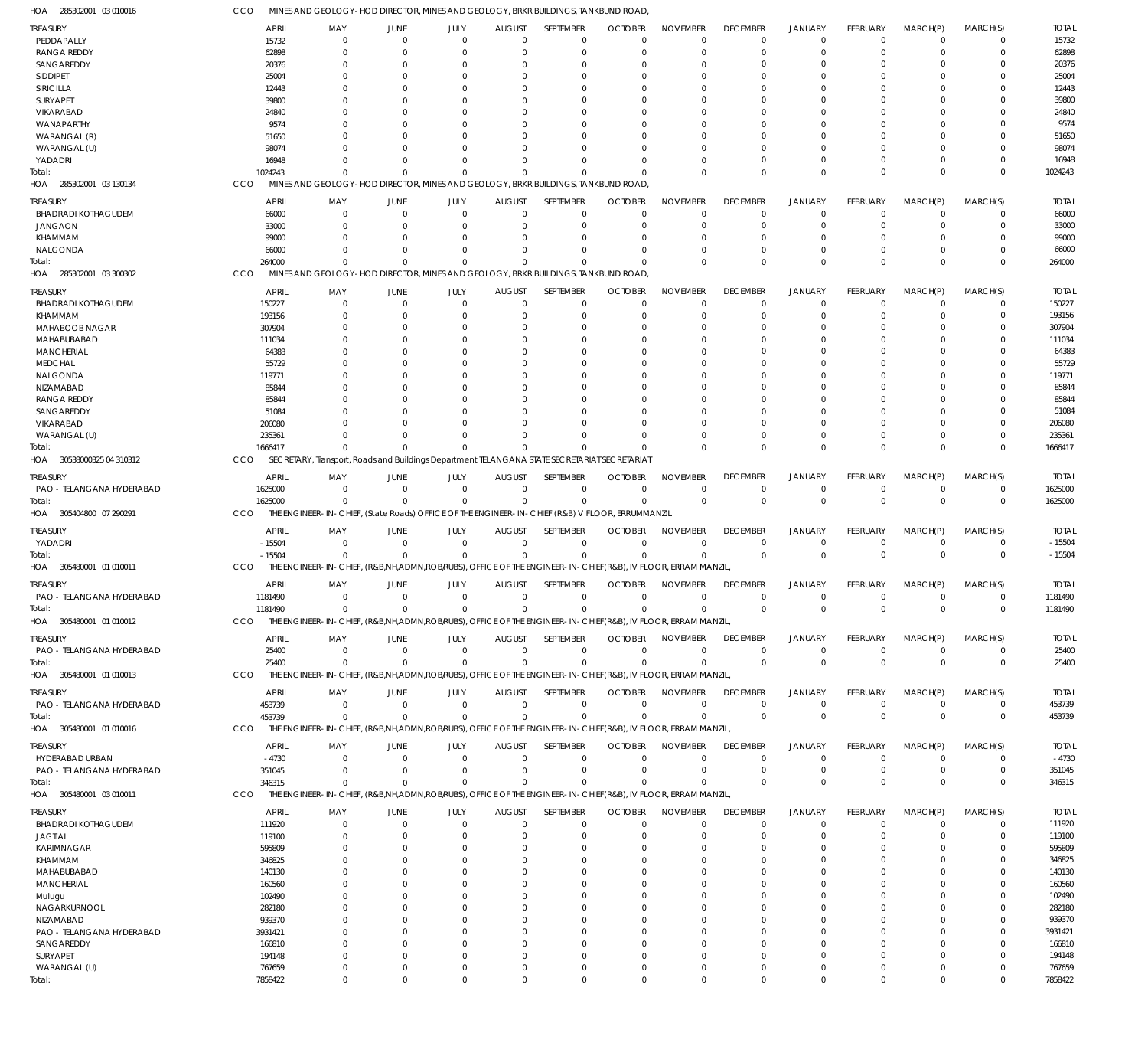HOA 285302001 03 010016 CCO MINES AND GEOLOGY- HOD DIRECTOR, MINES AND GEOLOGY, BRKR BUILDINGS, TANKBUND ROAD,

| TREASURY | APRIL | MAY | JUNE | JULY | AUGUST | SEPTEMBER | OCTOBER | NOVEMBER | DECEMBER | JANUARY | FEBRUARY | MARCH(P) | MARCH(S) | TOTAL |
|---|---|---|---|---|---|---|---|---|---|---|---|---|---|---|
| PEDDAPALLY | 15732 | 0 | 0 | 0 | 0 | 0 | 0 | 0 | 0 | 0 | 0 | 0 | 0 | 15732 |
| RANGA REDDY | 62898 | 0 | 0 | 0 | 0 | 0 | 0 | 0 | 0 | 0 | 0 | 0 | 0 | 62898 |
| SANGAREDDY | 20376 | 0 | 0 | 0 | 0 | 0 | 0 | 0 | 0 | 0 | 0 | 0 | 0 | 20376 |
| SIDDIPET | 25004 | 0 | 0 | 0 | 0 | 0 | 0 | 0 | 0 | 0 | 0 | 0 | 0 | 25004 |
| SIRICILLA | 12443 | 0 | 0 | 0 | 0 | 0 | 0 | 0 | 0 | 0 | 0 | 0 | 0 | 12443 |
| SURYAPET | 39800 | 0 | 0 | 0 | 0 | 0 | 0 | 0 | 0 | 0 | 0 | 0 | 0 | 39800 |
| VIKARABAD | 24840 | 0 | 0 | 0 | 0 | 0 | 0 | 0 | 0 | 0 | 0 | 0 | 0 | 24840 |
| WANAPARTHY | 9574 | 0 | 0 | 0 | 0 | 0 | 0 | 0 | 0 | 0 | 0 | 0 | 0 | 9574 |
| WARANGAL (R) | 51650 | 0 | 0 | 0 | 0 | 0 | 0 | 0 | 0 | 0 | 0 | 0 | 0 | 51650 |
| WARANGAL (U) | 98074 | 0 | 0 | 0 | 0 | 0 | 0 | 0 | 0 | 0 | 0 | 0 | 0 | 98074 |
| YADADRI | 16948 | 0 | 0 | 0 | 0 | 0 | 0 | 0 | 0 | 0 | 0 | 0 | 0 | 16948 |
| Total: | 1024243 | 0 | 0 | 0 | 0 | 0 | 0 | 0 | 0 | 0 | 0 | 0 | 0 | 1024243 |

HOA 285302001 03 130134 CCO MINES AND GEOLOGY- HOD DIRECTOR, MINES AND GEOLOGY, BRKR BUILDINGS, TANKBUND ROAD,

| TREASURY | APRIL | MAY | JUNE | JULY | AUGUST | SEPTEMBER | OCTOBER | NOVEMBER | DECEMBER | JANUARY | FEBRUARY | MARCH(P) | MARCH(S) | TOTAL |
|---|---|---|---|---|---|---|---|---|---|---|---|---|---|---|
| BHADRADI KOTHAGUDEM | 66000 | 0 | 0 | 0 | 0 | 0 | 0 | 0 | 0 | 0 | 0 | 0 | 0 | 66000 |
| JANGAON | 33000 | 0 | 0 | 0 | 0 | 0 | 0 | 0 | 0 | 0 | 0 | 0 | 0 | 33000 |
| KHAMMAM | 99000 | 0 | 0 | 0 | 0 | 0 | 0 | 0 | 0 | 0 | 0 | 0 | 0 | 99000 |
| NALGONDA | 66000 | 0 | 0 | 0 | 0 | 0 | 0 | 0 | 0 | 0 | 0 | 0 | 0 | 66000 |
| Total: | 264000 | 0 | 0 | 0 | 0 | 0 | 0 | 0 | 0 | 0 | 0 | 0 | 0 | 264000 |

HOA 285302001 03 300302 CCO MINES AND GEOLOGY- HOD DIRECTOR, MINES AND GEOLOGY, BRKR BUILDINGS, TANKBUND ROAD,

| TREASURY | APRIL | MAY | JUNE | JULY | AUGUST | SEPTEMBER | OCTOBER | NOVEMBER | DECEMBER | JANUARY | FEBRUARY | MARCH(P) | MARCH(S) | TOTAL |
|---|---|---|---|---|---|---|---|---|---|---|---|---|---|---|
| BHADRADI KOTHAGUDEM | 150227 | 0 | 0 | 0 | 0 | 0 | 0 | 0 | 0 | 0 | 0 | 0 | 0 | 150227 |
| KHAMMAM | 193156 | 0 | 0 | 0 | 0 | 0 | 0 | 0 | 0 | 0 | 0 | 0 | 0 | 193156 |
| MAHABOOB NAGAR | 307904 | 0 | 0 | 0 | 0 | 0 | 0 | 0 | 0 | 0 | 0 | 0 | 0 | 307904 |
| MAHABUBABAD | 111034 | 0 | 0 | 0 | 0 | 0 | 0 | 0 | 0 | 0 | 0 | 0 | 0 | 111034 |
| MANCHERIAL | 64383 | 0 | 0 | 0 | 0 | 0 | 0 | 0 | 0 | 0 | 0 | 0 | 0 | 64383 |
| MEDCHAL | 55729 | 0 | 0 | 0 | 0 | 0 | 0 | 0 | 0 | 0 | 0 | 0 | 0 | 55729 |
| NALGONDA | 119771 | 0 | 0 | 0 | 0 | 0 | 0 | 0 | 0 | 0 | 0 | 0 | 0 | 119771 |
| NIZAMABAD | 85844 | 0 | 0 | 0 | 0 | 0 | 0 | 0 | 0 | 0 | 0 | 0 | 0 | 85844 |
| RANGA REDDY | 85844 | 0 | 0 | 0 | 0 | 0 | 0 | 0 | 0 | 0 | 0 | 0 | 0 | 85844 |
| SANGAREDDY | 51084 | 0 | 0 | 0 | 0 | 0 | 0 | 0 | 0 | 0 | 0 | 0 | 0 | 51084 |
| VIKARABAD | 206080 | 0 | 0 | 0 | 0 | 0 | 0 | 0 | 0 | 0 | 0 | 0 | 0 | 206080 |
| WARANGAL (U) | 235361 | 0 | 0 | 0 | 0 | 0 | 0 | 0 | 0 | 0 | 0 | 0 | 0 | 235361 |
| Total: | 1666417 | 0 | 0 | 0 | 0 | 0 | 0 | 0 | 0 | 0 | 0 | 0 | 0 | 1666417 |

HOA 30538000325 04 310312 CCO SECRETARY, Transport, Roads and Buildings Department TELANGANA STATE SECRETARIAT SECRETARIAT

| TREASURY | APRIL | MAY | JUNE | JULY | AUGUST | SEPTEMBER | OCTOBER | NOVEMBER | DECEMBER | JANUARY | FEBRUARY | MARCH(P) | MARCH(S) | TOTAL |
|---|---|---|---|---|---|---|---|---|---|---|---|---|---|---|
| PAO - TELANGANA HYDERABAD | 1625000 | 0 | 0 | 0 | 0 | 0 | 0 | 0 | 0 | 0 | 0 | 0 | 0 | 1625000 |
| Total: | 1625000 | 0 | 0 | 0 | 0 | 0 | 0 | 0 | 0 | 0 | 0 | 0 | 0 | 1625000 |

HOA 305404800 07 290291 CCO THE ENGINEER-IN-CHIEF, (State Roads) OFFICE OF THE ENGINEER-IN-CHIEF (R&B) V FLOOR, ERRUMMANZIL

| TREASURY | APRIL | MAY | JUNE | JULY | AUGUST | SEPTEMBER | OCTOBER | NOVEMBER | DECEMBER | JANUARY | FEBRUARY | MARCH(P) | MARCH(S) | TOTAL |
|---|---|---|---|---|---|---|---|---|---|---|---|---|---|---|
| YADADRI | -15504 | 0 | 0 | 0 | 0 | 0 | 0 | 0 | 0 | 0 | 0 | 0 | 0 | -15504 |
| Total: | -15504 | 0 | 0 | 0 | 0 | 0 | 0 | 0 | 0 | 0 | 0 | 0 | 0 | -15504 |

HOA 305480001 01 010011 CCO THE ENGINEER-IN-CHIEF, (R&B,NH,ADMN,ROB/RUBS), OFFICE OF THE ENGINEER-IN-CHIEF(R&B), IV FLOOR, ERRAM MANZIL,

| TREASURY | APRIL | MAY | JUNE | JULY | AUGUST | SEPTEMBER | OCTOBER | NOVEMBER | DECEMBER | JANUARY | FEBRUARY | MARCH(P) | MARCH(S) | TOTAL |
|---|---|---|---|---|---|---|---|---|---|---|---|---|---|---|
| PAO - TELANGANA HYDERABAD | 1181490 | 0 | 0 | 0 | 0 | 0 | 0 | 0 | 0 | 0 | 0 | 0 | 0 | 1181490 |
| Total: | 1181490 | 0 | 0 | 0 | 0 | 0 | 0 | 0 | 0 | 0 | 0 | 0 | 0 | 1181490 |

HOA 305480001 01 010012 CCO THE ENGINEER-IN-CHIEF, (R&B,NH,ADMN,ROB/RUBS), OFFICE OF THE ENGINEER-IN-CHIEF(R&B), IV FLOOR, ERRAM MANZIL,

| TREASURY | APRIL | MAY | JUNE | JULY | AUGUST | SEPTEMBER | OCTOBER | NOVEMBER | DECEMBER | JANUARY | FEBRUARY | MARCH(P) | MARCH(S) | TOTAL |
|---|---|---|---|---|---|---|---|---|---|---|---|---|---|---|
| PAO - TELANGANA HYDERABAD | 25400 | 0 | 0 | 0 | 0 | 0 | 0 | 0 | 0 | 0 | 0 | 0 | 0 | 25400 |
| Total: | 25400 | 0 | 0 | 0 | 0 | 0 | 0 | 0 | 0 | 0 | 0 | 0 | 0 | 25400 |

HOA 305480001 01 010013 CCO THE ENGINEER-IN-CHIEF, (R&B,NH,ADMN,ROB/RUBS), OFFICE OF THE ENGINEER-IN-CHIEF(R&B), IV FLOOR, ERRAM MANZIL,

| TREASURY | APRIL | MAY | JUNE | JULY | AUGUST | SEPTEMBER | OCTOBER | NOVEMBER | DECEMBER | JANUARY | FEBRUARY | MARCH(P) | MARCH(S) | TOTAL |
|---|---|---|---|---|---|---|---|---|---|---|---|---|---|---|
| PAO - TELANGANA HYDERABAD | 453739 | 0 | 0 | 0 | 0 | 0 | 0 | 0 | 0 | 0 | 0 | 0 | 0 | 453739 |
| Total: | 453739 | 0 | 0 | 0 | 0 | 0 | 0 | 0 | 0 | 0 | 0 | 0 | 0 | 453739 |

HOA 305480001 01 010016 CCO THE ENGINEER-IN-CHIEF, (R&B,NH,ADMN,ROB/RUBS), OFFICE OF THE ENGINEER-IN-CHIEF(R&B), IV FLOOR, ERRAM MANZIL,

| TREASURY | APRIL | MAY | JUNE | JULY | AUGUST | SEPTEMBER | OCTOBER | NOVEMBER | DECEMBER | JANUARY | FEBRUARY | MARCH(P) | MARCH(S) | TOTAL |
|---|---|---|---|---|---|---|---|---|---|---|---|---|---|---|
| HYDERABAD URBAN | -4730 | 0 | 0 | 0 | 0 | 0 | 0 | 0 | 0 | 0 | 0 | 0 | 0 | -4730 |
| PAO - TELANGANA HYDERABAD | 351045 | 0 | 0 | 0 | 0 | 0 | 0 | 0 | 0 | 0 | 0 | 0 | 0 | 351045 |
| Total: | 346315 | 0 | 0 | 0 | 0 | 0 | 0 | 0 | 0 | 0 | 0 | 0 | 0 | 346315 |

HOA 305480001 03 010011 CCO THE ENGINEER-IN-CHIEF, (R&B,NH,ADMN,ROB/RUBS), OFFICE OF THE ENGINEER-IN-CHIEF(R&B), IV FLOOR, ERRAM MANZIL,

| TREASURY | APRIL | MAY | JUNE | JULY | AUGUST | SEPTEMBER | OCTOBER | NOVEMBER | DECEMBER | JANUARY | FEBRUARY | MARCH(P) | MARCH(S) | TOTAL |
|---|---|---|---|---|---|---|---|---|---|---|---|---|---|---|
| BHADRADI KOTHAGUDEM | 111920 | 0 | 0 | 0 | 0 | 0 | 0 | 0 | 0 | 0 | 0 | 0 | 0 | 111920 |
| JAGTIAL | 119100 | 0 | 0 | 0 | 0 | 0 | 0 | 0 | 0 | 0 | 0 | 0 | 0 | 119100 |
| KARIMNAGAR | 595809 | 0 | 0 | 0 | 0 | 0 | 0 | 0 | 0 | 0 | 0 | 0 | 0 | 595809 |
| KHAMMAM | 346825 | 0 | 0 | 0 | 0 | 0 | 0 | 0 | 0 | 0 | 0 | 0 | 0 | 346825 |
| MAHABUBABAD | 140130 | 0 | 0 | 0 | 0 | 0 | 0 | 0 | 0 | 0 | 0 | 0 | 0 | 140130 |
| MANCHERIAL | 160560 | 0 | 0 | 0 | 0 | 0 | 0 | 0 | 0 | 0 | 0 | 0 | 0 | 160560 |
| Mulugu | 102490 | 0 | 0 | 0 | 0 | 0 | 0 | 0 | 0 | 0 | 0 | 0 | 0 | 102490 |
| NAGARKURNOOL | 282180 | 0 | 0 | 0 | 0 | 0 | 0 | 0 | 0 | 0 | 0 | 0 | 0 | 282180 |
| NIZAMABAD | 939370 | 0 | 0 | 0 | 0 | 0 | 0 | 0 | 0 | 0 | 0 | 0 | 0 | 939370 |
| PAO - TELANGANA HYDERABAD | 3931421 | 0 | 0 | 0 | 0 | 0 | 0 | 0 | 0 | 0 | 0 | 0 | 0 | 3931421 |
| SANGAREDDY | 166810 | 0 | 0 | 0 | 0 | 0 | 0 | 0 | 0 | 0 | 0 | 0 | 0 | 166810 |
| SURYAPET | 194148 | 0 | 0 | 0 | 0 | 0 | 0 | 0 | 0 | 0 | 0 | 0 | 0 | 194148 |
| WARANGAL (U) | 767659 | 0 | 0 | 0 | 0 | 0 | 0 | 0 | 0 | 0 | 0 | 0 | 0 | 767659 |
| Total: | 7858422 | 0 | 0 | 0 | 0 | 0 | 0 | 0 | 0 | 0 | 0 | 0 | 0 | 7858422 |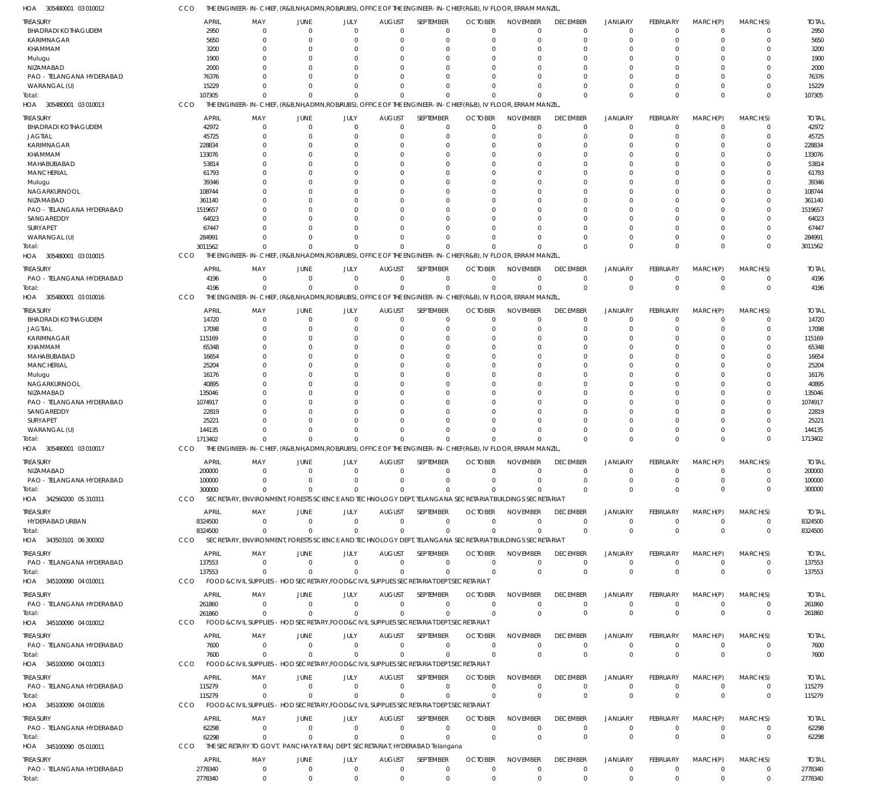HOA 305480001 03 010012 CCO THE ENGINEER- IN- CHIEF, (R&B,NH,ADMN,ROB/RUBS), OFFICE OF THE ENGINEER- IN- CHIEF(R&B), IV FLOOR, ERRAM MANZIL,

| TREASURY | APRIL | MAY | JUNE | JULY | AUGUST | SEPTEMBER | OCTOBER | NOVEMBER | DECEMBER | JANUARY | FEBRUARY | MARCH(P) | MARCH(S) | TOTAL |
|---|---|---|---|---|---|---|---|---|---|---|---|---|---|---|
| BHADRADI KOTHAGUDEM | 2950 | 0 | 0 | 0 | 0 | 0 | 0 | 0 | 0 | 0 | 0 | 0 | 0 | 2950 |
| KARIMNAGAR | 5650 | 0 | 0 | 0 | 0 | 0 | 0 | 0 | 0 | 0 | 0 | 0 | 0 | 5650 |
| KHAMMAM | 3200 | 0 | 0 | 0 | 0 | 0 | 0 | 0 | 0 | 0 | 0 | 0 | 0 | 3200 |
| Mulugu | 1900 | 0 | 0 | 0 | 0 | 0 | 0 | 0 | 0 | 0 | 0 | 0 | 0 | 1900 |
| NIZAMABAD | 2000 | 0 | 0 | 0 | 0 | 0 | 0 | 0 | 0 | 0 | 0 | 0 | 0 | 2000 |
| PAO - TELANGANA HYDERABAD | 76376 | 0 | 0 | 0 | 0 | 0 | 0 | 0 | 0 | 0 | 0 | 0 | 0 | 76376 |
| WARANGAL (U) | 15229 | 0 | 0 | 0 | 0 | 0 | 0 | 0 | 0 | 0 | 0 | 0 | 0 | 15229 |
| Total: | 107305 | 0 | 0 | 0 | 0 | 0 | 0 | 0 | 0 | 0 | 0 | 0 | 0 | 107305 |

HOA 305480001 03 010013 CCO THE ENGINEER- IN- CHIEF, (R&B,NH,ADMN,ROB/RUBS), OFFICE OF THE ENGINEER- IN- CHIEF(R&B), IV FLOOR, ERRAM MANZIL,

| TREASURY | APRIL | MAY | JUNE | JULY | AUGUST | SEPTEMBER | OCTOBER | NOVEMBER | DECEMBER | JANUARY | FEBRUARY | MARCH(P) | MARCH(S) | TOTAL |
|---|---|---|---|---|---|---|---|---|---|---|---|---|---|---|
| BHADRADI KOTHAGUDEM | 42972 | 0 | 0 | 0 | 0 | 0 | 0 | 0 | 0 | 0 | 0 | 0 | 0 | 42972 |
| JAGTIAL | 45725 | 0 | 0 | 0 | 0 | 0 | 0 | 0 | 0 | 0 | 0 | 0 | 0 | 45725 |
| KARIMNAGAR | 228834 | 0 | 0 | 0 | 0 | 0 | 0 | 0 | 0 | 0 | 0 | 0 | 0 | 228834 |
| KHAMMAM | 133076 | 0 | 0 | 0 | 0 | 0 | 0 | 0 | 0 | 0 | 0 | 0 | 0 | 133076 |
| MAHABUBABAD | 53814 | 0 | 0 | 0 | 0 | 0 | 0 | 0 | 0 | 0 | 0 | 0 | 0 | 53814 |
| MANCHERIAL | 61793 | 0 | 0 | 0 | 0 | 0 | 0 | 0 | 0 | 0 | 0 | 0 | 0 | 61793 |
| Mulugu | 39346 | 0 | 0 | 0 | 0 | 0 | 0 | 0 | 0 | 0 | 0 | 0 | 0 | 39346 |
| NAGARKURNOOL | 108744 | 0 | 0 | 0 | 0 | 0 | 0 | 0 | 0 | 0 | 0 | 0 | 0 | 108744 |
| NIZAMABAD | 361140 | 0 | 0 | 0 | 0 | 0 | 0 | 0 | 0 | 0 | 0 | 0 | 0 | 361140 |
| PAO - TELANGANA HYDERABAD | 1519657 | 0 | 0 | 0 | 0 | 0 | 0 | 0 | 0 | 0 | 0 | 0 | 0 | 1519657 |
| SANGAREDDY | 64023 | 0 | 0 | 0 | 0 | 0 | 0 | 0 | 0 | 0 | 0 | 0 | 0 | 64023 |
| SURYAPET | 67447 | 0 | 0 | 0 | 0 | 0 | 0 | 0 | 0 | 0 | 0 | 0 | 0 | 67447 |
| WARANGAL (U) | 284991 | 0 | 0 | 0 | 0 | 0 | 0 | 0 | 0 | 0 | 0 | 0 | 0 | 284991 |
| Total: | 3011562 | 0 | 0 | 0 | 0 | 0 | 0 | 0 | 0 | 0 | 0 | 0 | 0 | 3011562 |

HOA 305480001 03 010015 CCO THE ENGINEER- IN- CHIEF, (R&B,NH,ADMN,ROB/RUBS), OFFICE OF THE ENGINEER- IN- CHIEF(R&B), IV FLOOR, ERRAM MANZIL,

| TREASURY | APRIL | MAY | JUNE | JULY | AUGUST | SEPTEMBER | OCTOBER | NOVEMBER | DECEMBER | JANUARY | FEBRUARY | MARCH(P) | MARCH(S) | TOTAL |
|---|---|---|---|---|---|---|---|---|---|---|---|---|---|---|
| PAO - TELANGANA HYDERABAD | 4196 | 0 | 0 | 0 | 0 | 0 | 0 | 0 | 0 | 0 | 0 | 0 | 0 | 4196 |
| Total: | 4196 | 0 | 0 | 0 | 0 | 0 | 0 | 0 | 0 | 0 | 0 | 0 | 0 | 4196 |

HOA 305480001 03 010016 CCO THE ENGINEER- IN- CHIEF, (R&B,NH,ADMN,ROB/RUBS), OFFICE OF THE ENGINEER- IN- CHIEF(R&B), IV FLOOR, ERRAM MANZIL,

| TREASURY | APRIL | MAY | JUNE | JULY | AUGUST | SEPTEMBER | OCTOBER | NOVEMBER | DECEMBER | JANUARY | FEBRUARY | MARCH(P) | MARCH(S) | TOTAL |
|---|---|---|---|---|---|---|---|---|---|---|---|---|---|---|
| BHADRADI KOTHAGUDEM | 14720 | 0 | 0 | 0 | 0 | 0 | 0 | 0 | 0 | 0 | 0 | 0 | 0 | 14720 |
| JAGTIAL | 17098 | 0 | 0 | 0 | 0 | 0 | 0 | 0 | 0 | 0 | 0 | 0 | 0 | 17098 |
| KARIMNAGAR | 115169 | 0 | 0 | 0 | 0 | 0 | 0 | 0 | 0 | 0 | 0 | 0 | 0 | 115169 |
| KHAMMAM | 65348 | 0 | 0 | 0 | 0 | 0 | 0 | 0 | 0 | 0 | 0 | 0 | 0 | 65348 |
| MAHABUBABAD | 16654 | 0 | 0 | 0 | 0 | 0 | 0 | 0 | 0 | 0 | 0 | 0 | 0 | 16654 |
| MANCHERIAL | 25204 | 0 | 0 | 0 | 0 | 0 | 0 | 0 | 0 | 0 | 0 | 0 | 0 | 25204 |
| Mulugu | 16176 | 0 | 0 | 0 | 0 | 0 | 0 | 0 | 0 | 0 | 0 | 0 | 0 | 16176 |
| NAGARKURNOOL | 40895 | 0 | 0 | 0 | 0 | 0 | 0 | 0 | 0 | 0 | 0 | 0 | 0 | 40895 |
| NIZAMABAD | 135046 | 0 | 0 | 0 | 0 | 0 | 0 | 0 | 0 | 0 | 0 | 0 | 0 | 135046 |
| PAO - TELANGANA HYDERABAD | 1074917 | 0 | 0 | 0 | 0 | 0 | 0 | 0 | 0 | 0 | 0 | 0 | 0 | 1074917 |
| SANGAREDDY | 22819 | 0 | 0 | 0 | 0 | 0 | 0 | 0 | 0 | 0 | 0 | 0 | 0 | 22819 |
| SURYAPET | 25221 | 0 | 0 | 0 | 0 | 0 | 0 | 0 | 0 | 0 | 0 | 0 | 0 | 25221 |
| WARANGAL (U) | 144135 | 0 | 0 | 0 | 0 | 0 | 0 | 0 | 0 | 0 | 0 | 0 | 0 | 144135 |
| Total: | 1713402 | 0 | 0 | 0 | 0 | 0 | 0 | 0 | 0 | 0 | 0 | 0 | 0 | 1713402 |

HOA 305480001 03 010017 CCO THE ENGINEER- IN- CHIEF, (R&B,NH,ADMN,ROB/RUBS), OFFICE OF THE ENGINEER- IN- CHIEF(R&B), IV FLOOR, ERRAM MANZIL,

| TREASURY | APRIL | MAY | JUNE | JULY | AUGUST | SEPTEMBER | OCTOBER | NOVEMBER | DECEMBER | JANUARY | FEBRUARY | MARCH(P) | MARCH(S) | TOTAL |
|---|---|---|---|---|---|---|---|---|---|---|---|---|---|---|
| NIZAMABAD | 200000 | 0 | 0 | 0 | 0 | 0 | 0 | 0 | 0 | 0 | 0 | 0 | 0 | 200000 |
| PAO - TELANGANA HYDERABAD | 100000 | 0 | 0 | 0 | 0 | 0 | 0 | 0 | 0 | 0 | 0 | 0 | 0 | 100000 |
| Total: | 300000 | 0 | 0 | 0 | 0 | 0 | 0 | 0 | 0 | 0 | 0 | 0 | 0 | 300000 |

HOA 342560200 05 310311 CCO SECRETARY, ENVIRONMENT, FORESTS SCIENCE AND TECHNOLOGY DEPT, TELANGANA SECRETARIAT BUILDINGS SECRETARIAT

| TREASURY | APRIL | MAY | JUNE | JULY | AUGUST | SEPTEMBER | OCTOBER | NOVEMBER | DECEMBER | JANUARY | FEBRUARY | MARCH(P) | MARCH(S) | TOTAL |
|---|---|---|---|---|---|---|---|---|---|---|---|---|---|---|
| HYDERABAD URBAN | 8324500 | 0 | 0 | 0 | 0 | 0 | 0 | 0 | 0 | 0 | 0 | 0 | 0 | 8324500 |
| Total: | 8324500 | 0 | 0 | 0 | 0 | 0 | 0 | 0 | 0 | 0 | 0 | 0 | 0 | 8324500 |

HOA 343503101 06 300302 CCO SECRETARY, ENVIRONMENT, FORESTS SCIENCE AND TECHNOLOGY DEPT, TELANGANA SECRETARIAT BUILDINGS SECRETARIAT

| TREASURY | APRIL | MAY | JUNE | JULY | AUGUST | SEPTEMBER | OCTOBER | NOVEMBER | DECEMBER | JANUARY | FEBRUARY | MARCH(P) | MARCH(S) | TOTAL |
|---|---|---|---|---|---|---|---|---|---|---|---|---|---|---|
| PAO - TELANGANA HYDERABAD | 137553 | 0 | 0 | 0 | 0 | 0 | 0 | 0 | 0 | 0 | 0 | 0 | 0 | 137553 |
| Total: | 137553 | 0 | 0 | 0 | 0 | 0 | 0 | 0 | 0 | 0 | 0 | 0 | 0 | 137553 |

HOA 345100090 04 010011 CCO FOOD & CIVIL SUPPLIES - HOD SECRETARY,FOOD&CIVIL SUPPLIES SECRETARIAT DEPT,SECRETARIAT

| TREASURY | APRIL | MAY | JUNE | JULY | AUGUST | SEPTEMBER | OCTOBER | NOVEMBER | DECEMBER | JANUARY | FEBRUARY | MARCH(P) | MARCH(S) | TOTAL |
|---|---|---|---|---|---|---|---|---|---|---|---|---|---|---|
| PAO - TELANGANA HYDERABAD | 261860 | 0 | 0 | 0 | 0 | 0 | 0 | 0 | 0 | 0 | 0 | 0 | 0 | 261860 |
| Total: | 261860 | 0 | 0 | 0 | 0 | 0 | 0 | 0 | 0 | 0 | 0 | 0 | 0 | 261860 |

HOA 345100090 04 010012 CCO FOOD & CIVIL SUPPLIES - HOD SECRETARY,FOOD&CIVIL SUPPLIES SECRETARIAT DEPT,SECRETARIAT

| TREASURY | APRIL | MAY | JUNE | JULY | AUGUST | SEPTEMBER | OCTOBER | NOVEMBER | DECEMBER | JANUARY | FEBRUARY | MARCH(P) | MARCH(S) | TOTAL |
|---|---|---|---|---|---|---|---|---|---|---|---|---|---|---|
| PAO - TELANGANA HYDERABAD | 7600 | 0 | 0 | 0 | 0 | 0 | 0 | 0 | 0 | 0 | 0 | 0 | 0 | 7600 |
| Total: | 7600 | 0 | 0 | 0 | 0 | 0 | 0 | 0 | 0 | 0 | 0 | 0 | 0 | 7600 |

HOA 345100090 04 010013 CCO FOOD & CIVIL SUPPLIES - HOD SECRETARY,FOOD&CIVIL SUPPLIES SECRETARIAT DEPT,SECRETARIAT

| TREASURY | APRIL | MAY | JUNE | JULY | AUGUST | SEPTEMBER | OCTOBER | NOVEMBER | DECEMBER | JANUARY | FEBRUARY | MARCH(P) | MARCH(S) | TOTAL |
|---|---|---|---|---|---|---|---|---|---|---|---|---|---|---|
| PAO - TELANGANA HYDERABAD | 115279 | 0 | 0 | 0 | 0 | 0 | 0 | 0 | 0 | 0 | 0 | 0 | 0 | 115279 |
| Total: | 115279 | 0 | 0 | 0 | 0 | 0 | 0 | 0 | 0 | 0 | 0 | 0 | 0 | 115279 |

HOA 345100090 04 010016 CCO FOOD & CIVIL SUPPLIES - HOD SECRETARY,FOOD&CIVIL SUPPLIES SECRETARIAT DEPT,SECRETARIAT

| TREASURY | APRIL | MAY | JUNE | JULY | AUGUST | SEPTEMBER | OCTOBER | NOVEMBER | DECEMBER | JANUARY | FEBRUARY | MARCH(P) | MARCH(S) | TOTAL |
|---|---|---|---|---|---|---|---|---|---|---|---|---|---|---|
| PAO - TELANGANA HYDERABAD | 62298 | 0 | 0 | 0 | 0 | 0 | 0 | 0 | 0 | 0 | 0 | 0 | 0 | 62298 |
| Total: | 62298 | 0 | 0 | 0 | 0 | 0 | 0 | 0 | 0 | 0 | 0 | 0 | 0 | 62298 |

HOA 345100090 05 010011 CCO THE SECRETARY TO GOVT. PANCHAYATI RAJ DEPT. SECRETARIAT, HYDERABAD Telangana

| TREASURY | APRIL | MAY | JUNE | JULY | AUGUST | SEPTEMBER | OCTOBER | NOVEMBER | DECEMBER | JANUARY | FEBRUARY | MARCH(P) | MARCH(S) | TOTAL |
|---|---|---|---|---|---|---|---|---|---|---|---|---|---|---|
| PAO - TELANGANA HYDERABAD | 2778340 | 0 | 0 | 0 | 0 | 0 | 0 | 0 | 0 | 0 | 0 | 0 | 0 | 2778340 |
| Total: | 2778340 | 0 | 0 | 0 | 0 | 0 | 0 | 0 | 0 | 0 | 0 | 0 | 0 | 2778340 |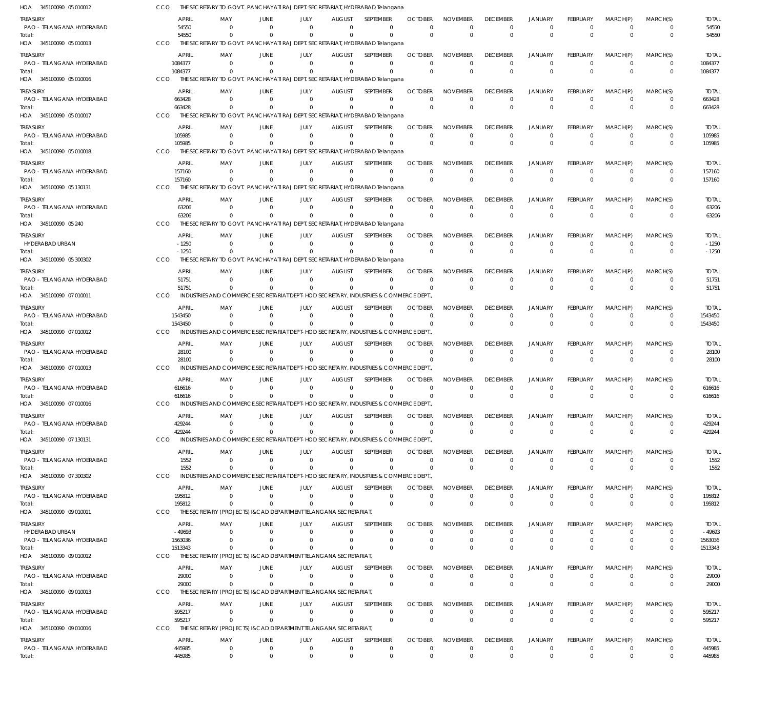HOA 345100090 05 010012 CCO THE SECRETARY TO GOVT. PANCHAYATI RAJ DEPT. SECRETARIAT, HYDERABAD Telangana

| TREASURY | APRIL | MAY | JUNE | JULY | AUGUST | SEPTEMBER | OCTOBER | NOVEMBER | DECEMBER | JANUARY | FEBRUARY | MARCH(P) | MARCH(S) | TOTAL |
|---|---|---|---|---|---|---|---|---|---|---|---|---|---|---|
| PAO - TELANGANA HYDERABAD | 54550 | 0 | 0 | 0 | 0 | 0 | 0 | 0 | 0 | 0 | 0 | 0 | 0 | 54550 |
| Total: | 54550 | 0 | 0 | 0 | 0 | 0 | 0 | 0 | 0 | 0 | 0 | 0 | 0 | 54550 |

HOA 345100090 05 010013 CCO THE SECRETARY TO GOVT. PANCHAYATI RAJ DEPT. SECRETARIAT, HYDERABAD Telangana

| TREASURY | APRIL | MAY | JUNE | JULY | AUGUST | SEPTEMBER | OCTOBER | NOVEMBER | DECEMBER | JANUARY | FEBRUARY | MARCH(P) | MARCH(S) | TOTAL |
|---|---|---|---|---|---|---|---|---|---|---|---|---|---|---|
| PAO - TELANGANA HYDERABAD | 1084377 | 0 | 0 | 0 | 0 | 0 | 0 | 0 | 0 | 0 | 0 | 0 | 0 | 1084377 |
| Total: | 1084377 | 0 | 0 | 0 | 0 | 0 | 0 | 0 | 0 | 0 | 0 | 0 | 0 | 1084377 |

HOA 345100090 05 010016 CCO THE SECRETARY TO GOVT. PANCHAYATI RAJ DEPT. SECRETARIAT, HYDERABAD Telangana

| TREASURY | APRIL | MAY | JUNE | JULY | AUGUST | SEPTEMBER | OCTOBER | NOVEMBER | DECEMBER | JANUARY | FEBRUARY | MARCH(P) | MARCH(S) | TOTAL |
|---|---|---|---|---|---|---|---|---|---|---|---|---|---|---|
| PAO - TELANGANA HYDERABAD | 663428 | 0 | 0 | 0 | 0 | 0 | 0 | 0 | 0 | 0 | 0 | 0 | 0 | 663428 |
| Total: | 663428 | 0 | 0 | 0 | 0 | 0 | 0 | 0 | 0 | 0 | 0 | 0 | 0 | 663428 |

HOA 345100090 05 010017 CCO THE SECRETARY TO GOVT. PANCHAYATI RAJ DEPT. SECRETARIAT, HYDERABAD Telangana

| TREASURY | APRIL | MAY | JUNE | JULY | AUGUST | SEPTEMBER | OCTOBER | NOVEMBER | DECEMBER | JANUARY | FEBRUARY | MARCH(P) | MARCH(S) | TOTAL |
|---|---|---|---|---|---|---|---|---|---|---|---|---|---|---|
| PAO - TELANGANA HYDERABAD | 105985 | 0 | 0 | 0 | 0 | 0 | 0 | 0 | 0 | 0 | 0 | 0 | 0 | 105985 |
| Total: | 105985 | 0 | 0 | 0 | 0 | 0 | 0 | 0 | 0 | 0 | 0 | 0 | 0 | 105985 |

HOA 345100090 05 010018 CCO THE SECRETARY TO GOVT. PANCHAYATI RAJ DEPT. SECRETARIAT, HYDERABAD Telangana

| TREASURY | APRIL | MAY | JUNE | JULY | AUGUST | SEPTEMBER | OCTOBER | NOVEMBER | DECEMBER | JANUARY | FEBRUARY | MARCH(P) | MARCH(S) | TOTAL |
|---|---|---|---|---|---|---|---|---|---|---|---|---|---|---|
| PAO - TELANGANA HYDERABAD | 157160 | 0 | 0 | 0 | 0 | 0 | 0 | 0 | 0 | 0 | 0 | 0 | 0 | 157160 |
| Total: | 157160 | 0 | 0 | 0 | 0 | 0 | 0 | 0 | 0 | 0 | 0 | 0 | 0 | 157160 |

HOA 345100090 05 130131 CCO THE SECRETARY TO GOVT. PANCHAYATI RAJ DEPT. SECRETARIAT, HYDERABAD Telangana

| TREASURY | APRIL | MAY | JUNE | JULY | AUGUST | SEPTEMBER | OCTOBER | NOVEMBER | DECEMBER | JANUARY | FEBRUARY | MARCH(P) | MARCH(S) | TOTAL |
|---|---|---|---|---|---|---|---|---|---|---|---|---|---|---|
| PAO - TELANGANA HYDERABAD | 63206 | 0 | 0 | 0 | 0 | 0 | 0 | 0 | 0 | 0 | 0 | 0 | 0 | 63206 |
| Total: | 63206 | 0 | 0 | 0 | 0 | 0 | 0 | 0 | 0 | 0 | 0 | 0 | 0 | 63206 |

HOA 345100090 05 240 CCO THE SECRETARY TO GOVT. PANCHAYATI RAJ DEPT. SECRETARIAT, HYDERABAD Telangana

| TREASURY | APRIL | MAY | JUNE | JULY | AUGUST | SEPTEMBER | OCTOBER | NOVEMBER | DECEMBER | JANUARY | FEBRUARY | MARCH(P) | MARCH(S) | TOTAL |
|---|---|---|---|---|---|---|---|---|---|---|---|---|---|---|
| HYDERABAD URBAN | -1250 | 0 | 0 | 0 | 0 | 0 | 0 | 0 | 0 | 0 | 0 | 0 | 0 | -1250 |
| Total: | -1250 | 0 | 0 | 0 | 0 | 0 | 0 | 0 | 0 | 0 | 0 | 0 | 0 | -1250 |

HOA 345100090 05 300302 CCO THE SECRETARY TO GOVT. PANCHAYATI RAJ DEPT. SECRETARIAT, HYDERABAD Telangana

| TREASURY | APRIL | MAY | JUNE | JULY | AUGUST | SEPTEMBER | OCTOBER | NOVEMBER | DECEMBER | JANUARY | FEBRUARY | MARCH(P) | MARCH(S) | TOTAL |
|---|---|---|---|---|---|---|---|---|---|---|---|---|---|---|
| PAO - TELANGANA HYDERABAD | 51751 | 0 | 0 | 0 | 0 | 0 | 0 | 0 | 0 | 0 | 0 | 0 | 0 | 51751 |
| Total: | 51751 | 0 | 0 | 0 | 0 | 0 | 0 | 0 | 0 | 0 | 0 | 0 | 0 | 51751 |

HOA 345100090 07 010011 CCO INDUSTRIES AND COMMERCE,SECRETARIAT DEPT- HOD SECRETARY, INDUSTRIES & COMMERCE DEPT.,

| TREASURY | APRIL | MAY | JUNE | JULY | AUGUST | SEPTEMBER | OCTOBER | NOVEMBER | DECEMBER | JANUARY | FEBRUARY | MARCH(P) | MARCH(S) | TOTAL |
|---|---|---|---|---|---|---|---|---|---|---|---|---|---|---|
| PAO - TELANGANA HYDERABAD | 1543450 | 0 | 0 | 0 | 0 | 0 | 0 | 0 | 0 | 0 | 0 | 0 | 0 | 1543450 |
| Total: | 1543450 | 0 | 0 | 0 | 0 | 0 | 0 | 0 | 0 | 0 | 0 | 0 | 0 | 1543450 |

HOA 345100090 07 010012 CCO INDUSTRIES AND COMMERCE,SECRETARIAT DEPT- HOD SECRETARY, INDUSTRIES & COMMERCE DEPT.,

| TREASURY | APRIL | MAY | JUNE | JULY | AUGUST | SEPTEMBER | OCTOBER | NOVEMBER | DECEMBER | JANUARY | FEBRUARY | MARCH(P) | MARCH(S) | TOTAL |
|---|---|---|---|---|---|---|---|---|---|---|---|---|---|---|
| PAO - TELANGANA HYDERABAD | 28100 | 0 | 0 | 0 | 0 | 0 | 0 | 0 | 0 | 0 | 0 | 0 | 0 | 28100 |
| Total: | 28100 | 0 | 0 | 0 | 0 | 0 | 0 | 0 | 0 | 0 | 0 | 0 | 0 | 28100 |

HOA 345100090 07 010013 CCO INDUSTRIES AND COMMERCE,SECRETARIAT DEPT- HOD SECRETARY, INDUSTRIES & COMMERCE DEPT.,

| TREASURY | APRIL | MAY | JUNE | JULY | AUGUST | SEPTEMBER | OCTOBER | NOVEMBER | DECEMBER | JANUARY | FEBRUARY | MARCH(P) | MARCH(S) | TOTAL |
|---|---|---|---|---|---|---|---|---|---|---|---|---|---|---|
| PAO - TELANGANA HYDERABAD | 616616 | 0 | 0 | 0 | 0 | 0 | 0 | 0 | 0 | 0 | 0 | 0 | 0 | 616616 |
| Total: | 616616 | 0 | 0 | 0 | 0 | 0 | 0 | 0 | 0 | 0 | 0 | 0 | 0 | 616616 |

HOA 345100090 07 010016 CCO INDUSTRIES AND COMMERCE,SECRETARIAT DEPT- HOD SECRETARY, INDUSTRIES & COMMERCE DEPT.,

| TREASURY | APRIL | MAY | JUNE | JULY | AUGUST | SEPTEMBER | OCTOBER | NOVEMBER | DECEMBER | JANUARY | FEBRUARY | MARCH(P) | MARCH(S) | TOTAL |
|---|---|---|---|---|---|---|---|---|---|---|---|---|---|---|
| PAO - TELANGANA HYDERABAD | 429244 | 0 | 0 | 0 | 0 | 0 | 0 | 0 | 0 | 0 | 0 | 0 | 0 | 429244 |
| Total: | 429244 | 0 | 0 | 0 | 0 | 0 | 0 | 0 | 0 | 0 | 0 | 0 | 0 | 429244 |

HOA 345100090 07 130131 CCO INDUSTRIES AND COMMERCE,SECRETARIAT DEPT- HOD SECRETARY, INDUSTRIES & COMMERCE DEPT.,

| TREASURY | APRIL | MAY | JUNE | JULY | AUGUST | SEPTEMBER | OCTOBER | NOVEMBER | DECEMBER | JANUARY | FEBRUARY | MARCH(P) | MARCH(S) | TOTAL |
|---|---|---|---|---|---|---|---|---|---|---|---|---|---|---|
| PAO - TELANGANA HYDERABAD | 1552 | 0 | 0 | 0 | 0 | 0 | 0 | 0 | 0 | 0 | 0 | 0 | 0 | 1552 |
| Total: | 1552 | 0 | 0 | 0 | 0 | 0 | 0 | 0 | 0 | 0 | 0 | 0 | 0 | 1552 |

HOA 345100090 07 300302 CCO INDUSTRIES AND COMMERCE,SECRETARIAT DEPT- HOD SECRETARY, INDUSTRIES & COMMERCE DEPT.,

| TREASURY | APRIL | MAY | JUNE | JULY | AUGUST | SEPTEMBER | OCTOBER | NOVEMBER | DECEMBER | JANUARY | FEBRUARY | MARCH(P) | MARCH(S) | TOTAL |
|---|---|---|---|---|---|---|---|---|---|---|---|---|---|---|
| PAO - TELANGANA HYDERABAD | 195812 | 0 | 0 | 0 | 0 | 0 | 0 | 0 | 0 | 0 | 0 | 0 | 0 | 195812 |
| Total: | 195812 | 0 | 0 | 0 | 0 | 0 | 0 | 0 | 0 | 0 | 0 | 0 | 0 | 195812 |

HOA 345100090 09 010011 CCO THE SECRETARY (PROJECTS) I&CAD DEPARTMENT TELANGANA SECRETARIAT,

| TREASURY | APRIL | MAY | JUNE | JULY | AUGUST | SEPTEMBER | OCTOBER | NOVEMBER | DECEMBER | JANUARY | FEBRUARY | MARCH(P) | MARCH(S) | TOTAL |
|---|---|---|---|---|---|---|---|---|---|---|---|---|---|---|
| HYDERABAD URBAN | -49693 | 0 | 0 | 0 | 0 | 0 | 0 | 0 | 0 | 0 | 0 | 0 | 0 | -49693 |
| PAO - TELANGANA HYDERABAD | 1563036 | 0 | 0 | 0 | 0 | 0 | 0 | 0 | 0 | 0 | 0 | 0 | 0 | 1563036 |
| Total: | 1513343 | 0 | 0 | 0 | 0 | 0 | 0 | 0 | 0 | 0 | 0 | 0 | 0 | 1513343 |

HOA 345100090 09 010012 CCO THE SECRETARY (PROJECTS) I&CAD DEPARTMENT TELANGANA SECRETARIAT,

| TREASURY | APRIL | MAY | JUNE | JULY | AUGUST | SEPTEMBER | OCTOBER | NOVEMBER | DECEMBER | JANUARY | FEBRUARY | MARCH(P) | MARCH(S) | TOTAL |
|---|---|---|---|---|---|---|---|---|---|---|---|---|---|---|
| PAO - TELANGANA HYDERABAD | 29000 | 0 | 0 | 0 | 0 | 0 | 0 | 0 | 0 | 0 | 0 | 0 | 0 | 29000 |
| Total: | 29000 | 0 | 0 | 0 | 0 | 0 | 0 | 0 | 0 | 0 | 0 | 0 | 0 | 29000 |

HOA 345100090 09 010013 CCO THE SECRETARY (PROJECTS) I&CAD DEPARTMENT TELANGANA SECRETARIAT,

| TREASURY | APRIL | MAY | JUNE | JULY | AUGUST | SEPTEMBER | OCTOBER | NOVEMBER | DECEMBER | JANUARY | FEBRUARY | MARCH(P) | MARCH(S) | TOTAL |
|---|---|---|---|---|---|---|---|---|---|---|---|---|---|---|
| PAO - TELANGANA HYDERABAD | 595217 | 0 | 0 | 0 | 0 | 0 | 0 | 0 | 0 | 0 | 0 | 0 | 0 | 595217 |
| Total: | 595217 | 0 | 0 | 0 | 0 | 0 | 0 | 0 | 0 | 0 | 0 | 0 | 0 | 595217 |

HOA 345100090 09 010016 CCO THE SECRETARY (PROJECTS) I&CAD DEPARTMENT TELANGANA SECRETARIAT,

| TREASURY | APRIL | MAY | JUNE | JULY | AUGUST | SEPTEMBER | OCTOBER | NOVEMBER | DECEMBER | JANUARY | FEBRUARY | MARCH(P) | MARCH(S) | TOTAL |
|---|---|---|---|---|---|---|---|---|---|---|---|---|---|---|
| PAO - TELANGANA HYDERABAD | 445985 | 0 | 0 | 0 | 0 | 0 | 0 | 0 | 0 | 0 | 0 | 0 | 0 | 445985 |
| Total: | 445985 | 0 | 0 | 0 | 0 | 0 | 0 | 0 | 0 | 0 | 0 | 0 | 0 | 445985 |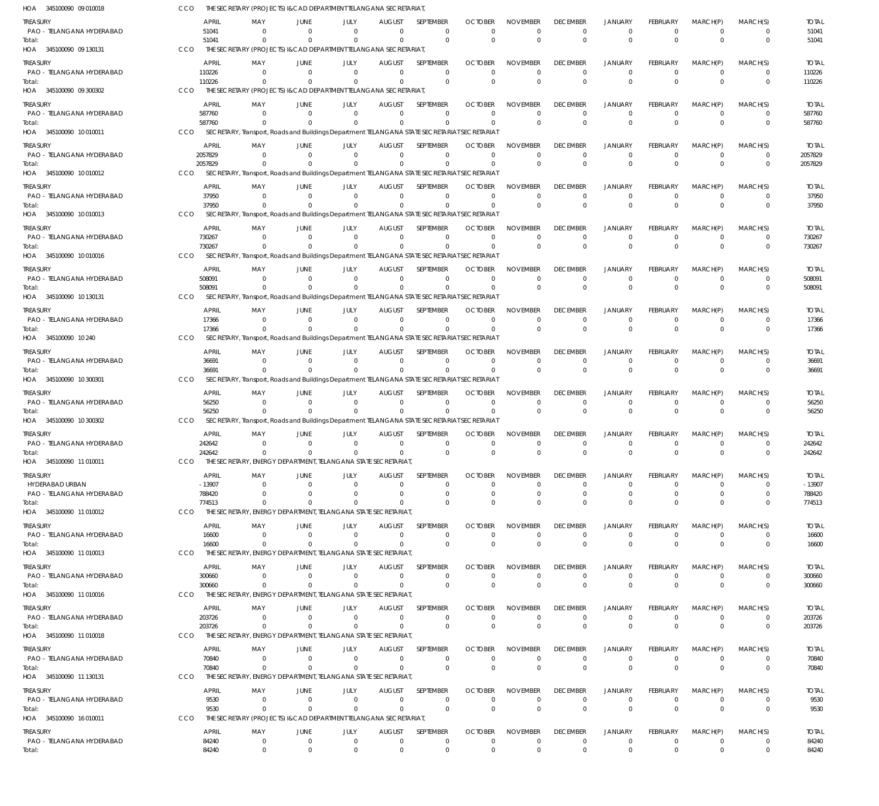HOA 345100090 09 010018 CCO THE SECRETARY (PROJECTS) I&CAD DEPARTMENT TELANGANA SECRETARIAT,

| TREASURY | APRIL | MAY | JUNE | JULY | AUGUST | SEPTEMBER | OCTOBER | NOVEMBER | DECEMBER | JANUARY | FEBRUARY | MARCH(P) | MARCH(S) | TOTAL |
|---|---|---|---|---|---|---|---|---|---|---|---|---|---|---|
| PAO - TELANGANA HYDERABAD | 51041 | 0 | 0 | 0 | 0 | 0 | 0 | 0 | 0 | 0 | 0 | 0 | 0 | 51041 |
| Total: | 51041 | 0 | 0 | 0 | 0 | 0 | 0 | 0 | 0 | 0 | 0 | 0 | 0 | 51041 |

HOA 345100090 09 130131 CCO THE SECRETARY (PROJECTS) I&CAD DEPARTMENT TELANGANA SECRETARIAT,

| TREASURY | APRIL | MAY | JUNE | JULY | AUGUST | SEPTEMBER | OCTOBER | NOVEMBER | DECEMBER | JANUARY | FEBRUARY | MARCH(P) | MARCH(S) | TOTAL |
|---|---|---|---|---|---|---|---|---|---|---|---|---|---|---|
| PAO - TELANGANA HYDERABAD | 110226 | 0 | 0 | 0 | 0 | 0 | 0 | 0 | 0 | 0 | 0 | 0 | 0 | 110226 |
| Total: | 110226 | 0 | 0 | 0 | 0 | 0 | 0 | 0 | 0 | 0 | 0 | 0 | 0 | 110226 |

HOA 345100090 09 300302 CCO THE SECRETARY (PROJECTS) I&CAD DEPARTMENT TELANGANA SECRETARIAT,

| TREASURY | APRIL | MAY | JUNE | JULY | AUGUST | SEPTEMBER | OCTOBER | NOVEMBER | DECEMBER | JANUARY | FEBRUARY | MARCH(P) | MARCH(S) | TOTAL |
|---|---|---|---|---|---|---|---|---|---|---|---|---|---|---|
| PAO - TELANGANA HYDERABAD | 587760 | 0 | 0 | 0 | 0 | 0 | 0 | 0 | 0 | 0 | 0 | 0 | 0 | 587760 |
| Total: | 587760 | 0 | 0 | 0 | 0 | 0 | 0 | 0 | 0 | 0 | 0 | 0 | 0 | 587760 |

HOA 345100090 10 010011 CCO SECRETARY, Transport, Roads and Buildings Department TELANGANA STATE SECRETARIAT SECRETARIAT

| TREASURY | APRIL | MAY | JUNE | JULY | AUGUST | SEPTEMBER | OCTOBER | NOVEMBER | DECEMBER | JANUARY | FEBRUARY | MARCH(P) | MARCH(S) | TOTAL |
|---|---|---|---|---|---|---|---|---|---|---|---|---|---|---|
| PAO - TELANGANA HYDERABAD | 2057829 | 0 | 0 | 0 | 0 | 0 | 0 | 0 | 0 | 0 | 0 | 0 | 0 | 2057829 |
| Total: | 2057829 | 0 | 0 | 0 | 0 | 0 | 0 | 0 | 0 | 0 | 0 | 0 | 0 | 2057829 |

HOA 345100090 10 010012 CCO SECRETARY, Transport, Roads and Buildings Department TELANGANA STATE SECRETARIAT SECRETARIAT

| TREASURY | APRIL | MAY | JUNE | JULY | AUGUST | SEPTEMBER | OCTOBER | NOVEMBER | DECEMBER | JANUARY | FEBRUARY | MARCH(P) | MARCH(S) | TOTAL |
|---|---|---|---|---|---|---|---|---|---|---|---|---|---|---|
| PAO - TELANGANA HYDERABAD | 37950 | 0 | 0 | 0 | 0 | 0 | 0 | 0 | 0 | 0 | 0 | 0 | 0 | 37950 |
| Total: | 37950 | 0 | 0 | 0 | 0 | 0 | 0 | 0 | 0 | 0 | 0 | 0 | 0 | 37950 |

HOA 345100090 10 010013 CCO SECRETARY, Transport, Roads and Buildings Department TELANGANA STATE SECRETARIAT SECRETARIAT

| TREASURY | APRIL | MAY | JUNE | JULY | AUGUST | SEPTEMBER | OCTOBER | NOVEMBER | DECEMBER | JANUARY | FEBRUARY | MARCH(P) | MARCH(S) | TOTAL |
|---|---|---|---|---|---|---|---|---|---|---|---|---|---|---|
| PAO - TELANGANA HYDERABAD | 730267 | 0 | 0 | 0 | 0 | 0 | 0 | 0 | 0 | 0 | 0 | 0 | 0 | 730267 |
| Total: | 730267 | 0 | 0 | 0 | 0 | 0 | 0 | 0 | 0 | 0 | 0 | 0 | 0 | 730267 |

HOA 345100090 10 010016 CCO SECRETARY, Transport, Roads and Buildings Department TELANGANA STATE SECRETARIAT SECRETARIAT

| TREASURY | APRIL | MAY | JUNE | JULY | AUGUST | SEPTEMBER | OCTOBER | NOVEMBER | DECEMBER | JANUARY | FEBRUARY | MARCH(P) | MARCH(S) | TOTAL |
|---|---|---|---|---|---|---|---|---|---|---|---|---|---|---|
| PAO - TELANGANA HYDERABAD | 508091 | 0 | 0 | 0 | 0 | 0 | 0 | 0 | 0 | 0 | 0 | 0 | 0 | 508091 |
| Total: | 508091 | 0 | 0 | 0 | 0 | 0 | 0 | 0 | 0 | 0 | 0 | 0 | 0 | 508091 |

HOA 345100090 10 130131 CCO SECRETARY, Transport, Roads and Buildings Department TELANGANA STATE SECRETARIAT SECRETARIAT

| TREASURY | APRIL | MAY | JUNE | JULY | AUGUST | SEPTEMBER | OCTOBER | NOVEMBER | DECEMBER | JANUARY | FEBRUARY | MARCH(P) | MARCH(S) | TOTAL |
|---|---|---|---|---|---|---|---|---|---|---|---|---|---|---|
| PAO - TELANGANA HYDERABAD | 17366 | 0 | 0 | 0 | 0 | 0 | 0 | 0 | 0 | 0 | 0 | 0 | 0 | 17366 |
| Total: | 17366 | 0 | 0 | 0 | 0 | 0 | 0 | 0 | 0 | 0 | 0 | 0 | 0 | 17366 |

HOA 345100090 10 240 CCO SECRETARY, Transport, Roads and Buildings Department TELANGANA STATE SECRETARIAT SECRETARIAT

| TREASURY | APRIL | MAY | JUNE | JULY | AUGUST | SEPTEMBER | OCTOBER | NOVEMBER | DECEMBER | JANUARY | FEBRUARY | MARCH(P) | MARCH(S) | TOTAL |
|---|---|---|---|---|---|---|---|---|---|---|---|---|---|---|
| PAO - TELANGANA HYDERABAD | 36691 | 0 | 0 | 0 | 0 | 0 | 0 | 0 | 0 | 0 | 0 | 0 | 0 | 36691 |
| Total: | 36691 | 0 | 0 | 0 | 0 | 0 | 0 | 0 | 0 | 0 | 0 | 0 | 0 | 36691 |

HOA 345100090 10 300301 CCO SECRETARY, Transport, Roads and Buildings Department TELANGANA STATE SECRETARIAT SECRETARIAT

| TREASURY | APRIL | MAY | JUNE | JULY | AUGUST | SEPTEMBER | OCTOBER | NOVEMBER | DECEMBER | JANUARY | FEBRUARY | MARCH(P) | MARCH(S) | TOTAL |
|---|---|---|---|---|---|---|---|---|---|---|---|---|---|---|
| PAO - TELANGANA HYDERABAD | 56250 | 0 | 0 | 0 | 0 | 0 | 0 | 0 | 0 | 0 | 0 | 0 | 0 | 56250 |
| Total: | 56250 | 0 | 0 | 0 | 0 | 0 | 0 | 0 | 0 | 0 | 0 | 0 | 0 | 56250 |

HOA 345100090 10 300302 CCO SECRETARY, Transport, Roads and Buildings Department TELANGANA STATE SECRETARIAT SECRETARIAT

| TREASURY | APRIL | MAY | JUNE | JULY | AUGUST | SEPTEMBER | OCTOBER | NOVEMBER | DECEMBER | JANUARY | FEBRUARY | MARCH(P) | MARCH(S) | TOTAL |
|---|---|---|---|---|---|---|---|---|---|---|---|---|---|---|
| PAO - TELANGANA HYDERABAD | 242642 | 0 | 0 | 0 | 0 | 0 | 0 | 0 | 0 | 0 | 0 | 0 | 0 | 242642 |
| Total: | 242642 | 0 | 0 | 0 | 0 | 0 | 0 | 0 | 0 | 0 | 0 | 0 | 0 | 242642 |

HOA 345100090 11 010011 CCO THE SECRETARY, ENERGY DEPARTMENT, TELANGANA STATE SECRETARIAT,

| TREASURY | APRIL | MAY | JUNE | JULY | AUGUST | SEPTEMBER | OCTOBER | NOVEMBER | DECEMBER | JANUARY | FEBRUARY | MARCH(P) | MARCH(S) | TOTAL |
|---|---|---|---|---|---|---|---|---|---|---|---|---|---|---|
| HYDERABAD URBAN | -13907 | 0 | 0 | 0 | 0 | 0 | 0 | 0 | 0 | 0 | 0 | 0 | 0 | -13907 |
| PAO - TELANGANA HYDERABAD | 788420 | 0 | 0 | 0 | 0 | 0 | 0 | 0 | 0 | 0 | 0 | 0 | 0 | 788420 |
| Total: | 774513 | 0 | 0 | 0 | 0 | 0 | 0 | 0 | 0 | 0 | 0 | 0 | 0 | 774513 |

HOA 345100090 11 010012 CCO THE SECRETARY, ENERGY DEPARTMENT, TELANGANA STATE SECRETARIAT,

| TREASURY | APRIL | MAY | JUNE | JULY | AUGUST | SEPTEMBER | OCTOBER | NOVEMBER | DECEMBER | JANUARY | FEBRUARY | MARCH(P) | MARCH(S) | TOTAL |
|---|---|---|---|---|---|---|---|---|---|---|---|---|---|---|
| PAO - TELANGANA HYDERABAD | 16600 | 0 | 0 | 0 | 0 | 0 | 0 | 0 | 0 | 0 | 0 | 0 | 0 | 16600 |
| Total: | 16600 | 0 | 0 | 0 | 0 | 0 | 0 | 0 | 0 | 0 | 0 | 0 | 0 | 16600 |

HOA 345100090 11 010013 CCO THE SECRETARY, ENERGY DEPARTMENT, TELANGANA STATE SECRETARIAT,

| TREASURY | APRIL | MAY | JUNE | JULY | AUGUST | SEPTEMBER | OCTOBER | NOVEMBER | DECEMBER | JANUARY | FEBRUARY | MARCH(P) | MARCH(S) | TOTAL |
|---|---|---|---|---|---|---|---|---|---|---|---|---|---|---|
| PAO - TELANGANA HYDERABAD | 300660 | 0 | 0 | 0 | 0 | 0 | 0 | 0 | 0 | 0 | 0 | 0 | 0 | 300660 |
| Total: | 300660 | 0 | 0 | 0 | 0 | 0 | 0 | 0 | 0 | 0 | 0 | 0 | 0 | 300660 |

HOA 345100090 11 010016 CCO THE SECRETARY, ENERGY DEPARTMENT, TELANGANA STATE SECRETARIAT,

| TREASURY | APRIL | MAY | JUNE | JULY | AUGUST | SEPTEMBER | OCTOBER | NOVEMBER | DECEMBER | JANUARY | FEBRUARY | MARCH(P) | MARCH(S) | TOTAL |
|---|---|---|---|---|---|---|---|---|---|---|---|---|---|---|
| PAO - TELANGANA HYDERABAD | 203726 | 0 | 0 | 0 | 0 | 0 | 0 | 0 | 0 | 0 | 0 | 0 | 0 | 203726 |
| Total: | 203726 | 0 | 0 | 0 | 0 | 0 | 0 | 0 | 0 | 0 | 0 | 0 | 0 | 203726 |

HOA 345100090 11 010018 CCO THE SECRETARY, ENERGY DEPARTMENT, TELANGANA STATE SECRETARIAT,

| TREASURY | APRIL | MAY | JUNE | JULY | AUGUST | SEPTEMBER | OCTOBER | NOVEMBER | DECEMBER | JANUARY | FEBRUARY | MARCH(P) | MARCH(S) | TOTAL |
|---|---|---|---|---|---|---|---|---|---|---|---|---|---|---|
| PAO - TELANGANA HYDERABAD | 70840 | 0 | 0 | 0 | 0 | 0 | 0 | 0 | 0 | 0 | 0 | 0 | 0 | 70840 |
| Total: | 70840 | 0 | 0 | 0 | 0 | 0 | 0 | 0 | 0 | 0 | 0 | 0 | 0 | 70840 |

HOA 345100090 11 130131 CCO THE SECRETARY, ENERGY DEPARTMENT, TELANGANA STATE SECRETARIAT,

| TREASURY | APRIL | MAY | JUNE | JULY | AUGUST | SEPTEMBER | OCTOBER | NOVEMBER | DECEMBER | JANUARY | FEBRUARY | MARCH(P) | MARCH(S) | TOTAL |
|---|---|---|---|---|---|---|---|---|---|---|---|---|---|---|
| PAO - TELANGANA HYDERABAD | 9530 | 0 | 0 | 0 | 0 | 0 | 0 | 0 | 0 | 0 | 0 | 0 | 0 | 9530 |
| Total: | 9530 | 0 | 0 | 0 | 0 | 0 | 0 | 0 | 0 | 0 | 0 | 0 | 0 | 9530 |

HOA 345100090 16 010011 CCO THE SECRETARY (PROJECTS) I&CAD DEPARTMENT TELANGANA SECRETARIAT,

| TREASURY | APRIL | MAY | JUNE | JULY | AUGUST | SEPTEMBER | OCTOBER | NOVEMBER | DECEMBER | JANUARY | FEBRUARY | MARCH(P) | MARCH(S) | TOTAL |
|---|---|---|---|---|---|---|---|---|---|---|---|---|---|---|
| PAO - TELANGANA HYDERABAD | 84240 | 0 | 0 | 0 | 0 | 0 | 0 | 0 | 0 | 0 | 0 | 0 | 0 | 84240 |
| Total: | 84240 | 0 | 0 | 0 | 0 | 0 | 0 | 0 | 0 | 0 | 0 | 0 | 0 | 84240 |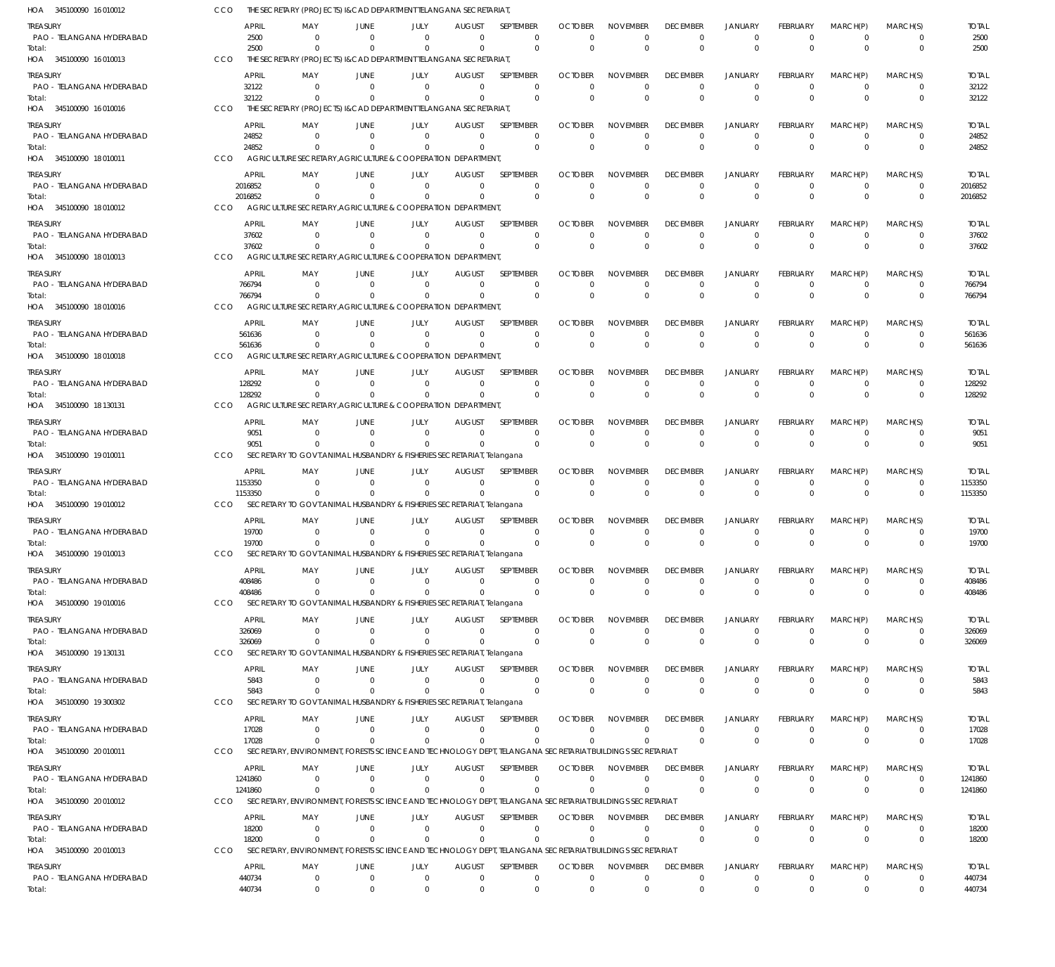HOA 345100090 16 010012 CCO THE SECRETARY (PROJECTS) I&CAD DEPARTMENT TELANGANA SECRETARIAT,

| TREASURY | APRIL | MAY | JUNE | JULY | AUGUST | SEPTEMBER | OCTOBER | NOVEMBER | DECEMBER | JANUARY | FEBRUARY | MARCH(P) | MARCH(S) | TOTAL |
|---|---|---|---|---|---|---|---|---|---|---|---|---|---|---|
| PAO - TELANGANA HYDERABAD | 2500 | 0 | 0 | 0 | 0 | 0 | 0 | 0 | 0 | 0 | 0 | 0 | 0 | 2500 |
| Total: | 2500 | 0 | 0 | 0 | 0 | 0 | 0 | 0 | 0 | 0 | 0 | 0 | 0 | 2500 |

HOA 345100090 16 010013 CCO THE SECRETARY (PROJECTS) I&CAD DEPARTMENT TELANGANA SECRETARIAT,

| TREASURY | APRIL | MAY | JUNE | JULY | AUGUST | SEPTEMBER | OCTOBER | NOVEMBER | DECEMBER | JANUARY | FEBRUARY | MARCH(P) | MARCH(S) | TOTAL |
|---|---|---|---|---|---|---|---|---|---|---|---|---|---|---|
| PAO - TELANGANA HYDERABAD | 32122 | 0 | 0 | 0 | 0 | 0 | 0 | 0 | 0 | 0 | 0 | 0 | 0 | 32122 |
| Total: | 32122 | 0 | 0 | 0 | 0 | 0 | 0 | 0 | 0 | 0 | 0 | 0 | 0 | 32122 |

HOA 345100090 16 010016 CCO THE SECRETARY (PROJECTS) I&CAD DEPARTMENT TELANGANA SECRETARIAT,

| TREASURY | APRIL | MAY | JUNE | JULY | AUGUST | SEPTEMBER | OCTOBER | NOVEMBER | DECEMBER | JANUARY | FEBRUARY | MARCH(P) | MARCH(S) | TOTAL |
|---|---|---|---|---|---|---|---|---|---|---|---|---|---|---|
| PAO - TELANGANA HYDERABAD | 24852 | 0 | 0 | 0 | 0 | 0 | 0 | 0 | 0 | 0 | 0 | 0 | 0 | 24852 |
| Total: | 24852 | 0 | 0 | 0 | 0 | 0 | 0 | 0 | 0 | 0 | 0 | 0 | 0 | 24852 |

HOA 345100090 18 010011 CCO AGRICULTURE SECRETARY,AGRICULTURE & COOPERATION DEPARTMENT,

| TREASURY | APRIL | MAY | JUNE | JULY | AUGUST | SEPTEMBER | OCTOBER | NOVEMBER | DECEMBER | JANUARY | FEBRUARY | MARCH(P) | MARCH(S) | TOTAL |
|---|---|---|---|---|---|---|---|---|---|---|---|---|---|---|
| PAO - TELANGANA HYDERABAD | 2016852 | 0 | 0 | 0 | 0 | 0 | 0 | 0 | 0 | 0 | 0 | 0 | 0 | 2016852 |
| Total: | 2016852 | 0 | 0 | 0 | 0 | 0 | 0 | 0 | 0 | 0 | 0 | 0 | 0 | 2016852 |

HOA 345100090 18 010012 CCO AGRICULTURE SECRETARY,AGRICULTURE & COOPERATION DEPARTMENT,

| TREASURY | APRIL | MAY | JUNE | JULY | AUGUST | SEPTEMBER | OCTOBER | NOVEMBER | DECEMBER | JANUARY | FEBRUARY | MARCH(P) | MARCH(S) | TOTAL |
|---|---|---|---|---|---|---|---|---|---|---|---|---|---|---|
| PAO - TELANGANA HYDERABAD | 37602 | 0 | 0 | 0 | 0 | 0 | 0 | 0 | 0 | 0 | 0 | 0 | 0 | 37602 |
| Total: | 37602 | 0 | 0 | 0 | 0 | 0 | 0 | 0 | 0 | 0 | 0 | 0 | 0 | 37602 |

HOA 345100090 18 010013 CCO AGRICULTURE SECRETARY,AGRICULTURE & COOPERATION DEPARTMENT,

| TREASURY | APRIL | MAY | JUNE | JULY | AUGUST | SEPTEMBER | OCTOBER | NOVEMBER | DECEMBER | JANUARY | FEBRUARY | MARCH(P) | MARCH(S) | TOTAL |
|---|---|---|---|---|---|---|---|---|---|---|---|---|---|---|
| PAO - TELANGANA HYDERABAD | 766794 | 0 | 0 | 0 | 0 | 0 | 0 | 0 | 0 | 0 | 0 | 0 | 0 | 766794 |
| Total: | 766794 | 0 | 0 | 0 | 0 | 0 | 0 | 0 | 0 | 0 | 0 | 0 | 0 | 766794 |

HOA 345100090 18 010016 CCO AGRICULTURE SECRETARY,AGRICULTURE & COOPERATION DEPARTMENT,

| TREASURY | APRIL | MAY | JUNE | JULY | AUGUST | SEPTEMBER | OCTOBER | NOVEMBER | DECEMBER | JANUARY | FEBRUARY | MARCH(P) | MARCH(S) | TOTAL |
|---|---|---|---|---|---|---|---|---|---|---|---|---|---|---|
| PAO - TELANGANA HYDERABAD | 561636 | 0 | 0 | 0 | 0 | 0 | 0 | 0 | 0 | 0 | 0 | 0 | 0 | 561636 |
| Total: | 561636 | 0 | 0 | 0 | 0 | 0 | 0 | 0 | 0 | 0 | 0 | 0 | 0 | 561636 |

HOA 345100090 18 010018 CCO AGRICULTURE SECRETARY,AGRICULTURE & COOPERATION DEPARTMENT,

| TREASURY | APRIL | MAY | JUNE | JULY | AUGUST | SEPTEMBER | OCTOBER | NOVEMBER | DECEMBER | JANUARY | FEBRUARY | MARCH(P) | MARCH(S) | TOTAL |
|---|---|---|---|---|---|---|---|---|---|---|---|---|---|---|
| PAO - TELANGANA HYDERABAD | 128292 | 0 | 0 | 0 | 0 | 0 | 0 | 0 | 0 | 0 | 0 | 0 | 0 | 128292 |
| Total: | 128292 | 0 | 0 | 0 | 0 | 0 | 0 | 0 | 0 | 0 | 0 | 0 | 0 | 128292 |

HOA 345100090 18 130131 CCO AGRICULTURE SECRETARY,AGRICULTURE & COOPERATION DEPARTMENT,

| TREASURY | APRIL | MAY | JUNE | JULY | AUGUST | SEPTEMBER | OCTOBER | NOVEMBER | DECEMBER | JANUARY | FEBRUARY | MARCH(P) | MARCH(S) | TOTAL |
|---|---|---|---|---|---|---|---|---|---|---|---|---|---|---|
| PAO - TELANGANA HYDERABAD | 9051 | 0 | 0 | 0 | 0 | 0 | 0 | 0 | 0 | 0 | 0 | 0 | 0 | 9051 |
| Total: | 9051 | 0 | 0 | 0 | 0 | 0 | 0 | 0 | 0 | 0 | 0 | 0 | 0 | 9051 |

HOA 345100090 19 010011 CCO SECRETARY TO GOVT.ANIMAL HUSBANDRY & FISHERIES SECRETARIAT, Telangana

| TREASURY | APRIL | MAY | JUNE | JULY | AUGUST | SEPTEMBER | OCTOBER | NOVEMBER | DECEMBER | JANUARY | FEBRUARY | MARCH(P) | MARCH(S) | TOTAL |
|---|---|---|---|---|---|---|---|---|---|---|---|---|---|---|
| PAO - TELANGANA HYDERABAD | 1153350 | 0 | 0 | 0 | 0 | 0 | 0 | 0 | 0 | 0 | 0 | 0 | 0 | 1153350 |
| Total: | 1153350 | 0 | 0 | 0 | 0 | 0 | 0 | 0 | 0 | 0 | 0 | 0 | 0 | 1153350 |

HOA 345100090 19 010012 CCO SECRETARY TO GOVT.ANIMAL HUSBANDRY & FISHERIES SECRETARIAT, Telangana

| TREASURY | APRIL | MAY | JUNE | JULY | AUGUST | SEPTEMBER | OCTOBER | NOVEMBER | DECEMBER | JANUARY | FEBRUARY | MARCH(P) | MARCH(S) | TOTAL |
|---|---|---|---|---|---|---|---|---|---|---|---|---|---|---|
| PAO - TELANGANA HYDERABAD | 19700 | 0 | 0 | 0 | 0 | 0 | 0 | 0 | 0 | 0 | 0 | 0 | 0 | 19700 |
| Total: | 19700 | 0 | 0 | 0 | 0 | 0 | 0 | 0 | 0 | 0 | 0 | 0 | 0 | 19700 |

HOA 345100090 19 010013 CCO SECRETARY TO GOVT.ANIMAL HUSBANDRY & FISHERIES SECRETARIAT, Telangana

| TREASURY | APRIL | MAY | JUNE | JULY | AUGUST | SEPTEMBER | OCTOBER | NOVEMBER | DECEMBER | JANUARY | FEBRUARY | MARCH(P) | MARCH(S) | TOTAL |
|---|---|---|---|---|---|---|---|---|---|---|---|---|---|---|
| PAO - TELANGANA HYDERABAD | 408486 | 0 | 0 | 0 | 0 | 0 | 0 | 0 | 0 | 0 | 0 | 0 | 0 | 408486 |
| Total: | 408486 | 0 | 0 | 0 | 0 | 0 | 0 | 0 | 0 | 0 | 0 | 0 | 0 | 408486 |

HOA 345100090 19 010016 CCO SECRETARY TO GOVT.ANIMAL HUSBANDRY & FISHERIES SECRETARIAT, Telangana

| TREASURY | APRIL | MAY | JUNE | JULY | AUGUST | SEPTEMBER | OCTOBER | NOVEMBER | DECEMBER | JANUARY | FEBRUARY | MARCH(P) | MARCH(S) | TOTAL |
|---|---|---|---|---|---|---|---|---|---|---|---|---|---|---|
| PAO - TELANGANA HYDERABAD | 326069 | 0 | 0 | 0 | 0 | 0 | 0 | 0 | 0 | 0 | 0 | 0 | 0 | 326069 |
| Total: | 326069 | 0 | 0 | 0 | 0 | 0 | 0 | 0 | 0 | 0 | 0 | 0 | 0 | 326069 |

HOA 345100090 19 130131 CCO SECRETARY TO GOVT.ANIMAL HUSBANDRY & FISHERIES SECRETARIAT, Telangana

| TREASURY | APRIL | MAY | JUNE | JULY | AUGUST | SEPTEMBER | OCTOBER | NOVEMBER | DECEMBER | JANUARY | FEBRUARY | MARCH(P) | MARCH(S) | TOTAL |
|---|---|---|---|---|---|---|---|---|---|---|---|---|---|---|
| PAO - TELANGANA HYDERABAD | 5843 | 0 | 0 | 0 | 0 | 0 | 0 | 0 | 0 | 0 | 0 | 0 | 0 | 5843 |
| Total: | 5843 | 0 | 0 | 0 | 0 | 0 | 0 | 0 | 0 | 0 | 0 | 0 | 0 | 5843 |

HOA 345100090 19 300302 CCO SECRETARY TO GOVT.ANIMAL HUSBANDRY & FISHERIES SECRETARIAT, Telangana

| TREASURY | APRIL | MAY | JUNE | JULY | AUGUST | SEPTEMBER | OCTOBER | NOVEMBER | DECEMBER | JANUARY | FEBRUARY | MARCH(P) | MARCH(S) | TOTAL |
|---|---|---|---|---|---|---|---|---|---|---|---|---|---|---|
| PAO - TELANGANA HYDERABAD | 17028 | 0 | 0 | 0 | 0 | 0 | 0 | 0 | 0 | 0 | 0 | 0 | 0 | 17028 |
| Total: | 17028 | 0 | 0 | 0 | 0 | 0 | 0 | 0 | 0 | 0 | 0 | 0 | 0 | 17028 |

HOA 345100090 20 010011 CCO SECRETARY, ENVIRONMENT, FORESTS SCIENCE AND TECHNOLOGY DEPT, TELANGANA SECRETARIAT BUILDINGS SECRETARIAT

| TREASURY | APRIL | MAY | JUNE | JULY | AUGUST | SEPTEMBER | OCTOBER | NOVEMBER | DECEMBER | JANUARY | FEBRUARY | MARCH(P) | MARCH(S) | TOTAL |
|---|---|---|---|---|---|---|---|---|---|---|---|---|---|---|
| PAO - TELANGANA HYDERABAD | 1241860 | 0 | 0 | 0 | 0 | 0 | 0 | 0 | 0 | 0 | 0 | 0 | 0 | 1241860 |
| Total: | 1241860 | 0 | 0 | 0 | 0 | 0 | 0 | 0 | 0 | 0 | 0 | 0 | 0 | 1241860 |

HOA 345100090 20 010012 CCO SECRETARY, ENVIRONMENT, FORESTS SCIENCE AND TECHNOLOGY DEPT, TELANGANA SECRETARIAT BUILDINGS SECRETARIAT

| TREASURY | APRIL | MAY | JUNE | JULY | AUGUST | SEPTEMBER | OCTOBER | NOVEMBER | DECEMBER | JANUARY | FEBRUARY | MARCH(P) | MARCH(S) | TOTAL |
|---|---|---|---|---|---|---|---|---|---|---|---|---|---|---|
| PAO - TELANGANA HYDERABAD | 18200 | 0 | 0 | 0 | 0 | 0 | 0 | 0 | 0 | 0 | 0 | 0 | 0 | 18200 |
| Total: | 18200 | 0 | 0 | 0 | 0 | 0 | 0 | 0 | 0 | 0 | 0 | 0 | 0 | 18200 |

HOA 345100090 20 010013 CCO SECRETARY, ENVIRONMENT, FORESTS SCIENCE AND TECHNOLOGY DEPT, TELANGANA SECRETARIAT BUILDINGS SECRETARIAT

| TREASURY | APRIL | MAY | JUNE | JULY | AUGUST | SEPTEMBER | OCTOBER | NOVEMBER | DECEMBER | JANUARY | FEBRUARY | MARCH(P) | MARCH(S) | TOTAL |
|---|---|---|---|---|---|---|---|---|---|---|---|---|---|---|
| PAO - TELANGANA HYDERABAD | 440734 | 0 | 0 | 0 | 0 | 0 | 0 | 0 | 0 | 0 | 0 | 0 | 0 | 440734 |
| Total: | 440734 | 0 | 0 | 0 | 0 | 0 | 0 | 0 | 0 | 0 | 0 | 0 | 0 | 440734 |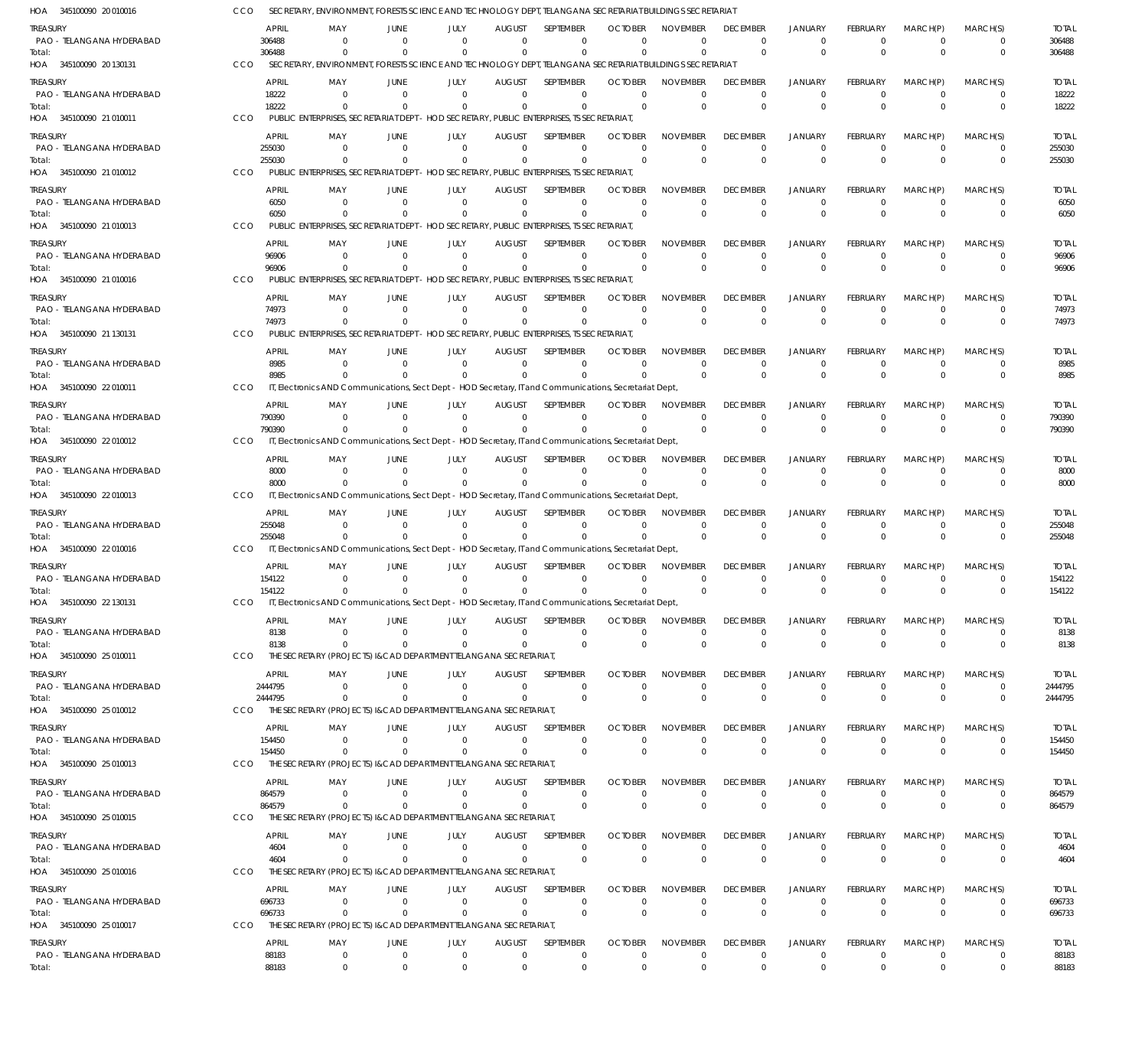HOA 345100090 20 010016 CCO SECRETARY, ENVIRONMENT, FORESTS SCIENCE AND TECHNOLOGY DEPT, TELANGANA SECRETARIAT BUILDINGS SECRETARIAT

| TREASURY | APRIL | MAY | JUNE | JULY | AUGUST | SEPTEMBER | OCTOBER | NOVEMBER | DECEMBER | JANUARY | FEBRUARY | MARCH(P) | MARCH(S) | TOTAL |
|---|---|---|---|---|---|---|---|---|---|---|---|---|---|---|
| PAO - TELANGANA HYDERABAD | 306488 | 0 | 0 | 0 | 0 | 0 | 0 | 0 | 0 | 0 | 0 | 0 | 0 | 306488 |
| Total: | 306488 | 0 | 0 | 0 | 0 | 0 | 0 | 0 | 0 | 0 | 0 | 0 | 0 | 306488 |

HOA 345100090 20 130131 CCO SECRETARY, ENVIRONMENT, FORESTS SCIENCE AND TECHNOLOGY DEPT, TELANGANA SECRETARIAT BUILDINGS SECRETARIAT

| TREASURY | APRIL | MAY | JUNE | JULY | AUGUST | SEPTEMBER | OCTOBER | NOVEMBER | DECEMBER | JANUARY | FEBRUARY | MARCH(P) | MARCH(S) | TOTAL |
|---|---|---|---|---|---|---|---|---|---|---|---|---|---|---|
| PAO - TELANGANA HYDERABAD | 18222 | 0 | 0 | 0 | 0 | 0 | 0 | 0 | 0 | 0 | 0 | 0 | 0 | 18222 |
| Total: | 18222 | 0 | 0 | 0 | 0 | 0 | 0 | 0 | 0 | 0 | 0 | 0 | 0 | 18222 |

HOA 345100090 21 010011 CCO PUBLIC ENTERPRISES, SECRETARIAT DEPT - HOD SECRETARY, PUBLIC ENTERPRISES, TS SECRETARIAT,

| TREASURY | APRIL | MAY | JUNE | JULY | AUGUST | SEPTEMBER | OCTOBER | NOVEMBER | DECEMBER | JANUARY | FEBRUARY | MARCH(P) | MARCH(S) | TOTAL |
|---|---|---|---|---|---|---|---|---|---|---|---|---|---|---|
| PAO - TELANGANA HYDERABAD | 255030 | 0 | 0 | 0 | 0 | 0 | 0 | 0 | 0 | 0 | 0 | 0 | 0 | 255030 |
| Total: | 255030 | 0 | 0 | 0 | 0 | 0 | 0 | 0 | 0 | 0 | 0 | 0 | 0 | 255030 |

HOA 345100090 21 010012 CCO PUBLIC ENTERPRISES, SECRETARIAT DEPT - HOD SECRETARY, PUBLIC ENTERPRISES, TS SECRETARIAT,

| TREASURY | APRIL | MAY | JUNE | JULY | AUGUST | SEPTEMBER | OCTOBER | NOVEMBER | DECEMBER | JANUARY | FEBRUARY | MARCH(P) | MARCH(S) | TOTAL |
|---|---|---|---|---|---|---|---|---|---|---|---|---|---|---|
| PAO - TELANGANA HYDERABAD | 6050 | 0 | 0 | 0 | 0 | 0 | 0 | 0 | 0 | 0 | 0 | 0 | 0 | 6050 |
| Total: | 6050 | 0 | 0 | 0 | 0 | 0 | 0 | 0 | 0 | 0 | 0 | 0 | 0 | 6050 |

HOA 345100090 21 010013 CCO PUBLIC ENTERPRISES, SECRETARIAT DEPT - HOD SECRETARY, PUBLIC ENTERPRISES, TS SECRETARIAT,

| TREASURY | APRIL | MAY | JUNE | JULY | AUGUST | SEPTEMBER | OCTOBER | NOVEMBER | DECEMBER | JANUARY | FEBRUARY | MARCH(P) | MARCH(S) | TOTAL |
|---|---|---|---|---|---|---|---|---|---|---|---|---|---|---|
| PAO - TELANGANA HYDERABAD | 96906 | 0 | 0 | 0 | 0 | 0 | 0 | 0 | 0 | 0 | 0 | 0 | 0 | 96906 |
| Total: | 96906 | 0 | 0 | 0 | 0 | 0 | 0 | 0 | 0 | 0 | 0 | 0 | 0 | 96906 |

HOA 345100090 21 010016 CCO PUBLIC ENTERPRISES, SECRETARIAT DEPT - HOD SECRETARY, PUBLIC ENTERPRISES, TS SECRETARIAT,

| TREASURY | APRIL | MAY | JUNE | JULY | AUGUST | SEPTEMBER | OCTOBER | NOVEMBER | DECEMBER | JANUARY | FEBRUARY | MARCH(P) | MARCH(S) | TOTAL |
|---|---|---|---|---|---|---|---|---|---|---|---|---|---|---|
| PAO - TELANGANA HYDERABAD | 74973 | 0 | 0 | 0 | 0 | 0 | 0 | 0 | 0 | 0 | 0 | 0 | 0 | 74973 |
| Total: | 74973 | 0 | 0 | 0 | 0 | 0 | 0 | 0 | 0 | 0 | 0 | 0 | 0 | 74973 |

HOA 345100090 21 130131 CCO PUBLIC ENTERPRISES, SECRETARIAT DEPT - HOD SECRETARY, PUBLIC ENTERPRISES, TS SECRETARIAT,

| TREASURY | APRIL | MAY | JUNE | JULY | AUGUST | SEPTEMBER | OCTOBER | NOVEMBER | DECEMBER | JANUARY | FEBRUARY | MARCH(P) | MARCH(S) | TOTAL |
|---|---|---|---|---|---|---|---|---|---|---|---|---|---|---|
| PAO - TELANGANA HYDERABAD | 8985 | 0 | 0 | 0 | 0 | 0 | 0 | 0 | 0 | 0 | 0 | 0 | 0 | 8985 |
| Total: | 8985 | 0 | 0 | 0 | 0 | 0 | 0 | 0 | 0 | 0 | 0 | 0 | 0 | 8985 |

HOA 345100090 22 010011 CCO IT, Electronics AND Communications, Sect Dept - HOD Secretary, IT and Communications, Secretariat Dept,

| TREASURY | APRIL | MAY | JUNE | JULY | AUGUST | SEPTEMBER | OCTOBER | NOVEMBER | DECEMBER | JANUARY | FEBRUARY | MARCH(P) | MARCH(S) | TOTAL |
|---|---|---|---|---|---|---|---|---|---|---|---|---|---|---|
| PAO - TELANGANA HYDERABAD | 790390 | 0 | 0 | 0 | 0 | 0 | 0 | 0 | 0 | 0 | 0 | 0 | 0 | 790390 |
| Total: | 790390 | 0 | 0 | 0 | 0 | 0 | 0 | 0 | 0 | 0 | 0 | 0 | 0 | 790390 |

HOA 345100090 22 010012 CCO IT, Electronics AND Communications, Sect Dept - HOD Secretary, IT and Communications, Secretariat Dept,

| TREASURY | APRIL | MAY | JUNE | JULY | AUGUST | SEPTEMBER | OCTOBER | NOVEMBER | DECEMBER | JANUARY | FEBRUARY | MARCH(P) | MARCH(S) | TOTAL |
|---|---|---|---|---|---|---|---|---|---|---|---|---|---|---|
| PAO - TELANGANA HYDERABAD | 8000 | 0 | 0 | 0 | 0 | 0 | 0 | 0 | 0 | 0 | 0 | 0 | 0 | 8000 |
| Total: | 8000 | 0 | 0 | 0 | 0 | 0 | 0 | 0 | 0 | 0 | 0 | 0 | 0 | 8000 |

HOA 345100090 22 010013 CCO IT, Electronics AND Communications, Sect Dept - HOD Secretary, IT and Communications, Secretariat Dept,

| TREASURY | APRIL | MAY | JUNE | JULY | AUGUST | SEPTEMBER | OCTOBER | NOVEMBER | DECEMBER | JANUARY | FEBRUARY | MARCH(P) | MARCH(S) | TOTAL |
|---|---|---|---|---|---|---|---|---|---|---|---|---|---|---|
| PAO - TELANGANA HYDERABAD | 255048 | 0 | 0 | 0 | 0 | 0 | 0 | 0 | 0 | 0 | 0 | 0 | 0 | 255048 |
| Total: | 255048 | 0 | 0 | 0 | 0 | 0 | 0 | 0 | 0 | 0 | 0 | 0 | 0 | 255048 |

HOA 345100090 22 010016 CCO IT, Electronics AND Communications, Sect Dept - HOD Secretary, IT and Communications, Secretariat Dept,

| TREASURY | APRIL | MAY | JUNE | JULY | AUGUST | SEPTEMBER | OCTOBER | NOVEMBER | DECEMBER | JANUARY | FEBRUARY | MARCH(P) | MARCH(S) | TOTAL |
|---|---|---|---|---|---|---|---|---|---|---|---|---|---|---|
| PAO - TELANGANA HYDERABAD | 154122 | 0 | 0 | 0 | 0 | 0 | 0 | 0 | 0 | 0 | 0 | 0 | 0 | 154122 |
| Total: | 154122 | 0 | 0 | 0 | 0 | 0 | 0 | 0 | 0 | 0 | 0 | 0 | 0 | 154122 |

HOA 345100090 22 130131 CCO IT, Electronics AND Communications, Sect Dept - HOD Secretary, IT and Communications, Secretariat Dept,

| TREASURY | APRIL | MAY | JUNE | JULY | AUGUST | SEPTEMBER | OCTOBER | NOVEMBER | DECEMBER | JANUARY | FEBRUARY | MARCH(P) | MARCH(S) | TOTAL |
|---|---|---|---|---|---|---|---|---|---|---|---|---|---|---|
| PAO - TELANGANA HYDERABAD | 8138 | 0 | 0 | 0 | 0 | 0 | 0 | 0 | 0 | 0 | 0 | 0 | 0 | 8138 |
| Total: | 8138 | 0 | 0 | 0 | 0 | 0 | 0 | 0 | 0 | 0 | 0 | 0 | 0 | 8138 |

HOA 345100090 25 010011 CCO THE SECRETARY (PROJECTS) I&CAD DEPARTMENT TELANGANA SECRETARIAT,

| TREASURY | APRIL | MAY | JUNE | JULY | AUGUST | SEPTEMBER | OCTOBER | NOVEMBER | DECEMBER | JANUARY | FEBRUARY | MARCH(P) | MARCH(S) | TOTAL |
|---|---|---|---|---|---|---|---|---|---|---|---|---|---|---|
| PAO - TELANGANA HYDERABAD | 2444795 | 0 | 0 | 0 | 0 | 0 | 0 | 0 | 0 | 0 | 0 | 0 | 0 | 2444795 |
| Total: | 2444795 | 0 | 0 | 0 | 0 | 0 | 0 | 0 | 0 | 0 | 0 | 0 | 0 | 2444795 |

HOA 345100090 25 010012 CCO THE SECRETARY (PROJECTS) I&CAD DEPARTMENT TELANGANA SECRETARIAT,

| TREASURY | APRIL | MAY | JUNE | JULY | AUGUST | SEPTEMBER | OCTOBER | NOVEMBER | DECEMBER | JANUARY | FEBRUARY | MARCH(P) | MARCH(S) | TOTAL |
|---|---|---|---|---|---|---|---|---|---|---|---|---|---|---|
| PAO - TELANGANA HYDERABAD | 154450 | 0 | 0 | 0 | 0 | 0 | 0 | 0 | 0 | 0 | 0 | 0 | 0 | 154450 |
| Total: | 154450 | 0 | 0 | 0 | 0 | 0 | 0 | 0 | 0 | 0 | 0 | 0 | 0 | 154450 |

HOA 345100090 25 010013 CCO THE SECRETARY (PROJECTS) I&CAD DEPARTMENT TELANGANA SECRETARIAT,

| TREASURY | APRIL | MAY | JUNE | JULY | AUGUST | SEPTEMBER | OCTOBER | NOVEMBER | DECEMBER | JANUARY | FEBRUARY | MARCH(P) | MARCH(S) | TOTAL |
|---|---|---|---|---|---|---|---|---|---|---|---|---|---|---|
| PAO - TELANGANA HYDERABAD | 864579 | 0 | 0 | 0 | 0 | 0 | 0 | 0 | 0 | 0 | 0 | 0 | 0 | 864579 |
| Total: | 864579 | 0 | 0 | 0 | 0 | 0 | 0 | 0 | 0 | 0 | 0 | 0 | 0 | 864579 |

HOA 345100090 25 010015 CCO THE SECRETARY (PROJECTS) I&CAD DEPARTMENT TELANGANA SECRETARIAT,

| TREASURY | APRIL | MAY | JUNE | JULY | AUGUST | SEPTEMBER | OCTOBER | NOVEMBER | DECEMBER | JANUARY | FEBRUARY | MARCH(P) | MARCH(S) | TOTAL |
|---|---|---|---|---|---|---|---|---|---|---|---|---|---|---|
| PAO - TELANGANA HYDERABAD | 4604 | 0 | 0 | 0 | 0 | 0 | 0 | 0 | 0 | 0 | 0 | 0 | 0 | 4604 |
| Total: | 4604 | 0 | 0 | 0 | 0 | 0 | 0 | 0 | 0 | 0 | 0 | 0 | 0 | 4604 |

HOA 345100090 25 010016 CCO THE SECRETARY (PROJECTS) I&CAD DEPARTMENT TELANGANA SECRETARIAT,

| TREASURY | APRIL | MAY | JUNE | JULY | AUGUST | SEPTEMBER | OCTOBER | NOVEMBER | DECEMBER | JANUARY | FEBRUARY | MARCH(P) | MARCH(S) | TOTAL |
|---|---|---|---|---|---|---|---|---|---|---|---|---|---|---|
| PAO - TELANGANA HYDERABAD | 696733 | 0 | 0 | 0 | 0 | 0 | 0 | 0 | 0 | 0 | 0 | 0 | 0 | 696733 |
| Total: | 696733 | 0 | 0 | 0 | 0 | 0 | 0 | 0 | 0 | 0 | 0 | 0 | 0 | 696733 |

HOA 345100090 25 010017 CCO THE SECRETARY (PROJECTS) I&CAD DEPARTMENT TELANGANA SECRETARIAT,

| TREASURY | APRIL | MAY | JUNE | JULY | AUGUST | SEPTEMBER | OCTOBER | NOVEMBER | DECEMBER | JANUARY | FEBRUARY | MARCH(P) | MARCH(S) | TOTAL |
|---|---|---|---|---|---|---|---|---|---|---|---|---|---|---|
| PAO - TELANGANA HYDERABAD | 88183 | 0 | 0 | 0 | 0 | 0 | 0 | 0 | 0 | 0 | 0 | 0 | 0 | 88183 |
| Total: | 88183 | 0 | 0 | 0 | 0 | 0 | 0 | 0 | 0 | 0 | 0 | 0 | 0 | 88183 |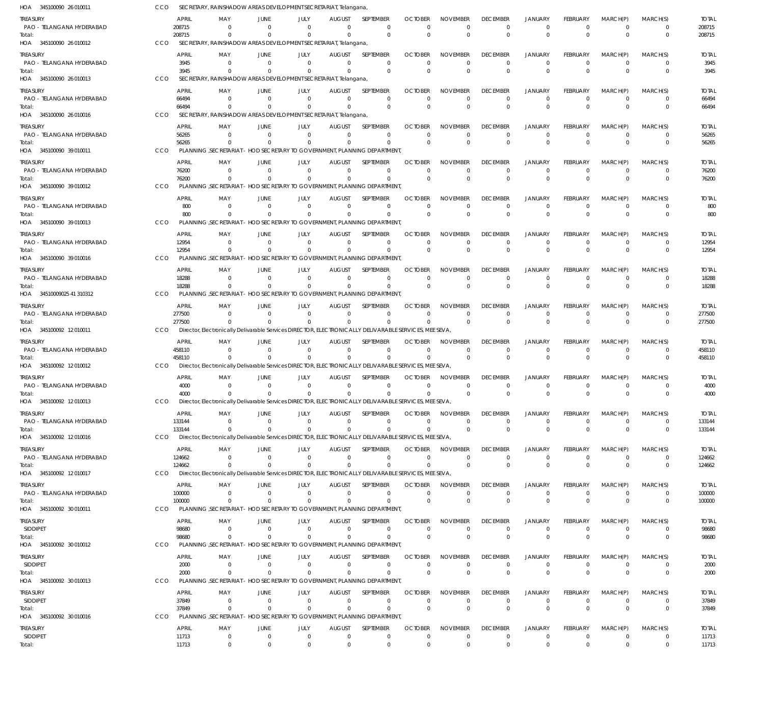HOA 345100090 26 010011 CCO SECRETARY, RAINSHADOW AREAS DEVELOPMENT SECRETARIAT, Telangana,

| TREASURY | APRIL | MAY | JUNE | JULY | AUGUST | SEPTEMBER | OCTOBER | NOVEMBER | DECEMBER | JANUARY | FEBRUARY | MARCH(P) | MARCH(S) | TOTAL |
|---|---|---|---|---|---|---|---|---|---|---|---|---|---|---|
| PAO - TELANGANA HYDERABAD | 208715 | 0 | 0 | 0 | 0 | 0 | 0 | 0 | 0 | 0 | 0 | 0 | 0 | 208715 |
| Total: | 208715 | 0 | 0 | 0 | 0 | 0 | 0 | 0 | 0 | 0 | 0 | 0 | 0 | 208715 |

HOA 345100090 26 010012 CCO SECRETARY, RAINSHADOW AREAS DEVELOPMENT SECRETARIAT, Telangana,

| TREASURY | APRIL | MAY | JUNE | JULY | AUGUST | SEPTEMBER | OCTOBER | NOVEMBER | DECEMBER | JANUARY | FEBRUARY | MARCH(P) | MARCH(S) | TOTAL |
|---|---|---|---|---|---|---|---|---|---|---|---|---|---|---|
| PAO - TELANGANA HYDERABAD | 3945 | 0 | 0 | 0 | 0 | 0 | 0 | 0 | 0 | 0 | 0 | 0 | 0 | 3945 |
| Total: | 3945 | 0 | 0 | 0 | 0 | 0 | 0 | 0 | 0 | 0 | 0 | 0 | 0 | 3945 |

HOA 345100090 26 010013 CCO SECRETARY, RAINSHADOW AREAS DEVELOPMENT SECRETARIAT, Telangana,

| TREASURY | APRIL | MAY | JUNE | JULY | AUGUST | SEPTEMBER | OCTOBER | NOVEMBER | DECEMBER | JANUARY | FEBRUARY | MARCH(P) | MARCH(S) | TOTAL |
|---|---|---|---|---|---|---|---|---|---|---|---|---|---|---|
| PAO - TELANGANA HYDERABAD | 66494 | 0 | 0 | 0 | 0 | 0 | 0 | 0 | 0 | 0 | 0 | 0 | 0 | 66494 |
| Total: | 66494 | 0 | 0 | 0 | 0 | 0 | 0 | 0 | 0 | 0 | 0 | 0 | 0 | 66494 |

HOA 345100090 26 010016 CCO SECRETARY, RAINSHADOW AREAS DEVELOPMENT SECRETARIAT, Telangana,

| TREASURY | APRIL | MAY | JUNE | JULY | AUGUST | SEPTEMBER | OCTOBER | NOVEMBER | DECEMBER | JANUARY | FEBRUARY | MARCH(P) | MARCH(S) | TOTAL |
|---|---|---|---|---|---|---|---|---|---|---|---|---|---|---|
| PAO - TELANGANA HYDERABAD | 56265 | 0 | 0 | 0 | 0 | 0 | 0 | 0 | 0 | 0 | 0 | 0 | 0 | 56265 |
| Total: | 56265 | 0 | 0 | 0 | 0 | 0 | 0 | 0 | 0 | 0 | 0 | 0 | 0 | 56265 |

HOA 345100090 39 010011 CCO PLANNING ,SECRETARIAT- HOD SECRETARY TO GOVERNMENT, PLANNING DEPARTMENT,

| TREASURY | APRIL | MAY | JUNE | JULY | AUGUST | SEPTEMBER | OCTOBER | NOVEMBER | DECEMBER | JANUARY | FEBRUARY | MARCH(P) | MARCH(S) | TOTAL |
|---|---|---|---|---|---|---|---|---|---|---|---|---|---|---|
| PAO - TELANGANA HYDERABAD | 76200 | 0 | 0 | 0 | 0 | 0 | 0 | 0 | 0 | 0 | 0 | 0 | 0 | 76200 |
| Total: | 76200 | 0 | 0 | 0 | 0 | 0 | 0 | 0 | 0 | 0 | 0 | 0 | 0 | 76200 |

HOA 345100090 39 010012 CCO PLANNING ,SECRETARIAT- HOD SECRETARY TO GOVERNMENT, PLANNING DEPARTMENT,

| TREASURY | APRIL | MAY | JUNE | JULY | AUGUST | SEPTEMBER | OCTOBER | NOVEMBER | DECEMBER | JANUARY | FEBRUARY | MARCH(P) | MARCH(S) | TOTAL |
|---|---|---|---|---|---|---|---|---|---|---|---|---|---|---|
| PAO - TELANGANA HYDERABAD | 800 | 0 | 0 | 0 | 0 | 0 | 0 | 0 | 0 | 0 | 0 | 0 | 0 | 800 |
| Total: | 800 | 0 | 0 | 0 | 0 | 0 | 0 | 0 | 0 | 0 | 0 | 0 | 0 | 800 |

HOA 345100090 39 010013 CCO PLANNING ,SECRETARIAT- HOD SECRETARY TO GOVERNMENT, PLANNING DEPARTMENT,

| TREASURY | APRIL | MAY | JUNE | JULY | AUGUST | SEPTEMBER | OCTOBER | NOVEMBER | DECEMBER | JANUARY | FEBRUARY | MARCH(P) | MARCH(S) | TOTAL |
|---|---|---|---|---|---|---|---|---|---|---|---|---|---|---|
| PAO - TELANGANA HYDERABAD | 12954 | 0 | 0 | 0 | 0 | 0 | 0 | 0 | 0 | 0 | 0 | 0 | 0 | 12954 |
| Total: | 12954 | 0 | 0 | 0 | 0 | 0 | 0 | 0 | 0 | 0 | 0 | 0 | 0 | 12954 |

HOA 345100090 39 010016 CCO PLANNING ,SECRETARIAT- HOD SECRETARY TO GOVERNMENT, PLANNING DEPARTMENT,

| TREASURY | APRIL | MAY | JUNE | JULY | AUGUST | SEPTEMBER | OCTOBER | NOVEMBER | DECEMBER | JANUARY | FEBRUARY | MARCH(P) | MARCH(S) | TOTAL |
|---|---|---|---|---|---|---|---|---|---|---|---|---|---|---|
| PAO - TELANGANA HYDERABAD | 18288 | 0 | 0 | 0 | 0 | 0 | 0 | 0 | 0 | 0 | 0 | 0 | 0 | 18288 |
| Total: | 18288 | 0 | 0 | 0 | 0 | 0 | 0 | 0 | 0 | 0 | 0 | 0 | 0 | 18288 |

HOA 34510009025 41 310312 CCO PLANNING ,SECRETARIAT- HOD SECRETARY TO GOVERNMENT, PLANNING DEPARTMENT,

| TREASURY | APRIL | MAY | JUNE | JULY | AUGUST | SEPTEMBER | OCTOBER | NOVEMBER | DECEMBER | JANUARY | FEBRUARY | MARCH(P) | MARCH(S) | TOTAL |
|---|---|---|---|---|---|---|---|---|---|---|---|---|---|---|
| PAO - TELANGANA HYDERABAD | 277500 | 0 | 0 | 0 | 0 | 0 | 0 | 0 | 0 | 0 | 0 | 0 | 0 | 277500 |
| Total: | 277500 | 0 | 0 | 0 | 0 | 0 | 0 | 0 | 0 | 0 | 0 | 0 | 0 | 277500 |

HOA 345100092 12 010011 CCO Director, Electronically Delivarable Services DIRECTOR, ELECTRONICALLY DELIVARABLE SERVICES, MEESEVA,

| TREASURY | APRIL | MAY | JUNE | JULY | AUGUST | SEPTEMBER | OCTOBER | NOVEMBER | DECEMBER | JANUARY | FEBRUARY | MARCH(P) | MARCH(S) | TOTAL |
|---|---|---|---|---|---|---|---|---|---|---|---|---|---|---|
| PAO - TELANGANA HYDERABAD | 458110 | 0 | 0 | 0 | 0 | 0 | 0 | 0 | 0 | 0 | 0 | 0 | 0 | 458110 |
| Total: | 458110 | 0 | 0 | 0 | 0 | 0 | 0 | 0 | 0 | 0 | 0 | 0 | 0 | 458110 |

HOA 345100092 12 010012 CCO Director, Electronically Delivarable Services DIRECTOR, ELECTRONICALLY DELIVARABLE SERVICES, MEESEVA,

| TREASURY | APRIL | MAY | JUNE | JULY | AUGUST | SEPTEMBER | OCTOBER | NOVEMBER | DECEMBER | JANUARY | FEBRUARY | MARCH(P) | MARCH(S) | TOTAL |
|---|---|---|---|---|---|---|---|---|---|---|---|---|---|---|
| PAO - TELANGANA HYDERABAD | 4000 | 0 | 0 | 0 | 0 | 0 | 0 | 0 | 0 | 0 | 0 | 0 | 0 | 4000 |
| Total: | 4000 | 0 | 0 | 0 | 0 | 0 | 0 | 0 | 0 | 0 | 0 | 0 | 0 | 4000 |

HOA 345100092 12 010013 CCO Director, Electronically Delivarable Services DIRECTOR, ELECTRONICALLY DELIVARABLE SERVICES, MEESEVA,

| TREASURY | APRIL | MAY | JUNE | JULY | AUGUST | SEPTEMBER | OCTOBER | NOVEMBER | DECEMBER | JANUARY | FEBRUARY | MARCH(P) | MARCH(S) | TOTAL |
|---|---|---|---|---|---|---|---|---|---|---|---|---|---|---|
| PAO - TELANGANA HYDERABAD | 133144 | 0 | 0 | 0 | 0 | 0 | 0 | 0 | 0 | 0 | 0 | 0 | 0 | 133144 |
| Total: | 133144 | 0 | 0 | 0 | 0 | 0 | 0 | 0 | 0 | 0 | 0 | 0 | 0 | 133144 |

HOA 345100092 12 010016 CCO Director, Electronically Delivarable Services DIRECTOR, ELECTRONICALLY DELIVARABLE SERVICES, MEESEVA,

| TREASURY | APRIL | MAY | JUNE | JULY | AUGUST | SEPTEMBER | OCTOBER | NOVEMBER | DECEMBER | JANUARY | FEBRUARY | MARCH(P) | MARCH(S) | TOTAL |
|---|---|---|---|---|---|---|---|---|---|---|---|---|---|---|
| PAO - TELANGANA HYDERABAD | 124662 | 0 | 0 | 0 | 0 | 0 | 0 | 0 | 0 | 0 | 0 | 0 | 0 | 124662 |
| Total: | 124662 | 0 | 0 | 0 | 0 | 0 | 0 | 0 | 0 | 0 | 0 | 0 | 0 | 124662 |

HOA 345100092 12 010017 CCO Director, Electronically Delivarable Services DIRECTOR, ELECTRONICALLY DELIVARABLE SERVICES, MEESEVA,

| TREASURY | APRIL | MAY | JUNE | JULY | AUGUST | SEPTEMBER | OCTOBER | NOVEMBER | DECEMBER | JANUARY | FEBRUARY | MARCH(P) | MARCH(S) | TOTAL |
|---|---|---|---|---|---|---|---|---|---|---|---|---|---|---|
| PAO - TELANGANA HYDERABAD | 100000 | 0 | 0 | 0 | 0 | 0 | 0 | 0 | 0 | 0 | 0 | 0 | 0 | 100000 |
| Total: | 100000 | 0 | 0 | 0 | 0 | 0 | 0 | 0 | 0 | 0 | 0 | 0 | 0 | 100000 |

HOA 345100092 30 010011 CCO PLANNING ,SECRETARIAT- HOD SECRETARY TO GOVERNMENT, PLANNING DEPARTMENT,

| TREASURY | APRIL | MAY | JUNE | JULY | AUGUST | SEPTEMBER | OCTOBER | NOVEMBER | DECEMBER | JANUARY | FEBRUARY | MARCH(P) | MARCH(S) | TOTAL |
|---|---|---|---|---|---|---|---|---|---|---|---|---|---|---|
| SIDDIPET | 98680 | 0 | 0 | 0 | 0 | 0 | 0 | 0 | 0 | 0 | 0 | 0 | 0 | 98680 |
| Total: | 98680 | 0 | 0 | 0 | 0 | 0 | 0 | 0 | 0 | 0 | 0 | 0 | 0 | 98680 |

HOA 345100092 30 010012 CCO PLANNING ,SECRETARIAT- HOD SECRETARY TO GOVERNMENT, PLANNING DEPARTMENT,

| TREASURY | APRIL | MAY | JUNE | JULY | AUGUST | SEPTEMBER | OCTOBER | NOVEMBER | DECEMBER | JANUARY | FEBRUARY | MARCH(P) | MARCH(S) | TOTAL |
|---|---|---|---|---|---|---|---|---|---|---|---|---|---|---|
| SIDDIPET | 2000 | 0 | 0 | 0 | 0 | 0 | 0 | 0 | 0 | 0 | 0 | 0 | 0 | 2000 |
| Total: | 2000 | 0 | 0 | 0 | 0 | 0 | 0 | 0 | 0 | 0 | 0 | 0 | 0 | 2000 |

HOA 345100092 30 010013 CCO PLANNING ,SECRETARIAT- HOD SECRETARY TO GOVERNMENT, PLANNING DEPARTMENT,

| TREASURY | APRIL | MAY | JUNE | JULY | AUGUST | SEPTEMBER | OCTOBER | NOVEMBER | DECEMBER | JANUARY | FEBRUARY | MARCH(P) | MARCH(S) | TOTAL |
|---|---|---|---|---|---|---|---|---|---|---|---|---|---|---|
| SIDDIPET | 37849 | 0 | 0 | 0 | 0 | 0 | 0 | 0 | 0 | 0 | 0 | 0 | 0 | 37849 |
| Total: | 37849 | 0 | 0 | 0 | 0 | 0 | 0 | 0 | 0 | 0 | 0 | 0 | 0 | 37849 |

HOA 345100092 30 010016 CCO PLANNING ,SECRETARIAT- HOD SECRETARY TO GOVERNMENT, PLANNING DEPARTMENT,

| TREASURY | APRIL | MAY | JUNE | JULY | AUGUST | SEPTEMBER | OCTOBER | NOVEMBER | DECEMBER | JANUARY | FEBRUARY | MARCH(P) | MARCH(S) | TOTAL |
|---|---|---|---|---|---|---|---|---|---|---|---|---|---|---|
| SIDDIPET | 11713 | 0 | 0 | 0 | 0 | 0 | 0 | 0 | 0 | 0 | 0 | 0 | 0 | 11713 |
| Total: | 11713 | 0 | 0 | 0 | 0 | 0 | 0 | 0 | 0 | 0 | 0 | 0 | 0 | 11713 |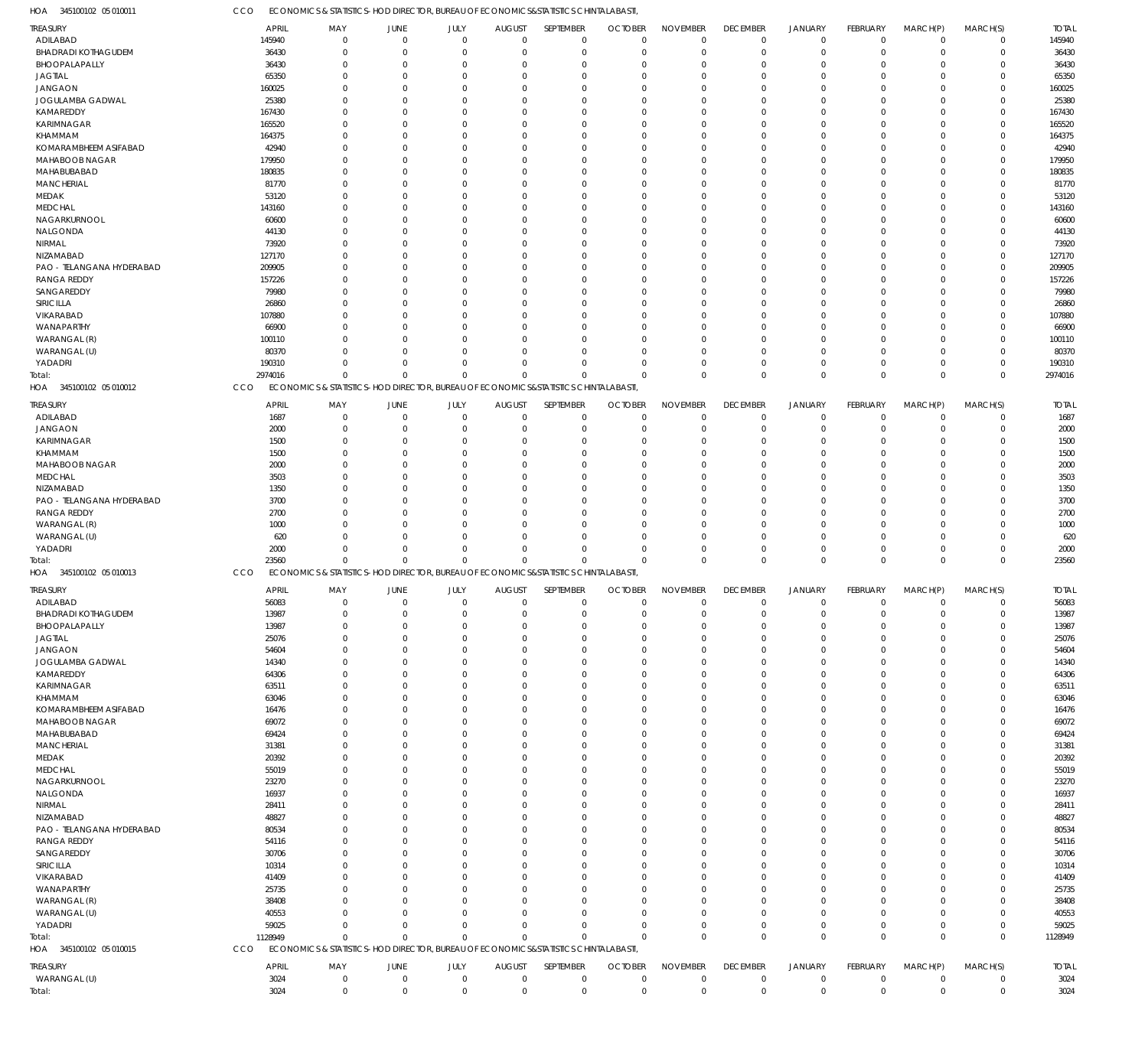HOA 345100102 05 010011 CCO ECONOMICS & STATISTICS- HOD DIRECTOR, BUREAU OF ECONOMICS&STATISTICS CHINTALABASTI,

| TREASURY | APRIL | MAY | JUNE | JULY | AUGUST | SEPTEMBER | OCTOBER | NOVEMBER | DECEMBER | JANUARY | FEBRUARY | MARCH(P) | MARCH(S) | TOTAL |
|---|---|---|---|---|---|---|---|---|---|---|---|---|---|---|
| ADILABAD | 145940 | 0 | 0 | 0 | 0 | 0 | 0 | 0 | 0 | 0 | 0 | 0 | 0 | 145940 |
| BHADRADI KOTHAGUDEM | 36430 | 0 | 0 | 0 | 0 | 0 | 0 | 0 | 0 | 0 | 0 | 0 | 0 | 36430 |
| BHOOPALAPALLY | 36430 | 0 | 0 | 0 | 0 | 0 | 0 | 0 | 0 | 0 | 0 | 0 | 0 | 36430 |
| JAGTIAL | 65350 | 0 | 0 | 0 | 0 | 0 | 0 | 0 | 0 | 0 | 0 | 0 | 0 | 65350 |
| JANGAON | 160025 | 0 | 0 | 0 | 0 | 0 | 0 | 0 | 0 | 0 | 0 | 0 | 0 | 160025 |
| JOGULAMBA GADWAL | 25380 | 0 | 0 | 0 | 0 | 0 | 0 | 0 | 0 | 0 | 0 | 0 | 0 | 25380 |
| KAMAREDDY | 167430 | 0 | 0 | 0 | 0 | 0 | 0 | 0 | 0 | 0 | 0 | 0 | 0 | 167430 |
| KARIMNAGAR | 165520 | 0 | 0 | 0 | 0 | 0 | 0 | 0 | 0 | 0 | 0 | 0 | 0 | 165520 |
| KHAMMAM | 164375 | 0 | 0 | 0 | 0 | 0 | 0 | 0 | 0 | 0 | 0 | 0 | 0 | 164375 |
| KOMARAMBHEEM ASIFABAD | 42940 | 0 | 0 | 0 | 0 | 0 | 0 | 0 | 0 | 0 | 0 | 0 | 0 | 42940 |
| MAHABOOB NAGAR | 179950 | 0 | 0 | 0 | 0 | 0 | 0 | 0 | 0 | 0 | 0 | 0 | 0 | 179950 |
| MAHABUBABAD | 180835 | 0 | 0 | 0 | 0 | 0 | 0 | 0 | 0 | 0 | 0 | 0 | 0 | 180835 |
| MANCHERIAL | 81770 | 0 | 0 | 0 | 0 | 0 | 0 | 0 | 0 | 0 | 0 | 0 | 0 | 81770 |
| MEDAK | 53120 | 0 | 0 | 0 | 0 | 0 | 0 | 0 | 0 | 0 | 0 | 0 | 0 | 53120 |
| MEDCHAL | 143160 | 0 | 0 | 0 | 0 | 0 | 0 | 0 | 0 | 0 | 0 | 0 | 0 | 143160 |
| NAGARKURNOOL | 60600 | 0 | 0 | 0 | 0 | 0 | 0 | 0 | 0 | 0 | 0 | 0 | 0 | 60600 |
| NALGONDA | 44130 | 0 | 0 | 0 | 0 | 0 | 0 | 0 | 0 | 0 | 0 | 0 | 0 | 44130 |
| NIRMAL | 73920 | 0 | 0 | 0 | 0 | 0 | 0 | 0 | 0 | 0 | 0 | 0 | 0 | 73920 |
| NIZAMABAD | 127170 | 0 | 0 | 0 | 0 | 0 | 0 | 0 | 0 | 0 | 0 | 0 | 0 | 127170 |
| PAO - TELANGANA HYDERABAD | 209905 | 0 | 0 | 0 | 0 | 0 | 0 | 0 | 0 | 0 | 0 | 0 | 0 | 209905 |
| RANGA REDDY | 157226 | 0 | 0 | 0 | 0 | 0 | 0 | 0 | 0 | 0 | 0 | 0 | 0 | 157226 |
| SANGAREDDY | 79980 | 0 | 0 | 0 | 0 | 0 | 0 | 0 | 0 | 0 | 0 | 0 | 0 | 79980 |
| SIRICILLA | 26860 | 0 | 0 | 0 | 0 | 0 | 0 | 0 | 0 | 0 | 0 | 0 | 0 | 26860 |
| VIKARABAD | 107880 | 0 | 0 | 0 | 0 | 0 | 0 | 0 | 0 | 0 | 0 | 0 | 0 | 107880 |
| WANAPARTHY | 66900 | 0 | 0 | 0 | 0 | 0 | 0 | 0 | 0 | 0 | 0 | 0 | 0 | 66900 |
| WARANGAL (R) | 100110 | 0 | 0 | 0 | 0 | 0 | 0 | 0 | 0 | 0 | 0 | 0 | 0 | 100110 |
| WARANGAL (U) | 80370 | 0 | 0 | 0 | 0 | 0 | 0 | 0 | 0 | 0 | 0 | 0 | 0 | 80370 |
| YADADRI | 190310 | 0 | 0 | 0 | 0 | 0 | 0 | 0 | 0 | 0 | 0 | 0 | 0 | 190310 |
| Total: | 2974016 | 0 | 0 | 0 | 0 | 0 | 0 | 0 | 0 | 0 | 0 | 0 | 0 | 2974016 |

HOA 345100102 05 010012 CCO ECONOMICS & STATISTICS- HOD DIRECTOR, BUREAU OF ECONOMICS&STATISTICS CHINTALABASTI,

| TREASURY | APRIL | MAY | JUNE | JULY | AUGUST | SEPTEMBER | OCTOBER | NOVEMBER | DECEMBER | JANUARY | FEBRUARY | MARCH(P) | MARCH(S) | TOTAL |
|---|---|---|---|---|---|---|---|---|---|---|---|---|---|---|
| ADILABAD | 1687 | 0 | 0 | 0 | 0 | 0 | 0 | 0 | 0 | 0 | 0 | 0 | 0 | 1687 |
| JANGAON | 2000 | 0 | 0 | 0 | 0 | 0 | 0 | 0 | 0 | 0 | 0 | 0 | 0 | 2000 |
| KARIMNAGAR | 1500 | 0 | 0 | 0 | 0 | 0 | 0 | 0 | 0 | 0 | 0 | 0 | 0 | 1500 |
| KHAMMAM | 1500 | 0 | 0 | 0 | 0 | 0 | 0 | 0 | 0 | 0 | 0 | 0 | 0 | 1500 |
| MAHABOOB NAGAR | 2000 | 0 | 0 | 0 | 0 | 0 | 0 | 0 | 0 | 0 | 0 | 0 | 0 | 2000 |
| MEDCHAL | 3503 | 0 | 0 | 0 | 0 | 0 | 0 | 0 | 0 | 0 | 0 | 0 | 0 | 3503 |
| NIZAMABAD | 1350 | 0 | 0 | 0 | 0 | 0 | 0 | 0 | 0 | 0 | 0 | 0 | 0 | 1350 |
| PAO - TELANGANA HYDERABAD | 3700 | 0 | 0 | 0 | 0 | 0 | 0 | 0 | 0 | 0 | 0 | 0 | 0 | 3700 |
| RANGA REDDY | 2700 | 0 | 0 | 0 | 0 | 0 | 0 | 0 | 0 | 0 | 0 | 0 | 0 | 2700 |
| WARANGAL (R) | 1000 | 0 | 0 | 0 | 0 | 0 | 0 | 0 | 0 | 0 | 0 | 0 | 0 | 1000 |
| WARANGAL (U) | 620 | 0 | 0 | 0 | 0 | 0 | 0 | 0 | 0 | 0 | 0 | 0 | 0 | 620 |
| YADADRI | 2000 | 0 | 0 | 0 | 0 | 0 | 0 | 0 | 0 | 0 | 0 | 0 | 0 | 2000 |
| Total: | 23560 | 0 | 0 | 0 | 0 | 0 | 0 | 0 | 0 | 0 | 0 | 0 | 0 | 23560 |

HOA 345100102 05 010013 CCO ECONOMICS & STATISTICS- HOD DIRECTOR, BUREAU OF ECONOMICS&STATISTICS CHINTALABASTI,

| TREASURY | APRIL | MAY | JUNE | JULY | AUGUST | SEPTEMBER | OCTOBER | NOVEMBER | DECEMBER | JANUARY | FEBRUARY | MARCH(P) | MARCH(S) | TOTAL |
|---|---|---|---|---|---|---|---|---|---|---|---|---|---|---|
| ADILABAD | 56083 | 0 | 0 | 0 | 0 | 0 | 0 | 0 | 0 | 0 | 0 | 0 | 0 | 56083 |
| BHADRADI KOTHAGUDEM | 13987 | 0 | 0 | 0 | 0 | 0 | 0 | 0 | 0 | 0 | 0 | 0 | 0 | 13987 |
| BHOOPALAPALLY | 13987 | 0 | 0 | 0 | 0 | 0 | 0 | 0 | 0 | 0 | 0 | 0 | 0 | 13987 |
| JAGTIAL | 25076 | 0 | 0 | 0 | 0 | 0 | 0 | 0 | 0 | 0 | 0 | 0 | 0 | 25076 |
| JANGAON | 54604 | 0 | 0 | 0 | 0 | 0 | 0 | 0 | 0 | 0 | 0 | 0 | 0 | 54604 |
| JOGULAMBA GADWAL | 14340 | 0 | 0 | 0 | 0 | 0 | 0 | 0 | 0 | 0 | 0 | 0 | 0 | 14340 |
| KAMAREDDY | 64306 | 0 | 0 | 0 | 0 | 0 | 0 | 0 | 0 | 0 | 0 | 0 | 0 | 64306 |
| KARIMNAGAR | 63511 | 0 | 0 | 0 | 0 | 0 | 0 | 0 | 0 | 0 | 0 | 0 | 0 | 63511 |
| KHAMMAM | 63046 | 0 | 0 | 0 | 0 | 0 | 0 | 0 | 0 | 0 | 0 | 0 | 0 | 63046 |
| KOMARAMBHEEM ASIFABAD | 16476 | 0 | 0 | 0 | 0 | 0 | 0 | 0 | 0 | 0 | 0 | 0 | 0 | 16476 |
| MAHABOOB NAGAR | 69072 | 0 | 0 | 0 | 0 | 0 | 0 | 0 | 0 | 0 | 0 | 0 | 0 | 69072 |
| MAHABUBABAD | 69424 | 0 | 0 | 0 | 0 | 0 | 0 | 0 | 0 | 0 | 0 | 0 | 0 | 69424 |
| MANCHERIAL | 31381 | 0 | 0 | 0 | 0 | 0 | 0 | 0 | 0 | 0 | 0 | 0 | 0 | 31381 |
| MEDAK | 20392 | 0 | 0 | 0 | 0 | 0 | 0 | 0 | 0 | 0 | 0 | 0 | 0 | 20392 |
| MEDCHAL | 55019 | 0 | 0 | 0 | 0 | 0 | 0 | 0 | 0 | 0 | 0 | 0 | 0 | 55019 |
| NAGARKURNOOL | 23270 | 0 | 0 | 0 | 0 | 0 | 0 | 0 | 0 | 0 | 0 | 0 | 0 | 23270 |
| NALGONDA | 16937 | 0 | 0 | 0 | 0 | 0 | 0 | 0 | 0 | 0 | 0 | 0 | 0 | 16937 |
| NIRMAL | 28411 | 0 | 0 | 0 | 0 | 0 | 0 | 0 | 0 | 0 | 0 | 0 | 0 | 28411 |
| NIZAMABAD | 48827 | 0 | 0 | 0 | 0 | 0 | 0 | 0 | 0 | 0 | 0 | 0 | 0 | 48827 |
| PAO - TELANGANA HYDERABAD | 80534 | 0 | 0 | 0 | 0 | 0 | 0 | 0 | 0 | 0 | 0 | 0 | 0 | 80534 |
| RANGA REDDY | 54116 | 0 | 0 | 0 | 0 | 0 | 0 | 0 | 0 | 0 | 0 | 0 | 0 | 54116 |
| SANGAREDDY | 30706 | 0 | 0 | 0 | 0 | 0 | 0 | 0 | 0 | 0 | 0 | 0 | 0 | 30706 |
| SIRICILLA | 10314 | 0 | 0 | 0 | 0 | 0 | 0 | 0 | 0 | 0 | 0 | 0 | 0 | 10314 |
| VIKARABAD | 41409 | 0 | 0 | 0 | 0 | 0 | 0 | 0 | 0 | 0 | 0 | 0 | 0 | 41409 |
| WANAPARTHY | 25735 | 0 | 0 | 0 | 0 | 0 | 0 | 0 | 0 | 0 | 0 | 0 | 0 | 25735 |
| WARANGAL (R) | 38408 | 0 | 0 | 0 | 0 | 0 | 0 | 0 | 0 | 0 | 0 | 0 | 0 | 38408 |
| WARANGAL (U) | 40553 | 0 | 0 | 0 | 0 | 0 | 0 | 0 | 0 | 0 | 0 | 0 | 0 | 40553 |
| YADADRI | 59025 | 0 | 0 | 0 | 0 | 0 | 0 | 0 | 0 | 0 | 0 | 0 | 0 | 59025 |
| Total: | 1128949 | 0 | 0 | 0 | 0 | 0 | 0 | 0 | 0 | 0 | 0 | 0 | 0 | 1128949 |

HOA 345100102 05 010015 CCO ECONOMICS & STATISTICS- HOD DIRECTOR, BUREAU OF ECONOMICS&STATISTICS CHINTALABASTI,

| TREASURY | APRIL | MAY | JUNE | JULY | AUGUST | SEPTEMBER | OCTOBER | NOVEMBER | DECEMBER | JANUARY | FEBRUARY | MARCH(P) | MARCH(S) | TOTAL |
|---|---|---|---|---|---|---|---|---|---|---|---|---|---|---|
| WARANGAL (U) | 3024 | 0 | 0 | 0 | 0 | 0 | 0 | 0 | 0 | 0 | 0 | 0 | 0 | 3024 |
| Total: | 3024 | 0 | 0 | 0 | 0 | 0 | 0 | 0 | 0 | 0 | 0 | 0 | 0 | 3024 |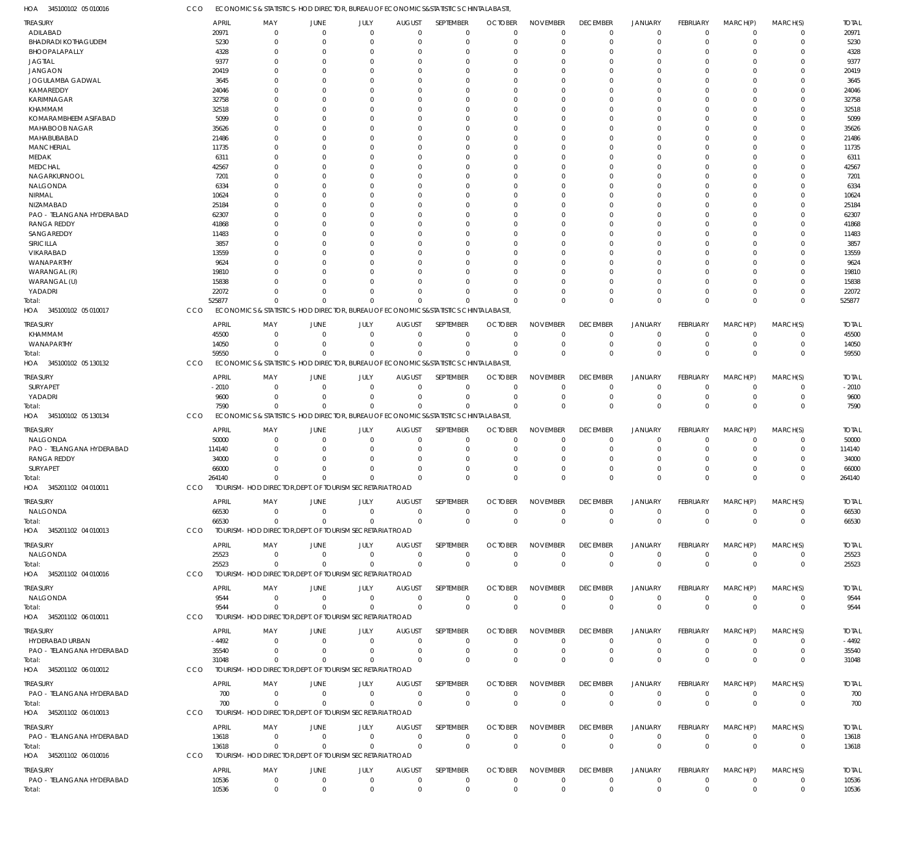HOA 345100102 05 010016 CCO ECONOMICS & STATISTICS- HOD DIRECTOR, BUREAU OF ECONOMICS&STATISTICS CHINTALABASTI,

| TREASURY | APRIL | MAY | JUNE | JULY | AUGUST | SEPTEMBER | OCTOBER | NOVEMBER | DECEMBER | JANUARY | FEBRUARY | MARCH(P) | MARCH(S) | TOTAL |
|---|---|---|---|---|---|---|---|---|---|---|---|---|---|---|
| ADILABAD | 20971 | 0 | 0 | 0 | 0 | 0 | 0 | 0 | 0 | 0 | 0 | 0 | 0 | 20971 |
| BHADRADI KOTHAGUDEM | 5230 | 0 | 0 | 0 | 0 | 0 | 0 | 0 | 0 | 0 | 0 | 0 | 0 | 5230 |
| BHOOPALAPALLY | 4328 | 0 | 0 | 0 | 0 | 0 | 0 | 0 | 0 | 0 | 0 | 0 | 0 | 4328 |
| JAGTIAL | 9377 | 0 | 0 | 0 | 0 | 0 | 0 | 0 | 0 | 0 | 0 | 0 | 0 | 9377 |
| JANGAON | 20419 | 0 | 0 | 0 | 0 | 0 | 0 | 0 | 0 | 0 | 0 | 0 | 0 | 20419 |
| JOGULAMBA GADWAL | 3645 | 0 | 0 | 0 | 0 | 0 | 0 | 0 | 0 | 0 | 0 | 0 | 0 | 3645 |
| KAMAREDDY | 24046 | 0 | 0 | 0 | 0 | 0 | 0 | 0 | 0 | 0 | 0 | 0 | 0 | 24046 |
| KARIMNAGAR | 32758 | 0 | 0 | 0 | 0 | 0 | 0 | 0 | 0 | 0 | 0 | 0 | 0 | 32758 |
| KHAMMAM | 32518 | 0 | 0 | 0 | 0 | 0 | 0 | 0 | 0 | 0 | 0 | 0 | 0 | 32518 |
| KOMARAMBHEEM ASIFABAD | 5099 | 0 | 0 | 0 | 0 | 0 | 0 | 0 | 0 | 0 | 0 | 0 | 0 | 5099 |
| MAHABOOB NAGAR | 35626 | 0 | 0 | 0 | 0 | 0 | 0 | 0 | 0 | 0 | 0 | 0 | 0 | 35626 |
| MAHABUBABAD | 21486 | 0 | 0 | 0 | 0 | 0 | 0 | 0 | 0 | 0 | 0 | 0 | 0 | 21486 |
| MANCHERIAL | 11735 | 0 | 0 | 0 | 0 | 0 | 0 | 0 | 0 | 0 | 0 | 0 | 0 | 11735 |
| MEDAK | 6311 | 0 | 0 | 0 | 0 | 0 | 0 | 0 | 0 | 0 | 0 | 0 | 0 | 6311 |
| MEDCHAL | 42567 | 0 | 0 | 0 | 0 | 0 | 0 | 0 | 0 | 0 | 0 | 0 | 0 | 42567 |
| NAGARKURNOOL | 7201 | 0 | 0 | 0 | 0 | 0 | 0 | 0 | 0 | 0 | 0 | 0 | 0 | 7201 |
| NALGONDA | 6334 | 0 | 0 | 0 | 0 | 0 | 0 | 0 | 0 | 0 | 0 | 0 | 0 | 6334 |
| NIRMAL | 10624 | 0 | 0 | 0 | 0 | 0 | 0 | 0 | 0 | 0 | 0 | 0 | 0 | 10624 |
| NIZAMABAD | 25184 | 0 | 0 | 0 | 0 | 0 | 0 | 0 | 0 | 0 | 0 | 0 | 0 | 25184 |
| PAO - TELANGANA HYDERABAD | 62307 | 0 | 0 | 0 | 0 | 0 | 0 | 0 | 0 | 0 | 0 | 0 | 0 | 62307 |
| RANGA REDDY | 41868 | 0 | 0 | 0 | 0 | 0 | 0 | 0 | 0 | 0 | 0 | 0 | 0 | 41868 |
| SANGAREDDY | 11483 | 0 | 0 | 0 | 0 | 0 | 0 | 0 | 0 | 0 | 0 | 0 | 0 | 11483 |
| SIRICILLA | 3857 | 0 | 0 | 0 | 0 | 0 | 0 | 0 | 0 | 0 | 0 | 0 | 0 | 3857 |
| VIKARABAD | 13559 | 0 | 0 | 0 | 0 | 0 | 0 | 0 | 0 | 0 | 0 | 0 | 0 | 13559 |
| WANAPARTHY | 9624 | 0 | 0 | 0 | 0 | 0 | 0 | 0 | 0 | 0 | 0 | 0 | 0 | 9624 |
| WARANGAL (R) | 19810 | 0 | 0 | 0 | 0 | 0 | 0 | 0 | 0 | 0 | 0 | 0 | 0 | 19810 |
| WARANGAL (U) | 15838 | 0 | 0 | 0 | 0 | 0 | 0 | 0 | 0 | 0 | 0 | 0 | 0 | 15838 |
| YADADRI | 22072 | 0 | 0 | 0 | 0 | 0 | 0 | 0 | 0 | 0 | 0 | 0 | 0 | 22072 |
| Total: | 525877 | 0 | 0 | 0 | 0 | 0 | 0 | 0 | 0 | 0 | 0 | 0 | 0 | 525877 |

HOA 345100102 05 010017 CCO ECONOMICS & STATISTICS- HOD DIRECTOR, BUREAU OF ECONOMICS&STATISTICS CHINTALABASTI,

| TREASURY | APRIL | MAY | JUNE | JULY | AUGUST | SEPTEMBER | OCTOBER | NOVEMBER | DECEMBER | JANUARY | FEBRUARY | MARCH(P) | MARCH(S) | TOTAL |
|---|---|---|---|---|---|---|---|---|---|---|---|---|---|---|
| KHAMMAM | 45500 | 0 | 0 | 0 | 0 | 0 | 0 | 0 | 0 | 0 | 0 | 0 | 0 | 45500 |
| WANAPARTHY | 14050 | 0 | 0 | 0 | 0 | 0 | 0 | 0 | 0 | 0 | 0 | 0 | 0 | 14050 |
| Total: | 59550 | 0 | 0 | 0 | 0 | 0 | 0 | 0 | 0 | 0 | 0 | 0 | 0 | 59550 |

HOA 345100102 05 130132 CCO ECONOMICS & STATISTICS- HOD DIRECTOR, BUREAU OF ECONOMICS&STATISTICS CHINTALABASTI,

| TREASURY | APRIL | MAY | JUNE | JULY | AUGUST | SEPTEMBER | OCTOBER | NOVEMBER | DECEMBER | JANUARY | FEBRUARY | MARCH(P) | MARCH(S) | TOTAL |
|---|---|---|---|---|---|---|---|---|---|---|---|---|---|---|
| SURYAPET | -2010 | 0 | 0 | 0 | 0 | 0 | 0 | 0 | 0 | 0 | 0 | 0 | 0 | -2010 |
| YADADRI | 9600 | 0 | 0 | 0 | 0 | 0 | 0 | 0 | 0 | 0 | 0 | 0 | 0 | 9600 |
| Total: | 7590 | 0 | 0 | 0 | 0 | 0 | 0 | 0 | 0 | 0 | 0 | 0 | 0 | 7590 |

HOA 345100102 05 130134 CCO ECONOMICS & STATISTICS- HOD DIRECTOR, BUREAU OF ECONOMICS&STATISTICS CHINTALABASTI,

| TREASURY | APRIL | MAY | JUNE | JULY | AUGUST | SEPTEMBER | OCTOBER | NOVEMBER | DECEMBER | JANUARY | FEBRUARY | MARCH(P) | MARCH(S) | TOTAL |
|---|---|---|---|---|---|---|---|---|---|---|---|---|---|---|
| NALGONDA | 50000 | 0 | 0 | 0 | 0 | 0 | 0 | 0 | 0 | 0 | 0 | 0 | 0 | 50000 |
| PAO - TELANGANA HYDERABAD | 114140 | 0 | 0 | 0 | 0 | 0 | 0 | 0 | 0 | 0 | 0 | 0 | 0 | 114140 |
| RANGA REDDY | 34000 | 0 | 0 | 0 | 0 | 0 | 0 | 0 | 0 | 0 | 0 | 0 | 0 | 34000 |
| SURYAPET | 66000 | 0 | 0 | 0 | 0 | 0 | 0 | 0 | 0 | 0 | 0 | 0 | 0 | 66000 |
| Total: | 264140 | 0 | 0 | 0 | 0 | 0 | 0 | 0 | 0 | 0 | 0 | 0 | 0 | 264140 |

HOA 345201102 04 010011 CCO TOURISM- HOD DIRECTOR,DEPT. OF TOURISM SECRETARIAT ROAD

| TREASURY | APRIL | MAY | JUNE | JULY | AUGUST | SEPTEMBER | OCTOBER | NOVEMBER | DECEMBER | JANUARY | FEBRUARY | MARCH(P) | MARCH(S) | TOTAL |
|---|---|---|---|---|---|---|---|---|---|---|---|---|---|---|
| NALGONDA | 66530 | 0 | 0 | 0 | 0 | 0 | 0 | 0 | 0 | 0 | 0 | 0 | 0 | 66530 |
| Total: | 66530 | 0 | 0 | 0 | 0 | 0 | 0 | 0 | 0 | 0 | 0 | 0 | 0 | 66530 |

HOA 345201102 04 010013 CCO TOURISM- HOD DIRECTOR,DEPT. OF TOURISM SECRETARIAT ROAD

| TREASURY | APRIL | MAY | JUNE | JULY | AUGUST | SEPTEMBER | OCTOBER | NOVEMBER | DECEMBER | JANUARY | FEBRUARY | MARCH(P) | MARCH(S) | TOTAL |
|---|---|---|---|---|---|---|---|---|---|---|---|---|---|---|
| NALGONDA | 25523 | 0 | 0 | 0 | 0 | 0 | 0 | 0 | 0 | 0 | 0 | 0 | 0 | 25523 |
| Total: | 25523 | 0 | 0 | 0 | 0 | 0 | 0 | 0 | 0 | 0 | 0 | 0 | 0 | 25523 |

HOA 345201102 04 010016 CCO TOURISM- HOD DIRECTOR,DEPT. OF TOURISM SECRETARIAT ROAD

| TREASURY | APRIL | MAY | JUNE | JULY | AUGUST | SEPTEMBER | OCTOBER | NOVEMBER | DECEMBER | JANUARY | FEBRUARY | MARCH(P) | MARCH(S) | TOTAL |
|---|---|---|---|---|---|---|---|---|---|---|---|---|---|---|
| NALGONDA | 9544 | 0 | 0 | 0 | 0 | 0 | 0 | 0 | 0 | 0 | 0 | 0 | 0 | 9544 |
| Total: | 9544 | 0 | 0 | 0 | 0 | 0 | 0 | 0 | 0 | 0 | 0 | 0 | 0 | 9544 |

HOA 345201102 06 010011 CCO TOURISM- HOD DIRECTOR,DEPT. OF TOURISM SECRETARIAT ROAD

| TREASURY | APRIL | MAY | JUNE | JULY | AUGUST | SEPTEMBER | OCTOBER | NOVEMBER | DECEMBER | JANUARY | FEBRUARY | MARCH(P) | MARCH(S) | TOTAL |
|---|---|---|---|---|---|---|---|---|---|---|---|---|---|---|
| HYDERABAD URBAN | -4492 | 0 | 0 | 0 | 0 | 0 | 0 | 0 | 0 | 0 | 0 | 0 | 0 | -4492 |
| PAO - TELANGANA HYDERABAD | 35540 | 0 | 0 | 0 | 0 | 0 | 0 | 0 | 0 | 0 | 0 | 0 | 0 | 35540 |
| Total: | 31048 | 0 | 0 | 0 | 0 | 0 | 0 | 0 | 0 | 0 | 0 | 0 | 0 | 31048 |

HOA 345201102 06 010012 CCO TOURISM- HOD DIRECTOR,DEPT. OF TOURISM SECRETARIAT ROAD

| TREASURY | APRIL | MAY | JUNE | JULY | AUGUST | SEPTEMBER | OCTOBER | NOVEMBER | DECEMBER | JANUARY | FEBRUARY | MARCH(P) | MARCH(S) | TOTAL |
|---|---|---|---|---|---|---|---|---|---|---|---|---|---|---|
| PAO - TELANGANA HYDERABAD | 700 | 0 | 0 | 0 | 0 | 0 | 0 | 0 | 0 | 0 | 0 | 0 | 0 | 700 |
| Total: | 700 | 0 | 0 | 0 | 0 | 0 | 0 | 0 | 0 | 0 | 0 | 0 | 0 | 700 |

HOA 345201102 06 010013 CCO TOURISM- HOD DIRECTOR,DEPT. OF TOURISM SECRETARIAT ROAD

| TREASURY | APRIL | MAY | JUNE | JULY | AUGUST | SEPTEMBER | OCTOBER | NOVEMBER | DECEMBER | JANUARY | FEBRUARY | MARCH(P) | MARCH(S) | TOTAL |
|---|---|---|---|---|---|---|---|---|---|---|---|---|---|---|
| PAO - TELANGANA HYDERABAD | 13618 | 0 | 0 | 0 | 0 | 0 | 0 | 0 | 0 | 0 | 0 | 0 | 0 | 13618 |
| Total: | 13618 | 0 | 0 | 0 | 0 | 0 | 0 | 0 | 0 | 0 | 0 | 0 | 0 | 13618 |

HOA 345201102 06 010016 CCO TOURISM- HOD DIRECTOR,DEPT. OF TOURISM SECRETARIAT ROAD

| TREASURY | APRIL | MAY | JUNE | JULY | AUGUST | SEPTEMBER | OCTOBER | NOVEMBER | DECEMBER | JANUARY | FEBRUARY | MARCH(P) | MARCH(S) | TOTAL |
|---|---|---|---|---|---|---|---|---|---|---|---|---|---|---|
| PAO - TELANGANA HYDERABAD | 10536 | 0 | 0 | 0 | 0 | 0 | 0 | 0 | 0 | 0 | 0 | 0 | 0 | 10536 |
| Total: | 10536 | 0 | 0 | 0 | 0 | 0 | 0 | 0 | 0 | 0 | 0 | 0 | 0 | 10536 |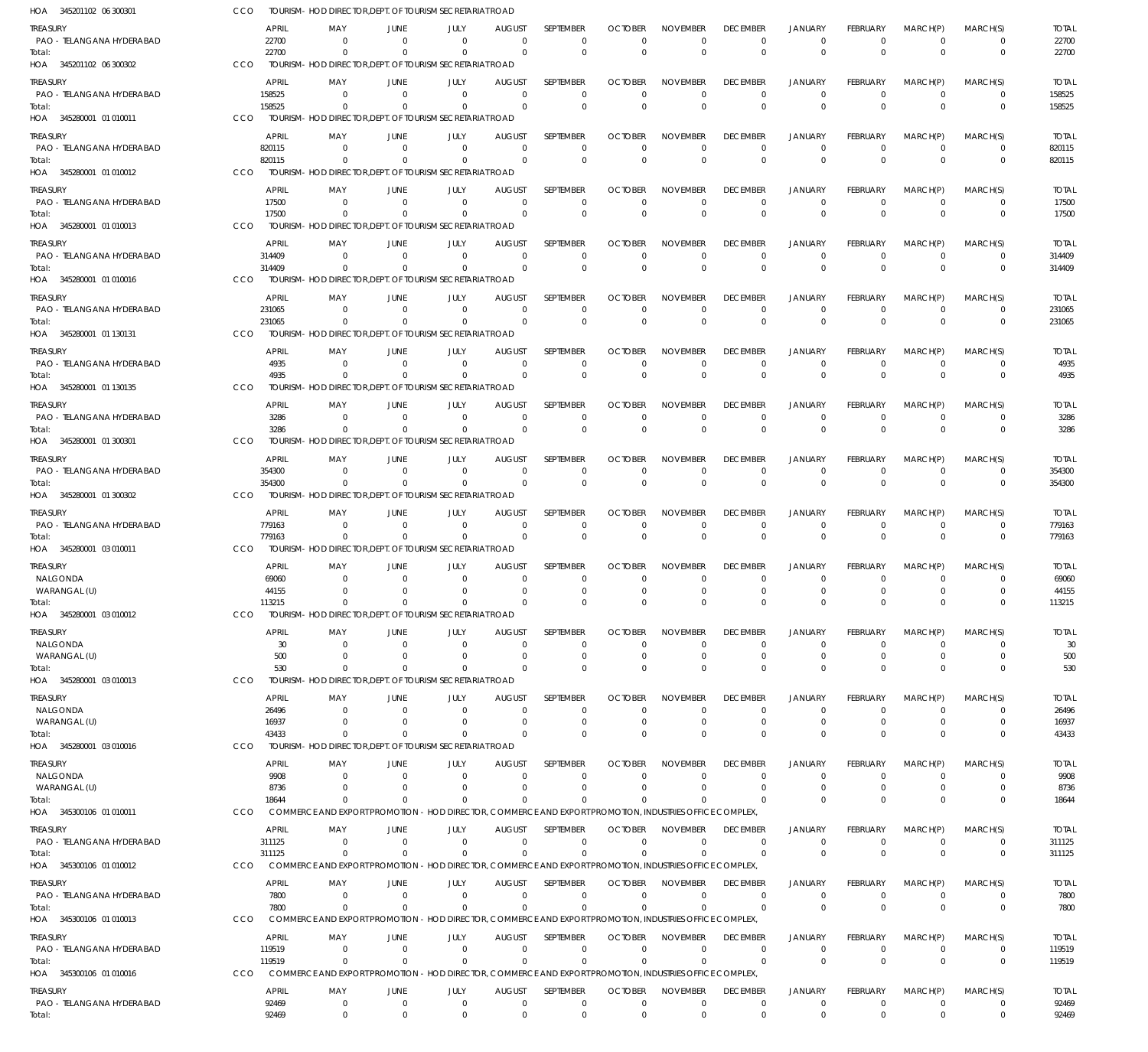HOA 345201102 06 300301 CCO TOURISM - HOD DIRECTOR,DEPT. OF TOURISM SECRETARIAT ROAD

| TREASURY | APRIL | MAY | JUNE | JULY | AUGUST | SEPTEMBER | OCTOBER | NOVEMBER | DECEMBER | JANUARY | FEBRUARY | MARCH(P) | MARCH(S) | TOTAL |
|---|---|---|---|---|---|---|---|---|---|---|---|---|---|---|
| PAO - TELANGANA HYDERABAD | 22700 | 0 | 0 | 0 | 0 | 0 | 0 | 0 | 0 | 0 | 0 | 0 | 0 | 22700 |
| Total: | 22700 | 0 | 0 | 0 | 0 | 0 | 0 | 0 | 0 | 0 | 0 | 0 | 0 | 22700 |

HOA 345201102 06 300302 CCO TOURISM - HOD DIRECTOR,DEPT. OF TOURISM SECRETARIAT ROAD

| TREASURY | APRIL | MAY | JUNE | JULY | AUGUST | SEPTEMBER | OCTOBER | NOVEMBER | DECEMBER | JANUARY | FEBRUARY | MARCH(P) | MARCH(S) | TOTAL |
|---|---|---|---|---|---|---|---|---|---|---|---|---|---|---|
| PAO - TELANGANA HYDERABAD | 158525 | 0 | 0 | 0 | 0 | 0 | 0 | 0 | 0 | 0 | 0 | 0 | 0 | 158525 |
| Total: | 158525 | 0 | 0 | 0 | 0 | 0 | 0 | 0 | 0 | 0 | 0 | 0 | 0 | 158525 |

HOA 345280001 01 010011 CCO TOURISM - HOD DIRECTOR,DEPT. OF TOURISM SECRETARIAT ROAD

| TREASURY | APRIL | MAY | JUNE | JULY | AUGUST | SEPTEMBER | OCTOBER | NOVEMBER | DECEMBER | JANUARY | FEBRUARY | MARCH(P) | MARCH(S) | TOTAL |
|---|---|---|---|---|---|---|---|---|---|---|---|---|---|---|
| PAO - TELANGANA HYDERABAD | 820115 | 0 | 0 | 0 | 0 | 0 | 0 | 0 | 0 | 0 | 0 | 0 | 0 | 820115 |
| Total: | 820115 | 0 | 0 | 0 | 0 | 0 | 0 | 0 | 0 | 0 | 0 | 0 | 0 | 820115 |

HOA 345280001 01 010012 CCO TOURISM - HOD DIRECTOR,DEPT. OF TOURISM SECRETARIAT ROAD

| TREASURY | APRIL | MAY | JUNE | JULY | AUGUST | SEPTEMBER | OCTOBER | NOVEMBER | DECEMBER | JANUARY | FEBRUARY | MARCH(P) | MARCH(S) | TOTAL |
|---|---|---|---|---|---|---|---|---|---|---|---|---|---|---|
| PAO - TELANGANA HYDERABAD | 17500 | 0 | 0 | 0 | 0 | 0 | 0 | 0 | 0 | 0 | 0 | 0 | 0 | 17500 |
| Total: | 17500 | 0 | 0 | 0 | 0 | 0 | 0 | 0 | 0 | 0 | 0 | 0 | 0 | 17500 |

HOA 345280001 01 010013 CCO TOURISM - HOD DIRECTOR,DEPT. OF TOURISM SECRETARIAT ROAD

| TREASURY | APRIL | MAY | JUNE | JULY | AUGUST | SEPTEMBER | OCTOBER | NOVEMBER | DECEMBER | JANUARY | FEBRUARY | MARCH(P) | MARCH(S) | TOTAL |
|---|---|---|---|---|---|---|---|---|---|---|---|---|---|---|
| PAO - TELANGANA HYDERABAD | 314409 | 0 | 0 | 0 | 0 | 0 | 0 | 0 | 0 | 0 | 0 | 0 | 0 | 314409 |
| Total: | 314409 | 0 | 0 | 0 | 0 | 0 | 0 | 0 | 0 | 0 | 0 | 0 | 0 | 314409 |

HOA 345280001 01 010016 CCO TOURISM - HOD DIRECTOR,DEPT. OF TOURISM SECRETARIAT ROAD

| TREASURY | APRIL | MAY | JUNE | JULY | AUGUST | SEPTEMBER | OCTOBER | NOVEMBER | DECEMBER | JANUARY | FEBRUARY | MARCH(P) | MARCH(S) | TOTAL |
|---|---|---|---|---|---|---|---|---|---|---|---|---|---|---|
| PAO - TELANGANA HYDERABAD | 231065 | 0 | 0 | 0 | 0 | 0 | 0 | 0 | 0 | 0 | 0 | 0 | 0 | 231065 |
| Total: | 231065 | 0 | 0 | 0 | 0 | 0 | 0 | 0 | 0 | 0 | 0 | 0 | 0 | 231065 |

HOA 345280001 01 130131 CCO TOURISM - HOD DIRECTOR,DEPT. OF TOURISM SECRETARIAT ROAD

| TREASURY | APRIL | MAY | JUNE | JULY | AUGUST | SEPTEMBER | OCTOBER | NOVEMBER | DECEMBER | JANUARY | FEBRUARY | MARCH(P) | MARCH(S) | TOTAL |
|---|---|---|---|---|---|---|---|---|---|---|---|---|---|---|
| PAO - TELANGANA HYDERABAD | 4935 | 0 | 0 | 0 | 0 | 0 | 0 | 0 | 0 | 0 | 0 | 0 | 0 | 4935 |
| Total: | 4935 | 0 | 0 | 0 | 0 | 0 | 0 | 0 | 0 | 0 | 0 | 0 | 0 | 4935 |

HOA 345280001 01 130135 CCO TOURISM - HOD DIRECTOR,DEPT. OF TOURISM SECRETARIAT ROAD

| TREASURY | APRIL | MAY | JUNE | JULY | AUGUST | SEPTEMBER | OCTOBER | NOVEMBER | DECEMBER | JANUARY | FEBRUARY | MARCH(P) | MARCH(S) | TOTAL |
|---|---|---|---|---|---|---|---|---|---|---|---|---|---|---|
| PAO - TELANGANA HYDERABAD | 3286 | 0 | 0 | 0 | 0 | 0 | 0 | 0 | 0 | 0 | 0 | 0 | 0 | 3286 |
| Total: | 3286 | 0 | 0 | 0 | 0 | 0 | 0 | 0 | 0 | 0 | 0 | 0 | 0 | 3286 |

HOA 345280001 01 300301 CCO TOURISM - HOD DIRECTOR,DEPT. OF TOURISM SECRETARIAT ROAD

| TREASURY | APRIL | MAY | JUNE | JULY | AUGUST | SEPTEMBER | OCTOBER | NOVEMBER | DECEMBER | JANUARY | FEBRUARY | MARCH(P) | MARCH(S) | TOTAL |
|---|---|---|---|---|---|---|---|---|---|---|---|---|---|---|
| PAO - TELANGANA HYDERABAD | 354300 | 0 | 0 | 0 | 0 | 0 | 0 | 0 | 0 | 0 | 0 | 0 | 0 | 354300 |
| Total: | 354300 | 0 | 0 | 0 | 0 | 0 | 0 | 0 | 0 | 0 | 0 | 0 | 0 | 354300 |

HOA 345280001 01 300302 CCO TOURISM - HOD DIRECTOR,DEPT. OF TOURISM SECRETARIAT ROAD

| TREASURY | APRIL | MAY | JUNE | JULY | AUGUST | SEPTEMBER | OCTOBER | NOVEMBER | DECEMBER | JANUARY | FEBRUARY | MARCH(P) | MARCH(S) | TOTAL |
|---|---|---|---|---|---|---|---|---|---|---|---|---|---|---|
| PAO - TELANGANA HYDERABAD | 779163 | 0 | 0 | 0 | 0 | 0 | 0 | 0 | 0 | 0 | 0 | 0 | 0 | 779163 |
| Total: | 779163 | 0 | 0 | 0 | 0 | 0 | 0 | 0 | 0 | 0 | 0 | 0 | 0 | 779163 |

HOA 345280001 03 010011 CCO TOURISM - HOD DIRECTOR,DEPT. OF TOURISM SECRETARIAT ROAD

| TREASURY | APRIL | MAY | JUNE | JULY | AUGUST | SEPTEMBER | OCTOBER | NOVEMBER | DECEMBER | JANUARY | FEBRUARY | MARCH(P) | MARCH(S) | TOTAL |
|---|---|---|---|---|---|---|---|---|---|---|---|---|---|---|
| NALGONDA | 69060 | 0 | 0 | 0 | 0 | 0 | 0 | 0 | 0 | 0 | 0 | 0 | 0 | 69060 |
| WARANGAL (U) | 44155 | 0 | 0 | 0 | 0 | 0 | 0 | 0 | 0 | 0 | 0 | 0 | 0 | 44155 |
| Total: | 113215 | 0 | 0 | 0 | 0 | 0 | 0 | 0 | 0 | 0 | 0 | 0 | 0 | 113215 |

HOA 345280001 03 010012 CCO TOURISM - HOD DIRECTOR,DEPT. OF TOURISM SECRETARIAT ROAD

| TREASURY | APRIL | MAY | JUNE | JULY | AUGUST | SEPTEMBER | OCTOBER | NOVEMBER | DECEMBER | JANUARY | FEBRUARY | MARCH(P) | MARCH(S) | TOTAL |
|---|---|---|---|---|---|---|---|---|---|---|---|---|---|---|
| NALGONDA | 30 | 0 | 0 | 0 | 0 | 0 | 0 | 0 | 0 | 0 | 0 | 0 | 0 | 30 |
| WARANGAL (U) | 500 | 0 | 0 | 0 | 0 | 0 | 0 | 0 | 0 | 0 | 0 | 0 | 0 | 500 |
| Total: | 530 | 0 | 0 | 0 | 0 | 0 | 0 | 0 | 0 | 0 | 0 | 0 | 0 | 530 |

HOA 345280001 03 010013 CCO TOURISM - HOD DIRECTOR,DEPT. OF TOURISM SECRETARIAT ROAD

| TREASURY | APRIL | MAY | JUNE | JULY | AUGUST | SEPTEMBER | OCTOBER | NOVEMBER | DECEMBER | JANUARY | FEBRUARY | MARCH(P) | MARCH(S) | TOTAL |
|---|---|---|---|---|---|---|---|---|---|---|---|---|---|---|
| NALGONDA | 26496 | 0 | 0 | 0 | 0 | 0 | 0 | 0 | 0 | 0 | 0 | 0 | 0 | 26496 |
| WARANGAL (U) | 16937 | 0 | 0 | 0 | 0 | 0 | 0 | 0 | 0 | 0 | 0 | 0 | 0 | 16937 |
| Total: | 43433 | 0 | 0 | 0 | 0 | 0 | 0 | 0 | 0 | 0 | 0 | 0 | 0 | 43433 |

HOA 345280001 03 010016 CCO TOURISM - HOD DIRECTOR,DEPT. OF TOURISM SECRETARIAT ROAD

| TREASURY | APRIL | MAY | JUNE | JULY | AUGUST | SEPTEMBER | OCTOBER | NOVEMBER | DECEMBER | JANUARY | FEBRUARY | MARCH(P) | MARCH(S) | TOTAL |
|---|---|---|---|---|---|---|---|---|---|---|---|---|---|---|
| NALGONDA | 9908 | 0 | 0 | 0 | 0 | 0 | 0 | 0 | 0 | 0 | 0 | 0 | 0 | 9908 |
| WARANGAL (U) | 8736 | 0 | 0 | 0 | 0 | 0 | 0 | 0 | 0 | 0 | 0 | 0 | 0 | 8736 |
| Total: | 18644 | 0 | 0 | 0 | 0 | 0 | 0 | 0 | 0 | 0 | 0 | 0 | 0 | 18644 |

HOA 345300106 01 010011 CCO COMMERCE AND EXPORT PROMOTION - HOD DIRECTOR, COMMERCE AND EXPORT PROMOTION, INDUSTRIES OFFICE COMPLEX,

| TREASURY | APRIL | MAY | JUNE | JULY | AUGUST | SEPTEMBER | OCTOBER | NOVEMBER | DECEMBER | JANUARY | FEBRUARY | MARCH(P) | MARCH(S) | TOTAL |
|---|---|---|---|---|---|---|---|---|---|---|---|---|---|---|
| PAO - TELANGANA HYDERABAD | 311125 | 0 | 0 | 0 | 0 | 0 | 0 | 0 | 0 | 0 | 0 | 0 | 0 | 311125 |
| Total: | 311125 | 0 | 0 | 0 | 0 | 0 | 0 | 0 | 0 | 0 | 0 | 0 | 0 | 311125 |

HOA 345300106 01 010012 CCO COMMERCE AND EXPORT PROMOTION - HOD DIRECTOR, COMMERCE AND EXPORT PROMOTION, INDUSTRIES OFFICE COMPLEX,

| TREASURY | APRIL | MAY | JUNE | JULY | AUGUST | SEPTEMBER | OCTOBER | NOVEMBER | DECEMBER | JANUARY | FEBRUARY | MARCH(P) | MARCH(S) | TOTAL |
|---|---|---|---|---|---|---|---|---|---|---|---|---|---|---|
| PAO - TELANGANA HYDERABAD | 7800 | 0 | 0 | 0 | 0 | 0 | 0 | 0 | 0 | 0 | 0 | 0 | 0 | 7800 |
| Total: | 7800 | 0 | 0 | 0 | 0 | 0 | 0 | 0 | 0 | 0 | 0 | 0 | 0 | 7800 |

HOA 345300106 01 010013 CCO COMMERCE AND EXPORT PROMOTION - HOD DIRECTOR, COMMERCE AND EXPORT PROMOTION, INDUSTRIES OFFICE COMPLEX,

| TREASURY | APRIL | MAY | JUNE | JULY | AUGUST | SEPTEMBER | OCTOBER | NOVEMBER | DECEMBER | JANUARY | FEBRUARY | MARCH(P) | MARCH(S) | TOTAL |
|---|---|---|---|---|---|---|---|---|---|---|---|---|---|---|
| PAO - TELANGANA HYDERABAD | 119519 | 0 | 0 | 0 | 0 | 0 | 0 | 0 | 0 | 0 | 0 | 0 | 0 | 119519 |
| Total: | 119519 | 0 | 0 | 0 | 0 | 0 | 0 | 0 | 0 | 0 | 0 | 0 | 0 | 119519 |

HOA 345300106 01 010016 CCO COMMERCE AND EXPORT PROMOTION - HOD DIRECTOR, COMMERCE AND EXPORT PROMOTION, INDUSTRIES OFFICE COMPLEX,

| TREASURY | APRIL | MAY | JUNE | JULY | AUGUST | SEPTEMBER | OCTOBER | NOVEMBER | DECEMBER | JANUARY | FEBRUARY | MARCH(P) | MARCH(S) | TOTAL |
|---|---|---|---|---|---|---|---|---|---|---|---|---|---|---|
| PAO - TELANGANA HYDERABAD | 92469 | 0 | 0 | 0 | 0 | 0 | 0 | 0 | 0 | 0 | 0 | 0 | 0 | 92469 |
| Total: | 92469 | 0 | 0 | 0 | 0 | 0 | 0 | 0 | 0 | 0 | 0 | 0 | 0 | 92469 |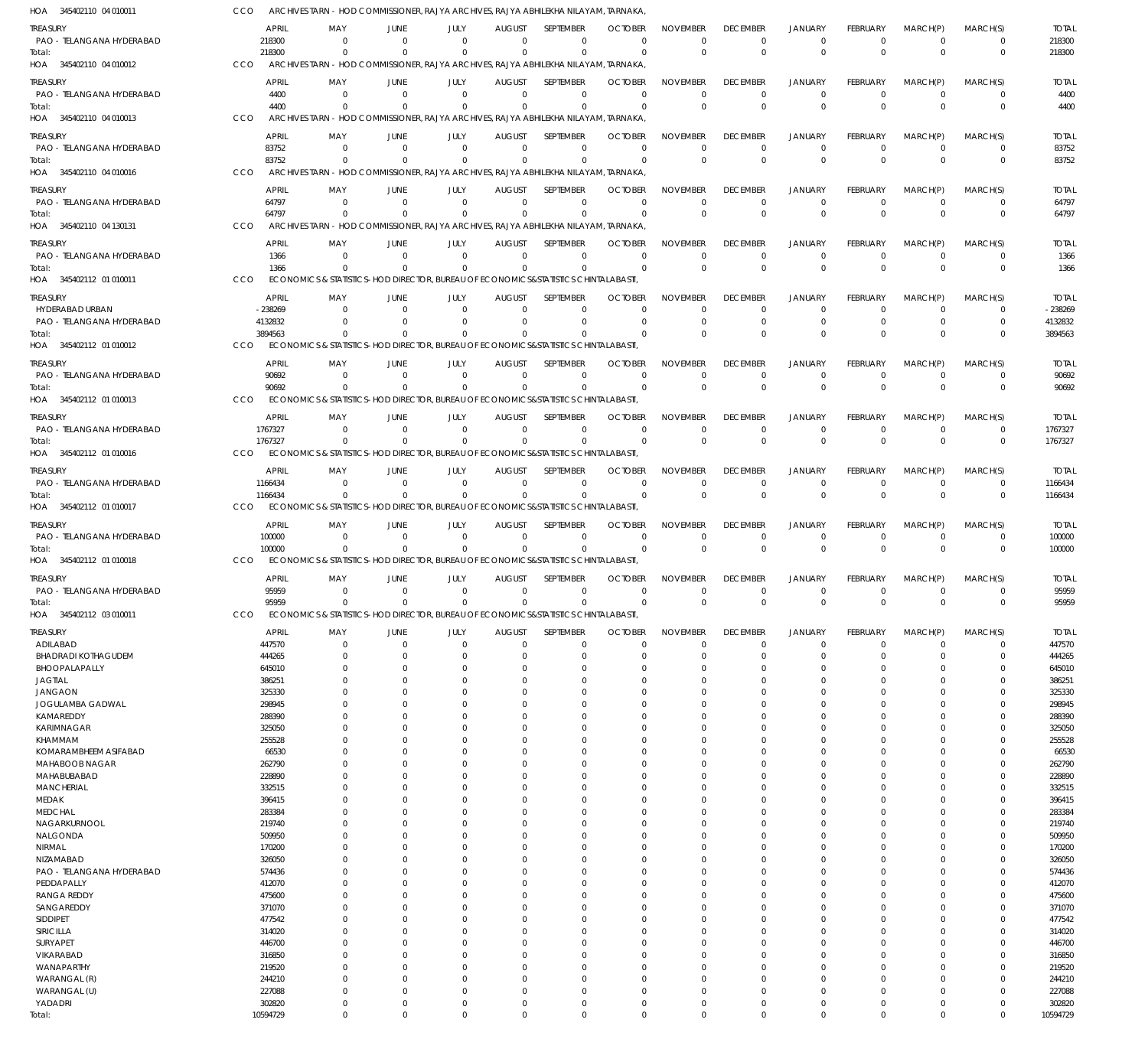HOA 345402110 04 010011 CCO ARCHIVES TARN - HOD COMMISSIONER, RAJYA ARCHIVES, RAJYA ABHILEKHA NILAYAM, TARNAKA,

| TREASURY | APRIL | MAY | JUNE | JULY | AUGUST | SEPTEMBER | OCTOBER | NOVEMBER | DECEMBER | JANUARY | FEBRUARY | MARCH(P) | MARCH(S) | TOTAL |
|---|---|---|---|---|---|---|---|---|---|---|---|---|---|---|
| PAO - TELANGANA HYDERABAD | 218300 | 0 | 0 | 0 | 0 | 0 | 0 | 0 | 0 | 0 | 0 | 0 | 0 | 218300 |
| Total: | 218300 | 0 | 0 | 0 | 0 | 0 | 0 | 0 | 0 | 0 | 0 | 0 | 0 | 218300 |

HOA 345402110 04 010012 CCO ARCHIVES TARN - HOD COMMISSIONER, RAJYA ARCHIVES, RAJYA ABHILEKHA NILAYAM, TARNAKA,

| TREASURY | APRIL | MAY | JUNE | JULY | AUGUST | SEPTEMBER | OCTOBER | NOVEMBER | DECEMBER | JANUARY | FEBRUARY | MARCH(P) | MARCH(S) | TOTAL |
|---|---|---|---|---|---|---|---|---|---|---|---|---|---|---|
| PAO - TELANGANA HYDERABAD | 4400 | 0 | 0 | 0 | 0 | 0 | 0 | 0 | 0 | 0 | 0 | 0 | 0 | 4400 |
| Total: | 4400 | 0 | 0 | 0 | 0 | 0 | 0 | 0 | 0 | 0 | 0 | 0 | 0 | 4400 |

HOA 345402110 04 010013 CCO ARCHIVES TARN - HOD COMMISSIONER, RAJYA ARCHIVES, RAJYA ABHILEKHA NILAYAM, TARNAKA,

| TREASURY | APRIL | MAY | JUNE | JULY | AUGUST | SEPTEMBER | OCTOBER | NOVEMBER | DECEMBER | JANUARY | FEBRUARY | MARCH(P) | MARCH(S) | TOTAL |
|---|---|---|---|---|---|---|---|---|---|---|---|---|---|---|
| PAO - TELANGANA HYDERABAD | 83752 | 0 | 0 | 0 | 0 | 0 | 0 | 0 | 0 | 0 | 0 | 0 | 0 | 83752 |
| Total: | 83752 | 0 | 0 | 0 | 0 | 0 | 0 | 0 | 0 | 0 | 0 | 0 | 0 | 83752 |

HOA 345402110 04 010016 CCO ARCHIVES TARN - HOD COMMISSIONER, RAJYA ARCHIVES, RAJYA ABHILEKHA NILAYAM, TARNAKA,

| TREASURY | APRIL | MAY | JUNE | JULY | AUGUST | SEPTEMBER | OCTOBER | NOVEMBER | DECEMBER | JANUARY | FEBRUARY | MARCH(P) | MARCH(S) | TOTAL |
|---|---|---|---|---|---|---|---|---|---|---|---|---|---|---|
| PAO - TELANGANA HYDERABAD | 64797 | 0 | 0 | 0 | 0 | 0 | 0 | 0 | 0 | 0 | 0 | 0 | 0 | 64797 |
| Total: | 64797 | 0 | 0 | 0 | 0 | 0 | 0 | 0 | 0 | 0 | 0 | 0 | 0 | 64797 |

HOA 345402110 04 130131 CCO ARCHIVES TARN - HOD COMMISSIONER, RAJYA ARCHIVES, RAJYA ABHILEKHA NILAYAM, TARNAKA,

| TREASURY | APRIL | MAY | JUNE | JULY | AUGUST | SEPTEMBER | OCTOBER | NOVEMBER | DECEMBER | JANUARY | FEBRUARY | MARCH(P) | MARCH(S) | TOTAL |
|---|---|---|---|---|---|---|---|---|---|---|---|---|---|---|
| PAO - TELANGANA HYDERABAD | 1366 | 0 | 0 | 0 | 0 | 0 | 0 | 0 | 0 | 0 | 0 | 0 | 0 | 1366 |
| Total: | 1366 | 0 | 0 | 0 | 0 | 0 | 0 | 0 | 0 | 0 | 0 | 0 | 0 | 1366 |

HOA 345402112 01 010011 CCO ECONOMICS & STATISTICS- HOD DIRECTOR, BUREAU OF ECONOMICS&STATISTICS CHINTALABASTI,

| TREASURY | APRIL | MAY | JUNE | JULY | AUGUST | SEPTEMBER | OCTOBER | NOVEMBER | DECEMBER | JANUARY | FEBRUARY | MARCH(P) | MARCH(S) | TOTAL |
|---|---|---|---|---|---|---|---|---|---|---|---|---|---|---|
| HYDERABAD URBAN | -238269 | 0 | 0 | 0 | 0 | 0 | 0 | 0 | 0 | 0 | 0 | 0 | 0 | -238269 |
| PAO - TELANGANA HYDERABAD | 4132832 | 0 | 0 | 0 | 0 | 0 | 0 | 0 | 0 | 0 | 0 | 0 | 0 | 4132832 |
| Total: | 3894563 | 0 | 0 | 0 | 0 | 0 | 0 | 0 | 0 | 0 | 0 | 0 | 0 | 3894563 |

HOA 345402112 01 010012 CCO ECONOMICS & STATISTICS- HOD DIRECTOR, BUREAU OF ECONOMICS&STATISTICS CHINTALABASTI,

| TREASURY | APRIL | MAY | JUNE | JULY | AUGUST | SEPTEMBER | OCTOBER | NOVEMBER | DECEMBER | JANUARY | FEBRUARY | MARCH(P) | MARCH(S) | TOTAL |
|---|---|---|---|---|---|---|---|---|---|---|---|---|---|---|
| PAO - TELANGANA HYDERABAD | 90692 | 0 | 0 | 0 | 0 | 0 | 0 | 0 | 0 | 0 | 0 | 0 | 0 | 90692 |
| Total: | 90692 | 0 | 0 | 0 | 0 | 0 | 0 | 0 | 0 | 0 | 0 | 0 | 0 | 90692 |

HOA 345402112 01 010013 CCO ECONOMICS & STATISTICS- HOD DIRECTOR, BUREAU OF ECONOMICS&STATISTICS CHINTALABASTI,

| TREASURY | APRIL | MAY | JUNE | JULY | AUGUST | SEPTEMBER | OCTOBER | NOVEMBER | DECEMBER | JANUARY | FEBRUARY | MARCH(P) | MARCH(S) | TOTAL |
|---|---|---|---|---|---|---|---|---|---|---|---|---|---|---|
| PAO - TELANGANA HYDERABAD | 1767327 | 0 | 0 | 0 | 0 | 0 | 0 | 0 | 0 | 0 | 0 | 0 | 0 | 1767327 |
| Total: | 1767327 | 0 | 0 | 0 | 0 | 0 | 0 | 0 | 0 | 0 | 0 | 0 | 0 | 1767327 |

HOA 345402112 01 010016 CCO ECONOMICS & STATISTICS- HOD DIRECTOR, BUREAU OF ECONOMICS&STATISTICS CHINTALABASTI,

| TREASURY | APRIL | MAY | JUNE | JULY | AUGUST | SEPTEMBER | OCTOBER | NOVEMBER | DECEMBER | JANUARY | FEBRUARY | MARCH(P) | MARCH(S) | TOTAL |
|---|---|---|---|---|---|---|---|---|---|---|---|---|---|---|
| PAO - TELANGANA HYDERABAD | 1166434 | 0 | 0 | 0 | 0 | 0 | 0 | 0 | 0 | 0 | 0 | 0 | 0 | 1166434 |
| Total: | 1166434 | 0 | 0 | 0 | 0 | 0 | 0 | 0 | 0 | 0 | 0 | 0 | 0 | 1166434 |

HOA 345402112 01 010017 CCO ECONOMICS & STATISTICS- HOD DIRECTOR, BUREAU OF ECONOMICS&STATISTICS CHINTALABASTI,

| TREASURY | APRIL | MAY | JUNE | JULY | AUGUST | SEPTEMBER | OCTOBER | NOVEMBER | DECEMBER | JANUARY | FEBRUARY | MARCH(P) | MARCH(S) | TOTAL |
|---|---|---|---|---|---|---|---|---|---|---|---|---|---|---|
| PAO - TELANGANA HYDERABAD | 100000 | 0 | 0 | 0 | 0 | 0 | 0 | 0 | 0 | 0 | 0 | 0 | 0 | 100000 |
| Total: | 100000 | 0 | 0 | 0 | 0 | 0 | 0 | 0 | 0 | 0 | 0 | 0 | 0 | 100000 |

HOA 345402112 01 010018 CCO ECONOMICS & STATISTICS- HOD DIRECTOR, BUREAU OF ECONOMICS&STATISTICS CHINTALABASTI,

| TREASURY | APRIL | MAY | JUNE | JULY | AUGUST | SEPTEMBER | OCTOBER | NOVEMBER | DECEMBER | JANUARY | FEBRUARY | MARCH(P) | MARCH(S) | TOTAL |
|---|---|---|---|---|---|---|---|---|---|---|---|---|---|---|
| PAO - TELANGANA HYDERABAD | 95959 | 0 | 0 | 0 | 0 | 0 | 0 | 0 | 0 | 0 | 0 | 0 | 0 | 95959 |
| Total: | 95959 | 0 | 0 | 0 | 0 | 0 | 0 | 0 | 0 | 0 | 0 | 0 | 0 | 95959 |

HOA 345402112 03 010011 CCO ECONOMICS & STATISTICS- HOD DIRECTOR, BUREAU OF ECONOMICS&STATISTICS CHINTALABASTI,

| TREASURY | APRIL | MAY | JUNE | JULY | AUGUST | SEPTEMBER | OCTOBER | NOVEMBER | DECEMBER | JANUARY | FEBRUARY | MARCH(P) | MARCH(S) | TOTAL |
|---|---|---|---|---|---|---|---|---|---|---|---|---|---|---|
| ADILABAD | 447570 | 0 | 0 | 0 | 0 | 0 | 0 | 0 | 0 | 0 | 0 | 0 | 0 | 447570 |
| BHADRADI KOTHAGUDEM | 444265 | 0 | 0 | 0 | 0 | 0 | 0 | 0 | 0 | 0 | 0 | 0 | 0 | 444265 |
| BHOOPALAPALLY | 645010 | 0 | 0 | 0 | 0 | 0 | 0 | 0 | 0 | 0 | 0 | 0 | 0 | 645010 |
| JAGTIAL | 386251 | 0 | 0 | 0 | 0 | 0 | 0 | 0 | 0 | 0 | 0 | 0 | 0 | 386251 |
| JANGAON | 325330 | 0 | 0 | 0 | 0 | 0 | 0 | 0 | 0 | 0 | 0 | 0 | 0 | 325330 |
| JOGULAMBA GADWAL | 298945 | 0 | 0 | 0 | 0 | 0 | 0 | 0 | 0 | 0 | 0 | 0 | 0 | 298945 |
| KAMAREDDY | 288390 | 0 | 0 | 0 | 0 | 0 | 0 | 0 | 0 | 0 | 0 | 0 | 0 | 288390 |
| KARIMNAGAR | 325050 | 0 | 0 | 0 | 0 | 0 | 0 | 0 | 0 | 0 | 0 | 0 | 0 | 325050 |
| KHAMMAM | 255528 | 0 | 0 | 0 | 0 | 0 | 0 | 0 | 0 | 0 | 0 | 0 | 0 | 255528 |
| KOMARAMBHEEM ASIFABAD | 66530 | 0 | 0 | 0 | 0 | 0 | 0 | 0 | 0 | 0 | 0 | 0 | 0 | 66530 |
| MAHABOOB NAGAR | 262790 | 0 | 0 | 0 | 0 | 0 | 0 | 0 | 0 | 0 | 0 | 0 | 0 | 262790 |
| MAHABUBABAD | 228890 | 0 | 0 | 0 | 0 | 0 | 0 | 0 | 0 | 0 | 0 | 0 | 0 | 228890 |
| MANCHERIAL | 332515 | 0 | 0 | 0 | 0 | 0 | 0 | 0 | 0 | 0 | 0 | 0 | 0 | 332515 |
| MEDAK | 396415 | 0 | 0 | 0 | 0 | 0 | 0 | 0 | 0 | 0 | 0 | 0 | 0 | 396415 |
| MEDCHAL | 283384 | 0 | 0 | 0 | 0 | 0 | 0 | 0 | 0 | 0 | 0 | 0 | 0 | 283384 |
| NAGARKURNOOL | 219740 | 0 | 0 | 0 | 0 | 0 | 0 | 0 | 0 | 0 | 0 | 0 | 0 | 219740 |
| NALGONDA | 509950 | 0 | 0 | 0 | 0 | 0 | 0 | 0 | 0 | 0 | 0 | 0 | 0 | 509950 |
| NIRMAL | 170200 | 0 | 0 | 0 | 0 | 0 | 0 | 0 | 0 | 0 | 0 | 0 | 0 | 170200 |
| NIZAMABAD | 326050 | 0 | 0 | 0 | 0 | 0 | 0 | 0 | 0 | 0 | 0 | 0 | 0 | 326050 |
| PAO - TELANGANA HYDERABAD | 574436 | 0 | 0 | 0 | 0 | 0 | 0 | 0 | 0 | 0 | 0 | 0 | 0 | 574436 |
| PEDDAPALLY | 412070 | 0 | 0 | 0 | 0 | 0 | 0 | 0 | 0 | 0 | 0 | 0 | 0 | 412070 |
| RANGA REDDY | 475600 | 0 | 0 | 0 | 0 | 0 | 0 | 0 | 0 | 0 | 0 | 0 | 0 | 475600 |
| SANGAREDDY | 371070 | 0 | 0 | 0 | 0 | 0 | 0 | 0 | 0 | 0 | 0 | 0 | 0 | 371070 |
| SIDDIPET | 477542 | 0 | 0 | 0 | 0 | 0 | 0 | 0 | 0 | 0 | 0 | 0 | 0 | 477542 |
| SIRICILLA | 314020 | 0 | 0 | 0 | 0 | 0 | 0 | 0 | 0 | 0 | 0 | 0 | 0 | 314020 |
| SURYAPET | 446700 | 0 | 0 | 0 | 0 | 0 | 0 | 0 | 0 | 0 | 0 | 0 | 0 | 446700 |
| VIKARABAD | 316850 | 0 | 0 | 0 | 0 | 0 | 0 | 0 | 0 | 0 | 0 | 0 | 0 | 316850 |
| WANAPARTHY | 219520 | 0 | 0 | 0 | 0 | 0 | 0 | 0 | 0 | 0 | 0 | 0 | 0 | 219520 |
| WARANGAL (R) | 244210 | 0 | 0 | 0 | 0 | 0 | 0 | 0 | 0 | 0 | 0 | 0 | 0 | 244210 |
| WARANGAL (U) | 227088 | 0 | 0 | 0 | 0 | 0 | 0 | 0 | 0 | 0 | 0 | 0 | 0 | 227088 |
| YADADRI | 302820 | 0 | 0 | 0 | 0 | 0 | 0 | 0 | 0 | 0 | 0 | 0 | 0 | 302820 |
| Total: | 10594729 | 0 | 0 | 0 | 0 | 0 | 0 | 0 | 0 | 0 | 0 | 0 | 0 | 10594729 |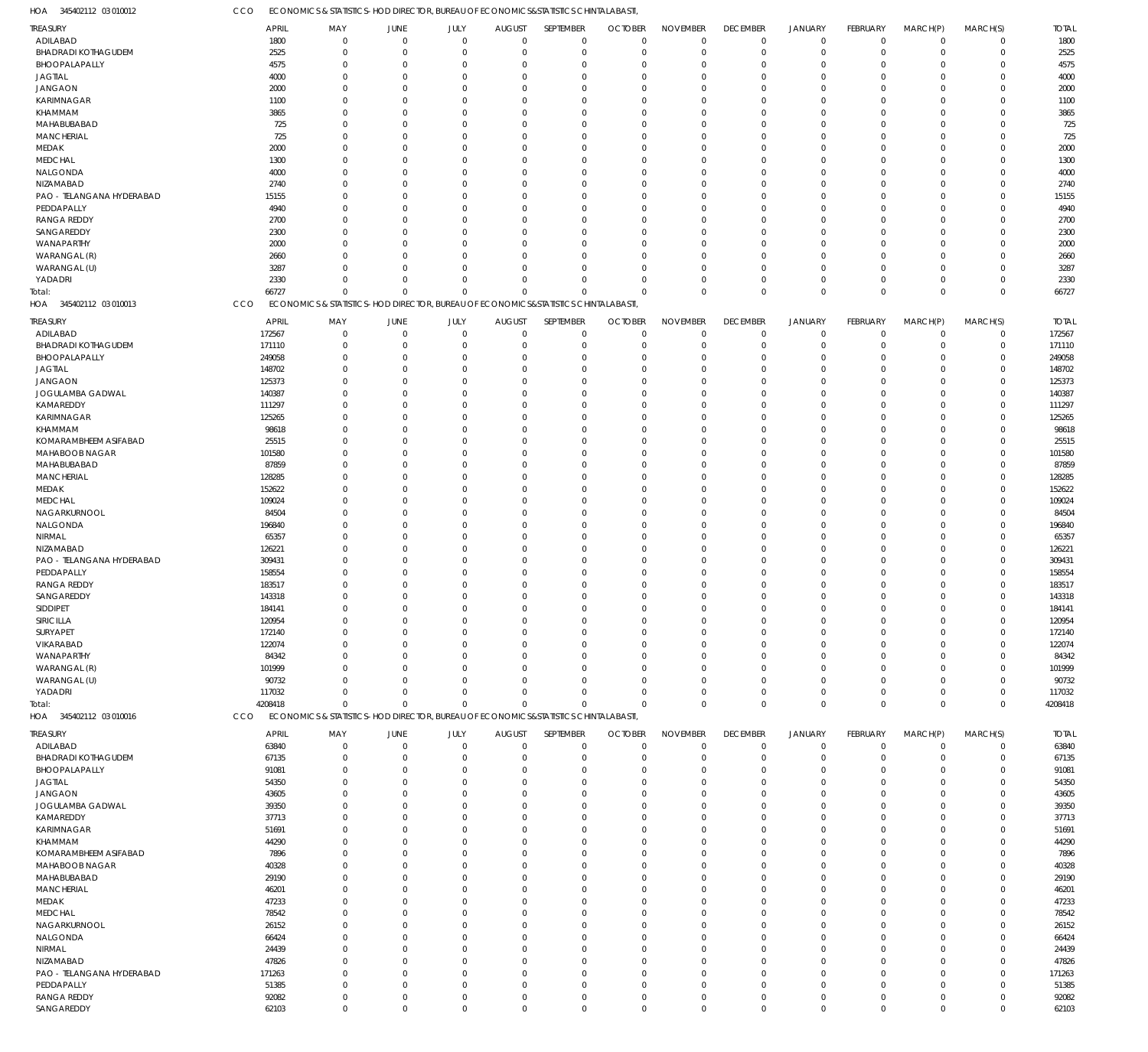HOA 345402112 03 010012 CCO ECONOMICS & STATISTICS- HOD DIRECTOR, BUREAU OF ECONOMICS&STATISTICS CHINTALABASTI,

| TREASURY | APRIL | MAY | JUNE | JULY | AUGUST | SEPTEMBER | OCTOBER | NOVEMBER | DECEMBER | JANUARY | FEBRUARY | MARCH(P) | MARCH(S) | TOTAL |
|---|---|---|---|---|---|---|---|---|---|---|---|---|---|---|
| ADILABAD | 1800 | 0 | 0 | 0 | 0 | 0 | 0 | 0 | 0 | 0 | 0 | 0 | 0 | 1800 |
| BHADRADI KOTHAGUDEM | 2525 | 0 | 0 | 0 | 0 | 0 | 0 | 0 | 0 | 0 | 0 | 0 | 0 | 2525 |
| BHOOPALAPALLY | 4575 | 0 | 0 | 0 | 0 | 0 | 0 | 0 | 0 | 0 | 0 | 0 | 0 | 4575 |
| JAGTIAL | 4000 | 0 | 0 | 0 | 0 | 0 | 0 | 0 | 0 | 0 | 0 | 0 | 0 | 4000 |
| JANGAON | 2000 | 0 | 0 | 0 | 0 | 0 | 0 | 0 | 0 | 0 | 0 | 0 | 0 | 2000 |
| KARIMNAGAR | 1100 | 0 | 0 | 0 | 0 | 0 | 0 | 0 | 0 | 0 | 0 | 0 | 0 | 1100 |
| KHAMMAM | 3865 | 0 | 0 | 0 | 0 | 0 | 0 | 0 | 0 | 0 | 0 | 0 | 0 | 3865 |
| MAHABUBABAD | 725 | 0 | 0 | 0 | 0 | 0 | 0 | 0 | 0 | 0 | 0 | 0 | 0 | 725 |
| MANCHERIAL | 725 | 0 | 0 | 0 | 0 | 0 | 0 | 0 | 0 | 0 | 0 | 0 | 0 | 725 |
| MEDAK | 2000 | 0 | 0 | 0 | 0 | 0 | 0 | 0 | 0 | 0 | 0 | 0 | 0 | 2000 |
| MEDCHAL | 1300 | 0 | 0 | 0 | 0 | 0 | 0 | 0 | 0 | 0 | 0 | 0 | 0 | 1300 |
| NALGONDA | 4000 | 0 | 0 | 0 | 0 | 0 | 0 | 0 | 0 | 0 | 0 | 0 | 0 | 4000 |
| NIZAMABAD | 2740 | 0 | 0 | 0 | 0 | 0 | 0 | 0 | 0 | 0 | 0 | 0 | 0 | 2740 |
| PAO - TELANGANA HYDERABAD | 15155 | 0 | 0 | 0 | 0 | 0 | 0 | 0 | 0 | 0 | 0 | 0 | 0 | 15155 |
| PEDDAPALLY | 4940 | 0 | 0 | 0 | 0 | 0 | 0 | 0 | 0 | 0 | 0 | 0 | 0 | 4940 |
| RANGA REDDY | 2700 | 0 | 0 | 0 | 0 | 0 | 0 | 0 | 0 | 0 | 0 | 0 | 0 | 2700 |
| SANGAREDDY | 2300 | 0 | 0 | 0 | 0 | 0 | 0 | 0 | 0 | 0 | 0 | 0 | 0 | 2300 |
| WANAPARTHY | 2000 | 0 | 0 | 0 | 0 | 0 | 0 | 0 | 0 | 0 | 0 | 0 | 0 | 2000 |
| WARANGAL (R) | 2660 | 0 | 0 | 0 | 0 | 0 | 0 | 0 | 0 | 0 | 0 | 0 | 0 | 2660 |
| WARANGAL (U) | 3287 | 0 | 0 | 0 | 0 | 0 | 0 | 0 | 0 | 0 | 0 | 0 | 0 | 3287 |
| YADADRI | 2330 | 0 | 0 | 0 | 0 | 0 | 0 | 0 | 0 | 0 | 0 | 0 | 0 | 2330 |
| Total: | 66727 | 0 | 0 | 0 | 0 | 0 | 0 | 0 | 0 | 0 | 0 | 0 | 0 | 66727 |

HOA 345402112 03 010013 CCO ECONOMICS & STATISTICS- HOD DIRECTOR, BUREAU OF ECONOMICS&STATISTICS CHINTALABASTI,

| TREASURY | APRIL | MAY | JUNE | JULY | AUGUST | SEPTEMBER | OCTOBER | NOVEMBER | DECEMBER | JANUARY | FEBRUARY | MARCH(P) | MARCH(S) | TOTAL |
|---|---|---|---|---|---|---|---|---|---|---|---|---|---|---|
| ADILABAD | 172567 | 0 | 0 | 0 | 0 | 0 | 0 | 0 | 0 | 0 | 0 | 0 | 0 | 172567 |
| BHADRADI KOTHAGUDEM | 171110 | 0 | 0 | 0 | 0 | 0 | 0 | 0 | 0 | 0 | 0 | 0 | 0 | 171110 |
| BHOOPALAPALLY | 249058 | 0 | 0 | 0 | 0 | 0 | 0 | 0 | 0 | 0 | 0 | 0 | 0 | 249058 |
| JAGTIAL | 148702 | 0 | 0 | 0 | 0 | 0 | 0 | 0 | 0 | 0 | 0 | 0 | 0 | 148702 |
| JANGAON | 125373 | 0 | 0 | 0 | 0 | 0 | 0 | 0 | 0 | 0 | 0 | 0 | 0 | 125373 |
| JOGULAMBA GADWAL | 140387 | 0 | 0 | 0 | 0 | 0 | 0 | 0 | 0 | 0 | 0 | 0 | 0 | 140387 |
| KAMAREDDY | 111297 | 0 | 0 | 0 | 0 | 0 | 0 | 0 | 0 | 0 | 0 | 0 | 0 | 111297 |
| KARIMNAGAR | 125265 | 0 | 0 | 0 | 0 | 0 | 0 | 0 | 0 | 0 | 0 | 0 | 0 | 125265 |
| KHAMMAM | 98618 | 0 | 0 | 0 | 0 | 0 | 0 | 0 | 0 | 0 | 0 | 0 | 0 | 98618 |
| KOMARAMBHEEM ASIFABAD | 25515 | 0 | 0 | 0 | 0 | 0 | 0 | 0 | 0 | 0 | 0 | 0 | 0 | 25515 |
| MAHABOOB NAGAR | 101580 | 0 | 0 | 0 | 0 | 0 | 0 | 0 | 0 | 0 | 0 | 0 | 0 | 101580 |
| MAHABUBABAD | 87859 | 0 | 0 | 0 | 0 | 0 | 0 | 0 | 0 | 0 | 0 | 0 | 0 | 87859 |
| MANCHERIAL | 128285 | 0 | 0 | 0 | 0 | 0 | 0 | 0 | 0 | 0 | 0 | 0 | 0 | 128285 |
| MEDAK | 152622 | 0 | 0 | 0 | 0 | 0 | 0 | 0 | 0 | 0 | 0 | 0 | 0 | 152622 |
| MEDCHAL | 109024 | 0 | 0 | 0 | 0 | 0 | 0 | 0 | 0 | 0 | 0 | 0 | 0 | 109024 |
| NAGARKURNOOL | 84504 | 0 | 0 | 0 | 0 | 0 | 0 | 0 | 0 | 0 | 0 | 0 | 0 | 84504 |
| NALGONDA | 196840 | 0 | 0 | 0 | 0 | 0 | 0 | 0 | 0 | 0 | 0 | 0 | 0 | 196840 |
| NIRMAL | 65357 | 0 | 0 | 0 | 0 | 0 | 0 | 0 | 0 | 0 | 0 | 0 | 0 | 65357 |
| NIZAMABAD | 126221 | 0 | 0 | 0 | 0 | 0 | 0 | 0 | 0 | 0 | 0 | 0 | 0 | 126221 |
| PAO - TELANGANA HYDERABAD | 309431 | 0 | 0 | 0 | 0 | 0 | 0 | 0 | 0 | 0 | 0 | 0 | 0 | 309431 |
| PEDDAPALLY | 158554 | 0 | 0 | 0 | 0 | 0 | 0 | 0 | 0 | 0 | 0 | 0 | 0 | 158554 |
| RANGA REDDY | 183517 | 0 | 0 | 0 | 0 | 0 | 0 | 0 | 0 | 0 | 0 | 0 | 0 | 183517 |
| SANGAREDDY | 143318 | 0 | 0 | 0 | 0 | 0 | 0 | 0 | 0 | 0 | 0 | 0 | 0 | 143318 |
| SIDDIPET | 184141 | 0 | 0 | 0 | 0 | 0 | 0 | 0 | 0 | 0 | 0 | 0 | 0 | 184141 |
| SIRICILLA | 120954 | 0 | 0 | 0 | 0 | 0 | 0 | 0 | 0 | 0 | 0 | 0 | 0 | 120954 |
| SURYAPET | 172140 | 0 | 0 | 0 | 0 | 0 | 0 | 0 | 0 | 0 | 0 | 0 | 0 | 172140 |
| VIKARABAD | 122074 | 0 | 0 | 0 | 0 | 0 | 0 | 0 | 0 | 0 | 0 | 0 | 0 | 122074 |
| WANAPARTHY | 84342 | 0 | 0 | 0 | 0 | 0 | 0 | 0 | 0 | 0 | 0 | 0 | 0 | 84342 |
| WARANGAL (R) | 101999 | 0 | 0 | 0 | 0 | 0 | 0 | 0 | 0 | 0 | 0 | 0 | 0 | 101999 |
| WARANGAL (U) | 90732 | 0 | 0 | 0 | 0 | 0 | 0 | 0 | 0 | 0 | 0 | 0 | 0 | 90732 |
| YADADRI | 117032 | 0 | 0 | 0 | 0 | 0 | 0 | 0 | 0 | 0 | 0 | 0 | 0 | 117032 |
| Total: | 4208418 | 0 | 0 | 0 | 0 | 0 | 0 | 0 | 0 | 0 | 0 | 0 | 0 | 4208418 |

HOA 345402112 03 010016 CCO ECONOMICS & STATISTICS- HOD DIRECTOR, BUREAU OF ECONOMICS&STATISTICS CHINTALABASTI,

| TREASURY | APRIL | MAY | JUNE | JULY | AUGUST | SEPTEMBER | OCTOBER | NOVEMBER | DECEMBER | JANUARY | FEBRUARY | MARCH(P) | MARCH(S) | TOTAL |
|---|---|---|---|---|---|---|---|---|---|---|---|---|---|---|
| ADILABAD | 63840 | 0 | 0 | 0 | 0 | 0 | 0 | 0 | 0 | 0 | 0 | 0 | 0 | 63840 |
| BHADRADI KOTHAGUDEM | 67135 | 0 | 0 | 0 | 0 | 0 | 0 | 0 | 0 | 0 | 0 | 0 | 0 | 67135 |
| BHOOPALAPALLY | 91081 | 0 | 0 | 0 | 0 | 0 | 0 | 0 | 0 | 0 | 0 | 0 | 0 | 91081 |
| JAGTIAL | 54350 | 0 | 0 | 0 | 0 | 0 | 0 | 0 | 0 | 0 | 0 | 0 | 0 | 54350 |
| JANGAON | 43605 | 0 | 0 | 0 | 0 | 0 | 0 | 0 | 0 | 0 | 0 | 0 | 0 | 43605 |
| JOGULAMBA GADWAL | 39350 | 0 | 0 | 0 | 0 | 0 | 0 | 0 | 0 | 0 | 0 | 0 | 0 | 39350 |
| KAMAREDDY | 37713 | 0 | 0 | 0 | 0 | 0 | 0 | 0 | 0 | 0 | 0 | 0 | 0 | 37713 |
| KARIMNAGAR | 51691 | 0 | 0 | 0 | 0 | 0 | 0 | 0 | 0 | 0 | 0 | 0 | 0 | 51691 |
| KHAMMAM | 44290 | 0 | 0 | 0 | 0 | 0 | 0 | 0 | 0 | 0 | 0 | 0 | 0 | 44290 |
| KOMARAMBHEEM ASIFABAD | 7896 | 0 | 0 | 0 | 0 | 0 | 0 | 0 | 0 | 0 | 0 | 0 | 0 | 7896 |
| MAHABOOB NAGAR | 40328 | 0 | 0 | 0 | 0 | 0 | 0 | 0 | 0 | 0 | 0 | 0 | 0 | 40328 |
| MAHABUBABAD | 29190 | 0 | 0 | 0 | 0 | 0 | 0 | 0 | 0 | 0 | 0 | 0 | 0 | 29190 |
| MANCHERIAL | 46201 | 0 | 0 | 0 | 0 | 0 | 0 | 0 | 0 | 0 | 0 | 0 | 0 | 46201 |
| MEDAK | 47233 | 0 | 0 | 0 | 0 | 0 | 0 | 0 | 0 | 0 | 0 | 0 | 0 | 47233 |
| MEDCHAL | 78542 | 0 | 0 | 0 | 0 | 0 | 0 | 0 | 0 | 0 | 0 | 0 | 0 | 78542 |
| NAGARKURNOOL | 26152 | 0 | 0 | 0 | 0 | 0 | 0 | 0 | 0 | 0 | 0 | 0 | 0 | 26152 |
| NALGONDA | 66424 | 0 | 0 | 0 | 0 | 0 | 0 | 0 | 0 | 0 | 0 | 0 | 0 | 66424 |
| NIRMAL | 24439 | 0 | 0 | 0 | 0 | 0 | 0 | 0 | 0 | 0 | 0 | 0 | 0 | 24439 |
| NIZAMABAD | 47826 | 0 | 0 | 0 | 0 | 0 | 0 | 0 | 0 | 0 | 0 | 0 | 0 | 47826 |
| PAO - TELANGANA HYDERABAD | 171263 | 0 | 0 | 0 | 0 | 0 | 0 | 0 | 0 | 0 | 0 | 0 | 0 | 171263 |
| PEDDAPALLY | 51385 | 0 | 0 | 0 | 0 | 0 | 0 | 0 | 0 | 0 | 0 | 0 | 0 | 51385 |
| RANGA REDDY | 92082 | 0 | 0 | 0 | 0 | 0 | 0 | 0 | 0 | 0 | 0 | 0 | 0 | 92082 |
| SANGAREDDY | 62103 | 0 | 0 | 0 | 0 | 0 | 0 | 0 | 0 | 0 | 0 | 0 | 0 | 62103 |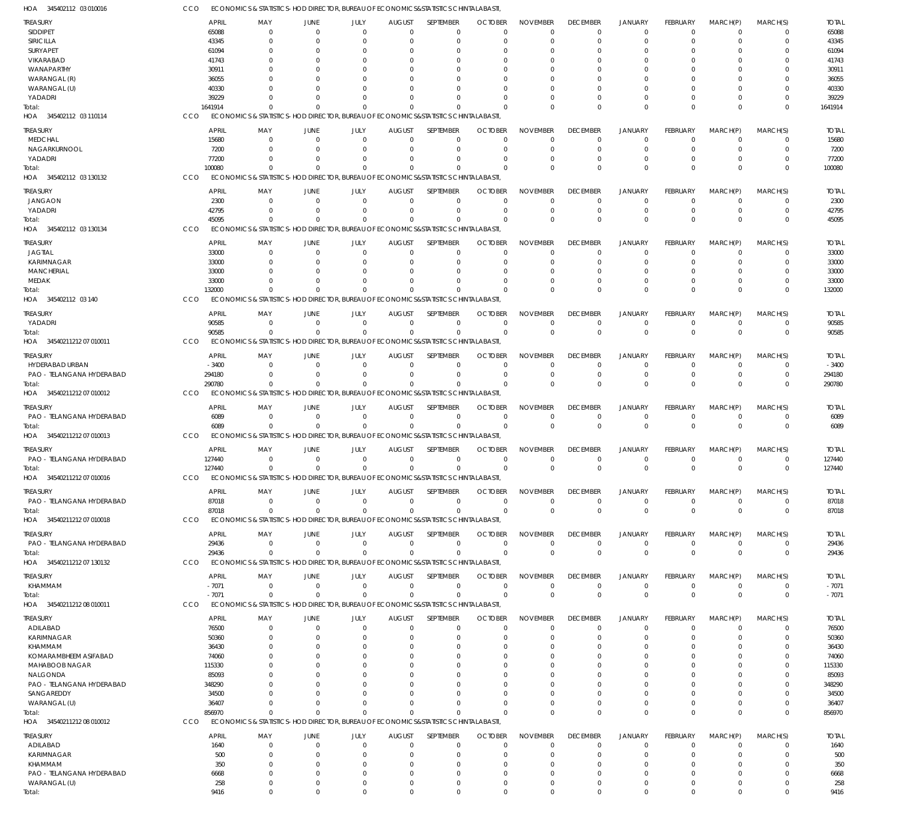HOA 345402112 03 010016 CCO ECONOMICS & STATISTICS- HOD DIRECTOR, BUREAU OF ECONOMICS&STATISTICS CHINTALABASTI,

| TREASURY | APRIL | MAY | JUNE | JULY | AUGUST | SEPTEMBER | OCTOBER | NOVEMBER | DECEMBER | JANUARY | FEBRUARY | MARCH(P) | MARCH(S) | TOTAL |
|---|---|---|---|---|---|---|---|---|---|---|---|---|---|---|
| SIDDIPET | 65088 | 0 | 0 | 0 | 0 | 0 | 0 | 0 | 0 | 0 | 0 | 0 | 0 | 65088 |
| SIRICILLA | 43345 | 0 | 0 | 0 | 0 | 0 | 0 | 0 | 0 | 0 | 0 | 0 | 0 | 43345 |
| SURYAPET | 61094 | 0 | 0 | 0 | 0 | 0 | 0 | 0 | 0 | 0 | 0 | 0 | 0 | 61094 |
| VIKARABAD | 41743 | 0 | 0 | 0 | 0 | 0 | 0 | 0 | 0 | 0 | 0 | 0 | 0 | 41743 |
| WANAPARTHY | 30911 | 0 | 0 | 0 | 0 | 0 | 0 | 0 | 0 | 0 | 0 | 0 | 0 | 30911 |
| WARANGAL (R) | 36055 | 0 | 0 | 0 | 0 | 0 | 0 | 0 | 0 | 0 | 0 | 0 | 0 | 36055 |
| WARANGAL (U) | 40330 | 0 | 0 | 0 | 0 | 0 | 0 | 0 | 0 | 0 | 0 | 0 | 0 | 40330 |
| YADADRI | 39229 | 0 | 0 | 0 | 0 | 0 | 0 | 0 | 0 | 0 | 0 | 0 | 0 | 39229 |
| Total: | 1641914 | 0 | 0 | 0 | 0 | 0 | 0 | 0 | 0 | 0 | 0 | 0 | 0 | 1641914 |

HOA 345402112 03 110114 CCO ECONOMICS & STATISTICS- HOD DIRECTOR, BUREAU OF ECONOMICS&STATISTICS CHINTALABASTI,

| TREASURY | APRIL | MAY | JUNE | JULY | AUGUST | SEPTEMBER | OCTOBER | NOVEMBER | DECEMBER | JANUARY | FEBRUARY | MARCH(P) | MARCH(S) | TOTAL |
|---|---|---|---|---|---|---|---|---|---|---|---|---|---|---|
| MEDCHAL | 15680 | 0 | 0 | 0 | 0 | 0 | 0 | 0 | 0 | 0 | 0 | 0 | 0 | 15680 |
| NAGARKURNOOL | 7200 | 0 | 0 | 0 | 0 | 0 | 0 | 0 | 0 | 0 | 0 | 0 | 0 | 7200 |
| YADADRI | 77200 | 0 | 0 | 0 | 0 | 0 | 0 | 0 | 0 | 0 | 0 | 0 | 0 | 77200 |
| Total: | 100080 | 0 | 0 | 0 | 0 | 0 | 0 | 0 | 0 | 0 | 0 | 0 | 0 | 100080 |

HOA 345402112 03 130132 CCO ECONOMICS & STATISTICS- HOD DIRECTOR, BUREAU OF ECONOMICS&STATISTICS CHINTALABASTI,

| TREASURY | APRIL | MAY | JUNE | JULY | AUGUST | SEPTEMBER | OCTOBER | NOVEMBER | DECEMBER | JANUARY | FEBRUARY | MARCH(P) | MARCH(S) | TOTAL |
|---|---|---|---|---|---|---|---|---|---|---|---|---|---|---|
| JANGAON | 2300 | 0 | 0 | 0 | 0 | 0 | 0 | 0 | 0 | 0 | 0 | 0 | 0 | 2300 |
| YADADRI | 42795 | 0 | 0 | 0 | 0 | 0 | 0 | 0 | 0 | 0 | 0 | 0 | 0 | 42795 |
| Total: | 45095 | 0 | 0 | 0 | 0 | 0 | 0 | 0 | 0 | 0 | 0 | 0 | 0 | 45095 |

HOA 345402112 03 130134 CCO ECONOMICS & STATISTICS- HOD DIRECTOR, BUREAU OF ECONOMICS&STATISTICS CHINTALABASTI,

| TREASURY | APRIL | MAY | JUNE | JULY | AUGUST | SEPTEMBER | OCTOBER | NOVEMBER | DECEMBER | JANUARY | FEBRUARY | MARCH(P) | MARCH(S) | TOTAL |
|---|---|---|---|---|---|---|---|---|---|---|---|---|---|---|
| JAGTIAL | 33000 | 0 | 0 | 0 | 0 | 0 | 0 | 0 | 0 | 0 | 0 | 0 | 0 | 33000 |
| KARIMNAGAR | 33000 | 0 | 0 | 0 | 0 | 0 | 0 | 0 | 0 | 0 | 0 | 0 | 0 | 33000 |
| MANCHERIAL | 33000 | 0 | 0 | 0 | 0 | 0 | 0 | 0 | 0 | 0 | 0 | 0 | 0 | 33000 |
| MEDAK | 33000 | 0 | 0 | 0 | 0 | 0 | 0 | 0 | 0 | 0 | 0 | 0 | 0 | 33000 |
| Total: | 132000 | 0 | 0 | 0 | 0 | 0 | 0 | 0 | 0 | 0 | 0 | 0 | 0 | 132000 |

HOA 345402112 03 140 CCO ECONOMICS & STATISTICS- HOD DIRECTOR, BUREAU OF ECONOMICS&STATISTICS CHINTALABASTI,

| TREASURY | APRIL | MAY | JUNE | JULY | AUGUST | SEPTEMBER | OCTOBER | NOVEMBER | DECEMBER | JANUARY | FEBRUARY | MARCH(P) | MARCH(S) | TOTAL |
|---|---|---|---|---|---|---|---|---|---|---|---|---|---|---|
| YADADRI | 90585 | 0 | 0 | 0 | 0 | 0 | 0 | 0 | 0 | 0 | 0 | 0 | 0 | 90585 |
| Total: | 90585 | 0 | 0 | 0 | 0 | 0 | 0 | 0 | 0 | 0 | 0 | 0 | 0 | 90585 |

HOA 34540211212 07 010011 CCO ECONOMICS & STATISTICS- HOD DIRECTOR, BUREAU OF ECONOMICS&STATISTICS CHINTALABASTI,

| TREASURY | APRIL | MAY | JUNE | JULY | AUGUST | SEPTEMBER | OCTOBER | NOVEMBER | DECEMBER | JANUARY | FEBRUARY | MARCH(P) | MARCH(S) | TOTAL |
|---|---|---|---|---|---|---|---|---|---|---|---|---|---|---|
| HYDERABAD URBAN | -3400 | 0 | 0 | 0 | 0 | 0 | 0 | 0 | 0 | 0 | 0 | 0 | 0 | -3400 |
| PAO - TELANGANA HYDERABAD | 294180 | 0 | 0 | 0 | 0 | 0 | 0 | 0 | 0 | 0 | 0 | 0 | 0 | 294180 |
| Total: | 290780 | 0 | 0 | 0 | 0 | 0 | 0 | 0 | 0 | 0 | 0 | 0 | 0 | 290780 |

HOA 34540211212 07 010012 CCO ECONOMICS & STATISTICS- HOD DIRECTOR, BUREAU OF ECONOMICS&STATISTICS CHINTALABASTI,

| TREASURY | APRIL | MAY | JUNE | JULY | AUGUST | SEPTEMBER | OCTOBER | NOVEMBER | DECEMBER | JANUARY | FEBRUARY | MARCH(P) | MARCH(S) | TOTAL |
|---|---|---|---|---|---|---|---|---|---|---|---|---|---|---|
| PAO - TELANGANA HYDERABAD | 6089 | 0 | 0 | 0 | 0 | 0 | 0 | 0 | 0 | 0 | 0 | 0 | 0 | 6089 |
| Total: | 6089 | 0 | 0 | 0 | 0 | 0 | 0 | 0 | 0 | 0 | 0 | 0 | 0 | 6089 |

HOA 34540211212 07 010013 CCO ECONOMICS & STATISTICS- HOD DIRECTOR, BUREAU OF ECONOMICS&STATISTICS CHINTALABASTI,

| TREASURY | APRIL | MAY | JUNE | JULY | AUGUST | SEPTEMBER | OCTOBER | NOVEMBER | DECEMBER | JANUARY | FEBRUARY | MARCH(P) | MARCH(S) | TOTAL |
|---|---|---|---|---|---|---|---|---|---|---|---|---|---|---|
| PAO - TELANGANA HYDERABAD | 127440 | 0 | 0 | 0 | 0 | 0 | 0 | 0 | 0 | 0 | 0 | 0 | 0 | 127440 |
| Total: | 127440 | 0 | 0 | 0 | 0 | 0 | 0 | 0 | 0 | 0 | 0 | 0 | 0 | 127440 |

HOA 34540211212 07 010016 CCO ECONOMICS & STATISTICS- HOD DIRECTOR, BUREAU OF ECONOMICS&STATISTICS CHINTALABASTI,

| TREASURY | APRIL | MAY | JUNE | JULY | AUGUST | SEPTEMBER | OCTOBER | NOVEMBER | DECEMBER | JANUARY | FEBRUARY | MARCH(P) | MARCH(S) | TOTAL |
|---|---|---|---|---|---|---|---|---|---|---|---|---|---|---|
| PAO - TELANGANA HYDERABAD | 87018 | 0 | 0 | 0 | 0 | 0 | 0 | 0 | 0 | 0 | 0 | 0 | 0 | 87018 |
| Total: | 87018 | 0 | 0 | 0 | 0 | 0 | 0 | 0 | 0 | 0 | 0 | 0 | 0 | 87018 |

HOA 34540211212 07 010018 CCO ECONOMICS & STATISTICS- HOD DIRECTOR, BUREAU OF ECONOMICS&STATISTICS CHINTALABASTI,

| TREASURY | APRIL | MAY | JUNE | JULY | AUGUST | SEPTEMBER | OCTOBER | NOVEMBER | DECEMBER | JANUARY | FEBRUARY | MARCH(P) | MARCH(S) | TOTAL |
|---|---|---|---|---|---|---|---|---|---|---|---|---|---|---|
| PAO - TELANGANA HYDERABAD | 29436 | 0 | 0 | 0 | 0 | 0 | 0 | 0 | 0 | 0 | 0 | 0 | 0 | 29436 |
| Total: | 29436 | 0 | 0 | 0 | 0 | 0 | 0 | 0 | 0 | 0 | 0 | 0 | 0 | 29436 |

HOA 34540211212 07 130132 CCO ECONOMICS & STATISTICS- HOD DIRECTOR, BUREAU OF ECONOMICS&STATISTICS CHINTALABASTI,

| TREASURY | APRIL | MAY | JUNE | JULY | AUGUST | SEPTEMBER | OCTOBER | NOVEMBER | DECEMBER | JANUARY | FEBRUARY | MARCH(P) | MARCH(S) | TOTAL |
|---|---|---|---|---|---|---|---|---|---|---|---|---|---|---|
| KHAMMAM | -7071 | 0 | 0 | 0 | 0 | 0 | 0 | 0 | 0 | 0 | 0 | 0 | 0 | -7071 |
| Total: | -7071 | 0 | 0 | 0 | 0 | 0 | 0 | 0 | 0 | 0 | 0 | 0 | 0 | -7071 |

HOA 34540211212 08 010011 CCO ECONOMICS & STATISTICS- HOD DIRECTOR, BUREAU OF ECONOMICS&STATISTICS CHINTALABASTI,

| TREASURY | APRIL | MAY | JUNE | JULY | AUGUST | SEPTEMBER | OCTOBER | NOVEMBER | DECEMBER | JANUARY | FEBRUARY | MARCH(P) | MARCH(S) | TOTAL |
|---|---|---|---|---|---|---|---|---|---|---|---|---|---|---|
| ADILABAD | 76500 | 0 | 0 | 0 | 0 | 0 | 0 | 0 | 0 | 0 | 0 | 0 | 0 | 76500 |
| KARIMNAGAR | 50360 | 0 | 0 | 0 | 0 | 0 | 0 | 0 | 0 | 0 | 0 | 0 | 0 | 50360 |
| KHAMMAM | 36430 | 0 | 0 | 0 | 0 | 0 | 0 | 0 | 0 | 0 | 0 | 0 | 0 | 36430 |
| KOMARAMBHEEM ASIFABAD | 74060 | 0 | 0 | 0 | 0 | 0 | 0 | 0 | 0 | 0 | 0 | 0 | 0 | 74060 |
| MAHABOOB NAGAR | 115330 | 0 | 0 | 0 | 0 | 0 | 0 | 0 | 0 | 0 | 0 | 0 | 0 | 115330 |
| NALGONDA | 85093 | 0 | 0 | 0 | 0 | 0 | 0 | 0 | 0 | 0 | 0 | 0 | 0 | 85093 |
| PAO - TELANGANA HYDERABAD | 348290 | 0 | 0 | 0 | 0 | 0 | 0 | 0 | 0 | 0 | 0 | 0 | 0 | 348290 |
| SANGAREDDY | 34500 | 0 | 0 | 0 | 0 | 0 | 0 | 0 | 0 | 0 | 0 | 0 | 0 | 34500 |
| WARANGAL (U) | 36407 | 0 | 0 | 0 | 0 | 0 | 0 | 0 | 0 | 0 | 0 | 0 | 0 | 36407 |
| Total: | 856970 | 0 | 0 | 0 | 0 | 0 | 0 | 0 | 0 | 0 | 0 | 0 | 0 | 856970 |

HOA 34540211212 08 010012 CCO ECONOMICS & STATISTICS- HOD DIRECTOR, BUREAU OF ECONOMICS&STATISTICS CHINTALABASTI,

| TREASURY | APRIL | MAY | JUNE | JULY | AUGUST | SEPTEMBER | OCTOBER | NOVEMBER | DECEMBER | JANUARY | FEBRUARY | MARCH(P) | MARCH(S) | TOTAL |
|---|---|---|---|---|---|---|---|---|---|---|---|---|---|---|
| ADILABAD | 1640 | 0 | 0 | 0 | 0 | 0 | 0 | 0 | 0 | 0 | 0 | 0 | 0 | 1640 |
| KARIMNAGAR | 500 | 0 | 0 | 0 | 0 | 0 | 0 | 0 | 0 | 0 | 0 | 0 | 0 | 500 |
| KHAMMAM | 350 | 0 | 0 | 0 | 0 | 0 | 0 | 0 | 0 | 0 | 0 | 0 | 0 | 350 |
| PAO - TELANGANA HYDERABAD | 6668 | 0 | 0 | 0 | 0 | 0 | 0 | 0 | 0 | 0 | 0 | 0 | 0 | 6668 |
| WARANGAL (U) | 258 | 0 | 0 | 0 | 0 | 0 | 0 | 0 | 0 | 0 | 0 | 0 | 0 | 258 |
| Total: | 9416 | 0 | 0 | 0 | 0 | 0 | 0 | 0 | 0 | 0 | 0 | 0 | 0 | 9416 |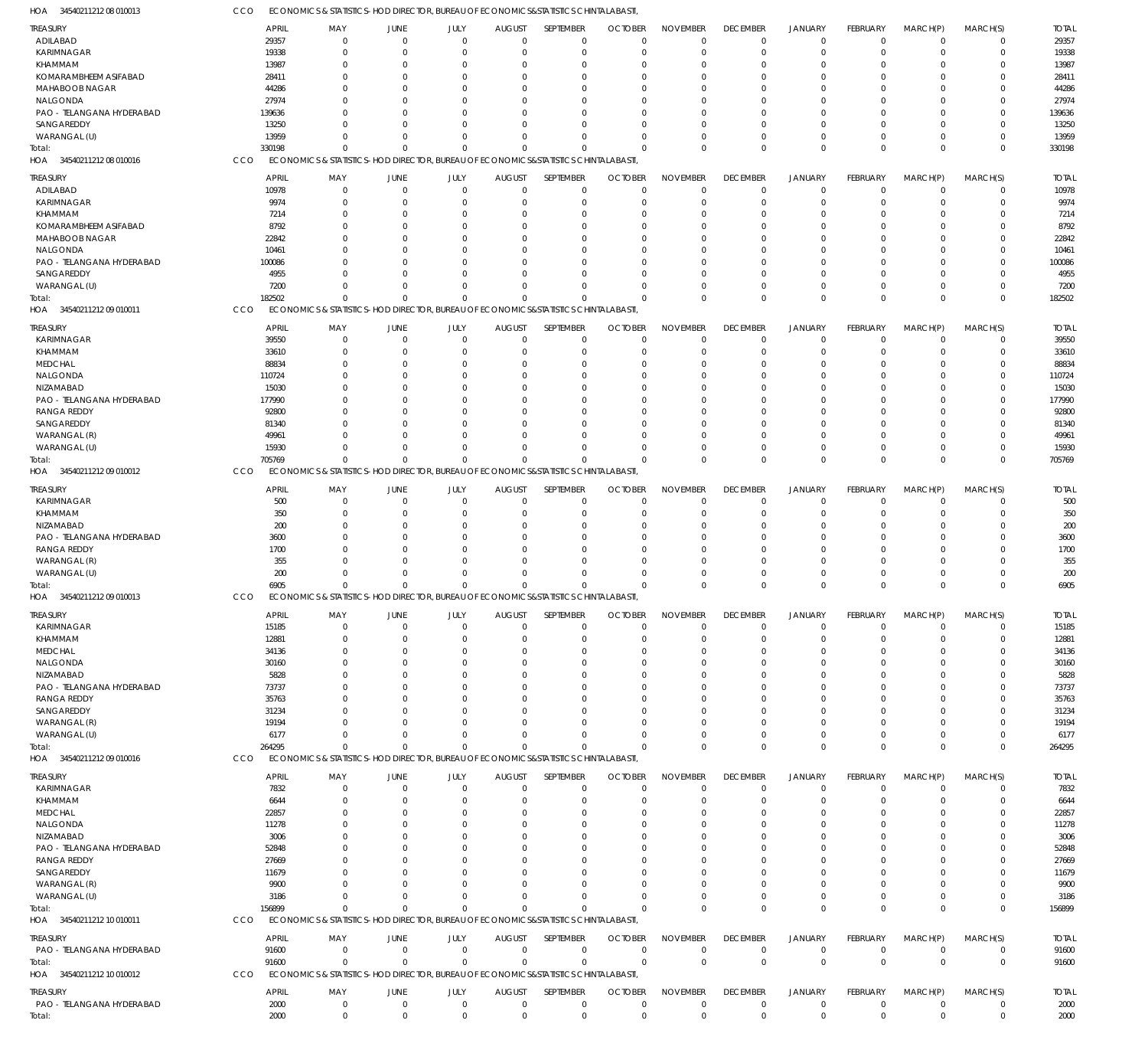HOA 345402112120801013 CCO ECONOMICS & STATISTICS- HOD DIRECTOR, BUREAU OF ECONOMICS&STATISTICS CHINTALABASTI,

| TREASURY | APRIL | MAY | JUNE | JULY | AUGUST | SEPTEMBER | OCTOBER | NOVEMBER | DECEMBER | JANUARY | FEBRUARY | MARCH(P) | MARCH(S) | TOTAL |
|---|---|---|---|---|---|---|---|---|---|---|---|---|---|---|
| ADILABAD | 29357 | 0 | 0 | 0 | 0 | 0 | 0 | 0 | 0 | 0 | 0 | 0 | 0 | 29357 |
| KARIMNAGAR | 19338 | 0 | 0 | 0 | 0 | 0 | 0 | 0 | 0 | 0 | 0 | 0 | 0 | 19338 |
| KHAMMAM | 13987 | 0 | 0 | 0 | 0 | 0 | 0 | 0 | 0 | 0 | 0 | 0 | 0 | 13987 |
| KOMARAMBHEEM ASIFABAD | 28411 | 0 | 0 | 0 | 0 | 0 | 0 | 0 | 0 | 0 | 0 | 0 | 0 | 28411 |
| MAHABOOB NAGAR | 44286 | 0 | 0 | 0 | 0 | 0 | 0 | 0 | 0 | 0 | 0 | 0 | 0 | 44286 |
| NALGONDA | 27974 | 0 | 0 | 0 | 0 | 0 | 0 | 0 | 0 | 0 | 0 | 0 | 0 | 27974 |
| PAO - TELANGANA HYDERABAD | 139636 | 0 | 0 | 0 | 0 | 0 | 0 | 0 | 0 | 0 | 0 | 0 | 0 | 139636 |
| SANGAREDDY | 13250 | 0 | 0 | 0 | 0 | 0 | 0 | 0 | 0 | 0 | 0 | 0 | 0 | 13250 |
| WARANGAL (U) | 13959 | 0 | 0 | 0 | 0 | 0 | 0 | 0 | 0 | 0 | 0 | 0 | 0 | 13959 |
| Total: | 330198 | 0 | 0 | 0 | 0 | 0 | 0 | 0 | 0 | 0 | 0 | 0 | 0 | 330198 |

HOA 345402112120801016 CCO ECONOMICS & STATISTICS- HOD DIRECTOR, BUREAU OF ECONOMICS&STATISTICS CHINTALABASTI,

| TREASURY | APRIL | MAY | JUNE | JULY | AUGUST | SEPTEMBER | OCTOBER | NOVEMBER | DECEMBER | JANUARY | FEBRUARY | MARCH(P) | MARCH(S) | TOTAL |
|---|---|---|---|---|---|---|---|---|---|---|---|---|---|---|
| ADILABAD | 10978 | 0 | 0 | 0 | 0 | 0 | 0 | 0 | 0 | 0 | 0 | 0 | 0 | 10978 |
| KARIMNAGAR | 9974 | 0 | 0 | 0 | 0 | 0 | 0 | 0 | 0 | 0 | 0 | 0 | 0 | 9974 |
| KHAMMAM | 7214 | 0 | 0 | 0 | 0 | 0 | 0 | 0 | 0 | 0 | 0 | 0 | 0 | 7214 |
| KOMARAMBHEEM ASIFABAD | 8792 | 0 | 0 | 0 | 0 | 0 | 0 | 0 | 0 | 0 | 0 | 0 | 0 | 8792 |
| MAHABOOB NAGAR | 22842 | 0 | 0 | 0 | 0 | 0 | 0 | 0 | 0 | 0 | 0 | 0 | 0 | 22842 |
| NALGONDA | 10461 | 0 | 0 | 0 | 0 | 0 | 0 | 0 | 0 | 0 | 0 | 0 | 0 | 10461 |
| PAO - TELANGANA HYDERABAD | 100086 | 0 | 0 | 0 | 0 | 0 | 0 | 0 | 0 | 0 | 0 | 0 | 0 | 100086 |
| SANGAREDDY | 4955 | 0 | 0 | 0 | 0 | 0 | 0 | 0 | 0 | 0 | 0 | 0 | 0 | 4955 |
| WARANGAL (U) | 7200 | 0 | 0 | 0 | 0 | 0 | 0 | 0 | 0 | 0 | 0 | 0 | 0 | 7200 |
| Total: | 182502 | 0 | 0 | 0 | 0 | 0 | 0 | 0 | 0 | 0 | 0 | 0 | 0 | 182502 |

HOA 345402112120901011 CCO ECONOMICS & STATISTICS- HOD DIRECTOR, BUREAU OF ECONOMICS&STATISTICS CHINTALABASTI,

| TREASURY | APRIL | MAY | JUNE | JULY | AUGUST | SEPTEMBER | OCTOBER | NOVEMBER | DECEMBER | JANUARY | FEBRUARY | MARCH(P) | MARCH(S) | TOTAL |
|---|---|---|---|---|---|---|---|---|---|---|---|---|---|---|
| KARIMNAGAR | 39550 | 0 | 0 | 0 | 0 | 0 | 0 | 0 | 0 | 0 | 0 | 0 | 0 | 39550 |
| KHAMMAM | 33610 | 0 | 0 | 0 | 0 | 0 | 0 | 0 | 0 | 0 | 0 | 0 | 0 | 33610 |
| MEDCHAL | 88834 | 0 | 0 | 0 | 0 | 0 | 0 | 0 | 0 | 0 | 0 | 0 | 0 | 88834 |
| NALGONDA | 110724 | 0 | 0 | 0 | 0 | 0 | 0 | 0 | 0 | 0 | 0 | 0 | 0 | 110724 |
| NIZAMABAD | 15030 | 0 | 0 | 0 | 0 | 0 | 0 | 0 | 0 | 0 | 0 | 0 | 0 | 15030 |
| PAO - TELANGANA HYDERABAD | 177990 | 0 | 0 | 0 | 0 | 0 | 0 | 0 | 0 | 0 | 0 | 0 | 0 | 177990 |
| RANGA REDDY | 92800 | 0 | 0 | 0 | 0 | 0 | 0 | 0 | 0 | 0 | 0 | 0 | 0 | 92800 |
| SANGAREDDY | 81340 | 0 | 0 | 0 | 0 | 0 | 0 | 0 | 0 | 0 | 0 | 0 | 0 | 81340 |
| WARANGAL (R) | 49961 | 0 | 0 | 0 | 0 | 0 | 0 | 0 | 0 | 0 | 0 | 0 | 0 | 49961 |
| WARANGAL (U) | 15930 | 0 | 0 | 0 | 0 | 0 | 0 | 0 | 0 | 0 | 0 | 0 | 0 | 15930 |
| Total: | 705769 | 0 | 0 | 0 | 0 | 0 | 0 | 0 | 0 | 0 | 0 | 0 | 0 | 705769 |

HOA 345402112120901012 CCO ECONOMICS & STATISTICS- HOD DIRECTOR, BUREAU OF ECONOMICS&STATISTICS CHINTALABASTI,

| TREASURY | APRIL | MAY | JUNE | JULY | AUGUST | SEPTEMBER | OCTOBER | NOVEMBER | DECEMBER | JANUARY | FEBRUARY | MARCH(P) | MARCH(S) | TOTAL |
|---|---|---|---|---|---|---|---|---|---|---|---|---|---|---|
| KARIMNAGAR | 500 | 0 | 0 | 0 | 0 | 0 | 0 | 0 | 0 | 0 | 0 | 0 | 0 | 500 |
| KHAMMAM | 350 | 0 | 0 | 0 | 0 | 0 | 0 | 0 | 0 | 0 | 0 | 0 | 0 | 350 |
| NIZAMABAD | 200 | 0 | 0 | 0 | 0 | 0 | 0 | 0 | 0 | 0 | 0 | 0 | 0 | 200 |
| PAO - TELANGANA HYDERABAD | 3600 | 0 | 0 | 0 | 0 | 0 | 0 | 0 | 0 | 0 | 0 | 0 | 0 | 3600 |
| RANGA REDDY | 1700 | 0 | 0 | 0 | 0 | 0 | 0 | 0 | 0 | 0 | 0 | 0 | 0 | 1700 |
| WARANGAL (R) | 355 | 0 | 0 | 0 | 0 | 0 | 0 | 0 | 0 | 0 | 0 | 0 | 0 | 355 |
| WARANGAL (U) | 200 | 0 | 0 | 0 | 0 | 0 | 0 | 0 | 0 | 0 | 0 | 0 | 0 | 200 |
| Total: | 6905 | 0 | 0 | 0 | 0 | 0 | 0 | 0 | 0 | 0 | 0 | 0 | 0 | 6905 |

HOA 345402112120901013 CCO ECONOMICS & STATISTICS- HOD DIRECTOR, BUREAU OF ECONOMICS&STATISTICS CHINTALABASTI,

| TREASURY | APRIL | MAY | JUNE | JULY | AUGUST | SEPTEMBER | OCTOBER | NOVEMBER | DECEMBER | JANUARY | FEBRUARY | MARCH(P) | MARCH(S) | TOTAL |
|---|---|---|---|---|---|---|---|---|---|---|---|---|---|---|
| KARIMNAGAR | 15185 | 0 | 0 | 0 | 0 | 0 | 0 | 0 | 0 | 0 | 0 | 0 | 0 | 15185 |
| KHAMMAM | 12881 | 0 | 0 | 0 | 0 | 0 | 0 | 0 | 0 | 0 | 0 | 0 | 0 | 12881 |
| MEDCHAL | 34136 | 0 | 0 | 0 | 0 | 0 | 0 | 0 | 0 | 0 | 0 | 0 | 0 | 34136 |
| NALGONDA | 30160 | 0 | 0 | 0 | 0 | 0 | 0 | 0 | 0 | 0 | 0 | 0 | 0 | 30160 |
| NIZAMABAD | 5828 | 0 | 0 | 0 | 0 | 0 | 0 | 0 | 0 | 0 | 0 | 0 | 0 | 5828 |
| PAO - TELANGANA HYDERABAD | 73737 | 0 | 0 | 0 | 0 | 0 | 0 | 0 | 0 | 0 | 0 | 0 | 0 | 73737 |
| RANGA REDDY | 35763 | 0 | 0 | 0 | 0 | 0 | 0 | 0 | 0 | 0 | 0 | 0 | 0 | 35763 |
| SANGAREDDY | 31234 | 0 | 0 | 0 | 0 | 0 | 0 | 0 | 0 | 0 | 0 | 0 | 0 | 31234 |
| WARANGAL (R) | 19194 | 0 | 0 | 0 | 0 | 0 | 0 | 0 | 0 | 0 | 0 | 0 | 0 | 19194 |
| WARANGAL (U) | 6177 | 0 | 0 | 0 | 0 | 0 | 0 | 0 | 0 | 0 | 0 | 0 | 0 | 6177 |
| Total: | 264295 | 0 | 0 | 0 | 0 | 0 | 0 | 0 | 0 | 0 | 0 | 0 | 0 | 264295 |

HOA 345402112120901016 CCO ECONOMICS & STATISTICS- HOD DIRECTOR, BUREAU OF ECONOMICS&STATISTICS CHINTALABASTI,

| TREASURY | APRIL | MAY | JUNE | JULY | AUGUST | SEPTEMBER | OCTOBER | NOVEMBER | DECEMBER | JANUARY | FEBRUARY | MARCH(P) | MARCH(S) | TOTAL |
|---|---|---|---|---|---|---|---|---|---|---|---|---|---|---|
| KARIMNAGAR | 7832 | 0 | 0 | 0 | 0 | 0 | 0 | 0 | 0 | 0 | 0 | 0 | 0 | 7832 |
| KHAMMAM | 6644 | 0 | 0 | 0 | 0 | 0 | 0 | 0 | 0 | 0 | 0 | 0 | 0 | 6644 |
| MEDCHAL | 22857 | 0 | 0 | 0 | 0 | 0 | 0 | 0 | 0 | 0 | 0 | 0 | 0 | 22857 |
| NALGONDA | 11278 | 0 | 0 | 0 | 0 | 0 | 0 | 0 | 0 | 0 | 0 | 0 | 0 | 11278 |
| NIZAMABAD | 3006 | 0 | 0 | 0 | 0 | 0 | 0 | 0 | 0 | 0 | 0 | 0 | 0 | 3006 |
| PAO - TELANGANA HYDERABAD | 52848 | 0 | 0 | 0 | 0 | 0 | 0 | 0 | 0 | 0 | 0 | 0 | 0 | 52848 |
| RANGA REDDY | 27669 | 0 | 0 | 0 | 0 | 0 | 0 | 0 | 0 | 0 | 0 | 0 | 0 | 27669 |
| SANGAREDDY | 11679 | 0 | 0 | 0 | 0 | 0 | 0 | 0 | 0 | 0 | 0 | 0 | 0 | 11679 |
| WARANGAL (R) | 9900 | 0 | 0 | 0 | 0 | 0 | 0 | 0 | 0 | 0 | 0 | 0 | 0 | 9900 |
| WARANGAL (U) | 3186 | 0 | 0 | 0 | 0 | 0 | 0 | 0 | 0 | 0 | 0 | 0 | 0 | 3186 |
| Total: | 156899 | 0 | 0 | 0 | 0 | 0 | 0 | 0 | 0 | 0 | 0 | 0 | 0 | 156899 |

HOA 345402112121001011 CCO ECONOMICS & STATISTICS- HOD DIRECTOR, BUREAU OF ECONOMICS&STATISTICS CHINTALABASTI,

| TREASURY | APRIL | MAY | JUNE | JULY | AUGUST | SEPTEMBER | OCTOBER | NOVEMBER | DECEMBER | JANUARY | FEBRUARY | MARCH(P) | MARCH(S) | TOTAL |
|---|---|---|---|---|---|---|---|---|---|---|---|---|---|---|
| PAO - TELANGANA HYDERABAD | 91600 | 0 | 0 | 0 | 0 | 0 | 0 | 0 | 0 | 0 | 0 | 0 | 0 | 91600 |
| Total: | 91600 | 0 | 0 | 0 | 0 | 0 | 0 | 0 | 0 | 0 | 0 | 0 | 0 | 91600 |

HOA 345402112121001012 CCO ECONOMICS & STATISTICS- HOD DIRECTOR, BUREAU OF ECONOMICS&STATISTICS CHINTALABASTI,

| TREASURY | APRIL | MAY | JUNE | JULY | AUGUST | SEPTEMBER | OCTOBER | NOVEMBER | DECEMBER | JANUARY | FEBRUARY | MARCH(P) | MARCH(S) | TOTAL |
|---|---|---|---|---|---|---|---|---|---|---|---|---|---|---|
| PAO - TELANGANA HYDERABAD | 2000 | 0 | 0 | 0 | 0 | 0 | 0 | 0 | 0 | 0 | 0 | 0 | 0 | 2000 |
| Total: | 2000 | 0 | 0 | 0 | 0 | 0 | 0 | 0 | 0 | 0 | 0 | 0 | 0 | 2000 |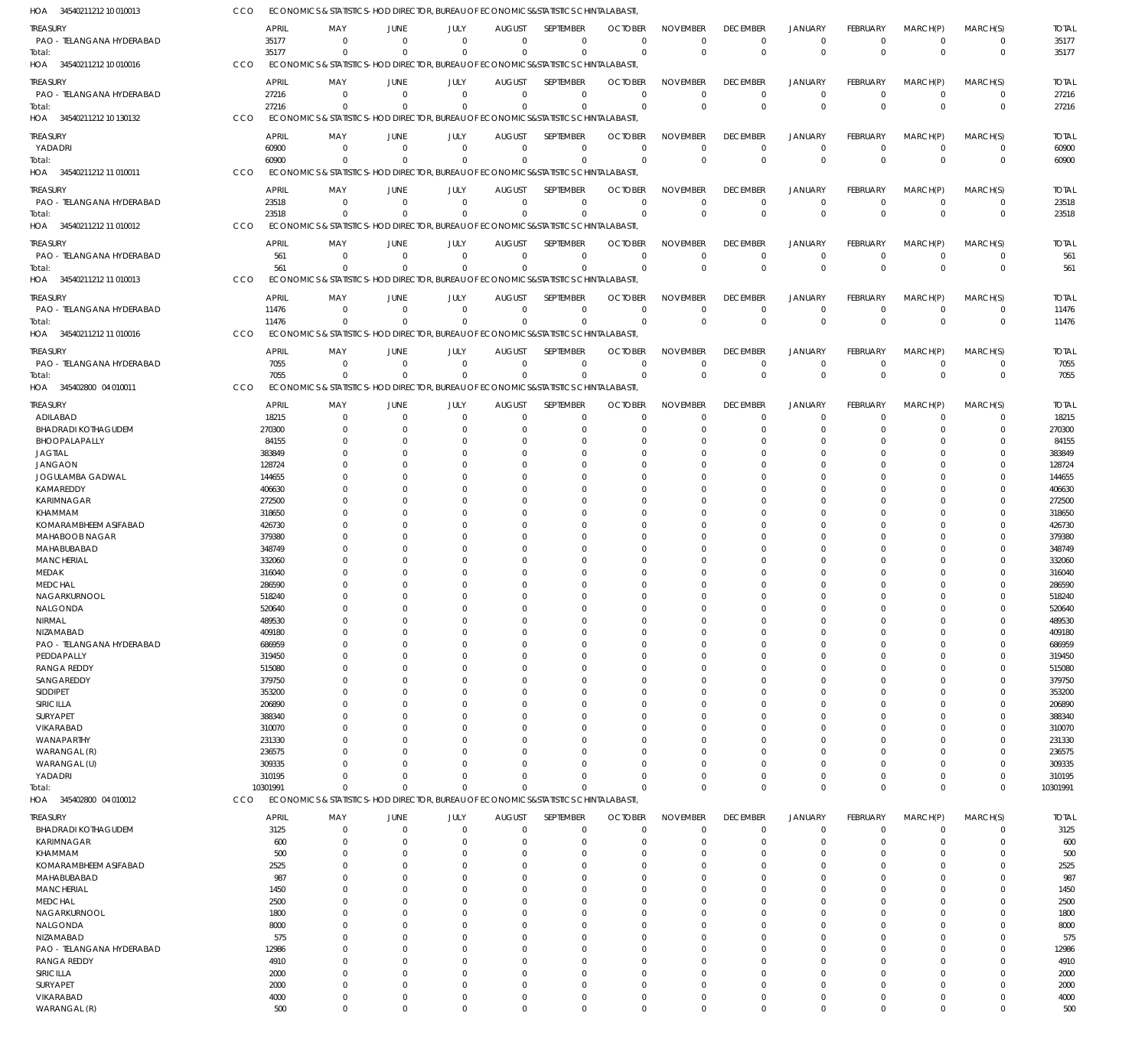HOA 34540211212 10 010013 CCO ECONOMICS & STATISTICS- HOD DIRECTOR, BUREAU OF ECONOMICS&STATISTICS CHINTALABASTI,

| TREASURY | APRIL | MAY | JUNE | JULY | AUGUST | SEPTEMBER | OCTOBER | NOVEMBER | DECEMBER | JANUARY | FEBRUARY | MARCH(P) | MARCH(S) | TOTAL |
|---|---|---|---|---|---|---|---|---|---|---|---|---|---|---|
| PAO - TELANGANA HYDERABAD | 35177 | 0 | 0 | 0 | 0 | 0 | 0 | 0 | 0 | 0 | 0 | 0 | 0 | 35177 |
| Total: | 35177 | 0 | 0 | 0 | 0 | 0 | 0 | 0 | 0 | 0 | 0 | 0 | 0 | 35177 |

HOA 34540211212 10 010016 CCO ECONOMICS & STATISTICS- HOD DIRECTOR, BUREAU OF ECONOMICS&STATISTICS CHINTALABASTI,

| TREASURY | APRIL | MAY | JUNE | JULY | AUGUST | SEPTEMBER | OCTOBER | NOVEMBER | DECEMBER | JANUARY | FEBRUARY | MARCH(P) | MARCH(S) | TOTAL |
|---|---|---|---|---|---|---|---|---|---|---|---|---|---|---|
| PAO - TELANGANA HYDERABAD | 27216 | 0 | 0 | 0 | 0 | 0 | 0 | 0 | 0 | 0 | 0 | 0 | 0 | 27216 |
| Total: | 27216 | 0 | 0 | 0 | 0 | 0 | 0 | 0 | 0 | 0 | 0 | 0 | 0 | 27216 |

HOA 34540211212 10 130132 CCO ECONOMICS & STATISTICS- HOD DIRECTOR, BUREAU OF ECONOMICS&STATISTICS CHINTALABASTI,

| TREASURY | APRIL | MAY | JUNE | JULY | AUGUST | SEPTEMBER | OCTOBER | NOVEMBER | DECEMBER | JANUARY | FEBRUARY | MARCH(P) | MARCH(S) | TOTAL |
|---|---|---|---|---|---|---|---|---|---|---|---|---|---|---|
| YADADRI | 60900 | 0 | 0 | 0 | 0 | 0 | 0 | 0 | 0 | 0 | 0 | 0 | 0 | 60900 |
| Total: | 60900 | 0 | 0 | 0 | 0 | 0 | 0 | 0 | 0 | 0 | 0 | 0 | 0 | 60900 |

HOA 34540211212 11 010011 CCO ECONOMICS & STATISTICS- HOD DIRECTOR, BUREAU OF ECONOMICS&STATISTICS CHINTALABASTI,

| TREASURY | APRIL | MAY | JUNE | JULY | AUGUST | SEPTEMBER | OCTOBER | NOVEMBER | DECEMBER | JANUARY | FEBRUARY | MARCH(P) | MARCH(S) | TOTAL |
|---|---|---|---|---|---|---|---|---|---|---|---|---|---|---|
| PAO - TELANGANA HYDERABAD | 23518 | 0 | 0 | 0 | 0 | 0 | 0 | 0 | 0 | 0 | 0 | 0 | 0 | 23518 |
| Total: | 23518 | 0 | 0 | 0 | 0 | 0 | 0 | 0 | 0 | 0 | 0 | 0 | 0 | 23518 |

HOA 34540211212 11 010012 CCO ECONOMICS & STATISTICS- HOD DIRECTOR, BUREAU OF ECONOMICS&STATISTICS CHINTALABASTI,

| TREASURY | APRIL | MAY | JUNE | JULY | AUGUST | SEPTEMBER | OCTOBER | NOVEMBER | DECEMBER | JANUARY | FEBRUARY | MARCH(P) | MARCH(S) | TOTAL |
|---|---|---|---|---|---|---|---|---|---|---|---|---|---|---|
| PAO - TELANGANA HYDERABAD | 561 | 0 | 0 | 0 | 0 | 0 | 0 | 0 | 0 | 0 | 0 | 0 | 0 | 561 |
| Total: | 561 | 0 | 0 | 0 | 0 | 0 | 0 | 0 | 0 | 0 | 0 | 0 | 0 | 561 |

HOA 34540211212 11 010013 CCO ECONOMICS & STATISTICS- HOD DIRECTOR, BUREAU OF ECONOMICS&STATISTICS CHINTALABASTI,

| TREASURY | APRIL | MAY | JUNE | JULY | AUGUST | SEPTEMBER | OCTOBER | NOVEMBER | DECEMBER | JANUARY | FEBRUARY | MARCH(P) | MARCH(S) | TOTAL |
|---|---|---|---|---|---|---|---|---|---|---|---|---|---|---|
| PAO - TELANGANA HYDERABAD | 11476 | 0 | 0 | 0 | 0 | 0 | 0 | 0 | 0 | 0 | 0 | 0 | 0 | 11476 |
| Total: | 11476 | 0 | 0 | 0 | 0 | 0 | 0 | 0 | 0 | 0 | 0 | 0 | 0 | 11476 |

HOA 34540211212 11 010016 CCO ECONOMICS & STATISTICS- HOD DIRECTOR, BUREAU OF ECONOMICS&STATISTICS CHINTALABASTI,

| TREASURY | APRIL | MAY | JUNE | JULY | AUGUST | SEPTEMBER | OCTOBER | NOVEMBER | DECEMBER | JANUARY | FEBRUARY | MARCH(P) | MARCH(S) | TOTAL |
|---|---|---|---|---|---|---|---|---|---|---|---|---|---|---|
| PAO - TELANGANA HYDERABAD | 7055 | 0 | 0 | 0 | 0 | 0 | 0 | 0 | 0 | 0 | 0 | 0 | 0 | 7055 |
| Total: | 7055 | 0 | 0 | 0 | 0 | 0 | 0 | 0 | 0 | 0 | 0 | 0 | 0 | 7055 |

HOA 345402800 04 010011 CCO ECONOMICS & STATISTICS- HOD DIRECTOR, BUREAU OF ECONOMICS&STATISTICS CHINTALABASTI,

| TREASURY | APRIL | MAY | JUNE | JULY | AUGUST | SEPTEMBER | OCTOBER | NOVEMBER | DECEMBER | JANUARY | FEBRUARY | MARCH(P) | MARCH(S) | TOTAL |
|---|---|---|---|---|---|---|---|---|---|---|---|---|---|---|
| ADILABAD | 18215 | 0 | 0 | 0 | 0 | 0 | 0 | 0 | 0 | 0 | 0 | 0 | 0 | 18215 |
| BHADRADI KOTHAGUDEM | 270300 | 0 | 0 | 0 | 0 | 0 | 0 | 0 | 0 | 0 | 0 | 0 | 0 | 270300 |
| BHOOPALAPALLY | 84155 | 0 | 0 | 0 | 0 | 0 | 0 | 0 | 0 | 0 | 0 | 0 | 0 | 84155 |
| JAGTIAL | 383849 | 0 | 0 | 0 | 0 | 0 | 0 | 0 | 0 | 0 | 0 | 0 | 0 | 383849 |
| JANGAON | 128724 | 0 | 0 | 0 | 0 | 0 | 0 | 0 | 0 | 0 | 0 | 0 | 0 | 128724 |
| JOGULAMBA GADWAL | 144655 | 0 | 0 | 0 | 0 | 0 | 0 | 0 | 0 | 0 | 0 | 0 | 0 | 144655 |
| KAMAREDDY | 406630 | 0 | 0 | 0 | 0 | 0 | 0 | 0 | 0 | 0 | 0 | 0 | 0 | 406630 |
| KARIMNAGAR | 272500 | 0 | 0 | 0 | 0 | 0 | 0 | 0 | 0 | 0 | 0 | 0 | 0 | 272500 |
| KHAMMAM | 318650 | 0 | 0 | 0 | 0 | 0 | 0 | 0 | 0 | 0 | 0 | 0 | 0 | 318650 |
| KOMARAMBHEEM ASIFABAD | 426730 | 0 | 0 | 0 | 0 | 0 | 0 | 0 | 0 | 0 | 0 | 0 | 0 | 426730 |
| MAHABOOB NAGAR | 379380 | 0 | 0 | 0 | 0 | 0 | 0 | 0 | 0 | 0 | 0 | 0 | 0 | 379380 |
| MAHABUBABAD | 348749 | 0 | 0 | 0 | 0 | 0 | 0 | 0 | 0 | 0 | 0 | 0 | 0 | 348749 |
| MANCHERIAL | 332060 | 0 | 0 | 0 | 0 | 0 | 0 | 0 | 0 | 0 | 0 | 0 | 0 | 332060 |
| MEDAK | 316040 | 0 | 0 | 0 | 0 | 0 | 0 | 0 | 0 | 0 | 0 | 0 | 0 | 316040 |
| MEDCHAL | 286590 | 0 | 0 | 0 | 0 | 0 | 0 | 0 | 0 | 0 | 0 | 0 | 0 | 286590 |
| NAGARKURNOOL | 518240 | 0 | 0 | 0 | 0 | 0 | 0 | 0 | 0 | 0 | 0 | 0 | 0 | 518240 |
| NALGONDA | 520640 | 0 | 0 | 0 | 0 | 0 | 0 | 0 | 0 | 0 | 0 | 0 | 0 | 520640 |
| NIRMAL | 489530 | 0 | 0 | 0 | 0 | 0 | 0 | 0 | 0 | 0 | 0 | 0 | 0 | 489530 |
| NIZAMABAD | 409180 | 0 | 0 | 0 | 0 | 0 | 0 | 0 | 0 | 0 | 0 | 0 | 0 | 409180 |
| PAO - TELANGANA HYDERABAD | 686959 | 0 | 0 | 0 | 0 | 0 | 0 | 0 | 0 | 0 | 0 | 0 | 0 | 686959 |
| PEDDAPALLY | 319450 | 0 | 0 | 0 | 0 | 0 | 0 | 0 | 0 | 0 | 0 | 0 | 0 | 319450 |
| RANGA REDDY | 515080 | 0 | 0 | 0 | 0 | 0 | 0 | 0 | 0 | 0 | 0 | 0 | 0 | 515080 |
| SANGAREDDY | 379750 | 0 | 0 | 0 | 0 | 0 | 0 | 0 | 0 | 0 | 0 | 0 | 0 | 379750 |
| SIDDIPET | 353200 | 0 | 0 | 0 | 0 | 0 | 0 | 0 | 0 | 0 | 0 | 0 | 0 | 353200 |
| SIRICILLA | 206890 | 0 | 0 | 0 | 0 | 0 | 0 | 0 | 0 | 0 | 0 | 0 | 0 | 206890 |
| SURYAPET | 388340 | 0 | 0 | 0 | 0 | 0 | 0 | 0 | 0 | 0 | 0 | 0 | 0 | 388340 |
| VIKARABAD | 310070 | 0 | 0 | 0 | 0 | 0 | 0 | 0 | 0 | 0 | 0 | 0 | 0 | 310070 |
| WANAPARTHY | 231330 | 0 | 0 | 0 | 0 | 0 | 0 | 0 | 0 | 0 | 0 | 0 | 0 | 231330 |
| WARANGAL (R) | 236575 | 0 | 0 | 0 | 0 | 0 | 0 | 0 | 0 | 0 | 0 | 0 | 0 | 236575 |
| WARANGAL (U) | 309335 | 0 | 0 | 0 | 0 | 0 | 0 | 0 | 0 | 0 | 0 | 0 | 0 | 309335 |
| YADADRI | 310195 | 0 | 0 | 0 | 0 | 0 | 0 | 0 | 0 | 0 | 0 | 0 | 0 | 310195 |
| Total: | 10301991 | 0 | 0 | 0 | 0 | 0 | 0 | 0 | 0 | 0 | 0 | 0 | 0 | 10301991 |

HOA 345402800 04 010012 CCO ECONOMICS & STATISTICS- HOD DIRECTOR, BUREAU OF ECONOMICS&STATISTICS CHINTALABASTI,

| TREASURY | APRIL | MAY | JUNE | JULY | AUGUST | SEPTEMBER | OCTOBER | NOVEMBER | DECEMBER | JANUARY | FEBRUARY | MARCH(P) | MARCH(S) | TOTAL |
|---|---|---|---|---|---|---|---|---|---|---|---|---|---|---|
| BHADRADI KOTHAGUDEM | 3125 | 0 | 0 | 0 | 0 | 0 | 0 | 0 | 0 | 0 | 0 | 0 | 0 | 3125 |
| KARIMNAGAR | 600 | 0 | 0 | 0 | 0 | 0 | 0 | 0 | 0 | 0 | 0 | 0 | 0 | 600 |
| KHAMMAM | 500 | 0 | 0 | 0 | 0 | 0 | 0 | 0 | 0 | 0 | 0 | 0 | 0 | 500 |
| KOMARAMBHEEM ASIFABAD | 2525 | 0 | 0 | 0 | 0 | 0 | 0 | 0 | 0 | 0 | 0 | 0 | 0 | 2525 |
| MAHABUBABAD | 987 | 0 | 0 | 0 | 0 | 0 | 0 | 0 | 0 | 0 | 0 | 0 | 0 | 987 |
| MANCHERIAL | 1450 | 0 | 0 | 0 | 0 | 0 | 0 | 0 | 0 | 0 | 0 | 0 | 0 | 1450 |
| MEDCHAL | 2500 | 0 | 0 | 0 | 0 | 0 | 0 | 0 | 0 | 0 | 0 | 0 | 0 | 2500 |
| NAGARKURNOOL | 1800 | 0 | 0 | 0 | 0 | 0 | 0 | 0 | 0 | 0 | 0 | 0 | 0 | 1800 |
| NALGONDA | 8000 | 0 | 0 | 0 | 0 | 0 | 0 | 0 | 0 | 0 | 0 | 0 | 0 | 8000 |
| NIZAMABAD | 575 | 0 | 0 | 0 | 0 | 0 | 0 | 0 | 0 | 0 | 0 | 0 | 0 | 575 |
| PAO - TELANGANA HYDERABAD | 12986 | 0 | 0 | 0 | 0 | 0 | 0 | 0 | 0 | 0 | 0 | 0 | 0 | 12986 |
| RANGA REDDY | 4910 | 0 | 0 | 0 | 0 | 0 | 0 | 0 | 0 | 0 | 0 | 0 | 0 | 4910 |
| SIRICILLA | 2000 | 0 | 0 | 0 | 0 | 0 | 0 | 0 | 0 | 0 | 0 | 0 | 0 | 2000 |
| SURYAPET | 2000 | 0 | 0 | 0 | 0 | 0 | 0 | 0 | 0 | 0 | 0 | 0 | 0 | 2000 |
| VIKARABAD | 4000 | 0 | 0 | 0 | 0 | 0 | 0 | 0 | 0 | 0 | 0 | 0 | 0 | 4000 |
| WARANGAL (R) | 500 | 0 | 0 | 0 | 0 | 0 | 0 | 0 | 0 | 0 | 0 | 0 | 0 | 500 |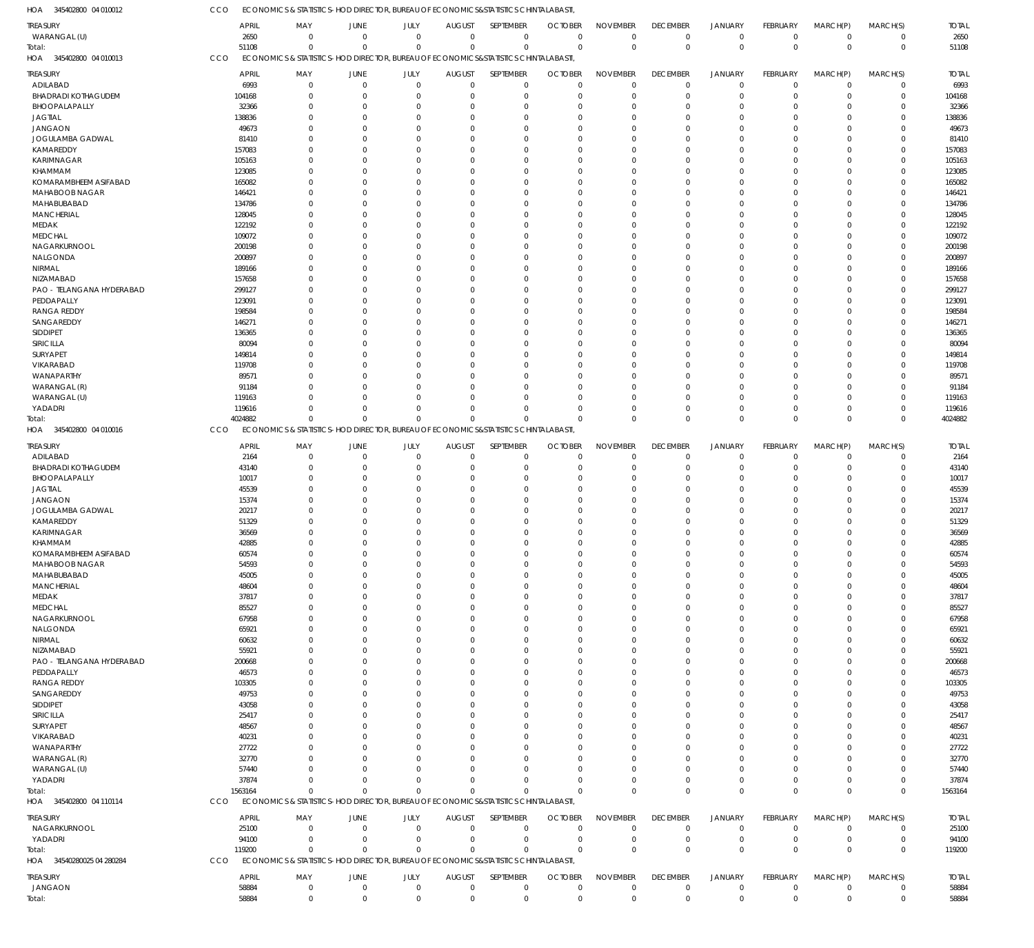HOA 345402800 04 010012 CCO ECONOMICS & STATISTICS- HOD DIRECTOR, BUREAU OF ECONOMICS&STATISTICS CHINTALABASTI,

| TREASURY | APRIL | MAY | JUNE | JULY | AUGUST | SEPTEMBER | OCTOBER | NOVEMBER | DECEMBER | JANUARY | FEBRUARY | MARCH(P) | MARCH(S) | TOTAL |
|---|---|---|---|---|---|---|---|---|---|---|---|---|---|---|
| WARANGAL (U) | 2650 | 0 | 0 | 0 | 0 | 0 | 0 | 0 | 0 | 0 | 0 | 0 | 0 | 2650 |
| Total: | 51108 | 0 | 0 | 0 | 0 | 0 | 0 | 0 | 0 | 0 | 0 | 0 | 0 | 51108 |

HOA 345402800 04 010013 CCO ECONOMICS & STATISTICS- HOD DIRECTOR, BUREAU OF ECONOMICS&STATISTICS CHINTALABASTI,

| TREASURY | APRIL | MAY | JUNE | JULY | AUGUST | SEPTEMBER | OCTOBER | NOVEMBER | DECEMBER | JANUARY | FEBRUARY | MARCH(P) | MARCH(S) | TOTAL |
|---|---|---|---|---|---|---|---|---|---|---|---|---|---|---|
| ADILABAD | 6993 | 0 | 0 | 0 | 0 | 0 | 0 | 0 | 0 | 0 | 0 | 0 | 0 | 6993 |
| BHADRADI KOTHAGUDEM | 104168 | 0 | 0 | 0 | 0 | 0 | 0 | 0 | 0 | 0 | 0 | 0 | 0 | 104168 |
| BHOOPALAPALLY | 32366 | 0 | 0 | 0 | 0 | 0 | 0 | 0 | 0 | 0 | 0 | 0 | 0 | 32366 |
| JAGTIAL | 138836 | 0 | 0 | 0 | 0 | 0 | 0 | 0 | 0 | 0 | 0 | 0 | 0 | 138836 |
| JANGAON | 49673 | 0 | 0 | 0 | 0 | 0 | 0 | 0 | 0 | 0 | 0 | 0 | 0 | 49673 |
| JOGULAMBA GADWAL | 81410 | 0 | 0 | 0 | 0 | 0 | 0 | 0 | 0 | 0 | 0 | 0 | 0 | 81410 |
| KAMAREDDY | 157083 | 0 | 0 | 0 | 0 | 0 | 0 | 0 | 0 | 0 | 0 | 0 | 0 | 157083 |
| KARIMNAGAR | 105163 | 0 | 0 | 0 | 0 | 0 | 0 | 0 | 0 | 0 | 0 | 0 | 0 | 105163 |
| KHAMMAM | 123085 | 0 | 0 | 0 | 0 | 0 | 0 | 0 | 0 | 0 | 0 | 0 | 0 | 123085 |
| KOMARAMBHEEM ASIFABAD | 165082 | 0 | 0 | 0 | 0 | 0 | 0 | 0 | 0 | 0 | 0 | 0 | 0 | 165082 |
| MAHABOOB NAGAR | 146421 | 0 | 0 | 0 | 0 | 0 | 0 | 0 | 0 | 0 | 0 | 0 | 0 | 146421 |
| MAHABUBABAD | 134786 | 0 | 0 | 0 | 0 | 0 | 0 | 0 | 0 | 0 | 0 | 0 | 0 | 134786 |
| MANCHERIAL | 128045 | 0 | 0 | 0 | 0 | 0 | 0 | 0 | 0 | 0 | 0 | 0 | 0 | 128045 |
| MEDAK | 122192 | 0 | 0 | 0 | 0 | 0 | 0 | 0 | 0 | 0 | 0 | 0 | 0 | 122192 |
| MEDCHAL | 109072 | 0 | 0 | 0 | 0 | 0 | 0 | 0 | 0 | 0 | 0 | 0 | 0 | 109072 |
| NAGARKURNOOL | 200198 | 0 | 0 | 0 | 0 | 0 | 0 | 0 | 0 | 0 | 0 | 0 | 0 | 200198 |
| NALGONDA | 200897 | 0 | 0 | 0 | 0 | 0 | 0 | 0 | 0 | 0 | 0 | 0 | 0 | 200897 |
| NIRMAL | 189166 | 0 | 0 | 0 | 0 | 0 | 0 | 0 | 0 | 0 | 0 | 0 | 0 | 189166 |
| NIZAMABAD | 157658 | 0 | 0 | 0 | 0 | 0 | 0 | 0 | 0 | 0 | 0 | 0 | 0 | 157658 |
| PAO - TELANGANA HYDERABAD | 299127 | 0 | 0 | 0 | 0 | 0 | 0 | 0 | 0 | 0 | 0 | 0 | 0 | 299127 |
| PEDDAPALLY | 123091 | 0 | 0 | 0 | 0 | 0 | 0 | 0 | 0 | 0 | 0 | 0 | 0 | 123091 |
| RANGA REDDY | 198584 | 0 | 0 | 0 | 0 | 0 | 0 | 0 | 0 | 0 | 0 | 0 | 0 | 198584 |
| SANGAREDDY | 146271 | 0 | 0 | 0 | 0 | 0 | 0 | 0 | 0 | 0 | 0 | 0 | 0 | 146271 |
| SIDDIPET | 136365 | 0 | 0 | 0 | 0 | 0 | 0 | 0 | 0 | 0 | 0 | 0 | 0 | 136365 |
| SIRICILLA | 80094 | 0 | 0 | 0 | 0 | 0 | 0 | 0 | 0 | 0 | 0 | 0 | 0 | 80094 |
| SURYAPET | 149814 | 0 | 0 | 0 | 0 | 0 | 0 | 0 | 0 | 0 | 0 | 0 | 0 | 149814 |
| VIKARABAD | 119708 | 0 | 0 | 0 | 0 | 0 | 0 | 0 | 0 | 0 | 0 | 0 | 0 | 119708 |
| WANAPARTHY | 89571 | 0 | 0 | 0 | 0 | 0 | 0 | 0 | 0 | 0 | 0 | 0 | 0 | 89571 |
| WARANGAL (R) | 91184 | 0 | 0 | 0 | 0 | 0 | 0 | 0 | 0 | 0 | 0 | 0 | 0 | 91184 |
| WARANGAL (U) | 119163 | 0 | 0 | 0 | 0 | 0 | 0 | 0 | 0 | 0 | 0 | 0 | 0 | 119163 |
| YADADRI | 119616 | 0 | 0 | 0 | 0 | 0 | 0 | 0 | 0 | 0 | 0 | 0 | 0 | 119616 |
| Total: | 4024882 | 0 | 0 | 0 | 0 | 0 | 0 | 0 | 0 | 0 | 0 | 0 | 0 | 4024882 |

HOA 345402800 04 010016 CCO ECONOMICS & STATISTICS- HOD DIRECTOR, BUREAU OF ECONOMICS&STATISTICS CHINTALABASTI,

| TREASURY | APRIL | MAY | JUNE | JULY | AUGUST | SEPTEMBER | OCTOBER | NOVEMBER | DECEMBER | JANUARY | FEBRUARY | MARCH(P) | MARCH(S) | TOTAL |
|---|---|---|---|---|---|---|---|---|---|---|---|---|---|---|
| ADILABAD | 2164 | 0 | 0 | 0 | 0 | 0 | 0 | 0 | 0 | 0 | 0 | 0 | 0 | 2164 |
| BHADRADI KOTHAGUDEM | 43140 | 0 | 0 | 0 | 0 | 0 | 0 | 0 | 0 | 0 | 0 | 0 | 0 | 43140 |
| BHOOPALAPALLY | 10017 | 0 | 0 | 0 | 0 | 0 | 0 | 0 | 0 | 0 | 0 | 0 | 0 | 10017 |
| JAGTIAL | 45539 | 0 | 0 | 0 | 0 | 0 | 0 | 0 | 0 | 0 | 0 | 0 | 0 | 45539 |
| JANGAON | 15374 | 0 | 0 | 0 | 0 | 0 | 0 | 0 | 0 | 0 | 0 | 0 | 0 | 15374 |
| JOGULAMBA GADWAL | 20217 | 0 | 0 | 0 | 0 | 0 | 0 | 0 | 0 | 0 | 0 | 0 | 0 | 20217 |
| KAMAREDDY | 51329 | 0 | 0 | 0 | 0 | 0 | 0 | 0 | 0 | 0 | 0 | 0 | 0 | 51329 |
| KARIMNAGAR | 36569 | 0 | 0 | 0 | 0 | 0 | 0 | 0 | 0 | 0 | 0 | 0 | 0 | 36569 |
| KHAMMAM | 42885 | 0 | 0 | 0 | 0 | 0 | 0 | 0 | 0 | 0 | 0 | 0 | 0 | 42885 |
| KOMARAMBHEEM ASIFABAD | 60574 | 0 | 0 | 0 | 0 | 0 | 0 | 0 | 0 | 0 | 0 | 0 | 0 | 60574 |
| MAHABOOB NAGAR | 54593 | 0 | 0 | 0 | 0 | 0 | 0 | 0 | 0 | 0 | 0 | 0 | 0 | 54593 |
| MAHABUBABAD | 45005 | 0 | 0 | 0 | 0 | 0 | 0 | 0 | 0 | 0 | 0 | 0 | 0 | 45005 |
| MANCHERIAL | 48604 | 0 | 0 | 0 | 0 | 0 | 0 | 0 | 0 | 0 | 0 | 0 | 0 | 48604 |
| MEDAK | 37817 | 0 | 0 | 0 | 0 | 0 | 0 | 0 | 0 | 0 | 0 | 0 | 0 | 37817 |
| MEDCHAL | 85527 | 0 | 0 | 0 | 0 | 0 | 0 | 0 | 0 | 0 | 0 | 0 | 0 | 85527 |
| NAGARKURNOOL | 67958 | 0 | 0 | 0 | 0 | 0 | 0 | 0 | 0 | 0 | 0 | 0 | 0 | 67958 |
| NALGONDA | 65921 | 0 | 0 | 0 | 0 | 0 | 0 | 0 | 0 | 0 | 0 | 0 | 0 | 65921 |
| NIRMAL | 60632 | 0 | 0 | 0 | 0 | 0 | 0 | 0 | 0 | 0 | 0 | 0 | 0 | 60632 |
| NIZAMABAD | 55921 | 0 | 0 | 0 | 0 | 0 | 0 | 0 | 0 | 0 | 0 | 0 | 0 | 55921 |
| PAO - TELANGANA HYDERABAD | 200668 | 0 | 0 | 0 | 0 | 0 | 0 | 0 | 0 | 0 | 0 | 0 | 0 | 200668 |
| PEDDAPALLY | 46573 | 0 | 0 | 0 | 0 | 0 | 0 | 0 | 0 | 0 | 0 | 0 | 0 | 46573 |
| RANGA REDDY | 103305 | 0 | 0 | 0 | 0 | 0 | 0 | 0 | 0 | 0 | 0 | 0 | 0 | 103305 |
| SANGAREDDY | 49753 | 0 | 0 | 0 | 0 | 0 | 0 | 0 | 0 | 0 | 0 | 0 | 0 | 49753 |
| SIDDIPET | 43058 | 0 | 0 | 0 | 0 | 0 | 0 | 0 | 0 | 0 | 0 | 0 | 0 | 43058 |
| SIRICILLA | 25417 | 0 | 0 | 0 | 0 | 0 | 0 | 0 | 0 | 0 | 0 | 0 | 0 | 25417 |
| SURYAPET | 48567 | 0 | 0 | 0 | 0 | 0 | 0 | 0 | 0 | 0 | 0 | 0 | 0 | 48567 |
| VIKARABAD | 40231 | 0 | 0 | 0 | 0 | 0 | 0 | 0 | 0 | 0 | 0 | 0 | 0 | 40231 |
| WANAPARTHY | 27722 | 0 | 0 | 0 | 0 | 0 | 0 | 0 | 0 | 0 | 0 | 0 | 0 | 27722 |
| WARANGAL (R) | 32770 | 0 | 0 | 0 | 0 | 0 | 0 | 0 | 0 | 0 | 0 | 0 | 0 | 32770 |
| WARANGAL (U) | 57440 | 0 | 0 | 0 | 0 | 0 | 0 | 0 | 0 | 0 | 0 | 0 | 0 | 57440 |
| YADADRI | 37874 | 0 | 0 | 0 | 0 | 0 | 0 | 0 | 0 | 0 | 0 | 0 | 0 | 37874 |
| Total: | 1563164 | 0 | 0 | 0 | 0 | 0 | 0 | 0 | 0 | 0 | 0 | 0 | 0 | 1563164 |

HOA 345402800 04 110114 CCO ECONOMICS & STATISTICS- HOD DIRECTOR, BUREAU OF ECONOMICS&STATISTICS CHINTALABASTI,

| TREASURY | APRIL | MAY | JUNE | JULY | AUGUST | SEPTEMBER | OCTOBER | NOVEMBER | DECEMBER | JANUARY | FEBRUARY | MARCH(P) | MARCH(S) | TOTAL |
|---|---|---|---|---|---|---|---|---|---|---|---|---|---|---|
| NAGARKURNOOL | 25100 | 0 | 0 | 0 | 0 | 0 | 0 | 0 | 0 | 0 | 0 | 0 | 0 | 25100 |
| YADADRI | 94100 | 0 | 0 | 0 | 0 | 0 | 0 | 0 | 0 | 0 | 0 | 0 | 0 | 94100 |
| Total: | 119200 | 0 | 0 | 0 | 0 | 0 | 0 | 0 | 0 | 0 | 0 | 0 | 0 | 119200 |

HOA 34540280025 04 280284 CCO ECONOMICS & STATISTICS- HOD DIRECTOR, BUREAU OF ECONOMICS&STATISTICS CHINTALABASTI,

| TREASURY | APRIL | MAY | JUNE | JULY | AUGUST | SEPTEMBER | OCTOBER | NOVEMBER | DECEMBER | JANUARY | FEBRUARY | MARCH(P) | MARCH(S) | TOTAL |
|---|---|---|---|---|---|---|---|---|---|---|---|---|---|---|
| JANGAON | 58884 | 0 | 0 | 0 | 0 | 0 | 0 | 0 | 0 | 0 | 0 | 0 | 0 | 58884 |
| Total: | 58884 | 0 | 0 | 0 | 0 | 0 | 0 | 0 | 0 | 0 | 0 | 0 | 0 | 58884 |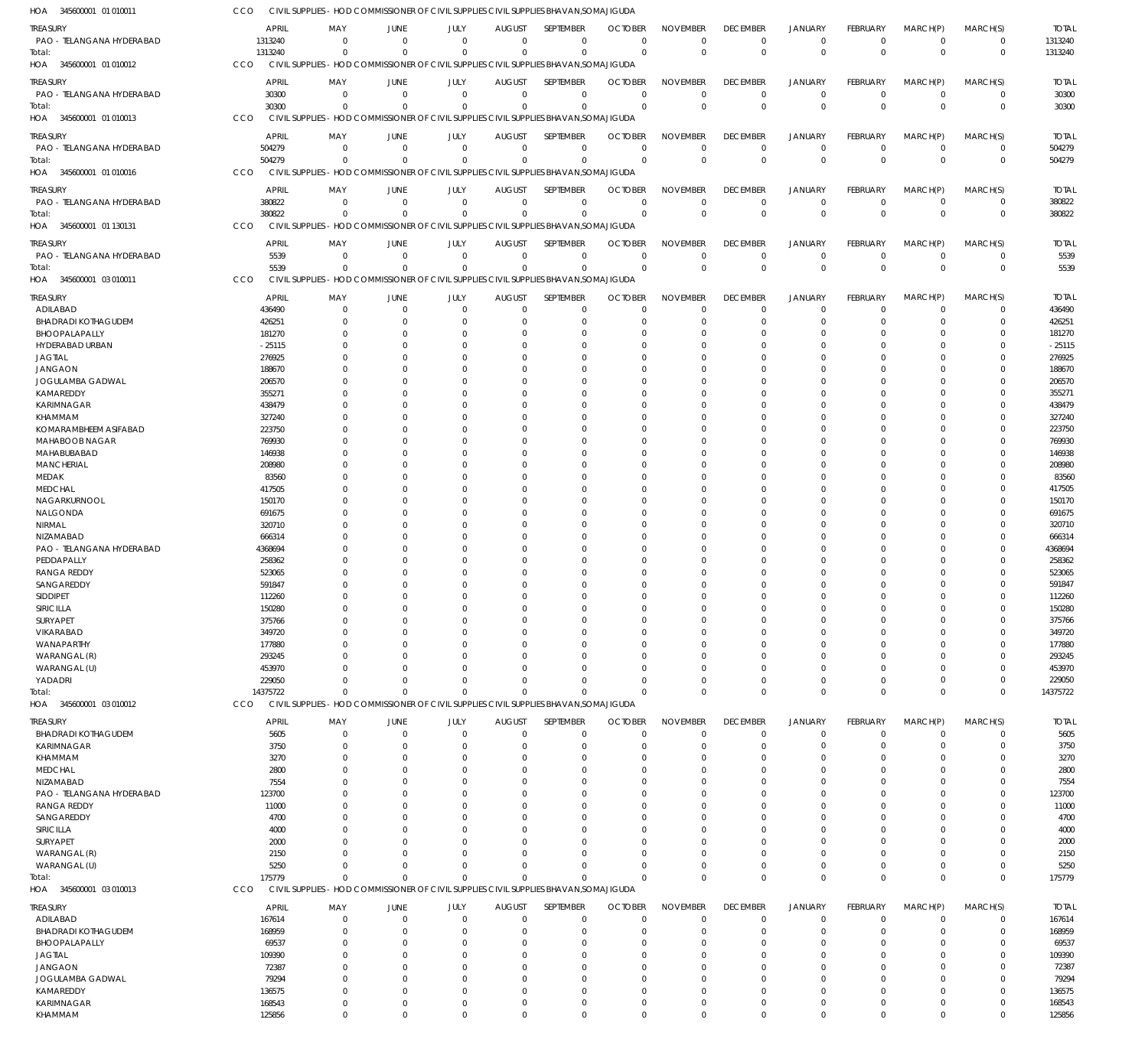HOA 345600001 01 010011 CCO CIVIL SUPPLIES - HOD COMMISSIONER OF CIVIL SUPPLIES CIVIL SUPPLIES BHAVAN,SOMAJIGUDA

| TREASURY | APRIL | MAY | JUNE | JULY | AUGUST | SEPTEMBER | OCTOBER | NOVEMBER | DECEMBER | JANUARY | FEBRUARY | MARCH(P) | MARCH(S) | TOTAL |
|---|---|---|---|---|---|---|---|---|---|---|---|---|---|---|
| PAO - TELANGANA HYDERABAD | 1313240 | 0 | 0 | 0 | 0 | 0 | 0 | 0 | 0 | 0 | 0 | 0 | 0 | 1313240 |
| Total: | 1313240 | 0 | 0 | 0 | 0 | 0 | 0 | 0 | 0 | 0 | 0 | 0 | 0 | 1313240 |

HOA 345600001 01 010012 CCO CIVIL SUPPLIES - HOD COMMISSIONER OF CIVIL SUPPLIES CIVIL SUPPLIES BHAVAN,SOMAJIGUDA

| TREASURY | APRIL | MAY | JUNE | JULY | AUGUST | SEPTEMBER | OCTOBER | NOVEMBER | DECEMBER | JANUARY | FEBRUARY | MARCH(P) | MARCH(S) | TOTAL |
|---|---|---|---|---|---|---|---|---|---|---|---|---|---|---|
| PAO - TELANGANA HYDERABAD | 30300 | 0 | 0 | 0 | 0 | 0 | 0 | 0 | 0 | 0 | 0 | 0 | 0 | 30300 |
| Total: | 30300 | 0 | 0 | 0 | 0 | 0 | 0 | 0 | 0 | 0 | 0 | 0 | 0 | 30300 |

HOA 345600001 01 010013 CCO CIVIL SUPPLIES - HOD COMMISSIONER OF CIVIL SUPPLIES CIVIL SUPPLIES BHAVAN,SOMAJIGUDA

| TREASURY | APRIL | MAY | JUNE | JULY | AUGUST | SEPTEMBER | OCTOBER | NOVEMBER | DECEMBER | JANUARY | FEBRUARY | MARCH(P) | MARCH(S) | TOTAL |
|---|---|---|---|---|---|---|---|---|---|---|---|---|---|---|
| PAO - TELANGANA HYDERABAD | 504279 | 0 | 0 | 0 | 0 | 0 | 0 | 0 | 0 | 0 | 0 | 0 | 0 | 504279 |
| Total: | 504279 | 0 | 0 | 0 | 0 | 0 | 0 | 0 | 0 | 0 | 0 | 0 | 0 | 504279 |

HOA 345600001 01 010016 CCO CIVIL SUPPLIES - HOD COMMISSIONER OF CIVIL SUPPLIES CIVIL SUPPLIES BHAVAN,SOMAJIGUDA

| TREASURY | APRIL | MAY | JUNE | JULY | AUGUST | SEPTEMBER | OCTOBER | NOVEMBER | DECEMBER | JANUARY | FEBRUARY | MARCH(P) | MARCH(S) | TOTAL |
|---|---|---|---|---|---|---|---|---|---|---|---|---|---|---|
| PAO - TELANGANA HYDERABAD | 380822 | 0 | 0 | 0 | 0 | 0 | 0 | 0 | 0 | 0 | 0 | 0 | 0 | 380822 |
| Total: | 380822 | 0 | 0 | 0 | 0 | 0 | 0 | 0 | 0 | 0 | 0 | 0 | 0 | 380822 |

HOA 345600001 01 130131 CCO CIVIL SUPPLIES - HOD COMMISSIONER OF CIVIL SUPPLIES CIVIL SUPPLIES BHAVAN,SOMAJIGUDA

| TREASURY | APRIL | MAY | JUNE | JULY | AUGUST | SEPTEMBER | OCTOBER | NOVEMBER | DECEMBER | JANUARY | FEBRUARY | MARCH(P) | MARCH(S) | TOTAL |
|---|---|---|---|---|---|---|---|---|---|---|---|---|---|---|
| PAO - TELANGANA HYDERABAD | 5539 | 0 | 0 | 0 | 0 | 0 | 0 | 0 | 0 | 0 | 0 | 0 | 0 | 5539 |
| Total: | 5539 | 0 | 0 | 0 | 0 | 0 | 0 | 0 | 0 | 0 | 0 | 0 | 0 | 5539 |

HOA 345600001 03 010011 CCO CIVIL SUPPLIES - HOD COMMISSIONER OF CIVIL SUPPLIES CIVIL SUPPLIES BHAVAN,SOMAJIGUDA

| TREASURY | APRIL | MAY | JUNE | JULY | AUGUST | SEPTEMBER | OCTOBER | NOVEMBER | DECEMBER | JANUARY | FEBRUARY | MARCH(P) | MARCH(S) | TOTAL |
|---|---|---|---|---|---|---|---|---|---|---|---|---|---|---|
| ADILABAD | 436490 | 0 | 0 | 0 | 0 | 0 | 0 | 0 | 0 | 0 | 0 | 0 | 0 | 436490 |
| BHADRADI KOTHAGUDEM | 426251 | 0 | 0 | 0 | 0 | 0 | 0 | 0 | 0 | 0 | 0 | 0 | 0 | 426251 |
| BHOOPALAPALLY | 181270 | 0 | 0 | 0 | 0 | 0 | 0 | 0 | 0 | 0 | 0 | 0 | 0 | 181270 |
| HYDERABAD URBAN | -25115 | 0 | 0 | 0 | 0 | 0 | 0 | 0 | 0 | 0 | 0 | 0 | 0 | -25115 |
| JAGTIAL | 276925 | 0 | 0 | 0 | 0 | 0 | 0 | 0 | 0 | 0 | 0 | 0 | 0 | 276925 |
| JANGAON | 188670 | 0 | 0 | 0 | 0 | 0 | 0 | 0 | 0 | 0 | 0 | 0 | 0 | 188670 |
| JOGULAMBA GADWAL | 206570 | 0 | 0 | 0 | 0 | 0 | 0 | 0 | 0 | 0 | 0 | 0 | 0 | 206570 |
| KAMAREDDY | 355271 | 0 | 0 | 0 | 0 | 0 | 0 | 0 | 0 | 0 | 0 | 0 | 0 | 355271 |
| KARIMNAGAR | 438479 | 0 | 0 | 0 | 0 | 0 | 0 | 0 | 0 | 0 | 0 | 0 | 0 | 438479 |
| KHAMMAM | 327240 | 0 | 0 | 0 | 0 | 0 | 0 | 0 | 0 | 0 | 0 | 0 | 0 | 327240 |
| KOMARAMBHEEM ASIFABAD | 223750 | 0 | 0 | 0 | 0 | 0 | 0 | 0 | 0 | 0 | 0 | 0 | 0 | 223750 |
| MAHABOOB NAGAR | 769930 | 0 | 0 | 0 | 0 | 0 | 0 | 0 | 0 | 0 | 0 | 0 | 0 | 769930 |
| MAHABUBABAD | 146938 | 0 | 0 | 0 | 0 | 0 | 0 | 0 | 0 | 0 | 0 | 0 | 0 | 146938 |
| MANCHERIAL | 208980 | 0 | 0 | 0 | 0 | 0 | 0 | 0 | 0 | 0 | 0 | 0 | 0 | 208980 |
| MEDAK | 83560 | 0 | 0 | 0 | 0 | 0 | 0 | 0 | 0 | 0 | 0 | 0 | 0 | 83560 |
| MEDCHAL | 417505 | 0 | 0 | 0 | 0 | 0 | 0 | 0 | 0 | 0 | 0 | 0 | 0 | 417505 |
| NAGARKURNOOL | 150170 | 0 | 0 | 0 | 0 | 0 | 0 | 0 | 0 | 0 | 0 | 0 | 0 | 150170 |
| NALGONDA | 691675 | 0 | 0 | 0 | 0 | 0 | 0 | 0 | 0 | 0 | 0 | 0 | 0 | 691675 |
| NIRMAL | 320710 | 0 | 0 | 0 | 0 | 0 | 0 | 0 | 0 | 0 | 0 | 0 | 0 | 320710 |
| NIZAMABAD | 666314 | 0 | 0 | 0 | 0 | 0 | 0 | 0 | 0 | 0 | 0 | 0 | 0 | 666314 |
| PAO - TELANGANA HYDERABAD | 4368694 | 0 | 0 | 0 | 0 | 0 | 0 | 0 | 0 | 0 | 0 | 0 | 0 | 4368694 |
| PEDDAPALLY | 258362 | 0 | 0 | 0 | 0 | 0 | 0 | 0 | 0 | 0 | 0 | 0 | 0 | 258362 |
| RANGA REDDY | 523065 | 0 | 0 | 0 | 0 | 0 | 0 | 0 | 0 | 0 | 0 | 0 | 0 | 523065 |
| SANGAREDDY | 591847 | 0 | 0 | 0 | 0 | 0 | 0 | 0 | 0 | 0 | 0 | 0 | 0 | 591847 |
| SIDDIPET | 112260 | 0 | 0 | 0 | 0 | 0 | 0 | 0 | 0 | 0 | 0 | 0 | 0 | 112260 |
| SIRICILLA | 150280 | 0 | 0 | 0 | 0 | 0 | 0 | 0 | 0 | 0 | 0 | 0 | 0 | 150280 |
| SURYAPET | 375766 | 0 | 0 | 0 | 0 | 0 | 0 | 0 | 0 | 0 | 0 | 0 | 0 | 375766 |
| VIKARABAD | 349720 | 0 | 0 | 0 | 0 | 0 | 0 | 0 | 0 | 0 | 0 | 0 | 0 | 349720 |
| WANAPARTHY | 177880 | 0 | 0 | 0 | 0 | 0 | 0 | 0 | 0 | 0 | 0 | 0 | 0 | 177880 |
| WARANGAL (R) | 293245 | 0 | 0 | 0 | 0 | 0 | 0 | 0 | 0 | 0 | 0 | 0 | 0 | 293245 |
| WARANGAL (U) | 453970 | 0 | 0 | 0 | 0 | 0 | 0 | 0 | 0 | 0 | 0 | 0 | 0 | 453970 |
| YADADRI | 229050 | 0 | 0 | 0 | 0 | 0 | 0 | 0 | 0 | 0 | 0 | 0 | 0 | 229050 |
| Total: | 14375722 | 0 | 0 | 0 | 0 | 0 | 0 | 0 | 0 | 0 | 0 | 0 | 0 | 14375722 |

HOA 345600001 03 010012 CCO CIVIL SUPPLIES - HOD COMMISSIONER OF CIVIL SUPPLIES CIVIL SUPPLIES BHAVAN,SOMAJIGUDA

| TREASURY | APRIL | MAY | JUNE | JULY | AUGUST | SEPTEMBER | OCTOBER | NOVEMBER | DECEMBER | JANUARY | FEBRUARY | MARCH(P) | MARCH(S) | TOTAL |
|---|---|---|---|---|---|---|---|---|---|---|---|---|---|---|
| BHADRADI KOTHAGUDEM | 5605 | 0 | 0 | 0 | 0 | 0 | 0 | 0 | 0 | 0 | 0 | 0 | 0 | 5605 |
| KARIMNAGAR | 3750 | 0 | 0 | 0 | 0 | 0 | 0 | 0 | 0 | 0 | 0 | 0 | 0 | 3750 |
| KHAMMAM | 3270 | 0 | 0 | 0 | 0 | 0 | 0 | 0 | 0 | 0 | 0 | 0 | 0 | 3270 |
| MEDCHAL | 2800 | 0 | 0 | 0 | 0 | 0 | 0 | 0 | 0 | 0 | 0 | 0 | 0 | 2800 |
| NIZAMABAD | 7554 | 0 | 0 | 0 | 0 | 0 | 0 | 0 | 0 | 0 | 0 | 0 | 0 | 7554 |
| PAO - TELANGANA HYDERABAD | 123700 | 0 | 0 | 0 | 0 | 0 | 0 | 0 | 0 | 0 | 0 | 0 | 0 | 123700 |
| RANGA REDDY | 11000 | 0 | 0 | 0 | 0 | 0 | 0 | 0 | 0 | 0 | 0 | 0 | 0 | 11000 |
| SANGAREDDY | 4700 | 0 | 0 | 0 | 0 | 0 | 0 | 0 | 0 | 0 | 0 | 0 | 0 | 4700 |
| SIRICILLA | 4000 | 0 | 0 | 0 | 0 | 0 | 0 | 0 | 0 | 0 | 0 | 0 | 0 | 4000 |
| SURYAPET | 2000 | 0 | 0 | 0 | 0 | 0 | 0 | 0 | 0 | 0 | 0 | 0 | 0 | 2000 |
| WARANGAL (R) | 2150 | 0 | 0 | 0 | 0 | 0 | 0 | 0 | 0 | 0 | 0 | 0 | 0 | 2150 |
| WARANGAL (U) | 5250 | 0 | 0 | 0 | 0 | 0 | 0 | 0 | 0 | 0 | 0 | 0 | 0 | 5250 |
| Total: | 175779 | 0 | 0 | 0 | 0 | 0 | 0 | 0 | 0 | 0 | 0 | 0 | 0 | 175779 |

HOA 345600001 03 010013 CCO CIVIL SUPPLIES - HOD COMMISSIONER OF CIVIL SUPPLIES CIVIL SUPPLIES BHAVAN,SOMAJIGUDA

| TREASURY | APRIL | MAY | JUNE | JULY | AUGUST | SEPTEMBER | OCTOBER | NOVEMBER | DECEMBER | JANUARY | FEBRUARY | MARCH(P) | MARCH(S) | TOTAL |
|---|---|---|---|---|---|---|---|---|---|---|---|---|---|---|
| ADILABAD | 167614 | 0 | 0 | 0 | 0 | 0 | 0 | 0 | 0 | 0 | 0 | 0 | 0 | 167614 |
| BHADRADI KOTHAGUDEM | 168959 | 0 | 0 | 0 | 0 | 0 | 0 | 0 | 0 | 0 | 0 | 0 | 0 | 168959 |
| BHOOPALAPALLY | 69537 | 0 | 0 | 0 | 0 | 0 | 0 | 0 | 0 | 0 | 0 | 0 | 0 | 69537 |
| JAGTIAL | 109390 | 0 | 0 | 0 | 0 | 0 | 0 | 0 | 0 | 0 | 0 | 0 | 0 | 109390 |
| JANGAON | 72387 | 0 | 0 | 0 | 0 | 0 | 0 | 0 | 0 | 0 | 0 | 0 | 0 | 72387 |
| JOGULAMBA GADWAL | 79294 | 0 | 0 | 0 | 0 | 0 | 0 | 0 | 0 | 0 | 0 | 0 | 0 | 79294 |
| KAMAREDDY | 136575 | 0 | 0 | 0 | 0 | 0 | 0 | 0 | 0 | 0 | 0 | 0 | 0 | 136575 |
| KARIMNAGAR | 168543 | 0 | 0 | 0 | 0 | 0 | 0 | 0 | 0 | 0 | 0 | 0 | 0 | 168543 |
| KHAMMAM | 125856 | 0 | 0 | 0 | 0 | 0 | 0 | 0 | 0 | 0 | 0 | 0 | 0 | 125856 |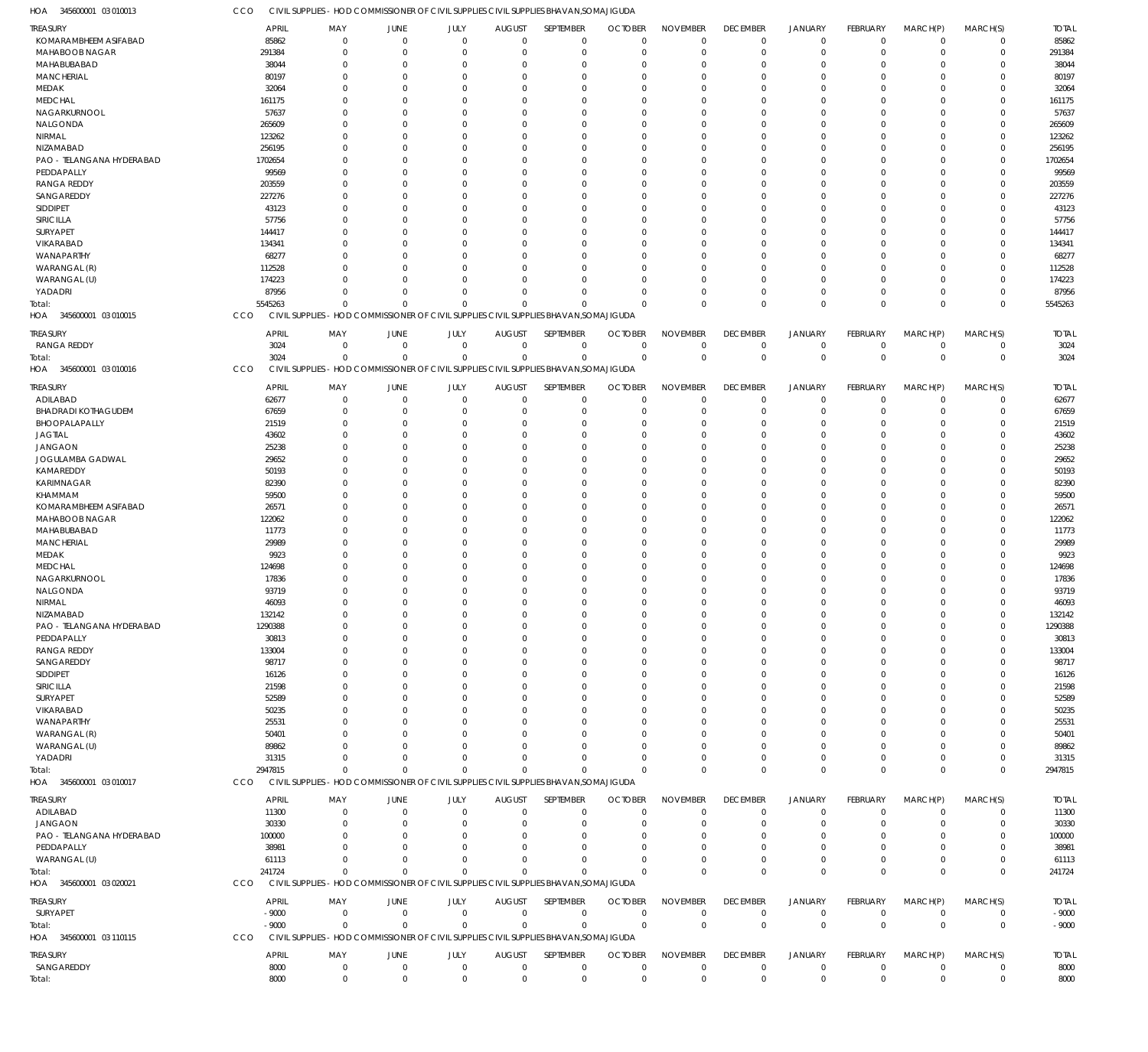HOA 345600001 03 010013 CCO CIVIL SUPPLIES - HOD COMMISSIONER OF CIVIL SUPPLIES CIVIL SUPPLIES BHAVAN,SOMAJIGUDA

| TREASURY | APRIL | MAY | JUNE | JULY | AUGUST | SEPTEMBER | OCTOBER | NOVEMBER | DECEMBER | JANUARY | FEBRUARY | MARCH(P) | MARCH(S) | TOTAL |
|---|---|---|---|---|---|---|---|---|---|---|---|---|---|---|
| KOMARAMBHEEM ASIFABAD | 85862 | 0 | 0 | 0 | 0 | 0 | 0 | 0 | 0 | 0 | 0 | 0 | 0 | 85862 |
| MAHABOOB NAGAR | 291384 | 0 | 0 | 0 | 0 | 0 | 0 | 0 | 0 | 0 | 0 | 0 | 0 | 291384 |
| MAHABUBABAD | 38044 | 0 | 0 | 0 | 0 | 0 | 0 | 0 | 0 | 0 | 0 | 0 | 0 | 38044 |
| MANCHERIAL | 80197 | 0 | 0 | 0 | 0 | 0 | 0 | 0 | 0 | 0 | 0 | 0 | 0 | 80197 |
| MEDAK | 32064 | 0 | 0 | 0 | 0 | 0 | 0 | 0 | 0 | 0 | 0 | 0 | 0 | 32064 |
| MEDCHAL | 161175 | 0 | 0 | 0 | 0 | 0 | 0 | 0 | 0 | 0 | 0 | 0 | 0 | 161175 |
| NAGARKURNOOL | 57637 | 0 | 0 | 0 | 0 | 0 | 0 | 0 | 0 | 0 | 0 | 0 | 0 | 57637 |
| NALGONDA | 265609 | 0 | 0 | 0 | 0 | 0 | 0 | 0 | 0 | 0 | 0 | 0 | 0 | 265609 |
| NIRMAL | 123262 | 0 | 0 | 0 | 0 | 0 | 0 | 0 | 0 | 0 | 0 | 0 | 0 | 123262 |
| NIZAMABAD | 256195 | 0 | 0 | 0 | 0 | 0 | 0 | 0 | 0 | 0 | 0 | 0 | 0 | 256195 |
| PAO - TELANGANA HYDERABAD | 1702654 | 0 | 0 | 0 | 0 | 0 | 0 | 0 | 0 | 0 | 0 | 0 | 0 | 1702654 |
| PEDDAPALLY | 99569 | 0 | 0 | 0 | 0 | 0 | 0 | 0 | 0 | 0 | 0 | 0 | 0 | 99569 |
| RANGA REDDY | 203559 | 0 | 0 | 0 | 0 | 0 | 0 | 0 | 0 | 0 | 0 | 0 | 0 | 203559 |
| SANGAREDDY | 227276 | 0 | 0 | 0 | 0 | 0 | 0 | 0 | 0 | 0 | 0 | 0 | 0 | 227276 |
| SIDDIPET | 43123 | 0 | 0 | 0 | 0 | 0 | 0 | 0 | 0 | 0 | 0 | 0 | 0 | 43123 |
| SIRICILLA | 57756 | 0 | 0 | 0 | 0 | 0 | 0 | 0 | 0 | 0 | 0 | 0 | 0 | 57756 |
| SURYAPET | 144417 | 0 | 0 | 0 | 0 | 0 | 0 | 0 | 0 | 0 | 0 | 0 | 0 | 144417 |
| VIKARABAD | 134341 | 0 | 0 | 0 | 0 | 0 | 0 | 0 | 0 | 0 | 0 | 0 | 0 | 134341 |
| WANAPARTHY | 68277 | 0 | 0 | 0 | 0 | 0 | 0 | 0 | 0 | 0 | 0 | 0 | 0 | 68277 |
| WARANGAL (R) | 112528 | 0 | 0 | 0 | 0 | 0 | 0 | 0 | 0 | 0 | 0 | 0 | 0 | 112528 |
| WARANGAL (U) | 174223 | 0 | 0 | 0 | 0 | 0 | 0 | 0 | 0 | 0 | 0 | 0 | 0 | 174223 |
| YADADRI | 87956 | 0 | 0 | 0 | 0 | 0 | 0 | 0 | 0 | 0 | 0 | 0 | 0 | 87956 |
| Total: | 5545263 | 0 | 0 | 0 | 0 | 0 | 0 | 0 | 0 | 0 | 0 | 0 | 0 | 5545263 |

HOA 345600001 03 010015 CCO CIVIL SUPPLIES - HOD COMMISSIONER OF CIVIL SUPPLIES CIVIL SUPPLIES BHAVAN,SOMAJIGUDA

| TREASURY | APRIL | MAY | JUNE | JULY | AUGUST | SEPTEMBER | OCTOBER | NOVEMBER | DECEMBER | JANUARY | FEBRUARY | MARCH(P) | MARCH(S) | TOTAL |
|---|---|---|---|---|---|---|---|---|---|---|---|---|---|---|
| RANGA REDDY | 3024 | 0 | 0 | 0 | 0 | 0 | 0 | 0 | 0 | 0 | 0 | 0 | 0 | 3024 |
| Total: | 3024 | 0 | 0 | 0 | 0 | 0 | 0 | 0 | 0 | 0 | 0 | 0 | 0 | 3024 |

HOA 345600001 03 010016 CCO CIVIL SUPPLIES - HOD COMMISSIONER OF CIVIL SUPPLIES CIVIL SUPPLIES BHAVAN,SOMAJIGUDA

| TREASURY | APRIL | MAY | JUNE | JULY | AUGUST | SEPTEMBER | OCTOBER | NOVEMBER | DECEMBER | JANUARY | FEBRUARY | MARCH(P) | MARCH(S) | TOTAL |
|---|---|---|---|---|---|---|---|---|---|---|---|---|---|---|
| ADILABAD | 62677 | 0 | 0 | 0 | 0 | 0 | 0 | 0 | 0 | 0 | 0 | 0 | 0 | 62677 |
| BHADRADI KOTHAGUDEM | 67659 | 0 | 0 | 0 | 0 | 0 | 0 | 0 | 0 | 0 | 0 | 0 | 0 | 67659 |
| BHOOPALAPALLY | 21519 | 0 | 0 | 0 | 0 | 0 | 0 | 0 | 0 | 0 | 0 | 0 | 0 | 21519 |
| JAGTIAL | 43602 | 0 | 0 | 0 | 0 | 0 | 0 | 0 | 0 | 0 | 0 | 0 | 0 | 43602 |
| JANGAON | 25238 | 0 | 0 | 0 | 0 | 0 | 0 | 0 | 0 | 0 | 0 | 0 | 0 | 25238 |
| JOGULAMBA GADWAL | 29652 | 0 | 0 | 0 | 0 | 0 | 0 | 0 | 0 | 0 | 0 | 0 | 0 | 29652 |
| KAMAREDDY | 50193 | 0 | 0 | 0 | 0 | 0 | 0 | 0 | 0 | 0 | 0 | 0 | 0 | 50193 |
| KARIMNAGAR | 82390 | 0 | 0 | 0 | 0 | 0 | 0 | 0 | 0 | 0 | 0 | 0 | 0 | 82390 |
| KHAMMAM | 59500 | 0 | 0 | 0 | 0 | 0 | 0 | 0 | 0 | 0 | 0 | 0 | 0 | 59500 |
| KOMARAMBHEEM ASIFABAD | 26571 | 0 | 0 | 0 | 0 | 0 | 0 | 0 | 0 | 0 | 0 | 0 | 0 | 26571 |
| MAHABOOB NAGAR | 122062 | 0 | 0 | 0 | 0 | 0 | 0 | 0 | 0 | 0 | 0 | 0 | 0 | 122062 |
| MAHABUBABAD | 11773 | 0 | 0 | 0 | 0 | 0 | 0 | 0 | 0 | 0 | 0 | 0 | 0 | 11773 |
| MANCHERIAL | 29989 | 0 | 0 | 0 | 0 | 0 | 0 | 0 | 0 | 0 | 0 | 0 | 0 | 29989 |
| MEDAK | 9923 | 0 | 0 | 0 | 0 | 0 | 0 | 0 | 0 | 0 | 0 | 0 | 0 | 9923 |
| MEDCHAL | 124698 | 0 | 0 | 0 | 0 | 0 | 0 | 0 | 0 | 0 | 0 | 0 | 0 | 124698 |
| NAGARKURNOOL | 17836 | 0 | 0 | 0 | 0 | 0 | 0 | 0 | 0 | 0 | 0 | 0 | 0 | 17836 |
| NALGONDA | 93719 | 0 | 0 | 0 | 0 | 0 | 0 | 0 | 0 | 0 | 0 | 0 | 0 | 93719 |
| NIRMAL | 46093 | 0 | 0 | 0 | 0 | 0 | 0 | 0 | 0 | 0 | 0 | 0 | 0 | 46093 |
| NIZAMABAD | 132142 | 0 | 0 | 0 | 0 | 0 | 0 | 0 | 0 | 0 | 0 | 0 | 0 | 132142 |
| PAO - TELANGANA HYDERABAD | 1290388 | 0 | 0 | 0 | 0 | 0 | 0 | 0 | 0 | 0 | 0 | 0 | 0 | 1290388 |
| PEDDAPALLY | 30813 | 0 | 0 | 0 | 0 | 0 | 0 | 0 | 0 | 0 | 0 | 0 | 0 | 30813 |
| RANGA REDDY | 133004 | 0 | 0 | 0 | 0 | 0 | 0 | 0 | 0 | 0 | 0 | 0 | 0 | 133004 |
| SANGAREDDY | 98717 | 0 | 0 | 0 | 0 | 0 | 0 | 0 | 0 | 0 | 0 | 0 | 0 | 98717 |
| SIDDIPET | 16126 | 0 | 0 | 0 | 0 | 0 | 0 | 0 | 0 | 0 | 0 | 0 | 0 | 16126 |
| SIRICILLA | 21598 | 0 | 0 | 0 | 0 | 0 | 0 | 0 | 0 | 0 | 0 | 0 | 0 | 21598 |
| SURYAPET | 52589 | 0 | 0 | 0 | 0 | 0 | 0 | 0 | 0 | 0 | 0 | 0 | 0 | 52589 |
| VIKARABAD | 50235 | 0 | 0 | 0 | 0 | 0 | 0 | 0 | 0 | 0 | 0 | 0 | 0 | 50235 |
| WANAPARTHY | 25531 | 0 | 0 | 0 | 0 | 0 | 0 | 0 | 0 | 0 | 0 | 0 | 0 | 25531 |
| WARANGAL (R) | 50401 | 0 | 0 | 0 | 0 | 0 | 0 | 0 | 0 | 0 | 0 | 0 | 0 | 50401 |
| WARANGAL (U) | 89862 | 0 | 0 | 0 | 0 | 0 | 0 | 0 | 0 | 0 | 0 | 0 | 0 | 89862 |
| YADADRI | 31315 | 0 | 0 | 0 | 0 | 0 | 0 | 0 | 0 | 0 | 0 | 0 | 0 | 31315 |
| Total: | 2947815 | 0 | 0 | 0 | 0 | 0 | 0 | 0 | 0 | 0 | 0 | 0 | 0 | 2947815 |

HOA 345600001 03 010017 CCO CIVIL SUPPLIES - HOD COMMISSIONER OF CIVIL SUPPLIES CIVIL SUPPLIES BHAVAN,SOMAJIGUDA

| TREASURY | APRIL | MAY | JUNE | JULY | AUGUST | SEPTEMBER | OCTOBER | NOVEMBER | DECEMBER | JANUARY | FEBRUARY | MARCH(P) | MARCH(S) | TOTAL |
|---|---|---|---|---|---|---|---|---|---|---|---|---|---|---|
| ADILABAD | 11300 | 0 | 0 | 0 | 0 | 0 | 0 | 0 | 0 | 0 | 0 | 0 | 0 | 11300 |
| JANGAON | 30330 | 0 | 0 | 0 | 0 | 0 | 0 | 0 | 0 | 0 | 0 | 0 | 0 | 30330 |
| PAO - TELANGANA HYDERABAD | 100000 | 0 | 0 | 0 | 0 | 0 | 0 | 0 | 0 | 0 | 0 | 0 | 0 | 100000 |
| PEDDAPALLY | 38981 | 0 | 0 | 0 | 0 | 0 | 0 | 0 | 0 | 0 | 0 | 0 | 0 | 38981 |
| WARANGAL (U) | 61113 | 0 | 0 | 0 | 0 | 0 | 0 | 0 | 0 | 0 | 0 | 0 | 0 | 61113 |
| Total: | 241724 | 0 | 0 | 0 | 0 | 0 | 0 | 0 | 0 | 0 | 0 | 0 | 0 | 241724 |

HOA 345600001 03 020021 CCO CIVIL SUPPLIES - HOD COMMISSIONER OF CIVIL SUPPLIES CIVIL SUPPLIES BHAVAN,SOMAJIGUDA

| TREASURY | APRIL | MAY | JUNE | JULY | AUGUST | SEPTEMBER | OCTOBER | NOVEMBER | DECEMBER | JANUARY | FEBRUARY | MARCH(P) | MARCH(S) | TOTAL |
|---|---|---|---|---|---|---|---|---|---|---|---|---|---|---|
| SURYAPET | -9000 | 0 | 0 | 0 | 0 | 0 | 0 | 0 | 0 | 0 | 0 | 0 | 0 | -9000 |
| Total: | -9000 | 0 | 0 | 0 | 0 | 0 | 0 | 0 | 0 | 0 | 0 | 0 | 0 | -9000 |

HOA 345600001 03 110115 CCO CIVIL SUPPLIES - HOD COMMISSIONER OF CIVIL SUPPLIES CIVIL SUPPLIES BHAVAN,SOMAJIGUDA

| TREASURY | APRIL | MAY | JUNE | JULY | AUGUST | SEPTEMBER | OCTOBER | NOVEMBER | DECEMBER | JANUARY | FEBRUARY | MARCH(P) | MARCH(S) | TOTAL |
|---|---|---|---|---|---|---|---|---|---|---|---|---|---|---|
| SANGAREDDY | 8000 | 0 | 0 | 0 | 0 | 0 | 0 | 0 | 0 | 0 | 0 | 0 | 0 | 8000 |
| Total: | 8000 | 0 | 0 | 0 | 0 | 0 | 0 | 0 | 0 | 0 | 0 | 0 | 0 | 8000 |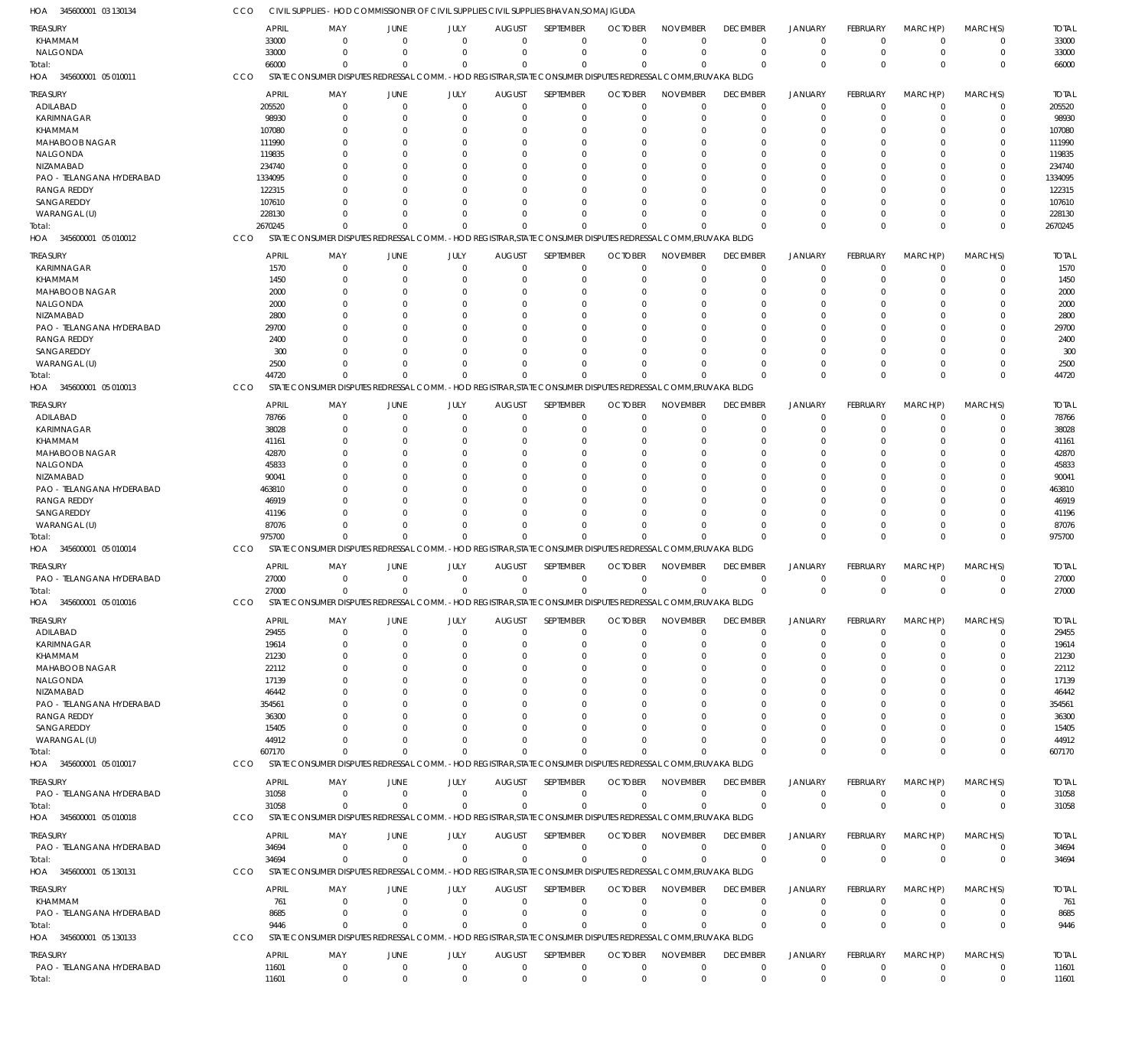HOA 345600001 03 130134 CCO CIVIL SUPPLIES - HOD COMMISSIONER OF CIVIL SUPPLIES CIVIL SUPPLIES BHAVAN,SOMAJIGUDA

| TREASURY | APRIL | MAY | JUNE | JULY | AUGUST | SEPTEMBER | OCTOBER | NOVEMBER | DECEMBER | JANUARY | FEBRUARY | MARCH(P) | MARCH(S) | TOTAL |
|---|---|---|---|---|---|---|---|---|---|---|---|---|---|---|
| KHAMMAM | 33000 | 0 | 0 | 0 | 0 | 0 | 0 | 0 | 0 | 0 | 0 | 0 | 0 | 33000 |
| NALGONDA | 33000 | 0 | 0 | 0 | 0 | 0 | 0 | 0 | 0 | 0 | 0 | 0 | 0 | 33000 |
| Total: | 66000 | 0 | 0 | 0 | 0 | 0 | 0 | 0 | 0 | 0 | 0 | 0 | 0 | 66000 |

HOA 345600001 05 010011 CCO STATE CONSUMER DISPUTES REDRESSAL COMM. - HOD REGISTRAR,STATE CONSUMER DISPUTES REDRESSAL COMM,ERUVAKA BLDG

| TREASURY | APRIL | MAY | JUNE | JULY | AUGUST | SEPTEMBER | OCTOBER | NOVEMBER | DECEMBER | JANUARY | FEBRUARY | MARCH(P) | MARCH(S) | TOTAL |
|---|---|---|---|---|---|---|---|---|---|---|---|---|---|---|
| ADILABAD | 205520 | 0 | 0 | 0 | 0 | 0 | 0 | 0 | 0 | 0 | 0 | 0 | 0 | 205520 |
| KARIMNAGAR | 98930 | 0 | 0 | 0 | 0 | 0 | 0 | 0 | 0 | 0 | 0 | 0 | 0 | 98930 |
| KHAMMAM | 107080 | 0 | 0 | 0 | 0 | 0 | 0 | 0 | 0 | 0 | 0 | 0 | 0 | 107080 |
| MAHABOOB NAGAR | 111990 | 0 | 0 | 0 | 0 | 0 | 0 | 0 | 0 | 0 | 0 | 0 | 0 | 111990 |
| NALGONDA | 119835 | 0 | 0 | 0 | 0 | 0 | 0 | 0 | 0 | 0 | 0 | 0 | 0 | 119835 |
| NIZAMABAD | 234740 | 0 | 0 | 0 | 0 | 0 | 0 | 0 | 0 | 0 | 0 | 0 | 0 | 234740 |
| PAO - TELANGANA HYDERABAD | 1334095 | 0 | 0 | 0 | 0 | 0 | 0 | 0 | 0 | 0 | 0 | 0 | 0 | 1334095 |
| RANGA REDDY | 122315 | 0 | 0 | 0 | 0 | 0 | 0 | 0 | 0 | 0 | 0 | 0 | 0 | 122315 |
| SANGAREDDY | 107610 | 0 | 0 | 0 | 0 | 0 | 0 | 0 | 0 | 0 | 0 | 0 | 0 | 107610 |
| WARANGAL (U) | 228130 | 0 | 0 | 0 | 0 | 0 | 0 | 0 | 0 | 0 | 0 | 0 | 0 | 228130 |
| Total: | 2670245 | 0 | 0 | 0 | 0 | 0 | 0 | 0 | 0 | 0 | 0 | 0 | 0 | 2670245 |

HOA 345600001 05 010012 CCO STATE CONSUMER DISPUTES REDRESSAL COMM. - HOD REGISTRAR,STATE CONSUMER DISPUTES REDRESSAL COMM,ERUVAKA BLDG

| TREASURY | APRIL | MAY | JUNE | JULY | AUGUST | SEPTEMBER | OCTOBER | NOVEMBER | DECEMBER | JANUARY | FEBRUARY | MARCH(P) | MARCH(S) | TOTAL |
|---|---|---|---|---|---|---|---|---|---|---|---|---|---|---|
| KARIMNAGAR | 1570 | 0 | 0 | 0 | 0 | 0 | 0 | 0 | 0 | 0 | 0 | 0 | 0 | 1570 |
| KHAMMAM | 1450 | 0 | 0 | 0 | 0 | 0 | 0 | 0 | 0 | 0 | 0 | 0 | 0 | 1450 |
| MAHABOOB NAGAR | 2000 | 0 | 0 | 0 | 0 | 0 | 0 | 0 | 0 | 0 | 0 | 0 | 0 | 2000 |
| NALGONDA | 2000 | 0 | 0 | 0 | 0 | 0 | 0 | 0 | 0 | 0 | 0 | 0 | 0 | 2000 |
| NIZAMABAD | 2800 | 0 | 0 | 0 | 0 | 0 | 0 | 0 | 0 | 0 | 0 | 0 | 0 | 2800 |
| PAO - TELANGANA HYDERABAD | 29700 | 0 | 0 | 0 | 0 | 0 | 0 | 0 | 0 | 0 | 0 | 0 | 0 | 29700 |
| RANGA REDDY | 2400 | 0 | 0 | 0 | 0 | 0 | 0 | 0 | 0 | 0 | 0 | 0 | 0 | 2400 |
| SANGAREDDY | 300 | 0 | 0 | 0 | 0 | 0 | 0 | 0 | 0 | 0 | 0 | 0 | 0 | 300 |
| WARANGAL (U) | 2500 | 0 | 0 | 0 | 0 | 0 | 0 | 0 | 0 | 0 | 0 | 0 | 0 | 2500 |
| Total: | 44720 | 0 | 0 | 0 | 0 | 0 | 0 | 0 | 0 | 0 | 0 | 0 | 0 | 44720 |

HOA 345600001 05 010013 CCO STATE CONSUMER DISPUTES REDRESSAL COMM. - HOD REGISTRAR,STATE CONSUMER DISPUTES REDRESSAL COMM,ERUVAKA BLDG

| TREASURY | APRIL | MAY | JUNE | JULY | AUGUST | SEPTEMBER | OCTOBER | NOVEMBER | DECEMBER | JANUARY | FEBRUARY | MARCH(P) | MARCH(S) | TOTAL |
|---|---|---|---|---|---|---|---|---|---|---|---|---|---|---|
| ADILABAD | 78766 | 0 | 0 | 0 | 0 | 0 | 0 | 0 | 0 | 0 | 0 | 0 | 0 | 78766 |
| KARIMNAGAR | 38028 | 0 | 0 | 0 | 0 | 0 | 0 | 0 | 0 | 0 | 0 | 0 | 0 | 38028 |
| KHAMMAM | 41161 | 0 | 0 | 0 | 0 | 0 | 0 | 0 | 0 | 0 | 0 | 0 | 0 | 41161 |
| MAHABOOB NAGAR | 42870 | 0 | 0 | 0 | 0 | 0 | 0 | 0 | 0 | 0 | 0 | 0 | 0 | 42870 |
| NALGONDA | 45833 | 0 | 0 | 0 | 0 | 0 | 0 | 0 | 0 | 0 | 0 | 0 | 0 | 45833 |
| NIZAMABAD | 90041 | 0 | 0 | 0 | 0 | 0 | 0 | 0 | 0 | 0 | 0 | 0 | 0 | 90041 |
| PAO - TELANGANA HYDERABAD | 463810 | 0 | 0 | 0 | 0 | 0 | 0 | 0 | 0 | 0 | 0 | 0 | 0 | 463810 |
| RANGA REDDY | 46919 | 0 | 0 | 0 | 0 | 0 | 0 | 0 | 0 | 0 | 0 | 0 | 0 | 46919 |
| SANGAREDDY | 41196 | 0 | 0 | 0 | 0 | 0 | 0 | 0 | 0 | 0 | 0 | 0 | 0 | 41196 |
| WARANGAL (U) | 87076 | 0 | 0 | 0 | 0 | 0 | 0 | 0 | 0 | 0 | 0 | 0 | 0 | 87076 |
| Total: | 975700 | 0 | 0 | 0 | 0 | 0 | 0 | 0 | 0 | 0 | 0 | 0 | 0 | 975700 |

HOA 345600001 05 010014 CCO STATE CONSUMER DISPUTES REDRESSAL COMM. - HOD REGISTRAR,STATE CONSUMER DISPUTES REDRESSAL COMM,ERUVAKA BLDG

| TREASURY | APRIL | MAY | JUNE | JULY | AUGUST | SEPTEMBER | OCTOBER | NOVEMBER | DECEMBER | JANUARY | FEBRUARY | MARCH(P) | MARCH(S) | TOTAL |
|---|---|---|---|---|---|---|---|---|---|---|---|---|---|---|
| PAO - TELANGANA HYDERABAD | 27000 | 0 | 0 | 0 | 0 | 0 | 0 | 0 | 0 | 0 | 0 | 0 | 0 | 27000 |
| Total: | 27000 | 0 | 0 | 0 | 0 | 0 | 0 | 0 | 0 | 0 | 0 | 0 | 0 | 27000 |

HOA 345600001 05 010016 CCO STATE CONSUMER DISPUTES REDRESSAL COMM. - HOD REGISTRAR,STATE CONSUMER DISPUTES REDRESSAL COMM,ERUVAKA BLDG

| TREASURY | APRIL | MAY | JUNE | JULY | AUGUST | SEPTEMBER | OCTOBER | NOVEMBER | DECEMBER | JANUARY | FEBRUARY | MARCH(P) | MARCH(S) | TOTAL |
|---|---|---|---|---|---|---|---|---|---|---|---|---|---|---|
| ADILABAD | 29455 | 0 | 0 | 0 | 0 | 0 | 0 | 0 | 0 | 0 | 0 | 0 | 0 | 29455 |
| KARIMNAGAR | 19614 | 0 | 0 | 0 | 0 | 0 | 0 | 0 | 0 | 0 | 0 | 0 | 0 | 19614 |
| KHAMMAM | 21230 | 0 | 0 | 0 | 0 | 0 | 0 | 0 | 0 | 0 | 0 | 0 | 0 | 21230 |
| MAHABOOB NAGAR | 22112 | 0 | 0 | 0 | 0 | 0 | 0 | 0 | 0 | 0 | 0 | 0 | 0 | 22112 |
| NALGONDA | 17139 | 0 | 0 | 0 | 0 | 0 | 0 | 0 | 0 | 0 | 0 | 0 | 0 | 17139 |
| NIZAMABAD | 46442 | 0 | 0 | 0 | 0 | 0 | 0 | 0 | 0 | 0 | 0 | 0 | 0 | 46442 |
| PAO - TELANGANA HYDERABAD | 354561 | 0 | 0 | 0 | 0 | 0 | 0 | 0 | 0 | 0 | 0 | 0 | 0 | 354561 |
| RANGA REDDY | 36300 | 0 | 0 | 0 | 0 | 0 | 0 | 0 | 0 | 0 | 0 | 0 | 0 | 36300 |
| SANGAREDDY | 15405 | 0 | 0 | 0 | 0 | 0 | 0 | 0 | 0 | 0 | 0 | 0 | 0 | 15405 |
| WARANGAL (U) | 44912 | 0 | 0 | 0 | 0 | 0 | 0 | 0 | 0 | 0 | 0 | 0 | 0 | 44912 |
| Total: | 607170 | 0 | 0 | 0 | 0 | 0 | 0 | 0 | 0 | 0 | 0 | 0 | 0 | 607170 |

HOA 345600001 05 010017 CCO STATE CONSUMER DISPUTES REDRESSAL COMM. - HOD REGISTRAR,STATE CONSUMER DISPUTES REDRESSAL COMM,ERUVAKA BLDG

| TREASURY | APRIL | MAY | JUNE | JULY | AUGUST | SEPTEMBER | OCTOBER | NOVEMBER | DECEMBER | JANUARY | FEBRUARY | MARCH(P) | MARCH(S) | TOTAL |
|---|---|---|---|---|---|---|---|---|---|---|---|---|---|---|
| PAO - TELANGANA HYDERABAD | 31058 | 0 | 0 | 0 | 0 | 0 | 0 | 0 | 0 | 0 | 0 | 0 | 0 | 31058 |
| Total: | 31058 | 0 | 0 | 0 | 0 | 0 | 0 | 0 | 0 | 0 | 0 | 0 | 0 | 31058 |

HOA 345600001 05 010018 CCO STATE CONSUMER DISPUTES REDRESSAL COMM. - HOD REGISTRAR,STATE CONSUMER DISPUTES REDRESSAL COMM,ERUVAKA BLDG

| TREASURY | APRIL | MAY | JUNE | JULY | AUGUST | SEPTEMBER | OCTOBER | NOVEMBER | DECEMBER | JANUARY | FEBRUARY | MARCH(P) | MARCH(S) | TOTAL |
|---|---|---|---|---|---|---|---|---|---|---|---|---|---|---|
| PAO - TELANGANA HYDERABAD | 34694 | 0 | 0 | 0 | 0 | 0 | 0 | 0 | 0 | 0 | 0 | 0 | 0 | 34694 |
| Total: | 34694 | 0 | 0 | 0 | 0 | 0 | 0 | 0 | 0 | 0 | 0 | 0 | 0 | 34694 |

HOA 345600001 05 130131 CCO STATE CONSUMER DISPUTES REDRESSAL COMM. - HOD REGISTRAR,STATE CONSUMER DISPUTES REDRESSAL COMM,ERUVAKA BLDG

| TREASURY | APRIL | MAY | JUNE | JULY | AUGUST | SEPTEMBER | OCTOBER | NOVEMBER | DECEMBER | JANUARY | FEBRUARY | MARCH(P) | MARCH(S) | TOTAL |
|---|---|---|---|---|---|---|---|---|---|---|---|---|---|---|
| KHAMMAM | 761 | 0 | 0 | 0 | 0 | 0 | 0 | 0 | 0 | 0 | 0 | 0 | 0 | 761 |
| PAO - TELANGANA HYDERABAD | 8685 | 0 | 0 | 0 | 0 | 0 | 0 | 0 | 0 | 0 | 0 | 0 | 0 | 8685 |
| Total: | 9446 | 0 | 0 | 0 | 0 | 0 | 0 | 0 | 0 | 0 | 0 | 0 | 0 | 9446 |

HOA 345600001 05 130133 CCO STATE CONSUMER DISPUTES REDRESSAL COMM. - HOD REGISTRAR,STATE CONSUMER DISPUTES REDRESSAL COMM,ERUVAKA BLDG

| TREASURY | APRIL | MAY | JUNE | JULY | AUGUST | SEPTEMBER | OCTOBER | NOVEMBER | DECEMBER | JANUARY | FEBRUARY | MARCH(P) | MARCH(S) | TOTAL |
|---|---|---|---|---|---|---|---|---|---|---|---|---|---|---|
| PAO - TELANGANA HYDERABAD | 11601 | 0 | 0 | 0 | 0 | 0 | 0 | 0 | 0 | 0 | 0 | 0 | 0 | 11601 |
| Total: | 11601 | 0 | 0 | 0 | 0 | 0 | 0 | 0 | 0 | 0 | 0 | 0 | 0 | 11601 |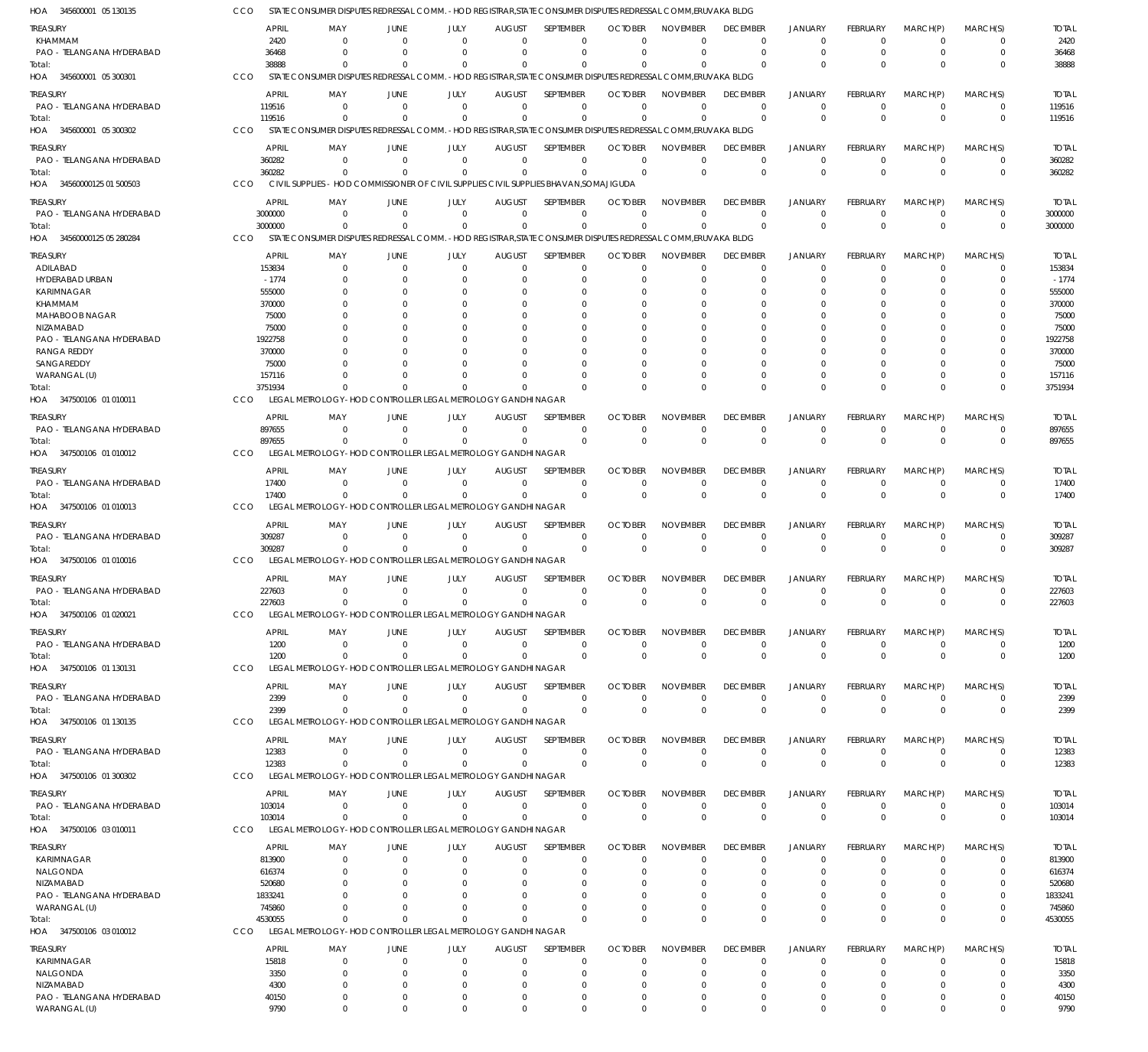HOA 345600001 05 130135 CCO STATE CONSUMER DISPUTES REDRESSAL COMM. - HOD REGISTRAR,STATE CONSUMER DISPUTES REDRESSAL COMM,ERUVAKA BLDG

| TREASURY | APRIL | MAY | JUNE | JULY | AUGUST | SEPTEMBER | OCTOBER | NOVEMBER | DECEMBER | JANUARY | FEBRUARY | MARCH(P) | MARCH(S) | TOTAL |
|---|---|---|---|---|---|---|---|---|---|---|---|---|---|---|
| KHAMMAM | 2420 | 0 | 0 | 0 | 0 | 0 | 0 | 0 | 0 | 0 | 0 | 0 | 0 | 2420 |
| PAO - TELANGANA HYDERABAD | 36468 | 0 | 0 | 0 | 0 | 0 | 0 | 0 | 0 | 0 | 0 | 0 | 0 | 36468 |
| Total: | 38888 | 0 | 0 | 0 | 0 | 0 | 0 | 0 | 0 | 0 | 0 | 0 | 0 | 38888 |

HOA 345600001 05 300301 CCO STATE CONSUMER DISPUTES REDRESSAL COMM. - HOD REGISTRAR,STATE CONSUMER DISPUTES REDRESSAL COMM,ERUVAKA BLDG

| TREASURY | APRIL | MAY | JUNE | JULY | AUGUST | SEPTEMBER | OCTOBER | NOVEMBER | DECEMBER | JANUARY | FEBRUARY | MARCH(P) | MARCH(S) | TOTAL |
|---|---|---|---|---|---|---|---|---|---|---|---|---|---|---|
| PAO - TELANGANA HYDERABAD | 119516 | 0 | 0 | 0 | 0 | 0 | 0 | 0 | 0 | 0 | 0 | 0 | 0 | 119516 |
| Total: | 119516 | 0 | 0 | 0 | 0 | 0 | 0 | 0 | 0 | 0 | 0 | 0 | 0 | 119516 |

HOA 345600001 05 300302 CCO STATE CONSUMER DISPUTES REDRESSAL COMM. - HOD REGISTRAR,STATE CONSUMER DISPUTES REDRESSAL COMM,ERUVAKA BLDG

| TREASURY | APRIL | MAY | JUNE | JULY | AUGUST | SEPTEMBER | OCTOBER | NOVEMBER | DECEMBER | JANUARY | FEBRUARY | MARCH(P) | MARCH(S) | TOTAL |
|---|---|---|---|---|---|---|---|---|---|---|---|---|---|---|
| PAO - TELANGANA HYDERABAD | 360282 | 0 | 0 | 0 | 0 | 0 | 0 | 0 | 0 | 0 | 0 | 0 | 0 | 360282 |
| Total: | 360282 | 0 | 0 | 0 | 0 | 0 | 0 | 0 | 0 | 0 | 0 | 0 | 0 | 360282 |

HOA 34560000125 01 500503 CCO CIVIL SUPPLIES - HOD COMMISSIONER OF CIVIL SUPPLIES CIVIL SUPPLIES BHAVAN,SOMAJIGUDA

| TREASURY | APRIL | MAY | JUNE | JULY | AUGUST | SEPTEMBER | OCTOBER | NOVEMBER | DECEMBER | JANUARY | FEBRUARY | MARCH(P) | MARCH(S) | TOTAL |
|---|---|---|---|---|---|---|---|---|---|---|---|---|---|---|
| PAO - TELANGANA HYDERABAD | 3000000 | 0 | 0 | 0 | 0 | 0 | 0 | 0 | 0 | 0 | 0 | 0 | 0 | 3000000 |
| Total: | 3000000 | 0 | 0 | 0 | 0 | 0 | 0 | 0 | 0 | 0 | 0 | 0 | 0 | 3000000 |

HOA 34560000125 05 280284 CCO STATE CONSUMER DISPUTES REDRESSAL COMM. - HOD REGISTRAR,STATE CONSUMER DISPUTES REDRESSAL COMM,ERUVAKA BLDG

| TREASURY | APRIL | MAY | JUNE | JULY | AUGUST | SEPTEMBER | OCTOBER | NOVEMBER | DECEMBER | JANUARY | FEBRUARY | MARCH(P) | MARCH(S) | TOTAL |
|---|---|---|---|---|---|---|---|---|---|---|---|---|---|---|
| ADILABAD | 153834 | 0 | 0 | 0 | 0 | 0 | 0 | 0 | 0 | 0 | 0 | 0 | 0 | 153834 |
| HYDERABAD URBAN | -1774 | 0 | 0 | 0 | 0 | 0 | 0 | 0 | 0 | 0 | 0 | 0 | 0 | -1774 |
| KARIMNAGAR | 555000 | 0 | 0 | 0 | 0 | 0 | 0 | 0 | 0 | 0 | 0 | 0 | 0 | 555000 |
| KHAMMAM | 370000 | 0 | 0 | 0 | 0 | 0 | 0 | 0 | 0 | 0 | 0 | 0 | 0 | 370000 |
| MAHABOOB NAGAR | 75000 | 0 | 0 | 0 | 0 | 0 | 0 | 0 | 0 | 0 | 0 | 0 | 0 | 75000 |
| NIZAMABAD | 75000 | 0 | 0 | 0 | 0 | 0 | 0 | 0 | 0 | 0 | 0 | 0 | 0 | 75000 |
| PAO - TELANGANA HYDERABAD | 1922758 | 0 | 0 | 0 | 0 | 0 | 0 | 0 | 0 | 0 | 0 | 0 | 0 | 1922758 |
| RANGA REDDY | 370000 | 0 | 0 | 0 | 0 | 0 | 0 | 0 | 0 | 0 | 0 | 0 | 0 | 370000 |
| SANGAREDDY | 75000 | 0 | 0 | 0 | 0 | 0 | 0 | 0 | 0 | 0 | 0 | 0 | 0 | 75000 |
| WARANGAL (U) | 157116 | 0 | 0 | 0 | 0 | 0 | 0 | 0 | 0 | 0 | 0 | 0 | 0 | 157116 |
| Total: | 3751934 | 0 | 0 | 0 | 0 | 0 | 0 | 0 | 0 | 0 | 0 | 0 | 0 | 3751934 |

HOA 347500106 01 010011 CCO LEGAL METROLOGY- HOD CONTROLLER LEGAL METROLOGY GANDHI NAGAR

| TREASURY | APRIL | MAY | JUNE | JULY | AUGUST | SEPTEMBER | OCTOBER | NOVEMBER | DECEMBER | JANUARY | FEBRUARY | MARCH(P) | MARCH(S) | TOTAL |
|---|---|---|---|---|---|---|---|---|---|---|---|---|---|---|
| PAO - TELANGANA HYDERABAD | 897655 | 0 | 0 | 0 | 0 | 0 | 0 | 0 | 0 | 0 | 0 | 0 | 0 | 897655 |
| Total: | 897655 | 0 | 0 | 0 | 0 | 0 | 0 | 0 | 0 | 0 | 0 | 0 | 0 | 897655 |

HOA 347500106 01 010012 CCO LEGAL METROLOGY- HOD CONTROLLER LEGAL METROLOGY GANDHI NAGAR

| TREASURY | APRIL | MAY | JUNE | JULY | AUGUST | SEPTEMBER | OCTOBER | NOVEMBER | DECEMBER | JANUARY | FEBRUARY | MARCH(P) | MARCH(S) | TOTAL |
|---|---|---|---|---|---|---|---|---|---|---|---|---|---|---|
| PAO - TELANGANA HYDERABAD | 17400 | 0 | 0 | 0 | 0 | 0 | 0 | 0 | 0 | 0 | 0 | 0 | 0 | 17400 |
| Total: | 17400 | 0 | 0 | 0 | 0 | 0 | 0 | 0 | 0 | 0 | 0 | 0 | 0 | 17400 |

HOA 347500106 01 010013 CCO LEGAL METROLOGY- HOD CONTROLLER LEGAL METROLOGY GANDHI NAGAR

| TREASURY | APRIL | MAY | JUNE | JULY | AUGUST | SEPTEMBER | OCTOBER | NOVEMBER | DECEMBER | JANUARY | FEBRUARY | MARCH(P) | MARCH(S) | TOTAL |
|---|---|---|---|---|---|---|---|---|---|---|---|---|---|---|
| PAO - TELANGANA HYDERABAD | 309287 | 0 | 0 | 0 | 0 | 0 | 0 | 0 | 0 | 0 | 0 | 0 | 0 | 309287 |
| Total: | 309287 | 0 | 0 | 0 | 0 | 0 | 0 | 0 | 0 | 0 | 0 | 0 | 0 | 309287 |

HOA 347500106 01 010016 CCO LEGAL METROLOGY- HOD CONTROLLER LEGAL METROLOGY GANDHI NAGAR

| TREASURY | APRIL | MAY | JUNE | JULY | AUGUST | SEPTEMBER | OCTOBER | NOVEMBER | DECEMBER | JANUARY | FEBRUARY | MARCH(P) | MARCH(S) | TOTAL |
|---|---|---|---|---|---|---|---|---|---|---|---|---|---|---|
| PAO - TELANGANA HYDERABAD | 227603 | 0 | 0 | 0 | 0 | 0 | 0 | 0 | 0 | 0 | 0 | 0 | 0 | 227603 |
| Total: | 227603 | 0 | 0 | 0 | 0 | 0 | 0 | 0 | 0 | 0 | 0 | 0 | 0 | 227603 |

HOA 347500106 01 020021 CCO LEGAL METROLOGY- HOD CONTROLLER LEGAL METROLOGY GANDHI NAGAR

| TREASURY | APRIL | MAY | JUNE | JULY | AUGUST | SEPTEMBER | OCTOBER | NOVEMBER | DECEMBER | JANUARY | FEBRUARY | MARCH(P) | MARCH(S) | TOTAL |
|---|---|---|---|---|---|---|---|---|---|---|---|---|---|---|
| PAO - TELANGANA HYDERABAD | 1200 | 0 | 0 | 0 | 0 | 0 | 0 | 0 | 0 | 0 | 0 | 0 | 0 | 1200 |
| Total: | 1200 | 0 | 0 | 0 | 0 | 0 | 0 | 0 | 0 | 0 | 0 | 0 | 0 | 1200 |

HOA 347500106 01 130131 CCO LEGAL METROLOGY- HOD CONTROLLER LEGAL METROLOGY GANDHI NAGAR

| TREASURY | APRIL | MAY | JUNE | JULY | AUGUST | SEPTEMBER | OCTOBER | NOVEMBER | DECEMBER | JANUARY | FEBRUARY | MARCH(P) | MARCH(S) | TOTAL |
|---|---|---|---|---|---|---|---|---|---|---|---|---|---|---|
| PAO - TELANGANA HYDERABAD | 2399 | 0 | 0 | 0 | 0 | 0 | 0 | 0 | 0 | 0 | 0 | 0 | 0 | 2399 |
| Total: | 2399 | 0 | 0 | 0 | 0 | 0 | 0 | 0 | 0 | 0 | 0 | 0 | 0 | 2399 |

HOA 347500106 01 130135 CCO LEGAL METROLOGY- HOD CONTROLLER LEGAL METROLOGY GANDHI NAGAR

| TREASURY | APRIL | MAY | JUNE | JULY | AUGUST | SEPTEMBER | OCTOBER | NOVEMBER | DECEMBER | JANUARY | FEBRUARY | MARCH(P) | MARCH(S) | TOTAL |
|---|---|---|---|---|---|---|---|---|---|---|---|---|---|---|
| PAO - TELANGANA HYDERABAD | 12383 | 0 | 0 | 0 | 0 | 0 | 0 | 0 | 0 | 0 | 0 | 0 | 0 | 12383 |
| Total: | 12383 | 0 | 0 | 0 | 0 | 0 | 0 | 0 | 0 | 0 | 0 | 0 | 0 | 12383 |

HOA 347500106 01 300302 CCO LEGAL METROLOGY- HOD CONTROLLER LEGAL METROLOGY GANDHI NAGAR

| TREASURY | APRIL | MAY | JUNE | JULY | AUGUST | SEPTEMBER | OCTOBER | NOVEMBER | DECEMBER | JANUARY | FEBRUARY | MARCH(P) | MARCH(S) | TOTAL |
|---|---|---|---|---|---|---|---|---|---|---|---|---|---|---|
| PAO - TELANGANA HYDERABAD | 103014 | 0 | 0 | 0 | 0 | 0 | 0 | 0 | 0 | 0 | 0 | 0 | 0 | 103014 |
| Total: | 103014 | 0 | 0 | 0 | 0 | 0 | 0 | 0 | 0 | 0 | 0 | 0 | 0 | 103014 |

HOA 347500106 03 010011 CCO LEGAL METROLOGY- HOD CONTROLLER LEGAL METROLOGY GANDHI NAGAR

| TREASURY | APRIL | MAY | JUNE | JULY | AUGUST | SEPTEMBER | OCTOBER | NOVEMBER | DECEMBER | JANUARY | FEBRUARY | MARCH(P) | MARCH(S) | TOTAL |
|---|---|---|---|---|---|---|---|---|---|---|---|---|---|---|
| KARIMNAGAR | 813900 | 0 | 0 | 0 | 0 | 0 | 0 | 0 | 0 | 0 | 0 | 0 | 0 | 813900 |
| NALGONDA | 616374 | 0 | 0 | 0 | 0 | 0 | 0 | 0 | 0 | 0 | 0 | 0 | 0 | 616374 |
| NIZAMABAD | 520680 | 0 | 0 | 0 | 0 | 0 | 0 | 0 | 0 | 0 | 0 | 0 | 0 | 520680 |
| PAO - TELANGANA HYDERABAD | 1833241 | 0 | 0 | 0 | 0 | 0 | 0 | 0 | 0 | 0 | 0 | 0 | 0 | 1833241 |
| WARANGAL (U) | 745860 | 0 | 0 | 0 | 0 | 0 | 0 | 0 | 0 | 0 | 0 | 0 | 0 | 745860 |
| Total: | 4530055 | 0 | 0 | 0 | 0 | 0 | 0 | 0 | 0 | 0 | 0 | 0 | 0 | 4530055 |

HOA 347500106 03 010012 CCO LEGAL METROLOGY- HOD CONTROLLER LEGAL METROLOGY GANDHI NAGAR

| TREASURY | APRIL | MAY | JUNE | JULY | AUGUST | SEPTEMBER | OCTOBER | NOVEMBER | DECEMBER | JANUARY | FEBRUARY | MARCH(P) | MARCH(S) | TOTAL |
|---|---|---|---|---|---|---|---|---|---|---|---|---|---|---|
| KARIMNAGAR | 15818 | 0 | 0 | 0 | 0 | 0 | 0 | 0 | 0 | 0 | 0 | 0 | 0 | 15818 |
| NALGONDA | 3350 | 0 | 0 | 0 | 0 | 0 | 0 | 0 | 0 | 0 | 0 | 0 | 0 | 3350 |
| NIZAMABAD | 4300 | 0 | 0 | 0 | 0 | 0 | 0 | 0 | 0 | 0 | 0 | 0 | 0 | 4300 |
| PAO - TELANGANA HYDERABAD | 40150 | 0 | 0 | 0 | 0 | 0 | 0 | 0 | 0 | 0 | 0 | 0 | 0 | 40150 |
| WARANGAL (U) | 9790 | 0 | 0 | 0 | 0 | 0 | 0 | 0 | 0 | 0 | 0 | 0 | 0 | 9790 |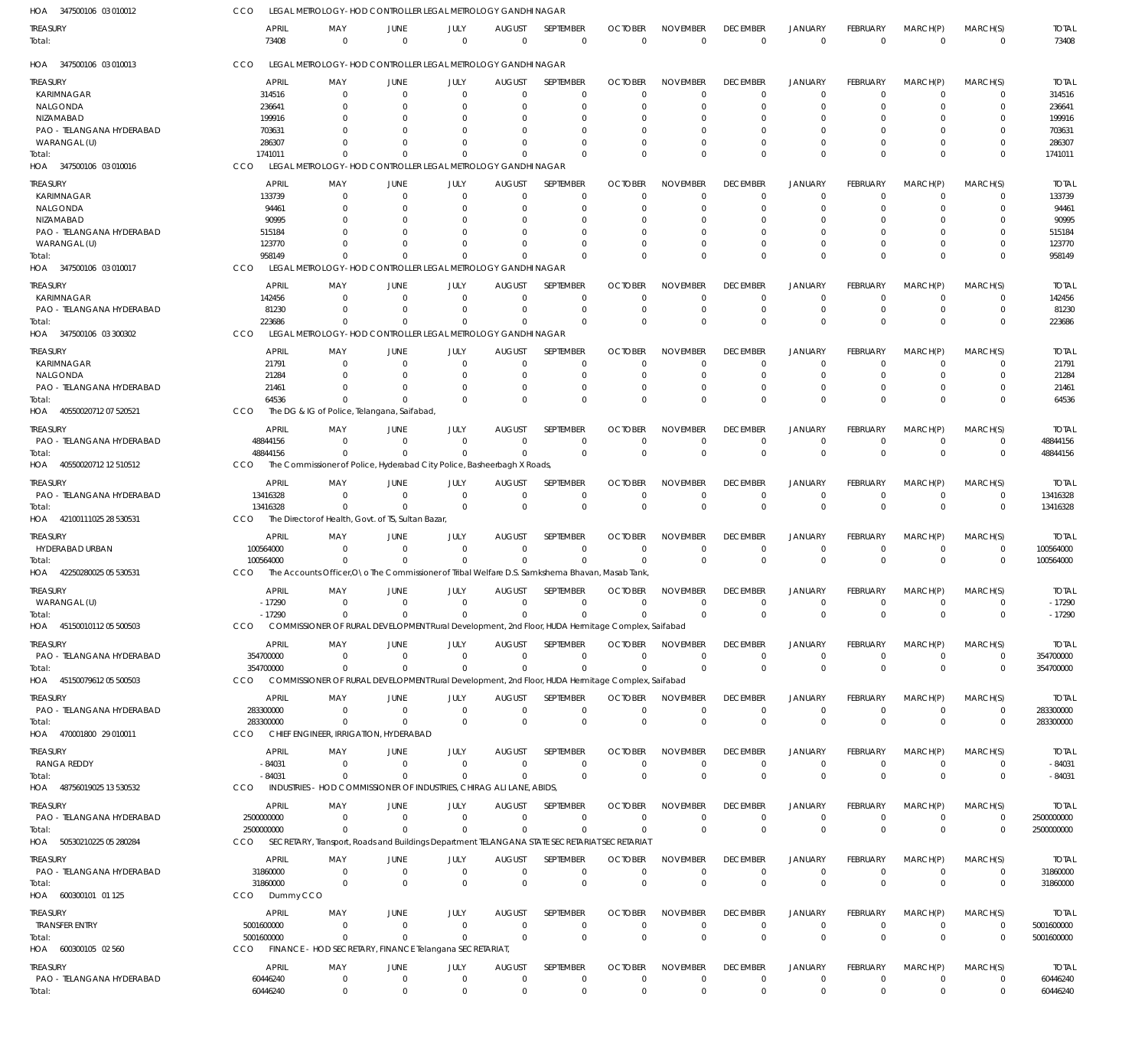HOA 347500106 03 010012 CCO LEGAL METROLOGY- HOD CONTROLLER LEGAL METROLOGY GANDHINAGAR

| TREASURY | APRIL | MAY | JUNE | JULY | AUGUST | SEPTEMBER | OCTOBER | NOVEMBER | DECEMBER | JANUARY | FEBRUARY | MARCH(P) | MARCH(S) | TOTAL |
|---|---|---|---|---|---|---|---|---|---|---|---|---|---|---|
| Total: | 73408 | 0 | 0 | 0 | 0 | 0 | 0 | 0 | 0 | 0 | 0 | 0 | 0 | 73408 |

HOA 347500106 03 010013 CCO LEGAL METROLOGY- HOD CONTROLLER LEGAL METROLOGY GANDHINAGAR

| TREASURY | APRIL | MAY | JUNE | JULY | AUGUST | SEPTEMBER | OCTOBER | NOVEMBER | DECEMBER | JANUARY | FEBRUARY | MARCH(P) | MARCH(S) | TOTAL |
|---|---|---|---|---|---|---|---|---|---|---|---|---|---|---|
| KARIMNAGAR | 314516 | 0 | 0 | 0 | 0 | 0 | 0 | 0 | 0 | 0 | 0 | 0 | 0 | 314516 |
| NALGONDA | 236641 | 0 | 0 | 0 | 0 | 0 | 0 | 0 | 0 | 0 | 0 | 0 | 0 | 236641 |
| NIZAMABAD | 199916 | 0 | 0 | 0 | 0 | 0 | 0 | 0 | 0 | 0 | 0 | 0 | 0 | 199916 |
| PAO - TELANGANA HYDERABAD | 703631 | 0 | 0 | 0 | 0 | 0 | 0 | 0 | 0 | 0 | 0 | 0 | 0 | 703631 |
| WARANGAL (U) | 286307 | 0 | 0 | 0 | 0 | 0 | 0 | 0 | 0 | 0 | 0 | 0 | 0 | 286307 |
| Total: | 1741011 | 0 | 0 | 0 | 0 | 0 | 0 | 0 | 0 | 0 | 0 | 0 | 0 | 1741011 |

HOA 347500106 03 010016 CCO LEGAL METROLOGY- HOD CONTROLLER LEGAL METROLOGY GANDHINAGAR

| TREASURY | APRIL | MAY | JUNE | JULY | AUGUST | SEPTEMBER | OCTOBER | NOVEMBER | DECEMBER | JANUARY | FEBRUARY | MARCH(P) | MARCH(S) | TOTAL |
|---|---|---|---|---|---|---|---|---|---|---|---|---|---|---|
| KARIMNAGAR | 133739 | 0 | 0 | 0 | 0 | 0 | 0 | 0 | 0 | 0 | 0 | 0 | 0 | 133739 |
| NALGONDA | 94461 | 0 | 0 | 0 | 0 | 0 | 0 | 0 | 0 | 0 | 0 | 0 | 0 | 94461 |
| NIZAMABAD | 90995 | 0 | 0 | 0 | 0 | 0 | 0 | 0 | 0 | 0 | 0 | 0 | 0 | 90995 |
| PAO - TELANGANA HYDERABAD | 515184 | 0 | 0 | 0 | 0 | 0 | 0 | 0 | 0 | 0 | 0 | 0 | 0 | 515184 |
| WARANGAL (U) | 123770 | 0 | 0 | 0 | 0 | 0 | 0 | 0 | 0 | 0 | 0 | 0 | 0 | 123770 |
| Total: | 958149 | 0 | 0 | 0 | 0 | 0 | 0 | 0 | 0 | 0 | 0 | 0 | 0 | 958149 |

HOA 347500106 03 010017 CCO LEGAL METROLOGY- HOD CONTROLLER LEGAL METROLOGY GANDHINAGAR

| TREASURY | APRIL | MAY | JUNE | JULY | AUGUST | SEPTEMBER | OCTOBER | NOVEMBER | DECEMBER | JANUARY | FEBRUARY | MARCH(P) | MARCH(S) | TOTAL |
|---|---|---|---|---|---|---|---|---|---|---|---|---|---|---|
| KARIMNAGAR | 142456 | 0 | 0 | 0 | 0 | 0 | 0 | 0 | 0 | 0 | 0 | 0 | 0 | 142456 |
| PAO - TELANGANA HYDERABAD | 81230 | 0 | 0 | 0 | 0 | 0 | 0 | 0 | 0 | 0 | 0 | 0 | 0 | 81230 |
| Total: | 223686 | 0 | 0 | 0 | 0 | 0 | 0 | 0 | 0 | 0 | 0 | 0 | 0 | 223686 |

HOA 347500106 03 300302 CCO LEGAL METROLOGY- HOD CONTROLLER LEGAL METROLOGY GANDHINAGAR

| TREASURY | APRIL | MAY | JUNE | JULY | AUGUST | SEPTEMBER | OCTOBER | NOVEMBER | DECEMBER | JANUARY | FEBRUARY | MARCH(P) | MARCH(S) | TOTAL |
|---|---|---|---|---|---|---|---|---|---|---|---|---|---|---|
| KARIMNAGAR | 21791 | 0 | 0 | 0 | 0 | 0 | 0 | 0 | 0 | 0 | 0 | 0 | 0 | 21791 |
| NALGONDA | 21284 | 0 | 0 | 0 | 0 | 0 | 0 | 0 | 0 | 0 | 0 | 0 | 0 | 21284 |
| PAO - TELANGANA HYDERABAD | 21461 | 0 | 0 | 0 | 0 | 0 | 0 | 0 | 0 | 0 | 0 | 0 | 0 | 21461 |
| Total: | 64536 | 0 | 0 | 0 | 0 | 0 | 0 | 0 | 0 | 0 | 0 | 0 | 0 | 64536 |

HOA 40550020712 07 520521 CCO The DG & IG of Police, Telangana, Saifabad,

| TREASURY | APRIL | MAY | JUNE | JULY | AUGUST | SEPTEMBER | OCTOBER | NOVEMBER | DECEMBER | JANUARY | FEBRUARY | MARCH(P) | MARCH(S) | TOTAL |
|---|---|---|---|---|---|---|---|---|---|---|---|---|---|---|
| PAO - TELANGANA HYDERABAD | 48844156 | 0 | 0 | 0 | 0 | 0 | 0 | 0 | 0 | 0 | 0 | 0 | 0 | 48844156 |
| Total: | 48844156 | 0 | 0 | 0 | 0 | 0 | 0 | 0 | 0 | 0 | 0 | 0 | 0 | 48844156 |

HOA 40550020712 12 510512 CCO The Commissioner of Police, Hyderabad City Police, Basheerbagh X Roads,

| TREASURY | APRIL | MAY | JUNE | JULY | AUGUST | SEPTEMBER | OCTOBER | NOVEMBER | DECEMBER | JANUARY | FEBRUARY | MARCH(P) | MARCH(S) | TOTAL |
|---|---|---|---|---|---|---|---|---|---|---|---|---|---|---|
| PAO - TELANGANA HYDERABAD | 13416328 | 0 | 0 | 0 | 0 | 0 | 0 | 0 | 0 | 0 | 0 | 0 | 0 | 13416328 |
| Total: | 13416328 | 0 | 0 | 0 | 0 | 0 | 0 | 0 | 0 | 0 | 0 | 0 | 0 | 13416328 |

HOA 42100111025 28 530531 CCO The Director of Health, Govt. of TS, Sultan Bazar,

| TREASURY | APRIL | MAY | JUNE | JULY | AUGUST | SEPTEMBER | OCTOBER | NOVEMBER | DECEMBER | JANUARY | FEBRUARY | MARCH(P) | MARCH(S) | TOTAL |
|---|---|---|---|---|---|---|---|---|---|---|---|---|---|---|
| HYDERABAD URBAN | 100564000 | 0 | 0 | 0 | 0 | 0 | 0 | 0 | 0 | 0 | 0 | 0 | 0 | 100564000 |
| Total: | 100564000 | 0 | 0 | 0 | 0 | 0 | 0 | 0 | 0 | 0 | 0 | 0 | 0 | 100564000 |

HOA 42250280025 05 530531 CCO The Accounts Officer,O\o The Commissioner of Tribal Welfare D.S. Samkshema Bhavan, Masab Tank,

| TREASURY | APRIL | MAY | JUNE | JULY | AUGUST | SEPTEMBER | OCTOBER | NOVEMBER | DECEMBER | JANUARY | FEBRUARY | MARCH(P) | MARCH(S) | TOTAL |
|---|---|---|---|---|---|---|---|---|---|---|---|---|---|---|
| WARANGAL (U) | -17290 | 0 | 0 | 0 | 0 | 0 | 0 | 0 | 0 | 0 | 0 | 0 | 0 | -17290 |
| Total: | -17290 | 0 | 0 | 0 | 0 | 0 | 0 | 0 | 0 | 0 | 0 | 0 | 0 | -17290 |

HOA 45150010112 05 500503 CCO COMMISSIONER OF RURAL DEVELOPMENTRural Development, 2nd Floor, HUDA Hermitage Complex, Saifabad

| TREASURY | APRIL | MAY | JUNE | JULY | AUGUST | SEPTEMBER | OCTOBER | NOVEMBER | DECEMBER | JANUARY | FEBRUARY | MARCH(P) | MARCH(S) | TOTAL |
|---|---|---|---|---|---|---|---|---|---|---|---|---|---|---|
| PAO - TELANGANA HYDERABAD | 354700000 | 0 | 0 | 0 | 0 | 0 | 0 | 0 | 0 | 0 | 0 | 0 | 0 | 354700000 |
| Total: | 354700000 | 0 | 0 | 0 | 0 | 0 | 0 | 0 | 0 | 0 | 0 | 0 | 0 | 354700000 |

HOA 45150079612 05 500503 CCO COMMISSIONER OF RURAL DEVELOPMENTRural Development, 2nd Floor, HUDA Hermitage Complex, Saifabad

| TREASURY | APRIL | MAY | JUNE | JULY | AUGUST | SEPTEMBER | OCTOBER | NOVEMBER | DECEMBER | JANUARY | FEBRUARY | MARCH(P) | MARCH(S) | TOTAL |
|---|---|---|---|---|---|---|---|---|---|---|---|---|---|---|
| PAO - TELANGANA HYDERABAD | 283300000 | 0 | 0 | 0 | 0 | 0 | 0 | 0 | 0 | 0 | 0 | 0 | 0 | 283300000 |
| Total: | 283300000 | 0 | 0 | 0 | 0 | 0 | 0 | 0 | 0 | 0 | 0 | 0 | 0 | 283300000 |

HOA 470001800 29 010011 CCO CHIEF ENGINEER, IRRIGATION, HYDERABAD

| TREASURY | APRIL | MAY | JUNE | JULY | AUGUST | SEPTEMBER | OCTOBER | NOVEMBER | DECEMBER | JANUARY | FEBRUARY | MARCH(P) | MARCH(S) | TOTAL |
|---|---|---|---|---|---|---|---|---|---|---|---|---|---|---|
| RANGA REDDY | -84031 | 0 | 0 | 0 | 0 | 0 | 0 | 0 | 0 | 0 | 0 | 0 | 0 | -84031 |
| Total: | -84031 | 0 | 0 | 0 | 0 | 0 | 0 | 0 | 0 | 0 | 0 | 0 | 0 | -84031 |

HOA 48756019025 13 530532 CCO INDUSTRIES - HOD COMMISSIONER OF INDUSTRIES, CHIRAG ALI LANE, ABIDS,

| TREASURY | APRIL | MAY | JUNE | JULY | AUGUST | SEPTEMBER | OCTOBER | NOVEMBER | DECEMBER | JANUARY | FEBRUARY | MARCH(P) | MARCH(S) | TOTAL |
|---|---|---|---|---|---|---|---|---|---|---|---|---|---|---|
| PAO - TELANGANA HYDERABAD | 2500000000 | 0 | 0 | 0 | 0 | 0 | 0 | 0 | 0 | 0 | 0 | 0 | 0 | 2500000000 |
| Total: | 2500000000 | 0 | 0 | 0 | 0 | 0 | 0 | 0 | 0 | 0 | 0 | 0 | 0 | 2500000000 |

HOA 50530210225 05 280284 CCO SECRETARY, Transport, Roads and Buildings Department TELANGANA STATE SECRETARIAT SECRETARIAT

| TREASURY | APRIL | MAY | JUNE | JULY | AUGUST | SEPTEMBER | OCTOBER | NOVEMBER | DECEMBER | JANUARY | FEBRUARY | MARCH(P) | MARCH(S) | TOTAL |
|---|---|---|---|---|---|---|---|---|---|---|---|---|---|---|
| PAO - TELANGANA HYDERABAD | 31860000 | 0 | 0 | 0 | 0 | 0 | 0 | 0 | 0 | 0 | 0 | 0 | 0 | 31860000 |
| Total: | 31860000 | 0 | 0 | 0 | 0 | 0 | 0 | 0 | 0 | 0 | 0 | 0 | 0 | 31860000 |

HOA 600300101 01 125 CCO Dummy CCO

| TREASURY | APRIL | MAY | JUNE | JULY | AUGUST | SEPTEMBER | OCTOBER | NOVEMBER | DECEMBER | JANUARY | FEBRUARY | MARCH(P) | MARCH(S) | TOTAL |
|---|---|---|---|---|---|---|---|---|---|---|---|---|---|---|
| TRANSFER ENTRY | 5001600000 | 0 | 0 | 0 | 0 | 0 | 0 | 0 | 0 | 0 | 0 | 0 | 0 | 5001600000 |
| Total: | 5001600000 | 0 | 0 | 0 | 0 | 0 | 0 | 0 | 0 | 0 | 0 | 0 | 0 | 5001600000 |

HOA 600300105 02 560 CCO FINANCE - HOD SECRETARY, FINANCE Telangana SECRETARIAT,

| TREASURY | APRIL | MAY | JUNE | JULY | AUGUST | SEPTEMBER | OCTOBER | NOVEMBER | DECEMBER | JANUARY | FEBRUARY | MARCH(P) | MARCH(S) | TOTAL |
|---|---|---|---|---|---|---|---|---|---|---|---|---|---|---|
| PAO - TELANGANA HYDERABAD | 60446240 | 0 | 0 | 0 | 0 | 0 | 0 | 0 | 0 | 0 | 0 | 0 | 0 | 60446240 |
| Total: | 60446240 | 0 | 0 | 0 | 0 | 0 | 0 | 0 | 0 | 0 | 0 | 0 | 0 | 60446240 |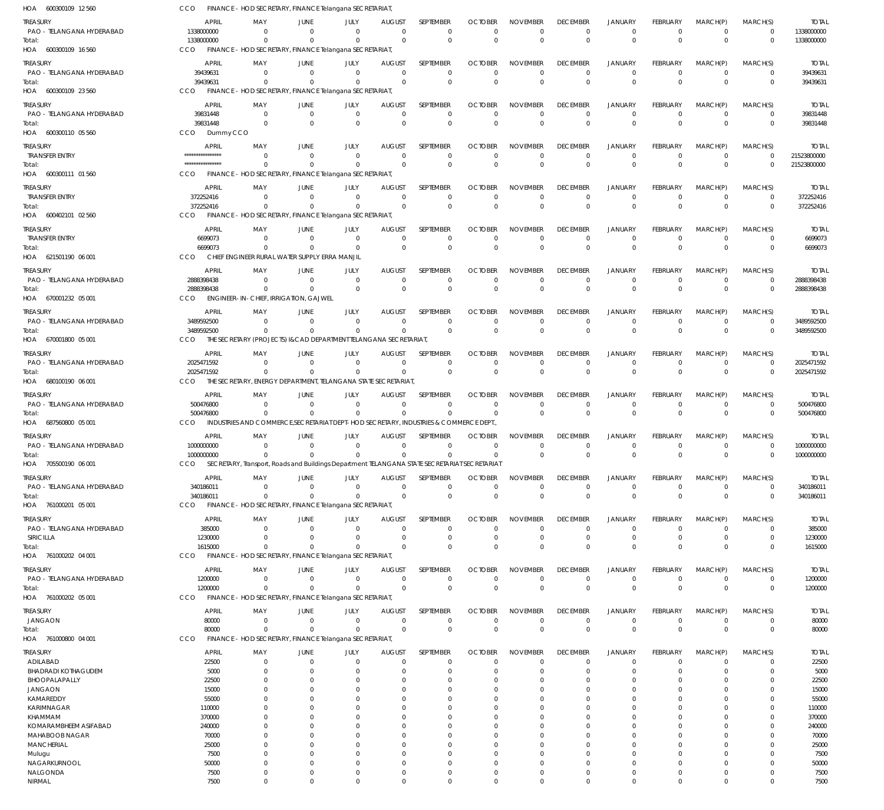HOA 600300109 12 560 CCO FINANCE - HOD SECRETARY, FINANCE Telangana SECRETARIAT,

| TREASURY | APRIL | MAY | JUNE | JULY | AUGUST | SEPTEMBER | OCTOBER | NOVEMBER | DECEMBER | JANUARY | FEBRUARY | MARCH(P) | MARCH(S) | TOTAL |
|---|---|---|---|---|---|---|---|---|---|---|---|---|---|---|
| PAO - TELANGANA HYDERABAD | 1338000000 | 0 | 0 | 0 | 0 | 0 | 0 | 0 | 0 | 0 | 0 | 0 | 0 | 1338000000 |
| Total: | 1338000000 | 0 | 0 | 0 | 0 | 0 | 0 | 0 | 0 | 0 | 0 | 0 | 0 | 1338000000 |

HOA 600300109 16 560 CCO FINANCE - HOD SECRETARY, FINANCE Telangana SECRETARIAT,

| TREASURY | APRIL | MAY | JUNE | JULY | AUGUST | SEPTEMBER | OCTOBER | NOVEMBER | DECEMBER | JANUARY | FEBRUARY | MARCH(P) | MARCH(S) | TOTAL |
|---|---|---|---|---|---|---|---|---|---|---|---|---|---|---|
| PAO - TELANGANA HYDERABAD | 39439631 | 0 | 0 | 0 | 0 | 0 | 0 | 0 | 0 | 0 | 0 | 0 | 0 | 39439631 |
| Total: | 39439631 | 0 | 0 | 0 | 0 | 0 | 0 | 0 | 0 | 0 | 0 | 0 | 0 | 39439631 |

HOA 600300109 23 560 CCO FINANCE - HOD SECRETARY, FINANCE Telangana SECRETARIAT,

| TREASURY | APRIL | MAY | JUNE | JULY | AUGUST | SEPTEMBER | OCTOBER | NOVEMBER | DECEMBER | JANUARY | FEBRUARY | MARCH(P) | MARCH(S) | TOTAL |
|---|---|---|---|---|---|---|---|---|---|---|---|---|---|---|
| PAO - TELANGANA HYDERABAD | 39831448 | 0 | 0 | 0 | 0 | 0 | 0 | 0 | 0 | 0 | 0 | 0 | 0 | 39831448 |
| Total: | 39831448 | 0 | 0 | 0 | 0 | 0 | 0 | 0 | 0 | 0 | 0 | 0 | 0 | 39831448 |

HOA 600300110 05 560 CCO Dummy CCO

| TREASURY | APRIL | MAY | JUNE | JULY | AUGUST | SEPTEMBER | OCTOBER | NOVEMBER | DECEMBER | JANUARY | FEBRUARY | MARCH(P) | MARCH(S) | TOTAL |
|---|---|---|---|---|---|---|---|---|---|---|---|---|---|---|
| TRANSFER ENTRY | *************** | 0 | 0 | 0 | 0 | 0 | 0 | 0 | 0 | 0 | 0 | 0 | 0 | 21523800000 |
| Total: | *************** | 0 | 0 | 0 | 0 | 0 | 0 | 0 | 0 | 0 | 0 | 0 | 0 | 21523800000 |

HOA 600300111 01 560 CCO FINANCE - HOD SECRETARY, FINANCE Telangana SECRETARIAT,

| TREASURY | APRIL | MAY | JUNE | JULY | AUGUST | SEPTEMBER | OCTOBER | NOVEMBER | DECEMBER | JANUARY | FEBRUARY | MARCH(P) | MARCH(S) | TOTAL |
|---|---|---|---|---|---|---|---|---|---|---|---|---|---|---|
| TRANSFER ENTRY | 372252416 | 0 | 0 | 0 | 0 | 0 | 0 | 0 | 0 | 0 | 0 | 0 | 0 | 372252416 |
| Total: | 372252416 | 0 | 0 | 0 | 0 | 0 | 0 | 0 | 0 | 0 | 0 | 0 | 0 | 372252416 |

HOA 600402101 02 560 CCO FINANCE - HOD SECRETARY, FINANCE Telangana SECRETARIAT,

| TREASURY | APRIL | MAY | JUNE | JULY | AUGUST | SEPTEMBER | OCTOBER | NOVEMBER | DECEMBER | JANUARY | FEBRUARY | MARCH(P) | MARCH(S) | TOTAL |
|---|---|---|---|---|---|---|---|---|---|---|---|---|---|---|
| TRANSFER ENTRY | 6699073 | 0 | 0 | 0 | 0 | 0 | 0 | 0 | 0 | 0 | 0 | 0 | 0 | 6699073 |
| Total: | 6699073 | 0 | 0 | 0 | 0 | 0 | 0 | 0 | 0 | 0 | 0 | 0 | 0 | 6699073 |

HOA 621501190 06 001 CCO CHIEF ENGINEER RURAL WATER SUPPLY ERRA MANJIL

| TREASURY | APRIL | MAY | JUNE | JULY | AUGUST | SEPTEMBER | OCTOBER | NOVEMBER | DECEMBER | JANUARY | FEBRUARY | MARCH(P) | MARCH(S) | TOTAL |
|---|---|---|---|---|---|---|---|---|---|---|---|---|---|---|
| PAO - TELANGANA HYDERABAD | 2888398438 | 0 | 0 | 0 | 0 | 0 | 0 | 0 | 0 | 0 | 0 | 0 | 0 | 2888398438 |
| Total: | 2888398438 | 0 | 0 | 0 | 0 | 0 | 0 | 0 | 0 | 0 | 0 | 0 | 0 | 2888398438 |

HOA 670001232 05 001 CCO ENGINEER- IN- CHIEF, IRRIGATION, GAJWEL

| TREASURY | APRIL | MAY | JUNE | JULY | AUGUST | SEPTEMBER | OCTOBER | NOVEMBER | DECEMBER | JANUARY | FEBRUARY | MARCH(P) | MARCH(S) | TOTAL |
|---|---|---|---|---|---|---|---|---|---|---|---|---|---|---|
| PAO - TELANGANA HYDERABAD | 3489592500 | 0 | 0 | 0 | 0 | 0 | 0 | 0 | 0 | 0 | 0 | 0 | 0 | 3489592500 |
| Total: | 3489592500 | 0 | 0 | 0 | 0 | 0 | 0 | 0 | 0 | 0 | 0 | 0 | 0 | 3489592500 |

HOA 670001800 05 001 CCO THE SECRETARY (PROJECTS) I&CAD DEPARTMENT TELANGANA SECRETARIAT,

| TREASURY | APRIL | MAY | JUNE | JULY | AUGUST | SEPTEMBER | OCTOBER | NOVEMBER | DECEMBER | JANUARY | FEBRUARY | MARCH(P) | MARCH(S) | TOTAL |
|---|---|---|---|---|---|---|---|---|---|---|---|---|---|---|
| PAO - TELANGANA HYDERABAD | 2025471592 | 0 | 0 | 0 | 0 | 0 | 0 | 0 | 0 | 0 | 0 | 0 | 0 | 2025471592 |
| Total: | 2025471592 | 0 | 0 | 0 | 0 | 0 | 0 | 0 | 0 | 0 | 0 | 0 | 0 | 2025471592 |

HOA 680100190 06 001 CCO THE SECRETARY, ENERGY DEPARTMENT, TELANGANA STATE SECRETARIAT,

| TREASURY | APRIL | MAY | JUNE | JULY | AUGUST | SEPTEMBER | OCTOBER | NOVEMBER | DECEMBER | JANUARY | FEBRUARY | MARCH(P) | MARCH(S) | TOTAL |
|---|---|---|---|---|---|---|---|---|---|---|---|---|---|---|
| PAO - TELANGANA HYDERABAD | 500476800 | 0 | 0 | 0 | 0 | 0 | 0 | 0 | 0 | 0 | 0 | 0 | 0 | 500476800 |
| Total: | 500476800 | 0 | 0 | 0 | 0 | 0 | 0 | 0 | 0 | 0 | 0 | 0 | 0 | 500476800 |

HOA 687560800 05 001 CCO INDUSTRIES AND COMMERCE,SECRETARIAT DEPT- HOD SECRETARY, INDUSTRIES & COMMERCE DEPT.,

| TREASURY | APRIL | MAY | JUNE | JULY | AUGUST | SEPTEMBER | OCTOBER | NOVEMBER | DECEMBER | JANUARY | FEBRUARY | MARCH(P) | MARCH(S) | TOTAL |
|---|---|---|---|---|---|---|---|---|---|---|---|---|---|---|
| PAO - TELANGANA HYDERABAD | 1000000000 | 0 | 0 | 0 | 0 | 0 | 0 | 0 | 0 | 0 | 0 | 0 | 0 | 1000000000 |
| Total: | 1000000000 | 0 | 0 | 0 | 0 | 0 | 0 | 0 | 0 | 0 | 0 | 0 | 0 | 1000000000 |

HOA 705500190 06 001 CCO SECRETARY, Transport, Roads and Buildings Department TELANGANA STATE SECRETARIAT SECRETARIAT

| TREASURY | APRIL | MAY | JUNE | JULY | AUGUST | SEPTEMBER | OCTOBER | NOVEMBER | DECEMBER | JANUARY | FEBRUARY | MARCH(P) | MARCH(S) | TOTAL |
|---|---|---|---|---|---|---|---|---|---|---|---|---|---|---|
| PAO - TELANGANA HYDERABAD | 340186011 | 0 | 0 | 0 | 0 | 0 | 0 | 0 | 0 | 0 | 0 | 0 | 0 | 340186011 |
| Total: | 340186011 | 0 | 0 | 0 | 0 | 0 | 0 | 0 | 0 | 0 | 0 | 0 | 0 | 340186011 |

HOA 761000201 05 001 CCO FINANCE - HOD SECRETARY, FINANCE Telangana SECRETARIAT,

| TREASURY | APRIL | MAY | JUNE | JULY | AUGUST | SEPTEMBER | OCTOBER | NOVEMBER | DECEMBER | JANUARY | FEBRUARY | MARCH(P) | MARCH(S) | TOTAL |
|---|---|---|---|---|---|---|---|---|---|---|---|---|---|---|
| PAO - TELANGANA HYDERABAD | 385000 | 0 | 0 | 0 | 0 | 0 | 0 | 0 | 0 | 0 | 0 | 0 | 0 | 385000 |
| SIRICILLA | 1230000 | 0 | 0 | 0 | 0 | 0 | 0 | 0 | 0 | 0 | 0 | 0 | 0 | 1230000 |
| Total: | 1615000 | 0 | 0 | 0 | 0 | 0 | 0 | 0 | 0 | 0 | 0 | 0 | 0 | 1615000 |

HOA 761000202 04 001 CCO FINANCE - HOD SECRETARY, FINANCE Telangana SECRETARIAT,

| TREASURY | APRIL | MAY | JUNE | JULY | AUGUST | SEPTEMBER | OCTOBER | NOVEMBER | DECEMBER | JANUARY | FEBRUARY | MARCH(P) | MARCH(S) | TOTAL |
|---|---|---|---|---|---|---|---|---|---|---|---|---|---|---|
| PAO - TELANGANA HYDERABAD | 1200000 | 0 | 0 | 0 | 0 | 0 | 0 | 0 | 0 | 0 | 0 | 0 | 0 | 1200000 |
| Total: | 1200000 | 0 | 0 | 0 | 0 | 0 | 0 | 0 | 0 | 0 | 0 | 0 | 0 | 1200000 |

HOA 761000202 05 001 CCO FINANCE - HOD SECRETARY, FINANCE Telangana SECRETARIAT,

| TREASURY | APRIL | MAY | JUNE | JULY | AUGUST | SEPTEMBER | OCTOBER | NOVEMBER | DECEMBER | JANUARY | FEBRUARY | MARCH(P) | MARCH(S) | TOTAL |
|---|---|---|---|---|---|---|---|---|---|---|---|---|---|---|
| JANGAON | 80000 | 0 | 0 | 0 | 0 | 0 | 0 | 0 | 0 | 0 | 0 | 0 | 0 | 80000 |
| Total: | 80000 | 0 | 0 | 0 | 0 | 0 | 0 | 0 | 0 | 0 | 0 | 0 | 0 | 80000 |

HOA 761000800 04 001 CCO FINANCE - HOD SECRETARY, FINANCE Telangana SECRETARIAT,

| TREASURY | APRIL | MAY | JUNE | JULY | AUGUST | SEPTEMBER | OCTOBER | NOVEMBER | DECEMBER | JANUARY | FEBRUARY | MARCH(P) | MARCH(S) | TOTAL |
|---|---|---|---|---|---|---|---|---|---|---|---|---|---|---|
| ADILABAD | 22500 | 0 | 0 | 0 | 0 | 0 | 0 | 0 | 0 | 0 | 0 | 0 | 0 | 22500 |
| BHADRADI KOTHAGUDEM | 5000 | 0 | 0 | 0 | 0 | 0 | 0 | 0 | 0 | 0 | 0 | 0 | 0 | 5000 |
| BHOOPALAPALLY | 22500 | 0 | 0 | 0 | 0 | 0 | 0 | 0 | 0 | 0 | 0 | 0 | 0 | 22500 |
| JANGAON | 15000 | 0 | 0 | 0 | 0 | 0 | 0 | 0 | 0 | 0 | 0 | 0 | 0 | 15000 |
| KAMAREDDY | 55000 | 0 | 0 | 0 | 0 | 0 | 0 | 0 | 0 | 0 | 0 | 0 | 0 | 55000 |
| KARIMNAGAR | 110000 | 0 | 0 | 0 | 0 | 0 | 0 | 0 | 0 | 0 | 0 | 0 | 0 | 110000 |
| KHAMMAM | 370000 | 0 | 0 | 0 | 0 | 0 | 0 | 0 | 0 | 0 | 0 | 0 | 0 | 370000 |
| KOMARAMBHEEM ASIFABAD | 240000 | 0 | 0 | 0 | 0 | 0 | 0 | 0 | 0 | 0 | 0 | 0 | 0 | 240000 |
| MAHABOOB NAGAR | 70000 | 0 | 0 | 0 | 0 | 0 | 0 | 0 | 0 | 0 | 0 | 0 | 0 | 70000 |
| MANCHERIAL | 25000 | 0 | 0 | 0 | 0 | 0 | 0 | 0 | 0 | 0 | 0 | 0 | 0 | 25000 |
| Mulugu | 7500 | 0 | 0 | 0 | 0 | 0 | 0 | 0 | 0 | 0 | 0 | 0 | 0 | 7500 |
| NAGARKURNOOL | 50000 | 0 | 0 | 0 | 0 | 0 | 0 | 0 | 0 | 0 | 0 | 0 | 0 | 50000 |
| NALGONDA | 7500 | 0 | 0 | 0 | 0 | 0 | 0 | 0 | 0 | 0 | 0 | 0 | 0 | 7500 |
| NIRMAL | 7500 | 0 | 0 | 0 | 0 | 0 | 0 | 0 | 0 | 0 | 0 | 0 | 0 | 7500 |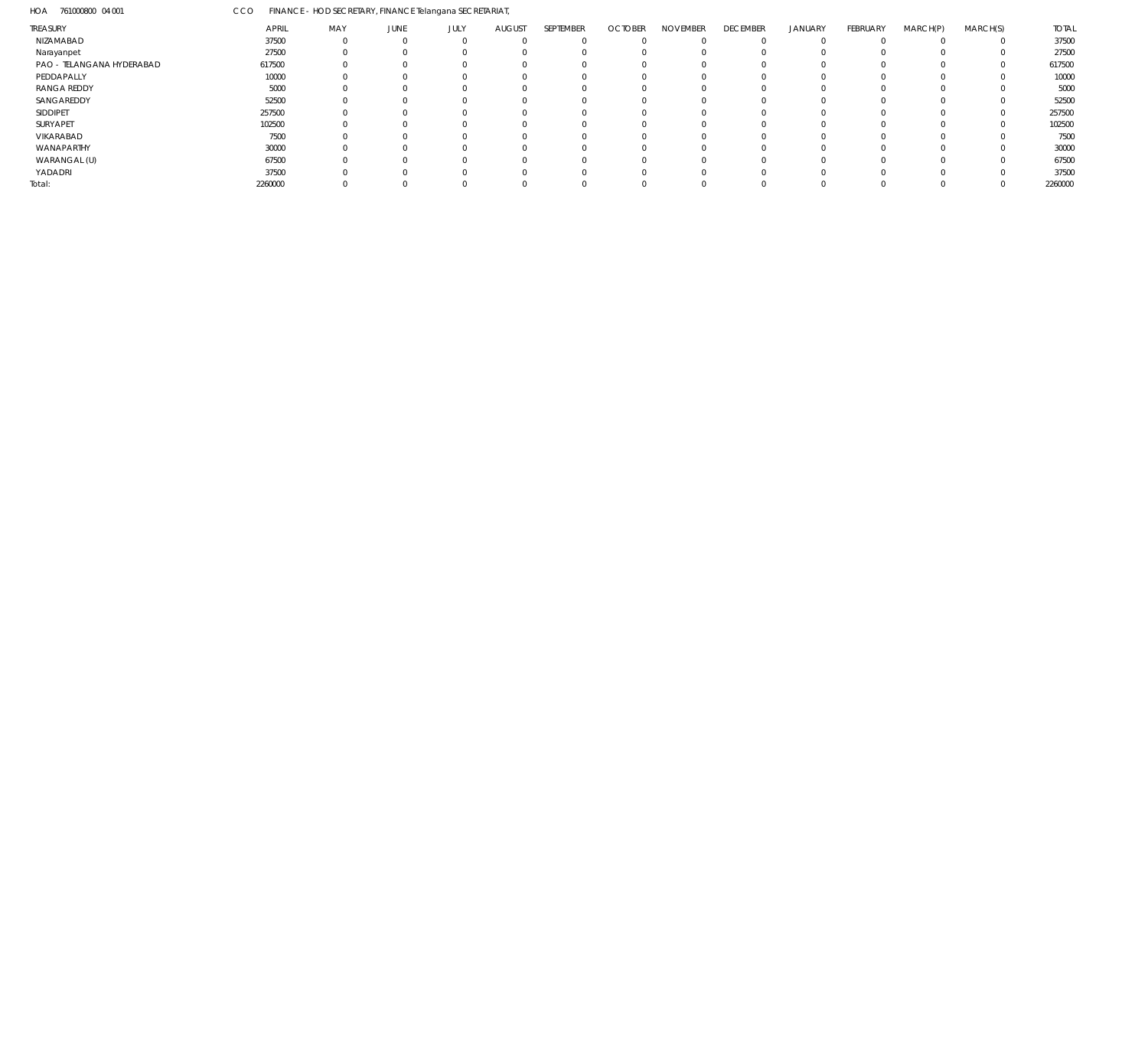HOA 761000800 04 001 CCO FINANCE - HOD SECRETARY, FINANCE Telangana SECRETARIAT,

| TREASURY | APRIL | MAY | JUNE | JULY | AUGUST | SEPTEMBER | OCTOBER | NOVEMBER | DECEMBER | JANUARY | FEBRUARY | MARCH(P) | MARCH(S) | TOTAL |
|---|---|---|---|---|---|---|---|---|---|---|---|---|---|---|
| NIZAMABAD | 37500 | 0 | 0 | 0 | 0 | 0 | 0 | 0 | 0 | 0 | 0 | 0 | 0 | 37500 |
| Narayanpet | 27500 | 0 | 0 | 0 | 0 | 0 | 0 | 0 | 0 | 0 | 0 | 0 | 0 | 27500 |
| PAO - TELANGANA HYDERABAD | 617500 | 0 | 0 | 0 | 0 | 0 | 0 | 0 | 0 | 0 | 0 | 0 | 0 | 617500 |
| PEDDAPALLY | 10000 | 0 | 0 | 0 | 0 | 0 | 0 | 0 | 0 | 0 | 0 | 0 | 0 | 10000 |
| RANGA REDDY | 5000 | 0 | 0 | 0 | 0 | 0 | 0 | 0 | 0 | 0 | 0 | 0 | 0 | 5000 |
| SANGAREDDY | 52500 | 0 | 0 | 0 | 0 | 0 | 0 | 0 | 0 | 0 | 0 | 0 | 0 | 52500 |
| SIDDIPET | 257500 | 0 | 0 | 0 | 0 | 0 | 0 | 0 | 0 | 0 | 0 | 0 | 0 | 257500 |
| SURYAPET | 102500 | 0 | 0 | 0 | 0 | 0 | 0 | 0 | 0 | 0 | 0 | 0 | 0 | 102500 |
| VIKARABAD | 7500 | 0 | 0 | 0 | 0 | 0 | 0 | 0 | 0 | 0 | 0 | 0 | 0 | 7500 |
| WANAPARTHY | 30000 | 0 | 0 | 0 | 0 | 0 | 0 | 0 | 0 | 0 | 0 | 0 | 0 | 30000 |
| WARANGAL (U) | 67500 | 0 | 0 | 0 | 0 | 0 | 0 | 0 | 0 | 0 | 0 | 0 | 0 | 67500 |
| YADADRI | 37500 | 0 | 0 | 0 | 0 | 0 | 0 | 0 | 0 | 0 | 0 | 0 | 0 | 37500 |
| Total: | 2260000 | 0 | 0 | 0 | 0 | 0 | 0 | 0 | 0 | 0 | 0 | 0 | 0 | 2260000 |